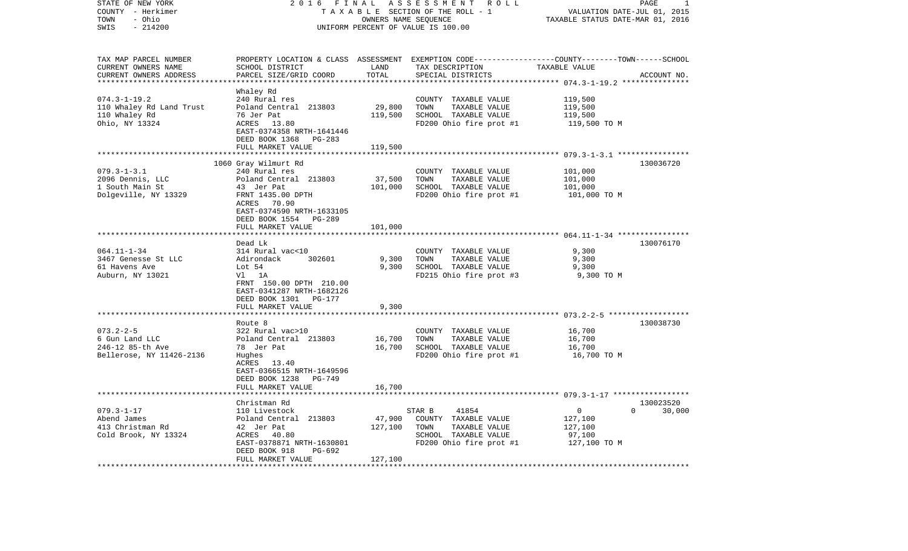STATE OF NEW YORK | COUNTY - Herkimer | TOWN - Ohio | SWIS - 214200

2016 FINAL ASSESSMENT ROLL
TAXABLE SECTION OF THE ROLL - 1
OWNERS NAME SEQUENCE
UNIFORM PERCENT OF VALUE IS 100.00

VALUATION DATE-JUL 01, 2015
TAXABLE STATUS DATE-MAR 01, 2016

| TAX MAP PARCEL NUMBER / CURRENT OWNERS NAME / CURRENT OWNERS ADDRESS | PROPERTY LOCATION & CLASS / SCHOOL DISTRICT / PARCEL SIZE/GRID COORD | ASSESSMENT LAND | TOTAL | EXEMPTION CODE / TAX DESCRIPTION / SPECIAL DISTRICTS | COUNTY / TOWN TAXABLE VALUE | SCHOOL | ACCOUNT NO. |
|---|---|---|---|---|---|---|---|
| 074.3-1-19.2 | Whaley Rd | | | | | | |
| 110 Whaley Rd Land Trust | 240 Rural res | | | COUNTY TAXABLE VALUE | 119,500 | | |
| 110 Whaley Rd | Poland Central 213803 | 29,800 | | TOWN TAXABLE VALUE | 119,500 | | |
| Ohio, NY 13324 | 76 Jer Pat | | 119,500 | SCHOOL TAXABLE VALUE | 119,500 | | |
| | ACRES 13.80 | | | FD200 Ohio fire prot #1 | 119,500 TO M | | |
| | EAST-0374358 NRTH-1641446 | | | | | | |
| | DEED BOOK 1368 PG-283 | | | | | | |
| | FULL MARKET VALUE | | 119,500 | | | | |
| 079.3-1-3.1 | 1060 Gray Wilmurt Rd | | | | | | 130036720 |
| 2096 Dennis, LLC | 240 Rural res | | | COUNTY TAXABLE VALUE | 101,000 | | |
| 1 South Main St | Poland Central 213803 | 37,500 | | TOWN TAXABLE VALUE | 101,000 | | |
| Dolgeville, NY 13329 | 43 Jer Pat | | 101,000 | SCHOOL TAXABLE VALUE | 101,000 | | |
| | FRNT 1435.00 DPTH | | | FD200 Ohio fire prot #1 | 101,000 TO M | | |
| | ACRES 70.90 | | | | | | |
| | EAST-0374590 NRTH-1633105 | | | | | | |
| | DEED BOOK 1554 PG-289 | | | | | | |
| | FULL MARKET VALUE | | 101,000 | | | | |
| 064.11-1-34 | Dead Lk | | | | | | 130076170 |
| 3467 Genesse St LLC | 314 Rural vac<10 | | | COUNTY TAXABLE VALUE | 9,300 | | |
| 61 Havens Ave | Adirondack 302601 | 9,300 | | TOWN TAXABLE VALUE | 9,300 | | |
| Auburn, NY 13021 | Lot 54 | | 9,300 | SCHOOL TAXABLE VALUE | 9,300 | | |
| | Vl 1A | | | FD215 Ohio fire prot #3 | 9,300 TO M | | |
| | FRNT 150.00 DPTH 210.00 | | | | | | |
| | EAST-0341287 NRTH-1682126 | | | | | | |
| | DEED BOOK 1301 PG-177 | | | | | | |
| | FULL MARKET VALUE | | 9,300 | | | | |
| 073.2-2-5 | Route 8 | | | | | | 130038730 |
| 6 Gun Land LLC | 322 Rural vac>10 | | | COUNTY TAXABLE VALUE | 16,700 | | |
| 246-12 85-th Ave | Poland Central 213803 | 16,700 | | TOWN TAXABLE VALUE | 16,700 | | |
| Bellerose, NY 11426-2136 | 78 Jer Pat | | 16,700 | SCHOOL TAXABLE VALUE | 16,700 | | |
| | Hughes | | | FD200 Ohio fire prot #1 | 16,700 TO M | | |
| | ACRES 13.40 | | | | | | |
| | EAST-0366515 NRTH-1649596 | | | | | | |
| | DEED BOOK 1238 PG-749 | | | | | | |
| | FULL MARKET VALUE | | 16,700 | | | | |
| 079.3-1-17 | Christman Rd | | | | | | 130023520 |
| Abend James | 110 Livestock | | | STAR B 41854 | 0 / 0 | 30,000 | |
| 413 Christman Rd | Poland Central 213803 | 47,900 | | COUNTY TAXABLE VALUE | 127,100 | | |
| Cold Brook, NY 13324 | 42 Jer Pat | | 127,100 | TOWN TAXABLE VALUE | 127,100 | | |
| | ACRES 40.80 | | | SCHOOL TAXABLE VALUE | 97,100 | | |
| | EAST-0378871 NRTH-1630801 | | | FD200 Ohio fire prot #1 | 127,100 TO M | | |
| | DEED BOOK 918 PG-692 | | | | | | |
| | FULL MARKET VALUE | | 127,100 | | | | |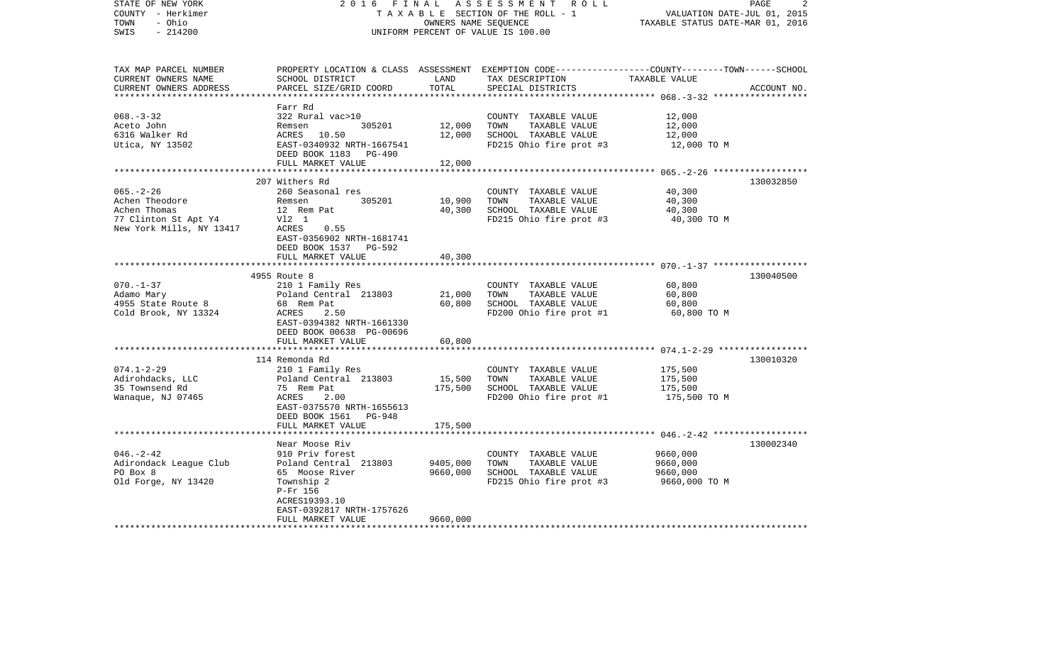STATE OF NEW YORK
COUNTY - Herkimer
TOWN - Ohio
SWIS - 214200

2016 FINAL ASSESSMENT ROLL
TAXABLE SECTION OF THE ROLL - 1
OWNERS NAME SEQUENCE
UNIFORM PERCENT OF VALUE IS 100.00

VALUATION DATE-JUL 01, 2015
TAXABLE STATUS DATE-MAR 01, 2016

| TAX MAP PARCEL NUMBER / CURRENT OWNERS NAME / CURRENT OWNERS ADDRESS | PROPERTY LOCATION & CLASS / SCHOOL DISTRICT / PARCEL SIZE/GRID COORD | ASSESSMENT LAND / TOTAL | EXEMPTION CODE / TAX DESCRIPTION / SPECIAL DISTRICTS | COUNTY--TOWN--SCHOOL TAXABLE VALUE | ACCOUNT NO. |
|---|---|---|---|---|---|
| | Farr Rd | | | | |
| 068.-3-32 | 322 Rural vac>10 | | COUNTY TAXABLE VALUE | 12,000 | |
| Aceto John | Remsen 305201 | 12,000 | TOWN TAXABLE VALUE | 12,000 | |
| 6316 Walker Rd | ACRES 10.50 | 12,000 | SCHOOL TAXABLE VALUE | 12,000 | |
| Utica, NY 13502 | EAST-0340932 NRTH-1667541 | | FD215 Ohio fire prot #3 | 12,000 TO M | |
| | DEED BOOK 1183 PG-490 | | | | |
| | FULL MARKET VALUE | 12,000 | | | |
| | 207 Withers Rd | | | | 130032850 |
| 065.-2-26 | 260 Seasonal res | | COUNTY TAXABLE VALUE | 40,300 | |
| Achen Theodore | Remsen 305201 | 10,900 | TOWN TAXABLE VALUE | 40,300 | |
| Achen Thomas | 12 Rem Pat | 40,300 | SCHOOL TAXABLE VALUE | 40,300 | |
| 77 Clinton St Apt Y4 | Vl2 1 | | FD215 Ohio fire prot #3 | 40,300 TO M | |
| New York Mills, NY 13417 | ACRES 0.55 | | | | |
| | EAST-0356902 NRTH-1681741 | | | | |
| | DEED BOOK 1537 PG-592 | | | | |
| | FULL MARKET VALUE | 40,300 | | | |
| | 4955 Route 8 | | | | 130040500 |
| 070.-1-37 | 210 1 Family Res | | COUNTY TAXABLE VALUE | 60,800 | |
| Adamo Mary | Poland Central 213803 | 21,000 | TOWN TAXABLE VALUE | 60,800 | |
| 4955 State Route 8 | 68 Rem Pat | 60,800 | SCHOOL TAXABLE VALUE | 60,800 | |
| Cold Brook, NY 13324 | ACRES 2.50 | | FD200 Ohio fire prot #1 | 60,800 TO M | |
| | EAST-0394382 NRTH-1661330 | | | | |
| | DEED BOOK 00638 PG-00696 | | | | |
| | FULL MARKET VALUE | 60,800 | | | |
| | 114 Remonda Rd | | | | 130010320 |
| 074.1-2-29 | 210 1 Family Res | | COUNTY TAXABLE VALUE | 175,500 | |
| Adirohdacks, LLC | Poland Central 213803 | 15,500 | TOWN TAXABLE VALUE | 175,500 | |
| 35 Townsend Rd | 75 Rem Pat | 175,500 | SCHOOL TAXABLE VALUE | 175,500 | |
| Wanaque, NJ 07465 | ACRES 2.00 | | FD200 Ohio fire prot #1 | 175,500 TO M | |
| | EAST-0375570 NRTH-1655613 | | | | |
| | DEED BOOK 1561 PG-948 | | | | |
| | FULL MARKET VALUE | 175,500 | | | |
| | Near Moose Riv | | | | 130002340 |
| 046.-2-42 | 910 Priv forest | | COUNTY TAXABLE VALUE | 9660,000 | |
| Adirondack League Club | Poland Central 213803 | 9405,000 | TOWN TAXABLE VALUE | 9660,000 | |
| PO Box 8 | 65 Moose River | 9660,000 | SCHOOL TAXABLE VALUE | 9660,000 | |
| Old Forge, NY 13420 | Township 2 | | FD215 Ohio fire prot #3 | 9660,000 TO M | |
| | P-Fr 156 | | | | |
| | ACRES19393.10 | | | | |
| | EAST-0392817 NRTH-1757626 | | | | |
| | FULL MARKET VALUE | 9660,000 | | | |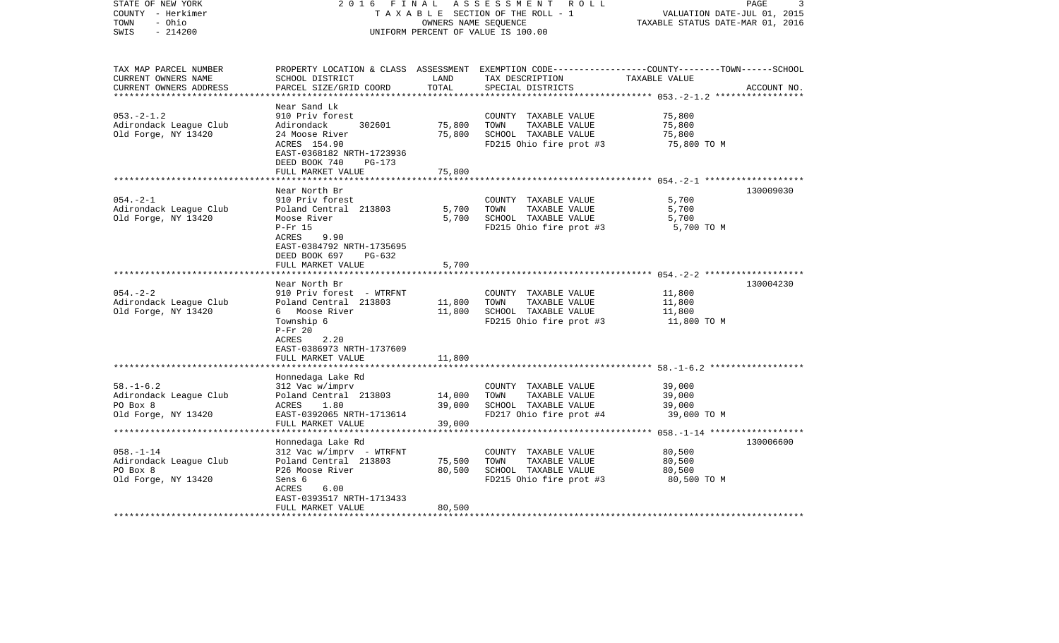| TAX MAP PARCEL NUMBER<br>CURRENT OWNERS NAME<br>CURRENT OWNERS ADDRESS | PROPERTY LOCATION & CLASS<br>SCHOOL DISTRICT<br>PARCEL SIZE/GRID COORD | ASSESSMENT<br>LAND<br>TOTAL | EXEMPTION CODE-----COUNTY-----TOWN-----SCHOOL<br>TAX DESCRIPTION<br>SPECIAL DISTRICTS | TAXABLE VALUE | ACCOUNT NO. |
|---|---|---|---|---|---|
| 053.-2-1.2 | Near Sand Lk | | | | |
| | 910 Priv forest | | COUNTY TAXABLE VALUE | 75,800 | |
| Adirondack League Club | Adirondack 302601 | 75,800 | TOWN TAXABLE VALUE | 75,800 | |
| Old Forge, NY 13420 | 24 Moose River | 75,800 | SCHOOL TAXABLE VALUE | 75,800 | |
| | ACRES 154.90 | | FD215 Ohio fire prot #3 | 75,800 TO M | |
| | EAST-0368182 NRTH-1723936 | | | | |
| | DEED BOOK 740 PG-173 | | | | |
| | FULL MARKET VALUE | 75,800 | | | |
| 054.-2-1 | Near North Br | | | | 130009030 |
| | 910 Priv forest | | COUNTY TAXABLE VALUE | 5,700 | |
| Adirondack League Club | Poland Central 213803 | 5,700 | TOWN TAXABLE VALUE | 5,700 | |
| Old Forge, NY 13420 | Moose River | 5,700 | SCHOOL TAXABLE VALUE | 5,700 | |
| | P-Fr 15 | | FD215 Ohio fire prot #3 | 5,700 TO M | |
| | ACRES 9.90 | | | | |
| | EAST-0384792 NRTH-1735695 | | | | |
| | DEED BOOK 697 PG-632 | | | | |
| | FULL MARKET VALUE | 5,700 | | | |
| 054.-2-2 | Near North Br | | | | 130004230 |
| | 910 Priv forest - WTRFNT | | COUNTY TAXABLE VALUE | 11,800 | |
| Adirondack League Club | Poland Central 213803 | 11,800 | TOWN TAXABLE VALUE | 11,800 | |
| Old Forge, NY 13420 | 6 Moose River | 11,800 | SCHOOL TAXABLE VALUE | 11,800 | |
| | Township 6 | | FD215 Ohio fire prot #3 | 11,800 TO M | |
| | P-Fr 20 | | | | |
| | ACRES 2.20 | | | | |
| | EAST-0386973 NRTH-1737609 | | | | |
| | FULL MARKET VALUE | 11,800 | | | |
| 58.-1-6.2 | Honnedaga Lake Rd | | | | |
| | 312 Vac w/imprv | | COUNTY TAXABLE VALUE | 39,000 | |
| Adirondack League Club | Poland Central 213803 | 14,000 | TOWN TAXABLE VALUE | 39,000 | |
| PO Box 8 | ACRES 1.80 | 39,000 | SCHOOL TAXABLE VALUE | 39,000 | |
| Old Forge, NY 13420 | EAST-0392065 NRTH-1713614 | | FD217 Ohio fire prot #4 | 39,000 TO M | |
| | FULL MARKET VALUE | 39,000 | | | |
| 058.-1-14 | Honnedaga Lake Rd | | | | 130006600 |
| | 312 Vac w/imprv - WTRFNT | | COUNTY TAXABLE VALUE | 80,500 | |
| Adirondack League Club | Poland Central 213803 | 75,500 | TOWN TAXABLE VALUE | 80,500 | |
| PO Box 8 | P26 Moose River | 80,500 | SCHOOL TAXABLE VALUE | 80,500 | |
| Old Forge, NY 13420 | Sens 6 | | FD215 Ohio fire prot #3 | 80,500 TO M | |
| | ACRES 6.00 | | | | |
| | EAST-0393517 NRTH-1713433 | | | | |
| | FULL MARKET VALUE | 80,500 | | | |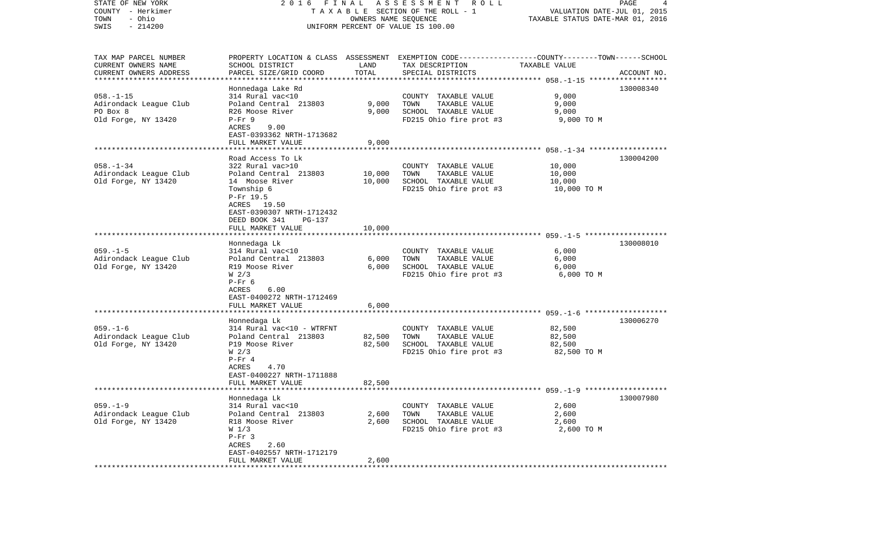STATE OF NEW YORK
COUNTY - Herkimer
TOWN - Ohio
SWIS - 214200

2016 FINAL ASSESSMENT ROLL
TAXABLE SECTION OF THE ROLL - 1
OWNERS NAME SEQUENCE
UNIFORM PERCENT OF VALUE IS 100.00

VALUATION DATE-JUL 01, 2015
TAXABLE STATUS DATE-MAR 01, 2016

| TAX MAP PARCEL NUMBER / CURRENT OWNERS NAME / CURRENT OWNERS ADDRESS | PROPERTY LOCATION & CLASS / SCHOOL DISTRICT / PARCEL SIZE/GRID COORD | ASSESSMENT LAND | TOTAL | EXEMPTION CODE / TAX DESCRIPTION / SPECIAL DISTRICTS | TAXABLE VALUE (COUNTY / TOWN / SCHOOL) | ACCOUNT NO. |
|---|---|---|---|---|---|---|
| **058.-1-15** | Honnedaga Lake Rd | | | | | 130008340 |
| 058.-1-15 | 314 Rural vac<10 | | | COUNTY TAXABLE VALUE | 9,000 | |
| Adirondack League Club | Poland Central 213803 | 9,000 | 9,000 | TOWN TAXABLE VALUE | 9,000 | |
| PO Box 8 | R26 Moose River | | | SCHOOL TAXABLE VALUE | 9,000 | |
| Old Forge, NY 13420 | P-Fr 9 | | | FD215 Ohio fire prot #3 | 9,000 TO M | |
| | ACRES 9.00 | | | | | |
| | EAST-0393362 NRTH-1713682 | | | | | |
| | FULL MARKET VALUE | | 9,000 | | | |
| **058.-1-34** | Road Access To Lk | | | | | 130004200 |
| 058.-1-34 | 322 Rural vac>10 | | | COUNTY TAXABLE VALUE | 10,000 | |
| Adirondack League Club | Poland Central 213803 | 10,000 | 10,000 | TOWN TAXABLE VALUE | 10,000 | |
| Old Forge, NY 13420 | 14 Moose River | | | SCHOOL TAXABLE VALUE | 10,000 | |
| | Township 6 | | | FD215 Ohio fire prot #3 | 10,000 TO M | |
| | P-Fr 19.5 | | | | | |
| | ACRES 19.50 | | | | | |
| | EAST-0390307 NRTH-1712432 | | | | | |
| | DEED BOOK 341 PG-137 | | | | | |
| | FULL MARKET VALUE | | 10,000 | | | |
| **059.-1-5** | Honnedaga Lk | | | | | 130008010 |
| 059.-1-5 | 314 Rural vac<10 | | | COUNTY TAXABLE VALUE | 6,000 | |
| Adirondack League Club | Poland Central 213803 | 6,000 | 6,000 | TOWN TAXABLE VALUE | 6,000 | |
| Old Forge, NY 13420 | R19 Moose River | | | SCHOOL TAXABLE VALUE | 6,000 | |
| | W 2/3 | | | FD215 Ohio fire prot #3 | 6,000 TO M | |
| | P-Fr 6 | | | | | |
| | ACRES 6.00 | | | | | |
| | EAST-0400272 NRTH-1712469 | | | | | |
| | FULL MARKET VALUE | | 6,000 | | | |
| **059.-1-6** | Honnedaga Lk | | | | | 130006270 |
| 059.-1-6 | 314 Rural vac<10 - WTRFNT | | | COUNTY TAXABLE VALUE | 82,500 | |
| Adirondack League Club | Poland Central 213803 | 82,500 | 82,500 | TOWN TAXABLE VALUE | 82,500 | |
| Old Forge, NY 13420 | P19 Moose River | | | SCHOOL TAXABLE VALUE | 82,500 | |
| | W 2/3 | | | FD215 Ohio fire prot #3 | 82,500 TO M | |
| | P-Fr 4 | | | | | |
| | ACRES 4.70 | | | | | |
| | EAST-0400227 NRTH-1711888 | | | | | |
| | FULL MARKET VALUE | | 82,500 | | | |
| **059.-1-9** | Honnedaga Lk | | | | | 130007980 |
| 059.-1-9 | 314 Rural vac<10 | | | COUNTY TAXABLE VALUE | 2,600 | |
| Adirondack League Club | Poland Central 213803 | 2,600 | 2,600 | TOWN TAXABLE VALUE | 2,600 | |
| Old Forge, NY 13420 | R18 Moose River | | | SCHOOL TAXABLE VALUE | 2,600 | |
| | W 1/3 | | | FD215 Ohio fire prot #3 | 2,600 TO M | |
| | P-Fr 3 | | | | | |
| | ACRES 2.60 | | | | | |
| | EAST-0402557 NRTH-1712179 | | | | | |
| | FULL MARKET VALUE | | 2,600 | | | |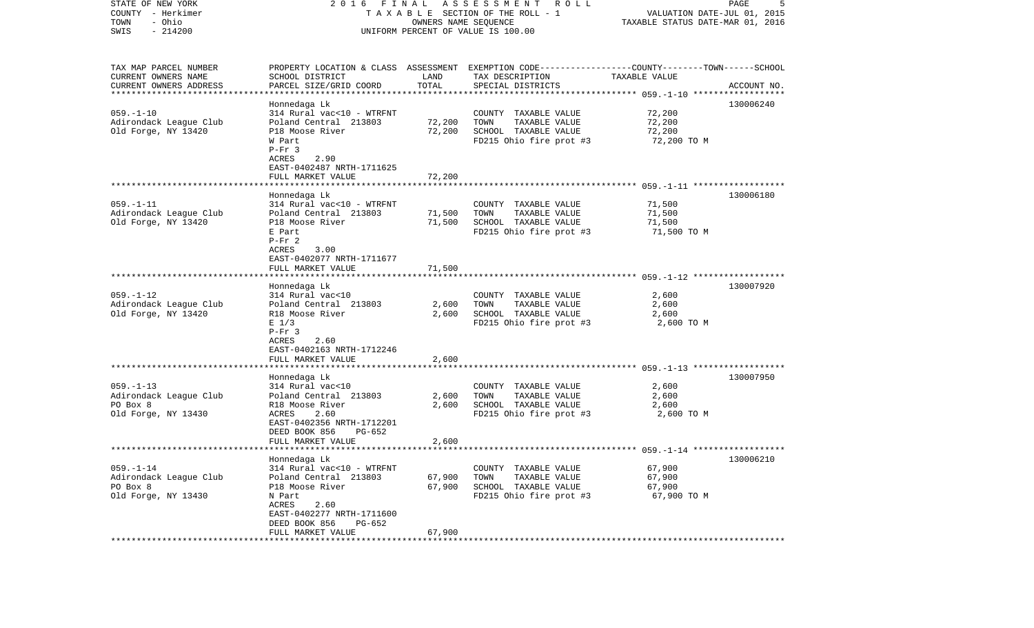STATE OF NEW YORK 2016 FINAL ASSESSMENT ROLL
COUNTY - Herkimer TAXABLE SECTION OF THE ROLL - 1 VALUATION DATE-JUL 01, 2015
TOWN - Ohio OWNERS NAME SEQUENCE TAXABLE STATUS DATE-MAR 01, 2016
SWIS - 214200 UNIFORM PERCENT OF VALUE IS 100.00

| TAX MAP PARCEL NUMBER / CURRENT OWNERS NAME / CURRENT OWNERS ADDRESS | PROPERTY LOCATION & CLASS / SCHOOL DISTRICT / PARCEL SIZE/GRID COORD | ASSESSMENT LAND | ASSESSMENT TOTAL | EXEMPTION CODE / TAX DESCRIPTION / SPECIAL DISTRICTS | TAXABLE VALUE (COUNTY / TOWN / SCHOOL) | ACCOUNT NO. |
|---|---|---|---|---|---|---|
| 059.-1-10 | Honnedaga Lk | | | | | 130006240 |
| Adirondack League Club | 314 Rural vac<10 - WTRFNT | | | COUNTY TAXABLE VALUE | 72,200 | |
| Old Forge, NY 13420 | Poland Central 213803 | 72,200 | | TOWN TAXABLE VALUE | 72,200 | |
| | P18 Moose River | | 72,200 | SCHOOL TAXABLE VALUE | 72,200 | |
| | W Part | | | FD215 Ohio fire prot #3 | 72,200 TO M | |
| | P-Fr 3 | | | | | |
| | ACRES 2.90 | | | | | |
| | EAST-0402487 NRTH-1711625 | | | | | |
| | FULL MARKET VALUE | | 72,200 | | | |
| 059.-1-11 | Honnedaga Lk | | | | | 130006180 |
| Adirondack League Club | 314 Rural vac<10 - WTRFNT | | | COUNTY TAXABLE VALUE | 71,500 | |
| Old Forge, NY 13420 | Poland Central 213803 | 71,500 | | TOWN TAXABLE VALUE | 71,500 | |
| | P18 Moose River | | 71,500 | SCHOOL TAXABLE VALUE | 71,500 | |
| | E Part | | | FD215 Ohio fire prot #3 | 71,500 TO M | |
| | P-Fr 2 | | | | | |
| | ACRES 3.00 | | | | | |
| | EAST-0402077 NRTH-1711677 | | | | | |
| | FULL MARKET VALUE | | 71,500 | | | |
| 059.-1-12 | Honnedaga Lk | | | | | 130007920 |
| Adirondack League Club | 314 Rural vac<10 | | | COUNTY TAXABLE VALUE | 2,600 | |
| Old Forge, NY 13420 | Poland Central 213803 | 2,600 | | TOWN TAXABLE VALUE | 2,600 | |
| | R18 Moose River | | 2,600 | SCHOOL TAXABLE VALUE | 2,600 | |
| | E 1/3 | | | FD215 Ohio fire prot #3 | 2,600 TO M | |
| | P-Fr 3 | | | | | |
| | ACRES 2.60 | | | | | |
| | EAST-0402163 NRTH-1712246 | | | | | |
| | FULL MARKET VALUE | | 2,600 | | | |
| 059.-1-13 | Honnedaga Lk | | | | | 130007950 |
| Adirondack League Club | 314 Rural vac<10 | | | COUNTY TAXABLE VALUE | 2,600 | |
| PO Box 8 | Poland Central 213803 | 2,600 | | TOWN TAXABLE VALUE | 2,600 | |
| Old Forge, NY 13430 | R18 Moose River | | 2,600 | SCHOOL TAXABLE VALUE | 2,600 | |
| | ACRES 2.60 | | | FD215 Ohio fire prot #3 | 2,600 TO M | |
| | EAST-0402356 NRTH-1712201 | | | | | |
| | DEED BOOK 856 PG-652 | | | | | |
| | FULL MARKET VALUE | | 2,600 | | | |
| 059.-1-14 | Honnedaga Lk | | | | | 130006210 |
| Adirondack League Club | 314 Rural vac<10 - WTRFNT | | | COUNTY TAXABLE VALUE | 67,900 | |
| PO Box 8 | Poland Central 213803 | 67,900 | | TOWN TAXABLE VALUE | 67,900 | |
| Old Forge, NY 13430 | P18 Moose River | | 67,900 | SCHOOL TAXABLE VALUE | 67,900 | |
| | N Part | | | FD215 Ohio fire prot #3 | 67,900 TO M | |
| | ACRES 2.60 | | | | | |
| | EAST-0402277 NRTH-1711600 | | | | | |
| | DEED BOOK 856 PG-652 | | | | | |
| | FULL MARKET VALUE | | 67,900 | | | |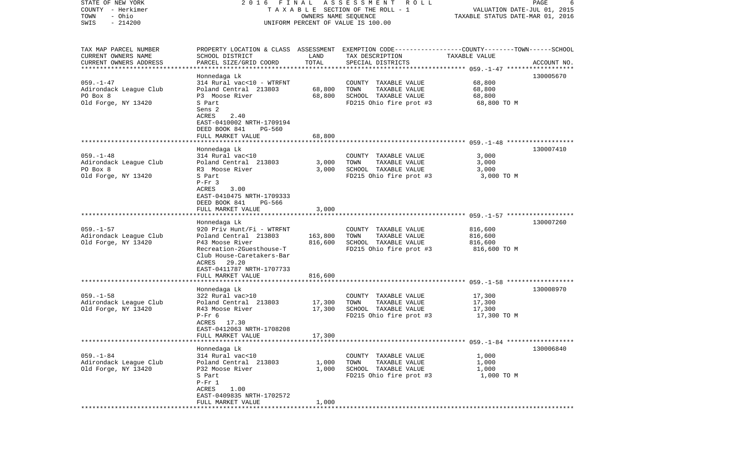STATE OF NEW YORK 2 0 1 6 F I N A L A S S E S S M E N T R O L L
COUNTY - Herkimer T A X A B L E SECTION OF THE ROLL - 1 VALUATION DATE-JUL 01, 2015
TOWN - Ohio OWNERS NAME SEQUENCE TAXABLE STATUS DATE-MAR 01, 2016
SWIS - 214200 UNIFORM PERCENT OF VALUE IS 100.00

| TAX MAP PARCEL NUMBER<br>CURRENT OWNERS NAME<br>CURRENT OWNERS ADDRESS | PROPERTY LOCATION & CLASS<br>SCHOOL DISTRICT<br>PARCEL SIZE/GRID COORD | ASSESSMENT<br>LAND<br>TOTAL | EXEMPTION CODE-----COUNTY-----TOWN------SCHOOL<br>TAX DESCRIPTION<br>SPECIAL DISTRICTS | TAXABLE VALUE | ACCOUNT NO. |
|---|---|---|---|---|---|
| **059.-1-47** | Honnedaga Lk | | | | 130005670 |
| 059.-1-47 | 314 Rural vac<10 - WTRFNT | | COUNTY TAXABLE VALUE | 68,800 | |
| Adirondack League Club | Poland Central 213803 | 68,800 | TOWN TAXABLE VALUE | 68,800 | |
| PO Box 8 | P3 Moose River | 68,800 | SCHOOL TAXABLE VALUE | 68,800 | |
| Old Forge, NY 13420 | S Part | | FD215 Ohio fire prot #3 | 68,800 TO M | |
| | Sens 2 | | | | |
| | ACRES 2.40 | | | | |
| | EAST-0410002 NRTH-1709194 | | | | |
| | DEED BOOK 841 PG-560 | | | | |
| | FULL MARKET VALUE | 68,800 | | | |
| **059.-1-48** | Honnedaga Lk | | | | 130007410 |
| 059.-1-48 | 314 Rural vac<10 | | COUNTY TAXABLE VALUE | 3,000 | |
| Adirondack League Club | Poland Central 213803 | 3,000 | TOWN TAXABLE VALUE | 3,000 | |
| PO Box 8 | R3 Moose River | 3,000 | SCHOOL TAXABLE VALUE | 3,000 | |
| Old Forge, NY 13420 | S Part | | FD215 Ohio fire prot #3 | 3,000 TO M | |
| | P-Fr 3 | | | | |
| | ACRES 3.00 | | | | |
| | EAST-0410475 NRTH-1709333 | | | | |
| | DEED BOOK 841 PG-566 | | | | |
| | FULL MARKET VALUE | 3,000 | | | |
| **059.-1-57** | Honnedaga Lk | | | | 130007260 |
| 059.-1-57 | 920 Priv Hunt/Fi - WTRFNT | | COUNTY TAXABLE VALUE | 816,600 | |
| Adirondack League Club | Poland Central 213803 | 163,800 | TOWN TAXABLE VALUE | 816,600 | |
| Old Forge, NY 13420 | P43 Moose River | 816,600 | SCHOOL TAXABLE VALUE | 816,600 | |
| | Recreation-2Guesthouse-T | | FD215 Ohio fire prot #3 | 816,600 TO M | |
| | Club House-Caretakers-Bar | | | | |
| | ACRES 29.20 | | | | |
| | EAST-0411787 NRTH-1707733 | | | | |
| | FULL MARKET VALUE | 816,600 | | | |
| **059.-1-58** | Honnedaga Lk | | | | 130008970 |
| 059.-1-58 | 322 Rural vac>10 | | COUNTY TAXABLE VALUE | 17,300 | |
| Adirondack League Club | Poland Central 213803 | 17,300 | TOWN TAXABLE VALUE | 17,300 | |
| Old Forge, NY 13420 | R43 Moose River | 17,300 | SCHOOL TAXABLE VALUE | 17,300 | |
| | P-Fr 6 | | FD215 Ohio fire prot #3 | 17,300 TO M | |
| | ACRES 17.30 | | | | |
| | EAST-0412063 NRTH-1708208 | | | | |
| | FULL MARKET VALUE | 17,300 | | | |
| **059.-1-84** | Honnedaga Lk | | | | 130006840 |
| 059.-1-84 | 314 Rural vac<10 | | COUNTY TAXABLE VALUE | 1,000 | |
| Adirondack League Club | Poland Central 213803 | 1,000 | TOWN TAXABLE VALUE | 1,000 | |
| Old Forge, NY 13420 | P32 Moose River | 1,000 | SCHOOL TAXABLE VALUE | 1,000 | |
| | S Part | | FD215 Ohio fire prot #3 | 1,000 TO M | |
| | P-Fr 1 | | | | |
| | ACRES 1.00 | | | | |
| | EAST-0409835 NRTH-1702572 | | | | |
| | FULL MARKET VALUE | 1,000 | | | |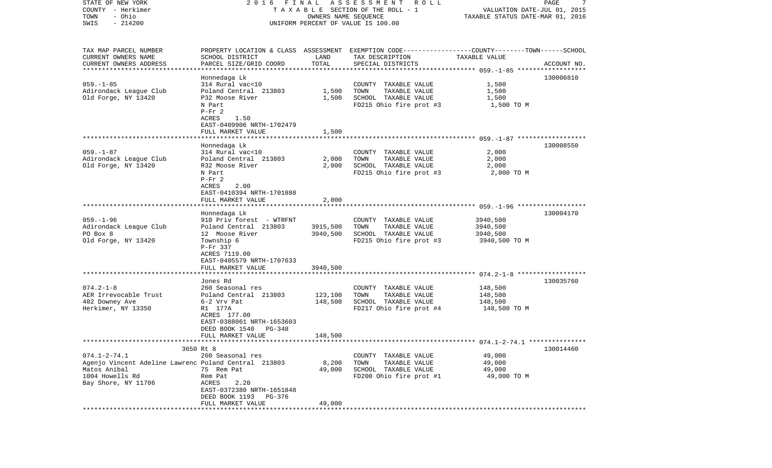STATE OF NEW YORK
COUNTY - Herkimer
TOWN - Ohio
SWIS - 214200

2016 FINAL ASSESSMENT ROLL
TAXABLE SECTION OF THE ROLL - 1
OWNERS NAME SEQUENCE
UNIFORM PERCENT OF VALUE IS 100.00

VALUATION DATE-JUL 01, 2015
TAXABLE STATUS DATE-MAR 01, 2016

| TAX MAP PARCEL NUMBER / CURRENT OWNERS NAME / CURRENT OWNERS ADDRESS | PROPERTY LOCATION & CLASS / SCHOOL DISTRICT / PARCEL SIZE/GRID COORD | ASSESSMENT LAND / TOTAL | EXEMPTION CODE / TAX DESCRIPTION / SPECIAL DISTRICTS | TAXABLE VALUE (COUNTY / TOWN / SCHOOL) | ACCOUNT NO. |
|---|---|---|---|---|---|
| 059.-1-85 | Honnedaga Lk | | | | 130006810 |
| | 314 Rural vac<10 | | COUNTY TAXABLE VALUE | 1,500 | |
| Adirondack League Club | Poland Central 213803 | 1,500 | TOWN TAXABLE VALUE | 1,500 | |
| Old Forge, NY 13420 | P32 Moose River | 1,500 | SCHOOL TAXABLE VALUE | 1,500 | |
| | N Part | | FD215 Ohio fire prot #3 | 1,500 TO M | |
| | P-Fr 2 | | | | |
| | ACRES 1.50 | | | | |
| | EAST-0409906 NRTH-1702479 | | | | |
| | FULL MARKET VALUE | 1,500 | | | |
| 059.-1-87 | Honnedaga Lk | | | | 130008550 |
| | 314 Rural vac<10 | | COUNTY TAXABLE VALUE | 2,000 | |
| Adirondack League Club | Poland Central 213803 | 2,000 | TOWN TAXABLE VALUE | 2,000 | |
| Old Forge, NY 13420 | R32 Moose River | 2,000 | SCHOOL TAXABLE VALUE | 2,000 | |
| | N Part | | FD215 Ohio fire prot #3 | 2,000 TO M | |
| | P-Fr 2 | | | | |
| | ACRES 2.00 | | | | |
| | EAST-0410394 NRTH-1701880 | | | | |
| | FULL MARKET VALUE | 2,000 | | | |
| 059.-1-96 | Honnedaga Lk | | | | 130004170 |
| | 910 Priv forest - WTRFNT | | COUNTY TAXABLE VALUE | 3940,500 | |
| Adirondack League Club | Poland Central 213803 | 3915,500 | TOWN TAXABLE VALUE | 3940,500 | |
| PO Box 8 | 12 Moose River | 3940,500 | SCHOOL TAXABLE VALUE | 3940,500 | |
| Old Forge, NY 13420 | Township 6 | | FD215 Ohio fire prot #3 | 3940,500 TO M | |
| | P-Fr 337 | | | | |
| | ACRES 7119.00 | | | | |
| | EAST-0405579 NRTH-1707633 | | | | |
| | FULL MARKET VALUE | 3940,500 | | | |
| 074.2-1-8 | Jones Rd | | | | 130035760 |
| | 260 Seasonal res | | COUNTY TAXABLE VALUE | 148,500 | |
| AER Irrevocable Trust | Poland Central 213803 | 123,100 | TOWN TAXABLE VALUE | 148,500 | |
| 402 Downey Ave | 6-2 Vrv Pat | 148,500 | SCHOOL TAXABLE VALUE | 148,500 | |
| Herkimer, NY 13350 | R1 177A | | FD217 Ohio fire prot #4 | 148,500 TO M | |
| | ACRES 177.00 | | | | |
| | EAST-0388061 NRTH-1653603 | | | | |
| | DEED BOOK 1540 PG-348 | | | | |
| | FULL MARKET VALUE | 148,500 | | | |
| 074.1-2-74.1 | 3650 Rt 8 | | | | 130014460 |
| | 260 Seasonal res | | COUNTY TAXABLE VALUE | 49,000 | |
| Agenjo Vincent Adeline Lawrenc | Poland Central 213803 | 8,200 | TOWN TAXABLE VALUE | 49,000 | |
| Matos Anibal | 75 Rem Pat | 49,000 | SCHOOL TAXABLE VALUE | 49,000 | |
| 1004 Howells Rd | Rem Pat | | FD200 Ohio fire prot #1 | 49,000 TO M | |
| Bay Shore, NY 11706 | ACRES 2.20 | | | | |
| | EAST-0372380 NRTH-1651848 | | | | |
| | DEED BOOK 1193 PG-376 | | | | |
| | FULL MARKET VALUE | 49,000 | | | |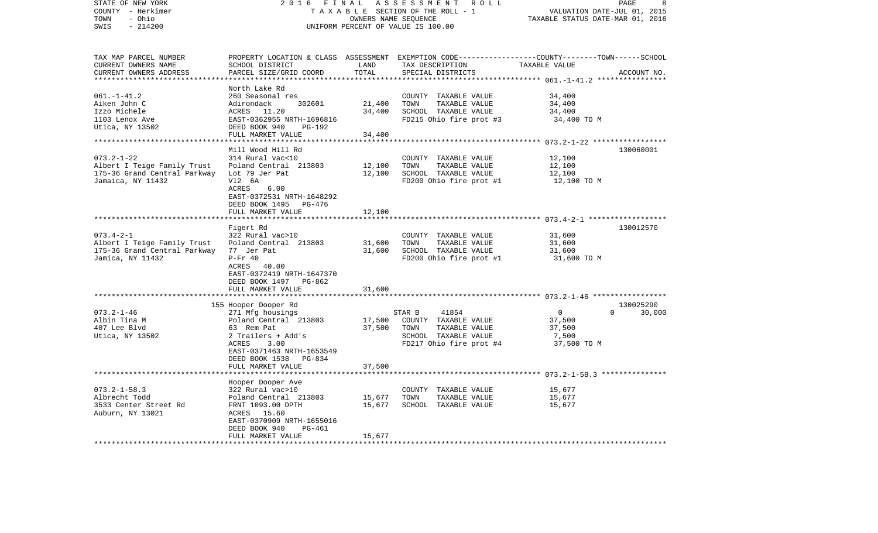STATE OF NEW YORK
COUNTY - Herkimer
TOWN - Ohio
SWIS - 214200

2 0 1 6 F I N A L A S S E S S M E N T R O L L
T A X A B L E SECTION OF THE ROLL - 1
OWNERS NAME SEQUENCE
UNIFORM PERCENT OF VALUE IS 100.00

VALUATION DATE-JUL 01, 2015
TAXABLE STATUS DATE-MAR 01, 2016

| TAX MAP PARCEL NUMBER<br>CURRENT OWNERS NAME<br>CURRENT OWNERS ADDRESS | PROPERTY LOCATION & CLASS<br>SCHOOL DISTRICT<br>PARCEL SIZE/GRID COORD | ASSESSMENT<br>LAND<br>TOTAL | EXEMPTION CODE<br>TAX DESCRIPTION<br>SPECIAL DISTRICTS | COUNTY--------TOWN------SCHOOL<br>TAXABLE VALUE | ACCOUNT NO. |
|---|---|---|---|---|---|
| 061.-1-41.2<br>Aiken John C<br>Izzo Michele<br>1103 Lenox Ave<br>Utica, NY 13502 | North Lake Rd<br>260 Seasonal res<br>Adirondack 302601<br>ACRES 11.20<br>EAST-0362955 NRTH-1696816<br>DEED BOOK 940 PG-192<br>FULL MARKET VALUE | <br><br>21,400<br>34,400<br><br><br>34,400 | <br>COUNTY TAXABLE VALUE<br>TOWN TAXABLE VALUE<br>SCHOOL TAXABLE VALUE<br>FD215 Ohio fire prot #3 | <br>34,400<br>34,400<br>34,400<br>34,400 TO M | |
| 073.2-1-22<br>Albert I Teige Family Trust<br>175-36 Grand Central Parkway<br>Jamaica, NY 11432 | Mill Wood Hill Rd<br>314 Rural vac<10<br>Poland Central 213803<br>Lot 79 Jer Pat<br>Vl2 6A<br>ACRES 6.00<br>EAST-0372531 NRTH-1648292<br>DEED BOOK 1495 PG-476<br>FULL MARKET VALUE | <br><br>12,100<br>12,100<br><br><br><br><br>12,100 | <br>COUNTY TAXABLE VALUE<br>TOWN TAXABLE VALUE<br>SCHOOL TAXABLE VALUE<br>FD200 Ohio fire prot #1 | <br>12,100<br>12,100<br>12,100<br>12,100 TO M | 130060001 |
| 073.4-2-1<br>Albert I Teige Family Trust<br>175-36 Grand Central Parkway<br>Jamica, NY 11432 | Figert Rd<br>322 Rural vac>10<br>Poland Central 213803<br>77 Jer Pat<br>P-Fr 40<br>ACRES 40.00<br>EAST-0372419 NRTH-1647370<br>DEED BOOK 1497 PG-862<br>FULL MARKET VALUE | <br><br>31,600<br>31,600<br><br><br><br><br>31,600 | <br>COUNTY TAXABLE VALUE<br>TOWN TAXABLE VALUE<br>SCHOOL TAXABLE VALUE<br>FD200 Ohio fire prot #1 | <br>31,600<br>31,600<br>31,600<br>31,600 TO M | 130012570 |
| 073.2-1-46<br>Albin Tina M<br>407 Lee Blvd<br>Utica, NY 13502 | 155 Hooper Dooper Rd<br>271 Mfg housings<br>Poland Central 213803<br>63 Rem Pat<br>2 Trailers + Add's<br>ACRES 3.00<br>EAST-0371463 NRTH-1653549<br>DEED BOOK 1538 PG-834<br>FULL MARKET VALUE | <br><br>17,500<br>37,500<br><br><br><br><br>37,500 | <br>STAR B 41854<br>COUNTY TAXABLE VALUE<br>TOWN TAXABLE VALUE<br>SCHOOL TAXABLE VALUE<br>FD217 Ohio fire prot #4 | <br>0 0 30,000<br>37,500<br>37,500<br>7,500<br>37,500 TO M | 130025290 |
| 073.2-1-58.3<br>Albrecht Todd<br>3533 Center Street Rd<br>Auburn, NY 13021 | Hooper Dooper Ave<br>322 Rural vac>10<br>Poland Central 213803<br>FRNT 1093.00 DPTH<br>ACRES 15.60<br>EAST-0370909 NRTH-1655016<br>DEED BOOK 940 PG-461<br>FULL MARKET VALUE | <br><br>15,677<br>15,677<br><br><br><br>15,677 | <br>COUNTY TAXABLE VALUE<br>TOWN TAXABLE VALUE<br>SCHOOL TAXABLE VALUE | <br>15,677<br>15,677<br>15,677 | |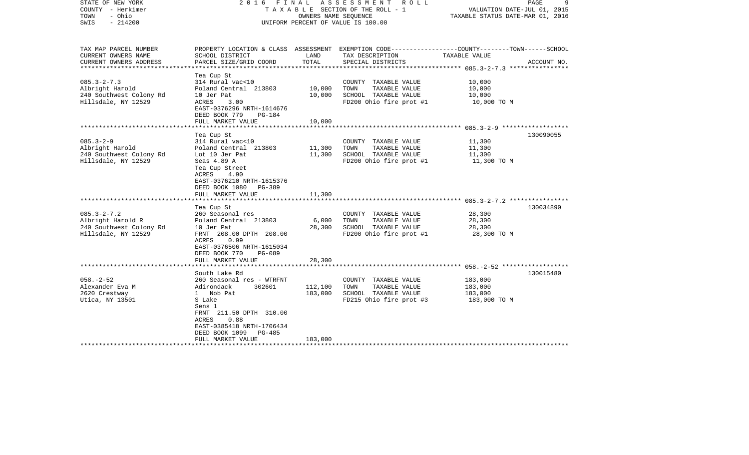STATE OF NEW YORK | 2016 FINAL ASSESSMENT ROLL | VALUATION DATE-JUL 01, 2015
COUNTY - Herkimer | TAXABLE SECTION OF THE ROLL - 1 | TAXABLE STATUS DATE-MAR 01, 2016
TOWN - Ohio | OWNERS NAME SEQUENCE
SWIS - 214200 | UNIFORM PERCENT OF VALUE IS 100.00

| TAX MAP PARCEL NUMBER<br>CURRENT OWNERS NAME<br>CURRENT OWNERS ADDRESS | PROPERTY LOCATION & CLASS<br>SCHOOL DISTRICT<br>PARCEL SIZE/GRID COORD | ASSESSMENT<br>LAND<br>TOTAL | EXEMPTION CODE-----COUNTY--------TOWN------SCHOOL<br>TAX DESCRIPTION<br>SPECIAL DISTRICTS | TAXABLE VALUE | ACCOUNT NO. |
|---|---|---|---|---|---|
| 085.3-2-7.3<br>Albright Harold<br>240 Southwest Colony Rd<br>Hillsdale, NY 12529 | Tea Cup St<br>314 Rural vac<10<br>Poland Central 213803<br>10 Jer Pat<br>ACRES 3.00<br>EAST-0376296 NRTH-1614676<br>DEED BOOK 779 PG-184<br>FULL MARKET VALUE | <br><br>10,000<br>10,000<br><br><br><br>10,000 | <br>COUNTY TAXABLE VALUE<br>TOWN TAXABLE VALUE<br>SCHOOL TAXABLE VALUE<br>FD200 Ohio fire prot #1 | <br>10,000<br>10,000<br>10,000<br>10,000 TO M | |
| 085.3-2-9<br>Albright Harold<br>240 Southwest Colony Rd<br>Hillsdale, NY 12529 | Tea Cup St<br>314 Rural vac<10<br>Poland Central 213803<br>Lot 10 Jer Pat<br>Seas 4.89 A<br>Tea Cup Street<br>ACRES 4.90<br>EAST-0376210 NRTH-1615376<br>DEED BOOK 1080 PG-389<br>FULL MARKET VALUE | <br><br>11,300<br>11,300<br><br><br><br><br><br>11,300 | <br>COUNTY TAXABLE VALUE<br>TOWN TAXABLE VALUE<br>SCHOOL TAXABLE VALUE<br>FD200 Ohio fire prot #1 | <br>11,300<br>11,300<br>11,300<br>11,300 TO M | 130090055 |
| 085.3-2-7.2<br>Albright Harold R<br>240 Southwest Colony Rd<br>Hillsdale, NY 12529 | Tea Cup St<br>260 Seasonal res<br>Poland Central 213803<br>10 Jer Pat<br>FRNT 208.00 DPTH 208.00<br>ACRES 0.99<br>EAST-0376506 NRTH-1615034<br>DEED BOOK 770 PG-089<br>FULL MARKET VALUE | <br><br>6,000<br>28,300<br><br><br><br><br>28,300 | <br>COUNTY TAXABLE VALUE<br>TOWN TAXABLE VALUE<br>SCHOOL TAXABLE VALUE<br>FD200 Ohio fire prot #1 | <br>28,300<br>28,300<br>28,300<br>28,300 TO M | 130034890 |
| 058.-2-52<br>Alexander Eva M<br>2620 Crestway<br>Utica, NY 13501 | South Lake Rd<br>260 Seasonal res - WTRFNT<br>Adirondack 302601<br>1 Nob Pat<br>S Lake<br>Sens 1<br>FRNT 211.50 DPTH 310.00<br>ACRES 0.88<br>EAST-0385418 NRTH-1706434<br>DEED BOOK 1099 PG-485<br>FULL MARKET VALUE | <br><br>112,100<br>183,000<br><br><br><br><br><br><br>183,000 | <br>COUNTY TAXABLE VALUE<br>TOWN TAXABLE VALUE<br>SCHOOL TAXABLE VALUE<br>FD215 Ohio fire prot #3 | <br>183,000<br>183,000<br>183,000<br>183,000 TO M | 130015480 |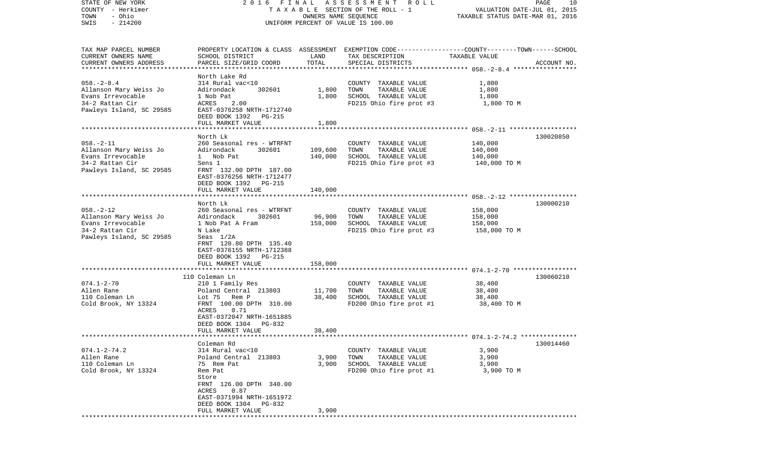| TAX MAP PARCEL NUMBER<br>CURRENT OWNERS NAME<br>CURRENT OWNERS ADDRESS | PROPERTY LOCATION & CLASS<br>SCHOOL DISTRICT<br>PARCEL SIZE/GRID COORD | ASSESSMENT<br>LAND<br>TOTAL | EXEMPTION CODE-----COUNTY-----TOWN------SCHOOL<br>TAX DESCRIPTION<br>SPECIAL DISTRICTS | TAXABLE VALUE | ACCOUNT NO. |
|---|---|---|---|---|---|
| 058.-2-8.4 | North Lake Rd | | | | |
| Allanson Mary Weiss Jo | 314 Rural vac<10 | | COUNTY TAXABLE VALUE | 1,800 | |
| Evans Irrevocable | Adirondack 302601 | 1,800 | TOWN TAXABLE VALUE | 1,800 | |
| 34-2 Rattan Cir | 1 Nob Pat | 1,800 | SCHOOL TAXABLE VALUE | 1,800 | |
| Pawleys Island, SC 29585 | ACRES 2.00 | | FD215 Ohio fire prot #3 | 1,800 TO M | |
| | EAST-0376258 NRTH-1712740 | | | | |
| | DEED BOOK 1392 PG-215 | | | | |
| | FULL MARKET VALUE | 1,800 | | | |
| 058.-2-11 | North Lk | | | | 130020850 |
| Allanson Mary Weiss Jo | 260 Seasonal res - WTRFNT | | COUNTY TAXABLE VALUE | 140,000 | |
| Evans Irrevocable | Adirondack 302601 | 109,600 | TOWN TAXABLE VALUE | 140,000 | |
| 34-2 Rattan Cir | 1 Nob Pat | 140,000 | SCHOOL TAXABLE VALUE | 140,000 | |
| Pawleys Island, SC 29585 | Sens 1 | | FD215 Ohio fire prot #3 | 140,000 TO M | |
| | FRNT 132.00 DPTH 187.00 | | | | |
| | EAST-0376256 NRTH-1712477 | | | | |
| | DEED BOOK 1392 PG-215 | | | | |
| | FULL MARKET VALUE | 140,000 | | | |
| 058.-2-12 | North Lk | | | | 130000210 |
| Allanson Mary Weiss Jo | 260 Seasonal res - WTRFNT | | COUNTY TAXABLE VALUE | 158,000 | |
| Evans Irrevocable | Adirondack 302601 | 96,900 | TOWN TAXABLE VALUE | 158,000 | |
| 34-2 Rattan Cir | 1 Nob Pat A Fram | 158,000 | SCHOOL TAXABLE VALUE | 158,000 | |
| Pawleys Island, SC 29585 | N Lake | | FD215 Ohio fire prot #3 | 158,000 TO M | |
| | Seas 1/2A | | | | |
| | FRNT 120.80 DPTH 135.40 | | | | |
| | EAST-0376155 NRTH-1712388 | | | | |
| | DEED BOOK 1392 PG-215 | | | | |
| | FULL MARKET VALUE | 158,000 | | | |
| 074.1-2-70 | 110 Coleman Ln | | | | 130060210 |
| Allen Rane | 210 1 Family Res | | COUNTY TAXABLE VALUE | 38,400 | |
| 110 Coleman Ln | Poland Central 213803 | 11,700 | TOWN TAXABLE VALUE | 38,400 | |
| Cold Brook, NY 13324 | Lot 75 Rem P | 38,400 | SCHOOL TAXABLE VALUE | 38,400 | |
| | FRNT 100.00 DPTH 310.00 | | FD200 Ohio fire prot #1 | 38,400 TO M | |
| | ACRES 0.71 | | | | |
| | EAST-0372047 NRTH-1651885 | | | | |
| | DEED BOOK 1304 PG-832 | | | | |
| | FULL MARKET VALUE | 38,400 | | | |
| 074.1-2-74.2 | Coleman Rd | | | | 130014460 |
| Allen Rane | 314 Rural vac<10 | | COUNTY TAXABLE VALUE | 3,900 | |
| 110 Coleman Ln | Poland Central 213803 | 3,900 | TOWN TAXABLE VALUE | 3,900 | |
| Cold Brook, NY 13324 | 75 Rem Pat | 3,900 | SCHOOL TAXABLE VALUE | 3,900 | |
| | Rem Pat | | FD200 Ohio fire prot #1 | 3,900 TO M | |
| | Store | | | | |
| | FRNT 126.00 DPTH 340.00 | | | | |
| | ACRES 0.87 | | | | |
| | EAST-0371994 NRTH-1651972 | | | | |
| | DEED BOOK 1304 PG-832 | | | | |
| | FULL MARKET VALUE | 3,900 | | | |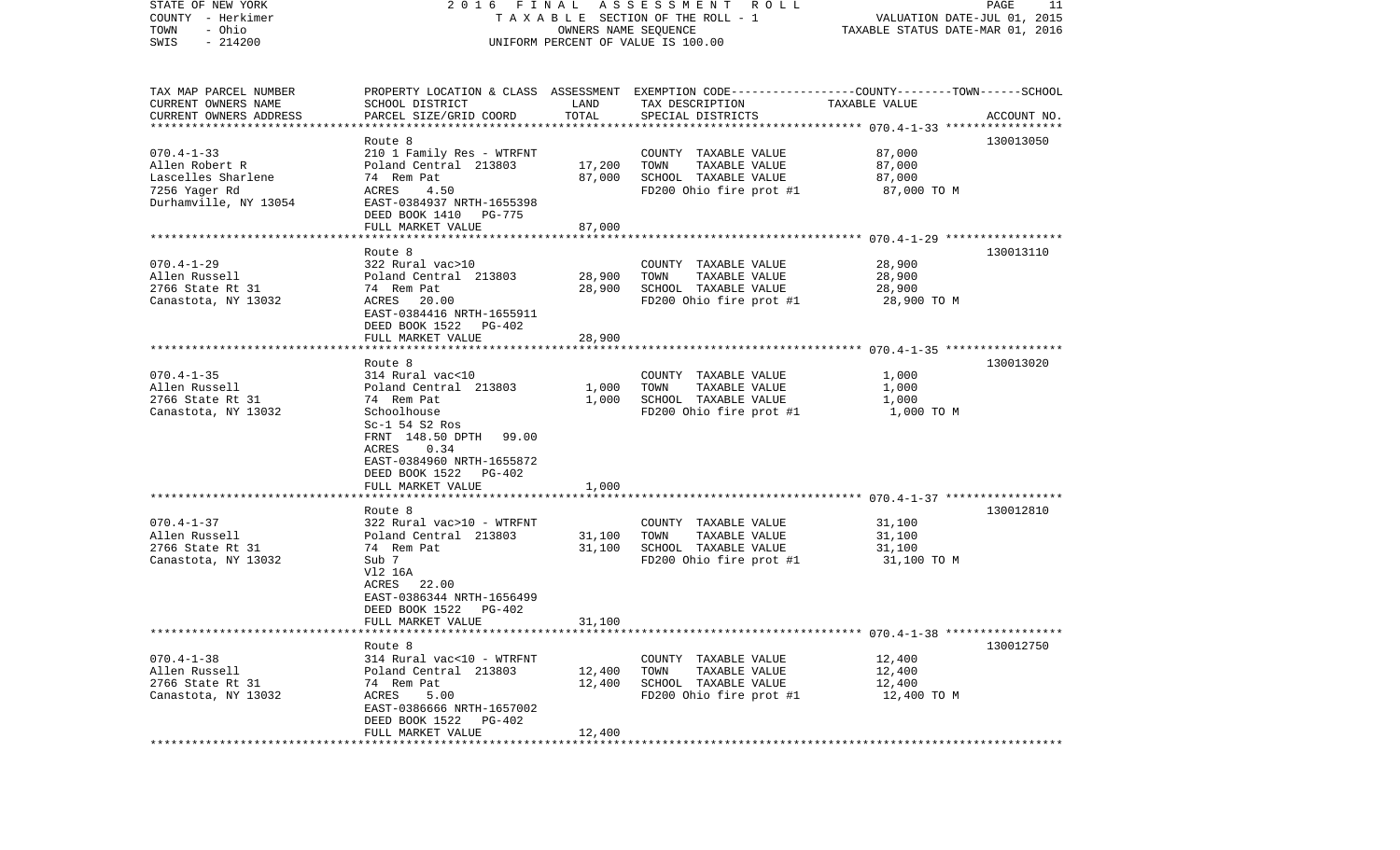STATE OF NEW YORK
COUNTY - Herkimer
TOWN - Ohio
SWIS - 214200

2016 FINAL ASSESSMENT ROLL
TAXABLE SECTION OF THE ROLL - 1
OWNERS NAME SEQUENCE
UNIFORM PERCENT OF VALUE IS 100.00

VALUATION DATE-JUL 01, 2015
TAXABLE STATUS DATE-MAR 01, 2016

| TAX MAP PARCEL NUMBER<br>CURRENT OWNERS NAME<br>CURRENT OWNERS ADDRESS | PROPERTY LOCATION & CLASS<br>SCHOOL DISTRICT<br>PARCEL SIZE/GRID COORD | ASSESSMENT LAND<br>TOTAL | EXEMPTION CODE<br>TAX DESCRIPTION<br>SPECIAL DISTRICTS | COUNTY--------TOWN------SCHOOL<br>TAXABLE VALUE | ACCOUNT NO. |
|---|---|---|---|---|---|
| **070.4-1-33** | Route 8 | | | | 130013050 |
| 070.4-1-33 | 210 1 Family Res - WTRFNT | | COUNTY TAXABLE VALUE | 87,000 | |
| Allen Robert R | Poland Central 213803 | 17,200 | TOWN TAXABLE VALUE | 87,000 | |
| Lascelles Sharlene | 74 Rem Pat | 87,000 | SCHOOL TAXABLE VALUE | 87,000 | |
| 7256 Yager Rd | ACRES 4.50 | | FD200 Ohio fire prot #1 | 87,000 TO M | |
| Durhamville, NY 13054 | EAST-0384937 NRTH-1655398 | | | | |
| | DEED BOOK 1410 PG-775 | | | | |
| | FULL MARKET VALUE | 87,000 | | | |
| **070.4-1-29** | Route 8 | | | | 130013110 |
| 070.4-1-29 | 322 Rural vac>10 | | COUNTY TAXABLE VALUE | 28,900 | |
| Allen Russell | Poland Central 213803 | 28,900 | TOWN TAXABLE VALUE | 28,900 | |
| 2766 State Rt 31 | 74 Rem Pat | 28,900 | SCHOOL TAXABLE VALUE | 28,900 | |
| Canastota, NY 13032 | ACRES 20.00 | | FD200 Ohio fire prot #1 | 28,900 TO M | |
| | EAST-0384416 NRTH-1655911 | | | | |
| | DEED BOOK 1522 PG-402 | | | | |
| | FULL MARKET VALUE | 28,900 | | | |
| **070.4-1-35** | Route 8 | | | | 130013020 |
| 070.4-1-35 | 314 Rural vac<10 | | COUNTY TAXABLE VALUE | 1,000 | |
| Allen Russell | Poland Central 213803 | 1,000 | TOWN TAXABLE VALUE | 1,000 | |
| 2766 State Rt 31 | 74 Rem Pat | 1,000 | SCHOOL TAXABLE VALUE | 1,000 | |
| Canastota, NY 13032 | Schoolhouse | | FD200 Ohio fire prot #1 | 1,000 TO M | |
| | Sc-1 54 S2 Ros | | | | |
| | FRNT 148.50 DPTH 99.00 | | | | |
| | ACRES 0.34 | | | | |
| | EAST-0384960 NRTH-1655872 | | | | |
| | DEED BOOK 1522 PG-402 | | | | |
| | FULL MARKET VALUE | 1,000 | | | |
| **070.4-1-37** | Route 8 | | | | 130012810 |
| 070.4-1-37 | 322 Rural vac>10 - WTRFNT | | COUNTY TAXABLE VALUE | 31,100 | |
| Allen Russell | Poland Central 213803 | 31,100 | TOWN TAXABLE VALUE | 31,100 | |
| 2766 State Rt 31 | 74 Rem Pat | 31,100 | SCHOOL TAXABLE VALUE | 31,100 | |
| Canastota, NY 13032 | Sub 7 | | FD200 Ohio fire prot #1 | 31,100 TO M | |
| | Vl2 16A | | | | |
| | ACRES 22.00 | | | | |
| | EAST-0386344 NRTH-1656499 | | | | |
| | DEED BOOK 1522 PG-402 | | | | |
| | FULL MARKET VALUE | 31,100 | | | |
| **070.4-1-38** | Route 8 | | | | 130012750 |
| 070.4-1-38 | 314 Rural vac<10 - WTRFNT | | COUNTY TAXABLE VALUE | 12,400 | |
| Allen Russell | Poland Central 213803 | 12,400 | TOWN TAXABLE VALUE | 12,400 | |
| 2766 State Rt 31 | 74 Rem Pat | 12,400 | SCHOOL TAXABLE VALUE | 12,400 | |
| Canastota, NY 13032 | ACRES 5.00 | | FD200 Ohio fire prot #1 | 12,400 TO M | |
| | EAST-0386666 NRTH-1657002 | | | | |
| | DEED BOOK 1522 PG-402 | | | | |
| | FULL MARKET VALUE | 12,400 | | | |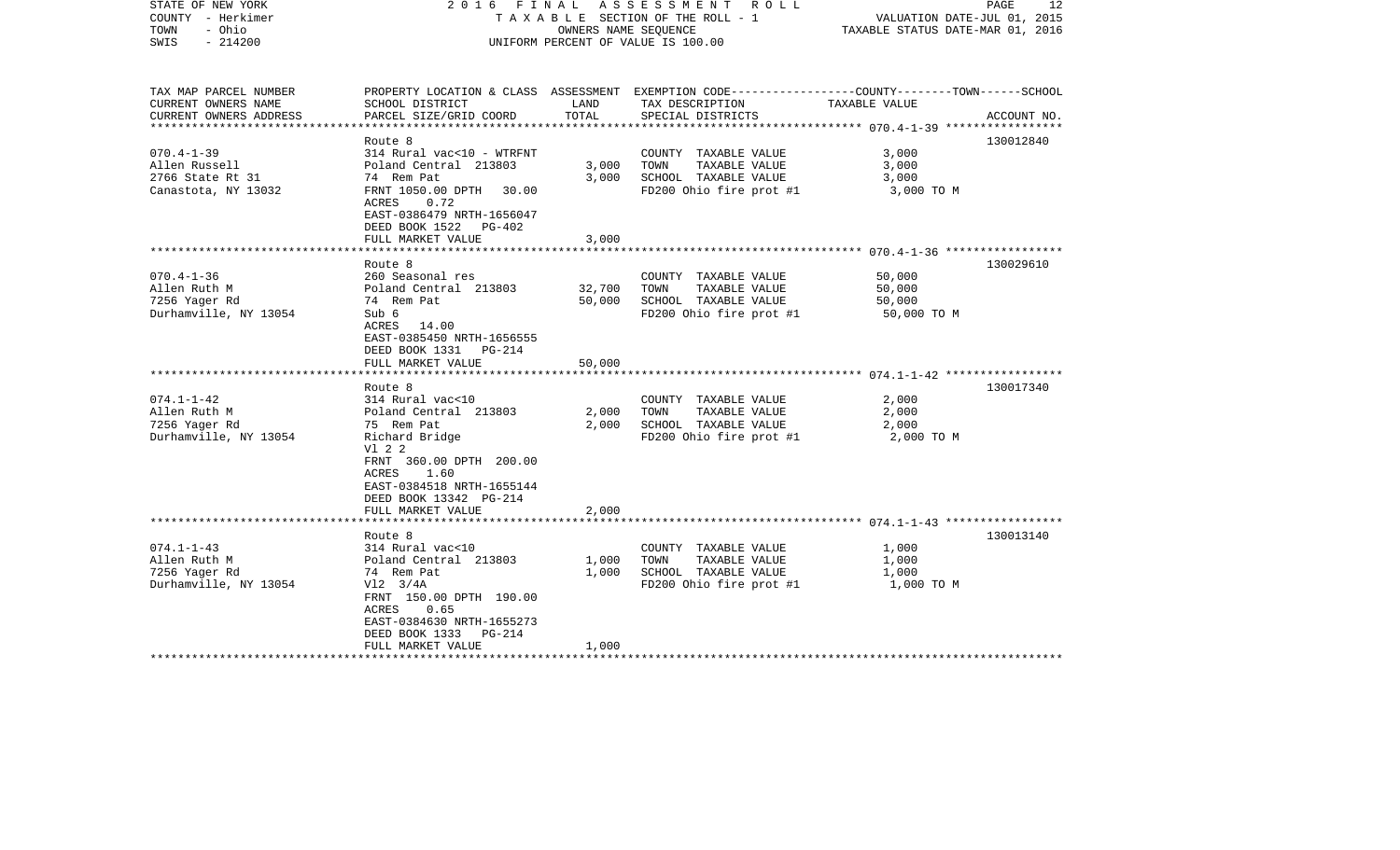STATE OF NEW YORK
COUNTY - Herkimer
TOWN - Ohio
SWIS - 214200

2016 FINAL ASSESSMENT ROLL
TAXABLE SECTION OF THE ROLL - 1
OWNERS NAME SEQUENCE
UNIFORM PERCENT OF VALUE IS 100.00

VALUATION DATE-JUL 01, 2015
TAXABLE STATUS DATE-MAR 01, 2016

| TAX MAP PARCEL NUMBER / CURRENT OWNERS NAME / CURRENT OWNERS ADDRESS | PROPERTY LOCATION & CLASS / SCHOOL DISTRICT / PARCEL SIZE/GRID COORD | ASSESSMENT LAND | TOTAL | EXEMPTION CODE / TAX DESCRIPTION / SPECIAL DISTRICTS | TAXABLE VALUE (COUNTY--TOWN--SCHOOL) | ACCOUNT NO. |
|---|---|---|---|---|---|---|
| 070.4-1-39 | Route 8 | | | | | 130012840 |
| 070.4-1-39 | 314 Rural vac<10 - WTRFNT | | | COUNTY TAXABLE VALUE | 3,000 | |
| Allen Russell | Poland Central 213803 | 3,000 | | TOWN TAXABLE VALUE | 3,000 | |
| 2766 State Rt 31 | 74 Rem Pat | | 3,000 | SCHOOL TAXABLE VALUE | 3,000 | |
| Canastota, NY 13032 | FRNT 1050.00 DPTH 30.00 | | | FD200 Ohio fire prot #1 | 3,000 TO M | |
| | ACRES 0.72 | | | | | |
| | EAST-0386479 NRTH-1656047 | | | | | |
| | DEED BOOK 1522 PG-402 | | | | | |
| | FULL MARKET VALUE | | 3,000 | | | |
| 070.4-1-36 | Route 8 | | | | | 130029610 |
| 070.4-1-36 | 260 Seasonal res | | | COUNTY TAXABLE VALUE | 50,000 | |
| Allen Ruth M | Poland Central 213803 | 32,700 | | TOWN TAXABLE VALUE | 50,000 | |
| 7256 Yager Rd | 74 Rem Pat | | 50,000 | SCHOOL TAXABLE VALUE | 50,000 | |
| Durhamville, NY 13054 | Sub 6 | | | FD200 Ohio fire prot #1 | 50,000 TO M | |
| | ACRES 14.00 | | | | | |
| | EAST-0385450 NRTH-1656555 | | | | | |
| | DEED BOOK 1331 PG-214 | | | | | |
| | FULL MARKET VALUE | | 50,000 | | | |
| 074.1-1-42 | Route 8 | | | | | 130017340 |
| 074.1-1-42 | 314 Rural vac<10 | | | COUNTY TAXABLE VALUE | 2,000 | |
| Allen Ruth M | Poland Central 213803 | 2,000 | | TOWN TAXABLE VALUE | 2,000 | |
| 7256 Yager Rd | 75 Rem Pat | | 2,000 | SCHOOL TAXABLE VALUE | 2,000 | |
| Durhamville, NY 13054 | Richard Bridge | | | FD200 Ohio fire prot #1 | 2,000 TO M | |
| | Vl 2 2 | | | | | |
| | FRNT 360.00 DPTH 200.00 | | | | | |
| | ACRES 1.60 | | | | | |
| | EAST-0384518 NRTH-1655144 | | | | | |
| | DEED BOOK 13342 PG-214 | | | | | |
| | FULL MARKET VALUE | | 2,000 | | | |
| 074.1-1-43 | Route 8 | | | | | 130013140 |
| 074.1-1-43 | 314 Rural vac<10 | | | COUNTY TAXABLE VALUE | 1,000 | |
| Allen Ruth M | Poland Central 213803 | 1,000 | | TOWN TAXABLE VALUE | 1,000 | |
| 7256 Yager Rd | 74 Rem Pat | | 1,000 | SCHOOL TAXABLE VALUE | 1,000 | |
| Durhamville, NY 13054 | Vl2 3/4A | | | FD200 Ohio fire prot #1 | 1,000 TO M | |
| | FRNT 150.00 DPTH 190.00 | | | | | |
| | ACRES 0.65 | | | | | |
| | EAST-0384630 NRTH-1655273 | | | | | |
| | DEED BOOK 1333 PG-214 | | | | | |
| | FULL MARKET VALUE | | 1,000 | | | |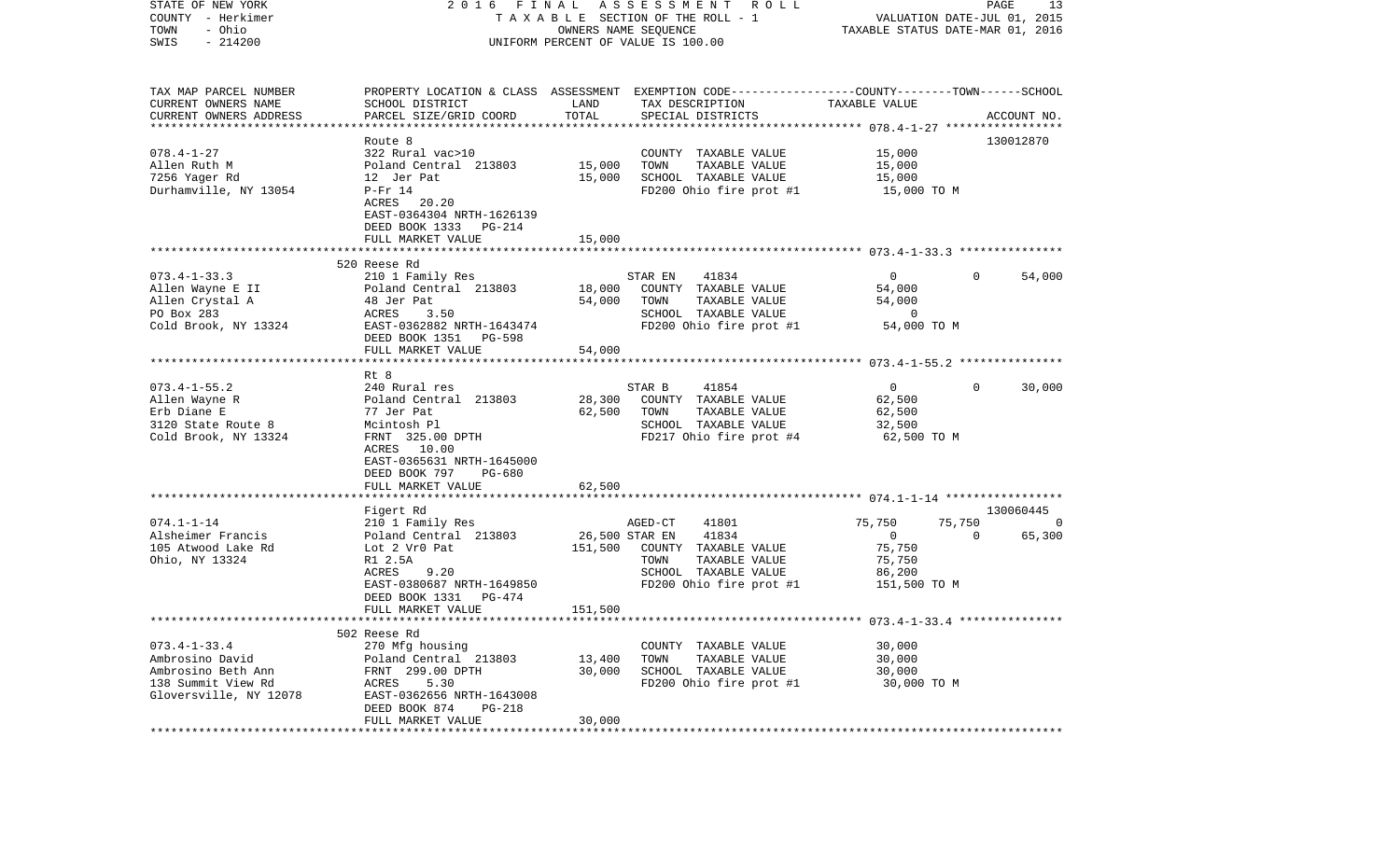STATE OF NEW YORK
COUNTY - Herkimer
TOWN - Ohio
SWIS - 214200

2 0 1 6 F I N A L A S S E S S M E N T R O L L
T A X A B L E SECTION OF THE ROLL - 1
OWNERS NAME SEQUENCE
UNIFORM PERCENT OF VALUE IS 100.00

VALUATION DATE-JUL 01, 2015
TAXABLE STATUS DATE-MAR 01, 2016

| TAX MAP PARCEL NUMBER<br>CURRENT OWNERS NAME<br>CURRENT OWNERS ADDRESS | PROPERTY LOCATION & CLASS<br>SCHOOL DISTRICT<br>PARCEL SIZE/GRID COORD | ASSESSMENT<br>LAND<br>TOTAL | EXEMPTION CODE-----COUNTY-----TOWN-----SCHOOL<br>TAX DESCRIPTION<br>SPECIAL DISTRICTS | TAXABLE VALUE | ACCOUNT NO. |
|---|---|---|---|---|---|
| 078.4-1-27 | Route 8 | | | | 130012870 |
| | 322 Rural vac>10 | | COUNTY TAXABLE VALUE | 15,000 | |
| Allen Ruth M | Poland Central 213803 | 15,000 | TOWN TAXABLE VALUE | 15,000 | |
| 7256 Yager Rd | 12 Jer Pat | 15,000 | SCHOOL TAXABLE VALUE | 15,000 | |
| Durhamville, NY 13054 | P-Fr 14 | | FD200 Ohio fire prot #1 | 15,000 TO M | |
| | ACRES 20.20 | | | | |
| | EAST-0364304 NRTH-1626139 | | | | |
| | DEED BOOK 1333 PG-214 | | | | |
| | FULL MARKET VALUE | 15,000 | | | |
| 073.4-1-33.3 | 520 Reese Rd | | | | |
| | 210 1 Family Res | | STAR EN 41834 | 0 0 | 54,000 |
| Allen Wayne E II | Poland Central 213803 | 18,000 | COUNTY TAXABLE VALUE | 54,000 | |
| Allen Crystal A | 48 Jer Pat | 54,000 | TOWN TAXABLE VALUE | 54,000 | |
| PO Box 283 | ACRES 3.50 | | SCHOOL TAXABLE VALUE | 0 | |
| Cold Brook, NY 13324 | EAST-0362882 NRTH-1643474 | | FD200 Ohio fire prot #1 | 54,000 TO M | |
| | DEED BOOK 1351 PG-598 | | | | |
| | FULL MARKET VALUE | 54,000 | | | |
| 073.4-1-55.2 | Rt 8 | | | | |
| | 240 Rural res | | STAR B 41854 | 0 0 | 30,000 |
| Allen Wayne R | Poland Central 213803 | 28,300 | COUNTY TAXABLE VALUE | 62,500 | |
| Erb Diane E | 77 Jer Pat | 62,500 | TOWN TAXABLE VALUE | 62,500 | |
| 3120 State Route 8 | Mcintosh Pl | | SCHOOL TAXABLE VALUE | 32,500 | |
| Cold Brook, NY 13324 | FRNT 325.00 DPTH | | FD217 Ohio fire prot #4 | 62,500 TO M | |
| | ACRES 10.00 | | | | |
| | EAST-0365631 NRTH-1645000 | | | | |
| | DEED BOOK 797 PG-680 | | | | |
| | FULL MARKET VALUE | 62,500 | | | |
| 074.1-1-14 | Figert Rd | | | | 130060445 |
| | 210 1 Family Res | | AGED-CT 41801 | 75,750 75,750 | 0 |
| Alsheimer Francis | Poland Central 213803 | 26,500 | STAR EN 41834 | 0 0 | 65,300 |
| 105 Atwood Lake Rd | Lot 2 Vr0 Pat | 151,500 | COUNTY TAXABLE VALUE | 75,750 | |
| Ohio, NY 13324 | R1 2.5A | | TOWN TAXABLE VALUE | 75,750 | |
| | ACRES 9.20 | | SCHOOL TAXABLE VALUE | 86,200 | |
| | EAST-0380687 NRTH-1649850 | | FD200 Ohio fire prot #1 | 151,500 TO M | |
| | DEED BOOK 1331 PG-474 | | | | |
| | FULL MARKET VALUE | 151,500 | | | |
| 073.4-1-33.4 | 502 Reese Rd | | | | |
| | 270 Mfg housing | | COUNTY TAXABLE VALUE | 30,000 | |
| Ambrosino David | Poland Central 213803 | 13,400 | TOWN TAXABLE VALUE | 30,000 | |
| Ambrosino Beth Ann | FRNT 299.00 DPTH | 30,000 | SCHOOL TAXABLE VALUE | 30,000 | |
| 138 Summit View Rd | ACRES 5.30 | | FD200 Ohio fire prot #1 | 30,000 TO M | |
| Gloversville, NY 12078 | EAST-0362656 NRTH-1643008 | | | | |
| | DEED BOOK 874 PG-218 | | | | |
| | FULL MARKET VALUE | 30,000 | | | |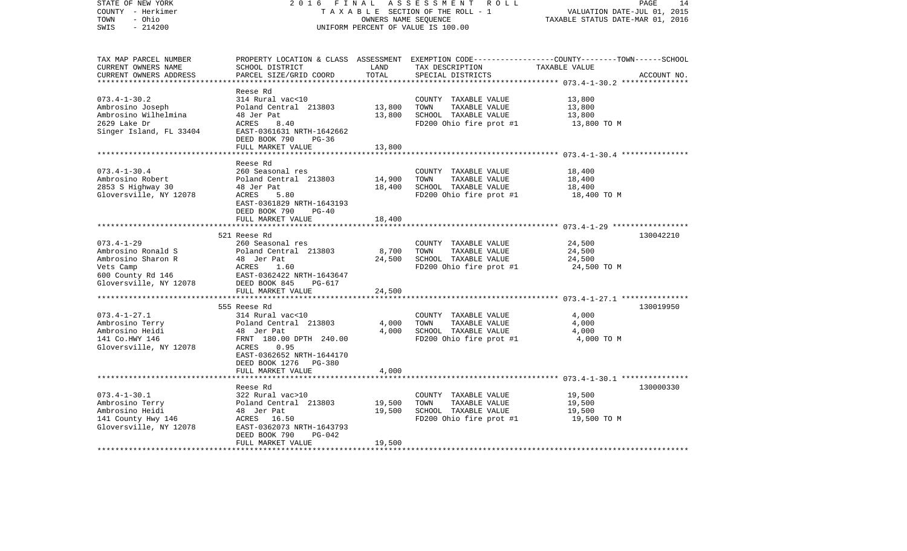STATE OF NEW YORK — 2016 FINAL ASSESSMENT ROLL — PAGE 14
COUNTY - Herkimer — TAXABLE SECTION OF THE ROLL - 1 — VALUATION DATE-JUL 01, 2015
TOWN - Ohio — OWNERS NAME SEQUENCE — TAXABLE STATUS DATE-MAR 01, 2016
SWIS - 214200 — UNIFORM PERCENT OF VALUE IS 100.00

| TAX MAP PARCEL NUMBER / CURRENT OWNERS NAME / CURRENT OWNERS ADDRESS | PROPERTY LOCATION & CLASS / SCHOOL DISTRICT / PARCEL SIZE/GRID COORD | ASSESSMENT LAND / TOTAL | EXEMPTION CODE / TAX DESCRIPTION / SPECIAL DISTRICTS | COUNTY--TOWN--SCHOOL TAXABLE VALUE | ACCOUNT NO. |
|---|---|---|---|---|---|
| **073.4-1-30.2** | Reese Rd | | | | |
| 073.4-1-30.2 | 314 Rural vac<10 | | COUNTY TAXABLE VALUE | 13,800 | |
| Ambrosino Joseph | Poland Central 213803 | 13,800 | TOWN TAXABLE VALUE | 13,800 | |
| Ambrosino Wilhelmina | 48 Jer Pat | 13,800 | SCHOOL TAXABLE VALUE | 13,800 | |
| 2629 Lake Dr | ACRES 8.40 | | FD200 Ohio fire prot #1 | 13,800 TO M | |
| Singer Island, FL 33404 | EAST-0361631 NRTH-1642662 | | | | |
| | DEED BOOK 790 PG-36 | | | | |
| | FULL MARKET VALUE | 13,800 | | | |
| **073.4-1-30.4** | Reese Rd | | | | |
| 073.4-1-30.4 | 260 Seasonal res | | COUNTY TAXABLE VALUE | 18,400 | |
| Ambrosino Robert | Poland Central 213803 | 14,900 | TOWN TAXABLE VALUE | 18,400 | |
| 2853 S Highway 30 | 48 Jer Pat | 18,400 | SCHOOL TAXABLE VALUE | 18,400 | |
| Gloversville, NY 12078 | ACRES 5.80 | | FD200 Ohio fire prot #1 | 18,400 TO M | |
| | EAST-0361829 NRTH-1643193 | | | | |
| | DEED BOOK 790 PG-40 | | | | |
| | FULL MARKET VALUE | 18,400 | | | |
| **073.4-1-29** | 521 Reese Rd | | | | 130042210 |
| 073.4-1-29 | 260 Seasonal res | | COUNTY TAXABLE VALUE | 24,500 | |
| Ambrosino Ronald S | Poland Central 213803 | 8,700 | TOWN TAXABLE VALUE | 24,500 | |
| Ambrosino Sharon R | 48 Jer Pat | 24,500 | SCHOOL TAXABLE VALUE | 24,500 | |
| Vets Camp | ACRES 1.60 | | FD200 Ohio fire prot #1 | 24,500 TO M | |
| 600 County Rd 146 | EAST-0362422 NRTH-1643647 | | | | |
| Gloversville, NY 12078 | DEED BOOK 845 PG-617 | | | | |
| | FULL MARKET VALUE | 24,500 | | | |
| **073.4-1-27.1** | 555 Reese Rd | | | | 130019950 |
| 073.4-1-27.1 | 314 Rural vac<10 | | COUNTY TAXABLE VALUE | 4,000 | |
| Ambrosino Terry | Poland Central 213803 | 4,000 | TOWN TAXABLE VALUE | 4,000 | |
| Ambrosino Heidi | 48 Jer Pat | 4,000 | SCHOOL TAXABLE VALUE | 4,000 | |
| 141 Co.HWY 146 | FRNT 180.00 DPTH 240.00 | | FD200 Ohio fire prot #1 | 4,000 TO M | |
| Gloversville, NY 12078 | ACRES 0.95 | | | | |
| | EAST-0362652 NRTH-1644170 | | | | |
| | DEED BOOK 1276 PG-380 | | | | |
| | FULL MARKET VALUE | 4,000 | | | |
| **073.4-1-30.1** | Reese Rd | | | | 130000330 |
| 073.4-1-30.1 | 322 Rural vac>10 | | COUNTY TAXABLE VALUE | 19,500 | |
| Ambrosino Terry | Poland Central 213803 | 19,500 | TOWN TAXABLE VALUE | 19,500 | |
| Ambrosino Heidi | 48 Jer Pat | 19,500 | SCHOOL TAXABLE VALUE | 19,500 | |
| 141 County Hwy 146 | ACRES 16.50 | | FD200 Ohio fire prot #1 | 19,500 TO M | |
| Gloversville, NY 12078 | EAST-0362073 NRTH-1643793 | | | | |
| | DEED BOOK 790 PG-042 | | | | |
| | FULL MARKET VALUE | 19,500 | | | |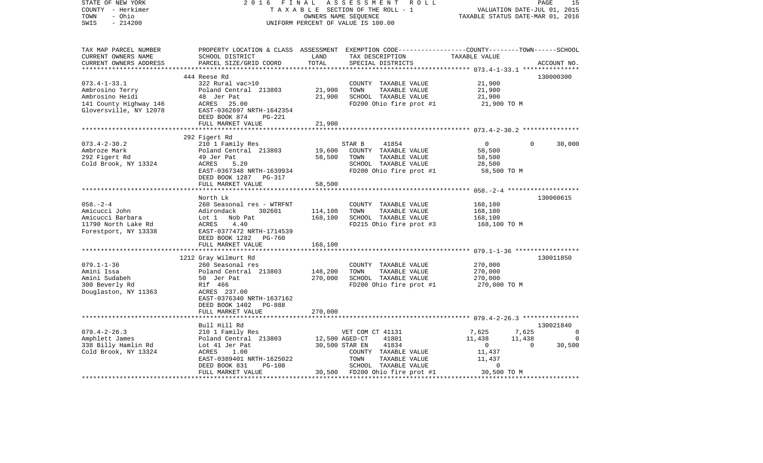STATE OF NEW YORK — 2016 FINAL ASSESSMENT ROLL
COUNTY - Herkimer — TAXABLE SECTION OF THE ROLL - 1 — VALUATION DATE-JUL 01, 2015
TOWN - Ohio — OWNERS NAME SEQUENCE — TAXABLE STATUS DATE-MAR 01, 2016
SWIS - 214200 — UNIFORM PERCENT OF VALUE IS 100.00

| TAX MAP PARCEL NUMBER / CURRENT OWNERS NAME / CURRENT OWNERS ADDRESS | PROPERTY LOCATION & CLASS / SCHOOL DISTRICT / PARCEL SIZE/GRID COORD | ASSESSMENT LAND | TOTAL | EXEMPTION CODE / TAX DESCRIPTION / SPECIAL DISTRICTS | COUNTY | TOWN | SCHOOL / TAXABLE VALUE | ACCOUNT NO. |
|---|---|---|---|---|---|---|---|---|
| | 444 Reese Rd | | | | | | | 130000300 |
| 073.4-1-33.1 | 322 Rural vac>10 | | | COUNTY TAXABLE VALUE | 21,900 | | | |
| Ambrosino Terry | Poland Central 213803 | 21,900 | | TOWN TAXABLE VALUE | | 21,900 | | |
| Ambrosino Heidi | 48 Jer Pat | | 21,900 | SCHOOL TAXABLE VALUE | | | 21,900 | |
| 141 County Highway 146 | ACRES 25.00 | | | FD200 Ohio fire prot #1 | 21,900 TO M | | | |
| Gloversville, NY 12078 | EAST-0362697 NRTH-1642354 | | | | | | | |
| | DEED BOOK 874 PG-221 | | | | | | | |
| | FULL MARKET VALUE | | 21,900 | | | | | |
| | 292 Figert Rd | | | | | | | |
| 073.4-2-30.2 | 210 1 Family Res | | | STAR B 41854 | 0 | 0 | 30,000 | |
| Ambroze Mark | Poland Central 213803 | 19,600 | | COUNTY TAXABLE VALUE | 58,500 | | | |
| 292 Figert Rd | 49 Jer Pat | | 58,500 | TOWN TAXABLE VALUE | | 58,500 | | |
| Cold Brook, NY 13324 | ACRES 5.20 | | | SCHOOL TAXABLE VALUE | | | 28,500 | |
| | EAST-0367348 NRTH-1639934 | | | FD200 Ohio fire prot #1 | 58,500 TO M | | | |
| | DEED BOOK 1287 PG-317 | | | | | | | |
| | FULL MARKET VALUE | | 58,500 | | | | | |
| | North Lk | | | | | | | 130060615 |
| 058.-2-4 | 260 Seasonal res - WTRFNT | | | COUNTY TAXABLE VALUE | 168,100 | | | |
| Amicucci John | Adirondack 302601 | 114,100 | | TOWN TAXABLE VALUE | | 168,100 | | |
| Amicucci Barbara | Lot 1 Nob Pat | | 168,100 | SCHOOL TAXABLE VALUE | | | 168,100 | |
| 11790 North Lake Rd | ACRES 4.40 | | | FD215 Ohio fire prot #3 | 168,100 TO M | | | |
| Forestport, NY 13338 | EAST-0377472 NRTH-1714539 | | | | | | | |
| | DEED BOOK 1282 PG-760 | | | | | | | |
| | FULL MARKET VALUE | | 168,100 | | | | | |
| | 1212 Gray Wilmurt Rd | | | | | | | 130011850 |
| 079.1-1-36 | 260 Seasonal res | | | COUNTY TAXABLE VALUE | 270,000 | | | |
| Amini Issa | Poland Central 213803 | 148,200 | | TOWN TAXABLE VALUE | | 270,000 | | |
| Amini Sudabeh | 50 Jer Pat | | 270,000 | SCHOOL TAXABLE VALUE | | | 270,000 | |
| 300 Beverly Rd | Rlf 466 | | | FD200 Ohio fire prot #1 | 270,000 TO M | | | |
| Douglaston, NY 11363 | ACRES 237.00 | | | | | | | |
| | EAST-0376340 NRTH-1637162 | | | | | | | |
| | DEED BOOK 1402 PG-888 | | | | | | | |
| | FULL MARKET VALUE | | 270,000 | | | | | |
| | Bull Hill Rd | | | | | | | 130021840 |
| 079.4-2-26.3 | 210 1 Family Res | | | VET COM CT 41131 | 7,625 | 7,625 | 0 | |
| Amphlett James | Poland Central 213803 | 12,500 | | AGED-CT 41801 | 11,438 | 11,438 | 0 | |
| 338 Billy Hamlin Rd | Lot 41 Jer Pat | | 30,500 | STAR EN 41834 | 0 | 0 | 30,500 | |
| Cold Brook, NY 13324 | ACRES 1.00 | | | COUNTY TAXABLE VALUE | 11,437 | | | |
| | EAST-0389401 NRTH-1625022 | | | TOWN TAXABLE VALUE | | 11,437 | | |
| | DEED BOOK 831 PG-108 | | | SCHOOL TAXABLE VALUE | | | 0 | |
| | FULL MARKET VALUE | | 30,500 | FD200 Ohio fire prot #1 | 30,500 TO M | | | |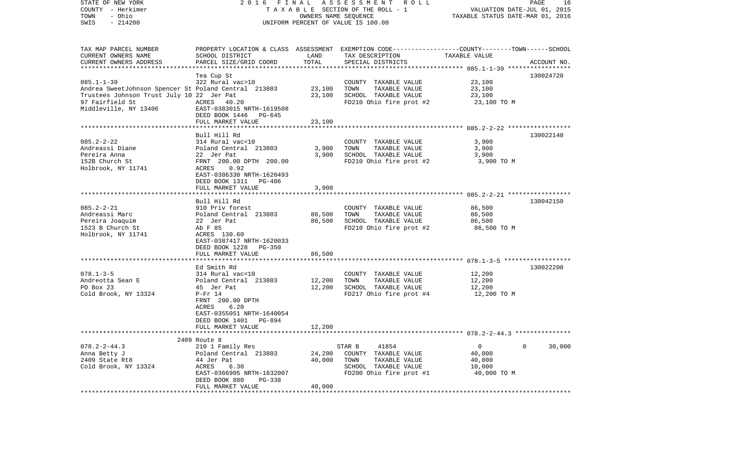STATE OF NEW YORK | 2016 FINAL ASSESSMENT ROLL | PAGE 16
COUNTY - Herkimer | TAXABLE SECTION OF THE ROLL - 1 | VALUATION DATE-JUL 01, 2015
TOWN - Ohio | OWNERS NAME SEQUENCE | TAXABLE STATUS DATE-MAR 01, 2016
SWIS - 214200 | UNIFORM PERCENT OF VALUE IS 100.00

| TAX MAP PARCEL NUMBER / CURRENT OWNERS NAME / CURRENT OWNERS ADDRESS | PROPERTY LOCATION & CLASS / SCHOOL DISTRICT / PARCEL SIZE/GRID COORD | ASSESSMENT LAND | TOTAL | EXEMPTION CODE / TAX DESCRIPTION / SPECIAL DISTRICTS | COUNTY / TOWN TAXABLE VALUE | SCHOOL | ACCOUNT NO. |
|---|---|---|---|---|---|---|---|
| 085.1-1-39 | Tea Cup St | | | | | | 130024720 |
| 085.1-1-39 | 322 Rural vac>10 | | | COUNTY TAXABLE VALUE | 23,100 | | |
| Andrea SweetJohnson Spencer St | Poland Central 213803 | 23,100 | | TOWN TAXABLE VALUE | 23,100 | | |
| Trustees Johnson Trust July 10 | 22 Jer Pat | | 23,100 | SCHOOL TAXABLE VALUE | 23,100 | | |
| 97 Fairfield St | ACRES 40.20 | | | FD210 Ohio fire prot #2 | 23,100 TO M | | |
| Middleville, NY 13406 | EAST-0383015 NRTH-1619508 | | | | | | |
| | DEED BOOK 1446 PG-645 | | | | | | |
| | FULL MARKET VALUE | | 23,100 | | | | |
| 085.2-2-22 | Bull Hill Rd | | | | | | 130022140 |
| 085.2-2-22 | 314 Rural vac<10 | | | COUNTY TAXABLE VALUE | 3,900 | | |
| Andreassi Diane | Poland Central 213803 | 3,900 | | TOWN TAXABLE VALUE | 3,900 | | |
| Pereira Anna | 22 Jer Pat | | 3,900 | SCHOOL TAXABLE VALUE | 3,900 | | |
| 152B Church St | FRNT 200.00 DPTH 200.00 | | | FD210 Ohio fire prot #2 | 3,900 TO M | | |
| Holbrook, NY 11741 | ACRES 0.92 | | | | | | |
| | EAST-0386330 NRTH-1620493 | | | | | | |
| | DEED BOOK 1311 PG-406 | | | | | | |
| | FULL MARKET VALUE | | 3,900 | | | | |
| 085.2-2-21 | Bull Hill Rd | | | | | | 130042150 |
| 085.2-2-21 | 910 Priv forest | | | COUNTY TAXABLE VALUE | 86,500 | | |
| Andreassi Marc | Poland Central 213803 | 86,500 | | TOWN TAXABLE VALUE | 86,500 | | |
| Pereira Joaquim | 22 Jer Pat | | 86,500 | SCHOOL TAXABLE VALUE | 86,500 | | |
| 1523 B Church St | Ab F 85 | | | FD210 Ohio fire prot #2 | 86,500 TO M | | |
| Holbrook, NY 11741 | ACRES 130.60 | | | | | | |
| | EAST-0387417 NRTH-1620033 | | | | | | |
| | DEED BOOK 1228 PG-350 | | | | | | |
| | FULL MARKET VALUE | | 86,500 | | | | |
| 078.1-3-5 | Ed Smith Rd | | | | | | 130022200 |
| 078.1-3-5 | 314 Rural vac<10 | | | COUNTY TAXABLE VALUE | 12,200 | | |
| Andreotta Sean E | Poland Central 213803 | 12,200 | | TOWN TAXABLE VALUE | 12,200 | | |
| PO Box 23 | 45 Jer Pat | | 12,200 | SCHOOL TAXABLE VALUE | 12,200 | | |
| Cold Brook, NY 13324 | P-Fr 14 | | | FD217 Ohio fire prot #4 | 12,200 TO M | | |
| | FRNT 200.00 DPTH | | | | | | |
| | ACRES 6.20 | | | | | | |
| | EAST-0355051 NRTH-1640054 | | | | | | |
| | DEED BOOK 1401 PG-894 | | | | | | |
| | FULL MARKET VALUE | | 12,200 | | | | |
| 078.2-2-44.3 | 2409 Route 8 | | | | | | |
| 078.2-2-44.3 | 210 1 Family Res | | | STAR B 41854 | 0 | 0 | 30,000 |
| Anna Betty J | Poland Central 213803 | 24,200 | | COUNTY TAXABLE VALUE | 40,000 | | |
| 2409 State Rt8 | 44 Jer Pat | | 40,000 | TOWN TAXABLE VALUE | 40,000 | | |
| Cold Brook, NY 13324 | ACRES 6.30 | | | SCHOOL TAXABLE VALUE | 10,000 | | |
| | EAST-0366905 NRTH-1632007 | | | FD200 Ohio fire prot #1 | 40,000 TO M | | |
| | DEED BOOK 880 PG-338 | | | | | | |
| | FULL MARKET VALUE | | 40,000 | | | | |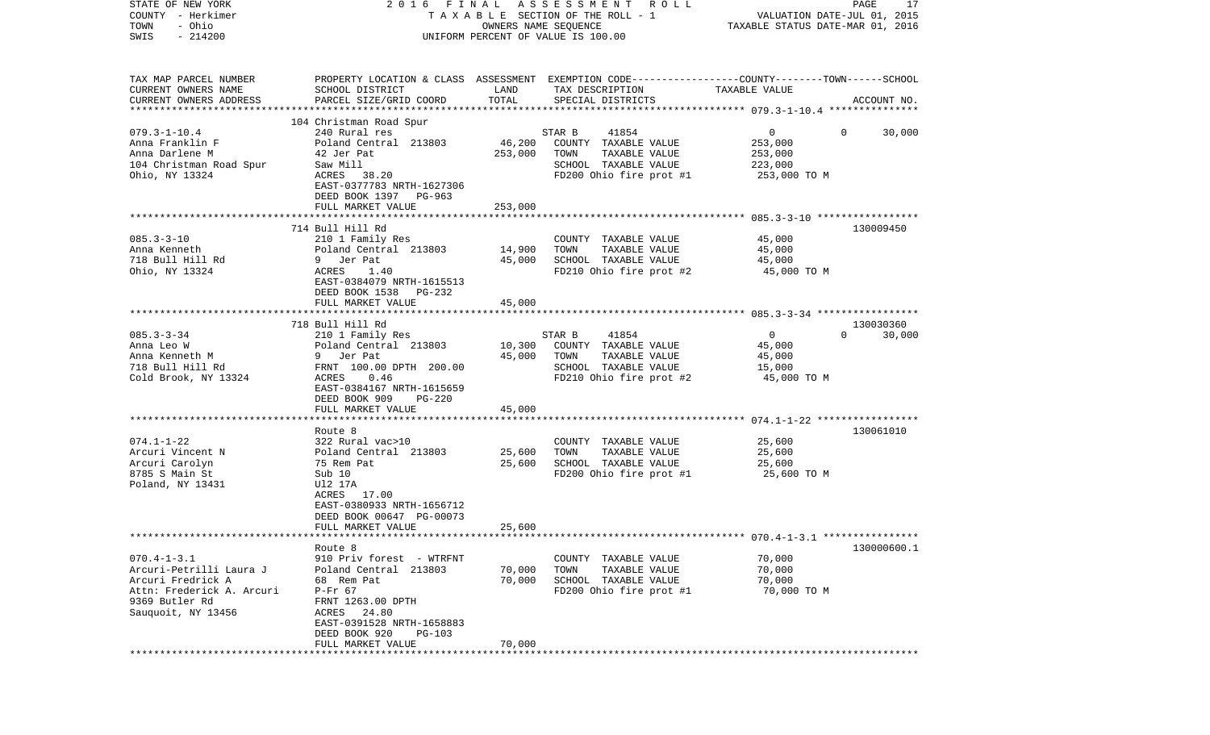STATE OF NEW YORK · COUNTY - Herkimer · TOWN - Ohio · SWIS - 214200

2016 FINAL ASSESSMENT ROLL
TAXABLE SECTION OF THE ROLL - 1
OWNERS NAME SEQUENCE
UNIFORM PERCENT OF VALUE IS 100.00

VALUATION DATE-JUL 01, 2015
TAXABLE STATUS DATE-MAR 01, 2016

| TAX MAP PARCEL NUMBER / CURRENT OWNERS NAME / CURRENT OWNERS ADDRESS | PROPERTY LOCATION & CLASS / SCHOOL DISTRICT / PARCEL SIZE/GRID COORD | ASSESSMENT LAND / TOTAL | EXEMPTION CODE / TAX DESCRIPTION / SPECIAL DISTRICTS | COUNTY / TOWN / SCHOOL TAXABLE VALUE | ACCOUNT NO. |
|---|---|---|---|---|---|
| 079.3-1-10.4 | 104 Christman Road Spur | | | | |
| Anna Franklin F | 240 Rural res | | STAR B 41854 | 0 0 30,000 | |
| Anna Darlene M | Poland Central 213803 | 46,200 | COUNTY TAXABLE VALUE | 253,000 | |
| 104 Christman Road Spur | 42 Jer Pat | 253,000 | TOWN TAXABLE VALUE | 253,000 | |
| Ohio, NY 13324 | Saw Mill | | SCHOOL TAXABLE VALUE | 223,000 | |
| | ACRES 38.20 | | FD200 Ohio fire prot #1 | 253,000 TO M | |
| | EAST-0377783 NRTH-1627306 | | | | |
| | DEED BOOK 1397 PG-963 | | | | |
| | FULL MARKET VALUE | 253,000 | | | |
| 085.3-3-10 | 714 Bull Hill Rd | | | | 130009450 |
| Anna Kenneth | 210 1 Family Res | | COUNTY TAXABLE VALUE | 45,000 | |
| 718 Bull Hill Rd | Poland Central 213803 | 14,900 | TOWN TAXABLE VALUE | 45,000 | |
| Ohio, NY 13324 | 9 Jer Pat | 45,000 | SCHOOL TAXABLE VALUE | 45,000 | |
| | ACRES 1.40 | | FD210 Ohio fire prot #2 | 45,000 TO M | |
| | EAST-0384079 NRTH-1615513 | | | | |
| | DEED BOOK 1538 PG-232 | | | | |
| | FULL MARKET VALUE | 45,000 | | | |
| 085.3-3-34 | 718 Bull Hill Rd | | | | 130030360 |
| Anna Leo W | 210 1 Family Res | | STAR B 41854 | 0 0 30,000 | |
| Anna Kenneth M | Poland Central 213803 | 10,300 | COUNTY TAXABLE VALUE | 45,000 | |
| 718 Bull Hill Rd | 9 Jer Pat | 45,000 | TOWN TAXABLE VALUE | 45,000 | |
| Cold Brook, NY 13324 | FRNT 100.00 DPTH 200.00 | | SCHOOL TAXABLE VALUE | 15,000 | |
| | ACRES 0.46 | | FD210 Ohio fire prot #2 | 45,000 TO M | |
| | EAST-0384167 NRTH-1615659 | | | | |
| | DEED BOOK 909 PG-220 | | | | |
| | FULL MARKET VALUE | 45,000 | | | |
| 074.1-1-22 | Route 8 | | | | 130061010 |
| Arcuri Vincent N | 322 Rural vac>10 | | COUNTY TAXABLE VALUE | 25,600 | |
| Arcuri Carolyn | Poland Central 213803 | 25,600 | TOWN TAXABLE VALUE | 25,600 | |
| 8785 S Main St | 75 Rem Pat | 25,600 | SCHOOL TAXABLE VALUE | 25,600 | |
| Poland, NY 13431 | Sub 10 | | FD200 Ohio fire prot #1 | 25,600 TO M | |
| | Ul2 17A | | | | |
| | ACRES 17.00 | | | | |
| | EAST-0380933 NRTH-1656712 | | | | |
| | DEED BOOK 00647 PG-00073 | | | | |
| | FULL MARKET VALUE | 25,600 | | | |
| 070.4-1-3.1 | Route 8 | | | | 130000600.1 |
| Arcuri-Petrilli Laura J | 910 Priv forest - WTRFNT | | COUNTY TAXABLE VALUE | 70,000 | |
| Arcuri Fredrick A | Poland Central 213803 | 70,000 | TOWN TAXABLE VALUE | 70,000 | |
| Attn: Frederick A. Arcuri | 68 Rem Pat | 70,000 | SCHOOL TAXABLE VALUE | 70,000 | |
| 9369 Butler Rd | P-Fr 67 | | FD200 Ohio fire prot #1 | 70,000 TO M | |
| Sauquoit, NY 13456 | FRNT 1263.00 DPTH | | | | |
| | ACRES 24.80 | | | | |
| | EAST-0391528 NRTH-1658883 | | | | |
| | DEED BOOK 920 PG-103 | | | | |
| | FULL MARKET VALUE | 70,000 | | | |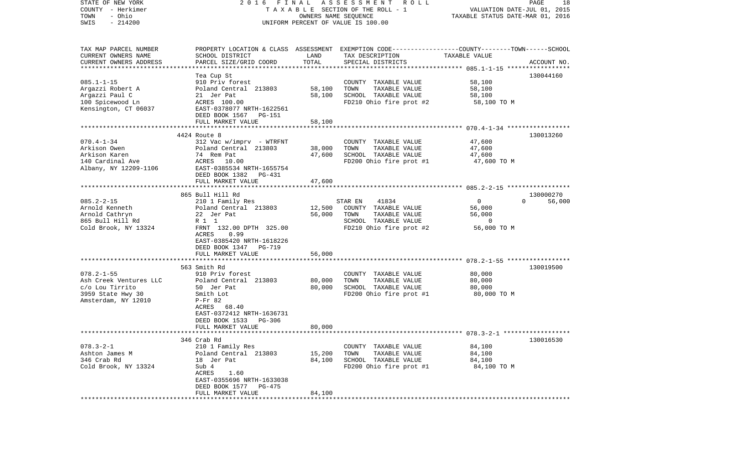STATE OF NEW YORK | 2016 FINAL ASSESSMENT ROLL | PAGE 18
COUNTY - Herkimer | TAXABLE SECTION OF THE ROLL - 1 | VALUATION DATE-JUL 01, 2015
TOWN - Ohio | OWNERS NAME SEQUENCE | TAXABLE STATUS DATE-MAR 01, 2016
SWIS - 214200 | UNIFORM PERCENT OF VALUE IS 100.00

| TAX MAP PARCEL NUMBER<br>CURRENT OWNERS NAME<br>CURRENT OWNERS ADDRESS | PROPERTY LOCATION & CLASS<br>SCHOOL DISTRICT<br>PARCEL SIZE/GRID COORD | ASSESSMENT<br>LAND<br>TOTAL | EXEMPTION CODE-----COUNTY-----TOWN------SCHOOL<br>TAX DESCRIPTION<br>SPECIAL DISTRICTS | TAXABLE VALUE | ACCOUNT NO. |
|---|---|---|---|---|---|
| **085.1-1-15** | Tea Cup St | | | | 130044160 |
| 085.1-1-15 | 910 Priv forest | | COUNTY TAXABLE VALUE | 58,100 | |
| Argazzi Robert A | Poland Central 213803 | 58,100 | TOWN TAXABLE VALUE | 58,100 | |
| Argazzi Paul C | 21 Jer Pat | 58,100 | SCHOOL TAXABLE VALUE | 58,100 | |
| 100 Spicewood Ln | ACRES 100.00 | | FD210 Ohio fire prot #2 | 58,100 TO M | |
| Kensington, CT 06037 | EAST-0378077 NRTH-1622561 | | | | |
| | DEED BOOK 1567 PG-151 | | | | |
| | FULL MARKET VALUE | 58,100 | | | |
| **070.4-1-34** | 4424 Route 8 | | | | 130013260 |
| 070.4-1-34 | 312 Vac w/imprv - WTRFNT | | COUNTY TAXABLE VALUE | 47,600 | |
| Arkison Owen | Poland Central 213803 | 38,000 | TOWN TAXABLE VALUE | 47,600 | |
| Arkison Karen | 74 Rem Pat | 47,600 | SCHOOL TAXABLE VALUE | 47,600 | |
| 140 Cardinal Ave | ACRES 10.00 | | FD200 Ohio fire prot #1 | 47,600 TO M | |
| Albany, NY 12209-1106 | EAST-0385534 NRTH-1655754 | | | | |
| | DEED BOOK 1382 PG-431 | | | | |
| | FULL MARKET VALUE | 47,600 | | | |
| **085.2-2-15** | 865 Bull Hill Rd | | | | 130000270 |
| 085.2-2-15 | 210 1 Family Res | | STAR EN 41834 | 0 0 | 56,000 |
| Arnold Kenneth | Poland Central 213803 | 12,500 | COUNTY TAXABLE VALUE | 56,000 | |
| Arnold Cathryn | 22 Jer Pat | 56,000 | TOWN TAXABLE VALUE | 56,000 | |
| 865 Bull Hill Rd | R 1 1 | | SCHOOL TAXABLE VALUE | 0 | |
| Cold Brook, NY 13324 | FRNT 132.00 DPTH 325.00 | | FD210 Ohio fire prot #2 | 56,000 TO M | |
| | ACRES 0.99 | | | | |
| | EAST-0385420 NRTH-1618226 | | | | |
| | DEED BOOK 1347 PG-719 | | | | |
| | FULL MARKET VALUE | 56,000 | | | |
| **078.2-1-55** | 563 Smith Rd | | | | 130019500 |
| 078.2-1-55 | 910 Priv forest | | COUNTY TAXABLE VALUE | 80,000 | |
| Ash Creek Ventures LLC | Poland Central 213803 | 80,000 | TOWN TAXABLE VALUE | 80,000 | |
| c/o Lou Tirrito | 50 Jer Pat | 80,000 | SCHOOL TAXABLE VALUE | 80,000 | |
| 3959 State Hwy 30 | Smith Lot | | FD200 Ohio fire prot #1 | 80,000 TO M | |
| Amsterdam, NY 12010 | P-Fr 82 | | | | |
| | ACRES 68.40 | | | | |
| | EAST-0372412 NRTH-1636731 | | | | |
| | DEED BOOK 1533 PG-306 | | | | |
| | FULL MARKET VALUE | 80,000 | | | |
| **078.3-2-1** | 346 Crab Rd | | | | 130016530 |
| 078.3-2-1 | 210 1 Family Res | | COUNTY TAXABLE VALUE | 84,100 | |
| Ashton James M | Poland Central 213803 | 15,200 | TOWN TAXABLE VALUE | 84,100 | |
| 346 Crab Rd | 18 Jer Pat | 84,100 | SCHOOL TAXABLE VALUE | 84,100 | |
| Cold Brook, NY 13324 | Sub 4 | | FD200 Ohio fire prot #1 | 84,100 TO M | |
| | ACRES 1.60 | | | | |
| | EAST-0355696 NRTH-1633038 | | | | |
| | DEED BOOK 1577 PG-475 | | | | |
| | FULL MARKET VALUE | 84,100 | | | |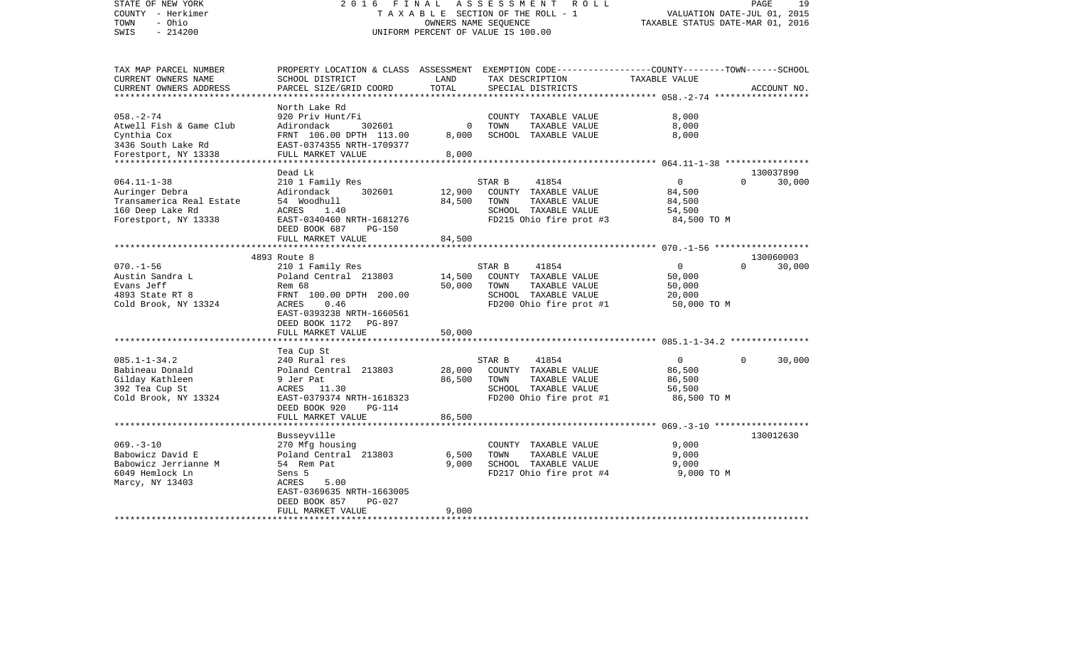STATE OF NEW YORK
COUNTY - Herkimer
TOWN - Ohio
SWIS - 214200

2016 FINAL ASSESSMENT ROLL
TAXABLE SECTION OF THE ROLL - 1
OWNERS NAME SEQUENCE
UNIFORM PERCENT OF VALUE IS 100.00

VALUATION DATE-JUL 01, 2015
TAXABLE STATUS DATE-MAR 01, 2016

| TAX MAP PARCEL NUMBER / CURRENT OWNERS NAME / CURRENT OWNERS ADDRESS | PROPERTY LOCATION & CLASS / SCHOOL DISTRICT / PARCEL SIZE/GRID COORD | ASSESSMENT LAND | TOTAL | EXEMPTION CODE / TAX DESCRIPTION / SPECIAL DISTRICTS | COUNTY--------TOWN------SCHOOL TAXABLE VALUE | ACCOUNT NO. |
|---|---|---|---|---|---|---|
| **058.-2-74** | North Lake Rd | | | | | |
| 058.-2-74 | 920 Priv Hunt/Fi | | | COUNTY TAXABLE VALUE | 8,000 | |
| Atwell Fish & Game Club | Adirondack 302601 | 0 | | TOWN TAXABLE VALUE | 8,000 | |
| Cynthia Cox | FRNT 106.00 DPTH 113.00 | | 8,000 | SCHOOL TAXABLE VALUE | 8,000 | |
| 3436 South Lake Rd | EAST-0374355 NRTH-1709377 | | | | | |
| Forestport, NY 13338 | FULL MARKET VALUE | | 8,000 | | | |
| **064.11-1-38** | Dead Lk | | | | | 130037890 |
| 064.11-1-38 | 210 1 Family Res | | | STAR B 41854 | 0 0 30,000 | |
| Auringer Debra | Adirondack 302601 | 12,900 | | COUNTY TAXABLE VALUE | 84,500 | |
| Transamerica Real Estate | 54 Woodhull | | 84,500 | TOWN TAXABLE VALUE | 84,500 | |
| 160 Deep Lake Rd | ACRES 1.40 | | | SCHOOL TAXABLE VALUE | 54,500 | |
| Forestport, NY 13338 | EAST-0340460 NRTH-1681276 | | | FD215 Ohio fire prot #3 | 84,500 TO M | |
| | DEED BOOK 687 PG-150 | | | | | |
| | FULL MARKET VALUE | | 84,500 | | | |
| **070.-1-56** | 4893 Route 8 | | | | | 130060003 |
| 070.-1-56 | 210 1 Family Res | | | STAR B 41854 | 0 0 30,000 | |
| Austin Sandra L | Poland Central 213803 | 14,500 | | COUNTY TAXABLE VALUE | 50,000 | |
| Evans Jeff | Rem 68 | | 50,000 | TOWN TAXABLE VALUE | 50,000 | |
| 4893 State RT 8 | FRNT 100.00 DPTH 200.00 | | | SCHOOL TAXABLE VALUE | 20,000 | |
| Cold Brook, NY 13324 | ACRES 0.46 | | | FD200 Ohio fire prot #1 | 50,000 TO M | |
| | EAST-0393238 NRTH-1660561 | | | | | |
| | DEED BOOK 1172 PG-897 | | | | | |
| | FULL MARKET VALUE | | 50,000 | | | |
| **085.1-1-34.2** | Tea Cup St | | | | | |
| 085.1-1-34.2 | 240 Rural res | | | STAR B 41854 | 0 0 30,000 | |
| Babineau Donald | Poland Central 213803 | 28,000 | | COUNTY TAXABLE VALUE | 86,500 | |
| Gilday Kathleen | 9 Jer Pat | | 86,500 | TOWN TAXABLE VALUE | 86,500 | |
| 392 Tea Cup St | ACRES 11.30 | | | SCHOOL TAXABLE VALUE | 56,500 | |
| Cold Brook, NY 13324 | EAST-0379374 NRTH-1618323 | | | FD200 Ohio fire prot #1 | 86,500 TO M | |
| | DEED BOOK 920 PG-114 | | | | | |
| | FULL MARKET VALUE | | 86,500 | | | |
| **069.-3-10** | Busseyville | | | | | 130012630 |
| 069.-3-10 | 270 Mfg housing | | | COUNTY TAXABLE VALUE | 9,000 | |
| Babowicz David E | Poland Central 213803 | 6,500 | | TOWN TAXABLE VALUE | 9,000 | |
| Babowicz Jerrianne M | 54 Rem Pat | | 9,000 | SCHOOL TAXABLE VALUE | 9,000 | |
| 6049 Hemlock Ln | Sens 5 | | | FD217 Ohio fire prot #4 | 9,000 TO M | |
| Marcy, NY 13403 | ACRES 5.00 | | | | | |
| | EAST-0369635 NRTH-1663005 | | | | | |
| | DEED BOOK 857 PG-027 | | | | | |
| | FULL MARKET VALUE | | 9,000 | | | |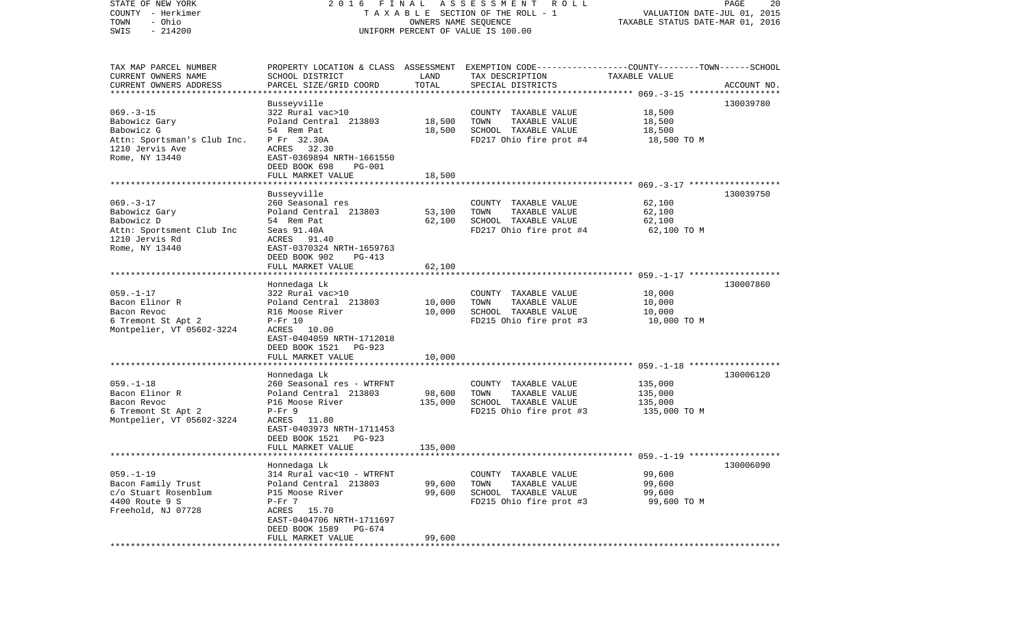STATE OF NEW YORK 2016 FINAL ASSESSMENT ROLL
COUNTY - Herkimer TAXABLE SECTION OF THE ROLL - 1 VALUATION DATE-JUL 01, 2015
TOWN - Ohio OWNERS NAME SEQUENCE TAXABLE STATUS DATE-MAR 01, 2016
SWIS - 214200 UNIFORM PERCENT OF VALUE IS 100.00

| TAX MAP PARCEL NUMBER / CURRENT OWNERS NAME / CURRENT OWNERS ADDRESS | PROPERTY LOCATION & CLASS / SCHOOL DISTRICT / PARCEL SIZE/GRID COORD | ASSESSMENT LAND | TOTAL | EXEMPTION CODE / TAX DESCRIPTION / SPECIAL DISTRICTS | TAXABLE VALUE (COUNTY / TOWN / SCHOOL) | ACCOUNT NO. |
|---|---|---|---|---|---|---|
| 069.-3-15 | Busseyville | | | | | 130039780 |
| Babowicz Gary | 322 Rural vac>10 | | | COUNTY TAXABLE VALUE | 18,500 | |
| Babowicz G | Poland Central 213803 | 18,500 | | TOWN TAXABLE VALUE | 18,500 | |
| Attn: Sportsman's Club Inc. | 54 Rem Pat | | 18,500 | SCHOOL TAXABLE VALUE | 18,500 | |
| 1210 Jervis Ave | P Fr 32.30A | | | FD217 Ohio fire prot #4 | 18,500 TO M | |
| Rome, NY 13440 | ACRES 32.30 | | | | | |
| | EAST-0369894 NRTH-1661550 | | | | | |
| | DEED BOOK 698 PG-001 | | | | | |
| | FULL MARKET VALUE | | 18,500 | | | |
| 069.-3-17 | Busseyville | | | | | 130039750 |
| Babowicz Gary | 260 Seasonal res | | | COUNTY TAXABLE VALUE | 62,100 | |
| Babowicz D | Poland Central 213803 | 53,100 | | TOWN TAXABLE VALUE | 62,100 | |
| Attn: Sportsment Club Inc | 54 Rem Pat | | 62,100 | SCHOOL TAXABLE VALUE | 62,100 | |
| 1210 Jervis Rd | Seas 91.40A | | | FD217 Ohio fire prot #4 | 62,100 TO M | |
| Rome, NY 13440 | ACRES 91.40 | | | | | |
| | EAST-0370324 NRTH-1659763 | | | | | |
| | DEED BOOK 902 PG-413 | | | | | |
| | FULL MARKET VALUE | | 62,100 | | | |
| 059.-1-17 | Honnedaga Lk | | | | | 130007860 |
| Bacon Elinor R | 322 Rural vac>10 | | | COUNTY TAXABLE VALUE | 10,000 | |
| Bacon Revoc | Poland Central 213803 | 10,000 | | TOWN TAXABLE VALUE | 10,000 | |
| 6 Tremont St Apt 2 | R16 Moose River | | 10,000 | SCHOOL TAXABLE VALUE | 10,000 | |
| Montpelier, VT 05602-3224 | P-Fr 10 | | | FD215 Ohio fire prot #3 | 10,000 TO M | |
| | ACRES 10.00 | | | | | |
| | EAST-0404059 NRTH-1712018 | | | | | |
| | DEED BOOK 1521 PG-923 | | | | | |
| | FULL MARKET VALUE | | 10,000 | | | |
| 059.-1-18 | Honnedaga Lk | | | | | 130006120 |
| Bacon Elinor R | 260 Seasonal res - WTRFNT | | | COUNTY TAXABLE VALUE | 135,000 | |
| Bacon Revoc | Poland Central 213803 | 98,600 | | TOWN TAXABLE VALUE | 135,000 | |
| 6 Tremont St Apt 2 | P16 Moose River | | 135,000 | SCHOOL TAXABLE VALUE | 135,000 | |
| Montpelier, VT 05602-3224 | P-Fr 9 | | | FD215 Ohio fire prot #3 | 135,000 TO M | |
| | ACRES 11.80 | | | | | |
| | EAST-0403973 NRTH-1711453 | | | | | |
| | DEED BOOK 1521 PG-923 | | | | | |
| | FULL MARKET VALUE | | 135,000 | | | |
| 059.-1-19 | Honnedaga Lk | | | | | 130006090 |
| Bacon Family Trust | 314 Rural vac<10 - WTRFNT | | | COUNTY TAXABLE VALUE | 99,600 | |
| c/o Stuart Rosenblum | Poland Central 213803 | 99,600 | | TOWN TAXABLE VALUE | 99,600 | |
| 4400 Route 9 S | P15 Moose River | | 99,600 | SCHOOL TAXABLE VALUE | 99,600 | |
| Freehold, NJ 07728 | P-Fr 7 | | | FD215 Ohio fire prot #3 | 99,600 TO M | |
| | ACRES 15.70 | | | | | |
| | EAST-0404706 NRTH-1711697 | | | | | |
| | DEED BOOK 1589 PG-674 | | | | | |
| | FULL MARKET VALUE | | 99,600 | | | |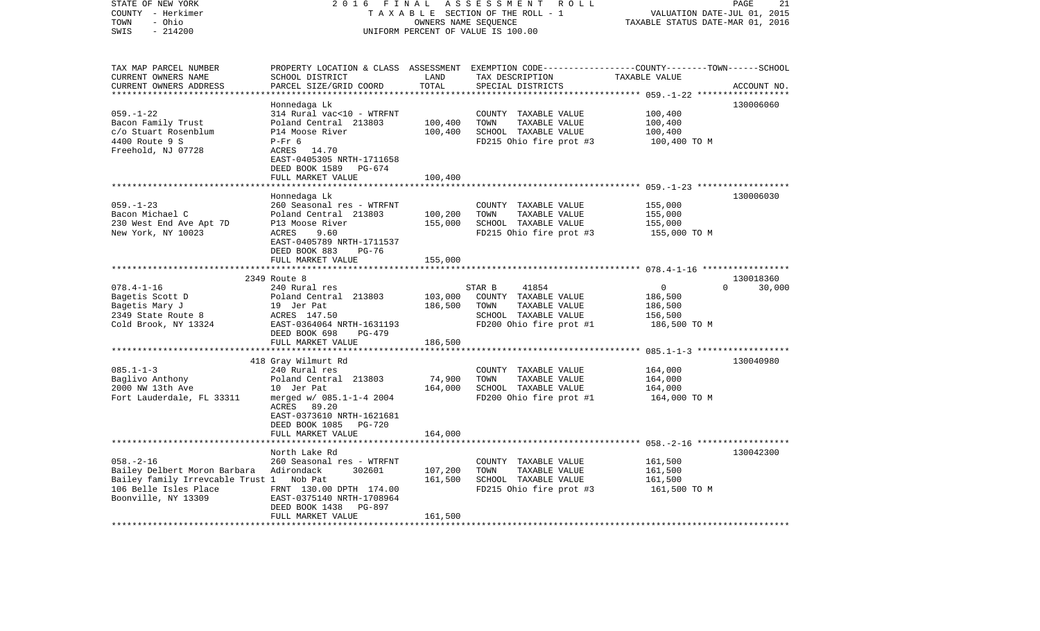| TAX MAP PARCEL NUMBER<br>CURRENT OWNERS NAME<br>CURRENT OWNERS ADDRESS | PROPERTY LOCATION & CLASS<br>SCHOOL DISTRICT<br>PARCEL SIZE/GRID COORD | ASSESSMENT<br>LAND<br>TOTAL | EXEMPTION CODE-----COUNTY--------TOWN------SCHOOL<br>TAX DESCRIPTION<br>SPECIAL DISTRICTS | TAXABLE VALUE | ACCOUNT NO. |
|---|---|---|---|---|---|
| | Honnedaga Lk | | | | 130006060 |
| 059.-1-22 | 314 Rural vac<10 - WTRFNT | | COUNTY TAXABLE VALUE | 100,400 | |
| Bacon Family Trust | Poland Central 213803 | 100,400 | TOWN TAXABLE VALUE | 100,400 | |
| c/o Stuart Rosenblum | P14 Moose River | 100,400 | SCHOOL TAXABLE VALUE | 100,400 | |
| 4400 Route 9 S | P-Fr 6 | | FD215 Ohio fire prot #3 | 100,400 TO M | |
| Freehold, NJ 07728 | ACRES 14.70 | | | | |
| | EAST-0405305 NRTH-1711658 | | | | |
| | DEED BOOK 1589 PG-674 | | | | |
| | FULL MARKET VALUE | 100,400 | | | |
| | Honnedaga Lk | | | | 130006030 |
| 059.-1-23 | 260 Seasonal res - WTRFNT | | COUNTY TAXABLE VALUE | 155,000 | |
| Bacon Michael C | Poland Central 213803 | 100,200 | TOWN TAXABLE VALUE | 155,000 | |
| 230 West End Ave Apt 7D | P13 Moose River | 155,000 | SCHOOL TAXABLE VALUE | 155,000 | |
| New York, NY 10023 | ACRES 9.60 | | FD215 Ohio fire prot #3 | 155,000 TO M | |
| | EAST-0405789 NRTH-1711537 | | | | |
| | DEED BOOK 883 PG-76 | | | | |
| | FULL MARKET VALUE | 155,000 | | | |
| | 2349 Route 8 | | | | 130018360 |
| 078.4-1-16 | 240 Rural res | | STAR B 41854 | 0 0 | 30,000 |
| Bagetis Scott D | Poland Central 213803 | 103,000 | COUNTY TAXABLE VALUE | 186,500 | |
| Bagetis Mary J | 19 Jer Pat | 186,500 | TOWN TAXABLE VALUE | 186,500 | |
| 2349 State Route 8 | ACRES 147.50 | | SCHOOL TAXABLE VALUE | 156,500 | |
| Cold Brook, NY 13324 | EAST-0364064 NRTH-1631193 | | FD200 Ohio fire prot #1 | 186,500 TO M | |
| | DEED BOOK 698 PG-479 | | | | |
| | FULL MARKET VALUE | 186,500 | | | |
| | 418 Gray Wilmurt Rd | | | | 130040980 |
| 085.1-1-3 | 240 Rural res | | COUNTY TAXABLE VALUE | 164,000 | |
| Baglivo Anthony | Poland Central 213803 | 74,900 | TOWN TAXABLE VALUE | 164,000 | |
| 2000 NW 13th Ave | 10 Jer Pat | 164,000 | SCHOOL TAXABLE VALUE | 164,000 | |
| Fort Lauderdale, FL 33311 | merged w/ 085.1-1-4 2004 | | FD200 Ohio fire prot #1 | 164,000 TO M | |
| | ACRES 89.20 | | | | |
| | EAST-0373610 NRTH-1621681 | | | | |
| | DEED BOOK 1085 PG-720 | | | | |
| | FULL MARKET VALUE | 164,000 | | | |
| | North Lake Rd | | | | 130042300 |
| 058.-2-16 | 260 Seasonal res - WTRFNT | | COUNTY TAXABLE VALUE | 161,500 | |
| Bailey Delbert Moron Barbara | Adirondack 302601 | 107,200 | TOWN TAXABLE VALUE | 161,500 | |
| Bailey family Irrevcable Trust 1 | Nob Pat | 161,500 | SCHOOL TAXABLE VALUE | 161,500 | |
| 106 Belle Isles Place | FRNT 130.00 DPTH 174.00 | | FD215 Ohio fire prot #3 | 161,500 TO M | |
| Boonville, NY 13309 | EAST-0375140 NRTH-1708964 | | | | |
| | DEED BOOK 1438 PG-897 | | | | |
| | FULL MARKET VALUE | 161,500 | | | |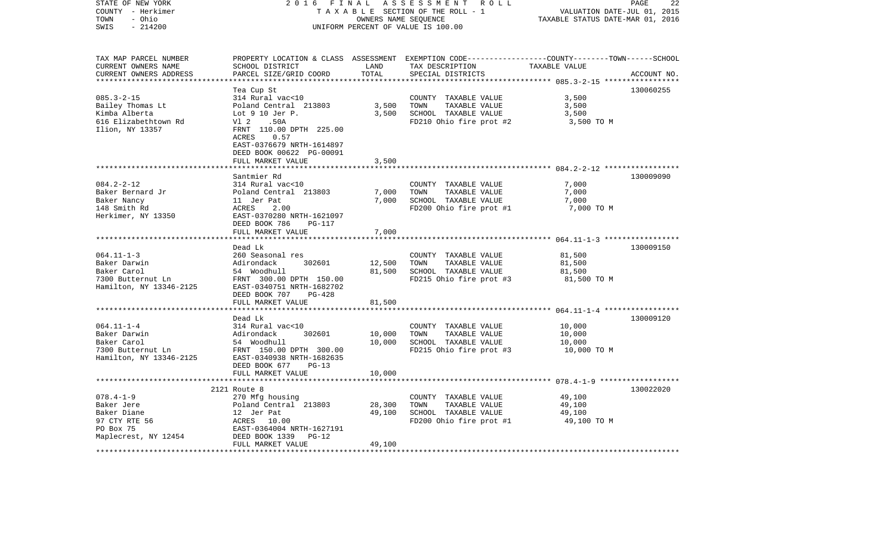STATE OF NEW YORK
COUNTY - Herkimer
TOWN - Ohio
SWIS - 214200

2016 FINAL ASSESSMENT ROLL
TAXABLE SECTION OF THE ROLL - 1
OWNERS NAME SEQUENCE
UNIFORM PERCENT OF VALUE IS 100.00

VALUATION DATE-JUL 01, 2015
TAXABLE STATUS DATE-MAR 01, 2016

| TAX MAP PARCEL NUMBER / CURRENT OWNERS NAME / CURRENT OWNERS ADDRESS | PROPERTY LOCATION & CLASS / SCHOOL DISTRICT / PARCEL SIZE/GRID COORD | ASSESSMENT LAND | TOTAL | EXEMPTION CODE / TAX DESCRIPTION / SPECIAL DISTRICTS | COUNTY--------TOWN------SCHOOL TAXABLE VALUE | ACCOUNT NO. |
|---|---|---|---|---|---|---|
| 085.3-2-15 | Tea Cup St | | | | | 130060255 |
| 085.3-2-15 | 314 Rural vac<10 | | | COUNTY TAXABLE VALUE | 3,500 | |
| Bailey Thomas Lt | Poland Central 213803 | 3,500 | | TOWN TAXABLE VALUE | 3,500 | |
| Kimba Alberta | Lot 9 10 Jer P. | | 3,500 | SCHOOL TAXABLE VALUE | 3,500 | |
| 616 Elizabethtown Rd | Vl 2 .50A | | | FD210 Ohio fire prot #2 | 3,500 TO M | |
| Ilion, NY 13357 | FRNT 110.00 DPTH 225.00 | | | | | |
| | ACRES 0.57 | | | | | |
| | EAST-0376679 NRTH-1614897 | | | | | |
| | DEED BOOK 00622 PG-00091 | | | | | |
| | FULL MARKET VALUE | | 3,500 | | | |
| 084.2-2-12 | Santmier Rd | | | | | 130009090 |
| 084.2-2-12 | 314 Rural vac<10 | | | COUNTY TAXABLE VALUE | 7,000 | |
| Baker Bernard Jr | Poland Central 213803 | 7,000 | | TOWN TAXABLE VALUE | 7,000 | |
| Baker Nancy | 11 Jer Pat | | 7,000 | SCHOOL TAXABLE VALUE | 7,000 | |
| 148 Smith Rd | ACRES 2.00 | | | FD200 Ohio fire prot #1 | 7,000 TO M | |
| Herkimer, NY 13350 | EAST-0370280 NRTH-1621097 | | | | | |
| | DEED BOOK 786 PG-117 | | | | | |
| | FULL MARKET VALUE | | 7,000 | | | |
| 064.11-1-3 | Dead Lk | | | | | 130009150 |
| 064.11-1-3 | 260 Seasonal res | | | COUNTY TAXABLE VALUE | 81,500 | |
| Baker Darwin | Adirondack 302601 | 12,500 | | TOWN TAXABLE VALUE | 81,500 | |
| Baker Carol | 54 Woodhull | | 81,500 | SCHOOL TAXABLE VALUE | 81,500 | |
| 7300 Butternut Ln | FRNT 300.00 DPTH 150.00 | | | FD215 Ohio fire prot #3 | 81,500 TO M | |
| Hamilton, NY 13346-2125 | EAST-0340751 NRTH-1682702 | | | | | |
| | DEED BOOK 707 PG-428 | | | | | |
| | FULL MARKET VALUE | | 81,500 | | | |
| 064.11-1-4 | Dead Lk | | | | | 130009120 |
| 064.11-1-4 | 314 Rural vac<10 | | | COUNTY TAXABLE VALUE | 10,000 | |
| Baker Darwin | Adirondack 302601 | 10,000 | | TOWN TAXABLE VALUE | 10,000 | |
| Baker Carol | 54 Woodhull | | 10,000 | SCHOOL TAXABLE VALUE | 10,000 | |
| 7300 Butternut Ln | FRNT 150.00 DPTH 300.00 | | | FD215 Ohio fire prot #3 | 10,000 TO M | |
| Hamilton, NY 13346-2125 | EAST-0340938 NRTH-1682635 | | | | | |
| | DEED BOOK 677 PG-13 | | | | | |
| | FULL MARKET VALUE | | 10,000 | | | |
| 078.4-1-9 | 2121 Route 8 | | | | | 130022020 |
| 078.4-1-9 | 270 Mfg housing | | | COUNTY TAXABLE VALUE | 49,100 | |
| Baker Jere | Poland Central 213803 | 28,300 | | TOWN TAXABLE VALUE | 49,100 | |
| Baker Diane | 12 Jer Pat | | 49,100 | SCHOOL TAXABLE VALUE | 49,100 | |
| 97 CTY RTE 56 | ACRES 10.00 | | | FD200 Ohio fire prot #1 | 49,100 TO M | |
| PO Box 75 | EAST-0364004 NRTH-1627191 | | | | | |
| Maplecrest, NY 12454 | DEED BOOK 1339 PG-12 | | | | | |
| | FULL MARKET VALUE | | 49,100 | | | |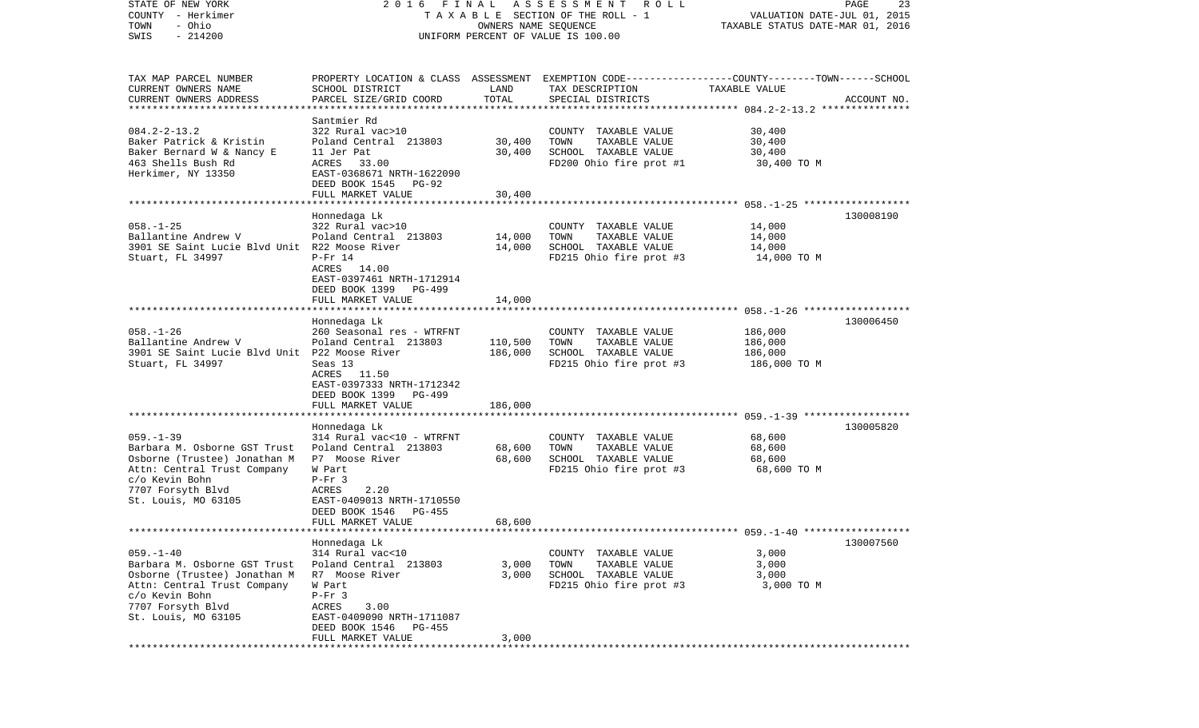STATE OF NEW YORK — 2016 FINAL ASSESSMENT ROLL
COUNTY - Herkimer — TAXABLE SECTION OF THE ROLL - 1 — VALUATION DATE-JUL 01, 2015
TOWN - Ohio — OWNERS NAME SEQUENCE — TAXABLE STATUS DATE-MAR 01, 2016
SWIS - 214200 — UNIFORM PERCENT OF VALUE IS 100.00

| TAX MAP PARCEL NUMBER / CURRENT OWNERS NAME / CURRENT OWNERS ADDRESS | PROPERTY LOCATION & CLASS / SCHOOL DISTRICT / PARCEL SIZE/GRID COORD | ASSESSMENT LAND / TOTAL | EXEMPTION CODE / TAX DESCRIPTION / SPECIAL DISTRICTS | COUNTY--------TOWN------SCHOOL TAXABLE VALUE | ACCOUNT NO. |
|---|---|---|---|---|---|
| 084.2-2-13.2 | Santmier Rd | | | | |
| 084.2-2-13.2 | 322 Rural vac>10 | | COUNTY TAXABLE VALUE | 30,400 | |
| Baker Patrick & Kristin | Poland Central 213803 | 30,400 | TOWN TAXABLE VALUE | 30,400 | |
| Baker Bernard W & Nancy E | 11 Jer Pat | 30,400 | SCHOOL TAXABLE VALUE | 30,400 | |
| 463 Shells Bush Rd | ACRES 33.00 | | FD200 Ohio fire prot #1 | 30,400 TO M | |
| Herkimer, NY 13350 | EAST-0368671 NRTH-1622090 | | | | |
| | DEED BOOK 1545 PG-92 | | | | |
| | FULL MARKET VALUE | 30,400 | | | |
| 058.-1-25 | Honnedaga Lk | | | | 130008190 |
| 058.-1-25 | 322 Rural vac>10 | | COUNTY TAXABLE VALUE | 14,000 | |
| Ballantine Andrew V | Poland Central 213803 | 14,000 | TOWN TAXABLE VALUE | 14,000 | |
| 3901 SE Saint Lucie Blvd Unit | R22 Moose River | 14,000 | SCHOOL TAXABLE VALUE | 14,000 | |
| Stuart, FL 34997 | P-Fr 14 | | FD215 Ohio fire prot #3 | 14,000 TO M | |
| | ACRES 14.00 | | | | |
| | EAST-0397461 NRTH-1712914 | | | | |
| | DEED BOOK 1399 PG-499 | | | | |
| | FULL MARKET VALUE | 14,000 | | | |
| 058.-1-26 | Honnedaga Lk | | | | 130006450 |
| 058.-1-26 | 260 Seasonal res - WTRFNT | | COUNTY TAXABLE VALUE | 186,000 | |
| Ballantine Andrew V | Poland Central 213803 | 110,500 | TOWN TAXABLE VALUE | 186,000 | |
| 3901 SE Saint Lucie Blvd Unit | P22 Moose River | 186,000 | SCHOOL TAXABLE VALUE | 186,000 | |
| Stuart, FL 34997 | Seas 13 | | FD215 Ohio fire prot #3 | 186,000 TO M | |
| | ACRES 11.50 | | | | |
| | EAST-0397333 NRTH-1712342 | | | | |
| | DEED BOOK 1399 PG-499 | | | | |
| | FULL MARKET VALUE | 186,000 | | | |
| 059.-1-39 | Honnedaga Lk | | | | 130005820 |
| 059.-1-39 | 314 Rural vac<10 - WTRFNT | | COUNTY TAXABLE VALUE | 68,600 | |
| Barbara M. Osborne GST Trust | Poland Central 213803 | 68,600 | TOWN TAXABLE VALUE | 68,600 | |
| Osborne (Trustee) Jonathan M | P7 Moose River | 68,600 | SCHOOL TAXABLE VALUE | 68,600 | |
| Attn: Central Trust Company | W Part | | FD215 Ohio fire prot #3 | 68,600 TO M | |
| c/o Kevin Bohn | P-Fr 3 | | | | |
| 7707 Forsyth Blvd | ACRES 2.20 | | | | |
| St. Louis, MO 63105 | EAST-0409013 NRTH-1710550 | | | | |
| | DEED BOOK 1546 PG-455 | | | | |
| | FULL MARKET VALUE | 68,600 | | | |
| 059.-1-40 | Honnedaga Lk | | | | 130007560 |
| 059.-1-40 | 314 Rural vac<10 | | COUNTY TAXABLE VALUE | 3,000 | |
| Barbara M. Osborne GST Trust | Poland Central 213803 | 3,000 | TOWN TAXABLE VALUE | 3,000 | |
| Osborne (Trustee) Jonathan M | R7 Moose River | 3,000 | SCHOOL TAXABLE VALUE | 3,000 | |
| Attn: Central Trust Company | W Part | | FD215 Ohio fire prot #3 | 3,000 TO M | |
| c/o Kevin Bohn | P-Fr 3 | | | | |
| 7707 Forsyth Blvd | ACRES 3.00 | | | | |
| St. Louis, MO 63105 | EAST-0409090 NRTH-1711087 | | | | |
| | DEED BOOK 1546 PG-455 | | | | |
| | FULL MARKET VALUE | 3,000 | | | |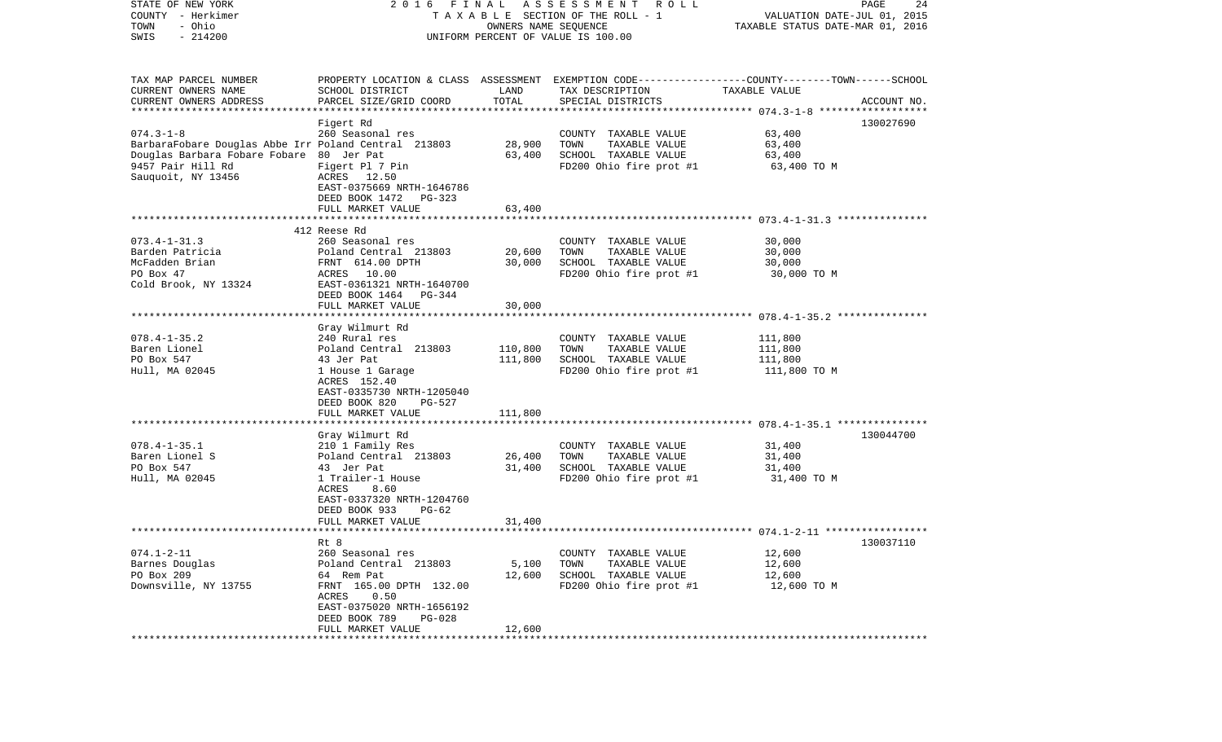STATE OF NEW YORK | 2016 FINAL ASSESSMENT ROLL
COUNTY - Herkimer | TAXABLE SECTION OF THE ROLL - 1 | VALUATION DATE-JUL 01, 2015
TOWN - Ohio | OWNERS NAME SEQUENCE | TAXABLE STATUS DATE-MAR 01, 2016
SWIS - 214200 | UNIFORM PERCENT OF VALUE IS 100.00

| TAX MAP PARCEL NUMBER / CURRENT OWNERS NAME / CURRENT OWNERS ADDRESS | PROPERTY LOCATION & CLASS / SCHOOL DISTRICT / PARCEL SIZE/GRID COORD | ASSESSMENT LAND / TOTAL | EXEMPTION CODE / TAX DESCRIPTION / SPECIAL DISTRICTS | COUNTY--------TOWN------SCHOOL TAXABLE VALUE | ACCOUNT NO. |
|---|---|---|---|---|---|
| 074.3-1-8 | Figert Rd | | | | 130027690 |
| 074.3-1-8 | 260 Seasonal res | | COUNTY TAXABLE VALUE | 63,400 | |
| BarbaraFobare Douglas Abbe Irr | Poland Central 213803 | 28,900 | TOWN TAXABLE VALUE | 63,400 | |
| Douglas Barbara Fobare Fobare | 80 Jer Pat | 63,400 | SCHOOL TAXABLE VALUE | 63,400 | |
| 9457 Pair Hill Rd | Figert Pl 7 Pin | | FD200 Ohio fire prot #1 | 63,400 TO M | |
| Sauquoit, NY 13456 | ACRES 12.50 | | | | |
| | EAST-0375669 NRTH-1646786 | | | | |
| | DEED BOOK 1472 PG-323 | | | | |
| | FULL MARKET VALUE | 63,400 | | | |
| 073.4-1-31.3 | 412 Reese Rd | | | | |
| 073.4-1-31.3 | 260 Seasonal res | | COUNTY TAXABLE VALUE | 30,000 | |
| Barden Patricia | Poland Central 213803 | 20,600 | TOWN TAXABLE VALUE | 30,000 | |
| McFadden Brian | FRNT 614.00 DPTH | 30,000 | SCHOOL TAXABLE VALUE | 30,000 | |
| PO Box 47 | ACRES 10.00 | | FD200 Ohio fire prot #1 | 30,000 TO M | |
| Cold Brook, NY 13324 | EAST-0361321 NRTH-1640700 | | | | |
| | DEED BOOK 1464 PG-344 | | | | |
| | FULL MARKET VALUE | 30,000 | | | |
| 078.4-1-35.2 | Gray Wilmurt Rd | | | | |
| 078.4-1-35.2 | 240 Rural res | | COUNTY TAXABLE VALUE | 111,800 | |
| Baren Lionel | Poland Central 213803 | 110,800 | TOWN TAXABLE VALUE | 111,800 | |
| PO Box 547 | 43 Jer Pat | 111,800 | SCHOOL TAXABLE VALUE | 111,800 | |
| Hull, MA 02045 | 1 House 1 Garage | | FD200 Ohio fire prot #1 | 111,800 TO M | |
| | ACRES 152.40 | | | | |
| | EAST-0335730 NRTH-1205040 | | | | |
| | DEED BOOK 820 PG-527 | | | | |
| | FULL MARKET VALUE | 111,800 | | | |
| 078.4-1-35.1 | Gray Wilmurt Rd | | | | 130044700 |
| 078.4-1-35.1 | 210 1 Family Res | | COUNTY TAXABLE VALUE | 31,400 | |
| Baren Lionel S | Poland Central 213803 | 26,400 | TOWN TAXABLE VALUE | 31,400 | |
| PO Box 547 | 43 Jer Pat | 31,400 | SCHOOL TAXABLE VALUE | 31,400 | |
| Hull, MA 02045 | 1 Trailer-1 House | | FD200 Ohio fire prot #1 | 31,400 TO M | |
| | ACRES 8.60 | | | | |
| | EAST-0337320 NRTH-1204760 | | | | |
| | DEED BOOK 933 PG-62 | | | | |
| | FULL MARKET VALUE | 31,400 | | | |
| 074.1-2-11 | Rt 8 | | | | 130037110 |
| 074.1-2-11 | 260 Seasonal res | | COUNTY TAXABLE VALUE | 12,600 | |
| Barnes Douglas | Poland Central 213803 | 5,100 | TOWN TAXABLE VALUE | 12,600 | |
| PO Box 209 | 64 Rem Pat | 12,600 | SCHOOL TAXABLE VALUE | 12,600 | |
| Downsville, NY 13755 | FRNT 165.00 DPTH 132.00 | | FD200 Ohio fire prot #1 | 12,600 TO M | |
| | ACRES 0.50 | | | | |
| | EAST-0375020 NRTH-1656192 | | | | |
| | DEED BOOK 789 PG-028 | | | | |
| | FULL MARKET VALUE | 12,600 | | | |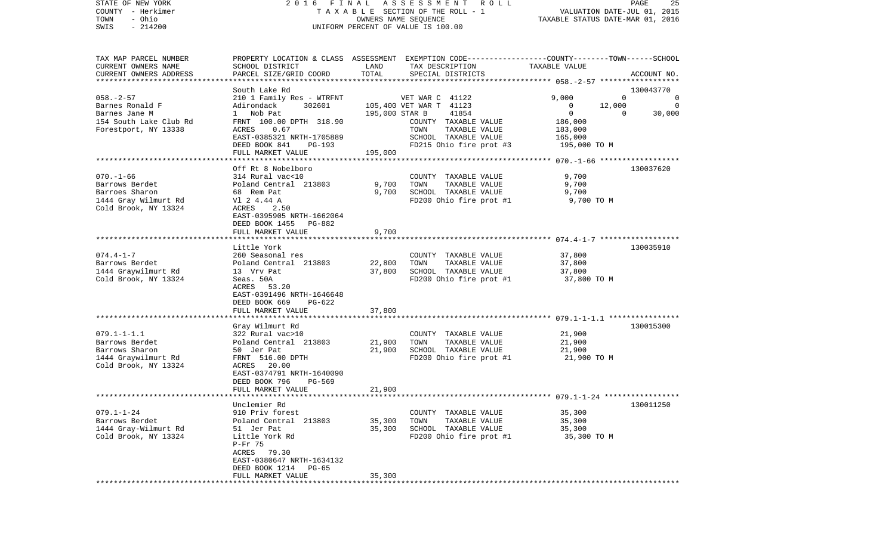STATE OF NEW YORK　　　　2016 FINAL ASSESSMENT ROLL
COUNTY - Herkimer　　　　TAXABLE SECTION OF THE ROLL - 1　　　　VALUATION DATE-JUL 01, 2015
TOWN - Ohio　　　　OWNERS NAME SEQUENCE　　　　TAXABLE STATUS DATE-MAR 01, 2016
SWIS - 214200　　　　UNIFORM PERCENT OF VALUE IS 100.00

| TAX MAP PARCEL NUMBER<br>CURRENT OWNERS NAME<br>CURRENT OWNERS ADDRESS | PROPERTY LOCATION & CLASS<br>SCHOOL DISTRICT<br>PARCEL SIZE/GRID COORD | ASSESSMENT<br>LAND<br>TOTAL | EXEMPTION CODE<br>TAX DESCRIPTION<br>SPECIAL DISTRICTS | COUNTY | TOWN | SCHOOL<br>TAXABLE VALUE<br>ACCOUNT NO. |
|---|---|---|---|---|---|---|
| **058.-2-57** | South Lake Rd | | | | | 130043770 |
| 058.-2-57 | 210 1 Family Res - WTRFNT | | VET WAR C 41122 | 9,000 | 0 | 0 |
| Barnes Ronald F | Adirondack 302601 | 105,400 | VET WAR T 41123 | 0 | 12,000 | 0 |
| Barnes Jane M | 1 Nob Pat | 195,000 | STAR B 41854 | 0 | 0 | 30,000 |
| 154 South Lake Club Rd | FRNT 100.00 DPTH 318.90 | | COUNTY TAXABLE VALUE | 186,000 | | |
| Forestport, NY 13338 | ACRES 0.67 | | TOWN TAXABLE VALUE | | 183,000 | |
| | EAST-0385321 NRTH-1705889 | | SCHOOL TAXABLE VALUE | | | 165,000 |
| | DEED BOOK 841 PG-193 | | FD215 Ohio fire prot #3 | 195,000 TO M | | |
| | FULL MARKET VALUE | 195,000 | | | | |
| **070.-1-66** | Off Rt 8 Nobelboro | | | | | 130037620 |
| 070.-1-66 | 314 Rural vac<10 | | COUNTY TAXABLE VALUE | 9,700 | | |
| Barrows Berdet | Poland Central 213803 | 9,700 | TOWN TAXABLE VALUE | | 9,700 | |
| Barroes Sharon | 68 Rem Pat | 9,700 | SCHOOL TAXABLE VALUE | | | 9,700 |
| 1444 Gray Wilmurt Rd | Vl 2 4.44 A | | FD200 Ohio fire prot #1 | 9,700 TO M | | |
| Cold Brook, NY 13324 | ACRES 2.50 | | | | | |
| | EAST-0395905 NRTH-1662064 | | | | | |
| | DEED BOOK 1455 PG-882 | | | | | |
| | FULL MARKET VALUE | 9,700 | | | | |
| **074.4-1-7** | Little York | | | | | 130035910 |
| 074.4-1-7 | 260 Seasonal res | | COUNTY TAXABLE VALUE | 37,800 | | |
| Barrows Berdet | Poland Central 213803 | 22,800 | TOWN TAXABLE VALUE | | 37,800 | |
| 1444 Graywilmurt Rd | 13 Vrv Pat | 37,800 | SCHOOL TAXABLE VALUE | | | 37,800 |
| Cold Brook, NY 13324 | Seas. 50A | | FD200 Ohio fire prot #1 | 37,800 TO M | | |
| | ACRES 53.20 | | | | | |
| | EAST-0391496 NRTH-1646648 | | | | | |
| | DEED BOOK 669 PG-622 | | | | | |
| | FULL MARKET VALUE | 37,800 | | | | |
| **079.1-1-1.1** | Gray Wilmurt Rd | | | | | 130015300 |
| 079.1-1-1.1 | 322 Rural vac>10 | | COUNTY TAXABLE VALUE | 21,900 | | |
| Barrows Berdet | Poland Central 213803 | 21,900 | TOWN TAXABLE VALUE | | 21,900 | |
| Barrows Sharon | 50 Jer Pat | 21,900 | SCHOOL TAXABLE VALUE | | | 21,900 |
| 1444 Graywilmurt Rd | FRNT 516.00 DPTH | | FD200 Ohio fire prot #1 | 21,900 TO M | | |
| Cold Brook, NY 13324 | ACRES 20.00 | | | | | |
| | EAST-0374791 NRTH-1640090 | | | | | |
| | DEED BOOK 796 PG-569 | | | | | |
| | FULL MARKET VALUE | 21,900 | | | | |
| **079.1-1-24** | Unclemier Rd | | | | | 130011250 |
| 079.1-1-24 | 910 Priv forest | | COUNTY TAXABLE VALUE | 35,300 | | |
| Barrows Berdet | Poland Central 213803 | 35,300 | TOWN TAXABLE VALUE | | 35,300 | |
| 1444 Gray-Wilmurt Rd | 51 Jer Pat | 35,300 | SCHOOL TAXABLE VALUE | | | 35,300 |
| Cold Brook, NY 13324 | Little York Rd | | FD200 Ohio fire prot #1 | 35,300 TO M | | |
| | P-Fr 75 | | | | | |
| | ACRES 79.30 | | | | | |
| | EAST-0380647 NRTH-1634132 | | | | | |
| | DEED BOOK 1214 PG-65 | | | | | |
| | FULL MARKET VALUE | 35,300 | | | | |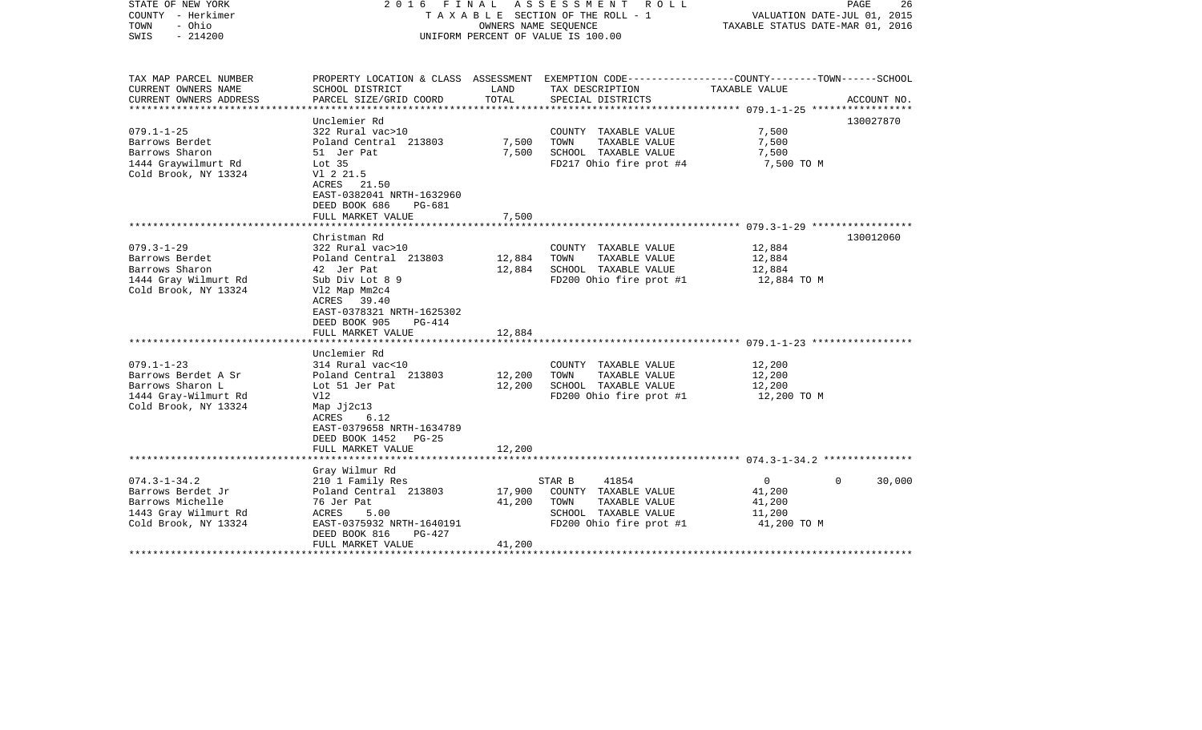STATE OF NEW YORK — 2016 FINAL ASSESSMENT ROLL
COUNTY - Herkimer — TAXABLE SECTION OF THE ROLL - 1 — VALUATION DATE-JUL 01, 2015
TOWN - Ohio — OWNERS NAME SEQUENCE — TAXABLE STATUS DATE-MAR 01, 2016
SWIS - 214200 — UNIFORM PERCENT OF VALUE IS 100.00

| TAX MAP PARCEL NUMBER / CURRENT OWNERS NAME / CURRENT OWNERS ADDRESS | PROPERTY LOCATION & CLASS / SCHOOL DISTRICT / PARCEL SIZE/GRID COORD | ASSESSMENT LAND / TOTAL | EXEMPTION CODE / TAX DESCRIPTION / SPECIAL DISTRICTS | COUNTY / TOWN / SCHOOL TAXABLE VALUE | ACCOUNT NO. |
|---|---|---|---|---|---|
| 079.1-1-25 | Unclemier Rd | | | | 130027870 |
| | 322 Rural vac>10 | | COUNTY TAXABLE VALUE | 7,500 | |
| Barrows Berdet | Poland Central 213803 | 7,500 | TOWN TAXABLE VALUE | 7,500 | |
| Barrows Sharon | 51 Jer Pat | 7,500 | SCHOOL TAXABLE VALUE | 7,500 | |
| 1444 Graywilmurt Rd | Lot 35 | | FD217 Ohio fire prot #4 | 7,500 TO M | |
| Cold Brook, NY 13324 | Vl 2 21.5 | | | | |
| | ACRES 21.50 | | | | |
| | EAST-0382041 NRTH-1632960 | | | | |
| | DEED BOOK 686 PG-681 | | | | |
| | FULL MARKET VALUE | 7,500 | | | |
| 079.3-1-29 | Christman Rd | | | | 130012060 |
| | 322 Rural vac>10 | | COUNTY TAXABLE VALUE | 12,884 | |
| Barrows Berdet | Poland Central 213803 | 12,884 | TOWN TAXABLE VALUE | 12,884 | |
| Barrows Sharon | 42 Jer Pat | 12,884 | SCHOOL TAXABLE VALUE | 12,884 | |
| 1444 Gray Wilmurt Rd | Sub Div Lot 8 9 | | FD200 Ohio fire prot #1 | 12,884 TO M | |
| Cold Brook, NY 13324 | Vl2 Map Mm2c4 | | | | |
| | ACRES 39.40 | | | | |
| | EAST-0378321 NRTH-1625302 | | | | |
| | DEED BOOK 905 PG-414 | | | | |
| | FULL MARKET VALUE | 12,884 | | | |
| 079.1-1-23 | Unclemier Rd | | | | |
| | 314 Rural vac<10 | | COUNTY TAXABLE VALUE | 12,200 | |
| Barrows Berdet A Sr | Poland Central 213803 | 12,200 | TOWN TAXABLE VALUE | 12,200 | |
| Barrows Sharon L | Lot 51 Jer Pat | 12,200 | SCHOOL TAXABLE VALUE | 12,200 | |
| 1444 Gray-Wilmurt Rd | Vl2 | | FD200 Ohio fire prot #1 | 12,200 TO M | |
| Cold Brook, NY 13324 | Map Jj2c13 | | | | |
| | ACRES 6.12 | | | | |
| | EAST-0379658 NRTH-1634789 | | | | |
| | DEED BOOK 1452 PG-25 | | | | |
| | FULL MARKET VALUE | 12,200 | | | |
| 074.3-1-34.2 | Gray Wilmur Rd | | | | |
| | 210 1 Family Res | | STAR B 41854 | 0 0 30,000 | |
| Barrows Berdet Jr | Poland Central 213803 | 17,900 | COUNTY TAXABLE VALUE | 41,200 | |
| Barrows Michelle | 76 Jer Pat | 41,200 | TOWN TAXABLE VALUE | 41,200 | |
| 1443 Gray Wilmurt Rd | ACRES 5.00 | | SCHOOL TAXABLE VALUE | 11,200 | |
| Cold Brook, NY 13324 | EAST-0375932 NRTH-1640191 | | FD200 Ohio fire prot #1 | 41,200 TO M | |
| | DEED BOOK 816 PG-427 | | | | |
| | FULL MARKET VALUE | 41,200 | | | |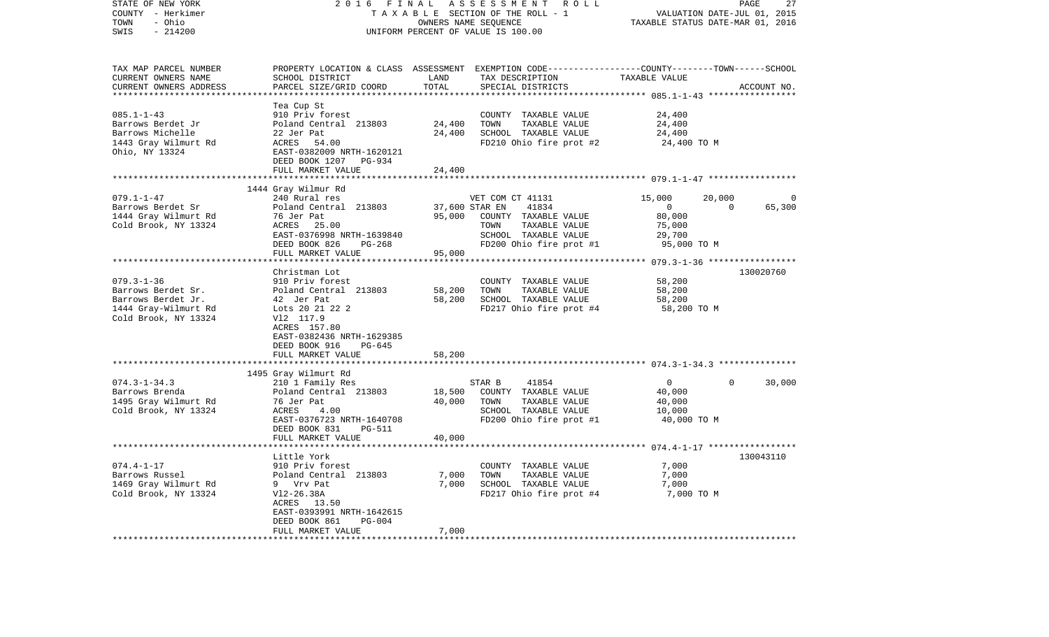STATE OF NEW YORK — 2016 FINAL ASSESSMENT ROLL — PAGE 27
COUNTY - Herkimer — TAXABLE SECTION OF THE ROLL - 1 — VALUATION DATE-JUL 01, 2015
TOWN - Ohio — OWNERS NAME SEQUENCE — TAXABLE STATUS DATE-MAR 01, 2016
SWIS - 214200 — UNIFORM PERCENT OF VALUE IS 100.00

| TAX MAP PARCEL NUMBER / CURRENT OWNERS NAME / CURRENT OWNERS ADDRESS | PROPERTY LOCATION & CLASS / SCHOOL DISTRICT / PARCEL SIZE/GRID COORD | ASSESSMENT LAND | TOTAL | EXEMPTION CODE / TAX DESCRIPTION / SPECIAL DISTRICTS | COUNTY TAXABLE VALUE | TOWN | SCHOOL | ACCOUNT NO. |
|---|---|---|---|---|---|---|---|---|
| **085.1-1-43** | Tea Cup St | | | | | | | |
| 085.1-1-43 | 910 Priv forest | | | COUNTY TAXABLE VALUE | 24,400 | | | |
| Barrows Berdet Jr | Poland Central 213803 | 24,400 | | TOWN TAXABLE VALUE | 24,400 | | | |
| Barrows Michelle | 22 Jer Pat | | 24,400 | SCHOOL TAXABLE VALUE | 24,400 | | | |
| 1443 Gray Wilmurt Rd | ACRES 54.00 | | | FD210 Ohio fire prot #2 | 24,400 TO M | | | |
| Ohio, NY 13324 | EAST-0382009 NRTH-1620121 | | | | | | | |
| | DEED BOOK 1207 PG-934 | | | | | | | |
| | FULL MARKET VALUE | | 24,400 | | | | | |
| **079.1-1-47** | 1444 Gray Wilmur Rd | | | | | | | |
| 079.1-1-47 | 240 Rural res | | | VET COM CT 41131 | 15,000 | 20,000 | 0 | |
| Barrows Berdet Sr | Poland Central 213803 | 37,600 | | STAR EN 41834 | 0 | 0 | 65,300 | |
| 1444 Gray Wilmurt Rd | 76 Jer Pat | | 95,000 | COUNTY TAXABLE VALUE | 80,000 | | | |
| Cold Brook, NY 13324 | ACRES 25.00 | | | TOWN TAXABLE VALUE | 75,000 | | | |
| | EAST-0376998 NRTH-1639840 | | | SCHOOL TAXABLE VALUE | 29,700 | | | |
| | DEED BOOK 826 PG-268 | | | FD200 Ohio fire prot #1 | 95,000 TO M | | | |
| | FULL MARKET VALUE | | 95,000 | | | | | |
| **079.3-1-36** | Christman Lot | | | | | | | 130020760 |
| 079.3-1-36 | 910 Priv forest | | | COUNTY TAXABLE VALUE | 58,200 | | | |
| Barrows Berdet Sr. | Poland Central 213803 | 58,200 | | TOWN TAXABLE VALUE | 58,200 | | | |
| Barrows Berdet Jr. | 42 Jer Pat | | 58,200 | SCHOOL TAXABLE VALUE | 58,200 | | | |
| 1444 Gray-Wilmurt Rd | Lots 20 21 22 2 | | | FD217 Ohio fire prot #4 | 58,200 TO M | | | |
| Cold Brook, NY 13324 | Vl2 117.9 | | | | | | | |
| | ACRES 157.80 | | | | | | | |
| | EAST-0382436 NRTH-1629385 | | | | | | | |
| | DEED BOOK 916 PG-645 | | | | | | | |
| | FULL MARKET VALUE | | 58,200 | | | | | |
| **074.3-1-34.3** | 1495 Gray Wilmurt Rd | | | | | | | |
| 074.3-1-34.3 | 210 1 Family Res | | | STAR B 41854 | 0 | 0 | 30,000 | |
| Barrows Brenda | Poland Central 213803 | 18,500 | | COUNTY TAXABLE VALUE | 40,000 | | | |
| 1495 Gray Wilmurt Rd | 76 Jer Pat | | 40,000 | TOWN TAXABLE VALUE | 40,000 | | | |
| Cold Brook, NY 13324 | ACRES 4.00 | | | SCHOOL TAXABLE VALUE | 10,000 | | | |
| | EAST-0376723 NRTH-1640708 | | | FD200 Ohio fire prot #1 | 40,000 TO M | | | |
| | DEED BOOK 831 PG-511 | | | | | | | |
| | FULL MARKET VALUE | | 40,000 | | | | | |
| **074.4-1-17** | Little York | | | | | | | 130043110 |
| 074.4-1-17 | 910 Priv forest | | | COUNTY TAXABLE VALUE | 7,000 | | | |
| Barrows Russel | Poland Central 213803 | 7,000 | | TOWN TAXABLE VALUE | 7,000 | | | |
| 1469 Gray Wilmurt Rd | 9 Vrv Pat | | 7,000 | SCHOOL TAXABLE VALUE | 7,000 | | | |
| Cold Brook, NY 13324 | Vl2-26.38A | | | FD217 Ohio fire prot #4 | 7,000 TO M | | | |
| | ACRES 13.50 | | | | | | | |
| | EAST-0393991 NRTH-1642615 | | | | | | | |
| | DEED BOOK 861 PG-004 | | | | | | | |
| | FULL MARKET VALUE | | 7,000 | | | | | |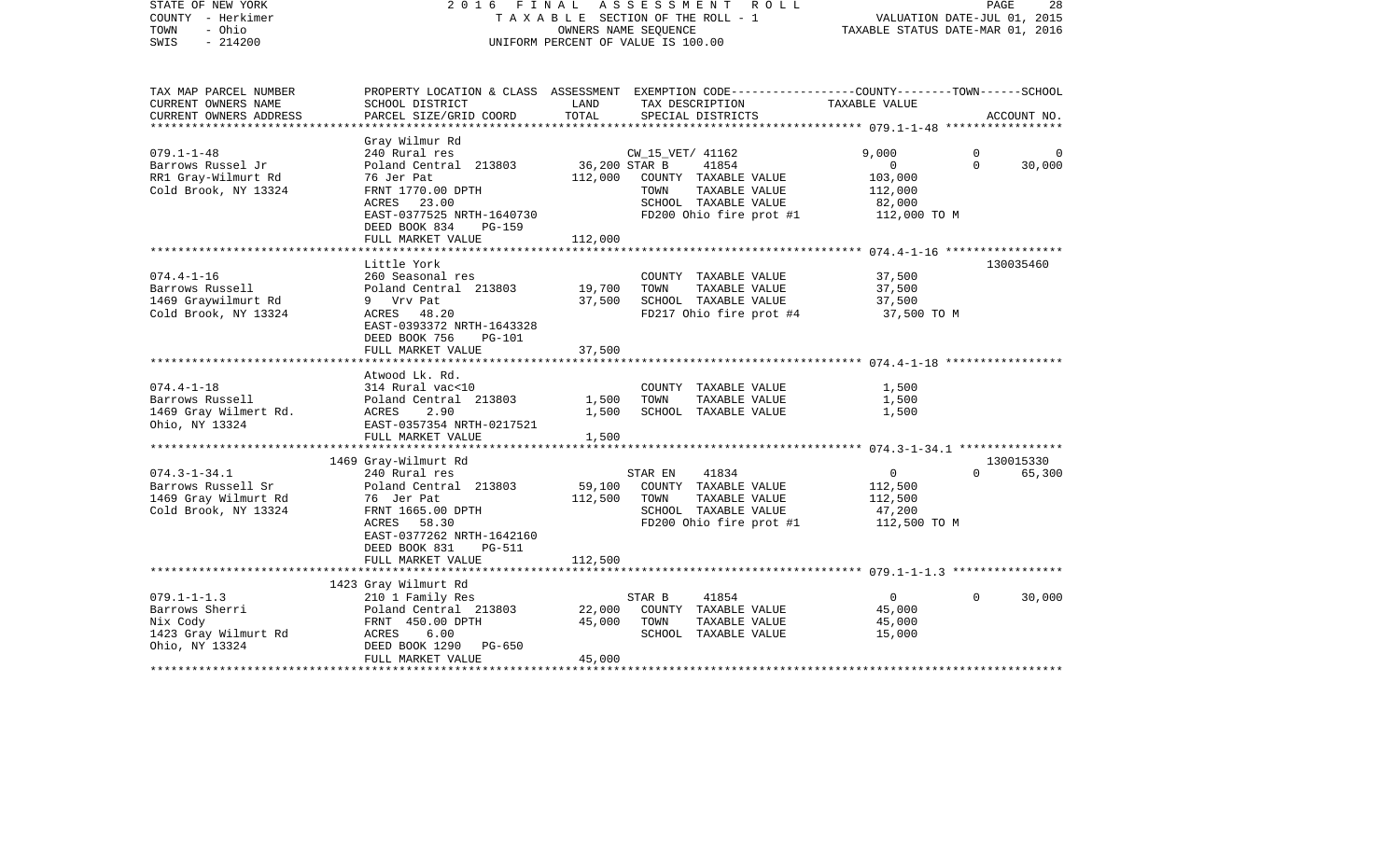STATE OF NEW YORK | 2 0 1 6 F I N A L A S S E S S M E N T R O L L
COUNTY - Herkimer | T A X A B L E SECTION OF THE ROLL - 1 | VALUATION DATE-JUL 01, 2015
TOWN - Ohio | OWNERS NAME SEQUENCE | TAXABLE STATUS DATE-MAR 01, 2016
SWIS - 214200 | UNIFORM PERCENT OF VALUE IS 100.00

| TAX MAP PARCEL NUMBER / CURRENT OWNERS NAME / CURRENT OWNERS ADDRESS | PROPERTY LOCATION & CLASS / SCHOOL DISTRICT / PARCEL SIZE/GRID COORD | ASSESSMENT LAND | TOTAL | EXEMPTION CODE / TAX DESCRIPTION / SPECIAL DISTRICTS | COUNTY TAXABLE VALUE | TOWN | SCHOOL / ACCOUNT NO. |
|---|---|---|---|---|---|---|---|
| **079.1-1-48** | Gray Wilmur Rd | | | | | | |
| Barrows Russel Jr | 240 Rural res | | | CW_15_VET/ 41162 | 9,000 | 0 | 0 |
| RR1 Gray-Wilmurt Rd | Poland Central 213803 | 36,200 | | STAR B 41854 | 0 | 0 | 30,000 |
| Cold Brook, NY 13324 | 76 Jer Pat | | 112,000 | COUNTY TAXABLE VALUE | 103,000 | | |
| | FRNT 1770.00 DPTH | | | TOWN TAXABLE VALUE | 112,000 | | |
| | ACRES 23.00 | | | SCHOOL TAXABLE VALUE | 82,000 | | |
| | EAST-0377525 NRTH-1640730 | | | FD200 Ohio fire prot #1 | 112,000 TO M | | |
| | DEED BOOK 834 PG-159 | | | | | | |
| | FULL MARKET VALUE | | 112,000 | | | | |
| **074.4-1-16** | Little York | | | | | | 130035460 |
| Barrows Russell | 260 Seasonal res | | | COUNTY TAXABLE VALUE | 37,500 | | |
| 1469 Graywilmurt Rd | Poland Central 213803 | 19,700 | | TOWN TAXABLE VALUE | 37,500 | | |
| Cold Brook, NY 13324 | 9 Vrv Pat | | 37,500 | SCHOOL TAXABLE VALUE | 37,500 | | |
| | ACRES 48.20 | | | FD217 Ohio fire prot #4 | 37,500 TO M | | |
| | EAST-0393372 NRTH-1643328 | | | | | | |
| | DEED BOOK 756 PG-101 | | | | | | |
| | FULL MARKET VALUE | | 37,500 | | | | |
| **074.4-1-18** | Atwood Lk. Rd. | | | | | | |
| Barrows Russell | 314 Rural vac<10 | | | COUNTY TAXABLE VALUE | 1,500 | | |
| 1469 Gray Wilmert Rd. | Poland Central 213803 | 1,500 | | TOWN TAXABLE VALUE | 1,500 | | |
| Ohio, NY 13324 | ACRES 2.90 | | 1,500 | SCHOOL TAXABLE VALUE | 1,500 | | |
| | EAST-0357354 NRTH-0217521 | | | | | | |
| | FULL MARKET VALUE | | 1,500 | | | | |
| **074.3-1-34.1** | 1469 Gray-Wilmurt Rd | | | | | | 130015330 |
| Barrows Russell Sr | 240 Rural res | | | STAR EN 41834 | 0 | 0 | 65,300 |
| 1469 Gray Wilmurt Rd | Poland Central 213803 | 59,100 | | COUNTY TAXABLE VALUE | 112,500 | | |
| Cold Brook, NY 13324 | 76 Jer Pat | | 112,500 | TOWN TAXABLE VALUE | 112,500 | | |
| | FRNT 1665.00 DPTH | | | SCHOOL TAXABLE VALUE | 47,200 | | |
| | ACRES 58.30 | | | FD200 Ohio fire prot #1 | 112,500 TO M | | |
| | EAST-0377262 NRTH-1642160 | | | | | | |
| | DEED BOOK 831 PG-511 | | | | | | |
| | FULL MARKET VALUE | | 112,500 | | | | |
| **079.1-1-1.3** | 1423 Gray Wilmurt Rd | | | | | | |
| Barrows Sherri | 210 1 Family Res | | | STAR B 41854 | 0 | 0 | 30,000 |
| Nix Cody | Poland Central 213803 | 22,000 | | COUNTY TAXABLE VALUE | 45,000 | | |
| 1423 Gray Wilmurt Rd | FRNT 450.00 DPTH | | 45,000 | TOWN TAXABLE VALUE | 45,000 | | |
| Ohio, NY 13324 | ACRES 6.00 | | | SCHOOL TAXABLE VALUE | 15,000 | | |
| | DEED BOOK 1290 PG-650 | | | | | | |
| | FULL MARKET VALUE | | 45,000 | | | | |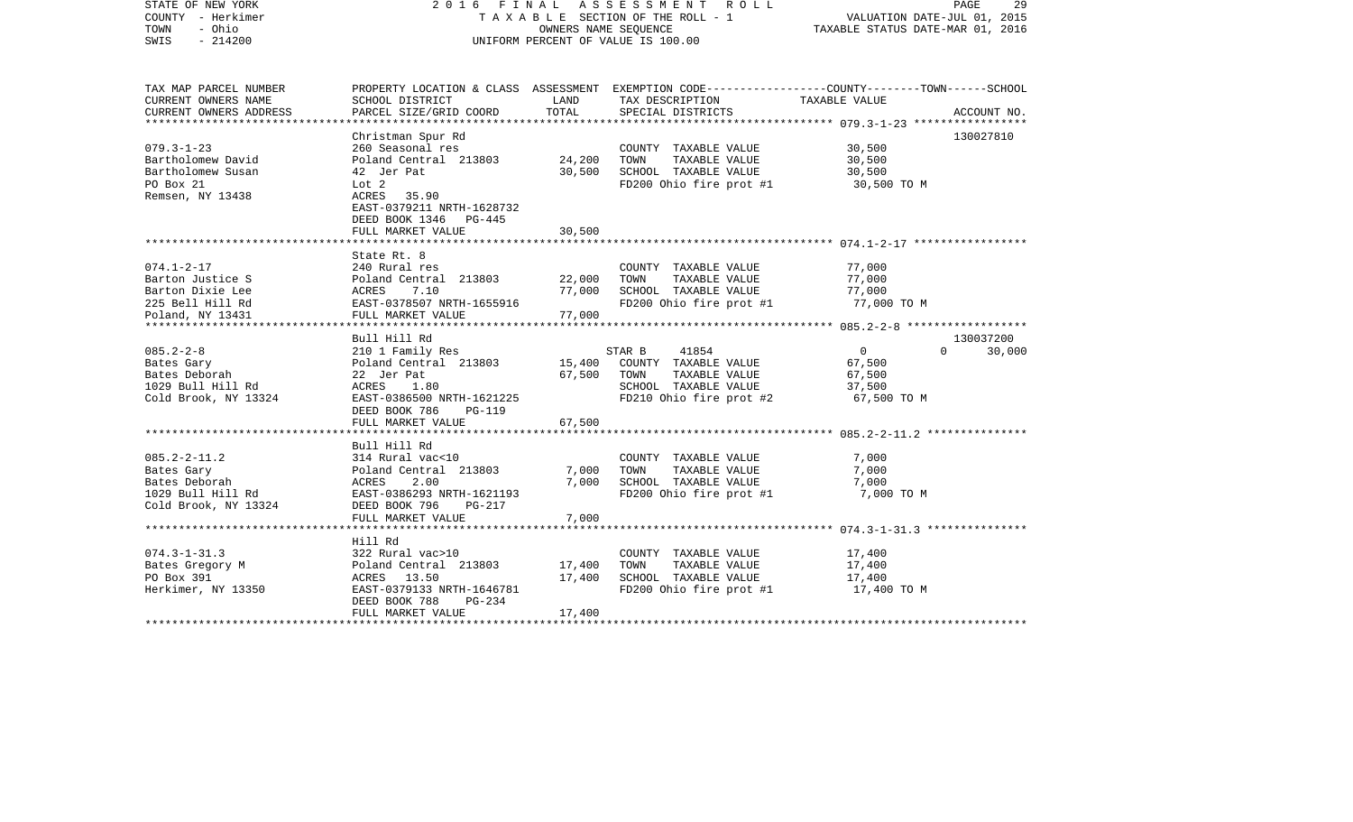STATE OF NEW YORK
COUNTY - Herkimer
TOWN - Ohio
SWIS - 214200

2 0 1 6 F I N A L A S S E S S M E N T R O L L
T A X A B L E SECTION OF THE ROLL - 1
OWNERS NAME SEQUENCE
UNIFORM PERCENT OF VALUE IS 100.00

VALUATION DATE-JUL 01, 2015
TAXABLE STATUS DATE-MAR 01, 2016

| TAX MAP PARCEL NUMBER<br>CURRENT OWNERS NAME<br>CURRENT OWNERS ADDRESS | PROPERTY LOCATION & CLASS<br>SCHOOL DISTRICT<br>PARCEL SIZE/GRID COORD | ASSESSMENT<br>LAND<br>TOTAL | EXEMPTION CODE<br>TAX DESCRIPTION<br>SPECIAL DISTRICTS | COUNTY<br>TAXABLE VALUE | TOWN | SCHOOL<br>ACCOUNT NO. |
|---|---|---|---|---|---|---|
| **079.3-1-23** | Christman Spur Rd | | | | | 130027810 |
| 079.3-1-23 | 260 Seasonal res | | COUNTY TAXABLE VALUE | 30,500 | | |
| Bartholomew David | Poland Central 213803 | 24,200 | TOWN TAXABLE VALUE | 30,500 | | |
| Bartholomew Susan | 42 Jer Pat | 30,500 | SCHOOL TAXABLE VALUE | 30,500 | | |
| PO Box 21 | Lot 2 | | FD200 Ohio fire prot #1 | 30,500 TO M | | |
| Remsen, NY 13438 | ACRES 35.90 | | | | | |
| | EAST-0379211 NRTH-1628732 | | | | | |
| | DEED BOOK 1346 PG-445 | | | | | |
| | FULL MARKET VALUE | 30,500 | | | | |
| **074.1-2-17** | State Rt. 8 | | | | | |
| 074.1-2-17 | 240 Rural res | | COUNTY TAXABLE VALUE | 77,000 | | |
| Barton Justice S | Poland Central 213803 | 22,000 | TOWN TAXABLE VALUE | 77,000 | | |
| Barton Dixie Lee | ACRES 7.10 | 77,000 | SCHOOL TAXABLE VALUE | 77,000 | | |
| 225 Bell Hill Rd | EAST-0378507 NRTH-1655916 | | FD200 Ohio fire prot #1 | 77,000 TO M | | |
| Poland, NY 13431 | FULL MARKET VALUE | 77,000 | | | | |
| **085.2-2-8** | Bull Hill Rd | | | | | 130037200 |
| 085.2-2-8 | 210 1 Family Res | | STAR B 41854 | 0 | 0 | 30,000 |
| Bates Gary | Poland Central 213803 | 15,400 | COUNTY TAXABLE VALUE | 67,500 | | |
| Bates Deborah | 22 Jer Pat | 67,500 | TOWN TAXABLE VALUE | 67,500 | | |
| 1029 Bull Hill Rd | ACRES 1.80 | | SCHOOL TAXABLE VALUE | 37,500 | | |
| Cold Brook, NY 13324 | EAST-0386500 NRTH-1621225 | | FD210 Ohio fire prot #2 | 67,500 TO M | | |
| | DEED BOOK 786 PG-119 | | | | | |
| | FULL MARKET VALUE | 67,500 | | | | |
| **085.2-2-11.2** | Bull Hill Rd | | | | | |
| 085.2-2-11.2 | 314 Rural vac<10 | | COUNTY TAXABLE VALUE | 7,000 | | |
| Bates Gary | Poland Central 213803 | 7,000 | TOWN TAXABLE VALUE | 7,000 | | |
| Bates Deborah | ACRES 2.00 | 7,000 | SCHOOL TAXABLE VALUE | 7,000 | | |
| 1029 Bull Hill Rd | EAST-0386293 NRTH-1621193 | | FD200 Ohio fire prot #1 | 7,000 TO M | | |
| Cold Brook, NY 13324 | DEED BOOK 796 PG-217 | | | | | |
| | FULL MARKET VALUE | 7,000 | | | | |
| **074.3-1-31.3** | Hill Rd | | | | | |
| 074.3-1-31.3 | 322 Rural vac>10 | | COUNTY TAXABLE VALUE | 17,400 | | |
| Bates Gregory M | Poland Central 213803 | 17,400 | TOWN TAXABLE VALUE | 17,400 | | |
| PO Box 391 | ACRES 13.50 | 17,400 | SCHOOL TAXABLE VALUE | 17,400 | | |
| Herkimer, NY 13350 | EAST-0379133 NRTH-1646781 | | FD200 Ohio fire prot #1 | 17,400 TO M | | |
| | DEED BOOK 788 PG-234 | | | | | |
| | FULL MARKET VALUE | 17,400 | | | | |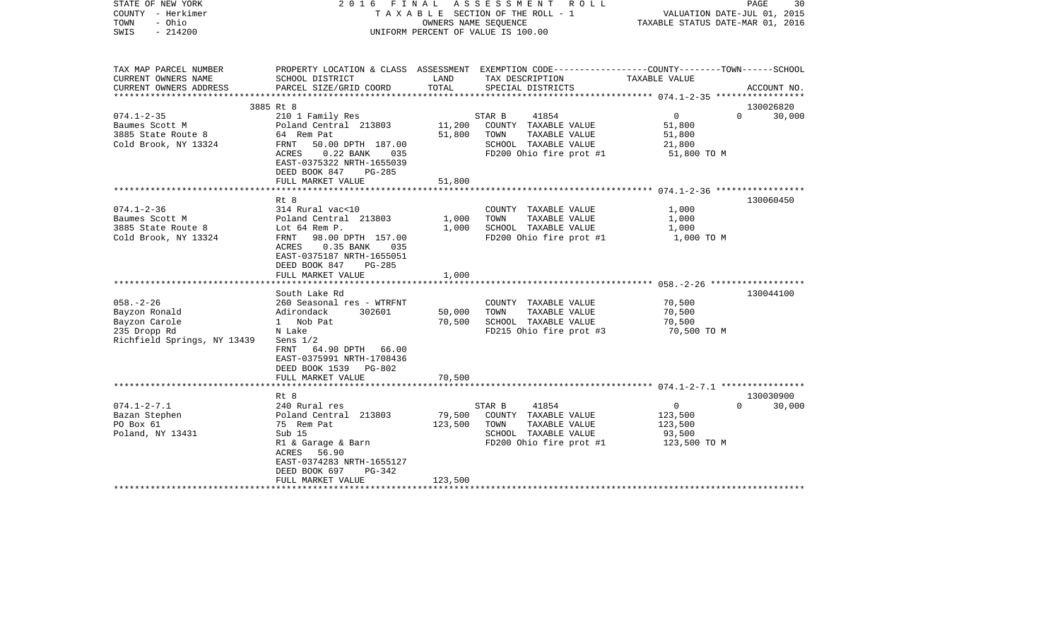STATE OF NEW YORK 2016 FINAL ASSESSMENT ROLL
COUNTY - Herkimer TAXABLE SECTION OF THE ROLL - 1 VALUATION DATE-JUL 01, 2015
TOWN - Ohio OWNERS NAME SEQUENCE TAXABLE STATUS DATE-MAR 01, 2016
SWIS - 214200 UNIFORM PERCENT OF VALUE IS 100.00

| TAX MAP PARCEL NUMBER<br>CURRENT OWNERS NAME<br>CURRENT OWNERS ADDRESS | PROPERTY LOCATION & CLASS<br>SCHOOL DISTRICT<br>PARCEL SIZE/GRID COORD | ASSESSMENT<br>LAND<br>TOTAL | EXEMPTION CODE<br>TAX DESCRIPTION<br>SPECIAL DISTRICTS | COUNTY--------TOWN------SCHOOL<br>TAXABLE VALUE | ACCOUNT NO. |
|---|---|---|---|---|---|
| 074.1-2-35 | 3885 Rt 8 | | | | 130026820 |
| 074.1-2-35 | 210 1 Family Res | | STAR B 41854 | 0 0 30,000 | |
| Baumes Scott M | Poland Central 213803 | 11,200 | COUNTY TAXABLE VALUE | 51,800 | |
| 3885 State Route 8 | 64 Rem Pat | 51,800 | TOWN TAXABLE VALUE | 51,800 | |
| Cold Brook, NY 13324 | FRNT 50.00 DPTH 187.00 | | SCHOOL TAXABLE VALUE | 21,800 | |
| | ACRES 0.22 BANK 035 | | FD200 Ohio fire prot #1 | 51,800 TO M | |
| | EAST-0375322 NRTH-1655039 | | | | |
| | DEED BOOK 847 PG-285 | | | | |
| | FULL MARKET VALUE | 51,800 | | | |
| 074.1-2-36 | Rt 8 | | | | 130060450 |
| 074.1-2-36 | 314 Rural vac<10 | | COUNTY TAXABLE VALUE | 1,000 | |
| Baumes Scott M | Poland Central 213803 | 1,000 | TOWN TAXABLE VALUE | 1,000 | |
| 3885 State Route 8 | Lot 64 Rem P. | 1,000 | SCHOOL TAXABLE VALUE | 1,000 | |
| Cold Brook, NY 13324 | FRNT 98.00 DPTH 157.00 | | FD200 Ohio fire prot #1 | 1,000 TO M | |
| | ACRES 0.35 BANK 035 | | | | |
| | EAST-0375187 NRTH-1655051 | | | | |
| | DEED BOOK 847 PG-285 | | | | |
| | FULL MARKET VALUE | 1,000 | | | |
| 058.-2-26 | South Lake Rd | | | | 130044100 |
| 058.-2-26 | 260 Seasonal res - WTRFNT | | COUNTY TAXABLE VALUE | 70,500 | |
| Bayzon Ronald | Adirondack 302601 | 50,000 | TOWN TAXABLE VALUE | 70,500 | |
| Bayzon Carole | 1 Nob Pat | 70,500 | SCHOOL TAXABLE VALUE | 70,500 | |
| 235 Dropp Rd | N Lake | | FD215 Ohio fire prot #3 | 70,500 TO M | |
| Richfield Springs, NY 13439 | Sens 1/2 | | | | |
| | FRNT 64.90 DPTH 66.00 | | | | |
| | EAST-0375991 NRTH-1708436 | | | | |
| | DEED BOOK 1539 PG-802 | | | | |
| | FULL MARKET VALUE | 70,500 | | | |
| 074.1-2-7.1 | Rt 8 | | | | 130030900 |
| 074.1-2-7.1 | 240 Rural res | | STAR B 41854 | 0 0 30,000 | |
| Bazan Stephen | Poland Central 213803 | 79,500 | COUNTY TAXABLE VALUE | 123,500 | |
| PO Box 61 | 75 Rem Pat | 123,500 | TOWN TAXABLE VALUE | 123,500 | |
| Poland, NY 13431 | Sub 15 | | SCHOOL TAXABLE VALUE | 93,500 | |
| | R1 & Garage & Barn | | FD200 Ohio fire prot #1 | 123,500 TO M | |
| | ACRES 56.90 | | | | |
| | EAST-0374283 NRTH-1655127 | | | | |
| | DEED BOOK 697 PG-342 | | | | |
| | FULL MARKET VALUE | 123,500 | | | |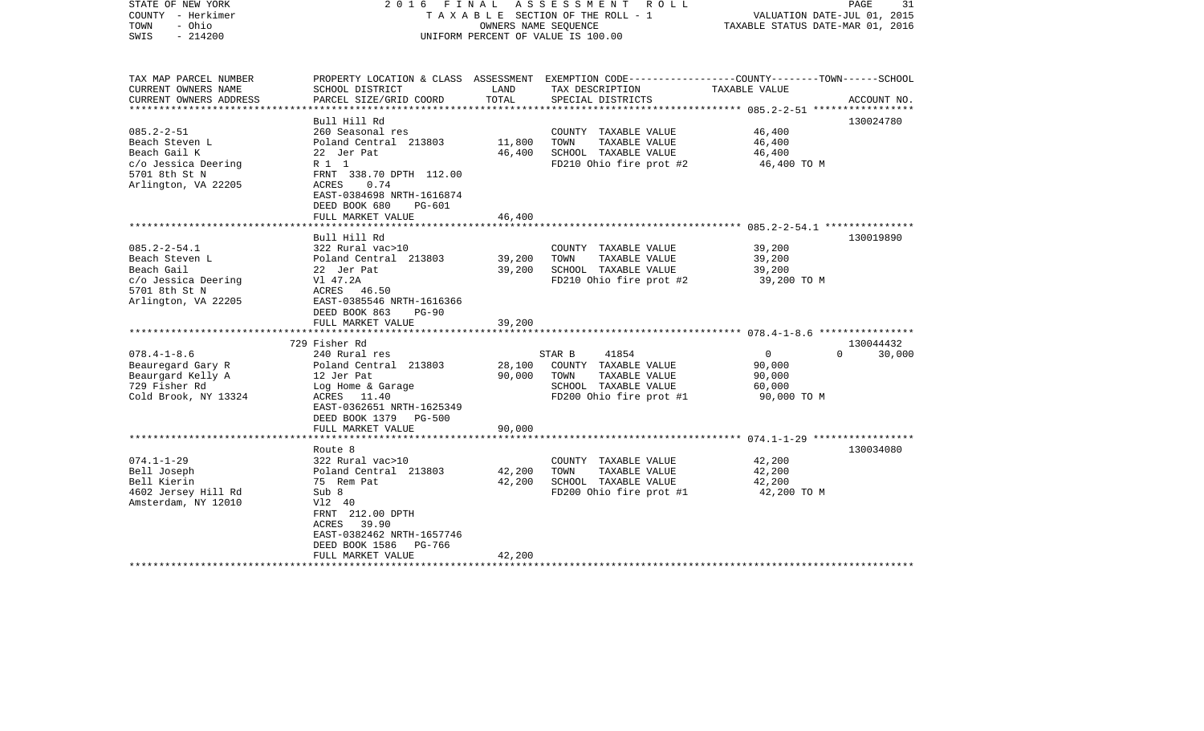STATE OF NEW YORK
COUNTY - Herkimer
TOWN - Ohio
SWIS - 214200

2016 FINAL ASSESSMENT ROLL
TAXABLE SECTION OF THE ROLL - 1
OWNERS NAME SEQUENCE
UNIFORM PERCENT OF VALUE IS 100.00

VALUATION DATE-JUL 01, 2015
TAXABLE STATUS DATE-MAR 01, 2016

| TAX MAP PARCEL NUMBER / CURRENT OWNERS NAME / CURRENT OWNERS ADDRESS | PROPERTY LOCATION & CLASS / SCHOOL DISTRICT / PARCEL SIZE/GRID COORD | ASSESSMENT LAND / TOTAL | EXEMPTION CODE / TAX DESCRIPTION / SPECIAL DISTRICTS | COUNTY / TOWN / SCHOOL TAXABLE VALUE | ACCOUNT NO. |
|---|---|---|---|---|---|
| 085.2-2-51 | Bull Hill Rd | | | | 130024780 |
| | 260 Seasonal res | | COUNTY TAXABLE VALUE | 46,400 | |
| Beach Steven L | Poland Central 213803 | 11,800 | TOWN TAXABLE VALUE | 46,400 | |
| Beach Gail K | 22 Jer Pat | 46,400 | SCHOOL TAXABLE VALUE | 46,400 | |
| c/o Jessica Deering | R 1 1 | | FD210 Ohio fire prot #2 | 46,400 TO M | |
| 5701 8th St N | FRNT 338.70 DPTH 112.00 | | | | |
| Arlington, VA 22205 | ACRES 0.74 | | | | |
| | EAST-0384698 NRTH-1616874 | | | | |
| | DEED BOOK 680 PG-601 | | | | |
| | FULL MARKET VALUE | 46,400 | | | |
| 085.2-2-54.1 | Bull Hill Rd | | | | 130019890 |
| | 322 Rural vac>10 | | COUNTY TAXABLE VALUE | 39,200 | |
| Beach Steven L | Poland Central 213803 | 39,200 | TOWN TAXABLE VALUE | 39,200 | |
| Beach Gail | 22 Jer Pat | 39,200 | SCHOOL TAXABLE VALUE | 39,200 | |
| c/o Jessica Deering | Vl 47.2A | | FD210 Ohio fire prot #2 | 39,200 TO M | |
| 5701 8th St N | ACRES 46.50 | | | | |
| Arlington, VA 22205 | EAST-0385546 NRTH-1616366 | | | | |
| | DEED BOOK 863 PG-90 | | | | |
| | FULL MARKET VALUE | 39,200 | | | |
| 078.4-1-8.6 | 729 Fisher Rd | | | | 130044432 |
| | 240 Rural res | | STAR B 41854 | 0 0 30,000 | |
| Beauregard Gary R | Poland Central 213803 | 28,100 | COUNTY TAXABLE VALUE | 90,000 | |
| Beaurgard Kelly A | 12 Jer Pat | 90,000 | TOWN TAXABLE VALUE | 90,000 | |
| 729 Fisher Rd | Log Home & Garage | | SCHOOL TAXABLE VALUE | 60,000 | |
| Cold Brook, NY 13324 | ACRES 11.40 | | FD200 Ohio fire prot #1 | 90,000 TO M | |
| | EAST-0362651 NRTH-1625349 | | | | |
| | DEED BOOK 1379 PG-500 | | | | |
| | FULL MARKET VALUE | 90,000 | | | |
| 074.1-1-29 | Route 8 | | | | 130034080 |
| | 322 Rural vac>10 | | COUNTY TAXABLE VALUE | 42,200 | |
| Bell Joseph | Poland Central 213803 | 42,200 | TOWN TAXABLE VALUE | 42,200 | |
| Bell Kierin | 75 Rem Pat | 42,200 | SCHOOL TAXABLE VALUE | 42,200 | |
| 4602 Jersey Hill Rd | Sub 8 | | FD200 Ohio fire prot #1 | 42,200 TO M | |
| Amsterdam, NY 12010 | Vl2 40 | | | | |
| | FRNT 212.00 DPTH | | | | |
| | ACRES 39.90 | | | | |
| | EAST-0382462 NRTH-1657746 | | | | |
| | DEED BOOK 1586 PG-766 | | | | |
| | FULL MARKET VALUE | 42,200 | | | |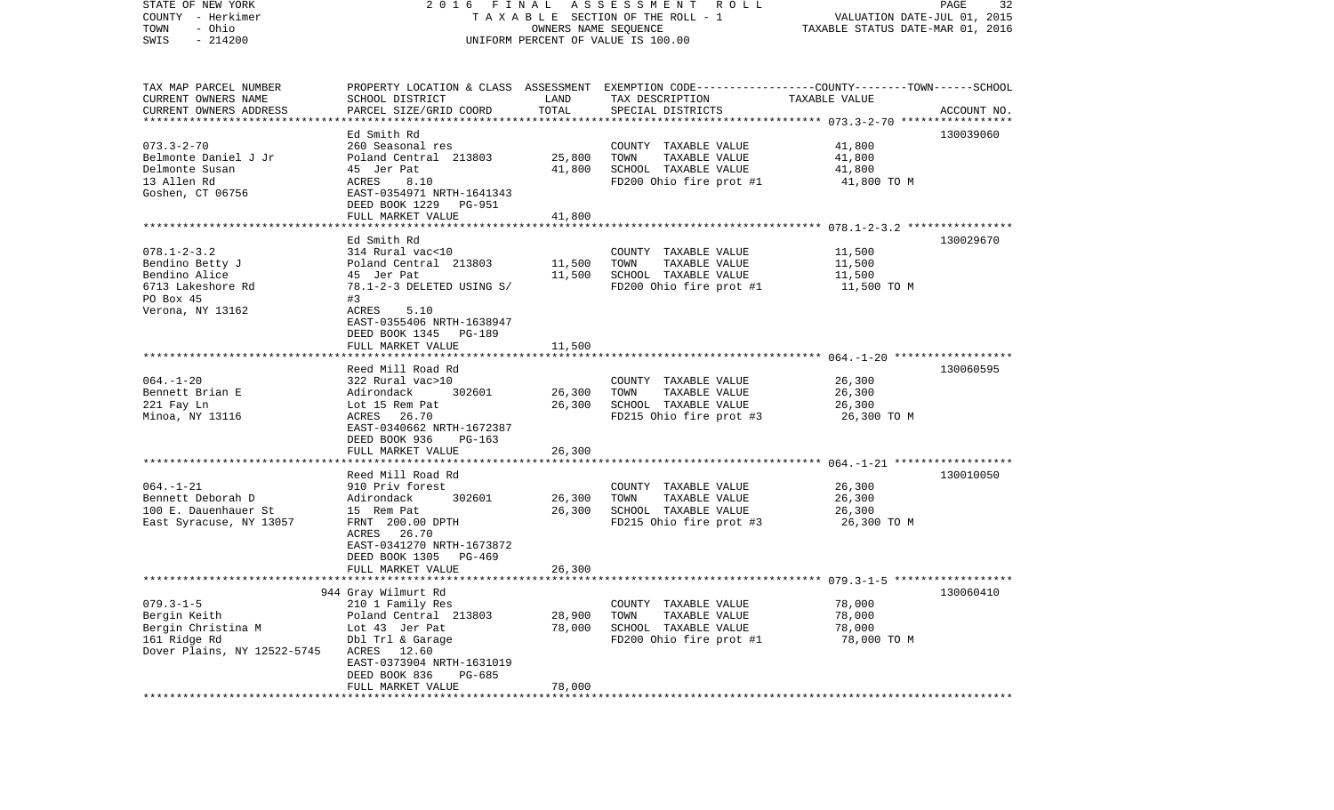STATE OF NEW YORK 2016 FINAL ASSESSMENT ROLL
COUNTY - Herkimer TAXABLE SECTION OF THE ROLL - 1 VALUATION DATE-JUL 01, 2015
TOWN - Ohio OWNERS NAME SEQUENCE TAXABLE STATUS DATE-MAR 01, 2016
SWIS - 214200 UNIFORM PERCENT OF VALUE IS 100.00

| TAX MAP PARCEL NUMBER<br>CURRENT OWNERS NAME<br>CURRENT OWNERS ADDRESS | PROPERTY LOCATION & CLASS<br>SCHOOL DISTRICT<br>PARCEL SIZE/GRID COORD | ASSESSMENT<br>LAND<br>TOTAL | EXEMPTION CODE<br>TAX DESCRIPTION<br>SPECIAL DISTRICTS | COUNTY--------TOWN------SCHOOL<br>TAXABLE VALUE | ACCOUNT NO. |
|---|---|---|---|---|---|
| 073.3-2-70 | Ed Smith Rd | | | | 130039060 |
| 073.3-2-70<br>Belmonte Daniel J Jr<br>Delmonte Susan<br>13 Allen Rd<br>Goshen, CT 06756 | 260 Seasonal res<br>Poland Central 213803<br>45 Jer Pat<br>ACRES 8.10<br>EAST-0354971 NRTH-1641343<br>DEED BOOK 1229 PG-951<br>FULL MARKET VALUE | 25,800<br>41,800<br><br><br><br><br>41,800 | COUNTY TAXABLE VALUE<br>TOWN TAXABLE VALUE<br>SCHOOL TAXABLE VALUE<br>FD200 Ohio fire prot #1 | 41,800<br>41,800<br>41,800<br>41,800 TO M | |
| 078.1-2-3.2 | Ed Smith Rd | | | | 130029670 |
| 078.1-2-3.2<br>Bendino Betty J<br>Bendino Alice<br>6713 Lakeshore Rd<br>PO Box 45<br>Verona, NY 13162 | 314 Rural vac<10<br>Poland Central 213803<br>45 Jer Pat<br>78.1-2-3 DELETED USING S/<br>#3<br>ACRES 5.10<br>EAST-0355406 NRTH-1638947<br>DEED BOOK 1345 PG-189<br>FULL MARKET VALUE | 11,500<br>11,500<br><br><br><br><br><br><br>11,500 | COUNTY TAXABLE VALUE<br>TOWN TAXABLE VALUE<br>SCHOOL TAXABLE VALUE<br>FD200 Ohio fire prot #1 | 11,500<br>11,500<br>11,500<br>11,500 TO M | |
| 064.-1-20 | Reed Mill Road Rd | | | | 130060595 |
| 064.-1-20<br>Bennett Brian E<br>221 Fay Ln<br>Minoa, NY 13116 | 322 Rural vac>10<br>Adirondack 302601<br>Lot 15 Rem Pat<br>ACRES 26.70<br>EAST-0340662 NRTH-1672387<br>DEED BOOK 936 PG-163<br>FULL MARKET VALUE | 26,300<br>26,300<br><br><br><br><br>26,300 | COUNTY TAXABLE VALUE<br>TOWN TAXABLE VALUE<br>SCHOOL TAXABLE VALUE<br>FD215 Ohio fire prot #3 | 26,300<br>26,300<br>26,300<br>26,300 TO M | |
| 064.-1-21 | Reed Mill Road Rd | | | | 130010050 |
| 064.-1-21<br>Bennett Deborah D<br>100 E. Dauenhauer St<br>East Syracuse, NY 13057 | 910 Priv forest<br>Adirondack 302601<br>15 Rem Pat<br>FRNT 200.00 DPTH<br>ACRES 26.70<br>EAST-0341270 NRTH-1673872<br>DEED BOOK 1305 PG-469<br>FULL MARKET VALUE | 26,300<br>26,300<br><br><br><br><br><br>26,300 | COUNTY TAXABLE VALUE<br>TOWN TAXABLE VALUE<br>SCHOOL TAXABLE VALUE<br>FD215 Ohio fire prot #3 | 26,300<br>26,300<br>26,300<br>26,300 TO M | |
| 079.3-1-5 | 944 Gray Wilmurt Rd | | | | 130060410 |
| 079.3-1-5<br>Bergin Keith<br>Bergin Christina M<br>161 Ridge Rd<br>Dover Plains, NY 12522-5745 | 210 1 Family Res<br>Poland Central 213803<br>Lot 43 Jer Pat<br>Dbl Trl & Garage<br>ACRES 12.60<br>EAST-0373904 NRTH-1631019<br>DEED BOOK 836 PG-685<br>FULL MARKET VALUE | 28,900<br>78,000<br><br><br><br><br><br>78,000 | COUNTY TAXABLE VALUE<br>TOWN TAXABLE VALUE<br>SCHOOL TAXABLE VALUE<br>FD200 Ohio fire prot #1 | 78,000<br>78,000<br>78,000<br>78,000 TO M | |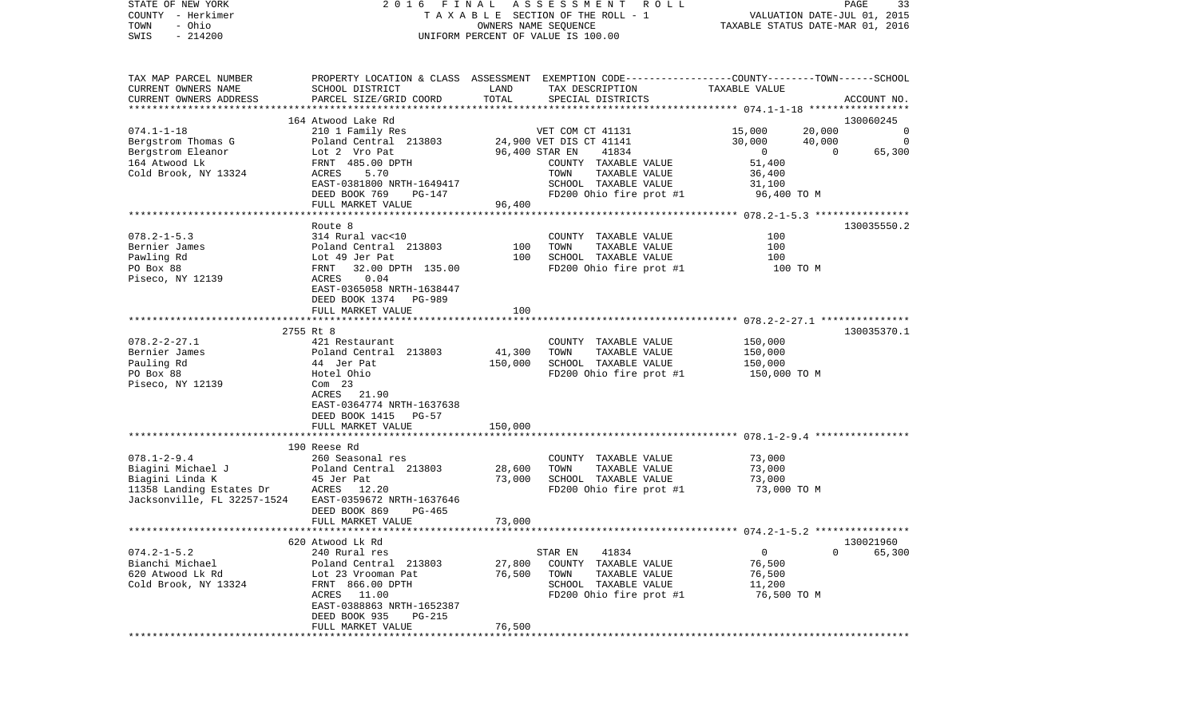STATE OF NEW YORK
COUNTY - Herkimer
TOWN - Ohio
SWIS - 214200

2016 FINAL ASSESSMENT ROLL
TAXABLE SECTION OF THE ROLL - 1
OWNERS NAME SEQUENCE
UNIFORM PERCENT OF VALUE IS 100.00

VALUATION DATE-JUL 01, 2015
TAXABLE STATUS DATE-MAR 01, 2016

```
TAX MAP PARCEL NUMBER          PROPERTY LOCATION & CLASS  ASSESSMENT  EXEMPTION CODE-----------------COUNTY--------TOWN------SCHOOL
CURRENT OWNERS NAME            SCHOOL DISTRICT               LAND      TAX DESCRIPTION            TAXABLE VALUE
CURRENT OWNERS ADDRESS         PARCEL SIZE/GRID COORD        TOTAL     SPECIAL DISTRICTS                                       ACCOUNT NO.
******************************************************************************************************* 074.1-1-18 *****************
                               164 Atwood Lake Rd                                                                            130060245
074.1-1-18                     210 1 Family Res                      VET COM CT 41131           15,000       20,000            0
Bergstrom Thomas G             Poland Central  213803      24,900 VET DIS CT 41141            30,000       40,000            0
Bergstrom Eleanor              Lot 2  Vro Pat               96,400 STAR EN     41834               0            0       65,300
164 Atwood Lk                  FRNT  485.00 DPTH                    COUNTY  TAXABLE VALUE        51,400
Cold Brook, NY 13324           ACRES    5.70                        TOWN    TAXABLE VALUE        36,400
                               EAST-0381800 NRTH-1649417            SCHOOL  TAXABLE VALUE        31,100
                               DEED BOOK 769    PG-147              FD200 Ohio fire prot #1       96,400 TO M
                               FULL MARKET VALUE           96,400
******************************************************************************************************* 078.2-1-5.3 ****************
                               Route 8                                                                                     130035550.2
078.2-1-5.3                    314 Rural vac<10                     COUNTY  TAXABLE VALUE           100
Bernier James                  Poland Central  213803         100   TOWN    TAXABLE VALUE           100
Pawling Rd                     Lot 49 Jer Pat                 100   SCHOOL  TAXABLE VALUE           100
PO Box 88                      FRNT   32.00 DPTH  135.00            FD200 Ohio fire prot #1          100 TO M
Piseco, NY 12139               ACRES    0.04
                               EAST-0365058 NRTH-1638447
                               DEED BOOK 1374   PG-989
                               FULL MARKET VALUE              100
******************************************************************************************************* 078.2-2-27.1 ***************
                               2755 Rt 8                                                                                   130035370.1
078.2-2-27.1                   421 Restaurant                       COUNTY  TAXABLE VALUE       150,000
Bernier James                  Poland Central  213803      41,300   TOWN    TAXABLE VALUE       150,000
Pauling Rd                     44  Jer Pat                150,000   SCHOOL  TAXABLE VALUE       150,000
PO Box 88                      Hotel Ohio                           FD200 Ohio fire prot #1      150,000 TO M
Piseco, NY 12139               Com  23
                               ACRES   21.90
                               EAST-0364774 NRTH-1637638
                               DEED BOOK 1415   PG-57
                               FULL MARKET VALUE          150,000
******************************************************************************************************* 078.1-2-9.4 ****************
                               190 Reese Rd
078.1-2-9.4                    260 Seasonal res                     COUNTY  TAXABLE VALUE        73,000
Biagini Michael J              Poland Central  213803      28,600   TOWN    TAXABLE VALUE        73,000
Biagini Linda K                45 Jer Pat                  73,000   SCHOOL  TAXABLE VALUE        73,000
11358 Landing Estates Dr       ACRES   12.20                        FD200 Ohio fire prot #1       73,000 TO M
Jacksonville, FL 32257-1524    EAST-0359672 NRTH-1637646
                               DEED BOOK 869    PG-465
                               FULL MARKET VALUE           73,000
******************************************************************************************************* 074.2-1-5.2 ****************
                               620 Atwood Lk Rd                                                                              130021960
074.2-1-5.2                    240 Rural res                        STAR EN     41834               0            0       65,300
Bianchi Michael                Poland Central  213803      27,800   COUNTY  TAXABLE VALUE        76,500
620 Atwood Lk Rd               Lot 23 Vrooman Pat          76,500   TOWN    TAXABLE VALUE        76,500
Cold Brook, NY 13324           FRNT  866.00 DPTH                    SCHOOL  TAXABLE VALUE        11,200
                               ACRES   11.00                        FD200 Ohio fire prot #1       76,500 TO M
                               EAST-0388863 NRTH-1652387
                               DEED BOOK 935    PG-215
                               FULL MARKET VALUE           76,500
************************************************************************************************************************************
```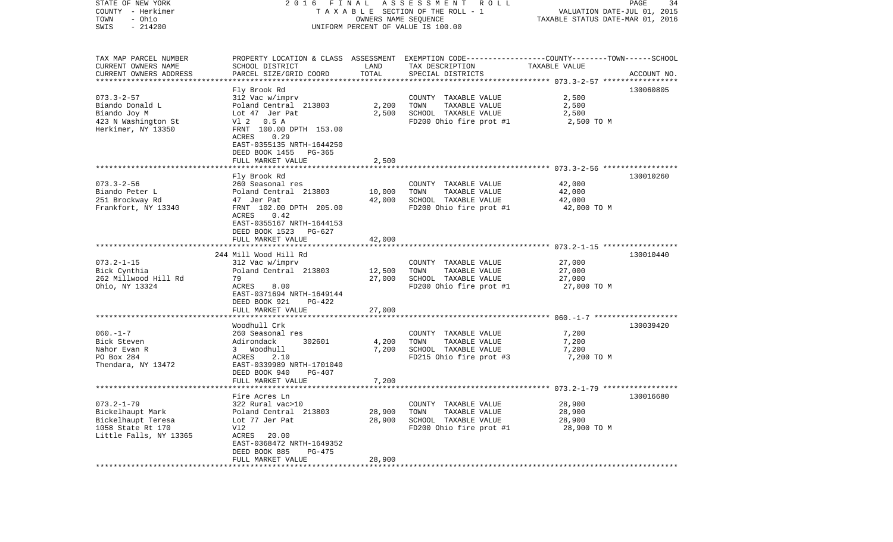| TAX MAP PARCEL NUMBER<br>CURRENT OWNERS NAME<br>CURRENT OWNERS ADDRESS | PROPERTY LOCATION & CLASS<br>SCHOOL DISTRICT<br>PARCEL SIZE/GRID COORD | ASSESSMENT<br>LAND<br>TOTAL | EXEMPTION CODE-----COUNTY-----TOWN-----SCHOOL<br>TAX DESCRIPTION<br>SPECIAL DISTRICTS | TAXABLE VALUE | ACCOUNT NO. |
|---|---|---|---|---|---|
| 073.3-2-57 | Fly Brook Rd | | | | 130060805 |
| 073.3-2-57 | 312 Vac w/imprv | | COUNTY TAXABLE VALUE | 2,500 | |
| Biando Donald L | Poland Central 213803 | 2,200 | TOWN TAXABLE VALUE | 2,500 | |
| Biando Joy M | Lot 47 Jer Pat | 2,500 | SCHOOL TAXABLE VALUE | 2,500 | |
| 423 N Washington St | Vl 2 0.5 A | | FD200 Ohio fire prot #1 | 2,500 TO M | |
| Herkimer, NY 13350 | FRNT 100.00 DPTH 153.00 | | | | |
| | ACRES 0.29 | | | | |
| | EAST-0355135 NRTH-1644250 | | | | |
| | DEED BOOK 1455 PG-365 | | | | |
| | FULL MARKET VALUE | 2,500 | | | |
| 073.3-2-56 | Fly Brook Rd | | | | 130010260 |
| 073.3-2-56 | 260 Seasonal res | | COUNTY TAXABLE VALUE | 42,000 | |
| Biando Peter L | Poland Central 213803 | 10,000 | TOWN TAXABLE VALUE | 42,000 | |
| 251 Brockway Rd | 47 Jer Pat | 42,000 | SCHOOL TAXABLE VALUE | 42,000 | |
| Frankfort, NY 13340 | FRNT 102.00 DPTH 205.00 | | FD200 Ohio fire prot #1 | 42,000 TO M | |
| | ACRES 0.42 | | | | |
| | EAST-0355167 NRTH-1644153 | | | | |
| | DEED BOOK 1523 PG-627 | | | | |
| | FULL MARKET VALUE | 42,000 | | | |
| 073.2-1-15 | 244 Mill Wood Hill Rd | | | | 130010440 |
| 073.2-1-15 | 312 Vac w/imprv | | COUNTY TAXABLE VALUE | 27,000 | |
| Bick Cynthia | Poland Central 213803 | 12,500 | TOWN TAXABLE VALUE | 27,000 | |
| 262 Millwood Hill Rd | 79 | 27,000 | SCHOOL TAXABLE VALUE | 27,000 | |
| Ohio, NY 13324 | ACRES 8.00 | | FD200 Ohio fire prot #1 | 27,000 TO M | |
| | EAST-0371694 NRTH-1649144 | | | | |
| | DEED BOOK 921 PG-422 | | | | |
| | FULL MARKET VALUE | 27,000 | | | |
| 060.-1-7 | Woodhull Crk | | | | 130039420 |
| 060.-1-7 | 260 Seasonal res | | COUNTY TAXABLE VALUE | 7,200 | |
| Bick Steven | Adirondack 302601 | 4,200 | TOWN TAXABLE VALUE | 7,200 | |
| Nahor Evan R | 3 Woodhull | 7,200 | SCHOOL TAXABLE VALUE | 7,200 | |
| PO Box 284 | ACRES 2.10 | | FD215 Ohio fire prot #3 | 7,200 TO M | |
| Thendara, NY 13472 | EAST-0339989 NRTH-1701040 | | | | |
| | DEED BOOK 940 PG-407 | | | | |
| | FULL MARKET VALUE | 7,200 | | | |
| 073.2-1-79 | Fire Acres Ln | | | | 130016680 |
| 073.2-1-79 | 322 Rural vac>10 | | COUNTY TAXABLE VALUE | 28,900 | |
| Bickelhaupt Mark | Poland Central 213803 | 28,900 | TOWN TAXABLE VALUE | 28,900 | |
| Bickelhaupt Teresa | Lot 77 Jer Pat | 28,900 | SCHOOL TAXABLE VALUE | 28,900 | |
| 1058 State Rt 170 | Vl2 | | FD200 Ohio fire prot #1 | 28,900 TO M | |
| Little Falls, NY 13365 | ACRES 20.00 | | | | |
| | EAST-0368472 NRTH-1649352 | | | | |
| | DEED BOOK 885 PG-475 | | | | |
| | FULL MARKET VALUE | 28,900 | | | |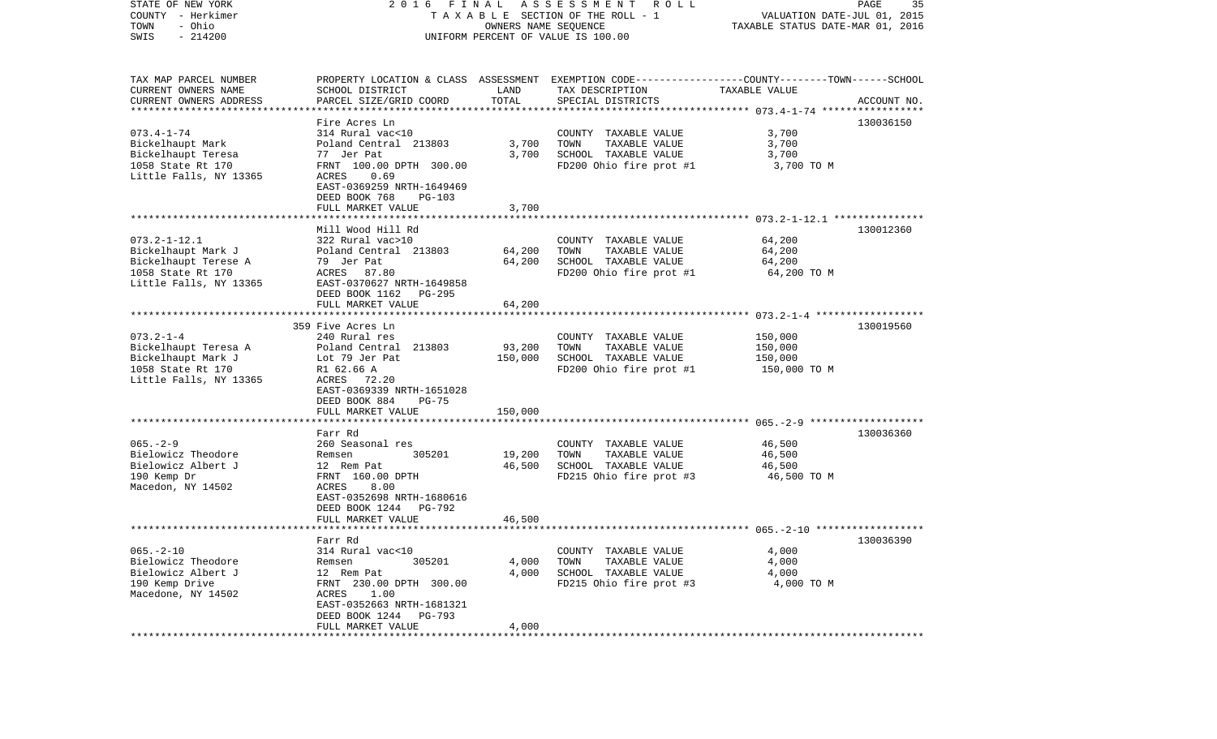| TAX MAP PARCEL NUMBER<br>CURRENT OWNERS NAME<br>CURRENT OWNERS ADDRESS | PROPERTY LOCATION & CLASS<br>SCHOOL DISTRICT<br>PARCEL SIZE/GRID COORD | ASSESSMENT<br>LAND<br>TOTAL | EXEMPTION CODE-----COUNTY-----TOWN-----SCHOOL<br>TAX DESCRIPTION<br>SPECIAL DISTRICTS | TAXABLE VALUE | ACCOUNT NO. |
|---|---|---|---|---|---|
| **073.4-1-74** | Fire Acres Ln | | | | 130036150 |
| 073.4-1-74 | 314 Rural vac<10 | | COUNTY TAXABLE VALUE | 3,700 | |
| Bickelhaupt Mark | Poland Central 213803 | 3,700 | TOWN TAXABLE VALUE | 3,700 | |
| Bickelhaupt Teresa | 77 Jer Pat | 3,700 | SCHOOL TAXABLE VALUE | 3,700 | |
| 1058 State Rt 170 | FRNT 100.00 DPTH 300.00 | | FD200 Ohio fire prot #1 | 3,700 TO M | |
| Little Falls, NY 13365 | ACRES 0.69 | | | | |
| | EAST-0369259 NRTH-1649469 | | | | |
| | DEED BOOK 768 PG-103 | | | | |
| | FULL MARKET VALUE | 3,700 | | | |
| **073.2-1-12.1** | Mill Wood Hill Rd | | | | 130012360 |
| 073.2-1-12.1 | 322 Rural vac>10 | | COUNTY TAXABLE VALUE | 64,200 | |
| Bickelhaupt Mark J | Poland Central 213803 | 64,200 | TOWN TAXABLE VALUE | 64,200 | |
| Bickelhaupt Terese A | 79 Jer Pat | 64,200 | SCHOOL TAXABLE VALUE | 64,200 | |
| 1058 State Rt 170 | ACRES 87.80 | | FD200 Ohio fire prot #1 | 64,200 TO M | |
| Little Falls, NY 13365 | EAST-0370627 NRTH-1649858 | | | | |
| | DEED BOOK 1162 PG-295 | | | | |
| | FULL MARKET VALUE | 64,200 | | | |
| **073.2-1-4** | 359 Five Acres Ln | | | | 130019560 |
| 073.2-1-4 | 240 Rural res | | COUNTY TAXABLE VALUE | 150,000 | |
| Bickelhaupt Teresa A | Poland Central 213803 | 93,200 | TOWN TAXABLE VALUE | 150,000 | |
| Bickelhaupt Mark J | Lot 79 Jer Pat | 150,000 | SCHOOL TAXABLE VALUE | 150,000 | |
| 1058 State Rt 170 | R1 62.66 A | | FD200 Ohio fire prot #1 | 150,000 TO M | |
| Little Falls, NY 13365 | ACRES 72.20 | | | | |
| | EAST-0369339 NRTH-1651028 | | | | |
| | DEED BOOK 884 PG-75 | | | | |
| | FULL MARKET VALUE | 150,000 | | | |
| **065.-2-9** | Farr Rd | | | | 130036360 |
| 065.-2-9 | 260 Seasonal res | | COUNTY TAXABLE VALUE | 46,500 | |
| Bielowicz Theodore | Remsen 305201 | 19,200 | TOWN TAXABLE VALUE | 46,500 | |
| Bielowicz Albert J | 12 Rem Pat | 46,500 | SCHOOL TAXABLE VALUE | 46,500 | |
| 190 Kemp Dr | FRNT 160.00 DPTH | | FD215 Ohio fire prot #3 | 46,500 TO M | |
| Macedon, NY 14502 | ACRES 8.00 | | | | |
| | EAST-0352698 NRTH-1680616 | | | | |
| | DEED BOOK 1244 PG-792 | | | | |
| | FULL MARKET VALUE | 46,500 | | | |
| **065.-2-10** | Farr Rd | | | | 130036390 |
| 065.-2-10 | 314 Rural vac<10 | | COUNTY TAXABLE VALUE | 4,000 | |
| Bielowicz Theodore | Remsen 305201 | 4,000 | TOWN TAXABLE VALUE | 4,000 | |
| Bielowicz Albert J | 12 Rem Pat | 4,000 | SCHOOL TAXABLE VALUE | 4,000 | |
| 190 Kemp Drive | FRNT 230.00 DPTH 300.00 | | FD215 Ohio fire prot #3 | 4,000 TO M | |
| Macedone, NY 14502 | ACRES 1.00 | | | | |
| | EAST-0352663 NRTH-1681321 | | | | |
| | DEED BOOK 1244 PG-793 | | | | |
| | FULL MARKET VALUE | 4,000 | | | |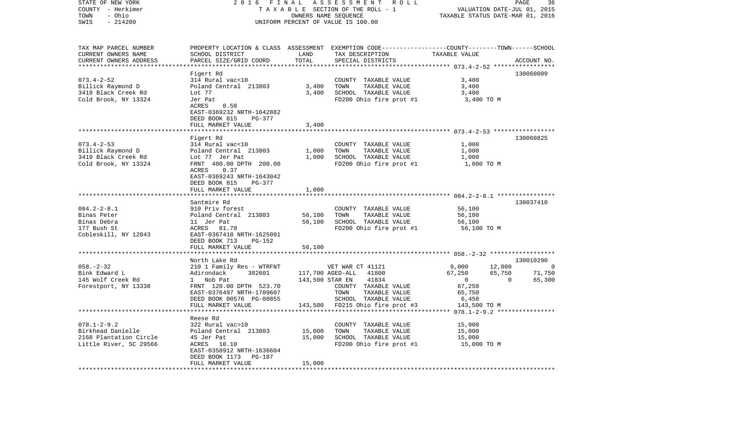STATE OF NEW YORK | COUNTY - Herkimer | TOWN - Ohio | SWIS - 214200

**2016 FINAL ASSESSMENT ROLL**
TAXABLE SECTION OF THE ROLL - 1
OWNERS NAME SEQUENCE
UNIFORM PERCENT OF VALUE IS 100.00

VALUATION DATE-JUL 01, 2015
TAXABLE STATUS DATE-MAR 01, 2016

| TAX MAP PARCEL NUMBER / CURRENT OWNERS NAME / CURRENT OWNERS ADDRESS | PROPERTY LOCATION & CLASS / SCHOOL DISTRICT / PARCEL SIZE/GRID COORD | ASSESSMENT LAND / TOTAL | EXEMPTION CODE / TAX DESCRIPTION / SPECIAL DISTRICTS | COUNTY | TOWN | SCHOOL | ACCOUNT NO. |
|---|---|---|---|---|---|---|---|
| **073.4-2-52** | Figert Rd | | | | | | 130060009 |
| 073.4-2-52 | 314 Rural vac<10 | | COUNTY TAXABLE VALUE | 3,400 | | | |
| Billick Raymond D | Poland Central 213803 | 3,400 | TOWN TAXABLE VALUE | | 3,400 | | |
| 3419 Black Creek Rd | Lot 77 | 3,400 | SCHOOL TAXABLE VALUE | | | 3,400 | |
| Cold Brook, NY 13324 | Jer Pat | | FD200 Ohio fire prot #1 | 3,400 TO M | | | |
| | ACRES 0.50 | | | | | | |
| | EAST-0369232 NRTH-1642882 | | | | | | |
| | DEED BOOK 815 PG-377 | | | | | | |
| | FULL MARKET VALUE | 3,400 | | | | | |
| **073.4-2-53** | Figert Rd | | | | | | 130060825 |
| 073.4-2-53 | 314 Rural vac<10 | | COUNTY TAXABLE VALUE | 1,000 | | | |
| Billick Raymond D | Poland Central 213803 | 1,000 | TOWN TAXABLE VALUE | | 1,000 | | |
| 3419 Black Creek Rd | Lot 77 Jer Pat | 1,000 | SCHOOL TAXABLE VALUE | | | 1,000 | |
| Cold Brook, NY 13324 | FRNT 400.00 DPTH 200.00 | | FD200 Ohio fire prot #1 | 1,000 TO M | | | |
| | ACRES 0.37 | | | | | | |
| | EAST-0369243 NRTH-1643042 | | | | | | |
| | DEED BOOK 815 PG-377 | | | | | | |
| | FULL MARKET VALUE | 1,000 | | | | | |
| **084.2-2-8.1** | Santmire Rd | | | | | | 130037410 |
| 084.2-2-8.1 | 910 Priv forest | | COUNTY TAXABLE VALUE | 56,100 | | | |
| Binas Peter | Poland Central 213803 | 56,100 | TOWN TAXABLE VALUE | | 56,100 | | |
| Binas Debra | 11 Jer Pat | 56,100 | SCHOOL TAXABLE VALUE | | | 56,100 | |
| 177 Bush St | ACRES 81.70 | | FD200 Ohio fire prot #1 | 56,100 TO M | | | |
| Cobleskill, NY 12043 | EAST-0367418 NRTH-1625091 | | | | | | |
| | DEED BOOK 713 PG-152 | | | | | | |
| | FULL MARKET VALUE | 56,100 | | | | | |
| **058.-2-32** | North Lake Rd | | | | | | 130010290 |
| 058.-2-32 | 210 1 Family Res - WTRFNT | | VET WAR CT 41121 | 9,000 | 12,000 | 0 | |
| Bink Edward L | Adirondack 302601 | 117,700 | AGED-ALL 41800 | 67,250 | 65,750 | 71,750 | |
| 145 Wolf Creek Rd | 1 Nob Pat | 143,500 | STAR EN 41834 | 0 | 0 | 65,300 | |
| Forestport, NY 13338 | FRNT 120.00 DPTH 523.70 | | COUNTY TAXABLE VALUE | 67,250 | | | |
| | EAST-0376497 NRTH-1709607 | | TOWN TAXABLE VALUE | | 65,750 | | |
| | DEED BOOK 00576 PG-00855 | | SCHOOL TAXABLE VALUE | | | 6,450 | |
| | FULL MARKET VALUE | 143,500 | FD215 Ohio fire prot #3 | 143,500 TO M | | | |
| **078.1-2-9.2** | Reese Rd | | | | | | |
| 078.1-2-9.2 | 322 Rural vac>10 | | COUNTY TAXABLE VALUE | 15,000 | | | |
| Birkhead Danielle | Poland Central 213803 | 15,000 | TOWN TAXABLE VALUE | | 15,000 | | |
| 2168 Plantation Circle | 45 Jer Pat | 15,000 | SCHOOL TAXABLE VALUE | | | 15,000 | |
| Little River, SC 29566 | ACRES 10.10 | | FD200 Ohio fire prot #1 | 15,000 TO M | | | |
| | EAST-0358912 NRTH-1636604 | | | | | | |
| | DEED BOOK 1173 PG-187 | | | | | | |
| | FULL MARKET VALUE | 15,000 | | | | | |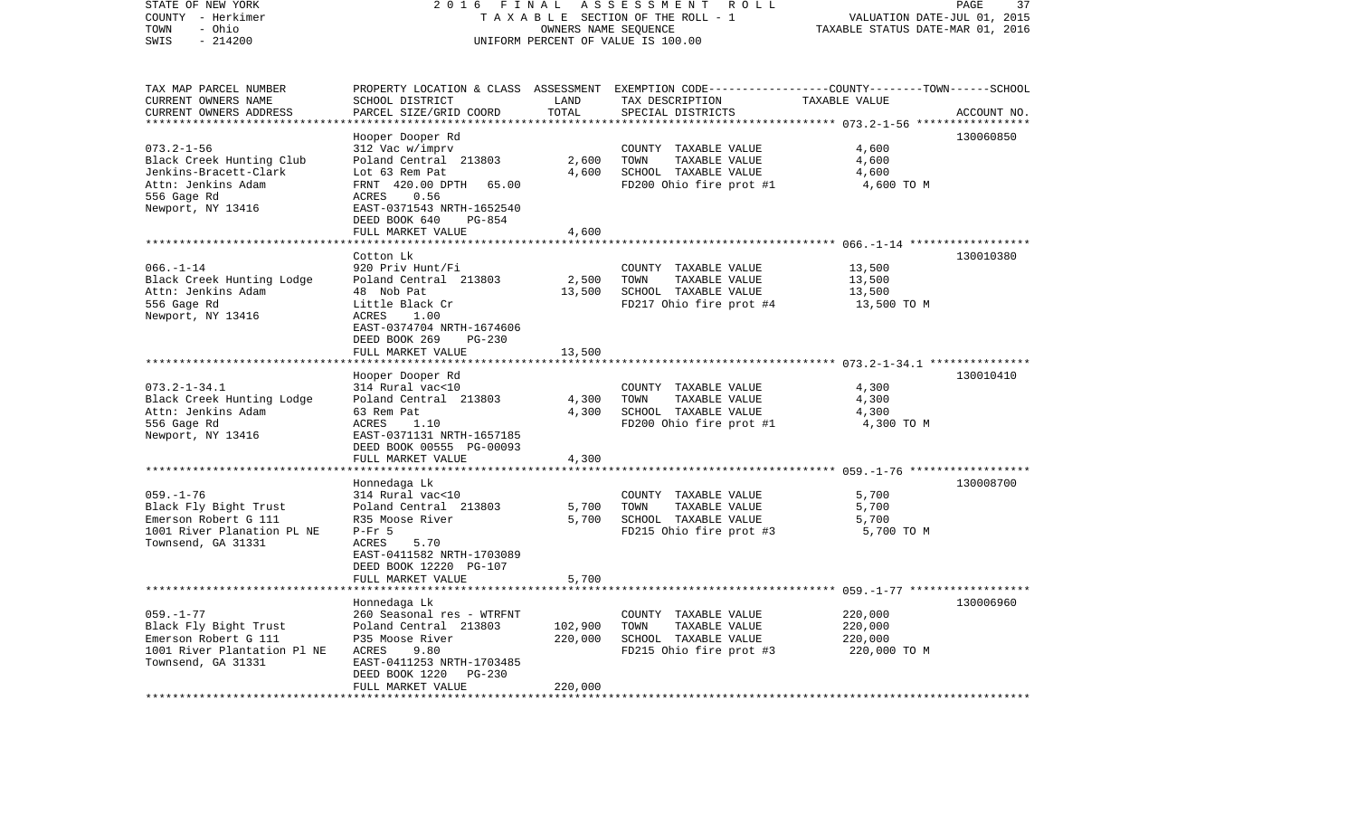STATE OF NEW YORK | 2016 FINAL ASSESSMENT ROLL | VALUATION DATE-JUL 01, 2015
COUNTY - Herkimer | TAXABLE SECTION OF THE ROLL - 1 | TAXABLE STATUS DATE-MAR 01, 2016
TOWN - Ohio | OWNERS NAME SEQUENCE
SWIS - 214200 | UNIFORM PERCENT OF VALUE IS 100.00

| TAX MAP PARCEL NUMBER / CURRENT OWNERS NAME / CURRENT OWNERS ADDRESS | PROPERTY LOCATION & CLASS / SCHOOL DISTRICT / PARCEL SIZE/GRID COORD | ASSESSMENT LAND / TOTAL | EXEMPTION CODE / TAX DESCRIPTION / SPECIAL DISTRICTS | TAXABLE VALUE (COUNTY--TOWN--SCHOOL) | ACCOUNT NO. |
|---|---|---|---|---|---|
| | Hooper Dooper Rd | | | | 130060850 |
| 073.2-1-56 | 312 Vac w/imprv | | COUNTY TAXABLE VALUE | 4,600 | |
| Black Creek Hunting Club | Poland Central 213803 | 2,600 | TOWN TAXABLE VALUE | 4,600 | |
| Jenkins-Bracett-Clark | Lot 63 Rem Pat | 4,600 | SCHOOL TAXABLE VALUE | 4,600 | |
| Attn: Jenkins Adam | FRNT 420.00 DPTH 65.00 | | FD200 Ohio fire prot #1 | 4,600 TO M | |
| 556 Gage Rd | ACRES 0.56 | | | | |
| Newport, NY 13416 | EAST-0371543 NRTH-1652540 | | | | |
| | DEED BOOK 640 PG-854 | | | | |
| | FULL MARKET VALUE | 4,600 | | | |
| | Cotton Lk | | | | 130010380 |
| 066.-1-14 | 920 Priv Hunt/Fi | | COUNTY TAXABLE VALUE | 13,500 | |
| Black Creek Hunting Lodge | Poland Central 213803 | 2,500 | TOWN TAXABLE VALUE | 13,500 | |
| Attn: Jenkins Adam | 48 Nob Pat | 13,500 | SCHOOL TAXABLE VALUE | 13,500 | |
| 556 Gage Rd | Little Black Cr | | FD217 Ohio fire prot #4 | 13,500 TO M | |
| Newport, NY 13416 | ACRES 1.00 | | | | |
| | EAST-0374704 NRTH-1674606 | | | | |
| | DEED BOOK 269 PG-230 | | | | |
| | FULL MARKET VALUE | 13,500 | | | |
| | Hooper Dooper Rd | | | | 130010410 |
| 073.2-1-34.1 | 314 Rural vac<10 | | COUNTY TAXABLE VALUE | 4,300 | |
| Black Creek Hunting Lodge | Poland Central 213803 | 4,300 | TOWN TAXABLE VALUE | 4,300 | |
| Attn: Jenkins Adam | 63 Rem Pat | 4,300 | SCHOOL TAXABLE VALUE | 4,300 | |
| 556 Gage Rd | ACRES 1.10 | | FD200 Ohio fire prot #1 | 4,300 TO M | |
| Newport, NY 13416 | EAST-0371131 NRTH-1657185 | | | | |
| | DEED BOOK 00555 PG-00093 | | | | |
| | FULL MARKET VALUE | 4,300 | | | |
| | Honnedaga Lk | | | | 130008700 |
| 059.-1-76 | 314 Rural vac<10 | | COUNTY TAXABLE VALUE | 5,700 | |
| Black Fly Bight Trust | Poland Central 213803 | 5,700 | TOWN TAXABLE VALUE | 5,700 | |
| Emerson Robert G 111 | R35 Moose River | 5,700 | SCHOOL TAXABLE VALUE | 5,700 | |
| 1001 River Planation PL NE | P-Fr 5 | | FD215 Ohio fire prot #3 | 5,700 TO M | |
| Townsend, GA 31331 | ACRES 5.70 | | | | |
| | EAST-0411582 NRTH-1703089 | | | | |
| | DEED BOOK 12220 PG-107 | | | | |
| | FULL MARKET VALUE | 5,700 | | | |
| | Honnedaga Lk | | | | 130006960 |
| 059.-1-77 | 260 Seasonal res - WTRFNT | | COUNTY TAXABLE VALUE | 220,000 | |
| Black Fly Bight Trust | Poland Central 213803 | 102,900 | TOWN TAXABLE VALUE | 220,000 | |
| Emerson Robert G 111 | P35 Moose River | 220,000 | SCHOOL TAXABLE VALUE | 220,000 | |
| 1001 River Plantation Pl NE | ACRES 9.80 | | FD215 Ohio fire prot #3 | 220,000 TO M | |
| Townsend, GA 31331 | EAST-0411253 NRTH-1703485 | | | | |
| | DEED BOOK 1220 PG-230 | | | | |
| | FULL MARKET VALUE | 220,000 | | | |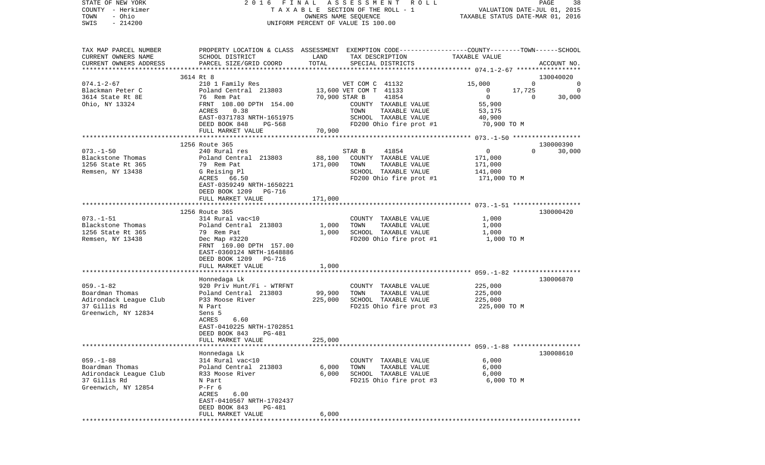STATE OF NEW YORK | 2016 FINAL ASSESSMENT ROLL
COUNTY - Herkimer | TAXABLE SECTION OF THE ROLL - 1 | VALUATION DATE-JUL 01, 2015
TOWN - Ohio | OWNERS NAME SEQUENCE | TAXABLE STATUS DATE-MAR 01, 2016
SWIS - 214200 | UNIFORM PERCENT OF VALUE IS 100.00

| TAX MAP PARCEL NUMBER<br>CURRENT OWNERS NAME<br>CURRENT OWNERS ADDRESS | PROPERTY LOCATION & CLASS<br>SCHOOL DISTRICT<br>PARCEL SIZE/GRID COORD | ASSESSMENT<br>LAND<br>TOTAL | EXEMPTION CODE<br>TAX DESCRIPTION<br>SPECIAL DISTRICTS | COUNTY<br>TAXABLE VALUE | TOWN | SCHOOL<br>ACCOUNT NO. |
|---|---|---|---|---|---|---|
| **074.1-2-67** | 3614 Rt 8 | | | | | 130040020 |
| 074.1-2-67 | 210 1 Family Res | | VET COM C 41132 | 15,000 | 0 | 0 |
| Blackman Peter C | Poland Central 213803 | 13,600 | VET COM T 41133 | 0 | 17,725 | 0 |
| 3614 State Rt 8E | 76 Rem Pat | 70,900 | STAR B 41854 | 0 | 0 | 30,000 |
| Ohio, NY 13324 | FRNT 108.00 DPTH 154.00 | | COUNTY TAXABLE VALUE | 55,900 | | |
| | ACRES 0.38 | | TOWN TAXABLE VALUE | 53,175 | | |
| | EAST-0371783 NRTH-1651975 | | SCHOOL TAXABLE VALUE | 40,900 | | |
| | DEED BOOK 848 PG-568 | | FD200 Ohio fire prot #1 | 70,900 TO M | | |
| | FULL MARKET VALUE | 70,900 | | | | |
| **073.-1-50** | 1256 Route 365 | | | | | 130000390 |
| 073.-1-50 | 240 Rural res | | STAR B 41854 | 0 | 0 | 30,000 |
| Blackstone Thomas | Poland Central 213803 | 88,100 | COUNTY TAXABLE VALUE | 171,000 | | |
| 1256 State Rt 365 | 79 Rem Pat | 171,000 | TOWN TAXABLE VALUE | 171,000 | | |
| Remsen, NY 13438 | G Reising Pl | | SCHOOL TAXABLE VALUE | 141,000 | | |
| | ACRES 66.50 | | FD200 Ohio fire prot #1 | 171,000 TO M | | |
| | EAST-0359249 NRTH-1650221 | | | | | |
| | DEED BOOK 1209 PG-716 | | | | | |
| | FULL MARKET VALUE | 171,000 | | | | |
| **073.-1-51** | 1256 Route 365 | | | | | 130000420 |
| 073.-1-51 | 314 Rural vac<10 | | COUNTY TAXABLE VALUE | 1,000 | | |
| Blackstone Thomas | Poland Central 213803 | 1,000 | TOWN TAXABLE VALUE | 1,000 | | |
| 1256 State Rt 365 | 79 Rem Pat | 1,000 | SCHOOL TAXABLE VALUE | 1,000 | | |
| Remsen, NY 13438 | Dec Map #3220 | | FD200 Ohio fire prot #1 | 1,000 TO M | | |
| | FRNT 169.00 DPTH 157.00 | | | | | |
| | EAST-0360124 NRTH-1648886 | | | | | |
| | DEED BOOK 1209 PG-716 | | | | | |
| | FULL MARKET VALUE | 1,000 | | | | |
| **059.-1-82** | Honnedaga Lk | | | | | 130006870 |
| 059.-1-82 | 920 Priv Hunt/Fi - WTRFNT | | COUNTY TAXABLE VALUE | 225,000 | | |
| Boardman Thomas | Poland Central 213803 | 99,900 | TOWN TAXABLE VALUE | 225,000 | | |
| Adirondack League Club | P33 Moose River | 225,000 | SCHOOL TAXABLE VALUE | 225,000 | | |
| 37 Gillis Rd | N Part | | FD215 Ohio fire prot #3 | 225,000 TO M | | |
| Greenwich, NY 12834 | Sens 5 | | | | | |
| | ACRES 6.60 | | | | | |
| | EAST-0410225 NRTH-1702851 | | | | | |
| | DEED BOOK 843 PG-481 | | | | | |
| | FULL MARKET VALUE | 225,000 | | | | |
| **059.-1-88** | Honnedaga Lk | | | | | 130008610 |
| 059.-1-88 | 314 Rural vac<10 | | COUNTY TAXABLE VALUE | 6,000 | | |
| Boardman Thomas | Poland Central 213803 | 6,000 | TOWN TAXABLE VALUE | 6,000 | | |
| Adirondack League Club | R33 Moose River | 6,000 | SCHOOL TAXABLE VALUE | 6,000 | | |
| 37 Gillis Rd | N Part | | FD215 Ohio fire prot #3 | 6,000 TO M | | |
| Greenwich, NY 12854 | P-Fr 6 | | | | | |
| | ACRES 6.00 | | | | | |
| | EAST-0410567 NRTH-1702437 | | | | | |
| | DEED BOOK 843 PG-481 | | | | | |
| | FULL MARKET VALUE | 6,000 | | | | |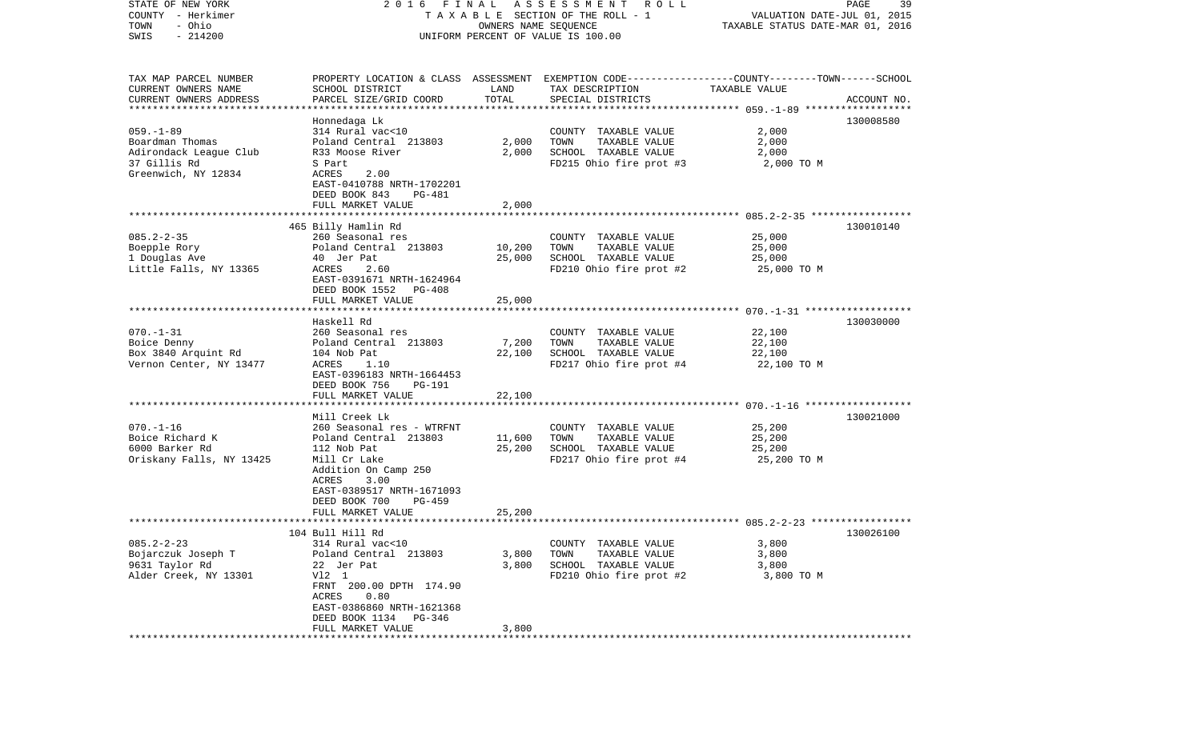STATE OF NEW YORK
COUNTY - Herkimer
TOWN - Ohio
SWIS - 214200

2016 FINAL ASSESSMENT ROLL
TAXABLE SECTION OF THE ROLL - 1
OWNERS NAME SEQUENCE
UNIFORM PERCENT OF VALUE IS 100.00

VALUATION DATE-JUL 01, 2015
TAXABLE STATUS DATE-MAR 01, 2016

| TAX MAP PARCEL NUMBER / CURRENT OWNERS NAME / CURRENT OWNERS ADDRESS | PROPERTY LOCATION & CLASS / SCHOOL DISTRICT / PARCEL SIZE/GRID COORD | ASSESSMENT LAND | TOTAL | EXEMPTION CODE / TAX DESCRIPTION / SPECIAL DISTRICTS | TAXABLE VALUE (COUNTY--TOWN--SCHOOL) | ACCOUNT NO. |
|---|---|---|---|---|---|---|
| 059.-1-89 | Honnedaga Lk | | | | | 130008580 |
| Boardman Thomas | 314 Rural vac<10 | | | COUNTY TAXABLE VALUE | 2,000 | |
| Adirondack League Club | Poland Central 213803 | 2,000 | | TOWN TAXABLE VALUE | 2,000 | |
| 37 Gillis Rd | R33 Moose River | | 2,000 | SCHOOL TAXABLE VALUE | 2,000 | |
| Greenwich, NY 12834 | S Part | | | FD215 Ohio fire prot #3 | 2,000 TO M | |
| | ACRES 2.00 | | | | | |
| | EAST-0410788 NRTH-1702201 | | | | | |
| | DEED BOOK 843 PG-481 | | | | | |
| | FULL MARKET VALUE | | 2,000 | | | |
| 085.2-2-35 | 465 Billy Hamlin Rd | | | | | 130010140 |
| Boepple Rory | 260 Seasonal res | | | COUNTY TAXABLE VALUE | 25,000 | |
| 1 Douglas Ave | Poland Central 213803 | 10,200 | | TOWN TAXABLE VALUE | 25,000 | |
| Little Falls, NY 13365 | 40 Jer Pat | | 25,000 | SCHOOL TAXABLE VALUE | 25,000 | |
| | ACRES 2.60 | | | FD210 Ohio fire prot #2 | 25,000 TO M | |
| | EAST-0391671 NRTH-1624964 | | | | | |
| | DEED BOOK 1552 PG-408 | | | | | |
| | FULL MARKET VALUE | | 25,000 | | | |
| 070.-1-31 | Haskell Rd | | | | | 130030000 |
| Boice Denny | 260 Seasonal res | | | COUNTY TAXABLE VALUE | 22,100 | |
| Box 3840 Arquint Rd | Poland Central 213803 | 7,200 | | TOWN TAXABLE VALUE | 22,100 | |
| Vernon Center, NY 13477 | 104 Nob Pat | | 22,100 | SCHOOL TAXABLE VALUE | 22,100 | |
| | ACRES 1.10 | | | FD217 Ohio fire prot #4 | 22,100 TO M | |
| | EAST-0396183 NRTH-1664453 | | | | | |
| | DEED BOOK 756 PG-191 | | | | | |
| | FULL MARKET VALUE | | 22,100 | | | |
| 070.-1-16 | Mill Creek Lk | | | | | 130021000 |
| Boice Richard K | 260 Seasonal res - WTRFNT | | | COUNTY TAXABLE VALUE | 25,200 | |
| 6000 Barker Rd | Poland Central 213803 | 11,600 | | TOWN TAXABLE VALUE | 25,200 | |
| Oriskany Falls, NY 13425 | 112 Nob Pat | | 25,200 | SCHOOL TAXABLE VALUE | 25,200 | |
| | Mill Cr Lake | | | FD217 Ohio fire prot #4 | 25,200 TO M | |
| | Addition On Camp 250 | | | | | |
| | ACRES 3.00 | | | | | |
| | EAST-0389517 NRTH-1671093 | | | | | |
| | DEED BOOK 700 PG-459 | | | | | |
| | FULL MARKET VALUE | | 25,200 | | | |
| 085.2-2-23 | 104 Bull Hill Rd | | | | | 130026100 |
| Bojarczuk Joseph T | 314 Rural vac<10 | | | COUNTY TAXABLE VALUE | 3,800 | |
| 9631 Taylor Rd | Poland Central 213803 | 3,800 | | TOWN TAXABLE VALUE | 3,800 | |
| Alder Creek, NY 13301 | 22 Jer Pat | | 3,800 | SCHOOL TAXABLE VALUE | 3,800 | |
| | Vl2 1 | | | FD210 Ohio fire prot #2 | 3,800 TO M | |
| | FRNT 200.00 DPTH 174.90 | | | | | |
| | ACRES 0.80 | | | | | |
| | EAST-0386860 NRTH-1621368 | | | | | |
| | DEED BOOK 1134 PG-346 | | | | | |
| | FULL MARKET VALUE | | 3,800 | | | |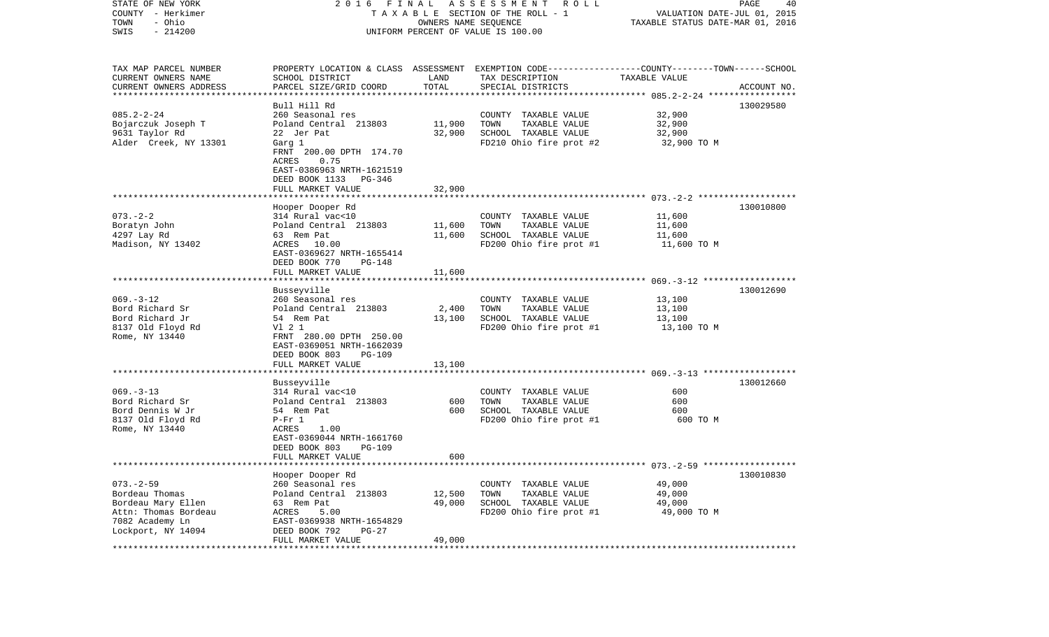STATE OF NEW YORK 2 0 1 6 F I N A L A S S E S S M E N T R O L L
COUNTY - Herkimer T A X A B L E SECTION OF THE ROLL - 1 VALUATION DATE-JUL 01, 2015
TOWN - Ohio OWNERS NAME SEQUENCE TAXABLE STATUS DATE-MAR 01, 2016
SWIS - 214200 UNIFORM PERCENT OF VALUE IS 100.00

| TAX MAP PARCEL NUMBER<br>CURRENT OWNERS NAME<br>CURRENT OWNERS ADDRESS | PROPERTY LOCATION & CLASS<br>SCHOOL DISTRICT<br>PARCEL SIZE/GRID COORD | ASSESSMENT<br>LAND<br>TOTAL | EXEMPTION CODE-----COUNTY-----TOWN------SCHOOL<br>TAX DESCRIPTION<br>SPECIAL DISTRICTS | TAXABLE VALUE | ACCOUNT NO. |
|---|---|---|---|---|---|
| | Bull Hill Rd | | | | 130029580 |
| 085.2-2-24 | 260 Seasonal res | | COUNTY TAXABLE VALUE | 32,900 | |
| Bojarczuk Joseph T | Poland Central 213803 | 11,900 | TOWN TAXABLE VALUE | 32,900 | |
| 9631 Taylor Rd | 22 Jer Pat | 32,900 | SCHOOL TAXABLE VALUE | 32,900 | |
| Alder Creek, NY 13301 | Garg 1 | | FD210 Ohio fire prot #2 | 32,900 TO M | |
| | FRNT 200.00 DPTH 174.70 | | | | |
| | ACRES 0.75 | | | | |
| | EAST-0386963 NRTH-1621519 | | | | |
| | DEED BOOK 1133 PG-346 | | | | |
| | FULL MARKET VALUE | 32,900 | | | |
| | Hooper Dooper Rd | | | | 130010800 |
| 073.-2-2 | 314 Rural vac<10 | | COUNTY TAXABLE VALUE | 11,600 | |
| Boratyn John | Poland Central 213803 | 11,600 | TOWN TAXABLE VALUE | 11,600 | |
| 4297 Lay Rd | 63 Rem Pat | 11,600 | SCHOOL TAXABLE VALUE | 11,600 | |
| Madison, NY 13402 | ACRES 10.00 | | FD200 Ohio fire prot #1 | 11,600 TO M | |
| | EAST-0369627 NRTH-1655414 | | | | |
| | DEED BOOK 770 PG-148 | | | | |
| | FULL MARKET VALUE | 11,600 | | | |
| | Busseyville | | | | 130012690 |
| 069.-3-12 | 260 Seasonal res | | COUNTY TAXABLE VALUE | 13,100 | |
| Bord Richard Sr | Poland Central 213803 | 2,400 | TOWN TAXABLE VALUE | 13,100 | |
| Bord Richard Jr | 54 Rem Pat | 13,100 | SCHOOL TAXABLE VALUE | 13,100 | |
| 8137 Old Floyd Rd | Vl 2 1 | | FD200 Ohio fire prot #1 | 13,100 TO M | |
| Rome, NY 13440 | FRNT 280.00 DPTH 250.00 | | | | |
| | EAST-0369051 NRTH-1662039 | | | | |
| | DEED BOOK 803 PG-109 | | | | |
| | FULL MARKET VALUE | 13,100 | | | |
| | Busseyville | | | | 130012660 |
| 069.-3-13 | 314 Rural vac<10 | | COUNTY TAXABLE VALUE | 600 | |
| Bord Richard Sr | Poland Central 213803 | 600 | TOWN TAXABLE VALUE | 600 | |
| Bord Dennis W Jr | 54 Rem Pat | 600 | SCHOOL TAXABLE VALUE | 600 | |
| 8137 Old Floyd Rd | P-Fr 1 | | FD200 Ohio fire prot #1 | 600 TO M | |
| Rome, NY 13440 | ACRES 1.00 | | | | |
| | EAST-0369044 NRTH-1661760 | | | | |
| | DEED BOOK 803 PG-109 | | | | |
| | FULL MARKET VALUE | 600 | | | |
| | Hooper Dooper Rd | | | | 130010830 |
| 073.-2-59 | 260 Seasonal res | | COUNTY TAXABLE VALUE | 49,000 | |
| Bordeau Thomas | Poland Central 213803 | 12,500 | TOWN TAXABLE VALUE | 49,000 | |
| Bordeau Mary Ellen | 63 Rem Pat | 49,000 | SCHOOL TAXABLE VALUE | 49,000 | |
| Attn: Thomas Bordeau | ACRES 5.00 | | FD200 Ohio fire prot #1 | 49,000 TO M | |
| 7082 Academy Ln | EAST-0369938 NRTH-1654829 | | | | |
| Lockport, NY 14094 | DEED BOOK 792 PG-27 | | | | |
| | FULL MARKET VALUE | 49,000 | | | |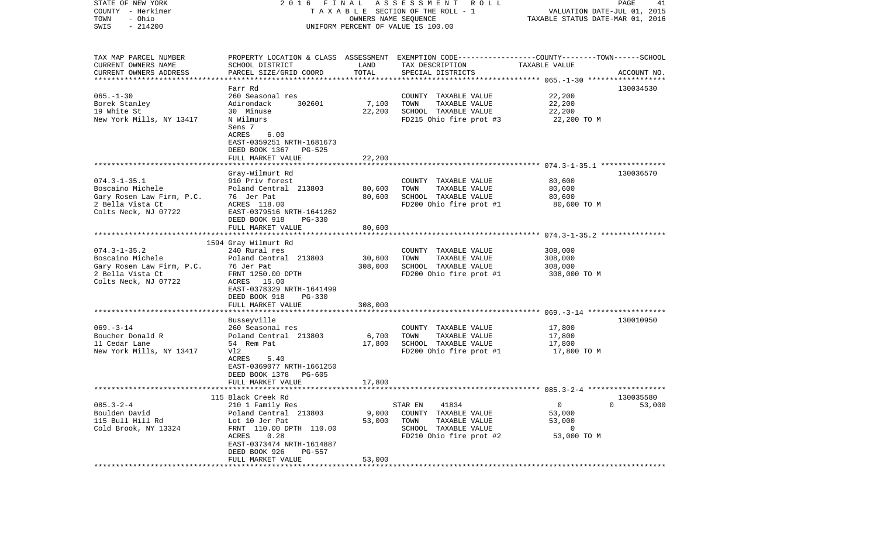STATE OF NEW YORK
COUNTY - Herkimer
TOWN - Ohio
SWIS - 214200

2016 FINAL ASSESSMENT ROLL
TAXABLE SECTION OF THE ROLL - 1
OWNERS NAME SEQUENCE
UNIFORM PERCENT OF VALUE IS 100.00

VALUATION DATE-JUL 01, 2015
TAXABLE STATUS DATE-MAR 01, 2016

| TAX MAP PARCEL NUMBER<br>CURRENT OWNERS NAME<br>CURRENT OWNERS ADDRESS | PROPERTY LOCATION & CLASS<br>SCHOOL DISTRICT<br>PARCEL SIZE/GRID COORD | ASSESSMENT<br>LAND<br>TOTAL | EXEMPTION CODE<br>TAX DESCRIPTION<br>SPECIAL DISTRICTS | COUNTY--------TOWN------SCHOOL<br>TAXABLE VALUE | ACCOUNT NO. |
|---|---|---|---|---|---|
| 065.-1-30 | Farr Rd | | | | 130034530 |
| 065.-1-30 | 260 Seasonal res | | COUNTY TAXABLE VALUE | 22,200 | |
| Borek Stanley | Adirondack 302601 | 7,100 | TOWN TAXABLE VALUE | 22,200 | |
| 19 White St | 30 Minuse | 22,200 | SCHOOL TAXABLE VALUE | 22,200 | |
| New York Mills, NY 13417 | N Wilmurs | | FD215 Ohio fire prot #3 | 22,200 TO M | |
| | Sens 7 | | | | |
| | ACRES 6.00 | | | | |
| | EAST-0359251 NRTH-1681673 | | | | |
| | DEED BOOK 1367 PG-525 | | | | |
| | FULL MARKET VALUE | 22,200 | | | |
| 074.3-1-35.1 | Gray-Wilmurt Rd | | | | 130036570 |
| 074.3-1-35.1 | 910 Priv forest | | COUNTY TAXABLE VALUE | 80,600 | |
| Boscaino Michele | Poland Central 213803 | 80,600 | TOWN TAXABLE VALUE | 80,600 | |
| Gary Rosen Law Firm, P.C. | 76 Jer Pat | 80,600 | SCHOOL TAXABLE VALUE | 80,600 | |
| 2 Bella Vista Ct | ACRES 118.00 | | FD200 Ohio fire prot #1 | 80,600 TO M | |
| Colts Neck, NJ 07722 | EAST-0379516 NRTH-1641262 | | | | |
| | DEED BOOK 918 PG-330 | | | | |
| | FULL MARKET VALUE | 80,600 | | | |
| 074.3-1-35.2 | 1594 Gray Wilmurt Rd | | | | |
| 074.3-1-35.2 | 240 Rural res | | COUNTY TAXABLE VALUE | 308,000 | |
| Boscaino Michele | Poland Central 213803 | 30,600 | TOWN TAXABLE VALUE | 308,000 | |
| Gary Rosen Law Firm, P.C. | 76 Jer Pat | 308,000 | SCHOOL TAXABLE VALUE | 308,000 | |
| 2 Bella Vista Ct | FRNT 1250.00 DPTH | | FD200 Ohio fire prot #1 | 308,000 TO M | |
| Colts Neck, NJ 07722 | ACRES 15.00 | | | | |
| | EAST-0378329 NRTH-1641499 | | | | |
| | DEED BOOK 918 PG-330 | | | | |
| | FULL MARKET VALUE | 308,000 | | | |
| 069.-3-14 | Busseyville | | | | 130010950 |
| 069.-3-14 | 260 Seasonal res | | COUNTY TAXABLE VALUE | 17,800 | |
| Boucher Donald R | Poland Central 213803 | 6,700 | TOWN TAXABLE VALUE | 17,800 | |
| 11 Cedar Lane | 54 Rem Pat | 17,800 | SCHOOL TAXABLE VALUE | 17,800 | |
| New York Mills, NY 13417 | Vl2 | | FD200 Ohio fire prot #1 | 17,800 TO M | |
| | ACRES 5.40 | | | | |
| | EAST-0369077 NRTH-1661250 | | | | |
| | DEED BOOK 1378 PG-605 | | | | |
| | FULL MARKET VALUE | 17,800 | | | |
| 085.3-2-4 | 115 Black Creek Rd | | | | 130035580 |
| 085.3-2-4 | 210 1 Family Res | | STAR EN 41834 | 0 0 | 53,000 |
| Boulden David | Poland Central 213803 | 9,000 | COUNTY TAXABLE VALUE | 53,000 | |
| 115 Bull Hill Rd | Lot 10 Jer Pat | 53,000 | TOWN TAXABLE VALUE | 53,000 | |
| Cold Brook, NY 13324 | FRNT 110.00 DPTH 110.00 | | SCHOOL TAXABLE VALUE | 0 | |
| | ACRES 0.28 | | FD210 Ohio fire prot #2 | 53,000 TO M | |
| | EAST-0373474 NRTH-1614887 | | | | |
| | DEED BOOK 926 PG-557 | | | | |
| | FULL MARKET VALUE | 53,000 | | | |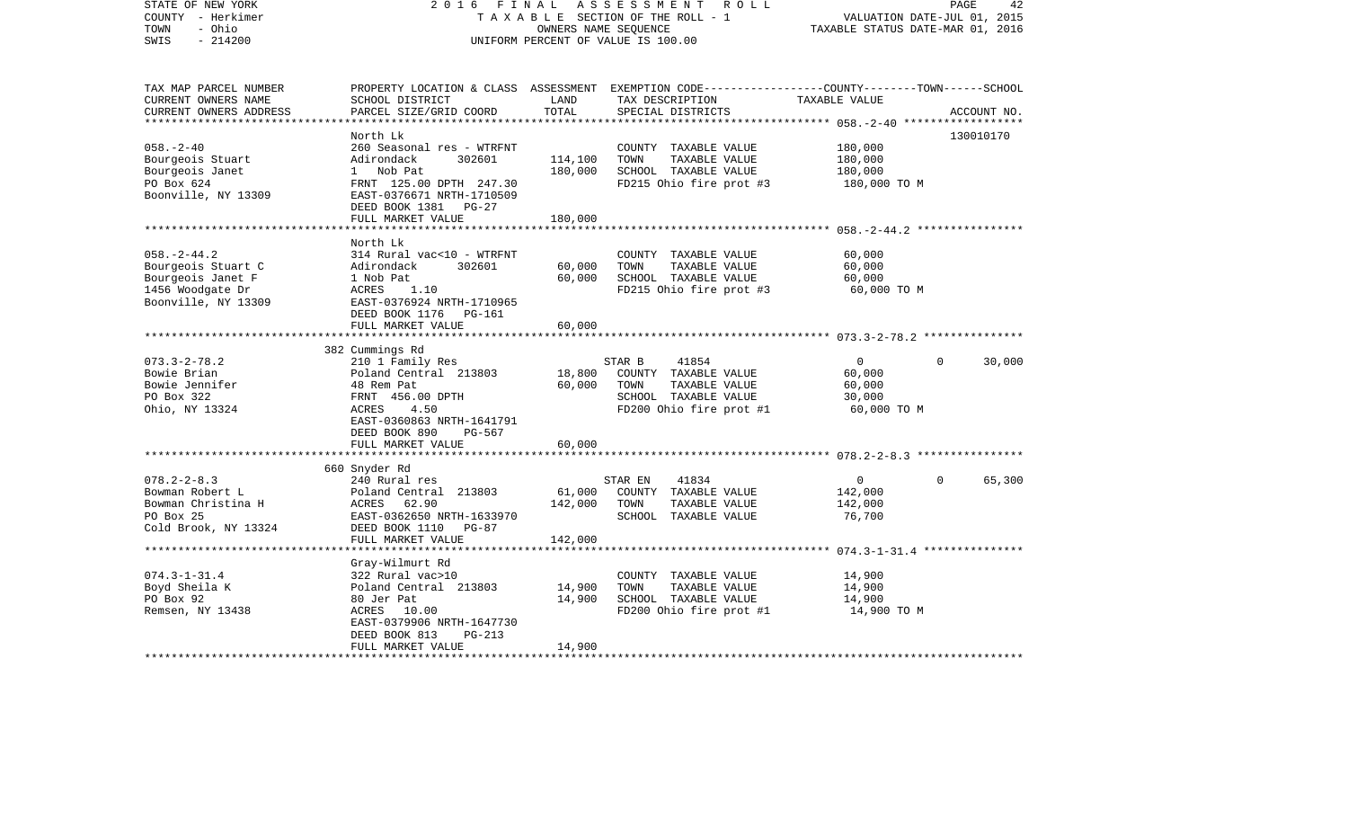STATE OF NEW YORK | 2016 FINAL ASSESSMENT ROLL | PAGE 42
COUNTY - Herkimer | TAXABLE SECTION OF THE ROLL - 1 | VALUATION DATE-JUL 01, 2015
TOWN - Ohio | OWNERS NAME SEQUENCE | TAXABLE STATUS DATE-MAR 01, 2016
SWIS - 214200 | UNIFORM PERCENT OF VALUE IS 100.00

| TAX MAP PARCEL NUMBER / CURRENT OWNERS NAME / CURRENT OWNERS ADDRESS | PROPERTY LOCATION & CLASS / SCHOOL DISTRICT / PARCEL SIZE/GRID COORD | ASSESSMENT LAND / TOTAL | EXEMPTION CODE / TAX DESCRIPTION / SPECIAL DISTRICTS | COUNTY | TOWN | SCHOOL | TAXABLE VALUE | ACCOUNT NO. |
|---|---|---|---|---|---|---|---|---|
| **058.-2-40** | North Lk | | | | | | | 130010170 |
| 058.-2-40 | 260 Seasonal res - WTRFNT | | COUNTY TAXABLE VALUE | | | | 180,000 | |
| Bourgeois Stuart | Adirondack 302601 | 114,100 | TOWN TAXABLE VALUE | | | | 180,000 | |
| Bourgeois Janet | 1 Nob Pat | 180,000 | SCHOOL TAXABLE VALUE | | | | 180,000 | |
| PO Box 624 | FRNT 125.00 DPTH 247.30 | | FD215 Ohio fire prot #3 | | | | 180,000 TO M | |
| Boonville, NY 13309 | EAST-0376671 NRTH-1710509 | | | | | | | |
| | DEED BOOK 1381 PG-27 | | | | | | | |
| | FULL MARKET VALUE | 180,000 | | | | | | |
| **058.-2-44.2** | North Lk | | | | | | | |
| 058.-2-44.2 | 314 Rural vac<10 - WTRFNT | | COUNTY TAXABLE VALUE | | | | 60,000 | |
| Bourgeois Stuart C | Adirondack 302601 | 60,000 | TOWN TAXABLE VALUE | | | | 60,000 | |
| Bourgeois Janet F | 1 Nob Pat | 60,000 | SCHOOL TAXABLE VALUE | | | | 60,000 | |
| 1456 Woodgate Dr | ACRES 1.10 | | FD215 Ohio fire prot #3 | | | | 60,000 TO M | |
| Boonville, NY 13309 | EAST-0376924 NRTH-1710965 | | | | | | | |
| | DEED BOOK 1176 PG-161 | | | | | | | |
| | FULL MARKET VALUE | 60,000 | | | | | | |
| **073.3-2-78.2** | 382 Cummings Rd | | | | | | | |
| 073.3-2-78.2 | 210 1 Family Res | | STAR B 41854 | 0 | 0 | 30,000 | | |
| Bowie Brian | Poland Central 213803 | 18,800 | COUNTY TAXABLE VALUE | | | | 60,000 | |
| Bowie Jennifer | 48 Rem Pat | 60,000 | TOWN TAXABLE VALUE | | | | 60,000 | |
| PO Box 322 | FRNT 456.00 DPTH | | SCHOOL TAXABLE VALUE | | | | 30,000 | |
| Ohio, NY 13324 | ACRES 4.50 | | FD200 Ohio fire prot #1 | | | | 60,000 TO M | |
| | EAST-0360863 NRTH-1641791 | | | | | | | |
| | DEED BOOK 890 PG-567 | | | | | | | |
| | FULL MARKET VALUE | 60,000 | | | | | | |
| **078.2-2-8.3** | 660 Snyder Rd | | | | | | | |
| 078.2-2-8.3 | 240 Rural res | | STAR EN 41834 | 0 | 0 | 65,300 | | |
| Bowman Robert L | Poland Central 213803 | 61,000 | COUNTY TAXABLE VALUE | | | | 142,000 | |
| Bowman Christina H | ACRES 62.90 | 142,000 | TOWN TAXABLE VALUE | | | | 142,000 | |
| PO Box 25 | EAST-0362650 NRTH-1633970 | | SCHOOL TAXABLE VALUE | | | | 76,700 | |
| Cold Brook, NY 13324 | DEED BOOK 1110 PG-87 | | | | | | | |
| | FULL MARKET VALUE | 142,000 | | | | | | |
| **074.3-1-31.4** | Gray-Wilmurt Rd | | | | | | | |
| 074.3-1-31.4 | 322 Rural vac>10 | | COUNTY TAXABLE VALUE | | | | 14,900 | |
| Boyd Sheila K | Poland Central 213803 | 14,900 | TOWN TAXABLE VALUE | | | | 14,900 | |
| PO Box 92 | 80 Jer Pat | 14,900 | SCHOOL TAXABLE VALUE | | | | 14,900 | |
| Remsen, NY 13438 | ACRES 10.00 | | FD200 Ohio fire prot #1 | | | | 14,900 TO M | |
| | EAST-0379906 NRTH-1647730 | | | | | | | |
| | DEED BOOK 813 PG-213 | | | | | | | |
| | FULL MARKET VALUE | 14,900 | | | | | | |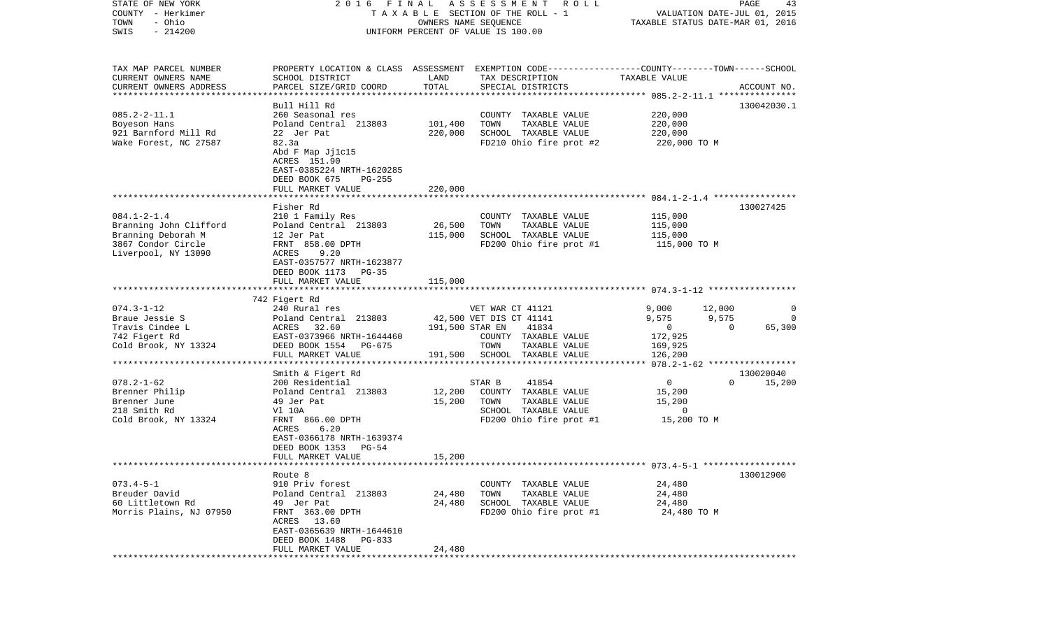STATE OF NEW YORK | 2016 FINAL ASSESSMENT ROLL | PAGE 43
COUNTY - Herkimer | TAXABLE SECTION OF THE ROLL - 1 | VALUATION DATE-JUL 01, 2015
TOWN - Ohio | OWNERS NAME SEQUENCE | TAXABLE STATUS DATE-MAR 01, 2016
SWIS - 214200 | UNIFORM PERCENT OF VALUE IS 100.00

| TAX MAP PARCEL NUMBER / CURRENT OWNERS NAME / CURRENT OWNERS ADDRESS | PROPERTY LOCATION & CLASS / SCHOOL DISTRICT / PARCEL SIZE/GRID COORD | ASSESSMENT LAND | TOTAL | EXEMPTION CODE / TAX DESCRIPTION / SPECIAL DISTRICTS | COUNTY | TOWN | SCHOOL | ACCOUNT NO. |
|---|---|---|---|---|---|---|---|---|
| **085.2-2-11.1** | Bull Hill Rd | | | | | | | 130042030.1 |
| 085.2-2-11.1 | 260 Seasonal res | | | COUNTY TAXABLE VALUE | 220,000 | | | |
| Boyeson Hans | Poland Central 213803 | 101,400 | | TOWN TAXABLE VALUE | | 220,000 | | |
| 921 Barnford Mill Rd | 22 Jer Pat | | 220,000 | SCHOOL TAXABLE VALUE | | | 220,000 | |
| Wake Forest, NC 27587 | 82.3a | | | FD210 Ohio fire prot #2 | 220,000 TO M | | | |
| | Abd F Map Jj1c15 | | | | | | | |
| | ACRES 151.90 | | | | | | | |
| | EAST-0385224 NRTH-1620285 | | | | | | | |
| | DEED BOOK 675 PG-255 | | | | | | | |
| | FULL MARKET VALUE | | 220,000 | | | | | |
| **084.1-2-1.4** | Fisher Rd | | | | | | | 130027425 |
| 084.1-2-1.4 | 210 1 Family Res | | | COUNTY TAXABLE VALUE | 115,000 | | | |
| Branning John Clifford | Poland Central 213803 | 26,500 | | TOWN TAXABLE VALUE | | 115,000 | | |
| Branning Deborah M | 12 Jer Pat | | 115,000 | SCHOOL TAXABLE VALUE | | | 115,000 | |
| 3867 Condor Circle | FRNT 858.00 DPTH | | | FD200 Ohio fire prot #1 | 115,000 TO M | | | |
| Liverpool, NY 13090 | ACRES 9.20 | | | | | | | |
| | EAST-0357577 NRTH-1623877 | | | | | | | |
| | DEED BOOK 1173 PG-35 | | | | | | | |
| | FULL MARKET VALUE | | 115,000 | | | | | |
| **074.3-1-12** | 742 Figert Rd | | | | | | | |
| 074.3-1-12 | 240 Rural res | | | VET WAR CT 41121 | 9,000 | 12,000 | 0 | |
| Braue Jessie S | Poland Central 213803 | 42,500 | | VET DIS CT 41141 | 9,575 | 9,575 | 0 | |
| Travis Cindee L | ACRES 32.60 | | 191,500 | STAR EN 41834 | 0 | 0 | 65,300 | |
| 742 Figert Rd | EAST-0373966 NRTH-1644460 | | | COUNTY TAXABLE VALUE | 172,925 | | | |
| Cold Brook, NY 13324 | DEED BOOK 1554 PG-675 | | | TOWN TAXABLE VALUE | | 169,925 | | |
| | FULL MARKET VALUE | | 191,500 | SCHOOL TAXABLE VALUE | | | 126,200 | |
| **078.2-1-62** | Smith & Figert Rd | | | | | | | 130020040 |
| 078.2-1-62 | 200 Residential | | | STAR B 41854 | 0 | 0 | 15,200 | |
| Brenner Philip | Poland Central 213803 | 12,200 | | COUNTY TAXABLE VALUE | 15,200 | | | |
| Brenner June | 49 Jer Pat | | 15,200 | TOWN TAXABLE VALUE | | 15,200 | | |
| 218 Smith Rd | Vl 10A | | | SCHOOL TAXABLE VALUE | | | 0 | |
| Cold Brook, NY 13324 | FRNT 866.00 DPTH | | | FD200 Ohio fire prot #1 | 15,200 TO M | | | |
| | ACRES 6.20 | | | | | | | |
| | EAST-0366178 NRTH-1639374 | | | | | | | |
| | DEED BOOK 1353 PG-54 | | | | | | | |
| | FULL MARKET VALUE | | 15,200 | | | | | |
| **073.4-5-1** | Route 8 | | | | | | | 130012900 |
| 073.4-5-1 | 910 Priv forest | | | COUNTY TAXABLE VALUE | 24,480 | | | |
| Breuder David | Poland Central 213803 | 24,480 | | TOWN TAXABLE VALUE | | 24,480 | | |
| 60 Littletown Rd | 49 Jer Pat | | 24,480 | SCHOOL TAXABLE VALUE | | | 24,480 | |
| Morris Plains, NJ 07950 | FRNT 363.00 DPTH | | | FD200 Ohio fire prot #1 | 24,480 TO M | | | |
| | ACRES 13.60 | | | | | | | |
| | EAST-0365639 NRTH-1644610 | | | | | | | |
| | DEED BOOK 1488 PG-833 | | | | | | | |
| | FULL MARKET VALUE | | 24,480 | | | | | |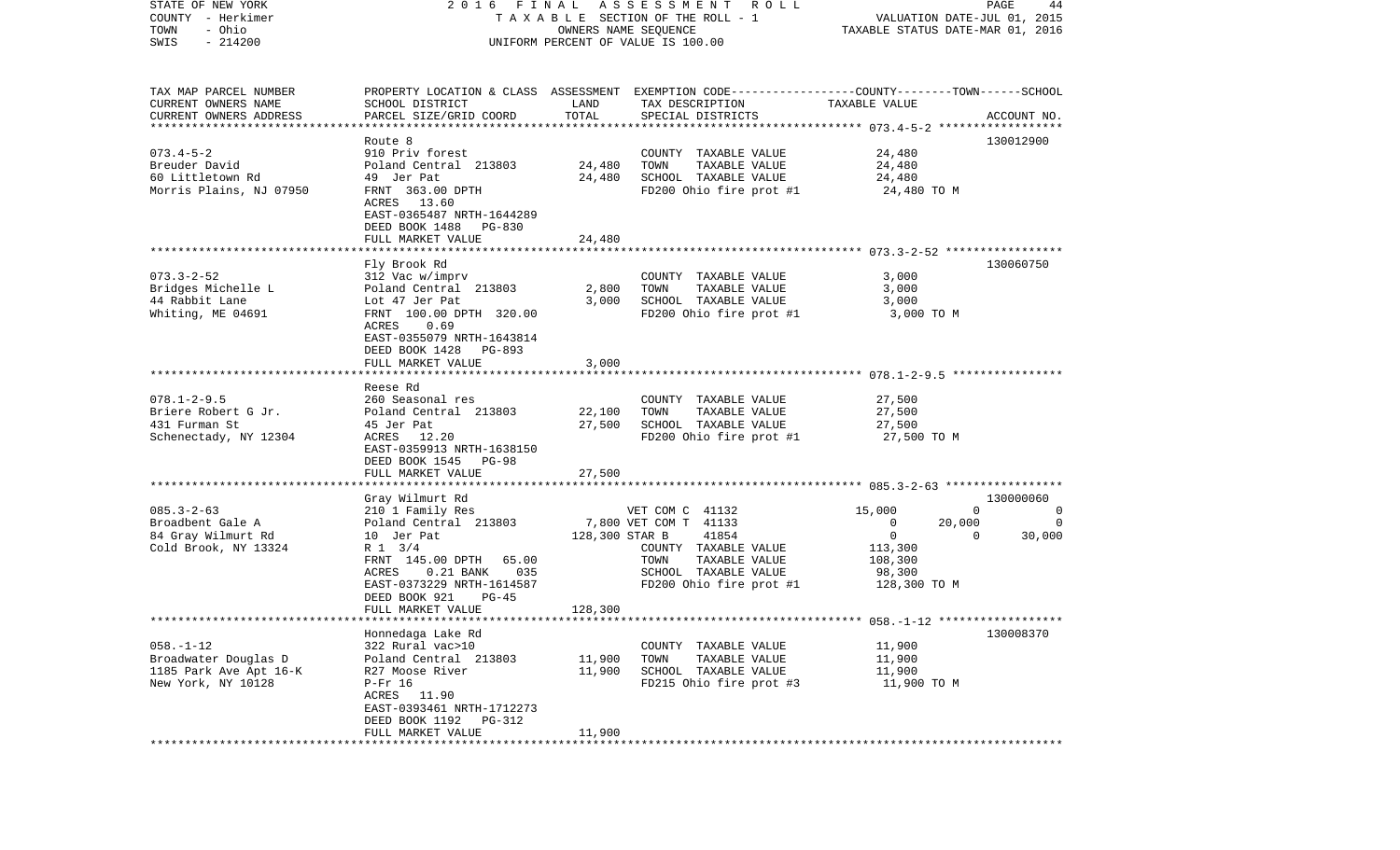| TAX MAP PARCEL NUMBER<br>CURRENT OWNERS NAME<br>CURRENT OWNERS ADDRESS | PROPERTY LOCATION & CLASS<br>SCHOOL DISTRICT<br>PARCEL SIZE/GRID COORD | ASSESSMENT<br>LAND<br>TOTAL | EXEMPTION CODE<br>TAX DESCRIPTION<br>SPECIAL DISTRICTS | COUNTY | TOWN | SCHOOL<br>TAXABLE VALUE<br>ACCOUNT NO. |
|---|---|---|---|---|---|---|
| **073.4-5-2** | Route 8 | | | | | 130012900 |
| 073.4-5-2 | 910 Priv forest | | COUNTY TAXABLE VALUE | 24,480 | | |
| Breuder David | Poland Central 213803 | 24,480 | TOWN TAXABLE VALUE | 24,480 | | |
| 60 Littletown Rd | 49 Jer Pat | 24,480 | SCHOOL TAXABLE VALUE | 24,480 | | |
| Morris Plains, NJ 07950 | FRNT 363.00 DPTH | | FD200 Ohio fire prot #1 | 24,480 TO M | | |
| | ACRES 13.60 | | | | | |
| | EAST-0365487 NRTH-1644289 | | | | | |
| | DEED BOOK 1488 PG-830 | | | | | |
| | FULL MARKET VALUE | 24,480 | | | | |
| **073.3-2-52** | Fly Brook Rd | | | | | 130060750 |
| 073.3-2-52 | 312 Vac w/imprv | | COUNTY TAXABLE VALUE | 3,000 | | |
| Bridges Michelle L | Poland Central 213803 | 2,800 | TOWN TAXABLE VALUE | 3,000 | | |
| 44 Rabbit Lane | Lot 47 Jer Pat | 3,000 | SCHOOL TAXABLE VALUE | 3,000 | | |
| Whiting, ME 04691 | FRNT 100.00 DPTH 320.00 | | FD200 Ohio fire prot #1 | 3,000 TO M | | |
| | ACRES 0.69 | | | | | |
| | EAST-0355079 NRTH-1643814 | | | | | |
| | DEED BOOK 1428 PG-893 | | | | | |
| | FULL MARKET VALUE | 3,000 | | | | |
| **078.1-2-9.5** | Reese Rd | | | | | |
| 078.1-2-9.5 | 260 Seasonal res | | COUNTY TAXABLE VALUE | 27,500 | | |
| Briere Robert G Jr. | Poland Central 213803 | 22,100 | TOWN TAXABLE VALUE | 27,500 | | |
| 431 Furman St | 45 Jer Pat | 27,500 | SCHOOL TAXABLE VALUE | 27,500 | | |
| Schenectady, NY 12304 | ACRES 12.20 | | FD200 Ohio fire prot #1 | 27,500 TO M | | |
| | EAST-0359913 NRTH-1638150 | | | | | |
| | DEED BOOK 1545 PG-98 | | | | | |
| | FULL MARKET VALUE | 27,500 | | | | |
| **085.3-2-63** | Gray Wilmurt Rd | | | | | 130000060 |
| 085.3-2-63 | 210 1 Family Res | | VET COM C 41132 | 15,000 | 0 | 0 |
| Broadbent Gale A | Poland Central 213803 | 7,800 | VET COM T 41133 | 0 | 20,000 | 0 |
| 84 Gray Wilmurt Rd | 10 Jer Pat | 128,300 | STAR B 41854 | 0 | 0 | 30,000 |
| Cold Brook, NY 13324 | R 1 3/4 | | COUNTY TAXABLE VALUE | 113,300 | | |
| | FRNT 145.00 DPTH 65.00 | | TOWN TAXABLE VALUE | 108,300 | | |
| | ACRES 0.21 BANK 035 | | SCHOOL TAXABLE VALUE | 98,300 | | |
| | EAST-0373229 NRTH-1614587 | | FD200 Ohio fire prot #1 | 128,300 TO M | | |
| | DEED BOOK 921 PG-45 | | | | | |
| | FULL MARKET VALUE | 128,300 | | | | |
| **058.-1-12** | Honnedaga Lake Rd | | | | | 130008370 |
| 058.-1-12 | 322 Rural vac>10 | | COUNTY TAXABLE VALUE | 11,900 | | |
| Broadwater Douglas D | Poland Central 213803 | 11,900 | TOWN TAXABLE VALUE | 11,900 | | |
| 1185 Park Ave Apt 16-K | R27 Moose River | 11,900 | SCHOOL TAXABLE VALUE | 11,900 | | |
| New York, NY 10128 | P-Fr 16 | | FD215 Ohio fire prot #3 | 11,900 TO M | | |
| | ACRES 11.90 | | | | | |
| | EAST-0393461 NRTH-1712273 | | | | | |
| | DEED BOOK 1192 PG-312 | | | | | |
| | FULL MARKET VALUE | 11,900 | | | | |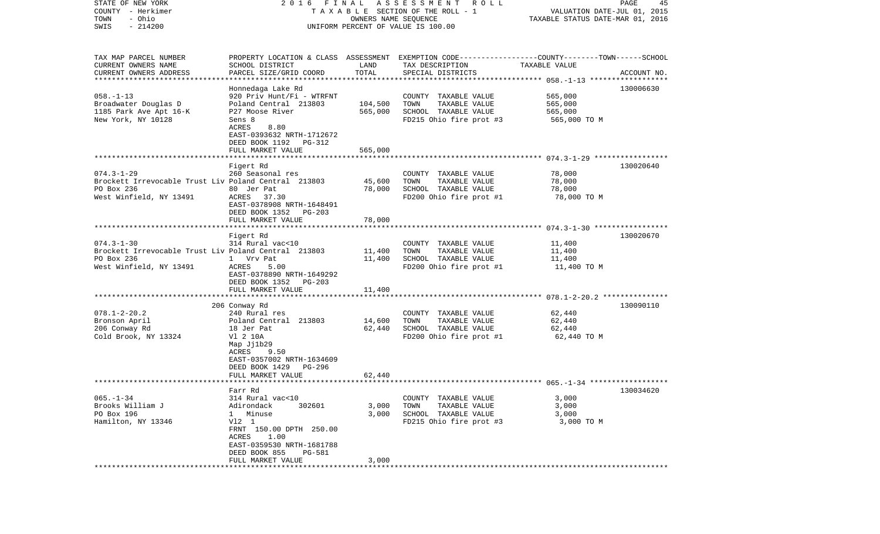STATE OF NEW YORK
COUNTY - Herkimer
TOWN - Ohio
SWIS - 214200

2016 FINAL ASSESSMENT ROLL
TAXABLE SECTION OF THE ROLL - 1
OWNERS NAME SEQUENCE
UNIFORM PERCENT OF VALUE IS 100.00

VALUATION DATE-JUL 01, 2015
TAXABLE STATUS DATE-MAR 01, 2016

| TAX MAP PARCEL NUMBER / CURRENT OWNERS NAME / CURRENT OWNERS ADDRESS | PROPERTY LOCATION & CLASS / SCHOOL DISTRICT / PARCEL SIZE/GRID COORD | ASSESSMENT LAND | TOTAL | EXEMPTION CODE / TAX DESCRIPTION / SPECIAL DISTRICTS | COUNTY--------TOWN------SCHOOL TAXABLE VALUE | ACCOUNT NO. |
|---|---|---|---|---|---|---|
| 058.-1-13 | Honnedaga Lake Rd | | | | | 130006630 |
| | 920 Priv Hunt/Fi - WTRFNT | | | COUNTY TAXABLE VALUE | 565,000 | |
| Broadwater Douglas D | Poland Central 213803 | 104,500 | | TOWN TAXABLE VALUE | 565,000 | |
| 1185 Park Ave Apt 16-K | P27 Moose River | | 565,000 | SCHOOL TAXABLE VALUE | 565,000 | |
| New York, NY 10128 | Sens 8 | | | FD215 Ohio fire prot #3 | 565,000 TO M | |
| | ACRES 8.80 | | | | | |
| | EAST-0393632 NRTH-1712672 | | | | | |
| | DEED BOOK 1192 PG-312 | | | | | |
| | FULL MARKET VALUE | | 565,000 | | | |
| 074.3-1-29 | Figert Rd | | | | | 130020640 |
| | 260 Seasonal res | | | COUNTY TAXABLE VALUE | 78,000 | |
| Brockett Irrevocable Trust Liv | Poland Central 213803 | 45,600 | | TOWN TAXABLE VALUE | 78,000 | |
| PO Box 236 | 80 Jer Pat | | 78,000 | SCHOOL TAXABLE VALUE | 78,000 | |
| West Winfield, NY 13491 | ACRES 37.30 | | | FD200 Ohio fire prot #1 | 78,000 TO M | |
| | EAST-0378908 NRTH-1648491 | | | | | |
| | DEED BOOK 1352 PG-203 | | | | | |
| | FULL MARKET VALUE | | 78,000 | | | |
| 074.3-1-30 | Figert Rd | | | | | 130020670 |
| | 314 Rural vac<10 | | | COUNTY TAXABLE VALUE | 11,400 | |
| Brockett Irrevocable Trust Liv | Poland Central 213803 | 11,400 | | TOWN TAXABLE VALUE | 11,400 | |
| PO Box 236 | 1 Vrv Pat | | 11,400 | SCHOOL TAXABLE VALUE | 11,400 | |
| West Winfield, NY 13491 | ACRES 5.00 | | | FD200 Ohio fire prot #1 | 11,400 TO M | |
| | EAST-0378890 NRTH-1649292 | | | | | |
| | DEED BOOK 1352 PG-203 | | | | | |
| | FULL MARKET VALUE | | 11,400 | | | |
| 078.1-2-20.2 | 206 Conway Rd | | | | | 130090110 |
| | 240 Rural res | | | COUNTY TAXABLE VALUE | 62,440 | |
| Bronson April | Poland Central 213803 | 14,600 | | TOWN TAXABLE VALUE | 62,440 | |
| 206 Conway Rd | 18 Jer Pat | | 62,440 | SCHOOL TAXABLE VALUE | 62,440 | |
| Cold Brook, NY 13324 | Vl 2 10A | | | FD200 Ohio fire prot #1 | 62,440 TO M | |
| | Map Jj1b29 | | | | | |
| | ACRES 9.50 | | | | | |
| | EAST-0357002 NRTH-1634609 | | | | | |
| | DEED BOOK 1429 PG-296 | | | | | |
| | FULL MARKET VALUE | | 62,440 | | | |
| 065.-1-34 | Farr Rd | | | | | 130034620 |
| | 314 Rural vac<10 | | | COUNTY TAXABLE VALUE | 3,000 | |
| Brooks William J | Adirondack 302601 | 3,000 | | TOWN TAXABLE VALUE | 3,000 | |
| PO Box 196 | 1 Minuse | | 3,000 | SCHOOL TAXABLE VALUE | 3,000 | |
| Hamilton, NY 13346 | Vl2 1 | | | FD215 Ohio fire prot #3 | 3,000 TO M | |
| | FRNT 150.00 DPTH 250.00 | | | | | |
| | ACRES 1.00 | | | | | |
| | EAST-0359530 NRTH-1681788 | | | | | |
| | DEED BOOK 855 PG-581 | | | | | |
| | FULL MARKET VALUE | | 3,000 | | | |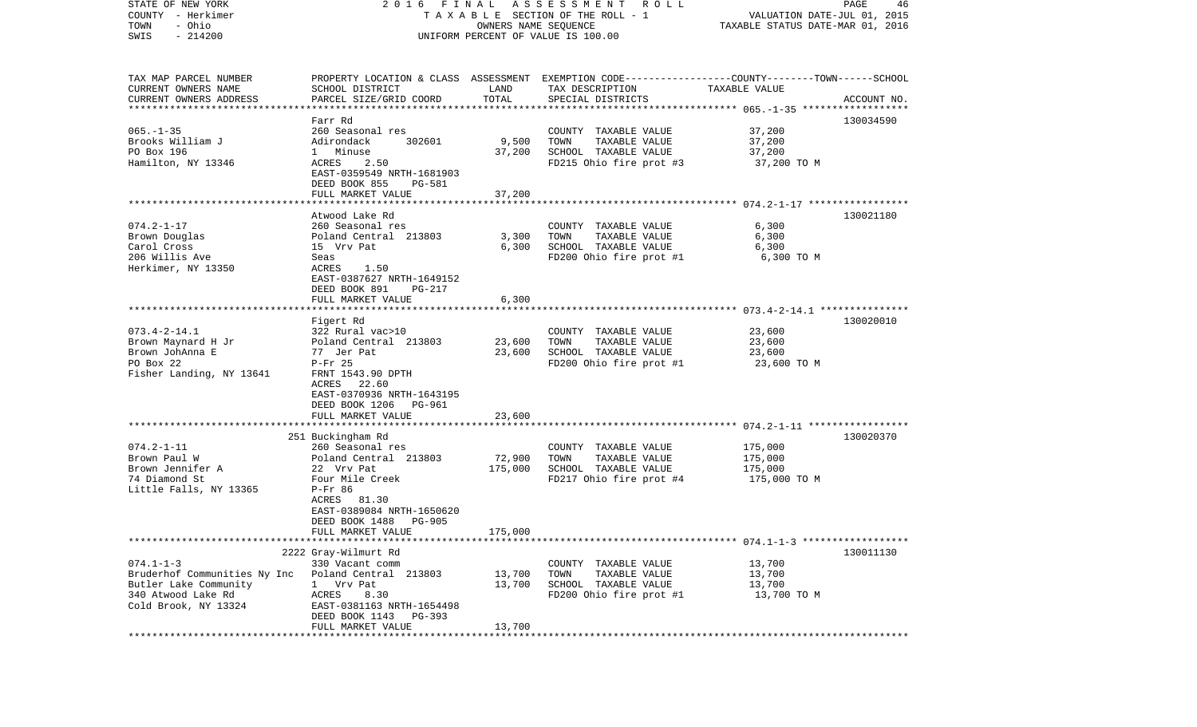STATE OF NEW YORK — 2016 FINAL ASSESSMENT ROLL
COUNTY - Herkimer — TAXABLE SECTION OF THE ROLL - 1 — VALUATION DATE-JUL 01, 2015
TOWN - Ohio — OWNERS NAME SEQUENCE — TAXABLE STATUS DATE-MAR 01, 2016
SWIS - 214200 — UNIFORM PERCENT OF VALUE IS 100.00

| TAX MAP PARCEL NUMBER / CURRENT OWNERS NAME / CURRENT OWNERS ADDRESS | PROPERTY LOCATION & CLASS / SCHOOL DISTRICT / PARCEL SIZE/GRID COORD | ASSESSMENT LAND | TOTAL | EXEMPTION CODE / TAX DESCRIPTION / SPECIAL DISTRICTS | TAXABLE VALUE (COUNTY / TOWN / SCHOOL) | ACCOUNT NO. |
|---|---|---|---|---|---|---|
| 065.-1-35 | Farr Rd | | | | | 130034590 |
| Brooks William J | 260 Seasonal res | | | COUNTY TAXABLE VALUE | 37,200 | |
| PO Box 196 | Adirondack 302601 | 9,500 | | TOWN TAXABLE VALUE | 37,200 | |
| Hamilton, NY 13346 | 1 Minuse | | 37,200 | SCHOOL TAXABLE VALUE | 37,200 | |
| | ACRES 2.50 | | | FD215 Ohio fire prot #3 | 37,200 TO M | |
| | EAST-0359549 NRTH-1681903 | | | | | |
| | DEED BOOK 855 PG-581 | | | | | |
| | FULL MARKET VALUE | | 37,200 | | | |
| 074.2-1-17 | Atwood Lake Rd | | | | | 130021180 |
| Brown Douglas | 260 Seasonal res | | | COUNTY TAXABLE VALUE | 6,300 | |
| Carol Cross | Poland Central 213803 | 3,300 | | TOWN TAXABLE VALUE | 6,300 | |
| 206 Willis Ave | 15 Vrv Pat | | 6,300 | SCHOOL TAXABLE VALUE | 6,300 | |
| Herkimer, NY 13350 | Seas | | | FD200 Ohio fire prot #1 | 6,300 TO M | |
| | ACRES 1.50 | | | | | |
| | EAST-0387627 NRTH-1649152 | | | | | |
| | DEED BOOK 891 PG-217 | | | | | |
| | FULL MARKET VALUE | | 6,300 | | | |
| 073.4-2-14.1 | Figert Rd | | | | | 130020010 |
| Brown Maynard H Jr | 322 Rural vac>10 | | | COUNTY TAXABLE VALUE | 23,600 | |
| Brown JohAnna E | Poland Central 213803 | 23,600 | | TOWN TAXABLE VALUE | 23,600 | |
| PO Box 22 | 77 Jer Pat | | 23,600 | SCHOOL TAXABLE VALUE | 23,600 | |
| Fisher Landing, NY 13641 | P-Fr 25 | | | FD200 Ohio fire prot #1 | 23,600 TO M | |
| | FRNT 1543.90 DPTH | | | | | |
| | ACRES 22.60 | | | | | |
| | EAST-0370936 NRTH-1643195 | | | | | |
| | DEED BOOK 1206 PG-961 | | | | | |
| | FULL MARKET VALUE | | 23,600 | | | |
| 074.2-1-11 | 251 Buckingham Rd | | | | | 130020370 |
| Brown Paul W | 260 Seasonal res | | | COUNTY TAXABLE VALUE | 175,000 | |
| Brown Jennifer A | Poland Central 213803 | 72,900 | | TOWN TAXABLE VALUE | 175,000 | |
| 74 Diamond St | 22 Vrv Pat | | 175,000 | SCHOOL TAXABLE VALUE | 175,000 | |
| Little Falls, NY 13365 | Four Mile Creek | | | FD217 Ohio fire prot #4 | 175,000 TO M | |
| | P-Fr 86 | | | | | |
| | ACRES 81.30 | | | | | |
| | EAST-0389084 NRTH-1650620 | | | | | |
| | DEED BOOK 1488 PG-905 | | | | | |
| | FULL MARKET VALUE | | 175,000 | | | |
| 074.1-1-3 | 2222 Gray-Wilmurt Rd | | | | | 130011130 |
| Bruderhof Communities Ny Inc | 330 Vacant comm | | | COUNTY TAXABLE VALUE | 13,700 | |
| Butler Lake Community | Poland Central 213803 | 13,700 | | TOWN TAXABLE VALUE | 13,700 | |
| 340 Atwood Lake Rd | 1 Vrv Pat | | 13,700 | SCHOOL TAXABLE VALUE | 13,700 | |
| Cold Brook, NY 13324 | ACRES 8.30 | | | FD200 Ohio fire prot #1 | 13,700 TO M | |
| | EAST-0381163 NRTH-1654498 | | | | | |
| | DEED BOOK 1143 PG-393 | | | | | |
| | FULL MARKET VALUE | | 13,700 | | | |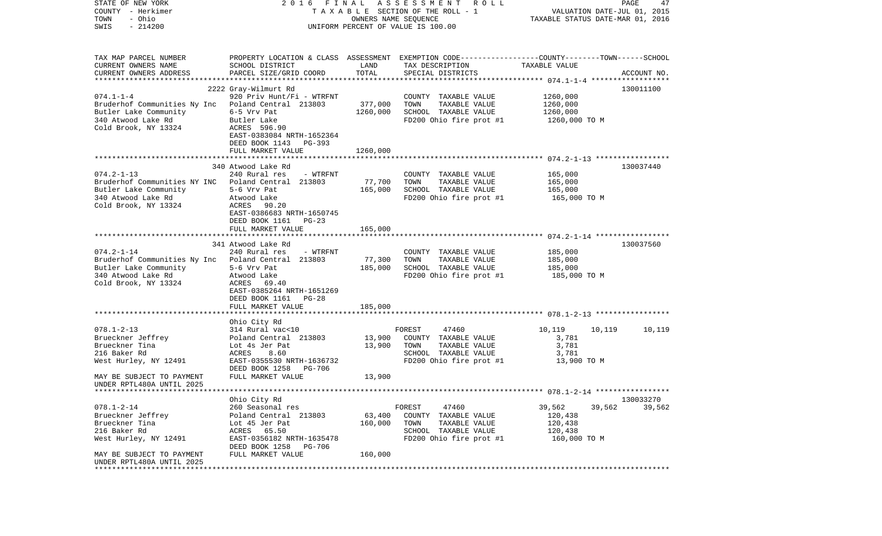STATE OF NEW YORK | 2 0 1 6 F I N A L A S S E S S M E N T R O L L | VALUATION DATE-JUL 01, 2015
COUNTY - Herkimer | T A X A B L E SECTION OF THE ROLL - 1 | TAXABLE STATUS DATE-MAR 01, 2016
TOWN - Ohio | OWNERS NAME SEQUENCE
SWIS - 214200 | UNIFORM PERCENT OF VALUE IS 100.00

| TAX MAP PARCEL NUMBER / CURRENT OWNERS NAME / CURRENT OWNERS ADDRESS | PROPERTY LOCATION & CLASS / SCHOOL DISTRICT / PARCEL SIZE/GRID COORD | ASSESSMENT LAND | TOTAL | EXEMPTION CODE / TAX DESCRIPTION / SPECIAL DISTRICTS | COUNTY | TOWN | SCHOOL | ACCOUNT NO. |
|---|---|---|---|---|---|---|---|---|
| | 2222 Gray-Wilmurt Rd | | | | | | | 130011100 |
| 074.1-1-4 | 920 Priv Hunt/Fi - WTRFNT | | | COUNTY TAXABLE VALUE | 1260,000 | | | |
| Bruderhof Communities Ny Inc | Poland Central 213803 | 377,000 | | TOWN TAXABLE VALUE | 1260,000 | | | |
| Butler Lake Community | 6-5 Vrv Pat | | 1260,000 | SCHOOL TAXABLE VALUE | 1260,000 | | | |
| 340 Atwood Lake Rd | Butler Lake | | | FD200 Ohio fire prot #1 | 1260,000 TO M | | | |
| Cold Brook, NY 13324 | ACRES 596.90 | | | | | | | |
| | EAST-0383084 NRTH-1652364 | | | | | | | |
| | DEED BOOK 1143 PG-393 | | | | | | | |
| | FULL MARKET VALUE | | 1260,000 | | | | | |
| | 340 Atwood Lake Rd | | | | | | | 130037440 |
| 074.2-1-13 | 240 Rural res - WTRFNT | | | COUNTY TAXABLE VALUE | 165,000 | | | |
| Bruderhof Communities NY INC | Poland Central 213803 | 77,700 | | TOWN TAXABLE VALUE | 165,000 | | | |
| Butler Lake Community | 5-6 Vrv Pat | | 165,000 | SCHOOL TAXABLE VALUE | 165,000 | | | |
| 340 Atwood Lake Rd | Atwood Lake | | | FD200 Ohio fire prot #1 | 165,000 TO M | | | |
| Cold Brook, NY 13324 | ACRES 90.20 | | | | | | | |
| | EAST-0386683 NRTH-1650745 | | | | | | | |
| | DEED BOOK 1161 PG-23 | | | | | | | |
| | FULL MARKET VALUE | | 165,000 | | | | | |
| | 341 Atwood Lake Rd | | | | | | | 130037560 |
| 074.2-1-14 | 240 Rural res - WTRFNT | | | COUNTY TAXABLE VALUE | 185,000 | | | |
| Bruderhof Communities Ny Inc | Poland Central 213803 | 77,300 | | TOWN TAXABLE VALUE | 185,000 | | | |
| Butler Lake Community | 5-6 Vrv Pat | | 185,000 | SCHOOL TAXABLE VALUE | 185,000 | | | |
| 340 Atwood Lake Rd | Atwood Lake | | | FD200 Ohio fire prot #1 | 185,000 TO M | | | |
| Cold Brook, NY 13324 | ACRES 69.40 | | | | | | | |
| | EAST-0385264 NRTH-1651269 | | | | | | | |
| | DEED BOOK 1161 PG-28 | | | | | | | |
| | FULL MARKET VALUE | | 185,000 | | | | | |
| | Ohio City Rd | | | | | | | |
| 078.1-2-13 | 314 Rural vac<10 | | | FOREST 47460 | 10,119 | 10,119 | 10,119 | |
| Brueckner Jeffrey | Poland Central 213803 | 13,900 | | COUNTY TAXABLE VALUE | 3,781 | | | |
| Brueckner Tina | Lot 4s Jer Pat | | 13,900 | TOWN TAXABLE VALUE | 3,781 | | | |
| 216 Baker Rd | ACRES 8.60 | | | SCHOOL TAXABLE VALUE | 3,781 | | | |
| West Hurley, NY 12491 | EAST-0355530 NRTH-1636732 | | | FD200 Ohio fire prot #1 | 13,900 TO M | | | |
| | DEED BOOK 1258 PG-706 | | | | | | | |
| MAY BE SUBJECT TO PAYMENT | FULL MARKET VALUE | | 13,900 | | | | | |
| UNDER RPTL480A UNTIL 2025 | | | | | | | | |
| | Ohio City Rd | | | | | | | 130033270 |
| 078.1-2-14 | 260 Seasonal res | | | FOREST 47460 | 39,562 | 39,562 | 39,562 | |
| Brueckner Jeffrey | Poland Central 213803 | 63,400 | | COUNTY TAXABLE VALUE | 120,438 | | | |
| Brueckner Tina | Lot 45 Jer Pat | | 160,000 | TOWN TAXABLE VALUE | 120,438 | | | |
| 216 Baker Rd | ACRES 65.50 | | | SCHOOL TAXABLE VALUE | 120,438 | | | |
| West Hurley, NY 12491 | EAST-0356182 NRTH-1635478 | | | FD200 Ohio fire prot #1 | 160,000 TO M | | | |
| | DEED BOOK 1258 PG-706 | | | | | | | |
| MAY BE SUBJECT TO PAYMENT | FULL MARKET VALUE | | 160,000 | | | | | |
| UNDER RPTL480A UNTIL 2025 | | | | | | | | |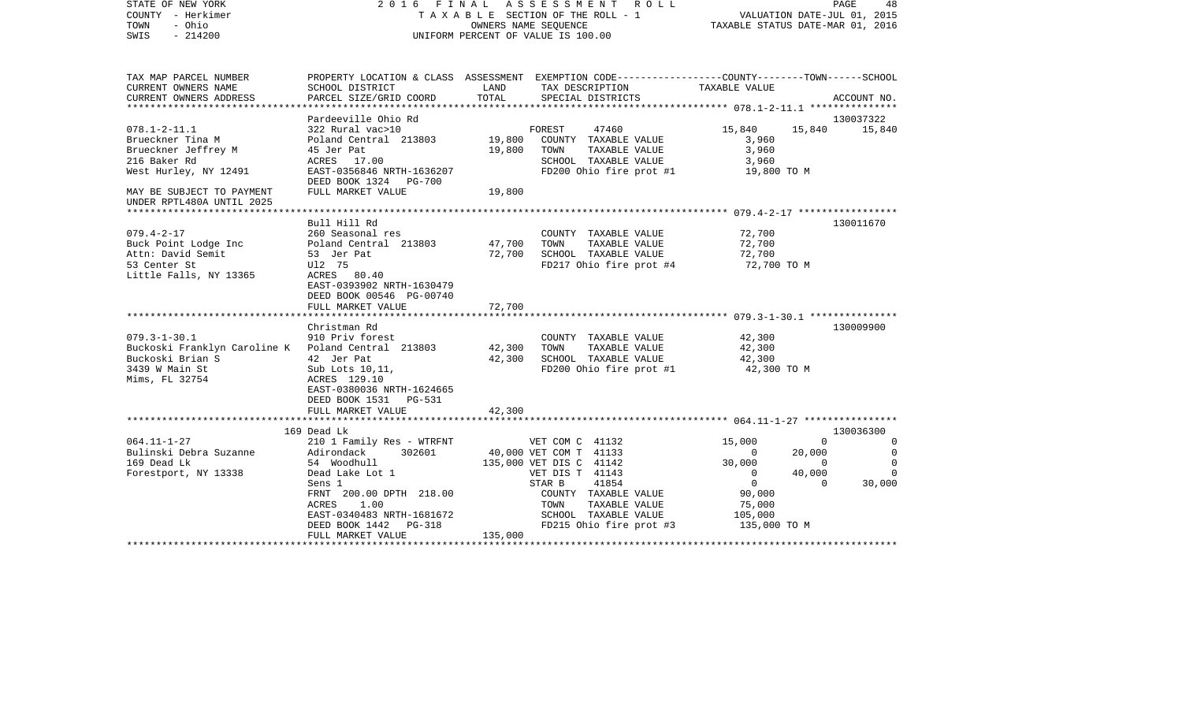STATE OF NEW YORK
COUNTY - Herkimer
TOWN - Ohio
SWIS - 214200

2016 FINAL ASSESSMENT ROLL
TAXABLE SECTION OF THE ROLL - 1
OWNERS NAME SEQUENCE
UNIFORM PERCENT OF VALUE IS 100.00

VALUATION DATE-JUL 01, 2015
TAXABLE STATUS DATE-MAR 01, 2016

| TAX MAP PARCEL NUMBER / CURRENT OWNERS NAME / CURRENT OWNERS ADDRESS | PROPERTY LOCATION & CLASS / SCHOOL DISTRICT / PARCEL SIZE/GRID COORD | ASSESSMENT LAND | TOTAL | EXEMPTION CODE / TAX DESCRIPTION / SPECIAL DISTRICTS | COUNTY | TOWN | SCHOOL | ACCOUNT NO. |
|---|---|---|---|---|---|---|---|---|
| 078.1-2-11.1 | Pardeeville Ohio Rd | | | | | | | 130037322 |
| Brueckner Tina M | 322 Rural vac>10 | | | FOREST 47460 | 15,840 | 15,840 | 15,840 | |
| Brueckner Jeffrey M | Poland Central 213803 | 19,800 | | COUNTY TAXABLE VALUE | 3,960 | | | |
| 216 Baker Rd | 45 Jer Pat | | 19,800 | TOWN TAXABLE VALUE | | 3,960 | | |
| West Hurley, NY 12491 | ACRES 17.00 | | | SCHOOL TAXABLE VALUE | | | 3,960 | |
| MAY BE SUBJECT TO PAYMENT | EAST-0356846 NRTH-1636207 | | | FD200 Ohio fire prot #1 | 19,800 TO M | | | |
| UNDER RPTL480A UNTIL 2025 | DEED BOOK 1324 PG-700 | | | | | | | |
| | FULL MARKET VALUE | | 19,800 | | | | | |
| 079.4-2-17 | Bull Hill Rd | | | | | | | 130011670 |
| Buck Point Lodge Inc | 260 Seasonal res | | | COUNTY TAXABLE VALUE | 72,700 | | | |
| Attn: David Semit | Poland Central 213803 | 47,700 | | TOWN TAXABLE VALUE | | 72,700 | | |
| 53 Center St | 53 Jer Pat | | 72,700 | SCHOOL TAXABLE VALUE | | | 72,700 | |
| Little Falls, NY 13365 | Ul2 75 | | | FD217 Ohio fire prot #4 | 72,700 TO M | | | |
| | ACRES 80.40 | | | | | | | |
| | EAST-0393902 NRTH-1630479 | | | | | | | |
| | DEED BOOK 00546 PG-00740 | | | | | | | |
| | FULL MARKET VALUE | | 72,700 | | | | | |
| 079.3-1-30.1 | Christman Rd | | | | | | | 130009900 |
| Buckoski Franklyn Caroline K | 910 Priv forest | | | COUNTY TAXABLE VALUE | 42,300 | | | |
| Buckoski Brian S | Poland Central 213803 | 42,300 | | TOWN TAXABLE VALUE | | 42,300 | | |
| 3439 W Main St | 42 Jer Pat | | 42,300 | SCHOOL TAXABLE VALUE | | | 42,300 | |
| Mims, FL 32754 | Sub Lots 10,11, | | | FD200 Ohio fire prot #1 | 42,300 TO M | | | |
| | ACRES 129.10 | | | | | | | |
| | EAST-0380036 NRTH-1624665 | | | | | | | |
| | DEED BOOK 1531 PG-531 | | | | | | | |
| | FULL MARKET VALUE | | 42,300 | | | | | |
| 064.11-1-27 | 169 Dead Lk | | | | | | | 130036300 |
| Bulinski Debra Suzanne | 210 1 Family Res - WTRFNT | | | VET COM C 41132 | 15,000 | 0 | 0 | |
| 169 Dead Lk | Adirondack 302601 | 40,000 | | VET COM T 41133 | 0 | 20,000 | 0 | |
| Forestport, NY 13338 | 54 Woodhull | | 135,000 | VET DIS C 41142 | 30,000 | 0 | 0 | |
| | Dead Lake Lot 1 | | | VET DIS T 41143 | 0 | 40,000 | 0 | |
| | Sens 1 | | | STAR B 41854 | 0 | 0 | 30,000 | |
| | FRNT 200.00 DPTH 218.00 | | | COUNTY TAXABLE VALUE | 90,000 | | | |
| | ACRES 1.00 | | | TOWN TAXABLE VALUE | | 75,000 | | |
| | EAST-0340483 NRTH-1681672 | | | SCHOOL TAXABLE VALUE | | | 105,000 | |
| | DEED BOOK 1442 PG-318 | | | FD215 Ohio fire prot #3 | 135,000 TO M | | | |
| | FULL MARKET VALUE | | 135,000 | | | | | |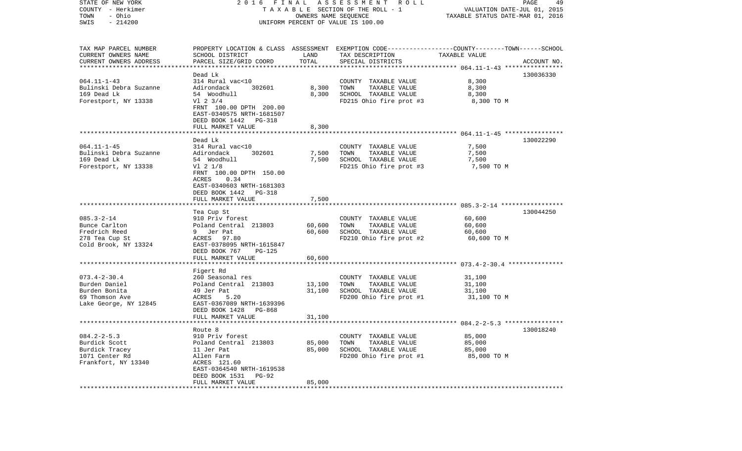STATE OF NEW YORK — 2016 FINAL ASSESSMENT ROLL
COUNTY - Herkimer — TAXABLE SECTION OF THE ROLL - 1 — VALUATION DATE-JUL 01, 2015
TOWN - Ohio — OWNERS NAME SEQUENCE — TAXABLE STATUS DATE-MAR 01, 2016
SWIS - 214200 — UNIFORM PERCENT OF VALUE IS 100.00

| TAX MAP PARCEL NUMBER / CURRENT OWNERS NAME / CURRENT OWNERS ADDRESS | PROPERTY LOCATION & CLASS / SCHOOL DISTRICT / PARCEL SIZE/GRID COORD | ASSESSMENT LAND | TOTAL | EXEMPTION CODE / TAX DESCRIPTION / SPECIAL DISTRICTS | TAXABLE VALUE (COUNTY / TOWN / SCHOOL) | ACCOUNT NO. |
|---|---|---|---|---|---|---|
| 064.11-1-43 | Dead Lk | | | | | 130036330 |
| | 314 Rural vac<10 | | | COUNTY TAXABLE VALUE | 8,300 | |
| Bulinski Debra Suzanne | Adirondack 302601 | 8,300 | | TOWN TAXABLE VALUE | 8,300 | |
| 169 Dead Lk | 54 Woodhull | | 8,300 | SCHOOL TAXABLE VALUE | 8,300 | |
| Forestport, NY 13338 | Vl 2 3/4 | | | FD215 Ohio fire prot #3 | 8,300 TO M | |
| | FRNT 100.00 DPTH 200.00 | | | | | |
| | EAST-0340575 NRTH-1681507 | | | | | |
| | DEED BOOK 1442 PG-318 | | | | | |
| | FULL MARKET VALUE | | 8,300 | | | |
| 064.11-1-45 | Dead Lk | | | | | 130022290 |
| | 314 Rural vac<10 | | | COUNTY TAXABLE VALUE | 7,500 | |
| Bulinski Debra Suzanne | Adirondack 302601 | 7,500 | | TOWN TAXABLE VALUE | 7,500 | |
| 169 Dead Lk | 54 Woodhull | | 7,500 | SCHOOL TAXABLE VALUE | 7,500 | |
| Forestport, NY 13338 | Vl 2 1/8 | | | FD215 Ohio fire prot #3 | 7,500 TO M | |
| | FRNT 100.00 DPTH 150.00 | | | | | |
| | ACRES 0.34 | | | | | |
| | EAST-0340603 NRTH-1681303 | | | | | |
| | DEED BOOK 1442 PG-318 | | | | | |
| | FULL MARKET VALUE | | 7,500 | | | |
| 085.3-2-14 | Tea Cup St | | | | | 130044250 |
| | 910 Priv forest | | | COUNTY TAXABLE VALUE | 60,600 | |
| Bunce Carlton | Poland Central 213803 | 60,600 | | TOWN TAXABLE VALUE | 60,600 | |
| Fredrich Reed | 9 Jer Pat | | 60,600 | SCHOOL TAXABLE VALUE | 60,600 | |
| 278 Tea Cup St | ACRES 97.80 | | | FD210 Ohio fire prot #2 | 60,600 TO M | |
| Cold Brook, NY 13324 | EAST-0378095 NRTH-1615847 | | | | | |
| | DEED BOOK 767 PG-125 | | | | | |
| | FULL MARKET VALUE | | 60,600 | | | |
| 073.4-2-30.4 | Figert Rd | | | | | |
| | 260 Seasonal res | | | COUNTY TAXABLE VALUE | 31,100 | |
| Burden Daniel | Poland Central 213803 | 13,100 | | TOWN TAXABLE VALUE | 31,100 | |
| Burden Bonita | 49 Jer Pat | | 31,100 | SCHOOL TAXABLE VALUE | 31,100 | |
| 69 Thomson Ave | ACRES 5.20 | | | FD200 Ohio fire prot #1 | 31,100 TO M | |
| Lake George, NY 12845 | EAST-0367089 NRTH-1639396 | | | | | |
| | DEED BOOK 1428 PG-868 | | | | | |
| | FULL MARKET VALUE | | 31,100 | | | |
| 084.2-2-5.3 | Route 8 | | | | | 130018240 |
| | 910 Priv forest | | | COUNTY TAXABLE VALUE | 85,000 | |
| Burdick Scott | Poland Central 213803 | 85,000 | | TOWN TAXABLE VALUE | 85,000 | |
| Burdick Tracey | 11 Jer Pat | | 85,000 | SCHOOL TAXABLE VALUE | 85,000 | |
| 1071 Center Rd | Allen Farm | | | FD200 Ohio fire prot #1 | 85,000 TO M | |
| Frankfort, NY 13340 | ACRES 121.60 | | | | | |
| | EAST-0364540 NRTH-1619538 | | | | | |
| | DEED BOOK 1531 PG-92 | | | | | |
| | FULL MARKET VALUE | | 85,000 | | | |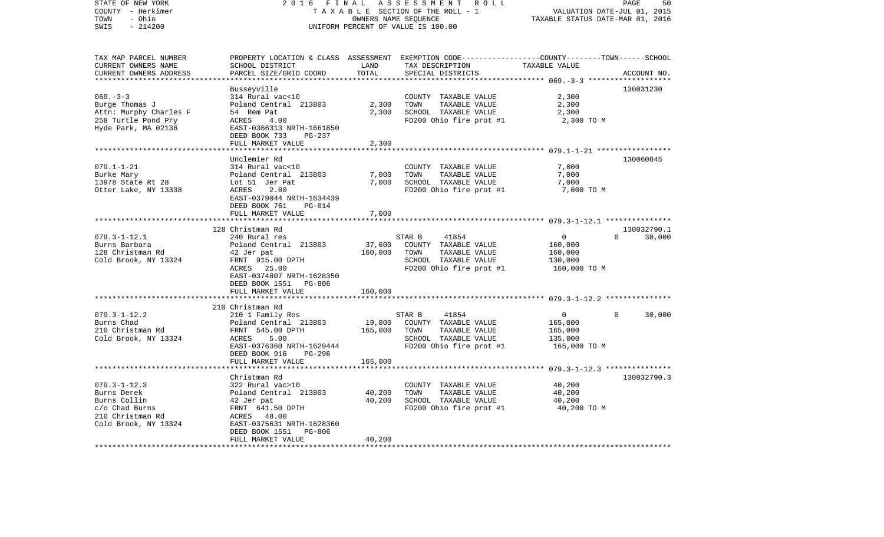| TAX MAP PARCEL NUMBER<br>CURRENT OWNERS NAME<br>CURRENT OWNERS ADDRESS | PROPERTY LOCATION & CLASS<br>SCHOOL DISTRICT<br>PARCEL SIZE/GRID COORD | ASSESSMENT<br>LAND<br>TOTAL | EXEMPTION CODE-----COUNTY-----TOWN-----SCHOOL<br>TAX DESCRIPTION<br>SPECIAL DISTRICTS | TAXABLE VALUE | ACCOUNT NO. |
|---|---|---|---|---|---|
| 069.-3-3 | Busseyville | | | | 130031230 |
| 069.-3-3 | 314 Rural vac<10 | | COUNTY TAXABLE VALUE | 2,300 | |
| Burge Thomas J | Poland Central 213803 | 2,300 | TOWN TAXABLE VALUE | 2,300 | |
| Attn: Murphy Charles F | 54 Rem Pat | 2,300 | SCHOOL TAXABLE VALUE | 2,300 | |
| 258 Turtle Pond Pry | ACRES 4.00 | | FD200 Ohio fire prot #1 | 2,300 TO M | |
| Hyde Park, MA 02136 | EAST-0366313 NRTH-1661850 | | | | |
| | DEED BOOK 733 PG-237 | | | | |
| | FULL MARKET VALUE | 2,300 | | | |
| 079.1-1-21 | Unclemier Rd | | | | 130060845 |
| 079.1-1-21 | 314 Rural vac<10 | | COUNTY TAXABLE VALUE | 7,000 | |
| Burke Mary | Poland Central 213803 | 7,000 | TOWN TAXABLE VALUE | 7,000 | |
| 13978 State Rt 28 | Lot 51 Jer Pat | 7,000 | SCHOOL TAXABLE VALUE | 7,000 | |
| Otter Lake, NY 13338 | ACRES 2.00 | | FD200 Ohio fire prot #1 | 7,000 TO M | |
| | EAST-0379044 NRTH-1634439 | | | | |
| | DEED BOOK 761 PG-014 | | | | |
| | FULL MARKET VALUE | 7,000 | | | |
| 079.3-1-12.1 | 128 Christman Rd | | | | 130032790.1 |
| 079.3-1-12.1 | 240 Rural res | | STAR B 41854 | 0 0 | 30,000 |
| Burns Barbara | Poland Central 213803 | 37,600 | COUNTY TAXABLE VALUE | 160,000 | |
| 128 Christman Rd | 42 Jer pat | 160,000 | TOWN TAXABLE VALUE | 160,000 | |
| Cold Brook, NY 13324 | FRNT 915.00 DPTH | | SCHOOL TAXABLE VALUE | 130,000 | |
| | ACRES 25.00 | | FD200 Ohio fire prot #1 | 160,000 TO M | |
| | EAST-0374807 NRTH-1628350 | | | | |
| | DEED BOOK 1551 PG-806 | | | | |
| | FULL MARKET VALUE | 160,000 | | | |
| 079.3-1-12.2 | 210 Christman Rd | | | | |
| 079.3-1-12.2 | 210 1 Family Res | | STAR B 41854 | 0 0 | 30,000 |
| Burns Chad | Poland Central 213803 | 19,000 | COUNTY TAXABLE VALUE | 165,000 | |
| 210 Christman Rd | FRNT 545.00 DPTH | 165,000 | TOWN TAXABLE VALUE | 165,000 | |
| Cold Brook, NY 13324 | ACRES 5.00 | | SCHOOL TAXABLE VALUE | 135,000 | |
| | EAST-0376360 NRTH-1629444 | | FD200 Ohio fire prot #1 | 165,000 TO M | |
| | DEED BOOK 916 PG-296 | | | | |
| | FULL MARKET VALUE | 165,000 | | | |
| 079.3-1-12.3 | Christman Rd | | | | 130032790.3 |
| 079.3-1-12.3 | 322 Rural vac>10 | | COUNTY TAXABLE VALUE | 40,200 | |
| Burns Derek | Poland Central 213803 | 40,200 | TOWN TAXABLE VALUE | 40,200 | |
| Burns Collin | 42 Jer pat | 40,200 | SCHOOL TAXABLE VALUE | 40,200 | |
| c/o Chad Burns | FRNT 641.50 DPTH | | FD200 Ohio fire prot #1 | 40,200 TO M | |
| 210 Christman Rd | ACRES 48.00 | | | | |
| Cold Brook, NY 13324 | EAST-0375631 NRTH-1628360 | | | | |
| | DEED BOOK 1551 PG-806 | | | | |
| | FULL MARKET VALUE | 40,200 | | | |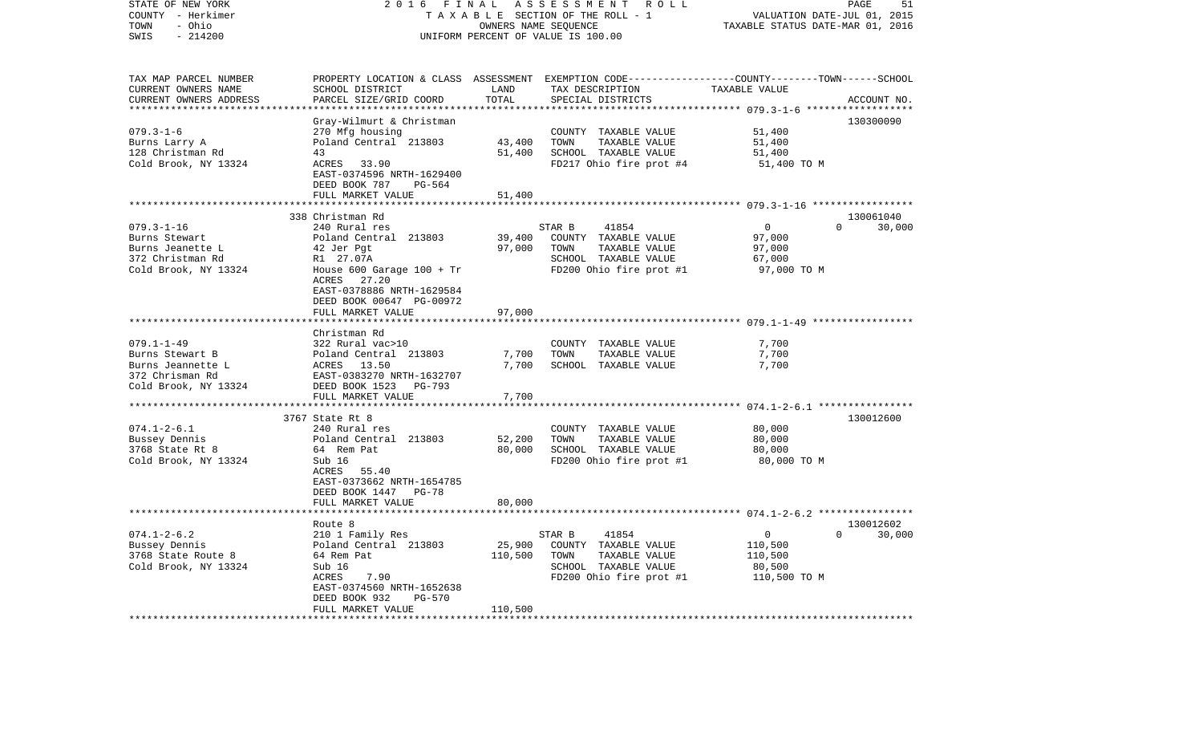STATE OF NEW YORK | 2016 FINAL ASSESSMENT ROLL | PAGE 51
COUNTY - Herkimer | TAXABLE SECTION OF THE ROLL - 1 | VALUATION DATE-JUL 01, 2015
TOWN - Ohio | OWNERS NAME SEQUENCE | TAXABLE STATUS DATE-MAR 01, 2016
SWIS - 214200 | UNIFORM PERCENT OF VALUE IS 100.00

| TAX MAP PARCEL NUMBER / CURRENT OWNERS NAME / CURRENT OWNERS ADDRESS | PROPERTY LOCATION & CLASS / SCHOOL DISTRICT / PARCEL SIZE/GRID COORD | ASSESSMENT LAND | TOTAL | EXEMPTION CODE / TAX DESCRIPTION / SPECIAL DISTRICTS | COUNTY | TOWN | SCHOOL | ACCOUNT NO. |
|---|---|---|---|---|---|---|---|---|
| **079.3-1-6** | Gray-Wilmurt & Christman | | | | | | | 130300090 |
| Burns Larry A | 270 Mfg housing | | | COUNTY TAXABLE VALUE | 51,400 | | | |
| 128 Christman Rd | Poland Central 213803 | 43,400 | | TOWN TAXABLE VALUE | | 51,400 | | |
| Cold Brook, NY 13324 | 43 | | 51,400 | SCHOOL TAXABLE VALUE | | | 51,400 | |
| | ACRES 33.90 | | | FD217 Ohio fire prot #4 | 51,400 TO M | | | |
| | EAST-0374596 NRTH-1629400 | | | | | | | |
| | DEED BOOK 787 PG-564 | | | | | | | |
| | FULL MARKET VALUE | | 51,400 | | | | | |
| **079.3-1-16** | 338 Christman Rd | | | | | | | 130061040 |
| Burns Stewart | 240 Rural res | | | STAR B 41854 | 0 | 0 | 30,000 | |
| Burns Jeanette L | Poland Central 213803 | 39,400 | | COUNTY TAXABLE VALUE | 97,000 | | | |
| 372 Christman Rd | 42 Jer Pgt | | 97,000 | TOWN TAXABLE VALUE | | 97,000 | | |
| Cold Brook, NY 13324 | R1 27.07A | | | SCHOOL TAXABLE VALUE | | | 67,000 | |
| | House 600 Garage 100 + Tr | | | FD200 Ohio fire prot #1 | 97,000 TO M | | | |
| | ACRES 27.20 | | | | | | | |
| | EAST-0378886 NRTH-1629584 | | | | | | | |
| | DEED BOOK 00647 PG-00972 | | | | | | | |
| | FULL MARKET VALUE | | 97,000 | | | | | |
| **079.1-1-49** | Christman Rd | | | | | | | |
| Burns Stewart B | 322 Rural vac>10 | | | COUNTY TAXABLE VALUE | 7,700 | | | |
| Burns Jeannette L | Poland Central 213803 | 7,700 | | TOWN TAXABLE VALUE | | 7,700 | | |
| 372 Chrisman Rd | ACRES 13.50 | | 7,700 | SCHOOL TAXABLE VALUE | | | 7,700 | |
| Cold Brook, NY 13324 | EAST-0383270 NRTH-1632707 | | | | | | | |
| | DEED BOOK 1523 PG-793 | | | | | | | |
| | FULL MARKET VALUE | | 7,700 | | | | | |
| **074.1-2-6.1** | 3767 State Rt 8 | | | | | | | 130012600 |
| Bussey Dennis | 240 Rural res | | | COUNTY TAXABLE VALUE | 80,000 | | | |
| 3768 State Rt 8 | Poland Central 213803 | 52,200 | | TOWN TAXABLE VALUE | | 80,000 | | |
| Cold Brook, NY 13324 | 64 Rem Pat | | 80,000 | SCHOOL TAXABLE VALUE | | | 80,000 | |
| | Sub 16 | | | FD200 Ohio fire prot #1 | 80,000 TO M | | | |
| | ACRES 55.40 | | | | | | | |
| | EAST-0373662 NRTH-1654785 | | | | | | | |
| | DEED BOOK 1447 PG-78 | | | | | | | |
| | FULL MARKET VALUE | | 80,000 | | | | | |
| **074.1-2-6.2** | Route 8 | | | | | | | 130012602 |
| Bussey Dennis | 210 1 Family Res | | | STAR B 41854 | 0 | 0 | 30,000 | |
| 3768 State Route 8 | Poland Central 213803 | 25,900 | | COUNTY TAXABLE VALUE | 110,500 | | | |
| Cold Brook, NY 13324 | 64 Rem Pat | | 110,500 | TOWN TAXABLE VALUE | | 110,500 | | |
| | Sub 16 | | | SCHOOL TAXABLE VALUE | | | 80,500 | |
| | ACRES 7.90 | | | FD200 Ohio fire prot #1 | 110,500 TO M | | | |
| | EAST-0374560 NRTH-1652638 | | | | | | | |
| | DEED BOOK 932 PG-570 | | | | | | | |
| | FULL MARKET VALUE | | 110,500 | | | | | |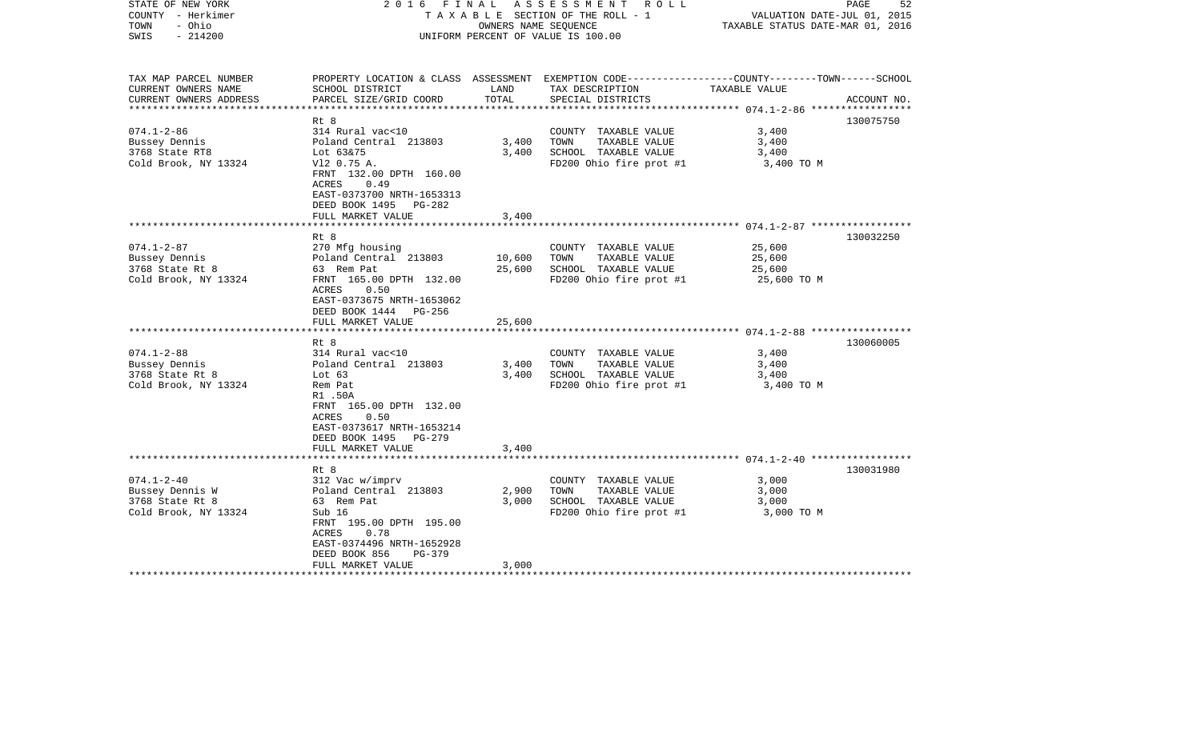STATE OF NEW YORK — 2016 FINAL ASSESSMENT ROLL
COUNTY - Herkimer — TAXABLE SECTION OF THE ROLL - 1 — VALUATION DATE-JUL 01, 2015
TOWN - Ohio — OWNERS NAME SEQUENCE — TAXABLE STATUS DATE-MAR 01, 2016
SWIS - 214200 — UNIFORM PERCENT OF VALUE IS 100.00

| TAX MAP PARCEL NUMBER / CURRENT OWNERS NAME / CURRENT OWNERS ADDRESS | PROPERTY LOCATION & CLASS / SCHOOL DISTRICT / PARCEL SIZE/GRID COORD | ASSESSMENT LAND | TOTAL | EXEMPTION CODE / TAX DESCRIPTION / SPECIAL DISTRICTS | COUNTY--------TOWN------SCHOOL TAXABLE VALUE | ACCOUNT NO. |
|---|---|---|---|---|---|---|
| 074.1-2-86 | Rt 8 | | | | | 130075750 |
| | 314 Rural vac<10 | | | COUNTY TAXABLE VALUE | 3,400 | |
| Bussey Dennis | Poland Central 213803 | 3,400 | | TOWN TAXABLE VALUE | 3,400 | |
| 3768 State RT8 | Lot 63&75 | | 3,400 | SCHOOL TAXABLE VALUE | 3,400 | |
| Cold Brook, NY 13324 | Vl2 0.75 A. | | | FD200 Ohio fire prot #1 | 3,400 TO M | |
| | FRNT 132.00 DPTH 160.00 | | | | | |
| | ACRES 0.49 | | | | | |
| | EAST-0373700 NRTH-1653313 | | | | | |
| | DEED BOOK 1495 PG-282 | | | | | |
| | FULL MARKET VALUE | | 3,400 | | | |
| 074.1-2-87 | Rt 8 | | | | | 130032250 |
| | 270 Mfg housing | | | COUNTY TAXABLE VALUE | 25,600 | |
| Bussey Dennis | Poland Central 213803 | 10,600 | | TOWN TAXABLE VALUE | 25,600 | |
| 3768 State Rt 8 | 63 Rem Pat | | 25,600 | SCHOOL TAXABLE VALUE | 25,600 | |
| Cold Brook, NY 13324 | FRNT 165.00 DPTH 132.00 | | | FD200 Ohio fire prot #1 | 25,600 TO M | |
| | ACRES 0.50 | | | | | |
| | EAST-0373675 NRTH-1653062 | | | | | |
| | DEED BOOK 1444 PG-256 | | | | | |
| | FULL MARKET VALUE | | 25,600 | | | |
| 074.1-2-88 | Rt 8 | | | | | 130060005 |
| | 314 Rural vac<10 | | | COUNTY TAXABLE VALUE | 3,400 | |
| Bussey Dennis | Poland Central 213803 | 3,400 | | TOWN TAXABLE VALUE | 3,400 | |
| 3768 State Rt 8 | Lot 63 | | 3,400 | SCHOOL TAXABLE VALUE | 3,400 | |
| Cold Brook, NY 13324 | Rem Pat | | | FD200 Ohio fire prot #1 | 3,400 TO M | |
| | R1 .50A | | | | | |
| | FRNT 165.00 DPTH 132.00 | | | | | |
| | ACRES 0.50 | | | | | |
| | EAST-0373617 NRTH-1653214 | | | | | |
| | DEED BOOK 1495 PG-279 | | | | | |
| | FULL MARKET VALUE | | 3,400 | | | |
| 074.1-2-40 | Rt 8 | | | | | 130031980 |
| | 312 Vac w/imprv | | | COUNTY TAXABLE VALUE | 3,000 | |
| Bussey Dennis W | Poland Central 213803 | 2,900 | | TOWN TAXABLE VALUE | 3,000 | |
| 3768 State Rt 8 | 63 Rem Pat | | 3,000 | SCHOOL TAXABLE VALUE | 3,000 | |
| Cold Brook, NY 13324 | Sub 16 | | | FD200 Ohio fire prot #1 | 3,000 TO M | |
| | FRNT 195.00 DPTH 195.00 | | | | | |
| | ACRES 0.78 | | | | | |
| | EAST-0374496 NRTH-1652928 | | | | | |
| | DEED BOOK 856 PG-379 | | | | | |
| | FULL MARKET VALUE | | 3,000 | | | |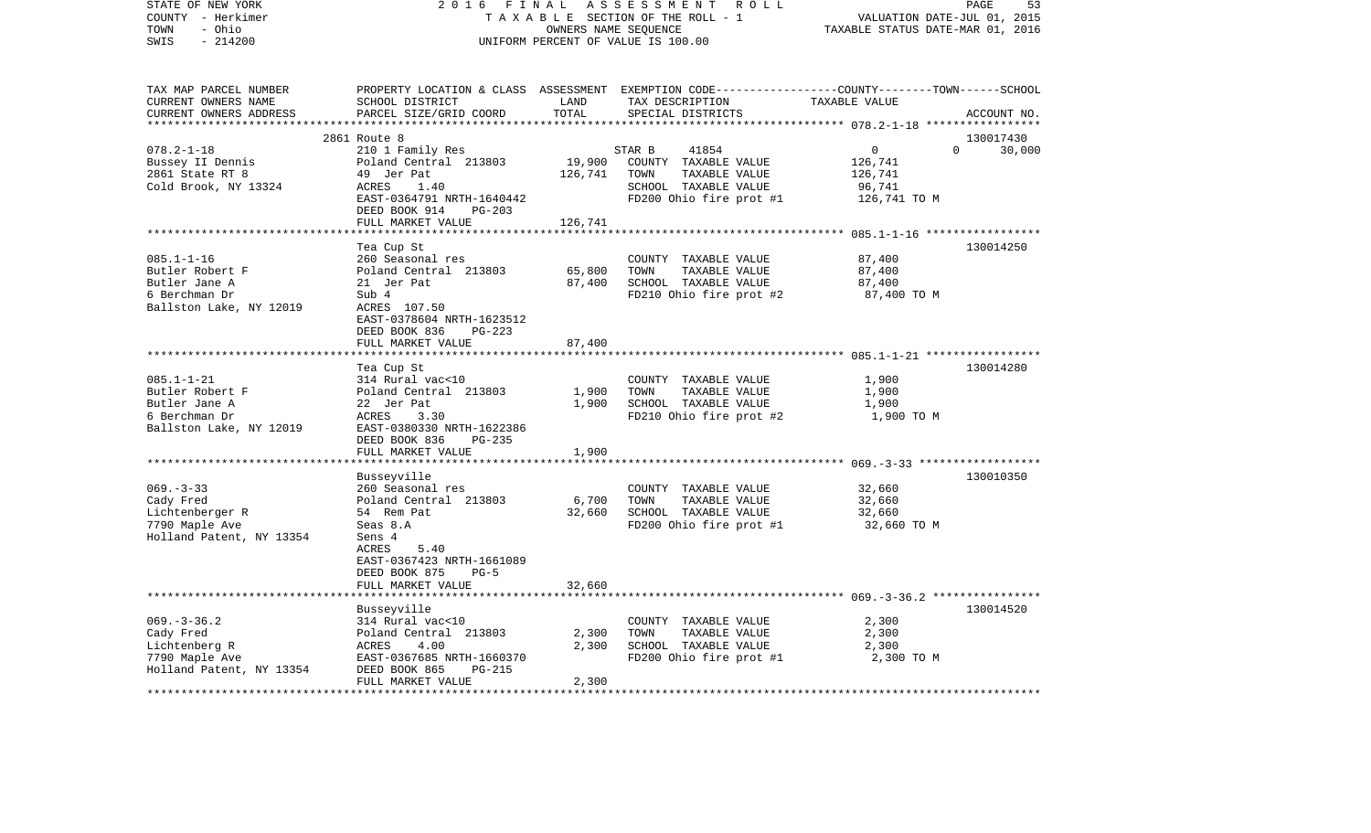STATE OF NEW YORK — 2016 FINAL ASSESSMENT ROLL
COUNTY - Herkimer — TAXABLE SECTION OF THE ROLL - 1 — VALUATION DATE-JUL 01, 2015
TOWN - Ohio — OWNERS NAME SEQUENCE — TAXABLE STATUS DATE-MAR 01, 2016
SWIS - 214200 — UNIFORM PERCENT OF VALUE IS 100.00

| TAX MAP PARCEL NUMBER / CURRENT OWNERS NAME / CURRENT OWNERS ADDRESS | PROPERTY LOCATION & CLASS / SCHOOL DISTRICT / PARCEL SIZE/GRID COORD | ASSESSMENT LAND | TOTAL | EXEMPTION CODE / TAX DESCRIPTION / SPECIAL DISTRICTS | COUNTY / TOWN / SCHOOL TAXABLE VALUE | ACCOUNT NO. |
|---|---|---|---|---|---|---|
| 078.2-1-18 | 2861 Route 8 | | | | | 130017430 |
| 078.2-1-18 | 210 1 Family Res | | | STAR B 41854 | 0 0 30,000 | |
| Bussey II Dennis | Poland Central 213803 | 19,900 | | COUNTY TAXABLE VALUE | 126,741 | |
| 2861 State RT 8 | 49 Jer Pat | | 126,741 | TOWN TAXABLE VALUE | 126,741 | |
| Cold Brook, NY 13324 | ACRES 1.40 | | | SCHOOL TAXABLE VALUE | 96,741 | |
| | EAST-0364791 NRTH-1640442 | | | FD200 Ohio fire prot #1 | 126,741 TO M | |
| | DEED BOOK 914 PG-203 | | | | | |
| | FULL MARKET VALUE | | 126,741 | | | |
| 085.1-1-16 | Tea Cup St | | | | | 130014250 |
| 085.1-1-16 | 260 Seasonal res | | | COUNTY TAXABLE VALUE | 87,400 | |
| Butler Robert F | Poland Central 213803 | 65,800 | | TOWN TAXABLE VALUE | 87,400 | |
| Butler Jane A | 21 Jer Pat | | 87,400 | SCHOOL TAXABLE VALUE | 87,400 | |
| 6 Berchman Dr | Sub 4 | | | FD210 Ohio fire prot #2 | 87,400 TO M | |
| Ballston Lake, NY 12019 | ACRES 107.50 | | | | | |
| | EAST-0378604 NRTH-1623512 | | | | | |
| | DEED BOOK 836 PG-223 | | | | | |
| | FULL MARKET VALUE | | 87,400 | | | |
| 085.1-1-21 | Tea Cup St | | | | | 130014280 |
| 085.1-1-21 | 314 Rural vac<10 | | | COUNTY TAXABLE VALUE | 1,900 | |
| Butler Robert F | Poland Central 213803 | 1,900 | | TOWN TAXABLE VALUE | 1,900 | |
| Butler Jane A | 22 Jer Pat | | 1,900 | SCHOOL TAXABLE VALUE | 1,900 | |
| 6 Berchman Dr | ACRES 3.30 | | | FD210 Ohio fire prot #2 | 1,900 TO M | |
| Ballston Lake, NY 12019 | EAST-0380330 NRTH-1622386 | | | | | |
| | DEED BOOK 836 PG-235 | | | | | |
| | FULL MARKET VALUE | | 1,900 | | | |
| 069.-3-33 | Busseyville | | | | | 130010350 |
| 069.-3-33 | 260 Seasonal res | | | COUNTY TAXABLE VALUE | 32,660 | |
| Cady Fred | Poland Central 213803 | 6,700 | | TOWN TAXABLE VALUE | 32,660 | |
| Lichtenberger R | 54 Rem Pat | | 32,660 | SCHOOL TAXABLE VALUE | 32,660 | |
| 7790 Maple Ave | Seas 8.A | | | FD200 Ohio fire prot #1 | 32,660 TO M | |
| Holland Patent, NY 13354 | Sens 4 | | | | | |
| | ACRES 5.40 | | | | | |
| | EAST-0367423 NRTH-1661089 | | | | | |
| | DEED BOOK 875 PG-5 | | | | | |
| | FULL MARKET VALUE | | 32,660 | | | |
| 069.-3-36.2 | Busseyville | | | | | 130014520 |
| 069.-3-36.2 | 314 Rural vac<10 | | | COUNTY TAXABLE VALUE | 2,300 | |
| Cady Fred | Poland Central 213803 | 2,300 | | TOWN TAXABLE VALUE | 2,300 | |
| Lichtenberg R | ACRES 4.00 | | 2,300 | SCHOOL TAXABLE VALUE | 2,300 | |
| 7790 Maple Ave | EAST-0367685 NRTH-1660370 | | | FD200 Ohio fire prot #1 | 2,300 TO M | |
| Holland Patent, NY 13354 | DEED BOOK 865 PG-215 | | | | | |
| | FULL MARKET VALUE | | 2,300 | | | |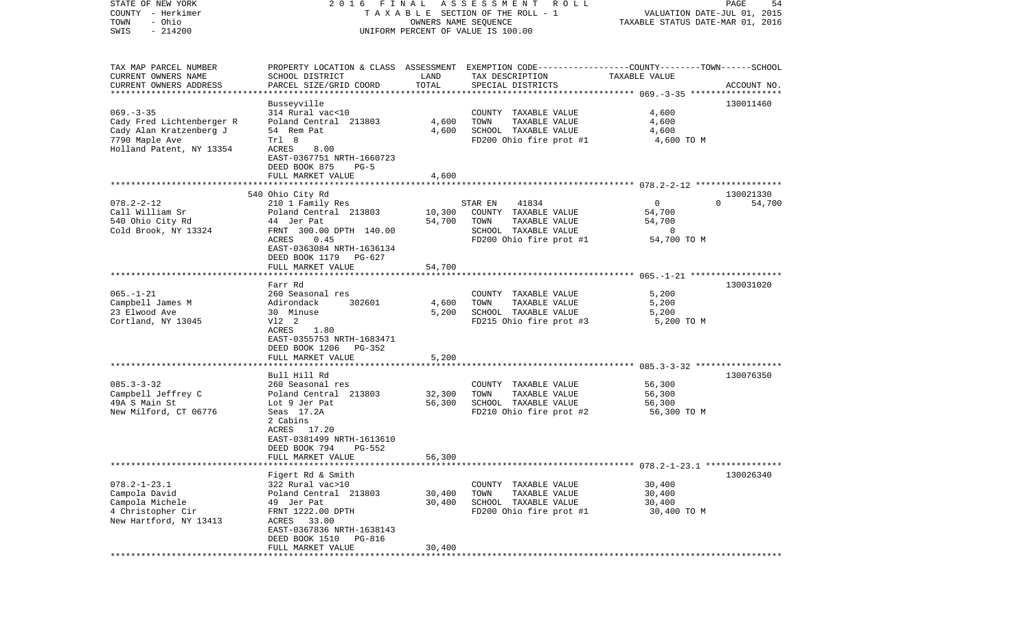STATE OF NEW YORK 2 0 1 6 F I N A L A S S E S S M E N T R O L L
COUNTY - Herkimer T A X A B L E SECTION OF THE ROLL - 1 VALUATION DATE-JUL 01, 2015
TOWN - Ohio OWNERS NAME SEQUENCE TAXABLE STATUS DATE-MAR 01, 2016
SWIS - 214200 UNIFORM PERCENT OF VALUE IS 100.00

| TAX MAP PARCEL NUMBER / CURRENT OWNERS NAME / CURRENT OWNERS ADDRESS | PROPERTY LOCATION & CLASS / SCHOOL DISTRICT / PARCEL SIZE/GRID COORD | ASSESSMENT LAND / TOTAL | EXEMPTION CODE / TAX DESCRIPTION / SPECIAL DISTRICTS | COUNTY / TOWN / SCHOOL TAXABLE VALUE | ACCOUNT NO. |
|---|---|---|---|---|---|
| 069.-3-35 | Busseyville | | | | 130011460 |
| | 314 Rural vac<10 | | COUNTY TAXABLE VALUE | 4,600 | |
| Cady Fred Lichtenberger R | Poland Central 213803 | 4,600 | TOWN TAXABLE VALUE | 4,600 | |
| Cady Alan Kratzenberg J | 54 Rem Pat | 4,600 | SCHOOL TAXABLE VALUE | 4,600 | |
| 7790 Maple Ave | Trl 8 | | FD200 Ohio fire prot #1 | 4,600 TO M | |
| Holland Patent, NY 13354 | ACRES 8.00 | | | | |
| | EAST-0367751 NRTH-1660723 | | | | |
| | DEED BOOK 875 PG-5 | | | | |
| | FULL MARKET VALUE | 4,600 | | | |
| 078.2-2-12 | 540 Ohio City Rd | | | | 130021330 |
| | 210 1 Family Res | | STAR EN 41834 | 0 0 54,700 | |
| Call William Sr | Poland Central 213803 | 10,300 | COUNTY TAXABLE VALUE | 54,700 | |
| 540 Ohio City Rd | 44 Jer Pat | 54,700 | TOWN TAXABLE VALUE | 54,700 | |
| Cold Brook, NY 13324 | FRNT 300.00 DPTH 140.00 | | SCHOOL TAXABLE VALUE | 0 | |
| | ACRES 0.45 | | FD200 Ohio fire prot #1 | 54,700 TO M | |
| | EAST-0363084 NRTH-1636134 | | | | |
| | DEED BOOK 1179 PG-627 | | | | |
| | FULL MARKET VALUE | 54,700 | | | |
| 065.-1-21 | Farr Rd | | | | 130031020 |
| | 260 Seasonal res | | COUNTY TAXABLE VALUE | 5,200 | |
| Campbell James M | Adirondack 302601 | 4,600 | TOWN TAXABLE VALUE | 5,200 | |
| 23 Elwood Ave | 30 Minuse | 5,200 | SCHOOL TAXABLE VALUE | 5,200 | |
| Cortland, NY 13045 | Vl2 2 | | FD215 Ohio fire prot #3 | 5,200 TO M | |
| | ACRES 1.80 | | | | |
| | EAST-0355753 NRTH-1683471 | | | | |
| | DEED BOOK 1206 PG-352 | | | | |
| | FULL MARKET VALUE | 5,200 | | | |
| 085.3-3-32 | Bull Hill Rd | | | | 130076350 |
| | 260 Seasonal res | | COUNTY TAXABLE VALUE | 56,300 | |
| Campbell Jeffrey C | Poland Central 213803 | 32,300 | TOWN TAXABLE VALUE | 56,300 | |
| 49A S Main St | Lot 9 Jer Pat | 56,300 | SCHOOL TAXABLE VALUE | 56,300 | |
| New Milford, CT 06776 | Seas 17.2A | | FD210 Ohio fire prot #2 | 56,300 TO M | |
| | 2 Cabins | | | | |
| | ACRES 17.20 | | | | |
| | EAST-0381499 NRTH-1613610 | | | | |
| | DEED BOOK 794 PG-552 | | | | |
| | FULL MARKET VALUE | 56,300 | | | |
| 078.2-1-23.1 | Figert Rd & Smith | | | | 130026340 |
| | 322 Rural vac>10 | | COUNTY TAXABLE VALUE | 30,400 | |
| Campola David | Poland Central 213803 | 30,400 | TOWN TAXABLE VALUE | 30,400 | |
| Campola Michele | 49 Jer Pat | 30,400 | SCHOOL TAXABLE VALUE | 30,400 | |
| 4 Christopher Cir | FRNT 1222.00 DPTH | | FD200 Ohio fire prot #1 | 30,400 TO M | |
| New Hartford, NY 13413 | ACRES 33.00 | | | | |
| | EAST-0367836 NRTH-1638143 | | | | |
| | DEED BOOK 1510 PG-816 | | | | |
| | FULL MARKET VALUE | 30,400 | | | |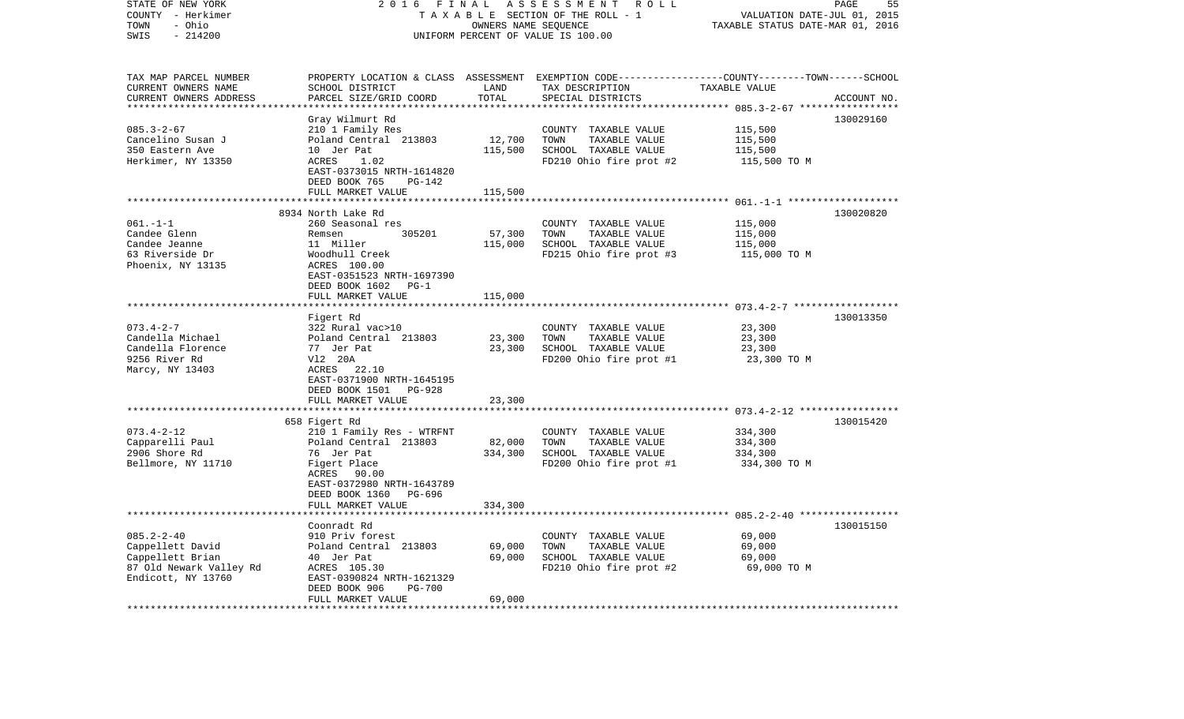STATE OF NEW YORK — 2016 FINAL ASSESSMENT ROLL
COUNTY - Herkimer — TAXABLE SECTION OF THE ROLL - 1 — VALUATION DATE-JUL 01, 2015
TOWN - Ohio — OWNERS NAME SEQUENCE — TAXABLE STATUS DATE-MAR 01, 2016
SWIS - 214200 — UNIFORM PERCENT OF VALUE IS 100.00

| TAX MAP PARCEL NUMBER / CURRENT OWNERS NAME / CURRENT OWNERS ADDRESS | PROPERTY LOCATION & CLASS / SCHOOL DISTRICT / PARCEL SIZE/GRID COORD | ASSESSMENT LAND / TOTAL | EXEMPTION CODE / TAX DESCRIPTION / SPECIAL DISTRICTS | COUNTY--------TOWN------SCHOOL TAXABLE VALUE | ACCOUNT NO. |
|---|---|---|---|---|---|
| 085.3-2-67 | Gray Wilmurt Rd | | | | 130029160 |
| 085.3-2-67 | 210 1 Family Res | | COUNTY TAXABLE VALUE | 115,500 | |
| Cancelino Susan J | Poland Central 213803 | 12,700 | TOWN TAXABLE VALUE | 115,500 | |
| 350 Eastern Ave | 10 Jer Pat | 115,500 | SCHOOL TAXABLE VALUE | 115,500 | |
| Herkimer, NY 13350 | ACRES 1.02 | | FD210 Ohio fire prot #2 | 115,500 TO M | |
| | EAST-0373015 NRTH-1614820 | | | | |
| | DEED BOOK 765 PG-142 | | | | |
| | FULL MARKET VALUE | 115,500 | | | |
| 061.-1-1 | 8934 North Lake Rd | | | | 130020820 |
| 061.-1-1 | 260 Seasonal res | | COUNTY TAXABLE VALUE | 115,000 | |
| Candee Glenn | Remsen 305201 | 57,300 | TOWN TAXABLE VALUE | 115,000 | |
| Candee Jeanne | 11 Miller | 115,000 | SCHOOL TAXABLE VALUE | 115,000 | |
| 63 Riverside Dr | Woodhull Creek | | FD215 Ohio fire prot #3 | 115,000 TO M | |
| Phoenix, NY 13135 | ACRES 100.00 | | | | |
| | EAST-0351523 NRTH-1697390 | | | | |
| | DEED BOOK 1602 PG-1 | | | | |
| | FULL MARKET VALUE | 115,000 | | | |
| 073.4-2-7 | Figert Rd | | | | 130013350 |
| 073.4-2-7 | 322 Rural vac>10 | | COUNTY TAXABLE VALUE | 23,300 | |
| Candella Michael | Poland Central 213803 | 23,300 | TOWN TAXABLE VALUE | 23,300 | |
| Candella Florence | 77 Jer Pat | 23,300 | SCHOOL TAXABLE VALUE | 23,300 | |
| 9256 River Rd | Vl2 20A | | FD200 Ohio fire prot #1 | 23,300 TO M | |
| Marcy, NY 13403 | ACRES 22.10 | | | | |
| | EAST-0371900 NRTH-1645195 | | | | |
| | DEED BOOK 1501 PG-928 | | | | |
| | FULL MARKET VALUE | 23,300 | | | |
| 073.4-2-12 | 658 Figert Rd | | | | 130015420 |
| 073.4-2-12 | 210 1 Family Res - WTRFNT | | COUNTY TAXABLE VALUE | 334,300 | |
| Capparelli Paul | Poland Central 213803 | 82,000 | TOWN TAXABLE VALUE | 334,300 | |
| 2906 Shore Rd | 76 Jer Pat | 334,300 | SCHOOL TAXABLE VALUE | 334,300 | |
| Bellmore, NY 11710 | Figert Place | | FD200 Ohio fire prot #1 | 334,300 TO M | |
| | ACRES 90.00 | | | | |
| | EAST-0372980 NRTH-1643789 | | | | |
| | DEED BOOK 1360 PG-696 | | | | |
| | FULL MARKET VALUE | 334,300 | | | |
| 085.2-2-40 | Coonradt Rd | | | | 130015150 |
| 085.2-2-40 | 910 Priv forest | | COUNTY TAXABLE VALUE | 69,000 | |
| Cappellett David | Poland Central 213803 | 69,000 | TOWN TAXABLE VALUE | 69,000 | |
| Cappellett Brian | 40 Jer Pat | 69,000 | SCHOOL TAXABLE VALUE | 69,000 | |
| 87 Old Newark Valley Rd | ACRES 105.30 | | FD210 Ohio fire prot #2 | 69,000 TO M | |
| Endicott, NY 13760 | EAST-0390824 NRTH-1621329 | | | | |
| | DEED BOOK 906 PG-700 | | | | |
| | FULL MARKET VALUE | 69,000 | | | |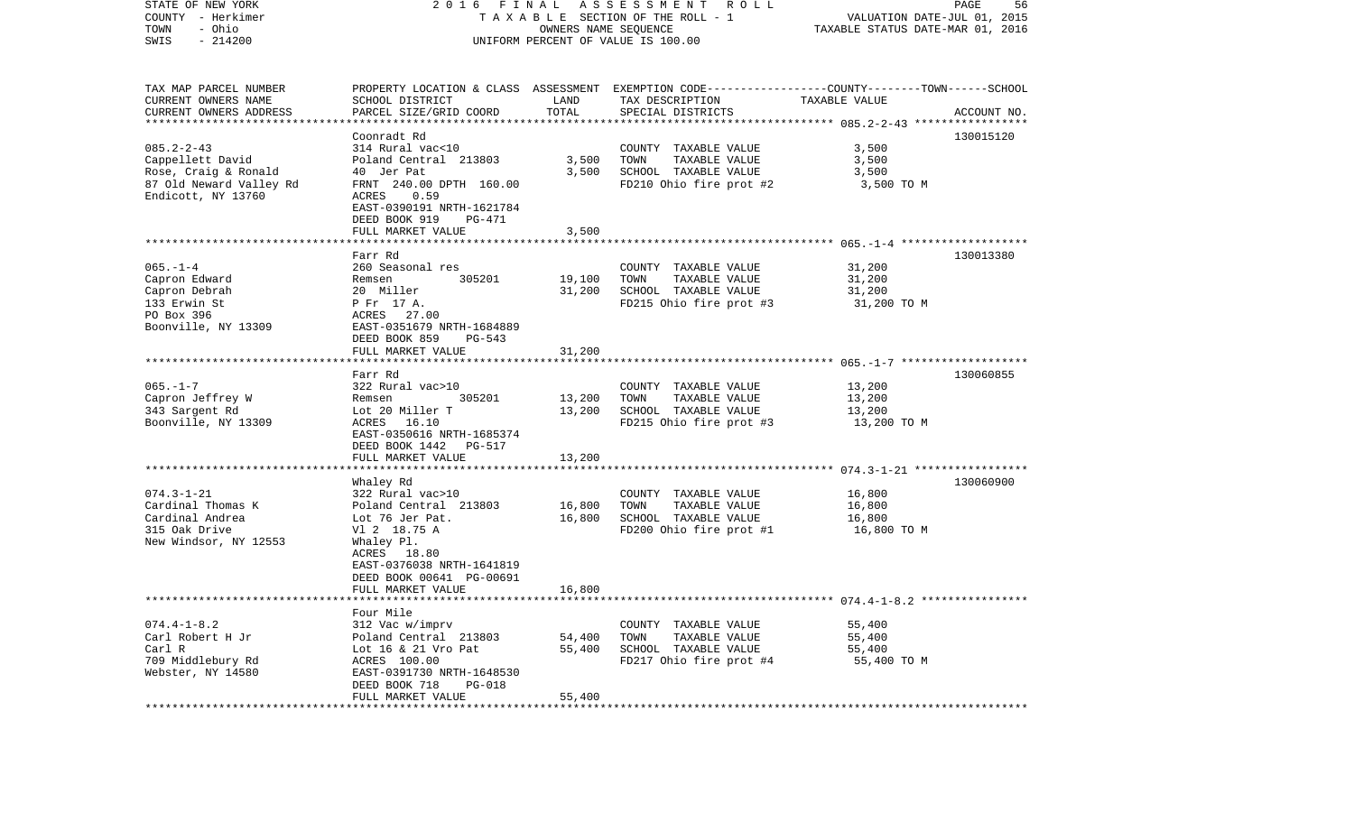STATE OF NEW YORK　　　　　　2016 FINAL ASSESSMENT ROLL
COUNTY - Herkimer　　　　　　TAXABLE SECTION OF THE ROLL - 1　　　　　　VALUATION DATE-JUL 01, 2015
TOWN - Ohio　　　　　　OWNERS NAME SEQUENCE　　　　　　TAXABLE STATUS DATE-MAR 01, 2016
SWIS - 214200　　　　　　UNIFORM PERCENT OF VALUE IS 100.00

| TAX MAP PARCEL NUMBER<br>CURRENT OWNERS NAME<br>CURRENT OWNERS ADDRESS | PROPERTY LOCATION & CLASS<br>SCHOOL DISTRICT<br>PARCEL SIZE/GRID COORD | ASSESSMENT<br>LAND<br>TOTAL | EXEMPTION CODE-----COUNTY-----TOWN-----SCHOOL<br>TAX DESCRIPTION<br>SPECIAL DISTRICTS | TAXABLE VALUE | ACCOUNT NO. |
|---|---|---|---|---|---|
| 085.2-2-43<br>Cappellett David<br>Rose, Craig & Ronald<br>87 Old Neward Valley Rd<br>Endicott, NY 13760 | Coonradt Rd<br>314 Rural vac<10<br>Poland Central 213803<br>40 Jer Pat<br>FRNT 240.00 DPTH 160.00<br>ACRES 0.59<br>EAST-0390191 NRTH-1621784<br>DEED BOOK 919 PG-471<br>FULL MARKET VALUE | <br><br>3,500<br>3,500<br><br><br><br><br>3,500 | COUNTY TAXABLE VALUE<br>TOWN TAXABLE VALUE<br>SCHOOL TAXABLE VALUE<br>FD210 Ohio fire prot #2 | 3,500<br>3,500<br>3,500<br>3,500 TO M | 130015120 |
| 065.-1-4<br>Capron Edward<br>Capron Debrah<br>133 Erwin St<br>PO Box 396<br>Boonville, NY 13309 | Farr Rd<br>260 Seasonal res<br>Remsen 305201<br>20 Miller<br>P Fr 17 A.<br>ACRES 27.00<br>EAST-0351679 NRTH-1684889<br>DEED BOOK 859 PG-543<br>FULL MARKET VALUE | <br><br>19,100<br>31,200<br><br><br><br><br>31,200 | COUNTY TAXABLE VALUE<br>TOWN TAXABLE VALUE<br>SCHOOL TAXABLE VALUE<br>FD215 Ohio fire prot #3 | 31,200<br>31,200<br>31,200<br>31,200 TO M | 130013380 |
| 065.-1-7<br>Capron Jeffrey W<br>343 Sargent Rd<br>Boonville, NY 13309 | Farr Rd<br>322 Rural vac>10<br>Remsen 305201<br>Lot 20 Miller T<br>ACRES 16.10<br>EAST-0350616 NRTH-1685374<br>DEED BOOK 1442 PG-517<br>FULL MARKET VALUE | <br><br>13,200<br>13,200<br><br><br><br>13,200 | COUNTY TAXABLE VALUE<br>TOWN TAXABLE VALUE<br>SCHOOL TAXABLE VALUE<br>FD215 Ohio fire prot #3 | 13,200<br>13,200<br>13,200<br>13,200 TO M | 130060855 |
| 074.3-1-21<br>Cardinal Thomas K<br>Cardinal Andrea<br>315 Oak Drive<br>New Windsor, NY 12553 | Whaley Rd<br>322 Rural vac>10<br>Poland Central 213803<br>Lot 76 Jer Pat.<br>Vl 2 18.75 A<br>Whaley Pl.<br>ACRES 18.80<br>EAST-0376038 NRTH-1641819<br>DEED BOOK 00641 PG-00691<br>FULL MARKET VALUE | <br><br>16,800<br>16,800<br><br><br><br><br><br>16,800 | COUNTY TAXABLE VALUE<br>TOWN TAXABLE VALUE<br>SCHOOL TAXABLE VALUE<br>FD200 Ohio fire prot #1 | 16,800<br>16,800<br>16,800<br>16,800 TO M | 130060900 |
| 074.4-1-8.2<br>Carl Robert H Jr<br>Carl R<br>709 Middlebury Rd<br>Webster, NY 14580 | Four Mile<br>312 Vac w/imprv<br>Poland Central 213803<br>Lot 16 & 21 Vro Pat<br>ACRES 100.00<br>EAST-0391730 NRTH-1648530<br>DEED BOOK 718 PG-018<br>FULL MARKET VALUE | <br><br>54,400<br>55,400<br><br><br><br>55,400 | COUNTY TAXABLE VALUE<br>TOWN TAXABLE VALUE<br>SCHOOL TAXABLE VALUE<br>FD217 Ohio fire prot #4 | 55,400<br>55,400<br>55,400<br>55,400 TO M | |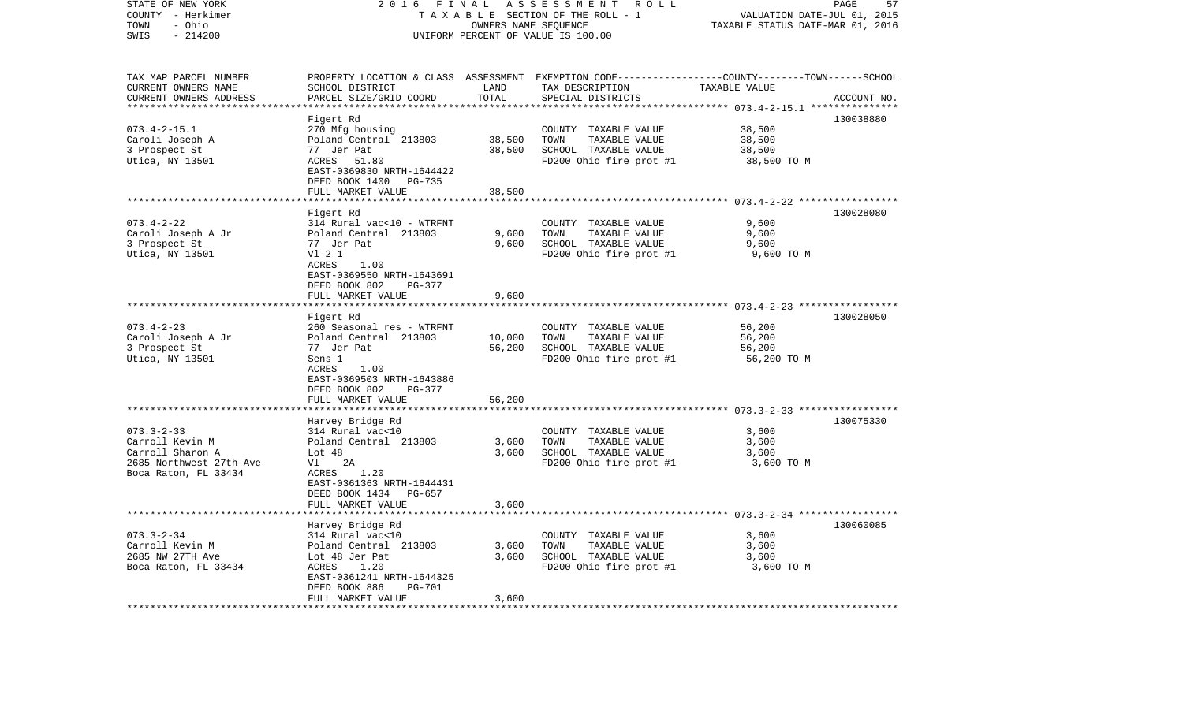| TAX MAP PARCEL NUMBER<br>CURRENT OWNERS NAME<br>CURRENT OWNERS ADDRESS | PROPERTY LOCATION & CLASS<br>SCHOOL DISTRICT<br>PARCEL SIZE/GRID COORD | ASSESSMENT<br>LAND<br>TOTAL | EXEMPTION CODE-----COUNTY-----TOWN------SCHOOL<br>TAX DESCRIPTION<br>SPECIAL DISTRICTS | TAXABLE VALUE | ACCOUNT NO. |
|---|---|---|---|---|---|
| | Figert Rd | | | | 130038880 |
| 073.4-2-15.1 | 270 Mfg housing | | COUNTY TAXABLE VALUE | 38,500 | |
| Caroli Joseph A | Poland Central 213803 | 38,500 | TOWN TAXABLE VALUE | 38,500 | |
| 3 Prospect St | 77 Jer Pat | 38,500 | SCHOOL TAXABLE VALUE | 38,500 | |
| Utica, NY 13501 | ACRES 51.80 | | FD200 Ohio fire prot #1 | 38,500 TO M | |
| | EAST-0369830 NRTH-1644422 | | | | |
| | DEED BOOK 1400 PG-735 | | | | |
| | FULL MARKET VALUE | 38,500 | | | |
| | Figert Rd | | | | 130028080 |
| 073.4-2-22 | 314 Rural vac<10 - WTRFNT | | COUNTY TAXABLE VALUE | 9,600 | |
| Caroli Joseph A Jr | Poland Central 213803 | 9,600 | TOWN TAXABLE VALUE | 9,600 | |
| 3 Prospect St | 77 Jer Pat | 9,600 | SCHOOL TAXABLE VALUE | 9,600 | |
| Utica, NY 13501 | Vl 2 1 | | FD200 Ohio fire prot #1 | 9,600 TO M | |
| | ACRES 1.00 | | | | |
| | EAST-0369550 NRTH-1643691 | | | | |
| | DEED BOOK 802 PG-377 | | | | |
| | FULL MARKET VALUE | 9,600 | | | |
| | Figert Rd | | | | 130028050 |
| 073.4-2-23 | 260 Seasonal res - WTRFNT | | COUNTY TAXABLE VALUE | 56,200 | |
| Caroli Joseph A Jr | Poland Central 213803 | 10,000 | TOWN TAXABLE VALUE | 56,200 | |
| 3 Prospect St | 77 Jer Pat | 56,200 | SCHOOL TAXABLE VALUE | 56,200 | |
| Utica, NY 13501 | Sens 1 | | FD200 Ohio fire prot #1 | 56,200 TO M | |
| | ACRES 1.00 | | | | |
| | EAST-0369503 NRTH-1643886 | | | | |
| | DEED BOOK 802 PG-377 | | | | |
| | FULL MARKET VALUE | 56,200 | | | |
| | Harvey Bridge Rd | | | | 130075330 |
| 073.3-2-33 | 314 Rural vac<10 | | COUNTY TAXABLE VALUE | 3,600 | |
| Carroll Kevin M | Poland Central 213803 | 3,600 | TOWN TAXABLE VALUE | 3,600 | |
| Carroll Sharon A | Lot 48 | 3,600 | SCHOOL TAXABLE VALUE | 3,600 | |
| 2685 Northwest 27th Ave | Vl 2A | | FD200 Ohio fire prot #1 | 3,600 TO M | |
| Boca Raton, FL 33434 | ACRES 1.20 | | | | |
| | EAST-0361363 NRTH-1644431 | | | | |
| | DEED BOOK 1434 PG-657 | | | | |
| | FULL MARKET VALUE | 3,600 | | | |
| | Harvey Bridge Rd | | | | 130060085 |
| 073.3-2-34 | 314 Rural vac<10 | | COUNTY TAXABLE VALUE | 3,600 | |
| Carroll Kevin M | Poland Central 213803 | 3,600 | TOWN TAXABLE VALUE | 3,600 | |
| 2685 NW 27TH Ave | Lot 48 Jer Pat | 3,600 | SCHOOL TAXABLE VALUE | 3,600 | |
| Boca Raton, FL 33434 | ACRES 1.20 | | FD200 Ohio fire prot #1 | 3,600 TO M | |
| | EAST-0361241 NRTH-1644325 | | | | |
| | DEED BOOK 886 PG-701 | | | | |
| | FULL MARKET VALUE | 3,600 | | | |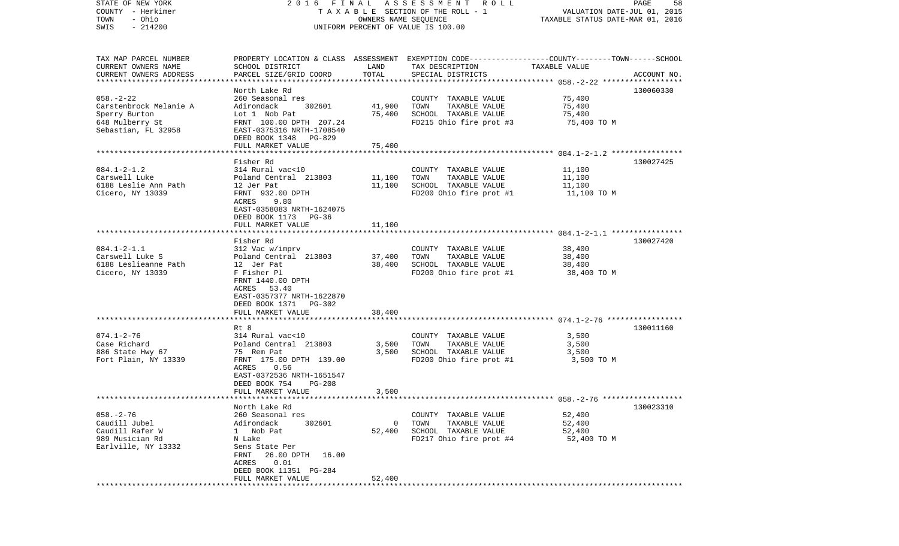STATE OF NEW YORK — 2016 FINAL ASSESSMENT ROLL
COUNTY - Herkimer — TAXABLE SECTION OF THE ROLL - 1 — VALUATION DATE-JUL 01, 2015
TOWN - Ohio — OWNERS NAME SEQUENCE — TAXABLE STATUS DATE-MAR 01, 2016
SWIS - 214200 — UNIFORM PERCENT OF VALUE IS 100.00

| TAX MAP PARCEL NUMBER / CURRENT OWNERS NAME / CURRENT OWNERS ADDRESS | PROPERTY LOCATION & CLASS / SCHOOL DISTRICT / PARCEL SIZE/GRID COORD | ASSESSMENT LAND | TOTAL | EXEMPTION CODE / TAX DESCRIPTION / SPECIAL DISTRICTS | COUNTY--TOWN--SCHOOL TAXABLE VALUE | ACCOUNT NO. |
|---|---|---|---|---|---|---|
| 058.-2-22 | North Lake Rd | | | | | 130060330 |
| Carstenbrock Melanie A | 260 Seasonal res | | | COUNTY TAXABLE VALUE | 75,400 | |
| Sperry Burton | Adirondack 302601 | 41,900 | | TOWN TAXABLE VALUE | 75,400 | |
| 648 Mulberry St | Lot 1 Nob Pat | | 75,400 | SCHOOL TAXABLE VALUE | 75,400 | |
| Sebastian, FL 32958 | FRNT 100.00 DPTH 207.24 | | | FD215 Ohio fire prot #3 | 75,400 TO M | |
| | EAST-0375316 NRTH-1708540 | | | | | |
| | DEED BOOK 1348 PG-829 | | | | | |
| | FULL MARKET VALUE | | 75,400 | | | |
| 084.1-2-1.2 | Fisher Rd | | | | | 130027425 |
| Carswell Luke | 314 Rural vac<10 | | | COUNTY TAXABLE VALUE | 11,100 | |
| 6188 Leslie Ann Path | Poland Central 213803 | 11,100 | | TOWN TAXABLE VALUE | 11,100 | |
| Cicero, NY 13039 | 12 Jer Pat | | 11,100 | SCHOOL TAXABLE VALUE | 11,100 | |
| | FRNT 932.00 DPTH | | | FD200 Ohio fire prot #1 | 11,100 TO M | |
| | ACRES 9.80 | | | | | |
| | EAST-0358083 NRTH-1624075 | | | | | |
| | DEED BOOK 1173 PG-36 | | | | | |
| | FULL MARKET VALUE | | 11,100 | | | |
| 084.1-2-1.1 | Fisher Rd | | | | | 130027420 |
| Carswell Luke S | 312 Vac w/imprv | | | COUNTY TAXABLE VALUE | 38,400 | |
| 6188 Leslieanne Path | Poland Central 213803 | 37,400 | | TOWN TAXABLE VALUE | 38,400 | |
| Cicero, NY 13039 | 12 Jer Pat | | 38,400 | SCHOOL TAXABLE VALUE | 38,400 | |
| | F Fisher Pl | | | FD200 Ohio fire prot #1 | 38,400 TO M | |
| | FRNT 1440.00 DPTH | | | | | |
| | ACRES 53.40 | | | | | |
| | EAST-0357377 NRTH-1622870 | | | | | |
| | DEED BOOK 1371 PG-302 | | | | | |
| | FULL MARKET VALUE | | 38,400 | | | |
| 074.1-2-76 | Rt 8 | | | | | 130011160 |
| Case Richard | 314 Rural vac<10 | | | COUNTY TAXABLE VALUE | 3,500 | |
| 886 State Hwy 67 | Poland Central 213803 | 3,500 | | TOWN TAXABLE VALUE | 3,500 | |
| Fort Plain, NY 13339 | 75 Rem Pat | | 3,500 | SCHOOL TAXABLE VALUE | 3,500 | |
| | FRNT 175.00 DPTH 139.00 | | | FD200 Ohio fire prot #1 | 3,500 TO M | |
| | ACRES 0.56 | | | | | |
| | EAST-0372536 NRTH-1651547 | | | | | |
| | DEED BOOK 754 PG-208 | | | | | |
| | FULL MARKET VALUE | | 3,500 | | | |
| 058.-2-76 | North Lake Rd | | | | | 130023310 |
| Caudill Jubel | 260 Seasonal res | | | COUNTY TAXABLE VALUE | 52,400 | |
| Caudill Rafer W | Adirondack 302601 | 0 | | TOWN TAXABLE VALUE | 52,400 | |
| 989 Musician Rd | 1 Nob Pat | | 52,400 | SCHOOL TAXABLE VALUE | 52,400 | |
| Earlville, NY 13332 | N Lake | | | FD217 Ohio fire prot #4 | 52,400 TO M | |
| | Sens State Per | | | | | |
| | FRNT 26.00 DPTH 16.00 | | | | | |
| | ACRES 0.01 | | | | | |
| | DEED BOOK 11351 PG-284 | | | | | |
| | FULL MARKET VALUE | | 52,400 | | | |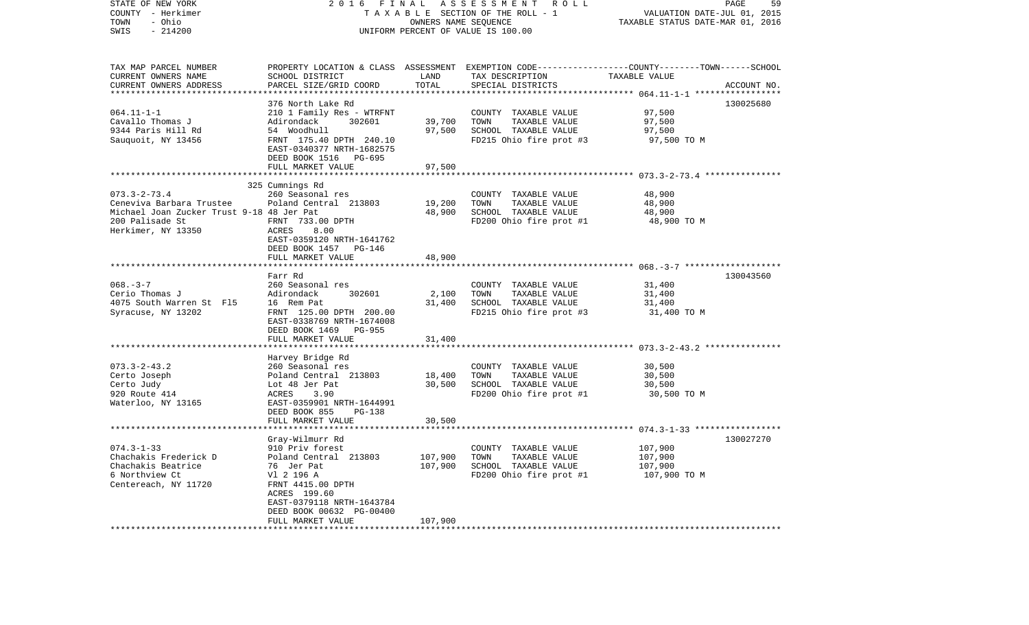STATE OF NEW YORK
COUNTY - Herkimer
TOWN - Ohio
SWIS - 214200

2016 FINAL ASSESSMENT ROLL
TAXABLE SECTION OF THE ROLL - 1
OWNERS NAME SEQUENCE
UNIFORM PERCENT OF VALUE IS 100.00

VALUATION DATE-JUL 01, 2015
TAXABLE STATUS DATE-MAR 01, 2016

| TAX MAP PARCEL NUMBER / CURRENT OWNERS NAME / CURRENT OWNERS ADDRESS | PROPERTY LOCATION & CLASS / SCHOOL DISTRICT / PARCEL SIZE/GRID COORD | ASSESSMENT LAND / TOTAL | EXEMPTION CODE / TAX DESCRIPTION / SPECIAL DISTRICTS | TAXABLE VALUE (COUNTY / TOWN / SCHOOL) | ACCOUNT NO. |
|---|---|---|---|---|---|
| **064.11-1-1** | 376 North Lake Rd | | | | 130025680 |
| Cavallo Thomas J | 210 1 Family Res - WTRFNT | | COUNTY TAXABLE VALUE | 97,500 | |
| 9344 Paris Hill Rd | Adirondack 302601 | 39,700 | TOWN TAXABLE VALUE | 97,500 | |
| Sauquoit, NY 13456 | 54 Woodhull | 97,500 | SCHOOL TAXABLE VALUE | 97,500 | |
| | FRNT 175.40 DPTH 240.10 | | FD215 Ohio fire prot #3 | 97,500 TO M | |
| | EAST-0340377 NRTH-1682575 | | | | |
| | DEED BOOK 1516 PG-695 | | | | |
| | FULL MARKET VALUE | 97,500 | | | |
| **073.3-2-73.4** | 325 Cumnings Rd | | | | |
| Ceneviva Barbara Trustee | 260 Seasonal res | | COUNTY TAXABLE VALUE | 48,900 | |
| Michael Joan Zucker Trust 9-18 | Poland Central 213803 | 19,200 | TOWN TAXABLE VALUE | 48,900 | |
| 200 Palisade St | 48 Jer Pat | 48,900 | SCHOOL TAXABLE VALUE | 48,900 | |
| Herkimer, NY 13350 | FRNT 733.00 DPTH | | FD200 Ohio fire prot #1 | 48,900 TO M | |
| | ACRES 8.00 | | | | |
| | EAST-0359120 NRTH-1641762 | | | | |
| | DEED BOOK 1457 PG-146 | | | | |
| | FULL MARKET VALUE | 48,900 | | | |
| **068.-3-7** | Farr Rd | | | | 130043560 |
| Cerio Thomas J | 260 Seasonal res | | COUNTY TAXABLE VALUE | 31,400 | |
| 4075 South Warren St Fl5 | Adirondack 302601 | 2,100 | TOWN TAXABLE VALUE | 31,400 | |
| Syracuse, NY 13202 | 16 Rem Pat | 31,400 | SCHOOL TAXABLE VALUE | 31,400 | |
| | FRNT 125.00 DPTH 200.00 | | FD215 Ohio fire prot #3 | 31,400 TO M | |
| | EAST-0338769 NRTH-1674008 | | | | |
| | DEED BOOK 1469 PG-955 | | | | |
| | FULL MARKET VALUE | 31,400 | | | |
| **073.3-2-43.2** | Harvey Bridge Rd | | | | |
| Certo Joseph | 260 Seasonal res | | COUNTY TAXABLE VALUE | 30,500 | |
| Certo Judy | Poland Central 213803 | 18,400 | TOWN TAXABLE VALUE | 30,500 | |
| 920 Route 414 | Lot 48 Jer Pat | 30,500 | SCHOOL TAXABLE VALUE | 30,500 | |
| Waterloo, NY 13165 | ACRES 3.90 | | FD200 Ohio fire prot #1 | 30,500 TO M | |
| | EAST-0359901 NRTH-1644991 | | | | |
| | DEED BOOK 855 PG-138 | | | | |
| | FULL MARKET VALUE | 30,500 | | | |
| **074.3-1-33** | Gray-Wilmurr Rd | | | | 130027270 |
| Chachakis Frederick D | 910 Priv forest | | COUNTY TAXABLE VALUE | 107,900 | |
| Chachakis Beatrice | Poland Central 213803 | 107,900 | TOWN TAXABLE VALUE | 107,900 | |
| 6 Northview Ct | 76 Jer Pat | 107,900 | SCHOOL TAXABLE VALUE | 107,900 | |
| Centereach, NY 11720 | Vl 2 196 A | | FD200 Ohio fire prot #1 | 107,900 TO M | |
| | FRNT 4415.00 DPTH | | | | |
| | ACRES 199.60 | | | | |
| | EAST-0379118 NRTH-1643784 | | | | |
| | DEED BOOK 00632 PG-00400 | | | | |
| | FULL MARKET VALUE | 107,900 | | | |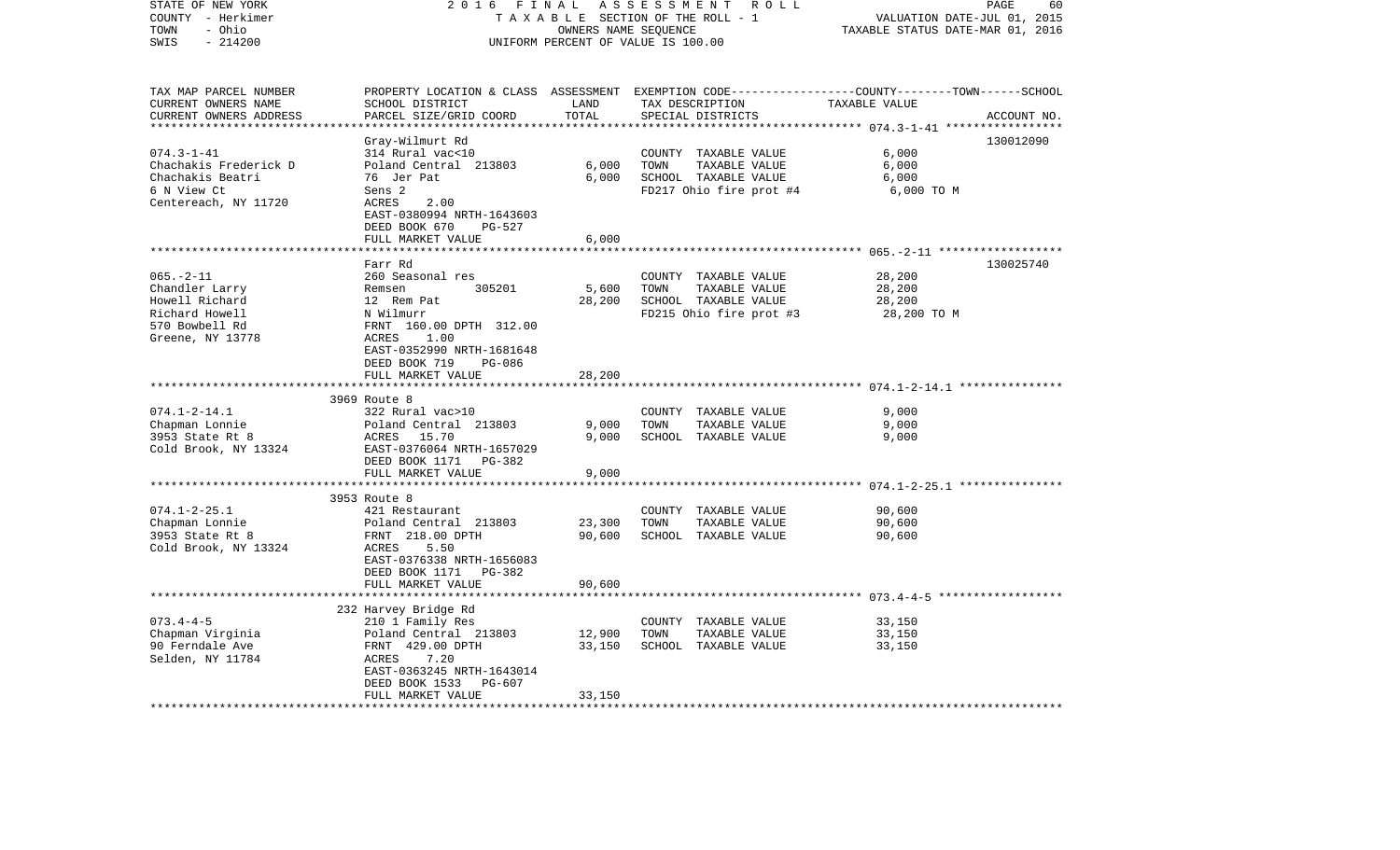STATE OF NEW YORK
COUNTY - Herkimer
TOWN - Ohio
SWIS - 214200

2016 FINAL ASSESSMENT ROLL
TAXABLE SECTION OF THE ROLL - 1
OWNERS NAME SEQUENCE
UNIFORM PERCENT OF VALUE IS 100.00

VALUATION DATE-JUL 01, 2015
TAXABLE STATUS DATE-MAR 01, 2016

| TAX MAP PARCEL NUMBER / CURRENT OWNERS NAME / CURRENT OWNERS ADDRESS | PROPERTY LOCATION & CLASS / SCHOOL DISTRICT / PARCEL SIZE/GRID COORD | ASSESSMENT LAND | TOTAL | EXEMPTION CODE / TAX DESCRIPTION / SPECIAL DISTRICTS | COUNTY--------TOWN------SCHOOL TAXABLE VALUE | ACCOUNT NO. |
|---|---|---|---|---|---|---|
| 074.3-1-41 | Gray-Wilmurt Rd | | | | | 130012090 |
| | 314 Rural vac<10 | | | COUNTY TAXABLE VALUE | 6,000 | |
| Chachakis Frederick D | Poland Central 213803 | 6,000 | | TOWN TAXABLE VALUE | 6,000 | |
| Chachakis Beatri | 76 Jer Pat | | 6,000 | SCHOOL TAXABLE VALUE | 6,000 | |
| 6 N View Ct | Sens 2 | | | FD217 Ohio fire prot #4 | 6,000 TO M | |
| Centereach, NY 11720 | ACRES 2.00 | | | | | |
| | EAST-0380994 NRTH-1643603 | | | | | |
| | DEED BOOK 670 PG-527 | | | | | |
| | FULL MARKET VALUE | | 6,000 | | | |
| 065.-2-11 | Farr Rd | | | | | 130025740 |
| | 260 Seasonal res | | | COUNTY TAXABLE VALUE | 28,200 | |
| Chandler Larry | Remsen 305201 | 5,600 | | TOWN TAXABLE VALUE | 28,200 | |
| Howell Richard | 12 Rem Pat | | 28,200 | SCHOOL TAXABLE VALUE | 28,200 | |
| Richard Howell | N Wilmurr | | | FD215 Ohio fire prot #3 | 28,200 TO M | |
| 570 Bowbell Rd | FRNT 160.00 DPTH 312.00 | | | | | |
| Greene, NY 13778 | ACRES 1.00 | | | | | |
| | EAST-0352990 NRTH-1681648 | | | | | |
| | DEED BOOK 719 PG-086 | | | | | |
| | FULL MARKET VALUE | | 28,200 | | | |
| 074.1-2-14.1 | 3969 Route 8 | | | | | |
| | 322 Rural vac>10 | | | COUNTY TAXABLE VALUE | 9,000 | |
| Chapman Lonnie | Poland Central 213803 | 9,000 | | TOWN TAXABLE VALUE | 9,000 | |
| 3953 State Rt 8 | ACRES 15.70 | | 9,000 | SCHOOL TAXABLE VALUE | 9,000 | |
| Cold Brook, NY 13324 | EAST-0376064 NRTH-1657029 | | | | | |
| | DEED BOOK 1171 PG-382 | | | | | |
| | FULL MARKET VALUE | | 9,000 | | | |
| 074.1-2-25.1 | 3953 Route 8 | | | | | |
| | 421 Restaurant | | | COUNTY TAXABLE VALUE | 90,600 | |
| Chapman Lonnie | Poland Central 213803 | 23,300 | | TOWN TAXABLE VALUE | 90,600 | |
| 3953 State Rt 8 | FRNT 218.00 DPTH | | 90,600 | SCHOOL TAXABLE VALUE | 90,600 | |
| Cold Brook, NY 13324 | ACRES 5.50 | | | | | |
| | EAST-0376338 NRTH-1656083 | | | | | |
| | DEED BOOK 1171 PG-382 | | | | | |
| | FULL MARKET VALUE | | 90,600 | | | |
| 073.4-4-5 | 232 Harvey Bridge Rd | | | | | |
| | 210 1 Family Res | | | COUNTY TAXABLE VALUE | 33,150 | |
| Chapman Virginia | Poland Central 213803 | 12,900 | | TOWN TAXABLE VALUE | 33,150 | |
| 90 Ferndale Ave | FRNT 429.00 DPTH | | 33,150 | SCHOOL TAXABLE VALUE | 33,150 | |
| Selden, NY 11784 | ACRES 7.20 | | | | | |
| | EAST-0363245 NRTH-1643014 | | | | | |
| | DEED BOOK 1533 PG-607 | | | | | |
| | FULL MARKET VALUE | | 33,150 | | | |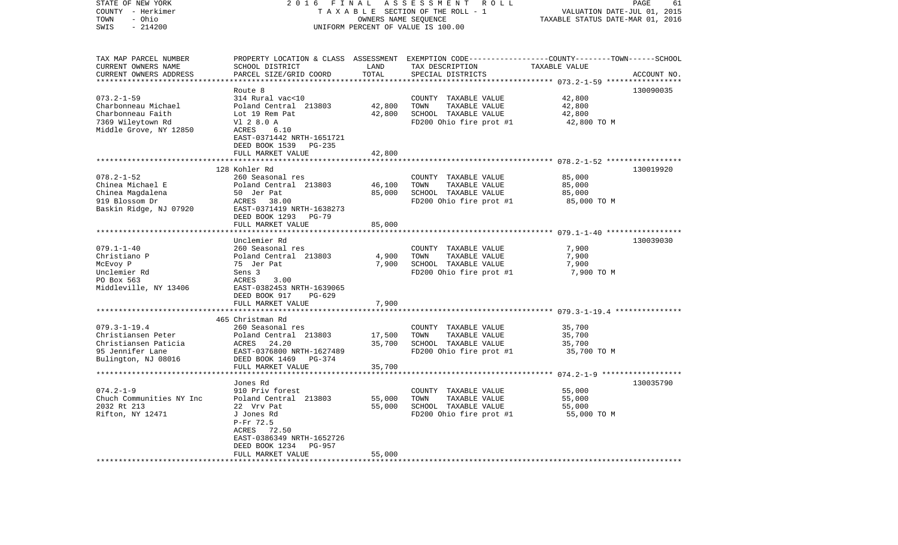STATE OF NEW YORK 2 0 1 6 F I N A L A S S E S S M E N T R O L L
COUNTY - Herkimer T A X A B L E SECTION OF THE ROLL - 1 VALUATION DATE-JUL 01, 2015
TOWN - Ohio OWNERS NAME SEQUENCE TAXABLE STATUS DATE-MAR 01, 2016
SWIS - 214200 UNIFORM PERCENT OF VALUE IS 100.00

| TAX MAP PARCEL NUMBER<br>CURRENT OWNERS NAME<br>CURRENT OWNERS ADDRESS | PROPERTY LOCATION & CLASS<br>SCHOOL DISTRICT<br>PARCEL SIZE/GRID COORD | ASSESSMENT<br>LAND<br>TOTAL | EXEMPTION CODE-----COUNTY--------TOWN------SCHOOL<br>TAX DESCRIPTION<br>SPECIAL DISTRICTS | TAXABLE VALUE | ACCOUNT NO. |
|---|---|---|---|---|---|
| | Route 8 | | | | 130090035 |
| 073.2-1-59 | 314 Rural vac<10 | | COUNTY TAXABLE VALUE | 42,800 | |
| Charbonneau Michael | Poland Central 213803 | 42,800 | TOWN TAXABLE VALUE | 42,800 | |
| Charbonneau Faith | Lot 19 Rem Pat | 42,800 | SCHOOL TAXABLE VALUE | 42,800 | |
| 7369 Wileytown Rd | Vl 2 8.0 A | | FD200 Ohio fire prot #1 | 42,800 TO M | |
| Middle Grove, NY 12850 | ACRES 6.10 | | | | |
| | EAST-0371442 NRTH-1651721 | | | | |
| | DEED BOOK 1539 PG-235 | | | | |
| | FULL MARKET VALUE | 42,800 | | | |
| | 128 Kohler Rd | | | | 130019920 |
| 078.2-1-52 | 260 Seasonal res | | COUNTY TAXABLE VALUE | 85,000 | |
| Chinea Michael E | Poland Central 213803 | 46,100 | TOWN TAXABLE VALUE | 85,000 | |
| Chinea Magdalena | 50 Jer Pat | 85,000 | SCHOOL TAXABLE VALUE | 85,000 | |
| 919 Blossom Dr | ACRES 38.00 | | FD200 Ohio fire prot #1 | 85,000 TO M | |
| Baskin Ridge, NJ 07920 | EAST-0371419 NRTH-1638273 | | | | |
| | DEED BOOK 1293 PG-79 | | | | |
| | FULL MARKET VALUE | 85,000 | | | |
| | Unclemier Rd | | | | 130039030 |
| 079.1-1-40 | 260 Seasonal res | | COUNTY TAXABLE VALUE | 7,900 | |
| Christiano P | Poland Central 213803 | 4,900 | TOWN TAXABLE VALUE | 7,900 | |
| McEvoy P | 75 Jer Pat | 7,900 | SCHOOL TAXABLE VALUE | 7,900 | |
| Unclemier Rd | Sens 3 | | FD200 Ohio fire prot #1 | 7,900 TO M | |
| PO Box 563 | ACRES 3.00 | | | | |
| Middleville, NY 13406 | EAST-0382453 NRTH-1639065 | | | | |
| | DEED BOOK 917 PG-629 | | | | |
| | FULL MARKET VALUE | 7,900 | | | |
| | 465 Christman Rd | | | | |
| 079.3-1-19.4 | 260 Seasonal res | | COUNTY TAXABLE VALUE | 35,700 | |
| Christiansen Peter | Poland Central 213803 | 17,500 | TOWN TAXABLE VALUE | 35,700 | |
| Christiansen Paticia | ACRES 24.20 | 35,700 | SCHOOL TAXABLE VALUE | 35,700 | |
| 95 Jennifer Lane | EAST-0376800 NRTH-1627489 | | FD200 Ohio fire prot #1 | 35,700 TO M | |
| Bulington, NJ 08016 | DEED BOOK 1469 PG-374 | | | | |
| | FULL MARKET VALUE | 35,700 | | | |
| | Jones Rd | | | | 130035790 |
| 074.2-1-9 | 910 Priv forest | | COUNTY TAXABLE VALUE | 55,000 | |
| Chuch Communities NY Inc | Poland Central 213803 | 55,000 | TOWN TAXABLE VALUE | 55,000 | |
| 2032 Rt 213 | 22 Vrv Pat | 55,000 | SCHOOL TAXABLE VALUE | 55,000 | |
| Rifton, NY 12471 | J Jones Rd | | FD200 Ohio fire prot #1 | 55,000 TO M | |
| | P-Fr 72.5 | | | | |
| | ACRES 72.50 | | | | |
| | EAST-0386349 NRTH-1652726 | | | | |
| | DEED BOOK 1234 PG-957 | | | | |
| | FULL MARKET VALUE | 55,000 | | | |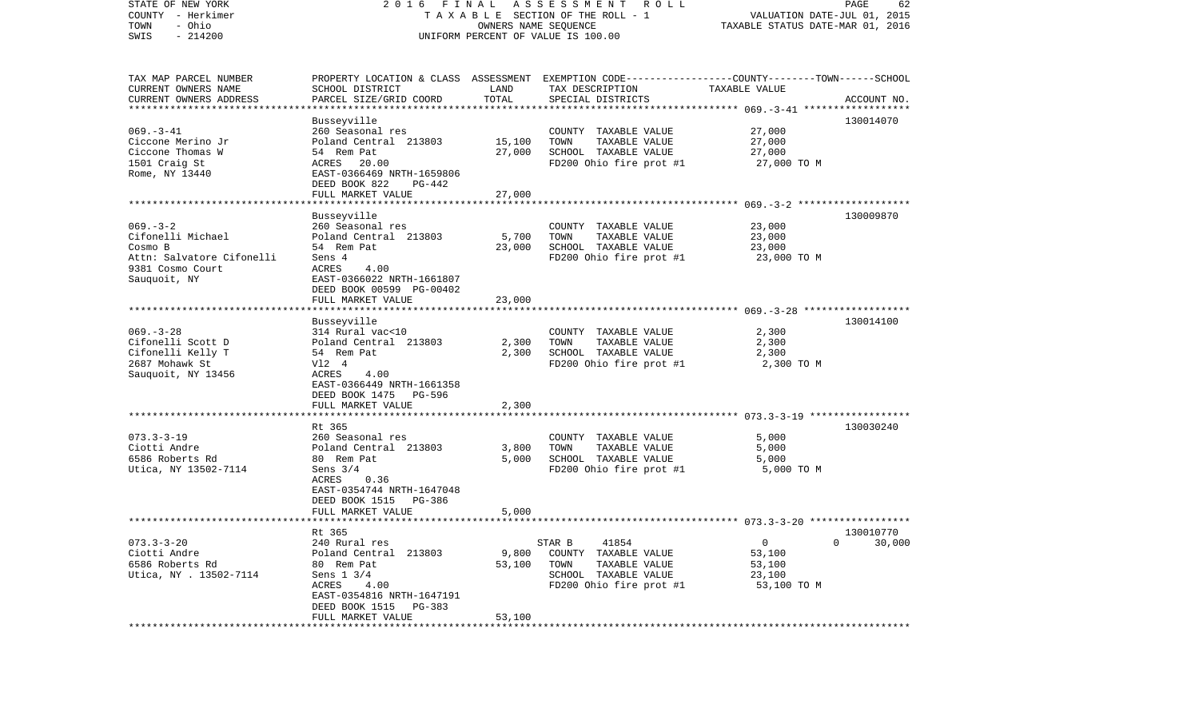STATE OF NEW YORK — COUNTY - Herkimer — TOWN - Ohio — SWIS - 214200

2016 FINAL ASSESSMENT ROLL
TAXABLE SECTION OF THE ROLL - 1
OWNERS NAME SEQUENCE
UNIFORM PERCENT OF VALUE IS 100.00

VALUATION DATE-JUL 01, 2015
TAXABLE STATUS DATE-MAR 01, 2016

| TAX MAP PARCEL NUMBER / CURRENT OWNERS NAME / CURRENT OWNERS ADDRESS | PROPERTY LOCATION & CLASS / SCHOOL DISTRICT / PARCEL SIZE/GRID COORD | ASSESSMENT LAND | TOTAL | EXEMPTION CODE / TAX DESCRIPTION / SPECIAL DISTRICTS | COUNTY TAXABLE VALUE | TOWN | SCHOOL | ACCOUNT NO. |
|---|---|---|---|---|---|---|---|---|
| 069.-3-41 | Busseyville | | | | | | | 130014070 |
| Ciccone Merino Jr | 260 Seasonal res | | | COUNTY TAXABLE VALUE | 27,000 | | | |
| Ciccone Thomas W | Poland Central 213803 | 15,100 | | TOWN TAXABLE VALUE | 27,000 | | | |
| 1501 Craig St | 54 Rem Pat | | 27,000 | SCHOOL TAXABLE VALUE | 27,000 | | | |
| Rome, NY 13440 | ACRES 20.00 | | | FD200 Ohio fire prot #1 | 27,000 TO M | | | |
| | EAST-0366469 NRTH-1659806 | | | | | | | |
| | DEED BOOK 822 PG-442 | | | | | | | |
| | FULL MARKET VALUE | | 27,000 | | | | | |
| 069.-3-2 | Busseyville | | | | | | | 130009870 |
| Cifonelli Michael | 260 Seasonal res | | | COUNTY TAXABLE VALUE | 23,000 | | | |
| Cosmo B | Poland Central 213803 | 5,700 | | TOWN TAXABLE VALUE | 23,000 | | | |
| Attn: Salvatore Cifonelli | 54 Rem Pat | | 23,000 | SCHOOL TAXABLE VALUE | 23,000 | | | |
| 9381 Cosmo Court | Sens 4 | | | FD200 Ohio fire prot #1 | 23,000 TO M | | | |
| Sauquoit, NY | ACRES 4.00 | | | | | | | |
| | EAST-0366022 NRTH-1661807 | | | | | | | |
| | DEED BOOK 00599 PG-00402 | | | | | | | |
| | FULL MARKET VALUE | | 23,000 | | | | | |
| 069.-3-28 | Busseyville | | | | | | | 130014100 |
| Cifonelli Scott D | 314 Rural vac<10 | | | COUNTY TAXABLE VALUE | 2,300 | | | |
| Cifonelli Kelly T | Poland Central 213803 | 2,300 | | TOWN TAXABLE VALUE | 2,300 | | | |
| 2687 Mohawk St | 54 Rem Pat | | 2,300 | SCHOOL TAXABLE VALUE | 2,300 | | | |
| Sauquoit, NY 13456 | Vl2 4 | | | FD200 Ohio fire prot #1 | 2,300 TO M | | | |
| | ACRES 4.00 | | | | | | | |
| | EAST-0366449 NRTH-1661358 | | | | | | | |
| | DEED BOOK 1475 PG-596 | | | | | | | |
| | FULL MARKET VALUE | | 2,300 | | | | | |
| 073.3-3-19 | Rt 365 | | | | | | | 130030240 |
| Ciotti Andre | 260 Seasonal res | | | COUNTY TAXABLE VALUE | 5,000 | | | |
| 6586 Roberts Rd | Poland Central 213803 | 3,800 | | TOWN TAXABLE VALUE | 5,000 | | | |
| Utica, NY 13502-7114 | 80 Rem Pat | | 5,000 | SCHOOL TAXABLE VALUE | 5,000 | | | |
| | Sens 3/4 | | | FD200 Ohio fire prot #1 | 5,000 TO M | | | |
| | ACRES 0.36 | | | | | | | |
| | EAST-0354744 NRTH-1647048 | | | | | | | |
| | DEED BOOK 1515 PG-386 | | | | | | | |
| | FULL MARKET VALUE | | 5,000 | | | | | |
| 073.3-3-20 | Rt 365 | | | | | | | 130010770 |
| Ciotti Andre | 240 Rural res | | | STAR B 41854 | 0 | 0 | 30,000 | |
| 6586 Roberts Rd | Poland Central 213803 | 9,800 | | COUNTY TAXABLE VALUE | 53,100 | | | |
| Utica, NY . 13502-7114 | 80 Rem Pat | | 53,100 | TOWN TAXABLE VALUE | 53,100 | | | |
| | Sens 1 3/4 | | | SCHOOL TAXABLE VALUE | 23,100 | | | |
| | ACRES 4.00 | | | FD200 Ohio fire prot #1 | 53,100 TO M | | | |
| | EAST-0354816 NRTH-1647191 | | | | | | | |
| | DEED BOOK 1515 PG-383 | | | | | | | |
| | FULL MARKET VALUE | | 53,100 | | | | | |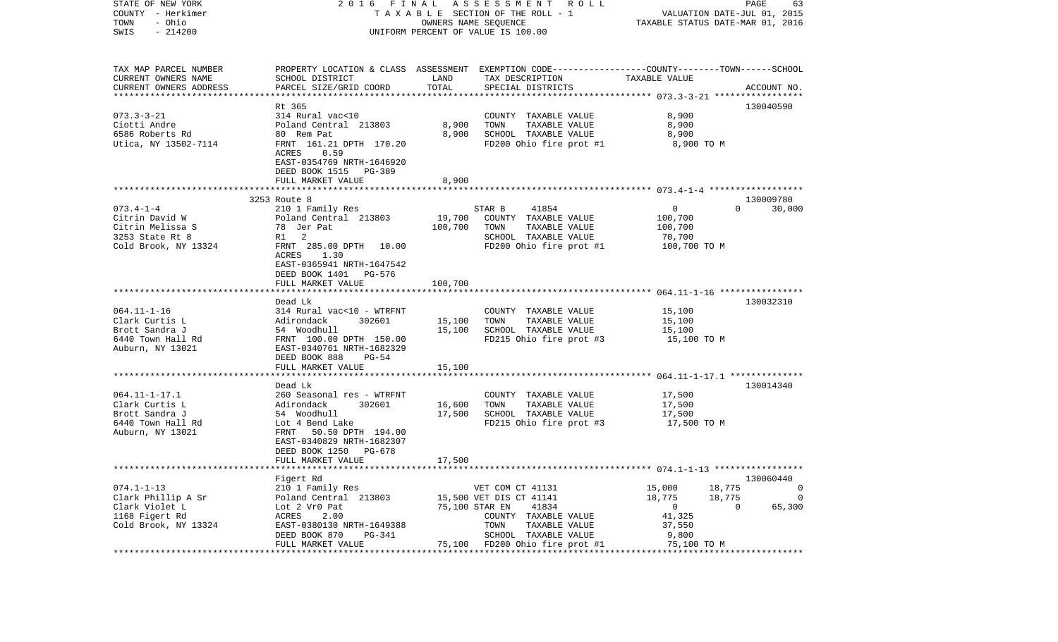STATE OF NEW YORK | 2016 FINAL ASSESSMENT ROLL | PAGE 63
COUNTY - Herkimer | TAXABLE SECTION OF THE ROLL - 1 | VALUATION DATE-JUL 01, 2015
TOWN - Ohio | OWNERS NAME SEQUENCE | TAXABLE STATUS DATE-MAR 01, 2016
SWIS - 214200 | UNIFORM PERCENT OF VALUE IS 100.00

| TAX MAP PARCEL NUMBER / CURRENT OWNERS NAME / CURRENT OWNERS ADDRESS | PROPERTY LOCATION & CLASS / SCHOOL DISTRICT / PARCEL SIZE/GRID COORD | ASSESSMENT LAND / TOTAL | EXEMPTION CODE / TAX DESCRIPTION / SPECIAL DISTRICTS | COUNTY | TOWN | SCHOOL / TAXABLE VALUE | ACCOUNT NO. |
|---|---|---|---|---|---|---|---|
| **073.3-3-21** | Rt 365 | | | | | | 130040590 |
| 073.3-3-21 | 314 Rural vac<10 | | COUNTY TAXABLE VALUE | 8,900 | | | |
| Ciotti Andre | Poland Central 213803 | 8,900 | TOWN TAXABLE VALUE | 8,900 | | | |
| 6586 Roberts Rd | 80 Rem Pat | 8,900 | SCHOOL TAXABLE VALUE | 8,900 | | | |
| Utica, NY 13502-7114 | FRNT 161.21 DPTH 170.20 | | FD200 Ohio fire prot #1 | 8,900 TO M | | | |
| | ACRES 0.59 | | | | | | |
| | EAST-0354769 NRTH-1646920 | | | | | | |
| | DEED BOOK 1515 PG-389 | | | | | | |
| | FULL MARKET VALUE | 8,900 | | | | | |
| **073.4-1-4** | 3253 Route 8 | | | | | | 130009780 |
| 073.4-1-4 | 210 1 Family Res | | STAR B 41854 | 0 | 0 | 30,000 | |
| Citrin David W | Poland Central 213803 | 19,700 | COUNTY TAXABLE VALUE | 100,700 | | | |
| Citrin Melissa S | 78 Jer Pat | 100,700 | TOWN TAXABLE VALUE | 100,700 | | | |
| 3253 State Rt 8 | R1 2 | | SCHOOL TAXABLE VALUE | 70,700 | | | |
| Cold Brook, NY 13324 | FRNT 285.00 DPTH 10.00 | | FD200 Ohio fire prot #1 | 100,700 TO M | | | |
| | ACRES 1.30 | | | | | | |
| | EAST-0365941 NRTH-1647542 | | | | | | |
| | DEED BOOK 1401 PG-576 | | | | | | |
| | FULL MARKET VALUE | 100,700 | | | | | |
| **064.11-1-16** | Dead Lk | | | | | | 130032310 |
| 064.11-1-16 | 314 Rural vac<10 - WTRFNT | | COUNTY TAXABLE VALUE | 15,100 | | | |
| Clark Curtis L | Adirondack 302601 | 15,100 | TOWN TAXABLE VALUE | 15,100 | | | |
| Brott Sandra J | 54 Woodhull | 15,100 | SCHOOL TAXABLE VALUE | 15,100 | | | |
| 6440 Town Hall Rd | FRNT 100.00 DPTH 150.00 | | FD215 Ohio fire prot #3 | 15,100 TO M | | | |
| Auburn, NY 13021 | EAST-0340761 NRTH-1682329 | | | | | | |
| | DEED BOOK 888 PG-54 | | | | | | |
| | FULL MARKET VALUE | 15,100 | | | | | |
| **064.11-1-17.1** | Dead Lk | | | | | | 130014340 |
| 064.11-1-17.1 | 260 Seasonal res - WTRFNT | | COUNTY TAXABLE VALUE | 17,500 | | | |
| Clark Curtis L | Adirondack 302601 | 16,600 | TOWN TAXABLE VALUE | 17,500 | | | |
| Brott Sandra J | 54 Woodhull | 17,500 | SCHOOL TAXABLE VALUE | 17,500 | | | |
| 6440 Town Hall Rd | Lot 4 Bend Lake | | FD215 Ohio fire prot #3 | 17,500 TO M | | | |
| Auburn, NY 13021 | FRNT 50.50 DPTH 194.00 | | | | | | |
| | EAST-0340829 NRTH-1682307 | | | | | | |
| | DEED BOOK 1250 PG-678 | | | | | | |
| | FULL MARKET VALUE | 17,500 | | | | | |
| **074.1-1-13** | Figert Rd | | | | | | 130060440 |
| 074.1-1-13 | 210 1 Family Res | | VET COM CT 41131 | 15,000 | 18,775 | 0 | |
| Clark Phillip A Sr | Poland Central 213803 | 15,500 | VET DIS CT 41141 | 18,775 | 18,775 | 0 | |
| Clark Violet L | Lot 2 Vr0 Pat | 75,100 | STAR EN 41834 | 0 | 0 | 65,300 | |
| 1168 Figert Rd | ACRES 2.00 | | COUNTY TAXABLE VALUE | 41,325 | | | |
| Cold Brook, NY 13324 | EAST-0380130 NRTH-1649388 | | TOWN TAXABLE VALUE | 37,550 | | | |
| | DEED BOOK 870 PG-341 | | SCHOOL TAXABLE VALUE | 9,800 | | | |
| | FULL MARKET VALUE | 75,100 | FD200 Ohio fire prot #1 | 75,100 TO M | | | |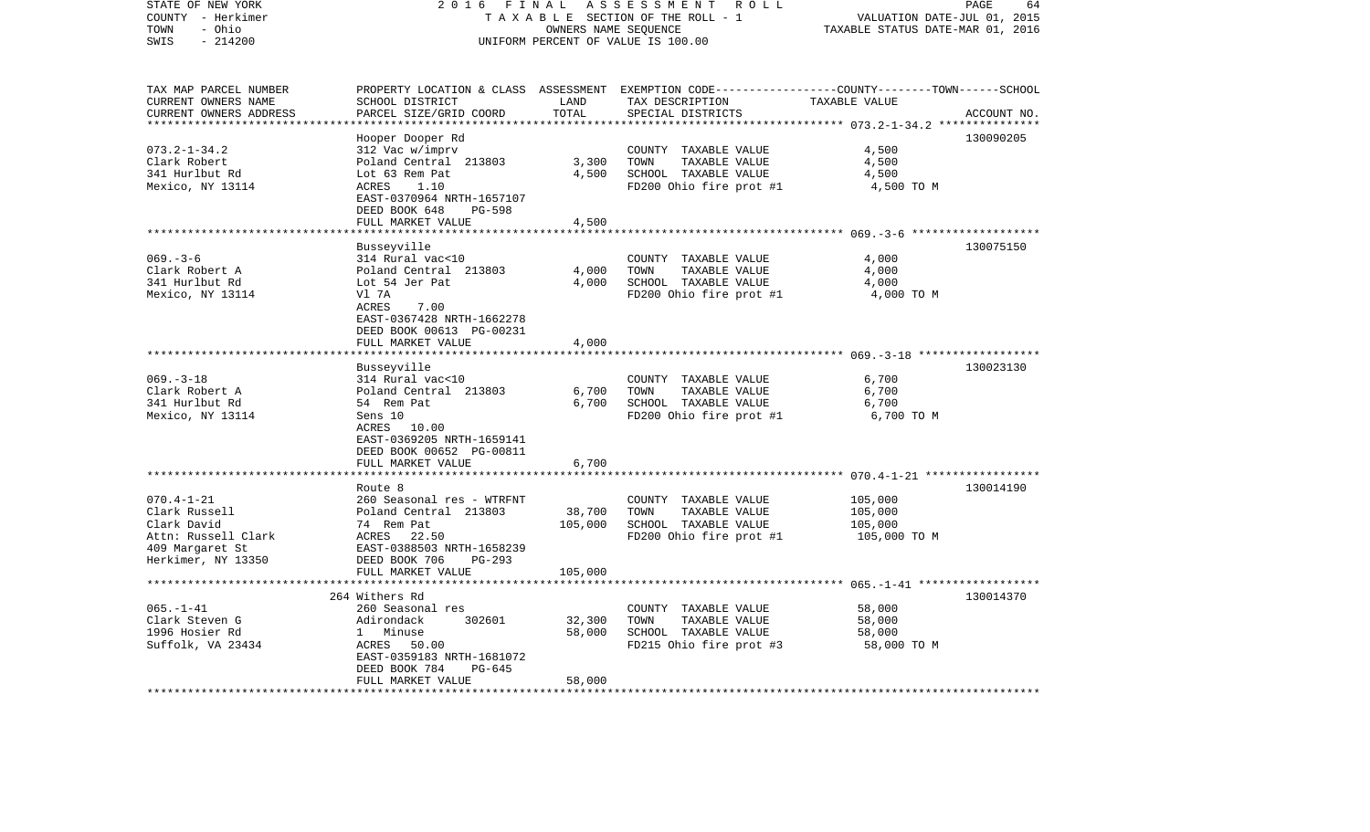STATE OF NEW YORK
COUNTY - Herkimer
TOWN - Ohio
SWIS - 214200

2 0 1 6 F I N A L A S S E S S M E N T R O L L
T A X A B L E SECTION OF THE ROLL - 1
OWNERS NAME SEQUENCE
UNIFORM PERCENT OF VALUE IS 100.00

VALUATION DATE-JUL 01, 2015
TAXABLE STATUS DATE-MAR 01, 2016

| TAX MAP PARCEL NUMBER<br>CURRENT OWNERS NAME<br>CURRENT OWNERS ADDRESS | PROPERTY LOCATION & CLASS<br>SCHOOL DISTRICT<br>PARCEL SIZE/GRID COORD | ASSESSMENT<br>LAND<br>TOTAL | EXEMPTION CODE-----COUNTY-----TOWN------SCHOOL<br>TAX DESCRIPTION<br>SPECIAL DISTRICTS | TAXABLE VALUE | ACCOUNT NO. |
|---|---|---|---|---|---|
| 073.2-1-34.2 | Hooper Dooper Rd | | | | 130090205 |
| Clark Robert | 312 Vac w/imprv | | COUNTY TAXABLE VALUE | 4,500 | |
| 341 Hurlbut Rd | Poland Central 213803 | 3,300 | TOWN TAXABLE VALUE | 4,500 | |
| Mexico, NY 13114 | Lot 63 Rem Pat | 4,500 | SCHOOL TAXABLE VALUE | 4,500 | |
| | ACRES 1.10 | | FD200 Ohio fire prot #1 | 4,500 TO M | |
| | EAST-0370964 NRTH-1657107 | | | | |
| | DEED BOOK 648 PG-598 | | | | |
| | FULL MARKET VALUE | 4,500 | | | |
| 069.-3-6 | Busseyville | | | | 130075150 |
| Clark Robert A | 314 Rural vac<10 | | COUNTY TAXABLE VALUE | 4,000 | |
| 341 Hurlbut Rd | Poland Central 213803 | 4,000 | TOWN TAXABLE VALUE | 4,000 | |
| Mexico, NY 13114 | Lot 54 Jer Pat | 4,000 | SCHOOL TAXABLE VALUE | 4,000 | |
| | Vl 7A | | FD200 Ohio fire prot #1 | 4,000 TO M | |
| | ACRES 7.00 | | | | |
| | EAST-0367428 NRTH-1662278 | | | | |
| | DEED BOOK 00613 PG-00231 | | | | |
| | FULL MARKET VALUE | 4,000 | | | |
| 069.-3-18 | Busseyville | | | | 130023130 |
| Clark Robert A | 314 Rural vac<10 | | COUNTY TAXABLE VALUE | 6,700 | |
| 341 Hurlbut Rd | Poland Central 213803 | 6,700 | TOWN TAXABLE VALUE | 6,700 | |
| Mexico, NY 13114 | 54 Rem Pat | 6,700 | SCHOOL TAXABLE VALUE | 6,700 | |
| | Sens 10 | | FD200 Ohio fire prot #1 | 6,700 TO M | |
| | ACRES 10.00 | | | | |
| | EAST-0369205 NRTH-1659141 | | | | |
| | DEED BOOK 00652 PG-00811 | | | | |
| | FULL MARKET VALUE | 6,700 | | | |
| 070.4-1-21 | Route 8 | | | | 130014190 |
| Clark Russell | 260 Seasonal res - WTRFNT | | COUNTY TAXABLE VALUE | 105,000 | |
| Clark David | Poland Central 213803 | 38,700 | TOWN TAXABLE VALUE | 105,000 | |
| Attn: Russell Clark | 74 Rem Pat | 105,000 | SCHOOL TAXABLE VALUE | 105,000 | |
| 409 Margaret St | ACRES 22.50 | | FD200 Ohio fire prot #1 | 105,000 TO M | |
| Herkimer, NY 13350 | EAST-0388503 NRTH-1658239 | | | | |
| | DEED BOOK 706 PG-293 | | | | |
| | FULL MARKET VALUE | 105,000 | | | |
| 065.-1-41 | 264 Withers Rd | | | | 130014370 |
| Clark Steven G | 260 Seasonal res | | COUNTY TAXABLE VALUE | 58,000 | |
| 1996 Hosier Rd | Adirondack 302601 | 32,300 | TOWN TAXABLE VALUE | 58,000 | |
| Suffolk, VA 23434 | 1 Minuse | 58,000 | SCHOOL TAXABLE VALUE | 58,000 | |
| | ACRES 50.00 | | FD215 Ohio fire prot #3 | 58,000 TO M | |
| | EAST-0359183 NRTH-1681072 | | | | |
| | DEED BOOK 784 PG-645 | | | | |
| | FULL MARKET VALUE | 58,000 | | | |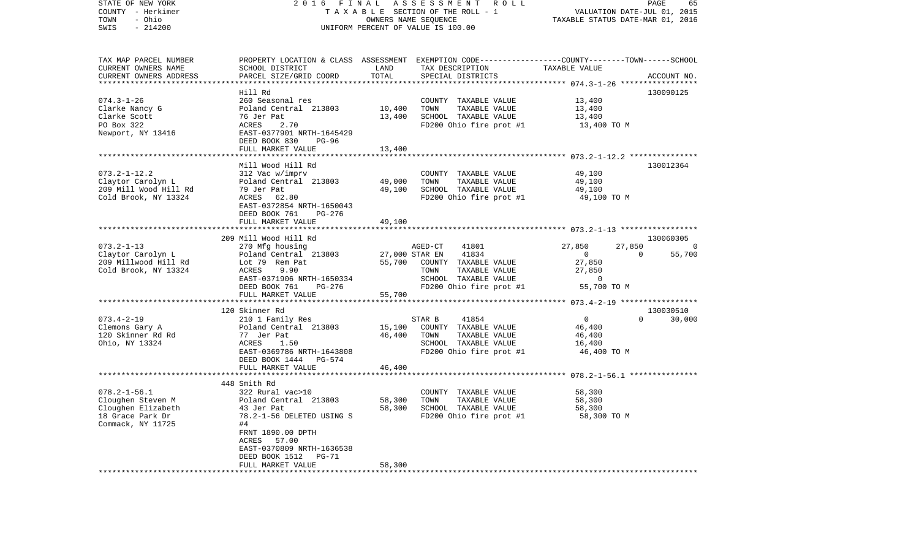STATE OF NEW YORK — 2016 FINAL ASSESSMENT ROLL
COUNTY - Herkimer — TAXABLE SECTION OF THE ROLL - 1 — VALUATION DATE-JUL 01, 2015
TOWN - Ohio — OWNERS NAME SEQUENCE — TAXABLE STATUS DATE-MAR 01, 2016
SWIS - 214200 — UNIFORM PERCENT OF VALUE IS 100.00

| TAX MAP PARCEL NUMBER / CURRENT OWNERS NAME / CURRENT OWNERS ADDRESS | PROPERTY LOCATION & CLASS / SCHOOL DISTRICT / PARCEL SIZE/GRID COORD | ASSESSMENT LAND / TOTAL | EXEMPTION CODE / TAX DESCRIPTION / SPECIAL DISTRICTS | COUNTY | TOWN | SCHOOL TAXABLE VALUE | ACCOUNT NO. |
|---|---|---|---|---|---|---|---|
| **074.3-1-26** | Hill Rd | | | | | | 130090125 |
| Clarke Nancy G | 260 Seasonal res | | COUNTY TAXABLE VALUE | 13,400 | | | |
| Clarke Scott | Poland Central 213803 | 10,400 | TOWN TAXABLE VALUE | | 13,400 | | |
| PO Box 322 | 76 Jer Pat | 13,400 | SCHOOL TAXABLE VALUE | | | 13,400 | |
| Newport, NY 13416 | ACRES 2.70 | | FD200 Ohio fire prot #1 | 13,400 TO M | | | |
| | EAST-0377901 NRTH-1645429 | | | | | | |
| | DEED BOOK 830 PG-96 | | | | | | |
| | FULL MARKET VALUE | 13,400 | | | | | |
| **073.2-1-12.2** | Mill Wood Hill Rd | | | | | | 130012364 |
| Claytor Carolyn L | 312 Vac w/imprv | | COUNTY TAXABLE VALUE | 49,100 | | | |
| 209 Mill Wood Hill Rd | Poland Central 213803 | 49,000 | TOWN TAXABLE VALUE | | 49,100 | | |
| Cold Brook, NY 13324 | 79 Jer Pat | 49,100 | SCHOOL TAXABLE VALUE | | | 49,100 | |
| | ACRES 62.80 | | FD200 Ohio fire prot #1 | 49,100 TO M | | | |
| | EAST-0372854 NRTH-1650043 | | | | | | |
| | DEED BOOK 761 PG-276 | | | | | | |
| | FULL MARKET VALUE | 49,100 | | | | | |
| **073.2-1-13** | 209 Mill Wood Hill Rd | | | | | | 130060305 |
| Claytor Carolyn L | 270 Mfg housing | | AGED-CT 41801 | 27,850 | 27,850 | 0 | |
| 209 Millwood Hill Rd | Poland Central 213803 | 27,000 | STAR EN 41834 | 0 | 0 | 55,700 | |
| Cold Brook, NY 13324 | Lot 79 Rem Pat | 55,700 | COUNTY TAXABLE VALUE | 27,850 | | | |
| | ACRES 9.90 | | TOWN TAXABLE VALUE | | 27,850 | | |
| | EAST-0371906 NRTH-1650334 | | SCHOOL TAXABLE VALUE | | | 0 | |
| | DEED BOOK 761 PG-276 | | FD200 Ohio fire prot #1 | 55,700 TO M | | | |
| | FULL MARKET VALUE | 55,700 | | | | | |
| **073.4-2-19** | 120 Skinner Rd | | | | | | 130030510 |
| Clemons Gary A | 210 1 Family Res | | STAR B 41854 | 0 | 0 | 30,000 | |
| 120 Skinner Rd Rd | Poland Central 213803 | 15,100 | COUNTY TAXABLE VALUE | 46,400 | | | |
| Ohio, NY 13324 | 77 Jer Pat | 46,400 | TOWN TAXABLE VALUE | | 46,400 | | |
| | ACRES 1.50 | | SCHOOL TAXABLE VALUE | | | 16,400 | |
| | EAST-0369786 NRTH-1643808 | | FD200 Ohio fire prot #1 | 46,400 TO M | | | |
| | DEED BOOK 1444 PG-574 | | | | | | |
| | FULL MARKET VALUE | 46,400 | | | | | |
| **078.2-1-56.1** | 448 Smith Rd | | | | | | |
| Cloughen Steven M | 322 Rural vac>10 | | COUNTY TAXABLE VALUE | 58,300 | | | |
| Cloughen Elizabeth | Poland Central 213803 | 58,300 | TOWN TAXABLE VALUE | | 58,300 | | |
| 18 Grace Park Dr | 43 Jer Pat | 58,300 | SCHOOL TAXABLE VALUE | | | 58,300 | |
| Commack, NY 11725 | 78.2-1-56 DELETED USING S #4 | | FD200 Ohio fire prot #1 | 58,300 TO M | | | |
| | FRNT 1890.00 DPTH | | | | | | |
| | ACRES 57.00 | | | | | | |
| | EAST-0370809 NRTH-1636538 | | | | | | |
| | DEED BOOK 1512 PG-71 | | | | | | |
| | FULL MARKET VALUE | 58,300 | | | | | |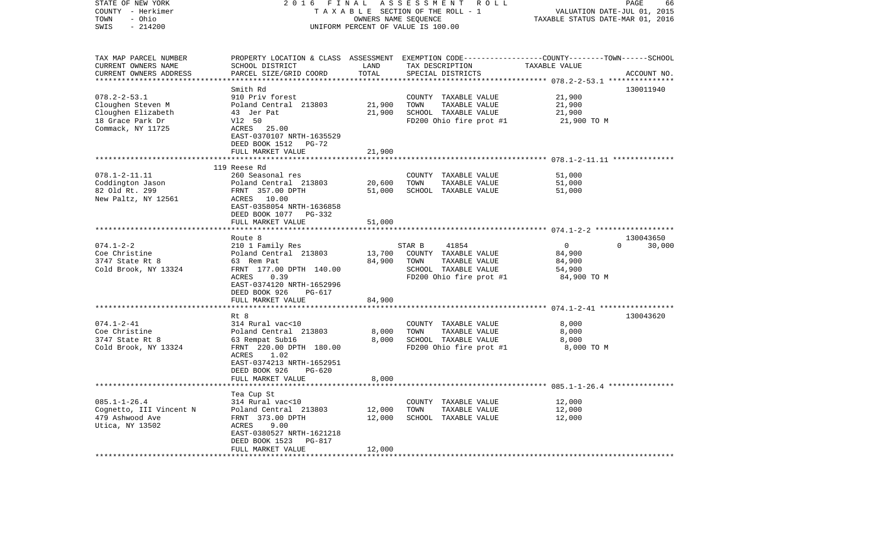STATE OF NEW YORK — 2016 FINAL ASSESSMENT ROLL
COUNTY - Herkimer — TAXABLE SECTION OF THE ROLL - 1 — VALUATION DATE-JUL 01, 2015
TOWN - Ohio — OWNERS NAME SEQUENCE — TAXABLE STATUS DATE-MAR 01, 2016
SWIS - 214200 — UNIFORM PERCENT OF VALUE IS 100.00

| TAX MAP PARCEL NUMBER / CURRENT OWNERS NAME / CURRENT OWNERS ADDRESS | PROPERTY LOCATION & CLASS / SCHOOL DISTRICT / PARCEL SIZE/GRID COORD | ASSESSMENT LAND / TOTAL | EXEMPTION CODE / TAX DESCRIPTION / SPECIAL DISTRICTS | COUNTY / TOWN / SCHOOL TAXABLE VALUE | ACCOUNT NO. |
|---|---|---|---|---|---|
| 078.2-2-53.1 | Smith Rd | | | | 130011940 |
| | 910 Priv forest | | COUNTY TAXABLE VALUE | 21,900 | |
| Cloughen Steven M | Poland Central 213803 | 21,900 | TOWN TAXABLE VALUE | 21,900 | |
| Cloughen Elizabeth | 43 Jer Pat | 21,900 | SCHOOL TAXABLE VALUE | 21,900 | |
| 18 Grace Park Dr | Vl2 50 | | FD200 Ohio fire prot #1 | 21,900 TO M | |
| Commack, NY 11725 | ACRES 25.00 | | | | |
| | EAST-0370107 NRTH-1635529 | | | | |
| | DEED BOOK 1512 PG-72 | | | | |
| | FULL MARKET VALUE | 21,900 | | | |
| 078.1-2-11.11 | 119 Reese Rd | | | | |
| | 260 Seasonal res | | COUNTY TAXABLE VALUE | 51,000 | |
| Coddington Jason | Poland Central 213803 | 20,600 | TOWN TAXABLE VALUE | 51,000 | |
| 82 Old Rt. 299 | FRNT 357.00 DPTH | 51,000 | SCHOOL TAXABLE VALUE | 51,000 | |
| New Paltz, NY 12561 | ACRES 10.00 | | | | |
| | EAST-0358054 NRTH-1636858 | | | | |
| | DEED BOOK 1077 PG-332 | | | | |
| | FULL MARKET VALUE | 51,000 | | | |
| 074.1-2-2 | Route 8 | | | | 130043650 |
| | 210 1 Family Res | | STAR B 41854 | 0 / 0 / 30,000 | |
| Coe Christine | Poland Central 213803 | 13,700 | COUNTY TAXABLE VALUE | 84,900 | |
| 3747 State Rt 8 | 63 Rem Pat | 84,900 | TOWN TAXABLE VALUE | 84,900 | |
| Cold Brook, NY 13324 | FRNT 177.00 DPTH 140.00 | | SCHOOL TAXABLE VALUE | 54,900 | |
| | ACRES 0.39 | | FD200 Ohio fire prot #1 | 84,900 TO M | |
| | EAST-0374120 NRTH-1652996 | | | | |
| | DEED BOOK 926 PG-617 | | | | |
| | FULL MARKET VALUE | 84,900 | | | |
| 074.1-2-41 | Rt 8 | | | | 130043620 |
| | 314 Rural vac<10 | | COUNTY TAXABLE VALUE | 8,000 | |
| Coe Christine | Poland Central 213803 | 8,000 | TOWN TAXABLE VALUE | 8,000 | |
| 3747 State Rt 8 | 63 Rempat Sub16 | 8,000 | SCHOOL TAXABLE VALUE | 8,000 | |
| Cold Brook, NY 13324 | FRNT 220.00 DPTH 180.00 | | FD200 Ohio fire prot #1 | 8,000 TO M | |
| | ACRES 1.02 | | | | |
| | EAST-0374213 NRTH-1652951 | | | | |
| | DEED BOOK 926 PG-620 | | | | |
| | FULL MARKET VALUE | 8,000 | | | |
| 085.1-1-26.4 | Tea Cup St | | | | |
| | 314 Rural vac<10 | | COUNTY TAXABLE VALUE | 12,000 | |
| Cognetto, III Vincent N | Poland Central 213803 | 12,000 | TOWN TAXABLE VALUE | 12,000 | |
| 479 Ashwood Ave | FRNT 373.00 DPTH | 12,000 | SCHOOL TAXABLE VALUE | 12,000 | |
| Utica, NY 13502 | ACRES 9.00 | | | | |
| | EAST-0380527 NRTH-1621218 | | | | |
| | DEED BOOK 1523 PG-817 | | | | |
| | FULL MARKET VALUE | 12,000 | | | |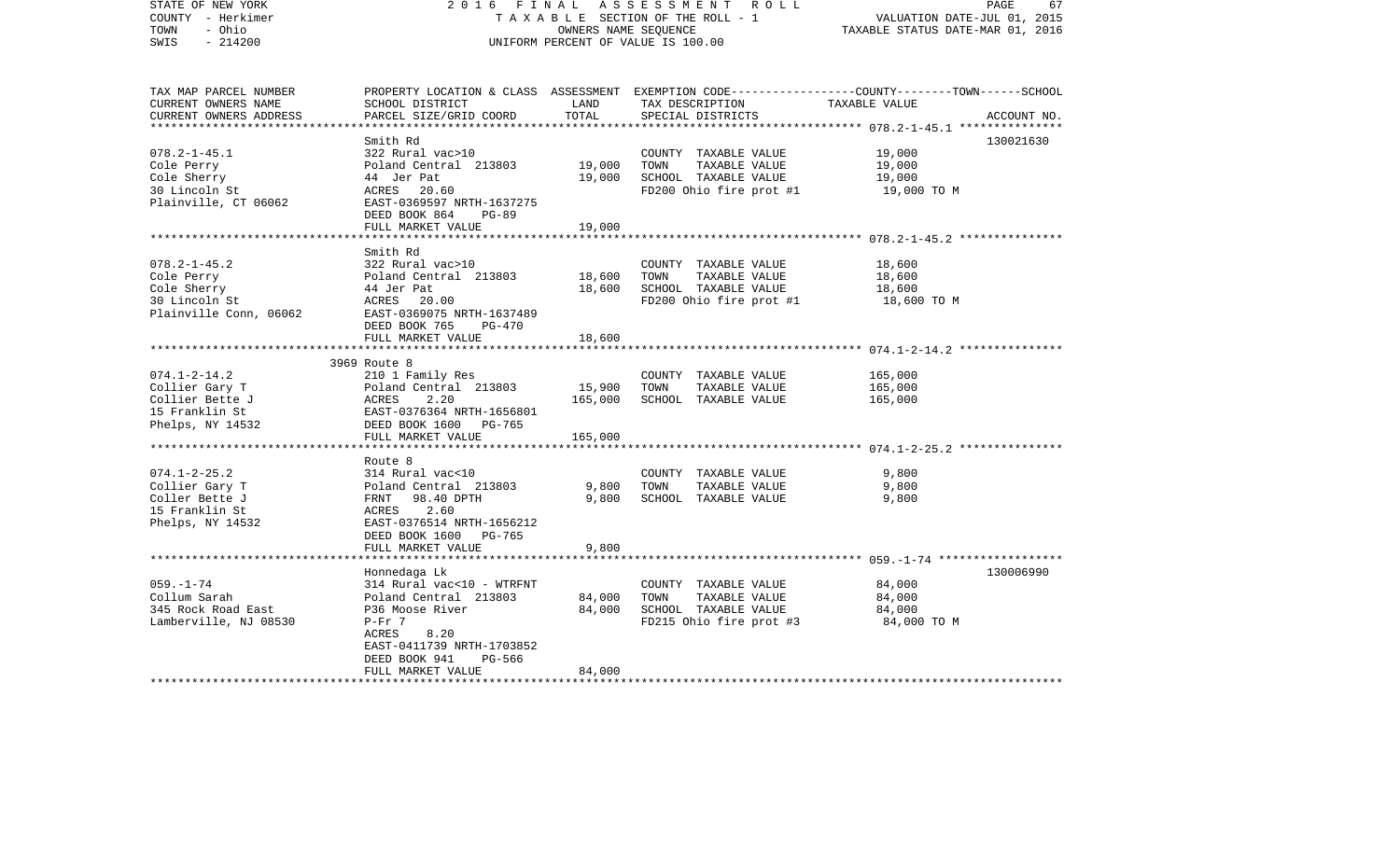STATE OF NEW YORK — 2016 FINAL ASSESSMENT ROLL — PAGE 67
COUNTY - Herkimer — TAXABLE SECTION OF THE ROLL - 1 — VALUATION DATE-JUL 01, 2015
TOWN - Ohio — OWNERS NAME SEQUENCE — TAXABLE STATUS DATE-MAR 01, 2016
SWIS - 214200 — UNIFORM PERCENT OF VALUE IS 100.00

| TAX MAP PARCEL NUMBER / CURRENT OWNERS NAME / CURRENT OWNERS ADDRESS | PROPERTY LOCATION & CLASS / SCHOOL DISTRICT / PARCEL SIZE/GRID COORD | ASSESSMENT LAND | TOTAL | EXEMPTION CODE / TAX DESCRIPTION / SPECIAL DISTRICTS | COUNTY--------TOWN------SCHOOL TAXABLE VALUE | ACCOUNT NO. |
|---|---|---|---|---|---|---|
| 078.2-1-45.1 | Smith Rd | | | | | 130021630 |
| 078.2-1-45.1 | 322 Rural vac>10 | | | COUNTY TAXABLE VALUE | 19,000 | |
| Cole Perry | Poland Central 213803 | 19,000 | | TOWN TAXABLE VALUE | 19,000 | |
| Cole Sherry | 44 Jer Pat | | 19,000 | SCHOOL TAXABLE VALUE | 19,000 | |
| 30 Lincoln St | ACRES 20.60 | | | FD200 Ohio fire prot #1 | 19,000 TO M | |
| Plainville, CT 06062 | EAST-0369597 NRTH-1637275 | | | | | |
| | DEED BOOK 864 PG-89 | | | | | |
| | FULL MARKET VALUE | | 19,000 | | | |
| 078.2-1-45.2 | Smith Rd | | | | | |
| 078.2-1-45.2 | 322 Rural vac>10 | | | COUNTY TAXABLE VALUE | 18,600 | |
| Cole Perry | Poland Central 213803 | 18,600 | | TOWN TAXABLE VALUE | 18,600 | |
| Cole Sherry | 44 Jer Pat | | 18,600 | SCHOOL TAXABLE VALUE | 18,600 | |
| 30 Lincoln St | ACRES 20.00 | | | FD200 Ohio fire prot #1 | 18,600 TO M | |
| Plainville Conn, 06062 | EAST-0369075 NRTH-1637489 | | | | | |
| | DEED BOOK 765 PG-470 | | | | | |
| | FULL MARKET VALUE | | 18,600 | | | |
| 074.1-2-14.2 | 3969 Route 8 | | | | | |
| 074.1-2-14.2 | 210 1 Family Res | | | COUNTY TAXABLE VALUE | 165,000 | |
| Collier Gary T | Poland Central 213803 | 15,900 | | TOWN TAXABLE VALUE | 165,000 | |
| Collier Bette J | ACRES 2.20 | | 165,000 | SCHOOL TAXABLE VALUE | 165,000 | |
| 15 Franklin St | EAST-0376364 NRTH-1656801 | | | | | |
| Phelps, NY 14532 | DEED BOOK 1600 PG-765 | | | | | |
| | FULL MARKET VALUE | | 165,000 | | | |
| 074.1-2-25.2 | Route 8 | | | | | |
| 074.1-2-25.2 | 314 Rural vac<10 | | | COUNTY TAXABLE VALUE | 9,800 | |
| Collier Gary T | Poland Central 213803 | 9,800 | | TOWN TAXABLE VALUE | 9,800 | |
| Coller Bette J | FRNT 98.40 DPTH | | 9,800 | SCHOOL TAXABLE VALUE | 9,800 | |
| 15 Franklin St | ACRES 2.60 | | | | | |
| Phelps, NY 14532 | EAST-0376514 NRTH-1656212 | | | | | |
| | DEED BOOK 1600 PG-765 | | | | | |
| | FULL MARKET VALUE | | 9,800 | | | |
| 059.-1-74 | Honnedaga Lk | | | | | 130006990 |
| 059.-1-74 | 314 Rural vac<10 - WTRFNT | | | COUNTY TAXABLE VALUE | 84,000 | |
| Collum Sarah | Poland Central 213803 | 84,000 | | TOWN TAXABLE VALUE | 84,000 | |
| 345 Rock Road East | P36 Moose River | | 84,000 | SCHOOL TAXABLE VALUE | 84,000 | |
| Lamberville, NJ 08530 | P-Fr 7 | | | FD215 Ohio fire prot #3 | 84,000 TO M | |
| | ACRES 8.20 | | | | | |
| | EAST-0411739 NRTH-1703852 | | | | | |
| | DEED BOOK 941 PG-566 | | | | | |
| | FULL MARKET VALUE | | 84,000 | | | |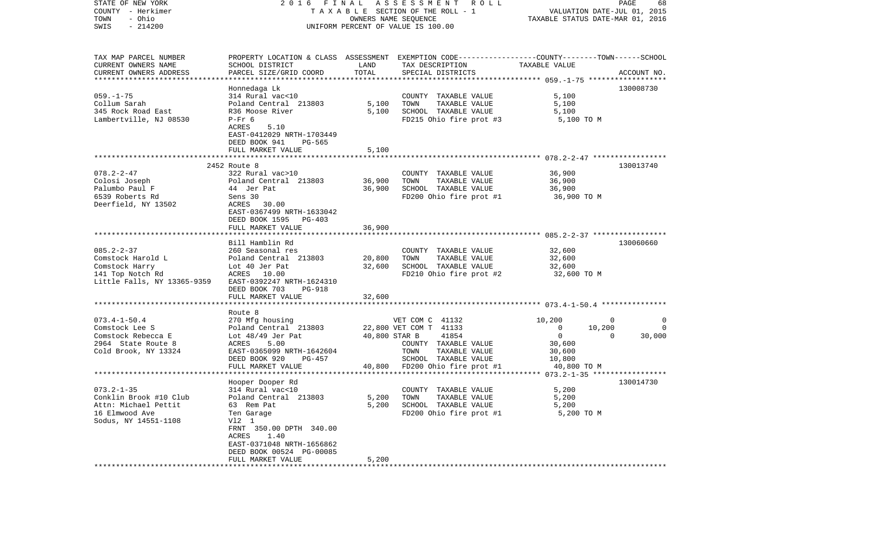STATE OF NEW YORK | 2016 FINAL ASSESSMENT ROLL | PAGE 68
COUNTY - Herkimer | TAXABLE SECTION OF THE ROLL - 1 | VALUATION DATE-JUL 01, 2015
TOWN - Ohio | OWNERS NAME SEQUENCE | TAXABLE STATUS DATE-MAR 01, 2016
SWIS - 214200 | UNIFORM PERCENT OF VALUE IS 100.00

| TAX MAP PARCEL NUMBER / CURRENT OWNERS NAME / CURRENT OWNERS ADDRESS | PROPERTY LOCATION & CLASS / SCHOOL DISTRICT / PARCEL SIZE/GRID COORD | ASSESSMENT LAND / TOTAL | EXEMPTION CODE / TAX DESCRIPTION / SPECIAL DISTRICTS | COUNTY TAXABLE VALUE | TOWN | SCHOOL | ACCOUNT NO. |
|---|---|---|---|---|---|---|---|
| | Honnedaga Lk | | | | | | 130008730 |
| 059.-1-75 | 314 Rural vac<10 | | COUNTY TAXABLE VALUE | 5,100 | | | |
| Collum Sarah | Poland Central 213803 | 5,100 | TOWN TAXABLE VALUE | 5,100 | | | |
| 345 Rock Road East | R36 Moose River | 5,100 | SCHOOL TAXABLE VALUE | 5,100 | | | |
| Lambertville, NJ 08530 | P-Fr 6 | | FD215 Ohio fire prot #3 | 5,100 TO M | | | |
| | ACRES 5.10 | | | | | | |
| | EAST-0412029 NRTH-1703449 | | | | | | |
| | DEED BOOK 941 PG-565 | | | | | | |
| | FULL MARKET VALUE | 5,100 | | | | | |
| | 2452 Route 8 | | | | | | 130013740 |
| 078.2-2-47 | 322 Rural vac>10 | | COUNTY TAXABLE VALUE | 36,900 | | | |
| Colosi Joseph | Poland Central 213803 | 36,900 | TOWN TAXABLE VALUE | 36,900 | | | |
| Palumbo Paul F | 44 Jer Pat | 36,900 | SCHOOL TAXABLE VALUE | 36,900 | | | |
| 6539 Roberts Rd | Sens 30 | | FD200 Ohio fire prot #1 | 36,900 TO M | | | |
| Deerfield, NY 13502 | ACRES 30.00 | | | | | | |
| | EAST-0367499 NRTH-1633042 | | | | | | |
| | DEED BOOK 1595 PG-403 | | | | | | |
| | FULL MARKET VALUE | 36,900 | | | | | |
| | Bill Hamblin Rd | | | | | | 130060660 |
| 085.2-2-37 | 260 Seasonal res | | COUNTY TAXABLE VALUE | 32,600 | | | |
| Comstock Harold L | Poland Central 213803 | 20,800 | TOWN TAXABLE VALUE | 32,600 | | | |
| Comstock Harry | Lot 40 Jer Pat | 32,600 | SCHOOL TAXABLE VALUE | 32,600 | | | |
| 141 Top Notch Rd | ACRES 10.00 | | FD210 Ohio fire prot #2 | 32,600 TO M | | | |
| Little Falls, NY 13365-9359 | EAST-0392247 NRTH-1624310 | | | | | | |
| | DEED BOOK 703 PG-918 | | | | | | |
| | FULL MARKET VALUE | 32,600 | | | | | |
| | Route 8 | | | | | | |
| 073.4-1-50.4 | 270 Mfg housing | | VET COM C 41132 | 10,200 | 0 | 0 | |
| Comstock Lee S | Poland Central 213803 | 22,800 | VET COM T 41133 | 0 | 10,200 | 0 | |
| Comstock Rebecca E | Lot 48/49 Jer Pat | 40,800 | STAR B 41854 | 0 | 0 | 30,000 | |
| 2964 State Route 8 | ACRES 5.00 | | COUNTY TAXABLE VALUE | 30,600 | | | |
| Cold Brook, NY 13324 | EAST-0365099 NRTH-1642604 | | TOWN TAXABLE VALUE | 30,600 | | | |
| | DEED BOOK 920 PG-457 | | SCHOOL TAXABLE VALUE | 10,800 | | | |
| | FULL MARKET VALUE | 40,800 | FD200 Ohio fire prot #1 | 40,800 TO M | | | |
| | Hooper Dooper Rd | | | | | | 130014730 |
| 073.2-1-35 | 314 Rural vac<10 | | COUNTY TAXABLE VALUE | 5,200 | | | |
| Conklin Brook #10 Club | Poland Central 213803 | 5,200 | TOWN TAXABLE VALUE | 5,200 | | | |
| Attn: Michael Pettit | 63 Rem Pat | 5,200 | SCHOOL TAXABLE VALUE | 5,200 | | | |
| 16 Elmwood Ave | Ten Garage | | FD200 Ohio fire prot #1 | 5,200 TO M | | | |
| Sodus, NY 14551-1108 | Vl2 1 | | | | | | |
| | FRNT 350.00 DPTH 340.00 | | | | | | |
| | ACRES 1.40 | | | | | | |
| | EAST-0371048 NRTH-1656862 | | | | | | |
| | DEED BOOK 00524 PG-00085 | | | | | | |
| | FULL MARKET VALUE | 5,200 | | | | | |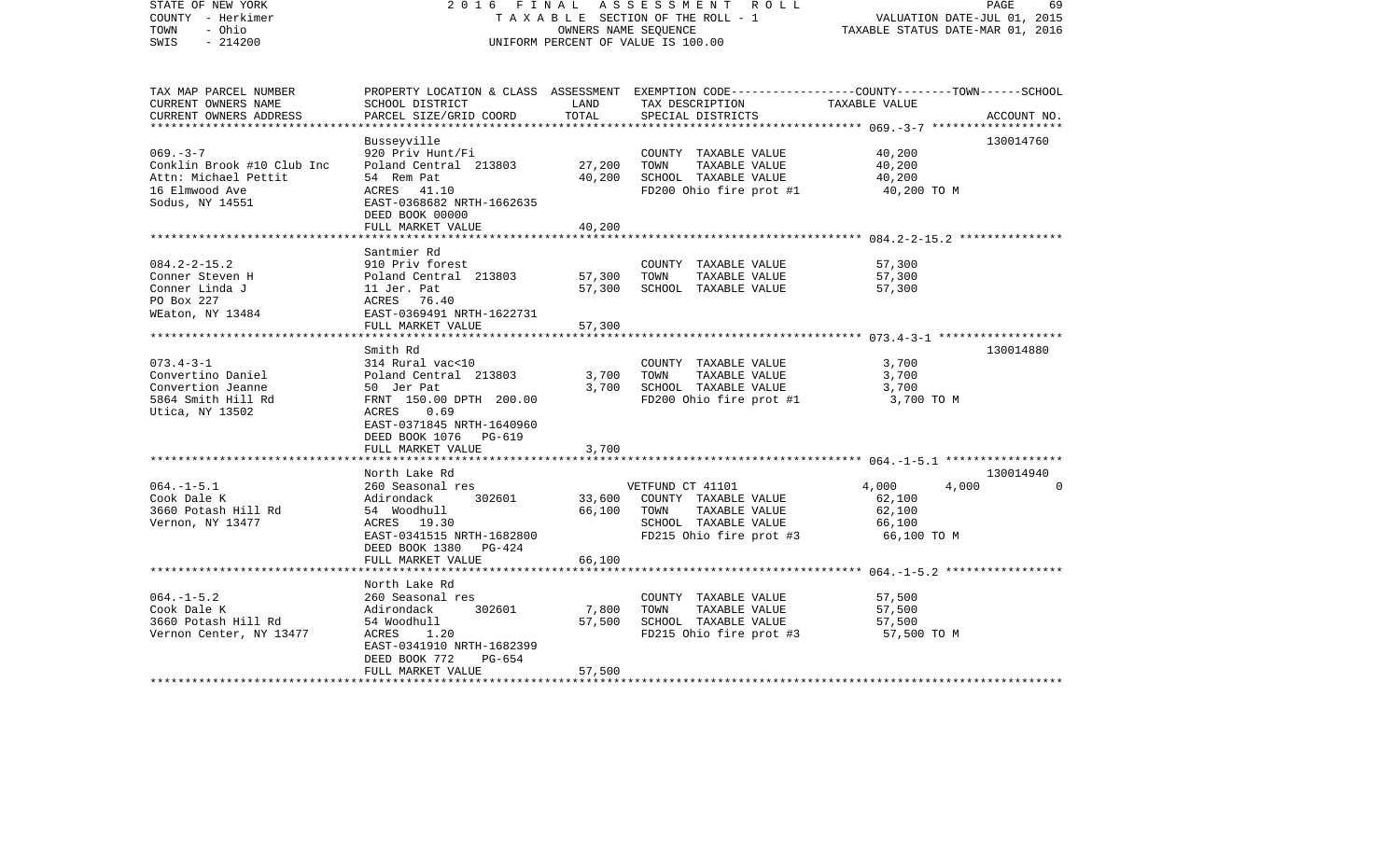STATE OF NEW YORK
COUNTY - Herkimer
TOWN - Ohio
SWIS - 214200

2016 FINAL ASSESSMENT ROLL
TAXABLE SECTION OF THE ROLL - 1
OWNERS NAME SEQUENCE
UNIFORM PERCENT OF VALUE IS 100.00

VALUATION DATE-JUL 01, 2015
TAXABLE STATUS DATE-MAR 01, 2016

| TAX MAP PARCEL NUMBER / CURRENT OWNERS NAME / CURRENT OWNERS ADDRESS | PROPERTY LOCATION & CLASS / SCHOOL DISTRICT / PARCEL SIZE/GRID COORD | ASSESSMENT LAND / TOTAL | EXEMPTION CODE / TAX DESCRIPTION / SPECIAL DISTRICTS | COUNTY | TOWN | SCHOOL TAXABLE VALUE | ACCOUNT NO. |
|---|---|---|---|---|---|---|---|
| **069.-3-7** | Busseyville | | | | | | 130014760 |
| 069.-3-7 | 920 Priv Hunt/Fi | | COUNTY TAXABLE VALUE | 40,200 | | | |
| Conklin Brook #10 Club Inc | Poland Central 213803 | 27,200 | TOWN TAXABLE VALUE | 40,200 | | | |
| Attn: Michael Pettit | 54 Rem Pat | 40,200 | SCHOOL TAXABLE VALUE | 40,200 | | | |
| 16 Elmwood Ave | ACRES 41.10 | | FD200 Ohio fire prot #1 | 40,200 TO M | | | |
| Sodus, NY 14551 | EAST-0368682 NRTH-1662635 | | | | | | |
| | DEED BOOK 00000 | | | | | | |
| | FULL MARKET VALUE | 40,200 | | | | | |
| **084.2-2-15.2** | Santmier Rd | | | | | | |
| 084.2-2-15.2 | 910 Priv forest | | COUNTY TAXABLE VALUE | 57,300 | | | |
| Conner Steven H | Poland Central 213803 | 57,300 | TOWN TAXABLE VALUE | 57,300 | | | |
| Conner Linda J | 11 Jer. Pat | 57,300 | SCHOOL TAXABLE VALUE | 57,300 | | | |
| PO Box 227 | ACRES 76.40 | | | | | | |
| WEaton, NY 13484 | EAST-0369491 NRTH-1622731 | | | | | | |
| | FULL MARKET VALUE | 57,300 | | | | | |
| **073.4-3-1** | Smith Rd | | | | | | 130014880 |
| 073.4-3-1 | 314 Rural vac<10 | | COUNTY TAXABLE VALUE | 3,700 | | | |
| Convertino Daniel | Poland Central 213803 | 3,700 | TOWN TAXABLE VALUE | 3,700 | | | |
| Convertion Jeanne | 50 Jer Pat | 3,700 | SCHOOL TAXABLE VALUE | 3,700 | | | |
| 5864 Smith Hill Rd | FRNT 150.00 DPTH 200.00 | | FD200 Ohio fire prot #1 | 3,700 TO M | | | |
| Utica, NY 13502 | ACRES 0.69 | | | | | | |
| | EAST-0371845 NRTH-1640960 | | | | | | |
| | DEED BOOK 1076 PG-619 | | | | | | |
| | FULL MARKET VALUE | 3,700 | | | | | |
| **064.-1-5.1** | North Lake Rd | | | | | | 130014940 |
| 064.-1-5.1 | 260 Seasonal res | | VETFUND CT 41101 | 4,000 | 4,000 | 0 | |
| Cook Dale K | Adirondack 302601 | 33,600 | COUNTY TAXABLE VALUE | 62,100 | | | |
| 3660 Potash Hill Rd | 54 Woodhull | 66,100 | TOWN TAXABLE VALUE | 62,100 | | | |
| Vernon, NY 13477 | ACRES 19.30 | | SCHOOL TAXABLE VALUE | 66,100 | | | |
| | EAST-0341515 NRTH-1682800 | | FD215 Ohio fire prot #3 | 66,100 TO M | | | |
| | DEED BOOK 1380 PG-424 | | | | | | |
| | FULL MARKET VALUE | 66,100 | | | | | |
| **064.-1-5.2** | North Lake Rd | | | | | | |
| 064.-1-5.2 | 260 Seasonal res | | COUNTY TAXABLE VALUE | 57,500 | | | |
| Cook Dale K | Adirondack 302601 | 7,800 | TOWN TAXABLE VALUE | 57,500 | | | |
| 3660 Potash Hill Rd | 54 Woodhull | 57,500 | SCHOOL TAXABLE VALUE | 57,500 | | | |
| Vernon Center, NY 13477 | ACRES 1.20 | | FD215 Ohio fire prot #3 | 57,500 TO M | | | |
| | EAST-0341910 NRTH-1682399 | | | | | | |
| | DEED BOOK 772 PG-654 | | | | | | |
| | FULL MARKET VALUE | 57,500 | | | | | |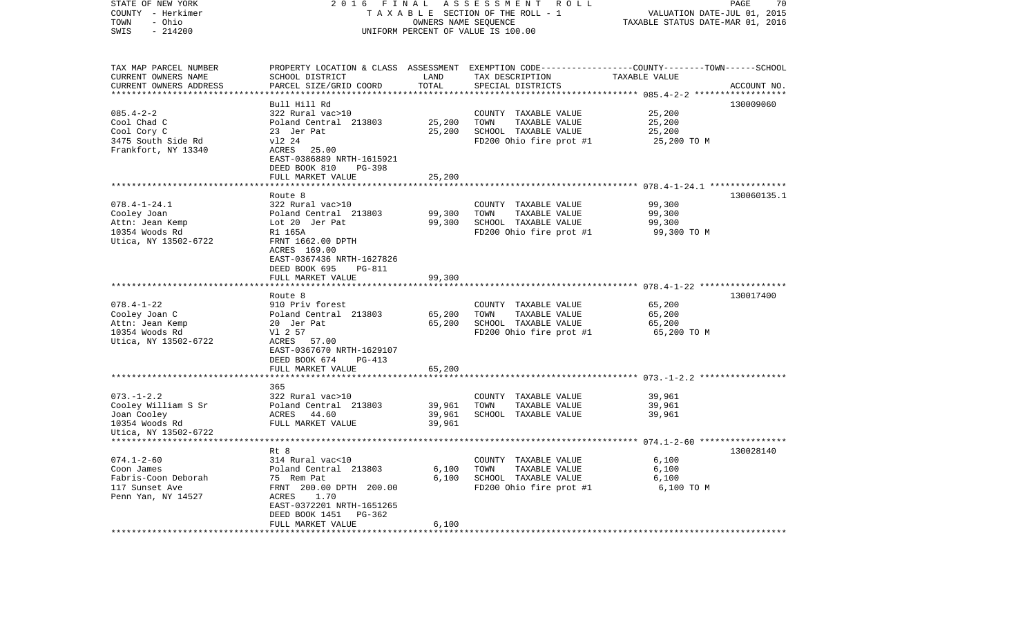STATE OF NEW YORK | COUNTY - Herkimer | TOWN - Ohio | SWIS - 214200

2016 FINAL ASSESSMENT ROLL
TAXABLE SECTION OF THE ROLL - 1
OWNERS NAME SEQUENCE
UNIFORM PERCENT OF VALUE IS 100.00

VALUATION DATE-JUL 01, 2015
TAXABLE STATUS DATE-MAR 01, 2016

| TAX MAP PARCEL NUMBER / CURRENT OWNERS NAME / CURRENT OWNERS ADDRESS | PROPERTY LOCATION & CLASS / SCHOOL DISTRICT / PARCEL SIZE/GRID COORD | ASSESSMENT LAND | TOTAL | EXEMPTION CODE / TAX DESCRIPTION / SPECIAL DISTRICTS | TAXABLE VALUE (COUNTY / TOWN / SCHOOL) | ACCOUNT NO. |
|---|---|---|---|---|---|---|
| 085.4-2-2 | Bull Hill Rd | | | | | 130009060 |
| Cool Chad C | 322 Rural vac>10 | | | COUNTY TAXABLE VALUE | 25,200 | |
| Cool Cory C | Poland Central 213803 | 25,200 | | TOWN TAXABLE VALUE | 25,200 | |
| 3475 South Side Rd | 23 Jer Pat | | 25,200 | SCHOOL TAXABLE VALUE | 25,200 | |
| Frankfort, NY 13340 | vl2 24 | | | FD200 Ohio fire prot #1 | 25,200 TO M | |
| | ACRES 25.00 | | | | | |
| | EAST-0386889 NRTH-1615921 | | | | | |
| | DEED BOOK 810 PG-398 | | | | | |
| | FULL MARKET VALUE | | 25,200 | | | |
| 078.4-1-24.1 | Route 8 | | | | | 130060135.1 |
| Cooley Joan | 322 Rural vac>10 | | | COUNTY TAXABLE VALUE | 99,300 | |
| Attn: Jean Kemp | Poland Central 213803 | 99,300 | | TOWN TAXABLE VALUE | 99,300 | |
| 10354 Woods Rd | Lot 20 Jer Pat | | 99,300 | SCHOOL TAXABLE VALUE | 99,300 | |
| Utica, NY 13502-6722 | R1 165A | | | FD200 Ohio fire prot #1 | 99,300 TO M | |
| | FRNT 1662.00 DPTH | | | | | |
| | ACRES 169.00 | | | | | |
| | EAST-0367436 NRTH-1627826 | | | | | |
| | DEED BOOK 695 PG-811 | | | | | |
| | FULL MARKET VALUE | | 99,300 | | | |
| 078.4-1-22 | Route 8 | | | | | 130017400 |
| Cooley Joan C | 910 Priv forest | | | COUNTY TAXABLE VALUE | 65,200 | |
| Attn: Jean Kemp | Poland Central 213803 | 65,200 | | TOWN TAXABLE VALUE | 65,200 | |
| 10354 Woods Rd | 20 Jer Pat | | 65,200 | SCHOOL TAXABLE VALUE | 65,200 | |
| Utica, NY 13502-6722 | Vl 2 57 | | | FD200 Ohio fire prot #1 | 65,200 TO M | |
| | ACRES 57.00 | | | | | |
| | EAST-0367670 NRTH-1629107 | | | | | |
| | DEED BOOK 674 PG-413 | | | | | |
| | FULL MARKET VALUE | | 65,200 | | | |
| 073.-1-2.2 | 365 | | | | | |
| Cooley William S Sr | 322 Rural vac>10 | | | COUNTY TAXABLE VALUE | 39,961 | |
| Joan Cooley | Poland Central 213803 | 39,961 | | TOWN TAXABLE VALUE | 39,961 | |
| 10354 Woods Rd | ACRES 44.60 | | 39,961 | SCHOOL TAXABLE VALUE | 39,961 | |
| Utica, NY 13502-6722 | FULL MARKET VALUE | | 39,961 | | | |
| 074.1-2-60 | Rt 8 | | | | | 130028140 |
| Coon James | 314 Rural vac<10 | | | COUNTY TAXABLE VALUE | 6,100 | |
| Fabris-Coon Deborah | Poland Central 213803 | 6,100 | | TOWN TAXABLE VALUE | 6,100 | |
| 117 Sunset Ave | 75 Rem Pat | | 6,100 | SCHOOL TAXABLE VALUE | 6,100 | |
| Penn Yan, NY 14527 | FRNT 200.00 DPTH 200.00 | | | FD200 Ohio fire prot #1 | 6,100 TO M | |
| | ACRES 1.70 | | | | | |
| | EAST-0372201 NRTH-1651265 | | | | | |
| | DEED BOOK 1451 PG-362 | | | | | |
| | FULL MARKET VALUE | | 6,100 | | | |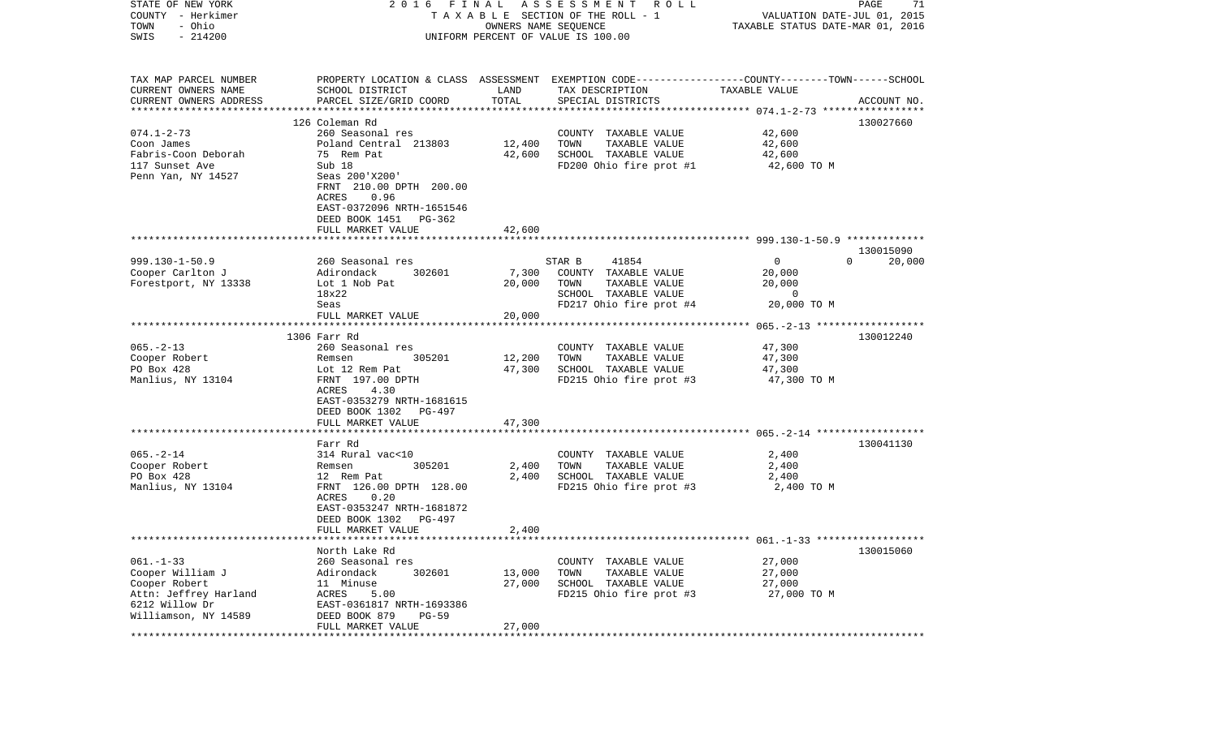STATE OF NEW YORK 2016 FINAL ASSESSMENT ROLL
COUNTY - Herkimer TAXABLE SECTION OF THE ROLL - 1 VALUATION DATE-JUL 01, 2015
TOWN - Ohio OWNERS NAME SEQUENCE TAXABLE STATUS DATE-MAR 01, 2016
SWIS - 214200 UNIFORM PERCENT OF VALUE IS 100.00

| TAX MAP PARCEL NUMBER / CURRENT OWNERS NAME / CURRENT OWNERS ADDRESS | PROPERTY LOCATION & CLASS / SCHOOL DISTRICT / PARCEL SIZE/GRID COORD | ASSESSMENT LAND / TOTAL | EXEMPTION CODE / TAX DESCRIPTION / SPECIAL DISTRICTS | COUNTY / TOWN / SCHOOL TAXABLE VALUE | ACCOUNT NO. |
|---|---|---|---|---|---|
| | 126 Coleman Rd | | | | 130027660 |
| 074.1-2-73 | 260 Seasonal res | | COUNTY TAXABLE VALUE | 42,600 | |
| Coon James | Poland Central 213803 | 12,400 | TOWN TAXABLE VALUE | 42,600 | |
| Fabris-Coon Deborah | 75 Rem Pat | 42,600 | SCHOOL TAXABLE VALUE | 42,600 | |
| 117 Sunset Ave | Sub 18 | | FD200 Ohio fire prot #1 | 42,600 TO M | |
| Penn Yan, NY 14527 | Seas 200'X200' | | | | |
| | FRNT 210.00 DPTH 200.00 | | | | |
| | ACRES 0.96 | | | | |
| | EAST-0372096 NRTH-1651546 | | | | |
| | DEED BOOK 1451 PG-362 | | | | |
| | FULL MARKET VALUE | 42,600 | | | |
| | | | | | 130015090 |
| 999.130-1-50.9 | 260 Seasonal res | | STAR B 41854 | 0 0 20,000 | |
| Cooper Carlton J | Adirondack 302601 | 7,300 | COUNTY TAXABLE VALUE | 20,000 | |
| Forestport, NY 13338 | Lot 1 Nob Pat | 20,000 | TOWN TAXABLE VALUE | 20,000 | |
| | 18x22 | | SCHOOL TAXABLE VALUE | 0 | |
| | Seas | | FD217 Ohio fire prot #4 | 20,000 TO M | |
| | FULL MARKET VALUE | 20,000 | | | |
| | 1306 Farr Rd | | | | 130012240 |
| 065.-2-13 | 260 Seasonal res | | COUNTY TAXABLE VALUE | 47,300 | |
| Cooper Robert | Remsen 305201 | 12,200 | TOWN TAXABLE VALUE | 47,300 | |
| PO Box 428 | Lot 12 Rem Pat | 47,300 | SCHOOL TAXABLE VALUE | 47,300 | |
| Manlius, NY 13104 | FRNT 197.00 DPTH | | FD215 Ohio fire prot #3 | 47,300 TO M | |
| | ACRES 4.30 | | | | |
| | EAST-0353279 NRTH-1681615 | | | | |
| | DEED BOOK 1302 PG-497 | | | | |
| | FULL MARKET VALUE | 47,300 | | | |
| | Farr Rd | | | | 130041130 |
| 065.-2-14 | 314 Rural vac<10 | | COUNTY TAXABLE VALUE | 2,400 | |
| Cooper Robert | Remsen 305201 | 2,400 | TOWN TAXABLE VALUE | 2,400 | |
| PO Box 428 | 12 Rem Pat | 2,400 | SCHOOL TAXABLE VALUE | 2,400 | |
| Manlius, NY 13104 | FRNT 126.00 DPTH 128.00 | | FD215 Ohio fire prot #3 | 2,400 TO M | |
| | ACRES 0.20 | | | | |
| | EAST-0353247 NRTH-1681872 | | | | |
| | DEED BOOK 1302 PG-497 | | | | |
| | FULL MARKET VALUE | 2,400 | | | |
| | North Lake Rd | | | | 130015060 |
| 061.-1-33 | 260 Seasonal res | | COUNTY TAXABLE VALUE | 27,000 | |
| Cooper William J | Adirondack 302601 | 13,000 | TOWN TAXABLE VALUE | 27,000 | |
| Cooper Robert | 11 Minuse | 27,000 | SCHOOL TAXABLE VALUE | 27,000 | |
| Attn: Jeffrey Harland | ACRES 5.00 | | FD215 Ohio fire prot #3 | 27,000 TO M | |
| 6212 Willow Dr | EAST-0361817 NRTH-1693386 | | | | |
| Williamson, NY 14589 | DEED BOOK 879 PG-59 | | | | |
| | FULL MARKET VALUE | 27,000 | | | |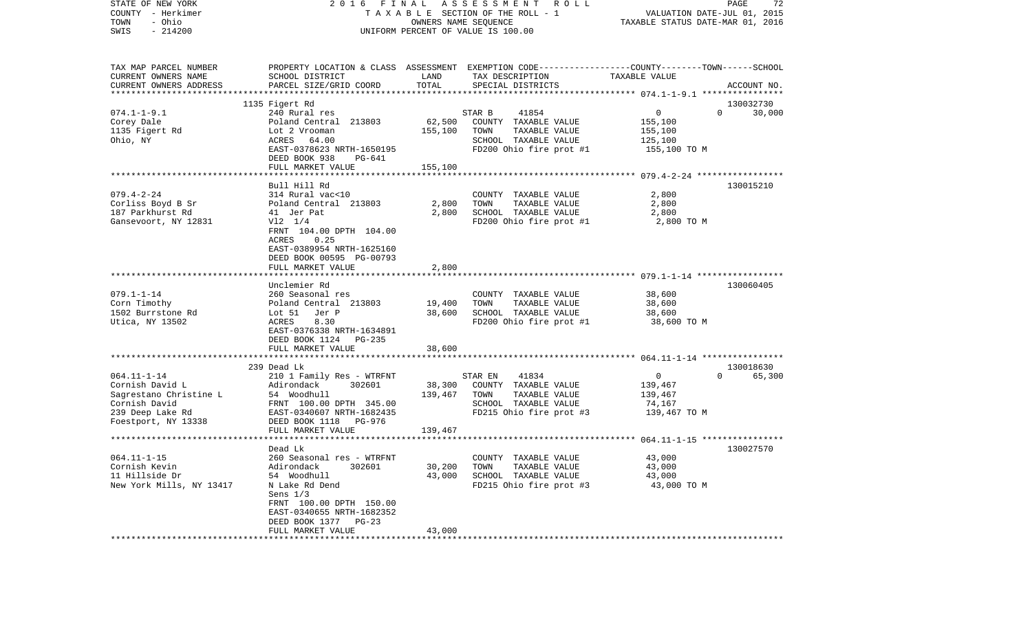STATE OF NEW YORK — 2016 FINAL ASSESSMENT ROLL
COUNTY - Herkimer — TAXABLE SECTION OF THE ROLL - 1 — VALUATION DATE-JUL 01, 2015
TOWN - Ohio — OWNERS NAME SEQUENCE — TAXABLE STATUS DATE-MAR 01, 2016
SWIS - 214200 — UNIFORM PERCENT OF VALUE IS 100.00

| TAX MAP PARCEL NUMBER<br>CURRENT OWNERS NAME<br>CURRENT OWNERS ADDRESS | PROPERTY LOCATION & CLASS<br>SCHOOL DISTRICT<br>PARCEL SIZE/GRID COORD | ASSESSMENT<br>LAND<br>TOTAL | EXEMPTION CODE<br>TAX DESCRIPTION<br>SPECIAL DISTRICTS | COUNTY--------TOWN------SCHOOL<br>TAXABLE VALUE | ACCOUNT NO. |
|---|---|---|---|---|---|
| 074.1-1-9.1 | 1135 Figert Rd | | | | 130032730 |
| | 240 Rural res | | STAR B 41854 | 0 0 30,000 | |
| Corey Dale | Poland Central 213803 | 62,500 | COUNTY TAXABLE VALUE | 155,100 | |
| 1135 Figert Rd | Lot 2 Vrooman | 155,100 | TOWN TAXABLE VALUE | 155,100 | |
| Ohio, NY | ACRES 64.00 | | SCHOOL TAXABLE VALUE | 125,100 | |
| | EAST-0378623 NRTH-1650195 | | FD200 Ohio fire prot #1 | 155,100 TO M | |
| | DEED BOOK 938 PG-641 | | | | |
| | FULL MARKET VALUE | 155,100 | | | |
| 079.4-2-24 | Bull Hill Rd | | | | 130015210 |
| | 314 Rural vac<10 | | COUNTY TAXABLE VALUE | 2,800 | |
| Corliss Boyd B Sr | Poland Central 213803 | 2,800 | TOWN TAXABLE VALUE | 2,800 | |
| 187 Parkhurst Rd | 41 Jer Pat | 2,800 | SCHOOL TAXABLE VALUE | 2,800 | |
| Gansevoort, NY 12831 | Vl2 1/4 | | FD200 Ohio fire prot #1 | 2,800 TO M | |
| | FRNT 104.00 DPTH 104.00 | | | | |
| | ACRES 0.25 | | | | |
| | EAST-0389954 NRTH-1625160 | | | | |
| | DEED BOOK 00595 PG-00793 | | | | |
| | FULL MARKET VALUE | 2,800 | | | |
| 079.1-1-14 | Unclemier Rd | | | | 130060405 |
| | 260 Seasonal res | | COUNTY TAXABLE VALUE | 38,600 | |
| Corn Timothy | Poland Central 213803 | 19,400 | TOWN TAXABLE VALUE | 38,600 | |
| 1502 Burrstone Rd | Lot 51 Jer P | 38,600 | SCHOOL TAXABLE VALUE | 38,600 | |
| Utica, NY 13502 | ACRES 8.30 | | FD200 Ohio fire prot #1 | 38,600 TO M | |
| | EAST-0376338 NRTH-1634891 | | | | |
| | DEED BOOK 1124 PG-235 | | | | |
| | FULL MARKET VALUE | 38,600 | | | |
| 064.11-1-14 | 239 Dead Lk | | | | 130018630 |
| | 210 1 Family Res - WTRFNT | | STAR EN 41834 | 0 0 65,300 | |
| Cornish David L | Adirondack 302601 | 38,300 | COUNTY TAXABLE VALUE | 139,467 | |
| Sagrestano Christine L | 54 Woodhull | 139,467 | TOWN TAXABLE VALUE | 139,467 | |
| Cornish David | FRNT 100.00 DPTH 345.00 | | SCHOOL TAXABLE VALUE | 74,167 | |
| 239 Deep Lake Rd | EAST-0340607 NRTH-1682435 | | FD215 Ohio fire prot #3 | 139,467 TO M | |
| Foestport, NY 13338 | DEED BOOK 1118 PG-976 | | | | |
| | FULL MARKET VALUE | 139,467 | | | |
| 064.11-1-15 | Dead Lk | | | | 130027570 |
| | 260 Seasonal res - WTRFNT | | COUNTY TAXABLE VALUE | 43,000 | |
| Cornish Kevin | Adirondack 302601 | 30,200 | TOWN TAXABLE VALUE | 43,000 | |
| 11 Hillside Dr | 54 Woodhull | 43,000 | SCHOOL TAXABLE VALUE | 43,000 | |
| New York Mills, NY 13417 | N Lake Rd Dend | | FD215 Ohio fire prot #3 | 43,000 TO M | |
| | Sens 1/3 | | | | |
| | FRNT 100.00 DPTH 150.00 | | | | |
| | EAST-0340655 NRTH-1682352 | | | | |
| | DEED BOOK 1377 PG-23 | | | | |
| | FULL MARKET VALUE | 43,000 | | | |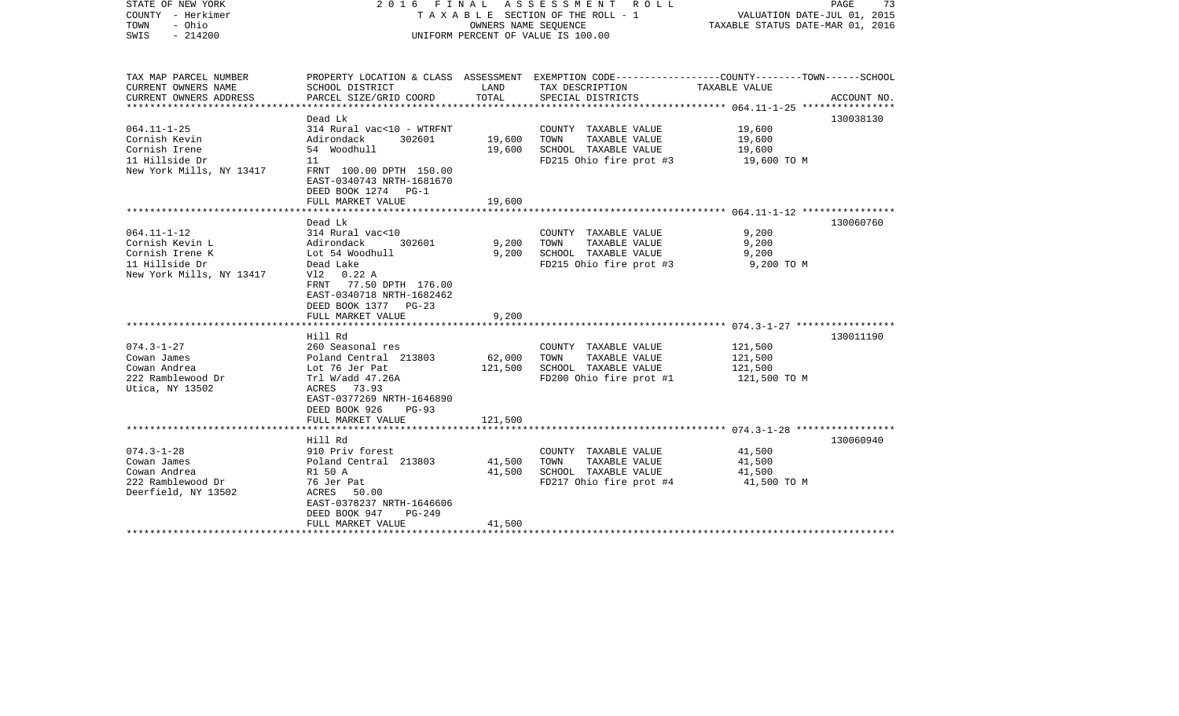STATE OF NEW YORK
COUNTY - Herkimer
TOWN - Ohio
SWIS - 214200

# 2016 FINAL ASSESSMENT ROLL

TAXABLE SECTION OF THE ROLL - 1
OWNERS NAME SEQUENCE
UNIFORM PERCENT OF VALUE IS 100.00

VALUATION DATE-JUL 01, 2015
TAXABLE STATUS DATE-MAR 01, 2016

| TAX MAP PARCEL NUMBER<br>CURRENT OWNERS NAME<br>CURRENT OWNERS ADDRESS | PROPERTY LOCATION & CLASS<br>SCHOOL DISTRICT<br>PARCEL SIZE/GRID COORD | ASSESSMENT<br>LAND<br>TOTAL | EXEMPTION CODE-----COUNTY-----TOWN------SCHOOL<br>TAX DESCRIPTION<br>SPECIAL DISTRICTS | TAXABLE VALUE | ACCOUNT NO. |
|---|---|---|---|---|---|
| 064.11-1-25 | Dead Lk | | | | 130038130 |
| 064.11-1-25 | 314 Rural vac<10 - WTRFNT | | COUNTY TAXABLE VALUE | 19,600 | |
| Cornish Kevin | Adirondack 302601 | 19,600 | TOWN TAXABLE VALUE | 19,600 | |
| Cornish Irene | 54 Woodhull | 19,600 | SCHOOL TAXABLE VALUE | 19,600 | |
| 11 Hillside Dr | 11 | | FD215 Ohio fire prot #3 | 19,600 TO M | |
| New York Mills, NY 13417 | FRNT 100.00 DPTH 150.00 | | | | |
| | EAST-0340743 NRTH-1681670 | | | | |
| | DEED BOOK 1274 PG-1 | | | | |
| | FULL MARKET VALUE | 19,600 | | | |
| 064.11-1-12 | Dead Lk | | | | 130060760 |
| 064.11-1-12 | 314 Rural vac<10 | | COUNTY TAXABLE VALUE | 9,200 | |
| Cornish Kevin L | Adirondack 302601 | 9,200 | TOWN TAXABLE VALUE | 9,200 | |
| Cornish Irene K | Lot 54 Woodhull | 9,200 | SCHOOL TAXABLE VALUE | 9,200 | |
| 11 Hillside Dr | Dead Lake | | FD215 Ohio fire prot #3 | 9,200 TO M | |
| New York Mills, NY 13417 | Vl2 0.22 A | | | | |
| | FRNT 77.50 DPTH 176.00 | | | | |
| | EAST-0340718 NRTH-1682462 | | | | |
| | DEED BOOK 1377 PG-23 | | | | |
| | FULL MARKET VALUE | 9,200 | | | |
| 074.3-1-27 | Hill Rd | | | | 130011190 |
| 074.3-1-27 | 260 Seasonal res | | COUNTY TAXABLE VALUE | 121,500 | |
| Cowan James | Poland Central 213803 | 62,000 | TOWN TAXABLE VALUE | 121,500 | |
| Cowan Andrea | Lot 76 Jer Pat | 121,500 | SCHOOL TAXABLE VALUE | 121,500 | |
| 222 Ramblewood Dr | Trl W/add 47.26A | | FD200 Ohio fire prot #1 | 121,500 TO M | |
| Utica, NY 13502 | ACRES 73.93 | | | | |
| | EAST-0377269 NRTH-1646890 | | | | |
| | DEED BOOK 926 PG-93 | | | | |
| | FULL MARKET VALUE | 121,500 | | | |
| 074.3-1-28 | Hill Rd | | | | 130060940 |
| 074.3-1-28 | 910 Priv forest | | COUNTY TAXABLE VALUE | 41,500 | |
| Cowan James | Poland Central 213803 | 41,500 | TOWN TAXABLE VALUE | 41,500 | |
| Cowan Andrea | R1 50 A | 41,500 | SCHOOL TAXABLE VALUE | 41,500 | |
| 222 Ramblewood Dr | 76 Jer Pat | | FD217 Ohio fire prot #4 | 41,500 TO M | |
| Deerfield, NY 13502 | ACRES 50.00 | | | | |
| | EAST-0378237 NRTH-1646606 | | | | |
| | DEED BOOK 947 PG-249 | | | | |
| | FULL MARKET VALUE | 41,500 | | | |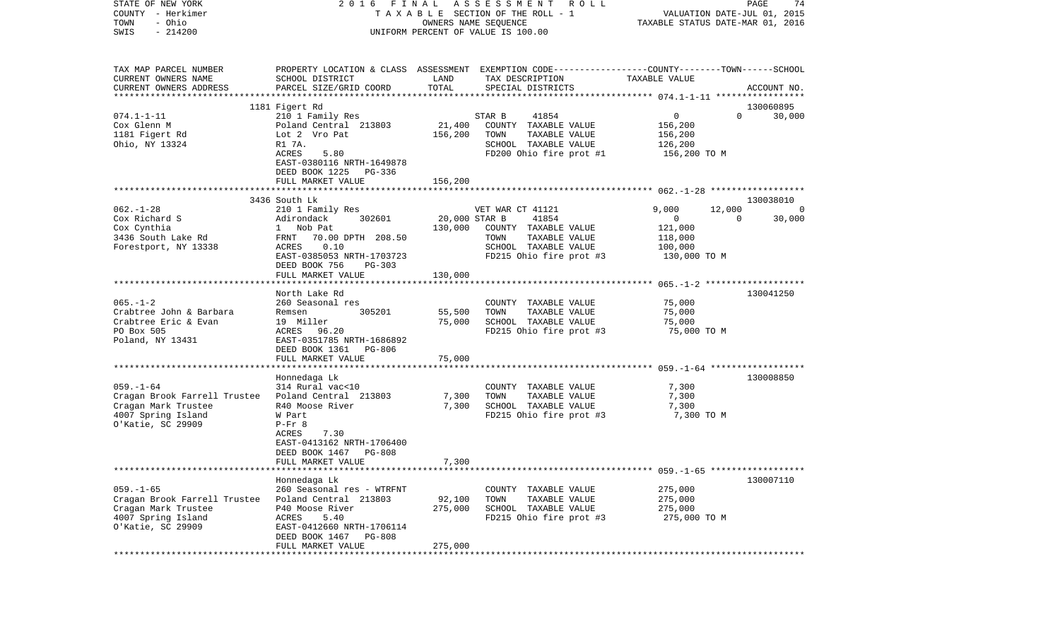STATE OF NEW YORK                2016 FINAL ASSESSMENT ROLL                PAGE 74
COUNTY - Herkimer                TAXABLE SECTION OF THE ROLL - 1           VALUATION DATE-JUL 01, 2015
TOWN - Ohio                      OWNERS NAME SEQUENCE                      TAXABLE STATUS DATE-MAR 01, 2016
SWIS - 214200                    UNIFORM PERCENT OF VALUE IS 100.00

| TAX MAP PARCEL NUMBER / CURRENT OWNERS NAME / CURRENT OWNERS ADDRESS | PROPERTY LOCATION & CLASS / SCHOOL DISTRICT / PARCEL SIZE/GRID COORD | ASSESSMENT LAND | TOTAL | EXEMPTION CODE / TAX DESCRIPTION / SPECIAL DISTRICTS | COUNTY | TOWN | SCHOOL TAXABLE VALUE | ACCOUNT NO. |
|---|---|---|---|---|---|---|---|---|
| | 1181 Figert Rd | | | | | | | 130060895 |
| 074.1-1-11 | 210 1 Family Res | | | STAR B 41854 | 0 | 0 | 30,000 | |
| Cox Glenn M | Poland Central 213803 | 21,400 | | COUNTY TAXABLE VALUE | 156,200 | | | |
| 1181 Figert Rd | Lot 2 Vro Pat | | 156,200 | TOWN TAXABLE VALUE | | 156,200 | | |
| Ohio, NY 13324 | R1 7A. | | | SCHOOL TAXABLE VALUE | | | 126,200 | |
| | ACRES 5.80 | | | FD200 Ohio fire prot #1 | 156,200 TO M | | | |
| | EAST-0380116 NRTH-1649878 | | | | | | | |
| | DEED BOOK 1225 PG-336 | | | | | | | |
| | FULL MARKET VALUE | | 156,200 | | | | | |
| | 3436 South Lk | | | | | | | 130038010 |
| 062.-1-28 | 210 1 Family Res | | | VET WAR CT 41121 | 9,000 | 12,000 | 0 | |
| Cox Richard S | Adirondack 302601 | 20,000 | | STAR B 41854 | 0 | 0 | 30,000 | |
| Cox Cynthia | 1 Nob Pat | | 130,000 | COUNTY TAXABLE VALUE | 121,000 | | | |
| 3436 South Lake Rd | FRNT 70.00 DPTH 208.50 | | | TOWN TAXABLE VALUE | | 118,000 | | |
| Forestport, NY 13338 | ACRES 0.10 | | | SCHOOL TAXABLE VALUE | | | 100,000 | |
| | EAST-0385053 NRTH-1703723 | | | FD215 Ohio fire prot #3 | 130,000 TO M | | | |
| | DEED BOOK 756 PG-303 | | | | | | | |
| | FULL MARKET VALUE | | 130,000 | | | | | |
| | North Lake Rd | | | | | | | 130041250 |
| 065.-1-2 | 260 Seasonal res | | | COUNTY TAXABLE VALUE | 75,000 | | | |
| Crabtree John & Barbara | Remsen 305201 | 55,500 | | TOWN TAXABLE VALUE | | 75,000 | | |
| Crabtree Eric & Evan | 19 Miller | | 75,000 | SCHOOL TAXABLE VALUE | | | 75,000 | |
| PO Box 505 | ACRES 96.20 | | | FD215 Ohio fire prot #3 | 75,000 TO M | | | |
| Poland, NY 13431 | EAST-0351785 NRTH-1686892 | | | | | | | |
| | DEED BOOK 1361 PG-806 | | | | | | | |
| | FULL MARKET VALUE | | 75,000 | | | | | |
| | Honnedaga Lk | | | | | | | 130008850 |
| 059.-1-64 | 314 Rural vac<10 | | | COUNTY TAXABLE VALUE | 7,300 | | | |
| Cragan Brook Farrell Trustee | Poland Central 213803 | 7,300 | | TOWN TAXABLE VALUE | | 7,300 | | |
| Cragan Mark Trustee | R40 Moose River | | 7,300 | SCHOOL TAXABLE VALUE | | | 7,300 | |
| 4007 Spring Island | W Part | | | FD215 Ohio fire prot #3 | 7,300 TO M | | | |
| O'Katie, SC 29909 | P-Fr 8 | | | | | | | |
| | ACRES 7.30 | | | | | | | |
| | EAST-0413162 NRTH-1706400 | | | | | | | |
| | DEED BOOK 1467 PG-808 | | | | | | | |
| | FULL MARKET VALUE | | 7,300 | | | | | |
| | Honnedaga Lk | | | | | | | 130007110 |
| 059.-1-65 | 260 Seasonal res - WTRFNT | | | COUNTY TAXABLE VALUE | 275,000 | | | |
| Cragan Brook Farrell Trustee | Poland Central 213803 | 92,100 | | TOWN TAXABLE VALUE | | 275,000 | | |
| Cragan Mark Trustee | P40 Moose River | | 275,000 | SCHOOL TAXABLE VALUE | | | 275,000 | |
| 4007 Spring Island | ACRES 5.40 | | | FD215 Ohio fire prot #3 | 275,000 TO M | | | |
| O'Katie, SC 29909 | EAST-0412660 NRTH-1706114 | | | | | | | |
| | DEED BOOK 1467 PG-808 | | | | | | | |
| | FULL MARKET VALUE | | 275,000 | | | | | |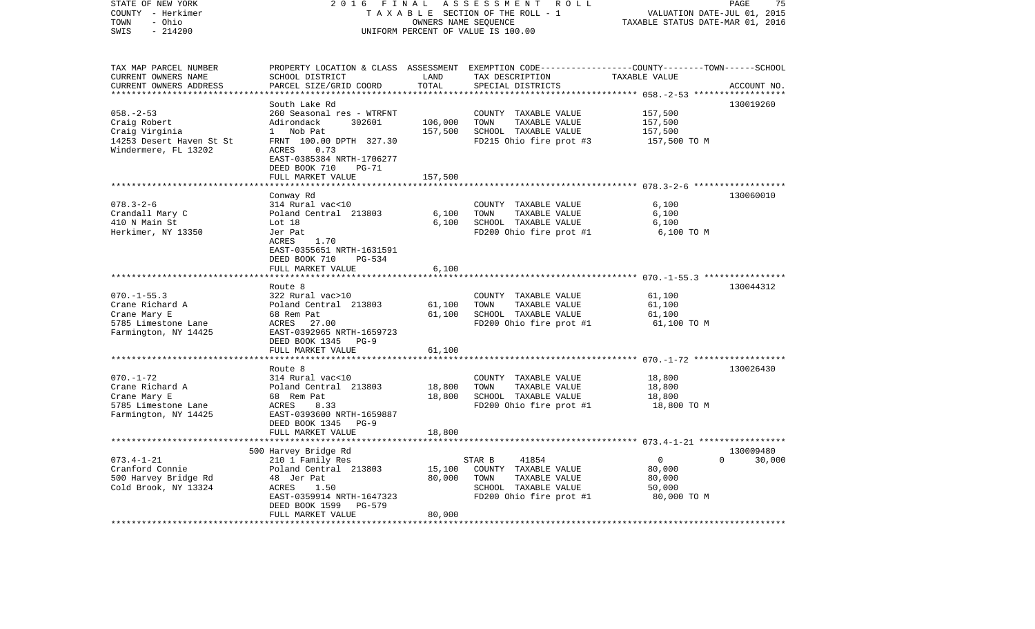STATE OF NEW YORK | 2016 FINAL ASSESSMENT ROLL | VALUATION DATE-JUL 01, 2015
COUNTY - Herkimer | TAXABLE SECTION OF THE ROLL - 1 | TAXABLE STATUS DATE-MAR 01, 2016
TOWN - Ohio | OWNERS NAME SEQUENCE
SWIS - 214200 | UNIFORM PERCENT OF VALUE IS 100.00

| TAX MAP PARCEL NUMBER / CURRENT OWNERS NAME / CURRENT OWNERS ADDRESS | PROPERTY LOCATION & CLASS / SCHOOL DISTRICT / PARCEL SIZE/GRID COORD | ASSESSMENT LAND / TOTAL | EXEMPTION CODE / TAX DESCRIPTION / SPECIAL DISTRICTS | COUNTY / TOWN / SCHOOL TAXABLE VALUE | ACCOUNT NO. |
|---|---|---|---|---|---|
| 058.-2-53 | South Lake Rd | | | | 130019260 |
| Craig Robert | 260 Seasonal res - WTRFNT | | COUNTY TAXABLE VALUE | 157,500 | |
| Craig Virginia | Adirondack 302601 | 106,000 | TOWN TAXABLE VALUE | 157,500 | |
| 14253 Desert Haven St St | 1 Nob Pat | 157,500 | SCHOOL TAXABLE VALUE | 157,500 | |
| Windermere, FL 13202 | FRNT 100.00 DPTH 327.30 | | FD215 Ohio fire prot #3 | 157,500 TO M | |
| | ACRES 0.73 | | | | |
| | EAST-0385384 NRTH-1706277 | | | | |
| | DEED BOOK 710 PG-71 | | | | |
| | FULL MARKET VALUE | 157,500 | | | |
| 078.3-2-6 | Conway Rd | | | | 130060010 |
| Crandall Mary C | 314 Rural vac<10 | | COUNTY TAXABLE VALUE | 6,100 | |
| 410 N Main St | Poland Central 213803 | 6,100 | TOWN TAXABLE VALUE | 6,100 | |
| Herkimer, NY 13350 | Lot 18 | 6,100 | SCHOOL TAXABLE VALUE | 6,100 | |
| | Jer Pat | | FD200 Ohio fire prot #1 | 6,100 TO M | |
| | ACRES 1.70 | | | | |
| | EAST-0355651 NRTH-1631591 | | | | |
| | DEED BOOK 710 PG-534 | | | | |
| | FULL MARKET VALUE | 6,100 | | | |
| 070.-1-55.3 | Route 8 | | | | 130044312 |
| Crane Richard A | 322 Rural vac>10 | | COUNTY TAXABLE VALUE | 61,100 | |
| Crane Mary E | Poland Central 213803 | 61,100 | TOWN TAXABLE VALUE | 61,100 | |
| 5785 Limestone Lane | 68 Rem Pat | 61,100 | SCHOOL TAXABLE VALUE | 61,100 | |
| Farmington, NY 14425 | ACRES 27.00 | | FD200 Ohio fire prot #1 | 61,100 TO M | |
| | EAST-0392965 NRTH-1659723 | | | | |
| | DEED BOOK 1345 PG-9 | | | | |
| | FULL MARKET VALUE | 61,100 | | | |
| 070.-1-72 | Route 8 | | | | 130026430 |
| Crane Richard A | 314 Rural vac<10 | | COUNTY TAXABLE VALUE | 18,800 | |
| Crane Mary E | Poland Central 213803 | 18,800 | TOWN TAXABLE VALUE | 18,800 | |
| 5785 Limestone Lane | 68 Rem Pat | 18,800 | SCHOOL TAXABLE VALUE | 18,800 | |
| Farmington, NY 14425 | ACRES 8.33 | | FD200 Ohio fire prot #1 | 18,800 TO M | |
| | EAST-0393600 NRTH-1659887 | | | | |
| | DEED BOOK 1345 PG-9 | | | | |
| | FULL MARKET VALUE | 18,800 | | | |
| 073.4-1-21 | 500 Harvey Bridge Rd | | | | 130009480 |
| Cranford Connie | 210 1 Family Res | | STAR B 41854 | 0 0 30,000 | |
| 500 Harvey Bridge Rd | Poland Central 213803 | 15,100 | COUNTY TAXABLE VALUE | 80,000 | |
| Cold Brook, NY 13324 | 48 Jer Pat | 80,000 | TOWN TAXABLE VALUE | 80,000 | |
| | ACRES 1.50 | | SCHOOL TAXABLE VALUE | 50,000 | |
| | EAST-0359914 NRTH-1647323 | | FD200 Ohio fire prot #1 | 80,000 TO M | |
| | DEED BOOK 1599 PG-579 | | | | |
| | FULL MARKET VALUE | 80,000 | | | |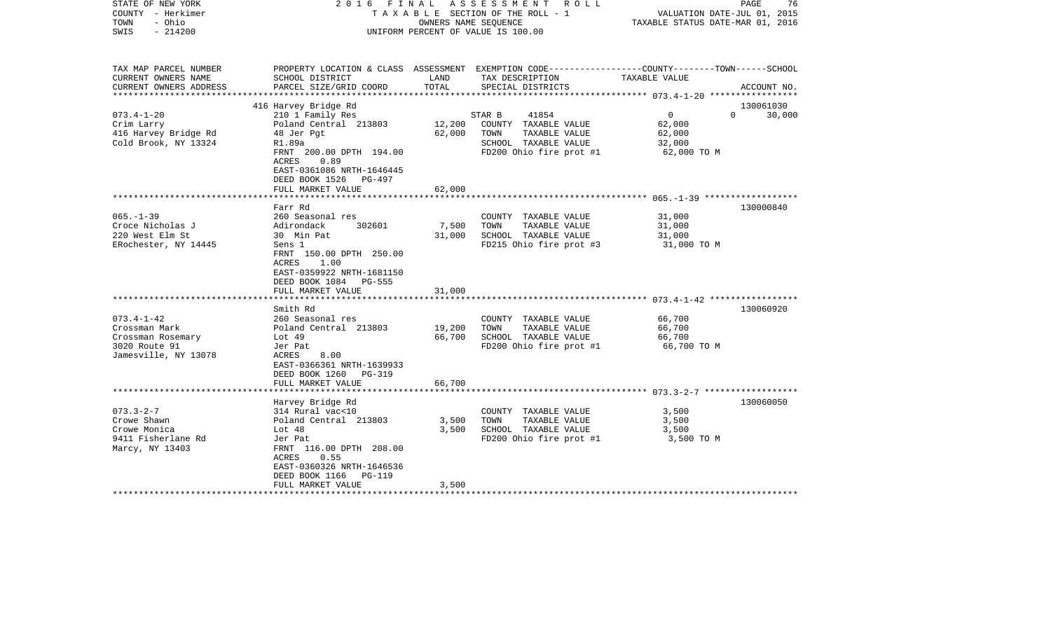STATE OF NEW YORK — COUNTY - Herkimer — TOWN - Ohio — SWIS - 214200

2016 FINAL ASSESSMENT ROLL
TAXABLE SECTION OF THE ROLL - 1
OWNERS NAME SEQUENCE
UNIFORM PERCENT OF VALUE IS 100.00

VALUATION DATE-JUL 01, 2015
TAXABLE STATUS DATE-MAR 01, 2016

| TAX MAP PARCEL NUMBER / CURRENT OWNERS NAME / CURRENT OWNERS ADDRESS | PROPERTY LOCATION & CLASS / SCHOOL DISTRICT / PARCEL SIZE/GRID COORD | ASSESSMENT LAND / TOTAL | EXEMPTION CODE / TAX DESCRIPTION / SPECIAL DISTRICTS | COUNTY TAXABLE VALUE | TOWN | SCHOOL | ACCOUNT NO. |
|---|---|---|---|---|---|---|---|
| **073.4-1-20** | 416 Harvey Bridge Rd | | | | | | 130061030 |
| Crim Larry | 210 1 Family Res | | STAR B 41854 | 0 | 0 | 30,000 | |
| 416 Harvey Bridge Rd | Poland Central 213803 | 12,200 | COUNTY TAXABLE VALUE | 62,000 | | | |
| Cold Brook, NY 13324 | 48 Jer Pgt | 62,000 | TOWN TAXABLE VALUE | 62,000 | | | |
| | R1.89a | | SCHOOL TAXABLE VALUE | 32,000 | | | |
| | FRNT 200.00 DPTH 194.00 | | FD200 Ohio fire prot #1 | 62,000 TO M | | | |
| | ACRES 0.89 | | | | | | |
| | EAST-0361086 NRTH-1646445 | | | | | | |
| | DEED BOOK 1526 PG-497 | | | | | | |
| | FULL MARKET VALUE | 62,000 | | | | | |
| **065.-1-39** | Farr Rd | | | | | | 130000840 |
| Croce Nicholas J | 260 Seasonal res | | COUNTY TAXABLE VALUE | 31,000 | | | |
| 220 West Elm St | Adirondack 302601 | 7,500 | TOWN TAXABLE VALUE | 31,000 | | | |
| ERochester, NY 14445 | 30 Min Pat | 31,000 | SCHOOL TAXABLE VALUE | 31,000 | | | |
| | Sens 1 | | FD215 Ohio fire prot #3 | 31,000 TO M | | | |
| | FRNT 150.00 DPTH 250.00 | | | | | | |
| | ACRES 1.00 | | | | | | |
| | EAST-0359922 NRTH-1681150 | | | | | | |
| | DEED BOOK 1084 PG-555 | | | | | | |
| | FULL MARKET VALUE | 31,000 | | | | | |
| **073.4-1-42** | Smith Rd | | | | | | 130060920 |
| Crossman Mark | 260 Seasonal res | | COUNTY TAXABLE VALUE | 66,700 | | | |
| Crossman Rosemary | Poland Central 213803 | 19,200 | TOWN TAXABLE VALUE | 66,700 | | | |
| 3020 Route 91 | Lot 49 | 66,700 | SCHOOL TAXABLE VALUE | 66,700 | | | |
| Jamesville, NY 13078 | Jer Pat | | FD200 Ohio fire prot #1 | 66,700 TO M | | | |
| | ACRES 8.00 | | | | | | |
| | EAST-0366361 NRTH-1639933 | | | | | | |
| | DEED BOOK 1260 PG-319 | | | | | | |
| | FULL MARKET VALUE | 66,700 | | | | | |
| **073.3-2-7** | Harvey Bridge Rd | | | | | | 130060050 |
| Crowe Shawn | 314 Rural vac<10 | | COUNTY TAXABLE VALUE | 3,500 | | | |
| Crowe Monica | Poland Central 213803 | 3,500 | TOWN TAXABLE VALUE | 3,500 | | | |
| 9411 Fisherlane Rd | Lot 48 | 3,500 | SCHOOL TAXABLE VALUE | 3,500 | | | |
| Marcy, NY 13403 | Jer Pat | | FD200 Ohio fire prot #1 | 3,500 TO M | | | |
| | FRNT 116.00 DPTH 208.00 | | | | | | |
| | ACRES 0.55 | | | | | | |
| | EAST-0360326 NRTH-1646536 | | | | | | |
| | DEED BOOK 1166 PG-119 | | | | | | |
| | FULL MARKET VALUE | 3,500 | | | | | |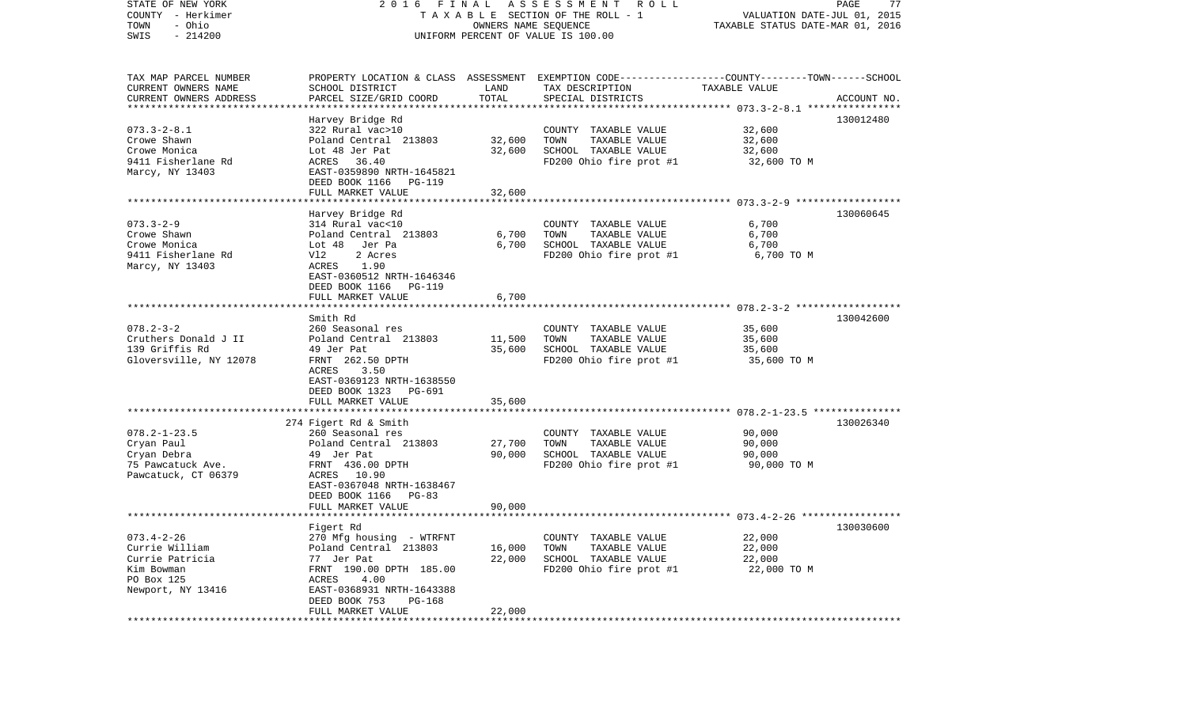STATE OF NEW YORK — 2016 FINAL ASSESSMENT ROLL
COUNTY - Herkimer — TAXABLE SECTION OF THE ROLL - 1 — VALUATION DATE-JUL 01, 2015
TOWN - Ohio — OWNERS NAME SEQUENCE — TAXABLE STATUS DATE-MAR 01, 2016
SWIS - 214200 — UNIFORM PERCENT OF VALUE IS 100.00

| TAX MAP PARCEL NUMBER / CURRENT OWNERS NAME / CURRENT OWNERS ADDRESS | PROPERTY LOCATION & CLASS / SCHOOL DISTRICT / PARCEL SIZE/GRID COORD | ASSESSMENT LAND | TOTAL | EXEMPTION CODE / TAX DESCRIPTION / SPECIAL DISTRICTS | COUNTY--------TOWN------SCHOOL TAXABLE VALUE | ACCOUNT NO. |
|---|---|---|---|---|---|---|
| **073.3-2-8.1** | Harvey Bridge Rd | | | | | 130012480 |
| 073.3-2-8.1 | 322 Rural vac>10 | | | COUNTY TAXABLE VALUE | 32,600 | |
| Crowe Shawn | Poland Central 213803 | 32,600 | | TOWN TAXABLE VALUE | 32,600 | |
| Crowe Monica | Lot 48 Jer Pat | | 32,600 | SCHOOL TAXABLE VALUE | 32,600 | |
| 9411 Fisherlane Rd | ACRES 36.40 | | | FD200 Ohio fire prot #1 | 32,600 TO M | |
| Marcy, NY 13403 | EAST-0359890 NRTH-1645821 | | | | | |
| | DEED BOOK 1166 PG-119 | | | | | |
| | FULL MARKET VALUE | | 32,600 | | | |
| **073.3-2-9** | Harvey Bridge Rd | | | | | 130060645 |
| 073.3-2-9 | 314 Rural vac<10 | | | COUNTY TAXABLE VALUE | 6,700 | |
| Crowe Shawn | Poland Central 213803 | 6,700 | | TOWN TAXABLE VALUE | 6,700 | |
| Crowe Monica | Lot 48 Jer Pa | | 6,700 | SCHOOL TAXABLE VALUE | 6,700 | |
| 9411 Fisherlane Rd | Vl2 2 Acres | | | FD200 Ohio fire prot #1 | 6,700 TO M | |
| Marcy, NY 13403 | ACRES 1.90 | | | | | |
| | EAST-0360512 NRTH-1646346 | | | | | |
| | DEED BOOK 1166 PG-119 | | | | | |
| | FULL MARKET VALUE | | 6,700 | | | |
| **078.2-3-2** | Smith Rd | | | | | 130042600 |
| 078.2-3-2 | 260 Seasonal res | | | COUNTY TAXABLE VALUE | 35,600 | |
| Cruthers Donald J II | Poland Central 213803 | 11,500 | | TOWN TAXABLE VALUE | 35,600 | |
| 139 Griffis Rd | 49 Jer Pat | | 35,600 | SCHOOL TAXABLE VALUE | 35,600 | |
| Gloversville, NY 12078 | FRNT 262.50 DPTH | | | FD200 Ohio fire prot #1 | 35,600 TO M | |
| | ACRES 3.50 | | | | | |
| | EAST-0369123 NRTH-1638550 | | | | | |
| | DEED BOOK 1323 PG-691 | | | | | |
| | FULL MARKET VALUE | | 35,600 | | | |
| **078.2-1-23.5** | 274 Figert Rd & Smith | | | | | 130026340 |
| 078.2-1-23.5 | 260 Seasonal res | | | COUNTY TAXABLE VALUE | 90,000 | |
| Cryan Paul | Poland Central 213803 | 27,700 | | TOWN TAXABLE VALUE | 90,000 | |
| Cryan Debra | 49 Jer Pat | | 90,000 | SCHOOL TAXABLE VALUE | 90,000 | |
| 75 Pawcatuck Ave. | FRNT 436.00 DPTH | | | FD200 Ohio fire prot #1 | 90,000 TO M | |
| Pawcatuck, CT 06379 | ACRES 10.90 | | | | | |
| | EAST-0367048 NRTH-1638467 | | | | | |
| | DEED BOOK 1166 PG-83 | | | | | |
| | FULL MARKET VALUE | | 90,000 | | | |
| **073.4-2-26** | Figert Rd | | | | | 130030600 |
| 073.4-2-26 | 270 Mfg housing - WTRFNT | | | COUNTY TAXABLE VALUE | 22,000 | |
| Currie William | Poland Central 213803 | 16,000 | | TOWN TAXABLE VALUE | 22,000 | |
| Currie Patricia | 77 Jer Pat | | 22,000 | SCHOOL TAXABLE VALUE | 22,000 | |
| Kim Bowman | FRNT 190.00 DPTH 185.00 | | | FD200 Ohio fire prot #1 | 22,000 TO M | |
| PO Box 125 | ACRES 4.00 | | | | | |
| Newport, NY 13416 | EAST-0368931 NRTH-1643388 | | | | | |
| | DEED BOOK 753 PG-168 | | | | | |
| | FULL MARKET VALUE | | 22,000 | | | |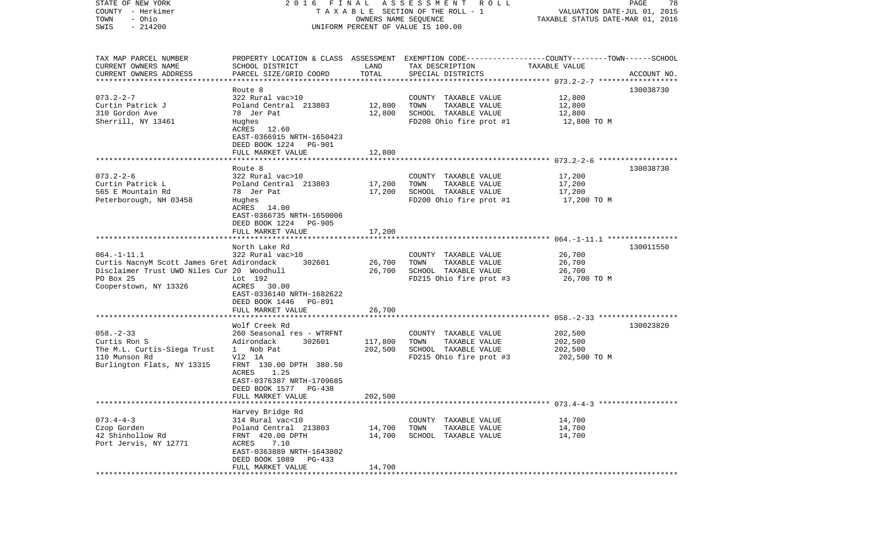STATE OF NEW YORK 2 0 1 6 F I N A L A S S E S S M E N T R O L L
COUNTY - Herkimer T A X A B L E SECTION OF THE ROLL - 1 VALUATION DATE-JUL 01, 2015
TOWN - Ohio OWNERS NAME SEQUENCE TAXABLE STATUS DATE-MAR 01, 2016
SWIS - 214200 UNIFORM PERCENT OF VALUE IS 100.00

| TAX MAP PARCEL NUMBER<br>CURRENT OWNERS NAME<br>CURRENT OWNERS ADDRESS | PROPERTY LOCATION & CLASS<br>SCHOOL DISTRICT<br>PARCEL SIZE/GRID COORD | ASSESSMENT<br>LAND<br>TOTAL | EXEMPTION CODE-----COUNTY-----TOWN------SCHOOL<br>TAX DESCRIPTION<br>SPECIAL DISTRICTS | TAXABLE VALUE | ACCOUNT NO. |
|---|---|---|---|---|---|
| 073.2-2-7 | Route 8 | | | | 130038730 |
| Curtin Patrick J | 322 Rural vac>10 | | COUNTY TAXABLE VALUE | 12,800 | |
| 310 Gordon Ave | Poland Central 213803 | 12,800 | TOWN TAXABLE VALUE | 12,800 | |
| Sherrill, NY 13461 | 78 Jer Pat | 12,800 | SCHOOL TAXABLE VALUE | 12,800 | |
| | Hughes | | FD200 Ohio fire prot #1 | 12,800 TO M | |
| | ACRES 12.60 | | | | |
| | EAST-0366915 NRTH-1650423 | | | | |
| | DEED BOOK 1224 PG-901 | | | | |
| | FULL MARKET VALUE | 12,800 | | | |
| 073.2-2-6 | Route 8 | | | | 130038730 |
| Curtin Patrick L | 322 Rural vac>10 | | COUNTY TAXABLE VALUE | 17,200 | |
| 565 E Mountain Rd | Poland Central 213803 | 17,200 | TOWN TAXABLE VALUE | 17,200 | |
| Peterborough, NH 03458 | 78 Jer Pat | 17,200 | SCHOOL TAXABLE VALUE | 17,200 | |
| | Hughes | | FD200 Ohio fire prot #1 | 17,200 TO M | |
| | ACRES 14.00 | | | | |
| | EAST-0366735 NRTH-1650006 | | | | |
| | DEED BOOK 1224 PG-905 | | | | |
| | FULL MARKET VALUE | 17,200 | | | |
| 064.-1-11.1 | North Lake Rd | | | | 130011550 |
| Curtis NacnyM Scott James Gret | 322 Rural vac>10 | | COUNTY TAXABLE VALUE | 26,700 | |
| Disclaimer Trust UWO Niles Cur | Adirondack 302601 | 26,700 | TOWN TAXABLE VALUE | 26,700 | |
| PO Box 25 | 20 Woodhull | 26,700 | SCHOOL TAXABLE VALUE | 26,700 | |
| Cooperstown, NY 13326 | Lot 192 | | FD215 Ohio fire prot #3 | 26,700 TO M | |
| | ACRES 30.00 | | | | |
| | EAST-0336140 NRTH-1682622 | | | | |
| | DEED BOOK 1446 PG-891 | | | | |
| | FULL MARKET VALUE | 26,700 | | | |
| 058.-2-33 | Wolf Creek Rd | | | | 130023820 |
| Curtis Ron S | 260 Seasonal res - WTRFNT | | COUNTY TAXABLE VALUE | 202,500 | |
| The M.L. Curtis-Siega Trust | Adirondack 302601 | 117,800 | TOWN TAXABLE VALUE | 202,500 | |
| 110 Munson Rd | 1 Nob Pat | 202,500 | SCHOOL TAXABLE VALUE | 202,500 | |
| Burlington Flats, NY 13315 | Vl2 1A | | FD215 Ohio fire prot #3 | 202,500 TO M | |
| | FRNT 130.00 DPTH 380.50 | | | | |
| | ACRES 1.25 | | | | |
| | EAST-0376387 NRTH-1709685 | | | | |
| | DEED BOOK 1577 PG-438 | | | | |
| | FULL MARKET VALUE | 202,500 | | | |
| 073.4-4-3 | Harvey Bridge Rd | | | | |
| Czop Gorden | 314 Rural vac<10 | | COUNTY TAXABLE VALUE | 14,700 | |
| 42 Shinhollow Rd | Poland Central 213803 | 14,700 | TOWN TAXABLE VALUE | 14,700 | |
| Port Jervis, NY 12771 | FRNT 420.00 DPTH | 14,700 | SCHOOL TAXABLE VALUE | 14,700 | |
| | ACRES 7.10 | | | | |
| | EAST-0363889 NRTH-1643802 | | | | |
| | DEED BOOK 1089 PG-433 | | | | |
| | FULL MARKET VALUE | 14,700 | | | |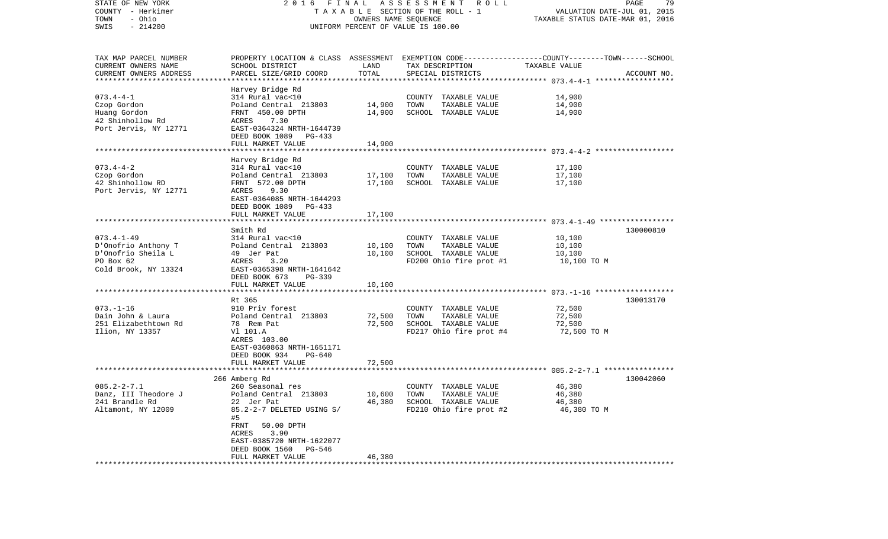| TAX MAP PARCEL NUMBER<br>CURRENT OWNERS NAME<br>CURRENT OWNERS ADDRESS | PROPERTY LOCATION & CLASS<br>SCHOOL DISTRICT<br>PARCEL SIZE/GRID COORD | ASSESSMENT<br>LAND<br>TOTAL | EXEMPTION CODE-----COUNTY-----TOWN------SCHOOL<br>TAX DESCRIPTION<br>SPECIAL DISTRICTS | TAXABLE VALUE | ACCOUNT NO. |
|---|---|---|---|---|---|
| 073.4-4-1 | Harvey Bridge Rd | | | | |
| 073.4-4-1 | 314 Rural vac<10 | | COUNTY TAXABLE VALUE | 14,900 | |
| Czop Gordon | Poland Central 213803 | 14,900 | TOWN TAXABLE VALUE | 14,900 | |
| Huang Gordon | FRNT 450.00 DPTH | 14,900 | SCHOOL TAXABLE VALUE | 14,900 | |
| 42 Shinhollow Rd | ACRES 7.30 | | | | |
| Port Jervis, NY 12771 | EAST-0364324 NRTH-1644739 | | | | |
| | DEED BOOK 1089 PG-433 | | | | |
| | FULL MARKET VALUE | 14,900 | | | |
| 073.4-4-2 | Harvey Bridge Rd | | | | |
| 073.4-4-2 | 314 Rural vac<10 | | COUNTY TAXABLE VALUE | 17,100 | |
| Czop Gordon | Poland Central 213803 | 17,100 | TOWN TAXABLE VALUE | 17,100 | |
| 42 Shinhollow RD | FRNT 572.00 DPTH | 17,100 | SCHOOL TAXABLE VALUE | 17,100 | |
| Port Jervis, NY 12771 | ACRES 9.30 | | | | |
| | EAST-0364085 NRTH-1644293 | | | | |
| | DEED BOOK 1089 PG-433 | | | | |
| | FULL MARKET VALUE | 17,100 | | | |
| 073.4-1-49 | Smith Rd | | | | 130000810 |
| 073.4-1-49 | 314 Rural vac<10 | | COUNTY TAXABLE VALUE | 10,100 | |
| D'Onofrio Anthony T | Poland Central 213803 | 10,100 | TOWN TAXABLE VALUE | 10,100 | |
| D'Onofrio Sheila L | 49 Jer Pat | 10,100 | SCHOOL TAXABLE VALUE | 10,100 | |
| PO Box 62 | ACRES 3.20 | | FD200 Ohio fire prot #1 | 10,100 TO M | |
| Cold Brook, NY 13324 | EAST-0365398 NRTH-1641642 | | | | |
| | DEED BOOK 673 PG-339 | | | | |
| | FULL MARKET VALUE | 10,100 | | | |
| 073.-1-16 | Rt 365 | | | | 130013170 |
| 073.-1-16 | 910 Priv forest | | COUNTY TAXABLE VALUE | 72,500 | |
| Dain John & Laura | Poland Central 213803 | 72,500 | TOWN TAXABLE VALUE | 72,500 | |
| 251 Elizabethtown Rd | 78 Rem Pat | 72,500 | SCHOOL TAXABLE VALUE | 72,500 | |
| Ilion, NY 13357 | Vl 101.A | | FD217 Ohio fire prot #4 | 72,500 TO M | |
| | ACRES 103.00 | | | | |
| | EAST-0360863 NRTH-1651171 | | | | |
| | DEED BOOK 934 PG-640 | | | | |
| | FULL MARKET VALUE | 72,500 | | | |
| 085.2-2-7.1 | 266 Amberg Rd | | | | 130042060 |
| 085.2-2-7.1 | 260 Seasonal res | | COUNTY TAXABLE VALUE | 46,380 | |
| Danz, III Theodore J | Poland Central 213803 | 10,600 | TOWN TAXABLE VALUE | 46,380 | |
| 241 Brandle Rd | 22 Jer Pat | 46,380 | SCHOOL TAXABLE VALUE | 46,380 | |
| Altamont, NY 12009 | 85.2-2-7 DELETED USING S/ | | FD210 Ohio fire prot #2 | 46,380 TO M | |
| | #5 | | | | |
| | FRNT 50.00 DPTH | | | | |
| | ACRES 3.90 | | | | |
| | EAST-0385720 NRTH-1622077 | | | | |
| | DEED BOOK 1560 PG-546 | | | | |
| | FULL MARKET VALUE | 46,380 | | | |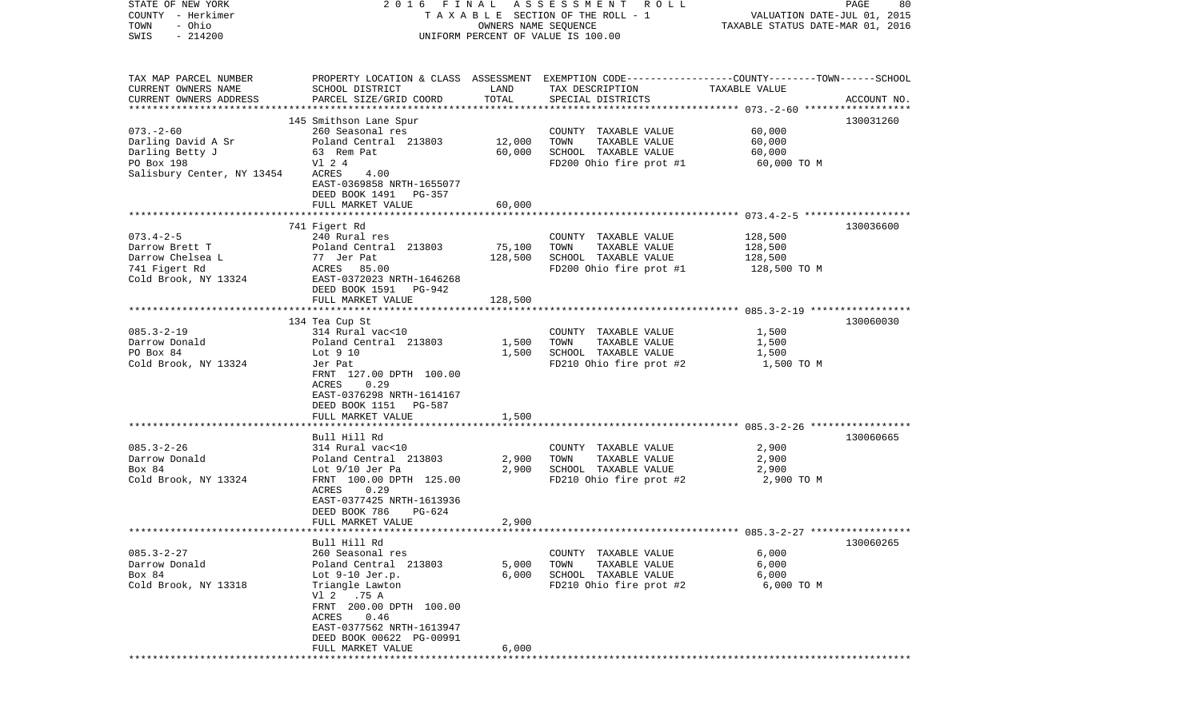STATE OF NEW YORK | 2016 FINAL ASSESSMENT ROLL | VALUATION DATE-JUL 01, 2015
COUNTY - Herkimer | TAXABLE SECTION OF THE ROLL - 1 | TAXABLE STATUS DATE-MAR 01, 2016
TOWN - Ohio | OWNERS NAME SEQUENCE
SWIS - 214200 | UNIFORM PERCENT OF VALUE IS 100.00

| TAX MAP PARCEL NUMBER / CURRENT OWNERS NAME / CURRENT OWNERS ADDRESS | PROPERTY LOCATION & CLASS / SCHOOL DISTRICT / PARCEL SIZE/GRID COORD | ASSESSMENT LAND | TOTAL | EXEMPTION CODE / TAX DESCRIPTION / SPECIAL DISTRICTS | TAXABLE VALUE (COUNTY--TOWN--SCHOOL) | ACCOUNT NO. |
|---|---|---|---|---|---|---|
| **073.-2-60** | 145 Smithson Lane Spur | | | | | 130031260 |
| Darling David A Sr | 260 Seasonal res | | | COUNTY TAXABLE VALUE | 60,000 | |
| Darling Betty J | Poland Central 213803 | 12,000 | | TOWN TAXABLE VALUE | 60,000 | |
| PO Box 198 | 63 Rem Pat | | 60,000 | SCHOOL TAXABLE VALUE | 60,000 | |
| Salisbury Center, NY 13454 | Vl 2 4 | | | FD200 Ohio fire prot #1 | 60,000 TO M | |
| | ACRES 4.00 | | | | | |
| | EAST-0369858 NRTH-1655077 | | | | | |
| | DEED BOOK 1491 PG-357 | | | | | |
| | FULL MARKET VALUE | | 60,000 | | | |
| **073.4-2-5** | 741 Figert Rd | | | | | 130036600 |
| Darrow Brett T | 240 Rural res | | | COUNTY TAXABLE VALUE | 128,500 | |
| Darrow Chelsea L | Poland Central 213803 | 75,100 | | TOWN TAXABLE VALUE | 128,500 | |
| 741 Figert Rd | 77 Jer Pat | | 128,500 | SCHOOL TAXABLE VALUE | 128,500 | |
| Cold Brook, NY 13324 | ACRES 85.00 | | | FD200 Ohio fire prot #1 | 128,500 TO M | |
| | EAST-0372023 NRTH-1646268 | | | | | |
| | DEED BOOK 1591 PG-942 | | | | | |
| | FULL MARKET VALUE | | 128,500 | | | |
| **085.3-2-19** | 134 Tea Cup St | | | | | 130060030 |
| Darrow Donald | 314 Rural vac<10 | | | COUNTY TAXABLE VALUE | 1,500 | |
| PO Box 84 | Poland Central 213803 | 1,500 | | TOWN TAXABLE VALUE | 1,500 | |
| Cold Brook, NY 13324 | Lot 9 10 | | 1,500 | SCHOOL TAXABLE VALUE | 1,500 | |
| | Jer Pat | | | FD210 Ohio fire prot #2 | 1,500 TO M | |
| | FRNT 127.00 DPTH 100.00 | | | | | |
| | ACRES 0.29 | | | | | |
| | EAST-0376298 NRTH-1614167 | | | | | |
| | DEED BOOK 1151 PG-587 | | | | | |
| | FULL MARKET VALUE | | 1,500 | | | |
| **085.3-2-26** | Bull Hill Rd | | | | | 130060665 |
| Darrow Donald | 314 Rural vac<10 | | | COUNTY TAXABLE VALUE | 2,900 | |
| Box 84 | Poland Central 213803 | 2,900 | | TOWN TAXABLE VALUE | 2,900 | |
| Cold Brook, NY 13324 | Lot 9/10 Jer Pa | | 2,900 | SCHOOL TAXABLE VALUE | 2,900 | |
| | FRNT 100.00 DPTH 125.00 | | | FD210 Ohio fire prot #2 | 2,900 TO M | |
| | ACRES 0.29 | | | | | |
| | EAST-0377425 NRTH-1613936 | | | | | |
| | DEED BOOK 786 PG-624 | | | | | |
| | FULL MARKET VALUE | | 2,900 | | | |
| **085.3-2-27** | Bull Hill Rd | | | | | 130060265 |
| Darrow Donald | 260 Seasonal res | | | COUNTY TAXABLE VALUE | 6,000 | |
| Box 84 | Poland Central 213803 | 5,000 | | TOWN TAXABLE VALUE | 6,000 | |
| Cold Brook, NY 13318 | Lot 9-10 Jer.p. | | 6,000 | SCHOOL TAXABLE VALUE | 6,000 | |
| | Triangle Lawton | | | FD210 Ohio fire prot #2 | 6,000 TO M | |
| | Vl 2 .75 A | | | | | |
| | FRNT 200.00 DPTH 100.00 | | | | | |
| | ACRES 0.46 | | | | | |
| | EAST-0377562 NRTH-1613947 | | | | | |
| | DEED BOOK 00622 PG-00991 | | | | | |
| | FULL MARKET VALUE | | 6,000 | | | |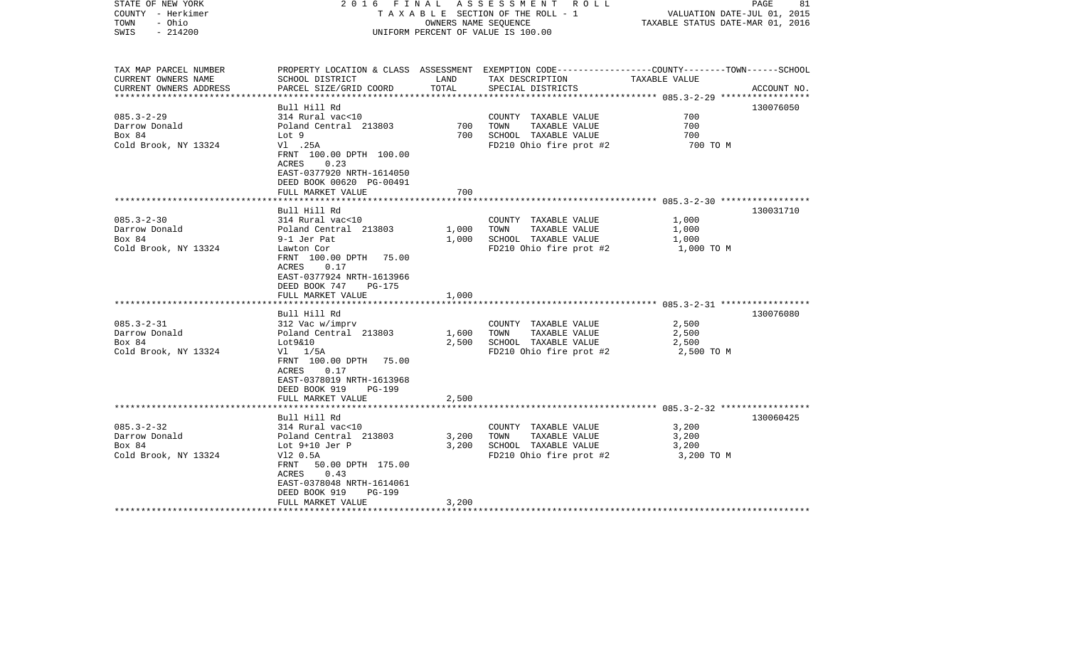STATE OF NEW YORK — 2016 FINAL ASSESSMENT ROLL — TAXABLE SECTION OF THE ROLL - 1 — VALUATION DATE-JUL 01, 2015
COUNTY - Herkimer — OWNERS NAME SEQUENCE — TAXABLE STATUS DATE-MAR 01, 2016
TOWN - Ohio — UNIFORM PERCENT OF VALUE IS 100.00
SWIS - 214200

| TAX MAP PARCEL NUMBER / CURRENT OWNERS NAME / CURRENT OWNERS ADDRESS | PROPERTY LOCATION & CLASS / SCHOOL DISTRICT / PARCEL SIZE/GRID COORD | ASSESSMENT LAND | ASSESSMENT TOTAL | EXEMPTION CODE / TAX DESCRIPTION / SPECIAL DISTRICTS | COUNTY--------TOWN------SCHOOL TAXABLE VALUE | ACCOUNT NO. |
|---|---|---|---|---|---|---|
| 085.3-2-29 | Bull Hill Rd | | | | | 130076050 |
| 085.3-2-29 | 314 Rural vac<10 | | | COUNTY TAXABLE VALUE | 700 | |
| Darrow Donald | Poland Central 213803 | 700 | | TOWN TAXABLE VALUE | 700 | |
| Box 84 | Lot 9 | | 700 | SCHOOL TAXABLE VALUE | 700 | |
| Cold Brook, NY 13324 | Vl .25A | | | FD210 Ohio fire prot #2 | 700 TO M | |
| | FRNT 100.00 DPTH 100.00 | | | | | |
| | ACRES 0.23 | | | | | |
| | EAST-0377920 NRTH-1614050 | | | | | |
| | DEED BOOK 00620 PG-00491 | | | | | |
| | FULL MARKET VALUE | | 700 | | | |
| 085.3-2-30 | Bull Hill Rd | | | | | 130031710 |
| 085.3-2-30 | 314 Rural vac<10 | | | COUNTY TAXABLE VALUE | 1,000 | |
| Darrow Donald | Poland Central 213803 | 1,000 | | TOWN TAXABLE VALUE | 1,000 | |
| Box 84 | 9-1 Jer Pat | | 1,000 | SCHOOL TAXABLE VALUE | 1,000 | |
| Cold Brook, NY 13324 | Lawton Cor | | | FD210 Ohio fire prot #2 | 1,000 TO M | |
| | FRNT 100.00 DPTH 75.00 | | | | | |
| | ACRES 0.17 | | | | | |
| | EAST-0377924 NRTH-1613966 | | | | | |
| | DEED BOOK 747 PG-175 | | | | | |
| | FULL MARKET VALUE | | 1,000 | | | |
| 085.3-2-31 | Bull Hill Rd | | | | | 130076080 |
| 085.3-2-31 | 312 Vac w/imprv | | | COUNTY TAXABLE VALUE | 2,500 | |
| Darrow Donald | Poland Central 213803 | 1,600 | | TOWN TAXABLE VALUE | 2,500 | |
| Box 84 | Lot9&10 | | 2,500 | SCHOOL TAXABLE VALUE | 2,500 | |
| Cold Brook, NY 13324 | Vl 1/5A | | | FD210 Ohio fire prot #2 | 2,500 TO M | |
| | FRNT 100.00 DPTH 75.00 | | | | | |
| | ACRES 0.17 | | | | | |
| | EAST-0378019 NRTH-1613968 | | | | | |
| | DEED BOOK 919 PG-199 | | | | | |
| | FULL MARKET VALUE | | 2,500 | | | |
| 085.3-2-32 | Bull Hill Rd | | | | | 130060425 |
| 085.3-2-32 | 314 Rural vac<10 | | | COUNTY TAXABLE VALUE | 3,200 | |
| Darrow Donald | Poland Central 213803 | 3,200 | | TOWN TAXABLE VALUE | 3,200 | |
| Box 84 | Lot 9+10 Jer P | | 3,200 | SCHOOL TAXABLE VALUE | 3,200 | |
| Cold Brook, NY 13324 | Vl2 0.5A | | | FD210 Ohio fire prot #2 | 3,200 TO M | |
| | FRNT 50.00 DPTH 175.00 | | | | | |
| | ACRES 0.43 | | | | | |
| | EAST-0378048 NRTH-1614061 | | | | | |
| | DEED BOOK 919 PG-199 | | | | | |
| | FULL MARKET VALUE | | 3,200 | | | |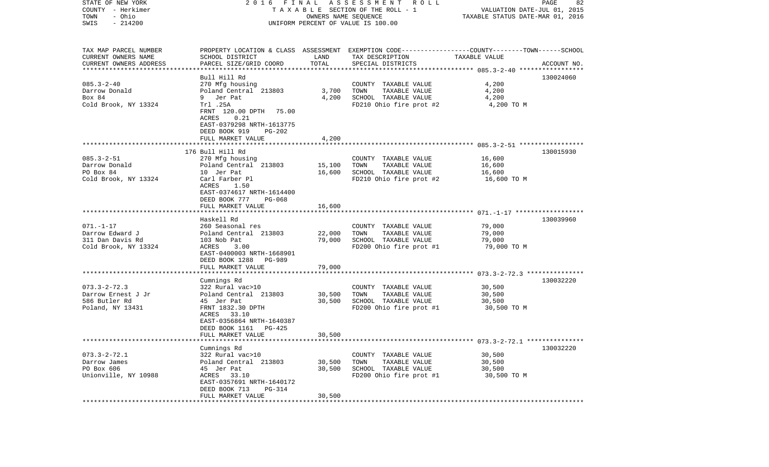STATE OF NEW YORK 2016 FINAL ASSESSMENT ROLL
COUNTY - Herkimer TAXABLE SECTION OF THE ROLL - 1 VALUATION DATE-JUL 01, 2015
TOWN - Ohio OWNERS NAME SEQUENCE TAXABLE STATUS DATE-MAR 01, 2016
SWIS - 214200 UNIFORM PERCENT OF VALUE IS 100.00

| TAX MAP PARCEL NUMBER / CURRENT OWNERS NAME / CURRENT OWNERS ADDRESS | PROPERTY LOCATION & CLASS / SCHOOL DISTRICT / PARCEL SIZE/GRID COORD | ASSESSMENT LAND | TOTAL | EXEMPTION CODE / TAX DESCRIPTION / SPECIAL DISTRICTS | TAXABLE VALUE (COUNTY--TOWN--SCHOOL) | ACCOUNT NO. |
|---|---|---|---|---|---|---|
| **085.3-2-40** | Bull Hill Rd | | | | | 130024060 |
| 085.3-2-40 | 270 Mfg housing | | | COUNTY TAXABLE VALUE | 4,200 | |
| Darrow Donald | Poland Central 213803 | 3,700 | | TOWN TAXABLE VALUE | 4,200 | |
| Box 84 | 9 Jer Pat | | 4,200 | SCHOOL TAXABLE VALUE | 4,200 | |
| Cold Brook, NY 13324 | Trl .25A | | | FD210 Ohio fire prot #2 | 4,200 TO M | |
| | FRNT 120.00 DPTH 75.00 | | | | | |
| | ACRES 0.21 | | | | | |
| | EAST-0379298 NRTH-1613775 | | | | | |
| | DEED BOOK 919 PG-202 | | | | | |
| | FULL MARKET VALUE | | 4,200 | | | |
| **085.3-2-51** | 176 Bull Hill Rd | | | | | 130015930 |
| 085.3-2-51 | 270 Mfg housing | | | COUNTY TAXABLE VALUE | 16,600 | |
| Darrow Donald | Poland Central 213803 | 15,100 | | TOWN TAXABLE VALUE | 16,600 | |
| PO Box 84 | 10 Jer Pat | | 16,600 | SCHOOL TAXABLE VALUE | 16,600 | |
| Cold Brook, NY 13324 | Carl Farber Pl | | | FD210 Ohio fire prot #2 | 16,600 TO M | |
| | ACRES 1.50 | | | | | |
| | EAST-0374617 NRTH-1614400 | | | | | |
| | DEED BOOK 777 PG-068 | | | | | |
| | FULL MARKET VALUE | | 16,600 | | | |
| **071.-1-17** | Haskell Rd | | | | | 130039960 |
| 071.-1-17 | 260 Seasonal res | | | COUNTY TAXABLE VALUE | 79,000 | |
| Darrow Edward J | Poland Central 213803 | 22,000 | | TOWN TAXABLE VALUE | 79,000 | |
| 311 Dan Davis Rd | 103 Nob Pat | | 79,000 | SCHOOL TAXABLE VALUE | 79,000 | |
| Cold Brook, NY 13324 | ACRES 3.00 | | | FD200 Ohio fire prot #1 | 79,000 TO M | |
| | EAST-0400003 NRTH-1668901 | | | | | |
| | DEED BOOK 1288 PG-989 | | | | | |
| | FULL MARKET VALUE | | 79,000 | | | |
| **073.3-2-72.3** | Cumnings Rd | | | | | 130032220 |
| 073.3-2-72.3 | 322 Rural vac>10 | | | COUNTY TAXABLE VALUE | 30,500 | |
| Darrow Ernest J Jr | Poland Central 213803 | 30,500 | | TOWN TAXABLE VALUE | 30,500 | |
| 586 Butler Rd | 45 Jer Pat | | 30,500 | SCHOOL TAXABLE VALUE | 30,500 | |
| Poland, NY 13431 | FRNT 1832.30 DPTH | | | FD200 Ohio fire prot #1 | 30,500 TO M | |
| | ACRES 33.10 | | | | | |
| | EAST-0356864 NRTH-1640387 | | | | | |
| | DEED BOOK 1161 PG-425 | | | | | |
| | FULL MARKET VALUE | | 30,500 | | | |
| **073.3-2-72.1** | Cumnings Rd | | | | | 130032220 |
| 073.3-2-72.1 | 322 Rural vac>10 | | | COUNTY TAXABLE VALUE | 30,500 | |
| Darrow James | Poland Central 213803 | 30,500 | | TOWN TAXABLE VALUE | 30,500 | |
| PO Box 606 | 45 Jer Pat | | 30,500 | SCHOOL TAXABLE VALUE | 30,500 | |
| Unionville, NY 10988 | ACRES 33.10 | | | FD200 Ohio fire prot #1 | 30,500 TO M | |
| | EAST-0357691 NRTH-1640172 | | | | | |
| | DEED BOOK 713 PG-314 | | | | | |
| | FULL MARKET VALUE | | 30,500 | | | |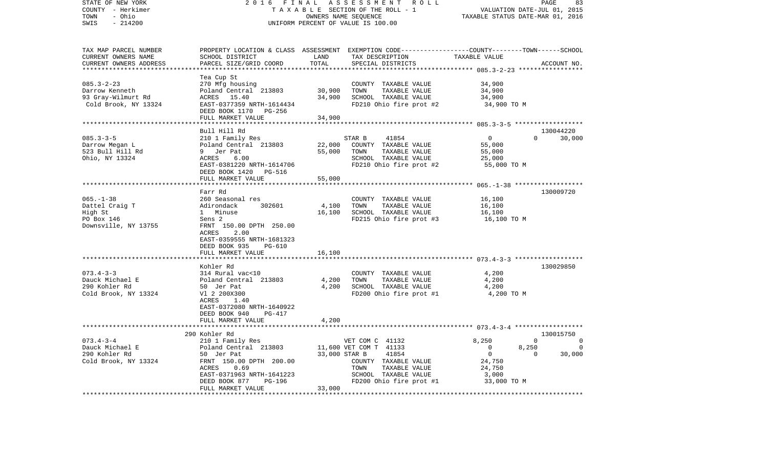STATE OF NEW YORK                2 0 1 6   F I N A L   A S S E S S M E N T   R O L L                PAGE 83
COUNTY - Herkimer                T A X A B L E  SECTION OF THE ROLL - 1                VALUATION DATE-JUL 01, 2015
TOWN - Ohio                OWNERS NAME SEQUENCE                TAXABLE STATUS DATE-MAR 01, 2016
SWIS - 214200                UNIFORM PERCENT OF VALUE IS 100.00

| TAX MAP PARCEL NUMBER<br>CURRENT OWNERS NAME<br>CURRENT OWNERS ADDRESS | PROPERTY LOCATION & CLASS<br>SCHOOL DISTRICT<br>PARCEL SIZE/GRID COORD | ASSESSMENT<br>LAND<br>TOTAL | EXEMPTION CODE<br>TAX DESCRIPTION<br>SPECIAL DISTRICTS | COUNTY<br>TAXABLE VALUE | TOWN | SCHOOL<br>ACCOUNT NO. |
|---|---|---|---|---|---|---|
| **085.3-2-23** | Tea Cup St | | | | | |
| 085.3-2-23 | 270 Mfg housing | | COUNTY TAXABLE VALUE | 34,900 | | |
| Darrow Kenneth | Poland Central 213803 | 30,900 | TOWN TAXABLE VALUE | 34,900 | | |
| 93 Gray-Wilmurt Rd | ACRES 15.40 | 34,900 | SCHOOL TAXABLE VALUE | 34,900 | | |
| Cold Brook, NY 13324 | EAST-0377359 NRTH-1614434 | | FD210 Ohio fire prot #2 | 34,900 TO M | | |
| | DEED BOOK 1170 PG-256 | | | | | |
| | FULL MARKET VALUE | 34,900 | | | | |
| **085.3-3-5** | Bull Hill Rd | | | | | 130044220 |
| 085.3-3-5 | 210 1 Family Res | | STAR B 41854 | 0 | 0 | 30,000 |
| Darrow Megan L | Poland Central 213803 | 22,000 | COUNTY TAXABLE VALUE | 55,000 | | |
| 523 Bull Hill Rd | 9 Jer Pat | 55,000 | TOWN TAXABLE VALUE | 55,000 | | |
| Ohio, NY 13324 | ACRES 6.00 | | SCHOOL TAXABLE VALUE | 25,000 | | |
| | EAST-0381220 NRTH-1614706 | | FD210 Ohio fire prot #2 | 55,000 TO M | | |
| | DEED BOOK 1420 PG-516 | | | | | |
| | FULL MARKET VALUE | 55,000 | | | | |
| **065.-1-38** | Farr Rd | | | | | 130009720 |
| 065.-1-38 | 260 Seasonal res | | COUNTY TAXABLE VALUE | 16,100 | | |
| Dattel Craig T | Adirondack 302601 | 4,100 | TOWN TAXABLE VALUE | 16,100 | | |
| High St | 1 Minuse | 16,100 | SCHOOL TAXABLE VALUE | 16,100 | | |
| PO Box 146 | Sens 2 | | FD215 Ohio fire prot #3 | 16,100 TO M | | |
| Downsville, NY 13755 | FRNT 150.00 DPTH 250.00 | | | | | |
| | ACRES 2.00 | | | | | |
| | EAST-0359555 NRTH-1681323 | | | | | |
| | DEED BOOK 935 PG-610 | | | | | |
| | FULL MARKET VALUE | 16,100 | | | | |
| **073.4-3-3** | Kohler Rd | | | | | 130029850 |
| 073.4-3-3 | 314 Rural vac<10 | | COUNTY TAXABLE VALUE | 4,200 | | |
| Dauck Michael E | Poland Central 213803 | 4,200 | TOWN TAXABLE VALUE | 4,200 | | |
| 290 Kohler Rd | 50 Jer Pat | 4,200 | SCHOOL TAXABLE VALUE | 4,200 | | |
| Cold Brook, NY 13324 | Vl 2 200X300 | | FD200 Ohio fire prot #1 | 4,200 TO M | | |
| | ACRES 1.40 | | | | | |
| | EAST-0372080 NRTH-1640922 | | | | | |
| | DEED BOOK 940 PG-417 | | | | | |
| | FULL MARKET VALUE | 4,200 | | | | |
| **073.4-3-4** | 290 Kohler Rd | | | | | 130015750 |
| 073.4-3-4 | 210 1 Family Res | | VET COM C 41132 | 8,250 | 0 | 0 |
| Dauck Michael E | Poland Central 213803 | 11,600 | VET COM T 41133 | 0 | 8,250 | 0 |
| 290 Kohler Rd | 50 Jer Pat | 33,000 | STAR B 41854 | 0 | 0 | 30,000 |
| Cold Brook, NY 13324 | FRNT 150.00 DPTH 200.00 | | COUNTY TAXABLE VALUE | 24,750 | | |
| | ACRES 0.69 | | TOWN TAXABLE VALUE | 24,750 | | |
| | EAST-0371963 NRTH-1641223 | | SCHOOL TAXABLE VALUE | 3,000 | | |
| | DEED BOOK 877 PG-196 | | FD200 Ohio fire prot #1 | 33,000 TO M | | |
| | FULL MARKET VALUE | 33,000 | | | | |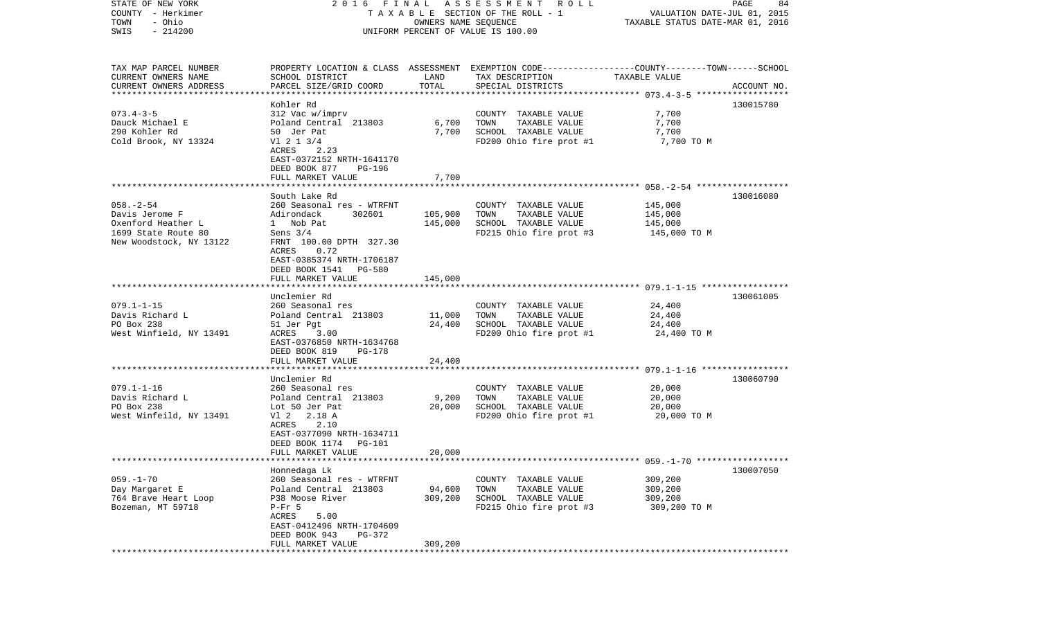STATE OF NEW YORK — 2016 FINAL ASSESSMENT ROLL — PAGE 84
COUNTY - Herkimer — TAXABLE SECTION OF THE ROLL - 1 — VALUATION DATE-JUL 01, 2015
TOWN - Ohio — OWNERS NAME SEQUENCE — TAXABLE STATUS DATE-MAR 01, 2016
SWIS - 214200 — UNIFORM PERCENT OF VALUE IS 100.00

| TAX MAP PARCEL NUMBER / CURRENT OWNERS NAME / CURRENT OWNERS ADDRESS | PROPERTY LOCATION & CLASS / SCHOOL DISTRICT / PARCEL SIZE/GRID COORD | ASSESSMENT LAND | TOTAL | EXEMPTION CODE / TAX DESCRIPTION / SPECIAL DISTRICTS | TAXABLE VALUE (COUNTY--TOWN--SCHOOL) | ACCOUNT NO. |
|---|---|---|---|---|---|---|
| 073.4-3-5 | Kohler Rd | | | | | 130015780 |
| Dauck Michael E | 312 Vac w/imprv | | | COUNTY TAXABLE VALUE | 7,700 | |
| 290 Kohler Rd | Poland Central 213803 | 6,700 | | TOWN TAXABLE VALUE | 7,700 | |
| Cold Brook, NY 13324 | 50 Jer Pat | | 7,700 | SCHOOL TAXABLE VALUE | 7,700 | |
| | Vl 2 1 3/4 | | | FD200 Ohio fire prot #1 | 7,700 TO M | |
| | ACRES 2.23 | | | | | |
| | EAST-0372152 NRTH-1641170 | | | | | |
| | DEED BOOK 877 PG-196 | | | | | |
| | FULL MARKET VALUE | | 7,700 | | | |
| 058.-2-54 | South Lake Rd | | | | | 130016080 |
| Davis Jerome F | 260 Seasonal res - WTRFNT | | | COUNTY TAXABLE VALUE | 145,000 | |
| Oxenford Heather L | Adirondack 302601 | 105,900 | | TOWN TAXABLE VALUE | 145,000 | |
| 1699 State Route 80 | 1 Nob Pat | | 145,000 | SCHOOL TAXABLE VALUE | 145,000 | |
| New Woodstock, NY 13122 | Sens 3/4 | | | FD215 Ohio fire prot #3 | 145,000 TO M | |
| | FRNT 100.00 DPTH 327.30 | | | | | |
| | ACRES 0.72 | | | | | |
| | EAST-0385374 NRTH-1706187 | | | | | |
| | DEED BOOK 1541 PG-580 | | | | | |
| | FULL MARKET VALUE | | 145,000 | | | |
| 079.1-1-15 | Unclemier Rd | | | | | 130061005 |
| Davis Richard L | 260 Seasonal res | | | COUNTY TAXABLE VALUE | 24,400 | |
| PO Box 238 | Poland Central 213803 | 11,000 | | TOWN TAXABLE VALUE | 24,400 | |
| West Winfield, NY 13491 | 51 Jer Pgt | | 24,400 | SCHOOL TAXABLE VALUE | 24,400 | |
| | ACRES 3.00 | | | FD200 Ohio fire prot #1 | 24,400 TO M | |
| | EAST-0376850 NRTH-1634768 | | | | | |
| | DEED BOOK 819 PG-178 | | | | | |
| | FULL MARKET VALUE | | 24,400 | | | |
| 079.1-1-16 | Unclemier Rd | | | | | 130060790 |
| Davis Richard L | 260 Seasonal res | | | COUNTY TAXABLE VALUE | 20,000 | |
| PO Box 238 | Poland Central 213803 | 9,200 | | TOWN TAXABLE VALUE | 20,000 | |
| West Winfeild, NY 13491 | Lot 50 Jer Pat | | 20,000 | SCHOOL TAXABLE VALUE | 20,000 | |
| | Vl 2 2.18 A | | | FD200 Ohio fire prot #1 | 20,000 TO M | |
| | ACRES 2.10 | | | | | |
| | EAST-0377090 NRTH-1634711 | | | | | |
| | DEED BOOK 1174 PG-101 | | | | | |
| | FULL MARKET VALUE | | 20,000 | | | |
| 059.-1-70 | Honnedaga Lk | | | | | 130007050 |
| Day Margaret E | 260 Seasonal res - WTRFNT | | | COUNTY TAXABLE VALUE | 309,200 | |
| 764 Brave Heart Loop | Poland Central 213803 | 94,600 | | TOWN TAXABLE VALUE | 309,200 | |
| Bozeman, MT 59718 | P38 Moose River | | 309,200 | SCHOOL TAXABLE VALUE | 309,200 | |
| | P-Fr 5 | | | FD215 Ohio fire prot #3 | 309,200 TO M | |
| | ACRES 5.00 | | | | | |
| | EAST-0412496 NRTH-1704609 | | | | | |
| | DEED BOOK 943 PG-372 | | | | | |
| | FULL MARKET VALUE | | 309,200 | | | |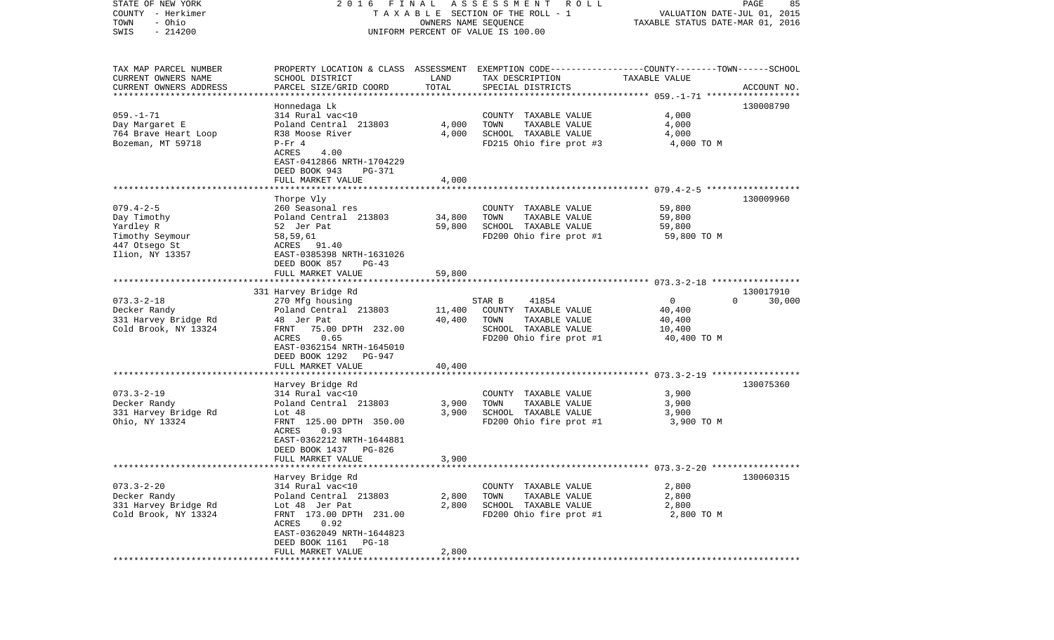STATE OF NEW YORK — 2016 FINAL ASSESSMENT ROLL — TAXABLE SECTION OF THE ROLL - 1 — VALUATION DATE-JUL 01, 2015
COUNTY - Herkimer — OWNERS NAME SEQUENCE — TAXABLE STATUS DATE-MAR 01, 2016
TOWN - Ohio — UNIFORM PERCENT OF VALUE IS 100.00
SWIS - 214200

| TAX MAP PARCEL NUMBER / CURRENT OWNERS NAME / CURRENT OWNERS ADDRESS | PROPERTY LOCATION & CLASS / SCHOOL DISTRICT / PARCEL SIZE/GRID COORD | ASSESSMENT LAND | TOTAL | EXEMPTION CODE / TAX DESCRIPTION / SPECIAL DISTRICTS | COUNTY / TOWN / SCHOOL TAXABLE VALUE | ACCOUNT NO. |
|---|---|---|---|---|---|---|
| 059.-1-71 | Honnedaga Lk | | | | | 130008790 |
| Day Margaret E | 314 Rural vac<10 | | | COUNTY TAXABLE VALUE | 4,000 | |
| 764 Brave Heart Loop | Poland Central 213803 | 4,000 | | TOWN TAXABLE VALUE | 4,000 | |
| Bozeman, MT 59718 | R38 Moose River | | 4,000 | SCHOOL TAXABLE VALUE | 4,000 | |
| | P-Fr 4 | | | FD215 Ohio fire prot #3 | 4,000 TO M | |
| | ACRES 4.00 | | | | | |
| | EAST-0412866 NRTH-1704229 | | | | | |
| | DEED BOOK 943 PG-371 | | | | | |
| | FULL MARKET VALUE | | 4,000 | | | |
| 079.4-2-5 | Thorpe Vly | | | | | 130009960 |
| Day Timothy | 260 Seasonal res | | | COUNTY TAXABLE VALUE | 59,800 | |
| Yardley R | Poland Central 213803 | 34,800 | | TOWN TAXABLE VALUE | 59,800 | |
| Timothy Seymour | 52 Jer Pat | | 59,800 | SCHOOL TAXABLE VALUE | 59,800 | |
| 447 Otsego St | 58,59,61 | | | FD200 Ohio fire prot #1 | 59,800 TO M | |
| Ilion, NY 13357 | ACRES 91.40 | | | | | |
| | EAST-0385398 NRTH-1631026 | | | | | |
| | DEED BOOK 857 PG-43 | | | | | |
| | FULL MARKET VALUE | | 59,800 | | | |
| 073.3-2-18 | 331 Harvey Bridge Rd | | | | | 130017910 |
| Decker Randy | 270 Mfg housing | | | STAR B 41854 | 0 / 0 / 30,000 | |
| 331 Harvey Bridge Rd | Poland Central 213803 | 11,400 | | COUNTY TAXABLE VALUE | 40,400 | |
| Cold Brook, NY 13324 | 48 Jer Pat | | 40,400 | TOWN TAXABLE VALUE | 40,400 | |
| | FRNT 75.00 DPTH 232.00 | | | SCHOOL TAXABLE VALUE | 10,400 | |
| | ACRES 0.65 | | | FD200 Ohio fire prot #1 | 40,400 TO M | |
| | EAST-0362154 NRTH-1645010 | | | | | |
| | DEED BOOK 1292 PG-947 | | | | | |
| | FULL MARKET VALUE | | 40,400 | | | |
| 073.3-2-19 | Harvey Bridge Rd | | | | | 130075360 |
| Decker Randy | 314 Rural vac<10 | | | COUNTY TAXABLE VALUE | 3,900 | |
| 331 Harvey Bridge Rd | Poland Central 213803 | 3,900 | | TOWN TAXABLE VALUE | 3,900 | |
| Ohio, NY 13324 | Lot 48 | | 3,900 | SCHOOL TAXABLE VALUE | 3,900 | |
| | FRNT 125.00 DPTH 350.00 | | | FD200 Ohio fire prot #1 | 3,900 TO M | |
| | ACRES 0.93 | | | | | |
| | EAST-0362212 NRTH-1644881 | | | | | |
| | DEED BOOK 1437 PG-826 | | | | | |
| | FULL MARKET VALUE | | 3,900 | | | |
| 073.3-2-20 | Harvey Bridge Rd | | | | | 130060315 |
| Decker Randy | 314 Rural vac<10 | | | COUNTY TAXABLE VALUE | 2,800 | |
| 331 Harvey Bridge Rd | Poland Central 213803 | 2,800 | | TOWN TAXABLE VALUE | 2,800 | |
| Cold Brook, NY 13324 | Lot 48 Jer Pat | | 2,800 | SCHOOL TAXABLE VALUE | 2,800 | |
| | FRNT 173.00 DPTH 231.00 | | | FD200 Ohio fire prot #1 | 2,800 TO M | |
| | ACRES 0.92 | | | | | |
| | EAST-0362049 NRTH-1644823 | | | | | |
| | DEED BOOK 1161 PG-18 | | | | | |
| | FULL MARKET VALUE | | 2,800 | | | |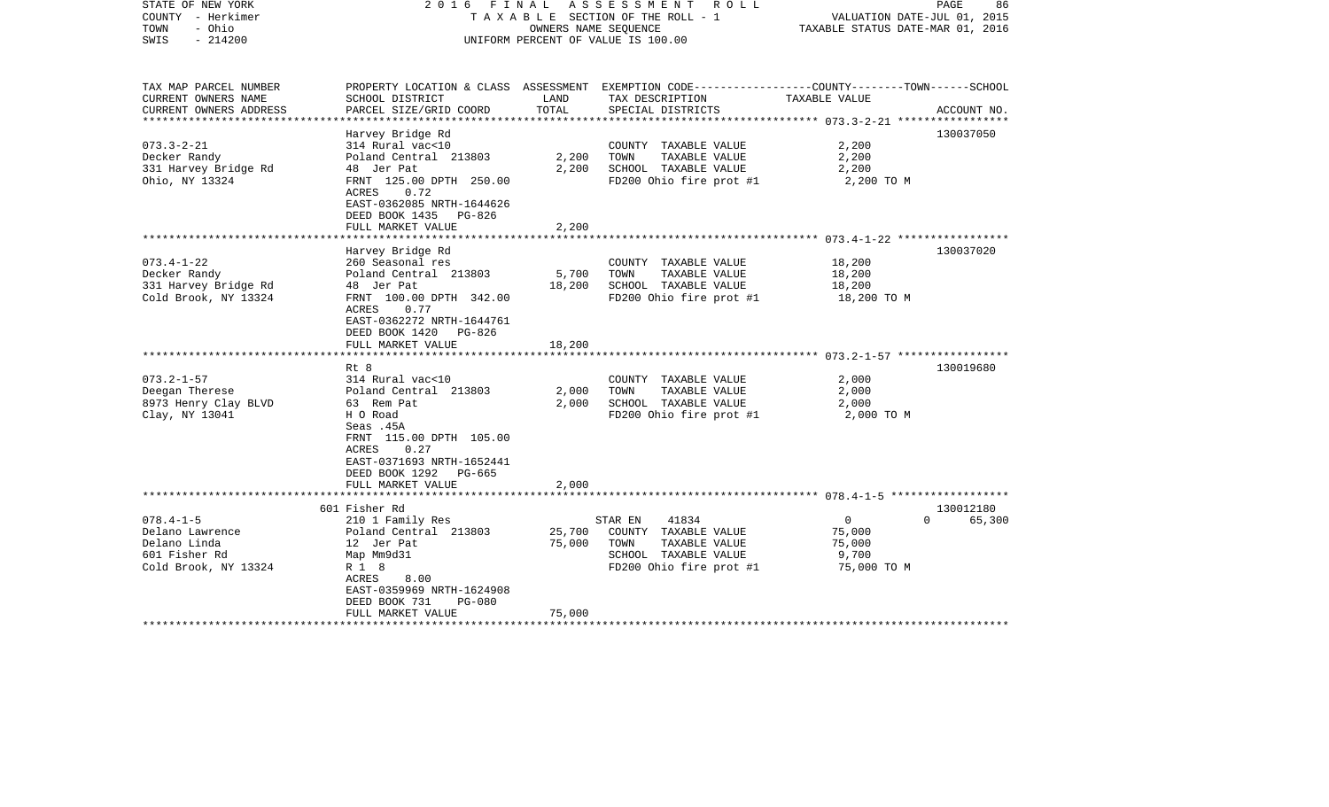STATE OF NEW YORK | 2016 FINAL ASSESSMENT ROLL
COUNTY - Herkimer | TAXABLE SECTION OF THE ROLL - 1 | VALUATION DATE-JUL 01, 2015
TOWN - Ohio | OWNERS NAME SEQUENCE | TAXABLE STATUS DATE-MAR 01, 2016
SWIS - 214200 | UNIFORM PERCENT OF VALUE IS 100.00

| TAX MAP PARCEL NUMBER<br>CURRENT OWNERS NAME<br>CURRENT OWNERS ADDRESS | PROPERTY LOCATION & CLASS<br>SCHOOL DISTRICT<br>PARCEL SIZE/GRID COORD | ASSESSMENT<br>LAND<br>TOTAL | EXEMPTION CODE-----COUNTY-----TOWN------SCHOOL<br>TAX DESCRIPTION<br>SPECIAL DISTRICTS | TAXABLE VALUE | ACCOUNT NO. |
|---|---|---|---|---|---|
| 073.3-2-21 | Harvey Bridge Rd | | | | 130037050 |
| Decker Randy | 314 Rural vac<10 | | COUNTY TAXABLE VALUE | 2,200 | |
| 331 Harvey Bridge Rd | Poland Central 213803 | 2,200 | TOWN TAXABLE VALUE | 2,200 | |
| Ohio, NY 13324 | 48 Jer Pat | 2,200 | SCHOOL TAXABLE VALUE | 2,200 | |
| | FRNT 125.00 DPTH 250.00 | | FD200 Ohio fire prot #1 | 2,200 TO M | |
| | ACRES 0.72 | | | | |
| | EAST-0362085 NRTH-1644626 | | | | |
| | DEED BOOK 1435 PG-826 | | | | |
| | FULL MARKET VALUE | 2,200 | | | |
| 073.4-1-22 | Harvey Bridge Rd | | | | 130037020 |
| Decker Randy | 260 Seasonal res | | COUNTY TAXABLE VALUE | 18,200 | |
| 331 Harvey Bridge Rd | Poland Central 213803 | 5,700 | TOWN TAXABLE VALUE | 18,200 | |
| Cold Brook, NY 13324 | 48 Jer Pat | 18,200 | SCHOOL TAXABLE VALUE | 18,200 | |
| | FRNT 100.00 DPTH 342.00 | | FD200 Ohio fire prot #1 | 18,200 TO M | |
| | ACRES 0.77 | | | | |
| | EAST-0362272 NRTH-1644761 | | | | |
| | DEED BOOK 1420 PG-826 | | | | |
| | FULL MARKET VALUE | 18,200 | | | |
| 073.2-1-57 | Rt 8 | | | | 130019680 |
| Deegan Therese | 314 Rural vac<10 | | COUNTY TAXABLE VALUE | 2,000 | |
| 8973 Henry Clay BLVD | Poland Central 213803 | 2,000 | TOWN TAXABLE VALUE | 2,000 | |
| Clay, NY 13041 | 63 Rem Pat | 2,000 | SCHOOL TAXABLE VALUE | 2,000 | |
| | H O Road | | FD200 Ohio fire prot #1 | 2,000 TO M | |
| | Seas .45A | | | | |
| | FRNT 115.00 DPTH 105.00 | | | | |
| | ACRES 0.27 | | | | |
| | EAST-0371693 NRTH-1652441 | | | | |
| | DEED BOOK 1292 PG-665 | | | | |
| | FULL MARKET VALUE | 2,000 | | | |
| 078.4-1-5 | 601 Fisher Rd | | | | 130012180 |
| Delano Lawrence | 210 1 Family Res | | STAR EN 41834 | 0 0 | 65,300 |
| Delano Linda | Poland Central 213803 | 25,700 | COUNTY TAXABLE VALUE | 75,000 | |
| 601 Fisher Rd | 12 Jer Pat | 75,000 | TOWN TAXABLE VALUE | 75,000 | |
| Cold Brook, NY 13324 | Map Mm9d31 | | SCHOOL TAXABLE VALUE | 9,700 | |
| | R 1 8 | | FD200 Ohio fire prot #1 | 75,000 TO M | |
| | ACRES 8.00 | | | | |
| | EAST-0359969 NRTH-1624908 | | | | |
| | DEED BOOK 731 PG-080 | | | | |
| | FULL MARKET VALUE | 75,000 | | | |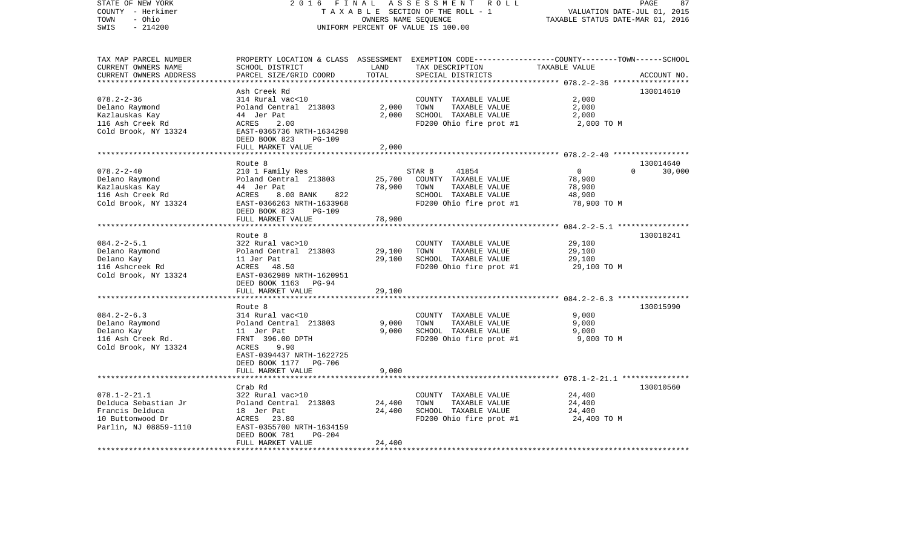STATE OF NEW YORK — 2016 FINAL ASSESSMENT ROLL
COUNTY - Herkimer — TAXABLE SECTION OF THE ROLL - 1 — VALUATION DATE-JUL 01, 2015
TOWN - Ohio — OWNERS NAME SEQUENCE — TAXABLE STATUS DATE-MAR 01, 2016
SWIS - 214200 — UNIFORM PERCENT OF VALUE IS 100.00

| TAX MAP PARCEL NUMBER / CURRENT OWNERS NAME / CURRENT OWNERS ADDRESS | PROPERTY LOCATION & CLASS / SCHOOL DISTRICT / PARCEL SIZE/GRID COORD | ASSESSMENT LAND | TOTAL | EXEMPTION CODE / TAX DESCRIPTION / SPECIAL DISTRICTS | COUNTY--------TOWN------SCHOOL TAXABLE VALUE | ACCOUNT NO. |
|---|---|---|---|---|---|---|
| 078.2-2-36 | Ash Creek Rd | | | | | 130014610 |
| 078.2-2-36 | 314 Rural vac<10 | | | COUNTY TAXABLE VALUE | 2,000 | |
| Delano Raymond | Poland Central 213803 | 2,000 | | TOWN TAXABLE VALUE | 2,000 | |
| Kazlauskas Kay | 44 Jer Pat | | 2,000 | SCHOOL TAXABLE VALUE | 2,000 | |
| 116 Ash Creek Rd | ACRES 2.00 | | | FD200 Ohio fire prot #1 | 2,000 TO M | |
| Cold Brook, NY 13324 | EAST-0365736 NRTH-1634298 | | | | | |
| | DEED BOOK 823 PG-109 | | | | | |
| | FULL MARKET VALUE | | 2,000 | | | |
| 078.2-2-40 | Route 8 | | | | | 130014640 |
| 078.2-2-40 | 210 1 Family Res | | | STAR B 41854 | 0 0 30,000 | |
| Delano Raymond | Poland Central 213803 | 25,700 | | COUNTY TAXABLE VALUE | 78,900 | |
| Kazlauskas Kay | 44 Jer Pat | | 78,900 | TOWN TAXABLE VALUE | 78,900 | |
| 116 Ash Creek Rd | ACRES 8.00 BANK 822 | | | SCHOOL TAXABLE VALUE | 48,900 | |
| Cold Brook, NY 13324 | EAST-0366263 NRTH-1633968 | | | FD200 Ohio fire prot #1 | 78,900 TO M | |
| | DEED BOOK 823 PG-109 | | | | | |
| | FULL MARKET VALUE | | 78,900 | | | |
| 084.2-2-5.1 | Route 8 | | | | | 130018241 |
| 084.2-2-5.1 | 322 Rural vac>10 | | | COUNTY TAXABLE VALUE | 29,100 | |
| Delano Raymond | Poland Central 213803 | 29,100 | | TOWN TAXABLE VALUE | 29,100 | |
| Delano Kay | 11 Jer Pat | | 29,100 | SCHOOL TAXABLE VALUE | 29,100 | |
| 116 Ashcreek Rd | ACRES 48.50 | | | FD200 Ohio fire prot #1 | 29,100 TO M | |
| Cold Brook, NY 13324 | EAST-0362989 NRTH-1620951 | | | | | |
| | DEED BOOK 1163 PG-94 | | | | | |
| | FULL MARKET VALUE | | 29,100 | | | |
| 084.2-2-6.3 | Route 8 | | | | | 130015990 |
| 084.2-2-6.3 | 314 Rural vac<10 | | | COUNTY TAXABLE VALUE | 9,000 | |
| Delano Raymond | Poland Central 213803 | 9,000 | | TOWN TAXABLE VALUE | 9,000 | |
| Delano Kay | 11 Jer Pat | | 9,000 | SCHOOL TAXABLE VALUE | 9,000 | |
| 116 Ash Creek Rd. | FRNT 396.00 DPTH | | | FD200 Ohio fire prot #1 | 9,000 TO M | |
| Cold Brook, NY 13324 | ACRES 9.90 | | | | | |
| | EAST-0394437 NRTH-1622725 | | | | | |
| | DEED BOOK 1177 PG-706 | | | | | |
| | FULL MARKET VALUE | | 9,000 | | | |
| 078.1-2-21.1 | Crab Rd | | | | | 130010560 |
| 078.1-2-21.1 | 322 Rural vac>10 | | | COUNTY TAXABLE VALUE | 24,400 | |
| Delduca Sebastian Jr | Poland Central 213803 | 24,400 | | TOWN TAXABLE VALUE | 24,400 | |
| Francis Delduca | 18 Jer Pat | | 24,400 | SCHOOL TAXABLE VALUE | 24,400 | |
| 10 Buttonwood Dr | ACRES 23.80 | | | FD200 Ohio fire prot #1 | 24,400 TO M | |
| Parlin, NJ 08859-1110 | EAST-0355700 NRTH-1634159 | | | | | |
| | DEED BOOK 781 PG-204 | | | | | |
| | FULL MARKET VALUE | | 24,400 | | | |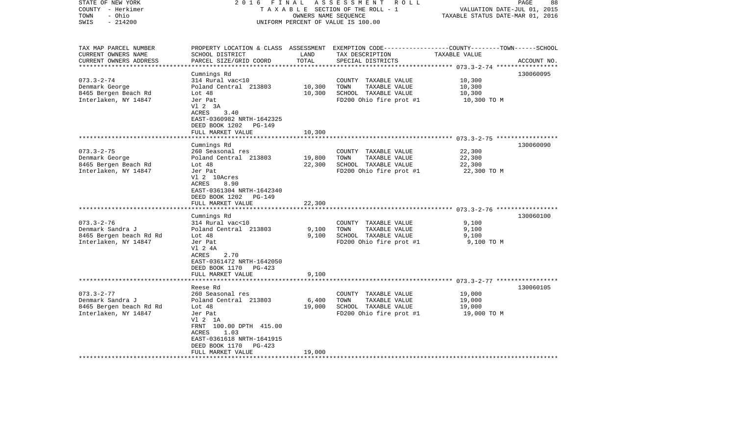STATE OF NEW YORK | 2016 FINAL ASSESSMENT ROLL | VALUATION DATE-JUL 01, 2015
COUNTY - Herkimer | TAXABLE SECTION OF THE ROLL - 1 | TAXABLE STATUS DATE-MAR 01, 2016
TOWN - Ohio | OWNERS NAME SEQUENCE
SWIS - 214200 | UNIFORM PERCENT OF VALUE IS 100.00

| TAX MAP PARCEL NUMBER<br>CURRENT OWNERS NAME<br>CURRENT OWNERS ADDRESS | PROPERTY LOCATION & CLASS<br>SCHOOL DISTRICT<br>PARCEL SIZE/GRID COORD | ASSESSMENT<br>LAND<br>TOTAL | EXEMPTION CODE<br>TAX DESCRIPTION<br>SPECIAL DISTRICTS | COUNTY--------TOWN------SCHOOL<br>TAXABLE VALUE | <br><br>ACCOUNT NO. |
|---|---|---|---|---|---|
| 073.3-2-74<br>Denmark George<br>8465 Bergen Beach Rd<br>Interlaken, NY 14847 | Cumnings Rd<br>314 Rural vac<10<br>Poland Central 213803<br>Lot 48<br>Jer Pat<br>Vl 2 3A<br>ACRES 3.40<br>EAST-0360982 NRTH-1642325<br>DEED BOOK 1202 PG-149<br>FULL MARKET VALUE | <br><br>10,300<br>10,300<br><br><br><br><br><br>10,300 | <br>COUNTY TAXABLE VALUE<br>TOWN TAXABLE VALUE<br>SCHOOL TAXABLE VALUE<br>FD200 Ohio fire prot #1 | <br>10,300<br>10,300<br>10,300<br>10,300 TO M | 130060095 |
| 073.3-2-75<br>Denmark George<br>8465 Bergen Beach Rd<br>Interlaken, NY 14847 | Cumnings Rd<br>260 Seasonal res<br>Poland Central 213803<br>Lot 48<br>Jer Pat<br>Vl 2 10Acres<br>ACRES 8.90<br>EAST-0361304 NRTH-1642340<br>DEED BOOK 1202 PG-149<br>FULL MARKET VALUE | <br><br>19,800<br>22,300<br><br><br><br><br><br>22,300 | <br>COUNTY TAXABLE VALUE<br>TOWN TAXABLE VALUE<br>SCHOOL TAXABLE VALUE<br>FD200 Ohio fire prot #1 | <br>22,300<br>22,300<br>22,300<br>22,300 TO M | 130060090 |
| 073.3-2-76<br>Denmark Sandra J<br>8465 Bergen beach Rd Rd<br>Interlaken, NY 14847 | Cumnings Rd<br>314 Rural vac<10<br>Poland Central 213803<br>Lot 48<br>Jer Pat<br>Vl 2 4A<br>ACRES 2.70<br>EAST-0361472 NRTH-1642050<br>DEED BOOK 1170 PG-423<br>FULL MARKET VALUE | <br><br>9,100<br>9,100<br><br><br><br><br><br>9,100 | <br>COUNTY TAXABLE VALUE<br>TOWN TAXABLE VALUE<br>SCHOOL TAXABLE VALUE<br>FD200 Ohio fire prot #1 | <br>9,100<br>9,100<br>9,100<br>9,100 TO M | 130060100 |
| 073.3-2-77<br>Denmark Sandra J<br>8465 Bergen beach Rd Rd<br>Interlaken, NY 14847 | Reese Rd<br>260 Seasonal res<br>Poland Central 213803<br>Lot 48<br>Jer Pat<br>Vl 2 1A<br>FRNT 100.00 DPTH 415.00<br>ACRES 1.03<br>EAST-0361618 NRTH-1641915<br>DEED BOOK 1170 PG-423<br>FULL MARKET VALUE | <br><br>6,400<br>19,000<br><br><br><br><br><br><br>19,000 | <br>COUNTY TAXABLE VALUE<br>TOWN TAXABLE VALUE<br>SCHOOL TAXABLE VALUE<br>FD200 Ohio fire prot #1 | <br>19,000<br>19,000<br>19,000<br>19,000 TO M | 130060105 |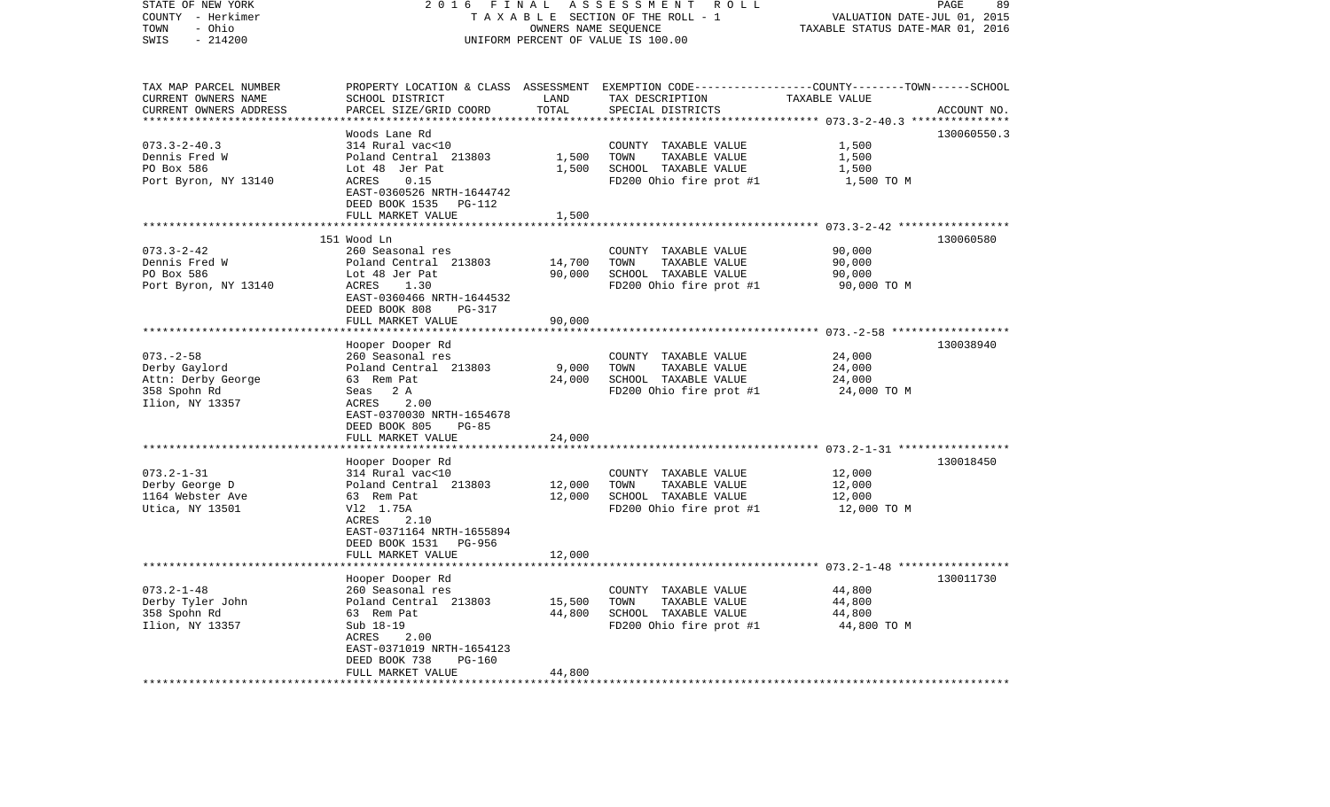| TAX MAP PARCEL NUMBER<br>CURRENT OWNERS NAME<br>CURRENT OWNERS ADDRESS | PROPERTY LOCATION & CLASS<br>SCHOOL DISTRICT<br>PARCEL SIZE/GRID COORD | LAND | ASSESSMENT<br>TOTAL | EXEMPTION CODE<br>TAX DESCRIPTION<br>SPECIAL DISTRICTS | COUNTY--------TOWN------SCHOOL<br>TAXABLE VALUE | ACCOUNT NO. |
|---|---|---|---|---|---|---|
| 073.3-2-40.3 | Woods Lane Rd | | | | | 130060550.3 |
| Dennis Fred W | 314 Rural vac<10 | | | COUNTY TAXABLE VALUE | 1,500 | |
| PO Box 586 | Poland Central 213803 | 1,500 | | TOWN TAXABLE VALUE | 1,500 | |
| Port Byron, NY 13140 | Lot 48 Jer Pat | | 1,500 | SCHOOL TAXABLE VALUE | 1,500 | |
| | ACRES 0.15 | | | FD200 Ohio fire prot #1 | 1,500 TO M | |
| | EAST-0360526 NRTH-1644742 | | | | | |
| | DEED BOOK 1535 PG-112 | | | | | |
| | FULL MARKET VALUE | | 1,500 | | | |
| 073.3-2-42 | 151 Wood Ln | | | | | 130060580 |
| Dennis Fred W | 260 Seasonal res | | | COUNTY TAXABLE VALUE | 90,000 | |
| PO Box 586 | Poland Central 213803 | 14,700 | | TOWN TAXABLE VALUE | 90,000 | |
| Port Byron, NY 13140 | Lot 48 Jer Pat | | 90,000 | SCHOOL TAXABLE VALUE | 90,000 | |
| | ACRES 1.30 | | | FD200 Ohio fire prot #1 | 90,000 TO M | |
| | EAST-0360466 NRTH-1644532 | | | | | |
| | DEED BOOK 808 PG-317 | | | | | |
| | FULL MARKET VALUE | | 90,000 | | | |
| 073.-2-58 | Hooper Dooper Rd | | | | | 130038940 |
| Derby Gaylord | 260 Seasonal res | | | COUNTY TAXABLE VALUE | 24,000 | |
| Attn: Derby George | Poland Central 213803 | 9,000 | | TOWN TAXABLE VALUE | 24,000 | |
| 358 Spohn Rd | 63 Rem Pat | | 24,000 | SCHOOL TAXABLE VALUE | 24,000 | |
| Ilion, NY 13357 | Seas 2 A | | | FD200 Ohio fire prot #1 | 24,000 TO M | |
| | ACRES 2.00 | | | | | |
| | EAST-0370030 NRTH-1654678 | | | | | |
| | DEED BOOK 805 PG-85 | | | | | |
| | FULL MARKET VALUE | | 24,000 | | | |
| 073.2-1-31 | Hooper Dooper Rd | | | | | 130018450 |
| Derby George D | 314 Rural vac<10 | | | COUNTY TAXABLE VALUE | 12,000 | |
| 1164 Webster Ave | Poland Central 213803 | 12,000 | | TOWN TAXABLE VALUE | 12,000 | |
| Utica, NY 13501 | 63 Rem Pat | | 12,000 | SCHOOL TAXABLE VALUE | 12,000 | |
| | Vl2 1.75A | | | FD200 Ohio fire prot #1 | 12,000 TO M | |
| | ACRES 2.10 | | | | | |
| | EAST-0371164 NRTH-1655894 | | | | | |
| | DEED BOOK 1531 PG-956 | | | | | |
| | FULL MARKET VALUE | | 12,000 | | | |
| 073.2-1-48 | Hooper Dooper Rd | | | | | 130011730 |
| Derby Tyler John | 260 Seasonal res | | | COUNTY TAXABLE VALUE | 44,800 | |
| 358 Spohn Rd | Poland Central 213803 | 15,500 | | TOWN TAXABLE VALUE | 44,800 | |
| Ilion, NY 13357 | 63 Rem Pat | | 44,800 | SCHOOL TAXABLE VALUE | 44,800 | |
| | Sub 18-19 | | | FD200 Ohio fire prot #1 | 44,800 TO M | |
| | ACRES 2.00 | | | | | |
| | EAST-0371019 NRTH-1654123 | | | | | |
| | DEED BOOK 738 PG-160 | | | | | |
| | FULL MARKET VALUE | | 44,800 | | | |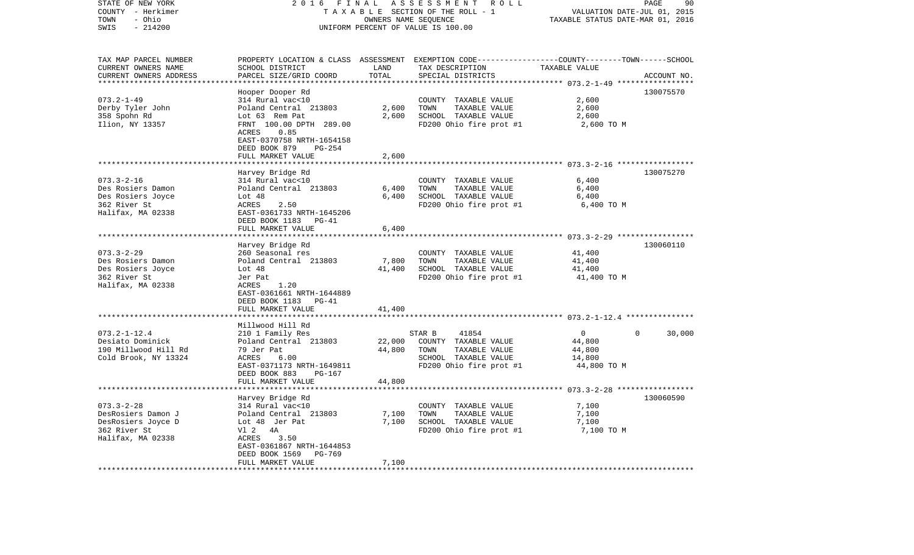STATE OF NEW YORK | 2016 FINAL ASSESSMENT ROLL | PAGE 90
COUNTY - Herkimer | TAXABLE SECTION OF THE ROLL - 1 | VALUATION DATE-JUL 01, 2015
TOWN - Ohio | OWNERS NAME SEQUENCE | TAXABLE STATUS DATE-MAR 01, 2016
SWIS - 214200 | UNIFORM PERCENT OF VALUE IS 100.00

| TAX MAP PARCEL NUMBER / CURRENT OWNERS NAME / CURRENT OWNERS ADDRESS | PROPERTY LOCATION & CLASS / SCHOOL DISTRICT / PARCEL SIZE/GRID COORD | ASSESSMENT LAND / TOTAL | EXEMPTION CODE / TAX DESCRIPTION / SPECIAL DISTRICTS | COUNTY--------TOWN------SCHOOL TAXABLE VALUE | ACCOUNT NO. |
|---|---|---|---|---|---|
| **073.2-1-49** | Hooper Dooper Rd | | | | 130075570 |
| 073.2-1-49 | 314 Rural vac<10 | | COUNTY TAXABLE VALUE | 2,600 | |
| Derby Tyler John | Poland Central 213803 | 2,600 | TOWN TAXABLE VALUE | 2,600 | |
| 358 Spohn Rd | Lot 63 Rem Pat | 2,600 | SCHOOL TAXABLE VALUE | 2,600 | |
| Ilion, NY 13357 | FRNT 100.00 DPTH 289.00 | | FD200 Ohio fire prot #1 | 2,600 TO M | |
| | ACRES 0.85 | | | | |
| | EAST-0370758 NRTH-1654158 | | | | |
| | DEED BOOK 879 PG-254 | | | | |
| | FULL MARKET VALUE | 2,600 | | | |
| **073.3-2-16** | Harvey Bridge Rd | | | | 130075270 |
| 073.3-2-16 | 314 Rural vac<10 | | COUNTY TAXABLE VALUE | 6,400 | |
| Des Rosiers Damon | Poland Central 213803 | 6,400 | TOWN TAXABLE VALUE | 6,400 | |
| Des Rosiers Joyce | Lot 48 | 6,400 | SCHOOL TAXABLE VALUE | 6,400 | |
| 362 River St | ACRES 2.50 | | FD200 Ohio fire prot #1 | 6,400 TO M | |
| Halifax, MA 02338 | EAST-0361733 NRTH-1645206 | | | | |
| | DEED BOOK 1183 PG-41 | | | | |
| | FULL MARKET VALUE | 6,400 | | | |
| **073.3-2-29** | Harvey Bridge Rd | | | | 130060110 |
| 073.3-2-29 | 260 Seasonal res | | COUNTY TAXABLE VALUE | 41,400 | |
| Des Rosiers Damon | Poland Central 213803 | 7,800 | TOWN TAXABLE VALUE | 41,400 | |
| Des Rosiers Joyce | Lot 48 | 41,400 | SCHOOL TAXABLE VALUE | 41,400 | |
| 362 River St | Jer Pat | | FD200 Ohio fire prot #1 | 41,400 TO M | |
| Halifax, MA 02338 | ACRES 1.20 | | | | |
| | EAST-0361661 NRTH-1644889 | | | | |
| | DEED BOOK 1183 PG-41 | | | | |
| | FULL MARKET VALUE | 41,400 | | | |
| **073.2-1-12.4** | Millwood Hill Rd | | | | |
| 073.2-1-12.4 | 210 1 Family Res | | STAR B 41854 | 0 0 30,000 | |
| Desiato Dominick | Poland Central 213803 | 22,000 | COUNTY TAXABLE VALUE | 44,800 | |
| 190 Millwood Hill Rd | 79 Jer Pat | 44,800 | TOWN TAXABLE VALUE | 44,800 | |
| Cold Brook, NY 13324 | ACRES 6.00 | | SCHOOL TAXABLE VALUE | 14,800 | |
| | EAST-0371173 NRTH-1649811 | | FD200 Ohio fire prot #1 | 44,800 TO M | |
| | DEED BOOK 883 PG-167 | | | | |
| | FULL MARKET VALUE | 44,800 | | | |
| **073.3-2-28** | Harvey Bridge Rd | | | | 130060590 |
| 073.3-2-28 | 314 Rural vac<10 | | COUNTY TAXABLE VALUE | 7,100 | |
| DesRosiers Damon J | Poland Central 213803 | 7,100 | TOWN TAXABLE VALUE | 7,100 | |
| DesRosiers Joyce D | Lot 48 Jer Pat | 7,100 | SCHOOL TAXABLE VALUE | 7,100 | |
| 362 River St | Vl 2 4A | | FD200 Ohio fire prot #1 | 7,100 TO M | |
| Halifax, MA 02338 | ACRES 3.50 | | | | |
| | EAST-0361867 NRTH-1644853 | | | | |
| | DEED BOOK 1569 PG-769 | | | | |
| | FULL MARKET VALUE | 7,100 | | | |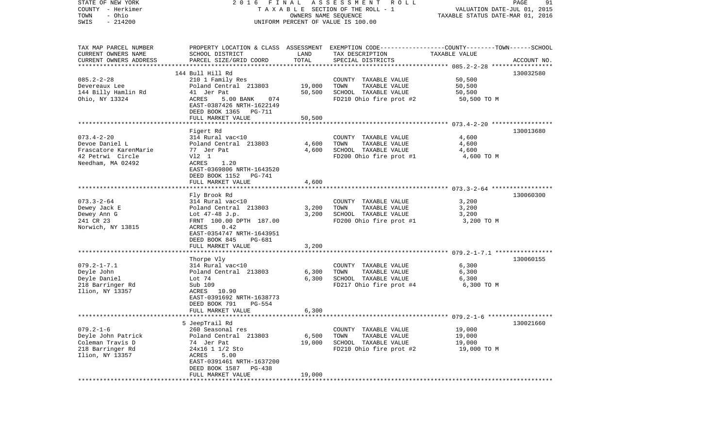STATE OF NEW YORK — 2016 FINAL ASSESSMENT ROLL
COUNTY - Herkimer — TAXABLE SECTION OF THE ROLL - 1 — VALUATION DATE-JUL 01, 2015
TOWN - Ohio — OWNERS NAME SEQUENCE — TAXABLE STATUS DATE-MAR 01, 2016
SWIS - 214200 — UNIFORM PERCENT OF VALUE IS 100.00

| TAX MAP PARCEL NUMBER / CURRENT OWNERS NAME / CURRENT OWNERS ADDRESS | PROPERTY LOCATION & CLASS / SCHOOL DISTRICT / PARCEL SIZE/GRID COORD | ASSESSMENT LAND / TOTAL | EXEMPTION CODE / TAX DESCRIPTION / SPECIAL DISTRICTS | COUNTY--------TOWN------SCHOOL TAXABLE VALUE | ACCOUNT NO. |
|---|---|---|---|---|---|
| 085.2-2-28 | 144 Bull Hill Rd | | | | 130032580 |
| Devereaux Lee | 210 1 Family Res | | COUNTY TAXABLE VALUE | 50,500 | |
| 144 Billy Hamlin Rd | Poland Central 213803 | 19,000 | TOWN TAXABLE VALUE | 50,500 | |
| Ohio, NY 13324 | 41 Jer Pat | 50,500 | SCHOOL TAXABLE VALUE | 50,500 | |
| | ACRES 5.00 BANK 074 | | FD210 Ohio fire prot #2 | 50,500 TO M | |
| | EAST-0387426 NRTH-1622149 | | | | |
| | DEED BOOK 1365 PG-711 | | | | |
| | FULL MARKET VALUE | 50,500 | | | |
| 073.4-2-20 | Figert Rd | | | | 130013680 |
| Devoe Daniel L | 314 Rural vac<10 | | COUNTY TAXABLE VALUE | 4,600 | |
| Frascatore KarenMarie | Poland Central 213803 | 4,600 | TOWN TAXABLE VALUE | 4,600 | |
| 42 Petrwi Circle | 77 Jer Pat | 4,600 | SCHOOL TAXABLE VALUE | 4,600 | |
| Needham, MA 02492 | Vl2 1 | | FD200 Ohio fire prot #1 | 4,600 TO M | |
| | ACRES 1.20 | | | | |
| | EAST-0369806 NRTH-1643520 | | | | |
| | DEED BOOK 1152 PG-741 | | | | |
| | FULL MARKET VALUE | 4,600 | | | |
| 073.3-2-64 | Fly Brook Rd | | | | 130060300 |
| Dewey Jack E | 314 Rural vac<10 | | COUNTY TAXABLE VALUE | 3,200 | |
| Dewey Ann G | Poland Central 213803 | 3,200 | TOWN TAXABLE VALUE | 3,200 | |
| 241 CR 23 | Lot 47-48 J.p. | 3,200 | SCHOOL TAXABLE VALUE | 3,200 | |
| Norwich, NY 13815 | FRNT 100.00 DPTH 187.00 | | FD200 Ohio fire prot #1 | 3,200 TO M | |
| | ACRES 0.42 | | | | |
| | EAST-0354747 NRTH-1643951 | | | | |
| | DEED BOOK 845 PG-681 | | | | |
| | FULL MARKET VALUE | 3,200 | | | |
| 079.2-1-7.1 | Thorpe Vly | | | | 130060155 |
| Deyle John | 314 Rural vac<10 | | COUNTY TAXABLE VALUE | 6,300 | |
| Deyle Daniel | Poland Central 213803 | 6,300 | TOWN TAXABLE VALUE | 6,300 | |
| 218 Barringer Rd | Lot 74 | 6,300 | SCHOOL TAXABLE VALUE | 6,300 | |
| Ilion, NY 13357 | Sub 109 | | FD217 Ohio fire prot #4 | 6,300 TO M | |
| | ACRES 10.90 | | | | |
| | EAST-0391692 NRTH-1638773 | | | | |
| | DEED BOOK 791 PG-554 | | | | |
| | FULL MARKET VALUE | 6,300 | | | |
| 079.2-1-6 | 5 JeepTrail Rd | | | | 130021660 |
| Deyle John Patrick | 260 Seasonal res | | COUNTY TAXABLE VALUE | 19,000 | |
| Coleman Travis D | Poland Central 213803 | 6,500 | TOWN TAXABLE VALUE | 19,000 | |
| 218 Barringer Rd | 74 Jer Pat | 19,000 | SCHOOL TAXABLE VALUE | 19,000 | |
| Ilion, NY 13357 | 24x16 1 1/2 Sto | | FD210 Ohio fire prot #2 | 19,000 TO M | |
| | ACRES 5.00 | | | | |
| | EAST-0391461 NRTH-1637200 | | | | |
| | DEED BOOK 1587 PG-438 | | | | |
| | FULL MARKET VALUE | 19,000 | | | |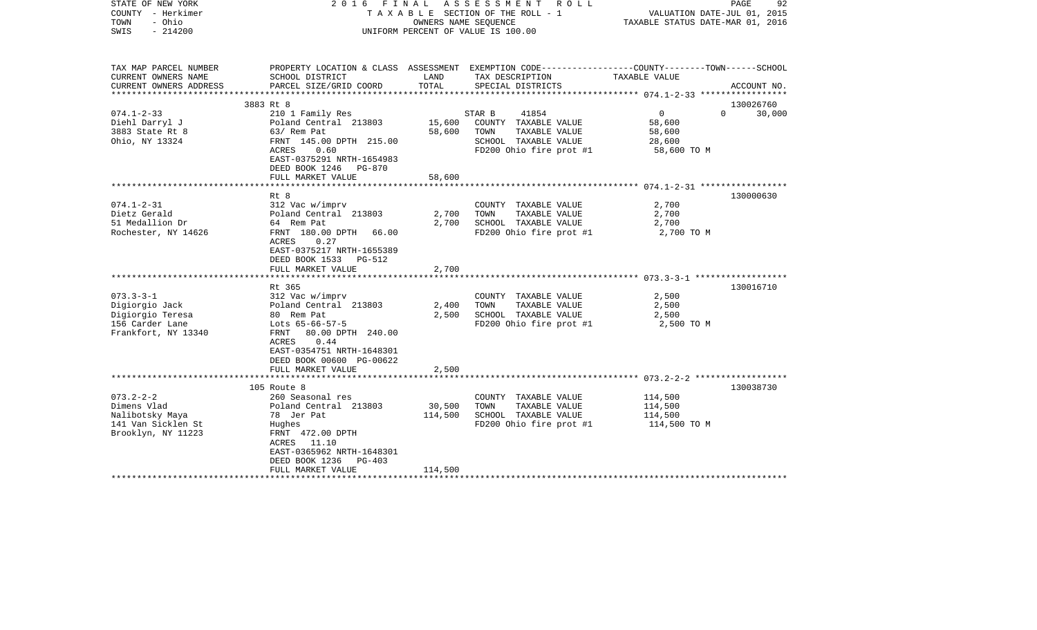STATE OF NEW YORK — COUNTY - Herkimer — TOWN - Ohio — SWIS - 214200

2016 FINAL ASSESSMENT ROLL
TAXABLE SECTION OF THE ROLL - 1
OWNERS NAME SEQUENCE
UNIFORM PERCENT OF VALUE IS 100.00

VALUATION DATE-JUL 01, 2015
TAXABLE STATUS DATE-MAR 01, 2016

| TAX MAP PARCEL NUMBER / CURRENT OWNERS NAME / CURRENT OWNERS ADDRESS | PROPERTY LOCATION & CLASS / SCHOOL DISTRICT / PARCEL SIZE/GRID COORD | ASSESSMENT LAND | TOTAL | EXEMPTION CODE / TAX DESCRIPTION / SPECIAL DISTRICTS | COUNTY / TOWN / SCHOOL TAXABLE VALUE | ACCOUNT NO. |
|---|---|---|---|---|---|---|
| 074.1-2-33 | 3883 Rt 8 | | | | | 130026760 |
| | 210 1 Family Res | | | STAR B 41854 | 0 0 30,000 | |
| Diehl Darryl J | Poland Central 213803 | 15,600 | | COUNTY TAXABLE VALUE | 58,600 | |
| 3883 State Rt 8 | 63/ Rem Pat | | 58,600 | TOWN TAXABLE VALUE | 58,600 | |
| Ohio, NY 13324 | FRNT 145.00 DPTH 215.00 | | | SCHOOL TAXABLE VALUE | 28,600 | |
| | ACRES 0.60 | | | FD200 Ohio fire prot #1 | 58,600 TO M | |
| | EAST-0375291 NRTH-1654983 | | | | | |
| | DEED BOOK 1246 PG-870 | | | | | |
| | FULL MARKET VALUE | | 58,600 | | | |
| 074.1-2-31 | Rt 8 | | | | | 130000630 |
| Dietz Gerald | 312 Vac w/imprv | | | COUNTY TAXABLE VALUE | 2,700 | |
| 51 Medallion Dr | Poland Central 213803 | 2,700 | | TOWN TAXABLE VALUE | 2,700 | |
| Rochester, NY 14626 | 64 Rem Pat | | 2,700 | SCHOOL TAXABLE VALUE | 2,700 | |
| | FRNT 180.00 DPTH 66.00 | | | FD200 Ohio fire prot #1 | 2,700 TO M | |
| | ACRES 0.27 | | | | | |
| | EAST-0375217 NRTH-1655389 | | | | | |
| | DEED BOOK 1533 PG-512 | | | | | |
| | FULL MARKET VALUE | | 2,700 | | | |
| 073.3-3-1 | Rt 365 | | | | | 130016710 |
| Digiorgio Jack | 312 Vac w/imprv | | | COUNTY TAXABLE VALUE | 2,500 | |
| Digiorgio Teresa | Poland Central 213803 | 2,400 | | TOWN TAXABLE VALUE | 2,500 | |
| 156 Carder Lane | 80 Rem Pat | | 2,500 | SCHOOL TAXABLE VALUE | 2,500 | |
| Frankfort, NY 13340 | Lots 65-66-57-5 | | | FD200 Ohio fire prot #1 | 2,500 TO M | |
| | FRNT 80.00 DPTH 240.00 | | | | | |
| | ACRES 0.44 | | | | | |
| | EAST-0354751 NRTH-1648301 | | | | | |
| | DEED BOOK 00600 PG-00622 | | | | | |
| | FULL MARKET VALUE | | 2,500 | | | |
| 073.2-2-2 | 105 Route 8 | | | | | 130038730 |
| Dimens Vlad | 260 Seasonal res | | | COUNTY TAXABLE VALUE | 114,500 | |
| Nalibotsky Maya | Poland Central 213803 | 30,500 | | TOWN TAXABLE VALUE | 114,500 | |
| 141 Van Sicklen St | 78 Jer Pat | | 114,500 | SCHOOL TAXABLE VALUE | 114,500 | |
| Brooklyn, NY 11223 | Hughes | | | FD200 Ohio fire prot #1 | 114,500 TO M | |
| | FRNT 472.00 DPTH | | | | | |
| | ACRES 11.10 | | | | | |
| | EAST-0365962 NRTH-1648301 | | | | | |
| | DEED BOOK 1236 PG-403 | | | | | |
| | FULL MARKET VALUE | | 114,500 | | | |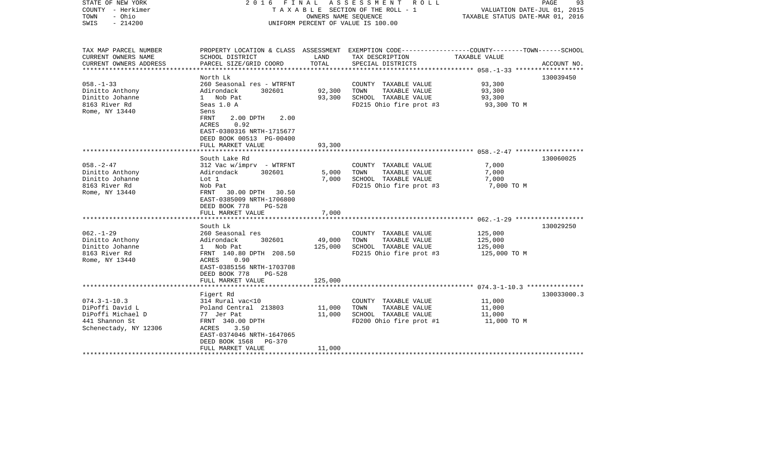STATE OF NEW YORK
COUNTY - Herkimer
TOWN - Ohio
SWIS - 214200

2016 FINAL ASSESSMENT ROLL
TAXABLE SECTION OF THE ROLL - 1
OWNERS NAME SEQUENCE
UNIFORM PERCENT OF VALUE IS 100.00

VALUATION DATE-JUL 01, 2015
TAXABLE STATUS DATE-MAR 01, 2016

| TAX MAP PARCEL NUMBER / CURRENT OWNERS NAME / CURRENT OWNERS ADDRESS | PROPERTY LOCATION & CLASS / SCHOOL DISTRICT / PARCEL SIZE/GRID COORD | ASSESSMENT LAND / TOTAL | EXEMPTION CODE / TAX DESCRIPTION / SPECIAL DISTRICTS | COUNTY--------TOWN------SCHOOL TAXABLE VALUE | ACCOUNT NO. |
|---|---|---|---|---|---|
| 058.-1-33 | North Lk | | | | 130039450 |
| 058.-1-33 | 260 Seasonal res - WTRFNT | | COUNTY TAXABLE VALUE | 93,300 | |
| Dinitto Anthony | Adirondack 302601 | 92,300 | TOWN TAXABLE VALUE | 93,300 | |
| Dinitto Johanne | 1 Nob Pat | 93,300 | SCHOOL TAXABLE VALUE | 93,300 | |
| 8163 River Rd | Seas 1.0 A | | FD215 Ohio fire prot #3 | 93,300 TO M | |
| Rome, NY 13440 | Sens | | | | |
| | FRNT 2.00 DPTH 2.00 | | | | |
| | ACRES 0.92 | | | | |
| | EAST-0380316 NRTH-1715677 | | | | |
| | DEED BOOK 00513 PG-00400 | | | | |
| | FULL MARKET VALUE | 93,300 | | | |
| 058.-2-47 | South Lake Rd | | | | 130060025 |
| 058.-2-47 | 312 Vac w/imprv - WTRFNT | | COUNTY TAXABLE VALUE | 7,000 | |
| Dinitto Anthony | Adirondack 302601 | 5,000 | TOWN TAXABLE VALUE | 7,000 | |
| Dinitto Johanne | Lot 1 | 7,000 | SCHOOL TAXABLE VALUE | 7,000 | |
| 8163 River Rd | Nob Pat | | FD215 Ohio fire prot #3 | 7,000 TO M | |
| Rome, NY 13440 | FRNT 30.00 DPTH 30.50 | | | | |
| | EAST-0385009 NRTH-1706800 | | | | |
| | DEED BOOK 778 PG-528 | | | | |
| | FULL MARKET VALUE | 7,000 | | | |
| 062.-1-29 | South Lk | | | | 130029250 |
| 062.-1-29 | 260 Seasonal res | | COUNTY TAXABLE VALUE | 125,000 | |
| Dinitto Anthony | Adirondack 302601 | 49,000 | TOWN TAXABLE VALUE | 125,000 | |
| Dinitto Johanne | 1 Nob Pat | 125,000 | SCHOOL TAXABLE VALUE | 125,000 | |
| 8163 River Rd | FRNT 140.80 DPTH 208.50 | | FD215 Ohio fire prot #3 | 125,000 TO M | |
| Rome, NY 13440 | ACRES 0.90 | | | | |
| | EAST-0385156 NRTH-1703708 | | | | |
| | DEED BOOK 778 PG-528 | | | | |
| | FULL MARKET VALUE | 125,000 | | | |
| 074.3-1-10.3 | Figert Rd | | | | 130033000.3 |
| 074.3-1-10.3 | 314 Rural vac<10 | | COUNTY TAXABLE VALUE | 11,000 | |
| DiPoffi David L | Poland Central 213803 | 11,000 | TOWN TAXABLE VALUE | 11,000 | |
| DiPoffi Michael D | 77 Jer Pat | 11,000 | SCHOOL TAXABLE VALUE | 11,000 | |
| 441 Shannon St | FRNT 340.00 DPTH | | FD200 Ohio fire prot #1 | 11,000 TO M | |
| Schenectady, NY 12306 | ACRES 3.50 | | | | |
| | EAST-0374046 NRTH-1647065 | | | | |
| | DEED BOOK 1568 PG-370 | | | | |
| | FULL MARKET VALUE | 11,000 | | | |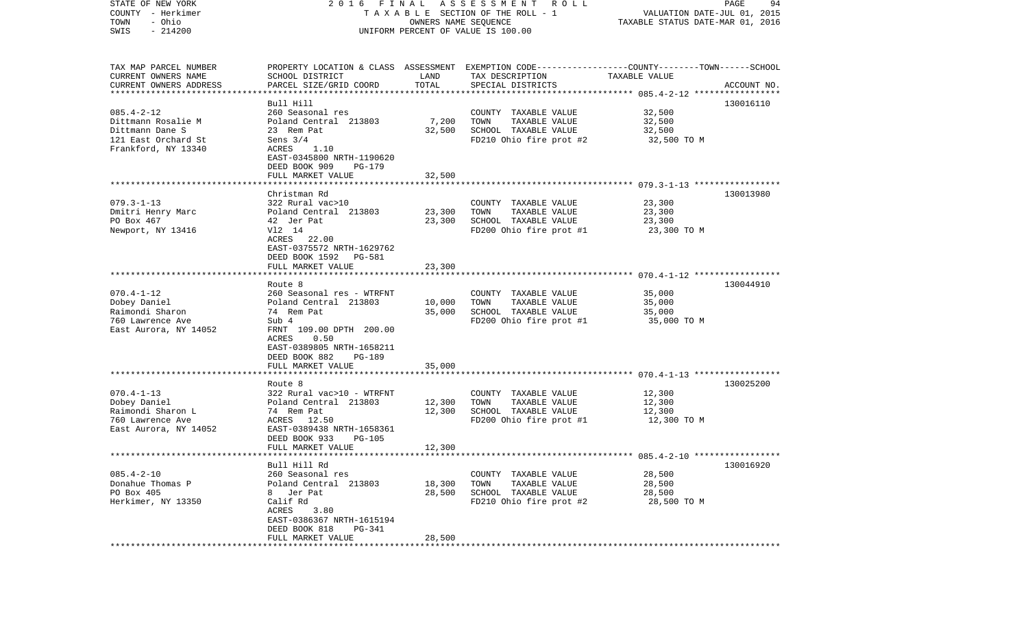| TAX MAP PARCEL NUMBER | PROPERTY LOCATION & CLASS | ASSESSMENT | EXEMPTION CODE-----------------COUNTY--------TOWN------SCHOOL | | |
|---|---|---|---|---|---|
| CURRENT OWNERS NAME | SCHOOL DISTRICT | LAND | TAX DESCRIPTION | TAXABLE VALUE | |
| CURRENT OWNERS ADDRESS | PARCEL SIZE/GRID COORD | TOTAL | SPECIAL DISTRICTS | | ACCOUNT NO. |
| | Bull Hill | | | | 130016110 |
| 085.4-2-12 | 260 Seasonal res | | COUNTY TAXABLE VALUE | 32,500 | |
| Dittmann Rosalie M | Poland Central 213803 | 7,200 | TOWN TAXABLE VALUE | 32,500 | |
| Dittmann Dane S | 23 Rem Pat | 32,500 | SCHOOL TAXABLE VALUE | 32,500 | |
| 121 East Orchard St | Sens 3/4 | | FD210 Ohio fire prot #2 | 32,500 TO M | |
| Frankfort, NY 13340 | ACRES 1.10 | | | | |
| | EAST-0345800 NRTH-1190620 | | | | |
| | DEED BOOK 909 PG-179 | | | | |
| | FULL MARKET VALUE | 32,500 | | | |
| | Christman Rd | | | | 130013980 |
| 079.3-1-13 | 322 Rural vac>10 | | COUNTY TAXABLE VALUE | 23,300 | |
| Dmitri Henry Marc | Poland Central 213803 | 23,300 | TOWN TAXABLE VALUE | 23,300 | |
| PO Box 467 | 42 Jer Pat | 23,300 | SCHOOL TAXABLE VALUE | 23,300 | |
| Newport, NY 13416 | Vl2 14 | | FD200 Ohio fire prot #1 | 23,300 TO M | |
| | ACRES 22.00 | | | | |
| | EAST-0375572 NRTH-1629762 | | | | |
| | DEED BOOK 1592 PG-581 | | | | |
| | FULL MARKET VALUE | 23,300 | | | |
| | Route 8 | | | | 130044910 |
| 070.4-1-12 | 260 Seasonal res - WTRFNT | | COUNTY TAXABLE VALUE | 35,000 | |
| Dobey Daniel | Poland Central 213803 | 10,000 | TOWN TAXABLE VALUE | 35,000 | |
| Raimondi Sharon | 74 Rem Pat | 35,000 | SCHOOL TAXABLE VALUE | 35,000 | |
| 760 Lawrence Ave | Sub 4 | | FD200 Ohio fire prot #1 | 35,000 TO M | |
| East Aurora, NY 14052 | FRNT 109.00 DPTH 200.00 | | | | |
| | ACRES 0.50 | | | | |
| | EAST-0389805 NRTH-1658211 | | | | |
| | DEED BOOK 882 PG-189 | | | | |
| | FULL MARKET VALUE | 35,000 | | | |
| | Route 8 | | | | 130025200 |
| 070.4-1-13 | 322 Rural vac>10 - WTRFNT | | COUNTY TAXABLE VALUE | 12,300 | |
| Dobey Daniel | Poland Central 213803 | 12,300 | TOWN TAXABLE VALUE | 12,300 | |
| Raimondi Sharon L | 74 Rem Pat | 12,300 | SCHOOL TAXABLE VALUE | 12,300 | |
| 760 Lawrence Ave | ACRES 12.50 | | FD200 Ohio fire prot #1 | 12,300 TO M | |
| East Aurora, NY 14052 | EAST-0389438 NRTH-1658361 | | | | |
| | DEED BOOK 933 PG-105 | | | | |
| | FULL MARKET VALUE | 12,300 | | | |
| | Bull Hill Rd | | | | 130016920 |
| 085.4-2-10 | 260 Seasonal res | | COUNTY TAXABLE VALUE | 28,500 | |
| Donahue Thomas P | Poland Central 213803 | 18,300 | TOWN TAXABLE VALUE | 28,500 | |
| PO Box 405 | 8 Jer Pat | 28,500 | SCHOOL TAXABLE VALUE | 28,500 | |
| Herkimer, NY 13350 | Calif Rd | | FD210 Ohio fire prot #2 | 28,500 TO M | |
| | ACRES 3.80 | | | | |
| | EAST-0386367 NRTH-1615194 | | | | |
| | DEED BOOK 818 PG-341 | | | | |
| | FULL MARKET VALUE | 28,500 | | | |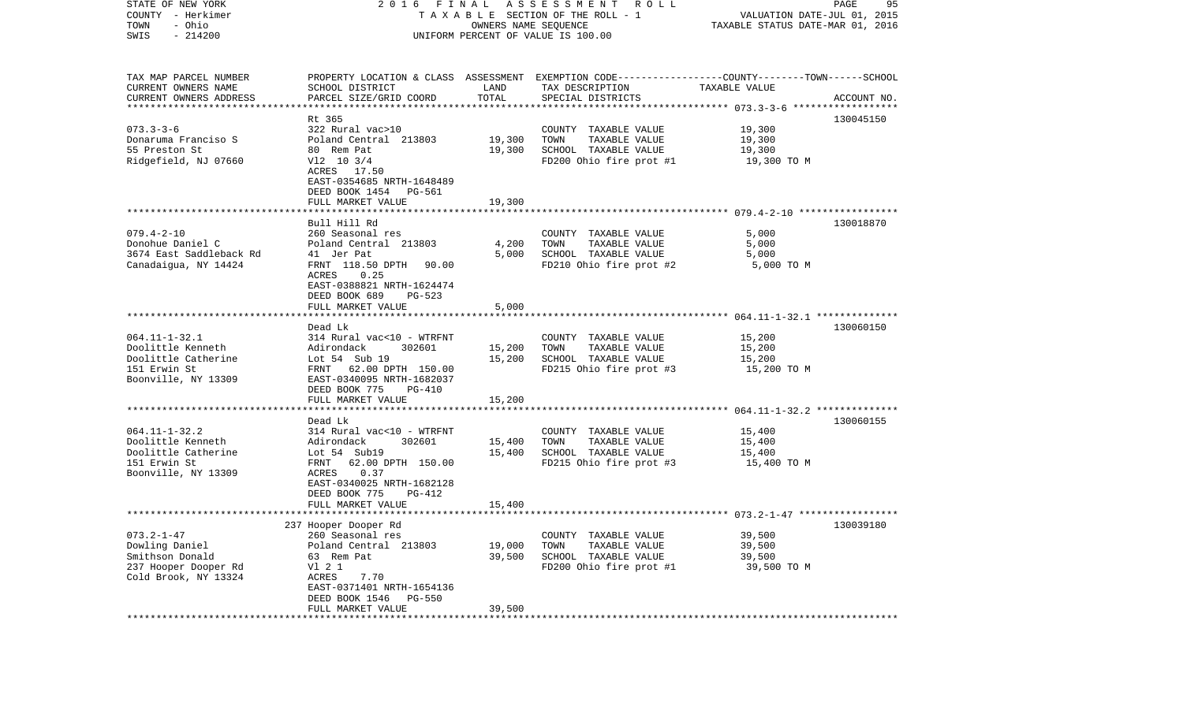STATE OF NEW YORK COUNTY - Herkimer TOWN - Ohio SWIS - 214200

2016 FINAL ASSESSMENT ROLL
TAXABLE SECTION OF THE ROLL - 1
OWNERS NAME SEQUENCE
UNIFORM PERCENT OF VALUE IS 100.00

VALUATION DATE-JUL 01, 2015
TAXABLE STATUS DATE-MAR 01, 2016

| TAX MAP PARCEL NUMBER / CURRENT OWNERS NAME / CURRENT OWNERS ADDRESS | PROPERTY LOCATION & CLASS / SCHOOL DISTRICT / PARCEL SIZE/GRID COORD | ASSESSMENT LAND | TOTAL | EXEMPTION CODE / TAX DESCRIPTION / SPECIAL DISTRICTS | TAXABLE VALUE (COUNTY--TOWN--SCHOOL) | ACCOUNT NO. |
|---|---|---|---|---|---|---|
| 073.3-3-6 | Rt 365 | | | | | 130045150 |
| Donaruma Francisco S | 322 Rural vac>10 | | | COUNTY TAXABLE VALUE | 19,300 | |
| 55 Preston St | Poland Central 213803 | 19,300 | | TOWN TAXABLE VALUE | 19,300 | |
| Ridgefield, NJ 07660 | 80 Rem Pat | | 19,300 | SCHOOL TAXABLE VALUE | 19,300 | |
| | Vl2 10 3/4 | | | FD200 Ohio fire prot #1 | 19,300 TO M | |
| | ACRES 17.50 | | | | | |
| | EAST-0354685 NRTH-1648489 | | | | | |
| | DEED BOOK 1454 PG-561 | | | | | |
| | FULL MARKET VALUE | | 19,300 | | | |
| 079.4-2-10 | Bull Hill Rd | | | | | 130018870 |
| Donohue Daniel C | 260 Seasonal res | | | COUNTY TAXABLE VALUE | 5,000 | |
| 3674 East Saddleback Rd | Poland Central 213803 | 4,200 | | TOWN TAXABLE VALUE | 5,000 | |
| Canadaigua, NY 14424 | 41 Jer Pat | | 5,000 | SCHOOL TAXABLE VALUE | 5,000 | |
| | FRNT 118.50 DPTH 90.00 | | | FD210 Ohio fire prot #2 | 5,000 TO M | |
| | ACRES 0.25 | | | | | |
| | EAST-0388821 NRTH-1624474 | | | | | |
| | DEED BOOK 689 PG-523 | | | | | |
| | FULL MARKET VALUE | | 5,000 | | | |
| 064.11-1-32.1 | Dead Lk | | | | | 130060150 |
| Doolittle Kenneth | 314 Rural vac<10 - WTRFNT | | | COUNTY TAXABLE VALUE | 15,200 | |
| Doolittle Catherine | Adirondack 302601 | 15,200 | | TOWN TAXABLE VALUE | 15,200 | |
| 151 Erwin St | Lot 54 Sub 19 | | 15,200 | SCHOOL TAXABLE VALUE | 15,200 | |
| Boonville, NY 13309 | FRNT 62.00 DPTH 150.00 | | | FD215 Ohio fire prot #3 | 15,200 TO M | |
| | EAST-0340095 NRTH-1682037 | | | | | |
| | DEED BOOK 775 PG-410 | | | | | |
| | FULL MARKET VALUE | | 15,200 | | | |
| 064.11-1-32.2 | Dead Lk | | | | | 130060155 |
| Doolittle Kenneth | 314 Rural vac<10 - WTRFNT | | | COUNTY TAXABLE VALUE | 15,400 | |
| Doolittle Catherine | Adirondack 302601 | 15,400 | | TOWN TAXABLE VALUE | 15,400 | |
| 151 Erwin St | Lot 54 Sub19 | | 15,400 | SCHOOL TAXABLE VALUE | 15,400 | |
| Boonville, NY 13309 | FRNT 62.00 DPTH 150.00 | | | FD215 Ohio fire prot #3 | 15,400 TO M | |
| | ACRES 0.37 | | | | | |
| | EAST-0340025 NRTH-1682128 | | | | | |
| | DEED BOOK 775 PG-412 | | | | | |
| | FULL MARKET VALUE | | 15,400 | | | |
| 073.2-1-47 | 237 Hooper Dooper Rd | | | | | 130039180 |
| Dowling Daniel | 260 Seasonal res | | | COUNTY TAXABLE VALUE | 39,500 | |
| Smithson Donald | Poland Central 213803 | 19,000 | | TOWN TAXABLE VALUE | 39,500 | |
| 237 Hooper Dooper Rd | 63 Rem Pat | | 39,500 | SCHOOL TAXABLE VALUE | 39,500 | |
| Cold Brook, NY 13324 | Vl 2 1 | | | FD200 Ohio fire prot #1 | 39,500 TO M | |
| | ACRES 7.70 | | | | | |
| | EAST-0371401 NRTH-1654136 | | | | | |
| | DEED BOOK 1546 PG-550 | | | | | |
| | FULL MARKET VALUE | | 39,500 | | | |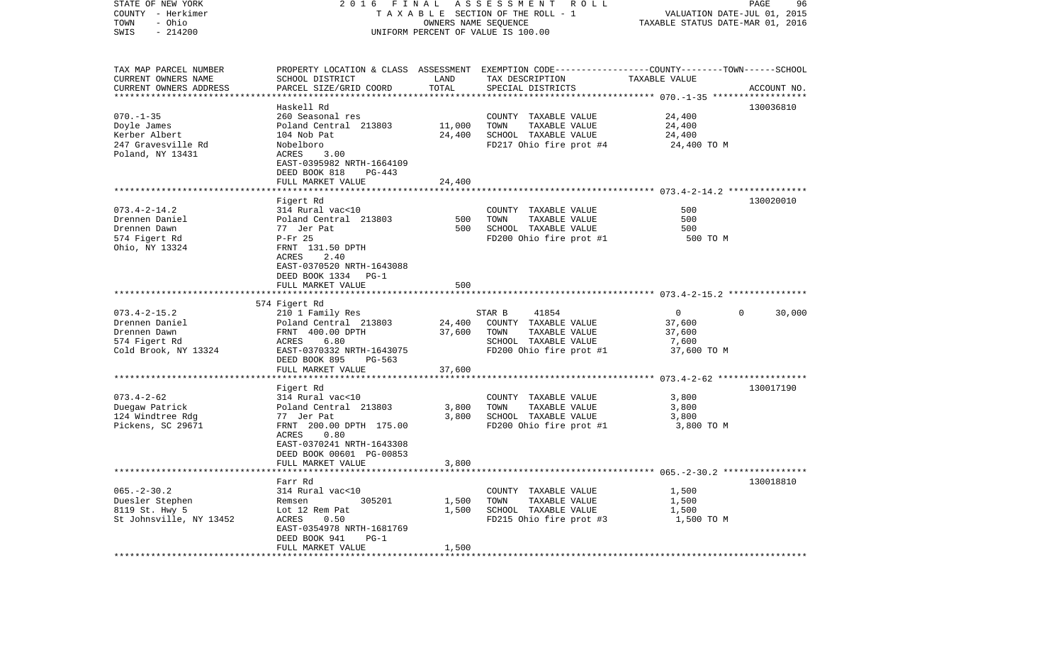STATE OF NEW YORK
COUNTY - Herkimer
TOWN - Ohio
SWIS - 214200

2 0 1 6 F I N A L A S S E S S M E N T R O L L
T A X A B L E SECTION OF THE ROLL - 1
OWNERS NAME SEQUENCE
UNIFORM PERCENT OF VALUE IS 100.00

VALUATION DATE-JUL 01, 2015
TAXABLE STATUS DATE-MAR 01, 2016

| TAX MAP PARCEL NUMBER / CURRENT OWNERS NAME / CURRENT OWNERS ADDRESS | PROPERTY LOCATION & CLASS / SCHOOL DISTRICT / PARCEL SIZE/GRID COORD | ASSESSMENT LAND | TOTAL | EXEMPTION CODE / TAX DESCRIPTION / SPECIAL DISTRICTS | COUNTY / TOWN / SCHOOL TAXABLE VALUE | ACCOUNT NO. |
|---|---|---|---|---|---|---|
| 070.-1-35 | Haskell Rd | | | | | 130036810 |
| Doyle James | 260 Seasonal res | | | COUNTY TAXABLE VALUE | 24,400 | |
| Kerber Albert | Poland Central 213803 | 11,000 | | TOWN TAXABLE VALUE | 24,400 | |
| 247 Gravesville Rd | 104 Nob Pat | | 24,400 | SCHOOL TAXABLE VALUE | 24,400 | |
| Poland, NY 13431 | Nobelboro | | | FD217 Ohio fire prot #4 | 24,400 TO M | |
| | ACRES 3.00 | | | | | |
| | EAST-0395982 NRTH-1664109 | | | | | |
| | DEED BOOK 818 PG-443 | | | | | |
| | FULL MARKET VALUE | | 24,400 | | | |
| 073.4-2-14.2 | Figert Rd | | | | | 130020010 |
| Drennen Daniel | 314 Rural vac<10 | | | COUNTY TAXABLE VALUE | 500 | |
| Drennen Dawn | Poland Central 213803 | 500 | | TOWN TAXABLE VALUE | 500 | |
| 574 Figert Rd | 77 Jer Pat | | 500 | SCHOOL TAXABLE VALUE | 500 | |
| Ohio, NY 13324 | P-Fr 25 | | | FD200 Ohio fire prot #1 | 500 TO M | |
| | FRNT 131.50 DPTH | | | | | |
| | ACRES 2.40 | | | | | |
| | EAST-0370520 NRTH-1643088 | | | | | |
| | DEED BOOK 1334 PG-1 | | | | | |
| | FULL MARKET VALUE | | 500 | | | |
| 073.4-2-15.2 | 574 Figert Rd | | | | | |
| Drennen Daniel | 210 1 Family Res | | | STAR B 41854 | 0 0 30,000 | |
| Drennen Dawn | Poland Central 213803 | 24,400 | | COUNTY TAXABLE VALUE | 37,600 | |
| 574 Figert Rd | FRNT 400.00 DPTH | | 37,600 | TOWN TAXABLE VALUE | 37,600 | |
| Cold Brook, NY 13324 | ACRES 6.80 | | | SCHOOL TAXABLE VALUE | 7,600 | |
| | EAST-0370332 NRTH-1643075 | | | FD200 Ohio fire prot #1 | 37,600 TO M | |
| | DEED BOOK 895 PG-563 | | | | | |
| | FULL MARKET VALUE | | 37,600 | | | |
| 073.4-2-62 | Figert Rd | | | | | 130017190 |
| Duegaw Patrick | 314 Rural vac<10 | | | COUNTY TAXABLE VALUE | 3,800 | |
| 124 Windtree Rdg | Poland Central 213803 | 3,800 | | TOWN TAXABLE VALUE | 3,800 | |
| Pickens, SC 29671 | 77 Jer Pat | | 3,800 | SCHOOL TAXABLE VALUE | 3,800 | |
| | FRNT 200.00 DPTH 175.00 | | | FD200 Ohio fire prot #1 | 3,800 TO M | |
| | ACRES 0.80 | | | | | |
| | EAST-0370241 NRTH-1643308 | | | | | |
| | DEED BOOK 00601 PG-00853 | | | | | |
| | FULL MARKET VALUE | | 3,800 | | | |
| 065.-2-30.2 | Farr Rd | | | | | 130018810 |
| Duesler Stephen | 314 Rural vac<10 | | | COUNTY TAXABLE VALUE | 1,500 | |
| 8119 St. Hwy 5 | Remsen 305201 | 1,500 | | TOWN TAXABLE VALUE | 1,500 | |
| St Johnsville, NY 13452 | Lot 12 Rem Pat | | 1,500 | SCHOOL TAXABLE VALUE | 1,500 | |
| | ACRES 0.50 | | | FD215 Ohio fire prot #3 | 1,500 TO M | |
| | EAST-0354978 NRTH-1681769 | | | | | |
| | DEED BOOK 941 PG-1 | | | | | |
| | FULL MARKET VALUE | | 1,500 | | | |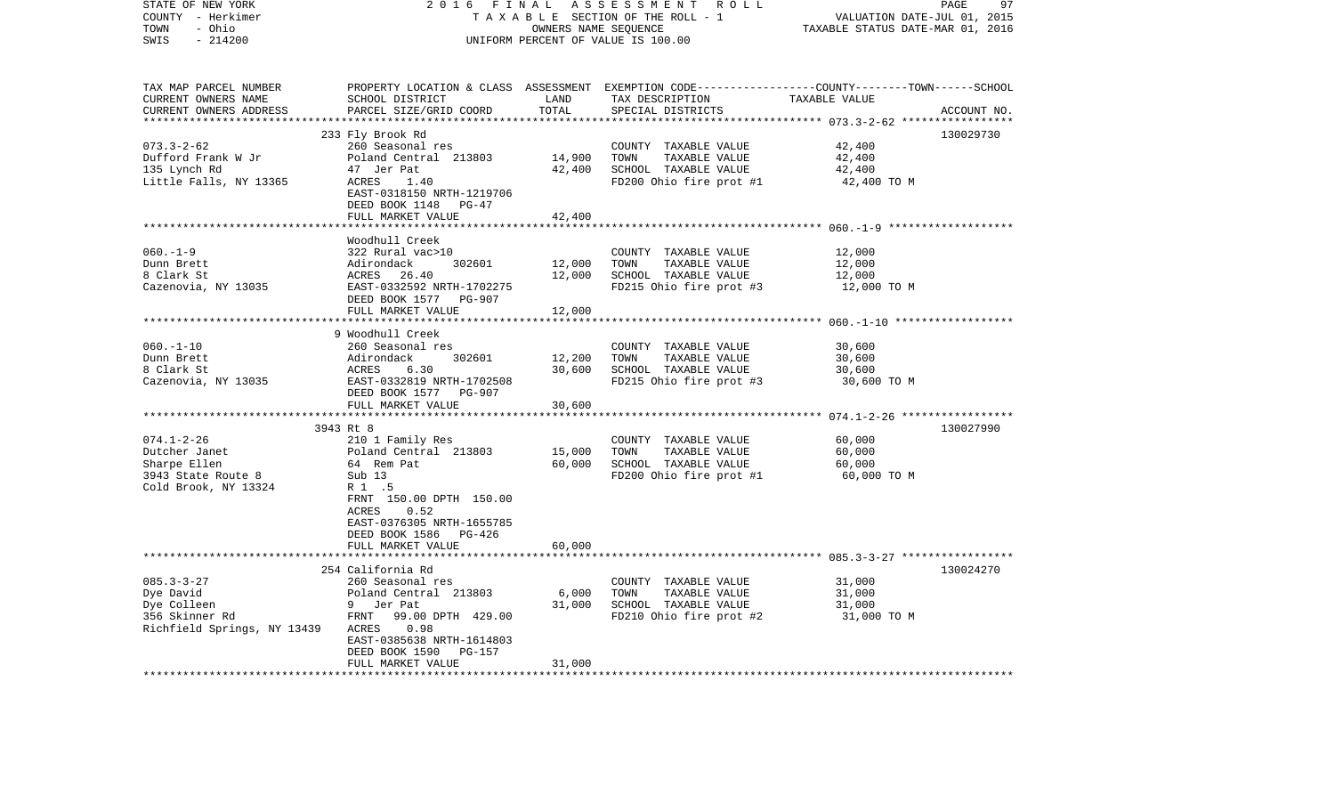STATE OF NEW YORK
COUNTY - Herkimer
TOWN - Ohio
SWIS - 214200

2016 FINAL ASSESSMENT ROLL
TAXABLE SECTION OF THE ROLL - 1
OWNERS NAME SEQUENCE
UNIFORM PERCENT OF VALUE IS 100.00

VALUATION DATE-JUL 01, 2015
TAXABLE STATUS DATE-MAR 01, 2016

| TAX MAP PARCEL NUMBER / CURRENT OWNERS NAME / CURRENT OWNERS ADDRESS | PROPERTY LOCATION & CLASS / SCHOOL DISTRICT / PARCEL SIZE/GRID COORD | ASSESSMENT LAND | TOTAL | EXEMPTION CODE / TAX DESCRIPTION / SPECIAL DISTRICTS | TAXABLE VALUE (COUNTY--TOWN--SCHOOL) | ACCOUNT NO. |
|---|---|---|---|---|---|---|
| 073.3-2-62 | 233 Fly Brook Rd | | | | | 130029730 |
| Dufford Frank W Jr | 260 Seasonal res | | | COUNTY TAXABLE VALUE | 42,400 | |
| 135 Lynch Rd | Poland Central 213803 | 14,900 | | TOWN TAXABLE VALUE | 42,400 | |
| Little Falls, NY 13365 | 47 Jer Pat | | 42,400 | SCHOOL TAXABLE VALUE | 42,400 | |
| | ACRES 1.40 | | | FD200 Ohio fire prot #1 | 42,400 TO M | |
| | EAST-0318150 NRTH-1219706 | | | | | |
| | DEED BOOK 1148 PG-47 | | | | | |
| | FULL MARKET VALUE | | 42,400 | | | |
| 060.-1-9 | Woodhull Creek | | | | | |
| Dunn Brett | 322 Rural vac>10 | | | COUNTY TAXABLE VALUE | 12,000 | |
| 8 Clark St | Adirondack 302601 | 12,000 | | TOWN TAXABLE VALUE | 12,000 | |
| Cazenovia, NY 13035 | ACRES 26.40 | | 12,000 | SCHOOL TAXABLE VALUE | 12,000 | |
| | EAST-0332592 NRTH-1702275 | | | FD215 Ohio fire prot #3 | 12,000 TO M | |
| | DEED BOOK 1577 PG-907 | | | | | |
| | FULL MARKET VALUE | | 12,000 | | | |
| 060.-1-10 | 9 Woodhull Creek | | | | | |
| Dunn Brett | 260 Seasonal res | | | COUNTY TAXABLE VALUE | 30,600 | |
| 8 Clark St | Adirondack 302601 | 12,200 | | TOWN TAXABLE VALUE | 30,600 | |
| Cazenovia, NY 13035 | ACRES 6.30 | | 30,600 | SCHOOL TAXABLE VALUE | 30,600 | |
| | EAST-0332819 NRTH-1702508 | | | FD215 Ohio fire prot #3 | 30,600 TO M | |
| | DEED BOOK 1577 PG-907 | | | | | |
| | FULL MARKET VALUE | | 30,600 | | | |
| 074.1-2-26 | 3943 Rt 8 | | | | | 130027990 |
| Dutcher Janet | 210 1 Family Res | | | COUNTY TAXABLE VALUE | 60,000 | |
| Sharpe Ellen | Poland Central 213803 | 15,000 | | TOWN TAXABLE VALUE | 60,000 | |
| 3943 State Route 8 | 64 Rem Pat | | 60,000 | SCHOOL TAXABLE VALUE | 60,000 | |
| Cold Brook, NY 13324 | Sub 13 | | | FD200 Ohio fire prot #1 | 60,000 TO M | |
| | R 1 .5 | | | | | |
| | FRNT 150.00 DPTH 150.00 | | | | | |
| | ACRES 0.52 | | | | | |
| | EAST-0376305 NRTH-1655785 | | | | | |
| | DEED BOOK 1586 PG-426 | | | | | |
| | FULL MARKET VALUE | | 60,000 | | | |
| 085.3-3-27 | 254 California Rd | | | | | 130024270 |
| Dye David | 260 Seasonal res | | | COUNTY TAXABLE VALUE | 31,000 | |
| Dye Colleen | Poland Central 213803 | 6,000 | | TOWN TAXABLE VALUE | 31,000 | |
| 356 Skinner Rd | 9 Jer Pat | | 31,000 | SCHOOL TAXABLE VALUE | 31,000 | |
| Richfield Springs, NY 13439 | FRNT 99.00 DPTH 429.00 | | | FD210 Ohio fire prot #2 | 31,000 TO M | |
| | ACRES 0.98 | | | | | |
| | EAST-0385638 NRTH-1614803 | | | | | |
| | DEED BOOK 1590 PG-157 | | | | | |
| | FULL MARKET VALUE | | 31,000 | | | |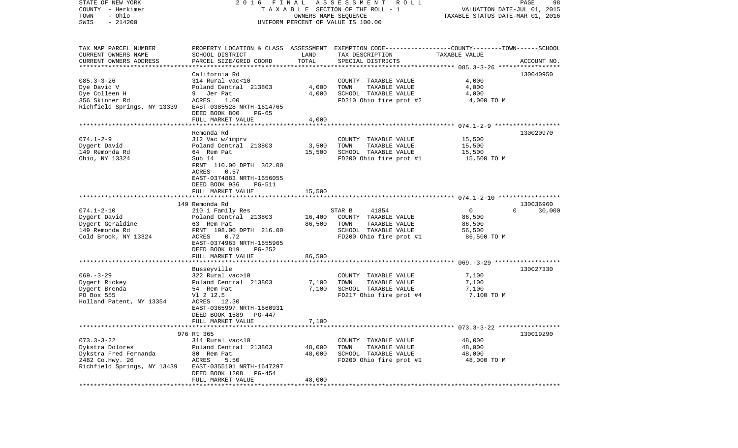STATE OF NEW YORK — COUNTY - Herkimer — TOWN - Ohio — SWIS - 214200

2016 FINAL ASSESSMENT ROLL
TAXABLE SECTION OF THE ROLL - 1
OWNERS NAME SEQUENCE
UNIFORM PERCENT OF VALUE IS 100.00

VALUATION DATE-JUL 01, 2015
TAXABLE STATUS DATE-MAR 01, 2016

| TAX MAP PARCEL NUMBER / CURRENT OWNERS NAME / CURRENT OWNERS ADDRESS | PROPERTY LOCATION & CLASS / SCHOOL DISTRICT / PARCEL SIZE/GRID COORD | ASSESSMENT LAND | TOTAL | EXEMPTION CODE / TAX DESCRIPTION / SPECIAL DISTRICTS | TAXABLE VALUE COUNTY | TOWN | SCHOOL | ACCOUNT NO. |
|---|---|---|---|---|---|---|---|---|
| **085.3-3-26** | California Rd | | | | | | | 130040950 |
| Dye David V | 314 Rural vac<10 | | | COUNTY TAXABLE VALUE | 4,000 | | | |
| Dye Colleen H | Poland Central 213803 | 4,000 | | TOWN TAXABLE VALUE | 4,000 | | | |
| 356 Skinner Rd | 9 Jer Pat | | 4,000 | SCHOOL TAXABLE VALUE | 4,000 | | | |
| Richfield Springs, NY 13339 | ACRES 1.00 | | | FD210 Ohio fire prot #2 | 4,000 TO M | | | |
| | EAST-0385528 NRTH-1614765 | | | | | | | |
| | DEED BOOK 800 PG-65 | | | | | | | |
| | FULL MARKET VALUE | | 4,000 | | | | | |
| **074.1-2-9** | Remonda Rd | | | | | | | 130020970 |
| Dygert David | 312 Vac w/imprv | | | COUNTY TAXABLE VALUE | 15,500 | | | |
| 149 Remonda Rd | Poland Central 213803 | 3,500 | | TOWN TAXABLE VALUE | 15,500 | | | |
| Ohio, NY 13324 | 64 Rem Pat | | 15,500 | SCHOOL TAXABLE VALUE | 15,500 | | | |
| | Sub 14 | | | FD200 Ohio fire prot #1 | 15,500 TO M | | | |
| | FRNT 110.00 DPTH 362.00 | | | | | | | |
| | ACRES 0.57 | | | | | | | |
| | EAST-0374883 NRTH-1656055 | | | | | | | |
| | DEED BOOK 936 PG-511 | | | | | | | |
| | FULL MARKET VALUE | | 15,500 | | | | | |
| **074.1-2-10** | 149 Remonda Rd | | | | | | | 130036960 |
| Dygert David | 210 1 Family Res | | | STAR B 41854 | 0 | 0 | 30,000 | |
| Dygert Geraldine | Poland Central 213803 | 16,400 | | COUNTY TAXABLE VALUE | 86,500 | | | |
| 149 Remonda Rd | 63 Rem Pat | | 86,500 | TOWN TAXABLE VALUE | 86,500 | | | |
| Cold Brook, NY 13324 | FRNT 198.00 DPTH 216.00 | | | SCHOOL TAXABLE VALUE | 56,500 | | | |
| | ACRES 0.72 | | | FD200 Ohio fire prot #1 | 86,500 TO M | | | |
| | EAST-0374963 NRTH-1655965 | | | | | | | |
| | DEED BOOK 819 PG-252 | | | | | | | |
| | FULL MARKET VALUE | | 86,500 | | | | | |
| **069.-3-29** | Busseyville | | | | | | | 130027330 |
| Dygert Rickey | 322 Rural vac>10 | | | COUNTY TAXABLE VALUE | 7,100 | | | |
| Dygert Brenda | Poland Central 213803 | 7,100 | | TOWN TAXABLE VALUE | 7,100 | | | |
| PO Box 555 | 54 Rem Pat | | 7,100 | SCHOOL TAXABLE VALUE | 7,100 | | | |
| Holland Patent, NY 13354 | Vl 2 12.5 | | | FD217 Ohio fire prot #4 | 7,100 TO M | | | |
| | ACRES 12.30 | | | | | | | |
| | EAST-0365997 NRTH-1660931 | | | | | | | |
| | DEED BOOK 1589 PG-447 | | | | | | | |
| | FULL MARKET VALUE | | 7,100 | | | | | |
| **073.3-3-22** | 976 Rt 365 | | | | | | | 130019290 |
| Dykstra Dolores | 314 Rural vac<10 | | | COUNTY TAXABLE VALUE | 48,000 | | | |
| Dykstra Fred Fernanda | Poland Central 213803 | 48,000 | | TOWN TAXABLE VALUE | 48,000 | | | |
| 2482 Co.Hwy. 26 | 80 Rem Pat | | 48,000 | SCHOOL TAXABLE VALUE | 48,000 | | | |
| Richfield Springs, NY 13439 | ACRES 5.50 | | | FD200 Ohio fire prot #1 | 48,000 TO M | | | |
| | EAST-0355101 NRTH-1647297 | | | | | | | |
| | DEED BOOK 1208 PG-454 | | | | | | | |
| | FULL MARKET VALUE | | 48,000 | | | | | |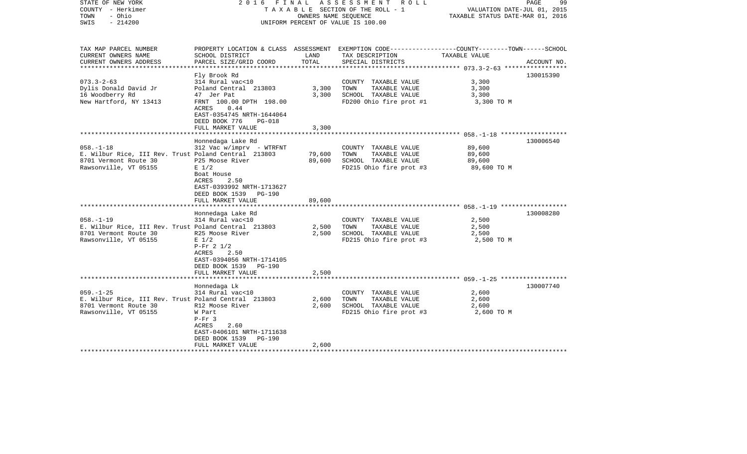STATE OF NEW YORK | COUNTY - Herkimer | TOWN - Ohio | SWIS - 214200

# 2016 FINAL ASSESSMENT ROLL

TAXABLE SECTION OF THE ROLL - 1
OWNERS NAME SEQUENCE
UNIFORM PERCENT OF VALUE IS 100.00

VALUATION DATE-JUL 01, 2015
TAXABLE STATUS DATE-MAR 01, 2016

| TAX MAP PARCEL NUMBER / CURRENT OWNERS NAME / CURRENT OWNERS ADDRESS | PROPERTY LOCATION & CLASS / SCHOOL DISTRICT / PARCEL SIZE/GRID COORD | ASSESSMENT LAND | ASSESSMENT TOTAL | EXEMPTION CODE / TAX DESCRIPTION / SPECIAL DISTRICTS | TAXABLE VALUE (COUNTY--TOWN--SCHOOL) | ACCOUNT NO. |
|---|---|---|---|---|---|---|
| 073.3-2-63 | Fly Brook Rd | | | | | 130015390 |
| Dylis Donald David Jr | 314 Rural vac<10 | | | COUNTY TAXABLE VALUE | 3,300 | |
| 16 Woodberry Rd | Poland Central 213803 | 3,300 | | TOWN TAXABLE VALUE | 3,300 | |
| New Hartford, NY 13413 | 47 Jer Pat | | 3,300 | SCHOOL TAXABLE VALUE | 3,300 | |
| | FRNT 100.00 DPTH 198.00 | | | FD200 Ohio fire prot #1 | 3,300 TO M | |
| | ACRES 0.44 | | | | | |
| | EAST-0354745 NRTH-1644064 | | | | | |
| | DEED BOOK 776 PG-018 | | | | | |
| | FULL MARKET VALUE | | 3,300 | | | |
| 058.-1-18 | Honnedaga Lake Rd | | | | | 130006540 |
| E. Wilbur Rice, III Rev. Trust | 312 Vac w/imprv - WTRFNT | | | COUNTY TAXABLE VALUE | 89,600 | |
| 8701 Vermont Route 30 | Poland Central 213803 | 79,600 | | TOWN TAXABLE VALUE | 89,600 | |
| Rawsonville, VT 05155 | P25 Moose River | | 89,600 | SCHOOL TAXABLE VALUE | 89,600 | |
| | E 1/2 | | | FD215 Ohio fire prot #3 | 89,600 TO M | |
| | Boat House | | | | | |
| | ACRES 2.50 | | | | | |
| | EAST-0393992 NRTH-1713627 | | | | | |
| | DEED BOOK 1539 PG-190 | | | | | |
| | FULL MARKET VALUE | | 89,600 | | | |
| 058.-1-19 | Honnedaga Lake Rd | | | | | 130008280 |
| E. Wilbur Rice, III Rev. Trust | 314 Rural vac<10 | | | COUNTY TAXABLE VALUE | 2,500 | |
| 8701 Vermont Route 30 | Poland Central 213803 | 2,500 | | TOWN TAXABLE VALUE | 2,500 | |
| Rawsonville, VT 05155 | R25 Moose River | | 2,500 | SCHOOL TAXABLE VALUE | 2,500 | |
| | E 1/2 | | | FD215 Ohio fire prot #3 | 2,500 TO M | |
| | P-Fr 2 1/2 | | | | | |
| | ACRES 2.50 | | | | | |
| | EAST-0394056 NRTH-1714105 | | | | | |
| | DEED BOOK 1539 PG-190 | | | | | |
| | FULL MARKET VALUE | | 2,500 | | | |
| 059.-1-25 | Honnedaga Lk | | | | | 130007740 |
| E. Wilbur Rice, III Rev. Trust | 314 Rural vac<10 | | | COUNTY TAXABLE VALUE | 2,600 | |
| 8701 Vermont Route 30 | Poland Central 213803 | 2,600 | | TOWN TAXABLE VALUE | 2,600 | |
| Rawsonville, VT 05155 | R12 Moose River | | 2,600 | SCHOOL TAXABLE VALUE | 2,600 | |
| | W Part | | | FD215 Ohio fire prot #3 | 2,600 TO M | |
| | P-Fr 3 | | | | | |
| | ACRES 2.60 | | | | | |
| | EAST-0406101 NRTH-1711638 | | | | | |
| | DEED BOOK 1539 PG-190 | | | | | |
| | FULL MARKET VALUE | | 2,600 | | | |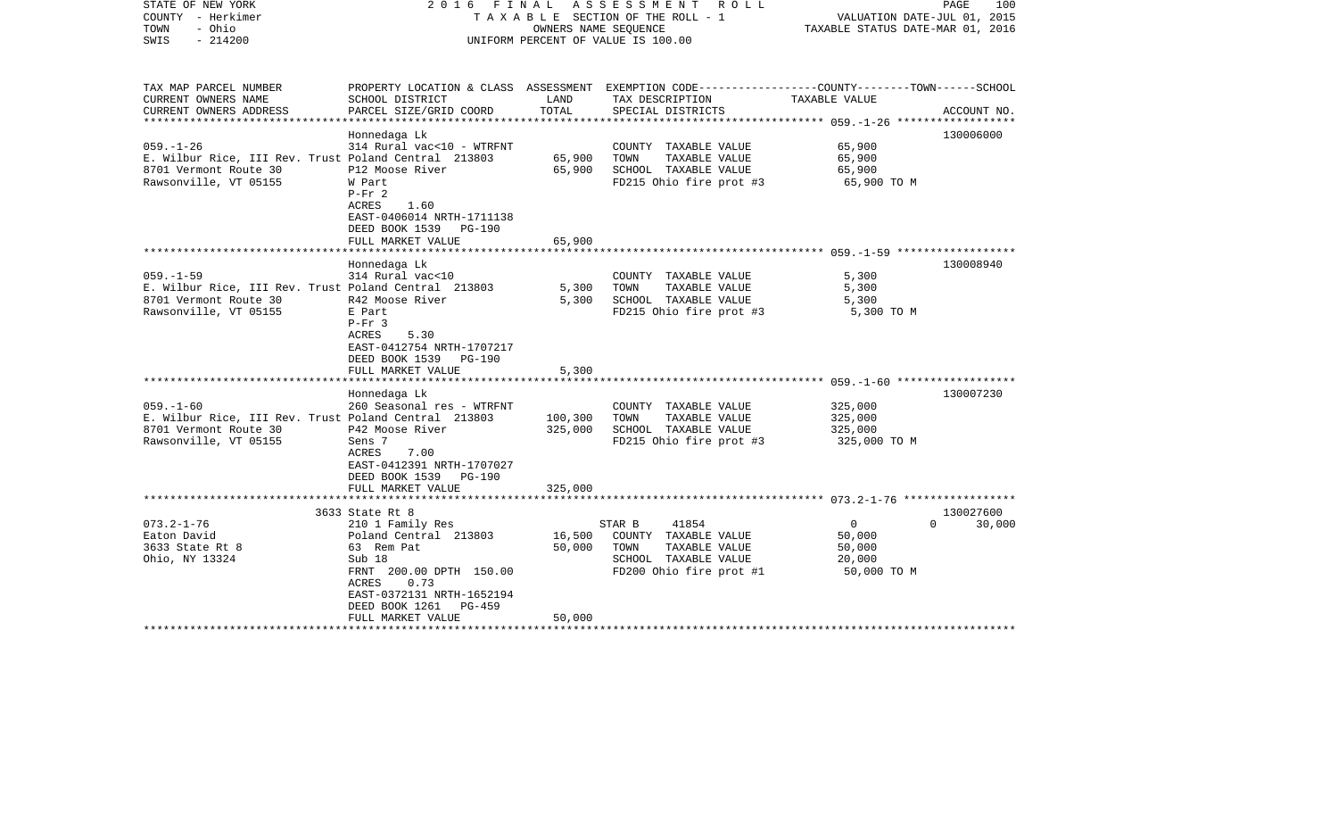STATE OF NEW YORK | 2016 FINAL ASSESSMENT ROLL | VALUATION DATE-JUL 01, 2015
COUNTY - Herkimer | TAXABLE SECTION OF THE ROLL - 1 | TAXABLE STATUS DATE-MAR 01, 2016
TOWN - Ohio | OWNERS NAME SEQUENCE
SWIS - 214200 | UNIFORM PERCENT OF VALUE IS 100.00

| TAX MAP PARCEL NUMBER / CURRENT OWNERS NAME / CURRENT OWNERS ADDRESS | PROPERTY LOCATION & CLASS / SCHOOL DISTRICT / PARCEL SIZE/GRID COORD | ASSESSMENT LAND | ASSESSMENT TOTAL | EXEMPTION CODE / TAX DESCRIPTION / SPECIAL DISTRICTS | COUNTY | TOWN | SCHOOL TAXABLE VALUE | ACCOUNT NO. |
|---|---|---|---|---|---|---|---|---|
| 059.-1-26 | Honnedaga Lk | | | | | | | 130006000 |
| E. Wilbur Rice, III Rev. Trust | 314 Rural vac<10 - WTRFNT | | | COUNTY TAXABLE VALUE | 65,900 | | | |
| 8701 Vermont Route 30 | Poland Central 213803 | 65,900 | | TOWN TAXABLE VALUE | | 65,900 | | |
| Rawsonville, VT 05155 | P12 Moose River | | 65,900 | SCHOOL TAXABLE VALUE | | | 65,900 | |
| | W Part | | | FD215 Ohio fire prot #3 | 65,900 TO M | | | |
| | P-Fr 2 | | | | | | | |
| | ACRES 1.60 | | | | | | | |
| | EAST-0406014 NRTH-1711138 | | | | | | | |
| | DEED BOOK 1539 PG-190 | | | | | | | |
| | FULL MARKET VALUE | | 65,900 | | | | | |
| 059.-1-59 | Honnedaga Lk | | | | | | | 130008940 |
| E. Wilbur Rice, III Rev. Trust | 314 Rural vac<10 | | | COUNTY TAXABLE VALUE | 5,300 | | | |
| 8701 Vermont Route 30 | Poland Central 213803 | 5,300 | | TOWN TAXABLE VALUE | | 5,300 | | |
| Rawsonville, VT 05155 | R42 Moose River | | 5,300 | SCHOOL TAXABLE VALUE | | | 5,300 | |
| | E Part | | | FD215 Ohio fire prot #3 | 5,300 TO M | | | |
| | P-Fr 3 | | | | | | | |
| | ACRES 5.30 | | | | | | | |
| | EAST-0412754 NRTH-1707217 | | | | | | | |
| | DEED BOOK 1539 PG-190 | | | | | | | |
| | FULL MARKET VALUE | | 5,300 | | | | | |
| 059.-1-60 | Honnedaga Lk | | | | | | | 130007230 |
| E. Wilbur Rice, III Rev. Trust | 260 Seasonal res - WTRFNT | | | COUNTY TAXABLE VALUE | 325,000 | | | |
| 8701 Vermont Route 30 | Poland Central 213803 | 100,300 | | TOWN TAXABLE VALUE | | 325,000 | | |
| Rawsonville, VT 05155 | P42 Moose River | | 325,000 | SCHOOL TAXABLE VALUE | | | 325,000 | |
| | Sens 7 | | | FD215 Ohio fire prot #3 | 325,000 TO M | | | |
| | ACRES 7.00 | | | | | | | |
| | EAST-0412391 NRTH-1707027 | | | | | | | |
| | DEED BOOK 1539 PG-190 | | | | | | | |
| | FULL MARKET VALUE | | 325,000 | | | | | |
| 073.2-1-76 | 3633 State Rt 8 | | | | | | | 130027600 |
| Eaton David | 210 1 Family Res | | | STAR B 41854 | 0 | 0 | 30,000 | |
| 3633 State Rt 8 | Poland Central 213803 | 16,500 | | COUNTY TAXABLE VALUE | 50,000 | | | |
| Ohio, NY 13324 | 63 Rem Pat | | 50,000 | TOWN TAXABLE VALUE | | 50,000 | | |
| | Sub 18 | | | SCHOOL TAXABLE VALUE | | | 20,000 | |
| | FRNT 200.00 DPTH 150.00 | | | FD200 Ohio fire prot #1 | 50,000 TO M | | | |
| | ACRES 0.73 | | | | | | | |
| | EAST-0372131 NRTH-1652194 | | | | | | | |
| | DEED BOOK 1261 PG-459 | | | | | | | |
| | FULL MARKET VALUE | | 50,000 | | | | | |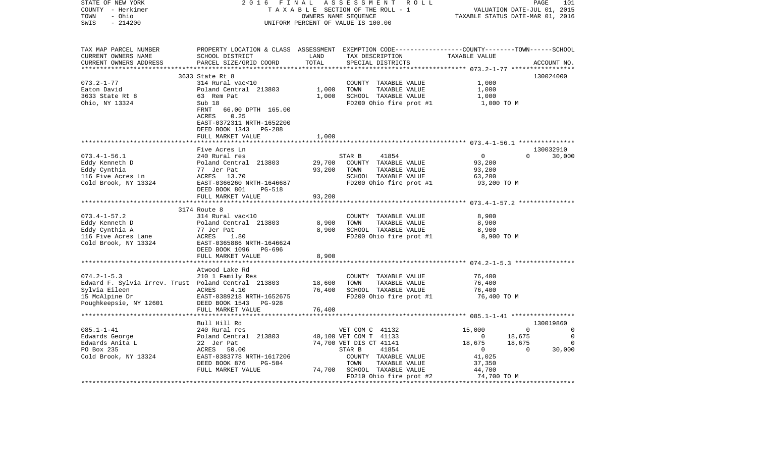STATE OF NEW YORK | 2016 FINAL ASSESSMENT ROLL | PAGE 101
COUNTY - Herkimer | TAXABLE SECTION OF THE ROLL - 1 | VALUATION DATE-JUL 01, 2015
TOWN - Ohio | OWNERS NAME SEQUENCE | TAXABLE STATUS DATE-MAR 01, 2016
SWIS - 214200 | UNIFORM PERCENT OF VALUE IS 100.00

| TAX MAP PARCEL NUMBER / CURRENT OWNERS NAME / CURRENT OWNERS ADDRESS | PROPERTY LOCATION & CLASS / SCHOOL DISTRICT / PARCEL SIZE/GRID COORD | ASSESSMENT LAND / TOTAL | EXEMPTION CODE / TAX DESCRIPTION / SPECIAL DISTRICTS | COUNTY | TOWN | SCHOOL / TAXABLE VALUE | ACCOUNT NO. |
|---|---|---|---|---|---|---|---|
| **073.2-1-77** | 3633 State Rt 8 | | | | | | 130024000 |
| 073.2-1-77 | 314 Rural vac<10 | | COUNTY TAXABLE VALUE | 1,000 | | | |
| Eaton David | Poland Central 213803 | 1,000 | TOWN TAXABLE VALUE | 1,000 | | | |
| 3633 State Rt 8 | 63 Rem Pat | 1,000 | SCHOOL TAXABLE VALUE | 1,000 | | | |
| Ohio, NY 13324 | Sub 18 | | FD200 Ohio fire prot #1 | 1,000 TO M | | | |
| | FRNT 66.00 DPTH 165.00 | | | | | | |
| | ACRES 0.25 | | | | | | |
| | EAST-0372311 NRTH-1652200 | | | | | | |
| | DEED BOOK 1343 PG-288 | | | | | | |
| | FULL MARKET VALUE | 1,000 | | | | | |
| **073.4-1-56.1** | Five Acres Ln | | | | | | 130032910 |
| 073.4-1-56.1 | 240 Rural res | | STAR B 41854 | 0 | 0 | 30,000 | |
| Eddy Kenneth D | Poland Central 213803 | 29,700 | COUNTY TAXABLE VALUE | 93,200 | | | |
| Eddy Cynthia | 77 Jer Pat | 93,200 | TOWN TAXABLE VALUE | 93,200 | | | |
| 116 Five Acres Ln | ACRES 13.70 | | SCHOOL TAXABLE VALUE | 63,200 | | | |
| Cold Brook, NY 13324 | EAST-0366260 NRTH-1646687 | | FD200 Ohio fire prot #1 | 93,200 TO M | | | |
| | DEED BOOK 801 PG-518 | | | | | | |
| | FULL MARKET VALUE | 93,200 | | | | | |
| **073.4-1-57.2** | 3174 Route 8 | | | | | | |
| 073.4-1-57.2 | 314 Rural vac<10 | | COUNTY TAXABLE VALUE | 8,900 | | | |
| Eddy Kenneth D | Poland Central 213803 | 8,900 | TOWN TAXABLE VALUE | 8,900 | | | |
| Eddy Cynthia A | 77 Jer Pat | 8,900 | SCHOOL TAXABLE VALUE | 8,900 | | | |
| 116 Five Acres Lane | ACRES 1.80 | | FD200 Ohio fire prot #1 | 8,900 TO M | | | |
| Cold Brook, NY 13324 | EAST-0365886 NRTH-1646624 | | | | | | |
| | DEED BOOK 1096 PG-696 | | | | | | |
| | FULL MARKET VALUE | 8,900 | | | | | |
| **074.2-1-5.3** | Atwood Lake Rd | | | | | | |
| 074.2-1-5.3 | 210 1 Family Res | | COUNTY TAXABLE VALUE | 76,400 | | | |
| Edward F. Sylvia Irrev. Trust | Poland Central 213803 | 18,600 | TOWN TAXABLE VALUE | 76,400 | | | |
| Sylvia Eileen | ACRES 4.10 | 76,400 | SCHOOL TAXABLE VALUE | 76,400 | | | |
| 15 McAlpine Dr | EAST-0389218 NRTH-1652675 | | FD200 Ohio fire prot #1 | 76,400 TO M | | | |
| Poughkeepsie, NY 12601 | DEED BOOK 1543 PG-928 | | | | | | |
| | FULL MARKET VALUE | 76,400 | | | | | |
| **085.1-1-41** | Bull Hill Rd | | | | | | 130019860 |
| 085.1-1-41 | 240 Rural res | | VET COM C 41132 | 15,000 | 0 | 0 | |
| Edwards George | Poland Central 213803 | 40,100 | VET COM T 41133 | 0 | 18,675 | 0 | |
| Edwards Anita L | 22 Jer Pat | 74,700 | VET DIS CT 41141 | 18,675 | 18,675 | 0 | |
| PO Box 235 | ACRES 50.00 | | STAR B 41854 | 0 | 0 | 30,000 | |
| Cold Brook, NY 13324 | EAST-0383778 NRTH-1617206 | | COUNTY TAXABLE VALUE | 41,025 | | | |
| | DEED BOOK 876 PG-504 | | TOWN TAXABLE VALUE | 37,350 | | | |
| | FULL MARKET VALUE | 74,700 | SCHOOL TAXABLE VALUE | 44,700 | | | |
| | | | FD210 Ohio fire prot #2 | 74,700 TO M | | | |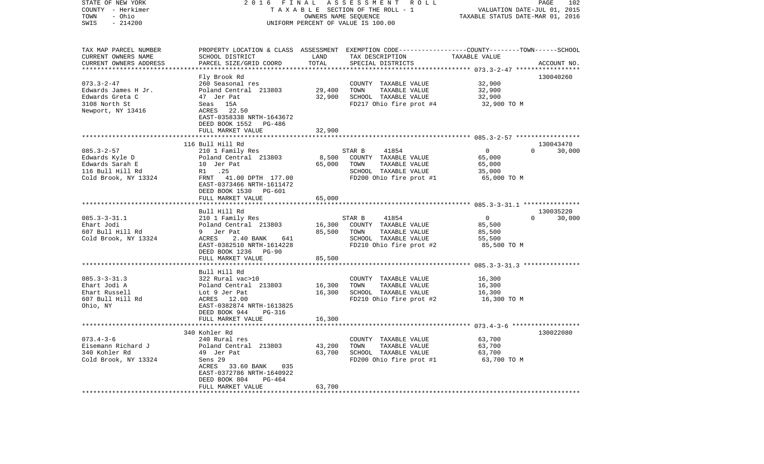STATE OF NEW YORK 2 0 1 6 F I N A L A S S E S S M E N T R O L L
COUNTY - Herkimer T A X A B L E SECTION OF THE ROLL - 1 VALUATION DATE-JUL 01, 2015
TOWN - Ohio OWNERS NAME SEQUENCE TAXABLE STATUS DATE-MAR 01, 2016
SWIS - 214200 UNIFORM PERCENT OF VALUE IS 100.00

| TAX MAP PARCEL NUMBER<br>CURRENT OWNERS NAME<br>CURRENT OWNERS ADDRESS | PROPERTY LOCATION & CLASS<br>SCHOOL DISTRICT<br>PARCEL SIZE/GRID COORD | ASSESSMENT<br>LAND<br>TOTAL | EXEMPTION CODE<br>TAX DESCRIPTION<br>SPECIAL DISTRICTS | COUNTY | TOWN | SCHOOL<br>TAXABLE VALUE<br>ACCOUNT NO. |
|---|---|---|---|---|---|---|
| **073.3-2-47** | Fly Brook Rd | | | | | 130040260 |
| 073.3-2-47 | 260 Seasonal res | | COUNTY TAXABLE VALUE | 32,900 | | |
| Edwards James H Jr. | Poland Central 213803 | 29,400 | TOWN TAXABLE VALUE | | 32,900 | |
| Edwards Greta C | 47 Jer Pat | 32,900 | SCHOOL TAXABLE VALUE | | | 32,900 |
| 3108 North St | Seas 15A | | FD217 Ohio fire prot #4 | 32,900 TO M | | |
| Newport, NY 13416 | ACRES 22.50 | | | | | |
| | EAST-0358338 NRTH-1643672 | | | | | |
| | DEED BOOK 1552 PG-486 | | | | | |
| | FULL MARKET VALUE | 32,900 | | | | |
| **085.3-2-57** | 116 Bull Hill Rd | | | | | 130043470 |
| 085.3-2-57 | 210 1 Family Res | | STAR B 41854 | 0 | 0 | 30,000 |
| Edwards Kyle D | Poland Central 213803 | 8,500 | COUNTY TAXABLE VALUE | 65,000 | | |
| Edwards Sarah E | 10 Jer Pat | 65,000 | TOWN TAXABLE VALUE | | 65,000 | |
| 116 Bull Hill Rd | R1 .25 | | SCHOOL TAXABLE VALUE | | | 35,000 |
| Cold Brook, NY 13324 | FRNT 41.00 DPTH 177.00 | | FD200 Ohio fire prot #1 | 65,000 TO M | | |
| | EAST-0373466 NRTH-1611472 | | | | | |
| | DEED BOOK 1530 PG-601 | | | | | |
| | FULL MARKET VALUE | 65,000 | | | | |
| **085.3-3-31.1** | Bull Hill Rd | | | | | 130035220 |
| 085.3-3-31.1 | 210 1 Family Res | | STAR B 41854 | 0 | 0 | 30,000 |
| Ehart Jodi | Poland Central 213803 | 16,300 | COUNTY TAXABLE VALUE | 85,500 | | |
| 607 Bull Hill Rd | 9 Jer Pat | 85,500 | TOWN TAXABLE VALUE | | 85,500 | |
| Cold Brook, NY 13324 | ACRES 2.40 BANK 641 | | SCHOOL TAXABLE VALUE | | | 55,500 |
| | EAST-0382510 NRTH-1614228 | | FD210 Ohio fire prot #2 | 85,500 TO M | | |
| | DEED BOOK 1236 PG-90 | | | | | |
| | FULL MARKET VALUE | 85,500 | | | | |
| **085.3-3-31.3** | Bull Hill Rd | | | | | |
| 085.3-3-31.3 | 322 Rural vac>10 | | COUNTY TAXABLE VALUE | 16,300 | | |
| Ehart Jodi A | Poland Central 213803 | 16,300 | TOWN TAXABLE VALUE | | 16,300 | |
| Ehart Russell | Lot 9 Jer Pat | 16,300 | SCHOOL TAXABLE VALUE | | | 16,300 |
| 607 Bull Hill Rd | ACRES 12.00 | | FD210 Ohio fire prot #2 | 16,300 TO M | | |
| Ohio, NY | EAST-0382874 NRTH-1613825 | | | | | |
| | DEED BOOK 944 PG-316 | | | | | |
| | FULL MARKET VALUE | 16,300 | | | | |
| **073.4-3-6** | 340 Kohler Rd | | | | | 130022080 |
| 073.4-3-6 | 240 Rural res | | COUNTY TAXABLE VALUE | 63,700 | | |
| Eisemann Richard J | Poland Central 213803 | 43,200 | TOWN TAXABLE VALUE | | 63,700 | |
| 340 Kohler Rd | 49 Jer Pat | 63,700 | SCHOOL TAXABLE VALUE | | | 63,700 |
| Cold Brook, NY 13324 | Sens 29 | | FD200 Ohio fire prot #1 | 63,700 TO M | | |
| | ACRES 33.60 BANK 035 | | | | | |
| | EAST-0372786 NRTH-1640922 | | | | | |
| | DEED BOOK 804 PG-464 | | | | | |
| | FULL MARKET VALUE | 63,700 | | | | |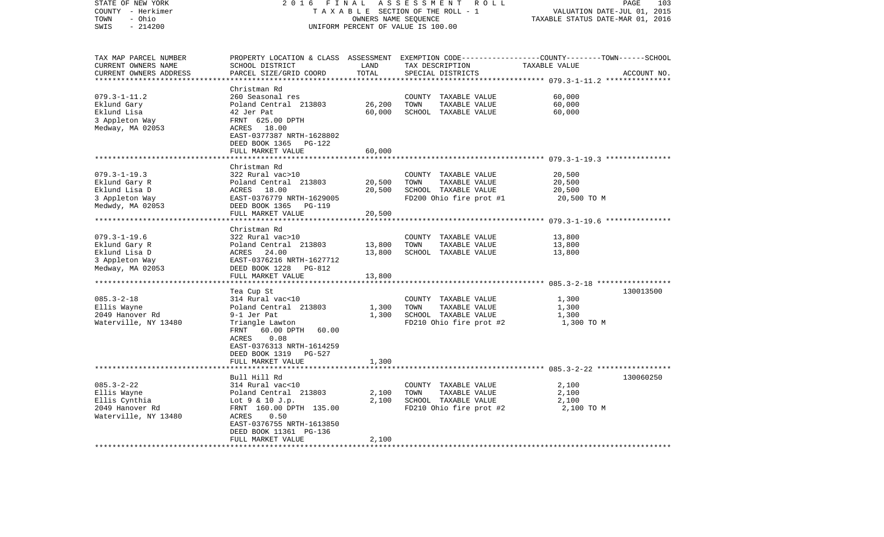STATE OF NEW YORK — 2016 FINAL ASSESSMENT ROLL
COUNTY - Herkimer — TAXABLE SECTION OF THE ROLL - 1 — VALUATION DATE-JUL 01, 2015
TOWN - Ohio — OWNERS NAME SEQUENCE — TAXABLE STATUS DATE-MAR 01, 2016
SWIS - 214200 — UNIFORM PERCENT OF VALUE IS 100.00

| TAX MAP PARCEL NUMBER / CURRENT OWNERS NAME / CURRENT OWNERS ADDRESS | PROPERTY LOCATION & CLASS / SCHOOL DISTRICT / PARCEL SIZE/GRID COORD | ASSESSMENT LAND | TOTAL | EXEMPTION CODE / TAX DESCRIPTION / SPECIAL DISTRICTS | COUNTY--------TOWN------SCHOOL TAXABLE VALUE | ACCOUNT NO. |
|---|---|---|---|---|---|---|
| 079.3-1-11.2 | Christman Rd | | | | | |
| Eklund Gary | 260 Seasonal res | | | COUNTY TAXABLE VALUE | 60,000 | |
| Eklund Lisa | Poland Central 213803 | 26,200 | | TOWN TAXABLE VALUE | 60,000 | |
| 3 Appleton Way | 42 Jer Pat | | 60,000 | SCHOOL TAXABLE VALUE | 60,000 | |
| Medway, MA 02053 | FRNT 625.00 DPTH | | | | | |
| | ACRES 18.00 | | | | | |
| | EAST-0377387 NRTH-1628802 | | | | | |
| | DEED BOOK 1365 PG-122 | | | | | |
| | FULL MARKET VALUE | | 60,000 | | | |
| 079.3-1-19.3 | Christman Rd | | | | | |
| Eklund Gary R | 322 Rural vac>10 | | | COUNTY TAXABLE VALUE | 20,500 | |
| Eklund Lisa D | Poland Central 213803 | 20,500 | | TOWN TAXABLE VALUE | 20,500 | |
| 3 Appleton Way | ACRES 18.00 | | 20,500 | SCHOOL TAXABLE VALUE | 20,500 | |
| Medwdy, MA 02053 | EAST-0376779 NRTH-1629005 | | | FD200 Ohio fire prot #1 | 20,500 TO M | |
| | DEED BOOK 1365 PG-119 | | | | | |
| | FULL MARKET VALUE | | 20,500 | | | |
| 079.3-1-19.6 | Christman Rd | | | | | |
| Eklund Gary R | 322 Rural vac>10 | | | COUNTY TAXABLE VALUE | 13,800 | |
| Eklund Lisa D | Poland Central 213803 | 13,800 | | TOWN TAXABLE VALUE | 13,800 | |
| 3 Appleton Way | ACRES 24.00 | | 13,800 | SCHOOL TAXABLE VALUE | 13,800 | |
| Medway, MA 02053 | EAST-0376216 NRTH-1627712 | | | | | |
| | DEED BOOK 1228 PG-812 | | | | | |
| | FULL MARKET VALUE | | 13,800 | | | |
| 085.3-2-18 | Tea Cup St | | | | | 130013500 |
| Ellis Wayne | 314 Rural vac<10 | | | COUNTY TAXABLE VALUE | 1,300 | |
| 2049 Hanover Rd | Poland Central 213803 | 1,300 | | TOWN TAXABLE VALUE | 1,300 | |
| Waterville, NY 13480 | 9-1 Jer Pat | | 1,300 | SCHOOL TAXABLE VALUE | 1,300 | |
| | Triangle Lawton | | | FD210 Ohio fire prot #2 | 1,300 TO M | |
| | FRNT 60.00 DPTH 60.00 | | | | | |
| | ACRES 0.08 | | | | | |
| | EAST-0376313 NRTH-1614259 | | | | | |
| | DEED BOOK 1319 PG-527 | | | | | |
| | FULL MARKET VALUE | | 1,300 | | | |
| 085.3-2-22 | Bull Hill Rd | | | | | 130060250 |
| Ellis Wayne | 314 Rural vac<10 | | | COUNTY TAXABLE VALUE | 2,100 | |
| Ellis Cynthia | Poland Central 213803 | 2,100 | | TOWN TAXABLE VALUE | 2,100 | |
| 2049 Hanover Rd | Lot 9 & 10 J.p. | | 2,100 | SCHOOL TAXABLE VALUE | 2,100 | |
| Waterville, NY 13480 | FRNT 160.00 DPTH 135.00 | | | FD210 Ohio fire prot #2 | 2,100 TO M | |
| | ACRES 0.50 | | | | | |
| | EAST-0376755 NRTH-1613850 | | | | | |
| | DEED BOOK 11361 PG-136 | | | | | |
| | FULL MARKET VALUE | | 2,100 | | | |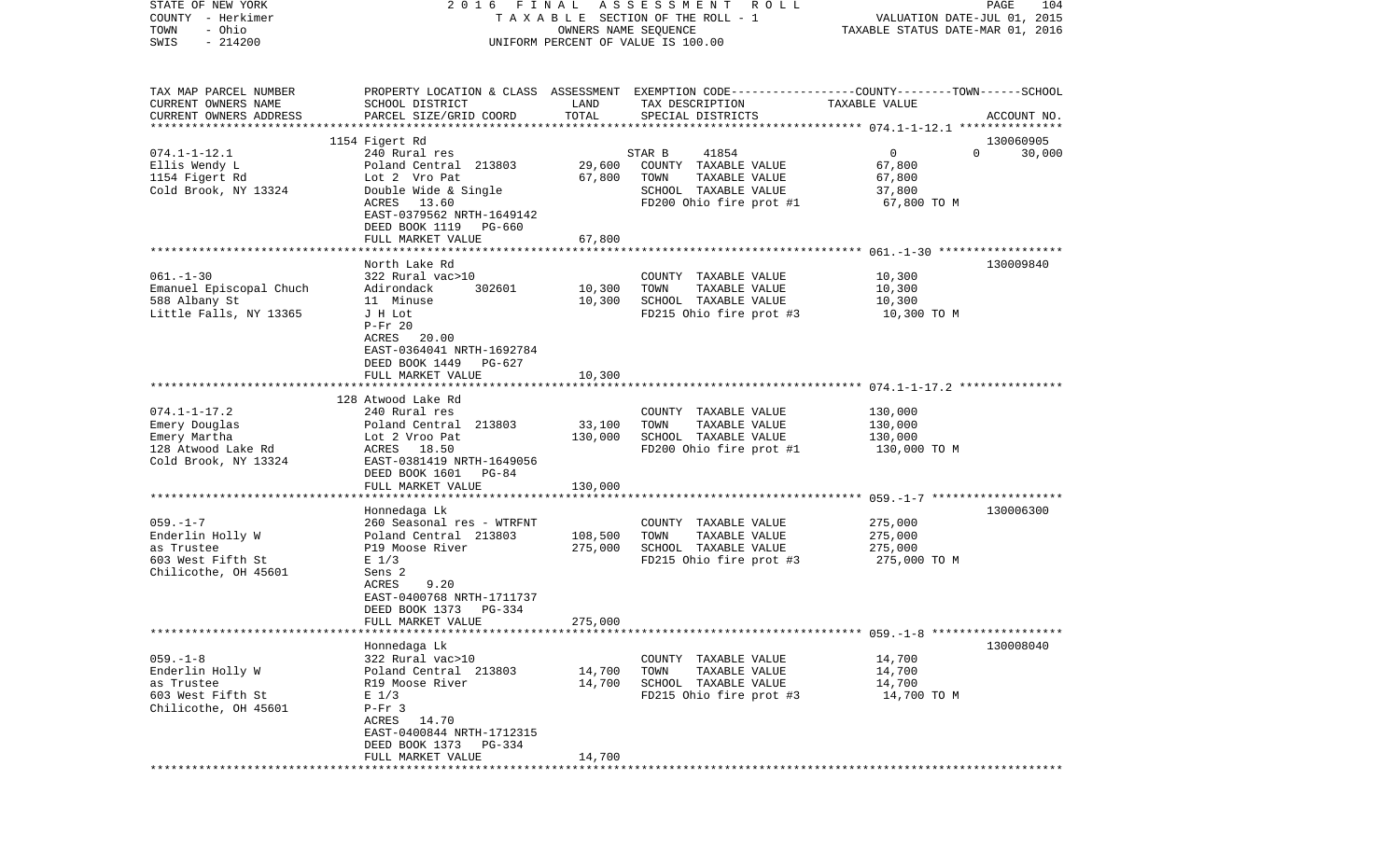STATE OF NEW YORK — 2016 FINAL ASSESSMENT ROLL
COUNTY - Herkimer — TAXABLE SECTION OF THE ROLL - 1 — VALUATION DATE-JUL 01, 2015
TOWN - Ohio — OWNERS NAME SEQUENCE — TAXABLE STATUS DATE-MAR 01, 2016
SWIS - 214200 — UNIFORM PERCENT OF VALUE IS 100.00

| TAX MAP PARCEL NUMBER / CURRENT OWNERS NAME / CURRENT OWNERS ADDRESS | PROPERTY LOCATION & CLASS / SCHOOL DISTRICT / PARCEL SIZE/GRID COORD | ASSESSMENT LAND | TOTAL | EXEMPTION CODE / TAX DESCRIPTION / SPECIAL DISTRICTS | TAXABLE VALUE | ACCOUNT NO. |
|---|---|---|---|---|---|---|
| | 1154 Figert Rd | | | | | 130060905 |
| 074.1-1-12.1 | 240 Rural res | | | STAR B 41854 | 0 | 0 30,000 |
| Ellis Wendy L | Poland Central 213803 | 29,600 | | COUNTY TAXABLE VALUE | 67,800 | |
| 1154 Figert Rd | Lot 2 Vro Pat | | 67,800 | TOWN TAXABLE VALUE | 67,800 | |
| Cold Brook, NY 13324 | Double Wide & Single | | | SCHOOL TAXABLE VALUE | 37,800 | |
| | ACRES 13.60 | | | FD200 Ohio fire prot #1 | 67,800 TO M | |
| | EAST-0379562 NRTH-1649142 | | | | | |
| | DEED BOOK 1119 PG-660 | | | | | |
| | FULL MARKET VALUE | | 67,800 | | | |
| | North Lake Rd | | | | | 130009840 |
| 061.-1-30 | 322 Rural vac>10 | | | COUNTY TAXABLE VALUE | 10,300 | |
| Emanuel Episcopal Chuch | Adirondack 302601 | 10,300 | | TOWN TAXABLE VALUE | 10,300 | |
| 588 Albany St | 11 Minuse | | 10,300 | SCHOOL TAXABLE VALUE | 10,300 | |
| Little Falls, NY 13365 | J H Lot | | | FD215 Ohio fire prot #3 | 10,300 TO M | |
| | P-Fr 20 | | | | | |
| | ACRES 20.00 | | | | | |
| | EAST-0364041 NRTH-1692784 | | | | | |
| | DEED BOOK 1449 PG-627 | | | | | |
| | FULL MARKET VALUE | | 10,300 | | | |
| | 128 Atwood Lake Rd | | | | | |
| 074.1-1-17.2 | 240 Rural res | | | COUNTY TAXABLE VALUE | 130,000 | |
| Emery Douglas | Poland Central 213803 | 33,100 | | TOWN TAXABLE VALUE | 130,000 | |
| Emery Martha | Lot 2 Vroo Pat | | 130,000 | SCHOOL TAXABLE VALUE | 130,000 | |
| 128 Atwood Lake Rd | ACRES 18.50 | | | FD200 Ohio fire prot #1 | 130,000 TO M | |
| Cold Brook, NY 13324 | EAST-0381419 NRTH-1649056 | | | | | |
| | DEED BOOK 1601 PG-84 | | | | | |
| | FULL MARKET VALUE | | 130,000 | | | |
| | Honnedaga Lk | | | | | 130006300 |
| 059.-1-7 | 260 Seasonal res - WTRFNT | | | COUNTY TAXABLE VALUE | 275,000 | |
| Enderlin Holly W | Poland Central 213803 | 108,500 | | TOWN TAXABLE VALUE | 275,000 | |
| as Trustee | P19 Moose River | | 275,000 | SCHOOL TAXABLE VALUE | 275,000 | |
| 603 West Fifth St | E 1/3 | | | FD215 Ohio fire prot #3 | 275,000 TO M | |
| Chilicothe, OH 45601 | Sens 2 | | | | | |
| | ACRES 9.20 | | | | | |
| | EAST-0400768 NRTH-1711737 | | | | | |
| | DEED BOOK 1373 PG-334 | | | | | |
| | FULL MARKET VALUE | | 275,000 | | | |
| | Honnedaga Lk | | | | | 130008040 |
| 059.-1-8 | 322 Rural vac>10 | | | COUNTY TAXABLE VALUE | 14,700 | |
| Enderlin Holly W | Poland Central 213803 | 14,700 | | TOWN TAXABLE VALUE | 14,700 | |
| as Trustee | R19 Moose River | | 14,700 | SCHOOL TAXABLE VALUE | 14,700 | |
| 603 West Fifth St | E 1/3 | | | FD215 Ohio fire prot #3 | 14,700 TO M | |
| Chilicothe, OH 45601 | P-Fr 3 | | | | | |
| | ACRES 14.70 | | | | | |
| | EAST-0400844 NRTH-1712315 | | | | | |
| | DEED BOOK 1373 PG-334 | | | | | |
| | FULL MARKET VALUE | | 14,700 | | | |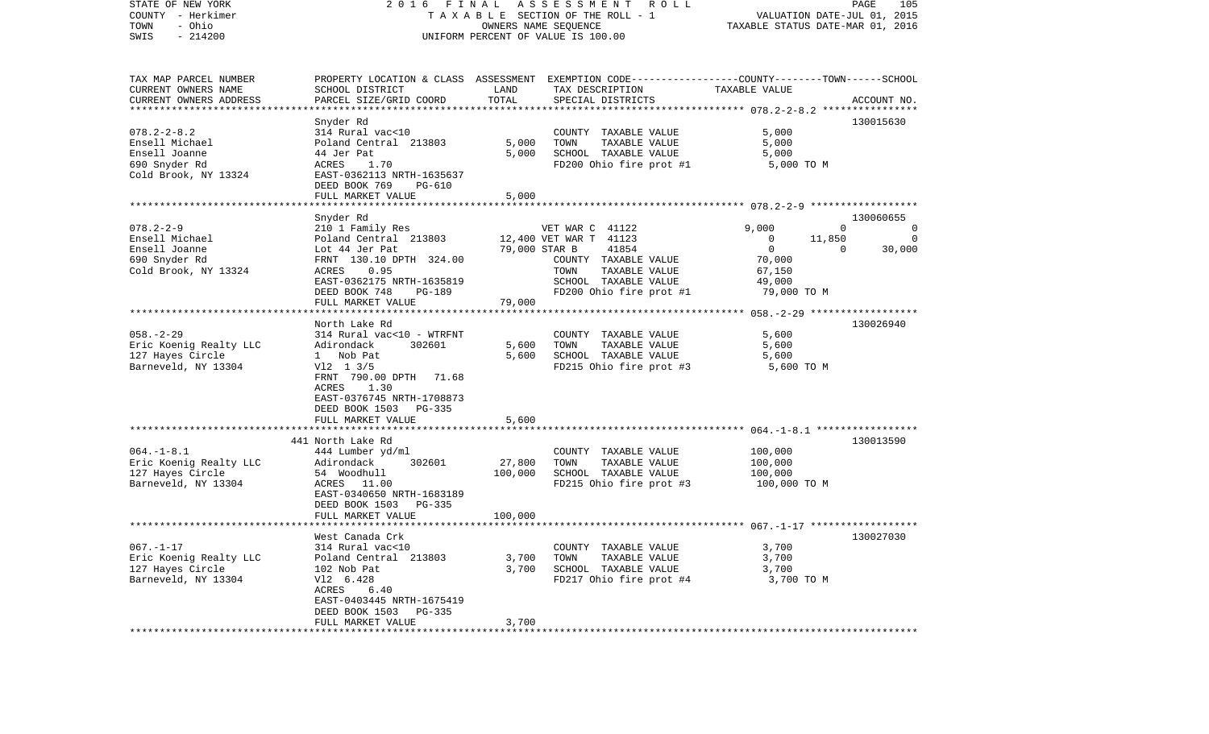STATE OF NEW YORK 2 0 1 6 F I N A L A S S E S S M E N T R O L L
COUNTY - Herkimer T A X A B L E SECTION OF THE ROLL - 1 VALUATION DATE-JUL 01, 2015
TOWN - Ohio OWNERS NAME SEQUENCE TAXABLE STATUS DATE-MAR 01, 2016
SWIS - 214200 UNIFORM PERCENT OF VALUE IS 100.00

| TAX MAP PARCEL NUMBER / CURRENT OWNERS NAME / CURRENT OWNERS ADDRESS | PROPERTY LOCATION & CLASS / SCHOOL DISTRICT / PARCEL SIZE/GRID COORD | ASSESSMENT LAND / TOTAL | EXEMPTION CODE / TAX DESCRIPTION / SPECIAL DISTRICTS | COUNTY | TOWN | SCHOOL | TAXABLE VALUE / ACCOUNT NO. |
|---|---|---|---|---|---|---|---|
| 078.2-2-8.2 | Snyder Rd | | | | | | 130015630 |
| 078.2-2-8.2 | 314 Rural vac<10 | | COUNTY TAXABLE VALUE | 5,000 | | | |
| Ensell Michael | Poland Central 213803 | 5,000 | TOWN TAXABLE VALUE | | 5,000 | | |
| Ensell Joanne | 44 Jer Pat | 5,000 | SCHOOL TAXABLE VALUE | | | 5,000 | |
| 690 Snyder Rd | ACRES 1.70 | | FD200 Ohio fire prot #1 | | | | 5,000 TO M |
| Cold Brook, NY 13324 | EAST-0362113 NRTH-1635637 | | | | | | |
| | DEED BOOK 769 PG-610 | | | | | | |
| | FULL MARKET VALUE | 5,000 | | | | | |
| 078.2-2-9 | Snyder Rd | | | | | | 130060655 |
| 078.2-2-9 | 210 1 Family Res | | VET WAR C 41122 | 9,000 | 0 | 0 | |
| Ensell Michael | Poland Central 213803 | 12,400 | VET WAR T 41123 | 0 | 11,850 | 0 | |
| Ensell Joanne | Lot 44 Jer Pat | 79,000 | STAR B 41854 | 0 | 0 | 30,000 | |
| 690 Snyder Rd | FRNT 130.10 DPTH 324.00 | | COUNTY TAXABLE VALUE | 70,000 | | | |
| Cold Brook, NY 13324 | ACRES 0.95 | | TOWN TAXABLE VALUE | | 67,150 | | |
| | EAST-0362175 NRTH-1635819 | | SCHOOL TAXABLE VALUE | | | 49,000 | |
| | DEED BOOK 748 PG-189 | | FD200 Ohio fire prot #1 | | | | 79,000 TO M |
| | FULL MARKET VALUE | 79,000 | | | | | |
| 058.-2-29 | North Lake Rd | | | | | | 130026940 |
| 058.-2-29 | 314 Rural vac<10 - WTRFNT | | COUNTY TAXABLE VALUE | 5,600 | | | |
| Eric Koenig Realty LLC | Adirondack 302601 | 5,600 | TOWN TAXABLE VALUE | | 5,600 | | |
| 127 Hayes Circle | 1 Nob Pat | 5,600 | SCHOOL TAXABLE VALUE | | | 5,600 | |
| Barneveld, NY 13304 | Vl2 1 3/5 | | FD215 Ohio fire prot #3 | | | | 5,600 TO M |
| | FRNT 790.00 DPTH 71.68 | | | | | | |
| | ACRES 1.30 | | | | | | |
| | EAST-0376745 NRTH-1708873 | | | | | | |
| | DEED BOOK 1503 PG-335 | | | | | | |
| | FULL MARKET VALUE | 5,600 | | | | | |
| 064.-1-8.1 | 441 North Lake Rd | | | | | | 130013590 |
| 064.-1-8.1 | 444 Lumber yd/ml | | COUNTY TAXABLE VALUE | 100,000 | | | |
| Eric Koenig Realty LLC | Adirondack 302601 | 27,800 | TOWN TAXABLE VALUE | | 100,000 | | |
| 127 Hayes Circle | 54 Woodhull | 100,000 | SCHOOL TAXABLE VALUE | | | 100,000 | |
| Barneveld, NY 13304 | ACRES 11.00 | | FD215 Ohio fire prot #3 | | | | 100,000 TO M |
| | EAST-0340650 NRTH-1683189 | | | | | | |
| | DEED BOOK 1503 PG-335 | | | | | | |
| | FULL MARKET VALUE | 100,000 | | | | | |
| 067.-1-17 | West Canada Crk | | | | | | 130027030 |
| 067.-1-17 | 314 Rural vac<10 | | COUNTY TAXABLE VALUE | 3,700 | | | |
| Eric Koenig Realty LLC | Poland Central 213803 | 3,700 | TOWN TAXABLE VALUE | | 3,700 | | |
| 127 Hayes Circle | 102 Nob Pat | 3,700 | SCHOOL TAXABLE VALUE | | | 3,700 | |
| Barneveld, NY 13304 | Vl2 6.428 | | FD217 Ohio fire prot #4 | | | | 3,700 TO M |
| | ACRES 6.40 | | | | | | |
| | EAST-0403445 NRTH-1675419 | | | | | | |
| | DEED BOOK 1503 PG-335 | | | | | | |
| | FULL MARKET VALUE | 3,700 | | | | | |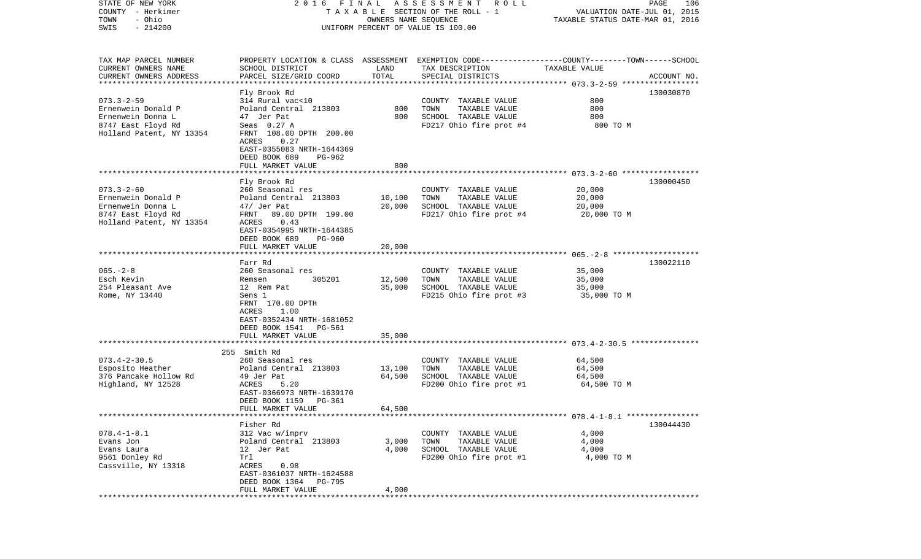STATE OF NEW YORK 2016 FINAL ASSESSMENT ROLL
COUNTY - Herkimer TAXABLE SECTION OF THE ROLL - 1 VALUATION DATE-JUL 01, 2015
TOWN - Ohio OWNERS NAME SEQUENCE TAXABLE STATUS DATE-MAR 01, 2016
SWIS - 214200 UNIFORM PERCENT OF VALUE IS 100.00

| TAX MAP PARCEL NUMBER / CURRENT OWNERS NAME / CURRENT OWNERS ADDRESS | PROPERTY LOCATION & CLASS / SCHOOL DISTRICT / PARCEL SIZE/GRID COORD | ASSESSMENT LAND | TOTAL | EXEMPTION CODE / TAX DESCRIPTION / SPECIAL DISTRICTS | TAXABLE VALUE (COUNTY--TOWN--SCHOOL) | ACCOUNT NO. |
|---|---|---|---|---|---|---|
| 073.3-2-59 | Fly Brook Rd | | | | | 130030870 |
| | 314 Rural vac<10 | | | COUNTY TAXABLE VALUE | 800 | |
| Ernenwein Donald P | Poland Central 213803 | 800 | | TOWN TAXABLE VALUE | 800 | |
| Ernenwein Donna L | 47 Jer Pat | | 800 | SCHOOL TAXABLE VALUE | 800 | |
| 8747 East Floyd Rd | Seas 0.27 A | | | FD217 Ohio fire prot #4 | 800 TO M | |
| Holland Patent, NY 13354 | FRNT 108.00 DPTH 200.00 | | | | | |
| | ACRES 0.27 | | | | | |
| | EAST-0355083 NRTH-1644369 | | | | | |
| | DEED BOOK 689 PG-962 | | | | | |
| | FULL MARKET VALUE | | 800 | | | |
| 073.3-2-60 | Fly Brook Rd | | | | | 130000450 |
| | 260 Seasonal res | | | COUNTY TAXABLE VALUE | 20,000 | |
| Ernenwein Donald P | Poland Central 213803 | 10,100 | | TOWN TAXABLE VALUE | 20,000 | |
| Ernenwein Donna L | 47/ Jer Pat | | 20,000 | SCHOOL TAXABLE VALUE | 20,000 | |
| 8747 East Floyd Rd | FRNT 89.00 DPTH 199.00 | | | FD217 Ohio fire prot #4 | 20,000 TO M | |
| Holland Patent, NY 13354 | ACRES 0.43 | | | | | |
| | EAST-0354995 NRTH-1644385 | | | | | |
| | DEED BOOK 689 PG-960 | | | | | |
| | FULL MARKET VALUE | | 20,000 | | | |
| 065.-2-8 | Farr Rd | | | | | 130022110 |
| | 260 Seasonal res | | | COUNTY TAXABLE VALUE | 35,000 | |
| Esch Kevin | Remsen 305201 | 12,500 | | TOWN TAXABLE VALUE | 35,000 | |
| 254 Pleasant Ave | 12 Rem Pat | | 35,000 | SCHOOL TAXABLE VALUE | 35,000 | |
| Rome, NY 13440 | Sens 1 | | | FD215 Ohio fire prot #3 | 35,000 TO M | |
| | FRNT 170.00 DPTH | | | | | |
| | ACRES 1.00 | | | | | |
| | EAST-0352434 NRTH-1681052 | | | | | |
| | DEED BOOK 1541 PG-561 | | | | | |
| | FULL MARKET VALUE | | 35,000 | | | |
| 073.4-2-30.5 | 255 Smith Rd | | | | | |
| | 260 Seasonal res | | | COUNTY TAXABLE VALUE | 64,500 | |
| Esposito Heather | Poland Central 213803 | 13,100 | | TOWN TAXABLE VALUE | 64,500 | |
| 376 Pancake Hollow Rd | 49 Jer Pat | | 64,500 | SCHOOL TAXABLE VALUE | 64,500 | |
| Highland, NY 12528 | ACRES 5.20 | | | FD200 Ohio fire prot #1 | 64,500 TO M | |
| | EAST-0366973 NRTH-1639170 | | | | | |
| | DEED BOOK 1159 PG-361 | | | | | |
| | FULL MARKET VALUE | | 64,500 | | | |
| 078.4-1-8.1 | Fisher Rd | | | | | 130044430 |
| | 312 Vac w/imprv | | | COUNTY TAXABLE VALUE | 4,000 | |
| Evans Jon | Poland Central 213803 | 3,000 | | TOWN TAXABLE VALUE | 4,000 | |
| Evans Laura | 12 Jer Pat | | 4,000 | SCHOOL TAXABLE VALUE | 4,000 | |
| 9561 Donley Rd | Trl | | | FD200 Ohio fire prot #1 | 4,000 TO M | |
| Cassville, NY 13318 | ACRES 0.98 | | | | | |
| | EAST-0361037 NRTH-1624588 | | | | | |
| | DEED BOOK 1364 PG-795 | | | | | |
| | FULL MARKET VALUE | | 4,000 | | | |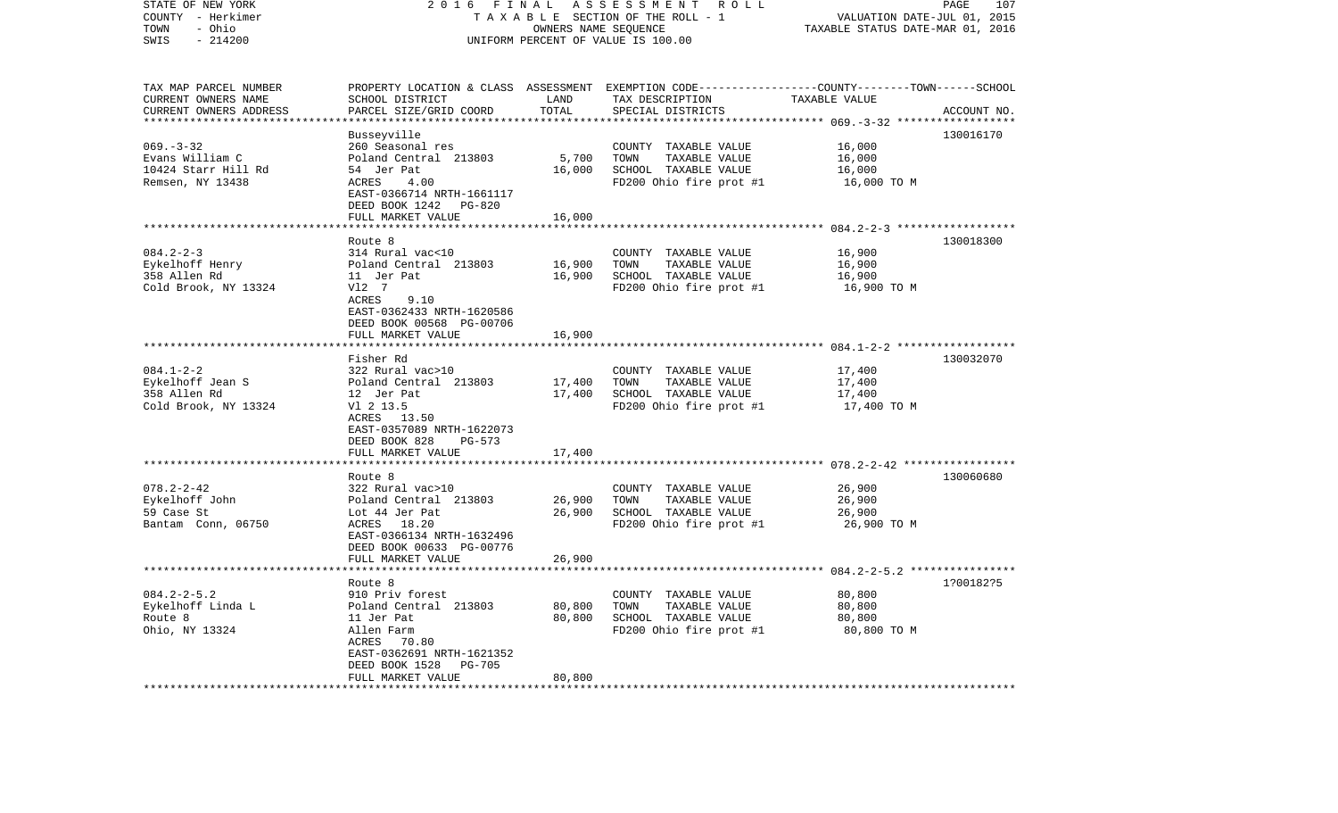STATE OF NEW YORK | COUNTY - Herkimer | TOWN - Ohio | SWIS - 214200

**2016 FINAL ASSESSMENT ROLL**
TAXABLE SECTION OF THE ROLL - 1
OWNERS NAME SEQUENCE
UNIFORM PERCENT OF VALUE IS 100.00

VALUATION DATE-JUL 01, 2015
TAXABLE STATUS DATE-MAR 01, 2016

| TAX MAP PARCEL NUMBER / CURRENT OWNERS NAME / CURRENT OWNERS ADDRESS | PROPERTY LOCATION & CLASS / SCHOOL DISTRICT / PARCEL SIZE/GRID COORD | ASSESSMENT LAND / TOTAL | EXEMPTION CODE / TAX DESCRIPTION / SPECIAL DISTRICTS | TAXABLE VALUE (COUNTY / TOWN / SCHOOL) | ACCOUNT NO. |
|---|---|---|---|---|---|
| 069.-3-32 | Busseyville | | | | 130016170 |
| Evans William C | 260 Seasonal res | | COUNTY TAXABLE VALUE | 16,000 | |
| 10424 Starr Hill Rd | Poland Central 213803 | 5,700 | TOWN TAXABLE VALUE | 16,000 | |
| Remsen, NY 13438 | 54 Jer Pat | 16,000 | SCHOOL TAXABLE VALUE | 16,000 | |
| | ACRES 4.00 | | FD200 Ohio fire prot #1 | 16,000 TO M | |
| | EAST-0366714 NRTH-1661117 | | | | |
| | DEED BOOK 1242 PG-820 | | | | |
| | FULL MARKET VALUE | 16,000 | | | |
| 084.2-2-3 | Route 8 | | | | 130018300 |
| Eykelhoff Henry | 314 Rural vac<10 | | COUNTY TAXABLE VALUE | 16,900 | |
| 358 Allen Rd | Poland Central 213803 | 16,900 | TOWN TAXABLE VALUE | 16,900 | |
| Cold Brook, NY 13324 | 11 Jer Pat | 16,900 | SCHOOL TAXABLE VALUE | 16,900 | |
| | Vl2 7 | | FD200 Ohio fire prot #1 | 16,900 TO M | |
| | ACRES 9.10 | | | | |
| | EAST-0362433 NRTH-1620586 | | | | |
| | DEED BOOK 00568 PG-00706 | | | | |
| | FULL MARKET VALUE | 16,900 | | | |
| 084.1-2-2 | Fisher Rd | | | | 130032070 |
| Eykelhoff Jean S | 322 Rural vac>10 | | COUNTY TAXABLE VALUE | 17,400 | |
| 358 Allen Rd | Poland Central 213803 | 17,400 | TOWN TAXABLE VALUE | 17,400 | |
| Cold Brook, NY 13324 | 12 Jer Pat | 17,400 | SCHOOL TAXABLE VALUE | 17,400 | |
| | Vl 2 13.5 | | FD200 Ohio fire prot #1 | 17,400 TO M | |
| | ACRES 13.50 | | | | |
| | EAST-0357089 NRTH-1622073 | | | | |
| | DEED BOOK 828 PG-573 | | | | |
| | FULL MARKET VALUE | 17,400 | | | |
| 078.2-2-42 | Route 8 | | | | 130060680 |
| Eykelhoff John | 322 Rural vac>10 | | COUNTY TAXABLE VALUE | 26,900 | |
| 59 Case St | Poland Central 213803 | 26,900 | TOWN TAXABLE VALUE | 26,900 | |
| Bantam Conn, 06750 | Lot 44 Jer Pat | 26,900 | SCHOOL TAXABLE VALUE | 26,900 | |
| | ACRES 18.20 | | FD200 Ohio fire prot #1 | 26,900 TO M | |
| | EAST-0366134 NRTH-1632496 | | | | |
| | DEED BOOK 00633 PG-00776 | | | | |
| | FULL MARKET VALUE | 26,900 | | | |
| 084.2-2-5.2 | Route 8 | | | | 1?00182?5 |
| Eykelhoff Linda L | 910 Priv forest | | COUNTY TAXABLE VALUE | 80,800 | |
| Route 8 | Poland Central 213803 | 80,800 | TOWN TAXABLE VALUE | 80,800 | |
| Ohio, NY 13324 | 11 Jer Pat | 80,800 | SCHOOL TAXABLE VALUE | 80,800 | |
| | Allen Farm | | FD200 Ohio fire prot #1 | 80,800 TO M | |
| | ACRES 70.80 | | | | |
| | EAST-0362691 NRTH-1621352 | | | | |
| | DEED BOOK 1528 PG-705 | | | | |
| | FULL MARKET VALUE | 80,800 | | | |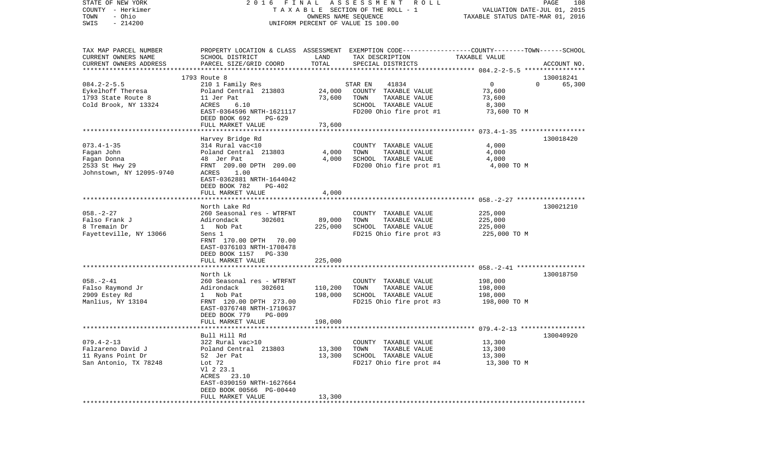STATE OF NEW YORK — 2016 FINAL ASSESSMENT ROLL — PAGE 108
COUNTY - Herkimer — TAXABLE SECTION OF THE ROLL - 1 — VALUATION DATE-JUL 01, 2015
TOWN - Ohio — OWNERS NAME SEQUENCE — TAXABLE STATUS DATE-MAR 01, 2016
SWIS - 214200 — UNIFORM PERCENT OF VALUE IS 100.00

| TAX MAP PARCEL NUMBER / CURRENT OWNERS NAME / CURRENT OWNERS ADDRESS | PROPERTY LOCATION & CLASS / SCHOOL DISTRICT / PARCEL SIZE/GRID COORD | ASSESSMENT LAND / TOTAL | EXEMPTION CODE / TAX DESCRIPTION / SPECIAL DISTRICTS | COUNTY--------TOWN------SCHOOL TAXABLE VALUE | ACCOUNT NO. |
|---|---|---|---|---|---|
| **084.2-2-5.5** | 1793 Route 8 | | | | 130018241 |
| 084.2-2-5.5 | 210 1 Family Res | | STAR EN 41834 | 0 0 65,300 | |
| Eykelhoff Theresa | Poland Central 213803 | 24,000 | COUNTY TAXABLE VALUE | 73,600 | |
| 1793 State Route 8 | 11 Jer Pat | 73,600 | TOWN TAXABLE VALUE | 73,600 | |
| Cold Brook, NY 13324 | ACRES 6.10 | | SCHOOL TAXABLE VALUE | 8,300 | |
| | EAST-0364596 NRTH-1621117 | | FD200 Ohio fire prot #1 | 73,600 TO M | |
| | DEED BOOK 692 PG-629 | | | | |
| | FULL MARKET VALUE | 73,600 | | | |
| **073.4-1-35** | Harvey Bridge Rd | | | | 130018420 |
| 073.4-1-35 | 314 Rural vac<10 | | COUNTY TAXABLE VALUE | 4,000 | |
| Fagan John | Poland Central 213803 | 4,000 | TOWN TAXABLE VALUE | 4,000 | |
| Fagan Donna | 48 Jer Pat | 4,000 | SCHOOL TAXABLE VALUE | 4,000 | |
| 2533 St Hwy 29 | FRNT 209.00 DPTH 209.00 | | FD200 Ohio fire prot #1 | 4,000 TO M | |
| Johnstown, NY 12095-9740 | ACRES 1.00 | | | | |
| | EAST-0362881 NRTH-1644042 | | | | |
| | DEED BOOK 782 PG-402 | | | | |
| | FULL MARKET VALUE | 4,000 | | | |
| **058.-2-27** | North Lake Rd | | | | 130021210 |
| 058.-2-27 | 260 Seasonal res - WTRFNT | | COUNTY TAXABLE VALUE | 225,000 | |
| Falso Frank J | Adirondack 302601 | 89,000 | TOWN TAXABLE VALUE | 225,000 | |
| 8 Tremain Dr | 1 Nob Pat | 225,000 | SCHOOL TAXABLE VALUE | 225,000 | |
| Fayetteville, NY 13066 | Sens 1 | | FD215 Ohio fire prot #3 | 225,000 TO M | |
| | FRNT 170.00 DPTH 70.00 | | | | |
| | EAST-0376103 NRTH-1708478 | | | | |
| | DEED BOOK 1157 PG-330 | | | | |
| | FULL MARKET VALUE | 225,000 | | | |
| **058.-2-41** | North Lk | | | | 130018750 |
| 058.-2-41 | 260 Seasonal res - WTRFNT | | COUNTY TAXABLE VALUE | 198,000 | |
| Falso Raymond Jr | Adirondack 302601 | 110,200 | TOWN TAXABLE VALUE | 198,000 | |
| 2909 Estey Rd | 1 Nob Pat | 198,000 | SCHOOL TAXABLE VALUE | 198,000 | |
| Manlius, NY 13104 | FRNT 120.00 DPTH 273.00 | | FD215 Ohio fire prot #3 | 198,000 TO M | |
| | EAST-0376748 NRTH-1710637 | | | | |
| | DEED BOOK 779 PG-009 | | | | |
| | FULL MARKET VALUE | 198,000 | | | |
| **079.4-2-13** | Bull Hill Rd | | | | 130040920 |
| 079.4-2-13 | 322 Rural vac>10 | | COUNTY TAXABLE VALUE | 13,300 | |
| Falzareno David J | Poland Central 213803 | 13,300 | TOWN TAXABLE VALUE | 13,300 | |
| 11 Ryans Point Dr | 52 Jer Pat | 13,300 | SCHOOL TAXABLE VALUE | 13,300 | |
| San Antonio, TX 78248 | Lot 72 | | FD217 Ohio fire prot #4 | 13,300 TO M | |
| | Vl 2 23.1 | | | | |
| | ACRES 23.10 | | | | |
| | EAST-0390159 NRTH-1627664 | | | | |
| | DEED BOOK 00566 PG-00440 | | | | |
| | FULL MARKET VALUE | 13,300 | | | |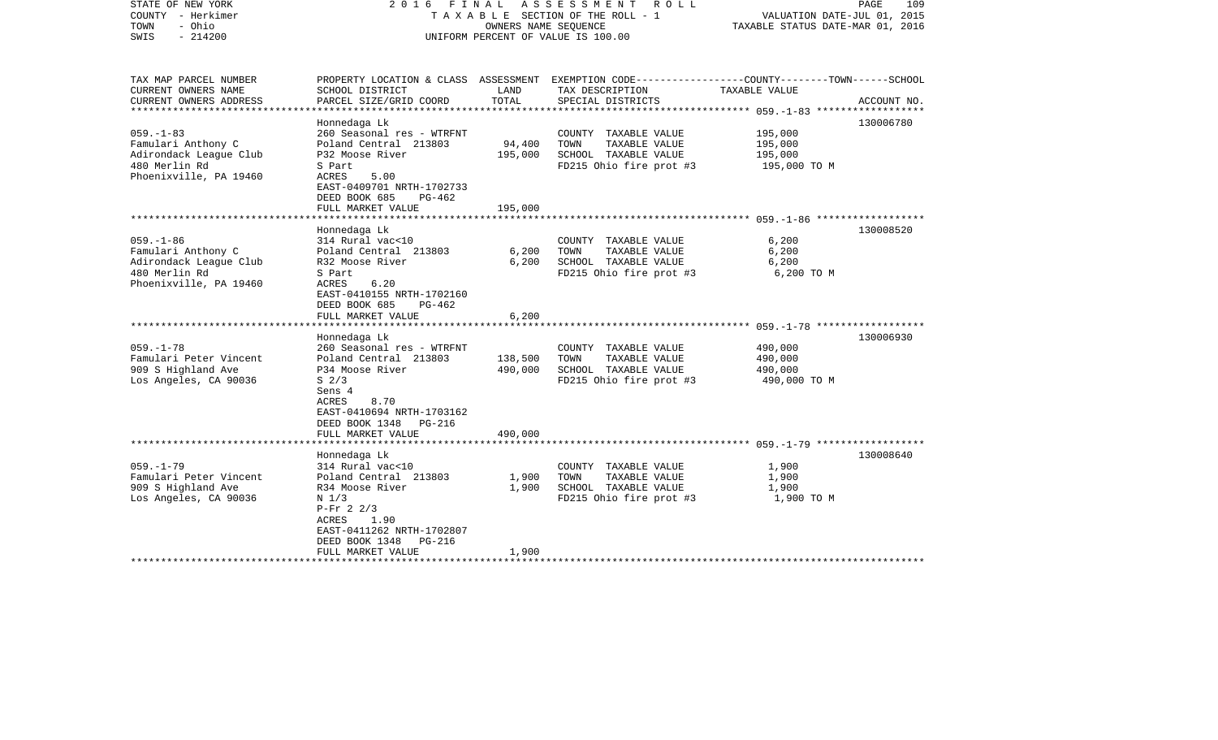STATE OF NEW YORK | 2016 FINAL ASSESSMENT ROLL | VALUATION DATE-JUL 01, 2015
COUNTY - Herkimer | TAXABLE SECTION OF THE ROLL - 1 | TAXABLE STATUS DATE-MAR 01, 2016
TOWN - Ohio | OWNERS NAME SEQUENCE
SWIS - 214200 | UNIFORM PERCENT OF VALUE IS 100.00

| TAX MAP PARCEL NUMBER / CURRENT OWNERS NAME / CURRENT OWNERS ADDRESS | PROPERTY LOCATION & CLASS / SCHOOL DISTRICT / PARCEL SIZE/GRID COORD | ASSESSMENT LAND | ASSESSMENT TOTAL | EXEMPTION CODE / TAX DESCRIPTION / SPECIAL DISTRICTS | TAXABLE VALUE (COUNTY--------TOWN------SCHOOL) | ACCOUNT NO. |
|---|---|---|---|---|---|---|
| 059.-1-83 | Honnedaga Lk | | | | | 130006780 |
| Famulari Anthony C | 260 Seasonal res - WTRFNT | | | COUNTY TAXABLE VALUE | 195,000 | |
| Adirondack League Club | Poland Central 213803 | 94,400 | | TOWN TAXABLE VALUE | 195,000 | |
| 480 Merlin Rd | P32 Moose River | | 195,000 | SCHOOL TAXABLE VALUE | 195,000 | |
| Phoenixville, PA 19460 | S Part | | | FD215 Ohio fire prot #3 | 195,000 TO M | |
| | ACRES 5.00 | | | | | |
| | EAST-0409701 NRTH-1702733 | | | | | |
| | DEED BOOK 685 PG-462 | | | | | |
| | FULL MARKET VALUE | | 195,000 | | | |
| 059.-1-86 | Honnedaga Lk | | | | | 130008520 |
| Famulari Anthony C | 314 Rural vac<10 | | | COUNTY TAXABLE VALUE | 6,200 | |
| Adirondack League Club | Poland Central 213803 | 6,200 | | TOWN TAXABLE VALUE | 6,200 | |
| 480 Merlin Rd | R32 Moose River | | 6,200 | SCHOOL TAXABLE VALUE | 6,200 | |
| Phoenixville, PA 19460 | S Part | | | FD215 Ohio fire prot #3 | 6,200 TO M | |
| | ACRES 6.20 | | | | | |
| | EAST-0410155 NRTH-1702160 | | | | | |
| | DEED BOOK 685 PG-462 | | | | | |
| | FULL MARKET VALUE | | 6,200 | | | |
| 059.-1-78 | Honnedaga Lk | | | | | 130006930 |
| Famulari Peter Vincent | 260 Seasonal res - WTRFNT | | | COUNTY TAXABLE VALUE | 490,000 | |
| 909 S Highland Ave | Poland Central 213803 | 138,500 | | TOWN TAXABLE VALUE | 490,000 | |
| Los Angeles, CA 90036 | P34 Moose River | | 490,000 | SCHOOL TAXABLE VALUE | 490,000 | |
| | S 2/3 | | | FD215 Ohio fire prot #3 | 490,000 TO M | |
| | Sens 4 | | | | | |
| | ACRES 8.70 | | | | | |
| | EAST-0410694 NRTH-1703162 | | | | | |
| | DEED BOOK 1348 PG-216 | | | | | |
| | FULL MARKET VALUE | | 490,000 | | | |
| 059.-1-79 | Honnedaga Lk | | | | | 130008640 |
| Famulari Peter Vincent | 314 Rural vac<10 | | | COUNTY TAXABLE VALUE | 1,900 | |
| 909 S Highland Ave | Poland Central 213803 | 1,900 | | TOWN TAXABLE VALUE | 1,900 | |
| Los Angeles, CA 90036 | R34 Moose River | | 1,900 | SCHOOL TAXABLE VALUE | 1,900 | |
| | N 1/3 | | | FD215 Ohio fire prot #3 | 1,900 TO M | |
| | P-Fr 2 2/3 | | | | | |
| | ACRES 1.90 | | | | | |
| | EAST-0411262 NRTH-1702807 | | | | | |
| | DEED BOOK 1348 PG-216 | | | | | |
| | FULL MARKET VALUE | | 1,900 | | | |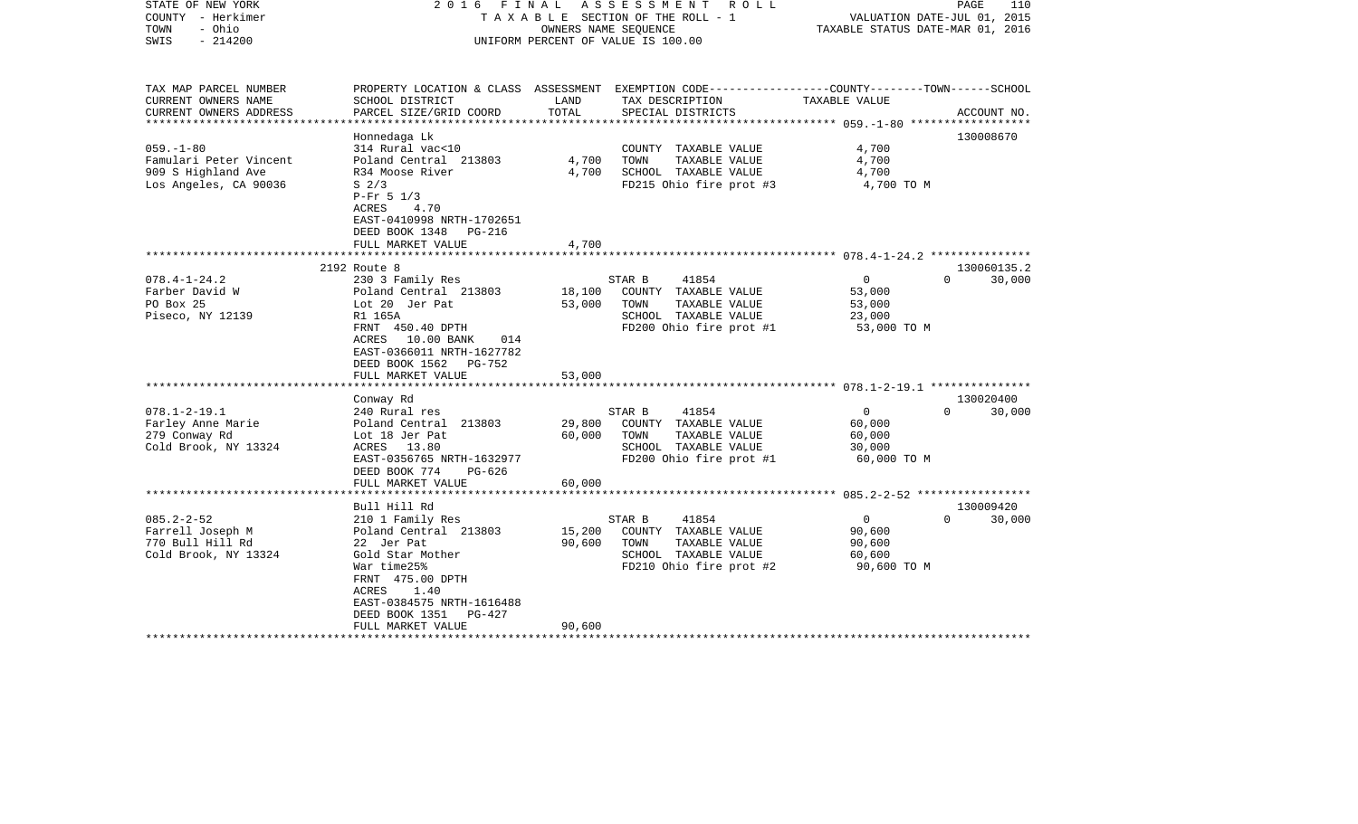STATE OF NEW YORK 2 0 1 6 F I N A L A S S E S S M E N T R O L L
COUNTY - Herkimer T A X A B L E SECTION OF THE ROLL - 1 VALUATION DATE-JUL 01, 2015
TOWN - Ohio OWNERS NAME SEQUENCE TAXABLE STATUS DATE-MAR 01, 2016
SWIS - 214200 UNIFORM PERCENT OF VALUE IS 100.00

| TAX MAP PARCEL NUMBER<br>CURRENT OWNERS NAME<br>CURRENT OWNERS ADDRESS | PROPERTY LOCATION & CLASS<br>SCHOOL DISTRICT<br>PARCEL SIZE/GRID COORD | ASSESSMENT<br>LAND<br>TOTAL | EXEMPTION CODE-----COUNTY--------TOWN------SCHOOL<br>TAX DESCRIPTION<br>SPECIAL DISTRICTS | TAXABLE VALUE | ACCOUNT NO. |
|---|---|---|---|---|---|
| | Honnedaga Lk | | | | 130008670 |
| 059.-1-80 | 314 Rural vac<10 | | COUNTY TAXABLE VALUE | 4,700 | |
| Famulari Peter Vincent | Poland Central 213803 | 4,700 | TOWN TAXABLE VALUE | 4,700 | |
| 909 S Highland Ave | R34 Moose River | 4,700 | SCHOOL TAXABLE VALUE | 4,700 | |
| Los Angeles, CA 90036 | S 2/3 | | FD215 Ohio fire prot #3 | 4,700 TO M | |
| | P-Fr 5 1/3 | | | | |
| | ACRES 4.70 | | | | |
| | EAST-0410998 NRTH-1702651 | | | | |
| | DEED BOOK 1348 PG-216 | | | | |
| | FULL MARKET VALUE | 4,700 | | | |
| | 2192 Route 8 | | | | 130060135.2 |
| 078.4-1-24.2 | 230 3 Family Res | | STAR B 41854 | 0 0 | 30,000 |
| Farber David W | Poland Central 213803 | 18,100 | COUNTY TAXABLE VALUE | 53,000 | |
| PO Box 25 | Lot 20 Jer Pat | 53,000 | TOWN TAXABLE VALUE | 53,000 | |
| Piseco, NY 12139 | R1 165A | | SCHOOL TAXABLE VALUE | 23,000 | |
| | FRNT 450.40 DPTH | | FD200 Ohio fire prot #1 | 53,000 TO M | |
| | ACRES 10.00 BANK 014 | | | | |
| | EAST-0366011 NRTH-1627782 | | | | |
| | DEED BOOK 1562 PG-752 | | | | |
| | FULL MARKET VALUE | 53,000 | | | |
| | Conway Rd | | | | 130020400 |
| 078.1-2-19.1 | 240 Rural res | | STAR B 41854 | 0 0 | 30,000 |
| Farley Anne Marie | Poland Central 213803 | 29,800 | COUNTY TAXABLE VALUE | 60,000 | |
| 279 Conway Rd | Lot 18 Jer Pat | 60,000 | TOWN TAXABLE VALUE | 60,000 | |
| Cold Brook, NY 13324 | ACRES 13.80 | | SCHOOL TAXABLE VALUE | 30,000 | |
| | EAST-0356765 NRTH-1632977 | | FD200 Ohio fire prot #1 | 60,000 TO M | |
| | DEED BOOK 774 PG-626 | | | | |
| | FULL MARKET VALUE | 60,000 | | | |
| | Bull Hill Rd | | | | 130009420 |
| 085.2-2-52 | 210 1 Family Res | | STAR B 41854 | 0 0 | 30,000 |
| Farrell Joseph M | Poland Central 213803 | 15,200 | COUNTY TAXABLE VALUE | 90,600 | |
| 770 Bull Hill Rd | 22 Jer Pat | 90,600 | TOWN TAXABLE VALUE | 90,600 | |
| Cold Brook, NY 13324 | Gold Star Mother | | SCHOOL TAXABLE VALUE | 60,600 | |
| | War time25% | | FD210 Ohio fire prot #2 | 90,600 TO M | |
| | FRNT 475.00 DPTH | | | | |
| | ACRES 1.40 | | | | |
| | EAST-0384575 NRTH-1616488 | | | | |
| | DEED BOOK 1351 PG-427 | | | | |
| | FULL MARKET VALUE | 90,600 | | | |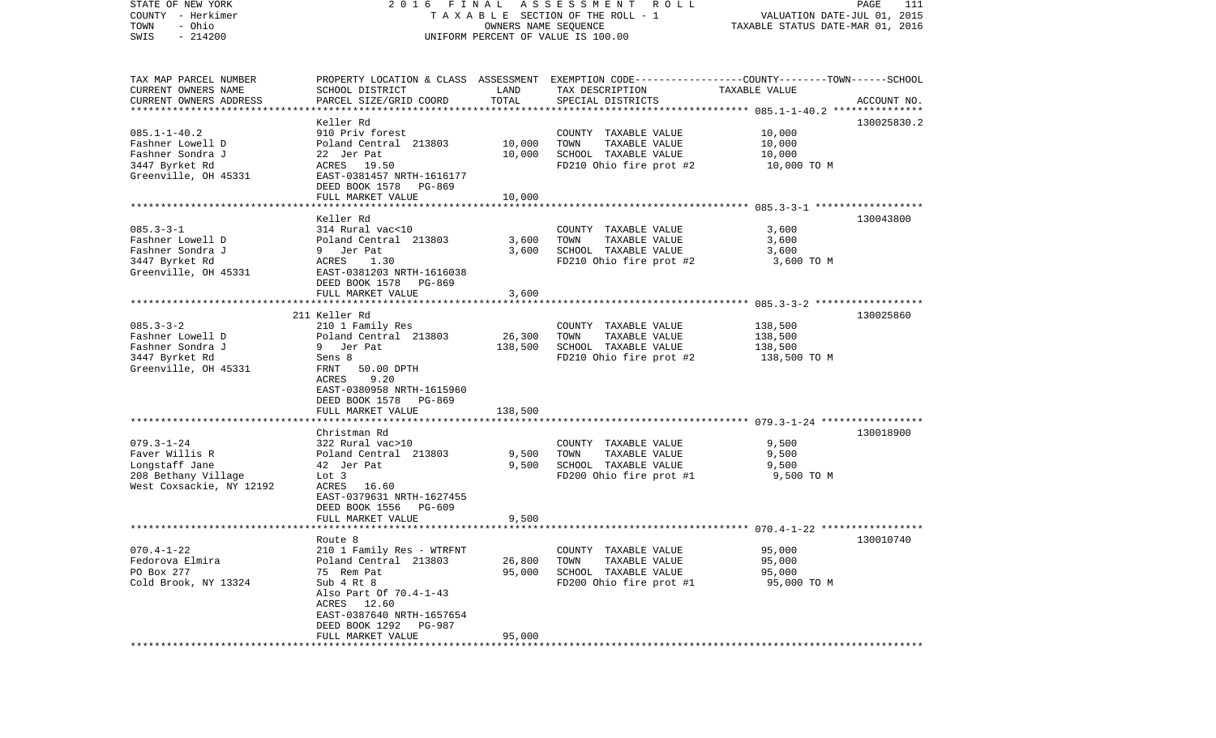STATE OF NEW YORK
COUNTY - Herkimer
TOWN - Ohio
SWIS - 214200

2016 FINAL ASSESSMENT ROLL
TAXABLE SECTION OF THE ROLL - 1
OWNERS NAME SEQUENCE
UNIFORM PERCENT OF VALUE IS 100.00

VALUATION DATE-JUL 01, 2015
TAXABLE STATUS DATE-MAR 01, 2016

| TAX MAP PARCEL NUMBER<br>CURRENT OWNERS NAME<br>CURRENT OWNERS ADDRESS | PROPERTY LOCATION & CLASS<br>SCHOOL DISTRICT<br>PARCEL SIZE/GRID COORD | ASSESSMENT<br>LAND<br>TOTAL | EXEMPTION CODE-----COUNTY-----TOWN-----SCHOOL<br>TAX DESCRIPTION<br>SPECIAL DISTRICTS | TAXABLE VALUE | ACCOUNT NO. |
|---|---|---|---|---|---|
| 085.1-1-40.2 | Keller Rd | | | | 130025830.2 |
| 085.1-1-40.2 | 910 Priv forest | | COUNTY TAXABLE VALUE | 10,000 | |
| Fashner Lowell D | Poland Central 213803 | 10,000 | TOWN TAXABLE VALUE | 10,000 | |
| Fashner Sondra J | 22 Jer Pat | 10,000 | SCHOOL TAXABLE VALUE | 10,000 | |
| 3447 Byrket Rd | ACRES 19.50 | | FD210 Ohio fire prot #2 | 10,000 TO M | |
| Greenville, OH 45331 | EAST-0381457 NRTH-1616177 | | | | |
| | DEED BOOK 1578 PG-869 | | | | |
| | FULL MARKET VALUE | 10,000 | | | |
| 085.3-3-1 | Keller Rd | | | | 130043800 |
| 085.3-3-1 | 314 Rural vac<10 | | COUNTY TAXABLE VALUE | 3,600 | |
| Fashner Lowell D | Poland Central 213803 | 3,600 | TOWN TAXABLE VALUE | 3,600 | |
| Fashner Sondra J | 9 Jer Pat | 3,600 | SCHOOL TAXABLE VALUE | 3,600 | |
| 3447 Byrket Rd | ACRES 1.30 | | FD210 Ohio fire prot #2 | 3,600 TO M | |
| Greenville, OH 45331 | EAST-0381203 NRTH-1616038 | | | | |
| | DEED BOOK 1578 PG-869 | | | | |
| | FULL MARKET VALUE | 3,600 | | | |
| 085.3-3-2 | 211 Keller Rd | | | | 130025860 |
| 085.3-3-2 | 210 1 Family Res | | COUNTY TAXABLE VALUE | 138,500 | |
| Fashner Lowell D | Poland Central 213803 | 26,300 | TOWN TAXABLE VALUE | 138,500 | |
| Fashner Sondra J | 9 Jer Pat | 138,500 | SCHOOL TAXABLE VALUE | 138,500 | |
| 3447 Byrket Rd | Sens 8 | | FD210 Ohio fire prot #2 | 138,500 TO M | |
| Greenville, OH 45331 | FRNT 50.00 DPTH | | | | |
| | ACRES 9.20 | | | | |
| | EAST-0380958 NRTH-1615960 | | | | |
| | DEED BOOK 1578 PG-869 | | | | |
| | FULL MARKET VALUE | 138,500 | | | |
| 079.3-1-24 | Christman Rd | | | | 130018900 |
| 079.3-1-24 | 322 Rural vac>10 | | COUNTY TAXABLE VALUE | 9,500 | |
| Faver Willis R | Poland Central 213803 | 9,500 | TOWN TAXABLE VALUE | 9,500 | |
| Longstaff Jane | 42 Jer Pat | 9,500 | SCHOOL TAXABLE VALUE | 9,500 | |
| 208 Bethany Village | Lot 3 | | FD200 Ohio fire prot #1 | 9,500 TO M | |
| West Coxsackie, NY 12192 | ACRES 16.60 | | | | |
| | EAST-0379631 NRTH-1627455 | | | | |
| | DEED BOOK 1556 PG-609 | | | | |
| | FULL MARKET VALUE | 9,500 | | | |
| 070.4-1-22 | Route 8 | | | | 130010740 |
| 070.4-1-22 | 210 1 Family Res - WTRFNT | | COUNTY TAXABLE VALUE | 95,000 | |
| Fedorova Elmira | Poland Central 213803 | 26,800 | TOWN TAXABLE VALUE | 95,000 | |
| PO Box 277 | 75 Rem Pat | 95,000 | SCHOOL TAXABLE VALUE | 95,000 | |
| Cold Brook, NY 13324 | Sub 4 Rt 8 | | FD200 Ohio fire prot #1 | 95,000 TO M | |
| | Also Part Of 70.4-1-43 | | | | |
| | ACRES 12.60 | | | | |
| | EAST-0387640 NRTH-1657654 | | | | |
| | DEED BOOK 1292 PG-987 | | | | |
| | FULL MARKET VALUE | 95,000 | | | |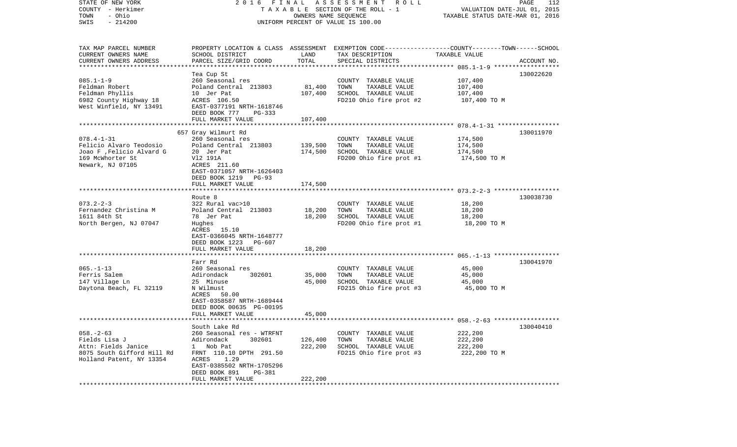STATE OF NEW YORK — 2016 FINAL ASSESSMENT ROLL — PAGE 112
COUNTY - Herkimer — TAXABLE SECTION OF THE ROLL - 1 — VALUATION DATE-JUL 01, 2015
TOWN - Ohio — OWNERS NAME SEQUENCE — TAXABLE STATUS DATE-MAR 01, 2016
SWIS - 214200 — UNIFORM PERCENT OF VALUE IS 100.00

| TAX MAP PARCEL NUMBER / CURRENT OWNERS NAME / CURRENT OWNERS ADDRESS | PROPERTY LOCATION & CLASS / SCHOOL DISTRICT / PARCEL SIZE/GRID COORD | ASSESSMENT LAND / TOTAL | EXEMPTION CODE / TAX DESCRIPTION / SPECIAL DISTRICTS | COUNTY / TOWN / SCHOOL TAXABLE VALUE | ACCOUNT NO. |
|---|---|---|---|---|---|
| **085.1-1-9** | Tea Cup St | | | | 130022620 |
| | 260 Seasonal res | | COUNTY TAXABLE VALUE | 107,400 | |
| Feldman Robert | Poland Central 213803 | 81,400 | TOWN TAXABLE VALUE | 107,400 | |
| Feldman Phyllis | 10 Jer Pat | 107,400 | SCHOOL TAXABLE VALUE | 107,400 | |
| 6982 County Highway 18 | ACRES 106.50 | | FD210 Ohio fire prot #2 | 107,400 TO M | |
| West Winfield, NY 13491 | EAST-0377191 NRTH-1618746 | | | | |
| | DEED BOOK 777 PG-333 | | | | |
| | FULL MARKET VALUE | 107,400 | | | |
| **078.4-1-31** | 657 Gray Wilmurt Rd | | | | 130011970 |
| | 260 Seasonal res | | COUNTY TAXABLE VALUE | 174,500 | |
| Felicio Alvaro Teodosio | Poland Central 213803 | 139,500 | TOWN TAXABLE VALUE | 174,500 | |
| Joao F ,Felicio Alvard G | 20 Jer Pat | 174,500 | SCHOOL TAXABLE VALUE | 174,500 | |
| 169 McWhorter St | Vl2 191A | | FD200 Ohio fire prot #1 | 174,500 TO M | |
| Newark, NJ 07105 | ACRES 211.60 | | | | |
| | EAST-0371057 NRTH-1626403 | | | | |
| | DEED BOOK 1219 PG-93 | | | | |
| | FULL MARKET VALUE | 174,500 | | | |
| **073.2-2-3** | Route 8 | | | | 130038730 |
| | 322 Rural vac>10 | | COUNTY TAXABLE VALUE | 18,200 | |
| Fernandez Christina M | Poland Central 213803 | 18,200 | TOWN TAXABLE VALUE | 18,200 | |
| 1611 84th St | 78 Jer Pat | 18,200 | SCHOOL TAXABLE VALUE | 18,200 | |
| North Bergen, NJ 07047 | Hughes | | FD200 Ohio fire prot #1 | 18,200 TO M | |
| | ACRES 15.10 | | | | |
| | EAST-0366045 NRTH-1648777 | | | | |
| | DEED BOOK 1223 PG-607 | | | | |
| | FULL MARKET VALUE | 18,200 | | | |
| **065.-1-13** | Farr Rd | | | | 130041970 |
| | 260 Seasonal res | | COUNTY TAXABLE VALUE | 45,000 | |
| Ferris Salem | Adirondack 302601 | 35,000 | TOWN TAXABLE VALUE | 45,000 | |
| 147 Village Ln | 25 Minuse | 45,000 | SCHOOL TAXABLE VALUE | 45,000 | |
| Daytona Beach, FL 32119 | N Wilmust | | FD215 Ohio fire prot #3 | 45,000 TO M | |
| | ACRES 50.00 | | | | |
| | EAST-0358587 NRTH-1689444 | | | | |
| | DEED BOOK 00635 PG-00195 | | | | |
| | FULL MARKET VALUE | 45,000 | | | |
| **058.-2-63** | South Lake Rd | | | | 130040410 |
| | 260 Seasonal res - WTRFNT | | COUNTY TAXABLE VALUE | 222,200 | |
| Fields Lisa J | Adirondack 302601 | 126,400 | TOWN TAXABLE VALUE | 222,200 | |
| Attn: Fields Janice | 1 Nob Pat | 222,200 | SCHOOL TAXABLE VALUE | 222,200 | |
| 8075 South Gifford Hill Rd | FRNT 110.10 DPTH 291.50 | | FD215 Ohio fire prot #3 | 222,200 TO M | |
| Holland Patent, NY 13354 | ACRES 1.29 | | | | |
| | EAST-0385502 NRTH-1705296 | | | | |
| | DEED BOOK 891 PG-381 | | | | |
| | FULL MARKET VALUE | 222,200 | | | |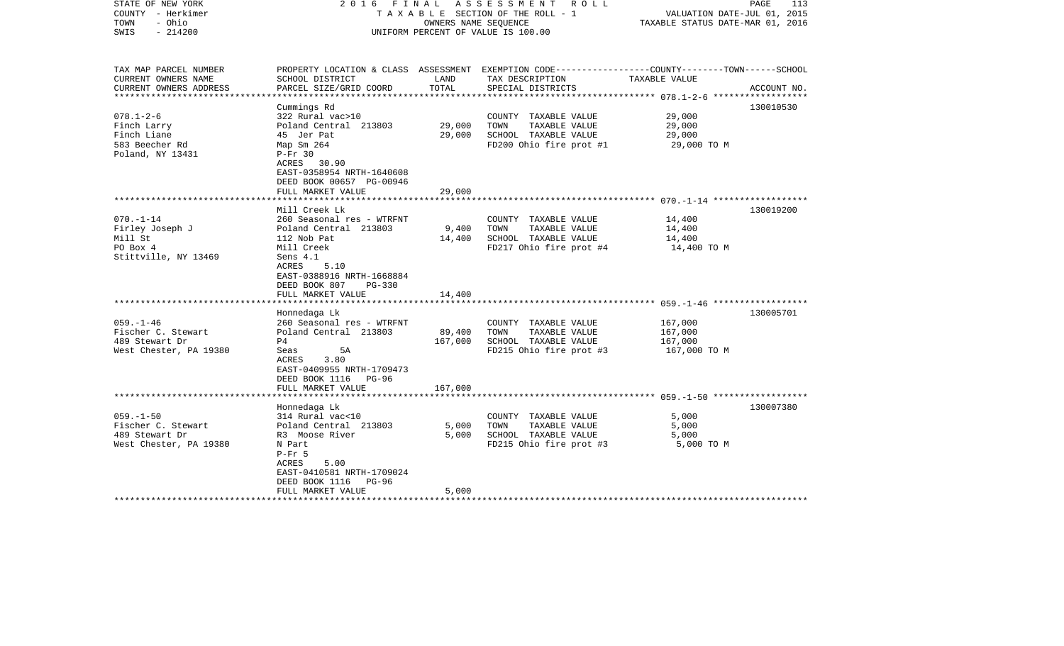STATE OF NEW YORK
COUNTY - Herkimer
TOWN - Ohio
SWIS - 214200

2016 FINAL ASSESSMENT ROLL
TAXABLE SECTION OF THE ROLL - 1
OWNERS NAME SEQUENCE
UNIFORM PERCENT OF VALUE IS 100.00

VALUATION DATE-JUL 01, 2015
TAXABLE STATUS DATE-MAR 01, 2016

| TAX MAP PARCEL NUMBER / CURRENT OWNERS NAME / CURRENT OWNERS ADDRESS | PROPERTY LOCATION & CLASS / SCHOOL DISTRICT / PARCEL SIZE/GRID COORD | ASSESSMENT LAND | TOTAL | EXEMPTION CODE / TAX DESCRIPTION / SPECIAL DISTRICTS | TAXABLE VALUE (COUNTY--TOWN--SCHOOL) | ACCOUNT NO. |
|---|---|---|---|---|---|---|
| 078.1-2-6 | Cummings Rd | | | | | 130010530 |
| | 322 Rural vac>10 | | | COUNTY TAXABLE VALUE | 29,000 | |
| Finch Larry | Poland Central 213803 | 29,000 | | TOWN TAXABLE VALUE | 29,000 | |
| Finch Liane | 45 Jer Pat | | 29,000 | SCHOOL TAXABLE VALUE | 29,000 | |
| 583 Beecher Rd | Map Sm 264 | | | FD200 Ohio fire prot #1 | 29,000 TO M | |
| Poland, NY 13431 | P-Fr 30 | | | | | |
| | ACRES 30.90 | | | | | |
| | EAST-0358954 NRTH-1640608 | | | | | |
| | DEED BOOK 00657 PG-00946 | | | | | |
| | FULL MARKET VALUE | | 29,000 | | | |
| 070.-1-14 | Mill Creek Lk | | | | | 130019200 |
| | 260 Seasonal res - WTRFNT | | | COUNTY TAXABLE VALUE | 14,400 | |
| Firley Joseph J | Poland Central 213803 | 9,400 | | TOWN TAXABLE VALUE | 14,400 | |
| Mill St | 112 Nob Pat | | 14,400 | SCHOOL TAXABLE VALUE | 14,400 | |
| PO Box 4 | Mill Creek | | | FD217 Ohio fire prot #4 | 14,400 TO M | |
| Stittville, NY 13469 | Sens 4.1 | | | | | |
| | ACRES 5.10 | | | | | |
| | EAST-0388916 NRTH-1668884 | | | | | |
| | DEED BOOK 807 PG-330 | | | | | |
| | FULL MARKET VALUE | | 14,400 | | | |
| 059.-1-46 | Honnedaga Lk | | | | | 130005701 |
| | 260 Seasonal res - WTRFNT | | | COUNTY TAXABLE VALUE | 167,000 | |
| Fischer C. Stewart | Poland Central 213803 | 89,400 | | TOWN TAXABLE VALUE | 167,000 | |
| 489 Stewart Dr | P4 | | 167,000 | SCHOOL TAXABLE VALUE | 167,000 | |
| West Chester, PA 19380 | Seas 5A | | | FD215 Ohio fire prot #3 | 167,000 TO M | |
| | ACRES 3.80 | | | | | |
| | EAST-0409955 NRTH-1709473 | | | | | |
| | DEED BOOK 1116 PG-96 | | | | | |
| | FULL MARKET VALUE | | 167,000 | | | |
| 059.-1-50 | Honnedaga Lk | | | | | 130007380 |
| | 314 Rural vac<10 | | | COUNTY TAXABLE VALUE | 5,000 | |
| Fischer C. Stewart | Poland Central 213803 | 5,000 | | TOWN TAXABLE VALUE | 5,000 | |
| 489 Stewart Dr | R3 Moose River | | 5,000 | SCHOOL TAXABLE VALUE | 5,000 | |
| West Chester, PA 19380 | N Part | | | FD215 Ohio fire prot #3 | 5,000 TO M | |
| | P-Fr 5 | | | | | |
| | ACRES 5.00 | | | | | |
| | EAST-0410581 NRTH-1709024 | | | | | |
| | DEED BOOK 1116 PG-96 | | | | | |
| | FULL MARKET VALUE | | 5,000 | | | |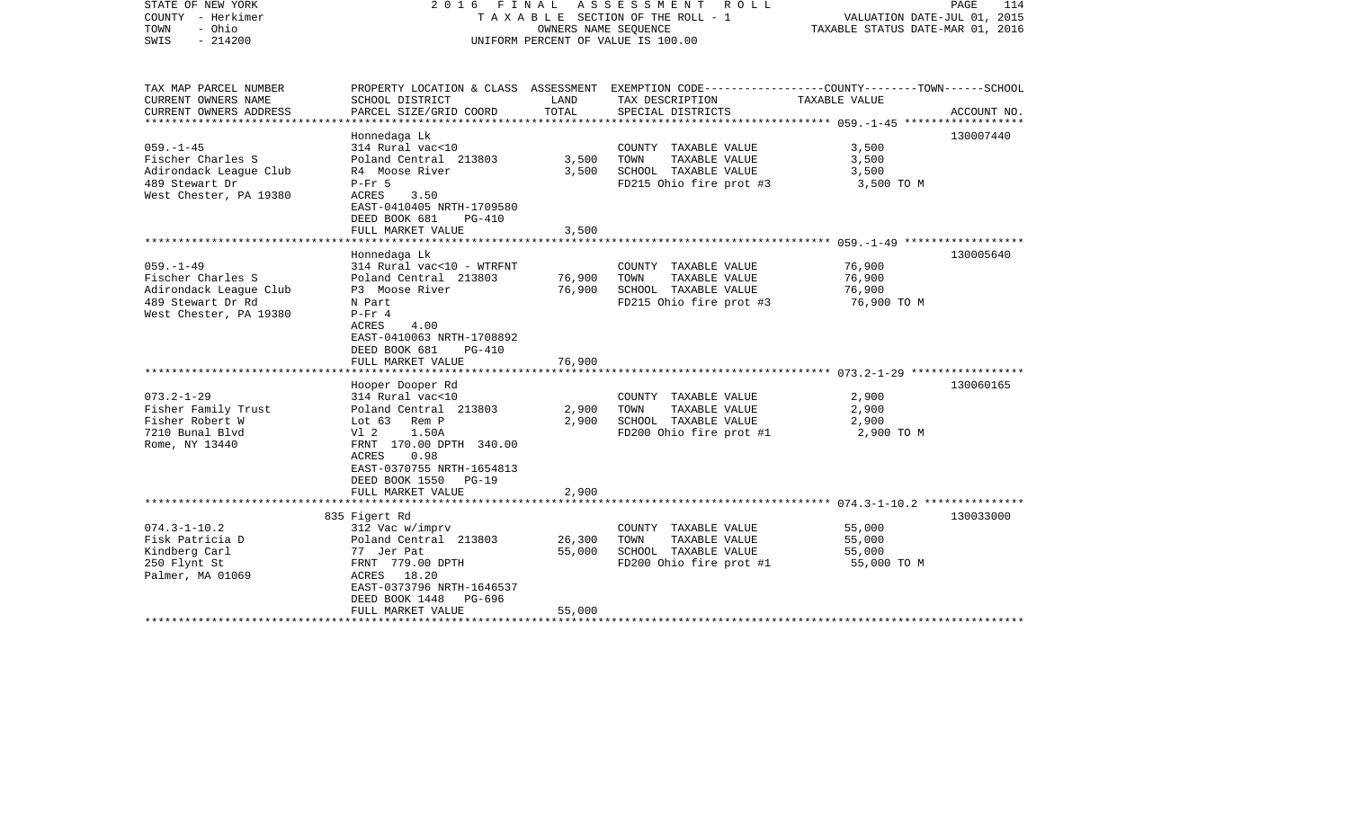STATE OF NEW YORK | COUNTY - Herkimer | TOWN - Ohio | SWIS - 214200

2016 FINAL ASSESSMENT ROLL
TAXABLE SECTION OF THE ROLL - 1
OWNERS NAME SEQUENCE
UNIFORM PERCENT OF VALUE IS 100.00

VALUATION DATE-JUL 01, 2015
TAXABLE STATUS DATE-MAR 01, 2016

| TAX MAP PARCEL NUMBER / CURRENT OWNERS NAME / CURRENT OWNERS ADDRESS | PROPERTY LOCATION & CLASS / SCHOOL DISTRICT / PARCEL SIZE/GRID COORD | ASSESSMENT LAND | TOTAL | EXEMPTION CODE / TAX DESCRIPTION / SPECIAL DISTRICTS | TAXABLE VALUE (COUNTY--TOWN--SCHOOL) | ACCOUNT NO. |
|---|---|---|---|---|---|---|
| 059.-1-45 | Honnedaga Lk | | | | | 130007440 |
| Fischer Charles S | 314 Rural vac<10 | | | COUNTY TAXABLE VALUE | 3,500 | |
| Adirondack League Club | Poland Central 213803 | 3,500 | | TOWN TAXABLE VALUE | 3,500 | |
| 489 Stewart Dr | R4 Moose River | | 3,500 | SCHOOL TAXABLE VALUE | 3,500 | |
| West Chester, PA 19380 | P-Fr 5 | | | FD215 Ohio fire prot #3 | 3,500 TO M | |
| | ACRES 3.50 | | | | | |
| | EAST-0410405 NRTH-1709580 | | | | | |
| | DEED BOOK 681 PG-410 | | | | | |
| | FULL MARKET VALUE | | 3,500 | | | |
| 059.-1-49 | Honnedaga Lk | | | | | 130005640 |
| Fischer Charles S | 314 Rural vac<10 - WTRFNT | | | COUNTY TAXABLE VALUE | 76,900 | |
| Adirondack League Club | Poland Central 213803 | 76,900 | | TOWN TAXABLE VALUE | 76,900 | |
| 489 Stewart Dr Rd | P3 Moose River | | 76,900 | SCHOOL TAXABLE VALUE | 76,900 | |
| West Chester, PA 19380 | N Part | | | FD215 Ohio fire prot #3 | 76,900 TO M | |
| | P-Fr 4 | | | | | |
| | ACRES 4.00 | | | | | |
| | EAST-0410063 NRTH-1708892 | | | | | |
| | DEED BOOK 681 PG-410 | | | | | |
| | FULL MARKET VALUE | | 76,900 | | | |
| 073.2-1-29 | Hooper Dooper Rd | | | | | 130060165 |
| Fisher Family Trust | 314 Rural vac<10 | | | COUNTY TAXABLE VALUE | 2,900 | |
| Fisher Robert W | Poland Central 213803 | 2,900 | | TOWN TAXABLE VALUE | 2,900 | |
| 7210 Bunal Blvd | Lot 63 Rem P | | 2,900 | SCHOOL TAXABLE VALUE | 2,900 | |
| Rome, NY 13440 | Vl 2 1.50A | | | FD200 Ohio fire prot #1 | 2,900 TO M | |
| | FRNT 170.00 DPTH 340.00 | | | | | |
| | ACRES 0.98 | | | | | |
| | EAST-0370755 NRTH-1654813 | | | | | |
| | DEED BOOK 1550 PG-19 | | | | | |
| | FULL MARKET VALUE | | 2,900 | | | |
| 074.3-1-10.2 | 835 Figert Rd | | | | | 130033000 |
| Fisk Patricia D | 312 Vac w/imprv | | | COUNTY TAXABLE VALUE | 55,000 | |
| Kindberg Carl | Poland Central 213803 | 26,300 | | TOWN TAXABLE VALUE | 55,000 | |
| 250 Flynt St | 77 Jer Pat | | 55,000 | SCHOOL TAXABLE VALUE | 55,000 | |
| Palmer, MA 01069 | FRNT 779.00 DPTH | | | FD200 Ohio fire prot #1 | 55,000 TO M | |
| | ACRES 18.20 | | | | | |
| | EAST-0373796 NRTH-1646537 | | | | | |
| | DEED BOOK 1448 PG-696 | | | | | |
| | FULL MARKET VALUE | | 55,000 | | | |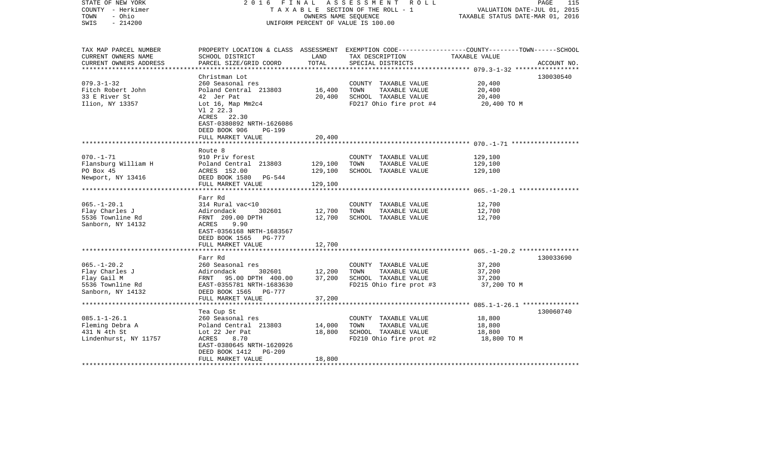STATE OF NEW YORK
COUNTY - Herkimer
TOWN - Ohio
SWIS - 214200

2 0 1 6 F I N A L A S S E S S M E N T R O L L
T A X A B L E SECTION OF THE ROLL - 1
OWNERS NAME SEQUENCE
UNIFORM PERCENT OF VALUE IS 100.00

VALUATION DATE-JUL 01, 2015
TAXABLE STATUS DATE-MAR 01, 2016

| TAX MAP PARCEL NUMBER<br>CURRENT OWNERS NAME<br>CURRENT OWNERS ADDRESS | PROPERTY LOCATION & CLASS<br>SCHOOL DISTRICT<br>PARCEL SIZE/GRID COORD | ASSESSMENT<br>LAND<br>TOTAL | EXEMPTION CODE-----COUNTY-----TOWN------SCHOOL<br>TAX DESCRIPTION<br>SPECIAL DISTRICTS | TAXABLE VALUE | ACCOUNT NO. |
|---|---|---|---|---|---|
| 079.3-1-32 | Christman Lot | | | | 130030540 |
| 079.3-1-32 | 260 Seasonal res | | COUNTY TAXABLE VALUE | 20,400 | |
| Fitch Robert John | Poland Central 213803 | 16,400 | TOWN TAXABLE VALUE | 20,400 | |
| 33 E River St | 42 Jer Pat | 20,400 | SCHOOL TAXABLE VALUE | 20,400 | |
| Ilion, NY 13357 | Lot 16, Map Mm2c4 | | FD217 Ohio fire prot #4 | 20,400 TO M | |
| | Vl 2 22.3 | | | | |
| | ACRES 22.30 | | | | |
| | EAST-0380892 NRTH-1626086 | | | | |
| | DEED BOOK 906 PG-199 | | | | |
| | FULL MARKET VALUE | 20,400 | | | |
| 070.-1-71 | Route 8 | | | | |
| 070.-1-71 | 910 Priv forest | | COUNTY TAXABLE VALUE | 129,100 | |
| Flansburg William H | Poland Central 213803 | 129,100 | TOWN TAXABLE VALUE | 129,100 | |
| PO Box 45 | ACRES 152.00 | 129,100 | SCHOOL TAXABLE VALUE | 129,100 | |
| Newport, NY 13416 | DEED BOOK 1580 PG-544 | | | | |
| | FULL MARKET VALUE | 129,100 | | | |
| 065.-1-20.1 | Farr Rd | | | | |
| 065.-1-20.1 | 314 Rural vac<10 | | COUNTY TAXABLE VALUE | 12,700 | |
| Flay Charles J | Adirondack 302601 | 12,700 | TOWN TAXABLE VALUE | 12,700 | |
| 5536 Townline Rd | FRNT 209.00 DPTH | 12,700 | SCHOOL TAXABLE VALUE | 12,700 | |
| Sanborn, NY 14132 | ACRES 9.90 | | | | |
| | EAST-0356168 NRTH-1683567 | | | | |
| | DEED BOOK 1565 PG-777 | | | | |
| | FULL MARKET VALUE | 12,700 | | | |
| 065.-1-20.2 | Farr Rd | | | | 130033690 |
| 065.-1-20.2 | 260 Seasonal res | | COUNTY TAXABLE VALUE | 37,200 | |
| Flay Charles J | Adirondack 302601 | 12,200 | TOWN TAXABLE VALUE | 37,200 | |
| Flay Gail M | FRNT 95.00 DPTH 400.00 | 37,200 | SCHOOL TAXABLE VALUE | 37,200 | |
| 5536 Townline Rd | EAST-0355781 NRTH-1683630 | | FD215 Ohio fire prot #3 | 37,200 TO M | |
| Sanborn, NY 14132 | DEED BOOK 1565 PG-777 | | | | |
| | FULL MARKET VALUE | 37,200 | | | |
| 085.1-1-26.1 | Tea Cup St | | | | 130060740 |
| 085.1-1-26.1 | 260 Seasonal res | | COUNTY TAXABLE VALUE | 18,800 | |
| Fleming Debra A | Poland Central 213803 | 14,000 | TOWN TAXABLE VALUE | 18,800 | |
| 431 N 4th St | Lot 22 Jer Pat | 18,800 | SCHOOL TAXABLE VALUE | 18,800 | |
| Lindenhurst, NY 11757 | ACRES 8.70 | | FD210 Ohio fire prot #2 | 18,800 TO M | |
| | EAST-0380645 NRTH-1620926 | | | | |
| | DEED BOOK 1412 PG-209 | | | | |
| | FULL MARKET VALUE | 18,800 | | | |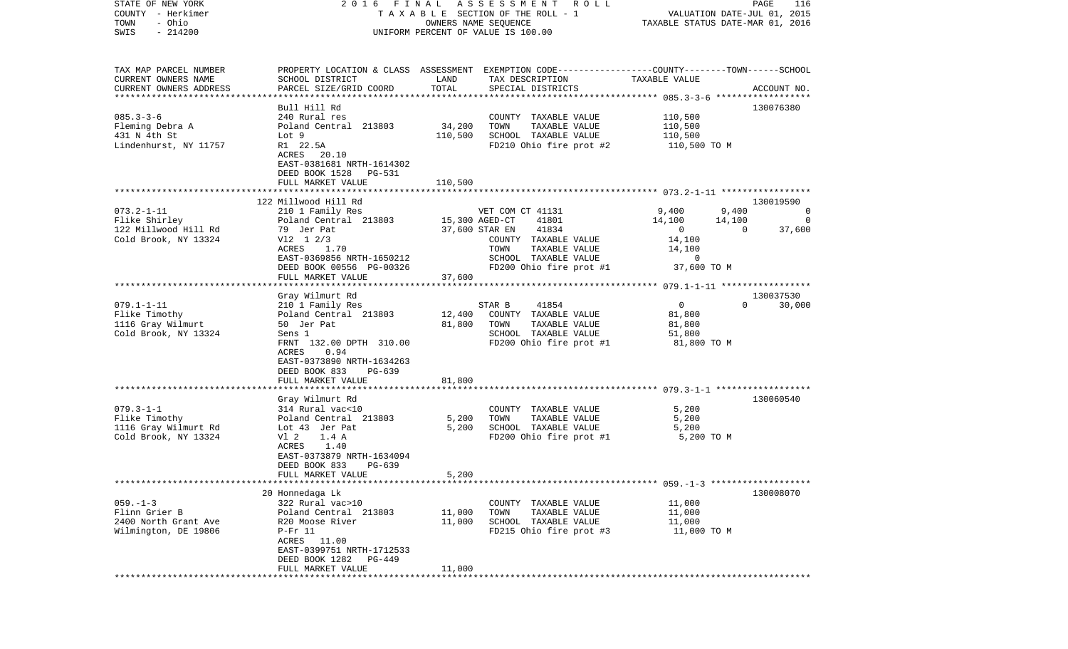STATE OF NEW YORK | 2016 FINAL ASSESSMENT ROLL | VALUATION DATE-JUL 01, 2015
COUNTY - Herkimer | TAXABLE SECTION OF THE ROLL - 1 | TAXABLE STATUS DATE-MAR 01, 2016
TOWN - Ohio | OWNERS NAME SEQUENCE
SWIS - 214200 | UNIFORM PERCENT OF VALUE IS 100.00

| TAX MAP PARCEL NUMBER<br>CURRENT OWNERS NAME<br>CURRENT OWNERS ADDRESS | PROPERTY LOCATION & CLASS<br>SCHOOL DISTRICT<br>PARCEL SIZE/GRID COORD | ASSESSMENT<br>LAND<br>TOTAL | EXEMPTION CODE<br>TAX DESCRIPTION<br>SPECIAL DISTRICTS | COUNTY | TOWN | SCHOOL<br>TAXABLE VALUE<br>ACCOUNT NO. |
|---|---|---|---|---|---|---|
| 085.3-3-6 | Bull Hill Rd | | | | | 130076380 |
| 085.3-3-6<br>Fleming Debra A<br>431 N 4th St<br>Lindenhurst, NY 11757 | 240 Rural res<br>Poland Central 213803<br>Lot 9<br>R1 22.5A<br>ACRES 20.10<br>EAST-0381681 NRTH-1614302<br>DEED BOOK 1528 PG-531<br>FULL MARKET VALUE | 34,200<br>110,500<br><br><br><br><br><br>110,500 | COUNTY TAXABLE VALUE<br>TOWN TAXABLE VALUE<br>SCHOOL TAXABLE VALUE<br>FD210 Ohio fire prot #2 | 110,500<br>110,500<br>110,500<br>110,500 TO M | | |
| 073.2-1-11 | 122 Millwood Hill Rd | | | | | 130019590 |
| 073.2-1-11<br>Flike Shirley<br>122 Millwood Hill Rd<br>Cold Brook, NY 13324 | 210 1 Family Res<br>Poland Central 213803<br>79 Jer Pat<br>Vl2 1 2/3<br>ACRES 1.70<br>EAST-0369856 NRTH-1650212<br>DEED BOOK 00556 PG-00326<br>FULL MARKET VALUE | <br>15,300<br>37,600<br><br><br><br><br>37,600 | VET COM CT 41131<br>AGED-CT 41801<br>STAR EN 41834<br>COUNTY TAXABLE VALUE<br>TOWN TAXABLE VALUE<br>SCHOOL TAXABLE VALUE<br>FD200 Ohio fire prot #1 | 9,400<br>14,100<br>0<br>14,100<br>14,100<br>0<br>37,600 TO M | 9,400<br>14,100<br>0 | 0<br>0<br>37,600 |
| 079.1-1-11 | Gray Wilmurt Rd | | | | | 130037530 |
| 079.1-1-11<br>Flike Timothy<br>1116 Gray Wilmurt<br>Cold Brook, NY 13324 | 210 1 Family Res<br>Poland Central 213803<br>50 Jer Pat<br>Sens 1<br>FRNT 132.00 DPTH 310.00<br>ACRES 0.94<br>EAST-0373890 NRTH-1634263<br>DEED BOOK 833 PG-639<br>FULL MARKET VALUE | <br>12,400<br>81,800<br><br><br><br><br><br>81,800 | STAR B 41854<br>COUNTY TAXABLE VALUE<br>TOWN TAXABLE VALUE<br>SCHOOL TAXABLE VALUE<br>FD200 Ohio fire prot #1 | 0<br>81,800<br>81,800<br>51,800<br>81,800 TO M | 0 | 30,000 |
| 079.3-1-1 | Gray Wilmurt Rd | | | | | 130060540 |
| 079.3-1-1<br>Flike Timothy<br>1116 Gray Wilmurt Rd<br>Cold Brook, NY 13324 | 314 Rural vac<10<br>Poland Central 213803<br>Lot 43 Jer Pat<br>Vl 2 1.4 A<br>ACRES 1.40<br>EAST-0373879 NRTH-1634094<br>DEED BOOK 833 PG-639<br>FULL MARKET VALUE | 5,200<br>5,200<br><br><br><br><br><br>5,200 | COUNTY TAXABLE VALUE<br>TOWN TAXABLE VALUE<br>SCHOOL TAXABLE VALUE<br>FD200 Ohio fire prot #1 | 5,200<br>5,200<br>5,200<br>5,200 TO M | | |
| 059.-1-3 | 20 Honnedaga Lk | | | | | 130008070 |
| 059.-1-3<br>Flinn Grier B<br>2400 North Grant Ave<br>Wilmington, DE 19806 | 322 Rural vac>10<br>Poland Central 213803<br>R20 Moose River<br>P-Fr 11<br>ACRES 11.00<br>EAST-0399751 NRTH-1712533<br>DEED BOOK 1282 PG-449<br>FULL MARKET VALUE | 11,000<br>11,000<br><br><br><br><br><br>11,000 | COUNTY TAXABLE VALUE<br>TOWN TAXABLE VALUE<br>SCHOOL TAXABLE VALUE<br>FD215 Ohio fire prot #3 | 11,000<br>11,000<br>11,000<br>11,000 TO M | | |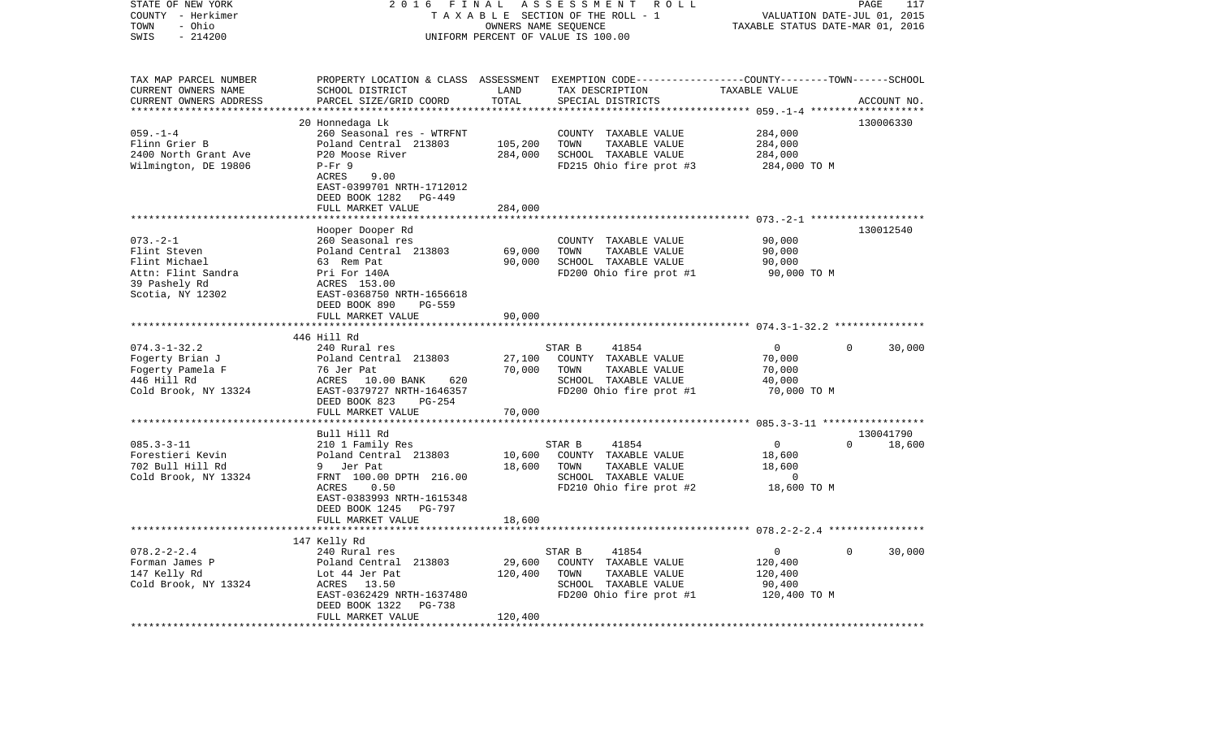STATE OF NEW YORK — 2016 FINAL ASSESSMENT ROLL
COUNTY - Herkimer — TAXABLE SECTION OF THE ROLL - 1 — VALUATION DATE-JUL 01, 2015
TOWN - Ohio — OWNERS NAME SEQUENCE — TAXABLE STATUS DATE-MAR 01, 2016
SWIS - 214200 — UNIFORM PERCENT OF VALUE IS 100.00

| TAX MAP PARCEL NUMBER / CURRENT OWNERS NAME / CURRENT OWNERS ADDRESS | PROPERTY LOCATION & CLASS / SCHOOL DISTRICT / PARCEL SIZE/GRID COORD | ASSESSMENT LAND | TOTAL | EXEMPTION CODE / TAX DESCRIPTION / SPECIAL DISTRICTS | COUNTY / TOWN / SCHOOL TAXABLE VALUE | ACCOUNT NO. |
|---|---|---|---|---|---|---|
| 059.-1-4 | 20 Honnedaga Lk | | | | | 130006330 |
| Flinn Grier B | 260 Seasonal res - WTRFNT | | | COUNTY TAXABLE VALUE | 284,000 | |
| 2400 North Grant Ave | Poland Central 213803 | 105,200 | | TOWN TAXABLE VALUE | 284,000 | |
| Wilmington, DE 19806 | P20 Moose River | | 284,000 | SCHOOL TAXABLE VALUE | 284,000 | |
| | P-Fr 9 | | | FD215 Ohio fire prot #3 | 284,000 TO M | |
| | ACRES 9.00 | | | | | |
| | EAST-0399701 NRTH-1712012 | | | | | |
| | DEED BOOK 1282 PG-449 | | | | | |
| | FULL MARKET VALUE | | 284,000 | | | |
| 073.-2-1 | Hooper Dooper Rd | | | | | 130012540 |
| Flint Steven | 260 Seasonal res | | | COUNTY TAXABLE VALUE | 90,000 | |
| Flint Michael | Poland Central 213803 | 69,000 | | TOWN TAXABLE VALUE | 90,000 | |
| Attn: Flint Sandra | 63 Rem Pat | | 90,000 | SCHOOL TAXABLE VALUE | 90,000 | |
| 39 Pashely Rd | Pri For 140A | | | FD200 Ohio fire prot #1 | 90,000 TO M | |
| Scotia, NY 12302 | ACRES 153.00 | | | | | |
| | EAST-0368750 NRTH-1656618 | | | | | |
| | DEED BOOK 890 PG-559 | | | | | |
| | FULL MARKET VALUE | | 90,000 | | | |
| 074.3-1-32.2 | 446 Hill Rd | | | | | |
| Fogerty Brian J | 240 Rural res | | | STAR B 41854 | 0 / 0 / 30,000 | |
| Fogerty Pamela F | Poland Central 213803 | 27,100 | | COUNTY TAXABLE VALUE | 70,000 | |
| 446 Hill Rd | 76 Jer Pat | | 70,000 | TOWN TAXABLE VALUE | 70,000 | |
| Cold Brook, NY 13324 | ACRES 10.00 BANK 620 | | | SCHOOL TAXABLE VALUE | 40,000 | |
| | EAST-0379727 NRTH-1646357 | | | FD200 Ohio fire prot #1 | 70,000 TO M | |
| | DEED BOOK 823 PG-254 | | | | | |
| | FULL MARKET VALUE | | 70,000 | | | |
| 085.3-3-11 | Bull Hill Rd | | | | | 130041790 |
| Forestieri Kevin | 210 1 Family Res | | | STAR B 41854 | 0 / 0 / 18,600 | |
| 702 Bull Hill Rd | Poland Central 213803 | 10,600 | | COUNTY TAXABLE VALUE | 18,600 | |
| Cold Brook, NY 13324 | 9 Jer Pat | | 18,600 | TOWN TAXABLE VALUE | 18,600 | |
| | FRNT 100.00 DPTH 216.00 | | | SCHOOL TAXABLE VALUE | 0 | |
| | ACRES 0.50 | | | FD210 Ohio fire prot #2 | 18,600 TO M | |
| | EAST-0383993 NRTH-1615348 | | | | | |
| | DEED BOOK 1245 PG-797 | | | | | |
| | FULL MARKET VALUE | | 18,600 | | | |
| 078.2-2-2.4 | 147 Kelly Rd | | | | | |
| Forman James P | 240 Rural res | | | STAR B 41854 | 0 / 0 / 30,000 | |
| 147 Kelly Rd | Poland Central 213803 | 29,600 | | COUNTY TAXABLE VALUE | 120,400 | |
| Cold Brook, NY 13324 | Lot 44 Jer Pat | | 120,400 | TOWN TAXABLE VALUE | 120,400 | |
| | ACRES 13.50 | | | SCHOOL TAXABLE VALUE | 90,400 | |
| | EAST-0362429 NRTH-1637480 | | | FD200 Ohio fire prot #1 | 120,400 TO M | |
| | DEED BOOK 1322 PG-738 | | | | | |
| | FULL MARKET VALUE | | 120,400 | | | |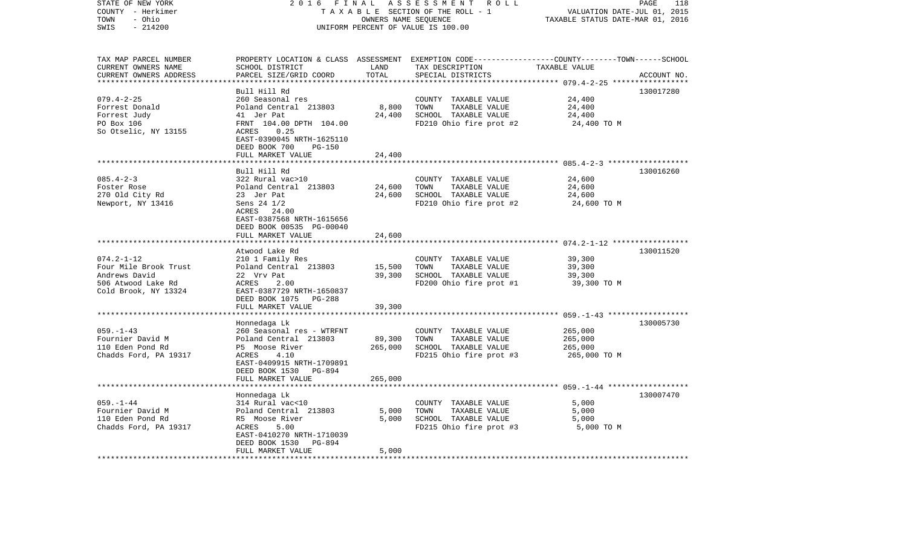STATE OF NEW YORK　　　　2 0 1 6　F I N A L　A S S E S S M E N T　R O L L
COUNTY - Herkimer　　　T A X A B L E SECTION OF THE ROLL - 1　　VALUATION DATE-JUL 01, 2015
TOWN - Ohio　　　OWNERS NAME SEQUENCE　　TAXABLE STATUS DATE-MAR 01, 2016
SWIS - 214200　　　UNIFORM PERCENT OF VALUE IS 100.00

| TAX MAP PARCEL NUMBER / CURRENT OWNERS NAME / CURRENT OWNERS ADDRESS | PROPERTY LOCATION & CLASS / SCHOOL DISTRICT / PARCEL SIZE/GRID COORD | ASSESSMENT LAND | TOTAL | EXEMPTION CODE / TAX DESCRIPTION / SPECIAL DISTRICTS | TAXABLE VALUE (COUNTY--TOWN--SCHOOL) | ACCOUNT NO. |
|---|---|---|---|---|---|---|
| 079.4-2-25 | Bull Hill Rd | | | | | 130017280 |
| | 260 Seasonal res | | | COUNTY TAXABLE VALUE | 24,400 | |
| Forrest Donald | Poland Central 213803 | 8,800 | | TOWN TAXABLE VALUE | 24,400 | |
| Forrest Judy | 41 Jer Pat | | 24,400 | SCHOOL TAXABLE VALUE | 24,400 | |
| PO Box 106 | FRNT 104.00 DPTH 104.00 | | | FD210 Ohio fire prot #2 | 24,400 TO M | |
| So Otselic, NY 13155 | ACRES 0.25 | | | | | |
| | EAST-0390045 NRTH-1625110 | | | | | |
| | DEED BOOK 700 PG-150 | | | | | |
| | FULL MARKET VALUE | | 24,400 | | | |
| 085.4-2-3 | Bull Hill Rd | | | | | 130016260 |
| | 322 Rural vac>10 | | | COUNTY TAXABLE VALUE | 24,600 | |
| Foster Rose | Poland Central 213803 | 24,600 | | TOWN TAXABLE VALUE | 24,600 | |
| 270 Old City Rd | 23 Jer Pat | | 24,600 | SCHOOL TAXABLE VALUE | 24,600 | |
| Newport, NY 13416 | Sens 24 1/2 | | | FD210 Ohio fire prot #2 | 24,600 TO M | |
| | ACRES 24.00 | | | | | |
| | EAST-0387568 NRTH-1615656 | | | | | |
| | DEED BOOK 00535 PG-00040 | | | | | |
| | FULL MARKET VALUE | | 24,600 | | | |
| 074.2-1-12 | Atwood Lake Rd | | | | | 130011520 |
| | 210 1 Family Res | | | COUNTY TAXABLE VALUE | 39,300 | |
| Four Mile Brook Trust | Poland Central 213803 | 15,500 | | TOWN TAXABLE VALUE | 39,300 | |
| Andrews David | 22 Vrv Pat | | 39,300 | SCHOOL TAXABLE VALUE | 39,300 | |
| 506 Atwood Lake Rd | ACRES 2.00 | | | FD200 Ohio fire prot #1 | 39,300 TO M | |
| Cold Brook, NY 13324 | EAST-0387729 NRTH-1650837 | | | | | |
| | DEED BOOK 1075 PG-288 | | | | | |
| | FULL MARKET VALUE | | 39,300 | | | |
| 059.-1-43 | Honnedaga Lk | | | | | 130005730 |
| | 260 Seasonal res - WTRFNT | | | COUNTY TAXABLE VALUE | 265,000 | |
| Fournier David M | Poland Central 213803 | 89,300 | | TOWN TAXABLE VALUE | 265,000 | |
| 110 Eden Pond Rd | P5 Moose River | | 265,000 | SCHOOL TAXABLE VALUE | 265,000 | |
| Chadds Ford, PA 19317 | ACRES 4.10 | | | FD215 Ohio fire prot #3 | 265,000 TO M | |
| | EAST-0409915 NRTH-1709891 | | | | | |
| | DEED BOOK 1530 PG-894 | | | | | |
| | FULL MARKET VALUE | | 265,000 | | | |
| 059.-1-44 | Honnedaga Lk | | | | | 130007470 |
| | 314 Rural vac<10 | | | COUNTY TAXABLE VALUE | 5,000 | |
| Fournier David M | Poland Central 213803 | 5,000 | | TOWN TAXABLE VALUE | 5,000 | |
| 110 Eden Pond Rd | R5 Moose River | | 5,000 | SCHOOL TAXABLE VALUE | 5,000 | |
| Chadds Ford, PA 19317 | ACRES 5.00 | | | FD215 Ohio fire prot #3 | 5,000 TO M | |
| | EAST-0410270 NRTH-1710039 | | | | | |
| | DEED BOOK 1530 PG-894 | | | | | |
| | FULL MARKET VALUE | | 5,000 | | | |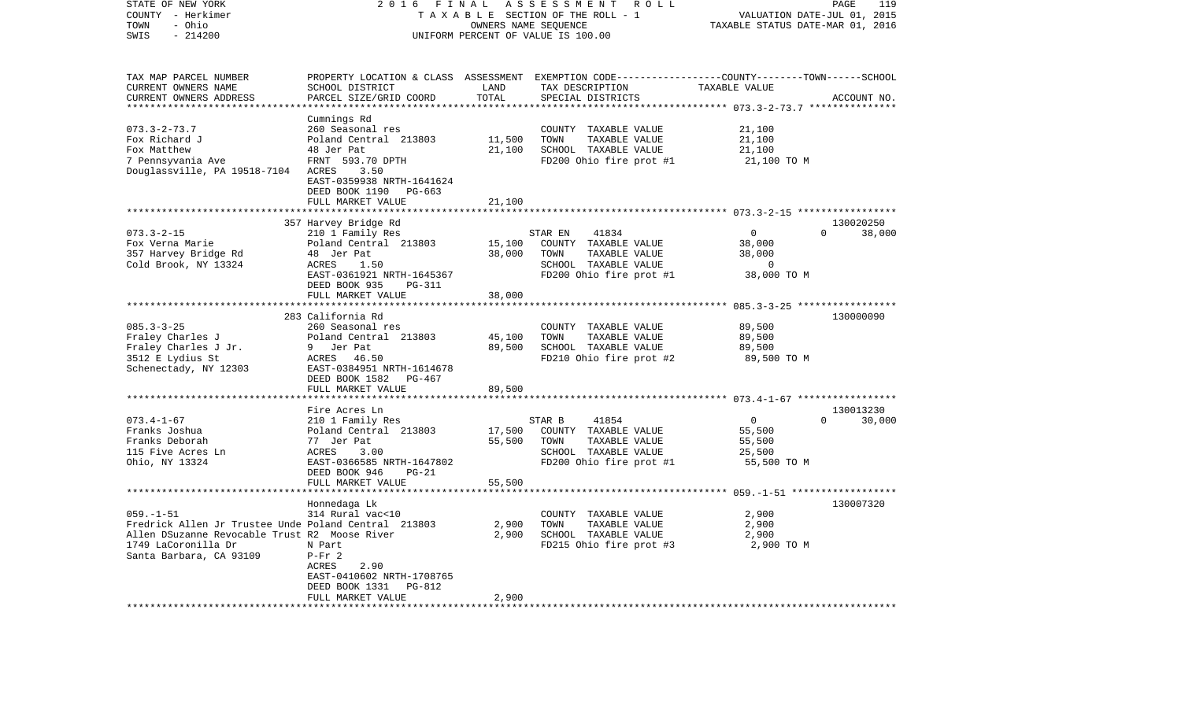STATE OF NEW YORK 2016 FINAL ASSESSMENT ROLL
COUNTY - Herkimer TAXABLE SECTION OF THE ROLL - 1 VALUATION DATE-JUL 01, 2015
TOWN - Ohio OWNERS NAME SEQUENCE TAXABLE STATUS DATE-MAR 01, 2016
SWIS - 214200 UNIFORM PERCENT OF VALUE IS 100.00

| TAX MAP PARCEL NUMBER<br>CURRENT OWNERS NAME<br>CURRENT OWNERS ADDRESS | PROPERTY LOCATION & CLASS<br>SCHOOL DISTRICT<br>PARCEL SIZE/GRID COORD | ASSESSMENT<br>LAND<br>TOTAL | EXEMPTION CODE-----COUNTY-----TOWN-----SCHOOL<br>TAX DESCRIPTION<br>SPECIAL DISTRICTS | TAXABLE VALUE | ACCOUNT NO. |
|---|---|---|---|---|---|
| **073.3-2-73.7** | Cumnings Rd | | | | |
| 073.3-2-73.7 | 260 Seasonal res | | COUNTY TAXABLE VALUE | 21,100 | |
| Fox Richard J | Poland Central 213803 | 11,500 | TOWN TAXABLE VALUE | 21,100 | |
| Fox Matthew | 48 Jer Pat | 21,100 | SCHOOL TAXABLE VALUE | 21,100 | |
| 7 Pennsyvania Ave | FRNT 593.70 DPTH | | FD200 Ohio fire prot #1 | 21,100 TO M | |
| Douglassville, PA 19518-7104 | ACRES 3.50 | | | | |
| | EAST-0359938 NRTH-1641624 | | | | |
| | DEED BOOK 1190 PG-663 | | | | |
| | FULL MARKET VALUE | 21,100 | | | |
| **073.3-2-15** | 357 Harvey Bridge Rd | | | | 130020250 |
| 073.3-2-15 | 210 1 Family Res | | STAR EN 41834 | 0 0 38,000 | |
| Fox Verna Marie | Poland Central 213803 | 15,100 | COUNTY TAXABLE VALUE | 38,000 | |
| 357 Harvey Bridge Rd | 48 Jer Pat | 38,000 | TOWN TAXABLE VALUE | 38,000 | |
| Cold Brook, NY 13324 | ACRES 1.50 | | SCHOOL TAXABLE VALUE | 0 | |
| | EAST-0361921 NRTH-1645367 | | FD200 Ohio fire prot #1 | 38,000 TO M | |
| | DEED BOOK 935 PG-311 | | | | |
| | FULL MARKET VALUE | 38,000 | | | |
| **085.3-3-25** | 283 California Rd | | | | 130000090 |
| 085.3-3-25 | 260 Seasonal res | | COUNTY TAXABLE VALUE | 89,500 | |
| Fraley Charles J | Poland Central 213803 | 45,100 | TOWN TAXABLE VALUE | 89,500 | |
| Fraley Charles J Jr. | 9 Jer Pat | 89,500 | SCHOOL TAXABLE VALUE | 89,500 | |
| 3512 E Lydius St | ACRES 46.50 | | FD210 Ohio fire prot #2 | 89,500 TO M | |
| Schenectady, NY 12303 | EAST-0384951 NRTH-1614678 | | | | |
| | DEED BOOK 1582 PG-467 | | | | |
| | FULL MARKET VALUE | 89,500 | | | |
| **073.4-1-67** | Fire Acres Ln | | | | 130013230 |
| 073.4-1-67 | 210 1 Family Res | | STAR B 41854 | 0 0 30,000 | |
| Franks Joshua | Poland Central 213803 | 17,500 | COUNTY TAXABLE VALUE | 55,500 | |
| Franks Deborah | 77 Jer Pat | 55,500 | TOWN TAXABLE VALUE | 55,500 | |
| 115 Five Acres Ln | ACRES 3.00 | | SCHOOL TAXABLE VALUE | 25,500 | |
| Ohio, NY 13324 | EAST-0366585 NRTH-1647802 | | FD200 Ohio fire prot #1 | 55,500 TO M | |
| | DEED BOOK 946 PG-21 | | | | |
| | FULL MARKET VALUE | 55,500 | | | |
| **059.-1-51** | Honnedaga Lk | | | | 130007320 |
| 059.-1-51 | 314 Rural vac<10 | | COUNTY TAXABLE VALUE | 2,900 | |
| Fredrick Allen Jr Trustee Unde | Poland Central 213803 | 2,900 | TOWN TAXABLE VALUE | 2,900 | |
| Allen DSuzanne Revocable Trust | R2 Moose River | 2,900 | SCHOOL TAXABLE VALUE | 2,900 | |
| 1749 LaCoronilla Dr | N Part | | FD215 Ohio fire prot #3 | 2,900 TO M | |
| Santa Barbara, CA 93109 | P-Fr 2 | | | | |
| | ACRES 2.90 | | | | |
| | EAST-0410602 NRTH-1708765 | | | | |
| | DEED BOOK 1331 PG-812 | | | | |
| | FULL MARKET VALUE | 2,900 | | | |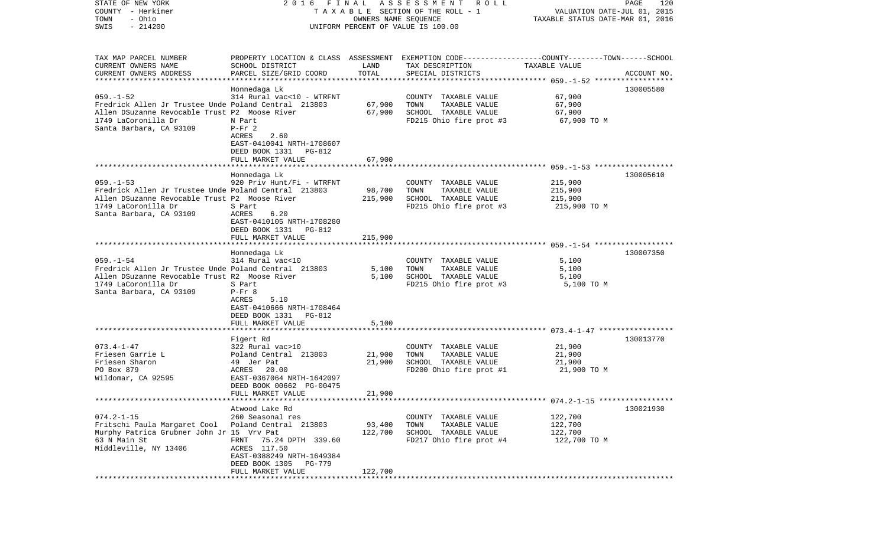STATE OF NEW YORK — 2016 FINAL ASSESSMENT ROLL
COUNTY - Herkimer — TAXABLE SECTION OF THE ROLL - 1 — VALUATION DATE-JUL 01, 2015
TOWN - Ohio — OWNERS NAME SEQUENCE — TAXABLE STATUS DATE-MAR 01, 2016
SWIS - 214200 — UNIFORM PERCENT OF VALUE IS 100.00

| TAX MAP PARCEL NUMBER / CURRENT OWNERS NAME / CURRENT OWNERS ADDRESS | PROPERTY LOCATION & CLASS / SCHOOL DISTRICT / PARCEL SIZE/GRID COORD | ASSESSMENT LAND / TOTAL | EXEMPTION CODE / TAX DESCRIPTION / SPECIAL DISTRICTS | TAXABLE VALUE | ACCOUNT NO. |
|---|---|---|---|---|---|
| 059.-1-52 | Honnedaga Lk | | | | 130005580 |
| 059.-1-52 | 314 Rural vac<10 - WTRFNT | | COUNTY TAXABLE VALUE | 67,900 | |
| Fredrick Allen Jr Trustee Unde | Poland Central 213803 | 67,900 | TOWN TAXABLE VALUE | 67,900 | |
| Allen DSuzanne Revocable Trust | P2 Moose River | 67,900 | SCHOOL TAXABLE VALUE | 67,900 | |
| 1749 LaCoronilla Dr | N Part | | FD215 Ohio fire prot #3 | 67,900 TO M | |
| Santa Barbara, CA 93109 | P-Fr 2 | | | | |
| | ACRES 2.60 | | | | |
| | EAST-0410041 NRTH-1708607 | | | | |
| | DEED BOOK 1331 PG-812 | | | | |
| | FULL MARKET VALUE | 67,900 | | | |
| 059.-1-53 | Honnedaga Lk | | | | 130005610 |
| 059.-1-53 | 920 Priv Hunt/Fi - WTRFNT | | COUNTY TAXABLE VALUE | 215,900 | |
| Fredrick Allen Jr Trustee Unde | Poland Central 213803 | 98,700 | TOWN TAXABLE VALUE | 215,900 | |
| Allen DSuzanne Revocable Trust | P2 Moose River | 215,900 | SCHOOL TAXABLE VALUE | 215,900 | |
| 1749 LaCoronilla Dr | S Part | | FD215 Ohio fire prot #3 | 215,900 TO M | |
| Santa Barbara, CA 93109 | ACRES 6.20 | | | | |
| | EAST-0410105 NRTH-1708280 | | | | |
| | DEED BOOK 1331 PG-812 | | | | |
| | FULL MARKET VALUE | 215,900 | | | |
| 059.-1-54 | Honnedaga Lk | | | | 130007350 |
| 059.-1-54 | 314 Rural vac<10 | | COUNTY TAXABLE VALUE | 5,100 | |
| Fredrick Allen Jr Trustee Unde | Poland Central 213803 | 5,100 | TOWN TAXABLE VALUE | 5,100 | |
| Allen DSuzanne Revocable Trust | R2 Moose River | 5,100 | SCHOOL TAXABLE VALUE | 5,100 | |
| 1749 LaCoronilla Dr | S Part | | FD215 Ohio fire prot #3 | 5,100 TO M | |
| Santa Barbara, CA 93109 | P-Fr 8 | | | | |
| | ACRES 5.10 | | | | |
| | EAST-0410666 NRTH-1708464 | | | | |
| | DEED BOOK 1331 PG-812 | | | | |
| | FULL MARKET VALUE | 5,100 | | | |
| 073.4-1-47 | Figert Rd | | | | 130013770 |
| 073.4-1-47 | 322 Rural vac>10 | | COUNTY TAXABLE VALUE | 21,900 | |
| Friesen Garrie L | Poland Central 213803 | 21,900 | TOWN TAXABLE VALUE | 21,900 | |
| Friesen Sharon | 49 Jer Pat | 21,900 | SCHOOL TAXABLE VALUE | 21,900 | |
| PO Box 879 | ACRES 20.00 | | FD200 Ohio fire prot #1 | 21,900 TO M | |
| Wildomar, CA 92595 | EAST-0367064 NRTH-1642097 | | | | |
| | DEED BOOK 00662 PG-00475 | | | | |
| | FULL MARKET VALUE | 21,900 | | | |
| 074.2-1-15 | Atwood Lake Rd | | | | 130021930 |
| 074.2-1-15 | 260 Seasonal res | | COUNTY TAXABLE VALUE | 122,700 | |
| Fritschi Paula Margaret Cool | Poland Central 213803 | 93,400 | TOWN TAXABLE VALUE | 122,700 | |
| Murphy Patrica Grubner John Jr | 15 Vrv Pat | 122,700 | SCHOOL TAXABLE VALUE | 122,700 | |
| 63 N Main St | FRNT 75.24 DPTH 339.60 | | FD217 Ohio fire prot #4 | 122,700 TO M | |
| Middleville, NY 13406 | ACRES 117.50 | | | | |
| | EAST-0388249 NRTH-1649384 | | | | |
| | DEED BOOK 1305 PG-779 | | | | |
| | FULL MARKET VALUE | 122,700 | | | |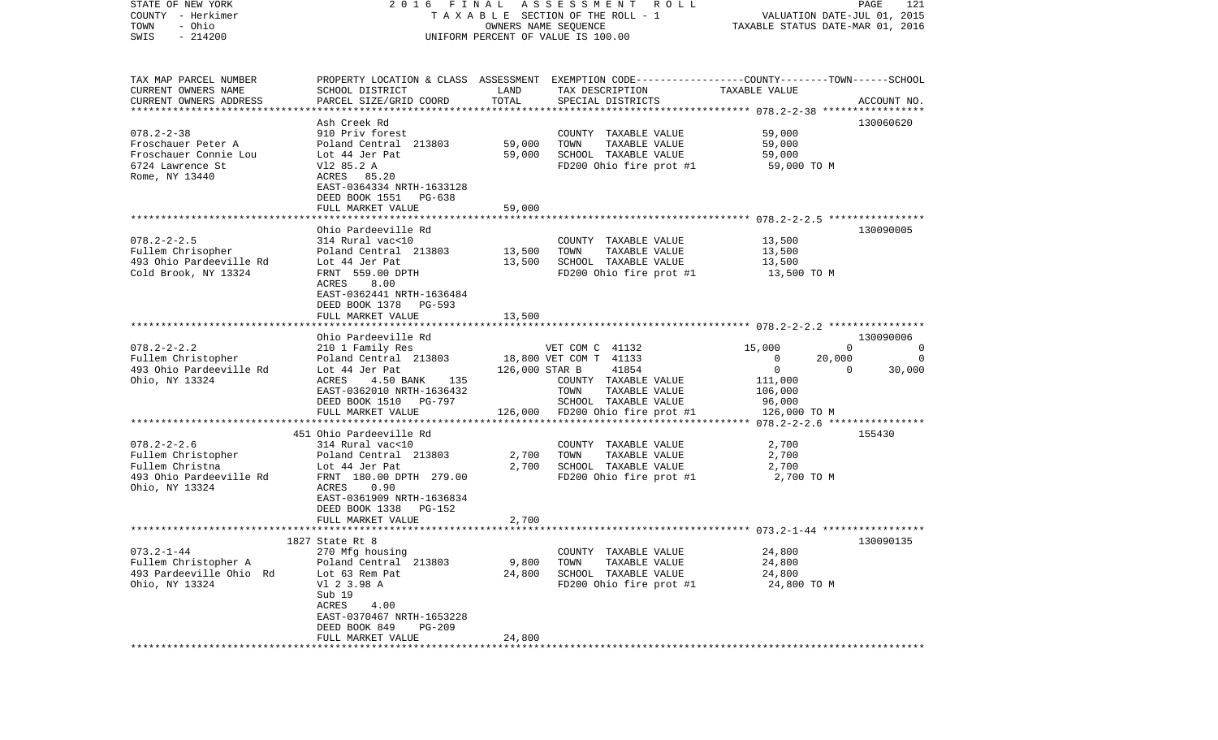STATE OF NEW YORK 2 0 1 6 F I N A L A S S E S S M E N T R O L L
COUNTY - Herkimer T A X A B L E SECTION OF THE ROLL - 1 VALUATION DATE-JUL 01, 2015
TOWN - Ohio OWNERS NAME SEQUENCE TAXABLE STATUS DATE-MAR 01, 2016
SWIS - 214200 UNIFORM PERCENT OF VALUE IS 100.00

```
TAX MAP PARCEL NUMBER     PROPERTY LOCATION & CLASS  ASSESSMENT  EXEMPTION CODE-----------------COUNTY--------TOWN------SCHOOL
CURRENT OWNERS NAME       SCHOOL DISTRICT               LAND      TAX DESCRIPTION               TAXABLE VALUE
CURRENT OWNERS ADDRESS    PARCEL SIZE/GRID COORD        TOTAL     SPECIAL DISTRICTS                                    ACCOUNT NO.
******************************************************************************************************* 078.2-2-38 *****************
                          Ash Creek Rd                                                                                130060620
078.2-2-38                910 Priv forest                          COUNTY  TAXABLE VALUE              59,000
Froschauer Peter A        Poland Central  213803       59,000     TOWN    TAXABLE VALUE              59,000
Froschauer Connie Lou     Lot 44 Jer Pat               59,000     SCHOOL  TAXABLE VALUE              59,000
6724 Lawrence St          Vl2 85.2 A                               FD200 Ohio fire prot #1           59,000 TO M
Rome, NY 13440            ACRES   85.20
                          EAST-0364334 NRTH-1633128
                          DEED BOOK 1551   PG-638
                          FULL MARKET VALUE            59,000
******************************************************************************************************* 078.2-2-2.5 ****************
                          Ohio Pardeeville Rd                                                                         130090005
078.2-2-2.5               314 Rural vac<10                         COUNTY  TAXABLE VALUE              13,500
Fullem Chrisopher         Poland Central  213803       13,500     TOWN    TAXABLE VALUE              13,500
493 Ohio Pardeeville Rd   Lot 44 Jer Pat               13,500     SCHOOL  TAXABLE VALUE              13,500
Cold Brook, NY 13324      FRNT  559.00 DPTH                        FD200 Ohio fire prot #1           13,500 TO M
                          ACRES    8.00
                          EAST-0362441 NRTH-1636484
                          DEED BOOK 1378   PG-593
                          FULL MARKET VALUE            13,500
******************************************************************************************************* 078.2-2-2.2 ****************
                          Ohio Pardeeville Rd                                                                         130090006
078.2-2-2.2               210 1 Family Res                  VET COM C  41132             15,000          0               0
Fullem Christopher        Poland Central  213803       18,800 VET COM T  41133                  0     20,000               0
493 Ohio Pardeeville Rd   Lot 44 Jer Pat              126,000 STAR B     41854                  0          0          30,000
Ohio, NY 13324            ACRES    4.50 BANK    135            COUNTY  TAXABLE VALUE             111,000
                          EAST-0362010 NRTH-1636432            TOWN    TAXABLE VALUE             106,000
                          DEED BOOK 1510   PG-797              SCHOOL  TAXABLE VALUE              96,000
                          FULL MARKET VALUE           126,000  FD200 Ohio fire prot #1          126,000 TO M
******************************************************************************************************* 078.2-2-2.6 ****************
                          451 Ohio Pardeeville Rd                                                                     155430
078.2-2-2.6               314 Rural vac<10                         COUNTY  TAXABLE VALUE               2,700
Fullem Christopher        Poland Central  213803        2,700     TOWN    TAXABLE VALUE               2,700
Fullem Christna           Lot 44 Jer Pat                2,700     SCHOOL  TAXABLE VALUE               2,700
493 Ohio Pardeeville Rd   FRNT  180.00 DPTH  279.00                FD200 Ohio fire prot #1            2,700 TO M
Ohio, NY 13324            ACRES    0.90
                          EAST-0361909 NRTH-1636834
                          DEED BOOK 1338   PG-152
                          FULL MARKET VALUE             2,700
******************************************************************************************************* 073.2-1-44 *****************
                          1827 State Rt 8                                                                             130090135
073.2-1-44                270 Mfg housing                          COUNTY  TAXABLE VALUE              24,800
Fullem Christopher A      Poland Central  213803        9,800     TOWN    TAXABLE VALUE              24,800
493 Pardeeville Ohio  Rd  Lot 63 Rem Pat               24,800     SCHOOL  TAXABLE VALUE              24,800
Ohio, NY 13324            Vl 2 3.98 A                              FD200 Ohio fire prot #1           24,800 TO M
                          Sub 19
                          ACRES    4.00
                          EAST-0370467 NRTH-1653228
                          DEED BOOK 849    PG-209
                          FULL MARKET VALUE            24,800
************************************************************************************************************************************
```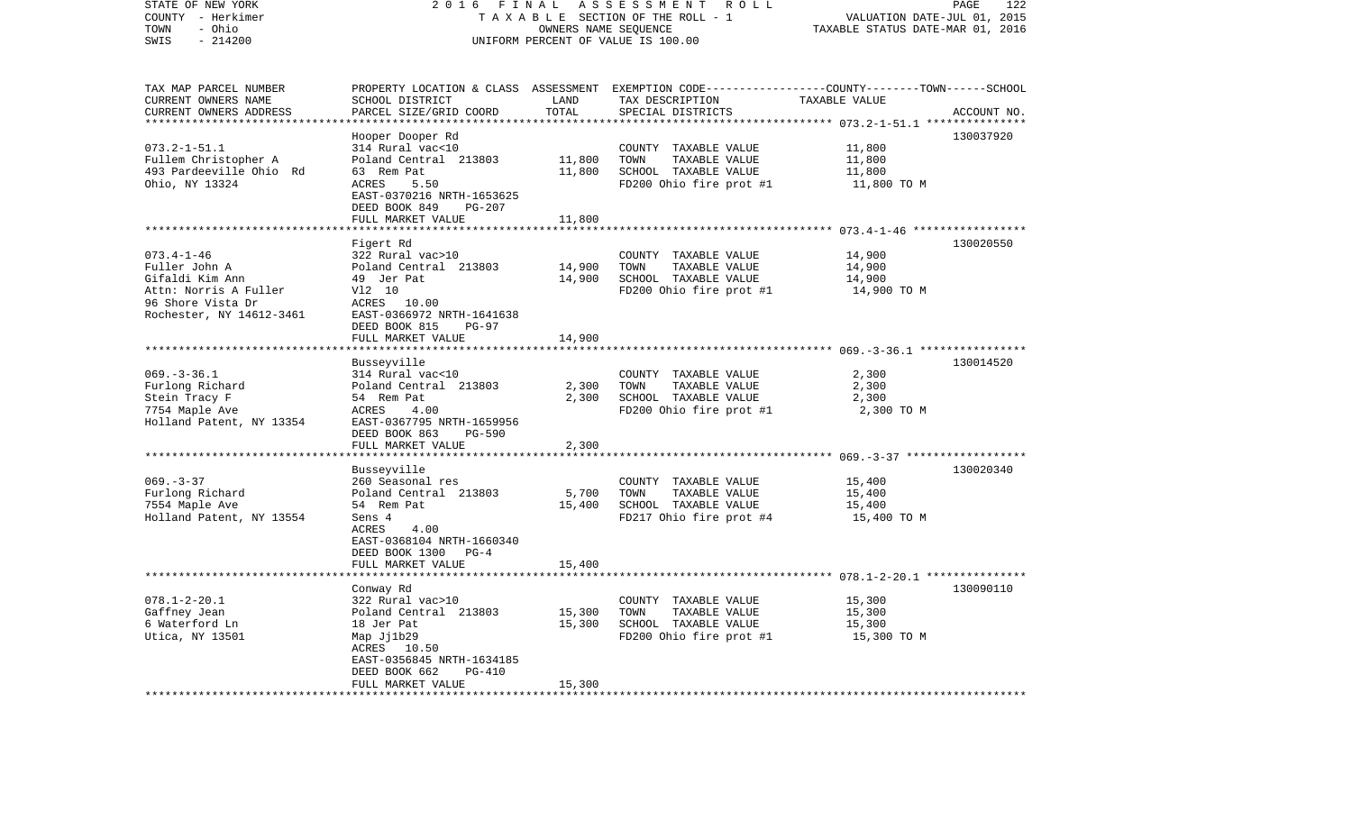STATE OF NEW YORK — 2016 FINAL ASSESSMENT ROLL — PAGE 122
COUNTY - Herkimer — TAXABLE SECTION OF THE ROLL - 1 — VALUATION DATE-JUL 01, 2015
TOWN - Ohio — OWNERS NAME SEQUENCE — TAXABLE STATUS DATE-MAR 01, 2016
SWIS - 214200 — UNIFORM PERCENT OF VALUE IS 100.00

| TAX MAP PARCEL NUMBER / CURRENT OWNERS NAME / CURRENT OWNERS ADDRESS | PROPERTY LOCATION & CLASS / SCHOOL DISTRICT / PARCEL SIZE/GRID COORD | ASSESSMENT LAND | TOTAL | EXEMPTION CODE / TAX DESCRIPTION / SPECIAL DISTRICTS | TAXABLE VALUE (COUNTY / TOWN / SCHOOL) | ACCOUNT NO. |
|---|---|---|---|---|---|---|
| 073.2-1-51.1 | Hooper Dooper Rd | | | | | 130037920 |
| | 314 Rural vac<10 | | | COUNTY TAXABLE VALUE | 11,800 | |
| Fullem Christopher A | Poland Central 213803 | 11,800 | | TOWN TAXABLE VALUE | 11,800 | |
| 493 Pardeeville Ohio Rd | 63 Rem Pat | | 11,800 | SCHOOL TAXABLE VALUE | 11,800 | |
| Ohio, NY 13324 | ACRES 5.50 | | | FD200 Ohio fire prot #1 | 11,800 TO M | |
| | EAST-0370216 NRTH-1653625 | | | | | |
| | DEED BOOK 849 PG-207 | | | | | |
| | FULL MARKET VALUE | | 11,800 | | | |
| 073.4-1-46 | Figert Rd | | | | | 130020550 |
| | 322 Rural vac>10 | | | COUNTY TAXABLE VALUE | 14,900 | |
| Fuller John A | Poland Central 213803 | 14,900 | | TOWN TAXABLE VALUE | 14,900 | |
| Gifaldi Kim Ann | 49 Jer Pat | | 14,900 | SCHOOL TAXABLE VALUE | 14,900 | |
| Attn: Norris A Fuller | Vl2 10 | | | FD200 Ohio fire prot #1 | 14,900 TO M | |
| 96 Shore Vista Dr | ACRES 10.00 | | | | | |
| Rochester, NY 14612-3461 | EAST-0366972 NRTH-1641638 | | | | | |
| | DEED BOOK 815 PG-97 | | | | | |
| | FULL MARKET VALUE | | 14,900 | | | |
| 069.-3-36.1 | Busseyville | | | | | 130014520 |
| | 314 Rural vac<10 | | | COUNTY TAXABLE VALUE | 2,300 | |
| Furlong Richard | Poland Central 213803 | 2,300 | | TOWN TAXABLE VALUE | 2,300 | |
| Stein Tracy F | 54 Rem Pat | | 2,300 | SCHOOL TAXABLE VALUE | 2,300 | |
| 7754 Maple Ave | ACRES 4.00 | | | FD200 Ohio fire prot #1 | 2,300 TO M | |
| Holland Patent, NY 13354 | EAST-0367795 NRTH-1659956 | | | | | |
| | DEED BOOK 863 PG-590 | | | | | |
| | FULL MARKET VALUE | | 2,300 | | | |
| 069.-3-37 | Busseyville | | | | | 130020340 |
| | 260 Seasonal res | | | COUNTY TAXABLE VALUE | 15,400 | |
| Furlong Richard | Poland Central 213803 | 5,700 | | TOWN TAXABLE VALUE | 15,400 | |
| 7554 Maple Ave | 54 Rem Pat | | 15,400 | SCHOOL TAXABLE VALUE | 15,400 | |
| Holland Patent, NY 13554 | Sens 4 | | | FD217 Ohio fire prot #4 | 15,400 TO M | |
| | ACRES 4.00 | | | | | |
| | EAST-0368104 NRTH-1660340 | | | | | |
| | DEED BOOK 1300 PG-4 | | | | | |
| | FULL MARKET VALUE | | 15,400 | | | |
| 078.1-2-20.1 | Conway Rd | | | | | 130090110 |
| | 322 Rural vac>10 | | | COUNTY TAXABLE VALUE | 15,300 | |
| Gaffney Jean | Poland Central 213803 | 15,300 | | TOWN TAXABLE VALUE | 15,300 | |
| 6 Waterford Ln | 18 Jer Pat | | 15,300 | SCHOOL TAXABLE VALUE | 15,300 | |
| Utica, NY 13501 | Map Jj1b29 | | | FD200 Ohio fire prot #1 | 15,300 TO M | |
| | ACRES 10.50 | | | | | |
| | EAST-0356845 NRTH-1634185 | | | | | |
| | DEED BOOK 662 PG-410 | | | | | |
| | FULL MARKET VALUE | | 15,300 | | | |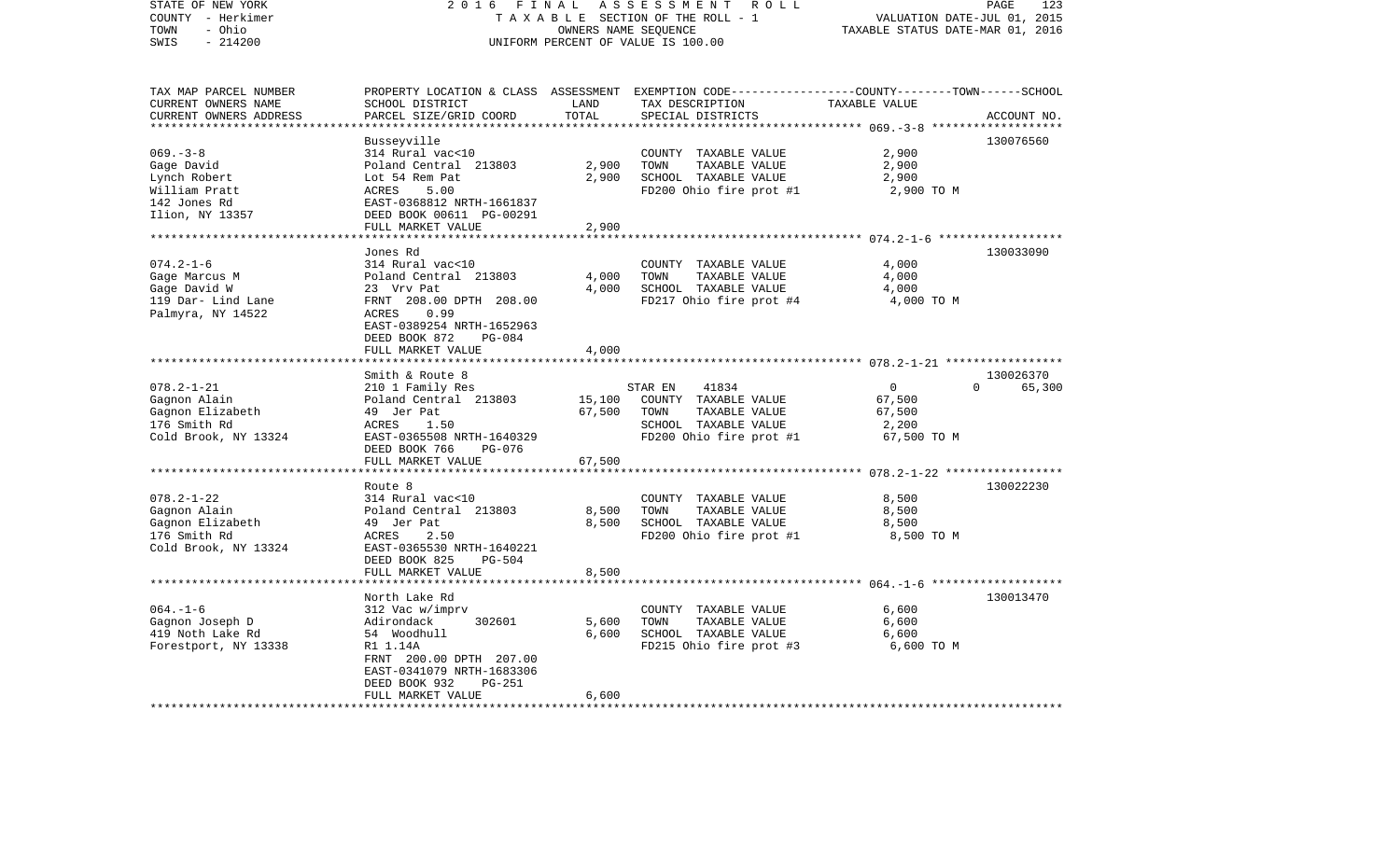STATE OF NEW YORK — 2016 FINAL ASSESSMENT ROLL
COUNTY - Herkimer — TAXABLE SECTION OF THE ROLL - 1 — VALUATION DATE-JUL 01, 2015
TOWN - Ohio — OWNERS NAME SEQUENCE — TAXABLE STATUS DATE-MAR 01, 2016
SWIS - 214200 — UNIFORM PERCENT OF VALUE IS 100.00

| TAX MAP PARCEL NUMBER / CURRENT OWNERS NAME / CURRENT OWNERS ADDRESS | PROPERTY LOCATION & CLASS / SCHOOL DISTRICT / PARCEL SIZE/GRID COORD | ASSESSMENT LAND / TOTAL | EXEMPTION CODE / TAX DESCRIPTION / SPECIAL DISTRICTS | COUNTY | TOWN | SCHOOL TAXABLE VALUE | ACCOUNT NO. |
|---|---|---|---|---|---|---|---|
| **069.-3-8** | Busseyville | | | | | | 130076560 |
| Gage David | 314 Rural vac<10 | | COUNTY TAXABLE VALUE | 2,900 | | | |
| Lynch Robert | Poland Central 213803 | 2,900 | TOWN TAXABLE VALUE | | 2,900 | | |
| William Pratt | Lot 54 Rem Pat | 2,900 | SCHOOL TAXABLE VALUE | | | 2,900 | |
| 142 Jones Rd | ACRES 5.00 | | FD200 Ohio fire prot #1 | 2,900 TO M | | | |
| Ilion, NY 13357 | EAST-0368812 NRTH-1661837 | | | | | | |
| | DEED BOOK 00611 PG-00291 | | | | | | |
| | FULL MARKET VALUE | 2,900 | | | | | |
| **074.2-1-6** | Jones Rd | | | | | | 130033090 |
| Gage Marcus M | 314 Rural vac<10 | | COUNTY TAXABLE VALUE | 4,000 | | | |
| Gage David W | Poland Central 213803 | 4,000 | TOWN TAXABLE VALUE | | 4,000 | | |
| 119 Dar- Lind Lane | 23 Vrv Pat | 4,000 | SCHOOL TAXABLE VALUE | | | 4,000 | |
| Palmyra, NY 14522 | FRNT 208.00 DPTH 208.00 | | FD217 Ohio fire prot #4 | 4,000 TO M | | | |
| | ACRES 0.99 | | | | | | |
| | EAST-0389254 NRTH-1652963 | | | | | | |
| | DEED BOOK 872 PG-084 | | | | | | |
| | FULL MARKET VALUE | 4,000 | | | | | |
| **078.2-1-21** | Smith & Route 8 | | | | | | 130026370 |
| Gagnon Alain | 210 1 Family Res | | STAR EN 41834 | 0 | 0 | 65,300 | |
| Gagnon Elizabeth | Poland Central 213803 | 15,100 | COUNTY TAXABLE VALUE | 67,500 | | | |
| 176 Smith Rd | 49 Jer Pat | 67,500 | TOWN TAXABLE VALUE | | 67,500 | | |
| Cold Brook, NY 13324 | ACRES 1.50 | | SCHOOL TAXABLE VALUE | | | 2,200 | |
| | EAST-0365508 NRTH-1640329 | | FD200 Ohio fire prot #1 | 67,500 TO M | | | |
| | DEED BOOK 766 PG-076 | | | | | | |
| | FULL MARKET VALUE | 67,500 | | | | | |
| **078.2-1-22** | Route 8 | | | | | | 130022230 |
| Gagnon Alain | 314 Rural vac<10 | | COUNTY TAXABLE VALUE | 8,500 | | | |
| Gagnon Elizabeth | Poland Central 213803 | 8,500 | TOWN TAXABLE VALUE | | 8,500 | | |
| 176 Smith Rd | 49 Jer Pat | 8,500 | SCHOOL TAXABLE VALUE | | | 8,500 | |
| Cold Brook, NY 13324 | ACRES 2.50 | | FD200 Ohio fire prot #1 | 8,500 TO M | | | |
| | EAST-0365530 NRTH-1640221 | | | | | | |
| | DEED BOOK 825 PG-504 | | | | | | |
| | FULL MARKET VALUE | 8,500 | | | | | |
| **064.-1-6** | North Lake Rd | | | | | | 130013470 |
| Gagnon Joseph D | 312 Vac w/imprv | | COUNTY TAXABLE VALUE | 6,600 | | | |
| 419 Noth Lake Rd | Adirondack 302601 | 5,600 | TOWN TAXABLE VALUE | | 6,600 | | |
| Forestport, NY 13338 | 54 Woodhull | 6,600 | SCHOOL TAXABLE VALUE | | | 6,600 | |
| | R1 1.14A | | FD215 Ohio fire prot #3 | 6,600 TO M | | | |
| | FRNT 200.00 DPTH 207.00 | | | | | | |
| | EAST-0341079 NRTH-1683306 | | | | | | |
| | DEED BOOK 932 PG-251 | | | | | | |
| | FULL MARKET VALUE | 6,600 | | | | | |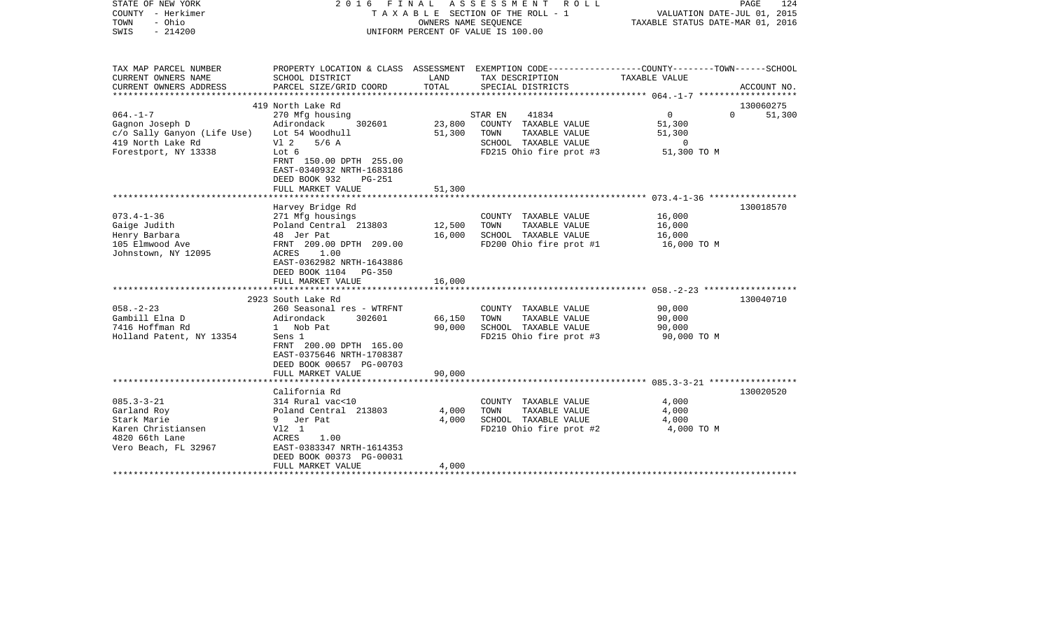STATE OF NEW YORK — 2016 FINAL ASSESSMENT ROLL
COUNTY - Herkimer — TAXABLE SECTION OF THE ROLL - 1 — VALUATION DATE-JUL 01, 2015
TOWN - Ohio — OWNERS NAME SEQUENCE — TAXABLE STATUS DATE-MAR 01, 2016
SWIS - 214200 — UNIFORM PERCENT OF VALUE IS 100.00

| TAX MAP PARCEL NUMBER / CURRENT OWNERS NAME / CURRENT OWNERS ADDRESS | PROPERTY LOCATION & CLASS / SCHOOL DISTRICT / PARCEL SIZE/GRID COORD | ASSESSMENT LAND / TOTAL | EXEMPTION CODE / TAX DESCRIPTION / SPECIAL DISTRICTS | COUNTY / TOWN / SCHOOL TAXABLE VALUE | ACCOUNT NO. |
|---|---|---|---|---|---|
| | 419 North Lake Rd | | | | 130060275 |
| 064.-1-7 | 270 Mfg housing | | STAR EN 41834 | 0 0 51,300 | |
| Gagnon Joseph D | Adirondack 302601 | 23,800 | COUNTY TAXABLE VALUE | 51,300 | |
| c/o Sally Ganyon (Life Use) | Lot 54 Woodhull | 51,300 | TOWN TAXABLE VALUE | 51,300 | |
| 419 North Lake Rd | Vl 2 5/6 A | | SCHOOL TAXABLE VALUE | 0 | |
| Forestport, NY 13338 | Lot 6 | | FD215 Ohio fire prot #3 | 51,300 TO M | |
| | FRNT 150.00 DPTH 255.00 | | | | |
| | EAST-0340932 NRTH-1683186 | | | | |
| | DEED BOOK 932 PG-251 | | | | |
| | FULL MARKET VALUE | 51,300 | | | |
| | Harvey Bridge Rd | | | | 130018570 |
| 073.4-1-36 | 271 Mfg housings | | COUNTY TAXABLE VALUE | 16,000 | |
| Gaige Judith | Poland Central 213803 | 12,500 | TOWN TAXABLE VALUE | 16,000 | |
| Henry Barbara | 48 Jer Pat | 16,000 | SCHOOL TAXABLE VALUE | 16,000 | |
| 105 Elmwood Ave | FRNT 209.00 DPTH 209.00 | | FD200 Ohio fire prot #1 | 16,000 TO M | |
| Johnstown, NY 12095 | ACRES 1.00 | | | | |
| | EAST-0362982 NRTH-1643886 | | | | |
| | DEED BOOK 1104 PG-350 | | | | |
| | FULL MARKET VALUE | 16,000 | | | |
| | 2923 South Lake Rd | | | | 130040710 |
| 058.-2-23 | 260 Seasonal res - WTRFNT | | COUNTY TAXABLE VALUE | 90,000 | |
| Gambill Elna D | Adirondack 302601 | 66,150 | TOWN TAXABLE VALUE | 90,000 | |
| 7416 Hoffman Rd | 1 Nob Pat | 90,000 | SCHOOL TAXABLE VALUE | 90,000 | |
| Holland Patent, NY 13354 | Sens 1 | | FD215 Ohio fire prot #3 | 90,000 TO M | |
| | FRNT 200.00 DPTH 165.00 | | | | |
| | EAST-0375646 NRTH-1708387 | | | | |
| | DEED BOOK 00657 PG-00703 | | | | |
| | FULL MARKET VALUE | 90,000 | | | |
| | California Rd | | | | 130020520 |
| 085.3-3-21 | 314 Rural vac<10 | | COUNTY TAXABLE VALUE | 4,000 | |
| Garland Roy | Poland Central 213803 | 4,000 | TOWN TAXABLE VALUE | 4,000 | |
| Stark Marie | 9 Jer Pat | 4,000 | SCHOOL TAXABLE VALUE | 4,000 | |
| Karen Christiansen | Vl2 1 | | FD210 Ohio fire prot #2 | 4,000 TO M | |
| 4820 66th Lane | ACRES 1.00 | | | | |
| Vero Beach, FL 32967 | EAST-0383347 NRTH-1614353 | | | | |
| | DEED BOOK 00373 PG-00031 | | | | |
| | FULL MARKET VALUE | 4,000 | | | |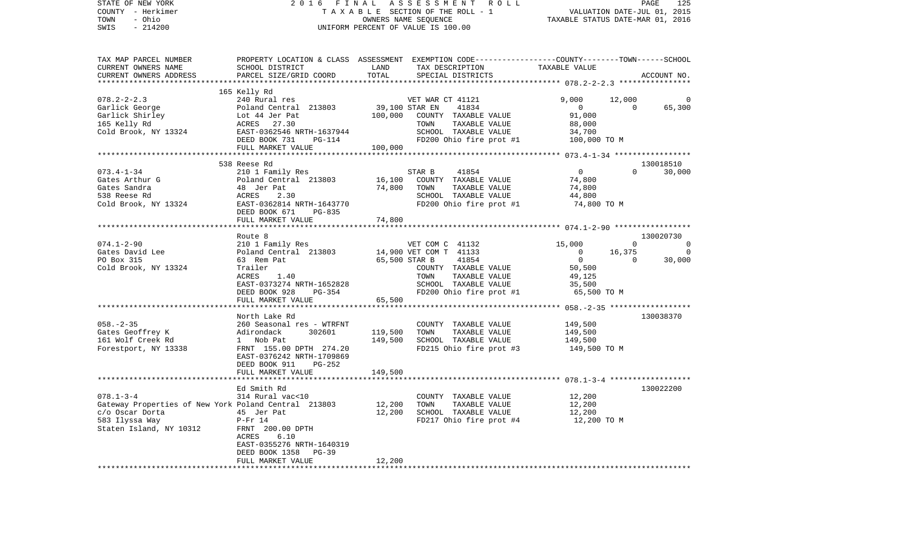STATE OF NEW YORK 2 0 1 6 F I N A L A S S E S S M E N T R O L L PAGE 125
COUNTY - Herkimer T A X A B L E SECTION OF THE ROLL - 1 VALUATION DATE-JUL 01, 2015
TOWN - Ohio OWNERS NAME SEQUENCE TAXABLE STATUS DATE-MAR 01, 2016
SWIS - 214200 UNIFORM PERCENT OF VALUE IS 100.00

```
TAX MAP PARCEL NUMBER          PROPERTY LOCATION & CLASS  ASSESSMENT  EXEMPTION CODE------------------COUNTY--------TOWN------SCHOOL
CURRENT OWNERS NAME            SCHOOL DISTRICT               LAND      TAX DESCRIPTION                  TAXABLE VALUE
CURRENT OWNERS ADDRESS         PARCEL SIZE/GRID COORD        TOTAL     SPECIAL DISTRICTS                                          ACCOUNT NO.
******************************************************************************************************* 078.2-2-2.3 ****************
                               165 Kelly Rd
078.2-2-2.3                    240 Rural res                           VET WAR CT 41121              9,000       12,000             0
Garlick George                 Poland Central  213803        39,100 STAR EN       41834                  0            0        65,300
Garlick Shirley                Lot 44 Jer Pat               100,000    COUNTY   TAXABLE VALUE          91,000
165 Kelly Rd                   ACRES    27.30                          TOWN     TAXABLE VALUE          88,000
Cold Brook, NY 13324           EAST-0362546 NRTH-1637944               SCHOOL   TAXABLE VALUE          34,700
                               DEED BOOK 731     PG-114                FD200 Ohio fire prot #1        100,000 TO M
                               FULL MARKET VALUE            100,000
******************************************************************************************************* 073.4-1-34 *****************
                               538 Reese Rd                                                                               130018510
073.4-1-34                     210 1 Family Res                        STAR B       41854                  0            0        30,000
Gates Arthur G                 Poland Central  213803        16,100    COUNTY   TAXABLE VALUE          74,800
Gates Sandra                   48  Jer Pat                   74,800    TOWN     TAXABLE VALUE          74,800
538 Reese Rd                   ACRES     2.30                          SCHOOL   TAXABLE VALUE          44,800
Cold Brook, NY 13324           EAST-0362814 NRTH-1643770               FD200 Ohio fire prot #1         74,800 TO M
                               DEED BOOK 671     PG-835
                               FULL MARKET VALUE             74,800
******************************************************************************************************* 074.1-2-90 *****************
                               Route 8                                                                                    130020730
074.1-2-90                     210 1 Family Res                        VET COM C  41132             15,000            0             0
Gates David Lee                Poland Central  213803        14,900 VET COM T  41133                     0       16,375             0
PO Box 315                     63  Rem Pat                   65,500 STAR B       41854                  0            0        30,000
Cold Brook, NY 13324           Trailer                                 COUNTY   TAXABLE VALUE          50,500
                               ACRES     1.40                          TOWN     TAXABLE VALUE          49,125
                               EAST-0373274 NRTH-1652828               SCHOOL   TAXABLE VALUE          35,500
                               DEED BOOK 928     PG-354                FD200 Ohio fire prot #1         65,500 TO M
                               FULL MARKET VALUE             65,500
******************************************************************************************************* 058.-2-35 ******************
                               North Lake Rd                                                                              130038370
058.-2-35                      260 Seasonal res - WTRFNT               COUNTY   TAXABLE VALUE         149,500
Gates Geoffrey K               Adirondack      302601       119,500    TOWN     TAXABLE VALUE         149,500
161 Wolf Creek Rd              1   Nob Pat                  149,500    SCHOOL   TAXABLE VALUE         149,500
Forestport, NY 13338           FRNT  155.00 DPTH  274.20               FD215 Ohio fire prot #3        149,500 TO M
                               EAST-0376242 NRTH-1709869
                               DEED BOOK 911     PG-252
                               FULL MARKET VALUE            149,500
******************************************************************************************************* 078.1-3-4 ******************
                               Ed Smith Rd                                                                                130022200
078.1-3-4                      314 Rural vac<10                        COUNTY   TAXABLE VALUE          12,200
Gateway Properties of New York Poland Central  213803        12,200    TOWN     TAXABLE VALUE          12,200
c/o Oscar Dorta                45  Jer Pat                   12,200    SCHOOL   TAXABLE VALUE          12,200
583 Ilyssa Way                 P-Fr 14                                 FD217 Ohio fire prot #4         12,200 TO M
Staten Island, NY 10312        FRNT  200.00 DPTH
                               ACRES     6.10
                               EAST-0355276 NRTH-1640319
                               DEED BOOK 1358    PG-39
                               FULL MARKET VALUE             12,200
************************************************************************************************************************************
```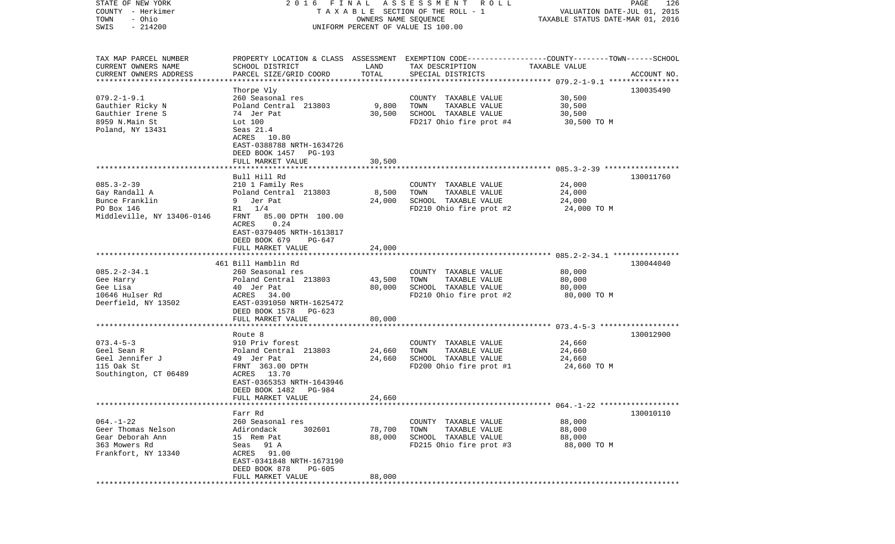STATE OF NEW YORK | 2016 FINAL ASSESSMENT ROLL | PAGE 126
COUNTY - Herkimer | TAXABLE SECTION OF THE ROLL - 1 | VALUATION DATE-JUL 01, 2015
TOWN - Ohio | OWNERS NAME SEQUENCE | TAXABLE STATUS DATE-MAR 01, 2016
SWIS - 214200 | UNIFORM PERCENT OF VALUE IS 100.00

| TAX MAP PARCEL NUMBER / CURRENT OWNERS NAME / CURRENT OWNERS ADDRESS | PROPERTY LOCATION & CLASS / SCHOOL DISTRICT / PARCEL SIZE/GRID COORD | ASSESSMENT LAND | TOTAL | EXEMPTION CODE / TAX DESCRIPTION / SPECIAL DISTRICTS | TAXABLE VALUE (COUNTY--TOWN--SCHOOL) | ACCOUNT NO. |
|---|---|---|---|---|---|---|
| **079.2-1-9.1** | Thorpe Vly | | | | | 130035490 |
| 079.2-1-9.1 | 260 Seasonal res | | | COUNTY TAXABLE VALUE | 30,500 | |
| Gauthier Ricky N | Poland Central 213803 | 9,800 | | TOWN TAXABLE VALUE | 30,500 | |
| Gauthier Irene S | 74 Jer Pat | | 30,500 | SCHOOL TAXABLE VALUE | 30,500 | |
| 8959 N.Main St | Lot 100 | | | FD217 Ohio fire prot #4 | 30,500 TO M | |
| Poland, NY 13431 | Seas 21.4 | | | | | |
| | ACRES 10.80 | | | | | |
| | EAST-0388788 NRTH-1634726 | | | | | |
| | DEED BOOK 1457 PG-193 | | | | | |
| | FULL MARKET VALUE | | 30,500 | | | |
| **085.3-2-39** | Bull Hill Rd | | | | | 130011760 |
| 085.3-2-39 | 210 1 Family Res | | | COUNTY TAXABLE VALUE | 24,000 | |
| Gay Randall A | Poland Central 213803 | 8,500 | | TOWN TAXABLE VALUE | 24,000 | |
| Bunce Franklin | 9 Jer Pat | | 24,000 | SCHOOL TAXABLE VALUE | 24,000 | |
| PO Box 146 | R1 1/4 | | | FD210 Ohio fire prot #2 | 24,000 TO M | |
| Middleville, NY 13406-0146 | FRNT 85.00 DPTH 100.00 | | | | | |
| | ACRES 0.24 | | | | | |
| | EAST-0379405 NRTH-1613817 | | | | | |
| | DEED BOOK 679 PG-647 | | | | | |
| | FULL MARKET VALUE | | 24,000 | | | |
| **085.2-2-34.1** | 461 Bill Hamblin Rd | | | | | 130044040 |
| 085.2-2-34.1 | 260 Seasonal res | | | COUNTY TAXABLE VALUE | 80,000 | |
| Gee Harry | Poland Central 213803 | 43,500 | | TOWN TAXABLE VALUE | 80,000 | |
| Gee Lisa | 40 Jer Pat | | 80,000 | SCHOOL TAXABLE VALUE | 80,000 | |
| 10646 Hulser Rd | ACRES 34.00 | | | FD210 Ohio fire prot #2 | 80,000 TO M | |
| Deerfield, NY 13502 | EAST-0391050 NRTH-1625472 | | | | | |
| | DEED BOOK 1578 PG-623 | | | | | |
| | FULL MARKET VALUE | | 80,000 | | | |
| **073.4-5-3** | Route 8 | | | | | 130012900 |
| 073.4-5-3 | 910 Priv forest | | | COUNTY TAXABLE VALUE | 24,660 | |
| Geel Sean R | Poland Central 213803 | 24,660 | | TOWN TAXABLE VALUE | 24,660 | |
| Geel Jennifer J | 49 Jer Pat | | 24,660 | SCHOOL TAXABLE VALUE | 24,660 | |
| 115 Oak St | FRNT 363.00 DPTH | | | FD200 Ohio fire prot #1 | 24,660 TO M | |
| Southington, CT 06489 | ACRES 13.70 | | | | | |
| | EAST-0365353 NRTH-1643946 | | | | | |
| | DEED BOOK 1482 PG-984 | | | | | |
| | FULL MARKET VALUE | | 24,660 | | | |
| **064.-1-22** | Farr Rd | | | | | 130010110 |
| 064.-1-22 | 260 Seasonal res | | | COUNTY TAXABLE VALUE | 88,000 | |
| Geer Thomas Nelson | Adirondack 302601 | 78,700 | | TOWN TAXABLE VALUE | 88,000 | |
| Gear Deborah Ann | 15 Rem Pat | | 88,000 | SCHOOL TAXABLE VALUE | 88,000 | |
| 363 Mowers Rd | Seas 91 A | | | FD215 Ohio fire prot #3 | 88,000 TO M | |
| Frankfort, NY 13340 | ACRES 91.00 | | | | | |
| | EAST-0341848 NRTH-1673190 | | | | | |
| | DEED BOOK 878 PG-605 | | | | | |
| | FULL MARKET VALUE | | 88,000 | | | |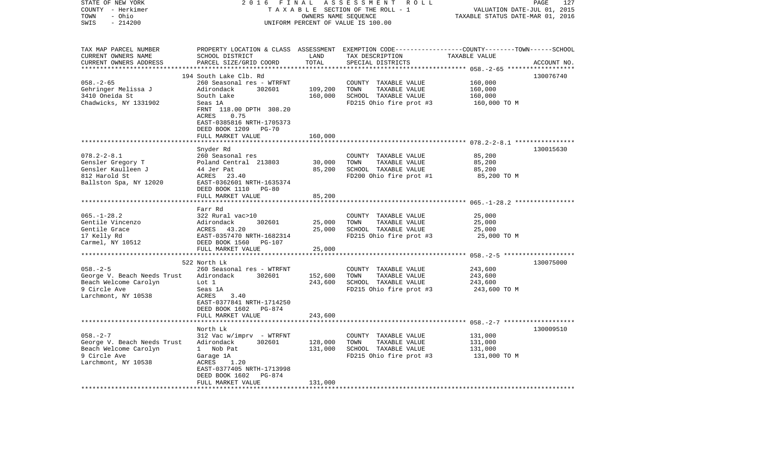STATE OF NEW YORK — COUNTY - Herkimer — TOWN - Ohio — SWIS - 214200

2016 FINAL ASSESSMENT ROLL
TAXABLE SECTION OF THE ROLL - 1
OWNERS NAME SEQUENCE
UNIFORM PERCENT OF VALUE IS 100.00

VALUATION DATE-JUL 01, 2015
TAXABLE STATUS DATE-MAR 01, 2016

| TAX MAP PARCEL NUMBER / CURRENT OWNERS NAME / CURRENT OWNERS ADDRESS | PROPERTY LOCATION & CLASS / SCHOOL DISTRICT / PARCEL SIZE/GRID COORD | ASSESSMENT LAND / TOTAL | EXEMPTION CODE / TAX DESCRIPTION / SPECIAL DISTRICTS | COUNTY / TOWN / SCHOOL TAXABLE VALUE | ACCOUNT NO. |
|---|---|---|---|---|---|
| 058.-2-65 | 194 South Lake Clb. Rd | | | | 130076740 |
| Gehringer Melissa J | 260 Seasonal res - WTRFNT | | COUNTY TAXABLE VALUE | 160,000 | |
| 3410 Oneida St | Adirondack 302601 | 109,200 | TOWN TAXABLE VALUE | 160,000 | |
| Chadwicks, NY 1331902 | South Lake | 160,000 | SCHOOL TAXABLE VALUE | 160,000 | |
| | Seas 1A | | FD215 Ohio fire prot #3 | 160,000 TO M | |
| | FRNT 118.00 DPTH 308.20 | | | | |
| | ACRES 0.75 | | | | |
| | EAST-0385816 NRTH-1705373 | | | | |
| | DEED BOOK 1209 PG-70 | | | | |
| | FULL MARKET VALUE | 160,000 | | | |
| 078.2-2-8.1 | Snyder Rd | | | | 130015630 |
| Gensler Gregory T | 260 Seasonal res | | COUNTY TAXABLE VALUE | 85,200 | |
| Gensler Kaulleen J | Poland Central 213803 | 30,000 | TOWN TAXABLE VALUE | 85,200 | |
| 812 Harold St | 44 Jer Pat | 85,200 | SCHOOL TAXABLE VALUE | 85,200 | |
| Ballston Spa, NY 12020 | ACRES 23.40 | | FD200 Ohio fire prot #1 | 85,200 TO M | |
| | EAST-0362601 NRTH-1635374 | | | | |
| | DEED BOOK 1110 PG-80 | | | | |
| | FULL MARKET VALUE | 85,200 | | | |
| 065.-1-28.2 | Farr Rd | | | | |
| Gentile Vincenzo | 322 Rural vac>10 | | COUNTY TAXABLE VALUE | 25,000 | |
| Gentile Grace | Adirondack 302601 | 25,000 | TOWN TAXABLE VALUE | 25,000 | |
| 17 Kelly Rd | ACRES 43.20 | 25,000 | SCHOOL TAXABLE VALUE | 25,000 | |
| Carmel, NY 10512 | EAST-0357470 NRTH-1682314 | | FD215 Ohio fire prot #3 | 25,000 TO M | |
| | DEED BOOK 1560 PG-107 | | | | |
| | FULL MARKET VALUE | 25,000 | | | |
| 058.-2-5 | 522 North Lk | | | | 130075000 |
| George V. Beach Needs Trust | 260 Seasonal res - WTRFNT | | COUNTY TAXABLE VALUE | 243,600 | |
| Beach Welcome Carolyn | Adirondack 302601 | 152,600 | TOWN TAXABLE VALUE | 243,600 | |
| 9 Circle Ave | Lot 1 | 243,600 | SCHOOL TAXABLE VALUE | 243,600 | |
| Larchmont, NY 10538 | Seas 1A | | FD215 Ohio fire prot #3 | 243,600 TO M | |
| | ACRES 3.40 | | | | |
| | EAST-0377841 NRTH-1714250 | | | | |
| | DEED BOOK 1602 PG-874 | | | | |
| | FULL MARKET VALUE | 243,600 | | | |
| 058.-2-7 | North Lk | | | | 130009510 |
| George V. Beach Needs Trust | 312 Vac w/imprv - WTRFNT | | COUNTY TAXABLE VALUE | 131,000 | |
| Beach Welcome Carolyn | Adirondack 302601 | 128,000 | TOWN TAXABLE VALUE | 131,000 | |
| 9 Circle Ave | 1 Nob Pat | 131,000 | SCHOOL TAXABLE VALUE | 131,000 | |
| Larchmont, NY 10538 | Garage 1A | | FD215 Ohio fire prot #3 | 131,000 TO M | |
| | ACRES 1.20 | | | | |
| | EAST-0377405 NRTH-1713998 | | | | |
| | DEED BOOK 1602 PG-874 | | | | |
| | FULL MARKET VALUE | 131,000 | | | |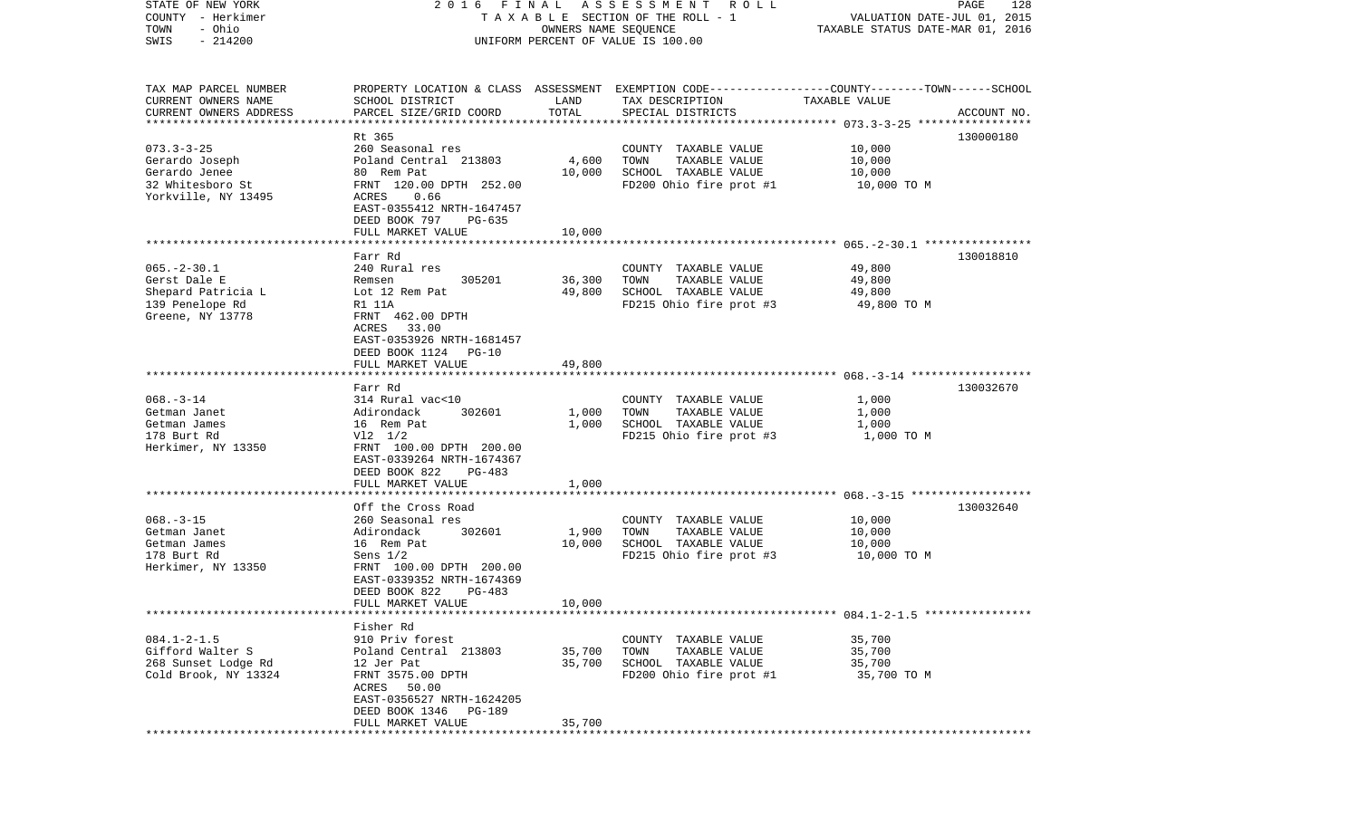STATE OF NEW YORK | 2016 FINAL ASSESSMENT ROLL | PAGE 128
COUNTY - Herkimer | TAXABLE SECTION OF THE ROLL - 1 | VALUATION DATE-JUL 01, 2015
TOWN - Ohio | OWNERS NAME SEQUENCE | TAXABLE STATUS DATE-MAR 01, 2016
SWIS - 214200 | UNIFORM PERCENT OF VALUE IS 100.00

| TAX MAP PARCEL NUMBER / CURRENT OWNERS NAME / CURRENT OWNERS ADDRESS | PROPERTY LOCATION & CLASS / SCHOOL DISTRICT / PARCEL SIZE/GRID COORD | ASSESSMENT LAND / TOTAL | EXEMPTION CODE / TAX DESCRIPTION / SPECIAL DISTRICTS | COUNTY--------TOWN------SCHOOL TAXABLE VALUE | ACCOUNT NO. |
|---|---|---|---|---|---|
| **073.3-3-25** | Rt 365 | | | | 130000180 |
| 073.3-3-25 | 260 Seasonal res | | COUNTY TAXABLE VALUE | 10,000 | |
| Gerardo Joseph | Poland Central 213803 | 4,600 | TOWN TAXABLE VALUE | 10,000 | |
| Gerardo Jenee | 80 Rem Pat | 10,000 | SCHOOL TAXABLE VALUE | 10,000 | |
| 32 Whitesboro St | FRNT 120.00 DPTH 252.00 | | FD200 Ohio fire prot #1 | 10,000 TO M | |
| Yorkville, NY 13495 | ACRES 0.66 | | | | |
| | EAST-0355412 NRTH-1647457 | | | | |
| | DEED BOOK 797 PG-635 | | | | |
| | FULL MARKET VALUE | 10,000 | | | |
| **065.-2-30.1** | Farr Rd | | | | 130018810 |
| 065.-2-30.1 | 240 Rural res | | COUNTY TAXABLE VALUE | 49,800 | |
| Gerst Dale E | Remsen 305201 | 36,300 | TOWN TAXABLE VALUE | 49,800 | |
| Shepard Patricia L | Lot 12 Rem Pat | 49,800 | SCHOOL TAXABLE VALUE | 49,800 | |
| 139 Penelope Rd | R1 11A | | FD215 Ohio fire prot #3 | 49,800 TO M | |
| Greene, NY 13778 | FRNT 462.00 DPTH | | | | |
| | ACRES 33.00 | | | | |
| | EAST-0353926 NRTH-1681457 | | | | |
| | DEED BOOK 1124 PG-10 | | | | |
| | FULL MARKET VALUE | 49,800 | | | |
| **068.-3-14** | Farr Rd | | | | 130032670 |
| 068.-3-14 | 314 Rural vac<10 | | COUNTY TAXABLE VALUE | 1,000 | |
| Getman Janet | Adirondack 302601 | 1,000 | TOWN TAXABLE VALUE | 1,000 | |
| Getman James | 16 Rem Pat | 1,000 | SCHOOL TAXABLE VALUE | 1,000 | |
| 178 Burt Rd | Vl2 1/2 | | FD215 Ohio fire prot #3 | 1,000 TO M | |
| Herkimer, NY 13350 | FRNT 100.00 DPTH 200.00 | | | | |
| | EAST-0339264 NRTH-1674367 | | | | |
| | DEED BOOK 822 PG-483 | | | | |
| | FULL MARKET VALUE | 1,000 | | | |
| **068.-3-15** | Off the Cross Road | | | | 130032640 |
| 068.-3-15 | 260 Seasonal res | | COUNTY TAXABLE VALUE | 10,000 | |
| Getman Janet | Adirondack 302601 | 1,900 | TOWN TAXABLE VALUE | 10,000 | |
| Getman James | 16 Rem Pat | 10,000 | SCHOOL TAXABLE VALUE | 10,000 | |
| 178 Burt Rd | Sens 1/2 | | FD215 Ohio fire prot #3 | 10,000 TO M | |
| Herkimer, NY 13350 | FRNT 100.00 DPTH 200.00 | | | | |
| | EAST-0339352 NRTH-1674369 | | | | |
| | DEED BOOK 822 PG-483 | | | | |
| | FULL MARKET VALUE | 10,000 | | | |
| **084.1-2-1.5** | Fisher Rd | | | | |
| 084.1-2-1.5 | 910 Priv forest | | COUNTY TAXABLE VALUE | 35,700 | |
| Gifford Walter S | Poland Central 213803 | 35,700 | TOWN TAXABLE VALUE | 35,700 | |
| 268 Sunset Lodge Rd | 12 Jer Pat | 35,700 | SCHOOL TAXABLE VALUE | 35,700 | |
| Cold Brook, NY 13324 | FRNT 3575.00 DPTH | | FD200 Ohio fire prot #1 | 35,700 TO M | |
| | ACRES 50.00 | | | | |
| | EAST-0356527 NRTH-1624205 | | | | |
| | DEED BOOK 1346 PG-189 | | | | |
| | FULL MARKET VALUE | 35,700 | | | |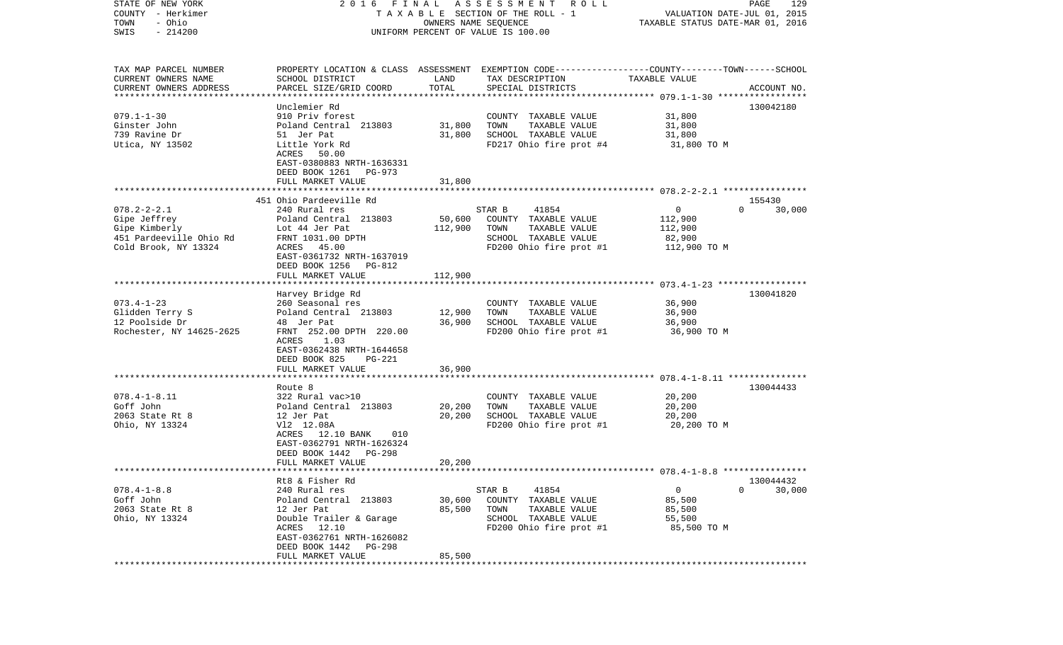STATE OF NEW YORK — COUNTY - Herkimer — TOWN - Ohio — SWIS - 214200

2016 FINAL ASSESSMENT ROLL
TAXABLE SECTION OF THE ROLL - 1
OWNERS NAME SEQUENCE
UNIFORM PERCENT OF VALUE IS 100.00

VALUATION DATE-JUL 01, 2015
TAXABLE STATUS DATE-MAR 01, 2016

| TAX MAP PARCEL NUMBER / CURRENT OWNERS NAME / CURRENT OWNERS ADDRESS | PROPERTY LOCATION & CLASS / SCHOOL DISTRICT / PARCEL SIZE/GRID COORD | ASSESSMENT LAND | TOTAL | EXEMPTION CODE / TAX DESCRIPTION / SPECIAL DISTRICTS | COUNTY | TOWN | SCHOOL / ACCOUNT NO. |
|---|---|---|---|---|---|---|---|
| **079.1-1-30** | Unclemier Rd | | | | | | 130042180 |
| 079.1-1-30 | 910 Priv forest | | | COUNTY TAXABLE VALUE | 31,800 | | |
| Ginster John | Poland Central 213803 | 31,800 | | TOWN TAXABLE VALUE | | 31,800 | |
| 739 Ravine Dr | 51 Jer Pat | | 31,800 | SCHOOL TAXABLE VALUE | | | 31,800 |
| Utica, NY 13502 | Little York Rd | | | FD217 Ohio fire prot #4 | 31,800 TO M | | |
| | ACRES 50.00 | | | | | | |
| | EAST-0380883 NRTH-1636331 | | | | | | |
| | DEED BOOK 1261 PG-973 | | | | | | |
| | FULL MARKET VALUE | | 31,800 | | | | |
| **078.2-2-2.1** | 451 Ohio Pardeeville Rd | | | | | | 155430 |
| 078.2-2-2.1 | 240 Rural res | | | STAR B 41854 | 0 | 0 | 30,000 |
| Gipe Jeffrey | Poland Central 213803 | 50,600 | | COUNTY TAXABLE VALUE | 112,900 | | |
| Gipe Kimberly | Lot 44 Jer Pat | | 112,900 | TOWN TAXABLE VALUE | | 112,900 | |
| 451 Pardeeville Ohio Rd | FRNT 1031.00 DPTH | | | SCHOOL TAXABLE VALUE | | | 82,900 |
| Cold Brook, NY 13324 | ACRES 45.00 | | | FD200 Ohio fire prot #1 | 112,900 TO M | | |
| | EAST-0361732 NRTH-1637019 | | | | | | |
| | DEED BOOK 1256 PG-812 | | | | | | |
| | FULL MARKET VALUE | | 112,900 | | | | |
| **073.4-1-23** | Harvey Bridge Rd | | | | | | 130041820 |
| 073.4-1-23 | 260 Seasonal res | | | COUNTY TAXABLE VALUE | 36,900 | | |
| Glidden Terry S | Poland Central 213803 | 12,900 | | TOWN TAXABLE VALUE | | 36,900 | |
| 12 Poolside Dr | 48 Jer Pat | | 36,900 | SCHOOL TAXABLE VALUE | | | 36,900 |
| Rochester, NY 14625-2625 | FRNT 252.00 DPTH 220.00 | | | FD200 Ohio fire prot #1 | 36,900 TO M | | |
| | ACRES 1.03 | | | | | | |
| | EAST-0362438 NRTH-1644658 | | | | | | |
| | DEED BOOK 825 PG-221 | | | | | | |
| | FULL MARKET VALUE | | 36,900 | | | | |
| **078.4-1-8.11** | Route 8 | | | | | | 130044433 |
| 078.4-1-8.11 | 322 Rural vac>10 | | | COUNTY TAXABLE VALUE | 20,200 | | |
| Goff John | Poland Central 213803 | 20,200 | | TOWN TAXABLE VALUE | | 20,200 | |
| 2063 State Rt 8 | 12 Jer Pat | | 20,200 | SCHOOL TAXABLE VALUE | | | 20,200 |
| Ohio, NY 13324 | Vl2 12.08A | | | FD200 Ohio fire prot #1 | 20,200 TO M | | |
| | ACRES 12.10 BANK 010 | | | | | | |
| | EAST-0362791 NRTH-1626324 | | | | | | |
| | DEED BOOK 1442 PG-298 | | | | | | |
| | FULL MARKET VALUE | | 20,200 | | | | |
| **078.4-1-8.8** | Rt8 & Fisher Rd | | | | | | 130044432 |
| 078.4-1-8.8 | 240 Rural res | | | STAR B 41854 | 0 | 0 | 30,000 |
| Goff John | Poland Central 213803 | 30,600 | | COUNTY TAXABLE VALUE | 85,500 | | |
| 2063 State Rt 8 | 12 Jer Pat | | 85,500 | TOWN TAXABLE VALUE | | 85,500 | |
| Ohio, NY 13324 | Double Trailer & Garage | | | SCHOOL TAXABLE VALUE | | | 55,500 |
| | ACRES 12.10 | | | FD200 Ohio fire prot #1 | 85,500 TO M | | |
| | EAST-0362761 NRTH-1626082 | | | | | | |
| | DEED BOOK 1442 PG-298 | | | | | | |
| | FULL MARKET VALUE | | 85,500 | | | | |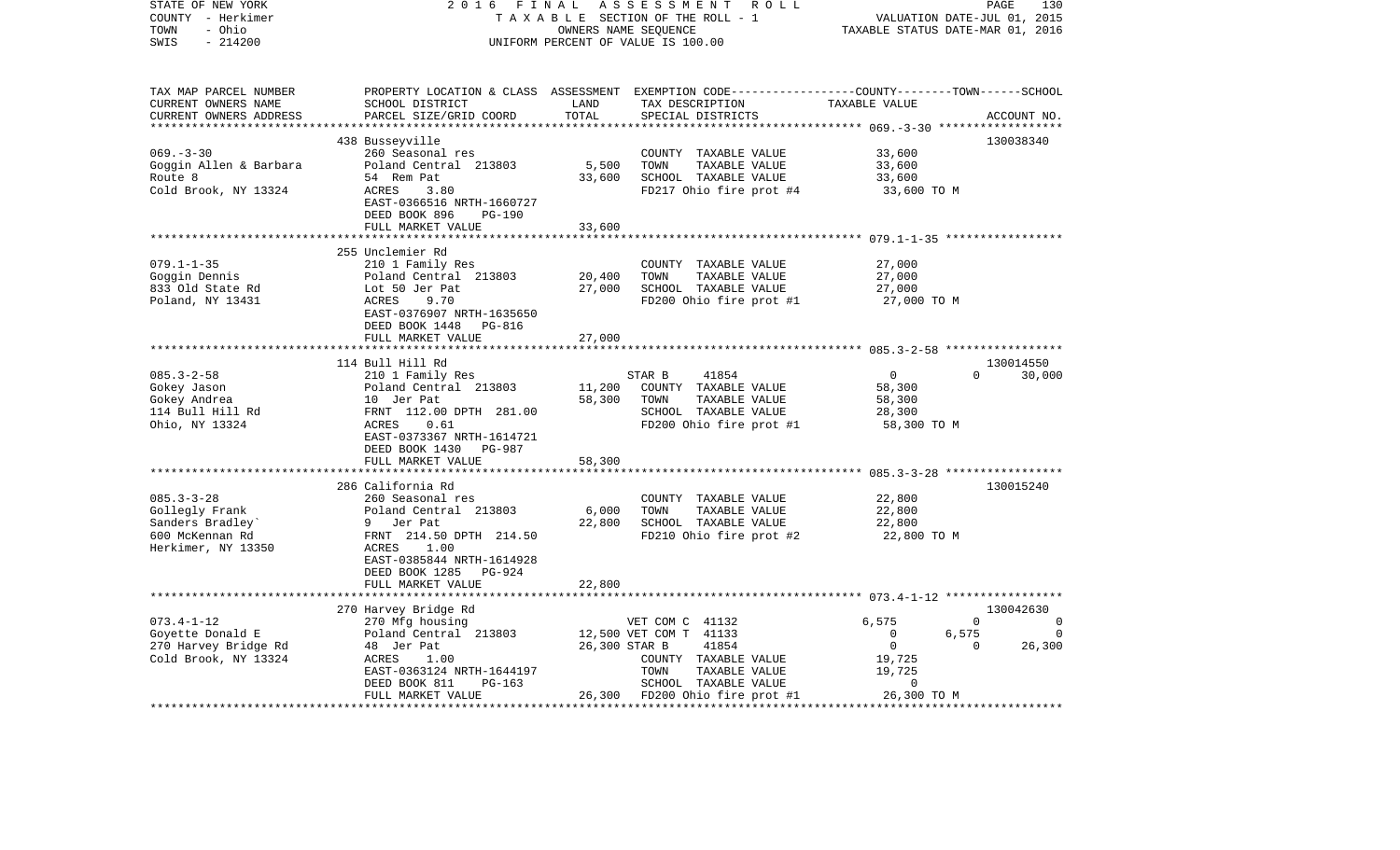STATE OF NEW YORK | COUNTY - Herkimer | TOWN - Ohio | SWIS - 214200

2016 FINAL ASSESSMENT ROLL
TAXABLE SECTION OF THE ROLL - 1
OWNERS NAME SEQUENCE
UNIFORM PERCENT OF VALUE IS 100.00

VALUATION DATE-JUL 01, 2015
TAXABLE STATUS DATE-MAR 01, 2016

| TAX MAP PARCEL NUMBER / CURRENT OWNERS NAME / CURRENT OWNERS ADDRESS | PROPERTY LOCATION & CLASS / SCHOOL DISTRICT / PARCEL SIZE/GRID COORD | ASSESSMENT LAND | TOTAL | EXEMPTION CODE / TAX DESCRIPTION / SPECIAL DISTRICTS | COUNTY | TOWN | SCHOOL | TAXABLE VALUE / ACCOUNT NO. |
|---|---|---|---|---|---|---|---|---|
| **069.-3-30** | 438 Busseyville | | | | | | | 130038340 |
| 069.-3-30 | 260 Seasonal res | | | COUNTY TAXABLE VALUE | | | | 33,600 |
| Goggin Allen & Barbara | Poland Central 213803 | 5,500 | | TOWN TAXABLE VALUE | | | | 33,600 |
| Route 8 | 54 Rem Pat | | 33,600 | SCHOOL TAXABLE VALUE | | | | 33,600 |
| Cold Brook, NY 13324 | ACRES 3.80 | | | FD217 Ohio fire prot #4 | | | | 33,600 TO M |
| | EAST-0366516 NRTH-1660727 | | | | | | | |
| | DEED BOOK 896 PG-190 | | | | | | | |
| | FULL MARKET VALUE | | 33,600 | | | | | |
| **079.1-1-35** | 255 Unclemier Rd | | | | | | | |
| 079.1-1-35 | 210 1 Family Res | | | COUNTY TAXABLE VALUE | | | | 27,000 |
| Goggin Dennis | Poland Central 213803 | 20,400 | | TOWN TAXABLE VALUE | | | | 27,000 |
| 833 Old State Rd | Lot 50 Jer Pat | | 27,000 | SCHOOL TAXABLE VALUE | | | | 27,000 |
| Poland, NY 13431 | ACRES 9.70 | | | FD200 Ohio fire prot #1 | | | | 27,000 TO M |
| | EAST-0376907 NRTH-1635650 | | | | | | | |
| | DEED BOOK 1448 PG-816 | | | | | | | |
| | FULL MARKET VALUE | | 27,000 | | | | | |
| **085.3-2-58** | 114 Bull Hill Rd | | | | | | | 130014550 |
| 085.3-2-58 | 210 1 Family Res | | | STAR B 41854 | 0 | 0 | 30,000 | |
| Gokey Jason | Poland Central 213803 | 11,200 | | COUNTY TAXABLE VALUE | | | | 58,300 |
| Gokey Andrea | 10 Jer Pat | | 58,300 | TOWN TAXABLE VALUE | | | | 58,300 |
| 114 Bull Hill Rd | FRNT 112.00 DPTH 281.00 | | | SCHOOL TAXABLE VALUE | | | | 28,300 |
| Ohio, NY 13324 | ACRES 0.61 | | | FD200 Ohio fire prot #1 | | | | 58,300 TO M |
| | EAST-0373367 NRTH-1614721 | | | | | | | |
| | DEED BOOK 1430 PG-987 | | | | | | | |
| | FULL MARKET VALUE | | 58,300 | | | | | |
| **085.3-3-28** | 286 California Rd | | | | | | | 130015240 |
| 085.3-3-28 | 260 Seasonal res | | | COUNTY TAXABLE VALUE | | | | 22,800 |
| Gollegly Frank | Poland Central 213803 | 6,000 | | TOWN TAXABLE VALUE | | | | 22,800 |
| Sanders Bradley` | 9 Jer Pat | | 22,800 | SCHOOL TAXABLE VALUE | | | | 22,800 |
| 600 McKennan Rd | FRNT 214.50 DPTH 214.50 | | | FD210 Ohio fire prot #2 | | | | 22,800 TO M |
| Herkimer, NY 13350 | ACRES 1.00 | | | | | | | |
| | EAST-0385844 NRTH-1614928 | | | | | | | |
| | DEED BOOK 1285 PG-924 | | | | | | | |
| | FULL MARKET VALUE | | 22,800 | | | | | |
| **073.4-1-12** | 270 Harvey Bridge Rd | | | | | | | 130042630 |
| 073.4-1-12 | 270 Mfg housing | | | VET COM C 41132 | 6,575 | 0 | 0 | |
| Goyette Donald E | Poland Central 213803 | 12,500 | | VET COM T 41133 | 0 | 6,575 | 0 | |
| 270 Harvey Bridge Rd | 48 Jer Pat | | 26,300 | STAR B 41854 | 0 | 0 | 26,300 | |
| Cold Brook, NY 13324 | ACRES 1.00 | | | COUNTY TAXABLE VALUE | | | | 19,725 |
| | EAST-0363124 NRTH-1644197 | | | TOWN TAXABLE VALUE | | | | 19,725 |
| | DEED BOOK 811 PG-163 | | | SCHOOL TAXABLE VALUE | | | | 0 |
| | FULL MARKET VALUE | | 26,300 | FD200 Ohio fire prot #1 | | | | 26,300 TO M |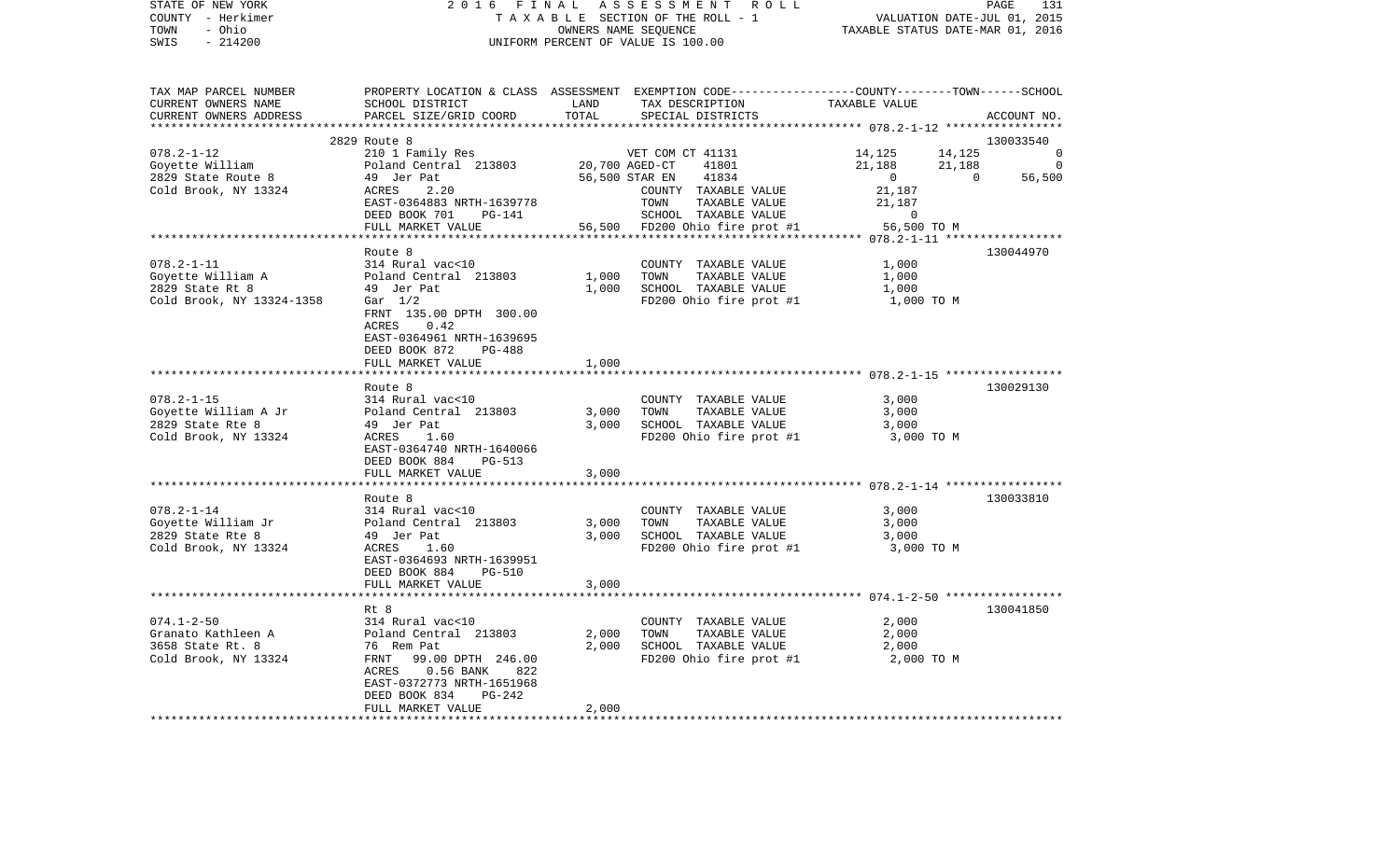STATE OF NEW YORK
COUNTY - Herkimer
TOWN - Ohio
SWIS - 214200

2016 FINAL ASSESSMENT ROLL
TAXABLE SECTION OF THE ROLL - 1
OWNERS NAME SEQUENCE
UNIFORM PERCENT OF VALUE IS 100.00

VALUATION DATE-JUL 01, 2015
TAXABLE STATUS DATE-MAR 01, 2016

| TAX MAP PARCEL NUMBER / CURRENT OWNERS NAME / CURRENT OWNERS ADDRESS | PROPERTY LOCATION & CLASS / SCHOOL DISTRICT / PARCEL SIZE/GRID COORD | ASSESSMENT LAND / TOTAL | EXEMPTION CODE / TAX DESCRIPTION / SPECIAL DISTRICTS | COUNTY | TOWN | SCHOOL / ACCOUNT NO. |
|---|---|---|---|---|---|---|
| | 2829 Route 8 | | | | | 130033540 |
| 078.2-1-12 | 210 1 Family Res | | VET COM CT 41131 | 14,125 | 14,125 | 0 |
| Goyette William | Poland Central 213803 | 20,700 | AGED-CT 41801 | 21,188 | 21,188 | 0 |
| 2829 State Route 8 | 49 Jer Pat | 56,500 | STAR EN 41834 | 0 | 0 | 56,500 |
| Cold Brook, NY 13324 | ACRES 2.20 | | COUNTY TAXABLE VALUE | 21,187 | | |
| | EAST-0364883 NRTH-1639778 | | TOWN TAXABLE VALUE | | 21,187 | |
| | DEED BOOK 701 PG-141 | | SCHOOL TAXABLE VALUE | | | 0 |
| | FULL MARKET VALUE | 56,500 | FD200 Ohio fire prot #1 | 56,500 TO M | | |
| | Route 8 | | | | | 130044970 |
| 078.2-1-11 | 314 Rural vac<10 | | COUNTY TAXABLE VALUE | 1,000 | | |
| Goyette William A | Poland Central 213803 | 1,000 | TOWN TAXABLE VALUE | | 1,000 | |
| 2829 State Rt 8 | 49 Jer Pat | 1,000 | SCHOOL TAXABLE VALUE | | | 1,000 |
| Cold Brook, NY 13324-1358 | Gar 1/2 | | FD200 Ohio fire prot #1 | 1,000 TO M | | |
| | FRNT 135.00 DPTH 300.00 | | | | | |
| | ACRES 0.42 | | | | | |
| | EAST-0364961 NRTH-1639695 | | | | | |
| | DEED BOOK 872 PG-488 | | | | | |
| | FULL MARKET VALUE | 1,000 | | | | |
| | Route 8 | | | | | 130029130 |
| 078.2-1-15 | 314 Rural vac<10 | | COUNTY TAXABLE VALUE | 3,000 | | |
| Goyette William A Jr | Poland Central 213803 | 3,000 | TOWN TAXABLE VALUE | | 3,000 | |
| 2829 State Rte 8 | 49 Jer Pat | 3,000 | SCHOOL TAXABLE VALUE | | | 3,000 |
| Cold Brook, NY 13324 | ACRES 1.60 | | FD200 Ohio fire prot #1 | 3,000 TO M | | |
| | EAST-0364740 NRTH-1640066 | | | | | |
| | DEED BOOK 884 PG-513 | | | | | |
| | FULL MARKET VALUE | 3,000 | | | | |
| | Route 8 | | | | | 130033810 |
| 078.2-1-14 | 314 Rural vac<10 | | COUNTY TAXABLE VALUE | 3,000 | | |
| Goyette William Jr | Poland Central 213803 | 3,000 | TOWN TAXABLE VALUE | | 3,000 | |
| 2829 State Rte 8 | 49 Jer Pat | 3,000 | SCHOOL TAXABLE VALUE | | | 3,000 |
| Cold Brook, NY 13324 | ACRES 1.60 | | FD200 Ohio fire prot #1 | 3,000 TO M | | |
| | EAST-0364693 NRTH-1639951 | | | | | |
| | DEED BOOK 884 PG-510 | | | | | |
| | FULL MARKET VALUE | 3,000 | | | | |
| | Rt 8 | | | | | 130041850 |
| 074.1-2-50 | 314 Rural vac<10 | | COUNTY TAXABLE VALUE | 2,000 | | |
| Granato Kathleen A | Poland Central 213803 | 2,000 | TOWN TAXABLE VALUE | | 2,000 | |
| 3658 State Rt. 8 | 76 Rem Pat | 2,000 | SCHOOL TAXABLE VALUE | | | 2,000 |
| Cold Brook, NY 13324 | FRNT 99.00 DPTH 246.00 | | FD200 Ohio fire prot #1 | 2,000 TO M | | |
| | ACRES 0.56 BANK 822 | | | | | |
| | EAST-0372773 NRTH-1651968 | | | | | |
| | DEED BOOK 834 PG-242 | | | | | |
| | FULL MARKET VALUE | 2,000 | | | | |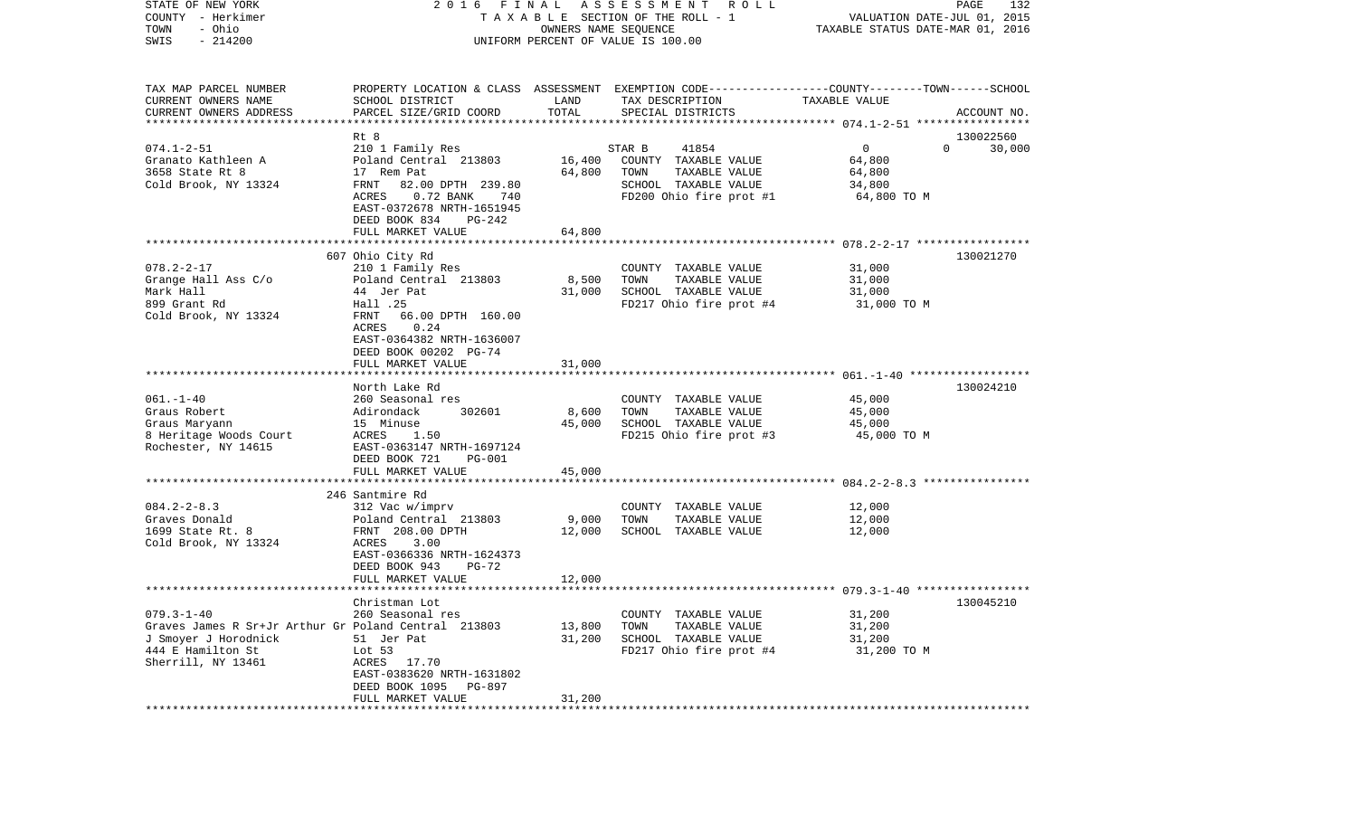STATE OF NEW YORK — COUNTY - Herkimer — TOWN - Ohio — SWIS - 214200

2016 FINAL ASSESSMENT ROLL
TAXABLE SECTION OF THE ROLL - 1
OWNERS NAME SEQUENCE
UNIFORM PERCENT OF VALUE IS 100.00

VALUATION DATE-JUL 01, 2015
TAXABLE STATUS DATE-MAR 01, 2016

| TAX MAP PARCEL NUMBER / CURRENT OWNERS NAME / CURRENT OWNERS ADDRESS | PROPERTY LOCATION & CLASS / SCHOOL DISTRICT / PARCEL SIZE/GRID COORD | ASSESSMENT LAND | TOTAL | EXEMPTION CODE / TAX DESCRIPTION / SPECIAL DISTRICTS | COUNTY TAXABLE VALUE | TOWN | SCHOOL | ACCOUNT NO. |
|---|---|---|---|---|---|---|---|---|
| 074.1-2-51 | Rt 8 | | | | | | | 130022560 |
| Granato Kathleen A | 210 1 Family Res | | | STAR B 41854 | 0 | 0 | 30,000 | |
| 3658 State Rt 8 | Poland Central 213803 | 16,400 | | COUNTY TAXABLE VALUE | 64,800 | | | |
| Cold Brook, NY 13324 | 17 Rem Pat | | 64,800 | TOWN TAXABLE VALUE | 64,800 | | | |
| | FRNT 82.00 DPTH 239.80 | | | SCHOOL TAXABLE VALUE | 34,800 | | | |
| | ACRES 0.72 BANK 740 | | | FD200 Ohio fire prot #1 | 64,800 TO M | | | |
| | EAST-0372678 NRTH-1651945 | | | | | | | |
| | DEED BOOK 834 PG-242 | | | | | | | |
| | FULL MARKET VALUE | | 64,800 | | | | | |
| 078.2-2-17 | 607 Ohio City Rd | | | | | | | 130021270 |
| Grange Hall Ass C/o | 210 1 Family Res | | | COUNTY TAXABLE VALUE | 31,000 | | | |
| Mark Hall | Poland Central 213803 | 8,500 | | TOWN TAXABLE VALUE | 31,000 | | | |
| 899 Grant Rd | 44 Jer Pat | | 31,000 | SCHOOL TAXABLE VALUE | 31,000 | | | |
| Cold Brook, NY 13324 | Hall .25 | | | FD217 Ohio fire prot #4 | 31,000 TO M | | | |
| | FRNT 66.00 DPTH 160.00 | | | | | | | |
| | ACRES 0.24 | | | | | | | |
| | EAST-0364382 NRTH-1636007 | | | | | | | |
| | DEED BOOK 00202 PG-74 | | | | | | | |
| | FULL MARKET VALUE | | 31,000 | | | | | |
| 061.-1-40 | North Lake Rd | | | | | | | 130024210 |
| Graus Robert | 260 Seasonal res | | | COUNTY TAXABLE VALUE | 45,000 | | | |
| Graus Maryann | Adirondack 302601 | 8,600 | | TOWN TAXABLE VALUE | 45,000 | | | |
| 8 Heritage Woods Court | 15 Minuse | | 45,000 | SCHOOL TAXABLE VALUE | 45,000 | | | |
| Rochester, NY 14615 | ACRES 1.50 | | | FD215 Ohio fire prot #3 | 45,000 TO M | | | |
| | EAST-0363147 NRTH-1697124 | | | | | | | |
| | DEED BOOK 721 PG-001 | | | | | | | |
| | FULL MARKET VALUE | | 45,000 | | | | | |
| 084.2-2-8.3 | 246 Santmire Rd | | | | | | | |
| Graves Donald | 312 Vac w/imprv | | | COUNTY TAXABLE VALUE | 12,000 | | | |
| 1699 State Rt. 8 | Poland Central 213803 | 9,000 | | TOWN TAXABLE VALUE | 12,000 | | | |
| Cold Brook, NY 13324 | FRNT 208.00 DPTH | | 12,000 | SCHOOL TAXABLE VALUE | 12,000 | | | |
| | ACRES 3.00 | | | | | | | |
| | EAST-0366336 NRTH-1624373 | | | | | | | |
| | DEED BOOK 943 PG-72 | | | | | | | |
| | FULL MARKET VALUE | | 12,000 | | | | | |
| 079.3-1-40 | Christman Lot | | | | | | | 130045210 |
| Graves James R Sr+Jr Arthur Gr | 260 Seasonal res | | | COUNTY TAXABLE VALUE | 31,200 | | | |
| J Smoyer J Horodnick | Poland Central 213803 | 13,800 | | TOWN TAXABLE VALUE | 31,200 | | | |
| 444 E Hamilton St | 51 Jer Pat | | 31,200 | SCHOOL TAXABLE VALUE | 31,200 | | | |
| Sherrill, NY 13461 | Lot 53 | | | FD217 Ohio fire prot #4 | 31,200 TO M | | | |
| | ACRES 17.70 | | | | | | | |
| | EAST-0383620 NRTH-1631802 | | | | | | | |
| | DEED BOOK 1095 PG-897 | | | | | | | |
| | FULL MARKET VALUE | | 31,200 | | | | | |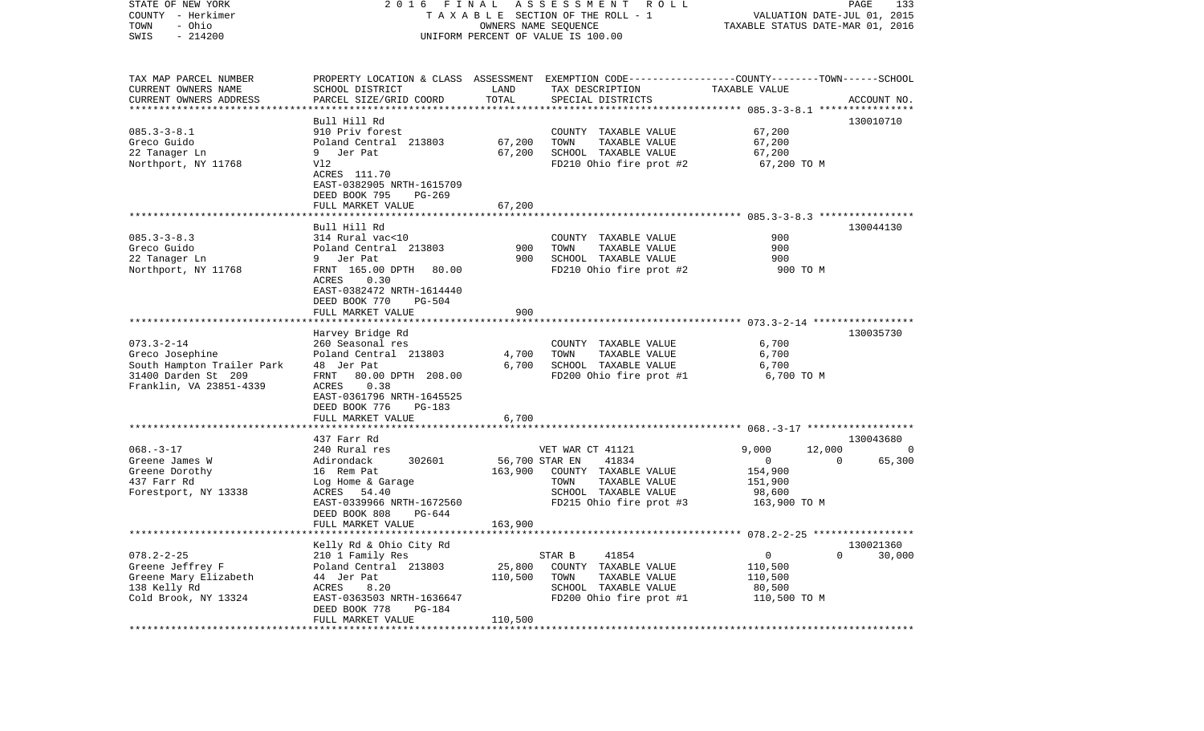STATE OF NEW YORK | 2016 FINAL ASSESSMENT ROLL
COUNTY - Herkimer | TAXABLE SECTION OF THE ROLL - 1 | VALUATION DATE-JUL 01, 2015
TOWN - Ohio | OWNERS NAME SEQUENCE | TAXABLE STATUS DATE-MAR 01, 2016
SWIS - 214200 | UNIFORM PERCENT OF VALUE IS 100.00

| TAX MAP PARCEL NUMBER<br>CURRENT OWNERS NAME<br>CURRENT OWNERS ADDRESS | PROPERTY LOCATION & CLASS<br>SCHOOL DISTRICT<br>PARCEL SIZE/GRID COORD | ASSESSMENT<br>LAND<br>TOTAL | EXEMPTION CODE<br>TAX DESCRIPTION<br>SPECIAL DISTRICTS | COUNTY | TOWN | SCHOOL<br>TAXABLE VALUE<br>ACCOUNT NO. |
|---|---|---|---|---|---|---|
| **085.3-3-8.1** | Bull Hill Rd | | | | | 130010710 |
| 085.3-3-8.1 | 910 Priv forest | | COUNTY TAXABLE VALUE | 67,200 | | |
| Greco Guido | Poland Central 213803 | 67,200 | TOWN TAXABLE VALUE | 67,200 | | |
| 22 Tanager Ln | 9 Jer Pat | 67,200 | SCHOOL TAXABLE VALUE | 67,200 | | |
| Northport, NY 11768 | Vl2 | | FD210 Ohio fire prot #2 | 67,200 TO M | | |
| | ACRES 111.70 | | | | | |
| | EAST-0382905 NRTH-1615709 | | | | | |
| | DEED BOOK 795 PG-269 | | | | | |
| | FULL MARKET VALUE | 67,200 | | | | |
| **085.3-3-8.3** | Bull Hill Rd | | | | | 130044130 |
| 085.3-3-8.3 | 314 Rural vac<10 | | COUNTY TAXABLE VALUE | 900 | | |
| Greco Guido | Poland Central 213803 | 900 | TOWN TAXABLE VALUE | 900 | | |
| 22 Tanager Ln | 9 Jer Pat | 900 | SCHOOL TAXABLE VALUE | 900 | | |
| Northport, NY 11768 | FRNT 165.00 DPTH 80.00 | | FD210 Ohio fire prot #2 | 900 TO M | | |
| | ACRES 0.30 | | | | | |
| | EAST-0382472 NRTH-1614440 | | | | | |
| | DEED BOOK 770 PG-504 | | | | | |
| | FULL MARKET VALUE | 900 | | | | |
| **073.3-2-14** | Harvey Bridge Rd | | | | | 130035730 |
| 073.3-2-14 | 260 Seasonal res | | COUNTY TAXABLE VALUE | 6,700 | | |
| Greco Josephine | Poland Central 213803 | 4,700 | TOWN TAXABLE VALUE | 6,700 | | |
| South Hampton Trailer Park | 48 Jer Pat | 6,700 | SCHOOL TAXABLE VALUE | 6,700 | | |
| 31400 Darden St 209 | FRNT 80.00 DPTH 208.00 | | FD200 Ohio fire prot #1 | 6,700 TO M | | |
| Franklin, VA 23851-4339 | ACRES 0.38 | | | | | |
| | EAST-0361796 NRTH-1645525 | | | | | |
| | DEED BOOK 776 PG-183 | | | | | |
| | FULL MARKET VALUE | 6,700 | | | | |
| **068.-3-17** | 437 Farr Rd | | | | | 130043680 |
| 068.-3-17 | 240 Rural res | | VET WAR CT 41121 | 9,000 | 12,000 | 0 |
| Greene James W | Adirondack 302601 | 56,700 | STAR EN 41834 | 0 | 0 | 65,300 |
| Greene Dorothy | 16 Rem Pat | 163,900 | COUNTY TAXABLE VALUE | 154,900 | | |
| 437 Farr Rd | Log Home & Garage | | TOWN TAXABLE VALUE | 151,900 | | |
| Forestport, NY 13338 | ACRES 54.40 | | SCHOOL TAXABLE VALUE | 98,600 | | |
| | EAST-0339966 NRTH-1672560 | | FD215 Ohio fire prot #3 | 163,900 TO M | | |
| | DEED BOOK 808 PG-644 | | | | | |
| | FULL MARKET VALUE | 163,900 | | | | |
| **078.2-2-25** | Kelly Rd & Ohio City Rd | | | | | 130021360 |
| 078.2-2-25 | 210 1 Family Res | | STAR B 41854 | 0 | 0 | 30,000 |
| Greene Jeffrey F | Poland Central 213803 | 25,800 | COUNTY TAXABLE VALUE | 110,500 | | |
| Greene Mary Elizabeth | 44 Jer Pat | 110,500 | TOWN TAXABLE VALUE | 110,500 | | |
| 138 Kelly Rd | ACRES 8.20 | | SCHOOL TAXABLE VALUE | 80,500 | | |
| Cold Brook, NY 13324 | EAST-0363503 NRTH-1636647 | | FD200 Ohio fire prot #1 | 110,500 TO M | | |
| | DEED BOOK 778 PG-184 | | | | | |
| | FULL MARKET VALUE | 110,500 | | | | |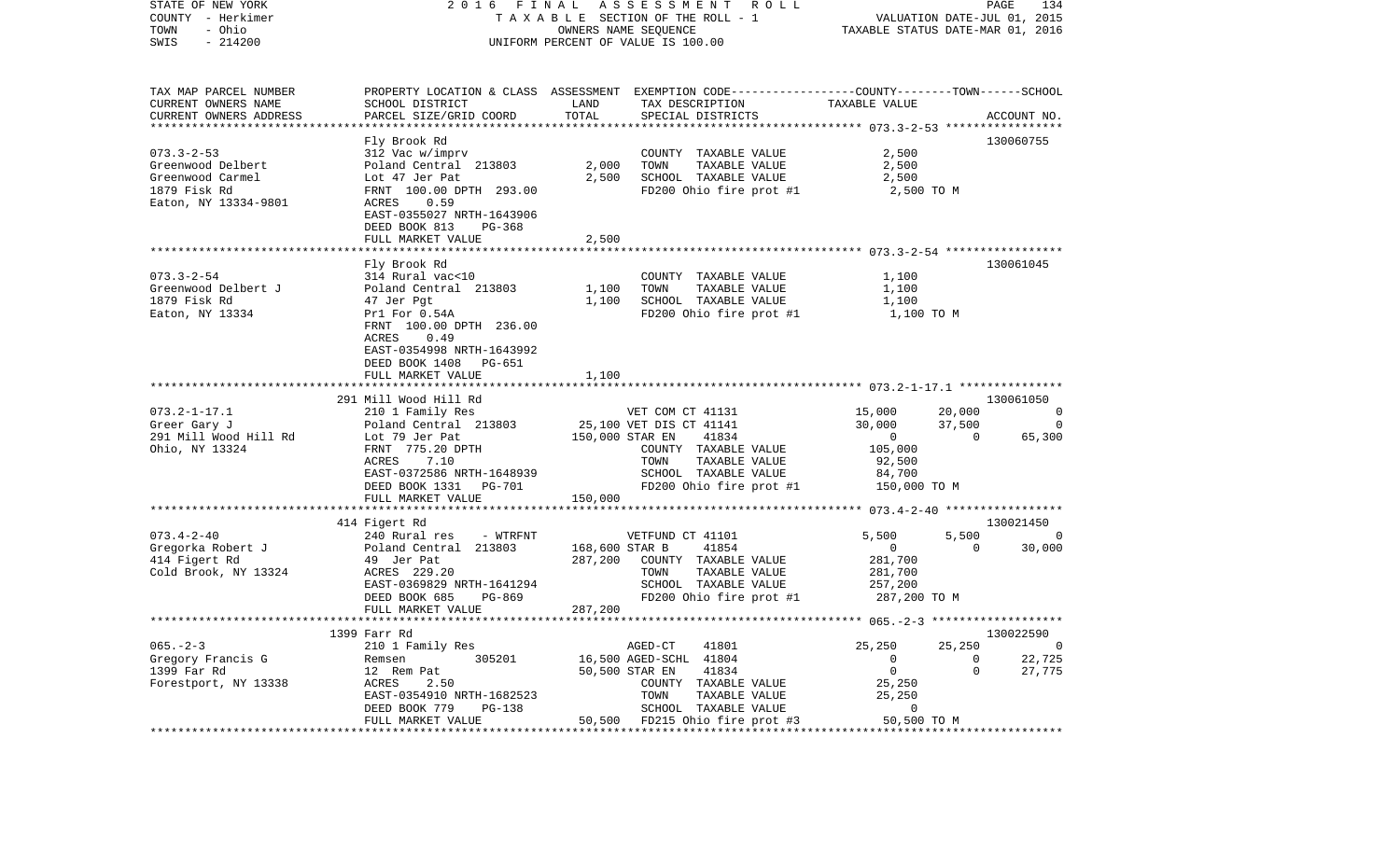STATE OF NEW YORK
COUNTY - Herkimer
TOWN - Ohio
SWIS - 214200

2016 FINAL ASSESSMENT ROLL
TAXABLE SECTION OF THE ROLL - 1
OWNERS NAME SEQUENCE
UNIFORM PERCENT OF VALUE IS 100.00

VALUATION DATE-JUL 01, 2015
TAXABLE STATUS DATE-MAR 01, 2016

| TAX MAP PARCEL NUMBER / CURRENT OWNERS NAME / CURRENT OWNERS ADDRESS | PROPERTY LOCATION & CLASS / SCHOOL DISTRICT / PARCEL SIZE/GRID COORD | ASSESSMENT LAND | TOTAL | EXEMPTION CODE / TAX DESCRIPTION / SPECIAL DISTRICTS | COUNTY TAXABLE VALUE | TOWN | SCHOOL / ACCOUNT NO. |
|---|---|---|---|---|---|---|---|
| | Fly Brook Rd | | | | | | 130060755 |
| 073.3-2-53 | 312 Vac w/imprv | | | COUNTY TAXABLE VALUE | 2,500 | | |
| Greenwood Delbert | Poland Central 213803 | 2,000 | | TOWN TAXABLE VALUE | 2,500 | | |
| Greenwood Carmel | Lot 47 Jer Pat | | 2,500 | SCHOOL TAXABLE VALUE | 2,500 | | |
| 1879 Fisk Rd | FRNT 100.00 DPTH 293.00 | | | FD200 Ohio fire prot #1 | 2,500 TO M | | |
| Eaton, NY 13334-9801 | ACRES 0.59 | | | | | | |
| | EAST-0355027 NRTH-1643906 | | | | | | |
| | DEED BOOK 813 PG-368 | | | | | | |
| | FULL MARKET VALUE | | 2,500 | | | | |
| | Fly Brook Rd | | | | | | 130061045 |
| 073.3-2-54 | 314 Rural vac<10 | | | COUNTY TAXABLE VALUE | 1,100 | | |
| Greenwood Delbert J | Poland Central 213803 | 1,100 | | TOWN TAXABLE VALUE | 1,100 | | |
| 1879 Fisk Rd | 47 Jer Pgt | | 1,100 | SCHOOL TAXABLE VALUE | 1,100 | | |
| Eaton, NY 13334 | Pr1 For 0.54A | | | FD200 Ohio fire prot #1 | 1,100 TO M | | |
| | FRNT 100.00 DPTH 236.00 | | | | | | |
| | ACRES 0.49 | | | | | | |
| | EAST-0354998 NRTH-1643992 | | | | | | |
| | DEED BOOK 1408 PG-651 | | | | | | |
| | FULL MARKET VALUE | | 1,100 | | | | |
| | 291 Mill Wood Hill Rd | | | | | | 130061050 |
| 073.2-1-17.1 | 210 1 Family Res | | | VET COM CT 41131 | 15,000 | 20,000 | 0 |
| Greer Gary J | Poland Central 213803 | 25,100 | | VET DIS CT 41141 | 30,000 | 37,500 | 0 |
| 291 Mill Wood Hill Rd | Lot 79 Jer Pat | | 150,000 | STAR EN 41834 | 0 | 0 | 65,300 |
| Ohio, NY 13324 | FRNT 775.20 DPTH | | | COUNTY TAXABLE VALUE | 105,000 | | |
| | ACRES 7.10 | | | TOWN TAXABLE VALUE | 92,500 | | |
| | EAST-0372586 NRTH-1648939 | | | SCHOOL TAXABLE VALUE | 84,700 | | |
| | DEED BOOK 1331 PG-701 | | | FD200 Ohio fire prot #1 | 150,000 TO M | | |
| | FULL MARKET VALUE | | 150,000 | | | | |
| | 414 Figert Rd | | | | | | 130021450 |
| 073.4-2-40 | 240 Rural res - WTRFNT | | | VETFUND CT 41101 | 5,500 | 5,500 | 0 |
| Gregorka Robert J | Poland Central 213803 | 168,600 | | STAR B 41854 | 0 | 0 | 30,000 |
| 414 Figert Rd | 49 Jer Pat | | 287,200 | COUNTY TAXABLE VALUE | 281,700 | | |
| Cold Brook, NY 13324 | ACRES 229.20 | | | TOWN TAXABLE VALUE | 281,700 | | |
| | EAST-0369829 NRTH-1641294 | | | SCHOOL TAXABLE VALUE | 257,200 | | |
| | DEED BOOK 685 PG-869 | | | FD200 Ohio fire prot #1 | 287,200 TO M | | |
| | FULL MARKET VALUE | | 287,200 | | | | |
| | 1399 Farr Rd | | | | | | 130022590 |
| 065.-2-3 | 210 1 Family Res | | | AGED-CT 41801 | 25,250 | 25,250 | 0 |
| Gregory Francis G | Remsen 305201 | 16,500 | | AGED-SCHL 41804 | 0 | 0 | 22,725 |
| 1399 Far Rd | 12 Rem Pat | | 50,500 | STAR EN 41834 | 0 | 0 | 27,775 |
| Forestport, NY 13338 | ACRES 2.50 | | | COUNTY TAXABLE VALUE | 25,250 | | |
| | EAST-0354910 NRTH-1682523 | | | TOWN TAXABLE VALUE | 25,250 | | |
| | DEED BOOK 779 PG-138 | | | SCHOOL TAXABLE VALUE | 0 | | |
| | FULL MARKET VALUE | | 50,500 | FD215 Ohio fire prot #3 | 50,500 TO M | | |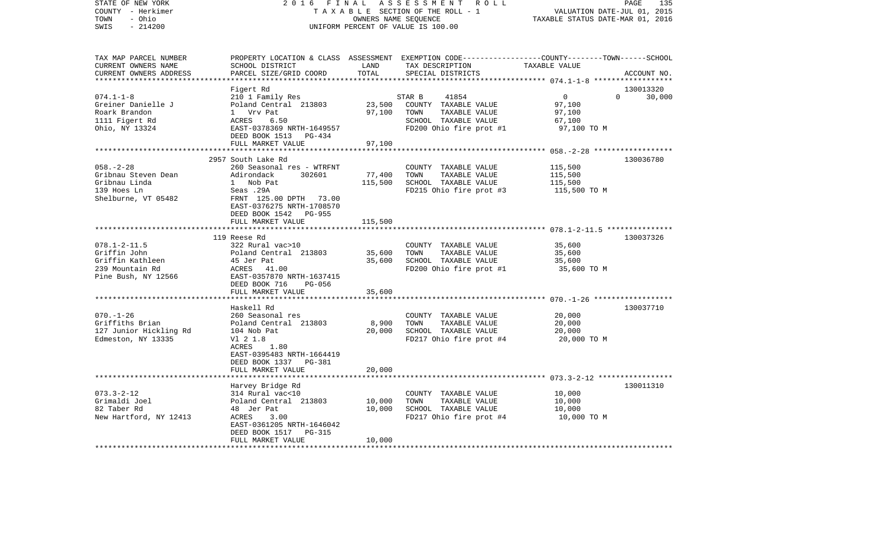| TAX MAP PARCEL NUMBER<br>CURRENT OWNERS NAME<br>CURRENT OWNERS ADDRESS | PROPERTY LOCATION & CLASS<br>SCHOOL DISTRICT<br>PARCEL SIZE/GRID COORD | ASSESSMENT<br>LAND<br>TOTAL | EXEMPTION CODE-----COUNTY-----TOWN-----SCHOOL<br>TAX DESCRIPTION<br>SPECIAL DISTRICTS | TAXABLE VALUE | ACCOUNT NO. |
|---|---|---|---|---|---|
| **074.1-1-8** | Figert Rd | | | | 130013320 |
| 074.1-1-8 | 210 1 Family Res | | STAR B 41854 | 0 0 | 30,000 |
| Greiner Danielle J | Poland Central 213803 | 23,500 | COUNTY TAXABLE VALUE | 97,100 | |
| Roark Brandon | 1 Vrv Pat | 97,100 | TOWN TAXABLE VALUE | 97,100 | |
| 1111 Figert Rd | ACRES 6.50 | | SCHOOL TAXABLE VALUE | 67,100 | |
| Ohio, NY 13324 | EAST-0378369 NRTH-1649557 | | FD200 Ohio fire prot #1 | 97,100 TO M | |
| | DEED BOOK 1513 PG-434 | | | | |
| | FULL MARKET VALUE | 97,100 | | | |
| **058.-2-28** | 2957 South Lake Rd | | | | 130036780 |
| 058.-2-28 | 260 Seasonal res - WTRFNT | | COUNTY TAXABLE VALUE | 115,500 | |
| Gribnau Steven Dean | Adirondack 302601 | 77,400 | TOWN TAXABLE VALUE | 115,500 | |
| Gribnau Linda | 1 Nob Pat | 115,500 | SCHOOL TAXABLE VALUE | 115,500 | |
| 139 Hoes Ln | Seas .29A | | FD215 Ohio fire prot #3 | 115,500 TO M | |
| Shelburne, VT 05482 | FRNT 125.00 DPTH 73.00 | | | | |
| | EAST-0376275 NRTH-1708570 | | | | |
| | DEED BOOK 1542 PG-955 | | | | |
| | FULL MARKET VALUE | 115,500 | | | |
| **078.1-2-11.5** | 119 Reese Rd | | | | 130037326 |
| 078.1-2-11.5 | 322 Rural vac>10 | | COUNTY TAXABLE VALUE | 35,600 | |
| Griffin John | Poland Central 213803 | 35,600 | TOWN TAXABLE VALUE | 35,600 | |
| Griffin Kathleen | 45 Jer Pat | 35,600 | SCHOOL TAXABLE VALUE | 35,600 | |
| 239 Mountain Rd | ACRES 41.00 | | FD200 Ohio fire prot #1 | 35,600 TO M | |
| Pine Bush, NY 12566 | EAST-0357870 NRTH-1637415 | | | | |
| | DEED BOOK 716 PG-056 | | | | |
| | FULL MARKET VALUE | 35,600 | | | |
| **070.-1-26** | Haskell Rd | | | | 130037710 |
| 070.-1-26 | 260 Seasonal res | | COUNTY TAXABLE VALUE | 20,000 | |
| Griffiths Brian | Poland Central 213803 | 8,900 | TOWN TAXABLE VALUE | 20,000 | |
| 127 Junior Hickling Rd | 104 Nob Pat | 20,000 | SCHOOL TAXABLE VALUE | 20,000 | |
| Edmeston, NY 13335 | Vl 2 1.8 | | FD217 Ohio fire prot #4 | 20,000 TO M | |
| | ACRES 1.80 | | | | |
| | EAST-0395483 NRTH-1664419 | | | | |
| | DEED BOOK 1337 PG-381 | | | | |
| | FULL MARKET VALUE | 20,000 | | | |
| **073.3-2-12** | Harvey Bridge Rd | | | | 130011310 |
| 073.3-2-12 | 314 Rural vac<10 | | COUNTY TAXABLE VALUE | 10,000 | |
| Grimaldi Joel | Poland Central 213803 | 10,000 | TOWN TAXABLE VALUE | 10,000 | |
| 82 Taber Rd | 48 Jer Pat | 10,000 | SCHOOL TAXABLE VALUE | 10,000 | |
| New Hartford, NY 12413 | ACRES 3.00 | | FD217 Ohio fire prot #4 | 10,000 TO M | |
| | EAST-0361205 NRTH-1646042 | | | | |
| | DEED BOOK 1517 PG-315 | | | | |
| | FULL MARKET VALUE | 10,000 | | | |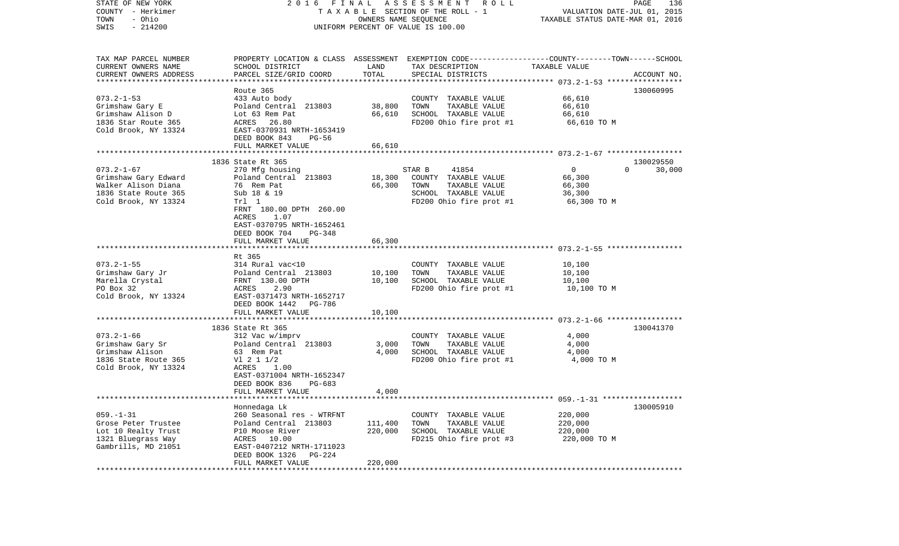STATE OF NEW YORK
COUNTY - Herkimer
TOWN - Ohio
SWIS - 214200

2016 FINAL ASSESSMENT ROLL
TAXABLE SECTION OF THE ROLL - 1
OWNERS NAME SEQUENCE
UNIFORM PERCENT OF VALUE IS 100.00

VALUATION DATE-JUL 01, 2015
TAXABLE STATUS DATE-MAR 01, 2016

| TAX MAP PARCEL NUMBER<br>CURRENT OWNERS NAME<br>CURRENT OWNERS ADDRESS | PROPERTY LOCATION & CLASS<br>SCHOOL DISTRICT<br>PARCEL SIZE/GRID COORD | ASSESSMENT<br>LAND<br>TOTAL | EXEMPTION CODE-----COUNTY--------TOWN------SCHOOL<br>TAX DESCRIPTION<br>SPECIAL DISTRICTS | TAXABLE VALUE | ACCOUNT NO. |
|---|---|---|---|---|---|
| **073.2-1-53** | Route 365 | | | | 130060995 |
| 073.2-1-53 | 433 Auto body | | COUNTY TAXABLE VALUE | 66,610 | |
| Grimshaw Gary E | Poland Central 213803 | 38,800 | TOWN TAXABLE VALUE | 66,610 | |
| Grimshaw Alison D | Lot 63 Rem Pat | 66,610 | SCHOOL TAXABLE VALUE | 66,610 | |
| 1836 Star Route 365 | ACRES 26.80 | | FD200 Ohio fire prot #1 | 66,610 TO M | |
| Cold Brook, NY 13324 | EAST-0370931 NRTH-1653419 | | | | |
| | DEED BOOK 843 PG-56 | | | | |
| | FULL MARKET VALUE | 66,610 | | | |
| **073.2-1-67** | 1836 State Rt 365 | | | | 130029550 |
| 073.2-1-67 | 270 Mfg housing | | STAR B 41854 | 0 0 | 30,000 |
| Grimshaw Gary Edward | Poland Central 213803 | 18,300 | COUNTY TAXABLE VALUE | 66,300 | |
| Walker Alison Diana | 76 Rem Pat | 66,300 | TOWN TAXABLE VALUE | 66,300 | |
| 1836 State Route 365 | Sub 18 & 19 | | SCHOOL TAXABLE VALUE | 36,300 | |
| Cold Brook, NY 13324 | Trl 1 | | FD200 Ohio fire prot #1 | 66,300 TO M | |
| | FRNT 180.00 DPTH 260.00 | | | | |
| | ACRES 1.07 | | | | |
| | EAST-0370795 NRTH-1652461 | | | | |
| | DEED BOOK 704 PG-348 | | | | |
| | FULL MARKET VALUE | 66,300 | | | |
| **073.2-1-55** | Rt 365 | | | | |
| 073.2-1-55 | 314 Rural vac<10 | | COUNTY TAXABLE VALUE | 10,100 | |
| Grimshaw Gary Jr | Poland Central 213803 | 10,100 | TOWN TAXABLE VALUE | 10,100 | |
| Marella Crystal | FRNT 130.00 DPTH | 10,100 | SCHOOL TAXABLE VALUE | 10,100 | |
| PO Box 32 | ACRES 2.90 | | FD200 Ohio fire prot #1 | 10,100 TO M | |
| Cold Brook, NY 13324 | EAST-0371473 NRTH-1652717 | | | | |
| | DEED BOOK 1442 PG-786 | | | | |
| | FULL MARKET VALUE | 10,100 | | | |
| **073.2-1-66** | 1836 State Rt 365 | | | | 130041370 |
| 073.2-1-66 | 312 Vac w/imprv | | COUNTY TAXABLE VALUE | 4,000 | |
| Grimshaw Gary Sr | Poland Central 213803 | 3,000 | TOWN TAXABLE VALUE | 4,000 | |
| Grimshaw Alison | 63 Rem Pat | 4,000 | SCHOOL TAXABLE VALUE | 4,000 | |
| 1836 State Route 365 | Vl 2 1 1/2 | | FD200 Ohio fire prot #1 | 4,000 TO M | |
| Cold Brook, NY 13324 | ACRES 1.00 | | | | |
| | EAST-0371004 NRTH-1652347 | | | | |
| | DEED BOOK 836 PG-683 | | | | |
| | FULL MARKET VALUE | 4,000 | | | |
| **059.-1-31** | Honnedaga Lk | | | | 130005910 |
| 059.-1-31 | 260 Seasonal res - WTRFNT | | COUNTY TAXABLE VALUE | 220,000 | |
| Grose Peter Trustee | Poland Central 213803 | 111,400 | TOWN TAXABLE VALUE | 220,000 | |
| Lot 10 Realty Trust | P10 Moose River | 220,000 | SCHOOL TAXABLE VALUE | 220,000 | |
| 1321 Bluegrass Way | ACRES 10.00 | | FD215 Ohio fire prot #3 | 220,000 TO M | |
| Gambrills, MD 21051 | EAST-0407212 NRTH-1711023 | | | | |
| | DEED BOOK 1326 PG-224 | | | | |
| | FULL MARKET VALUE | 220,000 | | | |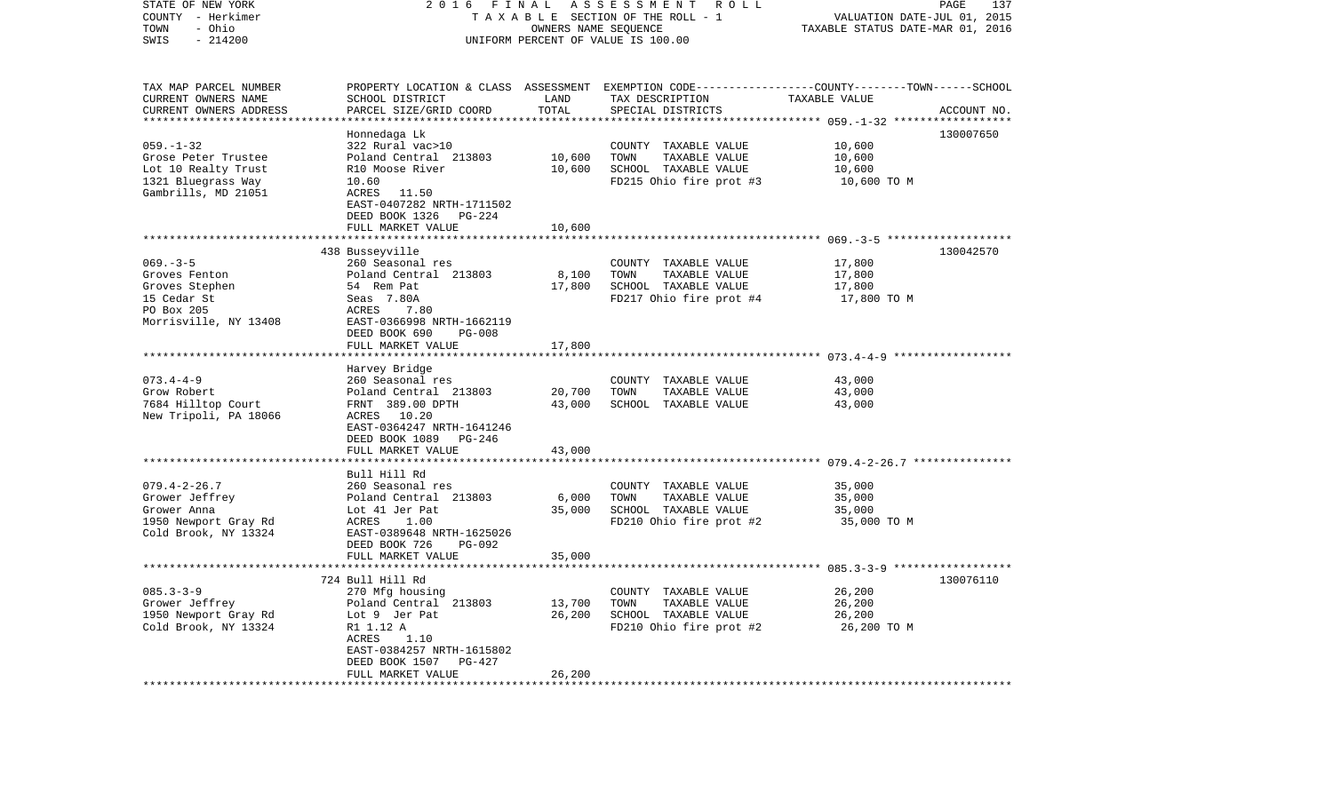STATE OF NEW YORK | COUNTY - Herkimer | TOWN - Ohio | SWIS - 214200

2016 FINAL ASSESSMENT ROLL
TAXABLE SECTION OF THE ROLL - 1
OWNERS NAME SEQUENCE
UNIFORM PERCENT OF VALUE IS 100.00

VALUATION DATE-JUL 01, 2015
TAXABLE STATUS DATE-MAR 01, 2016

| TAX MAP PARCEL NUMBER / CURRENT OWNERS NAME / CURRENT OWNERS ADDRESS | PROPERTY LOCATION & CLASS / SCHOOL DISTRICT / PARCEL SIZE/GRID COORD | ASSESSMENT LAND / TOTAL | EXEMPTION CODE / TAX DESCRIPTION / SPECIAL DISTRICTS | TAXABLE VALUE (COUNTY / TOWN / SCHOOL) | ACCOUNT NO. |
|---|---|---|---|---|---|
| **059.-1-32** | Honnedaga Lk | | | | 130007650 |
| Grose Peter Trustee | 322 Rural vac>10 | | COUNTY TAXABLE VALUE | 10,600 | |
| Lot 10 Realty Trust | Poland Central 213803 | 10,600 | TOWN TAXABLE VALUE | 10,600 | |
| 1321 Bluegrass Way | R10 Moose River | 10,600 | SCHOOL TAXABLE VALUE | 10,600 | |
| Gambrills, MD 21051 | 10.60 | | FD215 Ohio fire prot #3 | 10,600 TO M | |
| | ACRES 11.50 | | | | |
| | EAST-0407282 NRTH-1711502 | | | | |
| | DEED BOOK 1326 PG-224 | | | | |
| | FULL MARKET VALUE | 10,600 | | | |
| **069.-3-5** | 438 Busseyville | | | | 130042570 |
| Groves Fenton | 260 Seasonal res | | COUNTY TAXABLE VALUE | 17,800 | |
| Groves Stephen | Poland Central 213803 | 8,100 | TOWN TAXABLE VALUE | 17,800 | |
| 15 Cedar St | 54 Rem Pat | 17,800 | SCHOOL TAXABLE VALUE | 17,800 | |
| PO Box 205 | Seas 7.80A | | FD217 Ohio fire prot #4 | 17,800 TO M | |
| Morrisville, NY 13408 | ACRES 7.80 | | | | |
| | EAST-0366998 NRTH-1662119 | | | | |
| | DEED BOOK 690 PG-008 | | | | |
| | FULL MARKET VALUE | 17,800 | | | |
| **073.4-4-9** | Harvey Bridge | | | | |
| Grow Robert | 260 Seasonal res | | COUNTY TAXABLE VALUE | 43,000 | |
| 7684 Hilltop Court | Poland Central 213803 | 20,700 | TOWN TAXABLE VALUE | 43,000 | |
| New Tripoli, PA 18066 | FRNT 389.00 DPTH | 43,000 | SCHOOL TAXABLE VALUE | 43,000 | |
| | ACRES 10.20 | | | | |
| | EAST-0364247 NRTH-1641246 | | | | |
| | DEED BOOK 1089 PG-246 | | | | |
| | FULL MARKET VALUE | 43,000 | | | |
| **079.4-2-26.7** | Bull Hill Rd | | | | |
| Grower Jeffrey | 260 Seasonal res | | COUNTY TAXABLE VALUE | 35,000 | |
| Grower Anna | Poland Central 213803 | 6,000 | TOWN TAXABLE VALUE | 35,000 | |
| 1950 Newport Gray Rd | Lot 41 Jer Pat | 35,000 | SCHOOL TAXABLE VALUE | 35,000 | |
| Cold Brook, NY 13324 | ACRES 1.00 | | FD210 Ohio fire prot #2 | 35,000 TO M | |
| | EAST-0389648 NRTH-1625026 | | | | |
| | DEED BOOK 726 PG-092 | | | | |
| | FULL MARKET VALUE | 35,000 | | | |
| **085.3-3-9** | 724 Bull Hill Rd | | | | 130076110 |
| Grower Jeffrey | 270 Mfg housing | | COUNTY TAXABLE VALUE | 26,200 | |
| 1950 Newport Gray Rd | Poland Central 213803 | 13,700 | TOWN TAXABLE VALUE | 26,200 | |
| Cold Brook, NY 13324 | Lot 9 Jer Pat | 26,200 | SCHOOL TAXABLE VALUE | 26,200 | |
| | R1 1.12 A | | FD210 Ohio fire prot #2 | 26,200 TO M | |
| | ACRES 1.10 | | | | |
| | EAST-0384257 NRTH-1615802 | | | | |
| | DEED BOOK 1507 PG-427 | | | | |
| | FULL MARKET VALUE | 26,200 | | | |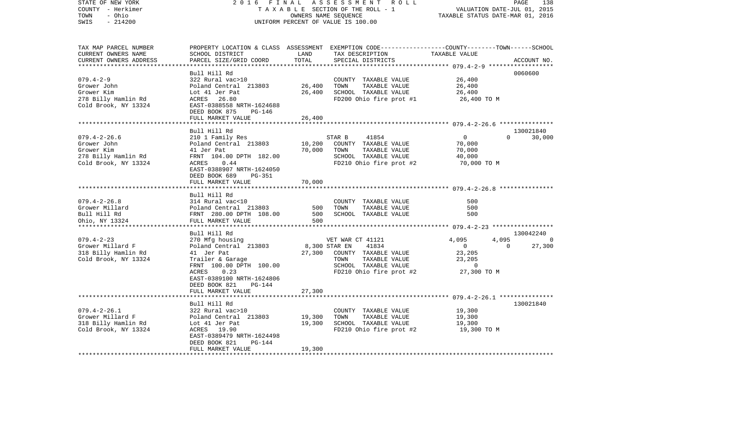STATE OF NEW YORK — 2016 FINAL ASSESSMENT ROLL
COUNTY - Herkimer — TAXABLE SECTION OF THE ROLL - 1 — VALUATION DATE-JUL 01, 2015
TOWN - Ohio — OWNERS NAME SEQUENCE — TAXABLE STATUS DATE-MAR 01, 2016
SWIS - 214200 — UNIFORM PERCENT OF VALUE IS 100.00

| TAX MAP PARCEL NUMBER / CURRENT OWNERS NAME / CURRENT OWNERS ADDRESS | PROPERTY LOCATION & CLASS / SCHOOL DISTRICT / PARCEL SIZE/GRID COORD | ASSESSMENT LAND | TOTAL | EXEMPTION CODE / TAX DESCRIPTION / SPECIAL DISTRICTS | COUNTY TAXABLE VALUE | TOWN | SCHOOL | ACCOUNT NO. |
|---|---|---|---|---|---|---|---|---|
| | Bull Hill Rd | | | | | | | 0060600 |
| 079.4-2-9 | 322 Rural vac>10 | | | COUNTY TAXABLE VALUE | 26,400 | | | |
| Grower John | Poland Central 213803 | 26,400 | | TOWN TAXABLE VALUE | 26,400 | | | |
| Grower Kim | Lot 41 Jer Pat | | 26,400 | SCHOOL TAXABLE VALUE | 26,400 | | | |
| 278 Billy Hamlin Rd | ACRES 26.80 | | | FD200 Ohio fire prot #1 | 26,400 TO M | | | |
| Cold Brook, NY 13324 | EAST-0388558 NRTH-1624688 | | | | | | | |
| | DEED BOOK 875 PG-146 | | | | | | | |
| | FULL MARKET VALUE | | 26,400 | | | | | |
| | Bull Hill Rd | | | | | | | 130021840 |
| 079.4-2-26.6 | 210 1 Family Res | | | STAR B 41854 | 0 | 0 | 30,000 | |
| Grower John | Poland Central 213803 | 10,200 | | COUNTY TAXABLE VALUE | 70,000 | | | |
| Grower Kim | 41 Jer Pat | | 70,000 | TOWN TAXABLE VALUE | 70,000 | | | |
| 278 Billy Hamlin Rd | FRNT 104.00 DPTH 182.00 | | | SCHOOL TAXABLE VALUE | 40,000 | | | |
| Cold Brook, NY 13324 | ACRES 0.44 | | | FD210 Ohio fire prot #2 | 70,000 TO M | | | |
| | EAST-0388907 NRTH-1624050 | | | | | | | |
| | DEED BOOK 689 PG-351 | | | | | | | |
| | FULL MARKET VALUE | | 70,000 | | | | | |
| | Bull Hill Rd | | | | | | | |
| 079.4-2-26.8 | 314 Rural vac<10 | | | COUNTY TAXABLE VALUE | 500 | | | |
| Grower Millard | Poland Central 213803 | 500 | | TOWN TAXABLE VALUE | 500 | | | |
| Bull Hill Rd | FRNT 280.00 DPTH 108.00 | | 500 | SCHOOL TAXABLE VALUE | 500 | | | |
| Ohio, NY 13324 | FULL MARKET VALUE | | 500 | | | | | |
| | Bull Hill Rd | | | | | | | 130042240 |
| 079.4-2-23 | 270 Mfg housing | | | VET WAR CT 41121 | 4,095 | 4,095 | 0 | |
| Grower Millard F | Poland Central 213803 | 8,300 | | STAR EN 41834 | 0 | 0 | 27,300 | |
| 318 Billy Hamlin Rd | 41 Jer Pat | | 27,300 | COUNTY TAXABLE VALUE | 23,205 | | | |
| Cold Brook, NY 13324 | Trailer & Garage | | | TOWN TAXABLE VALUE | 23,205 | | | |
| | FRNT 100.00 DPTH 100.00 | | | SCHOOL TAXABLE VALUE | 0 | | | |
| | ACRES 0.23 | | | FD210 Ohio fire prot #2 | 27,300 TO M | | | |
| | EAST-0389100 NRTH-1624806 | | | | | | | |
| | DEED BOOK 821 PG-144 | | | | | | | |
| | FULL MARKET VALUE | | 27,300 | | | | | |
| | Bull Hill Rd | | | | | | | 130021840 |
| 079.4-2-26.1 | 322 Rural vac>10 | | | COUNTY TAXABLE VALUE | 19,300 | | | |
| Grower Millard F | Poland Central 213803 | 19,300 | | TOWN TAXABLE VALUE | 19,300 | | | |
| 318 Billy Hamlin Rd | Lot 41 Jer Pat | | 19,300 | SCHOOL TAXABLE VALUE | 19,300 | | | |
| Cold Brook, NY 13324 | ACRES 19.90 | | | FD210 Ohio fire prot #2 | 19,300 TO M | | | |
| | EAST-0389479 NRTH-1624498 | | | | | | | |
| | DEED BOOK 821 PG-144 | | | | | | | |
| | FULL MARKET VALUE | | 19,300 | | | | | |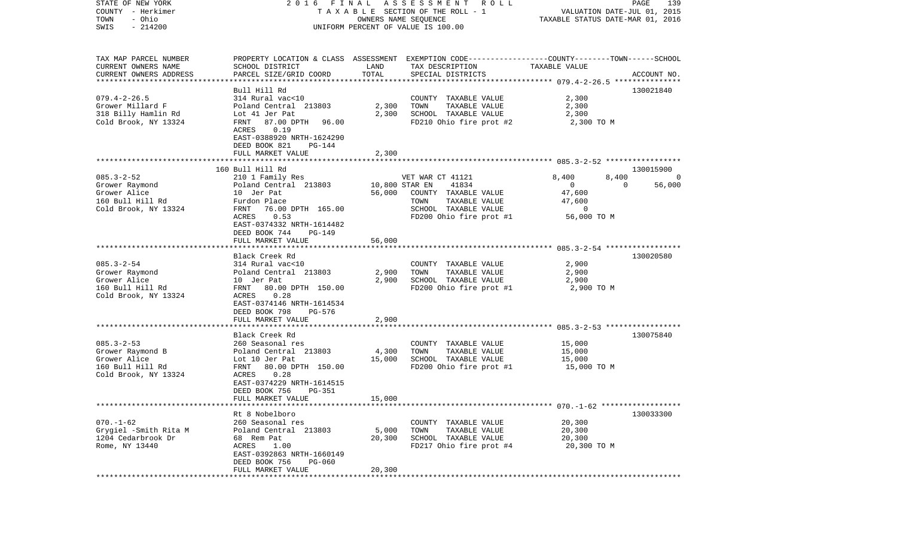STATE OF NEW YORK | 2016 FINAL ASSESSMENT ROLL
COUNTY - Herkimer | TAXABLE SECTION OF THE ROLL - 1 | VALUATION DATE-JUL 01, 2015
TOWN - Ohio | OWNERS NAME SEQUENCE | TAXABLE STATUS DATE-MAR 01, 2016
SWIS - 214200 | UNIFORM PERCENT OF VALUE IS 100.00

| TAX MAP PARCEL NUMBER / CURRENT OWNERS NAME / CURRENT OWNERS ADDRESS | PROPERTY LOCATION & CLASS / SCHOOL DISTRICT / PARCEL SIZE/GRID COORD | ASSESSMENT LAND | TOTAL | EXEMPTION CODE / TAX DESCRIPTION / SPECIAL DISTRICTS | COUNTY TAXABLE VALUE | TOWN | SCHOOL | ACCOUNT NO. |
|---|---|---|---|---|---|---|---|---|
| | Bull Hill Rd | | | | | | | 130021840 |
| 079.4-2-26.5 | 314 Rural vac<10 | | | COUNTY TAXABLE VALUE | 2,300 | | | |
| Grower Millard F | Poland Central 213803 | 2,300 | | TOWN TAXABLE VALUE | 2,300 | | | |
| 318 Billy Hamlin Rd | Lot 41 Jer Pat | | 2,300 | SCHOOL TAXABLE VALUE | 2,300 | | | |
| Cold Brook, NY 13324 | FRNT 87.00 DPTH 96.00 | | | FD210 Ohio fire prot #2 | 2,300 TO M | | | |
| | ACRES 0.19 | | | | | | | |
| | EAST-0388920 NRTH-1624290 | | | | | | | |
| | DEED BOOK 821 PG-144 | | | | | | | |
| | FULL MARKET VALUE | | 2,300 | | | | | |
| | 160 Bull Hill Rd | | | | | | | 130015900 |
| 085.3-2-52 | 210 1 Family Res | | | VET WAR CT 41121 | 8,400 | 8,400 | 0 | |
| Grower Raymond | Poland Central 213803 | 10,800 | | STAR EN 41834 | 0 | 0 | 56,000 | |
| Grower Alice | 10 Jer Pat | | 56,000 | COUNTY TAXABLE VALUE | 47,600 | | | |
| 160 Bull Hill Rd | Furdon Place | | | TOWN TAXABLE VALUE | 47,600 | | | |
| Cold Brook, NY 13324 | FRNT 76.00 DPTH 165.00 | | | SCHOOL TAXABLE VALUE | 0 | | | |
| | ACRES 0.53 | | | FD200 Ohio fire prot #1 | 56,000 TO M | | | |
| | EAST-0374332 NRTH-1614482 | | | | | | | |
| | DEED BOOK 744 PG-149 | | | | | | | |
| | FULL MARKET VALUE | | 56,000 | | | | | |
| | Black Creek Rd | | | | | | | 130020580 |
| 085.3-2-54 | 314 Rural vac<10 | | | COUNTY TAXABLE VALUE | 2,900 | | | |
| Grower Raymond | Poland Central 213803 | 2,900 | | TOWN TAXABLE VALUE | 2,900 | | | |
| Grower Alice | 10 Jer Pat | | 2,900 | SCHOOL TAXABLE VALUE | 2,900 | | | |
| 160 Bull Hill Rd | FRNT 80.00 DPTH 150.00 | | | FD200 Ohio fire prot #1 | 2,900 TO M | | | |
| Cold Brook, NY 13324 | ACRES 0.28 | | | | | | | |
| | EAST-0374146 NRTH-1614534 | | | | | | | |
| | DEED BOOK 798 PG-576 | | | | | | | |
| | FULL MARKET VALUE | | 2,900 | | | | | |
| | Black Creek Rd | | | | | | | 130075840 |
| 085.3-2-53 | 260 Seasonal res | | | COUNTY TAXABLE VALUE | 15,000 | | | |
| Grower Raymond B | Poland Central 213803 | 4,300 | | TOWN TAXABLE VALUE | 15,000 | | | |
| Grower Alice | Lot 10 Jer Pat | | 15,000 | SCHOOL TAXABLE VALUE | 15,000 | | | |
| 160 Bull Hill Rd | FRNT 80.00 DPTH 150.00 | | | FD200 Ohio fire prot #1 | 15,000 TO M | | | |
| Cold Brook, NY 13324 | ACRES 0.28 | | | | | | | |
| | EAST-0374229 NRTH-1614515 | | | | | | | |
| | DEED BOOK 756 PG-351 | | | | | | | |
| | FULL MARKET VALUE | | 15,000 | | | | | |
| | Rt 8 Nobelboro | | | | | | | 130033300 |
| 070.-1-62 | 260 Seasonal res | | | COUNTY TAXABLE VALUE | 20,300 | | | |
| Grygiel -Smith Rita M | Poland Central 213803 | 5,000 | | TOWN TAXABLE VALUE | 20,300 | | | |
| 1204 Cedarbrook Dr | 68 Rem Pat | | 20,300 | SCHOOL TAXABLE VALUE | 20,300 | | | |
| Rome, NY 13440 | ACRES 1.00 | | | FD217 Ohio fire prot #4 | 20,300 TO M | | | |
| | EAST-0392863 NRTH-1660149 | | | | | | | |
| | DEED BOOK 756 PG-060 | | | | | | | |
| | FULL MARKET VALUE | | 20,300 | | | | | |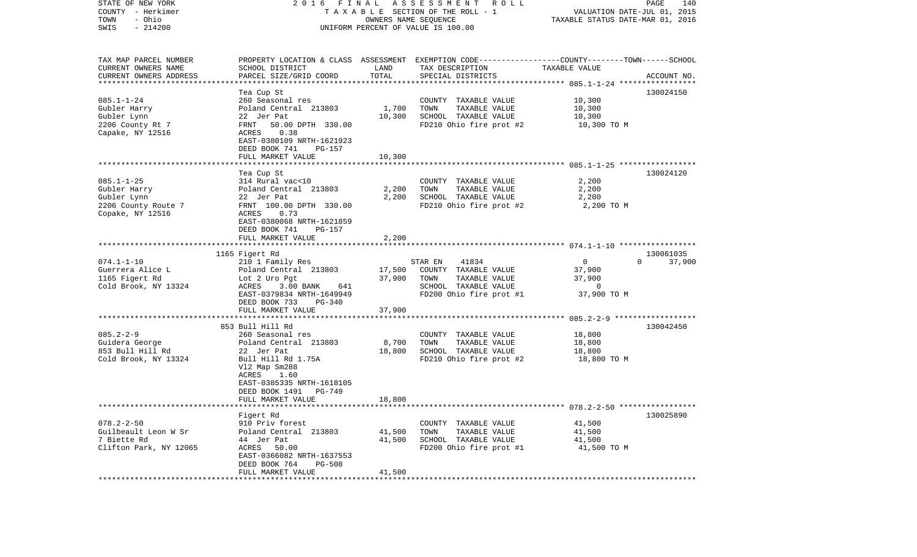STATE OF NEW YORK | COUNTY - Herkimer | TOWN - Ohio | SWIS - 214200

2016 FINAL ASSESSMENT ROLL
TAXABLE SECTION OF THE ROLL - 1
OWNERS NAME SEQUENCE
UNIFORM PERCENT OF VALUE IS 100.00

VALUATION DATE-JUL 01, 2015
TAXABLE STATUS DATE-MAR 01, 2016

| TAX MAP PARCEL NUMBER / CURRENT OWNERS NAME / CURRENT OWNERS ADDRESS | PROPERTY LOCATION & CLASS / SCHOOL DISTRICT / PARCEL SIZE/GRID COORD | LAND | ASSESSMENT TOTAL | EXEMPTION CODE / TAX DESCRIPTION / SPECIAL DISTRICTS | COUNTY | TOWN | SCHOOL | ACCOUNT NO. |
|---|---|---|---|---|---|---|---|---|
| **085.1-1-24** | Tea Cup St | | | | | | | 130024150 |
| Gubler Harry | 260 Seasonal res | | | COUNTY TAXABLE VALUE | 10,300 | | | |
| Gubler Lynn | Poland Central 213803 | 1,700 | | TOWN TAXABLE VALUE | | 10,300 | | |
| 2206 County Rt 7 | 22 Jer Pat | | 10,300 | SCHOOL TAXABLE VALUE | | | 10,300 | |
| Capake, NY 12516 | FRNT 50.00 DPTH 330.00 | | | FD210 Ohio fire prot #2 | 10,300 TO M | | | |
| | ACRES 0.38 | | | | | | | |
| | EAST-0380109 NRTH-1621923 | | | | | | | |
| | DEED BOOK 741 PG-157 | | | | | | | |
| | FULL MARKET VALUE | | 10,300 | | | | | |
| **085.1-1-25** | Tea Cup St | | | | | | | 130024120 |
| Gubler Harry | 314 Rural vac<10 | | | COUNTY TAXABLE VALUE | 2,200 | | | |
| Gubler Lynn | Poland Central 213803 | 2,200 | | TOWN TAXABLE VALUE | | 2,200 | | |
| 2206 County Route 7 | 22 Jer Pat | | 2,200 | SCHOOL TAXABLE VALUE | | | 2,200 | |
| Copake, NY 12516 | FRNT 100.00 DPTH 330.00 | | | FD210 Ohio fire prot #2 | 2,200 TO M | | | |
| | ACRES 0.73 | | | | | | | |
| | EAST-0380068 NRTH-1621859 | | | | | | | |
| | DEED BOOK 741 PG-157 | | | | | | | |
| | FULL MARKET VALUE | | 2,200 | | | | | |
| **074.1-1-10** | 1165 Figert Rd | | | | | | | 130061035 |
| Guerrera Alice L | 210 1 Family Res | | | STAR EN 41834 | 0 | 0 | 37,900 | |
| 1165 Figert Rd | Poland Central 213803 | 17,500 | | COUNTY TAXABLE VALUE | 37,900 | | | |
| Cold Brook, NY 13324 | Lot 2 Uro Pgt | | 37,900 | TOWN TAXABLE VALUE | | 37,900 | | |
| | ACRES 3.00 BANK 641 | | | SCHOOL TAXABLE VALUE | | | 0 | |
| | EAST-0379834 NRTH-1649949 | | | FD200 Ohio fire prot #1 | 37,900 TO M | | | |
| | DEED BOOK 733 PG-340 | | | | | | | |
| | FULL MARKET VALUE | | 37,900 | | | | | |
| **085.2-2-9** | 853 Bull Hill Rd | | | | | | | 130042450 |
| Guidera George | 260 Seasonal res | | | COUNTY TAXABLE VALUE | 18,800 | | | |
| 853 Bull Hill Rd | Poland Central 213803 | 8,700 | | TOWN TAXABLE VALUE | | 18,800 | | |
| Cold Brook, NY 13324 | 22 Jer Pat | | 18,800 | SCHOOL TAXABLE VALUE | | | 18,800 | |
| | Bull Hill Rd 1.75A | | | FD210 Ohio fire prot #2 | 18,800 TO M | | | |
| | Vl2 Map Sm288 | | | | | | | |
| | ACRES 1.60 | | | | | | | |
| | EAST-0385335 NRTH-1618105 | | | | | | | |
| | DEED BOOK 1491 PG-749 | | | | | | | |
| | FULL MARKET VALUE | | 18,800 | | | | | |
| **078.2-2-50** | Figert Rd | | | | | | | 130025890 |
| Guilbeault Leon W Sr | 910 Priv forest | | | COUNTY TAXABLE VALUE | 41,500 | | | |
| 7 Biette Rd | Poland Central 213803 | 41,500 | | TOWN TAXABLE VALUE | | 41,500 | | |
| Clifton Park, NY 12065 | 44 Jer Pat | | 41,500 | SCHOOL TAXABLE VALUE | | | 41,500 | |
| | ACRES 50.00 | | | FD200 Ohio fire prot #1 | 41,500 TO M | | | |
| | EAST-0366082 NRTH-1637553 | | | | | | | |
| | DEED BOOK 764 PG-508 | | | | | | | |
| | FULL MARKET VALUE | | 41,500 | | | | | |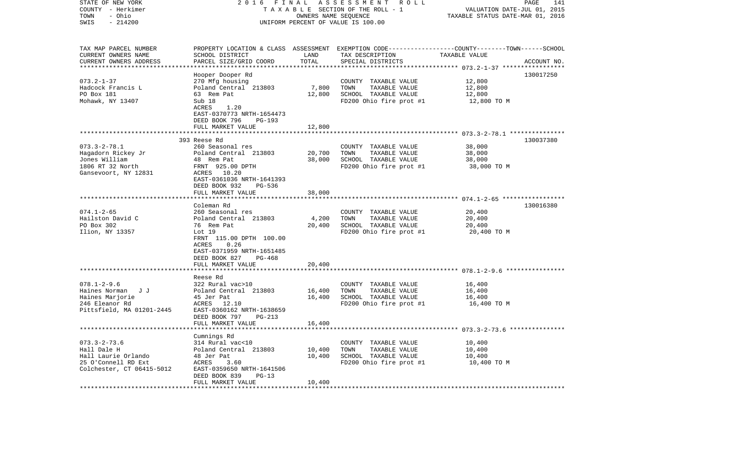STATE OF NEW YORK
COUNTY - Herkimer
TOWN - Ohio
SWIS - 214200

2016 FINAL ASSESSMENT ROLL
TAXABLE SECTION OF THE ROLL - 1
OWNERS NAME SEQUENCE
UNIFORM PERCENT OF VALUE IS 100.00

VALUATION DATE-JUL 01, 2015
TAXABLE STATUS DATE-MAR 01, 2016

| TAX MAP PARCEL NUMBER / CURRENT OWNERS NAME / CURRENT OWNERS ADDRESS | PROPERTY LOCATION & CLASS / SCHOOL DISTRICT / PARCEL SIZE/GRID COORD | ASSESSMENT LAND / TOTAL | EXEMPTION CODE / TAX DESCRIPTION / SPECIAL DISTRICTS | COUNTY / TOWN / SCHOOL TAXABLE VALUE | ACCOUNT NO. |
|---|---|---|---|---|---|
| **073.2-1-37** | Hooper Dooper Rd | | | | 130017250 |
| 073.2-1-37 | 270 Mfg housing | | COUNTY TAXABLE VALUE | 12,800 | |
| Hadcock Francis L | Poland Central 213803 | 7,800 | TOWN TAXABLE VALUE | 12,800 | |
| PO Box 181 | 63 Rem Pat | 12,800 | SCHOOL TAXABLE VALUE | 12,800 | |
| Mohawk, NY 13407 | Sub 18 | | FD200 Ohio fire prot #1 | 12,800 TO M | |
| | ACRES 1.20 | | | | |
| | EAST-0370773 NRTH-1654473 | | | | |
| | DEED BOOK 796 PG-193 | | | | |
| | FULL MARKET VALUE | 12,800 | | | |
| **073.3-2-78.1** | 393 Reese Rd | | | | 130037380 |
| 073.3-2-78.1 | 260 Seasonal res | | COUNTY TAXABLE VALUE | 38,000 | |
| Hagadorn Rickey Jr | Poland Central 213803 | 20,700 | TOWN TAXABLE VALUE | 38,000 | |
| Jones William | 48 Rem Pat | 38,000 | SCHOOL TAXABLE VALUE | 38,000 | |
| 1806 RT 32 North | FRNT 925.00 DPTH | | FD200 Ohio fire prot #1 | 38,000 TO M | |
| Gansevoort, NY 12831 | ACRES 10.20 | | | | |
| | EAST-0361036 NRTH-1641393 | | | | |
| | DEED BOOK 932 PG-536 | | | | |
| | FULL MARKET VALUE | 38,000 | | | |
| **074.1-2-65** | Coleman Rd | | | | 130016380 |
| 074.1-2-65 | 260 Seasonal res | | COUNTY TAXABLE VALUE | 20,400 | |
| Hailston David C | Poland Central 213803 | 4,200 | TOWN TAXABLE VALUE | 20,400 | |
| PO Box 302 | 76 Rem Pat | 20,400 | SCHOOL TAXABLE VALUE | 20,400 | |
| Ilion, NY 13357 | Lot 19 | | FD200 Ohio fire prot #1 | 20,400 TO M | |
| | FRNT 115.00 DPTH 100.00 | | | | |
| | ACRES 0.26 | | | | |
| | EAST-0371959 NRTH-1651485 | | | | |
| | DEED BOOK 827 PG-468 | | | | |
| | FULL MARKET VALUE | 20,400 | | | |
| **078.1-2-9.6** | Reese Rd | | | | |
| 078.1-2-9.6 | 322 Rural vac>10 | | COUNTY TAXABLE VALUE | 16,400 | |
| Haines Norman J J | Poland Central 213803 | 16,400 | TOWN TAXABLE VALUE | 16,400 | |
| Haines Marjorie | 45 Jer Pat | 16,400 | SCHOOL TAXABLE VALUE | 16,400 | |
| 246 Eleanor Rd | ACRES 12.10 | | FD200 Ohio fire prot #1 | 16,400 TO M | |
| Pittsfield, MA 01201-2445 | EAST-0360162 NRTH-1638659 | | | | |
| | DEED BOOK 797 PG-213 | | | | |
| | FULL MARKET VALUE | 16,400 | | | |
| **073.3-2-73.6** | Cumnings Rd | | | | |
| 073.3-2-73.6 | 314 Rural vac<10 | | COUNTY TAXABLE VALUE | 10,400 | |
| Hall Dale H | Poland Central 213803 | 10,400 | TOWN TAXABLE VALUE | 10,400 | |
| Hall Laurie Orlando | 48 Jer Pat | 10,400 | SCHOOL TAXABLE VALUE | 10,400 | |
| 25 O'Connell RD Ext | ACRES 3.60 | | FD200 Ohio fire prot #1 | 10,400 TO M | |
| Colchester, CT 06415-5012 | EAST-0359650 NRTH-1641506 | | | | |
| | DEED BOOK 839 PG-13 | | | | |
| | FULL MARKET VALUE | 10,400 | | | |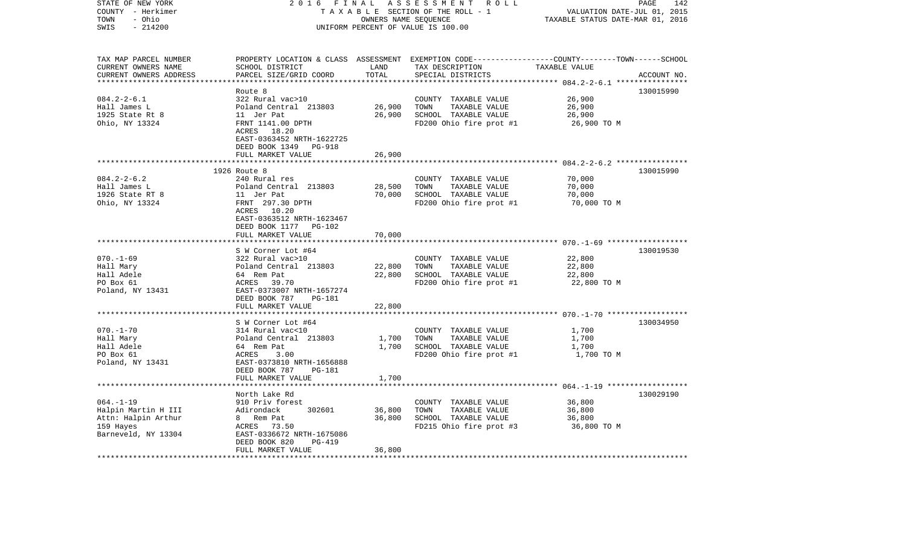STATE OF NEW YORK — 2016 FINAL ASSESSMENT ROLL
COUNTY - Herkimer — TAXABLE SECTION OF THE ROLL - 1 — VALUATION DATE-JUL 01, 2015
TOWN - Ohio — OWNERS NAME SEQUENCE — TAXABLE STATUS DATE-MAR 01, 2016
SWIS - 214200 — UNIFORM PERCENT OF VALUE IS 100.00

| TAX MAP PARCEL NUMBER / CURRENT OWNERS NAME / CURRENT OWNERS ADDRESS | PROPERTY LOCATION & CLASS / SCHOOL DISTRICT / PARCEL SIZE/GRID COORD | ASSESSMENT LAND | TOTAL | EXEMPTION CODE / TAX DESCRIPTION / SPECIAL DISTRICTS | TAXABLE VALUE (COUNTY/TOWN/SCHOOL) | ACCOUNT NO. |
|---|---|---|---|---|---|---|
| **084.2-2-6.1** | Route 8 | | | | | 130015990 |
| 084.2-2-6.1 | 322 Rural vac>10 | | | COUNTY TAXABLE VALUE | 26,900 | |
| Hall James L | Poland Central 213803 | 26,900 | | TOWN TAXABLE VALUE | 26,900 | |
| 1925 State Rt 8 | 11 Jer Pat | | 26,900 | SCHOOL TAXABLE VALUE | 26,900 | |
| Ohio, NY 13324 | FRNT 1141.00 DPTH | | | FD200 Ohio fire prot #1 | 26,900 TO M | |
| | ACRES 18.20 | | | | | |
| | EAST-0363452 NRTH-1622725 | | | | | |
| | DEED BOOK 1349 PG-918 | | | | | |
| | FULL MARKET VALUE | | 26,900 | | | |
| **084.2-2-6.2** | 1926 Route 8 | | | | | 130015990 |
| 084.2-2-6.2 | 240 Rural res | | | COUNTY TAXABLE VALUE | 70,000 | |
| Hall James L | Poland Central 213803 | 28,500 | | TOWN TAXABLE VALUE | 70,000 | |
| 1926 State RT 8 | 11 Jer Pat | | 70,000 | SCHOOL TAXABLE VALUE | 70,000 | |
| Ohio, NY 13324 | FRNT 297.30 DPTH | | | FD200 Ohio fire prot #1 | 70,000 TO M | |
| | ACRES 10.20 | | | | | |
| | EAST-0363512 NRTH-1623467 | | | | | |
| | DEED BOOK 1177 PG-102 | | | | | |
| | FULL MARKET VALUE | | 70,000 | | | |
| **070.-1-69** | S W Corner Lot #64 | | | | | 130019530 |
| 070.-1-69 | 322 Rural vac>10 | | | COUNTY TAXABLE VALUE | 22,800 | |
| Hall Mary | Poland Central 213803 | 22,800 | | TOWN TAXABLE VALUE | 22,800 | |
| Hall Adele | 64 Rem Pat | | 22,800 | SCHOOL TAXABLE VALUE | 22,800 | |
| PO Box 61 | ACRES 39.70 | | | FD200 Ohio fire prot #1 | 22,800 TO M | |
| Poland, NY 13431 | EAST-0373007 NRTH-1657274 | | | | | |
| | DEED BOOK 787 PG-181 | | | | | |
| | FULL MARKET VALUE | | 22,800 | | | |
| **070.-1-70** | S W Corner Lot #64 | | | | | 130034950 |
| 070.-1-70 | 314 Rural vac<10 | | | COUNTY TAXABLE VALUE | 1,700 | |
| Hall Mary | Poland Central 213803 | 1,700 | | TOWN TAXABLE VALUE | 1,700 | |
| Hall Adele | 64 Rem Pat | | 1,700 | SCHOOL TAXABLE VALUE | 1,700 | |
| PO Box 61 | ACRES 3.00 | | | FD200 Ohio fire prot #1 | 1,700 TO M | |
| Poland, NY 13431 | EAST-0373810 NRTH-1656888 | | | | | |
| | DEED BOOK 787 PG-181 | | | | | |
| | FULL MARKET VALUE | | 1,700 | | | |
| **064.-1-19** | North Lake Rd | | | | | 130029190 |
| 064.-1-19 | 910 Priv forest | | | COUNTY TAXABLE VALUE | 36,800 | |
| Halpin Martin H III | Adirondack 302601 | 36,800 | | TOWN TAXABLE VALUE | 36,800 | |
| Attn: Halpin Arthur | 8 Rem Pat | | 36,800 | SCHOOL TAXABLE VALUE | 36,800 | |
| 159 Hayes | ACRES 73.50 | | | FD215 Ohio fire prot #3 | 36,800 TO M | |
| Barneveld, NY 13304 | EAST-0336672 NRTH-1675086 | | | | | |
| | DEED BOOK 820 PG-419 | | | | | |
| | FULL MARKET VALUE | | 36,800 | | | |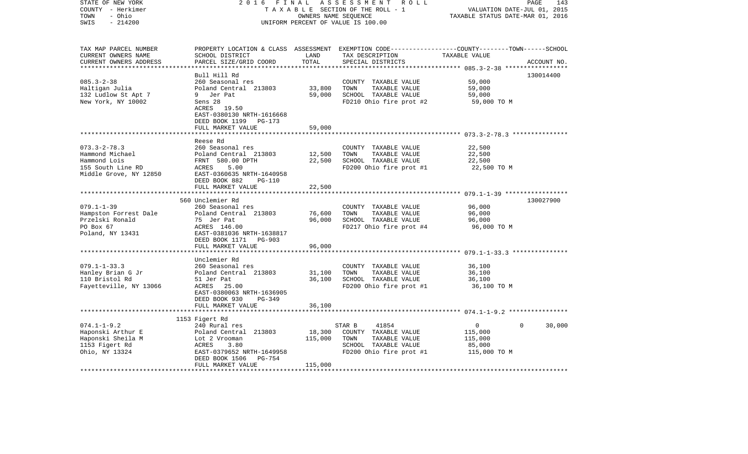STATE OF NEW YORK
COUNTY - Herkimer
TOWN - Ohio
SWIS - 214200

2016 FINAL ASSESSMENT ROLL
TAXABLE SECTION OF THE ROLL - 1
OWNERS NAME SEQUENCE
UNIFORM PERCENT OF VALUE IS 100.00

VALUATION DATE-JUL 01, 2015
TAXABLE STATUS DATE-MAR 01, 2016

| TAX MAP PARCEL NUMBER / CURRENT OWNERS NAME / CURRENT OWNERS ADDRESS | PROPERTY LOCATION & CLASS / SCHOOL DISTRICT / PARCEL SIZE/GRID COORD | ASSESSMENT LAND / TOTAL | EXEMPTION CODE / TAX DESCRIPTION / SPECIAL DISTRICTS | COUNTY TOWN SCHOOL TAXABLE VALUE | ACCOUNT NO. |
|---|---|---|---|---|---|
| 085.3-2-38 | Bull Hill Rd | | | | 130014400 |
| Haltigan Julia | 260 Seasonal res | | COUNTY TAXABLE VALUE | 59,000 | |
| 132 Ludlow St Apt 7 | Poland Central 213803 | 33,800 | TOWN TAXABLE VALUE | 59,000 | |
| New York, NY 10002 | 9 Jer Pat | 59,000 | SCHOOL TAXABLE VALUE | 59,000 | |
| | Sens 28 | | FD210 Ohio fire prot #2 | 59,000 TO M | |
| | ACRES 19.50 | | | | |
| | EAST-0380130 NRTH-1616668 | | | | |
| | DEED BOOK 1199 PG-173 | | | | |
| | FULL MARKET VALUE | 59,000 | | | |
| 073.3-2-78.3 | Reese Rd | | | | |
| Hammond Michael | 260 Seasonal res | | COUNTY TAXABLE VALUE | 22,500 | |
| Hammond Lois | Poland Central 213803 | 12,500 | TOWN TAXABLE VALUE | 22,500 | |
| 155 South Line RD | FRNT 580.00 DPTH | 22,500 | SCHOOL TAXABLE VALUE | 22,500 | |
| Middle Grove, NY 12850 | ACRES 5.00 | | FD200 Ohio fire prot #1 | 22,500 TO M | |
| | EAST-0360635 NRTH-1640958 | | | | |
| | DEED BOOK 882 PG-110 | | | | |
| | FULL MARKET VALUE | 22,500 | | | |
| 079.1-1-39 | 560 Unclemier Rd | | | | 130027900 |
| Hampston Forrest Dale | 260 Seasonal res | | COUNTY TAXABLE VALUE | 96,000 | |
| Przelski Ronald | Poland Central 213803 | 76,600 | TOWN TAXABLE VALUE | 96,000 | |
| PO Box 67 | 75 Jer Pat | 96,000 | SCHOOL TAXABLE VALUE | 96,000 | |
| Poland, NY 13431 | ACRES 146.00 | | FD217 Ohio fire prot #4 | 96,000 TO M | |
| | EAST-0381036 NRTH-1638817 | | | | |
| | DEED BOOK 1171 PG-903 | | | | |
| | FULL MARKET VALUE | 96,000 | | | |
| 079.1-1-33.3 | Unclemier Rd | | | | |
| Hanley Brian G Jr | 260 Seasonal res | | COUNTY TAXABLE VALUE | 36,100 | |
| 110 Bristol Rd | Poland Central 213803 | 31,100 | TOWN TAXABLE VALUE | 36,100 | |
| Fayetteville, NY 13066 | 51 Jer Pat | 36,100 | SCHOOL TAXABLE VALUE | 36,100 | |
| | ACRES 25.00 | | FD200 Ohio fire prot #1 | 36,100 TO M | |
| | EAST-0380063 NRTH-1636905 | | | | |
| | DEED BOOK 930 PG-349 | | | | |
| | FULL MARKET VALUE | 36,100 | | | |
| 074.1-1-9.2 | 1153 Figert Rd | | | | |
| Haponski Arthur E | 240 Rural res | | STAR B 41854 | 0 0 30,000 | |
| Haponski Sheila M | Poland Central 213803 | 18,300 | COUNTY TAXABLE VALUE | 115,000 | |
| 1153 Figert Rd | Lot 2 Vrooman | 115,000 | TOWN TAXABLE VALUE | 115,000 | |
| Ohio, NY 13324 | ACRES 3.80 | | SCHOOL TAXABLE VALUE | 85,000 | |
| | EAST-0379652 NRTH-1649958 | | FD200 Ohio fire prot #1 | 115,000 TO M | |
| | DEED BOOK 1506 PG-754 | | | | |
| | FULL MARKET VALUE | 115,000 | | | |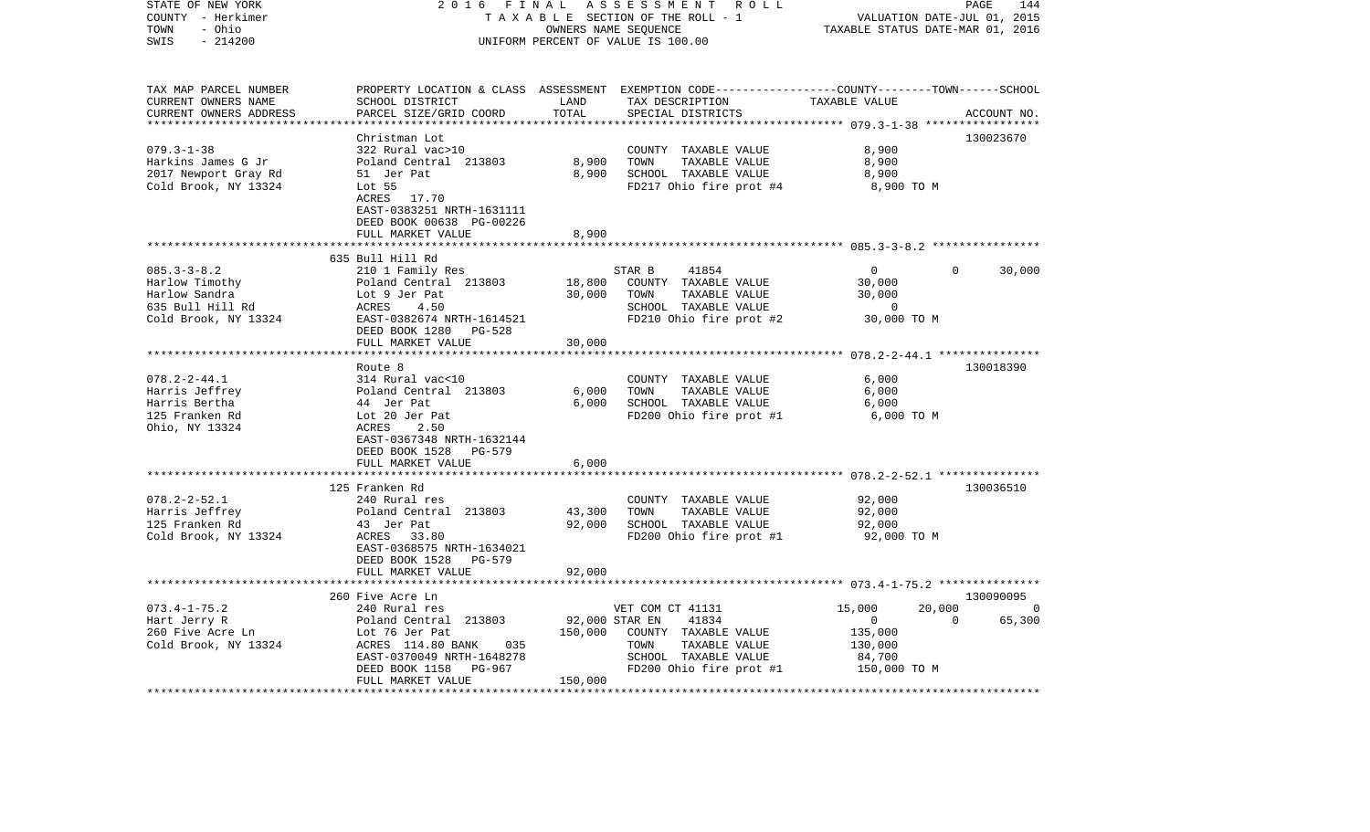STATE OF NEW YORK
COUNTY - Herkimer
TOWN - Ohio
SWIS - 214200

2016 FINAL ASSESSMENT ROLL
TAXABLE SECTION OF THE ROLL - 1
OWNERS NAME SEQUENCE
UNIFORM PERCENT OF VALUE IS 100.00

VALUATION DATE-JUL 01, 2015
TAXABLE STATUS DATE-MAR 01, 2016

| TAX MAP PARCEL NUMBER / CURRENT OWNERS NAME / CURRENT OWNERS ADDRESS | PROPERTY LOCATION & CLASS / SCHOOL DISTRICT / PARCEL SIZE/GRID COORD | ASSESSMENT LAND | TOTAL | EXEMPTION CODE / TAX DESCRIPTION / SPECIAL DISTRICTS | COUNTY | TOWN | SCHOOL / ACCOUNT NO. |
|---|---|---|---|---|---|---|---|
| 079.3-1-38 | Christman Lot | | | | | | 130023670 |
| Harkins James G Jr | 322 Rural vac>10 | | | COUNTY TAXABLE VALUE | 8,900 | | |
| 2017 Newport Gray Rd | Poland Central 213803 | 8,900 | | TOWN TAXABLE VALUE | | 8,900 | |
| Cold Brook, NY 13324 | 51 Jer Pat | | 8,900 | SCHOOL TAXABLE VALUE | | | 8,900 |
| | Lot 55 | | | FD217 Ohio fire prot #4 | 8,900 TO M | | |
| | ACRES 17.70 | | | | | | |
| | EAST-0383251 NRTH-1631111 | | | | | | |
| | DEED BOOK 00638 PG-00226 | | | | | | |
| | FULL MARKET VALUE | | 8,900 | | | | |
| 085.3-3-8.2 | 635 Bull Hill Rd | | | | | | |
| Harlow Timothy | 210 1 Family Res | | | STAR B 41854 | 0 | 0 | 30,000 |
| Harlow Sandra | Poland Central 213803 | 18,800 | | COUNTY TAXABLE VALUE | 30,000 | | |
| 635 Bull Hill Rd | Lot 9 Jer Pat | | 30,000 | TOWN TAXABLE VALUE | | 30,000 | |
| Cold Brook, NY 13324 | ACRES 4.50 | | | SCHOOL TAXABLE VALUE | | | 0 |
| | EAST-0382674 NRTH-1614521 | | | FD210 Ohio fire prot #2 | 30,000 TO M | | |
| | DEED BOOK 1280 PG-528 | | | | | | |
| | FULL MARKET VALUE | | 30,000 | | | | |
| 078.2-2-44.1 | Route 8 | | | | | | 130018390 |
| Harris Jeffrey | 314 Rural vac<10 | | | COUNTY TAXABLE VALUE | 6,000 | | |
| Harris Bertha | Poland Central 213803 | 6,000 | | TOWN TAXABLE VALUE | | 6,000 | |
| 125 Franken Rd | 44 Jer Pat | | 6,000 | SCHOOL TAXABLE VALUE | | | 6,000 |
| Ohio, NY 13324 | Lot 20 Jer Pat | | | FD200 Ohio fire prot #1 | 6,000 TO M | | |
| | ACRES 2.50 | | | | | | |
| | EAST-0367348 NRTH-1632144 | | | | | | |
| | DEED BOOK 1528 PG-579 | | | | | | |
| | FULL MARKET VALUE | | 6,000 | | | | |
| 078.2-2-52.1 | 125 Franken Rd | | | | | | 130036510 |
| Harris Jeffrey | 240 Rural res | | | COUNTY TAXABLE VALUE | 92,000 | | |
| 125 Franken Rd | Poland Central 213803 | 43,300 | | TOWN TAXABLE VALUE | | 92,000 | |
| Cold Brook, NY 13324 | 43 Jer Pat | | 92,000 | SCHOOL TAXABLE VALUE | | | 92,000 |
| | ACRES 33.80 | | | FD200 Ohio fire prot #1 | 92,000 TO M | | |
| | EAST-0368575 NRTH-1634021 | | | | | | |
| | DEED BOOK 1528 PG-579 | | | | | | |
| | FULL MARKET VALUE | | 92,000 | | | | |
| 073.4-1-75.2 | 260 Five Acre Ln | | | | | | 130090095 |
| Hart Jerry R | 240 Rural res | | | VET COM CT 41131 | 15,000 | 20,000 | 0 |
| 260 Five Acre Ln | Poland Central 213803 | 92,000 | | STAR EN 41834 | 0 | 0 | 65,300 |
| Cold Brook, NY 13324 | Lot 76 Jer Pat | | 150,000 | COUNTY TAXABLE VALUE | 135,000 | | |
| | ACRES 114.80 BANK 035 | | | TOWN TAXABLE VALUE | | 130,000 | |
| | EAST-0370049 NRTH-1648278 | | | SCHOOL TAXABLE VALUE | | | 84,700 |
| | DEED BOOK 1158 PG-967 | | | FD200 Ohio fire prot #1 | 150,000 TO M | | |
| | FULL MARKET VALUE | | 150,000 | | | | |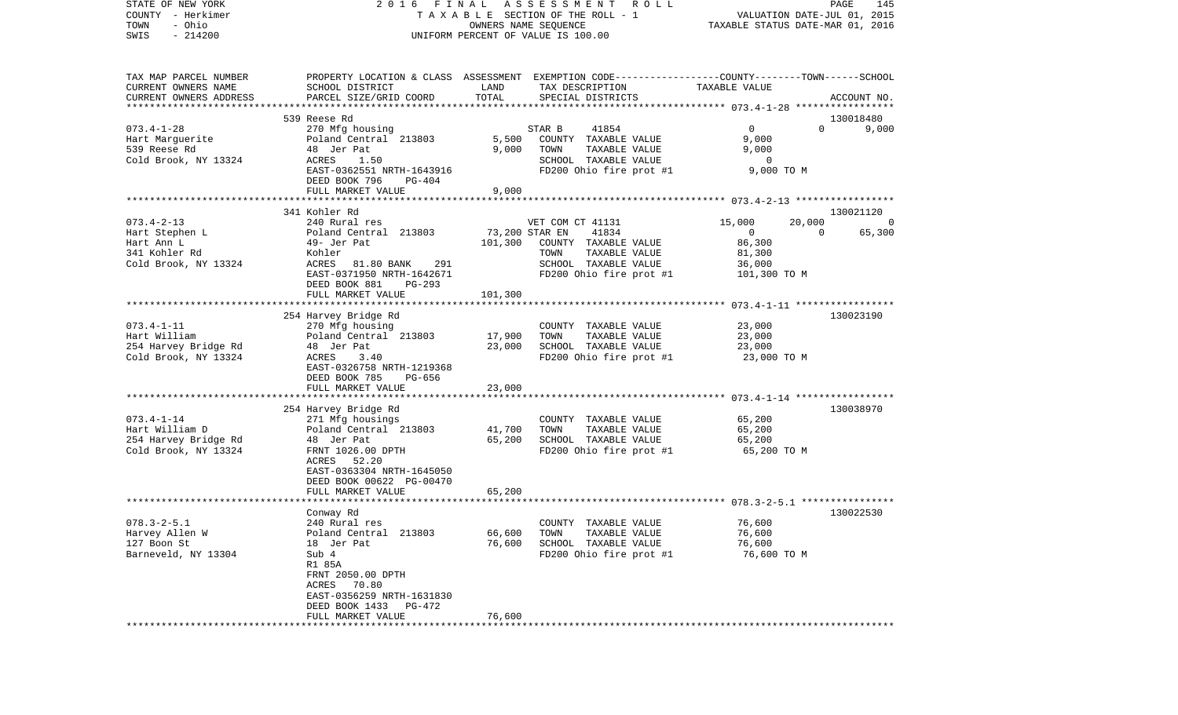STATE OF NEW YORK — 2016 FINAL ASSESSMENT ROLL
COUNTY - Herkimer — TAXABLE SECTION OF THE ROLL - 1 — VALUATION DATE-JUL 01, 2015
TOWN - Ohio — OWNERS NAME SEQUENCE — TAXABLE STATUS DATE-MAR 01, 2016
SWIS - 214200 — UNIFORM PERCENT OF VALUE IS 100.00

| TAX MAP PARCEL NUMBER / CURRENT OWNERS NAME / CURRENT OWNERS ADDRESS | PROPERTY LOCATION & CLASS / SCHOOL DISTRICT / PARCEL SIZE/GRID COORD | ASSESSMENT LAND / TOTAL | EXEMPTION CODE / TAX DESCRIPTION / SPECIAL DISTRICTS | COUNTY | TOWN | SCHOOL TAXABLE VALUE / ACCOUNT NO. |
|---|---|---|---|---|---|---|
| | 539 Reese Rd | | | | | 130018480 |
| 073.4-1-28 | 270 Mfg housing | | STAR B 41854 | 0 | 0 | 9,000 |
| Hart Marguerite | Poland Central 213803 | 5,500 | COUNTY TAXABLE VALUE | 9,000 | | |
| 539 Reese Rd | 48 Jer Pat | 9,000 | TOWN TAXABLE VALUE | 9,000 | | |
| Cold Brook, NY 13324 | ACRES 1.50 | | SCHOOL TAXABLE VALUE | 0 | | |
| | EAST-0362551 NRTH-1643916 | | FD200 Ohio fire prot #1 | 9,000 TO M | | |
| | DEED BOOK 796 PG-404 | | | | | |
| | FULL MARKET VALUE | 9,000 | | | | |
| | 341 Kohler Rd | | | | | 130021120 |
| 073.4-2-13 | 240 Rural res | | VET COM CT 41131 | 15,000 | 20,000 | 0 |
| Hart Stephen L | Poland Central 213803 | 73,200 | STAR EN 41834 | 0 | 0 | 65,300 |
| Hart Ann L | 49- Jer Pat | 101,300 | COUNTY TAXABLE VALUE | 86,300 | | |
| 341 Kohler Rd | Kohler | | TOWN TAXABLE VALUE | 81,300 | | |
| Cold Brook, NY 13324 | ACRES 81.80 BANK 291 | | SCHOOL TAXABLE VALUE | 36,000 | | |
| | EAST-0371950 NRTH-1642671 | | FD200 Ohio fire prot #1 | 101,300 TO M | | |
| | DEED BOOK 881 PG-293 | | | | | |
| | FULL MARKET VALUE | 101,300 | | | | |
| | 254 Harvey Bridge Rd | | | | | 130023190 |
| 073.4-1-11 | 270 Mfg housing | | COUNTY TAXABLE VALUE | 23,000 | | |
| Hart William | Poland Central 213803 | 17,900 | TOWN TAXABLE VALUE | 23,000 | | |
| 254 Harvey Bridge Rd | 48 Jer Pat | 23,000 | SCHOOL TAXABLE VALUE | 23,000 | | |
| Cold Brook, NY 13324 | ACRES 3.40 | | FD200 Ohio fire prot #1 | 23,000 TO M | | |
| | EAST-0326758 NRTH-1219368 | | | | | |
| | DEED BOOK 785 PG-656 | | | | | |
| | FULL MARKET VALUE | 23,000 | | | | |
| | 254 Harvey Bridge Rd | | | | | 130038970 |
| 073.4-1-14 | 271 Mfg housings | | COUNTY TAXABLE VALUE | 65,200 | | |
| Hart William D | Poland Central 213803 | 41,700 | TOWN TAXABLE VALUE | 65,200 | | |
| 254 Harvey Bridge Rd | 48 Jer Pat | 65,200 | SCHOOL TAXABLE VALUE | 65,200 | | |
| Cold Brook, NY 13324 | FRNT 1026.00 DPTH | | FD200 Ohio fire prot #1 | 65,200 TO M | | |
| | ACRES 52.20 | | | | | |
| | EAST-0363304 NRTH-1645050 | | | | | |
| | DEED BOOK 00622 PG-00470 | | | | | |
| | FULL MARKET VALUE | 65,200 | | | | |
| | Conway Rd | | | | | 130022530 |
| 078.3-2-5.1 | 240 Rural res | | COUNTY TAXABLE VALUE | 76,600 | | |
| Harvey Allen W | Poland Central 213803 | 66,600 | TOWN TAXABLE VALUE | 76,600 | | |
| 127 Boon St | 18 Jer Pat | 76,600 | SCHOOL TAXABLE VALUE | 76,600 | | |
| Barneveld, NY 13304 | Sub 4 | | FD200 Ohio fire prot #1 | 76,600 TO M | | |
| | R1 85A | | | | | |
| | FRNT 2050.00 DPTH | | | | | |
| | ACRES 70.80 | | | | | |
| | EAST-0356259 NRTH-1631830 | | | | | |
| | DEED BOOK 1433 PG-472 | | | | | |
| | FULL MARKET VALUE | 76,600 | | | | |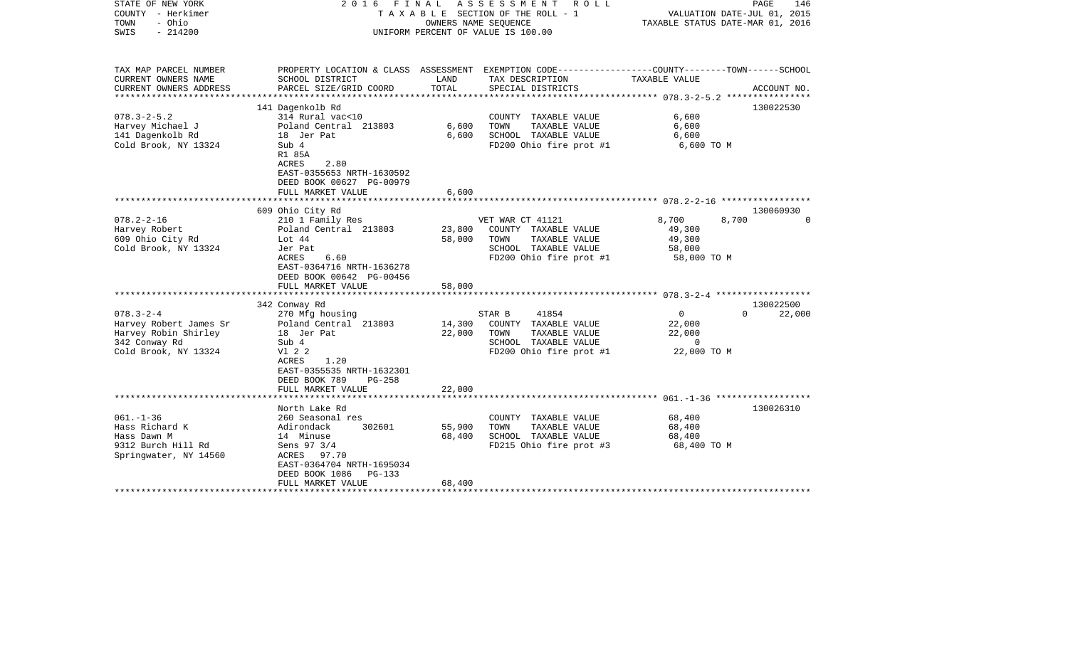STATE OF NEW YORK | COUNTY - Herkimer | TOWN - Ohio | SWIS - 214200

**2016 FINAL ASSESSMENT ROLL**
TAXABLE SECTION OF THE ROLL - 1
OWNERS NAME SEQUENCE
UNIFORM PERCENT OF VALUE IS 100.00

VALUATION DATE-JUL 01, 2015
TAXABLE STATUS DATE-MAR 01, 2016

| TAX MAP PARCEL NUMBER / CURRENT OWNERS NAME / CURRENT OWNERS ADDRESS | PROPERTY LOCATION & CLASS / SCHOOL DISTRICT / PARCEL SIZE/GRID COORD | ASSESSMENT LAND | TOTAL | EXEMPTION CODE / TAX DESCRIPTION / SPECIAL DISTRICTS | COUNTY TAXABLE VALUE | TOWN | SCHOOL / ACCOUNT NO. |
|---|---|---|---|---|---|---|---|
| | 141 Dagenkolb Rd | | | | | | 130022530 |
| 078.3-2-5.2 | 314 Rural vac<10 | | | COUNTY TAXABLE VALUE | 6,600 | | |
| Harvey Michael J | Poland Central 213803 | 6,600 | | TOWN TAXABLE VALUE | 6,600 | | |
| 141 Dagenkolb Rd | 18 Jer Pat | | 6,600 | SCHOOL TAXABLE VALUE | 6,600 | | |
| Cold Brook, NY 13324 | Sub 4 | | | FD200 Ohio fire prot #1 | 6,600 TO M | | |
| | R1 85A | | | | | | |
| | ACRES 2.80 | | | | | | |
| | EAST-0355653 NRTH-1630592 | | | | | | |
| | DEED BOOK 00627 PG-00979 | | | | | | |
| | FULL MARKET VALUE | | 6,600 | | | | |
| | 609 Ohio City Rd | | | | | | 130060930 |
| 078.2-2-16 | 210 1 Family Res | | | VET WAR CT 41121 | 8,700 | 8,700 | 0 |
| Harvey Robert | Poland Central 213803 | 23,800 | | COUNTY TAXABLE VALUE | 49,300 | | |
| 609 Ohio City Rd | Lot 44 | | 58,000 | TOWN TAXABLE VALUE | 49,300 | | |
| Cold Brook, NY 13324 | Jer Pat | | | SCHOOL TAXABLE VALUE | 58,000 | | |
| | ACRES 6.60 | | | FD200 Ohio fire prot #1 | 58,000 TO M | | |
| | EAST-0364716 NRTH-1636278 | | | | | | |
| | DEED BOOK 00642 PG-00456 | | | | | | |
| | FULL MARKET VALUE | | 58,000 | | | | |
| | 342 Conway Rd | | | | | | 130022500 |
| 078.3-2-4 | 270 Mfg housing | | | STAR B 41854 | 0 | 0 | 22,000 |
| Harvey Robert James Sr | Poland Central 213803 | 14,300 | | COUNTY TAXABLE VALUE | 22,000 | | |
| Harvey Robin Shirley | 18 Jer Pat | | 22,000 | TOWN TAXABLE VALUE | 22,000 | | |
| 342 Conway Rd | Sub 4 | | | SCHOOL TAXABLE VALUE | 0 | | |
| Cold Brook, NY 13324 | Vl 2 2 | | | FD200 Ohio fire prot #1 | 22,000 TO M | | |
| | ACRES 1.20 | | | | | | |
| | EAST-0355535 NRTH-1632301 | | | | | | |
| | DEED BOOK 789 PG-258 | | | | | | |
| | FULL MARKET VALUE | | 22,000 | | | | |
| | North Lake Rd | | | | | | 130026310 |
| 061.-1-36 | 260 Seasonal res | | | COUNTY TAXABLE VALUE | 68,400 | | |
| Hass Richard K | Adirondack 302601 | 55,900 | | TOWN TAXABLE VALUE | 68,400 | | |
| Hass Dawn M | 14 Minuse | | 68,400 | SCHOOL TAXABLE VALUE | 68,400 | | |
| 9312 Burch Hill Rd | Sens 97 3/4 | | | FD215 Ohio fire prot #3 | 68,400 TO M | | |
| Springwater, NY 14560 | ACRES 97.70 | | | | | | |
| | EAST-0364704 NRTH-1695034 | | | | | | |
| | DEED BOOK 1086 PG-133 | | | | | | |
| | FULL MARKET VALUE | | 68,400 | | | | |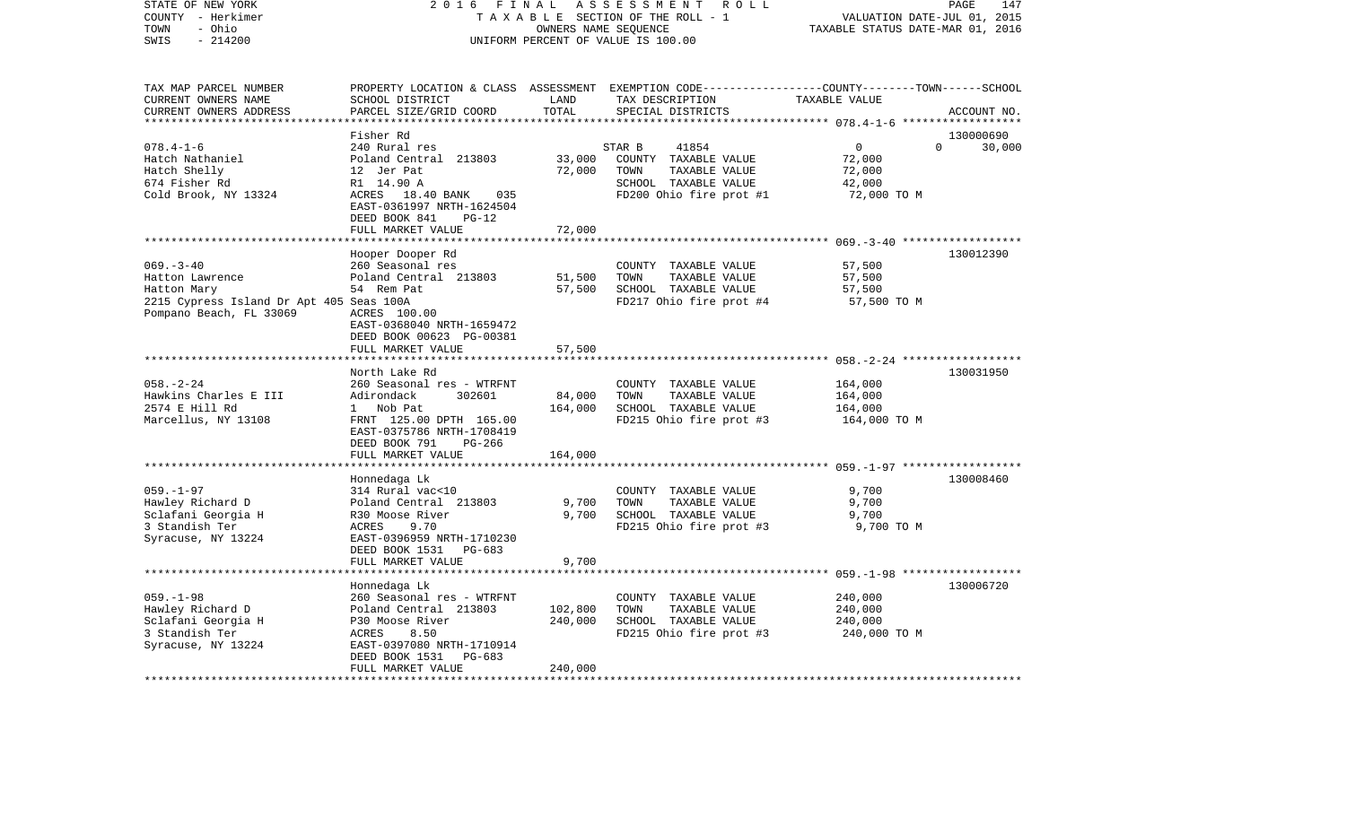STATE OF NEW YORK — 2016 FINAL ASSESSMENT ROLL
COUNTY - Herkimer — TAXABLE SECTION OF THE ROLL - 1 — VALUATION DATE-JUL 01, 2015
TOWN - Ohio — OWNERS NAME SEQUENCE — TAXABLE STATUS DATE-MAR 01, 2016
SWIS - 214200 — UNIFORM PERCENT OF VALUE IS 100.00

| TAX MAP PARCEL NUMBER / CURRENT OWNERS NAME / CURRENT OWNERS ADDRESS | PROPERTY LOCATION & CLASS / SCHOOL DISTRICT / PARCEL SIZE/GRID COORD | ASSESSMENT LAND | TOTAL | EXEMPTION CODE / TAX DESCRIPTION / SPECIAL DISTRICTS | COUNTY--------TOWN------SCHOOL TAXABLE VALUE | ACCOUNT NO. |
|---|---|---|---|---|---|---|
| | Fisher Rd | | | | | 130000690 |
| 078.4-1-6 | 240 Rural res | | | STAR B 41854 | 0 0 30,000 | |
| Hatch Nathaniel | Poland Central 213803 | 33,000 | | COUNTY TAXABLE VALUE | 72,000 | |
| Hatch Shelly | 12 Jer Pat | | 72,000 | TOWN TAXABLE VALUE | 72,000 | |
| 674 Fisher Rd | R1 14.90 A | | | SCHOOL TAXABLE VALUE | 42,000 | |
| Cold Brook, NY 13324 | ACRES 18.40 BANK 035 | | | FD200 Ohio fire prot #1 | 72,000 TO M | |
| | EAST-0361997 NRTH-1624504 | | | | | |
| | DEED BOOK 841 PG-12 | | | | | |
| | FULL MARKET VALUE | | 72,000 | | | |
| | Hooper Dooper Rd | | | | | 130012390 |
| 069.-3-40 | 260 Seasonal res | | | COUNTY TAXABLE VALUE | 57,500 | |
| Hatton Lawrence | Poland Central 213803 | 51,500 | | TOWN TAXABLE VALUE | 57,500 | |
| Hatton Mary | 54 Rem Pat | | 57,500 | SCHOOL TAXABLE VALUE | 57,500 | |
| 2215 Cypress Island Dr Apt 405 Seas 100A | | | | FD217 Ohio fire prot #4 | 57,500 TO M | |
| Pompano Beach, FL 33069 | ACRES 100.00 | | | | | |
| | EAST-0368040 NRTH-1659472 | | | | | |
| | DEED BOOK 00623 PG-00381 | | | | | |
| | FULL MARKET VALUE | | 57,500 | | | |
| | North Lake Rd | | | | | 130031950 |
| 058.-2-24 | 260 Seasonal res - WTRFNT | | | COUNTY TAXABLE VALUE | 164,000 | |
| Hawkins Charles E III | Adirondack 302601 | 84,000 | | TOWN TAXABLE VALUE | 164,000 | |
| 2574 E Hill Rd | 1 Nob Pat | | 164,000 | SCHOOL TAXABLE VALUE | 164,000 | |
| Marcellus, NY 13108 | FRNT 125.00 DPTH 165.00 | | | FD215 Ohio fire prot #3 | 164,000 TO M | |
| | EAST-0375786 NRTH-1708419 | | | | | |
| | DEED BOOK 791 PG-266 | | | | | |
| | FULL MARKET VALUE | | 164,000 | | | |
| | Honnedaga Lk | | | | | 130008460 |
| 059.-1-97 | 314 Rural vac<10 | | | COUNTY TAXABLE VALUE | 9,700 | |
| Hawley Richard D | Poland Central 213803 | 9,700 | | TOWN TAXABLE VALUE | 9,700 | |
| Sclafani Georgia H | R30 Moose River | | 9,700 | SCHOOL TAXABLE VALUE | 9,700 | |
| 3 Standish Ter | ACRES 9.70 | | | FD215 Ohio fire prot #3 | 9,700 TO M | |
| Syracuse, NY 13224 | EAST-0396959 NRTH-1710230 | | | | | |
| | DEED BOOK 1531 PG-683 | | | | | |
| | FULL MARKET VALUE | | 9,700 | | | |
| | Honnedaga Lk | | | | | 130006720 |
| 059.-1-98 | 260 Seasonal res - WTRFNT | | | COUNTY TAXABLE VALUE | 240,000 | |
| Hawley Richard D | Poland Central 213803 | 102,800 | | TOWN TAXABLE VALUE | 240,000 | |
| Sclafani Georgia H | P30 Moose River | | 240,000 | SCHOOL TAXABLE VALUE | 240,000 | |
| 3 Standish Ter | ACRES 8.50 | | | FD215 Ohio fire prot #3 | 240,000 TO M | |
| Syracuse, NY 13224 | EAST-0397080 NRTH-1710914 | | | | | |
| | DEED BOOK 1531 PG-683 | | | | | |
| | FULL MARKET VALUE | | 240,000 | | | |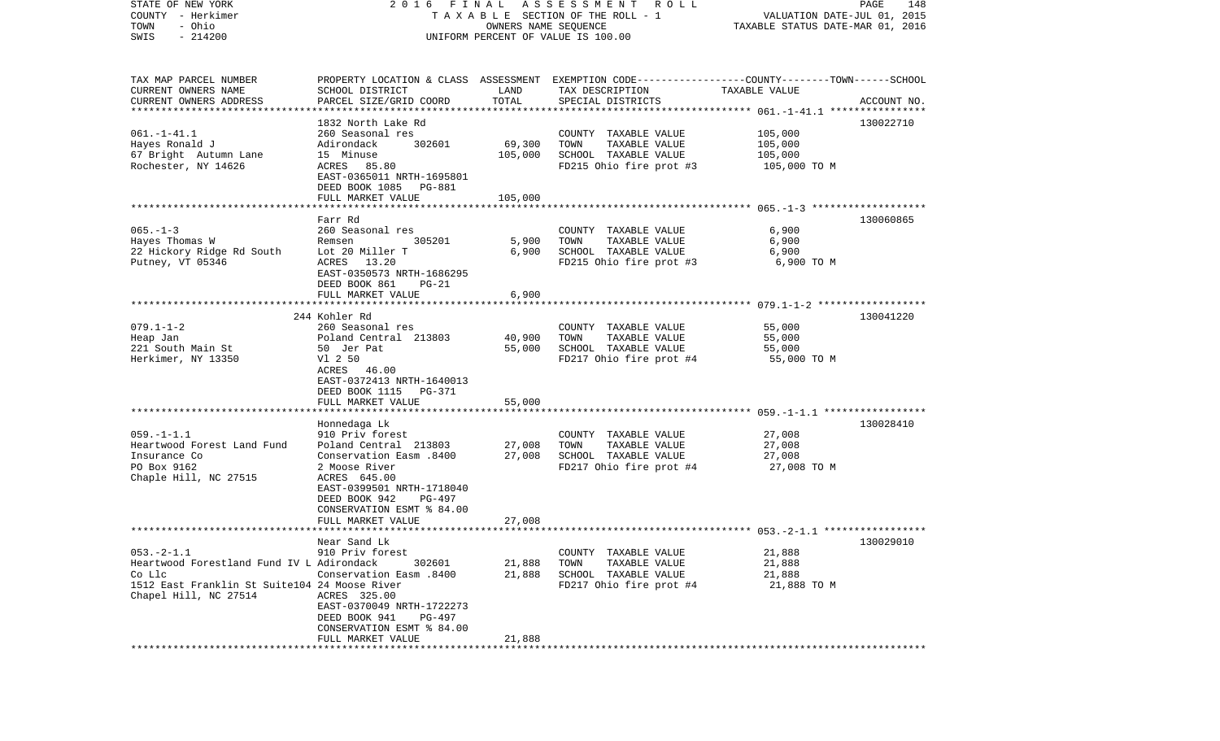STATE OF NEW YORK — COUNTY - Herkimer — TOWN - Ohio — SWIS - 214200

2016 FINAL ASSESSMENT ROLL
TAXABLE SECTION OF THE ROLL - 1
OWNERS NAME SEQUENCE
UNIFORM PERCENT OF VALUE IS 100.00

VALUATION DATE-JUL 01, 2015
TAXABLE STATUS DATE-MAR 01, 2016

| TAX MAP PARCEL NUMBER / CURRENT OWNERS NAME / CURRENT OWNERS ADDRESS | PROPERTY LOCATION & CLASS / SCHOOL DISTRICT / PARCEL SIZE/GRID COORD | ASSESSMENT LAND | TOTAL | EXEMPTION CODE / TAX DESCRIPTION / SPECIAL DISTRICTS | TAXABLE VALUE (COUNTY--TOWN--SCHOOL) | ACCOUNT NO. |
|---|---|---|---|---|---|---|
| 061.-1-41.1 | 1832 North Lake Rd | | | | | 130022710 |
| | 260 Seasonal res | | | COUNTY TAXABLE VALUE | 105,000 | |
| Hayes Ronald J | Adirondack 302601 | 69,300 | | TOWN TAXABLE VALUE | 105,000 | |
| 67 Bright Autumn Lane | 15 Minuse | | 105,000 | SCHOOL TAXABLE VALUE | 105,000 | |
| Rochester, NY 14626 | ACRES 85.80 | | | FD215 Ohio fire prot #3 | 105,000 TO M | |
| | EAST-0365011 NRTH-1695801 | | | | | |
| | DEED BOOK 1085 PG-881 | | | | | |
| | FULL MARKET VALUE | | 105,000 | | | |
| 065.-1-3 | Farr Rd | | | | | 130060865 |
| | 260 Seasonal res | | | COUNTY TAXABLE VALUE | 6,900 | |
| Hayes Thomas W | Remsen 305201 | 5,900 | | TOWN TAXABLE VALUE | 6,900 | |
| 22 Hickory Ridge Rd South | Lot 20 Miller T | | 6,900 | SCHOOL TAXABLE VALUE | 6,900 | |
| Putney, VT 05346 | ACRES 13.20 | | | FD215 Ohio fire prot #3 | 6,900 TO M | |
| | EAST-0350573 NRTH-1686295 | | | | | |
| | DEED BOOK 861 PG-21 | | | | | |
| | FULL MARKET VALUE | | 6,900 | | | |
| 079.1-1-2 | 244 Kohler Rd | | | | | 130041220 |
| | 260 Seasonal res | | | COUNTY TAXABLE VALUE | 55,000 | |
| Heap Jan | Poland Central 213803 | 40,900 | | TOWN TAXABLE VALUE | 55,000 | |
| 221 South Main St | 50 Jer Pat | | 55,000 | SCHOOL TAXABLE VALUE | 55,000 | |
| Herkimer, NY 13350 | Vl 2 50 | | | FD217 Ohio fire prot #4 | 55,000 TO M | |
| | ACRES 46.00 | | | | | |
| | EAST-0372413 NRTH-1640013 | | | | | |
| | DEED BOOK 1115 PG-371 | | | | | |
| | FULL MARKET VALUE | | 55,000 | | | |
| 059.-1-1.1 | Honnedaga Lk | | | | | 130028410 |
| | 910 Priv forest | | | COUNTY TAXABLE VALUE | 27,008 | |
| Heartwood Forest Land Fund | Poland Central 213803 | 27,008 | | TOWN TAXABLE VALUE | 27,008 | |
| Insurance Co | Conservation Easm .8400 | | 27,008 | SCHOOL TAXABLE VALUE | 27,008 | |
| PO Box 9162 | 2 Moose River | | | FD217 Ohio fire prot #4 | 27,008 TO M | |
| Chaple Hill, NC 27515 | ACRES 645.00 | | | | | |
| | EAST-0399501 NRTH-1718040 | | | | | |
| | DEED BOOK 942 PG-497 | | | | | |
| | CONSERVATION ESMT % 84.00 | | | | | |
| | FULL MARKET VALUE | | 27,008 | | | |
| 053.-2-1.1 | Near Sand Lk | | | | | 130029010 |
| | 910 Priv forest | | | COUNTY TAXABLE VALUE | 21,888 | |
| Heartwood Forestland Fund IV L | Adirondack 302601 | 21,888 | | TOWN TAXABLE VALUE | 21,888 | |
| Co Llc | Conservation Easm .8400 | | 21,888 | SCHOOL TAXABLE VALUE | 21,888 | |
| 1512 East Franklin St Suite104 | 24 Moose River | | | FD217 Ohio fire prot #4 | 21,888 TO M | |
| Chapel Hill, NC 27514 | ACRES 325.00 | | | | | |
| | EAST-0370049 NRTH-1722273 | | | | | |
| | DEED BOOK 941 PG-497 | | | | | |
| | CONSERVATION ESMT % 84.00 | | | | | |
| | FULL MARKET VALUE | | 21,888 | | | |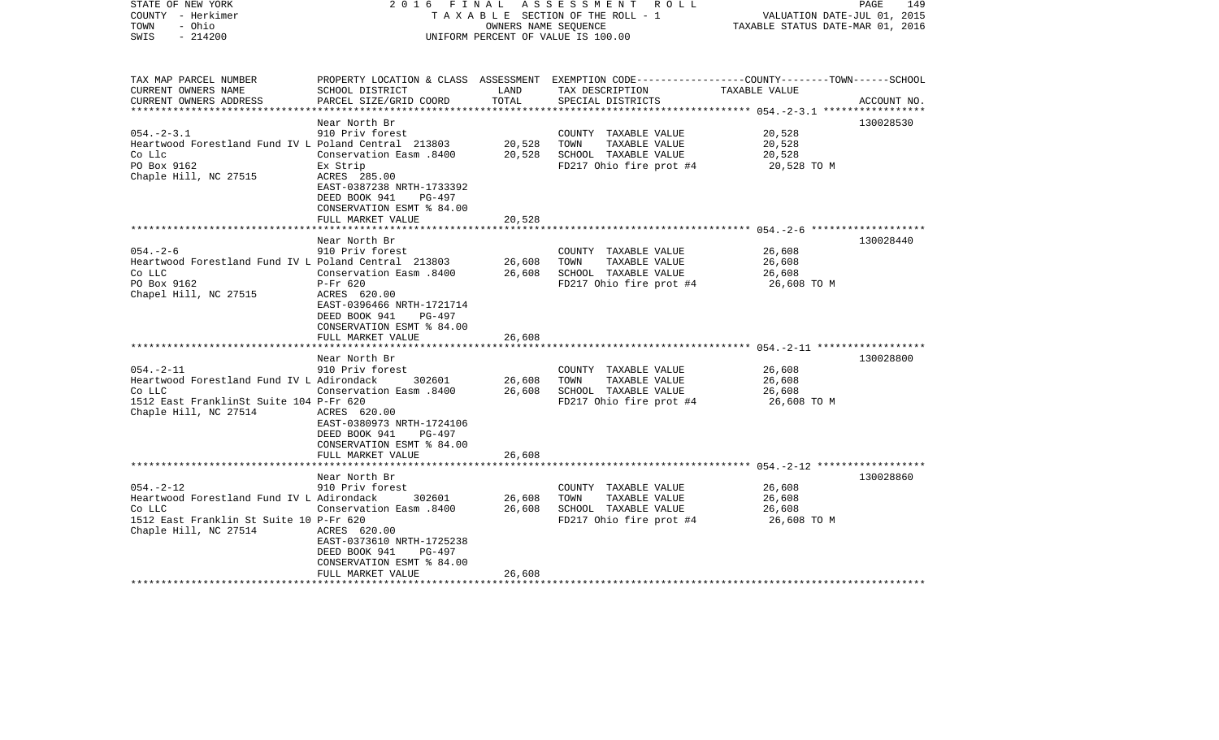STATE OF NEW YORK
COUNTY - Herkimer
TOWN - Ohio
SWIS - 214200

2016 FINAL ASSESSMENT ROLL
TAXABLE SECTION OF THE ROLL - 1
OWNERS NAME SEQUENCE
UNIFORM PERCENT OF VALUE IS 100.00

VALUATION DATE-JUL 01, 2015
TAXABLE STATUS DATE-MAR 01, 2016

| TAX MAP PARCEL NUMBER<br>CURRENT OWNERS NAME<br>CURRENT OWNERS ADDRESS | PROPERTY LOCATION & CLASS<br>SCHOOL DISTRICT<br>PARCEL SIZE/GRID COORD | ASSESSMENT<br>LAND<br>TOTAL | EXEMPTION CODE<br>TAX DESCRIPTION<br>SPECIAL DISTRICTS | COUNTY--------TOWN------SCHOOL<br>TAXABLE VALUE | ACCOUNT NO. |
|---|---|---|---|---|---|
| **054.-2-3.1** | | | | | |
| 054.-2-3.1 | Near North Br | | | | 130028530 |
| Heartwood Forestland Fund IV L | 910 Priv forest | | COUNTY TAXABLE VALUE | 20,528 | |
| Co Llc | Poland Central 213803 | 20,528 | TOWN TAXABLE VALUE | 20,528 | |
| PO Box 9162 | Conservation Easm .8400 | 20,528 | SCHOOL TAXABLE VALUE | 20,528 | |
| Chaple Hill, NC 27515 | Ex Strip | | FD217 Ohio fire prot #4 | 20,528 TO M | |
| | ACRES 285.00 | | | | |
| | EAST-0387238 NRTH-1733392 | | | | |
| | DEED BOOK 941 PG-497 | | | | |
| | CONSERVATION ESMT % 84.00 | | | | |
| | FULL MARKET VALUE | 20,528 | | | |
| **054.-2-6** | | | | | |
| 054.-2-6 | Near North Br | | | | 130028440 |
| Heartwood Forestland Fund IV L | 910 Priv forest | | COUNTY TAXABLE VALUE | 26,608 | |
| Co LLC | Poland Central 213803 | 26,608 | TOWN TAXABLE VALUE | 26,608 | |
| PO Box 9162 | Conservation Easm .8400 | 26,608 | SCHOOL TAXABLE VALUE | 26,608 | |
| Chapel Hill, NC 27515 | P-Fr 620 | | FD217 Ohio fire prot #4 | 26,608 TO M | |
| | ACRES 620.00 | | | | |
| | EAST-0396466 NRTH-1721714 | | | | |
| | DEED BOOK 941 PG-497 | | | | |
| | CONSERVATION ESMT % 84.00 | | | | |
| | FULL MARKET VALUE | 26,608 | | | |
| **054.-2-11** | | | | | |
| 054.-2-11 | Near North Br | | | | 130028800 |
| Heartwood Forestland Fund IV L | 910 Priv forest | | COUNTY TAXABLE VALUE | 26,608 | |
| Co LLC | Adirondack 302601 | 26,608 | TOWN TAXABLE VALUE | 26,608 | |
| 1512 East FranklinSt Suite 104 | Conservation Easm .8400 | 26,608 | SCHOOL TAXABLE VALUE | 26,608 | |
| Chaple Hill, NC 27514 | P-Fr 620 | | FD217 Ohio fire prot #4 | 26,608 TO M | |
| | ACRES 620.00 | | | | |
| | EAST-0380973 NRTH-1724106 | | | | |
| | DEED BOOK 941 PG-497 | | | | |
| | CONSERVATION ESMT % 84.00 | | | | |
| | FULL MARKET VALUE | 26,608 | | | |
| **054.-2-12** | | | | | |
| 054.-2-12 | Near North Br | | | | 130028860 |
| Heartwood Forestland Fund IV L | 910 Priv forest | | COUNTY TAXABLE VALUE | 26,608 | |
| Co LLC | Adirondack 302601 | 26,608 | TOWN TAXABLE VALUE | 26,608 | |
| 1512 East Franklin St Suite 10 | Conservation Easm .8400 | 26,608 | SCHOOL TAXABLE VALUE | 26,608 | |
| Chaple Hill, NC 27514 | P-Fr 620 | | FD217 Ohio fire prot #4 | 26,608 TO M | |
| | ACRES 620.00 | | | | |
| | EAST-0373610 NRTH-1725238 | | | | |
| | DEED BOOK 941 PG-497 | | | | |
| | CONSERVATION ESMT % 84.00 | | | | |
| | FULL MARKET VALUE | 26,608 | | | |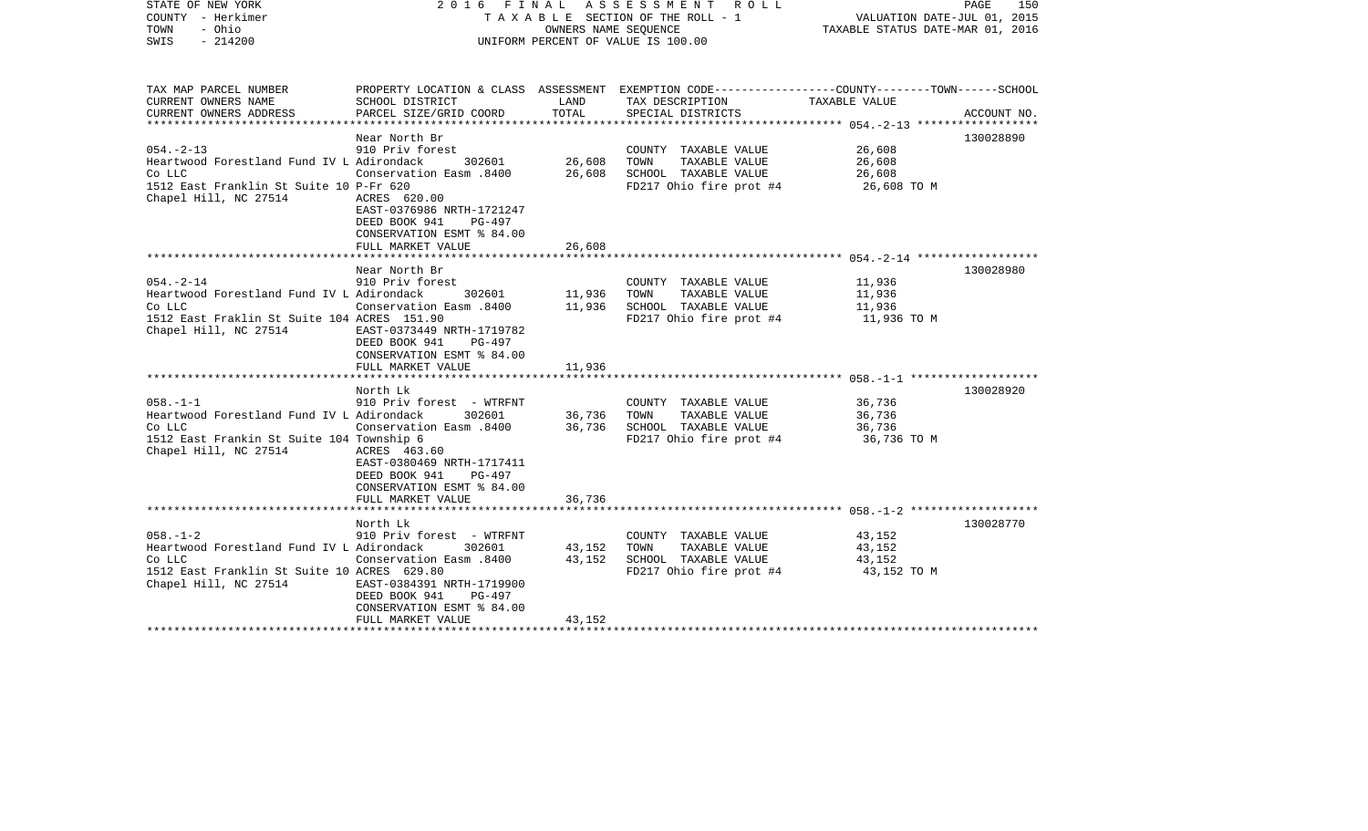STATE OF NEW YORK
COUNTY - Herkimer
TOWN - Ohio
SWIS - 214200

2016 FINAL ASSESSMENT ROLL
TAXABLE SECTION OF THE ROLL - 1
OWNERS NAME SEQUENCE
UNIFORM PERCENT OF VALUE IS 100.00

VALUATION DATE-JUL 01, 2015
TAXABLE STATUS DATE-MAR 01, 2016

| TAX MAP PARCEL NUMBER<br>CURRENT OWNERS NAME<br>CURRENT OWNERS ADDRESS | PROPERTY LOCATION & CLASS<br>SCHOOL DISTRICT<br>PARCEL SIZE/GRID COORD | ASSESSMENT<br>LAND<br>TOTAL | EXEMPTION CODE<br>TAX DESCRIPTION<br>SPECIAL DISTRICTS | COUNTY--------TOWN------SCHOOL<br>TAXABLE VALUE | ACCOUNT NO. |
|---|---|---|---|---|---|
| 054.-2-13 | Near North Br | | | | 130028890 |
| 054.-2-13<br>Heartwood Forestland Fund IV L<br>Co LLC<br>1512 East Franklin St Suite 10<br>Chapel Hill, NC 27514 | 910 Priv forest<br>Adirondack 302601<br>Conservation Easm .8400<br>P-Fr 620<br>ACRES 620.00<br>EAST-0376986 NRTH-1721247<br>DEED BOOK 941 PG-497<br>CONSERVATION ESMT % 84.00<br>FULL MARKET VALUE | 26,608<br>26,608<br><br><br><br><br><br><br>26,608 | COUNTY TAXABLE VALUE<br>TOWN TAXABLE VALUE<br>SCHOOL TAXABLE VALUE<br>FD217 Ohio fire prot #4 | 26,608<br>26,608<br>26,608<br>26,608 TO M | |
| 054.-2-14 | Near North Br | | | | 130028980 |
| 054.-2-14<br>Heartwood Forestland Fund IV L<br>Co LLC<br>1512 East Franklin St Suite 104<br>Chapel Hill, NC 27514 | 910 Priv forest<br>Adirondack 302601<br>Conservation Easm .8400<br>ACRES 151.90<br>EAST-0373449 NRTH-1719782<br>DEED BOOK 941 PG-497<br>CONSERVATION ESMT % 84.00<br>FULL MARKET VALUE | 11,936<br>11,936<br><br><br><br><br><br>11,936 | COUNTY TAXABLE VALUE<br>TOWN TAXABLE VALUE<br>SCHOOL TAXABLE VALUE<br>FD217 Ohio fire prot #4 | 11,936<br>11,936<br>11,936<br>11,936 TO M | |
| 058.-1-1 | North Lk | | | | 130028920 |
| 058.-1-1<br>Heartwood Forestland Fund IV L<br>Co LLC<br>1512 East Frankin St Suite 104<br>Chapel Hill, NC 27514 | 910 Priv forest - WTRFNT<br>Adirondack 302601<br>Conservation Easm .8400<br>Township 6<br>ACRES 463.60<br>EAST-0380469 NRTH-1717411<br>DEED BOOK 941 PG-497<br>CONSERVATION ESMT % 84.00<br>FULL MARKET VALUE | 36,736<br>36,736<br><br><br><br><br><br><br>36,736 | COUNTY TAXABLE VALUE<br>TOWN TAXABLE VALUE<br>SCHOOL TAXABLE VALUE<br>FD217 Ohio fire prot #4 | 36,736<br>36,736<br>36,736<br>36,736 TO M | |
| 058.-1-2 | North Lk | | | | 130028770 |
| 058.-1-2<br>Heartwood Forestland Fund IV L<br>Co LLC<br>1512 East Franklin St Suite 10<br>Chapel Hill, NC 27514 | 910 Priv forest - WTRFNT<br>Adirondack 302601<br>Conservation Easm .8400<br>ACRES 629.80<br>EAST-0384391 NRTH-1719900<br>DEED BOOK 941 PG-497<br>CONSERVATION ESMT % 84.00<br>FULL MARKET VALUE | 43,152<br>43,152<br><br><br><br><br><br>43,152 | COUNTY TAXABLE VALUE<br>TOWN TAXABLE VALUE<br>SCHOOL TAXABLE VALUE<br>FD217 Ohio fire prot #4 | 43,152<br>43,152<br>43,152<br>43,152 TO M | |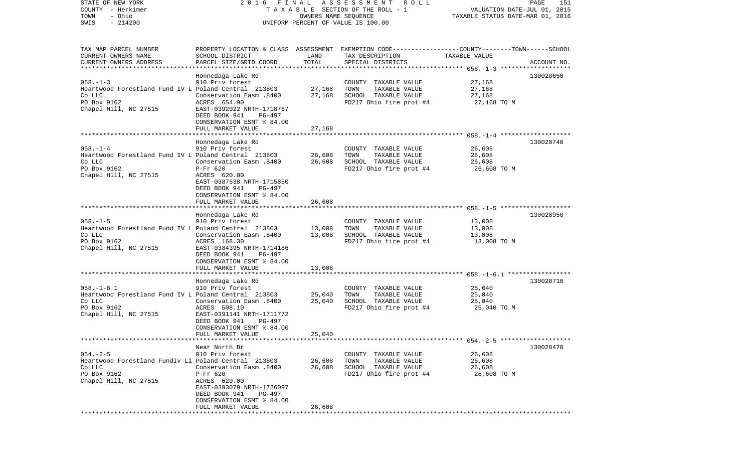| TAX MAP PARCEL NUMBER<br>CURRENT OWNERS NAME<br>CURRENT OWNERS ADDRESS | PROPERTY LOCATION & CLASS<br>SCHOOL DISTRICT<br>PARCEL SIZE/GRID COORD | ASSESSMENT<br>LAND<br>TOTAL | EXEMPTION CODE-----COUNTY-----TOWN-----SCHOOL<br>TAX DESCRIPTION<br>SPECIAL DISTRICTS | TAXABLE VALUE | ACCOUNT NO. |
|---|---|---|---|---|---|
| | Honnedaga Lake Rd | | | | 130028650 |
| 058.-1-3 | 910 Priv forest | | COUNTY TAXABLE VALUE | 27,168 | |
| Heartwood Forestland Fund IV L | Poland Central 213803 | 27,168 | TOWN TAXABLE VALUE | 27,168 | |
| Co LLC | Conservation Easm .8400 | 27,168 | SCHOOL TAXABLE VALUE | 27,168 | |
| PO Box 9162 | ACRES 654.90 | | FD217 Ohio fire prot #4 | 27,168 TO M | |
| Chapel Hill, NC 27515 | EAST-0392022 NRTH-1718767 | | | | |
| | DEED BOOK 941 PG-497 | | | | |
| | CONSERVATION ESMT % 84.00 | | | | |
| | FULL MARKET VALUE | 27,168 | | | |
| | Honnedaga Lake Rd | | | | 130028740 |
| 058.-1-4 | 910 Priv forest | | COUNTY TAXABLE VALUE | 26,608 | |
| Heartwood Forestland Fund IV L | Poland Central 213803 | 26,608 | TOWN TAXABLE VALUE | 26,608 | |
| Co LLC | Conservation Easm .8400 | 26,608 | SCHOOL TAXABLE VALUE | 26,608 | |
| PO Box 9162 | P-Fr 620 | | FD217 Ohio fire prot #4 | 26,608 TO M | |
| Chapel Hill, NC 27515 | ACRES 620.00 | | | | |
| | EAST-0387538 NRTH-1715850 | | | | |
| | DEED BOOK 941 PG-497 | | | | |
| | CONSERVATION ESMT % 84.00 | | | | |
| | FULL MARKET VALUE | 26,608 | | | |
| | Honnedaga Lake Rd | | | | 130028950 |
| 058.-1-5 | 910 Priv forest | | COUNTY TAXABLE VALUE | 13,008 | |
| Heartwood Forestland Fund IV L | Poland Central 213803 | 13,008 | TOWN TAXABLE VALUE | 13,008 | |
| Co LLC | Conservation Easm .8400 | 13,008 | SCHOOL TAXABLE VALUE | 13,008 | |
| PO Box 9162 | ACRES 168.30 | | FD217 Ohio fire prot #4 | 13,008 TO M | |
| Chapel Hill, NC 27515 | EAST-0384395 NRTH-1714186 | | | | |
| | DEED BOOK 941 PG-497 | | | | |
| | CONSERVATION ESMT % 84.00 | | | | |
| | FULL MARKET VALUE | 13,008 | | | |
| | Honnedaga Lake Rd | | | | 130028710 |
| 058.-1-6.1 | 910 Priv forest | | COUNTY TAXABLE VALUE | 25,040 | |
| Heartwood Forestland Fund IV L | Poland Central 213803 | 25,040 | TOWN TAXABLE VALUE | 25,040 | |
| Co LLC | Conservation Easm .8400 | 25,040 | SCHOOL TAXABLE VALUE | 25,040 | |
| PO Box 9162 | ACRES 508.10 | | FD217 Ohio fire prot #4 | 25,040 TO M | |
| Chapel Hill, NC 27515 | EAST-0391141 NRTH-1711772 | | | | |
| | DEED BOOK 941 PG-497 | | | | |
| | CONSERVATION ESMT % 84.00 | | | | |
| | FULL MARKET VALUE | 25,040 | | | |
| | Near North Br | | | | 130028470 |
| 054.-2-5 | 910 Priv forest | | COUNTY TAXABLE VALUE | 26,608 | |
| Heartwood Forestland FundIv Li | Poland Central 213803 | 26,608 | TOWN TAXABLE VALUE | 26,608 | |
| Co LLC | Conservation Easm .8400 | 26,608 | SCHOOL TAXABLE VALUE | 26,608 | |
| PO Box 9162 | P-Fr 620 | | FD217 Ohio fire prot #4 | 26,608 TO M | |
| Chapel Hill, NC 27515 | ACRES 620.00 | | | | |
| | EAST-0393079 NRTH-1726097 | | | | |
| | DEED BOOK 941 PG-497 | | | | |
| | CONSERVATION ESMT % 84.00 | | | | |
| | FULL MARKET VALUE | 26,608 | | | |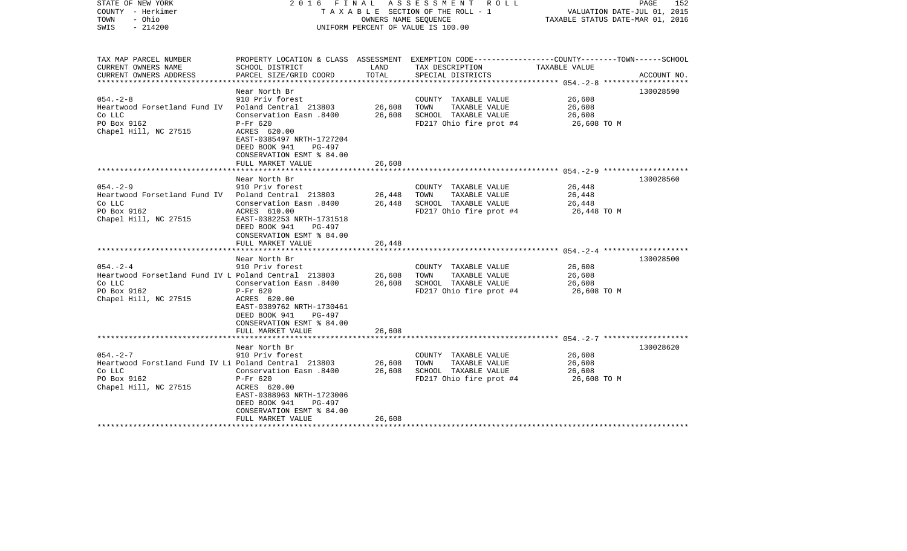STATE OF NEW YORK | COUNTY - Herkimer | TOWN - Ohio | SWIS - 214200

2016 FINAL ASSESSMENT ROLL
TAXABLE SECTION OF THE ROLL - 1
OWNERS NAME SEQUENCE
UNIFORM PERCENT OF VALUE IS 100.00

VALUATION DATE-JUL 01, 2015
TAXABLE STATUS DATE-MAR 01, 2016

| TAX MAP PARCEL NUMBER / CURRENT OWNERS NAME / CURRENT OWNERS ADDRESS | PROPERTY LOCATION & CLASS / SCHOOL DISTRICT / PARCEL SIZE/GRID COORD | ASSESSMENT LAND | ASSESSMENT TOTAL | EXEMPTION CODE / TAX DESCRIPTION / SPECIAL DISTRICTS | COUNTY--------TOWN------SCHOOL TAXABLE VALUE | ACCOUNT NO. |
|---|---|---|---|---|---|---|
| 054.-2-8 | Near North Br | | | | | 130028590 |
| | 910 Priv forest | | | COUNTY TAXABLE VALUE | 26,608 | |
| Heartwood Forsetland Fund IV | Poland Central 213803 | 26,608 | | TOWN TAXABLE VALUE | 26,608 | |
| Co LLC | Conservation Easm .8400 | | 26,608 | SCHOOL TAXABLE VALUE | 26,608 | |
| PO Box 9162 | P-Fr 620 | | | FD217 Ohio fire prot #4 | 26,608 TO M | |
| Chapel Hill, NC 27515 | ACRES 620.00 | | | | | |
| | EAST-0385497 NRTH-1727204 | | | | | |
| | DEED BOOK 941 PG-497 | | | | | |
| | CONSERVATION ESMT % 84.00 | | | | | |
| | FULL MARKET VALUE | | 26,608 | | | |
| 054.-2-9 | Near North Br | | | | | 130028560 |
| | 910 Priv forest | | | COUNTY TAXABLE VALUE | 26,448 | |
| Heartwood Forsetland Fund IV | Poland Central 213803 | 26,448 | | TOWN TAXABLE VALUE | 26,448 | |
| Co LLC | Conservation Easm .8400 | | 26,448 | SCHOOL TAXABLE VALUE | 26,448 | |
| PO Box 9162 | ACRES 610.00 | | | FD217 Ohio fire prot #4 | 26,448 TO M | |
| Chapel Hill, NC 27515 | EAST-0382253 NRTH-1731518 | | | | | |
| | DEED BOOK 941 PG-497 | | | | | |
| | CONSERVATION ESMT % 84.00 | | | | | |
| | FULL MARKET VALUE | | 26,448 | | | |
| 054.-2-4 | Near North Br | | | | | 130028500 |
| | 910 Priv forest | | | COUNTY TAXABLE VALUE | 26,608 | |
| Heartwood Forsetland Fund IV L | Poland Central 213803 | 26,608 | | TOWN TAXABLE VALUE | 26,608 | |
| Co LLC | Conservation Easm .8400 | | 26,608 | SCHOOL TAXABLE VALUE | 26,608 | |
| PO Box 9162 | P-Fr 620 | | | FD217 Ohio fire prot #4 | 26,608 TO M | |
| Chapel Hill, NC 27515 | ACRES 620.00 | | | | | |
| | EAST-0389762 NRTH-1730461 | | | | | |
| | DEED BOOK 941 PG-497 | | | | | |
| | CONSERVATION ESMT % 84.00 | | | | | |
| | FULL MARKET VALUE | | 26,608 | | | |
| 054.-2-7 | Near North Br | | | | | 130028620 |
| | 910 Priv forest | | | COUNTY TAXABLE VALUE | 26,608 | |
| Heartwood Forstland Fund IV Li | Poland Central 213803 | 26,608 | | TOWN TAXABLE VALUE | 26,608 | |
| Co LLC | Conservation Easm .8400 | | 26,608 | SCHOOL TAXABLE VALUE | 26,608 | |
| PO Box 9162 | P-Fr 620 | | | FD217 Ohio fire prot #4 | 26,608 TO M | |
| Chapel Hill, NC 27515 | ACRES 620.00 | | | | | |
| | EAST-0388963 NRTH-1723006 | | | | | |
| | DEED BOOK 941 PG-497 | | | | | |
| | CONSERVATION ESMT % 84.00 | | | | | |
| | FULL MARKET VALUE | | 26,608 | | | |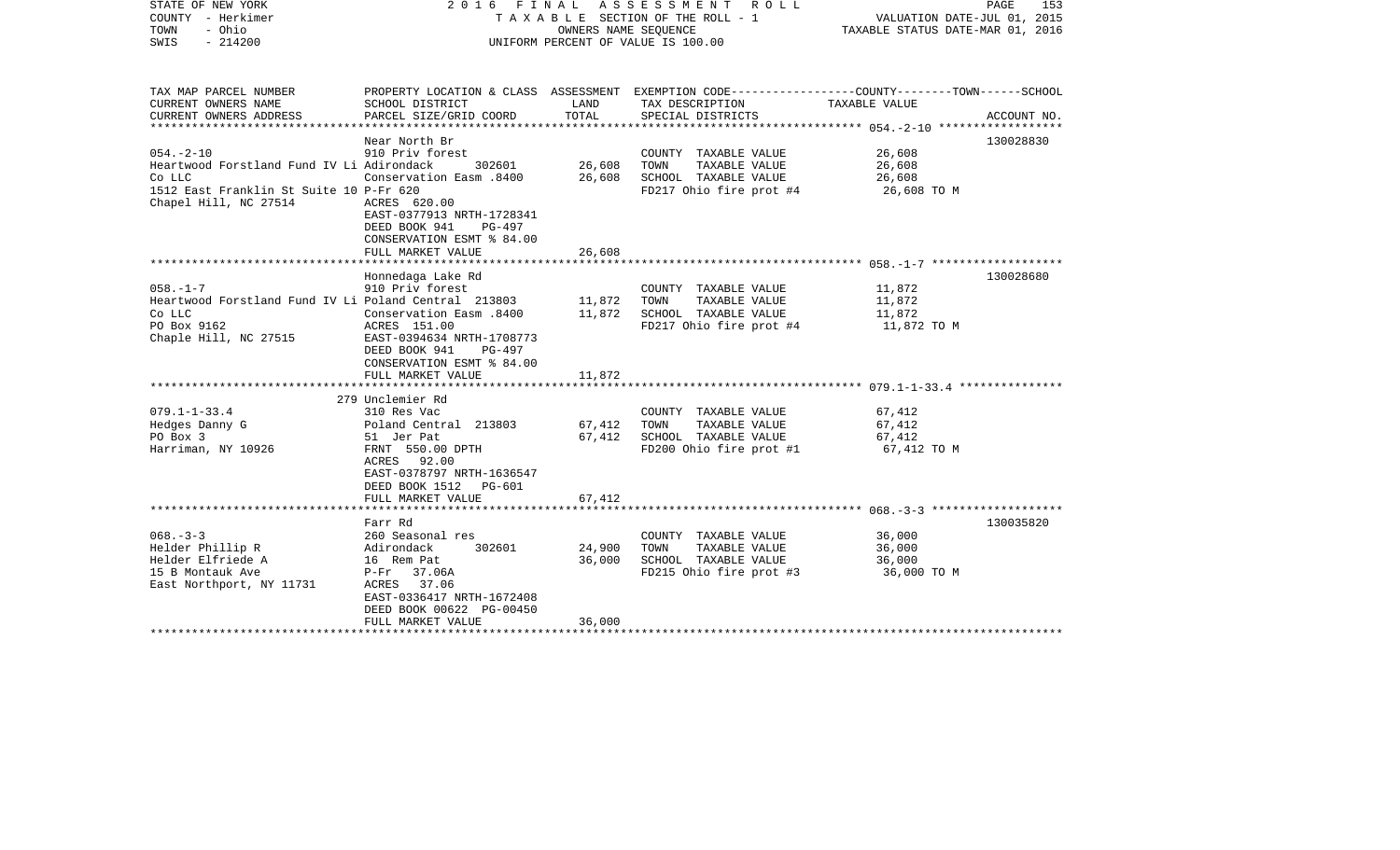STATE OF NEW YORK | 2016 FINAL ASSESSMENT ROLL
COUNTY - Herkimer | TAXABLE SECTION OF THE ROLL - 1 | VALUATION DATE-JUL 01, 2015
TOWN - Ohio | OWNERS NAME SEQUENCE | TAXABLE STATUS DATE-MAR 01, 2016
SWIS - 214200 | UNIFORM PERCENT OF VALUE IS 100.00

| TAX MAP PARCEL NUMBER / CURRENT OWNERS NAME / CURRENT OWNERS ADDRESS | PROPERTY LOCATION & CLASS / SCHOOL DISTRICT / PARCEL SIZE/GRID COORD | ASSESSMENT LAND | TOTAL | EXEMPTION CODE / TAX DESCRIPTION / SPECIAL DISTRICTS | TAXABLE VALUE (COUNTY--TOWN--SCHOOL) | ACCOUNT NO. |
|---|---|---|---|---|---|---|
| **054.-2-10** | Near North Br | | | | | 130028830 |
| 054.-2-10 | 910 Priv forest | | | COUNTY TAXABLE VALUE | 26,608 | |
| Heartwood Forstland Fund IV Li | Adirondack 302601 | 26,608 | | TOWN TAXABLE VALUE | 26,608 | |
| Co LLC | Conservation Easm .8400 | | 26,608 | SCHOOL TAXABLE VALUE | 26,608 | |
| 1512 East Franklin St Suite 10 | P-Fr 620 | | | FD217 Ohio fire prot #4 | 26,608 TO M | |
| Chapel Hill, NC 27514 | ACRES 620.00 | | | | | |
| | EAST-0377913 NRTH-1728341 | | | | | |
| | DEED BOOK 941 PG-497 | | | | | |
| | CONSERVATION ESMT % 84.00 | | | | | |
| | FULL MARKET VALUE | | 26,608 | | | |
| **058.-1-7** | Honnedaga Lake Rd | | | | | 130028680 |
| 058.-1-7 | 910 Priv forest | | | COUNTY TAXABLE VALUE | 11,872 | |
| Heartwood Forstland Fund IV Li | Poland Central 213803 | 11,872 | | TOWN TAXABLE VALUE | 11,872 | |
| Co LLC | Conservation Easm .8400 | | 11,872 | SCHOOL TAXABLE VALUE | 11,872 | |
| PO Box 9162 | ACRES 151.00 | | | FD217 Ohio fire prot #4 | 11,872 TO M | |
| Chaple Hill, NC 27515 | EAST-0394634 NRTH-1708773 | | | | | |
| | DEED BOOK 941 PG-497 | | | | | |
| | CONSERVATION ESMT % 84.00 | | | | | |
| | FULL MARKET VALUE | | 11,872 | | | |
| **079.1-1-33.4** | 279 Unclemier Rd | | | | | |
| 079.1-1-33.4 | 310 Res Vac | | | COUNTY TAXABLE VALUE | 67,412 | |
| Hedges Danny G | Poland Central 213803 | 67,412 | | TOWN TAXABLE VALUE | 67,412 | |
| PO Box 3 | 51 Jer Pat | | 67,412 | SCHOOL TAXABLE VALUE | 67,412 | |
| Harriman, NY 10926 | FRNT 550.00 DPTH | | | FD200 Ohio fire prot #1 | 67,412 TO M | |
| | ACRES 92.00 | | | | | |
| | EAST-0378797 NRTH-1636547 | | | | | |
| | DEED BOOK 1512 PG-601 | | | | | |
| | FULL MARKET VALUE | | 67,412 | | | |
| **068.-3-3** | Farr Rd | | | | | 130035820 |
| 068.-3-3 | 260 Seasonal res | | | COUNTY TAXABLE VALUE | 36,000 | |
| Helder Phillip R | Adirondack 302601 | 24,900 | | TOWN TAXABLE VALUE | 36,000 | |
| Helder Elfriede A | 16 Rem Pat | | 36,000 | SCHOOL TAXABLE VALUE | 36,000 | |
| 15 B Montauk Ave | P-Fr 37.06A | | | FD215 Ohio fire prot #3 | 36,000 TO M | |
| East Northport, NY 11731 | ACRES 37.06 | | | | | |
| | EAST-0336417 NRTH-1672408 | | | | | |
| | DEED BOOK 00622 PG-00450 | | | | | |
| | FULL MARKET VALUE | | 36,000 | | | |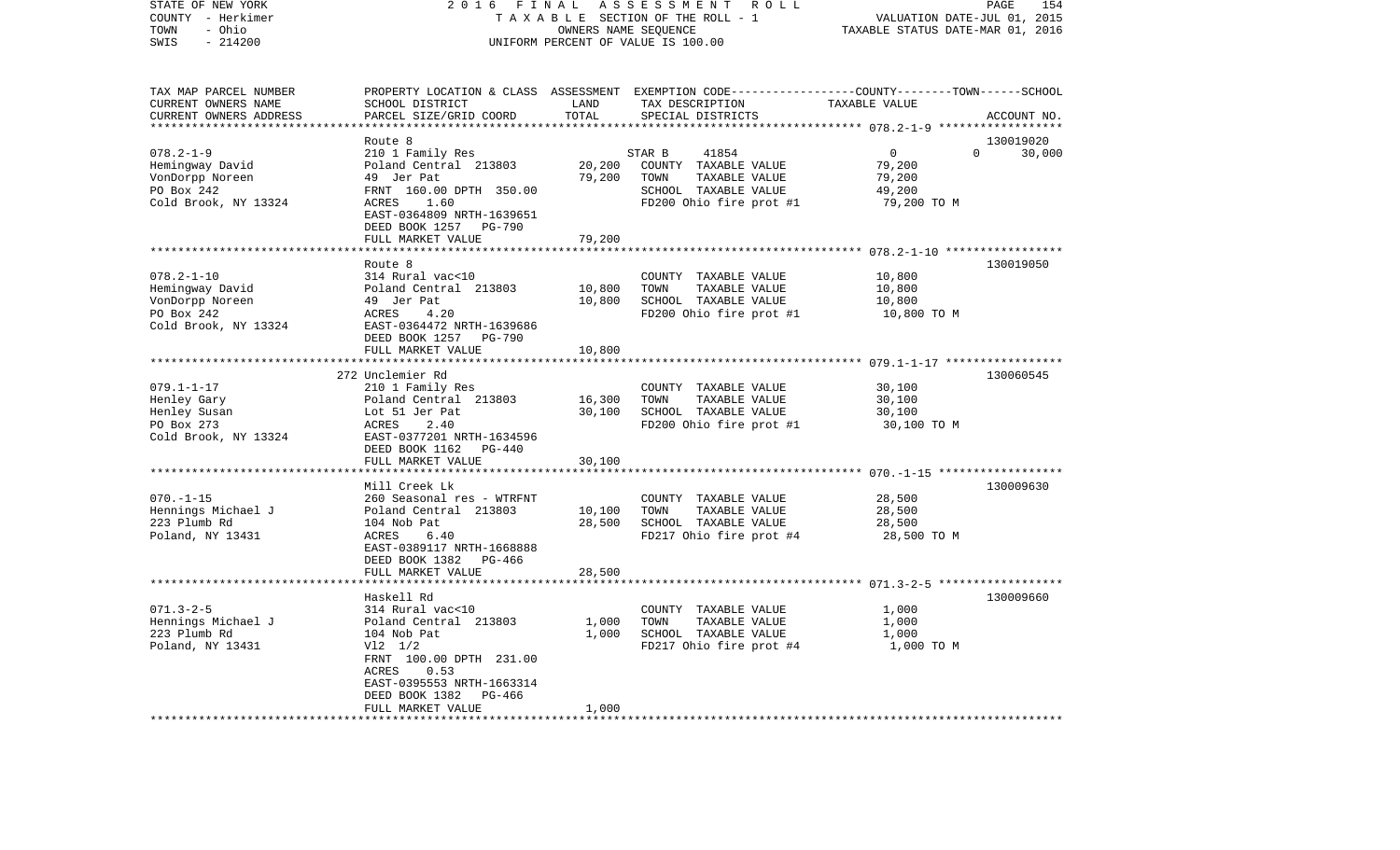STATE OF NEW YORK
COUNTY - Herkimer
TOWN - Ohio
SWIS - 214200

2016 FINAL ASSESSMENT ROLL
TAXABLE SECTION OF THE ROLL - 1
OWNERS NAME SEQUENCE
UNIFORM PERCENT OF VALUE IS 100.00

VALUATION DATE-JUL 01, 2015
TAXABLE STATUS DATE-MAR 01, 2016

| TAX MAP PARCEL NUMBER / CURRENT OWNERS NAME / CURRENT OWNERS ADDRESS | PROPERTY LOCATION & CLASS / SCHOOL DISTRICT / PARCEL SIZE/GRID COORD | ASSESSMENT LAND | TOTAL | EXEMPTION CODE / TAX DESCRIPTION / SPECIAL DISTRICTS | COUNTY / TOWN TAXABLE VALUE | SCHOOL / ACCOUNT NO. |
|---|---|---|---|---|---|---|
| **078.2-1-9** | Route 8 | | | | | 130019020 |
| 078.2-1-9 | 210 1 Family Res | | | STAR B 41854 | 0 | 0 30,000 |
| Hemingway David | Poland Central 213803 | 20,200 | | COUNTY TAXABLE VALUE | 79,200 | |
| VonDorpp Noreen | 49 Jer Pat | | 79,200 | TOWN TAXABLE VALUE | 79,200 | |
| PO Box 242 | FRNT 160.00 DPTH 350.00 | | | SCHOOL TAXABLE VALUE | 49,200 | |
| Cold Brook, NY 13324 | ACRES 1.60 | | | FD200 Ohio fire prot #1 | 79,200 TO M | |
| | EAST-0364809 NRTH-1639651 | | | | | |
| | DEED BOOK 1257 PG-790 | | | | | |
| | FULL MARKET VALUE | | 79,200 | | | |
| **078.2-1-10** | Route 8 | | | | | 130019050 |
| 078.2-1-10 | 314 Rural vac<10 | | | COUNTY TAXABLE VALUE | 10,800 | |
| Hemingway David | Poland Central 213803 | 10,800 | | TOWN TAXABLE VALUE | 10,800 | |
| VonDorpp Noreen | 49 Jer Pat | | 10,800 | SCHOOL TAXABLE VALUE | 10,800 | |
| PO Box 242 | ACRES 4.20 | | | FD200 Ohio fire prot #1 | 10,800 TO M | |
| Cold Brook, NY 13324 | EAST-0364472 NRTH-1639686 | | | | | |
| | DEED BOOK 1257 PG-790 | | | | | |
| | FULL MARKET VALUE | | 10,800 | | | |
| **079.1-1-17** | 272 Unclemier Rd | | | | | 130060545 |
| 079.1-1-17 | 210 1 Family Res | | | COUNTY TAXABLE VALUE | 30,100 | |
| Henley Gary | Poland Central 213803 | 16,300 | | TOWN TAXABLE VALUE | 30,100 | |
| Henley Susan | Lot 51 Jer Pat | | 30,100 | SCHOOL TAXABLE VALUE | 30,100 | |
| PO Box 273 | ACRES 2.40 | | | FD200 Ohio fire prot #1 | 30,100 TO M | |
| Cold Brook, NY 13324 | EAST-0377201 NRTH-1634596 | | | | | |
| | DEED BOOK 1162 PG-440 | | | | | |
| | FULL MARKET VALUE | | 30,100 | | | |
| **070.-1-15** | Mill Creek Lk | | | | | 130009630 |
| 070.-1-15 | 260 Seasonal res - WTRFNT | | | COUNTY TAXABLE VALUE | 28,500 | |
| Hennings Michael J | Poland Central 213803 | 10,100 | | TOWN TAXABLE VALUE | 28,500 | |
| 223 Plumb Rd | 104 Nob Pat | | 28,500 | SCHOOL TAXABLE VALUE | 28,500 | |
| Poland, NY 13431 | ACRES 6.40 | | | FD217 Ohio fire prot #4 | 28,500 TO M | |
| | EAST-0389117 NRTH-1668888 | | | | | |
| | DEED BOOK 1382 PG-466 | | | | | |
| | FULL MARKET VALUE | | 28,500 | | | |
| **071.3-2-5** | Haskell Rd | | | | | 130009660 |
| 071.3-2-5 | 314 Rural vac<10 | | | COUNTY TAXABLE VALUE | 1,000 | |
| Hennings Michael J | Poland Central 213803 | 1,000 | | TOWN TAXABLE VALUE | 1,000 | |
| 223 Plumb Rd | 104 Nob Pat | | 1,000 | SCHOOL TAXABLE VALUE | 1,000 | |
| Poland, NY 13431 | Vl2 1/2 | | | FD217 Ohio fire prot #4 | 1,000 TO M | |
| | FRNT 100.00 DPTH 231.00 | | | | | |
| | ACRES 0.53 | | | | | |
| | EAST-0395553 NRTH-1663314 | | | | | |
| | DEED BOOK 1382 PG-466 | | | | | |
| | FULL MARKET VALUE | | 1,000 | | | |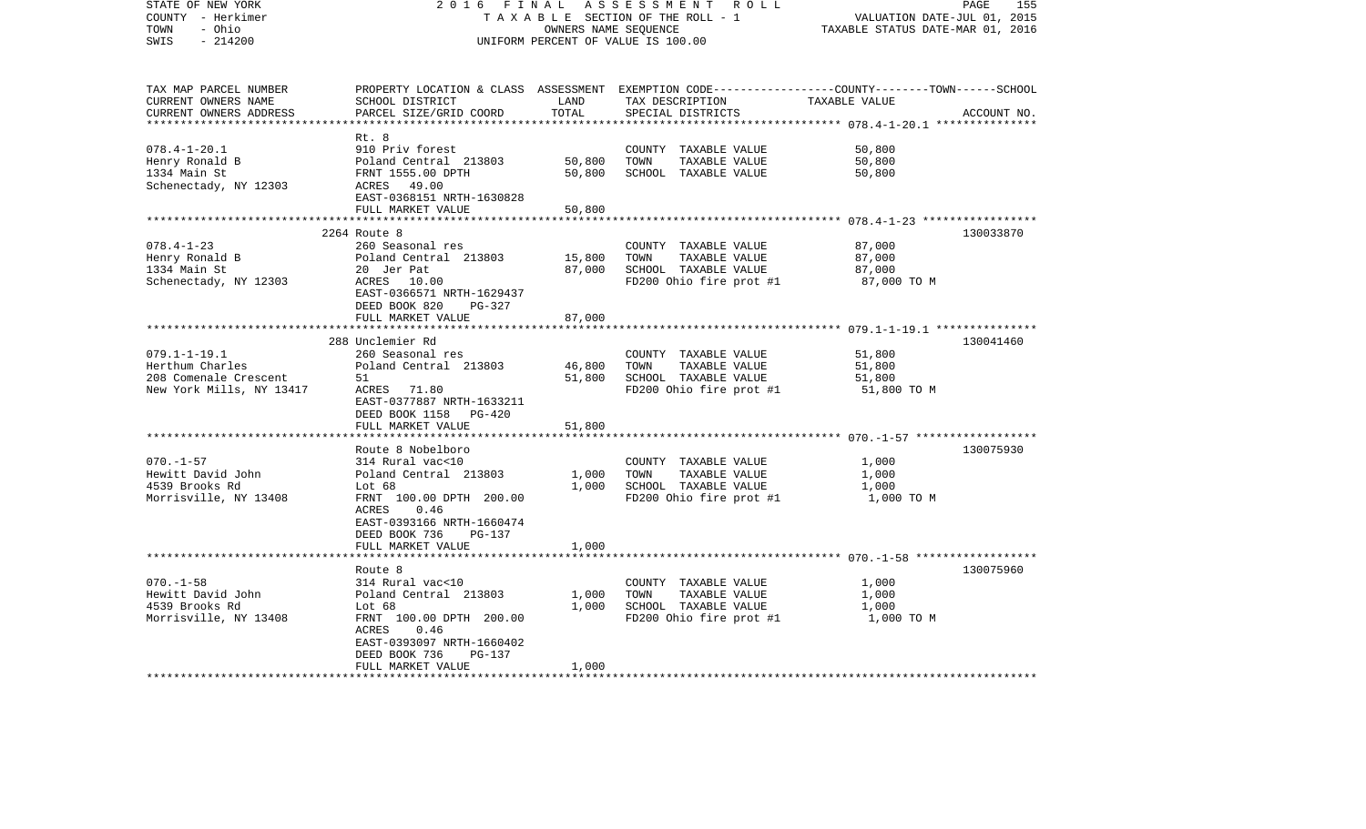| TAX MAP PARCEL NUMBER<br>CURRENT OWNERS NAME<br>CURRENT OWNERS ADDRESS | PROPERTY LOCATION & CLASS<br>SCHOOL DISTRICT<br>PARCEL SIZE/GRID COORD | ASSESSMENT<br>LAND<br>TOTAL | EXEMPTION CODE-----COUNTY-----TOWN-----SCHOOL<br>TAX DESCRIPTION<br>SPECIAL DISTRICTS | TAXABLE VALUE | ACCOUNT NO. |
|---|---|---|---|---|---|
| 078.4-1-20.1<br>Henry Ronald B<br>1334 Main St<br>Schenectady, NY 12303 | Rt. 8<br>910 Priv forest<br>Poland Central 213803<br>FRNT 1555.00 DPTH<br>ACRES 49.00<br>EAST-0368151 NRTH-1630828<br>FULL MARKET VALUE | <br><br>50,800<br>50,800<br><br><br>50,800 | <br>COUNTY TAXABLE VALUE<br>TOWN TAXABLE VALUE<br>SCHOOL TAXABLE VALUE | <br>50,800<br>50,800<br>50,800 | |
| 078.4-1-23<br>Henry Ronald B<br>1334 Main St<br>Schenectady, NY 12303 | 2264 Route 8<br>260 Seasonal res<br>Poland Central 213803<br>20 Jer Pat<br>ACRES 10.00<br>EAST-0366571 NRTH-1629437<br>DEED BOOK 820 PG-327<br>FULL MARKET VALUE | <br><br>15,800<br>87,000<br><br><br><br>87,000 | <br>COUNTY TAXABLE VALUE<br>TOWN TAXABLE VALUE<br>SCHOOL TAXABLE VALUE<br>FD200 Ohio fire prot #1 | <br>87,000<br>87,000<br>87,000<br>87,000 TO M | 130033870 |
| 079.1-1-19.1<br>Herthum Charles<br>208 Comenale Crescent<br>New York Mills, NY 13417 | 288 Unclemier Rd<br>260 Seasonal res<br>Poland Central 213803<br>51<br>ACRES 71.80<br>EAST-0377887 NRTH-1633211<br>DEED BOOK 1158 PG-420<br>FULL MARKET VALUE | <br><br>46,800<br>51,800<br><br><br><br>51,800 | <br>COUNTY TAXABLE VALUE<br>TOWN TAXABLE VALUE<br>SCHOOL TAXABLE VALUE<br>FD200 Ohio fire prot #1 | <br>51,800<br>51,800<br>51,800<br>51,800 TO M | 130041460 |
| 070.-1-57<br>Hewitt David John<br>4539 Brooks Rd<br>Morrisville, NY 13408 | Route 8 Nobelboro<br>314 Rural vac<10<br>Poland Central 213803<br>Lot 68<br>FRNT 100.00 DPTH 200.00<br>ACRES 0.46<br>EAST-0393166 NRTH-1660474<br>DEED BOOK 736 PG-137<br>FULL MARKET VALUE | <br><br>1,000<br>1,000<br><br><br><br><br>1,000 | <br>COUNTY TAXABLE VALUE<br>TOWN TAXABLE VALUE<br>SCHOOL TAXABLE VALUE<br>FD200 Ohio fire prot #1 | <br>1,000<br>1,000<br>1,000<br>1,000 TO M | 130075930 |
| 070.-1-58<br>Hewitt David John<br>4539 Brooks Rd<br>Morrisville, NY 13408 | Route 8<br>314 Rural vac<10<br>Poland Central 213803<br>Lot 68<br>FRNT 100.00 DPTH 200.00<br>ACRES 0.46<br>EAST-0393097 NRTH-1660402<br>DEED BOOK 736 PG-137<br>FULL MARKET VALUE | <br><br>1,000<br>1,000<br><br><br><br><br>1,000 | <br>COUNTY TAXABLE VALUE<br>TOWN TAXABLE VALUE<br>SCHOOL TAXABLE VALUE<br>FD200 Ohio fire prot #1 | <br>1,000<br>1,000<br>1,000<br>1,000 TO M | 130075960 |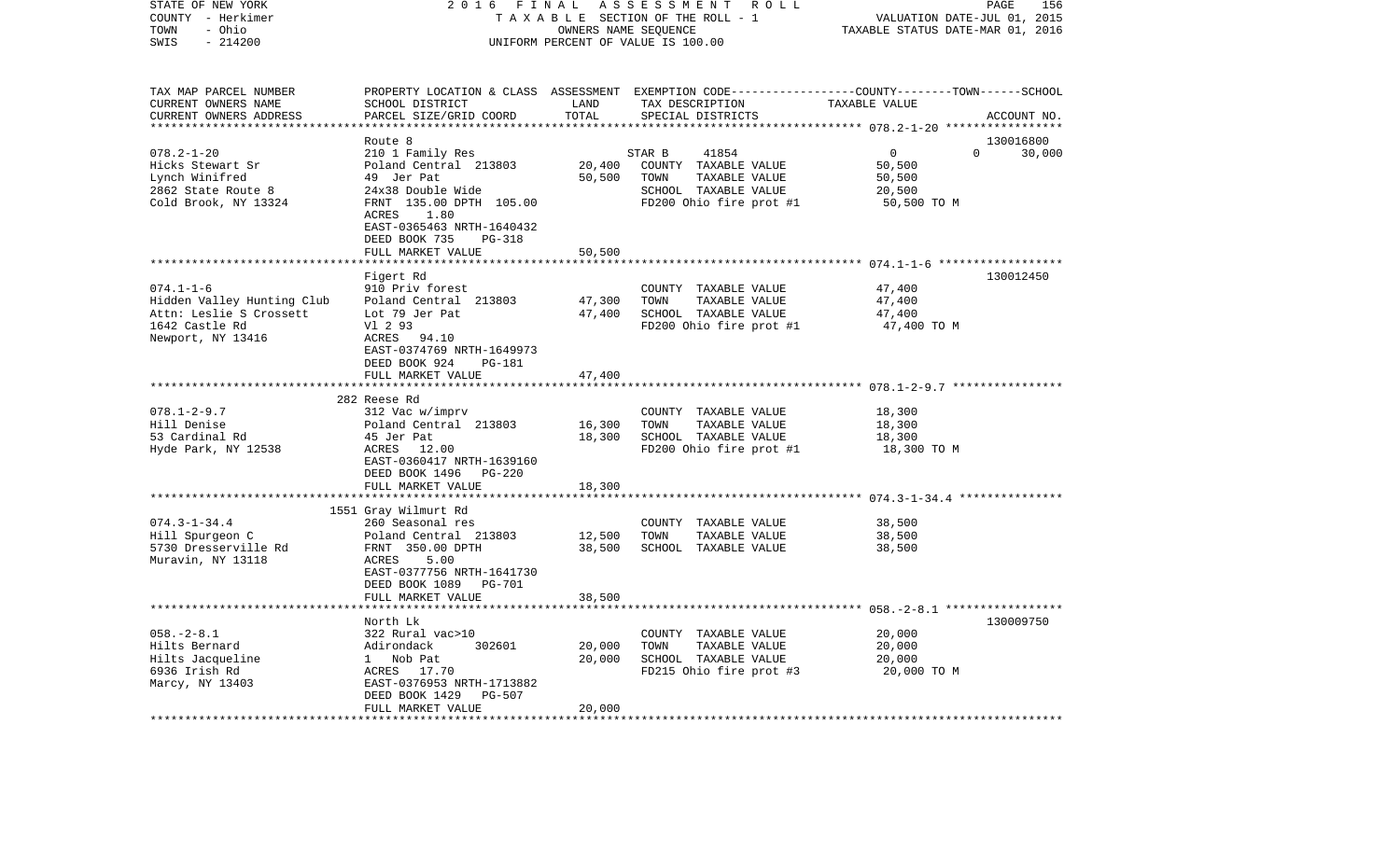STATE OF NEW YORK
COUNTY - Herkimer
TOWN - Ohio
SWIS - 214200

2016 FINAL ASSESSMENT ROLL
TAXABLE SECTION OF THE ROLL - 1
OWNERS NAME SEQUENCE
UNIFORM PERCENT OF VALUE IS 100.00

VALUATION DATE-JUL 01, 2015
TAXABLE STATUS DATE-MAR 01, 2016

| TAX MAP PARCEL NUMBER / CURRENT OWNERS NAME / CURRENT OWNERS ADDRESS | PROPERTY LOCATION & CLASS / SCHOOL DISTRICT / PARCEL SIZE/GRID COORD | ASSESSMENT LAND / TOTAL | EXEMPTION CODE / TAX DESCRIPTION / SPECIAL DISTRICTS | COUNTY / TOWN / SCHOOL TAXABLE VALUE | ACCOUNT NO. |
|---|---|---|---|---|---|
| 078.2-1-20 | Route 8 | | | | 130016800 |
| 078.2-1-20 | 210 1 Family Res | | STAR B 41854 | 0 0 30,000 | |
| Hicks Stewart Sr | Poland Central 213803 | 20,400 | COUNTY TAXABLE VALUE | 50,500 | |
| Lynch Winifred | 49 Jer Pat | 50,500 | TOWN TAXABLE VALUE | 50,500 | |
| 2862 State Route 8 | 24x38 Double Wide | | SCHOOL TAXABLE VALUE | 20,500 | |
| Cold Brook, NY 13324 | FRNT 135.00 DPTH 105.00 | | FD200 Ohio fire prot #1 | 50,500 TO M | |
| | ACRES 1.80 | | | | |
| | EAST-0365463 NRTH-1640432 | | | | |
| | DEED BOOK 735 PG-318 | | | | |
| | FULL MARKET VALUE | 50,500 | | | |
| 074.1-1-6 | Figert Rd | | | | 130012450 |
| 074.1-1-6 | 910 Priv forest | | COUNTY TAXABLE VALUE | 47,400 | |
| Hidden Valley Hunting Club | Poland Central 213803 | 47,300 | TOWN TAXABLE VALUE | 47,400 | |
| Attn: Leslie S Crossett | Lot 79 Jer Pat | 47,400 | SCHOOL TAXABLE VALUE | 47,400 | |
| 1642 Castle Rd | Vl 2 93 | | FD200 Ohio fire prot #1 | 47,400 TO M | |
| Newport, NY 13416 | ACRES 94.10 | | | | |
| | EAST-0374769 NRTH-1649973 | | | | |
| | DEED BOOK 924 PG-181 | | | | |
| | FULL MARKET VALUE | 47,400 | | | |
| 078.1-2-9.7 | 282 Reese Rd | | | | |
| 078.1-2-9.7 | 312 Vac w/imprv | | COUNTY TAXABLE VALUE | 18,300 | |
| Hill Denise | Poland Central 213803 | 16,300 | TOWN TAXABLE VALUE | 18,300 | |
| 53 Cardinal Rd | 45 Jer Pat | 18,300 | SCHOOL TAXABLE VALUE | 18,300 | |
| Hyde Park, NY 12538 | ACRES 12.00 | | FD200 Ohio fire prot #1 | 18,300 TO M | |
| | EAST-0360417 NRTH-1639160 | | | | |
| | DEED BOOK 1496 PG-220 | | | | |
| | FULL MARKET VALUE | 18,300 | | | |
| 074.3-1-34.4 | 1551 Gray Wilmurt Rd | | | | |
| 074.3-1-34.4 | 260 Seasonal res | | COUNTY TAXABLE VALUE | 38,500 | |
| Hill Spurgeon C | Poland Central 213803 | 12,500 | TOWN TAXABLE VALUE | 38,500 | |
| 5730 Dresserville Rd | FRNT 350.00 DPTH | 38,500 | SCHOOL TAXABLE VALUE | 38,500 | |
| Muravin, NY 13118 | ACRES 5.00 | | | | |
| | EAST-0377756 NRTH-1641730 | | | | |
| | DEED BOOK 1089 PG-701 | | | | |
| | FULL MARKET VALUE | 38,500 | | | |
| 058.-2-8.1 | North Lk | | | | 130009750 |
| 058.-2-8.1 | 322 Rural vac>10 | | COUNTY TAXABLE VALUE | 20,000 | |
| Hilts Bernard | Adirondack 302601 | 20,000 | TOWN TAXABLE VALUE | 20,000 | |
| Hilts Jacqueline | 1 Nob Pat | 20,000 | SCHOOL TAXABLE VALUE | 20,000 | |
| 6936 Irish Rd | ACRES 17.70 | | FD215 Ohio fire prot #3 | 20,000 TO M | |
| Marcy, NY 13403 | EAST-0376953 NRTH-1713882 | | | | |
| | DEED BOOK 1429 PG-507 | | | | |
| | FULL MARKET VALUE | 20,000 | | | |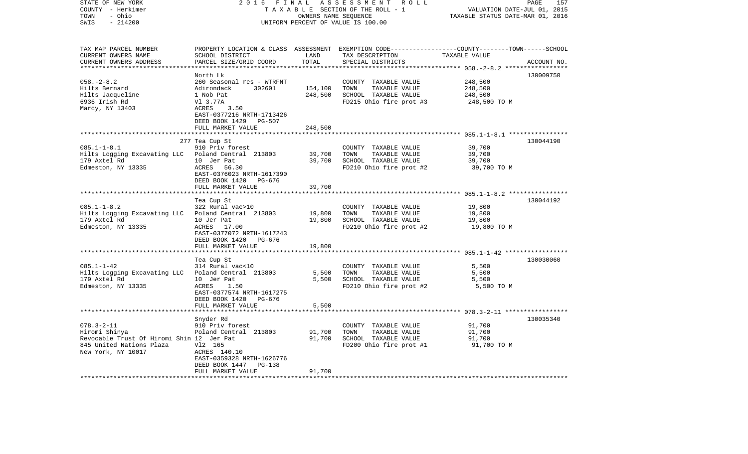STATE OF NEW YORK | 2 0 1 6 F I N A L A S S E S S M E N T R O L L | PAGE 157
COUNTY - Herkimer | T A X A B L E SECTION OF THE ROLL - 1 | VALUATION DATE-JUL 01, 2015
TOWN - Ohio | OWNERS NAME SEQUENCE | TAXABLE STATUS DATE-MAR 01, 2016
SWIS - 214200 | UNIFORM PERCENT OF VALUE IS 100.00

| TAX MAP PARCEL NUMBER / CURRENT OWNERS NAME / CURRENT OWNERS ADDRESS | PROPERTY LOCATION & CLASS / SCHOOL DISTRICT / PARCEL SIZE/GRID COORD | ASSESSMENT LAND / TOTAL | EXEMPTION CODE / TAX DESCRIPTION / SPECIAL DISTRICTS | TAXABLE VALUE (COUNTY--TOWN--SCHOOL) | ACCOUNT NO. |
|---|---|---|---|---|---|
| **058.-2-8.2** | North Lk | | | | 130009750 |
| 058.-2-8.2 | 260 Seasonal res - WTRFNT | | COUNTY TAXABLE VALUE | 248,500 | |
| Hilts Bernard | Adirondack 302601 | 154,100 | TOWN TAXABLE VALUE | 248,500 | |
| Hilts Jacqueline | 1 Nob Pat | 248,500 | SCHOOL TAXABLE VALUE | 248,500 | |
| 6936 Irish Rd | Vl 3.77A | | FD215 Ohio fire prot #3 | 248,500 TO M | |
| Marcy, NY 13403 | ACRES 3.50 | | | | |
| | EAST-0377216 NRTH-1713426 | | | | |
| | DEED BOOK 1429 PG-507 | | | | |
| | FULL MARKET VALUE | 248,500 | | | |
| **085.1-1-8.1** | 277 Tea Cup St | | | | 130044190 |
| 085.1-1-8.1 | 910 Priv forest | | COUNTY TAXABLE VALUE | 39,700 | |
| Hilts Logging Excavating LLC | Poland Central 213803 | 39,700 | TOWN TAXABLE VALUE | 39,700 | |
| 179 Axtel Rd | 10 Jer Pat | 39,700 | SCHOOL TAXABLE VALUE | 39,700 | |
| Edmeston, NY 13335 | ACRES 56.30 | | FD210 Ohio fire prot #2 | 39,700 TO M | |
| | EAST-0376023 NRTH-1617390 | | | | |
| | DEED BOOK 1420 PG-676 | | | | |
| | FULL MARKET VALUE | 39,700 | | | |
| **085.1-1-8.2** | Tea Cup St | | | | 130044192 |
| 085.1-1-8.2 | 322 Rural vac>10 | | COUNTY TAXABLE VALUE | 19,800 | |
| Hilts Logging Excavating LLC | Poland Central 213803 | 19,800 | TOWN TAXABLE VALUE | 19,800 | |
| 179 Axtel Rd | 10 Jer Pat | 19,800 | SCHOOL TAXABLE VALUE | 19,800 | |
| Edmeston, NY 13335 | ACRES 17.00 | | FD210 Ohio fire prot #2 | 19,800 TO M | |
| | EAST-0377072 NRTH-1617243 | | | | |
| | DEED BOOK 1420 PG-676 | | | | |
| | FULL MARKET VALUE | 19,800 | | | |
| **085.1-1-42** | Tea Cup St | | | | 130030060 |
| 085.1-1-42 | 314 Rural vac<10 | | COUNTY TAXABLE VALUE | 5,500 | |
| Hilts Logging Excavating LLC | Poland Central 213803 | 5,500 | TOWN TAXABLE VALUE | 5,500 | |
| 179 Axtel Rd | 10 Jer Pat | 5,500 | SCHOOL TAXABLE VALUE | 5,500 | |
| Edmeston, NY 13335 | ACRES 1.50 | | FD210 Ohio fire prot #2 | 5,500 TO M | |
| | EAST-0377574 NRTH-1617275 | | | | |
| | DEED BOOK 1420 PG-676 | | | | |
| | FULL MARKET VALUE | 5,500 | | | |
| **078.3-2-11** | Snyder Rd | | | | 130035340 |
| 078.3-2-11 | 910 Priv forest | | COUNTY TAXABLE VALUE | 91,700 | |
| Hiromi Shinya | Poland Central 213803 | 91,700 | TOWN TAXABLE VALUE | 91,700 | |
| Revocable Trust Of Hiromi Shin | 12 Jer Pat | 91,700 | SCHOOL TAXABLE VALUE | 91,700 | |
| 845 United Nations Plaza | Vl2 165 | | FD200 Ohio fire prot #1 | 91,700 TO M | |
| New York, NY 10017 | ACRES 140.10 | | | | |
| | EAST-0359328 NRTH-1626776 | | | | |
| | DEED BOOK 1447 PG-138 | | | | |
| | FULL MARKET VALUE | 91,700 | | | |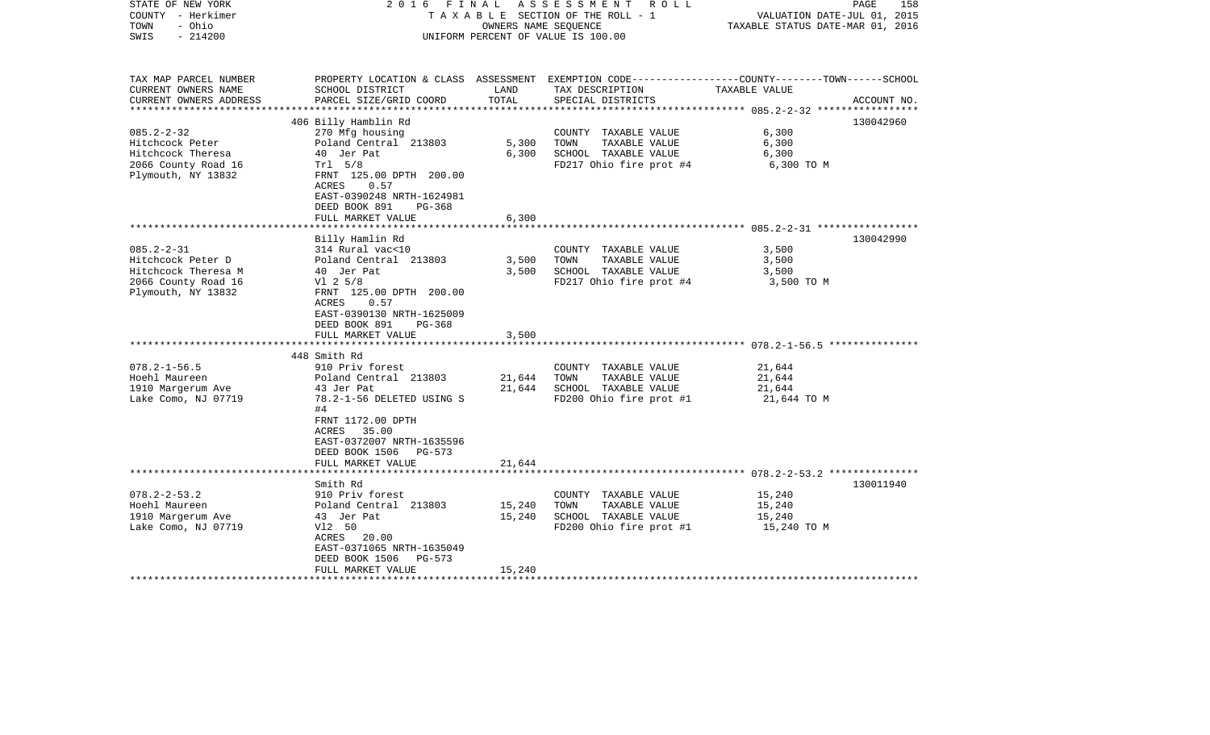STATE OF NEW YORK | 2016 FINAL ASSESSMENT ROLL | VALUATION DATE-JUL 01, 2015
COUNTY - Herkimer | TAXABLE SECTION OF THE ROLL - 1 | TAXABLE STATUS DATE-MAR 01, 2016
TOWN - Ohio | OWNERS NAME SEQUENCE
SWIS - 214200 | UNIFORM PERCENT OF VALUE IS 100.00

| TAX MAP PARCEL NUMBER<br>CURRENT OWNERS NAME<br>CURRENT OWNERS ADDRESS | PROPERTY LOCATION & CLASS<br>SCHOOL DISTRICT<br>PARCEL SIZE/GRID COORD | ASSESSMENT<br>LAND<br>TOTAL | EXEMPTION CODE-----COUNTY-----TOWN-----SCHOOL<br>TAX DESCRIPTION<br>SPECIAL DISTRICTS | TAXABLE VALUE | ACCOUNT NO. |
|---|---|---|---|---|---|
| 085.2-2-32 | 406 Billy Hamblin Rd | | | | 130042960 |
| 085.2-2-32 | 270 Mfg housing | | COUNTY TAXABLE VALUE | 6,300 | |
| Hitchcock Peter | Poland Central 213803 | 5,300 | TOWN TAXABLE VALUE | 6,300 | |
| Hitchcock Theresa | 40 Jer Pat | 6,300 | SCHOOL TAXABLE VALUE | 6,300 | |
| 2066 County Road 16 | Trl 5/8 | | FD217 Ohio fire prot #4 | 6,300 TO M | |
| Plymouth, NY 13832 | FRNT 125.00 DPTH 200.00 | | | | |
| | ACRES 0.57 | | | | |
| | EAST-0390248 NRTH-1624981 | | | | |
| | DEED BOOK 891 PG-368 | | | | |
| | FULL MARKET VALUE | 6,300 | | | |
| 085.2-2-31 | Billy Hamlin Rd | | | | 130042990 |
| 085.2-2-31 | 314 Rural vac<10 | | COUNTY TAXABLE VALUE | 3,500 | |
| Hitchcock Peter D | Poland Central 213803 | 3,500 | TOWN TAXABLE VALUE | 3,500 | |
| Hitchcock Theresa M | 40 Jer Pat | 3,500 | SCHOOL TAXABLE VALUE | 3,500 | |
| 2066 County Road 16 | Vl 2 5/8 | | FD217 Ohio fire prot #4 | 3,500 TO M | |
| Plymouth, NY 13832 | FRNT 125.00 DPTH 200.00 | | | | |
| | ACRES 0.57 | | | | |
| | EAST-0390130 NRTH-1625009 | | | | |
| | DEED BOOK 891 PG-368 | | | | |
| | FULL MARKET VALUE | 3,500 | | | |
| 078.2-1-56.5 | 448 Smith Rd | | | | |
| 078.2-1-56.5 | 910 Priv forest | | COUNTY TAXABLE VALUE | 21,644 | |
| Hoehl Maureen | Poland Central 213803 | 21,644 | TOWN TAXABLE VALUE | 21,644 | |
| 1910 Margerum Ave | 43 Jer Pat | 21,644 | SCHOOL TAXABLE VALUE | 21,644 | |
| Lake Como, NJ 07719 | 78.2-1-56 DELETED USING S | | FD200 Ohio fire prot #1 | 21,644 TO M | |
| | #4 | | | | |
| | FRNT 1172.00 DPTH | | | | |
| | ACRES 35.00 | | | | |
| | EAST-0372007 NRTH-1635596 | | | | |
| | DEED BOOK 1506 PG-573 | | | | |
| | FULL MARKET VALUE | 21,644 | | | |
| 078.2-2-53.2 | Smith Rd | | | | 130011940 |
| 078.2-2-53.2 | 910 Priv forest | | COUNTY TAXABLE VALUE | 15,240 | |
| Hoehl Maureen | Poland Central 213803 | 15,240 | TOWN TAXABLE VALUE | 15,240 | |
| 1910 Margerum Ave | 43 Jer Pat | 15,240 | SCHOOL TAXABLE VALUE | 15,240 | |
| Lake Como, NJ 07719 | Vl2 50 | | FD200 Ohio fire prot #1 | 15,240 TO M | |
| | ACRES 20.00 | | | | |
| | EAST-0371065 NRTH-1635049 | | | | |
| | DEED BOOK 1506 PG-573 | | | | |
| | FULL MARKET VALUE | 15,240 | | | |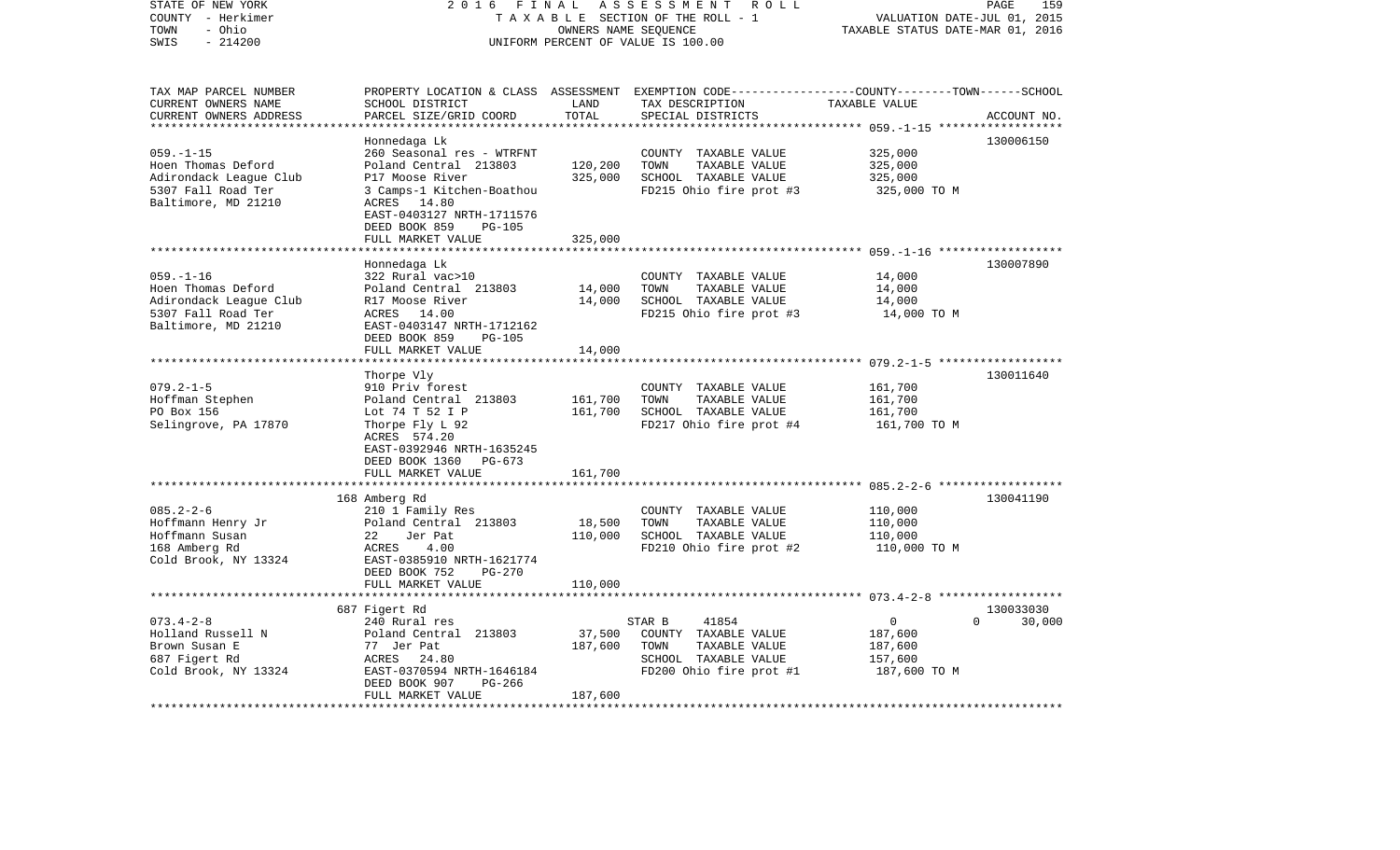STATE OF NEW YORK — 2016 FINAL ASSESSMENT ROLL
COUNTY - Herkimer — TAXABLE SECTION OF THE ROLL - 1 — VALUATION DATE-JUL 01, 2015
TOWN - Ohio — OWNERS NAME SEQUENCE — TAXABLE STATUS DATE-MAR 01, 2016
SWIS - 214200 — UNIFORM PERCENT OF VALUE IS 100.00

| TAX MAP PARCEL NUMBER / CURRENT OWNERS NAME / CURRENT OWNERS ADDRESS | PROPERTY LOCATION & CLASS / SCHOOL DISTRICT / PARCEL SIZE/GRID COORD | ASSESSMENT LAND / TOTAL | EXEMPTION CODE / TAX DESCRIPTION / SPECIAL DISTRICTS | TAXABLE VALUE (COUNTY / TOWN / SCHOOL) | ACCOUNT NO. |
|---|---|---|---|---|---|
| 059.-1-15 | Honnedaga Lk | | | | 130006150 |
| Hoen Thomas Deford | 260 Seasonal res - WTRFNT | | COUNTY TAXABLE VALUE | 325,000 | |
| Adirondack League Club | Poland Central 213803 | 120,200 | TOWN TAXABLE VALUE | 325,000 | |
| 5307 Fall Road Ter | P17 Moose River | 325,000 | SCHOOL TAXABLE VALUE | 325,000 | |
| Baltimore, MD 21210 | 3 Camps-1 Kitchen-Boathou | | FD215 Ohio fire prot #3 | 325,000 TO M | |
| | ACRES 14.80 | | | | |
| | EAST-0403127 NRTH-1711576 | | | | |
| | DEED BOOK 859 PG-105 | | | | |
| | FULL MARKET VALUE | 325,000 | | | |
| 059.-1-16 | Honnedaga Lk | | | | 130007890 |
| Hoen Thomas Deford | 322 Rural vac>10 | | COUNTY TAXABLE VALUE | 14,000 | |
| Adirondack League Club | Poland Central 213803 | 14,000 | TOWN TAXABLE VALUE | 14,000 | |
| 5307 Fall Road Ter | R17 Moose River | 14,000 | SCHOOL TAXABLE VALUE | 14,000 | |
| Baltimore, MD 21210 | ACRES 14.00 | | FD215 Ohio fire prot #3 | 14,000 TO M | |
| | EAST-0403147 NRTH-1712162 | | | | |
| | DEED BOOK 859 PG-105 | | | | |
| | FULL MARKET VALUE | 14,000 | | | |
| 079.2-1-5 | Thorpe Vly | | | | 130011640 |
| Hoffman Stephen | 910 Priv forest | | COUNTY TAXABLE VALUE | 161,700 | |
| PO Box 156 | Poland Central 213803 | 161,700 | TOWN TAXABLE VALUE | 161,700 | |
| Selingrove, PA 17870 | Lot 74 T 52 I P | 161,700 | SCHOOL TAXABLE VALUE | 161,700 | |
| | Thorpe Fly L 92 | | FD217 Ohio fire prot #4 | 161,700 TO M | |
| | ACRES 574.20 | | | | |
| | EAST-0392946 NRTH-1635245 | | | | |
| | DEED BOOK 1360 PG-673 | | | | |
| | FULL MARKET VALUE | 161,700 | | | |
| 085.2-2-6 | 168 Amberg Rd | | | | 130041190 |
| Hoffmann Henry Jr | 210 1 Family Res | | COUNTY TAXABLE VALUE | 110,000 | |
| Hoffmann Susan | Poland Central 213803 | 18,500 | TOWN TAXABLE VALUE | 110,000 | |
| 168 Amberg Rd | 22 Jer Pat | 110,000 | SCHOOL TAXABLE VALUE | 110,000 | |
| Cold Brook, NY 13324 | ACRES 4.00 | | FD210 Ohio fire prot #2 | 110,000 TO M | |
| | EAST-0385910 NRTH-1621774 | | | | |
| | DEED BOOK 752 PG-270 | | | | |
| | FULL MARKET VALUE | 110,000 | | | |
| 073.4-2-8 | 687 Figert Rd | | | | 130033030 |
| Holland Russell N | 240 Rural res | | STAR B 41854 | 0 / 0 / 30,000 | |
| Brown Susan E | Poland Central 213803 | 37,500 | COUNTY TAXABLE VALUE | 187,600 | |
| 687 Figert Rd | 77 Jer Pat | 187,600 | TOWN TAXABLE VALUE | 187,600 | |
| Cold Brook, NY 13324 | ACRES 24.80 | | SCHOOL TAXABLE VALUE | 157,600 | |
| | EAST-0370594 NRTH-1646184 | | FD200 Ohio fire prot #1 | 187,600 TO M | |
| | DEED BOOK 907 PG-266 | | | | |
| | FULL MARKET VALUE | 187,600 | | | |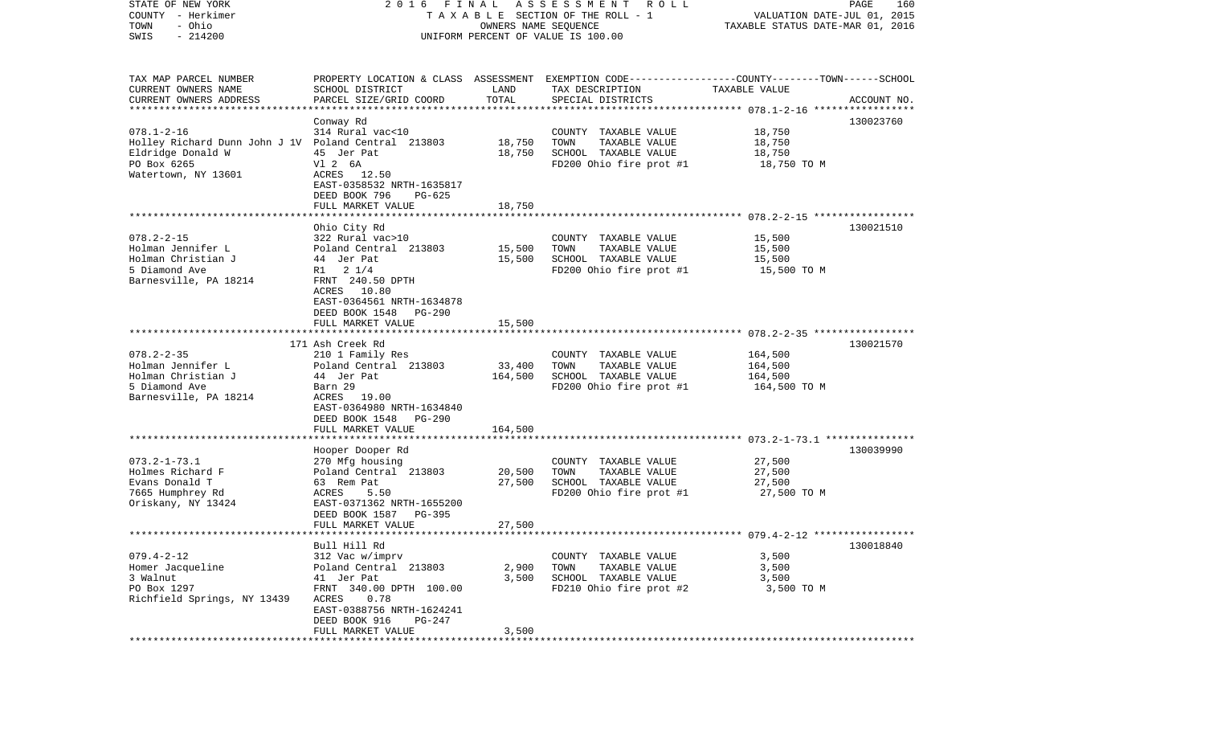STATE OF NEW YORK — COUNTY - Herkimer — TOWN - Ohio — SWIS - 214200

2016 FINAL ASSESSMENT ROLL
TAXABLE SECTION OF THE ROLL - 1
OWNERS NAME SEQUENCE
UNIFORM PERCENT OF VALUE IS 100.00

VALUATION DATE-JUL 01, 2015
TAXABLE STATUS DATE-MAR 01, 2016

| TAX MAP PARCEL NUMBER / CURRENT OWNERS NAME / CURRENT OWNERS ADDRESS | PROPERTY LOCATION & CLASS / SCHOOL DISTRICT / PARCEL SIZE/GRID COORD | ASSESSMENT LAND | TOTAL | EXEMPTION CODE / TAX DESCRIPTION / SPECIAL DISTRICTS | TAXABLE VALUE (COUNTY / TOWN / SCHOOL) | ACCOUNT NO. |
|---|---|---|---|---|---|---|
| 078.1-2-16 | Conway Rd | | | | | 130023760 |
| Holley Richard Dunn John J 1V | 314 Rural vac<10 | | | COUNTY TAXABLE VALUE | 18,750 | |
| Eldridge Donald W | Poland Central 213803 | 18,750 | | TOWN TAXABLE VALUE | 18,750 | |
| PO Box 6265 | 45 Jer Pat | | 18,750 | SCHOOL TAXABLE VALUE | 18,750 | |
| Watertown, NY 13601 | Vl 2 6A | | | FD200 Ohio fire prot #1 | 18,750 TO M | |
| | ACRES 12.50 | | | | | |
| | EAST-0358532 NRTH-1635817 | | | | | |
| | DEED BOOK 796 PG-625 | | | | | |
| | FULL MARKET VALUE | | 18,750 | | | |
| 078.2-2-15 | Ohio City Rd | | | | | 130021510 |
| Holman Jennifer L | 322 Rural vac>10 | | | COUNTY TAXABLE VALUE | 15,500 | |
| Holman Christian J | Poland Central 213803 | 15,500 | | TOWN TAXABLE VALUE | 15,500 | |
| 5 Diamond Ave | 44 Jer Pat | | 15,500 | SCHOOL TAXABLE VALUE | 15,500 | |
| Barnesville, PA 18214 | R1 2 1/4 | | | FD200 Ohio fire prot #1 | 15,500 TO M | |
| | FRNT 240.50 DPTH | | | | | |
| | ACRES 10.80 | | | | | |
| | EAST-0364561 NRTH-1634878 | | | | | |
| | DEED BOOK 1548 PG-290 | | | | | |
| | FULL MARKET VALUE | | 15,500 | | | |
| 078.2-2-35 | 171 Ash Creek Rd | | | | | 130021570 |
| Holman Jennifer L | 210 1 Family Res | | | COUNTY TAXABLE VALUE | 164,500 | |
| Holman Christian J | Poland Central 213803 | 33,400 | | TOWN TAXABLE VALUE | 164,500 | |
| 5 Diamond Ave | 44 Jer Pat | | 164,500 | SCHOOL TAXABLE VALUE | 164,500 | |
| Barnesville, PA 18214 | Barn 29 | | | FD200 Ohio fire prot #1 | 164,500 TO M | |
| | ACRES 19.00 | | | | | |
| | EAST-0364980 NRTH-1634840 | | | | | |
| | DEED BOOK 1548 PG-290 | | | | | |
| | FULL MARKET VALUE | | 164,500 | | | |
| 073.2-1-73.1 | Hooper Dooper Rd | | | | | 130039990 |
| Holmes Richard F | 270 Mfg housing | | | COUNTY TAXABLE VALUE | 27,500 | |
| Evans Donald T | Poland Central 213803 | 20,500 | | TOWN TAXABLE VALUE | 27,500 | |
| 7665 Humphrey Rd | 63 Rem Pat | | 27,500 | SCHOOL TAXABLE VALUE | 27,500 | |
| Oriskany, NY 13424 | ACRES 5.50 | | | FD200 Ohio fire prot #1 | 27,500 TO M | |
| | EAST-0371362 NRTH-1655200 | | | | | |
| | DEED BOOK 1587 PG-395 | | | | | |
| | FULL MARKET VALUE | | 27,500 | | | |
| 079.4-2-12 | Bull Hill Rd | | | | | 130018840 |
| Homer Jacqueline | 312 Vac w/imprv | | | COUNTY TAXABLE VALUE | 3,500 | |
| 3 Walnut | Poland Central 213803 | 2,900 | | TOWN TAXABLE VALUE | 3,500 | |
| PO Box 1297 | 41 Jer Pat | | 3,500 | SCHOOL TAXABLE VALUE | 3,500 | |
| Richfield Springs, NY 13439 | FRNT 340.00 DPTH 100.00 | | | FD210 Ohio fire prot #2 | 3,500 TO M | |
| | ACRES 0.78 | | | | | |
| | EAST-0388756 NRTH-1624241 | | | | | |
| | DEED BOOK 916 PG-247 | | | | | |
| | FULL MARKET VALUE | | 3,500 | | | |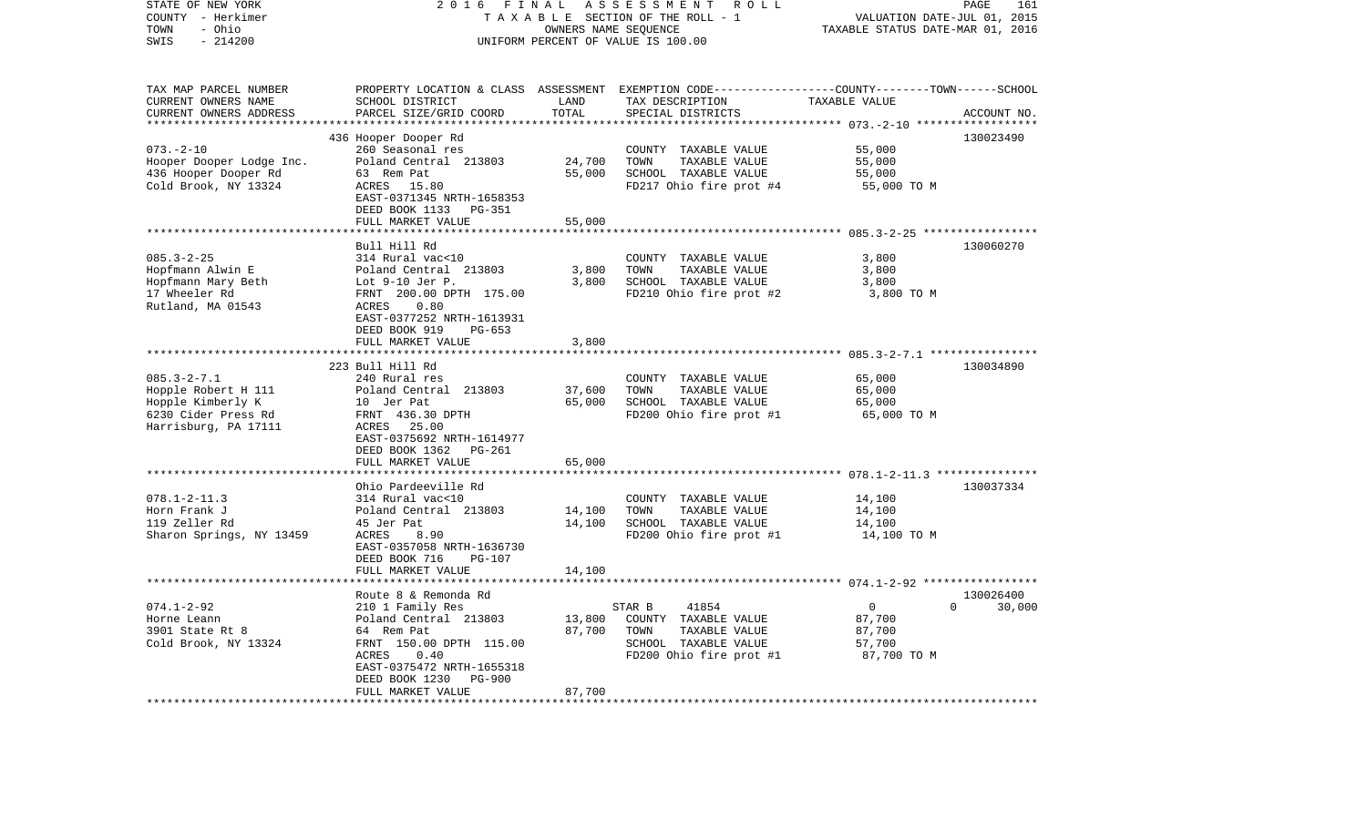STATE OF NEW YORK · COUNTY - Herkimer · TOWN - Ohio · SWIS - 214200

2016 FINAL ASSESSMENT ROLL
TAXABLE SECTION OF THE ROLL - 1
OWNERS NAME SEQUENCE
UNIFORM PERCENT OF VALUE IS 100.00

VALUATION DATE-JUL 01, 2015
TAXABLE STATUS DATE-MAR 01, 2016

| TAX MAP PARCEL NUMBER / CURRENT OWNERS NAME / CURRENT OWNERS ADDRESS | PROPERTY LOCATION & CLASS / SCHOOL DISTRICT / PARCEL SIZE/GRID COORD | LAND | ASSESSMENT TOTAL | EXEMPTION CODE / TAX DESCRIPTION / SPECIAL DISTRICTS | COUNTY | TOWN | SCHOOL | ACCOUNT NO. |
|---|---|---|---|---|---|---|---|---|
| 073.-2-10 | 436 Hooper Dooper Rd | | | | | | | 130023490 |
| Hooper Dooper Lodge Inc. | 260 Seasonal res | | | COUNTY TAXABLE VALUE | 55,000 | | | |
| 436 Hooper Dooper Rd | Poland Central 213803 | 24,700 | | TOWN TAXABLE VALUE | | 55,000 | | |
| Cold Brook, NY 13324 | 63 Rem Pat | | 55,000 | SCHOOL TAXABLE VALUE | | | 55,000 | |
| | ACRES 15.80 | | | FD217 Ohio fire prot #4 | 55,000 TO M | | | |
| | EAST-0371345 NRTH-1658353 | | | | | | | |
| | DEED BOOK 1133 PG-351 | | | | | | | |
| | FULL MARKET VALUE | | 55,000 | | | | | |
| 085.3-2-25 | Bull Hill Rd | | | | | | | 130060270 |
| Hopfmann Alwin E | 314 Rural vac<10 | | | COUNTY TAXABLE VALUE | 3,800 | | | |
| Hopfmann Mary Beth | Poland Central 213803 | 3,800 | | TOWN TAXABLE VALUE | | 3,800 | | |
| 17 Wheeler Rd | Lot 9-10 Jer P. | | 3,800 | SCHOOL TAXABLE VALUE | | | 3,800 | |
| Rutland, MA 01543 | FRNT 200.00 DPTH 175.00 | | | FD210 Ohio fire prot #2 | 3,800 TO M | | | |
| | ACRES 0.80 | | | | | | | |
| | EAST-0377252 NRTH-1613931 | | | | | | | |
| | DEED BOOK 919 PG-653 | | | | | | | |
| | FULL MARKET VALUE | | 3,800 | | | | | |
| 085.3-2-7.1 | 223 Bull Hill Rd | | | | | | | 130034890 |
| Hopple Robert H 111 | 240 Rural res | | | COUNTY TAXABLE VALUE | 65,000 | | | |
| Hopple Kimberly K | Poland Central 213803 | 37,600 | | TOWN TAXABLE VALUE | | 65,000 | | |
| 6230 Cider Press Rd | 10 Jer Pat | | 65,000 | SCHOOL TAXABLE VALUE | | | 65,000 | |
| Harrisburg, PA 17111 | FRNT 436.30 DPTH | | | FD200 Ohio fire prot #1 | 65,000 TO M | | | |
| | ACRES 25.00 | | | | | | | |
| | EAST-0375692 NRTH-1614977 | | | | | | | |
| | DEED BOOK 1362 PG-261 | | | | | | | |
| | FULL MARKET VALUE | | 65,000 | | | | | |
| 078.1-2-11.3 | Ohio Pardeeville Rd | | | | | | | 130037334 |
| Horn Frank J | 314 Rural vac<10 | | | COUNTY TAXABLE VALUE | 14,100 | | | |
| 119 Zeller Rd | Poland Central 213803 | 14,100 | | TOWN TAXABLE VALUE | | 14,100 | | |
| Sharon Springs, NY 13459 | 45 Jer Pat | | 14,100 | SCHOOL TAXABLE VALUE | | | 14,100 | |
| | ACRES 8.90 | | | FD200 Ohio fire prot #1 | 14,100 TO M | | | |
| | EAST-0357058 NRTH-1636730 | | | | | | | |
| | DEED BOOK 716 PG-107 | | | | | | | |
| | FULL MARKET VALUE | | 14,100 | | | | | |
| 074.1-2-92 | Route 8 & Remonda Rd | | | | | | | 130026400 |
| Horne Leann | 210 1 Family Res | | | STAR B 41854 | 0 | 0 | 30,000 | |
| 3901 State Rt 8 | Poland Central 213803 | 13,800 | | COUNTY TAXABLE VALUE | 87,700 | | | |
| Cold Brook, NY 13324 | 64 Rem Pat | | 87,700 | TOWN TAXABLE VALUE | | 87,700 | | |
| | FRNT 150.00 DPTH 115.00 | | | SCHOOL TAXABLE VALUE | | | 57,700 | |
| | ACRES 0.40 | | | FD200 Ohio fire prot #1 | 87,700 TO M | | | |
| | EAST-0375472 NRTH-1655318 | | | | | | | |
| | DEED BOOK 1230 PG-900 | | | | | | | |
| | FULL MARKET VALUE | | 87,700 | | | | | |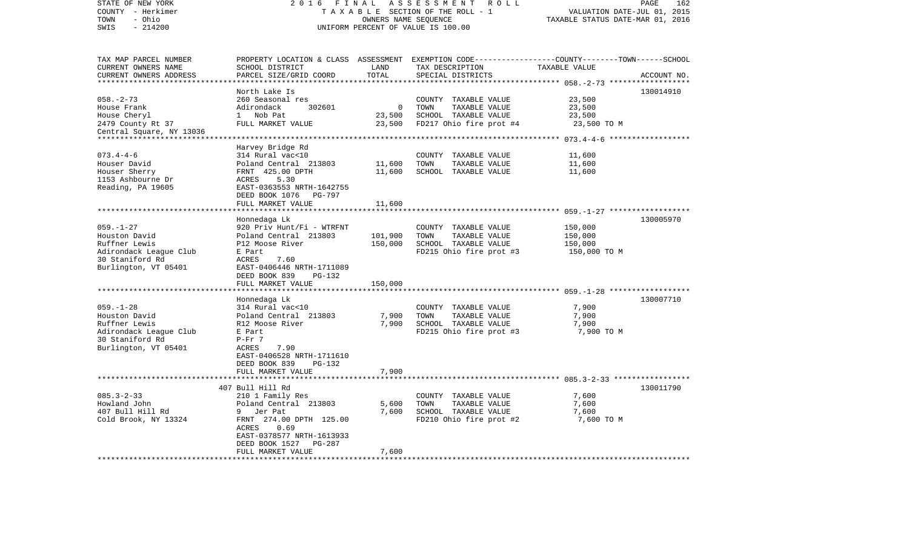STATE OF NEW YORK | 2016 FINAL ASSESSMENT ROLL | VALUATION DATE-JUL 01, 2015
COUNTY - Herkimer | TAXABLE SECTION OF THE ROLL - 1 | TAXABLE STATUS DATE-MAR 01, 2016
TOWN - Ohio | OWNERS NAME SEQUENCE
SWIS - 214200 | UNIFORM PERCENT OF VALUE IS 100.00

| TAX MAP PARCEL NUMBER<br>CURRENT OWNERS NAME<br>CURRENT OWNERS ADDRESS | PROPERTY LOCATION & CLASS<br>SCHOOL DISTRICT<br>PARCEL SIZE/GRID COORD | ASSESSMENT<br>LAND<br>TOTAL | EXEMPTION CODE-----COUNTY-----TOWN-----SCHOOL<br>TAX DESCRIPTION<br>SPECIAL DISTRICTS | TAXABLE VALUE | ACCOUNT NO. |
|---|---|---|---|---|---|
| | North Lake Is | | | | 130014910 |
| 058.-2-73 | 260 Seasonal res | | COUNTY TAXABLE VALUE | 23,500 | |
| House Frank | Adirondack 302601 | 0 | TOWN TAXABLE VALUE | 23,500 | |
| House Cheryl | 1 Nob Pat | 23,500 | SCHOOL TAXABLE VALUE | 23,500 | |
| 2479 County Rt 37 | FULL MARKET VALUE | 23,500 | FD217 Ohio fire prot #4 | 23,500 TO M | |
| Central Square, NY 13036 | | | | | |
| | Harvey Bridge Rd | | | | |
| 073.4-4-6 | 314 Rural vac<10 | | COUNTY TAXABLE VALUE | 11,600 | |
| Houser David | Poland Central 213803 | 11,600 | TOWN TAXABLE VALUE | 11,600 | |
| Houser Sherry | FRNT 425.00 DPTH | 11,600 | SCHOOL TAXABLE VALUE | 11,600 | |
| 1153 Ashbourne Dr | ACRES 5.30 | | | | |
| Reading, PA 19605 | EAST-0363553 NRTH-1642755 | | | | |
| | DEED BOOK 1076 PG-797 | | | | |
| | FULL MARKET VALUE | 11,600 | | | |
| | Honnedaga Lk | | | | 130005970 |
| 059.-1-27 | 920 Priv Hunt/Fi - WTRFNT | | COUNTY TAXABLE VALUE | 150,000 | |
| Houston David | Poland Central 213803 | 101,900 | TOWN TAXABLE VALUE | 150,000 | |
| Ruffner Lewis | P12 Moose River | 150,000 | SCHOOL TAXABLE VALUE | 150,000 | |
| Adirondack League Club | E Part | | FD215 Ohio fire prot #3 | 150,000 TO M | |
| 30 Staniford Rd | ACRES 7.60 | | | | |
| Burlington, VT 05401 | EAST-0406446 NRTH-1711089 | | | | |
| | DEED BOOK 839 PG-132 | | | | |
| | FULL MARKET VALUE | 150,000 | | | |
| | Honnedaga Lk | | | | 130007710 |
| 059.-1-28 | 314 Rural vac<10 | | COUNTY TAXABLE VALUE | 7,900 | |
| Houston David | Poland Central 213803 | 7,900 | TOWN TAXABLE VALUE | 7,900 | |
| Ruffner Lewis | R12 Moose River | 7,900 | SCHOOL TAXABLE VALUE | 7,900 | |
| Adirondack League Club | E Part | | FD215 Ohio fire prot #3 | 7,900 TO M | |
| 30 Staniford Rd | P-Fr 7 | | | | |
| Burlington, VT 05401 | ACRES 7.90 | | | | |
| | EAST-0406528 NRTH-1711610 | | | | |
| | DEED BOOK 839 PG-132 | | | | |
| | FULL MARKET VALUE | 7,900 | | | |
| | 407 Bull Hill Rd | | | | 130011790 |
| 085.3-2-33 | 210 1 Family Res | | COUNTY TAXABLE VALUE | 7,600 | |
| Howland John | Poland Central 213803 | 5,600 | TOWN TAXABLE VALUE | 7,600 | |
| 407 Bull Hill Rd | 9 Jer Pat | 7,600 | SCHOOL TAXABLE VALUE | 7,600 | |
| Cold Brook, NY 13324 | FRNT 274.00 DPTH 125.00 | | FD210 Ohio fire prot #2 | 7,600 TO M | |
| | ACRES 0.69 | | | | |
| | EAST-0378577 NRTH-1613933 | | | | |
| | DEED BOOK 1527 PG-287 | | | | |
| | FULL MARKET VALUE | 7,600 | | | |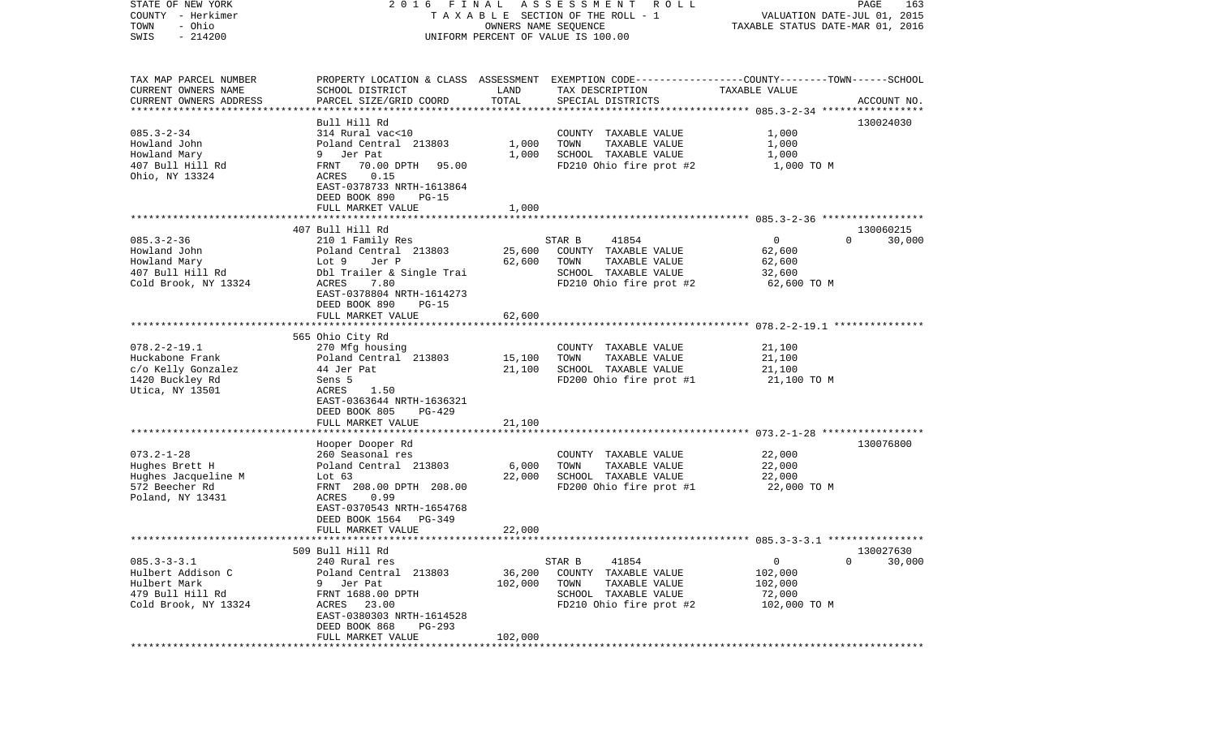STATE OF NEW YORK
COUNTY - Herkimer
TOWN - Ohio
SWIS - 214200

2016 FINAL ASSESSMENT ROLL
TAXABLE SECTION OF THE ROLL - 1
OWNERS NAME SEQUENCE
UNIFORM PERCENT OF VALUE IS 100.00

VALUATION DATE-JUL 01, 2015
TAXABLE STATUS DATE-MAR 01, 2016

| TAX MAP PARCEL NUMBER / CURRENT OWNERS NAME / CURRENT OWNERS ADDRESS | PROPERTY LOCATION & CLASS / SCHOOL DISTRICT / PARCEL SIZE/GRID COORD | ASSESSMENT LAND / TOTAL | EXEMPTION CODE / TAX DESCRIPTION / SPECIAL DISTRICTS | COUNTY / TOWN / SCHOOL TAXABLE VALUE | ACCOUNT NO. |
|---|---|---|---|---|---|
| **085.3-2-34** | Bull Hill Rd | | | | 130024030 |
| Howland John | 314 Rural vac<10 | | COUNTY TAXABLE VALUE | 1,000 | |
| Howland Mary | Poland Central 213803 | 1,000 | TOWN TAXABLE VALUE | 1,000 | |
| 407 Bull Hill Rd | 9 Jer Pat | 1,000 | SCHOOL TAXABLE VALUE | 1,000 | |
| Ohio, NY 13324 | FRNT 70.00 DPTH 95.00 | | FD210 Ohio fire prot #2 | 1,000 TO M | |
| | ACRES 0.15 | | | | |
| | EAST-0378733 NRTH-1613864 | | | | |
| | DEED BOOK 890 PG-15 | | | | |
| | FULL MARKET VALUE | 1,000 | | | |
| **085.3-2-36** | 407 Bull Hill Rd | | | | 130060215 |
| Howland John | 210 1 Family Res | | STAR B 41854 | 0 / 0 / 30,000 | |
| Howland Mary | Poland Central 213803 | 25,600 | COUNTY TAXABLE VALUE | 62,600 | |
| 407 Bull Hill Rd | Lot 9 Jer P | 62,600 | TOWN TAXABLE VALUE | 62,600 | |
| Cold Brook, NY 13324 | Dbl Trailer & Single Trai | | SCHOOL TAXABLE VALUE | 32,600 | |
| | ACRES 7.80 | | FD210 Ohio fire prot #2 | 62,600 TO M | |
| | EAST-0378804 NRTH-1614273 | | | | |
| | DEED BOOK 890 PG-15 | | | | |
| | FULL MARKET VALUE | 62,600 | | | |
| **078.2-2-19.1** | 565 Ohio City Rd | | | | |
| Huckabone Frank | 270 Mfg housing | | COUNTY TAXABLE VALUE | 21,100 | |
| c/o Kelly Gonzalez | Poland Central 213803 | 15,100 | TOWN TAXABLE VALUE | 21,100 | |
| 1420 Buckley Rd | 44 Jer Pat | 21,100 | SCHOOL TAXABLE VALUE | 21,100 | |
| Utica, NY 13501 | Sens 5 | | FD200 Ohio fire prot #1 | 21,100 TO M | |
| | ACRES 1.50 | | | | |
| | EAST-0363644 NRTH-1636321 | | | | |
| | DEED BOOK 805 PG-429 | | | | |
| | FULL MARKET VALUE | 21,100 | | | |
| **073.2-1-28** | Hooper Dooper Rd | | | | 130076800 |
| Hughes Brett H | 260 Seasonal res | | COUNTY TAXABLE VALUE | 22,000 | |
| Hughes Jacqueline M | Poland Central 213803 | 6,000 | TOWN TAXABLE VALUE | 22,000 | |
| 572 Beecher Rd | Lot 63 | 22,000 | SCHOOL TAXABLE VALUE | 22,000 | |
| Poland, NY 13431 | FRNT 208.00 DPTH 208.00 | | FD200 Ohio fire prot #1 | 22,000 TO M | |
| | ACRES 0.99 | | | | |
| | EAST-0370543 NRTH-1654768 | | | | |
| | DEED BOOK 1564 PG-349 | | | | |
| | FULL MARKET VALUE | 22,000 | | | |
| **085.3-3-3.1** | 509 Bull Hill Rd | | | | 130027630 |
| Hulbert Addison C | 240 Rural res | | STAR B 41854 | 0 / 0 / 30,000 | |
| Hulbert Mark | Poland Central 213803 | 36,200 | COUNTY TAXABLE VALUE | 102,000 | |
| 479 Bull Hill Rd | 9 Jer Pat | 102,000 | TOWN TAXABLE VALUE | 102,000 | |
| Cold Brook, NY 13324 | FRNT 1688.00 DPTH | | SCHOOL TAXABLE VALUE | 72,000 | |
| | ACRES 23.00 | | FD210 Ohio fire prot #2 | 102,000 TO M | |
| | EAST-0380303 NRTH-1614528 | | | | |
| | DEED BOOK 868 PG-293 | | | | |
| | FULL MARKET VALUE | 102,000 | | | |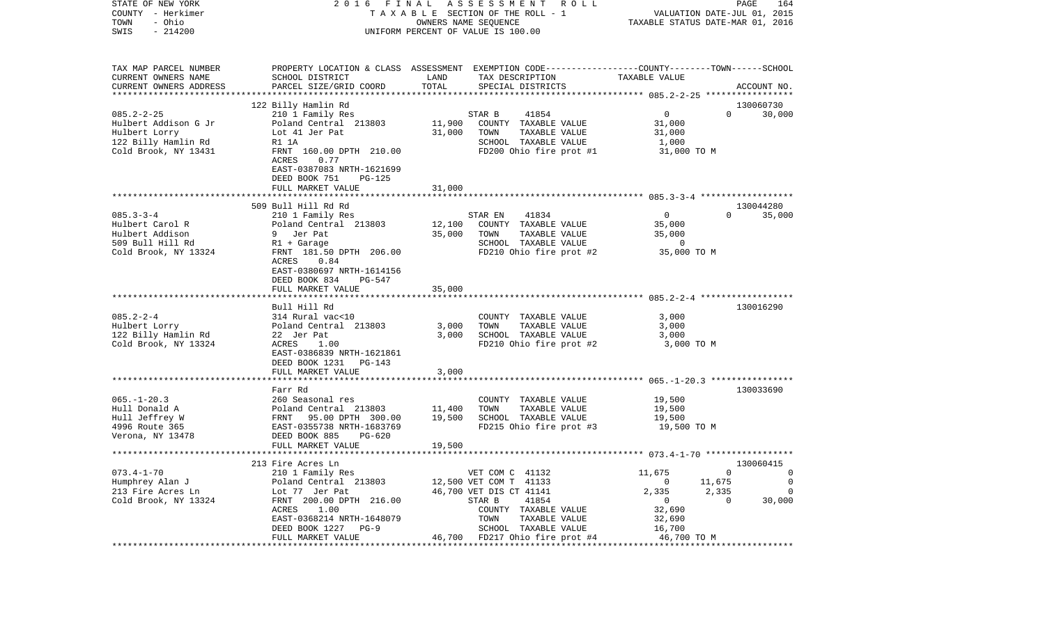STATE OF NEW YORK | 2016 FINAL ASSESSMENT ROLL | PAGE 164
COUNTY - Herkimer | TAXABLE SECTION OF THE ROLL - 1 | VALUATION DATE-JUL 01, 2015
TOWN - Ohio | OWNERS NAME SEQUENCE | TAXABLE STATUS DATE-MAR 01, 2016
SWIS - 214200 | UNIFORM PERCENT OF VALUE IS 100.00

| TAX MAP PARCEL NUMBER / CURRENT OWNERS NAME / CURRENT OWNERS ADDRESS | PROPERTY LOCATION & CLASS / SCHOOL DISTRICT / PARCEL SIZE/GRID COORD | ASSESSMENT LAND / TOTAL | EXEMPTION CODE / TAX DESCRIPTION / SPECIAL DISTRICTS | COUNTY | TOWN | SCHOOL / ACCOUNT NO. |
|---|---|---|---|---|---|---|
| | 122 Billy Hamlin Rd | | | | | 130060730 |
| 085.2-2-25 | 210 1 Family Res | | STAR B 41854 | 0 | 0 | 30,000 |
| Hulbert Addison G Jr | Poland Central 213803 | 11,900 | COUNTY TAXABLE VALUE | 31,000 | | |
| Hulbert Lorry | Lot 41 Jer Pat | 31,000 | TOWN TAXABLE VALUE | 31,000 | | |
| 122 Billy Hamlin Rd | R1 1A | | SCHOOL TAXABLE VALUE | 1,000 | | |
| Cold Brook, NY 13431 | FRNT 160.00 DPTH 210.00 | | FD200 Ohio fire prot #1 | 31,000 TO M | | |
| | ACRES 0.77 | | | | | |
| | EAST-0387083 NRTH-1621699 | | | | | |
| | DEED BOOK 751 PG-125 | | | | | |
| | FULL MARKET VALUE | 31,000 | | | | |
| | 509 Bull Hill Rd Rd | | | | | 130044280 |
| 085.3-3-4 | 210 1 Family Res | | STAR EN 41834 | 0 | 0 | 35,000 |
| Hulbert Carol R | Poland Central 213803 | 12,100 | COUNTY TAXABLE VALUE | 35,000 | | |
| Hulbert Addison | 9 Jer Pat | 35,000 | TOWN TAXABLE VALUE | 35,000 | | |
| 509 Bull Hill Rd | R1 + Garage | | SCHOOL TAXABLE VALUE | 0 | | |
| Cold Brook, NY 13324 | FRNT 181.50 DPTH 206.00 | | FD210 Ohio fire prot #2 | 35,000 TO M | | |
| | ACRES 0.84 | | | | | |
| | EAST-0380697 NRTH-1614156 | | | | | |
| | DEED BOOK 834 PG-547 | | | | | |
| | FULL MARKET VALUE | 35,000 | | | | |
| | Bull Hill Rd | | | | | 130016290 |
| 085.2-2-4 | 314 Rural vac<10 | | COUNTY TAXABLE VALUE | 3,000 | | |
| Hulbert Lorry | Poland Central 213803 | 3,000 | TOWN TAXABLE VALUE | 3,000 | | |
| 122 Billy Hamlin Rd | 22 Jer Pat | 3,000 | SCHOOL TAXABLE VALUE | 3,000 | | |
| Cold Brook, NY 13324 | ACRES 1.00 | | FD210 Ohio fire prot #2 | 3,000 TO M | | |
| | EAST-0386839 NRTH-1621861 | | | | | |
| | DEED BOOK 1231 PG-143 | | | | | |
| | FULL MARKET VALUE | 3,000 | | | | |
| | Farr Rd | | | | | 130033690 |
| 065.-1-20.3 | 260 Seasonal res | | COUNTY TAXABLE VALUE | 19,500 | | |
| Hull Donald A | Poland Central 213803 | 11,400 | TOWN TAXABLE VALUE | 19,500 | | |
| Hull Jeffrey W | FRNT 95.00 DPTH 300.00 | 19,500 | SCHOOL TAXABLE VALUE | 19,500 | | |
| 4996 Route 365 | EAST-0355738 NRTH-1683769 | | FD215 Ohio fire prot #3 | 19,500 TO M | | |
| Verona, NY 13478 | DEED BOOK 885 PG-620 | | | | | |
| | FULL MARKET VALUE | 19,500 | | | | |
| | 213 Fire Acres Ln | | | | | 130060415 |
| 073.4-1-70 | 210 1 Family Res | | VET COM C 41132 | 11,675 | 0 | 0 |
| Humphrey Alan J | Poland Central 213803 | 12,500 | VET COM T 41133 | 0 | 11,675 | 0 |
| 213 Fire Acres Ln | Lot 77 Jer Pat | 46,700 | VET DIS CT 41141 | 2,335 | 2,335 | 0 |
| Cold Brook, NY 13324 | FRNT 200.00 DPTH 216.00 | | STAR B 41854 | 0 | 0 | 30,000 |
| | ACRES 1.00 | | COUNTY TAXABLE VALUE | 32,690 | | |
| | EAST-0368214 NRTH-1648079 | | TOWN TAXABLE VALUE | 32,690 | | |
| | DEED BOOK 1227 PG-9 | | SCHOOL TAXABLE VALUE | 16,700 | | |
| | FULL MARKET VALUE | 46,700 | FD217 Ohio fire prot #4 | 46,700 TO M | | |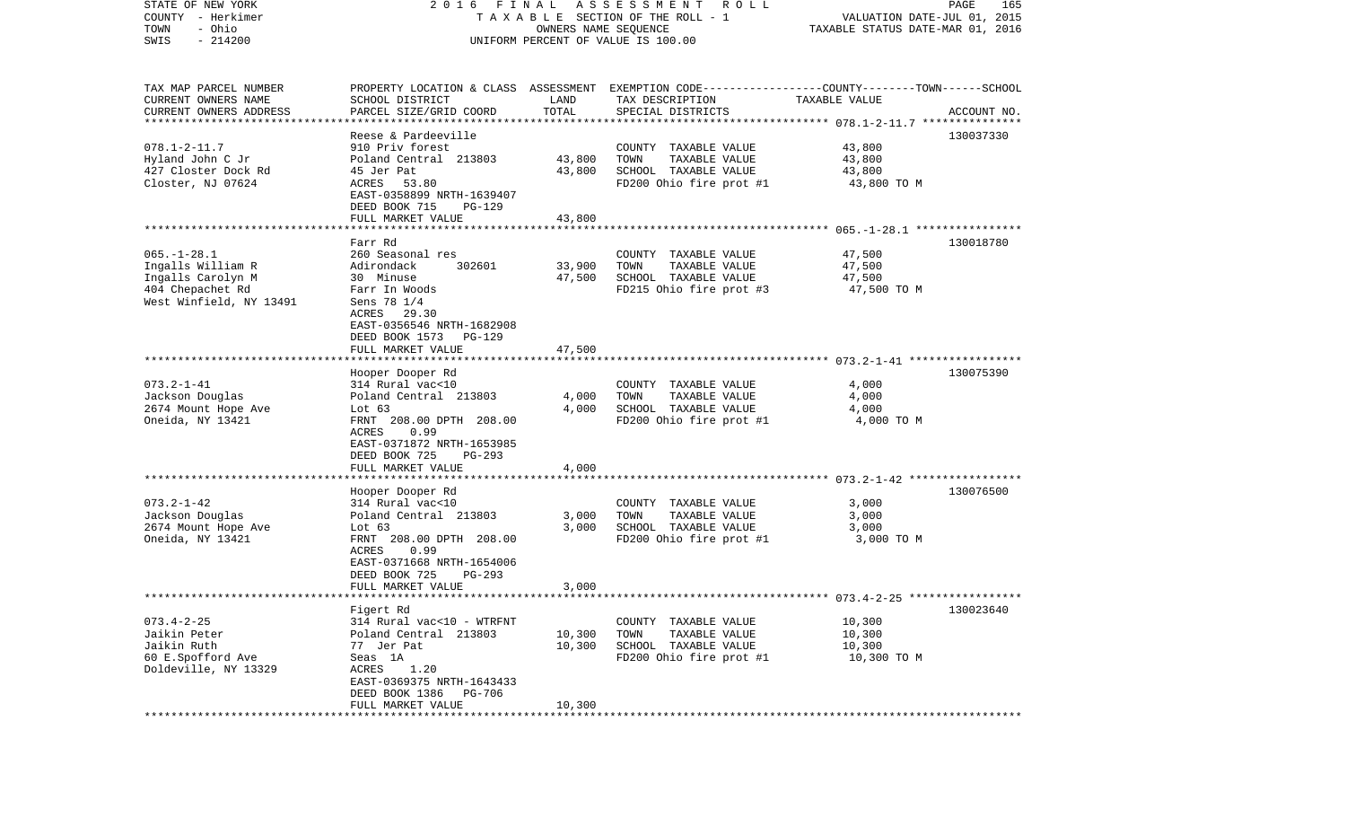STATE OF NEW YORK
COUNTY - Herkimer
TOWN - Ohio
SWIS - 214200

2016 FINAL ASSESSMENT ROLL
TAXABLE SECTION OF THE ROLL - 1
OWNERS NAME SEQUENCE
UNIFORM PERCENT OF VALUE IS 100.00

VALUATION DATE-JUL 01, 2015
TAXABLE STATUS DATE-MAR 01, 2016

| TAX MAP PARCEL NUMBER / CURRENT OWNERS NAME / CURRENT OWNERS ADDRESS | PROPERTY LOCATION & CLASS / SCHOOL DISTRICT / PARCEL SIZE/GRID COORD | ASSESSMENT LAND / TOTAL | EXEMPTION CODE / TAX DESCRIPTION / SPECIAL DISTRICTS | TAXABLE VALUE (COUNTY--TOWN--SCHOOL) | ACCOUNT NO. |
|---|---|---|---|---|---|
| 078.1-2-11.7 | Reese & Pardeeville | | | | 130037330 |
| Hyland John C Jr | 910 Priv forest | | COUNTY TAXABLE VALUE | 43,800 | |
| 427 Closter Dock Rd | Poland Central 213803 | 43,800 | TOWN TAXABLE VALUE | 43,800 | |
| Closter, NJ 07624 | 45 Jer Pat | 43,800 | SCHOOL TAXABLE VALUE | 43,800 | |
| | ACRES 53.80 | | FD200 Ohio fire prot #1 | 43,800 TO M | |
| | EAST-0358899 NRTH-1639407 | | | | |
| | DEED BOOK 715 PG-129 | | | | |
| | FULL MARKET VALUE | 43,800 | | | |
| 065.-1-28.1 | Farr Rd | | | | 130018780 |
| Ingalls William R | 260 Seasonal res | | COUNTY TAXABLE VALUE | 47,500 | |
| Ingalls Carolyn M | Adirondack 302601 | 33,900 | TOWN TAXABLE VALUE | 47,500 | |
| 404 Chepachet Rd | 30 Minuse | 47,500 | SCHOOL TAXABLE VALUE | 47,500 | |
| West Winfield, NY 13491 | Farr In Woods | | FD215 Ohio fire prot #3 | 47,500 TO M | |
| | Sens 78 1/4 | | | | |
| | ACRES 29.30 | | | | |
| | EAST-0356546 NRTH-1682908 | | | | |
| | DEED BOOK 1573 PG-129 | | | | |
| | FULL MARKET VALUE | 47,500 | | | |
| 073.2-1-41 | Hooper Dooper Rd | | | | 130075390 |
| Jackson Douglas | 314 Rural vac<10 | | COUNTY TAXABLE VALUE | 4,000 | |
| 2674 Mount Hope Ave | Poland Central 213803 | 4,000 | TOWN TAXABLE VALUE | 4,000 | |
| Oneida, NY 13421 | Lot 63 | 4,000 | SCHOOL TAXABLE VALUE | 4,000 | |
| | FRNT 208.00 DPTH 208.00 | | FD200 Ohio fire prot #1 | 4,000 TO M | |
| | ACRES 0.99 | | | | |
| | EAST-0371872 NRTH-1653985 | | | | |
| | DEED BOOK 725 PG-293 | | | | |
| | FULL MARKET VALUE | 4,000 | | | |
| 073.2-1-42 | Hooper Dooper Rd | | | | 130076500 |
| Jackson Douglas | 314 Rural vac<10 | | COUNTY TAXABLE VALUE | 3,000 | |
| 2674 Mount Hope Ave | Poland Central 213803 | 3,000 | TOWN TAXABLE VALUE | 3,000 | |
| Oneida, NY 13421 | Lot 63 | 3,000 | SCHOOL TAXABLE VALUE | 3,000 | |
| | FRNT 208.00 DPTH 208.00 | | FD200 Ohio fire prot #1 | 3,000 TO M | |
| | ACRES 0.99 | | | | |
| | EAST-0371668 NRTH-1654006 | | | | |
| | DEED BOOK 725 PG-293 | | | | |
| | FULL MARKET VALUE | 3,000 | | | |
| 073.4-2-25 | Figert Rd | | | | 130023640 |
| Jaikin Peter | 314 Rural vac<10 - WTRFNT | | COUNTY TAXABLE VALUE | 10,300 | |
| Jaikin Ruth | Poland Central 213803 | 10,300 | TOWN TAXABLE VALUE | 10,300 | |
| 60 E.Spofford Ave | 77 Jer Pat | 10,300 | SCHOOL TAXABLE VALUE | 10,300 | |
| Doldeville, NY 13329 | Seas 1A | | FD200 Ohio fire prot #1 | 10,300 TO M | |
| | ACRES 1.20 | | | | |
| | EAST-0369375 NRTH-1643433 | | | | |
| | DEED BOOK 1386 PG-706 | | | | |
| | FULL MARKET VALUE | 10,300 | | | |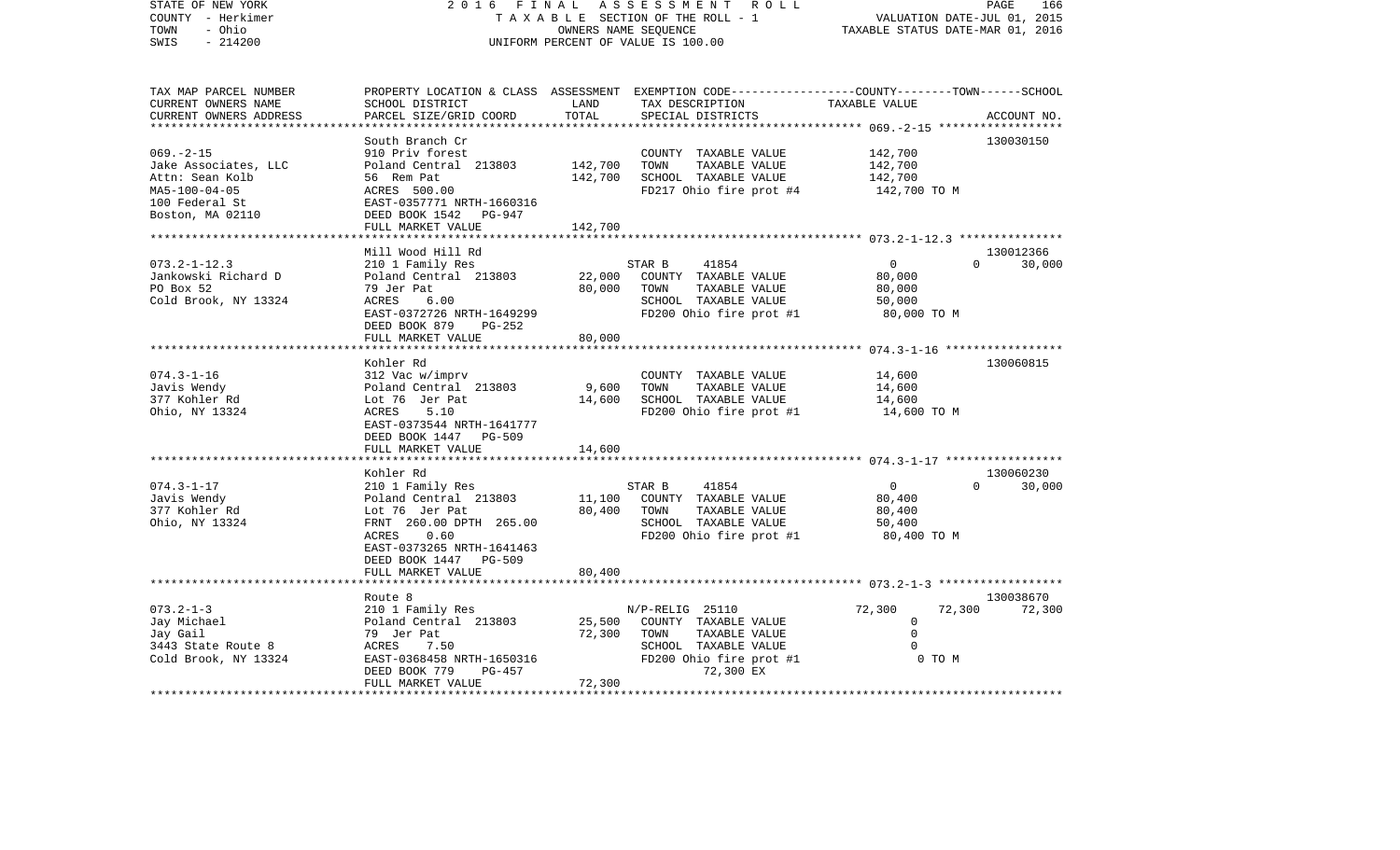| TAX MAP PARCEL NUMBER<br>CURRENT OWNERS NAME<br>CURRENT OWNERS ADDRESS | PROPERTY LOCATION & CLASS<br>SCHOOL DISTRICT<br>PARCEL SIZE/GRID COORD | ASSESSMENT<br>LAND<br>TOTAL | EXEMPTION CODE-----COUNTY-----TOWN-----SCHOOL<br>TAX DESCRIPTION<br>SPECIAL DISTRICTS | TAXABLE VALUE | ACCOUNT NO. |
|---|---|---|---|---|---|
| **069.-2-15** | South Branch Cr | | | | 130030150 |
| 069.-2-15 | 910 Priv forest | | COUNTY TAXABLE VALUE | 142,700 | |
| Jake Associates, LLC | Poland Central 213803 | 142,700 | TOWN TAXABLE VALUE | 142,700 | |
| Attn: Sean Kolb | 56 Rem Pat | 142,700 | SCHOOL TAXABLE VALUE | 142,700 | |
| MA5-100-04-05 | ACRES 500.00 | | FD217 Ohio fire prot #4 | 142,700 TO M | |
| 100 Federal St | EAST-0357771 NRTH-1660316 | | | | |
| Boston, MA 02110 | DEED BOOK 1542 PG-947 | | | | |
| | FULL MARKET VALUE | 142,700 | | | |
| **073.2-1-12.3** | Mill Wood Hill Rd | | | | 130012366 |
| 073.2-1-12.3 | 210 1 Family Res | | STAR B 41854 | 0 0 | 30,000 |
| Jankowski Richard D | Poland Central 213803 | 22,000 | COUNTY TAXABLE VALUE | 80,000 | |
| PO Box 52 | 79 Jer Pat | 80,000 | TOWN TAXABLE VALUE | 80,000 | |
| Cold Brook, NY 13324 | ACRES 6.00 | | SCHOOL TAXABLE VALUE | 50,000 | |
| | EAST-0372726 NRTH-1649299 | | FD200 Ohio fire prot #1 | 80,000 TO M | |
| | DEED BOOK 879 PG-252 | | | | |
| | FULL MARKET VALUE | 80,000 | | | |
| **074.3-1-16** | Kohler Rd | | | | 130060815 |
| 074.3-1-16 | 312 Vac w/imprv | | COUNTY TAXABLE VALUE | 14,600 | |
| Javis Wendy | Poland Central 213803 | 9,600 | TOWN TAXABLE VALUE | 14,600 | |
| 377 Kohler Rd | Lot 76 Jer Pat | 14,600 | SCHOOL TAXABLE VALUE | 14,600 | |
| Ohio, NY 13324 | ACRES 5.10 | | FD200 Ohio fire prot #1 | 14,600 TO M | |
| | EAST-0373544 NRTH-1641777 | | | | |
| | DEED BOOK 1447 PG-509 | | | | |
| | FULL MARKET VALUE | 14,600 | | | |
| **074.3-1-17** | Kohler Rd | | | | 130060230 |
| 074.3-1-17 | 210 1 Family Res | | STAR B 41854 | 0 0 | 30,000 |
| Javis Wendy | Poland Central 213803 | 11,100 | COUNTY TAXABLE VALUE | 80,400 | |
| 377 Kohler Rd | Lot 76 Jer Pat | 80,400 | TOWN TAXABLE VALUE | 80,400 | |
| Ohio, NY 13324 | FRNT 260.00 DPTH 265.00 | | SCHOOL TAXABLE VALUE | 50,400 | |
| | ACRES 0.60 | | FD200 Ohio fire prot #1 | 80,400 TO M | |
| | EAST-0373265 NRTH-1641463 | | | | |
| | DEED BOOK 1447 PG-509 | | | | |
| | FULL MARKET VALUE | 80,400 | | | |
| **073.2-1-3** | Route 8 | | | | 130038670 |
| 073.2-1-3 | 210 1 Family Res | | N/P-RELIG 25110 | 72,300 72,300 | 72,300 |
| Jay Michael | Poland Central 213803 | 25,500 | COUNTY TAXABLE VALUE | 0 | |
| Jay Gail | 79 Jer Pat | 72,300 | TOWN TAXABLE VALUE | 0 | |
| 3443 State Route 8 | ACRES 7.50 | | SCHOOL TAXABLE VALUE | 0 | |
| Cold Brook, NY 13324 | EAST-0368458 NRTH-1650316 | | FD200 Ohio fire prot #1 | 0 TO M | |
| | DEED BOOK 779 PG-457 | | 72,300 EX | | |
| | FULL MARKET VALUE | 72,300 | | | |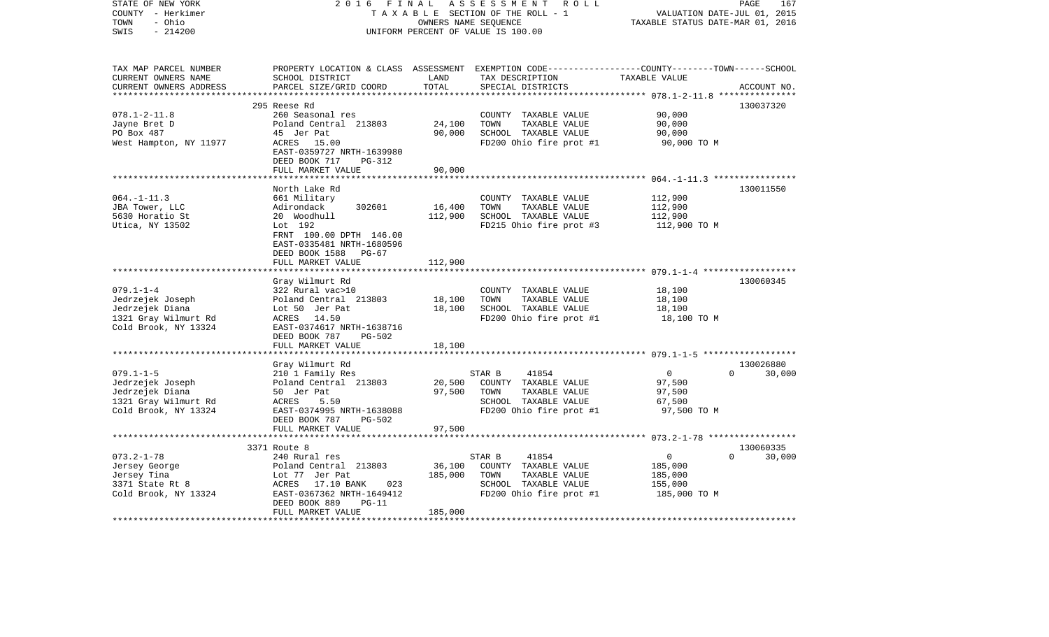STATE OF NEW YORK — 2016 FINAL ASSESSMENT ROLL
COUNTY - Herkimer — TAXABLE SECTION OF THE ROLL - 1 — VALUATION DATE-JUL 01, 2015
TOWN - Ohio — OWNERS NAME SEQUENCE — TAXABLE STATUS DATE-MAR 01, 2016
SWIS - 214200 — UNIFORM PERCENT OF VALUE IS 100.00

| TAX MAP PARCEL NUMBER / CURRENT OWNERS NAME / CURRENT OWNERS ADDRESS | PROPERTY LOCATION & CLASS / SCHOOL DISTRICT / PARCEL SIZE/GRID COORD | ASSESSMENT LAND | TOTAL | EXEMPTION CODE / TAX DESCRIPTION / SPECIAL DISTRICTS | COUNTY / TOWN / SCHOOL TAXABLE VALUE | ACCOUNT NO. |
|---|---|---|---|---|---|---|
| | 295 Reese Rd | | | | | 130037320 |
| 078.1-2-11.8 | 260 Seasonal res | | | COUNTY TAXABLE VALUE | 90,000 | |
| Jayne Bret D | Poland Central 213803 | 24,100 | | TOWN TAXABLE VALUE | 90,000 | |
| PO Box 487 | 45 Jer Pat | | 90,000 | SCHOOL TAXABLE VALUE | 90,000 | |
| West Hampton, NY 11977 | ACRES 15.00 | | | FD200 Ohio fire prot #1 | 90,000 TO M | |
| | EAST-0359727 NRTH-1639980 | | | | | |
| | DEED BOOK 717 PG-312 | | | | | |
| | FULL MARKET VALUE | | 90,000 | | | |
| | North Lake Rd | | | | | 130011550 |
| 064.-1-11.3 | 661 Military | | | COUNTY TAXABLE VALUE | 112,900 | |
| JBA Tower, LLC | Adirondack 302601 | 16,400 | | TOWN TAXABLE VALUE | 112,900 | |
| 5630 Horatio St | 20 Woodhull | | 112,900 | SCHOOL TAXABLE VALUE | 112,900 | |
| Utica, NY 13502 | Lot 192 | | | FD215 Ohio fire prot #3 | 112,900 TO M | |
| | FRNT 100.00 DPTH 146.00 | | | | | |
| | EAST-0335481 NRTH-1680596 | | | | | |
| | DEED BOOK 1588 PG-67 | | | | | |
| | FULL MARKET VALUE | | 112,900 | | | |
| | Gray Wilmurt Rd | | | | | 130060345 |
| 079.1-1-4 | 322 Rural vac>10 | | | COUNTY TAXABLE VALUE | 18,100 | |
| Jedrzejek Joseph | Poland Central 213803 | 18,100 | | TOWN TAXABLE VALUE | 18,100 | |
| Jedrzejek Diana | Lot 50 Jer Pat | | 18,100 | SCHOOL TAXABLE VALUE | 18,100 | |
| 1321 Gray Wilmurt Rd | ACRES 14.50 | | | FD200 Ohio fire prot #1 | 18,100 TO M | |
| Cold Brook, NY 13324 | EAST-0374617 NRTH-1638716 | | | | | |
| | DEED BOOK 787 PG-502 | | | | | |
| | FULL MARKET VALUE | | 18,100 | | | |
| | Gray Wilmurt Rd | | | | | 130026880 |
| 079.1-1-5 | 210 1 Family Res | | | STAR B 41854 | 0 0 30,000 | |
| Jedrzejek Joseph | Poland Central 213803 | 20,500 | | COUNTY TAXABLE VALUE | 97,500 | |
| Jedrzejek Diana | 50 Jer Pat | | 97,500 | TOWN TAXABLE VALUE | 97,500 | |
| 1321 Gray Wilmurt Rd | ACRES 5.50 | | | SCHOOL TAXABLE VALUE | 67,500 | |
| Cold Brook, NY 13324 | EAST-0374995 NRTH-1638088 | | | FD200 Ohio fire prot #1 | 97,500 TO M | |
| | DEED BOOK 787 PG-502 | | | | | |
| | FULL MARKET VALUE | | 97,500 | | | |
| | 3371 Route 8 | | | | | 130060335 |
| 073.2-1-78 | 240 Rural res | | | STAR B 41854 | 0 0 30,000 | |
| Jersey George | Poland Central 213803 | 36,100 | | COUNTY TAXABLE VALUE | 185,000 | |
| Jersey Tina | Lot 77 Jer Pat | | 185,000 | TOWN TAXABLE VALUE | 185,000 | |
| 3371 State Rt 8 | ACRES 17.10 BANK 023 | | | SCHOOL TAXABLE VALUE | 155,000 | |
| Cold Brook, NY 13324 | EAST-0367362 NRTH-1649412 | | | FD200 Ohio fire prot #1 | 185,000 TO M | |
| | DEED BOOK 889 PG-11 | | | | | |
| | FULL MARKET VALUE | | 185,000 | | | |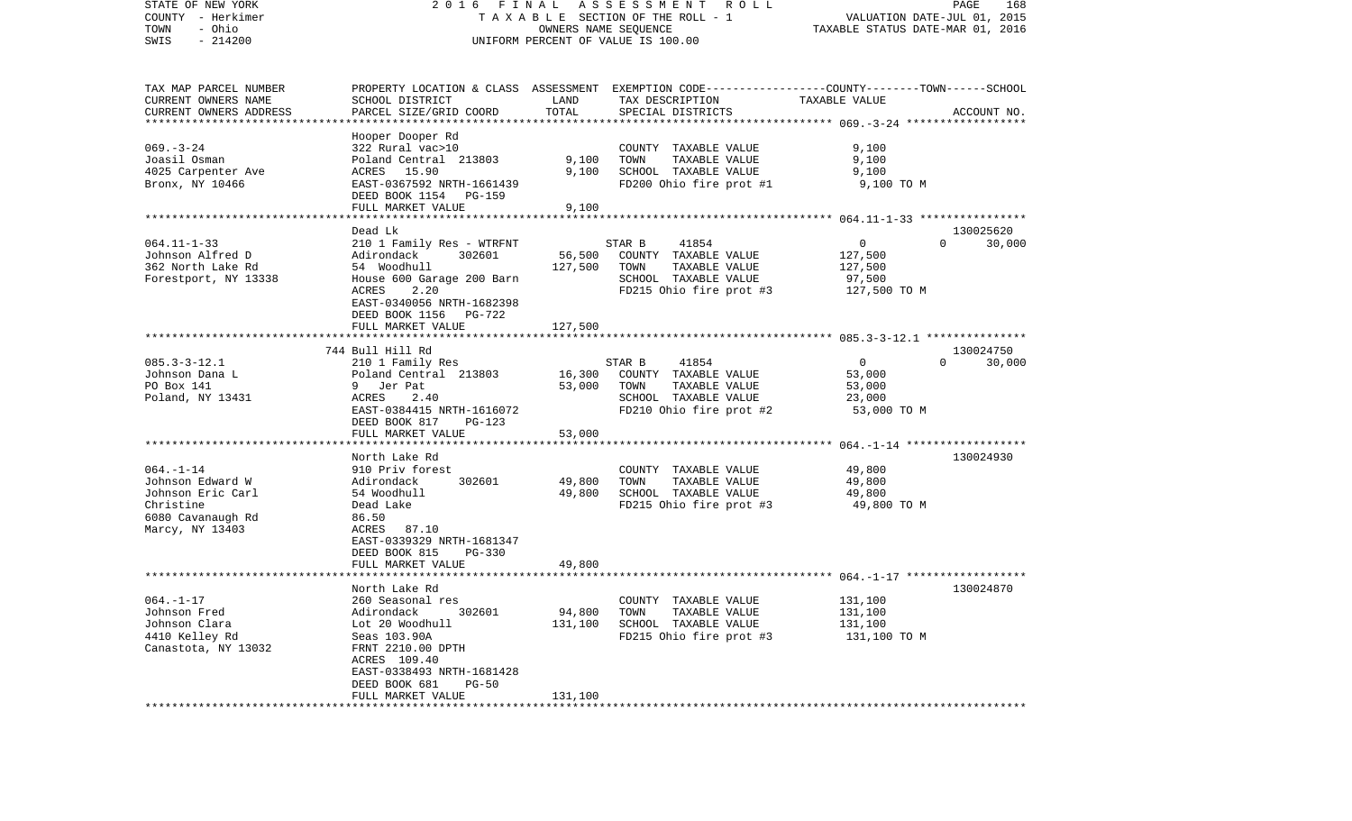STATE OF NEW YORK | 2016 FINAL ASSESSMENT ROLL | PAGE 168
COUNTY - Herkimer | TAXABLE SECTION OF THE ROLL - 1 | VALUATION DATE-JUL 01, 2015
TOWN - Ohio | OWNERS NAME SEQUENCE | TAXABLE STATUS DATE-MAR 01, 2016
SWIS - 214200 | UNIFORM PERCENT OF VALUE IS 100.00

| TAX MAP PARCEL NUMBER / CURRENT OWNERS NAME / CURRENT OWNERS ADDRESS | PROPERTY LOCATION & CLASS / SCHOOL DISTRICT / PARCEL SIZE/GRID COORD | ASSESSMENT LAND | ASSESSMENT TOTAL | EXEMPTION CODE / TAX DESCRIPTION / SPECIAL DISTRICTS | COUNTY TAXABLE VALUE | TOWN | SCHOOL / ACCOUNT NO. |
|---|---|---|---|---|---|---|---|
| | Hooper Dooper Rd | | | | | | |
| 069.-3-24 | 322 Rural vac>10 | | | COUNTY TAXABLE VALUE | 9,100 | | |
| Joasil Osman | Poland Central 213803 | 9,100 | | TOWN TAXABLE VALUE | 9,100 | | |
| 4025 Carpenter Ave | ACRES 15.90 | | 9,100 | SCHOOL TAXABLE VALUE | 9,100 | | |
| Bronx, NY 10466 | EAST-0367592 NRTH-1661439 | | | FD200 Ohio fire prot #1 | 9,100 TO M | | |
| | DEED BOOK 1154 PG-159 | | | | | | |
| | FULL MARKET VALUE | | 9,100 | | | | |
| | Dead Lk | | | | | | 130025620 |
| 064.11-1-33 | 210 1 Family Res - WTRFNT | | | STAR B 41854 | 0 | 0 | 30,000 |
| Johnson Alfred D | Adirondack 302601 | 56,500 | | COUNTY TAXABLE VALUE | 127,500 | | |
| 362 North Lake Rd | 54 Woodhull | | 127,500 | TOWN TAXABLE VALUE | 127,500 | | |
| Forestport, NY 13338 | House 600 Garage 200 Barn | | | SCHOOL TAXABLE VALUE | 97,500 | | |
| | ACRES 2.20 | | | FD215 Ohio fire prot #3 | 127,500 TO M | | |
| | EAST-0340056 NRTH-1682398 | | | | | | |
| | DEED BOOK 1156 PG-722 | | | | | | |
| | FULL MARKET VALUE | | 127,500 | | | | |
| | 744 Bull Hill Rd | | | | | | 130024750 |
| 085.3-3-12.1 | 210 1 Family Res | | | STAR B 41854 | 0 | 0 | 30,000 |
| Johnson Dana L | Poland Central 213803 | 16,300 | | COUNTY TAXABLE VALUE | 53,000 | | |
| PO Box 141 | 9 Jer Pat | | 53,000 | TOWN TAXABLE VALUE | 53,000 | | |
| Poland, NY 13431 | ACRES 2.40 | | | SCHOOL TAXABLE VALUE | 23,000 | | |
| | EAST-0384415 NRTH-1616072 | | | FD210 Ohio fire prot #2 | 53,000 TO M | | |
| | DEED BOOK 817 PG-123 | | | | | | |
| | FULL MARKET VALUE | | 53,000 | | | | |
| | North Lake Rd | | | | | | 130024930 |
| 064.-1-14 | 910 Priv forest | | | COUNTY TAXABLE VALUE | 49,800 | | |
| Johnson Edward W | Adirondack 302601 | 49,800 | | TOWN TAXABLE VALUE | 49,800 | | |
| Johnson Eric Carl | 54 Woodhull | | 49,800 | SCHOOL TAXABLE VALUE | 49,800 | | |
| Christine | Dead Lake | | | FD215 Ohio fire prot #3 | 49,800 TO M | | |
| 6080 Cavanaugh Rd | 86.50 | | | | | | |
| Marcy, NY 13403 | ACRES 87.10 | | | | | | |
| | EAST-0339329 NRTH-1681347 | | | | | | |
| | DEED BOOK 815 PG-330 | | | | | | |
| | FULL MARKET VALUE | | 49,800 | | | | |
| | North Lake Rd | | | | | | 130024870 |
| 064.-1-17 | 260 Seasonal res | | | COUNTY TAXABLE VALUE | 131,100 | | |
| Johnson Fred | Adirondack 302601 | 94,800 | | TOWN TAXABLE VALUE | 131,100 | | |
| Johnson Clara | Lot 20 Woodhull | | 131,100 | SCHOOL TAXABLE VALUE | 131,100 | | |
| 4410 Kelley Rd | Seas 103.90A | | | FD215 Ohio fire prot #3 | 131,100 TO M | | |
| Canastota, NY 13032 | FRNT 2210.00 DPTH | | | | | | |
| | ACRES 109.40 | | | | | | |
| | EAST-0338493 NRTH-1681428 | | | | | | |
| | DEED BOOK 681 PG-50 | | | | | | |
| | FULL MARKET VALUE | | 131,100 | | | | |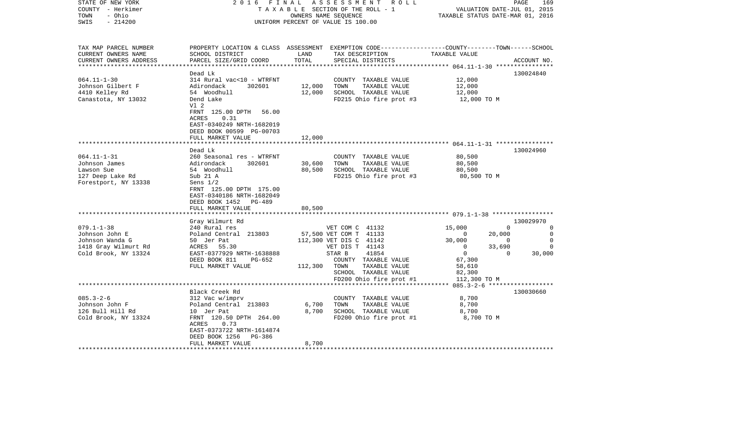STATE OF NEW YORK
COUNTY - Herkimer
TOWN - Ohio
SWIS - 214200

2016 FINAL ASSESSMENT ROLL
TAXABLE SECTION OF THE ROLL - 1
OWNERS NAME SEQUENCE
UNIFORM PERCENT OF VALUE IS 100.00

VALUATION DATE-JUL 01, 2015
TAXABLE STATUS DATE-MAR 01, 2016

| TAX MAP PARCEL NUMBER<br>CURRENT OWNERS NAME<br>CURRENT OWNERS ADDRESS | PROPERTY LOCATION & CLASS<br>SCHOOL DISTRICT<br>PARCEL SIZE/GRID COORD | ASSESSMENT<br>LAND<br>TOTAL | EXEMPTION CODE<br>TAX DESCRIPTION<br>SPECIAL DISTRICTS | COUNTY<br>TAXABLE VALUE | TOWN | SCHOOL<br>ACCOUNT NO. |
|---|---|---|---|---|---|---|
| **064.11-1-30** | Dead Lk | | | | | 130024840 |
| 064.11-1-30 | 314 Rural vac<10 - WTRFNT | | COUNTY TAXABLE VALUE | 12,000 | | |
| Johnson Gilbert F | Adirondack 302601 | 12,000 | TOWN TAXABLE VALUE | 12,000 | | |
| 4410 Kelley Rd | 54 Woodhull | 12,000 | SCHOOL TAXABLE VALUE | 12,000 | | |
| Canastota, NY 13032 | Dend Lake | | FD215 Ohio fire prot #3 | 12,000 TO M | | |
| | Vl 2 | | | | | |
| | FRNT 125.00 DPTH 56.00 | | | | | |
| | ACRES 0.31 | | | | | |
| | EAST-0340249 NRTH-1682019 | | | | | |
| | DEED BOOK 00599 PG-00703 | | | | | |
| | FULL MARKET VALUE | 12,000 | | | | |
| **064.11-1-31** | Dead Lk | | | | | 130024960 |
| 064.11-1-31 | 260 Seasonal res - WTRFNT | | COUNTY TAXABLE VALUE | 80,500 | | |
| Johnson James | Adirondack 302601 | 30,600 | TOWN TAXABLE VALUE | 80,500 | | |
| Lawson Sue | 54 Woodhull | 80,500 | SCHOOL TAXABLE VALUE | 80,500 | | |
| 127 Deep Lake Rd | Sub 21 A | | FD215 Ohio fire prot #3 | 80,500 TO M | | |
| Forestport, NY 13338 | Sens 1/2 | | | | | |
| | FRNT 125.00 DPTH 175.00 | | | | | |
| | EAST-0340186 NRTH-1682049 | | | | | |
| | DEED BOOK 1452 PG-489 | | | | | |
| | FULL MARKET VALUE | 80,500 | | | | |
| **079.1-1-38** | Gray Wilmurt Rd | | | | | 130029970 |
| 079.1-1-38 | 240 Rural res | | VET COM C 41132 | 15,000 | 0 | 0 |
| Johnson John E | Poland Central 213803 | 57,500 | VET COM T 41133 | 0 | 20,000 | 0 |
| Johnson Wanda G | 50 Jer Pat | 112,300 | VET DIS C 41142 | 30,000 | 0 | 0 |
| 1418 Gray Wilmurt Rd | ACRES 55.30 | | VET DIS T 41143 | 0 | 33,690 | 0 |
| Cold Brook, NY 13324 | EAST-0377929 NRTH-1638888 | | STAR B 41854 | 0 | 0 | 30,000 |
| | DEED BOOK 811 PG-652 | | COUNTY TAXABLE VALUE | 67,300 | | |
| | FULL MARKET VALUE | 112,300 | TOWN TAXABLE VALUE | 58,610 | | |
| | | | SCHOOL TAXABLE VALUE | 82,300 | | |
| | | | FD200 Ohio fire prot #1 | 112,300 TO M | | |
| **085.3-2-6** | Black Creek Rd | | | | | 130030660 |
| 085.3-2-6 | 312 Vac w/imprv | | COUNTY TAXABLE VALUE | 8,700 | | |
| Johnson John F | Poland Central 213803 | 6,700 | TOWN TAXABLE VALUE | 8,700 | | |
| 126 Bull Hill Rd | 10 Jer Pat | 8,700 | SCHOOL TAXABLE VALUE | 8,700 | | |
| Cold Brook, NY 13324 | FRNT 120.50 DPTH 264.00 | | FD200 Ohio fire prot #1 | 8,700 TO M | | |
| | ACRES 0.73 | | | | | |
| | EAST-0373722 NRTH-1614874 | | | | | |
| | DEED BOOK 1256 PG-386 | | | | | |
| | FULL MARKET VALUE | 8,700 | | | | |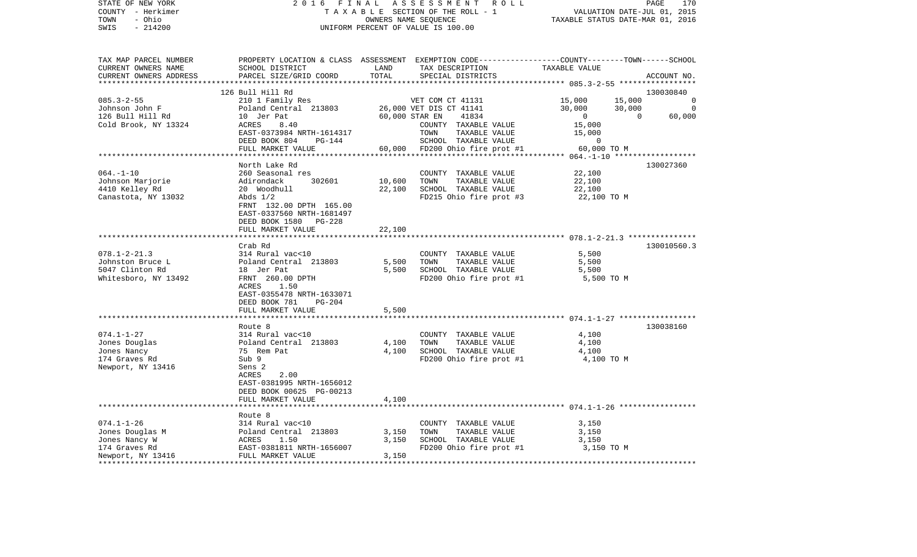STATE OF NEW YORK — COUNTY - Herkimer — TOWN - Ohio — SWIS - 214200

2016 FINAL ASSESSMENT ROLL
TAXABLE SECTION OF THE ROLL - 1
OWNERS NAME SEQUENCE
UNIFORM PERCENT OF VALUE IS 100.00

VALUATION DATE-JUL 01, 2015
TAXABLE STATUS DATE-MAR 01, 2016

| TAX MAP PARCEL NUMBER / CURRENT OWNERS NAME / CURRENT OWNERS ADDRESS | PROPERTY LOCATION & CLASS / SCHOOL DISTRICT / PARCEL SIZE/GRID COORD | ASSESSMENT LAND | TOTAL | EXEMPTION CODE / TAX DESCRIPTION / SPECIAL DISTRICTS | COUNTY | TOWN | SCHOOL / TAXABLE VALUE | ACCOUNT NO. |
|---|---|---|---|---|---|---|---|---|
| **085.3-2-55** | 126 Bull Hill Rd | | | | | | | 130030840 |
| | 210 1 Family Res | | | VET COM CT 41131 | 15,000 | 15,000 | 0 | |
| Johnson John F | Poland Central 213803 | 26,000 | | VET DIS CT 41141 | 30,000 | 30,000 | 0 | |
| 126 Bull Hill Rd | 10 Jer Pat | | 60,000 | STAR EN 41834 | 0 | 0 | 60,000 | |
| Cold Brook, NY 13324 | ACRES 8.40 | | | COUNTY TAXABLE VALUE | 15,000 | | | |
| | EAST-0373984 NRTH-1614317 | | | TOWN TAXABLE VALUE | | 15,000 | | |
| | DEED BOOK 804 PG-144 | | | SCHOOL TAXABLE VALUE | | | 0 | |
| | FULL MARKET VALUE | | 60,000 | FD200 Ohio fire prot #1 | 60,000 TO M | | | |
| **064.-1-10** | North Lake Rd | | | | | | | 130027360 |
| | 260 Seasonal res | | | COUNTY TAXABLE VALUE | 22,100 | | | |
| Johnson Marjorie | Adirondack 302601 | 10,600 | | TOWN TAXABLE VALUE | | 22,100 | | |
| 4410 Kelley Rd | 20 Woodhull | | 22,100 | SCHOOL TAXABLE VALUE | | | 22,100 | |
| Canastota, NY 13032 | Abds 1/2 | | | FD215 Ohio fire prot #3 | 22,100 TO M | | | |
| | FRNT 132.00 DPTH 165.00 | | | | | | | |
| | EAST-0337560 NRTH-1681497 | | | | | | | |
| | DEED BOOK 1580 PG-228 | | | | | | | |
| | FULL MARKET VALUE | | 22,100 | | | | | |
| **078.1-2-21.3** | Crab Rd | | | | | | | 130010560.3 |
| | 314 Rural vac<10 | | | COUNTY TAXABLE VALUE | 5,500 | | | |
| Johnston Bruce L | Poland Central 213803 | 5,500 | | TOWN TAXABLE VALUE | | 5,500 | | |
| 5047 Clinton Rd | 18 Jer Pat | | 5,500 | SCHOOL TAXABLE VALUE | | | 5,500 | |
| Whitesboro, NY 13492 | FRNT 260.00 DPTH | | | FD200 Ohio fire prot #1 | 5,500 TO M | | | |
| | ACRES 1.50 | | | | | | | |
| | EAST-0355478 NRTH-1633071 | | | | | | | |
| | DEED BOOK 781 PG-204 | | | | | | | |
| | FULL MARKET VALUE | | 5,500 | | | | | |
| **074.1-1-27** | Route 8 | | | | | | | 130038160 |
| | 314 Rural vac<10 | | | COUNTY TAXABLE VALUE | 4,100 | | | |
| Jones Douglas | Poland Central 213803 | 4,100 | | TOWN TAXABLE VALUE | | 4,100 | | |
| Jones Nancy | 75 Rem Pat | | 4,100 | SCHOOL TAXABLE VALUE | | | 4,100 | |
| 174 Graves Rd | Sub 9 | | | FD200 Ohio fire prot #1 | 4,100 TO M | | | |
| Newport, NY 13416 | Sens 2 | | | | | | | |
| | ACRES 2.00 | | | | | | | |
| | EAST-0381995 NRTH-1656012 | | | | | | | |
| | DEED BOOK 00625 PG-00213 | | | | | | | |
| | FULL MARKET VALUE | | 4,100 | | | | | |
| **074.1-1-26** | Route 8 | | | | | | | |
| | 314 Rural vac<10 | | | COUNTY TAXABLE VALUE | 3,150 | | | |
| Jones Douglas M | Poland Central 213803 | 3,150 | | TOWN TAXABLE VALUE | | 3,150 | | |
| Jones Nancy W | ACRES 1.50 | | 3,150 | SCHOOL TAXABLE VALUE | | | 3,150 | |
| 174 Graves Rd | EAST-0381811 NRTH-1656007 | | | FD200 Ohio fire prot #1 | 3,150 TO M | | | |
| Newport, NY 13416 | FULL MARKET VALUE | | 3,150 | | | | | |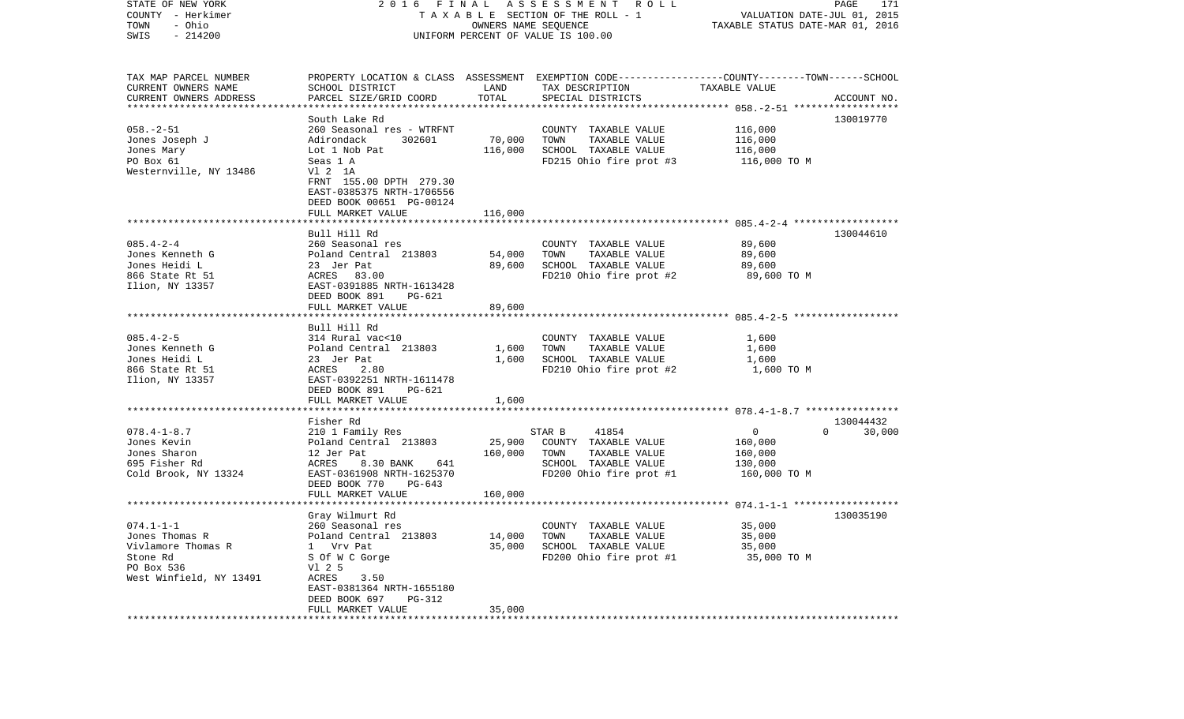STATE OF NEW YORK — 2016 FINAL ASSESSMENT ROLL
COUNTY - Herkimer — TAXABLE SECTION OF THE ROLL - 1 — VALUATION DATE-JUL 01, 2015
TOWN - Ohio — OWNERS NAME SEQUENCE — TAXABLE STATUS DATE-MAR 01, 2016
SWIS - 214200 — UNIFORM PERCENT OF VALUE IS 100.00

| TAX MAP PARCEL NUMBER / CURRENT OWNERS NAME / CURRENT OWNERS ADDRESS | PROPERTY LOCATION & CLASS / SCHOOL DISTRICT / PARCEL SIZE/GRID COORD | ASSESSMENT LAND | ASSESSMENT TOTAL | EXEMPTION CODE / TAX DESCRIPTION / SPECIAL DISTRICTS | COUNTY | TOWN | SCHOOL TAXABLE VALUE | ACCOUNT NO. |
|---|---|---|---|---|---|---|---|---|
| **058.-2-51** | South Lake Rd | | | | | | | 130019770 |
| 058.-2-51 | 260 Seasonal res - WTRFNT | | | COUNTY TAXABLE VALUE | 116,000 | | | |
| Jones Joseph J | Adirondack 302601 | 70,000 | | TOWN TAXABLE VALUE | | 116,000 | | |
| Jones Mary | Lot 1 Nob Pat | | 116,000 | SCHOOL TAXABLE VALUE | | | 116,000 | |
| PO Box 61 | Seas 1 A | | | FD215 Ohio fire prot #3 | 116,000 TO M | | | |
| Westernville, NY 13486 | Vl 2 1A | | | | | | | |
| | FRNT 155.00 DPTH 279.30 | | | | | | | |
| | EAST-0385375 NRTH-1706556 | | | | | | | |
| | DEED BOOK 00651 PG-00124 | | | | | | | |
| | FULL MARKET VALUE | | 116,000 | | | | | |
| **085.4-2-4** | Bull Hill Rd | | | | | | | 130044610 |
| 085.4-2-4 | 260 Seasonal res | | | COUNTY TAXABLE VALUE | 89,600 | | | |
| Jones Kenneth G | Poland Central 213803 | 54,000 | | TOWN TAXABLE VALUE | | 89,600 | | |
| Jones Heidi L | 23 Jer Pat | | 89,600 | SCHOOL TAXABLE VALUE | | | 89,600 | |
| 866 State Rt 51 | ACRES 83.00 | | | FD210 Ohio fire prot #2 | 89,600 TO M | | | |
| Ilion, NY 13357 | EAST-0391885 NRTH-1613428 | | | | | | | |
| | DEED BOOK 891 PG-621 | | | | | | | |
| | FULL MARKET VALUE | | 89,600 | | | | | |
| **085.4-2-5** | Bull Hill Rd | | | | | | | |
| 085.4-2-5 | 314 Rural vac<10 | | | COUNTY TAXABLE VALUE | 1,600 | | | |
| Jones Kenneth G | Poland Central 213803 | 1,600 | | TOWN TAXABLE VALUE | | 1,600 | | |
| Jones Heidi L | 23 Jer Pat | | 1,600 | SCHOOL TAXABLE VALUE | | | 1,600 | |
| 866 State Rt 51 | ACRES 2.80 | | | FD210 Ohio fire prot #2 | 1,600 TO M | | | |
| Ilion, NY 13357 | EAST-0392251 NRTH-1611478 | | | | | | | |
| | DEED BOOK 891 PG-621 | | | | | | | |
| | FULL MARKET VALUE | | 1,600 | | | | | |
| **078.4-1-8.7** | Fisher Rd | | | | | | | 130044432 |
| 078.4-1-8.7 | 210 1 Family Res | | | STAR B 41854 | 0 | 0 | 30,000 | |
| Jones Kevin | Poland Central 213803 | 25,900 | | COUNTY TAXABLE VALUE | 160,000 | | | |
| Jones Sharon | 12 Jer Pat | | 160,000 | TOWN TAXABLE VALUE | | 160,000 | | |
| 695 Fisher Rd | ACRES 8.30 BANK 641 | | | SCHOOL TAXABLE VALUE | | | 130,000 | |
| Cold Brook, NY 13324 | EAST-0361908 NRTH-1625370 | | | FD200 Ohio fire prot #1 | 160,000 TO M | | | |
| | DEED BOOK 770 PG-643 | | | | | | | |
| | FULL MARKET VALUE | | 160,000 | | | | | |
| **074.1-1-1** | Gray Wilmurt Rd | | | | | | | 130035190 |
| 074.1-1-1 | 260 Seasonal res | | | COUNTY TAXABLE VALUE | 35,000 | | | |
| Jones Thomas R | Poland Central 213803 | 14,000 | | TOWN TAXABLE VALUE | | 35,000 | | |
| Vivlamore Thomas R | 1 Vrv Pat | | 35,000 | SCHOOL TAXABLE VALUE | | | 35,000 | |
| Stone Rd | S Of W C Gorge | | | FD200 Ohio fire prot #1 | 35,000 TO M | | | |
| PO Box 536 | Vl 2 5 | | | | | | | |
| West Winfield, NY 13491 | ACRES 3.50 | | | | | | | |
| | EAST-0381364 NRTH-1655180 | | | | | | | |
| | DEED BOOK 697 PG-312 | | | | | | | |
| | FULL MARKET VALUE | | 35,000 | | | | | |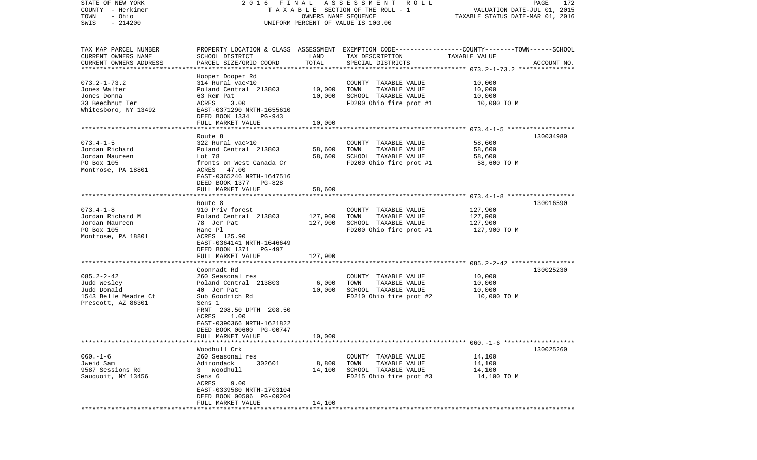STATE OF NEW YORK | 2 0 1 6 F I N A L A S S E S S M E N T R O L L | PAGE 172
COUNTY - Herkimer | T A X A B L E SECTION OF THE ROLL - 1 | VALUATION DATE-JUL 01, 2015
TOWN - Ohio | OWNERS NAME SEQUENCE | TAXABLE STATUS DATE-MAR 01, 2016
SWIS - 214200 | UNIFORM PERCENT OF VALUE IS 100.00

| TAX MAP PARCEL NUMBER<br>CURRENT OWNERS NAME<br>CURRENT OWNERS ADDRESS | PROPERTY LOCATION & CLASS<br>SCHOOL DISTRICT<br>PARCEL SIZE/GRID COORD | ASSESSMENT<br>LAND<br>TOTAL | EXEMPTION CODE-----COUNTY--------TOWN------SCHOOL<br>TAX DESCRIPTION<br>SPECIAL DISTRICTS | TAXABLE VALUE | ACCOUNT NO. |
|---|---|---|---|---|---|
| **073.2-1-73.2** | Hooper Dooper Rd | | | | |
| 073.2-1-73.2 | 314 Rural vac<10 | | COUNTY TAXABLE VALUE | 10,000 | |
| Jones Walter | Poland Central 213803 | 10,000 | TOWN TAXABLE VALUE | 10,000 | |
| Jones Donna | 63 Rem Pat | 10,000 | SCHOOL TAXABLE VALUE | 10,000 | |
| 33 Beechnut Ter | ACRES 3.00 | | FD200 Ohio fire prot #1 | 10,000 TO M | |
| Whitesboro, NY 13492 | EAST-0371290 NRTH-1655610 | | | | |
| | DEED BOOK 1334 PG-943 | | | | |
| | FULL MARKET VALUE | 10,000 | | | |
| **073.4-1-5** | Route 8 | | | | 130034980 |
| 073.4-1-5 | 322 Rural vac>10 | | COUNTY TAXABLE VALUE | 58,600 | |
| Jordan Richard | Poland Central 213803 | 58,600 | TOWN TAXABLE VALUE | 58,600 | |
| Jordan Maureen | Lot 78 | 58,600 | SCHOOL TAXABLE VALUE | 58,600 | |
| PO Box 105 | fronts on West Canada Cr | | FD200 Ohio fire prot #1 | 58,600 TO M | |
| Montrose, PA 18801 | ACRES 47.00 | | | | |
| | EAST-0365246 NRTH-1647516 | | | | |
| | DEED BOOK 1377 PG-828 | | | | |
| | FULL MARKET VALUE | 58,600 | | | |
| **073.4-1-8** | Route 8 | | | | 130016590 |
| 073.4-1-8 | 910 Priv forest | | COUNTY TAXABLE VALUE | 127,900 | |
| Jordan Richard M | Poland Central 213803 | 127,900 | TOWN TAXABLE VALUE | 127,900 | |
| Jordan Maureen | 78 Jer Pat | 127,900 | SCHOOL TAXABLE VALUE | 127,900 | |
| PO Box 105 | Hane Pl | | FD200 Ohio fire prot #1 | 127,900 TO M | |
| Montrose, PA 18801 | ACRES 125.90 | | | | |
| | EAST-0364141 NRTH-1646649 | | | | |
| | DEED BOOK 1371 PG-497 | | | | |
| | FULL MARKET VALUE | 127,900 | | | |
| **085.2-2-42** | Coonradt Rd | | | | 130025230 |
| 085.2-2-42 | 260 Seasonal res | | COUNTY TAXABLE VALUE | 10,000 | |
| Judd Wesley | Poland Central 213803 | 6,000 | TOWN TAXABLE VALUE | 10,000 | |
| Judd Donald | 40 Jer Pat | 10,000 | SCHOOL TAXABLE VALUE | 10,000 | |
| 1543 Belle Meadre Ct | Sub Goodrich Rd | | FD210 Ohio fire prot #2 | 10,000 TO M | |
| Prescott, AZ 86301 | Sens 1 | | | | |
| | FRNT 208.50 DPTH 208.50 | | | | |
| | ACRES 1.00 | | | | |
| | EAST-0390366 NRTH-1621822 | | | | |
| | DEED BOOK 00600 PG-00747 | | | | |
| | FULL MARKET VALUE | 10,000 | | | |
| **060.-1-6** | Woodhull Crk | | | | 130025260 |
| 060.-1-6 | 260 Seasonal res | | COUNTY TAXABLE VALUE | 14,100 | |
| Jweid Sam | Adirondack 302601 | 8,800 | TOWN TAXABLE VALUE | 14,100 | |
| 9587 Sessions Rd | 3 Woodhull | 14,100 | SCHOOL TAXABLE VALUE | 14,100 | |
| Sauquoit, NY 13456 | Sens 6 | | FD215 Ohio fire prot #3 | 14,100 TO M | |
| | ACRES 9.00 | | | | |
| | EAST-0339580 NRTH-1703104 | | | | |
| | DEED BOOK 00506 PG-00204 | | | | |
| | FULL MARKET VALUE | 14,100 | | | |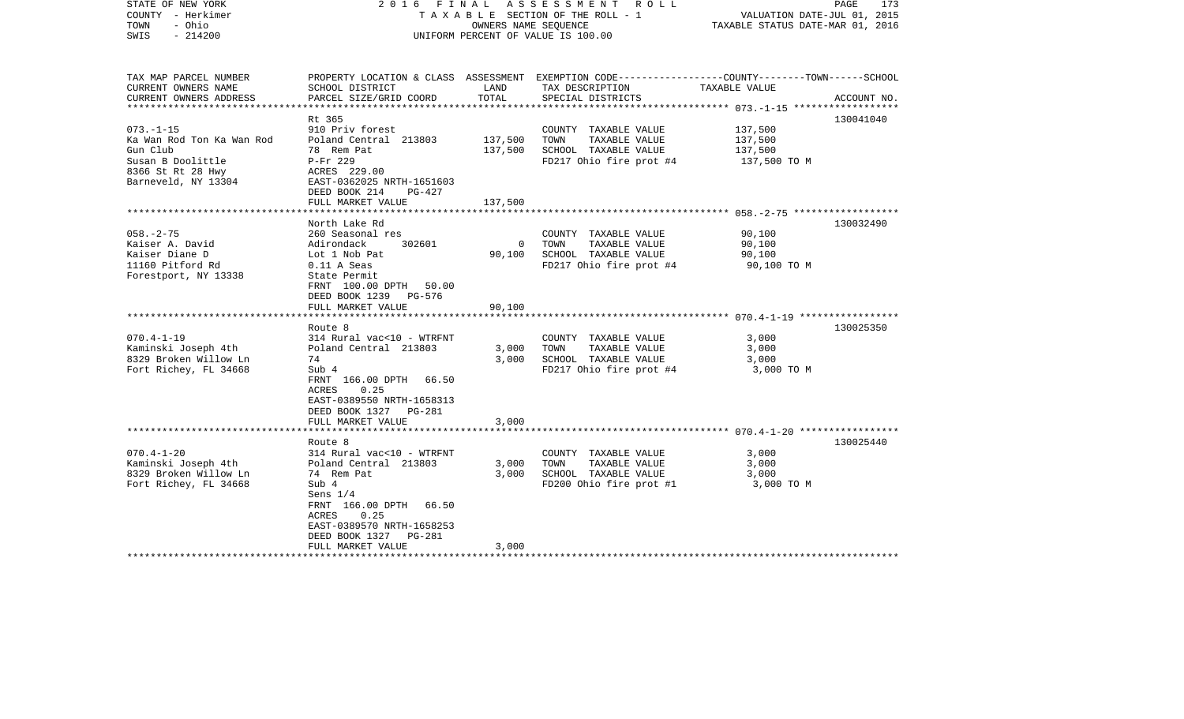STATE OF NEW YORK — 2016 FINAL ASSESSMENT ROLL
COUNTY - Herkimer — TAXABLE SECTION OF THE ROLL - 1 — VALUATION DATE-JUL 01, 2015
TOWN - Ohio — OWNERS NAME SEQUENCE — TAXABLE STATUS DATE-MAR 01, 2016
SWIS - 214200 — UNIFORM PERCENT OF VALUE IS 100.00

| TAX MAP PARCEL NUMBER / CURRENT OWNERS NAME / CURRENT OWNERS ADDRESS | PROPERTY LOCATION & CLASS / SCHOOL DISTRICT / PARCEL SIZE/GRID COORD | ASSESSMENT LAND | TOTAL | EXEMPTION CODE / TAX DESCRIPTION / SPECIAL DISTRICTS | TAXABLE VALUE (COUNTY--TOWN--SCHOOL) | ACCOUNT NO. |
|---|---|---|---|---|---|---|
| 073.-1-15 | Rt 365 | | | | | 130041040 |
| | 910 Priv forest | | | COUNTY TAXABLE VALUE | 137,500 | |
| Ka Wan Rod Ton Ka Wan Rod | Poland Central 213803 | 137,500 | | TOWN TAXABLE VALUE | 137,500 | |
| Gun Club | 78 Rem Pat | | 137,500 | SCHOOL TAXABLE VALUE | 137,500 | |
| Susan B Doolittle | P-Fr 229 | | | FD217 Ohio fire prot #4 | 137,500 TO M | |
| 8366 St Rt 28 Hwy | ACRES 229.00 | | | | | |
| Barneveld, NY 13304 | EAST-0362025 NRTH-1651603 | | | | | |
| | DEED BOOK 214 PG-427 | | | | | |
| | FULL MARKET VALUE | | 137,500 | | | |
| 058.-2-75 | North Lake Rd | | | | | 130032490 |
| | 260 Seasonal res | | | COUNTY TAXABLE VALUE | 90,100 | |
| Kaiser A. David | Adirondack 302601 | 0 | | TOWN TAXABLE VALUE | 90,100 | |
| Kaiser Diane D | Lot 1 Nob Pat | | 90,100 | SCHOOL TAXABLE VALUE | 90,100 | |
| 11160 Pitford Rd | 0.11 A Seas | | | FD217 Ohio fire prot #4 | 90,100 TO M | |
| Forestport, NY 13338 | State Permit | | | | | |
| | FRNT 100.00 DPTH 50.00 | | | | | |
| | DEED BOOK 1239 PG-576 | | | | | |
| | FULL MARKET VALUE | | 90,100 | | | |
| 070.4-1-19 | Route 8 | | | | | 130025350 |
| | 314 Rural vac<10 - WTRFNT | | | COUNTY TAXABLE VALUE | 3,000 | |
| Kaminski Joseph 4th | Poland Central 213803 | 3,000 | | TOWN TAXABLE VALUE | 3,000 | |
| 8329 Broken Willow Ln | 74 | | 3,000 | SCHOOL TAXABLE VALUE | 3,000 | |
| Fort Richey, FL 34668 | Sub 4 | | | FD217 Ohio fire prot #4 | 3,000 TO M | |
| | FRNT 166.00 DPTH 66.50 | | | | | |
| | ACRES 0.25 | | | | | |
| | EAST-0389550 NRTH-1658313 | | | | | |
| | DEED BOOK 1327 PG-281 | | | | | |
| | FULL MARKET VALUE | | 3,000 | | | |
| 070.4-1-20 | Route 8 | | | | | 130025440 |
| | 314 Rural vac<10 - WTRFNT | | | COUNTY TAXABLE VALUE | 3,000 | |
| Kaminski Joseph 4th | Poland Central 213803 | 3,000 | | TOWN TAXABLE VALUE | 3,000 | |
| 8329 Broken Willow Ln | 74 Rem Pat | | 3,000 | SCHOOL TAXABLE VALUE | 3,000 | |
| Fort Richey, FL 34668 | Sub 4 | | | FD200 Ohio fire prot #1 | 3,000 TO M | |
| | Sens 1/4 | | | | | |
| | FRNT 166.00 DPTH 66.50 | | | | | |
| | ACRES 0.25 | | | | | |
| | EAST-0389570 NRTH-1658253 | | | | | |
| | DEED BOOK 1327 PG-281 | | | | | |
| | FULL MARKET VALUE | | 3,000 | | | |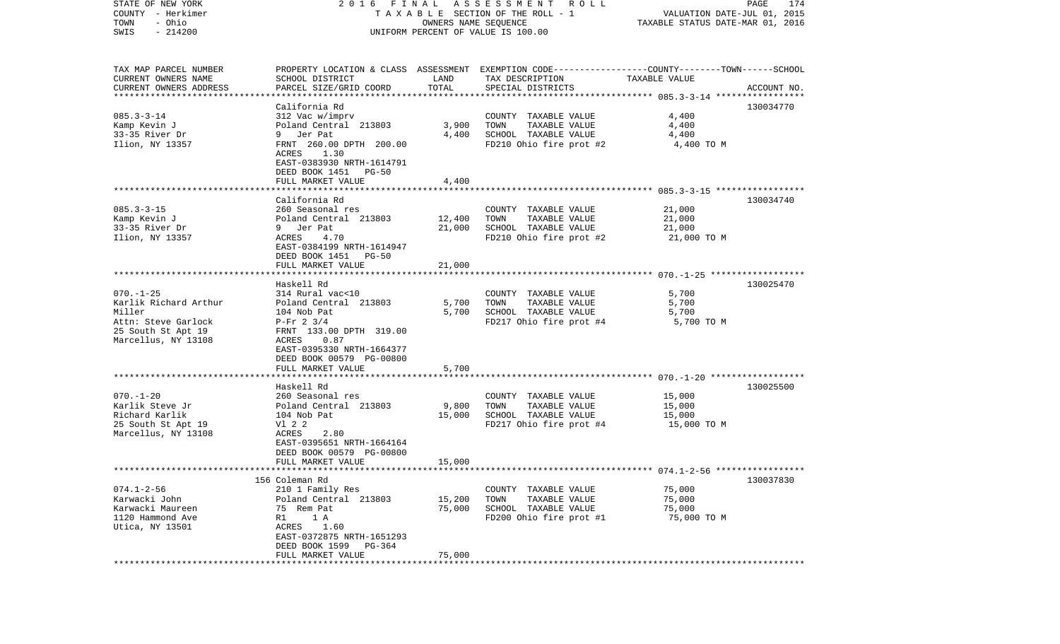STATE OF NEW YORK — 2016 FINAL ASSESSMENT ROLL — PAGE 174
COUNTY - Herkimer — TAXABLE SECTION OF THE ROLL - 1 — VALUATION DATE-JUL 01, 2015
TOWN - Ohio — OWNERS NAME SEQUENCE — TAXABLE STATUS DATE-MAR 01, 2016
SWIS - 214200 — UNIFORM PERCENT OF VALUE IS 100.00

| TAX MAP PARCEL NUMBER / CURRENT OWNERS NAME / CURRENT OWNERS ADDRESS | PROPERTY LOCATION & CLASS / SCHOOL DISTRICT / PARCEL SIZE/GRID COORD | ASSESSMENT LAND / TOTAL | EXEMPTION CODE / TAX DESCRIPTION / SPECIAL DISTRICTS | TAXABLE VALUE (COUNTY / TOWN / SCHOOL) | ACCOUNT NO. |
|---|---|---|---|---|---|
| 085.3-3-14 | California Rd | | | | 130034770 |
| Kamp Kevin J | 312 Vac w/imprv | | COUNTY TAXABLE VALUE | 4,400 | |
| 33-35 River Dr | Poland Central 213803 | 3,900 | TOWN TAXABLE VALUE | 4,400 | |
| Ilion, NY 13357 | 9 Jer Pat | 4,400 | SCHOOL TAXABLE VALUE | 4,400 | |
| | FRNT 260.00 DPTH 200.00 | | FD210 Ohio fire prot #2 | 4,400 TO M | |
| | ACRES 1.30 | | | | |
| | EAST-0383930 NRTH-1614791 | | | | |
| | DEED BOOK 1451 PG-50 | | | | |
| | FULL MARKET VALUE | 4,400 | | | |
| 085.3-3-15 | California Rd | | | | 130034740 |
| Kamp Kevin J | 260 Seasonal res | | COUNTY TAXABLE VALUE | 21,000 | |
| 33-35 River Dr | Poland Central 213803 | 12,400 | TOWN TAXABLE VALUE | 21,000 | |
| Ilion, NY 13357 | 9 Jer Pat | 21,000 | SCHOOL TAXABLE VALUE | 21,000 | |
| | ACRES 4.70 | | FD210 Ohio fire prot #2 | 21,000 TO M | |
| | EAST-0384199 NRTH-1614947 | | | | |
| | DEED BOOK 1451 PG-50 | | | | |
| | FULL MARKET VALUE | 21,000 | | | |
| 070.-1-25 | Haskell Rd | | | | 130025470 |
| Karlik Richard Arthur | 314 Rural vac<10 | | COUNTY TAXABLE VALUE | 5,700 | |
| Miller | Poland Central 213803 | 5,700 | TOWN TAXABLE VALUE | 5,700 | |
| Attn: Steve Garlock | 104 Nob Pat | 5,700 | SCHOOL TAXABLE VALUE | 5,700 | |
| 25 South St Apt 19 | P-Fr 2 3/4 | | FD217 Ohio fire prot #4 | 5,700 TO M | |
| Marcellus, NY 13108 | FRNT 133.00 DPTH 319.00 | | | | |
| | ACRES 0.87 | | | | |
| | EAST-0395330 NRTH-1664377 | | | | |
| | DEED BOOK 00579 PG-00800 | | | | |
| | FULL MARKET VALUE | 5,700 | | | |
| 070.-1-20 | Haskell Rd | | | | 130025500 |
| Karlik Steve Jr | 260 Seasonal res | | COUNTY TAXABLE VALUE | 15,000 | |
| Richard Karlik | Poland Central 213803 | 9,800 | TOWN TAXABLE VALUE | 15,000 | |
| 25 South St Apt 19 | 104 Nob Pat | 15,000 | SCHOOL TAXABLE VALUE | 15,000 | |
| Marcellus, NY 13108 | Vl 2 2 | | FD217 Ohio fire prot #4 | 15,000 TO M | |
| | ACRES 2.80 | | | | |
| | EAST-0395651 NRTH-1664164 | | | | |
| | DEED BOOK 00579 PG-00800 | | | | |
| | FULL MARKET VALUE | 15,000 | | | |
| 074.1-2-56 | 156 Coleman Rd | | | | 130037830 |
| Karwacki John | 210 1 Family Res | | COUNTY TAXABLE VALUE | 75,000 | |
| Karwacki Maureen | Poland Central 213803 | 15,200 | TOWN TAXABLE VALUE | 75,000 | |
| 1120 Hammond Ave | 75 Rem Pat | 75,000 | SCHOOL TAXABLE VALUE | 75,000 | |
| Utica, NY 13501 | R1 1 A | | FD200 Ohio fire prot #1 | 75,000 TO M | |
| | ACRES 1.60 | | | | |
| | EAST-0372875 NRTH-1651293 | | | | |
| | DEED BOOK 1599 PG-364 | | | | |
| | FULL MARKET VALUE | 75,000 | | | |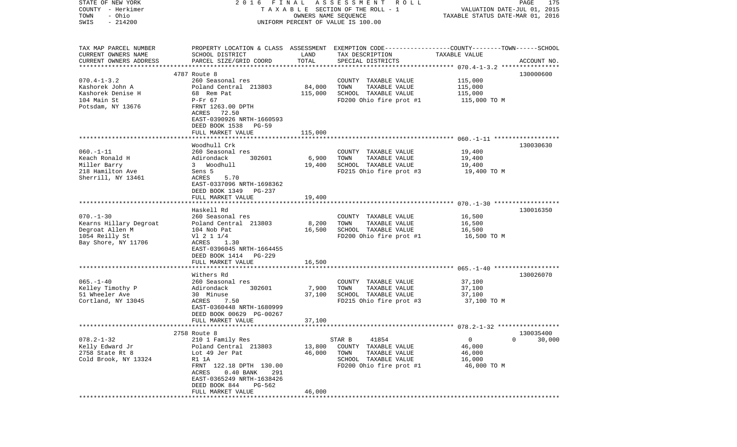STATE OF NEW YORK
COUNTY - Herkimer
TOWN - Ohio
SWIS - 214200

2016 FINAL ASSESSMENT ROLL
TAXABLE SECTION OF THE ROLL - 1
OWNERS NAME SEQUENCE
UNIFORM PERCENT OF VALUE IS 100.00

VALUATION DATE-JUL 01, 2015
TAXABLE STATUS DATE-MAR 01, 2016

| TAX MAP PARCEL NUMBER / CURRENT OWNERS NAME / CURRENT OWNERS ADDRESS | PROPERTY LOCATION & CLASS / SCHOOL DISTRICT / PARCEL SIZE/GRID COORD | ASSESSMENT LAND | TOTAL | EXEMPTION CODE / TAX DESCRIPTION / SPECIAL DISTRICTS | COUNTY / TOWN / SCHOOL TAXABLE VALUE | ACCOUNT NO. |
|---|---|---|---|---|---|---|
| | 4787 Route 8 | | | | | 130000600 |
| 070.4-1-3.2 | 260 Seasonal res | | | COUNTY TAXABLE VALUE | 115,000 | |
| Kashorek John A | Poland Central 213803 | 84,000 | | TOWN TAXABLE VALUE | 115,000 | |
| Kashorek Denise H | 68 Rem Pat | | 115,000 | SCHOOL TAXABLE VALUE | 115,000 | |
| 104 Main St | P-Fr 67 | | | FD200 Ohio fire prot #1 | 115,000 TO M | |
| Potsdam, NY 13676 | FRNT 1263.00 DPTH | | | | | |
| | ACRES 72.50 | | | | | |
| | EAST-0390926 NRTH-1660593 | | | | | |
| | DEED BOOK 1538 PG-59 | | | | | |
| | FULL MARKET VALUE | | 115,000 | | | |
| | Woodhull Crk | | | | | 130030630 |
| 060.-1-11 | 260 Seasonal res | | | COUNTY TAXABLE VALUE | 19,400 | |
| Keach Ronald H | Adirondack 302601 | 6,900 | | TOWN TAXABLE VALUE | 19,400 | |
| Miller Barry | 3 Woodhull | | 19,400 | SCHOOL TAXABLE VALUE | 19,400 | |
| 218 Hamilton Ave | Sens 5 | | | FD215 Ohio fire prot #3 | 19,400 TO M | |
| Sherrill, NY 13461 | ACRES 5.70 | | | | | |
| | EAST-0337096 NRTH-1698362 | | | | | |
| | DEED BOOK 1349 PG-237 | | | | | |
| | FULL MARKET VALUE | | 19,400 | | | |
| | Haskell Rd | | | | | 130016350 |
| 070.-1-30 | 260 Seasonal res | | | COUNTY TAXABLE VALUE | 16,500 | |
| Kearns Hillary Degroat | Poland Central 213803 | 8,200 | | TOWN TAXABLE VALUE | 16,500 | |
| Degroat Allen M | 104 Nob Pat | | 16,500 | SCHOOL TAXABLE VALUE | 16,500 | |
| 1054 Reilly St | Vl 2 1 1/4 | | | FD200 Ohio fire prot #1 | 16,500 TO M | |
| Bay Shore, NY 11706 | ACRES 1.30 | | | | | |
| | EAST-0396045 NRTH-1664455 | | | | | |
| | DEED BOOK 1414 PG-229 | | | | | |
| | FULL MARKET VALUE | | 16,500 | | | |
| | Withers Rd | | | | | 130026070 |
| 065.-1-40 | 260 Seasonal res | | | COUNTY TAXABLE VALUE | 37,100 | |
| Kelley Timothy P | Adirondack 302601 | 7,900 | | TOWN TAXABLE VALUE | 37,100 | |
| 51 Wheeler Ave | 30 Minuse | | 37,100 | SCHOOL TAXABLE VALUE | 37,100 | |
| Cortland, NY 13045 | ACRES 7.50 | | | FD215 Ohio fire prot #3 | 37,100 TO M | |
| | EAST-0360448 NRTH-1680999 | | | | | |
| | DEED BOOK 00629 PG-00267 | | | | | |
| | FULL MARKET VALUE | | 37,100 | | | |
| | 2758 Route 8 | | | | | 130035400 |
| 078.2-1-32 | 210 1 Family Res | | | STAR B 41854 | 0 0 30,000 | |
| Kelly Edward Jr | Poland Central 213803 | 13,800 | | COUNTY TAXABLE VALUE | 46,000 | |
| 2758 State Rt 8 | Lot 49 Jer Pat | | 46,000 | TOWN TAXABLE VALUE | 46,000 | |
| Cold Brook, NY 13324 | R1 1A | | | SCHOOL TAXABLE VALUE | 16,000 | |
| | FRNT 122.18 DPTH 130.00 | | | FD200 Ohio fire prot #1 | 46,000 TO M | |
| | ACRES 0.40 BANK 291 | | | | | |
| | EAST-0365249 NRTH-1638426 | | | | | |
| | DEED BOOK 844 PG-562 | | | | | |
| | FULL MARKET VALUE | | 46,000 | | | |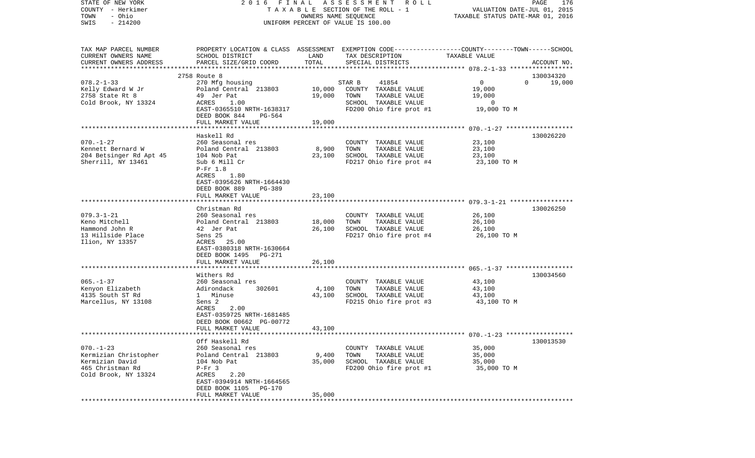STATE OF NEW YORK | 2016 FINAL ASSESSMENT ROLL | PAGE 176
COUNTY - Herkimer | TAXABLE SECTION OF THE ROLL - 1 | VALUATION DATE-JUL 01, 2015
TOWN - Ohio | OWNERS NAME SEQUENCE | TAXABLE STATUS DATE-MAR 01, 2016
SWIS - 214200 | UNIFORM PERCENT OF VALUE IS 100.00

| TAX MAP PARCEL NUMBER / CURRENT OWNERS NAME / CURRENT OWNERS ADDRESS | PROPERTY LOCATION & CLASS / SCHOOL DISTRICT / PARCEL SIZE/GRID COORD | ASSESSMENT LAND | TOTAL | EXEMPTION CODE / TAX DESCRIPTION / SPECIAL DISTRICTS | COUNTY | TOWN | SCHOOL / ACCOUNT NO. |
|---|---|---|---|---|---|---|---|
| **078.2-1-33** | 2758 Route 8 | | | | | | 130034320 |
| 078.2-1-33 | 270 Mfg housing | | | STAR B 41854 | 0 | 0 | 19,000 |
| Kelly Edward W Jr | Poland Central 213803 | 10,000 | | COUNTY TAXABLE VALUE | 19,000 | | |
| 2758 State Rt 8 | 49 Jer Pat | | 19,000 | TOWN TAXABLE VALUE | | 19,000 | |
| Cold Brook, NY 13324 | ACRES 1.00 | | | SCHOOL TAXABLE VALUE | | | 0 |
| | EAST-0365510 NRTH-1638317 | | | FD200 Ohio fire prot #1 | 19,000 TO M | | |
| | DEED BOOK 844 PG-564 | | | | | | |
| | FULL MARKET VALUE | | 19,000 | | | | |
| **070.-1-27** | Haskell Rd | | | | | | 130026220 |
| 070.-1-27 | 260 Seasonal res | | | COUNTY TAXABLE VALUE | 23,100 | | |
| Kennett Bernard W | Poland Central 213803 | 8,900 | | TOWN TAXABLE VALUE | | 23,100 | |
| 204 Betsinger Rd Apt 45 | 104 Nob Pat | | 23,100 | SCHOOL TAXABLE VALUE | | | 23,100 |
| Sherrill, NY 13461 | Sub 6 Mill Cr | | | FD217 Ohio fire prot #4 | 23,100 TO M | | |
| | P-Fr 1.8 | | | | | | |
| | ACRES 1.80 | | | | | | |
| | EAST-0395626 NRTH-1664430 | | | | | | |
| | DEED BOOK 889 PG-389 | | | | | | |
| | FULL MARKET VALUE | | 23,100 | | | | |
| **079.3-1-21** | Christman Rd | | | | | | 130026250 |
| 079.3-1-21 | 260 Seasonal res | | | COUNTY TAXABLE VALUE | 26,100 | | |
| Keno Mitchell | Poland Central 213803 | 18,000 | | TOWN TAXABLE VALUE | | 26,100 | |
| Hammond John R | 42 Jer Pat | | 26,100 | SCHOOL TAXABLE VALUE | | | 26,100 |
| 13 Hillside Place | Sens 25 | | | FD217 Ohio fire prot #4 | 26,100 TO M | | |
| Ilion, NY 13357 | ACRES 25.00 | | | | | | |
| | EAST-0380318 NRTH-1630664 | | | | | | |
| | DEED BOOK 1495 PG-271 | | | | | | |
| | FULL MARKET VALUE | | 26,100 | | | | |
| **065.-1-37** | Withers Rd | | | | | | 130034560 |
| 065.-1-37 | 260 Seasonal res | | | COUNTY TAXABLE VALUE | 43,100 | | |
| Kenyon Elizabeth | Adirondack 302601 | 4,100 | | TOWN TAXABLE VALUE | | 43,100 | |
| 4135 South ST Rd | 1 Minuse | | 43,100 | SCHOOL TAXABLE VALUE | | | 43,100 |
| Marcellus, NY 13108 | Sens 2 | | | FD215 Ohio fire prot #3 | 43,100 TO M | | |
| | ACRES 2.00 | | | | | | |
| | EAST-0359725 NRTH-1681485 | | | | | | |
| | DEED BOOK 00662 PG-00772 | | | | | | |
| | FULL MARKET VALUE | | 43,100 | | | | |
| **070.-1-23** | Off Haskell Rd | | | | | | 130013530 |
| 070.-1-23 | 260 Seasonal res | | | COUNTY TAXABLE VALUE | 35,000 | | |
| Kermizian Christopher | Poland Central 213803 | 9,400 | | TOWN TAXABLE VALUE | | 35,000 | |
| Kermizian David | 104 Nob Pat | | 35,000 | SCHOOL TAXABLE VALUE | | | 35,000 |
| 465 Christman Rd | P-Fr 3 | | | FD200 Ohio fire prot #1 | 35,000 TO M | | |
| Cold Brook, NY 13324 | ACRES 2.20 | | | | | | |
| | EAST-0394914 NRTH-1664565 | | | | | | |
| | DEED BOOK 1105 PG-170 | | | | | | |
| | FULL MARKET VALUE | | 35,000 | | | | |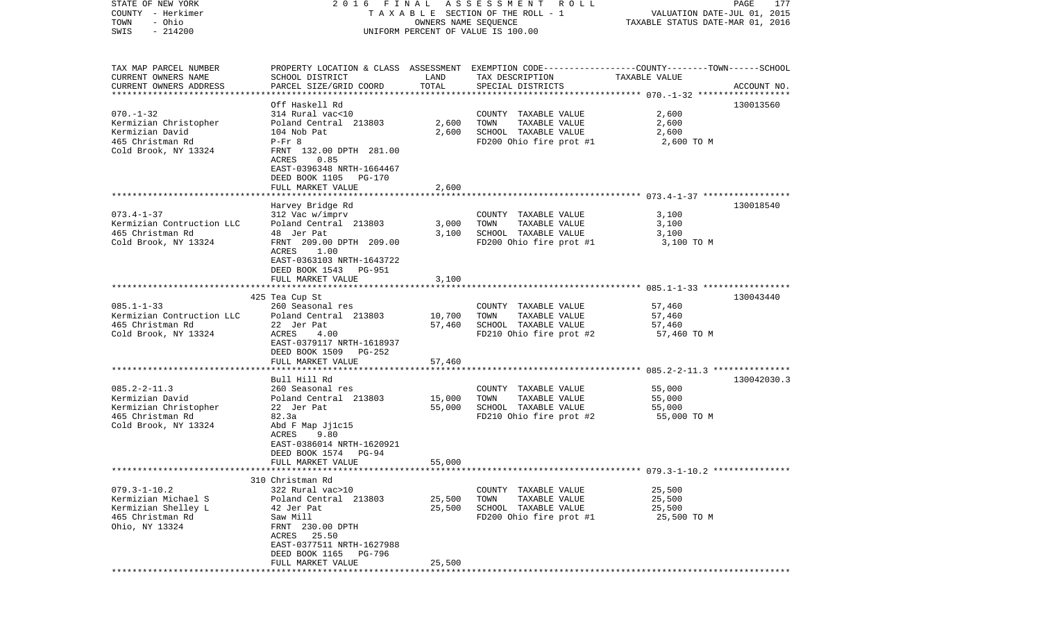STATE OF NEW YORK
COUNTY - Herkimer
TOWN - Ohio
SWIS - 214200

2016 FINAL ASSESSMENT ROLL
TAXABLE SECTION OF THE ROLL - 1
OWNERS NAME SEQUENCE
UNIFORM PERCENT OF VALUE IS 100.00

VALUATION DATE-JUL 01, 2015
TAXABLE STATUS DATE-MAR 01, 2016

| TAX MAP PARCEL NUMBER<br>CURRENT OWNERS NAME<br>CURRENT OWNERS ADDRESS | PROPERTY LOCATION & CLASS<br>SCHOOL DISTRICT<br>PARCEL SIZE/GRID COORD | ASSESSMENT<br>LAND<br>TOTAL | EXEMPTION CODE-----COUNTY-----TOWN------SCHOOL<br>TAX DESCRIPTION<br>SPECIAL DISTRICTS | TAXABLE VALUE | ACCOUNT NO. |
|---|---|---|---|---|---|
| 070.-1-32<br>Kermizian Christopher<br>Kermizian David<br>465 Christman Rd<br>Cold Brook, NY 13324 | Off Haskell Rd<br>314 Rural vac<10<br>Poland Central 213803<br>104 Nob Pat<br>P-Fr 8<br>FRNT 132.00 DPTH 281.00<br>ACRES 0.85<br>EAST-0396348 NRTH-1664467<br>DEED BOOK 1105 PG-170<br>FULL MARKET VALUE | <br><br>2,600<br>2,600<br><br><br><br><br><br>2,600 | COUNTY TAXABLE VALUE<br>TOWN TAXABLE VALUE<br>SCHOOL TAXABLE VALUE<br>FD200 Ohio fire prot #1 | 2,600<br>2,600<br>2,600<br>2,600 TO M | 130013560 |
| 073.4-1-37<br>Kermizian Contruction LLC<br>465 Christman Rd<br>Cold Brook, NY 13324 | Harvey Bridge Rd<br>312 Vac w/imprv<br>Poland Central 213803<br>48 Jer Pat<br>FRNT 209.00 DPTH 209.00<br>ACRES 1.00<br>EAST-0363103 NRTH-1643722<br>DEED BOOK 1543 PG-951<br>FULL MARKET VALUE | <br><br>3,000<br>3,100<br><br><br><br><br>3,100 | COUNTY TAXABLE VALUE<br>TOWN TAXABLE VALUE<br>SCHOOL TAXABLE VALUE<br>FD200 Ohio fire prot #1 | 3,100<br>3,100<br>3,100<br>3,100 TO M | 130018540 |
| 085.1-1-33<br>Kermizian Contruction LLC<br>465 Christman Rd<br>Cold Brook, NY 13324 | 425 Tea Cup St<br>260 Seasonal res<br>Poland Central 213803<br>22 Jer Pat<br>ACRES 4.00<br>EAST-0379117 NRTH-1618937<br>DEED BOOK 1509 PG-252<br>FULL MARKET VALUE | <br><br>10,700<br>57,460<br><br><br><br>57,460 | COUNTY TAXABLE VALUE<br>TOWN TAXABLE VALUE<br>SCHOOL TAXABLE VALUE<br>FD210 Ohio fire prot #2 | 57,460<br>57,460<br>57,460<br>57,460 TO M | 130043440 |
| 085.2-2-11.3<br>Kermizian David<br>Kermizian Christopher<br>465 Christman Rd<br>Cold Brook, NY 13324 | Bull Hill Rd<br>260 Seasonal res<br>Poland Central 213803<br>22 Jer Pat<br>82.3a<br>Abd F Map Jj1c15<br>ACRES 9.80<br>EAST-0386014 NRTH-1620921<br>DEED BOOK 1574 PG-94<br>FULL MARKET VALUE | <br><br>15,000<br>55,000<br><br><br><br><br><br>55,000 | COUNTY TAXABLE VALUE<br>TOWN TAXABLE VALUE<br>SCHOOL TAXABLE VALUE<br>FD210 Ohio fire prot #2 | 55,000<br>55,000<br>55,000<br>55,000 TO M | 130042030.3 |
| 079.3-1-10.2<br>Kermizian Michael S<br>Kermizian Shelley L<br>465 Christman Rd<br>Ohio, NY 13324 | 310 Christman Rd<br>322 Rural vac>10<br>Poland Central 213803<br>42 Jer Pat<br>Saw Mill<br>FRNT 230.00 DPTH<br>ACRES 25.50<br>EAST-0377511 NRTH-1627988<br>DEED BOOK 1165 PG-796<br>FULL MARKET VALUE | <br><br>25,500<br>25,500<br><br><br><br><br><br>25,500 | COUNTY TAXABLE VALUE<br>TOWN TAXABLE VALUE<br>SCHOOL TAXABLE VALUE<br>FD200 Ohio fire prot #1 | 25,500<br>25,500<br>25,500<br>25,500 TO M | |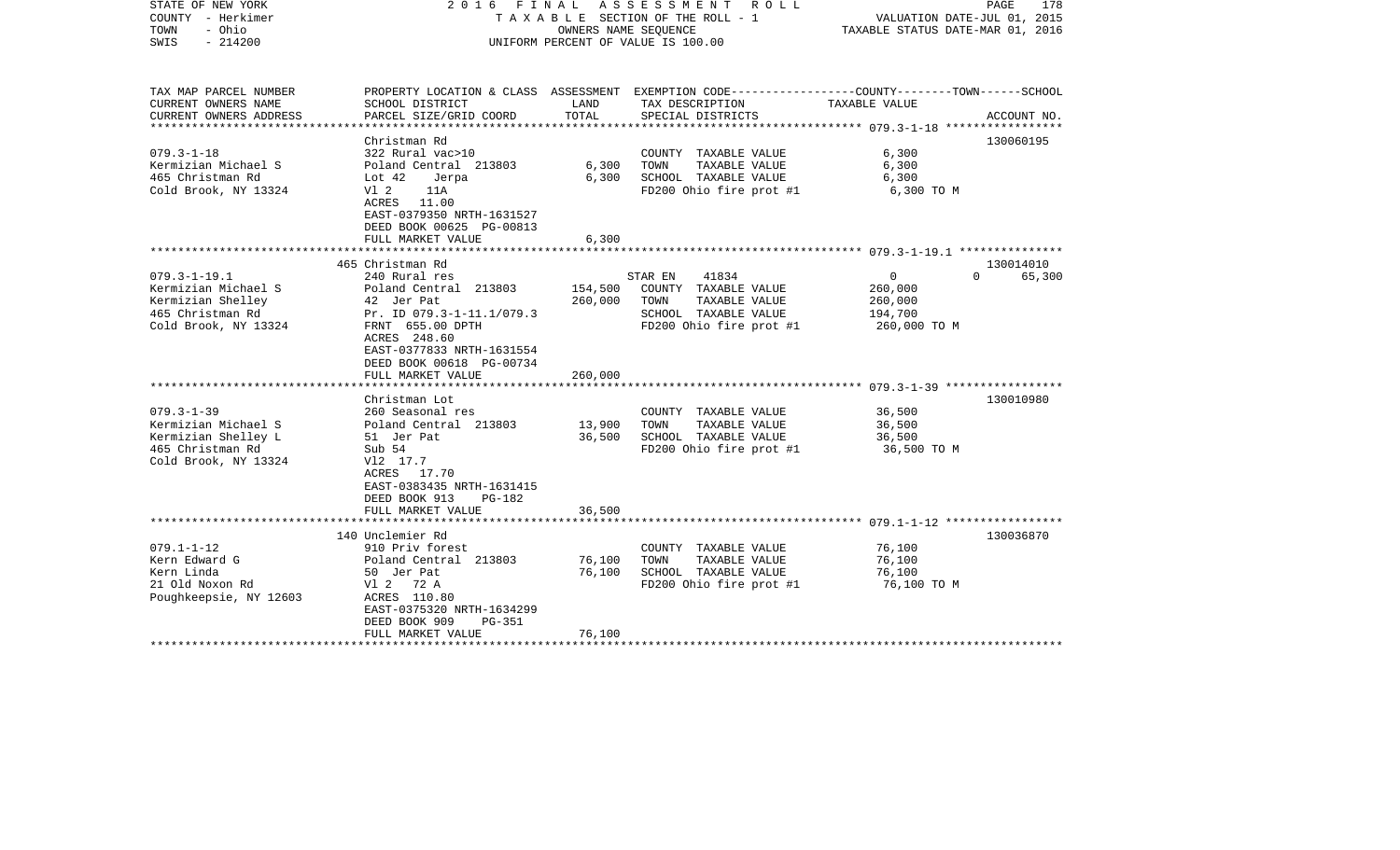STATE OF NEW YORK 2 0 1 6 F I N A L A S S E S S M E N T R O L L
COUNTY - Herkimer T A X A B L E SECTION OF THE ROLL - 1 VALUATION DATE-JUL 01, 2015
TOWN - Ohio OWNERS NAME SEQUENCE TAXABLE STATUS DATE-MAR 01, 2016
SWIS - 214200 UNIFORM PERCENT OF VALUE IS 100.00

| TAX MAP PARCEL NUMBER<br>CURRENT OWNERS NAME<br>CURRENT OWNERS ADDRESS | PROPERTY LOCATION & CLASS<br>SCHOOL DISTRICT<br>PARCEL SIZE/GRID COORD | ASSESSMENT<br>LAND<br>TOTAL | EXEMPTION CODE-----COUNTY-----TOWN------SCHOOL<br>TAX DESCRIPTION<br>SPECIAL DISTRICTS | TAXABLE VALUE | ACCOUNT NO. |
|---|---|---|---|---|---|
| **079.3-1-18** | Christman Rd | | | | 130060195 |
| 079.3-1-18 | 322 Rural vac>10 | | COUNTY TAXABLE VALUE | 6,300 | |
| Kermizian Michael S | Poland Central 213803 | 6,300 | TOWN TAXABLE VALUE | 6,300 | |
| 465 Christman Rd | Lot 42 Jerpa | 6,300 | SCHOOL TAXABLE VALUE | 6,300 | |
| Cold Brook, NY 13324 | Vl 2 11A | | FD200 Ohio fire prot #1 | 6,300 TO M | |
| | ACRES 11.00 | | | | |
| | EAST-0379350 NRTH-1631527 | | | | |
| | DEED BOOK 00625 PG-00813 | | | | |
| | FULL MARKET VALUE | 6,300 | | | |
| **079.3-1-19.1** | 465 Christman Rd | | | | 130014010 |
| 079.3-1-19.1 | 240 Rural res | | STAR EN 41834 | 0 0 | 65,300 |
| Kermizian Michael S | Poland Central 213803 | 154,500 | COUNTY TAXABLE VALUE | 260,000 | |
| Kermizian Shelley | 42 Jer Pat | 260,000 | TOWN TAXABLE VALUE | 260,000 | |
| 465 Christman Rd | Pr. ID 079.3-1-11.1/079.3 | | SCHOOL TAXABLE VALUE | 194,700 | |
| Cold Brook, NY 13324 | FRNT 655.00 DPTH | | FD200 Ohio fire prot #1 | 260,000 TO M | |
| | ACRES 248.60 | | | | |
| | EAST-0377833 NRTH-1631554 | | | | |
| | DEED BOOK 00618 PG-00734 | | | | |
| | FULL MARKET VALUE | 260,000 | | | |
| **079.3-1-39** | Christman Lot | | | | 130010980 |
| 079.3-1-39 | 260 Seasonal res | | COUNTY TAXABLE VALUE | 36,500 | |
| Kermizian Michael S | Poland Central 213803 | 13,900 | TOWN TAXABLE VALUE | 36,500 | |
| Kermizian Shelley L | 51 Jer Pat | 36,500 | SCHOOL TAXABLE VALUE | 36,500 | |
| 465 Christman Rd | Sub 54 | | FD200 Ohio fire prot #1 | 36,500 TO M | |
| Cold Brook, NY 13324 | Vl2 17.7 | | | | |
| | ACRES 17.70 | | | | |
| | EAST-0383435 NRTH-1631415 | | | | |
| | DEED BOOK 913 PG-182 | | | | |
| | FULL MARKET VALUE | 36,500 | | | |
| **079.1-1-12** | 140 Unclemier Rd | | | | 130036870 |
| 079.1-1-12 | 910 Priv forest | | COUNTY TAXABLE VALUE | 76,100 | |
| Kern Edward G | Poland Central 213803 | 76,100 | TOWN TAXABLE VALUE | 76,100 | |
| Kern Linda | 50 Jer Pat | 76,100 | SCHOOL TAXABLE VALUE | 76,100 | |
| 21 Old Noxon Rd | Vl 2 72 A | | FD200 Ohio fire prot #1 | 76,100 TO M | |
| Poughkeepsie, NY 12603 | ACRES 110.80 | | | | |
| | EAST-0375320 NRTH-1634299 | | | | |
| | DEED BOOK 909 PG-351 | | | | |
| | FULL MARKET VALUE | 76,100 | | | |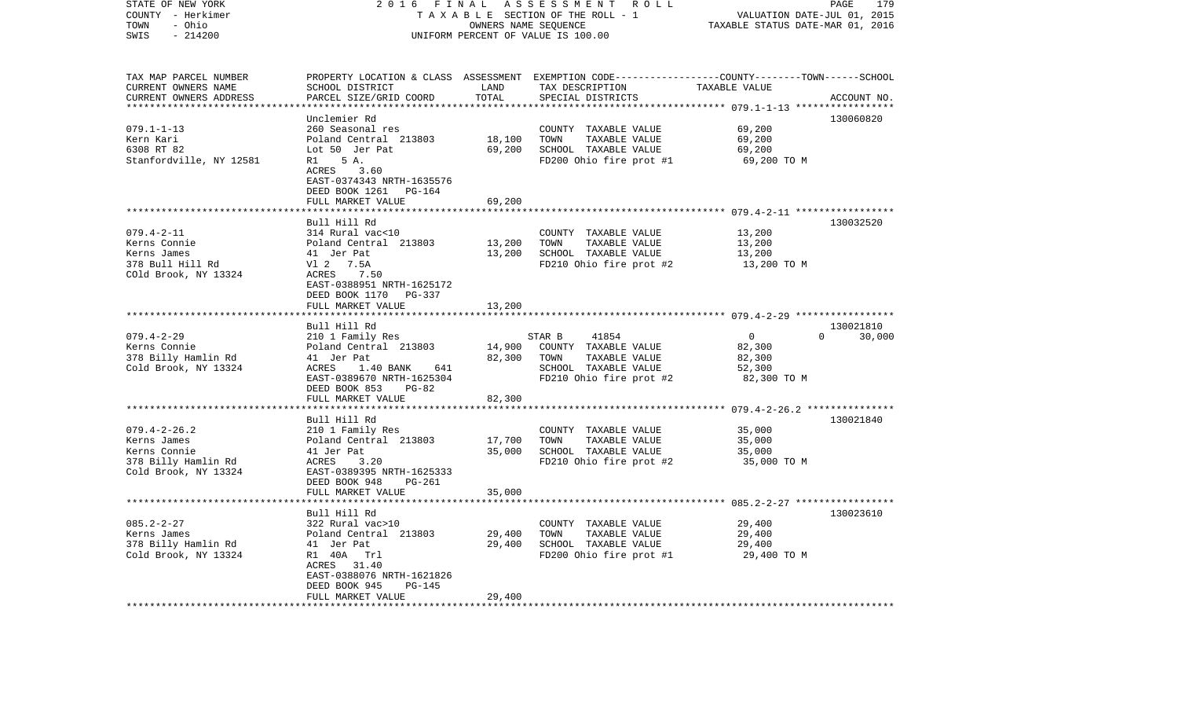STATE OF NEW YORK | 2016 FINAL ASSESSMENT ROLL | VALUATION DATE-JUL 01, 2015
COUNTY - Herkimer | TAXABLE SECTION OF THE ROLL - 1 | TAXABLE STATUS DATE-MAR 01, 2016
TOWN - Ohio | OWNERS NAME SEQUENCE
SWIS - 214200 | UNIFORM PERCENT OF VALUE IS 100.00

| TAX MAP PARCEL NUMBER<br>CURRENT OWNERS NAME<br>CURRENT OWNERS ADDRESS | PROPERTY LOCATION & CLASS<br>SCHOOL DISTRICT<br>PARCEL SIZE/GRID COORD | ASSESSMENT<br>LAND<br>TOTAL | EXEMPTION CODE<br>TAX DESCRIPTION<br>SPECIAL DISTRICTS | COUNTY | TOWN | SCHOOL<br>TAXABLE VALUE | ACCOUNT NO. |
|---|---|---|---|---|---|---|---|
| **079.1-1-13** | Unclemier Rd | | | | | | 130060820 |
| 079.1-1-13 | 260 Seasonal res | | COUNTY TAXABLE VALUE | 69,200 | | | |
| Kern Kari | Poland Central 213803 | 18,100 | TOWN TAXABLE VALUE | 69,200 | | | |
| 6308 RT 82 | Lot 50 Jer Pat | 69,200 | SCHOOL TAXABLE VALUE | 69,200 | | | |
| Stanfordville, NY 12581 | R1 5 A. | | FD200 Ohio fire prot #1 | 69,200 TO M | | | |
| | ACRES 3.60 | | | | | | |
| | EAST-0374343 NRTH-1635576 | | | | | | |
| | DEED BOOK 1261 PG-164 | | | | | | |
| | FULL MARKET VALUE | 69,200 | | | | | |
| **079.4-2-11** | Bull Hill Rd | | | | | | 130032520 |
| 079.4-2-11 | 314 Rural vac<10 | | COUNTY TAXABLE VALUE | 13,200 | | | |
| Kerns Connie | Poland Central 213803 | 13,200 | TOWN TAXABLE VALUE | 13,200 | | | |
| Kerns James | 41 Jer Pat | 13,200 | SCHOOL TAXABLE VALUE | 13,200 | | | |
| 378 Bull Hill Rd | Vl 2 7.5A | | FD210 Ohio fire prot #2 | 13,200 TO M | | | |
| COld Brook, NY 13324 | ACRES 7.50 | | | | | | |
| | EAST-0388951 NRTH-1625172 | | | | | | |
| | DEED BOOK 1170 PG-337 | | | | | | |
| | FULL MARKET VALUE | 13,200 | | | | | |
| **079.4-2-29** | Bull Hill Rd | | | | | | 130021810 |
| 079.4-2-29 | 210 1 Family Res | | STAR B 41854 | 0 | 0 | 30,000 | |
| Kerns Connie | Poland Central 213803 | 14,900 | COUNTY TAXABLE VALUE | 82,300 | | | |
| 378 Billy Hamlin Rd | 41 Jer Pat | 82,300 | TOWN TAXABLE VALUE | 82,300 | | | |
| Cold Brook, NY 13324 | ACRES 1.40 BANK 641 | | SCHOOL TAXABLE VALUE | 52,300 | | | |
| | EAST-0389670 NRTH-1625304 | | FD210 Ohio fire prot #2 | 82,300 TO M | | | |
| | DEED BOOK 853 PG-82 | | | | | | |
| | FULL MARKET VALUE | 82,300 | | | | | |
| **079.4-2-26.2** | Bull Hill Rd | | | | | | 130021840 |
| 079.4-2-26.2 | 210 1 Family Res | | COUNTY TAXABLE VALUE | 35,000 | | | |
| Kerns James | Poland Central 213803 | 17,700 | TOWN TAXABLE VALUE | 35,000 | | | |
| Kerns Connie | 41 Jer Pat | 35,000 | SCHOOL TAXABLE VALUE | 35,000 | | | |
| 378 Billy Hamlin Rd | ACRES 3.20 | | FD210 Ohio fire prot #2 | 35,000 TO M | | | |
| Cold Brook, NY 13324 | EAST-0389395 NRTH-1625333 | | | | | | |
| | DEED BOOK 948 PG-261 | | | | | | |
| | FULL MARKET VALUE | 35,000 | | | | | |
| **085.2-2-27** | Bull Hill Rd | | | | | | 130023610 |
| 085.2-2-27 | 322 Rural vac>10 | | COUNTY TAXABLE VALUE | 29,400 | | | |
| Kerns James | Poland Central 213803 | 29,400 | TOWN TAXABLE VALUE | 29,400 | | | |
| 378 Billy Hamlin Rd | 41 Jer Pat | 29,400 | SCHOOL TAXABLE VALUE | 29,400 | | | |
| Cold Brook, NY 13324 | R1 40A Trl | | FD200 Ohio fire prot #1 | 29,400 TO M | | | |
| | ACRES 31.40 | | | | | | |
| | EAST-0388076 NRTH-1621826 | | | | | | |
| | DEED BOOK 945 PG-145 | | | | | | |
| | FULL MARKET VALUE | 29,400 | | | | | |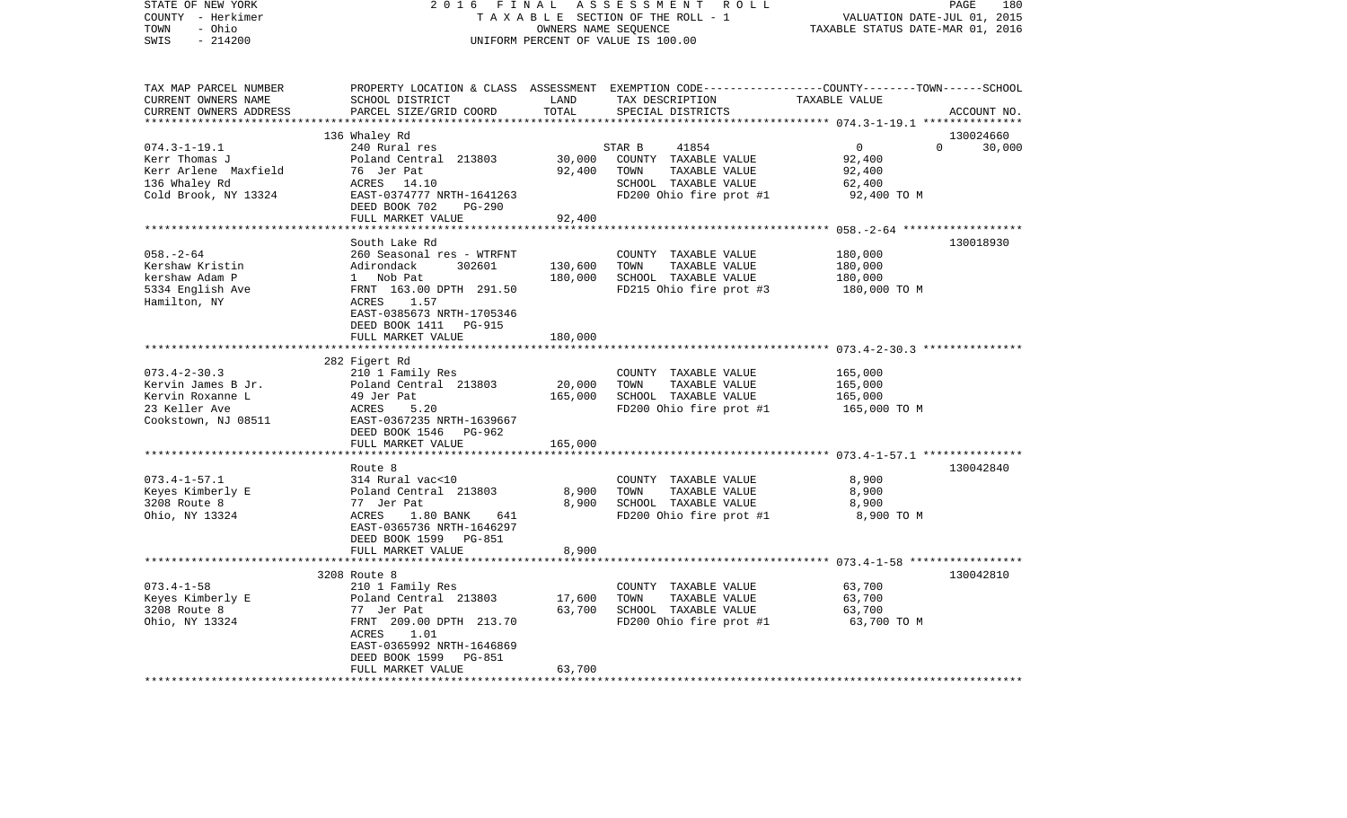STATE OF NEW YORK
COUNTY - Herkimer
TOWN - Ohio
SWIS - 214200

2 0 1 6 F I N A L A S S E S S M E N T R O L L
T A X A B L E SECTION OF THE ROLL - 1
OWNERS NAME SEQUENCE
UNIFORM PERCENT OF VALUE IS 100.00

VALUATION DATE-JUL 01, 2015
TAXABLE STATUS DATE-MAR 01, 2016

| TAX MAP PARCEL NUMBER<br>CURRENT OWNERS NAME<br>CURRENT OWNERS ADDRESS | PROPERTY LOCATION & CLASS<br>SCHOOL DISTRICT<br>PARCEL SIZE/GRID COORD | ASSESSMENT<br>LAND<br>TOTAL | EXEMPTION CODE-----------------COUNTY--------TOWN------SCHOOL<br>TAX DESCRIPTION<br>SPECIAL DISTRICTS | TAXABLE VALUE | ACCOUNT NO. |
|---|---|---|---|---|---|
| **074.3-1-19.1** | 136 Whaley Rd | | | | 130024660 |
| 074.3-1-19.1 | 240 Rural res | | STAR B 41854 | 0 0 | 30,000 |
| Kerr Thomas J | Poland Central 213803 | 30,000 | COUNTY TAXABLE VALUE | 92,400 | |
| Kerr Arlene Maxfield | 76 Jer Pat | 92,400 | TOWN TAXABLE VALUE | 92,400 | |
| 136 Whaley Rd | ACRES 14.10 | | SCHOOL TAXABLE VALUE | 62,400 | |
| Cold Brook, NY 13324 | EAST-0374777 NRTH-1641263 | | FD200 Ohio fire prot #1 | 92,400 TO M | |
| | DEED BOOK 702 PG-290 | | | | |
| | FULL MARKET VALUE | 92,400 | | | |
| **058.-2-64** | South Lake Rd | | | | 130018930 |
| 058.-2-64 | 260 Seasonal res - WTRFNT | | COUNTY TAXABLE VALUE | 180,000 | |
| Kershaw Kristin | Adirondack 302601 | 130,600 | TOWN TAXABLE VALUE | 180,000 | |
| kershaw Adam P | 1 Nob Pat | 180,000 | SCHOOL TAXABLE VALUE | 180,000 | |
| 5334 English Ave | FRNT 163.00 DPTH 291.50 | | FD215 Ohio fire prot #3 | 180,000 TO M | |
| Hamilton, NY | ACRES 1.57 | | | | |
| | EAST-0385673 NRTH-1705346 | | | | |
| | DEED BOOK 1411 PG-915 | | | | |
| | FULL MARKET VALUE | 180,000 | | | |
| **073.4-2-30.3** | 282 Figert Rd | | | | |
| 073.4-2-30.3 | 210 1 Family Res | | COUNTY TAXABLE VALUE | 165,000 | |
| Kervin James B Jr. | Poland Central 213803 | 20,000 | TOWN TAXABLE VALUE | 165,000 | |
| Kervin Roxanne L | 49 Jer Pat | 165,000 | SCHOOL TAXABLE VALUE | 165,000 | |
| 23 Keller Ave | ACRES 5.20 | | FD200 Ohio fire prot #1 | 165,000 TO M | |
| Cookstown, NJ 08511 | EAST-0367235 NRTH-1639667 | | | | |
| | DEED BOOK 1546 PG-962 | | | | |
| | FULL MARKET VALUE | 165,000 | | | |
| **073.4-1-57.1** | Route 8 | | | | 130042840 |
| 073.4-1-57.1 | 314 Rural vac<10 | | COUNTY TAXABLE VALUE | 8,900 | |
| Keyes Kimberly E | Poland Central 213803 | 8,900 | TOWN TAXABLE VALUE | 8,900 | |
| 3208 Route 8 | 77 Jer Pat | 8,900 | SCHOOL TAXABLE VALUE | 8,900 | |
| Ohio, NY 13324 | ACRES 1.80 BANK 641 | | FD200 Ohio fire prot #1 | 8,900 TO M | |
| | EAST-0365736 NRTH-1646297 | | | | |
| | DEED BOOK 1599 PG-851 | | | | |
| | FULL MARKET VALUE | 8,900 | | | |
| **073.4-1-58** | 3208 Route 8 | | | | 130042810 |
| 073.4-1-58 | 210 1 Family Res | | COUNTY TAXABLE VALUE | 63,700 | |
| Keyes Kimberly E | Poland Central 213803 | 17,600 | TOWN TAXABLE VALUE | 63,700 | |
| 3208 Route 8 | 77 Jer Pat | 63,700 | SCHOOL TAXABLE VALUE | 63,700 | |
| Ohio, NY 13324 | FRNT 209.00 DPTH 213.70 | | FD200 Ohio fire prot #1 | 63,700 TO M | |
| | ACRES 1.01 | | | | |
| | EAST-0365992 NRTH-1646869 | | | | |
| | DEED BOOK 1599 PG-851 | | | | |
| | FULL MARKET VALUE | 63,700 | | | |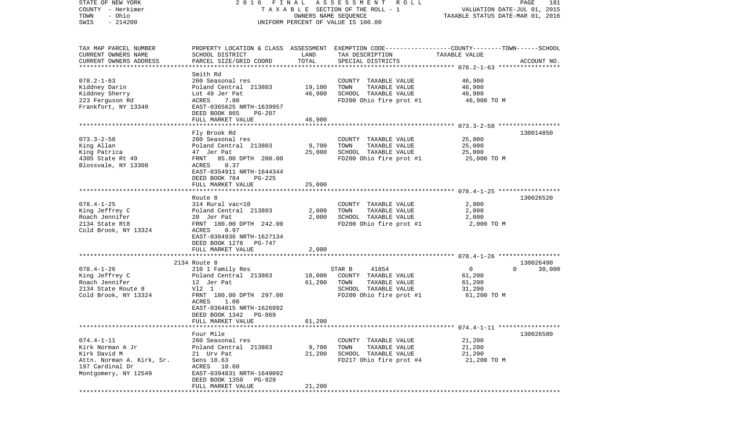STATE OF NEW YORK | 2016 FINAL ASSESSMENT ROLL | VALUATION DATE-JUL 01, 2015
COUNTY - Herkimer | TAXABLE SECTION OF THE ROLL - 1 | TAXABLE STATUS DATE-MAR 01, 2016
TOWN - Ohio | OWNERS NAME SEQUENCE
SWIS - 214200 | UNIFORM PERCENT OF VALUE IS 100.00

| TAX MAP PARCEL NUMBER<br>CURRENT OWNERS NAME<br>CURRENT OWNERS ADDRESS | PROPERTY LOCATION & CLASS<br>SCHOOL DISTRICT<br>PARCEL SIZE/GRID COORD | ASSESSMENT<br>LAND<br>TOTAL | EXEMPTION CODE-----COUNTY-----TOWN------SCHOOL<br>TAX DESCRIPTION<br>SPECIAL DISTRICTS | TAXABLE VALUE | ACCOUNT NO. |
|---|---|---|---|---|---|
| 078.2-1-63 | Smith Rd | | | | |
| 078.2-1-63 | 260 Seasonal res | | COUNTY TAXABLE VALUE | 46,900 | |
| Kiddney Darin | Poland Central 213803 | 19,100 | TOWN TAXABLE VALUE | 46,900 | |
| Kiddney Sherry | Lot 49 Jer Pat | 46,900 | SCHOOL TAXABLE VALUE | 46,900 | |
| 223 Ferguson Rd | ACRES 7.80 | | FD200 Ohio fire prot #1 | 46,900 TO M | |
| Frankfort, NY 13340 | EAST-0365625 NRTH-1639957 | | | | |
| | DEED BOOK 865 PG-207 | | | | |
| | FULL MARKET VALUE | 46,900 | | | |
| 073.3-2-58 | Fly Brook Rd | | | | 130014850 |
| 073.3-2-58 | 260 Seasonal res | | COUNTY TAXABLE VALUE | 25,000 | |
| King Allan | Poland Central 213803 | 9,700 | TOWN TAXABLE VALUE | 25,000 | |
| King Patrica | 47 Jer Pat | 25,000 | SCHOOL TAXABLE VALUE | 25,000 | |
| 4305 State Rt 49 | FRNT 85.00 DPTH 200.00 | | FD200 Ohio fire prot #1 | 25,000 TO M | |
| Blossvale, NY 13308 | ACRES 0.37 | | | | |
| | EAST-0354911 NRTH-1644344 | | | | |
| | DEED BOOK 784 PG-225 | | | | |
| | FULL MARKET VALUE | 25,000 | | | |
| 078.4-1-25 | Route 8 | | | | 130026520 |
| 078.4-1-25 | 314 Rural vac<10 | | COUNTY TAXABLE VALUE | 2,000 | |
| King Jeffrey C | Poland Central 213803 | 2,000 | TOWN TAXABLE VALUE | 2,000 | |
| Roach Jennifer | 20 Jer Pat | 2,000 | SCHOOL TAXABLE VALUE | 2,000 | |
| 2134 State Rt8 | FRNT 180.00 DPTH 242.00 | | FD200 Ohio fire prot #1 | 2,000 TO M | |
| Cold Brook, NY 13324 | ACRES 0.97 | | | | |
| | EAST-0364936 NRTH-1627134 | | | | |
| | DEED BOOK 1278 PG-747 | | | | |
| | FULL MARKET VALUE | 2,000 | | | |
| 078.4-1-26 | 2134 Route 8 | | | | 130026490 |
| 078.4-1-26 | 210 1 Family Res | | STAR B 41854 | 0 0 30,000 | |
| King Jeffrey C | Poland Central 213803 | 18,000 | COUNTY TAXABLE VALUE | 61,200 | |
| Roach Jennifer | 12 Jer Pat | 61,200 | TOWN TAXABLE VALUE | 61,200 | |
| 2134 State Route 8 | Vl2 1 | | SCHOOL TAXABLE VALUE | 31,200 | |
| Cold Brook, NY 13324 | FRNT 180.00 DPTH 297.00 | | FD200 Ohio fire prot #1 | 61,200 TO M | |
| | ACRES 1.08 | | | | |
| | EAST-0364815 NRTH-1626992 | | | | |
| | DEED BOOK 1342 PG-869 | | | | |
| | FULL MARKET VALUE | 61,200 | | | |
| 074.4-1-11 | Four Mile | | | | 130026580 |
| 074.4-1-11 | 260 Seasonal res | | COUNTY TAXABLE VALUE | 21,200 | |
| Kirk Norman A Jr | Poland Central 213803 | 9,700 | TOWN TAXABLE VALUE | 21,200 | |
| Kirk David M | 21 Urv Pat | 21,200 | SCHOOL TAXABLE VALUE | 21,200 | |
| Attn. Norman A. Kirk, Sr. | Sens 10.63 | | FD217 Ohio fire prot #4 | 21,200 TO M | |
| 197 Cardinal Dr | ACRES 10.60 | | | | |
| Montgomery, NY 12549 | EAST-0394831 NRTH-1649092 | | | | |
| | DEED BOOK 1350 PG-929 | | | | |
| | FULL MARKET VALUE | 21,200 | | | |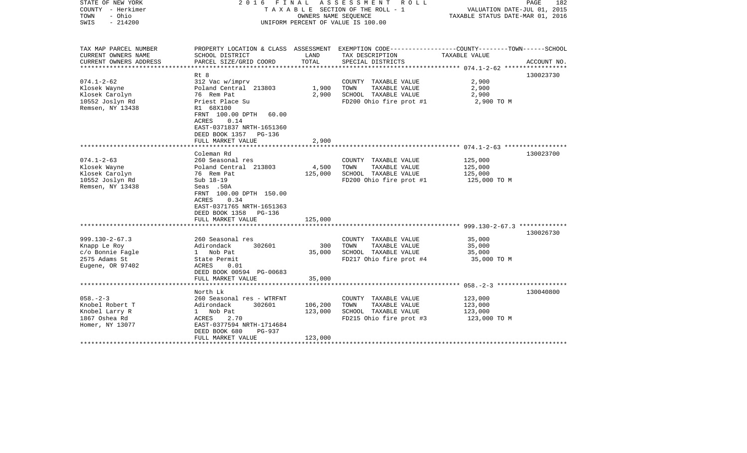STATE OF NEW YORK                    2016 FINAL ASSESSMENT ROLL
COUNTY - Herkimer                    TAXABLE SECTION OF THE ROLL - 1                    VALUATION DATE-JUL 01, 2015
TOWN - Ohio                          OWNERS NAME SEQUENCE                               TAXABLE STATUS DATE-MAR 01, 2016
SWIS - 214200                        UNIFORM PERCENT OF VALUE IS 100.00

| TAX MAP PARCEL NUMBER / CURRENT OWNERS NAME / CURRENT OWNERS ADDRESS | PROPERTY LOCATION & CLASS / SCHOOL DISTRICT / PARCEL SIZE/GRID COORD | ASSESSMENT LAND | TOTAL | EXEMPTION CODE / TAX DESCRIPTION / SPECIAL DISTRICTS | TAXABLE VALUE (COUNTY--TOWN--SCHOOL) | ACCOUNT NO. |
|---|---|---|---|---|---|---|
| **074.1-2-62** | Rt 8 | | | | | 130023730 |
| 074.1-2-62 | 312 Vac w/imprv | | | COUNTY TAXABLE VALUE | 2,900 | |
| Klosek Wayne | Poland Central 213803 | 1,900 | | TOWN TAXABLE VALUE | 2,900 | |
| Klosek Carolyn | 76 Rem Pat | | 2,900 | SCHOOL TAXABLE VALUE | 2,900 | |
| 10552 Joslyn Rd | Priest Place Su | | | FD200 Ohio fire prot #1 | 2,900 TO M | |
| Remsen, NY 13438 | R1 68X100 | | | | | |
| | FRNT 100.00 DPTH 60.00 | | | | | |
| | ACRES 0.14 | | | | | |
| | EAST-0371837 NRTH-1651360 | | | | | |
| | DEED BOOK 1357 PG-136 | | | | | |
| | FULL MARKET VALUE | | 2,900 | | | |
| **074.1-2-63** | Coleman Rd | | | | | 130023700 |
| 074.1-2-63 | 260 Seasonal res | | | COUNTY TAXABLE VALUE | 125,000 | |
| Klosek Wayne | Poland Central 213803 | 4,500 | | TOWN TAXABLE VALUE | 125,000 | |
| Klosek Carolyn | 76 Rem Pat | | 125,000 | SCHOOL TAXABLE VALUE | 125,000 | |
| 10552 Joslyn Rd | Sub 18-19 | | | FD200 Ohio fire prot #1 | 125,000 TO M | |
| Remsen, NY 13438 | Seas .50A | | | | | |
| | FRNT 100.00 DPTH 150.00 | | | | | |
| | ACRES 0.34 | | | | | |
| | EAST-0371765 NRTH-1651363 | | | | | |
| | DEED BOOK 1358 PG-136 | | | | | |
| | FULL MARKET VALUE | | 125,000 | | | |
| **999.130-2-67.3** | | | | | | 130026730 |
| 999.130-2-67.3 | 260 Seasonal res | | | COUNTY TAXABLE VALUE | 35,000 | |
| Knapp Le Roy | Adirondack 302601 | 300 | | TOWN TAXABLE VALUE | 35,000 | |
| c/o Bonnie Fagle | 1 Nob Pat | | 35,000 | SCHOOL TAXABLE VALUE | 35,000 | |
| 2575 Adams St | State Permit | | | FD217 Ohio fire prot #4 | 35,000 TO M | |
| Eugene, OR 97402 | ACRES 0.01 | | | | | |
| | DEED BOOK 00594 PG-00683 | | | | | |
| | FULL MARKET VALUE | | 35,000 | | | |
| **058.-2-3** | North Lk | | | | | 130040800 |
| 058.-2-3 | 260 Seasonal res - WTRFNT | | | COUNTY TAXABLE VALUE | 123,000 | |
| Knobel Robert T | Adirondack 302601 | 106,200 | | TOWN TAXABLE VALUE | 123,000 | |
| Knobel Larry R | 1 Nob Pat | | 123,000 | SCHOOL TAXABLE VALUE | 123,000 | |
| 1867 Oshea Rd | ACRES 2.70 | | | FD215 Ohio fire prot #3 | 123,000 TO M | |
| Homer, NY 13077 | EAST-0377594 NRTH-1714684 | | | | | |
| | DEED BOOK 680 PG-937 | | | | | |
| | FULL MARKET VALUE | | 123,000 | | | |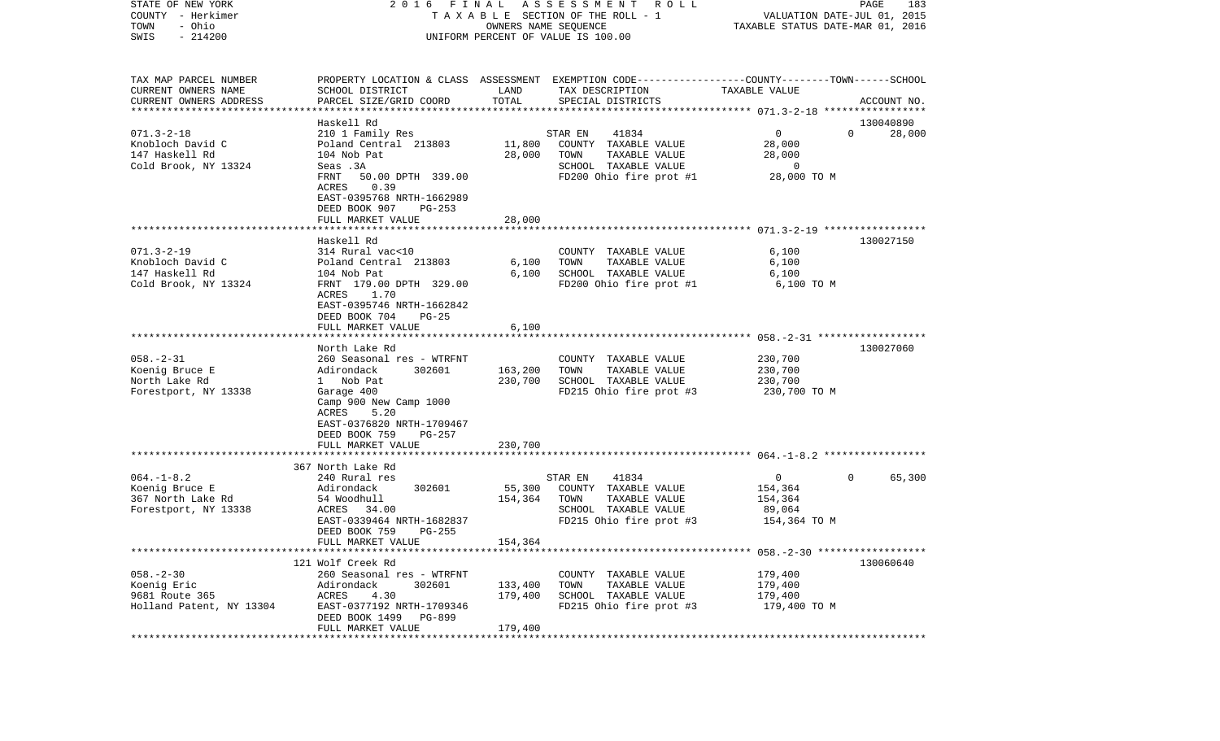STATE OF NEW YORK | 2016 FINAL ASSESSMENT ROLL | VALUATION DATE-JUL 01, 2015
COUNTY - Herkimer | TAXABLE SECTION OF THE ROLL - 1 | TAXABLE STATUS DATE-MAR 01, 2016
TOWN - Ohio | OWNERS NAME SEQUENCE
SWIS - 214200 | UNIFORM PERCENT OF VALUE IS 100.00

| TAX MAP PARCEL NUMBER / CURRENT OWNERS NAME / CURRENT OWNERS ADDRESS | PROPERTY LOCATION & CLASS / SCHOOL DISTRICT / PARCEL SIZE/GRID COORD | ASSESSMENT LAND | TOTAL | EXEMPTION CODE / TAX DESCRIPTION / SPECIAL DISTRICTS | COUNTY TAXABLE VALUE | TOWN | SCHOOL | ACCOUNT NO. |
|---|---|---|---|---|---|---|---|---|
| 071.3-2-18 | Haskell Rd | | | | | | | 130040890 |
| | 210 1 Family Res | | | STAR EN 41834 | 0 | 0 | 28,000 | |
| Knobloch David C | Poland Central 213803 | 11,800 | | COUNTY TAXABLE VALUE | 28,000 | | | |
| 147 Haskell Rd | 104 Nob Pat | | 28,000 | TOWN TAXABLE VALUE | 28,000 | | | |
| Cold Brook, NY 13324 | Seas .3A | | | SCHOOL TAXABLE VALUE | 0 | | | |
| | FRNT 50.00 DPTH 339.00 | | | FD200 Ohio fire prot #1 | 28,000 TO M | | | |
| | ACRES 0.39 | | | | | | | |
| | EAST-0395768 NRTH-1662989 | | | | | | | |
| | DEED BOOK 907 PG-253 | | | | | | | |
| | FULL MARKET VALUE | | 28,000 | | | | | |
| 071.3-2-19 | Haskell Rd | | | | | | | 130027150 |
| Knobloch David C | 314 Rural vac<10 | | | COUNTY TAXABLE VALUE | 6,100 | | | |
| 147 Haskell Rd | Poland Central 213803 | 6,100 | | TOWN TAXABLE VALUE | 6,100 | | | |
| Cold Brook, NY 13324 | 104 Nob Pat | | 6,100 | SCHOOL TAXABLE VALUE | 6,100 | | | |
| | FRNT 179.00 DPTH 329.00 | | | FD200 Ohio fire prot #1 | 6,100 TO M | | | |
| | ACRES 1.70 | | | | | | | |
| | EAST-0395746 NRTH-1662842 | | | | | | | |
| | DEED BOOK 704 PG-25 | | | | | | | |
| | FULL MARKET VALUE | | 6,100 | | | | | |
| 058.-2-31 | North Lake Rd | | | | | | | 130027060 |
| Koenig Bruce E | 260 Seasonal res - WTRFNT | | | COUNTY TAXABLE VALUE | 230,700 | | | |
| North Lake Rd | Adirondack 302601 | 163,200 | | TOWN TAXABLE VALUE | 230,700 | | | |
| Forestport, NY 13338 | 1 Nob Pat | | 230,700 | SCHOOL TAXABLE VALUE | 230,700 | | | |
| | Garage 400 | | | FD215 Ohio fire prot #3 | 230,700 TO M | | | |
| | Camp 900 New Camp 1000 | | | | | | | |
| | ACRES 5.20 | | | | | | | |
| | EAST-0376820 NRTH-1709467 | | | | | | | |
| | DEED BOOK 759 PG-257 | | | | | | | |
| | FULL MARKET VALUE | | 230,700 | | | | | |
| 064.-1-8.2 | 367 North Lake Rd | | | | | | | |
| | 240 Rural res | | | STAR EN 41834 | 0 | 0 | 65,300 | |
| Koenig Bruce E | Adirondack 302601 | 55,300 | | COUNTY TAXABLE VALUE | 154,364 | | | |
| 367 North Lake Rd | 54 Woodhull | | 154,364 | TOWN TAXABLE VALUE | 154,364 | | | |
| Forestport, NY 13338 | ACRES 34.00 | | | SCHOOL TAXABLE VALUE | 89,064 | | | |
| | EAST-0339464 NRTH-1682837 | | | FD215 Ohio fire prot #3 | 154,364 TO M | | | |
| | DEED BOOK 759 PG-255 | | | | | | | |
| | FULL MARKET VALUE | | 154,364 | | | | | |
| 058.-2-30 | 121 Wolf Creek Rd | | | | | | | 130060640 |
| Koenig Eric | 260 Seasonal res - WTRFNT | | | COUNTY TAXABLE VALUE | 179,400 | | | |
| 9681 Route 365 | Adirondack 302601 | 133,400 | | TOWN TAXABLE VALUE | 179,400 | | | |
| Holland Patent, NY 13304 | ACRES 4.30 | | 179,400 | SCHOOL TAXABLE VALUE | 179,400 | | | |
| | EAST-0377192 NRTH-1709346 | | | FD215 Ohio fire prot #3 | 179,400 TO M | | | |
| | DEED BOOK 1499 PG-899 | | | | | | | |
| | FULL MARKET VALUE | | 179,400 | | | | | |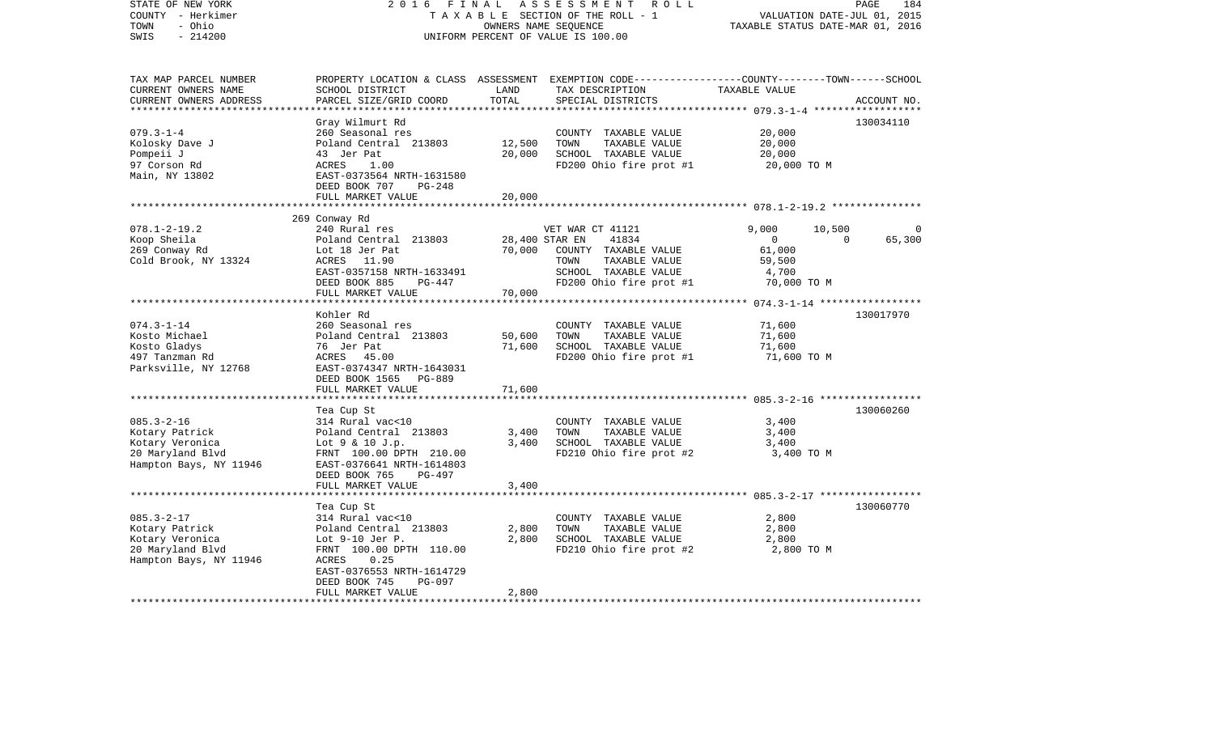STATE OF NEW YORK 2016 FINAL ASSESSMENT ROLL
COUNTY - Herkimer TAXABLE SECTION OF THE ROLL - 1 VALUATION DATE-JUL 01, 2015
TOWN - Ohio OWNERS NAME SEQUENCE TAXABLE STATUS DATE-MAR 01, 2016
SWIS - 214200 UNIFORM PERCENT OF VALUE IS 100.00

| TAX MAP PARCEL NUMBER / CURRENT OWNERS NAME / CURRENT OWNERS ADDRESS | PROPERTY LOCATION & CLASS / SCHOOL DISTRICT / PARCEL SIZE/GRID COORD | ASSESSMENT LAND / TOTAL | EXEMPTION CODE / TAX DESCRIPTION / SPECIAL DISTRICTS | COUNTY | TOWN | SCHOOL / TAXABLE VALUE | ACCOUNT NO. |
|---|---|---|---|---|---|---|---|
| | Gray Wilmurt Rd | | | | | | 130034110 |
| 079.3-1-4 | 260 Seasonal res | | COUNTY TAXABLE VALUE | 20,000 | | | |
| Kolosky Dave J | Poland Central 213803 | 12,500 | TOWN TAXABLE VALUE | 20,000 | | | |
| Pompeii J | 43 Jer Pat | 20,000 | SCHOOL TAXABLE VALUE | 20,000 | | | |
| 97 Corson Rd | ACRES 1.00 | | FD200 Ohio fire prot #1 | 20,000 TO M | | | |
| Main, NY 13802 | EAST-0373564 NRTH-1631580 | | | | | | |
| | DEED BOOK 707 PG-248 | | | | | | |
| | FULL MARKET VALUE | 20,000 | | | | | |
| | 269 Conway Rd | | | | | | |
| 078.1-2-19.2 | 240 Rural res | | VET WAR CT 41121 | 9,000 | 10,500 | 0 | |
| Koop Sheila | Poland Central 213803 | 28,400 | STAR EN 41834 | 0 | 0 | 65,300 | |
| 269 Conway Rd | Lot 18 Jer Pat | 70,000 | COUNTY TAXABLE VALUE | 61,000 | | | |
| Cold Brook, NY 13324 | ACRES 11.90 | | TOWN TAXABLE VALUE | 59,500 | | | |
| | EAST-0357158 NRTH-1633491 | | SCHOOL TAXABLE VALUE | 4,700 | | | |
| | DEED BOOK 885 PG-447 | | FD200 Ohio fire prot #1 | 70,000 TO M | | | |
| | FULL MARKET VALUE | 70,000 | | | | | |
| | Kohler Rd | | | | | | 130017970 |
| 074.3-1-14 | 260 Seasonal res | | COUNTY TAXABLE VALUE | 71,600 | | | |
| Kosto Michael | Poland Central 213803 | 50,600 | TOWN TAXABLE VALUE | 71,600 | | | |
| Kosto Gladys | 76 Jer Pat | 71,600 | SCHOOL TAXABLE VALUE | 71,600 | | | |
| 497 Tanzman Rd | ACRES 45.00 | | FD200 Ohio fire prot #1 | 71,600 TO M | | | |
| Parksville, NY 12768 | EAST-0374347 NRTH-1643031 | | | | | | |
| | DEED BOOK 1565 PG-889 | | | | | | |
| | FULL MARKET VALUE | 71,600 | | | | | |
| | Tea Cup St | | | | | | 130060260 |
| 085.3-2-16 | 314 Rural vac<10 | | COUNTY TAXABLE VALUE | 3,400 | | | |
| Kotary Patrick | Poland Central 213803 | 3,400 | TOWN TAXABLE VALUE | 3,400 | | | |
| Kotary Veronica | Lot 9 & 10 J.p. | 3,400 | SCHOOL TAXABLE VALUE | 3,400 | | | |
| 20 Maryland Blvd | FRNT 100.00 DPTH 210.00 | | FD210 Ohio fire prot #2 | 3,400 TO M | | | |
| Hampton Bays, NY 11946 | EAST-0376641 NRTH-1614803 | | | | | | |
| | DEED BOOK 765 PG-497 | | | | | | |
| | FULL MARKET VALUE | 3,400 | | | | | |
| | Tea Cup St | | | | | | 130060770 |
| 085.3-2-17 | 314 Rural vac<10 | | COUNTY TAXABLE VALUE | 2,800 | | | |
| Kotary Patrick | Poland Central 213803 | 2,800 | TOWN TAXABLE VALUE | 2,800 | | | |
| Kotary Veronica | Lot 9-10 Jer P. | 2,800 | SCHOOL TAXABLE VALUE | 2,800 | | | |
| 20 Maryland Blvd | FRNT 100.00 DPTH 110.00 | | FD210 Ohio fire prot #2 | 2,800 TO M | | | |
| Hampton Bays, NY 11946 | ACRES 0.25 | | | | | | |
| | EAST-0376553 NRTH-1614729 | | | | | | |
| | DEED BOOK 745 PG-097 | | | | | | |
| | FULL MARKET VALUE | 2,800 | | | | | |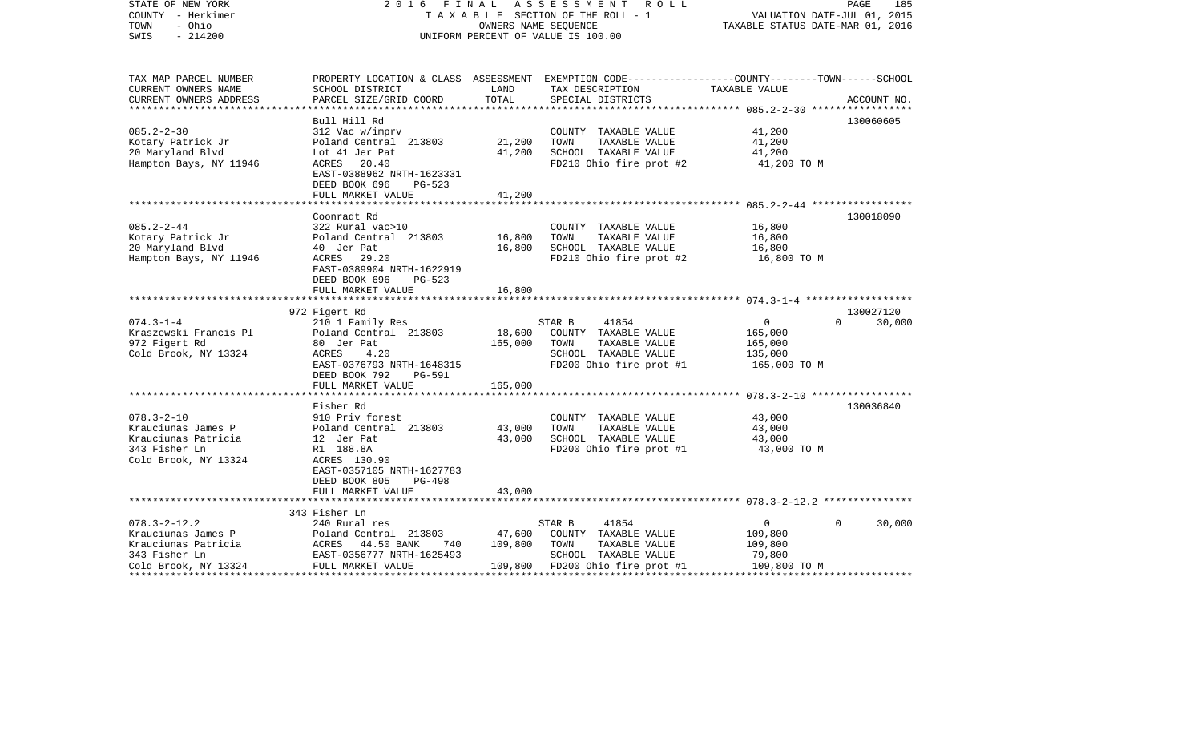STATE OF NEW YORK 2016 FINAL ASSESSMENT ROLL
COUNTY - Herkimer T A X A B L E SECTION OF THE ROLL - 1 VALUATION DATE-JUL 01, 2015
TOWN - Ohio OWNERS NAME SEQUENCE TAXABLE STATUS DATE-MAR 01, 2016
SWIS - 214200 UNIFORM PERCENT OF VALUE IS 100.00

| TAX MAP PARCEL NUMBER / CURRENT OWNERS NAME / CURRENT OWNERS ADDRESS | PROPERTY LOCATION & CLASS / SCHOOL DISTRICT / PARCEL SIZE/GRID COORD | ASSESSMENT LAND / TOTAL | EXEMPTION CODE / TAX DESCRIPTION / SPECIAL DISTRICTS | COUNTY | TOWN | SCHOOL / TAXABLE VALUE | ACCOUNT NO. |
|---|---|---|---|---|---|---|---|
| **085.2-2-30** | Bull Hill Rd | | | | | | 130060605 |
| Kotary Patrick Jr | 312 Vac w/imprv | | COUNTY TAXABLE VALUE | 41,200 | | | |
| 20 Maryland Blvd | Poland Central 213803 | 21,200 | TOWN TAXABLE VALUE | | 41,200 | | |
| Hampton Bays, NY 11946 | Lot 41 Jer Pat | 41,200 | SCHOOL TAXABLE VALUE | | | 41,200 | |
| | ACRES 20.40 | | FD210 Ohio fire prot #2 | 41,200 TO M | | | |
| | EAST-0388962 NRTH-1623331 | | | | | | |
| | DEED BOOK 696 PG-523 | | | | | | |
| | FULL MARKET VALUE | 41,200 | | | | | |
| **085.2-2-44** | Coonradt Rd | | | | | | 130018090 |
| Kotary Patrick Jr | 322 Rural vac>10 | | COUNTY TAXABLE VALUE | 16,800 | | | |
| 20 Maryland Blvd | Poland Central 213803 | 16,800 | TOWN TAXABLE VALUE | | 16,800 | | |
| Hampton Bays, NY 11946 | 40 Jer Pat | 16,800 | SCHOOL TAXABLE VALUE | | | 16,800 | |
| | ACRES 29.20 | | FD210 Ohio fire prot #2 | 16,800 TO M | | | |
| | EAST-0389904 NRTH-1622919 | | | | | | |
| | DEED BOOK 696 PG-523 | | | | | | |
| | FULL MARKET VALUE | 16,800 | | | | | |
| **074.3-1-4** | 972 Figert Rd | | | | | | 130027120 |
| Kraszewski Francis Pl | 210 1 Family Res | | STAR B 41854 | 0 | 0 | 30,000 | |
| 972 Figert Rd | Poland Central 213803 | 18,600 | COUNTY TAXABLE VALUE | 165,000 | | | |
| Cold Brook, NY 13324 | 80 Jer Pat | 165,000 | TOWN TAXABLE VALUE | | 165,000 | | |
| | ACRES 4.20 | | SCHOOL TAXABLE VALUE | | | 135,000 | |
| | EAST-0376793 NRTH-1648315 | | FD200 Ohio fire prot #1 | 165,000 TO M | | | |
| | DEED BOOK 792 PG-591 | | | | | | |
| | FULL MARKET VALUE | 165,000 | | | | | |
| **078.3-2-10** | Fisher Rd | | | | | | 130036840 |
| Krauciunas James P | 910 Priv forest | | COUNTY TAXABLE VALUE | 43,000 | | | |
| Krauciunas Patricia | Poland Central 213803 | 43,000 | TOWN TAXABLE VALUE | | 43,000 | | |
| 343 Fisher Ln | 12 Jer Pat | 43,000 | SCHOOL TAXABLE VALUE | | | 43,000 | |
| Cold Brook, NY 13324 | R1 188.8A | | FD200 Ohio fire prot #1 | 43,000 TO M | | | |
| | ACRES 130.90 | | | | | | |
| | EAST-0357105 NRTH-1627783 | | | | | | |
| | DEED BOOK 805 PG-498 | | | | | | |
| | FULL MARKET VALUE | 43,000 | | | | | |
| **078.3-2-12.2** | 343 Fisher Ln | | | | | | |
| Krauciunas James P | 240 Rural res | | STAR B 41854 | 0 | 0 | 30,000 | |
| Krauciunas Patricia | Poland Central 213803 | 47,600 | COUNTY TAXABLE VALUE | 109,800 | | | |
| 343 Fisher Ln | ACRES 44.50 BANK 740 | 109,800 | TOWN TAXABLE VALUE | | 109,800 | | |
| Cold Brook, NY 13324 | EAST-0356777 NRTH-1625493 | | SCHOOL TAXABLE VALUE | | | 79,800 | |
| | FULL MARKET VALUE | 109,800 | FD200 Ohio fire prot #1 | 109,800 TO M | | | |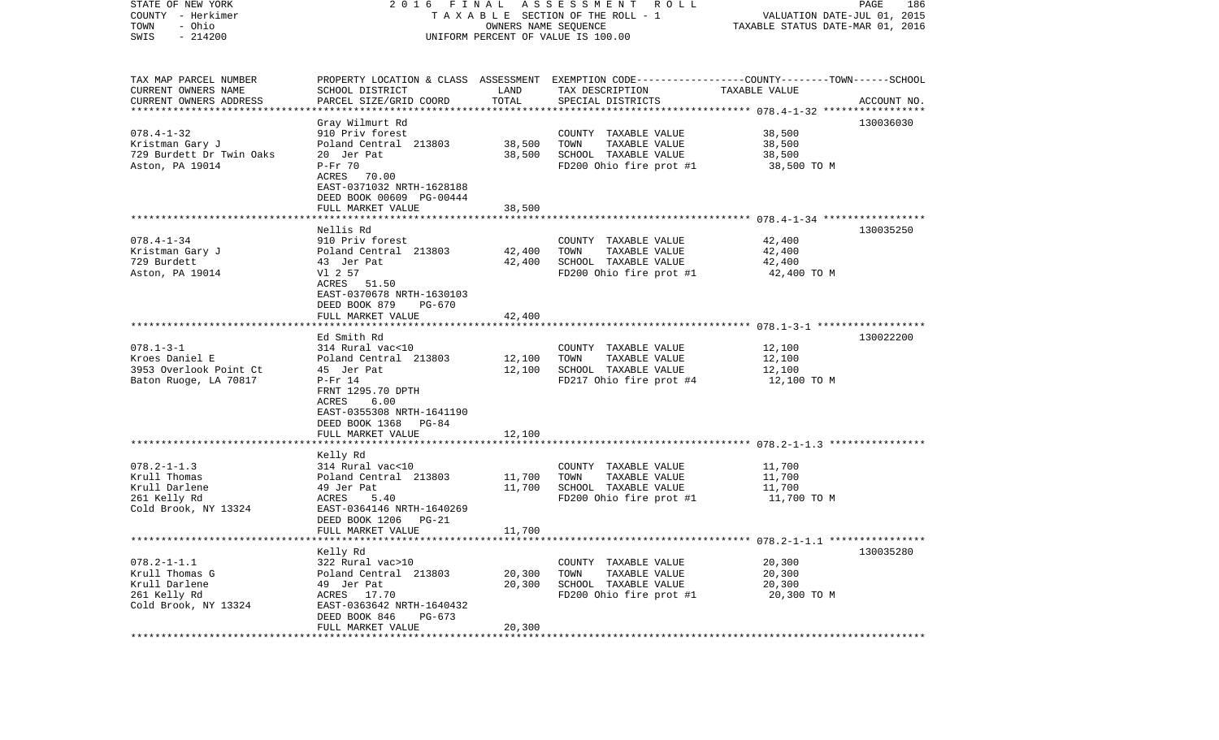STATE OF NEW YORK
COUNTY - Herkimer
TOWN - Ohio
SWIS - 214200

2016 FINAL ASSESSMENT ROLL
TAXABLE SECTION OF THE ROLL - 1
OWNERS NAME SEQUENCE
UNIFORM PERCENT OF VALUE IS 100.00

VALUATION DATE-JUL 01, 2015
TAXABLE STATUS DATE-MAR 01, 2016

| TAX MAP PARCEL NUMBER<br>CURRENT OWNERS NAME<br>CURRENT OWNERS ADDRESS | PROPERTY LOCATION & CLASS<br>SCHOOL DISTRICT<br>PARCEL SIZE/GRID COORD | ASSESSMENT<br>LAND<br>TOTAL | EXEMPTION CODE-----COUNTY-----TOWN------SCHOOL<br>TAX DESCRIPTION<br>SPECIAL DISTRICTS | TAXABLE VALUE | ACCOUNT NO. |
|---|---|---|---|---|---|
| 078.4-1-32<br>Kristman Gary J<br>729 Burdett Dr Twin Oaks<br>Aston, PA 19014 | Gray Wilmurt Rd<br>910 Priv forest<br>Poland Central 213803<br>20 Jer Pat<br>P-Fr 70<br>ACRES 70.00<br>EAST-0371032 NRTH-1628188<br>DEED BOOK 00609 PG-00444<br>FULL MARKET VALUE | <br><br>38,500<br>38,500<br><br><br><br><br>38,500 | <br>COUNTY TAXABLE VALUE<br>TOWN TAXABLE VALUE<br>SCHOOL TAXABLE VALUE<br>FD200 Ohio fire prot #1 | <br>38,500<br>38,500<br>38,500<br>38,500 TO M | 130036030 |
| 078.4-1-34<br>Kristman Gary J<br>729 Burdett<br>Aston, PA 19014 | Nellis Rd<br>910 Priv forest<br>Poland Central 213803<br>43 Jer Pat<br>Vl 2 57<br>ACRES 51.50<br>EAST-0370678 NRTH-1630103<br>DEED BOOK 879 PG-670<br>FULL MARKET VALUE | <br><br>42,400<br>42,400<br><br><br><br><br>42,400 | <br>COUNTY TAXABLE VALUE<br>TOWN TAXABLE VALUE<br>SCHOOL TAXABLE VALUE<br>FD200 Ohio fire prot #1 | <br>42,400<br>42,400<br>42,400<br>42,400 TO M | 130035250 |
| 078.1-3-1<br>Kroes Daniel E<br>3953 Overlook Point Ct<br>Baton Ruoge, LA 70817 | Ed Smith Rd<br>314 Rural vac<10<br>Poland Central 213803<br>45 Jer Pat<br>P-Fr 14<br>FRNT 1295.70 DPTH<br>ACRES 6.00<br>EAST-0355308 NRTH-1641190<br>DEED BOOK 1368 PG-84<br>FULL MARKET VALUE | <br><br>12,100<br>12,100<br><br><br><br><br><br>12,100 | <br>COUNTY TAXABLE VALUE<br>TOWN TAXABLE VALUE<br>SCHOOL TAXABLE VALUE<br>FD217 Ohio fire prot #4 | <br>12,100<br>12,100<br>12,100<br>12,100 TO M | 130022200 |
| 078.2-1-1.3<br>Krull Thomas<br>Krull Darlene<br>261 Kelly Rd<br>Cold Brook, NY 13324 | Kelly Rd<br>314 Rural vac<10<br>Poland Central 213803<br>49 Jer Pat<br>ACRES 5.40<br>EAST-0364146 NRTH-1640269<br>DEED BOOK 1206 PG-21<br>FULL MARKET VALUE | <br><br>11,700<br>11,700<br><br><br><br>11,700 | <br>COUNTY TAXABLE VALUE<br>TOWN TAXABLE VALUE<br>SCHOOL TAXABLE VALUE<br>FD200 Ohio fire prot #1 | <br>11,700<br>11,700<br>11,700<br>11,700 TO M | |
| 078.2-1-1.1<br>Krull Thomas G<br>Krull Darlene<br>261 Kelly Rd<br>Cold Brook, NY 13324 | Kelly Rd<br>322 Rural vac>10<br>Poland Central 213803<br>49 Jer Pat<br>ACRES 17.70<br>EAST-0363642 NRTH-1640432<br>DEED BOOK 846 PG-673<br>FULL MARKET VALUE | <br><br>20,300<br>20,300<br><br><br><br>20,300 | <br>COUNTY TAXABLE VALUE<br>TOWN TAXABLE VALUE<br>SCHOOL TAXABLE VALUE<br>FD200 Ohio fire prot #1 | <br>20,300<br>20,300<br>20,300<br>20,300 TO M | 130035280 |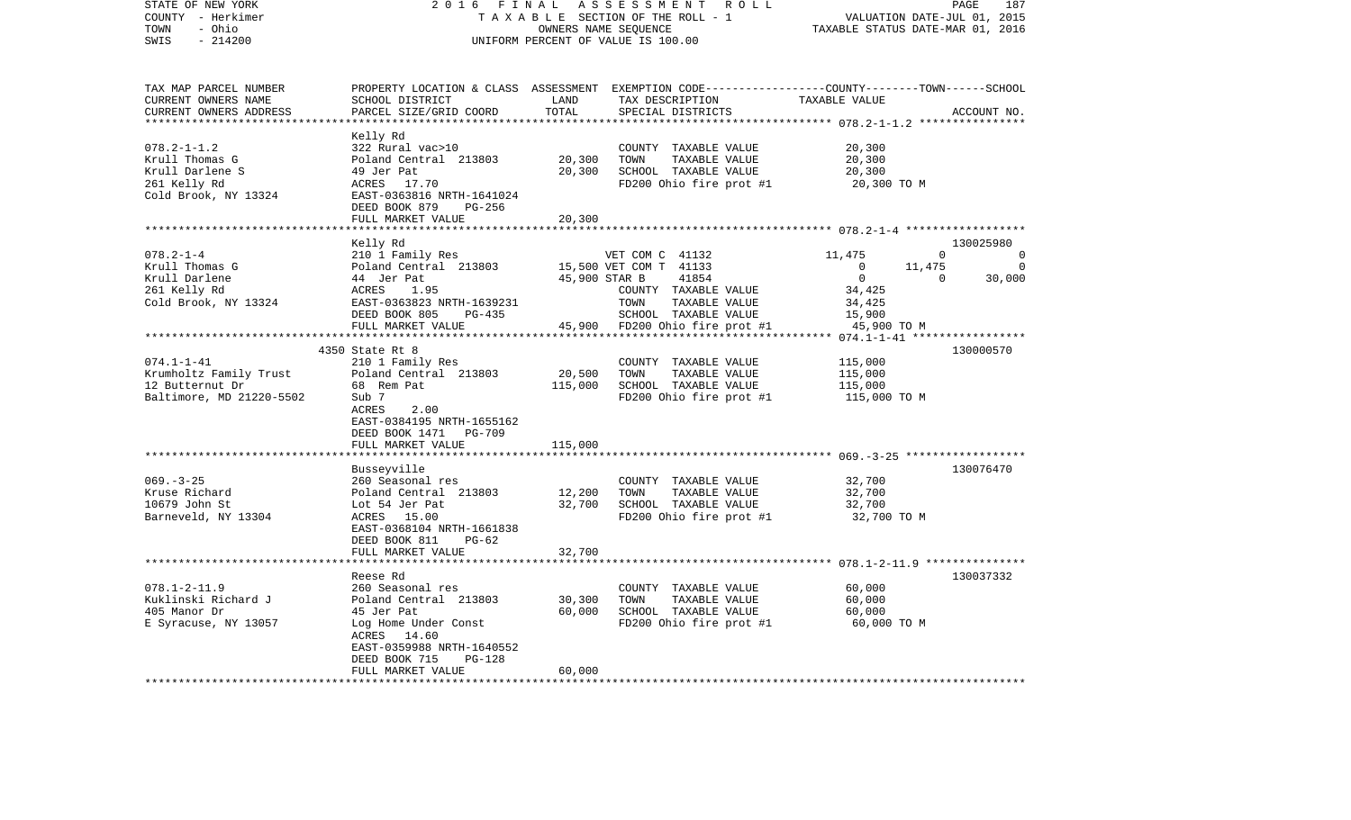STATE OF NEW YORK — 2016 FINAL ASSESSMENT ROLL
COUNTY - Herkimer — TAXABLE SECTION OF THE ROLL - 1 — VALUATION DATE-JUL 01, 2015
TOWN - Ohio — OWNERS NAME SEQUENCE — TAXABLE STATUS DATE-MAR 01, 2016
SWIS - 214200 — UNIFORM PERCENT OF VALUE IS 100.00

| TAX MAP PARCEL NUMBER / CURRENT OWNERS NAME / CURRENT OWNERS ADDRESS | PROPERTY LOCATION & CLASS / SCHOOL DISTRICT / PARCEL SIZE/GRID COORD | ASSESSMENT LAND | TOTAL | EXEMPTION CODE / TAX DESCRIPTION / SPECIAL DISTRICTS | COUNTY | TOWN | SCHOOL | TAXABLE VALUE / ACCOUNT NO. |
|---|---|---|---|---|---|---|---|---|
| **078.2-1-1.2** | Kelly Rd | | | | | | | |
| 078.2-1-1.2 | 322 Rural vac>10 | | | COUNTY TAXABLE VALUE | | | | 20,300 |
| Krull Thomas G | Poland Central 213803 | 20,300 | | TOWN TAXABLE VALUE | | | | 20,300 |
| Krull Darlene S | 49 Jer Pat | | 20,300 | SCHOOL TAXABLE VALUE | | | | 20,300 |
| 261 Kelly Rd | ACRES 17.70 | | | FD200 Ohio fire prot #1 | | | | 20,300 TO M |
| Cold Brook, NY 13324 | EAST-0363816 NRTH-1641024 | | | | | | | |
| | DEED BOOK 879 PG-256 | | | | | | | |
| | FULL MARKET VALUE | | 20,300 | | | | | |
| **078.2-1-4** | Kelly Rd | | | | | | | 130025980 |
| 078.2-1-4 | 210 1 Family Res | | | VET COM C 41132 | 11,475 | 0 | 0 | |
| Krull Thomas G | Poland Central 213803 | 15,500 | | VET COM T 41133 | 0 | 11,475 | 0 | |
| Krull Darlene | 44 Jer Pat | | 45,900 | STAR B 41854 | 0 | 0 | 30,000 | |
| 261 Kelly Rd | ACRES 1.95 | | | COUNTY TAXABLE VALUE | | | | 34,425 |
| Cold Brook, NY 13324 | EAST-0363823 NRTH-1639231 | | | TOWN TAXABLE VALUE | | | | 34,425 |
| | DEED BOOK 805 PG-435 | | | SCHOOL TAXABLE VALUE | | | | 15,900 |
| | FULL MARKET VALUE | | 45,900 | FD200 Ohio fire prot #1 | | | | 45,900 TO M |
| **074.1-1-41** | 4350 State Rt 8 | | | | | | | 130000570 |
| 074.1-1-41 | 210 1 Family Res | | | COUNTY TAXABLE VALUE | | | | 115,000 |
| Krumholtz Family Trust | Poland Central 213803 | 20,500 | | TOWN TAXABLE VALUE | | | | 115,000 |
| 12 Butternut Dr | 68 Rem Pat | | 115,000 | SCHOOL TAXABLE VALUE | | | | 115,000 |
| Baltimore, MD 21220-5502 | Sub 7 | | | FD200 Ohio fire prot #1 | | | | 115,000 TO M |
| | ACRES 2.00 | | | | | | | |
| | EAST-0384195 NRTH-1655162 | | | | | | | |
| | DEED BOOK 1471 PG-709 | | | | | | | |
| | FULL MARKET VALUE | | 115,000 | | | | | |
| **069.-3-25** | Busseyville | | | | | | | 130076470 |
| 069.-3-25 | 260 Seasonal res | | | COUNTY TAXABLE VALUE | | | | 32,700 |
| Kruse Richard | Poland Central 213803 | 12,200 | | TOWN TAXABLE VALUE | | | | 32,700 |
| 10679 John St | Lot 54 Jer Pat | | 32,700 | SCHOOL TAXABLE VALUE | | | | 32,700 |
| Barneveld, NY 13304 | ACRES 15.00 | | | FD200 Ohio fire prot #1 | | | | 32,700 TO M |
| | EAST-0368104 NRTH-1661838 | | | | | | | |
| | DEED BOOK 811 PG-62 | | | | | | | |
| | FULL MARKET VALUE | | 32,700 | | | | | |
| **078.1-2-11.9** | Reese Rd | | | | | | | 130037332 |
| 078.1-2-11.9 | 260 Seasonal res | | | COUNTY TAXABLE VALUE | | | | 60,000 |
| Kuklinski Richard J | Poland Central 213803 | 30,300 | | TOWN TAXABLE VALUE | | | | 60,000 |
| 405 Manor Dr | 45 Jer Pat | | 60,000 | SCHOOL TAXABLE VALUE | | | | 60,000 |
| E Syracuse, NY 13057 | Log Home Under Const | | | FD200 Ohio fire prot #1 | | | | 60,000 TO M |
| | ACRES 14.60 | | | | | | | |
| | EAST-0359988 NRTH-1640552 | | | | | | | |
| | DEED BOOK 715 PG-128 | | | | | | | |
| | FULL MARKET VALUE | | 60,000 | | | | | |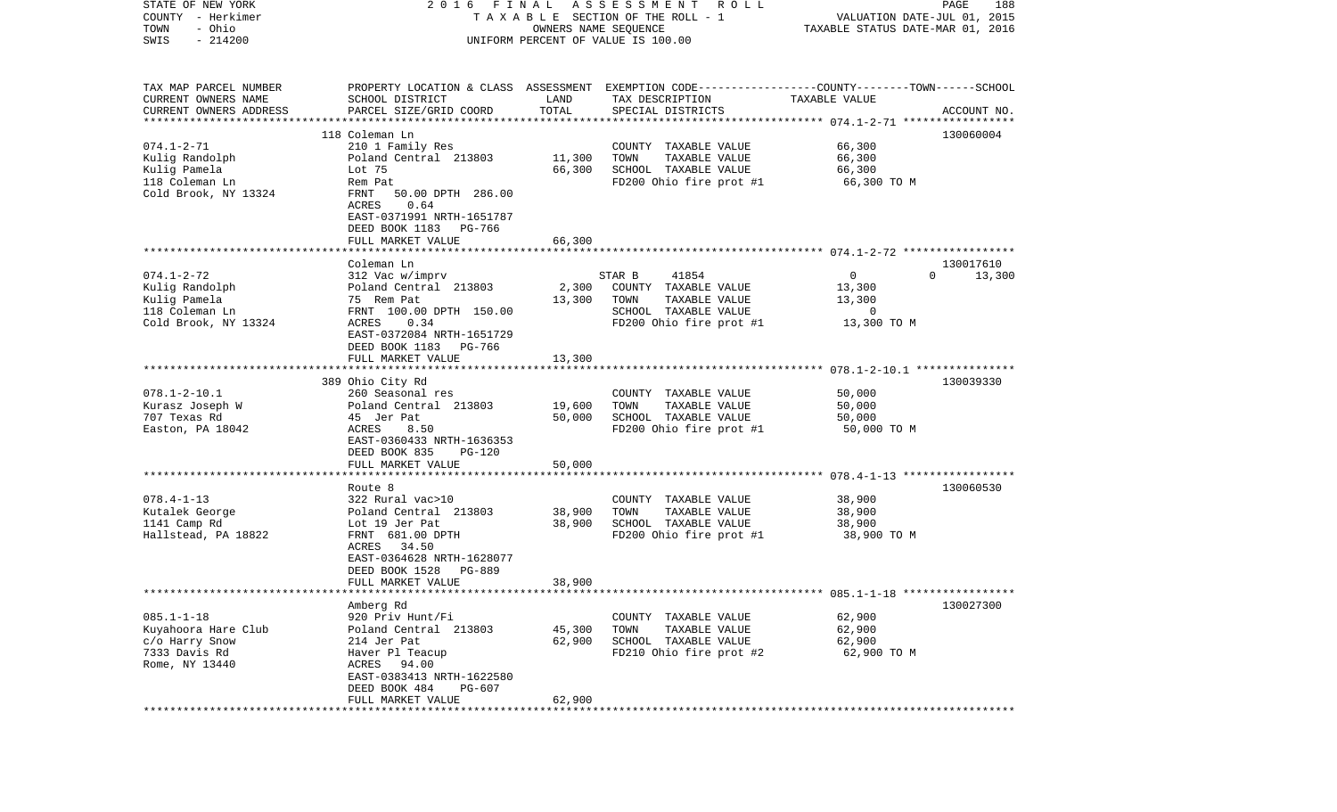STATE OF NEW YORK | 2016 FINAL ASSESSMENT ROLL | VALUATION DATE-JUL 01, 2015
COUNTY - Herkimer | TAXABLE SECTION OF THE ROLL - 1 | TAXABLE STATUS DATE-MAR 01, 2016
TOWN - Ohio | OWNERS NAME SEQUENCE
SWIS - 214200 | UNIFORM PERCENT OF VALUE IS 100.00

| TAX MAP PARCEL NUMBER / CURRENT OWNERS NAME / CURRENT OWNERS ADDRESS | PROPERTY LOCATION & CLASS / SCHOOL DISTRICT / PARCEL SIZE/GRID COORD | ASSESSMENT LAND | TOTAL | EXEMPTION CODE / TAX DESCRIPTION / SPECIAL DISTRICTS | COUNTY TAXABLE VALUE | TOWN | SCHOOL | ACCOUNT NO. |
|---|---|---|---|---|---|---|---|---|
| **074.1-2-71** | 118 Coleman Ln | | | | | | | 130060004 |
| Kulig Randolph | 210 1 Family Res | | | COUNTY TAXABLE VALUE | 66,300 | | | |
| Kulig Pamela | Poland Central 213803 | 11,300 | | TOWN TAXABLE VALUE | 66,300 | | | |
| 118 Coleman Ln | Lot 75 | | 66,300 | SCHOOL TAXABLE VALUE | 66,300 | | | |
| Cold Brook, NY 13324 | Rem Pat | | | FD200 Ohio fire prot #1 | 66,300 TO M | | | |
| | FRNT 50.00 DPTH 286.00 | | | | | | | |
| | ACRES 0.64 | | | | | | | |
| | EAST-0371991 NRTH-1651787 | | | | | | | |
| | DEED BOOK 1183 PG-766 | | | | | | | |
| | FULL MARKET VALUE | | 66,300 | | | | | |
| **074.1-2-72** | Coleman Ln | | | | | | | 130017610 |
| Kulig Randolph | 312 Vac w/imprv | | | STAR B 41854 | 0 | 0 | 13,300 | |
| Kulig Pamela | Poland Central 213803 | 2,300 | | COUNTY TAXABLE VALUE | 13,300 | | | |
| 118 Coleman Ln | 75 Rem Pat | | 13,300 | TOWN TAXABLE VALUE | 13,300 | | | |
| Cold Brook, NY 13324 | FRNT 100.00 DPTH 150.00 | | | SCHOOL TAXABLE VALUE | 0 | | | |
| | ACRES 0.34 | | | FD200 Ohio fire prot #1 | 13,300 TO M | | | |
| | EAST-0372084 NRTH-1651729 | | | | | | | |
| | DEED BOOK 1183 PG-766 | | | | | | | |
| | FULL MARKET VALUE | | 13,300 | | | | | |
| **078.1-2-10.1** | 389 Ohio City Rd | | | | | | | 130039330 |
| Kurasz Joseph W | 260 Seasonal res | | | COUNTY TAXABLE VALUE | 50,000 | | | |
| 707 Texas Rd | Poland Central 213803 | 19,600 | | TOWN TAXABLE VALUE | 50,000 | | | |
| Easton, PA 18042 | 45 Jer Pat | | 50,000 | SCHOOL TAXABLE VALUE | 50,000 | | | |
| | ACRES 8.50 | | | FD200 Ohio fire prot #1 | 50,000 TO M | | | |
| | EAST-0360433 NRTH-1636353 | | | | | | | |
| | DEED BOOK 835 PG-120 | | | | | | | |
| | FULL MARKET VALUE | | 50,000 | | | | | |
| **078.4-1-13** | Route 8 | | | | | | | 130060530 |
| Kutalek George | 322 Rural vac>10 | | | COUNTY TAXABLE VALUE | 38,900 | | | |
| 1141 Camp Rd | Poland Central 213803 | 38,900 | | TOWN TAXABLE VALUE | 38,900 | | | |
| Hallstead, PA 18822 | Lot 19 Jer Pat | | 38,900 | SCHOOL TAXABLE VALUE | 38,900 | | | |
| | FRNT 681.00 DPTH | | | FD200 Ohio fire prot #1 | 38,900 TO M | | | |
| | ACRES 34.50 | | | | | | | |
| | EAST-0364628 NRTH-1628077 | | | | | | | |
| | DEED BOOK 1528 PG-889 | | | | | | | |
| | FULL MARKET VALUE | | 38,900 | | | | | |
| **085.1-1-18** | Amberg Rd | | | | | | | 130027300 |
| Kuyahoora Hare Club | 920 Priv Hunt/Fi | | | COUNTY TAXABLE VALUE | 62,900 | | | |
| c/o Harry Snow | Poland Central 213803 | 45,300 | | TOWN TAXABLE VALUE | 62,900 | | | |
| 7333 Davis Rd | 214 Jer Pat | | 62,900 | SCHOOL TAXABLE VALUE | 62,900 | | | |
| Rome, NY 13440 | Haver Pl Teacup | | | FD210 Ohio fire prot #2 | 62,900 TO M | | | |
| | ACRES 94.00 | | | | | | | |
| | EAST-0383413 NRTH-1622580 | | | | | | | |
| | DEED BOOK 484 PG-607 | | | | | | | |
| | FULL MARKET VALUE | | 62,900 | | | | | |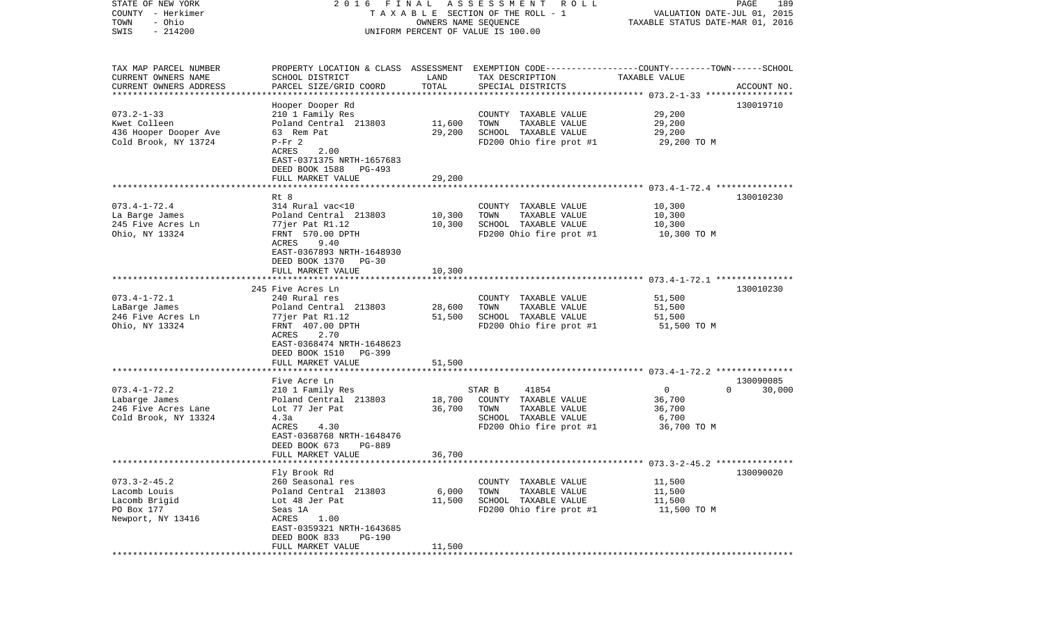STATE OF NEW YORK — COUNTY - Herkimer — TOWN - Ohio — SWIS - 214200

2016 FINAL ASSESSMENT ROLL
TAXABLE SECTION OF THE ROLL - 1
OWNERS NAME SEQUENCE
UNIFORM PERCENT OF VALUE IS 100.00

VALUATION DATE-JUL 01, 2015
TAXABLE STATUS DATE-MAR 01, 2016

| TAX MAP PARCEL NUMBER / CURRENT OWNERS NAME / CURRENT OWNERS ADDRESS | PROPERTY LOCATION & CLASS / SCHOOL DISTRICT / PARCEL SIZE/GRID COORD | ASSESSMENT LAND | TOTAL | EXEMPTION CODE / TAX DESCRIPTION / SPECIAL DISTRICTS | COUNTY | TOWN | SCHOOL | TAXABLE VALUE | ACCOUNT NO. |
|---|---|---|---|---|---|---|---|---|---|
| 073.2-1-33 | Hooper Dooper Rd | | | | | | | | 130019710 |
| Kwet Colleen | 210 1 Family Res | | | COUNTY TAXABLE VALUE | | | | 29,200 | |
| 436 Hooper Dooper Ave | Poland Central 213803 | 11,600 | | TOWN TAXABLE VALUE | | | | 29,200 | |
| Cold Brook, NY 13724 | 63 Rem Pat | | 29,200 | SCHOOL TAXABLE VALUE | | | | 29,200 | |
| | P-Fr 2 | | | FD200 Ohio fire prot #1 | | | | 29,200 TO M | |
| | ACRES 2.00 | | | | | | | | |
| | EAST-0371375 NRTH-1657683 | | | | | | | | |
| | DEED BOOK 1588 PG-493 | | | | | | | | |
| | FULL MARKET VALUE | | 29,200 | | | | | | |
| 073.4-1-72.4 | Rt 8 | | | | | | | | 130010230 |
| La Barge James | 314 Rural vac<10 | | | COUNTY TAXABLE VALUE | | | | 10,300 | |
| 245 Five Acres Ln | Poland Central 213803 | 10,300 | | TOWN TAXABLE VALUE | | | | 10,300 | |
| Ohio, NY 13324 | 77jer Pat R1.12 | | 10,300 | SCHOOL TAXABLE VALUE | | | | 10,300 | |
| | FRNT 570.00 DPTH | | | FD200 Ohio fire prot #1 | | | | 10,300 TO M | |
| | ACRES 9.40 | | | | | | | | |
| | EAST-0367893 NRTH-1648930 | | | | | | | | |
| | DEED BOOK 1370 PG-30 | | | | | | | | |
| | FULL MARKET VALUE | | 10,300 | | | | | | |
| 073.4-1-72.1 | 245 Five Acres Ln | | | | | | | | 130010230 |
| LaBarge James | 240 Rural res | | | COUNTY TAXABLE VALUE | | | | 51,500 | |
| 246 Five Acres Ln | Poland Central 213803 | 28,600 | | TOWN TAXABLE VALUE | | | | 51,500 | |
| Ohio, NY 13324 | 77jer Pat R1.12 | | 51,500 | SCHOOL TAXABLE VALUE | | | | 51,500 | |
| | FRNT 407.00 DPTH | | | FD200 Ohio fire prot #1 | | | | 51,500 TO M | |
| | ACRES 2.70 | | | | | | | | |
| | EAST-0368474 NRTH-1648623 | | | | | | | | |
| | DEED BOOK 1510 PG-399 | | | | | | | | |
| | FULL MARKET VALUE | | 51,500 | | | | | | |
| 073.4-1-72.2 | Five Acre Ln | | | | | | | | 130090085 |
| Labarge James | 210 1 Family Res | | | STAR B 41854 | 0 | 0 | 30,000 | | |
| 246 Five Acres Lane | Poland Central 213803 | 18,700 | | COUNTY TAXABLE VALUE | | | | 36,700 | |
| Cold Brook, NY 13324 | Lot 77 Jer Pat | | 36,700 | TOWN TAXABLE VALUE | | | | 36,700 | |
| | 4.3a | | | SCHOOL TAXABLE VALUE | | | | 6,700 | |
| | ACRES 4.30 | | | FD200 Ohio fire prot #1 | | | | 36,700 TO M | |
| | EAST-0368768 NRTH-1648476 | | | | | | | | |
| | DEED BOOK 673 PG-889 | | | | | | | | |
| | FULL MARKET VALUE | | 36,700 | | | | | | |
| 073.3-2-45.2 | Fly Brook Rd | | | | | | | | 130090020 |
| Lacomb Louis | 260 Seasonal res | | | COUNTY TAXABLE VALUE | | | | 11,500 | |
| Lacomb Brigid | Poland Central 213803 | 6,000 | | TOWN TAXABLE VALUE | | | | 11,500 | |
| PO Box 177 | Lot 48 Jer Pat | | 11,500 | SCHOOL TAXABLE VALUE | | | | 11,500 | |
| Newport, NY 13416 | Seas 1A | | | FD200 Ohio fire prot #1 | | | | 11,500 TO M | |
| | ACRES 1.00 | | | | | | | | |
| | EAST-0359321 NRTH-1643685 | | | | | | | | |
| | DEED BOOK 833 PG-190 | | | | | | | | |
| | FULL MARKET VALUE | | 11,500 | | | | | | |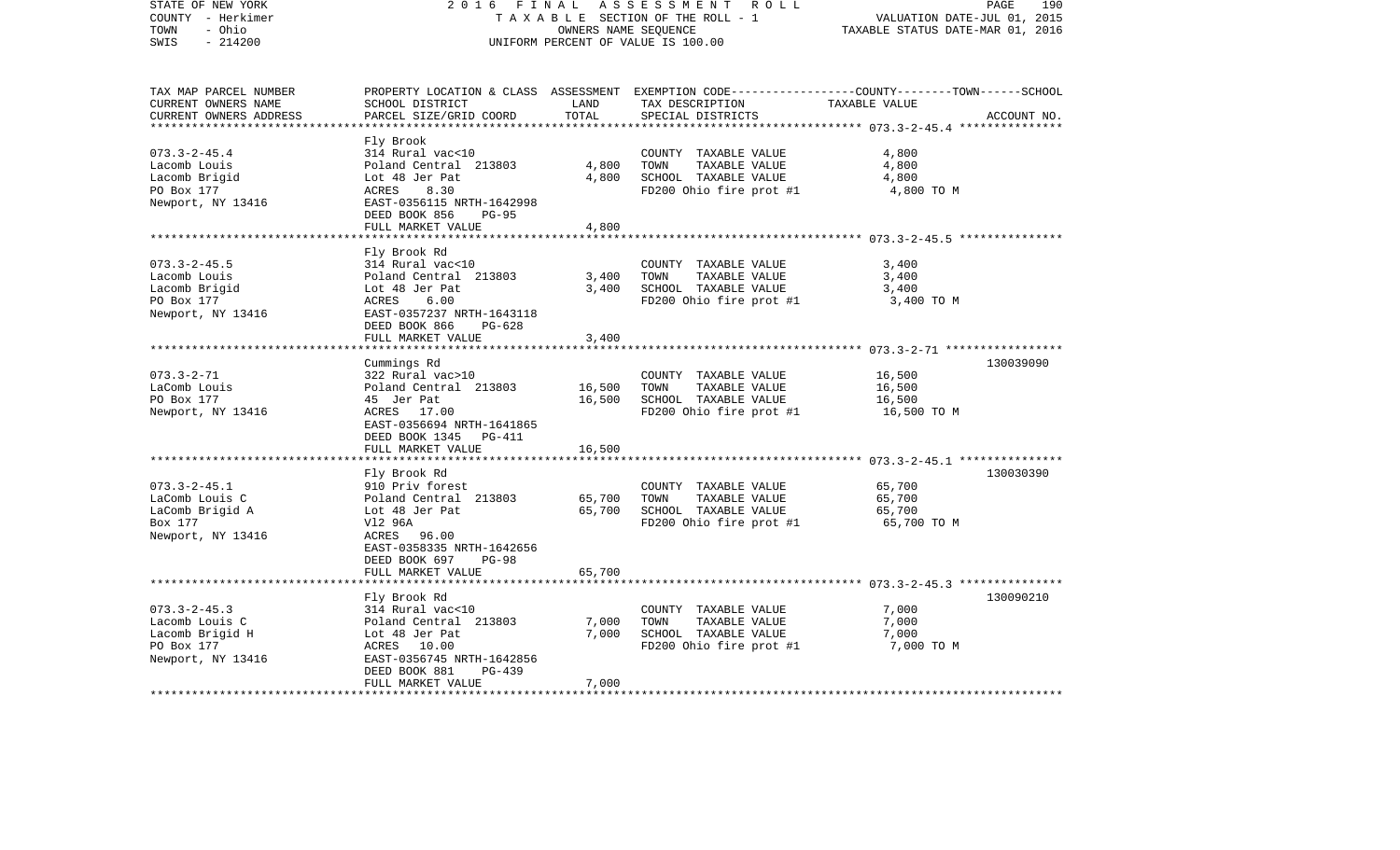STATE OF NEW YORK | 2016 FINAL ASSESSMENT ROLL | VALUATION DATE-JUL 01, 2015
COUNTY - Herkimer | TAXABLE SECTION OF THE ROLL - 1 | TAXABLE STATUS DATE-MAR 01, 2016
TOWN - Ohio | OWNERS NAME SEQUENCE
SWIS - 214200 | UNIFORM PERCENT OF VALUE IS 100.00

| TAX MAP PARCEL NUMBER<br>CURRENT OWNERS NAME<br>CURRENT OWNERS ADDRESS | PROPERTY LOCATION & CLASS<br>SCHOOL DISTRICT<br>PARCEL SIZE/GRID COORD | ASSESSMENT<br>LAND<br>TOTAL | EXEMPTION CODE-----COUNTY--------TOWN------SCHOOL<br>TAX DESCRIPTION<br>SPECIAL DISTRICTS | TAXABLE VALUE | ACCOUNT NO. |
|---|---|---|---|---|---|
| 073.3-2-45.4<br>Lacomb Louis<br>Lacomb Brigid<br>PO Box 177<br>Newport, NY 13416 | Fly Brook<br>314 Rural vac<10<br>Poland Central 213803<br>Lot 48 Jer Pat<br>ACRES 8.30<br>EAST-0356115 NRTH-1642998<br>DEED BOOK 856 PG-95<br>FULL MARKET VALUE | 4,800<br>4,800<br>4,800 | COUNTY TAXABLE VALUE<br>TOWN TAXABLE VALUE<br>SCHOOL TAXABLE VALUE<br>FD200 Ohio fire prot #1 | 4,800<br>4,800<br>4,800<br>4,800 TO M | |
| 073.3-2-45.5<br>Lacomb Louis<br>Lacomb Brigid<br>PO Box 177<br>Newport, NY 13416 | Fly Brook Rd<br>314 Rural vac<10<br>Poland Central 213803<br>Lot 48 Jer Pat<br>ACRES 6.00<br>EAST-0357237 NRTH-1643118<br>DEED BOOK 866 PG-628<br>FULL MARKET VALUE | 3,400<br>3,400<br>3,400 | COUNTY TAXABLE VALUE<br>TOWN TAXABLE VALUE<br>SCHOOL TAXABLE VALUE<br>FD200 Ohio fire prot #1 | 3,400<br>3,400<br>3,400<br>3,400 TO M | |
| 073.3-2-71<br>LaComb Louis<br>PO Box 177<br>Newport, NY 13416 | Cummings Rd<br>322 Rural vac>10<br>Poland Central 213803<br>45 Jer Pat<br>ACRES 17.00<br>EAST-0356694 NRTH-1641865<br>DEED BOOK 1345 PG-411<br>FULL MARKET VALUE | 16,500<br>16,500<br>16,500 | COUNTY TAXABLE VALUE<br>TOWN TAXABLE VALUE<br>SCHOOL TAXABLE VALUE<br>FD200 Ohio fire prot #1 | 16,500<br>16,500<br>16,500<br>16,500 TO M | 130039090 |
| 073.3-2-45.1<br>LaComb Louis C<br>LaComb Brigid A<br>Box 177<br>Newport, NY 13416 | Fly Brook Rd<br>910 Priv forest<br>Poland Central 213803<br>Lot 48 Jer Pat<br>V12 96A<br>ACRES 96.00<br>EAST-0358335 NRTH-1642656<br>DEED BOOK 697 PG-98<br>FULL MARKET VALUE | 65,700<br>65,700<br>65,700 | COUNTY TAXABLE VALUE<br>TOWN TAXABLE VALUE<br>SCHOOL TAXABLE VALUE<br>FD200 Ohio fire prot #1 | 65,700<br>65,700<br>65,700<br>65,700 TO M | 130030390 |
| 073.3-2-45.3<br>Lacomb Louis C<br>Lacomb Brigid H<br>PO Box 177<br>Newport, NY 13416 | Fly Brook Rd<br>314 Rural vac<10<br>Poland Central 213803<br>Lot 48 Jer Pat<br>ACRES 10.00<br>EAST-0356745 NRTH-1642856<br>DEED BOOK 881 PG-439<br>FULL MARKET VALUE | 7,000<br>7,000<br>7,000 | COUNTY TAXABLE VALUE<br>TOWN TAXABLE VALUE<br>SCHOOL TAXABLE VALUE<br>FD200 Ohio fire prot #1 | 7,000<br>7,000<br>7,000<br>7,000 TO M | 130090210 |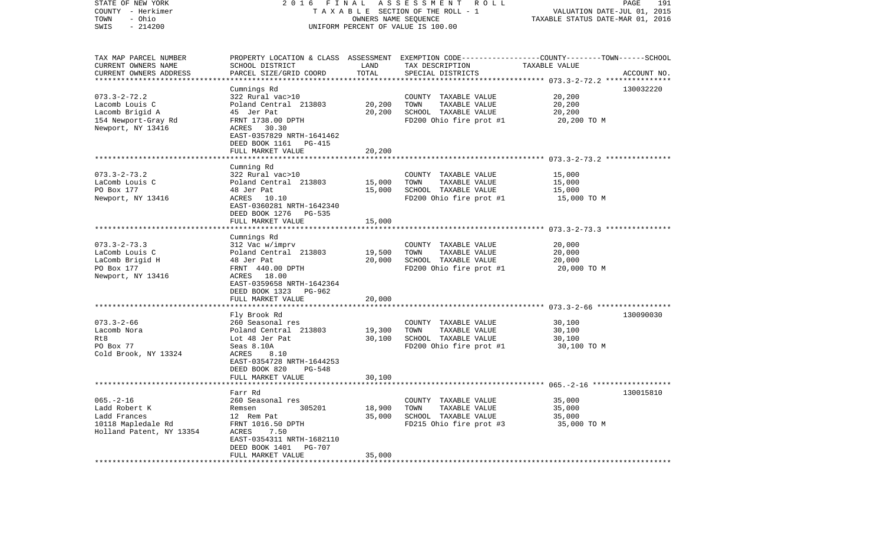STATE OF NEW YORK | 2 0 1 6 F I N A L A S S E S S M E N T R O L L | PAGE 191
COUNTY - Herkimer | T A X A B L E SECTION OF THE ROLL - 1 | VALUATION DATE-JUL 01, 2015
TOWN - Ohio | OWNERS NAME SEQUENCE | TAXABLE STATUS DATE-MAR 01, 2016
SWIS - 214200 | UNIFORM PERCENT OF VALUE IS 100.00

| TAX MAP PARCEL NUMBER<br>CURRENT OWNERS NAME<br>CURRENT OWNERS ADDRESS | PROPERTY LOCATION & CLASS<br>SCHOOL DISTRICT<br>PARCEL SIZE/GRID COORD | ASSESSMENT<br>LAND<br>TOTAL | EXEMPTION CODE-----COUNTY-----TOWN------SCHOOL<br>TAX DESCRIPTION<br>SPECIAL DISTRICTS | TAXABLE VALUE | ACCOUNT NO. |
|---|---|---|---|---|---|
| 073.3-2-72.2 | Cumnings Rd | | | | 130032220 |
| 073.3-2-72.2 | 322 Rural vac>10 | | COUNTY TAXABLE VALUE | 20,200 | |
| Lacomb Louis C | Poland Central 213803 | 20,200 | TOWN TAXABLE VALUE | 20,200 | |
| Lacomb Brigid A | 45 Jer Pat | 20,200 | SCHOOL TAXABLE VALUE | 20,200 | |
| 154 Newport-Gray Rd | FRNT 1738.00 DPTH | | FD200 Ohio fire prot #1 | 20,200 TO M | |
| Newport, NY 13416 | ACRES 30.30 | | | | |
| | EAST-0357829 NRTH-1641462 | | | | |
| | DEED BOOK 1161 PG-415 | | | | |
| | FULL MARKET VALUE | 20,200 | | | |
| 073.3-2-73.2 | Cumning Rd | | | | |
| 073.3-2-73.2 | 322 Rural vac>10 | | COUNTY TAXABLE VALUE | 15,000 | |
| LaComb Louis C | Poland Central 213803 | 15,000 | TOWN TAXABLE VALUE | 15,000 | |
| PO Box 177 | 48 Jer Pat | 15,000 | SCHOOL TAXABLE VALUE | 15,000 | |
| Newport, NY 13416 | ACRES 10.10 | | FD200 Ohio fire prot #1 | 15,000 TO M | |
| | EAST-0360281 NRTH-1642340 | | | | |
| | DEED BOOK 1276 PG-535 | | | | |
| | FULL MARKET VALUE | 15,000 | | | |
| 073.3-2-73.3 | Cumnings Rd | | | | |
| 073.3-2-73.3 | 312 Vac w/imprv | | COUNTY TAXABLE VALUE | 20,000 | |
| LaComb Louis C | Poland Central 213803 | 19,500 | TOWN TAXABLE VALUE | 20,000 | |
| LaComb Brigid H | 48 Jer Pat | 20,000 | SCHOOL TAXABLE VALUE | 20,000 | |
| PO Box 177 | FRNT 440.00 DPTH | | FD200 Ohio fire prot #1 | 20,000 TO M | |
| Newport, NY 13416 | ACRES 18.00 | | | | |
| | EAST-0359658 NRTH-1642364 | | | | |
| | DEED BOOK 1323 PG-962 | | | | |
| | FULL MARKET VALUE | 20,000 | | | |
| 073.3-2-66 | Fly Brook Rd | | | | 130090030 |
| 073.3-2-66 | 260 Seasonal res | | COUNTY TAXABLE VALUE | 30,100 | |
| Lacomb Nora | Poland Central 213803 | 19,300 | TOWN TAXABLE VALUE | 30,100 | |
| Rt8 | Lot 48 Jer Pat | 30,100 | SCHOOL TAXABLE VALUE | 30,100 | |
| PO Box 77 | Seas 8.10A | | FD200 Ohio fire prot #1 | 30,100 TO M | |
| Cold Brook, NY 13324 | ACRES 8.10 | | | | |
| | EAST-0354728 NRTH-1644253 | | | | |
| | DEED BOOK 820 PG-548 | | | | |
| | FULL MARKET VALUE | 30,100 | | | |
| 065.-2-16 | Farr Rd | | | | 130015810 |
| 065.-2-16 | 260 Seasonal res | | COUNTY TAXABLE VALUE | 35,000 | |
| Ladd Robert K | Remsen 305201 | 18,900 | TOWN TAXABLE VALUE | 35,000 | |
| Ladd Frances | 12 Rem Pat | 35,000 | SCHOOL TAXABLE VALUE | 35,000 | |
| 10118 Mapledale Rd | FRNT 1016.50 DPTH | | FD215 Ohio fire prot #3 | 35,000 TO M | |
| Holland Patent, NY 13354 | ACRES 7.50 | | | | |
| | EAST-0354311 NRTH-1682110 | | | | |
| | DEED BOOK 1401 PG-707 | | | | |
| | FULL MARKET VALUE | 35,000 | | | |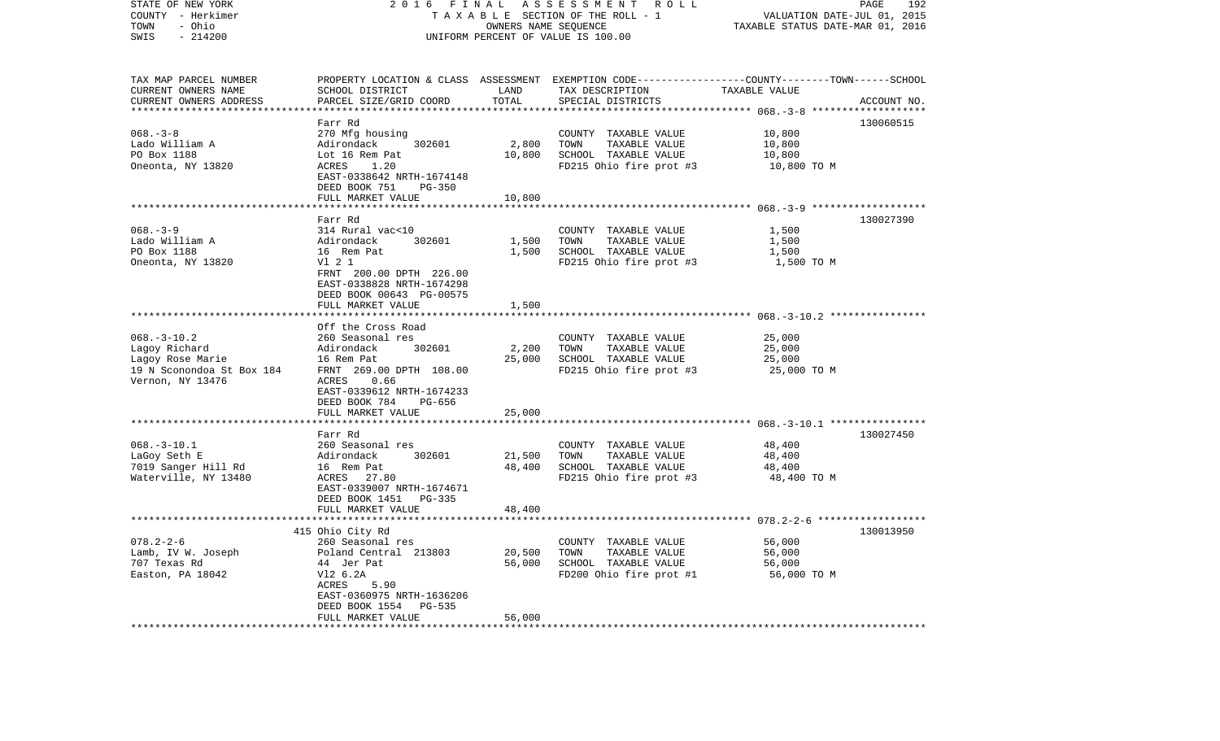STATE OF NEW YORK
COUNTY - Herkimer
TOWN - Ohio
SWIS - 214200

2016 FINAL ASSESSMENT ROLL
TAXABLE SECTION OF THE ROLL - 1
OWNERS NAME SEQUENCE
UNIFORM PERCENT OF VALUE IS 100.00

VALUATION DATE-JUL 01, 2015
TAXABLE STATUS DATE-MAR 01, 2016

| TAX MAP PARCEL NUMBER / CURRENT OWNERS NAME / CURRENT OWNERS ADDRESS | PROPERTY LOCATION & CLASS / SCHOOL DISTRICT / PARCEL SIZE/GRID COORD | ASSESSMENT LAND | TOTAL | EXEMPTION CODE / TAX DESCRIPTION / SPECIAL DISTRICTS | TAXABLE VALUE (COUNTY--TOWN--SCHOOL) | ACCOUNT NO. |
|---|---|---|---|---|---|---|
| **068.-3-8** | Farr Rd | | | | | 130060515 |
| 068.-3-8 | 270 Mfg housing | | | COUNTY TAXABLE VALUE | 10,800 | |
| Lado William A | Adirondack 302601 | 2,800 | | TOWN TAXABLE VALUE | 10,800 | |
| PO Box 1188 | Lot 16 Rem Pat | | 10,800 | SCHOOL TAXABLE VALUE | 10,800 | |
| Oneonta, NY 13820 | ACRES 1.20 | | | FD215 Ohio fire prot #3 | 10,800 TO M | |
| | EAST-0338642 NRTH-1674148 | | | | | |
| | DEED BOOK 751 PG-350 | | | | | |
| | FULL MARKET VALUE | | 10,800 | | | |
| **068.-3-9** | Farr Rd | | | | | 130027390 |
| 068.-3-9 | 314 Rural vac<10 | | | COUNTY TAXABLE VALUE | 1,500 | |
| Lado William A | Adirondack 302601 | 1,500 | | TOWN TAXABLE VALUE | 1,500 | |
| PO Box 1188 | 16 Rem Pat | | 1,500 | SCHOOL TAXABLE VALUE | 1,500 | |
| Oneonta, NY 13820 | Vl 2 1 | | | FD215 Ohio fire prot #3 | 1,500 TO M | |
| | FRNT 200.00 DPTH 226.00 | | | | | |
| | EAST-0338828 NRTH-1674298 | | | | | |
| | DEED BOOK 00643 PG-00575 | | | | | |
| | FULL MARKET VALUE | | 1,500 | | | |
| **068.-3-10.2** | Off the Cross Road | | | | | |
| 068.-3-10.2 | 260 Seasonal res | | | COUNTY TAXABLE VALUE | 25,000 | |
| Lagoy Richard | Adirondack 302601 | 2,200 | | TOWN TAXABLE VALUE | 25,000 | |
| Lagoy Rose Marie | 16 Rem Pat | | 25,000 | SCHOOL TAXABLE VALUE | 25,000 | |
| 19 N Sconondoa St Box 184 | FRNT 269.00 DPTH 108.00 | | | FD215 Ohio fire prot #3 | 25,000 TO M | |
| Vernon, NY 13476 | ACRES 0.66 | | | | | |
| | EAST-0339612 NRTH-1674233 | | | | | |
| | DEED BOOK 784 PG-656 | | | | | |
| | FULL MARKET VALUE | | 25,000 | | | |
| **068.-3-10.1** | Farr Rd | | | | | 130027450 |
| 068.-3-10.1 | 260 Seasonal res | | | COUNTY TAXABLE VALUE | 48,400 | |
| LaGoy Seth E | Adirondack 302601 | 21,500 | | TOWN TAXABLE VALUE | 48,400 | |
| 7019 Sanger Hill Rd | 16 Rem Pat | | 48,400 | SCHOOL TAXABLE VALUE | 48,400 | |
| Waterville, NY 13480 | ACRES 27.80 | | | FD215 Ohio fire prot #3 | 48,400 TO M | |
| | EAST-0339007 NRTH-1674671 | | | | | |
| | DEED BOOK 1451 PG-335 | | | | | |
| | FULL MARKET VALUE | | 48,400 | | | |
| **078.2-2-6** | 415 Ohio City Rd | | | | | 130013950 |
| 078.2-2-6 | 260 Seasonal res | | | COUNTY TAXABLE VALUE | 56,000 | |
| Lamb, IV W. Joseph | Poland Central 213803 | 20,500 | | TOWN TAXABLE VALUE | 56,000 | |
| 707 Texas Rd | 44 Jer Pat | | 56,000 | SCHOOL TAXABLE VALUE | 56,000 | |
| Easton, PA 18042 | Vl2 6.2A | | | FD200 Ohio fire prot #1 | 56,000 TO M | |
| | ACRES 5.90 | | | | | |
| | EAST-0360975 NRTH-1636206 | | | | | |
| | DEED BOOK 1554 PG-535 | | | | | |
| | FULL MARKET VALUE | | 56,000 | | | |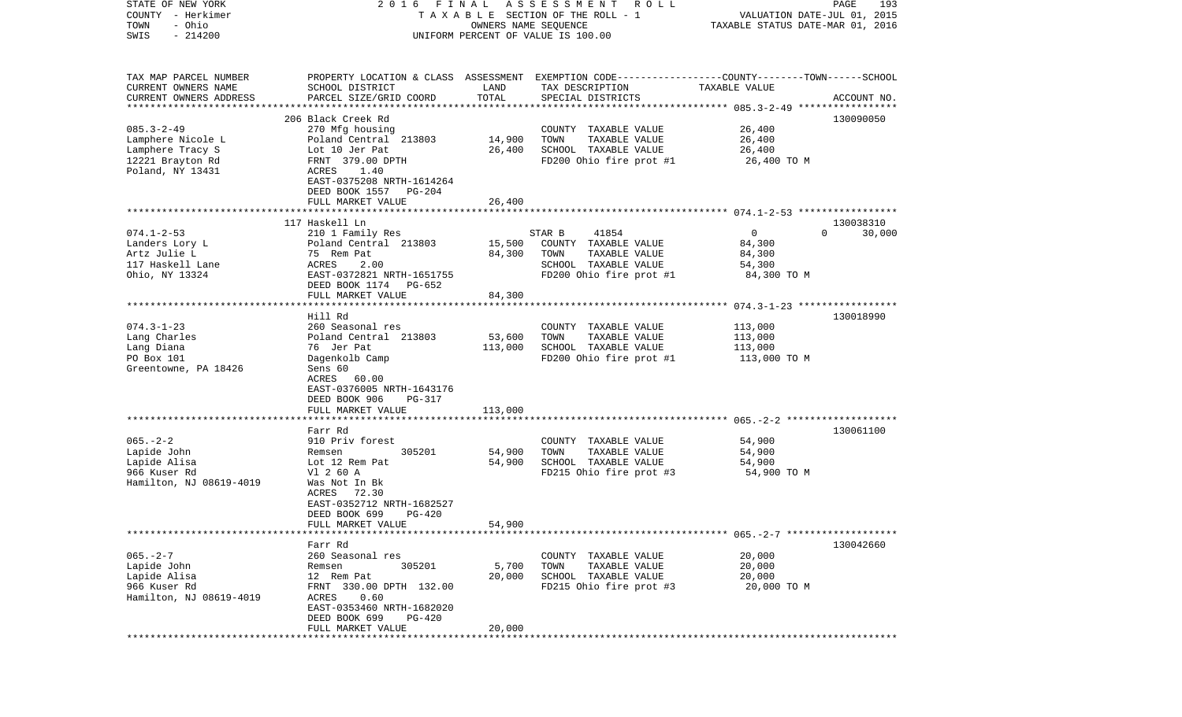STATE OF NEW YORK | 2016 FINAL ASSESSMENT ROLL | PAGE 193
COUNTY - Herkimer | TAXABLE SECTION OF THE ROLL - 1 | VALUATION DATE-JUL 01, 2015
TOWN - Ohio | OWNERS NAME SEQUENCE | TAXABLE STATUS DATE-MAR 01, 2016
SWIS - 214200 | UNIFORM PERCENT OF VALUE IS 100.00

| TAX MAP PARCEL NUMBER / CURRENT OWNERS NAME / CURRENT OWNERS ADDRESS | PROPERTY LOCATION & CLASS / SCHOOL DISTRICT / PARCEL SIZE/GRID COORD | ASSESSMENT LAND / TOTAL | EXEMPTION CODE / TAX DESCRIPTION / SPECIAL DISTRICTS | COUNTY | TOWN | SCHOOL TAXABLE VALUE | ACCOUNT NO. |
|---|---|---|---|---|---|---|---|
| | 206 Black Creek Rd | | | | | | 130090050 |
| 085.3-2-49 | 270 Mfg housing | | COUNTY TAXABLE VALUE | 26,400 | | | |
| Lamphere Nicole L | Poland Central 213803 | 14,900 | TOWN TAXABLE VALUE | | 26,400 | | |
| Lamphere Tracy S | Lot 10 Jer Pat | 26,400 | SCHOOL TAXABLE VALUE | | | 26,400 | |
| 12221 Brayton Rd | FRNT 379.00 DPTH | | FD200 Ohio fire prot #1 | 26,400 TO M | | | |
| Poland, NY 13431 | ACRES 1.40 | | | | | | |
| | EAST-0375208 NRTH-1614264 | | | | | | |
| | DEED BOOK 1557 PG-204 | | | | | | |
| | FULL MARKET VALUE | 26,400 | | | | | |
| | 117 Haskell Ln | | | | | | 130038310 |
| 074.1-2-53 | 210 1 Family Res | | STAR B 41854 | 0 | 0 | 30,000 | |
| Landers Lory L | Poland Central 213803 | 15,500 | COUNTY TAXABLE VALUE | 84,300 | | | |
| Artz Julie L | 75 Rem Pat | 84,300 | TOWN TAXABLE VALUE | | 84,300 | | |
| 117 Haskell Lane | ACRES 2.00 | | SCHOOL TAXABLE VALUE | | | 54,300 | |
| Ohio, NY 13324 | EAST-0372821 NRTH-1651755 | | FD200 Ohio fire prot #1 | 84,300 TO M | | | |
| | DEED BOOK 1174 PG-652 | | | | | | |
| | FULL MARKET VALUE | 84,300 | | | | | |
| | Hill Rd | | | | | | 130018990 |
| 074.3-1-23 | 260 Seasonal res | | COUNTY TAXABLE VALUE | 113,000 | | | |
| Lang Charles | Poland Central 213803 | 53,600 | TOWN TAXABLE VALUE | | 113,000 | | |
| Lang Diana | 76 Jer Pat | 113,000 | SCHOOL TAXABLE VALUE | | | 113,000 | |
| PO Box 101 | Dagenkolb Camp | | FD200 Ohio fire prot #1 | 113,000 TO M | | | |
| Greentowne, PA 18426 | Sens 60 | | | | | | |
| | ACRES 60.00 | | | | | | |
| | EAST-0376005 NRTH-1643176 | | | | | | |
| | DEED BOOK 906 PG-317 | | | | | | |
| | FULL MARKET VALUE | 113,000 | | | | | |
| | Farr Rd | | | | | | 130061100 |
| 065.-2-2 | 910 Priv forest | | COUNTY TAXABLE VALUE | 54,900 | | | |
| Lapide John | Remsen 305201 | 54,900 | TOWN TAXABLE VALUE | | 54,900 | | |
| Lapide Alisa | Lot 12 Rem Pat | 54,900 | SCHOOL TAXABLE VALUE | | | 54,900 | |
| 966 Kuser Rd | Vl 2 60 A | | FD215 Ohio fire prot #3 | 54,900 TO M | | | |
| Hamilton, NJ 08619-4019 | Was Not In Bk | | | | | | |
| | ACRES 72.30 | | | | | | |
| | EAST-0352712 NRTH-1682527 | | | | | | |
| | DEED BOOK 699 PG-420 | | | | | | |
| | FULL MARKET VALUE | 54,900 | | | | | |
| | Farr Rd | | | | | | 130042660 |
| 065.-2-7 | 260 Seasonal res | | COUNTY TAXABLE VALUE | 20,000 | | | |
| Lapide John | Remsen 305201 | 5,700 | TOWN TAXABLE VALUE | | 20,000 | | |
| Lapide Alisa | 12 Rem Pat | 20,000 | SCHOOL TAXABLE VALUE | | | 20,000 | |
| 966 Kuser Rd | FRNT 330.00 DPTH 132.00 | | FD215 Ohio fire prot #3 | 20,000 TO M | | | |
| Hamilton, NJ 08619-4019 | ACRES 0.60 | | | | | | |
| | EAST-0353460 NRTH-1682020 | | | | | | |
| | DEED BOOK 699 PG-420 | | | | | | |
| | FULL MARKET VALUE | 20,000 | | | | | |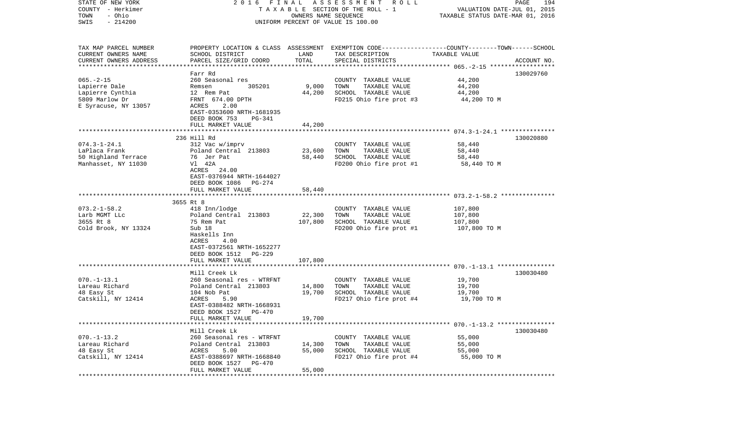STATE OF NEW YORK | COUNTY - Herkimer | TOWN - Ohio | SWIS - 214200

2016 FINAL ASSESSMENT ROLL
TAXABLE SECTION OF THE ROLL - 1
OWNERS NAME SEQUENCE
UNIFORM PERCENT OF VALUE IS 100.00

VALUATION DATE-JUL 01, 2015
TAXABLE STATUS DATE-MAR 01, 2016

| TAX MAP PARCEL NUMBER / CURRENT OWNERS NAME / CURRENT OWNERS ADDRESS | PROPERTY LOCATION & CLASS / SCHOOL DISTRICT / PARCEL SIZE/GRID COORD | ASSESSMENT LAND | TOTAL | EXEMPTION CODE / TAX DESCRIPTION / SPECIAL DISTRICTS | TAXABLE VALUE | ACCOUNT NO. |
|---|---|---|---|---|---|---|
| 065.-2-15 | Farr Rd | | | | | 130029760 |
| Lapierre Dale | 260 Seasonal res | | | COUNTY TAXABLE VALUE | 44,200 | |
| Lapierre Cynthia | Remsen 305201 | 9,000 | | TOWN TAXABLE VALUE | 44,200 | |
| 5809 Marlow Dr | 12 Rem Pat | | 44,200 | SCHOOL TAXABLE VALUE | 44,200 | |
| E Syracuse, NY 13057 | FRNT 674.00 DPTH | | | FD215 Ohio fire prot #3 | 44,200 TO M | |
| | ACRES 2.00 | | | | | |
| | EAST-0353600 NRTH-1681935 | | | | | |
| | DEED BOOK 753 PG-341 | | | | | |
| | FULL MARKET VALUE | | 44,200 | | | |
| 074.3-1-24.1 | 236 Hill Rd | | | | | 130020880 |
| LaPlaca Frank | 312 Vac w/imprv | | | COUNTY TAXABLE VALUE | 58,440 | |
| 50 Highland Terrace | Poland Central 213803 | 23,600 | | TOWN TAXABLE VALUE | 58,440 | |
| Manhasset, NY 11030 | 76 Jer Pat | | 58,440 | SCHOOL TAXABLE VALUE | 58,440 | |
| | Vl 42A | | | FD200 Ohio fire prot #1 | 58,440 TO M | |
| | ACRES 24.00 | | | | | |
| | EAST-0376944 NRTH-1644027 | | | | | |
| | DEED BOOK 1086 PG-274 | | | | | |
| | FULL MARKET VALUE | | 58,440 | | | |
| 073.2-1-58.2 | 3655 Rt 8 | | | | | |
| Larb MGMT LLc | 418 Inn/lodge | | | COUNTY TAXABLE VALUE | 107,800 | |
| 3655 Rt 8 | Poland Central 213803 | 22,300 | | TOWN TAXABLE VALUE | 107,800 | |
| Cold Brook, NY 13324 | 75 Rem Pat | | 107,800 | SCHOOL TAXABLE VALUE | 107,800 | |
| | Sub 18 | | | FD200 Ohio fire prot #1 | 107,800 TO M | |
| | Haskells Inn | | | | | |
| | ACRES 4.00 | | | | | |
| | EAST-0372561 NRTH-1652277 | | | | | |
| | DEED BOOK 1512 PG-229 | | | | | |
| | FULL MARKET VALUE | | 107,800 | | | |
| 070.-1-13.1 | Mill Creek Lk | | | | | 130030480 |
| Lareau Richard | 260 Seasonal res - WTRFNT | | | COUNTY TAXABLE VALUE | 19,700 | |
| 48 Easy St | Poland Central 213803 | 14,800 | | TOWN TAXABLE VALUE | 19,700 | |
| Catskill, NY 12414 | 104 Nob Pat | | 19,700 | SCHOOL TAXABLE VALUE | 19,700 | |
| | ACRES 5.90 | | | FD217 Ohio fire prot #4 | 19,700 TO M | |
| | EAST-0388482 NRTH-1668931 | | | | | |
| | DEED BOOK 1527 PG-470 | | | | | |
| | FULL MARKET VALUE | | 19,700 | | | |
| 070.-1-13.2 | Mill Creek Lk | | | | | 130030480 |
| Lareau Richard | 260 Seasonal res - WTRFNT | | | COUNTY TAXABLE VALUE | 55,000 | |
| 48 Easy St | Poland Central 213803 | 14,300 | | TOWN TAXABLE VALUE | 55,000 | |
| Catskill, NY 12414 | ACRES 5.00 | | 55,000 | SCHOOL TAXABLE VALUE | 55,000 | |
| | EAST-0388697 NRTH-1668840 | | | FD217 Ohio fire prot #4 | 55,000 TO M | |
| | DEED BOOK 1527 PG-470 | | | | | |
| | FULL MARKET VALUE | | 55,000 | | | |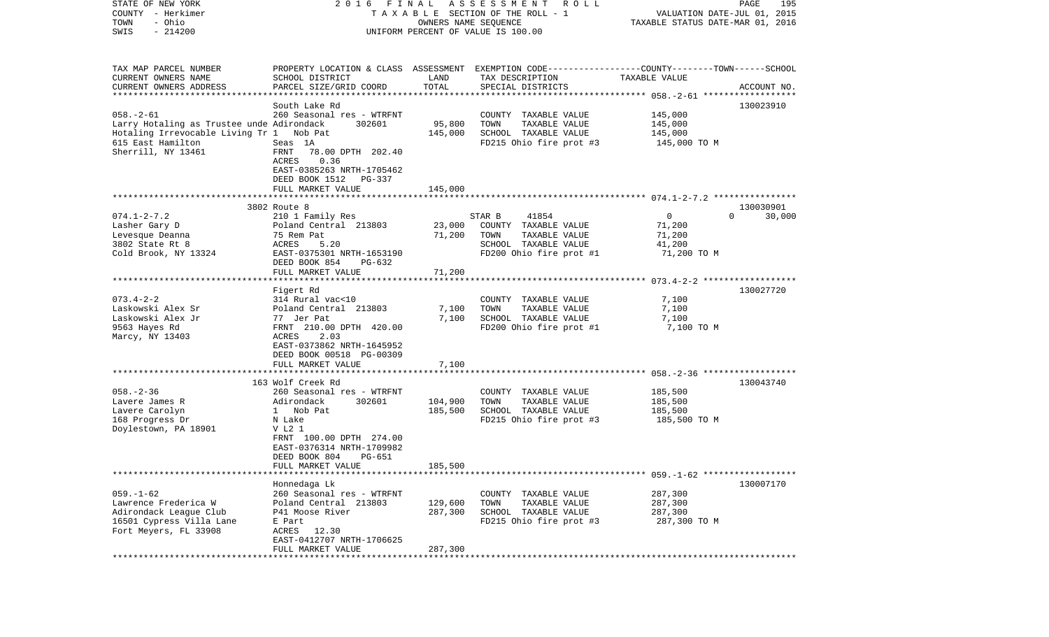STATE OF NEW YORK 2 0 1 6 F I N A L A S S E S S M E N T R O L L
COUNTY - Herkimer T A X A B L E SECTION OF THE ROLL - 1 VALUATION DATE-JUL 01, 2015
TOWN - Ohio OWNERS NAME SEQUENCE TAXABLE STATUS DATE-MAR 01, 2016
SWIS - 214200 UNIFORM PERCENT OF VALUE IS 100.00

| TAX MAP PARCEL NUMBER<br>CURRENT OWNERS NAME<br>CURRENT OWNERS ADDRESS | PROPERTY LOCATION & CLASS<br>SCHOOL DISTRICT<br>PARCEL SIZE/GRID COORD | ASSESSMENT<br>LAND<br>TOTAL | EXEMPTION CODE<br>TAX DESCRIPTION<br>SPECIAL DISTRICTS | COUNTY--------TOWN------SCHOOL<br>TAXABLE VALUE | ACCOUNT NO. |
|---|---|---|---|---|---|
| **058.-2-61** | South Lake Rd | | | | 130023910 |
| 058.-2-61 | 260 Seasonal res - WTRFNT | | COUNTY TAXABLE VALUE | 145,000 | |
| Larry Hotaling as Trustee unde | Adirondack 302601 | 95,800 | TOWN TAXABLE VALUE | 145,000 | |
| Hotaling Irrevocable Living Tr | 1 Nob Pat | 145,000 | SCHOOL TAXABLE VALUE | 145,000 | |
| 615 East Hamilton | Seas 1A | | FD215 Ohio fire prot #3 | 145,000 TO M | |
| Sherrill, NY 13461 | FRNT 78.00 DPTH 202.40 | | | | |
| | ACRES 0.36 | | | | |
| | EAST-0385263 NRTH-1705462 | | | | |
| | DEED BOOK 1512 PG-337 | | | | |
| | FULL MARKET VALUE | 145,000 | | | |
| **074.1-2-7.2** | 3802 Route 8 | | | | 130030901 |
| 074.1-2-7.2 | 210 1 Family Res | | STAR B 41854 | 0 0 | 30,000 |
| Lasher Gary D | Poland Central 213803 | 23,000 | COUNTY TAXABLE VALUE | 71,200 | |
| Levesque Deanna | 75 Rem Pat | 71,200 | TOWN TAXABLE VALUE | 71,200 | |
| 3802 State Rt 8 | ACRES 5.20 | | SCHOOL TAXABLE VALUE | 41,200 | |
| Cold Brook, NY 13324 | EAST-0375301 NRTH-1653190 | | FD200 Ohio fire prot #1 | 71,200 TO M | |
| | DEED BOOK 854 PG-632 | | | | |
| | FULL MARKET VALUE | 71,200 | | | |
| **073.4-2-2** | Figert Rd | | | | 130027720 |
| 073.4-2-2 | 314 Rural vac<10 | | COUNTY TAXABLE VALUE | 7,100 | |
| Laskowski Alex Sr | Poland Central 213803 | 7,100 | TOWN TAXABLE VALUE | 7,100 | |
| Laskowski Alex Jr | 77 Jer Pat | 7,100 | SCHOOL TAXABLE VALUE | 7,100 | |
| 9563 Hayes Rd | FRNT 210.00 DPTH 420.00 | | FD200 Ohio fire prot #1 | 7,100 TO M | |
| Marcy, NY 13403 | ACRES 2.03 | | | | |
| | EAST-0373862 NRTH-1645952 | | | | |
| | DEED BOOK 00518 PG-00309 | | | | |
| | FULL MARKET VALUE | 7,100 | | | |
| **058.-2-36** | 163 Wolf Creek Rd | | | | 130043740 |
| 058.-2-36 | 260 Seasonal res - WTRFNT | | COUNTY TAXABLE VALUE | 185,500 | |
| Lavere James R | Adirondack 302601 | 104,900 | TOWN TAXABLE VALUE | 185,500 | |
| Lavere Carolyn | 1 Nob Pat | 185,500 | SCHOOL TAXABLE VALUE | 185,500 | |
| 168 Progress Dr | N Lake | | FD215 Ohio fire prot #3 | 185,500 TO M | |
| Doylestown, PA 18901 | V L2 1 | | | | |
| | FRNT 100.00 DPTH 274.00 | | | | |
| | EAST-0376314 NRTH-1709982 | | | | |
| | DEED BOOK 804 PG-651 | | | | |
| | FULL MARKET VALUE | 185,500 | | | |
| **059.-1-62** | Honnedaga Lk | | | | 130007170 |
| 059.-1-62 | 260 Seasonal res - WTRFNT | | COUNTY TAXABLE VALUE | 287,300 | |
| Lawrence Frederica W | Poland Central 213803 | 129,600 | TOWN TAXABLE VALUE | 287,300 | |
| Adirondack League Club | P41 Moose River | 287,300 | SCHOOL TAXABLE VALUE | 287,300 | |
| 16501 Cypress Villa Lane | E Part | | FD215 Ohio fire prot #3 | 287,300 TO M | |
| Fort Meyers, FL 33908 | ACRES 12.30 | | | | |
| | EAST-0412707 NRTH-1706625 | | | | |
| | FULL MARKET VALUE | 287,300 | | | |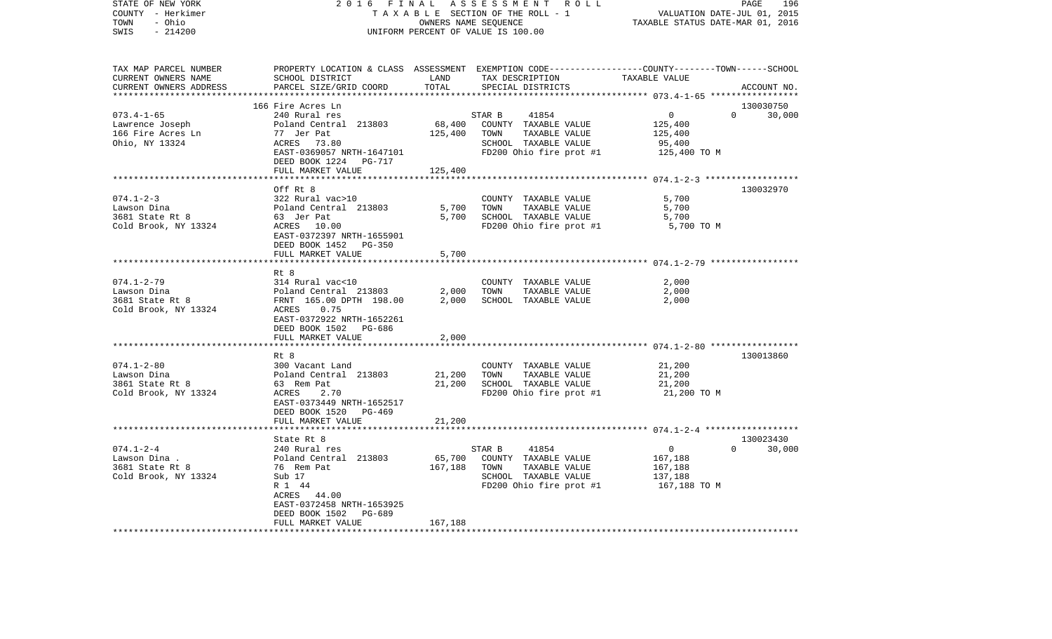STATE OF NEW YORK
COUNTY - Herkimer
TOWN - Ohio
SWIS - 214200

2016 FINAL ASSESSMENT ROLL
TAXABLE SECTION OF THE ROLL - 1
OWNERS NAME SEQUENCE
UNIFORM PERCENT OF VALUE IS 100.00

VALUATION DATE-JUL 01, 2015
TAXABLE STATUS DATE-MAR 01, 2016

| TAX MAP PARCEL NUMBER<br>CURRENT OWNERS NAME<br>CURRENT OWNERS ADDRESS | PROPERTY LOCATION & CLASS<br>SCHOOL DISTRICT<br>PARCEL SIZE/GRID COORD | ASSESSMENT<br>LAND<br>TOTAL | EXEMPTION CODE<br>TAX DESCRIPTION<br>SPECIAL DISTRICTS | COUNTY--------TOWN------SCHOOL<br>TAXABLE VALUE | ACCOUNT NO. |
|---|---|---|---|---|---|
| 073.4-1-65 | 166 Fire Acres Ln | | | | 130030750 |
| 073.4-1-65 | 240 Rural res | | STAR B 41854 | 0 0 30,000 | |
| Lawrence Joseph | Poland Central 213803 | 68,400 | COUNTY TAXABLE VALUE | 125,400 | |
| 166 Fire Acres Ln | 77 Jer Pat | 125,400 | TOWN TAXABLE VALUE | 125,400 | |
| Ohio, NY 13324 | ACRES 73.80 | | SCHOOL TAXABLE VALUE | 95,400 | |
| | EAST-0369057 NRTH-1647101 | | FD200 Ohio fire prot #1 | 125,400 TO M | |
| | DEED BOOK 1224 PG-717 | | | | |
| | FULL MARKET VALUE | 125,400 | | | |
| 074.1-2-3 | Off Rt 8 | | | | 130032970 |
| 074.1-2-3 | 322 Rural vac>10 | | COUNTY TAXABLE VALUE | 5,700 | |
| Lawson Dina | Poland Central 213803 | 5,700 | TOWN TAXABLE VALUE | 5,700 | |
| 3681 State Rt 8 | 63 Jer Pat | 5,700 | SCHOOL TAXABLE VALUE | 5,700 | |
| Cold Brook, NY 13324 | ACRES 10.00 | | FD200 Ohio fire prot #1 | 5,700 TO M | |
| | EAST-0372397 NRTH-1655901 | | | | |
| | DEED BOOK 1452 PG-350 | | | | |
| | FULL MARKET VALUE | 5,700 | | | |
| 074.1-2-79 | Rt 8 | | | | |
| 074.1-2-79 | 314 Rural vac<10 | | COUNTY TAXABLE VALUE | 2,000 | |
| Lawson Dina | Poland Central 213803 | 2,000 | TOWN TAXABLE VALUE | 2,000 | |
| 3681 State Rt 8 | FRNT 165.00 DPTH 198.00 | 2,000 | SCHOOL TAXABLE VALUE | 2,000 | |
| Cold Brook, NY 13324 | ACRES 0.75 | | | | |
| | EAST-0372922 NRTH-1652261 | | | | |
| | DEED BOOK 1502 PG-686 | | | | |
| | FULL MARKET VALUE | 2,000 | | | |
| 074.1-2-80 | Rt 8 | | | | 130013860 |
| 074.1-2-80 | 300 Vacant Land | | COUNTY TAXABLE VALUE | 21,200 | |
| Lawson Dina | Poland Central 213803 | 21,200 | TOWN TAXABLE VALUE | 21,200 | |
| 3861 State Rt 8 | 63 Rem Pat | 21,200 | SCHOOL TAXABLE VALUE | 21,200 | |
| Cold Brook, NY 13324 | ACRES 2.70 | | FD200 Ohio fire prot #1 | 21,200 TO M | |
| | EAST-0373449 NRTH-1652517 | | | | |
| | DEED BOOK 1520 PG-469 | | | | |
| | FULL MARKET VALUE | 21,200 | | | |
| 074.1-2-4 | State Rt 8 | | | | 130023430 |
| 074.1-2-4 | 240 Rural res | | STAR B 41854 | 0 0 30,000 | |
| Lawson Dina . | Poland Central 213803 | 65,700 | COUNTY TAXABLE VALUE | 167,188 | |
| 3681 State Rt 8 | 76 Rem Pat | 167,188 | TOWN TAXABLE VALUE | 167,188 | |
| Cold Brook, NY 13324 | Sub 17 | | SCHOOL TAXABLE VALUE | 137,188 | |
| | R 1 44 | | FD200 Ohio fire prot #1 | 167,188 TO M | |
| | ACRES 44.00 | | | | |
| | EAST-0372458 NRTH-1653925 | | | | |
| | DEED BOOK 1502 PG-689 | | | | |
| | FULL MARKET VALUE | 167,188 | | | |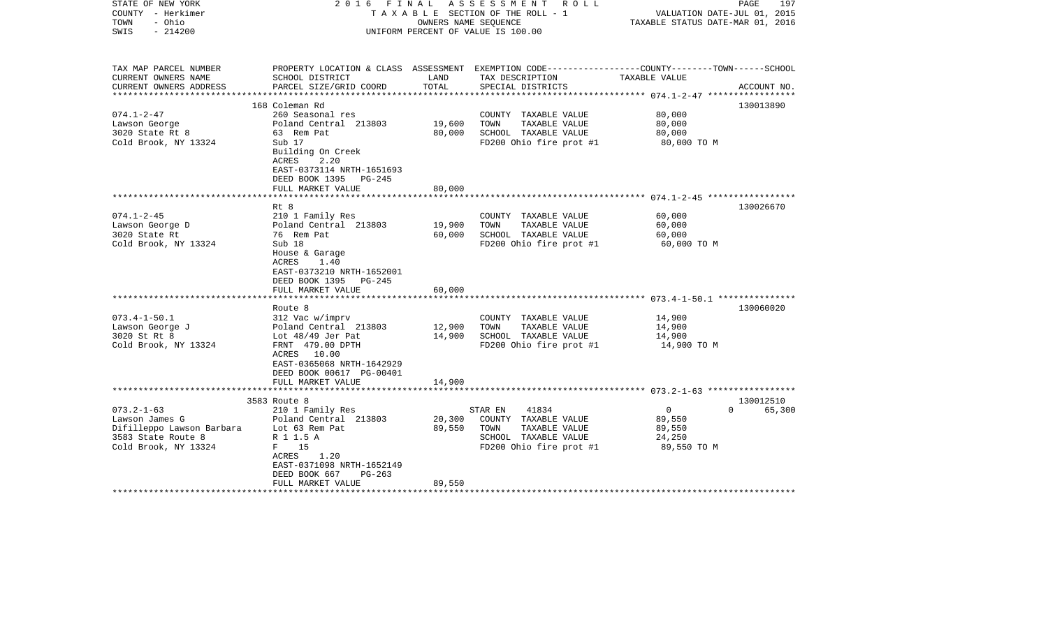STATE OF NEW YORK 2 0 1 6 F I N A L A S S E S S M E N T R O L L
COUNTY - Herkimer T A X A B L E SECTION OF THE ROLL - 1 VALUATION DATE-JUL 01, 2015
TOWN - Ohio OWNERS NAME SEQUENCE TAXABLE STATUS DATE-MAR 01, 2016
SWIS - 214200 UNIFORM PERCENT OF VALUE IS 100.00

| TAX MAP PARCEL NUMBER<br>CURRENT OWNERS NAME<br>CURRENT OWNERS ADDRESS | PROPERTY LOCATION & CLASS<br>SCHOOL DISTRICT<br>PARCEL SIZE/GRID COORD | ASSESSMENT<br>LAND<br>TOTAL | EXEMPTION CODE<br>TAX DESCRIPTION<br>SPECIAL DISTRICTS | COUNTY--------TOWN------SCHOOL<br>TAXABLE VALUE | ACCOUNT NO. |
|---|---|---|---|---|---|
| **074.1-2-47** | 168 Coleman Rd | | | | 130013890 |
| 074.1-2-47 | 260 Seasonal res | | COUNTY TAXABLE VALUE | 80,000 | |
| Lawson George | Poland Central 213803 | 19,600 | TOWN TAXABLE VALUE | 80,000 | |
| 3020 State Rt 8 | 63 Rem Pat | 80,000 | SCHOOL TAXABLE VALUE | 80,000 | |
| Cold Brook, NY 13324 | Sub 17 | | FD200 Ohio fire prot #1 | 80,000 TO M | |
| | Building On Creek | | | | |
| | ACRES 2.20 | | | | |
| | EAST-0373114 NRTH-1651693 | | | | |
| | DEED BOOK 1395 PG-245 | | | | |
| | FULL MARKET VALUE | 80,000 | | | |
| **074.1-2-45** | Rt 8 | | | | 130026670 |
| 074.1-2-45 | 210 1 Family Res | | COUNTY TAXABLE VALUE | 60,000 | |
| Lawson George D | Poland Central 213803 | 19,900 | TOWN TAXABLE VALUE | 60,000 | |
| 3020 State Rt | 76 Rem Pat | 60,000 | SCHOOL TAXABLE VALUE | 60,000 | |
| Cold Brook, NY 13324 | Sub 18 | | FD200 Ohio fire prot #1 | 60,000 TO M | |
| | House & Garage | | | | |
| | ACRES 1.40 | | | | |
| | EAST-0373210 NRTH-1652001 | | | | |
| | DEED BOOK 1395 PG-245 | | | | |
| | FULL MARKET VALUE | 60,000 | | | |
| **073.4-1-50.1** | Route 8 | | | | 130060020 |
| 073.4-1-50.1 | 312 Vac w/imprv | | COUNTY TAXABLE VALUE | 14,900 | |
| Lawson George J | Poland Central 213803 | 12,900 | TOWN TAXABLE VALUE | 14,900 | |
| 3020 St Rt 8 | Lot 48/49 Jer Pat | 14,900 | SCHOOL TAXABLE VALUE | 14,900 | |
| Cold Brook, NY 13324 | FRNT 479.00 DPTH | | FD200 Ohio fire prot #1 | 14,900 TO M | |
| | ACRES 10.00 | | | | |
| | EAST-0365068 NRTH-1642929 | | | | |
| | DEED BOOK 00617 PG-00401 | | | | |
| | FULL MARKET VALUE | 14,900 | | | |
| **073.2-1-63** | 3583 Route 8 | | | | 130012510 |
| 073.2-1-63 | 210 1 Family Res | | STAR EN 41834 | 0 0 | 65,300 |
| Lawson James G | Poland Central 213803 | 20,300 | COUNTY TAXABLE VALUE | 89,550 | |
| Difilleppo Lawson Barbara | Lot 63 Rem Pat | 89,550 | TOWN TAXABLE VALUE | 89,550 | |
| 3583 State Route 8 | R 1 1.5 A | | SCHOOL TAXABLE VALUE | 24,250 | |
| Cold Brook, NY 13324 | F 15 | | FD200 Ohio fire prot #1 | 89,550 TO M | |
| | ACRES 1.20 | | | | |
| | EAST-0371098 NRTH-1652149 | | | | |
| | DEED BOOK 667 PG-263 | | | | |
| | FULL MARKET VALUE | 89,550 | | | |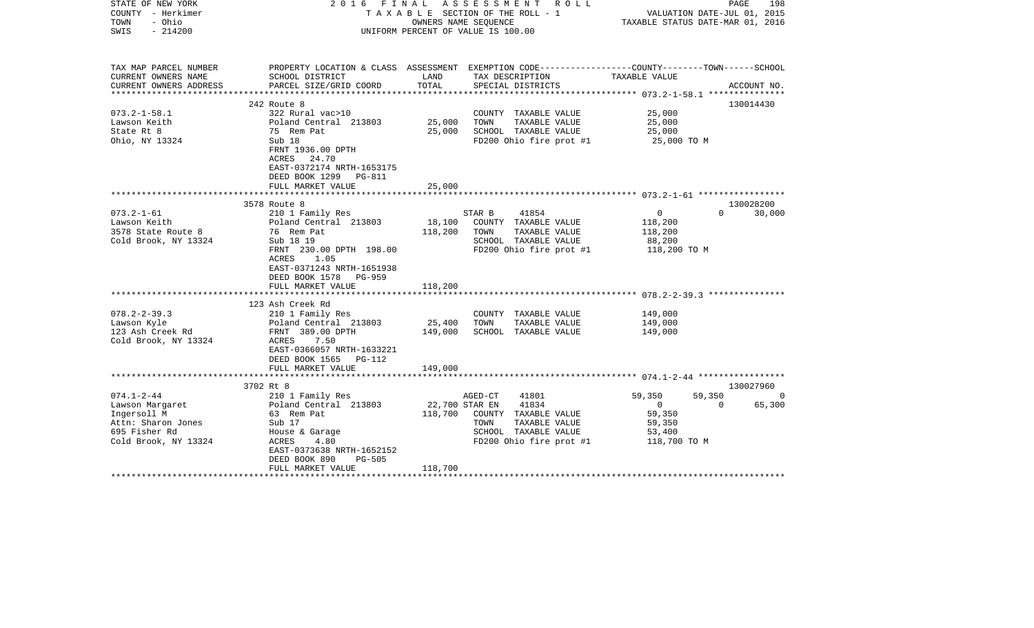STATE OF NEW YORK | 2016 FINAL ASSESSMENT ROLL | VALUATION DATE-JUL 01, 2015
COUNTY - Herkimer | TAXABLE SECTION OF THE ROLL - 1 | TAXABLE STATUS DATE-MAR 01, 2016
TOWN - Ohio | OWNERS NAME SEQUENCE
SWIS - 214200 | UNIFORM PERCENT OF VALUE IS 100.00

| TAX MAP PARCEL NUMBER / CURRENT OWNERS NAME / CURRENT OWNERS ADDRESS | PROPERTY LOCATION & CLASS / SCHOOL DISTRICT / PARCEL SIZE/GRID COORD | ASSESSMENT LAND | TOTAL | EXEMPTION CODE / TAX DESCRIPTION / SPECIAL DISTRICTS | COUNTY | TOWN | SCHOOL / ACCOUNT NO. |
|---|---|---|---|---|---|---|---|
| | 242 Route 8 | | | | | | 130014430 |
| 073.2-1-58.1 | 322 Rural vac>10 | | | COUNTY TAXABLE VALUE | 25,000 | | |
| Lawson Keith | Poland Central 213803 | 25,000 | | TOWN TAXABLE VALUE | | 25,000 | |
| State Rt 8 | 75 Rem Pat | | 25,000 | SCHOOL TAXABLE VALUE | | | 25,000 |
| Ohio, NY 13324 | Sub 18 | | | FD200 Ohio fire prot #1 | 25,000 TO M | | |
| | FRNT 1936.00 DPTH | | | | | | |
| | ACRES 24.70 | | | | | | |
| | EAST-0372174 NRTH-1653175 | | | | | | |
| | DEED BOOK 1299 PG-811 | | | | | | |
| | FULL MARKET VALUE | | 25,000 | | | | |
| | 3578 Route 8 | | | | | | 130028200 |
| 073.2-1-61 | 210 1 Family Res | | | STAR B 41854 | 0 | 0 | 30,000 |
| Lawson Keith | Poland Central 213803 | 18,100 | | COUNTY TAXABLE VALUE | 118,200 | | |
| 3578 State Route 8 | 76 Rem Pat | | 118,200 | TOWN TAXABLE VALUE | | 118,200 | |
| Cold Brook, NY 13324 | Sub 18 19 | | | SCHOOL TAXABLE VALUE | | | 88,200 |
| | FRNT 230.00 DPTH 198.00 | | | FD200 Ohio fire prot #1 | 118,200 TO M | | |
| | ACRES 1.05 | | | | | | |
| | EAST-0371243 NRTH-1651938 | | | | | | |
| | DEED BOOK 1578 PG-959 | | | | | | |
| | FULL MARKET VALUE | | 118,200 | | | | |
| | 123 Ash Creek Rd | | | | | | |
| 078.2-2-39.3 | 210 1 Family Res | | | COUNTY TAXABLE VALUE | 149,000 | | |
| Lawson Kyle | Poland Central 213803 | 25,400 | | TOWN TAXABLE VALUE | | 149,000 | |
| 123 Ash Creek Rd | FRNT 389.00 DPTH | | 149,000 | SCHOOL TAXABLE VALUE | | | 149,000 |
| Cold Brook, NY 13324 | ACRES 7.50 | | | | | | |
| | EAST-0366057 NRTH-1633221 | | | | | | |
| | DEED BOOK 1565 PG-112 | | | | | | |
| | FULL MARKET VALUE | | 149,000 | | | | |
| | 3702 Rt 8 | | | | | | 130027960 |
| 074.1-2-44 | 210 1 Family Res | | | AGED-CT 41801 | 59,350 | 59,350 | 0 |
| Lawson Margaret | Poland Central 213803 | 22,700 | | STAR EN 41834 | 0 | 0 | 65,300 |
| Ingersoll M | 63 Rem Pat | | 118,700 | COUNTY TAXABLE VALUE | 59,350 | | |
| Attn: Sharon Jones | Sub 17 | | | TOWN TAXABLE VALUE | | 59,350 | |
| 695 Fisher Rd | House & Garage | | | SCHOOL TAXABLE VALUE | | | 53,400 |
| Cold Brook, NY 13324 | ACRES 4.80 | | | FD200 Ohio fire prot #1 | 118,700 TO M | | |
| | EAST-0373638 NRTH-1652152 | | | | | | |
| | DEED BOOK 890 PG-505 | | | | | | |
| | FULL MARKET VALUE | | 118,700 | | | | |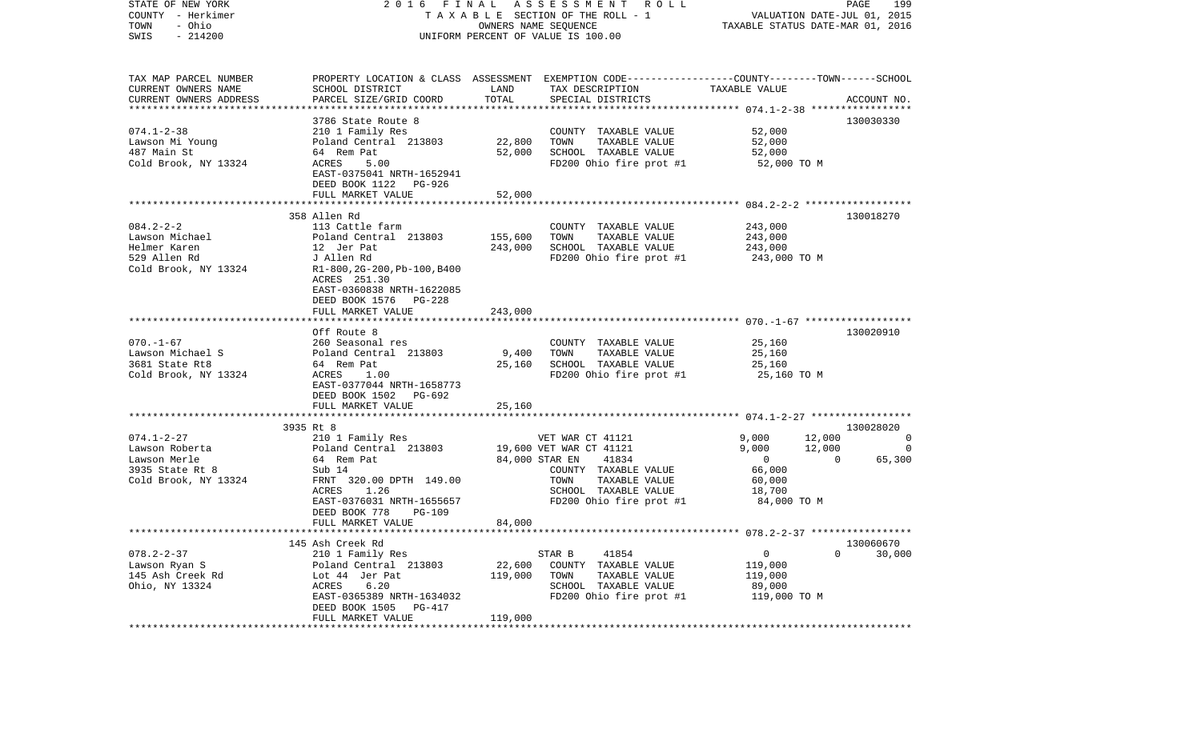STATE OF NEW YORK
COUNTY - Herkimer
TOWN - Ohio
SWIS - 214200

2016 FINAL ASSESSMENT ROLL
TAXABLE SECTION OF THE ROLL - 1
OWNERS NAME SEQUENCE
UNIFORM PERCENT OF VALUE IS 100.00

VALUATION DATE-JUL 01, 2015
TAXABLE STATUS DATE-MAR 01, 2016

| TAX MAP PARCEL NUMBER / CURRENT OWNERS NAME / CURRENT OWNERS ADDRESS | PROPERTY LOCATION & CLASS / SCHOOL DISTRICT / PARCEL SIZE/GRID COORD | ASSESSMENT LAND | TOTAL | EXEMPTION CODE / TAX DESCRIPTION / SPECIAL DISTRICTS | COUNTY TAXABLE VALUE | TOWN | SCHOOL | ACCOUNT NO. |
|---|---|---|---|---|---|---|---|---|
| 074.1-2-38 | 3786 State Route 8 | | | | | | | 130030330 |
| Lawson Mi Young | 210 1 Family Res | | | COUNTY TAXABLE VALUE | 52,000 | | | |
| 487 Main St | Poland Central 213803 | 22,800 | | TOWN TAXABLE VALUE | 52,000 | | | |
| Cold Brook, NY 13324 | 64 Rem Pat | | 52,000 | SCHOOL TAXABLE VALUE | 52,000 | | | |
| | ACRES 5.00 | | | FD200 Ohio fire prot #1 | 52,000 TO M | | | |
| | EAST-0375041 NRTH-1652941 | | | | | | | |
| | DEED BOOK 1122 PG-926 | | | | | | | |
| | FULL MARKET VALUE | | 52,000 | | | | | |
| 084.2-2-2 | 358 Allen Rd | | | | | | | 130018270 |
| Lawson Michael | 113 Cattle farm | | | COUNTY TAXABLE VALUE | 243,000 | | | |
| Helmer Karen | Poland Central 213803 | 155,600 | | TOWN TAXABLE VALUE | 243,000 | | | |
| 529 Allen Rd | 12 Jer Pat | | 243,000 | SCHOOL TAXABLE VALUE | 243,000 | | | |
| Cold Brook, NY 13324 | J Allen Rd | | | FD200 Ohio fire prot #1 | 243,000 TO M | | | |
| | R1-800,2G-200,Pb-100,B400 | | | | | | | |
| | ACRES 251.30 | | | | | | | |
| | EAST-0360838 NRTH-1622085 | | | | | | | |
| | DEED BOOK 1576 PG-228 | | | | | | | |
| | FULL MARKET VALUE | | 243,000 | | | | | |
| 070.-1-67 | Off Route 8 | | | | | | | 130020910 |
| Lawson Michael S | 260 Seasonal res | | | COUNTY TAXABLE VALUE | 25,160 | | | |
| 3681 State Rt8 | Poland Central 213803 | 9,400 | | TOWN TAXABLE VALUE | 25,160 | | | |
| Cold Brook, NY 13324 | 64 Rem Pat | | 25,160 | SCHOOL TAXABLE VALUE | 25,160 | | | |
| | ACRES 1.00 | | | FD200 Ohio fire prot #1 | 25,160 TO M | | | |
| | EAST-0377044 NRTH-1658773 | | | | | | | |
| | DEED BOOK 1502 PG-692 | | | | | | | |
| | FULL MARKET VALUE | | 25,160 | | | | | |
| 074.1-2-27 | 3935 Rt 8 | | | | | | | 130028020 |
| Lawson Roberta | 210 1 Family Res | | | VET WAR CT 41121 | 9,000 | 12,000 | 0 | |
| Lawson Merle | Poland Central 213803 | 19,600 | | VET WAR CT 41121 | 9,000 | 12,000 | 0 | |
| 3935 State Rt 8 | 64 Rem Pat | | 84,000 | STAR EN 41834 | 0 | 0 | 65,300 | |
| Cold Brook, NY 13324 | Sub 14 | | | COUNTY TAXABLE VALUE | 66,000 | | | |
| | FRNT 320.00 DPTH 149.00 | | | TOWN TAXABLE VALUE | 60,000 | | | |
| | ACRES 1.26 | | | SCHOOL TAXABLE VALUE | 18,700 | | | |
| | EAST-0376031 NRTH-1655657 | | | FD200 Ohio fire prot #1 | 84,000 TO M | | | |
| | DEED BOOK 778 PG-109 | | | | | | | |
| | FULL MARKET VALUE | | 84,000 | | | | | |
| 078.2-2-37 | 145 Ash Creek Rd | | | | | | | 130060670 |
| Lawson Ryan S | 210 1 Family Res | | | STAR B 41854 | 0 | 0 | 30,000 | |
| 145 Ash Creek Rd | Poland Central 213803 | 22,600 | | COUNTY TAXABLE VALUE | 119,000 | | | |
| Ohio, NY 13324 | Lot 44 Jer Pat | | 119,000 | TOWN TAXABLE VALUE | 119,000 | | | |
| | ACRES 6.20 | | | SCHOOL TAXABLE VALUE | 89,000 | | | |
| | EAST-0365389 NRTH-1634032 | | | FD200 Ohio fire prot #1 | 119,000 TO M | | | |
| | DEED BOOK 1505 PG-417 | | | | | | | |
| | FULL MARKET VALUE | | 119,000 | | | | | |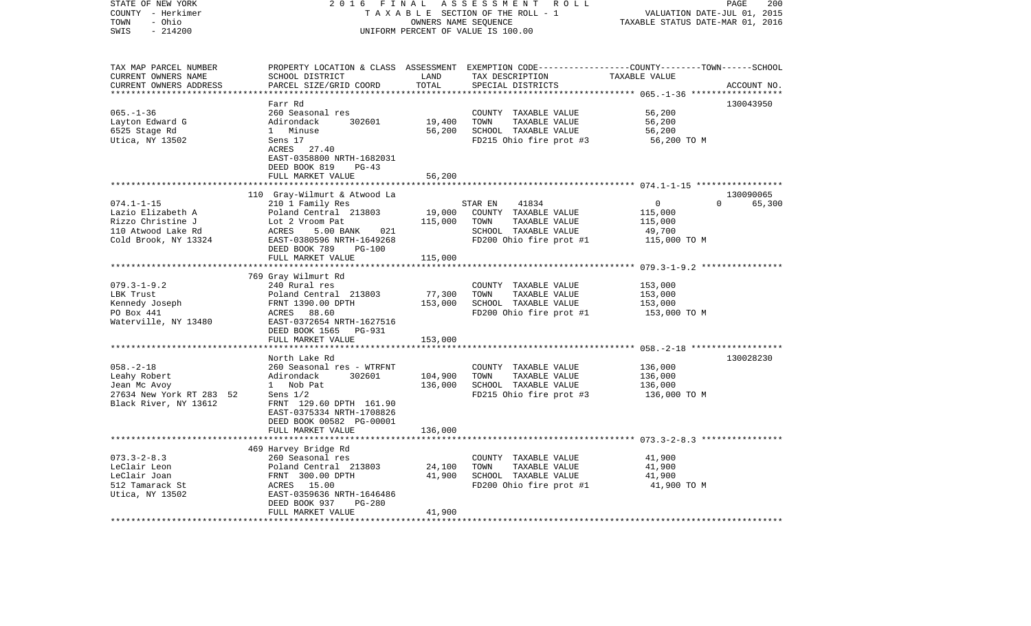STATE OF NEW YORK | 2016 FINAL ASSESSMENT ROLL | PAGE 200
COUNTY - Herkimer | TAXABLE SECTION OF THE ROLL - 1 | VALUATION DATE-JUL 01, 2015
TOWN - Ohio | OWNERS NAME SEQUENCE | TAXABLE STATUS DATE-MAR 01, 2016
SWIS - 214200 | UNIFORM PERCENT OF VALUE IS 100.00

| TAX MAP PARCEL NUMBER / CURRENT OWNERS NAME / CURRENT OWNERS ADDRESS | PROPERTY LOCATION & CLASS / SCHOOL DISTRICT / PARCEL SIZE/GRID COORD | ASSESSMENT LAND | TOTAL | EXEMPTION CODE / TAX DESCRIPTION / SPECIAL DISTRICTS | COUNTY / TOWN / SCHOOL TAXABLE VALUE | ACCOUNT NO. |
|---|---|---|---|---|---|---|
| 065.-1-36 | Farr Rd | | | | | 130043950 |
| Layton Edward G | 260 Seasonal res | | | COUNTY TAXABLE VALUE | 56,200 | |
| 6525 Stage Rd | Adirondack 302601 | 19,400 | | TOWN TAXABLE VALUE | 56,200 | |
| Utica, NY 13502 | 1 Minuse | | 56,200 | SCHOOL TAXABLE VALUE | 56,200 | |
| | Sens 17 | | | FD215 Ohio fire prot #3 | 56,200 TO M | |
| | ACRES 27.40 | | | | | |
| | EAST-0358800 NRTH-1682031 | | | | | |
| | DEED BOOK 819 PG-43 | | | | | |
| | FULL MARKET VALUE | | 56,200 | | | |
| 074.1-1-15 | 110 Gray-Wilmurt & Atwood La | | | | | 130090065 |
| Lazio Elizabeth A | 210 1 Family Res | | | STAR EN 41834 | 0 0 65,300 | |
| Rizzo Christine J | Poland Central 213803 | 19,000 | | COUNTY TAXABLE VALUE | 115,000 | |
| 110 Atwood Lake Rd | Lot 2 Vroom Pat | | 115,000 | TOWN TAXABLE VALUE | 115,000 | |
| Cold Brook, NY 13324 | ACRES 5.00 BANK 021 | | | SCHOOL TAXABLE VALUE | 49,700 | |
| | EAST-0380596 NRTH-1649268 | | | FD200 Ohio fire prot #1 | 115,000 TO M | |
| | DEED BOOK 789 PG-100 | | | | | |
| | FULL MARKET VALUE | | 115,000 | | | |
| 079.3-1-9.2 | 769 Gray Wilmurt Rd | | | | | |
| LBK Trust | 240 Rural res | | | COUNTY TAXABLE VALUE | 153,000 | |
| Kennedy Joseph | Poland Central 213803 | 77,300 | | TOWN TAXABLE VALUE | 153,000 | |
| PO Box 441 | FRNT 1390.00 DPTH | | 153,000 | SCHOOL TAXABLE VALUE | 153,000 | |
| Waterville, NY 13480 | ACRES 88.60 | | | FD200 Ohio fire prot #1 | 153,000 TO M | |
| | EAST-0372654 NRTH-1627516 | | | | | |
| | DEED BOOK 1565 PG-931 | | | | | |
| | FULL MARKET VALUE | | 153,000 | | | |
| 058.-2-18 | North Lake Rd | | | | | 130028230 |
| Leahy Robert | 260 Seasonal res - WTRFNT | | | COUNTY TAXABLE VALUE | 136,000 | |
| Jean Mc Avoy | Adirondack 302601 | 104,900 | | TOWN TAXABLE VALUE | 136,000 | |
| 27634 New York RT 283 52 | 1 Nob Pat | | 136,000 | SCHOOL TAXABLE VALUE | 136,000 | |
| Black River, NY 13612 | Sens 1/2 | | | FD215 Ohio fire prot #3 | 136,000 TO M | |
| | FRNT 129.60 DPTH 161.90 | | | | | |
| | EAST-0375334 NRTH-1708826 | | | | | |
| | DEED BOOK 00582 PG-00001 | | | | | |
| | FULL MARKET VALUE | | 136,000 | | | |
| 073.3-2-8.3 | 469 Harvey Bridge Rd | | | | | |
| LeClair Leon | 260 Seasonal res | | | COUNTY TAXABLE VALUE | 41,900 | |
| LeClair Joan | Poland Central 213803 | 24,100 | | TOWN TAXABLE VALUE | 41,900 | |
| 512 Tamarack St | FRNT 300.00 DPTH | | 41,900 | SCHOOL TAXABLE VALUE | 41,900 | |
| Utica, NY 13502 | ACRES 15.00 | | | FD200 Ohio fire prot #1 | 41,900 TO M | |
| | EAST-0359636 NRTH-1646486 | | | | | |
| | DEED BOOK 937 PG-280 | | | | | |
| | FULL MARKET VALUE | | 41,900 | | | |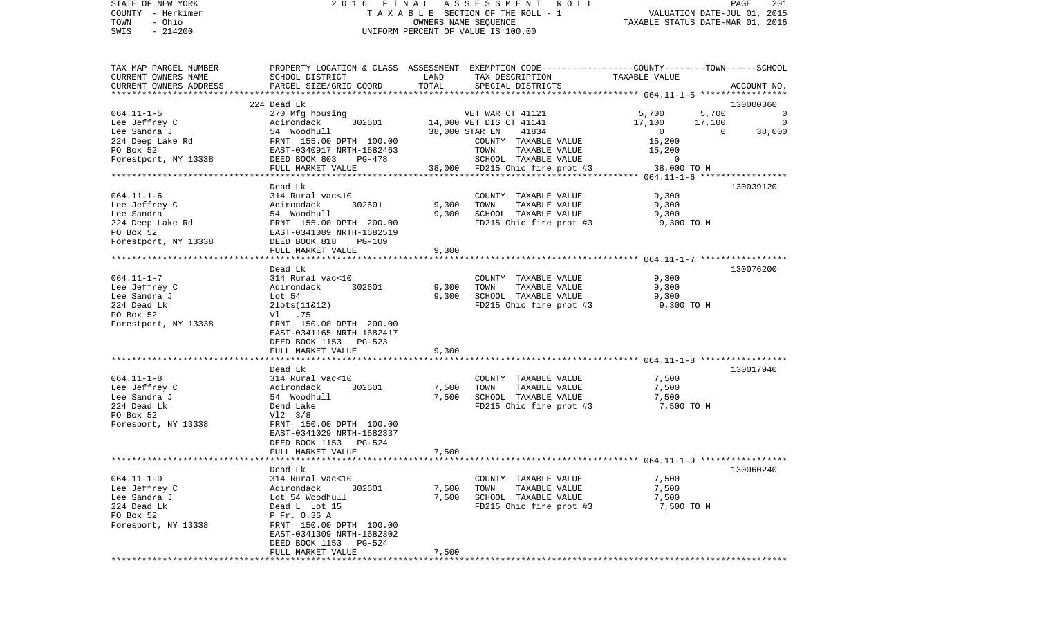STATE OF NEW YORK | COUNTY - Herkimer | TOWN - Ohio | SWIS - 214200

2016 FINAL ASSESSMENT ROLL
TAXABLE SECTION OF THE ROLL - 1
OWNERS NAME SEQUENCE
UNIFORM PERCENT OF VALUE IS 100.00

VALUATION DATE-JUL 01, 2015
TAXABLE STATUS DATE-MAR 01, 2016

| TAX MAP PARCEL NUMBER / CURRENT OWNERS NAME / CURRENT OWNERS ADDRESS | PROPERTY LOCATION & CLASS / SCHOOL DISTRICT / PARCEL SIZE/GRID COORD | ASSESSMENT LAND | TOTAL | EXEMPTION CODE / TAX DESCRIPTION / SPECIAL DISTRICTS | COUNTY | TOWN | SCHOOL | ACCOUNT NO. |
|---|---|---|---|---|---|---|---|---|
| **064.11-1-5** | 224 Dead Lk | | | | | | | 130000360 |
| Lee Jeffrey C | 270 Mfg housing | | | VET WAR CT 41121 | 5,700 | 5,700 | 0 | |
| Lee Sandra J | Adirondack 302601 | 14,000 | | VET DIS CT 41141 | 17,100 | 17,100 | 0 | |
| 224 Deep Lake Rd | 54 Woodhull | | 38,000 | STAR EN 41834 | 0 | 0 | 38,000 | |
| PO Box 52 | FRNT 155.00 DPTH 100.00 | | | COUNTY TAXABLE VALUE | 15,200 | | | |
| Forestport, NY 13338 | EAST-0340917 NRTH-1682463 | | | TOWN TAXABLE VALUE | | 15,200 | | |
| | DEED BOOK 803 PG-478 | | | SCHOOL TAXABLE VALUE | | | 0 | |
| | FULL MARKET VALUE | | 38,000 | FD215 Ohio fire prot #3 | 38,000 TO M | | | |
| **064.11-1-6** | Dead Lk | | | | | | | 130039120 |
| Lee Jeffrey C | 314 Rural vac<10 | | | COUNTY TAXABLE VALUE | 9,300 | | | |
| Lee Sandra | Adirondack 302601 | 9,300 | | TOWN TAXABLE VALUE | | 9,300 | | |
| 224 Deep Lake Rd | 54 Woodhull | | 9,300 | SCHOOL TAXABLE VALUE | | | 9,300 | |
| PO Box 52 | FRNT 155.00 DPTH 200.00 | | | FD215 Ohio fire prot #3 | 9,300 TO M | | | |
| Forestport, NY 13338 | EAST-0341089 NRTH-1682519 | | | | | | | |
| | DEED BOOK 818 PG-109 | | | | | | | |
| | FULL MARKET VALUE | | 9,300 | | | | | |
| **064.11-1-7** | Dead Lk | | | | | | | 130076200 |
| Lee Jeffrey C | 314 Rural vac<10 | | | COUNTY TAXABLE VALUE | 9,300 | | | |
| Lee Sandra J | Adirondack 302601 | 9,300 | | TOWN TAXABLE VALUE | | 9,300 | | |
| 224 Dead Lk | Lot 54 | | 9,300 | SCHOOL TAXABLE VALUE | | | 9,300 | |
| PO Box 52 | 2lots(11&12) | | | FD215 Ohio fire prot #3 | 9,300 TO M | | | |
| Forestport, NY 13338 | Vl .75 | | | | | | | |
| | FRNT 150.00 DPTH 200.00 | | | | | | | |
| | EAST-0341165 NRTH-1682417 | | | | | | | |
| | DEED BOOK 1153 PG-523 | | | | | | | |
| | FULL MARKET VALUE | | 9,300 | | | | | |
| **064.11-1-8** | Dead Lk | | | | | | | 130017940 |
| Lee Jeffrey C | 314 Rural vac<10 | | | COUNTY TAXABLE VALUE | 7,500 | | | |
| Lee Sandra J | Adirondack 302601 | 7,500 | | TOWN TAXABLE VALUE | | 7,500 | | |
| 224 Dead Lk | 54 Woodhull | | 7,500 | SCHOOL TAXABLE VALUE | | | 7,500 | |
| PO Box 52 | Dend Lake | | | FD215 Ohio fire prot #3 | 7,500 TO M | | | |
| Foresport, NY 13338 | Vl2 3/8 | | | | | | | |
| | FRNT 150.00 DPTH 100.00 | | | | | | | |
| | EAST-0341029 NRTH-1682337 | | | | | | | |
| | DEED BOOK 1153 PG-524 | | | | | | | |
| | FULL MARKET VALUE | | 7,500 | | | | | |
| **064.11-1-9** | Dead Lk | | | | | | | 130060240 |
| Lee Jeffrey C | 314 Rural vac<10 | | | COUNTY TAXABLE VALUE | 7,500 | | | |
| Lee Sandra J | Adirondack 302601 | 7,500 | | TOWN TAXABLE VALUE | | 7,500 | | |
| 224 Dead Lk | Lot 54 Woodhull | | 7,500 | SCHOOL TAXABLE VALUE | | | 7,500 | |
| PO Box 52 | Dead L Lot 15 | | | FD215 Ohio fire prot #3 | 7,500 TO M | | | |
| Foresport, NY 13338 | P Fr. 0.36 A | | | | | | | |
| | FRNT 150.00 DPTH 100.00 | | | | | | | |
| | EAST-0341309 NRTH-1682302 | | | | | | | |
| | DEED BOOK 1153 PG-524 | | | | | | | |
| | FULL MARKET VALUE | | 7,500 | | | | | |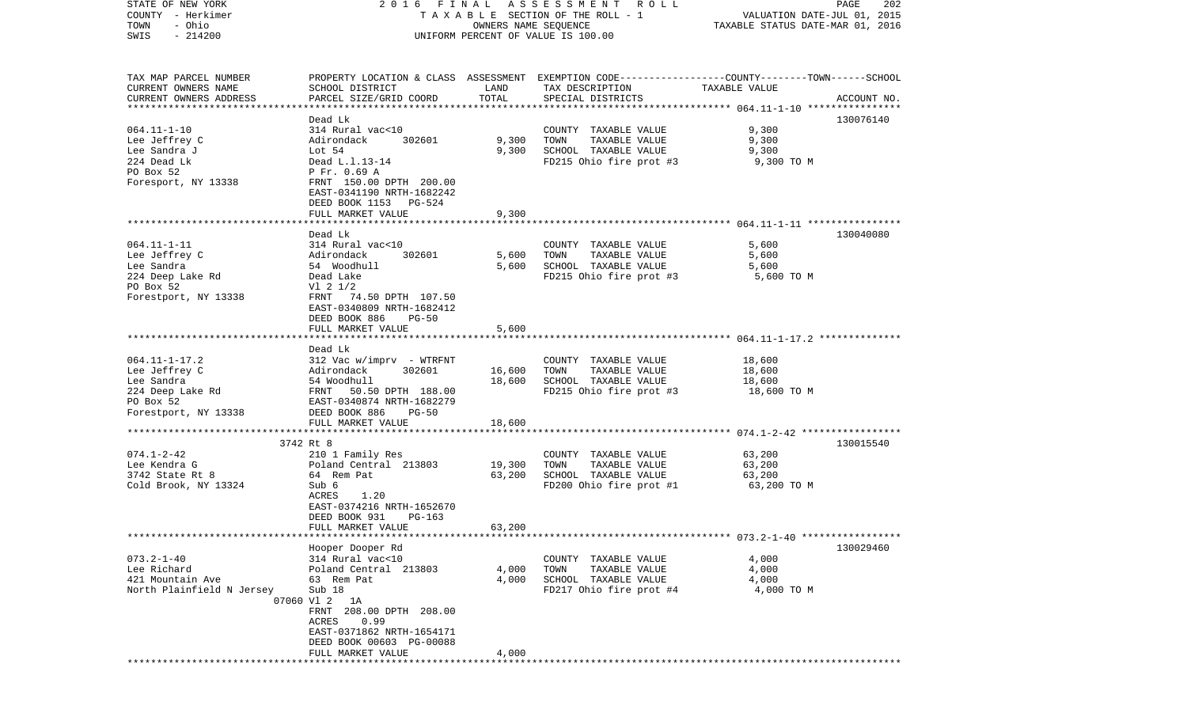STATE OF NEW YORK — 2016 FINAL ASSESSMENT ROLL
COUNTY - Herkimer — TAXABLE SECTION OF THE ROLL - 1 — VALUATION DATE-JUL 01, 2015
TOWN - Ohio — OWNERS NAME SEQUENCE — TAXABLE STATUS DATE-MAR 01, 2016
SWIS - 214200 — UNIFORM PERCENT OF VALUE IS 100.00

| TAX MAP PARCEL NUMBER / CURRENT OWNERS NAME / CURRENT OWNERS ADDRESS | PROPERTY LOCATION & CLASS / SCHOOL DISTRICT / PARCEL SIZE/GRID COORD | ASSESSMENT LAND | TOTAL | EXEMPTION CODE / TAX DESCRIPTION / SPECIAL DISTRICTS | TAXABLE VALUE | ACCOUNT NO. |
|---|---|---|---|---|---|---|
| | Dead Lk | | | | | 130076140 |
| 064.11-1-10 | 314 Rural vac<10 | | | COUNTY TAXABLE VALUE | 9,300 | |
| Lee Jeffrey C | Adirondack 302601 | 9,300 | | TOWN TAXABLE VALUE | 9,300 | |
| Lee Sandra J | Lot 54 | | 9,300 | SCHOOL TAXABLE VALUE | 9,300 | |
| 224 Dead Lk | Dead L.l.13-14 | | | FD215 Ohio fire prot #3 | 9,300 TO M | |
| PO Box 52 | P Fr. 0.69 A | | | | | |
| Foresport, NY 13338 | FRNT 150.00 DPTH 200.00 | | | | | |
| | EAST-0341190 NRTH-1682242 | | | | | |
| | DEED BOOK 1153 PG-524 | | | | | |
| | FULL MARKET VALUE | | 9,300 | | | |
| | Dead Lk | | | | | 130040080 |
| 064.11-1-11 | 314 Rural vac<10 | | | COUNTY TAXABLE VALUE | 5,600 | |
| Lee Jeffrey C | Adirondack 302601 | 5,600 | | TOWN TAXABLE VALUE | 5,600 | |
| Lee Sandra | 54 Woodhull | | 5,600 | SCHOOL TAXABLE VALUE | 5,600 | |
| 224 Deep Lake Rd | Dead Lake | | | FD215 Ohio fire prot #3 | 5,600 TO M | |
| PO Box 52 | Vl 2 1/2 | | | | | |
| Forestport, NY 13338 | FRNT 74.50 DPTH 107.50 | | | | | |
| | EAST-0340809 NRTH-1682412 | | | | | |
| | DEED BOOK 886 PG-50 | | | | | |
| | FULL MARKET VALUE | | 5,600 | | | |
| | Dead Lk | | | | | |
| 064.11-1-17.2 | 312 Vac w/imprv - WTRFNT | | | COUNTY TAXABLE VALUE | 18,600 | |
| Lee Jeffrey C | Adirondack 302601 | 16,600 | | TOWN TAXABLE VALUE | 18,600 | |
| Lee Sandra | 54 Woodhull | | 18,600 | SCHOOL TAXABLE VALUE | 18,600 | |
| 224 Deep Lake Rd | FRNT 50.50 DPTH 188.00 | | | FD215 Ohio fire prot #3 | 18,600 TO M | |
| PO Box 52 | EAST-0340874 NRTH-1682279 | | | | | |
| Forestport, NY 13338 | DEED BOOK 886 PG-50 | | | | | |
| | FULL MARKET VALUE | | 18,600 | | | |
| 3742 Rt 8 | | | | | | 130015540 |
| 074.1-2-42 | 210 1 Family Res | | | COUNTY TAXABLE VALUE | 63,200 | |
| Lee Kendra G | Poland Central 213803 | 19,300 | | TOWN TAXABLE VALUE | 63,200 | |
| 3742 State Rt 8 | 64 Rem Pat | | 63,200 | SCHOOL TAXABLE VALUE | 63,200 | |
| Cold Brook, NY 13324 | Sub 6 | | | FD200 Ohio fire prot #1 | 63,200 TO M | |
| | ACRES 1.20 | | | | | |
| | EAST-0374216 NRTH-1652670 | | | | | |
| | DEED BOOK 931 PG-163 | | | | | |
| | FULL MARKET VALUE | | 63,200 | | | |
| | Hooper Dooper Rd | | | | | 130029460 |
| 073.2-1-40 | 314 Rural vac<10 | | | COUNTY TAXABLE VALUE | 4,000 | |
| Lee Richard | Poland Central 213803 | 4,000 | | TOWN TAXABLE VALUE | 4,000 | |
| 421 Mountain Ave | 63 Rem Pat | | 4,000 | SCHOOL TAXABLE VALUE | 4,000 | |
| North Plainfield N Jersey | Sub 18 | | | FD217 Ohio fire prot #4 | 4,000 TO M | |
| 07060 | Vl 2 1A | | | | | |
| | FRNT 208.00 DPTH 208.00 | | | | | |
| | ACRES 0.99 | | | | | |
| | EAST-0371862 NRTH-1654171 | | | | | |
| | DEED BOOK 00603 PG-00088 | | | | | |
| | FULL MARKET VALUE | | 4,000 | | | |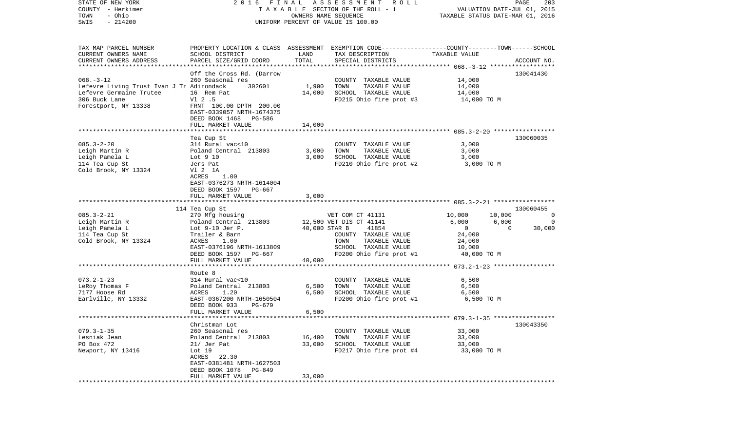STATE OF NEW YORK — 2016 FINAL ASSESSMENT ROLL
COUNTY - Herkimer — TAXABLE SECTION OF THE ROLL - 1 — VALUATION DATE-JUL 01, 2015
TOWN - Ohio — OWNERS NAME SEQUENCE — TAXABLE STATUS DATE-MAR 01, 2016
SWIS - 214200 — UNIFORM PERCENT OF VALUE IS 100.00

| TAX MAP PARCEL NUMBER / CURRENT OWNERS NAME / CURRENT OWNERS ADDRESS | PROPERTY LOCATION & CLASS / SCHOOL DISTRICT / PARCEL SIZE/GRID COORD | ASSESSMENT LAND | TOTAL | EXEMPTION CODE / TAX DESCRIPTION / SPECIAL DISTRICTS | COUNTY | TOWN | SCHOOL | ACCOUNT NO. |
|---|---|---|---|---|---|---|---|---|
| **068.-3-12** | Off the Cross Rd. (Darrow | | | | | | | 130041430 |
| Lefevre Living Trust Ivan J Tr | 260 Seasonal res | | | COUNTY TAXABLE VALUE | 14,000 | | | |
| Lefevre Germaine Trutee | Adirondack 302601 | 1,900 | | TOWN TAXABLE VALUE | | 14,000 | | |
| 306 Buck Lane | 16 Rem Pat | | 14,000 | SCHOOL TAXABLE VALUE | | | 14,000 | |
| Forestport, NY 13338 | Vl 2 .5 | | | FD215 Ohio fire prot #3 | 14,000 TO M | | | |
| | FRNT 100.00 DPTH 200.00 | | | | | | | |
| | EAST-0339057 NRTH-1674375 | | | | | | | |
| | DEED BOOK 1468 PG-586 | | | | | | | |
| | FULL MARKET VALUE | | 14,000 | | | | | |
| **085.3-2-20** | Tea Cup St | | | | | | | 130060035 |
| Leigh Martin R | 314 Rural vac<10 | | | COUNTY TAXABLE VALUE | 3,000 | | | |
| Leigh Pamela L | Poland Central 213803 | 3,000 | | TOWN TAXABLE VALUE | | 3,000 | | |
| 114 Tea Cup St | Lot 9 10 | | 3,000 | SCHOOL TAXABLE VALUE | | | 3,000 | |
| Cold Brook, NY 13324 | Jers Pat | | | FD210 Ohio fire prot #2 | 3,000 TO M | | | |
| | Vl 2 1A | | | | | | | |
| | ACRES 1.00 | | | | | | | |
| | EAST-0376273 NRTH-1614004 | | | | | | | |
| | DEED BOOK 1597 PG-667 | | | | | | | |
| | FULL MARKET VALUE | | 3,000 | | | | | |
| **085.3-2-21** | 114 Tea Cup St | | | | | | | 130060455 |
| Leigh Martin R | 270 Mfg housing | | | VET COM CT 41131 | 10,000 | 10,000 | 0 | |
| Leigh Pamela L | Poland Central 213803 | 12,500 | | VET DIS CT 41141 | 6,000 | 6,000 | 0 | |
| 114 Tea Cup St | Lot 9-10 Jer P. | | 40,000 | STAR B 41854 | 0 | 0 | 30,000 | |
| Cold Brook, NY 13324 | Trailer & Barn | | | COUNTY TAXABLE VALUE | 24,000 | | | |
| | ACRES 1.00 | | | TOWN TAXABLE VALUE | | 24,000 | | |
| | EAST-0376196 NRTH-1613809 | | | SCHOOL TAXABLE VALUE | | | 10,000 | |
| | DEED BOOK 1597 PG-667 | | | FD200 Ohio fire prot #1 | 40,000 TO M | | | |
| | FULL MARKET VALUE | | 40,000 | | | | | |
| **073.2-1-23** | Route 8 | | | | | | | |
| LeRoy Thomas F | 314 Rural vac<10 | | | COUNTY TAXABLE VALUE | 6,500 | | | |
| 7177 Hoose Rd | Poland Central 213803 | 6,500 | | TOWN TAXABLE VALUE | | 6,500 | | |
| Earlville, NY 13332 | ACRES 1.20 | | 6,500 | SCHOOL TAXABLE VALUE | | | 6,500 | |
| | EAST-0367200 NRTH-1650504 | | | FD200 Ohio fire prot #1 | 6,500 TO M | | | |
| | DEED BOOK 933 PG-679 | | | | | | | |
| | FULL MARKET VALUE | | 6,500 | | | | | |
| **079.3-1-35** | Christman Lot | | | | | | | 130043350 |
| Lesniak Jean | 260 Seasonal res | | | COUNTY TAXABLE VALUE | 33,000 | | | |
| PO Box 472 | Poland Central 213803 | 16,400 | | TOWN TAXABLE VALUE | | 33,000 | | |
| Newport, NY 13416 | 21/ Jer Pat | | 33,000 | SCHOOL TAXABLE VALUE | | | 33,000 | |
| | Lot 19 | | | FD217 Ohio fire prot #4 | 33,000 TO M | | | |
| | ACRES 22.30 | | | | | | | |
| | EAST-0381481 NRTH-1627503 | | | | | | | |
| | DEED BOOK 1078 PG-849 | | | | | | | |
| | FULL MARKET VALUE | | 33,000 | | | | | |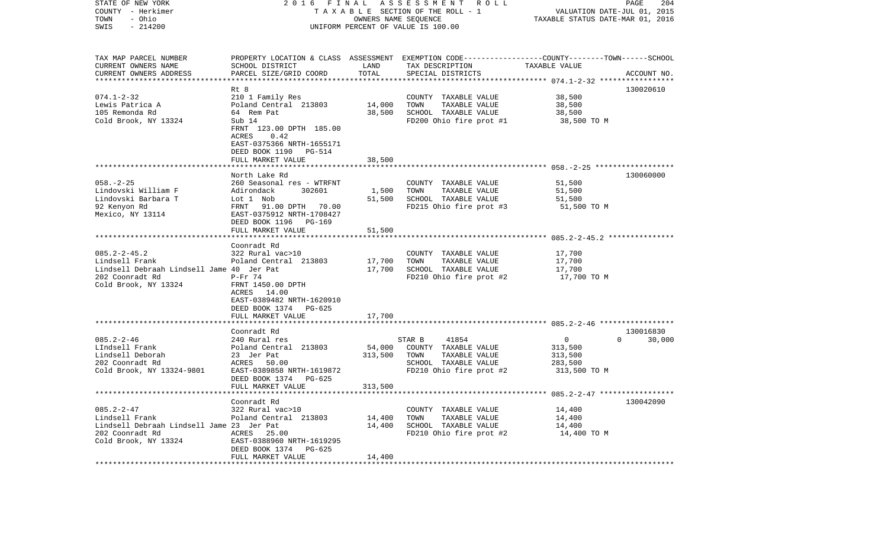STATE OF NEW YORK 2016 FINAL ASSESSMENT ROLL
COUNTY - Herkimer TAXABLE SECTION OF THE ROLL - 1 VALUATION DATE-JUL 01, 2015
TOWN - Ohio OWNERS NAME SEQUENCE TAXABLE STATUS DATE-MAR 01, 2016
SWIS - 214200 UNIFORM PERCENT OF VALUE IS 100.00

| TAX MAP PARCEL NUMBER / CURRENT OWNERS NAME / CURRENT OWNERS ADDRESS | PROPERTY LOCATION & CLASS / SCHOOL DISTRICT / PARCEL SIZE/GRID COORD | ASSESSMENT LAND | ASSESSMENT TOTAL | EXEMPTION CODE / TAX DESCRIPTION / SPECIAL DISTRICTS | COUNTY / TOWN TAXABLE VALUE | SCHOOL | ACCOUNT NO. |
|---|---|---|---|---|---|---|---|
| 074.1-2-32 | Rt 8 | | | | | | 130020610 |
| Lewis Patrica A | 210 1 Family Res | | | COUNTY TAXABLE VALUE | 38,500 | | |
| 105 Remonda Rd | Poland Central 213803 | 14,000 | | TOWN TAXABLE VALUE | 38,500 | | |
| Cold Brook, NY 13324 | 64 Rem Pat | | 38,500 | SCHOOL TAXABLE VALUE | 38,500 | | |
| | Sub 14 | | | FD200 Ohio fire prot #1 | 38,500 TO M | | |
| | FRNT 123.00 DPTH 185.00 | | | | | | |
| | ACRES 0.42 | | | | | | |
| | EAST-0375366 NRTH-1655171 | | | | | | |
| | DEED BOOK 1190 PG-514 | | | | | | |
| | FULL MARKET VALUE | | 38,500 | | | | |
| 058.-2-25 | North Lake Rd | | | | | | 130060000 |
| Lindovski William F | 260 Seasonal res - WTRFNT | | | COUNTY TAXABLE VALUE | 51,500 | | |
| Lindovski Barbara T | Adirondack 302601 | 1,500 | | TOWN TAXABLE VALUE | 51,500 | | |
| 92 Kenyon Rd | Lot 1 Nob | | 51,500 | SCHOOL TAXABLE VALUE | 51,500 | | |
| Mexico, NY 13114 | FRNT 91.00 DPTH 70.00 | | | FD215 Ohio fire prot #3 | 51,500 TO M | | |
| | EAST-0375912 NRTH-1708427 | | | | | | |
| | DEED BOOK 1196 PG-169 | | | | | | |
| | FULL MARKET VALUE | | 51,500 | | | | |
| 085.2-2-45.2 | Coonradt Rd | | | | | | |
| Lindsell Frank | 322 Rural vac>10 | | | COUNTY TAXABLE VALUE | 17,700 | | |
| Lindsell Debraah Lindsell Jame | Poland Central 213803 | 17,700 | | TOWN TAXABLE VALUE | 17,700 | | |
| 202 Coonradt Rd | 40 Jer Pat | | 17,700 | SCHOOL TAXABLE VALUE | 17,700 | | |
| Cold Brook, NY 13324 | P-Fr 74 | | | FD210 Ohio fire prot #2 | 17,700 TO M | | |
| | FRNT 1450.00 DPTH | | | | | | |
| | ACRES 14.00 | | | | | | |
| | EAST-0389482 NRTH-1620910 | | | | | | |
| | DEED BOOK 1374 PG-625 | | | | | | |
| | FULL MARKET VALUE | | 17,700 | | | | |
| 085.2-2-46 | Coonradt Rd | | | | | | 130016830 |
| LIndsell Frank | 240 Rural res | | | STAR B 41854 | 0 | 0 30,000 | |
| Lindsell Deborah | Poland Central 213803 | 54,000 | | COUNTY TAXABLE VALUE | 313,500 | | |
| 202 Coonradt Rd | 23 Jer Pat | | 313,500 | TOWN TAXABLE VALUE | 313,500 | | |
| Cold Brook, NY 13324-9801 | ACRES 50.00 | | | SCHOOL TAXABLE VALUE | 283,500 | | |
| | EAST-0389858 NRTH-1619872 | | | FD210 Ohio fire prot #2 | 313,500 TO M | | |
| | DEED BOOK 1374 PG-625 | | | | | | |
| | FULL MARKET VALUE | | 313,500 | | | | |
| 085.2-2-47 | Coonradt Rd | | | | | | 130042090 |
| Lindsell Frank | 322 Rural vac>10 | | | COUNTY TAXABLE VALUE | 14,400 | | |
| Lindsell Debraah Lindsell Jame | Poland Central 213803 | 14,400 | | TOWN TAXABLE VALUE | 14,400 | | |
| 202 Coonradt Rd | 23 Jer Pat | | 14,400 | SCHOOL TAXABLE VALUE | 14,400 | | |
| Cold Brook, NY 13324 | ACRES 25.00 | | | FD210 Ohio fire prot #2 | 14,400 TO M | | |
| | EAST-0388960 NRTH-1619295 | | | | | | |
| | DEED BOOK 1374 PG-625 | | | | | | |
| | FULL MARKET VALUE | | 14,400 | | | | |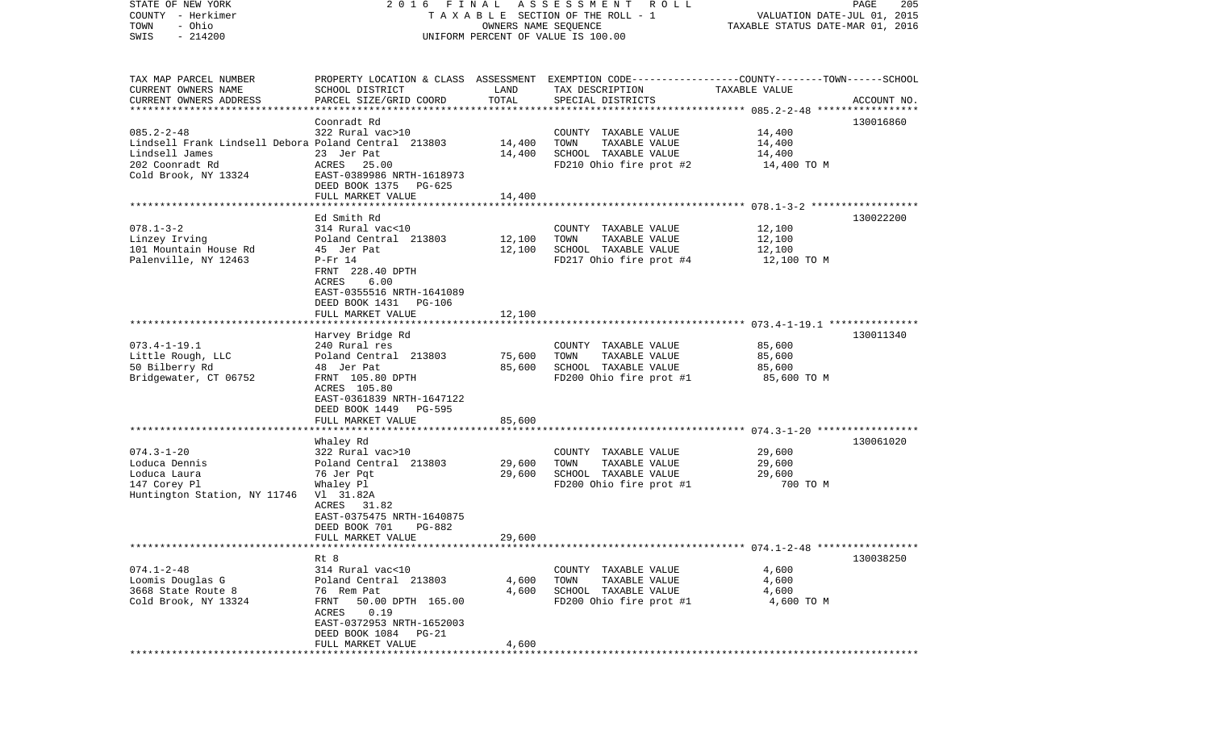STATE OF NEW YORK — 2016 FINAL ASSESSMENT ROLL
COUNTY - Herkimer — TAXABLE SECTION OF THE ROLL - 1 — VALUATION DATE-JUL 01, 2015
TOWN - Ohio — OWNERS NAME SEQUENCE — TAXABLE STATUS DATE-MAR 01, 2016
SWIS - 214200 — UNIFORM PERCENT OF VALUE IS 100.00

| TAX MAP PARCEL NUMBER / CURRENT OWNERS NAME / CURRENT OWNERS ADDRESS | PROPERTY LOCATION & CLASS / SCHOOL DISTRICT / PARCEL SIZE/GRID COORD | ASSESSMENT LAND | TOTAL | EXEMPTION CODE / TAX DESCRIPTION / SPECIAL DISTRICTS | COUNTY--TOWN--SCHOOL TAXABLE VALUE | ACCOUNT NO. |
|---|---|---|---|---|---|---|
| 085.2-2-48 | Coonradt Rd | | | | | 130016860 |
| | 322 Rural vac>10 | | | COUNTY TAXABLE VALUE | 14,400 | |
| Lindsell Frank Lindsell Debora | Poland Central 213803 | 14,400 | | TOWN TAXABLE VALUE | 14,400 | |
| Lindsell James | 23 Jer Pat | | 14,400 | SCHOOL TAXABLE VALUE | 14,400 | |
| 202 Coonradt Rd | ACRES 25.00 | | | FD210 Ohio fire prot #2 | 14,400 TO M | |
| Cold Brook, NY 13324 | EAST-0389986 NRTH-1618973 | | | | | |
| | DEED BOOK 1375 PG-625 | | | | | |
| | FULL MARKET VALUE | | 14,400 | | | |
| 078.1-3-2 | Ed Smith Rd | | | | | 130022200 |
| | 314 Rural vac<10 | | | COUNTY TAXABLE VALUE | 12,100 | |
| Linzey Irving | Poland Central 213803 | 12,100 | | TOWN TAXABLE VALUE | 12,100 | |
| 101 Mountain House Rd | 45 Jer Pat | | 12,100 | SCHOOL TAXABLE VALUE | 12,100 | |
| Palenville, NY 12463 | P-Fr 14 | | | FD217 Ohio fire prot #4 | 12,100 TO M | |
| | FRNT 228.40 DPTH | | | | | |
| | ACRES 6.00 | | | | | |
| | EAST-0355516 NRTH-1641089 | | | | | |
| | DEED BOOK 1431 PG-106 | | | | | |
| | FULL MARKET VALUE | | 12,100 | | | |
| 073.4-1-19.1 | Harvey Bridge Rd | | | | | 130011340 |
| | 240 Rural res | | | COUNTY TAXABLE VALUE | 85,600 | |
| Little Rough, LLC | Poland Central 213803 | 75,600 | | TOWN TAXABLE VALUE | 85,600 | |
| 50 Bilberry Rd | 48 Jer Pat | | 85,600 | SCHOOL TAXABLE VALUE | 85,600 | |
| Bridgewater, CT 06752 | FRNT 105.80 DPTH | | | FD200 Ohio fire prot #1 | 85,600 TO M | |
| | ACRES 105.80 | | | | | |
| | EAST-0361839 NRTH-1647122 | | | | | |
| | DEED BOOK 1449 PG-595 | | | | | |
| | FULL MARKET VALUE | | 85,600 | | | |
| 074.3-1-20 | Whaley Rd | | | | | 130061020 |
| | 322 Rural vac>10 | | | COUNTY TAXABLE VALUE | 29,600 | |
| Loduca Dennis | Poland Central 213803 | 29,600 | | TOWN TAXABLE VALUE | 29,600 | |
| Loduca Laura | 76 Jer Pqt | | 29,600 | SCHOOL TAXABLE VALUE | 29,600 | |
| 147 Corey Pl | Whaley Pl | | | FD200 Ohio fire prot #1 | 700 TO M | |
| Huntington Station, NY 11746 | Vl 31.82A | | | | | |
| | ACRES 31.82 | | | | | |
| | EAST-0375475 NRTH-1640875 | | | | | |
| | DEED BOOK 701 PG-882 | | | | | |
| | FULL MARKET VALUE | | 29,600 | | | |
| 074.1-2-48 | Rt 8 | | | | | 130038250 |
| | 314 Rural vac<10 | | | COUNTY TAXABLE VALUE | 4,600 | |
| Loomis Douglas G | Poland Central 213803 | 4,600 | | TOWN TAXABLE VALUE | 4,600 | |
| 3668 State Route 8 | 76 Rem Pat | | 4,600 | SCHOOL TAXABLE VALUE | 4,600 | |
| Cold Brook, NY 13324 | FRNT 50.00 DPTH 165.00 | | | FD200 Ohio fire prot #1 | 4,600 TO M | |
| | ACRES 0.19 | | | | | |
| | EAST-0372953 NRTH-1652003 | | | | | |
| | DEED BOOK 1084 PG-21 | | | | | |
| | FULL MARKET VALUE | | 4,600 | | | |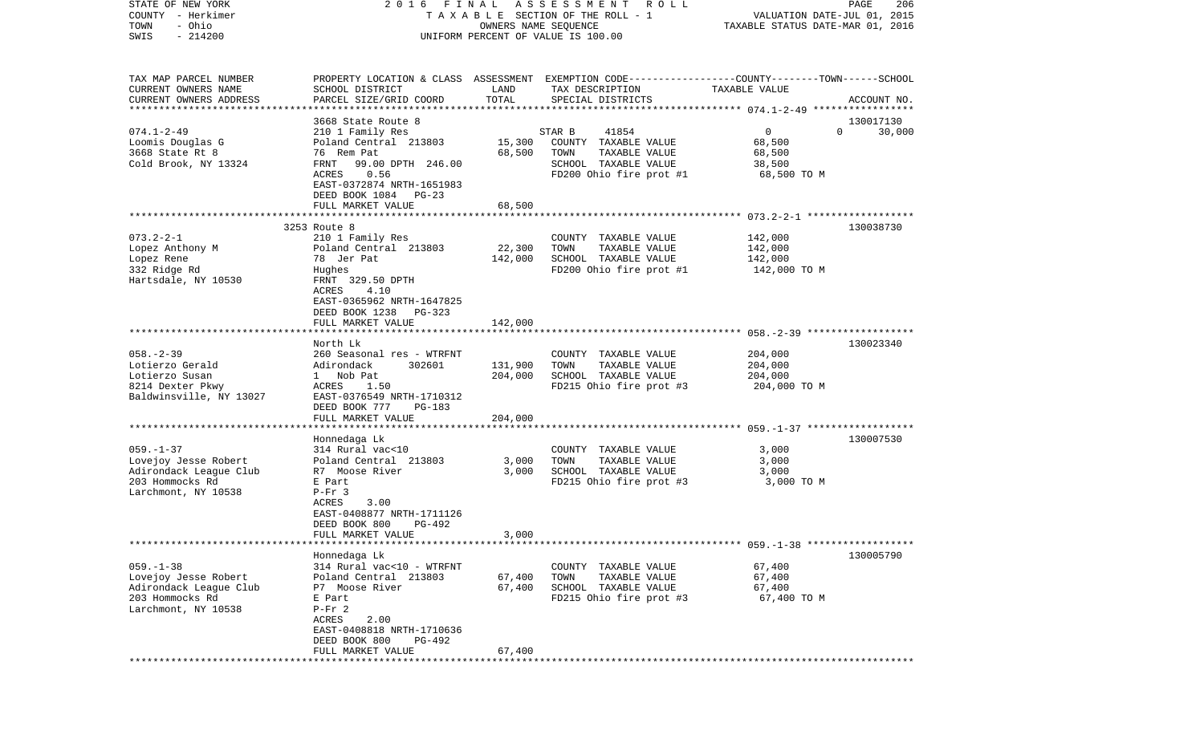STATE OF NEW YORK
COUNTY - Herkimer
TOWN - Ohio
SWIS - 214200

2016 FINAL ASSESSMENT ROLL
TAXABLE SECTION OF THE ROLL - 1
OWNERS NAME SEQUENCE
UNIFORM PERCENT OF VALUE IS 100.00

VALUATION DATE-JUL 01, 2015
TAXABLE STATUS DATE-MAR 01, 2016

| TAX MAP PARCEL NUMBER / CURRENT OWNERS NAME / CURRENT OWNERS ADDRESS | PROPERTY LOCATION & CLASS / SCHOOL DISTRICT / PARCEL SIZE/GRID COORD | ASSESSMENT LAND | TOTAL | EXEMPTION CODE / TAX DESCRIPTION / SPECIAL DISTRICTS | COUNTY / TOWN / SCHOOL TAXABLE VALUE | ACCOUNT NO. |
|---|---|---|---|---|---|---|
| | 3668 State Route 8 | | | | | 130017130 |
| 074.1-2-49 | 210 1 Family Res | | | STAR B 41854 | 0 0 30,000 | |
| Loomis Douglas G | Poland Central 213803 | 15,300 | | COUNTY TAXABLE VALUE | 68,500 | |
| 3668 State Rt 8 | 76 Rem Pat | | 68,500 | TOWN TAXABLE VALUE | 68,500 | |
| Cold Brook, NY 13324 | FRNT 99.00 DPTH 246.00 | | | SCHOOL TAXABLE VALUE | 38,500 | |
| | ACRES 0.56 | | | FD200 Ohio fire prot #1 | 68,500 TO M | |
| | EAST-0372874 NRTH-1651983 | | | | | |
| | DEED BOOK 1084 PG-23 | | | | | |
| | FULL MARKET VALUE | | 68,500 | | | |
| | 3253 Route 8 | | | | | 130038730 |
| 073.2-2-1 | 210 1 Family Res | | | COUNTY TAXABLE VALUE | 142,000 | |
| Lopez Anthony M | Poland Central 213803 | 22,300 | | TOWN TAXABLE VALUE | 142,000 | |
| Lopez Rene | 78 Jer Pat | | 142,000 | SCHOOL TAXABLE VALUE | 142,000 | |
| 332 Ridge Rd | Hughes | | | FD200 Ohio fire prot #1 | 142,000 TO M | |
| Hartsdale, NY 10530 | FRNT 329.50 DPTH | | | | | |
| | ACRES 4.10 | | | | | |
| | EAST-0365962 NRTH-1647825 | | | | | |
| | DEED BOOK 1238 PG-323 | | | | | |
| | FULL MARKET VALUE | | 142,000 | | | |
| | North Lk | | | | | 130023340 |
| 058.-2-39 | 260 Seasonal res - WTRFNT | | | COUNTY TAXABLE VALUE | 204,000 | |
| Lotierzo Gerald | Adirondack 302601 | 131,900 | | TOWN TAXABLE VALUE | 204,000 | |
| Lotierzo Susan | 1 Nob Pat | | 204,000 | SCHOOL TAXABLE VALUE | 204,000 | |
| 8214 Dexter Pkwy | ACRES 1.50 | | | FD215 Ohio fire prot #3 | 204,000 TO M | |
| Baldwinsville, NY 13027 | EAST-0376549 NRTH-1710312 | | | | | |
| | DEED BOOK 777 PG-183 | | | | | |
| | FULL MARKET VALUE | | 204,000 | | | |
| | Honnedaga Lk | | | | | 130007530 |
| 059.-1-37 | 314 Rural vac<10 | | | COUNTY TAXABLE VALUE | 3,000 | |
| Lovejoy Jesse Robert | Poland Central 213803 | 3,000 | | TOWN TAXABLE VALUE | 3,000 | |
| Adirondack League Club | R7 Moose River | | 3,000 | SCHOOL TAXABLE VALUE | 3,000 | |
| 203 Hommocks Rd | E Part | | | FD215 Ohio fire prot #3 | 3,000 TO M | |
| Larchmont, NY 10538 | P-Fr 3 | | | | | |
| | ACRES 3.00 | | | | | |
| | EAST-0408877 NRTH-1711126 | | | | | |
| | DEED BOOK 800 PG-492 | | | | | |
| | FULL MARKET VALUE | | 3,000 | | | |
| | Honnedaga Lk | | | | | 130005790 |
| 059.-1-38 | 314 Rural vac<10 - WTRFNT | | | COUNTY TAXABLE VALUE | 67,400 | |
| Lovejoy Jesse Robert | Poland Central 213803 | 67,400 | | TOWN TAXABLE VALUE | 67,400 | |
| Adirondack League Club | P7 Moose River | | 67,400 | SCHOOL TAXABLE VALUE | 67,400 | |
| 203 Hommocks Rd | E Part | | | FD215 Ohio fire prot #3 | 67,400 TO M | |
| Larchmont, NY 10538 | P-Fr 2 | | | | | |
| | ACRES 2.00 | | | | | |
| | EAST-0408818 NRTH-1710636 | | | | | |
| | DEED BOOK 800 PG-492 | | | | | |
| | FULL MARKET VALUE | | 67,400 | | | |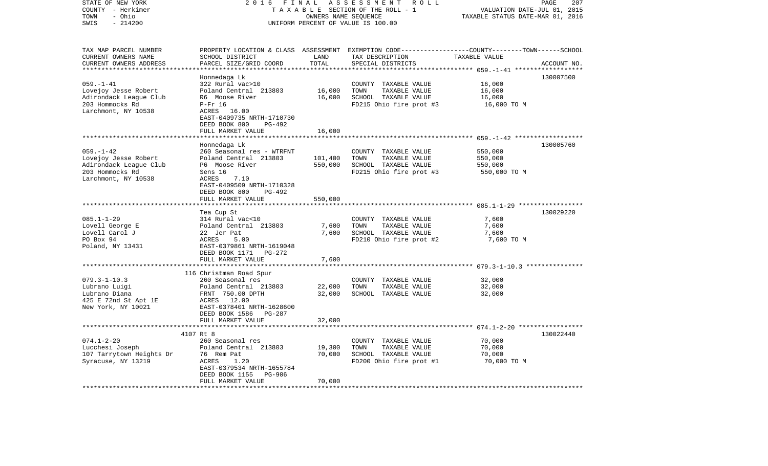STATE OF NEW YORK
COUNTY - Herkimer
TOWN - Ohio
SWIS - 214200

2016 FINAL ASSESSMENT ROLL
TAXABLE SECTION OF THE ROLL - 1
OWNERS NAME SEQUENCE
UNIFORM PERCENT OF VALUE IS 100.00

VALUATION DATE-JUL 01, 2015
TAXABLE STATUS DATE-MAR 01, 2016

| TAX MAP PARCEL NUMBER / CURRENT OWNERS NAME / CURRENT OWNERS ADDRESS | PROPERTY LOCATION & CLASS / SCHOOL DISTRICT / PARCEL SIZE/GRID COORD | ASSESSMENT LAND | TOTAL | EXEMPTION CODE / TAX DESCRIPTION / SPECIAL DISTRICTS | TAXABLE VALUE (COUNTY / TOWN / SCHOOL) | ACCOUNT NO. |
|---|---|---|---|---|---|---|
| 059.-1-41 | Honnedaga Lk | | | | | 130007500 |
| 059.-1-41 | 322 Rural vac>10 | | | COUNTY TAXABLE VALUE | 16,000 | |
| Lovejoy Jesse Robert | Poland Central 213803 | 16,000 | | TOWN TAXABLE VALUE | 16,000 | |
| Adirondack League Club | R6 Moose River | | 16,000 | SCHOOL TAXABLE VALUE | 16,000 | |
| 203 Hommocks Rd | P-Fr 16 | | | FD215 Ohio fire prot #3 | 16,000 TO M | |
| Larchmont, NY 10538 | ACRES 16.00 | | | | | |
| | EAST-0409735 NRTH-1710730 | | | | | |
| | DEED BOOK 800 PG-492 | | | | | |
| | FULL MARKET VALUE | | 16,000 | | | |
| 059.-1-42 | Honnedaga Lk | | | | | 130005760 |
| 059.-1-42 | 260 Seasonal res - WTRFNT | | | COUNTY TAXABLE VALUE | 550,000 | |
| Lovejoy Jesse Robert | Poland Central 213803 | 101,400 | | TOWN TAXABLE VALUE | 550,000 | |
| Adirondack League Club | P6 Moose River | | 550,000 | SCHOOL TAXABLE VALUE | 550,000 | |
| 203 Hommocks Rd | Sens 16 | | | FD215 Ohio fire prot #3 | 550,000 TO M | |
| Larchmont, NY 10538 | ACRES 7.10 | | | | | |
| | EAST-0409509 NRTH-1710328 | | | | | |
| | DEED BOOK 800 PG-492 | | | | | |
| | FULL MARKET VALUE | | 550,000 | | | |
| 085.1-1-29 | Tea Cup St | | | | | 130029220 |
| 085.1-1-29 | 314 Rural vac<10 | | | COUNTY TAXABLE VALUE | 7,600 | |
| Lovell George E | Poland Central 213803 | 7,600 | | TOWN TAXABLE VALUE | 7,600 | |
| Lovell Carol J | 22 Jer Pat | | 7,600 | SCHOOL TAXABLE VALUE | 7,600 | |
| PO Box 94 | ACRES 5.00 | | | FD210 Ohio fire prot #2 | 7,600 TO M | |
| Poland, NY 13431 | EAST-0379861 NRTH-1619048 | | | | | |
| | DEED BOOK 1171 PG-272 | | | | | |
| | FULL MARKET VALUE | | 7,600 | | | |
| 079.3-1-10.3 | 116 Christman Road Spur | | | | | |
| 079.3-1-10.3 | 260 Seasonal res | | | COUNTY TAXABLE VALUE | 32,000 | |
| Lubrano Luigi | Poland Central 213803 | 22,000 | | TOWN TAXABLE VALUE | 32,000 | |
| Lubrano Diana | FRNT 750.00 DPTH | | 32,000 | SCHOOL TAXABLE VALUE | 32,000 | |
| 425 E 72nd St Apt 1E | ACRES 12.00 | | | | | |
| New York, NY 10021 | EAST-0378401 NRTH-1628600 | | | | | |
| | DEED BOOK 1586 PG-287 | | | | | |
| | FULL MARKET VALUE | | 32,000 | | | |
| 074.1-2-20 | 4107 Rt 8 | | | | | 130022440 |
| 074.1-2-20 | 260 Seasonal res | | | COUNTY TAXABLE VALUE | 70,000 | |
| Lucchesi Joseph | Poland Central 213803 | 19,300 | | TOWN TAXABLE VALUE | 70,000 | |
| 107 Tarrytown Heights Dr | 76 Rem Pat | | 70,000 | SCHOOL TAXABLE VALUE | 70,000 | |
| Syracuse, NY 13219 | ACRES 1.20 | | | FD200 Ohio fire prot #1 | 70,000 TO M | |
| | EAST-0379534 NRTH-1655784 | | | | | |
| | DEED BOOK 1155 PG-906 | | | | | |
| | FULL MARKET VALUE | | 70,000 | | | |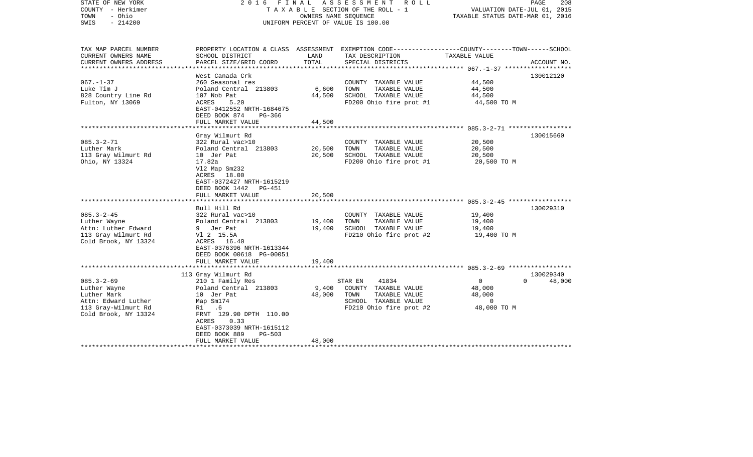STATE OF NEW YORK — 2016 FINAL ASSESSMENT ROLL
COUNTY - Herkimer — TAXABLE SECTION OF THE ROLL - 1 — VALUATION DATE-JUL 01, 2015
TOWN - Ohio — OWNERS NAME SEQUENCE — TAXABLE STATUS DATE-MAR 01, 2016
SWIS - 214200 — UNIFORM PERCENT OF VALUE IS 100.00

| TAX MAP PARCEL NUMBER / CURRENT OWNERS NAME / CURRENT OWNERS ADDRESS | PROPERTY LOCATION & CLASS / SCHOOL DISTRICT / PARCEL SIZE/GRID COORD | ASSESSMENT LAND | TOTAL | EXEMPTION CODE / TAX DESCRIPTION / SPECIAL DISTRICTS | COUNTY--------TOWN------SCHOOL TAXABLE VALUE | ACCOUNT NO. |
|---|---|---|---|---|---|---|
| 067.-1-37 | West Canada Crk | | | | | 130012120 |
| | 260 Seasonal res | | | COUNTY TAXABLE VALUE | 44,500 | |
| Luke Tim J | Poland Central 213803 | 6,600 | | TOWN TAXABLE VALUE | 44,500 | |
| 828 Country Line Rd | 107 Nob Pat | | 44,500 | SCHOOL TAXABLE VALUE | 44,500 | |
| Fulton, NY 13069 | ACRES 5.20 | | | FD200 Ohio fire prot #1 | 44,500 TO M | |
| | EAST-0412552 NRTH-1684675 | | | | | |
| | DEED BOOK 874 PG-366 | | | | | |
| | FULL MARKET VALUE | | 44,500 | | | |
| 085.3-2-71 | Gray Wilmurt Rd | | | | | 130015660 |
| | 322 Rural vac>10 | | | COUNTY TAXABLE VALUE | 20,500 | |
| Luther Mark | Poland Central 213803 | 20,500 | | TOWN TAXABLE VALUE | 20,500 | |
| 113 Gray Wilmurt Rd | 10 Jer Pat | | 20,500 | SCHOOL TAXABLE VALUE | 20,500 | |
| Ohio, NY 13324 | 17.82a | | | FD200 Ohio fire prot #1 | 20,500 TO M | |
| | Vl2 Map Sm232 | | | | | |
| | ACRES 18.00 | | | | | |
| | EAST-0372427 NRTH-1615219 | | | | | |
| | DEED BOOK 1442 PG-451 | | | | | |
| | FULL MARKET VALUE | | 20,500 | | | |
| 085.3-2-45 | Bull Hill Rd | | | | | 130029310 |
| | 322 Rural vac>10 | | | COUNTY TAXABLE VALUE | 19,400 | |
| Luther Wayne | Poland Central 213803 | 19,400 | | TOWN TAXABLE VALUE | 19,400 | |
| Attn: Luther Edward | 9 Jer Pat | | 19,400 | SCHOOL TAXABLE VALUE | 19,400 | |
| 113 Gray Wilmurt Rd | Vl 2 15.5A | | | FD210 Ohio fire prot #2 | 19,400 TO M | |
| Cold Brook, NY 13324 | ACRES 16.40 | | | | | |
| | EAST-0376396 NRTH-1613344 | | | | | |
| | DEED BOOK 00618 PG-00051 | | | | | |
| | FULL MARKET VALUE | | 19,400 | | | |
| 085.3-2-69 | 113 Gray Wilmurt Rd | | | | | 130029340 |
| | 210 1 Family Res | | | STAR EN 41834 | 0 0 48,000 | |
| Luther Wayne | Poland Central 213803 | 9,400 | | COUNTY TAXABLE VALUE | 48,000 | |
| Luther Mark | 10 Jer Pat | | 48,000 | TOWN TAXABLE VALUE | 48,000 | |
| Attn: Edward Luther | Map Sm174 | | | SCHOOL TAXABLE VALUE | 0 | |
| 113 Gray-Wilmurt Rd | R1 .6 | | | FD210 Ohio fire prot #2 | 48,000 TO M | |
| Cold Brook, NY 13324 | FRNT 129.90 DPTH 110.00 | | | | | |
| | ACRES 0.33 | | | | | |
| | EAST-0373039 NRTH-1615112 | | | | | |
| | DEED BOOK 889 PG-503 | | | | | |
| | FULL MARKET VALUE | | 48,000 | | | |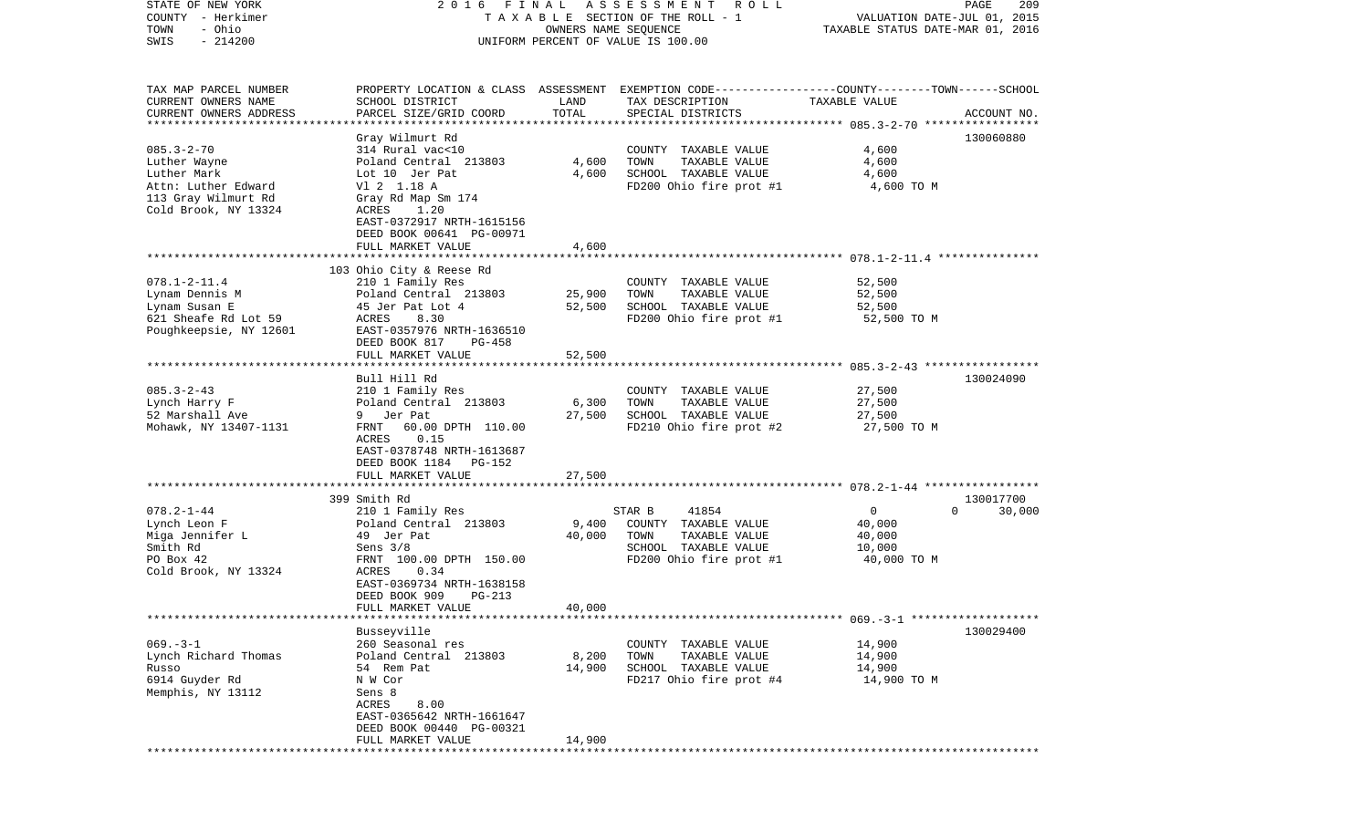STATE OF NEW YORK | 2016 FINAL ASSESSMENT ROLL | VALUATION DATE-JUL 01, 2015
COUNTY - Herkimer | TAXABLE SECTION OF THE ROLL - 1 | TAXABLE STATUS DATE-MAR 01, 2016
TOWN - Ohio | OWNERS NAME SEQUENCE
SWIS - 214200 | UNIFORM PERCENT OF VALUE IS 100.00

| TAX MAP PARCEL NUMBER<br>CURRENT OWNERS NAME<br>CURRENT OWNERS ADDRESS | PROPERTY LOCATION & CLASS<br>SCHOOL DISTRICT<br>PARCEL SIZE/GRID COORD | ASSESSMENT<br>LAND<br>TOTAL | EXEMPTION CODE-----COUNTY-----TOWN------SCHOOL<br>TAX DESCRIPTION<br>SPECIAL DISTRICTS | TAXABLE VALUE | ACCOUNT NO. |
|---|---|---|---|---|---|
| 085.3-2-70<br>Luther Wayne<br>Luther Mark<br>Attn: Luther Edward<br>113 Gray Wilmurt Rd<br>Cold Brook, NY 13324 | Gray Wilmurt Rd<br>314 Rural vac<10<br>Poland Central 213803<br>Lot 10 Jer Pat<br>Vl 2 1.18 A<br>Gray Rd Map Sm 174<br>ACRES 1.20<br>EAST-0372917 NRTH-1615156<br>DEED BOOK 00641 PG-00971<br>FULL MARKET VALUE | <br><br>4,600<br>4,600<br><br><br><br><br><br>4,600 | COUNTY TAXABLE VALUE<br>TOWN TAXABLE VALUE<br>SCHOOL TAXABLE VALUE<br>FD200 Ohio fire prot #1 | 4,600<br>4,600<br>4,600<br>4,600 TO M | 130060880 |
| 078.1-2-11.4<br>Lynam Dennis M<br>Lynam Susan E<br>621 Sheafe Rd Lot 59<br>Poughkeepsie, NY 12601 | 103 Ohio City & Reese Rd<br>210 1 Family Res<br>Poland Central 213803<br>45 Jer Pat Lot 4<br>ACRES 8.30<br>EAST-0357976 NRTH-1636510<br>DEED BOOK 817 PG-458<br>FULL MARKET VALUE | <br><br>25,900<br>52,500<br><br><br><br>52,500 | COUNTY TAXABLE VALUE<br>TOWN TAXABLE VALUE<br>SCHOOL TAXABLE VALUE<br>FD200 Ohio fire prot #1 | 52,500<br>52,500<br>52,500<br>52,500 TO M | |
| 085.3-2-43<br>Lynch Harry F<br>52 Marshall Ave<br>Mohawk, NY 13407-1131 | Bull Hill Rd<br>210 1 Family Res<br>Poland Central 213803<br>9 Jer Pat<br>FRNT 60.00 DPTH 110.00<br>ACRES 0.15<br>EAST-0378748 NRTH-1613687<br>DEED BOOK 1184 PG-152<br>FULL MARKET VALUE | <br><br>6,300<br>27,500<br><br><br><br><br>27,500 | COUNTY TAXABLE VALUE<br>TOWN TAXABLE VALUE<br>SCHOOL TAXABLE VALUE<br>FD210 Ohio fire prot #2 | 27,500<br>27,500<br>27,500<br>27,500 TO M | 130024090 |
| 078.2-1-44<br>Lynch Leon F<br>Miga Jennifer L<br>Smith Rd<br>PO Box 42<br>Cold Brook, NY 13324 | 399 Smith Rd<br>210 1 Family Res<br>Poland Central 213803<br>49 Jer Pat<br>Sens 3/8<br>FRNT 100.00 DPTH 150.00<br>ACRES 0.34<br>EAST-0369734 NRTH-1638158<br>DEED BOOK 909 PG-213<br>FULL MARKET VALUE | <br><br>9,400<br>40,000<br><br><br><br><br><br>40,000 | STAR B 41854<br>COUNTY TAXABLE VALUE<br>TOWN TAXABLE VALUE<br>SCHOOL TAXABLE VALUE<br>FD200 Ohio fire prot #1 | 0 0 30,000<br>40,000<br>40,000<br>10,000<br>40,000 TO M | 130017700 |
| 069.-3-1<br>Lynch Richard Thomas<br>Russo<br>6914 Guyder Rd<br>Memphis, NY 13112 | Busseyville<br>260 Seasonal res<br>Poland Central 213803<br>54 Rem Pat<br>N W Cor<br>Sens 8<br>ACRES 8.00<br>EAST-0365642 NRTH-1661647<br>DEED BOOK 00440 PG-00321<br>FULL MARKET VALUE | <br><br>8,200<br>14,900<br><br><br><br><br><br>14,900 | COUNTY TAXABLE VALUE<br>TOWN TAXABLE VALUE<br>SCHOOL TAXABLE VALUE<br>FD217 Ohio fire prot #4 | 14,900<br>14,900<br>14,900<br>14,900 TO M | 130029400 |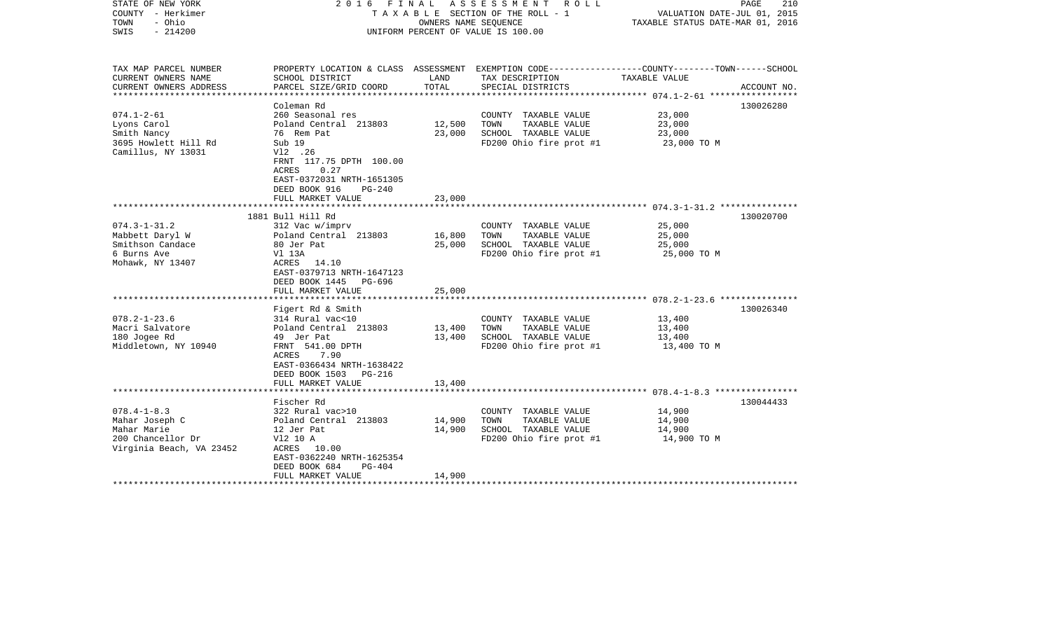STATE OF NEW YORK — COUNTY - Herkimer — TOWN - Ohio — SWIS - 214200

# 2016 FINAL ASSESSMENT ROLL

TAXABLE SECTION OF THE ROLL - 1
OWNERS NAME SEQUENCE
UNIFORM PERCENT OF VALUE IS 100.00

VALUATION DATE-JUL 01, 2015
TAXABLE STATUS DATE-MAR 01, 2016

| TAX MAP PARCEL NUMBER / CURRENT OWNERS NAME / CURRENT OWNERS ADDRESS | PROPERTY LOCATION & CLASS / SCHOOL DISTRICT / PARCEL SIZE/GRID COORD | ASSESSMENT LAND | TOTAL | EXEMPTION CODE / TAX DESCRIPTION / SPECIAL DISTRICTS | COUNTY/TOWN/SCHOOL TAXABLE VALUE | ACCOUNT NO. |
|---|---|---|---|---|---|---|
| 074.1-2-61 | Coleman Rd | | | | | 130026280 |
| 074.1-2-61 | 260 Seasonal res | | | COUNTY TAXABLE VALUE | 23,000 | |
| Lyons Carol | Poland Central 213803 | 12,500 | | TOWN TAXABLE VALUE | 23,000 | |
| Smith Nancy | 76 Rem Pat | | 23,000 | SCHOOL TAXABLE VALUE | 23,000 | |
| 3695 Howlett Hill Rd | Sub 19 | | | FD200 Ohio fire prot #1 | 23,000 TO M | |
| Camillus, NY 13031 | Vl2 .26 | | | | | |
| | FRNT 117.75 DPTH 100.00 | | | | | |
| | ACRES 0.27 | | | | | |
| | EAST-0372031 NRTH-1651305 | | | | | |
| | DEED BOOK 916 PG-240 | | | | | |
| | FULL MARKET VALUE | | 23,000 | | | |
| 074.3-1-31.2 | 1881 Bull Hill Rd | | | | | 130020700 |
| 074.3-1-31.2 | 312 Vac w/imprv | | | COUNTY TAXABLE VALUE | 25,000 | |
| Mabbett Daryl W | Poland Central 213803 | 16,800 | | TOWN TAXABLE VALUE | 25,000 | |
| Smithson Candace | 80 Jer Pat | | 25,000 | SCHOOL TAXABLE VALUE | 25,000 | |
| 6 Burns Ave | Vl 13A | | | FD200 Ohio fire prot #1 | 25,000 TO M | |
| Mohawk, NY 13407 | ACRES 14.10 | | | | | |
| | EAST-0379713 NRTH-1647123 | | | | | |
| | DEED BOOK 1445 PG-696 | | | | | |
| | FULL MARKET VALUE | | 25,000 | | | |
| 078.2-1-23.6 | Figert Rd & Smith | | | | | 130026340 |
| 078.2-1-23.6 | 314 Rural vac<10 | | | COUNTY TAXABLE VALUE | 13,400 | |
| Macri Salvatore | Poland Central 213803 | 13,400 | | TOWN TAXABLE VALUE | 13,400 | |
| 180 Jogee Rd | 49 Jer Pat | | 13,400 | SCHOOL TAXABLE VALUE | 13,400 | |
| Middletown, NY 10940 | FRNT 541.00 DPTH | | | FD200 Ohio fire prot #1 | 13,400 TO M | |
| | ACRES 7.90 | | | | | |
| | EAST-0366434 NRTH-1638422 | | | | | |
| | DEED BOOK 1503 PG-216 | | | | | |
| | FULL MARKET VALUE | | 13,400 | | | |
| 078.4-1-8.3 | Fischer Rd | | | | | 130044433 |
| 078.4-1-8.3 | 322 Rural vac>10 | | | COUNTY TAXABLE VALUE | 14,900 | |
| Mahar Joseph C | Poland Central 213803 | 14,900 | | TOWN TAXABLE VALUE | 14,900 | |
| Mahar Marie | 12 Jer Pat | | 14,900 | SCHOOL TAXABLE VALUE | 14,900 | |
| 200 Chancellor Dr | Vl2 10 A | | | FD200 Ohio fire prot #1 | 14,900 TO M | |
| Virginia Beach, VA 23452 | ACRES 10.00 | | | | | |
| | EAST-0362240 NRTH-1625354 | | | | | |
| | DEED BOOK 684 PG-404 | | | | | |
| | FULL MARKET VALUE | | 14,900 | | | |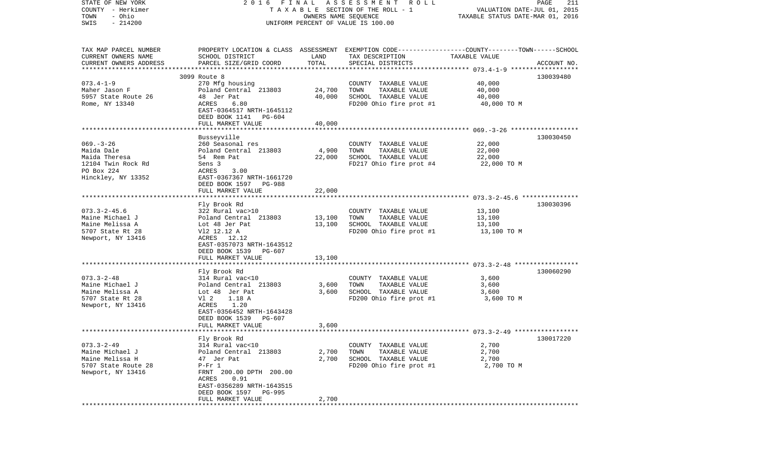STATE OF NEW YORK — 2016 FINAL ASSESSMENT ROLL
COUNTY - Herkimer — TAXABLE SECTION OF THE ROLL - 1 — VALUATION DATE-JUL 01, 2015
TOWN - Ohio — OWNERS NAME SEQUENCE — TAXABLE STATUS DATE-MAR 01, 2016
SWIS - 214200 — UNIFORM PERCENT OF VALUE IS 100.00

| TAX MAP PARCEL NUMBER<br>CURRENT OWNERS NAME<br>CURRENT OWNERS ADDRESS | PROPERTY LOCATION & CLASS<br>SCHOOL DISTRICT<br>PARCEL SIZE/GRID COORD | ASSESSMENT<br>LAND<br>TOTAL | EXEMPTION CODE<br>TAX DESCRIPTION<br>SPECIAL DISTRICTS | COUNTY--------TOWN------SCHOOL<br>TAXABLE VALUE | ACCOUNT NO. |
|---|---|---|---|---|---|
| 073.4-1-9 | 3099 Route 8 | | | | 130039480 |
| Maher Jason F<br>5957 State Route 26<br>Rome, NY 13340 | 270 Mfg housing<br>Poland Central 213803<br>48 Jer Pat<br>ACRES 6.80<br>EAST-0364517 NRTH-1645112<br>DEED BOOK 1141 PG-604<br>FULL MARKET VALUE | 24,700<br>40,000<br><br><br><br><br>40,000 | COUNTY TAXABLE VALUE<br>TOWN TAXABLE VALUE<br>SCHOOL TAXABLE VALUE<br>FD200 Ohio fire prot #1 | 40,000<br>40,000<br>40,000<br>40,000 TO M | |
| 069.-3-26 | Busseyville | | | | 130030450 |
| Maida Dale<br>Maida Theresa<br>12104 Twin Rock Rd<br>PO Box 224<br>Hinckley, NY 13352 | 260 Seasonal res<br>Poland Central 213803<br>54 Rem Pat<br>Sens 3<br>ACRES 3.00<br>EAST-0367367 NRTH-1661720<br>DEED BOOK 1597 PG-988<br>FULL MARKET VALUE | 4,900<br>22,000<br><br><br><br><br><br>22,000 | COUNTY TAXABLE VALUE<br>TOWN TAXABLE VALUE<br>SCHOOL TAXABLE VALUE<br>FD217 Ohio fire prot #4 | 22,000<br>22,000<br>22,000<br>22,000 TO M | |
| 073.3-2-45.6 | Fly Brook Rd | | | | 130030396 |
| Maine Michael J<br>Maine Melissa A<br>5707 State Rt 28<br>Newport, NY 13416 | 322 Rural vac>10<br>Poland Central 213803<br>Lot 48 Jer Pat<br>Vl2 12.12 A<br>ACRES 12.12<br>EAST-0357073 NRTH-1643512<br>DEED BOOK 1539 PG-607<br>FULL MARKET VALUE | 13,100<br>13,100<br><br><br><br><br><br>13,100 | COUNTY TAXABLE VALUE<br>TOWN TAXABLE VALUE<br>SCHOOL TAXABLE VALUE<br>FD200 Ohio fire prot #1 | 13,100<br>13,100<br>13,100<br>13,100 TO M | |
| 073.3-2-48 | Fly Brook Rd | | | | 130060290 |
| Maine Michael J<br>Maine Melissa A<br>5707 State Rt 28<br>Newport, NY 13416 | 314 Rural vac<10<br>Poland Central 213803<br>Lot 48 Jer Pat<br>Vl 2 1.18 A<br>ACRES 1.20<br>EAST-0356452 NRTH-1643428<br>DEED BOOK 1539 PG-607<br>FULL MARKET VALUE | 3,600<br>3,600<br><br><br><br><br><br>3,600 | COUNTY TAXABLE VALUE<br>TOWN TAXABLE VALUE<br>SCHOOL TAXABLE VALUE<br>FD200 Ohio fire prot #1 | 3,600<br>3,600<br>3,600<br>3,600 TO M | |
| 073.3-2-49 | Fly Brook Rd | | | | 130017220 |
| Maine Michael J<br>Maine Melissa H<br>5707 State Route 28<br>Newport, NY 13416 | 314 Rural vac<10<br>Poland Central 213803<br>47 Jer Pat<br>P-Fr 1<br>FRNT 200.00 DPTH 200.00<br>ACRES 0.91<br>EAST-0356289 NRTH-1643515<br>DEED BOOK 1597 PG-995<br>FULL MARKET VALUE | 2,700<br>2,700<br><br><br><br><br><br><br>2,700 | COUNTY TAXABLE VALUE<br>TOWN TAXABLE VALUE<br>SCHOOL TAXABLE VALUE<br>FD200 Ohio fire prot #1 | 2,700<br>2,700<br>2,700<br>2,700 TO M | |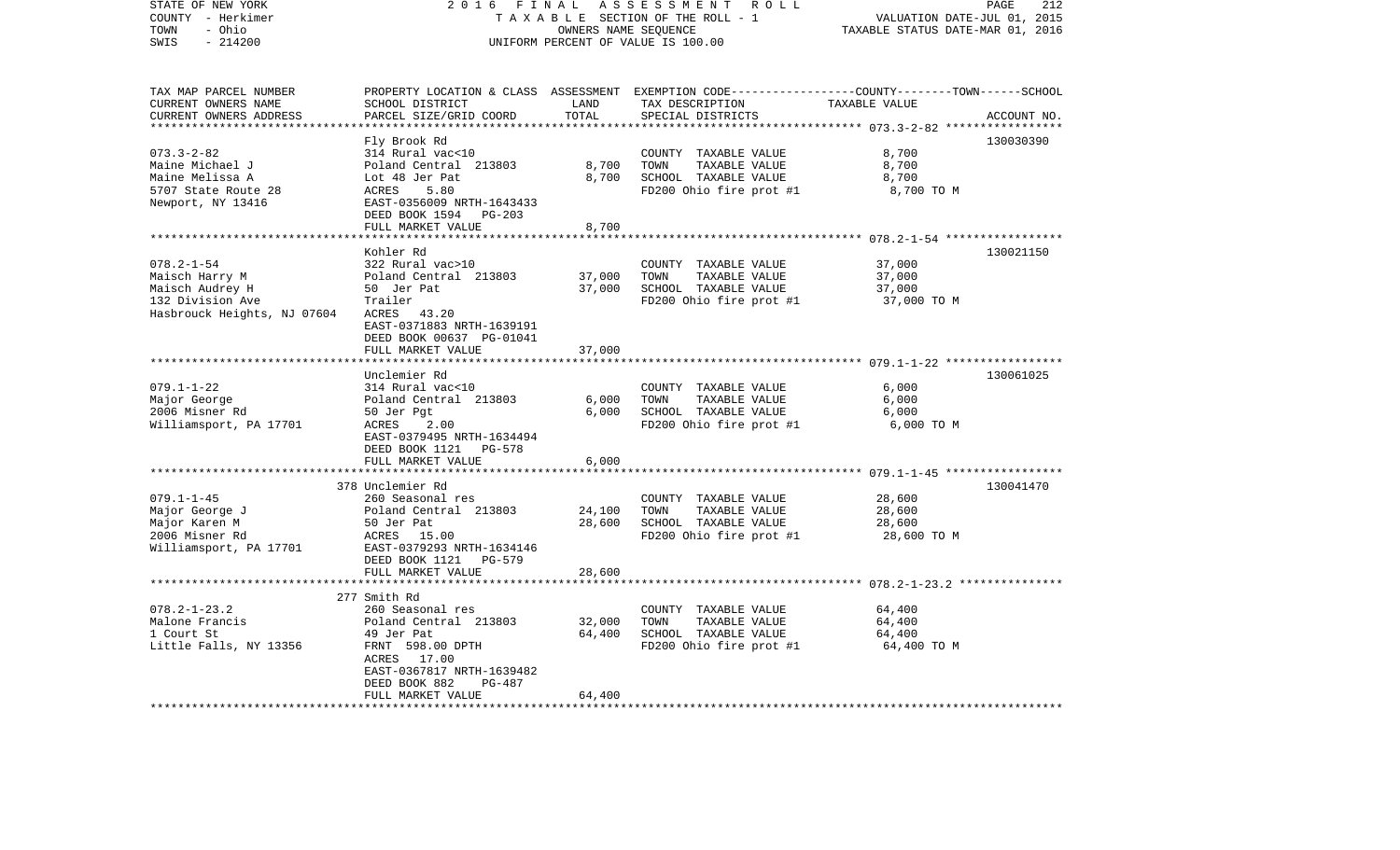STATE OF NEW YORK
COUNTY - Herkimer
TOWN - Ohio
SWIS - 214200

2016 FINAL ASSESSMENT ROLL
TAXABLE SECTION OF THE ROLL - 1
OWNERS NAME SEQUENCE
UNIFORM PERCENT OF VALUE IS 100.00

VALUATION DATE-JUL 01, 2015
TAXABLE STATUS DATE-MAR 01, 2016

| TAX MAP PARCEL NUMBER<br>CURRENT OWNERS NAME<br>CURRENT OWNERS ADDRESS | PROPERTY LOCATION & CLASS<br>SCHOOL DISTRICT<br>PARCEL SIZE/GRID COORD | ASSESSMENT<br>LAND<br>TOTAL | EXEMPTION CODE<br>TAX DESCRIPTION<br>SPECIAL DISTRICTS | COUNTY--------TOWN------SCHOOL<br>TAXABLE VALUE | ACCOUNT NO. |
|---|---|---|---|---|---|
| 073.3-2-82 | Fly Brook Rd | | | | 130030390 |
| 073.3-2-82 | 314 Rural vac<10 | | COUNTY TAXABLE VALUE | 8,700 | |
| Maine Michael J | Poland Central 213803 | 8,700 | TOWN TAXABLE VALUE | 8,700 | |
| Maine Melissa A | Lot 48 Jer Pat | 8,700 | SCHOOL TAXABLE VALUE | 8,700 | |
| 5707 State Route 28 | ACRES 5.80 | | FD200 Ohio fire prot #1 | 8,700 TO M | |
| Newport, NY 13416 | EAST-0356009 NRTH-1643433 | | | | |
| | DEED BOOK 1594 PG-203 | | | | |
| | FULL MARKET VALUE | 8,700 | | | |
| 078.2-1-54 | Kohler Rd | | | | 130021150 |
| 078.2-1-54 | 322 Rural vac>10 | | COUNTY TAXABLE VALUE | 37,000 | |
| Maisch Harry M | Poland Central 213803 | 37,000 | TOWN TAXABLE VALUE | 37,000 | |
| Maisch Audrey H | 50 Jer Pat | 37,000 | SCHOOL TAXABLE VALUE | 37,000 | |
| 132 Division Ave | Trailer | | FD200 Ohio fire prot #1 | 37,000 TO M | |
| Hasbrouck Heights, NJ 07604 | ACRES 43.20 | | | | |
| | EAST-0371883 NRTH-1639191 | | | | |
| | DEED BOOK 00637 PG-01041 | | | | |
| | FULL MARKET VALUE | 37,000 | | | |
| 079.1-1-22 | Unclemier Rd | | | | 130061025 |
| 079.1-1-22 | 314 Rural vac<10 | | COUNTY TAXABLE VALUE | 6,000 | |
| Major George | Poland Central 213803 | 6,000 | TOWN TAXABLE VALUE | 6,000 | |
| 2006 Misner Rd | 50 Jer Pgt | 6,000 | SCHOOL TAXABLE VALUE | 6,000 | |
| Williamsport, PA 17701 | ACRES 2.00 | | FD200 Ohio fire prot #1 | 6,000 TO M | |
| | EAST-0379495 NRTH-1634494 | | | | |
| | DEED BOOK 1121 PG-578 | | | | |
| | FULL MARKET VALUE | 6,000 | | | |
| 079.1-1-45 | 378 Unclemier Rd | | | | 130041470 |
| 079.1-1-45 | 260 Seasonal res | | COUNTY TAXABLE VALUE | 28,600 | |
| Major George J | Poland Central 213803 | 24,100 | TOWN TAXABLE VALUE | 28,600 | |
| Major Karen M | 50 Jer Pat | 28,600 | SCHOOL TAXABLE VALUE | 28,600 | |
| 2006 Misner Rd | ACRES 15.00 | | FD200 Ohio fire prot #1 | 28,600 TO M | |
| Williamsport, PA 17701 | EAST-0379293 NRTH-1634146 | | | | |
| | DEED BOOK 1121 PG-579 | | | | |
| | FULL MARKET VALUE | 28,600 | | | |
| 078.2-1-23.2 | 277 Smith Rd | | | | |
| 078.2-1-23.2 | 260 Seasonal res | | COUNTY TAXABLE VALUE | 64,400 | |
| Malone Francis | Poland Central 213803 | 32,000 | TOWN TAXABLE VALUE | 64,400 | |
| 1 Court St | 49 Jer Pat | 64,400 | SCHOOL TAXABLE VALUE | 64,400 | |
| Little Falls, NY 13356 | FRNT 598.00 DPTH | | FD200 Ohio fire prot #1 | 64,400 TO M | |
| | ACRES 17.00 | | | | |
| | EAST-0367817 NRTH-1639482 | | | | |
| | DEED BOOK 882 PG-487 | | | | |
| | FULL MARKET VALUE | 64,400 | | | |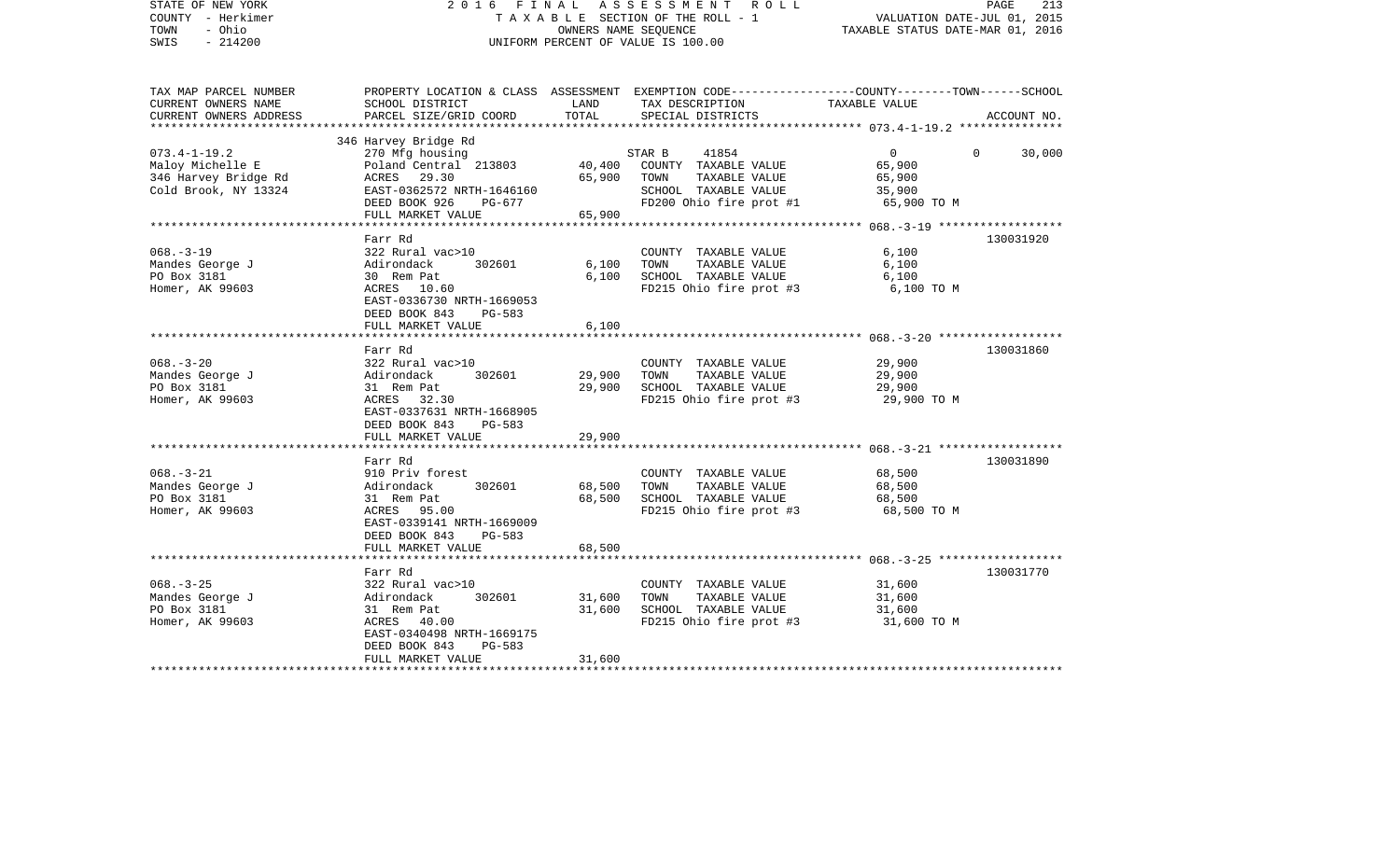STATE OF NEW YORK | 2016 FINAL ASSESSMENT ROLL | VALUATION DATE-JUL 01, 2015
COUNTY - Herkimer | TAXABLE SECTION OF THE ROLL - 1 | TAXABLE STATUS DATE-MAR 01, 2016
TOWN - Ohio | OWNERS NAME SEQUENCE
SWIS - 214200 | UNIFORM PERCENT OF VALUE IS 100.00

| TAX MAP PARCEL NUMBER / CURRENT OWNERS NAME / CURRENT OWNERS ADDRESS | PROPERTY LOCATION & CLASS / SCHOOL DISTRICT / PARCEL SIZE/GRID COORD | ASSESSMENT LAND | TOTAL | EXEMPTION CODE / TAX DESCRIPTION / SPECIAL DISTRICTS | COUNTY | TOWN | SCHOOL TAXABLE VALUE | ACCOUNT NO. |
|---|---|---|---|---|---|---|---|---|
| 073.4-1-19.2 | 346 Harvey Bridge Rd | | | | | | | |
| 073.4-1-19.2 | 270 Mfg housing | | | STAR B 41854 | 0 | 0 | 30,000 | |
| Maloy Michelle E | Poland Central 213803 | 40,400 | | COUNTY TAXABLE VALUE | 65,900 | | | |
| 346 Harvey Bridge Rd | ACRES 29.30 | | 65,900 | TOWN TAXABLE VALUE | | 65,900 | | |
| Cold Brook, NY 13324 | EAST-0362572 NRTH-1646160 | | | SCHOOL TAXABLE VALUE | | | 35,900 | |
| | DEED BOOK 926 PG-677 | | | FD200 Ohio fire prot #1 | 65,900 TO M | | | |
| | FULL MARKET VALUE | | 65,900 | | | | | |
| 068.-3-19 | Farr Rd | | | | | | | 130031920 |
| 068.-3-19 | 322 Rural vac>10 | | | COUNTY TAXABLE VALUE | 6,100 | | | |
| Mandes George J | Adirondack 302601 | 6,100 | | TOWN TAXABLE VALUE | | 6,100 | | |
| PO Box 3181 | 30 Rem Pat | | 6,100 | SCHOOL TAXABLE VALUE | | | 6,100 | |
| Homer, AK 99603 | ACRES 10.60 | | | FD215 Ohio fire prot #3 | 6,100 TO M | | | |
| | EAST-0336730 NRTH-1669053 | | | | | | | |
| | DEED BOOK 843 PG-583 | | | | | | | |
| | FULL MARKET VALUE | | 6,100 | | | | | |
| 068.-3-20 | Farr Rd | | | | | | | 130031860 |
| 068.-3-20 | 322 Rural vac>10 | | | COUNTY TAXABLE VALUE | 29,900 | | | |
| Mandes George J | Adirondack 302601 | 29,900 | | TOWN TAXABLE VALUE | | 29,900 | | |
| PO Box 3181 | 31 Rem Pat | | 29,900 | SCHOOL TAXABLE VALUE | | | 29,900 | |
| Homer, AK 99603 | ACRES 32.30 | | | FD215 Ohio fire prot #3 | 29,900 TO M | | | |
| | EAST-0337631 NRTH-1668905 | | | | | | | |
| | DEED BOOK 843 PG-583 | | | | | | | |
| | FULL MARKET VALUE | | 29,900 | | | | | |
| 068.-3-21 | Farr Rd | | | | | | | 130031890 |
| 068.-3-21 | 910 Priv forest | | | COUNTY TAXABLE VALUE | 68,500 | | | |
| Mandes George J | Adirondack 302601 | 68,500 | | TOWN TAXABLE VALUE | | 68,500 | | |
| PO Box 3181 | 31 Rem Pat | | 68,500 | SCHOOL TAXABLE VALUE | | | 68,500 | |
| Homer, AK 99603 | ACRES 95.00 | | | FD215 Ohio fire prot #3 | 68,500 TO M | | | |
| | EAST-0339141 NRTH-1669009 | | | | | | | |
| | DEED BOOK 843 PG-583 | | | | | | | |
| | FULL MARKET VALUE | | 68,500 | | | | | |
| 068.-3-25 | Farr Rd | | | | | | | 130031770 |
| 068.-3-25 | 322 Rural vac>10 | | | COUNTY TAXABLE VALUE | 31,600 | | | |
| Mandes George J | Adirondack 302601 | 31,600 | | TOWN TAXABLE VALUE | | 31,600 | | |
| PO Box 3181 | 31 Rem Pat | | 31,600 | SCHOOL TAXABLE VALUE | | | 31,600 | |
| Homer, AK 99603 | ACRES 40.00 | | | FD215 Ohio fire prot #3 | 31,600 TO M | | | |
| | EAST-0340498 NRTH-1669175 | | | | | | | |
| | DEED BOOK 843 PG-583 | | | | | | | |
| | FULL MARKET VALUE | | 31,600 | | | | | |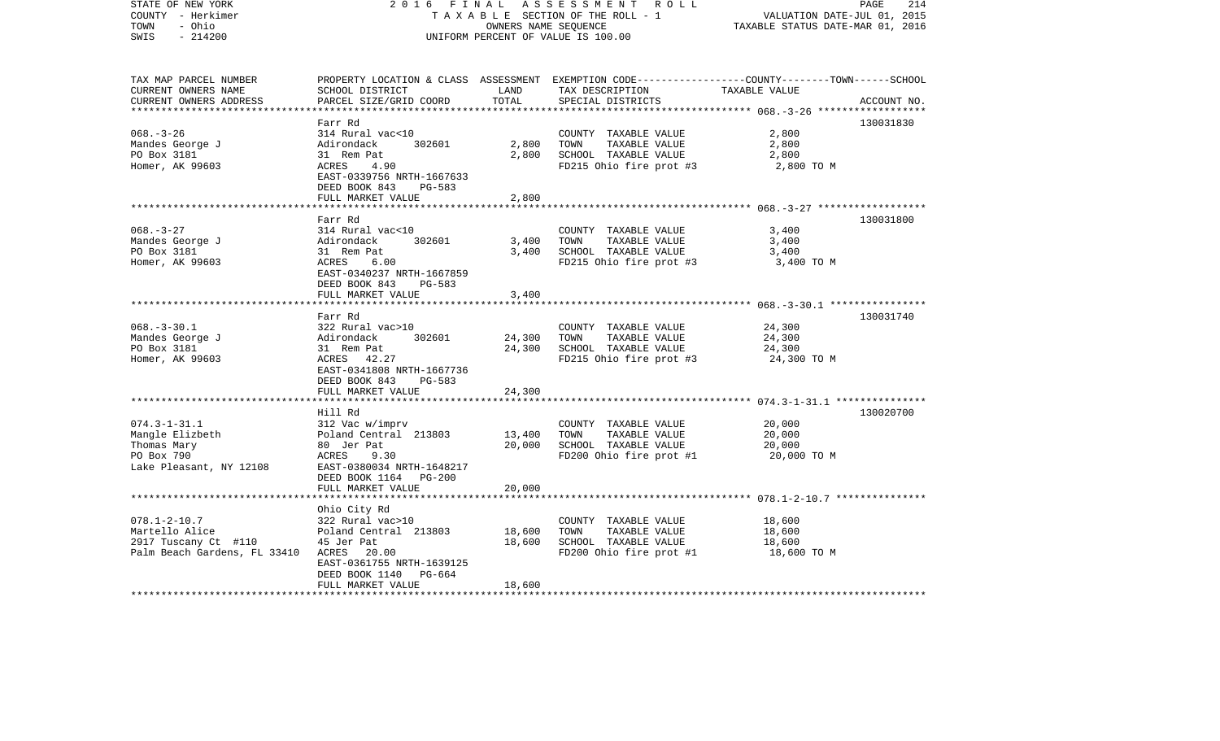| TAX MAP PARCEL NUMBER<br>CURRENT OWNERS NAME<br>CURRENT OWNERS ADDRESS | PROPERTY LOCATION & CLASS<br>SCHOOL DISTRICT<br>PARCEL SIZE/GRID COORD | ASSESSMENT<br>LAND<br>TOTAL | EXEMPTION CODE-----------------COUNTY--------TOWN------SCHOOL<br>TAX DESCRIPTION<br>SPECIAL DISTRICTS | TAXABLE VALUE | ACCOUNT NO. |
|---|---|---|---|---|---|
| **068.-3-26** | Farr Rd | | | | 130031830 |
| 068.-3-26 | 314 Rural vac<10 | | COUNTY TAXABLE VALUE | 2,800 | |
| Mandes George J | Adirondack 302601 | 2,800 | TOWN TAXABLE VALUE | 2,800 | |
| PO Box 3181 | 31 Rem Pat | 2,800 | SCHOOL TAXABLE VALUE | 2,800 | |
| Homer, AK 99603 | ACRES 4.90 | | FD215 Ohio fire prot #3 | 2,800 TO M | |
| | EAST-0339756 NRTH-1667633 | | | | |
| | DEED BOOK 843 PG-583 | | | | |
| | FULL MARKET VALUE | 2,800 | | | |
| **068.-3-27** | Farr Rd | | | | 130031800 |
| 068.-3-27 | 314 Rural vac<10 | | COUNTY TAXABLE VALUE | 3,400 | |
| Mandes George J | Adirondack 302601 | 3,400 | TOWN TAXABLE VALUE | 3,400 | |
| PO Box 3181 | 31 Rem Pat | 3,400 | SCHOOL TAXABLE VALUE | 3,400 | |
| Homer, AK 99603 | ACRES 6.00 | | FD215 Ohio fire prot #3 | 3,400 TO M | |
| | EAST-0340237 NRTH-1667859 | | | | |
| | DEED BOOK 843 PG-583 | | | | |
| | FULL MARKET VALUE | 3,400 | | | |
| **068.-3-30.1** | Farr Rd | | | | 130031740 |
| 068.-3-30.1 | 322 Rural vac>10 | | COUNTY TAXABLE VALUE | 24,300 | |
| Mandes George J | Adirondack 302601 | 24,300 | TOWN TAXABLE VALUE | 24,300 | |
| PO Box 3181 | 31 Rem Pat | 24,300 | SCHOOL TAXABLE VALUE | 24,300 | |
| Homer, AK 99603 | ACRES 42.27 | | FD215 Ohio fire prot #3 | 24,300 TO M | |
| | EAST-0341808 NRTH-1667736 | | | | |
| | DEED BOOK 843 PG-583 | | | | |
| | FULL MARKET VALUE | 24,300 | | | |
| **074.3-1-31.1** | Hill Rd | | | | 130020700 |
| 074.3-1-31.1 | 312 Vac w/imprv | | COUNTY TAXABLE VALUE | 20,000 | |
| Mangle Elizbeth | Poland Central 213803 | 13,400 | TOWN TAXABLE VALUE | 20,000 | |
| Thomas Mary | 80 Jer Pat | 20,000 | SCHOOL TAXABLE VALUE | 20,000 | |
| PO Box 790 | ACRES 9.30 | | FD200 Ohio fire prot #1 | 20,000 TO M | |
| Lake Pleasant, NY 12108 | EAST-0380034 NRTH-1648217 | | | | |
| | DEED BOOK 1164 PG-200 | | | | |
| | FULL MARKET VALUE | 20,000 | | | |
| **078.1-2-10.7** | Ohio City Rd | | | | |
| 078.1-2-10.7 | 322 Rural vac>10 | | COUNTY TAXABLE VALUE | 18,600 | |
| Martello Alice | Poland Central 213803 | 18,600 | TOWN TAXABLE VALUE | 18,600 | |
| 2917 Tuscany Ct #110 | 45 Jer Pat | 18,600 | SCHOOL TAXABLE VALUE | 18,600 | |
| Palm Beach Gardens, FL 33410 | ACRES 20.00 | | FD200 Ohio fire prot #1 | 18,600 TO M | |
| | EAST-0361755 NRTH-1639125 | | | | |
| | DEED BOOK 1140 PG-664 | | | | |
| | FULL MARKET VALUE | 18,600 | | | |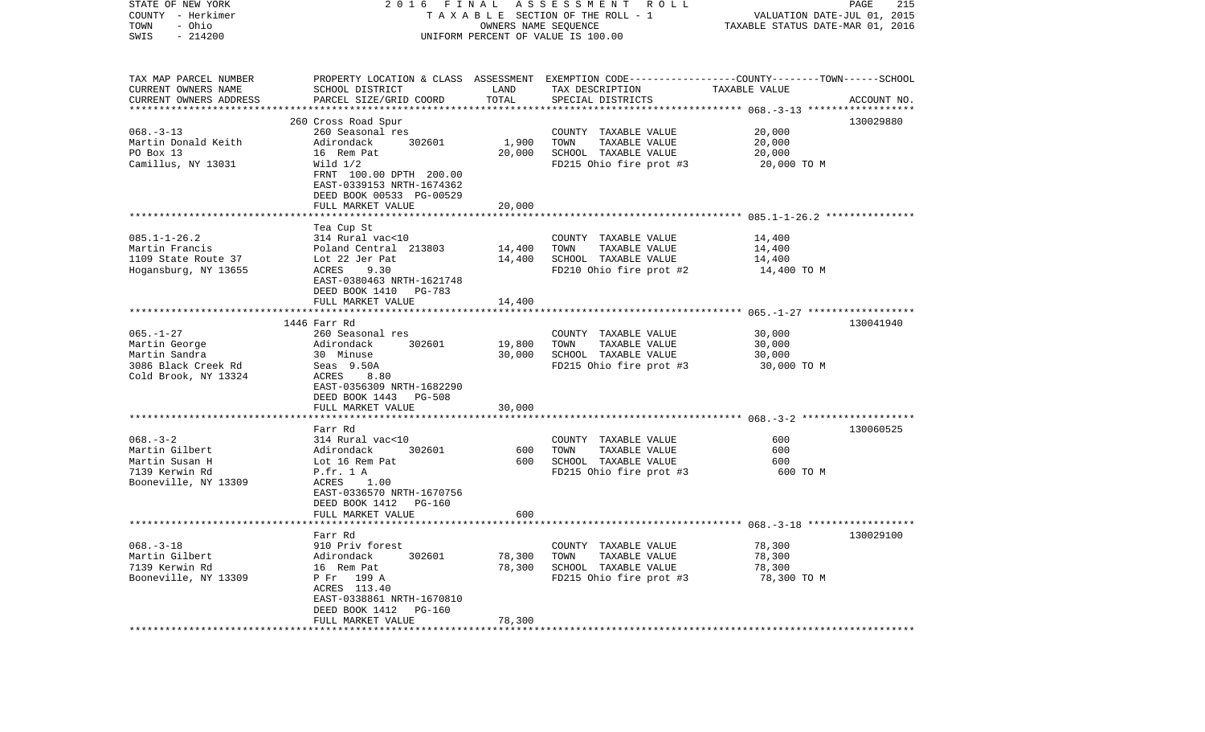STATE OF NEW YORK | COUNTY - Herkimer | TOWN - Ohio | SWIS - 214200

2016 FINAL ASSESSMENT ROLL
TAXABLE SECTION OF THE ROLL - 1
OWNERS NAME SEQUENCE
UNIFORM PERCENT OF VALUE IS 100.00

VALUATION DATE-JUL 01, 2015
TAXABLE STATUS DATE-MAR 01, 2016

| TAX MAP PARCEL NUMBER / CURRENT OWNERS NAME / CURRENT OWNERS ADDRESS | PROPERTY LOCATION & CLASS / SCHOOL DISTRICT / PARCEL SIZE/GRID COORD | ASSESSMENT LAND / TOTAL | EXEMPTION CODE / TAX DESCRIPTION / SPECIAL DISTRICTS | TAXABLE VALUE (COUNTY--TOWN--SCHOOL) | ACCOUNT NO. |
|---|---|---|---|---|---|
| | 260 Cross Road Spur | | | | 130029880 |
| 068.-3-13 | 260 Seasonal res | | COUNTY TAXABLE VALUE | 20,000 | |
| Martin Donald Keith | Adirondack 302601 | 1,900 | TOWN TAXABLE VALUE | 20,000 | |
| PO Box 13 | 16 Rem Pat | 20,000 | SCHOOL TAXABLE VALUE | 20,000 | |
| Camillus, NY 13031 | Wild 1/2 | | FD215 Ohio fire prot #3 | 20,000 TO M | |
| | FRNT 100.00 DPTH 200.00 | | | | |
| | EAST-0339153 NRTH-1674362 | | | | |
| | DEED BOOK 00533 PG-00529 | | | | |
| | FULL MARKET VALUE | 20,000 | | | |
| | Tea Cup St | | | | |
| 085.1-1-26.2 | 314 Rural vac<10 | | COUNTY TAXABLE VALUE | 14,400 | |
| Martin Francis | Poland Central 213803 | 14,400 | TOWN TAXABLE VALUE | 14,400 | |
| 1109 State Route 37 | Lot 22 Jer Pat | 14,400 | SCHOOL TAXABLE VALUE | 14,400 | |
| Hogansburg, NY 13655 | ACRES 9.30 | | FD210 Ohio fire prot #2 | 14,400 TO M | |
| | EAST-0380463 NRTH-1621748 | | | | |
| | DEED BOOK 1410 PG-783 | | | | |
| | FULL MARKET VALUE | 14,400 | | | |
| | 1446 Farr Rd | | | | 130041940 |
| 065.-1-27 | 260 Seasonal res | | COUNTY TAXABLE VALUE | 30,000 | |
| Martin George | Adirondack 302601 | 19,800 | TOWN TAXABLE VALUE | 30,000 | |
| Martin Sandra | 30 Minuse | 30,000 | SCHOOL TAXABLE VALUE | 30,000 | |
| 3086 Black Creek Rd | Seas 9.50A | | FD215 Ohio fire prot #3 | 30,000 TO M | |
| Cold Brook, NY 13324 | ACRES 8.80 | | | | |
| | EAST-0356309 NRTH-1682290 | | | | |
| | DEED BOOK 1443 PG-508 | | | | |
| | FULL MARKET VALUE | 30,000 | | | |
| | Farr Rd | | | | 130060525 |
| 068.-3-2 | 314 Rural vac<10 | | COUNTY TAXABLE VALUE | 600 | |
| Martin Gilbert | Adirondack 302601 | 600 | TOWN TAXABLE VALUE | 600 | |
| Martin Susan H | Lot 16 Rem Pat | 600 | SCHOOL TAXABLE VALUE | 600 | |
| 7139 Kerwin Rd | P.fr. 1 A | | FD215 Ohio fire prot #3 | 600 TO M | |
| Booneville, NY 13309 | ACRES 1.00 | | | | |
| | EAST-0336570 NRTH-1670756 | | | | |
| | DEED BOOK 1412 PG-160 | | | | |
| | FULL MARKET VALUE | 600 | | | |
| | Farr Rd | | | | 130029100 |
| 068.-3-18 | 910 Priv forest | | COUNTY TAXABLE VALUE | 78,300 | |
| Martin Gilbert | Adirondack 302601 | 78,300 | TOWN TAXABLE VALUE | 78,300 | |
| 7139 Kerwin Rd | 16 Rem Pat | 78,300 | SCHOOL TAXABLE VALUE | 78,300 | |
| Booneville, NY 13309 | P Fr 199 A | | FD215 Ohio fire prot #3 | 78,300 TO M | |
| | ACRES 113.40 | | | | |
| | EAST-0338861 NRTH-1670810 | | | | |
| | DEED BOOK 1412 PG-160 | | | | |
| | FULL MARKET VALUE | 78,300 | | | |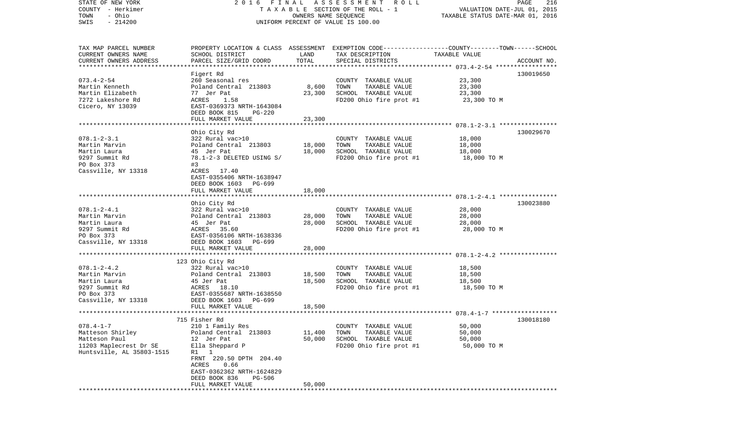STATE OF NEW YORK | 2016 FINAL ASSESSMENT ROLL | PAGE 216
COUNTY - Herkimer | TAXABLE SECTION OF THE ROLL - 1 | VALUATION DATE-JUL 01, 2015
TOWN - Ohio | OWNERS NAME SEQUENCE | TAXABLE STATUS DATE-MAR 01, 2016
SWIS - 214200 | UNIFORM PERCENT OF VALUE IS 100.00

| TAX MAP PARCEL NUMBER<br>CURRENT OWNERS NAME<br>CURRENT OWNERS ADDRESS | PROPERTY LOCATION & CLASS<br>SCHOOL DISTRICT<br>PARCEL SIZE/GRID COORD | ASSESSMENT<br>LAND<br>TOTAL | EXEMPTION CODE<br>TAX DESCRIPTION<br>SPECIAL DISTRICTS | COUNTY--------TOWN------SCHOOL<br>TAXABLE VALUE | <br><br>ACCOUNT NO. |
|---|---|---|---|---|---|
| 073.4-2-54 | Figert Rd | | | | 130019650 |
| 073.4-2-54 | 260 Seasonal res | | COUNTY TAXABLE VALUE | 23,300 | |
| Martin Kenneth | Poland Central 213803 | 8,600 | TOWN TAXABLE VALUE | 23,300 | |
| Martin Elizabeth | 77 Jer Pat | 23,300 | SCHOOL TAXABLE VALUE | 23,300 | |
| 7272 Lakeshore Rd | ACRES 1.58 | | FD200 Ohio fire prot #1 | 23,300 TO M | |
| Cicero, NY 13039 | EAST-0369373 NRTH-1643084 | | | | |
| | DEED BOOK 815 PG-220 | | | | |
| | FULL MARKET VALUE | 23,300 | | | |
| 078.1-2-3.1 | Ohio City Rd | | | | 130029670 |
| 078.1-2-3.1 | 322 Rural vac>10 | | COUNTY TAXABLE VALUE | 18,000 | |
| Martin Marvin | Poland Central 213803 | 18,000 | TOWN TAXABLE VALUE | 18,000 | |
| Martin Laura | 45 Jer Pat | 18,000 | SCHOOL TAXABLE VALUE | 18,000 | |
| 9297 Summit Rd | 78.1-2-3 DELETED USING S/ | | FD200 Ohio fire prot #1 | 18,000 TO M | |
| PO Box 373 | #3 | | | | |
| Cassville, NY 13318 | ACRES 17.40 | | | | |
| | EAST-0355406 NRTH-1638947 | | | | |
| | DEED BOOK 1603 PG-699 | | | | |
| | FULL MARKET VALUE | 18,000 | | | |
| 078.1-2-4.1 | Ohio City Rd | | | | 130023880 |
| 078.1-2-4.1 | 322 Rural vac>10 | | COUNTY TAXABLE VALUE | 28,000 | |
| Martin Marvin | Poland Central 213803 | 28,000 | TOWN TAXABLE VALUE | 28,000 | |
| Martin Laura | 45 Jer Pat | 28,000 | SCHOOL TAXABLE VALUE | 28,000 | |
| 9297 Summit Rd | ACRES 35.60 | | FD200 Ohio fire prot #1 | 28,000 TO M | |
| PO Box 373 | EAST-0356106 NRTH-1638336 | | | | |
| Cassville, NY 13318 | DEED BOOK 1603 PG-699 | | | | |
| | FULL MARKET VALUE | 28,000 | | | |
| 078.1-2-4.2 | 123 Ohio City Rd | | | | |
| 078.1-2-4.2 | 322 Rural vac>10 | | COUNTY TAXABLE VALUE | 18,500 | |
| Martin Marvin | Poland Central 213803 | 18,500 | TOWN TAXABLE VALUE | 18,500 | |
| Martin Laura | 45 Jer Pat | 18,500 | SCHOOL TAXABLE VALUE | 18,500 | |
| 9297 Summit Rd | ACRES 18.10 | | FD200 Ohio fire prot #1 | 18,500 TO M | |
| PO Box 373 | EAST-0355687 NRTH-1638550 | | | | |
| Cassville, NY 13318 | DEED BOOK 1603 PG-699 | | | | |
| | FULL MARKET VALUE | 18,500 | | | |
| 078.4-1-7 | 715 Fisher Rd | | | | 130018180 |
| 078.4-1-7 | 210 1 Family Res | | COUNTY TAXABLE VALUE | 50,000 | |
| Matteson Shirley | Poland Central 213803 | 11,400 | TOWN TAXABLE VALUE | 50,000 | |
| Matteson Paul | 12 Jer Pat | 50,000 | SCHOOL TAXABLE VALUE | 50,000 | |
| 11203 Maplecrest Dr SE | Ella Sheppard P | | FD200 Ohio fire prot #1 | 50,000 TO M | |
| Huntsville, AL 35803-1515 | R1 1 | | | | |
| | FRNT 220.50 DPTH 204.40 | | | | |
| | ACRES 0.66 | | | | |
| | EAST-0362362 NRTH-1624829 | | | | |
| | DEED BOOK 836 PG-506 | | | | |
| | FULL MARKET VALUE | 50,000 | | | |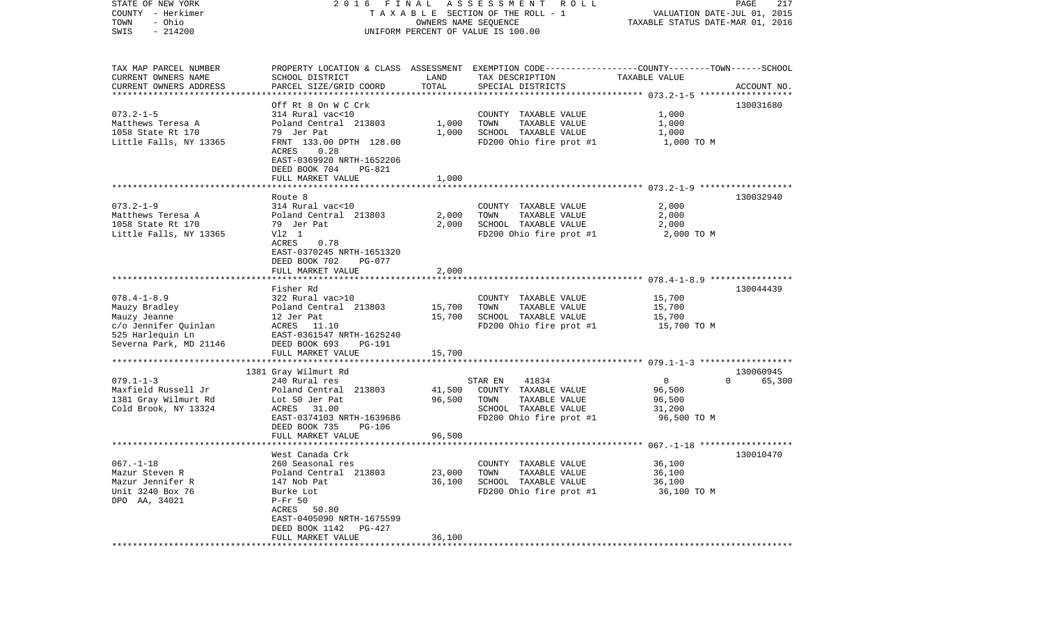STATE OF NEW YORK — COUNTY - Herkimer — TOWN - Ohio — SWIS - 214200

2016 FINAL ASSESSMENT ROLL
TAXABLE SECTION OF THE ROLL - 1
OWNERS NAME SEQUENCE
UNIFORM PERCENT OF VALUE IS 100.00

VALUATION DATE-JUL 01, 2015
TAXABLE STATUS DATE-MAR 01, 2016

| TAX MAP PARCEL NUMBER / CURRENT OWNERS NAME / CURRENT OWNERS ADDRESS | PROPERTY LOCATION & CLASS / SCHOOL DISTRICT / PARCEL SIZE/GRID COORD | ASSESSMENT LAND | TOTAL | EXEMPTION CODE / TAX DESCRIPTION / SPECIAL DISTRICTS | TAXABLE VALUE (COUNTY / TOWN / SCHOOL) | ACCOUNT NO. |
|---|---|---|---|---|---|---|
| **073.2-1-5** | Off Rt 8 On W C Crk | | | | | 130031680 |
| Matthews Teresa A | 314 Rural vac<10 | | | COUNTY TAXABLE VALUE | 1,000 | |
| 1058 State Rt 170 | Poland Central 213803 | 1,000 | | TOWN TAXABLE VALUE | 1,000 | |
| Little Falls, NY 13365 | 79 Jer Pat | | 1,000 | SCHOOL TAXABLE VALUE | 1,000 | |
| | FRNT 133.00 DPTH 128.00 | | | FD200 Ohio fire prot #1 | 1,000 TO M | |
| | ACRES 0.28 | | | | | |
| | EAST-0369920 NRTH-1652206 | | | | | |
| | DEED BOOK 704 PG-821 | | | | | |
| | FULL MARKET VALUE | | 1,000 | | | |
| **073.2-1-9** | Route 8 | | | | | 130032940 |
| Matthews Teresa A | 314 Rural vac<10 | | | COUNTY TAXABLE VALUE | 2,000 | |
| 1058 State Rt 170 | Poland Central 213803 | 2,000 | | TOWN TAXABLE VALUE | 2,000 | |
| Little Falls, NY 13365 | 79 Jer Pat | | 2,000 | SCHOOL TAXABLE VALUE | 2,000 | |
| | Vl2 1 | | | FD200 Ohio fire prot #1 | 2,000 TO M | |
| | ACRES 0.78 | | | | | |
| | EAST-0370245 NRTH-1651320 | | | | | |
| | DEED BOOK 702 PG-077 | | | | | |
| | FULL MARKET VALUE | | 2,000 | | | |
| **078.4-1-8.9** | Fisher Rd | | | | | 130044439 |
| Mauzy Bradley | 322 Rural vac>10 | | | COUNTY TAXABLE VALUE | 15,700 | |
| Mauzy Jeanne | Poland Central 213803 | 15,700 | | TOWN TAXABLE VALUE | 15,700 | |
| c/o Jennifer Quinlan | 12 Jer Pat | | 15,700 | SCHOOL TAXABLE VALUE | 15,700 | |
| 525 Harlequin Ln | ACRES 11.10 | | | FD200 Ohio fire prot #1 | 15,700 TO M | |
| Severna Park, MD 21146 | EAST-0361547 NRTH-1625240 | | | | | |
| | DEED BOOK 693 PG-191 | | | | | |
| | FULL MARKET VALUE | | 15,700 | | | |
| **079.1-1-3** | 1381 Gray Wilmurt Rd | | | | | 130060945 |
| Maxfield Russell Jr | 240 Rural res | | | STAR EN 41834 | 0 0 65,300 | |
| 1381 Gray Wilmurt Rd | Poland Central 213803 | 41,500 | | COUNTY TAXABLE VALUE | 96,500 | |
| Cold Brook, NY 13324 | Lot 50 Jer Pat | | 96,500 | TOWN TAXABLE VALUE | 96,500 | |
| | ACRES 31.00 | | | SCHOOL TAXABLE VALUE | 31,200 | |
| | EAST-0374103 NRTH-1639686 | | | FD200 Ohio fire prot #1 | 96,500 TO M | |
| | DEED BOOK 735 PG-106 | | | | | |
| | FULL MARKET VALUE | | 96,500 | | | |
| **067.-1-18** | West Canada Crk | | | | | 130010470 |
| Mazur Steven R | 260 Seasonal res | | | COUNTY TAXABLE VALUE | 36,100 | |
| Mazur Jennifer R | Poland Central 213803 | 23,000 | | TOWN TAXABLE VALUE | 36,100 | |
| Unit 3240 Box 76 | 147 Nob Pat | | 36,100 | SCHOOL TAXABLE VALUE | 36,100 | |
| DPO AA, 34021 | Burke Lot | | | FD200 Ohio fire prot #1 | 36,100 TO M | |
| | P-Fr 50 | | | | | |
| | ACRES 50.80 | | | | | |
| | EAST-0405090 NRTH-1675599 | | | | | |
| | DEED BOOK 1142 PG-427 | | | | | |
| | FULL MARKET VALUE | | 36,100 | | | |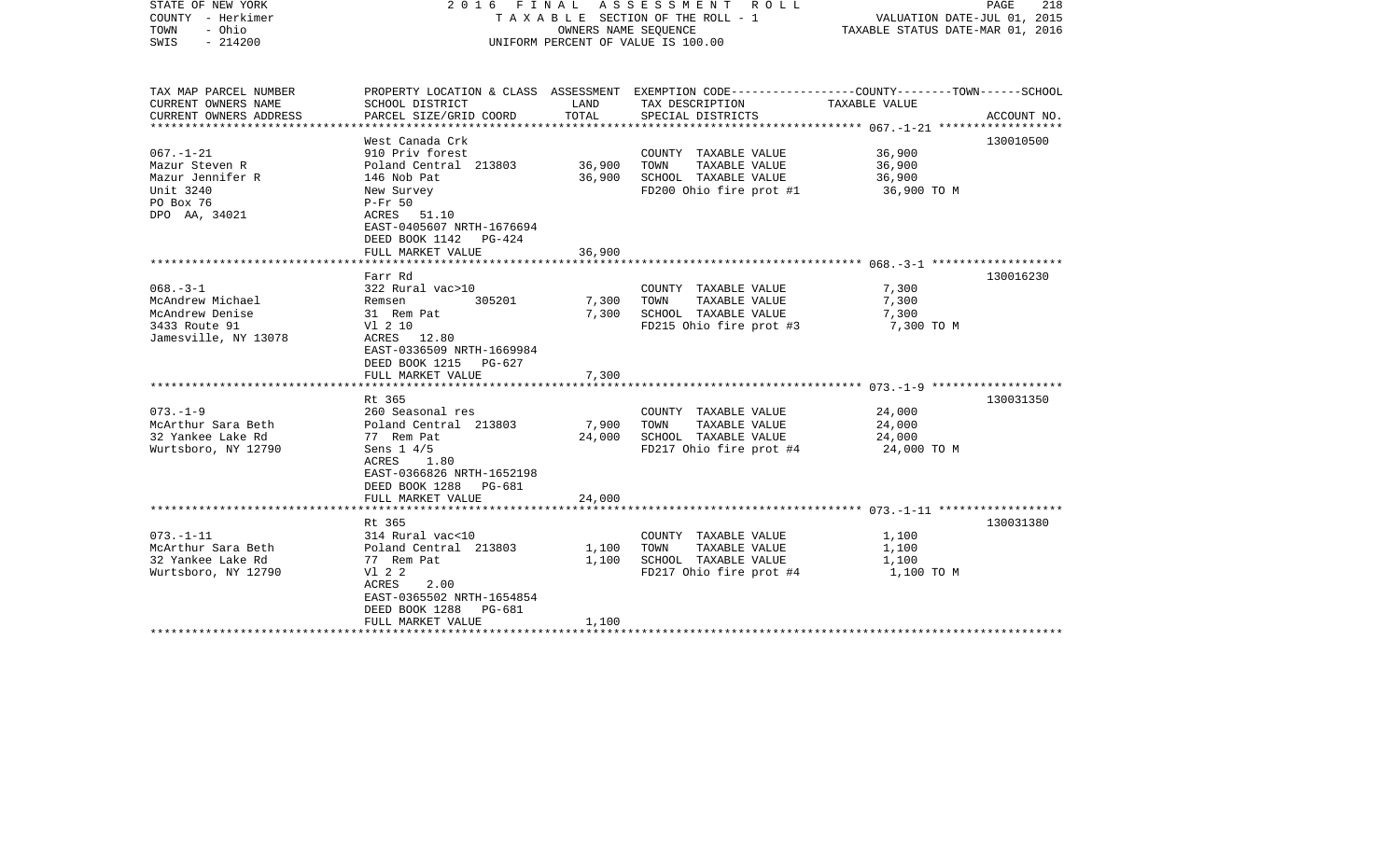STATE OF NEW YORK | COUNTY - Herkimer | TOWN - Ohio | SWIS - 214200

2016 FINAL ASSESSMENT ROLL
TAXABLE SECTION OF THE ROLL - 1
OWNERS NAME SEQUENCE
UNIFORM PERCENT OF VALUE IS 100.00

VALUATION DATE-JUL 01, 2015
TAXABLE STATUS DATE-MAR 01, 2016

| TAX MAP PARCEL NUMBER / CURRENT OWNERS NAME / CURRENT OWNERS ADDRESS | PROPERTY LOCATION & CLASS / SCHOOL DISTRICT / PARCEL SIZE/GRID COORD | ASSESSMENT LAND | TOTAL | EXEMPTION CODE / TAX DESCRIPTION / SPECIAL DISTRICTS | TAXABLE VALUE (COUNTY--TOWN--SCHOOL) | ACCOUNT NO. |
|---|---|---|---|---|---|---|
| | West Canada Crk | | | | | 130010500 |
| 067.-1-21 | 910 Priv forest | | | COUNTY TAXABLE VALUE | 36,900 | |
| Mazur Steven R | Poland Central 213803 | 36,900 | | TOWN TAXABLE VALUE | 36,900 | |
| Mazur Jennifer R | 146 Nob Pat | | 36,900 | SCHOOL TAXABLE VALUE | 36,900 | |
| Unit 3240 | New Survey | | | FD200 Ohio fire prot #1 | 36,900 TO M | |
| PO Box 76 | P-Fr 50 | | | | | |
| DPO AA, 34021 | ACRES 51.10 | | | | | |
| | EAST-0405607 NRTH-1676694 | | | | | |
| | DEED BOOK 1142 PG-424 | | | | | |
| | FULL MARKET VALUE | | 36,900 | | | |
| | Farr Rd | | | | | 130016230 |
| 068.-3-1 | 322 Rural vac>10 | | | COUNTY TAXABLE VALUE | 7,300 | |
| McAndrew Michael | Remsen 305201 | 7,300 | | TOWN TAXABLE VALUE | 7,300 | |
| McAndrew Denise | 31 Rem Pat | | 7,300 | SCHOOL TAXABLE VALUE | 7,300 | |
| 3433 Route 91 | Vl 2 10 | | | FD215 Ohio fire prot #3 | 7,300 TO M | |
| Jamesville, NY 13078 | ACRES 12.80 | | | | | |
| | EAST-0336509 NRTH-1669984 | | | | | |
| | DEED BOOK 1215 PG-627 | | | | | |
| | FULL MARKET VALUE | | 7,300 | | | |
| | Rt 365 | | | | | 130031350 |
| 073.-1-9 | 260 Seasonal res | | | COUNTY TAXABLE VALUE | 24,000 | |
| McArthur Sara Beth | Poland Central 213803 | 7,900 | | TOWN TAXABLE VALUE | 24,000 | |
| 32 Yankee Lake Rd | 77 Rem Pat | | 24,000 | SCHOOL TAXABLE VALUE | 24,000 | |
| Wurtsboro, NY 12790 | Sens 1 4/5 | | | FD217 Ohio fire prot #4 | 24,000 TO M | |
| | ACRES 1.80 | | | | | |
| | EAST-0366826 NRTH-1652198 | | | | | |
| | DEED BOOK 1288 PG-681 | | | | | |
| | FULL MARKET VALUE | | 24,000 | | | |
| | Rt 365 | | | | | 130031380 |
| 073.-1-11 | 314 Rural vac<10 | | | COUNTY TAXABLE VALUE | 1,100 | |
| McArthur Sara Beth | Poland Central 213803 | 1,100 | | TOWN TAXABLE VALUE | 1,100 | |
| 32 Yankee Lake Rd | 77 Rem Pat | | 1,100 | SCHOOL TAXABLE VALUE | 1,100 | |
| Wurtsboro, NY 12790 | Vl 2 2 | | | FD217 Ohio fire prot #4 | 1,100 TO M | |
| | ACRES 2.00 | | | | | |
| | EAST-0365502 NRTH-1654854 | | | | | |
| | DEED BOOK 1288 PG-681 | | | | | |
| | FULL MARKET VALUE | | 1,100 | | | |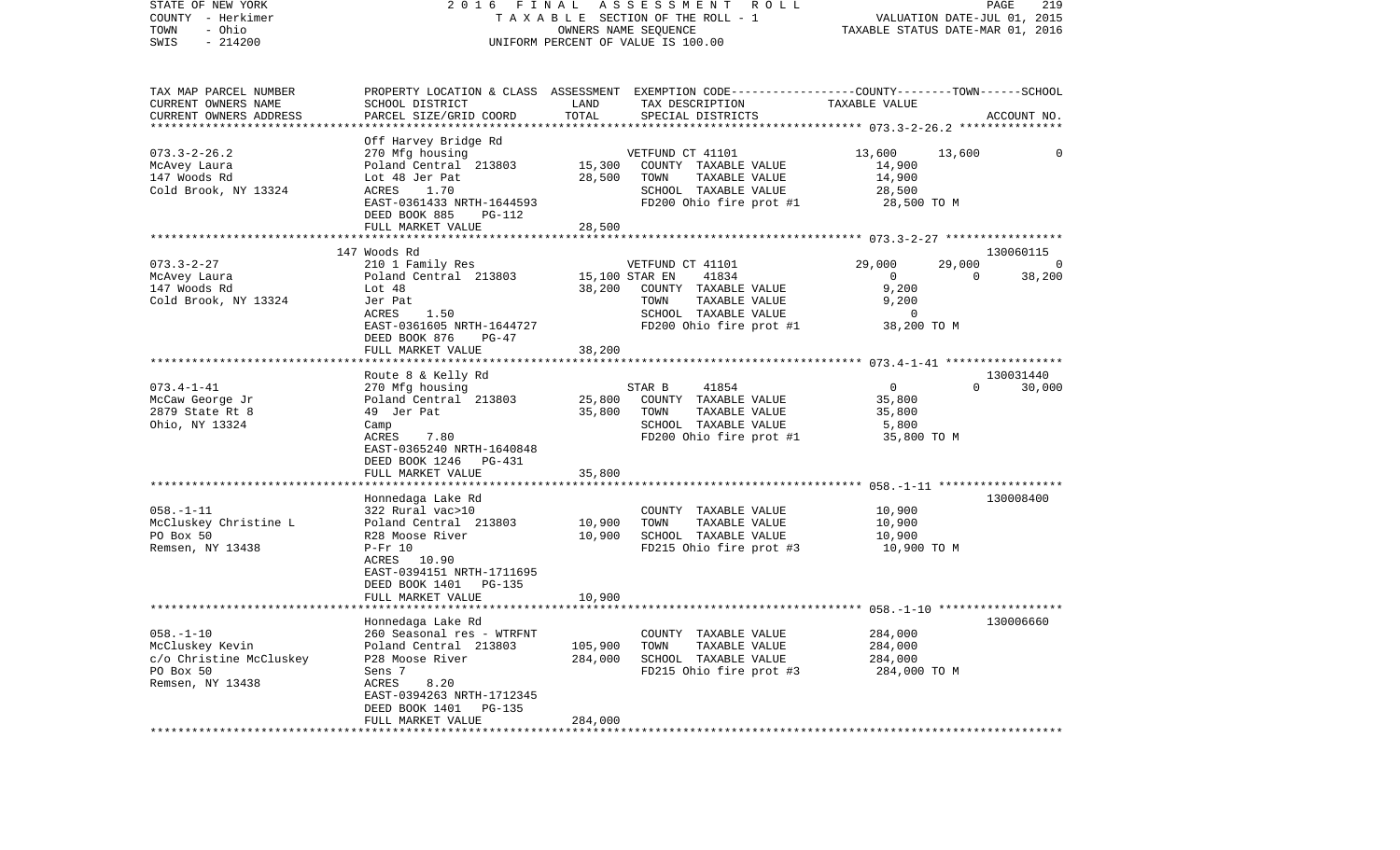STATE OF NEW YORK | 2016 FINAL ASSESSMENT ROLL | PAGE 219
COUNTY - Herkimer | TAXABLE SECTION OF THE ROLL - 1 | VALUATION DATE-JUL 01, 2015
TOWN - Ohio | OWNERS NAME SEQUENCE | TAXABLE STATUS DATE-MAR 01, 2016
SWIS - 214200 | UNIFORM PERCENT OF VALUE IS 100.00

| TAX MAP PARCEL NUMBER / CURRENT OWNERS NAME / CURRENT OWNERS ADDRESS | PROPERTY LOCATION & CLASS / SCHOOL DISTRICT / PARCEL SIZE/GRID COORD | ASSESSMENT LAND / TOTAL | EXEMPTION CODE / TAX DESCRIPTION / SPECIAL DISTRICTS | COUNTY TAXABLE VALUE | TOWN | SCHOOL / ACCOUNT NO. |
|---|---|---|---|---|---|---|
| **073.3-2-26.2** | Off Harvey Bridge Rd | | | | | |
| 073.3-2-26.2 | 270 Mfg housing | | VETFUND CT 41101 | 13,600 | 13,600 | 0 |
| McAvey Laura | Poland Central 213803 | 15,300 | COUNTY TAXABLE VALUE | 14,900 | | |
| 147 Woods Rd | Lot 48 Jer Pat | 28,500 | TOWN TAXABLE VALUE | 14,900 | | |
| Cold Brook, NY 13324 | ACRES 1.70 | | SCHOOL TAXABLE VALUE | 28,500 | | |
| | EAST-0361433 NRTH-1644593 | | FD200 Ohio fire prot #1 | 28,500 TO M | | |
| | DEED BOOK 885 PG-112 | | | | | |
| | FULL MARKET VALUE | 28,500 | | | | |
| **073.3-2-27** | 147 Woods Rd | | | | | 130060115 |
| 073.3-2-27 | 210 1 Family Res | | VETFUND CT 41101 | 29,000 | 29,000 | 0 |
| McAvey Laura | Poland Central 213803 | 15,100 | STAR EN 41834 | 0 | 0 | 38,200 |
| 147 Woods Rd | Lot 48 | 38,200 | COUNTY TAXABLE VALUE | 9,200 | | |
| Cold Brook, NY 13324 | Jer Pat | | TOWN TAXABLE VALUE | 9,200 | | |
| | ACRES 1.50 | | SCHOOL TAXABLE VALUE | 0 | | |
| | EAST-0361605 NRTH-1644727 | | FD200 Ohio fire prot #1 | 38,200 TO M | | |
| | DEED BOOK 876 PG-47 | | | | | |
| | FULL MARKET VALUE | 38,200 | | | | |
| **073.4-1-41** | Route 8 & Kelly Rd | | | | | 130031440 |
| 073.4-1-41 | 270 Mfg housing | | STAR B 41854 | 0 | 0 | 30,000 |
| McCaw George Jr | Poland Central 213803 | 25,800 | COUNTY TAXABLE VALUE | 35,800 | | |
| 2879 State Rt 8 | 49 Jer Pat | 35,800 | TOWN TAXABLE VALUE | 35,800 | | |
| Ohio, NY 13324 | Camp | | SCHOOL TAXABLE VALUE | 5,800 | | |
| | ACRES 7.80 | | FD200 Ohio fire prot #1 | 35,800 TO M | | |
| | EAST-0365240 NRTH-1640848 | | | | | |
| | DEED BOOK 1246 PG-431 | | | | | |
| | FULL MARKET VALUE | 35,800 | | | | |
| **058.-1-11** | Honnedaga Lake Rd | | | | | 130008400 |
| 058.-1-11 | 322 Rural vac>10 | | COUNTY TAXABLE VALUE | 10,900 | | |
| McCluskey Christine L | Poland Central 213803 | 10,900 | TOWN TAXABLE VALUE | 10,900 | | |
| PO Box 50 | R28 Moose River | 10,900 | SCHOOL TAXABLE VALUE | 10,900 | | |
| Remsen, NY 13438 | P-Fr 10 | | FD215 Ohio fire prot #3 | 10,900 TO M | | |
| | ACRES 10.90 | | | | | |
| | EAST-0394151 NRTH-1711695 | | | | | |
| | DEED BOOK 1401 PG-135 | | | | | |
| | FULL MARKET VALUE | 10,900 | | | | |
| **058.-1-10** | Honnedaga Lake Rd | | | | | 130006660 |
| 058.-1-10 | 260 Seasonal res - WTRFNT | | COUNTY TAXABLE VALUE | 284,000 | | |
| McCluskey Kevin | Poland Central 213803 | 105,900 | TOWN TAXABLE VALUE | 284,000 | | |
| c/o Christine McCluskey | P28 Moose River | 284,000 | SCHOOL TAXABLE VALUE | 284,000 | | |
| PO Box 50 | Sens 7 | | FD215 Ohio fire prot #3 | 284,000 TO M | | |
| Remsen, NY 13438 | ACRES 8.20 | | | | | |
| | EAST-0394263 NRTH-1712345 | | | | | |
| | DEED BOOK 1401 PG-135 | | | | | |
| | FULL MARKET VALUE | 284,000 | | | | |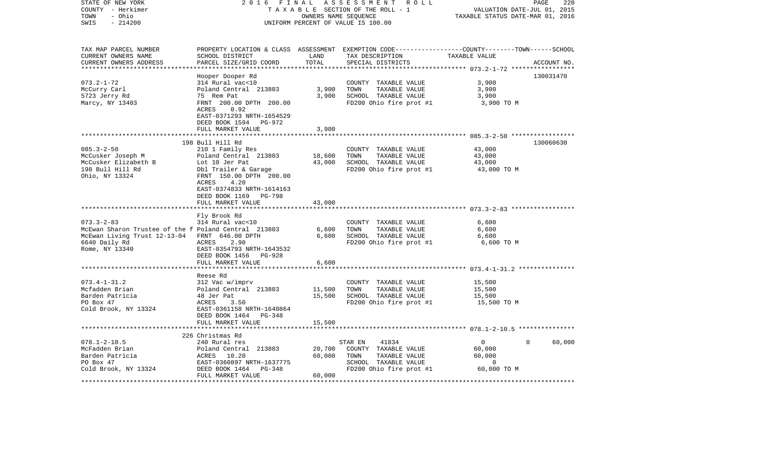STATE OF NEW YORK                    2016 FINAL ASSESSMENT ROLL                    PAGE 220
COUNTY - Herkimer                    TAXABLE SECTION OF THE ROLL - 1               VALUATION DATE-JUL 01, 2015
TOWN - Ohio                          OWNERS NAME SEQUENCE                          TAXABLE STATUS DATE-MAR 01, 2016
SWIS - 214200                        UNIFORM PERCENT OF VALUE IS 100.00

| TAX MAP PARCEL NUMBER / CURRENT OWNERS NAME / CURRENT OWNERS ADDRESS | PROPERTY LOCATION & CLASS / SCHOOL DISTRICT / PARCEL SIZE/GRID COORD | ASSESSMENT LAND | TOTAL | EXEMPTION CODE / TAX DESCRIPTION / SPECIAL DISTRICTS | COUNTY / TOWN / SCHOOL TAXABLE VALUE | ACCOUNT NO. |
|---|---|---|---|---|---|---|
| 073.2-1-72 | Hooper Dooper Rd | | | | | 130031470 |
| 073.2-1-72 | 314 Rural vac<10 | | | COUNTY TAXABLE VALUE | 3,900 | |
| McCurry Carl | Poland Central 213803 | 3,900 | | TOWN TAXABLE VALUE | 3,900 | |
| 5723 Jerry Rd | 75 Rem Pat | | 3,900 | SCHOOL TAXABLE VALUE | 3,900 | |
| Marcy, NY 13403 | FRNT 200.00 DPTH 200.00 | | | FD200 Ohio fire prot #1 | 3,900 TO M | |
| | ACRES 0.92 | | | | | |
| | EAST-0371293 NRTH-1654529 | | | | | |
| | DEED BOOK 1594 PG-972 | | | | | |
| | FULL MARKET VALUE | | 3,900 | | | |
| 085.3-2-50 | 198 Bull Hill Rd | | | | | 130060630 |
| 085.3-2-50 | 210 1 Family Res | | | COUNTY TAXABLE VALUE | 43,000 | |
| McCusker Joseph M | Poland Central 213803 | 18,600 | | TOWN TAXABLE VALUE | 43,000 | |
| McCusker Elizabeth B | Lot 10 Jer Pat | | 43,000 | SCHOOL TAXABLE VALUE | 43,000 | |
| 198 Bull Hill Rd | Dbl Trailer & Garage | | | FD200 Ohio fire prot #1 | 43,000 TO M | |
| Ohio, NY 13324 | FRNT 150.00 DPTH 200.00 | | | | | |
| | ACRES 4.20 | | | | | |
| | EAST-0374833 NRTH-1614163 | | | | | |
| | DEED BOOK 1169 PG-798 | | | | | |
| | FULL MARKET VALUE | | 43,000 | | | |
| 073.3-2-83 | Fly Brook Rd | | | | | |
| 073.3-2-83 | 314 Rural vac<10 | | | COUNTY TAXABLE VALUE | 6,600 | |
| McEwan Sharon Trustee of the f | Poland Central 213803 | 6,600 | | TOWN TAXABLE VALUE | 6,600 | |
| McEwan Living Trust 12-13-04 | FRNT 646.00 DPTH | | 6,600 | SCHOOL TAXABLE VALUE | 6,600 | |
| 6640 Daily Rd | ACRES 2.90 | | | FD200 Ohio fire prot #1 | 6,600 TO M | |
| Rome, NY 13340 | EAST-0354793 NRTH-1643532 | | | | | |
| | DEED BOOK 1456 PG-928 | | | | | |
| | FULL MARKET VALUE | | 6,600 | | | |
| 073.4-1-31.2 | Reese Rd | | | | | |
| 073.4-1-31.2 | 312 Vac w/imprv | | | COUNTY TAXABLE VALUE | 15,500 | |
| Mcfadden Brian | Poland Central 213803 | 11,500 | | TOWN TAXABLE VALUE | 15,500 | |
| Barden Patricia | 48 Jer Pat | | 15,500 | SCHOOL TAXABLE VALUE | 15,500 | |
| PO Box 47 | ACRES 3.50 | | | FD200 Ohio fire prot #1 | 15,500 TO M | |
| Cold Brook, NY 13324 | EAST-0361158 NRTH-1640864 | | | | | |
| | DEED BOOK 1464 PG-348 | | | | | |
| | FULL MARKET VALUE | | 15,500 | | | |
| 078.1-2-10.5 | 226 Christmas Rd | | | | | |
| 078.1-2-10.5 | 240 Rural res | | | STAR EN 41834 | 0 / 0 / 60,000 | |
| McFadden Brian | Poland Central 213803 | 20,700 | | COUNTY TAXABLE VALUE | 60,000 | |
| Barden Patricia | ACRES 10.20 | | 60,000 | TOWN TAXABLE VALUE | 60,000 | |
| PO Box 47 | EAST-0360897 NRTH-1637775 | | | SCHOOL TAXABLE VALUE | 0 | |
| Cold Brook, NY 13324 | DEED BOOK 1464 PG-348 | | | FD200 Ohio fire prot #1 | 60,000 TO M | |
| | FULL MARKET VALUE | | 60,000 | | | |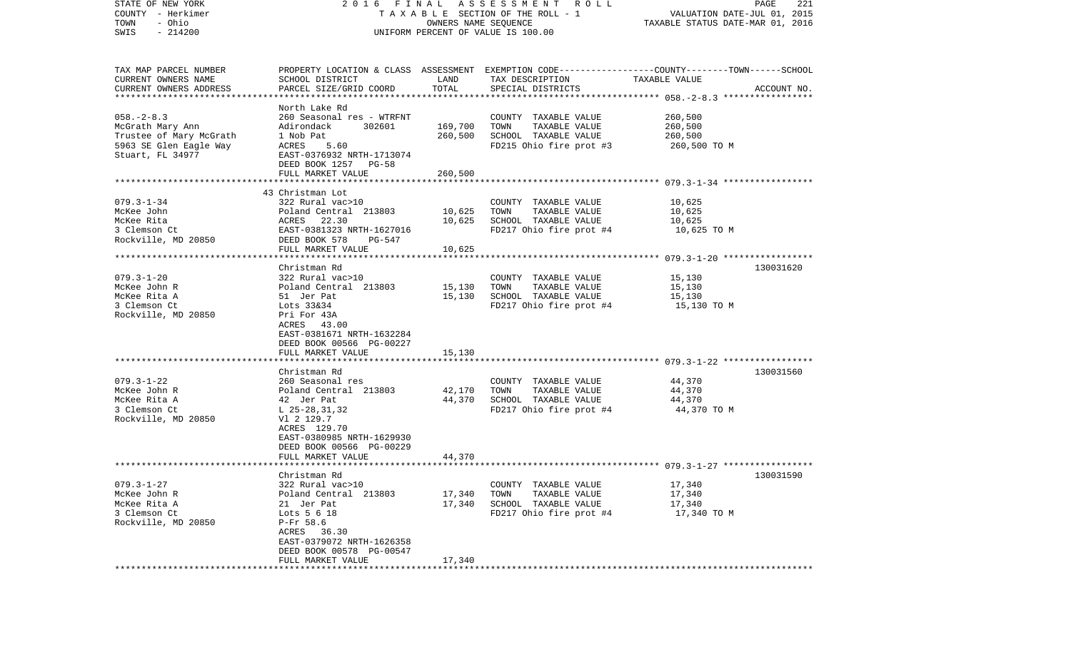STATE OF NEW YORK — 2016 FINAL ASSESSMENT ROLL

COUNTY - Herkimer — TAXABLE SECTION OF THE ROLL - 1 — VALUATION DATE-JUL 01, 2015

TOWN - Ohio — OWNERS NAME SEQUENCE — TAXABLE STATUS DATE-MAR 01, 2016

SWIS - 214200 — UNIFORM PERCENT OF VALUE IS 100.00

| TAX MAP PARCEL NUMBER / CURRENT OWNERS NAME / CURRENT OWNERS ADDRESS | PROPERTY LOCATION & CLASS / SCHOOL DISTRICT / PARCEL SIZE/GRID COORD | ASSESSMENT LAND | TOTAL | EXEMPTION CODE / TAX DESCRIPTION / SPECIAL DISTRICTS | COUNTY--------TOWN------SCHOOL TAXABLE VALUE | ACCOUNT NO. |
|---|---|---|---|---|---|---|
| 058.-2-8.3 | North Lake Rd | | | | | |
| McGrath Mary Ann | 260 Seasonal res - WTRFNT | | | COUNTY TAXABLE VALUE | 260,500 | |
| Trustee of Mary McGrath | Adirondack 302601 | 169,700 | | TOWN TAXABLE VALUE | 260,500 | |
| 5963 SE Glen Eagle Way | 1 Nob Pat | | 260,500 | SCHOOL TAXABLE VALUE | 260,500 | |
| Stuart, FL 34977 | ACRES 5.60 | | | FD215 Ohio fire prot #3 | 260,500 TO M | |
| | EAST-0376932 NRTH-1713074 | | | | | |
| | DEED BOOK 1257 PG-58 | | | | | |
| | FULL MARKET VALUE | | 260,500 | | | |
| 079.3-1-34 | 43 Christman Lot | | | | | |
| McKee John | 322 Rural vac>10 | | | COUNTY TAXABLE VALUE | 10,625 | |
| McKee Rita | Poland Central 213803 | 10,625 | | TOWN TAXABLE VALUE | 10,625 | |
| 3 Clemson Ct | ACRES 22.30 | | 10,625 | SCHOOL TAXABLE VALUE | 10,625 | |
| Rockville, MD 20850 | EAST-0381323 NRTH-1627016 | | | FD217 Ohio fire prot #4 | 10,625 TO M | |
| | DEED BOOK 578 PG-547 | | | | | |
| | FULL MARKET VALUE | | 10,625 | | | |
| 079.3-1-20 | Christman Rd | | | | | 130031620 |
| McKee John R | 322 Rural vac>10 | | | COUNTY TAXABLE VALUE | 15,130 | |
| McKee Rita A | Poland Central 213803 | 15,130 | | TOWN TAXABLE VALUE | 15,130 | |
| 3 Clemson Ct | 51 Jer Pat | | 15,130 | SCHOOL TAXABLE VALUE | 15,130 | |
| Rockville, MD 20850 | Lots 33&34 | | | FD217 Ohio fire prot #4 | 15,130 TO M | |
| | Pri For 43A | | | | | |
| | ACRES 43.00 | | | | | |
| | EAST-0381671 NRTH-1632284 | | | | | |
| | DEED BOOK 00566 PG-00227 | | | | | |
| | FULL MARKET VALUE | | 15,130 | | | |
| 079.3-1-22 | Christman Rd | | | | | 130031560 |
| McKee John R | 260 Seasonal res | | | COUNTY TAXABLE VALUE | 44,370 | |
| McKee Rita A | Poland Central 213803 | 42,170 | | TOWN TAXABLE VALUE | 44,370 | |
| 3 Clemson Ct | 42 Jer Pat | | 44,370 | SCHOOL TAXABLE VALUE | 44,370 | |
| Rockville, MD 20850 | L 25-28,31,32 | | | FD217 Ohio fire prot #4 | 44,370 TO M | |
| | Vl 2 129.7 | | | | | |
| | ACRES 129.70 | | | | | |
| | EAST-0380985 NRTH-1629930 | | | | | |
| | DEED BOOK 00566 PG-00229 | | | | | |
| | FULL MARKET VALUE | | 44,370 | | | |
| 079.3-1-27 | Christman Rd | | | | | 130031590 |
| McKee John R | 322 Rural vac>10 | | | COUNTY TAXABLE VALUE | 17,340 | |
| McKee Rita A | Poland Central 213803 | 17,340 | | TOWN TAXABLE VALUE | 17,340 | |
| 3 Clemson Ct | 21 Jer Pat | | 17,340 | SCHOOL TAXABLE VALUE | 17,340 | |
| Rockville, MD 20850 | Lots 5 6 18 | | | FD217 Ohio fire prot #4 | 17,340 TO M | |
| | P-Fr 58.6 | | | | | |
| | ACRES 36.30 | | | | | |
| | EAST-0379072 NRTH-1626358 | | | | | |
| | DEED BOOK 00578 PG-00547 | | | | | |
| | FULL MARKET VALUE | | 17,340 | | | |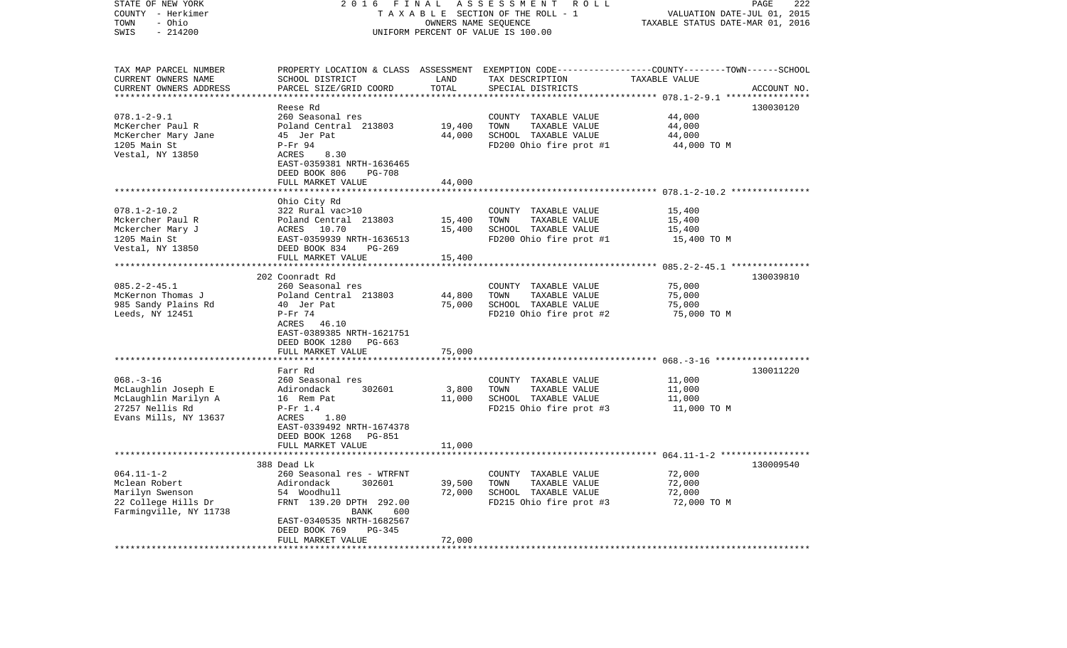STATE OF NEW YORK | 2016 FINAL ASSESSMENT ROLL | VALUATION DATE-JUL 01, 2015
COUNTY - Herkimer | TAXABLE SECTION OF THE ROLL - 1 | TAXABLE STATUS DATE-MAR 01, 2016
TOWN - Ohio | OWNERS NAME SEQUENCE
SWIS - 214200 | UNIFORM PERCENT OF VALUE IS 100.00

| TAX MAP PARCEL NUMBER / CURRENT OWNERS NAME / CURRENT OWNERS ADDRESS | PROPERTY LOCATION & CLASS / SCHOOL DISTRICT / PARCEL SIZE/GRID COORD | ASSESSMENT LAND | TOTAL | EXEMPTION CODE / TAX DESCRIPTION / SPECIAL DISTRICTS | TAXABLE VALUE (COUNTY / TOWN / SCHOOL) | ACCOUNT NO. |
|---|---|---|---|---|---|---|
| 078.1-2-9.1 | Reese Rd | | | | | 130030120 |
| McKercher Paul R | 260 Seasonal res | | | COUNTY TAXABLE VALUE | 44,000 | |
| McKercher Mary Jane | Poland Central 213803 | 19,400 | | TOWN TAXABLE VALUE | 44,000 | |
| 1205 Main St | 45 Jer Pat | | 44,000 | SCHOOL TAXABLE VALUE | 44,000 | |
| Vestal, NY 13850 | P-Fr 94 | | | FD200 Ohio fire prot #1 | 44,000 TO M | |
| | ACRES 8.30 | | | | | |
| | EAST-0359381 NRTH-1636465 | | | | | |
| | DEED BOOK 806 PG-708 | | | | | |
| | FULL MARKET VALUE | | 44,000 | | | |
| 078.1-2-10.2 | Ohio City Rd | | | | | |
| Mckercher Paul R | 322 Rural vac>10 | | | COUNTY TAXABLE VALUE | 15,400 | |
| Mckercher Mary J | Poland Central 213803 | 15,400 | | TOWN TAXABLE VALUE | 15,400 | |
| 1205 Main St | ACRES 10.70 | | 15,400 | SCHOOL TAXABLE VALUE | 15,400 | |
| Vestal, NY 13850 | EAST-0359939 NRTH-1636513 | | | FD200 Ohio fire prot #1 | 15,400 TO M | |
| | DEED BOOK 834 PG-269 | | | | | |
| | FULL MARKET VALUE | | 15,400 | | | |
| 085.2-2-45.1 | 202 Coonradt Rd | | | | | 130039810 |
| McKernon Thomas J | 260 Seasonal res | | | COUNTY TAXABLE VALUE | 75,000 | |
| 985 Sandy Plains Rd | Poland Central 213803 | 44,800 | | TOWN TAXABLE VALUE | 75,000 | |
| Leeds, NY 12451 | 40 Jer Pat | | 75,000 | SCHOOL TAXABLE VALUE | 75,000 | |
| | P-Fr 74 | | | FD210 Ohio fire prot #2 | 75,000 TO M | |
| | ACRES 46.10 | | | | | |
| | EAST-0389385 NRTH-1621751 | | | | | |
| | DEED BOOK 1280 PG-663 | | | | | |
| | FULL MARKET VALUE | | 75,000 | | | |
| 068.-3-16 | Farr Rd | | | | | 130011220 |
| McLaughlin Joseph E | 260 Seasonal res | | | COUNTY TAXABLE VALUE | 11,000 | |
| McLaughlin Marilyn A | Adirondack 302601 | 3,800 | | TOWN TAXABLE VALUE | 11,000 | |
| 27257 Nellis Rd | 16 Rem Pat | | 11,000 | SCHOOL TAXABLE VALUE | 11,000 | |
| Evans Mills, NY 13637 | P-Fr 1.4 | | | FD215 Ohio fire prot #3 | 11,000 TO M | |
| | ACRES 1.80 | | | | | |
| | EAST-0339492 NRTH-1674378 | | | | | |
| | DEED BOOK 1268 PG-851 | | | | | |
| | FULL MARKET VALUE | | 11,000 | | | |
| 064.11-1-2 | 388 Dead Lk | | | | | 130009540 |
| Mclean Robert | 260 Seasonal res - WTRFNT | | | COUNTY TAXABLE VALUE | 72,000 | |
| Marilyn Swenson | Adirondack 302601 | 39,500 | | TOWN TAXABLE VALUE | 72,000 | |
| 22 College Hills Dr | 54 Woodhull | | 72,000 | SCHOOL TAXABLE VALUE | 72,000 | |
| Farmingville, NY 11738 | FRNT 139.20 DPTH 292.00 | | | FD215 Ohio fire prot #3 | 72,000 TO M | |
| | BANK 600 | | | | | |
| | EAST-0340535 NRTH-1682567 | | | | | |
| | DEED BOOK 769 PG-345 | | | | | |
| | FULL MARKET VALUE | | 72,000 | | | |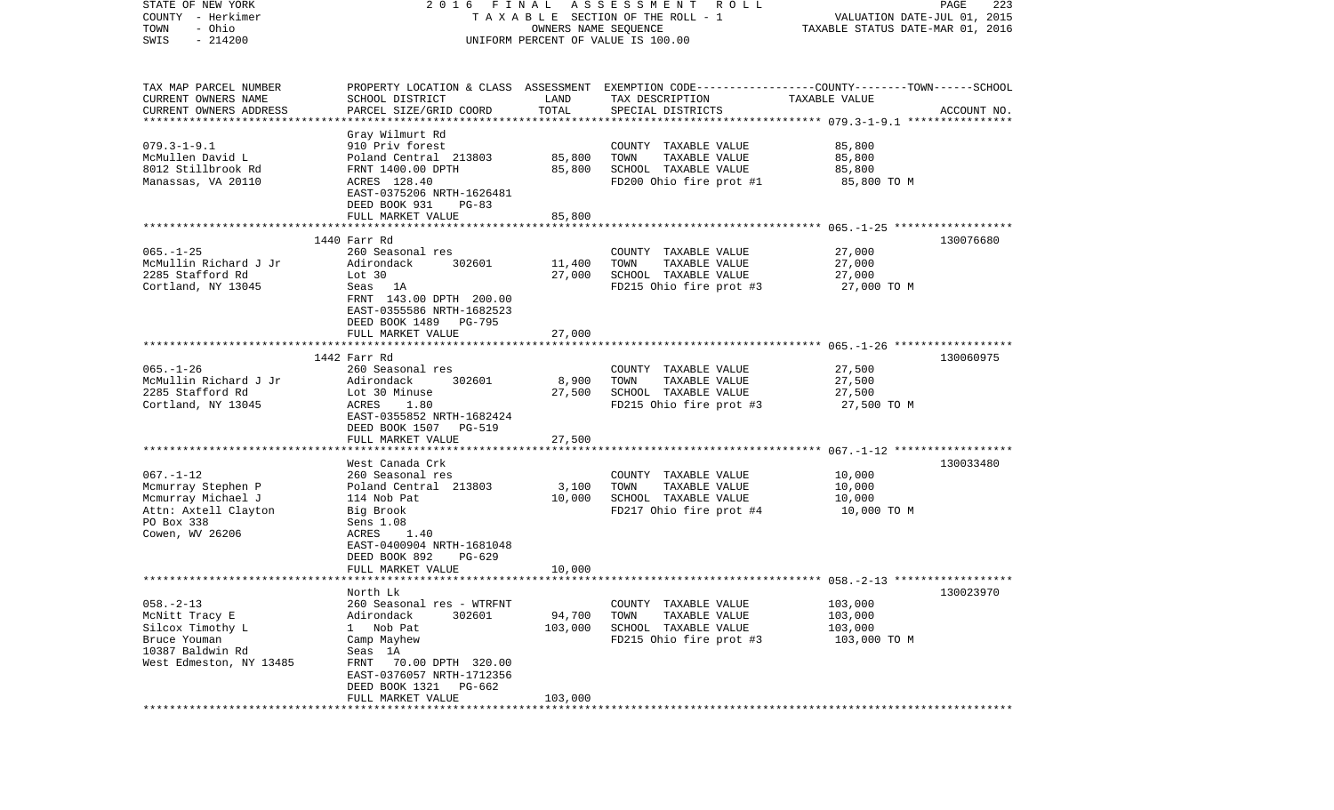STATE OF NEW YORK 2016 FINAL ASSESSMENT ROLL
COUNTY - Herkimer TAXABLE SECTION OF THE ROLL - 1 VALUATION DATE-JUL 01, 2015
TOWN - Ohio OWNERS NAME SEQUENCE TAXABLE STATUS DATE-MAR 01, 2016
SWIS - 214200 UNIFORM PERCENT OF VALUE IS 100.00

| TAX MAP PARCEL NUMBER / CURRENT OWNERS NAME / CURRENT OWNERS ADDRESS | PROPERTY LOCATION & CLASS / SCHOOL DISTRICT / PARCEL SIZE/GRID COORD | LAND | ASSESSMENT TOTAL | EXEMPTION CODE / TAX DESCRIPTION / SPECIAL DISTRICTS | TAXABLE VALUE (COUNTY / TOWN / SCHOOL) | ACCOUNT NO. |
|---|---|---|---|---|---|---|
| 079.3-1-9.1 | Gray Wilmurt Rd | | | | | |
| McMullen David L | 910 Priv forest | | | COUNTY TAXABLE VALUE | 85,800 | |
| 8012 Stillbrook Rd | Poland Central 213803 | 85,800 | | TOWN TAXABLE VALUE | 85,800 | |
| Manassas, VA 20110 | FRNT 1400.00 DPTH | | 85,800 | SCHOOL TAXABLE VALUE | 85,800 | |
| | ACRES 128.40 | | | FD200 Ohio fire prot #1 | 85,800 TO M | |
| | EAST-0375206 NRTH-1626481 | | | | | |
| | DEED BOOK 931 PG-83 | | | | | |
| | FULL MARKET VALUE | | 85,800 | | | |
| 065.-1-25 | 1440 Farr Rd | | | | | 130076680 |
| McMullin Richard J Jr | 260 Seasonal res | | | COUNTY TAXABLE VALUE | 27,000 | |
| 2285 Stafford Rd | Adirondack 302601 | 11,400 | | TOWN TAXABLE VALUE | 27,000 | |
| Cortland, NY 13045 | Lot 30 | | 27,000 | SCHOOL TAXABLE VALUE | 27,000 | |
| | Seas 1A | | | FD215 Ohio fire prot #3 | 27,000 TO M | |
| | FRNT 143.00 DPTH 200.00 | | | | | |
| | EAST-0355586 NRTH-1682523 | | | | | |
| | DEED BOOK 1489 PG-795 | | | | | |
| | FULL MARKET VALUE | | 27,000 | | | |
| 065.-1-26 | 1442 Farr Rd | | | | | 130060975 |
| McMullin Richard J Jr | 260 Seasonal res | | | COUNTY TAXABLE VALUE | 27,500 | |
| 2285 Stafford Rd | Adirondack 302601 | 8,900 | | TOWN TAXABLE VALUE | 27,500 | |
| Cortland, NY 13045 | Lot 30 Minuse | | 27,500 | SCHOOL TAXABLE VALUE | 27,500 | |
| | ACRES 1.80 | | | FD215 Ohio fire prot #3 | 27,500 TO M | |
| | EAST-0355852 NRTH-1682424 | | | | | |
| | DEED BOOK 1507 PG-519 | | | | | |
| | FULL MARKET VALUE | | 27,500 | | | |
| 067.-1-12 | West Canada Crk | | | | | 130033480 |
| Mcmurray Stephen P | 260 Seasonal res | | | COUNTY TAXABLE VALUE | 10,000 | |
| Mcmurray Michael J | Poland Central 213803 | 3,100 | | TOWN TAXABLE VALUE | 10,000 | |
| Attn: Axtell Clayton | 114 Nob Pat | | 10,000 | SCHOOL TAXABLE VALUE | 10,000 | |
| PO Box 338 | Big Brook | | | FD217 Ohio fire prot #4 | 10,000 TO M | |
| Cowen, WV 26206 | Sens 1.08 | | | | | |
| | ACRES 1.40 | | | | | |
| | EAST-0400904 NRTH-1681048 | | | | | |
| | DEED BOOK 892 PG-629 | | | | | |
| | FULL MARKET VALUE | | 10,000 | | | |
| 058.-2-13 | North Lk | | | | | 130023970 |
| McNitt Tracy E | 260 Seasonal res - WTRFNT | | | COUNTY TAXABLE VALUE | 103,000 | |
| Silcox Timothy L | Adirondack 302601 | 94,700 | | TOWN TAXABLE VALUE | 103,000 | |
| Bruce Youman | 1 Nob Pat | | 103,000 | SCHOOL TAXABLE VALUE | 103,000 | |
| 10387 Baldwin Rd | Camp Mayhew | | | FD215 Ohio fire prot #3 | 103,000 TO M | |
| West Edmeston, NY 13485 | Seas 1A | | | | | |
| | FRNT 70.00 DPTH 320.00 | | | | | |
| | EAST-0376057 NRTH-1712356 | | | | | |
| | DEED BOOK 1321 PG-662 | | | | | |
| | FULL MARKET VALUE | | 103,000 | | | |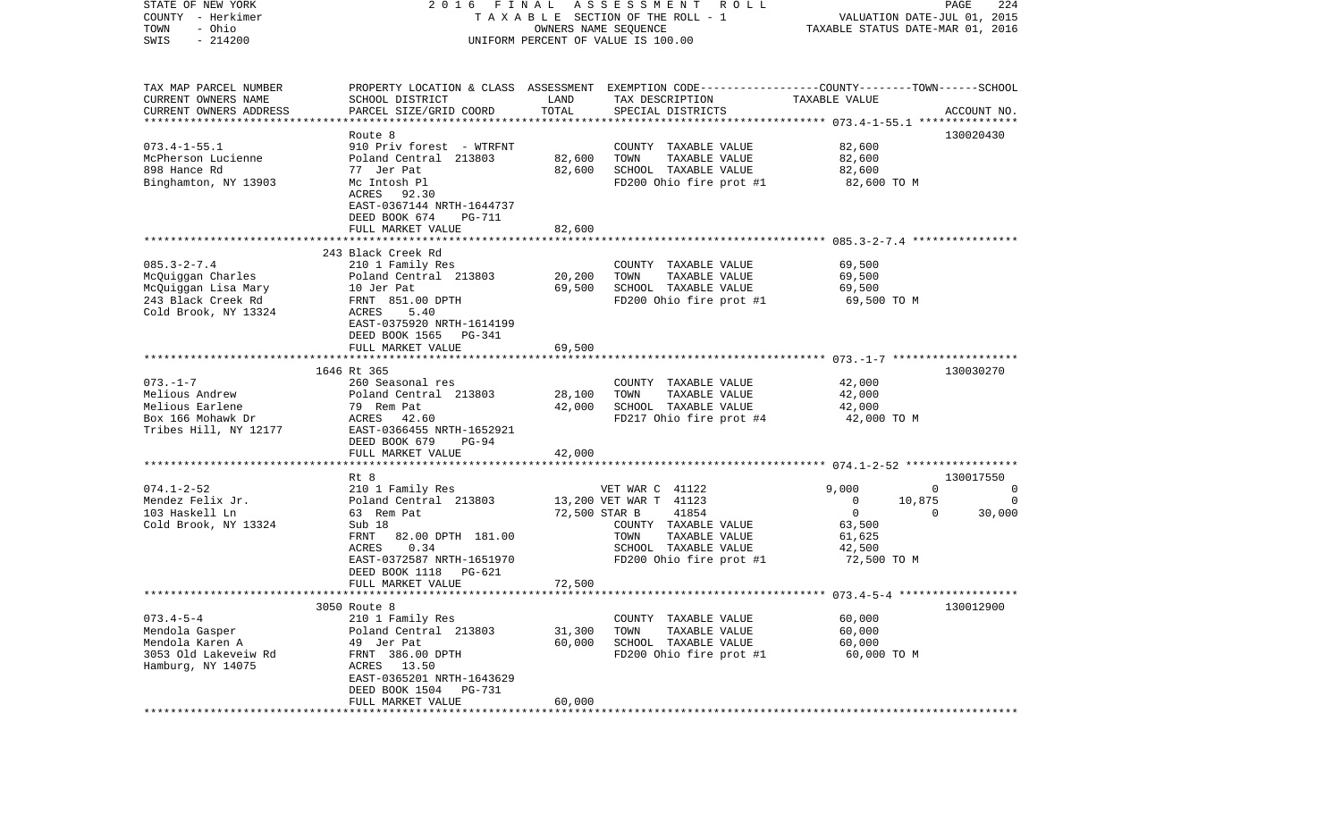STATE OF NEW YORK — COUNTY - Herkimer — TOWN - Ohio — SWIS - 214200

2016 FINAL ASSESSMENT ROLL
TAXABLE SECTION OF THE ROLL - 1
OWNERS NAME SEQUENCE
UNIFORM PERCENT OF VALUE IS 100.00

VALUATION DATE-JUL 01, 2015
TAXABLE STATUS DATE-MAR 01, 2016

| TAX MAP PARCEL NUMBER / CURRENT OWNERS NAME / CURRENT OWNERS ADDRESS | PROPERTY LOCATION & CLASS / SCHOOL DISTRICT / PARCEL SIZE/GRID COORD | ASSESSMENT LAND | TOTAL | EXEMPTION CODE / TAX DESCRIPTION / SPECIAL DISTRICTS | COUNTY | TOWN | SCHOOL | ACCOUNT NO. |
|---|---|---|---|---|---|---|---|---|
| **073.4-1-55.1** | Route 8 | | | | | | | 130020430 |
| McPherson Lucienne | 910 Priv forest - WTRFNT | | | COUNTY TAXABLE VALUE | 82,600 | | | |
| 898 Hance Rd | Poland Central 213803 | 82,600 | | TOWN TAXABLE VALUE | | 82,600 | | |
| Binghamton, NY 13903 | 77 Jer Pat | | 82,600 | SCHOOL TAXABLE VALUE | | | 82,600 | |
| | Mc Intosh Pl | | | FD200 Ohio fire prot #1 | 82,600 TO M | | | |
| | ACRES 92.30 | | | | | | | |
| | EAST-0367144 NRTH-1644737 | | | | | | | |
| | DEED BOOK 674 PG-711 | | | | | | | |
| | FULL MARKET VALUE | | 82,600 | | | | | |
| **085.3-2-7.4** | 243 Black Creek Rd | | | | | | | |
| McQuiggan Charles | 210 1 Family Res | | | COUNTY TAXABLE VALUE | 69,500 | | | |
| McQuiggan Lisa Mary | Poland Central 213803 | 20,200 | | TOWN TAXABLE VALUE | | 69,500 | | |
| 243 Black Creek Rd | 10 Jer Pat | | 69,500 | SCHOOL TAXABLE VALUE | | | 69,500 | |
| Cold Brook, NY 13324 | FRNT 851.00 DPTH | | | FD200 Ohio fire prot #1 | 69,500 TO M | | | |
| | ACRES 5.40 | | | | | | | |
| | EAST-0375920 NRTH-1614199 | | | | | | | |
| | DEED BOOK 1565 PG-341 | | | | | | | |
| | FULL MARKET VALUE | | 69,500 | | | | | |
| **073.-1-7** | 1646 Rt 365 | | | | | | | 130030270 |
| Melious Andrew | 260 Seasonal res | | | COUNTY TAXABLE VALUE | 42,000 | | | |
| Melious Earlene | Poland Central 213803 | 28,100 | | TOWN TAXABLE VALUE | | 42,000 | | |
| Box 166 Mohawk Dr | 79 Rem Pat | | 42,000 | SCHOOL TAXABLE VALUE | | | 42,000 | |
| Tribes Hill, NY 12177 | ACRES 42.60 | | | FD217 Ohio fire prot #4 | 42,000 TO M | | | |
| | EAST-0366455 NRTH-1652921 | | | | | | | |
| | DEED BOOK 679 PG-94 | | | | | | | |
| | FULL MARKET VALUE | | 42,000 | | | | | |
| **074.1-2-52** | Rt 8 | | | | | | | 130017550 |
| Mendez Felix Jr. | 210 1 Family Res | | | VET WAR C 41122 | 9,000 | 0 | 0 | |
| 103 Haskell Ln | Poland Central 213803 | 13,200 | | VET WAR T 41123 | 0 | 10,875 | 0 | |
| Cold Brook, NY 13324 | 63 Rem Pat | | 72,500 | STAR B 41854 | 0 | 0 | 30,000 | |
| | Sub 18 | | | COUNTY TAXABLE VALUE | 63,500 | | | |
| | FRNT 82.00 DPTH 181.00 | | | TOWN TAXABLE VALUE | | 61,625 | | |
| | ACRES 0.34 | | | SCHOOL TAXABLE VALUE | | | 42,500 | |
| | EAST-0372587 NRTH-1651970 | | | FD200 Ohio fire prot #1 | 72,500 TO M | | | |
| | DEED BOOK 1118 PG-621 | | | | | | | |
| | FULL MARKET VALUE | | 72,500 | | | | | |
| **073.4-5-4** | 3050 Route 8 | | | | | | | 130012900 |
| Mendola Gasper | 210 1 Family Res | | | COUNTY TAXABLE VALUE | 60,000 | | | |
| Mendola Karen A | Poland Central 213803 | 31,300 | | TOWN TAXABLE VALUE | | 60,000 | | |
| 3053 Old Lakeveiw Rd | 49 Jer Pat | | 60,000 | SCHOOL TAXABLE VALUE | | | 60,000 | |
| Hamburg, NY 14075 | FRNT 386.00 DPTH | | | FD200 Ohio fire prot #1 | 60,000 TO M | | | |
| | ACRES 13.50 | | | | | | | |
| | EAST-0365201 NRTH-1643629 | | | | | | | |
| | DEED BOOK 1504 PG-731 | | | | | | | |
| | FULL MARKET VALUE | | 60,000 | | | | | |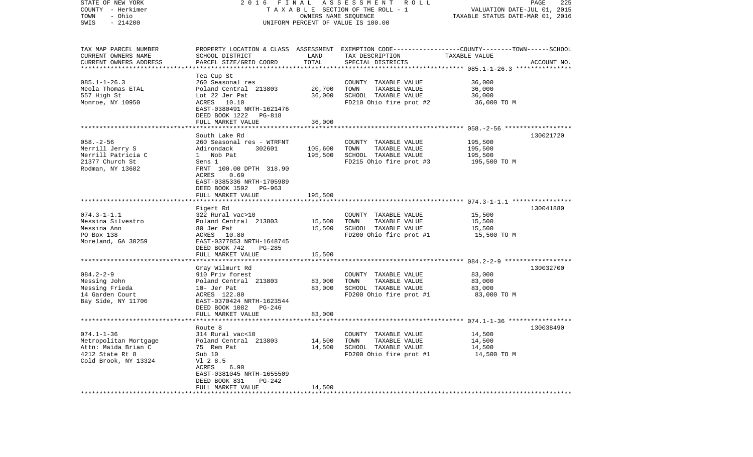STATE OF NEW YORK — 2016 FINAL ASSESSMENT ROLL — PAGE 225
COUNTY - Herkimer — TAXABLE SECTION OF THE ROLL - 1 — VALUATION DATE-JUL 01, 2015
TOWN - Ohio — OWNERS NAME SEQUENCE — TAXABLE STATUS DATE-MAR 01, 2016
SWIS - 214200 — UNIFORM PERCENT OF VALUE IS 100.00

| TAX MAP PARCEL NUMBER / CURRENT OWNERS NAME / CURRENT OWNERS ADDRESS | PROPERTY LOCATION & CLASS / SCHOOL DISTRICT / PARCEL SIZE/GRID COORD | ASSESSMENT LAND | TOTAL | EXEMPTION CODE / TAX DESCRIPTION / SPECIAL DISTRICTS | TAXABLE VALUE (COUNTY / TOWN / SCHOOL) | ACCOUNT NO. |
|---|---|---|---|---|---|---|
| **085.1-1-26.3** | Tea Cup St | | | | | |
| 085.1-1-26.3 | 260 Seasonal res | | | COUNTY TAXABLE VALUE | 36,000 | |
| Meola Thomas ETAL | Poland Central 213803 | 20,700 | | TOWN TAXABLE VALUE | 36,000 | |
| 557 High St | Lot 22 Jer Pat | | 36,000 | SCHOOL TAXABLE VALUE | 36,000 | |
| Monroe, NY 10950 | ACRES 10.10 | | | FD210 Ohio fire prot #2 | 36,000 TO M | |
| | EAST-0380491 NRTH-1621476 | | | | | |
| | DEED BOOK 1222 PG-818 | | | | | |
| | FULL MARKET VALUE | | 36,000 | | | |
| **058.-2-56** | South Lake Rd | | | | | 130021720 |
| 058.-2-56 | 260 Seasonal res - WTRFNT | | | COUNTY TAXABLE VALUE | 195,500 | |
| Merrill Jerry S | Adirondack 302601 | 105,600 | | TOWN TAXABLE VALUE | 195,500 | |
| Merrill Patricia C | 1 Nob Pat | | 195,500 | SCHOOL TAXABLE VALUE | 195,500 | |
| 21377 Church St | Sens 1 | | | FD215 Ohio fire prot #3 | 195,500 TO M | |
| Rodman, NY 13682 | FRNT 100.00 DPTH 318.90 | | | | | |
| | ACRES 0.69 | | | | | |
| | EAST-0385336 NRTH-1705989 | | | | | |
| | DEED BOOK 1592 PG-963 | | | | | |
| | FULL MARKET VALUE | | 195,500 | | | |
| **074.3-1-1.1** | Figert Rd | | | | | 130041880 |
| 074.3-1-1.1 | 322 Rural vac>10 | | | COUNTY TAXABLE VALUE | 15,500 | |
| Messina Silvestro | Poland Central 213803 | 15,500 | | TOWN TAXABLE VALUE | 15,500 | |
| Messina Ann | 80 Jer Pat | | 15,500 | SCHOOL TAXABLE VALUE | 15,500 | |
| PO Box 138 | ACRES 10.80 | | | FD200 Ohio fire prot #1 | 15,500 TO M | |
| Moreland, GA 30259 | EAST-0377853 NRTH-1648745 | | | | | |
| | DEED BOOK 742 PG-285 | | | | | |
| | FULL MARKET VALUE | | 15,500 | | | |
| **084.2-2-9** | Gray Wilmurt Rd | | | | | 130032700 |
| 084.2-2-9 | 910 Priv forest | | | COUNTY TAXABLE VALUE | 83,000 | |
| Messing John | Poland Central 213803 | 83,000 | | TOWN TAXABLE VALUE | 83,000 | |
| Messing Frieda | 10- Jer Pat | | 83,000 | SCHOOL TAXABLE VALUE | 83,000 | |
| 14 Garden Court | ACRES 122.80 | | | FD200 Ohio fire prot #1 | 83,000 TO M | |
| Bay Side, NY 11706 | EAST-0370424 NRTH-1623544 | | | | | |
| | DEED BOOK 1082 PG-246 | | | | | |
| | FULL MARKET VALUE | | 83,000 | | | |
| **074.1-1-36** | Route 8 | | | | | 130038490 |
| 074.1-1-36 | 314 Rural vac<10 | | | COUNTY TAXABLE VALUE | 14,500 | |
| Metropolitan Mortgage | Poland Central 213803 | 14,500 | | TOWN TAXABLE VALUE | 14,500 | |
| Attn: Maida Brian C | 75 Rem Pat | | 14,500 | SCHOOL TAXABLE VALUE | 14,500 | |
| 4212 State Rt 8 | Sub 10 | | | FD200 Ohio fire prot #1 | 14,500 TO M | |
| Cold Brook, NY 13324 | Vl 2 8.5 | | | | | |
| | ACRES 6.90 | | | | | |
| | EAST-0381045 NRTH-1655509 | | | | | |
| | DEED BOOK 831 PG-242 | | | | | |
| | FULL MARKET VALUE | | 14,500 | | | |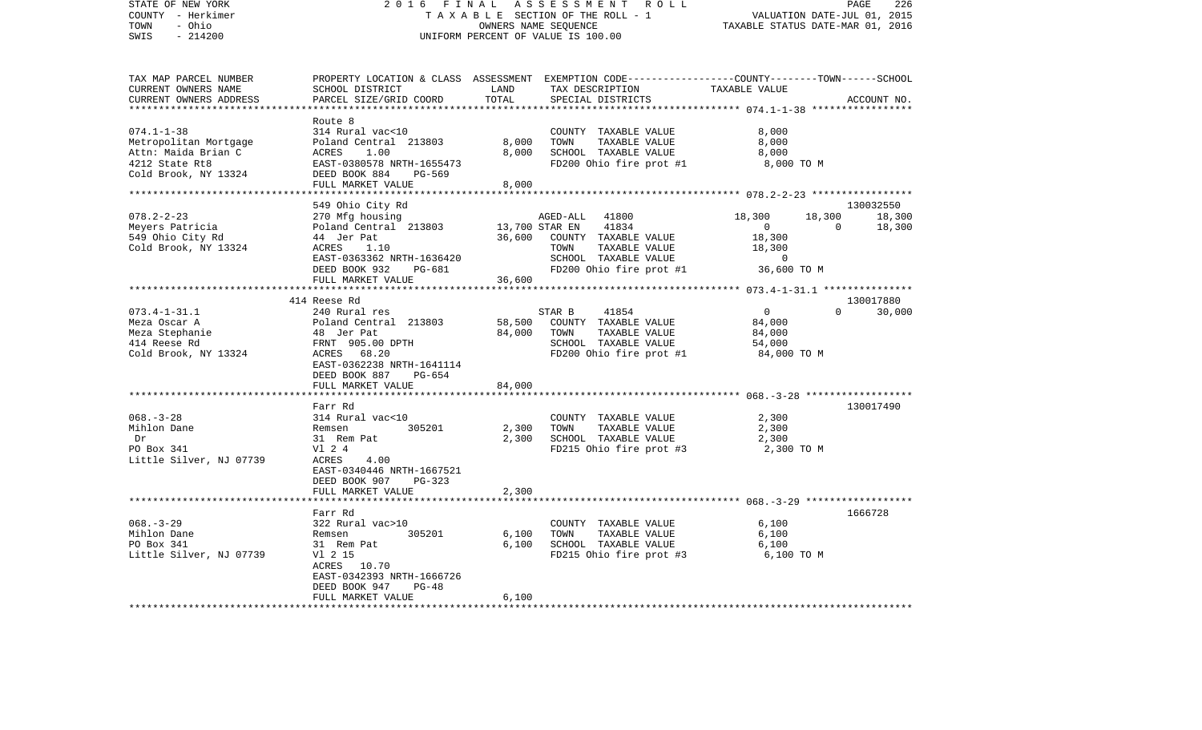STATE OF NEW YORK — 2016 FINAL ASSESSMENT ROLL
COUNTY - Herkimer — TAXABLE SECTION OF THE ROLL - 1 — VALUATION DATE-JUL 01, 2015
TOWN - Ohio — OWNERS NAME SEQUENCE — TAXABLE STATUS DATE-MAR 01, 2016
SWIS - 214200 — UNIFORM PERCENT OF VALUE IS 100.00

| TAX MAP PARCEL NUMBER / CURRENT OWNERS NAME / CURRENT OWNERS ADDRESS | PROPERTY LOCATION & CLASS / SCHOOL DISTRICT / PARCEL SIZE/GRID COORD | ASSESSMENT LAND | TOTAL | EXEMPTION CODE / TAX DESCRIPTION / SPECIAL DISTRICTS | COUNTY TAXABLE VALUE | TOWN | SCHOOL | ACCOUNT NO. |
|---|---|---|---|---|---|---|---|---|
| 074.1-1-38 | Route 8 | | | | | | | |
| 074.1-1-38 | 314 Rural vac<10 | | | COUNTY TAXABLE VALUE | 8,000 | | | |
| Metropolitan Mortgage | Poland Central 213803 | 8,000 | | TOWN TAXABLE VALUE | 8,000 | | | |
| Attn: Maida Brian C | ACRES 1.00 | | 8,000 | SCHOOL TAXABLE VALUE | 8,000 | | | |
| 4212 State Rt8 | EAST-0380578 NRTH-1655473 | | | FD200 Ohio fire prot #1 | 8,000 TO M | | | |
| Cold Brook, NY 13324 | DEED BOOK 884 PG-569 | | | | | | | |
| | FULL MARKET VALUE | | 8,000 | | | | | |
| 078.2-2-23 | 549 Ohio City Rd | | | | | | | 130032550 |
| 078.2-2-23 | 270 Mfg housing | | | AGED-ALL 41800 | 18,300 | 18,300 | 18,300 | |
| Meyers Patricia | Poland Central 213803 | 13,700 | | STAR EN 41834 | 0 | 0 | 18,300 | |
| 549 Ohio City Rd | 44 Jer Pat | | 36,600 | COUNTY TAXABLE VALUE | 18,300 | | | |
| Cold Brook, NY 13324 | ACRES 1.10 | | | TOWN TAXABLE VALUE | 18,300 | | | |
| | EAST-0363362 NRTH-1636420 | | | SCHOOL TAXABLE VALUE | 0 | | | |
| | DEED BOOK 932 PG-681 | | | FD200 Ohio fire prot #1 | 36,600 TO M | | | |
| | FULL MARKET VALUE | | 36,600 | | | | | |
| 073.4-1-31.1 | 414 Reese Rd | | | | | | | 130017880 |
| 073.4-1-31.1 | 240 Rural res | | | STAR B 41854 | 0 | 0 | 30,000 | |
| Meza Oscar A | Poland Central 213803 | 58,500 | | COUNTY TAXABLE VALUE | 84,000 | | | |
| Meza Stephanie | 48 Jer Pat | | 84,000 | TOWN TAXABLE VALUE | 84,000 | | | |
| 414 Reese Rd | FRNT 905.00 DPTH | | | SCHOOL TAXABLE VALUE | 54,000 | | | |
| Cold Brook, NY 13324 | ACRES 68.20 | | | FD200 Ohio fire prot #1 | 84,000 TO M | | | |
| | EAST-0362238 NRTH-1641114 | | | | | | | |
| | DEED BOOK 887 PG-654 | | | | | | | |
| | FULL MARKET VALUE | | 84,000 | | | | | |
| 068.-3-28 | Farr Rd | | | | | | | 130017490 |
| 068.-3-28 | 314 Rural vac<10 | | | COUNTY TAXABLE VALUE | 2,300 | | | |
| Mihlon Dane | Remsen 305201 | 2,300 | | TOWN TAXABLE VALUE | 2,300 | | | |
| Dr | 31 Rem Pat | | 2,300 | SCHOOL TAXABLE VALUE | 2,300 | | | |
| PO Box 341 | Vl 2 4 | | | FD215 Ohio fire prot #3 | 2,300 TO M | | | |
| Little Silver, NJ 07739 | ACRES 4.00 | | | | | | | |
| | EAST-0340446 NRTH-1667521 | | | | | | | |
| | DEED BOOK 907 PG-323 | | | | | | | |
| | FULL MARKET VALUE | | 2,300 | | | | | |
| 068.-3-29 | Farr Rd | | | | | | | 1666728 |
| 068.-3-29 | 322 Rural vac>10 | | | COUNTY TAXABLE VALUE | 6,100 | | | |
| Mihlon Dane | Remsen 305201 | 6,100 | | TOWN TAXABLE VALUE | 6,100 | | | |
| PO Box 341 | 31 Rem Pat | | 6,100 | SCHOOL TAXABLE VALUE | 6,100 | | | |
| Little Silver, NJ 07739 | Vl 2 15 | | | FD215 Ohio fire prot #3 | 6,100 TO M | | | |
| | ACRES 10.70 | | | | | | | |
| | EAST-0342393 NRTH-1666726 | | | | | | | |
| | DEED BOOK 947 PG-48 | | | | | | | |
| | FULL MARKET VALUE | | 6,100 | | | | | |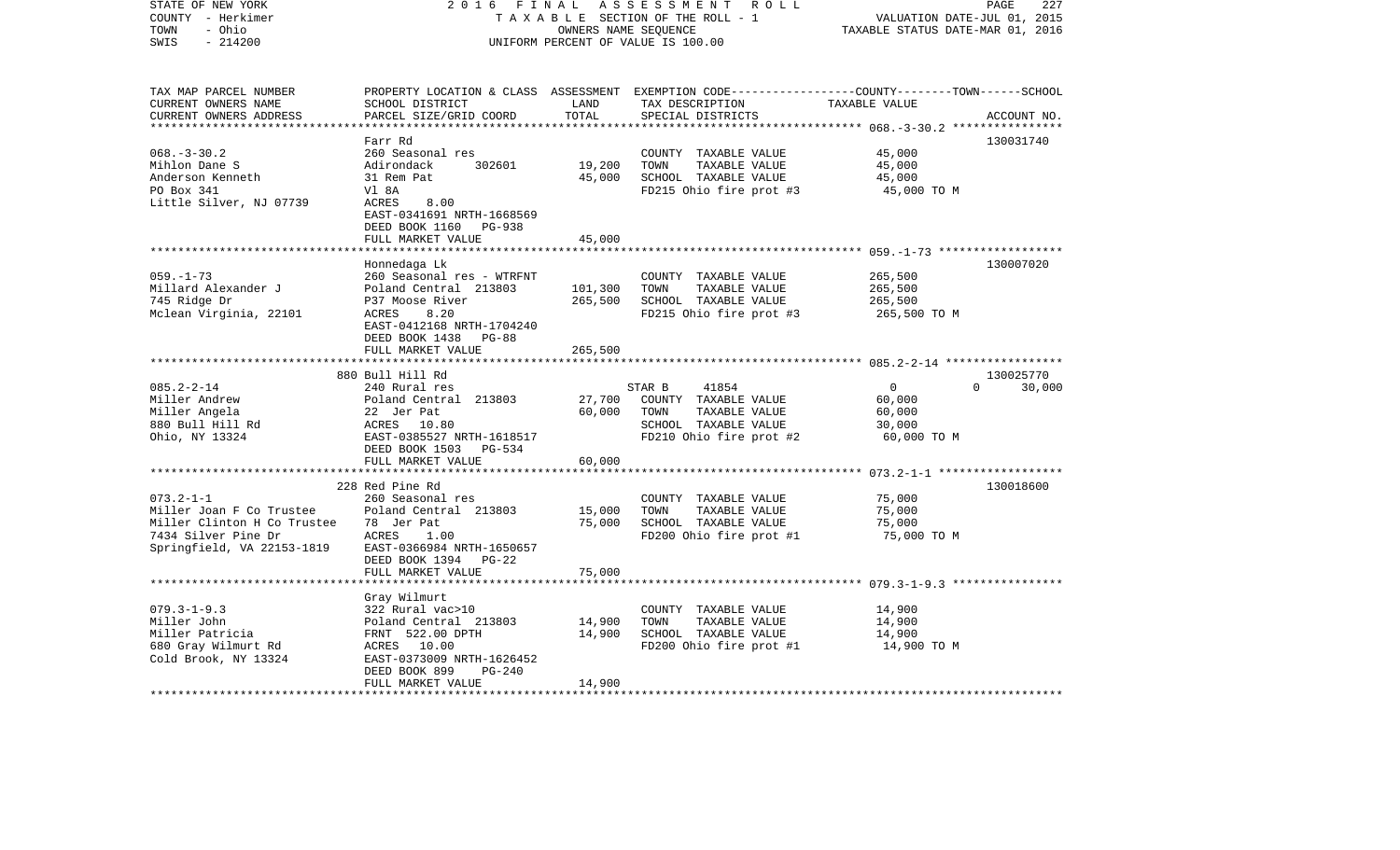STATE OF NEW YORK 2016 FINAL ASSESSMENT ROLL
COUNTY - Herkimer T A X A B L E SECTION OF THE ROLL - 1 VALUATION DATE-JUL 01, 2015
TOWN - Ohio OWNERS NAME SEQUENCE TAXABLE STATUS DATE-MAR 01, 2016
SWIS - 214200 UNIFORM PERCENT OF VALUE IS 100.00

| TAX MAP PARCEL NUMBER / CURRENT OWNERS NAME / CURRENT OWNERS ADDRESS | PROPERTY LOCATION & CLASS / SCHOOL DISTRICT / PARCEL SIZE/GRID COORD | ASSESSMENT LAND / TOTAL | EXEMPTION CODE / TAX DESCRIPTION / SPECIAL DISTRICTS | COUNTY / TOWN / SCHOOL TAXABLE VALUE | ACCOUNT NO. |
|---|---|---|---|---|---|
| 068.-3-30.2 | Farr Rd | | | | 130031740 |
| 068.-3-30.2 | 260 Seasonal res | | COUNTY TAXABLE VALUE | 45,000 | |
| Mihlon Dane S | Adirondack 302601 | 19,200 | TOWN TAXABLE VALUE | 45,000 | |
| Anderson Kenneth | 31 Rem Pat | 45,000 | SCHOOL TAXABLE VALUE | 45,000 | |
| PO Box 341 | Vl 8A | | FD215 Ohio fire prot #3 | 45,000 TO M | |
| Little Silver, NJ 07739 | ACRES 8.00 | | | | |
| | EAST-0341691 NRTH-1668569 | | | | |
| | DEED BOOK 1160 PG-938 | | | | |
| | FULL MARKET VALUE | 45,000 | | | |
| 059.-1-73 | Honnedaga Lk | | | | 130007020 |
| 059.-1-73 | 260 Seasonal res - WTRFNT | | COUNTY TAXABLE VALUE | 265,500 | |
| Millard Alexander J | Poland Central 213803 | 101,300 | TOWN TAXABLE VALUE | 265,500 | |
| 745 Ridge Dr | P37 Moose River | 265,500 | SCHOOL TAXABLE VALUE | 265,500 | |
| Mclean Virginia, 22101 | ACRES 8.20 | | FD215 Ohio fire prot #3 | 265,500 TO M | |
| | EAST-0412168 NRTH-1704240 | | | | |
| | DEED BOOK 1438 PG-88 | | | | |
| | FULL MARKET VALUE | 265,500 | | | |
| 085.2-2-14 | 880 Bull Hill Rd | | | | 130025770 |
| 085.2-2-14 | 240 Rural res | | STAR B 41854 | 0 0 30,000 | |
| Miller Andrew | Poland Central 213803 | 27,700 | COUNTY TAXABLE VALUE | 60,000 | |
| Miller Angela | 22 Jer Pat | 60,000 | TOWN TAXABLE VALUE | 60,000 | |
| 880 Bull Hill Rd | ACRES 10.80 | | SCHOOL TAXABLE VALUE | 30,000 | |
| Ohio, NY 13324 | EAST-0385527 NRTH-1618517 | | FD210 Ohio fire prot #2 | 60,000 TO M | |
| | DEED BOOK 1503 PG-534 | | | | |
| | FULL MARKET VALUE | 60,000 | | | |
| 073.2-1-1 | 228 Red Pine Rd | | | | 130018600 |
| 073.2-1-1 | 260 Seasonal res | | COUNTY TAXABLE VALUE | 75,000 | |
| Miller Joan F Co Trustee | Poland Central 213803 | 15,000 | TOWN TAXABLE VALUE | 75,000 | |
| Miller Clinton H Co Trustee | 78 Jer Pat | 75,000 | SCHOOL TAXABLE VALUE | 75,000 | |
| 7434 Silver Pine Dr | ACRES 1.00 | | FD200 Ohio fire prot #1 | 75,000 TO M | |
| Springfield, VA 22153-1819 | EAST-0366984 NRTH-1650657 | | | | |
| | DEED BOOK 1394 PG-22 | | | | |
| | FULL MARKET VALUE | 75,000 | | | |
| 079.3-1-9.3 | Gray Wilmurt | | | | |
| 079.3-1-9.3 | 322 Rural vac>10 | | COUNTY TAXABLE VALUE | 14,900 | |
| Miller John | Poland Central 213803 | 14,900 | TOWN TAXABLE VALUE | 14,900 | |
| Miller Patricia | FRNT 522.00 DPTH | 14,900 | SCHOOL TAXABLE VALUE | 14,900 | |
| 680 Gray Wilmurt Rd | ACRES 10.00 | | FD200 Ohio fire prot #1 | 14,900 TO M | |
| Cold Brook, NY 13324 | EAST-0373009 NRTH-1626452 | | | | |
| | DEED BOOK 899 PG-240 | | | | |
| | FULL MARKET VALUE | 14,900 | | | |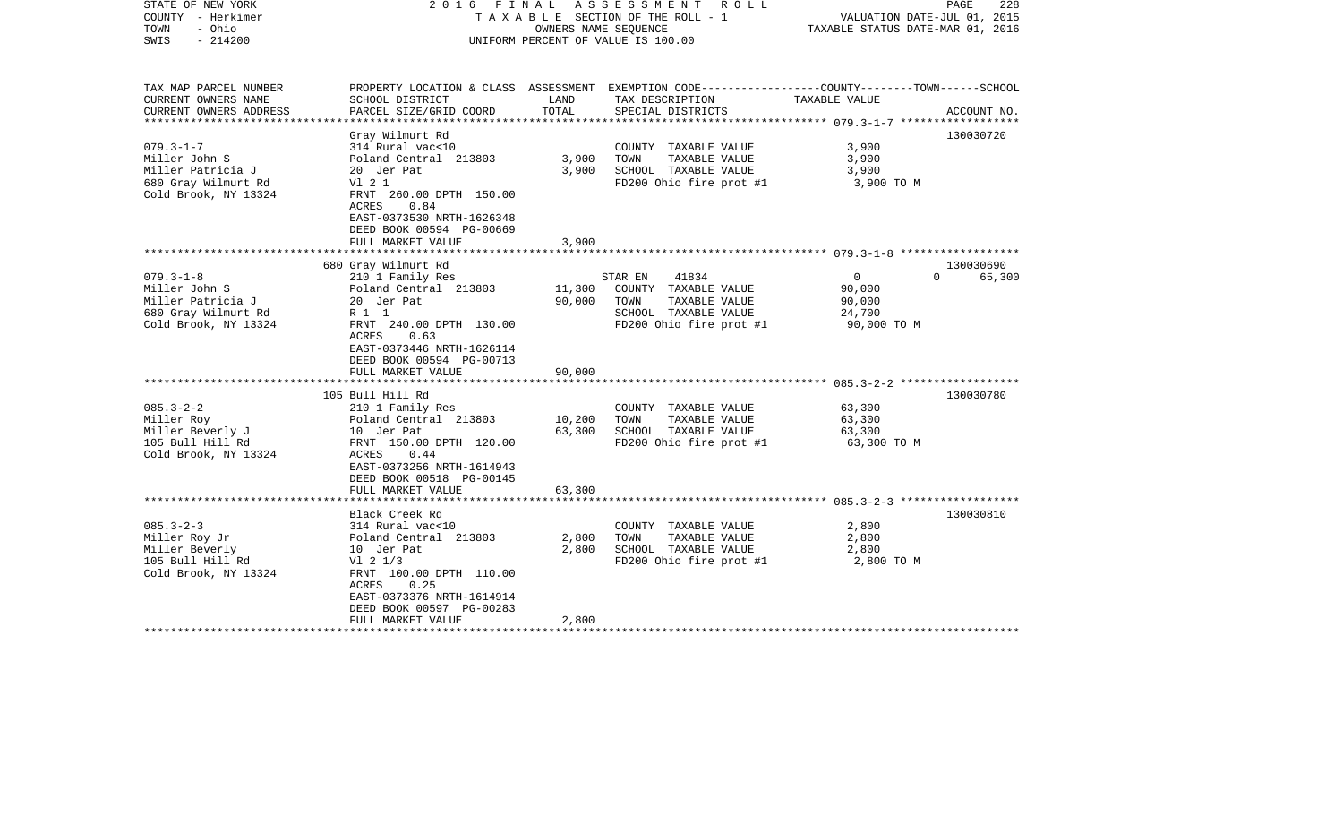STATE OF NEW YORK — 2016 FINAL ASSESSMENT ROLL
COUNTY - Herkimer — TAXABLE SECTION OF THE ROLL - 1 — VALUATION DATE-JUL 01, 2015
TOWN - Ohio — OWNERS NAME SEQUENCE — TAXABLE STATUS DATE-MAR 01, 2016
SWIS - 214200 — UNIFORM PERCENT OF VALUE IS 100.00

| TAX MAP PARCEL NUMBER / CURRENT OWNERS NAME / CURRENT OWNERS ADDRESS | PROPERTY LOCATION & CLASS / SCHOOL DISTRICT / PARCEL SIZE/GRID COORD | ASSESSMENT LAND | TOTAL | EXEMPTION CODE / TAX DESCRIPTION / SPECIAL DISTRICTS | COUNTY / TOWN / SCHOOL TAXABLE VALUE | ACCOUNT NO. |
|---|---|---|---|---|---|---|
| 079.3-1-7 | Gray Wilmurt Rd | | | | | 130030720 |
| | 314 Rural vac<10 | | | COUNTY TAXABLE VALUE | 3,900 | |
| Miller John S | Poland Central 213803 | 3,900 | | TOWN TAXABLE VALUE | 3,900 | |
| Miller Patricia J | 20 Jer Pat | | 3,900 | SCHOOL TAXABLE VALUE | 3,900 | |
| 680 Gray Wilmurt Rd | Vl 2 1 | | | FD200 Ohio fire prot #1 | 3,900 TO M | |
| Cold Brook, NY 13324 | FRNT 260.00 DPTH 150.00 | | | | | |
| | ACRES 0.84 | | | | | |
| | EAST-0373530 NRTH-1626348 | | | | | |
| | DEED BOOK 00594 PG-00669 | | | | | |
| | FULL MARKET VALUE | | 3,900 | | | |
| 079.3-1-8 | 680 Gray Wilmurt Rd | | | | | 130030690 |
| | 210 1 Family Res | | | STAR EN 41834 | 0 / 0 / 65,300 | |
| Miller John S | Poland Central 213803 | 11,300 | | COUNTY TAXABLE VALUE | 90,000 | |
| Miller Patricia J | 20 Jer Pat | | 90,000 | TOWN TAXABLE VALUE | 90,000 | |
| 680 Gray Wilmurt Rd | R 1 1 | | | SCHOOL TAXABLE VALUE | 24,700 | |
| Cold Brook, NY 13324 | FRNT 240.00 DPTH 130.00 | | | FD200 Ohio fire prot #1 | 90,000 TO M | |
| | ACRES 0.63 | | | | | |
| | EAST-0373446 NRTH-1626114 | | | | | |
| | DEED BOOK 00594 PG-00713 | | | | | |
| | FULL MARKET VALUE | | 90,000 | | | |
| 085.3-2-2 | 105 Bull Hill Rd | | | | | 130030780 |
| | 210 1 Family Res | | | COUNTY TAXABLE VALUE | 63,300 | |
| Miller Roy | Poland Central 213803 | 10,200 | | TOWN TAXABLE VALUE | 63,300 | |
| Miller Beverly J | 10 Jer Pat | | 63,300 | SCHOOL TAXABLE VALUE | 63,300 | |
| 105 Bull Hill Rd | FRNT 150.00 DPTH 120.00 | | | FD200 Ohio fire prot #1 | 63,300 TO M | |
| Cold Brook, NY 13324 | ACRES 0.44 | | | | | |
| | EAST-0373256 NRTH-1614943 | | | | | |
| | DEED BOOK 00518 PG-00145 | | | | | |
| | FULL MARKET VALUE | | 63,300 | | | |
| 085.3-2-3 | Black Creek Rd | | | | | 130030810 |
| | 314 Rural vac<10 | | | COUNTY TAXABLE VALUE | 2,800 | |
| Miller Roy Jr | Poland Central 213803 | 2,800 | | TOWN TAXABLE VALUE | 2,800 | |
| Miller Beverly | 10 Jer Pat | | 2,800 | SCHOOL TAXABLE VALUE | 2,800 | |
| 105 Bull Hill Rd | Vl 2 1/3 | | | FD200 Ohio fire prot #1 | 2,800 TO M | |
| Cold Brook, NY 13324 | FRNT 100.00 DPTH 110.00 | | | | | |
| | ACRES 0.25 | | | | | |
| | EAST-0373376 NRTH-1614914 | | | | | |
| | DEED BOOK 00597 PG-00283 | | | | | |
| | FULL MARKET VALUE | | 2,800 | | | |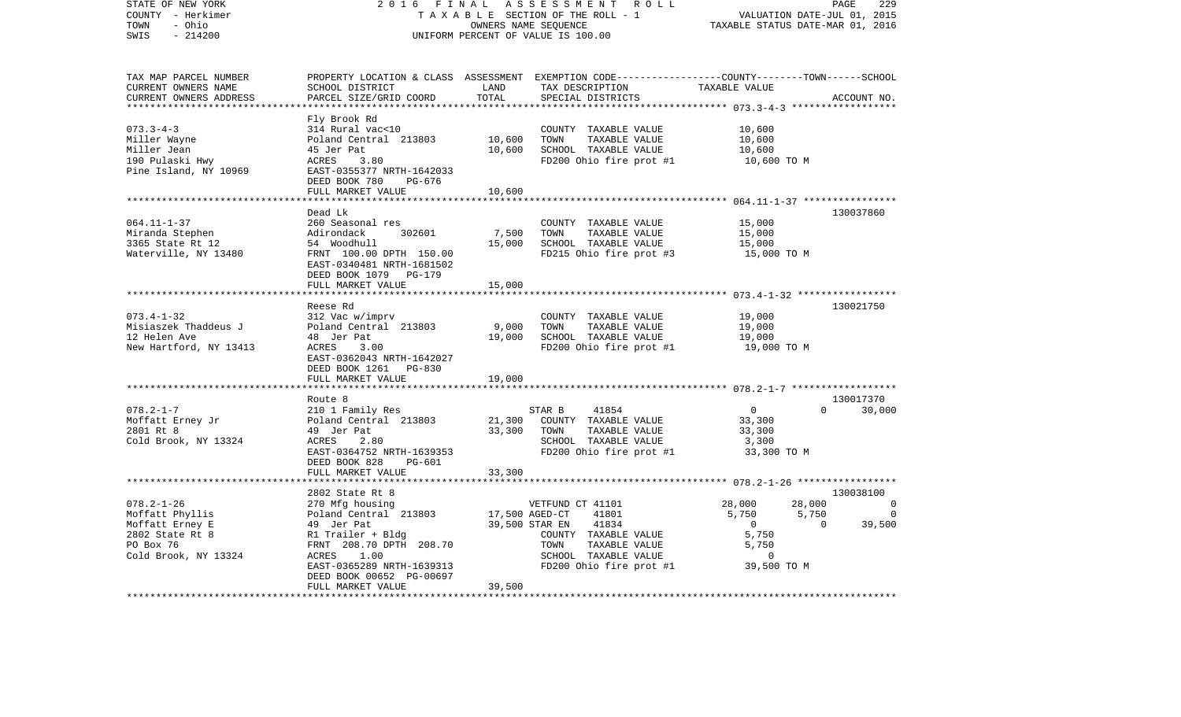STATE OF NEW YORK | 2016 FINAL ASSESSMENT ROLL
COUNTY - Herkimer | TAXABLE SECTION OF THE ROLL - 1 | VALUATION DATE-JUL 01, 2015
TOWN - Ohio | OWNERS NAME SEQUENCE | TAXABLE STATUS DATE-MAR 01, 2016
SWIS - 214200 | UNIFORM PERCENT OF VALUE IS 100.00

| TAX MAP PARCEL NUMBER<br>CURRENT OWNERS NAME<br>CURRENT OWNERS ADDRESS | PROPERTY LOCATION & CLASS<br>SCHOOL DISTRICT<br>PARCEL SIZE/GRID COORD | ASSESSMENT<br>LAND<br>TOTAL | EXEMPTION CODE<br>TAX DESCRIPTION<br>SPECIAL DISTRICTS | COUNTY | TOWN | SCHOOL<br>TAXABLE VALUE<br>ACCOUNT NO. |
|---|---|---|---|---|---|---|
| **073.3-4-3** | Fly Brook Rd | | | | | |
| 073.3-4-3 | 314 Rural vac<10 | | COUNTY TAXABLE VALUE | 10,600 | | |
| Miller Wayne | Poland Central 213803 | 10,600 | TOWN TAXABLE VALUE | | 10,600 | |
| Miller Jean | 45 Jer Pat | 10,600 | SCHOOL TAXABLE VALUE | | | 10,600 |
| 190 Pulaski Hwy | ACRES 3.80 | | FD200 Ohio fire prot #1 | 10,600 TO M | | |
| Pine Island, NY 10969 | EAST-0355377 NRTH-1642033 | | | | | |
| | DEED BOOK 780 PG-676 | | | | | |
| | FULL MARKET VALUE | 10,600 | | | | |
| **064.11-1-37** | Dead Lk | | | | | 130037860 |
| 064.11-1-37 | 260 Seasonal res | | COUNTY TAXABLE VALUE | 15,000 | | |
| Miranda Stephen | Adirondack 302601 | 7,500 | TOWN TAXABLE VALUE | | 15,000 | |
| 3365 State Rt 12 | 54 Woodhull | 15,000 | SCHOOL TAXABLE VALUE | | | 15,000 |
| Waterville, NY 13480 | FRNT 100.00 DPTH 150.00 | | FD215 Ohio fire prot #3 | 15,000 TO M | | |
| | EAST-0340481 NRTH-1681502 | | | | | |
| | DEED BOOK 1079 PG-179 | | | | | |
| | FULL MARKET VALUE | 15,000 | | | | |
| **073.4-1-32** | Reese Rd | | | | | 130021750 |
| 073.4-1-32 | 312 Vac w/imprv | | COUNTY TAXABLE VALUE | 19,000 | | |
| Misiaszek Thaddeus J | Poland Central 213803 | 9,000 | TOWN TAXABLE VALUE | | 19,000 | |
| 12 Helen Ave | 48 Jer Pat | 19,000 | SCHOOL TAXABLE VALUE | | | 19,000 |
| New Hartford, NY 13413 | ACRES 3.00 | | FD200 Ohio fire prot #1 | 19,000 TO M | | |
| | EAST-0362043 NRTH-1642027 | | | | | |
| | DEED BOOK 1261 PG-830 | | | | | |
| | FULL MARKET VALUE | 19,000 | | | | |
| **078.2-1-7** | Route 8 | | | | | 130017370 |
| 078.2-1-7 | 210 1 Family Res | | STAR B 41854 | 0 | 0 | 30,000 |
| Moffatt Erney Jr | Poland Central 213803 | 21,300 | COUNTY TAXABLE VALUE | 33,300 | | |
| 2801 Rt 8 | 49 Jer Pat | 33,300 | TOWN TAXABLE VALUE | | 33,300 | |
| Cold Brook, NY 13324 | ACRES 2.80 | | SCHOOL TAXABLE VALUE | | | 3,300 |
| | EAST-0364752 NRTH-1639353 | | FD200 Ohio fire prot #1 | 33,300 TO M | | |
| | DEED BOOK 828 PG-601 | | | | | |
| | FULL MARKET VALUE | 33,300 | | | | |
| **078.2-1-26** | 2802 State Rt 8 | | | | | 130038100 |
| 078.2-1-26 | 270 Mfg housing | | VETFUND CT 41101 | 28,000 | 28,000 | 0 |
| Moffatt Phyllis | Poland Central 213803 | 17,500 | AGED-CT 41801 | 5,750 | 5,750 | 0 |
| Moffatt Erney E | 49 Jer Pat | 39,500 | STAR EN 41834 | 0 | 0 | 39,500 |
| 2802 State Rt 8 | R1 Trailer + Bldg | | COUNTY TAXABLE VALUE | 5,750 | | |
| PO Box 76 | FRNT 208.70 DPTH 208.70 | | TOWN TAXABLE VALUE | | 5,750 | |
| Cold Brook, NY 13324 | ACRES 1.00 | | SCHOOL TAXABLE VALUE | | | 0 |
| | EAST-0365289 NRTH-1639313 | | FD200 Ohio fire prot #1 | 39,500 TO M | | |
| | DEED BOOK 00652 PG-00697 | | | | | |
| | FULL MARKET VALUE | 39,500 | | | | |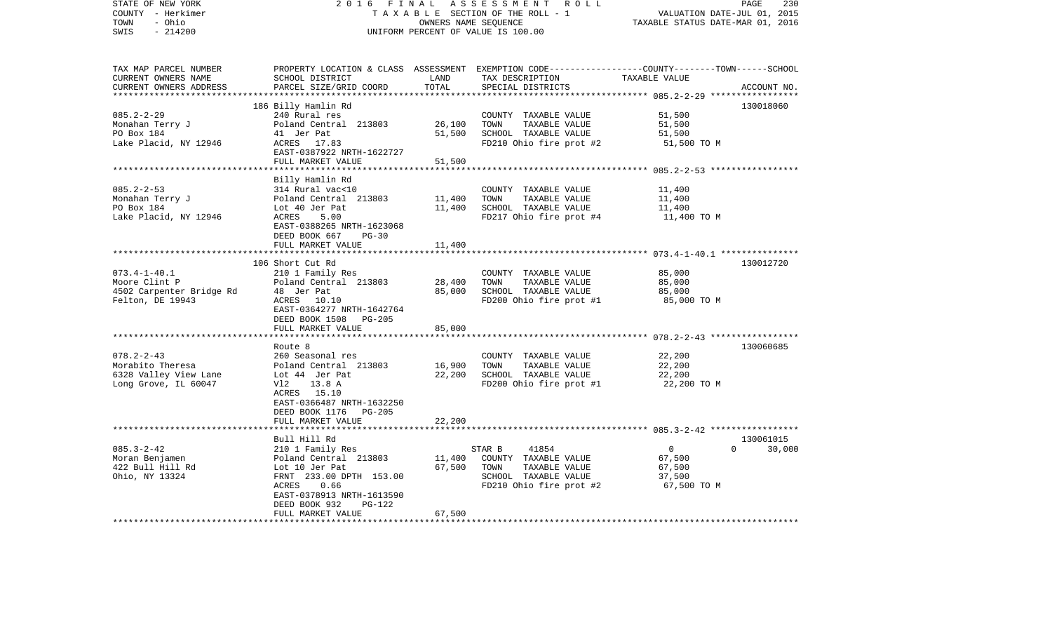STATE OF NEW YORK　　　　2 0 1 6　F I N A L　A S S E S S M E N T　R O L L
COUNTY - Herkimer　　　　T A X A B L E SECTION OF THE ROLL - 1　　　　VALUATION DATE-JUL 01, 2015
TOWN - Ohio　　　　OWNERS NAME SEQUENCE　　　　TAXABLE STATUS DATE-MAR 01, 2016
SWIS - 214200　　　　UNIFORM PERCENT OF VALUE IS 100.00

| TAX MAP PARCEL NUMBER / CURRENT OWNERS NAME / CURRENT OWNERS ADDRESS | PROPERTY LOCATION & CLASS / SCHOOL DISTRICT / PARCEL SIZE/GRID COORD | ASSESSMENT LAND | TOTAL | EXEMPTION CODE / TAX DESCRIPTION / SPECIAL DISTRICTS | TAXABLE VALUE (COUNTY / TOWN / SCHOOL) | ACCOUNT NO. |
|---|---|---|---|---|---|---|
| 085.2-2-29 | 186 Billy Hamlin Rd | | | | | 130018060 |
| Monahan Terry J | 240 Rural res | | | COUNTY TAXABLE VALUE | 51,500 | |
| PO Box 184 | Poland Central 213803 | 26,100 | | TOWN TAXABLE VALUE | 51,500 | |
| Lake Placid, NY 12946 | 41 Jer Pat | | 51,500 | SCHOOL TAXABLE VALUE | 51,500 | |
| | ACRES 17.83 | | | FD210 Ohio fire prot #2 | 51,500 TO M | |
| | EAST-0387922 NRTH-1622727 | | | | | |
| | FULL MARKET VALUE | | 51,500 | | | |
| 085.2-2-53 | Billy Hamlin Rd | | | | | |
| Monahan Terry J | 314 Rural vac<10 | | | COUNTY TAXABLE VALUE | 11,400 | |
| PO Box 184 | Poland Central 213803 | 11,400 | | TOWN TAXABLE VALUE | 11,400 | |
| Lake Placid, NY 12946 | Lot 40 Jer Pat | | 11,400 | SCHOOL TAXABLE VALUE | 11,400 | |
| | ACRES 5.00 | | | FD217 Ohio fire prot #4 | 11,400 TO M | |
| | EAST-0388265 NRTH-1623068 | | | | | |
| | DEED BOOK 667 PG-30 | | | | | |
| | FULL MARKET VALUE | | 11,400 | | | |
| 073.4-1-40.1 | 106 Short Cut Rd | | | | | 130012720 |
| Moore Clint P | 210 1 Family Res | | | COUNTY TAXABLE VALUE | 85,000 | |
| 4502 Carpenter Bridge Rd | Poland Central 213803 | 28,400 | | TOWN TAXABLE VALUE | 85,000 | |
| Felton, DE 19943 | 48 Jer Pat | | 85,000 | SCHOOL TAXABLE VALUE | 85,000 | |
| | ACRES 10.10 | | | FD200 Ohio fire prot #1 | 85,000 TO M | |
| | EAST-0364277 NRTH-1642764 | | | | | |
| | DEED BOOK 1508 PG-205 | | | | | |
| | FULL MARKET VALUE | | 85,000 | | | |
| 078.2-2-43 | Route 8 | | | | | 130060685 |
| Morabito Theresa | 260 Seasonal res | | | COUNTY TAXABLE VALUE | 22,200 | |
| 6328 Valley View Lane | Poland Central 213803 | 16,900 | | TOWN TAXABLE VALUE | 22,200 | |
| Long Grove, IL 60047 | Lot 44 Jer Pat | | 22,200 | SCHOOL TAXABLE VALUE | 22,200 | |
| | Vl2 13.8 A | | | FD200 Ohio fire prot #1 | 22,200 TO M | |
| | ACRES 15.10 | | | | | |
| | EAST-0366487 NRTH-1632250 | | | | | |
| | DEED BOOK 1176 PG-205 | | | | | |
| | FULL MARKET VALUE | | 22,200 | | | |
| 085.3-2-42 | Bull Hill Rd | | | | | 130061015 |
| Moran Benjamen | 210 1 Family Res | | | STAR B 41854 | 0 / 0 / 30,000 | |
| 422 Bull Hill Rd | Poland Central 213803 | 11,400 | | COUNTY TAXABLE VALUE | 67,500 | |
| Ohio, NY 13324 | Lot 10 Jer Pat | | 67,500 | TOWN TAXABLE VALUE | 67,500 | |
| | FRNT 233.00 DPTH 153.00 | | | SCHOOL TAXABLE VALUE | 37,500 | |
| | ACRES 0.66 | | | FD210 Ohio fire prot #2 | 67,500 TO M | |
| | EAST-0378913 NRTH-1613590 | | | | | |
| | DEED BOOK 932 PG-122 | | | | | |
| | FULL MARKET VALUE | | 67,500 | | | |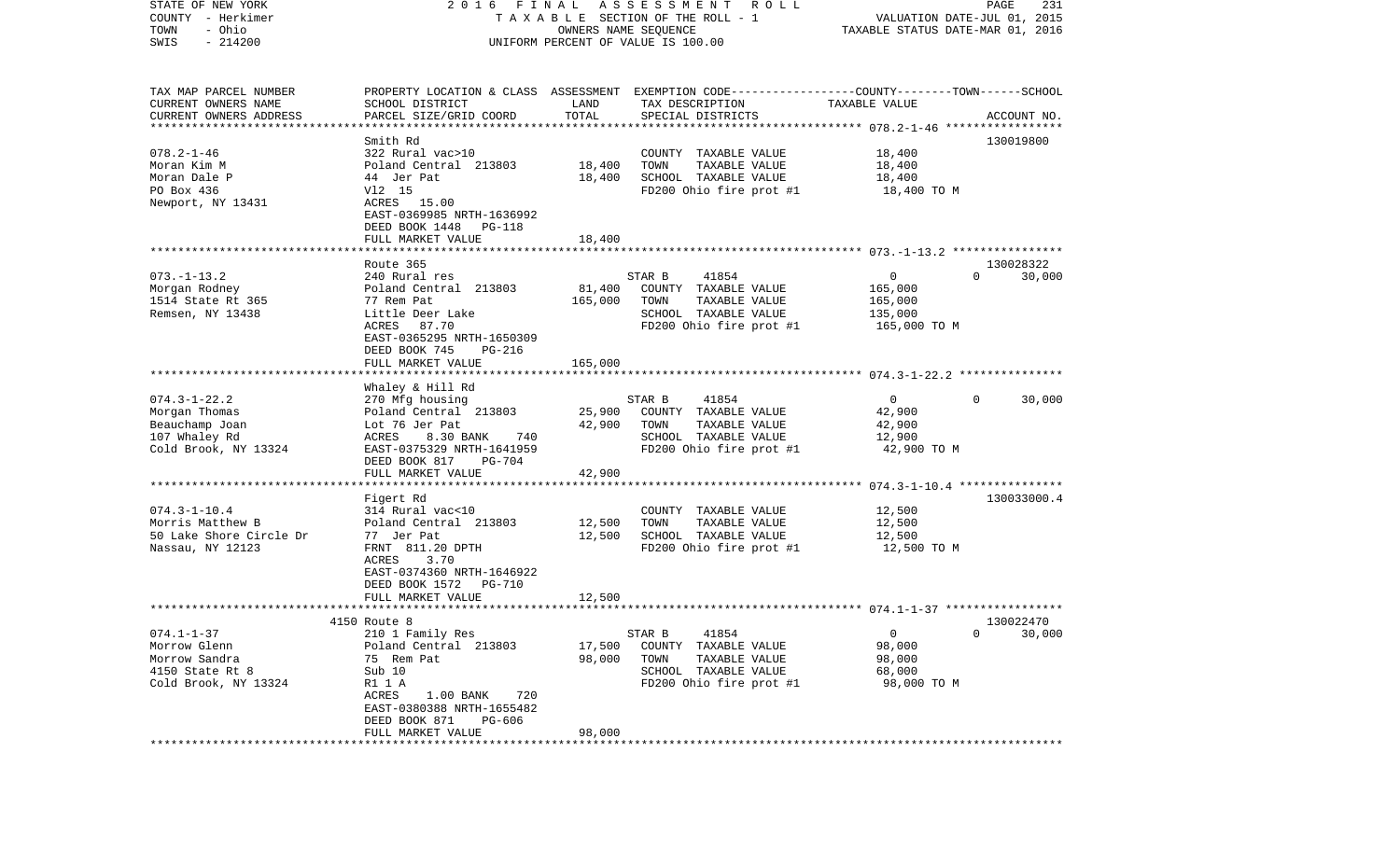STATE OF NEW YORK — 2016 FINAL ASSESSMENT ROLL — VALUATION DATE-JUL 01, 2015
COUNTY - Herkimer — TAXABLE SECTION OF THE ROLL - 1 — TAXABLE STATUS DATE-MAR 01, 2016
TOWN - Ohio — OWNERS NAME SEQUENCE
SWIS - 214200 — UNIFORM PERCENT OF VALUE IS 100.00

| TAX MAP PARCEL NUMBER / CURRENT OWNERS NAME / CURRENT OWNERS ADDRESS | PROPERTY LOCATION & CLASS / SCHOOL DISTRICT / PARCEL SIZE/GRID COORD | ASSESSMENT LAND | TOTAL | EXEMPTION CODE / TAX DESCRIPTION / SPECIAL DISTRICTS | COUNTY | TOWN | SCHOOL / TAXABLE VALUE | ACCOUNT NO. |
|---|---|---|---|---|---|---|---|---|
| **078.2-1-46** | Smith Rd | | | | | | | 130019800 |
| 078.2-1-46 | 322 Rural vac>10 | | | COUNTY TAXABLE VALUE | 18,400 | | | |
| Moran Kim M | Poland Central 213803 | 18,400 | | TOWN TAXABLE VALUE | 18,400 | | | |
| Moran Dale P | 44 Jer Pat | | 18,400 | SCHOOL TAXABLE VALUE | 18,400 | | | |
| PO Box 436 | Vl2 15 | | | FD200 Ohio fire prot #1 | 18,400 TO M | | | |
| Newport, NY 13431 | ACRES 15.00 | | | | | | | |
| | EAST-0369985 NRTH-1636992 | | | | | | | |
| | DEED BOOK 1448 PG-118 | | | | | | | |
| | FULL MARKET VALUE | | 18,400 | | | | | |
| **073.-1-13.2** | Route 365 | | | | | | | 130028322 |
| 073.-1-13.2 | 240 Rural res | | | STAR B 41854 | 0 | 0 | 30,000 | |
| Morgan Rodney | Poland Central 213803 | 81,400 | | COUNTY TAXABLE VALUE | 165,000 | | | |
| 1514 State Rt 365 | 77 Rem Pat | | 165,000 | TOWN TAXABLE VALUE | 165,000 | | | |
| Remsen, NY 13438 | Little Deer Lake | | | SCHOOL TAXABLE VALUE | 135,000 | | | |
| | ACRES 87.70 | | | FD200 Ohio fire prot #1 | 165,000 TO M | | | |
| | EAST-0365295 NRTH-1650309 | | | | | | | |
| | DEED BOOK 745 PG-216 | | | | | | | |
| | FULL MARKET VALUE | | 165,000 | | | | | |
| **074.3-1-22.2** | Whaley & Hill Rd | | | | | | | |
| 074.3-1-22.2 | 270 Mfg housing | | | STAR B 41854 | 0 | 0 | 30,000 | |
| Morgan Thomas | Poland Central 213803 | 25,900 | | COUNTY TAXABLE VALUE | 42,900 | | | |
| Beauchamp Joan | Lot 76 Jer Pat | | 42,900 | TOWN TAXABLE VALUE | 42,900 | | | |
| 107 Whaley Rd | ACRES 8.30 BANK 740 | | | SCHOOL TAXABLE VALUE | 12,900 | | | |
| Cold Brook, NY 13324 | EAST-0375329 NRTH-1641959 | | | FD200 Ohio fire prot #1 | 42,900 TO M | | | |
| | DEED BOOK 817 PG-704 | | | | | | | |
| | FULL MARKET VALUE | | 42,900 | | | | | |
| **074.3-1-10.4** | Figert Rd | | | | | | | 130033000.4 |
| 074.3-1-10.4 | 314 Rural vac<10 | | | COUNTY TAXABLE VALUE | 12,500 | | | |
| Morris Matthew B | Poland Central 213803 | 12,500 | | TOWN TAXABLE VALUE | 12,500 | | | |
| 50 Lake Shore Circle Dr | 77 Jer Pat | | 12,500 | SCHOOL TAXABLE VALUE | 12,500 | | | |
| Nassau, NY 12123 | FRNT 811.20 DPTH | | | FD200 Ohio fire prot #1 | 12,500 TO M | | | |
| | ACRES 3.70 | | | | | | | |
| | EAST-0374360 NRTH-1646922 | | | | | | | |
| | DEED BOOK 1572 PG-710 | | | | | | | |
| | FULL MARKET VALUE | | 12,500 | | | | | |
| **074.1-1-37** | 4150 Route 8 | | | | | | | 130022470 |
| 074.1-1-37 | 210 1 Family Res | | | STAR B 41854 | 0 | 0 | 30,000 | |
| Morrow Glenn | Poland Central 213803 | 17,500 | | COUNTY TAXABLE VALUE | 98,000 | | | |
| Morrow Sandra | 75 Rem Pat | | 98,000 | TOWN TAXABLE VALUE | 98,000 | | | |
| 4150 State Rt 8 | Sub 10 | | | SCHOOL TAXABLE VALUE | 68,000 | | | |
| Cold Brook, NY 13324 | R1 1 A | | | FD200 Ohio fire prot #1 | 98,000 TO M | | | |
| | ACRES 1.00 BANK 720 | | | | | | | |
| | EAST-0380388 NRTH-1655482 | | | | | | | |
| | DEED BOOK 871 PG-606 | | | | | | | |
| | FULL MARKET VALUE | | 98,000 | | | | | |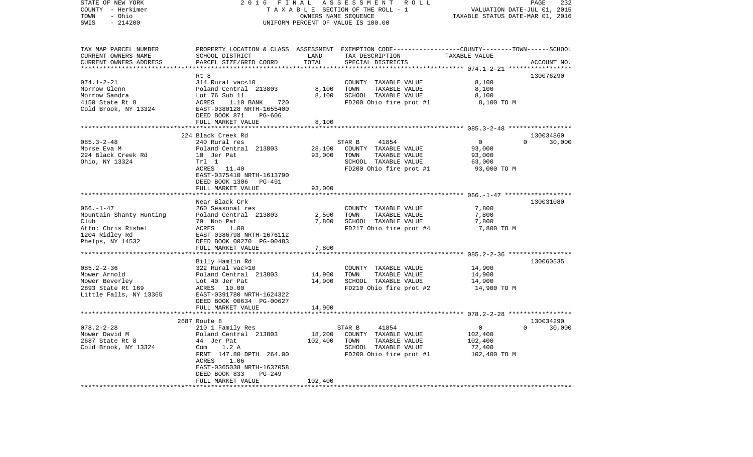STATE OF NEW YORK | COUNTY - Herkimer | TOWN - Ohio | SWIS - 214200

2016 FINAL ASSESSMENT ROLL
TAXABLE SECTION OF THE ROLL - 1
OWNERS NAME SEQUENCE
UNIFORM PERCENT OF VALUE IS 100.00

VALUATION DATE-JUL 01, 2015
TAXABLE STATUS DATE-MAR 01, 2016

| TAX MAP PARCEL NUMBER / CURRENT OWNERS NAME / CURRENT OWNERS ADDRESS | PROPERTY LOCATION & CLASS / SCHOOL DISTRICT / PARCEL SIZE/GRID COORD | ASSESSMENT LAND | TOTAL | EXEMPTION CODE / TAX DESCRIPTION / SPECIAL DISTRICTS | COUNTY | TOWN | SCHOOL / TAXABLE VALUE | ACCOUNT NO. |
|---|---|---|---|---|---|---|---|---|
| 074.1-2-21 | Rt 8 | | | | | | | 130076290 |
| Morrow Glenn | 314 Rural vac<10 | | | COUNTY TAXABLE VALUE | 8,100 | | | |
| Morrow Sandra | Poland Central 213803 | 8,100 | | TOWN TAXABLE VALUE | | 8,100 | | |
| 4150 State Rt 8 | Lot 76 Sub 11 | | 8,100 | SCHOOL TAXABLE VALUE | | | 8,100 | |
| Cold Brook, NY 13324 | ACRES 1.10 BANK 720 | | | FD200 Ohio fire prot #1 | 8,100 TO M | | | |
| | EAST-0380128 NRTH-1655400 | | | | | | | |
| | DEED BOOK 871 PG-606 | | | | | | | |
| | FULL MARKET VALUE | | 8,100 | | | | | |
| 085.3-2-48 | 224 Black Creek Rd | | | | | | | 130034860 |
| Morse Eva M | 240 Rural res | | | STAR B 41854 | 0 | 0 | 30,000 | |
| 224 Black Creek Rd | Poland Central 213803 | 28,100 | | COUNTY TAXABLE VALUE | 93,000 | | | |
| Ohio, NY 13324 | 10 Jer Pat | | 93,000 | TOWN TAXABLE VALUE | | 93,000 | | |
| | Trl 1 | | | SCHOOL TAXABLE VALUE | | | 63,000 | |
| | ACRES 11.40 | | | FD200 Ohio fire prot #1 | 93,000 TO M | | | |
| | EAST-0375410 NRTH-1613790 | | | | | | | |
| | DEED BOOK 1306 PG-491 | | | | | | | |
| | FULL MARKET VALUE | | 93,000 | | | | | |
| 066.-1-47 | Near Black Crk | | | | | | | 130031080 |
| Mountain Shanty Hunting Club | 260 Seasonal res | | | COUNTY TAXABLE VALUE | 7,800 | | | |
| Attn: Chris Rishel | Poland Central 213803 | 2,500 | | TOWN TAXABLE VALUE | | 7,800 | | |
| 1204 Ridley Rd | 79 Nob Pat | | 7,800 | SCHOOL TAXABLE VALUE | | | 7,800 | |
| Phelps, NY 14532 | ACRES 1.00 | | | FD217 Ohio fire prot #4 | 7,800 TO M | | | |
| | EAST-0386798 NRTH-1676112 | | | | | | | |
| | DEED BOOK 00270 PG-00483 | | | | | | | |
| | FULL MARKET VALUE | | 7,800 | | | | | |
| 085.2-2-36 | Billy Hamlin Rd | | | | | | | 130060535 |
| Mower Arnold | 322 Rural vac>10 | | | COUNTY TAXABLE VALUE | 14,900 | | | |
| Mower Beverley | Poland Central 213803 | 14,900 | | TOWN TAXABLE VALUE | | 14,900 | | |
| 2893 State Rt 169 | Lot 40 Jer Pat | | 14,900 | SCHOOL TAXABLE VALUE | | | 14,900 | |
| Little Falls, NY 13365 | ACRES 10.00 | | | FD210 Ohio fire prot #2 | 14,900 TO M | | | |
| | EAST-0391780 NRTH-1624322 | | | | | | | |
| | DEED BOOK 00634 PG-00627 | | | | | | | |
| | FULL MARKET VALUE | | 14,900 | | | | | |
| 078.2-2-28 | 2687 Route 8 | | | | | | | 130034290 |
| Mower David M | 210 1 Family Res | | | STAR B 41854 | 0 | 0 | 30,000 | |
| 2687 State Rt 8 | Poland Central 213803 | 18,200 | | COUNTY TAXABLE VALUE | 102,400 | | | |
| Cold Brook, NY 13324 | 44 Jer Pat | | 102,400 | TOWN TAXABLE VALUE | | 102,400 | | |
| | Com 1.2 A | | | SCHOOL TAXABLE VALUE | | | 72,400 | |
| | FRNT 147.80 DPTH 264.00 | | | FD200 Ohio fire prot #1 | 102,400 TO M | | | |
| | ACRES 1.06 | | | | | | | |
| | EAST-0365038 NRTH-1637058 | | | | | | | |
| | DEED BOOK 833 PG-249 | | | | | | | |
| | FULL MARKET VALUE | | 102,400 | | | | | |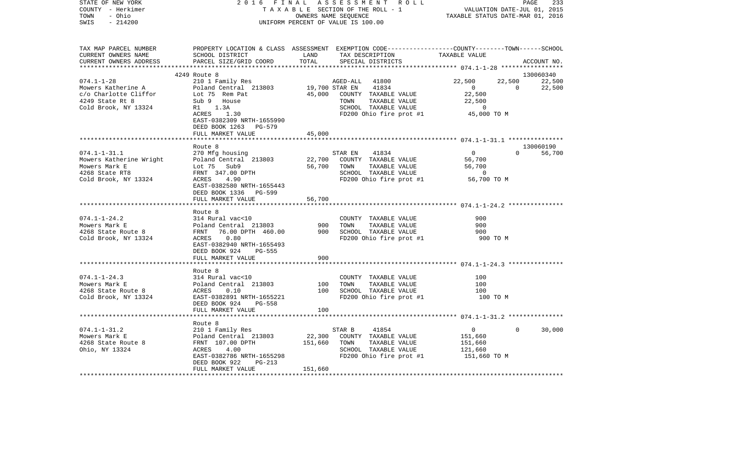STATE OF NEW YORK — 2016 FINAL ASSESSMENT ROLL
COUNTY - Herkimer — TAXABLE SECTION OF THE ROLL - 1 — VALUATION DATE-JUL 01, 2015
TOWN - Ohio — OWNERS NAME SEQUENCE — TAXABLE STATUS DATE-MAR 01, 2016
SWIS - 214200 — UNIFORM PERCENT OF VALUE IS 100.00

| TAX MAP PARCEL NUMBER / CURRENT OWNERS NAME / CURRENT OWNERS ADDRESS | PROPERTY LOCATION & CLASS / SCHOOL DISTRICT / PARCEL SIZE/GRID COORD | ASSESSMENT LAND / TOTAL | EXEMPTION CODE / TAX DESCRIPTION / SPECIAL DISTRICTS | COUNTY | TOWN | SCHOOL / ACCOUNT NO. |
|---|---|---|---|---|---|---|
| | 4249 Route 8 | | | | | 130060340 |
| 074.1-1-28 | 210 1 Family Res | | AGED-ALL 41800 | 22,500 | 22,500 | 22,500 |
| Mowers Katherine A | Poland Central 213803 | 19,700 | STAR EN 41834 | 0 | 0 | 22,500 |
| c/o Charlotte Cliffor | Lot 75 Rem Pat | 45,000 | COUNTY TAXABLE VALUE | 22,500 | | |
| 4249 State Rt 8 | Sub 9 House | | TOWN TAXABLE VALUE | 22,500 | | |
| Cold Brook, NY 13324 | R1 1.3A | | SCHOOL TAXABLE VALUE | 0 | | |
| | ACRES 1.30 | | FD200 Ohio fire prot #1 | 45,000 TO M | | |
| | EAST-0382309 NRTH-1655990 | | | | | |
| | DEED BOOK 1263 PG-579 | | | | | |
| | FULL MARKET VALUE | 45,000 | | | | |
| | Route 8 | | | | | 130060190 |
| 074.1-1-31.1 | 270 Mfg housing | | STAR EN 41834 | 0 | 0 | 56,700 |
| Mowers Katherine Wright | Poland Central 213803 | 22,700 | COUNTY TAXABLE VALUE | 56,700 | | |
| Mowers Mark E | Lot 75 Sub9 | 56,700 | TOWN TAXABLE VALUE | 56,700 | | |
| 4268 State RT8 | FRNT 347.00 DPTH | | SCHOOL TAXABLE VALUE | 0 | | |
| Cold Brook, NY 13324 | ACRES 4.90 | | FD200 Ohio fire prot #1 | 56,700 TO M | | |
| | EAST-0382580 NRTH-1655443 | | | | | |
| | DEED BOOK 1336 PG-599 | | | | | |
| | FULL MARKET VALUE | 56,700 | | | | |
| | Route 8 | | | | | |
| 074.1-1-24.2 | 314 Rural vac<10 | | COUNTY TAXABLE VALUE | 900 | | |
| Mowers Mark E | Poland Central 213803 | 900 | TOWN TAXABLE VALUE | 900 | | |
| 4268 State Route 8 | FRNT 76.00 DPTH 460.00 | 900 | SCHOOL TAXABLE VALUE | 900 | | |
| Cold Brook, NY 13324 | ACRES 0.80 | | FD200 Ohio fire prot #1 | 900 TO M | | |
| | EAST-0382940 NRTH-1655493 | | | | | |
| | DEED BOOK 924 PG-555 | | | | | |
| | FULL MARKET VALUE | 900 | | | | |
| | Route 8 | | | | | |
| 074.1-1-24.3 | 314 Rural vac<10 | | COUNTY TAXABLE VALUE | 100 | | |
| Mowers Mark E | Poland Central 213803 | 100 | TOWN TAXABLE VALUE | 100 | | |
| 4268 State Route 8 | ACRES 0.10 | 100 | SCHOOL TAXABLE VALUE | 100 | | |
| Cold Brook, NY 13324 | EAST-0382891 NRTH-1655221 | | FD200 Ohio fire prot #1 | 100 TO M | | |
| | DEED BOOK 924 PG-558 | | | | | |
| | FULL MARKET VALUE | 100 | | | | |
| | Route 8 | | | | | |
| 074.1-1-31.2 | 210 1 Family Res | | STAR B 41854 | 0 | 0 | 30,000 |
| Mowers Mark E | Poland Central 213803 | 22,300 | COUNTY TAXABLE VALUE | 151,660 | | |
| 4268 State Route 8 | FRNT 107.00 DPTH | 151,660 | TOWN TAXABLE VALUE | 151,660 | | |
| Ohio, NY 13324 | ACRES 4.00 | | SCHOOL TAXABLE VALUE | 121,660 | | |
| | EAST-0382786 NRTH-1655298 | | FD200 Ohio fire prot #1 | 151,660 TO M | | |
| | DEED BOOK 922 PG-213 | | | | | |
| | FULL MARKET VALUE | 151,660 | | | | |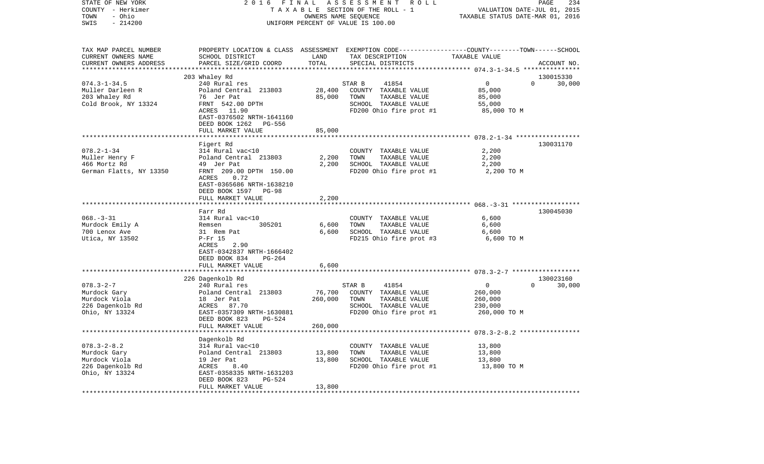STATE OF NEW YORK　　　　　2016 FINAL ASSESSMENT ROLL
COUNTY - Herkimer　　　　　TAXABLE SECTION OF THE ROLL - 1　　　　　VALUATION DATE-JUL 01, 2015
TOWN - Ohio　　　　　OWNERS NAME SEQUENCE　　　　　TAXABLE STATUS DATE-MAR 01, 2016
SWIS - 214200　　　　　UNIFORM PERCENT OF VALUE IS 100.00

| TAX MAP PARCEL NUMBER / CURRENT OWNERS NAME / CURRENT OWNERS ADDRESS | PROPERTY LOCATION & CLASS / SCHOOL DISTRICT / PARCEL SIZE/GRID COORD | ASSESSMENT LAND | TOTAL | EXEMPTION CODE / TAX DESCRIPTION / SPECIAL DISTRICTS | COUNTY | TOWN | SCHOOL | ACCOUNT NO. |
|---|---|---|---|---|---|---|---|---|
| | 203 Whaley Rd | | | | | | | 130015330 |
| 074.3-1-34.5 | 240 Rural res | | | STAR B 41854 | 0 | 0 | 30,000 | |
| Muller Darleen R | Poland Central 213803 | 28,400 | | COUNTY TAXABLE VALUE | 85,000 | | | |
| 203 Whaley Rd | 76 Jer Pat | | 85,000 | TOWN TAXABLE VALUE | | 85,000 | | |
| Cold Brook, NY 13324 | FRNT 542.00 DPTH | | | SCHOOL TAXABLE VALUE | | | 55,000 | |
| | ACRES 11.90 | | | FD200 Ohio fire prot #1 | 85,000 TO M | | | |
| | EAST-0376502 NRTH-1641160 | | | | | | | |
| | DEED BOOK 1262 PG-556 | | | | | | | |
| | FULL MARKET VALUE | | 85,000 | | | | | |
| | Figert Rd | | | | | | | 130031170 |
| 078.2-1-34 | 314 Rural vac<10 | | | COUNTY TAXABLE VALUE | 2,200 | | | |
| Muller Henry F | Poland Central 213803 | 2,200 | | TOWN TAXABLE VALUE | | 2,200 | | |
| 466 Mortz Rd | 49 Jer Pat | | 2,200 | SCHOOL TAXABLE VALUE | | | 2,200 | |
| German Flatts, NY 13350 | FRNT 209.00 DPTH 150.00 | | | FD200 Ohio fire prot #1 | 2,200 TO M | | | |
| | ACRES 0.72 | | | | | | | |
| | EAST-0365686 NRTH-1638210 | | | | | | | |
| | DEED BOOK 1597 PG-98 | | | | | | | |
| | FULL MARKET VALUE | | 2,200 | | | | | |
| | Farr Rd | | | | | | | 130045030 |
| 068.-3-31 | 314 Rural vac<10 | | | COUNTY TAXABLE VALUE | 6,600 | | | |
| Murdock Emily A | Remsen 305201 | 6,600 | | TOWN TAXABLE VALUE | | 6,600 | | |
| 700 Lenox Ave | 31 Rem Pat | | 6,600 | SCHOOL TAXABLE VALUE | | | 6,600 | |
| Utica, NY 13502 | P-Fr 15 | | | FD215 Ohio fire prot #3 | 6,600 TO M | | | |
| | ACRES 2.90 | | | | | | | |
| | EAST-0342837 NRTH-1666402 | | | | | | | |
| | DEED BOOK 834 PG-264 | | | | | | | |
| | FULL MARKET VALUE | | 6,600 | | | | | |
| | 226 Dagenkolb Rd | | | | | | | 130023160 |
| 078.3-2-7 | 240 Rural res | | | STAR B 41854 | 0 | 0 | 30,000 | |
| Murdock Gary | Poland Central 213803 | 76,700 | | COUNTY TAXABLE VALUE | 260,000 | | | |
| Murdock Viola | 18 Jer Pat | | 260,000 | TOWN TAXABLE VALUE | | 260,000 | | |
| 226 Dagenkolb Rd | ACRES 87.70 | | | SCHOOL TAXABLE VALUE | | | 230,000 | |
| Ohio, NY 13324 | EAST-0357309 NRTH-1630881 | | | FD200 Ohio fire prot #1 | 260,000 TO M | | | |
| | DEED BOOK 823 PG-524 | | | | | | | |
| | FULL MARKET VALUE | | 260,000 | | | | | |
| | Dagenkolb Rd | | | | | | | |
| 078.3-2-8.2 | 314 Rural vac<10 | | | COUNTY TAXABLE VALUE | 13,800 | | | |
| Murdock Gary | Poland Central 213803 | 13,800 | | TOWN TAXABLE VALUE | | 13,800 | | |
| Murdock Viola | 19 Jer Pat | | 13,800 | SCHOOL TAXABLE VALUE | | | 13,800 | |
| 226 Dagenkolb Rd | ACRES 8.40 | | | FD200 Ohio fire prot #1 | 13,800 TO M | | | |
| Ohio, NY 13324 | EAST-0358335 NRTH-1631203 | | | | | | | |
| | DEED BOOK 823 PG-524 | | | | | | | |
| | FULL MARKET VALUE | | 13,800 | | | | | |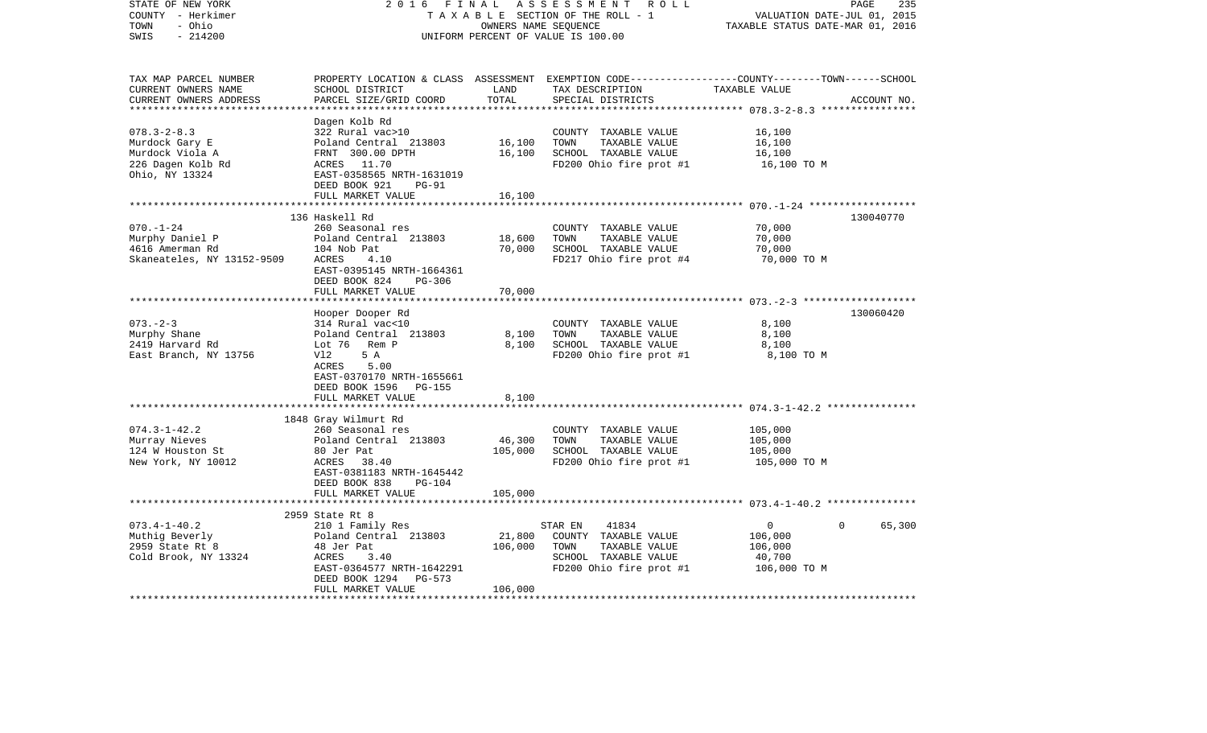STATE OF NEW YORK — 2016 FINAL ASSESSMENT ROLL
COUNTY - Herkimer — TAXABLE SECTION OF THE ROLL - 1 — VALUATION DATE-JUL 01, 2015
TOWN - Ohio — OWNERS NAME SEQUENCE — TAXABLE STATUS DATE-MAR 01, 2016
SWIS - 214200 — UNIFORM PERCENT OF VALUE IS 100.00

| TAX MAP PARCEL NUMBER / CURRENT OWNERS NAME / CURRENT OWNERS ADDRESS | PROPERTY LOCATION & CLASS / SCHOOL DISTRICT / PARCEL SIZE/GRID COORD | ASSESSMENT LAND | TOTAL | EXEMPTION CODE / TAX DESCRIPTION / SPECIAL DISTRICTS | COUNTY TAXABLE VALUE | TOWN | SCHOOL | ACCOUNT NO. |
|---|---|---|---|---|---|---|---|---|
| 078.3-2-8.3 | Dagen Kolb Rd | | | | | | | |
| Murdock Gary E | 322 Rural vac>10 | | | COUNTY TAXABLE VALUE | 16,100 | | | |
| Murdock Viola A | Poland Central 213803 | 16,100 | | TOWN TAXABLE VALUE | 16,100 | | | |
| 226 Dagen Kolb Rd | FRNT 300.00 DPTH | | 16,100 | SCHOOL TAXABLE VALUE | 16,100 | | | |
| Ohio, NY 13324 | ACRES 11.70 | | | FD200 Ohio fire prot #1 | 16,100 TO M | | | |
| | EAST-0358565 NRTH-1631019 | | | | | | | |
| | DEED BOOK 921 PG-91 | | | | | | | |
| | FULL MARKET VALUE | | 16,100 | | | | | |
| 070.-1-24 | 136 Haskell Rd | | | | | | | 130040770 |
| Murphy Daniel P | 260 Seasonal res | | | COUNTY TAXABLE VALUE | 70,000 | | | |
| 4616 Amerman Rd | Poland Central 213803 | 18,600 | | TOWN TAXABLE VALUE | 70,000 | | | |
| Skaneateles, NY 13152-9509 | 104 Nob Pat | | 70,000 | SCHOOL TAXABLE VALUE | 70,000 | | | |
| | ACRES 4.10 | | | FD217 Ohio fire prot #4 | 70,000 TO M | | | |
| | EAST-0395145 NRTH-1664361 | | | | | | | |
| | DEED BOOK 824 PG-306 | | | | | | | |
| | FULL MARKET VALUE | | 70,000 | | | | | |
| 073.-2-3 | Hooper Dooper Rd | | | | | | | 130060420 |
| Murphy Shane | 314 Rural vac<10 | | | COUNTY TAXABLE VALUE | 8,100 | | | |
| 2419 Harvard Rd | Poland Central 213803 | 8,100 | | TOWN TAXABLE VALUE | 8,100 | | | |
| East Branch, NY 13756 | Lot 76 Rem P | | 8,100 | SCHOOL TAXABLE VALUE | 8,100 | | | |
| | Vl2 5 A | | | FD200 Ohio fire prot #1 | 8,100 TO M | | | |
| | ACRES 5.00 | | | | | | | |
| | EAST-0370170 NRTH-1655661 | | | | | | | |
| | DEED BOOK 1596 PG-155 | | | | | | | |
| | FULL MARKET VALUE | | 8,100 | | | | | |
| 074.3-1-42.2 | 1848 Gray Wilmurt Rd | | | | | | | |
| Murray Nieves | 260 Seasonal res | | | COUNTY TAXABLE VALUE | 105,000 | | | |
| 124 W Houston St | Poland Central 213803 | 46,300 | | TOWN TAXABLE VALUE | 105,000 | | | |
| New York, NY 10012 | 80 Jer Pat | | 105,000 | SCHOOL TAXABLE VALUE | 105,000 | | | |
| | ACRES 38.40 | | | FD200 Ohio fire prot #1 | 105,000 TO M | | | |
| | EAST-0381183 NRTH-1645442 | | | | | | | |
| | DEED BOOK 838 PG-104 | | | | | | | |
| | FULL MARKET VALUE | | 105,000 | | | | | |
| 073.4-1-40.2 | 2959 State Rt 8 | | | | | | | |
| Muthig Beverly | 210 1 Family Res | | | STAR EN 41834 | 0 | 0 | 65,300 | |
| 2959 State Rt 8 | Poland Central 213803 | 21,800 | | COUNTY TAXABLE VALUE | 106,000 | | | |
| Cold Brook, NY 13324 | 48 Jer Pat | | 106,000 | TOWN TAXABLE VALUE | 106,000 | | | |
| | ACRES 3.40 | | | SCHOOL TAXABLE VALUE | 40,700 | | | |
| | EAST-0364577 NRTH-1642291 | | | FD200 Ohio fire prot #1 | 106,000 TO M | | | |
| | DEED BOOK 1294 PG-573 | | | | | | | |
| | FULL MARKET VALUE | | 106,000 | | | | | |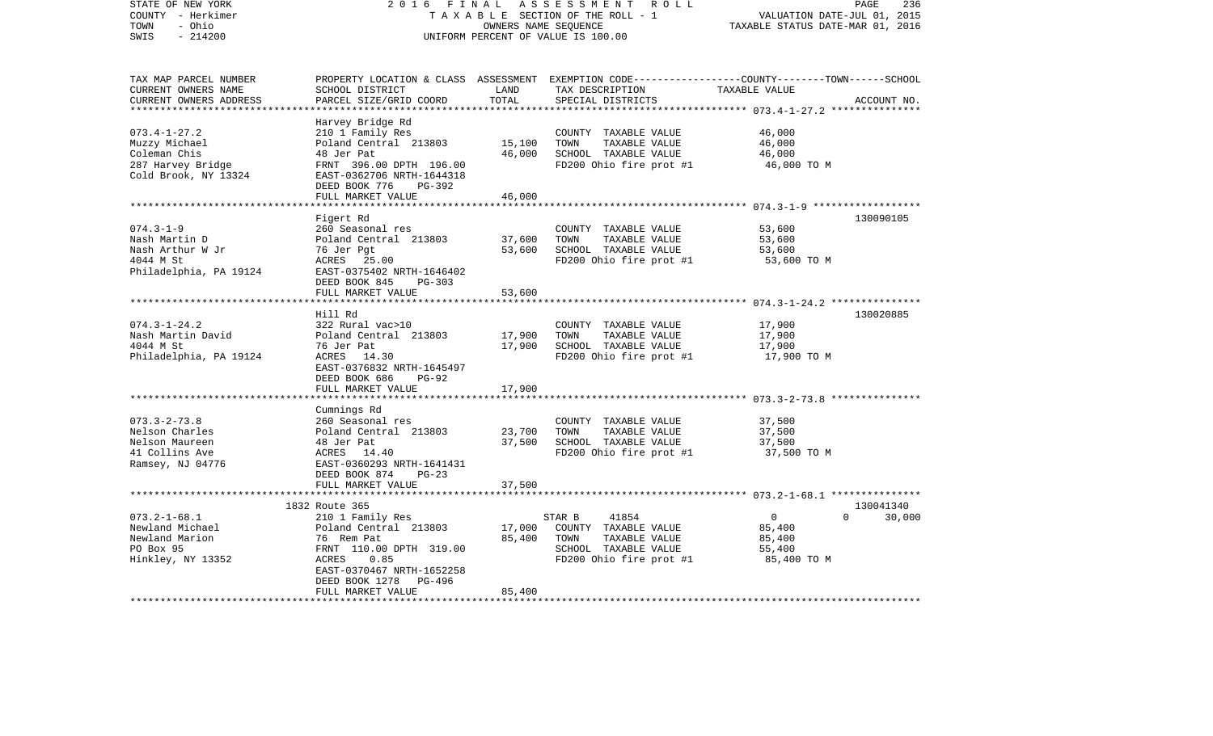STATE OF NEW YORK — 2 0 1 6 F I N A L A S S E S S M E N T R O L L
COUNTY - Herkimer — T A X A B L E SECTION OF THE ROLL - 1 — VALUATION DATE-JUL 01, 2015
TOWN - Ohio — OWNERS NAME SEQUENCE — TAXABLE STATUS DATE-MAR 01, 2016
SWIS - 214200 — UNIFORM PERCENT OF VALUE IS 100.00

| TAX MAP PARCEL NUMBER / CURRENT OWNERS NAME / CURRENT OWNERS ADDRESS | PROPERTY LOCATION & CLASS / SCHOOL DISTRICT / PARCEL SIZE/GRID COORD | ASSESSMENT LAND | TOTAL | EXEMPTION CODE / TAX DESCRIPTION / SPECIAL DISTRICTS | COUNTY--------TOWN------SCHOOL TAXABLE VALUE | ACCOUNT NO. |
|---|---|---|---|---|---|---|
| **073.4-1-27.2** | Harvey Bridge Rd | | | | | |
| 073.4-1-27.2 | 210 1 Family Res | | | COUNTY TAXABLE VALUE | 46,000 | |
| Muzzy Michael | Poland Central 213803 | 15,100 | | TOWN TAXABLE VALUE | 46,000 | |
| Coleman Chis | 48 Jer Pat | | 46,000 | SCHOOL TAXABLE VALUE | 46,000 | |
| 287 Harvey Bridge | FRNT 396.00 DPTH 196.00 | | | FD200 Ohio fire prot #1 | 46,000 TO M | |
| Cold Brook, NY 13324 | EAST-0362706 NRTH-1644318 | | | | | |
| | DEED BOOK 776 PG-392 | | | | | |
| | FULL MARKET VALUE | | 46,000 | | | |
| **074.3-1-9** | Figert Rd | | | | | 130090105 |
| 074.3-1-9 | 260 Seasonal res | | | COUNTY TAXABLE VALUE | 53,600 | |
| Nash Martin D | Poland Central 213803 | 37,600 | | TOWN TAXABLE VALUE | 53,600 | |
| Nash Arthur W Jr | 76 Jer Pgt | | 53,600 | SCHOOL TAXABLE VALUE | 53,600 | |
| 4044 M St | ACRES 25.00 | | | FD200 Ohio fire prot #1 | 53,600 TO M | |
| Philadelphia, PA 19124 | EAST-0375402 NRTH-1646402 | | | | | |
| | DEED BOOK 845 PG-303 | | | | | |
| | FULL MARKET VALUE | | 53,600 | | | |
| **074.3-1-24.2** | Hill Rd | | | | | 130020885 |
| 074.3-1-24.2 | 322 Rural vac>10 | | | COUNTY TAXABLE VALUE | 17,900 | |
| Nash Martin David | Poland Central 213803 | 17,900 | | TOWN TAXABLE VALUE | 17,900 | |
| 4044 M St | 76 Jer Pat | | 17,900 | SCHOOL TAXABLE VALUE | 17,900 | |
| Philadelphia, PA 19124 | ACRES 14.30 | | | FD200 Ohio fire prot #1 | 17,900 TO M | |
| | EAST-0376832 NRTH-1645497 | | | | | |
| | DEED BOOK 686 PG-92 | | | | | |
| | FULL MARKET VALUE | | 17,900 | | | |
| **073.3-2-73.8** | Cumnings Rd | | | | | |
| 073.3-2-73.8 | 260 Seasonal res | | | COUNTY TAXABLE VALUE | 37,500 | |
| Nelson Charles | Poland Central 213803 | 23,700 | | TOWN TAXABLE VALUE | 37,500 | |
| Nelson Maureen | 48 Jer Pat | | 37,500 | SCHOOL TAXABLE VALUE | 37,500 | |
| 41 Collins Ave | ACRES 14.40 | | | FD200 Ohio fire prot #1 | 37,500 TO M | |
| Ramsey, NJ 04776 | EAST-0360293 NRTH-1641431 | | | | | |
| | DEED BOOK 874 PG-23 | | | | | |
| | FULL MARKET VALUE | | 37,500 | | | |
| **073.2-1-68.1** | 1832 Route 365 | | | | | 130041340 |
| 073.2-1-68.1 | 210 1 Family Res | | | STAR B 41854 | 0 0 30,000 | |
| Newland Michael | Poland Central 213803 | 17,000 | | COUNTY TAXABLE VALUE | 85,400 | |
| Newland Marion | 76 Rem Pat | | 85,400 | TOWN TAXABLE VALUE | 85,400 | |
| PO Box 95 | FRNT 110.00 DPTH 319.00 | | | SCHOOL TAXABLE VALUE | 55,400 | |
| Hinkley, NY 13352 | ACRES 0.85 | | | FD200 Ohio fire prot #1 | 85,400 TO M | |
| | EAST-0370467 NRTH-1652258 | | | | | |
| | DEED BOOK 1278 PG-496 | | | | | |
| | FULL MARKET VALUE | | 85,400 | | | |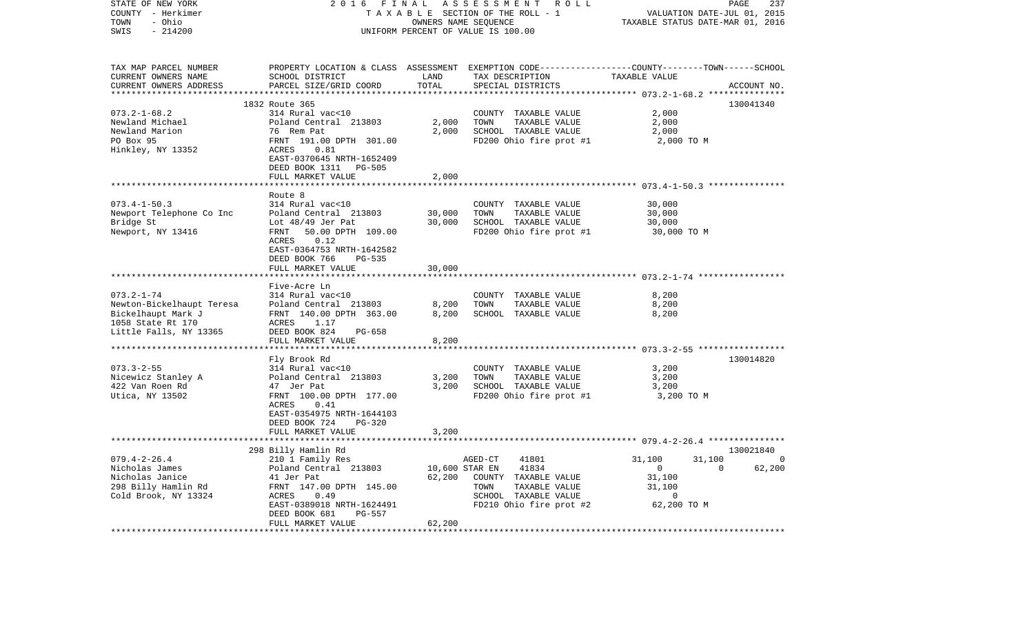STATE OF NEW YORK | COUNTY - Herkimer | TOWN - Ohio | SWIS - 214200

**2016 FINAL ASSESSMENT ROLL**
TAXABLE SECTION OF THE ROLL - 1
OWNERS NAME SEQUENCE
UNIFORM PERCENT OF VALUE IS 100.00

VALUATION DATE-JUL 01, 2015
TAXABLE STATUS DATE-MAR 01, 2016

| TAX MAP PARCEL NUMBER / CURRENT OWNERS NAME / CURRENT OWNERS ADDRESS | PROPERTY LOCATION & CLASS / SCHOOL DISTRICT / PARCEL SIZE/GRID COORD | ASSESSMENT LAND | ASSESSMENT TOTAL | EXEMPTION CODE / TAX DESCRIPTION / SPECIAL DISTRICTS | COUNTY | TOWN | SCHOOL / TAXABLE VALUE | ACCOUNT NO. |
|---|---|---|---|---|---|---|---|---|
| 073.2-1-68.2 | 1832 Route 365 | | | | | | | 130041340 |
| Newland Michael | 314 Rural vac<10 | | | COUNTY TAXABLE VALUE | 2,000 | | | |
| Newland Marion | Poland Central 213803 | 2,000 | | TOWN TAXABLE VALUE | | 2,000 | | |
| PO Box 95 | 76 Rem Pat | | 2,000 | SCHOOL TAXABLE VALUE | | | 2,000 | |
| Hinkley, NY 13352 | FRNT 191.00 DPTH 301.00 | | | FD200 Ohio fire prot #1 | | | 2,000 TO M | |
| | ACRES 0.81 | | | | | | | |
| | EAST-0370645 NRTH-1652409 | | | | | | | |
| | DEED BOOK 1311 PG-505 | | | | | | | |
| | FULL MARKET VALUE | | 2,000 | | | | | |
| 073.4-1-50.3 | Route 8 | | | | | | | |
| Newport Telephone Co Inc | 314 Rural vac<10 | | | COUNTY TAXABLE VALUE | 30,000 | | | |
| Bridge St | Poland Central 213803 | 30,000 | | TOWN TAXABLE VALUE | | 30,000 | | |
| Newport, NY 13416 | Lot 48/49 Jer Pat | | 30,000 | SCHOOL TAXABLE VALUE | | | 30,000 | |
| | FRNT 50.00 DPTH 109.00 | | | FD200 Ohio fire prot #1 | | | 30,000 TO M | |
| | ACRES 0.12 | | | | | | | |
| | EAST-0364753 NRTH-1642582 | | | | | | | |
| | DEED BOOK 766 PG-535 | | | | | | | |
| | FULL MARKET VALUE | | 30,000 | | | | | |
| 073.2-1-74 | Five-Acre Ln | | | | | | | |
| Newton-Bickelhaupt Teresa | 314 Rural vac<10 | | | COUNTY TAXABLE VALUE | 8,200 | | | |
| Bickelhaupt Mark J | Poland Central 213803 | 8,200 | | TOWN TAXABLE VALUE | | 8,200 | | |
| 1058 State Rt 170 | FRNT 140.00 DPTH 363.00 | | 8,200 | SCHOOL TAXABLE VALUE | | | 8,200 | |
| Little Falls, NY 13365 | ACRES 1.17 | | | | | | | |
| | DEED BOOK 824 PG-658 | | | | | | | |
| | FULL MARKET VALUE | | 8,200 | | | | | |
| 073.3-2-55 | Fly Brook Rd | | | | | | | 130014820 |
| Nicewicz Stanley A | 314 Rural vac<10 | | | COUNTY TAXABLE VALUE | 3,200 | | | |
| 422 Van Roen Rd | Poland Central 213803 | 3,200 | | TOWN TAXABLE VALUE | | 3,200 | | |
| Utica, NY 13502 | 47 Jer Pat | | 3,200 | SCHOOL TAXABLE VALUE | | | 3,200 | |
| | FRNT 100.00 DPTH 177.00 | | | FD200 Ohio fire prot #1 | | | 3,200 TO M | |
| | ACRES 0.41 | | | | | | | |
| | EAST-0354975 NRTH-1644103 | | | | | | | |
| | DEED BOOK 724 PG-320 | | | | | | | |
| | FULL MARKET VALUE | | 3,200 | | | | | |
| 079.4-2-26.4 | 298 Billy Hamlin Rd | | | | | | | 130021840 |
| Nicholas James | 210 1 Family Res | | | AGED-CT 41801 | 31,100 | 31,100 | 0 | |
| Nicholas Janice | Poland Central 213803 | 10,600 | | STAR EN 41834 | 0 | 0 | 62,200 | |
| 298 Billy Hamlin Rd | 41 Jer Pat | | 62,200 | COUNTY TAXABLE VALUE | 31,100 | | | |
| Cold Brook, NY 13324 | FRNT 147.00 DPTH 145.00 | | | TOWN TAXABLE VALUE | | 31,100 | | |
| | ACRES 0.49 | | | SCHOOL TAXABLE VALUE | | | 0 | |
| | EAST-0389018 NRTH-1624491 | | | FD210 Ohio fire prot #2 | | | 62,200 TO M | |
| | DEED BOOK 681 PG-557 | | | | | | | |
| | FULL MARKET VALUE | | 62,200 | | | | | |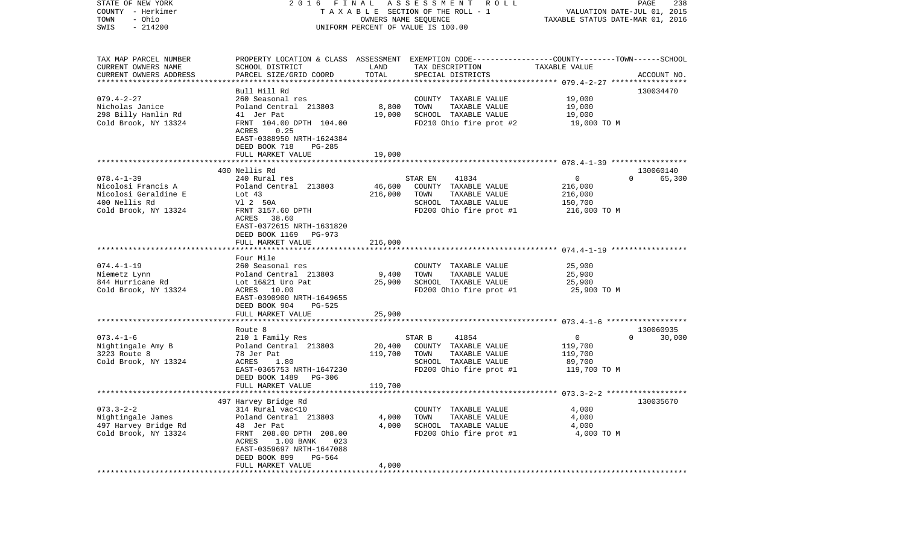STATE OF NEW YORK | COUNTY - Herkimer | TOWN - Ohio | SWIS - 214200

2016 FINAL ASSESSMENT ROLL
TAXABLE SECTION OF THE ROLL - 1
OWNERS NAME SEQUENCE
UNIFORM PERCENT OF VALUE IS 100.00

VALUATION DATE-JUL 01, 2015
TAXABLE STATUS DATE-MAR 01, 2016

| TAX MAP PARCEL NUMBER / CURRENT OWNERS NAME / CURRENT OWNERS ADDRESS | PROPERTY LOCATION & CLASS / SCHOOL DISTRICT / PARCEL SIZE/GRID COORD | ASSESSMENT LAND / TOTAL | EXEMPTION CODE / TAX DESCRIPTION / SPECIAL DISTRICTS | COUNTY | TOWN | SCHOOL / TAXABLE VALUE | ACCOUNT NO. |
|---|---|---|---|---|---|
| **079.4-2-27** | Bull Hill Rd | | | | 130034470 |
| Nicholas Janice | 260 Seasonal res | | COUNTY TAXABLE VALUE | 19,000 | |
| 298 Billy Hamlin Rd | Poland Central 213803 | 8,800 | TOWN TAXABLE VALUE | 19,000 | |
| Cold Brook, NY 13324 | 41 Jer Pat | 19,000 | SCHOOL TAXABLE VALUE | 19,000 | |
| | FRNT 104.00 DPTH 104.00 | | FD210 Ohio fire prot #2 | 19,000 TO M | |
| | ACRES 0.25 | | | | |
| | EAST-0388950 NRTH-1624384 | | | | |
| | DEED BOOK 718 PG-285 | | | | |
| | FULL MARKET VALUE | 19,000 | | | |
| **078.4-1-39** | 400 Nellis Rd | | | | 130060140 |
| Nicolosi Francis A | 240 Rural res | | STAR EN 41834 | 0 0 65,300 | |
| Nicolosi Geraldine E | Poland Central 213803 | 46,600 | COUNTY TAXABLE VALUE | 216,000 | |
| 400 Nellis Rd | Lot 43 | 216,000 | TOWN TAXABLE VALUE | 216,000 | |
| Cold Brook, NY 13324 | Vl 2 50A | | SCHOOL TAXABLE VALUE | 150,700 | |
| | FRNT 3157.60 DPTH | | FD200 Ohio fire prot #1 | 216,000 TO M | |
| | ACRES 38.60 | | | | |
| | EAST-0372615 NRTH-1631820 | | | | |
| | DEED BOOK 1169 PG-973 | | | | |
| | FULL MARKET VALUE | 216,000 | | | |
| **074.4-1-19** | Four Mile | | | | |
| Niemetz Lynn | 260 Seasonal res | | COUNTY TAXABLE VALUE | 25,900 | |
| 844 Hurricane Rd | Poland Central 213803 | 9,400 | TOWN TAXABLE VALUE | 25,900 | |
| Cold Brook, NY 13324 | Lot 16&21 Uro Pat | 25,900 | SCHOOL TAXABLE VALUE | 25,900 | |
| | ACRES 10.00 | | FD200 Ohio fire prot #1 | 25,900 TO M | |
| | EAST-0390900 NRTH-1649655 | | | | |
| | DEED BOOK 904 PG-525 | | | | |
| | FULL MARKET VALUE | 25,900 | | | |
| **073.4-1-6** | Route 8 | | | | 130060935 |
| Nightingale Amy B | 210 1 Family Res | | STAR B 41854 | 0 0 30,000 | |
| 3223 Route 8 | Poland Central 213803 | 20,400 | COUNTY TAXABLE VALUE | 119,700 | |
| Cold Brook, NY 13324 | 78 Jer Pat | 119,700 | TOWN TAXABLE VALUE | 119,700 | |
| | ACRES 1.80 | | SCHOOL TAXABLE VALUE | 89,700 | |
| | EAST-0365753 NRTH-1647230 | | FD200 Ohio fire prot #1 | 119,700 TO M | |
| | DEED BOOK 1489 PG-306 | | | | |
| | FULL MARKET VALUE | 119,700 | | | |
| **073.3-2-2** | 497 Harvey Bridge Rd | | | | 130035670 |
| Nightingale James | 314 Rural vac<10 | | COUNTY TAXABLE VALUE | 4,000 | |
| 497 Harvey Bridge Rd | Poland Central 213803 | 4,000 | TOWN TAXABLE VALUE | 4,000 | |
| Cold Brook, NY 13324 | 48 Jer Pat | 4,000 | SCHOOL TAXABLE VALUE | 4,000 | |
| | FRNT 208.00 DPTH 208.00 | | FD200 Ohio fire prot #1 | 4,000 TO M | |
| | ACRES 1.00 BANK 023 | | | | |
| | EAST-0359697 NRTH-1647088 | | | | |
| | DEED BOOK 899 PG-564 | | | | |
| | FULL MARKET VALUE | 4,000 | | | |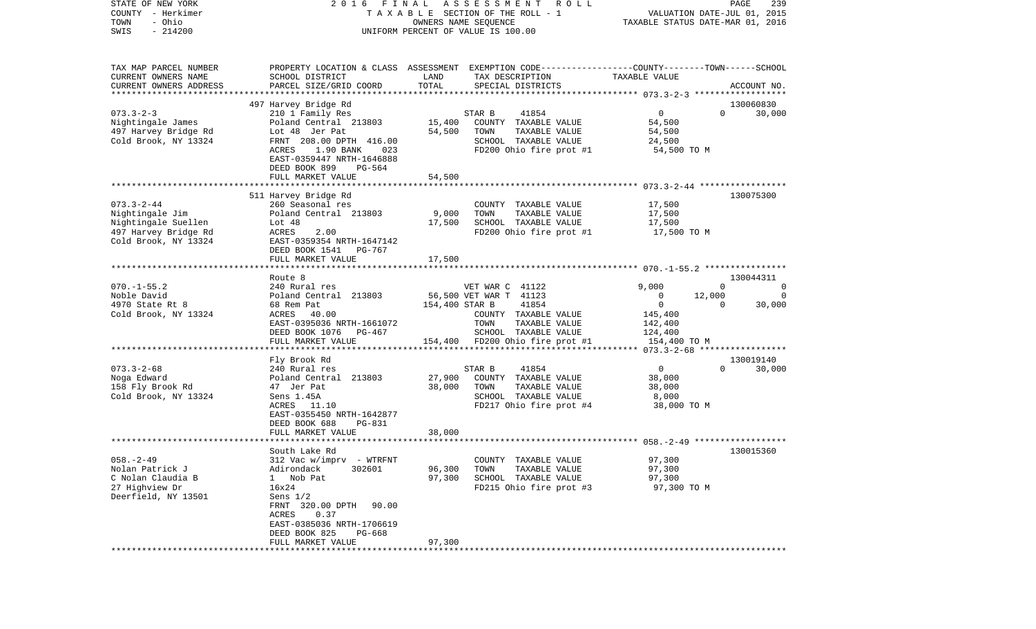STATE OF NEW YORK                    2016 FINAL ASSESSMENT ROLL
COUNTY - Herkimer                    TAXABLE SECTION OF THE ROLL - 1                    VALUATION DATE-JUL 01, 2015
TOWN - Ohio                          OWNERS NAME SEQUENCE                               TAXABLE STATUS DATE-MAR 01, 2016
SWIS - 214200                        UNIFORM PERCENT OF VALUE IS 100.00

| TAX MAP PARCEL NUMBER / CURRENT OWNERS NAME / CURRENT OWNERS ADDRESS | PROPERTY LOCATION & CLASS / SCHOOL DISTRICT / PARCEL SIZE/GRID COORD | ASSESSMENT LAND | TOTAL | EXEMPTION CODE / TAX DESCRIPTION / SPECIAL DISTRICTS | COUNTY | TOWN | SCHOOL / TAXABLE VALUE | ACCOUNT NO. |
|---|---|---|---|---|---|---|---|---|
| | 497 Harvey Bridge Rd | | | | | | | 130060830 |
| 073.3-2-3 | 210 1 Family Res | | | STAR B 41854 | 0 | 0 | 30,000 | |
| Nightingale James | Poland Central 213803 | 15,400 | | COUNTY TAXABLE VALUE | 54,500 | | | |
| 497 Harvey Bridge Rd | Lot 48 Jer Pat | | 54,500 | TOWN TAXABLE VALUE | | 54,500 | | |
| Cold Brook, NY 13324 | FRNT 208.00 DPTH 416.00 | | | SCHOOL TAXABLE VALUE | | | 24,500 | |
| | ACRES 1.90 BANK 023 | | | FD200 Ohio fire prot #1 | 54,500 TO M | | | |
| | EAST-0359447 NRTH-1646888 | | | | | | | |
| | DEED BOOK 899 PG-564 | | | | | | | |
| | FULL MARKET VALUE | | 54,500 | | | | | |
| | 511 Harvey Bridge Rd | | | | | | | 130075300 |
| 073.3-2-44 | 260 Seasonal res | | | COUNTY TAXABLE VALUE | 17,500 | | | |
| Nightingale Jim | Poland Central 213803 | 9,000 | | TOWN TAXABLE VALUE | | 17,500 | | |
| Nightingale Suellen | Lot 48 | | 17,500 | SCHOOL TAXABLE VALUE | | | 17,500 | |
| 497 Harvey Bridge Rd | ACRES 2.00 | | | FD200 Ohio fire prot #1 | 17,500 TO M | | | |
| Cold Brook, NY 13324 | EAST-0359354 NRTH-1647142 | | | | | | | |
| | DEED BOOK 1541 PG-767 | | | | | | | |
| | FULL MARKET VALUE | | 17,500 | | | | | |
| | Route 8 | | | | | | | 130044311 |
| 070.-1-55.2 | 240 Rural res | | | VET WAR C 41122 | 9,000 | 0 | 0 | |
| Noble David | Poland Central 213803 | 56,500 | | VET WAR T 41123 | 0 | 12,000 | 0 | |
| 4970 State Rt 8 | 68 Rem Pat | | 154,400 | STAR B 41854 | 0 | 0 | 30,000 | |
| Cold Brook, NY 13324 | ACRES 40.00 | | | COUNTY TAXABLE VALUE | 145,400 | | | |
| | EAST-0395036 NRTH-1661072 | | | TOWN TAXABLE VALUE | | 142,400 | | |
| | DEED BOOK 1076 PG-467 | | | SCHOOL TAXABLE VALUE | | | 124,400 | |
| | FULL MARKET VALUE | | 154,400 | FD200 Ohio fire prot #1 | 154,400 TO M | | | |
| | Fly Brook Rd | | | | | | | 130019140 |
| 073.3-2-68 | 240 Rural res | | | STAR B 41854 | 0 | 0 | 30,000 | |
| Noga Edward | Poland Central 213803 | 27,900 | | COUNTY TAXABLE VALUE | 38,000 | | | |
| 158 Fly Brook Rd | 47 Jer Pat | | 38,000 | TOWN TAXABLE VALUE | | 38,000 | | |
| Cold Brook, NY 13324 | Sens 1.45A | | | SCHOOL TAXABLE VALUE | | | 8,000 | |
| | ACRES 11.10 | | | FD217 Ohio fire prot #4 | 38,000 TO M | | | |
| | EAST-0355450 NRTH-1642877 | | | | | | | |
| | DEED BOOK 688 PG-831 | | | | | | | |
| | FULL MARKET VALUE | | 38,000 | | | | | |
| | South Lake Rd | | | | | | | 130015360 |
| 058.-2-49 | 312 Vac w/imprv - WTRFNT | | | COUNTY TAXABLE VALUE | 97,300 | | | |
| Nolan Patrick J | Adirondack 302601 | 96,300 | | TOWN TAXABLE VALUE | | 97,300 | | |
| C Nolan Claudia B | 1 Nob Pat | | 97,300 | SCHOOL TAXABLE VALUE | | | 97,300 | |
| 27 Highview Dr | 16x24 | | | FD215 Ohio fire prot #3 | 97,300 TO M | | | |
| Deerfield, NY 13501 | Sens 1/2 | | | | | | | |
| | FRNT 320.00 DPTH 90.00 | | | | | | | |
| | ACRES 0.37 | | | | | | | |
| | EAST-0385036 NRTH-1706619 | | | | | | | |
| | DEED BOOK 825 PG-668 | | | | | | | |
| | FULL MARKET VALUE | | 97,300 | | | | | |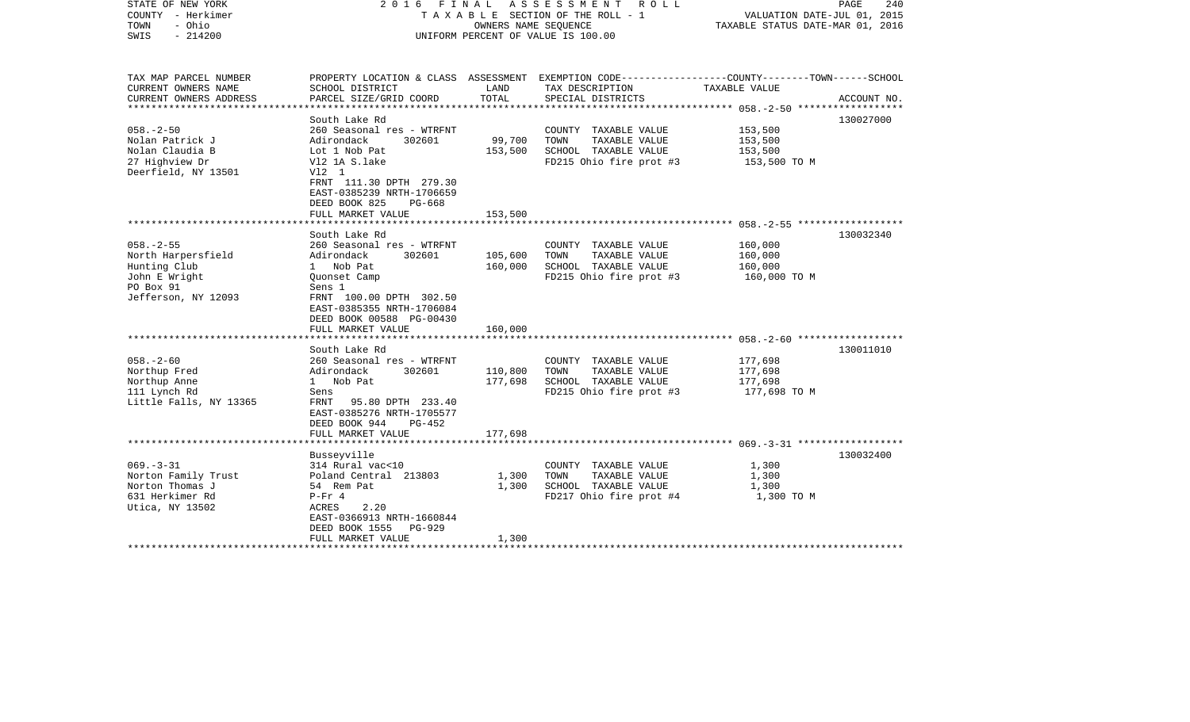STATE OF NEW YORK | 2016 FINAL ASSESSMENT ROLL
COUNTY - Herkimer | TAXABLE SECTION OF THE ROLL - 1 | VALUATION DATE-JUL 01, 2015
TOWN - Ohio | OWNERS NAME SEQUENCE | TAXABLE STATUS DATE-MAR 01, 2016
SWIS - 214200 | UNIFORM PERCENT OF VALUE IS 100.00

| TAX MAP PARCEL NUMBER<br>CURRENT OWNERS NAME<br>CURRENT OWNERS ADDRESS | PROPERTY LOCATION & CLASS<br>SCHOOL DISTRICT<br>PARCEL SIZE/GRID COORD | ASSESSMENT<br>LAND<br>TOTAL | EXEMPTION CODE-----COUNTY-----TOWN-----SCHOOL<br>TAX DESCRIPTION<br>SPECIAL DISTRICTS | TAXABLE VALUE | ACCOUNT NO. |
|---|---|---|---|---|---|
| 058.-2-50 | South Lake Rd | | | | 130027000 |
| 058.-2-50 | 260 Seasonal res - WTRFNT | | COUNTY TAXABLE VALUE | 153,500 | |
| Nolan Patrick J | Adirondack 302601 | 99,700 | TOWN TAXABLE VALUE | 153,500 | |
| Nolan Claudia B | Lot 1 Nob Pat | 153,500 | SCHOOL TAXABLE VALUE | 153,500 | |
| 27 Highview Dr | Vl2 1A S.lake | | FD215 Ohio fire prot #3 | 153,500 TO M | |
| Deerfield, NY 13501 | Vl2 1 | | | | |
| | FRNT 111.30 DPTH 279.30 | | | | |
| | EAST-0385239 NRTH-1706659 | | | | |
| | DEED BOOK 825 PG-668 | | | | |
| | FULL MARKET VALUE | 153,500 | | | |
| 058.-2-55 | South Lake Rd | | | | 130032340 |
| 058.-2-55 | 260 Seasonal res - WTRFNT | | COUNTY TAXABLE VALUE | 160,000 | |
| North Harpersfield | Adirondack 302601 | 105,600 | TOWN TAXABLE VALUE | 160,000 | |
| Hunting Club | 1 Nob Pat | 160,000 | SCHOOL TAXABLE VALUE | 160,000 | |
| John E Wright | Quonset Camp | | FD215 Ohio fire prot #3 | 160,000 TO M | |
| PO Box 91 | Sens 1 | | | | |
| Jefferson, NY 12093 | FRNT 100.00 DPTH 302.50 | | | | |
| | EAST-0385355 NRTH-1706084 | | | | |
| | DEED BOOK 00588 PG-00430 | | | | |
| | FULL MARKET VALUE | 160,000 | | | |
| 058.-2-60 | South Lake Rd | | | | 130011010 |
| 058.-2-60 | 260 Seasonal res - WTRFNT | | COUNTY TAXABLE VALUE | 177,698 | |
| Northup Fred | Adirondack 302601 | 110,800 | TOWN TAXABLE VALUE | 177,698 | |
| Northup Anne | 1 Nob Pat | 177,698 | SCHOOL TAXABLE VALUE | 177,698 | |
| 111 Lynch Rd | Sens | | FD215 Ohio fire prot #3 | 177,698 TO M | |
| Little Falls, NY 13365 | FRNT 95.80 DPTH 233.40 | | | | |
| | EAST-0385276 NRTH-1705577 | | | | |
| | DEED BOOK 944 PG-452 | | | | |
| | FULL MARKET VALUE | 177,698 | | | |
| 069.-3-31 | Busseyville | | | | 130032400 |
| 069.-3-31 | 314 Rural vac<10 | | COUNTY TAXABLE VALUE | 1,300 | |
| Norton Family Trust | Poland Central 213803 | 1,300 | TOWN TAXABLE VALUE | 1,300 | |
| Norton Thomas J | 54 Rem Pat | 1,300 | SCHOOL TAXABLE VALUE | 1,300 | |
| 631 Herkimer Rd | P-Fr 4 | | FD217 Ohio fire prot #4 | 1,300 TO M | |
| Utica, NY 13502 | ACRES 2.20 | | | | |
| | EAST-0366913 NRTH-1660844 | | | | |
| | DEED BOOK 1555 PG-929 | | | | |
| | FULL MARKET VALUE | 1,300 | | | |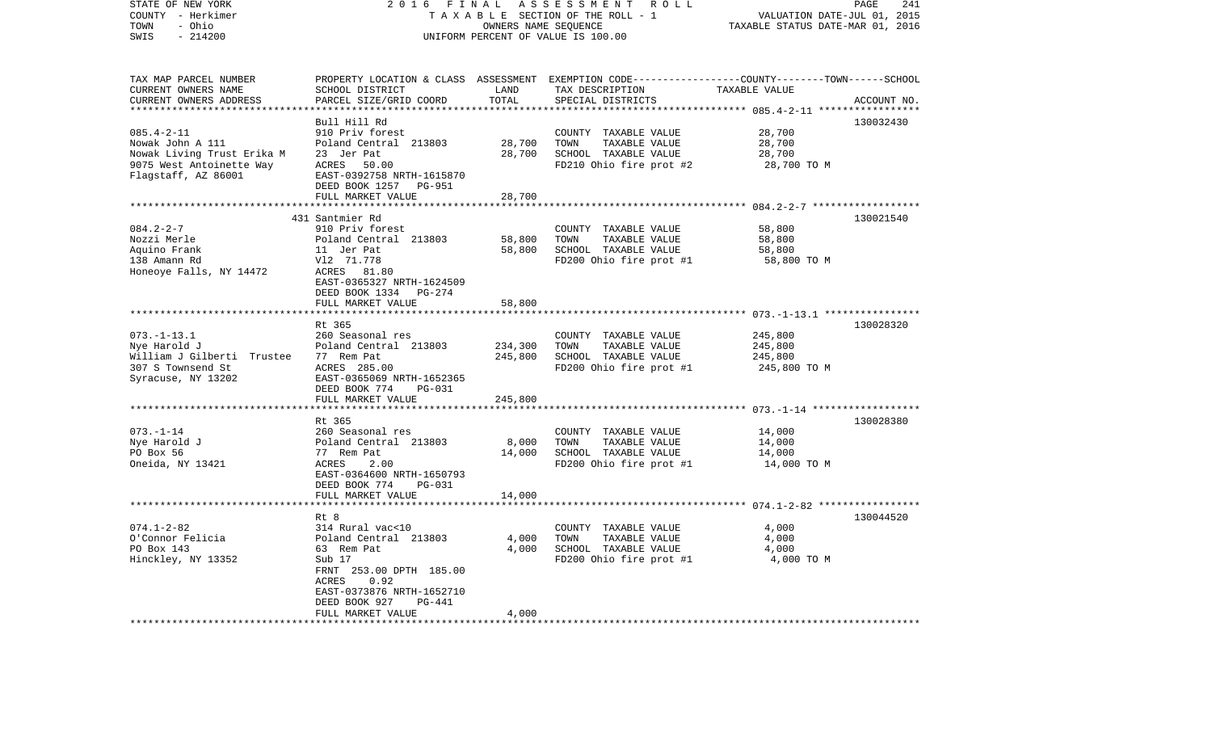| TAX MAP PARCEL NUMBER<br>CURRENT OWNERS NAME<br>CURRENT OWNERS ADDRESS | PROPERTY LOCATION & CLASS<br>SCHOOL DISTRICT<br>PARCEL SIZE/GRID COORD | ASSESSMENT<br>LAND<br>TOTAL | EXEMPTION CODE-----COUNTY-----TOWN------SCHOOL<br>TAX DESCRIPTION<br>SPECIAL DISTRICTS | TAXABLE VALUE | ACCOUNT NO. |
|---|---|---|---|---|---|
| 085.4-2-11 | Bull Hill Rd | | | | 130032430 |
| 085.4-2-11 | 910 Priv forest | | COUNTY TAXABLE VALUE | 28,700 | |
| Nowak John A 111 | Poland Central 213803 | 28,700 | TOWN TAXABLE VALUE | 28,700 | |
| Nowak Living Trust Erika M | 23 Jer Pat | 28,700 | SCHOOL TAXABLE VALUE | 28,700 | |
| 9075 West Antoinette Way | ACRES 50.00 | | FD210 Ohio fire prot #2 | 28,700 TO M | |
| Flagstaff, AZ 86001 | EAST-0392758 NRTH-1615870 | | | | |
| | DEED BOOK 1257 PG-951 | | | | |
| | FULL MARKET VALUE | 28,700 | | | |
| 084.2-2-7 | 431 Santmier Rd | | | | 130021540 |
| 084.2-2-7 | 910 Priv forest | | COUNTY TAXABLE VALUE | 58,800 | |
| Nozzi Merle | Poland Central 213803 | 58,800 | TOWN TAXABLE VALUE | 58,800 | |
| Aquino Frank | 11 Jer Pat | 58,800 | SCHOOL TAXABLE VALUE | 58,800 | |
| 138 Amann Rd | Vl2 71.778 | | FD200 Ohio fire prot #1 | 58,800 TO M | |
| Honeoye Falls, NY 14472 | ACRES 81.80 | | | | |
| | EAST-0365327 NRTH-1624509 | | | | |
| | DEED BOOK 1334 PG-274 | | | | |
| | FULL MARKET VALUE | 58,800 | | | |
| 073.-1-13.1 | Rt 365 | | | | 130028320 |
| 073.-1-13.1 | 260 Seasonal res | | COUNTY TAXABLE VALUE | 245,800 | |
| Nye Harold J | Poland Central 213803 | 234,300 | TOWN TAXABLE VALUE | 245,800 | |
| William J Gilberti Trustee | 77 Rem Pat | 245,800 | SCHOOL TAXABLE VALUE | 245,800 | |
| 307 S Townsend St | ACRES 285.00 | | FD200 Ohio fire prot #1 | 245,800 TO M | |
| Syracuse, NY 13202 | EAST-0365069 NRTH-1652365 | | | | |
| | DEED BOOK 774 PG-031 | | | | |
| | FULL MARKET VALUE | 245,800 | | | |
| 073.-1-14 | Rt 365 | | | | 130028380 |
| 073.-1-14 | 260 Seasonal res | | COUNTY TAXABLE VALUE | 14,000 | |
| Nye Harold J | Poland Central 213803 | 8,000 | TOWN TAXABLE VALUE | 14,000 | |
| PO Box 56 | 77 Rem Pat | 14,000 | SCHOOL TAXABLE VALUE | 14,000 | |
| Oneida, NY 13421 | ACRES 2.00 | | FD200 Ohio fire prot #1 | 14,000 TO M | |
| | EAST-0364600 NRTH-1650793 | | | | |
| | DEED BOOK 774 PG-031 | | | | |
| | FULL MARKET VALUE | 14,000 | | | |
| 074.1-2-82 | Rt 8 | | | | 130044520 |
| 074.1-2-82 | 314 Rural vac<10 | | COUNTY TAXABLE VALUE | 4,000 | |
| O'Connor Felicia | Poland Central 213803 | 4,000 | TOWN TAXABLE VALUE | 4,000 | |
| PO Box 143 | 63 Rem Pat | 4,000 | SCHOOL TAXABLE VALUE | 4,000 | |
| Hinckley, NY 13352 | Sub 17 | | FD200 Ohio fire prot #1 | 4,000 TO M | |
| | FRNT 253.00 DPTH 185.00 | | | | |
| | ACRES 0.92 | | | | |
| | EAST-0373876 NRTH-1652710 | | | | |
| | DEED BOOK 927 PG-441 | | | | |
| | FULL MARKET VALUE | 4,000 | | | |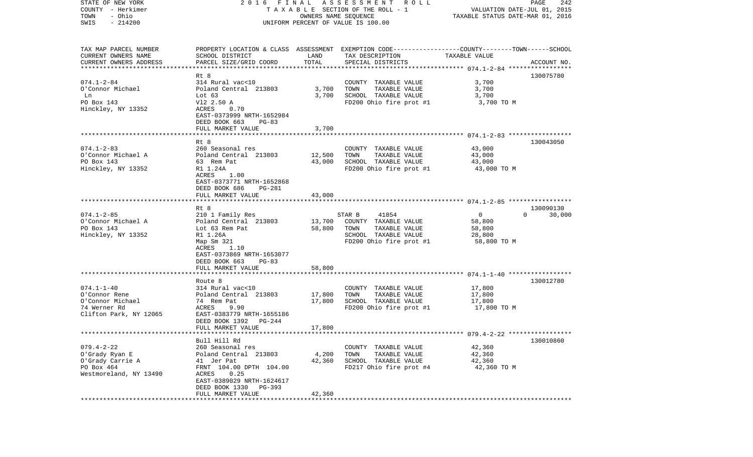STATE OF NEW YORK 2 0 1 6 F I N A L A S S E S S M E N T R O L L
COUNTY - Herkimer T A X A B L E SECTION OF THE ROLL - 1 VALUATION DATE-JUL 01, 2015
TOWN - Ohio OWNERS NAME SEQUENCE TAXABLE STATUS DATE-MAR 01, 2016
SWIS - 214200 UNIFORM PERCENT OF VALUE IS 100.00

| TAX MAP PARCEL NUMBER<br>CURRENT OWNERS NAME<br>CURRENT OWNERS ADDRESS | PROPERTY LOCATION & CLASS<br>SCHOOL DISTRICT<br>PARCEL SIZE/GRID COORD | ASSESSMENT<br>LAND<br>TOTAL | EXEMPTION CODE<br>TAX DESCRIPTION<br>SPECIAL DISTRICTS | COUNTY--------TOWN------SCHOOL<br>TAXABLE VALUE | ACCOUNT NO. |
|---|---|---|---|---|---|
| 074.1-2-84 | Rt 8 | | | | 130075780 |
| O'Connor Michael | 314 Rural vac<10 | | COUNTY TAXABLE VALUE | 3,700 | |
| Ln | Poland Central 213803 | 3,700 | TOWN TAXABLE VALUE | 3,700 | |
| PO Box 143 | Lot 63 | 3,700 | SCHOOL TAXABLE VALUE | 3,700 | |
| Hinckley, NY 13352 | Vl2 2.50 A | | FD200 Ohio fire prot #1 | 3,700 TO M | |
| | ACRES 0.70 | | | | |
| | EAST-0373999 NRTH-1652984 | | | | |
| | DEED BOOK 663 PG-83 | | | | |
| | FULL MARKET VALUE | 3,700 | | | |
| 074.1-2-83 | Rt 8 | | | | 130043050 |
| O'Connor Michael A | 260 Seasonal res | | COUNTY TAXABLE VALUE | 43,000 | |
| PO Box 143 | Poland Central 213803 | 12,500 | TOWN TAXABLE VALUE | 43,000 | |
| Hinckley, NY 13352 | 63 Rem Pat | 43,000 | SCHOOL TAXABLE VALUE | 43,000 | |
| | R1 1.24A | | FD200 Ohio fire prot #1 | 43,000 TO M | |
| | ACRES 1.00 | | | | |
| | EAST-0373771 NRTH-1652868 | | | | |
| | DEED BOOK 686 PG-281 | | | | |
| | FULL MARKET VALUE | 43,000 | | | |
| 074.1-2-85 | Rt 8 | | | | 130090130 |
| O'Connor Michael A | 210 1 Family Res | | STAR B 41854 | 0 0 | 30,000 |
| PO Box 143 | Poland Central 213803 | 13,700 | COUNTY TAXABLE VALUE | 58,800 | |
| Hinckley, NY 13352 | Lot 63 Rem Pat | 58,800 | TOWN TAXABLE VALUE | 58,800 | |
| | R1 1.26A | | SCHOOL TAXABLE VALUE | 28,800 | |
| | Map Sm 321 | | FD200 Ohio fire prot #1 | 58,800 TO M | |
| | ACRES 1.10 | | | | |
| | EAST-0373869 NRTH-1653077 | | | | |
| | DEED BOOK 663 PG-83 | | | | |
| | FULL MARKET VALUE | 58,800 | | | |
| 074.1-1-40 | Route 8 | | | | 130012780 |
| O'Connor Rene | 314 Rural vac<10 | | COUNTY TAXABLE VALUE | 17,800 | |
| O'Connor Michael | Poland Central 213803 | 17,800 | TOWN TAXABLE VALUE | 17,800 | |
| 74 Werner Rd | 74 Rem Pat | 17,800 | SCHOOL TAXABLE VALUE | 17,800 | |
| Clifton Park, NY 12065 | ACRES 9.90 | | FD200 Ohio fire prot #1 | 17,800 TO M | |
| | EAST-0383779 NRTH-1655186 | | | | |
| | DEED BOOK 1392 PG-244 | | | | |
| | FULL MARKET VALUE | 17,800 | | | |
| 079.4-2-22 | Bull Hill Rd | | | | 130010860 |
| O'Grady Ryan E | 260 Seasonal res | | COUNTY TAXABLE VALUE | 42,360 | |
| O'Grady Carrie A | Poland Central 213803 | 4,200 | TOWN TAXABLE VALUE | 42,360 | |
| PO Box 464 | 41 Jer Pat | 42,360 | SCHOOL TAXABLE VALUE | 42,360 | |
| Westmoreland, NY 13490 | FRNT 104.00 DPTH 104.00 | | FD217 Ohio fire prot #4 | 42,360 TO M | |
| | ACRES 0.25 | | | | |
| | EAST-0389029 NRTH-1624617 | | | | |
| | DEED BOOK 1330 PG-393 | | | | |
| | FULL MARKET VALUE | 42,360 | | | |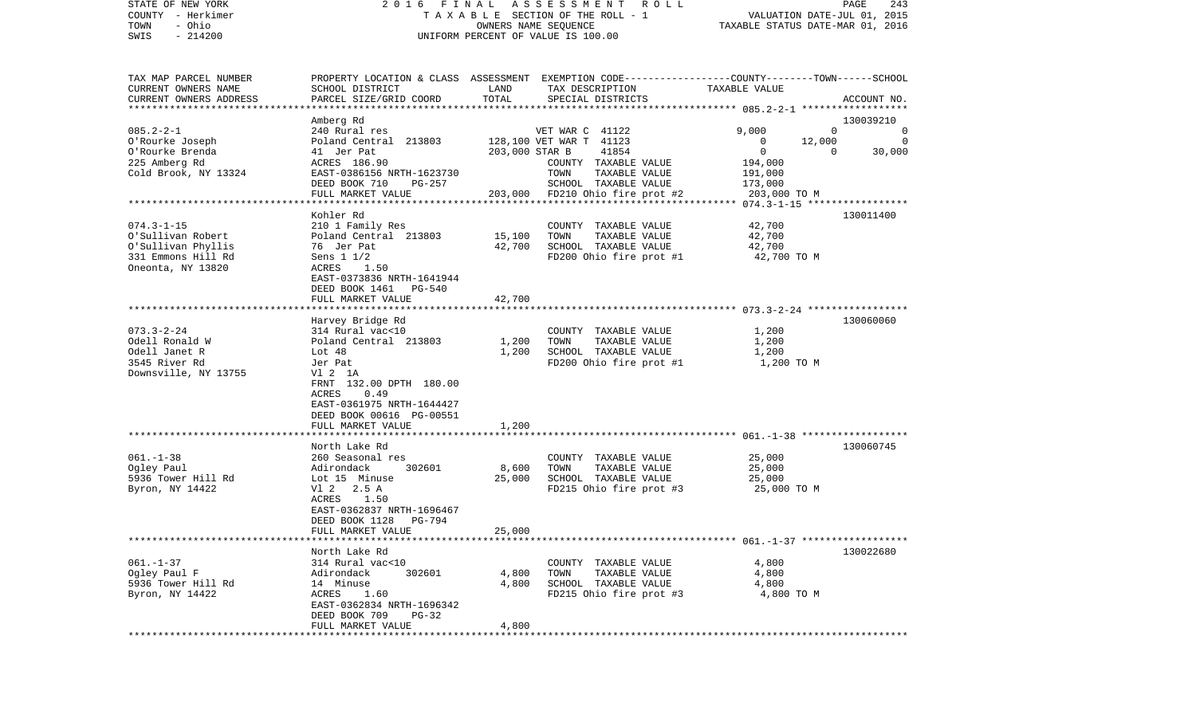STATE OF NEW YORK — 2016 FINAL ASSESSMENT ROLL — PAGE 243
COUNTY - Herkimer — TAXABLE SECTION OF THE ROLL - 1 — VALUATION DATE-JUL 01, 2015
TOWN - Ohio — OWNERS NAME SEQUENCE — TAXABLE STATUS DATE-MAR 01, 2016
SWIS - 214200 — UNIFORM PERCENT OF VALUE IS 100.00

| TAX MAP PARCEL NUMBER / CURRENT OWNERS NAME / CURRENT OWNERS ADDRESS | PROPERTY LOCATION & CLASS / SCHOOL DISTRICT / PARCEL SIZE/GRID COORD | ASSESSMENT LAND | TOTAL | EXEMPTION CODE / TAX DESCRIPTION / SPECIAL DISTRICTS | COUNTY TAXABLE VALUE | TOWN | SCHOOL | ACCOUNT NO. |
|---|---|---|---|---|---|---|---|---|
| 085.2-2-1 | Amberg Rd | | | | | | | 130039210 |
| | 240 Rural res | | | VET WAR C 41122 | 9,000 | 0 | 0 | |
| O'Rourke Joseph | Poland Central 213803 | 128,100 | | VET WAR T 41123 | 0 | 12,000 | 0 | |
| O'Rourke Brenda | 41 Jer Pat | | 203,000 | STAR B 41854 | 0 | 0 | 30,000 | |
| 225 Amberg Rd | ACRES 186.90 | | | COUNTY TAXABLE VALUE | 194,000 | | | |
| Cold Brook, NY 13324 | EAST-0386156 NRTH-1623730 | | | TOWN TAXABLE VALUE | 191,000 | | | |
| | DEED BOOK 710 PG-257 | | | SCHOOL TAXABLE VALUE | 173,000 | | | |
| | FULL MARKET VALUE | | 203,000 | FD210 Ohio fire prot #2 | 203,000 TO M | | | |
| 074.3-1-15 | Kohler Rd | | | | | | | 130011400 |
| | 210 1 Family Res | | | COUNTY TAXABLE VALUE | 42,700 | | | |
| O'Sullivan Robert | Poland Central 213803 | 15,100 | | TOWN TAXABLE VALUE | 42,700 | | | |
| O'Sullivan Phyllis | 76 Jer Pat | | 42,700 | SCHOOL TAXABLE VALUE | 42,700 | | | |
| 331 Emmons Hill Rd | Sens 1 1/2 | | | FD200 Ohio fire prot #1 | 42,700 TO M | | | |
| Oneonta, NY 13820 | ACRES 1.50 | | | | | | | |
| | EAST-0373836 NRTH-1641944 | | | | | | | |
| | DEED BOOK 1461 PG-540 | | | | | | | |
| | FULL MARKET VALUE | | 42,700 | | | | | |
| 073.3-2-24 | Harvey Bridge Rd | | | | | | | 130060060 |
| | 314 Rural vac<10 | | | COUNTY TAXABLE VALUE | 1,200 | | | |
| Odell Ronald W | Poland Central 213803 | 1,200 | | TOWN TAXABLE VALUE | 1,200 | | | |
| Odell Janet R | Lot 48 | | 1,200 | SCHOOL TAXABLE VALUE | 1,200 | | | |
| 3545 River Rd | Jer Pat | | | FD200 Ohio fire prot #1 | 1,200 TO M | | | |
| Downsville, NY 13755 | Vl 2 1A | | | | | | | |
| | FRNT 132.00 DPTH 180.00 | | | | | | | |
| | ACRES 0.49 | | | | | | | |
| | EAST-0361975 NRTH-1644427 | | | | | | | |
| | DEED BOOK 00616 PG-00551 | | | | | | | |
| | FULL MARKET VALUE | | 1,200 | | | | | |
| 061.-1-38 | North Lake Rd | | | | | | | 130060745 |
| | 260 Seasonal res | | | COUNTY TAXABLE VALUE | 25,000 | | | |
| Ogley Paul | Adirondack 302601 | 8,600 | | TOWN TAXABLE VALUE | 25,000 | | | |
| 5936 Tower Hill Rd | Lot 15 Minuse | | 25,000 | SCHOOL TAXABLE VALUE | 25,000 | | | |
| Byron, NY 14422 | Vl 2 2.5 A | | | FD215 Ohio fire prot #3 | 25,000 TO M | | | |
| | ACRES 1.50 | | | | | | | |
| | EAST-0362837 NRTH-1696467 | | | | | | | |
| | DEED BOOK 1128 PG-794 | | | | | | | |
| | FULL MARKET VALUE | | 25,000 | | | | | |
| 061.-1-37 | North Lake Rd | | | | | | | 130022680 |
| | 314 Rural vac<10 | | | COUNTY TAXABLE VALUE | 4,800 | | | |
| Ogley Paul F | Adirondack 302601 | 4,800 | | TOWN TAXABLE VALUE | 4,800 | | | |
| 5936 Tower Hill Rd | 14 Minuse | | 4,800 | SCHOOL TAXABLE VALUE | 4,800 | | | |
| Byron, NY 14422 | ACRES 1.60 | | | FD215 Ohio fire prot #3 | 4,800 TO M | | | |
| | EAST-0362834 NRTH-1696342 | | | | | | | |
| | DEED BOOK 709 PG-32 | | | | | | | |
| | FULL MARKET VALUE | | 4,800 | | | | | |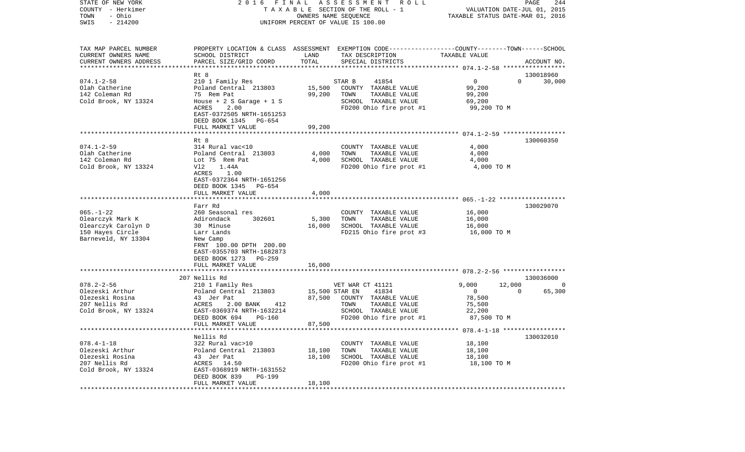STATE OF NEW YORK — 2016 FINAL ASSESSMENT ROLL
COUNTY - Herkimer — TAXABLE SECTION OF THE ROLL - 1 — VALUATION DATE-JUL 01, 2015
TOWN - Ohio — OWNERS NAME SEQUENCE — TAXABLE STATUS DATE-MAR 01, 2016
SWIS - 214200 — UNIFORM PERCENT OF VALUE IS 100.00

| TAX MAP PARCEL NUMBER / CURRENT OWNERS NAME / CURRENT OWNERS ADDRESS | PROPERTY LOCATION & CLASS / SCHOOL DISTRICT / PARCEL SIZE/GRID COORD | ASSESSMENT LAND | TOTAL | EXEMPTION CODE / TAX DESCRIPTION / SPECIAL DISTRICTS | COUNTY TAXABLE VALUE | TOWN | SCHOOL / ACCOUNT NO. |
|---|---|---|---|---|---|---|---|
| **074.1-2-58** | Rt 8 | | | | | | 130018960 |
| 074.1-2-58 | 210 1 Family Res | | | STAR B 41854 | 0 | 0 | 30,000 |
| Olah Catherine | Poland Central 213803 | 15,500 | | COUNTY TAXABLE VALUE | 99,200 | | |
| 142 Coleman Rd | 75 Rem Pat | | 99,200 | TOWN TAXABLE VALUE | 99,200 | | |
| Cold Brook, NY 13324 | House + 2 S Garage + 1 S | | | SCHOOL TAXABLE VALUE | 69,200 | | |
| | ACRES 2.00 | | | FD200 Ohio fire prot #1 | 99,200 TO M | | |
| | EAST-0372505 NRTH-1651253 | | | | | | |
| | DEED BOOK 1345 PG-654 | | | | | | |
| | FULL MARKET VALUE | | 99,200 | | | | |
| **074.1-2-59** | Rt 8 | | | | | | 130060350 |
| 074.1-2-59 | 314 Rural vac<10 | | | COUNTY TAXABLE VALUE | 4,000 | | |
| Olah Catherine | Poland Central 213803 | 4,000 | | TOWN TAXABLE VALUE | 4,000 | | |
| 142 Coleman Rd | Lot 75 Rem Pat | | 4,000 | SCHOOL TAXABLE VALUE | 4,000 | | |
| Cold Brook, NY 13324 | Vl2 1.44A | | | FD200 Ohio fire prot #1 | 4,000 TO M | | |
| | ACRES 1.00 | | | | | | |
| | EAST-0372364 NRTH-1651256 | | | | | | |
| | DEED BOOK 1345 PG-654 | | | | | | |
| | FULL MARKET VALUE | | 4,000 | | | | |
| **065.-1-22** | Farr Rd | | | | | | 130029070 |
| 065.-1-22 | 260 Seasonal res | | | COUNTY TAXABLE VALUE | 16,000 | | |
| Olearczyk Mark K | Adirondack 302601 | 5,300 | | TOWN TAXABLE VALUE | 16,000 | | |
| Olearczyk Carolyn D | 30 Minuse | | 16,000 | SCHOOL TAXABLE VALUE | 16,000 | | |
| 150 Hayes Circle | Larr Lands | | | FD215 Ohio fire prot #3 | 16,000 TO M | | |
| Barneveld, NY 13304 | New Camp | | | | | | |
| | FRNT 100.00 DPTH 200.00 | | | | | | |
| | EAST-0355703 NRTH-1682873 | | | | | | |
| | DEED BOOK 1273 PG-259 | | | | | | |
| | FULL MARKET VALUE | | 16,000 | | | | |
| **078.2-2-56** | 207 Nellis Rd | | | | | | 130036000 |
| 078.2-2-56 | 210 1 Family Res | | | VET WAR CT 41121 | 9,000 | 12,000 | 0 |
| Olezeski Arthur | Poland Central 213803 | 15,500 | | STAR EN 41834 | 0 | 0 | 65,300 |
| Olezeski Rosina | 43 Jer Pat | | 87,500 | COUNTY TAXABLE VALUE | 78,500 | | |
| 207 Nellis Rd | ACRES 2.00 BANK 412 | | | TOWN TAXABLE VALUE | 75,500 | | |
| Cold Brook, NY 13324 | EAST-0369374 NRTH-1632214 | | | SCHOOL TAXABLE VALUE | 22,200 | | |
| | DEED BOOK 694 PG-160 | | | FD200 Ohio fire prot #1 | 87,500 TO M | | |
| | FULL MARKET VALUE | | 87,500 | | | | |
| **078.4-1-18** | Nellis Rd | | | | | | 130032010 |
| 078.4-1-18 | 322 Rural vac>10 | | | COUNTY TAXABLE VALUE | 18,100 | | |
| Olezeski Arthur | Poland Central 213803 | 18,100 | | TOWN TAXABLE VALUE | 18,100 | | |
| Olezeski Rosina | 43 Jer Pat | | 18,100 | SCHOOL TAXABLE VALUE | 18,100 | | |
| 207 Nellis Rd | ACRES 14.50 | | | FD200 Ohio fire prot #1 | 18,100 TO M | | |
| Cold Brook, NY 13324 | EAST-0368919 NRTH-1631552 | | | | | | |
| | DEED BOOK 839 PG-199 | | | | | | |
| | FULL MARKET VALUE | | 18,100 | | | | |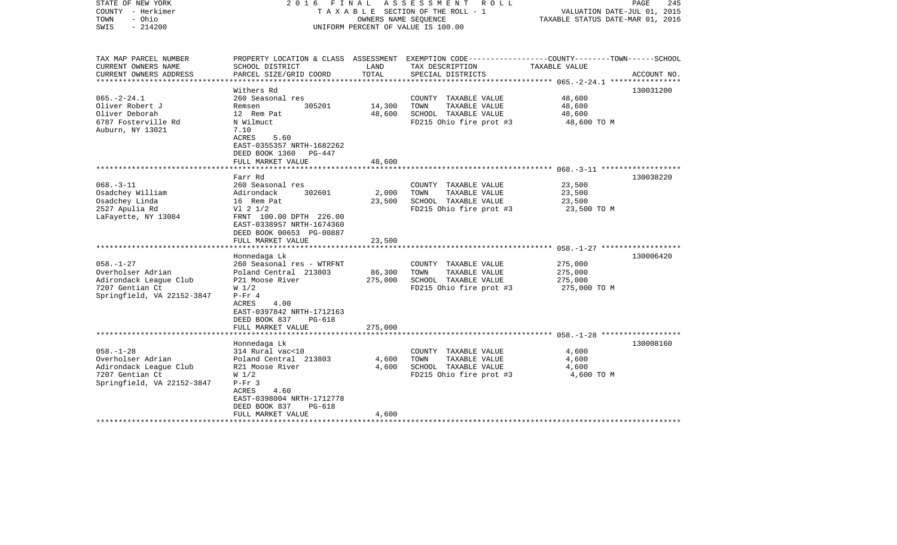STATE OF NEW YORK 2016 FINAL ASSESSMENT ROLL
COUNTY - Herkimer TAXABLE SECTION OF THE ROLL - 1 VALUATION DATE-JUL 01, 2015
TOWN - Ohio OWNERS NAME SEQUENCE TAXABLE STATUS DATE-MAR 01, 2016
SWIS - 214200 UNIFORM PERCENT OF VALUE IS 100.00

| TAX MAP PARCEL NUMBER<br>CURRENT OWNERS NAME<br>CURRENT OWNERS ADDRESS | PROPERTY LOCATION & CLASS<br>SCHOOL DISTRICT<br>PARCEL SIZE/GRID COORD | ASSESSMENT<br>LAND<br>TOTAL | EXEMPTION CODE-----COUNTY-----TOWN------SCHOOL<br>TAX DESCRIPTION<br>SPECIAL DISTRICTS | TAXABLE VALUE | ACCOUNT NO. |
|---|---|---|---|---|---|
| 065.-2-24.1 | Withers Rd | | | | 130031200 |
| 065.-2-24.1 | 260 Seasonal res | | COUNTY TAXABLE VALUE | 48,600 | |
| Oliver Robert J | Remsen 305201 | 14,300 | TOWN TAXABLE VALUE | 48,600 | |
| Oliver Deborah | 12 Rem Pat | 48,600 | SCHOOL TAXABLE VALUE | 48,600 | |
| 6787 Fosterville Rd | N Wilmuct | | FD215 Ohio fire prot #3 | 48,600 TO M | |
| Auburn, NY 13021 | 7.10 | | | | |
| | ACRES 5.60 | | | | |
| | EAST-0355357 NRTH-1682262 | | | | |
| | DEED BOOK 1360 PG-447 | | | | |
| | FULL MARKET VALUE | 48,600 | | | |
| 068.-3-11 | Farr Rd | | | | 130038220 |
| 068.-3-11 | 260 Seasonal res | | COUNTY TAXABLE VALUE | 23,500 | |
| Osadchey William | Adirondack 302601 | 2,000 | TOWN TAXABLE VALUE | 23,500 | |
| Osadchey Linda | 16 Rem Pat | 23,500 | SCHOOL TAXABLE VALUE | 23,500 | |
| 2527 Apulia Rd | Vl 2 1/2 | | FD215 Ohio fire prot #3 | 23,500 TO M | |
| LaFayette, NY 13084 | FRNT 100.00 DPTH 226.00 | | | | |
| | EAST-0338957 NRTH-1674360 | | | | |
| | DEED BOOK 00653 PG-00887 | | | | |
| | FULL MARKET VALUE | 23,500 | | | |
| 058.-1-27 | Honnedaga Lk | | | | 130006420 |
| 058.-1-27 | 260 Seasonal res - WTRFNT | | COUNTY TAXABLE VALUE | 275,000 | |
| Overholser Adrian | Poland Central 213803 | 86,300 | TOWN TAXABLE VALUE | 275,000 | |
| Adirondack League Club | P21 Moose River | 275,000 | SCHOOL TAXABLE VALUE | 275,000 | |
| 7207 Gentian Ct | W 1/2 | | FD215 Ohio fire prot #3 | 275,000 TO M | |
| Springfield, VA 22152-3847 | P-Fr 4 | | | | |
| | ACRES 4.00 | | | | |
| | EAST-0397842 NRTH-1712163 | | | | |
| | DEED BOOK 837 PG-618 | | | | |
| | FULL MARKET VALUE | 275,000 | | | |
| 058.-1-28 | Honnedaga Lk | | | | 130008160 |
| 058.-1-28 | 314 Rural vac<10 | | COUNTY TAXABLE VALUE | 4,600 | |
| Overholser Adrian | Poland Central 213803 | 4,600 | TOWN TAXABLE VALUE | 4,600 | |
| Adirondack League Club | R21 Moose River | 4,600 | SCHOOL TAXABLE VALUE | 4,600 | |
| 7207 Gentian Ct | W 1/2 | | FD215 Ohio fire prot #3 | 4,600 TO M | |
| Springfield, VA 22152-3847 | P-Fr 3 | | | | |
| | ACRES 4.60 | | | | |
| | EAST-0398004 NRTH-1712778 | | | | |
| | DEED BOOK 837 PG-618 | | | | |
| | FULL MARKET VALUE | 4,600 | | | |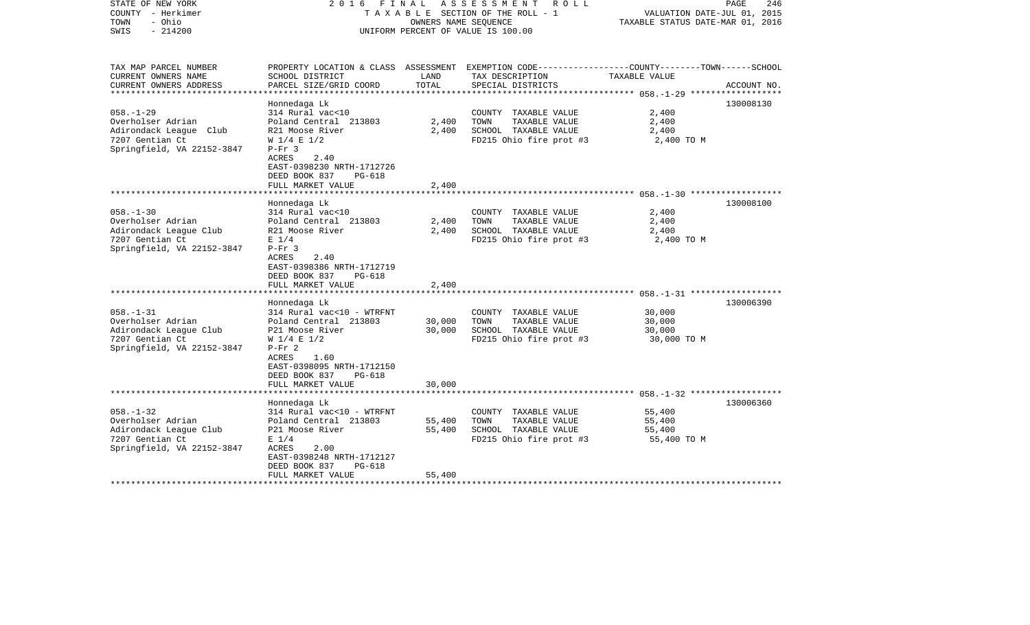STATE OF NEW YORK | 2016 FINAL ASSESSMENT ROLL | VALUATION DATE-JUL 01, 2015
COUNTY - Herkimer | TAXABLE SECTION OF THE ROLL - 1 | TAXABLE STATUS DATE-MAR 01, 2016
TOWN - Ohio | OWNERS NAME SEQUENCE
SWIS - 214200 | UNIFORM PERCENT OF VALUE IS 100.00

| TAX MAP PARCEL NUMBER<br>CURRENT OWNERS NAME<br>CURRENT OWNERS ADDRESS | PROPERTY LOCATION & CLASS<br>SCHOOL DISTRICT<br>PARCEL SIZE/GRID COORD | ASSESSMENT<br>LAND<br>TOTAL | EXEMPTION CODE-----COUNTY-----TOWN------SCHOOL<br>TAX DESCRIPTION<br>SPECIAL DISTRICTS | TAXABLE VALUE | ACCOUNT NO. |
|---|---|---|---|---|---|
| **058.-1-29** | Honnedaga Lk | | | | 130008130 |
| 058.-1-29 | 314 Rural vac<10 | | COUNTY TAXABLE VALUE | 2,400 | |
| Overholser Adrian | Poland Central 213803 | 2,400 | TOWN TAXABLE VALUE | 2,400 | |
| Adirondack League Club | R21 Moose River | 2,400 | SCHOOL TAXABLE VALUE | 2,400 | |
| 7207 Gentian Ct | W 1/4 E 1/2 | | FD215 Ohio fire prot #3 | 2,400 TO M | |
| Springfield, VA 22152-3847 | P-Fr 3 | | | | |
| | ACRES 2.40 | | | | |
| | EAST-0398230 NRTH-1712726 | | | | |
| | DEED BOOK 837 PG-618 | | | | |
| | FULL MARKET VALUE | 2,400 | | | |
| **058.-1-30** | Honnedaga Lk | | | | 130008100 |
| 058.-1-30 | 314 Rural vac<10 | | COUNTY TAXABLE VALUE | 2,400 | |
| Overholser Adrian | Poland Central 213803 | 2,400 | TOWN TAXABLE VALUE | 2,400 | |
| Adirondack League Club | R21 Moose River | 2,400 | SCHOOL TAXABLE VALUE | 2,400 | |
| 7207 Gentian Ct | E 1/4 | | FD215 Ohio fire prot #3 | 2,400 TO M | |
| Springfield, VA 22152-3847 | P-Fr 3 | | | | |
| | ACRES 2.40 | | | | |
| | EAST-0398386 NRTH-1712719 | | | | |
| | DEED BOOK 837 PG-618 | | | | |
| | FULL MARKET VALUE | 2,400 | | | |
| **058.-1-31** | Honnedaga Lk | | | | 130006390 |
| 058.-1-31 | 314 Rural vac<10 - WTRFNT | | COUNTY TAXABLE VALUE | 30,000 | |
| Overholser Adrian | Poland Central 213803 | 30,000 | TOWN TAXABLE VALUE | 30,000 | |
| Adirondack League Club | P21 Moose River | 30,000 | SCHOOL TAXABLE VALUE | 30,000 | |
| 7207 Gentian Ct | W 1/4 E 1/2 | | FD215 Ohio fire prot #3 | 30,000 TO M | |
| Springfield, VA 22152-3847 | P-Fr 2 | | | | |
| | ACRES 1.60 | | | | |
| | EAST-0398095 NRTH-1712150 | | | | |
| | DEED BOOK 837 PG-618 | | | | |
| | FULL MARKET VALUE | 30,000 | | | |
| **058.-1-32** | Honnedaga Lk | | | | 130006360 |
| 058.-1-32 | 314 Rural vac<10 - WTRFNT | | COUNTY TAXABLE VALUE | 55,400 | |
| Overholser Adrian | Poland Central 213803 | 55,400 | TOWN TAXABLE VALUE | 55,400 | |
| Adirondack League Club | P21 Moose River | 55,400 | SCHOOL TAXABLE VALUE | 55,400 | |
| 7207 Gentian Ct | E 1/4 | | FD215 Ohio fire prot #3 | 55,400 TO M | |
| Springfield, VA 22152-3847 | ACRES 2.00 | | | | |
| | EAST-0398248 NRTH-1712127 | | | | |
| | DEED BOOK 837 PG-618 | | | | |
| | FULL MARKET VALUE | 55,400 | | | |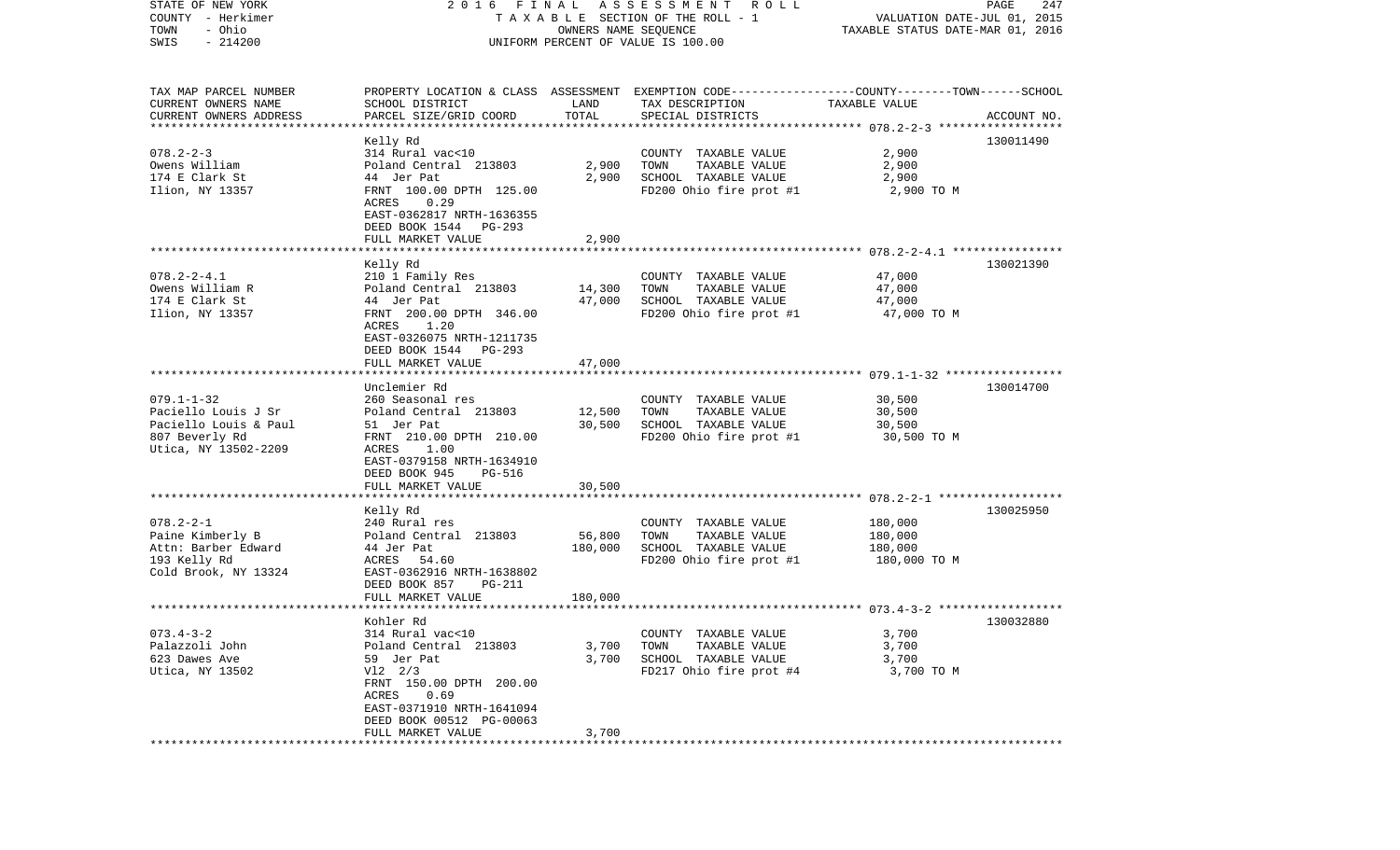STATE OF NEW YORK — COUNTY - Herkimer — TOWN - Ohio — SWIS - 214200

2 0 1 6 F I N A L A S S E S S M E N T R O L L
T A X A B L E SECTION OF THE ROLL - 1
OWNERS NAME SEQUENCE
UNIFORM PERCENT OF VALUE IS 100.00

VALUATION DATE-JUL 01, 2015
TAXABLE STATUS DATE-MAR 01, 2016

| TAX MAP PARCEL NUMBER / CURRENT OWNERS NAME / CURRENT OWNERS ADDRESS | PROPERTY LOCATION & CLASS / SCHOOL DISTRICT / PARCEL SIZE/GRID COORD | ASSESSMENT LAND / TOTAL | EXEMPTION CODE / TAX DESCRIPTION / SPECIAL DISTRICTS | TAXABLE VALUE (COUNTY/TOWN/SCHOOL) | ACCOUNT NO. |
|---|---|---|---|---|---|
| 078.2-2-3 | Kelly Rd | | | | 130011490 |
| Owens William | 314 Rural vac<10 | | COUNTY TAXABLE VALUE | 2,900 | |
| 174 E Clark St | Poland Central 213803 | 2,900 | TOWN TAXABLE VALUE | 2,900 | |
| Ilion, NY 13357 | 44 Jer Pat | 2,900 | SCHOOL TAXABLE VALUE | 2,900 | |
| | FRNT 100.00 DPTH 125.00 | | FD200 Ohio fire prot #1 | 2,900 TO M | |
| | ACRES 0.29 | | | | |
| | EAST-0362817 NRTH-1636355 | | | | |
| | DEED BOOK 1544 PG-293 | | | | |
| | FULL MARKET VALUE | 2,900 | | | |
| 078.2-2-4.1 | Kelly Rd | | | | 130021390 |
| Owens William R | 210 1 Family Res | | COUNTY TAXABLE VALUE | 47,000 | |
| 174 E Clark St | Poland Central 213803 | 14,300 | TOWN TAXABLE VALUE | 47,000 | |
| Ilion, NY 13357 | 44 Jer Pat | 47,000 | SCHOOL TAXABLE VALUE | 47,000 | |
| | FRNT 200.00 DPTH 346.00 | | FD200 Ohio fire prot #1 | 47,000 TO M | |
| | ACRES 1.20 | | | | |
| | EAST-0326075 NRTH-1211735 | | | | |
| | DEED BOOK 1544 PG-293 | | | | |
| | FULL MARKET VALUE | 47,000 | | | |
| 079.1-1-32 | Unclemier Rd | | | | 130014700 |
| Paciello Louis J Sr | 260 Seasonal res | | COUNTY TAXABLE VALUE | 30,500 | |
| Paciello Louis & Paul | Poland Central 213803 | 12,500 | TOWN TAXABLE VALUE | 30,500 | |
| 807 Beverly Rd | 51 Jer Pat | 30,500 | SCHOOL TAXABLE VALUE | 30,500 | |
| Utica, NY 13502-2209 | FRNT 210.00 DPTH 210.00 | | FD200 Ohio fire prot #1 | 30,500 TO M | |
| | ACRES 1.00 | | | | |
| | EAST-0379158 NRTH-1634910 | | | | |
| | DEED BOOK 945 PG-516 | | | | |
| | FULL MARKET VALUE | 30,500 | | | |
| 078.2-2-1 | Kelly Rd | | | | 130025950 |
| Paine Kimberly B | 240 Rural res | | COUNTY TAXABLE VALUE | 180,000 | |
| Attn: Barber Edward | Poland Central 213803 | 56,800 | TOWN TAXABLE VALUE | 180,000 | |
| 193 Kelly Rd | 44 Jer Pat | 180,000 | SCHOOL TAXABLE VALUE | 180,000 | |
| Cold Brook, NY 13324 | ACRES 54.60 | | FD200 Ohio fire prot #1 | 180,000 TO M | |
| | EAST-0362916 NRTH-1638802 | | | | |
| | DEED BOOK 857 PG-211 | | | | |
| | FULL MARKET VALUE | 180,000 | | | |
| 073.4-3-2 | Kohler Rd | | | | 130032880 |
| Palazzoli John | 314 Rural vac<10 | | COUNTY TAXABLE VALUE | 3,700 | |
| 623 Dawes Ave | Poland Central 213803 | 3,700 | TOWN TAXABLE VALUE | 3,700 | |
| Utica, NY 13502 | 59 Jer Pat | 3,700 | SCHOOL TAXABLE VALUE | 3,700 | |
| | Vl2 2/3 | | FD217 Ohio fire prot #4 | 3,700 TO M | |
| | FRNT 150.00 DPTH 200.00 | | | | |
| | ACRES 0.69 | | | | |
| | EAST-0371910 NRTH-1641094 | | | | |
| | DEED BOOK 00512 PG-00063 | | | | |
| | FULL MARKET VALUE | 3,700 | | | |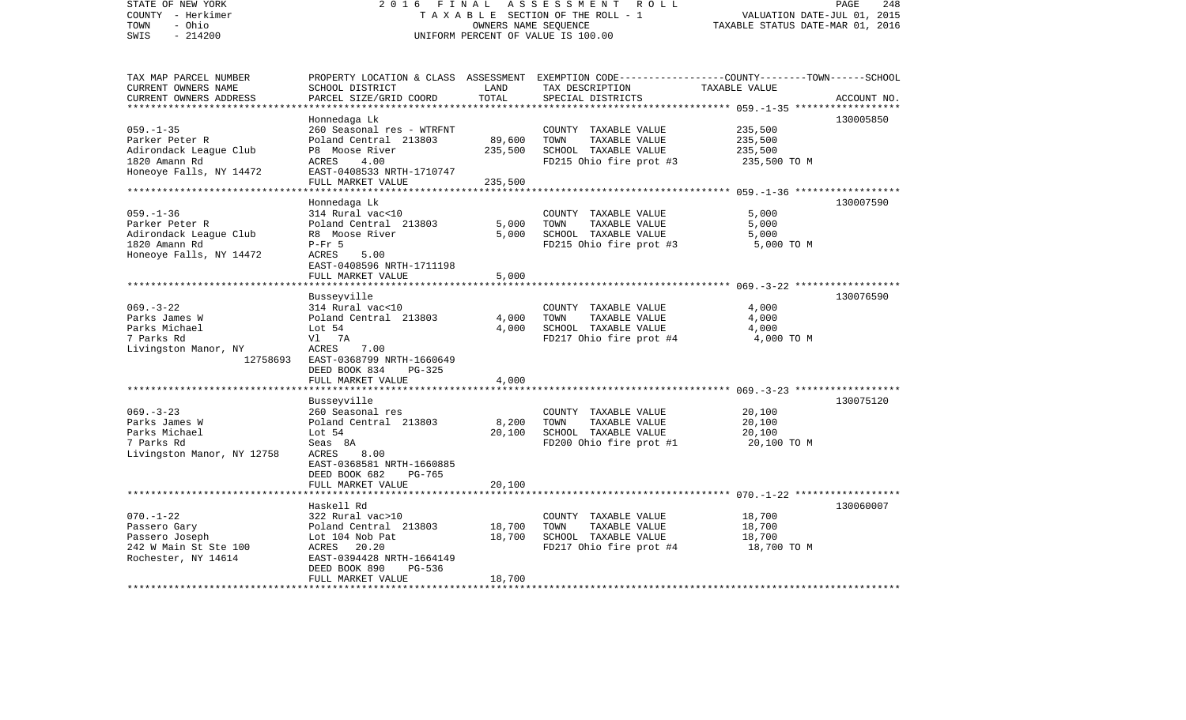STATE OF NEW YORK — 2016 FINAL ASSESSMENT ROLL
COUNTY - Herkimer — TAXABLE SECTION OF THE ROLL - 1 — VALUATION DATE-JUL 01, 2015
TOWN - Ohio — OWNERS NAME SEQUENCE — TAXABLE STATUS DATE-MAR 01, 2016
SWIS - 214200 — UNIFORM PERCENT OF VALUE IS 100.00

| TAX MAP PARCEL NUMBER / CURRENT OWNERS NAME / CURRENT OWNERS ADDRESS | PROPERTY LOCATION & CLASS / SCHOOL DISTRICT / PARCEL SIZE/GRID COORD | ASSESSMENT LAND | TOTAL | EXEMPTION CODE / TAX DESCRIPTION / SPECIAL DISTRICTS | TAXABLE VALUE (COUNTY--TOWN--SCHOOL) | ACCOUNT NO. |
|---|---|---|---|---|---|---|
| | Honnedaga Lk | | | | | 130005850 |
| 059.-1-35 | 260 Seasonal res - WTRFNT | | | COUNTY TAXABLE VALUE | 235,500 | |
| Parker Peter R | Poland Central 213803 | 89,600 | | TOWN TAXABLE VALUE | 235,500 | |
| Adirondack League Club | P8 Moose River | | 235,500 | SCHOOL TAXABLE VALUE | 235,500 | |
| 1820 Amann Rd | ACRES 4.00 | | | FD215 Ohio fire prot #3 | 235,500 TO M | |
| Honeoye Falls, NY 14472 | EAST-0408533 NRTH-1710747 | | | | | |
| | FULL MARKET VALUE | | 235,500 | | | |
| | Honnedaga Lk | | | | | 130007590 |
| 059.-1-36 | 314 Rural vac<10 | | | COUNTY TAXABLE VALUE | 5,000 | |
| Parker Peter R | Poland Central 213803 | 5,000 | | TOWN TAXABLE VALUE | 5,000 | |
| Adirondack League Club | R8 Moose River | | 5,000 | SCHOOL TAXABLE VALUE | 5,000 | |
| 1820 Amann Rd | P-Fr 5 | | | FD215 Ohio fire prot #3 | 5,000 TO M | |
| Honeoye Falls, NY 14472 | ACRES 5.00 | | | | | |
| | EAST-0408596 NRTH-1711198 | | | | | |
| | FULL MARKET VALUE | | 5,000 | | | |
| | Busseyville | | | | | 130076590 |
| 069.-3-22 | 314 Rural vac<10 | | | COUNTY TAXABLE VALUE | 4,000 | |
| Parks James W | Poland Central 213803 | 4,000 | | TOWN TAXABLE VALUE | 4,000 | |
| Parks Michael | Lot 54 | | 4,000 | SCHOOL TAXABLE VALUE | 4,000 | |
| 7 Parks Rd | Vl 7A | | | FD217 Ohio fire prot #4 | 4,000 TO M | |
| Livingston Manor, NY | ACRES 7.00 | | | | | |
| 12758693 | EAST-0368799 NRTH-1660649 | | | | | |
| | DEED BOOK 834 PG-325 | | | | | |
| | FULL MARKET VALUE | | 4,000 | | | |
| | Busseyville | | | | | 130075120 |
| 069.-3-23 | 260 Seasonal res | | | COUNTY TAXABLE VALUE | 20,100 | |
| Parks James W | Poland Central 213803 | 8,200 | | TOWN TAXABLE VALUE | 20,100 | |
| Parks Michael | Lot 54 | | 20,100 | SCHOOL TAXABLE VALUE | 20,100 | |
| 7 Parks Rd | Seas 8A | | | FD200 Ohio fire prot #1 | 20,100 TO M | |
| Livingston Manor, NY 12758 | ACRES 8.00 | | | | | |
| | EAST-0368581 NRTH-1660885 | | | | | |
| | DEED BOOK 682 PG-765 | | | | | |
| | FULL MARKET VALUE | | 20,100 | | | |
| | Haskell Rd | | | | | 130060007 |
| 070.-1-22 | 322 Rural vac>10 | | | COUNTY TAXABLE VALUE | 18,700 | |
| Passero Gary | Poland Central 213803 | 18,700 | | TOWN TAXABLE VALUE | 18,700 | |
| Passero Joseph | Lot 104 Nob Pat | | 18,700 | SCHOOL TAXABLE VALUE | 18,700 | |
| 242 W Main St Ste 100 | ACRES 20.20 | | | FD217 Ohio fire prot #4 | 18,700 TO M | |
| Rochester, NY 14614 | EAST-0394428 NRTH-1664149 | | | | | |
| | DEED BOOK 890 PG-536 | | | | | |
| | FULL MARKET VALUE | | 18,700 | | | |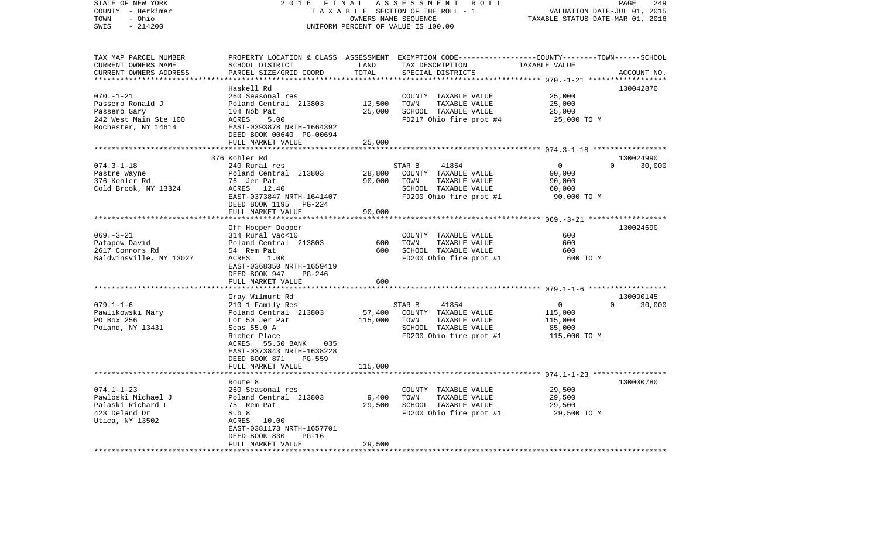STATE OF NEW YORK | 2016 FINAL ASSESSMENT ROLL | PAGE 249
COUNTY - Herkimer | TAXABLE SECTION OF THE ROLL - 1 | VALUATION DATE-JUL 01, 2015
TOWN - Ohio | OWNERS NAME SEQUENCE | TAXABLE STATUS DATE-MAR 01, 2016
SWIS - 214200 | UNIFORM PERCENT OF VALUE IS 100.00

| TAX MAP PARCEL NUMBER / CURRENT OWNERS NAME / CURRENT OWNERS ADDRESS | PROPERTY LOCATION & CLASS / SCHOOL DISTRICT / PARCEL SIZE/GRID COORD | ASSESSMENT LAND | TOTAL | EXEMPTION CODE / TAX DESCRIPTION / SPECIAL DISTRICTS | COUNTY | TOWN | SCHOOL / TAXABLE VALUE | ACCOUNT NO. |
|---|---|---|---|---|---|---|---|---|
| 070.-1-21 | Haskell Rd | | | | | | | 130042870 |
| Passero Ronald J | 260 Seasonal res | | | COUNTY TAXABLE VALUE | 25,000 | | | |
| Passero Gary | Poland Central 213803 | 12,500 | | TOWN TAXABLE VALUE | | 25,000 | | |
| 242 West Main Ste 100 | 104 Nob Pat | | 25,000 | SCHOOL TAXABLE VALUE | | | 25,000 | |
| Rochester, NY 14614 | ACRES 5.00 | | | FD217 Ohio fire prot #4 | 25,000 TO M | | | |
| | EAST-0393878 NRTH-1664392 | | | | | | | |
| | DEED BOOK 00640 PG-00694 | | | | | | | |
| | FULL MARKET VALUE | | 25,000 | | | | | |
| 074.3-1-18 | 376 Kohler Rd | | | | | | | 130024990 |
| Pastre Wayne | 240 Rural res | | | STAR B 41854 | 0 | 0 | 30,000 | |
| 376 Kohler Rd | Poland Central 213803 | 28,800 | | COUNTY TAXABLE VALUE | 90,000 | | | |
| Cold Brook, NY 13324 | 76 Jer Pat | | 90,000 | TOWN TAXABLE VALUE | | 90,000 | | |
| | ACRES 12.40 | | | SCHOOL TAXABLE VALUE | | | 60,000 | |
| | EAST-0373847 NRTH-1641407 | | | FD200 Ohio fire prot #1 | 90,000 TO M | | | |
| | DEED BOOK 1195 PG-224 | | | | | | | |
| | FULL MARKET VALUE | | 90,000 | | | | | |
| 069.-3-21 | Off Hooper Dooper | | | | | | | 130024690 |
| Patapow David | 314 Rural vac<10 | | | COUNTY TAXABLE VALUE | 600 | | | |
| 2617 Connors Rd | Poland Central 213803 | 600 | | TOWN TAXABLE VALUE | | 600 | | |
| Baldwinsville, NY 13027 | 54 Rem Pat | | 600 | SCHOOL TAXABLE VALUE | | | 600 | |
| | ACRES 1.00 | | | FD200 Ohio fire prot #1 | 600 TO M | | | |
| | EAST-0368350 NRTH-1659419 | | | | | | | |
| | DEED BOOK 947 PG-246 | | | | | | | |
| | FULL MARKET VALUE | | 600 | | | | | |
| 079.1-1-6 | Gray Wilmurt Rd | | | | | | | 130090145 |
| Pawlikowski Mary | 210 1 Family Res | | | STAR B 41854 | 0 | 0 | 30,000 | |
| PO Box 256 | Poland Central 213803 | 57,400 | | COUNTY TAXABLE VALUE | 115,000 | | | |
| Poland, NY 13431 | Lot 50 Jer Pat | | 115,000 | TOWN TAXABLE VALUE | | 115,000 | | |
| | Seas 55.0 A | | | SCHOOL TAXABLE VALUE | | | 85,000 | |
| | Richer Place | | | FD200 Ohio fire prot #1 | 115,000 TO M | | | |
| | ACRES 55.50 BANK 035 | | | | | | | |
| | EAST-0373843 NRTH-1638228 | | | | | | | |
| | DEED BOOK 871 PG-559 | | | | | | | |
| | FULL MARKET VALUE | | 115,000 | | | | | |
| 074.1-1-23 | Route 8 | | | | | | | 130000780 |
| Pawloski Michael J | 260 Seasonal res | | | COUNTY TAXABLE VALUE | 29,500 | | | |
| Palaski Richard L | Poland Central 213803 | 9,400 | | TOWN TAXABLE VALUE | | 29,500 | | |
| 423 Deland Dr | 75 Rem Pat | | 29,500 | SCHOOL TAXABLE VALUE | | | 29,500 | |
| Utica, NY 13502 | Sub 8 | | | FD200 Ohio fire prot #1 | 29,500 TO M | | | |
| | ACRES 10.00 | | | | | | | |
| | EAST-0381173 NRTH-1657701 | | | | | | | |
| | DEED BOOK 830 PG-16 | | | | | | | |
| | FULL MARKET VALUE | | 29,500 | | | | | |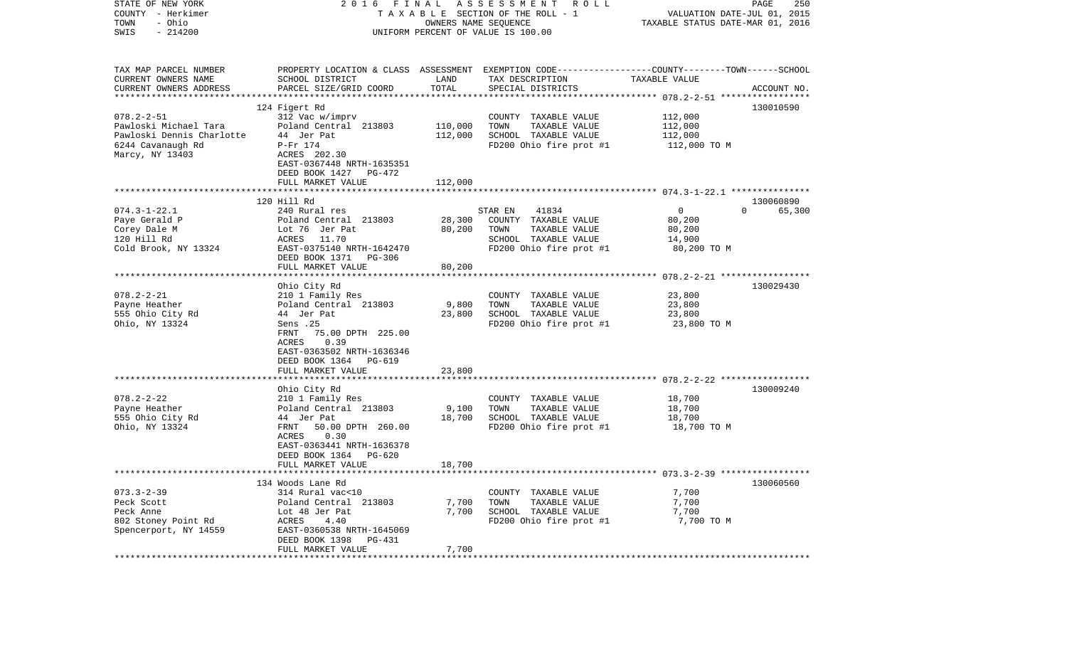STATE OF NEW YORK — COUNTY - Herkimer — TOWN - Ohio — SWIS - 214200

2016 FINAL ASSESSMENT ROLL
TAXABLE SECTION OF THE ROLL - 1
OWNERS NAME SEQUENCE
UNIFORM PERCENT OF VALUE IS 100.00

VALUATION DATE-JUL 01, 2015
TAXABLE STATUS DATE-MAR 01, 2016

| TAX MAP PARCEL NUMBER / CURRENT OWNERS NAME / CURRENT OWNERS ADDRESS | PROPERTY LOCATION & CLASS / SCHOOL DISTRICT / PARCEL SIZE/GRID COORD | ASSESSMENT LAND | TOTAL | EXEMPTION CODE / TAX DESCRIPTION / SPECIAL DISTRICTS | COUNTY-TOWN TAXABLE VALUE | SCHOOL | ACCOUNT NO. |
|---|---|---|---|---|---|---|---|
| 078.2-2-51 | 124 Figert Rd | | | | | | 130010590 |
| | 312 Vac w/imprv | | | COUNTY TAXABLE VALUE | 112,000 | | |
| Pawloski Michael Tara | Poland Central 213803 | 110,000 | | TOWN TAXABLE VALUE | 112,000 | | |
| Pawloski Dennis Charlotte | 44 Jer Pat | | 112,000 | SCHOOL TAXABLE VALUE | 112,000 | | |
| 6244 Cavanaugh Rd | P-Fr 174 | | | FD200 Ohio fire prot #1 | 112,000 TO M | | |
| Marcy, NY 13403 | ACRES 202.30 | | | | | | |
| | EAST-0367448 NRTH-1635351 | | | | | | |
| | DEED BOOK 1427 PG-472 | | | | | | |
| | FULL MARKET VALUE | | 112,000 | | | | |
| 074.3-1-22.1 | 120 Hill Rd | | | | | | 130060890 |
| | 240 Rural res | | | STAR EN 41834 | 0 | 0 | 65,300 |
| Paye Gerald P | Poland Central 213803 | 28,300 | | COUNTY TAXABLE VALUE | 80,200 | | |
| Corey Dale M | Lot 76 Jer Pat | | 80,200 | TOWN TAXABLE VALUE | 80,200 | | |
| 120 Hill Rd | ACRES 11.70 | | | SCHOOL TAXABLE VALUE | 14,900 | | |
| Cold Brook, NY 13324 | EAST-0375140 NRTH-1642470 | | | FD200 Ohio fire prot #1 | 80,200 TO M | | |
| | DEED BOOK 1371 PG-306 | | | | | | |
| | FULL MARKET VALUE | | 80,200 | | | | |
| 078.2-2-21 | Ohio City Rd | | | | | | 130029430 |
| | 210 1 Family Res | | | COUNTY TAXABLE VALUE | 23,800 | | |
| Payne Heather | Poland Central 213803 | 9,800 | | TOWN TAXABLE VALUE | 23,800 | | |
| 555 Ohio City Rd | 44 Jer Pat | | 23,800 | SCHOOL TAXABLE VALUE | 23,800 | | |
| Ohio, NY 13324 | Sens .25 | | | FD200 Ohio fire prot #1 | 23,800 TO M | | |
| | FRNT 75.00 DPTH 225.00 | | | | | | |
| | ACRES 0.39 | | | | | | |
| | EAST-0363502 NRTH-1636346 | | | | | | |
| | DEED BOOK 1364 PG-619 | | | | | | |
| | FULL MARKET VALUE | | 23,800 | | | | |
| 078.2-2-22 | Ohio City Rd | | | | | | 130009240 |
| | 210 1 Family Res | | | COUNTY TAXABLE VALUE | 18,700 | | |
| Payne Heather | Poland Central 213803 | 9,100 | | TOWN TAXABLE VALUE | 18,700 | | |
| 555 Ohio City Rd | 44 Jer Pat | | 18,700 | SCHOOL TAXABLE VALUE | 18,700 | | |
| Ohio, NY 13324 | FRNT 50.00 DPTH 260.00 | | | FD200 Ohio fire prot #1 | 18,700 TO M | | |
| | ACRES 0.30 | | | | | | |
| | EAST-0363441 NRTH-1636378 | | | | | | |
| | DEED BOOK 1364 PG-620 | | | | | | |
| | FULL MARKET VALUE | | 18,700 | | | | |
| 073.3-2-39 | 134 Woods Lane Rd | | | | | | 130060560 |
| | 314 Rural vac<10 | | | COUNTY TAXABLE VALUE | 7,700 | | |
| Peck Scott | Poland Central 213803 | 7,700 | | TOWN TAXABLE VALUE | 7,700 | | |
| Peck Anne | Lot 48 Jer Pat | | 7,700 | SCHOOL TAXABLE VALUE | 7,700 | | |
| 802 Stoney Point Rd | ACRES 4.40 | | | FD200 Ohio fire prot #1 | 7,700 TO M | | |
| Spencerport, NY 14559 | EAST-0360538 NRTH-1645069 | | | | | | |
| | DEED BOOK 1398 PG-431 | | | | | | |
| | FULL MARKET VALUE | | 7,700 | | | | |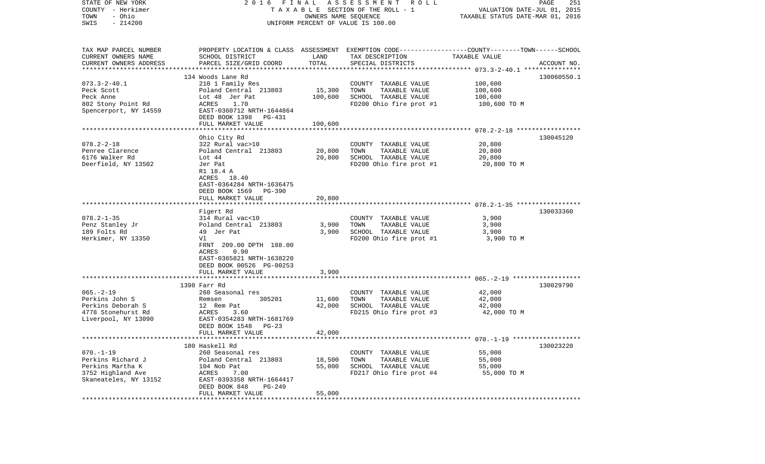STATE OF NEW YORK — 2016 FINAL ASSESSMENT ROLL
COUNTY - Herkimer — TAXABLE SECTION OF THE ROLL - 1 — VALUATION DATE-JUL 01, 2015
TOWN - Ohio — OWNERS NAME SEQUENCE — TAXABLE STATUS DATE-MAR 01, 2016
SWIS - 214200 — UNIFORM PERCENT OF VALUE IS 100.00

| TAX MAP PARCEL NUMBER / CURRENT OWNERS NAME / CURRENT OWNERS ADDRESS | PROPERTY LOCATION & CLASS / SCHOOL DISTRICT / PARCEL SIZE/GRID COORD | ASSESSMENT LAND | TOTAL | EXEMPTION CODE / TAX DESCRIPTION / SPECIAL DISTRICTS | TAXABLE VALUE (COUNTY--TOWN--SCHOOL) | ACCOUNT NO. |
|---|---|---|---|---|---|---|
| 073.3-2-40.1 | 134 Woods Lane Rd | | | | | 130060550.1 |
| 073.3-2-40.1 | 210 1 Family Res | | | COUNTY TAXABLE VALUE | 100,600 | |
| Peck Scott | Poland Central 213803 | 15,300 | | TOWN TAXABLE VALUE | 100,600 | |
| Peck Anne | Lot 48 Jer Pat | | 100,600 | SCHOOL TAXABLE VALUE | 100,600 | |
| 802 Stony Point Rd | ACRES 1.70 | | | FD200 Ohio fire prot #1 | 100,600 TO M | |
| Spencerport, NY 14559 | EAST-0360712 NRTH-1644864 | | | | | |
| | DEED BOOK 1398 PG-431 | | | | | |
| | FULL MARKET VALUE | | 100,600 | | | |
| 078.2-2-18 | Ohio City Rd | | | | | 130045120 |
| 078.2-2-18 | 322 Rural vac>10 | | | COUNTY TAXABLE VALUE | 20,800 | |
| Penree Clarence | Poland Central 213803 | 20,800 | | TOWN TAXABLE VALUE | 20,800 | |
| 6176 Walker Rd | Lot 44 | | 20,800 | SCHOOL TAXABLE VALUE | 20,800 | |
| Deerfield, NY 13502 | Jer Pat | | | FD200 Ohio fire prot #1 | 20,800 TO M | |
| | R1 18.4 A | | | | | |
| | ACRES 18.40 | | | | | |
| | EAST-0364284 NRTH-1636475 | | | | | |
| | DEED BOOK 1569 PG-390 | | | | | |
| | FULL MARKET VALUE | | 20,800 | | | |
| 078.2-1-35 | Figert Rd | | | | | 130033360 |
| 078.2-1-35 | 314 Rural vac<10 | | | COUNTY TAXABLE VALUE | 3,900 | |
| Penz Stanley Jr | Poland Central 213803 | 3,900 | | TOWN TAXABLE VALUE | 3,900 | |
| 189 Folts Rd | 49 Jer Pat | | 3,900 | SCHOOL TAXABLE VALUE | 3,900 | |
| Herkimer, NY 13350 | Vl | | | FD200 Ohio fire prot #1 | 3,900 TO M | |
| | FRNT 209.00 DPTH 188.00 | | | | | |
| | ACRES 0.90 | | | | | |
| | EAST-0365821 NRTH-1638220 | | | | | |
| | DEED BOOK 00526 PG-00253 | | | | | |
| | FULL MARKET VALUE | | 3,900 | | | |
| 065.-2-19 | 1398 Farr Rd | | | | | 130029790 |
| 065.-2-19 | 260 Seasonal res | | | COUNTY TAXABLE VALUE | 42,000 | |
| Perkins John S | Remsen 305201 | 11,600 | | TOWN TAXABLE VALUE | 42,000 | |
| Perkins Deborah S | 12 Rem Pat | | 42,000 | SCHOOL TAXABLE VALUE | 42,000 | |
| 4778 Stonehurst Rd | ACRES 3.60 | | | FD215 Ohio fire prot #3 | 42,000 TO M | |
| Liverpool, NY 13090 | EAST-0354283 NRTH-1681769 | | | | | |
| | DEED BOOK 1548 PG-23 | | | | | |
| | FULL MARKET VALUE | | 42,000 | | | |
| 070.-1-19 | 180 Haskell Rd | | | | | 130023220 |
| 070.-1-19 | 260 Seasonal res | | | COUNTY TAXABLE VALUE | 55,000 | |
| Perkins Richard J | Poland Central 213803 | 18,500 | | TOWN TAXABLE VALUE | 55,000 | |
| Perkins Martha K | 104 Nob Pat | | 55,000 | SCHOOL TAXABLE VALUE | 55,000 | |
| 3752 Highland Ave | ACRES 7.00 | | | FD217 Ohio fire prot #4 | 55,000 TO M | |
| Skaneateles, NY 13152 | EAST-0393358 NRTH-1664417 | | | | | |
| | DEED BOOK 848 PG-249 | | | | | |
| | FULL MARKET VALUE | | 55,000 | | | |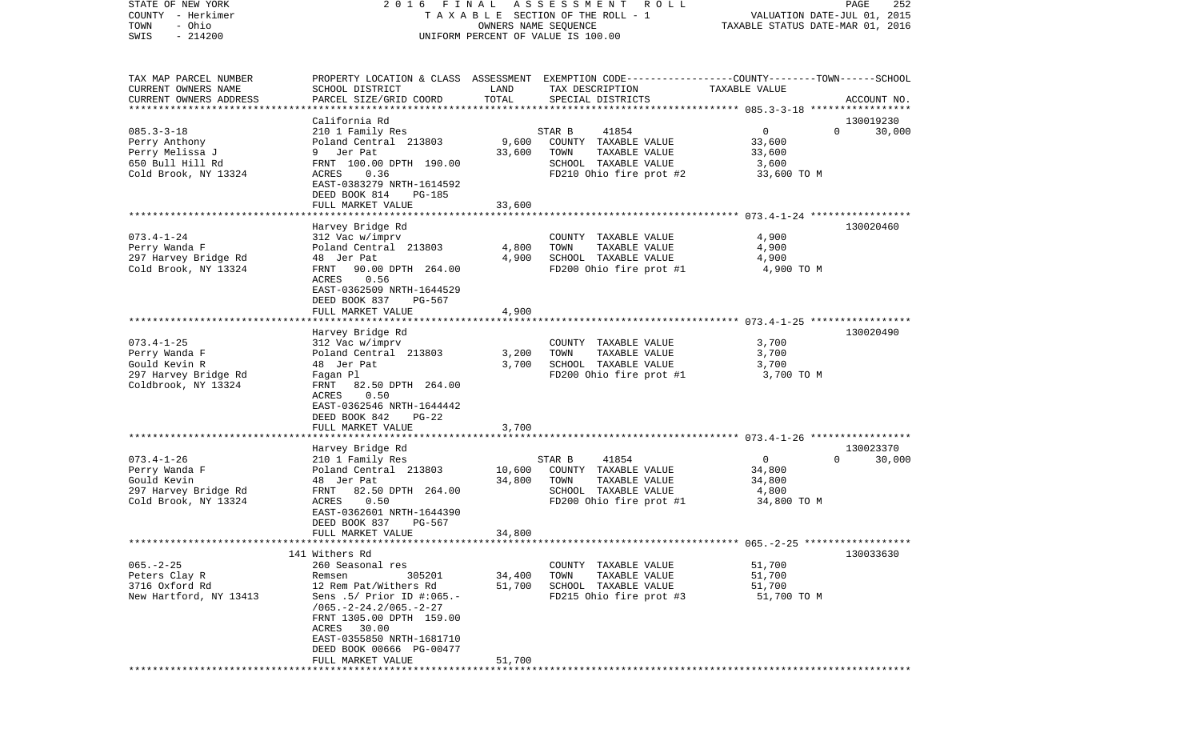STATE OF NEW YORK — COUNTY - Herkimer — TOWN - Ohio — SWIS - 214200

2016 FINAL ASSESSMENT ROLL
TAXABLE SECTION OF THE ROLL - 1
OWNERS NAME SEQUENCE
UNIFORM PERCENT OF VALUE IS 100.00

VALUATION DATE-JUL 01, 2015
TAXABLE STATUS DATE-MAR 01, 2016

| TAX MAP PARCEL NUMBER / CURRENT OWNERS NAME / CURRENT OWNERS ADDRESS | PROPERTY LOCATION & CLASS / SCHOOL DISTRICT / PARCEL SIZE/GRID COORD | ASSESSMENT LAND / TOTAL | EXEMPTION CODE / TAX DESCRIPTION / SPECIAL DISTRICTS | COUNTY / TOWN / SCHOOL TAXABLE VALUE | ACCOUNT NO. |
|---|---|---|---|---|---|
| **085.3-3-18** | California Rd | | | | 130019230 |
| Perry Anthony | 210 1 Family Res | | STAR B 41854 | 0 0 30,000 | |
| Perry Melissa J | Poland Central 213803 | 9,600 | COUNTY TAXABLE VALUE | 33,600 | |
| 650 Bull Hill Rd | 9 Jer Pat | 33,600 | TOWN TAXABLE VALUE | 33,600 | |
| Cold Brook, NY 13324 | FRNT 100.00 DPTH 190.00 | | SCHOOL TAXABLE VALUE | 3,600 | |
| | ACRES 0.36 | | FD210 Ohio fire prot #2 | 33,600 TO M | |
| | EAST-0383279 NRTH-1614592 | | | | |
| | DEED BOOK 814 PG-185 | | | | |
| | FULL MARKET VALUE | 33,600 | | | |
| **073.4-1-24** | Harvey Bridge Rd | | | | 130020460 |
| Perry Wanda F | 312 Vac w/imprv | | COUNTY TAXABLE VALUE | 4,900 | |
| 297 Harvey Bridge Rd | Poland Central 213803 | 4,800 | TOWN TAXABLE VALUE | 4,900 | |
| Cold Brook, NY 13324 | 48 Jer Pat | 4,900 | SCHOOL TAXABLE VALUE | 4,900 | |
| | FRNT 90.00 DPTH 264.00 | | FD200 Ohio fire prot #1 | 4,900 TO M | |
| | ACRES 0.56 | | | | |
| | EAST-0362509 NRTH-1644529 | | | | |
| | DEED BOOK 837 PG-567 | | | | |
| | FULL MARKET VALUE | 4,900 | | | |
| **073.4-1-25** | Harvey Bridge Rd | | | | 130020490 |
| Perry Wanda F | 312 Vac w/imprv | | COUNTY TAXABLE VALUE | 3,700 | |
| Gould Kevin R | Poland Central 213803 | 3,200 | TOWN TAXABLE VALUE | 3,700 | |
| 297 Harvey Bridge Rd | 48 Jer Pat | 3,700 | SCHOOL TAXABLE VALUE | 3,700 | |
| Coldbrook, NY 13324 | Fagan Pl | | FD200 Ohio fire prot #1 | 3,700 TO M | |
| | FRNT 82.50 DPTH 264.00 | | | | |
| | ACRES 0.50 | | | | |
| | EAST-0362546 NRTH-1644442 | | | | |
| | DEED BOOK 842 PG-22 | | | | |
| | FULL MARKET VALUE | 3,700 | | | |
| **073.4-1-26** | Harvey Bridge Rd | | | | 130023370 |
| Perry Wanda F | 210 1 Family Res | | STAR B 41854 | 0 0 30,000 | |
| Gould Kevin | Poland Central 213803 | 10,600 | COUNTY TAXABLE VALUE | 34,800 | |
| 297 Harvey Bridge Rd | 48 Jer Pat | 34,800 | TOWN TAXABLE VALUE | 34,800 | |
| Cold Brook, NY 13324 | FRNT 82.50 DPTH 264.00 | | SCHOOL TAXABLE VALUE | 4,800 | |
| | ACRES 0.50 | | FD200 Ohio fire prot #1 | 34,800 TO M | |
| | EAST-0362601 NRTH-1644390 | | | | |
| | DEED BOOK 837 PG-567 | | | | |
| | FULL MARKET VALUE | 34,800 | | | |
| **065.-2-25** | 141 Withers Rd | | | | 130033630 |
| Peters Clay R | 260 Seasonal res | | COUNTY TAXABLE VALUE | 51,700 | |
| 3716 Oxford Rd | Remsen 305201 | 34,400 | TOWN TAXABLE VALUE | 51,700 | |
| New Hartford, NY 13413 | 12 Rem Pat/Withers Rd | 51,700 | SCHOOL TAXABLE VALUE | 51,700 | |
| | Sens .5/ Prior ID #:065.-/065.-2-24.2/065.-2-27 | | FD215 Ohio fire prot #3 | 51,700 TO M | |
| | FRNT 1305.00 DPTH 159.00 | | | | |
| | ACRES 30.00 | | | | |
| | EAST-0355850 NRTH-1681710 | | | | |
| | DEED BOOK 00666 PG-00477 | | | | |
| | FULL MARKET VALUE | 51,700 | | | |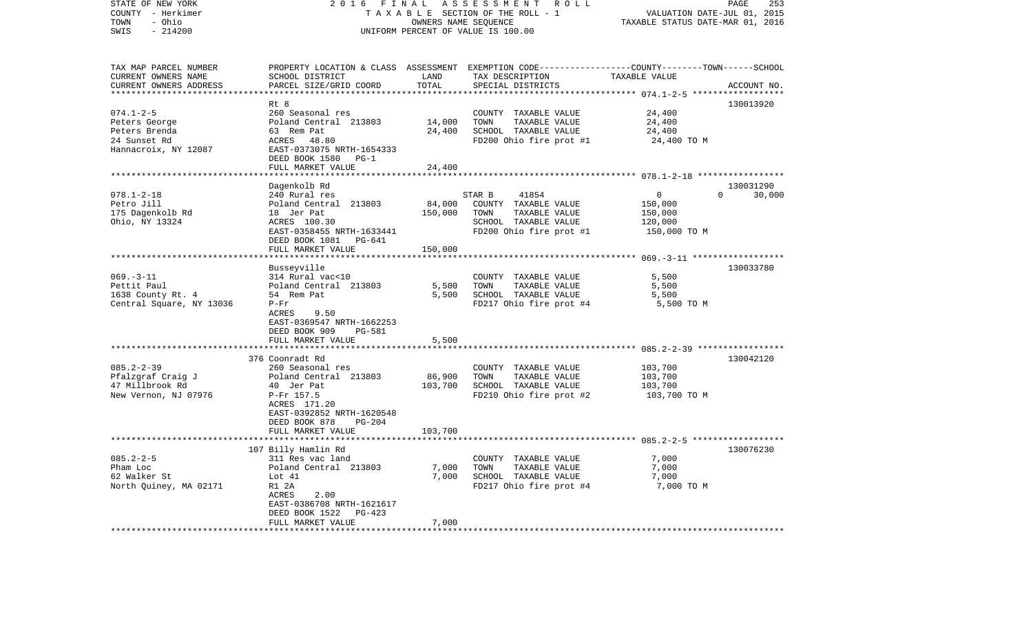STATE OF NEW YORK — 2016 FINAL ASSESSMENT ROLL
COUNTY - Herkimer — TAXABLE SECTION OF THE ROLL - 1 — VALUATION DATE-JUL 01, 2015
TOWN - Ohio — OWNERS NAME SEQUENCE — TAXABLE STATUS DATE-MAR 01, 2016
SWIS - 214200 — UNIFORM PERCENT OF VALUE IS 100.00

| TAX MAP PARCEL NUMBER / CURRENT OWNERS NAME / CURRENT OWNERS ADDRESS | PROPERTY LOCATION & CLASS / SCHOOL DISTRICT / PARCEL SIZE/GRID COORD | ASSESSMENT LAND | TOTAL | EXEMPTION CODE / TAX DESCRIPTION / SPECIAL DISTRICTS | COUNTY--------TOWN------SCHOOL TAXABLE VALUE | ACCOUNT NO. |
|---|---|---|---|---|---|---|
| **074.1-2-5** | Rt 8 | | | | | 130013920 |
| 074.1-2-5 | 260 Seasonal res | | | COUNTY TAXABLE VALUE | 24,400 | |
| Peters George | Poland Central 213803 | 14,000 | | TOWN TAXABLE VALUE | 24,400 | |
| Peters Brenda | 63 Rem Pat | | 24,400 | SCHOOL TAXABLE VALUE | 24,400 | |
| 24 Sunset Rd | ACRES 48.80 | | | FD200 Ohio fire prot #1 | 24,400 TO M | |
| Hannacroix, NY 12087 | EAST-0373075 NRTH-1654333 | | | | | |
| | DEED BOOK 1580 PG-1 | | | | | |
| | FULL MARKET VALUE | | 24,400 | | | |
| **078.1-2-18** | Dagenkolb Rd | | | | | 130031290 |
| 078.1-2-18 | 240 Rural res | | | STAR B 41854 | 0 0 30,000 | |
| Petro Jill | Poland Central 213803 | 84,000 | | COUNTY TAXABLE VALUE | 150,000 | |
| 175 Dagenkolb Rd | 18 Jer Pat | | 150,000 | TOWN TAXABLE VALUE | 150,000 | |
| Ohio, NY 13324 | ACRES 100.30 | | | SCHOOL TAXABLE VALUE | 120,000 | |
| | EAST-0358455 NRTH-1633441 | | | FD200 Ohio fire prot #1 | 150,000 TO M | |
| | DEED BOOK 1081 PG-641 | | | | | |
| | FULL MARKET VALUE | | 150,000 | | | |
| **069.-3-11** | Busseyville | | | | | 130033780 |
| 069.-3-11 | 314 Rural vac<10 | | | COUNTY TAXABLE VALUE | 5,500 | |
| Pettit Paul | Poland Central 213803 | 5,500 | | TOWN TAXABLE VALUE | 5,500 | |
| 1638 County Rt. 4 | 54 Rem Pat | | 5,500 | SCHOOL TAXABLE VALUE | 5,500 | |
| Central Square, NY 13036 | P-Fr | | | FD217 Ohio fire prot #4 | 5,500 TO M | |
| | ACRES 9.50 | | | | | |
| | EAST-0369547 NRTH-1662253 | | | | | |
| | DEED BOOK 909 PG-581 | | | | | |
| | FULL MARKET VALUE | | 5,500 | | | |
| **085.2-2-39** | 376 Coonradt Rd | | | | | 130042120 |
| 085.2-2-39 | 260 Seasonal res | | | COUNTY TAXABLE VALUE | 103,700 | |
| Pfalzgraf Craig J | Poland Central 213803 | 86,900 | | TOWN TAXABLE VALUE | 103,700 | |
| 47 Millbrook Rd | 40 Jer Pat | | 103,700 | SCHOOL TAXABLE VALUE | 103,700 | |
| New Vernon, NJ 07976 | P-Fr 157.5 | | | FD210 Ohio fire prot #2 | 103,700 TO M | |
| | ACRES 171.20 | | | | | |
| | EAST-0392852 NRTH-1620548 | | | | | |
| | DEED BOOK 878 PG-204 | | | | | |
| | FULL MARKET VALUE | | 103,700 | | | |
| **085.2-2-5** | 107 Billy Hamlin Rd | | | | | 130076230 |
| 085.2-2-5 | 311 Res vac land | | | COUNTY TAXABLE VALUE | 7,000 | |
| Pham Loc | Poland Central 213803 | 7,000 | | TOWN TAXABLE VALUE | 7,000 | |
| 62 Walker St | Lot 41 | | 7,000 | SCHOOL TAXABLE VALUE | 7,000 | |
| North Quiney, MA 02171 | R1 2A | | | FD217 Ohio fire prot #4 | 7,000 TO M | |
| | ACRES 2.00 | | | | | |
| | EAST-0386708 NRTH-1621617 | | | | | |
| | DEED BOOK 1522 PG-423 | | | | | |
| | FULL MARKET VALUE | | 7,000 | | | |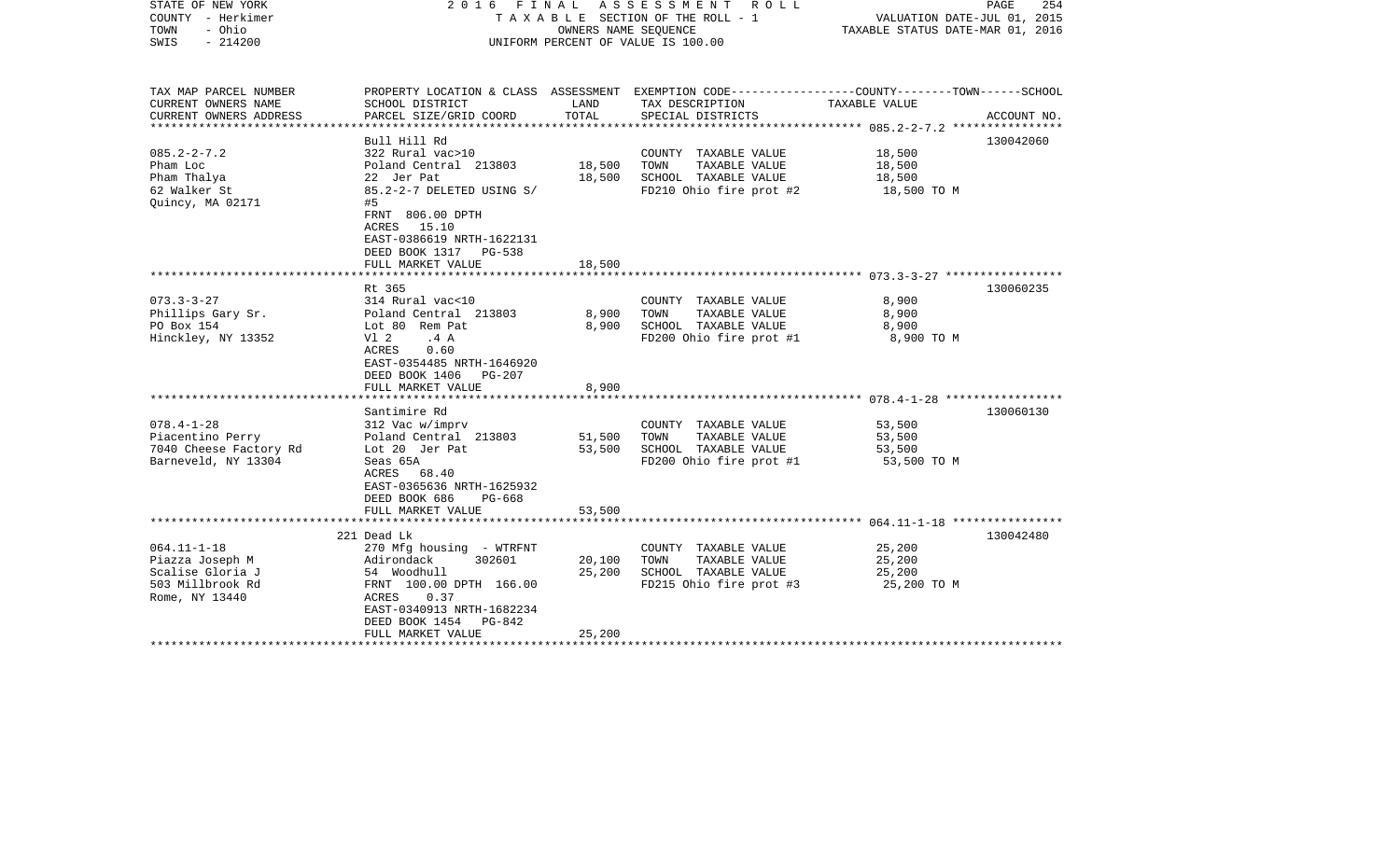STATE OF NEW YORK | COUNTY - Herkimer | TOWN - Ohio | SWIS - 214200

2 0 1 6 F I N A L A S S E S S M E N T R O L L
T A X A B L E SECTION OF THE ROLL - 1
OWNERS NAME SEQUENCE
UNIFORM PERCENT OF VALUE IS 100.00

VALUATION DATE-JUL 01, 2015
TAXABLE STATUS DATE-MAR 01, 2016

| TAX MAP PARCEL NUMBER / CURRENT OWNERS NAME / CURRENT OWNERS ADDRESS | PROPERTY LOCATION & CLASS / SCHOOL DISTRICT / PARCEL SIZE/GRID COORD | ASSESSMENT LAND | TOTAL | EXEMPTION CODE / TAX DESCRIPTION / SPECIAL DISTRICTS | COUNTY--------TOWN------SCHOOL TAXABLE VALUE | ACCOUNT NO. |
|---|---|---|---|---|---|---|
| 085.2-2-7.2 | Bull Hill Rd | | | | | 130042060 |
| Pham Loc | 322 Rural vac>10 | | | COUNTY TAXABLE VALUE | 18,500 | |
| Pham Thalya | Poland Central 213803 | 18,500 | | TOWN TAXABLE VALUE | 18,500 | |
| 62 Walker St | 22 Jer Pat | | 18,500 | SCHOOL TAXABLE VALUE | 18,500 | |
| Quincy, MA 02171 | 85.2-2-7 DELETED USING S/ #5 | | | FD210 Ohio fire prot #2 | 18,500 TO M | |
| | FRNT 806.00 DPTH | | | | | |
| | ACRES 15.10 | | | | | |
| | EAST-0386619 NRTH-1622131 | | | | | |
| | DEED BOOK 1317 PG-538 | | | | | |
| | FULL MARKET VALUE | | 18,500 | | | |
| 073.3-3-27 | Rt 365 | | | | | 130060235 |
| Phillips Gary Sr. | 314 Rural vac<10 | | | COUNTY TAXABLE VALUE | 8,900 | |
| PO Box 154 | Poland Central 213803 | 8,900 | | TOWN TAXABLE VALUE | 8,900 | |
| Hinckley, NY 13352 | Lot 80 Rem Pat | | 8,900 | SCHOOL TAXABLE VALUE | 8,900 | |
| | Vl 2 .4 A | | | FD200 Ohio fire prot #1 | 8,900 TO M | |
| | ACRES 0.60 | | | | | |
| | EAST-0354485 NRTH-1646920 | | | | | |
| | DEED BOOK 1406 PG-207 | | | | | |
| | FULL MARKET VALUE | | 8,900 | | | |
| 078.4-1-28 | Santimire Rd | | | | | 130060130 |
| Piacentino Perry | 312 Vac w/imprv | | | COUNTY TAXABLE VALUE | 53,500 | |
| 7040 Cheese Factory Rd | Poland Central 213803 | 51,500 | | TOWN TAXABLE VALUE | 53,500 | |
| Barneveld, NY 13304 | Lot 20 Jer Pat | | 53,500 | SCHOOL TAXABLE VALUE | 53,500 | |
| | Seas 65A | | | FD200 Ohio fire prot #1 | 53,500 TO M | |
| | ACRES 68.40 | | | | | |
| | EAST-0365636 NRTH-1625932 | | | | | |
| | DEED BOOK 686 PG-668 | | | | | |
| | FULL MARKET VALUE | | 53,500 | | | |
| 064.11-1-18 | 221 Dead Lk | | | | | 130042480 |
| Piazza Joseph M | 270 Mfg housing - WTRFNT | | | COUNTY TAXABLE VALUE | 25,200 | |
| Scalise Gloria J | Adirondack 302601 | 20,100 | | TOWN TAXABLE VALUE | 25,200 | |
| 503 Millbrook Rd | 54 Woodhull | | 25,200 | SCHOOL TAXABLE VALUE | 25,200 | |
| Rome, NY 13440 | FRNT 100.00 DPTH 166.00 | | | FD215 Ohio fire prot #3 | 25,200 TO M | |
| | ACRES 0.37 | | | | | |
| | EAST-0340913 NRTH-1682234 | | | | | |
| | DEED BOOK 1454 PG-842 | | | | | |
| | FULL MARKET VALUE | | 25,200 | | | |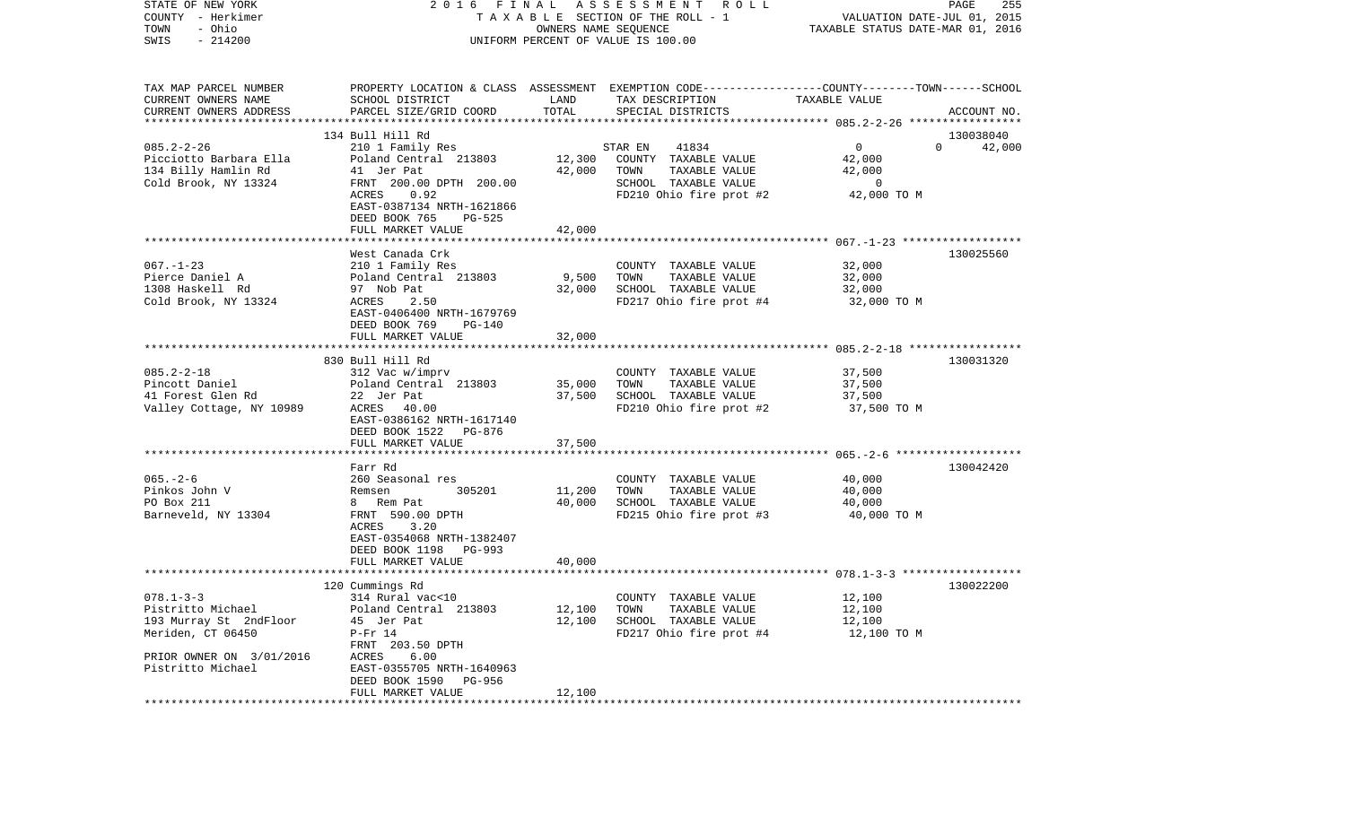STATE OF NEW YORK  
COUNTY - Herkimer  
TOWN - Ohio  
SWIS - 214200

2016 FINAL ASSESSMENT ROLL  
TAXABLE SECTION OF THE ROLL - 1  
OWNERS NAME SEQUENCE  
UNIFORM PERCENT OF VALUE IS 100.00

VALUATION DATE-JUL 01, 2015  
TAXABLE STATUS DATE-MAR 01, 2016

| TAX MAP PARCEL NUMBER<br>CURRENT OWNERS NAME<br>CURRENT OWNERS ADDRESS | PROPERTY LOCATION & CLASS<br>SCHOOL DISTRICT<br>PARCEL SIZE/GRID COORD | ASSESSMENT<br>LAND<br>TOTAL | EXEMPTION CODE<br>TAX DESCRIPTION<br>SPECIAL DISTRICTS | COUNTY--------TOWN------SCHOOL<br>TAXABLE VALUE | ACCOUNT NO. |
|---|---|---|---|---|---|
| 085.2-2-26 | 134 Bull Hill Rd | | | | 130038040 |
| | 210 1 Family Res | | STAR EN 41834 | 0 0 42,000 | |
| Picciotto Barbara Ella | Poland Central 213803 | 12,300 | COUNTY TAXABLE VALUE | 42,000 | |
| 134 Billy Hamlin Rd | 41 Jer Pat | 42,000 | TOWN TAXABLE VALUE | 42,000 | |
| Cold Brook, NY 13324 | FRNT 200.00 DPTH 200.00 | | SCHOOL TAXABLE VALUE | 0 | |
| | ACRES 0.92 | | FD210 Ohio fire prot #2 | 42,000 TO M | |
| | EAST-0387134 NRTH-1621866 | | | | |
| | DEED BOOK 765 PG-525 | | | | |
| | FULL MARKET VALUE | 42,000 | | | |
| 067.-1-23 | West Canada Crk | | | | 130025560 |
| | 210 1 Family Res | | COUNTY TAXABLE VALUE | 32,000 | |
| Pierce Daniel A | Poland Central 213803 | 9,500 | TOWN TAXABLE VALUE | 32,000 | |
| 1308 Haskell Rd | 97 Nob Pat | 32,000 | SCHOOL TAXABLE VALUE | 32,000 | |
| Cold Brook, NY 13324 | ACRES 2.50 | | FD217 Ohio fire prot #4 | 32,000 TO M | |
| | EAST-0406400 NRTH-1679769 | | | | |
| | DEED BOOK 769 PG-140 | | | | |
| | FULL MARKET VALUE | 32,000 | | | |
| 085.2-2-18 | 830 Bull Hill Rd | | | | 130031320 |
| | 312 Vac w/imprv | | COUNTY TAXABLE VALUE | 37,500 | |
| Pincott Daniel | Poland Central 213803 | 35,000 | TOWN TAXABLE VALUE | 37,500 | |
| 41 Forest Glen Rd | 22 Jer Pat | 37,500 | SCHOOL TAXABLE VALUE | 37,500 | |
| Valley Cottage, NY 10989 | ACRES 40.00 | | FD210 Ohio fire prot #2 | 37,500 TO M | |
| | EAST-0386162 NRTH-1617140 | | | | |
| | DEED BOOK 1522 PG-876 | | | | |
| | FULL MARKET VALUE | 37,500 | | | |
| 065.-2-6 | Farr Rd | | | | 130042420 |
| | 260 Seasonal res | | COUNTY TAXABLE VALUE | 40,000 | |
| Pinkos John V | Remsen 305201 | 11,200 | TOWN TAXABLE VALUE | 40,000 | |
| PO Box 211 | 8 Rem Pat | 40,000 | SCHOOL TAXABLE VALUE | 40,000 | |
| Barneveld, NY 13304 | FRNT 590.00 DPTH | | FD215 Ohio fire prot #3 | 40,000 TO M | |
| | ACRES 3.20 | | | | |
| | EAST-0354068 NRTH-1382407 | | | | |
| | DEED BOOK 1198 PG-993 | | | | |
| | FULL MARKET VALUE | 40,000 | | | |
| 078.1-3-3 | 120 Cummings Rd | | | | 130022200 |
| | 314 Rural vac<10 | | COUNTY TAXABLE VALUE | 12,100 | |
| Pistritto Michael | Poland Central 213803 | 12,100 | TOWN TAXABLE VALUE | 12,100 | |
| 193 Murray St 2ndFloor | 45 Jer Pat | 12,100 | SCHOOL TAXABLE VALUE | 12,100 | |
| Meriden, CT 06450 | P-Fr 14 | | FD217 Ohio fire prot #4 | 12,100 TO M | |
| | FRNT 203.50 DPTH | | | | |
| PRIOR OWNER ON 3/01/2016 | ACRES 6.00 | | | | |
| Pistritto Michael | EAST-0355705 NRTH-1640963 | | | | |
| | DEED BOOK 1590 PG-956 | | | | |
| | FULL MARKET VALUE | 12,100 | | | |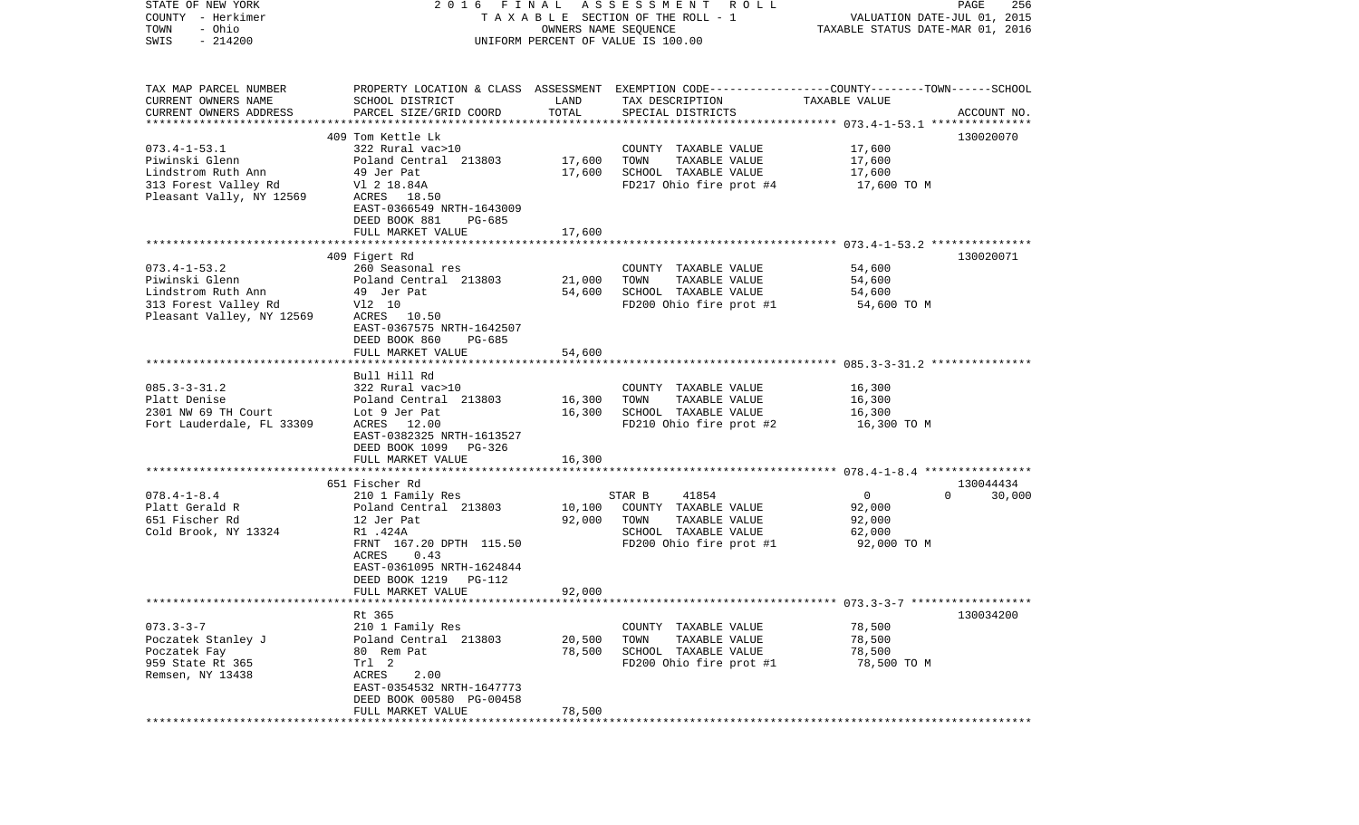STATE OF NEW YORK — COUNTY - Herkimer — TOWN - Ohio — SWIS - 214200

2016 FINAL ASSESSMENT ROLL
TAXABLE SECTION OF THE ROLL - 1
OWNERS NAME SEQUENCE
UNIFORM PERCENT OF VALUE IS 100.00

VALUATION DATE-JUL 01, 2015
TAXABLE STATUS DATE-MAR 01, 2016

| TAX MAP PARCEL NUMBER / CURRENT OWNERS NAME / CURRENT OWNERS ADDRESS | PROPERTY LOCATION & CLASS / SCHOOL DISTRICT / PARCEL SIZE/GRID COORD | ASSESSMENT LAND | TOTAL | EXEMPTION CODE / TAX DESCRIPTION / SPECIAL DISTRICTS | COUNTY / TOWN / SCHOOL TAXABLE VALUE | ACCOUNT NO. |
|---|---|---|---|---|---|---|
| 073.4-1-53.1 | 409 Tom Kettle Lk | | | | | 130020070 |
| Piwinski Glenn | 322 Rural vac>10 | | | COUNTY TAXABLE VALUE | 17,600 | |
| Lindstrom Ruth Ann | Poland Central 213803 | 17,600 | | TOWN TAXABLE VALUE | 17,600 | |
| 313 Forest Valley Rd | 49 Jer Pat | | 17,600 | SCHOOL TAXABLE VALUE | 17,600 | |
| Pleasant Vally, NY 12569 | Vl 2 18.84A | | | FD217 Ohio fire prot #4 | 17,600 TO M | |
| | ACRES 18.50 | | | | | |
| | EAST-0366549 NRTH-1643009 | | | | | |
| | DEED BOOK 881 PG-685 | | | | | |
| | FULL MARKET VALUE | | 17,600 | | | |
| 073.4-1-53.2 | 409 Figert Rd | | | | | 130020071 |
| Piwinski Glenn | 260 Seasonal res | | | COUNTY TAXABLE VALUE | 54,600 | |
| Lindstrom Ruth Ann | Poland Central 213803 | 21,000 | | TOWN TAXABLE VALUE | 54,600 | |
| 313 Forest Valley Rd | 49 Jer Pat | | 54,600 | SCHOOL TAXABLE VALUE | 54,600 | |
| Pleasant Valley, NY 12569 | Vl2 10 | | | FD200 Ohio fire prot #1 | 54,600 TO M | |
| | ACRES 10.50 | | | | | |
| | EAST-0367575 NRTH-1642507 | | | | | |
| | DEED BOOK 860 PG-685 | | | | | |
| | FULL MARKET VALUE | | 54,600 | | | |
| 085.3-3-31.2 | Bull Hill Rd | | | | | |
| Platt Denise | 322 Rural vac>10 | | | COUNTY TAXABLE VALUE | 16,300 | |
| 2301 NW 69 TH Court | Poland Central 213803 | 16,300 | | TOWN TAXABLE VALUE | 16,300 | |
| Fort Lauderdale, FL 33309 | Lot 9 Jer Pat | | 16,300 | SCHOOL TAXABLE VALUE | 16,300 | |
| | ACRES 12.00 | | | FD210 Ohio fire prot #2 | 16,300 TO M | |
| | EAST-0382325 NRTH-1613527 | | | | | |
| | DEED BOOK 1099 PG-326 | | | | | |
| | FULL MARKET VALUE | | 16,300 | | | |
| 078.4-1-8.4 | 651 Fischer Rd | | | | | 130044434 |
| Platt Gerald R | 210 1 Family Res | | | STAR B 41854 | 0 / 0 / 30,000 | |
| 651 Fischer Rd | Poland Central 213803 | 10,100 | | COUNTY TAXABLE VALUE | 92,000 | |
| Cold Brook, NY 13324 | 12 Jer Pat | | 92,000 | TOWN TAXABLE VALUE | 92,000 | |
| | R1 .424A | | | SCHOOL TAXABLE VALUE | 62,000 | |
| | FRNT 167.20 DPTH 115.50 | | | FD200 Ohio fire prot #1 | 92,000 TO M | |
| | ACRES 0.43 | | | | | |
| | EAST-0361095 NRTH-1624844 | | | | | |
| | DEED BOOK 1219 PG-112 | | | | | |
| | FULL MARKET VALUE | | 92,000 | | | |
| 073.3-3-7 | Rt 365 | | | | | 130034200 |
| Poczatek Stanley J | 210 1 Family Res | | | COUNTY TAXABLE VALUE | 78,500 | |
| Poczatek Fay | Poland Central 213803 | 20,500 | | TOWN TAXABLE VALUE | 78,500 | |
| 959 State Rt 365 | 80 Rem Pat | | 78,500 | SCHOOL TAXABLE VALUE | 78,500 | |
| Remsen, NY 13438 | Trl 2 | | | FD200 Ohio fire prot #1 | 78,500 TO M | |
| | ACRES 2.00 | | | | | |
| | EAST-0354532 NRTH-1647773 | | | | | |
| | DEED BOOK 00580 PG-00458 | | | | | |
| | FULL MARKET VALUE | | 78,500 | | | |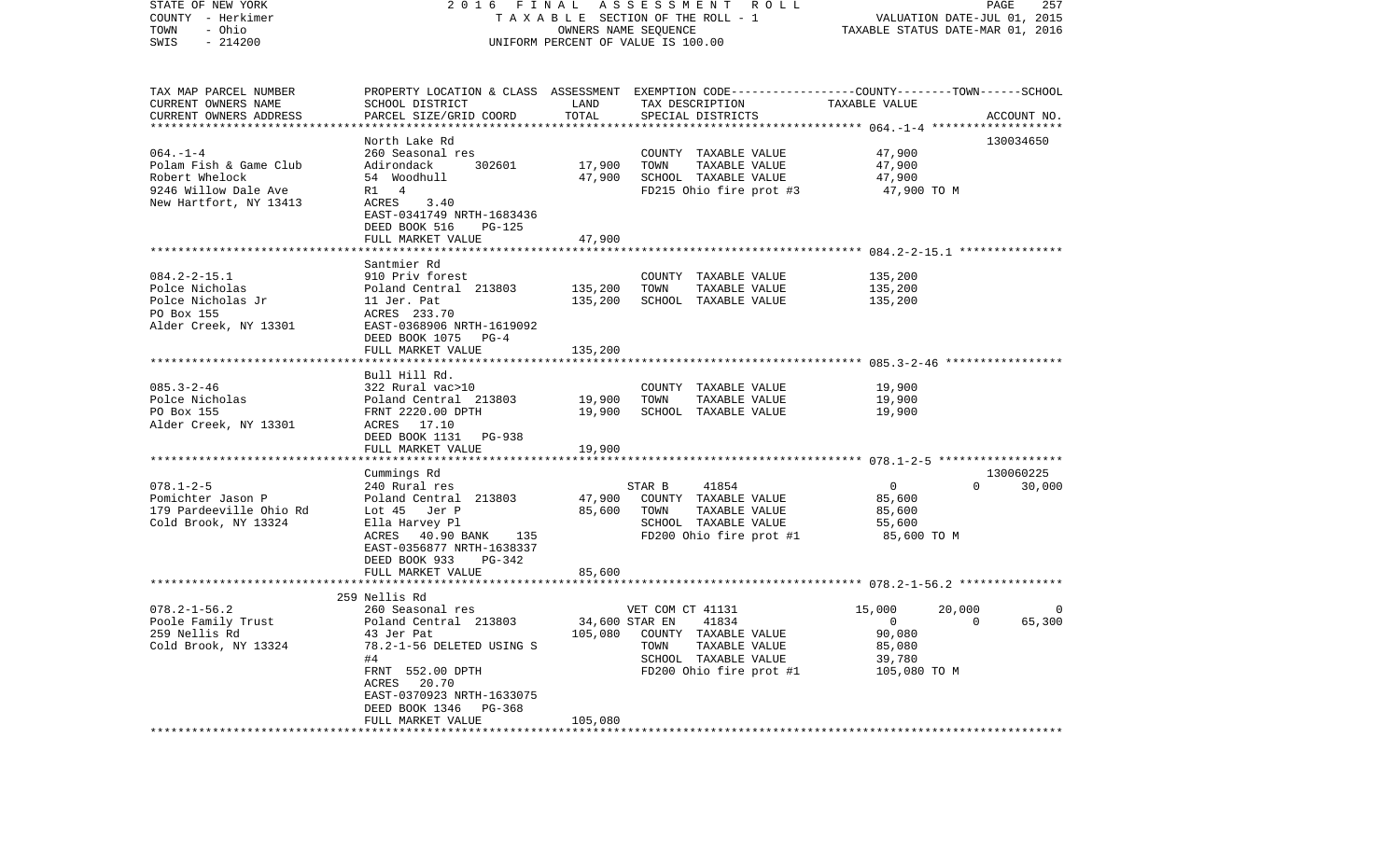STATE OF NEW YORK | COUNTY - Herkimer | TOWN - Ohio | SWIS - 214200

2016 FINAL ASSESSMENT ROLL
TAXABLE SECTION OF THE ROLL - 1
OWNERS NAME SEQUENCE
UNIFORM PERCENT OF VALUE IS 100.00

VALUATION DATE-JUL 01, 2015
TAXABLE STATUS DATE-MAR 01, 2016

| TAX MAP PARCEL NUMBER / CURRENT OWNERS NAME / CURRENT OWNERS ADDRESS | PROPERTY LOCATION & CLASS / SCHOOL DISTRICT / PARCEL SIZE/GRID COORD | ASSESSMENT LAND | TOTAL | EXEMPTION CODE / TAX DESCRIPTION / SPECIAL DISTRICTS | COUNTY | TOWN | SCHOOL / TAXABLE VALUE | ACCOUNT NO. |
|---|---|---|---|---|---|---|---|---|
| **064.-1-4** | North Lake Rd | | | | | | | 130034650 |
| Polam Fish & Game Club | 260 Seasonal res | | | COUNTY TAXABLE VALUE | 47,900 | | | |
| Robert Whelock | Adirondack 302601 | 17,900 | | TOWN TAXABLE VALUE | | 47,900 | | |
| 9246 Willow Dale Ave | 54 Woodhull | | 47,900 | SCHOOL TAXABLE VALUE | | | 47,900 | |
| New Hartfort, NY 13413 | R1 4 | | | FD215 Ohio fire prot #3 | 47,900 TO M | | | |
| | ACRES 3.40 | | | | | | | |
| | EAST-0341749 NRTH-1683436 | | | | | | | |
| | DEED BOOK 516 PG-125 | | | | | | | |
| | FULL MARKET VALUE | | 47,900 | | | | | |
| **084.2-2-15.1** | Santmier Rd | | | | | | | |
| Polce Nicholas | 910 Priv forest | | | COUNTY TAXABLE VALUE | 135,200 | | | |
| Polce Nicholas Jr | Poland Central 213803 | 135,200 | | TOWN TAXABLE VALUE | | 135,200 | | |
| PO Box 155 | 11 Jer. Pat | | 135,200 | SCHOOL TAXABLE VALUE | | | 135,200 | |
| Alder Creek, NY 13301 | ACRES 233.70 | | | | | | | |
| | EAST-0368906 NRTH-1619092 | | | | | | | |
| | DEED BOOK 1075 PG-4 | | | | | | | |
| | FULL MARKET VALUE | | 135,200 | | | | | |
| **085.3-2-46** | Bull Hill Rd. | | | | | | | |
| Polce Nicholas | 322 Rural vac>10 | | | COUNTY TAXABLE VALUE | 19,900 | | | |
| PO Box 155 | Poland Central 213803 | 19,900 | | TOWN TAXABLE VALUE | | 19,900 | | |
| Alder Creek, NY 13301 | FRNT 2220.00 DPTH | | 19,900 | SCHOOL TAXABLE VALUE | | | 19,900 | |
| | ACRES 17.10 | | | | | | | |
| | DEED BOOK 1131 PG-938 | | | | | | | |
| | FULL MARKET VALUE | | 19,900 | | | | | |
| **078.1-2-5** | Cummings Rd | | | | | | | 130060225 |
| Pomichter Jason P | 240 Rural res | | | STAR B 41854 | 0 | 0 | 30,000 | |
| 179 Pardeeville Ohio Rd | Poland Central 213803 | 47,900 | | COUNTY TAXABLE VALUE | 85,600 | | | |
| Cold Brook, NY 13324 | Lot 45 Jer P | | 85,600 | TOWN TAXABLE VALUE | | 85,600 | | |
| | Ella Harvey Pl | | | SCHOOL TAXABLE VALUE | | | 55,600 | |
| | ACRES 40.90 BANK 135 | | | FD200 Ohio fire prot #1 | 85,600 TO M | | | |
| | EAST-0356877 NRTH-1638337 | | | | | | | |
| | DEED BOOK 933 PG-342 | | | | | | | |
| | FULL MARKET VALUE | | 85,600 | | | | | |
| **078.2-1-56.2** | 259 Nellis Rd | | | | | | | |
| Poole Family Trust | 260 Seasonal res | | | VET COM CT 41131 | 15,000 | 20,000 | 0 | |
| 259 Nellis Rd | Poland Central 213803 | 34,600 | | STAR EN 41834 | 0 | 0 | 65,300 | |
| Cold Brook, NY 13324 | 43 Jer Pat | | 105,080 | COUNTY TAXABLE VALUE | 90,080 | | | |
| | 78.2-1-56 DELETED USING S | | | TOWN TAXABLE VALUE | | 85,080 | | |
| | #4 | | | SCHOOL TAXABLE VALUE | | | 39,780 | |
| | FRNT 552.00 DPTH | | | FD200 Ohio fire prot #1 | 105,080 TO M | | | |
| | ACRES 20.70 | | | | | | | |
| | EAST-0370923 NRTH-1633075 | | | | | | | |
| | DEED BOOK 1346 PG-368 | | | | | | | |
| | FULL MARKET VALUE | | 105,080 | | | | | |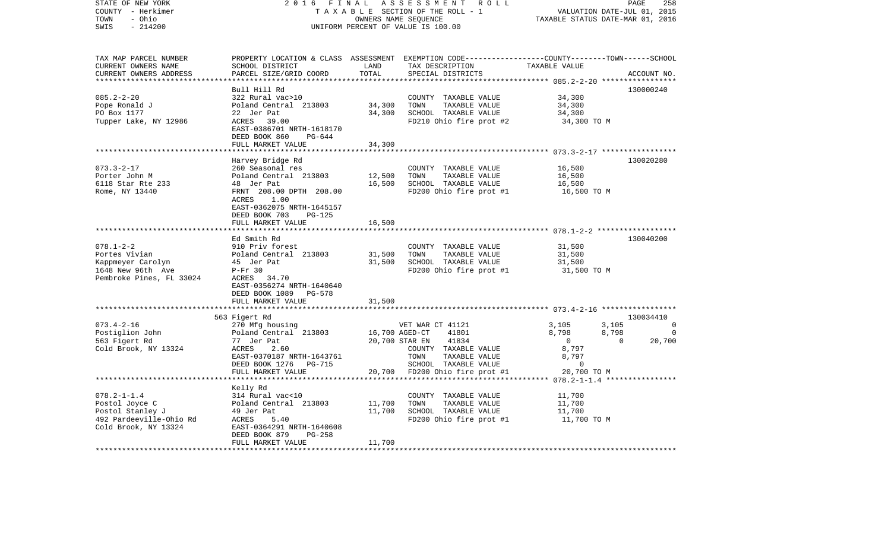STATE OF NEW YORK | 2016 FINAL ASSESSMENT ROLL | PAGE 258
COUNTY - Herkimer | TAXABLE SECTION OF THE ROLL - 1 | VALUATION DATE-JUL 01, 2015
TOWN - Ohio | OWNERS NAME SEQUENCE | TAXABLE STATUS DATE-MAR 01, 2016
SWIS - 214200 | UNIFORM PERCENT OF VALUE IS 100.00

| TAX MAP PARCEL NUMBER / CURRENT OWNERS NAME / CURRENT OWNERS ADDRESS | PROPERTY LOCATION & CLASS / SCHOOL DISTRICT / PARCEL SIZE/GRID COORD | ASSESSMENT LAND / TOTAL | EXEMPTION CODE / TAX DESCRIPTION / SPECIAL DISTRICTS | COUNTY | TOWN | SCHOOL / ACCOUNT NO. |
|---|---|---|---|---|---|---|
| **085.2-2-20** | Bull Hill Rd | | | | | 130000240 |
| 085.2-2-20 | 322 Rural vac>10 | | COUNTY TAXABLE VALUE | 34,300 | | |
| Pope Ronald J | Poland Central 213803 | 34,300 | TOWN TAXABLE VALUE | | 34,300 | |
| PO Box 1177 | 22 Jer Pat | 34,300 | SCHOOL TAXABLE VALUE | | | 34,300 |
| Tupper Lake, NY 12986 | ACRES 39.00 | | FD210 Ohio fire prot #2 | 34,300 TO M | | |
| | EAST-0386701 NRTH-1618170 | | | | | |
| | DEED BOOK 860 PG-644 | | | | | |
| | FULL MARKET VALUE | 34,300 | | | | |
| **073.3-2-17** | Harvey Bridge Rd | | | | | 130020280 |
| 073.3-2-17 | 260 Seasonal res | | COUNTY TAXABLE VALUE | 16,500 | | |
| Porter John M | Poland Central 213803 | 12,500 | TOWN TAXABLE VALUE | | 16,500 | |
| 6118 Star Rte 233 | 48 Jer Pat | 16,500 | SCHOOL TAXABLE VALUE | | | 16,500 |
| Rome, NY 13440 | FRNT 208.00 DPTH 208.00 | | FD200 Ohio fire prot #1 | 16,500 TO M | | |
| | ACRES 1.00 | | | | | |
| | EAST-0362075 NRTH-1645157 | | | | | |
| | DEED BOOK 703 PG-125 | | | | | |
| | FULL MARKET VALUE | 16,500 | | | | |
| **078.1-2-2** | Ed Smith Rd | | | | | 130040200 |
| 078.1-2-2 | 910 Priv forest | | COUNTY TAXABLE VALUE | 31,500 | | |
| Portes Vivian | Poland Central 213803 | 31,500 | TOWN TAXABLE VALUE | | 31,500 | |
| Kappmeyer Carolyn | 45 Jer Pat | 31,500 | SCHOOL TAXABLE VALUE | | | 31,500 |
| 1648 New 96th Ave | P-Fr 30 | | FD200 Ohio fire prot #1 | 31,500 TO M | | |
| Pembroke Pines, FL 33024 | ACRES 34.70 | | | | | |
| | EAST-0356274 NRTH-1640640 | | | | | |
| | DEED BOOK 1089 PG-578 | | | | | |
| | FULL MARKET VALUE | 31,500 | | | | |
| **073.4-2-16** | 563 Figert Rd | | | | | 130034410 |
| 073.4-2-16 | 270 Mfg housing | | VET WAR CT 41121 | 3,105 | 3,105 | 0 |
| Postiglion John | Poland Central 213803 | 16,700 | AGED-CT 41801 | 8,798 | 8,798 | 0 |
| 563 Figert Rd | 77 Jer Pat | 20,700 | STAR EN 41834 | 0 | 0 | 20,700 |
| Cold Brook, NY 13324 | ACRES 2.60 | | COUNTY TAXABLE VALUE | 8,797 | | |
| | EAST-0370187 NRTH-1643761 | | TOWN TAXABLE VALUE | | 8,797 | |
| | DEED BOOK 1276 PG-715 | | SCHOOL TAXABLE VALUE | | | 0 |
| | FULL MARKET VALUE | 20,700 | FD200 Ohio fire prot #1 | 20,700 TO M | | |
| **078.2-1-1.4** | Kelly Rd | | | | | |
| 078.2-1-1.4 | 314 Rural vac<10 | | COUNTY TAXABLE VALUE | 11,700 | | |
| Postol Joyce C | Poland Central 213803 | 11,700 | TOWN TAXABLE VALUE | | 11,700 | |
| Postol Stanley J | 49 Jer Pat | 11,700 | SCHOOL TAXABLE VALUE | | | 11,700 |
| 492 Pardeeville-Ohio Rd | ACRES 5.40 | | FD200 Ohio fire prot #1 | 11,700 TO M | | |
| Cold Brook, NY 13324 | EAST-0364291 NRTH-1640608 | | | | | |
| | DEED BOOK 879 PG-258 | | | | | |
| | FULL MARKET VALUE | 11,700 | | | | |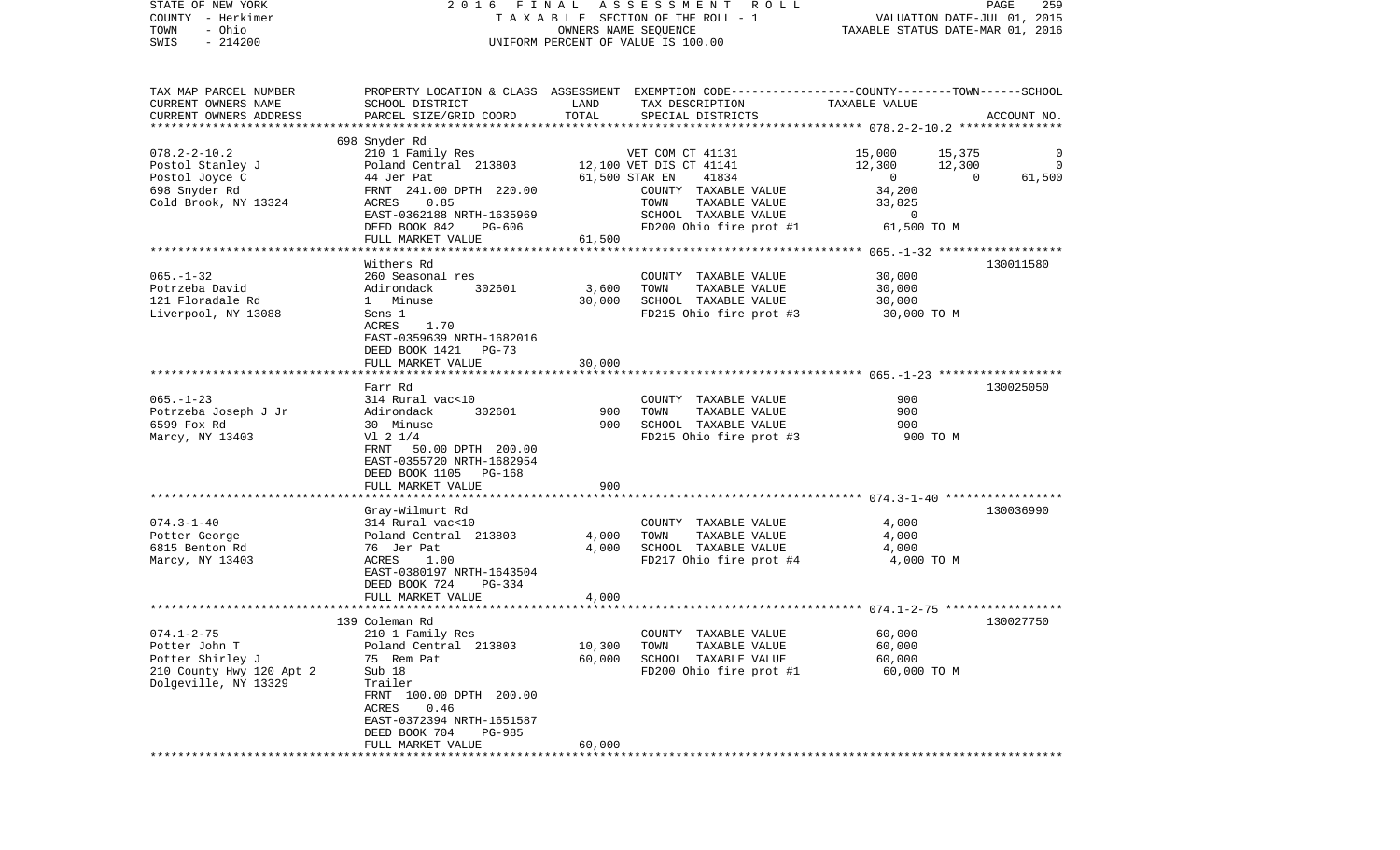STATE OF NEW YORK — 2016 FINAL ASSESSMENT ROLL
COUNTY - Herkimer — TAXABLE SECTION OF THE ROLL - 1 — VALUATION DATE-JUL 01, 2015
TOWN - Ohio — OWNERS NAME SEQUENCE — TAXABLE STATUS DATE-MAR 01, 2016
SWIS - 214200 — UNIFORM PERCENT OF VALUE IS 100.00

| TAX MAP PARCEL NUMBER / CURRENT OWNERS NAME / CURRENT OWNERS ADDRESS | PROPERTY LOCATION & CLASS / SCHOOL DISTRICT / PARCEL SIZE/GRID COORD | ASSESSMENT LAND | TOTAL | EXEMPTION CODE / TAX DESCRIPTION / SPECIAL DISTRICTS | COUNTY TAXABLE VALUE | TOWN | SCHOOL | ACCOUNT NO. |
|---|---|---|---|---|---|---|---|---|
| **078.2-2-10.2** | 698 Snyder Rd | | | | | | | |
| 078.2-2-10.2 | 210 1 Family Res | | | VET COM CT 41131 | 15,000 | 15,375 | 0 | |
| Postol Stanley J | Poland Central 213803 | 12,100 | | VET DIS CT 41141 | 12,300 | 12,300 | 0 | |
| Postol Joyce C | 44 Jer Pat | | 61,500 | STAR EN 41834 | 0 | 0 | 61,500 | |
| 698 Snyder Rd | FRNT 241.00 DPTH 220.00 | | | COUNTY TAXABLE VALUE | 34,200 | | | |
| Cold Brook, NY 13324 | ACRES 0.85 | | | TOWN TAXABLE VALUE | 33,825 | | | |
| | EAST-0362188 NRTH-1635969 | | | SCHOOL TAXABLE VALUE | 0 | | | |
| | DEED BOOK 842 PG-606 | | | FD200 Ohio fire prot #1 | 61,500 TO M | | | |
| | FULL MARKET VALUE | | 61,500 | | | | | |
| **065.-1-32** | Withers Rd | | | | | | | 130011580 |
| 065.-1-32 | 260 Seasonal res | | | COUNTY TAXABLE VALUE | 30,000 | | | |
| Potrzeba David | Adirondack 302601 | 3,600 | | TOWN TAXABLE VALUE | 30,000 | | | |
| 121 Floradale Rd | 1 Minuse | | 30,000 | SCHOOL TAXABLE VALUE | 30,000 | | | |
| Liverpool, NY 13088 | Sens 1 | | | FD215 Ohio fire prot #3 | 30,000 TO M | | | |
| | ACRES 1.70 | | | | | | | |
| | EAST-0359639 NRTH-1682016 | | | | | | | |
| | DEED BOOK 1421 PG-73 | | | | | | | |
| | FULL MARKET VALUE | | 30,000 | | | | | |
| **065.-1-23** | Farr Rd | | | | | | | 130025050 |
| 065.-1-23 | 314 Rural vac<10 | | | COUNTY TAXABLE VALUE | 900 | | | |
| Potrzeba Joseph J Jr | Adirondack 302601 | 900 | | TOWN TAXABLE VALUE | 900 | | | |
| 6599 Fox Rd | 30 Minuse | | 900 | SCHOOL TAXABLE VALUE | 900 | | | |
| Marcy, NY 13403 | Vl 2 1/4 | | | FD215 Ohio fire prot #3 | 900 TO M | | | |
| | FRNT 50.00 DPTH 200.00 | | | | | | | |
| | EAST-0355720 NRTH-1682954 | | | | | | | |
| | DEED BOOK 1105 PG-168 | | | | | | | |
| | FULL MARKET VALUE | | 900 | | | | | |
| **074.3-1-40** | Gray-Wilmurt Rd | | | | | | | 130036990 |
| 074.3-1-40 | 314 Rural vac<10 | | | COUNTY TAXABLE VALUE | 4,000 | | | |
| Potter George | Poland Central 213803 | 4,000 | | TOWN TAXABLE VALUE | 4,000 | | | |
| 6815 Benton Rd | 76 Jer Pat | | 4,000 | SCHOOL TAXABLE VALUE | 4,000 | | | |
| Marcy, NY 13403 | ACRES 1.00 | | | FD217 Ohio fire prot #4 | 4,000 TO M | | | |
| | EAST-0380197 NRTH-1643504 | | | | | | | |
| | DEED BOOK 724 PG-334 | | | | | | | |
| | FULL MARKET VALUE | | 4,000 | | | | | |
| **074.1-2-75** | 139 Coleman Rd | | | | | | | 130027750 |
| 074.1-2-75 | 210 1 Family Res | | | COUNTY TAXABLE VALUE | 60,000 | | | |
| Potter John T | Poland Central 213803 | 10,300 | | TOWN TAXABLE VALUE | 60,000 | | | |
| Potter Shirley J | 75 Rem Pat | | 60,000 | SCHOOL TAXABLE VALUE | 60,000 | | | |
| 210 County Hwy 120 Apt 2 | Sub 18 | | | FD200 Ohio fire prot #1 | 60,000 TO M | | | |
| Dolgeville, NY 13329 | Trailer | | | | | | | |
| | FRNT 100.00 DPTH 200.00 | | | | | | | |
| | ACRES 0.46 | | | | | | | |
| | EAST-0372394 NRTH-1651587 | | | | | | | |
| | DEED BOOK 704 PG-985 | | | | | | | |
| | FULL MARKET VALUE | | 60,000 | | | | | |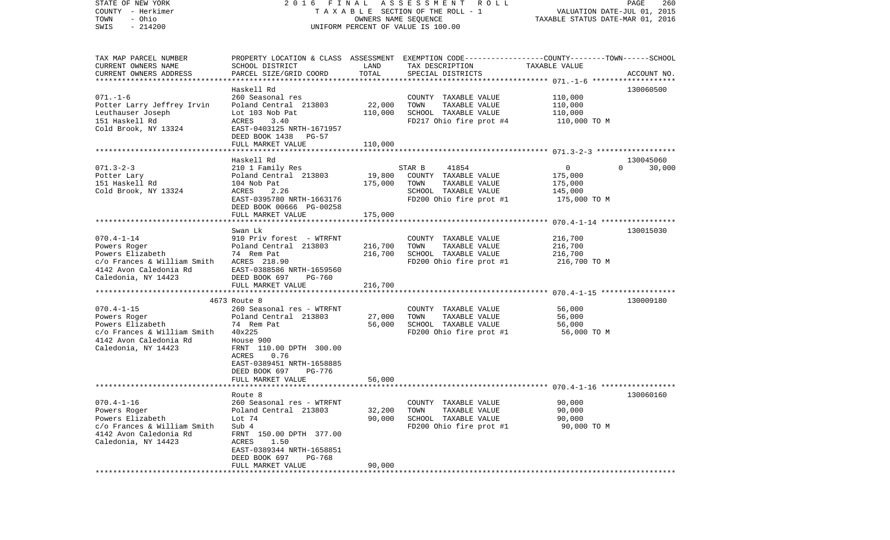STATE OF NEW YORK | COUNTY - Herkimer | TOWN - Ohio | SWIS - 214200

# 2016 FINAL ASSESSMENT ROLL
TAXABLE SECTION OF THE ROLL - 1
OWNERS NAME SEQUENCE
UNIFORM PERCENT OF VALUE IS 100.00

VALUATION DATE-JUL 01, 2015
TAXABLE STATUS DATE-MAR 01, 2016

| TAX MAP PARCEL NUMBER / CURRENT OWNERS NAME / CURRENT OWNERS ADDRESS | PROPERTY LOCATION & CLASS / SCHOOL DISTRICT / PARCEL SIZE/GRID COORD | ASSESSMENT LAND / TOTAL | EXEMPTION CODE / TAX DESCRIPTION / SPECIAL DISTRICTS | COUNTY / TOWN / SCHOOL TAXABLE VALUE | ACCOUNT NO. |
|---|---|---|---|---|---|
| 071.-1-6 | Haskell Rd | | | | 130060500 |
| Potter Larry Jeffrey Irvin | 260 Seasonal res | | COUNTY TAXABLE VALUE | 110,000 | |
| Leuthauser Joseph | Poland Central 213803 | 22,000 | TOWN TAXABLE VALUE | 110,000 | |
| 151 Haskell Rd | Lot 103 Nob Pat | 110,000 | SCHOOL TAXABLE VALUE | 110,000 | |
| Cold Brook, NY 13324 | ACRES 3.40 | | FD217 Ohio fire prot #4 | 110,000 TO M | |
| | EAST-0403125 NRTH-1671957 | | | | |
| | DEED BOOK 1438 PG-57 | | | | |
| | FULL MARKET VALUE | 110,000 | | | |
| 071.3-2-3 | Haskell Rd | | | | 130045060 |
| Potter Lary | 210 1 Family Res | | STAR B 41854 | 0 / 0 / 30,000 | |
| 151 Haskell Rd | Poland Central 213803 | 19,800 | COUNTY TAXABLE VALUE | 175,000 | |
| Cold Brook, NY 13324 | 104 Nob Pat | 175,000 | TOWN TAXABLE VALUE | 175,000 | |
| | ACRES 2.26 | | SCHOOL TAXABLE VALUE | 145,000 | |
| | EAST-0395780 NRTH-1663176 | | FD200 Ohio fire prot #1 | 175,000 TO M | |
| | DEED BOOK 00666 PG-00258 | | | | |
| | FULL MARKET VALUE | 175,000 | | | |
| 070.4-1-14 | Swan Lk | | | | 130015030 |
| Powers Roger | 910 Priv forest - WTRFNT | | COUNTY TAXABLE VALUE | 216,700 | |
| Powers Elizabeth | Poland Central 213803 | 216,700 | TOWN TAXABLE VALUE | 216,700 | |
| c/o Frances & William Smith | 74 Rem Pat | 216,700 | SCHOOL TAXABLE VALUE | 216,700 | |
| 4142 Avon Caledonia Rd | ACRES 218.90 | | FD200 Ohio fire prot #1 | 216,700 TO M | |
| Caledonia, NY 14423 | EAST-0388586 NRTH-1659560 | | | | |
| | DEED BOOK 697 PG-760 | | | | |
| | FULL MARKET VALUE | 216,700 | | | |
| 070.4-1-15 | 4673 Route 8 | | | | 130009180 |
| Powers Roger | 260 Seasonal res - WTRFNT | | COUNTY TAXABLE VALUE | 56,000 | |
| Powers Elizabeth | Poland Central 213803 | 27,000 | TOWN TAXABLE VALUE | 56,000 | |
| c/o Frances & William Smith | 74 Rem Pat | 56,000 | SCHOOL TAXABLE VALUE | 56,000 | |
| 4142 Avon Caledonia Rd | 40x225 | | FD200 Ohio fire prot #1 | 56,000 TO M | |
| Caledonia, NY 14423 | House 900 | | | | |
| | FRNT 110.00 DPTH 300.00 | | | | |
| | ACRES 0.76 | | | | |
| | EAST-0389451 NRTH-1658885 | | | | |
| | DEED BOOK 697 PG-776 | | | | |
| | FULL MARKET VALUE | 56,000 | | | |
| 070.4-1-16 | Route 8 | | | | 130060160 |
| Powers Roger | 260 Seasonal res - WTRFNT | | COUNTY TAXABLE VALUE | 90,000 | |
| Powers Elizabeth | Poland Central 213803 | 32,200 | TOWN TAXABLE VALUE | 90,000 | |
| c/o Frances & William Smith | Lot 74 | 90,000 | SCHOOL TAXABLE VALUE | 90,000 | |
| 4142 Avon Caledonia Rd | Sub 4 | | FD200 Ohio fire prot #1 | 90,000 TO M | |
| Caledonia, NY 14423 | FRNT 150.00 DPTH 377.00 | | | | |
| | ACRES 1.50 | | | | |
| | EAST-0389344 NRTH-1658851 | | | | |
| | DEED BOOK 697 PG-768 | | | | |
| | FULL MARKET VALUE | 90,000 | | | |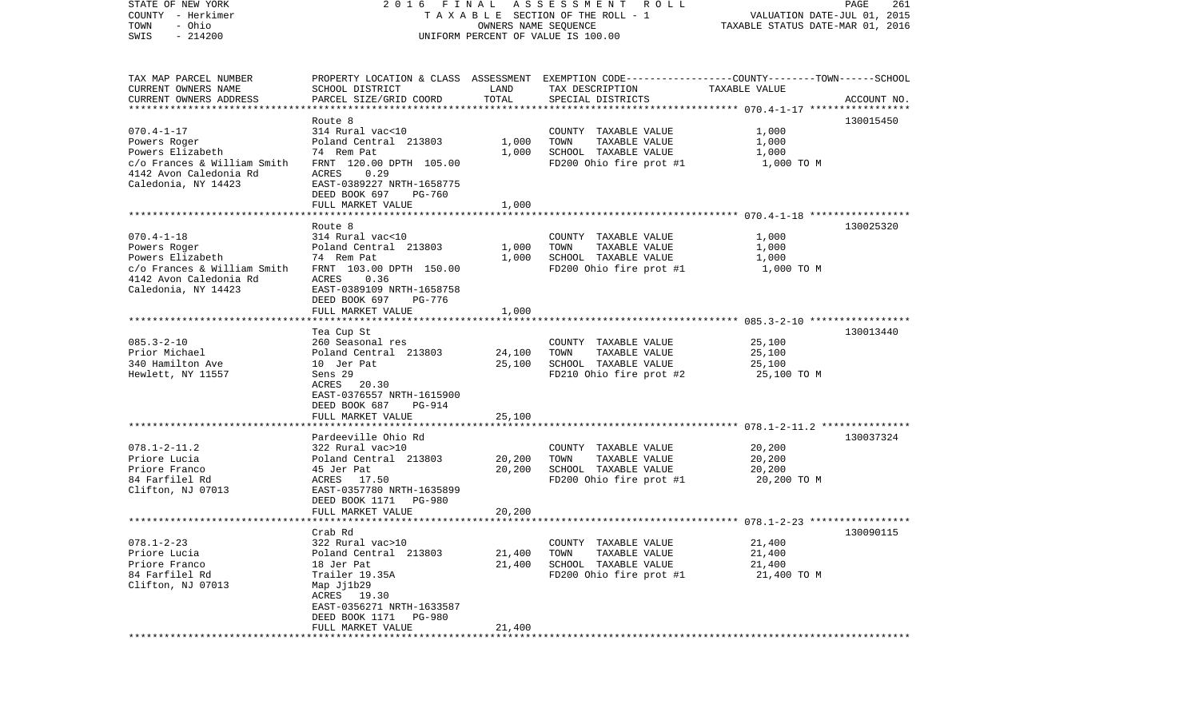STATE OF NEW YORK | 2 0 1 6 F I N A L A S S E S S M E N T R O L L
COUNTY - Herkimer | T A X A B L E SECTION OF THE ROLL - 1 | VALUATION DATE-JUL 01, 2015
TOWN - Ohio | OWNERS NAME SEQUENCE | TAXABLE STATUS DATE-MAR 01, 2016
SWIS - 214200 | UNIFORM PERCENT OF VALUE IS 100.00

| TAX MAP PARCEL NUMBER<br>CURRENT OWNERS NAME<br>CURRENT OWNERS ADDRESS | PROPERTY LOCATION & CLASS<br>SCHOOL DISTRICT<br>PARCEL SIZE/GRID COORD | ASSESSMENT<br>LAND<br>TOTAL | EXEMPTION CODE-----COUNTY-----TOWN-----SCHOOL<br>TAX DESCRIPTION<br>SPECIAL DISTRICTS | TAXABLE VALUE | ACCOUNT NO. |
|---|---|---|---|---|---|
| 070.4-1-17 | Route 8 | | | | 130015450 |
| 070.4-1-17 | 314 Rural vac<10 | | COUNTY TAXABLE VALUE | 1,000 | |
| Powers Roger | Poland Central 213803 | 1,000 | TOWN TAXABLE VALUE | 1,000 | |
| Powers Elizabeth | 74 Rem Pat | 1,000 | SCHOOL TAXABLE VALUE | 1,000 | |
| c/o Frances & William Smith | FRNT 120.00 DPTH 105.00 | | FD200 Ohio fire prot #1 | 1,000 TO M | |
| 4142 Avon Caledonia Rd | ACRES 0.29 | | | | |
| Caledonia, NY 14423 | EAST-0389227 NRTH-1658775 | | | | |
| | DEED BOOK 697 PG-760 | | | | |
| | FULL MARKET VALUE | 1,000 | | | |
| 070.4-1-18 | Route 8 | | | | 130025320 |
| 070.4-1-18 | 314 Rural vac<10 | | COUNTY TAXABLE VALUE | 1,000 | |
| Powers Roger | Poland Central 213803 | 1,000 | TOWN TAXABLE VALUE | 1,000 | |
| Powers Elizabeth | 74 Rem Pat | 1,000 | SCHOOL TAXABLE VALUE | 1,000 | |
| c/o Frances & William Smith | FRNT 103.00 DPTH 150.00 | | FD200 Ohio fire prot #1 | 1,000 TO M | |
| 4142 Avon Caledonia Rd | ACRES 0.36 | | | | |
| Caledonia, NY 14423 | EAST-0389109 NRTH-1658758 | | | | |
| | DEED BOOK 697 PG-776 | | | | |
| | FULL MARKET VALUE | 1,000 | | | |
| 085.3-2-10 | Tea Cup St | | | | 130013440 |
| 085.3-2-10 | 260 Seasonal res | | COUNTY TAXABLE VALUE | 25,100 | |
| Prior Michael | Poland Central 213803 | 24,100 | TOWN TAXABLE VALUE | 25,100 | |
| 340 Hamilton Ave | 10 Jer Pat | 25,100 | SCHOOL TAXABLE VALUE | 25,100 | |
| Hewlett, NY 11557 | Sens 29 | | FD210 Ohio fire prot #2 | 25,100 TO M | |
| | ACRES 20.30 | | | | |
| | EAST-0376557 NRTH-1615900 | | | | |
| | DEED BOOK 687 PG-914 | | | | |
| | FULL MARKET VALUE | 25,100 | | | |
| 078.1-2-11.2 | Pardeeville Ohio Rd | | | | 130037324 |
| 078.1-2-11.2 | 322 Rural vac>10 | | COUNTY TAXABLE VALUE | 20,200 | |
| Priore Lucia | Poland Central 213803 | 20,200 | TOWN TAXABLE VALUE | 20,200 | |
| Priore Franco | 45 Jer Pat | 20,200 | SCHOOL TAXABLE VALUE | 20,200 | |
| 84 Farfilel Rd | ACRES 17.50 | | FD200 Ohio fire prot #1 | 20,200 TO M | |
| Clifton, NJ 07013 | EAST-0357780 NRTH-1635899 | | | | |
| | DEED BOOK 1171 PG-980 | | | | |
| | FULL MARKET VALUE | 20,200 | | | |
| 078.1-2-23 | Crab Rd | | | | 130090115 |
| 078.1-2-23 | 322 Rural vac>10 | | COUNTY TAXABLE VALUE | 21,400 | |
| Priore Lucia | Poland Central 213803 | 21,400 | TOWN TAXABLE VALUE | 21,400 | |
| Priore Franco | 18 Jer Pat | 21,400 | SCHOOL TAXABLE VALUE | 21,400 | |
| 84 Farfilel Rd | Trailer 19.35A | | FD200 Ohio fire prot #1 | 21,400 TO M | |
| Clifton, NJ 07013 | Map Jj1b29 | | | | |
| | ACRES 19.30 | | | | |
| | EAST-0356271 NRTH-1633587 | | | | |
| | DEED BOOK 1171 PG-980 | | | | |
| | FULL MARKET VALUE | 21,400 | | | |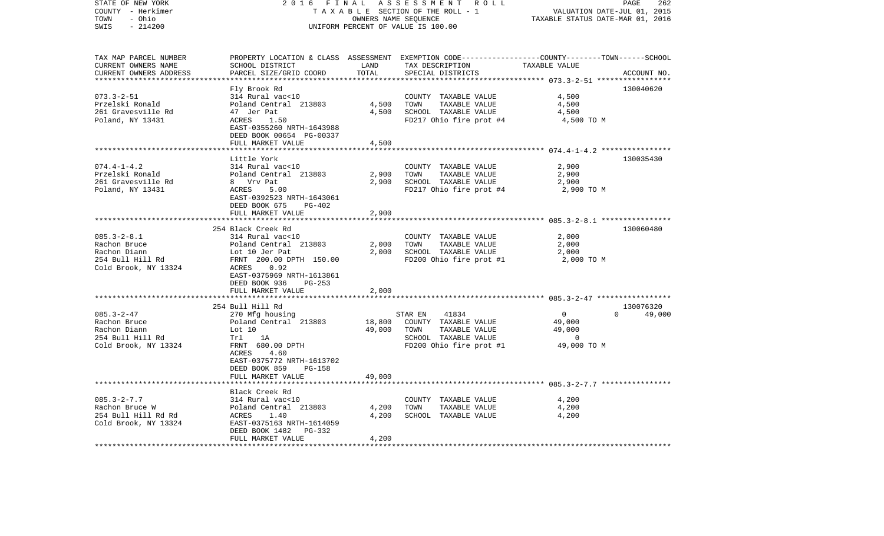STATE OF NEW YORK 2016 FINAL ASSESSMENT ROLL
COUNTY - Herkimer TAXABLE SECTION OF THE ROLL - 1 VALUATION DATE-JUL 01, 2015
TOWN - Ohio OWNERS NAME SEQUENCE TAXABLE STATUS DATE-MAR 01, 2016
SWIS - 214200 UNIFORM PERCENT OF VALUE IS 100.00

| TAX MAP PARCEL NUMBER / CURRENT OWNERS NAME / CURRENT OWNERS ADDRESS | PROPERTY LOCATION & CLASS / SCHOOL DISTRICT / PARCEL SIZE/GRID COORD | ASSESSMENT LAND / TOTAL | EXEMPTION CODE / TAX DESCRIPTION / SPECIAL DISTRICTS | COUNTY / TOWN / SCHOOL TAXABLE VALUE | ACCOUNT NO. |
|---|---|---|---|---|---|
| 073.3-2-51 | Fly Brook Rd | | | | 130040620 |
| Przelski Ronald | 314 Rural vac<10 | | COUNTY TAXABLE VALUE | 4,500 | |
| 261 Gravesville Rd | Poland Central 213803 | 4,500 | TOWN TAXABLE VALUE | 4,500 | |
| Poland, NY 13431 | 47 Jer Pat | 4,500 | SCHOOL TAXABLE VALUE | 4,500 | |
| | ACRES 1.50 | | FD217 Ohio fire prot #4 | 4,500 TO M | |
| | EAST-0355260 NRTH-1643988 | | | | |
| | DEED BOOK 00654 PG-00337 | | | | |
| | FULL MARKET VALUE | 4,500 | | | |
| 074.4-1-4.2 | Little York | | | | 130035430 |
| Przelski Ronald | 314 Rural vac<10 | | COUNTY TAXABLE VALUE | 2,900 | |
| 261 Gravesville Rd | Poland Central 213803 | 2,900 | TOWN TAXABLE VALUE | 2,900 | |
| Poland, NY 13431 | 8 Vrv Pat | 2,900 | SCHOOL TAXABLE VALUE | 2,900 | |
| | ACRES 5.00 | | FD217 Ohio fire prot #4 | 2,900 TO M | |
| | EAST-0392523 NRTH-1643061 | | | | |
| | DEED BOOK 675 PG-402 | | | | |
| | FULL MARKET VALUE | 2,900 | | | |
| 085.3-2-8.1 | 254 Black Creek Rd | | | | 130060480 |
| Rachon Bruce | 314 Rural vac<10 | | COUNTY TAXABLE VALUE | 2,000 | |
| Rachon Diann | Poland Central 213803 | 2,000 | TOWN TAXABLE VALUE | 2,000 | |
| 254 Bull Hill Rd | Lot 10 Jer Pat | 2,000 | SCHOOL TAXABLE VALUE | 2,000 | |
| Cold Brook, NY 13324 | FRNT 200.00 DPTH 150.00 | | FD200 Ohio fire prot #1 | 2,000 TO M | |
| | ACRES 0.92 | | | | |
| | EAST-0375969 NRTH-1613861 | | | | |
| | DEED BOOK 936 PG-253 | | | | |
| | FULL MARKET VALUE | 2,000 | | | |
| 085.3-2-47 | 254 Bull Hill Rd | | | | 130076320 |
| Rachon Bruce | 270 Mfg housing | | STAR EN 41834 | 0 0 49,000 | |
| Rachon Diann | Poland Central 213803 | 18,800 | COUNTY TAXABLE VALUE | 49,000 | |
| 254 Bull Hill Rd | Lot 10 | 49,000 | TOWN TAXABLE VALUE | 49,000 | |
| Cold Brook, NY 13324 | Trl 1A | | SCHOOL TAXABLE VALUE | 0 | |
| | FRNT 680.00 DPTH | | FD200 Ohio fire prot #1 | 49,000 TO M | |
| | ACRES 4.60 | | | | |
| | EAST-0375772 NRTH-1613702 | | | | |
| | DEED BOOK 859 PG-158 | | | | |
| | FULL MARKET VALUE | 49,000 | | | |
| 085.3-2-7.7 | Black Creek Rd | | | | |
| Rachon Bruce W | 314 Rural vac<10 | | COUNTY TAXABLE VALUE | 4,200 | |
| 254 Bull Hill Rd Rd | Poland Central 213803 | 4,200 | TOWN TAXABLE VALUE | 4,200 | |
| Cold Brook, NY 13324 | ACRES 1.40 | 4,200 | SCHOOL TAXABLE VALUE | 4,200 | |
| | EAST-0375163 NRTH-1614059 | | | | |
| | DEED BOOK 1482 PG-332 | | | | |
| | FULL MARKET VALUE | 4,200 | | | |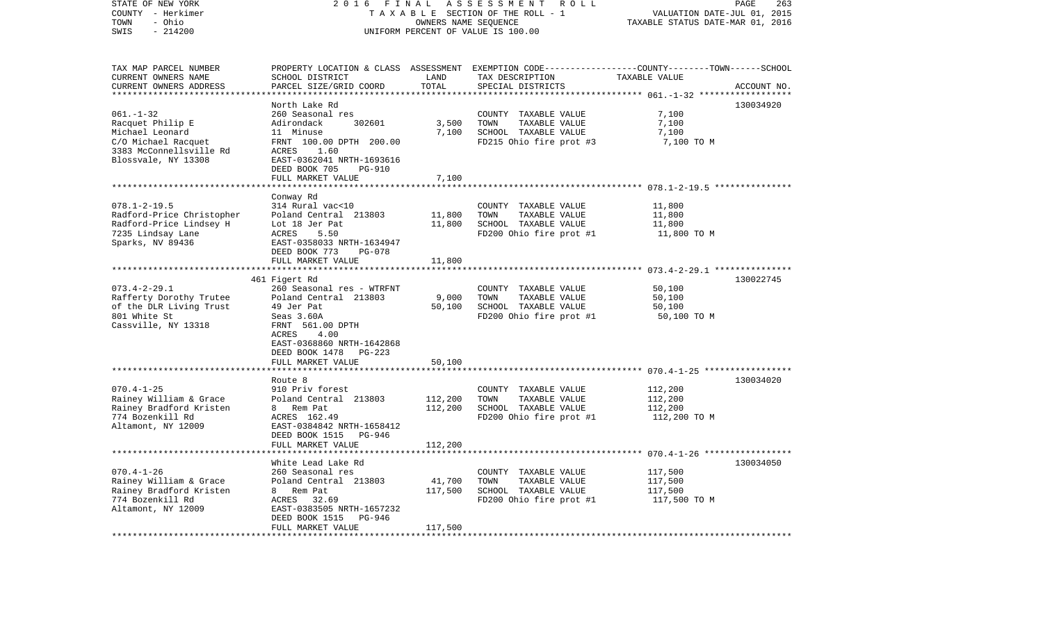STATE OF NEW YORK 2016 FINAL ASSESSMENT ROLL
COUNTY - Herkimer TAXABLE SECTION OF THE ROLL - 1 VALUATION DATE-JUL 01, 2015
TOWN - Ohio OWNERS NAME SEQUENCE TAXABLE STATUS DATE-MAR 01, 2016
SWIS - 214200 UNIFORM PERCENT OF VALUE IS 100.00

| TAX MAP PARCEL NUMBER / CURRENT OWNERS NAME / CURRENT OWNERS ADDRESS | PROPERTY LOCATION & CLASS / SCHOOL DISTRICT / PARCEL SIZE/GRID COORD | ASSESSMENT LAND | TOTAL | EXEMPTION CODE / TAX DESCRIPTION / SPECIAL DISTRICTS | TAXABLE VALUE (COUNTY--TOWN--SCHOOL) | ACCOUNT NO. |
|---|---|---|---|---|---|---|
| 061.-1-32 | North Lake Rd | | | | | 130034920 |
| Racquet Philip E | 260 Seasonal res | | | COUNTY TAXABLE VALUE | 7,100 | |
| Michael Leonard | Adirondack 302601 | 3,500 | | TOWN TAXABLE VALUE | 7,100 | |
| C/O Michael Racquet | 11 Minuse | | 7,100 | SCHOOL TAXABLE VALUE | 7,100 | |
| 3383 McConnellsville Rd | FRNT 100.00 DPTH 200.00 | | | FD215 Ohio fire prot #3 | 7,100 TO M | |
| Blossvale, NY 13308 | ACRES 1.60 | | | | | |
| | EAST-0362041 NRTH-1693616 | | | | | |
| | DEED BOOK 705 PG-910 | | | | | |
| | FULL MARKET VALUE | | 7,100 | | | |
| 078.1-2-19.5 | Conway Rd | | | | | |
| Radford-Price Christopher | 314 Rural vac<10 | | | COUNTY TAXABLE VALUE | 11,800 | |
| Radford-Price Lindsey H | Poland Central 213803 | 11,800 | | TOWN TAXABLE VALUE | 11,800 | |
| 7235 Lindsay Lane | Lot 18 Jer Pat | | 11,800 | SCHOOL TAXABLE VALUE | 11,800 | |
| Sparks, NV 89436 | ACRES 5.50 | | | FD200 Ohio fire prot #1 | 11,800 TO M | |
| | EAST-0358033 NRTH-1634947 | | | | | |
| | DEED BOOK 773 PG-078 | | | | | |
| | FULL MARKET VALUE | | 11,800 | | | |
| 073.4-2-29.1 | 461 Figert Rd | | | | | 130022745 |
| Rafferty Dorothy Trutee | 260 Seasonal res - WTRFNT | | | COUNTY TAXABLE VALUE | 50,100 | |
| of the DLR Living Trust | Poland Central 213803 | 9,000 | | TOWN TAXABLE VALUE | 50,100 | |
| 801 White St | 49 Jer Pat | | 50,100 | SCHOOL TAXABLE VALUE | 50,100 | |
| Cassville, NY 13318 | Seas 3.60A | | | FD200 Ohio fire prot #1 | 50,100 TO M | |
| | FRNT 561.00 DPTH | | | | | |
| | ACRES 4.00 | | | | | |
| | EAST-0368860 NRTH-1642868 | | | | | |
| | DEED BOOK 1478 PG-223 | | | | | |
| | FULL MARKET VALUE | | 50,100 | | | |
| 070.4-1-25 | Route 8 | | | | | 130034020 |
| Rainey William & Grace | 910 Priv forest | | | COUNTY TAXABLE VALUE | 112,200 | |
| Rainey Bradford Kristen | Poland Central 213803 | 112,200 | | TOWN TAXABLE VALUE | 112,200 | |
| 774 Bozenkill Rd | 8 Rem Pat | | 112,200 | SCHOOL TAXABLE VALUE | 112,200 | |
| Altamont, NY 12009 | ACRES 162.49 | | | FD200 Ohio fire prot #1 | 112,200 TO M | |
| | EAST-0384842 NRTH-1658412 | | | | | |
| | DEED BOOK 1515 PG-946 | | | | | |
| | FULL MARKET VALUE | | 112,200 | | | |
| 070.4-1-26 | White Lead Lake Rd | | | | | 130034050 |
| Rainey William & Grace | 260 Seasonal res | | | COUNTY TAXABLE VALUE | 117,500 | |
| Rainey Bradford Kristen | Poland Central 213803 | 41,700 | | TOWN TAXABLE VALUE | 117,500 | |
| 774 Bozenkill Rd | 8 Rem Pat | | 117,500 | SCHOOL TAXABLE VALUE | 117,500 | |
| Altamont, NY 12009 | ACRES 32.69 | | | FD200 Ohio fire prot #1 | 117,500 TO M | |
| | EAST-0383505 NRTH-1657232 | | | | | |
| | DEED BOOK 1515 PG-946 | | | | | |
| | FULL MARKET VALUE | | 117,500 | | | |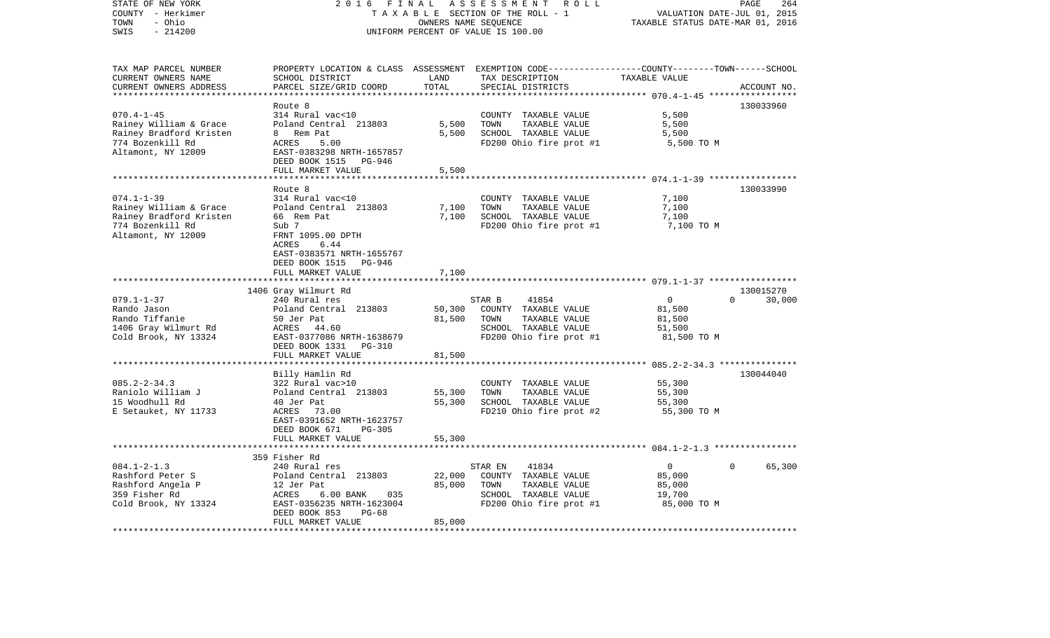STATE OF NEW YORK | COUNTY - Herkimer | TOWN - Ohio | SWIS - 214200

2016 FINAL ASSESSMENT ROLL
TAXABLE SECTION OF THE ROLL - 1
OWNERS NAME SEQUENCE
UNIFORM PERCENT OF VALUE IS 100.00

VALUATION DATE-JUL 01, 2015
TAXABLE STATUS DATE-MAR 01, 2016

| TAX MAP PARCEL NUMBER / CURRENT OWNERS NAME / CURRENT OWNERS ADDRESS | PROPERTY LOCATION & CLASS / SCHOOL DISTRICT / PARCEL SIZE/GRID COORD | ASSESSMENT LAND | TOTAL | EXEMPTION CODE / TAX DESCRIPTION / SPECIAL DISTRICTS | COUNTY TAXABLE VALUE | TOWN | SCHOOL | ACCOUNT NO. |
|---|---|---|---|---|---|---|---|---|
| 070.4-1-45 | Route 8 | | | | | | | 130033960 |
| | 314 Rural vac<10 | | | COUNTY TAXABLE VALUE | 5,500 | | | |
| Rainey William & Grace | Poland Central 213803 | 5,500 | | TOWN TAXABLE VALUE | 5,500 | | | |
| Rainey Bradford Kristen | 8 Rem Pat | | 5,500 | SCHOOL TAXABLE VALUE | 5,500 | | | |
| 774 Bozenkill Rd | ACRES 5.00 | | | FD200 Ohio fire prot #1 | 5,500 TO M | | | |
| Altamont, NY 12009 | EAST-0383298 NRTH-1657857 | | | | | | | |
| | DEED BOOK 1515 PG-946 | | | | | | | |
| | FULL MARKET VALUE | | 5,500 | | | | | |
| 074.1-1-39 | Route 8 | | | | | | | 130033990 |
| | 314 Rural vac<10 | | | COUNTY TAXABLE VALUE | 7,100 | | | |
| Rainey William & Grace | Poland Central 213803 | 7,100 | | TOWN TAXABLE VALUE | 7,100 | | | |
| Rainey Bradford Kristen | 66 Rem Pat | | 7,100 | SCHOOL TAXABLE VALUE | 7,100 | | | |
| 774 Bozenkill Rd | Sub 7 | | | FD200 Ohio fire prot #1 | 7,100 TO M | | | |
| Altamont, NY 12009 | FRNT 1095.00 DPTH | | | | | | | |
| | ACRES 6.44 | | | | | | | |
| | EAST-0383571 NRTH-1655767 | | | | | | | |
| | DEED BOOK 1515 PG-946 | | | | | | | |
| | FULL MARKET VALUE | | 7,100 | | | | | |
| 079.1-1-37 | 1406 Gray Wilmurt Rd | | | | | | | 130015270 |
| | 240 Rural res | | | STAR B 41854 | 0 | 0 | 30,000 | |
| Rando Jason | Poland Central 213803 | 50,300 | | COUNTY TAXABLE VALUE | 81,500 | | | |
| Rando Tiffanie | 50 Jer Pat | | 81,500 | TOWN TAXABLE VALUE | 81,500 | | | |
| 1406 Gray Wilmurt Rd | ACRES 44.60 | | | SCHOOL TAXABLE VALUE | 51,500 | | | |
| Cold Brook, NY 13324 | EAST-0377086 NRTH-1638679 | | | FD200 Ohio fire prot #1 | 81,500 TO M | | | |
| | DEED BOOK 1331 PG-310 | | | | | | | |
| | FULL MARKET VALUE | | 81,500 | | | | | |
| 085.2-2-34.3 | Billy Hamlin Rd | | | | | | | 130044040 |
| | 322 Rural vac>10 | | | COUNTY TAXABLE VALUE | 55,300 | | | |
| Raniolo William J | Poland Central 213803 | 55,300 | | TOWN TAXABLE VALUE | 55,300 | | | |
| 15 Woodhull Rd | 40 Jer Pat | | 55,300 | SCHOOL TAXABLE VALUE | 55,300 | | | |
| E Setauket, NY 11733 | ACRES 73.00 | | | FD210 Ohio fire prot #2 | 55,300 TO M | | | |
| | EAST-0391652 NRTH-1623757 | | | | | | | |
| | DEED BOOK 671 PG-305 | | | | | | | |
| | FULL MARKET VALUE | | 55,300 | | | | | |
| 084.1-2-1.3 | 359 Fisher Rd | | | | | | | |
| | 240 Rural res | | | STAR EN 41834 | 0 | 0 | 65,300 | |
| Rashford Peter S | Poland Central 213803 | 22,000 | | COUNTY TAXABLE VALUE | 85,000 | | | |
| Rashford Angela P | 12 Jer Pat | | 85,000 | TOWN TAXABLE VALUE | 85,000 | | | |
| 359 Fisher Rd | ACRES 6.00 BANK 035 | | | SCHOOL TAXABLE VALUE | 19,700 | | | |
| Cold Brook, NY 13324 | EAST-0356235 NRTH-1623004 | | | FD200 Ohio fire prot #1 | 85,000 TO M | | | |
| | DEED BOOK 853 PG-68 | | | | | | | |
| | FULL MARKET VALUE | | 85,000 | | | | | |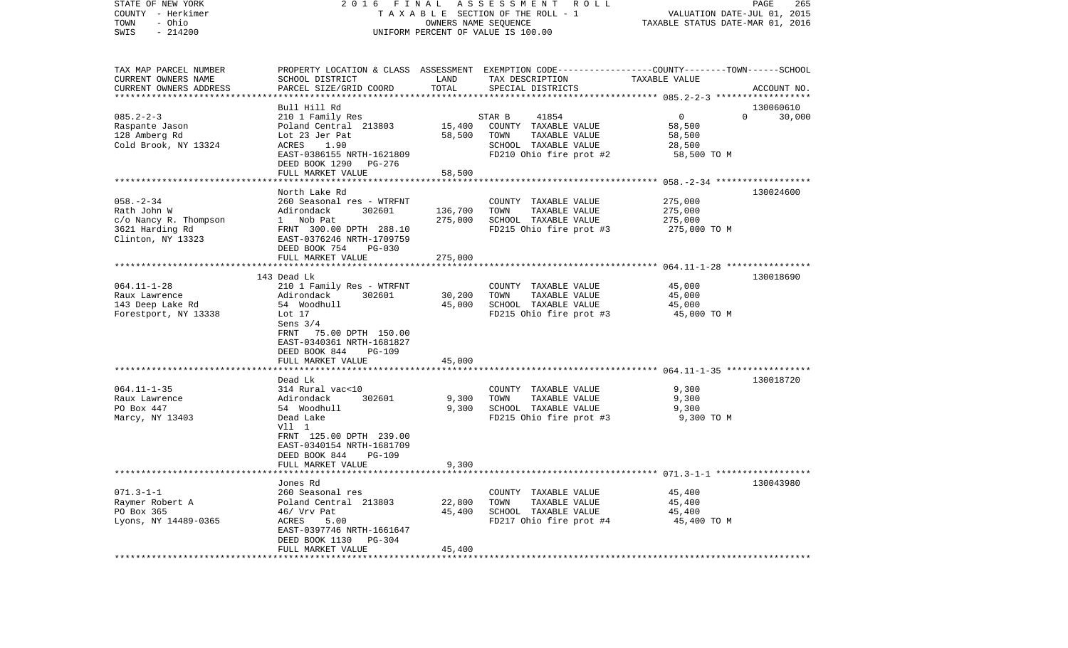| TAX MAP PARCEL NUMBER<br>CURRENT OWNERS NAME<br>CURRENT OWNERS ADDRESS | PROPERTY LOCATION & CLASS<br>SCHOOL DISTRICT<br>PARCEL SIZE/GRID COORD | ASSESSMENT<br>LAND<br>TOTAL | EXEMPTION CODE-----------------COUNTY--------TOWN------SCHOOL<br>TAX DESCRIPTION<br>SPECIAL DISTRICTS | TAXABLE VALUE | ACCOUNT NO. |
|---|---|---|---|---|---|
| **085.2-2-3** | Bull Hill Rd | | | | 130060610 |
| 085.2-2-3 | 210 1 Family Res | | STAR B 41854 | 0 0 | 30,000 |
| Raspante Jason | Poland Central 213803 | 15,400 | COUNTY TAXABLE VALUE | 58,500 | |
| 128 Amberg Rd | Lot 23 Jer Pat | 58,500 | TOWN TAXABLE VALUE | 58,500 | |
| Cold Brook, NY 13324 | ACRES 1.90 | | SCHOOL TAXABLE VALUE | 28,500 | |
| | EAST-0386155 NRTH-1621809 | | FD210 Ohio fire prot #2 | 58,500 TO M | |
| | DEED BOOK 1290 PG-276 | | | | |
| | FULL MARKET VALUE | 58,500 | | | |
| **058.-2-34** | North Lake Rd | | | | 130024600 |
| 058.-2-34 | 260 Seasonal res - WTRFNT | | COUNTY TAXABLE VALUE | 275,000 | |
| Rath John W | Adirondack 302601 | 136,700 | TOWN TAXABLE VALUE | 275,000 | |
| c/o Nancy R. Thompson | 1 Nob Pat | 275,000 | SCHOOL TAXABLE VALUE | 275,000 | |
| 3621 Harding Rd | FRNT 300.00 DPTH 288.10 | | FD215 Ohio fire prot #3 | 275,000 TO M | |
| Clinton, NY 13323 | EAST-0376246 NRTH-1709759 | | | | |
| | DEED BOOK 754 PG-030 | | | | |
| | FULL MARKET VALUE | 275,000 | | | |
| **064.11-1-28** | 143 Dead Lk | | | | 130018690 |
| 064.11-1-28 | 210 1 Family Res - WTRFNT | | COUNTY TAXABLE VALUE | 45,000 | |
| Raux Lawrence | Adirondack 302601 | 30,200 | TOWN TAXABLE VALUE | 45,000 | |
| 143 Deep Lake Rd | 54 Woodhull | 45,000 | SCHOOL TAXABLE VALUE | 45,000 | |
| Forestport, NY 13338 | Lot 17 | | FD215 Ohio fire prot #3 | 45,000 TO M | |
| | Sens 3/4 | | | | |
| | FRNT 75.00 DPTH 150.00 | | | | |
| | EAST-0340361 NRTH-1681827 | | | | |
| | DEED BOOK 844 PG-109 | | | | |
| | FULL MARKET VALUE | 45,000 | | | |
| **064.11-1-35** | Dead Lk | | | | 130018720 |
| 064.11-1-35 | 314 Rural vac<10 | | COUNTY TAXABLE VALUE | 9,300 | |
| Raux Lawrence | Adirondack 302601 | 9,300 | TOWN TAXABLE VALUE | 9,300 | |
| PO Box 447 | 54 Woodhull | 9,300 | SCHOOL TAXABLE VALUE | 9,300 | |
| Marcy, NY 13403 | Dead Lake | | FD215 Ohio fire prot #3 | 9,300 TO M | |
| | Vll 1 | | | | |
| | FRNT 125.00 DPTH 239.00 | | | | |
| | EAST-0340154 NRTH-1681709 | | | | |
| | DEED BOOK 844 PG-109 | | | | |
| | FULL MARKET VALUE | 9,300 | | | |
| **071.3-1-1** | Jones Rd | | | | 130043980 |
| 071.3-1-1 | 260 Seasonal res | | COUNTY TAXABLE VALUE | 45,400 | |
| Raymer Robert A | Poland Central 213803 | 22,800 | TOWN TAXABLE VALUE | 45,400 | |
| PO Box 365 | 46/ Vrv Pat | 45,400 | SCHOOL TAXABLE VALUE | 45,400 | |
| Lyons, NY 14489-0365 | ACRES 5.00 | | FD217 Ohio fire prot #4 | 45,400 TO M | |
| | EAST-0397746 NRTH-1661647 | | | | |
| | DEED BOOK 1130 PG-304 | | | | |
| | FULL MARKET VALUE | 45,400 | | | |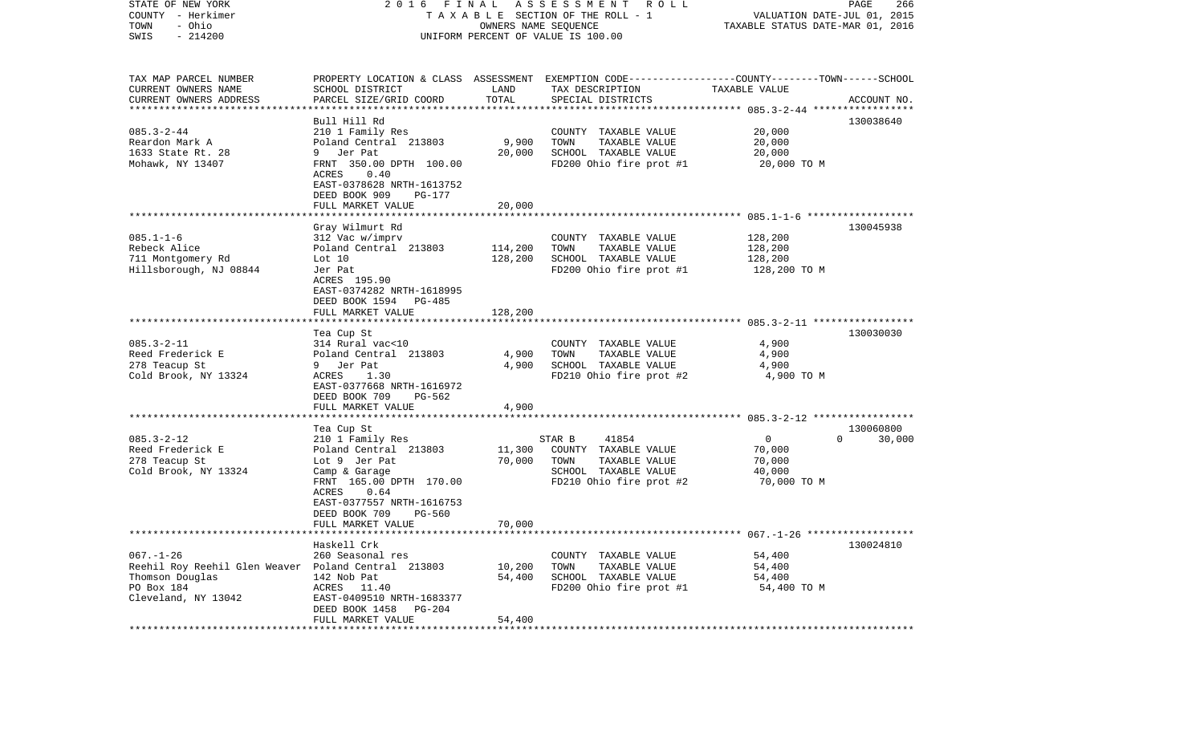STATE OF NEW YORK | 2 0 1 6 F I N A L A S S E S S M E N T R O L L | PAGE 266
COUNTY - Herkimer | T A X A B L E SECTION OF THE ROLL - 1 | VALUATION DATE-JUL 01, 2015
TOWN - Ohio | OWNERS NAME SEQUENCE | TAXABLE STATUS DATE-MAR 01, 2016
SWIS - 214200 | UNIFORM PERCENT OF VALUE IS 100.00

| TAX MAP PARCEL NUMBER<br>CURRENT OWNERS NAME<br>CURRENT OWNERS ADDRESS | PROPERTY LOCATION & CLASS<br>SCHOOL DISTRICT<br>PARCEL SIZE/GRID COORD | ASSESSMENT LAND<br>TOTAL | EXEMPTION CODE-----COUNTY--------TOWN------SCHOOL<br>TAX DESCRIPTION<br>SPECIAL DISTRICTS | TAXABLE VALUE | ACCOUNT NO. |
|---|---|---|---|---|---|
| **085.3-2-44** | Bull Hill Rd | | | | 130038640 |
| 085.3-2-44 | 210 1 Family Res | | COUNTY TAXABLE VALUE | 20,000 | |
| Reardon Mark A | Poland Central 213803 | 9,900 | TOWN TAXABLE VALUE | 20,000 | |
| 1633 State Rt. 28 | 9 Jer Pat | 20,000 | SCHOOL TAXABLE VALUE | 20,000 | |
| Mohawk, NY 13407 | FRNT 350.00 DPTH 100.00 | | FD200 Ohio fire prot #1 | 20,000 TO M | |
| | ACRES 0.40 | | | | |
| | EAST-0378628 NRTH-1613752 | | | | |
| | DEED BOOK 909 PG-177 | | | | |
| | FULL MARKET VALUE | 20,000 | | | |
| **085.1-1-6** | Gray Wilmurt Rd | | | | 130045938 |
| 085.1-1-6 | 312 Vac w/imprv | | COUNTY TAXABLE VALUE | 128,200 | |
| Rebeck Alice | Poland Central 213803 | 114,200 | TOWN TAXABLE VALUE | 128,200 | |
| 711 Montgomery Rd | Lot 10 | 128,200 | SCHOOL TAXABLE VALUE | 128,200 | |
| Hillsborough, NJ 08844 | Jer Pat | | FD200 Ohio fire prot #1 | 128,200 TO M | |
| | ACRES 195.90 | | | | |
| | EAST-0374282 NRTH-1618995 | | | | |
| | DEED BOOK 1594 PG-485 | | | | |
| | FULL MARKET VALUE | 128,200 | | | |
| **085.3-2-11** | Tea Cup St | | | | 130030030 |
| 085.3-2-11 | 314 Rural vac<10 | | COUNTY TAXABLE VALUE | 4,900 | |
| Reed Frederick E | Poland Central 213803 | 4,900 | TOWN TAXABLE VALUE | 4,900 | |
| 278 Teacup St | 9 Jer Pat | 4,900 | SCHOOL TAXABLE VALUE | 4,900 | |
| Cold Brook, NY 13324 | ACRES 1.30 | | FD210 Ohio fire prot #2 | 4,900 TO M | |
| | EAST-0377668 NRTH-1616972 | | | | |
| | DEED BOOK 709 PG-562 | | | | |
| | FULL MARKET VALUE | 4,900 | | | |
| **085.3-2-12** | Tea Cup St | | | | 130060800 |
| 085.3-2-12 | 210 1 Family Res | | STAR B 41854 | 0 0 | 30,000 |
| Reed Frederick E | Poland Central 213803 | 11,300 | COUNTY TAXABLE VALUE | 70,000 | |
| 278 Teacup St | Lot 9 Jer Pat | 70,000 | TOWN TAXABLE VALUE | 70,000 | |
| Cold Brook, NY 13324 | Camp & Garage | | SCHOOL TAXABLE VALUE | 40,000 | |
| | FRNT 165.00 DPTH 170.00 | | FD210 Ohio fire prot #2 | 70,000 TO M | |
| | ACRES 0.64 | | | | |
| | EAST-0377557 NRTH-1616753 | | | | |
| | DEED BOOK 709 PG-560 | | | | |
| | FULL MARKET VALUE | 70,000 | | | |
| **067.-1-26** | Haskell Crk | | | | 130024810 |
| 067.-1-26 | 260 Seasonal res | | COUNTY TAXABLE VALUE | 54,400 | |
| Reehil Roy Reehil Glen Weaver | Poland Central 213803 | 10,200 | TOWN TAXABLE VALUE | 54,400 | |
| Thomson Douglas | 142 Nob Pat | 54,400 | SCHOOL TAXABLE VALUE | 54,400 | |
| PO Box 184 | ACRES 11.40 | | FD200 Ohio fire prot #1 | 54,400 TO M | |
| Cleveland, NY 13042 | EAST-0409510 NRTH-1683377 | | | | |
| | DEED BOOK 1458 PG-204 | | | | |
| | FULL MARKET VALUE | 54,400 | | | |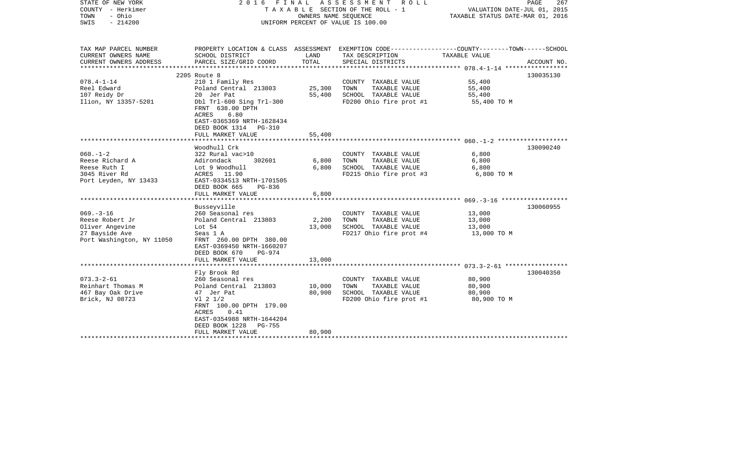STATE OF NEW YORK | 2016 FINAL ASSESSMENT ROLL | VALUATION DATE-JUL 01, 2015
COUNTY - Herkimer | TAXABLE SECTION OF THE ROLL - 1 | TAXABLE STATUS DATE-MAR 01, 2016
TOWN - Ohio | OWNERS NAME SEQUENCE
SWIS - 214200 | UNIFORM PERCENT OF VALUE IS 100.00

| TAX MAP PARCEL NUMBER<br>CURRENT OWNERS NAME<br>CURRENT OWNERS ADDRESS | PROPERTY LOCATION & CLASS<br>SCHOOL DISTRICT<br>PARCEL SIZE/GRID COORD | ASSESSMENT<br>LAND<br>TOTAL | EXEMPTION CODE-----COUNTY-----TOWN-----SCHOOL<br>TAX DESCRIPTION<br>SPECIAL DISTRICTS | TAXABLE VALUE | ACCOUNT NO. |
|---|---|---|---|---|---|
| **078.4-1-14** | 2205 Route 8 | | | | 130035130 |
| 078.4-1-14 | 210 1 Family Res | | COUNTY TAXABLE VALUE | 55,400 | |
| Reel Edward | Poland Central 213803 | 25,300 | TOWN TAXABLE VALUE | 55,400 | |
| 107 Reidy Dr | 20 Jer Pat | 55,400 | SCHOOL TAXABLE VALUE | 55,400 | |
| Ilion, NY 13357-5201 | Dbl Trl-600 Sing Trl-300 | | FD200 Ohio fire prot #1 | 55,400 TO M | |
| | FRNT 638.00 DPTH | | | | |
| | ACRES 6.80 | | | | |
| | EAST-0365369 NRTH-1628434 | | | | |
| | DEED BOOK 1314 PG-310 | | | | |
| | FULL MARKET VALUE | 55,400 | | | |
| **060.-1-2** | Woodhull Crk | | | | 130090240 |
| 060.-1-2 | 322 Rural vac>10 | | COUNTY TAXABLE VALUE | 6,800 | |
| Reese Richard A | Adirondack 302601 | 6,800 | TOWN TAXABLE VALUE | 6,800 | |
| Reese Ruth I | Lot 9 Woodhull | 6,800 | SCHOOL TAXABLE VALUE | 6,800 | |
| 3045 River Rd | ACRES 11.90 | | FD215 Ohio fire prot #3 | 6,800 TO M | |
| Port Leyden, NY 13433 | EAST-0334513 NRTH-1701505 | | | | |
| | DEED BOOK 665 PG-836 | | | | |
| | FULL MARKET VALUE | 6,800 | | | |
| **069.-3-16** | Busseyville | | | | 130060955 |
| 069.-3-16 | 260 Seasonal res | | COUNTY TAXABLE VALUE | 13,000 | |
| Reese Robert Jr | Poland Central 213803 | 2,200 | TOWN TAXABLE VALUE | 13,000 | |
| Oliver Angevine | Lot 54 | 13,000 | SCHOOL TAXABLE VALUE | 13,000 | |
| 27 Bayside Ave | Seas 1 A | | FD217 Ohio fire prot #4 | 13,000 TO M | |
| Port Washington, NY 11050 | FRNT 260.00 DPTH 380.00 | | | | |
| | EAST-0369450 NRTH-1660207 | | | | |
| | DEED BOOK 670 PG-974 | | | | |
| | FULL MARKET VALUE | 13,000 | | | |
| **073.3-2-61** | Fly Brook Rd | | | | 130040350 |
| 073.3-2-61 | 260 Seasonal res | | COUNTY TAXABLE VALUE | 80,900 | |
| Reinhart Thomas M | Poland Central 213803 | 10,000 | TOWN TAXABLE VALUE | 80,900 | |
| 467 Bay Oak Drive | 47 Jer Pat | 80,900 | SCHOOL TAXABLE VALUE | 80,900 | |
| Brick, NJ 08723 | Vl 2 1/2 | | FD200 Ohio fire prot #1 | 80,900 TO M | |
| | FRNT 100.00 DPTH 179.00 | | | | |
| | ACRES 0.41 | | | | |
| | EAST-0354988 NRTH-1644204 | | | | |
| | DEED BOOK 1228 PG-755 | | | | |
| | FULL MARKET VALUE | 80,900 | | | |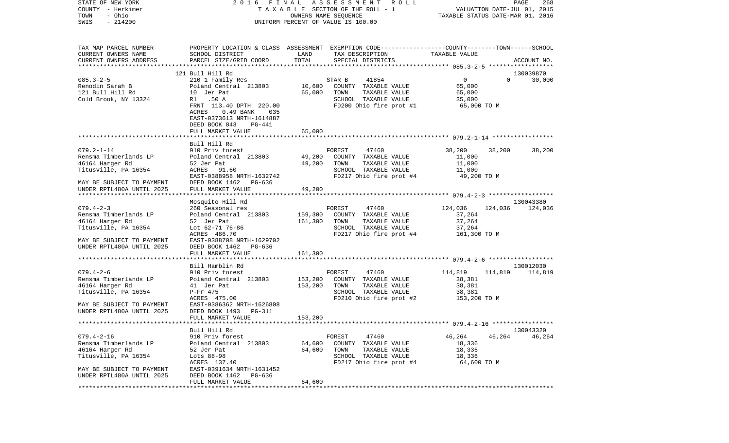STATE OF NEW YORK
COUNTY - Herkimer
TOWN - Ohio
SWIS - 214200

2016 FINAL ASSESSMENT ROLL
TAXABLE SECTION OF THE ROLL - 1
OWNERS NAME SEQUENCE
UNIFORM PERCENT OF VALUE IS 100.00

VALUATION DATE-JUL 01, 2015
TAXABLE STATUS DATE-MAR 01, 2016

| TAX MAP PARCEL NUMBER / CURRENT OWNERS NAME / CURRENT OWNERS ADDRESS | PROPERTY LOCATION & CLASS / SCHOOL DISTRICT / PARCEL SIZE/GRID COORD | ASSESSMENT LAND / TOTAL | EXEMPTION CODE / TAX DESCRIPTION / SPECIAL DISTRICTS | COUNTY | TOWN | SCHOOL / ACCOUNT NO. |
|---|---|---|---|---|---|---|
| | 121 Bull Hill Rd | | | | | 130039870 |
| 085.3-2-5 | 210 1 Family Res | | STAR B 41854 | 0 | 0 | 30,000 |
| Renodin Sarah B | Poland Central 213803 | 10,600 | COUNTY TAXABLE VALUE | 65,000 | | |
| 121 Bull Hill Rd | 10 Jer Pat | 65,000 | TOWN TAXABLE VALUE | 65,000 | | |
| Cold Brook, NY 13324 | R1 .50 A | | SCHOOL TAXABLE VALUE | 35,000 | | |
| | FRNT 113.40 DPTH 220.00 | | FD200 Ohio fire prot #1 | 65,000 TO M | | |
| | ACRES 0.49 BANK 035 | | | | | |
| | EAST-0373613 NRTH-1614887 | | | | | |
| | DEED BOOK 843 PG-441 | | | | | |
| | FULL MARKET VALUE | 65,000 | | | | |
| | Bull Hill Rd | | | | | |
| 079.2-1-14 | 910 Priv forest | | FOREST 47460 | 38,200 | 38,200 | 38,200 |
| Rensma Timberlands LP | Poland Central 213803 | 49,200 | COUNTY TAXABLE VALUE | 11,000 | | |
| 46164 Harger Rd | 52 Jer Pat | 49,200 | TOWN TAXABLE VALUE | 11,000 | | |
| Titusville, PA 16354 | ACRES 91.60 | | SCHOOL TAXABLE VALUE | 11,000 | | |
| | EAST-0388958 NRTH-1632742 | | FD217 Ohio fire prot #4 | 49,200 TO M | | |
| MAY BE SUBJECT TO PAYMENT | DEED BOOK 1462 PG-636 | | | | | |
| UNDER RPTL480A UNTIL 2025 | FULL MARKET VALUE | 49,200 | | | | |
| | Mosquito Hill Rd | | | | | 130043380 |
| 079.4-2-3 | 260 Seasonal res | | FOREST 47460 | 124,036 | 124,036 | 124,036 |
| Rensma Timberlands LP | Poland Central 213803 | 159,300 | COUNTY TAXABLE VALUE | 37,264 | | |
| 46164 Harger Rd | 52 Jer Pat | 161,300 | TOWN TAXABLE VALUE | 37,264 | | |
| Titusville, PA 16354 | Lot 62-71 76-86 | | SCHOOL TAXABLE VALUE | 37,264 | | |
| | ACRES 486.70 | | FD217 Ohio fire prot #4 | 161,300 TO M | | |
| MAY BE SUBJECT TO PAYMENT | EAST-0388708 NRTH-1629702 | | | | | |
| UNDER RPTL480A UNTIL 2025 | DEED BOOK 1462 PG-636 | | | | | |
| | FULL MARKET VALUE | 161,300 | | | | |
| | Bill Hamblin Rd | | | | | 130012030 |
| 079.4-2-6 | 910 Priv forest | | FOREST 47460 | 114,819 | 114,819 | 114,819 |
| Rensma Timberlands LP | Poland Central 213803 | 153,200 | COUNTY TAXABLE VALUE | 38,381 | | |
| 46164 Harger Rd | 41 Jer Pat | 153,200 | TOWN TAXABLE VALUE | 38,381 | | |
| Titusville, PA 16354 | P-Fr 475 | | SCHOOL TAXABLE VALUE | 38,381 | | |
| | ACRES 475.00 | | FD210 Ohio fire prot #2 | 153,200 TO M | | |
| MAY BE SUBJECT TO PAYMENT | EAST-0386362 NRTH-1626808 | | | | | |
| UNDER RPTL480A UNTIL 2025 | DEED BOOK 1493 PG-311 | | | | | |
| | FULL MARKET VALUE | 153,200 | | | | |
| | Bull Hill Rd | | | | | 130043320 |
| 079.4-2-16 | 910 Priv forest | | FOREST 47460 | 46,264 | 46,264 | 46,264 |
| Rensma Timberlands LP | Poland Central 213803 | 64,600 | COUNTY TAXABLE VALUE | 18,336 | | |
| 46164 Harger Rd | 52 Jer Pat | 64,600 | TOWN TAXABLE VALUE | 18,336 | | |
| Titusville, PA 16354 | Lots 88-98 | | SCHOOL TAXABLE VALUE | 18,336 | | |
| | ACRES 137.40 | | FD217 Ohio fire prot #4 | 64,600 TO M | | |
| MAY BE SUBJECT TO PAYMENT | EAST-0391634 NRTH-1631452 | | | | | |
| UNDER RPTL480A UNTIL 2025 | DEED BOOK 1462 PG-636 | | | | | |
| | FULL MARKET VALUE | 64,600 | | | | |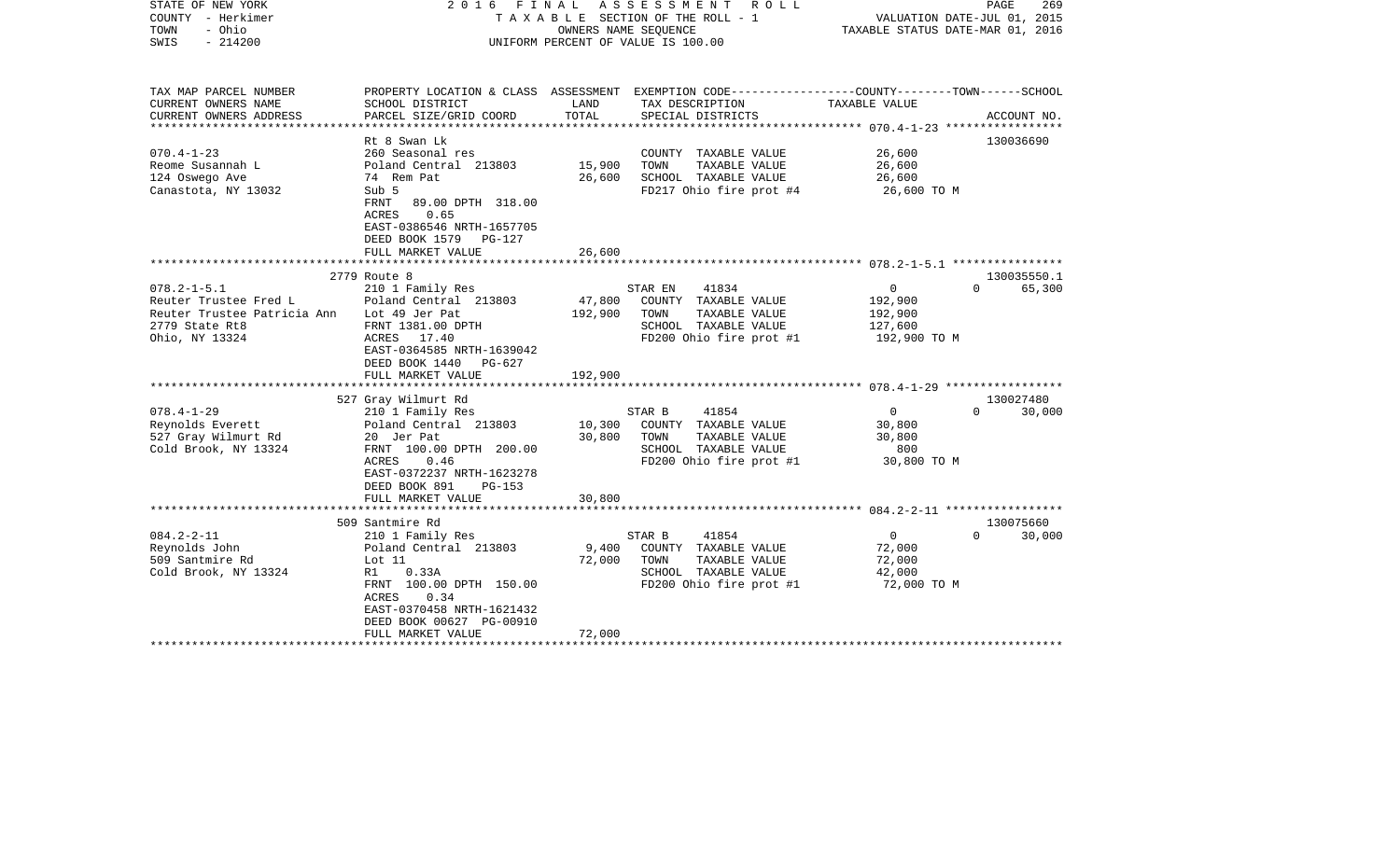STATE OF NEW YORK
COUNTY - Herkimer
TOWN - Ohio
SWIS - 214200

2016 FINAL ASSESSMENT ROLL
TAXABLE SECTION OF THE ROLL - 1
OWNERS NAME SEQUENCE
UNIFORM PERCENT OF VALUE IS 100.00

VALUATION DATE-JUL 01, 2015
TAXABLE STATUS DATE-MAR 01, 2016

| TAX MAP PARCEL NUMBER / CURRENT OWNERS NAME / CURRENT OWNERS ADDRESS | PROPERTY LOCATION & CLASS / SCHOOL DISTRICT / PARCEL SIZE/GRID COORD | ASSESSMENT LAND / TOTAL | EXEMPTION CODE / TAX DESCRIPTION / SPECIAL DISTRICTS | COUNTY | TOWN | SCHOOL / ACCOUNT NO. |
|---|---|---|---|---|---|---|
| **070.4-1-23** | Rt 8 Swan Lk | | | | | 130036690 |
| Reome Susannah L | 260 Seasonal res | | COUNTY TAXABLE VALUE | 26,600 | | |
| 124 Oswego Ave | Poland Central 213803 | 15,900 | TOWN TAXABLE VALUE | | 26,600 | |
| Canastota, NY 13032 | 74 Rem Pat | 26,600 | SCHOOL TAXABLE VALUE | | | 26,600 |
| | Sub 5 | | FD217 Ohio fire prot #4 | 26,600 TO M | | |
| | FRNT 89.00 DPTH 318.00 | | | | | |
| | ACRES 0.65 | | | | | |
| | EAST-0386546 NRTH-1657705 | | | | | |
| | DEED BOOK 1579 PG-127 | | | | | |
| | FULL MARKET VALUE | 26,600 | | | | |
| **078.2-1-5.1** | 2779 Route 8 | | | | | 130035550.1 |
| Reuter Trustee Fred L | 210 1 Family Res | | STAR EN 41834 | 0 | 0 | 65,300 |
| Reuter Trustee Patricia Ann | Poland Central 213803 | 47,800 | COUNTY TAXABLE VALUE | 192,900 | | |
| 2779 State Rt8 | Lot 49 Jer Pat | 192,900 | TOWN TAXABLE VALUE | | 192,900 | |
| Ohio, NY 13324 | FRNT 1381.00 DPTH | | SCHOOL TAXABLE VALUE | | | 127,600 |
| | ACRES 17.40 | | FD200 Ohio fire prot #1 | 192,900 TO M | | |
| | EAST-0364585 NRTH-1639042 | | | | | |
| | DEED BOOK 1440 PG-627 | | | | | |
| | FULL MARKET VALUE | 192,900 | | | | |
| **078.4-1-29** | 527 Gray Wilmurt Rd | | | | | 130027480 |
| Reynolds Everett | 210 1 Family Res | | STAR B 41854 | 0 | 0 | 30,000 |
| 527 Gray Wilmurt Rd | Poland Central 213803 | 10,300 | COUNTY TAXABLE VALUE | 30,800 | | |
| Cold Brook, NY 13324 | 20 Jer Pat | 30,800 | TOWN TAXABLE VALUE | | 30,800 | |
| | FRNT 100.00 DPTH 200.00 | | SCHOOL TAXABLE VALUE | | | 800 |
| | ACRES 0.46 | | FD200 Ohio fire prot #1 | 30,800 TO M | | |
| | EAST-0372237 NRTH-1623278 | | | | | |
| | DEED BOOK 891 PG-153 | | | | | |
| | FULL MARKET VALUE | 30,800 | | | | |
| **084.2-2-11** | 509 Santmire Rd | | | | | 130075660 |
| Reynolds John | 210 1 Family Res | | STAR B 41854 | 0 | 0 | 30,000 |
| 509 Santmire Rd | Poland Central 213803 | 9,400 | COUNTY TAXABLE VALUE | 72,000 | | |
| Cold Brook, NY 13324 | Lot 11 | 72,000 | TOWN TAXABLE VALUE | | 72,000 | |
| | R1 0.33A | | SCHOOL TAXABLE VALUE | | | 42,000 |
| | FRNT 100.00 DPTH 150.00 | | FD200 Ohio fire prot #1 | 72,000 TO M | | |
| | ACRES 0.34 | | | | | |
| | EAST-0370458 NRTH-1621432 | | | | | |
| | DEED BOOK 00627 PG-00910 | | | | | |
| | FULL MARKET VALUE | 72,000 | | | | |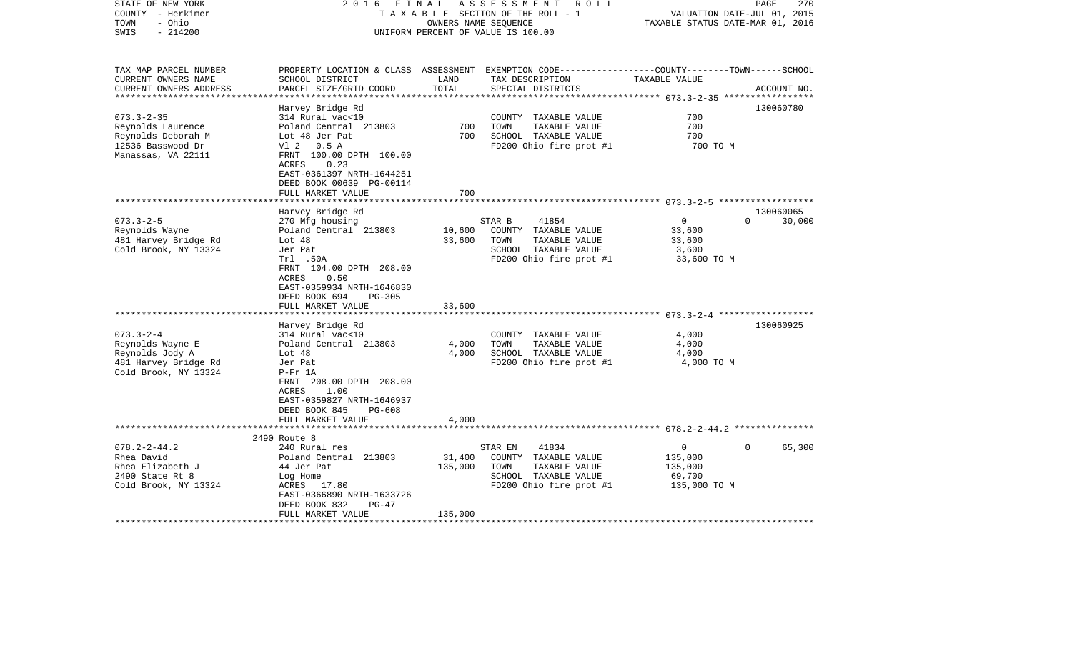STATE OF NEW YORK | 2016 FINAL ASSESSMENT ROLL | PAGE 270
COUNTY - Herkimer | TAXABLE SECTION OF THE ROLL - 1 | VALUATION DATE-JUL 01, 2015
TOWN - Ohio | OWNERS NAME SEQUENCE | TAXABLE STATUS DATE-MAR 01, 2016
SWIS - 214200 | UNIFORM PERCENT OF VALUE IS 100.00

| TAX MAP PARCEL NUMBER<br>CURRENT OWNERS NAME<br>CURRENT OWNERS ADDRESS | PROPERTY LOCATION & CLASS<br>SCHOOL DISTRICT<br>PARCEL SIZE/GRID COORD | ASSESSMENT<br>LAND<br>TOTAL | EXEMPTION CODE-----COUNTY-----TOWN------SCHOOL<br>TAX DESCRIPTION<br>SPECIAL DISTRICTS | TAXABLE VALUE | ACCOUNT NO. |
|---|---|---|---|---|---|
| **073.3-2-35** | Harvey Bridge Rd | | | | 130060780 |
| 073.3-2-35 | 314 Rural vac<10 | | COUNTY TAXABLE VALUE | 700 | |
| Reynolds Laurence | Poland Central 213803 | 700 | TOWN TAXABLE VALUE | 700 | |
| Reynolds Deborah M | Lot 48 Jer Pat | 700 | SCHOOL TAXABLE VALUE | 700 | |
| 12536 Basswood Dr | Vl 2 0.5 A | | FD200 Ohio fire prot #1 | 700 TO M | |
| Manassas, VA 22111 | FRNT 100.00 DPTH 100.00 | | | | |
| | ACRES 0.23 | | | | |
| | EAST-0361397 NRTH-1644251 | | | | |
| | DEED BOOK 00639 PG-00114 | | | | |
| | FULL MARKET VALUE | 700 | | | |
| **073.3-2-5** | Harvey Bridge Rd | | | | 130060065 |
| 073.3-2-5 | 270 Mfg housing | | STAR B 41854 | 0 / 0 | 30,000 |
| Reynolds Wayne | Poland Central 213803 | 10,600 | COUNTY TAXABLE VALUE | 33,600 | |
| 481 Harvey Bridge Rd | Lot 48 | 33,600 | TOWN TAXABLE VALUE | 33,600 | |
| Cold Brook, NY 13324 | Jer Pat | | SCHOOL TAXABLE VALUE | 3,600 | |
| | Trl .50A | | FD200 Ohio fire prot #1 | 33,600 TO M | |
| | FRNT 104.00 DPTH 208.00 | | | | |
| | ACRES 0.50 | | | | |
| | EAST-0359934 NRTH-1646830 | | | | |
| | DEED BOOK 694 PG-305 | | | | |
| | FULL MARKET VALUE | 33,600 | | | |
| **073.3-2-4** | Harvey Bridge Rd | | | | 130060925 |
| 073.3-2-4 | 314 Rural vac<10 | | COUNTY TAXABLE VALUE | 4,000 | |
| Reynolds Wayne E | Poland Central 213803 | 4,000 | TOWN TAXABLE VALUE | 4,000 | |
| Reynolds Jody A | Lot 48 | 4,000 | SCHOOL TAXABLE VALUE | 4,000 | |
| 481 Harvey Bridge Rd | Jer Pat | | FD200 Ohio fire prot #1 | 4,000 TO M | |
| Cold Brook, NY 13324 | P-Fr 1A | | | | |
| | FRNT 208.00 DPTH 208.00 | | | | |
| | ACRES 1.00 | | | | |
| | EAST-0359827 NRTH-1646937 | | | | |
| | DEED BOOK 845 PG-608 | | | | |
| | FULL MARKET VALUE | 4,000 | | | |
| **078.2-2-44.2** | 2490 Route 8 | | | | |
| 078.2-2-44.2 | 240 Rural res | | STAR EN 41834 | 0 / 0 | 65,300 |
| Rhea David | Poland Central 213803 | 31,400 | COUNTY TAXABLE VALUE | 135,000 | |
| Rhea Elizabeth J | 44 Jer Pat | 135,000 | TOWN TAXABLE VALUE | 135,000 | |
| 2490 State Rt 8 | Log Home | | SCHOOL TAXABLE VALUE | 69,700 | |
| Cold Brook, NY 13324 | ACRES 17.80 | | FD200 Ohio fire prot #1 | 135,000 TO M | |
| | EAST-0366890 NRTH-1633726 | | | | |
| | DEED BOOK 832 PG-47 | | | | |
| | FULL MARKET VALUE | 135,000 | | | |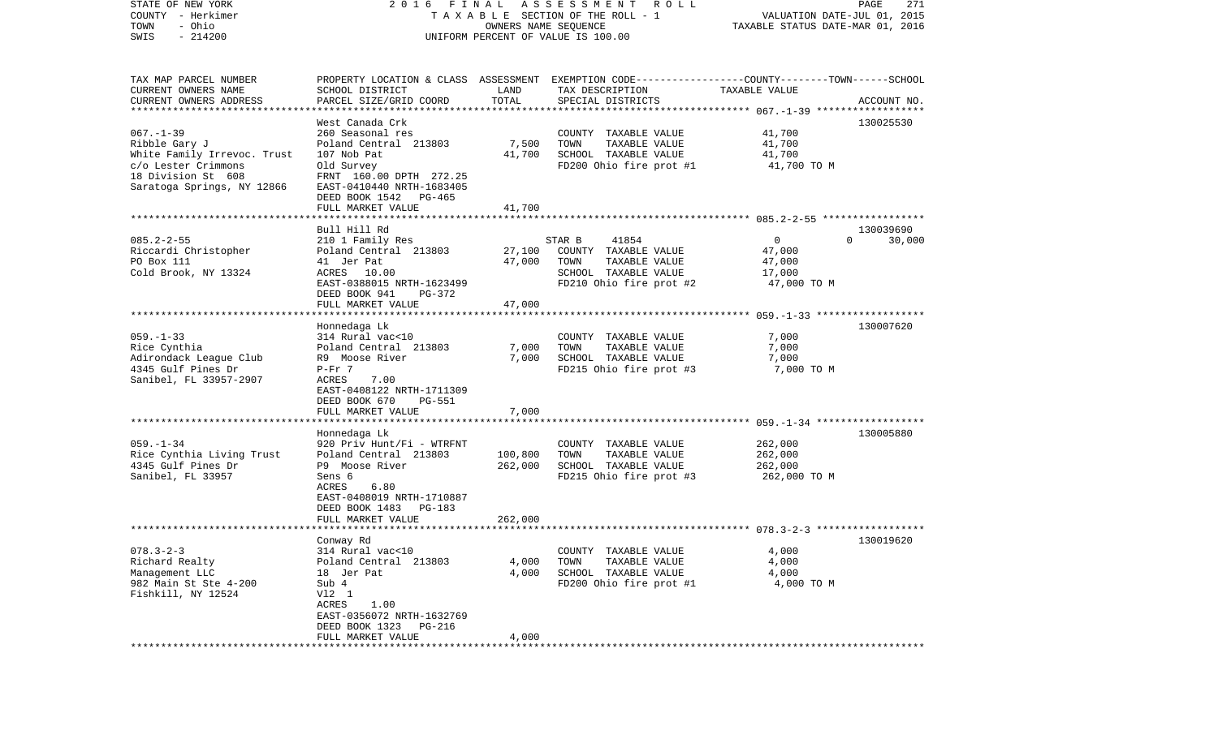STATE OF NEW YORK | COUNTY - Herkimer | TOWN - Ohio | SWIS - 214200

**2016 FINAL ASSESSMENT ROLL**
TAXABLE SECTION OF THE ROLL - 1
OWNERS NAME SEQUENCE
UNIFORM PERCENT OF VALUE IS 100.00

VALUATION DATE-JUL 01, 2015
TAXABLE STATUS DATE-MAR 01, 2016

| TAX MAP PARCEL NUMBER / CURRENT OWNERS NAME / CURRENT OWNERS ADDRESS | PROPERTY LOCATION & CLASS / SCHOOL DISTRICT / PARCEL SIZE/GRID COORD | ASSESSMENT LAND | TOTAL | EXEMPTION CODE / TAX DESCRIPTION / SPECIAL DISTRICTS | COUNTY / TOWN / SCHOOL TAXABLE VALUE | ACCOUNT NO. |
|---|---|---|---|---|---|---|
| 067.-1-39 | West Canada Crk | | | | | 130025530 |
| Ribble Gary J | 260 Seasonal res | | | COUNTY TAXABLE VALUE | 41,700 | |
| White Family Irrevoc. Trust | Poland Central 213803 | 7,500 | | TOWN TAXABLE VALUE | 41,700 | |
| c/o Lester Crimmons | 107 Nob Pat | | 41,700 | SCHOOL TAXABLE VALUE | 41,700 | |
| 18 Division St 608 | Old Survey | | | FD200 Ohio fire prot #1 | 41,700 TO M | |
| Saratoga Springs, NY 12866 | FRNT 160.00 DPTH 272.25 | | | | | |
| | EAST-0410440 NRTH-1683405 | | | | | |
| | DEED BOOK 1542 PG-465 | | | | | |
| | FULL MARKET VALUE | | 41,700 | | | |
| 085.2-2-55 | Bull Hill Rd | | | | | 130039690 |
| Riccardi Christopher | 210 1 Family Res | | | STAR B 41854 | 0 / 0 / 30,000 | |
| PO Box 111 | Poland Central 213803 | 27,100 | | COUNTY TAXABLE VALUE | 47,000 | |
| Cold Brook, NY 13324 | 41 Jer Pat | | 47,000 | TOWN TAXABLE VALUE | 47,000 | |
| | ACRES 10.00 | | | SCHOOL TAXABLE VALUE | 17,000 | |
| | EAST-0388015 NRTH-1623499 | | | FD210 Ohio fire prot #2 | 47,000 TO M | |
| | DEED BOOK 941 PG-372 | | | | | |
| | FULL MARKET VALUE | | 47,000 | | | |
| 059.-1-33 | Honnedaga Lk | | | | | 130007620 |
| Rice Cynthia | 314 Rural vac<10 | | | COUNTY TAXABLE VALUE | 7,000 | |
| Adirondack League Club | Poland Central 213803 | 7,000 | | TOWN TAXABLE VALUE | 7,000 | |
| 4345 Gulf Pines Dr | R9 Moose River | | 7,000 | SCHOOL TAXABLE VALUE | 7,000 | |
| Sanibel, FL 33957-2907 | P-Fr 7 | | | FD215 Ohio fire prot #3 | 7,000 TO M | |
| | ACRES 7.00 | | | | | |
| | EAST-0408122 NRTH-1711309 | | | | | |
| | DEED BOOK 670 PG-551 | | | | | |
| | FULL MARKET VALUE | | 7,000 | | | |
| 059.-1-34 | Honnedaga Lk | | | | | 130005880 |
| Rice Cynthia Living Trust | 920 Priv Hunt/Fi - WTRFNT | | | COUNTY TAXABLE VALUE | 262,000 | |
| 4345 Gulf Pines Dr | Poland Central 213803 | 100,800 | | TOWN TAXABLE VALUE | 262,000 | |
| Sanibel, FL 33957 | P9 Moose River | | 262,000 | SCHOOL TAXABLE VALUE | 262,000 | |
| | Sens 6 | | | FD215 Ohio fire prot #3 | 262,000 TO M | |
| | ACRES 6.80 | | | | | |
| | EAST-0408019 NRTH-1710887 | | | | | |
| | DEED BOOK 1483 PG-183 | | | | | |
| | FULL MARKET VALUE | | 262,000 | | | |
| 078.3-2-3 | Conway Rd | | | | | 130019620 |
| Richard Realty | 314 Rural vac<10 | | | COUNTY TAXABLE VALUE | 4,000 | |
| Management LLC | Poland Central 213803 | 4,000 | | TOWN TAXABLE VALUE | 4,000 | |
| 982 Main St Ste 4-200 | 18 Jer Pat | | 4,000 | SCHOOL TAXABLE VALUE | 4,000 | |
| Fishkill, NY 12524 | Sub 4 | | | FD200 Ohio fire prot #1 | 4,000 TO M | |
| | Vl2 1 | | | | | |
| | ACRES 1.00 | | | | | |
| | EAST-0356072 NRTH-1632769 | | | | | |
| | DEED BOOK 1323 PG-216 | | | | | |
| | FULL MARKET VALUE | | 4,000 | | | |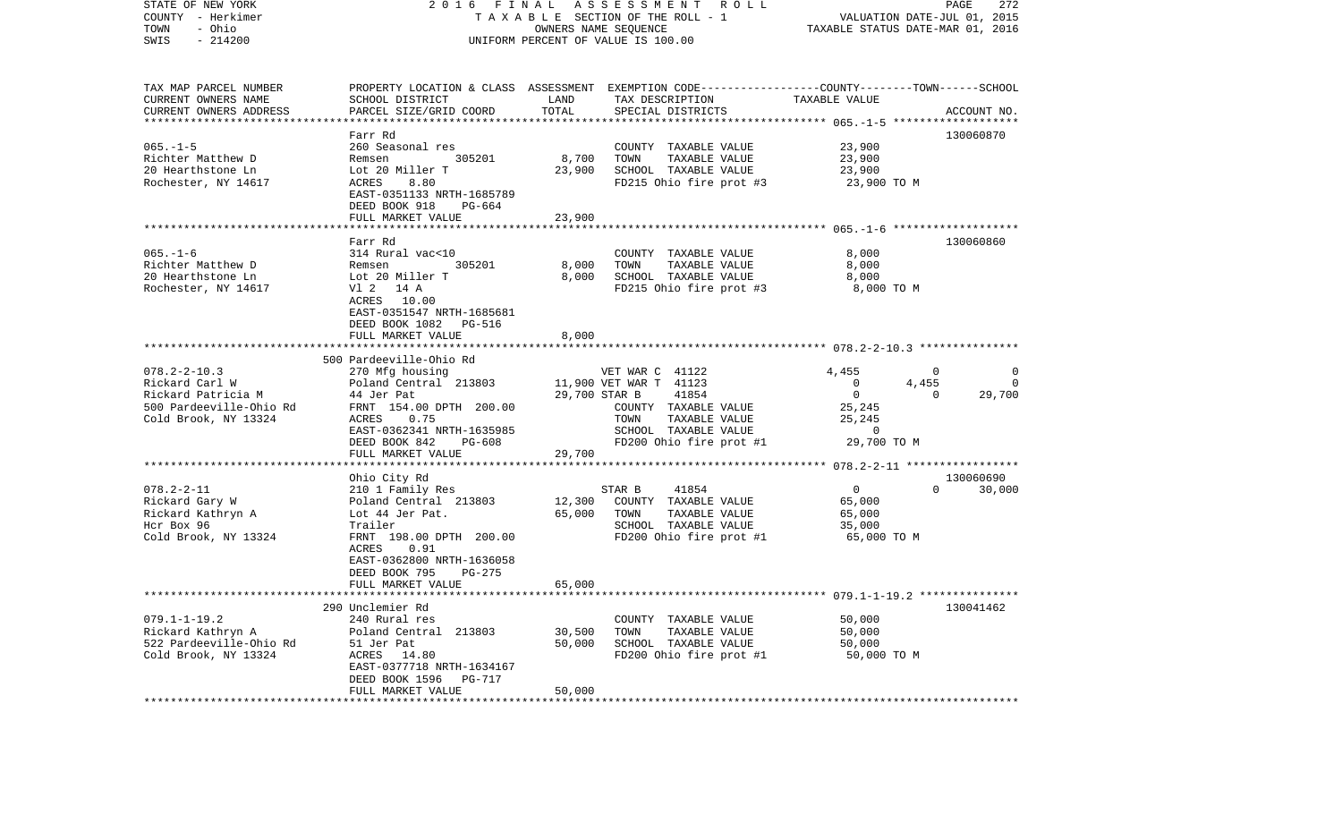STATE OF NEW YORK — 2016 FINAL ASSESSMENT ROLL — PAGE 272
COUNTY - Herkimer — TAXABLE SECTION OF THE ROLL - 1 — VALUATION DATE-JUL 01, 2015
TOWN - Ohio — OWNERS NAME SEQUENCE — TAXABLE STATUS DATE-MAR 01, 2016
SWIS - 214200 — UNIFORM PERCENT OF VALUE IS 100.00

| TAX MAP PARCEL NUMBER / CURRENT OWNERS NAME / CURRENT OWNERS ADDRESS | PROPERTY LOCATION & CLASS / SCHOOL DISTRICT / PARCEL SIZE/GRID COORD | ASSESSMENT LAND | TOTAL | EXEMPTION CODE / TAX DESCRIPTION / SPECIAL DISTRICTS | COUNTY | TOWN | SCHOOL TAXABLE VALUE | ACCOUNT NO. |
|---|---|---|---|---|---|---|---|---|
| **065.-1-5** | Farr Rd | | | | | | | 130060870 |
| Richter Matthew D | 260 Seasonal res | | | COUNTY TAXABLE VALUE | 23,900 | | | |
| 20 Hearthstone Ln | Remsen 305201 | 8,700 | | TOWN TAXABLE VALUE | | 23,900 | | |
| Rochester, NY 14617 | Lot 20 Miller T | | 23,900 | SCHOOL TAXABLE VALUE | | | 23,900 | |
| | ACRES 8.80 | | | FD215 Ohio fire prot #3 | 23,900 TO M | | | |
| | EAST-0351133 NRTH-1685789 | | | | | | | |
| | DEED BOOK 918 PG-664 | | | | | | | |
| | FULL MARKET VALUE | | 23,900 | | | | | |
| **065.-1-6** | Farr Rd | | | | | | | 130060860 |
| Richter Matthew D | 314 Rural vac<10 | | | COUNTY TAXABLE VALUE | 8,000 | | | |
| 20 Hearthstone Ln | Remsen 305201 | 8,000 | | TOWN TAXABLE VALUE | | 8,000 | | |
| Rochester, NY 14617 | Lot 20 Miller T | | 8,000 | SCHOOL TAXABLE VALUE | | | 8,000 | |
| | Vl 2 14 A | | | FD215 Ohio fire prot #3 | 8,000 TO M | | | |
| | ACRES 10.00 | | | | | | | |
| | EAST-0351547 NRTH-1685681 | | | | | | | |
| | DEED BOOK 1082 PG-516 | | | | | | | |
| | FULL MARKET VALUE | | 8,000 | | | | | |
| **078.2-2-10.3** | 500 Pardeeville-Ohio Rd | | | | | | | |
| Rickard Carl W | 270 Mfg housing | | | VET WAR C 41122 | 4,455 | 0 | 0 | |
| Rickard Patricia M | Poland Central 213803 | 11,900 | | VET WAR T 41123 | 0 | 4,455 | 0 | |
| 500 Pardeeville-Ohio Rd | 44 Jer Pat | | 29,700 | STAR B 41854 | 0 | 0 | 29,700 | |
| Cold Brook, NY 13324 | FRNT 154.00 DPTH 200.00 | | | COUNTY TAXABLE VALUE | 25,245 | | | |
| | ACRES 0.75 | | | TOWN TAXABLE VALUE | | 25,245 | | |
| | EAST-0362341 NRTH-1635985 | | | SCHOOL TAXABLE VALUE | | | 0 | |
| | DEED BOOK 842 PG-608 | | | FD200 Ohio fire prot #1 | 29,700 TO M | | | |
| | FULL MARKET VALUE | | 29,700 | | | | | |
| **078.2-2-11** | Ohio City Rd | | | | | | | 130060690 |
| Rickard Gary W | 210 1 Family Res | | | STAR B 41854 | 0 | 0 | 30,000 | |
| Rickard Kathryn A | Poland Central 213803 | 12,300 | | COUNTY TAXABLE VALUE | 65,000 | | | |
| Hcr Box 96 | Lot 44 Jer Pat. | | 65,000 | TOWN TAXABLE VALUE | | 65,000 | | |
| Cold Brook, NY 13324 | Trailer | | | SCHOOL TAXABLE VALUE | | | 35,000 | |
| | FRNT 198.00 DPTH 200.00 | | | FD200 Ohio fire prot #1 | 65,000 TO M | | | |
| | ACRES 0.91 | | | | | | | |
| | EAST-0362800 NRTH-1636058 | | | | | | | |
| | DEED BOOK 795 PG-275 | | | | | | | |
| | FULL MARKET VALUE | | 65,000 | | | | | |
| **079.1-1-19.2** | 290 Unclemier Rd | | | | | | | 130041462 |
| Rickard Kathryn A | 240 Rural res | | | COUNTY TAXABLE VALUE | 50,000 | | | |
| 522 Pardeeville-Ohio Rd | Poland Central 213803 | 30,500 | | TOWN TAXABLE VALUE | | 50,000 | | |
| Cold Brook, NY 13324 | 51 Jer Pat | | 50,000 | SCHOOL TAXABLE VALUE | | | 50,000 | |
| | ACRES 14.80 | | | FD200 Ohio fire prot #1 | 50,000 TO M | | | |
| | EAST-0377718 NRTH-1634167 | | | | | | | |
| | DEED BOOK 1596 PG-717 | | | | | | | |
| | FULL MARKET VALUE | | 50,000 | | | | | |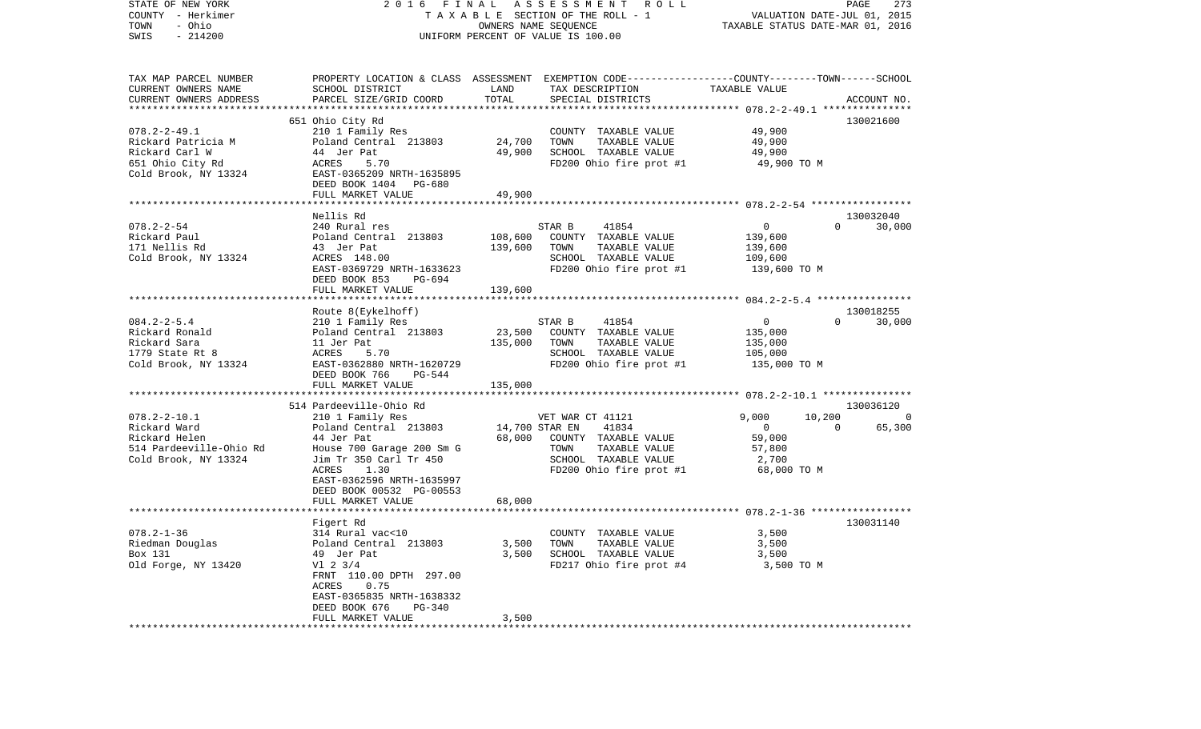STATE OF NEW YORK
COUNTY - Herkimer
TOWN - Ohio
SWIS - 214200

2 0 1 6 F I N A L A S S E S S M E N T R O L L
T A X A B L E SECTION OF THE ROLL - 1
OWNERS NAME SEQUENCE
UNIFORM PERCENT OF VALUE IS 100.00

VALUATION DATE-JUL 01, 2015
TAXABLE STATUS DATE-MAR 01, 2016

| TAX MAP PARCEL NUMBER / CURRENT OWNERS NAME / CURRENT OWNERS ADDRESS | PROPERTY LOCATION & CLASS / SCHOOL DISTRICT / PARCEL SIZE/GRID COORD | ASSESSMENT LAND / TOTAL | EXEMPTION CODE / TAX DESCRIPTION / SPECIAL DISTRICTS | COUNTY | TOWN | SCHOOL | ACCOUNT NO. |
|---|---|---|---|---|---|---|---|
| 078.2-2-49.1 | 651 Ohio City Rd | | | | | | 130021600 |
| | 210 1 Family Res | | COUNTY TAXABLE VALUE | 49,900 | | | |
| Rickard Patricia M | Poland Central 213803 | 24,700 | TOWN TAXABLE VALUE | | 49,900 | | |
| Rickard Carl W | 44 Jer Pat | 49,900 | SCHOOL TAXABLE VALUE | | | 49,900 | |
| 651 Ohio City Rd | ACRES 5.70 | | FD200 Ohio fire prot #1 | 49,900 TO M | | | |
| Cold Brook, NY 13324 | EAST-0365209 NRTH-1635895 | | | | | | |
| | DEED BOOK 1404 PG-680 | | | | | | |
| | FULL MARKET VALUE | 49,900 | | | | | |
| 078.2-2-54 | Nellis Rd | | | | | | 130032040 |
| | 240 Rural res | | STAR B 41854 | 0 | 0 | 30,000 | |
| Rickard Paul | Poland Central 213803 | 108,600 | COUNTY TAXABLE VALUE | 139,600 | | | |
| 171 Nellis Rd | 43 Jer Pat | 139,600 | TOWN TAXABLE VALUE | | 139,600 | | |
| Cold Brook, NY 13324 | ACRES 148.00 | | SCHOOL TAXABLE VALUE | | | 109,600 | |
| | EAST-0369729 NRTH-1633623 | | FD200 Ohio fire prot #1 | 139,600 TO M | | | |
| | DEED BOOK 853 PG-694 | | | | | | |
| | FULL MARKET VALUE | 139,600 | | | | | |
| 084.2-2-5.4 | Route 8(Eykelhoff) | | | | | | 130018255 |
| | 210 1 Family Res | | STAR B 41854 | 0 | 0 | 30,000 | |
| Rickard Ronald | Poland Central 213803 | 23,500 | COUNTY TAXABLE VALUE | 135,000 | | | |
| Rickard Sara | 11 Jer Pat | 135,000 | TOWN TAXABLE VALUE | | 135,000 | | |
| 1779 State Rt 8 | ACRES 5.70 | | SCHOOL TAXABLE VALUE | | | 105,000 | |
| Cold Brook, NY 13324 | EAST-0362880 NRTH-1620729 | | FD200 Ohio fire prot #1 | 135,000 TO M | | | |
| | DEED BOOK 766 PG-544 | | | | | | |
| | FULL MARKET VALUE | 135,000 | | | | | |
| 078.2-2-10.1 | 514 Pardeeville-Ohio Rd | | | | | | 130036120 |
| | 210 1 Family Res | | VET WAR CT 41121 | 9,000 | 10,200 | 0 | |
| Rickard Ward | Poland Central 213803 | 14,700 | STAR EN 41834 | 0 | 0 | 65,300 | |
| Rickard Helen | 44 Jer Pat | 68,000 | COUNTY TAXABLE VALUE | 59,000 | | | |
| 514 Pardeeville-Ohio Rd | House 700 Garage 200 Sm G | | TOWN TAXABLE VALUE | | 57,800 | | |
| Cold Brook, NY 13324 | Jim Tr 350 Carl Tr 450 | | SCHOOL TAXABLE VALUE | | | 2,700 | |
| | ACRES 1.30 | | FD200 Ohio fire prot #1 | 68,000 TO M | | | |
| | EAST-0362596 NRTH-1635997 | | | | | | |
| | DEED BOOK 00532 PG-00553 | | | | | | |
| | FULL MARKET VALUE | 68,000 | | | | | |
| 078.2-1-36 | Figert Rd | | | | | | 130031140 |
| | 314 Rural vac<10 | | COUNTY TAXABLE VALUE | 3,500 | | | |
| Riedman Douglas | Poland Central 213803 | 3,500 | TOWN TAXABLE VALUE | | 3,500 | | |
| Box 131 | 49 Jer Pat | 3,500 | SCHOOL TAXABLE VALUE | | | 3,500 | |
| Old Forge, NY 13420 | Vl 2 3/4 | | FD217 Ohio fire prot #4 | 3,500 TO M | | | |
| | FRNT 110.00 DPTH 297.00 | | | | | | |
| | ACRES 0.75 | | | | | | |
| | EAST-0365835 NRTH-1638332 | | | | | | |
| | DEED BOOK 676 PG-340 | | | | | | |
| | FULL MARKET VALUE | 3,500 | | | | | |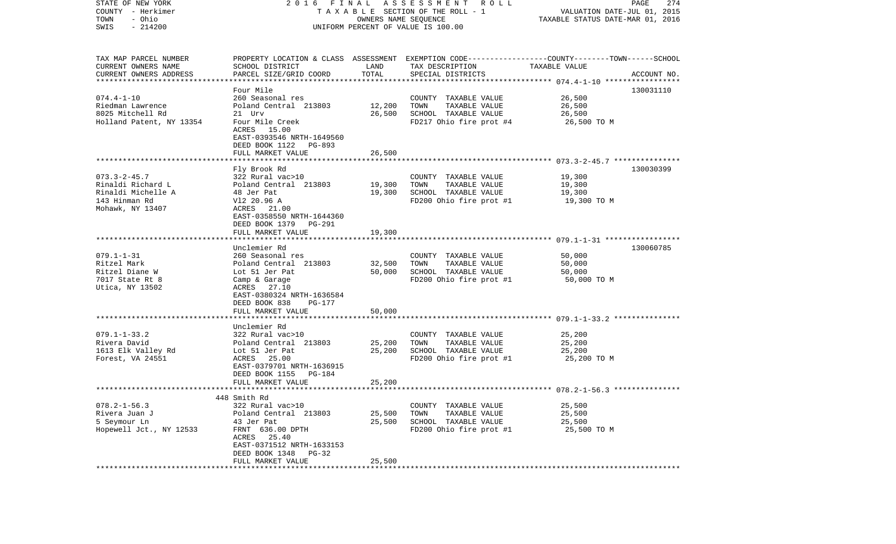STATE OF NEW YORK 2016 FINAL ASSESSMENT ROLL
COUNTY - Herkimer TAXABLE SECTION OF THE ROLL - 1 VALUATION DATE-JUL 01, 2015
TOWN - Ohio OWNERS NAME SEQUENCE TAXABLE STATUS DATE-MAR 01, 2016
SWIS - 214200 UNIFORM PERCENT OF VALUE IS 100.00

| TAX MAP PARCEL NUMBER<br>CURRENT OWNERS NAME<br>CURRENT OWNERS ADDRESS | PROPERTY LOCATION & CLASS<br>SCHOOL DISTRICT<br>PARCEL SIZE/GRID COORD | ASSESSMENT<br>LAND<br>TOTAL | EXEMPTION CODE<br>TAX DESCRIPTION<br>SPECIAL DISTRICTS | COUNTY--------TOWN------SCHOOL<br>TAXABLE VALUE | ACCOUNT NO. |
|---|---|---|---|---|---|
| 074.4-1-10<br>Riedman Lawrence<br>8025 Mitchell Rd<br>Holland Patent, NY 13354 | Four Mile<br>260 Seasonal res<br>Poland Central 213803<br>21 Urv<br>Four Mile Creek<br>ACRES 15.00<br>EAST-0393546 NRTH-1649560<br>DEED BOOK 1122 PG-893<br>FULL MARKET VALUE | <br><br>12,200<br>26,500<br><br><br><br><br>26,500 | COUNTY TAXABLE VALUE<br>TOWN TAXABLE VALUE<br>SCHOOL TAXABLE VALUE<br>FD217 Ohio fire prot #4 | 26,500<br>26,500<br>26,500<br>26,500 TO M | 130031110 |
| 073.3-2-45.7<br>Rinaldi Richard L<br>Rinaldi Michelle A<br>143 Hinman Rd<br>Mohawk, NY 13407 | Fly Brook Rd<br>322 Rural vac>10<br>Poland Central 213803<br>48 Jer Pat<br>Vl2 20.96 A<br>ACRES 21.00<br>EAST-0358550 NRTH-1644360<br>DEED BOOK 1379 PG-291<br>FULL MARKET VALUE | <br><br>19,300<br>19,300<br><br><br><br><br>19,300 | COUNTY TAXABLE VALUE<br>TOWN TAXABLE VALUE<br>SCHOOL TAXABLE VALUE<br>FD200 Ohio fire prot #1 | 19,300<br>19,300<br>19,300<br>19,300 TO M | 130030399 |
| 079.1-1-31<br>Ritzel Mark<br>Ritzel Diane W<br>7017 State Rt 8<br>Utica, NY 13502 | Unclemier Rd<br>260 Seasonal res<br>Poland Central 213803<br>Lot 51 Jer Pat<br>Camp & Garage<br>ACRES 27.10<br>EAST-0380324 NRTH-1636584<br>DEED BOOK 838 PG-177<br>FULL MARKET VALUE | <br><br>32,500<br>50,000<br><br><br><br><br>50,000 | COUNTY TAXABLE VALUE<br>TOWN TAXABLE VALUE<br>SCHOOL TAXABLE VALUE<br>FD200 Ohio fire prot #1 | 50,000<br>50,000<br>50,000<br>50,000 TO M | 130060785 |
| 079.1-1-33.2<br>Rivera David<br>1613 Elk Valley Rd<br>Forest, VA 24551 | Unclemier Rd<br>322 Rural vac>10<br>Poland Central 213803<br>Lot 51 Jer Pat<br>ACRES 25.00<br>EAST-0379701 NRTH-1636915<br>DEED BOOK 1155 PG-184<br>FULL MARKET VALUE | <br><br>25,200<br>25,200<br><br><br><br>25,200 | COUNTY TAXABLE VALUE<br>TOWN TAXABLE VALUE<br>SCHOOL TAXABLE VALUE<br>FD200 Ohio fire prot #1 | 25,200<br>25,200<br>25,200<br>25,200 TO M | |
| 078.2-1-56.3<br>Rivera Juan J<br>5 Seymour Ln<br>Hopewell Jct., NY 12533 | 448 Smith Rd<br>322 Rural vac>10<br>Poland Central 213803<br>43 Jer Pat<br>FRNT 636.00 DPTH<br>ACRES 25.40<br>EAST-0371512 NRTH-1633153<br>DEED BOOK 1348 PG-32<br>FULL MARKET VALUE | <br><br>25,500<br>25,500<br><br><br><br><br>25,500 | COUNTY TAXABLE VALUE<br>TOWN TAXABLE VALUE<br>SCHOOL TAXABLE VALUE<br>FD200 Ohio fire prot #1 | 25,500<br>25,500<br>25,500<br>25,500 TO M | |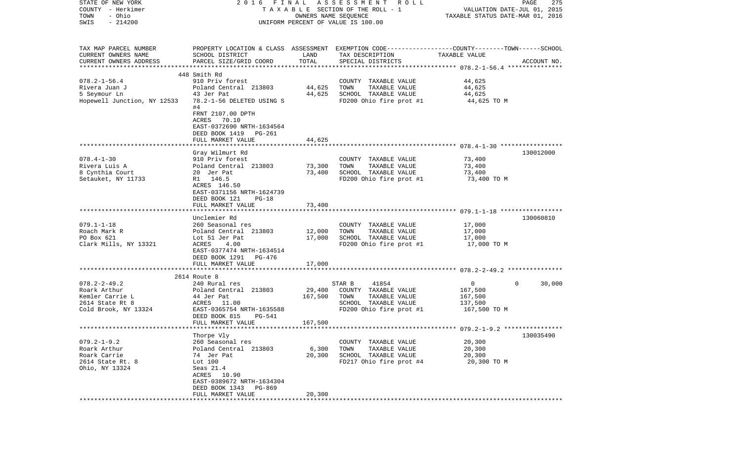STATE OF NEW YORK
COUNTY - Herkimer
TOWN - Ohio
SWIS - 214200

2 0 1 6 F I N A L A S S E S S M E N T R O L L
T A X A B L E SECTION OF THE ROLL - 1
OWNERS NAME SEQUENCE
UNIFORM PERCENT OF VALUE IS 100.00

VALUATION DATE-JUL 01, 2015
TAXABLE STATUS DATE-MAR 01, 2016

| TAX MAP PARCEL NUMBER / CURRENT OWNERS NAME / CURRENT OWNERS ADDRESS | PROPERTY LOCATION & CLASS / SCHOOL DISTRICT / PARCEL SIZE/GRID COORD | ASSESSMENT LAND | TOTAL | EXEMPTION CODE / TAX DESCRIPTION / SPECIAL DISTRICTS | COUNTY--------TOWN------SCHOOL TAXABLE VALUE | ACCOUNT NO. |
|---|---|---|---|---|---|---|
| **078.2-1-56.4** | 448 Smith Rd | | | | | |
| 078.2-1-56.4 | 910 Priv forest | | | COUNTY TAXABLE VALUE | 44,625 | |
| Rivera Juan J | Poland Central 213803 | 44,625 | | TOWN TAXABLE VALUE | 44,625 | |
| 5 Seymour Ln | 43 Jer Pat | | 44,625 | SCHOOL TAXABLE VALUE | 44,625 | |
| Hopewell Junction, NY 12533 | 78.2-1-56 DELETED USING S #4 | | | FD200 Ohio fire prot #1 | 44,625 TO M | |
| | FRNT 2107.00 DPTH | | | | | |
| | ACRES 70.10 | | | | | |
| | EAST-0372690 NRTH-1634564 | | | | | |
| | DEED BOOK 1419 PG-261 | | | | | |
| | FULL MARKET VALUE | | 44,625 | | | |
| **078.4-1-30** | Gray Wilmurt Rd | | | | | 130012000 |
| 078.4-1-30 | 910 Priv forest | | | COUNTY TAXABLE VALUE | 73,400 | |
| Rivera Luis A | Poland Central 213803 | 73,300 | | TOWN TAXABLE VALUE | 73,400 | |
| 8 Cynthia Court | 20 Jer Pat | | 73,400 | SCHOOL TAXABLE VALUE | 73,400 | |
| Setauket, NY 11733 | R1 146.5 | | | FD200 Ohio fire prot #1 | 73,400 TO M | |
| | ACRES 146.50 | | | | | |
| | EAST-0371156 NRTH-1624739 | | | | | |
| | DEED BOOK 121 PG-18 | | | | | |
| | FULL MARKET VALUE | | 73,400 | | | |
| **079.1-1-18** | Unclemier Rd | | | | | 130060810 |
| 079.1-1-18 | 260 Seasonal res | | | COUNTY TAXABLE VALUE | 17,000 | |
| Roach Mark R | Poland Central 213803 | 12,000 | | TOWN TAXABLE VALUE | 17,000 | |
| PO Box 621 | Lot 51 Jer Pat | | 17,000 | SCHOOL TAXABLE VALUE | 17,000 | |
| Clark Mills, NY 13321 | ACRES 4.00 | | | FD200 Ohio fire prot #1 | 17,000 TO M | |
| | EAST-0377474 NRTH-1634514 | | | | | |
| | DEED BOOK 1291 PG-476 | | | | | |
| | FULL MARKET VALUE | | 17,000 | | | |
| **078.2-2-49.2** | 2614 Route 8 | | | | | |
| 078.2-2-49.2 | 240 Rural res | | | STAR B 41854 | 0 0 30,000 | |
| Roark Arthur | Poland Central 213803 | 29,400 | | COUNTY TAXABLE VALUE | 167,500 | |
| Kemler Carrie L | 44 Jer Pat | | 167,500 | TOWN TAXABLE VALUE | 167,500 | |
| 2614 State Rt 8 | ACRES 11.00 | | | SCHOOL TAXABLE VALUE | 137,500 | |
| Cold Brook, NY 13324 | EAST-0365754 NRTH-1635588 | | | FD200 Ohio fire prot #1 | 167,500 TO M | |
| | DEED BOOK 815 PG-541 | | | | | |
| | FULL MARKET VALUE | | 167,500 | | | |
| **079.2-1-9.2** | Thorpe Vly | | | | | 130035490 |
| 079.2-1-9.2 | 260 Seasonal res | | | COUNTY TAXABLE VALUE | 20,300 | |
| Roark Arthur | Poland Central 213803 | 6,300 | | TOWN TAXABLE VALUE | 20,300 | |
| Roark Carrie | 74 Jer Pat | | 20,300 | SCHOOL TAXABLE VALUE | 20,300 | |
| 2614 State Rt. 8 | Lot 100 | | | FD217 Ohio fire prot #4 | 20,300 TO M | |
| Ohio, NY 13324 | Seas 21.4 | | | | | |
| | ACRES 10.90 | | | | | |
| | EAST-0389672 NRTH-1634304 | | | | | |
| | DEED BOOK 1343 PG-869 | | | | | |
| | FULL MARKET VALUE | | 20,300 | | | |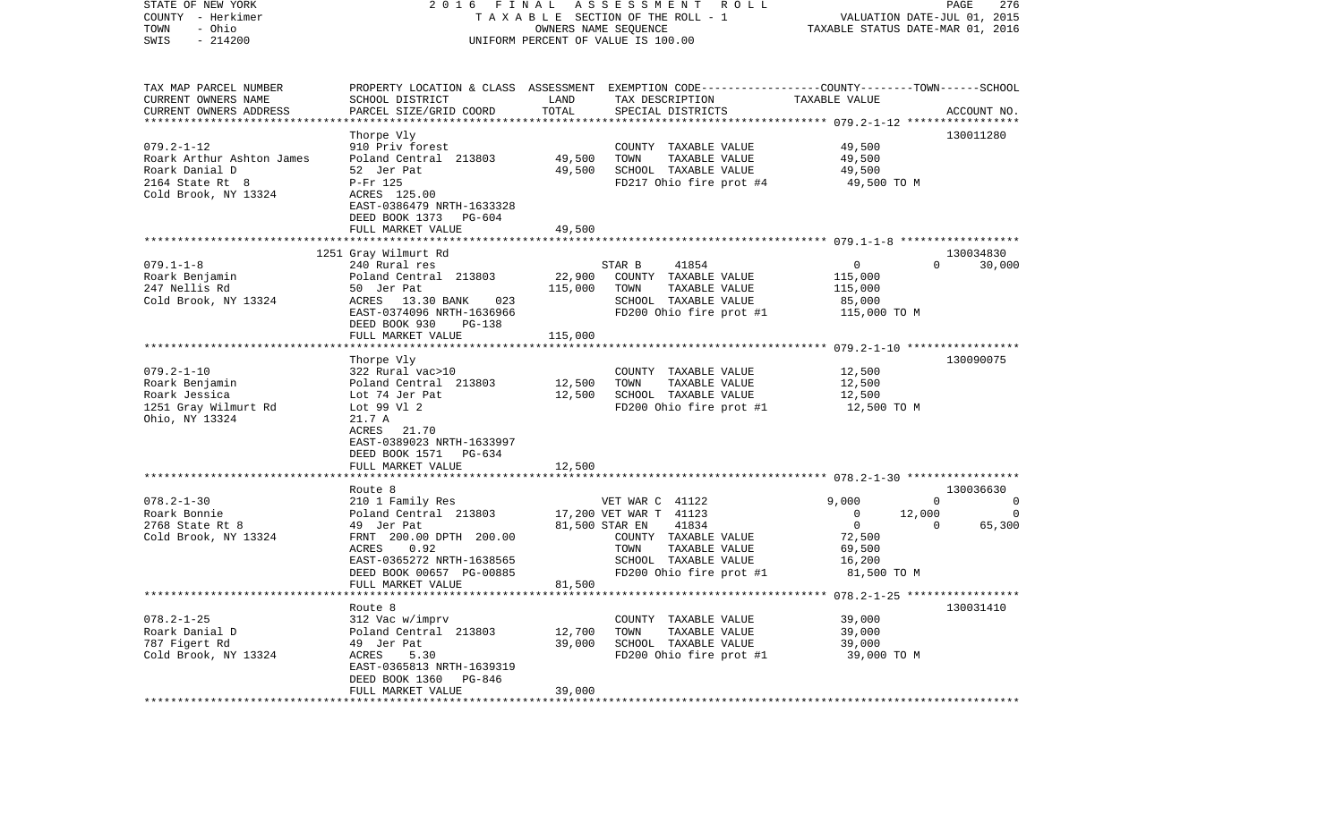STATE OF NEW YORK 2 0 1 6 F I N A L A S S E S S M E N T R O L L
COUNTY - Herkimer T A X A B L E SECTION OF THE ROLL - 1 VALUATION DATE-JUL 01, 2015
TOWN - Ohio OWNERS NAME SEQUENCE TAXABLE STATUS DATE-MAR 01, 2016
SWIS - 214200 UNIFORM PERCENT OF VALUE IS 100.00

```
TAX MAP PARCEL NUMBER          PROPERTY LOCATION & CLASS  ASSESSMENT  EXEMPTION CODE-----------------COUNTY--------TOWN------SCHOOL
CURRENT OWNERS NAME            SCHOOL DISTRICT              LAND      TAX DESCRIPTION               TAXABLE VALUE
CURRENT OWNERS ADDRESS         PARCEL SIZE/GRID COORD       TOTAL     SPECIAL DISTRICTS                                    ACCOUNT NO.
******************************************************************************************************* 079.2-1-12 *****************
                               Thorpe Vly                                                                               130011280
079.2-1-12                     910 Priv forest                        COUNTY  TAXABLE VALUE            49,500
Roark Arthur Ashton James      Poland Central  213803      49,500     TOWN    TAXABLE VALUE            49,500
Roark Danial D                 52  Jer Pat                 49,500     SCHOOL  TAXABLE VALUE            49,500
2164 State Rt 8                P-Fr 125                               FD217 Ohio fire prot #4           49,500 TO M
Cold Brook, NY 13324           ACRES  125.00
                               EAST-0386479 NRTH-1633328
                               DEED BOOK 1373   PG-604
                               FULL MARKET VALUE           49,500
******************************************************************************************************* 079.1-1-8 ******************
                               1251 Gray Wilmurt Rd                                                                     130034830
079.1-1-8                      240 Rural res                          STAR B      41854                 0          0     30,000
Roark Benjamin                 Poland Central  213803      22,900     COUNTY  TAXABLE VALUE           115,000
247 Nellis Rd                  50  Jer Pat                115,000     TOWN    TAXABLE VALUE           115,000
Cold Brook, NY 13324           ACRES   13.30 BANK    023              SCHOOL  TAXABLE VALUE            85,000
                               EAST-0374096 NRTH-1636966              FD200 Ohio fire prot #1          115,000 TO M
                               DEED BOOK 930    PG-138
                               FULL MARKET VALUE          115,000
******************************************************************************************************* 079.2-1-10 *****************
                               Thorpe Vly                                                                               130090075
079.2-1-10                     322 Rural vac>10                       COUNTY  TAXABLE VALUE            12,500
Roark Benjamin                 Poland Central  213803      12,500     TOWN    TAXABLE VALUE            12,500
Roark Jessica                  Lot 74 Jer Pat              12,500     SCHOOL  TAXABLE VALUE            12,500
1251 Gray Wilmurt Rd           Lot 99 Vl 2                            FD200 Ohio fire prot #1           12,500 TO M
Ohio, NY 13324                 21.7 A
                               ACRES   21.70
                               EAST-0389023 NRTH-1633997
                               DEED BOOK 1571   PG-634
                               FULL MARKET VALUE           12,500
******************************************************************************************************* 078.2-1-30 *****************
                               Route 8                                                                                  130036630
078.2-1-30                     210 1 Family Res                       VET WAR C  41122              9,000          0          0
Roark Bonnie                   Poland Central  213803      17,200 VET WAR T  41123                  0     12,000          0
2768 State Rt 8                49  Jer Pat                 81,500 STAR EN     41834                 0          0     65,300
Cold Brook, NY 13324           FRNT 200.00 DPTH 200.00                COUNTY  TAXABLE VALUE            72,500
                               ACRES    0.92                          TOWN    TAXABLE VALUE            69,500
                               EAST-0365272 NRTH-1638565              SCHOOL  TAXABLE VALUE            16,200
                               DEED BOOK 00657 PG-00885               FD200 Ohio fire prot #1           81,500 TO M
                               FULL MARKET VALUE           81,500
******************************************************************************************************* 078.2-1-25 *****************
                               Route 8                                                                                  130031410
078.2-1-25                     312 Vac w/imprv                        COUNTY  TAXABLE VALUE            39,000
Roark Danial D                 Poland Central  213803      12,700     TOWN    TAXABLE VALUE            39,000
787 Figert Rd                  49  Jer Pat                 39,000     SCHOOL  TAXABLE VALUE            39,000
Cold Brook, NY 13324           ACRES    5.30                          FD200 Ohio fire prot #1           39,000 TO M
                               EAST-0365813 NRTH-1639319
                               DEED BOOK 1360   PG-846
                               FULL MARKET VALUE           39,000
************************************************************************************************************************************
```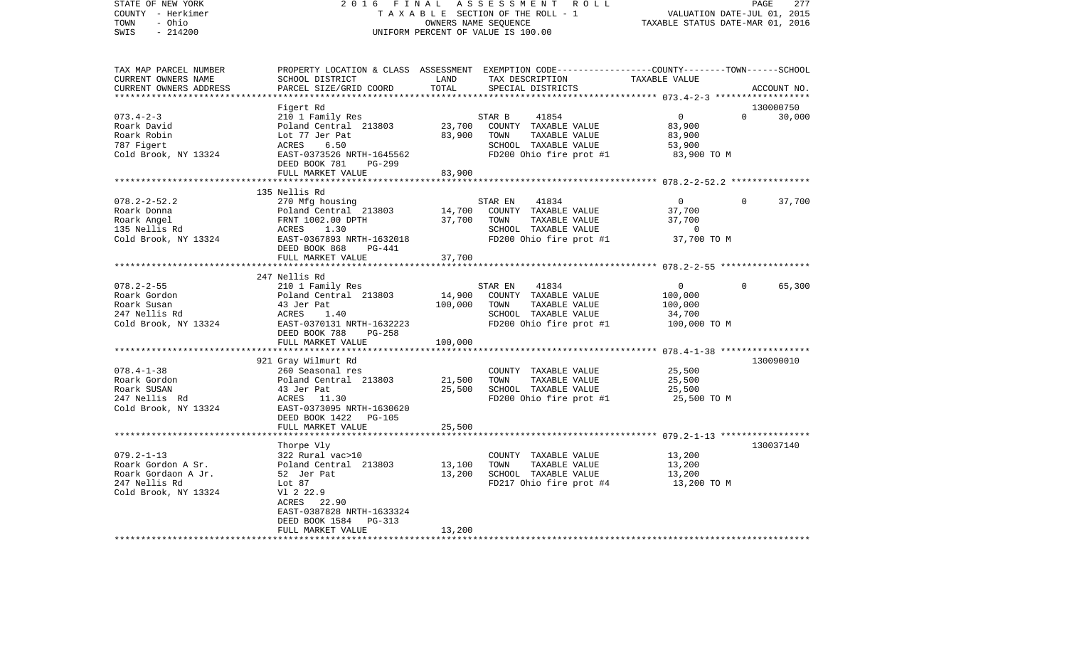STATE OF NEW YORK — 2016 FINAL ASSESSMENT ROLL — TAXABLE SECTION OF THE ROLL - 1 — VALUATION DATE-JUL 01, 2015
COUNTY - Herkimer — OWNERS NAME SEQUENCE — TAXABLE STATUS DATE-MAR 01, 2016
TOWN - Ohio — UNIFORM PERCENT OF VALUE IS 100.00
SWIS - 214200

| TAX MAP PARCEL NUMBER / CURRENT OWNERS NAME / CURRENT OWNERS ADDRESS | PROPERTY LOCATION & CLASS / SCHOOL DISTRICT / PARCEL SIZE/GRID COORD | ASSESSMENT LAND / TOTAL | EXEMPTION CODE / TAX DESCRIPTION / SPECIAL DISTRICTS | COUNTY | TOWN | SCHOOL / TAXABLE VALUE | ACCOUNT NO. |
|---|---|---|---|---|---|---|---|
| **073.4-2-3** | Figert Rd | | | | | | 130000750 |
| 073.4-2-3 | 210 1 Family Res | | STAR B 41854 | 0 | 0 | 30,000 | |
| Roark David | Poland Central 213803 | 23,700 | COUNTY TAXABLE VALUE | 83,900 | | | |
| Roark Robin | Lot 77 Jer Pat | 83,900 | TOWN TAXABLE VALUE | | 83,900 | | |
| 787 Figert | ACRES 6.50 | | SCHOOL TAXABLE VALUE | | | 53,900 | |
| Cold Brook, NY 13324 | EAST-0373526 NRTH-1645562 | | FD200 Ohio fire prot #1 | 83,900 TO M | | | |
| | DEED BOOK 781 PG-299 | | | | | | |
| | FULL MARKET VALUE | 83,900 | | | | | |
| **078.2-2-52.2** | 135 Nellis Rd | | | | | | |
| 078.2-2-52.2 | 270 Mfg housing | | STAR EN 41834 | 0 | 0 | 37,700 | |
| Roark Donna | Poland Central 213803 | 14,700 | COUNTY TAXABLE VALUE | 37,700 | | | |
| Roark Angel | FRNT 1002.00 DPTH | 37,700 | TOWN TAXABLE VALUE | | 37,700 | | |
| 135 Nellis Rd | ACRES 1.30 | | SCHOOL TAXABLE VALUE | | | 0 | |
| Cold Brook, NY 13324 | EAST-0367893 NRTH-1632018 | | FD200 Ohio fire prot #1 | 37,700 TO M | | | |
| | DEED BOOK 868 PG-441 | | | | | | |
| | FULL MARKET VALUE | 37,700 | | | | | |
| **078.2-2-55** | 247 Nellis Rd | | | | | | |
| 078.2-2-55 | 210 1 Family Res | | STAR EN 41834 | 0 | 0 | 65,300 | |
| Roark Gordon | Poland Central 213803 | 14,900 | COUNTY TAXABLE VALUE | 100,000 | | | |
| Roark Susan | 43 Jer Pat | 100,000 | TOWN TAXABLE VALUE | | 100,000 | | |
| 247 Nellis Rd | ACRES 1.40 | | SCHOOL TAXABLE VALUE | | | 34,700 | |
| Cold Brook, NY 13324 | EAST-0370131 NRTH-1632223 | | FD200 Ohio fire prot #1 | 100,000 TO M | | | |
| | DEED BOOK 788 PG-258 | | | | | | |
| | FULL MARKET VALUE | 100,000 | | | | | |
| **078.4-1-38** | 921 Gray Wilmurt Rd | | | | | | 130090010 |
| 078.4-1-38 | 260 Seasonal res | | COUNTY TAXABLE VALUE | 25,500 | | | |
| Roark Gordon | Poland Central 213803 | 21,500 | TOWN TAXABLE VALUE | | 25,500 | | |
| Roark SUSAN | 43 Jer Pat | 25,500 | SCHOOL TAXABLE VALUE | | | 25,500 | |
| 247 Nellis Rd | ACRES 11.30 | | FD200 Ohio fire prot #1 | 25,500 TO M | | | |
| Cold Brook, NY 13324 | EAST-0373095 NRTH-1630620 | | | | | | |
| | DEED BOOK 1422 PG-105 | | | | | | |
| | FULL MARKET VALUE | 25,500 | | | | | |
| **079.2-1-13** | Thorpe Vly | | | | | | 130037140 |
| 079.2-1-13 | 322 Rural vac>10 | | COUNTY TAXABLE VALUE | 13,200 | | | |
| Roark Gordon A Sr. | Poland Central 213803 | 13,100 | TOWN TAXABLE VALUE | | 13,200 | | |
| Roark Gordaon A Jr. | 52 Jer Pat | 13,200 | SCHOOL TAXABLE VALUE | | | 13,200 | |
| 247 Nellis Rd | Lot 87 | | FD217 Ohio fire prot #4 | 13,200 TO M | | | |
| Cold Brook, NY 13324 | Vl 2 22.9 | | | | | | |
| | ACRES 22.90 | | | | | | |
| | EAST-0387828 NRTH-1633324 | | | | | | |
| | DEED BOOK 1584 PG-313 | | | | | | |
| | FULL MARKET VALUE | 13,200 | | | | | |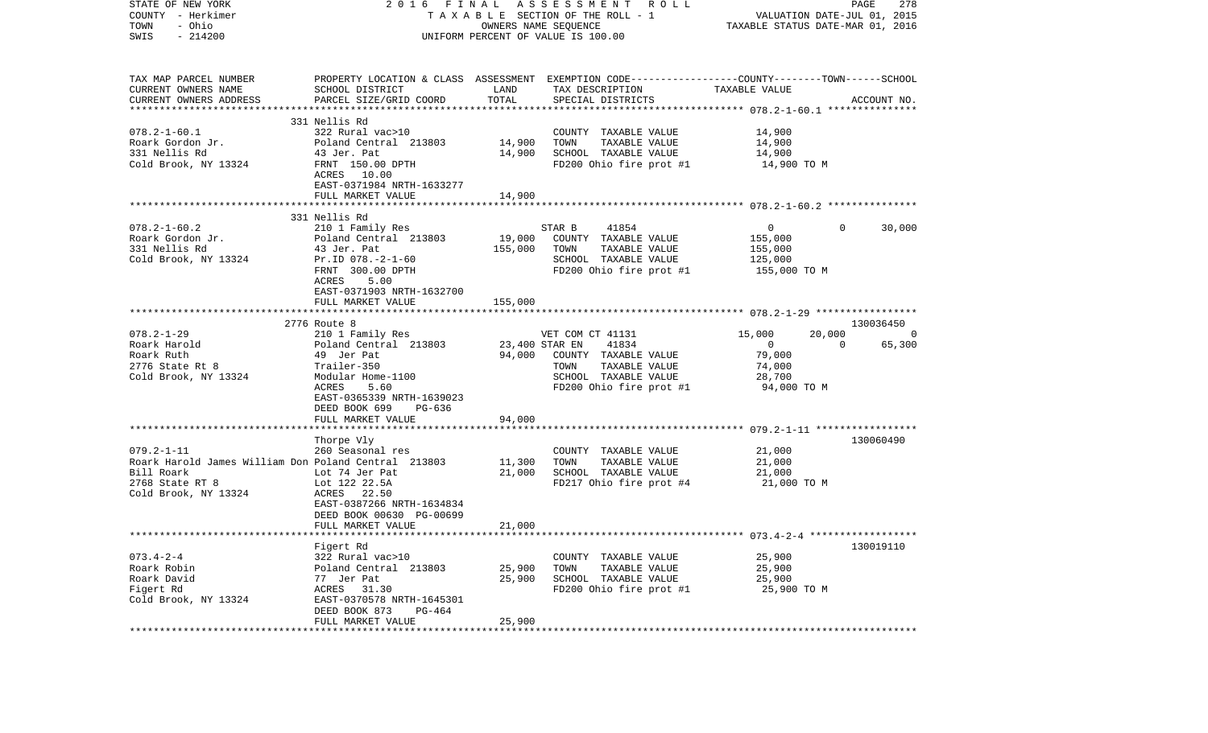STATE OF NEW YORK | 2016 FINAL ASSESSMENT ROLL | PAGE 278
COUNTY - Herkimer | TAXABLE SECTION OF THE ROLL - 1 | VALUATION DATE-JUL 01, 2015
TOWN - Ohio | OWNERS NAME SEQUENCE | TAXABLE STATUS DATE-MAR 01, 2016
SWIS - 214200 | UNIFORM PERCENT OF VALUE IS 100.00

| TAX MAP PARCEL NUMBER / CURRENT OWNERS NAME / CURRENT OWNERS ADDRESS | PROPERTY LOCATION & CLASS / SCHOOL DISTRICT / PARCEL SIZE/GRID COORD | ASSESSMENT LAND | TOTAL | EXEMPTION CODE / TAX DESCRIPTION / SPECIAL DISTRICTS | COUNTY TAXABLE VALUE | TOWN | SCHOOL / ACCOUNT NO. |
|---|---|---|---|---|---|---|---|
| **078.2-1-60.1** | 331 Nellis Rd | | | | | | |
| 078.2-1-60.1 | 322 Rural vac>10 | | | COUNTY TAXABLE VALUE | 14,900 | | |
| Roark Gordon Jr. | Poland Central 213803 | 14,900 | | TOWN TAXABLE VALUE | 14,900 | | |
| 331 Nellis Rd | 43 Jer. Pat | | 14,900 | SCHOOL TAXABLE VALUE | 14,900 | | |
| Cold Brook, NY 13324 | FRNT 150.00 DPTH | | | FD200 Ohio fire prot #1 | 14,900 TO M | | |
| | ACRES 10.00 | | | | | | |
| | EAST-0371984 NRTH-1633277 | | | | | | |
| | FULL MARKET VALUE | | 14,900 | | | | |
| **078.2-1-60.2** | 331 Nellis Rd | | | | | | |
| 078.2-1-60.2 | 210 1 Family Res | | | STAR B 41854 | 0 | 0 | 30,000 |
| Roark Gordon Jr. | Poland Central 213803 | 19,000 | | COUNTY TAXABLE VALUE | 155,000 | | |
| 331 Nellis Rd | 43 Jer. Pat | | 155,000 | TOWN TAXABLE VALUE | 155,000 | | |
| Cold Brook, NY 13324 | Pr.ID 078.-2-1-60 | | | SCHOOL TAXABLE VALUE | 125,000 | | |
| | FRNT 300.00 DPTH | | | FD200 Ohio fire prot #1 | 155,000 TO M | | |
| | ACRES 5.00 | | | | | | |
| | EAST-0371903 NRTH-1632700 | | | | | | |
| | FULL MARKET VALUE | | 155,000 | | | | |
| **078.2-1-29** | 2776 Route 8 | | | | | | 130036450 |
| 078.2-1-29 | 210 1 Family Res | | | VET COM CT 41131 | 15,000 | 20,000 | 0 |
| Roark Harold | Poland Central 213803 | 23,400 | | STAR EN 41834 | 0 | 0 | 65,300 |
| Roark Ruth | 49 Jer Pat | | 94,000 | COUNTY TAXABLE VALUE | 79,000 | | |
| 2776 State Rt 8 | Trailer-350 | | | TOWN TAXABLE VALUE | 74,000 | | |
| Cold Brook, NY 13324 | Modular Home-1100 | | | SCHOOL TAXABLE VALUE | 28,700 | | |
| | ACRES 5.60 | | | FD200 Ohio fire prot #1 | 94,000 TO M | | |
| | EAST-0365339 NRTH-1639023 | | | | | | |
| | DEED BOOK 699 PG-636 | | | | | | |
| | FULL MARKET VALUE | | 94,000 | | | | |
| **079.2-1-11** | Thorpe Vly | | | | | | 130060490 |
| 079.2-1-11 | 260 Seasonal res | | | COUNTY TAXABLE VALUE | 21,000 | | |
| Roark Harold James William Don | Poland Central 213803 | 11,300 | | TOWN TAXABLE VALUE | 21,000 | | |
| Bill Roark | Lot 74 Jer Pat | | 21,000 | SCHOOL TAXABLE VALUE | 21,000 | | |
| 2768 State RT 8 | Lot 122 22.5A | | | FD217 Ohio fire prot #4 | 21,000 TO M | | |
| Cold Brook, NY 13324 | ACRES 22.50 | | | | | | |
| | EAST-0387266 NRTH-1634834 | | | | | | |
| | DEED BOOK 00630 PG-00699 | | | | | | |
| | FULL MARKET VALUE | | 21,000 | | | | |
| **073.4-2-4** | Figert Rd | | | | | | 130019110 |
| 073.4-2-4 | 322 Rural vac>10 | | | COUNTY TAXABLE VALUE | 25,900 | | |
| Roark Robin | Poland Central 213803 | 25,900 | | TOWN TAXABLE VALUE | 25,900 | | |
| Roark David | 77 Jer Pat | | 25,900 | SCHOOL TAXABLE VALUE | 25,900 | | |
| Figert Rd | ACRES 31.30 | | | FD200 Ohio fire prot #1 | 25,900 TO M | | |
| Cold Brook, NY 13324 | EAST-0370578 NRTH-1645301 | | | | | | |
| | DEED BOOK 873 PG-464 | | | | | | |
| | FULL MARKET VALUE | | 25,900 | | | | |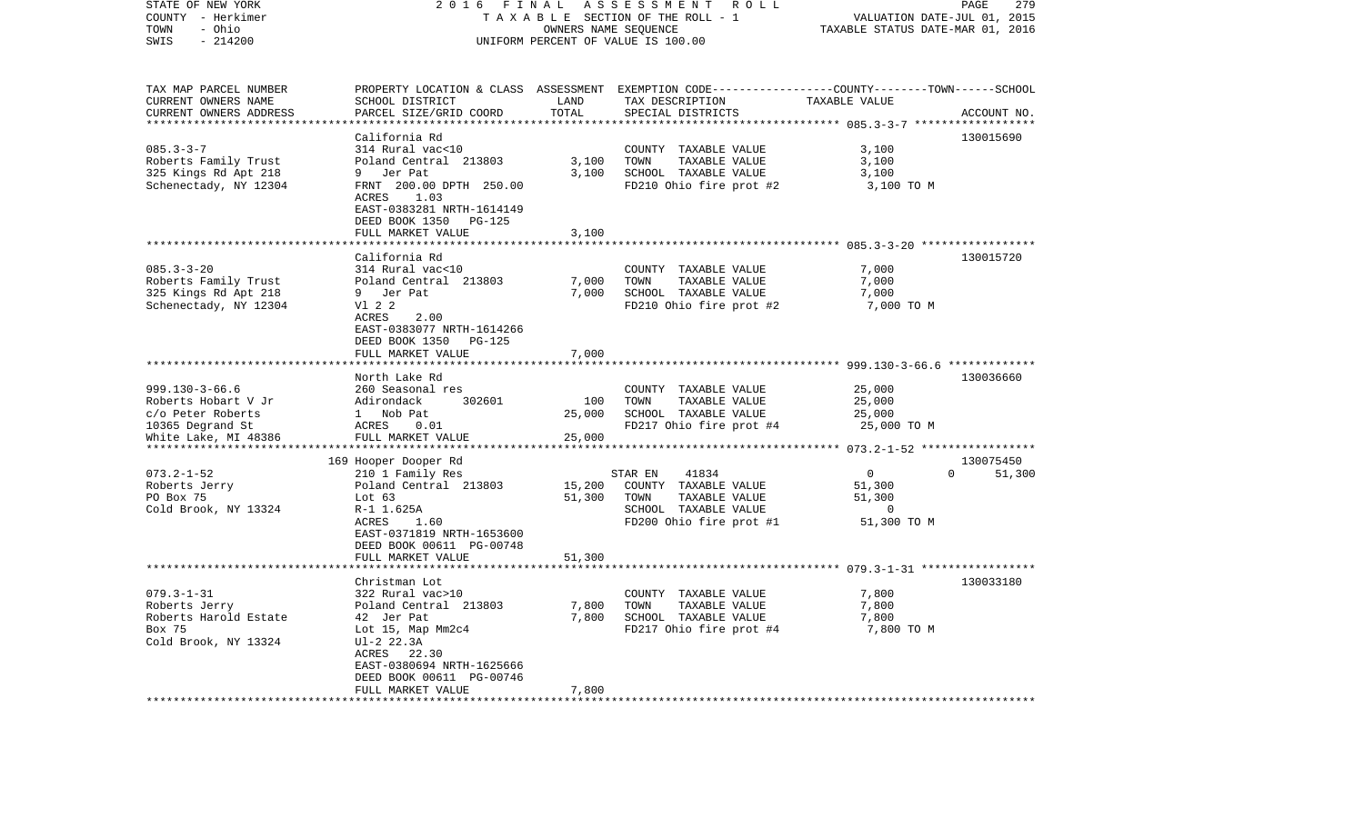STATE OF NEW YORK — 2016 FINAL ASSESSMENT ROLL
COUNTY - Herkimer — TAXABLE SECTION OF THE ROLL - 1 — VALUATION DATE-JUL 01, 2015
TOWN - Ohio — OWNERS NAME SEQUENCE — TAXABLE STATUS DATE-MAR 01, 2016
SWIS - 214200 — UNIFORM PERCENT OF VALUE IS 100.00

| TAX MAP PARCEL NUMBER / CURRENT OWNERS NAME / CURRENT OWNERS ADDRESS | PROPERTY LOCATION & CLASS / SCHOOL DISTRICT / PARCEL SIZE/GRID COORD | ASSESSMENT LAND | TOTAL | EXEMPTION CODE / TAX DESCRIPTION / SPECIAL DISTRICTS | COUNTY TAXABLE VALUE | TOWN | SCHOOL / ACCOUNT NO. |
|---|---|---|---|---|---|---|---|
| 085.3-3-7 | California Rd | | | | | | 130015690 |
| Roberts Family Trust | 314 Rural vac<10 | | | COUNTY TAXABLE VALUE | 3,100 | | |
| 325 Kings Rd Apt 218 | Poland Central 213803 | 3,100 | | TOWN TAXABLE VALUE | 3,100 | | |
| Schenectady, NY 12304 | 9 Jer Pat | | 3,100 | SCHOOL TAXABLE VALUE | 3,100 | | |
| | FRNT 200.00 DPTH 250.00 | | | FD210 Ohio fire prot #2 | 3,100 TO M | | |
| | ACRES 1.03 | | | | | | |
| | EAST-0383281 NRTH-1614149 | | | | | | |
| | DEED BOOK 1350 PG-125 | | | | | | |
| | FULL MARKET VALUE | | 3,100 | | | | |
| 085.3-3-20 | California Rd | | | | | | 130015720 |
| Roberts Family Trust | 314 Rural vac<10 | | | COUNTY TAXABLE VALUE | 7,000 | | |
| 325 Kings Rd Apt 218 | Poland Central 213803 | 7,000 | | TOWN TAXABLE VALUE | 7,000 | | |
| Schenectady, NY 12304 | 9 Jer Pat | | 7,000 | SCHOOL TAXABLE VALUE | 7,000 | | |
| | Vl 2 2 | | | FD210 Ohio fire prot #2 | 7,000 TO M | | |
| | ACRES 2.00 | | | | | | |
| | EAST-0383077 NRTH-1614266 | | | | | | |
| | DEED BOOK 1350 PG-125 | | | | | | |
| | FULL MARKET VALUE | | 7,000 | | | | |
| 999.130-3-66.6 | North Lake Rd | | | | | | 130036660 |
| Roberts Hobart V Jr | 260 Seasonal res | | | COUNTY TAXABLE VALUE | 25,000 | | |
| c/o Peter Roberts | Adirondack 302601 | 100 | | TOWN TAXABLE VALUE | 25,000 | | |
| 10365 Degrand St | 1 Nob Pat | | 25,000 | SCHOOL TAXABLE VALUE | 25,000 | | |
| White Lake, MI 48386 | ACRES 0.01 | | | FD217 Ohio fire prot #4 | 25,000 TO M | | |
| | FULL MARKET VALUE | | 25,000 | | | | |
| 073.2-1-52 | 169 Hooper Dooper Rd | | | | | | 130075450 |
| Roberts Jerry | 210 1 Family Res | | | STAR EN 41834 | 0 | 0 | 51,300 |
| PO Box 75 | Poland Central 213803 | 15,200 | | COUNTY TAXABLE VALUE | 51,300 | | |
| Cold Brook, NY 13324 | Lot 63 | | 51,300 | TOWN TAXABLE VALUE | 51,300 | | |
| | R-1 1.625A | | | SCHOOL TAXABLE VALUE | 0 | | |
| | ACRES 1.60 | | | FD200 Ohio fire prot #1 | 51,300 TO M | | |
| | EAST-0371819 NRTH-1653600 | | | | | | |
| | DEED BOOK 00611 PG-00748 | | | | | | |
| | FULL MARKET VALUE | | 51,300 | | | | |
| 079.3-1-31 | Christman Lot | | | | | | 130033180 |
| Roberts Jerry | 322 Rural vac>10 | | | COUNTY TAXABLE VALUE | 7,800 | | |
| Roberts Harold Estate | Poland Central 213803 | 7,800 | | TOWN TAXABLE VALUE | 7,800 | | |
| Box 75 | 42 Jer Pat | | 7,800 | SCHOOL TAXABLE VALUE | 7,800 | | |
| Cold Brook, NY 13324 | Lot 15, Map Mm2c4 | | | FD217 Ohio fire prot #4 | 7,800 TO M | | |
| | Ul-2 22.3A | | | | | | |
| | ACRES 22.30 | | | | | | |
| | EAST-0380694 NRTH-1625666 | | | | | | |
| | DEED BOOK 00611 PG-00746 | | | | | | |
| | FULL MARKET VALUE | | 7,800 | | | | |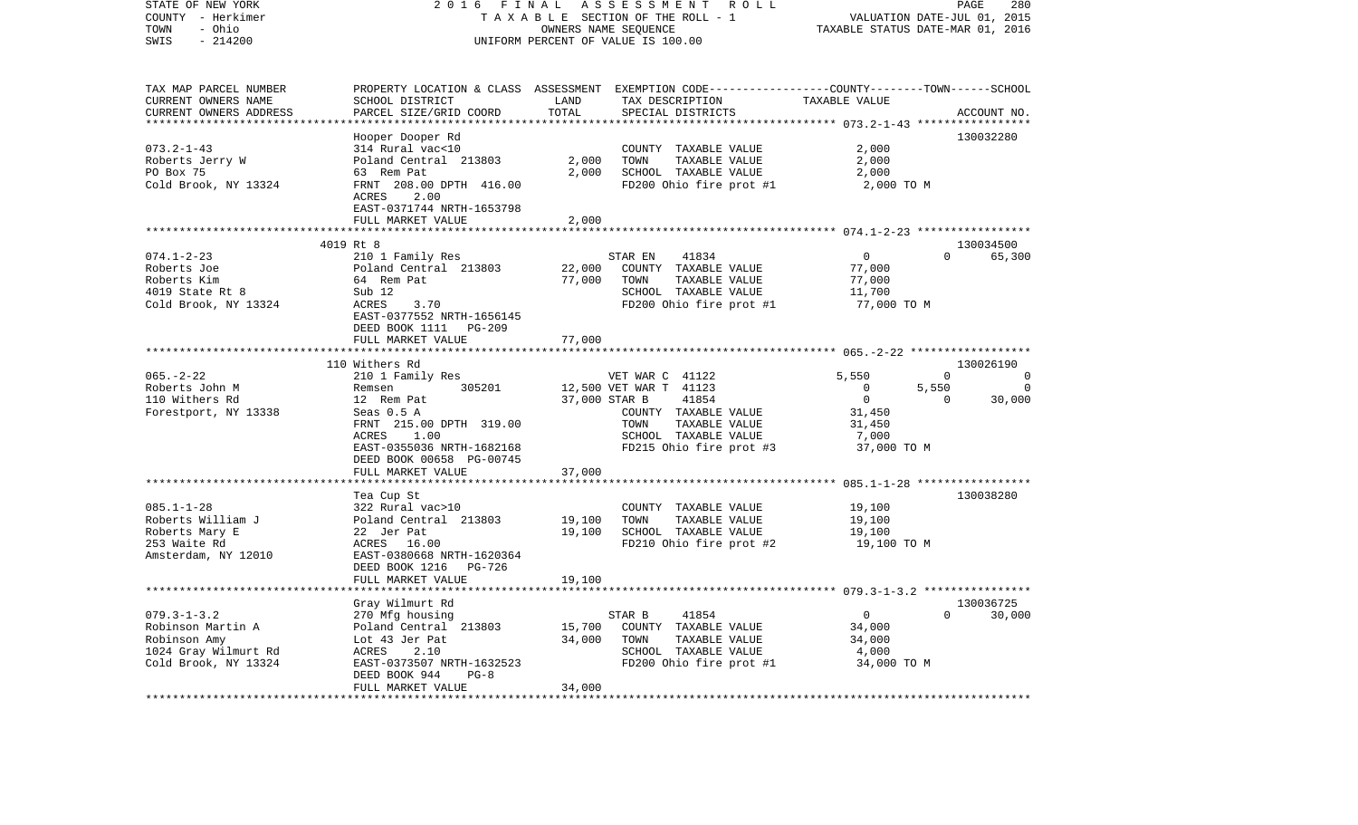STATE OF NEW YORK — COUNTY - Herkimer — TOWN - Ohio — SWIS - 214200

2016 FINAL ASSESSMENT ROLL
TAXABLE SECTION OF THE ROLL - 1
OWNERS NAME SEQUENCE
UNIFORM PERCENT OF VALUE IS 100.00

VALUATION DATE-JUL 01, 2015
TAXABLE STATUS DATE-MAR 01, 2016

| TAX MAP PARCEL NUMBER / CURRENT OWNERS NAME / CURRENT OWNERS ADDRESS | PROPERTY LOCATION & CLASS / SCHOOL DISTRICT / PARCEL SIZE/GRID COORD | ASSESSMENT LAND | TOTAL | EXEMPTION CODE / TAX DESCRIPTION / SPECIAL DISTRICTS | COUNTY TAXABLE VALUE | TOWN | SCHOOL | ACCOUNT NO. |
|---|---|---|---|---|---|---|---|---|
| 073.2-1-43 | Hooper Dooper Rd | | | | | | | 130032280 |
| | 314 Rural vac<10 | | | COUNTY TAXABLE VALUE | 2,000 | | | |
| Roberts Jerry W | Poland Central 213803 | 2,000 | | TOWN TAXABLE VALUE | 2,000 | | | |
| PO Box 75 | 63 Rem Pat | | 2,000 | SCHOOL TAXABLE VALUE | 2,000 | | | |
| Cold Brook, NY 13324 | FRNT 208.00 DPTH 416.00 | | | FD200 Ohio fire prot #1 | 2,000 TO M | | | |
| | ACRES 2.00 | | | | | | | |
| | EAST-0371744 NRTH-1653798 | | | | | | | |
| | FULL MARKET VALUE | | 2,000 | | | | | |
| 074.1-2-23 | 4019 Rt 8 | | | | | | | 130034500 |
| | 210 1 Family Res | | | STAR EN 41834 | 0 | 0 | 65,300 | |
| Roberts Joe | Poland Central 213803 | 22,000 | | COUNTY TAXABLE VALUE | 77,000 | | | |
| Roberts Kim | 64 Rem Pat | | 77,000 | TOWN TAXABLE VALUE | 77,000 | | | |
| 4019 State Rt 8 | Sub 12 | | | SCHOOL TAXABLE VALUE | 11,700 | | | |
| Cold Brook, NY 13324 | ACRES 3.70 | | | FD200 Ohio fire prot #1 | 77,000 TO M | | | |
| | EAST-0377552 NRTH-1656145 | | | | | | | |
| | DEED BOOK 1111 PG-209 | | | | | | | |
| | FULL MARKET VALUE | | 77,000 | | | | | |
| 065.-2-22 | 110 Withers Rd | | | | | | | 130026190 |
| | 210 1 Family Res | | | VET WAR C 41122 | 5,550 | 0 | 0 | |
| Roberts John M | Remsen 305201 | 12,500 | | VET WAR T 41123 | 0 | 5,550 | 0 | |
| 110 Withers Rd | 12 Rem Pat | | 37,000 | STAR B 41854 | 0 | 0 | 30,000 | |
| Forestport, NY 13338 | Seas 0.5 A | | | COUNTY TAXABLE VALUE | 31,450 | | | |
| | FRNT 215.00 DPTH 319.00 | | | TOWN TAXABLE VALUE | 31,450 | | | |
| | ACRES 1.00 | | | SCHOOL TAXABLE VALUE | 7,000 | | | |
| | EAST-0355036 NRTH-1682168 | | | FD215 Ohio fire prot #3 | 37,000 TO M | | | |
| | DEED BOOK 00658 PG-00745 | | | | | | | |
| | FULL MARKET VALUE | | 37,000 | | | | | |
| 085.1-1-28 | Tea Cup St | | | | | | | 130038280 |
| | 322 Rural vac>10 | | | COUNTY TAXABLE VALUE | 19,100 | | | |
| Roberts William J | Poland Central 213803 | 19,100 | | TOWN TAXABLE VALUE | 19,100 | | | |
| Roberts Mary E | 22 Jer Pat | | 19,100 | SCHOOL TAXABLE VALUE | 19,100 | | | |
| 253 Waite Rd | ACRES 16.00 | | | FD210 Ohio fire prot #2 | 19,100 TO M | | | |
| Amsterdam, NY 12010 | EAST-0380668 NRTH-1620364 | | | | | | | |
| | DEED BOOK 1216 PG-726 | | | | | | | |
| | FULL MARKET VALUE | | 19,100 | | | | | |
| 079.3-1-3.2 | Gray Wilmurt Rd | | | | | | | 130036725 |
| | 270 Mfg housing | | | STAR B 41854 | 0 | 0 | 30,000 | |
| Robinson Martin A | Poland Central 213803 | 15,700 | | COUNTY TAXABLE VALUE | 34,000 | | | |
| Robinson Amy | Lot 43 Jer Pat | | 34,000 | TOWN TAXABLE VALUE | 34,000 | | | |
| 1024 Gray Wilmurt Rd | ACRES 2.10 | | | SCHOOL TAXABLE VALUE | 4,000 | | | |
| Cold Brook, NY 13324 | EAST-0373507 NRTH-1632523 | | | FD200 Ohio fire prot #1 | 34,000 TO M | | | |
| | DEED BOOK 944 PG-8 | | | | | | | |
| | FULL MARKET VALUE | | 34,000 | | | | | |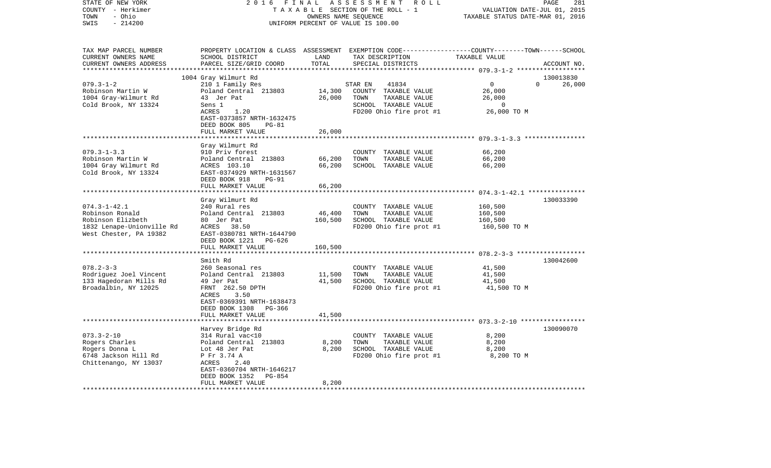STATE OF NEW YORK 2 0 1 6 F I N A L A S S E S S M E N T R O L L
COUNTY - Herkimer T A X A B L E SECTION OF THE ROLL - 1 VALUATION DATE-JUL 01, 2015
TOWN - Ohio OWNERS NAME SEQUENCE TAXABLE STATUS DATE-MAR 01, 2016
SWIS - 214200 UNIFORM PERCENT OF VALUE IS 100.00

| TAX MAP PARCEL NUMBER<br>CURRENT OWNERS NAME<br>CURRENT OWNERS ADDRESS | PROPERTY LOCATION & CLASS<br>SCHOOL DISTRICT<br>PARCEL SIZE/GRID COORD | ASSESSMENT<br>LAND<br>TOTAL | EXEMPTION CODE-----COUNTY-----TOWN-----SCHOOL<br>TAX DESCRIPTION<br>SPECIAL DISTRICTS | TAXABLE VALUE | ACCOUNT NO. |
|---|---|---|---|---|---|
| 079.3-1-2 | 1004 Gray Wilmurt Rd | | | | 130013830 |
| 079.3-1-2<br>Robinson Martin W<br>1004 Gray-Wilmurt Rd<br>Cold Brook, NY 13324 | 210 1 Family Res<br>Poland Central 213803<br>43 Jer Pat<br>Sens 1<br>ACRES 1.20<br>EAST-0373857 NRTH-1632475<br>DEED BOOK 805 PG-81<br>FULL MARKET VALUE | 14,300<br>26,000<br><br><br><br><br><br>26,000 | STAR EN 41834<br>COUNTY TAXABLE VALUE<br>TOWN TAXABLE VALUE<br>SCHOOL TAXABLE VALUE<br>FD200 Ohio fire prot #1 | 0 0 26,000<br>26,000<br>26,000<br>0<br>26,000 TO M | |
| 079.3-1-3.3 | Gray Wilmurt Rd | | | | |
| 079.3-1-3.3<br>Robinson Martin W<br>1004 Gray Wilmurt Rd<br>Cold Brook, NY 13324 | 910 Priv forest<br>Poland Central 213803<br>ACRES 103.10<br>EAST-0374929 NRTH-1631567<br>DEED BOOK 918 PG-91<br>FULL MARKET VALUE | 66,200<br>66,200<br><br><br><br>66,200 | COUNTY TAXABLE VALUE<br>TOWN TAXABLE VALUE<br>SCHOOL TAXABLE VALUE | 66,200<br>66,200<br>66,200 | |
| 074.3-1-42.1 | Gray Wilmurt Rd | | | | 130033390 |
| 074.3-1-42.1<br>Robinson Ronald<br>Robinson Elizbeth<br>1832 Lenape-Unionville Rd<br>West Chester, PA 19382 | 240 Rural res<br>Poland Central 213803<br>80 Jer Pat<br>ACRES 38.50<br>EAST-0380781 NRTH-1644790<br>DEED BOOK 1221 PG-626<br>FULL MARKET VALUE | 46,400<br>160,500<br><br><br><br><br>160,500 | COUNTY TAXABLE VALUE<br>TOWN TAXABLE VALUE<br>SCHOOL TAXABLE VALUE<br>FD200 Ohio fire prot #1 | 160,500<br>160,500<br>160,500<br>160,500 TO M | |
| 078.2-3-3 | Smith Rd | | | | 130042600 |
| 078.2-3-3<br>Rodriguez Joel Vincent<br>133 Hagedoran Mills Rd<br>Broadalbin, NY 12025 | 260 Seasonal res<br>Poland Central 213803<br>49 Jer Pat<br>FRNT 262.50 DPTH<br>ACRES 3.50<br>EAST-0369391 NRTH-1638473<br>DEED BOOK 1308 PG-366<br>FULL MARKET VALUE | 11,500<br>41,500<br><br><br><br><br><br>41,500 | COUNTY TAXABLE VALUE<br>TOWN TAXABLE VALUE<br>SCHOOL TAXABLE VALUE<br>FD200 Ohio fire prot #1 | 41,500<br>41,500<br>41,500<br>41,500 TO M | |
| 073.3-2-10 | Harvey Bridge Rd | | | | 130090070 |
| 073.3-2-10<br>Rogers Charles<br>Rogers Donna L<br>6748 Jackson Hill Rd<br>Chittenango, NY 13037 | 314 Rural vac<10<br>Poland Central 213803<br>Lot 48 Jer Pat<br>P Fr 3.74 A<br>ACRES 2.40<br>EAST-0360704 NRTH-1646217<br>DEED BOOK 1352 PG-854<br>FULL MARKET VALUE | 8,200<br>8,200<br><br><br><br><br><br>8,200 | COUNTY TAXABLE VALUE<br>TOWN TAXABLE VALUE<br>SCHOOL TAXABLE VALUE<br>FD200 Ohio fire prot #1 | 8,200<br>8,200<br>8,200<br>8,200 TO M | |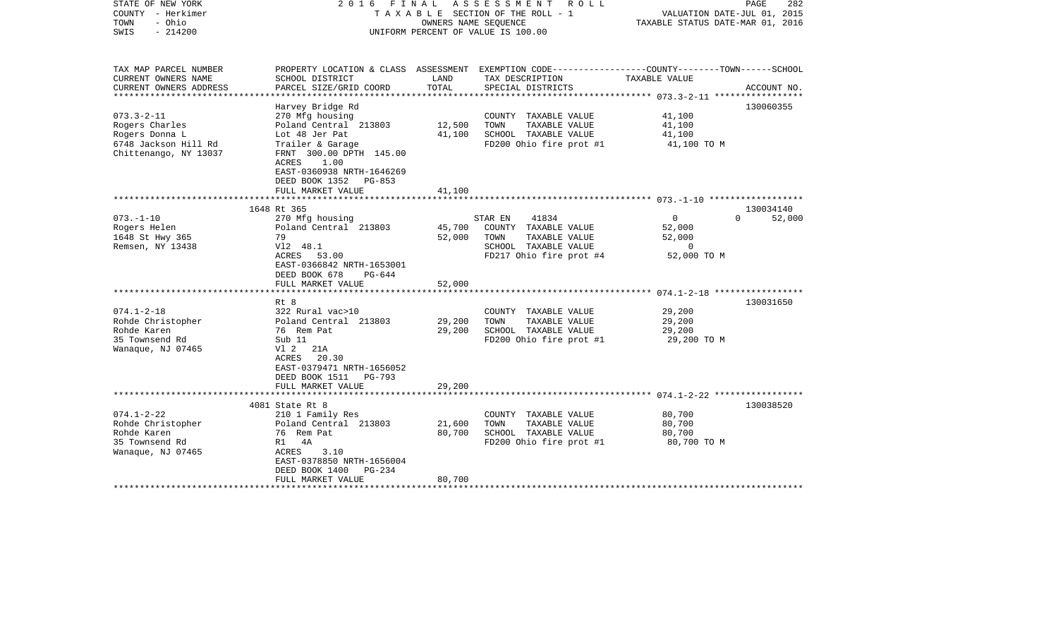STATE OF NEW YORK
COUNTY - Herkimer
TOWN - Ohio
SWIS - 214200

2 0 1 6 F I N A L A S S E S S M E N T R O L L
T A X A B L E SECTION OF THE ROLL - 1
OWNERS NAME SEQUENCE
UNIFORM PERCENT OF VALUE IS 100.00

VALUATION DATE-JUL 01, 2015
TAXABLE STATUS DATE-MAR 01, 2016

| TAX MAP PARCEL NUMBER<br>CURRENT OWNERS NAME<br>CURRENT OWNERS ADDRESS | PROPERTY LOCATION & CLASS<br>SCHOOL DISTRICT<br>PARCEL SIZE/GRID COORD | ASSESSMENT<br>LAND<br>TOTAL | EXEMPTION CODE-----COUNTY--------TOWN------SCHOOL<br>TAX DESCRIPTION<br>SPECIAL DISTRICTS | TAXABLE VALUE | ACCOUNT NO. |
|---|---|---|---|---|---|
| **073.3-2-11** | Harvey Bridge Rd | | | | 130060355 |
| 073.3-2-11 | 270 Mfg housing | | COUNTY TAXABLE VALUE | 41,100 | |
| Rogers Charles | Poland Central 213803 | 12,500 | TOWN TAXABLE VALUE | 41,100 | |
| Rogers Donna L | Lot 48 Jer Pat | 41,100 | SCHOOL TAXABLE VALUE | 41,100 | |
| 6748 Jackson Hill Rd | Trailer & Garage | | FD200 Ohio fire prot #1 | 41,100 TO M | |
| Chittenango, NY 13037 | FRNT 300.00 DPTH 145.00 | | | | |
| | ACRES 1.00 | | | | |
| | EAST-0360938 NRTH-1646269 | | | | |
| | DEED BOOK 1352 PG-853 | | | | |
| | FULL MARKET VALUE | 41,100 | | | |
| **073.-1-10** | 1648 Rt 365 | | | | 130034140 |
| 073.-1-10 | 270 Mfg housing | | STAR EN 41834 | 0 0 | 52,000 |
| Rogers Helen | Poland Central 213803 | 45,700 | COUNTY TAXABLE VALUE | 52,000 | |
| 1648 St Hwy 365 | 79 | 52,000 | TOWN TAXABLE VALUE | 52,000 | |
| Remsen, NY 13438 | Vl2 48.1 | | SCHOOL TAXABLE VALUE | 0 | |
| | ACRES 53.00 | | FD217 Ohio fire prot #4 | 52,000 TO M | |
| | EAST-0366842 NRTH-1653001 | | | | |
| | DEED BOOK 678 PG-644 | | | | |
| | FULL MARKET VALUE | 52,000 | | | |
| **074.1-2-18** | Rt 8 | | | | 130031650 |
| 074.1-2-18 | 322 Rural vac>10 | | COUNTY TAXABLE VALUE | 29,200 | |
| Rohde Christopher | Poland Central 213803 | 29,200 | TOWN TAXABLE VALUE | 29,200 | |
| Rohde Karen | 76 Rem Pat | 29,200 | SCHOOL TAXABLE VALUE | 29,200 | |
| 35 Townsend Rd | Sub 11 | | FD200 Ohio fire prot #1 | 29,200 TO M | |
| Wanaque, NJ 07465 | Vl 2 21A | | | | |
| | ACRES 20.30 | | | | |
| | EAST-0379471 NRTH-1656052 | | | | |
| | DEED BOOK 1511 PG-793 | | | | |
| | FULL MARKET VALUE | 29,200 | | | |
| **074.1-2-22** | 4081 State Rt 8 | | | | 130038520 |
| 074.1-2-22 | 210 1 Family Res | | COUNTY TAXABLE VALUE | 80,700 | |
| Rohde Christopher | Poland Central 213803 | 21,600 | TOWN TAXABLE VALUE | 80,700 | |
| Rohde Karen | 76 Rem Pat | 80,700 | SCHOOL TAXABLE VALUE | 80,700 | |
| 35 Townsend Rd | R1 4A | | FD200 Ohio fire prot #1 | 80,700 TO M | |
| Wanaque, NJ 07465 | ACRES 3.10 | | | | |
| | EAST-0378850 NRTH-1656004 | | | | |
| | DEED BOOK 1400 PG-234 | | | | |
| | FULL MARKET VALUE | 80,700 | | | |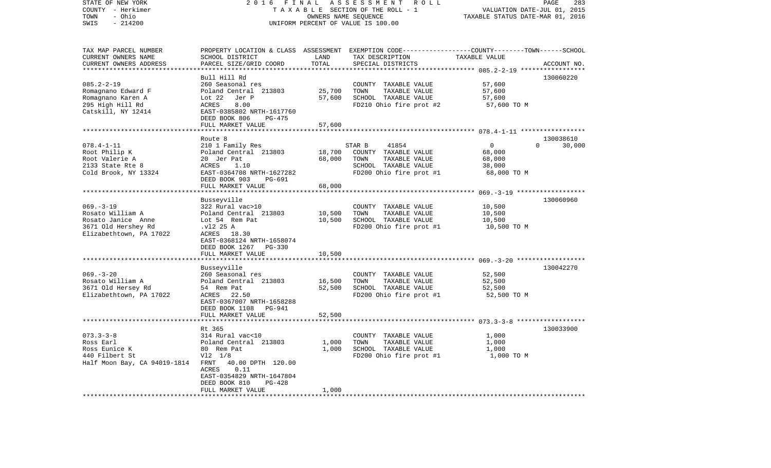STATE OF NEW YORK — 2016 FINAL ASSESSMENT ROLL
COUNTY - Herkimer — TAXABLE SECTION OF THE ROLL - 1 — VALUATION DATE-JUL 01, 2015
TOWN - Ohio — OWNERS NAME SEQUENCE — TAXABLE STATUS DATE-MAR 01, 2016
SWIS - 214200 — UNIFORM PERCENT OF VALUE IS 100.00

| TAX MAP PARCEL NUMBER / CURRENT OWNERS NAME / CURRENT OWNERS ADDRESS | PROPERTY LOCATION & CLASS / SCHOOL DISTRICT / PARCEL SIZE/GRID COORD | ASSESSMENT LAND | TOTAL | EXEMPTION CODE / TAX DESCRIPTION / SPECIAL DISTRICTS | COUNTY/TOWN/SCHOOL TAXABLE VALUE | ACCOUNT NO. |
|---|---|---|---|---|---|---|
| 085.2-2-19 | Bull Hill Rd | | | | | 130060220 |
| 085.2-2-19 | 260 Seasonal res | | | COUNTY TAXABLE VALUE | 57,600 | |
| Romagnano Edward F | Poland Central 213803 | 25,700 | | TOWN TAXABLE VALUE | 57,600 | |
| Romagnano Karen A | Lot 22 Jer P | | 57,600 | SCHOOL TAXABLE VALUE | 57,600 | |
| 295 High Hill Rd | ACRES 8.00 | | | FD210 Ohio fire prot #2 | 57,600 TO M | |
| Catskill, NY 12414 | EAST-0385802 NRTH-1617760 | | | | | |
| | DEED BOOK 806 PG-475 | | | | | |
| | FULL MARKET VALUE | | 57,600 | | | |
| 078.4-1-11 | Route 8 | | | | | 130038610 |
| 078.4-1-11 | 210 1 Family Res | | | STAR B 41854 | 0 / 0 / 30,000 | |
| Root Philip K | Poland Central 213803 | 18,700 | | COUNTY TAXABLE VALUE | 68,000 | |
| Root Valerie A | 20 Jer Pat | | 68,000 | TOWN TAXABLE VALUE | 68,000 | |
| 2133 State Rte 8 | ACRES 1.10 | | | SCHOOL TAXABLE VALUE | 38,000 | |
| Cold Brook, NY 13324 | EAST-0364708 NRTH-1627282 | | | FD200 Ohio fire prot #1 | 68,000 TO M | |
| | DEED BOOK 903 PG-691 | | | | | |
| | FULL MARKET VALUE | | 68,000 | | | |
| 069.-3-19 | Busseyville | | | | | 130060960 |
| 069.-3-19 | 322 Rural vac>10 | | | COUNTY TAXABLE VALUE | 10,500 | |
| Rosato William A | Poland Central 213803 | 10,500 | | TOWN TAXABLE VALUE | 10,500 | |
| Rosato Janice Anne | Lot 54 Rem Pat | | 10,500 | SCHOOL TAXABLE VALUE | 10,500 | |
| 3671 Old Hershey Rd | .vl2 25 A | | | FD200 Ohio fire prot #1 | 10,500 TO M | |
| Elizabethtown, PA 17022 | ACRES 18.30 | | | | | |
| | EAST-0368124 NRTH-1658074 | | | | | |
| | DEED BOOK 1267 PG-330 | | | | | |
| | FULL MARKET VALUE | | 10,500 | | | |
| 069.-3-20 | Busseyville | | | | | 130042270 |
| 069.-3-20 | 260 Seasonal res | | | COUNTY TAXABLE VALUE | 52,500 | |
| Rosato William A | Poland Central 213803 | 16,500 | | TOWN TAXABLE VALUE | 52,500 | |
| 3671 Old Hersey Rd | 54 Rem Pat | | 52,500 | SCHOOL TAXABLE VALUE | 52,500 | |
| Elizabethtown, PA 17022 | ACRES 22.50 | | | FD200 Ohio fire prot #1 | 52,500 TO M | |
| | EAST-0367007 NRTH-1658288 | | | | | |
| | DEED BOOK 1108 PG-941 | | | | | |
| | FULL MARKET VALUE | | 52,500 | | | |
| 073.3-3-8 | Rt 365 | | | | | 130033900 |
| 073.3-3-8 | 314 Rural vac<10 | | | COUNTY TAXABLE VALUE | 1,000 | |
| Ross Earl | Poland Central 213803 | 1,000 | | TOWN TAXABLE VALUE | 1,000 | |
| Ross Eunice K | 80 Rem Pat | | 1,000 | SCHOOL TAXABLE VALUE | 1,000 | |
| 440 Filbert St | Vl2 1/8 | | | FD200 Ohio fire prot #1 | 1,000 TO M | |
| Half Moon Bay, CA 94019-1814 | FRNT 40.00 DPTH 120.00 | | | | | |
| | ACRES 0.11 | | | | | |
| | EAST-0354829 NRTH-1647804 | | | | | |
| | DEED BOOK 810 PG-428 | | | | | |
| | FULL MARKET VALUE | | 1,000 | | | |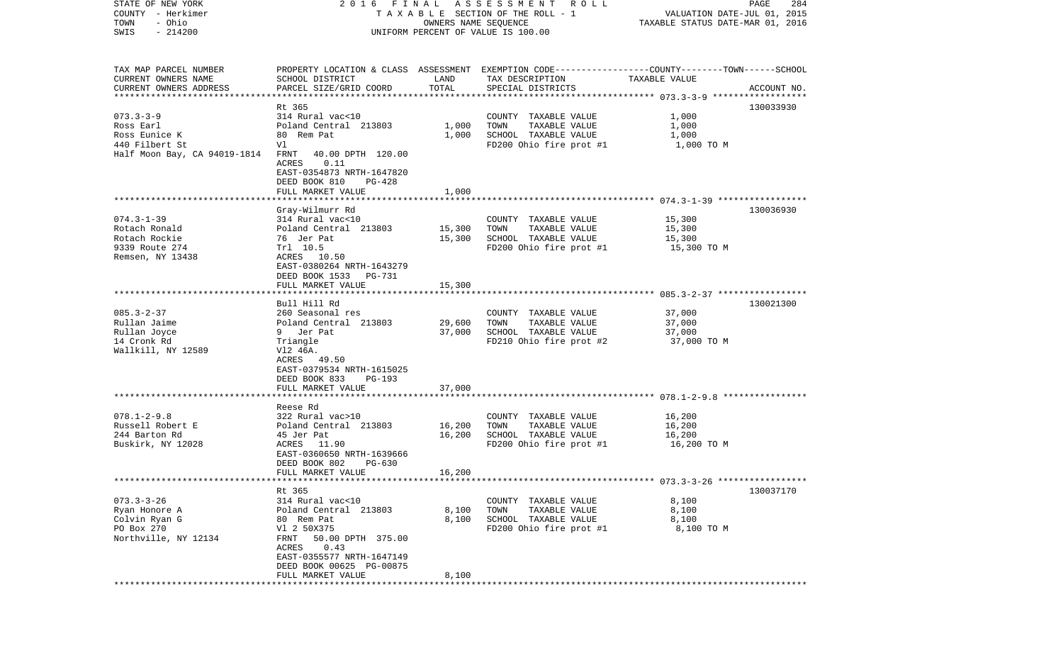STATE OF NEW YORK  COUNTY - Herkimer  TOWN - Ohio  SWIS - 214200

2016 FINAL ASSESSMENT ROLL
TAXABLE SECTION OF THE ROLL - 1
OWNERS NAME SEQUENCE
UNIFORM PERCENT OF VALUE IS 100.00

VALUATION DATE-JUL 01, 2015
TAXABLE STATUS DATE-MAR 01, 2016

| TAX MAP PARCEL NUMBER / CURRENT OWNERS NAME / CURRENT OWNERS ADDRESS | PROPERTY LOCATION & CLASS / SCHOOL DISTRICT / PARCEL SIZE/GRID COORD | ASSESSMENT LAND | TOTAL | EXEMPTION CODE / TAX DESCRIPTION / SPECIAL DISTRICTS | TAXABLE VALUE (COUNTY--TOWN--SCHOOL) | ACCOUNT NO. |
|---|---|---|---|---|---|---|
| **073.3-3-9** | Rt 365 | | | | | 130033930 |
| Ross Earl | 314 Rural vac<10 | | | COUNTY TAXABLE VALUE | 1,000 | |
| Ross Eunice K | Poland Central 213803 | 1,000 | | TOWN TAXABLE VALUE | 1,000 | |
| 440 Filbert St | 80 Rem Pat | | 1,000 | SCHOOL TAXABLE VALUE | 1,000 | |
| Half Moon Bay, CA 94019-1814 | Vl | | | FD200 Ohio fire prot #1 | 1,000 TO M | |
| | FRNT 40.00 DPTH 120.00 | | | | | |
| | ACRES 0.11 | | | | | |
| | EAST-0354873 NRTH-1647820 | | | | | |
| | DEED BOOK 810 PG-428 | | | | | |
| | FULL MARKET VALUE | | 1,000 | | | |
| **074.3-1-39** | Gray-Wilmurr Rd | | | | | 130036930 |
| Rotach Ronald | 314 Rural vac<10 | | | COUNTY TAXABLE VALUE | 15,300 | |
| Rotach Rockie | Poland Central 213803 | 15,300 | | TOWN TAXABLE VALUE | 15,300 | |
| 9339 Route 274 | 76 Jer Pat | | 15,300 | SCHOOL TAXABLE VALUE | 15,300 | |
| Remsen, NY 13438 | Trl 10.5 | | | FD200 Ohio fire prot #1 | 15,300 TO M | |
| | ACRES 10.50 | | | | | |
| | EAST-0380264 NRTH-1643279 | | | | | |
| | DEED BOOK 1533 PG-731 | | | | | |
| | FULL MARKET VALUE | | 15,300 | | | |
| **085.3-2-37** | Bull Hill Rd | | | | | 130021300 |
| Rullan Jaime | 260 Seasonal res | | | COUNTY TAXABLE VALUE | 37,000 | |
| Rullan Joyce | Poland Central 213803 | 29,600 | | TOWN TAXABLE VALUE | 37,000 | |
| 14 Cronk Rd | 9 Jer Pat | | 37,000 | SCHOOL TAXABLE VALUE | 37,000 | |
| Wallkill, NY 12589 | Triangle | | | FD210 Ohio fire prot #2 | 37,000 TO M | |
| | Vl2 46A. | | | | | |
| | ACRES 49.50 | | | | | |
| | EAST-0379534 NRTH-1615025 | | | | | |
| | DEED BOOK 833 PG-193 | | | | | |
| | FULL MARKET VALUE | | 37,000 | | | |
| **078.1-2-9.8** | Reese Rd | | | | | |
| Russell Robert E | 322 Rural vac>10 | | | COUNTY TAXABLE VALUE | 16,200 | |
| 244 Barton Rd | Poland Central 213803 | 16,200 | | TOWN TAXABLE VALUE | 16,200 | |
| Buskirk, NY 12028 | 45 Jer Pat | | 16,200 | SCHOOL TAXABLE VALUE | 16,200 | |
| | ACRES 11.90 | | | FD200 Ohio fire prot #1 | 16,200 TO M | |
| | EAST-0360650 NRTH-1639666 | | | | | |
| | DEED BOOK 802 PG-630 | | | | | |
| | FULL MARKET VALUE | | 16,200 | | | |
| **073.3-3-26** | Rt 365 | | | | | 130037170 |
| Ryan Honore A | 314 Rural vac<10 | | | COUNTY TAXABLE VALUE | 8,100 | |
| Colvin Ryan G | Poland Central 213803 | 8,100 | | TOWN TAXABLE VALUE | 8,100 | |
| PO Box 270 | 80 Rem Pat | | 8,100 | SCHOOL TAXABLE VALUE | 8,100 | |
| Northville, NY 12134 | Vl 2 50X375 | | | FD200 Ohio fire prot #1 | 8,100 TO M | |
| | FRNT 50.00 DPTH 375.00 | | | | | |
| | ACRES 0.43 | | | | | |
| | EAST-0355577 NRTH-1647149 | | | | | |
| | DEED BOOK 00625 PG-00875 | | | | | |
| | FULL MARKET VALUE | | 8,100 | | | |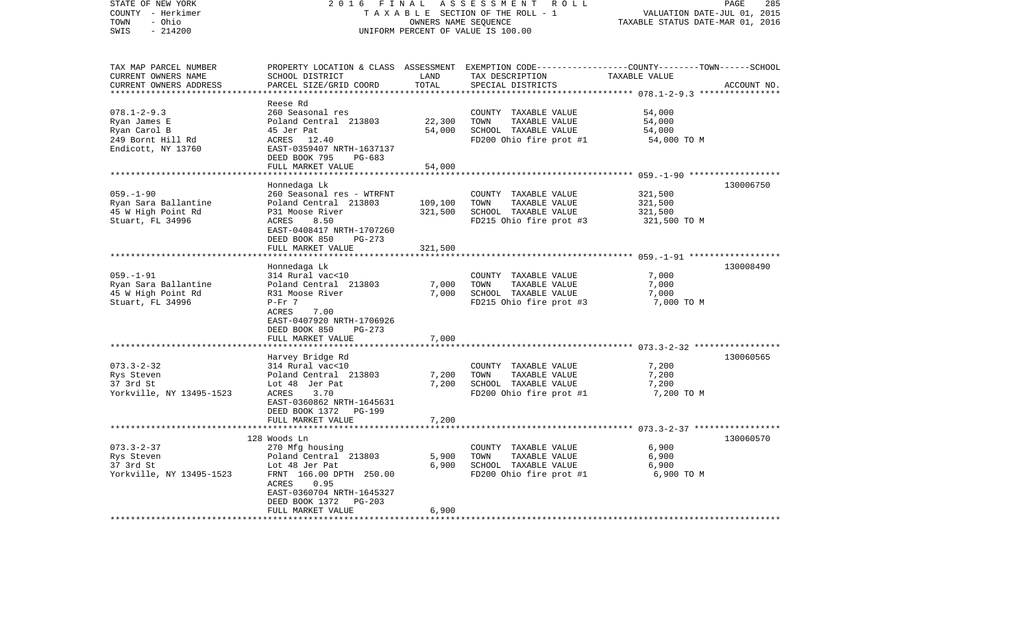| TAX MAP PARCEL NUMBER<br>CURRENT OWNERS NAME<br>CURRENT OWNERS ADDRESS | PROPERTY LOCATION & CLASS<br>SCHOOL DISTRICT<br>PARCEL SIZE/GRID COORD | ASSESSMENT<br>LAND<br>TOTAL | EXEMPTION CODE-----COUNTY-----TOWN------SCHOOL<br>TAX DESCRIPTION<br>SPECIAL DISTRICTS | TAXABLE VALUE | ACCOUNT NO. |
|---|---|---|---|---|---|
| **078.1-2-9.3** | Reese Rd | | | | |
| 078.1-2-9.3 | 260 Seasonal res | | COUNTY TAXABLE VALUE | 54,000 | |
| Ryan James E | Poland Central 213803 | 22,300 | TOWN TAXABLE VALUE | 54,000 | |
| Ryan Carol B | 45 Jer Pat | 54,000 | SCHOOL TAXABLE VALUE | 54,000 | |
| 249 Bornt Hill Rd | ACRES 12.40 | | FD200 Ohio fire prot #1 | 54,000 TO M | |
| Endicott, NY 13760 | EAST-0359407 NRTH-1637137 | | | | |
| | DEED BOOK 795 PG-683 | | | | |
| | FULL MARKET VALUE | 54,000 | | | |
| **059.-1-90** | Honnedaga Lk | | | | 130006750 |
| 059.-1-90 | 260 Seasonal res - WTRFNT | | COUNTY TAXABLE VALUE | 321,500 | |
| Ryan Sara Ballantine | Poland Central 213803 | 109,100 | TOWN TAXABLE VALUE | 321,500 | |
| 45 W High Point Rd | P31 Moose River | 321,500 | SCHOOL TAXABLE VALUE | 321,500 | |
| Stuart, FL 34996 | ACRES 8.50 | | FD215 Ohio fire prot #3 | 321,500 TO M | |
| | EAST-0408417 NRTH-1707260 | | | | |
| | DEED BOOK 850 PG-273 | | | | |
| | FULL MARKET VALUE | 321,500 | | | |
| **059.-1-91** | Honnedaga Lk | | | | 130008490 |
| 059.-1-91 | 314 Rural vac<10 | | COUNTY TAXABLE VALUE | 7,000 | |
| Ryan Sara Ballantine | Poland Central 213803 | 7,000 | TOWN TAXABLE VALUE | 7,000 | |
| 45 W High Point Rd | R31 Moose River | 7,000 | SCHOOL TAXABLE VALUE | 7,000 | |
| Stuart, FL 34996 | P-Fr 7 | | FD215 Ohio fire prot #3 | 7,000 TO M | |
| | ACRES 7.00 | | | | |
| | EAST-0407920 NRTH-1706926 | | | | |
| | DEED BOOK 850 PG-273 | | | | |
| | FULL MARKET VALUE | 7,000 | | | |
| **073.3-2-32** | Harvey Bridge Rd | | | | 130060565 |
| 073.3-2-32 | 314 Rural vac<10 | | COUNTY TAXABLE VALUE | 7,200 | |
| Rys Steven | Poland Central 213803 | 7,200 | TOWN TAXABLE VALUE | 7,200 | |
| 37 3rd St | Lot 48 Jer Pat | 7,200 | SCHOOL TAXABLE VALUE | 7,200 | |
| Yorkville, NY 13495-1523 | ACRES 3.70 | | FD200 Ohio fire prot #1 | 7,200 TO M | |
| | EAST-0360862 NRTH-1645631 | | | | |
| | DEED BOOK 1372 PG-199 | | | | |
| | FULL MARKET VALUE | 7,200 | | | |
| **073.3-2-37** | 128 Woods Ln | | | | 130060570 |
| 073.3-2-37 | 270 Mfg housing | | COUNTY TAXABLE VALUE | 6,900 | |
| Rys Steven | Poland Central 213803 | 5,900 | TOWN TAXABLE VALUE | 6,900 | |
| 37 3rd St | Lot 48 Jer Pat | 6,900 | SCHOOL TAXABLE VALUE | 6,900 | |
| Yorkville, NY 13495-1523 | FRNT 166.00 DPTH 250.00 | | FD200 Ohio fire prot #1 | 6,900 TO M | |
| | ACRES 0.95 | | | | |
| | EAST-0360704 NRTH-1645327 | | | | |
| | DEED BOOK 1372 PG-203 | | | | |
| | FULL MARKET VALUE | 6,900 | | | |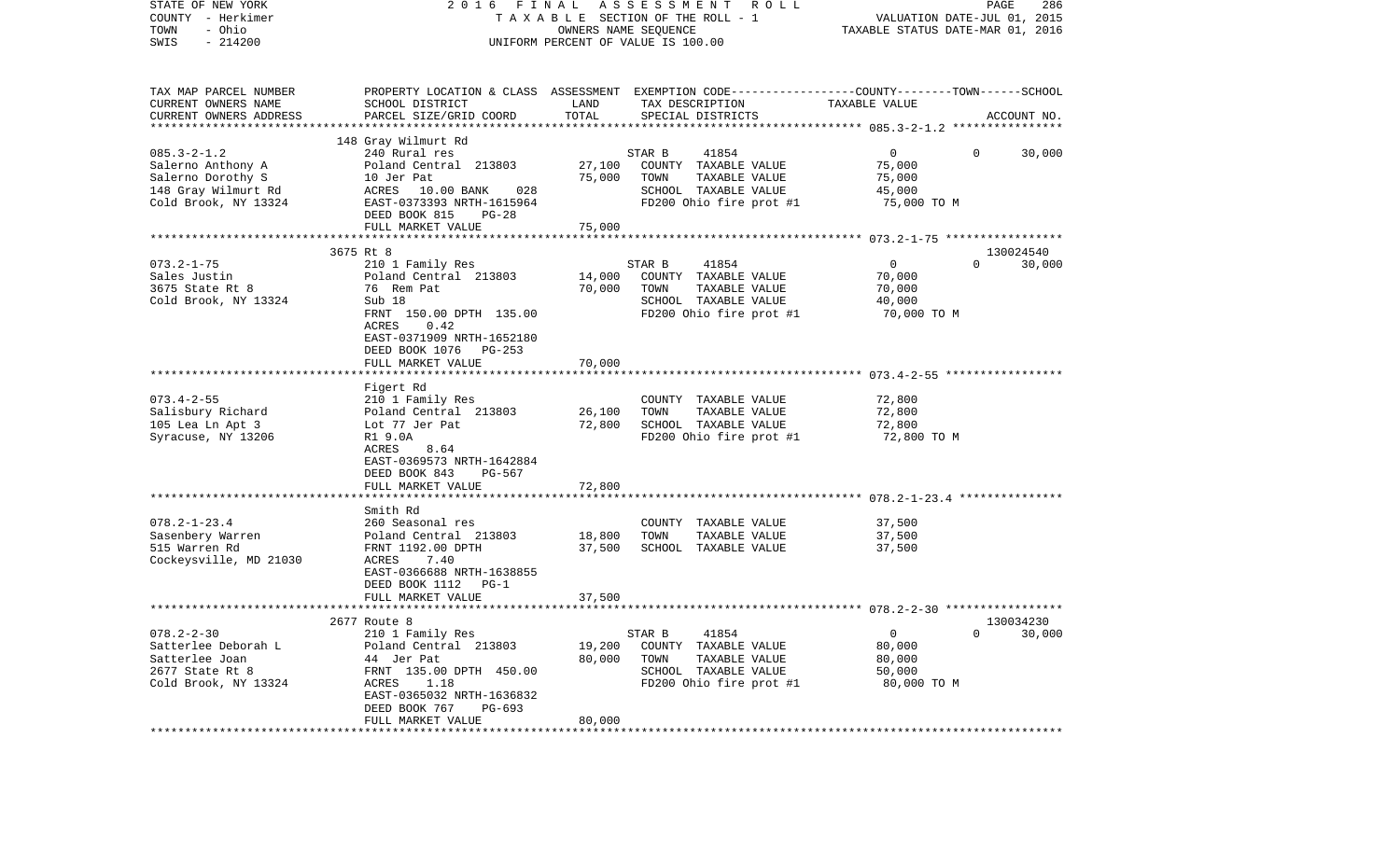STATE OF NEW YORK | 2016 FINAL ASSESSMENT ROLL | PAGE 286
COUNTY - Herkimer | TAXABLE SECTION OF THE ROLL - 1 | VALUATION DATE-JUL 01, 2015
TOWN - Ohio | OWNERS NAME SEQUENCE | TAXABLE STATUS DATE-MAR 01, 2016
SWIS - 214200 | UNIFORM PERCENT OF VALUE IS 100.00

| TAX MAP PARCEL NUMBER / CURRENT OWNERS NAME / CURRENT OWNERS ADDRESS | PROPERTY LOCATION & CLASS / SCHOOL DISTRICT / PARCEL SIZE/GRID COORD | ASSESSMENT LAND | TOTAL | EXEMPTION CODE / TAX DESCRIPTION / SPECIAL DISTRICTS | COUNTY | TOWN | SCHOOL / TAXABLE VALUE | ACCOUNT NO. |
|---|---|---|---|---|---|---|---|---|
| **085.3-2-1.2** | 148 Gray Wilmurt Rd | | | | | | | |
| Salerno Anthony A | 240 Rural res | | | STAR B 41854 | 0 | 0 | 30,000 | |
| Salerno Dorothy S | Poland Central 213803 | 27,100 | | COUNTY TAXABLE VALUE | 75,000 | | | |
| 148 Gray Wilmurt Rd | 10 Jer Pat | | 75,000 | TOWN TAXABLE VALUE | | 75,000 | | |
| Cold Brook, NY 13324 | ACRES 10.00 BANK 028 | | | SCHOOL TAXABLE VALUE | | | 45,000 | |
| | EAST-0373393 NRTH-1615964 | | | FD200 Ohio fire prot #1 | 75,000 TO M | | | |
| | DEED BOOK 815 PG-28 | | | | | | | |
| | FULL MARKET VALUE | | 75,000 | | | | | |
| **073.2-1-75** | 3675 Rt 8 | | | | | | | 130024540 |
| Sales Justin | 210 1 Family Res | | | STAR B 41854 | 0 | 0 | 30,000 | |
| 3675 State Rt 8 | Poland Central 213803 | 14,000 | | COUNTY TAXABLE VALUE | 70,000 | | | |
| Cold Brook, NY 13324 | 76 Rem Pat | | 70,000 | TOWN TAXABLE VALUE | | 70,000 | | |
| | Sub 18 | | | SCHOOL TAXABLE VALUE | | | 40,000 | |
| | FRNT 150.00 DPTH 135.00 | | | FD200 Ohio fire prot #1 | 70,000 TO M | | | |
| | ACRES 0.42 | | | | | | | |
| | EAST-0371909 NRTH-1652180 | | | | | | | |
| | DEED BOOK 1076 PG-253 | | | | | | | |
| | FULL MARKET VALUE | | 70,000 | | | | | |
| **073.4-2-55** | Figert Rd | | | | | | | |
| Salisbury Richard | 210 1 Family Res | | | COUNTY TAXABLE VALUE | 72,800 | | | |
| 105 Lea Ln Apt 3 | Poland Central 213803 | 26,100 | | TOWN TAXABLE VALUE | | 72,800 | | |
| Syracuse, NY 13206 | Lot 77 Jer Pat | | 72,800 | SCHOOL TAXABLE VALUE | | | 72,800 | |
| | R1 9.0A | | | FD200 Ohio fire prot #1 | 72,800 TO M | | | |
| | ACRES 8.64 | | | | | | | |
| | EAST-0369573 NRTH-1642884 | | | | | | | |
| | DEED BOOK 843 PG-567 | | | | | | | |
| | FULL MARKET VALUE | | 72,800 | | | | | |
| **078.2-1-23.4** | Smith Rd | | | | | | | |
| Sasenbery Warren | 260 Seasonal res | | | COUNTY TAXABLE VALUE | 37,500 | | | |
| 515 Warren Rd | Poland Central 213803 | 18,800 | | TOWN TAXABLE VALUE | | 37,500 | | |
| Cockeysville, MD 21030 | FRNT 1192.00 DPTH | | 37,500 | SCHOOL TAXABLE VALUE | | | 37,500 | |
| | ACRES 7.40 | | | | | | | |
| | EAST-0366688 NRTH-1638855 | | | | | | | |
| | DEED BOOK 1112 PG-1 | | | | | | | |
| | FULL MARKET VALUE | | 37,500 | | | | | |
| **078.2-2-30** | 2677 Route 8 | | | | | | | 130034230 |
| Satterlee Deborah L | 210 1 Family Res | | | STAR B 41854 | 0 | 0 | 30,000 | |
| Satterlee Joan | Poland Central 213803 | 19,200 | | COUNTY TAXABLE VALUE | 80,000 | | | |
| 2677 State Rt 8 | 44 Jer Pat | | 80,000 | TOWN TAXABLE VALUE | | 80,000 | | |
| Cold Brook, NY 13324 | FRNT 135.00 DPTH 450.00 | | | SCHOOL TAXABLE VALUE | | | 50,000 | |
| | ACRES 1.18 | | | FD200 Ohio fire prot #1 | 80,000 TO M | | | |
| | EAST-0365032 NRTH-1636832 | | | | | | | |
| | DEED BOOK 767 PG-693 | | | | | | | |
| | FULL MARKET VALUE | | 80,000 | | | | | |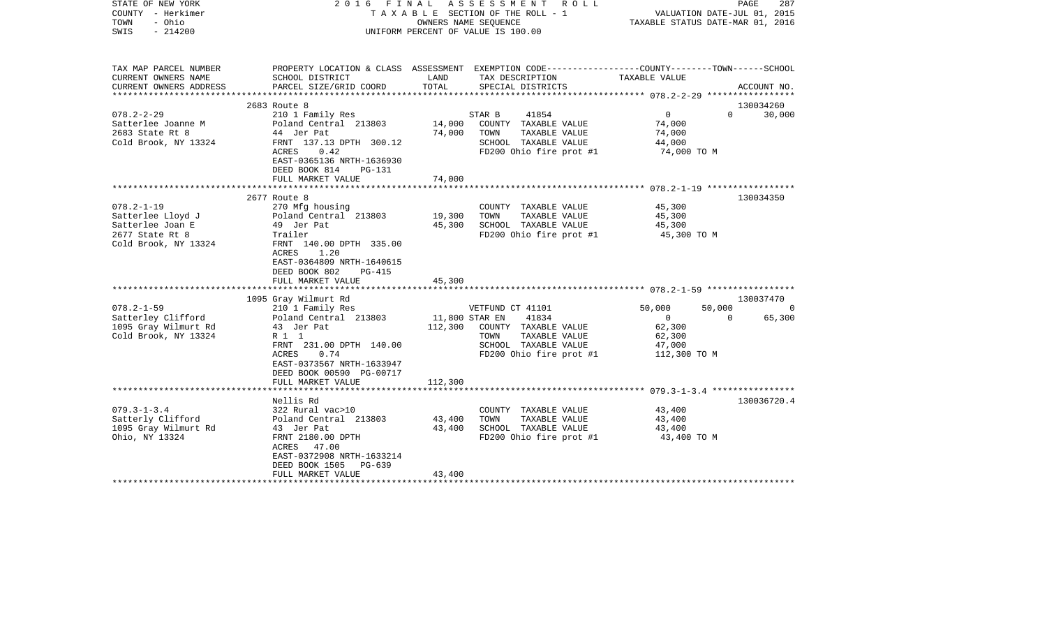STATE OF NEW YORK 2 0 1 6 F I N A L A S S E S S M E N T R O L L
COUNTY - Herkimer T A X A B L E SECTION OF THE ROLL - 1 VALUATION DATE-JUL 01, 2015
TOWN - Ohio OWNERS NAME SEQUENCE TAXABLE STATUS DATE-MAR 01, 2016
SWIS - 214200 UNIFORM PERCENT OF VALUE IS 100.00

| TAX MAP PARCEL NUMBER<br>CURRENT OWNERS NAME<br>CURRENT OWNERS ADDRESS | PROPERTY LOCATION & CLASS<br>SCHOOL DISTRICT<br>PARCEL SIZE/GRID COORD | ASSESSMENT<br>LAND<br>TOTAL | EXEMPTION CODE<br>TAX DESCRIPTION<br>SPECIAL DISTRICTS | COUNTY | TOWN | SCHOOL<br>TAXABLE VALUE<br>ACCOUNT NO. |
|---|---|---|---|---|---|---|
| **078.2-2-29** | 2683 Route 8 | | | | | 130034260 |
| 078.2-2-29 | 210 1 Family Res | | STAR B 41854 | 0 | 0 | 30,000 |
| Satterlee Joanne M | Poland Central 213803 | 14,000 | COUNTY TAXABLE VALUE | 74,000 | | |
| 2683 State Rt 8 | 44 Jer Pat | 74,000 | TOWN TAXABLE VALUE | 74,000 | | |
| Cold Brook, NY 13324 | FRNT 137.13 DPTH 300.12 | | SCHOOL TAXABLE VALUE | 44,000 | | |
| | ACRES 0.42 | | FD200 Ohio fire prot #1 | 74,000 TO M | | |
| | EAST-0365136 NRTH-1636930 | | | | | |
| | DEED BOOK 814 PG-131 | | | | | |
| | FULL MARKET VALUE | 74,000 | | | | |
| **078.2-1-19** | 2677 Route 8 | | | | | 130034350 |
| 078.2-1-19 | 270 Mfg housing | | COUNTY TAXABLE VALUE | 45,300 | | |
| Satterlee Lloyd J | Poland Central 213803 | 19,300 | TOWN TAXABLE VALUE | 45,300 | | |
| Satterlee Joan E | 49 Jer Pat | 45,300 | SCHOOL TAXABLE VALUE | 45,300 | | |
| 2677 State Rt 8 | Trailer | | FD200 Ohio fire prot #1 | 45,300 TO M | | |
| Cold Brook, NY 13324 | FRNT 140.00 DPTH 335.00 | | | | | |
| | ACRES 1.20 | | | | | |
| | EAST-0364809 NRTH-1640615 | | | | | |
| | DEED BOOK 802 PG-415 | | | | | |
| | FULL MARKET VALUE | 45,300 | | | | |
| **078.2-1-59** | 1095 Gray Wilmurt Rd | | | | | 130037470 |
| 078.2-1-59 | 210 1 Family Res | | VETFUND CT 41101 | 50,000 | 50,000 | 0 |
| Satterley Clifford | Poland Central 213803 | 11,800 | STAR EN 41834 | 0 | 0 | 65,300 |
| 1095 Gray Wilmurt Rd | 43 Jer Pat | 112,300 | COUNTY TAXABLE VALUE | 62,300 | | |
| Cold Brook, NY 13324 | R 1 1 | | TOWN TAXABLE VALUE | 62,300 | | |
| | FRNT 231.00 DPTH 140.00 | | SCHOOL TAXABLE VALUE | 47,000 | | |
| | ACRES 0.74 | | FD200 Ohio fire prot #1 | 112,300 TO M | | |
| | EAST-0373567 NRTH-1633947 | | | | | |
| | DEED BOOK 00590 PG-00717 | | | | | |
| | FULL MARKET VALUE | 112,300 | | | | |
| **079.3-1-3.4** | Nellis Rd | | | | | 130036720.4 |
| 079.3-1-3.4 | 322 Rural vac>10 | | COUNTY TAXABLE VALUE | 43,400 | | |
| Satterly Clifford | Poland Central 213803 | 43,400 | TOWN TAXABLE VALUE | 43,400 | | |
| 1095 Gray Wilmurt Rd | 43 Jer Pat | 43,400 | SCHOOL TAXABLE VALUE | 43,400 | | |
| Ohio, NY 13324 | FRNT 2180.00 DPTH | | FD200 Ohio fire prot #1 | 43,400 TO M | | |
| | ACRES 47.00 | | | | | |
| | EAST-0372908 NRTH-1633214 | | | | | |
| | DEED BOOK 1505 PG-639 | | | | | |
| | FULL MARKET VALUE | 43,400 | | | | |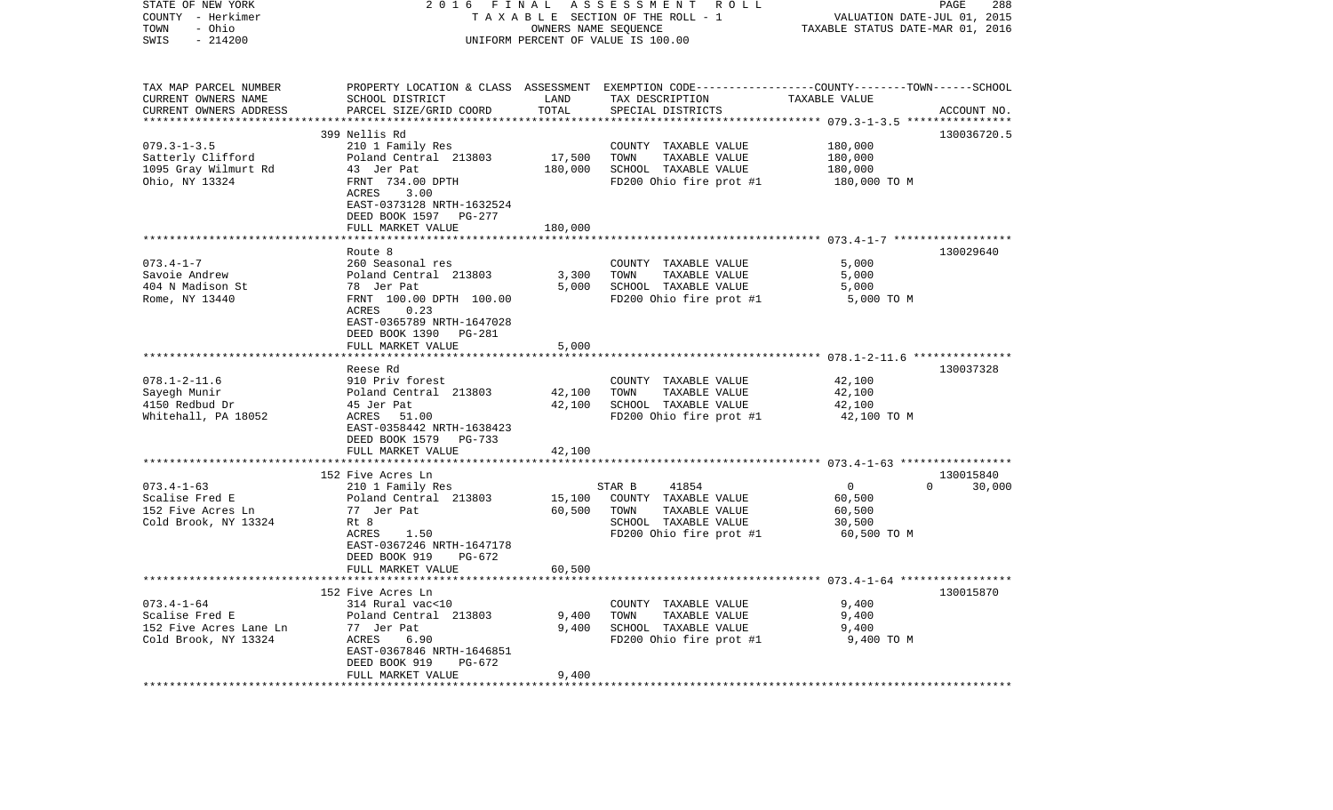STATE OF NEW YORK | 2016 FINAL ASSESSMENT ROLL | PAGE 288
COUNTY - Herkimer | TAXABLE SECTION OF THE ROLL - 1 | VALUATION DATE-JUL 01, 2015
TOWN - Ohio | OWNERS NAME SEQUENCE | TAXABLE STATUS DATE-MAR 01, 2016
SWIS - 214200 | UNIFORM PERCENT OF VALUE IS 100.00

| TAX MAP PARCEL NUMBER / CURRENT OWNERS NAME / CURRENT OWNERS ADDRESS | PROPERTY LOCATION & CLASS / SCHOOL DISTRICT / PARCEL SIZE/GRID COORD | ASSESSMENT LAND / TOTAL | EXEMPTION CODE / TAX DESCRIPTION / SPECIAL DISTRICTS | TAXABLE VALUE (COUNTY--TOWN--SCHOOL) | ACCOUNT NO. |
|---|---|---|---|---|---|
| **079.3-1-3.5** | 399 Nellis Rd | | | | 130036720.5 |
| 079.3-1-3.5 | 210 1 Family Res | | COUNTY TAXABLE VALUE | 180,000 | |
| Satterly Clifford | Poland Central 213803 | 17,500 | TOWN TAXABLE VALUE | 180,000 | |
| 1095 Gray Wilmurt Rd | 43 Jer Pat | 180,000 | SCHOOL TAXABLE VALUE | 180,000 | |
| Ohio, NY 13324 | FRNT 734.00 DPTH | | FD200 Ohio fire prot #1 | 180,000 TO M | |
| | ACRES 3.00 | | | | |
| | EAST-0373128 NRTH-1632524 | | | | |
| | DEED BOOK 1597 PG-277 | | | | |
| | FULL MARKET VALUE | 180,000 | | | |
| **073.4-1-7** | Route 8 | | | | 130029640 |
| 073.4-1-7 | 260 Seasonal res | | COUNTY TAXABLE VALUE | 5,000 | |
| Savoie Andrew | Poland Central 213803 | 3,300 | TOWN TAXABLE VALUE | 5,000 | |
| 404 N Madison St | 78 Jer Pat | 5,000 | SCHOOL TAXABLE VALUE | 5,000 | |
| Rome, NY 13440 | FRNT 100.00 DPTH 100.00 | | FD200 Ohio fire prot #1 | 5,000 TO M | |
| | ACRES 0.23 | | | | |
| | EAST-0365789 NRTH-1647028 | | | | |
| | DEED BOOK 1390 PG-281 | | | | |
| | FULL MARKET VALUE | 5,000 | | | |
| **078.1-2-11.6** | Reese Rd | | | | 130037328 |
| 078.1-2-11.6 | 910 Priv forest | | COUNTY TAXABLE VALUE | 42,100 | |
| Sayegh Munir | Poland Central 213803 | 42,100 | TOWN TAXABLE VALUE | 42,100 | |
| 4150 Redbud Dr | 45 Jer Pat | 42,100 | SCHOOL TAXABLE VALUE | 42,100 | |
| Whitehall, PA 18052 | ACRES 51.00 | | FD200 Ohio fire prot #1 | 42,100 TO M | |
| | EAST-0358442 NRTH-1638423 | | | | |
| | DEED BOOK 1579 PG-733 | | | | |
| | FULL MARKET VALUE | 42,100 | | | |
| **073.4-1-63** | 152 Five Acres Ln | | | | 130015840 |
| 073.4-1-63 | 210 1 Family Res | | STAR B 41854 | 0 0 30,000 | |
| Scalise Fred E | Poland Central 213803 | 15,100 | COUNTY TAXABLE VALUE | 60,500 | |
| 152 Five Acres Ln | 77 Jer Pat | 60,500 | TOWN TAXABLE VALUE | 60,500 | |
| Cold Brook, NY 13324 | Rt 8 | | SCHOOL TAXABLE VALUE | 30,500 | |
| | ACRES 1.50 | | FD200 Ohio fire prot #1 | 60,500 TO M | |
| | EAST-0367246 NRTH-1647178 | | | | |
| | DEED BOOK 919 PG-672 | | | | |
| | FULL MARKET VALUE | 60,500 | | | |
| **073.4-1-64** | 152 Five Acres Ln | | | | 130015870 |
| 073.4-1-64 | 314 Rural vac<10 | | COUNTY TAXABLE VALUE | 9,400 | |
| Scalise Fred E | Poland Central 213803 | 9,400 | TOWN TAXABLE VALUE | 9,400 | |
| 152 Five Acres Lane Ln | 77 Jer Pat | 9,400 | SCHOOL TAXABLE VALUE | 9,400 | |
| Cold Brook, NY 13324 | ACRES 6.90 | | FD200 Ohio fire prot #1 | 9,400 TO M | |
| | EAST-0367846 NRTH-1646851 | | | | |
| | DEED BOOK 919 PG-672 | | | | |
| | FULL MARKET VALUE | 9,400 | | | |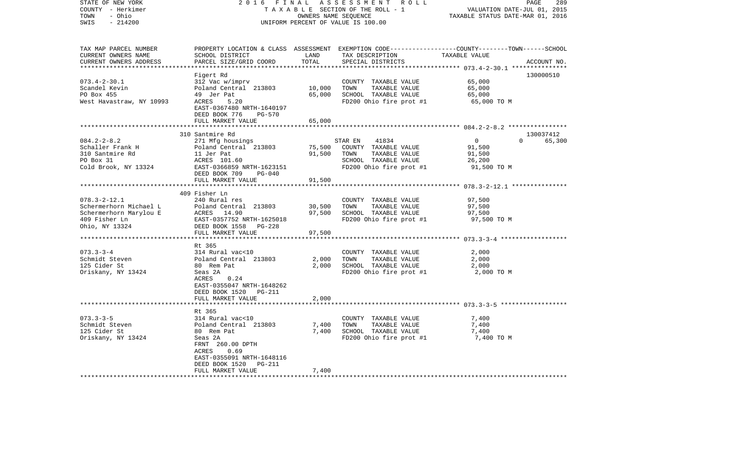STATE OF NEW YORK
COUNTY - Herkimer
TOWN - Ohio
SWIS - 214200

2016 FINAL ASSESSMENT ROLL
TAXABLE SECTION OF THE ROLL - 1
OWNERS NAME SEQUENCE
UNIFORM PERCENT OF VALUE IS 100.00

VALUATION DATE-JUL 01, 2015
TAXABLE STATUS DATE-MAR 01, 2016

| TAX MAP PARCEL NUMBER<br>CURRENT OWNERS NAME<br>CURRENT OWNERS ADDRESS | PROPERTY LOCATION & CLASS<br>SCHOOL DISTRICT<br>PARCEL SIZE/GRID COORD | ASSESSMENT<br>LAND<br>TOTAL | EXEMPTION CODE-----COUNTY-----TOWN-----SCHOOL<br>TAX DESCRIPTION<br>SPECIAL DISTRICTS | TAXABLE VALUE | ACCOUNT NO. |
|---|---|---|---|---|---|
| **073.4-2-30.1** | Figert Rd | | | | 130000510 |
| 073.4-2-30.1 | 312 Vac w/imprv | | COUNTY TAXABLE VALUE | 65,000 | |
| Scandel Kevin | Poland Central 213803 | 10,000 | TOWN TAXABLE VALUE | 65,000 | |
| PO Box 455 | 49 Jer Pat | 65,000 | SCHOOL TAXABLE VALUE | 65,000 | |
| West Havastraw, NY 10993 | ACRES 5.20 | | FD200 Ohio fire prot #1 | 65,000 TO M | |
| | EAST-0367480 NRTH-1640197 | | | | |
| | DEED BOOK 776 PG-570 | | | | |
| | FULL MARKET VALUE | 65,000 | | | |
| **084.2-2-8.2** | 310 Santmire Rd | | | | 130037412 |
| 084.2-2-8.2 | 271 Mfg housings | | STAR EN 41834 | 0 0 | 65,300 |
| Schaller Frank H | Poland Central 213803 | 75,500 | COUNTY TAXABLE VALUE | 91,500 | |
| 310 Santmire Rd | 11 Jer Pat | 91,500 | TOWN TAXABLE VALUE | 91,500 | |
| PO Box 31 | ACRES 101.60 | | SCHOOL TAXABLE VALUE | 26,200 | |
| Cold Brook, NY 13324 | EAST-0366859 NRTH-1623151 | | FD200 Ohio fire prot #1 | 91,500 TO M | |
| | DEED BOOK 709 PG-040 | | | | |
| | FULL MARKET VALUE | 91,500 | | | |
| **078.3-2-12.1** | 409 Fisher Ln | | | | |
| 078.3-2-12.1 | 240 Rural res | | COUNTY TAXABLE VALUE | 97,500 | |
| Schermerhorn Michael L | Poland Central 213803 | 30,500 | TOWN TAXABLE VALUE | 97,500 | |
| Schermerhorn Marylou E | ACRES 14.90 | 97,500 | SCHOOL TAXABLE VALUE | 97,500 | |
| 409 Fisher Ln | EAST-0357752 NRTH-1625018 | | FD200 Ohio fire prot #1 | 97,500 TO M | |
| Ohio, NY 13324 | DEED BOOK 1558 PG-228 | | | | |
| | FULL MARKET VALUE | 97,500 | | | |
| **073.3-3-4** | Rt 365 | | | | |
| 073.3-3-4 | 314 Rural vac<10 | | COUNTY TAXABLE VALUE | 2,000 | |
| Schmidt Steven | Poland Central 213803 | 2,000 | TOWN TAXABLE VALUE | 2,000 | |
| 125 Cider St | 80 Rem Pat | 2,000 | SCHOOL TAXABLE VALUE | 2,000 | |
| Oriskany, NY 13424 | Seas 2A | | FD200 Ohio fire prot #1 | 2,000 TO M | |
| | ACRES 0.24 | | | | |
| | EAST-0355047 NRTH-1648262 | | | | |
| | DEED BOOK 1520 PG-211 | | | | |
| | FULL MARKET VALUE | 2,000 | | | |
| **073.3-3-5** | Rt 365 | | | | |
| 073.3-3-5 | 314 Rural vac<10 | | COUNTY TAXABLE VALUE | 7,400 | |
| Schmidt Steven | Poland Central 213803 | 7,400 | TOWN TAXABLE VALUE | 7,400 | |
| 125 Cider St | 80 Rem Pat | 7,400 | SCHOOL TAXABLE VALUE | 7,400 | |
| Oriskany, NY 13424 | Seas 2A | | FD200 Ohio fire prot #1 | 7,400 TO M | |
| | FRNT 260.00 DPTH | | | | |
| | ACRES 0.69 | | | | |
| | EAST-0355091 NRTH-1648116 | | | | |
| | DEED BOOK 1520 PG-211 | | | | |
| | FULL MARKET VALUE | 7,400 | | | |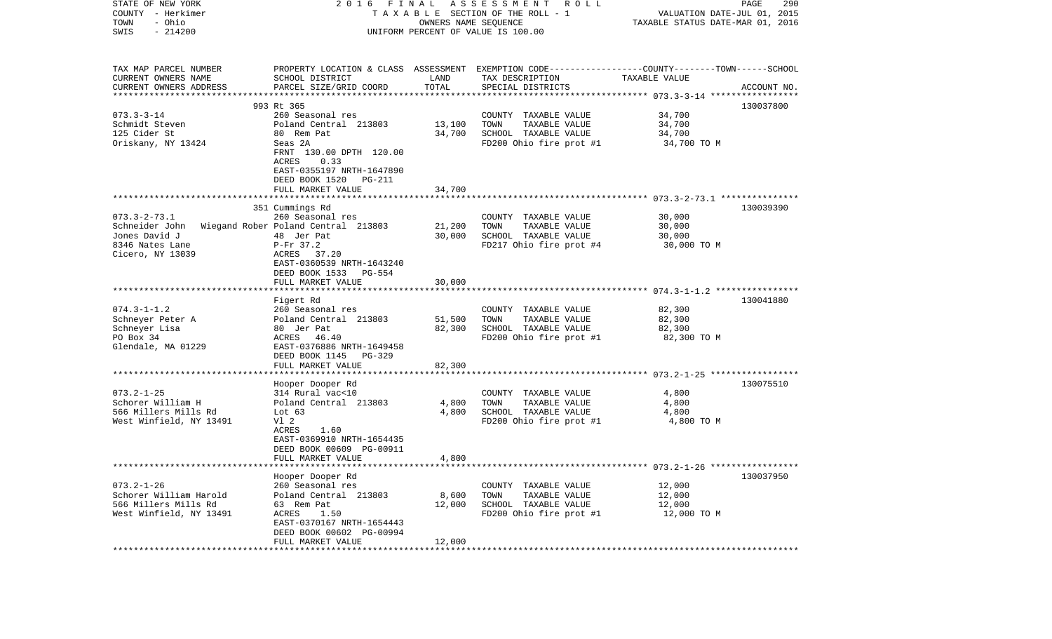STATE OF NEW YORK | COUNTY - Herkimer | TOWN - Ohio | SWIS - 214200

2016 FINAL ASSESSMENT ROLL
TAXABLE SECTION OF THE ROLL - 1
OWNERS NAME SEQUENCE
UNIFORM PERCENT OF VALUE IS 100.00

VALUATION DATE-JUL 01, 2015
TAXABLE STATUS DATE-MAR 01, 2016

| TAX MAP PARCEL NUMBER / CURRENT OWNERS NAME / CURRENT OWNERS ADDRESS | PROPERTY LOCATION & CLASS / SCHOOL DISTRICT / PARCEL SIZE/GRID COORD | ASSESSMENT LAND | TOTAL | EXEMPTION CODE / TAX DESCRIPTION / SPECIAL DISTRICTS | TAXABLE VALUE (COUNTY--TOWN--SCHOOL) | ACCOUNT NO. |
|---|---|---|---|---|---|---|
| 073.3-3-14 | 993 Rt 365 | | | | | 130037800 |
| Schmidt Steven | 260 Seasonal res | | | COUNTY TAXABLE VALUE | 34,700 | |
| 125 Cider St | Poland Central 213803 | 13,100 | | TOWN TAXABLE VALUE | 34,700 | |
| Oriskany, NY 13424 | 80 Rem Pat | | 34,700 | SCHOOL TAXABLE VALUE | 34,700 | |
| | Seas 2A | | | FD200 Ohio fire prot #1 | 34,700 TO M | |
| | FRNT 130.00 DPTH 120.00 | | | | | |
| | ACRES 0.33 | | | | | |
| | EAST-0355197 NRTH-1647890 | | | | | |
| | DEED BOOK 1520 PG-211 | | | | | |
| | FULL MARKET VALUE | | 34,700 | | | |
| 073.3-2-73.1 | 351 Cummings Rd | | | | | 130039390 |
| Schneider John Wiegand Rober | 260 Seasonal res | | | COUNTY TAXABLE VALUE | 30,000 | |
| Jones David J | Poland Central 213803 | 21,200 | | TOWN TAXABLE VALUE | 30,000 | |
| 8346 Nates Lane | 48 Jer Pat | | 30,000 | SCHOOL TAXABLE VALUE | 30,000 | |
| Cicero, NY 13039 | P-Fr 37.2 | | | FD217 Ohio fire prot #4 | 30,000 TO M | |
| | ACRES 37.20 | | | | | |
| | EAST-0360539 NRTH-1643240 | | | | | |
| | DEED BOOK 1533 PG-554 | | | | | |
| | FULL MARKET VALUE | | 30,000 | | | |
| 074.3-1-1.2 | Figert Rd | | | | | 130041880 |
| Schneyer Peter A | 260 Seasonal res | | | COUNTY TAXABLE VALUE | 82,300 | |
| Schneyer Lisa | Poland Central 213803 | 51,500 | | TOWN TAXABLE VALUE | 82,300 | |
| PO Box 34 | 80 Jer Pat | | 82,300 | SCHOOL TAXABLE VALUE | 82,300 | |
| Glendale, MA 01229 | ACRES 46.40 | | | FD200 Ohio fire prot #1 | 82,300 TO M | |
| | EAST-0376886 NRTH-1649458 | | | | | |
| | DEED BOOK 1145 PG-329 | | | | | |
| | FULL MARKET VALUE | | 82,300 | | | |
| 073.2-1-25 | Hooper Dooper Rd | | | | | 130075510 |
| Schorer William H | 314 Rural vac<10 | | | COUNTY TAXABLE VALUE | 4,800 | |
| 566 Millers Mills Rd | Poland Central 213803 | 4,800 | | TOWN TAXABLE VALUE | 4,800 | |
| West Winfield, NY 13491 | Lot 63 | | 4,800 | SCHOOL TAXABLE VALUE | 4,800 | |
| | Vl 2 | | | FD200 Ohio fire prot #1 | 4,800 TO M | |
| | ACRES 1.60 | | | | | |
| | EAST-0369910 NRTH-1654435 | | | | | |
| | DEED BOOK 00609 PG-00911 | | | | | |
| | FULL MARKET VALUE | | 4,800 | | | |
| 073.2-1-26 | Hooper Dooper Rd | | | | | 130037950 |
| Schorer William Harold | 260 Seasonal res | | | COUNTY TAXABLE VALUE | 12,000 | |
| 566 Millers Mills Rd | Poland Central 213803 | 8,600 | | TOWN TAXABLE VALUE | 12,000 | |
| West Winfield, NY 13491 | 63 Rem Pat | | 12,000 | SCHOOL TAXABLE VALUE | 12,000 | |
| | ACRES 1.50 | | | FD200 Ohio fire prot #1 | 12,000 TO M | |
| | EAST-0370167 NRTH-1654443 | | | | | |
| | DEED BOOK 00602 PG-00994 | | | | | |
| | FULL MARKET VALUE | | 12,000 | | | |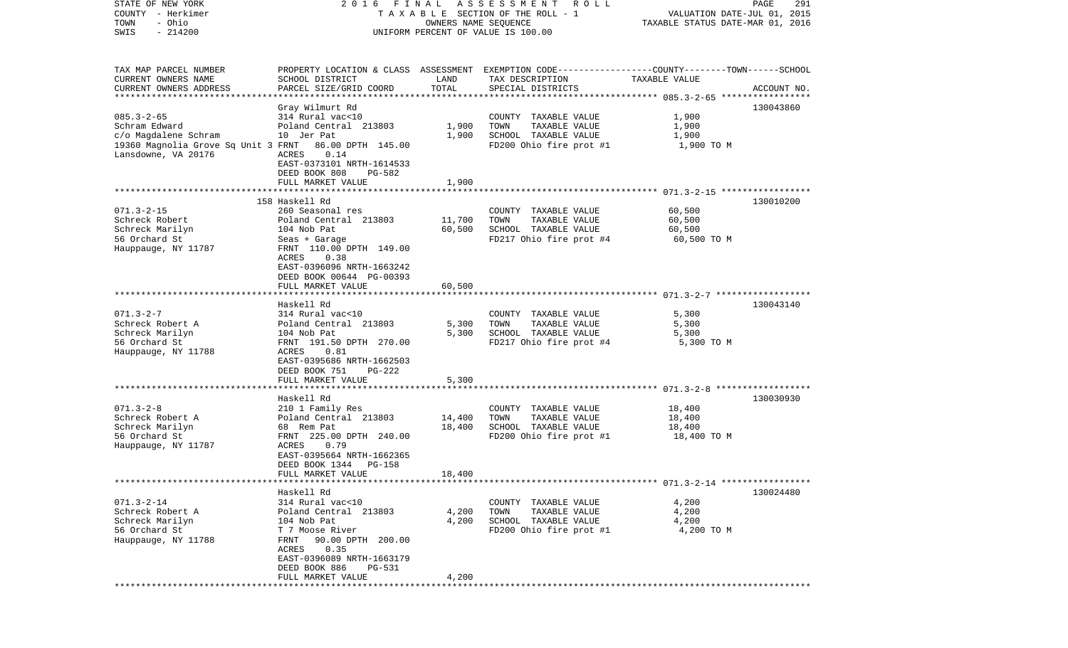STATE OF NEW YORK
COUNTY - Herkimer
TOWN - Ohio
SWIS - 214200

2 0 1 6 F I N A L A S S E S S M E N T R O L L
T A X A B L E SECTION OF THE ROLL - 1
OWNERS NAME SEQUENCE
UNIFORM PERCENT OF VALUE IS 100.00

VALUATION DATE-JUL 01, 2015
TAXABLE STATUS DATE-MAR 01, 2016

| TAX MAP PARCEL NUMBER / CURRENT OWNERS NAME / CURRENT OWNERS ADDRESS | PROPERTY LOCATION & CLASS / SCHOOL DISTRICT / PARCEL SIZE/GRID COORD | ASSESSMENT LAND | TOTAL | EXEMPTION CODE / TAX DESCRIPTION / SPECIAL DISTRICTS | TAXABLE VALUE (COUNTY--TOWN--SCHOOL) | ACCOUNT NO. |
|---|---|---|---|---|---|---|
| 085.3-2-65 | Gray Wilmurt Rd | | | | | 130043860 |
| Schram Edward | 314 Rural vac<10 | | | COUNTY TAXABLE VALUE | 1,900 | |
| c/o Magdalene Schram | Poland Central 213803 | 1,900 | | TOWN TAXABLE VALUE | 1,900 | |
| 19360 Magnolia Grove Sq Unit 3 | 10 Jer Pat | | 1,900 | SCHOOL TAXABLE VALUE | 1,900 | |
| Lansdowne, VA 20176 | FRNT 86.00 DPTH 145.00 | | | FD200 Ohio fire prot #1 | 1,900 TO M | |
| | ACRES 0.14 | | | | | |
| | EAST-0373101 NRTH-1614533 | | | | | |
| | DEED BOOK 808 PG-582 | | | | | |
| | FULL MARKET VALUE | | 1,900 | | | |
| 071.3-2-15 | 158 Haskell Rd | | | | | 130010200 |
| Schreck Robert | 260 Seasonal res | | | COUNTY TAXABLE VALUE | 60,500 | |
| Schreck Marilyn | Poland Central 213803 | 11,700 | | TOWN TAXABLE VALUE | 60,500 | |
| 56 Orchard St | 104 Nob Pat | | 60,500 | SCHOOL TAXABLE VALUE | 60,500 | |
| Hauppauge, NY 11787 | Seas + Garage | | | FD217 Ohio fire prot #4 | 60,500 TO M | |
| | FRNT 110.00 DPTH 149.00 | | | | | |
| | ACRES 0.38 | | | | | |
| | EAST-0396096 NRTH-1663242 | | | | | |
| | DEED BOOK 00644 PG-00393 | | | | | |
| | FULL MARKET VALUE | | 60,500 | | | |
| 071.3-2-7 | Haskell Rd | | | | | 130043140 |
| Schreck Robert A | 314 Rural vac<10 | | | COUNTY TAXABLE VALUE | 5,300 | |
| Schreck Marilyn | Poland Central 213803 | 5,300 | | TOWN TAXABLE VALUE | 5,300 | |
| 56 Orchard St | 104 Nob Pat | | 5,300 | SCHOOL TAXABLE VALUE | 5,300 | |
| Hauppauge, NY 11788 | FRNT 191.50 DPTH 270.00 | | | FD217 Ohio fire prot #4 | 5,300 TO M | |
| | ACRES 0.81 | | | | | |
| | EAST-0395686 NRTH-1662503 | | | | | |
| | DEED BOOK 751 PG-222 | | | | | |
| | FULL MARKET VALUE | | 5,300 | | | |
| 071.3-2-8 | Haskell Rd | | | | | 130030930 |
| Schreck Robert A | 210 1 Family Res | | | COUNTY TAXABLE VALUE | 18,400 | |
| Schreck Marilyn | Poland Central 213803 | 14,400 | | TOWN TAXABLE VALUE | 18,400 | |
| 56 Orchard St | 68 Rem Pat | | 18,400 | SCHOOL TAXABLE VALUE | 18,400 | |
| Hauppauge, NY 11787 | FRNT 225.00 DPTH 240.00 | | | FD200 Ohio fire prot #1 | 18,400 TO M | |
| | ACRES 0.79 | | | | | |
| | EAST-0395664 NRTH-1662365 | | | | | |
| | DEED BOOK 1344 PG-158 | | | | | |
| | FULL MARKET VALUE | | 18,400 | | | |
| 071.3-2-14 | Haskell Rd | | | | | 130024480 |
| Schreck Robert A | 314 Rural vac<10 | | | COUNTY TAXABLE VALUE | 4,200 | |
| Schreck Marilyn | Poland Central 213803 | 4,200 | | TOWN TAXABLE VALUE | 4,200 | |
| 56 Orchard St | 104 Nob Pat | | 4,200 | SCHOOL TAXABLE VALUE | 4,200 | |
| Hauppauge, NY 11788 | T 7 Moose River | | | FD200 Ohio fire prot #1 | 4,200 TO M | |
| | FRNT 90.00 DPTH 200.00 | | | | | |
| | ACRES 0.35 | | | | | |
| | EAST-0396089 NRTH-1663179 | | | | | |
| | DEED BOOK 886 PG-531 | | | | | |
| | FULL MARKET VALUE | | 4,200 | | | |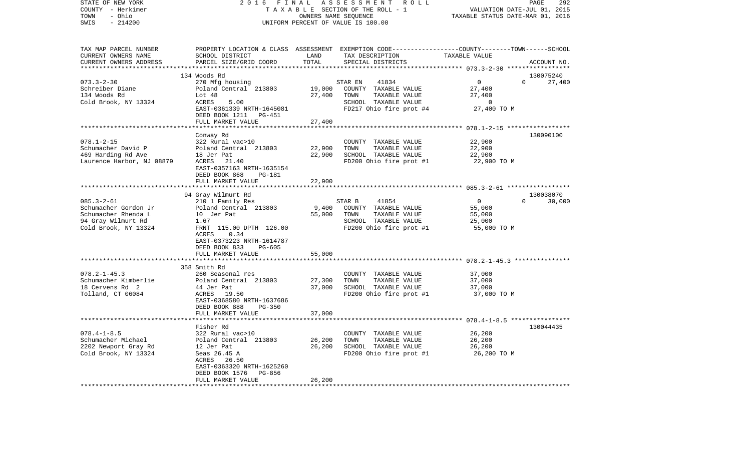STATE OF NEW YORK
COUNTY - Herkimer
TOWN - Ohio
SWIS - 214200

2016 FINAL ASSESSMENT ROLL
TAXABLE SECTION OF THE ROLL - 1
OWNERS NAME SEQUENCE
UNIFORM PERCENT OF VALUE IS 100.00

VALUATION DATE-JUL 01, 2015
TAXABLE STATUS DATE-MAR 01, 2016

| TAX MAP PARCEL NUMBER<br>CURRENT OWNERS NAME<br>CURRENT OWNERS ADDRESS | PROPERTY LOCATION & CLASS<br>SCHOOL DISTRICT<br>PARCEL SIZE/GRID COORD | ASSESSMENT<br>LAND<br>TOTAL | EXEMPTION CODE-----COUNTY--------TOWN------SCHOOL<br>TAX DESCRIPTION<br>SPECIAL DISTRICTS | TAXABLE VALUE | ACCOUNT NO. |
|---|---|---|---|---|---|
| 073.3-2-30 | 134 Woods Rd | | | | 130075240 |
| | 270 Mfg housing | | STAR EN 41834 | 0 0 | 27,400 |
| Schreiber Diane | Poland Central 213803 | 19,000 | COUNTY TAXABLE VALUE | 27,400 | |
| 134 Woods Rd | Lot 48 | 27,400 | TOWN TAXABLE VALUE | 27,400 | |
| Cold Brook, NY 13324 | ACRES 5.00 | | SCHOOL TAXABLE VALUE | 0 | |
| | EAST-0361339 NRTH-1645081 | | FD217 Ohio fire prot #4 | 27,400 TO M | |
| | DEED BOOK 1211 PG-451 | | | | |
| | FULL MARKET VALUE | 27,400 | | | |
| 078.1-2-15 | Conway Rd | | | | 130090100 |
| | 322 Rural vac>10 | | COUNTY TAXABLE VALUE | 22,900 | |
| Schumacher David P | Poland Central 213803 | 22,900 | TOWN TAXABLE VALUE | 22,900 | |
| 469 Harding Rd Ave | 18 Jer Pat | 22,900 | SCHOOL TAXABLE VALUE | 22,900 | |
| Laurence Harbor, NJ 08879 | ACRES 21.40 | | FD200 Ohio fire prot #1 | 22,900 TO M | |
| | EAST-0357163 NRTH-1635154 | | | | |
| | DEED BOOK 868 PG-181 | | | | |
| | FULL MARKET VALUE | 22,900 | | | |
| 085.3-2-61 | 94 Gray Wilmurt Rd | | | | 130038070 |
| | 210 1 Family Res | | STAR B 41854 | 0 0 | 30,000 |
| Schumacher Gordon Jr | Poland Central 213803 | 9,400 | COUNTY TAXABLE VALUE | 55,000 | |
| Schumacher Rhenda L | 10 Jer Pat | 55,000 | TOWN TAXABLE VALUE | 55,000 | |
| 94 Gray Wilmurt Rd | 1.67 | | SCHOOL TAXABLE VALUE | 25,000 | |
| Cold Brook, NY 13324 | FRNT 115.00 DPTH 126.00 | | FD200 Ohio fire prot #1 | 55,000 TO M | |
| | ACRES 0.34 | | | | |
| | EAST-0373223 NRTH-1614787 | | | | |
| | DEED BOOK 833 PG-605 | | | | |
| | FULL MARKET VALUE | 55,000 | | | |
| 078.2-1-45.3 | 358 Smith Rd | | | | |
| | 260 Seasonal res | | COUNTY TAXABLE VALUE | 37,000 | |
| Schumacher Kimberlie | Poland Central 213803 | 27,300 | TOWN TAXABLE VALUE | 37,000 | |
| 18 Cervens Rd 2 | 44 Jer Pat | 37,000 | SCHOOL TAXABLE VALUE | 37,000 | |
| Tolland, CT 06084 | ACRES 19.50 | | FD200 Ohio fire prot #1 | 37,000 TO M | |
| | EAST-0368580 NRTH-1637686 | | | | |
| | DEED BOOK 888 PG-350 | | | | |
| | FULL MARKET VALUE | 37,000 | | | |
| 078.4-1-8.5 | Fisher Rd | | | | 130044435 |
| | 322 Rural vac>10 | | COUNTY TAXABLE VALUE | 26,200 | |
| Schumacher Michael | Poland Central 213803 | 26,200 | TOWN TAXABLE VALUE | 26,200 | |
| 2202 Newport Gray Rd | 12 Jer Pat | 26,200 | SCHOOL TAXABLE VALUE | 26,200 | |
| Cold Brook, NY 13324 | Seas 26.45 A | | FD200 Ohio fire prot #1 | 26,200 TO M | |
| | ACRES 26.50 | | | | |
| | EAST-0363320 NRTH-1625260 | | | | |
| | DEED BOOK 1576 PG-856 | | | | |
| | FULL MARKET VALUE | 26,200 | | | |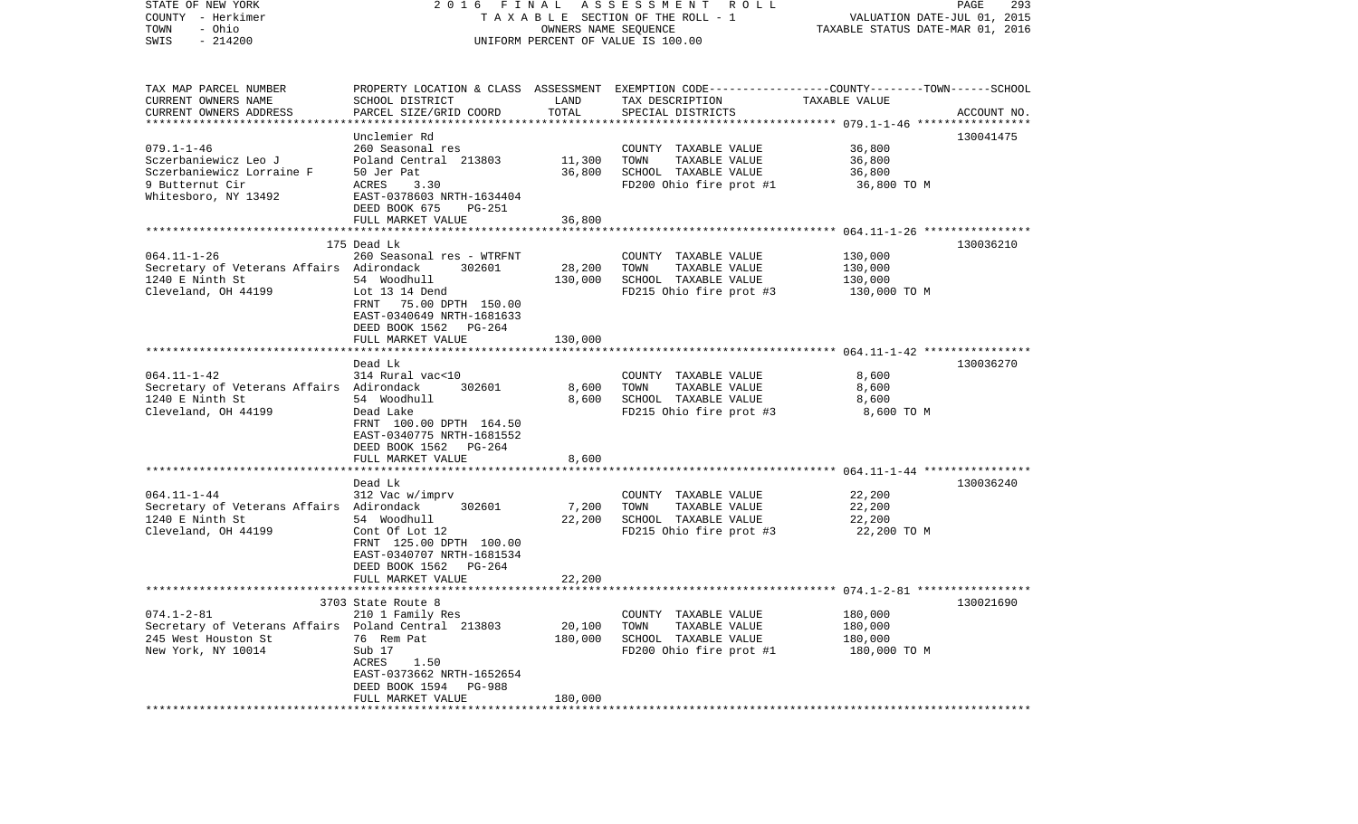STATE OF NEW YORK | 2016 FINAL ASSESSMENT ROLL | VALUATION DATE-JUL 01, 2015
COUNTY - Herkimer | TAXABLE SECTION OF THE ROLL - 1 | TAXABLE STATUS DATE-MAR 01, 2016
TOWN - Ohio | OWNERS NAME SEQUENCE
SWIS - 214200 | UNIFORM PERCENT OF VALUE IS 100.00

| TAX MAP PARCEL NUMBER / CURRENT OWNERS NAME / CURRENT OWNERS ADDRESS | PROPERTY LOCATION & CLASS / SCHOOL DISTRICT / PARCEL SIZE/GRID COORD | ASSESSMENT LAND / TOTAL | EXEMPTION CODE / TAX DESCRIPTION / SPECIAL DISTRICTS | COUNTY--------TOWN------SCHOOL TAXABLE VALUE | ACCOUNT NO. |
|---|---|---|---|---|---|
| | Unclemier Rd | | | | 130041475 |
| 079.1-1-46 | 260 Seasonal res | | COUNTY TAXABLE VALUE | 36,800 | |
| Sczerbaniewicz Leo J | Poland Central 213803 | 11,300 | TOWN TAXABLE VALUE | 36,800 | |
| Sczerbaniewicz Lorraine F | 50 Jer Pat | 36,800 | SCHOOL TAXABLE VALUE | 36,800 | |
| 9 Butternut Cir | ACRES 3.30 | | FD200 Ohio fire prot #1 | 36,800 TO M | |
| Whitesboro, NY 13492 | EAST-0378603 NRTH-1634404 | | | | |
| | DEED BOOK 675 PG-251 | | | | |
| | FULL MARKET VALUE | 36,800 | | | |
| | 175 Dead Lk | | | | 130036210 |
| 064.11-1-26 | 260 Seasonal res - WTRFNT | | COUNTY TAXABLE VALUE | 130,000 | |
| Secretary of Veterans Affairs | Adirondack 302601 | 28,200 | TOWN TAXABLE VALUE | 130,000 | |
| 1240 E Ninth St | 54 Woodhull | 130,000 | SCHOOL TAXABLE VALUE | 130,000 | |
| Cleveland, OH 44199 | Lot 13 14 Dend | | FD215 Ohio fire prot #3 | 130,000 TO M | |
| | FRNT 75.00 DPTH 150.00 | | | | |
| | EAST-0340649 NRTH-1681633 | | | | |
| | DEED BOOK 1562 PG-264 | | | | |
| | FULL MARKET VALUE | 130,000 | | | |
| | Dead Lk | | | | 130036270 |
| 064.11-1-42 | 314 Rural vac<10 | | COUNTY TAXABLE VALUE | 8,600 | |
| Secretary of Veterans Affairs | Adirondack 302601 | 8,600 | TOWN TAXABLE VALUE | 8,600 | |
| 1240 E Ninth St | 54 Woodhull | 8,600 | SCHOOL TAXABLE VALUE | 8,600 | |
| Cleveland, OH 44199 | Dead Lake | | FD215 Ohio fire prot #3 | 8,600 TO M | |
| | FRNT 100.00 DPTH 164.50 | | | | |
| | EAST-0340775 NRTH-1681552 | | | | |
| | DEED BOOK 1562 PG-264 | | | | |
| | FULL MARKET VALUE | 8,600 | | | |
| | Dead Lk | | | | 130036240 |
| 064.11-1-44 | 312 Vac w/imprv | | COUNTY TAXABLE VALUE | 22,200 | |
| Secretary of Veterans Affairs | Adirondack 302601 | 7,200 | TOWN TAXABLE VALUE | 22,200 | |
| 1240 E Ninth St | 54 Woodhull | 22,200 | SCHOOL TAXABLE VALUE | 22,200 | |
| Cleveland, OH 44199 | Cont Of Lot 12 | | FD215 Ohio fire prot #3 | 22,200 TO M | |
| | FRNT 125.00 DPTH 100.00 | | | | |
| | EAST-0340707 NRTH-1681534 | | | | |
| | DEED BOOK 1562 PG-264 | | | | |
| | FULL MARKET VALUE | 22,200 | | | |
| | 3703 State Route 8 | | | | 130021690 |
| 074.1-2-81 | 210 1 Family Res | | COUNTY TAXABLE VALUE | 180,000 | |
| Secretary of Veterans Affairs | Poland Central 213803 | 20,100 | TOWN TAXABLE VALUE | 180,000 | |
| 245 West Houston St | 76 Rem Pat | 180,000 | SCHOOL TAXABLE VALUE | 180,000 | |
| New York, NY 10014 | Sub 17 | | FD200 Ohio fire prot #1 | 180,000 TO M | |
| | ACRES 1.50 | | | | |
| | EAST-0373662 NRTH-1652654 | | | | |
| | DEED BOOK 1594 PG-988 | | | | |
| | FULL MARKET VALUE | 180,000 | | | |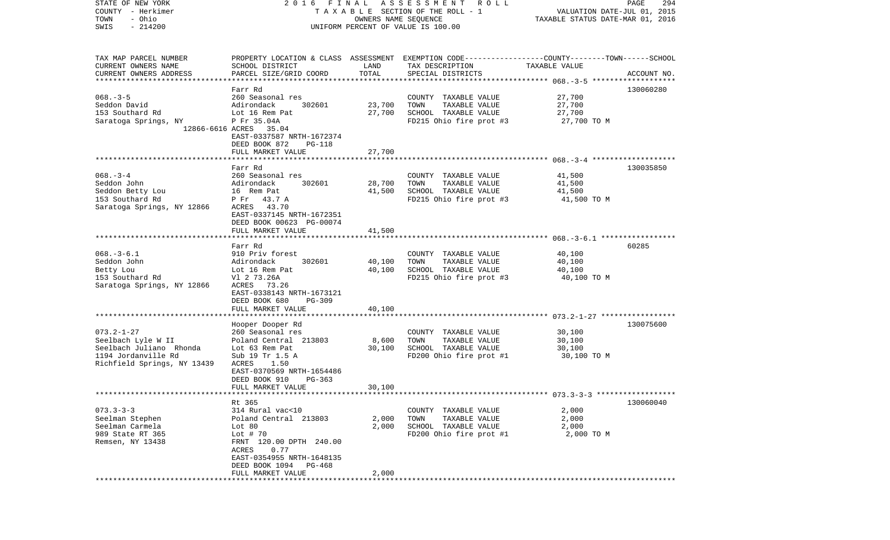STATE OF NEW YORK
COUNTY - Herkimer
TOWN - Ohio
SWIS - 214200

2016 FINAL ASSESSMENT ROLL
TAXABLE SECTION OF THE ROLL - 1
OWNERS NAME SEQUENCE
UNIFORM PERCENT OF VALUE IS 100.00

VALUATION DATE-JUL 01, 2015
TAXABLE STATUS DATE-MAR 01, 2016

| TAX MAP PARCEL NUMBER<br>CURRENT OWNERS NAME<br>CURRENT OWNERS ADDRESS | PROPERTY LOCATION & CLASS<br>SCHOOL DISTRICT<br>PARCEL SIZE/GRID COORD | ASSESSMENT<br>LAND<br>TOTAL | EXEMPTION CODE-----COUNTY-----TOWN-----SCHOOL<br>TAX DESCRIPTION<br>SPECIAL DISTRICTS | TAXABLE VALUE | ACCOUNT NO. |
|---|---|---|---|---|---|
| 068.-3-5 | Farr Rd | | | | 130060280 |
| 068.-3-5<br>Seddon David<br>153 Southard Rd<br>Saratoga Springs, NY<br>12866-6616 | 260 Seasonal res<br>Adirondack 302601<br>Lot 16 Rem Pat<br>P Fr 35.04A<br>ACRES 35.04<br>EAST-0337587 NRTH-1672374<br>DEED BOOK 872 PG-118<br>FULL MARKET VALUE | 23,700<br>27,700<br><br><br><br><br><br>27,700 | COUNTY TAXABLE VALUE<br>TOWN TAXABLE VALUE<br>SCHOOL TAXABLE VALUE<br>FD215 Ohio fire prot #3 | 27,700<br>27,700<br>27,700<br>27,700 TO M | |
| 068.-3-4 | Farr Rd | | | | 130035850 |
| 068.-3-4<br>Seddon John<br>Seddon Betty Lou<br>153 Southard Rd<br>Saratoga Springs, NY 12866 | 260 Seasonal res<br>Adirondack 302601<br>16 Rem Pat<br>P Fr 43.7 A<br>ACRES 43.70<br>EAST-0337145 NRTH-1672351<br>DEED BOOK 00623 PG-00074<br>FULL MARKET VALUE | 28,700<br>41,500<br><br><br><br><br><br>41,500 | COUNTY TAXABLE VALUE<br>TOWN TAXABLE VALUE<br>SCHOOL TAXABLE VALUE<br>FD215 Ohio fire prot #3 | 41,500<br>41,500<br>41,500<br>41,500 TO M | |
| 068.-3-6.1 | Farr Rd | | | | 60285 |
| 068.-3-6.1<br>Seddon John<br>Betty Lou<br>153 Southard Rd<br>Saratoga Springs, NY 12866 | 910 Priv forest<br>Adirondack 302601<br>Lot 16 Rem Pat<br>Vl 2 73.26A<br>ACRES 73.26<br>EAST-0338143 NRTH-1673121<br>DEED BOOK 680 PG-309<br>FULL MARKET VALUE | 40,100<br>40,100<br><br><br><br><br><br>40,100 | COUNTY TAXABLE VALUE<br>TOWN TAXABLE VALUE<br>SCHOOL TAXABLE VALUE<br>FD215 Ohio fire prot #3 | 40,100<br>40,100<br>40,100<br>40,100 TO M | |
| 073.2-1-27 | Hooper Dooper Rd | | | | 130075600 |
| 073.2-1-27<br>Seelbach Lyle W II<br>Seelbach Juliano Rhonda<br>1194 Jordanville Rd<br>Richfield Springs, NY 13439 | 260 Seasonal res<br>Poland Central 213803<br>Lot 63 Rem Pat<br>Sub 19 Tr 1.5 A<br>ACRES 1.50<br>EAST-0370569 NRTH-1654486<br>DEED BOOK 910 PG-363<br>FULL MARKET VALUE | 8,600<br>30,100<br><br><br><br><br><br>30,100 | COUNTY TAXABLE VALUE<br>TOWN TAXABLE VALUE<br>SCHOOL TAXABLE VALUE<br>FD200 Ohio fire prot #1 | 30,100<br>30,100<br>30,100<br>30,100 TO M | |
| 073.3-3-3 | Rt 365 | | | | 130060040 |
| 073.3-3-3<br>Seelman Stephen<br>Seelman Carmela<br>989 State RT 365<br>Remsen, NY 13438 | 314 Rural vac<10<br>Poland Central 213803<br>Lot 80<br>Lot # 70<br>FRNT 120.00 DPTH 240.00<br>ACRES 0.77<br>EAST-0354955 NRTH-1648135<br>DEED BOOK 1094 PG-468<br>FULL MARKET VALUE | 2,000<br>2,000<br><br><br><br><br><br><br>2,000 | COUNTY TAXABLE VALUE<br>TOWN TAXABLE VALUE<br>SCHOOL TAXABLE VALUE<br>FD200 Ohio fire prot #1 | 2,000<br>2,000<br>2,000<br>2,000 TO M | |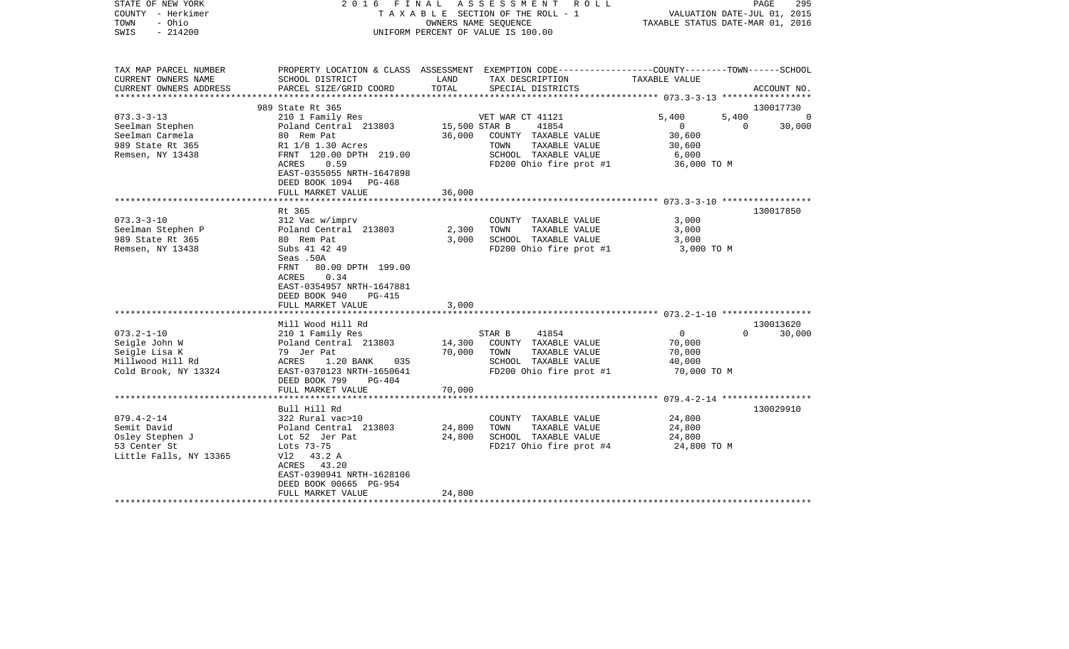STATE OF NEW YORK
COUNTY - Herkimer
TOWN - Ohio
SWIS - 214200

2016 FINAL ASSESSMENT ROLL
TAXABLE SECTION OF THE ROLL - 1
OWNERS NAME SEQUENCE
UNIFORM PERCENT OF VALUE IS 100.00

VALUATION DATE-JUL 01, 2015
TAXABLE STATUS DATE-MAR 01, 2016

| TAX MAP PARCEL NUMBER / CURRENT OWNERS NAME / CURRENT OWNERS ADDRESS | PROPERTY LOCATION & CLASS / SCHOOL DISTRICT / PARCEL SIZE/GRID COORD | ASSESSMENT LAND | ASSESSMENT TOTAL | EXEMPTION CODE / TAX DESCRIPTION / SPECIAL DISTRICTS | COUNTY TAXABLE VALUE | TOWN | SCHOOL | ACCOUNT NO. |
|---|---|---|---|---|---|---|---|---|
| **073.3-3-13** | 989 State Rt 365 | | | | | | | 130017730 |
| 073.3-3-13 | 210 1 Family Res | | | VET WAR CT 41121 | 5,400 | 5,400 | 0 | |
| Seelman Stephen | Poland Central 213803 | 15,500 | | STAR B 41854 | 0 | 0 | 30,000 | |
| Seelman Carmela | 80 Rem Pat | | 36,000 | COUNTY TAXABLE VALUE | 30,600 | | | |
| 989 State Rt 365 | R1 1/8 1.30 Acres | | | TOWN TAXABLE VALUE | 30,600 | | | |
| Remsen, NY 13438 | FRNT 120.00 DPTH 219.00 | | | SCHOOL TAXABLE VALUE | 6,000 | | | |
| | ACRES 0.59 | | | FD200 Ohio fire prot #1 | 36,000 TO M | | | |
| | EAST-0355055 NRTH-1647898 | | | | | | | |
| | DEED BOOK 1094 PG-468 | | | | | | | |
| | FULL MARKET VALUE | | 36,000 | | | | | |
| **073.3-3-10** | Rt 365 | | | | | | | 130017850 |
| 073.3-3-10 | 312 Vac w/imprv | | | COUNTY TAXABLE VALUE | 3,000 | | | |
| Seelman Stephen P | Poland Central 213803 | 2,300 | | TOWN TAXABLE VALUE | 3,000 | | | |
| 989 State Rt 365 | 80 Rem Pat | | 3,000 | SCHOOL TAXABLE VALUE | 3,000 | | | |
| Remsen, NY 13438 | Subs 41 42 49 | | | FD200 Ohio fire prot #1 | 3,000 TO M | | | |
| | Seas .50A | | | | | | | |
| | FRNT 80.00 DPTH 199.00 | | | | | | | |
| | ACRES 0.34 | | | | | | | |
| | EAST-0354957 NRTH-1647881 | | | | | | | |
| | DEED BOOK 940 PG-415 | | | | | | | |
| | FULL MARKET VALUE | | 3,000 | | | | | |
| **073.2-1-10** | Mill Wood Hill Rd | | | | | | | 130013620 |
| 073.2-1-10 | 210 1 Family Res | | | STAR B 41854 | 0 | 0 | 30,000 | |
| Seigle John W | Poland Central 213803 | 14,300 | | COUNTY TAXABLE VALUE | 70,000 | | | |
| Seigle Lisa K | 79 Jer Pat | | 70,000 | TOWN TAXABLE VALUE | 70,000 | | | |
| Millwood Hill Rd | ACRES 1.20 BANK 035 | | | SCHOOL TAXABLE VALUE | 40,000 | | | |
| Cold Brook, NY 13324 | EAST-0370123 NRTH-1650641 | | | FD200 Ohio fire prot #1 | 70,000 TO M | | | |
| | DEED BOOK 799 PG-404 | | | | | | | |
| | FULL MARKET VALUE | | 70,000 | | | | | |
| **079.4-2-14** | Bull Hill Rd | | | | | | | 130029910 |
| 079.4-2-14 | 322 Rural vac>10 | | | COUNTY TAXABLE VALUE | 24,800 | | | |
| Semit David | Poland Central 213803 | 24,800 | | TOWN TAXABLE VALUE | 24,800 | | | |
| Osley Stephen J | Lot 52 Jer Pat | | 24,800 | SCHOOL TAXABLE VALUE | 24,800 | | | |
| 53 Center St | Lots 73-75 | | | FD217 Ohio fire prot #4 | 24,800 TO M | | | |
| Little Falls, NY 13365 | Vl2 43.2 A | | | | | | | |
| | ACRES 43.20 | | | | | | | |
| | EAST-0390941 NRTH-1628106 | | | | | | | |
| | DEED BOOK 00665 PG-954 | | | | | | | |
| | FULL MARKET VALUE | | 24,800 | | | | | |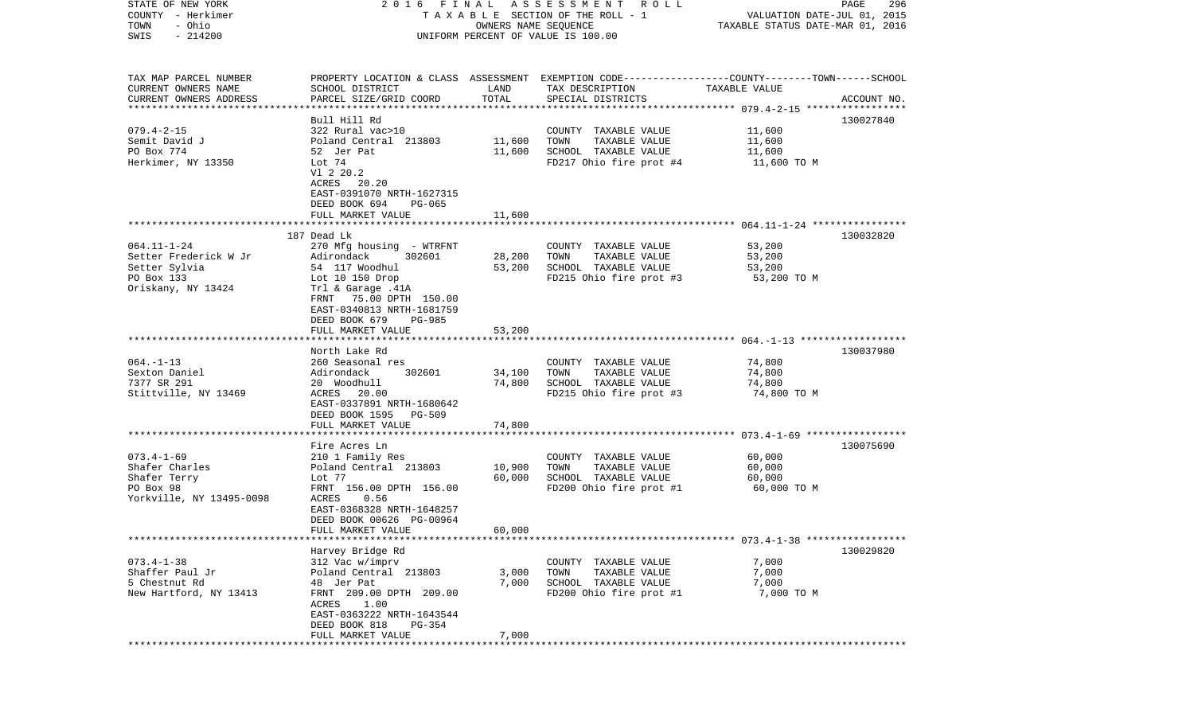STATE OF NEW YORK — 2016 FINAL ASSESSMENT ROLL
COUNTY - Herkimer — TAXABLE SECTION OF THE ROLL - 1 — VALUATION DATE-JUL 01, 2015
TOWN - Ohio — OWNERS NAME SEQUENCE — TAXABLE STATUS DATE-MAR 01, 2016
SWIS - 214200 — UNIFORM PERCENT OF VALUE IS 100.00

| TAX MAP PARCEL NUMBER / CURRENT OWNERS NAME / CURRENT OWNERS ADDRESS | PROPERTY LOCATION & CLASS / SCHOOL DISTRICT / PARCEL SIZE/GRID COORD | ASSESSMENT LAND | ASSESSMENT TOTAL | EXEMPTION CODE / TAX DESCRIPTION / SPECIAL DISTRICTS | TAXABLE VALUE (COUNTY/TOWN/SCHOOL) | ACCOUNT NO. |
|---|---|---|---|---|---|---|
| 079.4-2-15 | Bull Hill Rd | | | | | 130027840 |
| Semit David J | 322 Rural vac>10 | | | COUNTY TAXABLE VALUE | 11,600 | |
| PO Box 774 | Poland Central 213803 | 11,600 | | TOWN TAXABLE VALUE | 11,600 | |
| Herkimer, NY 13350 | 52 Jer Pat | | 11,600 | SCHOOL TAXABLE VALUE | 11,600 | |
| | Lot 74 | | | FD217 Ohio fire prot #4 | 11,600 TO M | |
| | Vl 2 20.2 | | | | | |
| | ACRES 20.20 | | | | | |
| | EAST-0391070 NRTH-1627315 | | | | | |
| | DEED BOOK 694 PG-065 | | | | | |
| | FULL MARKET VALUE | | 11,600 | | | |
| 064.11-1-24 | 187 Dead Lk | | | | | 130032820 |
| Setter Frederick W Jr | 270 Mfg housing - WTRFNT | | | COUNTY TAXABLE VALUE | 53,200 | |
| Setter Sylvia | Adirondack 302601 | 28,200 | | TOWN TAXABLE VALUE | 53,200 | |
| PO Box 133 | 54 117 Woodhul | | 53,200 | SCHOOL TAXABLE VALUE | 53,200 | |
| Oriskany, NY 13424 | Lot 10 150 Drop | | | FD215 Ohio fire prot #3 | 53,200 TO M | |
| | Trl & Garage .41A | | | | | |
| | FRNT 75.00 DPTH 150.00 | | | | | |
| | EAST-0340813 NRTH-1681759 | | | | | |
| | DEED BOOK 679 PG-985 | | | | | |
| | FULL MARKET VALUE | | 53,200 | | | |
| 064.-1-13 | North Lake Rd | | | | | 130037980 |
| Sexton Daniel | 260 Seasonal res | | | COUNTY TAXABLE VALUE | 74,800 | |
| 7377 SR 291 | Adirondack 302601 | 34,100 | | TOWN TAXABLE VALUE | 74,800 | |
| Stittville, NY 13469 | 20 Woodhull | | 74,800 | SCHOOL TAXABLE VALUE | 74,800 | |
| | ACRES 20.00 | | | FD215 Ohio fire prot #3 | 74,800 TO M | |
| | EAST-0337891 NRTH-1680642 | | | | | |
| | DEED BOOK 1595 PG-509 | | | | | |
| | FULL MARKET VALUE | | 74,800 | | | |
| 073.4-1-69 | Fire Acres Ln | | | | | 130075690 |
| Shafer Charles | 210 1 Family Res | | | COUNTY TAXABLE VALUE | 60,000 | |
| Shafer Terry | Poland Central 213803 | 10,900 | | TOWN TAXABLE VALUE | 60,000 | |
| PO Box 98 | Lot 77 | | 60,000 | SCHOOL TAXABLE VALUE | 60,000 | |
| Yorkville, NY 13495-0098 | FRNT 156.00 DPTH 156.00 | | | FD200 Ohio fire prot #1 | 60,000 TO M | |
| | ACRES 0.56 | | | | | |
| | EAST-0368328 NRTH-1648257 | | | | | |
| | DEED BOOK 00626 PG-00964 | | | | | |
| | FULL MARKET VALUE | | 60,000 | | | |
| 073.4-1-38 | Harvey Bridge Rd | | | | | 130029820 |
| Shaffer Paul Jr | 312 Vac w/imprv | | | COUNTY TAXABLE VALUE | 7,000 | |
| 5 Chestnut Rd | Poland Central 213803 | 3,000 | | TOWN TAXABLE VALUE | 7,000 | |
| New Hartford, NY 13413 | 48 Jer Pat | | 7,000 | SCHOOL TAXABLE VALUE | 7,000 | |
| | FRNT 209.00 DPTH 209.00 | | | FD200 Ohio fire prot #1 | 7,000 TO M | |
| | ACRES 1.00 | | | | | |
| | EAST-0363222 NRTH-1643544 | | | | | |
| | DEED BOOK 818 PG-354 | | | | | |
| | FULL MARKET VALUE | | 7,000 | | | |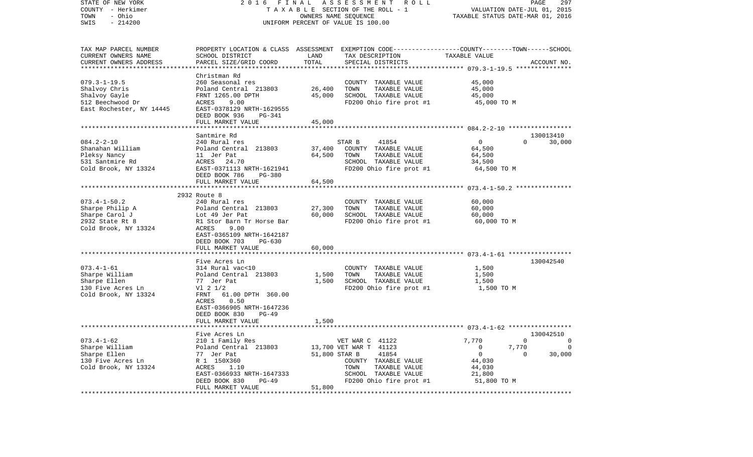TAX MAP PARCEL NUMBER · CURRENT OWNERS NAME · CURRENT OWNERS ADDRESS | PROPERTY LOCATION & CLASS · SCHOOL DISTRICT · PARCEL SIZE/GRID COORD | ASSESSMENT LAND · TOTAL | EXEMPTION CODE-----COUNTY-----TOWN-----SCHOOL · TAX DESCRIPTION · SPECIAL DISTRICTS | TAXABLE VALUE | ACCOUNT NO.

```
******************************************************************************************************* 079.3-1-19.5 ***************
                          Christman Rd
079.3-1-19.5              260 Seasonal res                         COUNTY  TAXABLE VALUE            45,000
Shalvoy Chris             Poland Central  213803       26,400      TOWN    TAXABLE VALUE            45,000
Shalvoy Gayle             FRNT 1265.00 DPTH            45,000      SCHOOL  TAXABLE VALUE            45,000
512 Beechwood Dr          ACRES    9.00                            FD200 Ohio fire prot #1           45,000 TO M
East Rochester, NY 14445  EAST-0378129 NRTH-1629555
                          DEED BOOK 936    PG-341
                          FULL MARKET VALUE            45,000
******************************************************************************************************* 084.2-2-10 *****************
                          Santmire Rd                                                                              130013410
084.2-2-10                240 Rural res                            STAR B    41854                   0            0       30,000
Shanahan William          Poland Central  213803       37,400      COUNTY  TAXABLE VALUE            64,500
Pleksy Nancy              11  Jer Pat                  64,500      TOWN    TAXABLE VALUE            64,500
531 Santmire Rd           ACRES   24.70                            SCHOOL  TAXABLE VALUE            34,500
Cold Brook, NY 13324      EAST-0371113 NRTH-1621941                FD200 Ohio fire prot #1           64,500 TO M
                          DEED BOOK 786    PG-380
                          FULL MARKET VALUE            64,500
******************************************************************************************************* 073.4-1-50.2 ***************
                     2932 Route 8
073.4-1-50.2              240 Rural res                            COUNTY  TAXABLE VALUE            60,000
Sharpe Philip A           Poland Central  213803       27,300      TOWN    TAXABLE VALUE            60,000
Sharpe Carol J            Lot 49 Jer Pat               60,000      SCHOOL  TAXABLE VALUE            60,000
2932 State Rt 8           R1 Stor Barn Tr Horse Bar                FD200 Ohio fire prot #1           60,000 TO M
Cold Brook, NY 13324      ACRES    9.00
                          EAST-0365109 NRTH-1642187
                          DEED BOOK 703    PG-630
                          FULL MARKET VALUE            60,000
******************************************************************************************************* 073.4-1-61 *****************
                          Five Acres Ln                                                                            130042540
073.4-1-61                314 Rural vac<10                         COUNTY  TAXABLE VALUE             1,500
Sharpe William            Poland Central  213803        1,500      TOWN    TAXABLE VALUE             1,500
Sharpe Ellen              77  Jer Pat                   1,500      SCHOOL  TAXABLE VALUE             1,500
130 Five Acres Ln         Vl 2 1/2                                 FD200 Ohio fire prot #1            1,500 TO M
Cold Brook, NY 13324      FRNT   61.00 DPTH  360.00
                          ACRES    0.50
                          EAST-0366905 NRTH-1647236
                          DEED BOOK 830    PG-49
                          FULL MARKET VALUE             1,500
******************************************************************************************************* 073.4-1-62 *****************
                          Five Acres Ln                                                                            130042510
073.4-1-62                210 1 Family Res                         VET WAR C  41122              7,770            0            0
Sharpe William            Poland Central  213803       13,700 VET WAR T  41123                   0        7,770            0
Sharpe Ellen              77  Jer Pat                  51,800 STAR B     41854                   0            0       30,000
130 Five Acres Ln         R 1  150X360                             COUNTY  TAXABLE VALUE            44,030
Cold Brook, NY 13324      ACRES    1.10                            TOWN    TAXABLE VALUE            44,030
                          EAST-0366933 NRTH-1647333                SCHOOL  TAXABLE VALUE            21,800
                          DEED BOOK 830    PG-49                   FD200 Ohio fire prot #1           51,800 TO M
                          FULL MARKET VALUE            51,800
************************************************************************************************************************************
```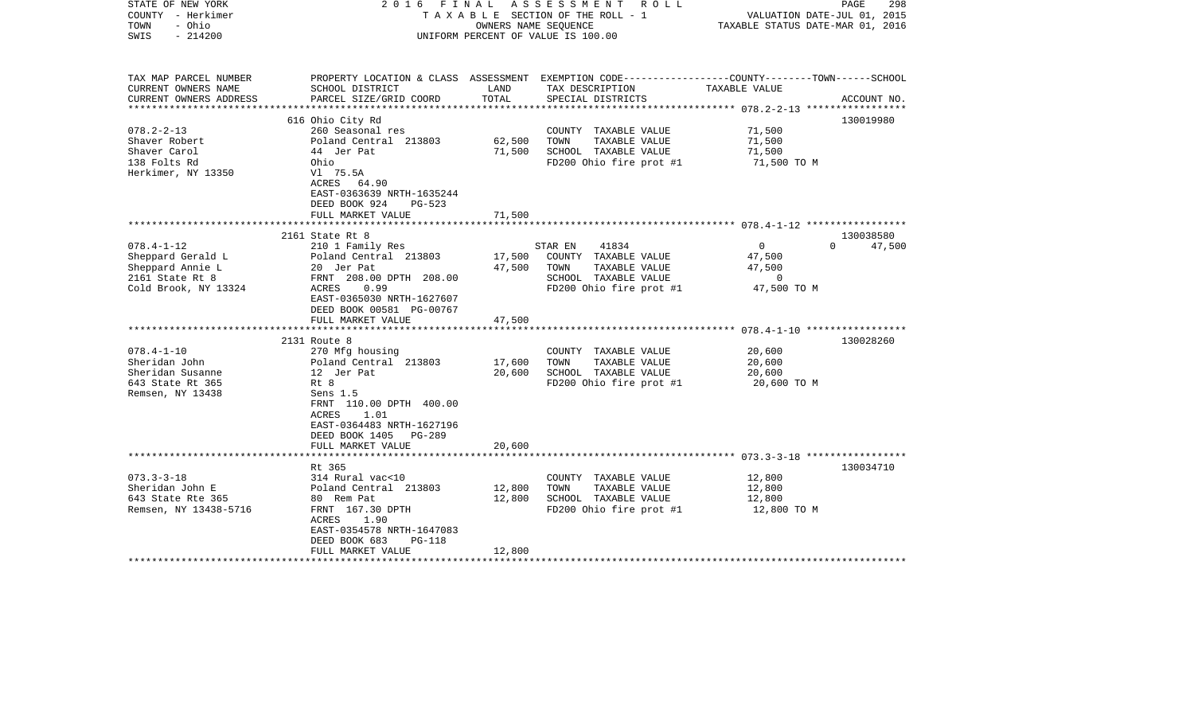STATE OF NEW YORK 2016 FINAL ASSESSMENT ROLL
COUNTY - Herkimer TAXABLE SECTION OF THE ROLL - 1 VALUATION DATE-JUL 01, 2015
TOWN - Ohio OWNERS NAME SEQUENCE TAXABLE STATUS DATE-MAR 01, 2016
SWIS - 214200 UNIFORM PERCENT OF VALUE IS 100.00

| TAX MAP PARCEL NUMBER / CURRENT OWNERS NAME / CURRENT OWNERS ADDRESS | PROPERTY LOCATION & CLASS / SCHOOL DISTRICT / PARCEL SIZE/GRID COORD | ASSESSMENT LAND / TOTAL | EXEMPTION CODE / TAX DESCRIPTION / SPECIAL DISTRICTS | COUNTY TAXABLE VALUE | TOWN | SCHOOL / ACCOUNT NO. |
|---|---|---|---|---|---|---|
| | 616 Ohio City Rd | | | | | 130019980 |
| 078.2-2-13 | 260 Seasonal res | | COUNTY TAXABLE VALUE | 71,500 | | |
| Shaver Robert | Poland Central 213803 | 62,500 | TOWN TAXABLE VALUE | 71,500 | | |
| Shaver Carol | 44 Jer Pat | 71,500 | SCHOOL TAXABLE VALUE | 71,500 | | |
| 138 Folts Rd | Ohio | | FD200 Ohio fire prot #1 | 71,500 TO M | | |
| Herkimer, NY 13350 | Vl 75.5A | | | | | |
| | ACRES 64.90 | | | | | |
| | EAST-0363639 NRTH-1635244 | | | | | |
| | DEED BOOK 924 PG-523 | | | | | |
| | FULL MARKET VALUE | 71,500 | | | | |
| | 2161 State Rt 8 | | | | | 130038580 |
| 078.4-1-12 | 210 1 Family Res | | STAR EN 41834 | 0 | 0 | 47,500 |
| Sheppard Gerald L | Poland Central 213803 | 17,500 | COUNTY TAXABLE VALUE | 47,500 | | |
| Sheppard Annie L | 20 Jer Pat | 47,500 | TOWN TAXABLE VALUE | 47,500 | | |
| 2161 State Rt 8 | FRNT 208.00 DPTH 208.00 | | SCHOOL TAXABLE VALUE | 0 | | |
| Cold Brook, NY 13324 | ACRES 0.99 | | FD200 Ohio fire prot #1 | 47,500 TO M | | |
| | EAST-0365030 NRTH-1627607 | | | | | |
| | DEED BOOK 00581 PG-00767 | | | | | |
| | FULL MARKET VALUE | 47,500 | | | | |
| | 2131 Route 8 | | | | | 130028260 |
| 078.4-1-10 | 270 Mfg housing | | COUNTY TAXABLE VALUE | 20,600 | | |
| Sheridan John | Poland Central 213803 | 17,600 | TOWN TAXABLE VALUE | 20,600 | | |
| Sheridan Susanne | 12 Jer Pat | 20,600 | SCHOOL TAXABLE VALUE | 20,600 | | |
| 643 State Rt 365 | Rt 8 | | FD200 Ohio fire prot #1 | 20,600 TO M | | |
| Remsen, NY 13438 | Sens 1.5 | | | | | |
| | FRNT 110.00 DPTH 400.00 | | | | | |
| | ACRES 1.01 | | | | | |
| | EAST-0364483 NRTH-1627196 | | | | | |
| | DEED BOOK 1405 PG-289 | | | | | |
| | FULL MARKET VALUE | 20,600 | | | | |
| | Rt 365 | | | | | 130034710 |
| 073.3-3-18 | 314 Rural vac<10 | | COUNTY TAXABLE VALUE | 12,800 | | |
| Sheridan John E | Poland Central 213803 | 12,800 | TOWN TAXABLE VALUE | 12,800 | | |
| 643 State Rte 365 | 80 Rem Pat | 12,800 | SCHOOL TAXABLE VALUE | 12,800 | | |
| Remsen, NY 13438-5716 | FRNT 167.30 DPTH | | FD200 Ohio fire prot #1 | 12,800 TO M | | |
| | ACRES 1.90 | | | | | |
| | EAST-0354578 NRTH-1647083 | | | | | |
| | DEED BOOK 683 PG-118 | | | | | |
| | FULL MARKET VALUE | 12,800 | | | | |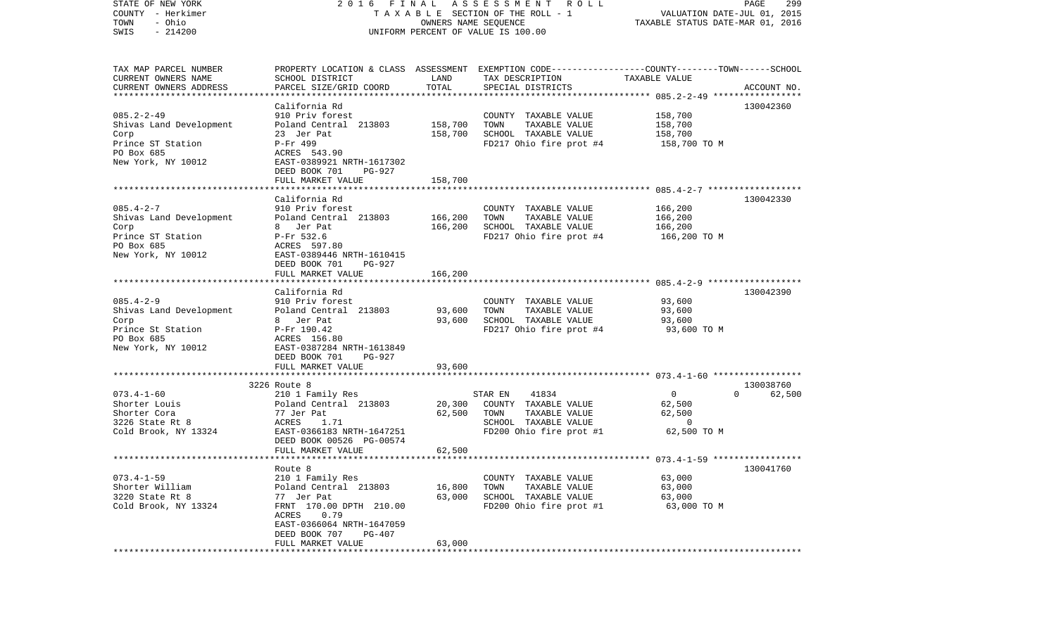STATE OF NEW YORK — 2016 FINAL ASSESSMENT ROLL
COUNTY - Herkimer — TAXABLE SECTION OF THE ROLL - 1 — VALUATION DATE-JUL 01, 2015
TOWN - Ohio — OWNERS NAME SEQUENCE — TAXABLE STATUS DATE-MAR 01, 2016
SWIS - 214200 — UNIFORM PERCENT OF VALUE IS 100.00

| TAX MAP PARCEL NUMBER / CURRENT OWNERS NAME / CURRENT OWNERS ADDRESS | PROPERTY LOCATION & CLASS / SCHOOL DISTRICT / PARCEL SIZE/GRID COORD | ASSESSMENT LAND | TOTAL | EXEMPTION CODE / TAX DESCRIPTION / SPECIAL DISTRICTS | TAXABLE VALUE (COUNTY / TOWN / SCHOOL) | ACCOUNT NO. |
|---|---|---|---|---|---|---|
| **085.2-2-49** | California Rd | | | | | 130042360 |
| 085.2-2-49 | 910 Priv forest | | | COUNTY TAXABLE VALUE | 158,700 | |
| Shivas Land Development | Poland Central 213803 | 158,700 | | TOWN TAXABLE VALUE | 158,700 | |
| Corp | 23 Jer Pat | | 158,700 | SCHOOL TAXABLE VALUE | 158,700 | |
| Prince ST Station | P-Fr 499 | | | FD217 Ohio fire prot #4 | 158,700 TO M | |
| PO Box 685 | ACRES 543.90 | | | | | |
| New York, NY 10012 | EAST-0389921 NRTH-1617302 | | | | | |
| | DEED BOOK 701 PG-927 | | | | | |
| | FULL MARKET VALUE | | 158,700 | | | |
| **085.4-2-7** | California Rd | | | | | 130042330 |
| 085.4-2-7 | 910 Priv forest | | | COUNTY TAXABLE VALUE | 166,200 | |
| Shivas Land Development | Poland Central 213803 | 166,200 | | TOWN TAXABLE VALUE | 166,200 | |
| Corp | 8 Jer Pat | | 166,200 | SCHOOL TAXABLE VALUE | 166,200 | |
| Prince ST Station | P-Fr 532.6 | | | FD217 Ohio fire prot #4 | 166,200 TO M | |
| PO Box 685 | ACRES 597.80 | | | | | |
| New York, NY 10012 | EAST-0389446 NRTH-1610415 | | | | | |
| | DEED BOOK 701 PG-927 | | | | | |
| | FULL MARKET VALUE | | 166,200 | | | |
| **085.4-2-9** | California Rd | | | | | 130042390 |
| 085.4-2-9 | 910 Priv forest | | | COUNTY TAXABLE VALUE | 93,600 | |
| Shivas Land Development | Poland Central 213803 | 93,600 | | TOWN TAXABLE VALUE | 93,600 | |
| Corp | 8 Jer Pat | | 93,600 | SCHOOL TAXABLE VALUE | 93,600 | |
| Prince St Station | P-Fr 190.42 | | | FD217 Ohio fire prot #4 | 93,600 TO M | |
| PO Box 685 | ACRES 156.80 | | | | | |
| New York, NY 10012 | EAST-0387284 NRTH-1613849 | | | | | |
| | DEED BOOK 701 PG-927 | | | | | |
| | FULL MARKET VALUE | | 93,600 | | | |
| **073.4-1-60** | 3226 Route 8 | | | | | 130038760 |
| 073.4-1-60 | 210 1 Family Res | | | STAR EN 41834 | 0 / 0 / 62,500 | |
| Shorter Louis | Poland Central 213803 | 20,300 | | COUNTY TAXABLE VALUE | 62,500 | |
| Shorter Cora | 77 Jer Pat | | 62,500 | TOWN TAXABLE VALUE | 62,500 | |
| 3226 State Rt 8 | ACRES 1.71 | | | SCHOOL TAXABLE VALUE | 0 | |
| Cold Brook, NY 13324 | EAST-0366183 NRTH-1647251 | | | FD200 Ohio fire prot #1 | 62,500 TO M | |
| | DEED BOOK 00526 PG-00574 | | | | | |
| | FULL MARKET VALUE | | 62,500 | | | |
| **073.4-1-59** | Route 8 | | | | | 130041760 |
| 073.4-1-59 | 210 1 Family Res | | | COUNTY TAXABLE VALUE | 63,000 | |
| Shorter William | Poland Central 213803 | 16,800 | | TOWN TAXABLE VALUE | 63,000 | |
| 3220 State Rt 8 | 77 Jer Pat | | 63,000 | SCHOOL TAXABLE VALUE | 63,000 | |
| Cold Brook, NY 13324 | FRNT 170.00 DPTH 210.00 | | | FD200 Ohio fire prot #1 | 63,000 TO M | |
| | ACRES 0.79 | | | | | |
| | EAST-0366064 NRTH-1647059 | | | | | |
| | DEED BOOK 707 PG-407 | | | | | |
| | FULL MARKET VALUE | | 63,000 | | | |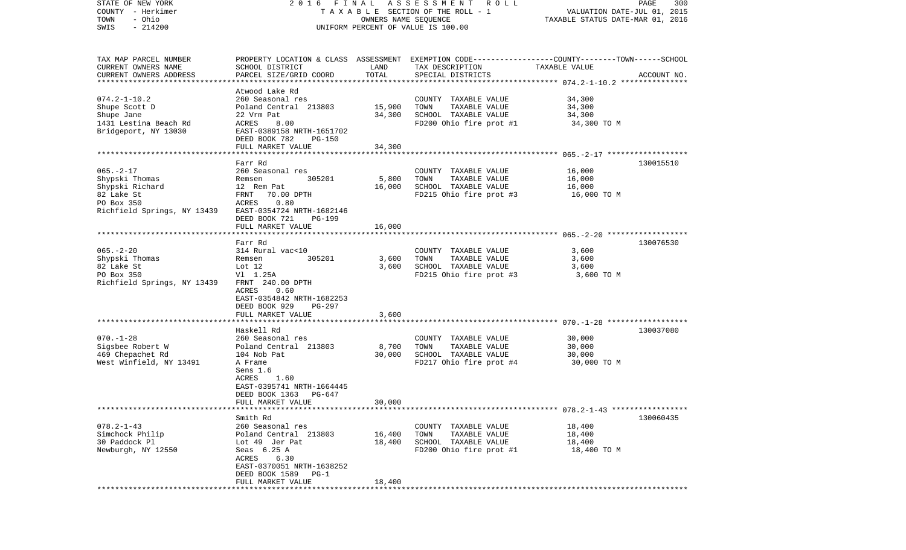STATE OF NEW YORK
COUNTY - Herkimer
TOWN - Ohio
SWIS - 214200

2016 FINAL ASSESSMENT ROLL
TAXABLE SECTION OF THE ROLL - 1
OWNERS NAME SEQUENCE
UNIFORM PERCENT OF VALUE IS 100.00

VALUATION DATE-JUL 01, 2015
TAXABLE STATUS DATE-MAR 01, 2016

| TAX MAP PARCEL NUMBER / CURRENT OWNERS NAME / CURRENT OWNERS ADDRESS | PROPERTY LOCATION & CLASS / SCHOOL DISTRICT / PARCEL SIZE/GRID COORD | ASSESSMENT LAND | TOTAL | EXEMPTION CODE / TAX DESCRIPTION / SPECIAL DISTRICTS | TAXABLE VALUE (COUNTY--TOWN--SCHOOL) | ACCOUNT NO. |
|---|---|---|---|---|---|---|
| 074.2-1-10.2 | Atwood Lake Rd | | | | | |
| | 260 Seasonal res | | | COUNTY TAXABLE VALUE | 34,300 | |
| Shupe Scott D | Poland Central 213803 | 15,900 | | TOWN TAXABLE VALUE | 34,300 | |
| Shupe Jane | 22 Vrm Pat | | 34,300 | SCHOOL TAXABLE VALUE | 34,300 | |
| 1431 Lestina Beach Rd | ACRES 8.00 | | | FD200 Ohio fire prot #1 | 34,300 TO M | |
| Bridgeport, NY 13030 | EAST-0389158 NRTH-1651702 | | | | | |
| | DEED BOOK 782 PG-150 | | | | | |
| | FULL MARKET VALUE | | 34,300 | | | |
| 065.-2-17 | Farr Rd | | | | | 130015510 |
| | 260 Seasonal res | | | COUNTY TAXABLE VALUE | 16,000 | |
| Shypski Thomas | Remsen 305201 | 5,800 | | TOWN TAXABLE VALUE | 16,000 | |
| Shypski Richard | 12 Rem Pat | | 16,000 | SCHOOL TAXABLE VALUE | 16,000 | |
| 82 Lake St | FRNT 70.00 DPTH | | | FD215 Ohio fire prot #3 | 16,000 TO M | |
| PO Box 350 | ACRES 0.80 | | | | | |
| Richfield Springs, NY 13439 | EAST-0354724 NRTH-1682146 | | | | | |
| | DEED BOOK 721 PG-199 | | | | | |
| | FULL MARKET VALUE | | 16,000 | | | |
| 065.-2-20 | Farr Rd | | | | | 130076530 |
| | 314 Rural vac<10 | | | COUNTY TAXABLE VALUE | 3,600 | |
| Shypski Thomas | Remsen 305201 | 3,600 | | TOWN TAXABLE VALUE | 3,600 | |
| 82 Lake St | Lot 12 | | 3,600 | SCHOOL TAXABLE VALUE | 3,600 | |
| PO Box 350 | Vl 1.25A | | | FD215 Ohio fire prot #3 | 3,600 TO M | |
| Richfield Springs, NY 13439 | FRNT 240.00 DPTH | | | | | |
| | ACRES 0.60 | | | | | |
| | EAST-0354842 NRTH-1682253 | | | | | |
| | DEED BOOK 929 PG-297 | | | | | |
| | FULL MARKET VALUE | | 3,600 | | | |
| 070.-1-28 | Haskell Rd | | | | | 130037080 |
| | 260 Seasonal res | | | COUNTY TAXABLE VALUE | 30,000 | |
| Sigsbee Robert W | Poland Central 213803 | 8,700 | | TOWN TAXABLE VALUE | 30,000 | |
| 469 Chepachet Rd | 104 Nob Pat | | 30,000 | SCHOOL TAXABLE VALUE | 30,000 | |
| West Winfield, NY 13491 | A Frame | | | FD217 Ohio fire prot #4 | 30,000 TO M | |
| | Sens 1.6 | | | | | |
| | ACRES 1.60 | | | | | |
| | EAST-0395741 NRTH-1664445 | | | | | |
| | DEED BOOK 1363 PG-647 | | | | | |
| | FULL MARKET VALUE | | 30,000 | | | |
| 078.2-1-43 | Smith Rd | | | | | 130060435 |
| | 260 Seasonal res | | | COUNTY TAXABLE VALUE | 18,400 | |
| Simchock Philip | Poland Central 213803 | 16,400 | | TOWN TAXABLE VALUE | 18,400 | |
| 30 Paddock Pl | Lot 49 Jer Pat | | 18,400 | SCHOOL TAXABLE VALUE | 18,400 | |
| Newburgh, NY 12550 | Seas 6.25 A | | | FD200 Ohio fire prot #1 | 18,400 TO M | |
| | ACRES 6.30 | | | | | |
| | EAST-0370051 NRTH-1638252 | | | | | |
| | DEED BOOK 1589 PG-1 | | | | | |
| | FULL MARKET VALUE | | 18,400 | | | |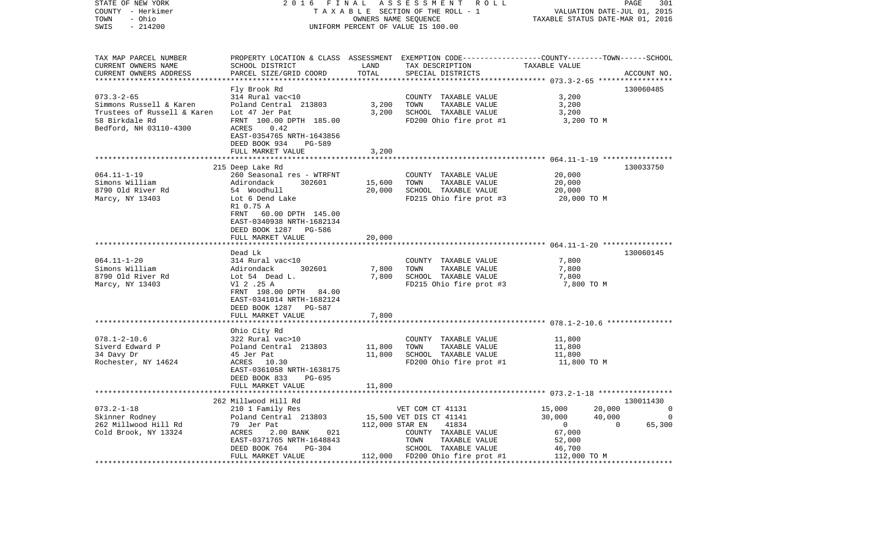STATE OF NEW YORK — 2016 FINAL ASSESSMENT ROLL
COUNTY - Herkimer — TAXABLE SECTION OF THE ROLL - 1 — VALUATION DATE-JUL 01, 2015
TOWN - Ohio — OWNERS NAME SEQUENCE — TAXABLE STATUS DATE-MAR 01, 2016
SWIS - 214200 — UNIFORM PERCENT OF VALUE IS 100.00

| TAX MAP PARCEL NUMBER / CURRENT OWNERS NAME / CURRENT OWNERS ADDRESS | PROPERTY LOCATION & CLASS / SCHOOL DISTRICT / PARCEL SIZE/GRID COORD | ASSESSMENT LAND | TOTAL | EXEMPTION CODE / TAX DESCRIPTION / SPECIAL DISTRICTS | COUNTY | TOWN | SCHOOL TAXABLE VALUE | ACCOUNT NO. |
|---|---|---|---|---|---|---|---|---|
| 073.3-2-65 | Fly Brook Rd | | | | | | | 130060485 |
| Simmons Russell & Karen | 314 Rural vac<10 | | | COUNTY TAXABLE VALUE | 3,200 | | | |
| Trustees of Russell & Karen | Poland Central 213803 | 3,200 | | TOWN TAXABLE VALUE | | 3,200 | | |
| 58 Birkdale Rd | Lot 47 Jer Pat | | 3,200 | SCHOOL TAXABLE VALUE | | | 3,200 | |
| Bedford, NH 03110-4300 | FRNT 100.00 DPTH 185.00 | | | FD200 Ohio fire prot #1 | 3,200 TO M | | | |
| | ACRES 0.42 | | | | | | | |
| | EAST-0354765 NRTH-1643856 | | | | | | | |
| | DEED BOOK 934 PG-589 | | | | | | | |
| | FULL MARKET VALUE | | 3,200 | | | | | |
| 064.11-1-19 | 215 Deep Lake Rd | | | | | | | 130033750 |
| Simons William | 260 Seasonal res - WTRFNT | | | COUNTY TAXABLE VALUE | 20,000 | | | |
| 8790 Old River Rd | Adirondack 302601 | 15,600 | | TOWN TAXABLE VALUE | | 20,000 | | |
| Marcy, NY 13403 | 54 Woodhull | | 20,000 | SCHOOL TAXABLE VALUE | | | 20,000 | |
| | Lot 6 Dend Lake | | | FD215 Ohio fire prot #3 | 20,000 TO M | | | |
| | R1 0.75 A | | | | | | | |
| | FRNT 60.00 DPTH 145.00 | | | | | | | |
| | EAST-0340938 NRTH-1682134 | | | | | | | |
| | DEED BOOK 1287 PG-586 | | | | | | | |
| | FULL MARKET VALUE | | 20,000 | | | | | |
| 064.11-1-20 | Dead Lk | | | | | | | 130060145 |
| Simons William | 314 Rural vac<10 | | | COUNTY TAXABLE VALUE | 7,800 | | | |
| 8790 Old River Rd | Adirondack 302601 | 7,800 | | TOWN TAXABLE VALUE | | 7,800 | | |
| Marcy, NY 13403 | Lot 54 Dead L. | | 7,800 | SCHOOL TAXABLE VALUE | | | 7,800 | |
| | Vl 2 .25 A | | | FD215 Ohio fire prot #3 | 7,800 TO M | | | |
| | FRNT 198.00 DPTH 84.00 | | | | | | | |
| | EAST-0341014 NRTH-1682124 | | | | | | | |
| | DEED BOOK 1287 PG-587 | | | | | | | |
| | FULL MARKET VALUE | | 7,800 | | | | | |
| 078.1-2-10.6 | Ohio City Rd | | | | | | | |
| Siverd Edward P | 322 Rural vac>10 | | | COUNTY TAXABLE VALUE | 11,800 | | | |
| 34 Davy Dr | Poland Central 213803 | 11,800 | | TOWN TAXABLE VALUE | | 11,800 | | |
| Rochester, NY 14624 | 45 Jer Pat | | 11,800 | SCHOOL TAXABLE VALUE | | | 11,800 | |
| | ACRES 10.30 | | | FD200 Ohio fire prot #1 | 11,800 TO M | | | |
| | EAST-0361058 NRTH-1638175 | | | | | | | |
| | DEED BOOK 833 PG-695 | | | | | | | |
| | FULL MARKET VALUE | | 11,800 | | | | | |
| 073.2-1-18 | 262 Millwood Hill Rd | | | | | | | 130011430 |
| Skinner Rodney | 210 1 Family Res | | | VET COM CT 41131 | 15,000 | 20,000 | 0 | |
| 262 Millwood Hill Rd | Poland Central 213803 | 15,500 | | VET DIS CT 41141 | 30,000 | 40,000 | 0 | |
| Cold Brook, NY 13324 | 79 Jer Pat | | 112,000 | STAR EN 41834 | 0 | 0 | 65,300 | |
| | ACRES 2.00 BANK 021 | | | COUNTY TAXABLE VALUE | 67,000 | | | |
| | EAST-0371765 NRTH-1648843 | | | TOWN TAXABLE VALUE | | 52,000 | | |
| | DEED BOOK 764 PG-304 | | | SCHOOL TAXABLE VALUE | | | 46,700 | |
| | FULL MARKET VALUE | | 112,000 | FD200 Ohio fire prot #1 | 112,000 TO M | | | |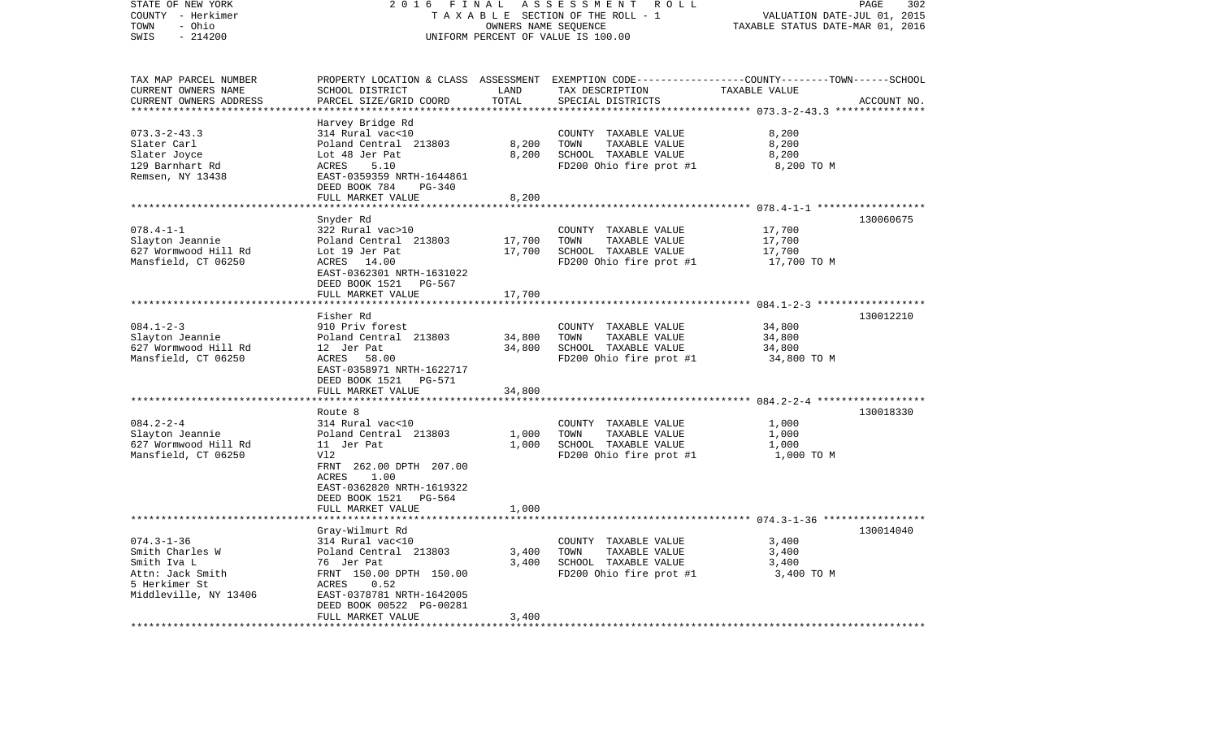STATE OF NEW YORK — 2016 FINAL ASSESSMENT ROLL — TAXABLE SECTION OF THE ROLL - 1
COUNTY - Herkimer — OWNERS NAME SEQUENCE — VALUATION DATE-JUL 01, 2015
TOWN - Ohio — UNIFORM PERCENT OF VALUE IS 100.00 — TAXABLE STATUS DATE-MAR 01, 2016
SWIS - 214200

| TAX MAP PARCEL NUMBER / CURRENT OWNERS NAME / CURRENT OWNERS ADDRESS | PROPERTY LOCATION & CLASS / SCHOOL DISTRICT / PARCEL SIZE/GRID COORD | ASSESSMENT LAND / TOTAL | EXEMPTION CODE / TAX DESCRIPTION / SPECIAL DISTRICTS | TAXABLE VALUE (COUNTY / TOWN / SCHOOL) | ACCOUNT NO. |
|---|---|---|---|---|---|
| 073.3-2-43.3 | Harvey Bridge Rd | | | | |
| Slater Carl | 314 Rural vac<10 | | COUNTY TAXABLE VALUE | 8,200 | |
| Slater Joyce | Poland Central 213803 | 8,200 | TOWN TAXABLE VALUE | 8,200 | |
| 129 Barnhart Rd | Lot 48 Jer Pat | 8,200 | SCHOOL TAXABLE VALUE | 8,200 | |
| Remsen, NY 13438 | ACRES 5.10 | | FD200 Ohio fire prot #1 | 8,200 TO M | |
| | EAST-0359359 NRTH-1644861 | | | | |
| | DEED BOOK 784 PG-340 | | | | |
| | FULL MARKET VALUE | 8,200 | | | |
| 078.4-1-1 | Snyder Rd | | | | 130060675 |
| Slayton Jeannie | 322 Rural vac>10 | | COUNTY TAXABLE VALUE | 17,700 | |
| 627 Wormwood Hill Rd | Poland Central 213803 | 17,700 | TOWN TAXABLE VALUE | 17,700 | |
| Mansfield, CT 06250 | Lot 19 Jer Pat | 17,700 | SCHOOL TAXABLE VALUE | 17,700 | |
| | ACRES 14.00 | | FD200 Ohio fire prot #1 | 17,700 TO M | |
| | EAST-0362301 NRTH-1631022 | | | | |
| | DEED BOOK 1521 PG-567 | | | | |
| | FULL MARKET VALUE | 17,700 | | | |
| 084.1-2-3 | Fisher Rd | | | | 130012210 |
| Slayton Jeannie | 910 Priv forest | | COUNTY TAXABLE VALUE | 34,800 | |
| 627 Wormwood Hill Rd | Poland Central 213803 | 34,800 | TOWN TAXABLE VALUE | 34,800 | |
| Mansfield, CT 06250 | 12 Jer Pat | 34,800 | SCHOOL TAXABLE VALUE | 34,800 | |
| | ACRES 58.00 | | FD200 Ohio fire prot #1 | 34,800 TO M | |
| | EAST-0358971 NRTH-1622717 | | | | |
| | DEED BOOK 1521 PG-571 | | | | |
| | FULL MARKET VALUE | 34,800 | | | |
| 084.2-2-4 | Route 8 | | | | 130018330 |
| Slayton Jeannie | 314 Rural vac<10 | | COUNTY TAXABLE VALUE | 1,000 | |
| 627 Wormwood Hill Rd | Poland Central 213803 | 1,000 | TOWN TAXABLE VALUE | 1,000 | |
| Mansfield, CT 06250 | 11 Jer Pat | 1,000 | SCHOOL TAXABLE VALUE | 1,000 | |
| | Vl2 | | FD200 Ohio fire prot #1 | 1,000 TO M | |
| | FRNT 262.00 DPTH 207.00 | | | | |
| | ACRES 1.00 | | | | |
| | EAST-0362820 NRTH-1619322 | | | | |
| | DEED BOOK 1521 PG-564 | | | | |
| | FULL MARKET VALUE | 1,000 | | | |
| 074.3-1-36 | Gray-Wilmurt Rd | | | | 130014040 |
| Smith Charles W | 314 Rural vac<10 | | COUNTY TAXABLE VALUE | 3,400 | |
| Smith Iva L | Poland Central 213803 | 3,400 | TOWN TAXABLE VALUE | 3,400 | |
| Attn: Jack Smith | 76 Jer Pat | 3,400 | SCHOOL TAXABLE VALUE | 3,400 | |
| 5 Herkimer St | FRNT 150.00 DPTH 150.00 | | FD200 Ohio fire prot #1 | 3,400 TO M | |
| Middleville, NY 13406 | ACRES 0.52 | | | | |
| | EAST-0378781 NRTH-1642005 | | | | |
| | DEED BOOK 00522 PG-00281 | | | | |
| | FULL MARKET VALUE | 3,400 | | | |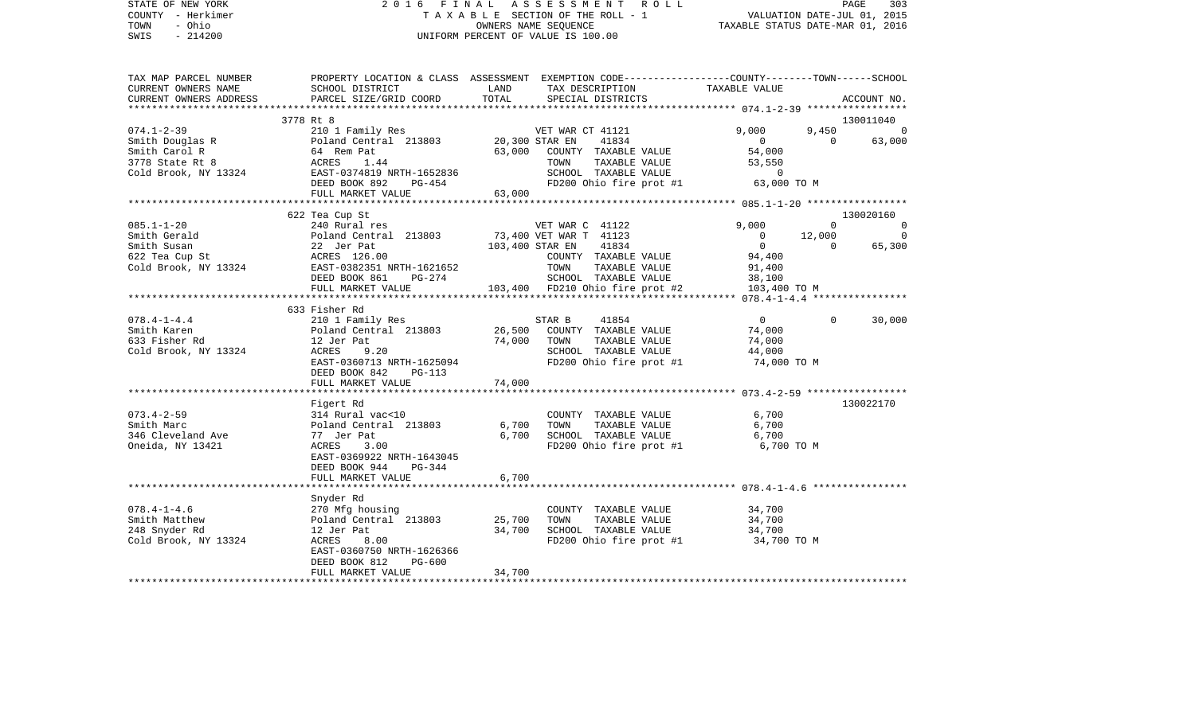STATE OF NEW YORK                    2 0 1 6   F I N A L   A S S E S S M E N T   R O L L
COUNTY - Herkimer                         T A X A B L E  SECTION OF THE ROLL - 1                VALUATION DATE-JUL 01, 2015
TOWN   - Ohio                                    OWNERS NAME SEQUENCE                           TAXABLE STATUS DATE-MAR 01, 2016
SWIS   - 214200                           UNIFORM PERCENT OF VALUE IS 100.00

| TAX MAP PARCEL NUMBER<br>CURRENT OWNERS NAME<br>CURRENT OWNERS ADDRESS | PROPERTY LOCATION & CLASS<br>SCHOOL DISTRICT<br>PARCEL SIZE/GRID COORD | ASSESSMENT<br>LAND<br>TOTAL | EXEMPTION CODE<br>TAX DESCRIPTION<br>SPECIAL DISTRICTS | COUNTY<br>TAXABLE VALUE | TOWN | SCHOOL<br>ACCOUNT NO. |
|---|---|---|---|---|---|---|
| | 3778 Rt 8 | | | | | 130011040 |
| 074.1-2-39 | 210 1 Family Res | | VET WAR CT 41121 | 9,000 | 9,450 | 0 |
| Smith Douglas R | Poland Central 213803 | 20,300 | STAR EN 41834 | 0 | 0 | 63,000 |
| Smith Carol R | 64 Rem Pat | 63,000 | COUNTY TAXABLE VALUE | 54,000 | | |
| 3778 State Rt 8 | ACRES 1.44 | | TOWN TAXABLE VALUE | 53,550 | | |
| Cold Brook, NY 13324 | EAST-0374819 NRTH-1652836 | | SCHOOL TAXABLE VALUE | 0 | | |
| | DEED BOOK 892 PG-454 | | FD200 Ohio fire prot #1 | 63,000 TO M | | |
| | FULL MARKET VALUE | 63,000 | | | | |
| | 622 Tea Cup St | | | | | 130020160 |
| 085.1-1-20 | 240 Rural res | | VET WAR C 41122 | 9,000 | 0 | 0 |
| Smith Gerald | Poland Central 213803 | 73,400 | VET WAR T 41123 | 0 | 12,000 | 0 |
| Smith Susan | 22 Jer Pat | 103,400 | STAR EN 41834 | 0 | 0 | 65,300 |
| 622 Tea Cup St | ACRES 126.00 | | COUNTY TAXABLE VALUE | 94,400 | | |
| Cold Brook, NY 13324 | EAST-0382351 NRTH-1621652 | | TOWN TAXABLE VALUE | 91,400 | | |
| | DEED BOOK 861 PG-274 | | SCHOOL TAXABLE VALUE | 38,100 | | |
| | FULL MARKET VALUE | 103,400 | FD210 Ohio fire prot #2 | 103,400 TO M | | |
| | 633 Fisher Rd | | | | | |
| 078.4-1-4.4 | 210 1 Family Res | | STAR B 41854 | 0 | 0 | 30,000 |
| Smith Karen | Poland Central 213803 | 26,500 | COUNTY TAXABLE VALUE | 74,000 | | |
| 633 Fisher Rd | 12 Jer Pat | 74,000 | TOWN TAXABLE VALUE | 74,000 | | |
| Cold Brook, NY 13324 | ACRES 9.20 | | SCHOOL TAXABLE VALUE | 44,000 | | |
| | EAST-0360713 NRTH-1625094 | | FD200 Ohio fire prot #1 | 74,000 TO M | | |
| | DEED BOOK 842 PG-113 | | | | | |
| | FULL MARKET VALUE | 74,000 | | | | |
| | Figert Rd | | | | | 130022170 |
| 073.4-2-59 | 314 Rural vac<10 | | COUNTY TAXABLE VALUE | 6,700 | | |
| Smith Marc | Poland Central 213803 | 6,700 | TOWN TAXABLE VALUE | 6,700 | | |
| 346 Cleveland Ave | 77 Jer Pat | 6,700 | SCHOOL TAXABLE VALUE | 6,700 | | |
| Oneida, NY 13421 | ACRES 3.00 | | FD200 Ohio fire prot #1 | 6,700 TO M | | |
| | EAST-0369922 NRTH-1643045 | | | | | |
| | DEED BOOK 944 PG-344 | | | | | |
| | FULL MARKET VALUE | 6,700 | | | | |
| | Snyder Rd | | | | | |
| 078.4-1-4.6 | 270 Mfg housing | | COUNTY TAXABLE VALUE | 34,700 | | |
| Smith Matthew | Poland Central 213803 | 25,700 | TOWN TAXABLE VALUE | 34,700 | | |
| 248 Snyder Rd | 12 Jer Pat | 34,700 | SCHOOL TAXABLE VALUE | 34,700 | | |
| Cold Brook, NY 13324 | ACRES 8.00 | | FD200 Ohio fire prot #1 | 34,700 TO M | | |
| | EAST-0360750 NRTH-1626366 | | | | | |
| | DEED BOOK 812 PG-600 | | | | | |
| | FULL MARKET VALUE | 34,700 | | | | |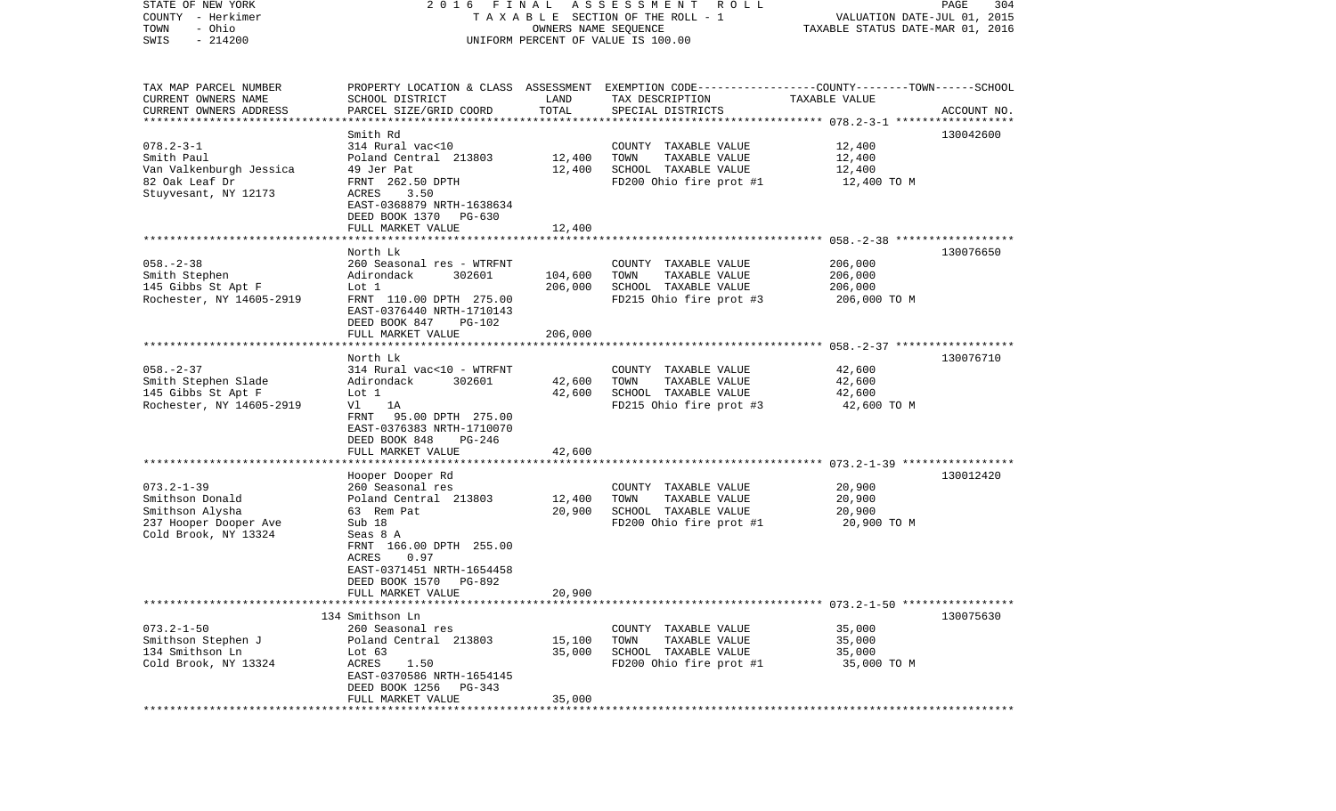STATE OF NEW YORK | 2016 FINAL ASSESSMENT ROLL | VALUATION DATE-JUL 01, 2015
COUNTY - Herkimer | TAXABLE SECTION OF THE ROLL - 1 | TAXABLE STATUS DATE-MAR 01, 2016
TOWN - Ohio | OWNERS NAME SEQUENCE
SWIS - 214200 | UNIFORM PERCENT OF VALUE IS 100.00

| TAX MAP PARCEL NUMBER<br>CURRENT OWNERS NAME<br>CURRENT OWNERS ADDRESS | PROPERTY LOCATION & CLASS<br>SCHOOL DISTRICT<br>PARCEL SIZE/GRID COORD | ASSESSMENT<br>LAND<br>TOTAL | EXEMPTION CODE-----COUNTY-----TOWN-----SCHOOL<br>TAX DESCRIPTION<br>SPECIAL DISTRICTS | TAXABLE VALUE | ACCOUNT NO. |
|---|---|---|---|---|---|
| **078.2-3-1** | Smith Rd | | | | 130042600 |
| 078.2-3-1 | 314 Rural vac<10 | | COUNTY TAXABLE VALUE | 12,400 | |
| Smith Paul | Poland Central 213803 | 12,400 | TOWN TAXABLE VALUE | 12,400 | |
| Van Valkenburgh Jessica | 49 Jer Pat | 12,400 | SCHOOL TAXABLE VALUE | 12,400 | |
| 82 Oak Leaf Dr | FRNT 262.50 DPTH | | FD200 Ohio fire prot #1 | 12,400 TO M | |
| Stuyvesant, NY 12173 | ACRES 3.50 | | | | |
| | EAST-0368879 NRTH-1638634 | | | | |
| | DEED BOOK 1370 PG-630 | | | | |
| | FULL MARKET VALUE | 12,400 | | | |
| **058.-2-38** | North Lk | | | | 130076650 |
| 058.-2-38 | 260 Seasonal res - WTRFNT | | COUNTY TAXABLE VALUE | 206,000 | |
| Smith Stephen | Adirondack 302601 | 104,600 | TOWN TAXABLE VALUE | 206,000 | |
| 145 Gibbs St Apt F | Lot 1 | 206,000 | SCHOOL TAXABLE VALUE | 206,000 | |
| Rochester, NY 14605-2919 | FRNT 110.00 DPTH 275.00 | | FD215 Ohio fire prot #3 | 206,000 TO M | |
| | EAST-0376440 NRTH-1710143 | | | | |
| | DEED BOOK 847 PG-102 | | | | |
| | FULL MARKET VALUE | 206,000 | | | |
| **058.-2-37** | North Lk | | | | 130076710 |
| 058.-2-37 | 314 Rural vac<10 - WTRFNT | | COUNTY TAXABLE VALUE | 42,600 | |
| Smith Stephen Slade | Adirondack 302601 | 42,600 | TOWN TAXABLE VALUE | 42,600 | |
| 145 Gibbs St Apt F | Lot 1 | 42,600 | SCHOOL TAXABLE VALUE | 42,600 | |
| Rochester, NY 14605-2919 | Vl 1A | | FD215 Ohio fire prot #3 | 42,600 TO M | |
| | FRNT 95.00 DPTH 275.00 | | | | |
| | EAST-0376383 NRTH-1710070 | | | | |
| | DEED BOOK 848 PG-246 | | | | |
| | FULL MARKET VALUE | 42,600 | | | |
| **073.2-1-39** | Hooper Dooper Rd | | | | 130012420 |
| 073.2-1-39 | 260 Seasonal res | | COUNTY TAXABLE VALUE | 20,900 | |
| Smithson Donald | Poland Central 213803 | 12,400 | TOWN TAXABLE VALUE | 20,900 | |
| Smithson Alysha | 63 Rem Pat | 20,900 | SCHOOL TAXABLE VALUE | 20,900 | |
| 237 Hooper Dooper Ave | Sub 18 | | FD200 Ohio fire prot #1 | 20,900 TO M | |
| Cold Brook, NY 13324 | Seas 8 A | | | | |
| | FRNT 166.00 DPTH 255.00 | | | | |
| | ACRES 0.97 | | | | |
| | EAST-0371451 NRTH-1654458 | | | | |
| | DEED BOOK 1570 PG-892 | | | | |
| | FULL MARKET VALUE | 20,900 | | | |
| **073.2-1-50** | 134 Smithson Ln | | | | 130075630 |
| 073.2-1-50 | 260 Seasonal res | | COUNTY TAXABLE VALUE | 35,000 | |
| Smithson Stephen J | Poland Central 213803 | 15,100 | TOWN TAXABLE VALUE | 35,000 | |
| 134 Smithson Ln | Lot 63 | 35,000 | SCHOOL TAXABLE VALUE | 35,000 | |
| Cold Brook, NY 13324 | ACRES 1.50 | | FD200 Ohio fire prot #1 | 35,000 TO M | |
| | EAST-0370586 NRTH-1654145 | | | | |
| | DEED BOOK 1256 PG-343 | | | | |
| | FULL MARKET VALUE | 35,000 | | | |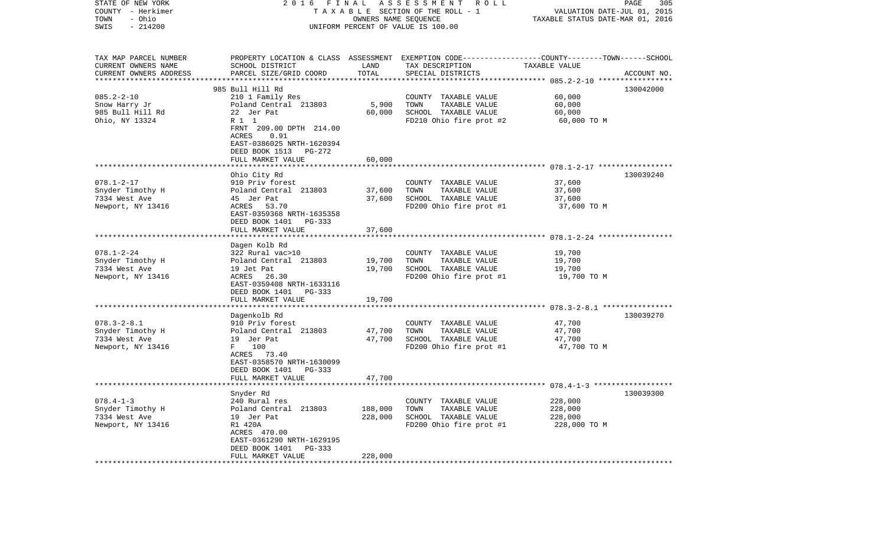STATE OF NEW YORK — COUNTY - Herkimer — TOWN - Ohio — SWIS - 214200

2016 FINAL ASSESSMENT ROLL
TAXABLE SECTION OF THE ROLL - 1
OWNERS NAME SEQUENCE
UNIFORM PERCENT OF VALUE IS 100.00

VALUATION DATE-JUL 01, 2015
TAXABLE STATUS DATE-MAR 01, 2016

| TAX MAP PARCEL NUMBER / CURRENT OWNERS NAME / CURRENT OWNERS ADDRESS | PROPERTY LOCATION & CLASS / SCHOOL DISTRICT / PARCEL SIZE/GRID COORD | ASSESSMENT LAND | TOTAL | EXEMPTION CODE / TAX DESCRIPTION / SPECIAL DISTRICTS | TAXABLE VALUE (COUNTY / TOWN / SCHOOL) | ACCOUNT NO. |
|---|---|---|---|---|---|---|
| 085.2-2-10 | 985 Bull Hill Rd | | | | | 130042000 |
| Snow Harry Jr | 210 1 Family Res | | | COUNTY TAXABLE VALUE | 60,000 | |
| 985 Bull Hill Rd | Poland Central 213803 | 5,900 | | TOWN TAXABLE VALUE | 60,000 | |
| Ohio, NY 13324 | 22 Jer Pat | | 60,000 | SCHOOL TAXABLE VALUE | 60,000 | |
| | R 1 1 | | | FD210 Ohio fire prot #2 | 60,000 TO M | |
| | FRNT 209.00 DPTH 214.00 | | | | | |
| | ACRES 0.91 | | | | | |
| | EAST-0386025 NRTH-1620394 | | | | | |
| | DEED BOOK 1513 PG-272 | | | | | |
| | FULL MARKET VALUE | | 60,000 | | | |
| 078.1-2-17 | Ohio City Rd | | | | | 130039240 |
| Snyder Timothy H | 910 Priv forest | | | COUNTY TAXABLE VALUE | 37,600 | |
| 7334 West Ave | Poland Central 213803 | 37,600 | | TOWN TAXABLE VALUE | 37,600 | |
| Newport, NY 13416 | 45 Jer Pat | | 37,600 | SCHOOL TAXABLE VALUE | 37,600 | |
| | ACRES 53.70 | | | FD200 Ohio fire prot #1 | 37,600 TO M | |
| | EAST-0359368 NRTH-1635358 | | | | | |
| | DEED BOOK 1401 PG-333 | | | | | |
| | FULL MARKET VALUE | | 37,600 | | | |
| 078.1-2-24 | Dagen Kolb Rd | | | | | |
| Snyder Timothy H | 322 Rural vac>10 | | | COUNTY TAXABLE VALUE | 19,700 | |
| 7334 West Ave | Poland Central 213803 | 19,700 | | TOWN TAXABLE VALUE | 19,700 | |
| Newport, NY 13416 | 19 Jet Pat | | 19,700 | SCHOOL TAXABLE VALUE | 19,700 | |
| | ACRES 26.30 | | | FD200 Ohio fire prot #1 | 19,700 TO M | |
| | EAST-0359408 NRTH-1633116 | | | | | |
| | DEED BOOK 1401 PG-333 | | | | | |
| | FULL MARKET VALUE | | 19,700 | | | |
| 078.3-2-8.1 | Dagenkolb Rd | | | | | 130039270 |
| Snyder Timothy H | 910 Priv forest | | | COUNTY TAXABLE VALUE | 47,700 | |
| 7334 West Ave | Poland Central 213803 | 47,700 | | TOWN TAXABLE VALUE | 47,700 | |
| Newport, NY 13416 | 19 Jer Pat | | 47,700 | SCHOOL TAXABLE VALUE | 47,700 | |
| | F 100 | | | FD200 Ohio fire prot #1 | 47,700 TO M | |
| | ACRES 73.40 | | | | | |
| | EAST-0358570 NRTH-1630099 | | | | | |
| | DEED BOOK 1401 PG-333 | | | | | |
| | FULL MARKET VALUE | | 47,700 | | | |
| 078.4-1-3 | Snyder Rd | | | | | 130039300 |
| Snyder Timothy H | 240 Rural res | | | COUNTY TAXABLE VALUE | 228,000 | |
| 7334 West Ave | Poland Central 213803 | 188,000 | | TOWN TAXABLE VALUE | 228,000 | |
| Newport, NY 13416 | 19 Jer Pat | | 228,000 | SCHOOL TAXABLE VALUE | 228,000 | |
| | R1 420A | | | FD200 Ohio fire prot #1 | 228,000 TO M | |
| | ACRES 470.00 | | | | | |
| | EAST-0361290 NRTH-1629195 | | | | | |
| | DEED BOOK 1401 PG-333 | | | | | |
| | FULL MARKET VALUE | | 228,000 | | | |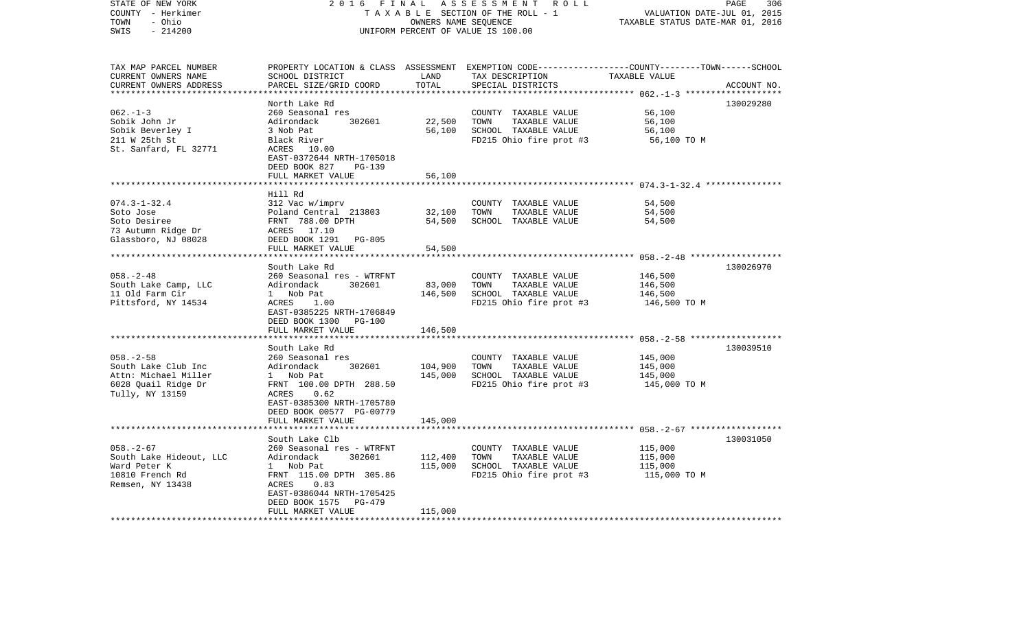STATE OF NEW YORK — COUNTY - Herkimer — TOWN - Ohio — SWIS - 214200

2016 FINAL ASSESSMENT ROLL
TAXABLE SECTION OF THE ROLL - 1
OWNERS NAME SEQUENCE
UNIFORM PERCENT OF VALUE IS 100.00

VALUATION DATE-JUL 01, 2015
TAXABLE STATUS DATE-MAR 01, 2016

| TAX MAP PARCEL NUMBER / CURRENT OWNERS NAME / CURRENT OWNERS ADDRESS | PROPERTY LOCATION & CLASS / SCHOOL DISTRICT / PARCEL SIZE/GRID COORD | ASSESSMENT LAND | TOTAL | EXEMPTION CODE / TAX DESCRIPTION / SPECIAL DISTRICTS | TAXABLE VALUE (COUNTY--TOWN--SCHOOL) | ACCOUNT NO. |
|---|---|---|---|---|---|---|
| **062.-1-3** | North Lake Rd | | | | | 130029280 |
| 062.-1-3 | 260 Seasonal res | | | COUNTY TAXABLE VALUE | 56,100 | |
| Sobik John Jr | Adirondack 302601 | 22,500 | | TOWN TAXABLE VALUE | 56,100 | |
| Sobik Beverley I | 3 Nob Pat | | 56,100 | SCHOOL TAXABLE VALUE | 56,100 | |
| 211 W 25th St | Black River | | | FD215 Ohio fire prot #3 | 56,100 TO M | |
| St. Sanfard, FL 32771 | ACRES 10.00 | | | | | |
| | EAST-0372644 NRTH-1705018 | | | | | |
| | DEED BOOK 827 PG-139 | | | | | |
| | FULL MARKET VALUE | | 56,100 | | | |
| **074.3-1-32.4** | Hill Rd | | | | | |
| 074.3-1-32.4 | 312 Vac w/imprv | | | COUNTY TAXABLE VALUE | 54,500 | |
| Soto Jose | Poland Central 213803 | 32,100 | | TOWN TAXABLE VALUE | 54,500 | |
| Soto Desiree | FRNT 788.00 DPTH | | 54,500 | SCHOOL TAXABLE VALUE | 54,500 | |
| 73 Autumn Ridge Dr | ACRES 17.10 | | | | | |
| Glassboro, NJ 08028 | DEED BOOK 1291 PG-805 | | | | | |
| | FULL MARKET VALUE | | 54,500 | | | |
| **058.-2-48** | South Lake Rd | | | | | 130026970 |
| 058.-2-48 | 260 Seasonal res - WTRFNT | | | COUNTY TAXABLE VALUE | 146,500 | |
| South Lake Camp, LLC | Adirondack 302601 | 83,000 | | TOWN TAXABLE VALUE | 146,500 | |
| 11 Old Farm Cir | 1 Nob Pat | | 146,500 | SCHOOL TAXABLE VALUE | 146,500 | |
| Pittsford, NY 14534 | ACRES 1.00 | | | FD215 Ohio fire prot #3 | 146,500 TO M | |
| | EAST-0385225 NRTH-1706849 | | | | | |
| | DEED BOOK 1300 PG-100 | | | | | |
| | FULL MARKET VALUE | | 146,500 | | | |
| **058.-2-58** | South Lake Rd | | | | | 130039510 |
| 058.-2-58 | 260 Seasonal res | | | COUNTY TAXABLE VALUE | 145,000 | |
| South Lake Club Inc | Adirondack 302601 | 104,900 | | TOWN TAXABLE VALUE | 145,000 | |
| Attn: Michael Miller | 1 Nob Pat | | 145,000 | SCHOOL TAXABLE VALUE | 145,000 | |
| 6028 Quail Ridge Dr | FRNT 100.00 DPTH 288.50 | | | FD215 Ohio fire prot #3 | 145,000 TO M | |
| Tully, NY 13159 | ACRES 0.62 | | | | | |
| | EAST-0385300 NRTH-1705780 | | | | | |
| | DEED BOOK 00577 PG-00779 | | | | | |
| | FULL MARKET VALUE | | 145,000 | | | |
| **058.-2-67** | South Lake Clb | | | | | 130031050 |
| 058.-2-67 | 260 Seasonal res - WTRFNT | | | COUNTY TAXABLE VALUE | 115,000 | |
| South Lake Hideout, LLC | Adirondack 302601 | 112,400 | | TOWN TAXABLE VALUE | 115,000 | |
| Ward Peter K | 1 Nob Pat | | 115,000 | SCHOOL TAXABLE VALUE | 115,000 | |
| 10810 French Rd | FRNT 115.00 DPTH 305.86 | | | FD215 Ohio fire prot #3 | 115,000 TO M | |
| Remsen, NY 13438 | ACRES 0.83 | | | | | |
| | EAST-0386044 NRTH-1705425 | | | | | |
| | DEED BOOK 1575 PG-479 | | | | | |
| | FULL MARKET VALUE | | 115,000 | | | |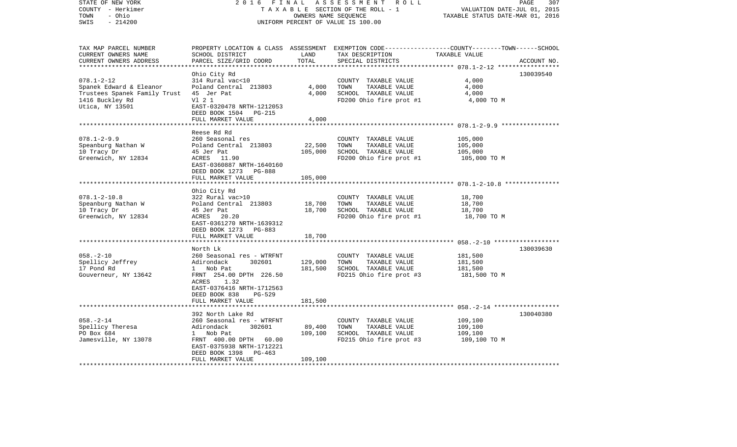TAX MAP PARCEL NUMBER / CURRENT OWNERS NAME / CURRENT OWNERS ADDRESS | PROPERTY LOCATION & CLASS / SCHOOL DISTRICT / PARCEL SIZE/GRID COORD | ASSESSMENT LAND / TOTAL | EXEMPTION CODE / TAX DESCRIPTION / SPECIAL DISTRICTS | COUNTY--------TOWN------SCHOOL TAXABLE VALUE | ACCOUNT NO.

| TAX MAP PARCEL NUMBER / OWNER | PROPERTY LOCATION & CLASS | LAND / TOTAL | TAX DESCRIPTION | TAXABLE VALUE | ACCOUNT NO. |
|---|---|---|---|---|---|
| 078.1-2-12 | Ohio City Rd | | | | 130039540 |
| Spanek Edward & Eleanor | 314 Rural vac<10 | | COUNTY TAXABLE VALUE | 4,000 | |
| Trustees Spanek Family Trust | Poland Central 213803 | 4,000 | TOWN TAXABLE VALUE | 4,000 | |
| 1416 Buckley Rd | 45 Jer Pat | 4,000 | SCHOOL TAXABLE VALUE | 4,000 | |
| Utica, NY 13501 | Vl 2 1 | | FD200 Ohio fire prot #1 | 4,000 TO M | |
| | EAST-0320478 NRTH-1212053 | | | | |
| | DEED BOOK 1504 PG-215 | | | | |
| | FULL MARKET VALUE | 4,000 | | | |
| 078.1-2-9.9 | Reese Rd Rd | | | | |
| Speanburg Nathan W | 260 Seasonal res | | COUNTY TAXABLE VALUE | 105,000 | |
| 10 Tracy Dr | Poland Central 213803 | 22,500 | TOWN TAXABLE VALUE | 105,000 | |
| Greenwich, NY 12834 | 45 Jer Pat | 105,000 | SCHOOL TAXABLE VALUE | 105,000 | |
| | ACRES 11.90 | | FD200 Ohio fire prot #1 | 105,000 TO M | |
| | EAST-0360887 NRTH-1640160 | | | | |
| | DEED BOOK 1273 PG-888 | | | | |
| | FULL MARKET VALUE | 105,000 | | | |
| 078.1-2-10.8 | Ohio City Rd | | | | |
| Speanburg Nathan W | 322 Rural vac>10 | | COUNTY TAXABLE VALUE | 18,700 | |
| 10 Tracy Dr | Poland Central 213803 | 18,700 | TOWN TAXABLE VALUE | 18,700 | |
| Greenwich, NY 12834 | 45 Jer Pat | 18,700 | SCHOOL TAXABLE VALUE | 18,700 | |
| | ACRES 20.20 | | FD200 Ohio fire prot #1 | 18,700 TO M | |
| | EAST-0361270 NRTH-1639312 | | | | |
| | DEED BOOK 1273 PG-883 | | | | |
| | FULL MARKET VALUE | 18,700 | | | |
| 058.-2-10 | North Lk | | | | 130039630 |
| Spellicy Jeffrey | 260 Seasonal res - WTRFNT | | COUNTY TAXABLE VALUE | 181,500 | |
| 17 Pond Rd | Adirondack 302601 | 129,000 | TOWN TAXABLE VALUE | 181,500 | |
| Gouverneur, NY 13642 | 1 Nob Pat | 181,500 | SCHOOL TAXABLE VALUE | 181,500 | |
| | FRNT 254.00 DPTH 226.50 | | FD215 Ohio fire prot #3 | 181,500 TO M | |
| | ACRES 1.32 | | | | |
| | EAST-0376416 NRTH-1712563 | | | | |
| | DEED BOOK 838 PG-529 | | | | |
| | FULL MARKET VALUE | 181,500 | | | |
| 058.-2-14 | 392 North Lake Rd | | | | 130040380 |
| Spellicy Theresa | 260 Seasonal res - WTRFNT | | COUNTY TAXABLE VALUE | 109,100 | |
| PO Box 684 | Adirondack 302601 | 89,400 | TOWN TAXABLE VALUE | 109,100 | |
| Jamesville, NY 13078 | 1 Nob Pat | 109,100 | SCHOOL TAXABLE VALUE | 109,100 | |
| | FRNT 400.00 DPTH 60.00 | | FD215 Ohio fire prot #3 | 109,100 TO M | |
| | EAST-0375938 NRTH-1712221 | | | | |
| | DEED BOOK 1398 PG-463 | | | | |
| | FULL MARKET VALUE | 109,100 | | | |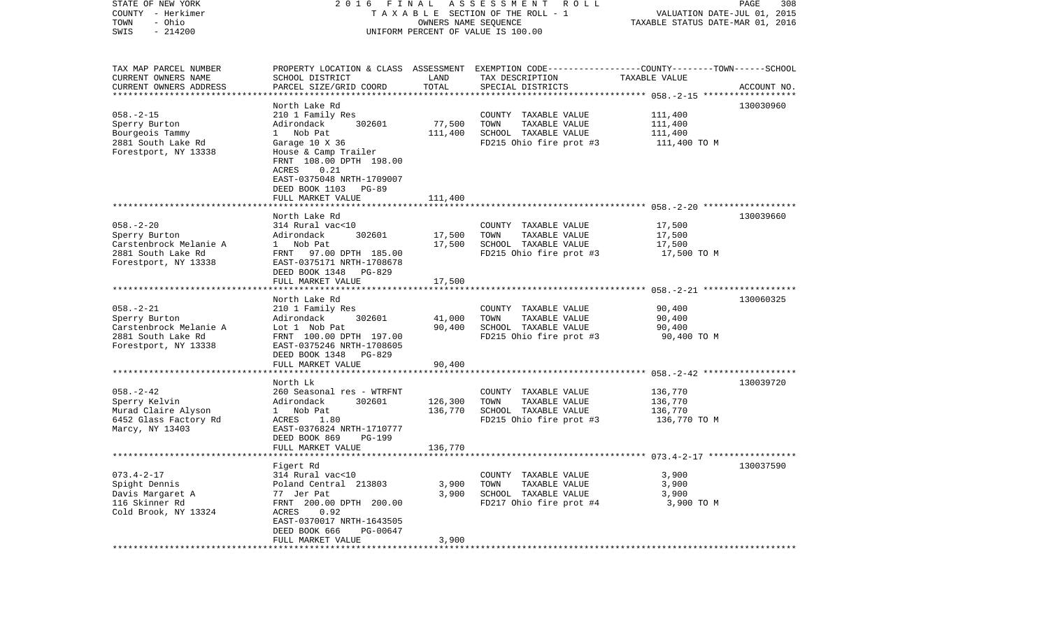STATE OF NEW YORK
COUNTY - Herkimer
TOWN - Ohio
SWIS - 214200

2016 FINAL ASSESSMENT ROLL
TAXABLE SECTION OF THE ROLL - 1
OWNERS NAME SEQUENCE
UNIFORM PERCENT OF VALUE IS 100.00

VALUATION DATE-JUL 01, 2015
TAXABLE STATUS DATE-MAR 01, 2016

| TAX MAP PARCEL NUMBER / CURRENT OWNERS NAME / CURRENT OWNERS ADDRESS | PROPERTY LOCATION & CLASS / SCHOOL DISTRICT / PARCEL SIZE/GRID COORD | ASSESSMENT LAND | TOTAL | EXEMPTION CODE / TAX DESCRIPTION / SPECIAL DISTRICTS | TAXABLE VALUE (COUNTY--TOWN--SCHOOL) | ACCOUNT NO. |
|---|---|---|---|---|---|---|
| 058.-2-15 | North Lake Rd | | | | | 130030960 |
| Sperry Burton | 210 1 Family Res | | | COUNTY TAXABLE VALUE | 111,400 | |
| Bourgeois Tammy | Adirondack 302601 | 77,500 | | TOWN TAXABLE VALUE | 111,400 | |
| 2881 South Lake Rd | 1 Nob Pat | | 111,400 | SCHOOL TAXABLE VALUE | 111,400 | |
| Forestport, NY 13338 | Garage 10 X 36 | | | FD215 Ohio fire prot #3 | 111,400 TO M | |
| | House & Camp Trailer | | | | | |
| | FRNT 108.00 DPTH 198.00 | | | | | |
| | ACRES 0.21 | | | | | |
| | EAST-0375048 NRTH-1709007 | | | | | |
| | DEED BOOK 1103 PG-89 | | | | | |
| | FULL MARKET VALUE | | 111,400 | | | |
| 058.-2-20 | North Lake Rd | | | | | 130039660 |
| Sperry Burton | 314 Rural vac<10 | | | COUNTY TAXABLE VALUE | 17,500 | |
| Carstenbrock Melanie A | Adirondack 302601 | 17,500 | | TOWN TAXABLE VALUE | 17,500 | |
| 2881 South Lake Rd | 1 Nob Pat | | 17,500 | SCHOOL TAXABLE VALUE | 17,500 | |
| Forestport, NY 13338 | FRNT 97.00 DPTH 185.00 | | | FD215 Ohio fire prot #3 | 17,500 TO M | |
| | EAST-0375171 NRTH-1708678 | | | | | |
| | DEED BOOK 1348 PG-829 | | | | | |
| | FULL MARKET VALUE | | 17,500 | | | |
| 058.-2-21 | North Lake Rd | | | | | 130060325 |
| Sperry Burton | 210 1 Family Res | | | COUNTY TAXABLE VALUE | 90,400 | |
| Carstenbrock Melanie A | Adirondack 302601 | 41,000 | | TOWN TAXABLE VALUE | 90,400 | |
| 2881 South Lake Rd | Lot 1 Nob Pat | | 90,400 | SCHOOL TAXABLE VALUE | 90,400 | |
| Forestport, NY 13338 | FRNT 100.00 DPTH 197.00 | | | FD215 Ohio fire prot #3 | 90,400 TO M | |
| | EAST-0375246 NRTH-1708605 | | | | | |
| | DEED BOOK 1348 PG-829 | | | | | |
| | FULL MARKET VALUE | | 90,400 | | | |
| 058.-2-42 | North Lk | | | | | 130039720 |
| Sperry Kelvin | 260 Seasonal res - WTRFNT | | | COUNTY TAXABLE VALUE | 136,770 | |
| Murad Claire Alyson | Adirondack 302601 | 126,300 | | TOWN TAXABLE VALUE | 136,770 | |
| 6452 Glass Factory Rd | 1 Nob Pat | | 136,770 | SCHOOL TAXABLE VALUE | 136,770 | |
| Marcy, NY 13403 | ACRES 1.80 | | | FD215 Ohio fire prot #3 | 136,770 TO M | |
| | EAST-0376824 NRTH-1710777 | | | | | |
| | DEED BOOK 869 PG-199 | | | | | |
| | FULL MARKET VALUE | | 136,770 | | | |
| 073.4-2-17 | Figert Rd | | | | | 130037590 |
| Spight Dennis | 314 Rural vac<10 | | | COUNTY TAXABLE VALUE | 3,900 | |
| Davis Margaret A | Poland Central 213803 | 3,900 | | TOWN TAXABLE VALUE | 3,900 | |
| 116 Skinner Rd | 77 Jer Pat | | 3,900 | SCHOOL TAXABLE VALUE | 3,900 | |
| Cold Brook, NY 13324 | FRNT 200.00 DPTH 200.00 | | | FD217 Ohio fire prot #4 | 3,900 TO M | |
| | ACRES 0.92 | | | | | |
| | EAST-0370017 NRTH-1643505 | | | | | |
| | DEED BOOK 666 PG-00647 | | | | | |
| | FULL MARKET VALUE | | 3,900 | | | |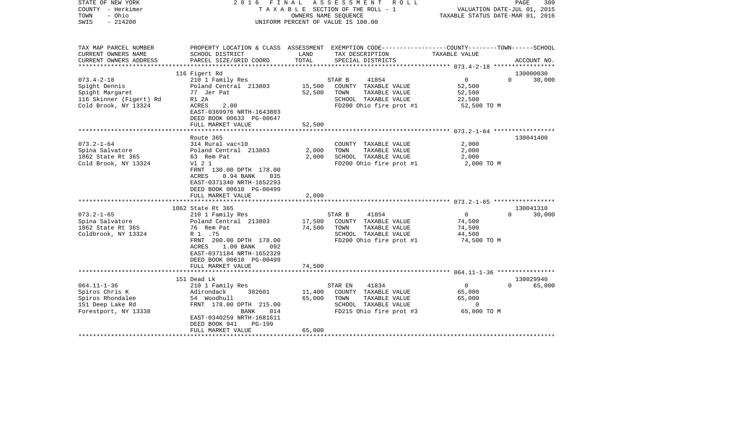STATE OF NEW YORK — 2016 FINAL ASSESSMENT ROLL — TAXABLE SECTION OF THE ROLL - 1

COUNTY - Herkimer — TOWN - Ohio — SWIS - 214200

OWNERS NAME SEQUENCE — UNIFORM PERCENT OF VALUE IS 100.00

VALUATION DATE-JUL 01, 2015 — TAXABLE STATUS DATE-MAR 01, 2016

| TAX MAP PARCEL NUMBER / CURRENT OWNERS NAME / CURRENT OWNERS ADDRESS | PROPERTY LOCATION & CLASS / SCHOOL DISTRICT / PARCEL SIZE/GRID COORD | ASSESSMENT LAND / TOTAL | EXEMPTION CODE / TAX DESCRIPTION / SPECIAL DISTRICTS | COUNTY | TOWN | SCHOOL / ACCOUNT NO. |
|---|---|---|---|---|---|---|
| | 116 Figert Rd | | | | | 130000030 |
| 073.4-2-18 | 210 1 Family Res | | STAR B 41854 | 0 | 0 | 30,000 |
| Spight Dennis | Poland Central 213803 | 15,500 | COUNTY TAXABLE VALUE | 52,500 | | |
| Spight Margaret | 77 Jer Pat | 52,500 | TOWN TAXABLE VALUE | | 52,500 | |
| 116 Skinner (Figert) Rd | R1 2A | | SCHOOL TAXABLE VALUE | | | 22,500 |
| Cold Brook, NY 13324 | ACRES 2.00 | | FD200 Ohio fire prot #1 | 52,500 TO M | | |
| | EAST-0369976 NRTH-1643803 | | | | | |
| | DEED BOOK 00633 PG-00647 | | | | | |
| | FULL MARKET VALUE | 52,500 | | | | |
| | Route 365 | | | | | 130041400 |
| 073.2-1-64 | 314 Rural vac<10 | | COUNTY TAXABLE VALUE | 2,000 | | |
| Spina Salvatore | Poland Central 213803 | 2,000 | TOWN TAXABLE VALUE | | 2,000 | |
| 1862 State Rt 365 | 63 Rem Pat | 2,000 | SCHOOL TAXABLE VALUE | | | 2,000 |
| Cold Brook, NY 13324 | Vl 2 1 | | FD200 Ohio fire prot #1 | 2,000 TO M | | |
| | FRNT 130.00 DPTH 178.00 | | | | | |
| | ACRES 0.94 BANK 035 | | | | | |
| | EAST-0371340 NRTH-1652293 | | | | | |
| | DEED BOOK 00610 PG-00499 | | | | | |
| | FULL MARKET VALUE | 2,000 | | | | |
| | 1862 State Rt 365 | | | | | 130041310 |
| 073.2-1-65 | 210 1 Family Res | | STAR B 41854 | 0 | 0 | 30,000 |
| Spina Salvatore | Poland Central 213803 | 17,500 | COUNTY TAXABLE VALUE | 74,500 | | |
| 1862 State Rt 365 | 76 Rem Pat | 74,500 | TOWN TAXABLE VALUE | | 74,500 | |
| Coldbrook, NY 13324 | R 1 .75 | | SCHOOL TAXABLE VALUE | | | 44,500 |
| | FRNT 200.00 DPTH 178.00 | | FD200 Ohio fire prot #1 | 74,500 TO M | | |
| | ACRES 1.00 BANK 092 | | | | | |
| | EAST-0371184 NRTH-1652329 | | | | | |
| | DEED BOOK 00610 PG-00499 | | | | | |
| | FULL MARKET VALUE | 74,500 | | | | |
| | 151 Dead Lk | | | | | 130029940 |
| 064.11-1-36 | 210 1 Family Res | | STAR EN 41834 | 0 | 0 | 65,000 |
| Spiros Chris K | Adirondack 302601 | 11,400 | COUNTY TAXABLE VALUE | 65,000 | | |
| Spiros Rhondalee | 54 Woodhull | 65,000 | TOWN TAXABLE VALUE | | 65,000 | |
| 151 Deep Lake Rd | FRNT 178.00 DPTH 215.00 | | SCHOOL TAXABLE VALUE | | | 0 |
| Forestport, NY 13338 | BANK 014 | | FD215 Ohio fire prot #3 | 65,000 TO M | | |
| | EAST-0340259 NRTH-1681611 | | | | | |
| | DEED BOOK 941 PG-199 | | | | | |
| | FULL MARKET VALUE | 65,000 | | | | |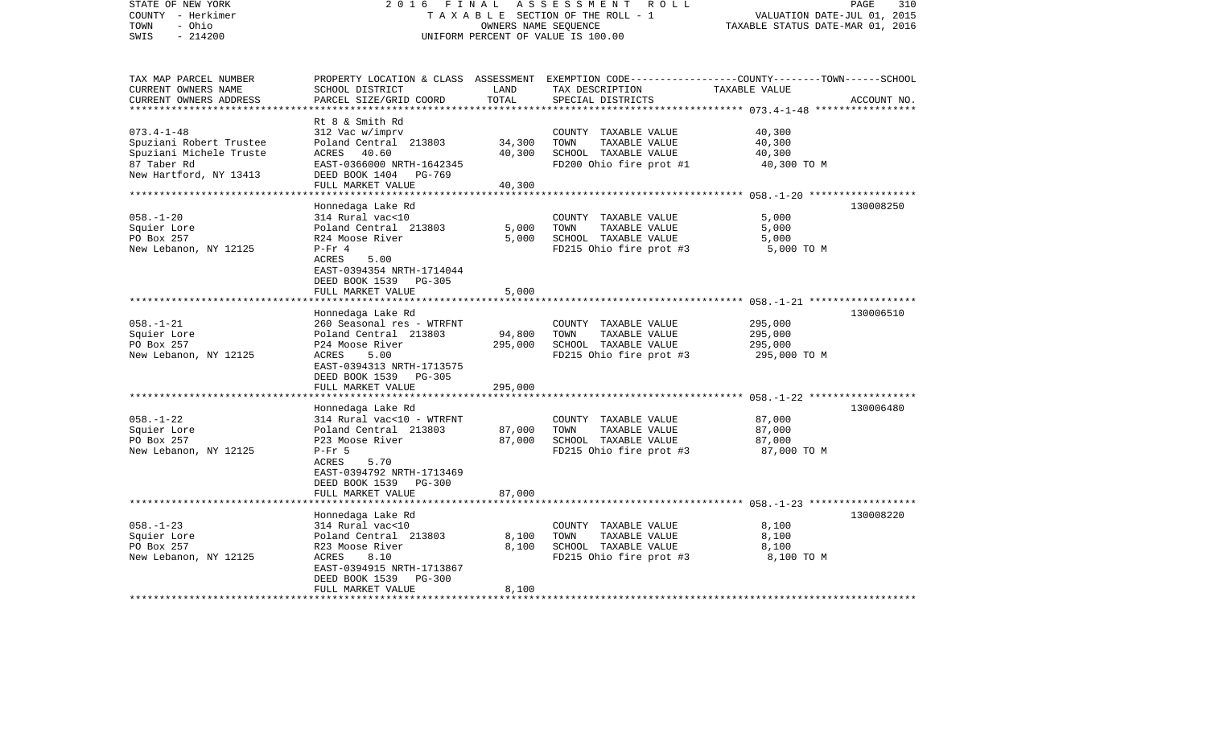STATE OF NEW YORK — 2016 FINAL ASSESSMENT ROLL
COUNTY - Herkimer — TAXABLE SECTION OF THE ROLL - 1 — VALUATION DATE-JUL 01, 2015
TOWN - Ohio — OWNERS NAME SEQUENCE — TAXABLE STATUS DATE-MAR 01, 2016
SWIS - 214200 — UNIFORM PERCENT OF VALUE IS 100.00

| TAX MAP PARCEL NUMBER / CURRENT OWNERS NAME / CURRENT OWNERS ADDRESS | PROPERTY LOCATION & CLASS / SCHOOL DISTRICT / PARCEL SIZE/GRID COORD | ASSESSMENT LAND / TOTAL | EXEMPTION CODE / TAX DESCRIPTION / SPECIAL DISTRICTS | TAXABLE VALUE (COUNTY--TOWN--SCHOOL) | ACCOUNT NO. |
|---|---|---|---|---|---|
| 073.4-1-48 | Rt 8 & Smith Rd | | | | |
| Spuziani Robert Trustee | 312 Vac w/imprv | | COUNTY TAXABLE VALUE | 40,300 | |
| Spuziani Michele Truste | Poland Central 213803 | 34,300 | TOWN TAXABLE VALUE | 40,300 | |
| 87 Taber Rd | ACRES 40.60 | 40,300 | SCHOOL TAXABLE VALUE | 40,300 | |
| New Hartford, NY 13413 | EAST-0366000 NRTH-1642345 | | FD200 Ohio fire prot #1 | 40,300 TO M | |
| | DEED BOOK 1404 PG-769 | | | | |
| | FULL MARKET VALUE | 40,300 | | | |
| 058.-1-20 | Honnedaga Lake Rd | | | | 130008250 |
| Squier Lore | 314 Rural vac<10 | | COUNTY TAXABLE VALUE | 5,000 | |
| PO Box 257 | Poland Central 213803 | 5,000 | TOWN TAXABLE VALUE | 5,000 | |
| New Lebanon, NY 12125 | R24 Moose River | 5,000 | SCHOOL TAXABLE VALUE | 5,000 | |
| | P-Fr 4 | | FD215 Ohio fire prot #3 | 5,000 TO M | |
| | ACRES 5.00 | | | | |
| | EAST-0394354 NRTH-1714044 | | | | |
| | DEED BOOK 1539 PG-305 | | | | |
| | FULL MARKET VALUE | 5,000 | | | |
| 058.-1-21 | Honnedaga Lake Rd | | | | 130006510 |
| Squier Lore | 260 Seasonal res - WTRFNT | | COUNTY TAXABLE VALUE | 295,000 | |
| PO Box 257 | Poland Central 213803 | 94,800 | TOWN TAXABLE VALUE | 295,000 | |
| New Lebanon, NY 12125 | P24 Moose River | 295,000 | SCHOOL TAXABLE VALUE | 295,000 | |
| | ACRES 5.00 | | FD215 Ohio fire prot #3 | 295,000 TO M | |
| | EAST-0394313 NRTH-1713575 | | | | |
| | DEED BOOK 1539 PG-305 | | | | |
| | FULL MARKET VALUE | 295,000 | | | |
| 058.-1-22 | Honnedaga Lake Rd | | | | 130006480 |
| Squier Lore | 314 Rural vac<10 - WTRFNT | | COUNTY TAXABLE VALUE | 87,000 | |
| PO Box 257 | Poland Central 213803 | 87,000 | TOWN TAXABLE VALUE | 87,000 | |
| New Lebanon, NY 12125 | P23 Moose River | 87,000 | SCHOOL TAXABLE VALUE | 87,000 | |
| | P-Fr 5 | | FD215 Ohio fire prot #3 | 87,000 TO M | |
| | ACRES 5.70 | | | | |
| | EAST-0394792 NRTH-1713469 | | | | |
| | DEED BOOK 1539 PG-300 | | | | |
| | FULL MARKET VALUE | 87,000 | | | |
| 058.-1-23 | Honnedaga Lake Rd | | | | 130008220 |
| Squier Lore | 314 Rural vac<10 | | COUNTY TAXABLE VALUE | 8,100 | |
| PO Box 257 | Poland Central 213803 | 8,100 | TOWN TAXABLE VALUE | 8,100 | |
| New Lebanon, NY 12125 | R23 Moose River | 8,100 | SCHOOL TAXABLE VALUE | 8,100 | |
| | ACRES 8.10 | | FD215 Ohio fire prot #3 | 8,100 TO M | |
| | EAST-0394915 NRTH-1713867 | | | | |
| | DEED BOOK 1539 PG-300 | | | | |
| | FULL MARKET VALUE | 8,100 | | | |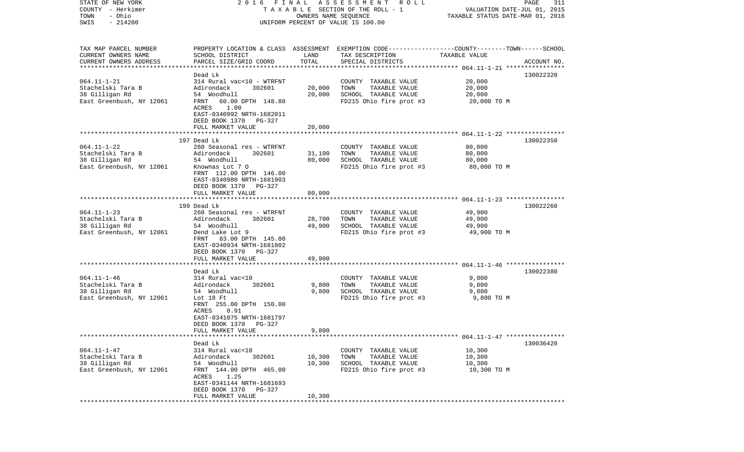STATE OF NEW YORK | COUNTY - Herkimer | TOWN - Ohio | SWIS - 214200

**2016 FINAL ASSESSMENT ROLL**
TAXABLE SECTION OF THE ROLL - 1
OWNERS NAME SEQUENCE
UNIFORM PERCENT OF VALUE IS 100.00

VALUATION DATE-JUL 01, 2015
TAXABLE STATUS DATE-MAR 01, 2016

| TAX MAP PARCEL NUMBER / CURRENT OWNERS NAME / CURRENT OWNERS ADDRESS | PROPERTY LOCATION & CLASS / SCHOOL DISTRICT / PARCEL SIZE/GRID COORD | ASSESSMENT LAND | TOTAL | EXEMPTION CODE / TAX DESCRIPTION / SPECIAL DISTRICTS | TAXABLE VALUE (COUNTY--TOWN--SCHOOL) | ACCOUNT NO. |
|---|---|---|---|---|---|---|
| **064.11-1-21** | Dead Lk | | | | | 130022320 |
| | 314 Rural vac<10 - WTRFNT | | | COUNTY TAXABLE VALUE | 20,000 | |
| Stachelski Tara B | Adirondack 302601 | 20,000 | | TOWN TAXABLE VALUE | 20,000 | |
| 38 Gilligan Rd | 54 Woodhull | | 20,000 | SCHOOL TAXABLE VALUE | 20,000 | |
| East Greenbush, NY 12061 | FRNT 60.00 DPTH 148.80 | | | FD215 Ohio fire prot #3 | 20,000 TO M | |
| | ACRES 1.00 | | | | | |
| | EAST-0340992 NRTH-1682011 | | | | | |
| | DEED BOOK 1370 PG-327 | | | | | |
| | FULL MARKET VALUE | | 20,000 | | | |
| **064.11-1-22** | 197 Dead Lk | | | | | 130022350 |
| | 260 Seasonal res - WTRFNT | | | COUNTY TAXABLE VALUE | 80,000 | |
| Stachelski Tara B | Adirondack 302601 | 31,100 | | TOWN TAXABLE VALUE | 80,000 | |
| 38 Gilligan Rd | 54 Woodhull | | 80,000 | SCHOOL TAXABLE VALUE | 80,000 | |
| East Greenbush, NY 12061 | Knownas Lot 7 O | | | FD215 Ohio fire prot #3 | 80,000 TO M | |
| | FRNT 112.00 DPTH 146.00 | | | | | |
| | EAST-0340980 NRTH-1681903 | | | | | |
| | DEED BOOK 1370 PG-327 | | | | | |
| | FULL MARKET VALUE | | 80,000 | | | |
| **064.11-1-23** | 199 Dead Lk | | | | | 130022260 |
| | 260 Seasonal res - WTRFNT | | | COUNTY TAXABLE VALUE | 49,900 | |
| Stachelski Tara B | Adirondack 302601 | 28,700 | | TOWN TAXABLE VALUE | 49,900 | |
| 38 Gilligan Rd | 54 Woodhull | | 49,900 | SCHOOL TAXABLE VALUE | 49,900 | |
| East Greenbush, NY 12061 | Dend Lake Lot 9 | | | FD215 Ohio fire prot #3 | 49,900 TO M | |
| | FRNT 83.00 DPTH 145.00 | | | | | |
| | EAST-0340934 NRTH-1681802 | | | | | |
| | DEED BOOK 1370 PG-327 | | | | | |
| | FULL MARKET VALUE | | 49,900 | | | |
| **064.11-1-46** | Dead Lk | | | | | 130022380 |
| | 314 Rural vac<10 | | | COUNTY TAXABLE VALUE | 9,800 | |
| Stachelski Tara B | Adirondack 302601 | 9,800 | | TOWN TAXABLE VALUE | 9,800 | |
| 38 Gilligan Rd | 54 Woodhull | | 9,800 | SCHOOL TAXABLE VALUE | 9,800 | |
| East Greenbush, NY 12061 | Lot 18 Ft | | | FD215 Ohio fire prot #3 | 9,800 TO M | |
| | FRNT 255.00 DPTH 150.00 | | | | | |
| | ACRES 0.91 | | | | | |
| | EAST-0341075 NRTH-1681797 | | | | | |
| | DEED BOOK 1370 PG-327 | | | | | |
| | FULL MARKET VALUE | | 9,800 | | | |
| **064.11-1-47** | Dead Lk | | | | | 130036420 |
| | 314 Rural vac<10 | | | COUNTY TAXABLE VALUE | 10,300 | |
| Stachelski Tara B | Adirondack 302601 | 10,300 | | TOWN TAXABLE VALUE | 10,300 | |
| 38 Gilligan Rd | 54 Woodhull | | 10,300 | SCHOOL TAXABLE VALUE | 10,300 | |
| East Greenbush, NY 12061 | FRNT 144.00 DPTH 465.00 | | | FD215 Ohio fire prot #3 | 10,300 TO M | |
| | ACRES 1.25 | | | | | |
| | EAST-0341144 NRTH-1681693 | | | | | |
| | DEED BOOK 1370 PG-327 | | | | | |
| | FULL MARKET VALUE | | 10,300 | | | |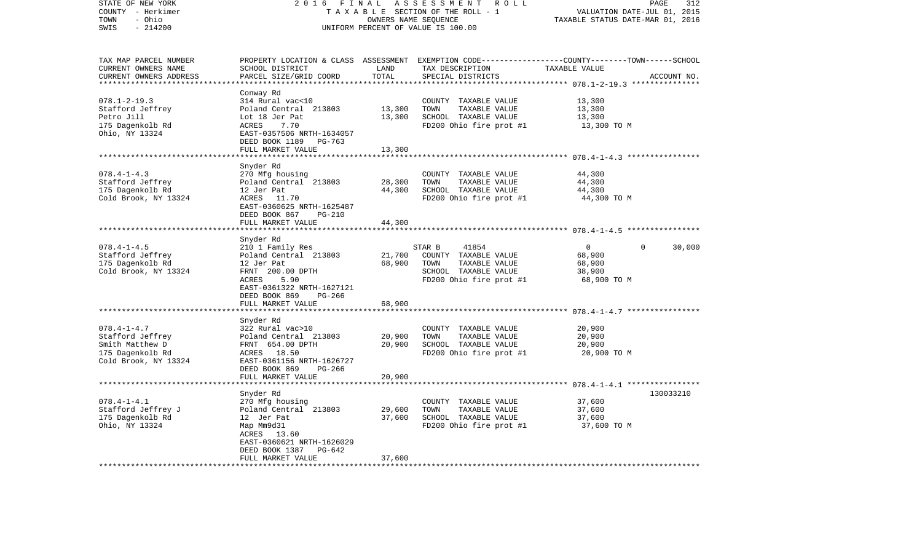STATE OF NEW YORK | COUNTY - Herkimer | TOWN - Ohio | SWIS - 214200

**2016 FINAL ASSESSMENT ROLL**
TAXABLE SECTION OF THE ROLL - 1
OWNERS NAME SEQUENCE
UNIFORM PERCENT OF VALUE IS 100.00

VALUATION DATE-JUL 01, 2015
TAXABLE STATUS DATE-MAR 01, 2016

| TAX MAP PARCEL NUMBER / CURRENT OWNERS NAME / CURRENT OWNERS ADDRESS | PROPERTY LOCATION & CLASS / SCHOOL DISTRICT / PARCEL SIZE/GRID COORD | ASSESSMENT LAND | TOTAL | EXEMPTION CODE / TAX DESCRIPTION / SPECIAL DISTRICTS | COUNTY | TOWN | SCHOOL | ACCOUNT NO. |
|---|---|---|---|---|---|---|---|---|
| **078.1-2-19.3** | Conway Rd | | | | | | | |
| 078.1-2-19.3 | 314 Rural vac<10 | | | COUNTY TAXABLE VALUE | 13,300 | | | |
| Stafford Jeffrey | Poland Central 213803 | 13,300 | | TOWN TAXABLE VALUE | | 13,300 | | |
| Petro Jill | Lot 18 Jer Pat | | 13,300 | SCHOOL TAXABLE VALUE | | | 13,300 | |
| 175 Dagenkolb Rd | ACRES 7.70 | | | FD200 Ohio fire prot #1 | 13,300 TO M | | | |
| Ohio, NY 13324 | EAST-0357506 NRTH-1634057 | | | | | | | |
| | DEED BOOK 1189 PG-763 | | | | | | | |
| | FULL MARKET VALUE | | 13,300 | | | | | |
| **078.4-1-4.3** | Snyder Rd | | | | | | | |
| 078.4-1-4.3 | 270 Mfg housing | | | COUNTY TAXABLE VALUE | 44,300 | | | |
| Stafford Jeffrey | Poland Central 213803 | 28,300 | | TOWN TAXABLE VALUE | | 44,300 | | |
| 175 Dagenkolb Rd | 12 Jer Pat | | 44,300 | SCHOOL TAXABLE VALUE | | | 44,300 | |
| Cold Brook, NY 13324 | ACRES 11.70 | | | FD200 Ohio fire prot #1 | 44,300 TO M | | | |
| | EAST-0360625 NRTH-1625487 | | | | | | | |
| | DEED BOOK 867 PG-210 | | | | | | | |
| | FULL MARKET VALUE | | 44,300 | | | | | |
| **078.4-1-4.5** | Snyder Rd | | | | | | | |
| 078.4-1-4.5 | 210 1 Family Res | | | STAR B 41854 | 0 | 0 | 30,000 | |
| Stafford Jeffrey | Poland Central 213803 | 21,700 | | COUNTY TAXABLE VALUE | 68,900 | | | |
| 175 Dagenkolb Rd | 12 Jer Pat | | 68,900 | TOWN TAXABLE VALUE | | 68,900 | | |
| Cold Brook, NY 13324 | FRNT 200.00 DPTH | | | SCHOOL TAXABLE VALUE | | | 38,900 | |
| | ACRES 5.90 | | | FD200 Ohio fire prot #1 | 68,900 TO M | | | |
| | EAST-0361322 NRTH-1627121 | | | | | | | |
| | DEED BOOK 869 PG-266 | | | | | | | |
| | FULL MARKET VALUE | | 68,900 | | | | | |
| **078.4-1-4.7** | Snyder Rd | | | | | | | |
| 078.4-1-4.7 | 322 Rural vac>10 | | | COUNTY TAXABLE VALUE | 20,900 | | | |
| Stafford Jeffrey | Poland Central 213803 | 20,900 | | TOWN TAXABLE VALUE | | 20,900 | | |
| Smith Matthew D | FRNT 654.00 DPTH | | 20,900 | SCHOOL TAXABLE VALUE | | | 20,900 | |
| 175 Dagenkolb Rd | ACRES 18.50 | | | FD200 Ohio fire prot #1 | 20,900 TO M | | | |
| Cold Brook, NY 13324 | EAST-0361156 NRTH-1626727 | | | | | | | |
| | DEED BOOK 869 PG-266 | | | | | | | |
| | FULL MARKET VALUE | | 20,900 | | | | | |
| **078.4-1-4.1** | Snyder Rd | | | | | | | 130033210 |
| 078.4-1-4.1 | 270 Mfg housing | | | COUNTY TAXABLE VALUE | 37,600 | | | |
| Stafford Jeffrey J | Poland Central 213803 | 29,600 | | TOWN TAXABLE VALUE | | 37,600 | | |
| 175 Dagenkolb Rd | 12 Jer Pat | | 37,600 | SCHOOL TAXABLE VALUE | | | 37,600 | |
| Ohio, NY 13324 | Map Mm9d31 | | | FD200 Ohio fire prot #1 | 37,600 TO M | | | |
| | ACRES 13.60 | | | | | | | |
| | EAST-0360621 NRTH-1626029 | | | | | | | |
| | DEED BOOK 1387 PG-642 | | | | | | | |
| | FULL MARKET VALUE | | 37,600 | | | | | |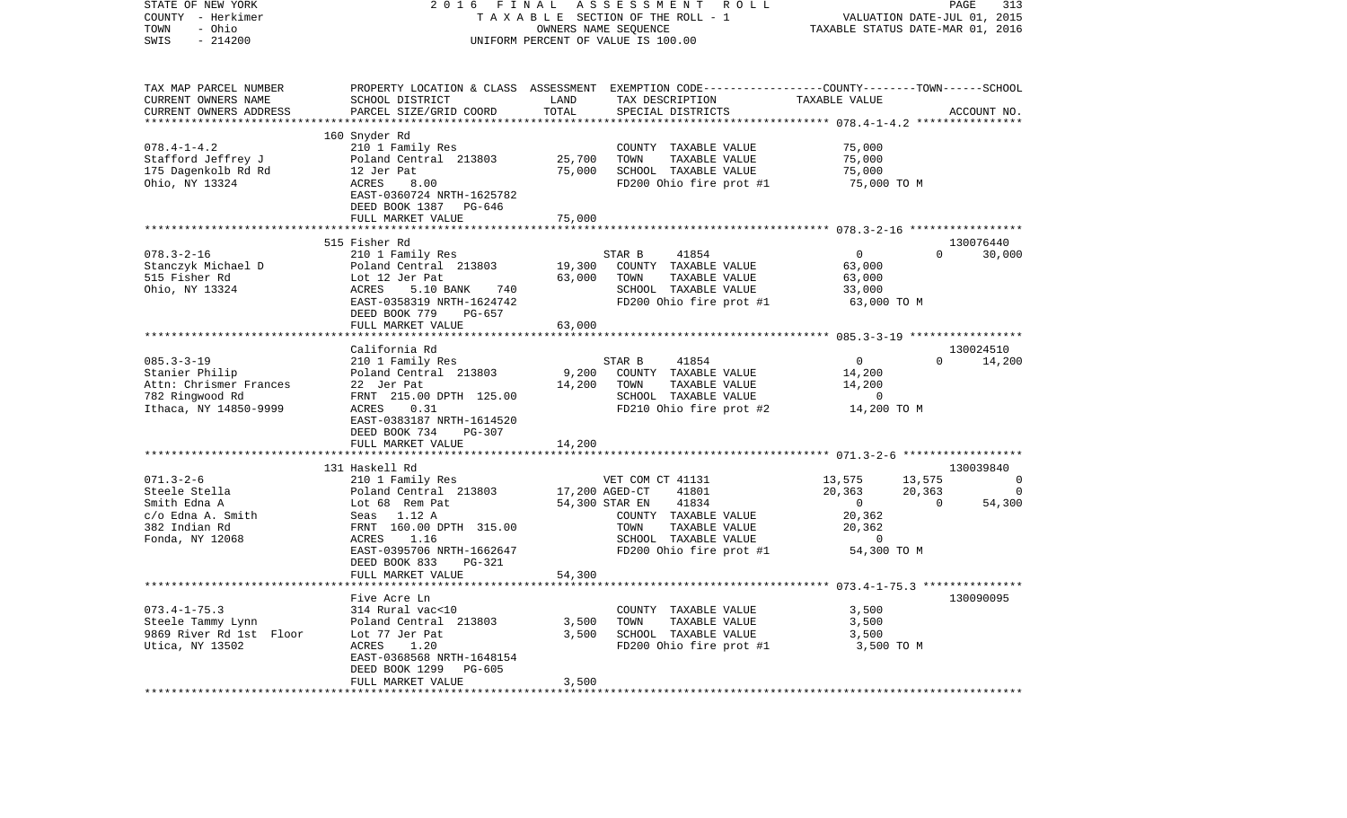STATE OF NEW YORK — 2016 FINAL ASSESSMENT ROLL
COUNTY - Herkimer — TAXABLE SECTION OF THE ROLL - 1 — VALUATION DATE-JUL 01, 2015
TOWN - Ohio — OWNERS NAME SEQUENCE — TAXABLE STATUS DATE-MAR 01, 2016
SWIS - 214200 — UNIFORM PERCENT OF VALUE IS 100.00

| TAX MAP PARCEL NUMBER / CURRENT OWNERS NAME / CURRENT OWNERS ADDRESS | PROPERTY LOCATION & CLASS / SCHOOL DISTRICT / PARCEL SIZE/GRID COORD | ASSESSMENT LAND / TOTAL | EXEMPTION CODE / TAX DESCRIPTION / SPECIAL DISTRICTS | COUNTY | TOWN | SCHOOL / ACCOUNT NO. |
|---|---|---|---|---|---|---|
| 078.4-1-4.2 | 160 Snyder Rd | | | | | |
| Stafford Jeffrey J | 210 1 Family Res | | COUNTY TAXABLE VALUE | 75,000 | | |
| 175 Dagenkolb Rd Rd | Poland Central 213803 | 25,700 | TOWN TAXABLE VALUE | | 75,000 | |
| Ohio, NY 13324 | 12 Jer Pat | 75,000 | SCHOOL TAXABLE VALUE | | | 75,000 |
| | ACRES 8.00 | | FD200 Ohio fire prot #1 | 75,000 TO M | | |
| | EAST-0360724 NRTH-1625782 | | | | | |
| | DEED BOOK 1387 PG-646 | | | | | |
| | FULL MARKET VALUE | 75,000 | | | | |
| 078.3-2-16 | 515 Fisher Rd | | | | | 130076440 |
| Stanczyk Michael D | 210 1 Family Res | | STAR B 41854 | 0 | 0 | 30,000 |
| 515 Fisher Rd | Poland Central 213803 | 19,300 | COUNTY TAXABLE VALUE | 63,000 | | |
| Ohio, NY 13324 | Lot 12 Jer Pat | 63,000 | TOWN TAXABLE VALUE | | 63,000 | |
| | ACRES 5.10 BANK 740 | | SCHOOL TAXABLE VALUE | | | 33,000 |
| | EAST-0358319 NRTH-1624742 | | FD200 Ohio fire prot #1 | 63,000 TO M | | |
| | DEED BOOK 779 PG-657 | | | | | |
| | FULL MARKET VALUE | 63,000 | | | | |
| 085.3-3-19 | California Rd | | | | | 130024510 |
| Stanier Philip | 210 1 Family Res | | STAR B 41854 | 0 | 0 | 14,200 |
| Attn: Chrismer Frances | Poland Central 213803 | 9,200 | COUNTY TAXABLE VALUE | 14,200 | | |
| 782 Ringwood Rd | 22 Jer Pat | 14,200 | TOWN TAXABLE VALUE | | 14,200 | |
| Ithaca, NY 14850-9999 | FRNT 215.00 DPTH 125.00 | | SCHOOL TAXABLE VALUE | | | 0 |
| | ACRES 0.31 | | FD210 Ohio fire prot #2 | 14,200 TO M | | |
| | EAST-0383187 NRTH-1614520 | | | | | |
| | DEED BOOK 734 PG-307 | | | | | |
| | FULL MARKET VALUE | 14,200 | | | | |
| 071.3-2-6 | 131 Haskell Rd | | | | | 130039840 |
| Steele Stella | 210 1 Family Res | | VET COM CT 41131 | 13,575 | 13,575 | 0 |
| Smith Edna A | Poland Central 213803 | 17,200 | AGED-CT 41801 | 20,363 | 20,363 | 0 |
| c/o Edna A. Smith | Lot 68 Rem Pat | 54,300 | STAR EN 41834 | 0 | 0 | 54,300 |
| 382 Indian Rd | Seas 1.12 A | | COUNTY TAXABLE VALUE | 20,362 | | |
| Fonda, NY 12068 | FRNT 160.00 DPTH 315.00 | | TOWN TAXABLE VALUE | | 20,362 | |
| | ACRES 1.16 | | SCHOOL TAXABLE VALUE | | | 0 |
| | EAST-0395706 NRTH-1662647 | | FD200 Ohio fire prot #1 | 54,300 TO M | | |
| | DEED BOOK 833 PG-321 | | | | | |
| | FULL MARKET VALUE | 54,300 | | | | |
| 073.4-1-75.3 | Five Acre Ln | | | | | 130090095 |
| Steele Tammy Lynn | 314 Rural vac<10 | | COUNTY TAXABLE VALUE | 3,500 | | |
| 9869 River Rd 1st Floor | Poland Central 213803 | 3,500 | TOWN TAXABLE VALUE | | 3,500 | |
| Utica, NY 13502 | Lot 77 Jer Pat | 3,500 | SCHOOL TAXABLE VALUE | | | 3,500 |
| | ACRES 1.20 | | FD200 Ohio fire prot #1 | 3,500 TO M | | |
| | EAST-0368568 NRTH-1648154 | | | | | |
| | DEED BOOK 1299 PG-605 | | | | | |
| | FULL MARKET VALUE | 3,500 | | | | |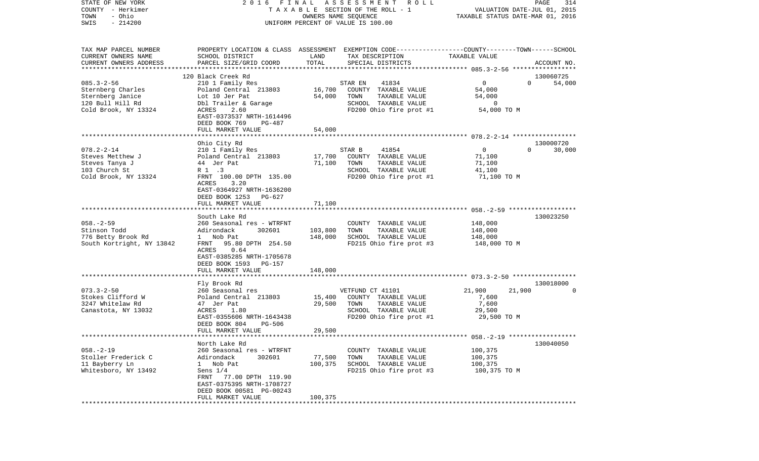STATE OF NEW YORK                                   2016 FINAL ASSESSMENT ROLL
COUNTY - Herkimer                                   TAXABLE SECTION OF THE ROLL - 1                     VALUATION DATE-JUL 01, 2015
TOWN - Ohio                                         OWNERS NAME SEQUENCE                                TAXABLE STATUS DATE-MAR 01, 2016
SWIS - 214200                                       UNIFORM PERCENT OF VALUE IS 100.00

| TAX MAP PARCEL NUMBER / CURRENT OWNERS NAME / CURRENT OWNERS ADDRESS | PROPERTY LOCATION & CLASS / SCHOOL DISTRICT / PARCEL SIZE/GRID COORD | ASSESSMENT LAND | TOTAL | EXEMPTION CODE / TAX DESCRIPTION / SPECIAL DISTRICTS | COUNTY | TOWN | SCHOOL / TAXABLE VALUE / ACCOUNT NO. |
|---|---|---|---|---|---|---|---|
| | 120 Black Creek Rd | | | | | | 130060725 |
| 085.3-2-56 | 210 1 Family Res | | | STAR EN 41834 | 0 | 0 | 54,000 |
| Sternberg Charles | Poland Central 213803 | 16,700 | | COUNTY TAXABLE VALUE | 54,000 | | |
| Sternberg Janice | Lot 10 Jer Pat | | 54,000 | TOWN TAXABLE VALUE | | 54,000 | |
| 120 Bull Hill Rd | Dbl Trailer & Garage | | | SCHOOL TAXABLE VALUE | | | 0 |
| Cold Brook, NY 13324 | ACRES 2.60 | | | FD200 Ohio fire prot #1 | 54,000 TO M | | |
| | EAST-0373537 NRTH-1614496 | | | | | | |
| | DEED BOOK 769 PG-487 | | | | | | |
| | FULL MARKET VALUE | | 54,000 | | | | |
| | Ohio City Rd | | | | | | 130000720 |
| 078.2-2-14 | 210 1 Family Res | | | STAR B 41854 | 0 | 0 | 30,000 |
| Steves Metthew J | Poland Central 213803 | 17,700 | | COUNTY TAXABLE VALUE | 71,100 | | |
| Steves Tanya J | 44 Jer Pat | | 71,100 | TOWN TAXABLE VALUE | | 71,100 | |
| 103 Church St | R 1 .3 | | | SCHOOL TAXABLE VALUE | | | 41,100 |
| Cold Brook, NY 13324 | FRNT 100.00 DPTH 135.00 | | | FD200 Ohio fire prot #1 | 71,100 TO M | | |
| | ACRES 3.20 | | | | | | |
| | EAST-0364927 NRTH-1636200 | | | | | | |
| | DEED BOOK 1253 PG-627 | | | | | | |
| | FULL MARKET VALUE | | 71,100 | | | | |
| | South Lake Rd | | | | | | 130023250 |
| 058.-2-59 | 260 Seasonal res - WTRFNT | | | COUNTY TAXABLE VALUE | 148,000 | | |
| Stinson Todd | Adirondack 302601 | 103,800 | | TOWN TAXABLE VALUE | | 148,000 | |
| 776 Betty Brook Rd | 1 Nob Pat | | 148,000 | SCHOOL TAXABLE VALUE | | | 148,000 |
| South Kortright, NY 13842 | FRNT 95.80 DPTH 254.50 | | | FD215 Ohio fire prot #3 | 148,000 TO M | | |
| | ACRES 0.64 | | | | | | |
| | EAST-0385285 NRTH-1705678 | | | | | | |
| | DEED BOOK 1593 PG-157 | | | | | | |
| | FULL MARKET VALUE | | 148,000 | | | | |
| | Fly Brook Rd | | | | | | 130018000 |
| 073.3-2-50 | 260 Seasonal res | | | VETFUND CT 41101 | 21,900 | 21,900 | 0 |
| Stokes Clifford W | Poland Central 213803 | 15,400 | | COUNTY TAXABLE VALUE | 7,600 | | |
| 3247 Whitelaw Rd | 47 Jer Pat | | 29,500 | TOWN TAXABLE VALUE | | 7,600 | |
| Canastota, NY 13032 | ACRES 1.80 | | | SCHOOL TAXABLE VALUE | | | 29,500 |
| | EAST-0355606 NRTH-1643438 | | | FD200 Ohio fire prot #1 | 29,500 TO M | | |
| | DEED BOOK 804 PG-506 | | | | | | |
| | FULL MARKET VALUE | | 29,500 | | | | |
| | North Lake Rd | | | | | | 130040050 |
| 058.-2-19 | 260 Seasonal res - WTRFNT | | | COUNTY TAXABLE VALUE | 100,375 | | |
| Stoller Frederick C | Adirondack 302601 | 77,500 | | TOWN TAXABLE VALUE | | 100,375 | |
| 11 Bayberry Ln | 1 Nob Pat | | 100,375 | SCHOOL TAXABLE VALUE | | | 100,375 |
| Whitesboro, NY 13492 | Sens 1/4 | | | FD215 Ohio fire prot #3 | 100,375 TO M | | |
| | FRNT 77.00 DPTH 119.90 | | | | | | |
| | EAST-0375395 NRTH-1708727 | | | | | | |
| | DEED BOOK 00581 PG-00243 | | | | | | |
| | FULL MARKET VALUE | | 100,375 | | | | |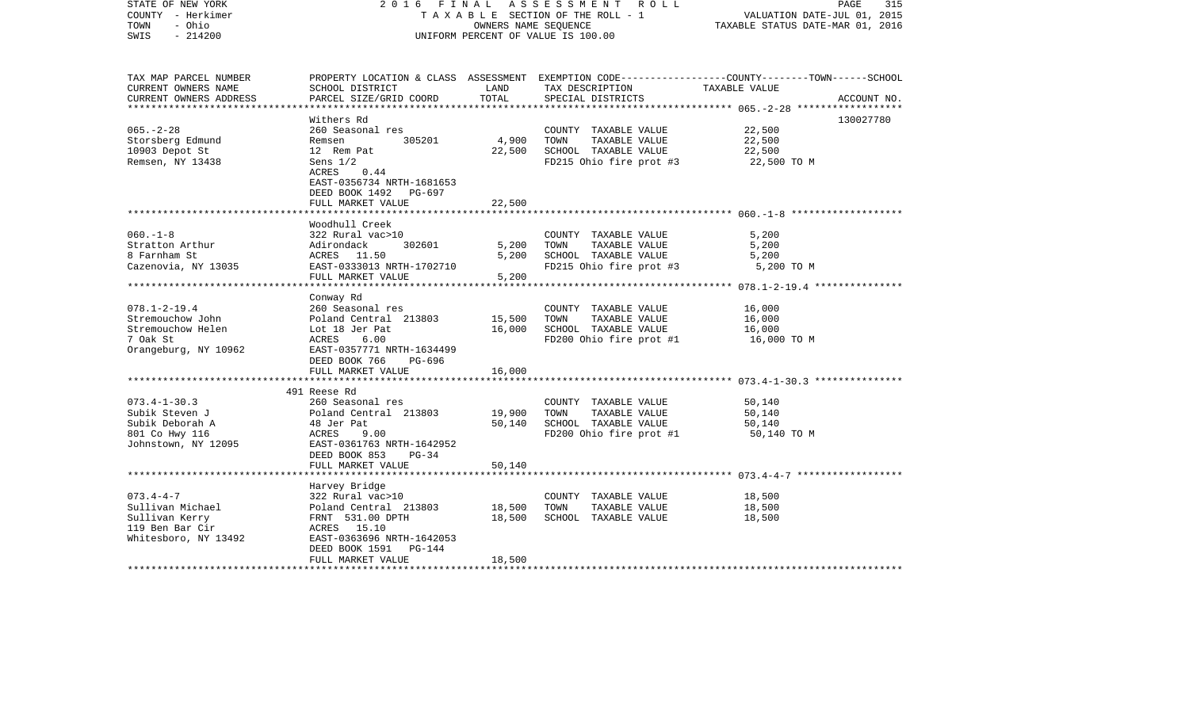STATE OF NEW YORK 2 0 1 6 F I N A L A S S E S S M E N T R O L L
COUNTY - Herkimer T A X A B L E SECTION OF THE ROLL - 1 VALUATION DATE-JUL 01, 2015
TOWN - Ohio OWNERS NAME SEQUENCE TAXABLE STATUS DATE-MAR 01, 2016
SWIS - 214200 UNIFORM PERCENT OF VALUE IS 100.00

| TAX MAP PARCEL NUMBER<br>CURRENT OWNERS NAME<br>CURRENT OWNERS ADDRESS | PROPERTY LOCATION & CLASS<br>SCHOOL DISTRICT<br>PARCEL SIZE/GRID COORD | ASSESSMENT<br>LAND<br>TOTAL | EXEMPTION CODE-----COUNTY-----TOWN------SCHOOL<br>TAX DESCRIPTION<br>SPECIAL DISTRICTS | TAXABLE VALUE | ACCOUNT NO. |
|---|---|---|---|---|---|
| 065.-2-28 | Withers Rd | | | | 130027780 |
| 065.-2-28 | 260 Seasonal res | | COUNTY TAXABLE VALUE | 22,500 | |
| Storsberg Edmund | Remsen 305201 | 4,900 | TOWN TAXABLE VALUE | 22,500 | |
| 10903 Depot St | 12 Rem Pat | 22,500 | SCHOOL TAXABLE VALUE | 22,500 | |
| Remsen, NY 13438 | Sens 1/2 | | FD215 Ohio fire prot #3 | 22,500 TO M | |
| | ACRES 0.44 | | | | |
| | EAST-0356734 NRTH-1681653 | | | | |
| | DEED BOOK 1492 PG-697 | | | | |
| | FULL MARKET VALUE | 22,500 | | | |
| 060.-1-8 | Woodhull Creek | | | | |
| 060.-1-8 | 322 Rural vac>10 | | COUNTY TAXABLE VALUE | 5,200 | |
| Stratton Arthur | Adirondack 302601 | 5,200 | TOWN TAXABLE VALUE | 5,200 | |
| 8 Farnham St | ACRES 11.50 | 5,200 | SCHOOL TAXABLE VALUE | 5,200 | |
| Cazenovia, NY 13035 | EAST-0333013 NRTH-1702710 | | FD215 Ohio fire prot #3 | 5,200 TO M | |
| | FULL MARKET VALUE | 5,200 | | | |
| 078.1-2-19.4 | Conway Rd | | | | |
| 078.1-2-19.4 | 260 Seasonal res | | COUNTY TAXABLE VALUE | 16,000 | |
| Stremouchow John | Poland Central 213803 | 15,500 | TOWN TAXABLE VALUE | 16,000 | |
| Stremouchow Helen | Lot 18 Jer Pat | 16,000 | SCHOOL TAXABLE VALUE | 16,000 | |
| 7 Oak St | ACRES 6.00 | | FD200 Ohio fire prot #1 | 16,000 TO M | |
| Orangeburg, NY 10962 | EAST-0357771 NRTH-1634499 | | | | |
| | DEED BOOK 766 PG-696 | | | | |
| | FULL MARKET VALUE | 16,000 | | | |
| 073.4-1-30.3 | 491 Reese Rd | | | | |
| 073.4-1-30.3 | 260 Seasonal res | | COUNTY TAXABLE VALUE | 50,140 | |
| Subik Steven J | Poland Central 213803 | 19,900 | TOWN TAXABLE VALUE | 50,140 | |
| Subik Deborah A | 48 Jer Pat | 50,140 | SCHOOL TAXABLE VALUE | 50,140 | |
| 801 Co Hwy 116 | ACRES 9.00 | | FD200 Ohio fire prot #1 | 50,140 TO M | |
| Johnstown, NY 12095 | EAST-0361763 NRTH-1642952 | | | | |
| | DEED BOOK 853 PG-34 | | | | |
| | FULL MARKET VALUE | 50,140 | | | |
| 073.4-4-7 | Harvey Bridge | | | | |
| 073.4-4-7 | 322 Rural vac>10 | | COUNTY TAXABLE VALUE | 18,500 | |
| Sullivan Michael | Poland Central 213803 | 18,500 | TOWN TAXABLE VALUE | 18,500 | |
| Sullivan Kerry | FRNT 531.00 DPTH | 18,500 | SCHOOL TAXABLE VALUE | 18,500 | |
| 119 Ben Bar Cir | ACRES 15.10 | | | | |
| Whitesboro, NY 13492 | EAST-0363696 NRTH-1642053 | | | | |
| | DEED BOOK 1591 PG-144 | | | | |
| | FULL MARKET VALUE | 18,500 | | | |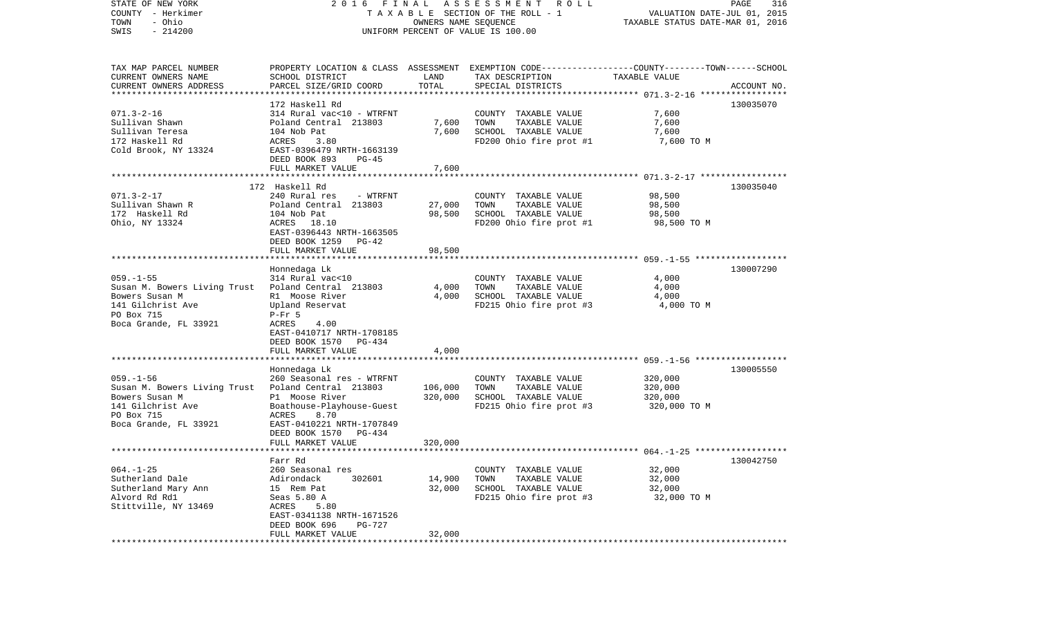STATE OF NEW YORK — COUNTY - Herkimer — TOWN - Ohio — SWIS - 214200

2016 FINAL ASSESSMENT ROLL
TAXABLE SECTION OF THE ROLL - 1
OWNERS NAME SEQUENCE
UNIFORM PERCENT OF VALUE IS 100.00

VALUATION DATE-JUL 01, 2015
TAXABLE STATUS DATE-MAR 01, 2016

| TAX MAP PARCEL NUMBER / CURRENT OWNERS NAME / CURRENT OWNERS ADDRESS | PROPERTY LOCATION & CLASS / SCHOOL DISTRICT / PARCEL SIZE/GRID COORD | ASSESSMENT LAND / TOTAL | EXEMPTION CODE / TAX DESCRIPTION / SPECIAL DISTRICTS | TAXABLE VALUE (COUNTY / TOWN / SCHOOL) | ACCOUNT NO. |
|---|---|---|---|---|---|
| 071.3-2-16 | 172 Haskell Rd | | | | 130035070 |
| | 314 Rural vac<10 - WTRFNT | | COUNTY TAXABLE VALUE | 7,600 | |
| Sullivan Shawn | Poland Central 213803 | 7,600 | TOWN TAXABLE VALUE | 7,600 | |
| Sullivan Teresa | 104 Nob Pat | 7,600 | SCHOOL TAXABLE VALUE | 7,600 | |
| 172 Haskell Rd | ACRES 3.80 | | FD200 Ohio fire prot #1 | 7,600 TO M | |
| Cold Brook, NY 13324 | EAST-0396479 NRTH-1663139 | | | | |
| | DEED BOOK 893 PG-45 | | | | |
| | FULL MARKET VALUE | 7,600 | | | |
| 071.3-2-17 | 172 Haskell Rd | | | | 130035040 |
| | 240 Rural res - WTRFNT | | COUNTY TAXABLE VALUE | 98,500 | |
| Sullivan Shawn R | Poland Central 213803 | 27,000 | TOWN TAXABLE VALUE | 98,500 | |
| 172 Haskell Rd | 104 Nob Pat | 98,500 | SCHOOL TAXABLE VALUE | 98,500 | |
| Ohio, NY 13324 | ACRES 18.10 | | FD200 Ohio fire prot #1 | 98,500 TO M | |
| | EAST-0396443 NRTH-1663505 | | | | |
| | DEED BOOK 1259 PG-42 | | | | |
| | FULL MARKET VALUE | 98,500 | | | |
| 059.-1-55 | Honnedaga Lk | | | | 130007290 |
| | 314 Rural vac<10 | | COUNTY TAXABLE VALUE | 4,000 | |
| Susan M. Bowers Living Trust | Poland Central 213803 | 4,000 | TOWN TAXABLE VALUE | 4,000 | |
| Bowers Susan M | R1 Moose River | 4,000 | SCHOOL TAXABLE VALUE | 4,000 | |
| 141 Gilchrist Ave | Upland Reservat | | FD215 Ohio fire prot #3 | 4,000 TO M | |
| PO Box 715 | P-Fr 5 | | | | |
| Boca Grande, FL 33921 | ACRES 4.00 | | | | |
| | EAST-0410717 NRTH-1708185 | | | | |
| | DEED BOOK 1570 PG-434 | | | | |
| | FULL MARKET VALUE | 4,000 | | | |
| 059.-1-56 | Honnedaga Lk | | | | 130005550 |
| | 260 Seasonal res - WTRFNT | | COUNTY TAXABLE VALUE | 320,000 | |
| Susan M. Bowers Living Trust | Poland Central 213803 | 106,000 | TOWN TAXABLE VALUE | 320,000 | |
| Bowers Susan M | P1 Moose River | 320,000 | SCHOOL TAXABLE VALUE | 320,000 | |
| 141 Gilchrist Ave | Boathouse-Playhouse-Guest | | FD215 Ohio fire prot #3 | 320,000 TO M | |
| PO Box 715 | ACRES 8.70 | | | | |
| Boca Grande, FL 33921 | EAST-0410221 NRTH-1707849 | | | | |
| | DEED BOOK 1570 PG-434 | | | | |
| | FULL MARKET VALUE | 320,000 | | | |
| 064.-1-25 | Farr Rd | | | | 130042750 |
| | 260 Seasonal res | | COUNTY TAXABLE VALUE | 32,000 | |
| Sutherland Dale | Adirondack 302601 | 14,900 | TOWN TAXABLE VALUE | 32,000 | |
| Sutherland Mary Ann | 15 Rem Pat | 32,000 | SCHOOL TAXABLE VALUE | 32,000 | |
| Alvord Rd Rd1 | Seas 5.80 A | | FD215 Ohio fire prot #3 | 32,000 TO M | |
| Stittville, NY 13469 | ACRES 5.80 | | | | |
| | EAST-0341138 NRTH-1671526 | | | | |
| | DEED BOOK 696 PG-727 | | | | |
| | FULL MARKET VALUE | 32,000 | | | |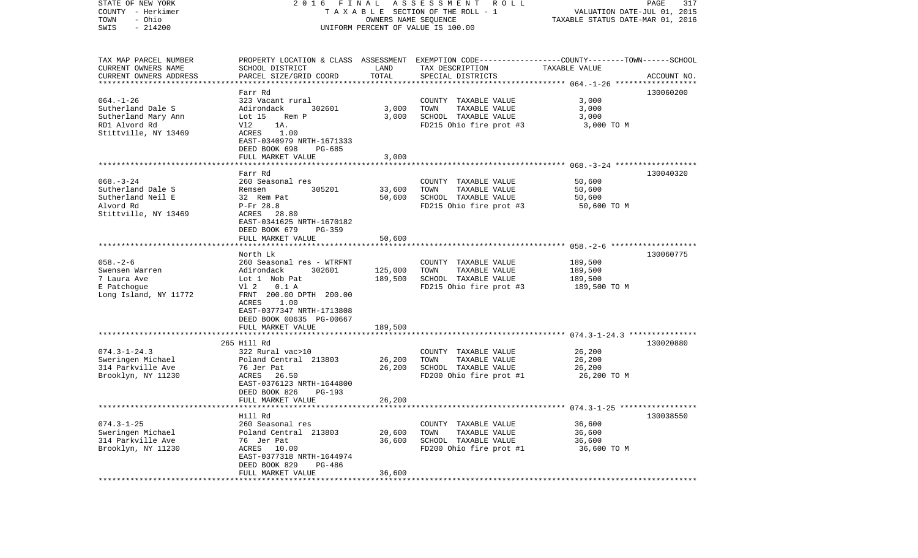STATE OF NEW YORK | 2016 FINAL ASSESSMENT ROLL | VALUATION DATE-JUL 01, 2015
COUNTY - Herkimer | TAXABLE SECTION OF THE ROLL - 1 | TAXABLE STATUS DATE-MAR 01, 2016
TOWN - Ohio | OWNERS NAME SEQUENCE
SWIS - 214200 | UNIFORM PERCENT OF VALUE IS 100.00

| TAX MAP PARCEL NUMBER<br>CURRENT OWNERS NAME<br>CURRENT OWNERS ADDRESS | PROPERTY LOCATION & CLASS<br>SCHOOL DISTRICT<br>PARCEL SIZE/GRID COORD | ASSESSMENT<br>LAND<br>TOTAL | EXEMPTION CODE<br>TAX DESCRIPTION<br>SPECIAL DISTRICTS | COUNTY--------TOWN------SCHOOL<br>TAXABLE VALUE | ACCOUNT NO. |
|---|---|---|---|---|---|
| | Farr Rd | | | | 130060200 |
| 064.-1-26 | 323 Vacant rural | | COUNTY TAXABLE VALUE | 3,000 | |
| Sutherland Dale S | Adirondack 302601 | 3,000 | TOWN TAXABLE VALUE | 3,000 | |
| Sutherland Mary Ann | Lot 15 Rem P | 3,000 | SCHOOL TAXABLE VALUE | 3,000 | |
| RD1 Alvord Rd | Vl2 1A. | | FD215 Ohio fire prot #3 | 3,000 TO M | |
| Stittville, NY 13469 | ACRES 1.00 | | | | |
| | EAST-0340979 NRTH-1671333 | | | | |
| | DEED BOOK 698 PG-685 | | | | |
| | FULL MARKET VALUE | 3,000 | | | |
| | Farr Rd | | | | 130040320 |
| 068.-3-24 | 260 Seasonal res | | COUNTY TAXABLE VALUE | 50,600 | |
| Sutherland Dale S | Remsen 305201 | 33,600 | TOWN TAXABLE VALUE | 50,600 | |
| Sutherland Neil E | 32 Rem Pat | 50,600 | SCHOOL TAXABLE VALUE | 50,600 | |
| Alvord Rd | P-Fr 28.8 | | FD215 Ohio fire prot #3 | 50,600 TO M | |
| Stittville, NY 13469 | ACRES 28.80 | | | | |
| | EAST-0341625 NRTH-1670182 | | | | |
| | DEED BOOK 679 PG-359 | | | | |
| | FULL MARKET VALUE | 50,600 | | | |
| | North Lk | | | | 130060775 |
| 058.-2-6 | 260 Seasonal res - WTRFNT | | COUNTY TAXABLE VALUE | 189,500 | |
| Swensen Warren | Adirondack 302601 | 125,000 | TOWN TAXABLE VALUE | 189,500 | |
| 7 Laura Ave | Lot 1 Nob Pat | 189,500 | SCHOOL TAXABLE VALUE | 189,500 | |
| E Patchogue | Vl 2 0.1 A | | FD215 Ohio fire prot #3 | 189,500 TO M | |
| Long Island, NY 11772 | FRNT 200.00 DPTH 200.00 | | | | |
| | ACRES 1.00 | | | | |
| | EAST-0377347 NRTH-1713808 | | | | |
| | DEED BOOK 00635 PG-00667 | | | | |
| | FULL MARKET VALUE | 189,500 | | | |
| | 265 Hill Rd | | | | 130020880 |
| 074.3-1-24.3 | 322 Rural vac>10 | | COUNTY TAXABLE VALUE | 26,200 | |
| Sweringen Michael | Poland Central 213803 | 26,200 | TOWN TAXABLE VALUE | 26,200 | |
| 314 Parkville Ave | 76 Jer Pat | 26,200 | SCHOOL TAXABLE VALUE | 26,200 | |
| Brooklyn, NY 11230 | ACRES 26.50 | | FD200 Ohio fire prot #1 | 26,200 TO M | |
| | EAST-0376123 NRTH-1644800 | | | | |
| | DEED BOOK 826 PG-193 | | | | |
| | FULL MARKET VALUE | 26,200 | | | |
| | Hill Rd | | | | 130038550 |
| 074.3-1-25 | 260 Seasonal res | | COUNTY TAXABLE VALUE | 36,600 | |
| Sweringen Michael | Poland Central 213803 | 20,600 | TOWN TAXABLE VALUE | 36,600 | |
| 314 Parkville Ave | 76 Jer Pat | 36,600 | SCHOOL TAXABLE VALUE | 36,600 | |
| Brooklyn, NY 11230 | ACRES 10.00 | | FD200 Ohio fire prot #1 | 36,600 TO M | |
| | EAST-0377318 NRTH-1644974 | | | | |
| | DEED BOOK 829 PG-486 | | | | |
| | FULL MARKET VALUE | 36,600 | | | |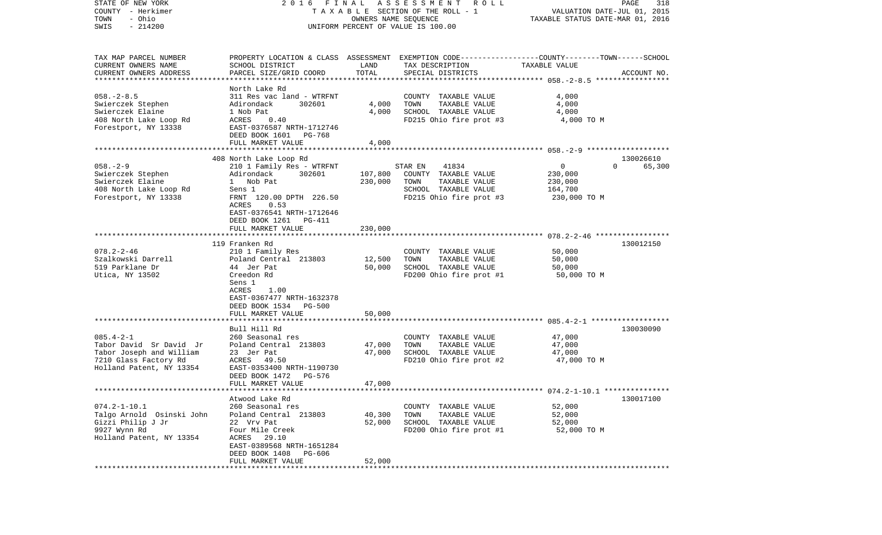STATE OF NEW YORK — 2016 FINAL ASSESSMENT ROLL
COUNTY - Herkimer — TAXABLE SECTION OF THE ROLL - 1 — VALUATION DATE-JUL 01, 2015
TOWN - Ohio — OWNERS NAME SEQUENCE — TAXABLE STATUS DATE-MAR 01, 2016
SWIS - 214200 — UNIFORM PERCENT OF VALUE IS 100.00

| TAX MAP PARCEL NUMBER / CURRENT OWNERS NAME / CURRENT OWNERS ADDRESS | PROPERTY LOCATION & CLASS / SCHOOL DISTRICT / PARCEL SIZE/GRID COORD | ASSESSMENT LAND | TOTAL | EXEMPTION CODE / TAX DESCRIPTION / SPECIAL DISTRICTS | TAXABLE VALUE (COUNTY / TOWN / SCHOOL) | ACCOUNT NO. |
|---|---|---|---|---|---|---|
| **058.-2-8.5** | North Lake Rd | | | | | |
| Swierczek Stephen | 311 Res vac land - WTRFNT | | | COUNTY TAXABLE VALUE | 4,000 | |
| Swierczek Elaine | Adirondack 302601 | 4,000 | | TOWN TAXABLE VALUE | 4,000 | |
| 408 North Lake Loop Rd | 1 Nob Pat | | 4,000 | SCHOOL TAXABLE VALUE | 4,000 | |
| Forestport, NY 13338 | ACRES 0.40 | | | FD215 Ohio fire prot #3 | 4,000 TO M | |
| | EAST-0376587 NRTH-1712746 | | | | | |
| | DEED BOOK 1601 PG-768 | | | | | |
| | FULL MARKET VALUE | | 4,000 | | | |
| **058.-2-9** | 408 North Lake Loop Rd | | | | | 130026610 |
| Swierczek Stephen | 210 1 Family Res - WTRFNT | | | STAR EN 41834 | 0 / 0 / 65,300 | |
| Swierczek Elaine | Adirondack 302601 | 107,800 | | COUNTY TAXABLE VALUE | 230,000 | |
| 408 North Lake Loop Rd | 1 Nob Pat | | 230,000 | TOWN TAXABLE VALUE | 230,000 | |
| Forestport, NY 13338 | Sens 1 | | | SCHOOL TAXABLE VALUE | 164,700 | |
| | FRNT 120.00 DPTH 226.50 | | | FD215 Ohio fire prot #3 | 230,000 TO M | |
| | ACRES 0.53 | | | | | |
| | EAST-0376541 NRTH-1712646 | | | | | |
| | DEED BOOK 1261 PG-411 | | | | | |
| | FULL MARKET VALUE | | 230,000 | | | |
| **078.2-2-46** | 119 Franken Rd | | | | | 130012150 |
| Szalkowski Darrell | 210 1 Family Res | | | COUNTY TAXABLE VALUE | 50,000 | |
| 519 Parklane Dr | Poland Central 213803 | 12,500 | | TOWN TAXABLE VALUE | 50,000 | |
| Utica, NY 13502 | 44 Jer Pat | | 50,000 | SCHOOL TAXABLE VALUE | 50,000 | |
| | Creedon Rd | | | FD200 Ohio fire prot #1 | 50,000 TO M | |
| | Sens 1 | | | | | |
| | ACRES 1.00 | | | | | |
| | EAST-0367477 NRTH-1632378 | | | | | |
| | DEED BOOK 1534 PG-500 | | | | | |
| | FULL MARKET VALUE | | 50,000 | | | |
| **085.4-2-1** | Bull Hill Rd | | | | | 130030090 |
| Tabor David Sr David Jr | 260 Seasonal res | | | COUNTY TAXABLE VALUE | 47,000 | |
| Tabor Joseph and William | Poland Central 213803 | 47,000 | | TOWN TAXABLE VALUE | 47,000 | |
| 7210 Glass Factory Rd | 23 Jer Pat | | 47,000 | SCHOOL TAXABLE VALUE | 47,000 | |
| Holland Patent, NY 13354 | ACRES 49.50 | | | FD210 Ohio fire prot #2 | 47,000 TO M | |
| | EAST-0353400 NRTH-1190730 | | | | | |
| | DEED BOOK 1472 PG-576 | | | | | |
| | FULL MARKET VALUE | | 47,000 | | | |
| **074.2-1-10.1** | Atwood Lake Rd | | | | | 130017100 |
| Talgo Arnold Osinski John | 260 Seasonal res | | | COUNTY TAXABLE VALUE | 52,000 | |
| Gizzi Philip J Jr | Poland Central 213803 | 40,300 | | TOWN TAXABLE VALUE | 52,000 | |
| 9927 Wynn Rd | 22 Vrv Pat | | 52,000 | SCHOOL TAXABLE VALUE | 52,000 | |
| Holland Patent, NY 13354 | Four Mile Creek | | | FD200 Ohio fire prot #1 | 52,000 TO M | |
| | ACRES 29.10 | | | | | |
| | EAST-0389568 NRTH-1651284 | | | | | |
| | DEED BOOK 1408 PG-606 | | | | | |
| | FULL MARKET VALUE | | 52,000 | | | |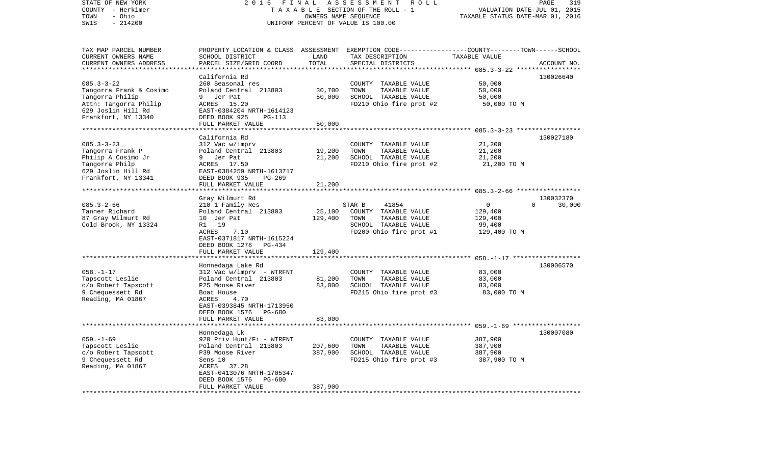STATE OF NEW YORK
COUNTY - Herkimer
TOWN - Ohio
SWIS - 214200

2016 FINAL ASSESSMENT ROLL
TAXABLE SECTION OF THE ROLL - 1
OWNERS NAME SEQUENCE
UNIFORM PERCENT OF VALUE IS 100.00

VALUATION DATE-JUL 01, 2015
TAXABLE STATUS DATE-MAR 01, 2016

| TAX MAP PARCEL NUMBER / CURRENT OWNERS NAME / CURRENT OWNERS ADDRESS | PROPERTY LOCATION & CLASS / SCHOOL DISTRICT / PARCEL SIZE/GRID COORD | ASSESSMENT LAND | TOTAL | EXEMPTION CODE / TAX DESCRIPTION / SPECIAL DISTRICTS | COUNTY / TOWN / SCHOOL TAXABLE VALUE | ACCOUNT NO. |
|---|---|---|---|---|---|---|
| **085.3-3-22** | California Rd | | | | | 130026640 |
| 085.3-3-22 | 260 Seasonal res | | | COUNTY TAXABLE VALUE | 50,000 | |
| Tangorra Frank & Cosimo | Poland Central 213803 | 30,700 | | TOWN TAXABLE VALUE | 50,000 | |
| Tangorra Philip | 9 Jer Pat | | 50,000 | SCHOOL TAXABLE VALUE | 50,000 | |
| Attn: Tangorra Philip | ACRES 15.20 | | | FD210 Ohio fire prot #2 | 50,000 TO M | |
| 629 Joslin Hill Rd | EAST-0384204 NRTH-1614123 | | | | | |
| Frankfort, NY 13340 | DEED BOOK 925 PG-113 | | | | | |
| | FULL MARKET VALUE | | 50,000 | | | |
| **085.3-3-23** | California Rd | | | | | 130027180 |
| 085.3-3-23 | 312 Vac w/imprv | | | COUNTY TAXABLE VALUE | 21,200 | |
| Tangorra Frank P | Poland Central 213803 | 19,200 | | TOWN TAXABLE VALUE | 21,200 | |
| Philip A Cosimo Jr | 9 Jer Pat | | 21,200 | SCHOOL TAXABLE VALUE | 21,200 | |
| Tangorra Philp | ACRES 17.50 | | | FD210 Ohio fire prot #2 | 21,200 TO M | |
| 629 Joslin Hill Rd | EAST-0384259 NRTH-1613717 | | | | | |
| Frankfort, NY 13341 | DEED BOOK 935 PG-269 | | | | | |
| | FULL MARKET VALUE | | 21,200 | | | |
| **085.3-2-66** | Gray Wilmurt Rd | | | | | 130032370 |
| 085.3-2-66 | 210 1 Family Res | | | STAR B 41854 | 0 0 30,000 | |
| Tanner Richard | Poland Central 213803 | 25,100 | | COUNTY TAXABLE VALUE | 129,400 | |
| 87 Gray Wilmurt Rd | 10 Jer Pat | | 129,400 | TOWN TAXABLE VALUE | 129,400 | |
| Cold Brook, NY 13324 | R1 19 | | | SCHOOL TAXABLE VALUE | 99,400 | |
| | ACRES 7.10 | | | FD200 Ohio fire prot #1 | 129,400 TO M | |
| | EAST-0371817 NRTH-1615224 | | | | | |
| | DEED BOOK 1278 PG-434 | | | | | |
| | FULL MARKET VALUE | | 129,400 | | | |
| **058.-1-17** | Honnedaga Lake Rd | | | | | 130006570 |
| 058.-1-17 | 312 Vac w/imprv - WTRFNT | | | COUNTY TAXABLE VALUE | 83,000 | |
| Tapscott Leslie | Poland Central 213803 | 81,200 | | TOWN TAXABLE VALUE | 83,000 | |
| c/o Robert Tapscott | P25 Moose River | | 83,000 | SCHOOL TAXABLE VALUE | 83,000 | |
| 9 Chequessett Rd | Boat House | | | FD215 Ohio fire prot #3 | 83,000 TO M | |
| Reading, MA 01867 | ACRES 4.70 | | | | | |
| | EAST-0393845 NRTH-1713950 | | | | | |
| | DEED BOOK 1576 PG-680 | | | | | |
| | FULL MARKET VALUE | | 83,000 | | | |
| **059.-1-69** | Honnedaga Lk | | | | | 130007080 |
| 059.-1-69 | 920 Priv Hunt/Fi - WTRFNT | | | COUNTY TAXABLE VALUE | 387,900 | |
| Tapscott Leslie | Poland Central 213803 | 207,600 | | TOWN TAXABLE VALUE | 387,900 | |
| c/o Robert Tapscott | P39 Moose River | | 387,900 | SCHOOL TAXABLE VALUE | 387,900 | |
| 9 Chequessett Rd | Sens 10 | | | FD215 Ohio fire prot #3 | 387,900 TO M | |
| Reading, MA 01867 | ACRES 37.28 | | | | | |
| | EAST-0413076 NRTH-1705347 | | | | | |
| | DEED BOOK 1576 PG-680 | | | | | |
| | FULL MARKET VALUE | | 387,900 | | | |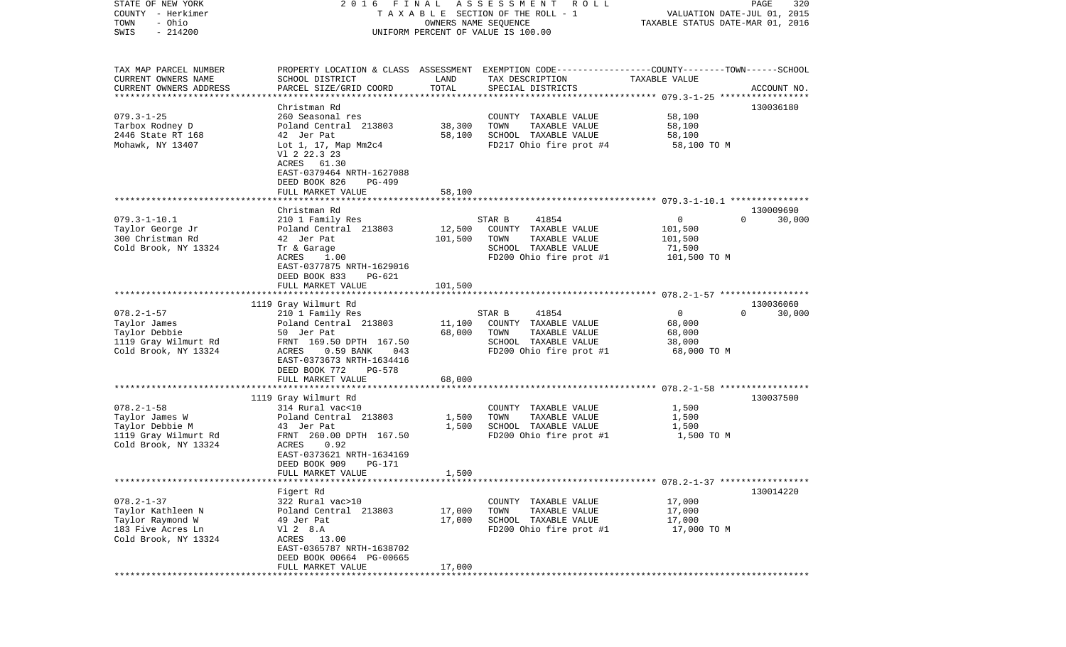STATE OF NEW YORK | 2016 FINAL ASSESSMENT ROLL | PAGE 320
COUNTY - Herkimer | TAXABLE SECTION OF THE ROLL - 1 | VALUATION DATE-JUL 01, 2015
TOWN - Ohio | OWNERS NAME SEQUENCE | TAXABLE STATUS DATE-MAR 01, 2016
SWIS - 214200 | UNIFORM PERCENT OF VALUE IS 100.00

| TAX MAP PARCEL NUMBER<br>CURRENT OWNERS NAME<br>CURRENT OWNERS ADDRESS | PROPERTY LOCATION & CLASS<br>SCHOOL DISTRICT<br>PARCEL SIZE/GRID COORD | ASSESSMENT<br>LAND<br>TOTAL | EXEMPTION CODE<br>TAX DESCRIPTION<br>SPECIAL DISTRICTS | COUNTY--------TOWN------SCHOOL<br>TAXABLE VALUE | ACCOUNT NO. |
|---|---|---|---|---|---|
| 079.3-1-25 | Christman Rd | | | | 130036180 |
| 079.3-1-25 | 260 Seasonal res | | COUNTY TAXABLE VALUE | 58,100 | |
| Tarbox Rodney D | Poland Central 213803 | 38,300 | TOWN TAXABLE VALUE | 58,100 | |
| 2446 State RT 168 | 42 Jer Pat | 58,100 | SCHOOL TAXABLE VALUE | 58,100 | |
| Mohawk, NY 13407 | Lot 1, 17, Map Mm2c4 | | FD217 Ohio fire prot #4 | 58,100 TO M | |
| | Vl 2 22.3 23 | | | | |
| | ACRES 61.30 | | | | |
| | EAST-0379464 NRTH-1627088 | | | | |
| | DEED BOOK 826 PG-499 | | | | |
| | FULL MARKET VALUE | 58,100 | | | |
| 079.3-1-10.1 | Christman Rd | | | | 130009690 |
| 079.3-1-10.1 | 210 1 Family Res | | STAR B 41854 | 0 0 | 30,000 |
| Taylor George Jr | Poland Central 213803 | 12,500 | COUNTY TAXABLE VALUE | 101,500 | |
| 300 Christman Rd | 42 Jer Pat | 101,500 | TOWN TAXABLE VALUE | 101,500 | |
| Cold Brook, NY 13324 | Tr & Garage | | SCHOOL TAXABLE VALUE | 71,500 | |
| | ACRES 1.00 | | FD200 Ohio fire prot #1 | 101,500 TO M | |
| | EAST-0377875 NRTH-1629016 | | | | |
| | DEED BOOK 833 PG-621 | | | | |
| | FULL MARKET VALUE | 101,500 | | | |
| 078.2-1-57 | 1119 Gray Wilmurt Rd | | | | 130036060 |
| 078.2-1-57 | 210 1 Family Res | | STAR B 41854 | 0 0 | 30,000 |
| Taylor James | Poland Central 213803 | 11,100 | COUNTY TAXABLE VALUE | 68,000 | |
| Taylor Debbie | 50 Jer Pat | 68,000 | TOWN TAXABLE VALUE | 68,000 | |
| 1119 Gray Wilmurt Rd | FRNT 169.50 DPTH 167.50 | | SCHOOL TAXABLE VALUE | 38,000 | |
| Cold Brook, NY 13324 | ACRES 0.59 BANK 043 | | FD200 Ohio fire prot #1 | 68,000 TO M | |
| | EAST-0373673 NRTH-1634416 | | | | |
| | DEED BOOK 772 PG-578 | | | | |
| | FULL MARKET VALUE | 68,000 | | | |
| 078.2-1-58 | 1119 Gray Wilmurt Rd | | | | 130037500 |
| 078.2-1-58 | 314 Rural vac<10 | | COUNTY TAXABLE VALUE | 1,500 | |
| Taylor James W | Poland Central 213803 | 1,500 | TOWN TAXABLE VALUE | 1,500 | |
| Taylor Debbie M | 43 Jer Pat | 1,500 | SCHOOL TAXABLE VALUE | 1,500 | |
| 1119 Gray Wilmurt Rd | FRNT 260.00 DPTH 167.50 | | FD200 Ohio fire prot #1 | 1,500 TO M | |
| Cold Brook, NY 13324 | ACRES 0.92 | | | | |
| | EAST-0373621 NRTH-1634169 | | | | |
| | DEED BOOK 909 PG-171 | | | | |
| | FULL MARKET VALUE | 1,500 | | | |
| 078.2-1-37 | Figert Rd | | | | 130014220 |
| 078.2-1-37 | 322 Rural vac>10 | | COUNTY TAXABLE VALUE | 17,000 | |
| Taylor Kathleen N | Poland Central 213803 | 17,000 | TOWN TAXABLE VALUE | 17,000 | |
| Taylor Raymond W | 49 Jer Pat | 17,000 | SCHOOL TAXABLE VALUE | 17,000 | |
| 183 Five Acres Ln | Vl 2 8.A | | FD200 Ohio fire prot #1 | 17,000 TO M | |
| Cold Brook, NY 13324 | ACRES 13.00 | | | | |
| | EAST-0365787 NRTH-1638702 | | | | |
| | DEED BOOK 00664 PG-00665 | | | | |
| | FULL MARKET VALUE | 17,000 | | | |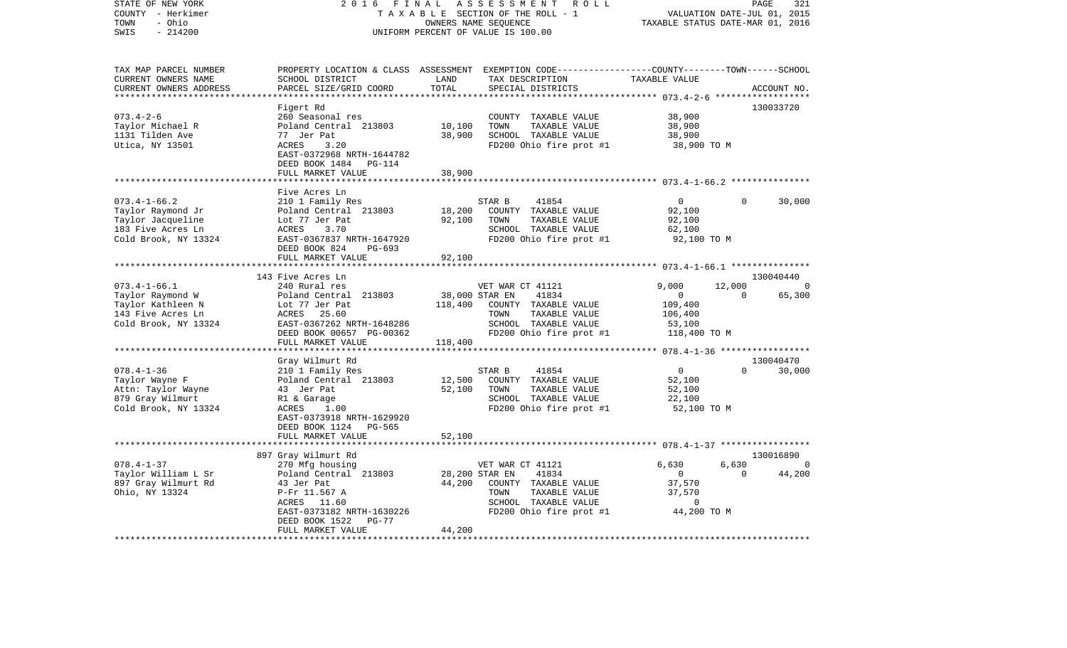STATE OF NEW YORK
COUNTY - Herkimer
TOWN - Ohio
SWIS - 214200

2 0 1 6 F I N A L A S S E S S M E N T R O L L
T A X A B L E SECTION OF THE ROLL - 1
OWNERS NAME SEQUENCE
UNIFORM PERCENT OF VALUE IS 100.00

VALUATION DATE-JUL 01, 2015
TAXABLE STATUS DATE-MAR 01, 2016

| TAX MAP PARCEL NUMBER / CURRENT OWNERS NAME / CURRENT OWNERS ADDRESS | PROPERTY LOCATION & CLASS / SCHOOL DISTRICT / PARCEL SIZE/GRID COORD | ASSESSMENT LAND / TOTAL | EXEMPTION CODE / TAX DESCRIPTION / SPECIAL DISTRICTS | COUNTY | TOWN | SCHOOL | ACCOUNT NO. |
|---|---|---|---|---|---|---|---|
| **073.4-2-6** | Figert Rd | | | | | | 130033720 |
| 073.4-2-6 | 260 Seasonal res | | COUNTY TAXABLE VALUE | 38,900 | | | |
| Taylor Michael R | Poland Central 213803 | 10,100 | TOWN TAXABLE VALUE | | 38,900 | | |
| 1131 Tilden Ave | 77 Jer Pat | 38,900 | SCHOOL TAXABLE VALUE | | | 38,900 | |
| Utica, NY 13501 | ACRES 3.20 | | FD200 Ohio fire prot #1 | 38,900 TO M | | | |
| | EAST-0372968 NRTH-1644782 | | | | | | |
| | DEED BOOK 1484 PG-114 | | | | | | |
| | FULL MARKET VALUE | 38,900 | | | | | |
| **073.4-1-66.2** | Five Acres Ln | | | | | | |
| 073.4-1-66.2 | 210 1 Family Res | | STAR B 41854 | 0 | 0 | 30,000 | |
| Taylor Raymond Jr | Poland Central 213803 | 18,200 | COUNTY TAXABLE VALUE | 92,100 | | | |
| Taylor Jacqueline | Lot 77 Jer Pat | 92,100 | TOWN TAXABLE VALUE | | 92,100 | | |
| 183 Five Acres Ln | ACRES 3.70 | | SCHOOL TAXABLE VALUE | | | 62,100 | |
| Cold Brook, NY 13324 | EAST-0367837 NRTH-1647920 | | FD200 Ohio fire prot #1 | 92,100 TO M | | | |
| | DEED BOOK 824 PG-693 | | | | | | |
| | FULL MARKET VALUE | 92,100 | | | | | |
| **073.4-1-66.1** | 143 Five Acres Ln | | | | | | 130040440 |
| 073.4-1-66.1 | 240 Rural res | | VET WAR CT 41121 | 9,000 | 12,000 | 0 | |
| Taylor Raymond W | Poland Central 213803 | 38,000 | STAR EN 41834 | 0 | 0 | 65,300 | |
| Taylor Kathleen N | Lot 77 Jer Pat | 118,400 | COUNTY TAXABLE VALUE | 109,400 | | | |
| 143 Five Acres Ln | ACRES 25.60 | | TOWN TAXABLE VALUE | | 106,400 | | |
| Cold Brook, NY 13324 | EAST-0367262 NRTH-1648286 | | SCHOOL TAXABLE VALUE | | | 53,100 | |
| | DEED BOOK 00657 PG-00362 | | FD200 Ohio fire prot #1 | 118,400 TO M | | | |
| | FULL MARKET VALUE | 118,400 | | | | | |
| **078.4-1-36** | Gray Wilmurt Rd | | | | | | 130040470 |
| 078.4-1-36 | 210 1 Family Res | | STAR B 41854 | 0 | 0 | 30,000 | |
| Taylor Wayne F | Poland Central 213803 | 12,500 | COUNTY TAXABLE VALUE | 52,100 | | | |
| Attn: Taylor Wayne | 43 Jer Pat | 52,100 | TOWN TAXABLE VALUE | | 52,100 | | |
| 879 Gray Wilmurt | R1 & Garage | | SCHOOL TAXABLE VALUE | | | 22,100 | |
| Cold Brook, NY 13324 | ACRES 1.00 | | FD200 Ohio fire prot #1 | 52,100 TO M | | | |
| | EAST-0373918 NRTH-1629920 | | | | | | |
| | DEED BOOK 1124 PG-565 | | | | | | |
| | FULL MARKET VALUE | 52,100 | | | | | |
| **078.4-1-37** | 897 Gray Wilmurt Rd | | | | | | 130016890 |
| 078.4-1-37 | 270 Mfg housing | | VET WAR CT 41121 | 6,630 | 6,630 | 0 | |
| Taylor William L Sr | Poland Central 213803 | 28,200 | STAR EN 41834 | 0 | 0 | 44,200 | |
| 897 Gray Wilmurt Rd | 43 Jer Pat | 44,200 | COUNTY TAXABLE VALUE | 37,570 | | | |
| Ohio, NY 13324 | P-Fr 11.567 A | | TOWN TAXABLE VALUE | | 37,570 | | |
| | ACRES 11.60 | | SCHOOL TAXABLE VALUE | | | 0 | |
| | EAST-0373182 NRTH-1630226 | | FD200 Ohio fire prot #1 | 44,200 TO M | | | |
| | DEED BOOK 1522 PG-77 | | | | | | |
| | FULL MARKET VALUE | 44,200 | | | | | |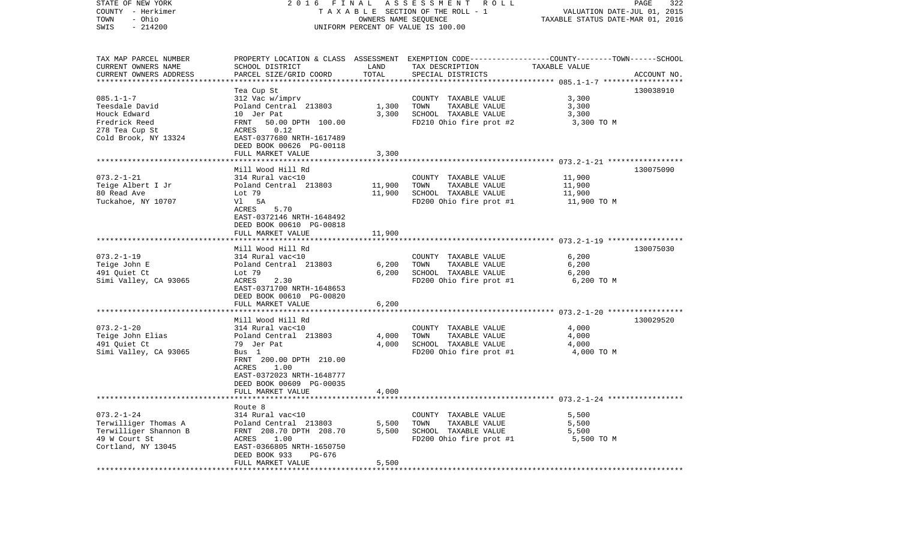STATE OF NEW YORK 2016 FINAL ASSESSMENT ROLL
COUNTY - Herkimer TAXABLE SECTION OF THE ROLL - 1 VALUATION DATE-JUL 01, 2015
TOWN - Ohio OWNERS NAME SEQUENCE TAXABLE STATUS DATE-MAR 01, 2016
SWIS - 214200 UNIFORM PERCENT OF VALUE IS 100.00

| TAX MAP PARCEL NUMBER / CURRENT OWNERS NAME / CURRENT OWNERS ADDRESS | PROPERTY LOCATION & CLASS / SCHOOL DISTRICT / PARCEL SIZE/GRID COORD | ASSESSMENT LAND / TOTAL | EXEMPTION CODE / TAX DESCRIPTION / SPECIAL DISTRICTS | TAXABLE VALUE (COUNTY / TOWN / SCHOOL) | ACCOUNT NO. |
|---|---|---|---|---|---|
| 085.1-1-7 | Tea Cup St | | | | 130038910 |
| Teesdale David | 312 Vac w/imprv | | COUNTY TAXABLE VALUE | 3,300 | |
| Houck Edward | Poland Central 213803 | 1,300 | TOWN TAXABLE VALUE | 3,300 | |
| Fredrick Reed | 10 Jer Pat | 3,300 | SCHOOL TAXABLE VALUE | 3,300 | |
| 278 Tea Cup St | FRNT 50.00 DPTH 100.00 | | FD210 Ohio fire prot #2 | 3,300 TO M | |
| Cold Brook, NY 13324 | ACRES 0.12 | | | | |
| | EAST-0377680 NRTH-1617489 | | | | |
| | DEED BOOK 00626 PG-00118 | | | | |
| | FULL MARKET VALUE | 3,300 | | | |
| 073.2-1-21 | Mill Wood Hill Rd | | | | 130075090 |
| Teige Albert I Jr | 314 Rural vac<10 | | COUNTY TAXABLE VALUE | 11,900 | |
| 80 Read Ave | Poland Central 213803 | 11,900 | TOWN TAXABLE VALUE | 11,900 | |
| Tuckahoe, NY 10707 | Lot 79 | 11,900 | SCHOOL TAXABLE VALUE | 11,900 | |
| | Vl 5A | | FD200 Ohio fire prot #1 | 11,900 TO M | |
| | ACRES 5.70 | | | | |
| | EAST-0372146 NRTH-1648492 | | | | |
| | DEED BOOK 00610 PG-00818 | | | | |
| | FULL MARKET VALUE | 11,900 | | | |
| 073.2-1-19 | Mill Wood Hill Rd | | | | 130075030 |
| Teige John E | 314 Rural vac<10 | | COUNTY TAXABLE VALUE | 6,200 | |
| 491 Quiet Ct | Poland Central 213803 | 6,200 | TOWN TAXABLE VALUE | 6,200 | |
| Simi Valley, CA 93065 | Lot 79 | 6,200 | SCHOOL TAXABLE VALUE | 6,200 | |
| | ACRES 2.30 | | FD200 Ohio fire prot #1 | 6,200 TO M | |
| | EAST-0371700 NRTH-1648653 | | | | |
| | DEED BOOK 00610 PG-00820 | | | | |
| | FULL MARKET VALUE | 6,200 | | | |
| 073.2-1-20 | Mill Wood Hill Rd | | | | 130029520 |
| Teige John Elias | 314 Rural vac<10 | | COUNTY TAXABLE VALUE | 4,000 | |
| 491 Quiet Ct | Poland Central 213803 | 4,000 | TOWN TAXABLE VALUE | 4,000 | |
| Simi Valley, CA 93065 | 79 Jer Pat | 4,000 | SCHOOL TAXABLE VALUE | 4,000 | |
| | Bus 1 | | FD200 Ohio fire prot #1 | 4,000 TO M | |
| | FRNT 200.00 DPTH 210.00 | | | | |
| | ACRES 1.00 | | | | |
| | EAST-0372023 NRTH-1648777 | | | | |
| | DEED BOOK 00609 PG-00035 | | | | |
| | FULL MARKET VALUE | 4,000 | | | |
| 073.2-1-24 | Route 8 | | | | |
| Terwilliger Thomas A | 314 Rural vac<10 | | COUNTY TAXABLE VALUE | 5,500 | |
| Terwilliger Shannon B | Poland Central 213803 | 5,500 | TOWN TAXABLE VALUE | 5,500 | |
| 49 W Court St | FRNT 208.70 DPTH 208.70 | 5,500 | SCHOOL TAXABLE VALUE | 5,500 | |
| Cortland, NY 13045 | ACRES 1.00 | | FD200 Ohio fire prot #1 | 5,500 TO M | |
| | EAST-0366805 NRTH-1650750 | | | | |
| | DEED BOOK 933 PG-676 | | | | |
| | FULL MARKET VALUE | 5,500 | | | |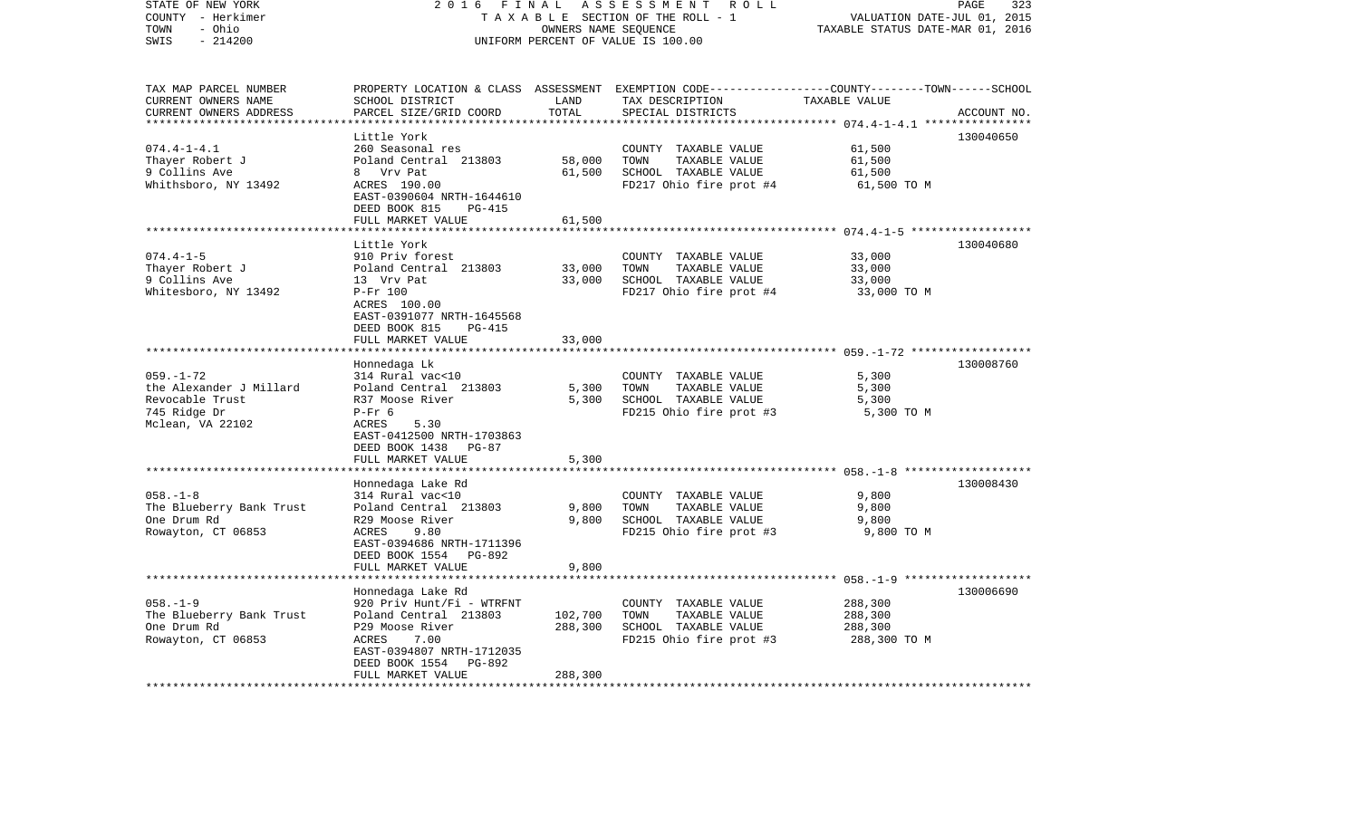STATE OF NEW YORK | 2 0 1 6 F I N A L A S S E S S M E N T R O L L | PAGE 323
COUNTY - Herkimer | T A X A B L E SECTION OF THE ROLL - 1 | VALUATION DATE-JUL 01, 2015
TOWN - Ohio | OWNERS NAME SEQUENCE | TAXABLE STATUS DATE-MAR 01, 2016
SWIS - 214200 | UNIFORM PERCENT OF VALUE IS 100.00

| TAX MAP PARCEL NUMBER<br>CURRENT OWNERS NAME<br>CURRENT OWNERS ADDRESS | PROPERTY LOCATION & CLASS<br>SCHOOL DISTRICT<br>PARCEL SIZE/GRID COORD | ASSESSMENT<br>LAND<br>TOTAL | EXEMPTION CODE-----COUNTY-----TOWN-----SCHOOL<br>TAX DESCRIPTION<br>SPECIAL DISTRICTS | TAXABLE VALUE | ACCOUNT NO. |
|---|---|---|---|---|---|
| 074.4-1-4.1 | Little York | | | | 130040650 |
| 074.4-1-4.1 | 260 Seasonal res | | COUNTY TAXABLE VALUE | 61,500 | |
| Thayer Robert J | Poland Central 213803 | 58,000 | TOWN TAXABLE VALUE | 61,500 | |
| 9 Collins Ave | 8 Vrv Pat | 61,500 | SCHOOL TAXABLE VALUE | 61,500 | |
| Whithsboro, NY 13492 | ACRES 190.00 | | FD217 Ohio fire prot #4 | 61,500 TO M | |
| | EAST-0390604 NRTH-1644610 | | | | |
| | DEED BOOK 815 PG-415 | | | | |
| | FULL MARKET VALUE | 61,500 | | | |
| 074.4-1-5 | Little York | | | | 130040680 |
| 074.4-1-5 | 910 Priv forest | | COUNTY TAXABLE VALUE | 33,000 | |
| Thayer Robert J | Poland Central 213803 | 33,000 | TOWN TAXABLE VALUE | 33,000 | |
| 9 Collins Ave | 13 Vrv Pat | 33,000 | SCHOOL TAXABLE VALUE | 33,000 | |
| Whitesboro, NY 13492 | P-Fr 100 | | FD217 Ohio fire prot #4 | 33,000 TO M | |
| | ACRES 100.00 | | | | |
| | EAST-0391077 NRTH-1645568 | | | | |
| | DEED BOOK 815 PG-415 | | | | |
| | FULL MARKET VALUE | 33,000 | | | |
| 059.-1-72 | Honnedaga Lk | | | | 130008760 |
| 059.-1-72 | 314 Rural vac<10 | | COUNTY TAXABLE VALUE | 5,300 | |
| the Alexander J Millard | Poland Central 213803 | 5,300 | TOWN TAXABLE VALUE | 5,300 | |
| Revocable Trust | R37 Moose River | 5,300 | SCHOOL TAXABLE VALUE | 5,300 | |
| 745 Ridge Dr | P-Fr 6 | | FD215 Ohio fire prot #3 | 5,300 TO M | |
| Mclean, VA 22102 | ACRES 5.30 | | | | |
| | EAST-0412500 NRTH-1703863 | | | | |
| | DEED BOOK 1438 PG-87 | | | | |
| | FULL MARKET VALUE | 5,300 | | | |
| 058.-1-8 | Honnedaga Lake Rd | | | | 130008430 |
| 058.-1-8 | 314 Rural vac<10 | | COUNTY TAXABLE VALUE | 9,800 | |
| The Blueberry Bank Trust | Poland Central 213803 | 9,800 | TOWN TAXABLE VALUE | 9,800 | |
| One Drum Rd | R29 Moose River | 9,800 | SCHOOL TAXABLE VALUE | 9,800 | |
| Rowayton, CT 06853 | ACRES 9.80 | | FD215 Ohio fire prot #3 | 9,800 TO M | |
| | EAST-0394686 NRTH-1711396 | | | | |
| | DEED BOOK 1554 PG-892 | | | | |
| | FULL MARKET VALUE | 9,800 | | | |
| 058.-1-9 | Honnedaga Lake Rd | | | | 130006690 |
| 058.-1-9 | 920 Priv Hunt/Fi - WTRFNT | | COUNTY TAXABLE VALUE | 288,300 | |
| The Blueberry Bank Trust | Poland Central 213803 | 102,700 | TOWN TAXABLE VALUE | 288,300 | |
| One Drum Rd | P29 Moose River | 288,300 | SCHOOL TAXABLE VALUE | 288,300 | |
| Rowayton, CT 06853 | ACRES 7.00 | | FD215 Ohio fire prot #3 | 288,300 TO M | |
| | EAST-0394807 NRTH-1712035 | | | | |
| | DEED BOOK 1554 PG-892 | | | | |
| | FULL MARKET VALUE | 288,300 | | | |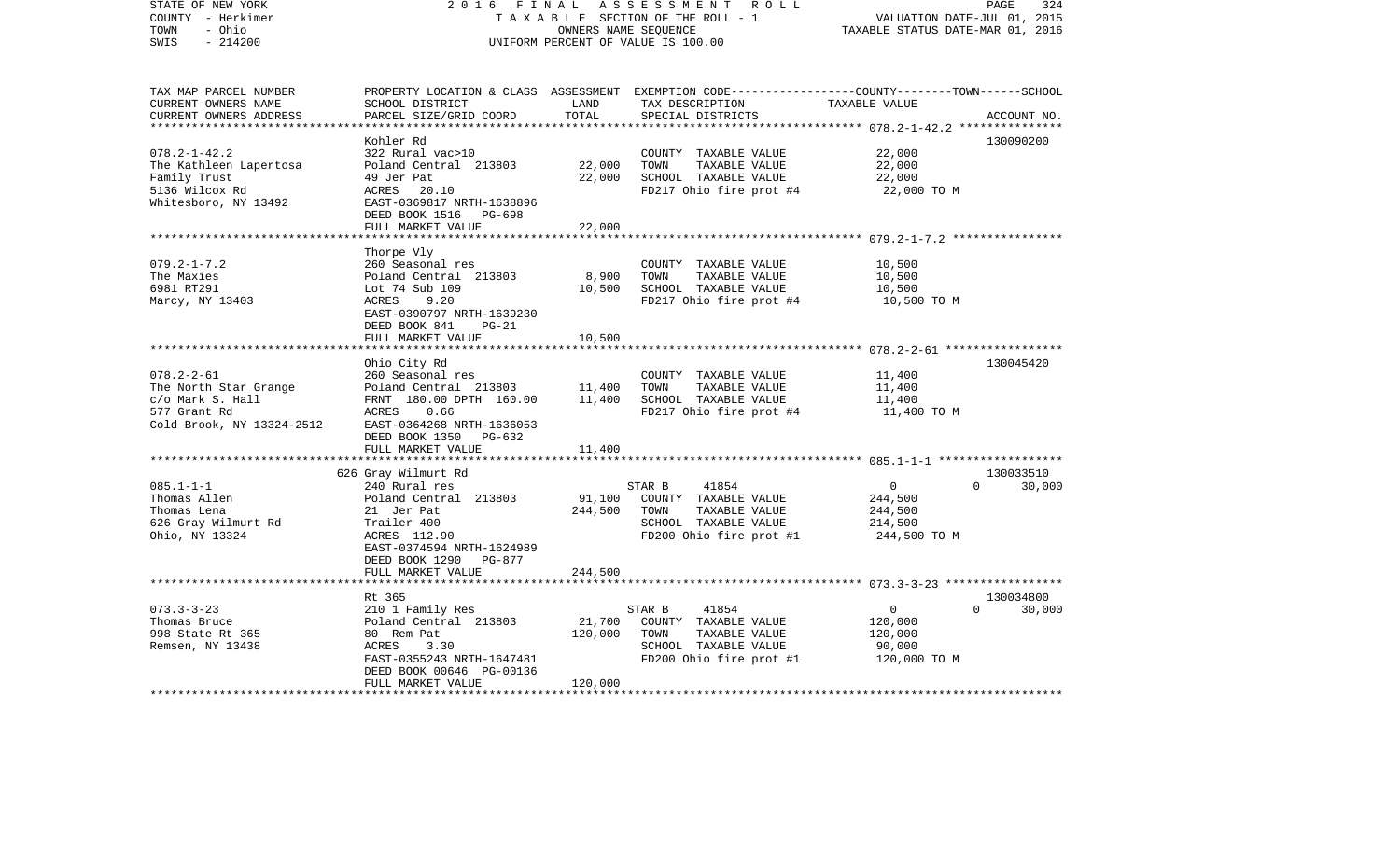STATE OF NEW YORK — 2016 FINAL ASSESSMENT ROLL
COUNTY - Herkimer — TAXABLE SECTION OF THE ROLL - 1 — VALUATION DATE-JUL 01, 2015
TOWN - Ohio — OWNERS NAME SEQUENCE — TAXABLE STATUS DATE-MAR 01, 2016
SWIS - 214200 — UNIFORM PERCENT OF VALUE IS 100.00

| TAX MAP PARCEL NUMBER / CURRENT OWNERS NAME / CURRENT OWNERS ADDRESS | PROPERTY LOCATION & CLASS / SCHOOL DISTRICT / PARCEL SIZE/GRID COORD | ASSESSMENT LAND | TOTAL | EXEMPTION CODE / TAX DESCRIPTION / SPECIAL DISTRICTS | COUNTY | TOWN | SCHOOL / TAXABLE VALUE | ACCOUNT NO. |
|---|---|---|---|---|---|---|---|---|
| 078.2-1-42.2 | Kohler Rd | | | | | | | 130090200 |
| | 322 Rural vac>10 | | | COUNTY TAXABLE VALUE | 22,000 | | | |
| The Kathleen Lapertosa | Poland Central 213803 | 22,000 | | TOWN TAXABLE VALUE | | 22,000 | | |
| Family Trust | 49 Jer Pat | | 22,000 | SCHOOL TAXABLE VALUE | | | 22,000 | |
| 5136 Wilcox Rd | ACRES 20.10 | | | FD217 Ohio fire prot #4 | 22,000 TO M | | | |
| Whitesboro, NY 13492 | EAST-0369817 NRTH-1638896 | | | | | | | |
| | DEED BOOK 1516 PG-698 | | | | | | | |
| | FULL MARKET VALUE | | 22,000 | | | | | |
| 079.2-1-7.2 | Thorpe Vly | | | | | | | |
| | 260 Seasonal res | | | COUNTY TAXABLE VALUE | 10,500 | | | |
| The Maxies | Poland Central 213803 | 8,900 | | TOWN TAXABLE VALUE | | 10,500 | | |
| 6981 RT291 | Lot 74 Sub 109 | | 10,500 | SCHOOL TAXABLE VALUE | | | 10,500 | |
| Marcy, NY 13403 | ACRES 9.20 | | | FD217 Ohio fire prot #4 | 10,500 TO M | | | |
| | EAST-0390797 NRTH-1639230 | | | | | | | |
| | DEED BOOK 841 PG-21 | | | | | | | |
| | FULL MARKET VALUE | | 10,500 | | | | | |
| 078.2-2-61 | Ohio City Rd | | | | | | | 130045420 |
| | 260 Seasonal res | | | COUNTY TAXABLE VALUE | 11,400 | | | |
| The North Star Grange | Poland Central 213803 | 11,400 | | TOWN TAXABLE VALUE | | 11,400 | | |
| c/o Mark S. Hall | FRNT 180.00 DPTH 160.00 | | 11,400 | SCHOOL TAXABLE VALUE | | | 11,400 | |
| 577 Grant Rd | ACRES 0.66 | | | FD217 Ohio fire prot #4 | 11,400 TO M | | | |
| Cold Brook, NY 13324-2512 | EAST-0364268 NRTH-1636053 | | | | | | | |
| | DEED BOOK 1350 PG-632 | | | | | | | |
| | FULL MARKET VALUE | | 11,400 | | | | | |
| 085.1-1-1 | 626 Gray Wilmurt Rd | | | | | | | 130033510 |
| | 240 Rural res | | | STAR B 41854 | 0 | 0 | 30,000 | |
| Thomas Allen | Poland Central 213803 | 91,100 | | COUNTY TAXABLE VALUE | 244,500 | | | |
| Thomas Lena | 21 Jer Pat | | 244,500 | TOWN TAXABLE VALUE | | 244,500 | | |
| 626 Gray Wilmurt Rd | Trailer 400 | | | SCHOOL TAXABLE VALUE | | | 214,500 | |
| Ohio, NY 13324 | ACRES 112.90 | | | FD200 Ohio fire prot #1 | 244,500 TO M | | | |
| | EAST-0374594 NRTH-1624989 | | | | | | | |
| | DEED BOOK 1290 PG-877 | | | | | | | |
| | FULL MARKET VALUE | | 244,500 | | | | | |
| 073.3-3-23 | Rt 365 | | | | | | | 130034800 |
| | 210 1 Family Res | | | STAR B 41854 | 0 | 0 | 30,000 | |
| Thomas Bruce | Poland Central 213803 | 21,700 | | COUNTY TAXABLE VALUE | 120,000 | | | |
| 998 State Rt 365 | 80 Rem Pat | | 120,000 | TOWN TAXABLE VALUE | | 120,000 | | |
| Remsen, NY 13438 | ACRES 3.30 | | | SCHOOL TAXABLE VALUE | | | 90,000 | |
| | EAST-0355243 NRTH-1647481 | | | FD200 Ohio fire prot #1 | 120,000 TO M | | | |
| | DEED BOOK 00646 PG-00136 | | | | | | | |
| | FULL MARKET VALUE | | 120,000 | | | | | |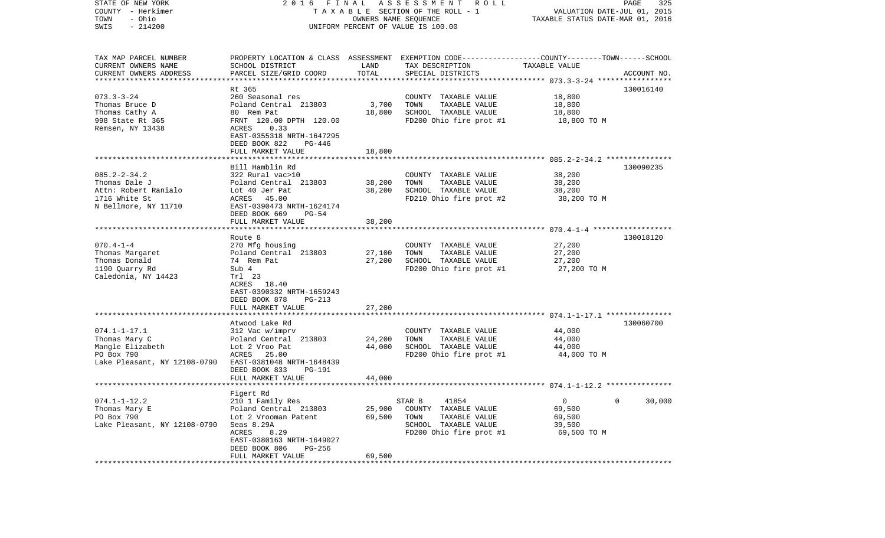STATE OF NEW YORK
COUNTY - Herkimer
TOWN - Ohio
SWIS - 214200

2016 FINAL ASSESSMENT ROLL
TAXABLE SECTION OF THE ROLL - 1
OWNERS NAME SEQUENCE
UNIFORM PERCENT OF VALUE IS 100.00

VALUATION DATE-JUL 01, 2015
TAXABLE STATUS DATE-MAR 01, 2016

| TAX MAP PARCEL NUMBER / CURRENT OWNERS NAME / CURRENT OWNERS ADDRESS | PROPERTY LOCATION & CLASS / SCHOOL DISTRICT / PARCEL SIZE/GRID COORD | ASSESSMENT LAND | TOTAL | EXEMPTION CODE / TAX DESCRIPTION / SPECIAL DISTRICTS | COUNTY | TOWN | SCHOOL TAXABLE VALUE | ACCOUNT NO. |
|---|---|---|---|---|---|---|---|---|
| **073.3-3-24** | Rt 365 | | | | | | | 130016140 |
| Thomas Bruce D | 260 Seasonal res | | | COUNTY TAXABLE VALUE | 18,800 | | | |
| Thomas Cathy A | Poland Central 213803 | 3,700 | | TOWN TAXABLE VALUE | | 18,800 | | |
| 998 State Rt 365 | 80 Rem Pat | | 18,800 | SCHOOL TAXABLE VALUE | | | 18,800 | |
| Remsen, NY 13438 | FRNT 120.00 DPTH 120.00 | | | FD200 Ohio fire prot #1 | 18,800 TO M | | | |
| | ACRES 0.33 | | | | | | | |
| | EAST-0355318 NRTH-1647295 | | | | | | | |
| | DEED BOOK 822 PG-446 | | | | | | | |
| | FULL MARKET VALUE | | 18,800 | | | | | |
| **085.2-2-34.2** | Bill Hamblin Rd | | | | | | | 130090235 |
| Thomas Dale J | 322 Rural vac>10 | | | COUNTY TAXABLE VALUE | 38,200 | | | |
| Attn: Robert Ranialo | Poland Central 213803 | 38,200 | | TOWN TAXABLE VALUE | | 38,200 | | |
| 1716 White St | Lot 40 Jer Pat | | 38,200 | SCHOOL TAXABLE VALUE | | | 38,200 | |
| N Bellmore, NY 11710 | ACRES 45.00 | | | FD210 Ohio fire prot #2 | 38,200 TO M | | | |
| | EAST-0390473 NRTH-1624174 | | | | | | | |
| | DEED BOOK 669 PG-54 | | | | | | | |
| | FULL MARKET VALUE | | 38,200 | | | | | |
| **070.4-1-4** | Route 8 | | | | | | | 130018120 |
| Thomas Margaret | 270 Mfg housing | | | COUNTY TAXABLE VALUE | 27,200 | | | |
| Thomas Donald | Poland Central 213803 | 27,100 | | TOWN TAXABLE VALUE | | 27,200 | | |
| 1190 Quarry Rd | 74 Rem Pat | | 27,200 | SCHOOL TAXABLE VALUE | | | 27,200 | |
| Caledonia, NY 14423 | Sub 4 | | | FD200 Ohio fire prot #1 | 27,200 TO M | | | |
| | Trl 23 | | | | | | | |
| | ACRES 18.40 | | | | | | | |
| | EAST-0390332 NRTH-1659243 | | | | | | | |
| | DEED BOOK 878 PG-213 | | | | | | | |
| | FULL MARKET VALUE | | 27,200 | | | | | |
| **074.1-1-17.1** | Atwood Lake Rd | | | | | | | 130060700 |
| Thomas Mary C | 312 Vac w/imprv | | | COUNTY TAXABLE VALUE | 44,000 | | | |
| Mangle Elizabeth | Poland Central 213803 | 24,200 | | TOWN TAXABLE VALUE | | 44,000 | | |
| PO Box 790 | Lot 2 Vroo Pat | | 44,000 | SCHOOL TAXABLE VALUE | | | 44,000 | |
| Lake Pleasant, NY 12108-0790 | ACRES 25.00 | | | FD200 Ohio fire prot #1 | 44,000 TO M | | | |
| | EAST-0381048 NRTH-1648439 | | | | | | | |
| | DEED BOOK 833 PG-191 | | | | | | | |
| | FULL MARKET VALUE | | 44,000 | | | | | |
| **074.1-1-12.2** | Figert Rd | | | | | | | |
| Thomas Mary E | 210 1 Family Res | | | STAR B 41854 | 0 | 0 | 30,000 | |
| PO Box 790 | Poland Central 213803 | 25,900 | | COUNTY TAXABLE VALUE | 69,500 | | | |
| Lake Pleasant, NY 12108-0790 | Lot 2 Vrooman Patent | | 69,500 | TOWN TAXABLE VALUE | | 69,500 | | |
| | Seas 8.29A | | | SCHOOL TAXABLE VALUE | | | 39,500 | |
| | ACRES 8.29 | | | FD200 Ohio fire prot #1 | 69,500 TO M | | | |
| | EAST-0380163 NRTH-1649027 | | | | | | | |
| | DEED BOOK 806 PG-256 | | | | | | | |
| | FULL MARKET VALUE | | 69,500 | | | | | |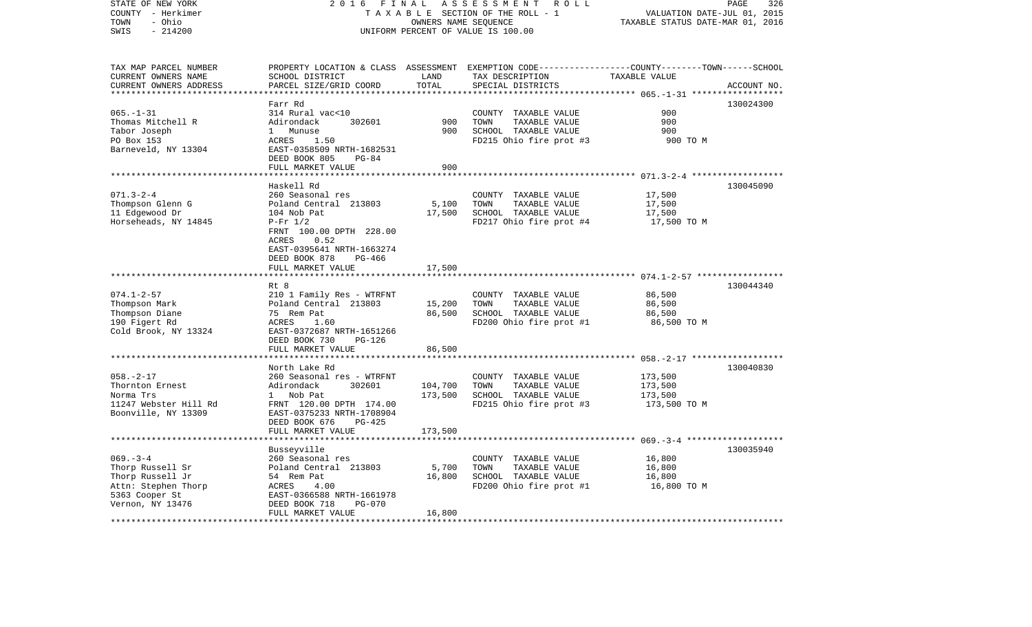STATE OF NEW YORK 2016 FINAL ASSESSMENT ROLL
COUNTY - Herkimer TAXABLE SECTION OF THE ROLL - 1 VALUATION DATE-JUL 01, 2015
TOWN - Ohio OWNERS NAME SEQUENCE TAXABLE STATUS DATE-MAR 01, 2016
SWIS - 214200 UNIFORM PERCENT OF VALUE IS 100.00

| TAX MAP PARCEL NUMBER / CURRENT OWNERS NAME / CURRENT OWNERS ADDRESS | PROPERTY LOCATION & CLASS / SCHOOL DISTRICT / PARCEL SIZE/GRID COORD | ASSESSMENT LAND | TOTAL | EXEMPTION CODE / TAX DESCRIPTION / SPECIAL DISTRICTS | TAXABLE VALUE (COUNTY--------TOWN------SCHOOL) | ACCOUNT NO. |
|---|---|---|---|---|---|---|
| 065.-1-31 | Farr Rd | | | | | 130024300 |
| Thomas Mitchell R | 314 Rural vac<10 | | | COUNTY TAXABLE VALUE | 900 | |
| Tabor Joseph | Adirondack 302601 | 900 | | TOWN TAXABLE VALUE | 900 | |
| PO Box 153 | 1 Munuse | | 900 | SCHOOL TAXABLE VALUE | 900 | |
| Barneveld, NY 13304 | ACRES 1.50 | | | FD215 Ohio fire prot #3 | 900 TO M | |
| | EAST-0358509 NRTH-1682531 | | | | | |
| | DEED BOOK 805 PG-84 | | | | | |
| | FULL MARKET VALUE | | 900 | | | |
| 071.3-2-4 | Haskell Rd | | | | | 130045090 |
| Thompson Glenn G | 260 Seasonal res | | | COUNTY TAXABLE VALUE | 17,500 | |
| 11 Edgewood Dr | Poland Central 213803 | 5,100 | | TOWN TAXABLE VALUE | 17,500 | |
| Horseheads, NY 14845 | 104 Nob Pat | | 17,500 | SCHOOL TAXABLE VALUE | 17,500 | |
| | P-Fr 1/2 | | | FD217 Ohio fire prot #4 | 17,500 TO M | |
| | FRNT 100.00 DPTH 228.00 | | | | | |
| | ACRES 0.52 | | | | | |
| | EAST-0395641 NRTH-1663274 | | | | | |
| | DEED BOOK 878 PG-466 | | | | | |
| | FULL MARKET VALUE | | 17,500 | | | |
| 074.1-2-57 | Rt 8 | | | | | 130044340 |
| Thompson Mark | 210 1 Family Res - WTRFNT | | | COUNTY TAXABLE VALUE | 86,500 | |
| Thompson Diane | Poland Central 213803 | 15,200 | | TOWN TAXABLE VALUE | 86,500 | |
| 190 Figert Rd | 75 Rem Pat | | 86,500 | SCHOOL TAXABLE VALUE | 86,500 | |
| Cold Brook, NY 13324 | ACRES 1.60 | | | FD200 Ohio fire prot #1 | 86,500 TO M | |
| | EAST-0372687 NRTH-1651266 | | | | | |
| | DEED BOOK 730 PG-126 | | | | | |
| | FULL MARKET VALUE | | 86,500 | | | |
| 058.-2-17 | North Lake Rd | | | | | 130040830 |
| Thornton Ernest | 260 Seasonal res - WTRFNT | | | COUNTY TAXABLE VALUE | 173,500 | |
| Norma Trs | Adirondack 302601 | 104,700 | | TOWN TAXABLE VALUE | 173,500 | |
| 11247 Webster Hill Rd | 1 Nob Pat | | 173,500 | SCHOOL TAXABLE VALUE | 173,500 | |
| Boonville, NY 13309 | FRNT 120.00 DPTH 174.00 | | | FD215 Ohio fire prot #3 | 173,500 TO M | |
| | EAST-0375233 NRTH-1708904 | | | | | |
| | DEED BOOK 676 PG-425 | | | | | |
| | FULL MARKET VALUE | | 173,500 | | | |
| 069.-3-4 | Busseyville | | | | | 130035940 |
| Thorp Russell Sr | 260 Seasonal res | | | COUNTY TAXABLE VALUE | 16,800 | |
| Thorp Russell Jr | Poland Central 213803 | 5,700 | | TOWN TAXABLE VALUE | 16,800 | |
| Attn: Stephen Thorp | 54 Rem Pat | | 16,800 | SCHOOL TAXABLE VALUE | 16,800 | |
| 5363 Cooper St | ACRES 4.00 | | | FD200 Ohio fire prot #1 | 16,800 TO M | |
| Vernon, NY 13476 | EAST-0366588 NRTH-1661978 | | | | | |
| | DEED BOOK 718 PG-070 | | | | | |
| | FULL MARKET VALUE | | 16,800 | | | |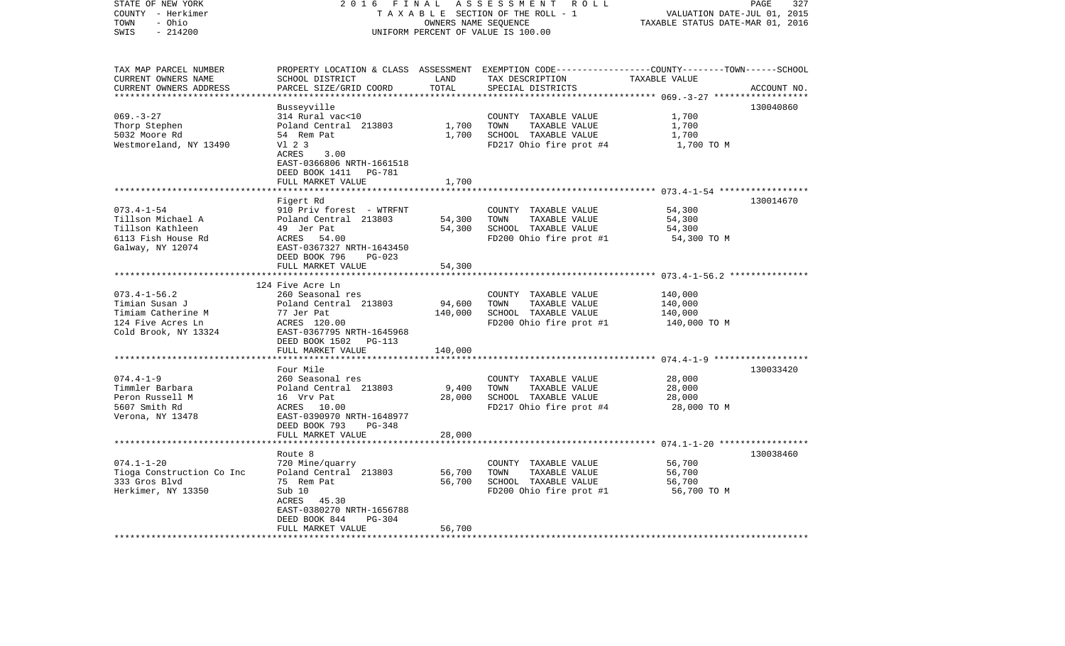STATE OF NEW YORK — 2016 FINAL ASSESSMENT ROLL
COUNTY - Herkimer — TAXABLE SECTION OF THE ROLL - 1 — VALUATION DATE-JUL 01, 2015
TOWN - Ohio — OWNERS NAME SEQUENCE — TAXABLE STATUS DATE-MAR 01, 2016
SWIS - 214200 — UNIFORM PERCENT OF VALUE IS 100.00

| TAX MAP PARCEL NUMBER / CURRENT OWNERS NAME / CURRENT OWNERS ADDRESS | PROPERTY LOCATION & CLASS / SCHOOL DISTRICT / PARCEL SIZE/GRID COORD | ASSESSMENT LAND | TOTAL | EXEMPTION CODE / TAX DESCRIPTION / SPECIAL DISTRICTS | TAXABLE VALUE (COUNTY--TOWN--SCHOOL) | ACCOUNT NO. |
|---|---|---|---|---|---|---|
| 069.-3-27 | Busseyville | | | | | 130040860 |
| | 314 Rural vac<10 | | | COUNTY TAXABLE VALUE | 1,700 | |
| Thorp Stephen | Poland Central 213803 | 1,700 | | TOWN TAXABLE VALUE | 1,700 | |
| 5032 Moore Rd | 54 Rem Pat | | 1,700 | SCHOOL TAXABLE VALUE | 1,700 | |
| Westmoreland, NY 13490 | Vl 2 3 | | | FD217 Ohio fire prot #4 | 1,700 TO M | |
| | ACRES 3.00 | | | | | |
| | EAST-0366806 NRTH-1661518 | | | | | |
| | DEED BOOK 1411 PG-781 | | | | | |
| | FULL MARKET VALUE | | 1,700 | | | |
| 073.4-1-54 | Figert Rd | | | | | 130014670 |
| | 910 Priv forest - WTRFNT | | | COUNTY TAXABLE VALUE | 54,300 | |
| Tillson Michael A | Poland Central 213803 | 54,300 | | TOWN TAXABLE VALUE | 54,300 | |
| Tillson Kathleen | 49 Jer Pat | | 54,300 | SCHOOL TAXABLE VALUE | 54,300 | |
| 6113 Fish House Rd | ACRES 54.00 | | | FD200 Ohio fire prot #1 | 54,300 TO M | |
| Galway, NY 12074 | EAST-0367327 NRTH-1643450 | | | | | |
| | DEED BOOK 796 PG-023 | | | | | |
| | FULL MARKET VALUE | | 54,300 | | | |
| 073.4-1-56.2 | 124 Five Acre Ln | | | | | |
| | 260 Seasonal res | | | COUNTY TAXABLE VALUE | 140,000 | |
| Timian Susan J | Poland Central 213803 | 94,600 | | TOWN TAXABLE VALUE | 140,000 | |
| Timiam Catherine M | 77 Jer Pat | | 140,000 | SCHOOL TAXABLE VALUE | 140,000 | |
| 124 Five Acres Ln | ACRES 120.00 | | | FD200 Ohio fire prot #1 | 140,000 TO M | |
| Cold Brook, NY 13324 | EAST-0367795 NRTH-1645968 | | | | | |
| | DEED BOOK 1502 PG-113 | | | | | |
| | FULL MARKET VALUE | | 140,000 | | | |
| 074.4-1-9 | Four Mile | | | | | 130033420 |
| | 260 Seasonal res | | | COUNTY TAXABLE VALUE | 28,000 | |
| Timmler Barbara | Poland Central 213803 | 9,400 | | TOWN TAXABLE VALUE | 28,000 | |
| Peron Russell M | 16 Vrv Pat | | 28,000 | SCHOOL TAXABLE VALUE | 28,000 | |
| 5607 Smith Rd | ACRES 10.00 | | | FD217 Ohio fire prot #4 | 28,000 TO M | |
| Verona, NY 13478 | EAST-0390970 NRTH-1648977 | | | | | |
| | DEED BOOK 793 PG-348 | | | | | |
| | FULL MARKET VALUE | | 28,000 | | | |
| 074.1-1-20 | Route 8 | | | | | 130038460 |
| | 720 Mine/quarry | | | COUNTY TAXABLE VALUE | 56,700 | |
| Tioga Construction Co Inc | Poland Central 213803 | 56,700 | | TOWN TAXABLE VALUE | 56,700 | |
| 333 Gros Blvd | 75 Rem Pat | | 56,700 | SCHOOL TAXABLE VALUE | 56,700 | |
| Herkimer, NY 13350 | Sub 10 | | | FD200 Ohio fire prot #1 | 56,700 TO M | |
| | ACRES 45.30 | | | | | |
| | EAST-0380270 NRTH-1656788 | | | | | |
| | DEED BOOK 844 PG-304 | | | | | |
| | FULL MARKET VALUE | | 56,700 | | | |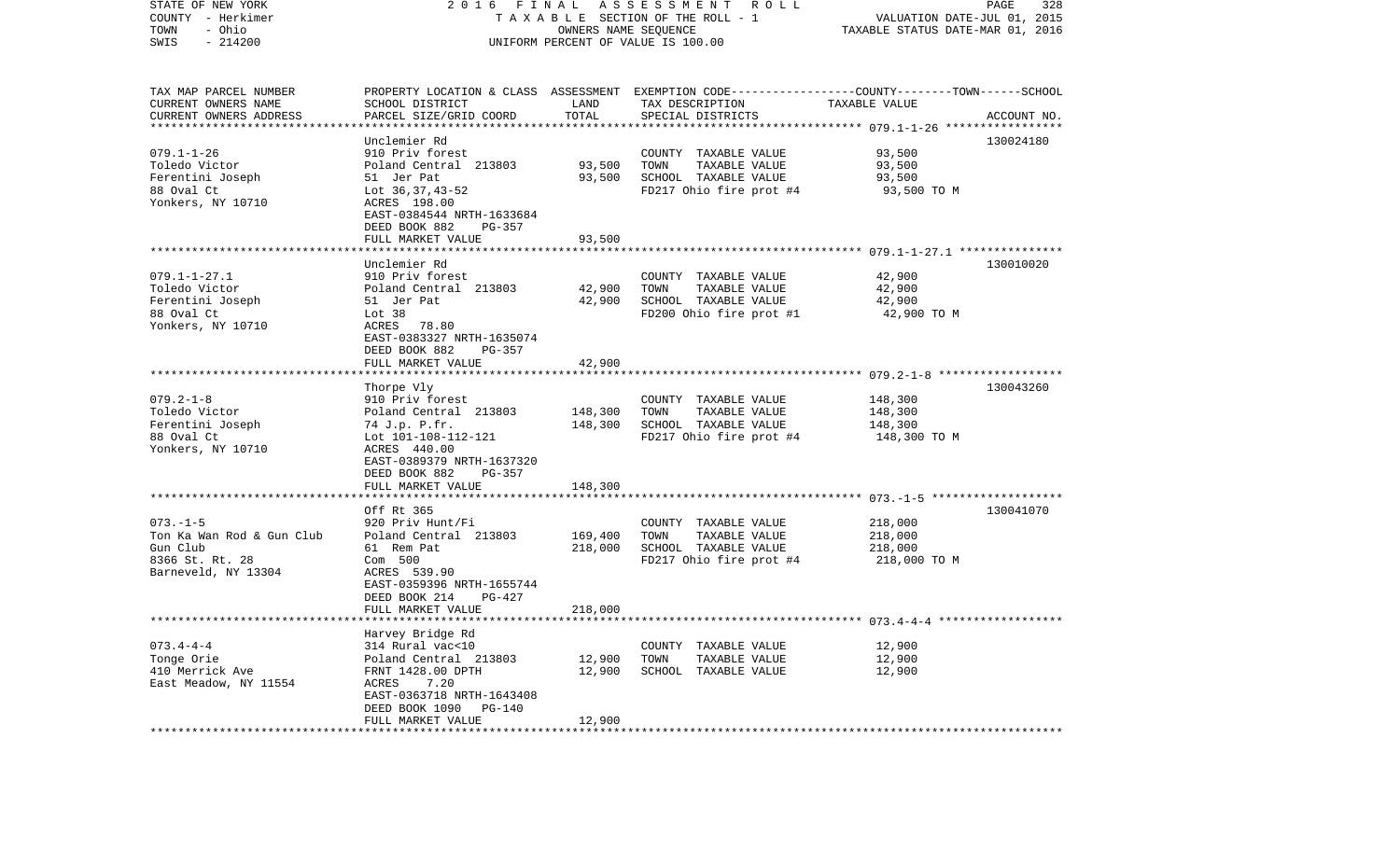STATE OF NEW YORK 2016 FINAL ASSESSMENT ROLL
COUNTY - Herkimer TAXABLE SECTION OF THE ROLL - 1 VALUATION DATE-JUL 01, 2015
TOWN - Ohio OWNERS NAME SEQUENCE TAXABLE STATUS DATE-MAR 01, 2016
SWIS - 214200 UNIFORM PERCENT OF VALUE IS 100.00

| TAX MAP PARCEL NUMBER / CURRENT OWNERS NAME / CURRENT OWNERS ADDRESS | PROPERTY LOCATION & CLASS / SCHOOL DISTRICT / PARCEL SIZE/GRID COORD | ASSESSMENT LAND | TOTAL | EXEMPTION CODE / TAX DESCRIPTION / SPECIAL DISTRICTS | COUNTY--------TOWN------SCHOOL TAXABLE VALUE | ACCOUNT NO. |
|---|---|---|---|---|---|---|
| 079.1-1-26 | Unclemier Rd | | | | | 130024180 |
| Toledo Victor | 910 Priv forest | | | COUNTY TAXABLE VALUE | 93,500 | |
| Ferentini Joseph | Poland Central 213803 | 93,500 | | TOWN TAXABLE VALUE | 93,500 | |
| 88 Oval Ct | 51 Jer Pat | | 93,500 | SCHOOL TAXABLE VALUE | 93,500 | |
| Yonkers, NY 10710 | Lot 36,37,43-52 | | | FD217 Ohio fire prot #4 | 93,500 TO M | |
| | ACRES 198.00 | | | | | |
| | EAST-0384544 NRTH-1633684 | | | | | |
| | DEED BOOK 882 PG-357 | | | | | |
| | FULL MARKET VALUE | | 93,500 | | | |
| 079.1-1-27.1 | Unclemier Rd | | | | | 130010020 |
| Toledo Victor | 910 Priv forest | | | COUNTY TAXABLE VALUE | 42,900 | |
| Ferentini Joseph | Poland Central 213803 | 42,900 | | TOWN TAXABLE VALUE | 42,900 | |
| 88 Oval Ct | 51 Jer Pat | | 42,900 | SCHOOL TAXABLE VALUE | 42,900 | |
| Yonkers, NY 10710 | Lot 38 | | | FD200 Ohio fire prot #1 | 42,900 TO M | |
| | ACRES 78.80 | | | | | |
| | EAST-0383327 NRTH-1635074 | | | | | |
| | DEED BOOK 882 PG-357 | | | | | |
| | FULL MARKET VALUE | | 42,900 | | | |
| 079.2-1-8 | Thorpe Vly | | | | | 130043260 |
| Toledo Victor | 910 Priv forest | | | COUNTY TAXABLE VALUE | 148,300 | |
| Ferentini Joseph | Poland Central 213803 | 148,300 | | TOWN TAXABLE VALUE | 148,300 | |
| 88 Oval Ct | 74 J.p. P.fr. | | 148,300 | SCHOOL TAXABLE VALUE | 148,300 | |
| Yonkers, NY 10710 | Lot 101-108-112-121 | | | FD217 Ohio fire prot #4 | 148,300 TO M | |
| | ACRES 440.00 | | | | | |
| | EAST-0389379 NRTH-1637320 | | | | | |
| | DEED BOOK 882 PG-357 | | | | | |
| | FULL MARKET VALUE | | 148,300 | | | |
| 073.-1-5 | Off Rt 365 | | | | | 130041070 |
| Ton Ka Wan Rod & Gun Club | 920 Priv Hunt/Fi | | | COUNTY TAXABLE VALUE | 218,000 | |
| Gun Club | Poland Central 213803 | 169,400 | | TOWN TAXABLE VALUE | 218,000 | |
| 8366 St. Rt. 28 | 61 Rem Pat | | 218,000 | SCHOOL TAXABLE VALUE | 218,000 | |
| Barneveld, NY 13304 | Com 500 | | | FD217 Ohio fire prot #4 | 218,000 TO M | |
| | ACRES 539.90 | | | | | |
| | EAST-0359396 NRTH-1655744 | | | | | |
| | DEED BOOK 214 PG-427 | | | | | |
| | FULL MARKET VALUE | | 218,000 | | | |
| 073.4-4-4 | Harvey Bridge Rd | | | | | |
| Tonge Orie | 314 Rural vac<10 | | | COUNTY TAXABLE VALUE | 12,900 | |
| 410 Merrick Ave | Poland Central 213803 | 12,900 | | TOWN TAXABLE VALUE | 12,900 | |
| East Meadow, NY 11554 | FRNT 1428.00 DPTH | | 12,900 | SCHOOL TAXABLE VALUE | 12,900 | |
| | ACRES 7.20 | | | | | |
| | EAST-0363718 NRTH-1643408 | | | | | |
| | DEED BOOK 1090 PG-140 | | | | | |
| | FULL MARKET VALUE | | 12,900 | | | |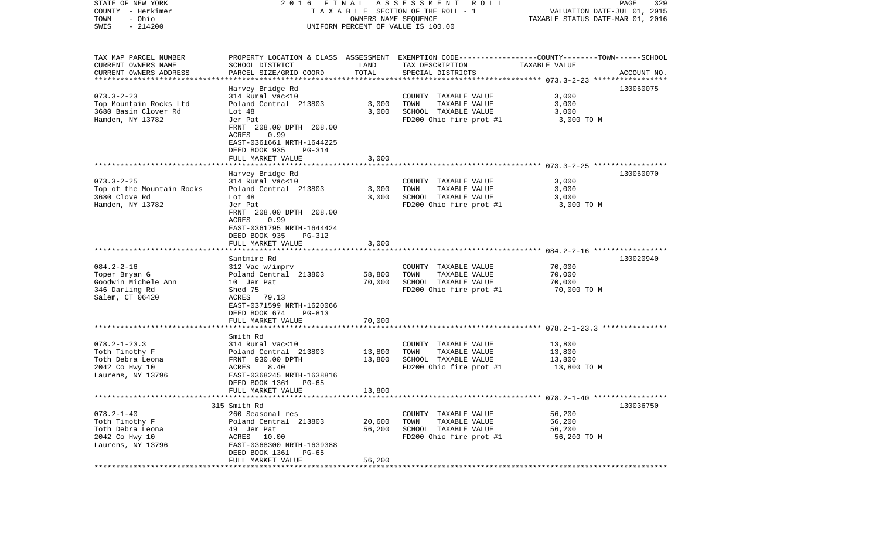STATE OF NEW YORK | 2016 FINAL ASSESSMENT ROLL | VALUATION DATE-JUL 01, 2015
COUNTY - Herkimer | TAXABLE SECTION OF THE ROLL - 1 | TAXABLE STATUS DATE-MAR 01, 2016
TOWN - Ohio | OWNERS NAME SEQUENCE
SWIS - 214200 | UNIFORM PERCENT OF VALUE IS 100.00

| TAX MAP PARCEL NUMBER / CURRENT OWNERS NAME / CURRENT OWNERS ADDRESS | PROPERTY LOCATION & CLASS / SCHOOL DISTRICT / PARCEL SIZE/GRID COORD | ASSESSMENT LAND | TOTAL | EXEMPTION CODE / TAX DESCRIPTION / SPECIAL DISTRICTS | TAXABLE VALUE (COUNTY / TOWN / SCHOOL) | ACCOUNT NO. |
|---|---|---|---|---|---|---|
| 073.3-2-23 | Harvey Bridge Rd | | | | | 130060075 |
| | 314 Rural vac<10 | | | COUNTY TAXABLE VALUE | 3,000 | |
| Top Mountain Rocks Ltd | Poland Central 213803 | 3,000 | | TOWN TAXABLE VALUE | 3,000 | |
| 3680 Basin Clover Rd | Lot 48 | | 3,000 | SCHOOL TAXABLE VALUE | 3,000 | |
| Hamden, NY 13782 | Jer Pat | | | FD200 Ohio fire prot #1 | 3,000 TO M | |
| | FRNT 208.00 DPTH 208.00 | | | | | |
| | ACRES 0.99 | | | | | |
| | EAST-0361661 NRTH-1644225 | | | | | |
| | DEED BOOK 935 PG-314 | | | | | |
| | FULL MARKET VALUE | | 3,000 | | | |
| 073.3-2-25 | Harvey Bridge Rd | | | | | 130060070 |
| | 314 Rural vac<10 | | | COUNTY TAXABLE VALUE | 3,000 | |
| Top of the Mountain Rocks | Poland Central 213803 | 3,000 | | TOWN TAXABLE VALUE | 3,000 | |
| 3680 Clove Rd | Lot 48 | | 3,000 | SCHOOL TAXABLE VALUE | 3,000 | |
| Hamden, NY 13782 | Jer Pat | | | FD200 Ohio fire prot #1 | 3,000 TO M | |
| | FRNT 208.00 DPTH 208.00 | | | | | |
| | ACRES 0.99 | | | | | |
| | EAST-0361795 NRTH-1644424 | | | | | |
| | DEED BOOK 935 PG-312 | | | | | |
| | FULL MARKET VALUE | | 3,000 | | | |
| 084.2-2-16 | Santmire Rd | | | | | 130020940 |
| | 312 Vac w/imprv | | | COUNTY TAXABLE VALUE | 70,000 | |
| Toper Bryan G | Poland Central 213803 | 58,800 | | TOWN TAXABLE VALUE | 70,000 | |
| Goodwin Michele Ann | 10 Jer Pat | | 70,000 | SCHOOL TAXABLE VALUE | 70,000 | |
| 346 Darling Rd | Shed 75 | | | FD200 Ohio fire prot #1 | 70,000 TO M | |
| Salem, CT 06420 | ACRES 79.13 | | | | | |
| | EAST-0371599 NRTH-1620066 | | | | | |
| | DEED BOOK 674 PG-813 | | | | | |
| | FULL MARKET VALUE | | 70,000 | | | |
| 078.2-1-23.3 | Smith Rd | | | | | |
| | 314 Rural vac<10 | | | COUNTY TAXABLE VALUE | 13,800 | |
| Toth Timothy F | Poland Central 213803 | 13,800 | | TOWN TAXABLE VALUE | 13,800 | |
| Toth Debra Leona | FRNT 930.00 DPTH | | 13,800 | SCHOOL TAXABLE VALUE | 13,800 | |
| 2042 Co Hwy 10 | ACRES 8.40 | | | FD200 Ohio fire prot #1 | 13,800 TO M | |
| Laurens, NY 13796 | EAST-0368245 NRTH-1638816 | | | | | |
| | DEED BOOK 1361 PG-65 | | | | | |
| | FULL MARKET VALUE | | 13,800 | | | |
| 078.2-1-40 | 315 Smith Rd | | | | | 130036750 |
| | 260 Seasonal res | | | COUNTY TAXABLE VALUE | 56,200 | |
| Toth Timothy F | Poland Central 213803 | 20,600 | | TOWN TAXABLE VALUE | 56,200 | |
| Toth Debra Leona | 49 Jer Pat | | 56,200 | SCHOOL TAXABLE VALUE | 56,200 | |
| 2042 Co Hwy 10 | ACRES 10.00 | | | FD200 Ohio fire prot #1 | 56,200 TO M | |
| Laurens, NY 13796 | EAST-0368300 NRTH-1639388 | | | | | |
| | DEED BOOK 1361 PG-65 | | | | | |
| | FULL MARKET VALUE | | 56,200 | | | |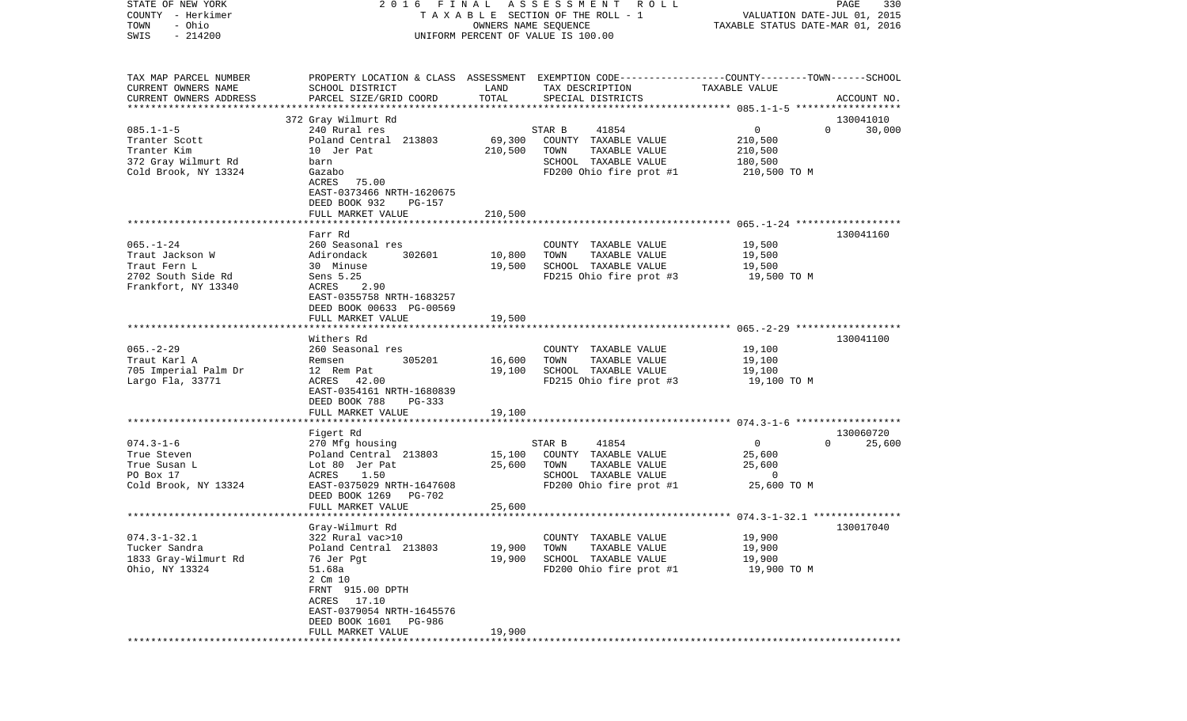STATE OF NEW YORK | COUNTY - Herkimer | TOWN - Ohio | SWIS - 214200

**2016 FINAL ASSESSMENT ROLL**
TAXABLE SECTION OF THE ROLL - 1
OWNERS NAME SEQUENCE
UNIFORM PERCENT OF VALUE IS 100.00

VALUATION DATE-JUL 01, 2015
TAXABLE STATUS DATE-MAR 01, 2016

| TAX MAP PARCEL NUMBER / CURRENT OWNERS NAME / CURRENT OWNERS ADDRESS | PROPERTY LOCATION & CLASS / SCHOOL DISTRICT / PARCEL SIZE/GRID COORD | ASSESSMENT LAND | TOTAL | EXEMPTION CODE / TAX DESCRIPTION / SPECIAL DISTRICTS | COUNTY | TOWN | SCHOOL / ACCOUNT NO. |
|---|---|---|---|---|---|---|---|
| 085.1-1-5 | 372 Gray Wilmurt Rd | | | | | | 130041010 |
| Tranter Scott | 240 Rural res | | | STAR B 41854 | 0 | 0 | 30,000 |
| Tranter Kim | Poland Central 213803 | 69,300 | | COUNTY TAXABLE VALUE | 210,500 | | |
| 372 Gray Wilmurt Rd | 10 Jer Pat | | 210,500 | TOWN TAXABLE VALUE | | 210,500 | |
| Cold Brook, NY 13324 | barn | | | SCHOOL TAXABLE VALUE | | | 180,500 |
| | Gazabo | | | FD200 Ohio fire prot #1 | 210,500 TO M | | |
| | ACRES 75.00 | | | | | | |
| | EAST-0373466 NRTH-1620675 | | | | | | |
| | DEED BOOK 932 PG-157 | | | | | | |
| | FULL MARKET VALUE | | 210,500 | | | | |
| 065.-1-24 | Farr Rd | | | | | | 130041160 |
| Traut Jackson W | 260 Seasonal res | | | COUNTY TAXABLE VALUE | 19,500 | | |
| Traut Fern L | Adirondack 302601 | 10,800 | | TOWN TAXABLE VALUE | | 19,500 | |
| 2702 South Side Rd | 30 Minuse | | 19,500 | SCHOOL TAXABLE VALUE | | | 19,500 |
| Frankfort, NY 13340 | Sens 5.25 | | | FD215 Ohio fire prot #3 | 19,500 TO M | | |
| | ACRES 2.90 | | | | | | |
| | EAST-0355758 NRTH-1683257 | | | | | | |
| | DEED BOOK 00633 PG-00569 | | | | | | |
| | FULL MARKET VALUE | | 19,500 | | | | |
| 065.-2-29 | Withers Rd | | | | | | 130041100 |
| Traut Karl A | 260 Seasonal res | | | COUNTY TAXABLE VALUE | 19,100 | | |
| 705 Imperial Palm Dr | Remsen 305201 | 16,600 | | TOWN TAXABLE VALUE | | 19,100 | |
| Largo Fla, 33771 | 12 Rem Pat | | 19,100 | SCHOOL TAXABLE VALUE | | | 19,100 |
| | ACRES 42.00 | | | FD215 Ohio fire prot #3 | 19,100 TO M | | |
| | EAST-0354161 NRTH-1680839 | | | | | | |
| | DEED BOOK 788 PG-333 | | | | | | |
| | FULL MARKET VALUE | | 19,100 | | | | |
| 074.3-1-6 | Figert Rd | | | | | | 130060720 |
| True Steven | 270 Mfg housing | | | STAR B 41854 | 0 | 0 | 25,600 |
| True Susan L | Poland Central 213803 | 15,100 | | COUNTY TAXABLE VALUE | 25,600 | | |
| PO Box 17 | Lot 80 Jer Pat | | 25,600 | TOWN TAXABLE VALUE | | 25,600 | |
| Cold Brook, NY 13324 | ACRES 1.50 | | | SCHOOL TAXABLE VALUE | | | 0 |
| | EAST-0375029 NRTH-1647608 | | | FD200 Ohio fire prot #1 | 25,600 TO M | | |
| | DEED BOOK 1269 PG-702 | | | | | | |
| | FULL MARKET VALUE | | 25,600 | | | | |
| 074.3-1-32.1 | Gray-Wilmurt Rd | | | | | | 130017040 |
| Tucker Sandra | 322 Rural vac>10 | | | COUNTY TAXABLE VALUE | 19,900 | | |
| 1833 Gray-Wilmurt Rd | Poland Central 213803 | 19,900 | | TOWN TAXABLE VALUE | | 19,900 | |
| Ohio, NY 13324 | 76 Jer Pgt | | 19,900 | SCHOOL TAXABLE VALUE | | | 19,900 |
| | 51.68a | | | FD200 Ohio fire prot #1 | 19,900 TO M | | |
| | 2 Cm 10 | | | | | | |
| | FRNT 915.00 DPTH | | | | | | |
| | ACRES 17.10 | | | | | | |
| | EAST-0379054 NRTH-1645576 | | | | | | |
| | DEED BOOK 1601 PG-986 | | | | | | |
| | FULL MARKET VALUE | | 19,900 | | | | |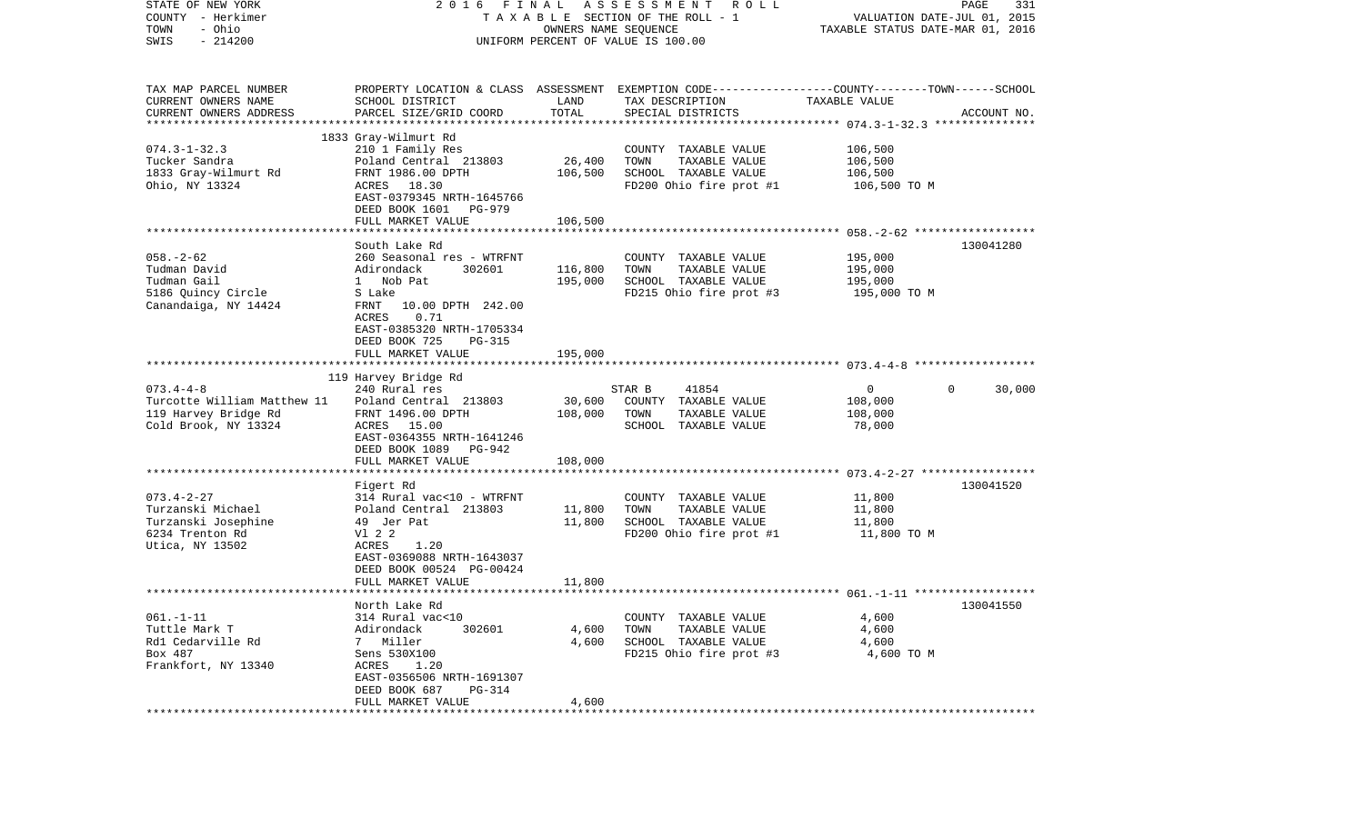STATE OF NEW YORK — 2016 FINAL ASSESSMENT ROLL — VALUATION DATE-JUL 01, 2015
COUNTY - Herkimer — TAXABLE SECTION OF THE ROLL - 1 — TAXABLE STATUS DATE-MAR 01, 2016
TOWN - Ohio — OWNERS NAME SEQUENCE
SWIS - 214200 — UNIFORM PERCENT OF VALUE IS 100.00

| TAX MAP PARCEL NUMBER / CURRENT OWNERS NAME / CURRENT OWNERS ADDRESS | PROPERTY LOCATION & CLASS / SCHOOL DISTRICT / PARCEL SIZE/GRID COORD | ASSESSMENT LAND | TOTAL | EXEMPTION CODE / TAX DESCRIPTION / SPECIAL DISTRICTS | COUNTY | TOWN | SCHOOL / TAXABLE VALUE | ACCOUNT NO. |
|---|---|---|---|---|---|---|---|---|
| **074.3-1-32.3** | 1833 Gray-Wilmurt Rd | | | | | | | |
| 074.3-1-32.3 | 210 1 Family Res | | | COUNTY TAXABLE VALUE | 106,500 | | | |
| Tucker Sandra | Poland Central 213803 | 26,400 | | TOWN TAXABLE VALUE | | 106,500 | | |
| 1833 Gray-Wilmurt Rd | FRNT 1986.00 DPTH | | 106,500 | SCHOOL TAXABLE VALUE | | | 106,500 | |
| Ohio, NY 13324 | ACRES 18.30 | | | FD200 Ohio fire prot #1 | 106,500 TO M | | | |
| | EAST-0379345 NRTH-1645766 | | | | | | | |
| | DEED BOOK 1601 PG-979 | | | | | | | |
| | FULL MARKET VALUE | | 106,500 | | | | | |
| **058.-2-62** | South Lake Rd | | | | | | | 130041280 |
| 058.-2-62 | 260 Seasonal res - WTRFNT | | | COUNTY TAXABLE VALUE | 195,000 | | | |
| Tudman David | Adirondack 302601 | 116,800 | | TOWN TAXABLE VALUE | | 195,000 | | |
| Tudman Gail | 1 Nob Pat | | 195,000 | SCHOOL TAXABLE VALUE | | | 195,000 | |
| 5186 Quincy Circle | S Lake | | | FD215 Ohio fire prot #3 | 195,000 TO M | | | |
| Canandaigua, NY 14424 | FRNT 10.00 DPTH 242.00 | | | | | | | |
| | ACRES 0.71 | | | | | | | |
| | EAST-0385320 NRTH-1705334 | | | | | | | |
| | DEED BOOK 725 PG-315 | | | | | | | |
| | FULL MARKET VALUE | | 195,000 | | | | | |
| **073.4-4-8** | 119 Harvey Bridge Rd | | | | | | | |
| 073.4-4-8 | 240 Rural res | | | STAR B 41854 | 0 | 0 | 30,000 | |
| Turcotte William Matthew 11 | Poland Central 213803 | 30,600 | | COUNTY TAXABLE VALUE | 108,000 | | | |
| 119 Harvey Bridge Rd | FRNT 1496.00 DPTH | | 108,000 | TOWN TAXABLE VALUE | | 108,000 | | |
| Cold Brook, NY 13324 | ACRES 15.00 | | | SCHOOL TAXABLE VALUE | | | 78,000 | |
| | EAST-0364355 NRTH-1641246 | | | | | | | |
| | DEED BOOK 1089 PG-942 | | | | | | | |
| | FULL MARKET VALUE | | 108,000 | | | | | |
| **073.4-2-27** | Figert Rd | | | | | | | 130041520 |
| 073.4-2-27 | 314 Rural vac<10 - WTRFNT | | | COUNTY TAXABLE VALUE | 11,800 | | | |
| Turzanski Michael | Poland Central 213803 | 11,800 | | TOWN TAXABLE VALUE | | 11,800 | | |
| Turzanski Josephine | 49 Jer Pat | | 11,800 | SCHOOL TAXABLE VALUE | | | 11,800 | |
| 6234 Trenton Rd | Vl 2 2 | | | FD200 Ohio fire prot #1 | 11,800 TO M | | | |
| Utica, NY 13502 | ACRES 1.20 | | | | | | | |
| | EAST-0369088 NRTH-1643037 | | | | | | | |
| | DEED BOOK 00524 PG-00424 | | | | | | | |
| | FULL MARKET VALUE | | 11,800 | | | | | |
| **061.-1-11** | North Lake Rd | | | | | | | 130041550 |
| 061.-1-11 | 314 Rural vac<10 | | | COUNTY TAXABLE VALUE | 4,600 | | | |
| Tuttle Mark T | Adirondack 302601 | 4,600 | | TOWN TAXABLE VALUE | | 4,600 | | |
| Rd1 Cedarville Rd | 7 Miller | | 4,600 | SCHOOL TAXABLE VALUE | | | 4,600 | |
| Box 487 | Sens 530X100 | | | FD215 Ohio fire prot #3 | 4,600 TO M | | | |
| Frankfort, NY 13340 | ACRES 1.20 | | | | | | | |
| | EAST-0356506 NRTH-1691307 | | | | | | | |
| | DEED BOOK 687 PG-314 | | | | | | | |
| | FULL MARKET VALUE | | 4,600 | | | | | |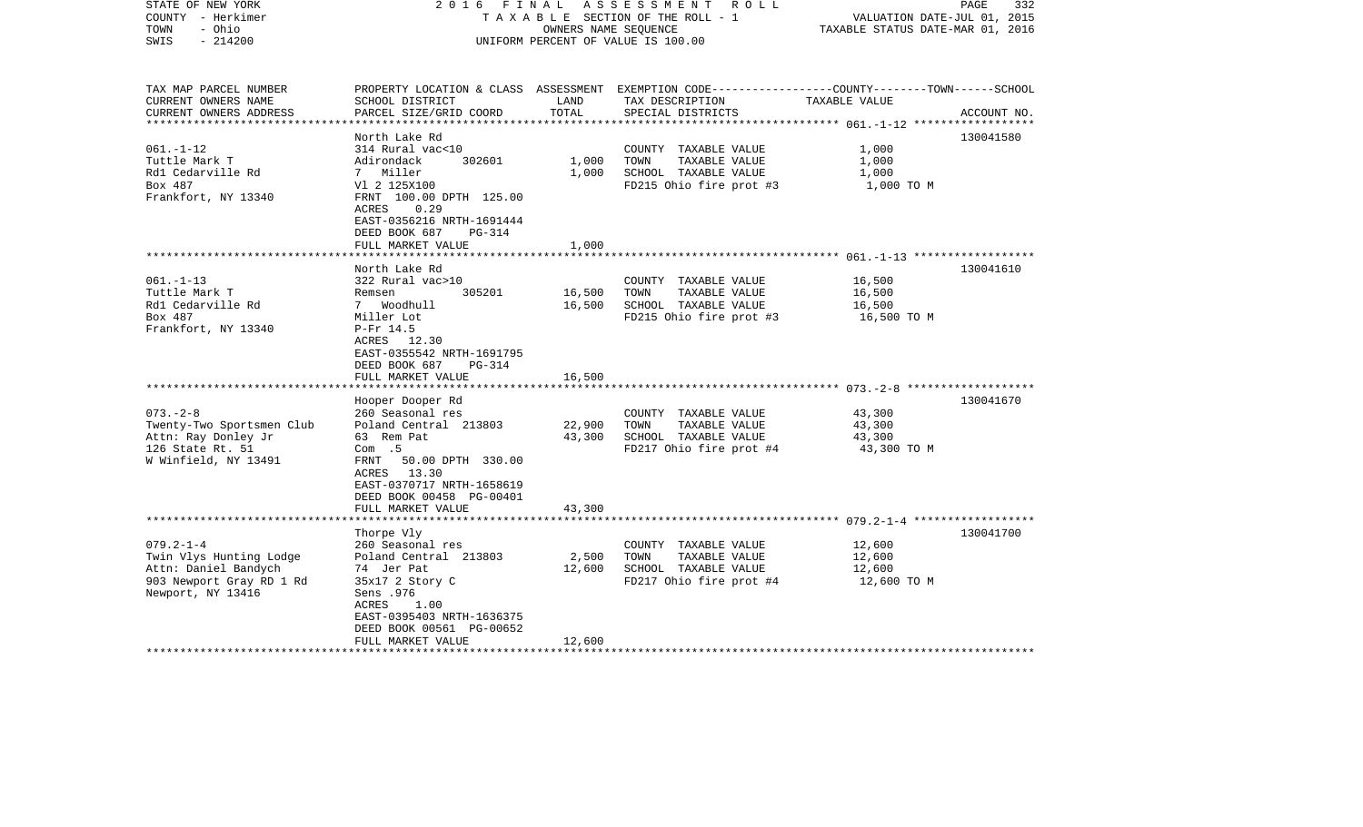STATE OF NEW YORK
COUNTY - Herkimer
TOWN - Ohio
SWIS - 214200

2 0 1 6 F I N A L A S S E S S M E N T R O L L
T A X A B L E SECTION OF THE ROLL - 1
OWNERS NAME SEQUENCE
UNIFORM PERCENT OF VALUE IS 100.00

VALUATION DATE-JUL 01, 2015
TAXABLE STATUS DATE-MAR 01, 2016

| TAX MAP PARCEL NUMBER<br>CURRENT OWNERS NAME<br>CURRENT OWNERS ADDRESS | PROPERTY LOCATION & CLASS<br>SCHOOL DISTRICT<br>PARCEL SIZE/GRID COORD | ASSESSMENT<br>LAND<br>TOTAL | EXEMPTION CODE-----COUNTY-----TOWN------SCHOOL<br>TAX DESCRIPTION<br>SPECIAL DISTRICTS | TAXABLE VALUE | ACCOUNT NO. |
|---|---|---|---|---|---|
| | North Lake Rd | | | | 130041580 |
| 061.-1-12 | 314 Rural vac<10 | | COUNTY TAXABLE VALUE | 1,000 | |
| Tuttle Mark T | Adirondack 302601 | 1,000 | TOWN TAXABLE VALUE | 1,000 | |
| Rd1 Cedarville Rd | 7 Miller | 1,000 | SCHOOL TAXABLE VALUE | 1,000 | |
| Box 487 | Vl 2 125X100 | | FD215 Ohio fire prot #3 | 1,000 TO M | |
| Frankfort, NY 13340 | FRNT 100.00 DPTH 125.00 | | | | |
| | ACRES 0.29 | | | | |
| | EAST-0356216 NRTH-1691444 | | | | |
| | DEED BOOK 687 PG-314 | | | | |
| | FULL MARKET VALUE | 1,000 | | | |
| | North Lake Rd | | | | 130041610 |
| 061.-1-13 | 322 Rural vac>10 | | COUNTY TAXABLE VALUE | 16,500 | |
| Tuttle Mark T | Remsen 305201 | 16,500 | TOWN TAXABLE VALUE | 16,500 | |
| Rd1 Cedarville Rd | 7 Woodhull | 16,500 | SCHOOL TAXABLE VALUE | 16,500 | |
| Box 487 | Miller Lot | | FD215 Ohio fire prot #3 | 16,500 TO M | |
| Frankfort, NY 13340 | P-Fr 14.5 | | | | |
| | ACRES 12.30 | | | | |
| | EAST-0355542 NRTH-1691795 | | | | |
| | DEED BOOK 687 PG-314 | | | | |
| | FULL MARKET VALUE | 16,500 | | | |
| | Hooper Dooper Rd | | | | 130041670 |
| 073.-2-8 | 260 Seasonal res | | COUNTY TAXABLE VALUE | 43,300 | |
| Twenty-Two Sportsmen Club | Poland Central 213803 | 22,900 | TOWN TAXABLE VALUE | 43,300 | |
| Attn: Ray Donley Jr | 63 Rem Pat | 43,300 | SCHOOL TAXABLE VALUE | 43,300 | |
| 126 State Rt. 51 | Com .5 | | FD217 Ohio fire prot #4 | 43,300 TO M | |
| W Winfield, NY 13491 | FRNT 50.00 DPTH 330.00 | | | | |
| | ACRES 13.30 | | | | |
| | EAST-0370717 NRTH-1658619 | | | | |
| | DEED BOOK 00458 PG-00401 | | | | |
| | FULL MARKET VALUE | 43,300 | | | |
| | Thorpe Vly | | | | 130041700 |
| 079.2-1-4 | 260 Seasonal res | | COUNTY TAXABLE VALUE | 12,600 | |
| Twin Vlys Hunting Lodge | Poland Central 213803 | 2,500 | TOWN TAXABLE VALUE | 12,600 | |
| Attn: Daniel Bandych | 74 Jer Pat | 12,600 | SCHOOL TAXABLE VALUE | 12,600 | |
| 903 Newport Gray RD 1 Rd | 35x17 2 Story C | | FD217 Ohio fire prot #4 | 12,600 TO M | |
| Newport, NY 13416 | Sens .976 | | | | |
| | ACRES 1.00 | | | | |
| | EAST-0395403 NRTH-1636375 | | | | |
| | DEED BOOK 00561 PG-00652 | | | | |
| | FULL MARKET VALUE | 12,600 | | | |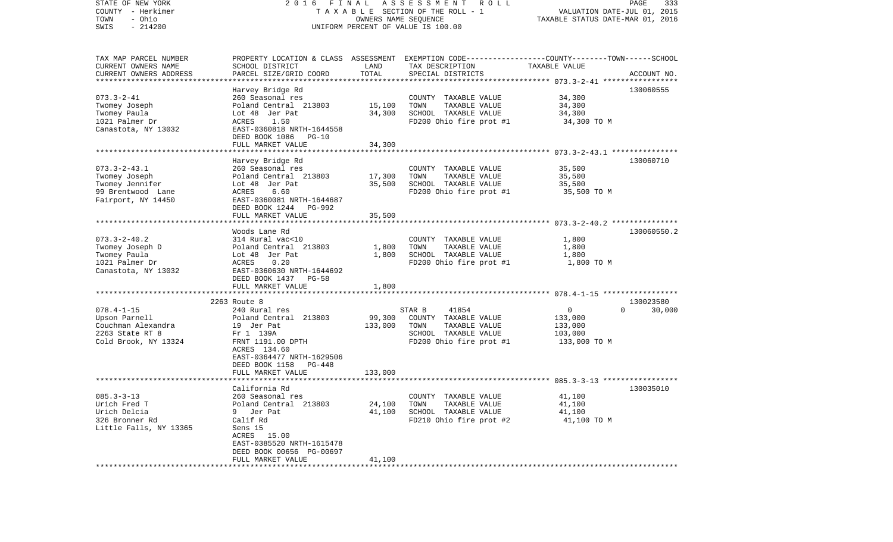STATE OF NEW YORK — 2016 FINAL ASSESSMENT ROLL
COUNTY - Herkimer — TAXABLE SECTION OF THE ROLL - 1 — VALUATION DATE-JUL 01, 2015
TOWN - Ohio — OWNERS NAME SEQUENCE — TAXABLE STATUS DATE-MAR 01, 2016
SWIS - 214200 — UNIFORM PERCENT OF VALUE IS 100.00

| TAX MAP PARCEL NUMBER / CURRENT OWNERS NAME / CURRENT OWNERS ADDRESS | PROPERTY LOCATION & CLASS / SCHOOL DISTRICT / PARCEL SIZE/GRID COORD | ASSESSMENT LAND | ASSESSMENT TOTAL | EXEMPTION CODE / TAX DESCRIPTION / SPECIAL DISTRICTS | TAXABLE VALUE (COUNTY--------TOWN------SCHOOL) | ACCOUNT NO. |
|---|---|---|---|---|---|---|
| 073.3-2-41 | Harvey Bridge Rd | | | | | 130060555 |
| Twomey Joseph | 260 Seasonal res | | | COUNTY TAXABLE VALUE | 34,300 | |
| Twomey Paula | Poland Central 213803 | 15,100 | | TOWN TAXABLE VALUE | 34,300 | |
| 1021 Palmer Dr | Lot 48 Jer Pat | | 34,300 | SCHOOL TAXABLE VALUE | 34,300 | |
| Canastota, NY 13032 | ACRES 1.50 | | | FD200 Ohio fire prot #1 | 34,300 TO M | |
| | EAST-0360818 NRTH-1644558 | | | | | |
| | DEED BOOK 1086 PG-10 | | | | | |
| | FULL MARKET VALUE | | 34,300 | | | |
| 073.3-2-43.1 | Harvey Bridge Rd | | | | | 130060710 |
| Twomey Joseph | 260 Seasonal res | | | COUNTY TAXABLE VALUE | 35,500 | |
| Twomey Jennifer | Poland Central 213803 | 17,300 | | TOWN TAXABLE VALUE | 35,500 | |
| 99 Brentwood Lane | Lot 48 Jer Pat | | 35,500 | SCHOOL TAXABLE VALUE | 35,500 | |
| Fairport, NY 14450 | ACRES 6.60 | | | FD200 Ohio fire prot #1 | 35,500 TO M | |
| | EAST-0360081 NRTH-1644687 | | | | | |
| | DEED BOOK 1244 PG-992 | | | | | |
| | FULL MARKET VALUE | | 35,500 | | | |
| 073.3-2-40.2 | Woods Lane Rd | | | | | 130060550.2 |
| Twomey Joseph D | 314 Rural vac<10 | | | COUNTY TAXABLE VALUE | 1,800 | |
| Twomey Paula | Poland Central 213803 | 1,800 | | TOWN TAXABLE VALUE | 1,800 | |
| 1021 Palmer Dr | Lot 48 Jer Pat | | 1,800 | SCHOOL TAXABLE VALUE | 1,800 | |
| Canastota, NY 13032 | ACRES 0.20 | | | FD200 Ohio fire prot #1 | 1,800 TO M | |
| | EAST-0360630 NRTH-1644692 | | | | | |
| | DEED BOOK 1437 PG-58 | | | | | |
| | FULL MARKET VALUE | | 1,800 | | | |
| 078.4-1-15 | 2263 Route 8 | | | | | 130023580 |
| Upson Parnell | 240 Rural res | | | STAR B 41854 | 0 0 30,000 | |
| Couchman Alexandra | Poland Central 213803 | 99,300 | | COUNTY TAXABLE VALUE | 133,000 | |
| 2263 State RT 8 | 19 Jer Pat | | 133,000 | TOWN TAXABLE VALUE | 133,000 | |
| Cold Brook, NY 13324 | Fr 1 139A | | | SCHOOL TAXABLE VALUE | 103,000 | |
| | FRNT 1191.00 DPTH | | | FD200 Ohio fire prot #1 | 133,000 TO M | |
| | ACRES 134.60 | | | | | |
| | EAST-0364477 NRTH-1629506 | | | | | |
| | DEED BOOK 1158 PG-448 | | | | | |
| | FULL MARKET VALUE | | 133,000 | | | |
| 085.3-3-13 | California Rd | | | | | 130035010 |
| Urich Fred T | 260 Seasonal res | | | COUNTY TAXABLE VALUE | 41,100 | |
| Urich Delcia | Poland Central 213803 | 24,100 | | TOWN TAXABLE VALUE | 41,100 | |
| 326 Bronner Rd | 9 Jer Pat | | 41,100 | SCHOOL TAXABLE VALUE | 41,100 | |
| Little Falls, NY 13365 | Calif Rd | | | FD210 Ohio fire prot #2 | 41,100 TO M | |
| | Sens 15 | | | | | |
| | ACRES 15.00 | | | | | |
| | EAST-0385520 NRTH-1615478 | | | | | |
| | DEED BOOK 00656 PG-00697 | | | | | |
| | FULL MARKET VALUE | | 41,100 | | | |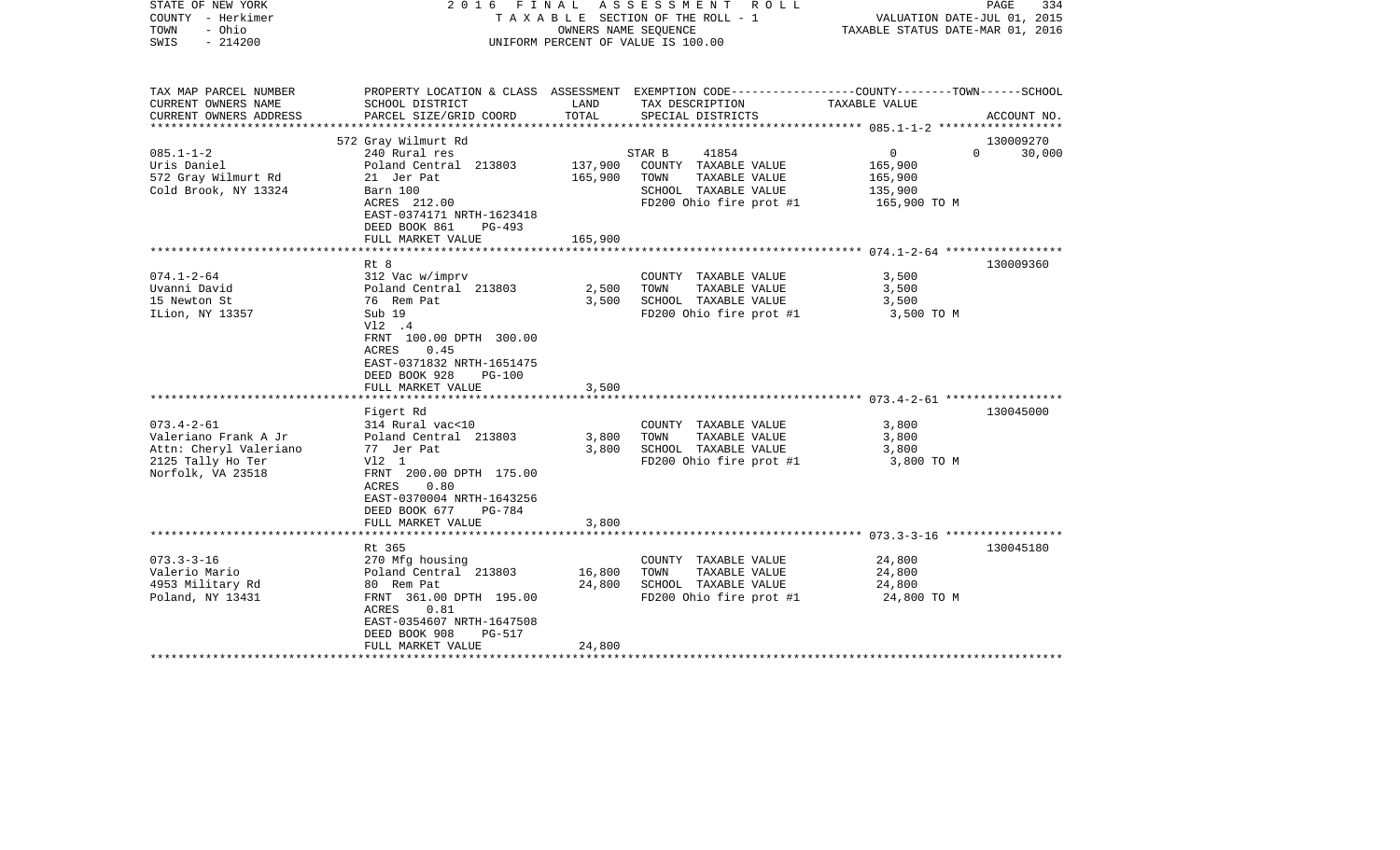STATE OF NEW YORK — 2016 FINAL ASSESSMENT ROLL — PAGE 334
COUNTY - Herkimer — TAXABLE SECTION OF THE ROLL - 1 — VALUATION DATE-JUL 01, 2015
TOWN - Ohio — OWNERS NAME SEQUENCE — TAXABLE STATUS DATE-MAR 01, 2016
SWIS - 214200 — UNIFORM PERCENT OF VALUE IS 100.00

| TAX MAP PARCEL NUMBER / CURRENT OWNERS NAME / CURRENT OWNERS ADDRESS | PROPERTY LOCATION & CLASS / SCHOOL DISTRICT / PARCEL SIZE/GRID COORD | ASSESSMENT LAND | TOTAL | EXEMPTION CODE / TAX DESCRIPTION / SPECIAL DISTRICTS | COUNTY | TOWN | SCHOOL | ACCOUNT NO. |
|---|---|---|---|---|---|---|---|---|
| 085.1-1-2 | 572 Gray Wilmurt Rd | | | | | | | 130009270 |
| Uris Daniel | 240 Rural res | | | STAR B 41854 | 0 | 0 | 30,000 | |
| 572 Gray Wilmurt Rd | Poland Central 213803 | 137,900 | | COUNTY TAXABLE VALUE | 165,900 | | | |
| Cold Brook, NY 13324 | 21 Jer Pat | | 165,900 | TOWN TAXABLE VALUE | | 165,900 | | |
| | Barn 100 | | | SCHOOL TAXABLE VALUE | | | 135,900 | |
| | ACRES 212.00 | | | FD200 Ohio fire prot #1 | 165,900 TO M | | | |
| | EAST-0374171 NRTH-1623418 | | | | | | | |
| | DEED BOOK 861 PG-493 | | | | | | | |
| | FULL MARKET VALUE | | 165,900 | | | | | |
| 074.1-2-64 | Rt 8 | | | | | | | 130009360 |
| Uvanni David | 312 Vac w/imprv | | | COUNTY TAXABLE VALUE | 3,500 | | | |
| 15 Newton St | Poland Central 213803 | 2,500 | | TOWN TAXABLE VALUE | | 3,500 | | |
| ILion, NY 13357 | 76 Rem Pat | | 3,500 | SCHOOL TAXABLE VALUE | | | 3,500 | |
| | Sub 19 | | | FD200 Ohio fire prot #1 | 3,500 TO M | | | |
| | Vl2 .4 | | | | | | | |
| | FRNT 100.00 DPTH 300.00 | | | | | | | |
| | ACRES 0.45 | | | | | | | |
| | EAST-0371832 NRTH-1651475 | | | | | | | |
| | DEED BOOK 928 PG-100 | | | | | | | |
| | FULL MARKET VALUE | | 3,500 | | | | | |
| 073.4-2-61 | Figert Rd | | | | | | | 130045000 |
| Valeriano Frank A Jr | 314 Rural vac<10 | | | COUNTY TAXABLE VALUE | 3,800 | | | |
| Attn: Cheryl Valeriano | Poland Central 213803 | 3,800 | | TOWN TAXABLE VALUE | | 3,800 | | |
| 2125 Tally Ho Ter | 77 Jer Pat | | 3,800 | SCHOOL TAXABLE VALUE | | | 3,800 | |
| Norfolk, VA 23518 | Vl2 1 | | | FD200 Ohio fire prot #1 | 3,800 TO M | | | |
| | FRNT 200.00 DPTH 175.00 | | | | | | | |
| | ACRES 0.80 | | | | | | | |
| | EAST-0370004 NRTH-1643256 | | | | | | | |
| | DEED BOOK 677 PG-784 | | | | | | | |
| | FULL MARKET VALUE | | 3,800 | | | | | |
| 073.3-3-16 | Rt 365 | | | | | | | 130045180 |
| Valerio Mario | 270 Mfg housing | | | COUNTY TAXABLE VALUE | 24,800 | | | |
| 4953 Military Rd | Poland Central 213803 | 16,800 | | TOWN TAXABLE VALUE | | 24,800 | | |
| Poland, NY 13431 | 80 Rem Pat | | 24,800 | SCHOOL TAXABLE VALUE | | | 24,800 | |
| | FRNT 361.00 DPTH 195.00 | | | FD200 Ohio fire prot #1 | 24,800 TO M | | | |
| | ACRES 0.81 | | | | | | | |
| | EAST-0354607 NRTH-1647508 | | | | | | | |
| | DEED BOOK 908 PG-517 | | | | | | | |
| | FULL MARKET VALUE | | 24,800 | | | | | |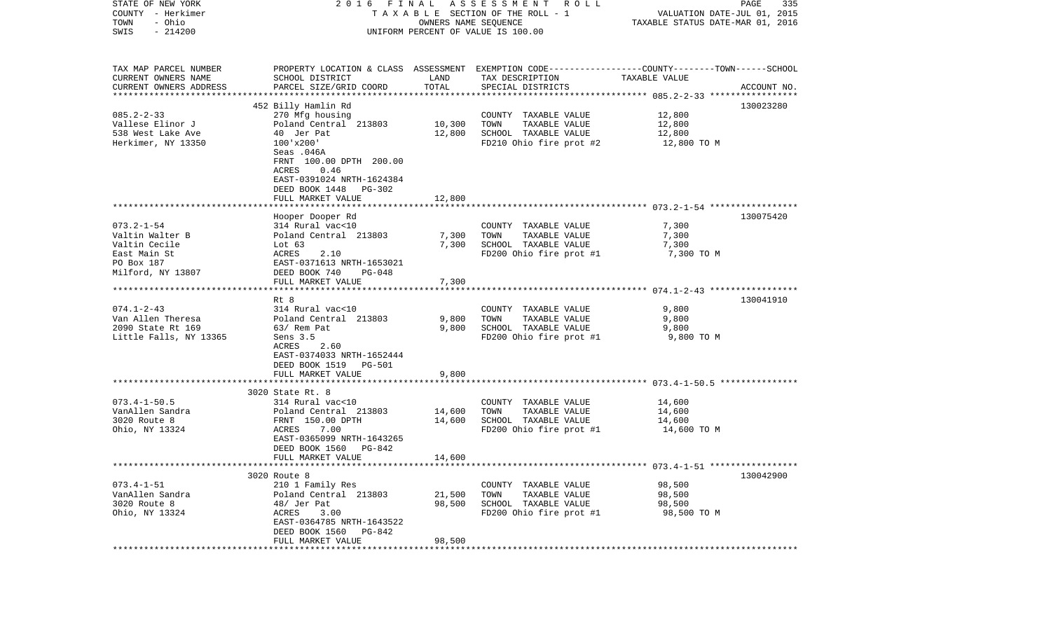STATE OF NEW YORK — 2016 FINAL ASSESSMENT ROLL
COUNTY - Herkimer — TAXABLE SECTION OF THE ROLL - 1 — VALUATION DATE-JUL 01, 2015
TOWN - Ohio — OWNERS NAME SEQUENCE — TAXABLE STATUS DATE-MAR 01, 2016
SWIS - 214200 — UNIFORM PERCENT OF VALUE IS 100.00

| TAX MAP PARCEL NUMBER / CURRENT OWNERS NAME / CURRENT OWNERS ADDRESS | PROPERTY LOCATION & CLASS / SCHOOL DISTRICT / PARCEL SIZE/GRID COORD | ASSESSMENT LAND | TOTAL | EXEMPTION CODE / TAX DESCRIPTION / SPECIAL DISTRICTS | TAXABLE VALUE (COUNTY--TOWN--SCHOOL) | ACCOUNT NO. |
|---|---|---|---|---|---|---|
| | 452 Billy Hamlin Rd | | | | | 130023280 |
| 085.2-2-33 | 270 Mfg housing | | | COUNTY TAXABLE VALUE | 12,800 | |
| Vallese Elinor J | Poland Central 213803 | 10,300 | | TOWN TAXABLE VALUE | 12,800 | |
| 538 West Lake Ave | 40 Jer Pat | | 12,800 | SCHOOL TAXABLE VALUE | 12,800 | |
| Herkimer, NY 13350 | 100'x200' | | | FD210 Ohio fire prot #2 | 12,800 TO M | |
| | Seas .046A | | | | | |
| | FRNT 100.00 DPTH 200.00 | | | | | |
| | ACRES 0.46 | | | | | |
| | EAST-0391024 NRTH-1624384 | | | | | |
| | DEED BOOK 1448 PG-302 | | | | | |
| | FULL MARKET VALUE | | 12,800 | | | |
| | Hooper Dooper Rd | | | | | 130075420 |
| 073.2-1-54 | 314 Rural vac<10 | | | COUNTY TAXABLE VALUE | 7,300 | |
| Valtin Walter B | Poland Central 213803 | 7,300 | | TOWN TAXABLE VALUE | 7,300 | |
| Valtin Cecile | Lot 63 | | 7,300 | SCHOOL TAXABLE VALUE | 7,300 | |
| East Main St | ACRES 2.10 | | | FD200 Ohio fire prot #1 | 7,300 TO M | |
| PO Box 187 | EAST-0371613 NRTH-1653021 | | | | | |
| Milford, NY 13807 | DEED BOOK 740 PG-048 | | | | | |
| | FULL MARKET VALUE | | 7,300 | | | |
| | Rt 8 | | | | | 130041910 |
| 074.1-2-43 | 314 Rural vac<10 | | | COUNTY TAXABLE VALUE | 9,800 | |
| Van Allen Theresa | Poland Central 213803 | 9,800 | | TOWN TAXABLE VALUE | 9,800 | |
| 2090 State Rt 169 | 63/ Rem Pat | | 9,800 | SCHOOL TAXABLE VALUE | 9,800 | |
| Little Falls, NY 13365 | Sens 3.5 | | | FD200 Ohio fire prot #1 | 9,800 TO M | |
| | ACRES 2.60 | | | | | |
| | EAST-0374033 NRTH-1652444 | | | | | |
| | DEED BOOK 1519 PG-501 | | | | | |
| | FULL MARKET VALUE | | 9,800 | | | |
| | 3020 State Rt. 8 | | | | | |
| 073.4-1-50.5 | 314 Rural vac<10 | | | COUNTY TAXABLE VALUE | 14,600 | |
| VanAllen Sandra | Poland Central 213803 | 14,600 | | TOWN TAXABLE VALUE | 14,600 | |
| 3020 Route 8 | FRNT 150.00 DPTH | | 14,600 | SCHOOL TAXABLE VALUE | 14,600 | |
| Ohio, NY 13324 | ACRES 7.00 | | | FD200 Ohio fire prot #1 | 14,600 TO M | |
| | EAST-0365099 NRTH-1643265 | | | | | |
| | DEED BOOK 1560 PG-842 | | | | | |
| | FULL MARKET VALUE | | 14,600 | | | |
| | 3020 Route 8 | | | | | 130042900 |
| 073.4-1-51 | 210 1 Family Res | | | COUNTY TAXABLE VALUE | 98,500 | |
| VanAllen Sandra | Poland Central 213803 | 21,500 | | TOWN TAXABLE VALUE | 98,500 | |
| 3020 Route 8 | 48/ Jer Pat | | 98,500 | SCHOOL TAXABLE VALUE | 98,500 | |
| Ohio, NY 13324 | ACRES 3.00 | | | FD200 Ohio fire prot #1 | 98,500 TO M | |
| | EAST-0364785 NRTH-1643522 | | | | | |
| | DEED BOOK 1560 PG-842 | | | | | |
| | FULL MARKET VALUE | | 98,500 | | | |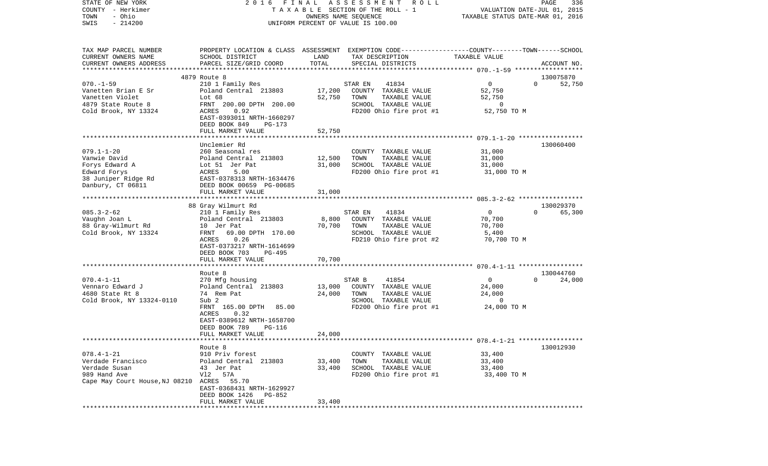STATE OF NEW YORK | 2016 FINAL ASSESSMENT ROLL | | | | VALUATION DATE-JUL 01, 2015
COUNTY - Herkimer | TAXABLE SECTION OF THE ROLL - 1 | | | | TAXABLE STATUS DATE-MAR 01, 2016
TOWN - Ohio | OWNERS NAME SEQUENCE
SWIS - 214200 | UNIFORM PERCENT OF VALUE IS 100.00

| TAX MAP PARCEL NUMBER / CURRENT OWNERS NAME / CURRENT OWNERS ADDRESS | PROPERTY LOCATION & CLASS / SCHOOL DISTRICT / PARCEL SIZE/GRID COORD | ASSESSMENT LAND | TOTAL | EXEMPTION CODE / TAX DESCRIPTION / SPECIAL DISTRICTS | COUNTY / TOWN / SCHOOL TAXABLE VALUE | ACCOUNT NO. |
|---|---|---|---|---|---|---|
| 070.-1-59 | 4879 Route 8 | | | | | 130075870 |
| | 210 1 Family Res | | | STAR EN 41834 | 0 0 | 52,750 |
| Vanetten Brian E Sr | Poland Central 213803 | 17,200 | | COUNTY TAXABLE VALUE | 52,750 | |
| Vanetten Violet | Lot 68 | | 52,750 | TOWN TAXABLE VALUE | 52,750 | |
| 4879 State Route 8 | FRNT 200.00 DPTH 200.00 | | | SCHOOL TAXABLE VALUE | 0 | |
| Cold Brook, NY 13324 | ACRES 0.92 | | | FD200 Ohio fire prot #1 | 52,750 TO M | |
| | EAST-0393011 NRTH-1660297 | | | | | |
| | DEED BOOK 849 PG-173 | | | | | |
| | FULL MARKET VALUE | | 52,750 | | | |
| 079.1-1-20 | Unclemier Rd | | | | | 130060400 |
| | 260 Seasonal res | | | COUNTY TAXABLE VALUE | 31,000 | |
| Vanwie David | Poland Central 213803 | 12,500 | | TOWN TAXABLE VALUE | 31,000 | |
| Forys Edward A | Lot 51 Jer Pat | | 31,000 | SCHOOL TAXABLE VALUE | 31,000 | |
| Edward Forys | ACRES 5.00 | | | FD200 Ohio fire prot #1 | 31,000 TO M | |
| 38 Juniper Ridge Rd | EAST-0378313 NRTH-1634476 | | | | | |
| Danbury, CT 06811 | DEED BOOK 00659 PG-00685 | | | | | |
| | FULL MARKET VALUE | | 31,000 | | | |
| 085.3-2-62 | 88 Gray Wilmurt Rd | | | | | 130029370 |
| | 210 1 Family Res | | | STAR EN 41834 | 0 0 | 65,300 |
| Vaughn Joan L | Poland Central 213803 | 8,800 | | COUNTY TAXABLE VALUE | 70,700 | |
| 88 Gray-Wilmurt Rd | 10 Jer Pat | | 70,700 | TOWN TAXABLE VALUE | 70,700 | |
| Cold Brook, NY 13324 | FRNT 69.00 DPTH 170.00 | | | SCHOOL TAXABLE VALUE | 5,400 | |
| | ACRES 0.26 | | | FD210 Ohio fire prot #2 | 70,700 TO M | |
| | EAST-0373217 NRTH-1614699 | | | | | |
| | DEED BOOK 703 PG-495 | | | | | |
| | FULL MARKET VALUE | | 70,700 | | | |
| 070.4-1-11 | Route 8 | | | | | 130044760 |
| | 270 Mfg housing | | | STAR B 41854 | 0 0 | 24,000 |
| Vennaro Edward J | Poland Central 213803 | 13,000 | | COUNTY TAXABLE VALUE | 24,000 | |
| 4680 State Rt 8 | 74 Rem Pat | | 24,000 | TOWN TAXABLE VALUE | 24,000 | |
| Cold Brook, NY 13324-0110 | Sub 2 | | | SCHOOL TAXABLE VALUE | 0 | |
| | FRNT 165.00 DPTH 85.00 | | | FD200 Ohio fire prot #1 | 24,000 TO M | |
| | ACRES 0.32 | | | | | |
| | EAST-0389612 NRTH-1658700 | | | | | |
| | DEED BOOK 789 PG-116 | | | | | |
| | FULL MARKET VALUE | | 24,000 | | | |
| 078.4-1-21 | Route 8 | | | | | 130012930 |
| | 910 Priv forest | | | COUNTY TAXABLE VALUE | 33,400 | |
| Verdade Francisco | Poland Central 213803 | 33,400 | | TOWN TAXABLE VALUE | 33,400 | |
| Verdade Susan | 43 Jer Pat | | 33,400 | SCHOOL TAXABLE VALUE | 33,400 | |
| 989 Hand Ave | Vl2 57A | | | FD200 Ohio fire prot #1 | 33,400 TO M | |
| Cape May Court House,NJ 08210 | ACRES 55.70 | | | | | |
| | EAST-0368431 NRTH-1629927 | | | | | |
| | DEED BOOK 1426 PG-852 | | | | | |
| | FULL MARKET VALUE | | 33,400 | | | |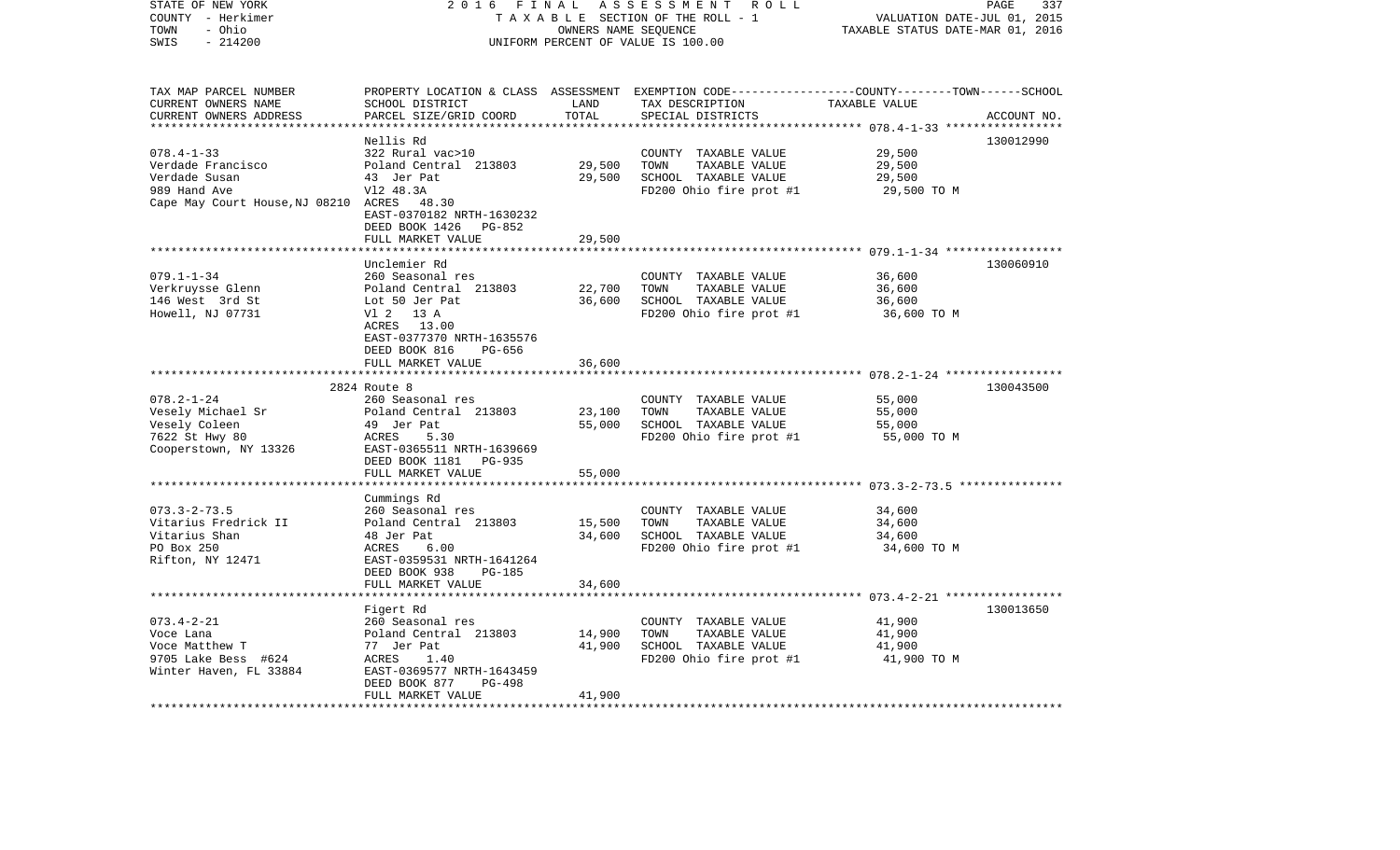STATE OF NEW YORK — 2016 FINAL ASSESSMENT ROLL
COUNTY - Herkimer — TAXABLE SECTION OF THE ROLL - 1 — VALUATION DATE-JUL 01, 2015
TOWN - Ohio — OWNERS NAME SEQUENCE — TAXABLE STATUS DATE-MAR 01, 2016
SWIS - 214200 — UNIFORM PERCENT OF VALUE IS 100.00

| TAX MAP PARCEL NUMBER / CURRENT OWNERS NAME / CURRENT OWNERS ADDRESS | PROPERTY LOCATION & CLASS / SCHOOL DISTRICT / PARCEL SIZE/GRID COORD | ASSESSMENT LAND | TOTAL | EXEMPTION CODE / TAX DESCRIPTION / SPECIAL DISTRICTS | TAXABLE VALUE (COUNTY--TOWN--SCHOOL) | ACCOUNT NO. |
|---|---|---|---|---|---|---|
| 078.4-1-33 | Nellis Rd | | | | | 130012990 |
| Verdade Francisco | 322 Rural vac>10 | | | COUNTY TAXABLE VALUE | 29,500 | |
| Verdade Susan | Poland Central 213803 | 29,500 | | TOWN TAXABLE VALUE | 29,500 | |
| 989 Hand Ave | 43 Jer Pat | | 29,500 | SCHOOL TAXABLE VALUE | 29,500 | |
| Cape May Court House, NJ 08210 | Vl2 48.3A | | | FD200 Ohio fire prot #1 | 29,500 TO M | |
| | ACRES 48.30 | | | | | |
| | EAST-0370182 NRTH-1630232 | | | | | |
| | DEED BOOK 1426 PG-852 | | | | | |
| | FULL MARKET VALUE | | 29,500 | | | |
| 079.1-1-34 | Unclemier Rd | | | | | 130060910 |
| Verkruysse Glenn | 260 Seasonal res | | | COUNTY TAXABLE VALUE | 36,600 | |
| 146 West 3rd St | Poland Central 213803 | 22,700 | | TOWN TAXABLE VALUE | 36,600 | |
| Howell, NJ 07731 | Lot 50 Jer Pat | | 36,600 | SCHOOL TAXABLE VALUE | 36,600 | |
| | Vl 2 13 A | | | FD200 Ohio fire prot #1 | 36,600 TO M | |
| | ACRES 13.00 | | | | | |
| | EAST-0377370 NRTH-1635576 | | | | | |
| | DEED BOOK 816 PG-656 | | | | | |
| | FULL MARKET VALUE | | 36,600 | | | |
| 078.2-1-24 | 2824 Route 8 | | | | | 130043500 |
| Vesely Michael Sr | 260 Seasonal res | | | COUNTY TAXABLE VALUE | 55,000 | |
| Vesely Coleen | Poland Central 213803 | 23,100 | | TOWN TAXABLE VALUE | 55,000 | |
| 7622 St Hwy 80 | 49 Jer Pat | | 55,000 | SCHOOL TAXABLE VALUE | 55,000 | |
| Cooperstown, NY 13326 | ACRES 5.30 | | | FD200 Ohio fire prot #1 | 55,000 TO M | |
| | EAST-0365511 NRTH-1639669 | | | | | |
| | DEED BOOK 1181 PG-935 | | | | | |
| | FULL MARKET VALUE | | 55,000 | | | |
| 073.3-2-73.5 | Cummings Rd | | | | | |
| Vitarius Fredrick II | 260 Seasonal res | | | COUNTY TAXABLE VALUE | 34,600 | |
| Vitarius Shan | Poland Central 213803 | 15,500 | | TOWN TAXABLE VALUE | 34,600 | |
| PO Box 250 | 48 Jer Pat | | 34,600 | SCHOOL TAXABLE VALUE | 34,600 | |
| Rifton, NY 12471 | ACRES 6.00 | | | FD200 Ohio fire prot #1 | 34,600 TO M | |
| | EAST-0359531 NRTH-1641264 | | | | | |
| | DEED BOOK 938 PG-185 | | | | | |
| | FULL MARKET VALUE | | 34,600 | | | |
| 073.4-2-21 | Figert Rd | | | | | 130013650 |
| Voce Lana | 260 Seasonal res | | | COUNTY TAXABLE VALUE | 41,900 | |
| Voce Matthew T | Poland Central 213803 | 14,900 | | TOWN TAXABLE VALUE | 41,900 | |
| 9705 Lake Bess #624 | 77 Jer Pat | | 41,900 | SCHOOL TAXABLE VALUE | 41,900 | |
| Winter Haven, FL 33884 | ACRES 1.40 | | | FD200 Ohio fire prot #1 | 41,900 TO M | |
| | EAST-0369577 NRTH-1643459 | | | | | |
| | DEED BOOK 877 PG-498 | | | | | |
| | FULL MARKET VALUE | | 41,900 | | | |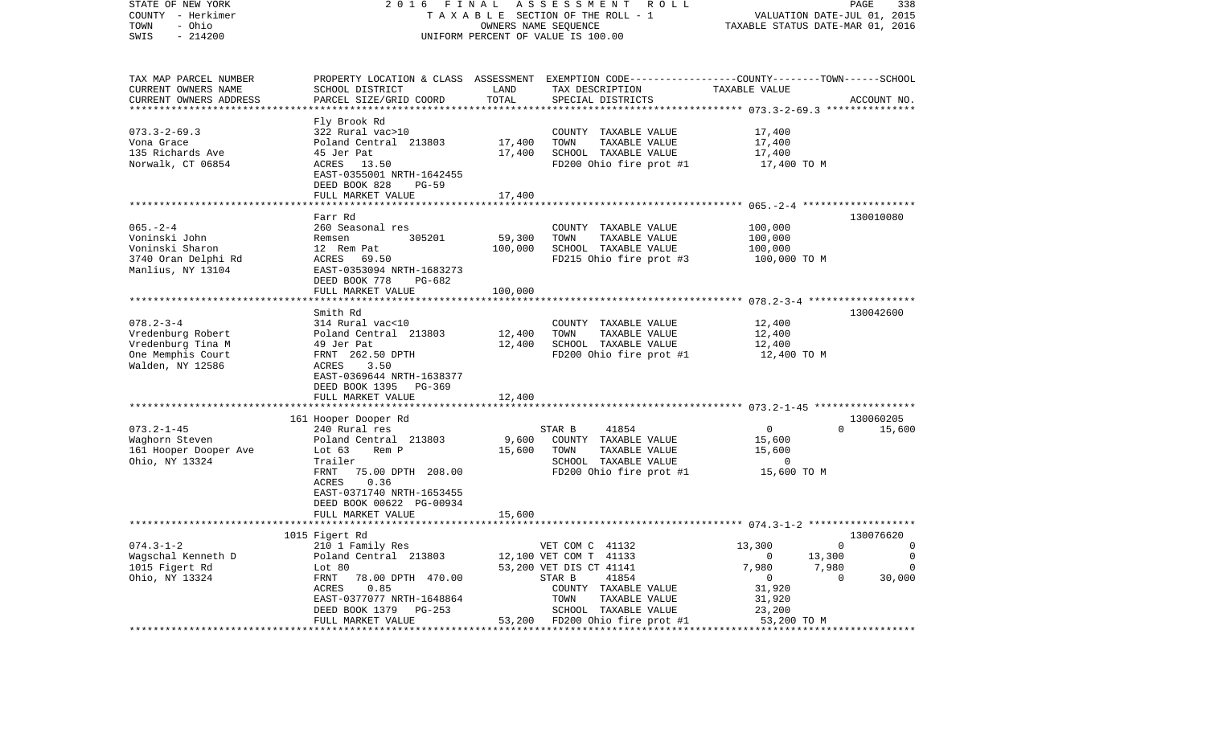STATE OF NEW YORK — COUNTY - Herkimer — TOWN - Ohio — SWIS - 214200

2016 FINAL ASSESSMENT ROLL
TAXABLE SECTION OF THE ROLL - 1
OWNERS NAME SEQUENCE
UNIFORM PERCENT OF VALUE IS 100.00

VALUATION DATE-JUL 01, 2015
TAXABLE STATUS DATE-MAR 01, 2016

| TAX MAP PARCEL NUMBER / CURRENT OWNERS NAME / CURRENT OWNERS ADDRESS | PROPERTY LOCATION & CLASS / SCHOOL DISTRICT / PARCEL SIZE/GRID COORD | LAND | ASSESSMENT TOTAL | EXEMPTION CODE / TAX DESCRIPTION / SPECIAL DISTRICTS | COUNTY | TOWN | SCHOOL / TAXABLE VALUE | ACCOUNT NO. |
|---|---|---|---|---|---|---|---|---|
| **073.3-2-69.3** | Fly Brook Rd | | | | | | | |
| Vona Grace | 322 Rural vac>10 | | | COUNTY TAXABLE VALUE | 17,400 | | | |
| 135 Richards Ave | Poland Central 213803 | 17,400 | | TOWN TAXABLE VALUE | | 17,400 | | |
| Norwalk, CT 06854 | 45 Jer Pat | | 17,400 | SCHOOL TAXABLE VALUE | | | 17,400 | |
| | ACRES 13.50 | | | FD200 Ohio fire prot #1 | 17,400 TO M | | | |
| | EAST-0355001 NRTH-1642455 | | | | | | | |
| | DEED BOOK 828 PG-59 | | | | | | | |
| | FULL MARKET VALUE | | 17,400 | | | | | |
| **065.-2-4** | Farr Rd | | | | | | | 130010080 |
| Voninski John | 260 Seasonal res | | | COUNTY TAXABLE VALUE | 100,000 | | | |
| Voninski Sharon | Remsen 305201 | 59,300 | | TOWN TAXABLE VALUE | | 100,000 | | |
| 3740 Oran Delphi Rd | 12 Rem Pat | | 100,000 | SCHOOL TAXABLE VALUE | | | 100,000 | |
| Manlius, NY 13104 | ACRES 69.50 | | | FD215 Ohio fire prot #3 | 100,000 TO M | | | |
| | EAST-0353094 NRTH-1683273 | | | | | | | |
| | DEED BOOK 778 PG-682 | | | | | | | |
| | FULL MARKET VALUE | | 100,000 | | | | | |
| **078.2-3-4** | Smith Rd | | | | | | | 130042600 |
| Vredenburg Robert | 314 Rural vac<10 | | | COUNTY TAXABLE VALUE | 12,400 | | | |
| Vredenburg Tina M | Poland Central 213803 | 12,400 | | TOWN TAXABLE VALUE | | 12,400 | | |
| One Memphis Court | 49 Jer Pat | | 12,400 | SCHOOL TAXABLE VALUE | | | 12,400 | |
| Walden, NY 12586 | FRNT 262.50 DPTH | | | FD200 Ohio fire prot #1 | 12,400 TO M | | | |
| | ACRES 3.50 | | | | | | | |
| | EAST-0369644 NRTH-1638377 | | | | | | | |
| | DEED BOOK 1395 PG-369 | | | | | | | |
| | FULL MARKET VALUE | | 12,400 | | | | | |
| **073.2-1-45** | 161 Hooper Dooper Rd | | | | | | | 130060205 |
| Waghorn Steven | 240 Rural res | | | STAR B 41854 | 0 | 0 | 15,600 | |
| 161 Hooper Dooper Ave | Poland Central 213803 | 9,600 | | COUNTY TAXABLE VALUE | 15,600 | | | |
| Ohio, NY 13324 | Lot 63 Rem P | | 15,600 | TOWN TAXABLE VALUE | | 15,600 | | |
| | Trailer | | | SCHOOL TAXABLE VALUE | | | 0 | |
| | FRNT 75.00 DPTH 208.00 | | | FD200 Ohio fire prot #1 | 15,600 TO M | | | |
| | ACRES 0.36 | | | | | | | |
| | EAST-0371740 NRTH-1653455 | | | | | | | |
| | DEED BOOK 00622 PG-00934 | | | | | | | |
| | FULL MARKET VALUE | | 15,600 | | | | | |
| **074.3-1-2** | 1015 Figert Rd | | | | | | | 130076620 |
| Wagschal Kenneth D | 210 1 Family Res | | | VET COM C 41132 | 13,300 | 0 | 0 | |
| 1015 Figert Rd | Poland Central 213803 | 12,100 | | VET COM T 41133 | 0 | 13,300 | 0 | |
| Ohio, NY 13324 | Lot 80 | | 53,200 | VET DIS CT 41141 | 7,980 | 7,980 | 0 | |
| | FRNT 78.00 DPTH 470.00 | | | STAR B 41854 | 0 | 0 | 30,000 | |
| | ACRES 0.85 | | | COUNTY TAXABLE VALUE | 31,920 | | | |
| | EAST-0377077 NRTH-1648864 | | | TOWN TAXABLE VALUE | | 31,920 | | |
| | DEED BOOK 1379 PG-253 | | | SCHOOL TAXABLE VALUE | | | 23,200 | |
| | FULL MARKET VALUE | | 53,200 | FD200 Ohio fire prot #1 | 53,200 TO M | | | |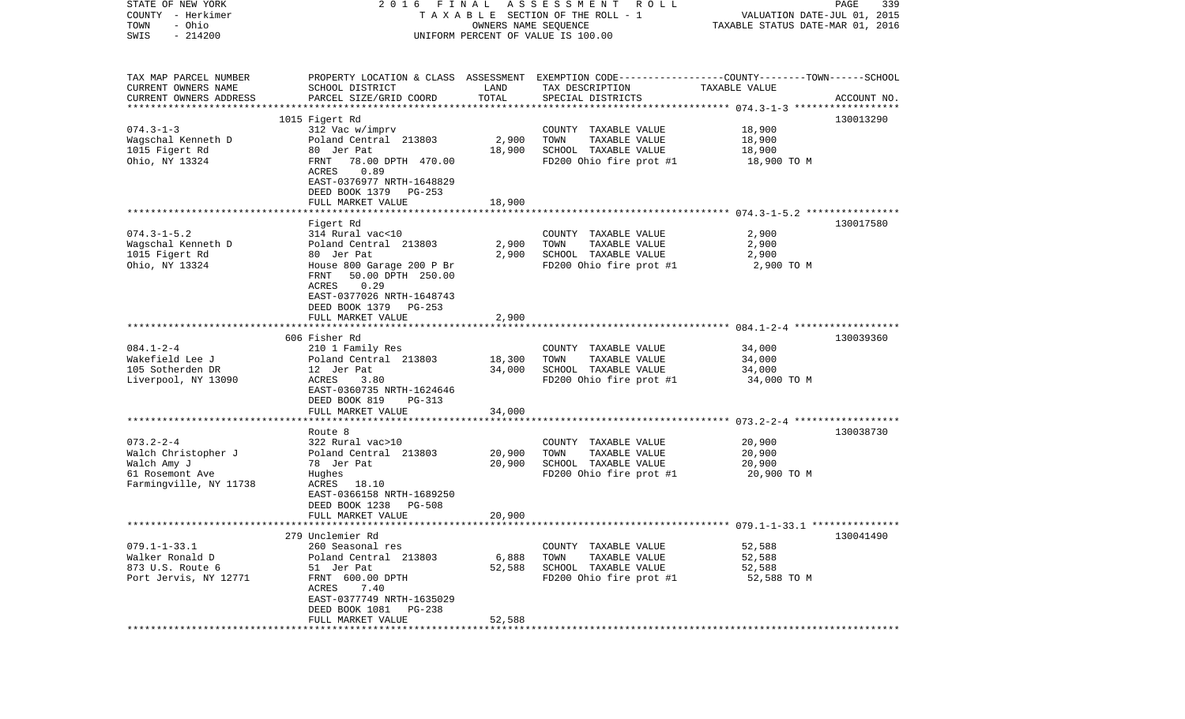STATE OF NEW YORK — 2016 FINAL ASSESSMENT ROLL — VALUATION DATE-JUL 01, 2015
COUNTY - Herkimer — TAXABLE SECTION OF THE ROLL - 1 — TAXABLE STATUS DATE-MAR 01, 2016
TOWN - Ohio — OWNERS NAME SEQUENCE
SWIS - 214200 — UNIFORM PERCENT OF VALUE IS 100.00

| TAX MAP PARCEL NUMBER / CURRENT OWNERS NAME / CURRENT OWNERS ADDRESS | PROPERTY LOCATION & CLASS / SCHOOL DISTRICT / PARCEL SIZE/GRID COORD | ASSESSMENT LAND | TOTAL | EXEMPTION CODE / TAX DESCRIPTION / SPECIAL DISTRICTS | TAXABLE VALUE (COUNTY--TOWN--SCHOOL) | ACCOUNT NO. |
|---|---|---|---|---|---|---|
| | 1015 Figert Rd | | | | | 130013290 |
| 074.3-1-3 | 312 Vac w/imprv | | | COUNTY TAXABLE VALUE | 18,900 | |
| Wagschal Kenneth D | Poland Central 213803 | 2,900 | | TOWN TAXABLE VALUE | 18,900 | |
| 1015 Figert Rd | 80 Jer Pat | | 18,900 | SCHOOL TAXABLE VALUE | 18,900 | |
| Ohio, NY 13324 | FRNT 78.00 DPTH 470.00 | | | FD200 Ohio fire prot #1 | 18,900 TO M | |
| | ACRES 0.89 | | | | | |
| | EAST-0376977 NRTH-1648829 | | | | | |
| | DEED BOOK 1379 PG-253 | | | | | |
| | FULL MARKET VALUE | | 18,900 | | | |
| | Figert Rd | | | | | 130017580 |
| 074.3-1-5.2 | 314 Rural vac<10 | | | COUNTY TAXABLE VALUE | 2,900 | |
| Wagschal Kenneth D | Poland Central 213803 | 2,900 | | TOWN TAXABLE VALUE | 2,900 | |
| 1015 Figert Rd | 80 Jer Pat | | 2,900 | SCHOOL TAXABLE VALUE | 2,900 | |
| Ohio, NY 13324 | House 800 Garage 200 P Br | | | FD200 Ohio fire prot #1 | 2,900 TO M | |
| | FRNT 50.00 DPTH 250.00 | | | | | |
| | ACRES 0.29 | | | | | |
| | EAST-0377026 NRTH-1648743 | | | | | |
| | DEED BOOK 1379 PG-253 | | | | | |
| | FULL MARKET VALUE | | 2,900 | | | |
| | 606 Fisher Rd | | | | | 130039360 |
| 084.1-2-4 | 210 1 Family Res | | | COUNTY TAXABLE VALUE | 34,000 | |
| Wakefield Lee J | Poland Central 213803 | 18,300 | | TOWN TAXABLE VALUE | 34,000 | |
| 105 Sotherden DR | 12 Jer Pat | | 34,000 | SCHOOL TAXABLE VALUE | 34,000 | |
| Liverpool, NY 13090 | ACRES 3.80 | | | FD200 Ohio fire prot #1 | 34,000 TO M | |
| | EAST-0360735 NRTH-1624646 | | | | | |
| | DEED BOOK 819 PG-313 | | | | | |
| | FULL MARKET VALUE | | 34,000 | | | |
| | Route 8 | | | | | 130038730 |
| 073.2-2-4 | 322 Rural vac>10 | | | COUNTY TAXABLE VALUE | 20,900 | |
| Walch Christopher J | Poland Central 213803 | 20,900 | | TOWN TAXABLE VALUE | 20,900 | |
| Walch Amy J | 78 Jer Pat | | 20,900 | SCHOOL TAXABLE VALUE | 20,900 | |
| 61 Rosemont Ave | Hughes | | | FD200 Ohio fire prot #1 | 20,900 TO M | |
| Farmingville, NY 11738 | ACRES 18.10 | | | | | |
| | EAST-0366158 NRTH-1689250 | | | | | |
| | DEED BOOK 1238 PG-508 | | | | | |
| | FULL MARKET VALUE | | 20,900 | | | |
| | 279 Unclemier Rd | | | | | 130041490 |
| 079.1-1-33.1 | 260 Seasonal res | | | COUNTY TAXABLE VALUE | 52,588 | |
| Walker Ronald D | Poland Central 213803 | 6,888 | | TOWN TAXABLE VALUE | 52,588 | |
| 873 U.S. Route 6 | 51 Jer Pat | | 52,588 | SCHOOL TAXABLE VALUE | 52,588 | |
| Port Jervis, NY 12771 | FRNT 600.00 DPTH | | | FD200 Ohio fire prot #1 | 52,588 TO M | |
| | ACRES 7.40 | | | | | |
| | EAST-0377749 NRTH-1635029 | | | | | |
| | DEED BOOK 1081 PG-238 | | | | | |
| | FULL MARKET VALUE | | 52,588 | | | |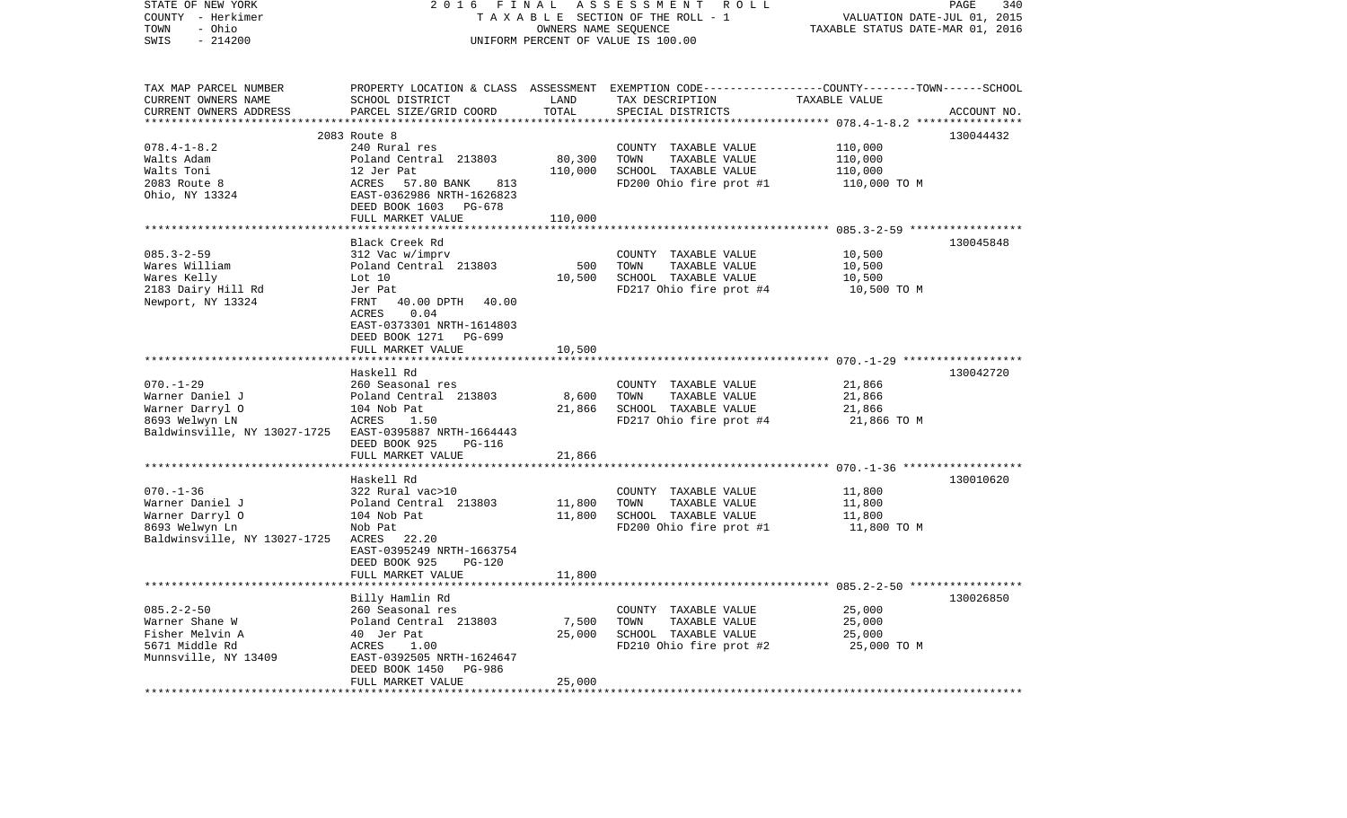STATE OF NEW YORK
COUNTY - Herkimer
TOWN - Ohio
SWIS - 214200

2 0 1 6 F I N A L A S S E S S M E N T R O L L
T A X A B L E SECTION OF THE ROLL - 1
OWNERS NAME SEQUENCE
UNIFORM PERCENT OF VALUE IS 100.00

VALUATION DATE-JUL 01, 2015
TAXABLE STATUS DATE-MAR 01, 2016

| TAX MAP PARCEL NUMBER / CURRENT OWNERS NAME / CURRENT OWNERS ADDRESS | PROPERTY LOCATION & CLASS / SCHOOL DISTRICT / PARCEL SIZE/GRID COORD | ASSESSMENT LAND / TOTAL | EXEMPTION CODE / TAX DESCRIPTION / SPECIAL DISTRICTS | TAXABLE VALUE (COUNTY / TOWN / SCHOOL) | ACCOUNT NO. |
|---|---|---|---|---|---|
| | 2083 Route 8 | | | | 130044432 |
| 078.4-1-8.2 | 240 Rural res | | COUNTY TAXABLE VALUE | 110,000 | |
| Walts Adam | Poland Central 213803 | 80,300 | TOWN TAXABLE VALUE | 110,000 | |
| Walts Toni | 12 Jer Pat | 110,000 | SCHOOL TAXABLE VALUE | 110,000 | |
| 2083 Route 8 | ACRES 57.80 BANK 813 | | FD200 Ohio fire prot #1 | 110,000 TO M | |
| Ohio, NY 13324 | EAST-0362986 NRTH-1626823 | | | | |
| | DEED BOOK 1603 PG-678 | | | | |
| | FULL MARKET VALUE | 110,000 | | | |
| | Black Creek Rd | | | | 130045848 |
| 085.3-2-59 | 312 Vac w/imprv | | COUNTY TAXABLE VALUE | 10,500 | |
| Wares William | Poland Central 213803 | 500 | TOWN TAXABLE VALUE | 10,500 | |
| Wares Kelly | Lot 10 | 10,500 | SCHOOL TAXABLE VALUE | 10,500 | |
| 2183 Dairy Hill Rd | Jer Pat | | FD217 Ohio fire prot #4 | 10,500 TO M | |
| Newport, NY 13324 | FRNT 40.00 DPTH 40.00 | | | | |
| | ACRES 0.04 | | | | |
| | EAST-0373301 NRTH-1614803 | | | | |
| | DEED BOOK 1271 PG-699 | | | | |
| | FULL MARKET VALUE | 10,500 | | | |
| | Haskell Rd | | | | 130042720 |
| 070.-1-29 | 260 Seasonal res | | COUNTY TAXABLE VALUE | 21,866 | |
| Warner Daniel J | Poland Central 213803 | 8,600 | TOWN TAXABLE VALUE | 21,866 | |
| Warner Darryl O | 104 Nob Pat | 21,866 | SCHOOL TAXABLE VALUE | 21,866 | |
| 8693 Welwyn LN | ACRES 1.50 | | FD217 Ohio fire prot #4 | 21,866 TO M | |
| Baldwinsville, NY 13027-1725 | EAST-0395887 NRTH-1664443 | | | | |
| | DEED BOOK 925 PG-116 | | | | |
| | FULL MARKET VALUE | 21,866 | | | |
| | Haskell Rd | | | | 130010620 |
| 070.-1-36 | 322 Rural vac>10 | | COUNTY TAXABLE VALUE | 11,800 | |
| Warner Daniel J | Poland Central 213803 | 11,800 | TOWN TAXABLE VALUE | 11,800 | |
| Warner Darryl O | 104 Nob Pat | 11,800 | SCHOOL TAXABLE VALUE | 11,800 | |
| 8693 Welwyn Ln | Nob Pat | | FD200 Ohio fire prot #1 | 11,800 TO M | |
| Baldwinsville, NY 13027-1725 | ACRES 22.20 | | | | |
| | EAST-0395249 NRTH-1663754 | | | | |
| | DEED BOOK 925 PG-120 | | | | |
| | FULL MARKET VALUE | 11,800 | | | |
| | Billy Hamlin Rd | | | | 130026850 |
| 085.2-2-50 | 260 Seasonal res | | COUNTY TAXABLE VALUE | 25,000 | |
| Warner Shane W | Poland Central 213803 | 7,500 | TOWN TAXABLE VALUE | 25,000 | |
| Fisher Melvin A | 40 Jer Pat | 25,000 | SCHOOL TAXABLE VALUE | 25,000 | |
| 5671 Middle Rd | ACRES 1.00 | | FD210 Ohio fire prot #2 | 25,000 TO M | |
| Munnsville, NY 13409 | EAST-0392505 NRTH-1624647 | | | | |
| | DEED BOOK 1450 PG-986 | | | | |
| | FULL MARKET VALUE | 25,000 | | | |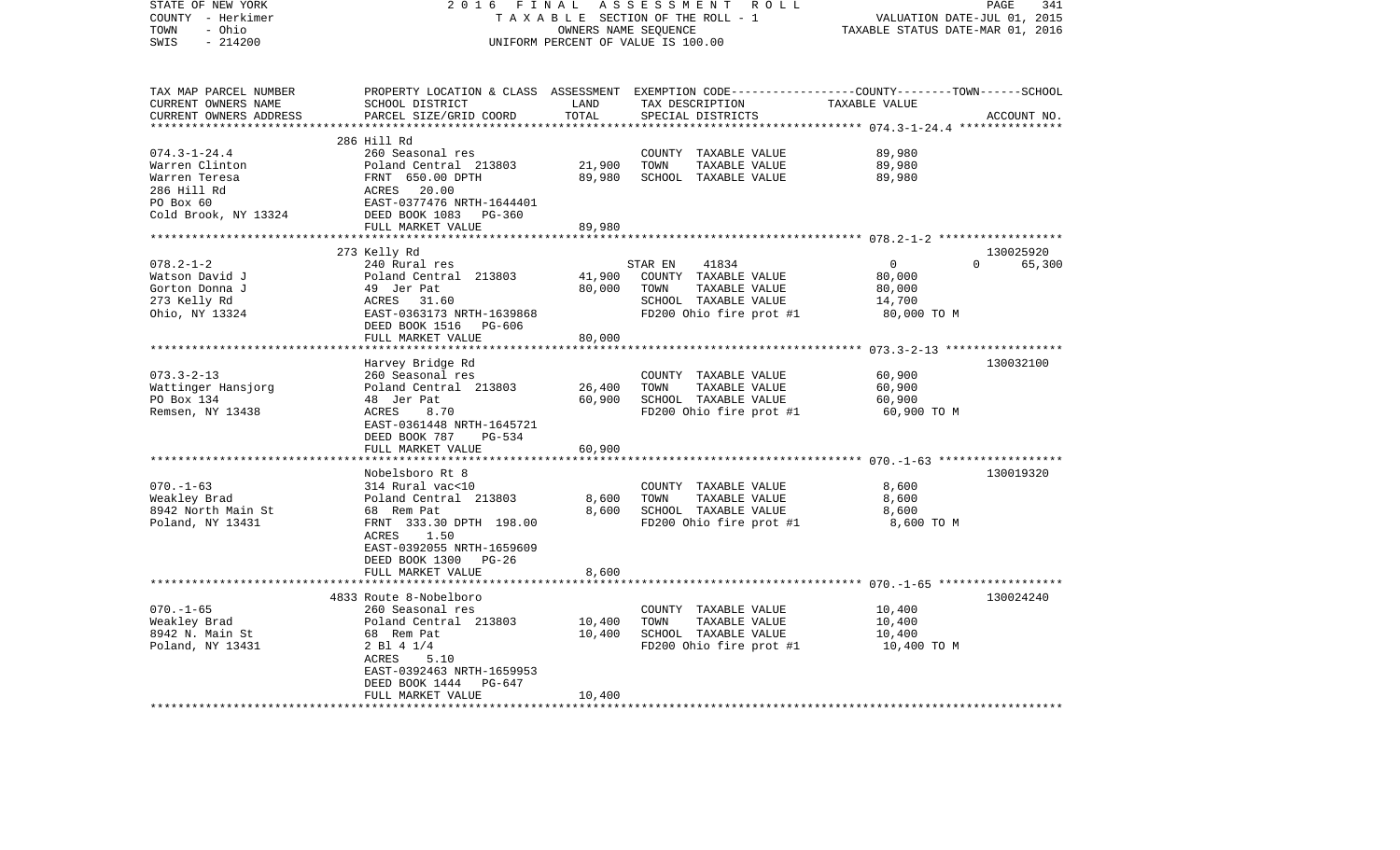STATE OF NEW YORK — 2016 FINAL ASSESSMENT ROLL
COUNTY - Herkimer — TAXABLE SECTION OF THE ROLL - 1 — VALUATION DATE-JUL 01, 2015
TOWN - Ohio — OWNERS NAME SEQUENCE — TAXABLE STATUS DATE-MAR 01, 2016
SWIS - 214200 — UNIFORM PERCENT OF VALUE IS 100.00

| TAX MAP PARCEL NUMBER / CURRENT OWNERS NAME / CURRENT OWNERS ADDRESS | PROPERTY LOCATION & CLASS / SCHOOL DISTRICT / PARCEL SIZE/GRID COORD | ASSESSMENT LAND | TOTAL | EXEMPTION CODE / TAX DESCRIPTION / SPECIAL DISTRICTS | TAXABLE VALUE (COUNTY / TOWN / SCHOOL) | ACCOUNT NO. |
|---|---|---|---|---|---|---|
| 074.3-1-24.4 | 286 Hill Rd | | | | | |
| Warren Clinton | 260 Seasonal res | | | COUNTY TAXABLE VALUE | 89,980 | |
| Warren Teresa | Poland Central 213803 | 21,900 | | TOWN TAXABLE VALUE | 89,980 | |
| 286 Hill Rd | FRNT 650.00 DPTH | | 89,980 | SCHOOL TAXABLE VALUE | 89,980 | |
| PO Box 60 | ACRES 20.00 | | | | | |
| Cold Brook, NY 13324 | EAST-0377476 NRTH-1644401 | | | | | |
| | DEED BOOK 1083 PG-360 | | | | | |
| | FULL MARKET VALUE | | 89,980 | | | |
| 078.2-1-2 | 273 Kelly Rd | | | | | 130025920 |
| Watson David J | 240 Rural res | | | STAR EN 41834 | 0 / 0 / 65,300 | |
| Gorton Donna J | Poland Central 213803 | 41,900 | | COUNTY TAXABLE VALUE | 80,000 | |
| 273 Kelly Rd | 49 Jer Pat | | 80,000 | TOWN TAXABLE VALUE | 80,000 | |
| Ohio, NY 13324 | ACRES 31.60 | | | SCHOOL TAXABLE VALUE | 14,700 | |
| | EAST-0363173 NRTH-1639868 | | | FD200 Ohio fire prot #1 | 80,000 TO M | |
| | DEED BOOK 1516 PG-606 | | | | | |
| | FULL MARKET VALUE | | 80,000 | | | |
| 073.3-2-13 | Harvey Bridge Rd | | | | | 130032100 |
| Wattinger Hansjorg | 260 Seasonal res | | | COUNTY TAXABLE VALUE | 60,900 | |
| PO Box 134 | Poland Central 213803 | 26,400 | | TOWN TAXABLE VALUE | 60,900 | |
| Remsen, NY 13438 | 48 Jer Pat | | 60,900 | SCHOOL TAXABLE VALUE | 60,900 | |
| | ACRES 8.70 | | | FD200 Ohio fire prot #1 | 60,900 TO M | |
| | EAST-0361448 NRTH-1645721 | | | | | |
| | DEED BOOK 787 PG-534 | | | | | |
| | FULL MARKET VALUE | | 60,900 | | | |
| 070.-1-63 | Nobelsboro Rt 8 | | | | | 130019320 |
| Weakley Brad | 314 Rural vac<10 | | | COUNTY TAXABLE VALUE | 8,600 | |
| 8942 North Main St | Poland Central 213803 | 8,600 | | TOWN TAXABLE VALUE | 8,600 | |
| Poland, NY 13431 | 68 Rem Pat | | 8,600 | SCHOOL TAXABLE VALUE | 8,600 | |
| | FRNT 333.30 DPTH 198.00 | | | FD200 Ohio fire prot #1 | 8,600 TO M | |
| | ACRES 1.50 | | | | | |
| | EAST-0392055 NRTH-1659609 | | | | | |
| | DEED BOOK 1300 PG-26 | | | | | |
| | FULL MARKET VALUE | | 8,600 | | | |
| 070.-1-65 | 4833 Route 8-Nobelboro | | | | | 130024240 |
| Weakley Brad | 260 Seasonal res | | | COUNTY TAXABLE VALUE | 10,400 | |
| 8942 N. Main St | Poland Central 213803 | 10,400 | | TOWN TAXABLE VALUE | 10,400 | |
| Poland, NY 13431 | 68 Rem Pat | | 10,400 | SCHOOL TAXABLE VALUE | 10,400 | |
| | 2 Bl 4 1/4 | | | FD200 Ohio fire prot #1 | 10,400 TO M | |
| | ACRES 5.10 | | | | | |
| | EAST-0392463 NRTH-1659953 | | | | | |
| | DEED BOOK 1444 PG-647 | | | | | |
| | FULL MARKET VALUE | | 10,400 | | | |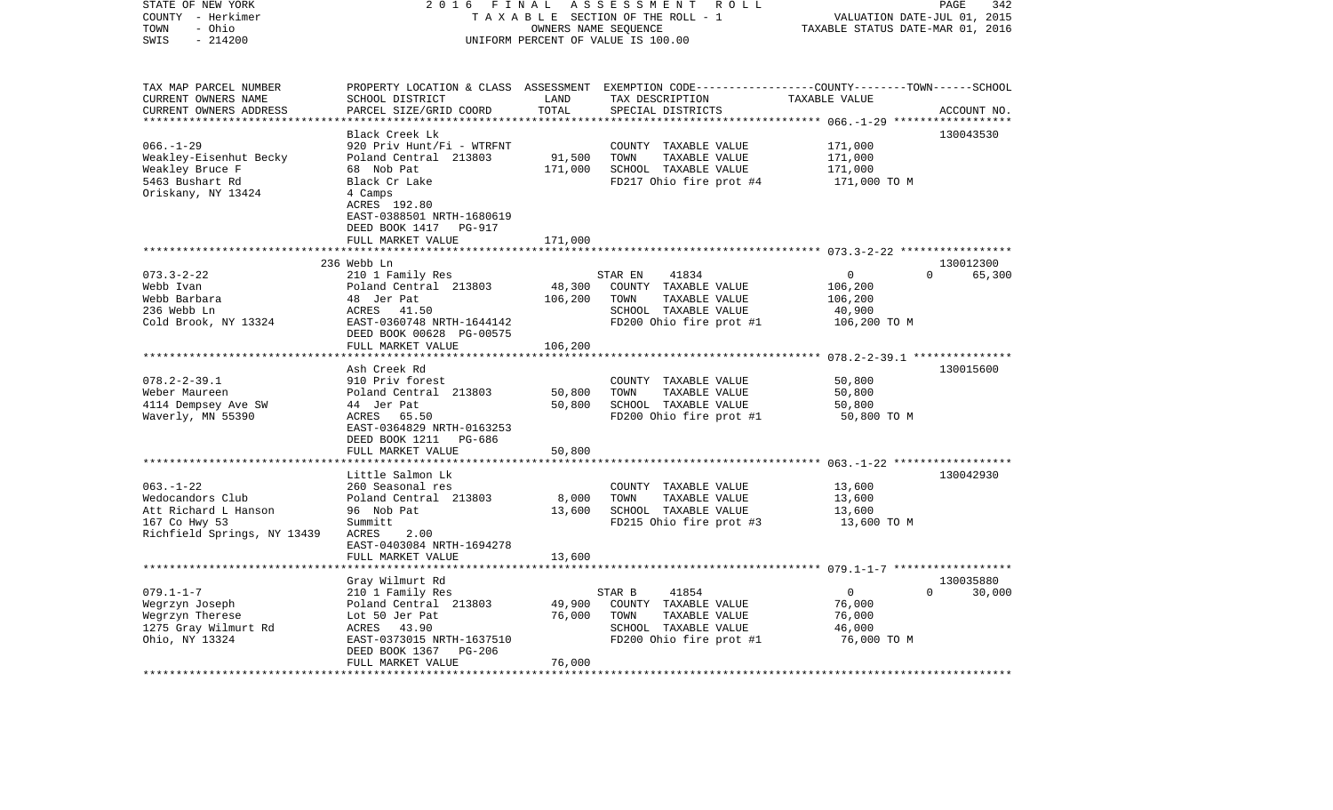STATE OF NEW YORK — 2016 FINAL ASSESSMENT ROLL — PAGE 342
COUNTY - Herkimer — TAXABLE SECTION OF THE ROLL - 1 — VALUATION DATE-JUL 01, 2015
TOWN - Ohio — OWNERS NAME SEQUENCE — TAXABLE STATUS DATE-MAR 01, 2016
SWIS - 214200 — UNIFORM PERCENT OF VALUE IS 100.00

| TAX MAP PARCEL NUMBER / CURRENT OWNERS NAME / CURRENT OWNERS ADDRESS | PROPERTY LOCATION & CLASS / SCHOOL DISTRICT / PARCEL SIZE/GRID COORD | ASSESSMENT LAND | TOTAL | EXEMPTION CODE / TAX DESCRIPTION / SPECIAL DISTRICTS | COUNTY-TOWN-SCHOOL TAXABLE VALUE | ACCOUNT NO. |
|---|---|---|---|---|---|---|
| | Black Creek Lk | | | | | 130043530 |
| 066.-1-29 | 920 Priv Hunt/Fi - WTRFNT | | | COUNTY TAXABLE VALUE | 171,000 | |
| Weakley-Eisenhut Becky | Poland Central 213803 | 91,500 | | TOWN TAXABLE VALUE | 171,000 | |
| Weakley Bruce F | 68 Nob Pat | | 171,000 | SCHOOL TAXABLE VALUE | 171,000 | |
| 5463 Bushart Rd | Black Cr Lake | | | FD217 Ohio fire prot #4 | 171,000 TO M | |
| Oriskany, NY 13424 | 4 Camps | | | | | |
| | ACRES 192.80 | | | | | |
| | EAST-0388501 NRTH-1680619 | | | | | |
| | DEED BOOK 1417 PG-917 | | | | | |
| | FULL MARKET VALUE | | 171,000 | | | |
| | 236 Webb Ln | | | | | 130012300 |
| 073.3-2-22 | 210 1 Family Res | | | STAR EN 41834 | 0 0 65,300 | |
| Webb Ivan | Poland Central 213803 | 48,300 | | COUNTY TAXABLE VALUE | 106,200 | |
| Webb Barbara | 48 Jer Pat | | 106,200 | TOWN TAXABLE VALUE | 106,200 | |
| 236 Webb Ln | ACRES 41.50 | | | SCHOOL TAXABLE VALUE | 40,900 | |
| Cold Brook, NY 13324 | EAST-0360748 NRTH-1644142 | | | FD200 Ohio fire prot #1 | 106,200 TO M | |
| | DEED BOOK 00628 PG-00575 | | | | | |
| | FULL MARKET VALUE | | 106,200 | | | |
| | Ash Creek Rd | | | | | 130015600 |
| 078.2-2-39.1 | 910 Priv forest | | | COUNTY TAXABLE VALUE | 50,800 | |
| Weber Maureen | Poland Central 213803 | 50,800 | | TOWN TAXABLE VALUE | 50,800 | |
| 4114 Dempsey Ave SW | 44 Jer Pat | | 50,800 | SCHOOL TAXABLE VALUE | 50,800 | |
| Waverly, MN 55390 | ACRES 65.50 | | | FD200 Ohio fire prot #1 | 50,800 TO M | |
| | EAST-0364829 NRTH-0163253 | | | | | |
| | DEED BOOK 1211 PG-686 | | | | | |
| | FULL MARKET VALUE | | 50,800 | | | |
| | Little Salmon Lk | | | | | 130042930 |
| 063.-1-22 | 260 Seasonal res | | | COUNTY TAXABLE VALUE | 13,600 | |
| Wedocandors Club | Poland Central 213803 | 8,000 | | TOWN TAXABLE VALUE | 13,600 | |
| Att Richard L Hanson | 96 Nob Pat | | 13,600 | SCHOOL TAXABLE VALUE | 13,600 | |
| 167 Co Hwy 53 | Summitt | | | FD215 Ohio fire prot #3 | 13,600 TO M | |
| Richfield Springs, NY 13439 | ACRES 2.00 | | | | | |
| | EAST-0403084 NRTH-1694278 | | | | | |
| | FULL MARKET VALUE | | 13,600 | | | |
| | Gray Wilmurt Rd | | | | | 130035880 |
| 079.1-1-7 | 210 1 Family Res | | | STAR B 41854 | 0 0 30,000 | |
| Wegrzyn Joseph | Poland Central 213803 | 49,900 | | COUNTY TAXABLE VALUE | 76,000 | |
| Wegrzyn Therese | Lot 50 Jer Pat | | 76,000 | TOWN TAXABLE VALUE | 76,000 | |
| 1275 Gray Wilmurt Rd | ACRES 43.90 | | | SCHOOL TAXABLE VALUE | 46,000 | |
| Ohio, NY 13324 | EAST-0373015 NRTH-1637510 | | | FD200 Ohio fire prot #1 | 76,000 TO M | |
| | DEED BOOK 1367 PG-206 | | | | | |
| | FULL MARKET VALUE | | 76,000 | | | |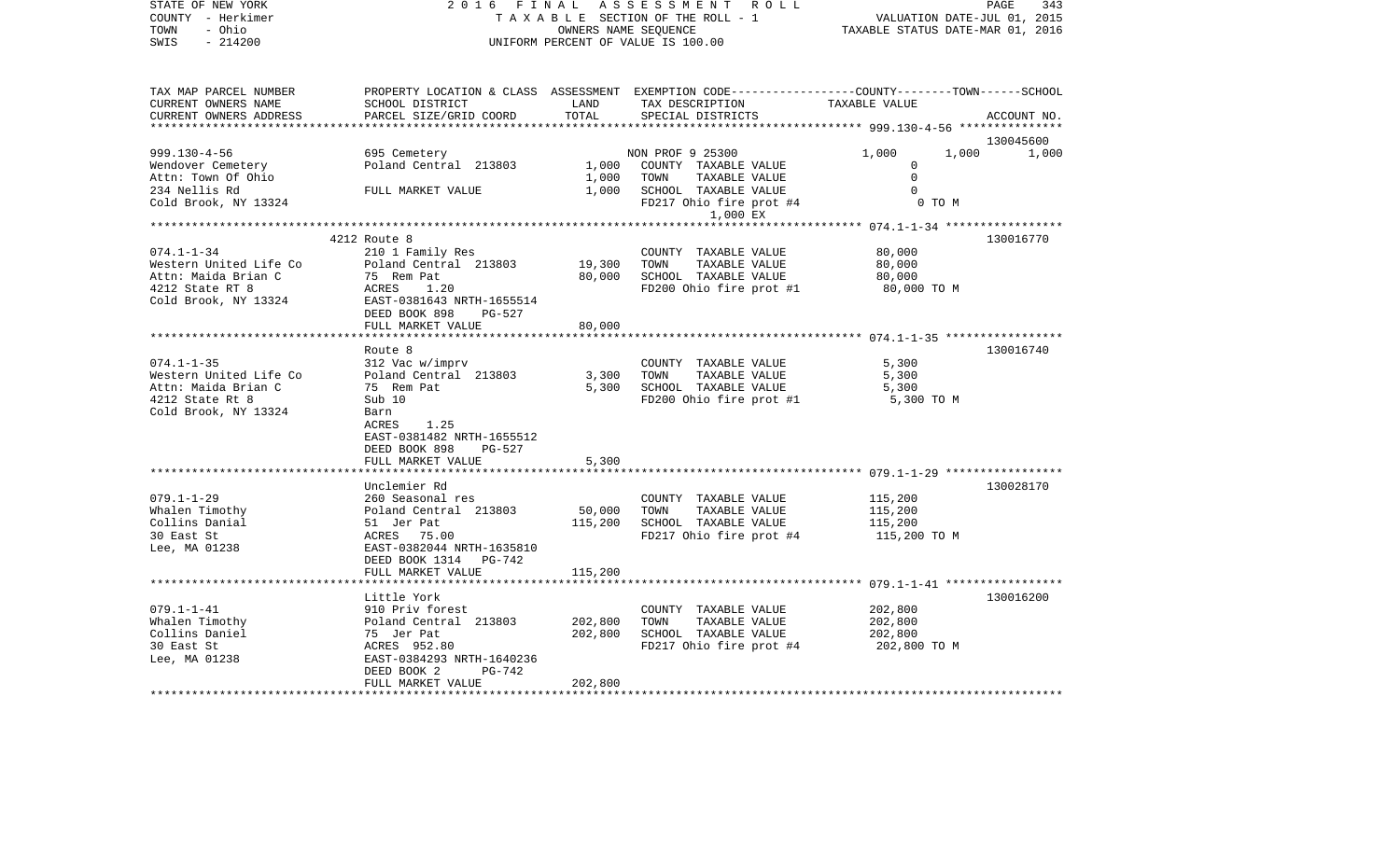TAX MAP PARCEL NUMBER / CURRENT OWNERS NAME / CURRENT OWNERS ADDRESS | PROPERTY LOCATION & CLASS / SCHOOL DISTRICT / PARCEL SIZE/GRID COORD | ASSESSMENT LAND / TOTAL | EXEMPTION CODE-----COUNTY-----TOWN------SCHOOL / TAX DESCRIPTION / SPECIAL DISTRICTS | TAXABLE VALUE | ACCOUNT NO.

| TAX MAP PARCEL NUMBER | PROPERTY LOCATION & CLASS | ASSESSMENT | EXEMPTION CODE / TAX DESCRIPTION | TAXABLE VALUE | ACCOUNT NO. |
|---|---|---|---|---|---|
| **999.130-4-56** | | | | | 130045600 |
| 999.130-4-56 | 695 Cemetery | | NON PROF 9 25300 | 1,000 1,000 1,000 | |
| Wendover Cemetery | Poland Central 213803 | 1,000 | COUNTY TAXABLE VALUE | 0 | |
| Attn: Town Of Ohio | | 1,000 | TOWN TAXABLE VALUE | 0 | |
| 234 Nellis Rd | FULL MARKET VALUE | 1,000 | SCHOOL TAXABLE VALUE | 0 | |
| Cold Brook, NY 13324 | | | FD217 Ohio fire prot #4 | 0 TO M | |
| | | | 1,000 EX | | |
| **074.1-1-34** | 4212 Route 8 | | | | 130016770 |
| 074.1-1-34 | 210 1 Family Res | | COUNTY TAXABLE VALUE | 80,000 | |
| Western United Life Co | Poland Central 213803 | 19,300 | TOWN TAXABLE VALUE | 80,000 | |
| Attn: Maida Brian C | 75 Rem Pat | 80,000 | SCHOOL TAXABLE VALUE | 80,000 | |
| 4212 State RT 8 | ACRES 1.20 | | FD200 Ohio fire prot #1 | 80,000 TO M | |
| Cold Brook, NY 13324 | EAST-0381643 NRTH-1655514 | | | | |
| | DEED BOOK 898 PG-527 | | | | |
| | FULL MARKET VALUE | 80,000 | | | |
| **074.1-1-35** | Route 8 | | | | 130016740 |
| 074.1-1-35 | 312 Vac w/imprv | | COUNTY TAXABLE VALUE | 5,300 | |
| Western United Life Co | Poland Central 213803 | 3,300 | TOWN TAXABLE VALUE | 5,300 | |
| Attn: Maida Brian C | 75 Rem Pat | 5,300 | SCHOOL TAXABLE VALUE | 5,300 | |
| 4212 State Rt 8 | Sub 10 | | FD200 Ohio fire prot #1 | 5,300 TO M | |
| Cold Brook, NY 13324 | Barn | | | | |
| | ACRES 1.25 | | | | |
| | EAST-0381482 NRTH-1655512 | | | | |
| | DEED BOOK 898 PG-527 | | | | |
| | FULL MARKET VALUE | 5,300 | | | |
| **079.1-1-29** | Unclemier Rd | | | | 130028170 |
| 079.1-1-29 | 260 Seasonal res | | COUNTY TAXABLE VALUE | 115,200 | |
| Whalen Timothy | Poland Central 213803 | 50,000 | TOWN TAXABLE VALUE | 115,200 | |
| Collins Danial | 51 Jer Pat | 115,200 | SCHOOL TAXABLE VALUE | 115,200 | |
| 30 East St | ACRES 75.00 | | FD217 Ohio fire prot #4 | 115,200 TO M | |
| Lee, MA 01238 | EAST-0382044 NRTH-1635810 | | | | |
| | DEED BOOK 1314 PG-742 | | | | |
| | FULL MARKET VALUE | 115,200 | | | |
| **079.1-1-41** | Little York | | | | 130016200 |
| 079.1-1-41 | 910 Priv forest | | COUNTY TAXABLE VALUE | 202,800 | |
| Whalen Timothy | Poland Central 213803 | 202,800 | TOWN TAXABLE VALUE | 202,800 | |
| Collins Daniel | 75 Jer Pat | 202,800 | SCHOOL TAXABLE VALUE | 202,800 | |
| 30 East St | ACRES 952.80 | | FD217 Ohio fire prot #4 | 202,800 TO M | |
| Lee, MA 01238 | EAST-0384293 NRTH-1640236 | | | | |
| | DEED BOOK 2 PG-742 | | | | |
| | FULL MARKET VALUE | 202,800 | | | |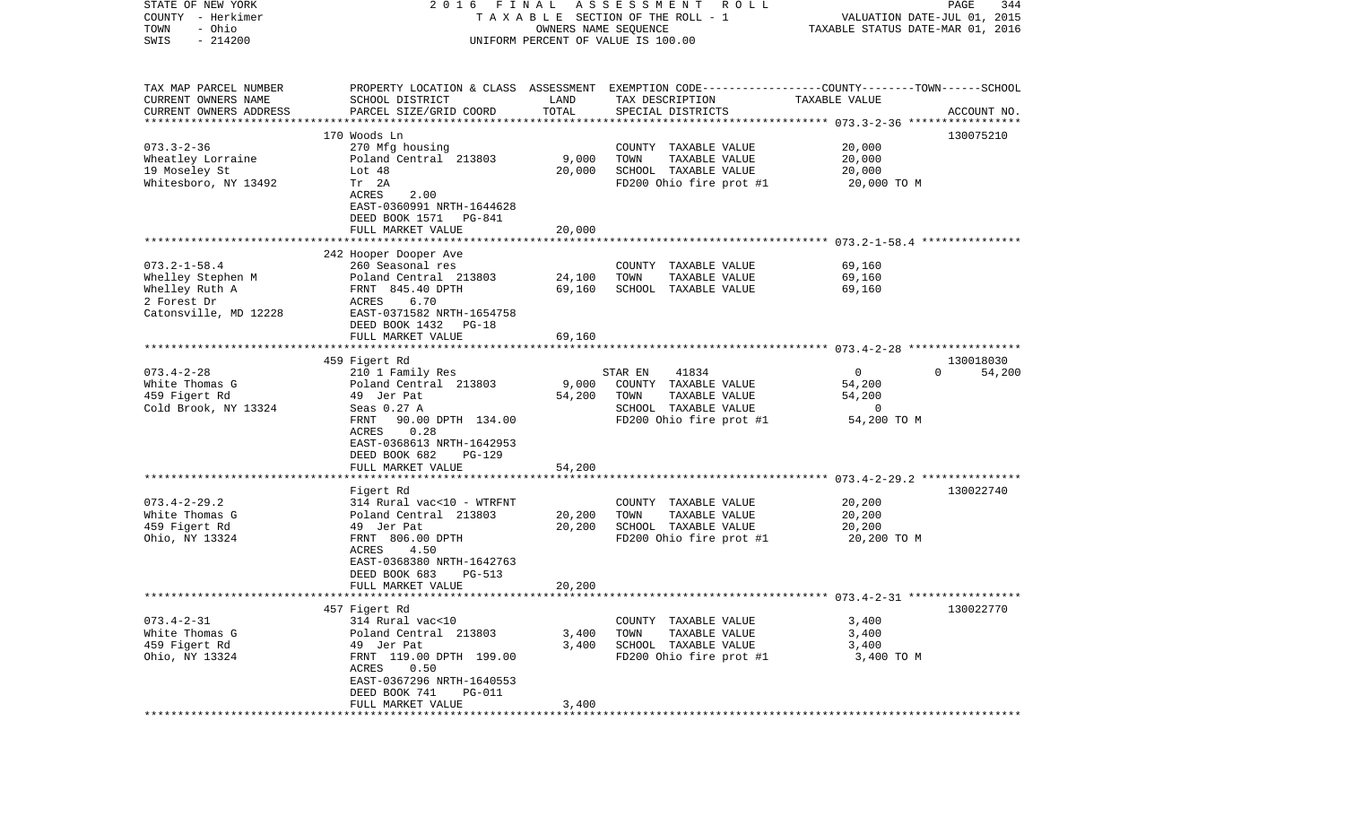STATE OF NEW YORK | 2016 FINAL ASSESSMENT ROLL | PAGE 344
COUNTY - Herkimer | TAXABLE SECTION OF THE ROLL - 1 | VALUATION DATE-JUL 01, 2015
TOWN - Ohio | OWNERS NAME SEQUENCE | TAXABLE STATUS DATE-MAR 01, 2016
SWIS - 214200 | UNIFORM PERCENT OF VALUE IS 100.00

| TAX MAP PARCEL NUMBER / CURRENT OWNERS NAME / CURRENT OWNERS ADDRESS | PROPERTY LOCATION & CLASS / SCHOOL DISTRICT / PARCEL SIZE/GRID COORD | ASSESSMENT LAND | TOTAL | EXEMPTION CODE / TAX DESCRIPTION / SPECIAL DISTRICTS | COUNTY / TOWN / SCHOOL TAXABLE VALUE | ACCOUNT NO. |
|---|---|---|---|---|---|---|
| **073.3-2-36** | 170 Woods Ln | | | | | 130075210 |
| Wheatley Lorraine | 270 Mfg housing | | | COUNTY TAXABLE VALUE | 20,000 | |
| 19 Moseley St | Poland Central 213803 | 9,000 | | TOWN TAXABLE VALUE | 20,000 | |
| Whitesboro, NY 13492 | Lot 48 | | 20,000 | SCHOOL TAXABLE VALUE | 20,000 | |
| | Tr 2A | | | FD200 Ohio fire prot #1 | 20,000 TO M | |
| | ACRES 2.00 | | | | | |
| | EAST-0360991 NRTH-1644628 | | | | | |
| | DEED BOOK 1571 PG-841 | | | | | |
| | FULL MARKET VALUE | | 20,000 | | | |
| **073.2-1-58.4** | 242 Hooper Dooper Ave | | | | | |
| Whelley Stephen M | 260 Seasonal res | | | COUNTY TAXABLE VALUE | 69,160 | |
| Whelley Ruth A | Poland Central 213803 | 24,100 | | TOWN TAXABLE VALUE | 69,160 | |
| 2 Forest Dr | FRNT 845.40 DPTH | | 69,160 | SCHOOL TAXABLE VALUE | 69,160 | |
| Catonsville, MD 12228 | ACRES 6.70 | | | | | |
| | EAST-0371582 NRTH-1654758 | | | | | |
| | DEED BOOK 1432 PG-18 | | | | | |
| | FULL MARKET VALUE | | 69,160 | | | |
| **073.4-2-28** | 459 Figert Rd | | | | | 130018030 |
| White Thomas G | 210 1 Family Res | | | STAR EN 41834 | 0 / 0 / 54,200 | |
| 459 Figert Rd | Poland Central 213803 | 9,000 | | COUNTY TAXABLE VALUE | 54,200 | |
| Cold Brook, NY 13324 | 49 Jer Pat | | 54,200 | TOWN TAXABLE VALUE | 54,200 | |
| | Seas 0.27 A | | | SCHOOL TAXABLE VALUE | 0 | |
| | FRNT 90.00 DPTH 134.00 | | | FD200 Ohio fire prot #1 | 54,200 TO M | |
| | ACRES 0.28 | | | | | |
| | EAST-0368613 NRTH-1642953 | | | | | |
| | DEED BOOK 682 PG-129 | | | | | |
| | FULL MARKET VALUE | | 54,200 | | | |
| **073.4-2-29.2** | Figert Rd | | | | | 130022740 |
| White Thomas G | 314 Rural vac<10 - WTRFNT | | | COUNTY TAXABLE VALUE | 20,200 | |
| 459 Figert Rd | Poland Central 213803 | 20,200 | | TOWN TAXABLE VALUE | 20,200 | |
| Ohio, NY 13324 | 49 Jer Pat | | 20,200 | SCHOOL TAXABLE VALUE | 20,200 | |
| | FRNT 806.00 DPTH | | | FD200 Ohio fire prot #1 | 20,200 TO M | |
| | ACRES 4.50 | | | | | |
| | EAST-0368380 NRTH-1642763 | | | | | |
| | DEED BOOK 683 PG-513 | | | | | |
| | FULL MARKET VALUE | | 20,200 | | | |
| **073.4-2-31** | 457 Figert Rd | | | | | 130022770 |
| White Thomas G | 314 Rural vac<10 | | | COUNTY TAXABLE VALUE | 3,400 | |
| 459 Figert Rd | Poland Central 213803 | 3,400 | | TOWN TAXABLE VALUE | 3,400 | |
| Ohio, NY 13324 | 49 Jer Pat | | 3,400 | SCHOOL TAXABLE VALUE | 3,400 | |
| | FRNT 119.00 DPTH 199.00 | | | FD200 Ohio fire prot #1 | 3,400 TO M | |
| | ACRES 0.50 | | | | | |
| | EAST-0367296 NRTH-1640553 | | | | | |
| | DEED BOOK 741 PG-011 | | | | | |
| | FULL MARKET VALUE | | 3,400 | | | |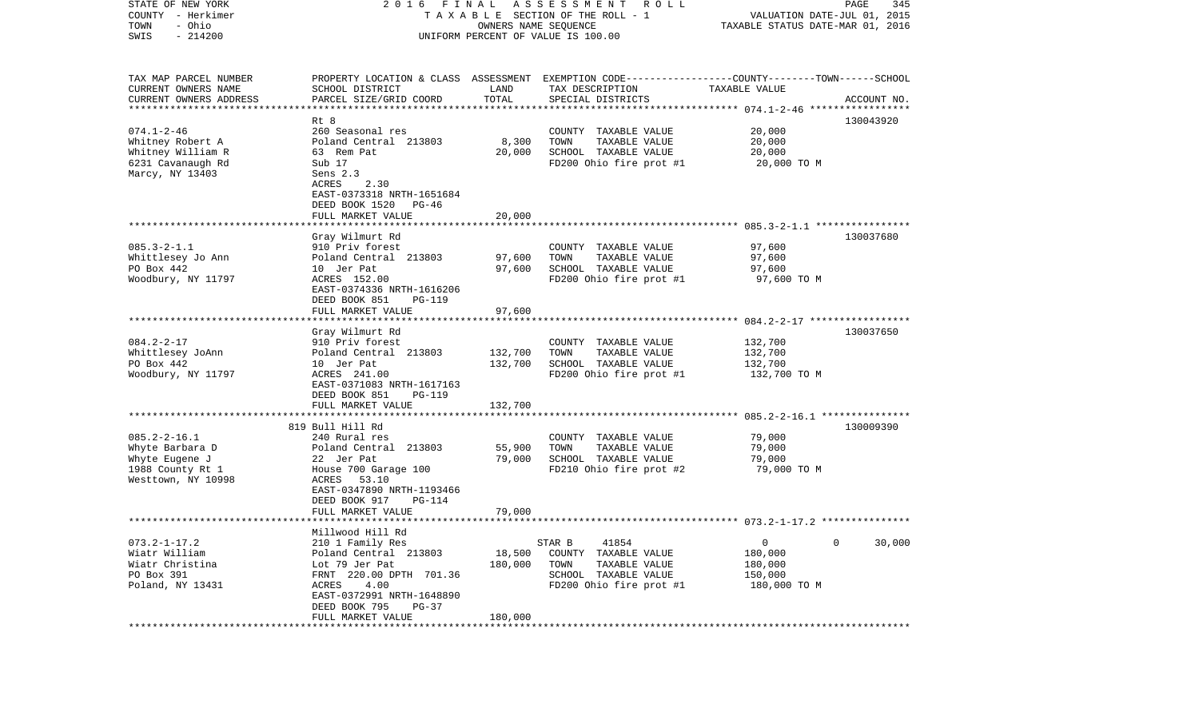STATE OF NEW YORK | COUNTY - Herkimer | TOWN - Ohio | SWIS - 214200

2016 FINAL ASSESSMENT ROLL
TAXABLE SECTION OF THE ROLL - 1
OWNERS NAME SEQUENCE
UNIFORM PERCENT OF VALUE IS 100.00

VALUATION DATE-JUL 01, 2015
TAXABLE STATUS DATE-MAR 01, 2016

| TAX MAP PARCEL NUMBER / CURRENT OWNERS NAME / CURRENT OWNERS ADDRESS | PROPERTY LOCATION & CLASS / SCHOOL DISTRICT / PARCEL SIZE/GRID COORD | ASSESSMENT LAND | TOTAL | EXEMPTION CODE / TAX DESCRIPTION / SPECIAL DISTRICTS | COUNTY / TOWN / SCHOOL TAXABLE VALUE | ACCOUNT NO. |
|---|---|---|---|---|---|---|
| 074.1-2-46 | Rt 8 | | | | | 130043920 |
| Whitney Robert A | 260 Seasonal res | | | COUNTY TAXABLE VALUE | 20,000 | |
| Whitney William R | Poland Central 213803 | 8,300 | | TOWN TAXABLE VALUE | 20,000 | |
| 6231 Cavanaugh Rd | 63 Rem Pat | | 20,000 | SCHOOL TAXABLE VALUE | 20,000 | |
| Marcy, NY 13403 | Sub 17 | | | FD200 Ohio fire prot #1 | 20,000 TO M | |
| | Sens 2.3 | | | | | |
| | ACRES 2.30 | | | | | |
| | EAST-0373318 NRTH-1651684 | | | | | |
| | DEED BOOK 1520 PG-46 | | | | | |
| | FULL MARKET VALUE | | 20,000 | | | |
| 085.3-2-1.1 | Gray Wilmurt Rd | | | | | 130037680 |
| Whittlesey Jo Ann | 910 Priv forest | | | COUNTY TAXABLE VALUE | 97,600 | |
| PO Box 442 | Poland Central 213803 | 97,600 | | TOWN TAXABLE VALUE | 97,600 | |
| Woodbury, NY 11797 | 10 Jer Pat | | 97,600 | SCHOOL TAXABLE VALUE | 97,600 | |
| | ACRES 152.00 | | | FD200 Ohio fire prot #1 | 97,600 TO M | |
| | EAST-0374336 NRTH-1616206 | | | | | |
| | DEED BOOK 851 PG-119 | | | | | |
| | FULL MARKET VALUE | | 97,600 | | | |
| 084.2-2-17 | Gray Wilmurt Rd | | | | | 130037650 |
| Whittlesey JoAnn | 910 Priv forest | | | COUNTY TAXABLE VALUE | 132,700 | |
| PO Box 442 | Poland Central 213803 | 132,700 | | TOWN TAXABLE VALUE | 132,700 | |
| Woodbury, NY 11797 | 10 Jer Pat | | 132,700 | SCHOOL TAXABLE VALUE | 132,700 | |
| | ACRES 241.00 | | | FD200 Ohio fire prot #1 | 132,700 TO M | |
| | EAST-0371083 NRTH-1617163 | | | | | |
| | DEED BOOK 851 PG-119 | | | | | |
| | FULL MARKET VALUE | | 132,700 | | | |
| 085.2-2-16.1 | 819 Bull Hill Rd | | | | | 130009390 |
| Whyte Barbara D | 240 Rural res | | | COUNTY TAXABLE VALUE | 79,000 | |
| Whyte Eugene J | Poland Central 213803 | 55,900 | | TOWN TAXABLE VALUE | 79,000 | |
| 1988 County Rt 1 | 22 Jer Pat | | 79,000 | SCHOOL TAXABLE VALUE | 79,000 | |
| Westtown, NY 10998 | House 700 Garage 100 | | | FD210 Ohio fire prot #2 | 79,000 TO M | |
| | ACRES 53.10 | | | | | |
| | EAST-0347890 NRTH-1193466 | | | | | |
| | DEED BOOK 917 PG-114 | | | | | |
| | FULL MARKET VALUE | | 79,000 | | | |
| 073.2-1-17.2 | Millwood Hill Rd | | | | | |
| Wiatr William | 210 1 Family Res | | | STAR B 41854 | 0 / 0 / 30,000 | |
| Wiatr Christina | Poland Central 213803 | 18,500 | | COUNTY TAXABLE VALUE | 180,000 | |
| PO Box 391 | Lot 79 Jer Pat | | 180,000 | TOWN TAXABLE VALUE | 180,000 | |
| Poland, NY 13431 | FRNT 220.00 DPTH 701.36 | | | SCHOOL TAXABLE VALUE | 150,000 | |
| | ACRES 4.00 | | | FD200 Ohio fire prot #1 | 180,000 TO M | |
| | EAST-0372991 NRTH-1648890 | | | | | |
| | DEED BOOK 795 PG-37 | | | | | |
| | FULL MARKET VALUE | | 180,000 | | | |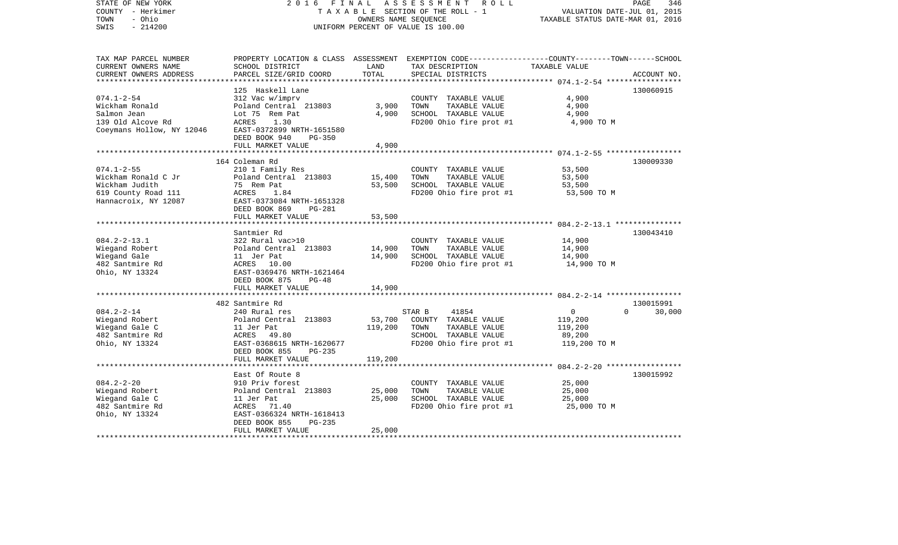STATE OF NEW YORK 2016 FINAL ASSESSMENT ROLL
COUNTY - Herkimer T A X A B L E SECTION OF THE ROLL - 1 VALUATION DATE-JUL 01, 2015
TOWN - Ohio OWNERS NAME SEQUENCE TAXABLE STATUS DATE-MAR 01, 2016
SWIS - 214200 UNIFORM PERCENT OF VALUE IS 100.00

| TAX MAP PARCEL NUMBER<br>CURRENT OWNERS NAME<br>CURRENT OWNERS ADDRESS | PROPERTY LOCATION & CLASS<br>SCHOOL DISTRICT<br>PARCEL SIZE/GRID COORD | ASSESSMENT<br>LAND<br>TOTAL | EXEMPTION CODE-----COUNTY-----TOWN-----SCHOOL<br>TAX DESCRIPTION<br>SPECIAL DISTRICTS | TAXABLE VALUE | ACCOUNT NO. |
|---|---|---|---|---|---|
| 074.1-2-54 | 125 Haskell Lane | | | | 130060915 |
| 074.1-2-54 | 312 Vac w/imprv | | COUNTY TAXABLE VALUE | 4,900 | |
| Wickham Ronald | Poland Central 213803 | 3,900 | TOWN TAXABLE VALUE | 4,900 | |
| Salmon Jean | Lot 75 Rem Pat | 4,900 | SCHOOL TAXABLE VALUE | 4,900 | |
| 139 Old Alcove Rd | ACRES 1.30 | | FD200 Ohio fire prot #1 | 4,900 TO M | |
| Coeymans Hollow, NY 12046 | EAST-0372899 NRTH-1651580 | | | | |
| | DEED BOOK 940 PG-350 | | | | |
| | FULL MARKET VALUE | 4,900 | | | |
| 074.1-2-55 | 164 Coleman Rd | | | | 130009330 |
| 074.1-2-55 | 210 1 Family Res | | COUNTY TAXABLE VALUE | 53,500 | |
| Wickham Ronald C Jr | Poland Central 213803 | 15,400 | TOWN TAXABLE VALUE | 53,500 | |
| Wickham Judith | 75 Rem Pat | 53,500 | SCHOOL TAXABLE VALUE | 53,500 | |
| 619 County Road 111 | ACRES 1.84 | | FD200 Ohio fire prot #1 | 53,500 TO M | |
| Hannacroix, NY 12087 | EAST-0373084 NRTH-1651328 | | | | |
| | DEED BOOK 869 PG-281 | | | | |
| | FULL MARKET VALUE | 53,500 | | | |
| 084.2-2-13.1 | Santmier Rd | | | | 130043410 |
| 084.2-2-13.1 | 322 Rural vac>10 | | COUNTY TAXABLE VALUE | 14,900 | |
| Wiegand Robert | Poland Central 213803 | 14,900 | TOWN TAXABLE VALUE | 14,900 | |
| Wiegand Gale | 11 Jer Pat | 14,900 | SCHOOL TAXABLE VALUE | 14,900 | |
| 482 Santmire Rd | ACRES 10.00 | | FD200 Ohio fire prot #1 | 14,900 TO M | |
| Ohio, NY 13324 | EAST-0369476 NRTH-1621464 | | | | |
| | DEED BOOK 875 PG-48 | | | | |
| | FULL MARKET VALUE | 14,900 | | | |
| 084.2-2-14 | 482 Santmire Rd | | | | 130015991 |
| 084.2-2-14 | 240 Rural res | | STAR B 41854 | 0 0 | 30,000 |
| Wiegand Robert | Poland Central 213803 | 53,700 | COUNTY TAXABLE VALUE | 119,200 | |
| Wiegand Gale C | 11 Jer Pat | 119,200 | TOWN TAXABLE VALUE | 119,200 | |
| 482 Santmire Rd | ACRES 49.80 | | SCHOOL TAXABLE VALUE | 89,200 | |
| Ohio, NY 13324 | EAST-0368615 NRTH-1620677 | | FD200 Ohio fire prot #1 | 119,200 TO M | |
| | DEED BOOK 855 PG-235 | | | | |
| | FULL MARKET VALUE | 119,200 | | | |
| 084.2-2-20 | East Of Route 8 | | | | 130015992 |
| 084.2-2-20 | 910 Priv forest | | COUNTY TAXABLE VALUE | 25,000 | |
| Wiegand Robert | Poland Central 213803 | 25,000 | TOWN TAXABLE VALUE | 25,000 | |
| Wiegand Gale C | 11 Jer Pat | 25,000 | SCHOOL TAXABLE VALUE | 25,000 | |
| 482 Santmire Rd | ACRES 71.40 | | FD200 Ohio fire prot #1 | 25,000 TO M | |
| Ohio, NY 13324 | EAST-0366324 NRTH-1618413 | | | | |
| | DEED BOOK 855 PG-235 | | | | |
| | FULL MARKET VALUE | 25,000 | | | |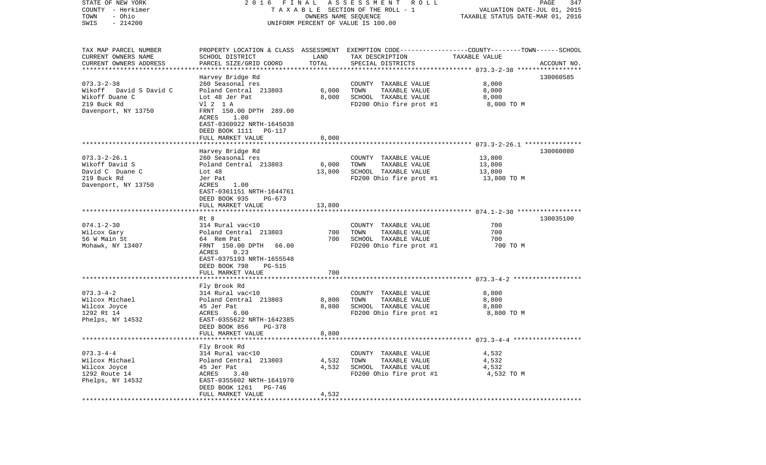STATE OF NEW YORK
COUNTY - Herkimer
TOWN - Ohio
SWIS - 214200

2016 FINAL ASSESSMENT ROLL
TAXABLE SECTION OF THE ROLL - 1
OWNERS NAME SEQUENCE
UNIFORM PERCENT OF VALUE IS 100.00

VALUATION DATE-JUL 01, 2015
TAXABLE STATUS DATE-MAR 01, 2016

| TAX MAP PARCEL NUMBER / CURRENT OWNERS NAME / CURRENT OWNERS ADDRESS | PROPERTY LOCATION & CLASS / SCHOOL DISTRICT / PARCEL SIZE/GRID COORD | ASSESSMENT LAND | TOTAL | EXEMPTION CODE / TAX DESCRIPTION / SPECIAL DISTRICTS | TAXABLE VALUE (COUNTY--TOWN--SCHOOL) | ACCOUNT NO. |
|---|---|---|---|---|---|---|
| 073.3-2-38 | Harvey Bridge Rd | | | | | 130060585 |
| | 260 Seasonal res | | | COUNTY TAXABLE VALUE | 8,000 | |
| Wikoff David S David C | Poland Central 213803 | 6,000 | | TOWN TAXABLE VALUE | 8,000 | |
| Wikoff Duane C | Lot 48 Jer Pat | | 8,000 | SCHOOL TAXABLE VALUE | 8,000 | |
| 219 Buck Rd | Vl 2 1 A | | | FD200 Ohio fire prot #1 | 8,000 TO M | |
| Davenport, NY 13750 | FRNT 150.00 DPTH 289.00 | | | | | |
| | ACRES 1.00 | | | | | |
| | EAST-0360922 NRTH-1645038 | | | | | |
| | DEED BOOK 1111 PG-117 | | | | | |
| | FULL MARKET VALUE | | 8,000 | | | |
| 073.3-2-26.1 | Harvey Bridge Rd | | | | | 130060080 |
| | 260 Seasonal res | | | COUNTY TAXABLE VALUE | 13,800 | |
| Wikoff David S | Poland Central 213803 | 6,000 | | TOWN TAXABLE VALUE | 13,800 | |
| David C Duane C | Lot 48 | | 13,800 | SCHOOL TAXABLE VALUE | 13,800 | |
| 219 Buck Rd | Jer Pat | | | FD200 Ohio fire prot #1 | 13,800 TO M | |
| Davenport, NY 13750 | ACRES 1.00 | | | | | |
| | EAST-0361151 NRTH-1644761 | | | | | |
| | DEED BOOK 935 PG-673 | | | | | |
| | FULL MARKET VALUE | | 13,800 | | | |
| 074.1-2-30 | Rt 8 | | | | | 130035100 |
| | 314 Rural vac<10 | | | COUNTY TAXABLE VALUE | 700 | |
| Wilcox Gary | Poland Central 213803 | 700 | | TOWN TAXABLE VALUE | 700 | |
| 56 W Main St | 64 Rem Pat | | 700 | SCHOOL TAXABLE VALUE | 700 | |
| Mohawk, NY 13407 | FRNT 150.00 DPTH 66.00 | | | FD200 Ohio fire prot #1 | 700 TO M | |
| | ACRES 0.23 | | | | | |
| | EAST-0375193 NRTH-1655548 | | | | | |
| | DEED BOOK 798 PG-515 | | | | | |
| | FULL MARKET VALUE | | 700 | | | |
| 073.3-4-2 | Fly Brook Rd | | | | | |
| | 314 Rural vac<10 | | | COUNTY TAXABLE VALUE | 8,800 | |
| Wilcox Michael | Poland Central 213803 | 8,800 | | TOWN TAXABLE VALUE | 8,800 | |
| Wilcox Joyce | 45 Jer Pat | | 8,800 | SCHOOL TAXABLE VALUE | 8,800 | |
| 1292 Rt 14 | ACRES 6.00 | | | FD200 Ohio fire prot #1 | 8,800 TO M | |
| Phelps, NY 14532 | EAST-0355622 NRTH-1642385 | | | | | |
| | DEED BOOK 856 PG-378 | | | | | |
| | FULL MARKET VALUE | | 8,800 | | | |
| 073.3-4-4 | Fly Brook Rd | | | | | |
| | 314 Rural vac<10 | | | COUNTY TAXABLE VALUE | 4,532 | |
| Wilcox Michael | Poland Central 213803 | 4,532 | | TOWN TAXABLE VALUE | 4,532 | |
| Wilcox Joyce | 45 Jer Pat | | 4,532 | SCHOOL TAXABLE VALUE | 4,532 | |
| 1292 Route 14 | ACRES 3.40 | | | FD200 Ohio fire prot #1 | 4,532 TO M | |
| Phelps, NY 14532 | EAST-0355602 NRTH-1641970 | | | | | |
| | DEED BOOK 1261 PG-746 | | | | | |
| | FULL MARKET VALUE | | 4,532 | | | |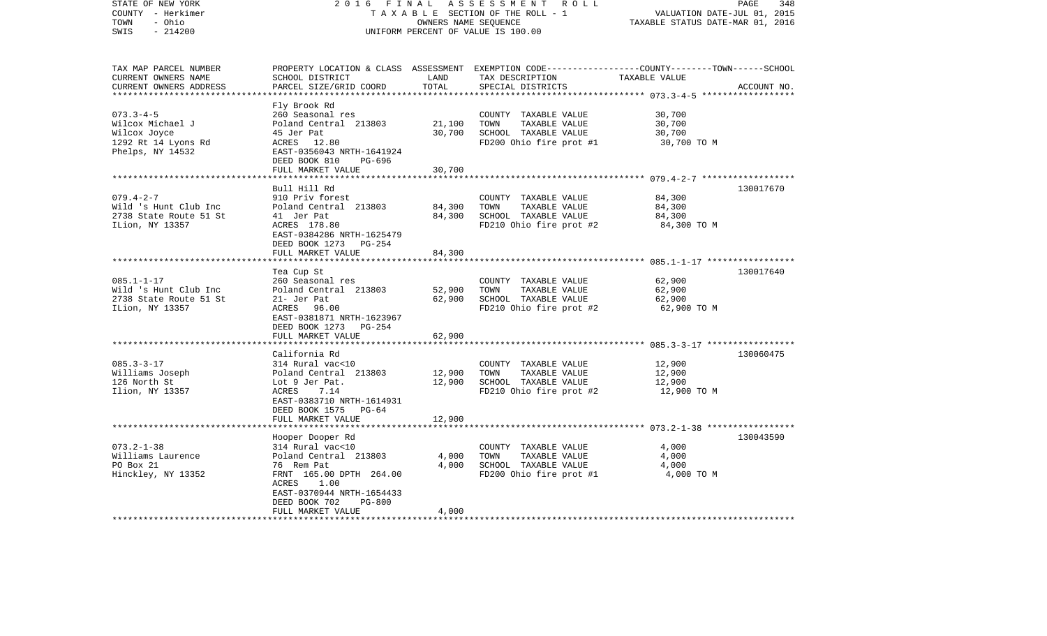STATE OF NEW YORK | 2016 FINAL ASSESSMENT ROLL | 
COUNTY - Herkimer | TAXABLE SECTION OF THE ROLL - 1 | VALUATION DATE-JUL 01, 2015
TOWN - Ohio | OWNERS NAME SEQUENCE | TAXABLE STATUS DATE-MAR 01, 2016
SWIS - 214200 | UNIFORM PERCENT OF VALUE IS 100.00

| TAX MAP PARCEL NUMBER<br>CURRENT OWNERS NAME<br>CURRENT OWNERS ADDRESS | PROPERTY LOCATION & CLASS<br>SCHOOL DISTRICT<br>PARCEL SIZE/GRID COORD | ASSESSMENT<br>LAND<br>TOTAL | EXEMPTION CODE-----COUNTY-----TOWN-----SCHOOL<br>TAX DESCRIPTION<br>SPECIAL DISTRICTS | TAXABLE VALUE | ACCOUNT NO. |
|---|---|---|---|---|---|
| 073.3-4-5<br>Wilcox Michael J<br>Wilcox Joyce<br>1292 Rt 14 Lyons Rd<br>Phelps, NY 14532 | Fly Brook Rd<br>260 Seasonal res<br>Poland Central 213803<br>45 Jer Pat<br>ACRES 12.80<br>EAST-0356043 NRTH-1641924<br>DEED BOOK 810 PG-696<br>FULL MARKET VALUE | <br><br>21,100<br>30,700<br><br><br><br>30,700 | <br>COUNTY TAXABLE VALUE<br>TOWN TAXABLE VALUE<br>SCHOOL TAXABLE VALUE<br>FD200 Ohio fire prot #1 | <br>30,700<br>30,700<br>30,700<br>30,700 TO M | |
| 079.4-2-7<br>Wild 's Hunt Club Inc<br>2738 State Route 51 St<br>ILion, NY 13357 | Bull Hill Rd<br>910 Priv forest<br>Poland Central 213803<br>41 Jer Pat<br>ACRES 178.80<br>EAST-0384286 NRTH-1625479<br>DEED BOOK 1273 PG-254<br>FULL MARKET VALUE | <br><br>84,300<br>84,300<br><br><br><br>84,300 | <br>COUNTY TAXABLE VALUE<br>TOWN TAXABLE VALUE<br>SCHOOL TAXABLE VALUE<br>FD210 Ohio fire prot #2 | <br>84,300<br>84,300<br>84,300<br>84,300 TO M | 130017670 |
| 085.1-1-17<br>Wild 's Hunt Club Inc<br>2738 State Route 51 St<br>ILion, NY 13357 | Tea Cup St<br>260 Seasonal res<br>Poland Central 213803<br>21- Jer Pat<br>ACRES 96.00<br>EAST-0381871 NRTH-1623967<br>DEED BOOK 1273 PG-254<br>FULL MARKET VALUE | <br><br>52,900<br>62,900<br><br><br><br>62,900 | <br>COUNTY TAXABLE VALUE<br>TOWN TAXABLE VALUE<br>SCHOOL TAXABLE VALUE<br>FD210 Ohio fire prot #2 | <br>62,900<br>62,900<br>62,900<br>62,900 TO M | 130017640 |
| 085.3-3-17<br>Williams Joseph<br>126 North St<br>Ilion, NY 13357 | California Rd<br>314 Rural vac<10<br>Poland Central 213803<br>Lot 9 Jer Pat.<br>ACRES 7.14<br>EAST-0383710 NRTH-1614931<br>DEED BOOK 1575 PG-64<br>FULL MARKET VALUE | <br><br>12,900<br>12,900<br><br><br><br>12,900 | <br>COUNTY TAXABLE VALUE<br>TOWN TAXABLE VALUE<br>SCHOOL TAXABLE VALUE<br>FD210 Ohio fire prot #2 | <br>12,900<br>12,900<br>12,900<br>12,900 TO M | 130060475 |
| 073.2-1-38<br>Williams Laurence<br>PO Box 21<br>Hinckley, NY 13352 | Hooper Dooper Rd<br>314 Rural vac<10<br>Poland Central 213803<br>76 Rem Pat<br>FRNT 165.00 DPTH 264.00<br>ACRES 1.00<br>EAST-0370944 NRTH-1654433<br>DEED BOOK 702 PG-800<br>FULL MARKET VALUE | <br><br>4,000<br>4,000<br><br><br><br><br>4,000 | <br>COUNTY TAXABLE VALUE<br>TOWN TAXABLE VALUE<br>SCHOOL TAXABLE VALUE<br>FD200 Ohio fire prot #1 | <br>4,000<br>4,000<br>4,000<br>4,000 TO M | 130043590 |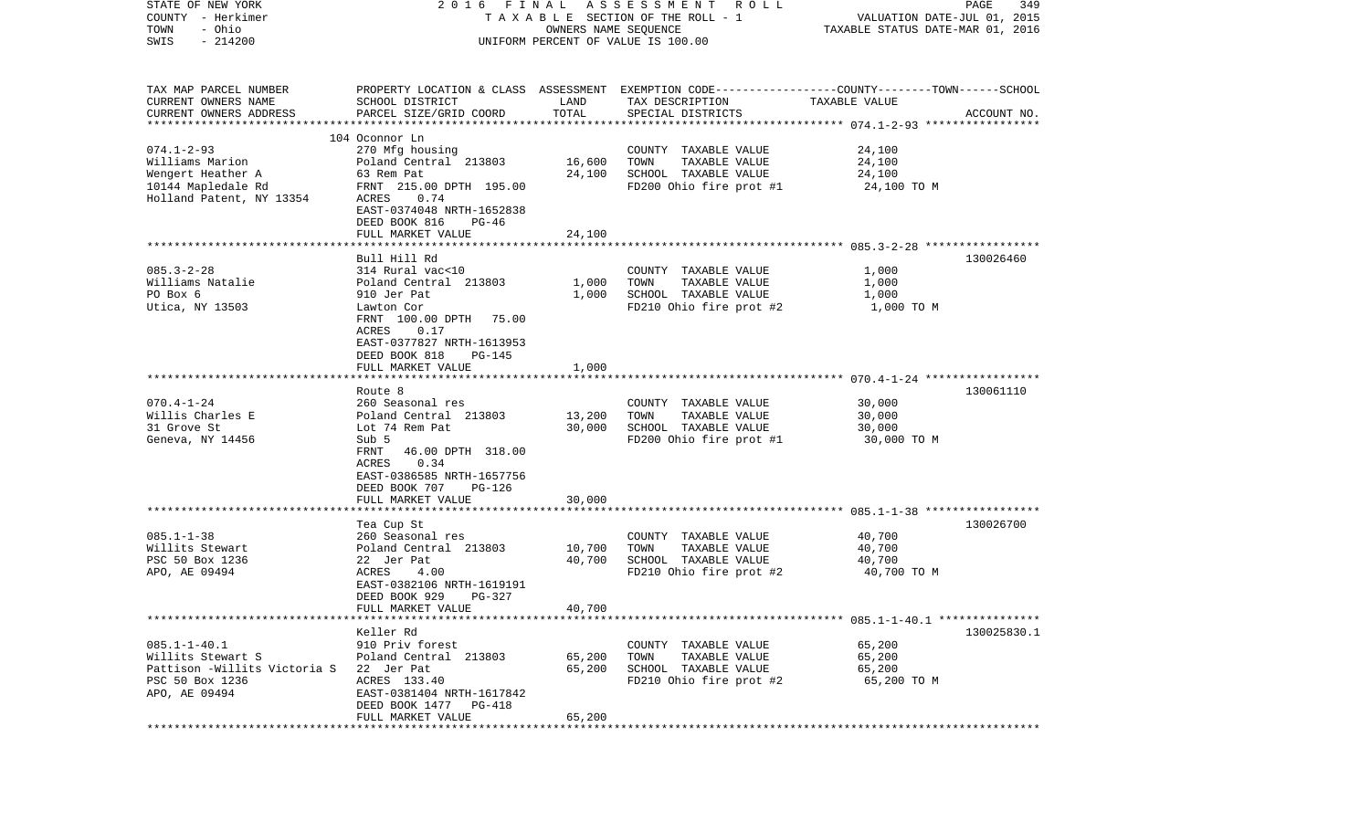STATE OF NEW YORK | 2016 FINAL ASSESSMENT ROLL | VALUATION DATE-JUL 01, 2015
COUNTY - Herkimer | TAXABLE SECTION OF THE ROLL - 1 | TAXABLE STATUS DATE-MAR 01, 2016
TOWN - Ohio | OWNERS NAME SEQUENCE
SWIS - 214200 | UNIFORM PERCENT OF VALUE IS 100.00

| TAX MAP PARCEL NUMBER / CURRENT OWNERS NAME / CURRENT OWNERS ADDRESS | PROPERTY LOCATION & CLASS / SCHOOL DISTRICT / PARCEL SIZE/GRID COORD | ASSESSMENT LAND | TOTAL | EXEMPTION CODE / TAX DESCRIPTION / SPECIAL DISTRICTS | COUNTY--------TOWN------SCHOOL TAXABLE VALUE | ACCOUNT NO. |
|---|---|---|---|---|---|---|
| 074.1-2-93 | 104 Oconnor Ln | | | | | |
| | 270 Mfg housing | | | COUNTY TAXABLE VALUE | 24,100 | |
| Williams Marion | Poland Central 213803 | 16,600 | | TOWN TAXABLE VALUE | 24,100 | |
| Wengert Heather A | 63 Rem Pat | | 24,100 | SCHOOL TAXABLE VALUE | 24,100 | |
| 10144 Mapledale Rd | FRNT 215.00 DPTH 195.00 | | | FD200 Ohio fire prot #1 | 24,100 TO M | |
| Holland Patent, NY 13354 | ACRES 0.74 | | | | | |
| | EAST-0374048 NRTH-1652838 | | | | | |
| | DEED BOOK 816 PG-46 | | | | | |
| | FULL MARKET VALUE | | 24,100 | | | |
| 085.3-2-28 | Bull Hill Rd | | | | | 130026460 |
| | 314 Rural vac<10 | | | COUNTY TAXABLE VALUE | 1,000 | |
| Williams Natalie | Poland Central 213803 | 1,000 | | TOWN TAXABLE VALUE | 1,000 | |
| PO Box 6 | 910 Jer Pat | | 1,000 | SCHOOL TAXABLE VALUE | 1,000 | |
| Utica, NY 13503 | Lawton Cor | | | FD210 Ohio fire prot #2 | 1,000 TO M | |
| | FRNT 100.00 DPTH 75.00 | | | | | |
| | ACRES 0.17 | | | | | |
| | EAST-0377827 NRTH-1613953 | | | | | |
| | DEED BOOK 818 PG-145 | | | | | |
| | FULL MARKET VALUE | | 1,000 | | | |
| 070.4-1-24 | Route 8 | | | | | 130061110 |
| | 260 Seasonal res | | | COUNTY TAXABLE VALUE | 30,000 | |
| Willis Charles E | Poland Central 213803 | 13,200 | | TOWN TAXABLE VALUE | 30,000 | |
| 31 Grove St | Lot 74 Rem Pat | | 30,000 | SCHOOL TAXABLE VALUE | 30,000 | |
| Geneva, NY 14456 | Sub 5 | | | FD200 Ohio fire prot #1 | 30,000 TO M | |
| | FRNT 46.00 DPTH 318.00 | | | | | |
| | ACRES 0.34 | | | | | |
| | EAST-0386585 NRTH-1657756 | | | | | |
| | DEED BOOK 707 PG-126 | | | | | |
| | FULL MARKET VALUE | | 30,000 | | | |
| 085.1-1-38 | Tea Cup St | | | | | 130026700 |
| | 260 Seasonal res | | | COUNTY TAXABLE VALUE | 40,700 | |
| Willits Stewart | Poland Central 213803 | 10,700 | | TOWN TAXABLE VALUE | 40,700 | |
| PSC 50 Box 1236 | 22 Jer Pat | | 40,700 | SCHOOL TAXABLE VALUE | 40,700 | |
| APO, AE 09494 | ACRES 4.00 | | | FD210 Ohio fire prot #2 | 40,700 TO M | |
| | EAST-0382106 NRTH-1619191 | | | | | |
| | DEED BOOK 929 PG-327 | | | | | |
| | FULL MARKET VALUE | | 40,700 | | | |
| 085.1-1-40.1 | Keller Rd | | | | | 130025830.1 |
| | 910 Priv forest | | | COUNTY TAXABLE VALUE | 65,200 | |
| Willits Stewart S | Poland Central 213803 | 65,200 | | TOWN TAXABLE VALUE | 65,200 | |
| Pattison -Willits Victoria S | 22 Jer Pat | | 65,200 | SCHOOL TAXABLE VALUE | 65,200 | |
| PSC 50 Box 1236 | ACRES 133.40 | | | FD210 Ohio fire prot #2 | 65,200 TO M | |
| APO, AE 09494 | EAST-0381404 NRTH-1617842 | | | | | |
| | DEED BOOK 1477 PG-418 | | | | | |
| | FULL MARKET VALUE | | 65,200 | | | |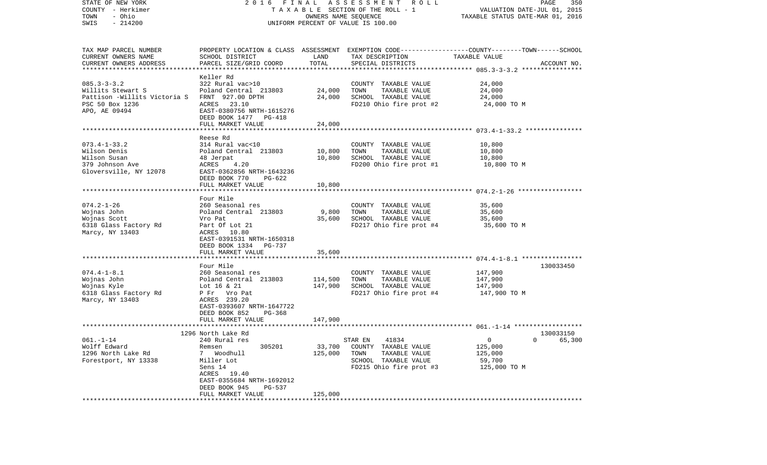STATE OF NEW YORK | 2016 FINAL ASSESSMENT ROLL | PAGE 350
COUNTY - Herkimer | TAXABLE SECTION OF THE ROLL - 1 | VALUATION DATE-JUL 01, 2015
TOWN - Ohio | OWNERS NAME SEQUENCE | TAXABLE STATUS DATE-MAR 01, 2016
SWIS - 214200 | UNIFORM PERCENT OF VALUE IS 100.00

| TAX MAP PARCEL NUMBER / CURRENT OWNERS NAME / CURRENT OWNERS ADDRESS | PROPERTY LOCATION & CLASS / SCHOOL DISTRICT / PARCEL SIZE/GRID COORD | ASSESSMENT LAND / TOTAL | EXEMPTION CODE / TAX DESCRIPTION / SPECIAL DISTRICTS | COUNTY--------TOWN------SCHOOL TAXABLE VALUE | ACCOUNT NO. |
|---|---|---|---|---|---|
| **085.3-3-3.2** | Keller Rd | | | | |
| 085.3-3-3.2 | 322 Rural vac>10 | | COUNTY TAXABLE VALUE | 24,000 | |
| Willits Stewart S | Poland Central 213803 | 24,000 | TOWN TAXABLE VALUE | 24,000 | |
| Pattison -Willits Victoria S | FRNT 927.00 DPTH | 24,000 | SCHOOL TAXABLE VALUE | 24,000 | |
| PSC 50 Box 1236 | ACRES 23.10 | | FD210 Ohio fire prot #2 | 24,000 TO M | |
| APO, AE 09494 | EAST-0380756 NRTH-1615276 | | | | |
| | DEED BOOK 1477 PG-418 | | | | |
| | FULL MARKET VALUE | 24,000 | | | |
| **073.4-1-33.2** | Reese Rd | | | | |
| 073.4-1-33.2 | 314 Rural vac<10 | | COUNTY TAXABLE VALUE | 10,800 | |
| Wilson Denis | Poland Central 213803 | 10,800 | TOWN TAXABLE VALUE | 10,800 | |
| Wilson Susan | 48 Jerpat | 10,800 | SCHOOL TAXABLE VALUE | 10,800 | |
| 379 Johnson Ave | ACRES 4.20 | | FD200 Ohio fire prot #1 | 10,800 TO M | |
| Gloversville, NY 12078 | EAST-0362856 NRTH-1643236 | | | | |
| | DEED BOOK 770 PG-622 | | | | |
| | FULL MARKET VALUE | 10,800 | | | |
| **074.2-1-26** | Four Mile | | | | |
| 074.2-1-26 | 260 Seasonal res | | COUNTY TAXABLE VALUE | 35,600 | |
| Wojnas John | Poland Central 213803 | 9,800 | TOWN TAXABLE VALUE | 35,600 | |
| Wojnas Scott | Vro Pat | 35,600 | SCHOOL TAXABLE VALUE | 35,600 | |
| 6318 Glass Factory Rd | Part Of Lot 21 | | FD217 Ohio fire prot #4 | 35,600 TO M | |
| Marcy, NY 13403 | ACRES 10.80 | | | | |
| | EAST-0391531 NRTH-1650318 | | | | |
| | DEED BOOK 1334 PG-737 | | | | |
| | FULL MARKET VALUE | 35,600 | | | |
| **074.4-1-8.1** | Four Mile | | | | 130033450 |
| 074.4-1-8.1 | 260 Seasonal res | | COUNTY TAXABLE VALUE | 147,900 | |
| Wojnas John | Poland Central 213803 | 114,500 | TOWN TAXABLE VALUE | 147,900 | |
| Wojnas Kyle | Lot 16 & 21 | 147,900 | SCHOOL TAXABLE VALUE | 147,900 | |
| 6318 Glass Factory Rd | P Fr Vro Pat | | FD217 Ohio fire prot #4 | 147,900 TO M | |
| Marcy, NY 13403 | ACRES 239.20 | | | | |
| | EAST-0393607 NRTH-1647722 | | | | |
| | DEED BOOK 852 PG-368 | | | | |
| | FULL MARKET VALUE | 147,900 | | | |
| **061.-1-14** | 1296 North Lake Rd | | | | 130033150 |
| 061.-1-14 | 240 Rural res | | STAR EN 41834 | 0 0 65,300 | |
| Wolff Edward | Remsen 305201 | 33,700 | COUNTY TAXABLE VALUE | 125,000 | |
| 1296 North Lake Rd | 7 Woodhull | 125,000 | TOWN TAXABLE VALUE | 125,000 | |
| Forestport, NY 13338 | Miller Lot | | SCHOOL TAXABLE VALUE | 59,700 | |
| | Sens 14 | | FD215 Ohio fire prot #3 | 125,000 TO M | |
| | ACRES 19.40 | | | | |
| | EAST-0355684 NRTH-1692012 | | | | |
| | DEED BOOK 945 PG-537 | | | | |
| | FULL MARKET VALUE | 125,000 | | | |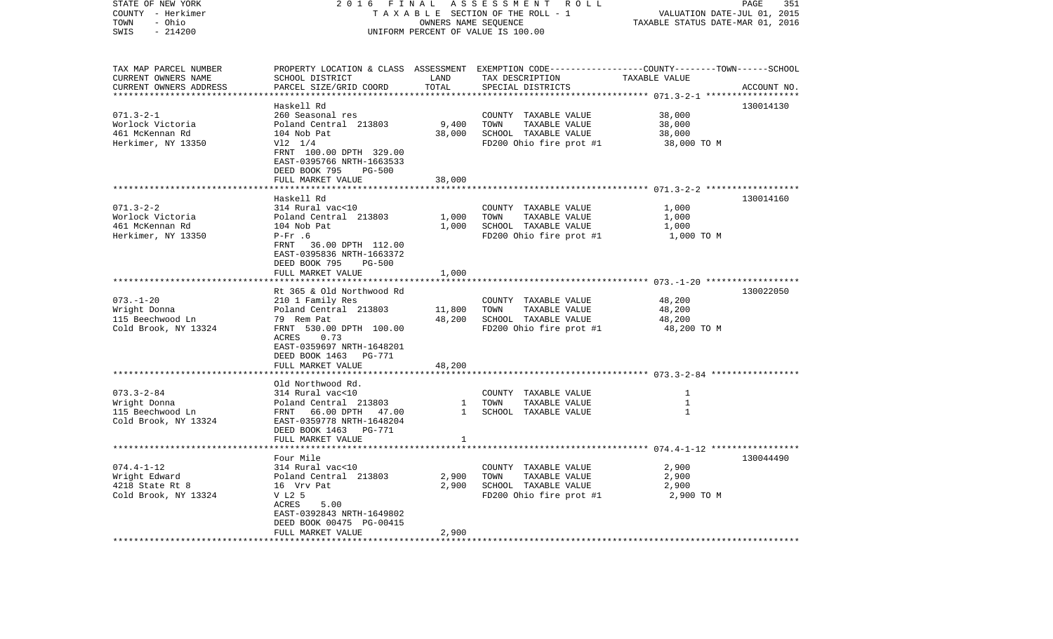STATE OF NEW YORK | 2016 FINAL ASSESSMENT ROLL | PAGE 351
COUNTY - Herkimer | TAXABLE SECTION OF THE ROLL - 1 | VALUATION DATE-JUL 01, 2015
TOWN - Ohio | OWNERS NAME SEQUENCE | TAXABLE STATUS DATE-MAR 01, 2016
SWIS - 214200 | UNIFORM PERCENT OF VALUE IS 100.00

| TAX MAP PARCEL NUMBER / CURRENT OWNERS NAME / CURRENT OWNERS ADDRESS | PROPERTY LOCATION & CLASS / SCHOOL DISTRICT / PARCEL SIZE/GRID COORD | ASSESSMENT LAND | TOTAL | EXEMPTION CODE / TAX DESCRIPTION / SPECIAL DISTRICTS | COUNTY--------TOWN------SCHOOL TAXABLE VALUE | ACCOUNT NO. |
|---|---|---|---|---|---|---|
| 071.3-2-1 | Haskell Rd | | | | | 130014130 |
| Worlock Victoria | 260 Seasonal res | | | COUNTY TAXABLE VALUE | 38,000 | |
| 461 McKennan Rd | Poland Central 213803 | 9,400 | | TOWN TAXABLE VALUE | 38,000 | |
| Herkimer, NY 13350 | 104 Nob Pat | | 38,000 | SCHOOL TAXABLE VALUE | 38,000 | |
| | Vl2 1/4 | | | FD200 Ohio fire prot #1 | 38,000 TO M | |
| | FRNT 100.00 DPTH 329.00 | | | | | |
| | EAST-0395766 NRTH-1663533 | | | | | |
| | DEED BOOK 795 PG-500 | | | | | |
| | FULL MARKET VALUE | | 38,000 | | | |
| 071.3-2-2 | Haskell Rd | | | | | 130014160 |
| Worlock Victoria | 314 Rural vac<10 | | | COUNTY TAXABLE VALUE | 1,000 | |
| 461 McKennan Rd | Poland Central 213803 | 1,000 | | TOWN TAXABLE VALUE | 1,000 | |
| Herkimer, NY 13350 | 104 Nob Pat | | 1,000 | SCHOOL TAXABLE VALUE | 1,000 | |
| | P-Fr .6 | | | FD200 Ohio fire prot #1 | 1,000 TO M | |
| | FRNT 36.00 DPTH 112.00 | | | | | |
| | EAST-0395836 NRTH-1663372 | | | | | |
| | DEED BOOK 795 PG-500 | | | | | |
| | FULL MARKET VALUE | | 1,000 | | | |
| 073.-1-20 | Rt 365 & Old Northwood Rd | | | | | 130022050 |
| Wright Donna | 210 1 Family Res | | | COUNTY TAXABLE VALUE | 48,200 | |
| 115 Beechwood Ln | Poland Central 213803 | 11,800 | | TOWN TAXABLE VALUE | 48,200 | |
| Cold Brook, NY 13324 | 79 Rem Pat | | 48,200 | SCHOOL TAXABLE VALUE | 48,200 | |
| | FRNT 530.00 DPTH 100.00 | | | FD200 Ohio fire prot #1 | 48,200 TO M | |
| | ACRES 0.73 | | | | | |
| | EAST-0359697 NRTH-1648201 | | | | | |
| | DEED BOOK 1463 PG-771 | | | | | |
| | FULL MARKET VALUE | | 48,200 | | | |
| 073.3-2-84 | Old Northwood Rd. | | | | | |
| Wright Donna | 314 Rural vac<10 | | | COUNTY TAXABLE VALUE | 1 | |
| 115 Beechwood Ln | Poland Central 213803 | 1 | | TOWN TAXABLE VALUE | 1 | |
| Cold Brook, NY 13324 | FRNT 66.00 DPTH 47.00 | | 1 | SCHOOL TAXABLE VALUE | 1 | |
| | EAST-0359778 NRTH-1648204 | | | | | |
| | DEED BOOK 1463 PG-771 | | | | | |
| | FULL MARKET VALUE | | 1 | | | |
| 074.4-1-12 | Four Mile | | | | | 130044490 |
| Wright Edward | 314 Rural vac<10 | | | COUNTY TAXABLE VALUE | 2,900 | |
| 4218 State Rt 8 | Poland Central 213803 | 2,900 | | TOWN TAXABLE VALUE | 2,900 | |
| Cold Brook, NY 13324 | 16 Vrv Pat | | 2,900 | SCHOOL TAXABLE VALUE | 2,900 | |
| | V L2 5 | | | FD200 Ohio fire prot #1 | 2,900 TO M | |
| | ACRES 5.00 | | | | | |
| | EAST-0392843 NRTH-1649802 | | | | | |
| | DEED BOOK 00475 PG-00415 | | | | | |
| | FULL MARKET VALUE | | 2,900 | | | |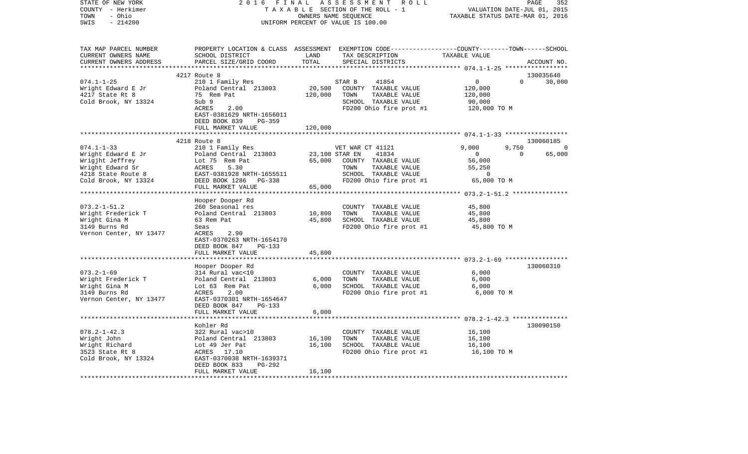STATE OF NEW YORK — 2016 FINAL ASSESSMENT ROLL
COUNTY - Herkimer — TAXABLE SECTION OF THE ROLL - 1 — VALUATION DATE-JUL 01, 2015
TOWN - Ohio — OWNERS NAME SEQUENCE — TAXABLE STATUS DATE-MAR 01, 2016
SWIS - 214200 — UNIFORM PERCENT OF VALUE IS 100.00

| TAX MAP PARCEL NUMBER / CURRENT OWNERS NAME / CURRENT OWNERS ADDRESS | PROPERTY LOCATION & CLASS / SCHOOL DISTRICT / PARCEL SIZE/GRID COORD | ASSESSMENT LAND | TOTAL | EXEMPTION CODE / TAX DESCRIPTION / SPECIAL DISTRICTS | COUNTY | TOWN | SCHOOL / TAXABLE VALUE | ACCOUNT NO. |
|---|---|---|---|---|---|---|---|---|
| | 4217 Route 8 | | | | | | | 130035640 |
| 074.1-1-25 | 210 1 Family Res | | | STAR B 41854 | 0 | 0 | 30,000 | |
| Wright Edward E Jr | Poland Central 213803 | 20,500 | | COUNTY TAXABLE VALUE | 120,000 | | | |
| 4217 State Rt 8 | 75 Rem Pat | | 120,000 | TOWN TAXABLE VALUE | | 120,000 | | |
| Cold Brook, NY 13324 | Sub 9 | | | SCHOOL TAXABLE VALUE | | | 90,000 | |
| | ACRES 2.00 | | | FD200 Ohio fire prot #1 | 120,000 TO M | | | |
| | EAST-0381629 NRTH-1656011 | | | | | | | |
| | DEED BOOK 839 PG-359 | | | | | | | |
| | FULL MARKET VALUE | | 120,000 | | | | | |
| | 4218 Route 8 | | | | | | | 130060185 |
| 074.1-1-33 | 210 1 Family Res | | | VET WAR CT 41121 | 9,000 | 9,750 | 0 | |
| Wright Edward E Jr | Poland Central 213803 | 23,100 | | STAR EN 41834 | 0 | 0 | 65,000 | |
| Wrigjht Jeffrey | Lot 75 Rem Pat | | 65,000 | COUNTY TAXABLE VALUE | 56,000 | | | |
| Wright Edward Sr | ACRES 5.30 | | | TOWN TAXABLE VALUE | | 55,250 | | |
| 4218 State Route 8 | EAST-0381928 NRTH-1655511 | | | SCHOOL TAXABLE VALUE | | | 0 | |
| Cold Brook, NY 13324 | DEED BOOK 1286 PG-338 | | | FD200 Ohio fire prot #1 | 65,000 TO M | | | |
| | FULL MARKET VALUE | | 65,000 | | | | | |
| | Hooper Dooper Rd | | | | | | | |
| 073.2-1-51.2 | 260 Seasonal res | | | COUNTY TAXABLE VALUE | 45,800 | | | |
| Wright Frederick T | Poland Central 213803 | 10,800 | | TOWN TAXABLE VALUE | | 45,800 | | |
| Wright Gina M | 63 Rem Pat | | 45,800 | SCHOOL TAXABLE VALUE | | | 45,800 | |
| 3149 Burns Rd | Seas | | | FD200 Ohio fire prot #1 | 45,800 TO M | | | |
| Vernon Center, NY 13477 | ACRES 2.90 | | | | | | | |
| | EAST-0370263 NRTH-1654170 | | | | | | | |
| | DEED BOOK 847 PG-133 | | | | | | | |
| | FULL MARKET VALUE | | 45,800 | | | | | |
| | Hooper Dooper Rd | | | | | | | 130060310 |
| 073.2-1-69 | 314 Rural vac<10 | | | COUNTY TAXABLE VALUE | 6,000 | | | |
| Wright Frederick T | Poland Central 213803 | 6,000 | | TOWN TAXABLE VALUE | | 6,000 | | |
| Wright Gina M | Lot 63 Rem Pat | | 6,000 | SCHOOL TAXABLE VALUE | | | 6,000 | |
| 3149 Burns Rd | ACRES 2.00 | | | FD200 Ohio fire prot #1 | 6,000 TO M | | | |
| Vernon Center, NY 13477 | EAST-0370301 NRTH-1654647 | | | | | | | |
| | DEED BOOK 847 PG-133 | | | | | | | |
| | FULL MARKET VALUE | | 6,000 | | | | | |
| | Kohler Rd | | | | | | | 130090150 |
| 078.2-1-42.3 | 322 Rural vac>10 | | | COUNTY TAXABLE VALUE | 16,100 | | | |
| Wright John | Poland Central 213803 | 16,100 | | TOWN TAXABLE VALUE | | 16,100 | | |
| Wright Richard | Lot 49 Jer Pat | | 16,100 | SCHOOL TAXABLE VALUE | | | 16,100 | |
| 3523 State Rt 8 | ACRES 17.10 | | | FD200 Ohio fire prot #1 | 16,100 TO M | | | |
| Cold Brook, NY 13324 | EAST-0370038 NRTH-1639371 | | | | | | | |
| | DEED BOOK 833 PG-292 | | | | | | | |
| | FULL MARKET VALUE | | 16,100 | | | | | |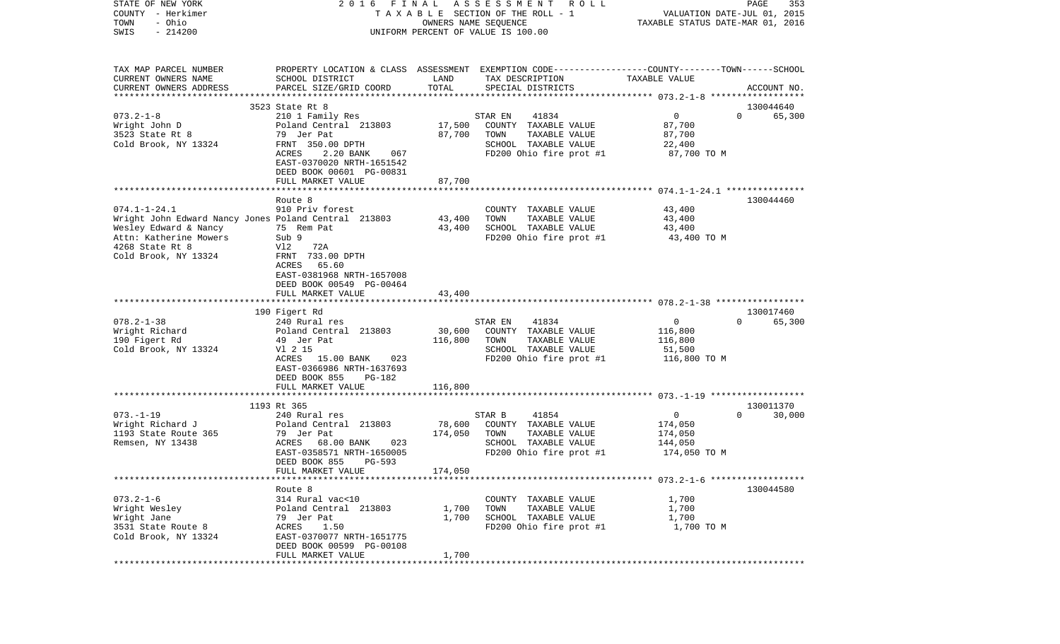STATE OF NEW YORK 2016 FINAL ASSESSMENT ROLL
COUNTY - Herkimer TAXABLE SECTION OF THE ROLL - 1 VALUATION DATE-JUL 01, 2015
TOWN - Ohio OWNERS NAME SEQUENCE TAXABLE STATUS DATE-MAR 01, 2016
SWIS - 214200 UNIFORM PERCENT OF VALUE IS 100.00

| TAX MAP PARCEL NUMBER<br>CURRENT OWNERS NAME<br>CURRENT OWNERS ADDRESS | PROPERTY LOCATION & CLASS<br>SCHOOL DISTRICT<br>PARCEL SIZE/GRID COORD | ASSESSMENT<br>LAND<br>TOTAL | EXEMPTION CODE<br>TAX DESCRIPTION<br>SPECIAL DISTRICTS | COUNTY--------TOWN------SCHOOL<br>TAXABLE VALUE | ACCOUNT NO. |
|---|---|---|---|---|---|
| | 3523 State Rt 8 | | | | 130044640 |
| 073.2-1-8 | 210 1 Family Res | | STAR EN 41834 | 0 0 | 65,300 |
| Wright John D | Poland Central 213803 | 17,500 | COUNTY TAXABLE VALUE | 87,700 | |
| 3523 State Rt 8 | 79 Jer Pat | 87,700 | TOWN TAXABLE VALUE | 87,700 | |
| Cold Brook, NY 13324 | FRNT 350.00 DPTH | | SCHOOL TAXABLE VALUE | 22,400 | |
| | ACRES 2.20 BANK 067 | | FD200 Ohio fire prot #1 | 87,700 TO M | |
| | EAST-0370020 NRTH-1651542 | | | | |
| | DEED BOOK 00601 PG-00831 | | | | |
| | FULL MARKET VALUE | 87,700 | | | |
| | Route 8 | | | | 130044460 |
| 074.1-1-24.1 | 910 Priv forest | | COUNTY TAXABLE VALUE | 43,400 | |
| Wright John Edward Nancy Jones | Poland Central 213803 | 43,400 | TOWN TAXABLE VALUE | 43,400 | |
| Wesley Edward & Nancy | 75 Rem Pat | 43,400 | SCHOOL TAXABLE VALUE | 43,400 | |
| Attn: Katherine Mowers | Sub 9 | | FD200 Ohio fire prot #1 | 43,400 TO M | |
| 4268 State Rt 8 | Vl2 72A | | | | |
| Cold Brook, NY 13324 | FRNT 733.00 DPTH | | | | |
| | ACRES 65.60 | | | | |
| | EAST-0381968 NRTH-1657008 | | | | |
| | DEED BOOK 00549 PG-00464 | | | | |
| | FULL MARKET VALUE | 43,400 | | | |
| | 190 Figert Rd | | | | 130017460 |
| 078.2-1-38 | 240 Rural res | | STAR EN 41834 | 0 0 | 65,300 |
| Wright Richard | Poland Central 213803 | 30,600 | COUNTY TAXABLE VALUE | 116,800 | |
| 190 Figert Rd | 49 Jer Pat | 116,800 | TOWN TAXABLE VALUE | 116,800 | |
| Cold Brook, NY 13324 | Vl 2 15 | | SCHOOL TAXABLE VALUE | 51,500 | |
| | ACRES 15.00 BANK 023 | | FD200 Ohio fire prot #1 | 116,800 TO M | |
| | EAST-0366986 NRTH-1637693 | | | | |
| | DEED BOOK 855 PG-182 | | | | |
| | FULL MARKET VALUE | 116,800 | | | |
| | 1193 Rt 365 | | | | 130011370 |
| 073.-1-19 | 240 Rural res | | STAR B 41854 | 0 0 | 30,000 |
| Wright Richard J | Poland Central 213803 | 78,600 | COUNTY TAXABLE VALUE | 174,050 | |
| 1193 State Route 365 | 79 Jer Pat | 174,050 | TOWN TAXABLE VALUE | 174,050 | |
| Remsen, NY 13438 | ACRES 68.00 BANK 023 | | SCHOOL TAXABLE VALUE | 144,050 | |
| | EAST-0358571 NRTH-1650005 | | FD200 Ohio fire prot #1 | 174,050 TO M | |
| | DEED BOOK 855 PG-593 | | | | |
| | FULL MARKET VALUE | 174,050 | | | |
| | Route 8 | | | | 130044580 |
| 073.2-1-6 | 314 Rural vac<10 | | COUNTY TAXABLE VALUE | 1,700 | |
| Wright Wesley | Poland Central 213803 | 1,700 | TOWN TAXABLE VALUE | 1,700 | |
| Wright Jane | 79 Jer Pat | 1,700 | SCHOOL TAXABLE VALUE | 1,700 | |
| 3531 State Route 8 | ACRES 1.50 | | FD200 Ohio fire prot #1 | 1,700 TO M | |
| Cold Brook, NY 13324 | EAST-0370077 NRTH-1651775 | | | | |
| | DEED BOOK 00599 PG-00108 | | | | |
| | FULL MARKET VALUE | 1,700 | | | |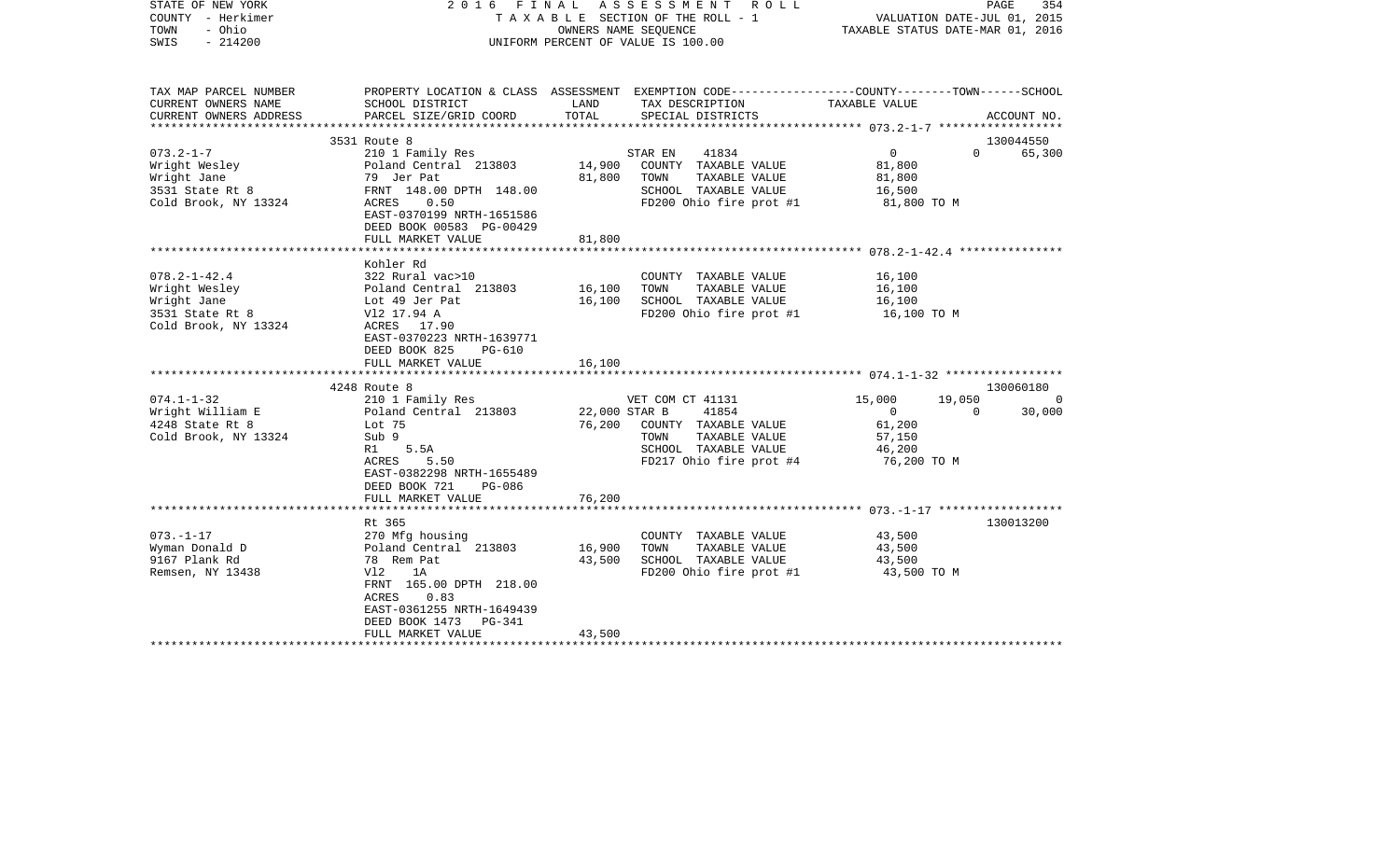STATE OF NEW YORK | COUNTY - Herkimer | TOWN - Ohio | SWIS - 214200

2016 FINAL ASSESSMENT ROLL
TAXABLE SECTION OF THE ROLL - 1
OWNERS NAME SEQUENCE
UNIFORM PERCENT OF VALUE IS 100.00

VALUATION DATE-JUL 01, 2015
TAXABLE STATUS DATE-MAR 01, 2016

| TAX MAP PARCEL NUMBER / CURRENT OWNERS NAME / CURRENT OWNERS ADDRESS | PROPERTY LOCATION & CLASS / SCHOOL DISTRICT / PARCEL SIZE/GRID COORD | ASSESSMENT LAND | ASSESSMENT TOTAL | EXEMPTION CODE / TAX DESCRIPTION / SPECIAL DISTRICTS | COUNTY | TOWN | SCHOOL | ACCOUNT NO. |
|---|---|---|---|---|---|---|---|---|
| **073.2-1-7** | 3531 Route 8 | | | | | | | 130044550 |
| Wright Wesley | 210 1 Family Res | | | STAR EN 41834 | 0 | 0 | 65,300 | |
| Wright Jane | Poland Central 213803 | 14,900 | | COUNTY TAXABLE VALUE | 81,800 | | | |
| 3531 State Rt 8 | 79 Jer Pat | | 81,800 | TOWN TAXABLE VALUE | | 81,800 | | |
| Cold Brook, NY 13324 | FRNT 148.00 DPTH 148.00 | | | SCHOOL TAXABLE VALUE | | | 16,500 | |
| | ACRES 0.50 | | | FD200 Ohio fire prot #1 | 81,800 TO M | | | |
| | EAST-0370199 NRTH-1651586 | | | | | | | |
| | DEED BOOK 00583 PG-00429 | | | | | | | |
| | FULL MARKET VALUE | | 81,800 | | | | | |
| **078.2-1-42.4** | Kohler Rd | | | | | | | |
| Wright Wesley | 322 Rural vac>10 | | | COUNTY TAXABLE VALUE | 16,100 | | | |
| Wright Jane | Poland Central 213803 | 16,100 | | TOWN TAXABLE VALUE | | 16,100 | | |
| 3531 State Rt 8 | Lot 49 Jer Pat | | 16,100 | SCHOOL TAXABLE VALUE | | | 16,100 | |
| Cold Brook, NY 13324 | Vl2 17.94 A | | | FD200 Ohio fire prot #1 | 16,100 TO M | | | |
| | ACRES 17.90 | | | | | | | |
| | EAST-0370223 NRTH-1639771 | | | | | | | |
| | DEED BOOK 825 PG-610 | | | | | | | |
| | FULL MARKET VALUE | | 16,100 | | | | | |
| **074.1-1-32** | 4248 Route 8 | | | | | | | 130060180 |
| Wright William E | 210 1 Family Res | | | VET COM CT 41131 | 15,000 | 19,050 | 0 | |
| 4248 State Rt 8 | Poland Central 213803 | 22,000 | | STAR B 41854 | 0 | 0 | 30,000 | |
| Cold Brook, NY 13324 | Lot 75 | | 76,200 | COUNTY TAXABLE VALUE | 61,200 | | | |
| | Sub 9 | | | TOWN TAXABLE VALUE | | 57,150 | | |
| | R1 5.5A | | | SCHOOL TAXABLE VALUE | | | 46,200 | |
| | ACRES 5.50 | | | FD217 Ohio fire prot #4 | 76,200 TO M | | | |
| | EAST-0382298 NRTH-1655489 | | | | | | | |
| | DEED BOOK 721 PG-086 | | | | | | | |
| | FULL MARKET VALUE | | 76,200 | | | | | |
| **073.-1-17** | Rt 365 | | | | | | | 130013200 |
| Wyman Donald D | 270 Mfg housing | | | COUNTY TAXABLE VALUE | 43,500 | | | |
| 9167 Plank Rd | Poland Central 213803 | 16,900 | | TOWN TAXABLE VALUE | | 43,500 | | |
| Remsen, NY 13438 | 78 Rem Pat | | 43,500 | SCHOOL TAXABLE VALUE | | | 43,500 | |
| | Vl2 1A | | | FD200 Ohio fire prot #1 | 43,500 TO M | | | |
| | FRNT 165.00 DPTH 218.00 | | | | | | | |
| | ACRES 0.83 | | | | | | | |
| | EAST-0361255 NRTH-1649439 | | | | | | | |
| | DEED BOOK 1473 PG-341 | | | | | | | |
| | FULL MARKET VALUE | | 43,500 | | | | | |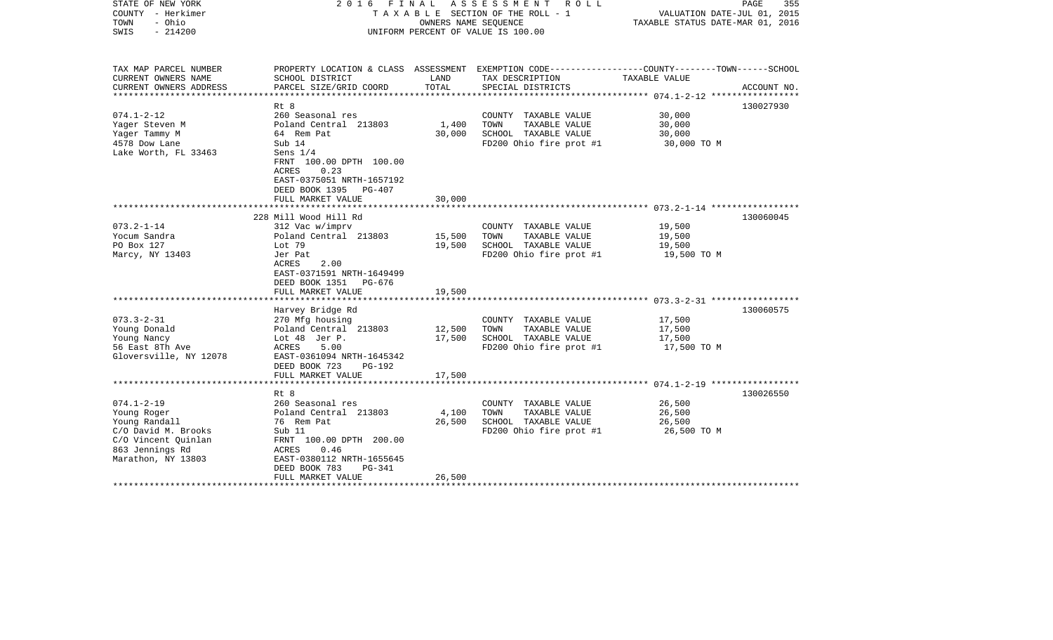STATE OF NEW YORK | COUNTY - Herkimer | TOWN - Ohio | SWIS - 214200

2016 FINAL ASSESSMENT ROLL
TAXABLE SECTION OF THE ROLL - 1
OWNERS NAME SEQUENCE
UNIFORM PERCENT OF VALUE IS 100.00

VALUATION DATE-JUL 01, 2015
TAXABLE STATUS DATE-MAR 01, 2016

| TAX MAP PARCEL NUMBER / CURRENT OWNERS NAME / CURRENT OWNERS ADDRESS | PROPERTY LOCATION & CLASS / SCHOOL DISTRICT / PARCEL SIZE/GRID COORD | ASSESSMENT LAND | TOTAL | EXEMPTION CODE / TAX DESCRIPTION / SPECIAL DISTRICTS | TAXABLE VALUE (COUNTY--TOWN--SCHOOL) | ACCOUNT NO. |
|---|---|---|---|---|---|---|
| 074.1-2-12 | Rt 8 | | | | | 130027930 |
| Yager Steven M | 260 Seasonal res | | | COUNTY TAXABLE VALUE | 30,000 | |
| Yager Tammy M | Poland Central 213803 | 1,400 | | TOWN TAXABLE VALUE | 30,000 | |
| 4578 Dow Lane | 64 Rem Pat | | 30,000 | SCHOOL TAXABLE VALUE | 30,000 | |
| Lake Worth, FL 33463 | Sub 14 | | | FD200 Ohio fire prot #1 | 30,000 TO M | |
| | Sens 1/4 | | | | | |
| | FRNT 100.00 DPTH 100.00 | | | | | |
| | ACRES 0.23 | | | | | |
| | EAST-0375051 NRTH-1657192 | | | | | |
| | DEED BOOK 1395 PG-407 | | | | | |
| | FULL MARKET VALUE | | 30,000 | | | |
| 073.2-1-14 | 228 Mill Wood Hill Rd | | | | | 130060045 |
| Yocum Sandra | 312 Vac w/imprv | | | COUNTY TAXABLE VALUE | 19,500 | |
| PO Box 127 | Poland Central 213803 | 15,500 | | TOWN TAXABLE VALUE | 19,500 | |
| Marcy, NY 13403 | Lot 79 | | 19,500 | SCHOOL TAXABLE VALUE | 19,500 | |
| | Jer Pat | | | FD200 Ohio fire prot #1 | 19,500 TO M | |
| | ACRES 2.00 | | | | | |
| | EAST-0371591 NRTH-1649499 | | | | | |
| | DEED BOOK 1351 PG-676 | | | | | |
| | FULL MARKET VALUE | | 19,500 | | | |
| 073.3-2-31 | Harvey Bridge Rd | | | | | 130060575 |
| Young Donald | 270 Mfg housing | | | COUNTY TAXABLE VALUE | 17,500 | |
| Young Nancy | Poland Central 213803 | 12,500 | | TOWN TAXABLE VALUE | 17,500 | |
| 56 East 8Th Ave | Lot 48 Jer P. | | 17,500 | SCHOOL TAXABLE VALUE | 17,500 | |
| Gloversville, NY 12078 | ACRES 5.00 | | | FD200 Ohio fire prot #1 | 17,500 TO M | |
| | EAST-0361094 NRTH-1645342 | | | | | |
| | DEED BOOK 723 PG-192 | | | | | |
| | FULL MARKET VALUE | | 17,500 | | | |
| 074.1-2-19 | Rt 8 | | | | | 130026550 |
| Young Roger | 260 Seasonal res | | | COUNTY TAXABLE VALUE | 26,500 | |
| Young Randall | Poland Central 213803 | 4,100 | | TOWN TAXABLE VALUE | 26,500 | |
| C/O David M. Brooks | 76 Rem Pat | | 26,500 | SCHOOL TAXABLE VALUE | 26,500 | |
| C/O Vincent Quinlan | Sub 11 | | | FD200 Ohio fire prot #1 | 26,500 TO M | |
| 863 Jennings Rd | FRNT 100.00 DPTH 200.00 | | | | | |
| Marathon, NY 13803 | ACRES 0.46 | | | | | |
| | EAST-0380112 NRTH-1655645 | | | | | |
| | DEED BOOK 783 PG-341 | | | | | |
| | FULL MARKET VALUE | | 26,500 | | | |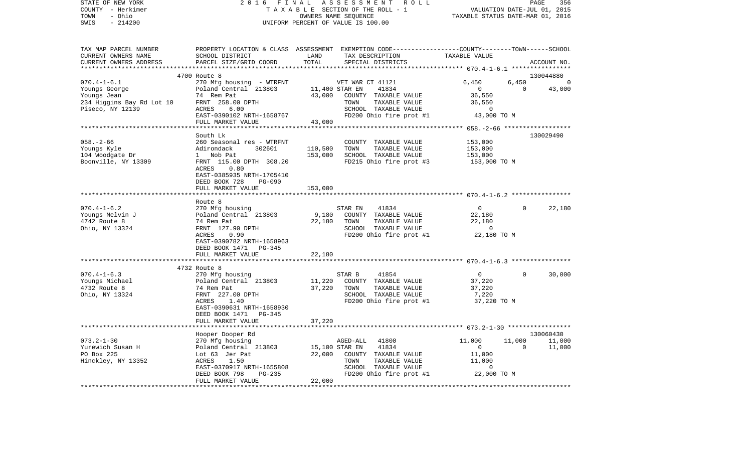STATE OF NEW YORK 2016 FINAL ASSESSMENT ROLL
COUNTY - Herkimer TAXABLE SECTION OF THE ROLL - 1 VALUATION DATE-JUL 01, 2015
TOWN - Ohio OWNERS NAME SEQUENCE TAXABLE STATUS DATE-MAR 01, 2016
SWIS - 214200 UNIFORM PERCENT OF VALUE IS 100.00

| TAX MAP PARCEL NUMBER<br>CURRENT OWNERS NAME<br>CURRENT OWNERS ADDRESS | PROPERTY LOCATION & CLASS<br>SCHOOL DISTRICT<br>PARCEL SIZE/GRID COORD | ASSESSMENT<br>LAND<br>TOTAL | EXEMPTION CODE<br>TAX DESCRIPTION<br>SPECIAL DISTRICTS | COUNTY<br>TAXABLE VALUE | TOWN | SCHOOL<br>ACCOUNT NO. |
|---|---|---|---|---|---|---|
| **070.4-1-6.1** | 4700 Route 8 | | | | | 130044880 |
| 070.4-1-6.1 | 270 Mfg housing - WTRFNT | | VET WAR CT 41121 | 6,450 | 6,450 | 0 |
| Youngs George | Poland Central 213803 | 11,400 | STAR EN 41834 | 0 | 0 | 43,000 |
| Youngs Jean | 74 Rem Pat | 43,000 | COUNTY TAXABLE VALUE | 36,550 | | |
| 234 Higgins Bay Rd Lot 10 | FRNT 258.00 DPTH | | TOWN TAXABLE VALUE | 36,550 | | |
| Piseco, NY 12139 | ACRES 6.00 | | SCHOOL TAXABLE VALUE | 0 | | |
| | EAST-0390102 NRTH-1658767 | | FD200 Ohio fire prot #1 | 43,000 TO M | | |
| | FULL MARKET VALUE | 43,000 | | | | |
| **058.-2-66** | South Lk | | | | | 130029490 |
| 058.-2-66 | 260 Seasonal res - WTRFNT | | COUNTY TAXABLE VALUE | 153,000 | | |
| Youngs Kyle | Adirondack 302601 | 110,500 | TOWN TAXABLE VALUE | 153,000 | | |
| 104 Woodgate Dr | 1 Nob Pat | 153,000 | SCHOOL TAXABLE VALUE | 153,000 | | |
| Boonville, NY 13309 | FRNT 115.00 DPTH 308.20 | | FD215 Ohio fire prot #3 | 153,000 TO M | | |
| | ACRES 0.80 | | | | | |
| | EAST-0385935 NRTH-1705410 | | | | | |
| | DEED BOOK 728 PG-090 | | | | | |
| | FULL MARKET VALUE | 153,000 | | | | |
| **070.4-1-6.2** | Route 8 | | | | | |
| 070.4-1-6.2 | 270 Mfg housing | | STAR EN 41834 | 0 | 0 | 22,180 |
| Youngs Melvin J | Poland Central 213803 | 9,180 | COUNTY TAXABLE VALUE | 22,180 | | |
| 4742 Route 8 | 74 Rem Pat | 22,180 | TOWN TAXABLE VALUE | 22,180 | | |
| Ohio, NY 13324 | FRNT 127.90 DPTH | | SCHOOL TAXABLE VALUE | 0 | | |
| | ACRES 0.90 | | FD200 Ohio fire prot #1 | 22,180 TO M | | |
| | EAST-0390782 NRTH-1658963 | | | | | |
| | DEED BOOK 1471 PG-345 | | | | | |
| | FULL MARKET VALUE | 22,180 | | | | |
| **070.4-1-6.3** | 4732 Route 8 | | | | | |
| 070.4-1-6.3 | 270 Mfg housing | | STAR B 41854 | 0 | 0 | 30,000 |
| Youngs Michael | Poland Central 213803 | 11,220 | COUNTY TAXABLE VALUE | 37,220 | | |
| 4732 Route 8 | 74 Rem Pat | 37,220 | TOWN TAXABLE VALUE | 37,220 | | |
| Ohio, NY 13324 | FRNT 227.00 DPTH | | SCHOOL TAXABLE VALUE | 7,220 | | |
| | ACRES 1.40 | | FD200 Ohio fire prot #1 | 37,220 TO M | | |
| | EAST-0390631 NRTH-1658930 | | | | | |
| | DEED BOOK 1471 PG-345 | | | | | |
| | FULL MARKET VALUE | 37,220 | | | | |
| **073.2-1-30** | Hooper Dooper Rd | | | | | 130060430 |
| 073.2-1-30 | 270 Mfg housing | | AGED-ALL 41800 | 11,000 | 11,000 | 11,000 |
| Yurewich Susan H | Poland Central 213803 | 15,100 | STAR EN 41834 | 0 | 0 | 11,000 |
| PO Box 225 | Lot 63 Jer Pat | 22,000 | COUNTY TAXABLE VALUE | 11,000 | | |
| Hinckley, NY 13352 | ACRES 1.50 | | TOWN TAXABLE VALUE | 11,000 | | |
| | EAST-0370917 NRTH-1655808 | | SCHOOL TAXABLE VALUE | 0 | | |
| | DEED BOOK 798 PG-235 | | FD200 Ohio fire prot #1 | 22,000 TO M | | |
| | FULL MARKET VALUE | 22,000 | | | | |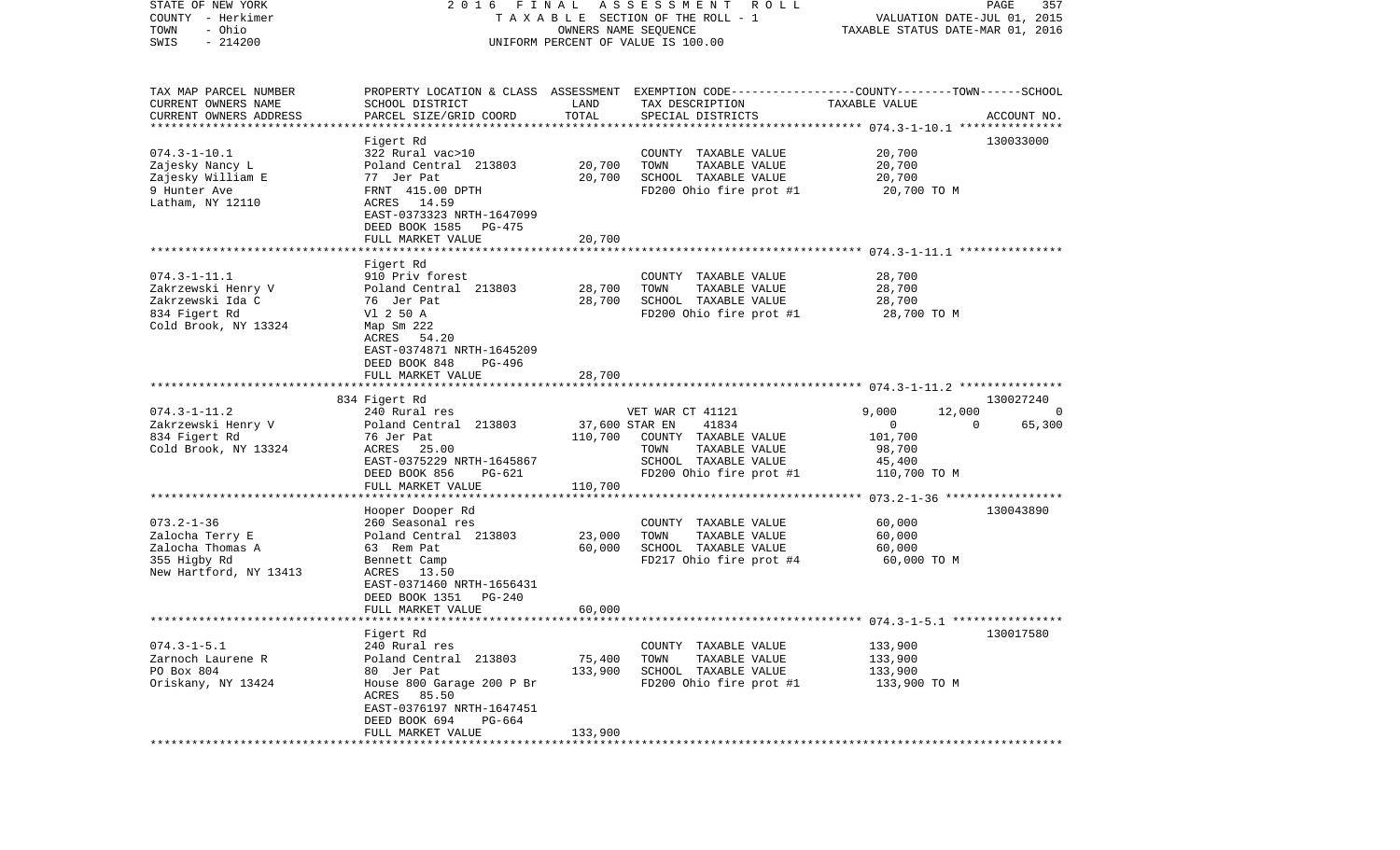STATE OF NEW YORK
COUNTY - Herkimer
TOWN - Ohio
SWIS - 214200

2016 FINAL ASSESSMENT ROLL
TAXABLE SECTION OF THE ROLL - 1
OWNERS NAME SEQUENCE
UNIFORM PERCENT OF VALUE IS 100.00

VALUATION DATE-JUL 01, 2015
TAXABLE STATUS DATE-MAR 01, 2016

| TAX MAP PARCEL NUMBER / CURRENT OWNERS NAME / CURRENT OWNERS ADDRESS | PROPERTY LOCATION & CLASS / SCHOOL DISTRICT / PARCEL SIZE/GRID COORD | ASSESSMENT LAND | TOTAL | EXEMPTION CODE / TAX DESCRIPTION / SPECIAL DISTRICTS | COUNTY | TOWN | SCHOOL / TAXABLE VALUE | ACCOUNT NO. |
|---|---|---|---|---|---|---|---|---|
| **074.3-1-10.1** | Figert Rd | | | | | | | 130033000 |
| 074.3-1-10.1 | 322 Rural vac>10 | | | COUNTY TAXABLE VALUE | 20,700 | | | |
| Zajesky Nancy L | Poland Central 213803 | 20,700 | | TOWN TAXABLE VALUE | | 20,700 | | |
| Zajesky William E | 77 Jer Pat | | 20,700 | SCHOOL TAXABLE VALUE | | | 20,700 | |
| 9 Hunter Ave | FRNT 415.00 DPTH | | | FD200 Ohio fire prot #1 | 20,700 TO M | | | |
| Latham, NY 12110 | ACRES 14.59 | | | | | | | |
| | EAST-0373323 NRTH-1647099 | | | | | | | |
| | DEED BOOK 1585 PG-475 | | | | | | | |
| | FULL MARKET VALUE | | 20,700 | | | | | |
| **074.3-1-11.1** | Figert Rd | | | | | | | |
| 074.3-1-11.1 | 910 Priv forest | | | COUNTY TAXABLE VALUE | 28,700 | | | |
| Zakrzewski Henry V | Poland Central 213803 | 28,700 | | TOWN TAXABLE VALUE | | 28,700 | | |
| Zakrzewski Ida C | 76 Jer Pat | | 28,700 | SCHOOL TAXABLE VALUE | | | 28,700 | |
| 834 Figert Rd | Vl 2 50 A | | | FD200 Ohio fire prot #1 | 28,700 TO M | | | |
| Cold Brook, NY 13324 | Map Sm 222 | | | | | | | |
| | ACRES 54.20 | | | | | | | |
| | EAST-0374871 NRTH-1645209 | | | | | | | |
| | DEED BOOK 848 PG-496 | | | | | | | |
| | FULL MARKET VALUE | | 28,700 | | | | | |
| **074.3-1-11.2** | 834 Figert Rd | | | | | | | 130027240 |
| 074.3-1-11.2 | 240 Rural res | | | VET WAR CT 41121 | 9,000 | 12,000 | 0 | |
| Zakrzewski Henry V | Poland Central 213803 | 37,600 | | STAR EN 41834 | 0 | 0 | 65,300 | |
| 834 Figert Rd | 76 Jer Pat | | 110,700 | COUNTY TAXABLE VALUE | 101,700 | | | |
| Cold Brook, NY 13324 | ACRES 25.00 | | | TOWN TAXABLE VALUE | | 98,700 | | |
| | EAST-0375229 NRTH-1645867 | | | SCHOOL TAXABLE VALUE | | | 45,400 | |
| | DEED BOOK 856 PG-621 | | | FD200 Ohio fire prot #1 | 110,700 TO M | | | |
| | FULL MARKET VALUE | | 110,700 | | | | | |
| **073.2-1-36** | Hooper Dooper Rd | | | | | | | 130043890 |
| 073.2-1-36 | 260 Seasonal res | | | COUNTY TAXABLE VALUE | 60,000 | | | |
| Zalocha Terry E | Poland Central 213803 | 23,000 | | TOWN TAXABLE VALUE | | 60,000 | | |
| Zalocha Thomas A | 63 Rem Pat | | 60,000 | SCHOOL TAXABLE VALUE | | | 60,000 | |
| 355 Higby Rd | Bennett Camp | | | FD217 Ohio fire prot #4 | 60,000 TO M | | | |
| New Hartford, NY 13413 | ACRES 13.50 | | | | | | | |
| | EAST-0371460 NRTH-1656431 | | | | | | | |
| | DEED BOOK 1351 PG-240 | | | | | | | |
| | FULL MARKET VALUE | | 60,000 | | | | | |
| **074.3-1-5.1** | Figert Rd | | | | | | | 130017580 |
| 074.3-1-5.1 | 240 Rural res | | | COUNTY TAXABLE VALUE | 133,900 | | | |
| Zarnoch Laurene R | Poland Central 213803 | 75,400 | | TOWN TAXABLE VALUE | | 133,900 | | |
| PO Box 804 | 80 Jer Pat | | 133,900 | SCHOOL TAXABLE VALUE | | | 133,900 | |
| Oriskany, NY 13424 | House 800 Garage 200 P Br | | | FD200 Ohio fire prot #1 | 133,900 TO M | | | |
| | ACRES 85.50 | | | | | | | |
| | EAST-0376197 NRTH-1647451 | | | | | | | |
| | DEED BOOK 694 PG-664 | | | | | | | |
| | FULL MARKET VALUE | | 133,900 | | | | | |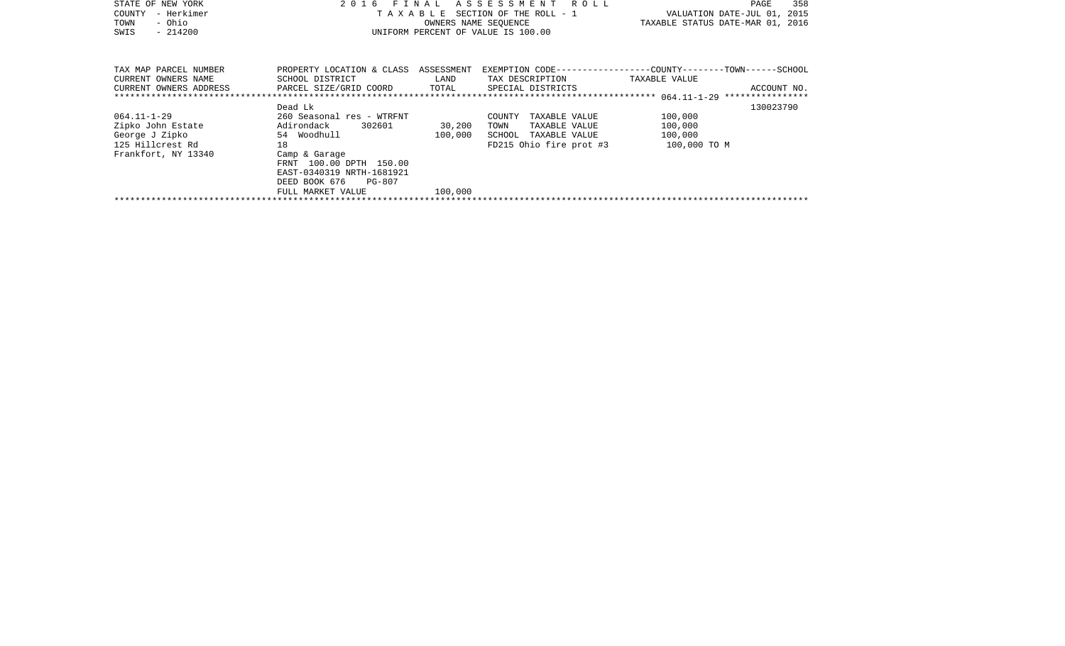STATE OF NEW YORK
COUNTY - Herkimer
TOWN - Ohio
SWIS - 214200

2 0 1 6 F I N A L A S S E S S M E N T R O L L
T A X A B L E SECTION OF THE ROLL - 1
OWNERS NAME SEQUENCE
UNIFORM PERCENT OF VALUE IS 100.00

VALUATION DATE-JUL 01, 2015
TAXABLE STATUS DATE-MAR 01, 2016

| TAX MAP PARCEL NUMBER<br>CURRENT OWNERS NAME<br>CURRENT OWNERS ADDRESS | PROPERTY LOCATION & CLASS<br>SCHOOL DISTRICT<br>PARCEL SIZE/GRID COORD | ASSESSMENT<br>LAND<br>TOTAL | EXEMPTION CODE-----COUNTY-----TOWN-----SCHOOL<br>TAX DESCRIPTION<br>SPECIAL DISTRICTS | TAXABLE VALUE | ACCOUNT NO. |
|---|---|---|---|---|---|
| ******** 064.11-1-29 ******** | | | | | |
| | Dead Lk | | | | 130023790 |
| 064.11-1-29 | 260 Seasonal res - WTRFNT | | COUNTY TAXABLE VALUE | 100,000 | |
| Zipko John Estate | Adirondack 302601 | 30,200 | TOWN TAXABLE VALUE | 100,000 | |
| George J Zipko | 54 Woodhull | 100,000 | SCHOOL TAXABLE VALUE | 100,000 | |
| 125 Hillcrest Rd | 18 | | FD215 Ohio fire prot #3 | 100,000 TO M | |
| Frankfort, NY 13340 | Camp & Garage | | | | |
| | FRNT 100.00 DPTH 150.00 | | | | |
| | EAST-0340319 NRTH-1681921 | | | | |
| | DEED BOOK 676 PG-807 | | | | |
| | FULL MARKET VALUE | 100,000 | | | |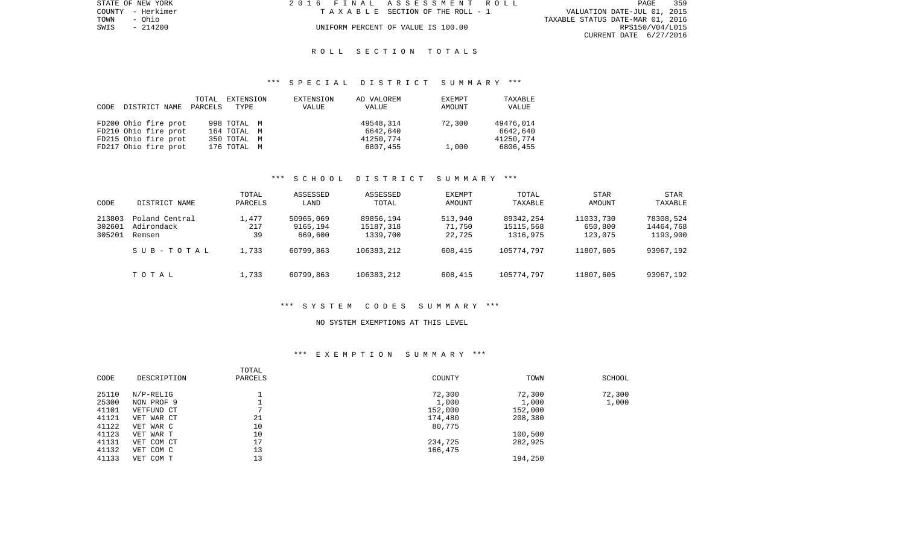STATE OF NEW YORK
COUNTY - Herkimer
TOWN - Ohio
SWIS - 214200

2016 FINAL ASSESSMENT ROLL
TAXABLE SECTION OF THE ROLL - 1
UNIFORM PERCENT OF VALUE IS 100.00

VALUATION DATE-JUL 01, 2015
TAXABLE STATUS DATE-MAR 01, 2016
RPS150/V04/L015
CURRENT DATE 6/27/2016

# ROLL SECTION TOTALS

## *** SPECIAL DISTRICT SUMMARY ***

| CODE | DISTRICT NAME | TOTAL PARCELS | EXTENSION TYPE | EXTENSION VALUE | AD VALOREM VALUE | EXEMPT AMOUNT | TAXABLE VALUE |
|---|---|---|---|---|---|---|---|
| FD200 | Ohio fire prot | 998 | TOTAL M | | 49548,314 | 72,300 | 49476,014 |
| FD210 | Ohio fire prot | 164 | TOTAL M | | 6642,640 | | 6642,640 |
| FD215 | Ohio fire prot | 350 | TOTAL M | | 41250,774 | | 41250,774 |
| FD217 | Ohio fire prot | 176 | TOTAL M | | 6807,455 | 1,000 | 6806,455 |

## *** SCHOOL DISTRICT SUMMARY ***

| CODE | DISTRICT NAME | TOTAL PARCELS | ASSESSED LAND | ASSESSED TOTAL | EXEMPT AMOUNT | TOTAL TAXABLE | STAR AMOUNT | STAR TAXABLE |
|---|---|---|---|---|---|---|---|---|
| 213803 | Poland Central | 1,477 | 50965,069 | 89856,194 | 513,940 | 89342,254 | 11033,730 | 78308,524 |
| 302601 | Adirondack | 217 | 9165,194 | 15187,318 | 71,750 | 15115,568 | 650,800 | 14464,768 |
| 305201 | Remsen | 39 | 669,600 | 1339,700 | 22,725 | 1316,975 | 123,075 | 1193,900 |
| | SUB-TOTAL | 1,733 | 60799,863 | 106383,212 | 608,415 | 105774,797 | 11807,605 | 93967,192 |
| | TOTAL | 1,733 | 60799,863 | 106383,212 | 608,415 | 105774,797 | 11807,605 | 93967,192 |

## *** SYSTEM CODES SUMMARY ***

NO SYSTEM EXEMPTIONS AT THIS LEVEL

## *** EXEMPTION SUMMARY ***

| CODE | DESCRIPTION | TOTAL PARCELS | COUNTY | TOWN | SCHOOL |
|---|---|---|---|---|---|
| 25110 | N/P-RELIG | 1 | 72,300 | 72,300 | 72,300 |
| 25300 | NON PROF 9 | 1 | 1,000 | 1,000 | 1,000 |
| 41101 | VETFUND CT | 7 | 152,000 | 152,000 | |
| 41121 | VET WAR CT | 21 | 174,480 | 208,380 | |
| 41122 | VET WAR C | 10 | 80,775 | | |
| 41123 | VET WAR T | 10 | | 100,500 | |
| 41131 | VET COM CT | 17 | 234,725 | 282,925 | |
| 41132 | VET COM C | 13 | 166,475 | | |
| 41133 | VET COM T | 13 | | 194,250 | |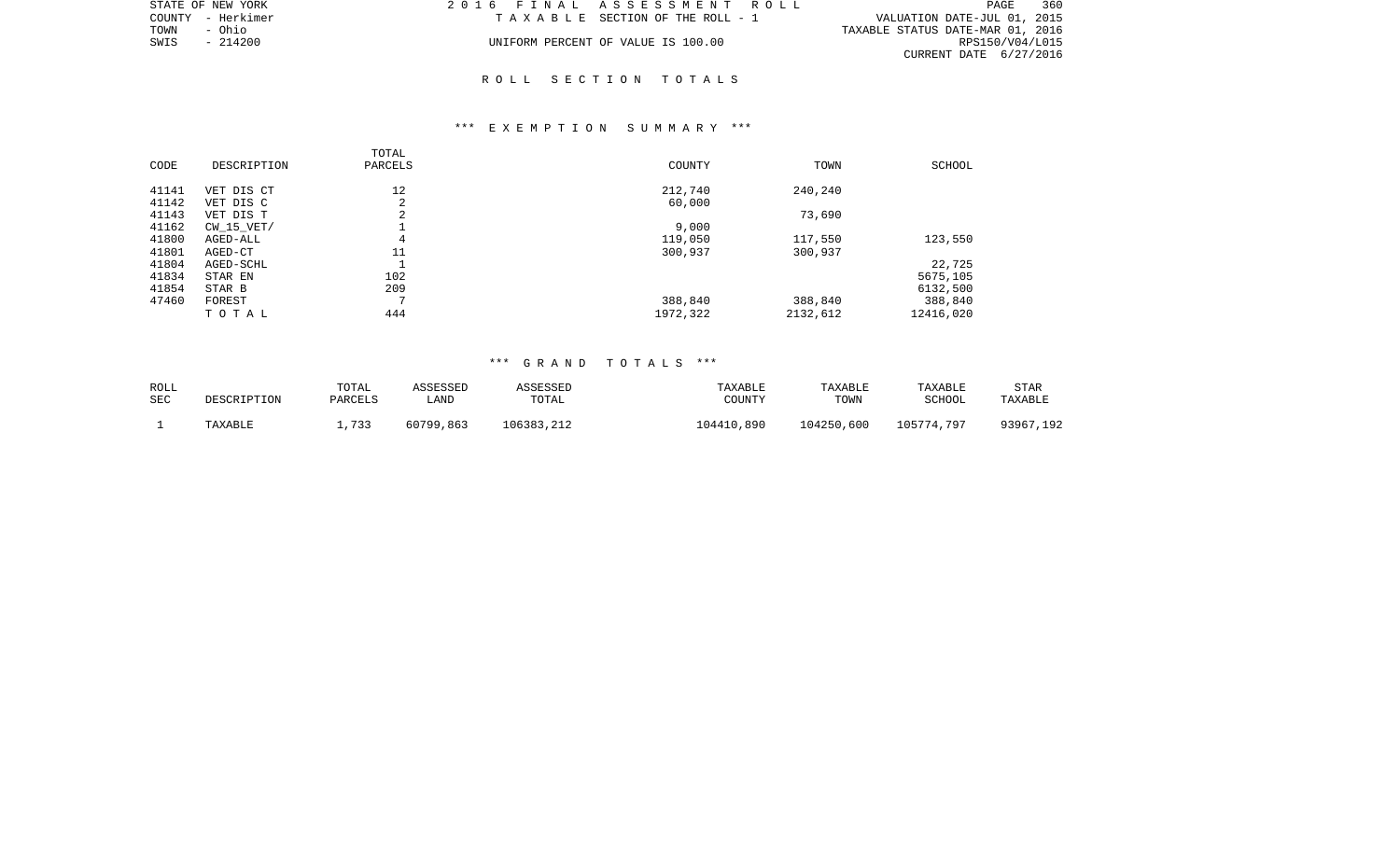STATE OF NEW YORK — 2016 FINAL ASSESSMENT ROLL
COUNTY - Herkimer — TAXABLE SECTION OF THE ROLL - 1 — VALUATION DATE-JUL 01, 2015
TOWN - Ohio — TAXABLE STATUS DATE-MAR 01, 2016
SWIS - 214200 — UNIFORM PERCENT OF VALUE IS 100.00 — RPS150/V04/L015
CURRENT DATE 6/27/2016

## ROLL SECTION TOTALS

### *** EXEMPTION SUMMARY ***

| CODE | DESCRIPTION | TOTAL PARCELS | COUNTY | TOWN | SCHOOL |
|---|---|---|---|---|---|
| 41141 | VET DIS CT | 12 | 212,740 | 240,240 | |
| 41142 | VET DIS C | 2 | 60,000 | | |
| 41143 | VET DIS T | 2 | | 73,690 | |
| 41162 | CW_15_VET/ | 1 | 9,000 | | |
| 41800 | AGED-ALL | 4 | 119,050 | 117,550 | 123,550 |
| 41801 | AGED-CT | 11 | 300,937 | 300,937 | |
| 41804 | AGED-SCHL | 1 | | | 22,725 |
| 41834 | STAR EN | 102 | | | 5675,105 |
| 41854 | STAR B | 209 | | | 6132,500 |
| 47460 | FOREST | 7 | 388,840 | 388,840 | 388,840 |
| | T O T A L | 444 | 1972,322 | 2132,612 | 12416,020 |

### *** GRAND TOTALS ***

| ROLL SEC | DESCRIPTION | TOTAL PARCELS | ASSESSED LAND | ASSESSED TOTAL | TAXABLE COUNTY | TAXABLE TOWN | TAXABLE SCHOOL | STAR TAXABLE |
|---|---|---|---|---|---|---|---|---|
| 1 | TAXABLE | 1,733 | 60799,863 | 106383,212 | 104410,890 | 104250,600 | 105774,797 | 93967,192 |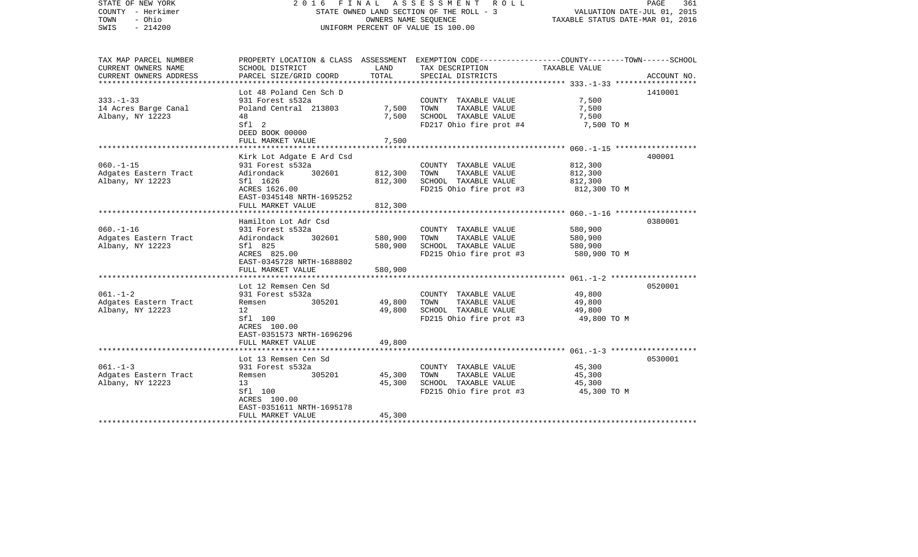STATE OF NEW YORK — 2016 FINAL ASSESSMENT ROLL
COUNTY - Herkimer — STATE OWNED LAND SECTION OF THE ROLL - 3 — VALUATION DATE-JUL 01, 2015
TOWN - Ohio — OWNERS NAME SEQUENCE — TAXABLE STATUS DATE-MAR 01, 2016
SWIS - 214200 — UNIFORM PERCENT OF VALUE IS 100.00

| TAX MAP PARCEL NUMBER / CURRENT OWNERS NAME / CURRENT OWNERS ADDRESS | PROPERTY LOCATION & CLASS / SCHOOL DISTRICT / PARCEL SIZE/GRID COORD | ASSESSMENT LAND / TOTAL | EXEMPTION CODE / TAX DESCRIPTION / SPECIAL DISTRICTS | COUNTY--TOWN--SCHOOL TAXABLE VALUE | ACCOUNT NO. |
|---|---|---|---|---|---|
| | Lot 48 Poland Cen Sch D | | | | 1410001 |
| 333.-1-33 | 931 Forest s532a | | COUNTY TAXABLE VALUE | 7,500 | |
| 14 Acres Barge Canal | Poland Central 213803 | 7,500 | TOWN TAXABLE VALUE | 7,500 | |
| Albany, NY 12223 | 48 | 7,500 | SCHOOL TAXABLE VALUE | 7,500 | |
| | Sfl 2 | | FD217 Ohio fire prot #4 | 7,500 TO M | |
| | DEED BOOK 00000 | | | | |
| | FULL MARKET VALUE | 7,500 | | | |
| | Kirk Lot Adgate E Ard Csd | | | | 400001 |
| 060.-1-15 | 931 Forest s532a | | COUNTY TAXABLE VALUE | 812,300 | |
| Adgates Eastern Tract | Adirondack 302601 | 812,300 | TOWN TAXABLE VALUE | 812,300 | |
| Albany, NY 12223 | Sfl 1626 | 812,300 | SCHOOL TAXABLE VALUE | 812,300 | |
| | ACRES 1626.00 | | FD215 Ohio fire prot #3 | 812,300 TO M | |
| | EAST-0345148 NRTH-1695252 | | | | |
| | FULL MARKET VALUE | 812,300 | | | |
| | Hamilton Lot Adr Csd | | | | 0380001 |
| 060.-1-16 | 931 Forest s532a | | COUNTY TAXABLE VALUE | 580,900 | |
| Adgates Eastern Tract | Adirondack 302601 | 580,900 | TOWN TAXABLE VALUE | 580,900 | |
| Albany, NY 12223 | Sfl 825 | 580,900 | SCHOOL TAXABLE VALUE | 580,900 | |
| | ACRES 825.00 | | FD215 Ohio fire prot #3 | 580,900 TO M | |
| | EAST-0345728 NRTH-1688802 | | | | |
| | FULL MARKET VALUE | 580,900 | | | |
| | Lot 12 Remsen Cen Sd | | | | 0520001 |
| 061.-1-2 | 931 Forest s532a | | COUNTY TAXABLE VALUE | 49,800 | |
| Adgates Eastern Tract | Remsen 305201 | 49,800 | TOWN TAXABLE VALUE | 49,800 | |
| Albany, NY 12223 | 12 | 49,800 | SCHOOL TAXABLE VALUE | 49,800 | |
| | Sfl 100 | | FD215 Ohio fire prot #3 | 49,800 TO M | |
| | ACRES 100.00 | | | | |
| | EAST-0351573 NRTH-1696296 | | | | |
| | FULL MARKET VALUE | 49,800 | | | |
| | Lot 13 Remsen Cen Sd | | | | 0530001 |
| 061.-1-3 | 931 Forest s532a | | COUNTY TAXABLE VALUE | 45,300 | |
| Adgates Eastern Tract | Remsen 305201 | 45,300 | TOWN TAXABLE VALUE | 45,300 | |
| Albany, NY 12223 | 13 | 45,300 | SCHOOL TAXABLE VALUE | 45,300 | |
| | Sfl 100 | | FD215 Ohio fire prot #3 | 45,300 TO M | |
| | ACRES 100.00 | | | | |
| | EAST-0351611 NRTH-1695178 | | | | |
| | FULL MARKET VALUE | 45,300 | | | |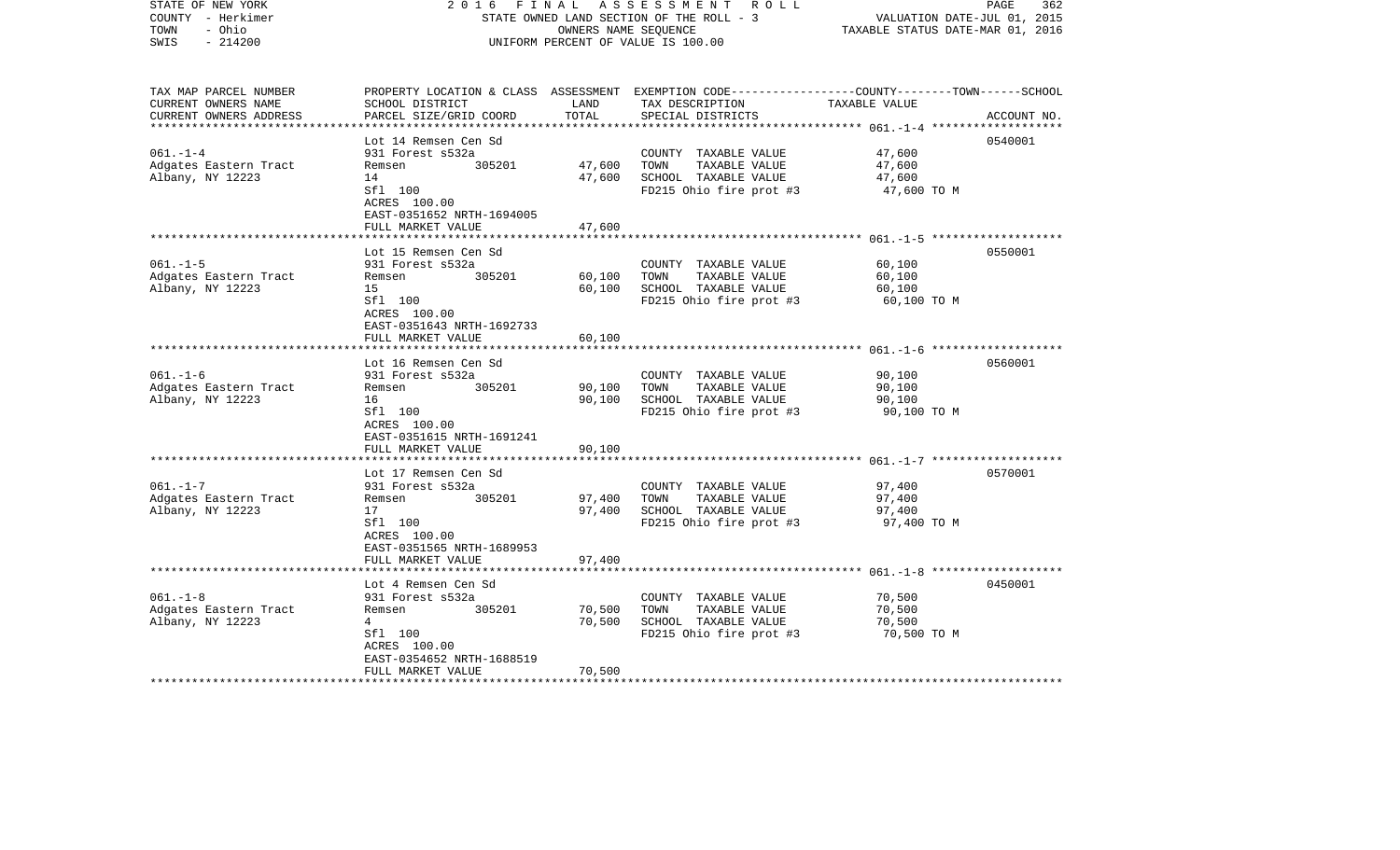STATE OF NEW YORK | 2 0 1 6 F I N A L A S S E S S M E N T R O L L
COUNTY - Herkimer | STATE OWNED LAND SECTION OF THE ROLL - 3 | VALUATION DATE-JUL 01, 2015
TOWN - Ohio | OWNERS NAME SEQUENCE | TAXABLE STATUS DATE-MAR 01, 2016
SWIS - 214200 | UNIFORM PERCENT OF VALUE IS 100.00

| TAX MAP PARCEL NUMBER / CURRENT OWNERS NAME / CURRENT OWNERS ADDRESS | PROPERTY LOCATION & CLASS / SCHOOL DISTRICT / PARCEL SIZE/GRID COORD | ASSESSMENT LAND | ASSESSMENT TOTAL | EXEMPTION CODE / TAX DESCRIPTION / SPECIAL DISTRICTS | TAXABLE VALUE (COUNTY--------TOWN------SCHOOL) | ACCOUNT NO. |
|---|---|---|---|---|---|---|
| 061.-1-4 | Lot 14 Remsen Cen Sd | | | | | 0540001 |
| | 931 Forest s532a | | | COUNTY TAXABLE VALUE | 47,600 | |
| Adgates Eastern Tract | Remsen 305201 | 47,600 | | TOWN TAXABLE VALUE | 47,600 | |
| Albany, NY 12223 | 14 | | 47,600 | SCHOOL TAXABLE VALUE | 47,600 | |
| | Sfl 100 | | | FD215 Ohio fire prot #3 | 47,600 TO M | |
| | ACRES 100.00 | | | | | |
| | EAST-0351652 NRTH-1694005 | | | | | |
| | FULL MARKET VALUE | | 47,600 | | | |
| 061.-1-5 | Lot 15 Remsen Cen Sd | | | | | 0550001 |
| | 931 Forest s532a | | | COUNTY TAXABLE VALUE | 60,100 | |
| Adgates Eastern Tract | Remsen 305201 | 60,100 | | TOWN TAXABLE VALUE | 60,100 | |
| Albany, NY 12223 | 15 | | 60,100 | SCHOOL TAXABLE VALUE | 60,100 | |
| | Sfl 100 | | | FD215 Ohio fire prot #3 | 60,100 TO M | |
| | ACRES 100.00 | | | | | |
| | EAST-0351643 NRTH-1692733 | | | | | |
| | FULL MARKET VALUE | | 60,100 | | | |
| 061.-1-6 | Lot 16 Remsen Cen Sd | | | | | 0560001 |
| | 931 Forest s532a | | | COUNTY TAXABLE VALUE | 90,100 | |
| Adgates Eastern Tract | Remsen 305201 | 90,100 | | TOWN TAXABLE VALUE | 90,100 | |
| Albany, NY 12223 | 16 | | 90,100 | SCHOOL TAXABLE VALUE | 90,100 | |
| | Sfl 100 | | | FD215 Ohio fire prot #3 | 90,100 TO M | |
| | ACRES 100.00 | | | | | |
| | EAST-0351615 NRTH-1691241 | | | | | |
| | FULL MARKET VALUE | | 90,100 | | | |
| 061.-1-7 | Lot 17 Remsen Cen Sd | | | | | 0570001 |
| | 931 Forest s532a | | | COUNTY TAXABLE VALUE | 97,400 | |
| Adgates Eastern Tract | Remsen 305201 | 97,400 | | TOWN TAXABLE VALUE | 97,400 | |
| Albany, NY 12223 | 17 | | 97,400 | SCHOOL TAXABLE VALUE | 97,400 | |
| | Sfl 100 | | | FD215 Ohio fire prot #3 | 97,400 TO M | |
| | ACRES 100.00 | | | | | |
| | EAST-0351565 NRTH-1689953 | | | | | |
| | FULL MARKET VALUE | | 97,400 | | | |
| 061.-1-8 | Lot 4 Remsen Cen Sd | | | | | 0450001 |
| | 931 Forest s532a | | | COUNTY TAXABLE VALUE | 70,500 | |
| Adgates Eastern Tract | Remsen 305201 | 70,500 | | TOWN TAXABLE VALUE | 70,500 | |
| Albany, NY 12223 | 4 | | 70,500 | SCHOOL TAXABLE VALUE | 70,500 | |
| | Sfl 100 | | | FD215 Ohio fire prot #3 | 70,500 TO M | |
| | ACRES 100.00 | | | | | |
| | EAST-0354652 NRTH-1688519 | | | | | |
| | FULL MARKET VALUE | | 70,500 | | | |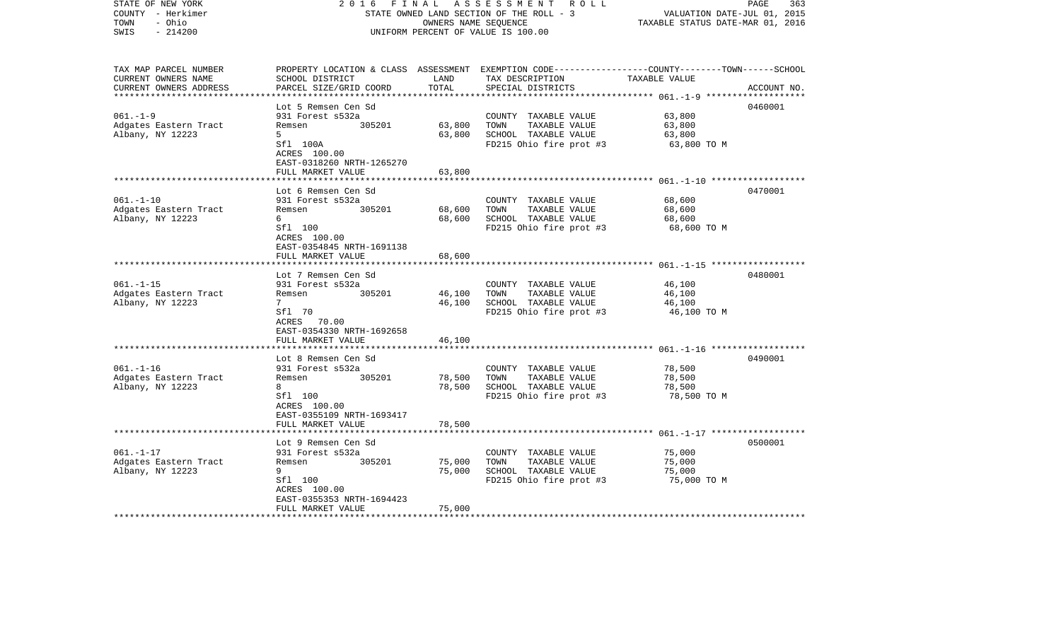STATE OF NEW YORK — 2016 FINAL ASSESSMENT ROLL
COUNTY - Herkimer — STATE OWNED LAND SECTION OF THE ROLL - 3 — VALUATION DATE-JUL 01, 2015
TOWN - Ohio — OWNERS NAME SEQUENCE — TAXABLE STATUS DATE-MAR 01, 2016
SWIS - 214200 — UNIFORM PERCENT OF VALUE IS 100.00

| TAX MAP PARCEL NUMBER<br>CURRENT OWNERS NAME<br>CURRENT OWNERS ADDRESS | PROPERTY LOCATION & CLASS<br>SCHOOL DISTRICT<br>PARCEL SIZE/GRID COORD | ASSESSMENT<br>LAND<br>TOTAL | EXEMPTION CODE<br>TAX DESCRIPTION<br>SPECIAL DISTRICTS | COUNTY--------TOWN------SCHOOL<br>TAXABLE VALUE | ACCOUNT NO. |
|---|---|---|---|---|---|
| 061.-1-9 | Lot 5 Remsen Cen Sd | | | | 0460001 |
| Adgates Eastern Tract | 931 Forest s532a | | COUNTY TAXABLE VALUE | 63,800 | |
| Albany, NY 12223 | Remsen 305201 | 63,800 | TOWN TAXABLE VALUE | 63,800 | |
| | 5 | 63,800 | SCHOOL TAXABLE VALUE | 63,800 | |
| | Sfl 100A | | FD215 Ohio fire prot #3 | 63,800 TO M | |
| | ACRES 100.00 | | | | |
| | EAST-0318260 NRTH-1265270 | | | | |
| | FULL MARKET VALUE | 63,800 | | | |
| 061.-1-10 | Lot 6 Remsen Cen Sd | | | | 0470001 |
| Adgates Eastern Tract | 931 Forest s532a | | COUNTY TAXABLE VALUE | 68,600 | |
| Albany, NY 12223 | Remsen 305201 | 68,600 | TOWN TAXABLE VALUE | 68,600 | |
| | 6 | 68,600 | SCHOOL TAXABLE VALUE | 68,600 | |
| | Sfl 100 | | FD215 Ohio fire prot #3 | 68,600 TO M | |
| | ACRES 100.00 | | | | |
| | EAST-0354845 NRTH-1691138 | | | | |
| | FULL MARKET VALUE | 68,600 | | | |
| 061.-1-15 | Lot 7 Remsen Cen Sd | | | | 0480001 |
| Adgates Eastern Tract | 931 Forest s532a | | COUNTY TAXABLE VALUE | 46,100 | |
| Albany, NY 12223 | Remsen 305201 | 46,100 | TOWN TAXABLE VALUE | 46,100 | |
| | 7 | 46,100 | SCHOOL TAXABLE VALUE | 46,100 | |
| | Sfl 70 | | FD215 Ohio fire prot #3 | 46,100 TO M | |
| | ACRES 70.00 | | | | |
| | EAST-0354330 NRTH-1692658 | | | | |
| | FULL MARKET VALUE | 46,100 | | | |
| 061.-1-16 | Lot 8 Remsen Cen Sd | | | | 0490001 |
| Adgates Eastern Tract | 931 Forest s532a | | COUNTY TAXABLE VALUE | 78,500 | |
| Albany, NY 12223 | Remsen 305201 | 78,500 | TOWN TAXABLE VALUE | 78,500 | |
| | 8 | 78,500 | SCHOOL TAXABLE VALUE | 78,500 | |
| | Sfl 100 | | FD215 Ohio fire prot #3 | 78,500 TO M | |
| | ACRES 100.00 | | | | |
| | EAST-0355109 NRTH-1693417 | | | | |
| | FULL MARKET VALUE | 78,500 | | | |
| 061.-1-17 | Lot 9 Remsen Cen Sd | | | | 0500001 |
| Adgates Eastern Tract | 931 Forest s532a | | COUNTY TAXABLE VALUE | 75,000 | |
| Albany, NY 12223 | Remsen 305201 | 75,000 | TOWN TAXABLE VALUE | 75,000 | |
| | 9 | 75,000 | SCHOOL TAXABLE VALUE | 75,000 | |
| | Sfl 100 | | FD215 Ohio fire prot #3 | 75,000 TO M | |
| | ACRES 100.00 | | | | |
| | EAST-0355353 NRTH-1694423 | | | | |
| | FULL MARKET VALUE | 75,000 | | | |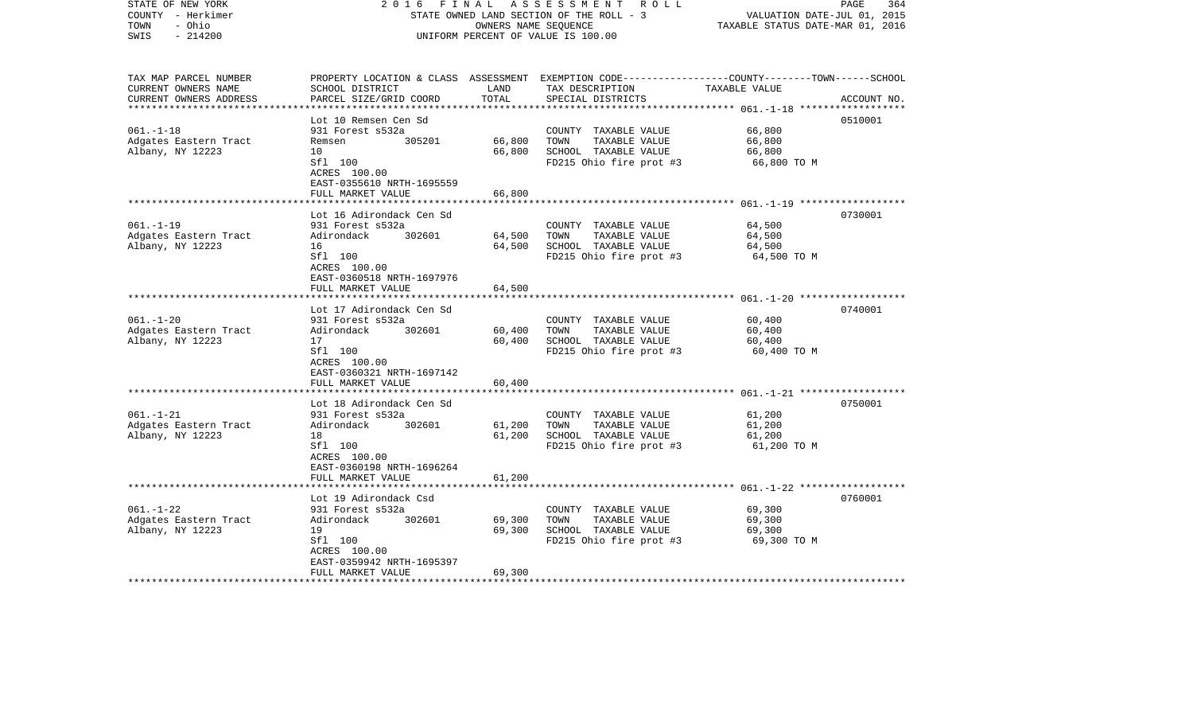STATE OF NEW YORK
COUNTY - Herkimer
TOWN - Ohio
SWIS - 214200

2 0 1 6 F I N A L A S S E S S M E N T R O L L
STATE OWNED LAND SECTION OF THE ROLL - 3
OWNERS NAME SEQUENCE
UNIFORM PERCENT OF VALUE IS 100.00

VALUATION DATE-JUL 01, 2015
TAXABLE STATUS DATE-MAR 01, 2016

| TAX MAP PARCEL NUMBER / CURRENT OWNERS NAME / CURRENT OWNERS ADDRESS | PROPERTY LOCATION & CLASS / SCHOOL DISTRICT / PARCEL SIZE/GRID COORD | ASSESSMENT LAND | TOTAL | EXEMPTION CODE / TAX DESCRIPTION / SPECIAL DISTRICTS | TAXABLE VALUE (COUNTY / TOWN / SCHOOL) | ACCOUNT NO. |
|---|---|---|---|---|---|---|
| 061.-1-18 | Lot 10 Remsen Cen Sd | | | | | 0510001 |
| | 931 Forest s532a | | | COUNTY TAXABLE VALUE | 66,800 | |
| Adgates Eastern Tract | Remsen 305201 | 66,800 | | TOWN TAXABLE VALUE | 66,800 | |
| Albany, NY 12223 | 10 | | 66,800 | SCHOOL TAXABLE VALUE | 66,800 | |
| | Sfl 100 | | | FD215 Ohio fire prot #3 | 66,800 TO M | |
| | ACRES 100.00 | | | | | |
| | EAST-0355610 NRTH-1695559 | | | | | |
| | FULL MARKET VALUE | | 66,800 | | | |
| 061.-1-19 | Lot 16 Adirondack Cen Sd | | | | | 0730001 |
| | 931 Forest s532a | | | COUNTY TAXABLE VALUE | 64,500 | |
| Adgates Eastern Tract | Adirondack 302601 | 64,500 | | TOWN TAXABLE VALUE | 64,500 | |
| Albany, NY 12223 | 16 | | 64,500 | SCHOOL TAXABLE VALUE | 64,500 | |
| | Sfl 100 | | | FD215 Ohio fire prot #3 | 64,500 TO M | |
| | ACRES 100.00 | | | | | |
| | EAST-0360518 NRTH-1697976 | | | | | |
| | FULL MARKET VALUE | | 64,500 | | | |
| 061.-1-20 | Lot 17 Adirondack Cen Sd | | | | | 0740001 |
| | 931 Forest s532a | | | COUNTY TAXABLE VALUE | 60,400 | |
| Adgates Eastern Tract | Adirondack 302601 | 60,400 | | TOWN TAXABLE VALUE | 60,400 | |
| Albany, NY 12223 | 17 | | 60,400 | SCHOOL TAXABLE VALUE | 60,400 | |
| | Sfl 100 | | | FD215 Ohio fire prot #3 | 60,400 TO M | |
| | ACRES 100.00 | | | | | |
| | EAST-0360321 NRTH-1697142 | | | | | |
| | FULL MARKET VALUE | | 60,400 | | | |
| 061.-1-21 | Lot 18 Adirondack Cen Sd | | | | | 0750001 |
| | 931 Forest s532a | | | COUNTY TAXABLE VALUE | 61,200 | |
| Adgates Eastern Tract | Adirondack 302601 | 61,200 | | TOWN TAXABLE VALUE | 61,200 | |
| Albany, NY 12223 | 18 | | 61,200 | SCHOOL TAXABLE VALUE | 61,200 | |
| | Sfl 100 | | | FD215 Ohio fire prot #3 | 61,200 TO M | |
| | ACRES 100.00 | | | | | |
| | EAST-0360198 NRTH-1696264 | | | | | |
| | FULL MARKET VALUE | | 61,200 | | | |
| 061.-1-22 | Lot 19 Adirondack Csd | | | | | 0760001 |
| | 931 Forest s532a | | | COUNTY TAXABLE VALUE | 69,300 | |
| Adgates Eastern Tract | Adirondack 302601 | 69,300 | | TOWN TAXABLE VALUE | 69,300 | |
| Albany, NY 12223 | 19 | | 69,300 | SCHOOL TAXABLE VALUE | 69,300 | |
| | Sfl 100 | | | FD215 Ohio fire prot #3 | 69,300 TO M | |
| | ACRES 100.00 | | | | | |
| | EAST-0359942 NRTH-1695397 | | | | | |
| | FULL MARKET VALUE | | 69,300 | | | |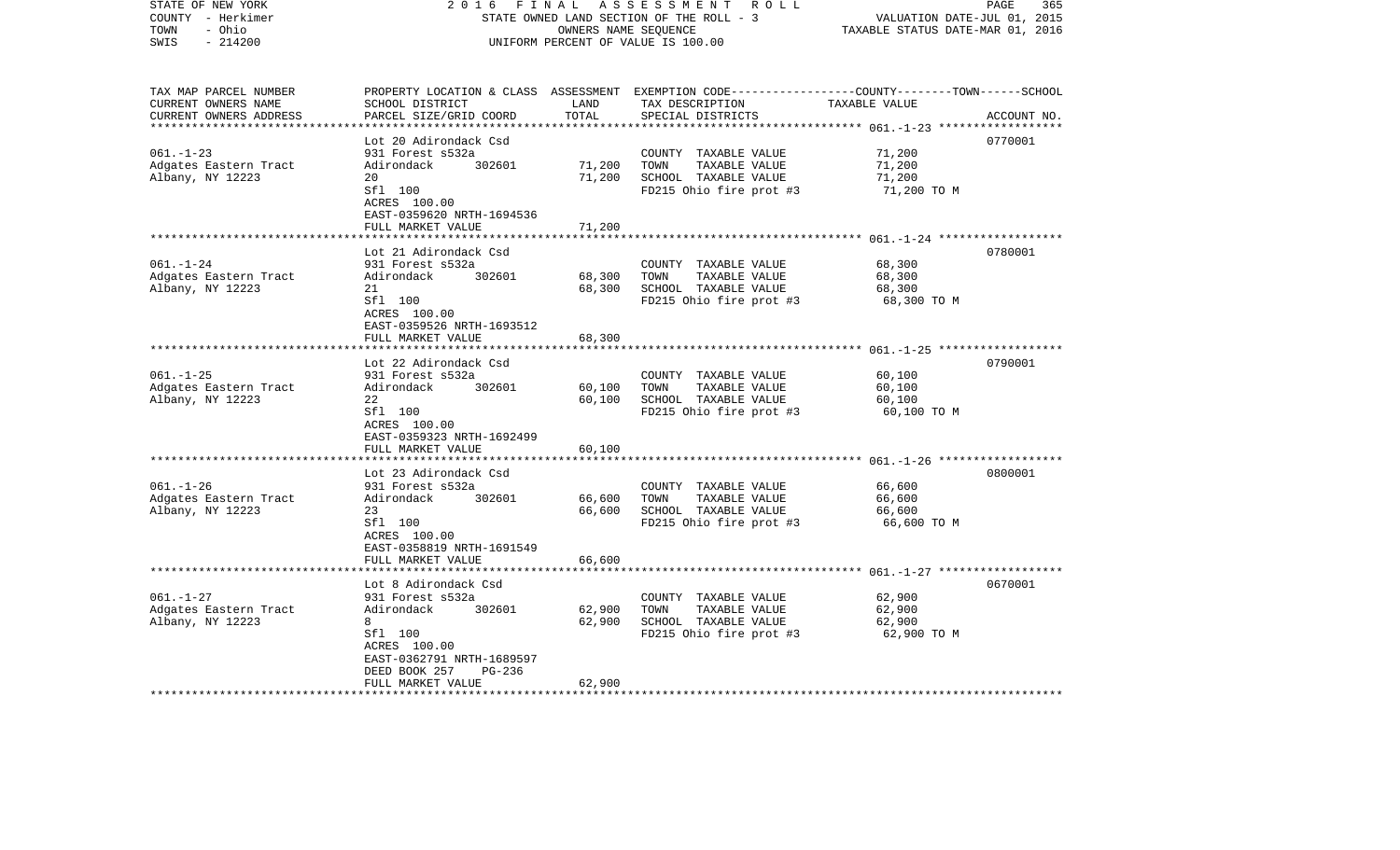STATE OF NEW YORK — 2016 FINAL ASSESSMENT ROLL
COUNTY - Herkimer — STATE OWNED LAND SECTION OF THE ROLL - 3 — VALUATION DATE-JUL 01, 2015
TOWN - Ohio — OWNERS NAME SEQUENCE — TAXABLE STATUS DATE-MAR 01, 2016
SWIS - 214200 — UNIFORM PERCENT OF VALUE IS 100.00

| TAX MAP PARCEL NUMBER / CURRENT OWNERS NAME / CURRENT OWNERS ADDRESS | PROPERTY LOCATION & CLASS / SCHOOL DISTRICT / PARCEL SIZE/GRID COORD | ASSESSMENT LAND / TOTAL | EXEMPTION CODE / TAX DESCRIPTION / SPECIAL DISTRICTS | COUNTY--TOWN--SCHOOL TAXABLE VALUE | ACCOUNT NO. |
|---|---|---|---|---|---|
| 061.-1-23 | Lot 20 Adirondack Csd | | | | 0770001 |
| Adgates Eastern Tract | 931 Forest s532a | | COUNTY TAXABLE VALUE | 71,200 | |
| Albany, NY 12223 | Adirondack 302601 | 71,200 | TOWN TAXABLE VALUE | 71,200 | |
| | 20 | 71,200 | SCHOOL TAXABLE VALUE | 71,200 | |
| | Sfl 100 | | FD215 Ohio fire prot #3 | 71,200 TO M | |
| | ACRES 100.00 | | | | |
| | EAST-0359620 NRTH-1694536 | | | | |
| | FULL MARKET VALUE | 71,200 | | | |
| 061.-1-24 | Lot 21 Adirondack Csd | | | | 0780001 |
| Adgates Eastern Tract | 931 Forest s532a | | COUNTY TAXABLE VALUE | 68,300 | |
| Albany, NY 12223 | Adirondack 302601 | 68,300 | TOWN TAXABLE VALUE | 68,300 | |
| | 21 | 68,300 | SCHOOL TAXABLE VALUE | 68,300 | |
| | Sfl 100 | | FD215 Ohio fire prot #3 | 68,300 TO M | |
| | ACRES 100.00 | | | | |
| | EAST-0359526 NRTH-1693512 | | | | |
| | FULL MARKET VALUE | 68,300 | | | |
| 061.-1-25 | Lot 22 Adirondack Csd | | | | 0790001 |
| Adgates Eastern Tract | 931 Forest s532a | | COUNTY TAXABLE VALUE | 60,100 | |
| Albany, NY 12223 | Adirondack 302601 | 60,100 | TOWN TAXABLE VALUE | 60,100 | |
| | 22 | 60,100 | SCHOOL TAXABLE VALUE | 60,100 | |
| | Sfl 100 | | FD215 Ohio fire prot #3 | 60,100 TO M | |
| | ACRES 100.00 | | | | |
| | EAST-0359323 NRTH-1692499 | | | | |
| | FULL MARKET VALUE | 60,100 | | | |
| 061.-1-26 | Lot 23 Adirondack Csd | | | | 0800001 |
| Adgates Eastern Tract | 931 Forest s532a | | COUNTY TAXABLE VALUE | 66,600 | |
| Albany, NY 12223 | Adirondack 302601 | 66,600 | TOWN TAXABLE VALUE | 66,600 | |
| | 23 | 66,600 | SCHOOL TAXABLE VALUE | 66,600 | |
| | Sfl 100 | | FD215 Ohio fire prot #3 | 66,600 TO M | |
| | ACRES 100.00 | | | | |
| | EAST-0358819 NRTH-1691549 | | | | |
| | FULL MARKET VALUE | 66,600 | | | |
| 061.-1-27 | Lot 8 Adirondack Csd | | | | 0670001 |
| Adgates Eastern Tract | 931 Forest s532a | | COUNTY TAXABLE VALUE | 62,900 | |
| Albany, NY 12223 | Adirondack 302601 | 62,900 | TOWN TAXABLE VALUE | 62,900 | |
| | 8 | 62,900 | SCHOOL TAXABLE VALUE | 62,900 | |
| | Sfl 100 | | FD215 Ohio fire prot #3 | 62,900 TO M | |
| | ACRES 100.00 | | | | |
| | EAST-0362791 NRTH-1689597 | | | | |
| | DEED BOOK 257 PG-236 | | | | |
| | FULL MARKET VALUE | 62,900 | | | |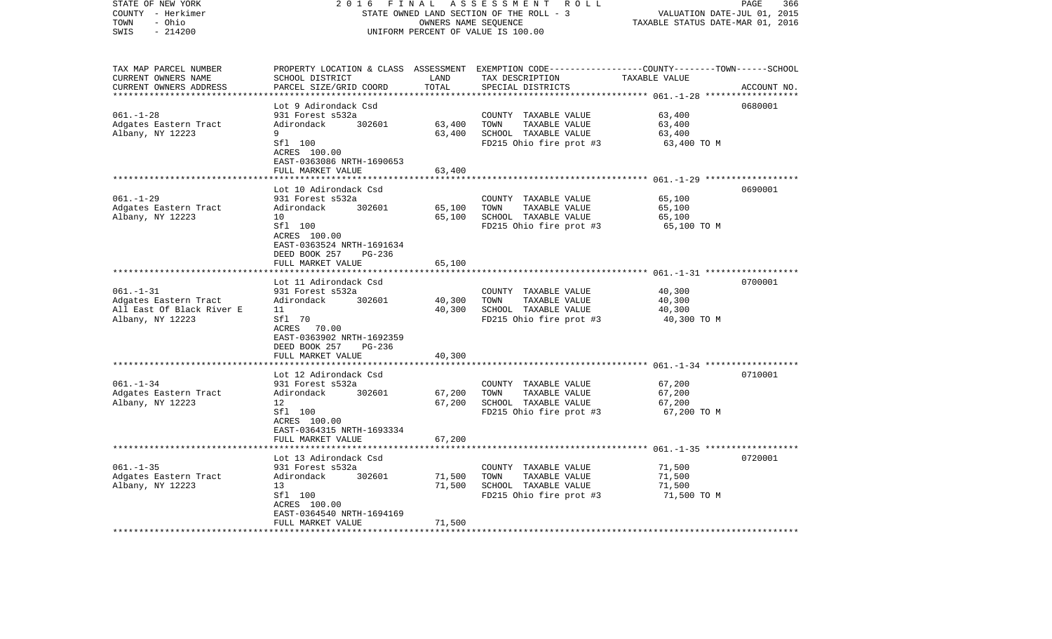STATE OF NEW YORK — 2016 FINAL ASSESSMENT ROLL
COUNTY - Herkimer — STATE OWNED LAND SECTION OF THE ROLL - 3 — VALUATION DATE-JUL 01, 2015
TOWN - Ohio — OWNERS NAME SEQUENCE — TAXABLE STATUS DATE-MAR 01, 2016
SWIS - 214200 — UNIFORM PERCENT OF VALUE IS 100.00

| TAX MAP PARCEL NUMBER / CURRENT OWNERS NAME / CURRENT OWNERS ADDRESS | PROPERTY LOCATION & CLASS / SCHOOL DISTRICT / PARCEL SIZE/GRID COORD | ASSESSMENT LAND | TOTAL | EXEMPTION CODE / TAX DESCRIPTION / SPECIAL DISTRICTS | COUNTY--------TOWN------SCHOOL TAXABLE VALUE | ACCOUNT NO. |
|---|---|---|---|---|---|---|
| 061.-1-28 | Lot 9 Adirondack Csd | | | | | 0680001 |
| | 931 Forest s532a | | | COUNTY TAXABLE VALUE | 63,400 | |
| Adgates Eastern Tract | Adirondack 302601 | 63,400 | | TOWN TAXABLE VALUE | 63,400 | |
| Albany, NY 12223 | 9 | | 63,400 | SCHOOL TAXABLE VALUE | 63,400 | |
| | Sfl 100 | | | FD215 Ohio fire prot #3 | 63,400 TO M | |
| | ACRES 100.00 | | | | | |
| | EAST-0363086 NRTH-1690653 | | | | | |
| | FULL MARKET VALUE | | 63,400 | | | |
| 061.-1-29 | Lot 10 Adirondack Csd | | | | | 0690001 |
| | 931 Forest s532a | | | COUNTY TAXABLE VALUE | 65,100 | |
| Adgates Eastern Tract | Adirondack 302601 | 65,100 | | TOWN TAXABLE VALUE | 65,100 | |
| Albany, NY 12223 | 10 | | 65,100 | SCHOOL TAXABLE VALUE | 65,100 | |
| | Sfl 100 | | | FD215 Ohio fire prot #3 | 65,100 TO M | |
| | ACRES 100.00 | | | | | |
| | EAST-0363524 NRTH-1691634 | | | | | |
| | DEED BOOK 257 PG-236 | | | | | |
| | FULL MARKET VALUE | | 65,100 | | | |
| 061.-1-31 | Lot 11 Adirondack Csd | | | | | 0700001 |
| | 931 Forest s532a | | | COUNTY TAXABLE VALUE | 40,300 | |
| Adgates Eastern Tract | Adirondack 302601 | 40,300 | | TOWN TAXABLE VALUE | 40,300 | |
| All East Of Black River E | 11 | | 40,300 | SCHOOL TAXABLE VALUE | 40,300 | |
| Albany, NY 12223 | Sfl 70 | | | FD215 Ohio fire prot #3 | 40,300 TO M | |
| | ACRES 70.00 | | | | | |
| | EAST-0363902 NRTH-1692359 | | | | | |
| | DEED BOOK 257 PG-236 | | | | | |
| | FULL MARKET VALUE | | 40,300 | | | |
| 061.-1-34 | Lot 12 Adirondack Csd | | | | | 0710001 |
| | 931 Forest s532a | | | COUNTY TAXABLE VALUE | 67,200 | |
| Adgates Eastern Tract | Adirondack 302601 | 67,200 | | TOWN TAXABLE VALUE | 67,200 | |
| Albany, NY 12223 | 12 | | 67,200 | SCHOOL TAXABLE VALUE | 67,200 | |
| | Sfl 100 | | | FD215 Ohio fire prot #3 | 67,200 TO M | |
| | ACRES 100.00 | | | | | |
| | EAST-0364315 NRTH-1693334 | | | | | |
| | FULL MARKET VALUE | | 67,200 | | | |
| 061.-1-35 | Lot 13 Adirondack Csd | | | | | 0720001 |
| | 931 Forest s532a | | | COUNTY TAXABLE VALUE | 71,500 | |
| Adgates Eastern Tract | Adirondack 302601 | 71,500 | | TOWN TAXABLE VALUE | 71,500 | |
| Albany, NY 12223 | 13 | | 71,500 | SCHOOL TAXABLE VALUE | 71,500 | |
| | Sfl 100 | | | FD215 Ohio fire prot #3 | 71,500 TO M | |
| | ACRES 100.00 | | | | | |
| | EAST-0364540 NRTH-1694169 | | | | | |
| | FULL MARKET VALUE | | 71,500 | | | |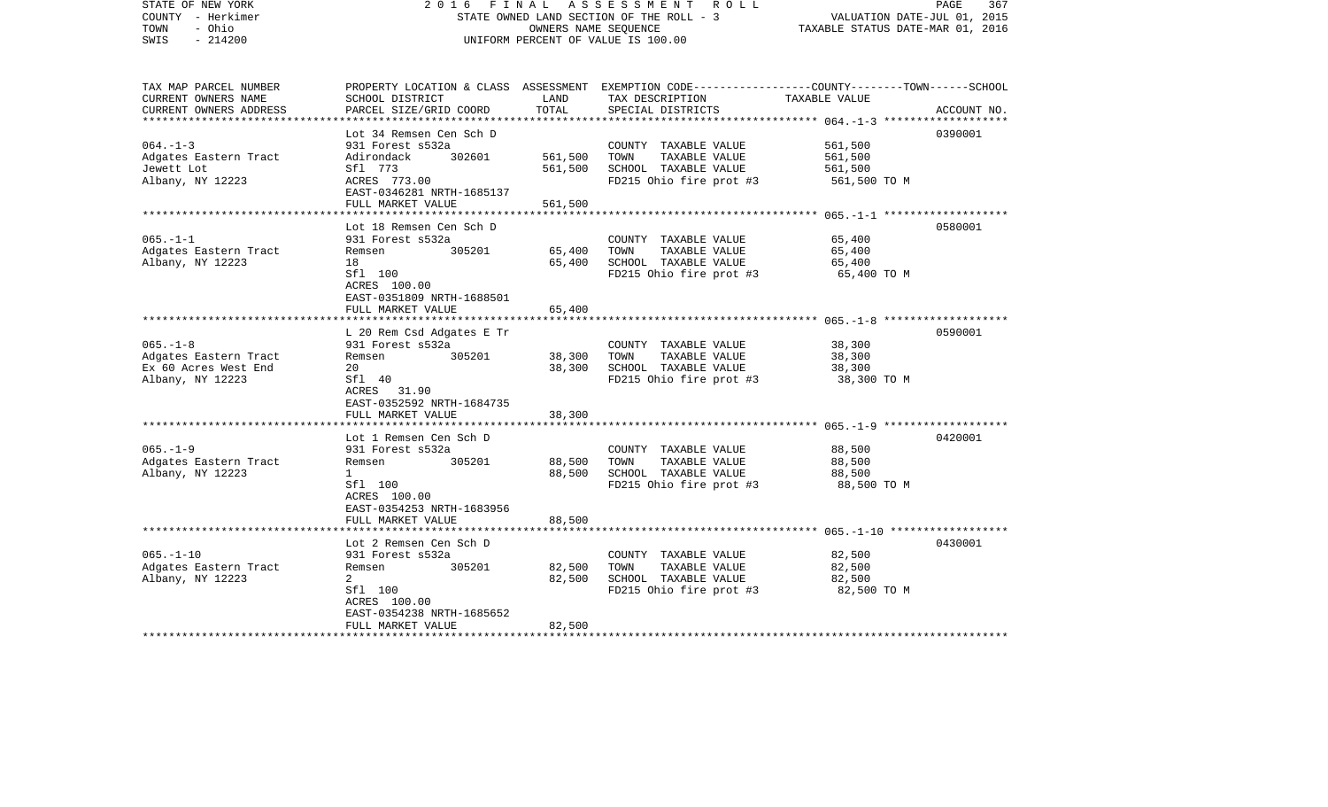STATE OF NEW YORK — COUNTY - Herkimer — TOWN - Ohio — SWIS - 214200

2016 FINAL ASSESSMENT ROLL
STATE OWNED LAND SECTION OF THE ROLL - 3
OWNERS NAME SEQUENCE
UNIFORM PERCENT OF VALUE IS 100.00

VALUATION DATE-JUL 01, 2015
TAXABLE STATUS DATE-MAR 01, 2016

| TAX MAP PARCEL NUMBER / CURRENT OWNERS NAME / CURRENT OWNERS ADDRESS | PROPERTY LOCATION & CLASS / SCHOOL DISTRICT / PARCEL SIZE/GRID COORD | ASSESSMENT LAND | TOTAL | EXEMPTION CODE / TAX DESCRIPTION / SPECIAL DISTRICTS | TAXABLE VALUE (COUNTY--TOWN--SCHOOL) | ACCOUNT NO. |
|---|---|---|---|---|---|---|
| 064.-1-3 | Lot 34 Remsen Cen Sch D | | | | | 0390001 |
| Adgates Eastern Tract | 931 Forest s532a | | | COUNTY TAXABLE VALUE | 561,500 | |
| Jewett Lot | Adirondack 302601 | 561,500 | | TOWN TAXABLE VALUE | 561,500 | |
| Albany, NY 12223 | Sfl 773 | | 561,500 | SCHOOL TAXABLE VALUE | 561,500 | |
| | ACRES 773.00 | | | FD215 Ohio fire prot #3 | 561,500 TO M | |
| | EAST-0346281 NRTH-1685137 | | | | | |
| | FULL MARKET VALUE | | 561,500 | | | |
| 065.-1-1 | Lot 18 Remsen Cen Sch D | | | | | 0580001 |
| Adgates Eastern Tract | 931 Forest s532a | | | COUNTY TAXABLE VALUE | 65,400 | |
| Albany, NY 12223 | Remsen 305201 | 65,400 | | TOWN TAXABLE VALUE | 65,400 | |
| | 18 | | 65,400 | SCHOOL TAXABLE VALUE | 65,400 | |
| | Sfl 100 | | | FD215 Ohio fire prot #3 | 65,400 TO M | |
| | ACRES 100.00 | | | | | |
| | EAST-0351809 NRTH-1688501 | | | | | |
| | FULL MARKET VALUE | | 65,400 | | | |
| 065.-1-8 | L 20 Rem Csd Adgates E Tr | | | | | 0590001 |
| Adgates Eastern Tract | 931 Forest s532a | | | COUNTY TAXABLE VALUE | 38,300 | |
| Ex 60 Acres West End | Remsen 305201 | 38,300 | | TOWN TAXABLE VALUE | 38,300 | |
| Albany, NY 12223 | 20 | | 38,300 | SCHOOL TAXABLE VALUE | 38,300 | |
| | Sfl 40 | | | FD215 Ohio fire prot #3 | 38,300 TO M | |
| | ACRES 31.90 | | | | | |
| | EAST-0352592 NRTH-1684735 | | | | | |
| | FULL MARKET VALUE | | 38,300 | | | |
| 065.-1-9 | Lot 1 Remsen Cen Sch D | | | | | 0420001 |
| Adgates Eastern Tract | 931 Forest s532a | | | COUNTY TAXABLE VALUE | 88,500 | |
| Albany, NY 12223 | Remsen 305201 | 88,500 | | TOWN TAXABLE VALUE | 88,500 | |
| | 1 | | 88,500 | SCHOOL TAXABLE VALUE | 88,500 | |
| | Sfl 100 | | | FD215 Ohio fire prot #3 | 88,500 TO M | |
| | ACRES 100.00 | | | | | |
| | EAST-0354253 NRTH-1683956 | | | | | |
| | FULL MARKET VALUE | | 88,500 | | | |
| 065.-1-10 | Lot 2 Remsen Cen Sch D | | | | | 0430001 |
| Adgates Eastern Tract | 931 Forest s532a | | | COUNTY TAXABLE VALUE | 82,500 | |
| Albany, NY 12223 | Remsen 305201 | 82,500 | | TOWN TAXABLE VALUE | 82,500 | |
| | 2 | | 82,500 | SCHOOL TAXABLE VALUE | 82,500 | |
| | Sfl 100 | | | FD215 Ohio fire prot #3 | 82,500 TO M | |
| | ACRES 100.00 | | | | | |
| | EAST-0354238 NRTH-1685652 | | | | | |
| | FULL MARKET VALUE | | 82,500 | | | |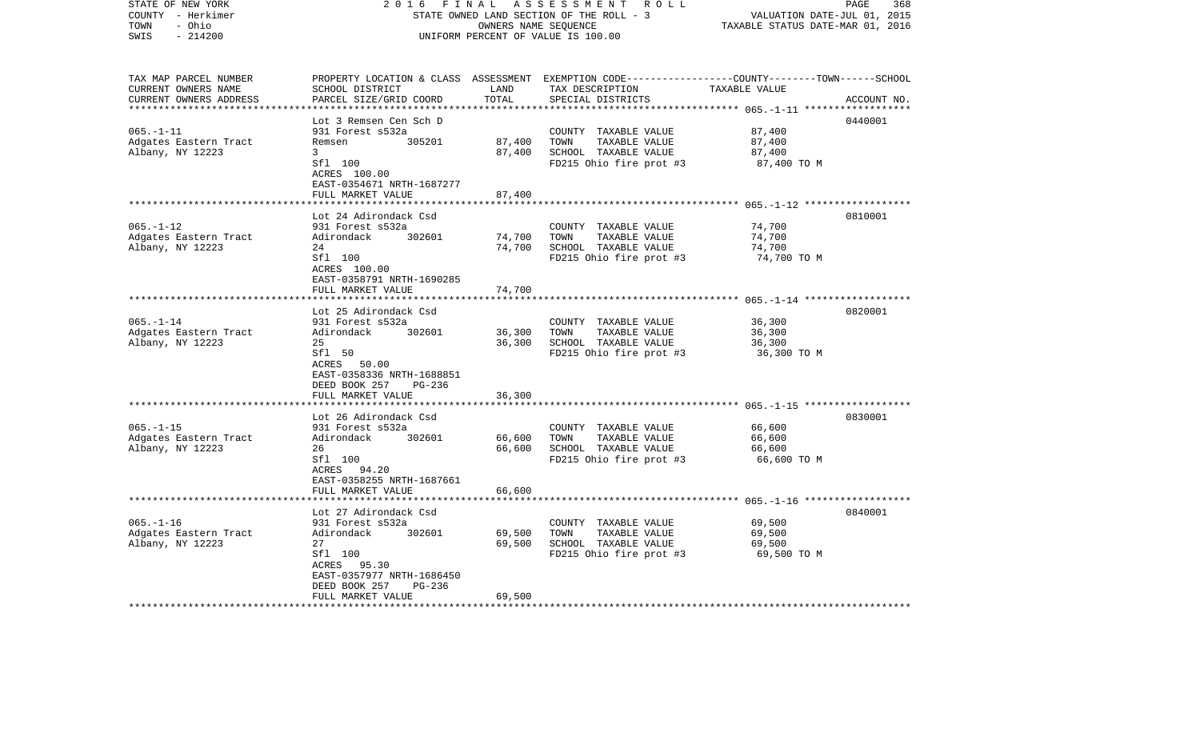STATE OF NEW YORK
COUNTY - Herkimer
TOWN - Ohio
SWIS - 214200

2 0 1 6 F I N A L A S S E S S M E N T R O L L
STATE OWNED LAND SECTION OF THE ROLL - 3
OWNERS NAME SEQUENCE
UNIFORM PERCENT OF VALUE IS 100.00

VALUATION DATE-JUL 01, 2015
TAXABLE STATUS DATE-MAR 01, 2016

| TAX MAP PARCEL NUMBER<br>CURRENT OWNERS NAME<br>CURRENT OWNERS ADDRESS | PROPERTY LOCATION & CLASS<br>SCHOOL DISTRICT<br>PARCEL SIZE/GRID COORD | ASSESSMENT<br>LAND<br>TOTAL | EXEMPTION CODE<br>TAX DESCRIPTION<br>SPECIAL DISTRICTS | COUNTY--------TOWN------SCHOOL<br>TAXABLE VALUE | ACCOUNT NO. |
|---|---|---|---|---|---|
| 065.-1-11 | Lot 3 Remsen Cen Sch D | | | | 0440001 |
| 065.-1-11 | 931 Forest s532a | | COUNTY TAXABLE VALUE | 87,400 | |
| Adgates Eastern Tract | Remsen 305201 | 87,400 | TOWN TAXABLE VALUE | 87,400 | |
| Albany, NY 12223 | 3 | 87,400 | SCHOOL TAXABLE VALUE | 87,400 | |
| | Sfl 100 | | FD215 Ohio fire prot #3 | 87,400 TO M | |
| | ACRES 100.00 | | | | |
| | EAST-0354671 NRTH-1687277 | | | | |
| | FULL MARKET VALUE | 87,400 | | | |
| 065.-1-12 | Lot 24 Adirondack Csd | | | | 0810001 |
| 065.-1-12 | 931 Forest s532a | | COUNTY TAXABLE VALUE | 74,700 | |
| Adgates Eastern Tract | Adirondack 302601 | 74,700 | TOWN TAXABLE VALUE | 74,700 | |
| Albany, NY 12223 | 24 | 74,700 | SCHOOL TAXABLE VALUE | 74,700 | |
| | Sfl 100 | | FD215 Ohio fire prot #3 | 74,700 TO M | |
| | ACRES 100.00 | | | | |
| | EAST-0358791 NRTH-1690285 | | | | |
| | FULL MARKET VALUE | 74,700 | | | |
| 065.-1-14 | Lot 25 Adirondack Csd | | | | 0820001 |
| 065.-1-14 | 931 Forest s532a | | COUNTY TAXABLE VALUE | 36,300 | |
| Adgates Eastern Tract | Adirondack 302601 | 36,300 | TOWN TAXABLE VALUE | 36,300 | |
| Albany, NY 12223 | 25 | 36,300 | SCHOOL TAXABLE VALUE | 36,300 | |
| | Sfl 50 | | FD215 Ohio fire prot #3 | 36,300 TO M | |
| | ACRES 50.00 | | | | |
| | EAST-0358336 NRTH-1688851 | | | | |
| | DEED BOOK 257 PG-236 | | | | |
| | FULL MARKET VALUE | 36,300 | | | |
| 065.-1-15 | Lot 26 Adirondack Csd | | | | 0830001 |
| 065.-1-15 | 931 Forest s532a | | COUNTY TAXABLE VALUE | 66,600 | |
| Adgates Eastern Tract | Adirondack 302601 | 66,600 | TOWN TAXABLE VALUE | 66,600 | |
| Albany, NY 12223 | 26 | 66,600 | SCHOOL TAXABLE VALUE | 66,600 | |
| | Sfl 100 | | FD215 Ohio fire prot #3 | 66,600 TO M | |
| | ACRES 94.20 | | | | |
| | EAST-0358255 NRTH-1687661 | | | | |
| | FULL MARKET VALUE | 66,600 | | | |
| 065.-1-16 | Lot 27 Adirondack Csd | | | | 0840001 |
| 065.-1-16 | 931 Forest s532a | | COUNTY TAXABLE VALUE | 69,500 | |
| Adgates Eastern Tract | Adirondack 302601 | 69,500 | TOWN TAXABLE VALUE | 69,500 | |
| Albany, NY 12223 | 27 | 69,500 | SCHOOL TAXABLE VALUE | 69,500 | |
| | Sfl 100 | | FD215 Ohio fire prot #3 | 69,500 TO M | |
| | ACRES 95.30 | | | | |
| | EAST-0357977 NRTH-1686450 | | | | |
| | DEED BOOK 257 PG-236 | | | | |
| | FULL MARKET VALUE | 69,500 | | | |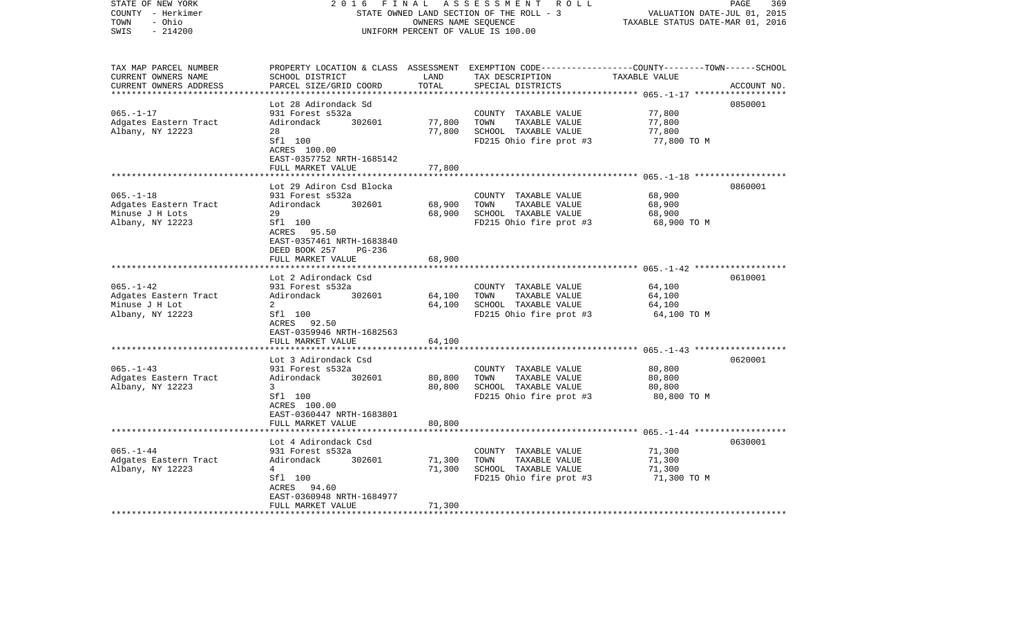STATE OF NEW YORK — 2016 FINAL ASSESSMENT ROLL — STATE OWNED LAND SECTION OF THE ROLL - 3
COUNTY - Herkimer — OWNERS NAME SEQUENCE — VALUATION DATE-JUL 01, 2015
TOWN - Ohio — UNIFORM PERCENT OF VALUE IS 100.00 — TAXABLE STATUS DATE-MAR 01, 2016
SWIS - 214200

| TAX MAP PARCEL NUMBER / CURRENT OWNERS NAME / CURRENT OWNERS ADDRESS | PROPERTY LOCATION & CLASS / SCHOOL DISTRICT / PARCEL SIZE/GRID COORD | ASSESSMENT LAND | TOTAL | EXEMPTION CODE / TAX DESCRIPTION / SPECIAL DISTRICTS | COUNTY--------TOWN------SCHOOL TAXABLE VALUE | ACCOUNT NO. |
|---|---|---|---|---|---|---|
| | Lot 28 Adirondack Sd | | | | | 0850001 |
| 065.-1-17 | 931 Forest s532a | | | COUNTY TAXABLE VALUE | 77,800 | |
| Adgates Eastern Tract | Adirondack 302601 | 77,800 | | TOWN TAXABLE VALUE | 77,800 | |
| Albany, NY 12223 | 28 | | 77,800 | SCHOOL TAXABLE VALUE | 77,800 | |
| | Sfl 100 | | | FD215 Ohio fire prot #3 | 77,800 TO M | |
| | ACRES 100.00 | | | | | |
| | EAST-0357752 NRTH-1685142 | | | | | |
| | FULL MARKET VALUE | | 77,800 | | | |
| | Lot 29 Adiron Csd Blocka | | | | | 0860001 |
| 065.-1-18 | 931 Forest s532a | | | COUNTY TAXABLE VALUE | 68,900 | |
| Adgates Eastern Tract | Adirondack 302601 | 68,900 | | TOWN TAXABLE VALUE | 68,900 | |
| Minuse J H Lots | 29 | | 68,900 | SCHOOL TAXABLE VALUE | 68,900 | |
| Albany, NY 12223 | Sfl 100 | | | FD215 Ohio fire prot #3 | 68,900 TO M | |
| | ACRES 95.50 | | | | | |
| | EAST-0357461 NRTH-1683840 | | | | | |
| | DEED BOOK 257 PG-236 | | | | | |
| | FULL MARKET VALUE | | 68,900 | | | |
| | Lot 2 Adirondack Csd | | | | | 0610001 |
| 065.-1-42 | 931 Forest s532a | | | COUNTY TAXABLE VALUE | 64,100 | |
| Adgates Eastern Tract | Adirondack 302601 | 64,100 | | TOWN TAXABLE VALUE | 64,100 | |
| Minuse J H Lot | 2 | | 64,100 | SCHOOL TAXABLE VALUE | 64,100 | |
| Albany, NY 12223 | Sfl 100 | | | FD215 Ohio fire prot #3 | 64,100 TO M | |
| | ACRES 92.50 | | | | | |
| | EAST-0359946 NRTH-1682563 | | | | | |
| | FULL MARKET VALUE | | 64,100 | | | |
| | Lot 3 Adirondack Csd | | | | | 0620001 |
| 065.-1-43 | 931 Forest s532a | | | COUNTY TAXABLE VALUE | 80,800 | |
| Adgates Eastern Tract | Adirondack 302601 | 80,800 | | TOWN TAXABLE VALUE | 80,800 | |
| Albany, NY 12223 | 3 | | 80,800 | SCHOOL TAXABLE VALUE | 80,800 | |
| | Sfl 100 | | | FD215 Ohio fire prot #3 | 80,800 TO M | |
| | ACRES 100.00 | | | | | |
| | EAST-0360447 NRTH-1683801 | | | | | |
| | FULL MARKET VALUE | | 80,800 | | | |
| | Lot 4 Adirondack Csd | | | | | 0630001 |
| 065.-1-44 | 931 Forest s532a | | | COUNTY TAXABLE VALUE | 71,300 | |
| Adgates Eastern Tract | Adirondack 302601 | 71,300 | | TOWN TAXABLE VALUE | 71,300 | |
| Albany, NY 12223 | 4 | | 71,300 | SCHOOL TAXABLE VALUE | 71,300 | |
| | Sfl 100 | | | FD215 Ohio fire prot #3 | 71,300 TO M | |
| | ACRES 94.60 | | | | | |
| | EAST-0360948 NRTH-1684977 | | | | | |
| | FULL MARKET VALUE | | 71,300 | | | |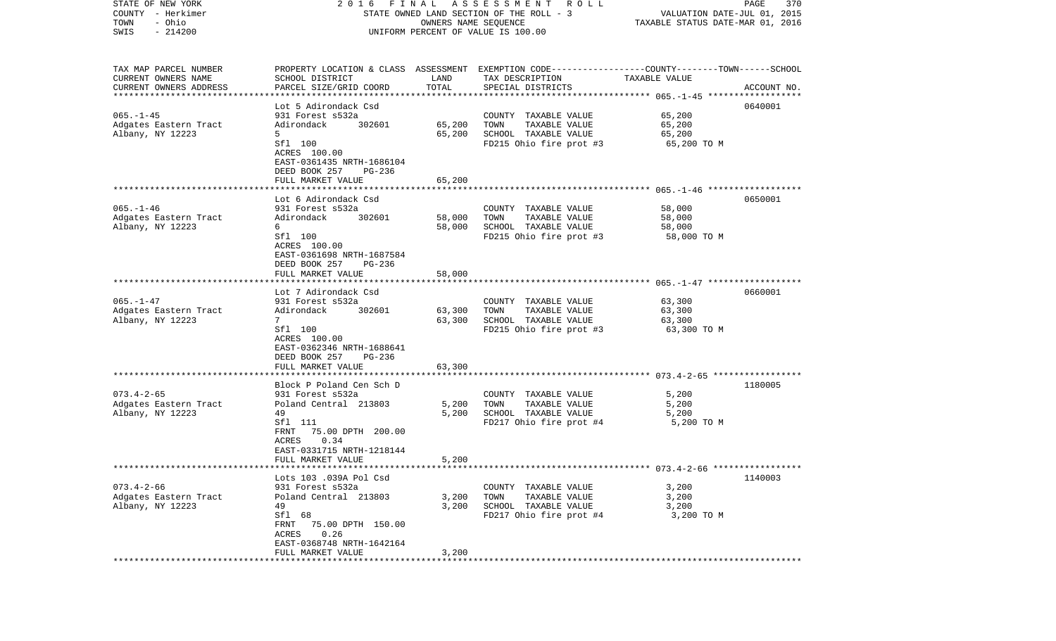STATE OF NEW YORK | 2 0 1 6 F I N A L A S S E S S M E N T R O L L | VALUATION DATE-JUL 01, 2015
COUNTY - Herkimer | STATE OWNED LAND SECTION OF THE ROLL - 3 | TAXABLE STATUS DATE-MAR 01, 2016
TOWN - Ohio | OWNERS NAME SEQUENCE
SWIS - 214200 | UNIFORM PERCENT OF VALUE IS 100.00

| TAX MAP PARCEL NUMBER / CURRENT OWNERS NAME / CURRENT OWNERS ADDRESS | PROPERTY LOCATION & CLASS / SCHOOL DISTRICT / PARCEL SIZE/GRID COORD | ASSESSMENT LAND | TOTAL | EXEMPTION CODE / TAX DESCRIPTION / SPECIAL DISTRICTS | TAXABLE VALUE (COUNTY--TOWN--SCHOOL) | ACCOUNT NO. |
|---|---|---|---|---|---|---|
| 065.-1-45 | Lot 5 Adirondack Csd | | | | | 0640001 |
| | 931 Forest s532a | | | COUNTY TAXABLE VALUE | 65,200 | |
| Adgates Eastern Tract | Adirondack 302601 | 65,200 | | TOWN TAXABLE VALUE | 65,200 | |
| Albany, NY 12223 | 5 | | 65,200 | SCHOOL TAXABLE VALUE | 65,200 | |
| | Sfl 100 | | | FD215 Ohio fire prot #3 | 65,200 TO M | |
| | ACRES 100.00 | | | | | |
| | EAST-0361435 NRTH-1686104 | | | | | |
| | DEED BOOK 257 PG-236 | | | | | |
| | FULL MARKET VALUE | | 65,200 | | | |
| 065.-1-46 | Lot 6 Adirondack Csd | | | | | 0650001 |
| | 931 Forest s532a | | | COUNTY TAXABLE VALUE | 58,000 | |
| Adgates Eastern Tract | Adirondack 302601 | 58,000 | | TOWN TAXABLE VALUE | 58,000 | |
| Albany, NY 12223 | 6 | | 58,000 | SCHOOL TAXABLE VALUE | 58,000 | |
| | Sfl 100 | | | FD215 Ohio fire prot #3 | 58,000 TO M | |
| | ACRES 100.00 | | | | | |
| | EAST-0361698 NRTH-1687584 | | | | | |
| | DEED BOOK 257 PG-236 | | | | | |
| | FULL MARKET VALUE | | 58,000 | | | |
| 065.-1-47 | Lot 7 Adirondack Csd | | | | | 0660001 |
| | 931 Forest s532a | | | COUNTY TAXABLE VALUE | 63,300 | |
| Adgates Eastern Tract | Adirondack 302601 | 63,300 | | TOWN TAXABLE VALUE | 63,300 | |
| Albany, NY 12223 | 7 | | 63,300 | SCHOOL TAXABLE VALUE | 63,300 | |
| | Sfl 100 | | | FD215 Ohio fire prot #3 | 63,300 TO M | |
| | ACRES 100.00 | | | | | |
| | EAST-0362346 NRTH-1688641 | | | | | |
| | DEED BOOK 257 PG-236 | | | | | |
| | FULL MARKET VALUE | | 63,300 | | | |
| 073.4-2-65 | Block P Poland Cen Sch D | | | | | 1180005 |
| | 931 Forest s532a | | | COUNTY TAXABLE VALUE | 5,200 | |
| Adgates Eastern Tract | Poland Central 213803 | 5,200 | | TOWN TAXABLE VALUE | 5,200 | |
| Albany, NY 12223 | 49 | | 5,200 | SCHOOL TAXABLE VALUE | 5,200 | |
| | Sfl 111 | | | FD217 Ohio fire prot #4 | 5,200 TO M | |
| | FRNT 75.00 DPTH 200.00 | | | | | |
| | ACRES 0.34 | | | | | |
| | EAST-0331715 NRTH-1218144 | | | | | |
| | FULL MARKET VALUE | | 5,200 | | | |
| 073.4-2-66 | Lots 103 .039A Pol Csd | | | | | 1140003 |
| | 931 Forest s532a | | | COUNTY TAXABLE VALUE | 3,200 | |
| Adgates Eastern Tract | Poland Central 213803 | 3,200 | | TOWN TAXABLE VALUE | 3,200 | |
| Albany, NY 12223 | 49 | | 3,200 | SCHOOL TAXABLE VALUE | 3,200 | |
| | Sfl 68 | | | FD217 Ohio fire prot #4 | 3,200 TO M | |
| | FRNT 75.00 DPTH 150.00 | | | | | |
| | ACRES 0.26 | | | | | |
| | EAST-0368748 NRTH-1642164 | | | | | |
| | FULL MARKET VALUE | | 3,200 | | | |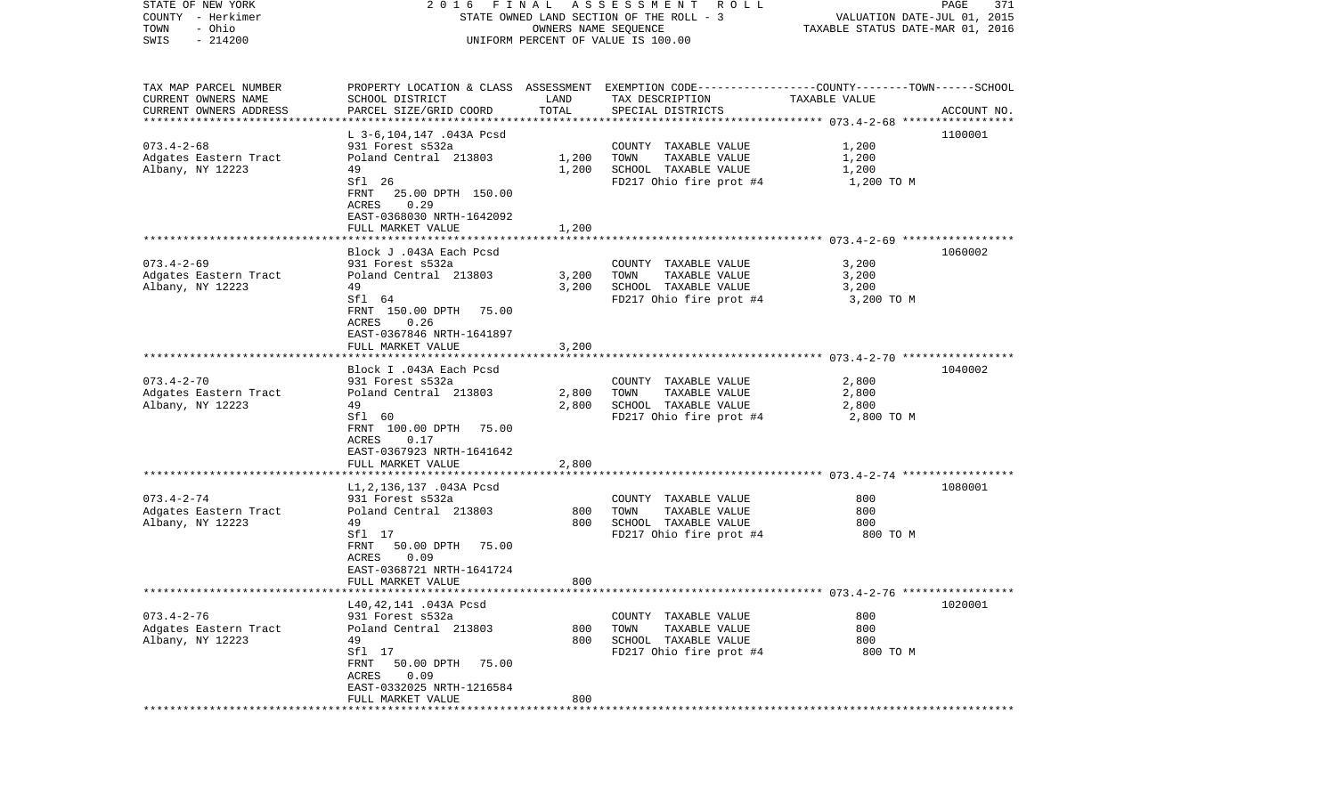| TAX MAP PARCEL NUMBER<br>CURRENT OWNERS NAME<br>CURRENT OWNERS ADDRESS | PROPERTY LOCATION & CLASS<br>SCHOOL DISTRICT<br>PARCEL SIZE/GRID COORD | ASSESSMENT<br>LAND<br>TOTAL | EXEMPTION CODE-----------------COUNTY--------TOWN------SCHOOL<br>TAX DESCRIPTION<br>SPECIAL DISTRICTS | TAXABLE VALUE | ACCOUNT NO. |
|---|---|---|---|---|---|
| **073.4-2-68** | L 3-6,104,147 .043A Pcsd | | | | 1100001 |
| 073.4-2-68 | 931 Forest s532a | | COUNTY TAXABLE VALUE | 1,200 | |
| Adgates Eastern Tract | Poland Central 213803 | 1,200 | TOWN TAXABLE VALUE | 1,200 | |
| Albany, NY 12223 | 49 | 1,200 | SCHOOL TAXABLE VALUE | 1,200 | |
| | Sfl 26 | | FD217 Ohio fire prot #4 | 1,200 TO M | |
| | FRNT 25.00 DPTH 150.00 | | | | |
| | ACRES 0.29 | | | | |
| | EAST-0368030 NRTH-1642092 | | | | |
| | FULL MARKET VALUE | 1,200 | | | |
| **073.4-2-69** | Block J .043A Each Pcsd | | | | 1060002 |
| 073.4-2-69 | 931 Forest s532a | | COUNTY TAXABLE VALUE | 3,200 | |
| Adgates Eastern Tract | Poland Central 213803 | 3,200 | TOWN TAXABLE VALUE | 3,200 | |
| Albany, NY 12223 | 49 | 3,200 | SCHOOL TAXABLE VALUE | 3,200 | |
| | Sfl 64 | | FD217 Ohio fire prot #4 | 3,200 TO M | |
| | FRNT 150.00 DPTH 75.00 | | | | |
| | ACRES 0.26 | | | | |
| | EAST-0367846 NRTH-1641897 | | | | |
| | FULL MARKET VALUE | 3,200 | | | |
| **073.4-2-70** | Block I .043A Each Pcsd | | | | 1040002 |
| 073.4-2-70 | 931 Forest s532a | | COUNTY TAXABLE VALUE | 2,800 | |
| Adgates Eastern Tract | Poland Central 213803 | 2,800 | TOWN TAXABLE VALUE | 2,800 | |
| Albany, NY 12223 | 49 | 2,800 | SCHOOL TAXABLE VALUE | 2,800 | |
| | Sfl 60 | | FD217 Ohio fire prot #4 | 2,800 TO M | |
| | FRNT 100.00 DPTH 75.00 | | | | |
| | ACRES 0.17 | | | | |
| | EAST-0367923 NRTH-1641642 | | | | |
| | FULL MARKET VALUE | 2,800 | | | |
| **073.4-2-74** | L1,2,136,137 .043A Pcsd | | | | 1080001 |
| 073.4-2-74 | 931 Forest s532a | | COUNTY TAXABLE VALUE | 800 | |
| Adgates Eastern Tract | Poland Central 213803 | 800 | TOWN TAXABLE VALUE | 800 | |
| Albany, NY 12223 | 49 | 800 | SCHOOL TAXABLE VALUE | 800 | |
| | Sfl 17 | | FD217 Ohio fire prot #4 | 800 TO M | |
| | FRNT 50.00 DPTH 75.00 | | | | |
| | ACRES 0.09 | | | | |
| | EAST-0368721 NRTH-1641724 | | | | |
| | FULL MARKET VALUE | 800 | | | |
| **073.4-2-76** | L40,42,141 .043A Pcsd | | | | 1020001 |
| 073.4-2-76 | 931 Forest s532a | | COUNTY TAXABLE VALUE | 800 | |
| Adgates Eastern Tract | Poland Central 213803 | 800 | TOWN TAXABLE VALUE | 800 | |
| Albany, NY 12223 | 49 | 800 | SCHOOL TAXABLE VALUE | 800 | |
| | Sfl 17 | | FD217 Ohio fire prot #4 | 800 TO M | |
| | FRNT 50.00 DPTH 75.00 | | | | |
| | ACRES 0.09 | | | | |
| | EAST-0332025 NRTH-1216584 | | | | |
| | FULL MARKET VALUE | 800 | | | |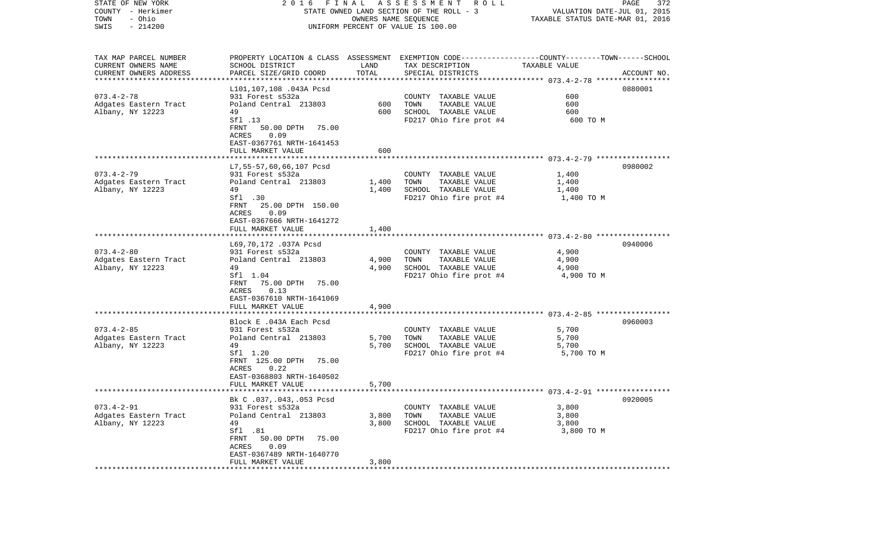STATE OF NEW YORK — COUNTY - Herkimer — TOWN - Ohio — SWIS - 214200

2016 FINAL ASSESSMENT ROLL
STATE OWNED LAND SECTION OF THE ROLL - 3
OWNERS NAME SEQUENCE
UNIFORM PERCENT OF VALUE IS 100.00

VALUATION DATE-JUL 01, 2015
TAXABLE STATUS DATE-MAR 01, 2016

| TAX MAP PARCEL NUMBER / CURRENT OWNERS NAME / CURRENT OWNERS ADDRESS | PROPERTY LOCATION & CLASS / SCHOOL DISTRICT / PARCEL SIZE/GRID COORD | ASSESSMENT LAND | ASSESSMENT TOTAL | EXEMPTION CODE / TAX DESCRIPTION / SPECIAL DISTRICTS | TAXABLE VALUE (COUNTY--TOWN--SCHOOL) | ACCOUNT NO. |
|---|---|---|---|---|---|---|
| 073.4-2-78 | L101,107,108 .043A Pcsd | | | | | 0880001 |
| Adgates Eastern Tract | 931 Forest s532a | | | COUNTY TAXABLE VALUE | 600 | |
| Albany, NY 12223 | Poland Central 213803 | 600 | | TOWN TAXABLE VALUE | 600 | |
| | 49 | | 600 | SCHOOL TAXABLE VALUE | 600 | |
| | Sfl .13 | | | FD217 Ohio fire prot #4 | 600 TO M | |
| | FRNT 50.00 DPTH 75.00 | | | | | |
| | ACRES 0.09 | | | | | |
| | EAST-0367761 NRTH-1641453 | | | | | |
| | FULL MARKET VALUE | | 600 | | | |
| 073.4-2-79 | L7,55-57,60,66,107 Pcsd | | | | | 0980002 |
| Adgates Eastern Tract | 931 Forest s532a | | | COUNTY TAXABLE VALUE | 1,400 | |
| Albany, NY 12223 | Poland Central 213803 | 1,400 | | TOWN TAXABLE VALUE | 1,400 | |
| | 49 | | 1,400 | SCHOOL TAXABLE VALUE | 1,400 | |
| | Sfl .30 | | | FD217 Ohio fire prot #4 | 1,400 TO M | |
| | FRNT 25.00 DPTH 150.00 | | | | | |
| | ACRES 0.09 | | | | | |
| | EAST-0367666 NRTH-1641272 | | | | | |
| | FULL MARKET VALUE | | 1,400 | | | |
| 073.4-2-80 | L69,70,172 .037A Pcsd | | | | | 0940006 |
| Adgates Eastern Tract | 931 Forest s532a | | | COUNTY TAXABLE VALUE | 4,900 | |
| Albany, NY 12223 | Poland Central 213803 | 4,900 | | TOWN TAXABLE VALUE | 4,900 | |
| | 49 | | 4,900 | SCHOOL TAXABLE VALUE | 4,900 | |
| | Sfl 1.04 | | | FD217 Ohio fire prot #4 | 4,900 TO M | |
| | FRNT 75.00 DPTH 75.00 | | | | | |
| | ACRES 0.13 | | | | | |
| | EAST-0367610 NRTH-1641069 | | | | | |
| | FULL MARKET VALUE | | 4,900 | | | |
| 073.4-2-85 | Block E .043A Each Pcsd | | | | | 0960003 |
| Adgates Eastern Tract | 931 Forest s532a | | | COUNTY TAXABLE VALUE | 5,700 | |
| Albany, NY 12223 | Poland Central 213803 | 5,700 | | TOWN TAXABLE VALUE | 5,700 | |
| | 49 | | 5,700 | SCHOOL TAXABLE VALUE | 5,700 | |
| | Sfl 1.20 | | | FD217 Ohio fire prot #4 | 5,700 TO M | |
| | FRNT 125.00 DPTH 75.00 | | | | | |
| | ACRES 0.22 | | | | | |
| | EAST-0368803 NRTH-1640502 | | | | | |
| | FULL MARKET VALUE | | 5,700 | | | |
| 073.4-2-91 | Bk C .037,.043,.053 Pcsd | | | | | 0920005 |
| Adgates Eastern Tract | 931 Forest s532a | | | COUNTY TAXABLE VALUE | 3,800 | |
| Albany, NY 12223 | Poland Central 213803 | 3,800 | | TOWN TAXABLE VALUE | 3,800 | |
| | 49 | | 3,800 | SCHOOL TAXABLE VALUE | 3,800 | |
| | Sfl .81 | | | FD217 Ohio fire prot #4 | 3,800 TO M | |
| | FRNT 50.00 DPTH 75.00 | | | | | |
| | ACRES 0.09 | | | | | |
| | EAST-0367489 NRTH-1640770 | | | | | |
| | FULL MARKET VALUE | | 3,800 | | | |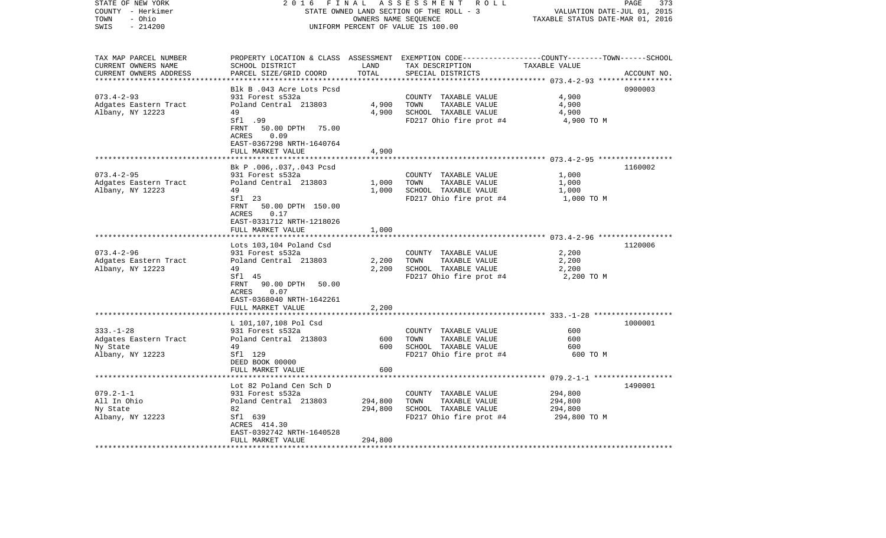STATE OF NEW YORK — 2016 FINAL ASSESSMENT ROLL
COUNTY - Herkimer — STATE OWNED LAND SECTION OF THE ROLL - 3 — VALUATION DATE-JUL 01, 2015
TOWN - Ohio — OWNERS NAME SEQUENCE — TAXABLE STATUS DATE-MAR 01, 2016
SWIS - 214200 — UNIFORM PERCENT OF VALUE IS 100.00

| TAX MAP PARCEL NUMBER / CURRENT OWNERS NAME / CURRENT OWNERS ADDRESS | PROPERTY LOCATION & CLASS / SCHOOL DISTRICT / PARCEL SIZE/GRID COORD | ASSESSMENT LAND | ASSESSMENT TOTAL | EXEMPTION CODE / TAX DESCRIPTION / SPECIAL DISTRICTS | TAXABLE VALUE (COUNTY / TOWN / SCHOOL) | ACCOUNT NO. |
|---|---|---|---|---|---|---|
| 073.4-2-93 | Blk B .043 Acre Lots Pcsd | | | | | 0900003 |
| | 931 Forest s532a | | | COUNTY TAXABLE VALUE | 4,900 | |
| Adgates Eastern Tract | Poland Central 213803 | 4,900 | | TOWN TAXABLE VALUE | 4,900 | |
| Albany, NY 12223 | 49 | | 4,900 | SCHOOL TAXABLE VALUE | 4,900 | |
| | Sfl .99 | | | FD217 Ohio fire prot #4 | 4,900 TO M | |
| | FRNT 50.00 DPTH 75.00 | | | | | |
| | ACRES 0.09 | | | | | |
| | EAST-0367298 NRTH-1640764 | | | | | |
| | FULL MARKET VALUE | | 4,900 | | | |
| 073.4-2-95 | Bk P .006,.037,.043 Pcsd | | | | | 1160002 |
| | 931 Forest s532a | | | COUNTY TAXABLE VALUE | 1,000 | |
| Adgates Eastern Tract | Poland Central 213803 | 1,000 | | TOWN TAXABLE VALUE | 1,000 | |
| Albany, NY 12223 | 49 | | 1,000 | SCHOOL TAXABLE VALUE | 1,000 | |
| | Sfl 23 | | | FD217 Ohio fire prot #4 | 1,000 TO M | |
| | FRNT 50.00 DPTH 150.00 | | | | | |
| | ACRES 0.17 | | | | | |
| | EAST-0331712 NRTH-1218026 | | | | | |
| | FULL MARKET VALUE | | 1,000 | | | |
| 073.4-2-96 | Lots 103,104 Poland Csd | | | | | 1120006 |
| | 931 Forest s532a | | | COUNTY TAXABLE VALUE | 2,200 | |
| Adgates Eastern Tract | Poland Central 213803 | 2,200 | | TOWN TAXABLE VALUE | 2,200 | |
| Albany, NY 12223 | 49 | | 2,200 | SCHOOL TAXABLE VALUE | 2,200 | |
| | Sfl 45 | | | FD217 Ohio fire prot #4 | 2,200 TO M | |
| | FRNT 90.00 DPTH 50.00 | | | | | |
| | ACRES 0.07 | | | | | |
| | EAST-0368040 NRTH-1642261 | | | | | |
| | FULL MARKET VALUE | | 2,200 | | | |
| 333.-1-28 | L 101,107,108 Pol Csd | | | | | 1000001 |
| | 931 Forest s532a | | | COUNTY TAXABLE VALUE | 600 | |
| Adgates Eastern Tract | Poland Central 213803 | 600 | | TOWN TAXABLE VALUE | 600 | |
| Ny State | 49 | | 600 | SCHOOL TAXABLE VALUE | 600 | |
| Albany, NY 12223 | Sfl 129 | | | FD217 Ohio fire prot #4 | 600 TO M | |
| | DEED BOOK 00000 | | | | | |
| | FULL MARKET VALUE | | 600 | | | |
| 079.2-1-1 | Lot 82 Poland Cen Sch D | | | | | 1490001 |
| | 931 Forest s532a | | | COUNTY TAXABLE VALUE | 294,800 | |
| All In Ohio | Poland Central 213803 | 294,800 | | TOWN TAXABLE VALUE | 294,800 | |
| Ny State | 82 | | 294,800 | SCHOOL TAXABLE VALUE | 294,800 | |
| Albany, NY 12223 | Sfl 639 | | | FD217 Ohio fire prot #4 | 294,800 TO M | |
| | ACRES 414.30 | | | | | |
| | EAST-0392742 NRTH-1640528 | | | | | |
| | FULL MARKET VALUE | | 294,800 | | | |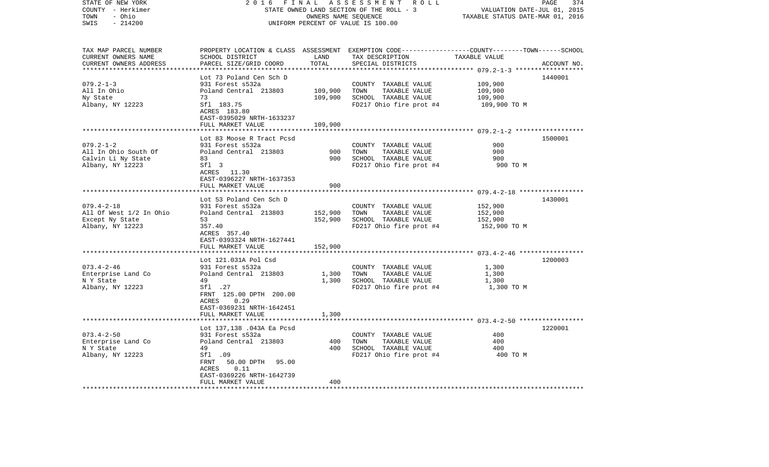STATE OF NEW YORK — 2016 FINAL ASSESSMENT ROLL
COUNTY - Herkimer — STATE OWNED LAND SECTION OF THE ROLL - 3 — VALUATION DATE-JUL 01, 2015
TOWN - Ohio — OWNERS NAME SEQUENCE — TAXABLE STATUS DATE-MAR 01, 2016
SWIS - 214200 — UNIFORM PERCENT OF VALUE IS 100.00

| TAX MAP PARCEL NUMBER / CURRENT OWNERS NAME / CURRENT OWNERS ADDRESS | PROPERTY LOCATION & CLASS / SCHOOL DISTRICT / PARCEL SIZE/GRID COORD | ASSESSMENT LAND | ASSESSMENT TOTAL | EXEMPTION CODE / TAX DESCRIPTION / SPECIAL DISTRICTS | COUNTY--------TOWN------SCHOOL TAXABLE VALUE | ACCOUNT NO. |
|---|---|---|---|---|---|---|
| 079.2-1-3 | Lot 73 Poland Cen Sch D | | | | | 1440001 |
| All In Ohio | 931 Forest s532a | | | COUNTY TAXABLE VALUE | 109,900 | |
| Ny State | Poland Central 213803 | 109,900 | | TOWN TAXABLE VALUE | 109,900 | |
| Albany, NY 12223 | 73 | | 109,900 | SCHOOL TAXABLE VALUE | 109,900 | |
| | Sfl 183.75 | | | FD217 Ohio fire prot #4 | 109,900 TO M | |
| | ACRES 183.80 | | | | | |
| | EAST-0395029 NRTH-1633237 | | | | | |
| | FULL MARKET VALUE | | 109,900 | | | |
| 079.2-1-2 | Lot 83 Moose R Tract Pcsd | | | | | 1500001 |
| All In Ohio South Of | 931 Forest s532a | | | COUNTY TAXABLE VALUE | 900 | |
| Calvin Li Ny State | Poland Central 213803 | 900 | | TOWN TAXABLE VALUE | 900 | |
| Albany, NY 12223 | 83 | | 900 | SCHOOL TAXABLE VALUE | 900 | |
| | Sfl 3 | | | FD217 Ohio fire prot #4 | 900 TO M | |
| | ACRES 11.30 | | | | | |
| | EAST-0396227 NRTH-1637353 | | | | | |
| | FULL MARKET VALUE | | 900 | | | |
| 079.4-2-18 | Lot 53 Poland Cen Sch D | | | | | 1430001 |
| All Of West 1/2 In Ohio | 931 Forest s532a | | | COUNTY TAXABLE VALUE | 152,900 | |
| Except Ny State | Poland Central 213803 | 152,900 | | TOWN TAXABLE VALUE | 152,900 | |
| Albany, NY 12223 | 53 | | 152,900 | SCHOOL TAXABLE VALUE | 152,900 | |
| | 357.40 | | | FD217 Ohio fire prot #4 | 152,900 TO M | |
| | ACRES 357.40 | | | | | |
| | EAST-0393324 NRTH-1627441 | | | | | |
| | FULL MARKET VALUE | | 152,900 | | | |
| 073.4-2-46 | Lot 121.031A Pol Csd | | | | | 1200003 |
| Enterprise Land Co | 931 Forest s532a | | | COUNTY TAXABLE VALUE | 1,300 | |
| N Y State | Poland Central 213803 | 1,300 | | TOWN TAXABLE VALUE | 1,300 | |
| Albany, NY 12223 | 49 | | 1,300 | SCHOOL TAXABLE VALUE | 1,300 | |
| | Sfl .27 | | | FD217 Ohio fire prot #4 | 1,300 TO M | |
| | FRNT 125.00 DPTH 200.00 | | | | | |
| | ACRES 0.29 | | | | | |
| | EAST-0369231 NRTH-1642451 | | | | | |
| | FULL MARKET VALUE | | 1,300 | | | |
| 073.4-2-50 | Lot 137,138 .043A Ea Pcsd | | | | | 1220001 |
| Enterprise Land Co | 931 Forest s532a | | | COUNTY TAXABLE VALUE | 400 | |
| N Y State | Poland Central 213803 | 400 | | TOWN TAXABLE VALUE | 400 | |
| Albany, NY 12223 | 49 | | 400 | SCHOOL TAXABLE VALUE | 400 | |
| | Sfl .09 | | | FD217 Ohio fire prot #4 | 400 TO M | |
| | FRNT 50.00 DPTH 95.00 | | | | | |
| | ACRES 0.11 | | | | | |
| | EAST-0369226 NRTH-1642739 | | | | | |
| | FULL MARKET VALUE | | 400 | | | |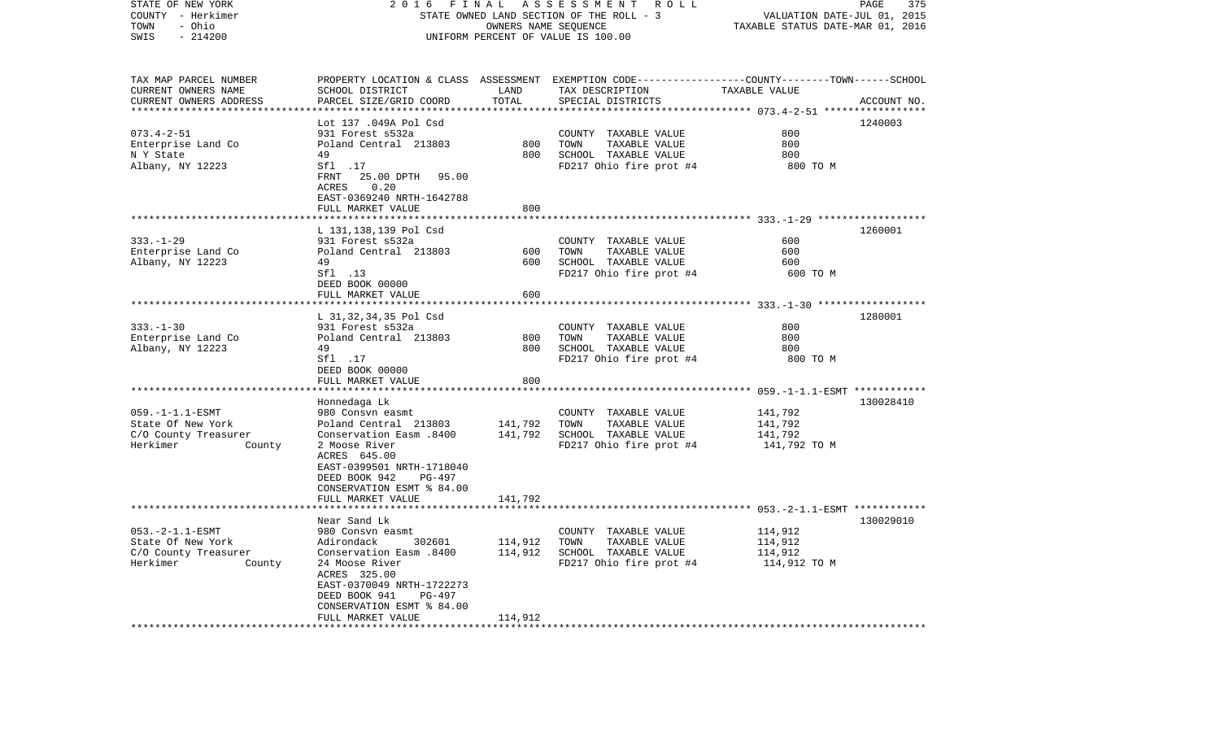STATE OF NEW YORK | 2016 FINAL ASSESSMENT ROLL
COUNTY - Herkimer | STATE OWNED LAND SECTION OF THE ROLL - 3 | VALUATION DATE-JUL 01, 2015
TOWN - Ohio | OWNERS NAME SEQUENCE | TAXABLE STATUS DATE-MAR 01, 2016
SWIS - 214200 | UNIFORM PERCENT OF VALUE IS 100.00

| TAX MAP PARCEL NUMBER / CURRENT OWNERS NAME / CURRENT OWNERS ADDRESS | PROPERTY LOCATION & CLASS / SCHOOL DISTRICT / PARCEL SIZE/GRID COORD | ASSESSMENT LAND / TOTAL | EXEMPTION CODE / TAX DESCRIPTION / SPECIAL DISTRICTS | COUNTY--------TOWN------SCHOOL TAXABLE VALUE | ACCOUNT NO. |
|---|---|---|---|---|---|
| 073.4-2-51 | Lot 137 .049A Pol Csd | | | | 1240003 |
| | 931 Forest s532a | 800 | COUNTY TAXABLE VALUE | 800 | |
| Enterprise Land Co | Poland Central 213803 | 800 | TOWN TAXABLE VALUE | 800 | |
| N Y State | 49 | | SCHOOL TAXABLE VALUE | 800 | |
| Albany, NY 12223 | Sfl .17 | | FD217 Ohio fire prot #4 | 800 TO M | |
| | FRNT 25.00 DPTH 95.00 | | | | |
| | ACRES 0.20 | | | | |
| | EAST-0369240 NRTH-1642788 | | | | |
| | FULL MARKET VALUE | 800 | | | |
| 333.-1-29 | L 131,138,139 Pol Csd | | | | 1260001 |
| | 931 Forest s532a | 600 | COUNTY TAXABLE VALUE | 600 | |
| Enterprise Land Co | Poland Central 213803 | 600 | TOWN TAXABLE VALUE | 600 | |
| Albany, NY 12223 | 49 | | SCHOOL TAXABLE VALUE | 600 | |
| | Sfl .13 | | FD217 Ohio fire prot #4 | 600 TO M | |
| | DEED BOOK 00000 | | | | |
| | FULL MARKET VALUE | 600 | | | |
| 333.-1-30 | L 31,32,34,35 Pol Csd | | | | 1280001 |
| | 931 Forest s532a | 800 | COUNTY TAXABLE VALUE | 800 | |
| Enterprise Land Co | Poland Central 213803 | 800 | TOWN TAXABLE VALUE | 800 | |
| Albany, NY 12223 | 49 | | SCHOOL TAXABLE VALUE | 800 | |
| | Sfl .17 | | FD217 Ohio fire prot #4 | 800 TO M | |
| | DEED BOOK 00000 | | | | |
| | FULL MARKET VALUE | 800 | | | |
| 059.-1-1.1-ESMT | Honnedaga Lk | | | | 130028410 |
| | 980 Consvn easmt | 141,792 | COUNTY TAXABLE VALUE | 141,792 | |
| State Of New York | Poland Central 213803 | 141,792 | TOWN TAXABLE VALUE | 141,792 | |
| C/O County Treasurer | Conservation Easm .8400 | | SCHOOL TAXABLE VALUE | 141,792 | |
| Herkimer County | 2 Moose River | | FD217 Ohio fire prot #4 | 141,792 TO M | |
| | ACRES 645.00 | | | | |
| | EAST-0399501 NRTH-1718040 | | | | |
| | DEED BOOK 942 PG-497 | | | | |
| | CONSERVATION ESMT % 84.00 | | | | |
| | FULL MARKET VALUE | 141,792 | | | |
| 053.-2-1.1-ESMT | Near Sand Lk | | | | 130029010 |
| | 980 Consvn easmt | 114,912 | COUNTY TAXABLE VALUE | 114,912 | |
| State Of New York | Adirondack 302601 | 114,912 | TOWN TAXABLE VALUE | 114,912 | |
| C/O County Treasurer | Conservation Easm .8400 | | SCHOOL TAXABLE VALUE | 114,912 | |
| Herkimer County | 24 Moose River | | FD217 Ohio fire prot #4 | 114,912 TO M | |
| | ACRES 325.00 | | | | |
| | EAST-0370049 NRTH-1722273 | | | | |
| | DEED BOOK 941 PG-497 | | | | |
| | CONSERVATION ESMT % 84.00 | | | | |
| | FULL MARKET VALUE | 114,912 | | | |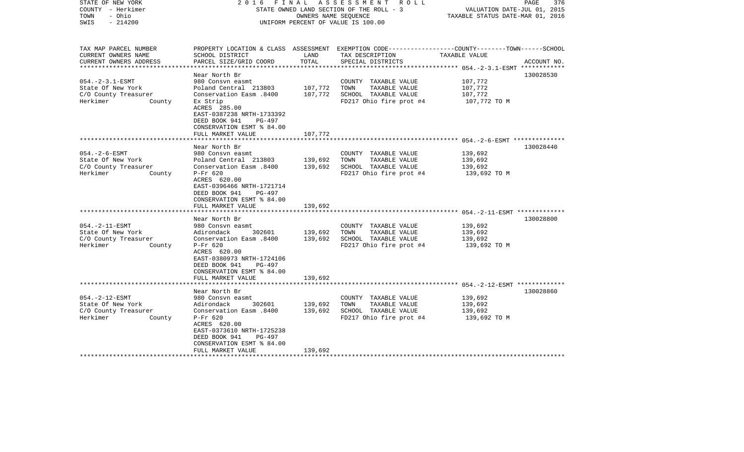STATE OF NEW YORK — 2016 FINAL ASSESSMENT ROLL
COUNTY - Herkimer — STATE OWNED LAND SECTION OF THE ROLL - 3 — VALUATION DATE-JUL 01, 2015
TOWN - Ohio — OWNERS NAME SEQUENCE — TAXABLE STATUS DATE-MAR 01, 2016
SWIS - 214200 — UNIFORM PERCENT OF VALUE IS 100.00

| TAX MAP PARCEL NUMBER / CURRENT OWNERS NAME / CURRENT OWNERS ADDRESS | PROPERTY LOCATION & CLASS / SCHOOL DISTRICT / PARCEL SIZE/GRID COORD | ASSESSMENT LAND | ASSESSMENT TOTAL | EXEMPTION CODE / TAX DESCRIPTION / SPECIAL DISTRICTS | TAXABLE VALUE (COUNTY--TOWN--SCHOOL) | ACCOUNT NO. |
|---|---|---|---|---|---|---|
| 054.-2-3.1-ESMT | Near North Br | | | | | 130028530 |
| State Of New York | 980 Consvn easmt | | | COUNTY TAXABLE VALUE | 107,772 | |
| C/O County Treasurer | Poland Central 213803 | 107,772 | | TOWN TAXABLE VALUE | 107,772 | |
| Herkimer County | Conservation Easm .8400 | | 107,772 | SCHOOL TAXABLE VALUE | 107,772 | |
| | Ex Strip | | | FD217 Ohio fire prot #4 | 107,772 TO M | |
| | ACRES 285.00 | | | | | |
| | EAST-0387238 NRTH-1733392 | | | | | |
| | DEED BOOK 941 PG-497 | | | | | |
| | CONSERVATION ESMT % 84.00 | | | | | |
| | FULL MARKET VALUE | | 107,772 | | | |
| 054.-2-6-ESMT | Near North Br | | | | | 130028440 |
| State Of New York | 980 Consvn easmt | | | COUNTY TAXABLE VALUE | 139,692 | |
| C/O County Treasurer | Poland Central 213803 | 139,692 | | TOWN TAXABLE VALUE | 139,692 | |
| Herkimer County | Conservation Easm .8400 | | 139,692 | SCHOOL TAXABLE VALUE | 139,692 | |
| | P-Fr 620 | | | FD217 Ohio fire prot #4 | 139,692 TO M | |
| | ACRES 620.00 | | | | | |
| | EAST-0396466 NRTH-1721714 | | | | | |
| | DEED BOOK 941 PG-497 | | | | | |
| | CONSERVATION ESMT % 84.00 | | | | | |
| | FULL MARKET VALUE | | 139,692 | | | |
| 054.-2-11-ESMT | Near North Br | | | | | 130028800 |
| State Of New York | 980 Consvn easmt | | | COUNTY TAXABLE VALUE | 139,692 | |
| C/O County Treasurer | Adirondack 302601 | 139,692 | | TOWN TAXABLE VALUE | 139,692 | |
| Herkimer County | Conservation Easm .8400 | | 139,692 | SCHOOL TAXABLE VALUE | 139,692 | |
| | P-Fr 620 | | | FD217 Ohio fire prot #4 | 139,692 TO M | |
| | ACRES 620.00 | | | | | |
| | EAST-0380973 NRTH-1724106 | | | | | |
| | DEED BOOK 941 PG-497 | | | | | |
| | CONSERVATION ESMT % 84.00 | | | | | |
| | FULL MARKET VALUE | | 139,692 | | | |
| 054.-2-12-ESMT | Near North Br | | | | | 130028860 |
| State Of New York | 980 Consvn easmt | | | COUNTY TAXABLE VALUE | 139,692 | |
| C/O County Treasurer | Adirondack 302601 | 139,692 | | TOWN TAXABLE VALUE | 139,692 | |
| Herkimer County | Conservation Easm .8400 | | 139,692 | SCHOOL TAXABLE VALUE | 139,692 | |
| | P-Fr 620 | | | FD217 Ohio fire prot #4 | 139,692 TO M | |
| | ACRES 620.00 | | | | | |
| | EAST-0373610 NRTH-1725238 | | | | | |
| | DEED BOOK 941 PG-497 | | | | | |
| | CONSERVATION ESMT % 84.00 | | | | | |
| | FULL MARKET VALUE | | 139,692 | | | |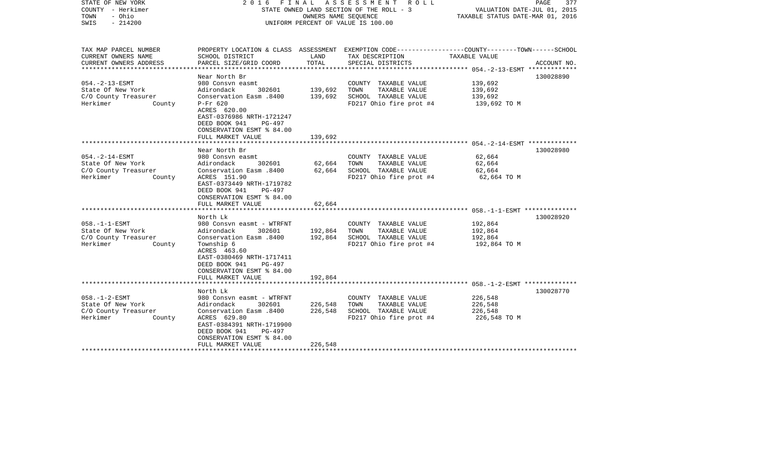STATE OF NEW YORK — 2016 FINAL ASSESSMENT ROLL
COUNTY - Herkimer — STATE OWNED LAND SECTION OF THE ROLL - 3 — VALUATION DATE-JUL 01, 2015
TOWN - Ohio — OWNERS NAME SEQUENCE — TAXABLE STATUS DATE-MAR 01, 2016
SWIS - 214200 — UNIFORM PERCENT OF VALUE IS 100.00

| TAX MAP PARCEL NUMBER<br>CURRENT OWNERS NAME<br>CURRENT OWNERS ADDRESS | PROPERTY LOCATION & CLASS<br>SCHOOL DISTRICT<br>PARCEL SIZE/GRID COORD | ASSESSMENT<br>LAND<br>TOTAL | EXEMPTION CODE<br>TAX DESCRIPTION<br>SPECIAL DISTRICTS | COUNTY--------TOWN------SCHOOL<br>TAXABLE VALUE | ACCOUNT NO. |
|---|---|---|---|---|---|
| 054.-2-13-ESMT<br>State Of New York<br>C/O County Treasurer<br>Herkimer County | Near North Br<br>980 Consvn easmt<br>Adirondack 302601<br>Conservation Easm .8400<br>P-Fr 620<br>ACRES 620.00<br>EAST-0376986 NRTH-1721247<br>DEED BOOK 941 PG-497<br>CONSERVATION ESMT % 84.00<br>FULL MARKET VALUE | <br><br>139,692<br>139,692<br><br><br><br><br><br>139,692 | COUNTY TAXABLE VALUE<br>TOWN TAXABLE VALUE<br>SCHOOL TAXABLE VALUE<br>FD217 Ohio fire prot #4 | 139,692<br>139,692<br>139,692<br>139,692 TO M | 130028890 |
| 054.-2-14-ESMT<br>State Of New York<br>C/O County Treasurer<br>Herkimer County | Near North Br<br>980 Consvn easmt<br>Adirondack 302601<br>Conservation Easm .8400<br>ACRES 151.90<br>EAST-0373449 NRTH-1719782<br>DEED BOOK 941 PG-497<br>CONSERVATION ESMT % 84.00<br>FULL MARKET VALUE | <br><br>62,664<br>62,664<br><br><br><br><br>62,664 | COUNTY TAXABLE VALUE<br>TOWN TAXABLE VALUE<br>SCHOOL TAXABLE VALUE<br>FD217 Ohio fire prot #4 | 62,664<br>62,664<br>62,664<br>62,664 TO M | 130028980 |
| 058.-1-1-ESMT<br>State Of New York<br>C/O County Treasurer<br>Herkimer County | North Lk<br>980 Consvn easmt - WTRFNT<br>Adirondack 302601<br>Conservation Easm .8400<br>Township 6<br>ACRES 463.60<br>EAST-0380469 NRTH-1717411<br>DEED BOOK 941 PG-497<br>CONSERVATION ESMT % 84.00<br>FULL MARKET VALUE | <br><br>192,864<br>192,864<br><br><br><br><br><br>192,864 | COUNTY TAXABLE VALUE<br>TOWN TAXABLE VALUE<br>SCHOOL TAXABLE VALUE<br>FD217 Ohio fire prot #4 | 192,864<br>192,864<br>192,864<br>192,864 TO M | 130028920 |
| 058.-1-2-ESMT<br>State Of New York<br>C/O County Treasurer<br>Herkimer County | North Lk<br>980 Consvn easmt - WTRFNT<br>Adirondack 302601<br>Conservation Easm .8400<br>ACRES 629.80<br>EAST-0384391 NRTH-1719900<br>DEED BOOK 941 PG-497<br>CONSERVATION ESMT % 84.00<br>FULL MARKET VALUE | <br><br>226,548<br>226,548<br><br><br><br><br>226,548 | COUNTY TAXABLE VALUE<br>TOWN TAXABLE VALUE<br>SCHOOL TAXABLE VALUE<br>FD217 Ohio fire prot #4 | 226,548<br>226,548<br>226,548<br>226,548 TO M | 130028770 |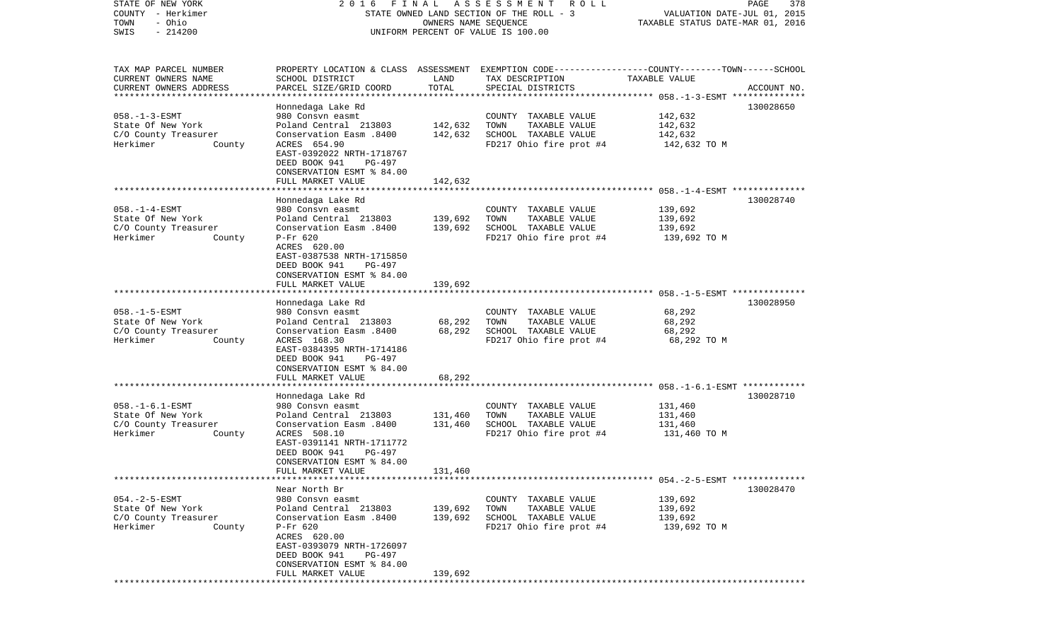STATE OF NEW YORK 2016 FINAL ASSESSMENT ROLL
COUNTY - Herkimer STATE OWNED LAND SECTION OF THE ROLL - 3 VALUATION DATE-JUL 01, 2015
TOWN - Ohio OWNERS NAME SEQUENCE TAXABLE STATUS DATE-MAR 01, 2016
SWIS - 214200 UNIFORM PERCENT OF VALUE IS 100.00

| TAX MAP PARCEL NUMBER<br>CURRENT OWNERS NAME<br>CURRENT OWNERS ADDRESS | PROPERTY LOCATION & CLASS<br>SCHOOL DISTRICT<br>PARCEL SIZE/GRID COORD | ASSESSMENT<br>LAND<br>TOTAL | EXEMPTION CODE-----COUNTY-----TOWN------SCHOOL<br>TAX DESCRIPTION<br>SPECIAL DISTRICTS | TAXABLE VALUE | ACCOUNT NO. |
|---|---|---|---|---|---|
| 058.-1-3-ESMT | Honnedaga Lake Rd | | | | 130028650 |
| 058.-1-3-ESMT | 980 Consvn easmt | | COUNTY TAXABLE VALUE | 142,632 | |
| State Of New York | Poland Central 213803 | 142,632 | TOWN TAXABLE VALUE | 142,632 | |
| C/O County Treasurer | Conservation Easm .8400 | 142,632 | SCHOOL TAXABLE VALUE | 142,632 | |
| Herkimer County | ACRES 654.90 | | FD217 Ohio fire prot #4 | 142,632 TO M | |
| | EAST-0392022 NRTH-1718767 | | | | |
| | DEED BOOK 941 PG-497 | | | | |
| | CONSERVATION ESMT % 84.00 | | | | |
| | FULL MARKET VALUE | 142,632 | | | |
| 058.-1-4-ESMT | Honnedaga Lake Rd | | | | 130028740 |
| 058.-1-4-ESMT | 980 Consvn easmt | | COUNTY TAXABLE VALUE | 139,692 | |
| State Of New York | Poland Central 213803 | 139,692 | TOWN TAXABLE VALUE | 139,692 | |
| C/O County Treasurer | Conservation Easm .8400 | 139,692 | SCHOOL TAXABLE VALUE | 139,692 | |
| Herkimer County | P-Fr 620 | | FD217 Ohio fire prot #4 | 139,692 TO M | |
| | ACRES 620.00 | | | | |
| | EAST-0387538 NRTH-1715850 | | | | |
| | DEED BOOK 941 PG-497 | | | | |
| | CONSERVATION ESMT % 84.00 | | | | |
| | FULL MARKET VALUE | 139,692 | | | |
| 058.-1-5-ESMT | Honnedaga Lake Rd | | | | 130028950 |
| 058.-1-5-ESMT | 980 Consvn easmt | | COUNTY TAXABLE VALUE | 68,292 | |
| State Of New York | Poland Central 213803 | 68,292 | TOWN TAXABLE VALUE | 68,292 | |
| C/O County Treasurer | Conservation Easm .8400 | 68,292 | SCHOOL TAXABLE VALUE | 68,292 | |
| Herkimer County | ACRES 168.30 | | FD217 Ohio fire prot #4 | 68,292 TO M | |
| | EAST-0384395 NRTH-1714186 | | | | |
| | DEED BOOK 941 PG-497 | | | | |
| | CONSERVATION ESMT % 84.00 | | | | |
| | FULL MARKET VALUE | 68,292 | | | |
| 058.-1-6.1-ESMT | Honnedaga Lake Rd | | | | 130028710 |
| 058.-1-6.1-ESMT | 980 Consvn easmt | | COUNTY TAXABLE VALUE | 131,460 | |
| State Of New York | Poland Central 213803 | 131,460 | TOWN TAXABLE VALUE | 131,460 | |
| C/O County Treasurer | Conservation Easm .8400 | 131,460 | SCHOOL TAXABLE VALUE | 131,460 | |
| Herkimer County | ACRES 508.10 | | FD217 Ohio fire prot #4 | 131,460 TO M | |
| | EAST-0391141 NRTH-1711772 | | | | |
| | DEED BOOK 941 PG-497 | | | | |
| | CONSERVATION ESMT % 84.00 | | | | |
| | FULL MARKET VALUE | 131,460 | | | |
| 054.-2-5-ESMT | Near North Br | | | | 130028470 |
| 054.-2-5-ESMT | 980 Consvn easmt | | COUNTY TAXABLE VALUE | 139,692 | |
| State Of New York | Poland Central 213803 | 139,692 | TOWN TAXABLE VALUE | 139,692 | |
| C/O County Treasurer | Conservation Easm .8400 | 139,692 | SCHOOL TAXABLE VALUE | 139,692 | |
| Herkimer County | P-Fr 620 | | FD217 Ohio fire prot #4 | 139,692 TO M | |
| | ACRES 620.00 | | | | |
| | EAST-0393079 NRTH-1726097 | | | | |
| | DEED BOOK 941 PG-497 | | | | |
| | CONSERVATION ESMT % 84.00 | | | | |
| | FULL MARKET VALUE | 139,692 | | | |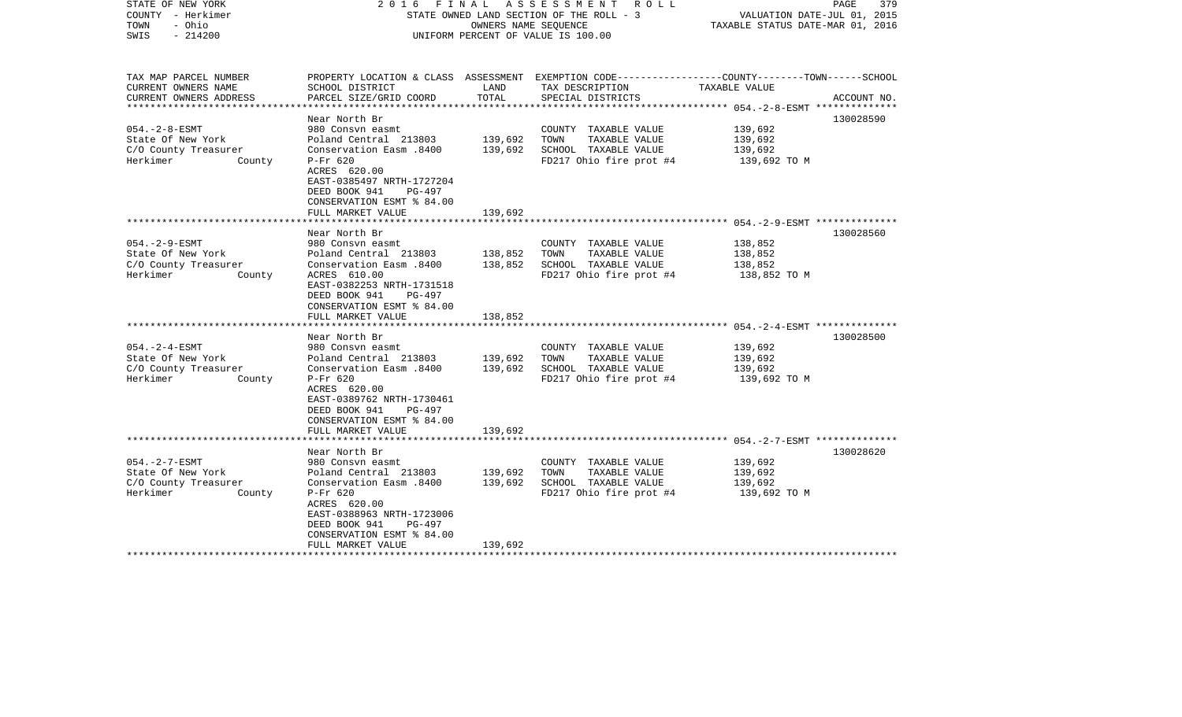STATE OF NEW YORK — COUNTY - Herkimer — TOWN - Ohio — SWIS - 214200

2016 FINAL ASSESSMENT ROLL
STATE OWNED LAND SECTION OF THE ROLL - 3
OWNERS NAME SEQUENCE
UNIFORM PERCENT OF VALUE IS 100.00

VALUATION DATE-JUL 01, 2015
TAXABLE STATUS DATE-MAR 01, 2016

| TAX MAP PARCEL NUMBER / CURRENT OWNERS NAME / CURRENT OWNERS ADDRESS | PROPERTY LOCATION & CLASS / SCHOOL DISTRICT / PARCEL SIZE/GRID COORD | ASSESSMENT LAND / TOTAL | EXEMPTION CODE / TAX DESCRIPTION / SPECIAL DISTRICTS | COUNTY--------TOWN------SCHOOL TAXABLE VALUE | ACCOUNT NO. |
|---|---|---|---|---|---|
| **054.-2-8-ESMT** | Near North Br | | | | 130028590 |
| 054.-2-8-ESMT | 980 Consvn easmt | | COUNTY TAXABLE VALUE | 139,692 | |
| State Of New York | Poland Central 213803 | 139,692 | TOWN TAXABLE VALUE | 139,692 | |
| C/O County Treasurer | Conservation Easm .8400 | 139,692 | SCHOOL TAXABLE VALUE | 139,692 | |
| Herkimer County | P-Fr 620 | | FD217 Ohio fire prot #4 | 139,692 TO M | |
| | ACRES 620.00 | | | | |
| | EAST-0385497 NRTH-1727204 | | | | |
| | DEED BOOK 941 PG-497 | | | | |
| | CONSERVATION ESMT % 84.00 | | | | |
| | FULL MARKET VALUE | 139,692 | | | |
| **054.-2-9-ESMT** | Near North Br | | | | 130028560 |
| 054.-2-9-ESMT | 980 Consvn easmt | | COUNTY TAXABLE VALUE | 138,852 | |
| State Of New York | Poland Central 213803 | 138,852 | TOWN TAXABLE VALUE | 138,852 | |
| C/O County Treasurer | Conservation Easm .8400 | 138,852 | SCHOOL TAXABLE VALUE | 138,852 | |
| Herkimer County | ACRES 610.00 | | FD217 Ohio fire prot #4 | 138,852 TO M | |
| | EAST-0382253 NRTH-1731518 | | | | |
| | DEED BOOK 941 PG-497 | | | | |
| | CONSERVATION ESMT % 84.00 | | | | |
| | FULL MARKET VALUE | 138,852 | | | |
| **054.-2-4-ESMT** | Near North Br | | | | 130028500 |
| 054.-2-4-ESMT | 980 Consvn easmt | | COUNTY TAXABLE VALUE | 139,692 | |
| State Of New York | Poland Central 213803 | 139,692 | TOWN TAXABLE VALUE | 139,692 | |
| C/O County Treasurer | Conservation Easm .8400 | 139,692 | SCHOOL TAXABLE VALUE | 139,692 | |
| Herkimer County | P-Fr 620 | | FD217 Ohio fire prot #4 | 139,692 TO M | |
| | ACRES 620.00 | | | | |
| | EAST-0389762 NRTH-1730461 | | | | |
| | DEED BOOK 941 PG-497 | | | | |
| | CONSERVATION ESMT % 84.00 | | | | |
| | FULL MARKET VALUE | 139,692 | | | |
| **054.-2-7-ESMT** | Near North Br | | | | 130028620 |
| 054.-2-7-ESMT | 980 Consvn easmt | | COUNTY TAXABLE VALUE | 139,692 | |
| State Of New York | Poland Central 213803 | 139,692 | TOWN TAXABLE VALUE | 139,692 | |
| C/O County Treasurer | Conservation Easm .8400 | 139,692 | SCHOOL TAXABLE VALUE | 139,692 | |
| Herkimer County | P-Fr 620 | | FD217 Ohio fire prot #4 | 139,692 TO M | |
| | ACRES 620.00 | | | | |
| | EAST-0388963 NRTH-1723006 | | | | |
| | DEED BOOK 941 PG-497 | | | | |
| | CONSERVATION ESMT % 84.00 | | | | |
| | FULL MARKET VALUE | 139,692 | | | |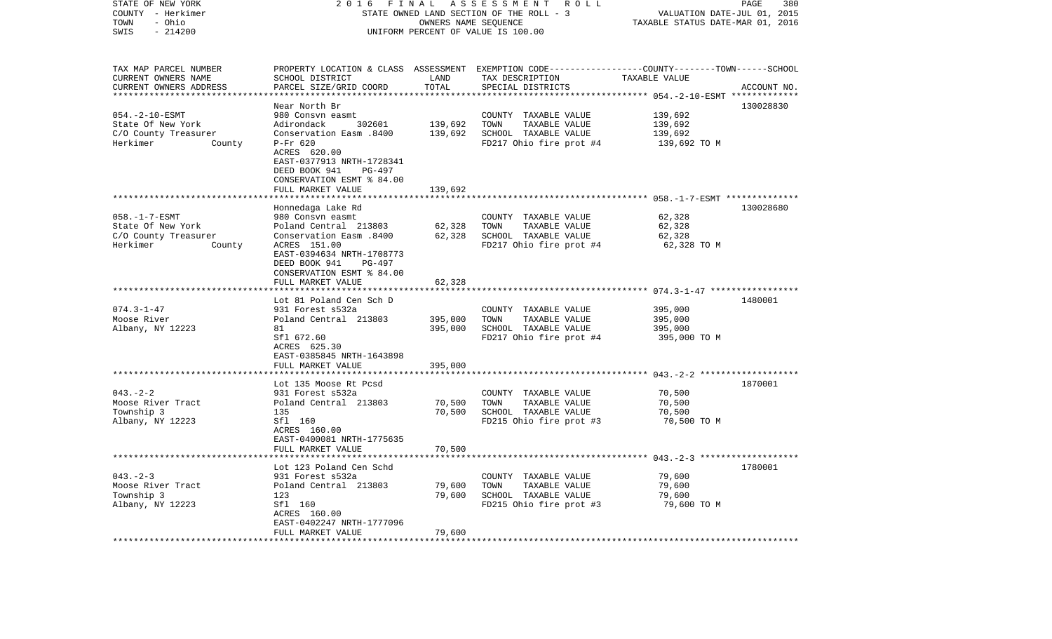STATE OF NEW YORK | COUNTY - Herkimer | TOWN - Ohio | SWIS - 214200

2016 FINAL ASSESSMENT ROLL
STATE OWNED LAND SECTION OF THE ROLL - 3
OWNERS NAME SEQUENCE
UNIFORM PERCENT OF VALUE IS 100.00

VALUATION DATE-JUL 01, 2015
TAXABLE STATUS DATE-MAR 01, 2016

| TAX MAP PARCEL NUMBER / CURRENT OWNERS NAME / CURRENT OWNERS ADDRESS | PROPERTY LOCATION & CLASS / SCHOOL DISTRICT / PARCEL SIZE/GRID COORD | ASSESSMENT LAND / TOTAL | EXEMPTION CODE / TAX DESCRIPTION / SPECIAL DISTRICTS | TAXABLE VALUE (COUNTY / TOWN / SCHOOL) | ACCOUNT NO. |
|---|---|---|---|---|---|
| 054.-2-10-ESMT | Near North Br | | | | 130028830 |
| State Of New York | 980 Consvn easmt | | COUNTY TAXABLE VALUE | 139,692 | |
| C/O County Treasurer | Adirondack 302601 | 139,692 | TOWN TAXABLE VALUE | 139,692 | |
| Herkimer County | Conservation Easm .8400 | 139,692 | SCHOOL TAXABLE VALUE | 139,692 | |
| | P-Fr 620 | | FD217 Ohio fire prot #4 | 139,692 TO M | |
| | ACRES 620.00 | | | | |
| | EAST-0377913 NRTH-1728341 | | | | |
| | DEED BOOK 941 PG-497 | | | | |
| | CONSERVATION ESMT % 84.00 | | | | |
| | FULL MARKET VALUE | 139,692 | | | |
| 058.-1-7-ESMT | Honnedaga Lake Rd | | | | 130028680 |
| State Of New York | 980 Consvn easmt | | COUNTY TAXABLE VALUE | 62,328 | |
| C/O County Treasurer | Poland Central 213803 | 62,328 | TOWN TAXABLE VALUE | 62,328 | |
| Herkimer County | Conservation Easm .8400 | 62,328 | SCHOOL TAXABLE VALUE | 62,328 | |
| | ACRES 151.00 | | FD217 Ohio fire prot #4 | 62,328 TO M | |
| | EAST-0394634 NRTH-1708773 | | | | |
| | DEED BOOK 941 PG-497 | | | | |
| | CONSERVATION ESMT % 84.00 | | | | |
| | FULL MARKET VALUE | 62,328 | | | |
| 074.3-1-47 | Lot 81 Poland Cen Sch D | | | | 1480001 |
| Moose River | 931 Forest s532a | | COUNTY TAXABLE VALUE | 395,000 | |
| Albany, NY 12223 | Poland Central 213803 | 395,000 | TOWN TAXABLE VALUE | 395,000 | |
| | 81 | 395,000 | SCHOOL TAXABLE VALUE | 395,000 | |
| | Sfl 672.60 | | FD217 Ohio fire prot #4 | 395,000 TO M | |
| | ACRES 625.30 | | | | |
| | EAST-0385845 NRTH-1643898 | | | | |
| | FULL MARKET VALUE | 395,000 | | | |
| 043.-2-2 | Lot 135 Moose Rt Pcsd | | | | 1870001 |
| Moose River Tract | 931 Forest s532a | | COUNTY TAXABLE VALUE | 70,500 | |
| Township 3 | Poland Central 213803 | 70,500 | TOWN TAXABLE VALUE | 70,500 | |
| Albany, NY 12223 | 135 | 70,500 | SCHOOL TAXABLE VALUE | 70,500 | |
| | Sfl 160 | | FD215 Ohio fire prot #3 | 70,500 TO M | |
| | ACRES 160.00 | | | | |
| | EAST-0400081 NRTH-1775635 | | | | |
| | FULL MARKET VALUE | 70,500 | | | |
| 043.-2-3 | Lot 123 Poland Cen Schd | | | | 1780001 |
| Moose River Tract | 931 Forest s532a | | COUNTY TAXABLE VALUE | 79,600 | |
| Township 3 | Poland Central 213803 | 79,600 | TOWN TAXABLE VALUE | 79,600 | |
| Albany, NY 12223 | 123 | 79,600 | SCHOOL TAXABLE VALUE | 79,600 | |
| | Sfl 160 | | FD215 Ohio fire prot #3 | 79,600 TO M | |
| | ACRES 160.00 | | | | |
| | EAST-0402247 NRTH-1777096 | | | | |
| | FULL MARKET VALUE | 79,600 | | | |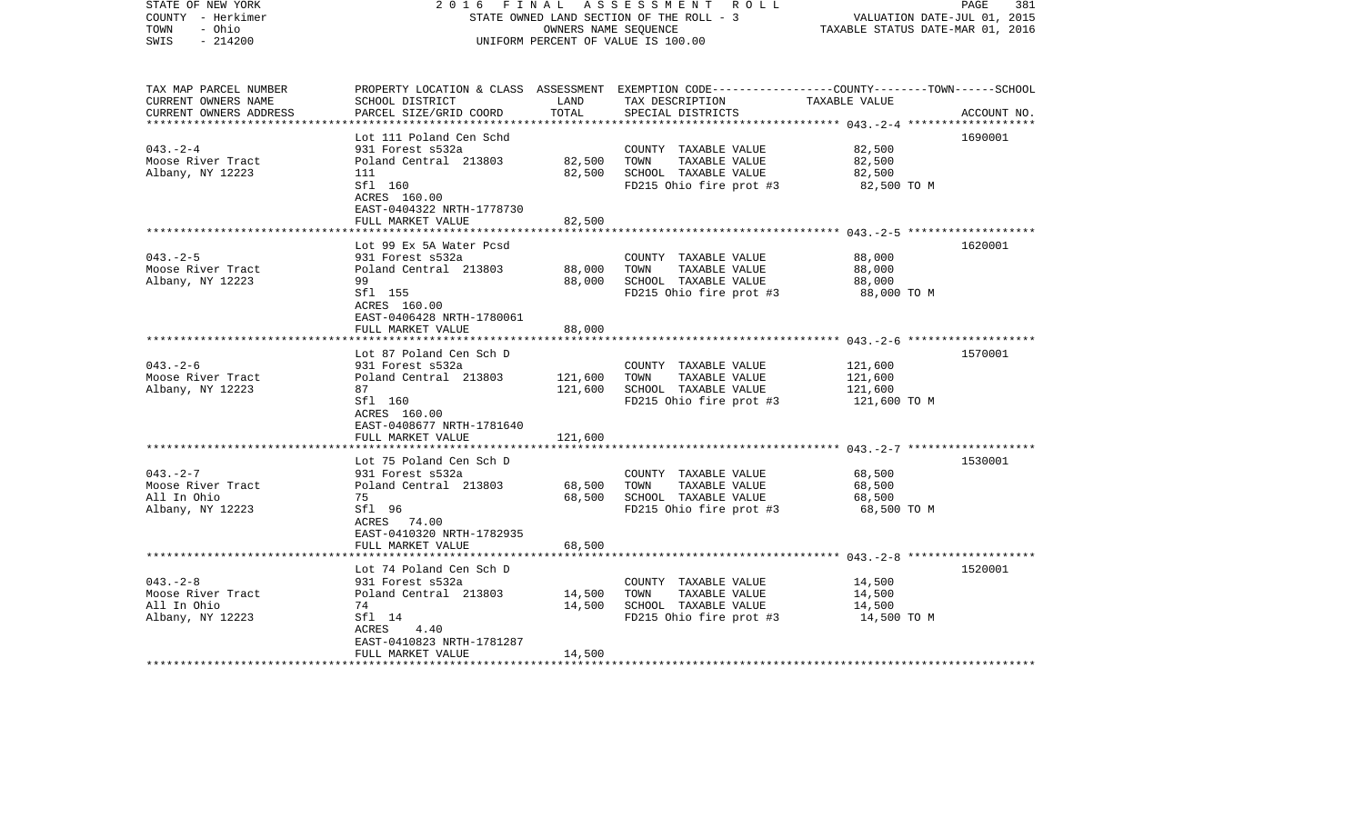STATE OF NEW YORK
COUNTY - Herkimer
TOWN - Ohio
SWIS - 214200

2016 FINAL ASSESSMENT ROLL
STATE OWNED LAND SECTION OF THE ROLL - 3
OWNERS NAME SEQUENCE
UNIFORM PERCENT OF VALUE IS 100.00

VALUATION DATE-JUL 01, 2015
TAXABLE STATUS DATE-MAR 01, 2016

| TAX MAP PARCEL NUMBER / CURRENT OWNERS NAME / CURRENT OWNERS ADDRESS | PROPERTY LOCATION & CLASS / SCHOOL DISTRICT / PARCEL SIZE/GRID COORD | ASSESSMENT LAND | TOTAL | EXEMPTION CODE / TAX DESCRIPTION / SPECIAL DISTRICTS | TAXABLE VALUE (COUNTY / TOWN / SCHOOL) | ACCOUNT NO. |
|---|---|---|---|---|---|---|
| 043.-2-4 | Lot 111 Poland Cen Schd | | | | | 1690001 |
| Moose River Tract | 931 Forest s532a | | | COUNTY TAXABLE VALUE | 82,500 | |
| Albany, NY 12223 | Poland Central 213803 | 82,500 | | TOWN TAXABLE VALUE | 82,500 | |
| | 111 | | 82,500 | SCHOOL TAXABLE VALUE | 82,500 | |
| | Sfl 160 | | | FD215 Ohio fire prot #3 | 82,500 TO M | |
| | ACRES 160.00 | | | | | |
| | EAST-0404322 NRTH-1778730 | | | | | |
| | FULL MARKET VALUE | | 82,500 | | | |
| 043.-2-5 | Lot 99 Ex 5A Water Pcsd | | | | | 1620001 |
| Moose River Tract | 931 Forest s532a | | | COUNTY TAXABLE VALUE | 88,000 | |
| Albany, NY 12223 | Poland Central 213803 | 88,000 | | TOWN TAXABLE VALUE | 88,000 | |
| | 99 | | 88,000 | SCHOOL TAXABLE VALUE | 88,000 | |
| | Sfl 155 | | | FD215 Ohio fire prot #3 | 88,000 TO M | |
| | ACRES 160.00 | | | | | |
| | EAST-0406428 NRTH-1780061 | | | | | |
| | FULL MARKET VALUE | | 88,000 | | | |
| 043.-2-6 | Lot 87 Poland Cen Sch D | | | | | 1570001 |
| Moose River Tract | 931 Forest s532a | | | COUNTY TAXABLE VALUE | 121,600 | |
| Albany, NY 12223 | Poland Central 213803 | 121,600 | | TOWN TAXABLE VALUE | 121,600 | |
| | 87 | | 121,600 | SCHOOL TAXABLE VALUE | 121,600 | |
| | Sfl 160 | | | FD215 Ohio fire prot #3 | 121,600 TO M | |
| | ACRES 160.00 | | | | | |
| | EAST-0408677 NRTH-1781640 | | | | | |
| | FULL MARKET VALUE | | 121,600 | | | |
| 043.-2-7 | Lot 75 Poland Cen Sch D | | | | | 1530001 |
| Moose River Tract | 931 Forest s532a | | | COUNTY TAXABLE VALUE | 68,500 | |
| All In Ohio | Poland Central 213803 | 68,500 | | TOWN TAXABLE VALUE | 68,500 | |
| Albany, NY 12223 | 75 | | 68,500 | SCHOOL TAXABLE VALUE | 68,500 | |
| | Sfl 96 | | | FD215 Ohio fire prot #3 | 68,500 TO M | |
| | ACRES 74.00 | | | | | |
| | EAST-0410320 NRTH-1782935 | | | | | |
| | FULL MARKET VALUE | | 68,500 | | | |
| 043.-2-8 | Lot 74 Poland Cen Sch D | | | | | 1520001 |
| Moose River Tract | 931 Forest s532a | | | COUNTY TAXABLE VALUE | 14,500 | |
| All In Ohio | Poland Central 213803 | 14,500 | | TOWN TAXABLE VALUE | 14,500 | |
| Albany, NY 12223 | 74 | | 14,500 | SCHOOL TAXABLE VALUE | 14,500 | |
| | Sfl 14 | | | FD215 Ohio fire prot #3 | 14,500 TO M | |
| | ACRES 4.40 | | | | | |
| | EAST-0410823 NRTH-1781287 | | | | | |
| | FULL MARKET VALUE | | 14,500 | | | |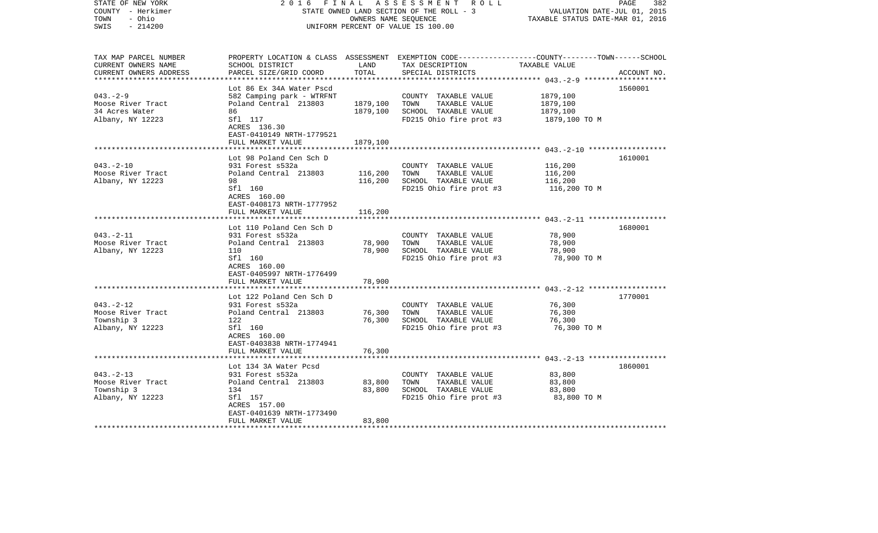STATE OF NEW YORK
COUNTY - Herkimer
TOWN - Ohio
SWIS - 214200

2016 FINAL ASSESSMENT ROLL
STATE OWNED LAND SECTION OF THE ROLL - 3
OWNERS NAME SEQUENCE
UNIFORM PERCENT OF VALUE IS 100.00

VALUATION DATE-JUL 01, 2015
TAXABLE STATUS DATE-MAR 01, 2016

| TAX MAP PARCEL NUMBER / CURRENT OWNERS NAME / CURRENT OWNERS ADDRESS | PROPERTY LOCATION & CLASS / SCHOOL DISTRICT / PARCEL SIZE/GRID COORD | ASSESSMENT LAND | TOTAL | EXEMPTION CODE / TAX DESCRIPTION / SPECIAL DISTRICTS | TAXABLE VALUE (COUNTY--TOWN--SCHOOL) | ACCOUNT NO. |
|---|---|---|---|---|---|---|
| **043.-2-9** | Lot 86 Ex 34A Water Pscd | | | | | 1560001 |
| 043.-2-9 | 582 Camping park - WTRFNT | | | COUNTY TAXABLE VALUE | 1879,100 | |
| Moose River Tract | Poland Central 213803 | 1879,100 | | TOWN TAXABLE VALUE | 1879,100 | |
| 34 Acres Water | 86 | | 1879,100 | SCHOOL TAXABLE VALUE | 1879,100 | |
| Albany, NY 12223 | Sfl 117 | | | FD215 Ohio fire prot #3 | 1879,100 TO M | |
| | ACRES 136.30 | | | | | |
| | EAST-0410149 NRTH-1779521 | | | | | |
| | FULL MARKET VALUE | | 1879,100 | | | |
| **043.-2-10** | Lot 98 Poland Cen Sch D | | | | | 1610001 |
| 043.-2-10 | 931 Forest s532a | | | COUNTY TAXABLE VALUE | 116,200 | |
| Moose River Tract | Poland Central 213803 | 116,200 | | TOWN TAXABLE VALUE | 116,200 | |
| Albany, NY 12223 | 98 | | 116,200 | SCHOOL TAXABLE VALUE | 116,200 | |
| | Sfl 160 | | | FD215 Ohio fire prot #3 | 116,200 TO M | |
| | ACRES 160.00 | | | | | |
| | EAST-0408173 NRTH-1777952 | | | | | |
| | FULL MARKET VALUE | | 116,200 | | | |
| **043.-2-11** | Lot 110 Poland Cen Sch D | | | | | 1680001 |
| 043.-2-11 | 931 Forest s532a | | | COUNTY TAXABLE VALUE | 78,900 | |
| Moose River Tract | Poland Central 213803 | 78,900 | | TOWN TAXABLE VALUE | 78,900 | |
| Albany, NY 12223 | 110 | | 78,900 | SCHOOL TAXABLE VALUE | 78,900 | |
| | Sfl 160 | | | FD215 Ohio fire prot #3 | 78,900 TO M | |
| | ACRES 160.00 | | | | | |
| | EAST-0405997 NRTH-1776499 | | | | | |
| | FULL MARKET VALUE | | 78,900 | | | |
| **043.-2-12** | Lot 122 Poland Cen Sch D | | | | | 1770001 |
| 043.-2-12 | 931 Forest s532a | | | COUNTY TAXABLE VALUE | 76,300 | |
| Moose River Tract | Poland Central 213803 | 76,300 | | TOWN TAXABLE VALUE | 76,300 | |
| Township 3 | 122 | | 76,300 | SCHOOL TAXABLE VALUE | 76,300 | |
| Albany, NY 12223 | Sfl 160 | | | FD215 Ohio fire prot #3 | 76,300 TO M | |
| | ACRES 160.00 | | | | | |
| | EAST-0403838 NRTH-1774941 | | | | | |
| | FULL MARKET VALUE | | 76,300 | | | |
| **043.-2-13** | Lot 134 3A Water Pcsd | | | | | 1860001 |
| 043.-2-13 | 931 Forest s532a | | | COUNTY TAXABLE VALUE | 83,800 | |
| Moose River Tract | Poland Central 213803 | 83,800 | | TOWN TAXABLE VALUE | 83,800 | |
| Township 3 | 134 | | 83,800 | SCHOOL TAXABLE VALUE | 83,800 | |
| Albany, NY 12223 | Sfl 157 | | | FD215 Ohio fire prot #3 | 83,800 TO M | |
| | ACRES 157.00 | | | | | |
| | EAST-0401639 NRTH-1773490 | | | | | |
| | FULL MARKET VALUE | | 83,800 | | | |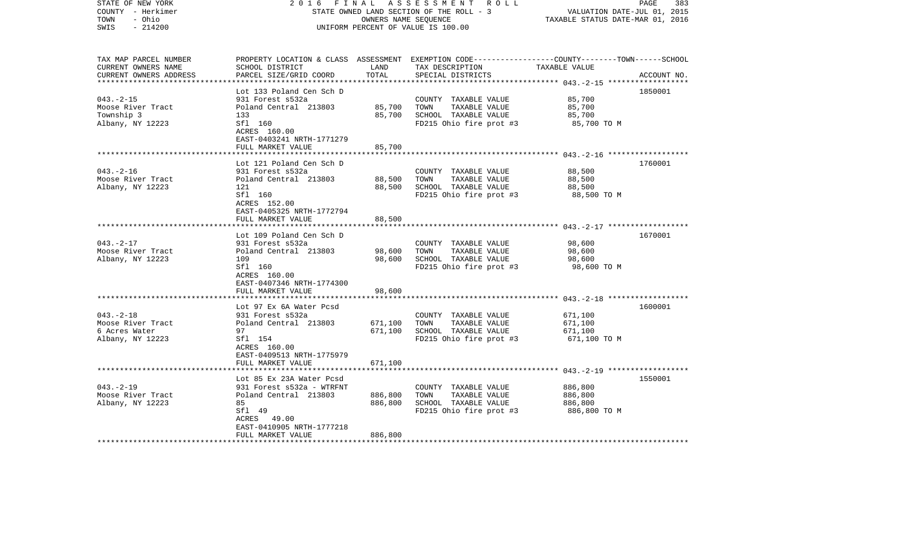STATE OF NEW YORK
COUNTY - Herkimer
TOWN - Ohio
SWIS - 214200

2016 FINAL ASSESSMENT ROLL
STATE OWNED LAND SECTION OF THE ROLL - 3
OWNERS NAME SEQUENCE
UNIFORM PERCENT OF VALUE IS 100.00

VALUATION DATE-JUL 01, 2015
TAXABLE STATUS DATE-MAR 01, 2016

| TAX MAP PARCEL NUMBER<br>CURRENT OWNERS NAME<br>CURRENT OWNERS ADDRESS | PROPERTY LOCATION & CLASS<br>SCHOOL DISTRICT<br>PARCEL SIZE/GRID COORD | ASSESSMENT<br>LAND<br>TOTAL | EXEMPTION CODE-----COUNTY-----TOWN-----SCHOOL<br>TAX DESCRIPTION<br>SPECIAL DISTRICTS | TAXABLE VALUE | ACCOUNT NO. |
|---|---|---|---|---|---|
| 043.-2-15 | Lot 133 Poland Cen Sch D | | | | 1850001 |
| | 931 Forest s532a | | COUNTY TAXABLE VALUE | 85,700 | |
| Moose River Tract | Poland Central 213803 | 85,700 | TOWN TAXABLE VALUE | 85,700 | |
| Township 3 | 133 | 85,700 | SCHOOL TAXABLE VALUE | 85,700 | |
| Albany, NY 12223 | Sfl 160 | | FD215 Ohio fire prot #3 | 85,700 TO M | |
| | ACRES 160.00 | | | | |
| | EAST-0403241 NRTH-1771279 | | | | |
| | FULL MARKET VALUE | 85,700 | | | |
| 043.-2-16 | Lot 121 Poland Cen Sch D | | | | 1760001 |
| | 931 Forest s532a | | COUNTY TAXABLE VALUE | 88,500 | |
| Moose River Tract | Poland Central 213803 | 88,500 | TOWN TAXABLE VALUE | 88,500 | |
| Albany, NY 12223 | 121 | 88,500 | SCHOOL TAXABLE VALUE | 88,500 | |
| | Sfl 160 | | FD215 Ohio fire prot #3 | 88,500 TO M | |
| | ACRES 152.00 | | | | |
| | EAST-0405325 NRTH-1772794 | | | | |
| | FULL MARKET VALUE | 88,500 | | | |
| 043.-2-17 | Lot 109 Poland Cen Sch D | | | | 1670001 |
| | 931 Forest s532a | | COUNTY TAXABLE VALUE | 98,600 | |
| Moose River Tract | Poland Central 213803 | 98,600 | TOWN TAXABLE VALUE | 98,600 | |
| Albany, NY 12223 | 109 | 98,600 | SCHOOL TAXABLE VALUE | 98,600 | |
| | Sfl 160 | | FD215 Ohio fire prot #3 | 98,600 TO M | |
| | ACRES 160.00 | | | | |
| | EAST-0407346 NRTH-1774300 | | | | |
| | FULL MARKET VALUE | 98,600 | | | |
| 043.-2-18 | Lot 97 Ex 6A Water Pcsd | | | | 1600001 |
| | 931 Forest s532a | | COUNTY TAXABLE VALUE | 671,100 | |
| Moose River Tract | Poland Central 213803 | 671,100 | TOWN TAXABLE VALUE | 671,100 | |
| 6 Acres Water | 97 | 671,100 | SCHOOL TAXABLE VALUE | 671,100 | |
| Albany, NY 12223 | Sfl 154 | | FD215 Ohio fire prot #3 | 671,100 TO M | |
| | ACRES 160.00 | | | | |
| | EAST-0409513 NRTH-1775979 | | | | |
| | FULL MARKET VALUE | 671,100 | | | |
| 043.-2-19 | Lot 85 Ex 23A Water Pcsd | | | | 1550001 |
| | 931 Forest s532a - WTRFNT | | COUNTY TAXABLE VALUE | 886,800 | |
| Moose River Tract | Poland Central 213803 | 886,800 | TOWN TAXABLE VALUE | 886,800 | |
| Albany, NY 12223 | 85 | 886,800 | SCHOOL TAXABLE VALUE | 886,800 | |
| | Sfl 49 | | FD215 Ohio fire prot #3 | 886,800 TO M | |
| | ACRES 49.00 | | | | |
| | EAST-0410905 NRTH-1777218 | | | | |
| | FULL MARKET VALUE | 886,800 | | | |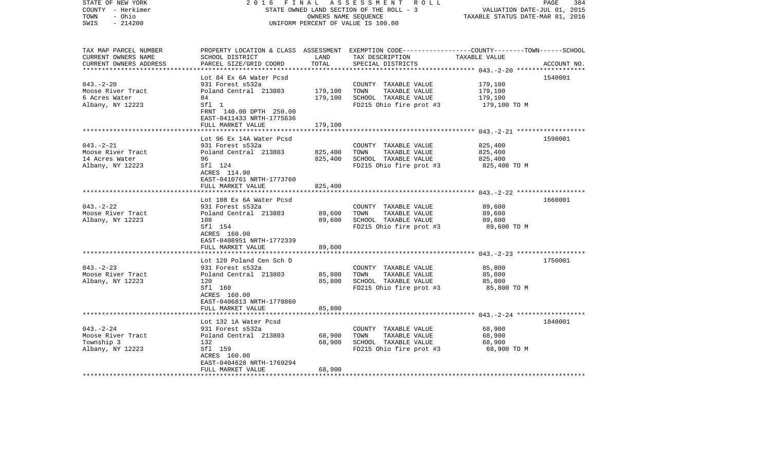STATE OF NEW YORK
COUNTY - Herkimer
TOWN - Ohio
SWIS - 214200

2016 FINAL ASSESSMENT ROLL
STATE OWNED LAND SECTION OF THE ROLL - 3
OWNERS NAME SEQUENCE
UNIFORM PERCENT OF VALUE IS 100.00

VALUATION DATE-JUL 01, 2015
TAXABLE STATUS DATE-MAR 01, 2016

| TAX MAP PARCEL NUMBER<br>CURRENT OWNERS NAME<br>CURRENT OWNERS ADDRESS | PROPERTY LOCATION & CLASS<br>SCHOOL DISTRICT<br>PARCEL SIZE/GRID COORD | ASSESSMENT<br>LAND<br>TOTAL | EXEMPTION CODE<br>TAX DESCRIPTION<br>SPECIAL DISTRICTS | COUNTY--------TOWN------SCHOOL<br>TAXABLE VALUE | ACCOUNT NO. |
|---|---|---|---|---|---|
| **043.-2-20** | Lot 84 Ex 6A Water Pcsd | | | | 1540001 |
| 043.-2-20 | 931 Forest s532a | | COUNTY TAXABLE VALUE | 179,100 | |
| Moose River Tract | Poland Central 213803 | 179,100 | TOWN TAXABLE VALUE | 179,100 | |
| 6 Acres Water | 84 | 179,100 | SCHOOL TAXABLE VALUE | 179,100 | |
| Albany, NY 12223 | Sfl 1 | | FD215 Ohio fire prot #3 | 179,100 TO M | |
| | FRNT 140.00 DPTH 250.00 | | | | |
| | EAST-0411433 NRTH-1775636 | | | | |
| | FULL MARKET VALUE | 179,100 | | | |
| **043.-2-21** | Lot 96 Ex 14A Water Pcsd | | | | 1590001 |
| 043.-2-21 | 931 Forest s532a | | COUNTY TAXABLE VALUE | 825,400 | |
| Moose River Tract | Poland Central 213803 | 825,400 | TOWN TAXABLE VALUE | 825,400 | |
| 14 Acres Water | 96 | 825,400 | SCHOOL TAXABLE VALUE | 825,400 | |
| Albany, NY 12223 | Sfl 124 | | FD215 Ohio fire prot #3 | 825,400 TO M | |
| | ACRES 114.90 | | | | |
| | EAST-0410761 NRTH-1773760 | | | | |
| | FULL MARKET VALUE | 825,400 | | | |
| **043.-2-22** | Lot 108 Ex 6A Water Pcsd | | | | 1660001 |
| 043.-2-22 | 931 Forest s532a | | COUNTY TAXABLE VALUE | 89,600 | |
| Moose River Tract | Poland Central 213803 | 89,600 | TOWN TAXABLE VALUE | 89,600 | |
| Albany, NY 12223 | 108 | 89,600 | SCHOOL TAXABLE VALUE | 89,600 | |
| | Sfl 154 | | FD215 Ohio fire prot #3 | 89,600 TO M | |
| | ACRES 160.00 | | | | |
| | EAST-0408951 NRTH-1772339 | | | | |
| | FULL MARKET VALUE | 89,600 | | | |
| **043.-2-23** | Lot 120 Poland Cen Sch D | | | | 1750001 |
| 043.-2-23 | 931 Forest s532a | | COUNTY TAXABLE VALUE | 85,800 | |
| Moose River Tract | Poland Central 213803 | 85,800 | TOWN TAXABLE VALUE | 85,800 | |
| Albany, NY 12223 | 120 | 85,800 | SCHOOL TAXABLE VALUE | 85,800 | |
| | Sfl 160 | | FD215 Ohio fire prot #3 | 85,800 TO M | |
| | ACRES 160.00 | | | | |
| | EAST-0406813 NRTH-1770860 | | | | |
| | FULL MARKET VALUE | 85,800 | | | |
| **043.-2-24** | Lot 132 1A Water Pcsd | | | | 1840001 |
| 043.-2-24 | 931 Forest s532a | | COUNTY TAXABLE VALUE | 68,900 | |
| Moose River Tract | Poland Central 213803 | 68,900 | TOWN TAXABLE VALUE | 68,900 | |
| Township 3 | 132 | 68,900 | SCHOOL TAXABLE VALUE | 68,900 | |
| Albany, NY 12223 | Sfl 159 | | FD215 Ohio fire prot #3 | 68,900 TO M | |
| | ACRES 160.00 | | | | |
| | EAST-0404628 NRTH-1769294 | | | | |
| | FULL MARKET VALUE | 68,900 | | | |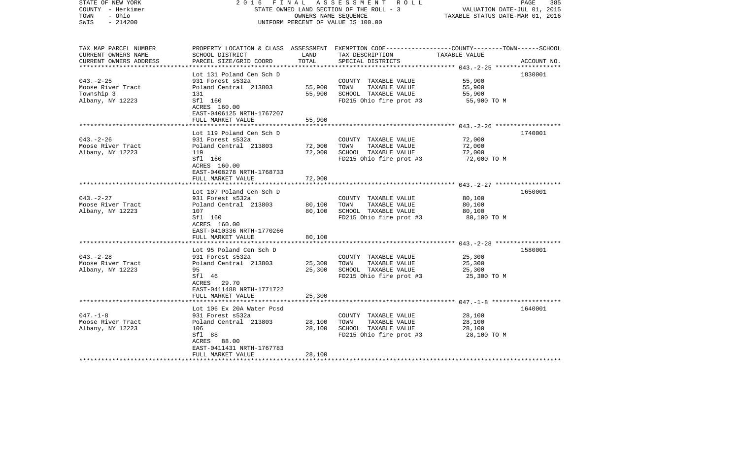STATE OF NEW YORK — 2016 FINAL ASSESSMENT ROLL — PAGE 385
COUNTY - Herkimer — STATE OWNED LAND SECTION OF THE ROLL - 3 — VALUATION DATE-JUL 01, 2015
TOWN - Ohio — OWNERS NAME SEQUENCE — TAXABLE STATUS DATE-MAR 01, 2016
SWIS - 214200 — UNIFORM PERCENT OF VALUE IS 100.00

| TAX MAP PARCEL NUMBER / CURRENT OWNERS NAME / CURRENT OWNERS ADDRESS | PROPERTY LOCATION & CLASS / SCHOOL DISTRICT / PARCEL SIZE/GRID COORD | ASSESSMENT LAND | TOTAL | EXEMPTION CODE / TAX DESCRIPTION / SPECIAL DISTRICTS | COUNTY--TOWN--SCHOOL TAXABLE VALUE | ACCOUNT NO. |
|---|---|---|---|---|---|---|
| 043.-2-25 | Lot 131 Poland Cen Sch D | | | | | 1830001 |
| Moose River Tract | 931 Forest s532a | | | COUNTY TAXABLE VALUE | 55,900 | |
| Township 3 | Poland Central 213803 | 55,900 | | TOWN TAXABLE VALUE | 55,900 | |
| Albany, NY 12223 | 131 | | 55,900 | SCHOOL TAXABLE VALUE | 55,900 | |
| | Sfl 160 | | | FD215 Ohio fire prot #3 | 55,900 TO M | |
| | ACRES 160.00 | | | | | |
| | EAST-0406125 NRTH-1767207 | | | | | |
| | FULL MARKET VALUE | | 55,900 | | | |
| 043.-2-26 | Lot 119 Poland Cen Sch D | | | | | 1740001 |
| Moose River Tract | 931 Forest s532a | | | COUNTY TAXABLE VALUE | 72,000 | |
| Albany, NY 12223 | Poland Central 213803 | 72,000 | | TOWN TAXABLE VALUE | 72,000 | |
| | 119 | | 72,000 | SCHOOL TAXABLE VALUE | 72,000 | |
| | Sfl 160 | | | FD215 Ohio fire prot #3 | 72,000 TO M | |
| | ACRES 160.00 | | | | | |
| | EAST-0408278 NRTH-1768733 | | | | | |
| | FULL MARKET VALUE | | 72,000 | | | |
| 043.-2-27 | Lot 107 Poland Cen Sch D | | | | | 1650001 |
| Moose River Tract | 931 Forest s532a | | | COUNTY TAXABLE VALUE | 80,100 | |
| Albany, NY 12223 | Poland Central 213803 | 80,100 | | TOWN TAXABLE VALUE | 80,100 | |
| | 107 | | 80,100 | SCHOOL TAXABLE VALUE | 80,100 | |
| | Sfl 160 | | | FD215 Ohio fire prot #3 | 80,100 TO M | |
| | ACRES 160.00 | | | | | |
| | EAST-0410336 NRTH-1770266 | | | | | |
| | FULL MARKET VALUE | | 80,100 | | | |
| 043.-2-28 | Lot 95 Poland Cen Sch D | | | | | 1580001 |
| Moose River Tract | 931 Forest s532a | | | COUNTY TAXABLE VALUE | 25,300 | |
| Albany, NY 12223 | Poland Central 213803 | 25,300 | | TOWN TAXABLE VALUE | 25,300 | |
| | 95 | | 25,300 | SCHOOL TAXABLE VALUE | 25,300 | |
| | Sfl 46 | | | FD215 Ohio fire prot #3 | 25,300 TO M | |
| | ACRES 29.70 | | | | | |
| | EAST-0411488 NRTH-1771722 | | | | | |
| | FULL MARKET VALUE | | 25,300 | | | |
| 047.-1-8 | Lot 106 Ex 20A Water Pcsd | | | | | 1640001 |
| Moose River Tract | 931 Forest s532a | | | COUNTY TAXABLE VALUE | 28,100 | |
| Albany, NY 12223 | Poland Central 213803 | 28,100 | | TOWN TAXABLE VALUE | 28,100 | |
| | 106 | | 28,100 | SCHOOL TAXABLE VALUE | 28,100 | |
| | Sfl 88 | | | FD215 Ohio fire prot #3 | 28,100 TO M | |
| | ACRES 88.00 | | | | | |
| | EAST-0411431 NRTH-1767783 | | | | | |
| | FULL MARKET VALUE | | 28,100 | | | |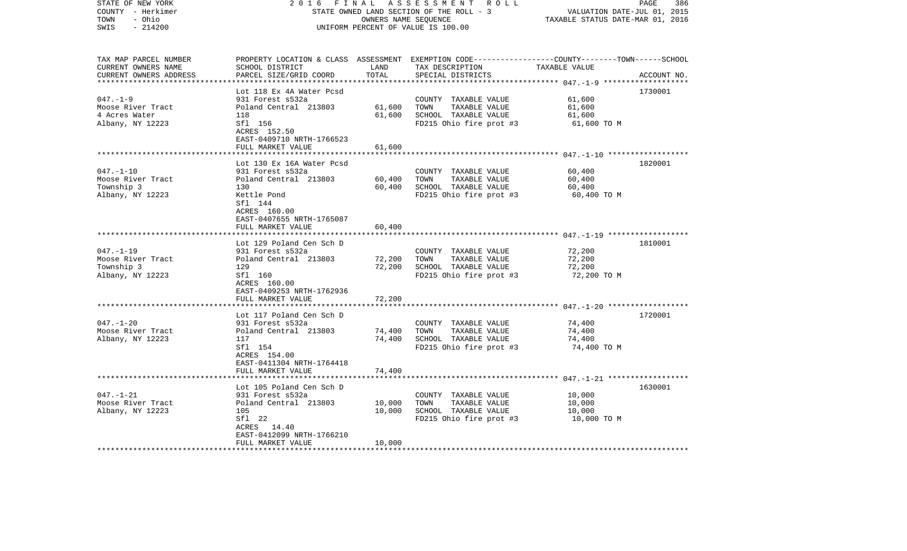STATE OF NEW YORK　　　　2 0 1 6　F I N A L　A S S E S S M E N T　R O L L
COUNTY - Herkimer　　　　STATE OWNED LAND SECTION OF THE ROLL - 3　　　　VALUATION DATE-JUL 01, 2015
TOWN - Ohio　　　　OWNERS NAME SEQUENCE　　　　TAXABLE STATUS DATE-MAR 01, 2016
SWIS - 214200　　　　UNIFORM PERCENT OF VALUE IS 100.00

| TAX MAP PARCEL NUMBER / CURRENT OWNERS NAME / CURRENT OWNERS ADDRESS | PROPERTY LOCATION & CLASS / SCHOOL DISTRICT / PARCEL SIZE/GRID COORD | ASSESSMENT LAND | TOTAL | EXEMPTION CODE / TAX DESCRIPTION / SPECIAL DISTRICTS | TAXABLE VALUE (COUNTY / TOWN / SCHOOL) | ACCOUNT NO. |
|---|---|---|---|---|---|---|
| 047.-1-9 | Lot 118 Ex 4A Water Pcsd | | | | | 1730001 |
| Moose River Tract | 931 Forest s532a | | | COUNTY TAXABLE VALUE | 61,600 | |
| 4 Acres Water | Poland Central 213803 | 61,600 | | TOWN TAXABLE VALUE | 61,600 | |
| Albany, NY 12223 | 118 | | 61,600 | SCHOOL TAXABLE VALUE | 61,600 | |
| | Sfl 156 | | | FD215 Ohio fire prot #3 | 61,600 TO M | |
| | ACRES 152.50 | | | | | |
| | EAST-0409710 NRTH-1766523 | | | | | |
| | FULL MARKET VALUE | | 61,600 | | | |
| 047.-1-10 | Lot 130 Ex 16A Water Pcsd | | | | | 1820001 |
| Moose River Tract | 931 Forest s532a | | | COUNTY TAXABLE VALUE | 60,400 | |
| Township 3 | Poland Central 213803 | 60,400 | | TOWN TAXABLE VALUE | 60,400 | |
| Albany, NY 12223 | 130 | | 60,400 | SCHOOL TAXABLE VALUE | 60,400 | |
| | Kettle Pond | | | FD215 Ohio fire prot #3 | 60,400 TO M | |
| | Sfl 144 | | | | | |
| | ACRES 160.00 | | | | | |
| | EAST-0407655 NRTH-1765087 | | | | | |
| | FULL MARKET VALUE | | 60,400 | | | |
| 047.-1-19 | Lot 129 Poland Cen Sch D | | | | | 1810001 |
| Moose River Tract | 931 Forest s532a | | | COUNTY TAXABLE VALUE | 72,200 | |
| Township 3 | Poland Central 213803 | 72,200 | | TOWN TAXABLE VALUE | 72,200 | |
| Albany, NY 12223 | 129 | | 72,200 | SCHOOL TAXABLE VALUE | 72,200 | |
| | Sfl 160 | | | FD215 Ohio fire prot #3 | 72,200 TO M | |
| | ACRES 160.00 | | | | | |
| | EAST-0409253 NRTH-1762936 | | | | | |
| | FULL MARKET VALUE | | 72,200 | | | |
| 047.-1-20 | Lot 117 Poland Cen Sch D | | | | | 1720001 |
| Moose River Tract | 931 Forest s532a | | | COUNTY TAXABLE VALUE | 74,400 | |
| Albany, NY 12223 | Poland Central 213803 | 74,400 | | TOWN TAXABLE VALUE | 74,400 | |
| | 117 | | 74,400 | SCHOOL TAXABLE VALUE | 74,400 | |
| | Sfl 154 | | | FD215 Ohio fire prot #3 | 74,400 TO M | |
| | ACRES 154.00 | | | | | |
| | EAST-0411304 NRTH-1764418 | | | | | |
| | FULL MARKET VALUE | | 74,400 | | | |
| 047.-1-21 | Lot 105 Poland Cen Sch D | | | | | 1630001 |
| Moose River Tract | 931 Forest s532a | | | COUNTY TAXABLE VALUE | 10,000 | |
| Albany, NY 12223 | Poland Central 213803 | 10,000 | | TOWN TAXABLE VALUE | 10,000 | |
| | 105 | | 10,000 | SCHOOL TAXABLE VALUE | 10,000 | |
| | Sfl 22 | | | FD215 Ohio fire prot #3 | 10,000 TO M | |
| | ACRES 14.40 | | | | | |
| | EAST-0412099 NRTH-1766210 | | | | | |
| | FULL MARKET VALUE | | 10,000 | | | |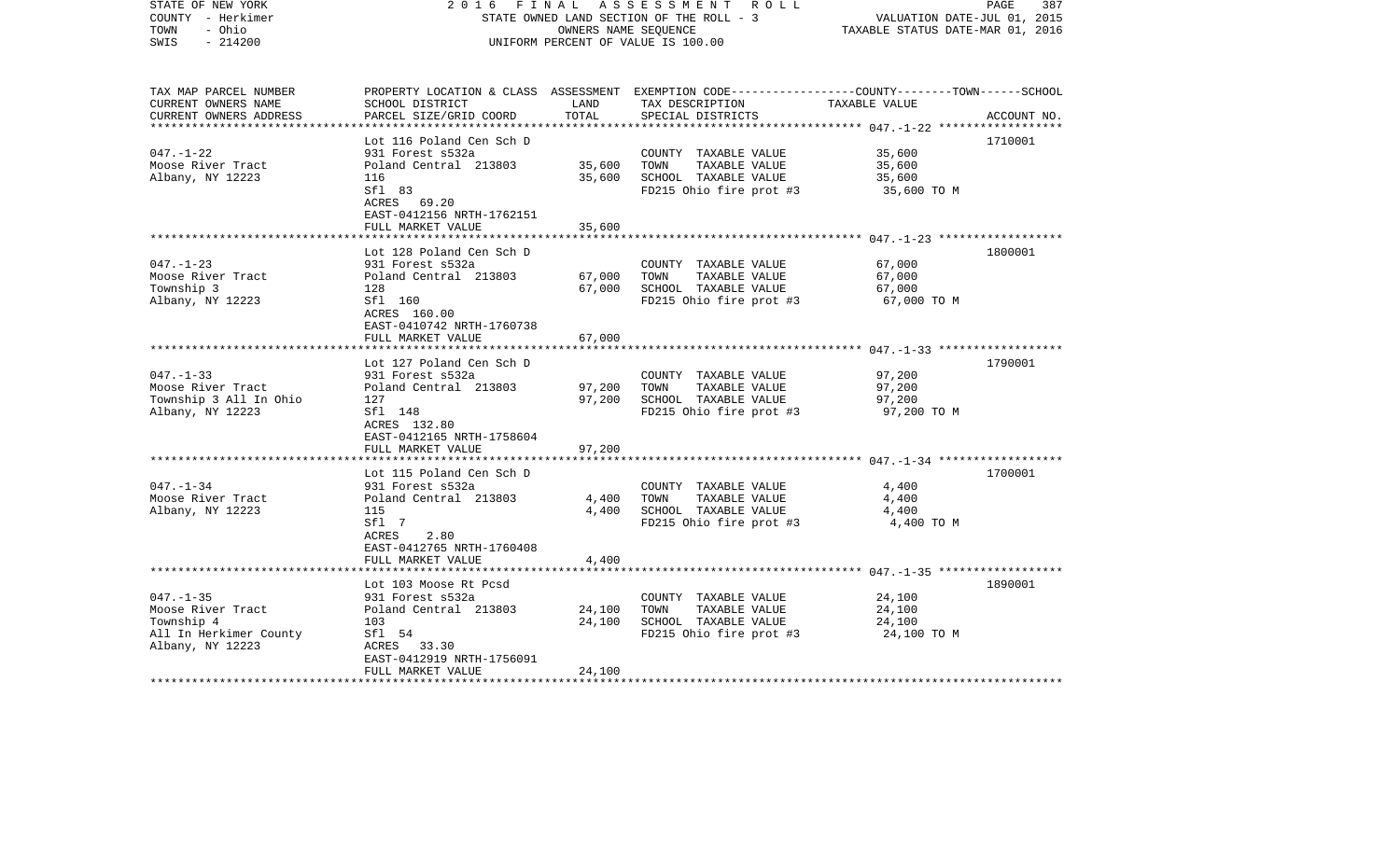| TAX MAP PARCEL NUMBER<br>CURRENT OWNERS NAME<br>CURRENT OWNERS ADDRESS | PROPERTY LOCATION & CLASS<br>SCHOOL DISTRICT<br>PARCEL SIZE/GRID COORD | ASSESSMENT<br>LAND<br>TOTAL | EXEMPTION CODE-----------------COUNTY--------TOWN------SCHOOL<br>TAX DESCRIPTION<br>SPECIAL DISTRICTS | TAXABLE VALUE | ACCOUNT NO. |
|---|---|---|---|---|---|
| **047.-1-22** | Lot 116 Poland Cen Sch D | | | | 1710001 |
| 047.-1-22 | 931 Forest s532a | | COUNTY TAXABLE VALUE | 35,600 | |
| Moose River Tract | Poland Central 213803 | 35,600 | TOWN TAXABLE VALUE | 35,600 | |
| Albany, NY 12223 | 116 | 35,600 | SCHOOL TAXABLE VALUE | 35,600 | |
| | Sfl 83 | | FD215 Ohio fire prot #3 | 35,600 TO M | |
| | ACRES 69.20 | | | | |
| | EAST-0412156 NRTH-1762151 | | | | |
| | FULL MARKET VALUE | 35,600 | | | |
| **047.-1-23** | Lot 128 Poland Cen Sch D | | | | 1800001 |
| 047.-1-23 | 931 Forest s532a | | COUNTY TAXABLE VALUE | 67,000 | |
| Moose River Tract | Poland Central 213803 | 67,000 | TOWN TAXABLE VALUE | 67,000 | |
| Township 3 | 128 | 67,000 | SCHOOL TAXABLE VALUE | 67,000 | |
| Albany, NY 12223 | Sfl 160 | | FD215 Ohio fire prot #3 | 67,000 TO M | |
| | ACRES 160.00 | | | | |
| | EAST-0410742 NRTH-1760738 | | | | |
| | FULL MARKET VALUE | 67,000 | | | |
| **047.-1-33** | Lot 127 Poland Cen Sch D | | | | 1790001 |
| 047.-1-33 | 931 Forest s532a | | COUNTY TAXABLE VALUE | 97,200 | |
| Moose River Tract | Poland Central 213803 | 97,200 | TOWN TAXABLE VALUE | 97,200 | |
| Township 3 All In Ohio | 127 | 97,200 | SCHOOL TAXABLE VALUE | 97,200 | |
| Albany, NY 12223 | Sfl 148 | | FD215 Ohio fire prot #3 | 97,200 TO M | |
| | ACRES 132.80 | | | | |
| | EAST-0412165 NRTH-1758604 | | | | |
| | FULL MARKET VALUE | 97,200 | | | |
| **047.-1-34** | Lot 115 Poland Cen Sch D | | | | 1700001 |
| 047.-1-34 | 931 Forest s532a | | COUNTY TAXABLE VALUE | 4,400 | |
| Moose River Tract | Poland Central 213803 | 4,400 | TOWN TAXABLE VALUE | 4,400 | |
| Albany, NY 12223 | 115 | 4,400 | SCHOOL TAXABLE VALUE | 4,400 | |
| | Sfl 7 | | FD215 Ohio fire prot #3 | 4,400 TO M | |
| | ACRES 2.80 | | | | |
| | EAST-0412765 NRTH-1760408 | | | | |
| | FULL MARKET VALUE | 4,400 | | | |
| **047.-1-35** | Lot 103 Moose Rt Pcsd | | | | 1890001 |
| 047.-1-35 | 931 Forest s532a | | COUNTY TAXABLE VALUE | 24,100 | |
| Moose River Tract | Poland Central 213803 | 24,100 | TOWN TAXABLE VALUE | 24,100 | |
| Township 4 | 103 | 24,100 | SCHOOL TAXABLE VALUE | 24,100 | |
| All In Herkimer County | Sfl 54 | | FD215 Ohio fire prot #3 | 24,100 TO M | |
| Albany, NY 12223 | ACRES 33.30 | | | | |
| | EAST-0412919 NRTH-1756091 | | | | |
| | FULL MARKET VALUE | 24,100 | | | |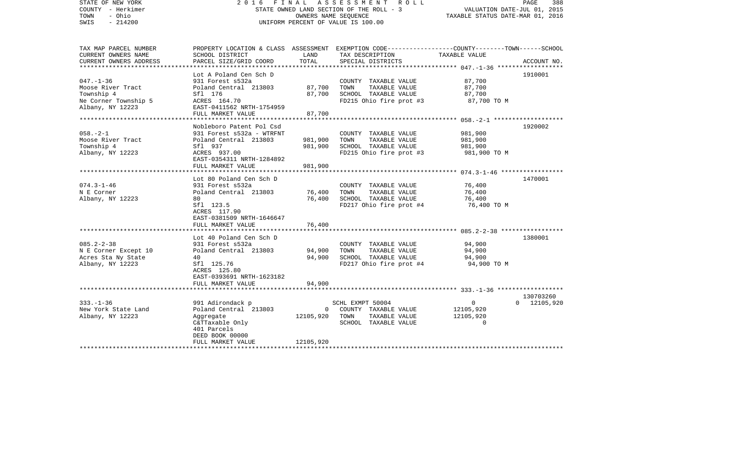STATE OF NEW YORK 2016 FINAL ASSESSMENT ROLL
COUNTY - Herkimer STATE OWNED LAND SECTION OF THE ROLL - 3 VALUATION DATE-JUL 01, 2015
TOWN - Ohio OWNERS NAME SEQUENCE TAXABLE STATUS DATE-MAR 01, 2016
SWIS - 214200 UNIFORM PERCENT OF VALUE IS 100.00

| TAX MAP PARCEL NUMBER / CURRENT OWNERS NAME / CURRENT OWNERS ADDRESS | PROPERTY LOCATION & CLASS / SCHOOL DISTRICT / PARCEL SIZE/GRID COORD | ASSESSMENT LAND | TOTAL | EXEMPTION CODE / TAX DESCRIPTION / SPECIAL DISTRICTS | COUNTY--------TOWN------SCHOOL TAXABLE VALUE | ACCOUNT NO. |
|---|---|---|---|---|---|---|
| | Lot A Poland Cen Sch D | | | | | 1910001 |
| 047.-1-36 | 931 Forest s532a | | | COUNTY TAXABLE VALUE | 87,700 | |
| Moose River Tract | Poland Central 213803 | 87,700 | | TOWN TAXABLE VALUE | 87,700 | |
| Township 4 | Sfl 176 | | 87,700 | SCHOOL TAXABLE VALUE | 87,700 | |
| Ne Corner Township 5 | ACRES 164.70 | | | FD215 Ohio fire prot #3 | 87,700 TO M | |
| Albany, NY 12223 | EAST-0411562 NRTH-1754959 | | | | | |
| | FULL MARKET VALUE | | 87,700 | | | |
| | Nobleboro Patent Pol Csd | | | | | 1920002 |
| 058.-2-1 | 931 Forest s532a - WTRFNT | | | COUNTY TAXABLE VALUE | 981,900 | |
| Moose River Tract | Poland Central 213803 | 981,900 | | TOWN TAXABLE VALUE | 981,900 | |
| Township 4 | Sfl 937 | | 981,900 | SCHOOL TAXABLE VALUE | 981,900 | |
| Albany, NY 12223 | ACRES 937.00 | | | FD215 Ohio fire prot #3 | 981,900 TO M | |
| | EAST-0354311 NRTH-1284892 | | | | | |
| | FULL MARKET VALUE | | 981,900 | | | |
| | Lot 80 Poland Cen Sch D | | | | | 1470001 |
| 074.3-1-46 | 931 Forest s532a | | | COUNTY TAXABLE VALUE | 76,400 | |
| N E Corner | Poland Central 213803 | 76,400 | | TOWN TAXABLE VALUE | 76,400 | |
| Albany, NY 12223 | 80 | | 76,400 | SCHOOL TAXABLE VALUE | 76,400 | |
| | Sfl 123.5 | | | FD217 Ohio fire prot #4 | 76,400 TO M | |
| | ACRES 117.90 | | | | | |
| | EAST-0381509 NRTH-1646647 | | | | | |
| | FULL MARKET VALUE | | 76,400 | | | |
| | Lot 40 Poland Cen Sch D | | | | | 1380001 |
| 085.2-2-38 | 931 Forest s532a | | | COUNTY TAXABLE VALUE | 94,900 | |
| N E Corner Except 10 | Poland Central 213803 | 94,900 | | TOWN TAXABLE VALUE | 94,900 | |
| Acres Sta Ny State | 40 | | 94,900 | SCHOOL TAXABLE VALUE | 94,900 | |
| Albany, NY 12223 | Sfl 125.76 | | | FD217 Ohio fire prot #4 | 94,900 TO M | |
| | ACRES 125.80 | | | | | |
| | EAST-0393691 NRTH-1623182 | | | | | |
| | FULL MARKET VALUE | | 94,900 | | | |
| | | | | | | 130703260 |
| 333.-1-36 | 991 Adirondack p | | | SCHL EXMPT 50004 | 0 0 12105,920 | |
| New York State Land | Poland Central 213803 | 0 | | COUNTY TAXABLE VALUE | 12105,920 | |
| Albany, NY 12223 | Aggregate | | 12105,920 | TOWN TAXABLE VALUE | 12105,920 | |
| | C&TTaxable Only | | | SCHOOL TAXABLE VALUE | 0 | |
| | 401 Parcels | | | | | |
| | DEED BOOK 00000 | | | | | |
| | FULL MARKET VALUE | | 12105,920 | | | |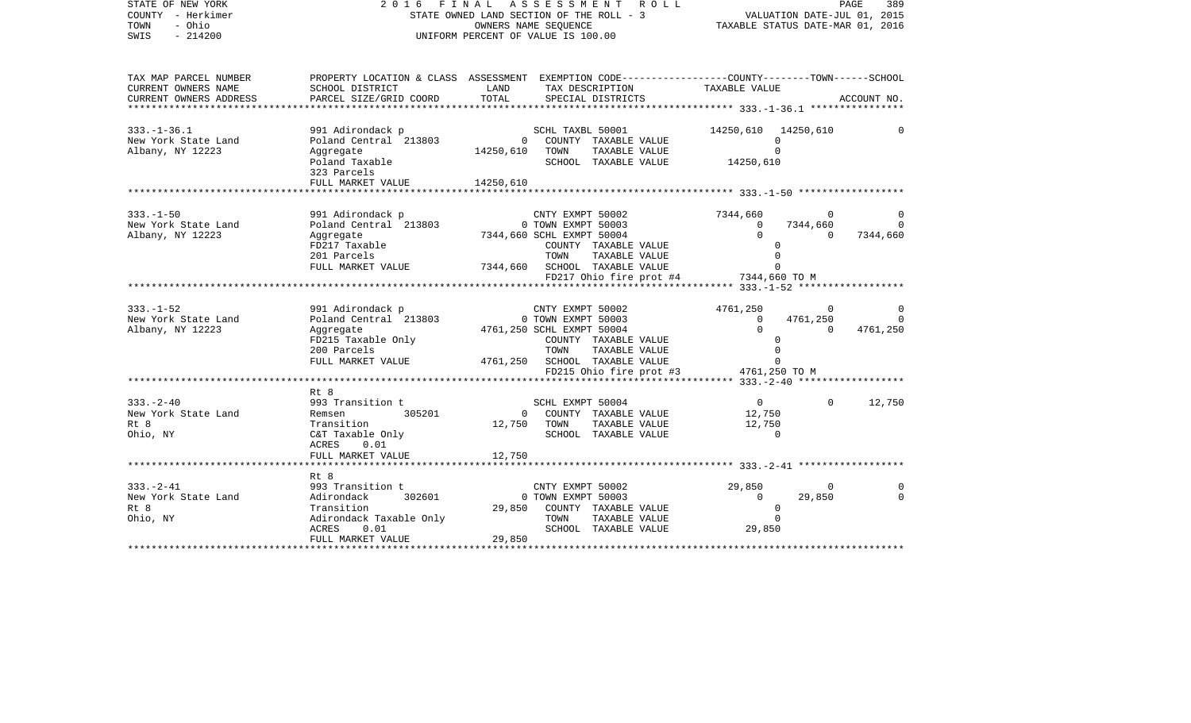STATE OF NEW YORK | 2016 FINAL ASSESSMENT ROLL | PAGE 389
COUNTY - Herkimer | STATE OWNED LAND SECTION OF THE ROLL - 3 | VALUATION DATE-JUL 01, 2015
TOWN - Ohio | OWNERS NAME SEQUENCE | TAXABLE STATUS DATE-MAR 01, 2016
SWIS - 214200 | UNIFORM PERCENT OF VALUE IS 100.00

| TAX MAP PARCEL NUMBER / CURRENT OWNERS NAME / CURRENT OWNERS ADDRESS | PROPERTY LOCATION & CLASS / SCHOOL DISTRICT / PARCEL SIZE/GRID COORD | ASSESSMENT LAND / TOTAL | EXEMPTION CODE / TAX DESCRIPTION / SPECIAL DISTRICTS | COUNTY TAXABLE VALUE | TOWN | SCHOOL / ACCOUNT NO. |
|---|---|---|---|---|---|---|
| 333.-1-36.1 | 991 Adirondack p | | SCHL TAXBL 50001 | 14250,610 | 14250,610 | 0 |
| New York State Land | Poland Central 213803 | 0 | COUNTY TAXABLE VALUE | 0 | | |
| Albany, NY 12223 | Aggregate | 14250,610 | TOWN TAXABLE VALUE | 0 | | |
| | Poland Taxable | | SCHOOL TAXABLE VALUE | 14250,610 | | |
| | 323 Parcels | | | | | |
| | FULL MARKET VALUE | 14250,610 | | | | |
| 333.-1-50 | 991 Adirondack p | | CNTY EXMPT 50002 | 7344,660 | 0 | 0 |
| New York State Land | Poland Central 213803 | 0 | TOWN EXMPT 50003 | 0 | 7344,660 | 0 |
| Albany, NY 12223 | Aggregate | 7344,660 | SCHL EXMPT 50004 | 0 | 0 | 7344,660 |
| | FD217 Taxable | | COUNTY TAXABLE VALUE | 0 | | |
| | 201 Parcels | | TOWN TAXABLE VALUE | 0 | | |
| | FULL MARKET VALUE | 7344,660 | SCHOOL TAXABLE VALUE | 0 | | |
| | | | FD217 Ohio fire prot #4 | 7344,660 TO M | | |
| 333.-1-52 | 991 Adirondack p | | CNTY EXMPT 50002 | 4761,250 | 0 | 0 |
| New York State Land | Poland Central 213803 | 0 | TOWN EXMPT 50003 | 0 | 4761,250 | 0 |
| Albany, NY 12223 | Aggregate | 4761,250 | SCHL EXMPT 50004 | 0 | 0 | 4761,250 |
| | FD215 Taxable Only | | COUNTY TAXABLE VALUE | 0 | | |
| | 200 Parcels | | TOWN TAXABLE VALUE | 0 | | |
| | FULL MARKET VALUE | 4761,250 | SCHOOL TAXABLE VALUE | 0 | | |
| | | | FD215 Ohio fire prot #3 | 4761,250 TO M | | |
| | Rt 8 | | | | | |
| 333.-2-40 | 993 Transition t | | SCHL EXMPT 50004 | 0 | 0 | 12,750 |
| New York State Land | Remsen 305201 | 0 | COUNTY TAXABLE VALUE | 12,750 | | |
| Rt 8 | Transition | 12,750 | TOWN TAXABLE VALUE | 12,750 | | |
| Ohio, NY | C&T Taxable Only | | SCHOOL TAXABLE VALUE | 0 | | |
| | ACRES 0.01 | | | | | |
| | FULL MARKET VALUE | 12,750 | | | | |
| | Rt 8 | | | | | |
| 333.-2-41 | 993 Transition t | | CNTY EXMPT 50002 | 29,850 | 0 | 0 |
| New York State Land | Adirondack 302601 | 0 | TOWN EXMPT 50003 | 0 | 29,850 | 0 |
| Rt 8 | Transition | 29,850 | COUNTY TAXABLE VALUE | 0 | | |
| Ohio, NY | Adirondack Taxable Only | | TOWN TAXABLE VALUE | 0 | | |
| | ACRES 0.01 | | SCHOOL TAXABLE VALUE | 29,850 | | |
| | FULL MARKET VALUE | 29,850 | | | | |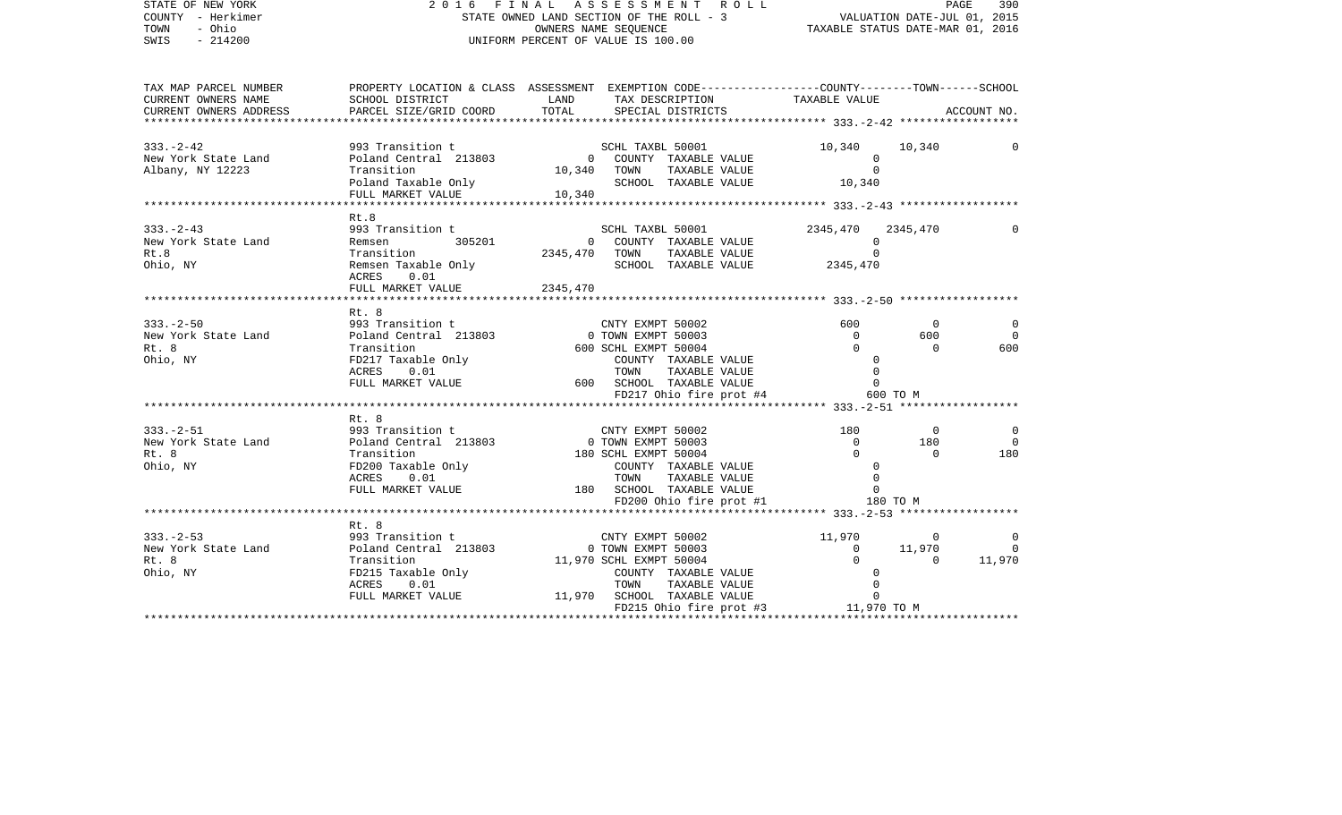STATE OF NEW YORK                    2016 FINAL ASSESSMENT ROLL
COUNTY - Herkimer                    STATE OWNED LAND SECTION OF THE ROLL - 3                    VALUATION DATE-JUL 01, 2015
TOWN - Ohio                          OWNERS NAME SEQUENCE                                        TAXABLE STATUS DATE-MAR 01, 2016
SWIS - 214200                        UNIFORM PERCENT OF VALUE IS 100.00

| TAX MAP PARCEL NUMBER / CURRENT OWNERS NAME / CURRENT OWNERS ADDRESS | PROPERTY LOCATION & CLASS / SCHOOL DISTRICT / PARCEL SIZE/GRID COORD | ASSESSMENT LAND / TOTAL | EXEMPTION CODE / TAX DESCRIPTION / SPECIAL DISTRICTS | COUNTY TAXABLE VALUE | TOWN | SCHOOL / ACCOUNT NO. |
|---|---|---|---|---|---|---|
| **333.-2-42** | | | | | | |
| 333.-2-42 | 993 Transition t | | SCHL TAXBL 50001 | 10,340 | 10,340 | 0 |
| New York State Land | Poland Central 213803 | 0 | COUNTY TAXABLE VALUE | 0 | | |
| Albany, NY 12223 | Transition | 10,340 | TOWN TAXABLE VALUE | 0 | | |
| | Poland Taxable Only | | SCHOOL TAXABLE VALUE | 10,340 | | |
| | FULL MARKET VALUE | 10,340 | | | | |
| **333.-2-43** | | | | | | |
| | Rt.8 | | | | | |
| 333.-2-43 | 993 Transition t | | SCHL TAXBL 50001 | 2345,470 | 2345,470 | 0 |
| New York State Land | Remsen 305201 | 0 | COUNTY TAXABLE VALUE | 0 | | |
| Rt.8 | Transition | 2345,470 | TOWN TAXABLE VALUE | 0 | | |
| Ohio, NY | Remsen Taxable Only | | SCHOOL TAXABLE VALUE | 2345,470 | | |
| | ACRES 0.01 | | | | | |
| | FULL MARKET VALUE | 2345,470 | | | | |
| **333.-2-50** | | | | | | |
| | Rt. 8 | | | | | |
| 333.-2-50 | 993 Transition t | | CNTY EXMPT 50002 | 600 | 0 | 0 |
| New York State Land | Poland Central 213803 | 0 | TOWN EXMPT 50003 | 0 | 600 | 0 |
| Rt. 8 | Transition | 600 | SCHL EXMPT 50004 | 0 | 0 | 600 |
| Ohio, NY | FD217 Taxable Only | | COUNTY TAXABLE VALUE | 0 | | |
| | ACRES 0.01 | | TOWN TAXABLE VALUE | 0 | | |
| | FULL MARKET VALUE | 600 | SCHOOL TAXABLE VALUE | 0 | | |
| | | | FD217 Ohio fire prot #4 | 600 TO M | | |
| **333.-2-51** | | | | | | |
| | Rt. 8 | | | | | |
| 333.-2-51 | 993 Transition t | | CNTY EXMPT 50002 | 180 | 0 | 0 |
| New York State Land | Poland Central 213803 | 0 | TOWN EXMPT 50003 | 0 | 180 | 0 |
| Rt. 8 | Transition | 180 | SCHL EXMPT 50004 | 0 | 0 | 180 |
| Ohio, NY | FD200 Taxable Only | | COUNTY TAXABLE VALUE | 0 | | |
| | ACRES 0.01 | | TOWN TAXABLE VALUE | 0 | | |
| | FULL MARKET VALUE | 180 | SCHOOL TAXABLE VALUE | 0 | | |
| | | | FD200 Ohio fire prot #1 | 180 TO M | | |
| **333.-2-53** | | | | | | |
| | Rt. 8 | | | | | |
| 333.-2-53 | 993 Transition t | | CNTY EXMPT 50002 | 11,970 | 0 | 0 |
| New York State Land | Poland Central 213803 | 0 | TOWN EXMPT 50003 | 0 | 11,970 | 0 |
| Rt. 8 | Transition | 11,970 | SCHL EXMPT 50004 | 0 | 0 | 11,970 |
| Ohio, NY | FD215 Taxable Only | | COUNTY TAXABLE VALUE | 0 | | |
| | ACRES 0.01 | | TOWN TAXABLE VALUE | 0 | | |
| | FULL MARKET VALUE | 11,970 | SCHOOL TAXABLE VALUE | 0 | | |
| | | | FD215 Ohio fire prot #3 | 11,970 TO M | | |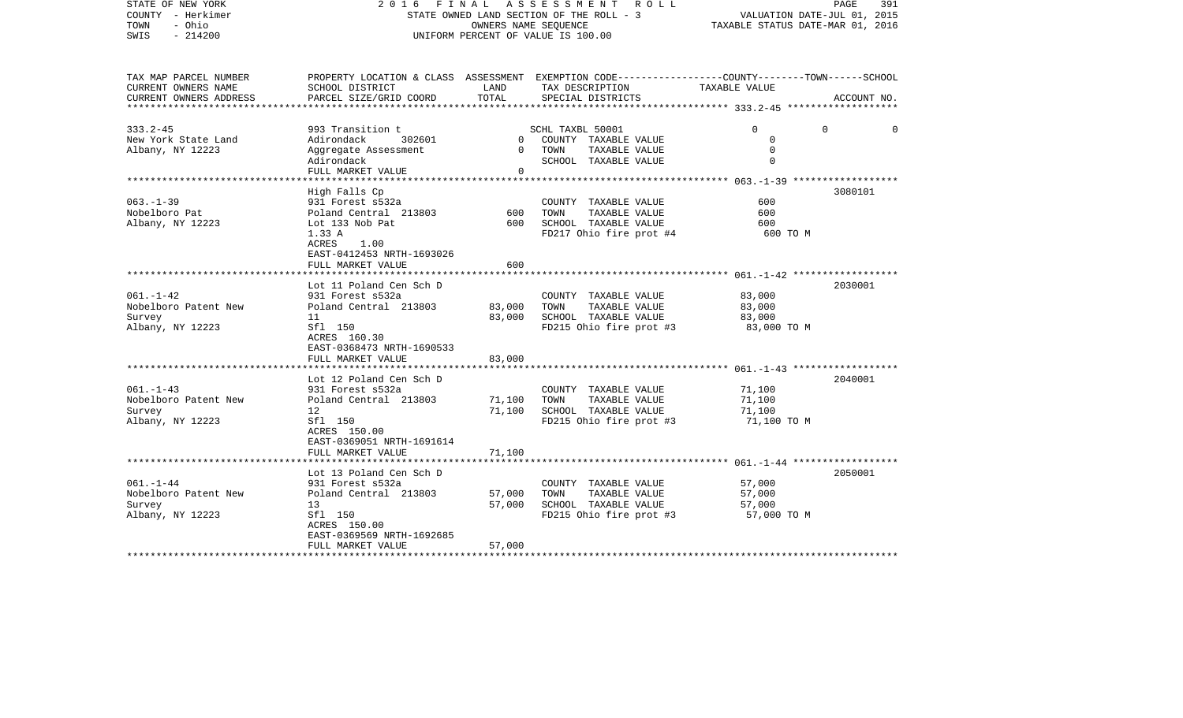STATE OF NEW YORK | COUNTY - Herkimer | TOWN - Ohio | SWIS - 214200

2016 FINAL ASSESSMENT ROLL
STATE OWNED LAND SECTION OF THE ROLL - 3
OWNERS NAME SEQUENCE
UNIFORM PERCENT OF VALUE IS 100.00

VALUATION DATE-JUL 01, 2015
TAXABLE STATUS DATE-MAR 01, 2016

| TAX MAP PARCEL NUMBER / CURRENT OWNERS NAME / CURRENT OWNERS ADDRESS | PROPERTY LOCATION & CLASS / SCHOOL DISTRICT / PARCEL SIZE/GRID COORD | ASSESSMENT LAND | TOTAL | EXEMPTION CODE / TAX DESCRIPTION / SPECIAL DISTRICTS | COUNTY / TOWN / SCHOOL TAXABLE VALUE | ACCOUNT NO. |
|---|---|---|---|---|---|---|
| 333.2-45 | 993 Transition t | | | SCHL TAXBL 50001 | 0 0 0 | |
| New York State Land | Adirondack 302601 | 0 | | COUNTY TAXABLE VALUE | 0 | |
| Albany, NY 12223 | Aggregate Assessment | | 0 | TOWN TAXABLE VALUE | 0 | |
| | Adirondack | | | SCHOOL TAXABLE VALUE | 0 | |
| | FULL MARKET VALUE | | 0 | | | |
| | High Falls Cp | | | | | 3080101 |
| 063.-1-39 | 931 Forest s532a | | | COUNTY TAXABLE VALUE | 600 | |
| Nobelboro Pat | Poland Central 213803 | 600 | | TOWN TAXABLE VALUE | 600 | |
| Albany, NY 12223 | Lot 133 Nob Pat | | 600 | SCHOOL TAXABLE VALUE | 600 | |
| | 1.33 A | | | FD217 Ohio fire prot #4 | 600 TO M | |
| | ACRES 1.00 | | | | | |
| | EAST-0412453 NRTH-1693026 | | | | | |
| | FULL MARKET VALUE | | 600 | | | |
| | Lot 11 Poland Cen Sch D | | | | | 2030001 |
| 061.-1-42 | 931 Forest s532a | | | COUNTY TAXABLE VALUE | 83,000 | |
| Nobelboro Patent New | Poland Central 213803 | 83,000 | | TOWN TAXABLE VALUE | 83,000 | |
| Survey | 11 | | 83,000 | SCHOOL TAXABLE VALUE | 83,000 | |
| Albany, NY 12223 | Sfl 150 | | | FD215 Ohio fire prot #3 | 83,000 TO M | |
| | ACRES 160.30 | | | | | |
| | EAST-0368473 NRTH-1690533 | | | | | |
| | FULL MARKET VALUE | | 83,000 | | | |
| | Lot 12 Poland Cen Sch D | | | | | 2040001 |
| 061.-1-43 | 931 Forest s532a | | | COUNTY TAXABLE VALUE | 71,100 | |
| Nobelboro Patent New | Poland Central 213803 | 71,100 | | TOWN TAXABLE VALUE | 71,100 | |
| Survey | 12 | | 71,100 | SCHOOL TAXABLE VALUE | 71,100 | |
| Albany, NY 12223 | Sfl 150 | | | FD215 Ohio fire prot #3 | 71,100 TO M | |
| | ACRES 150.00 | | | | | |
| | EAST-0369051 NRTH-1691614 | | | | | |
| | FULL MARKET VALUE | | 71,100 | | | |
| | Lot 13 Poland Cen Sch D | | | | | 2050001 |
| 061.-1-44 | 931 Forest s532a | | | COUNTY TAXABLE VALUE | 57,000 | |
| Nobelboro Patent New | Poland Central 213803 | 57,000 | | TOWN TAXABLE VALUE | 57,000 | |
| Survey | 13 | | 57,000 | SCHOOL TAXABLE VALUE | 57,000 | |
| Albany, NY 12223 | Sfl 150 | | | FD215 Ohio fire prot #3 | 57,000 TO M | |
| | ACRES 150.00 | | | | | |
| | EAST-0369569 NRTH-1692685 | | | | | |
| | FULL MARKET VALUE | | 57,000 | | | |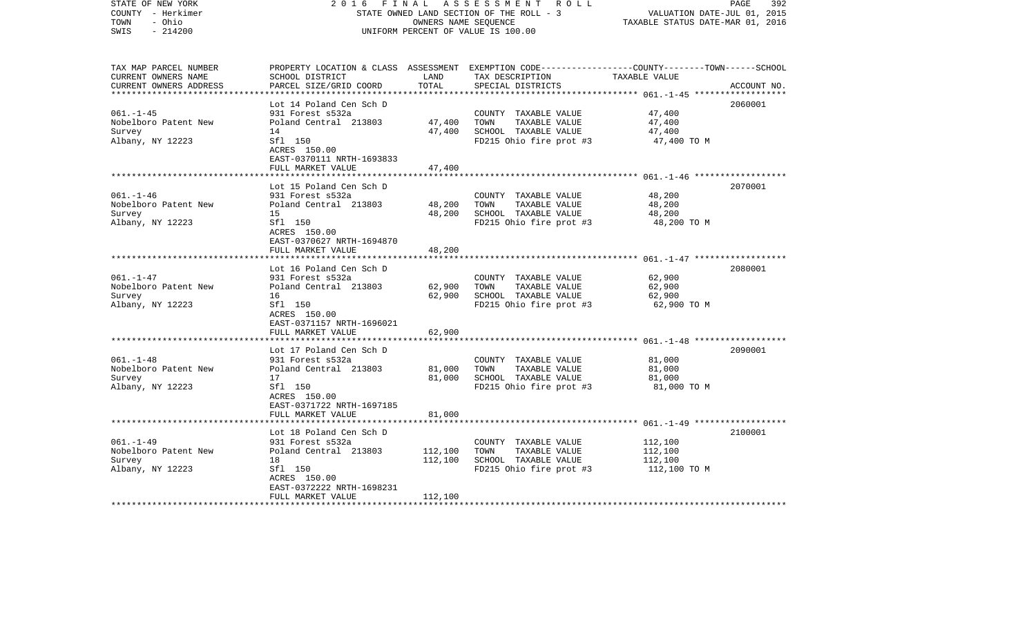STATE OF NEW YORK — COUNTY - Herkimer — TOWN - Ohio — SWIS - 214200

2016 FINAL ASSESSMENT ROLL
STATE OWNED LAND SECTION OF THE ROLL - 3
OWNERS NAME SEQUENCE
UNIFORM PERCENT OF VALUE IS 100.00

VALUATION DATE-JUL 01, 2015
TAXABLE STATUS DATE-MAR 01, 2016

| TAX MAP PARCEL NUMBER / CURRENT OWNERS NAME / CURRENT OWNERS ADDRESS | PROPERTY LOCATION & CLASS / SCHOOL DISTRICT / PARCEL SIZE/GRID COORD | ASSESSMENT LAND / TOTAL | EXEMPTION CODE / TAX DESCRIPTION / SPECIAL DISTRICTS | TAXABLE VALUE (COUNTY / TOWN / SCHOOL) | ACCOUNT NO. |
|---|---|---|---|---|---|
| 061.-1-45 | Lot 14 Poland Cen Sch D | | | | 2060001 |
| | 931 Forest s532a | | COUNTY TAXABLE VALUE | 47,400 | |
| Nobelboro Patent New | Poland Central 213803 | 47,400 | TOWN TAXABLE VALUE | 47,400 | |
| Survey | 14 | 47,400 | SCHOOL TAXABLE VALUE | 47,400 | |
| Albany, NY 12223 | Sfl 150 | | FD215 Ohio fire prot #3 | 47,400 TO M | |
| | ACRES 150.00 | | | | |
| | EAST-0370111 NRTH-1693833 | | | | |
| | FULL MARKET VALUE | 47,400 | | | |
| 061.-1-46 | Lot 15 Poland Cen Sch D | | | | 2070001 |
| | 931 Forest s532a | | COUNTY TAXABLE VALUE | 48,200 | |
| Nobelboro Patent New | Poland Central 213803 | 48,200 | TOWN TAXABLE VALUE | 48,200 | |
| Survey | 15 | 48,200 | SCHOOL TAXABLE VALUE | 48,200 | |
| Albany, NY 12223 | Sfl 150 | | FD215 Ohio fire prot #3 | 48,200 TO M | |
| | ACRES 150.00 | | | | |
| | EAST-0370627 NRTH-1694870 | | | | |
| | FULL MARKET VALUE | 48,200 | | | |
| 061.-1-47 | Lot 16 Poland Cen Sch D | | | | 2080001 |
| | 931 Forest s532a | | COUNTY TAXABLE VALUE | 62,900 | |
| Nobelboro Patent New | Poland Central 213803 | 62,900 | TOWN TAXABLE VALUE | 62,900 | |
| Survey | 16 | 62,900 | SCHOOL TAXABLE VALUE | 62,900 | |
| Albany, NY 12223 | Sfl 150 | | FD215 Ohio fire prot #3 | 62,900 TO M | |
| | ACRES 150.00 | | | | |
| | EAST-0371157 NRTH-1696021 | | | | |
| | FULL MARKET VALUE | 62,900 | | | |
| 061.-1-48 | Lot 17 Poland Cen Sch D | | | | 2090001 |
| | 931 Forest s532a | | COUNTY TAXABLE VALUE | 81,000 | |
| Nobelboro Patent New | Poland Central 213803 | 81,000 | TOWN TAXABLE VALUE | 81,000 | |
| Survey | 17 | 81,000 | SCHOOL TAXABLE VALUE | 81,000 | |
| Albany, NY 12223 | Sfl 150 | | FD215 Ohio fire prot #3 | 81,000 TO M | |
| | ACRES 150.00 | | | | |
| | EAST-0371722 NRTH-1697185 | | | | |
| | FULL MARKET VALUE | 81,000 | | | |
| 061.-1-49 | Lot 18 Poland Cen Sch D | | | | 2100001 |
| | 931 Forest s532a | | COUNTY TAXABLE VALUE | 112,100 | |
| Nobelboro Patent New | Poland Central 213803 | 112,100 | TOWN TAXABLE VALUE | 112,100 | |
| Survey | 18 | 112,100 | SCHOOL TAXABLE VALUE | 112,100 | |
| Albany, NY 12223 | Sfl 150 | | FD215 Ohio fire prot #3 | 112,100 TO M | |
| | ACRES 150.00 | | | | |
| | EAST-0372222 NRTH-1698231 | | | | |
| | FULL MARKET VALUE | 112,100 | | | |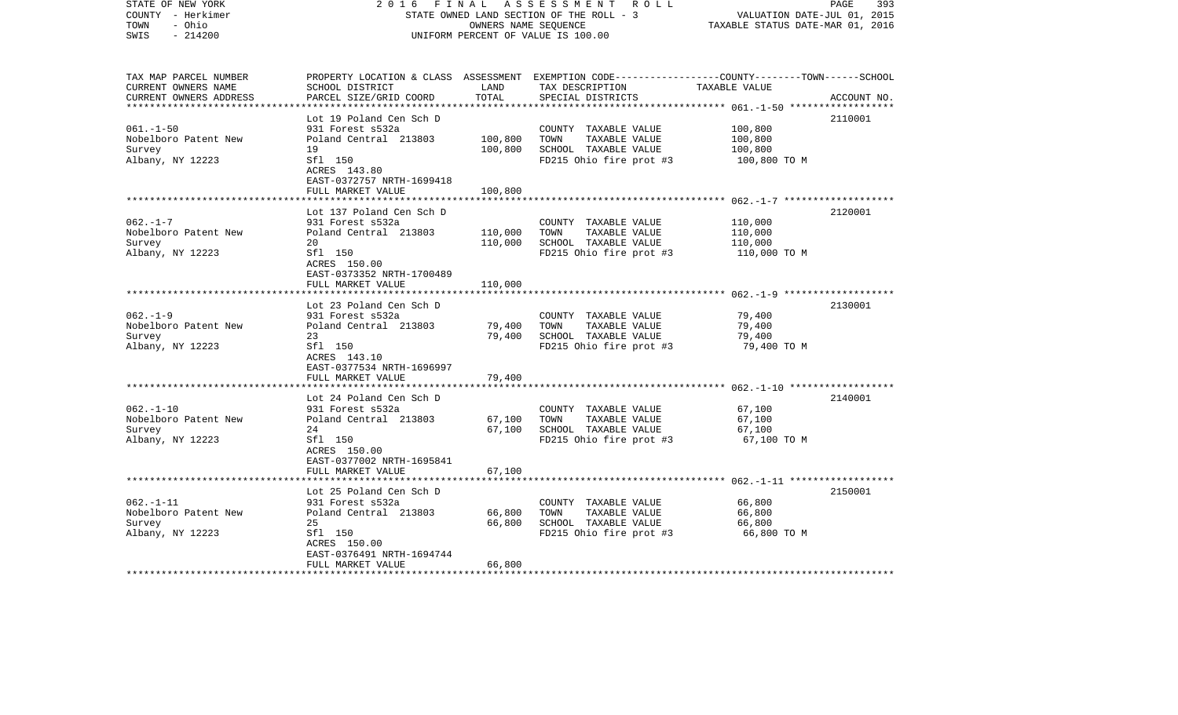STATE OF NEW YORK — 2016 FINAL ASSESSMENT ROLL — STATE OWNED LAND SECTION OF THE ROLL - 3
COUNTY - Herkimer — OWNERS NAME SEQUENCE — VALUATION DATE-JUL 01, 2015
TOWN - Ohio — UNIFORM PERCENT OF VALUE IS 100.00 — TAXABLE STATUS DATE-MAR 01, 2016
SWIS - 214200

| TAX MAP PARCEL NUMBER / CURRENT OWNERS NAME / CURRENT OWNERS ADDRESS | PROPERTY LOCATION & CLASS / SCHOOL DISTRICT / PARCEL SIZE/GRID COORD | ASSESSMENT LAND | TOTAL | EXEMPTION CODE / TAX DESCRIPTION / SPECIAL DISTRICTS | TAXABLE VALUE (COUNTY / TOWN / SCHOOL) | ACCOUNT NO. |
|---|---|---|---|---|---|---|
| 061.-1-50 | Lot 19 Poland Cen Sch D | | | | | 2110001 |
| | 931 Forest s532a | | | COUNTY TAXABLE VALUE | 100,800 | |
| Nobelboro Patent New | Poland Central 213803 | 100,800 | | TOWN TAXABLE VALUE | 100,800 | |
| Survey | 19 | | 100,800 | SCHOOL TAXABLE VALUE | 100,800 | |
| Albany, NY 12223 | Sfl 150 | | | FD215 Ohio fire prot #3 | 100,800 TO M | |
| | ACRES 143.80 | | | | | |
| | EAST-0372757 NRTH-1699418 | | | | | |
| | FULL MARKET VALUE | | 100,800 | | | |
| 062.-1-7 | Lot 137 Poland Cen Sch D | | | | | 2120001 |
| | 931 Forest s532a | | | COUNTY TAXABLE VALUE | 110,000 | |
| Nobelboro Patent New | Poland Central 213803 | 110,000 | | TOWN TAXABLE VALUE | 110,000 | |
| Survey | 20 | | 110,000 | SCHOOL TAXABLE VALUE | 110,000 | |
| Albany, NY 12223 | Sfl 150 | | | FD215 Ohio fire prot #3 | 110,000 TO M | |
| | ACRES 150.00 | | | | | |
| | EAST-0373352 NRTH-1700489 | | | | | |
| | FULL MARKET VALUE | | 110,000 | | | |
| 062.-1-9 | Lot 23 Poland Cen Sch D | | | | | 2130001 |
| | 931 Forest s532a | | | COUNTY TAXABLE VALUE | 79,400 | |
| Nobelboro Patent New | Poland Central 213803 | 79,400 | | TOWN TAXABLE VALUE | 79,400 | |
| Survey | 23 | | 79,400 | SCHOOL TAXABLE VALUE | 79,400 | |
| Albany, NY 12223 | Sfl 150 | | | FD215 Ohio fire prot #3 | 79,400 TO M | |
| | ACRES 143.10 | | | | | |
| | EAST-0377534 NRTH-1696997 | | | | | |
| | FULL MARKET VALUE | | 79,400 | | | |
| 062.-1-10 | Lot 24 Poland Cen Sch D | | | | | 2140001 |
| | 931 Forest s532a | | | COUNTY TAXABLE VALUE | 67,100 | |
| Nobelboro Patent New | Poland Central 213803 | 67,100 | | TOWN TAXABLE VALUE | 67,100 | |
| Survey | 24 | | 67,100 | SCHOOL TAXABLE VALUE | 67,100 | |
| Albany, NY 12223 | Sfl 150 | | | FD215 Ohio fire prot #3 | 67,100 TO M | |
| | ACRES 150.00 | | | | | |
| | EAST-0377002 NRTH-1695841 | | | | | |
| | FULL MARKET VALUE | | 67,100 | | | |
| 062.-1-11 | Lot 25 Poland Cen Sch D | | | | | 2150001 |
| | 931 Forest s532a | | | COUNTY TAXABLE VALUE | 66,800 | |
| Nobelboro Patent New | Poland Central 213803 | 66,800 | | TOWN TAXABLE VALUE | 66,800 | |
| Survey | 25 | | 66,800 | SCHOOL TAXABLE VALUE | 66,800 | |
| Albany, NY 12223 | Sfl 150 | | | FD215 Ohio fire prot #3 | 66,800 TO M | |
| | ACRES 150.00 | | | | | |
| | EAST-0376491 NRTH-1694744 | | | | | |
| | FULL MARKET VALUE | | 66,800 | | | |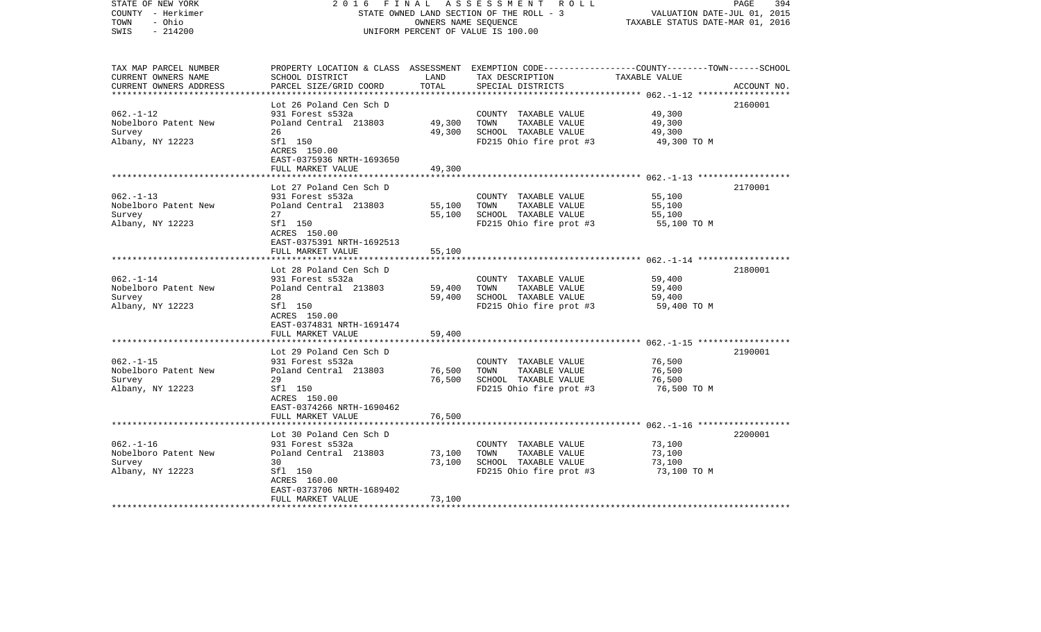STATE OF NEW YORK
COUNTY - Herkimer
TOWN - Ohio
SWIS - 214200

2 0 1 6 F I N A L A S S E S S M E N T R O L L
STATE OWNED LAND SECTION OF THE ROLL - 3
OWNERS NAME SEQUENCE
UNIFORM PERCENT OF VALUE IS 100.00

VALUATION DATE-JUL 01, 2015
TAXABLE STATUS DATE-MAR 01, 2016

| TAX MAP PARCEL NUMBER / CURRENT OWNERS NAME / CURRENT OWNERS ADDRESS | PROPERTY LOCATION & CLASS / SCHOOL DISTRICT / PARCEL SIZE/GRID COORD | ASSESSMENT LAND / TOTAL | EXEMPTION CODE / TAX DESCRIPTION / SPECIAL DISTRICTS | TAXABLE VALUE (COUNTY / TOWN / SCHOOL) | ACCOUNT NO. |
|---|---|---|---|---|---|
| 062.-1-12 | Lot 26 Poland Cen Sch D | | | | 2160001 |
| | 931 Forest s532a | | COUNTY TAXABLE VALUE | 49,300 | |
| Nobelboro Patent New | Poland Central 213803 | 49,300 | TOWN TAXABLE VALUE | 49,300 | |
| Survey | 26 | 49,300 | SCHOOL TAXABLE VALUE | 49,300 | |
| Albany, NY 12223 | Sfl 150 | | FD215 Ohio fire prot #3 | 49,300 TO M | |
| | ACRES 150.00 | | | | |
| | EAST-0375936 NRTH-1693650 | | | | |
| | FULL MARKET VALUE | 49,300 | | | |
| 062.-1-13 | Lot 27 Poland Cen Sch D | | | | 2170001 |
| | 931 Forest s532a | | COUNTY TAXABLE VALUE | 55,100 | |
| Nobelboro Patent New | Poland Central 213803 | 55,100 | TOWN TAXABLE VALUE | 55,100 | |
| Survey | 27 | 55,100 | SCHOOL TAXABLE VALUE | 55,100 | |
| Albany, NY 12223 | Sfl 150 | | FD215 Ohio fire prot #3 | 55,100 TO M | |
| | ACRES 150.00 | | | | |
| | EAST-0375391 NRTH-1692513 | | | | |
| | FULL MARKET VALUE | 55,100 | | | |
| 062.-1-14 | Lot 28 Poland Cen Sch D | | | | 2180001 |
| | 931 Forest s532a | | COUNTY TAXABLE VALUE | 59,400 | |
| Nobelboro Patent New | Poland Central 213803 | 59,400 | TOWN TAXABLE VALUE | 59,400 | |
| Survey | 28 | 59,400 | SCHOOL TAXABLE VALUE | 59,400 | |
| Albany, NY 12223 | Sfl 150 | | FD215 Ohio fire prot #3 | 59,400 TO M | |
| | ACRES 150.00 | | | | |
| | EAST-0374831 NRTH-1691474 | | | | |
| | FULL MARKET VALUE | 59,400 | | | |
| 062.-1-15 | Lot 29 Poland Cen Sch D | | | | 2190001 |
| | 931 Forest s532a | | COUNTY TAXABLE VALUE | 76,500 | |
| Nobelboro Patent New | Poland Central 213803 | 76,500 | TOWN TAXABLE VALUE | 76,500 | |
| Survey | 29 | 76,500 | SCHOOL TAXABLE VALUE | 76,500 | |
| Albany, NY 12223 | Sfl 150 | | FD215 Ohio fire prot #3 | 76,500 TO M | |
| | ACRES 150.00 | | | | |
| | EAST-0374266 NRTH-1690462 | | | | |
| | FULL MARKET VALUE | 76,500 | | | |
| 062.-1-16 | Lot 30 Poland Cen Sch D | | | | 2200001 |
| | 931 Forest s532a | | COUNTY TAXABLE VALUE | 73,100 | |
| Nobelboro Patent New | Poland Central 213803 | 73,100 | TOWN TAXABLE VALUE | 73,100 | |
| Survey | 30 | 73,100 | SCHOOL TAXABLE VALUE | 73,100 | |
| Albany, NY 12223 | Sfl 150 | | FD215 Ohio fire prot #3 | 73,100 TO M | |
| | ACRES 160.00 | | | | |
| | EAST-0373706 NRTH-1689402 | | | | |
| | FULL MARKET VALUE | 73,100 | | | |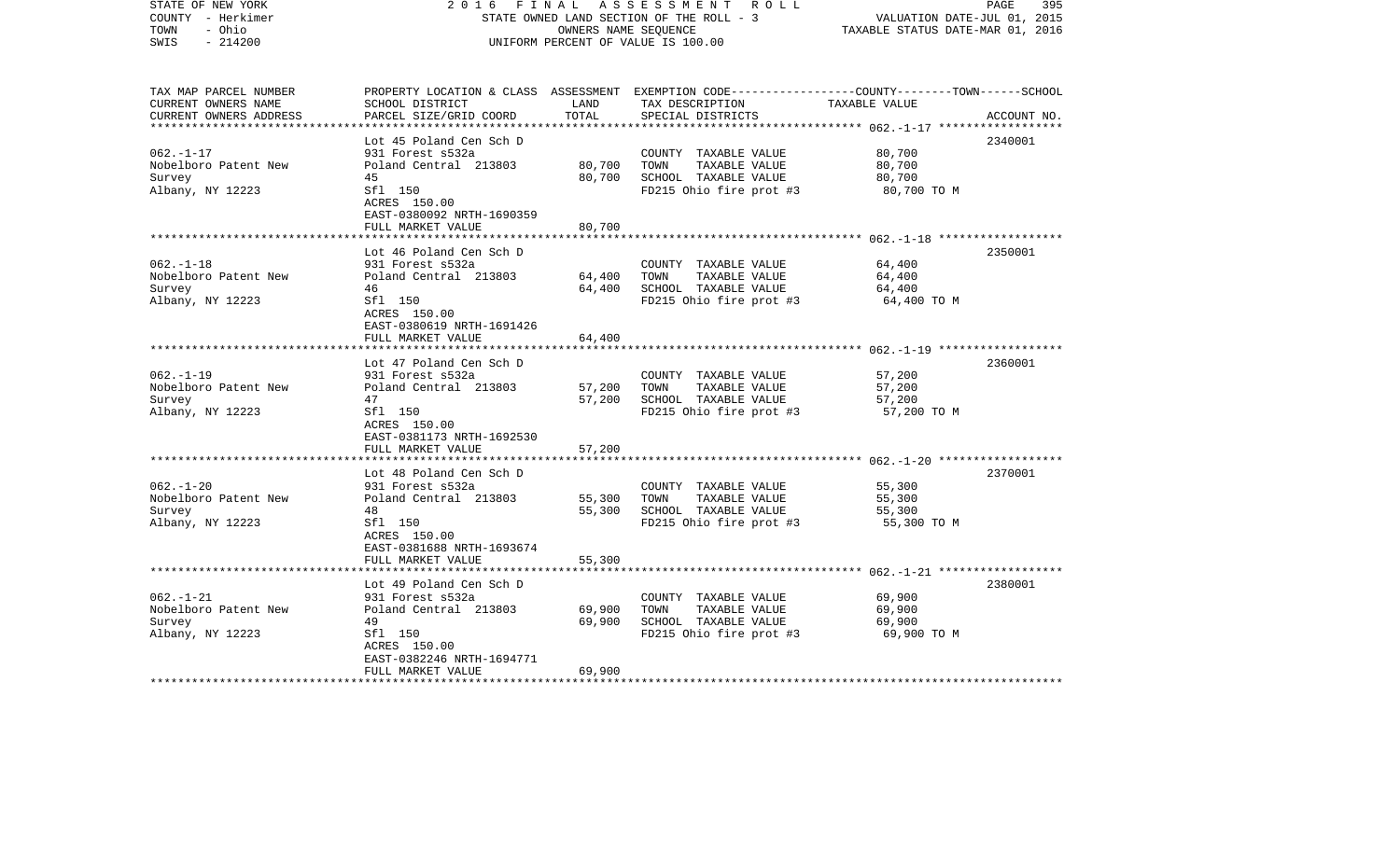STATE OF NEW YORK 2016 FINAL ASSESSMENT ROLL
COUNTY - Herkimer STATE OWNED LAND SECTION OF THE ROLL - 3 VALUATION DATE-JUL 01, 2015
TOWN - Ohio OWNERS NAME SEQUENCE TAXABLE STATUS DATE-MAR 01, 2016
SWIS - 214200 UNIFORM PERCENT OF VALUE IS 100.00

| TAX MAP PARCEL NUMBER / CURRENT OWNERS NAME / CURRENT OWNERS ADDRESS | PROPERTY LOCATION & CLASS / SCHOOL DISTRICT / PARCEL SIZE/GRID COORD | ASSESSMENT LAND | TOTAL | EXEMPTION CODE / TAX DESCRIPTION / SPECIAL DISTRICTS | TAXABLE VALUE (COUNTY / TOWN / SCHOOL) | ACCOUNT NO. |
|---|---|---|---|---|---|---|
| | Lot 45 Poland Cen Sch D | | | | | 2340001 |
| 062.-1-17 | 931 Forest s532a | | | COUNTY TAXABLE VALUE | 80,700 | |
| Nobelboro Patent New | Poland Central 213803 | 80,700 | | TOWN TAXABLE VALUE | 80,700 | |
| Survey | 45 | | 80,700 | SCHOOL TAXABLE VALUE | 80,700 | |
| Albany, NY 12223 | Sfl 150 | | | FD215 Ohio fire prot #3 | 80,700 TO M | |
| | ACRES 150.00 | | | | | |
| | EAST-0380092 NRTH-1690359 | | | | | |
| | FULL MARKET VALUE | | 80,700 | | | |
| | Lot 46 Poland Cen Sch D | | | | | 2350001 |
| 062.-1-18 | 931 Forest s532a | | | COUNTY TAXABLE VALUE | 64,400 | |
| Nobelboro Patent New | Poland Central 213803 | 64,400 | | TOWN TAXABLE VALUE | 64,400 | |
| Survey | 46 | | 64,400 | SCHOOL TAXABLE VALUE | 64,400 | |
| Albany, NY 12223 | Sfl 150 | | | FD215 Ohio fire prot #3 | 64,400 TO M | |
| | ACRES 150.00 | | | | | |
| | EAST-0380619 NRTH-1691426 | | | | | |
| | FULL MARKET VALUE | | 64,400 | | | |
| | Lot 47 Poland Cen Sch D | | | | | 2360001 |
| 062.-1-19 | 931 Forest s532a | | | COUNTY TAXABLE VALUE | 57,200 | |
| Nobelboro Patent New | Poland Central 213803 | 57,200 | | TOWN TAXABLE VALUE | 57,200 | |
| Survey | 47 | | 57,200 | SCHOOL TAXABLE VALUE | 57,200 | |
| Albany, NY 12223 | Sfl 150 | | | FD215 Ohio fire prot #3 | 57,200 TO M | |
| | ACRES 150.00 | | | | | |
| | EAST-0381173 NRTH-1692530 | | | | | |
| | FULL MARKET VALUE | | 57,200 | | | |
| | Lot 48 Poland Cen Sch D | | | | | 2370001 |
| 062.-1-20 | 931 Forest s532a | | | COUNTY TAXABLE VALUE | 55,300 | |
| Nobelboro Patent New | Poland Central 213803 | 55,300 | | TOWN TAXABLE VALUE | 55,300 | |
| Survey | 48 | | 55,300 | SCHOOL TAXABLE VALUE | 55,300 | |
| Albany, NY 12223 | Sfl 150 | | | FD215 Ohio fire prot #3 | 55,300 TO M | |
| | ACRES 150.00 | | | | | |
| | EAST-0381688 NRTH-1693674 | | | | | |
| | FULL MARKET VALUE | | 55,300 | | | |
| | Lot 49 Poland Cen Sch D | | | | | 2380001 |
| 062.-1-21 | 931 Forest s532a | | | COUNTY TAXABLE VALUE | 69,900 | |
| Nobelboro Patent New | Poland Central 213803 | 69,900 | | TOWN TAXABLE VALUE | 69,900 | |
| Survey | 49 | | 69,900 | SCHOOL TAXABLE VALUE | 69,900 | |
| Albany, NY 12223 | Sfl 150 | | | FD215 Ohio fire prot #3 | 69,900 TO M | |
| | ACRES 150.00 | | | | | |
| | EAST-0382246 NRTH-1694771 | | | | | |
| | FULL MARKET VALUE | | 69,900 | | | |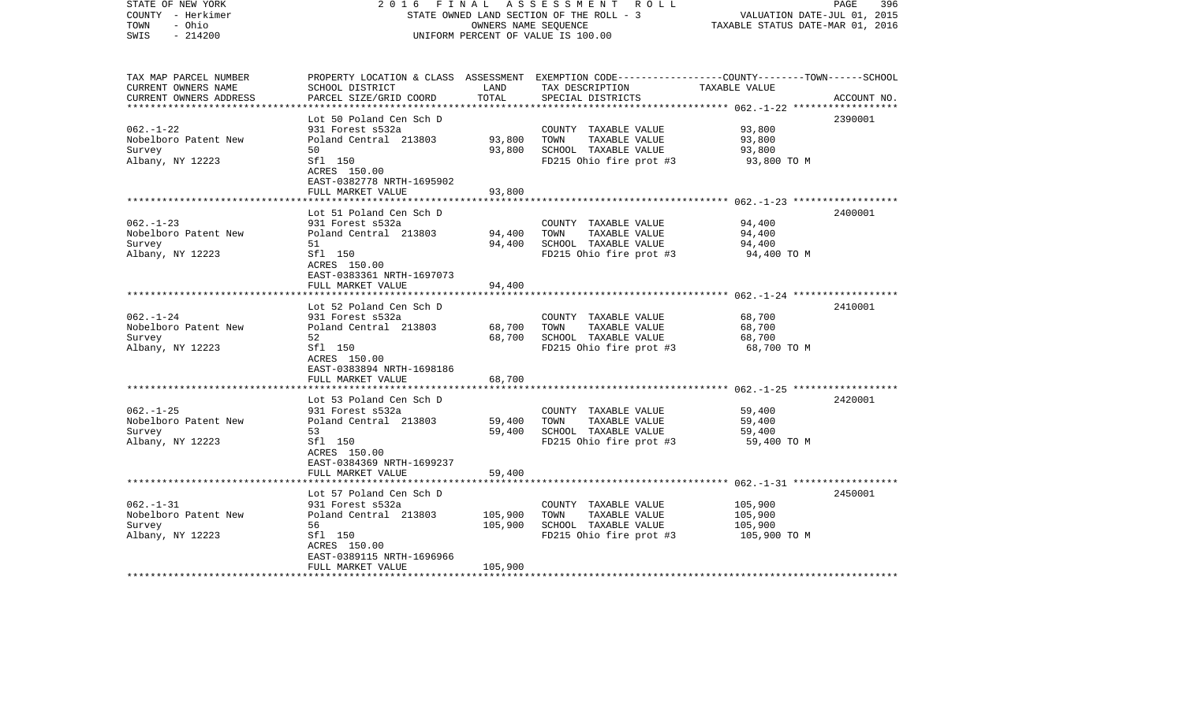STATE OF NEW YORK | 2016 FINAL ASSESSMENT ROLL | VALUATION DATE-JUL 01, 2015
COUNTY - Herkimer | STATE OWNED LAND SECTION OF THE ROLL - 3 | TAXABLE STATUS DATE-MAR 01, 2016
TOWN - Ohio | OWNERS NAME SEQUENCE
SWIS - 214200 | UNIFORM PERCENT OF VALUE IS 100.00

| TAX MAP PARCEL NUMBER / CURRENT OWNERS NAME / CURRENT OWNERS ADDRESS | PROPERTY LOCATION & CLASS / SCHOOL DISTRICT / PARCEL SIZE/GRID COORD | ASSESSMENT LAND | TOTAL | EXEMPTION CODE / TAX DESCRIPTION / SPECIAL DISTRICTS | COUNTY--------TOWN------SCHOOL TAXABLE VALUE | ACCOUNT NO. |
|---|---|---|---|---|---|---|
| 062.-1-22 | Lot 50 Poland Cen Sch D | | | | | 2390001 |
| Nobelboro Patent New | 931 Forest s532a | | | COUNTY TAXABLE VALUE | 93,800 | |
| Survey | Poland Central 213803 | 93,800 | | TOWN TAXABLE VALUE | 93,800 | |
| Albany, NY 12223 | 50 | | 93,800 | SCHOOL TAXABLE VALUE | 93,800 | |
| | Sfl 150 | | | FD215 Ohio fire prot #3 | 93,800 TO M | |
| | ACRES 150.00 | | | | | |
| | EAST-0382778 NRTH-1695902 | | | | | |
| | FULL MARKET VALUE | | 93,800 | | | |
| 062.-1-23 | Lot 51 Poland Cen Sch D | | | | | 2400001 |
| Nobelboro Patent New | 931 Forest s532a | | | COUNTY TAXABLE VALUE | 94,400 | |
| Survey | Poland Central 213803 | 94,400 | | TOWN TAXABLE VALUE | 94,400 | |
| Albany, NY 12223 | 51 | | 94,400 | SCHOOL TAXABLE VALUE | 94,400 | |
| | Sfl 150 | | | FD215 Ohio fire prot #3 | 94,400 TO M | |
| | ACRES 150.00 | | | | | |
| | EAST-0383361 NRTH-1697073 | | | | | |
| | FULL MARKET VALUE | | 94,400 | | | |
| 062.-1-24 | Lot 52 Poland Cen Sch D | | | | | 2410001 |
| Nobelboro Patent New | 931 Forest s532a | | | COUNTY TAXABLE VALUE | 68,700 | |
| Survey | Poland Central 213803 | 68,700 | | TOWN TAXABLE VALUE | 68,700 | |
| Albany, NY 12223 | 52 | | 68,700 | SCHOOL TAXABLE VALUE | 68,700 | |
| | Sfl 150 | | | FD215 Ohio fire prot #3 | 68,700 TO M | |
| | ACRES 150.00 | | | | | |
| | EAST-0383894 NRTH-1698186 | | | | | |
| | FULL MARKET VALUE | | 68,700 | | | |
| 062.-1-25 | Lot 53 Poland Cen Sch D | | | | | 2420001 |
| Nobelboro Patent New | 931 Forest s532a | | | COUNTY TAXABLE VALUE | 59,400 | |
| Survey | Poland Central 213803 | 59,400 | | TOWN TAXABLE VALUE | 59,400 | |
| Albany, NY 12223 | 53 | | 59,400 | SCHOOL TAXABLE VALUE | 59,400 | |
| | Sfl 150 | | | FD215 Ohio fire prot #3 | 59,400 TO M | |
| | ACRES 150.00 | | | | | |
| | EAST-0384369 NRTH-1699237 | | | | | |
| | FULL MARKET VALUE | | 59,400 | | | |
| 062.-1-31 | Lot 57 Poland Cen Sch D | | | | | 2450001 |
| Nobelboro Patent New | 931 Forest s532a | | | COUNTY TAXABLE VALUE | 105,900 | |
| Survey | Poland Central 213803 | 105,900 | | TOWN TAXABLE VALUE | 105,900 | |
| Albany, NY 12223 | 56 | | 105,900 | SCHOOL TAXABLE VALUE | 105,900 | |
| | Sfl 150 | | | FD215 Ohio fire prot #3 | 105,900 TO M | |
| | ACRES 150.00 | | | | | |
| | EAST-0389115 NRTH-1696966 | | | | | |
| | FULL MARKET VALUE | | 105,900 | | | |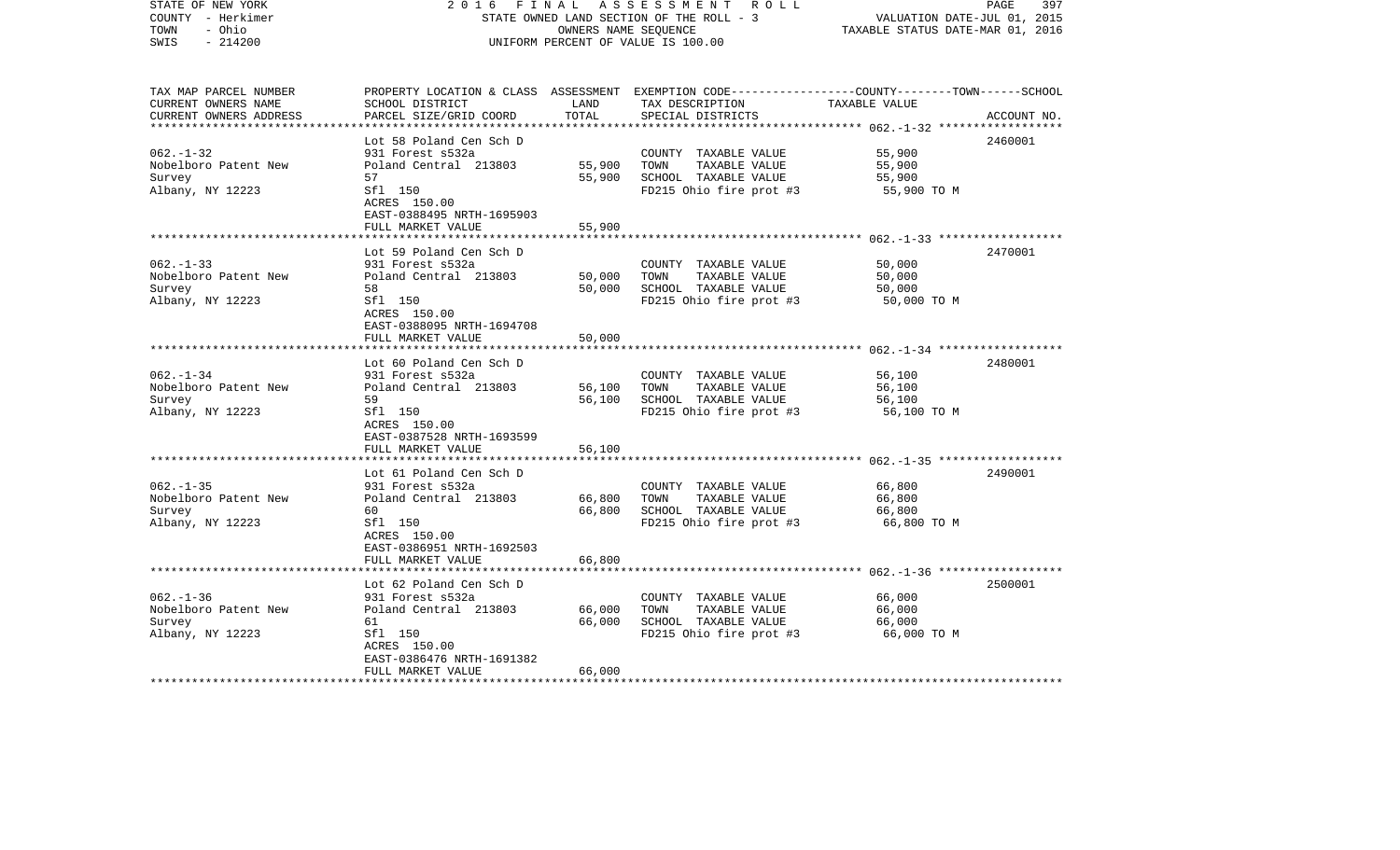STATE OF NEW YORK | 2 0 1 6 F I N A L A S S E S S M E N T R O L L | PAGE 397
COUNTY - Herkimer | STATE OWNED LAND SECTION OF THE ROLL - 3 | VALUATION DATE-JUL 01, 2015
TOWN - Ohio | OWNERS NAME SEQUENCE | TAXABLE STATUS DATE-MAR 01, 2016
SWIS - 214200 | UNIFORM PERCENT OF VALUE IS 100.00

| TAX MAP PARCEL NUMBER<br>CURRENT OWNERS NAME<br>CURRENT OWNERS ADDRESS | PROPERTY LOCATION & CLASS<br>SCHOOL DISTRICT<br>PARCEL SIZE/GRID COORD | ASSESSMENT<br>LAND<br>TOTAL | EXEMPTION CODE-----COUNTY--------TOWN------SCHOOL<br>TAX DESCRIPTION<br>SPECIAL DISTRICTS | TAXABLE VALUE | ACCOUNT NO. |
|---|---|---|---|---|---|
| 062.-1-32 | Lot 58 Poland Cen Sch D | | | | 2460001 |
| | 931 Forest s532a | | COUNTY TAXABLE VALUE | 55,900 | |
| Nobelboro Patent New | Poland Central 213803 | 55,900 | TOWN TAXABLE VALUE | 55,900 | |
| Survey | 57 | 55,900 | SCHOOL TAXABLE VALUE | 55,900 | |
| Albany, NY 12223 | Sfl 150 | | FD215 Ohio fire prot #3 | 55,900 TO M | |
| | ACRES 150.00 | | | | |
| | EAST-0388495 NRTH-1695903 | | | | |
| | FULL MARKET VALUE | 55,900 | | | |
| 062.-1-33 | Lot 59 Poland Cen Sch D | | | | 2470001 |
| | 931 Forest s532a | | COUNTY TAXABLE VALUE | 50,000 | |
| Nobelboro Patent New | Poland Central 213803 | 50,000 | TOWN TAXABLE VALUE | 50,000 | |
| Survey | 58 | 50,000 | SCHOOL TAXABLE VALUE | 50,000 | |
| Albany, NY 12223 | Sfl 150 | | FD215 Ohio fire prot #3 | 50,000 TO M | |
| | ACRES 150.00 | | | | |
| | EAST-0388095 NRTH-1694708 | | | | |
| | FULL MARKET VALUE | 50,000 | | | |
| 062.-1-34 | Lot 60 Poland Cen Sch D | | | | 2480001 |
| | 931 Forest s532a | | COUNTY TAXABLE VALUE | 56,100 | |
| Nobelboro Patent New | Poland Central 213803 | 56,100 | TOWN TAXABLE VALUE | 56,100 | |
| Survey | 59 | 56,100 | SCHOOL TAXABLE VALUE | 56,100 | |
| Albany, NY 12223 | Sfl 150 | | FD215 Ohio fire prot #3 | 56,100 TO M | |
| | ACRES 150.00 | | | | |
| | EAST-0387528 NRTH-1693599 | | | | |
| | FULL MARKET VALUE | 56,100 | | | |
| 062.-1-35 | Lot 61 Poland Cen Sch D | | | | 2490001 |
| | 931 Forest s532a | | COUNTY TAXABLE VALUE | 66,800 | |
| Nobelboro Patent New | Poland Central 213803 | 66,800 | TOWN TAXABLE VALUE | 66,800 | |
| Survey | 60 | 66,800 | SCHOOL TAXABLE VALUE | 66,800 | |
| Albany, NY 12223 | Sfl 150 | | FD215 Ohio fire prot #3 | 66,800 TO M | |
| | ACRES 150.00 | | | | |
| | EAST-0386951 NRTH-1692503 | | | | |
| | FULL MARKET VALUE | 66,800 | | | |
| 062.-1-36 | Lot 62 Poland Cen Sch D | | | | 2500001 |
| | 931 Forest s532a | | COUNTY TAXABLE VALUE | 66,000 | |
| Nobelboro Patent New | Poland Central 213803 | 66,000 | TOWN TAXABLE VALUE | 66,000 | |
| Survey | 61 | 66,000 | SCHOOL TAXABLE VALUE | 66,000 | |
| Albany, NY 12223 | Sfl 150 | | FD215 Ohio fire prot #3 | 66,000 TO M | |
| | ACRES 150.00 | | | | |
| | EAST-0386476 NRTH-1691382 | | | | |
| | FULL MARKET VALUE | 66,000 | | | |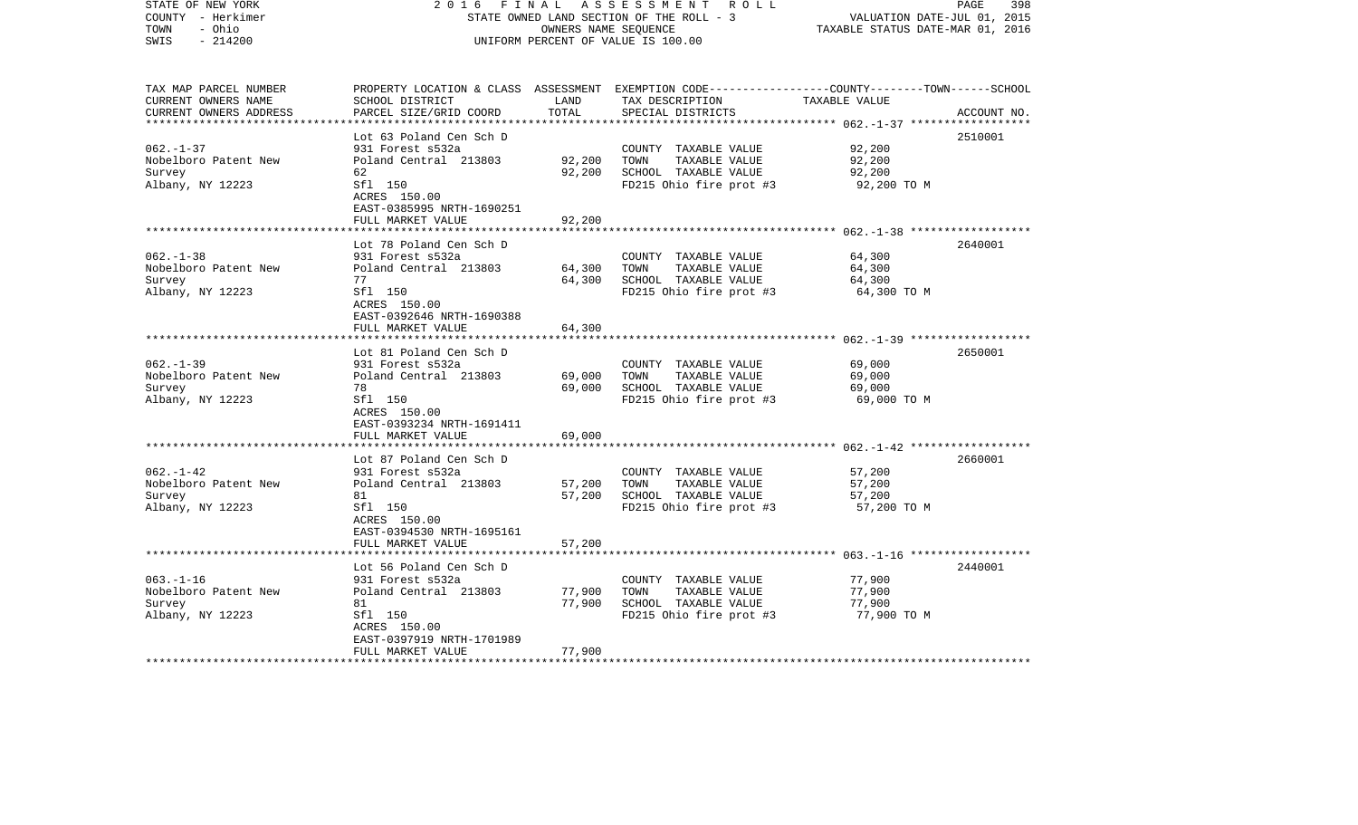STATE OF NEW YORK — 2016 FINAL ASSESSMENT ROLL
COUNTY - Herkimer — STATE OWNED LAND SECTION OF THE ROLL - 3 — VALUATION DATE-JUL 01, 2015
TOWN - Ohio — OWNERS NAME SEQUENCE — TAXABLE STATUS DATE-MAR 01, 2016
SWIS - 214200 — UNIFORM PERCENT OF VALUE IS 100.00

| TAX MAP PARCEL NUMBER / CURRENT OWNERS NAME / CURRENT OWNERS ADDRESS | PROPERTY LOCATION & CLASS / SCHOOL DISTRICT / PARCEL SIZE/GRID COORD | ASSESSMENT LAND | TOTAL | EXEMPTION CODE / TAX DESCRIPTION / SPECIAL DISTRICTS | TAXABLE VALUE (COUNTY--TOWN--SCHOOL) | ACCOUNT NO. |
|---|---|---|---|---|---|---|
| 062.-1-37 | Lot 63 Poland Cen Sch D | | | | | 2510001 |
| Nobelboro Patent New | 931 Forest s532a | | | COUNTY TAXABLE VALUE | 92,200 | |
| Survey | Poland Central 213803 | 92,200 | | TOWN TAXABLE VALUE | 92,200 | |
| Albany, NY 12223 | 62 | | 92,200 | SCHOOL TAXABLE VALUE | 92,200 | |
| | Sfl 150 | | | FD215 Ohio fire prot #3 | 92,200 TO M | |
| | ACRES 150.00 | | | | | |
| | EAST-0385995 NRTH-1690251 | | | | | |
| | FULL MARKET VALUE | | 92,200 | | | |
| 062.-1-38 | Lot 78 Poland Cen Sch D | | | | | 2640001 |
| Nobelboro Patent New | 931 Forest s532a | | | COUNTY TAXABLE VALUE | 64,300 | |
| Survey | Poland Central 213803 | 64,300 | | TOWN TAXABLE VALUE | 64,300 | |
| Albany, NY 12223 | 77 | | 64,300 | SCHOOL TAXABLE VALUE | 64,300 | |
| | Sfl 150 | | | FD215 Ohio fire prot #3 | 64,300 TO M | |
| | ACRES 150.00 | | | | | |
| | EAST-0392646 NRTH-1690388 | | | | | |
| | FULL MARKET VALUE | | 64,300 | | | |
| 062.-1-39 | Lot 81 Poland Cen Sch D | | | | | 2650001 |
| Nobelboro Patent New | 931 Forest s532a | | | COUNTY TAXABLE VALUE | 69,000 | |
| Survey | Poland Central 213803 | 69,000 | | TOWN TAXABLE VALUE | 69,000 | |
| Albany, NY 12223 | 78 | | 69,000 | SCHOOL TAXABLE VALUE | 69,000 | |
| | Sfl 150 | | | FD215 Ohio fire prot #3 | 69,000 TO M | |
| | ACRES 150.00 | | | | | |
| | EAST-0393234 NRTH-1691411 | | | | | |
| | FULL MARKET VALUE | | 69,000 | | | |
| 062.-1-42 | Lot 87 Poland Cen Sch D | | | | | 2660001 |
| Nobelboro Patent New | 931 Forest s532a | | | COUNTY TAXABLE VALUE | 57,200 | |
| Survey | Poland Central 213803 | 57,200 | | TOWN TAXABLE VALUE | 57,200 | |
| Albany, NY 12223 | 81 | | 57,200 | SCHOOL TAXABLE VALUE | 57,200 | |
| | Sfl 150 | | | FD215 Ohio fire prot #3 | 57,200 TO M | |
| | ACRES 150.00 | | | | | |
| | EAST-0394530 NRTH-1695161 | | | | | |
| | FULL MARKET VALUE | | 57,200 | | | |
| 063.-1-16 | Lot 56 Poland Cen Sch D | | | | | 2440001 |
| Nobelboro Patent New | 931 Forest s532a | | | COUNTY TAXABLE VALUE | 77,900 | |
| Survey | Poland Central 213803 | 77,900 | | TOWN TAXABLE VALUE | 77,900 | |
| Albany, NY 12223 | 81 | | 77,900 | SCHOOL TAXABLE VALUE | 77,900 | |
| | Sfl 150 | | | FD215 Ohio fire prot #3 | 77,900 TO M | |
| | ACRES 150.00 | | | | | |
| | EAST-0397919 NRTH-1701989 | | | | | |
| | FULL MARKET VALUE | | 77,900 | | | |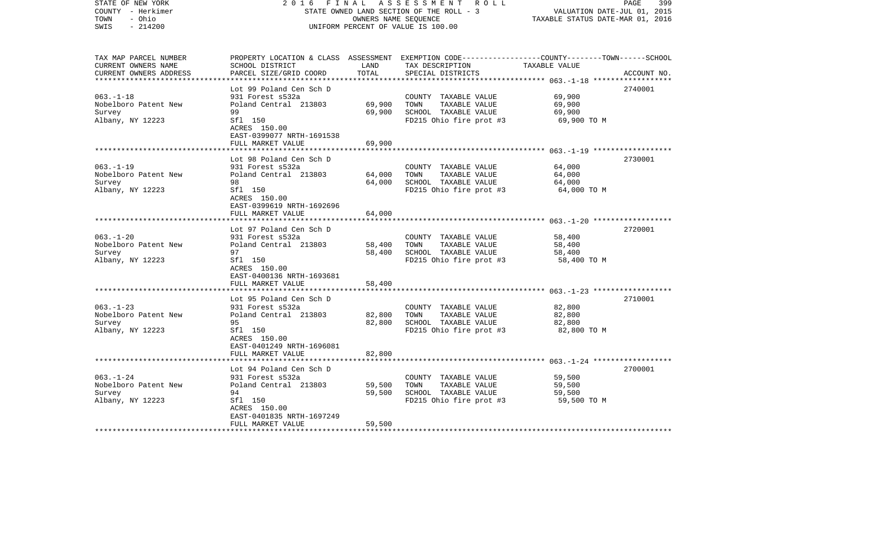STATE OF NEW YORK — 2016 FINAL ASSESSMENT ROLL — STATE OWNED LAND SECTION OF THE ROLL - 3 — VALUATION DATE-JUL 01, 2015
COUNTY - Herkimer — OWNERS NAME SEQUENCE — TAXABLE STATUS DATE-MAR 01, 2016
TOWN - Ohio — UNIFORM PERCENT OF VALUE IS 100.00
SWIS - 214200

| TAX MAP PARCEL NUMBER / CURRENT OWNERS NAME / CURRENT OWNERS ADDRESS | PROPERTY LOCATION & CLASS / SCHOOL DISTRICT / PARCEL SIZE/GRID COORD | ASSESSMENT LAND | ASSESSMENT TOTAL | EXEMPTION CODE / TAX DESCRIPTION / SPECIAL DISTRICTS | TAXABLE VALUE (COUNTY--TOWN--SCHOOL) | ACCOUNT NO. |
|---|---|---|---|---|---|---|
| 063.-1-18 | Lot 99 Poland Cen Sch D | | | | | 2740001 |
| Nobelboro Patent New | 931 Forest s532a | | | COUNTY TAXABLE VALUE | 69,900 | |
| Survey | Poland Central 213803 | 69,900 | | TOWN TAXABLE VALUE | 69,900 | |
| Albany, NY 12223 | 99 | | 69,900 | SCHOOL TAXABLE VALUE | 69,900 | |
| | Sfl 150 | | | FD215 Ohio fire prot #3 | 69,900 TO M | |
| | ACRES 150.00 | | | | | |
| | EAST-0399077 NRTH-1691538 | | | | | |
| | FULL MARKET VALUE | | 69,900 | | | |
| 063.-1-19 | Lot 98 Poland Cen Sch D | | | | | 2730001 |
| Nobelboro Patent New | 931 Forest s532a | | | COUNTY TAXABLE VALUE | 64,000 | |
| Survey | Poland Central 213803 | 64,000 | | TOWN TAXABLE VALUE | 64,000 | |
| Albany, NY 12223 | 98 | | 64,000 | SCHOOL TAXABLE VALUE | 64,000 | |
| | Sfl 150 | | | FD215 Ohio fire prot #3 | 64,000 TO M | |
| | ACRES 150.00 | | | | | |
| | EAST-0399619 NRTH-1692696 | | | | | |
| | FULL MARKET VALUE | | 64,000 | | | |
| 063.-1-20 | Lot 97 Poland Cen Sch D | | | | | 2720001 |
| Nobelboro Patent New | 931 Forest s532a | | | COUNTY TAXABLE VALUE | 58,400 | |
| Survey | Poland Central 213803 | 58,400 | | TOWN TAXABLE VALUE | 58,400 | |
| Albany, NY 12223 | 97 | | 58,400 | SCHOOL TAXABLE VALUE | 58,400 | |
| | Sfl 150 | | | FD215 Ohio fire prot #3 | 58,400 TO M | |
| | ACRES 150.00 | | | | | |
| | EAST-0400136 NRTH-1693681 | | | | | |
| | FULL MARKET VALUE | | 58,400 | | | |
| 063.-1-23 | Lot 95 Poland Cen Sch D | | | | | 2710001 |
| Nobelboro Patent New | 931 Forest s532a | | | COUNTY TAXABLE VALUE | 82,800 | |
| Survey | Poland Central 213803 | 82,800 | | TOWN TAXABLE VALUE | 82,800 | |
| Albany, NY 12223 | 95 | | 82,800 | SCHOOL TAXABLE VALUE | 82,800 | |
| | Sfl 150 | | | FD215 Ohio fire prot #3 | 82,800 TO M | |
| | ACRES 150.00 | | | | | |
| | EAST-0401249 NRTH-1696081 | | | | | |
| | FULL MARKET VALUE | | 82,800 | | | |
| 063.-1-24 | Lot 94 Poland Cen Sch D | | | | | 2700001 |
| Nobelboro Patent New | 931 Forest s532a | | | COUNTY TAXABLE VALUE | 59,500 | |
| Survey | Poland Central 213803 | 59,500 | | TOWN TAXABLE VALUE | 59,500 | |
| Albany, NY 12223 | 94 | | 59,500 | SCHOOL TAXABLE VALUE | 59,500 | |
| | Sfl 150 | | | FD215 Ohio fire prot #3 | 59,500 TO M | |
| | ACRES 150.00 | | | | | |
| | EAST-0401835 NRTH-1697249 | | | | | |
| | FULL MARKET VALUE | | 59,500 | | | |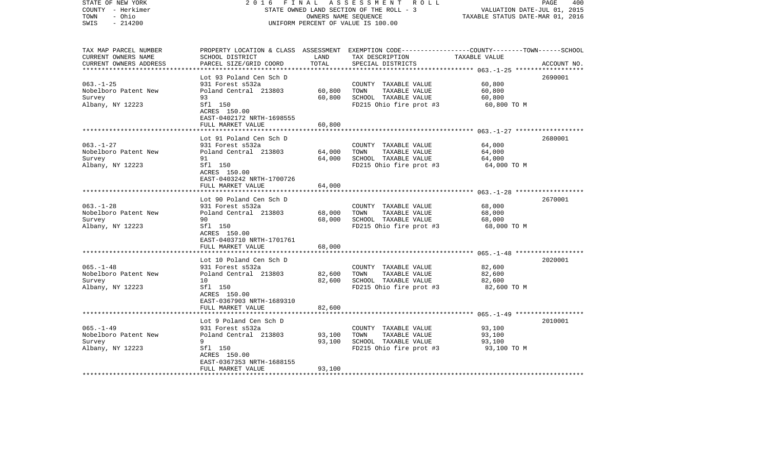STATE OF NEW YORK
COUNTY - Herkimer
TOWN - Ohio
SWIS - 214200

2 0 1 6 F I N A L A S S E S S M E N T R O L L
STATE OWNED LAND SECTION OF THE ROLL - 3
OWNERS NAME SEQUENCE
UNIFORM PERCENT OF VALUE IS 100.00

VALUATION DATE-JUL 01, 2015
TAXABLE STATUS DATE-MAR 01, 2016

| TAX MAP PARCEL NUMBER / CURRENT OWNERS NAME / CURRENT OWNERS ADDRESS | PROPERTY LOCATION & CLASS / SCHOOL DISTRICT / PARCEL SIZE/GRID COORD | ASSESSMENT LAND / TOTAL | EXEMPTION CODE / TAX DESCRIPTION / SPECIAL DISTRICTS | TAXABLE VALUE (COUNTY / TOWN / SCHOOL) | ACCOUNT NO. |
|---|---|---|---|---|---|
| | Lot 93 Poland Cen Sch D | | | | 2690001 |
| 063.-1-25 | 931 Forest s532a | | COUNTY TAXABLE VALUE | 60,800 | |
| Nobelboro Patent New | Poland Central 213803 | 60,800 | TOWN TAXABLE VALUE | 60,800 | |
| Survey | 93 | 60,800 | SCHOOL TAXABLE VALUE | 60,800 | |
| Albany, NY 12223 | Sfl 150 | | FD215 Ohio fire prot #3 | 60,800 TO M | |
| | ACRES 150.00 | | | | |
| | EAST-0402172 NRTH-1698555 | | | | |
| | FULL MARKET VALUE | 60,800 | | | |
| | Lot 91 Poland Cen Sch D | | | | 2680001 |
| 063.-1-27 | 931 Forest s532a | | COUNTY TAXABLE VALUE | 64,000 | |
| Nobelboro Patent New | Poland Central 213803 | 64,000 | TOWN TAXABLE VALUE | 64,000 | |
| Survey | 91 | 64,000 | SCHOOL TAXABLE VALUE | 64,000 | |
| Albany, NY 12223 | Sfl 150 | | FD215 Ohio fire prot #3 | 64,000 TO M | |
| | ACRES 150.00 | | | | |
| | EAST-0403242 NRTH-1700726 | | | | |
| | FULL MARKET VALUE | 64,000 | | | |
| | Lot 90 Poland Cen Sch D | | | | 2670001 |
| 063.-1-28 | 931 Forest s532a | | COUNTY TAXABLE VALUE | 68,000 | |
| Nobelboro Patent New | Poland Central 213803 | 68,000 | TOWN TAXABLE VALUE | 68,000 | |
| Survey | 90 | 68,000 | SCHOOL TAXABLE VALUE | 68,000 | |
| Albany, NY 12223 | Sfl 150 | | FD215 Ohio fire prot #3 | 68,000 TO M | |
| | ACRES 150.00 | | | | |
| | EAST-0403710 NRTH-1701761 | | | | |
| | FULL MARKET VALUE | 68,000 | | | |
| | Lot 10 Poland Cen Sch D | | | | 2020001 |
| 065.-1-48 | 931 Forest s532a | | COUNTY TAXABLE VALUE | 82,600 | |
| Nobelboro Patent New | Poland Central 213803 | 82,600 | TOWN TAXABLE VALUE | 82,600 | |
| Survey | 10 | 82,600 | SCHOOL TAXABLE VALUE | 82,600 | |
| Albany, NY 12223 | Sfl 150 | | FD215 Ohio fire prot #3 | 82,600 TO M | |
| | ACRES 150.00 | | | | |
| | EAST-0367903 NRTH-1689310 | | | | |
| | FULL MARKET VALUE | 82,600 | | | |
| | Lot 9 Poland Cen Sch D | | | | 2010001 |
| 065.-1-49 | 931 Forest s532a | | COUNTY TAXABLE VALUE | 93,100 | |
| Nobelboro Patent New | Poland Central 213803 | 93,100 | TOWN TAXABLE VALUE | 93,100 | |
| Survey | 9 | 93,100 | SCHOOL TAXABLE VALUE | 93,100 | |
| Albany, NY 12223 | Sfl 150 | | FD215 Ohio fire prot #3 | 93,100 TO M | |
| | ACRES 150.00 | | | | |
| | EAST-0367353 NRTH-1688155 | | | | |
| | FULL MARKET VALUE | 93,100 | | | |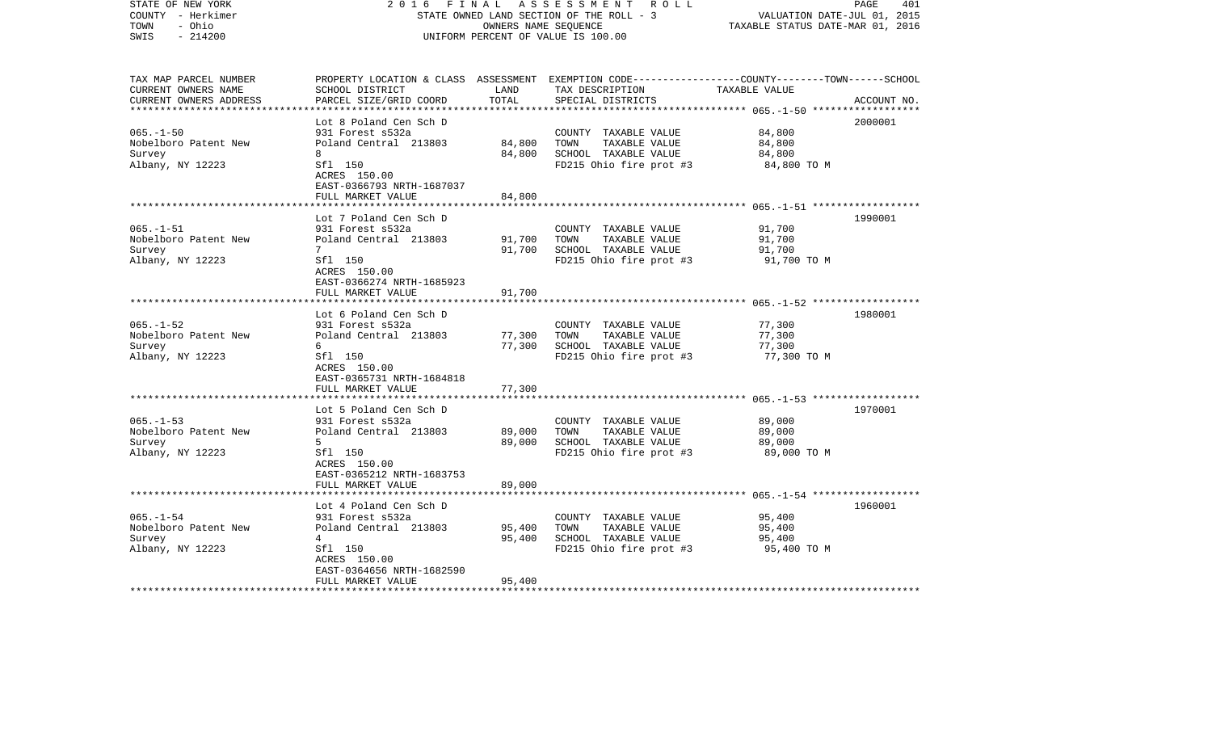STATE OF NEW YORK 2 0 1 6 F I N A L A S S E S S M E N T R O L L
COUNTY - Herkimer STATE OWNED LAND SECTION OF THE ROLL - 3 VALUATION DATE-JUL 01, 2015
TOWN - Ohio OWNERS NAME SEQUENCE TAXABLE STATUS DATE-MAR 01, 2016
SWIS - 214200 UNIFORM PERCENT OF VALUE IS 100.00

| TAX MAP PARCEL NUMBER<br>CURRENT OWNERS NAME<br>CURRENT OWNERS ADDRESS | PROPERTY LOCATION & CLASS<br>SCHOOL DISTRICT<br>PARCEL SIZE/GRID COORD | ASSESSMENT<br>LAND<br>TOTAL | EXEMPTION CODE-----COUNTY-------TOWN------SCHOOL<br>TAX DESCRIPTION<br>SPECIAL DISTRICTS | TAXABLE VALUE | ACCOUNT NO. |
|---|---|---|---|---|---|
| 065.-1-50 | Lot 8 Poland Cen Sch D | | | | 2000001 |
| | 931 Forest s532a | | COUNTY TAXABLE VALUE | 84,800 | |
| Nobelboro Patent New | Poland Central 213803 | 84,800 | TOWN TAXABLE VALUE | 84,800 | |
| Survey | 8 | 84,800 | SCHOOL TAXABLE VALUE | 84,800 | |
| Albany, NY 12223 | Sfl 150 | | FD215 Ohio fire prot #3 | 84,800 TO M | |
| | ACRES 150.00 | | | | |
| | EAST-0366793 NRTH-1687037 | | | | |
| | FULL MARKET VALUE | 84,800 | | | |
| 065.-1-51 | Lot 7 Poland Cen Sch D | | | | 1990001 |
| | 931 Forest s532a | | COUNTY TAXABLE VALUE | 91,700 | |
| Nobelboro Patent New | Poland Central 213803 | 91,700 | TOWN TAXABLE VALUE | 91,700 | |
| Survey | 7 | 91,700 | SCHOOL TAXABLE VALUE | 91,700 | |
| Albany, NY 12223 | Sfl 150 | | FD215 Ohio fire prot #3 | 91,700 TO M | |
| | ACRES 150.00 | | | | |
| | EAST-0366274 NRTH-1685923 | | | | |
| | FULL MARKET VALUE | 91,700 | | | |
| 065.-1-52 | Lot 6 Poland Cen Sch D | | | | 1980001 |
| | 931 Forest s532a | | COUNTY TAXABLE VALUE | 77,300 | |
| Nobelboro Patent New | Poland Central 213803 | 77,300 | TOWN TAXABLE VALUE | 77,300 | |
| Survey | 6 | 77,300 | SCHOOL TAXABLE VALUE | 77,300 | |
| Albany, NY 12223 | Sfl 150 | | FD215 Ohio fire prot #3 | 77,300 TO M | |
| | ACRES 150.00 | | | | |
| | EAST-0365731 NRTH-1684818 | | | | |
| | FULL MARKET VALUE | 77,300 | | | |
| 065.-1-53 | Lot 5 Poland Cen Sch D | | | | 1970001 |
| | 931 Forest s532a | | COUNTY TAXABLE VALUE | 89,000 | |
| Nobelboro Patent New | Poland Central 213803 | 89,000 | TOWN TAXABLE VALUE | 89,000 | |
| Survey | 5 | 89,000 | SCHOOL TAXABLE VALUE | 89,000 | |
| Albany, NY 12223 | Sfl 150 | | FD215 Ohio fire prot #3 | 89,000 TO M | |
| | ACRES 150.00 | | | | |
| | EAST-0365212 NRTH-1683753 | | | | |
| | FULL MARKET VALUE | 89,000 | | | |
| 065.-1-54 | Lot 4 Poland Cen Sch D | | | | 1960001 |
| | 931 Forest s532a | | COUNTY TAXABLE VALUE | 95,400 | |
| Nobelboro Patent New | Poland Central 213803 | 95,400 | TOWN TAXABLE VALUE | 95,400 | |
| Survey | 4 | 95,400 | SCHOOL TAXABLE VALUE | 95,400 | |
| Albany, NY 12223 | Sfl 150 | | FD215 Ohio fire prot #3 | 95,400 TO M | |
| | ACRES 150.00 | | | | |
| | EAST-0364656 NRTH-1682590 | | | | |
| | FULL MARKET VALUE | 95,400 | | | |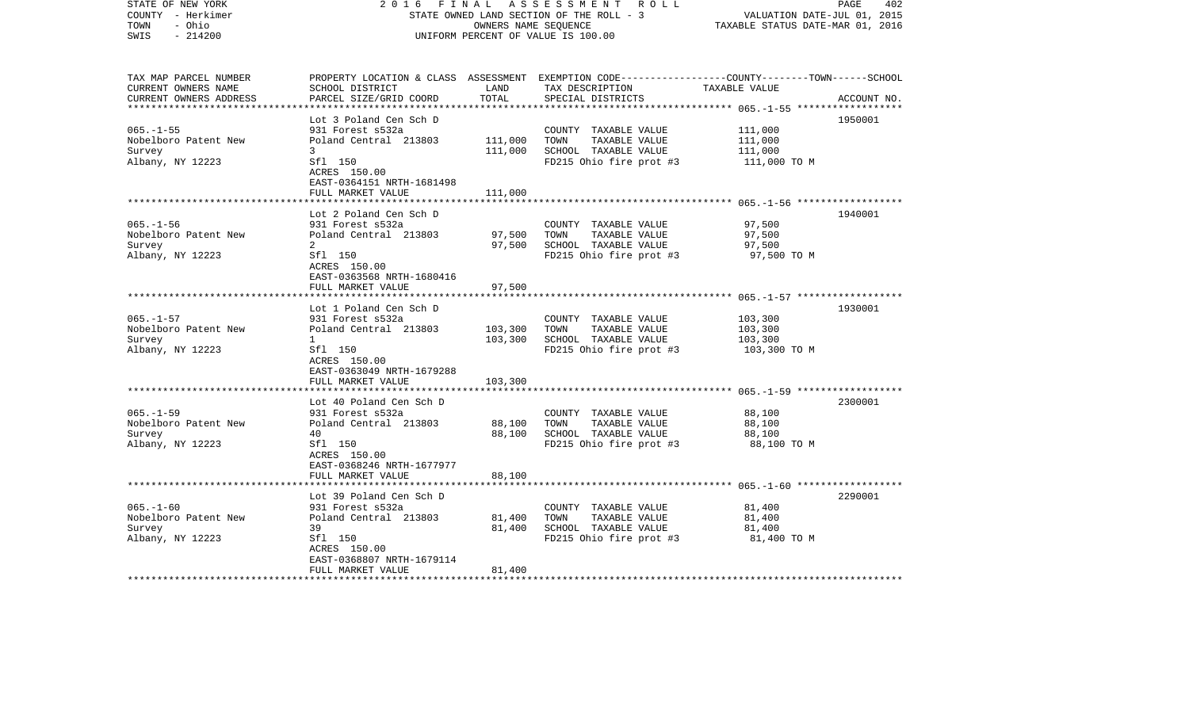STATE OF NEW YORK 2 0 1 6 F I N A L A S S E S S M E N T R O L L
COUNTY - Herkimer STATE OWNED LAND SECTION OF THE ROLL - 3 VALUATION DATE-JUL 01, 2015
TOWN - Ohio OWNERS NAME SEQUENCE TAXABLE STATUS DATE-MAR 01, 2016
SWIS - 214200 UNIFORM PERCENT OF VALUE IS 100.00

| TAX MAP PARCEL NUMBER<br>CURRENT OWNERS NAME<br>CURRENT OWNERS ADDRESS | PROPERTY LOCATION & CLASS<br>SCHOOL DISTRICT<br>PARCEL SIZE/GRID COORD | ASSESSMENT<br>LAND<br>TOTAL | EXEMPTION CODE-----COUNTY-----TOWN-----SCHOOL<br>TAX DESCRIPTION<br>SPECIAL DISTRICTS | TAXABLE VALUE | ACCOUNT NO. |
|---|---|---|---|---|---|
| 065.-1-55 | Lot 3 Poland Cen Sch D | | | | 1950001 |
| | 931 Forest s532a | | COUNTY TAXABLE VALUE | 111,000 | |
| Nobelboro Patent New | Poland Central 213803 | 111,000 | TOWN TAXABLE VALUE | 111,000 | |
| Survey | 3 | 111,000 | SCHOOL TAXABLE VALUE | 111,000 | |
| Albany, NY 12223 | Sfl 150 | | FD215 Ohio fire prot #3 | 111,000 TO M | |
| | ACRES 150.00 | | | | |
| | EAST-0364151 NRTH-1681498 | | | | |
| | FULL MARKET VALUE | 111,000 | | | |
| 065.-1-56 | Lot 2 Poland Cen Sch D | | | | 1940001 |
| | 931 Forest s532a | | COUNTY TAXABLE VALUE | 97,500 | |
| Nobelboro Patent New | Poland Central 213803 | 97,500 | TOWN TAXABLE VALUE | 97,500 | |
| Survey | 2 | 97,500 | SCHOOL TAXABLE VALUE | 97,500 | |
| Albany, NY 12223 | Sfl 150 | | FD215 Ohio fire prot #3 | 97,500 TO M | |
| | ACRES 150.00 | | | | |
| | EAST-0363568 NRTH-1680416 | | | | |
| | FULL MARKET VALUE | 97,500 | | | |
| 065.-1-57 | Lot 1 Poland Cen Sch D | | | | 1930001 |
| | 931 Forest s532a | | COUNTY TAXABLE VALUE | 103,300 | |
| Nobelboro Patent New | Poland Central 213803 | 103,300 | TOWN TAXABLE VALUE | 103,300 | |
| Survey | 1 | 103,300 | SCHOOL TAXABLE VALUE | 103,300 | |
| Albany, NY 12223 | Sfl 150 | | FD215 Ohio fire prot #3 | 103,300 TO M | |
| | ACRES 150.00 | | | | |
| | EAST-0363049 NRTH-1679288 | | | | |
| | FULL MARKET VALUE | 103,300 | | | |
| 065.-1-59 | Lot 40 Poland Cen Sch D | | | | 2300001 |
| | 931 Forest s532a | | COUNTY TAXABLE VALUE | 88,100 | |
| Nobelboro Patent New | Poland Central 213803 | 88,100 | TOWN TAXABLE VALUE | 88,100 | |
| Survey | 40 | 88,100 | SCHOOL TAXABLE VALUE | 88,100 | |
| Albany, NY 12223 | Sfl 150 | | FD215 Ohio fire prot #3 | 88,100 TO M | |
| | ACRES 150.00 | | | | |
| | EAST-0368246 NRTH-1677977 | | | | |
| | FULL MARKET VALUE | 88,100 | | | |
| 065.-1-60 | Lot 39 Poland Cen Sch D | | | | 2290001 |
| | 931 Forest s532a | | COUNTY TAXABLE VALUE | 81,400 | |
| Nobelboro Patent New | Poland Central 213803 | 81,400 | TOWN TAXABLE VALUE | 81,400 | |
| Survey | 39 | 81,400 | SCHOOL TAXABLE VALUE | 81,400 | |
| Albany, NY 12223 | Sfl 150 | | FD215 Ohio fire prot #3 | 81,400 TO M | |
| | ACRES 150.00 | | | | |
| | EAST-0368807 NRTH-1679114 | | | | |
| | FULL MARKET VALUE | 81,400 | | | |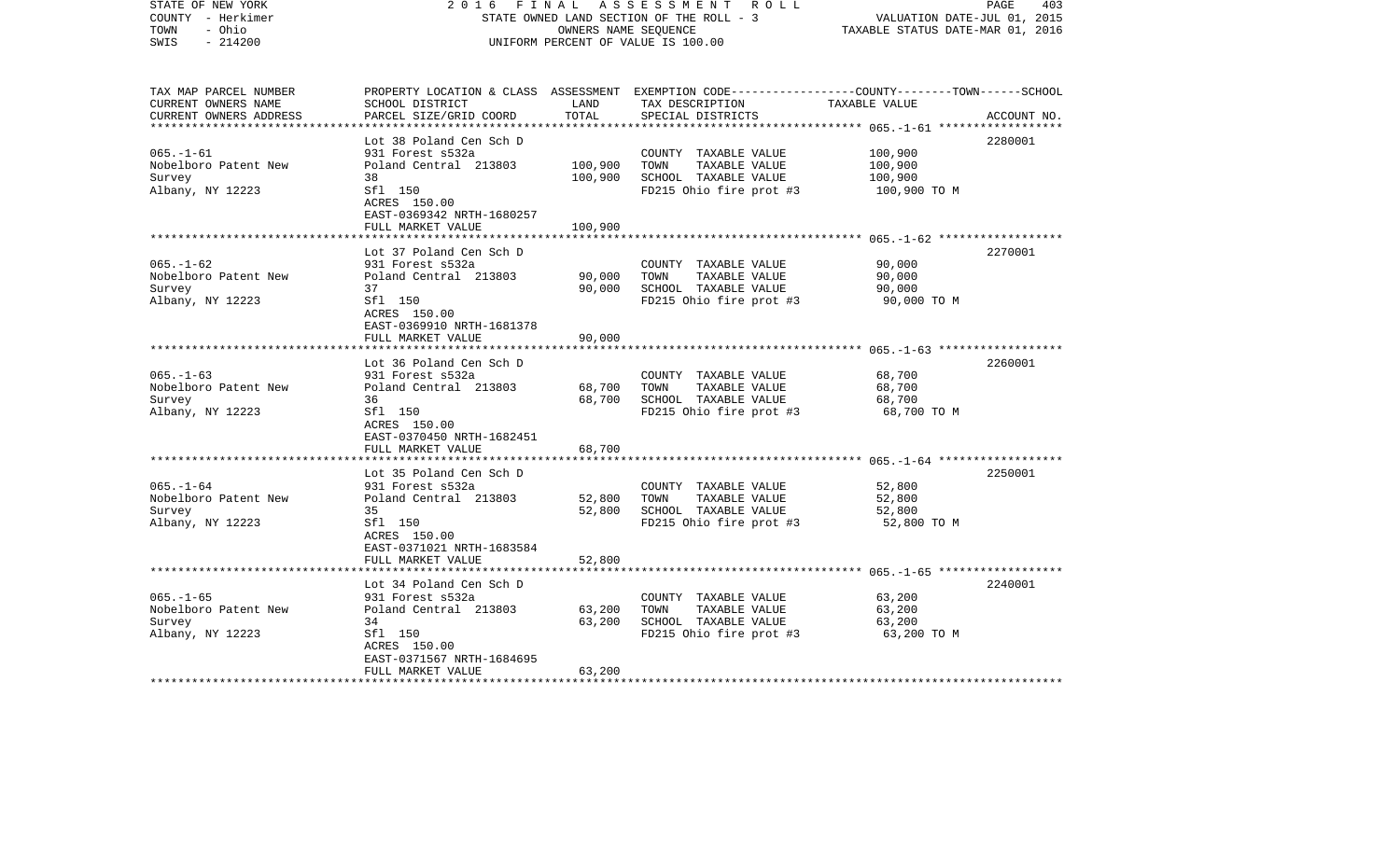STATE OF NEW YORK — 2016 FINAL ASSESSMENT ROLL

COUNTY - Herkimer — STATE OWNED LAND SECTION OF THE ROLL - 3 — VALUATION DATE-JUL 01, 2015

TOWN - Ohio — OWNERS NAME SEQUENCE — TAXABLE STATUS DATE-MAR 01, 2016

SWIS - 214200 — UNIFORM PERCENT OF VALUE IS 100.00

| TAX MAP PARCEL NUMBER<br>CURRENT OWNERS NAME<br>CURRENT OWNERS ADDRESS | PROPERTY LOCATION & CLASS<br>SCHOOL DISTRICT<br>PARCEL SIZE/GRID COORD | ASSESSMENT<br>LAND<br>TOTAL | EXEMPTION CODE-----COUNTY-----TOWN-----SCHOOL<br>TAX DESCRIPTION<br>SPECIAL DISTRICTS | TAXABLE VALUE | ACCOUNT NO. |
|---|---|---|---|---|---|
| 065.-1-61 | Lot 38 Poland Cen Sch D | | | | 2280001 |
| | 931 Forest s532a | | COUNTY TAXABLE VALUE | 100,900 | |
| Nobelboro Patent New | Poland Central 213803 | 100,900 | TOWN TAXABLE VALUE | 100,900 | |
| Survey | 38 | 100,900 | SCHOOL TAXABLE VALUE | 100,900 | |
| Albany, NY 12223 | Sfl 150 | | FD215 Ohio fire prot #3 | 100,900 TO M | |
| | ACRES 150.00 | | | | |
| | EAST-0369342 NRTH-1680257 | | | | |
| | FULL MARKET VALUE | 100,900 | | | |
| 065.-1-62 | Lot 37 Poland Cen Sch D | | | | 2270001 |
| | 931 Forest s532a | | COUNTY TAXABLE VALUE | 90,000 | |
| Nobelboro Patent New | Poland Central 213803 | 90,000 | TOWN TAXABLE VALUE | 90,000 | |
| Survey | 37 | 90,000 | SCHOOL TAXABLE VALUE | 90,000 | |
| Albany, NY 12223 | Sfl 150 | | FD215 Ohio fire prot #3 | 90,000 TO M | |
| | ACRES 150.00 | | | | |
| | EAST-0369910 NRTH-1681378 | | | | |
| | FULL MARKET VALUE | 90,000 | | | |
| 065.-1-63 | Lot 36 Poland Cen Sch D | | | | 2260001 |
| | 931 Forest s532a | | COUNTY TAXABLE VALUE | 68,700 | |
| Nobelboro Patent New | Poland Central 213803 | 68,700 | TOWN TAXABLE VALUE | 68,700 | |
| Survey | 36 | 68,700 | SCHOOL TAXABLE VALUE | 68,700 | |
| Albany, NY 12223 | Sfl 150 | | FD215 Ohio fire prot #3 | 68,700 TO M | |
| | ACRES 150.00 | | | | |
| | EAST-0370450 NRTH-1682451 | | | | |
| | FULL MARKET VALUE | 68,700 | | | |
| 065.-1-64 | Lot 35 Poland Cen Sch D | | | | 2250001 |
| | 931 Forest s532a | | COUNTY TAXABLE VALUE | 52,800 | |
| Nobelboro Patent New | Poland Central 213803 | 52,800 | TOWN TAXABLE VALUE | 52,800 | |
| Survey | 35 | 52,800 | SCHOOL TAXABLE VALUE | 52,800 | |
| Albany, NY 12223 | Sfl 150 | | FD215 Ohio fire prot #3 | 52,800 TO M | |
| | ACRES 150.00 | | | | |
| | EAST-0371021 NRTH-1683584 | | | | |
| | FULL MARKET VALUE | 52,800 | | | |
| 065.-1-65 | Lot 34 Poland Cen Sch D | | | | 2240001 |
| | 931 Forest s532a | | COUNTY TAXABLE VALUE | 63,200 | |
| Nobelboro Patent New | Poland Central 213803 | 63,200 | TOWN TAXABLE VALUE | 63,200 | |
| Survey | 34 | 63,200 | SCHOOL TAXABLE VALUE | 63,200 | |
| Albany, NY 12223 | Sfl 150 | | FD215 Ohio fire prot #3 | 63,200 TO M | |
| | ACRES 150.00 | | | | |
| | EAST-0371567 NRTH-1684695 | | | | |
| | FULL MARKET VALUE | 63,200 | | | |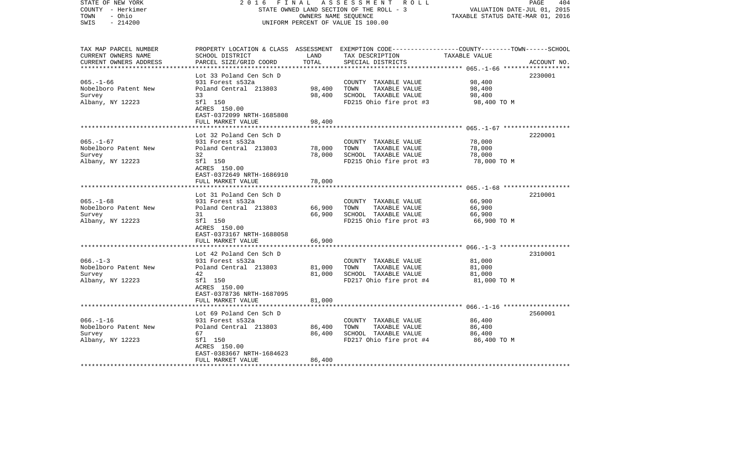STATE OF NEW YORK  
COUNTY - Herkimer  
TOWN - Ohio  
SWIS - 214200

2 0 1 6 F I N A L A S S E S S M E N T R O L L  
STATE OWNED LAND SECTION OF THE ROLL - 3  
OWNERS NAME SEQUENCE  
UNIFORM PERCENT OF VALUE IS 100.00

VALUATION DATE-JUL 01, 2015  
TAXABLE STATUS DATE-MAR 01, 2016

| TAX MAP PARCEL NUMBER / CURRENT OWNERS NAME / CURRENT OWNERS ADDRESS | PROPERTY LOCATION & CLASS / SCHOOL DISTRICT / PARCEL SIZE/GRID COORD | ASSESSMENT LAND / TOTAL | EXEMPTION CODE / TAX DESCRIPTION / SPECIAL DISTRICTS | COUNTY--------TOWN------SCHOOL TAXABLE VALUE | ACCOUNT NO. |
|---|---|---|---|---|---|
| **065.-1-66** | Lot 33 Poland Cen Sch D | | | | 2230001 |
| 065.-1-66 | 931 Forest s532a | | COUNTY TAXABLE VALUE | 98,400 | |
| Nobelboro Patent New | Poland Central 213803 | 98,400 | TOWN TAXABLE VALUE | 98,400 | |
| Survey | 33 | 98,400 | SCHOOL TAXABLE VALUE | 98,400 | |
| Albany, NY 12223 | Sfl 150 | | FD215 Ohio fire prot #3 | 98,400 TO M | |
| | ACRES 150.00 | | | | |
| | EAST-0372099 NRTH-1685808 | | | | |
| | FULL MARKET VALUE | 98,400 | | | |
| **065.-1-67** | Lot 32 Poland Cen Sch D | | | | 2220001 |
| 065.-1-67 | 931 Forest s532a | | COUNTY TAXABLE VALUE | 78,000 | |
| Nobelboro Patent New | Poland Central 213803 | 78,000 | TOWN TAXABLE VALUE | 78,000 | |
| Survey | 32 | 78,000 | SCHOOL TAXABLE VALUE | 78,000 | |
| Albany, NY 12223 | Sfl 150 | | FD215 Ohio fire prot #3 | 78,000 TO M | |
| | ACRES 150.00 | | | | |
| | EAST-0372649 NRTH-1686910 | | | | |
| | FULL MARKET VALUE | 78,000 | | | |
| **065.-1-68** | Lot 31 Poland Cen Sch D | | | | 2210001 |
| 065.-1-68 | 931 Forest s532a | | COUNTY TAXABLE VALUE | 66,900 | |
| Nobelboro Patent New | Poland Central 213803 | 66,900 | TOWN TAXABLE VALUE | 66,900 | |
| Survey | 31 | 66,900 | SCHOOL TAXABLE VALUE | 66,900 | |
| Albany, NY 12223 | Sfl 150 | | FD215 Ohio fire prot #3 | 66,900 TO M | |
| | ACRES 150.00 | | | | |
| | EAST-0373167 NRTH-1688058 | | | | |
| | FULL MARKET VALUE | 66,900 | | | |
| **066.-1-3** | Lot 42 Poland Cen Sch D | | | | 2310001 |
| 066.-1-3 | 931 Forest s532a | | COUNTY TAXABLE VALUE | 81,000 | |
| Nobelboro Patent New | Poland Central 213803 | 81,000 | TOWN TAXABLE VALUE | 81,000 | |
| Survey | 42 | 81,000 | SCHOOL TAXABLE VALUE | 81,000 | |
| Albany, NY 12223 | Sfl 150 | | FD217 Ohio fire prot #4 | 81,000 TO M | |
| | ACRES 150.00 | | | | |
| | EAST-0378736 NRTH-1687095 | | | | |
| | FULL MARKET VALUE | 81,000 | | | |
| **066.-1-16** | Lot 69 Poland Cen Sch D | | | | 2560001 |
| 066.-1-16 | 931 Forest s532a | | COUNTY TAXABLE VALUE | 86,400 | |
| Nobelboro Patent New | Poland Central 213803 | 86,400 | TOWN TAXABLE VALUE | 86,400 | |
| Survey | 67 | 86,400 | SCHOOL TAXABLE VALUE | 86,400 | |
| Albany, NY 12223 | Sfl 150 | | FD217 Ohio fire prot #4 | 86,400 TO M | |
| | ACRES 150.00 | | | | |
| | EAST-0383667 NRTH-1684623 | | | | |
| | FULL MARKET VALUE | 86,400 | | | |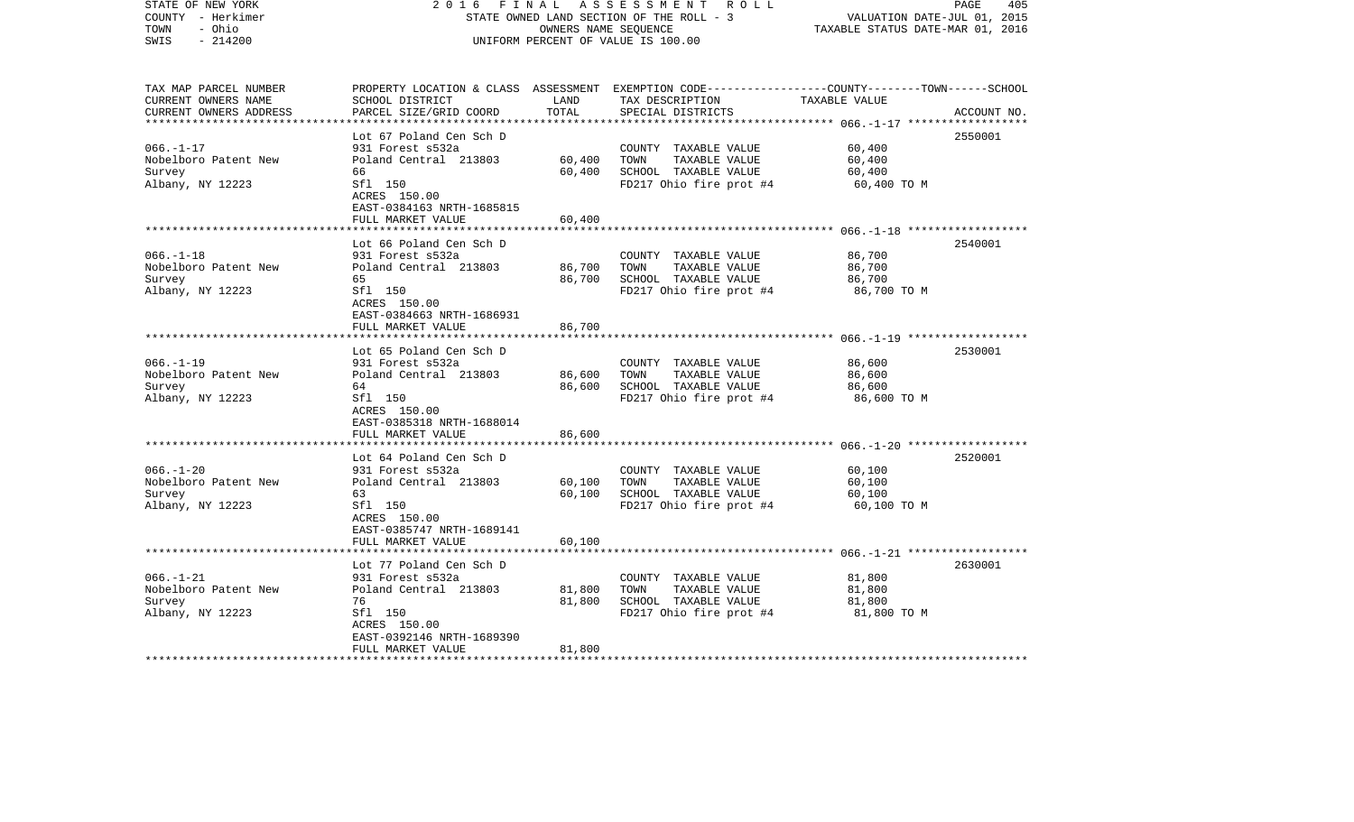| TAX MAP PARCEL NUMBER<br>CURRENT OWNERS NAME<br>CURRENT OWNERS ADDRESS | PROPERTY LOCATION & CLASS<br>SCHOOL DISTRICT<br>PARCEL SIZE/GRID COORD | ASSESSMENT<br>LAND<br>TOTAL | EXEMPTION CODE-----------------COUNTY--------TOWN------SCHOOL<br>TAX DESCRIPTION<br>SPECIAL DISTRICTS | TAXABLE VALUE | ACCOUNT NO. |
|---|---|---|---|---|---|
| 066.-1-17 | Lot 67 Poland Cen Sch D | | | | 2550001 |
| Nobelboro Patent New | 931 Forest s532a | | COUNTY TAXABLE VALUE | 60,400 | |
| Survey | Poland Central 213803 | 60,400 | TOWN TAXABLE VALUE | 60,400 | |
| Albany, NY 12223 | 66 | 60,400 | SCHOOL TAXABLE VALUE | 60,400 | |
| | Sfl 150 | | FD217 Ohio fire prot #4 | 60,400 TO M | |
| | ACRES 150.00 | | | | |
| | EAST-0384163 NRTH-1685815 | | | | |
| | FULL MARKET VALUE | 60,400 | | | |
| 066.-1-18 | Lot 66 Poland Cen Sch D | | | | 2540001 |
| Nobelboro Patent New | 931 Forest s532a | | COUNTY TAXABLE VALUE | 86,700 | |
| Survey | Poland Central 213803 | 86,700 | TOWN TAXABLE VALUE | 86,700 | |
| Albany, NY 12223 | 65 | 86,700 | SCHOOL TAXABLE VALUE | 86,700 | |
| | Sfl 150 | | FD217 Ohio fire prot #4 | 86,700 TO M | |
| | ACRES 150.00 | | | | |
| | EAST-0384663 NRTH-1686931 | | | | |
| | FULL MARKET VALUE | 86,700 | | | |
| 066.-1-19 | Lot 65 Poland Cen Sch D | | | | 2530001 |
| Nobelboro Patent New | 931 Forest s532a | | COUNTY TAXABLE VALUE | 86,600 | |
| Survey | Poland Central 213803 | 86,600 | TOWN TAXABLE VALUE | 86,600 | |
| Albany, NY 12223 | 64 | 86,600 | SCHOOL TAXABLE VALUE | 86,600 | |
| | Sfl 150 | | FD217 Ohio fire prot #4 | 86,600 TO M | |
| | ACRES 150.00 | | | | |
| | EAST-0385318 NRTH-1688014 | | | | |
| | FULL MARKET VALUE | 86,600 | | | |
| 066.-1-20 | Lot 64 Poland Cen Sch D | | | | 2520001 |
| Nobelboro Patent New | 931 Forest s532a | | COUNTY TAXABLE VALUE | 60,100 | |
| Survey | Poland Central 213803 | 60,100 | TOWN TAXABLE VALUE | 60,100 | |
| Albany, NY 12223 | 63 | 60,100 | SCHOOL TAXABLE VALUE | 60,100 | |
| | Sfl 150 | | FD217 Ohio fire prot #4 | 60,100 TO M | |
| | ACRES 150.00 | | | | |
| | EAST-0385747 NRTH-1689141 | | | | |
| | FULL MARKET VALUE | 60,100 | | | |
| 066.-1-21 | Lot 77 Poland Cen Sch D | | | | 2630001 |
| Nobelboro Patent New | 931 Forest s532a | | COUNTY TAXABLE VALUE | 81,800 | |
| Survey | Poland Central 213803 | 81,800 | TOWN TAXABLE VALUE | 81,800 | |
| Albany, NY 12223 | 76 | 81,800 | SCHOOL TAXABLE VALUE | 81,800 | |
| | Sfl 150 | | FD217 Ohio fire prot #4 | 81,800 TO M | |
| | ACRES 150.00 | | | | |
| | EAST-0392146 NRTH-1689390 | | | | |
| | FULL MARKET VALUE | 81,800 | | | |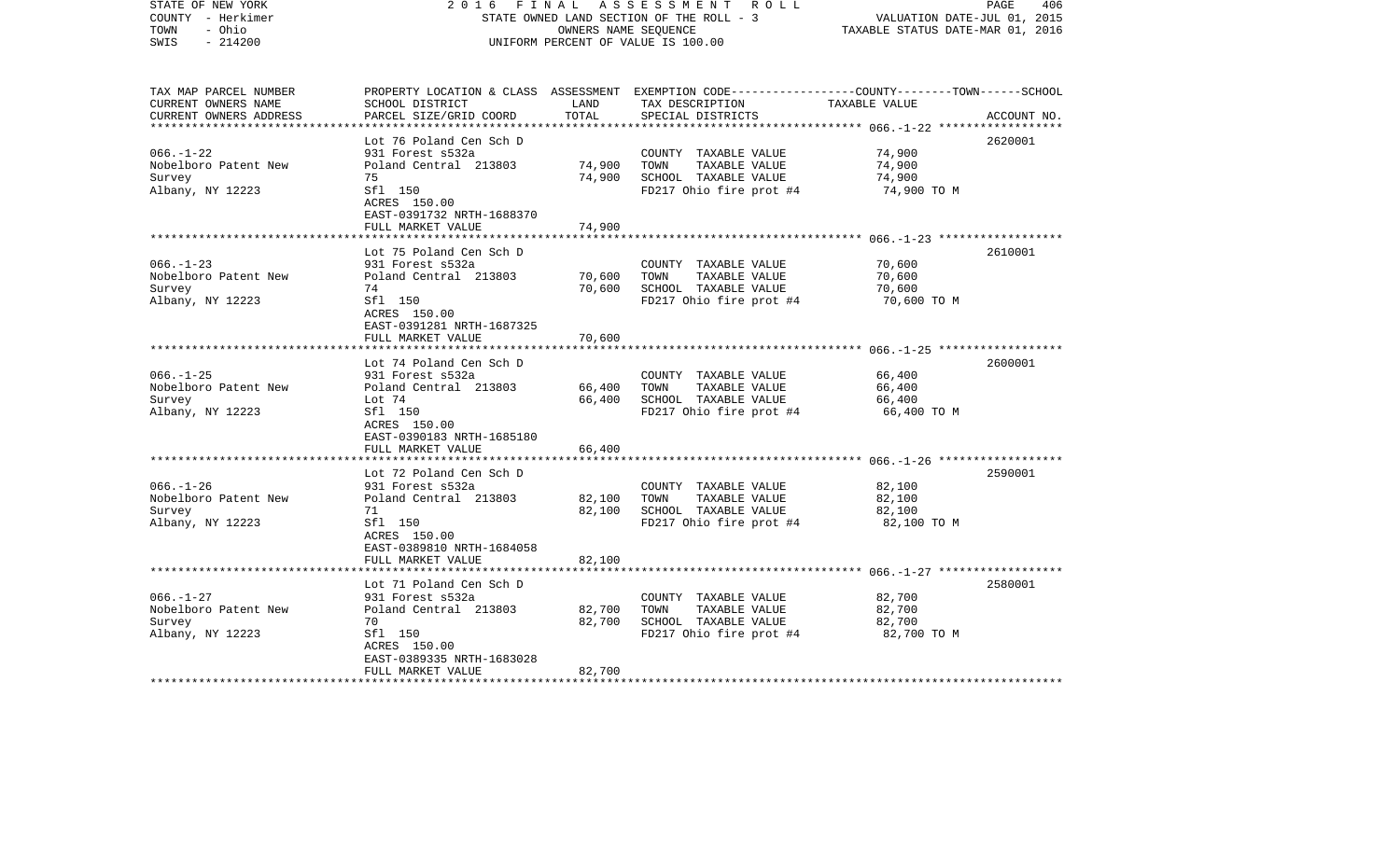STATE OF NEW YORK
COUNTY - Herkimer
TOWN - Ohio
SWIS - 214200

2 0 1 6 F I N A L A S S E S S M E N T R O L L
STATE OWNED LAND SECTION OF THE ROLL - 3
OWNERS NAME SEQUENCE
UNIFORM PERCENT OF VALUE IS 100.00

VALUATION DATE-JUL 01, 2015
TAXABLE STATUS DATE-MAR 01, 2016

| TAX MAP PARCEL NUMBER / CURRENT OWNERS NAME / CURRENT OWNERS ADDRESS | PROPERTY LOCATION & CLASS / SCHOOL DISTRICT / PARCEL SIZE/GRID COORD | ASSESSMENT LAND / TOTAL | EXEMPTION CODE / TAX DESCRIPTION / SPECIAL DISTRICTS | TAXABLE VALUE (COUNTY--TOWN--SCHOOL) | ACCOUNT NO. |
|---|---|---|---|---|---|
| 066.-1-22 | Lot 76 Poland Cen Sch D | | | | 2620001 |
| | 931 Forest s532a | | COUNTY TAXABLE VALUE | 74,900 | |
| Nobelboro Patent New | Poland Central 213803 | 74,900 | TOWN TAXABLE VALUE | 74,900 | |
| Survey | 75 | 74,900 | SCHOOL TAXABLE VALUE | 74,900 | |
| Albany, NY 12223 | Sfl 150 | | FD217 Ohio fire prot #4 | 74,900 TO M | |
| | ACRES 150.00 | | | | |
| | EAST-0391732 NRTH-1688370 | | | | |
| | FULL MARKET VALUE | 74,900 | | | |
| 066.-1-23 | Lot 75 Poland Cen Sch D | | | | 2610001 |
| | 931 Forest s532a | | COUNTY TAXABLE VALUE | 70,600 | |
| Nobelboro Patent New | Poland Central 213803 | 70,600 | TOWN TAXABLE VALUE | 70,600 | |
| Survey | 74 | 70,600 | SCHOOL TAXABLE VALUE | 70,600 | |
| Albany, NY 12223 | Sfl 150 | | FD217 Ohio fire prot #4 | 70,600 TO M | |
| | ACRES 150.00 | | | | |
| | EAST-0391281 NRTH-1687325 | | | | |
| | FULL MARKET VALUE | 70,600 | | | |
| 066.-1-25 | Lot 74 Poland Cen Sch D | | | | 2600001 |
| | 931 Forest s532a | | COUNTY TAXABLE VALUE | 66,400 | |
| Nobelboro Patent New | Poland Central 213803 | 66,400 | TOWN TAXABLE VALUE | 66,400 | |
| Survey | Lot 74 | 66,400 | SCHOOL TAXABLE VALUE | 66,400 | |
| Albany, NY 12223 | Sfl 150 | | FD217 Ohio fire prot #4 | 66,400 TO M | |
| | ACRES 150.00 | | | | |
| | EAST-0390183 NRTH-1685180 | | | | |
| | FULL MARKET VALUE | 66,400 | | | |
| 066.-1-26 | Lot 72 Poland Cen Sch D | | | | 2590001 |
| | 931 Forest s532a | | COUNTY TAXABLE VALUE | 82,100 | |
| Nobelboro Patent New | Poland Central 213803 | 82,100 | TOWN TAXABLE VALUE | 82,100 | |
| Survey | 71 | 82,100 | SCHOOL TAXABLE VALUE | 82,100 | |
| Albany, NY 12223 | Sfl 150 | | FD217 Ohio fire prot #4 | 82,100 TO M | |
| | ACRES 150.00 | | | | |
| | EAST-0389810 NRTH-1684058 | | | | |
| | FULL MARKET VALUE | 82,100 | | | |
| 066.-1-27 | Lot 71 Poland Cen Sch D | | | | 2580001 |
| | 931 Forest s532a | | COUNTY TAXABLE VALUE | 82,700 | |
| Nobelboro Patent New | Poland Central 213803 | 82,700 | TOWN TAXABLE VALUE | 82,700 | |
| Survey | 70 | 82,700 | SCHOOL TAXABLE VALUE | 82,700 | |
| Albany, NY 12223 | Sfl 150 | | FD217 Ohio fire prot #4 | 82,700 TO M | |
| | ACRES 150.00 | | | | |
| | EAST-0389335 NRTH-1683028 | | | | |
| | FULL MARKET VALUE | 82,700 | | | |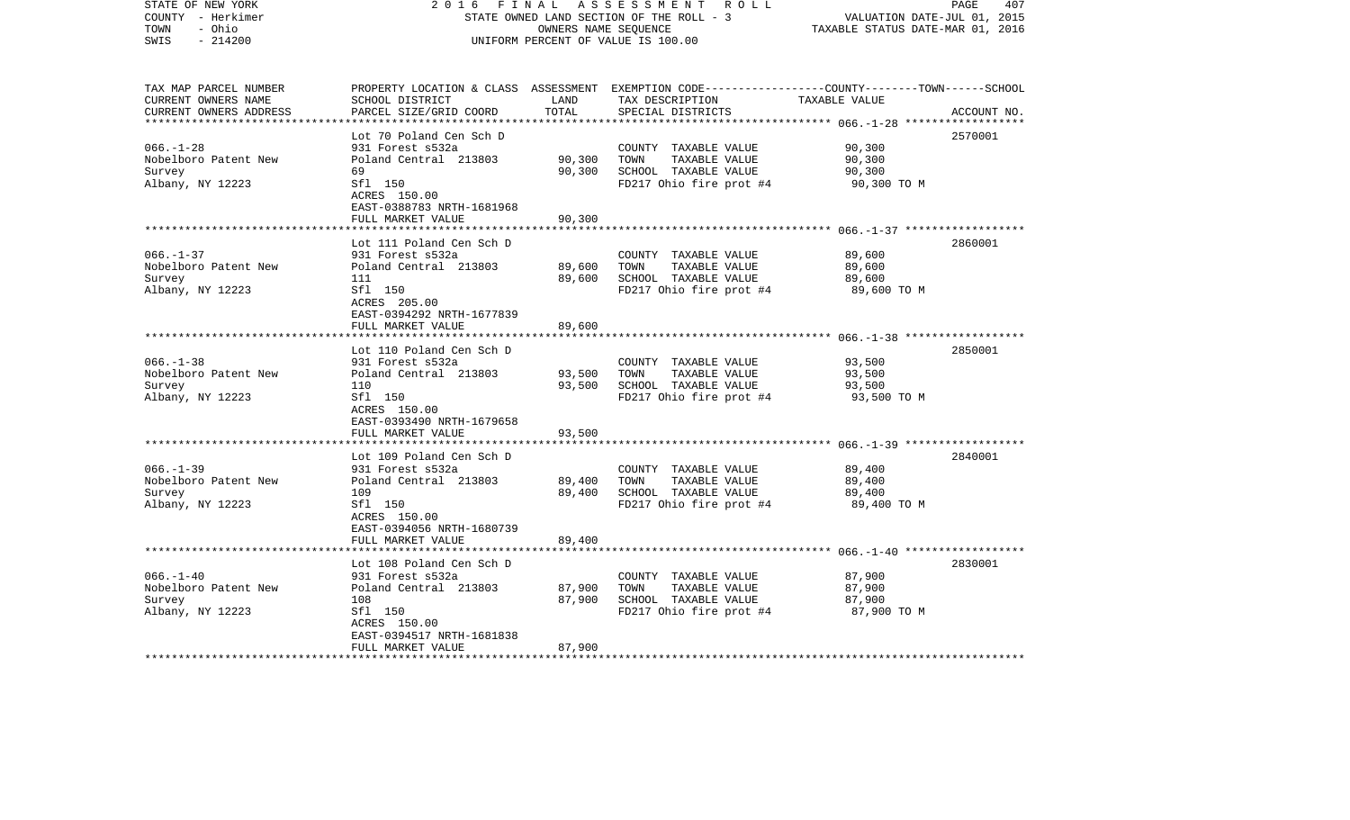| TAX MAP PARCEL NUMBER<br>CURRENT OWNERS NAME<br>CURRENT OWNERS ADDRESS | PROPERTY LOCATION & CLASS<br>SCHOOL DISTRICT<br>PARCEL SIZE/GRID COORD | ASSESSMENT<br>LAND<br>TOTAL | EXEMPTION CODE<br>TAX DESCRIPTION<br>SPECIAL DISTRICTS | COUNTY--------TOWN------SCHOOL<br>TAXABLE VALUE | ACCOUNT NO. |
|---|---|---|---|---|---|
| 066.-1-28 | Lot 70 Poland Cen Sch D | | | | 2570001 |
| | 931 Forest s532a | | COUNTY TAXABLE VALUE | 90,300 | |
| Nobelboro Patent New | Poland Central 213803 | 90,300 | TOWN TAXABLE VALUE | 90,300 | |
| Survey | 69 | 90,300 | SCHOOL TAXABLE VALUE | 90,300 | |
| Albany, NY 12223 | Sfl 150 | | FD217 Ohio fire prot #4 | 90,300 TO M | |
| | ACRES 150.00 | | | | |
| | EAST-0388783 NRTH-1681968 | | | | |
| | FULL MARKET VALUE | 90,300 | | | |
| 066.-1-37 | Lot 111 Poland Cen Sch D | | | | 2860001 |
| | 931 Forest s532a | | COUNTY TAXABLE VALUE | 89,600 | |
| Nobelboro Patent New | Poland Central 213803 | 89,600 | TOWN TAXABLE VALUE | 89,600 | |
| Survey | 111 | 89,600 | SCHOOL TAXABLE VALUE | 89,600 | |
| Albany, NY 12223 | Sfl 150 | | FD217 Ohio fire prot #4 | 89,600 TO M | |
| | ACRES 205.00 | | | | |
| | EAST-0394292 NRTH-1677839 | | | | |
| | FULL MARKET VALUE | 89,600 | | | |
| 066.-1-38 | Lot 110 Poland Cen Sch D | | | | 2850001 |
| | 931 Forest s532a | | COUNTY TAXABLE VALUE | 93,500 | |
| Nobelboro Patent New | Poland Central 213803 | 93,500 | TOWN TAXABLE VALUE | 93,500 | |
| Survey | 110 | 93,500 | SCHOOL TAXABLE VALUE | 93,500 | |
| Albany, NY 12223 | Sfl 150 | | FD217 Ohio fire prot #4 | 93,500 TO M | |
| | ACRES 150.00 | | | | |
| | EAST-0393490 NRTH-1679658 | | | | |
| | FULL MARKET VALUE | 93,500 | | | |
| 066.-1-39 | Lot 109 Poland Cen Sch D | | | | 2840001 |
| | 931 Forest s532a | | COUNTY TAXABLE VALUE | 89,400 | |
| Nobelboro Patent New | Poland Central 213803 | 89,400 | TOWN TAXABLE VALUE | 89,400 | |
| Survey | 109 | 89,400 | SCHOOL TAXABLE VALUE | 89,400 | |
| Albany, NY 12223 | Sfl 150 | | FD217 Ohio fire prot #4 | 89,400 TO M | |
| | ACRES 150.00 | | | | |
| | EAST-0394056 NRTH-1680739 | | | | |
| | FULL MARKET VALUE | 89,400 | | | |
| 066.-1-40 | Lot 108 Poland Cen Sch D | | | | 2830001 |
| | 931 Forest s532a | | COUNTY TAXABLE VALUE | 87,900 | |
| Nobelboro Patent New | Poland Central 213803 | 87,900 | TOWN TAXABLE VALUE | 87,900 | |
| Survey | 108 | 87,900 | SCHOOL TAXABLE VALUE | 87,900 | |
| Albany, NY 12223 | Sfl 150 | | FD217 Ohio fire prot #4 | 87,900 TO M | |
| | ACRES 150.00 | | | | |
| | EAST-0394517 NRTH-1681838 | | | | |
| | FULL MARKET VALUE | 87,900 | | | |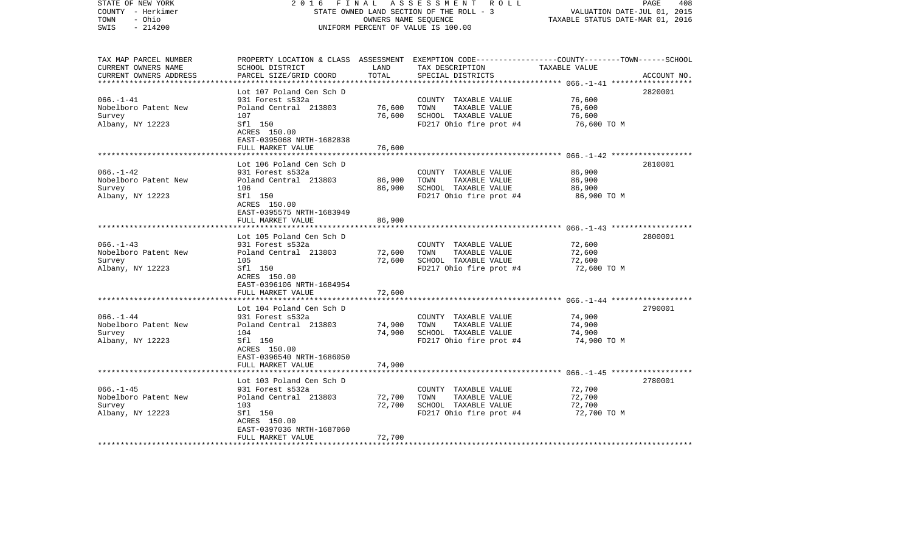STATE OF NEW YORK | COUNTY - Herkimer | TOWN - Ohio | SWIS - 214200

2 0 1 6 F I N A L A S S E S S M E N T R O L L
STATE OWNED LAND SECTION OF THE ROLL - 3
OWNERS NAME SEQUENCE
UNIFORM PERCENT OF VALUE IS 100.00

VALUATION DATE-JUL 01, 2015
TAXABLE STATUS DATE-MAR 01, 2016

| TAX MAP PARCEL NUMBER / CURRENT OWNERS NAME / CURRENT OWNERS ADDRESS | PROPERTY LOCATION & CLASS / SCHOOL DISTRICT / PARCEL SIZE/GRID COORD | ASSESSMENT LAND | ASSESSMENT TOTAL | EXEMPTION CODE / TAX DESCRIPTION / SPECIAL DISTRICTS | TAXABLE VALUE (COUNTY / TOWN / SCHOOL) | ACCOUNT NO. |
|---|---|---|---|---|---|---|
| 066.-1-41 | Lot 107 Poland Cen Sch D | | | | | 2820001 |
| Nobelboro Patent New | 931 Forest s532a | | | COUNTY TAXABLE VALUE | 76,600 | |
| Survey | Poland Central 213803 | 76,600 | 76,600 | TOWN TAXABLE VALUE | 76,600 | |
| Albany, NY 12223 | 107 | | | SCHOOL TAXABLE VALUE | 76,600 | |
| | Sfl 150 | | | FD217 Ohio fire prot #4 | 76,600 TO M | |
| | ACRES 150.00 | | | | | |
| | EAST-0395068 NRTH-1682838 | | | | | |
| | FULL MARKET VALUE | | 76,600 | | | |
| 066.-1-42 | Lot 106 Poland Cen Sch D | | | | | 2810001 |
| Nobelboro Patent New | 931 Forest s532a | | | COUNTY TAXABLE VALUE | 86,900 | |
| Survey | Poland Central 213803 | 86,900 | 86,900 | TOWN TAXABLE VALUE | 86,900 | |
| Albany, NY 12223 | 106 | | | SCHOOL TAXABLE VALUE | 86,900 | |
| | Sfl 150 | | | FD217 Ohio fire prot #4 | 86,900 TO M | |
| | ACRES 150.00 | | | | | |
| | EAST-0395575 NRTH-1683949 | | | | | |
| | FULL MARKET VALUE | | 86,900 | | | |
| 066.-1-43 | Lot 105 Poland Cen Sch D | | | | | 2800001 |
| Nobelboro Patent New | 931 Forest s532a | | | COUNTY TAXABLE VALUE | 72,600 | |
| Survey | Poland Central 213803 | 72,600 | 72,600 | TOWN TAXABLE VALUE | 72,600 | |
| Albany, NY 12223 | 105 | | | SCHOOL TAXABLE VALUE | 72,600 | |
| | Sfl 150 | | | FD217 Ohio fire prot #4 | 72,600 TO M | |
| | ACRES 150.00 | | | | | |
| | EAST-0396106 NRTH-1684954 | | | | | |
| | FULL MARKET VALUE | | 72,600 | | | |
| 066.-1-44 | Lot 104 Poland Cen Sch D | | | | | 2790001 |
| Nobelboro Patent New | 931 Forest s532a | | | COUNTY TAXABLE VALUE | 74,900 | |
| Survey | Poland Central 213803 | 74,900 | 74,900 | TOWN TAXABLE VALUE | 74,900 | |
| Albany, NY 12223 | 104 | | | SCHOOL TAXABLE VALUE | 74,900 | |
| | Sfl 150 | | | FD217 Ohio fire prot #4 | 74,900 TO M | |
| | ACRES 150.00 | | | | | |
| | EAST-0396540 NRTH-1686050 | | | | | |
| | FULL MARKET VALUE | | 74,900 | | | |
| 066.-1-45 | Lot 103 Poland Cen Sch D | | | | | 2780001 |
| Nobelboro Patent New | 931 Forest s532a | | | COUNTY TAXABLE VALUE | 72,700 | |
| Survey | Poland Central 213803 | 72,700 | 72,700 | TOWN TAXABLE VALUE | 72,700 | |
| Albany, NY 12223 | 103 | | | SCHOOL TAXABLE VALUE | 72,700 | |
| | Sfl 150 | | | FD217 Ohio fire prot #4 | 72,700 TO M | |
| | ACRES 150.00 | | | | | |
| | EAST-0397036 NRTH-1687060 | | | | | |
| | FULL MARKET VALUE | | 72,700 | | | |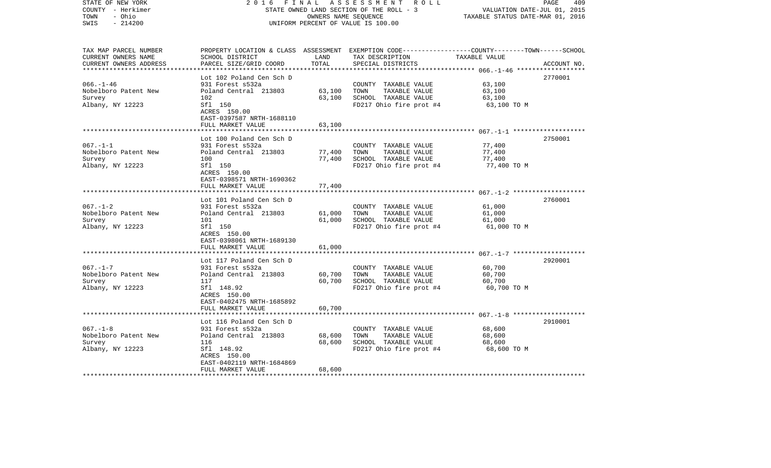STATE OF NEW YORK
COUNTY - Herkimer
TOWN - Ohio
SWIS - 214200

2016 FINAL ASSESSMENT ROLL
STATE OWNED LAND SECTION OF THE ROLL - 3
OWNERS NAME SEQUENCE
UNIFORM PERCENT OF VALUE IS 100.00

VALUATION DATE-JUL 01, 2015
TAXABLE STATUS DATE-MAR 01, 2016

| TAX MAP PARCEL NUMBER / CURRENT OWNERS NAME / CURRENT OWNERS ADDRESS | PROPERTY LOCATION & CLASS / SCHOOL DISTRICT / PARCEL SIZE/GRID COORD | ASSESSMENT LAND / TOTAL | EXEMPTION CODE / TAX DESCRIPTION / SPECIAL DISTRICTS | TAXABLE VALUE (COUNTY / TOWN / SCHOOL) | ACCOUNT NO. |
|---|---|---|---|---|---|
| 066.-1-46 | Lot 102 Poland Cen Sch D | | | | 2770001 |
| Nobelboro Patent New | 931 Forest s532a | | COUNTY TAXABLE VALUE | 63,100 | |
| Survey | Poland Central 213803 | 63,100 | TOWN TAXABLE VALUE | 63,100 | |
| Albany, NY 12223 | 102 | 63,100 | SCHOOL TAXABLE VALUE | 63,100 | |
| | Sfl 150 | | FD217 Ohio fire prot #4 | 63,100 TO M | |
| | ACRES 150.00 | | | | |
| | EAST-0397587 NRTH-1688110 | | | | |
| | FULL MARKET VALUE | 63,100 | | | |
| 067.-1-1 | Lot 100 Poland Cen Sch D | | | | 2750001 |
| Nobelboro Patent New | 931 Forest s532a | | COUNTY TAXABLE VALUE | 77,400 | |
| Survey | Poland Central 213803 | 77,400 | TOWN TAXABLE VALUE | 77,400 | |
| Albany, NY 12223 | 100 | 77,400 | SCHOOL TAXABLE VALUE | 77,400 | |
| | Sfl 150 | | FD217 Ohio fire prot #4 | 77,400 TO M | |
| | ACRES 150.00 | | | | |
| | EAST-0398571 NRTH-1690362 | | | | |
| | FULL MARKET VALUE | 77,400 | | | |
| 067.-1-2 | Lot 101 Poland Cen Sch D | | | | 2760001 |
| Nobelboro Patent New | 931 Forest s532a | | COUNTY TAXABLE VALUE | 61,000 | |
| Survey | Poland Central 213803 | 61,000 | TOWN TAXABLE VALUE | 61,000 | |
| Albany, NY 12223 | 101 | 61,000 | SCHOOL TAXABLE VALUE | 61,000 | |
| | Sfl 150 | | FD217 Ohio fire prot #4 | 61,000 TO M | |
| | ACRES 150.00 | | | | |
| | EAST-0398061 NRTH-1689130 | | | | |
| | FULL MARKET VALUE | 61,000 | | | |
| 067.-1-7 | Lot 117 Poland Cen Sch D | | | | 2920001 |
| Nobelboro Patent New | 931 Forest s532a | | COUNTY TAXABLE VALUE | 60,700 | |
| Survey | Poland Central 213803 | 60,700 | TOWN TAXABLE VALUE | 60,700 | |
| Albany, NY 12223 | 117 | 60,700 | SCHOOL TAXABLE VALUE | 60,700 | |
| | Sfl 148.92 | | FD217 Ohio fire prot #4 | 60,700 TO M | |
| | ACRES 150.00 | | | | |
| | EAST-0402475 NRTH-1685892 | | | | |
| | FULL MARKET VALUE | 60,700 | | | |
| 067.-1-8 | Lot 116 Poland Cen Sch D | | | | 2910001 |
| Nobelboro Patent New | 931 Forest s532a | | COUNTY TAXABLE VALUE | 68,600 | |
| Survey | Poland Central 213803 | 68,600 | TOWN TAXABLE VALUE | 68,600 | |
| Albany, NY 12223 | 116 | 68,600 | SCHOOL TAXABLE VALUE | 68,600 | |
| | Sfl 148.92 | | FD217 Ohio fire prot #4 | 68,600 TO M | |
| | ACRES 150.00 | | | | |
| | EAST-0402119 NRTH-1684869 | | | | |
| | FULL MARKET VALUE | 68,600 | | | |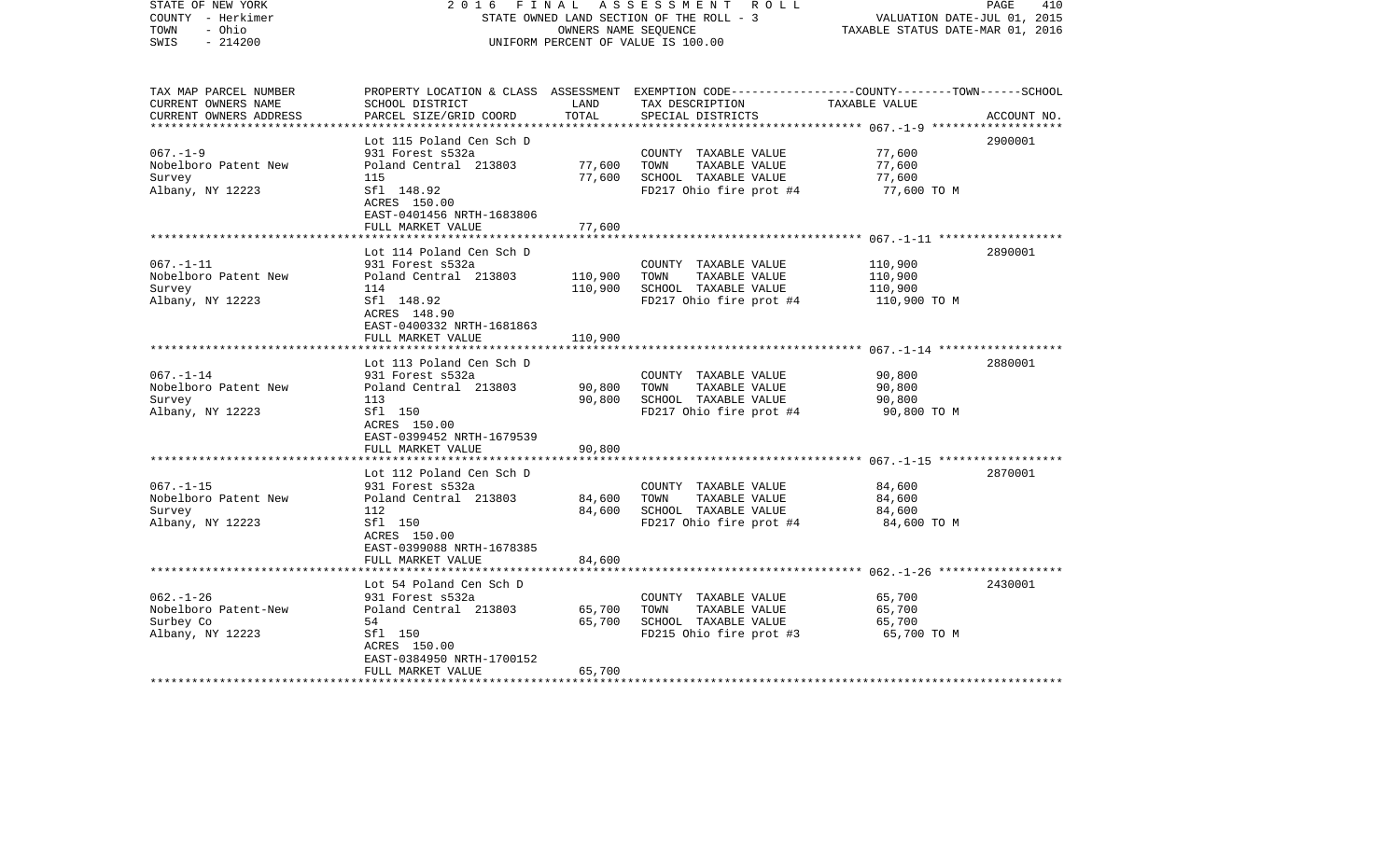STATE OF NEW YORK
COUNTY - Herkimer
TOWN - Ohio
SWIS - 214200

2016 FINAL ASSESSMENT ROLL
STATE OWNED LAND SECTION OF THE ROLL - 3
OWNERS NAME SEQUENCE
UNIFORM PERCENT OF VALUE IS 100.00

VALUATION DATE-JUL 01, 2015
TAXABLE STATUS DATE-MAR 01, 2016

| TAX MAP PARCEL NUMBER / CURRENT OWNERS NAME / CURRENT OWNERS ADDRESS | PROPERTY LOCATION & CLASS / SCHOOL DISTRICT / PARCEL SIZE/GRID COORD | ASSESSMENT LAND | TOTAL | EXEMPTION CODE / TAX DESCRIPTION / SPECIAL DISTRICTS | COUNTY--TOWN--SCHOOL TAXABLE VALUE | ACCOUNT NO. |
|---|---|---|---|---|---|---|
| 067.-1-9 | Lot 115 Poland Cen Sch D | | | | | 2900001 |
| Nobelboro Patent New | 931 Forest s532a | | | COUNTY TAXABLE VALUE | 77,600 | |
| Survey | Poland Central 213803 | 77,600 | | TOWN TAXABLE VALUE | 77,600 | |
| Albany, NY 12223 | 115 | | 77,600 | SCHOOL TAXABLE VALUE | 77,600 | |
| | Sfl 148.92 | | | FD217 Ohio fire prot #4 | 77,600 TO M | |
| | ACRES 150.00 | | | | | |
| | EAST-0401456 NRTH-1683806 | | | | | |
| | FULL MARKET VALUE | | 77,600 | | | |
| 067.-1-11 | Lot 114 Poland Cen Sch D | | | | | 2890001 |
| Nobelboro Patent New | 931 Forest s532a | | | COUNTY TAXABLE VALUE | 110,900 | |
| Survey | Poland Central 213803 | 110,900 | | TOWN TAXABLE VALUE | 110,900 | |
| Albany, NY 12223 | 114 | | 110,900 | SCHOOL TAXABLE VALUE | 110,900 | |
| | Sfl 148.92 | | | FD217 Ohio fire prot #4 | 110,900 TO M | |
| | ACRES 148.90 | | | | | |
| | EAST-0400332 NRTH-1681863 | | | | | |
| | FULL MARKET VALUE | | 110,900 | | | |
| 067.-1-14 | Lot 113 Poland Cen Sch D | | | | | 2880001 |
| Nobelboro Patent New | 931 Forest s532a | | | COUNTY TAXABLE VALUE | 90,800 | |
| Survey | Poland Central 213803 | 90,800 | | TOWN TAXABLE VALUE | 90,800 | |
| Albany, NY 12223 | 113 | | 90,800 | SCHOOL TAXABLE VALUE | 90,800 | |
| | Sfl 150 | | | FD217 Ohio fire prot #4 | 90,800 TO M | |
| | ACRES 150.00 | | | | | |
| | EAST-0399452 NRTH-1679539 | | | | | |
| | FULL MARKET VALUE | | 90,800 | | | |
| 067.-1-15 | Lot 112 Poland Cen Sch D | | | | | 2870001 |
| Nobelboro Patent New | 931 Forest s532a | | | COUNTY TAXABLE VALUE | 84,600 | |
| Survey | Poland Central 213803 | 84,600 | | TOWN TAXABLE VALUE | 84,600 | |
| Albany, NY 12223 | 112 | | 84,600 | SCHOOL TAXABLE VALUE | 84,600 | |
| | Sfl 150 | | | FD217 Ohio fire prot #4 | 84,600 TO M | |
| | ACRES 150.00 | | | | | |
| | EAST-0399088 NRTH-1678385 | | | | | |
| | FULL MARKET VALUE | | 84,600 | | | |
| 062.-1-26 | Lot 54 Poland Cen Sch D | | | | | 2430001 |
| Nobelboro Patent-New | 931 Forest s532a | | | COUNTY TAXABLE VALUE | 65,700 | |
| Surbey Co | Poland Central 213803 | 65,700 | | TOWN TAXABLE VALUE | 65,700 | |
| Albany, NY 12223 | 54 | | 65,700 | SCHOOL TAXABLE VALUE | 65,700 | |
| | Sfl 150 | | | FD215 Ohio fire prot #3 | 65,700 TO M | |
| | ACRES 150.00 | | | | | |
| | EAST-0384950 NRTH-1700152 | | | | | |
| | FULL MARKET VALUE | | 65,700 | | | |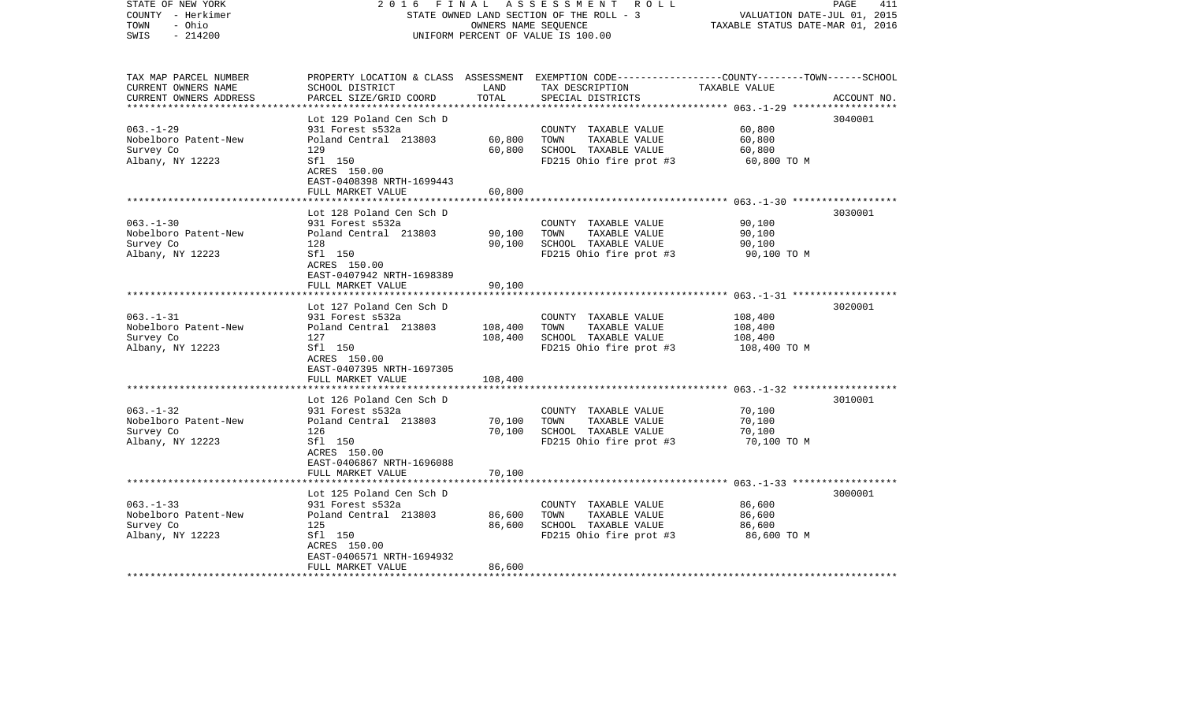STATE OF NEW YORK
COUNTY - Herkimer
TOWN - Ohio
SWIS - 214200

2016 FINAL ASSESSMENT ROLL
STATE OWNED LAND SECTION OF THE ROLL - 3
OWNERS NAME SEQUENCE
UNIFORM PERCENT OF VALUE IS 100.00

VALUATION DATE-JUL 01, 2015
TAXABLE STATUS DATE-MAR 01, 2016

| TAX MAP PARCEL NUMBER<br>CURRENT OWNERS NAME<br>CURRENT OWNERS ADDRESS | PROPERTY LOCATION & CLASS<br>SCHOOL DISTRICT<br>PARCEL SIZE/GRID COORD | ASSESSMENT<br>LAND<br>TOTAL | EXEMPTION CODE-----COUNTY-----TOWN-----SCHOOL<br>TAX DESCRIPTION<br>SPECIAL DISTRICTS | TAXABLE VALUE | ACCOUNT NO. |
|---|---|---|---|---|---|
| 063.-1-29 | Lot 129 Poland Cen Sch D | | | | 3040001 |
| | 931 Forest s532a | | COUNTY TAXABLE VALUE | 60,800 | |
| Nobelboro Patent-New | Poland Central 213803 | 60,800 | TOWN TAXABLE VALUE | 60,800 | |
| Survey Co | 129 | 60,800 | SCHOOL TAXABLE VALUE | 60,800 | |
| Albany, NY 12223 | Sfl 150 | | FD215 Ohio fire prot #3 | 60,800 TO M | |
| | ACRES 150.00 | | | | |
| | EAST-0408398 NRTH-1699443 | | | | |
| | FULL MARKET VALUE | 60,800 | | | |
| 063.-1-30 | Lot 128 Poland Cen Sch D | | | | 3030001 |
| | 931 Forest s532a | | COUNTY TAXABLE VALUE | 90,100 | |
| Nobelboro Patent-New | Poland Central 213803 | 90,100 | TOWN TAXABLE VALUE | 90,100 | |
| Survey Co | 128 | 90,100 | SCHOOL TAXABLE VALUE | 90,100 | |
| Albany, NY 12223 | Sfl 150 | | FD215 Ohio fire prot #3 | 90,100 TO M | |
| | ACRES 150.00 | | | | |
| | EAST-0407942 NRTH-1698389 | | | | |
| | FULL MARKET VALUE | 90,100 | | | |
| 063.-1-31 | Lot 127 Poland Cen Sch D | | | | 3020001 |
| | 931 Forest s532a | | COUNTY TAXABLE VALUE | 108,400 | |
| Nobelboro Patent-New | Poland Central 213803 | 108,400 | TOWN TAXABLE VALUE | 108,400 | |
| Survey Co | 127 | 108,400 | SCHOOL TAXABLE VALUE | 108,400 | |
| Albany, NY 12223 | Sfl 150 | | FD215 Ohio fire prot #3 | 108,400 TO M | |
| | ACRES 150.00 | | | | |
| | EAST-0407395 NRTH-1697305 | | | | |
| | FULL MARKET VALUE | 108,400 | | | |
| 063.-1-32 | Lot 126 Poland Cen Sch D | | | | 3010001 |
| | 931 Forest s532a | | COUNTY TAXABLE VALUE | 70,100 | |
| Nobelboro Patent-New | Poland Central 213803 | 70,100 | TOWN TAXABLE VALUE | 70,100 | |
| Survey Co | 126 | 70,100 | SCHOOL TAXABLE VALUE | 70,100 | |
| Albany, NY 12223 | Sfl 150 | | FD215 Ohio fire prot #3 | 70,100 TO M | |
| | ACRES 150.00 | | | | |
| | EAST-0406867 NRTH-1696088 | | | | |
| | FULL MARKET VALUE | 70,100 | | | |
| 063.-1-33 | Lot 125 Poland Cen Sch D | | | | 3000001 |
| | 931 Forest s532a | | COUNTY TAXABLE VALUE | 86,600 | |
| Nobelboro Patent-New | Poland Central 213803 | 86,600 | TOWN TAXABLE VALUE | 86,600 | |
| Survey Co | 125 | 86,600 | SCHOOL TAXABLE VALUE | 86,600 | |
| Albany, NY 12223 | Sfl 150 | | FD215 Ohio fire prot #3 | 86,600 TO M | |
| | ACRES 150.00 | | | | |
| | EAST-0406571 NRTH-1694932 | | | | |
| | FULL MARKET VALUE | 86,600 | | | |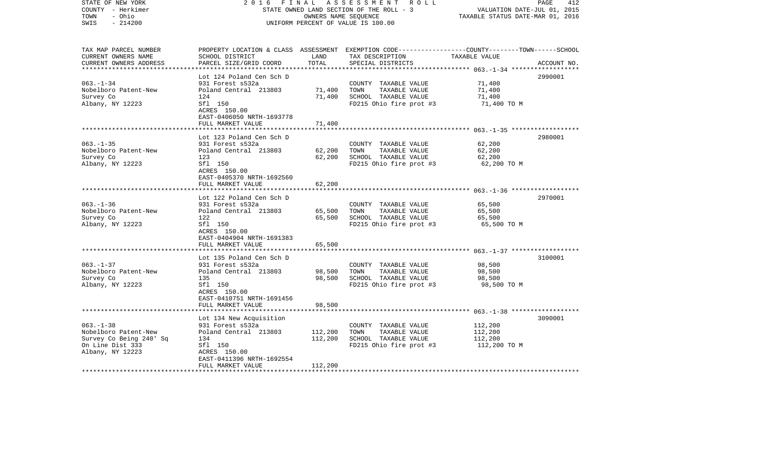STATE OF NEW YORK — 2016 FINAL ASSESSMENT ROLL
COUNTY - Herkimer — STATE OWNED LAND SECTION OF THE ROLL - 3 — VALUATION DATE-JUL 01, 2015
TOWN - Ohio — OWNERS NAME SEQUENCE — TAXABLE STATUS DATE-MAR 01, 2016
SWIS - 214200 — UNIFORM PERCENT OF VALUE IS 100.00

| TAX MAP PARCEL NUMBER / CURRENT OWNERS NAME / CURRENT OWNERS ADDRESS | PROPERTY LOCATION & CLASS / SCHOOL DISTRICT / PARCEL SIZE/GRID COORD | ASSESSMENT LAND | ASSESSMENT TOTAL | EXEMPTION CODE / TAX DESCRIPTION / SPECIAL DISTRICTS | TAXABLE VALUE (COUNTY / TOWN / SCHOOL) | ACCOUNT NO. |
|---|---|---|---|---|---|---|
| 063.-1-34 | Lot 124 Poland Cen Sch D | | | | | 2990001 |
| Nobelboro Patent-New | 931 Forest s532a | | | COUNTY TAXABLE VALUE | 71,400 | |
| Survey Co | Poland Central 213803 | 71,400 | | TOWN TAXABLE VALUE | 71,400 | |
| Albany, NY 12223 | 124 | | 71,400 | SCHOOL TAXABLE VALUE | 71,400 | |
| | Sfl 150 | | | FD215 Ohio fire prot #3 | 71,400 TO M | |
| | ACRES 150.00 | | | | | |
| | EAST-0406050 NRTH-1693778 | | | | | |
| | FULL MARKET VALUE | | 71,400 | | | |
| 063.-1-35 | Lot 123 Poland Cen Sch D | | | | | 2980001 |
| Nobelboro Patent-New | 931 Forest s532a | | | COUNTY TAXABLE VALUE | 62,200 | |
| Survey Co | Poland Central 213803 | 62,200 | | TOWN TAXABLE VALUE | 62,200 | |
| Albany, NY 12223 | 123 | | 62,200 | SCHOOL TAXABLE VALUE | 62,200 | |
| | Sfl 150 | | | FD215 Ohio fire prot #3 | 62,200 TO M | |
| | ACRES 150.00 | | | | | |
| | EAST-0405370 NRTH-1692560 | | | | | |
| | FULL MARKET VALUE | | 62,200 | | | |
| 063.-1-36 | Lot 122 Poland Cen Sch D | | | | | 2970001 |
| Nobelboro Patent-New | 931 Forest s532a | | | COUNTY TAXABLE VALUE | 65,500 | |
| Survey Co | Poland Central 213803 | 65,500 | | TOWN TAXABLE VALUE | 65,500 | |
| Albany, NY 12223 | 122 | | 65,500 | SCHOOL TAXABLE VALUE | 65,500 | |
| | Sfl 150 | | | FD215 Ohio fire prot #3 | 65,500 TO M | |
| | ACRES 150.00 | | | | | |
| | EAST-0404904 NRTH-1691383 | | | | | |
| | FULL MARKET VALUE | | 65,500 | | | |
| 063.-1-37 | Lot 135 Poland Cen Sch D | | | | | 3100001 |
| Nobelboro Patent-New | 931 Forest s532a | | | COUNTY TAXABLE VALUE | 98,500 | |
| Survey Co | Poland Central 213803 | 98,500 | | TOWN TAXABLE VALUE | 98,500 | |
| Albany, NY 12223 | 135 | | 98,500 | SCHOOL TAXABLE VALUE | 98,500 | |
| | Sfl 150 | | | FD215 Ohio fire prot #3 | 98,500 TO M | |
| | ACRES 150.00 | | | | | |
| | EAST-0410751 NRTH-1691456 | | | | | |
| | FULL MARKET VALUE | | 98,500 | | | |
| 063.-1-38 | Lot 134 New Acquisition | | | | | 3090001 |
| Nobelboro Patent-New | 931 Forest s532a | | | COUNTY TAXABLE VALUE | 112,200 | |
| Survey Co Being 240' Sq | Poland Central 213803 | 112,200 | | TOWN TAXABLE VALUE | 112,200 | |
| On Line Dist 333 | 134 | | 112,200 | SCHOOL TAXABLE VALUE | 112,200 | |
| Albany, NY 12223 | Sfl 150 | | | FD215 Ohio fire prot #3 | 112,200 TO M | |
| | ACRES 150.00 | | | | | |
| | EAST-0411396 NRTH-1692554 | | | | | |
| | FULL MARKET VALUE | | 112,200 | | | |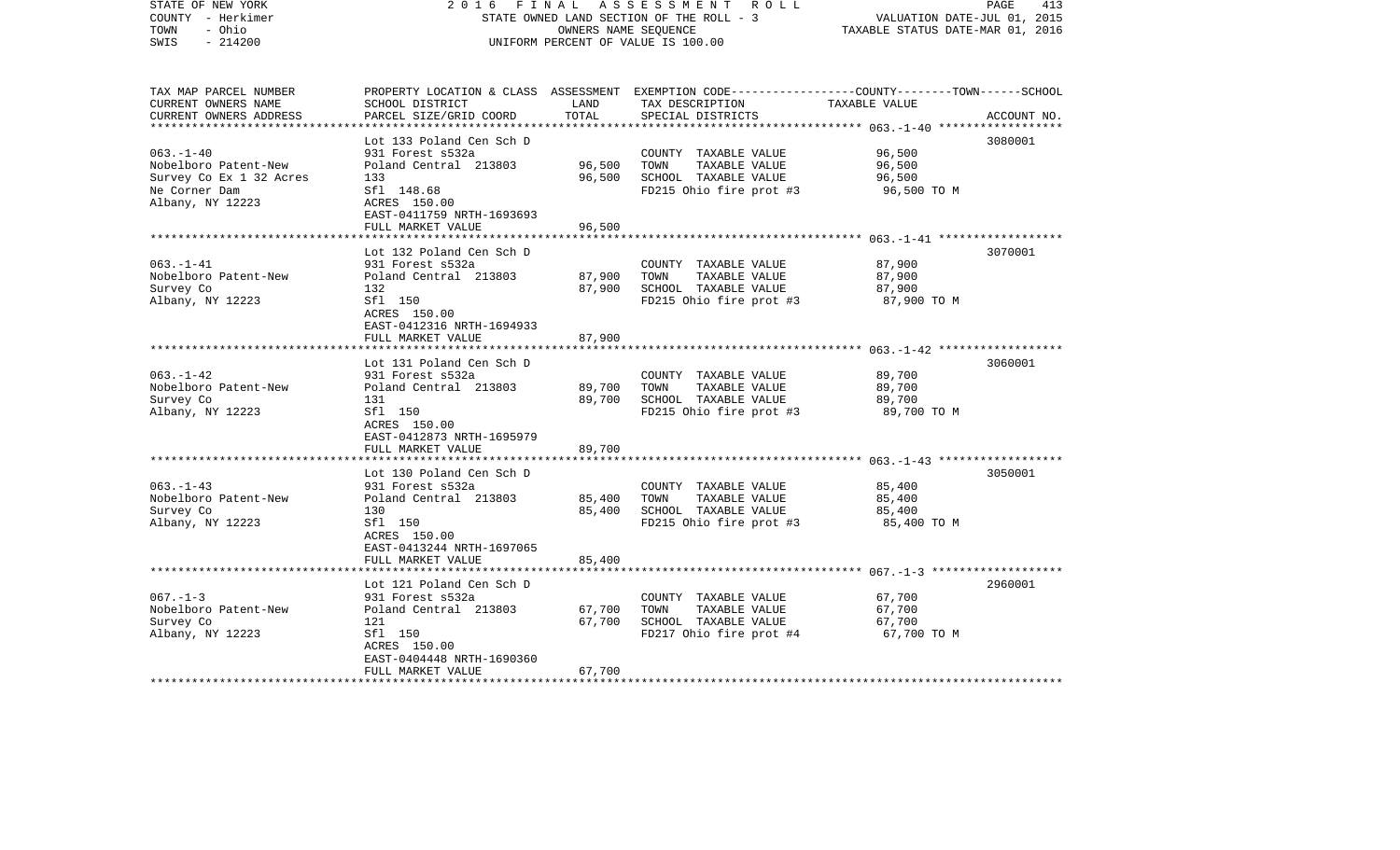STATE OF NEW YORK — COUNTY - Herkimer — TOWN - Ohio — SWIS - 214200

2016 FINAL ASSESSMENT ROLL
STATE OWNED LAND SECTION OF THE ROLL - 3
OWNERS NAME SEQUENCE
UNIFORM PERCENT OF VALUE IS 100.00

VALUATION DATE-JUL 01, 2015
TAXABLE STATUS DATE-MAR 01, 2016

| TAX MAP PARCEL NUMBER / CURRENT OWNERS NAME / CURRENT OWNERS ADDRESS | PROPERTY LOCATION & CLASS / SCHOOL DISTRICT / PARCEL SIZE/GRID COORD | ASSESSMENT LAND | ASSESSMENT TOTAL | EXEMPTION CODE / TAX DESCRIPTION / SPECIAL DISTRICTS | TAXABLE VALUE (COUNTY--TOWN--SCHOOL) | ACCOUNT NO. |
|---|---|---|---|---|---|---|
| 063.-1-40 | Lot 133 Poland Cen Sch D | | | | | 3080001 |
| Nobelboro Patent-New | 931 Forest s532a | | | COUNTY TAXABLE VALUE | 96,500 | |
| Survey Co Ex 1 32 Acres | Poland Central 213803 | 96,500 | | TOWN TAXABLE VALUE | 96,500 | |
| Ne Corner Dam | 133 | | 96,500 | SCHOOL TAXABLE VALUE | 96,500 | |
| Albany, NY 12223 | Sfl 148.68 | | | FD215 Ohio fire prot #3 | 96,500 TO M | |
| | ACRES 150.00 | | | | | |
| | EAST-0411759 NRTH-1693693 | | | | | |
| | FULL MARKET VALUE | | 96,500 | | | |
| 063.-1-41 | Lot 132 Poland Cen Sch D | | | | | 3070001 |
| Nobelboro Patent-New | 931 Forest s532a | | | COUNTY TAXABLE VALUE | 87,900 | |
| Survey Co | Poland Central 213803 | 87,900 | | TOWN TAXABLE VALUE | 87,900 | |
| Albany, NY 12223 | 132 | | 87,900 | SCHOOL TAXABLE VALUE | 87,900 | |
| | Sfl 150 | | | FD215 Ohio fire prot #3 | 87,900 TO M | |
| | ACRES 150.00 | | | | | |
| | EAST-0412316 NRTH-1694933 | | | | | |
| | FULL MARKET VALUE | | 87,900 | | | |
| 063.-1-42 | Lot 131 Poland Cen Sch D | | | | | 3060001 |
| Nobelboro Patent-New | 931 Forest s532a | | | COUNTY TAXABLE VALUE | 89,700 | |
| Survey Co | Poland Central 213803 | 89,700 | | TOWN TAXABLE VALUE | 89,700 | |
| Albany, NY 12223 | 131 | | 89,700 | SCHOOL TAXABLE VALUE | 89,700 | |
| | Sfl 150 | | | FD215 Ohio fire prot #3 | 89,700 TO M | |
| | ACRES 150.00 | | | | | |
| | EAST-0412873 NRTH-1695979 | | | | | |
| | FULL MARKET VALUE | | 89,700 | | | |
| 063.-1-43 | Lot 130 Poland Cen Sch D | | | | | 3050001 |
| Nobelboro Patent-New | 931 Forest s532a | | | COUNTY TAXABLE VALUE | 85,400 | |
| Survey Co | Poland Central 213803 | 85,400 | | TOWN TAXABLE VALUE | 85,400 | |
| Albany, NY 12223 | 130 | | 85,400 | SCHOOL TAXABLE VALUE | 85,400 | |
| | Sfl 150 | | | FD215 Ohio fire prot #3 | 85,400 TO M | |
| | ACRES 150.00 | | | | | |
| | EAST-0413244 NRTH-1697065 | | | | | |
| | FULL MARKET VALUE | | 85,400 | | | |
| 067.-1-3 | Lot 121 Poland Cen Sch D | | | | | 2960001 |
| Nobelboro Patent-New | 931 Forest s532a | | | COUNTY TAXABLE VALUE | 67,700 | |
| Survey Co | Poland Central 213803 | 67,700 | | TOWN TAXABLE VALUE | 67,700 | |
| Albany, NY 12223 | 121 | | 67,700 | SCHOOL TAXABLE VALUE | 67,700 | |
| | Sfl 150 | | | FD217 Ohio fire prot #4 | 67,700 TO M | |
| | ACRES 150.00 | | | | | |
| | EAST-0404448 NRTH-1690360 | | | | | |
| | FULL MARKET VALUE | | 67,700 | | | |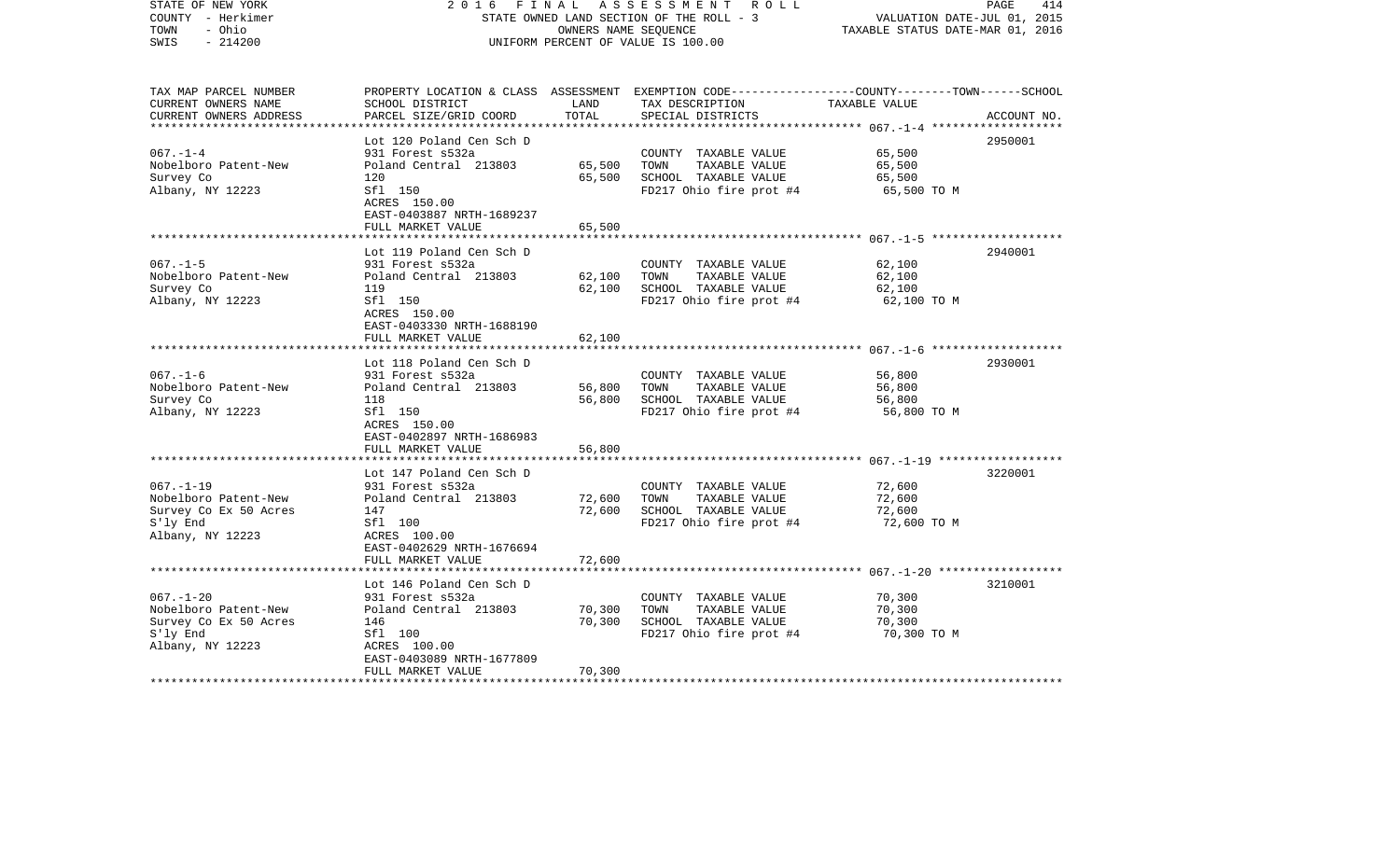STATE OF NEW YORK — 2016 FINAL ASSESSMENT ROLL
COUNTY - Herkimer — STATE OWNED LAND SECTION OF THE ROLL - 3 — VALUATION DATE-JUL 01, 2015
TOWN - Ohio — OWNERS NAME SEQUENCE — TAXABLE STATUS DATE-MAR 01, 2016
SWIS - 214200 — UNIFORM PERCENT OF VALUE IS 100.00

| TAX MAP PARCEL NUMBER / CURRENT OWNERS NAME / CURRENT OWNERS ADDRESS | PROPERTY LOCATION & CLASS / SCHOOL DISTRICT / PARCEL SIZE/GRID COORD | ASSESSMENT LAND / TOTAL | EXEMPTION CODE / TAX DESCRIPTION / SPECIAL DISTRICTS | COUNTY--------TOWN------SCHOOL TAXABLE VALUE | ACCOUNT NO. |
|---|---|---|---|---|---|
| | Lot 120 Poland Cen Sch D | | | | 2950001 |
| 067.-1-4 | 931 Forest s532a | | COUNTY TAXABLE VALUE | 65,500 | |
| Nobelboro Patent-New | Poland Central 213803 | 65,500 | TOWN TAXABLE VALUE | 65,500 | |
| Survey Co | 120 | 65,500 | SCHOOL TAXABLE VALUE | 65,500 | |
| Albany, NY 12223 | Sfl 150 | | FD217 Ohio fire prot #4 | 65,500 TO M | |
| | ACRES 150.00 | | | | |
| | EAST-0403887 NRTH-1689237 | | | | |
| | FULL MARKET VALUE | 65,500 | | | |
| | Lot 119 Poland Cen Sch D | | | | 2940001 |
| 067.-1-5 | 931 Forest s532a | | COUNTY TAXABLE VALUE | 62,100 | |
| Nobelboro Patent-New | Poland Central 213803 | 62,100 | TOWN TAXABLE VALUE | 62,100 | |
| Survey Co | 119 | 62,100 | SCHOOL TAXABLE VALUE | 62,100 | |
| Albany, NY 12223 | Sfl 150 | | FD217 Ohio fire prot #4 | 62,100 TO M | |
| | ACRES 150.00 | | | | |
| | EAST-0403330 NRTH-1688190 | | | | |
| | FULL MARKET VALUE | 62,100 | | | |
| | Lot 118 Poland Cen Sch D | | | | 2930001 |
| 067.-1-6 | 931 Forest s532a | | COUNTY TAXABLE VALUE | 56,800 | |
| Nobelboro Patent-New | Poland Central 213803 | 56,800 | TOWN TAXABLE VALUE | 56,800 | |
| Survey Co | 118 | 56,800 | SCHOOL TAXABLE VALUE | 56,800 | |
| Albany, NY 12223 | Sfl 150 | | FD217 Ohio fire prot #4 | 56,800 TO M | |
| | ACRES 150.00 | | | | |
| | EAST-0402897 NRTH-1686983 | | | | |
| | FULL MARKET VALUE | 56,800 | | | |
| | Lot 147 Poland Cen Sch D | | | | 3220001 |
| 067.-1-19 | 931 Forest s532a | | COUNTY TAXABLE VALUE | 72,600 | |
| Nobelboro Patent-New | Poland Central 213803 | 72,600 | TOWN TAXABLE VALUE | 72,600 | |
| Survey Co Ex 50 Acres | 147 | 72,600 | SCHOOL TAXABLE VALUE | 72,600 | |
| S'ly End | Sfl 100 | | FD217 Ohio fire prot #4 | 72,600 TO M | |
| Albany, NY 12223 | ACRES 100.00 | | | | |
| | EAST-0402629 NRTH-1676694 | | | | |
| | FULL MARKET VALUE | 72,600 | | | |
| | Lot 146 Poland Cen Sch D | | | | 3210001 |
| 067.-1-20 | 931 Forest s532a | | COUNTY TAXABLE VALUE | 70,300 | |
| Nobelboro Patent-New | Poland Central 213803 | 70,300 | TOWN TAXABLE VALUE | 70,300 | |
| Survey Co Ex 50 Acres | 146 | 70,300 | SCHOOL TAXABLE VALUE | 70,300 | |
| S'ly End | Sfl 100 | | FD217 Ohio fire prot #4 | 70,300 TO M | |
| Albany, NY 12223 | ACRES 100.00 | | | | |
| | EAST-0403089 NRTH-1677809 | | | | |
| | FULL MARKET VALUE | 70,300 | | | |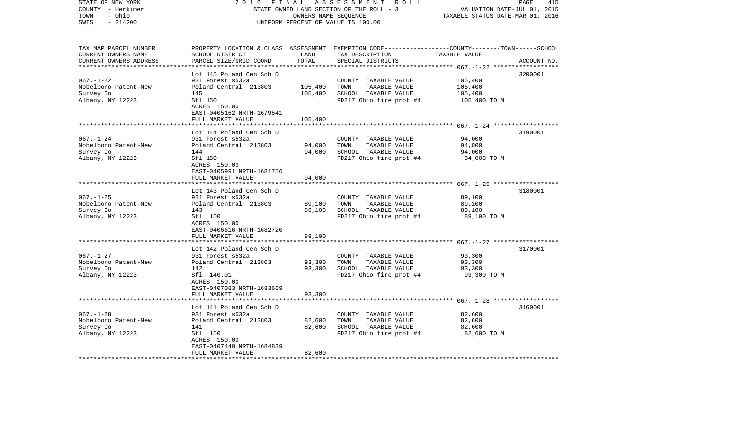STATE OF NEW YORK — 2016 FINAL ASSESSMENT ROLL
COUNTY - Herkimer — STATE OWNED LAND SECTION OF THE ROLL - 3 — VALUATION DATE-JUL 01, 2015
TOWN - Ohio — OWNERS NAME SEQUENCE — TAXABLE STATUS DATE-MAR 01, 2016
SWIS - 214200 — UNIFORM PERCENT OF VALUE IS 100.00

| TAX MAP PARCEL NUMBER / CURRENT OWNERS NAME / CURRENT OWNERS ADDRESS | PROPERTY LOCATION & CLASS / SCHOOL DISTRICT / PARCEL SIZE/GRID COORD | ASSESSMENT LAND | TOTAL | EXEMPTION CODE / TAX DESCRIPTION / SPECIAL DISTRICTS | TAXABLE VALUE (COUNTY / TOWN / SCHOOL) | ACCOUNT NO. |
|---|---|---|---|---|---|---|
| 067.-1-22 | Lot 145 Poland Cen Sch D | | | | | 3200001 |
| Nobelboro Patent-New | 931 Forest s532a | | | COUNTY TAXABLE VALUE | 105,400 | |
| Survey Co | Poland Central 213803 | 105,400 | | TOWN TAXABLE VALUE | 105,400 | |
| Albany, NY 12223 | 145 | | 105,400 | SCHOOL TAXABLE VALUE | 105,400 | |
| | Sfl 150 | | | FD217 Ohio fire prot #4 | 105,400 TO M | |
| | ACRES 150.00 | | | | | |
| | EAST-0405162 NRTH-1679541 | | | | | |
| | FULL MARKET VALUE | | 105,400 | | | |
| 067.-1-24 | Lot 144 Poland Cen Sch D | | | | | 3190001 |
| Nobelboro Patent-New | 931 Forest s532a | | | COUNTY TAXABLE VALUE | 94,000 | |
| Survey Co | Poland Central 213803 | 94,000 | | TOWN TAXABLE VALUE | 94,000 | |
| Albany, NY 12223 | 144 | | 94,000 | SCHOOL TAXABLE VALUE | 94,000 | |
| | Sfl 150 | | | FD217 Ohio fire prot #4 | 94,000 TO M | |
| | ACRES 150.00 | | | | | |
| | EAST-0405991 NRTH-1681756 | | | | | |
| | FULL MARKET VALUE | | 94,000 | | | |
| 067.-1-25 | Lot 143 Poland Cen Sch D | | | | | 3180001 |
| Nobelboro Patent-New | 931 Forest s532a | | | COUNTY TAXABLE VALUE | 89,100 | |
| Survey Co | Poland Central 213803 | 89,100 | | TOWN TAXABLE VALUE | 89,100 | |
| Albany, NY 12223 | 143 | | 89,100 | SCHOOL TAXABLE VALUE | 89,100 | |
| | Sfl 150 | | | FD217 Ohio fire prot #4 | 89,100 TO M | |
| | ACRES 150.00 | | | | | |
| | EAST-0406616 NRTH-1682720 | | | | | |
| | FULL MARKET VALUE | | 89,100 | | | |
| 067.-1-27 | Lot 142 Poland Cen Sch D | | | | | 3170001 |
| Nobelboro Patent-New | 931 Forest s532a | | | COUNTY TAXABLE VALUE | 93,300 | |
| Survey Co | Poland Central 213803 | 93,300 | | TOWN TAXABLE VALUE | 93,300 | |
| Albany, NY 12223 | 142 | | 93,300 | SCHOOL TAXABLE VALUE | 93,300 | |
| | Sfl 140.01 | | | FD217 Ohio fire prot #4 | 93,300 TO M | |
| | ACRES 150.00 | | | | | |
| | EAST-0407083 NRTH-1683669 | | | | | |
| | FULL MARKET VALUE | | 93,300 | | | |
| 067.-1-28 | Lot 141 Poland Cen Sch D | | | | | 3160001 |
| Nobelboro Patent-New | 931 Forest s532a | | | COUNTY TAXABLE VALUE | 82,600 | |
| Survey Co | Poland Central 213803 | 82,600 | | TOWN TAXABLE VALUE | 82,600 | |
| Albany, NY 12223 | 141 | | 82,600 | SCHOOL TAXABLE VALUE | 82,600 | |
| | Sfl 150 | | | FD217 Ohio fire prot #4 | 82,600 TO M | |
| | ACRES 150.00 | | | | | |
| | EAST-0407449 NRTH-1684839 | | | | | |
| | FULL MARKET VALUE | | 82,600 | | | |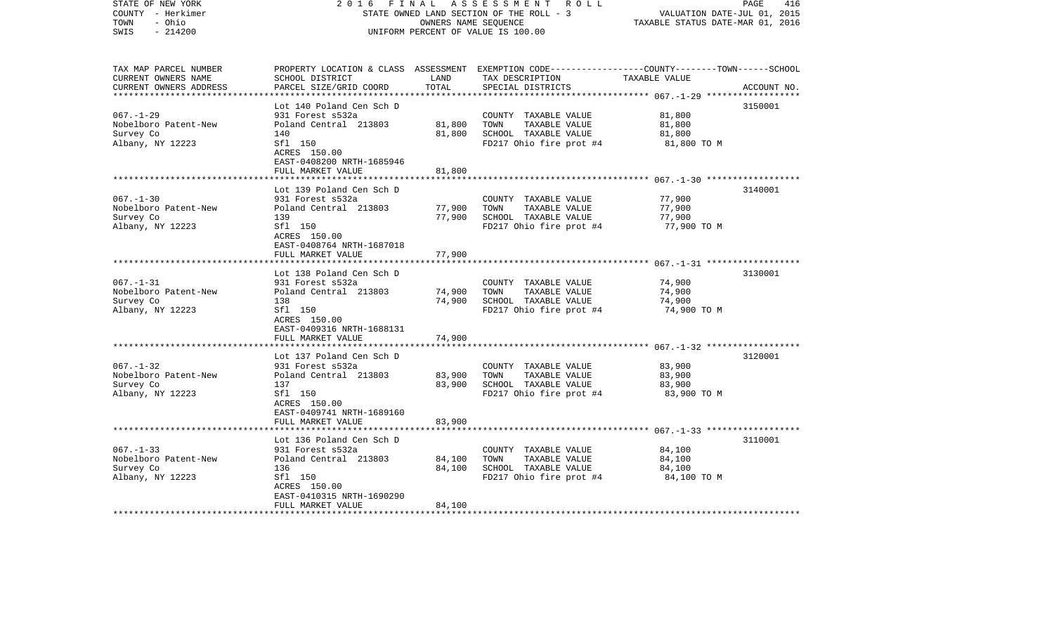STATE OF NEW YORK — 2016 FINAL ASSESSMENT ROLL
COUNTY - Herkimer — STATE OWNED LAND SECTION OF THE ROLL - 3 — VALUATION DATE-JUL 01, 2015
TOWN - Ohio — OWNERS NAME SEQUENCE — TAXABLE STATUS DATE-MAR 01, 2016
SWIS - 214200 — UNIFORM PERCENT OF VALUE IS 100.00

| TAX MAP PARCEL NUMBER / CURRENT OWNERS NAME / CURRENT OWNERS ADDRESS | PROPERTY LOCATION & CLASS / SCHOOL DISTRICT / PARCEL SIZE/GRID COORD | ASSESSMENT LAND / TOTAL | EXEMPTION CODE / TAX DESCRIPTION / SPECIAL DISTRICTS | COUNTY--------TOWN------SCHOOL TAXABLE VALUE | ACCOUNT NO. |
|---|---|---|---|---|---|
| 067.-1-29 | Lot 140 Poland Cen Sch D | | | | 3150001 |
| | 931 Forest s532a | | COUNTY TAXABLE VALUE | 81,800 | |
| Nobelboro Patent-New | Poland Central 213803 | 81,800 | TOWN TAXABLE VALUE | 81,800 | |
| Survey Co | 140 | 81,800 | SCHOOL TAXABLE VALUE | 81,800 | |
| Albany, NY 12223 | Sfl 150 | | FD217 Ohio fire prot #4 | 81,800 TO M | |
| | ACRES 150.00 | | | | |
| | EAST-0408200 NRTH-1685946 | | | | |
| | FULL MARKET VALUE | 81,800 | | | |
| 067.-1-30 | Lot 139 Poland Cen Sch D | | | | 3140001 |
| | 931 Forest s532a | | COUNTY TAXABLE VALUE | 77,900 | |
| Nobelboro Patent-New | Poland Central 213803 | 77,900 | TOWN TAXABLE VALUE | 77,900 | |
| Survey Co | 139 | 77,900 | SCHOOL TAXABLE VALUE | 77,900 | |
| Albany, NY 12223 | Sfl 150 | | FD217 Ohio fire prot #4 | 77,900 TO M | |
| | ACRES 150.00 | | | | |
| | EAST-0408764 NRTH-1687018 | | | | |
| | FULL MARKET VALUE | 77,900 | | | |
| 067.-1-31 | Lot 138 Poland Cen Sch D | | | | 3130001 |
| | 931 Forest s532a | | COUNTY TAXABLE VALUE | 74,900 | |
| Nobelboro Patent-New | Poland Central 213803 | 74,900 | TOWN TAXABLE VALUE | 74,900 | |
| Survey Co | 138 | 74,900 | SCHOOL TAXABLE VALUE | 74,900 | |
| Albany, NY 12223 | Sfl 150 | | FD217 Ohio fire prot #4 | 74,900 TO M | |
| | ACRES 150.00 | | | | |
| | EAST-0409316 NRTH-1688131 | | | | |
| | FULL MARKET VALUE | 74,900 | | | |
| 067.-1-32 | Lot 137 Poland Cen Sch D | | | | 3120001 |
| | 931 Forest s532a | | COUNTY TAXABLE VALUE | 83,900 | |
| Nobelboro Patent-New | Poland Central 213803 | 83,900 | TOWN TAXABLE VALUE | 83,900 | |
| Survey Co | 137 | 83,900 | SCHOOL TAXABLE VALUE | 83,900 | |
| Albany, NY 12223 | Sfl 150 | | FD217 Ohio fire prot #4 | 83,900 TO M | |
| | ACRES 150.00 | | | | |
| | EAST-0409741 NRTH-1689160 | | | | |
| | FULL MARKET VALUE | 83,900 | | | |
| 067.-1-33 | Lot 136 Poland Cen Sch D | | | | 3110001 |
| | 931 Forest s532a | | COUNTY TAXABLE VALUE | 84,100 | |
| Nobelboro Patent-New | Poland Central 213803 | 84,100 | TOWN TAXABLE VALUE | 84,100 | |
| Survey Co | 136 | 84,100 | SCHOOL TAXABLE VALUE | 84,100 | |
| Albany, NY 12223 | Sfl 150 | | FD217 Ohio fire prot #4 | 84,100 TO M | |
| | ACRES 150.00 | | | | |
| | EAST-0410315 NRTH-1690290 | | | | |
| | FULL MARKET VALUE | 84,100 | | | |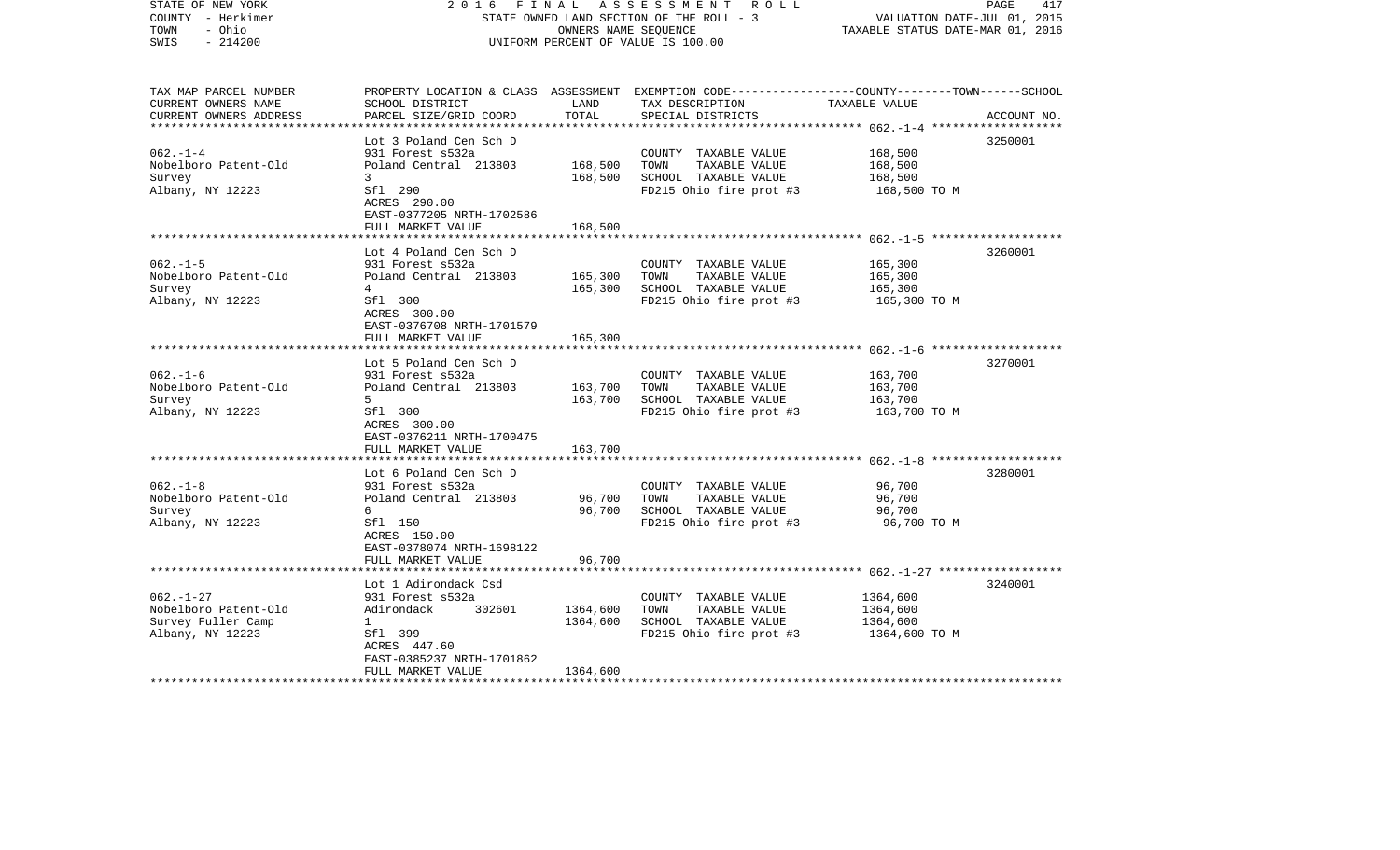STATE OF NEW YORK — 2016 FINAL ASSESSMENT ROLL — STATE OWNED LAND SECTION OF THE ROLL - 3 — OWNERS NAME SEQUENCE — UNIFORM PERCENT OF VALUE IS 100.00

COUNTY - Herkimer
TOWN - Ohio
SWIS - 214200

VALUATION DATE-JUL 01, 2015
TAXABLE STATUS DATE-MAR 01, 2016

| TAX MAP PARCEL NUMBER / CURRENT OWNERS NAME / CURRENT OWNERS ADDRESS | PROPERTY LOCATION & CLASS / SCHOOL DISTRICT / PARCEL SIZE/GRID COORD | ASSESSMENT LAND / TOTAL | EXEMPTION CODE / TAX DESCRIPTION / SPECIAL DISTRICTS | COUNTY--------TOWN------SCHOOL TAXABLE VALUE | ACCOUNT NO. |
|---|---|---|---|---|---|
| 062.-1-4 | Lot 3 Poland Cen Sch D | | | | 3250001 |
| Nobelboro Patent-Old | 931 Forest s532a | | COUNTY TAXABLE VALUE | 168,500 | |
| Survey | Poland Central 213803 | 168,500 | TOWN TAXABLE VALUE | 168,500 | |
| Albany, NY 12223 | 3 | 168,500 | SCHOOL TAXABLE VALUE | 168,500 | |
| | Sfl 290 | | FD215 Ohio fire prot #3 | 168,500 TO M | |
| | ACRES 290.00 | | | | |
| | EAST-0377205 NRTH-1702586 | | | | |
| | FULL MARKET VALUE | 168,500 | | | |
| 062.-1-5 | Lot 4 Poland Cen Sch D | | | | 3260001 |
| Nobelboro Patent-Old | 931 Forest s532a | | COUNTY TAXABLE VALUE | 165,300 | |
| Survey | Poland Central 213803 | 165,300 | TOWN TAXABLE VALUE | 165,300 | |
| Albany, NY 12223 | 4 | 165,300 | SCHOOL TAXABLE VALUE | 165,300 | |
| | Sfl 300 | | FD215 Ohio fire prot #3 | 165,300 TO M | |
| | ACRES 300.00 | | | | |
| | EAST-0376708 NRTH-1701579 | | | | |
| | FULL MARKET VALUE | 165,300 | | | |
| 062.-1-6 | Lot 5 Poland Cen Sch D | | | | 3270001 |
| Nobelboro Patent-Old | 931 Forest s532a | | COUNTY TAXABLE VALUE | 163,700 | |
| Survey | Poland Central 213803 | 163,700 | TOWN TAXABLE VALUE | 163,700 | |
| Albany, NY 12223 | 5 | 163,700 | SCHOOL TAXABLE VALUE | 163,700 | |
| | Sfl 300 | | FD215 Ohio fire prot #3 | 163,700 TO M | |
| | ACRES 300.00 | | | | |
| | EAST-0376211 NRTH-1700475 | | | | |
| | FULL MARKET VALUE | 163,700 | | | |
| 062.-1-8 | Lot 6 Poland Cen Sch D | | | | 3280001 |
| Nobelboro Patent-Old | 931 Forest s532a | | COUNTY TAXABLE VALUE | 96,700 | |
| Survey | Poland Central 213803 | 96,700 | TOWN TAXABLE VALUE | 96,700 | |
| Albany, NY 12223 | 6 | 96,700 | SCHOOL TAXABLE VALUE | 96,700 | |
| | Sfl 150 | | FD215 Ohio fire prot #3 | 96,700 TO M | |
| | ACRES 150.00 | | | | |
| | EAST-0378074 NRTH-1698122 | | | | |
| | FULL MARKET VALUE | 96,700 | | | |
| 062.-1-27 | Lot 1 Adirondack Csd | | | | 3240001 |
| Nobelboro Patent-Old | 931 Forest s532a | | COUNTY TAXABLE VALUE | 1364,600 | |
| Survey Fuller Camp | Adirondack 302601 | 1364,600 | TOWN TAXABLE VALUE | 1364,600 | |
| Albany, NY 12223 | 1 | 1364,600 | SCHOOL TAXABLE VALUE | 1364,600 | |
| | Sfl 399 | | FD215 Ohio fire prot #3 | 1364,600 TO M | |
| | ACRES 447.60 | | | | |
| | EAST-0385237 NRTH-1701862 | | | | |
| | FULL MARKET VALUE | 1364,600 | | | |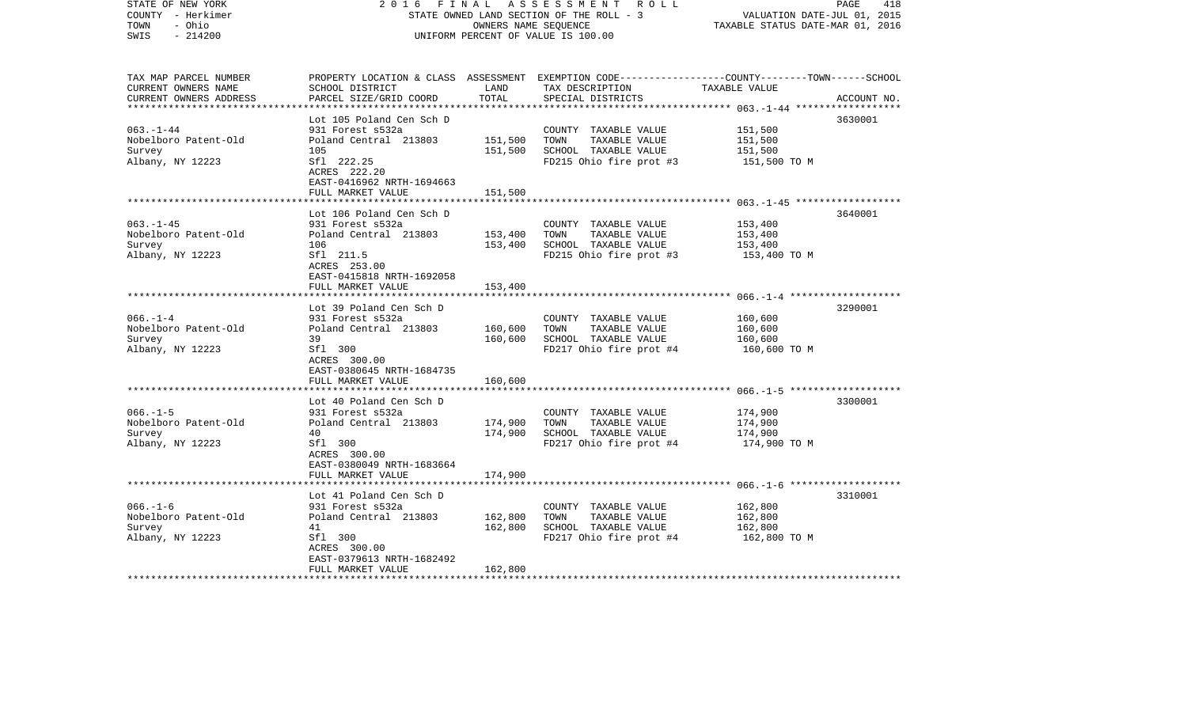STATE OF NEW YORK
COUNTY - Herkimer
TOWN - Ohio
SWIS - 214200

2 0 1 6 F I N A L A S S E S S M E N T R O L L
STATE OWNED LAND SECTION OF THE ROLL - 3
OWNERS NAME SEQUENCE
UNIFORM PERCENT OF VALUE IS 100.00

VALUATION DATE-JUL 01, 2015
TAXABLE STATUS DATE-MAR 01, 2016

| TAX MAP PARCEL NUMBER / CURRENT OWNERS NAME / CURRENT OWNERS ADDRESS | PROPERTY LOCATION & CLASS / SCHOOL DISTRICT / PARCEL SIZE/GRID COORD | ASSESSMENT LAND / TOTAL | EXEMPTION CODE / TAX DESCRIPTION / SPECIAL DISTRICTS | TAXABLE VALUE (COUNTY--TOWN--SCHOOL) | ACCOUNT NO. |
|---|---|---|---|---|---|
| 063.-1-44 | Lot 105 Poland Cen Sch D | | | | 3630001 |
| | 931 Forest s532a | | COUNTY TAXABLE VALUE | 151,500 | |
| Nobelboro Patent-Old | Poland Central 213803 | 151,500 | TOWN TAXABLE VALUE | 151,500 | |
| Survey | 105 | 151,500 | SCHOOL TAXABLE VALUE | 151,500 | |
| Albany, NY 12223 | Sfl 222.25 | | FD215 Ohio fire prot #3 | 151,500 TO M | |
| | ACRES 222.20 | | | | |
| | EAST-0416962 NRTH-1694663 | | | | |
| | FULL MARKET VALUE | 151,500 | | | |
| 063.-1-45 | Lot 106 Poland Cen Sch D | | | | 3640001 |
| | 931 Forest s532a | | COUNTY TAXABLE VALUE | 153,400 | |
| Nobelboro Patent-Old | Poland Central 213803 | 153,400 | TOWN TAXABLE VALUE | 153,400 | |
| Survey | 106 | 153,400 | SCHOOL TAXABLE VALUE | 153,400 | |
| Albany, NY 12223 | Sfl 211.5 | | FD215 Ohio fire prot #3 | 153,400 TO M | |
| | ACRES 253.00 | | | | |
| | EAST-0415818 NRTH-1692058 | | | | |
| | FULL MARKET VALUE | 153,400 | | | |
| 066.-1-4 | Lot 39 Poland Cen Sch D | | | | 3290001 |
| | 931 Forest s532a | | COUNTY TAXABLE VALUE | 160,600 | |
| Nobelboro Patent-Old | Poland Central 213803 | 160,600 | TOWN TAXABLE VALUE | 160,600 | |
| Survey | 39 | 160,600 | SCHOOL TAXABLE VALUE | 160,600 | |
| Albany, NY 12223 | Sfl 300 | | FD217 Ohio fire prot #4 | 160,600 TO M | |
| | ACRES 300.00 | | | | |
| | EAST-0380645 NRTH-1684735 | | | | |
| | FULL MARKET VALUE | 160,600 | | | |
| 066.-1-5 | Lot 40 Poland Cen Sch D | | | | 3300001 |
| | 931 Forest s532a | | COUNTY TAXABLE VALUE | 174,900 | |
| Nobelboro Patent-Old | Poland Central 213803 | 174,900 | TOWN TAXABLE VALUE | 174,900 | |
| Survey | 40 | 174,900 | SCHOOL TAXABLE VALUE | 174,900 | |
| Albany, NY 12223 | Sfl 300 | | FD217 Ohio fire prot #4 | 174,900 TO M | |
| | ACRES 300.00 | | | | |
| | EAST-0380049 NRTH-1683664 | | | | |
| | FULL MARKET VALUE | 174,900 | | | |
| 066.-1-6 | Lot 41 Poland Cen Sch D | | | | 3310001 |
| | 931 Forest s532a | | COUNTY TAXABLE VALUE | 162,800 | |
| Nobelboro Patent-Old | Poland Central 213803 | 162,800 | TOWN TAXABLE VALUE | 162,800 | |
| Survey | 41 | 162,800 | SCHOOL TAXABLE VALUE | 162,800 | |
| Albany, NY 12223 | Sfl 300 | | FD217 Ohio fire prot #4 | 162,800 TO M | |
| | ACRES 300.00 | | | | |
| | EAST-0379613 NRTH-1682492 | | | | |
| | FULL MARKET VALUE | 162,800 | | | |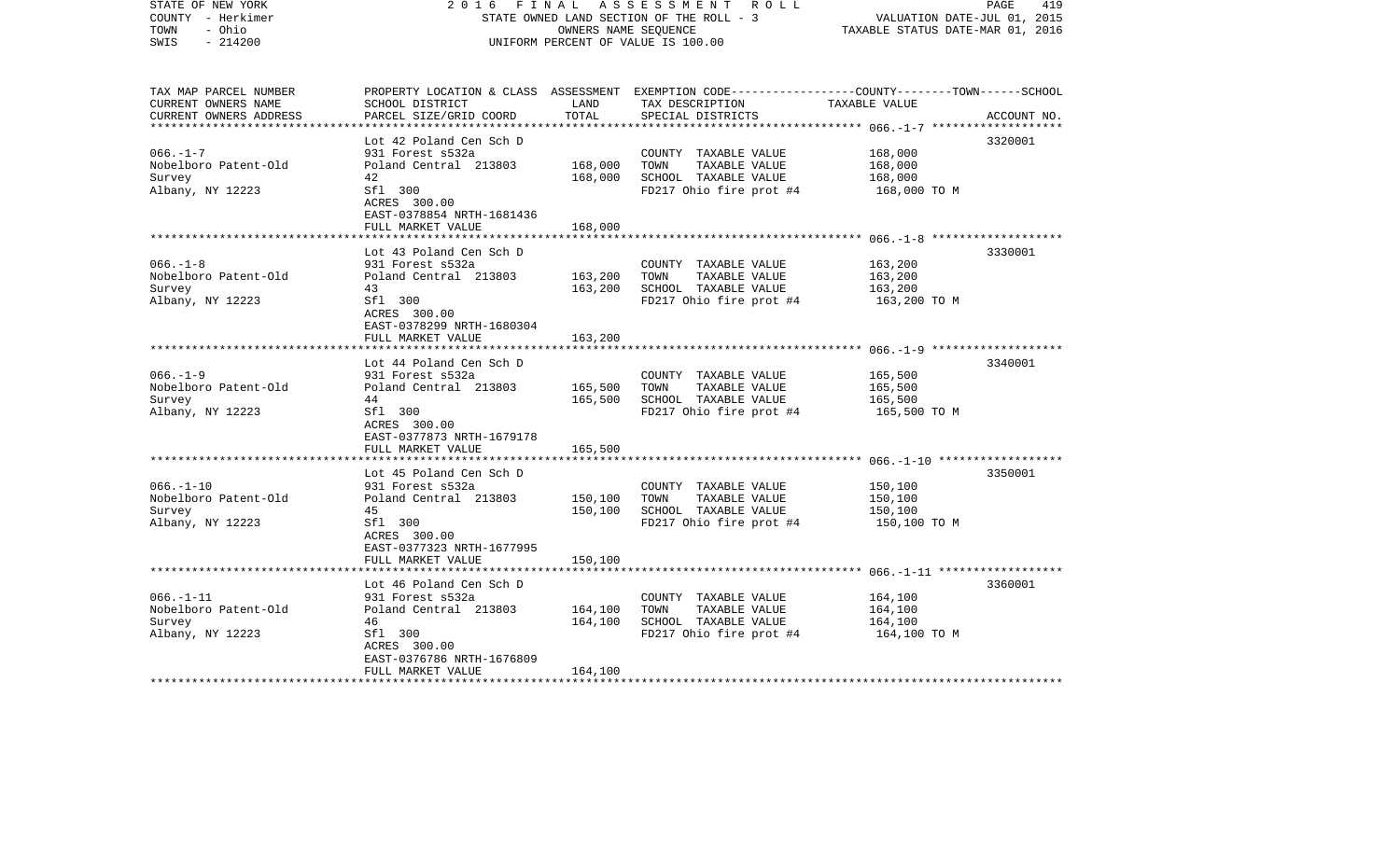STATE OF NEW YORK 2016 FINAL ASSESSMENT ROLL
COUNTY - Herkimer STATE OWNED LAND SECTION OF THE ROLL - 3 VALUATION DATE-JUL 01, 2015
TOWN - Ohio OWNERS NAME SEQUENCE TAXABLE STATUS DATE-MAR 01, 2016
SWIS - 214200 UNIFORM PERCENT OF VALUE IS 100.00

| TAX MAP PARCEL NUMBER / CURRENT OWNERS NAME / CURRENT OWNERS ADDRESS | PROPERTY LOCATION & CLASS / SCHOOL DISTRICT / PARCEL SIZE/GRID COORD | ASSESSMENT LAND / TOTAL | EXEMPTION CODE / TAX DESCRIPTION / SPECIAL DISTRICTS | COUNTY--------TOWN------SCHOOL TAXABLE VALUE | ACCOUNT NO. |
|---|---|---|---|---|---|
| 066.-1-7 | Lot 42 Poland Cen Sch D | | | | 3320001 |
| | 931 Forest s532a | | COUNTY TAXABLE VALUE | 168,000 | |
| Nobelboro Patent-Old | Poland Central 213803 | 168,000 | TOWN TAXABLE VALUE | 168,000 | |
| Survey | 42 | 168,000 | SCHOOL TAXABLE VALUE | 168,000 | |
| Albany, NY 12223 | Sfl 300 | | FD217 Ohio fire prot #4 | 168,000 TO M | |
| | ACRES 300.00 | | | | |
| | EAST-0378854 NRTH-1681436 | | | | |
| | FULL MARKET VALUE | 168,000 | | | |
| 066.-1-8 | Lot 43 Poland Cen Sch D | | | | 3330001 |
| | 931 Forest s532a | | COUNTY TAXABLE VALUE | 163,200 | |
| Nobelboro Patent-Old | Poland Central 213803 | 163,200 | TOWN TAXABLE VALUE | 163,200 | |
| Survey | 43 | 163,200 | SCHOOL TAXABLE VALUE | 163,200 | |
| Albany, NY 12223 | Sfl 300 | | FD217 Ohio fire prot #4 | 163,200 TO M | |
| | ACRES 300.00 | | | | |
| | EAST-0378299 NRTH-1680304 | | | | |
| | FULL MARKET VALUE | 163,200 | | | |
| 066.-1-9 | Lot 44 Poland Cen Sch D | | | | 3340001 |
| | 931 Forest s532a | | COUNTY TAXABLE VALUE | 165,500 | |
| Nobelboro Patent-Old | Poland Central 213803 | 165,500 | TOWN TAXABLE VALUE | 165,500 | |
| Survey | 44 | 165,500 | SCHOOL TAXABLE VALUE | 165,500 | |
| Albany, NY 12223 | Sfl 300 | | FD217 Ohio fire prot #4 | 165,500 TO M | |
| | ACRES 300.00 | | | | |
| | EAST-0377873 NRTH-1679178 | | | | |
| | FULL MARKET VALUE | 165,500 | | | |
| 066.-1-10 | Lot 45 Poland Cen Sch D | | | | 3350001 |
| | 931 Forest s532a | | COUNTY TAXABLE VALUE | 150,100 | |
| Nobelboro Patent-Old | Poland Central 213803 | 150,100 | TOWN TAXABLE VALUE | 150,100 | |
| Survey | 45 | 150,100 | SCHOOL TAXABLE VALUE | 150,100 | |
| Albany, NY 12223 | Sfl 300 | | FD217 Ohio fire prot #4 | 150,100 TO M | |
| | ACRES 300.00 | | | | |
| | EAST-0377323 NRTH-1677995 | | | | |
| | FULL MARKET VALUE | 150,100 | | | |
| 066.-1-11 | Lot 46 Poland Cen Sch D | | | | 3360001 |
| | 931 Forest s532a | | COUNTY TAXABLE VALUE | 164,100 | |
| Nobelboro Patent-Old | Poland Central 213803 | 164,100 | TOWN TAXABLE VALUE | 164,100 | |
| Survey | 46 | 164,100 | SCHOOL TAXABLE VALUE | 164,100 | |
| Albany, NY 12223 | Sfl 300 | | FD217 Ohio fire prot #4 | 164,100 TO M | |
| | ACRES 300.00 | | | | |
| | EAST-0376786 NRTH-1676809 | | | | |
| | FULL MARKET VALUE | 164,100 | | | |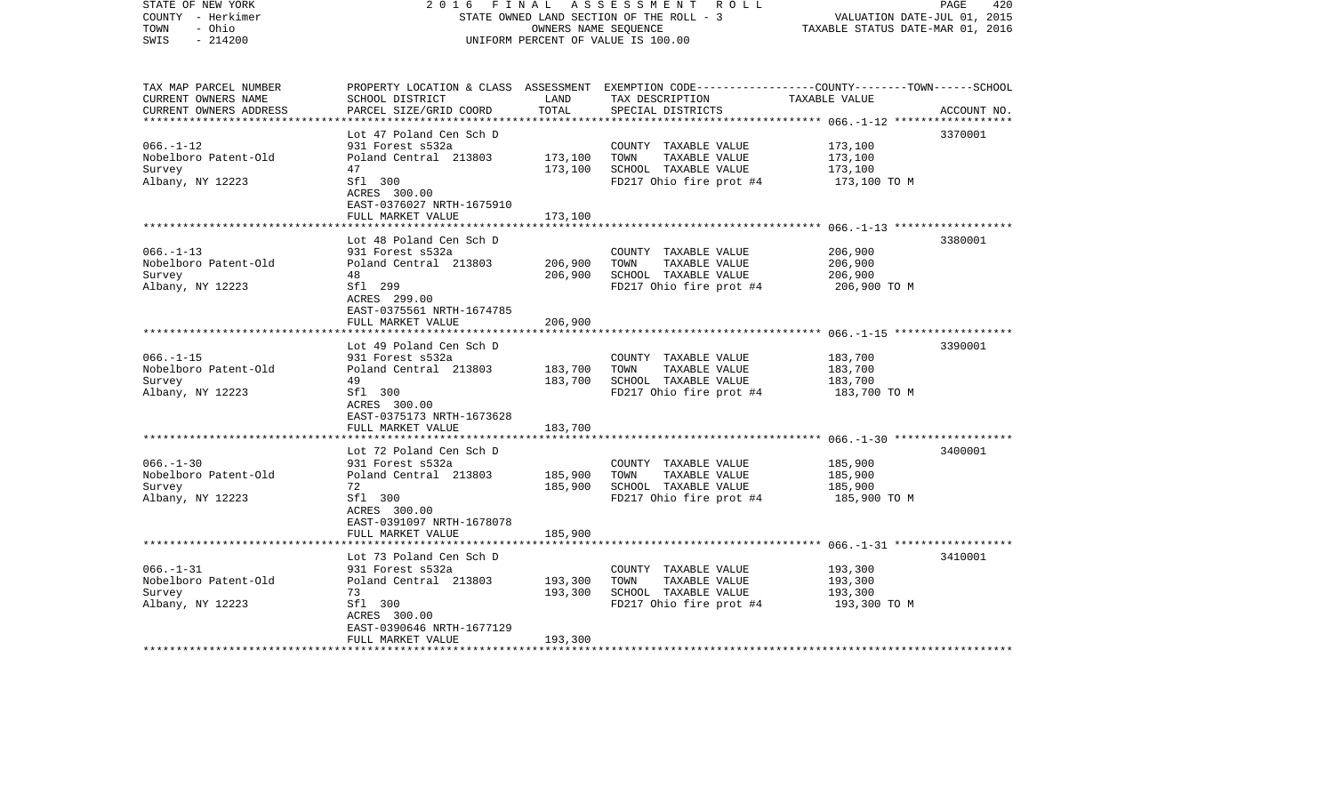STATE OF NEW YORK
COUNTY - Herkimer
TOWN - Ohio
SWIS - 214200

2 0 1 6 F I N A L A S S E S S M E N T R O L L
STATE OWNED LAND SECTION OF THE ROLL - 3
OWNERS NAME SEQUENCE
UNIFORM PERCENT OF VALUE IS 100.00

VALUATION DATE-JUL 01, 2015
TAXABLE STATUS DATE-MAR 01, 2016

| TAX MAP PARCEL NUMBER / CURRENT OWNERS NAME / CURRENT OWNERS ADDRESS | PROPERTY LOCATION & CLASS / SCHOOL DISTRICT / PARCEL SIZE/GRID COORD | ASSESSMENT LAND / TOTAL | EXEMPTION CODE / TAX DESCRIPTION / SPECIAL DISTRICTS | COUNTY--------TOWN------SCHOOL TAXABLE VALUE | ACCOUNT NO. |
|---|---|---|---|---|---|
| 066.-1-12 | Lot 47 Poland Cen Sch D | | | | 3370001 |
| | 931 Forest s532a | | COUNTY TAXABLE VALUE | 173,100 | |
| Nobelboro Patent-Old | Poland Central 213803 | 173,100 | TOWN TAXABLE VALUE | 173,100 | |
| Survey | 47 | 173,100 | SCHOOL TAXABLE VALUE | 173,100 | |
| Albany, NY 12223 | Sfl 300 | | FD217 Ohio fire prot #4 | 173,100 TO M | |
| | ACRES 300.00 | | | | |
| | EAST-0376027 NRTH-1675910 | | | | |
| | FULL MARKET VALUE | 173,100 | | | |
| 066.-1-13 | Lot 48 Poland Cen Sch D | | | | 3380001 |
| | 931 Forest s532a | | COUNTY TAXABLE VALUE | 206,900 | |
| Nobelboro Patent-Old | Poland Central 213803 | 206,900 | TOWN TAXABLE VALUE | 206,900 | |
| Survey | 48 | 206,900 | SCHOOL TAXABLE VALUE | 206,900 | |
| Albany, NY 12223 | Sfl 299 | | FD217 Ohio fire prot #4 | 206,900 TO M | |
| | ACRES 299.00 | | | | |
| | EAST-0375561 NRTH-1674785 | | | | |
| | FULL MARKET VALUE | 206,900 | | | |
| 066.-1-15 | Lot 49 Poland Cen Sch D | | | | 3390001 |
| | 931 Forest s532a | | COUNTY TAXABLE VALUE | 183,700 | |
| Nobelboro Patent-Old | Poland Central 213803 | 183,700 | TOWN TAXABLE VALUE | 183,700 | |
| Survey | 49 | 183,700 | SCHOOL TAXABLE VALUE | 183,700 | |
| Albany, NY 12223 | Sfl 300 | | FD217 Ohio fire prot #4 | 183,700 TO M | |
| | ACRES 300.00 | | | | |
| | EAST-0375173 NRTH-1673628 | | | | |
| | FULL MARKET VALUE | 183,700 | | | |
| 066.-1-30 | Lot 72 Poland Cen Sch D | | | | 3400001 |
| | 931 Forest s532a | | COUNTY TAXABLE VALUE | 185,900 | |
| Nobelboro Patent-Old | Poland Central 213803 | 185,900 | TOWN TAXABLE VALUE | 185,900 | |
| Survey | 72 | 185,900 | SCHOOL TAXABLE VALUE | 185,900 | |
| Albany, NY 12223 | Sfl 300 | | FD217 Ohio fire prot #4 | 185,900 TO M | |
| | ACRES 300.00 | | | | |
| | EAST-0391097 NRTH-1678078 | | | | |
| | FULL MARKET VALUE | 185,900 | | | |
| 066.-1-31 | Lot 73 Poland Cen Sch D | | | | 3410001 |
| | 931 Forest s532a | | COUNTY TAXABLE VALUE | 193,300 | |
| Nobelboro Patent-Old | Poland Central 213803 | 193,300 | TOWN TAXABLE VALUE | 193,300 | |
| Survey | 73 | 193,300 | SCHOOL TAXABLE VALUE | 193,300 | |
| Albany, NY 12223 | Sfl 300 | | FD217 Ohio fire prot #4 | 193,300 TO M | |
| | ACRES 300.00 | | | | |
| | EAST-0390646 NRTH-1677129 | | | | |
| | FULL MARKET VALUE | 193,300 | | | |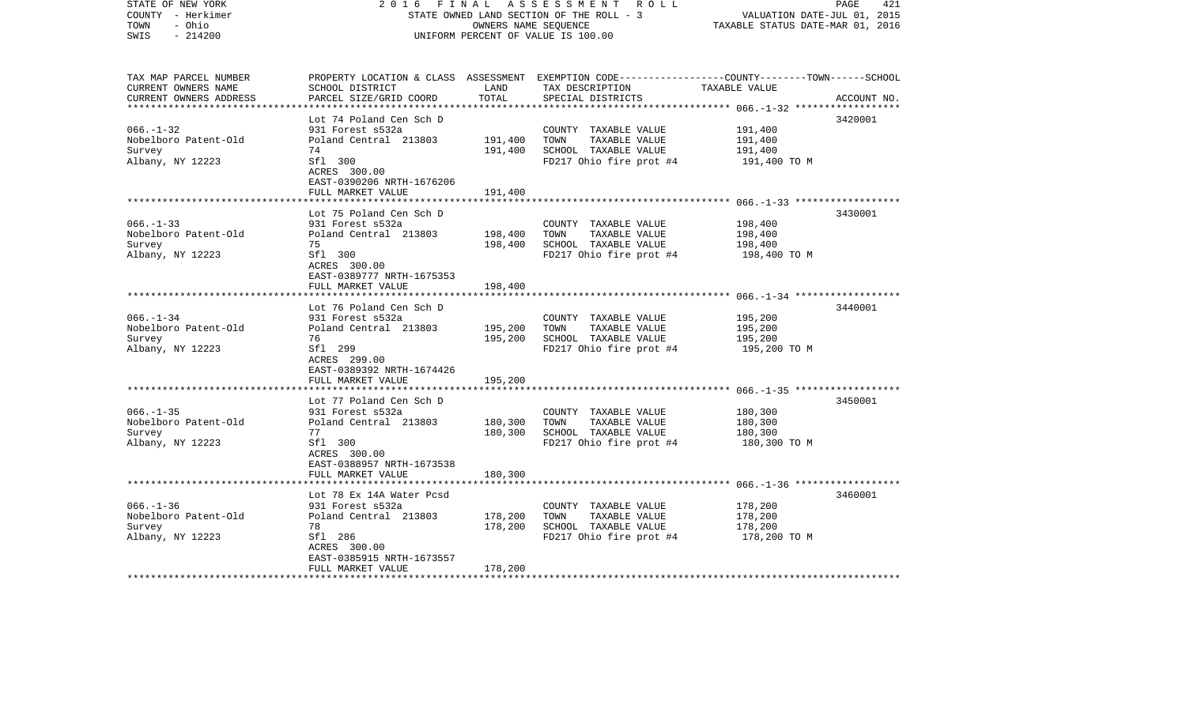STATE OF NEW YORK — COUNTY - Herkimer — TOWN - Ohio — SWIS - 214200

2016 FINAL ASSESSMENT ROLL
STATE OWNED LAND SECTION OF THE ROLL - 3
OWNERS NAME SEQUENCE
UNIFORM PERCENT OF VALUE IS 100.00

VALUATION DATE-JUL 01, 2015
TAXABLE STATUS DATE-MAR 01, 2016

| TAX MAP PARCEL NUMBER / CURRENT OWNERS NAME / CURRENT OWNERS ADDRESS | PROPERTY LOCATION & CLASS / SCHOOL DISTRICT / PARCEL SIZE/GRID COORD | ASSESSMENT LAND | TOTAL | EXEMPTION CODE / TAX DESCRIPTION / SPECIAL DISTRICTS | TAXABLE VALUE (COUNTY / TOWN / SCHOOL) | ACCOUNT NO. |
|---|---|---|---|---|---|---|
| 066.-1-32 | Lot 74 Poland Cen Sch D | | | | | 3420001 |
| Nobelboro Patent-Old | 931 Forest s532a | | | COUNTY TAXABLE VALUE | 191,400 | |
| Survey | Poland Central 213803 | 191,400 | | TOWN TAXABLE VALUE | 191,400 | |
| Albany, NY 12223 | 74 | | 191,400 | SCHOOL TAXABLE VALUE | 191,400 | |
| | Sfl 300 | | | FD217 Ohio fire prot #4 | 191,400 TO M | |
| | ACRES 300.00 | | | | | |
| | EAST-0390206 NRTH-1676206 | | | | | |
| | FULL MARKET VALUE | | 191,400 | | | |
| 066.-1-33 | Lot 75 Poland Cen Sch D | | | | | 3430001 |
| Nobelboro Patent-Old | 931 Forest s532a | | | COUNTY TAXABLE VALUE | 198,400 | |
| Survey | Poland Central 213803 | 198,400 | | TOWN TAXABLE VALUE | 198,400 | |
| Albany, NY 12223 | 75 | | 198,400 | SCHOOL TAXABLE VALUE | 198,400 | |
| | Sfl 300 | | | FD217 Ohio fire prot #4 | 198,400 TO M | |
| | ACRES 300.00 | | | | | |
| | EAST-0389777 NRTH-1675353 | | | | | |
| | FULL MARKET VALUE | | 198,400 | | | |
| 066.-1-34 | Lot 76 Poland Cen Sch D | | | | | 3440001 |
| Nobelboro Patent-Old | 931 Forest s532a | | | COUNTY TAXABLE VALUE | 195,200 | |
| Survey | Poland Central 213803 | 195,200 | | TOWN TAXABLE VALUE | 195,200 | |
| Albany, NY 12223 | 76 | | 195,200 | SCHOOL TAXABLE VALUE | 195,200 | |
| | Sfl 299 | | | FD217 Ohio fire prot #4 | 195,200 TO M | |
| | ACRES 299.00 | | | | | |
| | EAST-0389392 NRTH-1674426 | | | | | |
| | FULL MARKET VALUE | | 195,200 | | | |
| 066.-1-35 | Lot 77 Poland Cen Sch D | | | | | 3450001 |
| Nobelboro Patent-Old | 931 Forest s532a | | | COUNTY TAXABLE VALUE | 180,300 | |
| Survey | Poland Central 213803 | 180,300 | | TOWN TAXABLE VALUE | 180,300 | |
| Albany, NY 12223 | 77 | | 180,300 | SCHOOL TAXABLE VALUE | 180,300 | |
| | Sfl 300 | | | FD217 Ohio fire prot #4 | 180,300 TO M | |
| | ACRES 300.00 | | | | | |
| | EAST-0388957 NRTH-1673538 | | | | | |
| | FULL MARKET VALUE | | 180,300 | | | |
| 066.-1-36 | Lot 78 Ex 14A Water Pcsd | | | | | 3460001 |
| Nobelboro Patent-Old | 931 Forest s532a | | | COUNTY TAXABLE VALUE | 178,200 | |
| Survey | Poland Central 213803 | 178,200 | | TOWN TAXABLE VALUE | 178,200 | |
| Albany, NY 12223 | 78 | | 178,200 | SCHOOL TAXABLE VALUE | 178,200 | |
| | Sfl 286 | | | FD217 Ohio fire prot #4 | 178,200 TO M | |
| | ACRES 300.00 | | | | | |
| | EAST-0385915 NRTH-1673557 | | | | | |
| | FULL MARKET VALUE | | 178,200 | | | |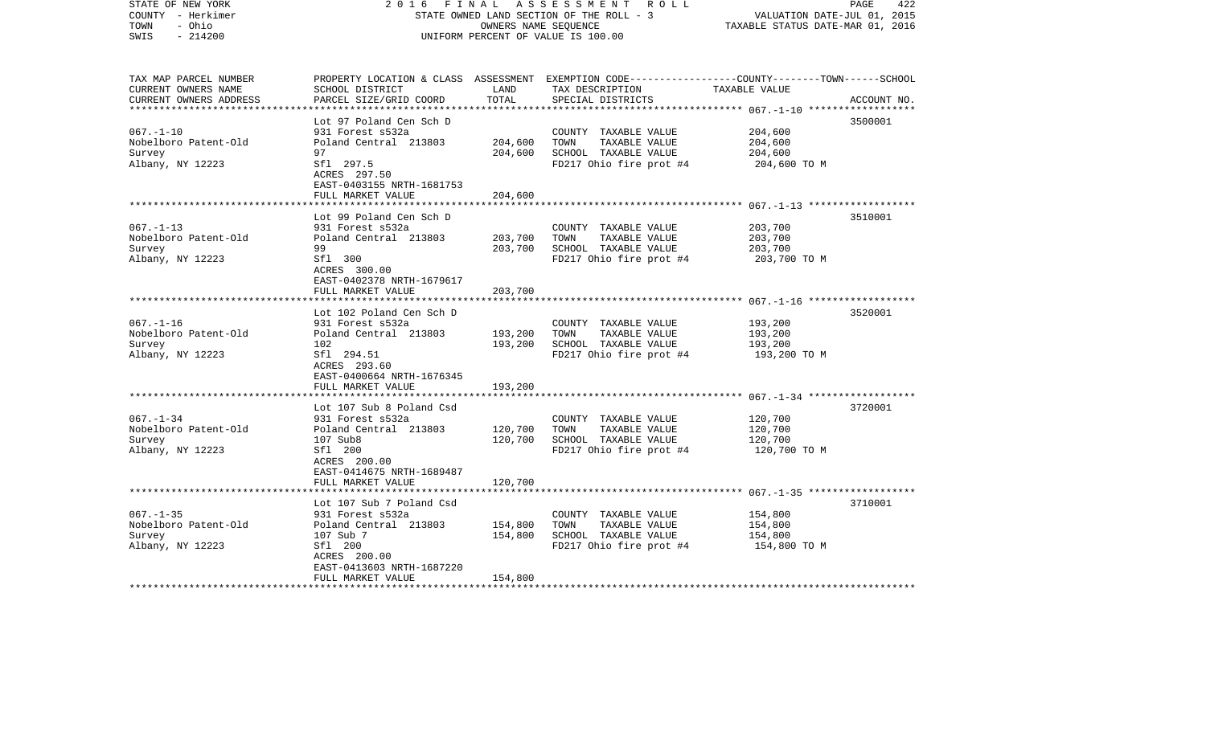STATE OF NEW YORK
COUNTY - Herkimer
TOWN - Ohio
SWIS - 214200

2016 FINAL ASSESSMENT ROLL
STATE OWNED LAND SECTION OF THE ROLL - 3
OWNERS NAME SEQUENCE
UNIFORM PERCENT OF VALUE IS 100.00

VALUATION DATE-JUL 01, 2015
TAXABLE STATUS DATE-MAR 01, 2016

| TAX MAP PARCEL NUMBER / CURRENT OWNERS NAME / CURRENT OWNERS ADDRESS | PROPERTY LOCATION & CLASS / SCHOOL DISTRICT / PARCEL SIZE/GRID COORD | ASSESSMENT LAND | TOTAL | EXEMPTION CODE / TAX DESCRIPTION / SPECIAL DISTRICTS | COUNTY--------TOWN------SCHOOL TAXABLE VALUE | ACCOUNT NO. |
|---|---|---|---|---|---|---|
| **067.-1-10** | Lot 97 Poland Cen Sch D | | | | | 3500001 |
| 067.-1-10 | 931 Forest s532a | | | COUNTY TAXABLE VALUE | 204,600 | |
| Nobelboro Patent-Old | Poland Central 213803 | 204,600 | | TOWN TAXABLE VALUE | 204,600 | |
| Survey | 97 | | 204,600 | SCHOOL TAXABLE VALUE | 204,600 | |
| Albany, NY 12223 | Sfl 297.5 | | | FD217 Ohio fire prot #4 | 204,600 TO M | |
| | ACRES 297.50 | | | | | |
| | EAST-0403155 NRTH-1681753 | | | | | |
| | FULL MARKET VALUE | | 204,600 | | | |
| **067.-1-13** | Lot 99 Poland Cen Sch D | | | | | 3510001 |
| 067.-1-13 | 931 Forest s532a | | | COUNTY TAXABLE VALUE | 203,700 | |
| Nobelboro Patent-Old | Poland Central 213803 | 203,700 | | TOWN TAXABLE VALUE | 203,700 | |
| Survey | 99 | | 203,700 | SCHOOL TAXABLE VALUE | 203,700 | |
| Albany, NY 12223 | Sfl 300 | | | FD217 Ohio fire prot #4 | 203,700 TO M | |
| | ACRES 300.00 | | | | | |
| | EAST-0402378 NRTH-1679617 | | | | | |
| | FULL MARKET VALUE | | 203,700 | | | |
| **067.-1-16** | Lot 102 Poland Cen Sch D | | | | | 3520001 |
| 067.-1-16 | 931 Forest s532a | | | COUNTY TAXABLE VALUE | 193,200 | |
| Nobelboro Patent-Old | Poland Central 213803 | 193,200 | | TOWN TAXABLE VALUE | 193,200 | |
| Survey | 102 | | 193,200 | SCHOOL TAXABLE VALUE | 193,200 | |
| Albany, NY 12223 | Sfl 294.51 | | | FD217 Ohio fire prot #4 | 193,200 TO M | |
| | ACRES 293.60 | | | | | |
| | EAST-0400664 NRTH-1676345 | | | | | |
| | FULL MARKET VALUE | | 193,200 | | | |
| **067.-1-34** | Lot 107 Sub 8 Poland Csd | | | | | 3720001 |
| 067.-1-34 | 931 Forest s532a | | | COUNTY TAXABLE VALUE | 120,700 | |
| Nobelboro Patent-Old | Poland Central 213803 | 120,700 | | TOWN TAXABLE VALUE | 120,700 | |
| Survey | 107 Sub8 | | 120,700 | SCHOOL TAXABLE VALUE | 120,700 | |
| Albany, NY 12223 | Sfl 200 | | | FD217 Ohio fire prot #4 | 120,700 TO M | |
| | ACRES 200.00 | | | | | |
| | EAST-0414675 NRTH-1689487 | | | | | |
| | FULL MARKET VALUE | | 120,700 | | | |
| **067.-1-35** | Lot 107 Sub 7 Poland Csd | | | | | 3710001 |
| 067.-1-35 | 931 Forest s532a | | | COUNTY TAXABLE VALUE | 154,800 | |
| Nobelboro Patent-Old | Poland Central 213803 | 154,800 | | TOWN TAXABLE VALUE | 154,800 | |
| Survey | 107 Sub 7 | | 154,800 | SCHOOL TAXABLE VALUE | 154,800 | |
| Albany, NY 12223 | Sfl 200 | | | FD217 Ohio fire prot #4 | 154,800 TO M | |
| | ACRES 200.00 | | | | | |
| | EAST-0413603 NRTH-1687220 | | | | | |
| | FULL MARKET VALUE | | 154,800 | | | |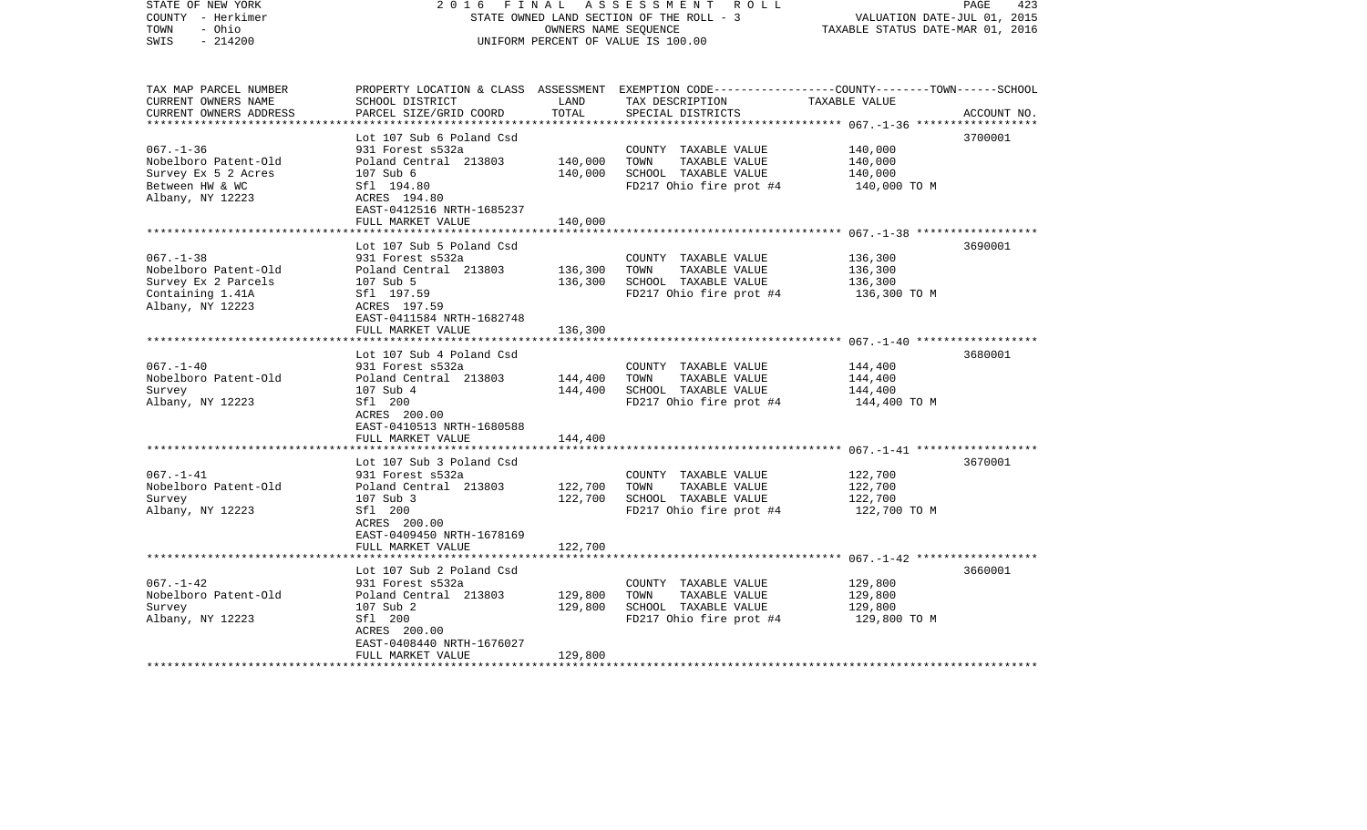STATE OF NEW YORK
COUNTY - Herkimer
TOWN - Ohio
SWIS - 214200

2016 FINAL ASSESSMENT ROLL
STATE OWNED LAND SECTION OF THE ROLL - 3
OWNERS NAME SEQUENCE
UNIFORM PERCENT OF VALUE IS 100.00

VALUATION DATE-JUL 01, 2015
TAXABLE STATUS DATE-MAR 01, 2016

| TAX MAP PARCEL NUMBER / CURRENT OWNERS NAME / CURRENT OWNERS ADDRESS | PROPERTY LOCATION & CLASS / SCHOOL DISTRICT / PARCEL SIZE/GRID COORD | ASSESSMENT LAND / TOTAL | EXEMPTION CODE / TAX DESCRIPTION / SPECIAL DISTRICTS | COUNTY / TOWN / SCHOOL TAXABLE VALUE | ACCOUNT NO. |
|---|---|---|---|---|---|
| 067.-1-36 | Lot 107 Sub 6 Poland Csd | | | | 3700001 |
| | 931 Forest s532a | | COUNTY TAXABLE VALUE | 140,000 | |
| Nobelboro Patent-Old | Poland Central 213803 | 140,000 | TOWN TAXABLE VALUE | 140,000 | |
| Survey Ex 5 2 Acres | 107 Sub 6 | 140,000 | SCHOOL TAXABLE VALUE | 140,000 | |
| Between HW & WC | Sfl 194.80 | | FD217 Ohio fire prot #4 | 140,000 TO M | |
| Albany, NY 12223 | ACRES 194.80 | | | | |
| | EAST-0412516 NRTH-1685237 | | | | |
| | FULL MARKET VALUE | 140,000 | | | |
| 067.-1-38 | Lot 107 Sub 5 Poland Csd | | | | 3690001 |
| | 931 Forest s532a | | COUNTY TAXABLE VALUE | 136,300 | |
| Nobelboro Patent-Old | Poland Central 213803 | 136,300 | TOWN TAXABLE VALUE | 136,300 | |
| Survey Ex 2 Parcels | 107 Sub 5 | 136,300 | SCHOOL TAXABLE VALUE | 136,300 | |
| Containing 1.41A | Sfl 197.59 | | FD217 Ohio fire prot #4 | 136,300 TO M | |
| Albany, NY 12223 | ACRES 197.59 | | | | |
| | EAST-0411584 NRTH-1682748 | | | | |
| | FULL MARKET VALUE | 136,300 | | | |
| 067.-1-40 | Lot 107 Sub 4 Poland Csd | | | | 3680001 |
| | 931 Forest s532a | | COUNTY TAXABLE VALUE | 144,400 | |
| Nobelboro Patent-Old | Poland Central 213803 | 144,400 | TOWN TAXABLE VALUE | 144,400 | |
| Survey | 107 Sub 4 | 144,400 | SCHOOL TAXABLE VALUE | 144,400 | |
| Albany, NY 12223 | Sfl 200 | | FD217 Ohio fire prot #4 | 144,400 TO M | |
| | ACRES 200.00 | | | | |
| | EAST-0410513 NRTH-1680588 | | | | |
| | FULL MARKET VALUE | 144,400 | | | |
| 067.-1-41 | Lot 107 Sub 3 Poland Csd | | | | 3670001 |
| | 931 Forest s532a | | COUNTY TAXABLE VALUE | 122,700 | |
| Nobelboro Patent-Old | Poland Central 213803 | 122,700 | TOWN TAXABLE VALUE | 122,700 | |
| Survey | 107 Sub 3 | 122,700 | SCHOOL TAXABLE VALUE | 122,700 | |
| Albany, NY 12223 | Sfl 200 | | FD217 Ohio fire prot #4 | 122,700 TO M | |
| | ACRES 200.00 | | | | |
| | EAST-0409450 NRTH-1678169 | | | | |
| | FULL MARKET VALUE | 122,700 | | | |
| 067.-1-42 | Lot 107 Sub 2 Poland Csd | | | | 3660001 |
| | 931 Forest s532a | | COUNTY TAXABLE VALUE | 129,800 | |
| Nobelboro Patent-Old | Poland Central 213803 | 129,800 | TOWN TAXABLE VALUE | 129,800 | |
| Survey | 107 Sub 2 | 129,800 | SCHOOL TAXABLE VALUE | 129,800 | |
| Albany, NY 12223 | Sfl 200 | | FD217 Ohio fire prot #4 | 129,800 TO M | |
| | ACRES 200.00 | | | | |
| | EAST-0408440 NRTH-1676027 | | | | |
| | FULL MARKET VALUE | 129,800 | | | |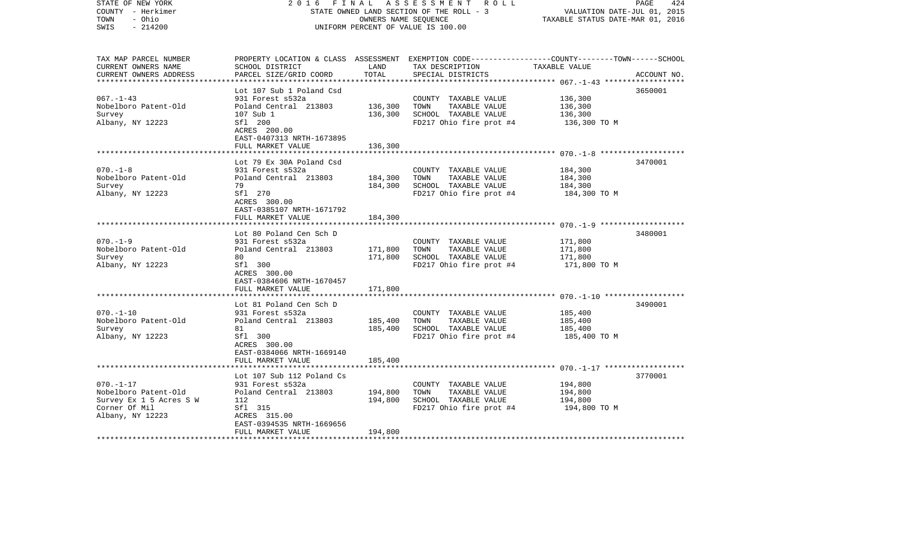| TAX MAP PARCEL NUMBER<br>CURRENT OWNERS NAME<br>CURRENT OWNERS ADDRESS | PROPERTY LOCATION & CLASS<br>SCHOOL DISTRICT<br>PARCEL SIZE/GRID COORD | ASSESSMENT<br>LAND<br>TOTAL | EXEMPTION CODE-----COUNTY-----TOWN-----SCHOOL<br>TAX DESCRIPTION<br>SPECIAL DISTRICTS | TAXABLE VALUE | ACCOUNT NO. |
|---|---|---|---|---|---|
| 067.-1-43 | Lot 107 Sub 1 Poland Csd | | | | 3650001 |
| | 931 Forest s532a | | COUNTY TAXABLE VALUE | 136,300 | |
| Nobelboro Patent-Old | Poland Central 213803 | 136,300 | TOWN TAXABLE VALUE | 136,300 | |
| Survey | 107 Sub 1 | 136,300 | SCHOOL TAXABLE VALUE | 136,300 | |
| Albany, NY 12223 | Sfl 200 | | FD217 Ohio fire prot #4 | 136,300 TO M | |
| | ACRES 200.00 | | | | |
| | EAST-0407313 NRTH-1673895 | | | | |
| | FULL MARKET VALUE | 136,300 | | | |
| 070.-1-8 | Lot 79 Ex 30A Poland Csd | | | | 3470001 |
| | 931 Forest s532a | | COUNTY TAXABLE VALUE | 184,300 | |
| Nobelboro Patent-Old | Poland Central 213803 | 184,300 | TOWN TAXABLE VALUE | 184,300 | |
| Survey | 79 | 184,300 | SCHOOL TAXABLE VALUE | 184,300 | |
| Albany, NY 12223 | Sfl 270 | | FD217 Ohio fire prot #4 | 184,300 TO M | |
| | ACRES 300.00 | | | | |
| | EAST-0385107 NRTH-1671792 | | | | |
| | FULL MARKET VALUE | 184,300 | | | |
| 070.-1-9 | Lot 80 Poland Cen Sch D | | | | 3480001 |
| | 931 Forest s532a | | COUNTY TAXABLE VALUE | 171,800 | |
| Nobelboro Patent-Old | Poland Central 213803 | 171,800 | TOWN TAXABLE VALUE | 171,800 | |
| Survey | 80 | 171,800 | SCHOOL TAXABLE VALUE | 171,800 | |
| Albany, NY 12223 | Sfl 300 | | FD217 Ohio fire prot #4 | 171,800 TO M | |
| | ACRES 300.00 | | | | |
| | EAST-0384606 NRTH-1670457 | | | | |
| | FULL MARKET VALUE | 171,800 | | | |
| 070.-1-10 | Lot 81 Poland Cen Sch D | | | | 3490001 |
| | 931 Forest s532a | | COUNTY TAXABLE VALUE | 185,400 | |
| Nobelboro Patent-Old | Poland Central 213803 | 185,400 | TOWN TAXABLE VALUE | 185,400 | |
| Survey | 81 | 185,400 | SCHOOL TAXABLE VALUE | 185,400 | |
| Albany, NY 12223 | Sfl 300 | | FD217 Ohio fire prot #4 | 185,400 TO M | |
| | ACRES 300.00 | | | | |
| | EAST-0384066 NRTH-1669140 | | | | |
| | FULL MARKET VALUE | 185,400 | | | |
| 070.-1-17 | Lot 107 Sub 112 Poland Cs | | | | 3770001 |
| | 931 Forest s532a | | COUNTY TAXABLE VALUE | 194,800 | |
| Nobelboro Patent-Old | Poland Central 213803 | 194,800 | TOWN TAXABLE VALUE | 194,800 | |
| Survey Ex 1 5 Acres S W | 112 | 194,800 | SCHOOL TAXABLE VALUE | 194,800 | |
| Corner Of Mil | Sfl 315 | | FD217 Ohio fire prot #4 | 194,800 TO M | |
| Albany, NY 12223 | ACRES 315.00 | | | | |
| | EAST-0394535 NRTH-1669656 | | | | |
| | FULL MARKET VALUE | 194,800 | | | |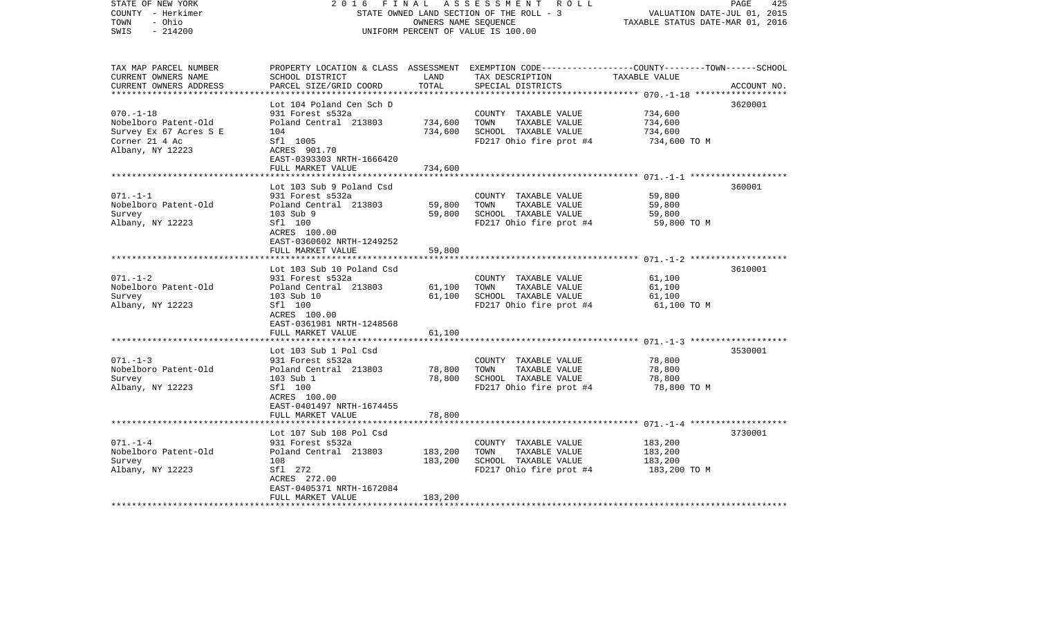STATE OF NEW YORK
COUNTY - Herkimer
TOWN - Ohio
SWIS - 214200

2016 FINAL ASSESSMENT ROLL
STATE OWNED LAND SECTION OF THE ROLL - 3
OWNERS NAME SEQUENCE
UNIFORM PERCENT OF VALUE IS 100.00

VALUATION DATE-JUL 01, 2015
TAXABLE STATUS DATE-MAR 01, 2016

| TAX MAP PARCEL NUMBER<br>CURRENT OWNERS NAME<br>CURRENT OWNERS ADDRESS | PROPERTY LOCATION & CLASS<br>SCHOOL DISTRICT<br>PARCEL SIZE/GRID COORD | ASSESSMENT<br>LAND<br>TOTAL | EXEMPTION CODE-----COUNTY-----TOWN-----SCHOOL<br>TAX DESCRIPTION<br>SPECIAL DISTRICTS | TAXABLE VALUE | ACCOUNT NO. |
|---|---|---|---|---|---|
| 070.-1-18 | Lot 104 Poland Cen Sch D |  |  |  | 3620001 |
| 070.-1-18 | 931 Forest s532a |  | COUNTY TAXABLE VALUE | 734,600 |  |
| Nobelboro Patent-Old | Poland Central 213803 | 734,600 | TOWN TAXABLE VALUE | 734,600 |  |
| Survey Ex 67 Acres S E | 104 | 734,600 | SCHOOL TAXABLE VALUE | 734,600 |  |
| Corner 21 4 Ac | Sfl 1005 |  | FD217 Ohio fire prot #4 | 734,600 TO M |  |
| Albany, NY 12223 | ACRES 901.70 |  |  |  |  |
|  | EAST-0393303 NRTH-1666420 |  |  |  |  |
|  | FULL MARKET VALUE | 734,600 |  |  |  |
| 071.-1-1 | Lot 103 Sub 9 Poland Csd |  |  |  | 360001 |
| 071.-1-1 | 931 Forest s532a |  | COUNTY TAXABLE VALUE | 59,800 |  |
| Nobelboro Patent-Old | Poland Central 213803 | 59,800 | TOWN TAXABLE VALUE | 59,800 |  |
| Survey | 103 Sub 9 | 59,800 | SCHOOL TAXABLE VALUE | 59,800 |  |
| Albany, NY 12223 | Sfl 100 |  | FD217 Ohio fire prot #4 | 59,800 TO M |  |
|  | ACRES 100.00 |  |  |  |  |
|  | EAST-0360602 NRTH-1249252 |  |  |  |  |
|  | FULL MARKET VALUE | 59,800 |  |  |  |
| 071.-1-2 | Lot 103 Sub 10 Poland Csd |  |  |  | 3610001 |
| 071.-1-2 | 931 Forest s532a |  | COUNTY TAXABLE VALUE | 61,100 |  |
| Nobelboro Patent-Old | Poland Central 213803 | 61,100 | TOWN TAXABLE VALUE | 61,100 |  |
| Survey | 103 Sub 10 | 61,100 | SCHOOL TAXABLE VALUE | 61,100 |  |
| Albany, NY 12223 | Sfl 100 |  | FD217 Ohio fire prot #4 | 61,100 TO M |  |
|  | ACRES 100.00 |  |  |  |  |
|  | EAST-0361981 NRTH-1248568 |  |  |  |  |
|  | FULL MARKET VALUE | 61,100 |  |  |  |
| 071.-1-3 | Lot 103 Sub 1 Pol Csd |  |  |  | 3530001 |
| 071.-1-3 | 931 Forest s532a |  | COUNTY TAXABLE VALUE | 78,800 |  |
| Nobelboro Patent-Old | Poland Central 213803 | 78,800 | TOWN TAXABLE VALUE | 78,800 |  |
| Survey | 103 Sub 1 | 78,800 | SCHOOL TAXABLE VALUE | 78,800 |  |
| Albany, NY 12223 | Sfl 100 |  | FD217 Ohio fire prot #4 | 78,800 TO M |  |
|  | ACRES 100.00 |  |  |  |  |
|  | EAST-0401497 NRTH-1674455 |  |  |  |  |
|  | FULL MARKET VALUE | 78,800 |  |  |  |
| 071.-1-4 | Lot 107 Sub 108 Pol Csd |  |  |  | 3730001 |
| 071.-1-4 | 931 Forest s532a |  | COUNTY TAXABLE VALUE | 183,200 |  |
| Nobelboro Patent-Old | Poland Central 213803 | 183,200 | TOWN TAXABLE VALUE | 183,200 |  |
| Survey | 108 | 183,200 | SCHOOL TAXABLE VALUE | 183,200 |  |
| Albany, NY 12223 | Sfl 272 |  | FD217 Ohio fire prot #4 | 183,200 TO M |  |
|  | ACRES 272.00 |  |  |  |  |
|  | EAST-0405371 NRTH-1672084 |  |  |  |  |
|  | FULL MARKET VALUE | 183,200 |  |  |  |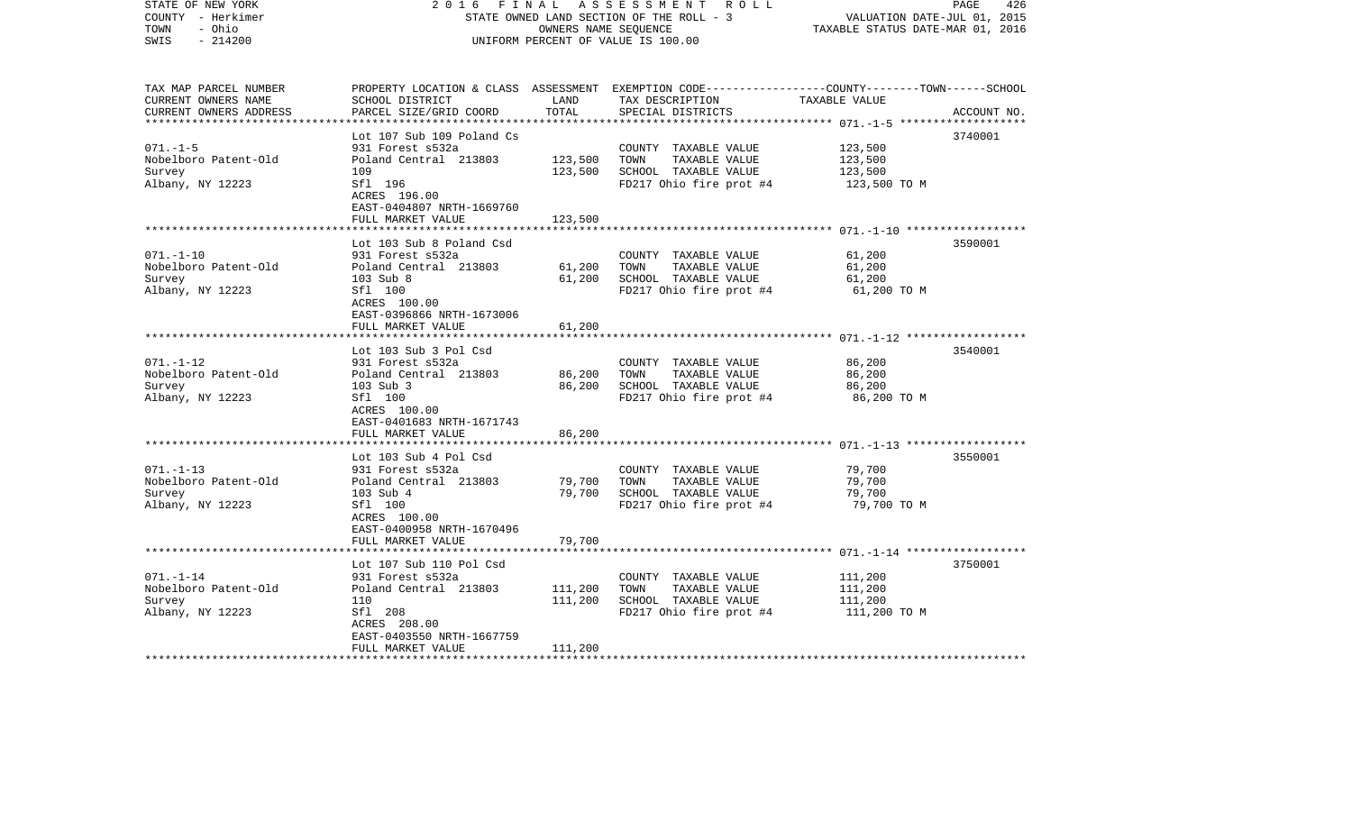| TAX MAP PARCEL NUMBER<br>CURRENT OWNERS NAME<br>CURRENT OWNERS ADDRESS | PROPERTY LOCATION & CLASS<br>SCHOOL DISTRICT<br>PARCEL SIZE/GRID COORD | ASSESSMENT<br>LAND<br>TOTAL | EXEMPTION CODE-----COUNTY-----TOWN-----SCHOOL<br>TAX DESCRIPTION<br>SPECIAL DISTRICTS | TAXABLE VALUE | ACCOUNT NO. |
|---|---|---|---|---|---|
| **071.-1-5** | | | | | |
| | Lot 107 Sub 109 Poland Cs | | | | 3740001 |
| 071.-1-5 | 931 Forest s532a | | COUNTY TAXABLE VALUE | 123,500 | |
| Nobelboro Patent-Old | Poland Central 213803 | 123,500 | TOWN TAXABLE VALUE | 123,500 | |
| Survey | 109 | 123,500 | SCHOOL TAXABLE VALUE | 123,500 | |
| Albany, NY 12223 | Sfl 196 | | FD217 Ohio fire prot #4 | 123,500 TO M | |
| | ACRES 196.00 | | | | |
| | EAST-0404807 NRTH-1669760 | | | | |
| | FULL MARKET VALUE | 123,500 | | | |
| **071.-1-10** | | | | | |
| | Lot 103 Sub 8 Poland Csd | | | | 3590001 |
| 071.-1-10 | 931 Forest s532a | | COUNTY TAXABLE VALUE | 61,200 | |
| Nobelboro Patent-Old | Poland Central 213803 | 61,200 | TOWN TAXABLE VALUE | 61,200 | |
| Survey | 103 Sub 8 | 61,200 | SCHOOL TAXABLE VALUE | 61,200 | |
| Albany, NY 12223 | Sfl 100 | | FD217 Ohio fire prot #4 | 61,200 TO M | |
| | ACRES 100.00 | | | | |
| | EAST-0396866 NRTH-1673006 | | | | |
| | FULL MARKET VALUE | 61,200 | | | |
| **071.-1-12** | | | | | |
| | Lot 103 Sub 3 Pol Csd | | | | 3540001 |
| 071.-1-12 | 931 Forest s532a | | COUNTY TAXABLE VALUE | 86,200 | |
| Nobelboro Patent-Old | Poland Central 213803 | 86,200 | TOWN TAXABLE VALUE | 86,200 | |
| Survey | 103 Sub 3 | 86,200 | SCHOOL TAXABLE VALUE | 86,200 | |
| Albany, NY 12223 | Sfl 100 | | FD217 Ohio fire prot #4 | 86,200 TO M | |
| | ACRES 100.00 | | | | |
| | EAST-0401683 NRTH-1671743 | | | | |
| | FULL MARKET VALUE | 86,200 | | | |
| **071.-1-13** | | | | | |
| | Lot 103 Sub 4 Pol Csd | | | | 3550001 |
| 071.-1-13 | 931 Forest s532a | | COUNTY TAXABLE VALUE | 79,700 | |
| Nobelboro Patent-Old | Poland Central 213803 | 79,700 | TOWN TAXABLE VALUE | 79,700 | |
| Survey | 103 Sub 4 | 79,700 | SCHOOL TAXABLE VALUE | 79,700 | |
| Albany, NY 12223 | Sfl 100 | | FD217 Ohio fire prot #4 | 79,700 TO M | |
| | ACRES 100.00 | | | | |
| | EAST-0400958 NRTH-1670496 | | | | |
| | FULL MARKET VALUE | 79,700 | | | |
| **071.-1-14** | | | | | |
| | Lot 107 Sub 110 Pol Csd | | | | 3750001 |
| 071.-1-14 | 931 Forest s532a | | COUNTY TAXABLE VALUE | 111,200 | |
| Nobelboro Patent-Old | Poland Central 213803 | 111,200 | TOWN TAXABLE VALUE | 111,200 | |
| Survey | 110 | 111,200 | SCHOOL TAXABLE VALUE | 111,200 | |
| Albany, NY 12223 | Sfl 208 | | FD217 Ohio fire prot #4 | 111,200 TO M | |
| | ACRES 208.00 | | | | |
| | EAST-0403550 NRTH-1667759 | | | | |
| | FULL MARKET VALUE | 111,200 | | | |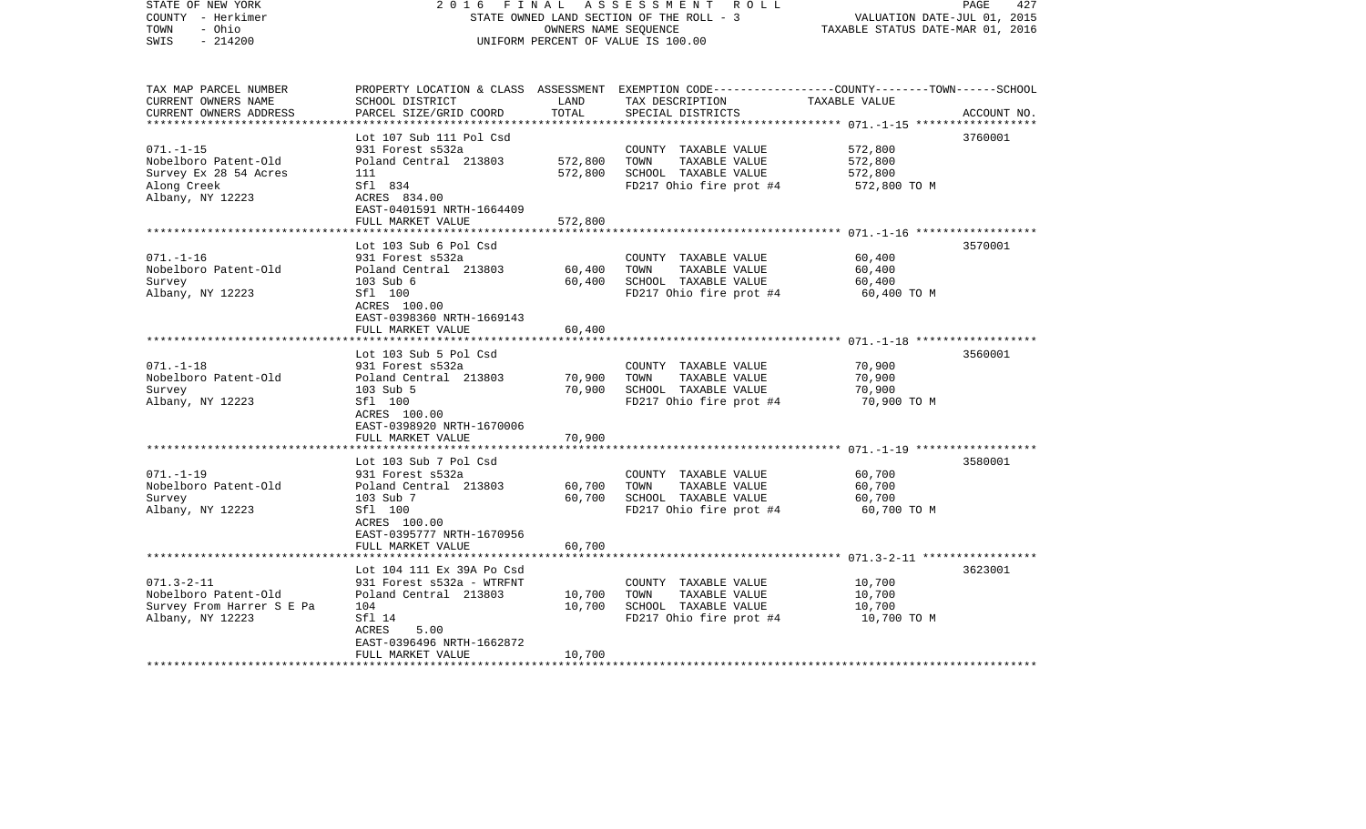STATE OF NEW YORK
COUNTY - Herkimer
TOWN - Ohio
SWIS - 214200

2016 FINAL ASSESSMENT ROLL
STATE OWNED LAND SECTION OF THE ROLL - 3
OWNERS NAME SEQUENCE
UNIFORM PERCENT OF VALUE IS 100.00

VALUATION DATE-JUL 01, 2015
TAXABLE STATUS DATE-MAR 01, 2016

| TAX MAP PARCEL NUMBER / CURRENT OWNERS NAME / CURRENT OWNERS ADDRESS | PROPERTY LOCATION & CLASS / SCHOOL DISTRICT / PARCEL SIZE/GRID COORD | ASSESSMENT LAND / TOTAL | EXEMPTION CODE / TAX DESCRIPTION / SPECIAL DISTRICTS | COUNTY--------TOWN------SCHOOL TAXABLE VALUE | ACCOUNT NO. |
|---|---|---|---|---|---|
| 071.-1-15 | Lot 107 Sub 111 Pol Csd | | | | 3760001 |
| Nobelboro Patent-Old | 931 Forest s532a | | COUNTY TAXABLE VALUE | 572,800 | |
| Survey Ex 28 54 Acres | Poland Central 213803 | 572,800 | TOWN TAXABLE VALUE | 572,800 | |
| Along Creek | 111 | 572,800 | SCHOOL TAXABLE VALUE | 572,800 | |
| Albany, NY 12223 | Sfl 834 | | FD217 Ohio fire prot #4 | 572,800 TO M | |
| | ACRES 834.00 | | | | |
| | EAST-0401591 NRTH-1664409 | | | | |
| | FULL MARKET VALUE | 572,800 | | | |
| 071.-1-16 | Lot 103 Sub 6 Pol Csd | | | | 3570001 |
| Nobelboro Patent-Old | 931 Forest s532a | | COUNTY TAXABLE VALUE | 60,400 | |
| Survey | Poland Central 213803 | 60,400 | TOWN TAXABLE VALUE | 60,400 | |
| Albany, NY 12223 | 103 Sub 6 | 60,400 | SCHOOL TAXABLE VALUE | 60,400 | |
| | Sfl 100 | | FD217 Ohio fire prot #4 | 60,400 TO M | |
| | ACRES 100.00 | | | | |
| | EAST-0398360 NRTH-1669143 | | | | |
| | FULL MARKET VALUE | 60,400 | | | |
| 071.-1-18 | Lot 103 Sub 5 Pol Csd | | | | 3560001 |
| Nobelboro Patent-Old | 931 Forest s532a | | COUNTY TAXABLE VALUE | 70,900 | |
| Survey | Poland Central 213803 | 70,900 | TOWN TAXABLE VALUE | 70,900 | |
| Albany, NY 12223 | 103 Sub 5 | 70,900 | SCHOOL TAXABLE VALUE | 70,900 | |
| | Sfl 100 | | FD217 Ohio fire prot #4 | 70,900 TO M | |
| | ACRES 100.00 | | | | |
| | EAST-0398920 NRTH-1670006 | | | | |
| | FULL MARKET VALUE | 70,900 | | | |
| 071.-1-19 | Lot 103 Sub 7 Pol Csd | | | | 3580001 |
| Nobelboro Patent-Old | 931 Forest s532a | | COUNTY TAXABLE VALUE | 60,700 | |
| Survey | Poland Central 213803 | 60,700 | TOWN TAXABLE VALUE | 60,700 | |
| Albany, NY 12223 | 103 Sub 7 | 60,700 | SCHOOL TAXABLE VALUE | 60,700 | |
| | Sfl 100 | | FD217 Ohio fire prot #4 | 60,700 TO M | |
| | ACRES 100.00 | | | | |
| | EAST-0395777 NRTH-1670956 | | | | |
| | FULL MARKET VALUE | 60,700 | | | |
| 071.3-2-11 | Lot 104 111 Ex 39A Po Csd | | | | 3623001 |
| Nobelboro Patent-Old | 931 Forest s532a - WTRFNT | | COUNTY TAXABLE VALUE | 10,700 | |
| Survey From Harrer S E Pa | Poland Central 213803 | 10,700 | TOWN TAXABLE VALUE | 10,700 | |
| Albany, NY 12223 | 104 | 10,700 | SCHOOL TAXABLE VALUE | 10,700 | |
| | Sfl 14 | | FD217 Ohio fire prot #4 | 10,700 TO M | |
| | ACRES 5.00 | | | | |
| | EAST-0396496 NRTH-1662872 | | | | |
| | FULL MARKET VALUE | 10,700 | | | |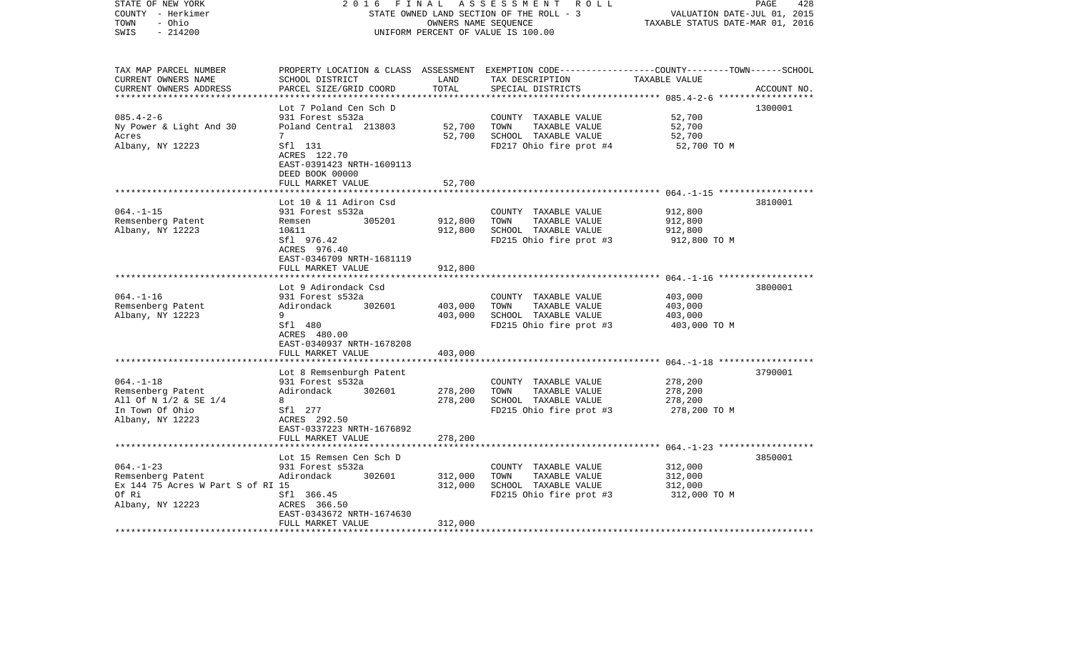STATE OF NEW YORK 2016 FINAL ASSESSMENT ROLL
COUNTY - Herkimer STATE OWNED LAND SECTION OF THE ROLL - 3 VALUATION DATE-JUL 01, 2015
TOWN - Ohio OWNERS NAME SEQUENCE TAXABLE STATUS DATE-MAR 01, 2016
SWIS - 214200 UNIFORM PERCENT OF VALUE IS 100.00

| TAX MAP PARCEL NUMBER / CURRENT OWNERS NAME / CURRENT OWNERS ADDRESS | PROPERTY LOCATION & CLASS / SCHOOL DISTRICT / PARCEL SIZE/GRID COORD | ASSESSMENT LAND | TOTAL | EXEMPTION CODE / TAX DESCRIPTION / SPECIAL DISTRICTS | TAXABLE VALUE (COUNTY--TOWN--SCHOOL) | ACCOUNT NO. |
|---|---|---|---|---|---|---|
| 085.4-2-6 | Lot 7 Poland Cen Sch D | | | | | 1300001 |
| | 931 Forest s532a | | | COUNTY TAXABLE VALUE | 52,700 | |
| Ny Power & Light And 30 | Poland Central 213803 | 52,700 | | TOWN TAXABLE VALUE | 52,700 | |
| Acres | 7 | | 52,700 | SCHOOL TAXABLE VALUE | 52,700 | |
| Albany, NY 12223 | Sfl 131 | | | FD217 Ohio fire prot #4 | 52,700 TO M | |
| | ACRES 122.70 | | | | | |
| | EAST-0391423 NRTH-1609113 | | | | | |
| | DEED BOOK 00000 | | | | | |
| | FULL MARKET VALUE | | 52,700 | | | |
| 064.-1-15 | Lot 10 & 11 Adiron Csd | | | | | 3810001 |
| | 931 Forest s532a | | | COUNTY TAXABLE VALUE | 912,800 | |
| Remsenberg Patent | Remsen 305201 | 912,800 | | TOWN TAXABLE VALUE | 912,800 | |
| Albany, NY 12223 | 10&11 | | 912,800 | SCHOOL TAXABLE VALUE | 912,800 | |
| | Sfl 976.42 | | | FD215 Ohio fire prot #3 | 912,800 TO M | |
| | ACRES 976.40 | | | | | |
| | EAST-0346709 NRTH-1681119 | | | | | |
| | FULL MARKET VALUE | | 912,800 | | | |
| 064.-1-16 | Lot 9 Adirondack Csd | | | | | 3800001 |
| | 931 Forest s532a | | | COUNTY TAXABLE VALUE | 403,000 | |
| Remsenberg Patent | Adirondack 302601 | 403,000 | | TOWN TAXABLE VALUE | 403,000 | |
| Albany, NY 12223 | 9 | | 403,000 | SCHOOL TAXABLE VALUE | 403,000 | |
| | Sfl 480 | | | FD215 Ohio fire prot #3 | 403,000 TO M | |
| | ACRES 480.00 | | | | | |
| | EAST-0340937 NRTH-1678208 | | | | | |
| | FULL MARKET VALUE | | 403,000 | | | |
| 064.-1-18 | Lot 8 Remsenburgh Patent | | | | | 3790001 |
| | 931 Forest s532a | | | COUNTY TAXABLE VALUE | 278,200 | |
| Remsenberg Patent | Adirondack 302601 | 278,200 | | TOWN TAXABLE VALUE | 278,200 | |
| All Of N 1/2 & SE 1/4 | 8 | | 278,200 | SCHOOL TAXABLE VALUE | 278,200 | |
| In Town Of Ohio | Sfl 277 | | | FD215 Ohio fire prot #3 | 278,200 TO M | |
| Albany, NY 12223 | ACRES 292.50 | | | | | |
| | EAST-0337223 NRTH-1676892 | | | | | |
| | FULL MARKET VALUE | | 278,200 | | | |
| 064.-1-23 | Lot 15 Remsen Cen Sch D | | | | | 3850001 |
| | 931 Forest s532a | | | COUNTY TAXABLE VALUE | 312,000 | |
| Remsenberg Patent | Adirondack 302601 | 312,000 | | TOWN TAXABLE VALUE | 312,000 | |
| Ex 144 75 Acres W Part S of RI | 15 | | 312,000 | SCHOOL TAXABLE VALUE | 312,000 | |
| Of Ri | Sfl 366.45 | | | FD215 Ohio fire prot #3 | 312,000 TO M | |
| Albany, NY 12223 | ACRES 366.50 | | | | | |
| | EAST-0343672 NRTH-1674630 | | | | | |
| | FULL MARKET VALUE | | 312,000 | | | |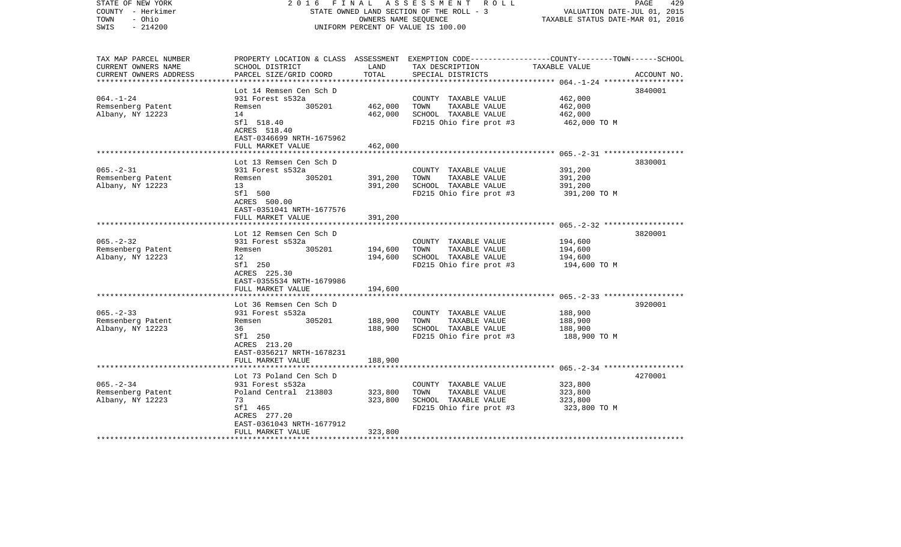STATE OF NEW YORK — 2016 FINAL ASSESSMENT ROLL
COUNTY - Herkimer — STATE OWNED LAND SECTION OF THE ROLL - 3 — VALUATION DATE-JUL 01, 2015
TOWN - Ohio — OWNERS NAME SEQUENCE — TAXABLE STATUS DATE-MAR 01, 2016
SWIS - 214200 — UNIFORM PERCENT OF VALUE IS 100.00

| TAX MAP PARCEL NUMBER / CURRENT OWNERS NAME / CURRENT OWNERS ADDRESS | PROPERTY LOCATION & CLASS / SCHOOL DISTRICT / PARCEL SIZE/GRID COORD | ASSESSMENT LAND | TOTAL | EXEMPTION CODE / TAX DESCRIPTION / SPECIAL DISTRICTS | TAXABLE VALUE (COUNTY/TOWN/SCHOOL) | ACCOUNT NO. |
|---|---|---|---|---|---|---|
| 064.-1-24 | Lot 14 Remsen Cen Sch D | | | | | 3840001 |
| | 931 Forest s532a | | | COUNTY TAXABLE VALUE | 462,000 | |
| Remsenberg Patent | Remsen 305201 | 462,000 | | TOWN TAXABLE VALUE | 462,000 | |
| Albany, NY 12223 | 14 | | 462,000 | SCHOOL TAXABLE VALUE | 462,000 | |
| | Sfl 518.40 | | | FD215 Ohio fire prot #3 | 462,000 TO M | |
| | ACRES 518.40 | | | | | |
| | EAST-0346699 NRTH-1675962 | | | | | |
| | FULL MARKET VALUE | | 462,000 | | | |
| 065.-2-31 | Lot 13 Remsen Cen Sch D | | | | | 3830001 |
| | 931 Forest s532a | | | COUNTY TAXABLE VALUE | 391,200 | |
| Remsenberg Patent | Remsen 305201 | 391,200 | | TOWN TAXABLE VALUE | 391,200 | |
| Albany, NY 12223 | 13 | | 391,200 | SCHOOL TAXABLE VALUE | 391,200 | |
| | Sfl 500 | | | FD215 Ohio fire prot #3 | 391,200 TO M | |
| | ACRES 500.00 | | | | | |
| | EAST-0351041 NRTH-1677576 | | | | | |
| | FULL MARKET VALUE | | 391,200 | | | |
| 065.-2-32 | Lot 12 Remsen Cen Sch D | | | | | 3820001 |
| | 931 Forest s532a | | | COUNTY TAXABLE VALUE | 194,600 | |
| Remsenberg Patent | Remsen 305201 | 194,600 | | TOWN TAXABLE VALUE | 194,600 | |
| Albany, NY 12223 | 12 | | 194,600 | SCHOOL TAXABLE VALUE | 194,600 | |
| | Sfl 250 | | | FD215 Ohio fire prot #3 | 194,600 TO M | |
| | ACRES 225.30 | | | | | |
| | EAST-0355534 NRTH-1679986 | | | | | |
| | FULL MARKET VALUE | | 194,600 | | | |
| 065.-2-33 | Lot 36 Remsen Cen Sch D | | | | | 3920001 |
| | 931 Forest s532a | | | COUNTY TAXABLE VALUE | 188,900 | |
| Remsenberg Patent | Remsen 305201 | 188,900 | | TOWN TAXABLE VALUE | 188,900 | |
| Albany, NY 12223 | 36 | | 188,900 | SCHOOL TAXABLE VALUE | 188,900 | |
| | Sfl 250 | | | FD215 Ohio fire prot #3 | 188,900 TO M | |
| | ACRES 213.20 | | | | | |
| | EAST-0356217 NRTH-1678231 | | | | | |
| | FULL MARKET VALUE | | 188,900 | | | |
| 065.-2-34 | Lot 73 Poland Cen Sch D | | | | | 4270001 |
| | 931 Forest s532a | | | COUNTY TAXABLE VALUE | 323,800 | |
| Remsenberg Patent | Poland Central 213803 | 323,800 | | TOWN TAXABLE VALUE | 323,800 | |
| Albany, NY 12223 | 73 | | 323,800 | SCHOOL TAXABLE VALUE | 323,800 | |
| | Sfl 465 | | | FD215 Ohio fire prot #3 | 323,800 TO M | |
| | ACRES 277.20 | | | | | |
| | EAST-0361043 NRTH-1677912 | | | | | |
| | FULL MARKET VALUE | | 323,800 | | | |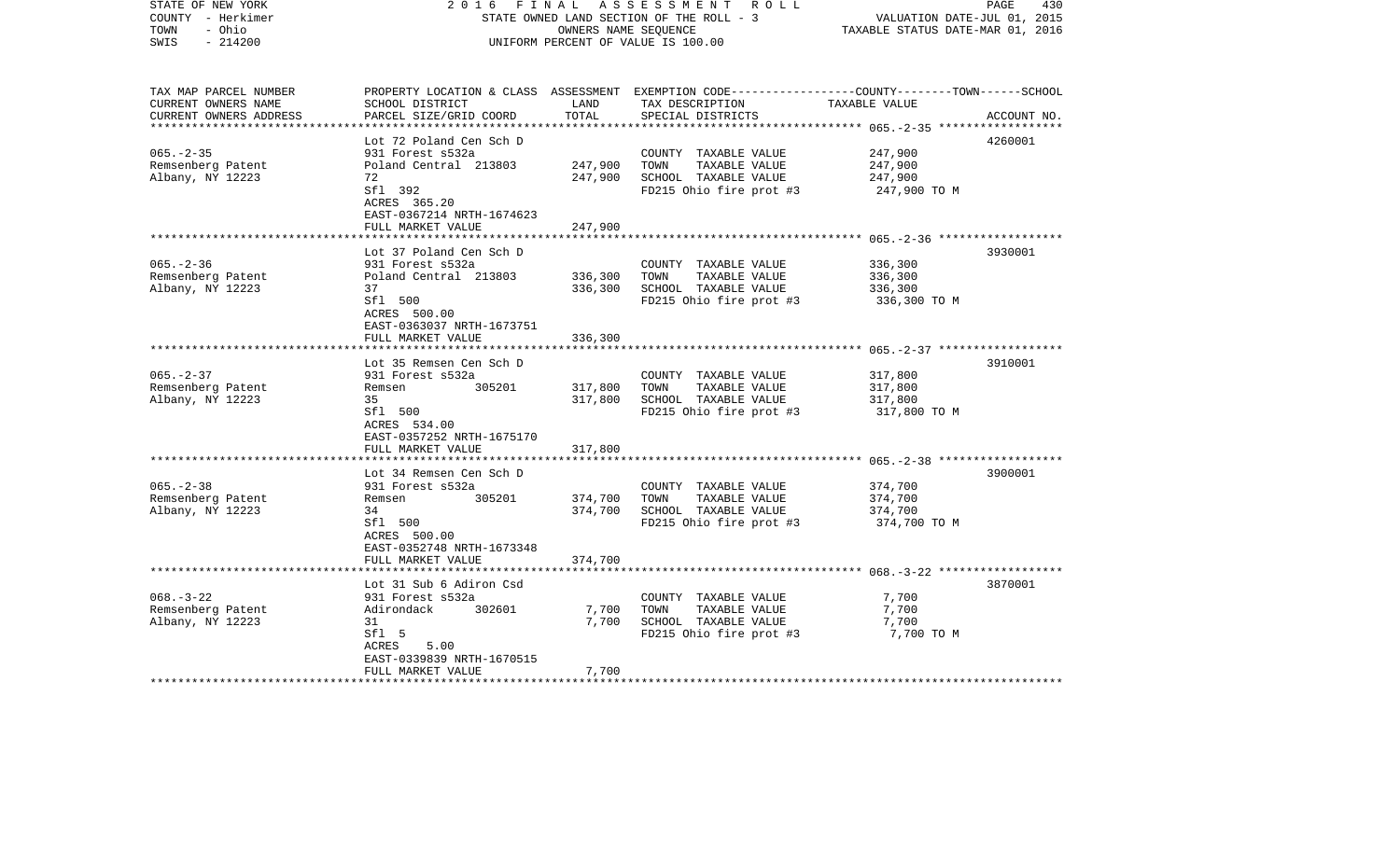STATE OF NEW YORK — 2016 FINAL ASSESSMENT ROLL — STATE OWNED LAND SECTION OF THE ROLL - 3
COUNTY - Herkimer — OWNERS NAME SEQUENCE — VALUATION DATE-JUL 01, 2015
TOWN - Ohio — UNIFORM PERCENT OF VALUE IS 100.00 — TAXABLE STATUS DATE-MAR 01, 2016
SWIS - 214200

| TAX MAP PARCEL NUMBER / CURRENT OWNERS NAME / CURRENT OWNERS ADDRESS | PROPERTY LOCATION & CLASS / SCHOOL DISTRICT / PARCEL SIZE/GRID COORD | ASSESSMENT LAND | TOTAL | EXEMPTION CODE / TAX DESCRIPTION / SPECIAL DISTRICTS | COUNTY--------TOWN------SCHOOL TAXABLE VALUE | ACCOUNT NO. |
|---|---|---|---|---|---|---|
| 065.-2-35 | Lot 72 Poland Cen Sch D | | | | | 4260001 |
| Remsenberg Patent | 931 Forest s532a | | | COUNTY TAXABLE VALUE | 247,900 | |
| Albany, NY 12223 | Poland Central 213803 | 247,900 | | TOWN TAXABLE VALUE | 247,900 | |
| | 72 | | 247,900 | SCHOOL TAXABLE VALUE | 247,900 | |
| | Sfl 392 | | | FD215 Ohio fire prot #3 | 247,900 TO M | |
| | ACRES 365.20 | | | | | |
| | EAST-0367214 NRTH-1674623 | | | | | |
| | FULL MARKET VALUE | | 247,900 | | | |
| 065.-2-36 | Lot 37 Poland Cen Sch D | | | | | 3930001 |
| Remsenberg Patent | 931 Forest s532a | | | COUNTY TAXABLE VALUE | 336,300 | |
| Albany, NY 12223 | Poland Central 213803 | 336,300 | | TOWN TAXABLE VALUE | 336,300 | |
| | 37 | | 336,300 | SCHOOL TAXABLE VALUE | 336,300 | |
| | Sfl 500 | | | FD215 Ohio fire prot #3 | 336,300 TO M | |
| | ACRES 500.00 | | | | | |
| | EAST-0363037 NRTH-1673751 | | | | | |
| | FULL MARKET VALUE | | 336,300 | | | |
| 065.-2-37 | Lot 35 Remsen Cen Sch D | | | | | 3910001 |
| Remsenberg Patent | 931 Forest s532a | | | COUNTY TAXABLE VALUE | 317,800 | |
| Albany, NY 12223 | Remsen 305201 | 317,800 | | TOWN TAXABLE VALUE | 317,800 | |
| | 35 | | 317,800 | SCHOOL TAXABLE VALUE | 317,800 | |
| | Sfl 500 | | | FD215 Ohio fire prot #3 | 317,800 TO M | |
| | ACRES 534.00 | | | | | |
| | EAST-0357252 NRTH-1675170 | | | | | |
| | FULL MARKET VALUE | | 317,800 | | | |
| 065.-2-38 | Lot 34 Remsen Cen Sch D | | | | | 3900001 |
| Remsenberg Patent | 931 Forest s532a | | | COUNTY TAXABLE VALUE | 374,700 | |
| Albany, NY 12223 | Remsen 305201 | 374,700 | | TOWN TAXABLE VALUE | 374,700 | |
| | 34 | | 374,700 | SCHOOL TAXABLE VALUE | 374,700 | |
| | Sfl 500 | | | FD215 Ohio fire prot #3 | 374,700 TO M | |
| | ACRES 500.00 | | | | | |
| | EAST-0352748 NRTH-1673348 | | | | | |
| | FULL MARKET VALUE | | 374,700 | | | |
| 068.-3-22 | Lot 31 Sub 6 Adiron Csd | | | | | 3870001 |
| Remsenberg Patent | 931 Forest s532a | | | COUNTY TAXABLE VALUE | 7,700 | |
| Albany, NY 12223 | Adirondack 302601 | 7,700 | | TOWN TAXABLE VALUE | 7,700 | |
| | 31 | | 7,700 | SCHOOL TAXABLE VALUE | 7,700 | |
| | Sfl 5 | | | FD215 Ohio fire prot #3 | 7,700 TO M | |
| | ACRES 5.00 | | | | | |
| | EAST-0339839 NRTH-1670515 | | | | | |
| | FULL MARKET VALUE | | 7,700 | | | |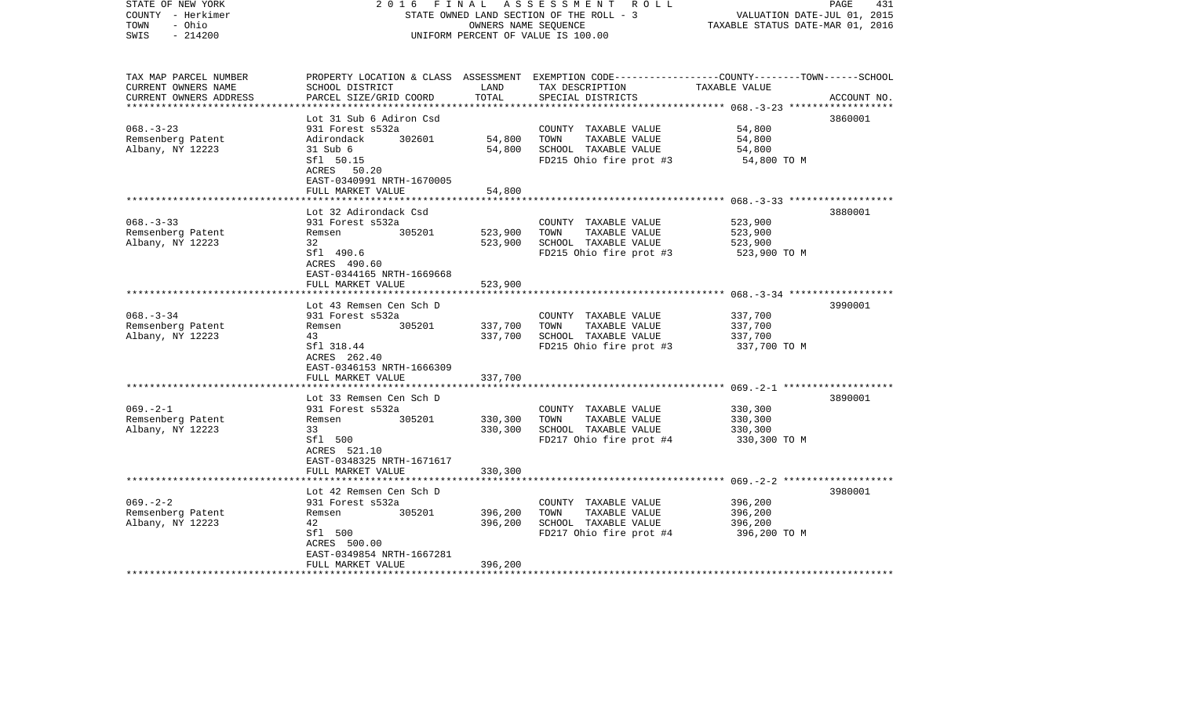STATE OF NEW YORK — 2016 FINAL ASSESSMENT ROLL — PAGE 431
COUNTY - Herkimer — STATE OWNED LAND SECTION OF THE ROLL - 3 — VALUATION DATE-JUL 01, 2015
TOWN - Ohio — OWNERS NAME SEQUENCE — TAXABLE STATUS DATE-MAR 01, 2016
SWIS - 214200 — UNIFORM PERCENT OF VALUE IS 100.00

| TAX MAP PARCEL NUMBER / CURRENT OWNERS NAME / CURRENT OWNERS ADDRESS | PROPERTY LOCATION & CLASS / SCHOOL DISTRICT / PARCEL SIZE/GRID COORD | ASSESSMENT LAND / TOTAL | EXEMPTION CODE / TAX DESCRIPTION / SPECIAL DISTRICTS | TAXABLE VALUE (COUNTY / TOWN / SCHOOL) | ACCOUNT NO. |
|---|---|---|---|---|---|
| 068.-3-23 | Lot 31 Sub 6 Adiron Csd | | | | 3860001 |
| Remsenberg Patent | 931 Forest s532a | | COUNTY TAXABLE VALUE | 54,800 | |
| Albany, NY 12223 | Adirondack 302601 | 54,800 | TOWN TAXABLE VALUE | 54,800 | |
| | 31 Sub 6 | 54,800 | SCHOOL TAXABLE VALUE | 54,800 | |
| | Sfl 50.15 | | FD215 Ohio fire prot #3 | 54,800 TO M | |
| | ACRES 50.20 | | | | |
| | EAST-0340991 NRTH-1670005 | | | | |
| | FULL MARKET VALUE | 54,800 | | | |
| 068.-3-33 | Lot 32 Adirondack Csd | | | | 3880001 |
| Remsenberg Patent | 931 Forest s532a | | COUNTY TAXABLE VALUE | 523,900 | |
| Albany, NY 12223 | Remsen 305201 | 523,900 | TOWN TAXABLE VALUE | 523,900 | |
| | 32 | 523,900 | SCHOOL TAXABLE VALUE | 523,900 | |
| | Sfl 490.6 | | FD215 Ohio fire prot #3 | 523,900 TO M | |
| | ACRES 490.60 | | | | |
| | EAST-0344165 NRTH-1669668 | | | | |
| | FULL MARKET VALUE | 523,900 | | | |
| 068.-3-34 | Lot 43 Remsen Cen Sch D | | | | 3990001 |
| Remsenberg Patent | 931 Forest s532a | | COUNTY TAXABLE VALUE | 337,700 | |
| Albany, NY 12223 | Remsen 305201 | 337,700 | TOWN TAXABLE VALUE | 337,700 | |
| | 43 | 337,700 | SCHOOL TAXABLE VALUE | 337,700 | |
| | Sfl 318.44 | | FD215 Ohio fire prot #3 | 337,700 TO M | |
| | ACRES 262.40 | | | | |
| | EAST-0346153 NRTH-1666309 | | | | |
| | FULL MARKET VALUE | 337,700 | | | |
| 069.-2-1 | Lot 33 Remsen Cen Sch D | | | | 3890001 |
| Remsenberg Patent | 931 Forest s532a | | COUNTY TAXABLE VALUE | 330,300 | |
| Albany, NY 12223 | Remsen 305201 | 330,300 | TOWN TAXABLE VALUE | 330,300 | |
| | 33 | 330,300 | SCHOOL TAXABLE VALUE | 330,300 | |
| | Sfl 500 | | FD217 Ohio fire prot #4 | 330,300 TO M | |
| | ACRES 521.10 | | | | |
| | EAST-0348325 NRTH-1671617 | | | | |
| | FULL MARKET VALUE | 330,300 | | | |
| 069.-2-2 | Lot 42 Remsen Cen Sch D | | | | 3980001 |
| Remsenberg Patent | 931 Forest s532a | | COUNTY TAXABLE VALUE | 396,200 | |
| Albany, NY 12223 | Remsen 305201 | 396,200 | TOWN TAXABLE VALUE | 396,200 | |
| | 42 | 396,200 | SCHOOL TAXABLE VALUE | 396,200 | |
| | Sfl 500 | | FD217 Ohio fire prot #4 | 396,200 TO M | |
| | ACRES 500.00 | | | | |
| | EAST-0349854 NRTH-1667281 | | | | |
| | FULL MARKET VALUE | 396,200 | | | |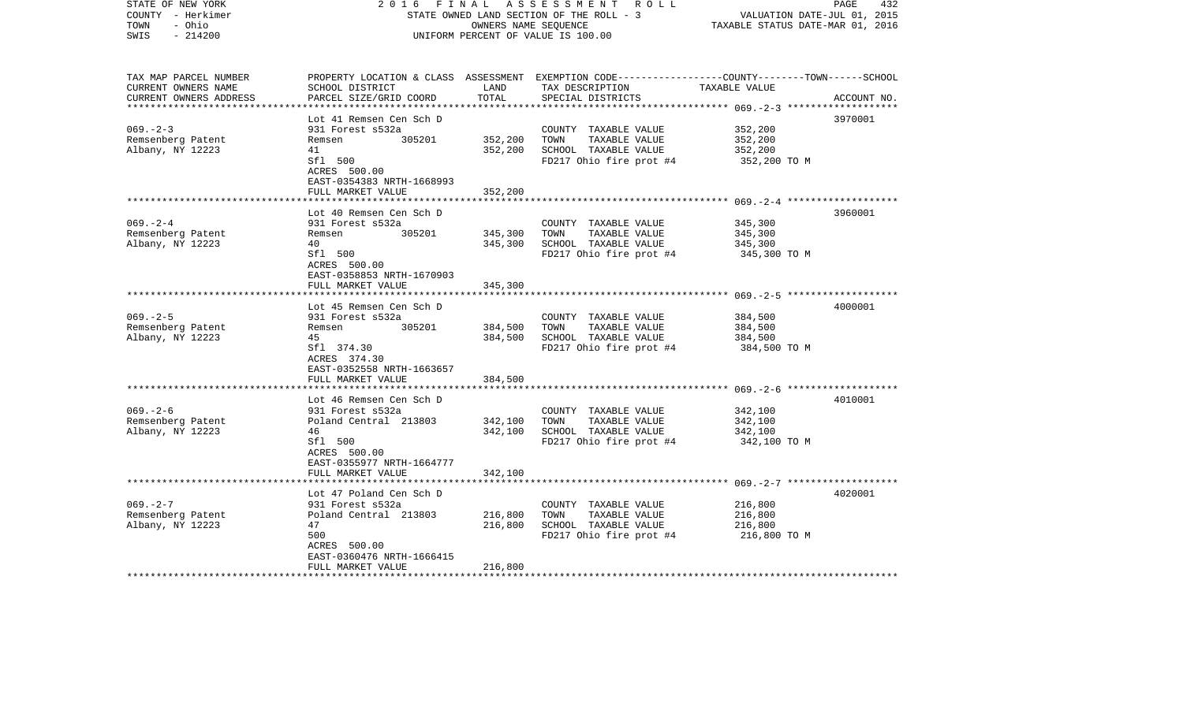STATE OF NEW YORK | 2016 FINAL ASSESSMENT ROLL | PAGE 432
COUNTY - Herkimer | STATE OWNED LAND SECTION OF THE ROLL - 3 | VALUATION DATE-JUL 01, 2015
TOWN - Ohio | OWNERS NAME SEQUENCE | TAXABLE STATUS DATE-MAR 01, 2016
SWIS - 214200 | UNIFORM PERCENT OF VALUE IS 100.00

| TAX MAP PARCEL NUMBER / CURRENT OWNERS NAME / CURRENT OWNERS ADDRESS | PROPERTY LOCATION & CLASS / SCHOOL DISTRICT / PARCEL SIZE/GRID COORD | ASSESSMENT LAND | ASSESSMENT TOTAL | EXEMPTION CODE / TAX DESCRIPTION / SPECIAL DISTRICTS | TAXABLE VALUE (COUNTY--TOWN--SCHOOL) | ACCOUNT NO. |
|---|---|---|---|---|---|---|
| 069.-2-3 | Lot 41 Remsen Cen Sch D | | | | | 3970001 |
| Remsenberg Patent | 931 Forest s532a | | | COUNTY TAXABLE VALUE | 352,200 | |
| Albany, NY 12223 | Remsen 305201 | 352,200 | | TOWN TAXABLE VALUE | 352,200 | |
| | 41 | | 352,200 | SCHOOL TAXABLE VALUE | 352,200 | |
| | Sfl 500 | | | FD217 Ohio fire prot #4 | 352,200 TO M | |
| | ACRES 500.00 | | | | | |
| | EAST-0354383 NRTH-1668993 | | | | | |
| | FULL MARKET VALUE | | 352,200 | | | |
| 069.-2-4 | Lot 40 Remsen Cen Sch D | | | | | 3960001 |
| Remsenberg Patent | 931 Forest s532a | | | COUNTY TAXABLE VALUE | 345,300 | |
| Albany, NY 12223 | Remsen 305201 | 345,300 | | TOWN TAXABLE VALUE | 345,300 | |
| | 40 | | 345,300 | SCHOOL TAXABLE VALUE | 345,300 | |
| | Sfl 500 | | | FD217 Ohio fire prot #4 | 345,300 TO M | |
| | ACRES 500.00 | | | | | |
| | EAST-0358853 NRTH-1670903 | | | | | |
| | FULL MARKET VALUE | | 345,300 | | | |
| 069.-2-5 | Lot 45 Remsen Cen Sch D | | | | | 4000001 |
| Remsenberg Patent | 931 Forest s532a | | | COUNTY TAXABLE VALUE | 384,500 | |
| Albany, NY 12223 | Remsen 305201 | 384,500 | | TOWN TAXABLE VALUE | 384,500 | |
| | 45 | | 384,500 | SCHOOL TAXABLE VALUE | 384,500 | |
| | Sfl 374.30 | | | FD217 Ohio fire prot #4 | 384,500 TO M | |
| | ACRES 374.30 | | | | | |
| | EAST-0352558 NRTH-1663657 | | | | | |
| | FULL MARKET VALUE | | 384,500 | | | |
| 069.-2-6 | Lot 46 Remsen Cen Sch D | | | | | 4010001 |
| Remsenberg Patent | 931 Forest s532a | | | COUNTY TAXABLE VALUE | 342,100 | |
| Albany, NY 12223 | Poland Central 213803 | 342,100 | | TOWN TAXABLE VALUE | 342,100 | |
| | 46 | | 342,100 | SCHOOL TAXABLE VALUE | 342,100 | |
| | Sfl 500 | | | FD217 Ohio fire prot #4 | 342,100 TO M | |
| | ACRES 500.00 | | | | | |
| | EAST-0355977 NRTH-1664777 | | | | | |
| | FULL MARKET VALUE | | 342,100 | | | |
| 069.-2-7 | Lot 47 Poland Cen Sch D | | | | | 4020001 |
| Remsenberg Patent | 931 Forest s532a | | | COUNTY TAXABLE VALUE | 216,800 | |
| Albany, NY 12223 | Poland Central 213803 | 216,800 | | TOWN TAXABLE VALUE | 216,800 | |
| | 47 | | 216,800 | SCHOOL TAXABLE VALUE | 216,800 | |
| | 500 | | | FD217 Ohio fire prot #4 | 216,800 TO M | |
| | ACRES 500.00 | | | | | |
| | EAST-0360476 NRTH-1666415 | | | | | |
| | FULL MARKET VALUE | | 216,800 | | | |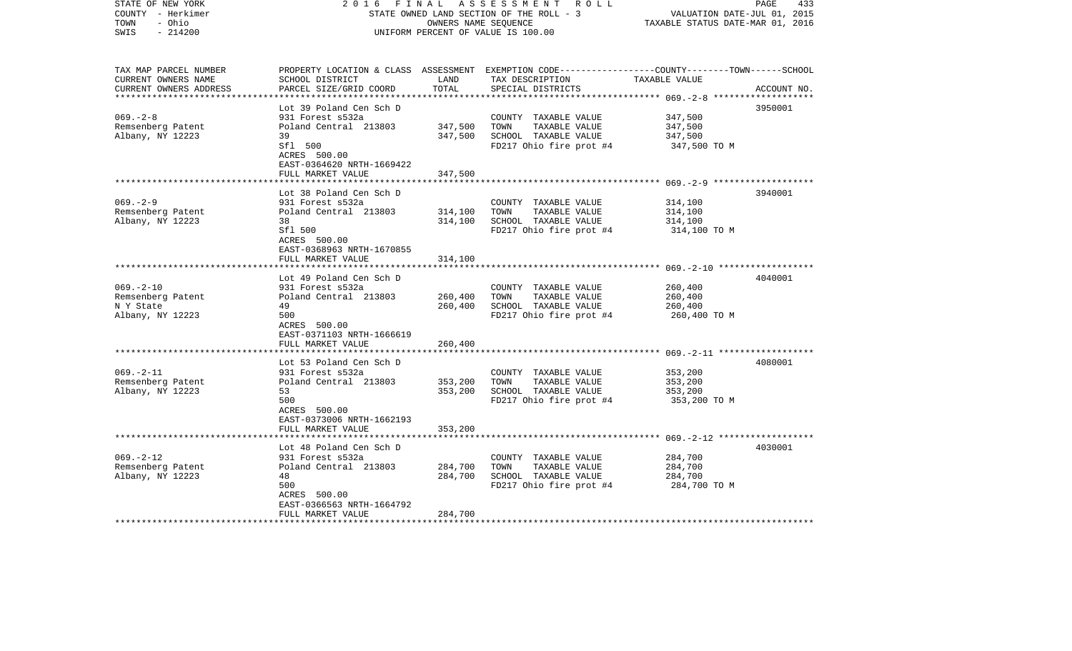STATE OF NEW YORK — 2016 FINAL ASSESSMENT ROLL
COUNTY - Herkimer — STATE OWNED LAND SECTION OF THE ROLL - 3 — VALUATION DATE-JUL 01, 2015
TOWN - Ohio — OWNERS NAME SEQUENCE — TAXABLE STATUS DATE-MAR 01, 2016
SWIS - 214200 — UNIFORM PERCENT OF VALUE IS 100.00

| TAX MAP PARCEL NUMBER / CURRENT OWNERS NAME / CURRENT OWNERS ADDRESS | PROPERTY LOCATION & CLASS / SCHOOL DISTRICT / PARCEL SIZE/GRID COORD | ASSESSMENT LAND / TOTAL | EXEMPTION CODE / TAX DESCRIPTION / SPECIAL DISTRICTS | TAXABLE VALUE (COUNTY / TOWN / SCHOOL) | ACCOUNT NO. |
|---|---|---|---|---|---|
| 069.-2-8 | Lot 39 Poland Cen Sch D | | | | 3950001 |
| Remsenberg Patent | 931 Forest s532a | | COUNTY TAXABLE VALUE | 347,500 | |
| Albany, NY 12223 | Poland Central 213803 | 347,500 | TOWN TAXABLE VALUE | 347,500 | |
| | 39 | 347,500 | SCHOOL TAXABLE VALUE | 347,500 | |
| | Sfl 500 | | FD217 Ohio fire prot #4 | 347,500 TO M | |
| | ACRES 500.00 | | | | |
| | EAST-0364620 NRTH-1669422 | | | | |
| | FULL MARKET VALUE | 347,500 | | | |
| 069.-2-9 | Lot 38 Poland Cen Sch D | | | | 3940001 |
| Remsenberg Patent | 931 Forest s532a | | COUNTY TAXABLE VALUE | 314,100 | |
| Albany, NY 12223 | Poland Central 213803 | 314,100 | TOWN TAXABLE VALUE | 314,100 | |
| | 38 | 314,100 | SCHOOL TAXABLE VALUE | 314,100 | |
| | Sfl 500 | | FD217 Ohio fire prot #4 | 314,100 TO M | |
| | ACRES 500.00 | | | | |
| | EAST-0368963 NRTH-1670855 | | | | |
| | FULL MARKET VALUE | 314,100 | | | |
| 069.-2-10 | Lot 49 Poland Cen Sch D | | | | 4040001 |
| Remsenberg Patent | 931 Forest s532a | | COUNTY TAXABLE VALUE | 260,400 | |
| N Y State | Poland Central 213803 | 260,400 | TOWN TAXABLE VALUE | 260,400 | |
| Albany, NY 12223 | 49 | 260,400 | SCHOOL TAXABLE VALUE | 260,400 | |
| | 500 | | FD217 Ohio fire prot #4 | 260,400 TO M | |
| | ACRES 500.00 | | | | |
| | EAST-0371103 NRTH-1666619 | | | | |
| | FULL MARKET VALUE | 260,400 | | | |
| 069.-2-11 | Lot 53 Poland Cen Sch D | | | | 4080001 |
| Remsenberg Patent | 931 Forest s532a | | COUNTY TAXABLE VALUE | 353,200 | |
| Albany, NY 12223 | Poland Central 213803 | 353,200 | TOWN TAXABLE VALUE | 353,200 | |
| | 53 | 353,200 | SCHOOL TAXABLE VALUE | 353,200 | |
| | 500 | | FD217 Ohio fire prot #4 | 353,200 TO M | |
| | ACRES 500.00 | | | | |
| | EAST-0373006 NRTH-1662193 | | | | |
| | FULL MARKET VALUE | 353,200 | | | |
| 069.-2-12 | Lot 48 Poland Cen Sch D | | | | 4030001 |
| Remsenberg Patent | 931 Forest s532a | | COUNTY TAXABLE VALUE | 284,700 | |
| Albany, NY 12223 | Poland Central 213803 | 284,700 | TOWN TAXABLE VALUE | 284,700 | |
| | 48 | 284,700 | SCHOOL TAXABLE VALUE | 284,700 | |
| | 500 | | FD217 Ohio fire prot #4 | 284,700 TO M | |
| | ACRES 500.00 | | | | |
| | EAST-0366563 NRTH-1664792 | | | | |
| | FULL MARKET VALUE | 284,700 | | | |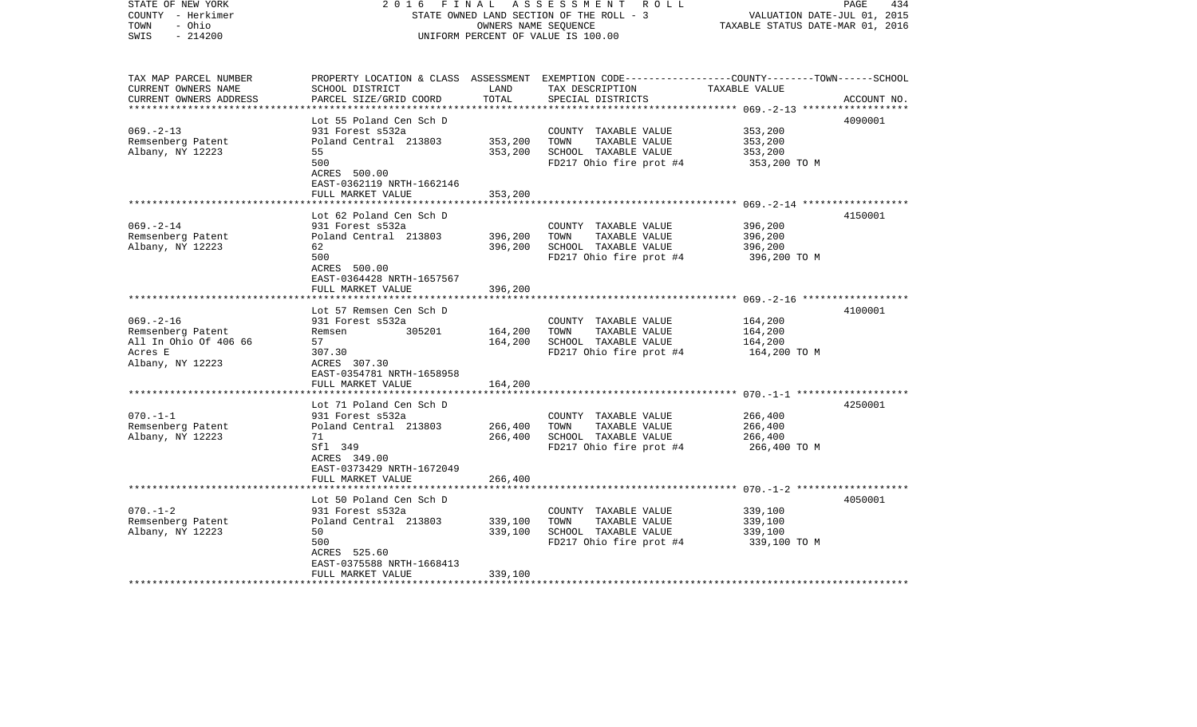STATE OF NEW YORK — 2016 FINAL ASSESSMENT ROLL — PAGE 434
COUNTY - Herkimer — STATE OWNED LAND SECTION OF THE ROLL - 3 — VALUATION DATE-JUL 01, 2015
TOWN - Ohio — OWNERS NAME SEQUENCE — TAXABLE STATUS DATE-MAR 01, 2016
SWIS - 214200 — UNIFORM PERCENT OF VALUE IS 100.00

| TAX MAP PARCEL NUMBER / CURRENT OWNERS NAME / CURRENT OWNERS ADDRESS | PROPERTY LOCATION & CLASS / SCHOOL DISTRICT / PARCEL SIZE/GRID COORD | ASSESSMENT LAND | TOTAL | EXEMPTION CODE / TAX DESCRIPTION / SPECIAL DISTRICTS | TAXABLE VALUE (COUNTY--TOWN--SCHOOL) | ACCOUNT NO. |
|---|---|---|---|---|---|---|
| **069.-2-13** | Lot 55 Poland Cen Sch D | | | | | 4090001 |
| Remsenberg Patent | 931 Forest s532a | | | COUNTY TAXABLE VALUE | 353,200 | |
| Albany, NY 12223 | Poland Central 213803 | 353,200 | | TOWN TAXABLE VALUE | 353,200 | |
| | 55 | | 353,200 | SCHOOL TAXABLE VALUE | 353,200 | |
| | 500 | | | FD217 Ohio fire prot #4 | 353,200 TO M | |
| | ACRES 500.00 | | | | | |
| | EAST-0362119 NRTH-1662146 | | | | | |
| | FULL MARKET VALUE | | 353,200 | | | |
| **069.-2-14** | Lot 62 Poland Cen Sch D | | | | | 4150001 |
| Remsenberg Patent | 931 Forest s532a | | | COUNTY TAXABLE VALUE | 396,200 | |
| Albany, NY 12223 | Poland Central 213803 | 396,200 | | TOWN TAXABLE VALUE | 396,200 | |
| | 62 | | 396,200 | SCHOOL TAXABLE VALUE | 396,200 | |
| | 500 | | | FD217 Ohio fire prot #4 | 396,200 TO M | |
| | ACRES 500.00 | | | | | |
| | EAST-0364428 NRTH-1657567 | | | | | |
| | FULL MARKET VALUE | | 396,200 | | | |
| **069.-2-16** | Lot 57 Remsen Cen Sch D | | | | | 4100001 |
| Remsenberg Patent | 931 Forest s532a | | | COUNTY TAXABLE VALUE | 164,200 | |
| All In Ohio Of 406 66 | Remsen 305201 | 164,200 | | TOWN TAXABLE VALUE | 164,200 | |
| Acres E | 57 | | 164,200 | SCHOOL TAXABLE VALUE | 164,200 | |
| Albany, NY 12223 | 307.30 | | | FD217 Ohio fire prot #4 | 164,200 TO M | |
| | ACRES 307.30 | | | | | |
| | EAST-0354781 NRTH-1658958 | | | | | |
| | FULL MARKET VALUE | | 164,200 | | | |
| **070.-1-1** | Lot 71 Poland Cen Sch D | | | | | 4250001 |
| Remsenberg Patent | 931 Forest s532a | | | COUNTY TAXABLE VALUE | 266,400 | |
| Albany, NY 12223 | Poland Central 213803 | 266,400 | | TOWN TAXABLE VALUE | 266,400 | |
| | 71 | | 266,400 | SCHOOL TAXABLE VALUE | 266,400 | |
| | Sfl 349 | | | FD217 Ohio fire prot #4 | 266,400 TO M | |
| | ACRES 349.00 | | | | | |
| | EAST-0373429 NRTH-1672049 | | | | | |
| | FULL MARKET VALUE | | 266,400 | | | |
| **070.-1-2** | Lot 50 Poland Cen Sch D | | | | | 4050001 |
| Remsenberg Patent | 931 Forest s532a | | | COUNTY TAXABLE VALUE | 339,100 | |
| Albany, NY 12223 | Poland Central 213803 | 339,100 | | TOWN TAXABLE VALUE | 339,100 | |
| | 50 | | 339,100 | SCHOOL TAXABLE VALUE | 339,100 | |
| | 500 | | | FD217 Ohio fire prot #4 | 339,100 TO M | |
| | ACRES 525.60 | | | | | |
| | EAST-0375588 NRTH-1668413 | | | | | |
| | FULL MARKET VALUE | | 339,100 | | | |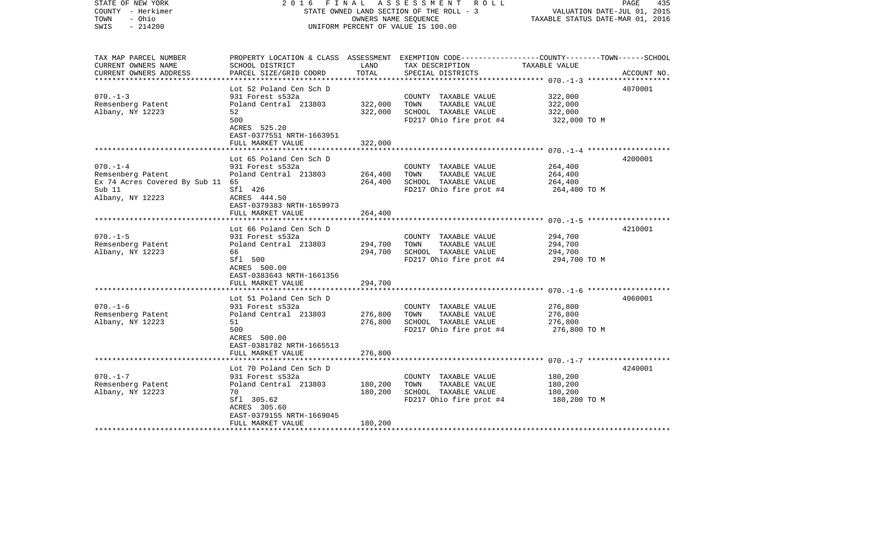STATE OF NEW YORK 2016 FINAL ASSESSMENT ROLL
COUNTY - Herkimer STATE OWNED LAND SECTION OF THE ROLL - 3 VALUATION DATE-JUL 01, 2015
TOWN - Ohio OWNERS NAME SEQUENCE TAXABLE STATUS DATE-MAR 01, 2016
SWIS - 214200 UNIFORM PERCENT OF VALUE IS 100.00

| TAX MAP PARCEL NUMBER / CURRENT OWNERS NAME / CURRENT OWNERS ADDRESS | PROPERTY LOCATION & CLASS / SCHOOL DISTRICT / PARCEL SIZE/GRID COORD | ASSESSMENT LAND / TOTAL | EXEMPTION CODE / TAX DESCRIPTION / SPECIAL DISTRICTS | COUNTY--TOWN--SCHOOL TAXABLE VALUE | ACCOUNT NO. |
|---|---|---|---|---|---|
| 070.-1-3 | Lot 52 Poland Cen Sch D | | | | 4070001 |
| Remsenberg Patent | 931 Forest s532a | | COUNTY TAXABLE VALUE | 322,000 | |
| Albany, NY 12223 | Poland Central 213803 | 322,000 | TOWN TAXABLE VALUE | 322,000 | |
| | 52 | 322,000 | SCHOOL TAXABLE VALUE | 322,000 | |
| | 500 | | FD217 Ohio fire prot #4 | 322,000 TO M | |
| | ACRES 525.20 | | | | |
| | EAST-0377551 NRTH-1663951 | | | | |
| | FULL MARKET VALUE | 322,000 | | | |
| 070.-1-4 | Lot 65 Poland Cen Sch D | | | | 4200001 |
| Remsenberg Patent | 931 Forest s532a | | COUNTY TAXABLE VALUE | 264,400 | |
| Ex 74 Acres Covered By Sub 11 | Poland Central 213803 | 264,400 | TOWN TAXABLE VALUE | 264,400 | |
| Sub 11 | 65 | 264,400 | SCHOOL TAXABLE VALUE | 264,400 | |
| Albany, NY 12223 | Sfl 426 | | FD217 Ohio fire prot #4 | 264,400 TO M | |
| | ACRES 444.50 | | | | |
| | EAST-0379383 NRTH-1659973 | | | | |
| | FULL MARKET VALUE | 264,400 | | | |
| 070.-1-5 | Lot 66 Poland Cen Sch D | | | | 4210001 |
| Remsenberg Patent | 931 Forest s532a | | COUNTY TAXABLE VALUE | 294,700 | |
| Albany, NY 12223 | Poland Central 213803 | 294,700 | TOWN TAXABLE VALUE | 294,700 | |
| | 66 | 294,700 | SCHOOL TAXABLE VALUE | 294,700 | |
| | Sfl 500 | | FD217 Ohio fire prot #4 | 294,700 TO M | |
| | ACRES 500.00 | | | | |
| | EAST-0383643 NRTH-1661356 | | | | |
| | FULL MARKET VALUE | 294,700 | | | |
| 070.-1-6 | Lot 51 Poland Cen Sch D | | | | 4060001 |
| Remsenberg Patent | 931 Forest s532a | | COUNTY TAXABLE VALUE | 276,800 | |
| Albany, NY 12223 | Poland Central 213803 | 276,800 | TOWN TAXABLE VALUE | 276,800 | |
| | 51 | 276,800 | SCHOOL TAXABLE VALUE | 276,800 | |
| | 500 | | FD217 Ohio fire prot #4 | 276,800 TO M | |
| | ACRES 500.00 | | | | |
| | EAST-0381782 NRTH-1665513 | | | | |
| | FULL MARKET VALUE | 276,800 | | | |
| 070.-1-7 | Lot 70 Poland Cen Sch D | | | | 4240001 |
| Remsenberg Patent | 931 Forest s532a | | COUNTY TAXABLE VALUE | 180,200 | |
| Albany, NY 12223 | Poland Central 213803 | 180,200 | TOWN TAXABLE VALUE | 180,200 | |
| | 70 | 180,200 | SCHOOL TAXABLE VALUE | 180,200 | |
| | Sfl 305.62 | | FD217 Ohio fire prot #4 | 180,200 TO M | |
| | ACRES 305.60 | | | | |
| | EAST-0379155 NRTH-1669045 | | | | |
| | FULL MARKET VALUE | 180,200 | | | |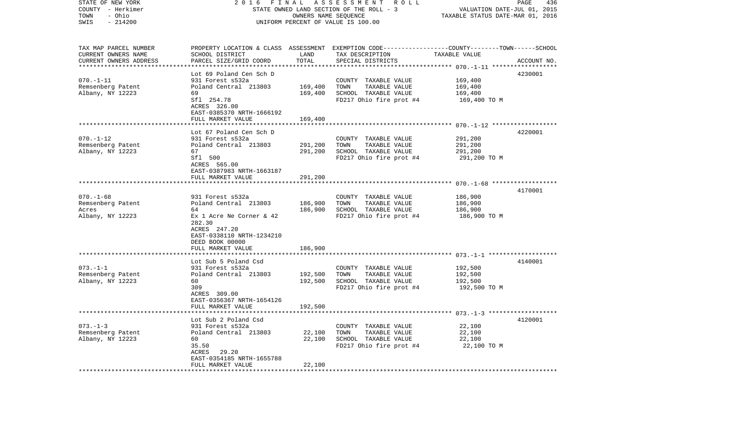STATE OF NEW YORK | 2016 FINAL ASSESSMENT ROLL | PAGE 436
COUNTY - Herkimer | STATE OWNED LAND SECTION OF THE ROLL - 3 | VALUATION DATE-JUL 01, 2015
TOWN - Ohio | OWNERS NAME SEQUENCE | TAXABLE STATUS DATE-MAR 01, 2016
SWIS - 214200 | UNIFORM PERCENT OF VALUE IS 100.00

| TAX MAP PARCEL NUMBER / CURRENT OWNERS NAME / CURRENT OWNERS ADDRESS | PROPERTY LOCATION & CLASS / SCHOOL DISTRICT / PARCEL SIZE/GRID COORD | ASSESSMENT LAND / TOTAL | EXEMPTION CODE / TAX DESCRIPTION / SPECIAL DISTRICTS | TAXABLE VALUE (COUNTY / TOWN / SCHOOL) | ACCOUNT NO. |
|---|---|---|---|---|---|
| **070.-1-11** | Lot 69 Poland Cen Sch D | | | | 4230001 |
| 070.-1-11 | 931 Forest s532a | | COUNTY TAXABLE VALUE | 169,400 | |
| Remsenberg Patent | Poland Central 213803 | 169,400 | TOWN TAXABLE VALUE | 169,400 | |
| Albany, NY 12223 | 69 | 169,400 | SCHOOL TAXABLE VALUE | 169,400 | |
| | Sfl 254.78 | | FD217 Ohio fire prot #4 | 169,400 TO M | |
| | ACRES 326.00 | | | | |
| | EAST-0385370 NRTH-1666192 | | | | |
| | FULL MARKET VALUE | 169,400 | | | |
| **070.-1-12** | Lot 67 Poland Cen Sch D | | | | 4220001 |
| 070.-1-12 | 931 Forest s532a | | COUNTY TAXABLE VALUE | 291,200 | |
| Remsenberg Patent | Poland Central 213803 | 291,200 | TOWN TAXABLE VALUE | 291,200 | |
| Albany, NY 12223 | 67 | 291,200 | SCHOOL TAXABLE VALUE | 291,200 | |
| | Sfl 500 | | FD217 Ohio fire prot #4 | 291,200 TO M | |
| | ACRES 565.00 | | | | |
| | EAST-0387983 NRTH-1663187 | | | | |
| | FULL MARKET VALUE | 291,200 | | | |
| **070.-1-68** | | | | | 4170001 |
| 070.-1-68 | 931 Forest s532a | | COUNTY TAXABLE VALUE | 186,900 | |
| Remsenberg Patent | Poland Central 213803 | 186,900 | TOWN TAXABLE VALUE | 186,900 | |
| Acres | 64 | 186,900 | SCHOOL TAXABLE VALUE | 186,900 | |
| Albany, NY 12223 | Ex 1 Acre Ne Corner & 42 | | FD217 Ohio fire prot #4 | 186,900 TO M | |
| | 282.30 | | | | |
| | ACRES 247.20 | | | | |
| | EAST-0338110 NRTH-1234210 | | | | |
| | DEED BOOK 00000 | | | | |
| | FULL MARKET VALUE | 186,900 | | | |
| **073.-1-1** | Lot Sub 5 Poland Csd | | | | 4140001 |
| 073.-1-1 | 931 Forest s532a | | COUNTY TAXABLE VALUE | 192,500 | |
| Remsenberg Patent | Poland Central 213803 | 192,500 | TOWN TAXABLE VALUE | 192,500 | |
| Albany, NY 12223 | 60 | 192,500 | SCHOOL TAXABLE VALUE | 192,500 | |
| | 309 | | FD217 Ohio fire prot #4 | 192,500 TO M | |
| | ACRES 309.00 | | | | |
| | EAST-0356367 NRTH-1654126 | | | | |
| | FULL MARKET VALUE | 192,500 | | | |
| **073.-1-3** | Lot Sub 2 Poland Csd | | | | 4120001 |
| 073.-1-3 | 931 Forest s532a | | COUNTY TAXABLE VALUE | 22,100 | |
| Remsenberg Patent | Poland Central 213803 | 22,100 | TOWN TAXABLE VALUE | 22,100 | |
| Albany, NY 12223 | 60 | 22,100 | SCHOOL TAXABLE VALUE | 22,100 | |
| | 35.50 | | FD217 Ohio fire prot #4 | 22,100 TO M | |
| | ACRES 29.20 | | | | |
| | EAST-0354185 NRTH-1655788 | | | | |
| | FULL MARKET VALUE | 22,100 | | | |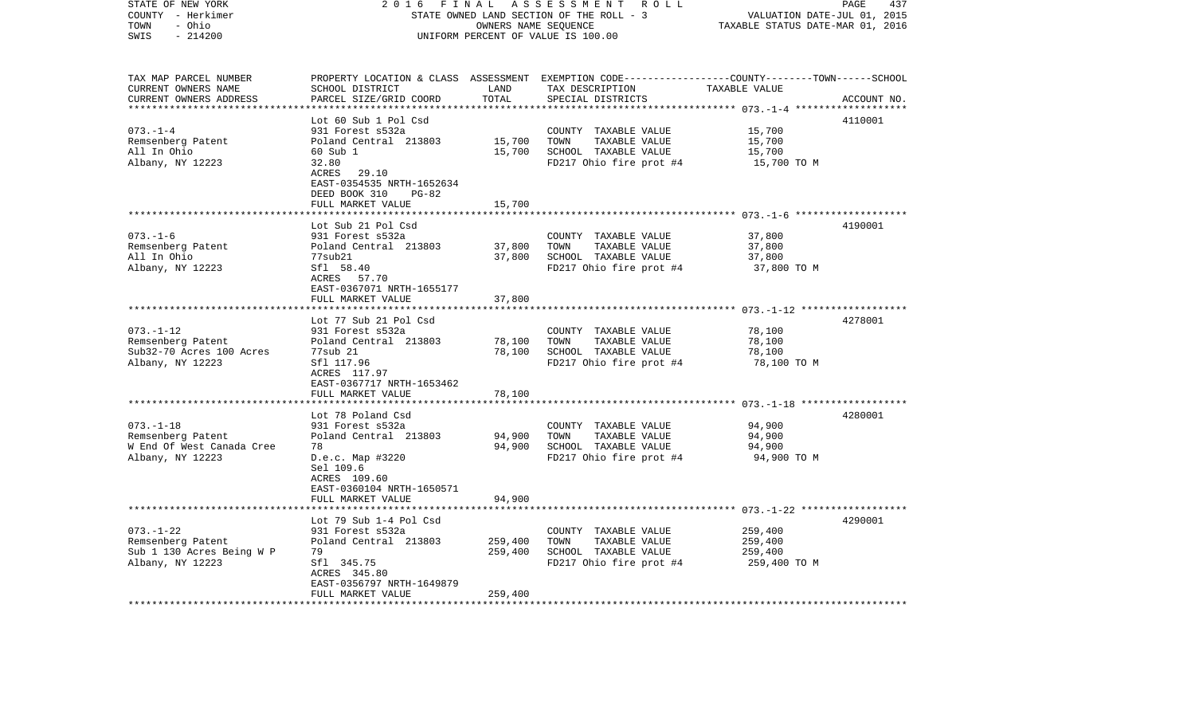STATE OF NEW YORK — 2016 FINAL ASSESSMENT ROLL — PAGE 437
COUNTY - Herkimer — STATE OWNED LAND SECTION OF THE ROLL - 3 — VALUATION DATE-JUL 01, 2015
TOWN - Ohio — OWNERS NAME SEQUENCE — TAXABLE STATUS DATE-MAR 01, 2016
SWIS - 214200 — UNIFORM PERCENT OF VALUE IS 100.00

| TAX MAP PARCEL NUMBER / CURRENT OWNERS NAME / CURRENT OWNERS ADDRESS | PROPERTY LOCATION & CLASS / SCHOOL DISTRICT / PARCEL SIZE/GRID COORD | ASSESSMENT LAND / TOTAL | EXEMPTION CODE / TAX DESCRIPTION / SPECIAL DISTRICTS | TAXABLE VALUE (COUNTY--TOWN--SCHOOL) | ACCOUNT NO. |
|---|---|---|---|---|---|
| **073.-1-4** | Lot 60 Sub 1 Pol Csd | | | | 4110001 |
| Remsenberg Patent | 931 Forest s532a | | COUNTY TAXABLE VALUE | 15,700 | |
| All In Ohio | Poland Central 213803 | 15,700 | TOWN TAXABLE VALUE | 15,700 | |
| Albany, NY 12223 | 60 Sub 1 | 15,700 | SCHOOL TAXABLE VALUE | 15,700 | |
| | 32.80 | | FD217 Ohio fire prot #4 | 15,700 TO M | |
| | ACRES 29.10 | | | | |
| | EAST-0354535 NRTH-1652634 | | | | |
| | DEED BOOK 310 PG-82 | | | | |
| | FULL MARKET VALUE | 15,700 | | | |
| **073.-1-6** | Lot Sub 21 Pol Csd | | | | 4190001 |
| Remsenberg Patent | 931 Forest s532a | | COUNTY TAXABLE VALUE | 37,800 | |
| All In Ohio | Poland Central 213803 | 37,800 | TOWN TAXABLE VALUE | 37,800 | |
| Albany, NY 12223 | 77sub21 | 37,800 | SCHOOL TAXABLE VALUE | 37,800 | |
| | Sfl 58.40 | | FD217 Ohio fire prot #4 | 37,800 TO M | |
| | ACRES 57.70 | | | | |
| | EAST-0367071 NRTH-1655177 | | | | |
| | FULL MARKET VALUE | 37,800 | | | |
| **073.-1-12** | Lot 77 Sub 21 Pol Csd | | | | 4278001 |
| Remsenberg Patent | 931 Forest s532a | | COUNTY TAXABLE VALUE | 78,100 | |
| Sub32-70 Acres 100 Acres | Poland Central 213803 | 78,100 | TOWN TAXABLE VALUE | 78,100 | |
| Albany, NY 12223 | 77sub 21 | 78,100 | SCHOOL TAXABLE VALUE | 78,100 | |
| | Sfl 117.96 | | FD217 Ohio fire prot #4 | 78,100 TO M | |
| | ACRES 117.97 | | | | |
| | EAST-0367717 NRTH-1653462 | | | | |
| | FULL MARKET VALUE | 78,100 | | | |
| **073.-1-18** | Lot 78 Poland Csd | | | | 4280001 |
| Remsenberg Patent | 931 Forest s532a | | COUNTY TAXABLE VALUE | 94,900 | |
| W End Of West Canada Cree | Poland Central 213803 | 94,900 | TOWN TAXABLE VALUE | 94,900 | |
| Albany, NY 12223 | 78 | 94,900 | SCHOOL TAXABLE VALUE | 94,900 | |
| | D.e.c. Map #3220 | | FD217 Ohio fire prot #4 | 94,900 TO M | |
| | Sel 109.6 | | | | |
| | ACRES 109.60 | | | | |
| | EAST-0360104 NRTH-1650571 | | | | |
| | FULL MARKET VALUE | 94,900 | | | |
| **073.-1-22** | Lot 79 Sub 1-4 Pol Csd | | | | 4290001 |
| Remsenberg Patent | 931 Forest s532a | | COUNTY TAXABLE VALUE | 259,400 | |
| Sub 1 130 Acres Being W P | Poland Central 213803 | 259,400 | TOWN TAXABLE VALUE | 259,400 | |
| Albany, NY 12223 | 79 | 259,400 | SCHOOL TAXABLE VALUE | 259,400 | |
| | Sfl 345.75 | | FD217 Ohio fire prot #4 | 259,400 TO M | |
| | ACRES 345.80 | | | | |
| | EAST-0356797 NRTH-1649879 | | | | |
| | FULL MARKET VALUE | 259,400 | | | |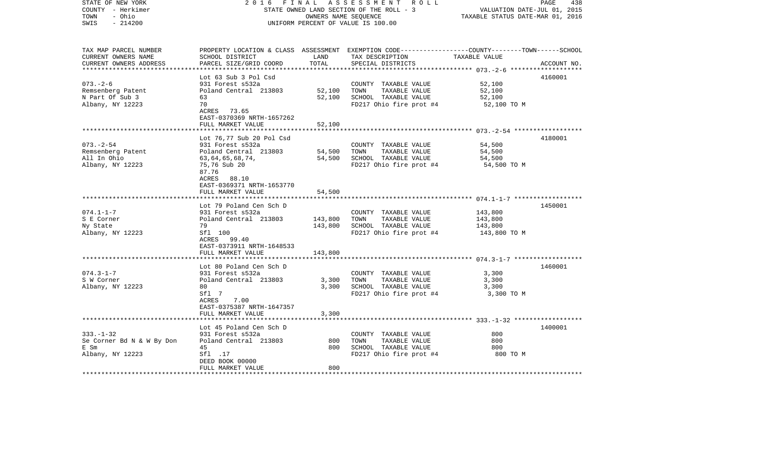STATE OF NEW YORK | 2016 FINAL ASSESSMENT ROLL | PAGE 438
COUNTY - Herkimer | STATE OWNED LAND SECTION OF THE ROLL - 3 | VALUATION DATE-JUL 01, 2015
TOWN - Ohio | OWNERS NAME SEQUENCE | TAXABLE STATUS DATE-MAR 01, 2016
SWIS - 214200 | UNIFORM PERCENT OF VALUE IS 100.00

| TAX MAP PARCEL NUMBER<br>CURRENT OWNERS NAME<br>CURRENT OWNERS ADDRESS | PROPERTY LOCATION & CLASS<br>SCHOOL DISTRICT<br>PARCEL SIZE/GRID COORD | ASSESSMENT<br>LAND<br>TOTAL | EXEMPTION CODE<br>TAX DESCRIPTION<br>SPECIAL DISTRICTS | COUNTY--------TOWN------SCHOOL<br>TAXABLE VALUE | ACCOUNT NO. |
|---|---|---|---|---|---|
| **073.-2-6** | Lot 63 Sub 3 Pol Csd | | | | 4160001 |
| 073.-2-6 | 931 Forest s532a | | COUNTY TAXABLE VALUE | 52,100 | |
| Remsenberg Patent | Poland Central 213803 | 52,100 | TOWN TAXABLE VALUE | 52,100 | |
| N Part Of Sub 3 | 63 | 52,100 | SCHOOL TAXABLE VALUE | 52,100 | |
| Albany, NY 12223 | 70 | | FD217 Ohio fire prot #4 | 52,100 TO M | |
| | ACRES 73.65 | | | | |
| | EAST-0370369 NRTH-1657262 | | | | |
| | FULL MARKET VALUE | 52,100 | | | |
| **073.-2-54** | Lot 76,77 Sub 20 Pol Csd | | | | 4180001 |
| 073.-2-54 | 931 Forest s532a | | COUNTY TAXABLE VALUE | 54,500 | |
| Remsenberg Patent | Poland Central 213803 | 54,500 | TOWN TAXABLE VALUE | 54,500 | |
| All In Ohio | 63,64,65,68,74, | 54,500 | SCHOOL TAXABLE VALUE | 54,500 | |
| Albany, NY 12223 | 75,76 Sub 20 | | FD217 Ohio fire prot #4 | 54,500 TO M | |
| | 87.76 | | | | |
| | ACRES 88.10 | | | | |
| | EAST-0369371 NRTH-1653770 | | | | |
| | FULL MARKET VALUE | 54,500 | | | |
| **074.1-1-7** | Lot 79 Poland Cen Sch D | | | | 1450001 |
| 074.1-1-7 | 931 Forest s532a | | COUNTY TAXABLE VALUE | 143,800 | |
| S E Corner | Poland Central 213803 | 143,800 | TOWN TAXABLE VALUE | 143,800 | |
| Ny State | 79 | 143,800 | SCHOOL TAXABLE VALUE | 143,800 | |
| Albany, NY 12223 | Sfl 100 | | FD217 Ohio fire prot #4 | 143,800 TO M | |
| | ACRES 99.40 | | | | |
| | EAST-0373911 NRTH-1648533 | | | | |
| | FULL MARKET VALUE | 143,800 | | | |
| **074.3-1-7** | Lot 80 Poland Cen Sch D | | | | 1460001 |
| 074.3-1-7 | 931 Forest s532a | | COUNTY TAXABLE VALUE | 3,300 | |
| S W Corner | Poland Central 213803 | 3,300 | TOWN TAXABLE VALUE | 3,300 | |
| Albany, NY 12223 | 80 | 3,300 | SCHOOL TAXABLE VALUE | 3,300 | |
| | Sfl 7 | | FD217 Ohio fire prot #4 | 3,300 TO M | |
| | ACRES 7.00 | | | | |
| | EAST-0375387 NRTH-1647357 | | | | |
| | FULL MARKET VALUE | 3,300 | | | |
| **333.-1-32** | Lot 45 Poland Cen Sch D | | | | 1400001 |
| 333.-1-32 | 931 Forest s532a | | COUNTY TAXABLE VALUE | 800 | |
| Se Corner Bd N & W By Don | Poland Central 213803 | 800 | TOWN TAXABLE VALUE | 800 | |
| E Sm | 45 | 800 | SCHOOL TAXABLE VALUE | 800 | |
| Albany, NY 12223 | Sfl .17 | | FD217 Ohio fire prot #4 | 800 TO M | |
| | DEED BOOK 00000 | | | | |
| | FULL MARKET VALUE | 800 | | | |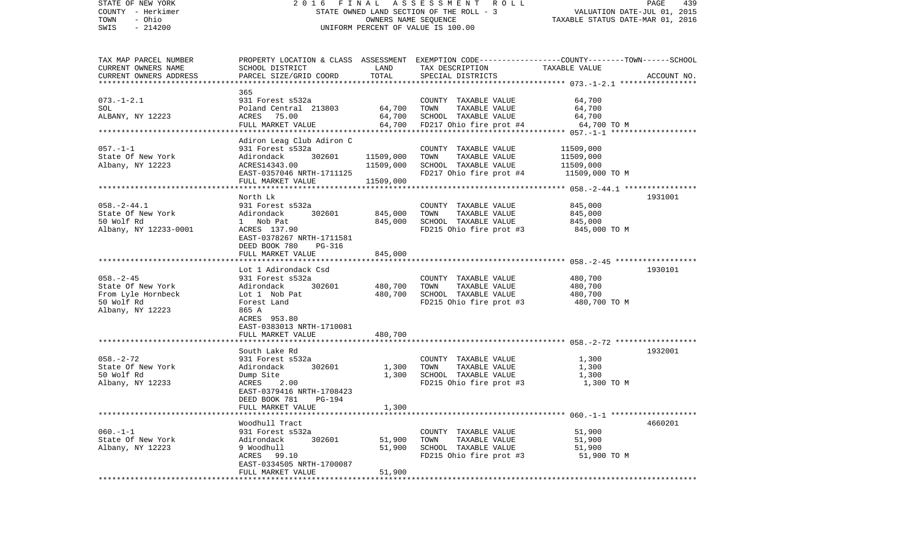STATE OF NEW YORK | 2016 FINAL ASSESSMENT ROLL | PAGE 439
COUNTY - Herkimer | STATE OWNED LAND SECTION OF THE ROLL - 3 | VALUATION DATE-JUL 01, 2015
TOWN - Ohio | OWNERS NAME SEQUENCE | TAXABLE STATUS DATE-MAR 01, 2016
SWIS - 214200 | UNIFORM PERCENT OF VALUE IS 100.00

| TAX MAP PARCEL NUMBER / CURRENT OWNERS NAME / CURRENT OWNERS ADDRESS | PROPERTY LOCATION & CLASS / SCHOOL DISTRICT / PARCEL SIZE/GRID COORD | ASSESSMENT LAND / TOTAL | EXEMPTION CODE / TAX DESCRIPTION / SPECIAL DISTRICTS | COUNTY--------TOWN------SCHOOL TAXABLE VALUE | ACCOUNT NO. |
|---|---|---|---|---|---|
| **073.-1-2.1** | 365 | | | | |
| 073.-1-2.1 | 931 Forest s532a | | COUNTY TAXABLE VALUE | 64,700 | |
| SOL | Poland Central 213803 | 64,700 | TOWN TAXABLE VALUE | 64,700 | |
| ALBANY, NY 12223 | ACRES 75.00 | 64,700 | SCHOOL TAXABLE VALUE | 64,700 | |
| | FULL MARKET VALUE | 64,700 | FD217 Ohio fire prot #4 | 64,700 TO M | |
| **057.-1-1** | Adiron Leag Club Adiron C | | | | |
| 057.-1-1 | 931 Forest s532a | | COUNTY TAXABLE VALUE | 11509,000 | |
| State Of New York | Adirondack 302601 | 11509,000 | TOWN TAXABLE VALUE | 11509,000 | |
| Albany, NY 12223 | ACRES14343.00 | 11509,000 | SCHOOL TAXABLE VALUE | 11509,000 | |
| | EAST-0357046 NRTH-1711125 | | FD217 Ohio fire prot #4 | 11509,000 TO M | |
| | FULL MARKET VALUE | 11509,000 | | | |
| **058.-2-44.1** | North Lk | | | | 1931001 |
| 058.-2-44.1 | 931 Forest s532a | | COUNTY TAXABLE VALUE | 845,000 | |
| State Of New York | Adirondack 302601 | 845,000 | TOWN TAXABLE VALUE | 845,000 | |
| 50 Wolf Rd | 1 Nob Pat | 845,000 | SCHOOL TAXABLE VALUE | 845,000 | |
| Albany, NY 12233-0001 | ACRES 137.90 | | FD215 Ohio fire prot #3 | 845,000 TO M | |
| | EAST-0378267 NRTH-1711581 | | | | |
| | DEED BOOK 780 PG-316 | | | | |
| | FULL MARKET VALUE | 845,000 | | | |
| **058.-2-45** | Lot 1 Adirondack Csd | | | | 1930101 |
| 058.-2-45 | 931 Forest s532a | | COUNTY TAXABLE VALUE | 480,700 | |
| State Of New York | Adirondack 302601 | 480,700 | TOWN TAXABLE VALUE | 480,700 | |
| From Lyle Hornbeck | Lot 1 Nob Pat | 480,700 | SCHOOL TAXABLE VALUE | 480,700 | |
| 50 Wolf Rd | Forest Land | | FD215 Ohio fire prot #3 | 480,700 TO M | |
| Albany, NY 12223 | 865 A | | | | |
| | ACRES 953.80 | | | | |
| | EAST-0383013 NRTH-1710081 | | | | |
| | FULL MARKET VALUE | 480,700 | | | |
| **058.-2-72** | South Lake Rd | | | | 1932001 |
| 058.-2-72 | 931 Forest s532a | | COUNTY TAXABLE VALUE | 1,300 | |
| State Of New York | Adirondack 302601 | 1,300 | TOWN TAXABLE VALUE | 1,300 | |
| 50 Wolf Rd | Dump Site | 1,300 | SCHOOL TAXABLE VALUE | 1,300 | |
| Albany, NY 12233 | ACRES 2.00 | | FD215 Ohio fire prot #3 | 1,300 TO M | |
| | EAST-0379416 NRTH-1708423 | | | | |
| | DEED BOOK 781 PG-194 | | | | |
| | FULL MARKET VALUE | 1,300 | | | |
| **060.-1-1** | Woodhull Tract | | | | 4660201 |
| 060.-1-1 | 931 Forest s532a | | COUNTY TAXABLE VALUE | 51,900 | |
| State Of New York | Adirondack 302601 | 51,900 | TOWN TAXABLE VALUE | 51,900 | |
| Albany, NY 12223 | 9 Woodhull | 51,900 | SCHOOL TAXABLE VALUE | 51,900 | |
| | ACRES 99.10 | | FD215 Ohio fire prot #3 | 51,900 TO M | |
| | EAST-0334505 NRTH-1700087 | | | | |
| | FULL MARKET VALUE | 51,900 | | | |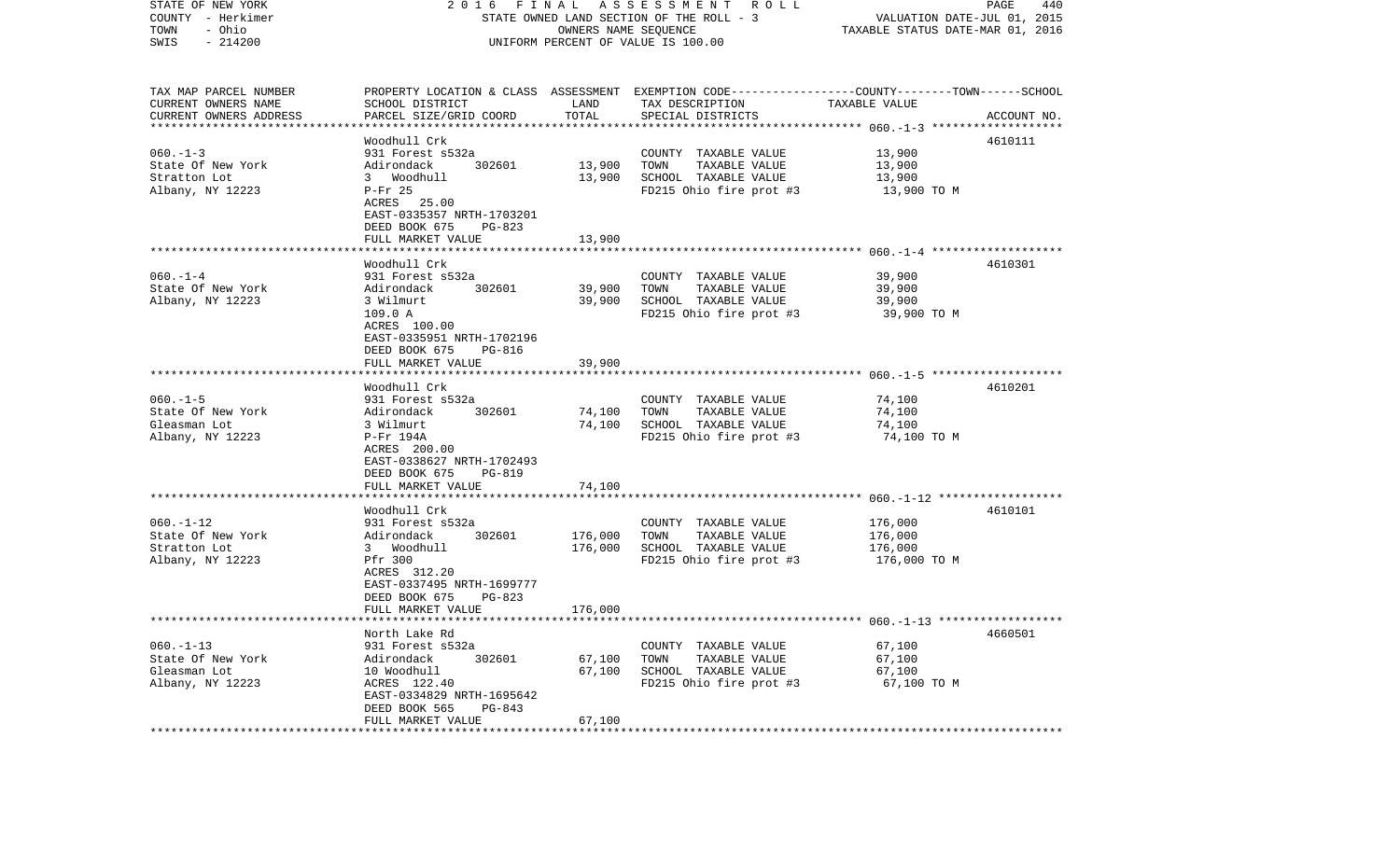STATE OF NEW YORK — COUNTY - Herkimer — TOWN - Ohio — SWIS - 214200

2016 FINAL ASSESSMENT ROLL
STATE OWNED LAND SECTION OF THE ROLL - 3
OWNERS NAME SEQUENCE
UNIFORM PERCENT OF VALUE IS 100.00

VALUATION DATE-JUL 01, 2015
TAXABLE STATUS DATE-MAR 01, 2016

| TAX MAP PARCEL NUMBER / CURRENT OWNERS NAME / CURRENT OWNERS ADDRESS | PROPERTY LOCATION & CLASS / SCHOOL DISTRICT / PARCEL SIZE/GRID COORD | ASSESSMENT LAND | TOTAL | EXEMPTION CODE / TAX DESCRIPTION / SPECIAL DISTRICTS | TAXABLE VALUE (COUNTY--TOWN--SCHOOL) | ACCOUNT NO. |
|---|---|---|---|---|---|---|
| 060.-1-3 | Woodhull Crk | | | | | 4610111 |
| State Of New York | 931 Forest s532a | | | COUNTY TAXABLE VALUE | 13,900 | |
| Stratton Lot | Adirondack 302601 | 13,900 | | TOWN TAXABLE VALUE | 13,900 | |
| Albany, NY 12223 | 3 Woodhull | | 13,900 | SCHOOL TAXABLE VALUE | 13,900 | |
| | P-Fr 25 | | | FD215 Ohio fire prot #3 | 13,900 TO M | |
| | ACRES 25.00 | | | | | |
| | EAST-0335357 NRTH-1703201 | | | | | |
| | DEED BOOK 675 PG-823 | | | | | |
| | FULL MARKET VALUE | | 13,900 | | | |
| 060.-1-4 | Woodhull Crk | | | | | 4610301 |
| State Of New York | 931 Forest s532a | | | COUNTY TAXABLE VALUE | 39,900 | |
| Albany, NY 12223 | Adirondack 302601 | 39,900 | | TOWN TAXABLE VALUE | 39,900 | |
| | 3 Wilmurt | | 39,900 | SCHOOL TAXABLE VALUE | 39,900 | |
| | 109.0 A | | | FD215 Ohio fire prot #3 | 39,900 TO M | |
| | ACRES 100.00 | | | | | |
| | EAST-0335951 NRTH-1702196 | | | | | |
| | DEED BOOK 675 PG-816 | | | | | |
| | FULL MARKET VALUE | | 39,900 | | | |
| 060.-1-5 | Woodhull Crk | | | | | 4610201 |
| State Of New York | 931 Forest s532a | | | COUNTY TAXABLE VALUE | 74,100 | |
| Gleasman Lot | Adirondack 302601 | 74,100 | | TOWN TAXABLE VALUE | 74,100 | |
| Albany, NY 12223 | 3 Wilmurt | | 74,100 | SCHOOL TAXABLE VALUE | 74,100 | |
| | P-Fr 194A | | | FD215 Ohio fire prot #3 | 74,100 TO M | |
| | ACRES 200.00 | | | | | |
| | EAST-0338627 NRTH-1702493 | | | | | |
| | DEED BOOK 675 PG-819 | | | | | |
| | FULL MARKET VALUE | | 74,100 | | | |
| 060.-1-12 | Woodhull Crk | | | | | 4610101 |
| State Of New York | 931 Forest s532a | | | COUNTY TAXABLE VALUE | 176,000 | |
| Stratton Lot | Adirondack 302601 | 176,000 | | TOWN TAXABLE VALUE | 176,000 | |
| Albany, NY 12223 | 3 Woodhull | | 176,000 | SCHOOL TAXABLE VALUE | 176,000 | |
| | Pfr 300 | | | FD215 Ohio fire prot #3 | 176,000 TO M | |
| | ACRES 312.20 | | | | | |
| | EAST-0337495 NRTH-1699777 | | | | | |
| | DEED BOOK 675 PG-823 | | | | | |
| | FULL MARKET VALUE | | 176,000 | | | |
| 060.-1-13 | North Lake Rd | | | | | 4660501 |
| State Of New York | 931 Forest s532a | | | COUNTY TAXABLE VALUE | 67,100 | |
| Gleasman Lot | Adirondack 302601 | 67,100 | | TOWN TAXABLE VALUE | 67,100 | |
| Albany, NY 12223 | 10 Woodhull | | 67,100 | SCHOOL TAXABLE VALUE | 67,100 | |
| | ACRES 122.40 | | | FD215 Ohio fire prot #3 | 67,100 TO M | |
| | EAST-0334829 NRTH-1695642 | | | | | |
| | DEED BOOK 565 PG-843 | | | | | |
| | FULL MARKET VALUE | | 67,100 | | | |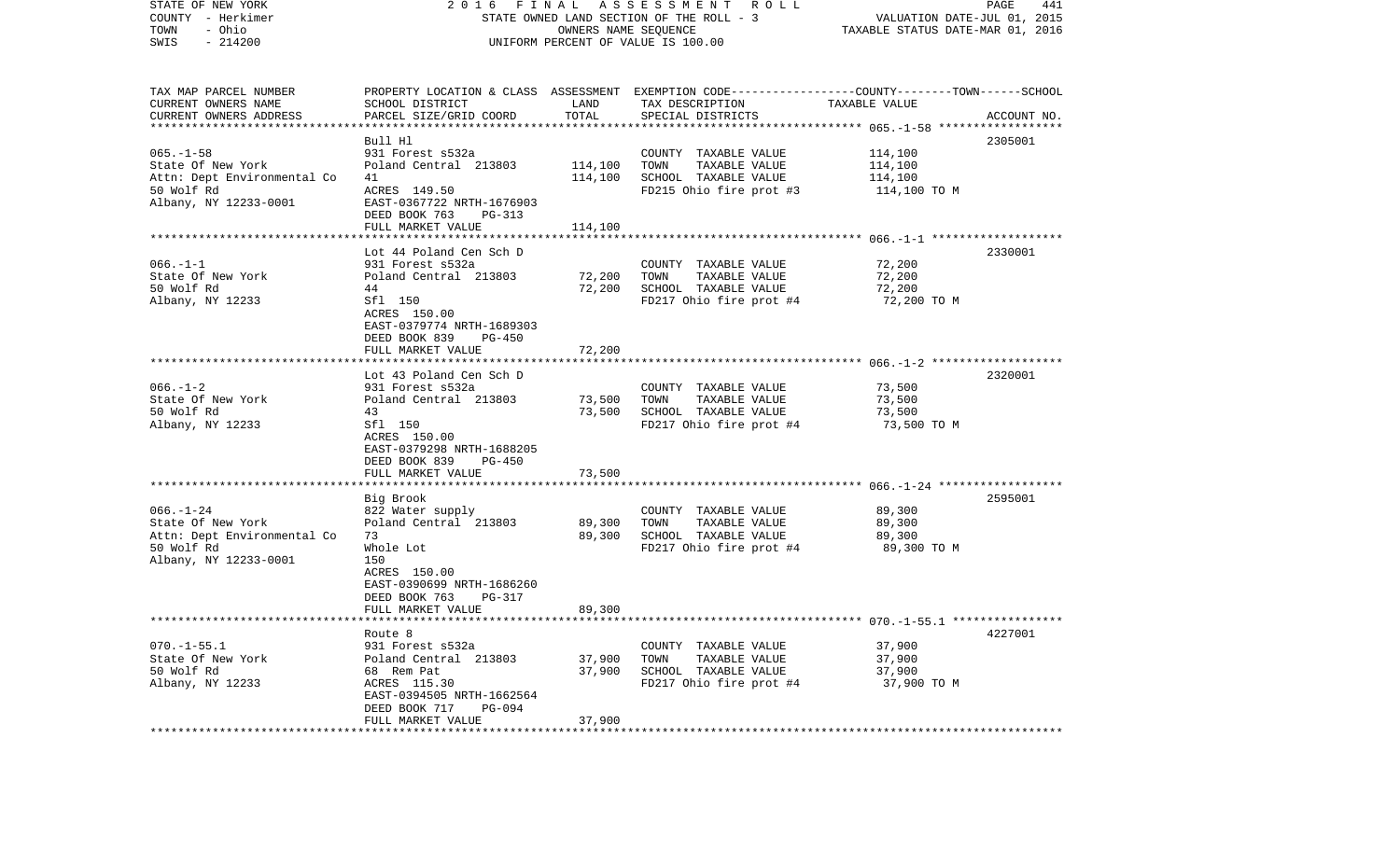STATE OF NEW YORK | 2 0 1 6 F I N A L A S S E S S M E N T R O L L
COUNTY - Herkimer | STATE OWNED LAND SECTION OF THE ROLL - 3 | VALUATION DATE-JUL 01, 2015
TOWN - Ohio | OWNERS NAME SEQUENCE | TAXABLE STATUS DATE-MAR 01, 2016
SWIS - 214200 | UNIFORM PERCENT OF VALUE IS 100.00

| TAX MAP PARCEL NUMBER<br>CURRENT OWNERS NAME<br>CURRENT OWNERS ADDRESS | PROPERTY LOCATION & CLASS<br>SCHOOL DISTRICT<br>PARCEL SIZE/GRID COORD | ASSESSMENT<br>LAND<br>TOTAL | EXEMPTION CODE-----COUNTY-----TOWN-----SCHOOL<br>TAX DESCRIPTION<br>SPECIAL DISTRICTS | TAXABLE VALUE | ACCOUNT NO. |
|---|---|---|---|---|---|
| 065.-1-58 | Bull Hl | | | | 2305001 |
| 065.-1-58 | 931 Forest s532a | | COUNTY TAXABLE VALUE | 114,100 | |
| State Of New York | Poland Central 213803 | 114,100 | TOWN TAXABLE VALUE | 114,100 | |
| Attn: Dept Environmental Co | 41 | 114,100 | SCHOOL TAXABLE VALUE | 114,100 | |
| 50 Wolf Rd | ACRES 149.50 | | FD215 Ohio fire prot #3 | 114,100 TO M | |
| Albany, NY 12233-0001 | EAST-0367722 NRTH-1676903 | | | | |
| | DEED BOOK 763 PG-313 | | | | |
| | FULL MARKET VALUE | 114,100 | | | |
| 066.-1-1 | Lot 44 Poland Cen Sch D | | | | 2330001 |
| 066.-1-1 | 931 Forest s532a | | COUNTY TAXABLE VALUE | 72,200 | |
| State Of New York | Poland Central 213803 | 72,200 | TOWN TAXABLE VALUE | 72,200 | |
| 50 Wolf Rd | 44 | 72,200 | SCHOOL TAXABLE VALUE | 72,200 | |
| Albany, NY 12233 | Sfl 150 | | FD217 Ohio fire prot #4 | 72,200 TO M | |
| | ACRES 150.00 | | | | |
| | EAST-0379774 NRTH-1689303 | | | | |
| | DEED BOOK 839 PG-450 | | | | |
| | FULL MARKET VALUE | 72,200 | | | |
| 066.-1-2 | Lot 43 Poland Cen Sch D | | | | 2320001 |
| 066.-1-2 | 931 Forest s532a | | COUNTY TAXABLE VALUE | 73,500 | |
| State Of New York | Poland Central 213803 | 73,500 | TOWN TAXABLE VALUE | 73,500 | |
| 50 Wolf Rd | 43 | 73,500 | SCHOOL TAXABLE VALUE | 73,500 | |
| Albany, NY 12233 | Sfl 150 | | FD217 Ohio fire prot #4 | 73,500 TO M | |
| | ACRES 150.00 | | | | |
| | EAST-0379298 NRTH-1688205 | | | | |
| | DEED BOOK 839 PG-450 | | | | |
| | FULL MARKET VALUE | 73,500 | | | |
| 066.-1-24 | Big Brook | | | | 2595001 |
| 066.-1-24 | 822 Water supply | | COUNTY TAXABLE VALUE | 89,300 | |
| State Of New York | Poland Central 213803 | 89,300 | TOWN TAXABLE VALUE | 89,300 | |
| Attn: Dept Environmental Co | 73 | 89,300 | SCHOOL TAXABLE VALUE | 89,300 | |
| 50 Wolf Rd | Whole Lot | | FD217 Ohio fire prot #4 | 89,300 TO M | |
| Albany, NY 12233-0001 | 150 | | | | |
| | ACRES 150.00 | | | | |
| | EAST-0390699 NRTH-1686260 | | | | |
| | DEED BOOK 763 PG-317 | | | | |
| | FULL MARKET VALUE | 89,300 | | | |
| 070.-1-55.1 | Route 8 | | | | 4227001 |
| 070.-1-55.1 | 931 Forest s532a | | COUNTY TAXABLE VALUE | 37,900 | |
| State Of New York | Poland Central 213803 | 37,900 | TOWN TAXABLE VALUE | 37,900 | |
| 50 Wolf Rd | 68 Rem Pat | 37,900 | SCHOOL TAXABLE VALUE | 37,900 | |
| Albany, NY 12233 | ACRES 115.30 | | FD217 Ohio fire prot #4 | 37,900 TO M | |
| | EAST-0394505 NRTH-1662564 | | | | |
| | DEED BOOK 717 PG-094 | | | | |
| | FULL MARKET VALUE | 37,900 | | | |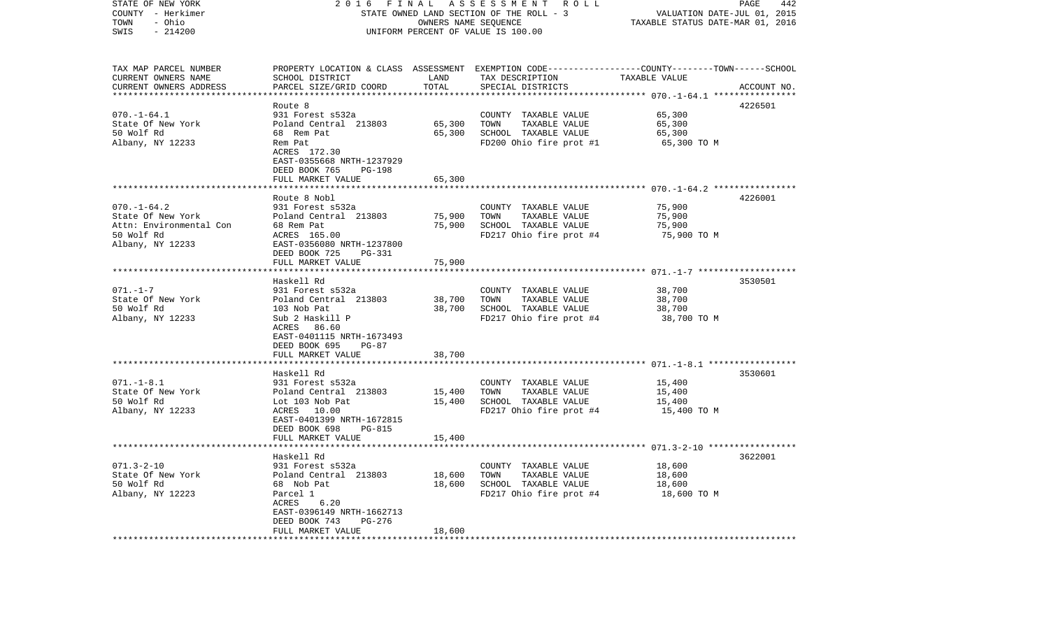STATE OF NEW YORK — 2016 FINAL ASSESSMENT ROLL — STATE OWNED LAND SECTION OF THE ROLL - 3 — VALUATION DATE-JUL 01, 2015
COUNTY - Herkimer — OWNERS NAME SEQUENCE — TAXABLE STATUS DATE-MAR 01, 2016
TOWN - Ohio — UNIFORM PERCENT OF VALUE IS 100.00
SWIS - 214200

| TAX MAP PARCEL NUMBER / CURRENT OWNERS NAME / CURRENT OWNERS ADDRESS | PROPERTY LOCATION & CLASS / SCHOOL DISTRICT / PARCEL SIZE/GRID COORD | ASSESSMENT LAND | ASSESSMENT TOTAL | EXEMPTION CODE / TAX DESCRIPTION / SPECIAL DISTRICTS | COUNTY--------TOWN------SCHOOL TAXABLE VALUE | ACCOUNT NO. |
|---|---|---|---|---|---|---|
| **070.-1-64.1** | Route 8 | | | | | 4226501 |
| 070.-1-64.1 | 931 Forest s532a | | | COUNTY TAXABLE VALUE | 65,300 | |
| State Of New York | Poland Central 213803 | 65,300 | | TOWN TAXABLE VALUE | 65,300 | |
| 50 Wolf Rd | 68 Rem Pat | | 65,300 | SCHOOL TAXABLE VALUE | 65,300 | |
| Albany, NY 12233 | Rem Pat | | | FD200 Ohio fire prot #1 | 65,300 TO M | |
| | ACRES 172.30 | | | | | |
| | EAST-0355668 NRTH-1237929 | | | | | |
| | DEED BOOK 765 PG-198 | | | | | |
| | FULL MARKET VALUE | | 65,300 | | | |
| **070.-1-64.2** | Route 8 Nobl | | | | | 4226001 |
| 070.-1-64.2 | 931 Forest s532a | | | COUNTY TAXABLE VALUE | 75,900 | |
| State Of New York | Poland Central 213803 | 75,900 | | TOWN TAXABLE VALUE | 75,900 | |
| Attn: Environmental Con | 68 Rem Pat | | 75,900 | SCHOOL TAXABLE VALUE | 75,900 | |
| 50 Wolf Rd | ACRES 165.00 | | | FD217 Ohio fire prot #4 | 75,900 TO M | |
| Albany, NY 12233 | EAST-0356080 NRTH-1237800 | | | | | |
| | DEED BOOK 725 PG-331 | | | | | |
| | FULL MARKET VALUE | | 75,900 | | | |
| **071.-1-7** | Haskell Rd | | | | | 3530501 |
| 071.-1-7 | 931 Forest s532a | | | COUNTY TAXABLE VALUE | 38,700 | |
| State Of New York | Poland Central 213803 | 38,700 | | TOWN TAXABLE VALUE | 38,700 | |
| 50 Wolf Rd | 103 Nob Pat | | 38,700 | SCHOOL TAXABLE VALUE | 38,700 | |
| Albany, NY 12233 | Sub 2 Haskill P | | | FD217 Ohio fire prot #4 | 38,700 TO M | |
| | ACRES 86.60 | | | | | |
| | EAST-0401115 NRTH-1673493 | | | | | |
| | DEED BOOK 695 PG-87 | | | | | |
| | FULL MARKET VALUE | | 38,700 | | | |
| **071.-1-8.1** | Haskell Rd | | | | | 3530601 |
| 071.-1-8.1 | 931 Forest s532a | | | COUNTY TAXABLE VALUE | 15,400 | |
| State Of New York | Poland Central 213803 | 15,400 | | TOWN TAXABLE VALUE | 15,400 | |
| 50 Wolf Rd | Lot 103 Nob Pat | | 15,400 | SCHOOL TAXABLE VALUE | 15,400 | |
| Albany, NY 12233 | ACRES 10.00 | | | FD217 Ohio fire prot #4 | 15,400 TO M | |
| | EAST-0401399 NRTH-1672815 | | | | | |
| | DEED BOOK 698 PG-815 | | | | | |
| | FULL MARKET VALUE | | 15,400 | | | |
| **071.3-2-10** | Haskell Rd | | | | | 3622001 |
| 071.3-2-10 | 931 Forest s532a | | | COUNTY TAXABLE VALUE | 18,600 | |
| State Of New York | Poland Central 213803 | 18,600 | | TOWN TAXABLE VALUE | 18,600 | |
| 50 Wolf Rd | 68 Nob Pat | | 18,600 | SCHOOL TAXABLE VALUE | 18,600 | |
| Albany, NY 12223 | Parcel 1 | | | FD217 Ohio fire prot #4 | 18,600 TO M | |
| | ACRES 6.20 | | | | | |
| | EAST-0396149 NRTH-1662713 | | | | | |
| | DEED BOOK 743 PG-276 | | | | | |
| | FULL MARKET VALUE | | 18,600 | | | |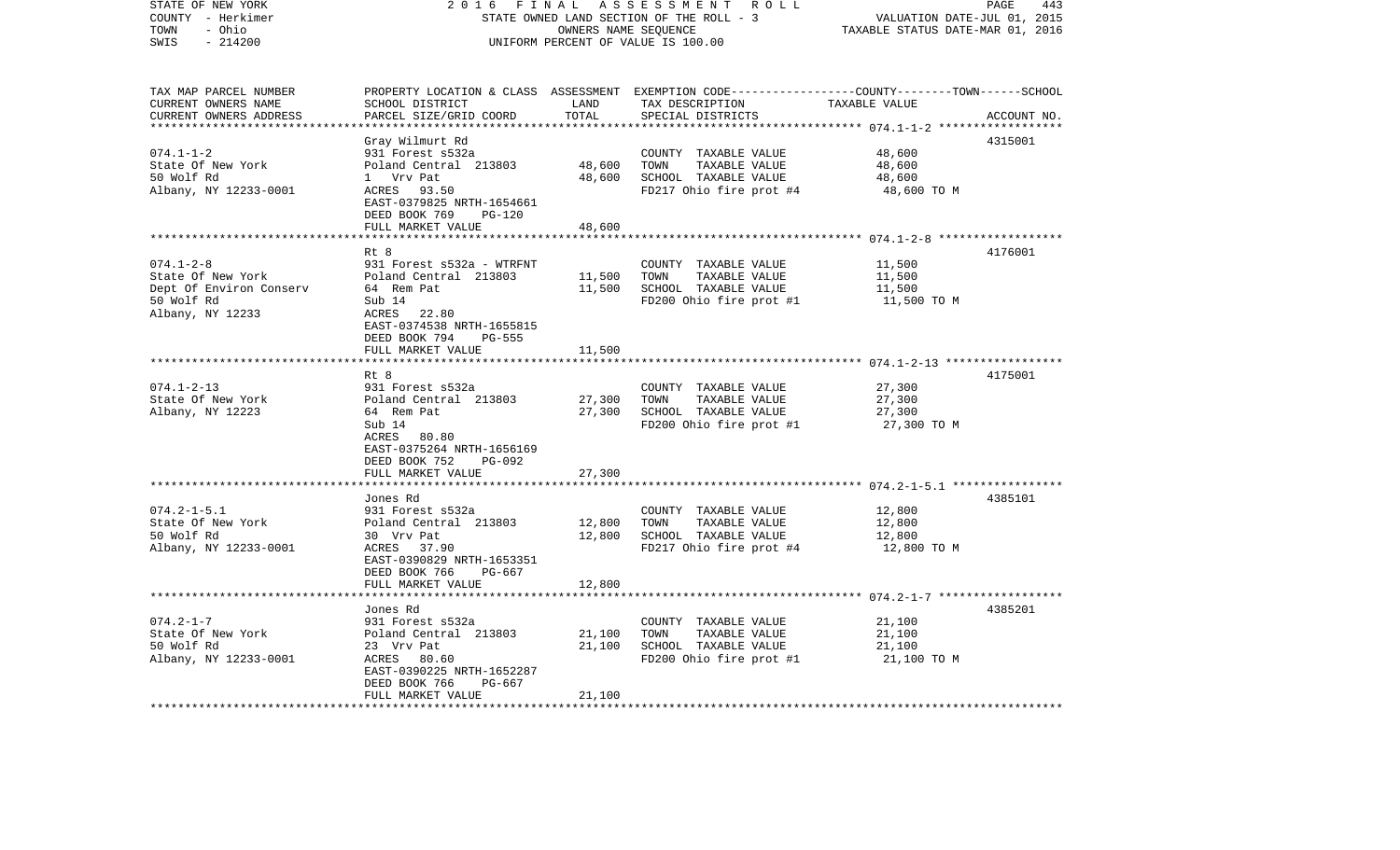STATE OF NEW YORK — 2016 FINAL ASSESSMENT ROLL — STATE OWNED LAND SECTION OF THE ROLL - 3 — OWNERS NAME SEQUENCE — UNIFORM PERCENT OF VALUE IS 100.00

COUNTY - Herkimer
TOWN - Ohio
SWIS - 214200

VALUATION DATE-JUL 01, 2015
TAXABLE STATUS DATE-MAR 01, 2016

| TAX MAP PARCEL NUMBER / CURRENT OWNERS NAME / CURRENT OWNERS ADDRESS | PROPERTY LOCATION & CLASS / SCHOOL DISTRICT / PARCEL SIZE/GRID COORD | ASSESSMENT LAND / TOTAL | EXEMPTION CODE / TAX DESCRIPTION / SPECIAL DISTRICTS | COUNTY--------TOWN------SCHOOL TAXABLE VALUE | ACCOUNT NO. |
|---|---|---|---|---|---|
| 074.1-1-2 | Gray Wilmurt Rd | | | | 4315001 |
| State Of New York | 931 Forest s532a | | COUNTY TAXABLE VALUE | 48,600 | |
| 50 Wolf Rd | Poland Central 213803 | 48,600 | TOWN TAXABLE VALUE | 48,600 | |
| Albany, NY 12233-0001 | 1 Vrv Pat | 48,600 | SCHOOL TAXABLE VALUE | 48,600 | |
| | ACRES 93.50 | | FD217 Ohio fire prot #4 | 48,600 TO M | |
| | EAST-0379825 NRTH-1654661 | | | | |
| | DEED BOOK 769 PG-120 | | | | |
| | FULL MARKET VALUE | 48,600 | | | |
| 074.1-2-8 | Rt 8 | | | | 4176001 |
| State Of New York | 931 Forest s532a - WTRFNT | | COUNTY TAXABLE VALUE | 11,500 | |
| Dept Of Environ Conserv | Poland Central 213803 | 11,500 | TOWN TAXABLE VALUE | 11,500 | |
| 50 Wolf Rd | 64 Rem Pat | 11,500 | SCHOOL TAXABLE VALUE | 11,500 | |
| Albany, NY 12233 | Sub 14 | | FD200 Ohio fire prot #1 | 11,500 TO M | |
| | ACRES 22.80 | | | | |
| | EAST-0374538 NRTH-1655815 | | | | |
| | DEED BOOK 794 PG-555 | | | | |
| | FULL MARKET VALUE | 11,500 | | | |
| 074.1-2-13 | Rt 8 | | | | 4175001 |
| State Of New York | 931 Forest s532a | | COUNTY TAXABLE VALUE | 27,300 | |
| Albany, NY 12223 | Poland Central 213803 | 27,300 | TOWN TAXABLE VALUE | 27,300 | |
| | 64 Rem Pat | 27,300 | SCHOOL TAXABLE VALUE | 27,300 | |
| | Sub 14 | | FD200 Ohio fire prot #1 | 27,300 TO M | |
| | ACRES 80.80 | | | | |
| | EAST-0375264 NRTH-1656169 | | | | |
| | DEED BOOK 752 PG-092 | | | | |
| | FULL MARKET VALUE | 27,300 | | | |
| 074.2-1-5.1 | Jones Rd | | | | 4385101 |
| State Of New York | 931 Forest s532a | | COUNTY TAXABLE VALUE | 12,800 | |
| 50 Wolf Rd | Poland Central 213803 | 12,800 | TOWN TAXABLE VALUE | 12,800 | |
| Albany, NY 12233-0001 | 30 Vrv Pat | 12,800 | SCHOOL TAXABLE VALUE | 12,800 | |
| | ACRES 37.90 | | FD217 Ohio fire prot #4 | 12,800 TO M | |
| | EAST-0390829 NRTH-1653351 | | | | |
| | DEED BOOK 766 PG-667 | | | | |
| | FULL MARKET VALUE | 12,800 | | | |
| 074.2-1-7 | Jones Rd | | | | 4385201 |
| State Of New York | 931 Forest s532a | | COUNTY TAXABLE VALUE | 21,100 | |
| 50 Wolf Rd | Poland Central 213803 | 21,100 | TOWN TAXABLE VALUE | 21,100 | |
| Albany, NY 12233-0001 | 23 Vrv Pat | 21,100 | SCHOOL TAXABLE VALUE | 21,100 | |
| | ACRES 80.60 | | FD200 Ohio fire prot #1 | 21,100 TO M | |
| | EAST-0390225 NRTH-1652287 | | | | |
| | DEED BOOK 766 PG-667 | | | | |
| | FULL MARKET VALUE | 21,100 | | | |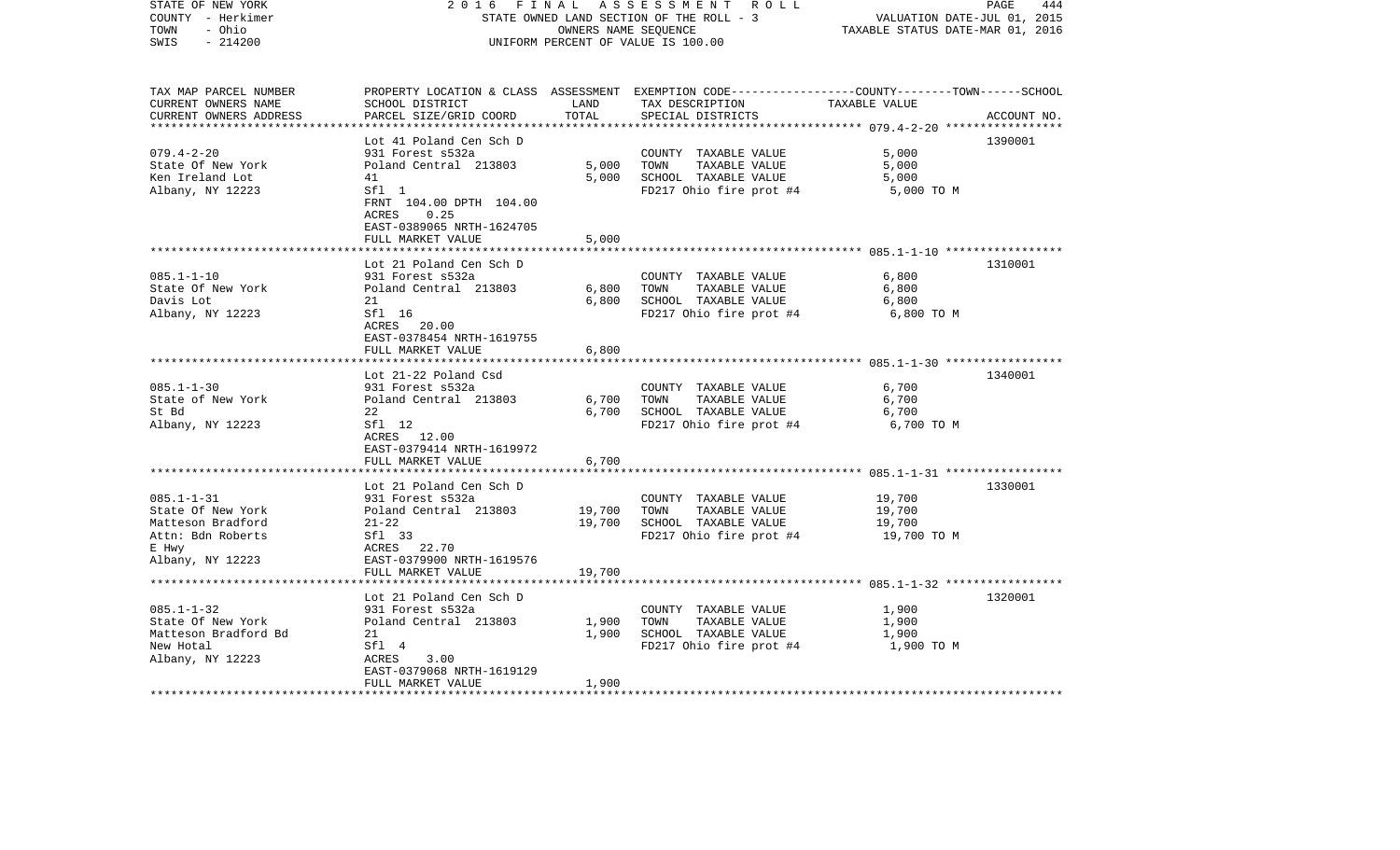STATE OF NEW YORK  
COUNTY - Herkimer  
TOWN - Ohio  
SWIS - 214200

2 0 1 6 F I N A L A S S E S S M E N T R O L L  
STATE OWNED LAND SECTION OF THE ROLL - 3  
OWNERS NAME SEQUENCE  
UNIFORM PERCENT OF VALUE IS 100.00

VALUATION DATE-JUL 01, 2015  
TAXABLE STATUS DATE-MAR 01, 2016

| TAX MAP PARCEL NUMBER<br>CURRENT OWNERS NAME<br>CURRENT OWNERS ADDRESS | PROPERTY LOCATION & CLASS<br>SCHOOL DISTRICT<br>PARCEL SIZE/GRID COORD | ASSESSMENT<br>LAND<br>TOTAL | EXEMPTION CODE-----COUNTY-----TOWN------SCHOOL<br>TAX DESCRIPTION<br>SPECIAL DISTRICTS | TAXABLE VALUE | ACCOUNT NO. |
|---|---|---|---|---|---|
| 079.4-2-20 | Lot 41 Poland Cen Sch D | | | | 1390001 |
| 079.4-2-20 | 931 Forest s532a | | COUNTY TAXABLE VALUE | 5,000 | |
| State Of New York | Poland Central 213803 | 5,000 | TOWN TAXABLE VALUE | 5,000 | |
| Ken Ireland Lot | 41 | 5,000 | SCHOOL TAXABLE VALUE | 5,000 | |
| Albany, NY 12223 | Sfl 1 | | FD217 Ohio fire prot #4 | 5,000 TO M | |
| | FRNT 104.00 DPTH 104.00 | | | | |
| | ACRES 0.25 | | | | |
| | EAST-0389065 NRTH-1624705 | | | | |
| | FULL MARKET VALUE | 5,000 | | | |
| 085.1-1-10 | Lot 21 Poland Cen Sch D | | | | 1310001 |
| 085.1-1-10 | 931 Forest s532a | | COUNTY TAXABLE VALUE | 6,800 | |
| State Of New York | Poland Central 213803 | 6,800 | TOWN TAXABLE VALUE | 6,800 | |
| Davis Lot | 21 | 6,800 | SCHOOL TAXABLE VALUE | 6,800 | |
| Albany, NY 12223 | Sfl 16 | | FD217 Ohio fire prot #4 | 6,800 TO M | |
| | ACRES 20.00 | | | | |
| | EAST-0378454 NRTH-1619755 | | | | |
| | FULL MARKET VALUE | 6,800 | | | |
| 085.1-1-30 | Lot 21-22 Poland Csd | | | | 1340001 |
| 085.1-1-30 | 931 Forest s532a | | COUNTY TAXABLE VALUE | 6,700 | |
| State of New York | Poland Central 213803 | 6,700 | TOWN TAXABLE VALUE | 6,700 | |
| St Bd | 22 | 6,700 | SCHOOL TAXABLE VALUE | 6,700 | |
| Albany, NY 12223 | Sfl 12 | | FD217 Ohio fire prot #4 | 6,700 TO M | |
| | ACRES 12.00 | | | | |
| | EAST-0379414 NRTH-1619972 | | | | |
| | FULL MARKET VALUE | 6,700 | | | |
| 085.1-1-31 | Lot 21 Poland Cen Sch D | | | | 1330001 |
| 085.1-1-31 | 931 Forest s532a | | COUNTY TAXABLE VALUE | 19,700 | |
| State Of New York | Poland Central 213803 | 19,700 | TOWN TAXABLE VALUE | 19,700 | |
| Matteson Bradford | 21-22 | 19,700 | SCHOOL TAXABLE VALUE | 19,700 | |
| Attn: Bdn Roberts | Sfl 33 | | FD217 Ohio fire prot #4 | 19,700 TO M | |
| E Hwy | ACRES 22.70 | | | | |
| Albany, NY 12223 | EAST-0379900 NRTH-1619576 | | | | |
| | FULL MARKET VALUE | 19,700 | | | |
| 085.1-1-32 | Lot 21 Poland Cen Sch D | | | | 1320001 |
| 085.1-1-32 | 931 Forest s532a | | COUNTY TAXABLE VALUE | 1,900 | |
| State Of New York | Poland Central 213803 | 1,900 | TOWN TAXABLE VALUE | 1,900 | |
| Matteson Bradford Bd | 21 | 1,900 | SCHOOL TAXABLE VALUE | 1,900 | |
| New Hotal | Sfl 4 | | FD217 Ohio fire prot #4 | 1,900 TO M | |
| Albany, NY 12223 | ACRES 3.00 | | | | |
| | EAST-0379068 NRTH-1619129 | | | | |
| | FULL MARKET VALUE | 1,900 | | | |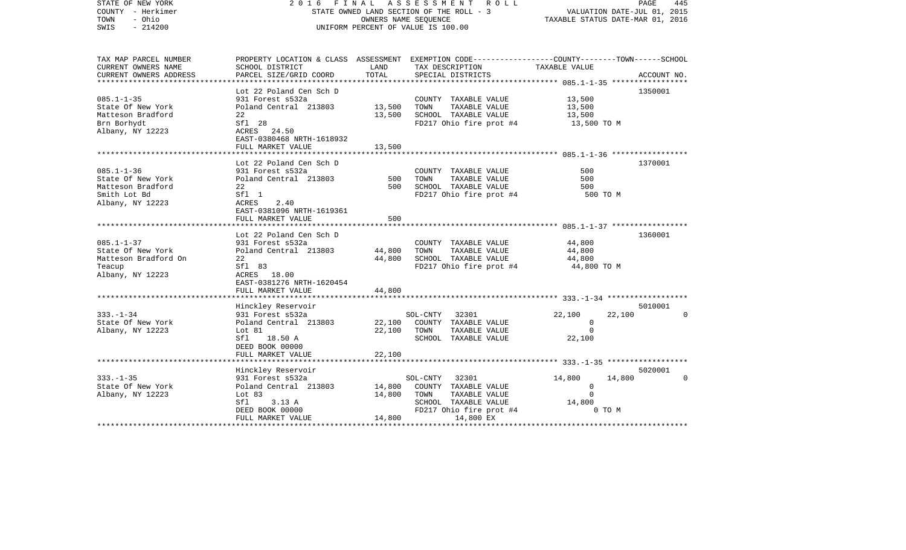STATE OF NEW YORK | 2016 FINAL ASSESSMENT ROLL | PAGE 445
COUNTY - Herkimer | STATE OWNED LAND SECTION OF THE ROLL - 3 | VALUATION DATE-JUL 01, 2015
TOWN - Ohio | OWNERS NAME SEQUENCE | TAXABLE STATUS DATE-MAR 01, 2016
SWIS - 214200 | UNIFORM PERCENT OF VALUE IS 100.00

| TAX MAP PARCEL NUMBER / CURRENT OWNERS NAME / CURRENT OWNERS ADDRESS | PROPERTY LOCATION & CLASS / SCHOOL DISTRICT / PARCEL SIZE/GRID COORD | ASSESSMENT LAND | TOTAL | EXEMPTION CODE / TAX DESCRIPTION / SPECIAL DISTRICTS | COUNTY | TOWN | SCHOOL | TAXABLE VALUE | ACCOUNT NO. |
|---|---|---|---|---|---|---|---|---|---|
| 085.1-1-35 | Lot 22 Poland Cen Sch D | | | | | | | | 1350001 |
| State Of New York | 931 Forest s532a | | | COUNTY TAXABLE VALUE | | | | 13,500 | |
| Matteson Bradford | Poland Central 213803 | 13,500 | | TOWN TAXABLE VALUE | | | | 13,500 | |
| Brn Borhydt | 22 | | 13,500 | SCHOOL TAXABLE VALUE | | | | 13,500 | |
| Albany, NY 12223 | Sfl 28 | | | FD217 Ohio fire prot #4 | | | | 13,500 TO M | |
| | ACRES 24.50 | | | | | | | | |
| | EAST-0380468 NRTH-1618932 | | | | | | | | |
| | FULL MARKET VALUE | | 13,500 | | | | | | |
| 085.1-1-36 | Lot 22 Poland Cen Sch D | | | | | | | | 1370001 |
| State Of New York | 931 Forest s532a | | | COUNTY TAXABLE VALUE | | | | 500 | |
| Matteson Bradford | Poland Central 213803 | 500 | | TOWN TAXABLE VALUE | | | | 500 | |
| Smith Lot Bd | 22 | | 500 | SCHOOL TAXABLE VALUE | | | | 500 | |
| Albany, NY 12223 | Sfl 1 | | | FD217 Ohio fire prot #4 | | | | 500 TO M | |
| | ACRES 2.40 | | | | | | | | |
| | EAST-0381096 NRTH-1619361 | | | | | | | | |
| | FULL MARKET VALUE | | 500 | | | | | | |
| 085.1-1-37 | Lot 22 Poland Cen Sch D | | | | | | | | 1360001 |
| State Of New York | 931 Forest s532a | | | COUNTY TAXABLE VALUE | | | | 44,800 | |
| Matteson Bradford On | Poland Central 213803 | 44,800 | | TOWN TAXABLE VALUE | | | | 44,800 | |
| Teacup | 22 | | 44,800 | SCHOOL TAXABLE VALUE | | | | 44,800 | |
| Albany, NY 12223 | Sfl 83 | | | FD217 Ohio fire prot #4 | | | | 44,800 TO M | |
| | ACRES 18.00 | | | | | | | | |
| | EAST-0381276 NRTH-1620454 | | | | | | | | |
| | FULL MARKET VALUE | | 44,800 | | | | | | |
| 333.-1-34 | Hinckley Reservoir | | | | | | | | 5010001 |
| State Of New York | 931 Forest s532a | | | SOL-CNTY 32301 | 22,100 | 22,100 | 0 | | |
| Albany, NY 12223 | Poland Central 213803 | 22,100 | | COUNTY TAXABLE VALUE | | | | 0 | |
| | Lot 81 | | 22,100 | TOWN TAXABLE VALUE | | | | 0 | |
| | Sfl 18.50 A | | | SCHOOL TAXABLE VALUE | | | | 22,100 | |
| | DEED BOOK 00000 | | | | | | | | |
| | FULL MARKET VALUE | | 22,100 | | | | | | |
| 333.-1-35 | Hinckley Reservoir | | | | | | | | 5020001 |
| State Of New York | 931 Forest s532a | | | SOL-CNTY 32301 | 14,800 | 14,800 | 0 | | |
| Albany, NY 12223 | Poland Central 213803 | 14,800 | | COUNTY TAXABLE VALUE | | | | 0 | |
| | Lot 83 | | 14,800 | TOWN TAXABLE VALUE | | | | 0 | |
| | Sfl 3.13 A | | | SCHOOL TAXABLE VALUE | | | | 14,800 | |
| | DEED BOOK 00000 | | | FD217 Ohio fire prot #4 | | | | 0 TO M | |
| | FULL MARKET VALUE | | 14,800 | 14,800 EX | | | | | |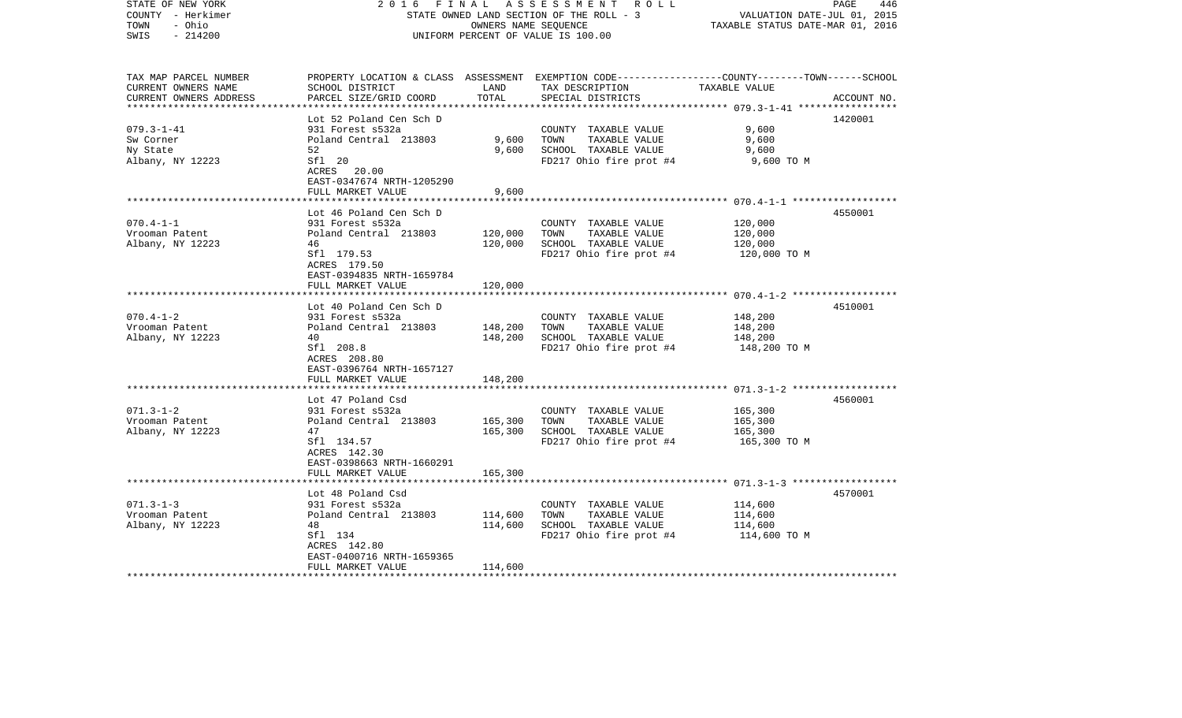STATE OF NEW YORK — 2016 FINAL ASSESSMENT ROLL
COUNTY - Herkimer — STATE OWNED LAND SECTION OF THE ROLL - 3 — VALUATION DATE-JUL 01, 2015
TOWN - Ohio — OWNERS NAME SEQUENCE — TAXABLE STATUS DATE-MAR 01, 2016
SWIS - 214200 — UNIFORM PERCENT OF VALUE IS 100.00

| TAX MAP PARCEL NUMBER / CURRENT OWNERS NAME / CURRENT OWNERS ADDRESS | PROPERTY LOCATION & CLASS / SCHOOL DISTRICT / PARCEL SIZE/GRID COORD | ASSESSMENT LAND | TOTAL | EXEMPTION CODE / TAX DESCRIPTION / SPECIAL DISTRICTS | TAXABLE VALUE (COUNTY / TOWN / SCHOOL) | ACCOUNT NO. |
|---|---|---|---|---|---|---|
| 079.3-1-41 | Lot 52 Poland Cen Sch D | | | | | 1420001 |
| Sw Corner | 931 Forest s532a | | | COUNTY TAXABLE VALUE | 9,600 | |
| Ny State | Poland Central 213803 | 9,600 | | TOWN TAXABLE VALUE | 9,600 | |
| Albany, NY 12223 | 52 | | 9,600 | SCHOOL TAXABLE VALUE | 9,600 | |
| | Sfl 20 | | | FD217 Ohio fire prot #4 | 9,600 TO M | |
| | ACRES 20.00 | | | | | |
| | EAST-0347674 NRTH-1205290 | | | | | |
| | FULL MARKET VALUE | | 9,600 | | | |
| 070.4-1-1 | Lot 46 Poland Cen Sch D | | | | | 4550001 |
| Vrooman Patent | 931 Forest s532a | | | COUNTY TAXABLE VALUE | 120,000 | |
| Albany, NY 12223 | Poland Central 213803 | 120,000 | | TOWN TAXABLE VALUE | 120,000 | |
| | 46 | | 120,000 | SCHOOL TAXABLE VALUE | 120,000 | |
| | Sfl 179.53 | | | FD217 Ohio fire prot #4 | 120,000 TO M | |
| | ACRES 179.50 | | | | | |
| | EAST-0394835 NRTH-1659784 | | | | | |
| | FULL MARKET VALUE | | 120,000 | | | |
| 070.4-1-2 | Lot 40 Poland Cen Sch D | | | | | 4510001 |
| Vrooman Patent | 931 Forest s532a | | | COUNTY TAXABLE VALUE | 148,200 | |
| Albany, NY 12223 | Poland Central 213803 | 148,200 | | TOWN TAXABLE VALUE | 148,200 | |
| | 40 | | 148,200 | SCHOOL TAXABLE VALUE | 148,200 | |
| | Sfl 208.8 | | | FD217 Ohio fire prot #4 | 148,200 TO M | |
| | ACRES 208.80 | | | | | |
| | EAST-0396764 NRTH-1657127 | | | | | |
| | FULL MARKET VALUE | | 148,200 | | | |
| 071.3-1-2 | Lot 47 Poland Csd | | | | | 4560001 |
| Vrooman Patent | 931 Forest s532a | | | COUNTY TAXABLE VALUE | 165,300 | |
| Albany, NY 12223 | Poland Central 213803 | 165,300 | | TOWN TAXABLE VALUE | 165,300 | |
| | 47 | | 165,300 | SCHOOL TAXABLE VALUE | 165,300 | |
| | Sfl 134.57 | | | FD217 Ohio fire prot #4 | 165,300 TO M | |
| | ACRES 142.30 | | | | | |
| | EAST-0398663 NRTH-1660291 | | | | | |
| | FULL MARKET VALUE | | 165,300 | | | |
| 071.3-1-3 | Lot 48 Poland Csd | | | | | 4570001 |
| Vrooman Patent | 931 Forest s532a | | | COUNTY TAXABLE VALUE | 114,600 | |
| Albany, NY 12223 | Poland Central 213803 | 114,600 | | TOWN TAXABLE VALUE | 114,600 | |
| | 48 | | 114,600 | SCHOOL TAXABLE VALUE | 114,600 | |
| | Sfl 134 | | | FD217 Ohio fire prot #4 | 114,600 TO M | |
| | ACRES 142.80 | | | | | |
| | EAST-0400716 NRTH-1659365 | | | | | |
| | FULL MARKET VALUE | | 114,600 | | | |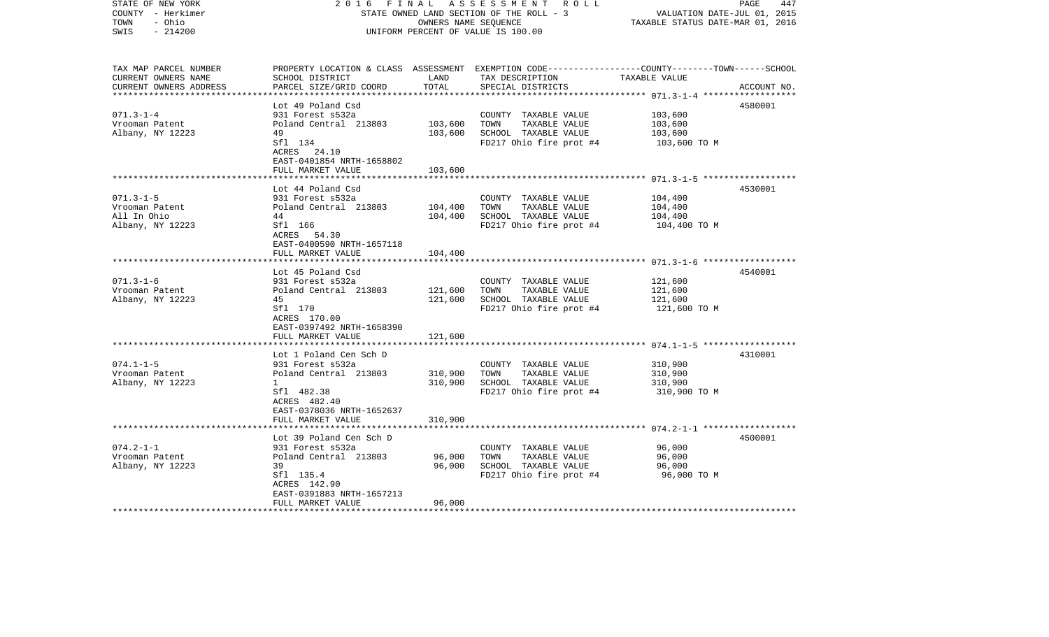STATE OF NEW YORK 2016 FINAL ASSESSMENT ROLL
COUNTY - Herkimer STATE OWNED LAND SECTION OF THE ROLL - 3 VALUATION DATE-JUL 01, 2015
TOWN - Ohio OWNERS NAME SEQUENCE TAXABLE STATUS DATE-MAR 01, 2016
SWIS - 214200 UNIFORM PERCENT OF VALUE IS 100.00

| TAX MAP PARCEL NUMBER / CURRENT OWNERS NAME / CURRENT OWNERS ADDRESS | PROPERTY LOCATION & CLASS / SCHOOL DISTRICT / PARCEL SIZE/GRID COORD | ASSESSMENT LAND | TOTAL | EXEMPTION CODE / TAX DESCRIPTION / SPECIAL DISTRICTS | TAXABLE VALUE (COUNTY--TOWN--SCHOOL) | ACCOUNT NO. |
|---|---|---|---|---|---|---|
| 071.3-1-4 | Lot 49 Poland Csd | | | | | 4580001 |
| Vrooman Patent | 931 Forest s532a | | | COUNTY TAXABLE VALUE | 103,600 | |
| Albany, NY 12223 | Poland Central 213803 | 103,600 | | TOWN TAXABLE VALUE | 103,600 | |
| | 49 | | 103,600 | SCHOOL TAXABLE VALUE | 103,600 | |
| | Sfl 134 | | | FD217 Ohio fire prot #4 | 103,600 TO M | |
| | ACRES 24.10 | | | | | |
| | EAST-0401854 NRTH-1658802 | | | | | |
| | FULL MARKET VALUE | | 103,600 | | | |
| 071.3-1-5 | Lot 44 Poland Csd | | | | | 4530001 |
| Vrooman Patent | 931 Forest s532a | | | COUNTY TAXABLE VALUE | 104,400 | |
| All In Ohio | Poland Central 213803 | 104,400 | | TOWN TAXABLE VALUE | 104,400 | |
| Albany, NY 12223 | 44 | | 104,400 | SCHOOL TAXABLE VALUE | 104,400 | |
| | Sfl 166 | | | FD217 Ohio fire prot #4 | 104,400 TO M | |
| | ACRES 54.30 | | | | | |
| | EAST-0400590 NRTH-1657118 | | | | | |
| | FULL MARKET VALUE | | 104,400 | | | |
| 071.3-1-6 | Lot 45 Poland Csd | | | | | 4540001 |
| Vrooman Patent | 931 Forest s532a | | | COUNTY TAXABLE VALUE | 121,600 | |
| Albany, NY 12223 | Poland Central 213803 | 121,600 | | TOWN TAXABLE VALUE | 121,600 | |
| | 45 | | 121,600 | SCHOOL TAXABLE VALUE | 121,600 | |
| | Sfl 170 | | | FD217 Ohio fire prot #4 | 121,600 TO M | |
| | ACRES 170.00 | | | | | |
| | EAST-0397492 NRTH-1658390 | | | | | |
| | FULL MARKET VALUE | | 121,600 | | | |
| 074.1-1-5 | Lot 1 Poland Cen Sch D | | | | | 4310001 |
| Vrooman Patent | 931 Forest s532a | | | COUNTY TAXABLE VALUE | 310,900 | |
| Albany, NY 12223 | Poland Central 213803 | 310,900 | | TOWN TAXABLE VALUE | 310,900 | |
| | 1 | | 310,900 | SCHOOL TAXABLE VALUE | 310,900 | |
| | Sfl 482.38 | | | FD217 Ohio fire prot #4 | 310,900 TO M | |
| | ACRES 482.40 | | | | | |
| | EAST-0378036 NRTH-1652637 | | | | | |
| | FULL MARKET VALUE | | 310,900 | | | |
| 074.2-1-1 | Lot 39 Poland Cen Sch D | | | | | 4500001 |
| Vrooman Patent | 931 Forest s532a | | | COUNTY TAXABLE VALUE | 96,000 | |
| Albany, NY 12223 | Poland Central 213803 | 96,000 | | TOWN TAXABLE VALUE | 96,000 | |
| | 39 | | 96,000 | SCHOOL TAXABLE VALUE | 96,000 | |
| | Sfl 135.4 | | | FD217 Ohio fire prot #4 | 96,000 TO M | |
| | ACRES 142.90 | | | | | |
| | EAST-0391883 NRTH-1657213 | | | | | |
| | FULL MARKET VALUE | | 96,000 | | | |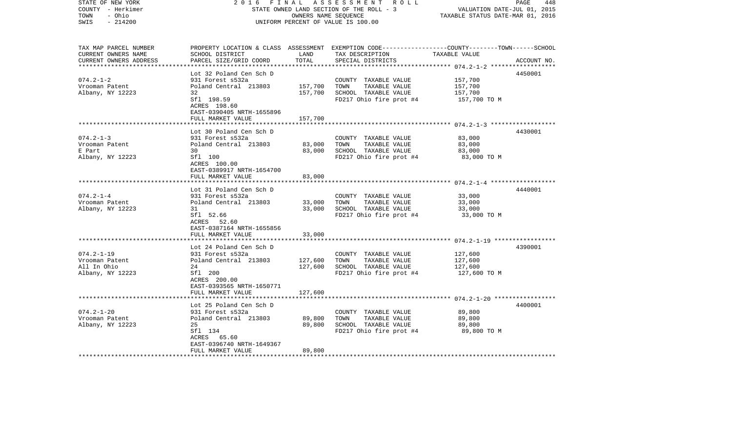STATE OF NEW YORK — 2016 FINAL ASSESSMENT ROLL — PAGE 448
COUNTY - Herkimer — STATE OWNED LAND SECTION OF THE ROLL - 3 — VALUATION DATE-JUL 01, 2015
TOWN - Ohio — OWNERS NAME SEQUENCE — TAXABLE STATUS DATE-MAR 01, 2016
SWIS - 214200 — UNIFORM PERCENT OF VALUE IS 100.00

| TAX MAP PARCEL NUMBER / CURRENT OWNERS NAME / CURRENT OWNERS ADDRESS | PROPERTY LOCATION & CLASS / SCHOOL DISTRICT / PARCEL SIZE/GRID COORD | ASSESSMENT LAND | ASSESSMENT TOTAL | EXEMPTION CODE / TAX DESCRIPTION / SPECIAL DISTRICTS | TAXABLE VALUE (COUNTY--TOWN--SCHOOL) | ACCOUNT NO. |
|---|---|---|---|---|---|---|
| | Lot 32 Poland Cen Sch D | | | | | 4450001 |
| 074.2-1-2 | 931 Forest s532a | | | COUNTY TAXABLE VALUE | 157,700 | |
| Vrooman Patent | Poland Central 213803 | 157,700 | | TOWN TAXABLE VALUE | 157,700 | |
| Albany, NY 12223 | 32 | | 157,700 | SCHOOL TAXABLE VALUE | 157,700 | |
| | Sfl 198.59 | | | FD217 Ohio fire prot #4 | 157,700 TO M | |
| | ACRES 198.60 | | | | | |
| | EAST-0390405 NRTH-1655896 | | | | | |
| | FULL MARKET VALUE | | 157,700 | | | |
| | Lot 30 Poland Cen Sch D | | | | | 4430001 |
| 074.2-1-3 | 931 Forest s532a | | | COUNTY TAXABLE VALUE | 83,000 | |
| Vrooman Patent | Poland Central 213803 | 83,000 | | TOWN TAXABLE VALUE | 83,000 | |
| E Part | 30 | | 83,000 | SCHOOL TAXABLE VALUE | 83,000 | |
| Albany, NY 12223 | Sfl 100 | | | FD217 Ohio fire prot #4 | 83,000 TO M | |
| | ACRES 100.00 | | | | | |
| | EAST-0389917 NRTH-1654700 | | | | | |
| | FULL MARKET VALUE | | 83,000 | | | |
| | Lot 31 Poland Cen Sch D | | | | | 4440001 |
| 074.2-1-4 | 931 Forest s532a | | | COUNTY TAXABLE VALUE | 33,000 | |
| Vrooman Patent | Poland Central 213803 | 33,000 | | TOWN TAXABLE VALUE | 33,000 | |
| Albany, NY 12223 | 31 | | 33,000 | SCHOOL TAXABLE VALUE | 33,000 | |
| | Sfl 52.66 | | | FD217 Ohio fire prot #4 | 33,000 TO M | |
| | ACRES 52.60 | | | | | |
| | EAST-0387164 NRTH-1655856 | | | | | |
| | FULL MARKET VALUE | | 33,000 | | | |
| | Lot 24 Poland Cen Sch D | | | | | 4390001 |
| 074.2-1-19 | 931 Forest s532a | | | COUNTY TAXABLE VALUE | 127,600 | |
| Vrooman Patent | Poland Central 213803 | 127,600 | | TOWN TAXABLE VALUE | 127,600 | |
| All In Ohio | 24 | | 127,600 | SCHOOL TAXABLE VALUE | 127,600 | |
| Albany, NY 12223 | Sfl 200 | | | FD217 Ohio fire prot #4 | 127,600 TO M | |
| | ACRES 200.00 | | | | | |
| | EAST-0393565 NRTH-1650771 | | | | | |
| | FULL MARKET VALUE | | 127,600 | | | |
| | Lot 25 Poland Cen Sch D | | | | | 4400001 |
| 074.2-1-20 | 931 Forest s532a | | | COUNTY TAXABLE VALUE | 89,800 | |
| Vrooman Patent | Poland Central 213803 | 89,800 | | TOWN TAXABLE VALUE | 89,800 | |
| Albany, NY 12223 | 25 | | 89,800 | SCHOOL TAXABLE VALUE | 89,800 | |
| | Sfl 134 | | | FD217 Ohio fire prot #4 | 89,800 TO M | |
| | ACRES 65.60 | | | | | |
| | EAST-0396740 NRTH-1649367 | | | | | |
| | FULL MARKET VALUE | | 89,800 | | | |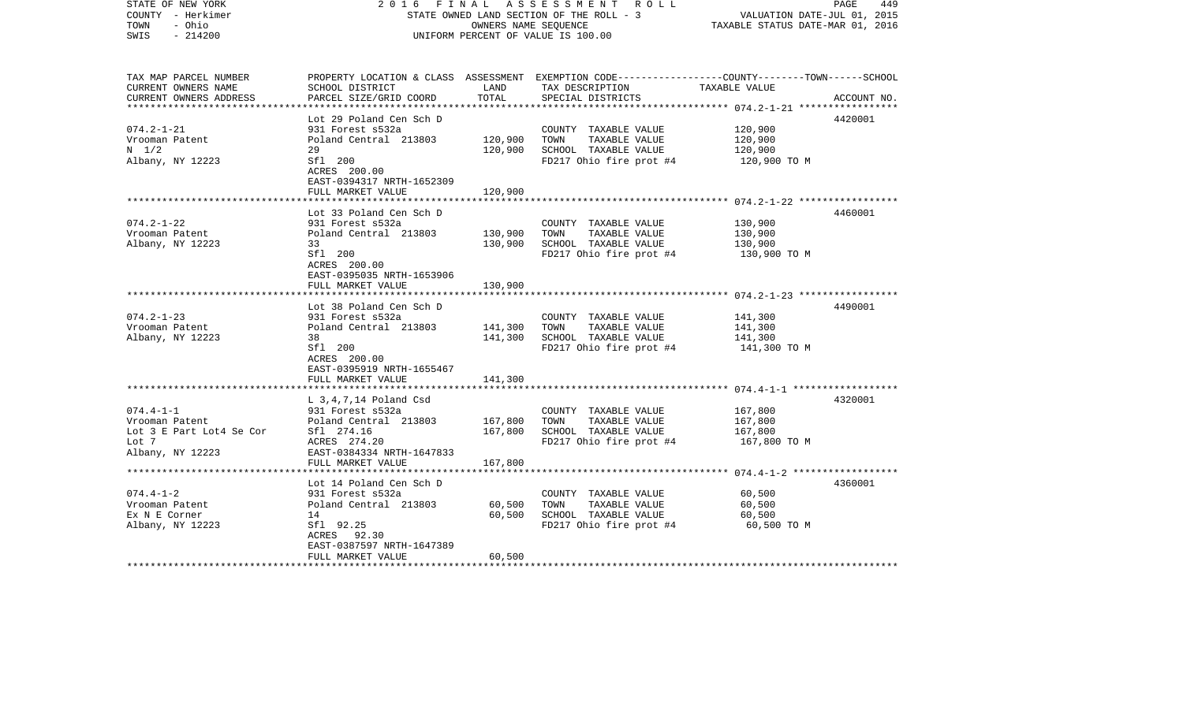STATE OF NEW YORK 2016 FINAL ASSESSMENT ROLL
COUNTY - Herkimer STATE OWNED LAND SECTION OF THE ROLL - 3 VALUATION DATE-JUL 01, 2015
TOWN - Ohio OWNERS NAME SEQUENCE TAXABLE STATUS DATE-MAR 01, 2016
SWIS - 214200 UNIFORM PERCENT OF VALUE IS 100.00

| TAX MAP PARCEL NUMBER / CURRENT OWNERS NAME / CURRENT OWNERS ADDRESS | PROPERTY LOCATION & CLASS / SCHOOL DISTRICT / PARCEL SIZE/GRID COORD | ASSESSMENT LAND | TOTAL | EXEMPTION CODE / TAX DESCRIPTION / SPECIAL DISTRICTS | TAXABLE VALUE (COUNTY--TOWN--SCHOOL) | ACCOUNT NO. |
|---|---|---|---|---|---|---|
| 074.2-1-21 | Lot 29 Poland Cen Sch D | | | | | 4420001 |
| Vrooman Patent | 931 Forest s532a | | | COUNTY TAXABLE VALUE | 120,900 | |
| N 1/2 | Poland Central 213803 | 120,900 | | TOWN TAXABLE VALUE | 120,900 | |
| Albany, NY 12223 | 29 | | 120,900 | SCHOOL TAXABLE VALUE | 120,900 | |
| | Sfl 200 | | | FD217 Ohio fire prot #4 | 120,900 TO M | |
| | ACRES 200.00 | | | | | |
| | EAST-0394317 NRTH-1652309 | | | | | |
| | FULL MARKET VALUE | | 120,900 | | | |
| 074.2-1-22 | Lot 33 Poland Cen Sch D | | | | | 4460001 |
| Vrooman Patent | 931 Forest s532a | | | COUNTY TAXABLE VALUE | 130,900 | |
| Albany, NY 12223 | Poland Central 213803 | 130,900 | | TOWN TAXABLE VALUE | 130,900 | |
| | 33 | | 130,900 | SCHOOL TAXABLE VALUE | 130,900 | |
| | Sfl 200 | | | FD217 Ohio fire prot #4 | 130,900 TO M | |
| | ACRES 200.00 | | | | | |
| | EAST-0395035 NRTH-1653906 | | | | | |
| | FULL MARKET VALUE | | 130,900 | | | |
| 074.2-1-23 | Lot 38 Poland Cen Sch D | | | | | 4490001 |
| Vrooman Patent | 931 Forest s532a | | | COUNTY TAXABLE VALUE | 141,300 | |
| Albany, NY 12223 | Poland Central 213803 | 141,300 | | TOWN TAXABLE VALUE | 141,300 | |
| | 38 | | 141,300 | SCHOOL TAXABLE VALUE | 141,300 | |
| | Sfl 200 | | | FD217 Ohio fire prot #4 | 141,300 TO M | |
| | ACRES 200.00 | | | | | |
| | EAST-0395919 NRTH-1655467 | | | | | |
| | FULL MARKET VALUE | | 141,300 | | | |
| 074.4-1-1 | L 3,4,7,14 Poland Csd | | | | | 4320001 |
| Vrooman Patent | 931 Forest s532a | | | COUNTY TAXABLE VALUE | 167,800 | |
| Lot 3 E Part Lot4 Se Cor | Poland Central 213803 | 167,800 | | TOWN TAXABLE VALUE | 167,800 | |
| Lot 7 | Sfl 274.16 | | 167,800 | SCHOOL TAXABLE VALUE | 167,800 | |
| Albany, NY 12223 | ACRES 274.20 | | | FD217 Ohio fire prot #4 | 167,800 TO M | |
| | EAST-0384334 NRTH-1647833 | | | | | |
| | FULL MARKET VALUE | | 167,800 | | | |
| 074.4-1-2 | Lot 14 Poland Cen Sch D | | | | | 4360001 |
| Vrooman Patent | 931 Forest s532a | | | COUNTY TAXABLE VALUE | 60,500 | |
| Ex N E Corner | Poland Central 213803 | 60,500 | | TOWN TAXABLE VALUE | 60,500 | |
| Albany, NY 12223 | 14 | | 60,500 | SCHOOL TAXABLE VALUE | 60,500 | |
| | Sfl 92.25 | | | FD217 Ohio fire prot #4 | 60,500 TO M | |
| | ACRES 92.30 | | | | | |
| | EAST-0387597 NRTH-1647389 | | | | | |
| | FULL MARKET VALUE | | 60,500 | | | |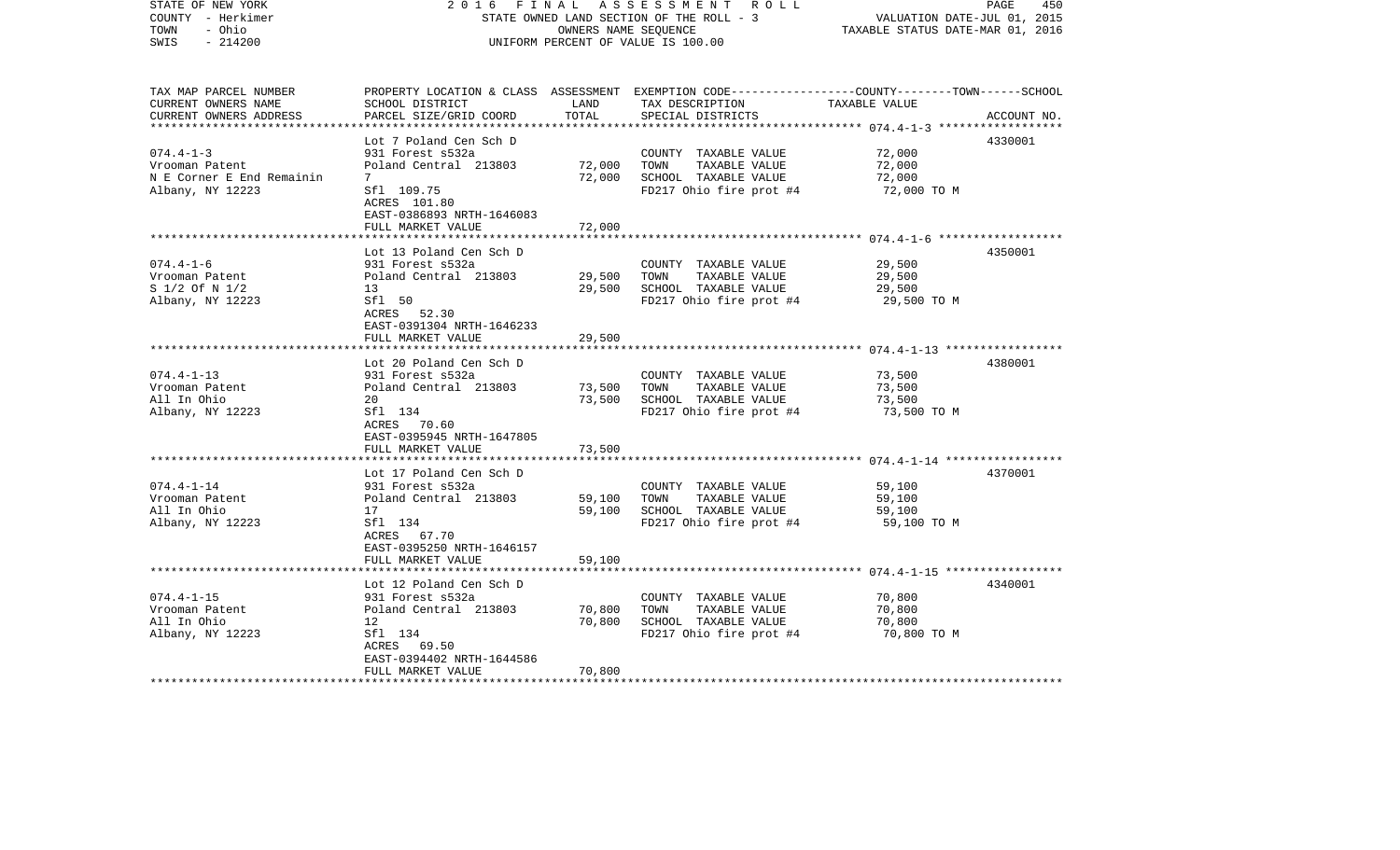STATE OF NEW YORK — 2016 FINAL ASSESSMENT ROLL — PAGE 450
COUNTY - Herkimer — STATE OWNED LAND SECTION OF THE ROLL - 3 — VALUATION DATE-JUL 01, 2015
TOWN - Ohio — OWNERS NAME SEQUENCE — TAXABLE STATUS DATE-MAR 01, 2016
SWIS - 214200 — UNIFORM PERCENT OF VALUE IS 100.00

| TAX MAP PARCEL NUMBER / CURRENT OWNERS NAME / CURRENT OWNERS ADDRESS | PROPERTY LOCATION & CLASS / SCHOOL DISTRICT / PARCEL SIZE/GRID COORD | ASSESSMENT LAND | TOTAL | EXEMPTION CODE / TAX DESCRIPTION / SPECIAL DISTRICTS | COUNTY--------TOWN------SCHOOL TAXABLE VALUE | ACCOUNT NO. |
|---|---|---|---|---|---|---|
| 074.4-1-3 | Lot 7 Poland Cen Sch D | | | | | 4330001 |
| Vrooman Patent | 931 Forest s532a | | | COUNTY TAXABLE VALUE | 72,000 | |
| N E Corner E End Remainin | Poland Central 213803 | 72,000 | | TOWN TAXABLE VALUE | 72,000 | |
| Albany, NY 12223 | 7 | | 72,000 | SCHOOL TAXABLE VALUE | 72,000 | |
| | Sfl 109.75 | | | FD217 Ohio fire prot #4 | 72,000 TO M | |
| | ACRES 101.80 | | | | | |
| | EAST-0386893 NRTH-1646083 | | | | | |
| | FULL MARKET VALUE | | 72,000 | | | |
| 074.4-1-6 | Lot 13 Poland Cen Sch D | | | | | 4350001 |
| Vrooman Patent | 931 Forest s532a | | | COUNTY TAXABLE VALUE | 29,500 | |
| S 1/2 Of N 1/2 | Poland Central 213803 | 29,500 | | TOWN TAXABLE VALUE | 29,500 | |
| Albany, NY 12223 | 13 | | 29,500 | SCHOOL TAXABLE VALUE | 29,500 | |
| | Sfl 50 | | | FD217 Ohio fire prot #4 | 29,500 TO M | |
| | ACRES 52.30 | | | | | |
| | EAST-0391304 NRTH-1646233 | | | | | |
| | FULL MARKET VALUE | | 29,500 | | | |
| 074.4-1-13 | Lot 20 Poland Cen Sch D | | | | | 4380001 |
| Vrooman Patent | 931 Forest s532a | | | COUNTY TAXABLE VALUE | 73,500 | |
| All In Ohio | Poland Central 213803 | 73,500 | | TOWN TAXABLE VALUE | 73,500 | |
| Albany, NY 12223 | 20 | | 73,500 | SCHOOL TAXABLE VALUE | 73,500 | |
| | Sfl 134 | | | FD217 Ohio fire prot #4 | 73,500 TO M | |
| | ACRES 70.60 | | | | | |
| | EAST-0395945 NRTH-1647805 | | | | | |
| | FULL MARKET VALUE | | 73,500 | | | |
| 074.4-1-14 | Lot 17 Poland Cen Sch D | | | | | 4370001 |
| Vrooman Patent | 931 Forest s532a | | | COUNTY TAXABLE VALUE | 59,100 | |
| All In Ohio | Poland Central 213803 | 59,100 | | TOWN TAXABLE VALUE | 59,100 | |
| Albany, NY 12223 | 17 | | 59,100 | SCHOOL TAXABLE VALUE | 59,100 | |
| | Sfl 134 | | | FD217 Ohio fire prot #4 | 59,100 TO M | |
| | ACRES 67.70 | | | | | |
| | EAST-0395250 NRTH-1646157 | | | | | |
| | FULL MARKET VALUE | | 59,100 | | | |
| 074.4-1-15 | Lot 12 Poland Cen Sch D | | | | | 4340001 |
| Vrooman Patent | 931 Forest s532a | | | COUNTY TAXABLE VALUE | 70,800 | |
| All In Ohio | Poland Central 213803 | 70,800 | | TOWN TAXABLE VALUE | 70,800 | |
| Albany, NY 12223 | 12 | | 70,800 | SCHOOL TAXABLE VALUE | 70,800 | |
| | Sfl 134 | | | FD217 Ohio fire prot #4 | 70,800 TO M | |
| | ACRES 69.50 | | | | | |
| | EAST-0394402 NRTH-1644586 | | | | | |
| | FULL MARKET VALUE | | 70,800 | | | |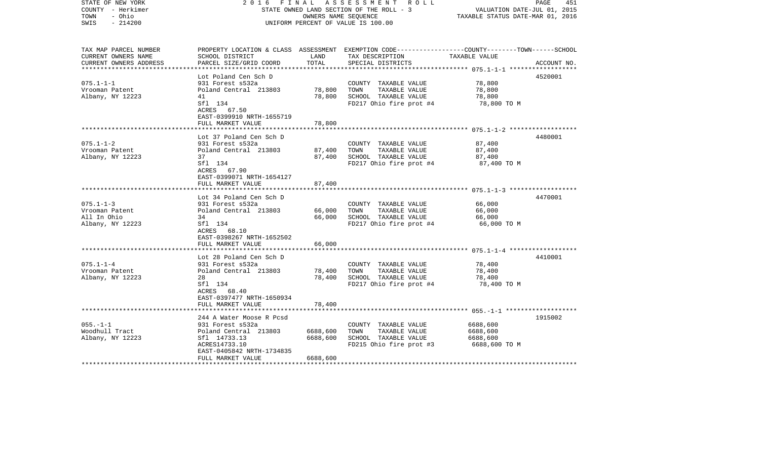STATE OF NEW YORK
COUNTY - Herkimer
TOWN - Ohio
SWIS - 214200

2016 FINAL ASSESSMENT ROLL
STATE OWNED LAND SECTION OF THE ROLL - 3
OWNERS NAME SEQUENCE
UNIFORM PERCENT OF VALUE IS 100.00

VALUATION DATE-JUL 01, 2015
TAXABLE STATUS DATE-MAR 01, 2016

| TAX MAP PARCEL NUMBER / CURRENT OWNERS NAME / CURRENT OWNERS ADDRESS | PROPERTY LOCATION & CLASS / SCHOOL DISTRICT / PARCEL SIZE/GRID COORD | ASSESSMENT LAND / TOTAL | EXEMPTION CODE / TAX DESCRIPTION / SPECIAL DISTRICTS | COUNTY--TOWN--SCHOOL TAXABLE VALUE | ACCOUNT NO. |
|---|---|---|---|---|---|
| 075.1-1-1 | Lot Poland Cen Sch D | | | | 4520001 |
| Vrooman Patent | 931 Forest s532a | | COUNTY TAXABLE VALUE | 78,800 | |
| Albany, NY 12223 | Poland Central 213803 | 78,800 | TOWN TAXABLE VALUE | 78,800 | |
| | 41 | 78,800 | SCHOOL TAXABLE VALUE | 78,800 | |
| | Sfl 134 | | FD217 Ohio fire prot #4 | 78,800 TO M | |
| | ACRES 67.50 | | | | |
| | EAST-0399910 NRTH-1655719 | | | | |
| | FULL MARKET VALUE | 78,800 | | | |
| 075.1-1-2 | Lot 37 Poland Cen Sch D | | | | 4480001 |
| Vrooman Patent | 931 Forest s532a | | COUNTY TAXABLE VALUE | 87,400 | |
| Albany, NY 12223 | Poland Central 213803 | 87,400 | TOWN TAXABLE VALUE | 87,400 | |
| | 37 | 87,400 | SCHOOL TAXABLE VALUE | 87,400 | |
| | Sfl 134 | | FD217 Ohio fire prot #4 | 87,400 TO M | |
| | ACRES 67.90 | | | | |
| | EAST-0399071 NRTH-1654127 | | | | |
| | FULL MARKET VALUE | 87,400 | | | |
| 075.1-1-3 | Lot 34 Poland Cen Sch D | | | | 4470001 |
| Vrooman Patent | 931 Forest s532a | | COUNTY TAXABLE VALUE | 66,000 | |
| All In Ohio | Poland Central 213803 | 66,000 | TOWN TAXABLE VALUE | 66,000 | |
| Albany, NY 12223 | 34 | 66,000 | SCHOOL TAXABLE VALUE | 66,000 | |
| | Sfl 134 | | FD217 Ohio fire prot #4 | 66,000 TO M | |
| | ACRES 68.10 | | | | |
| | EAST-0398267 NRTH-1652502 | | | | |
| | FULL MARKET VALUE | 66,000 | | | |
| 075.1-1-4 | Lot 28 Poland Cen Sch D | | | | 4410001 |
| Vrooman Patent | 931 Forest s532a | | COUNTY TAXABLE VALUE | 78,400 | |
| Albany, NY 12223 | Poland Central 213803 | 78,400 | TOWN TAXABLE VALUE | 78,400 | |
| | 28 | 78,400 | SCHOOL TAXABLE VALUE | 78,400 | |
| | Sfl 134 | | FD217 Ohio fire prot #4 | 78,400 TO M | |
| | ACRES 68.40 | | | | |
| | EAST-0397477 NRTH-1650934 | | | | |
| | FULL MARKET VALUE | 78,400 | | | |
| 055.-1-1 | 244 A Water Moose R Pcsd | | | | 1915002 |
| Woodhull Tract | 931 Forest s532a | | COUNTY TAXABLE VALUE | 6688,600 | |
| Albany, NY 12223 | Poland Central 213803 | 6688,600 | TOWN TAXABLE VALUE | 6688,600 | |
| | Sfl 14733.13 | 6688,600 | SCHOOL TAXABLE VALUE | 6688,600 | |
| | ACRES14733.10 | | FD215 Ohio fire prot #3 | 6688,600 TO M | |
| | EAST-0405842 NRTH-1734835 | | | | |
| | FULL MARKET VALUE | 6688,600 | | | |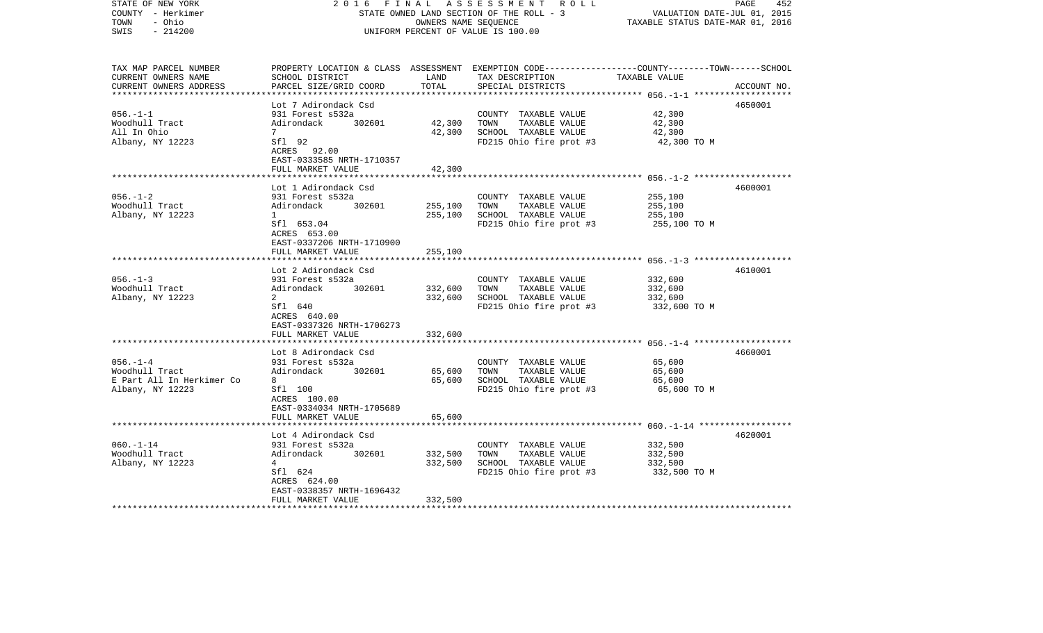STATE OF NEW YORK 2016 FINAL ASSESSMENT ROLL
COUNTY - Herkimer STATE OWNED LAND SECTION OF THE ROLL - 3 VALUATION DATE-JUL 01, 2015
TOWN - Ohio OWNERS NAME SEQUENCE TAXABLE STATUS DATE-MAR 01, 2016
SWIS - 214200 UNIFORM PERCENT OF VALUE IS 100.00

| TAX MAP PARCEL NUMBER / CURRENT OWNERS NAME / CURRENT OWNERS ADDRESS | PROPERTY LOCATION & CLASS / SCHOOL DISTRICT / PARCEL SIZE/GRID COORD | ASSESSMENT LAND | TOTAL | EXEMPTION CODE / TAX DESCRIPTION / SPECIAL DISTRICTS | COUNTY--------TOWN------SCHOOL TAXABLE VALUE | ACCOUNT NO. |
|---|---|---|---|---|---|---|
| 056.-1-1 | Lot 7 Adirondack Csd | | | | | 4650001 |
| Woodhull Tract | 931 Forest s532a | | | COUNTY TAXABLE VALUE | 42,300 | |
| All In Ohio | Adirondack 302601 | 42,300 | | TOWN TAXABLE VALUE | 42,300 | |
| Albany, NY 12223 | 7 | | 42,300 | SCHOOL TAXABLE VALUE | 42,300 | |
| | Sfl 92 | | | FD215 Ohio fire prot #3 | 42,300 TO M | |
| | ACRES 92.00 | | | | | |
| | EAST-0333585 NRTH-1710357 | | | | | |
| | FULL MARKET VALUE | | 42,300 | | | |
| 056.-1-2 | Lot 1 Adirondack Csd | | | | | 4600001 |
| Woodhull Tract | 931 Forest s532a | | | COUNTY TAXABLE VALUE | 255,100 | |
| Albany, NY 12223 | Adirondack 302601 | 255,100 | | TOWN TAXABLE VALUE | 255,100 | |
| | 1 | | 255,100 | SCHOOL TAXABLE VALUE | 255,100 | |
| | Sfl 653.04 | | | FD215 Ohio fire prot #3 | 255,100 TO M | |
| | ACRES 653.00 | | | | | |
| | EAST-0337206 NRTH-1710900 | | | | | |
| | FULL MARKET VALUE | | 255,100 | | | |
| 056.-1-3 | Lot 2 Adirondack Csd | | | | | 4610001 |
| Woodhull Tract | 931 Forest s532a | | | COUNTY TAXABLE VALUE | 332,600 | |
| Albany, NY 12223 | Adirondack 302601 | 332,600 | | TOWN TAXABLE VALUE | 332,600 | |
| | 2 | | 332,600 | SCHOOL TAXABLE VALUE | 332,600 | |
| | Sfl 640 | | | FD215 Ohio fire prot #3 | 332,600 TO M | |
| | ACRES 640.00 | | | | | |
| | EAST-0337326 NRTH-1706273 | | | | | |
| | FULL MARKET VALUE | | 332,600 | | | |
| 056.-1-4 | Lot 8 Adirondack Csd | | | | | 4660001 |
| Woodhull Tract | 931 Forest s532a | | | COUNTY TAXABLE VALUE | 65,600 | |
| E Part All In Herkimer Co | Adirondack 302601 | 65,600 | | TOWN TAXABLE VALUE | 65,600 | |
| Albany, NY 12223 | 8 | | 65,600 | SCHOOL TAXABLE VALUE | 65,600 | |
| | Sfl 100 | | | FD215 Ohio fire prot #3 | 65,600 TO M | |
| | ACRES 100.00 | | | | | |
| | EAST-0334034 NRTH-1705689 | | | | | |
| | FULL MARKET VALUE | | 65,600 | | | |
| 060.-1-14 | Lot 4 Adirondack Csd | | | | | 4620001 |
| Woodhull Tract | 931 Forest s532a | | | COUNTY TAXABLE VALUE | 332,500 | |
| Albany, NY 12223 | Adirondack 302601 | 332,500 | | TOWN TAXABLE VALUE | 332,500 | |
| | 4 | | 332,500 | SCHOOL TAXABLE VALUE | 332,500 | |
| | Sfl 624 | | | FD215 Ohio fire prot #3 | 332,500 TO M | |
| | ACRES 624.00 | | | | | |
| | EAST-0338357 NRTH-1696432 | | | | | |
| | FULL MARKET VALUE | | 332,500 | | | |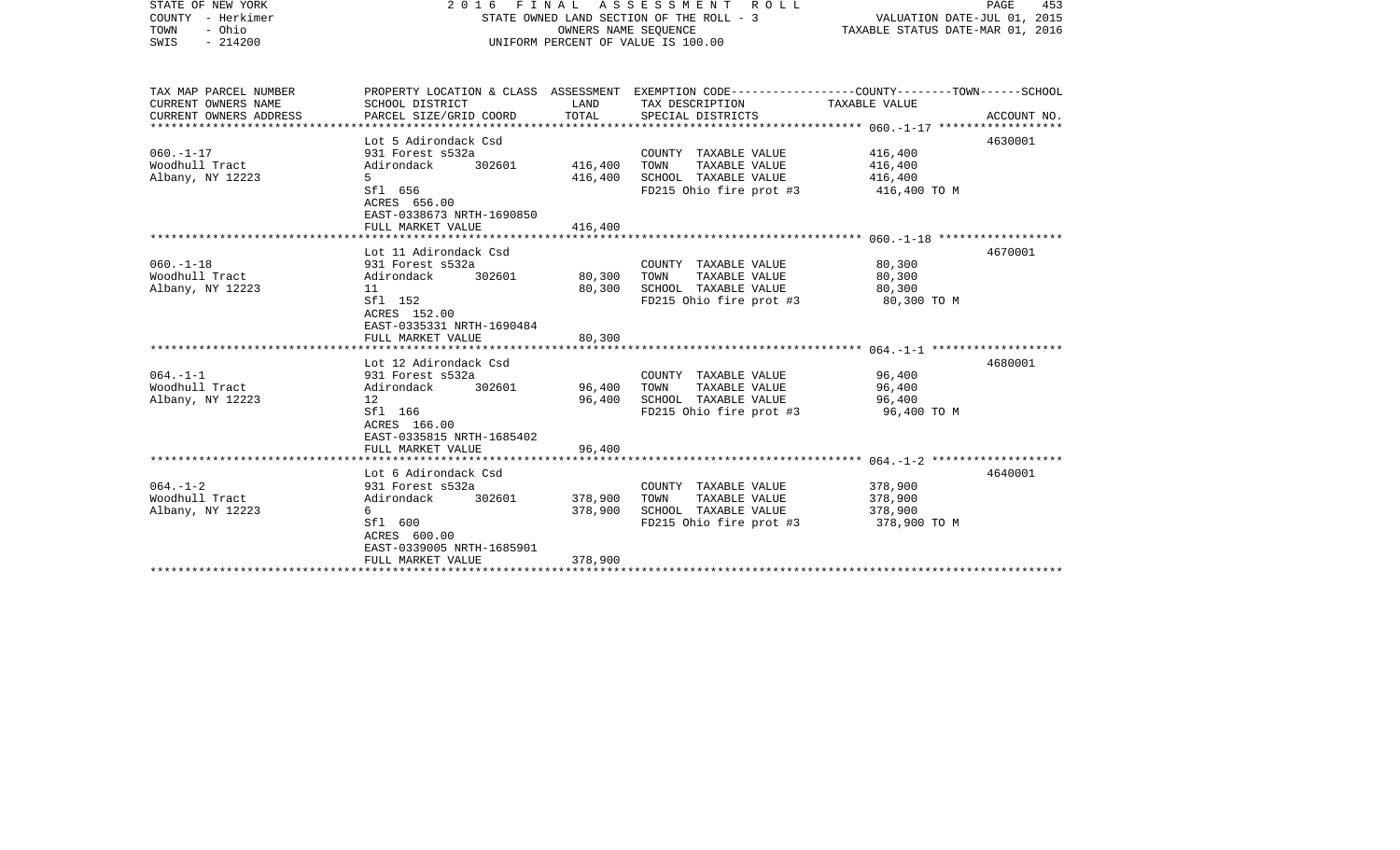STATE OF NEW YORK                2 0 1 6   F I N A L   A S S E S S M E N T   R O L L
COUNTY - Herkimer                STATE OWNED LAND SECTION OF THE ROLL - 3          VALUATION DATE-JUL 01, 2015
TOWN - Ohio                      OWNERS NAME SEQUENCE                              TAXABLE STATUS DATE-MAR 01, 2016
SWIS - 214200                    UNIFORM PERCENT OF VALUE IS 100.00

| TAX MAP PARCEL NUMBER / CURRENT OWNERS NAME / CURRENT OWNERS ADDRESS | PROPERTY LOCATION & CLASS / SCHOOL DISTRICT / PARCEL SIZE/GRID COORD | ASSESSMENT LAND / TOTAL | EXEMPTION CODE / TAX DESCRIPTION / SPECIAL DISTRICTS | TAXABLE VALUE (COUNTY--TOWN--SCHOOL) | ACCOUNT NO. |
|---|---|---|---|---|---|
| 060.-1-17 | Lot 5 Adirondack Csd | | | | 4630001 |
| | 931 Forest s532a | | COUNTY TAXABLE VALUE | 416,400 | |
| Woodhull Tract | Adirondack 302601 | 416,400 | TOWN TAXABLE VALUE | 416,400 | |
| Albany, NY 12223 | 5 | 416,400 | SCHOOL TAXABLE VALUE | 416,400 | |
| | Sfl 656 | | FD215 Ohio fire prot #3 | 416,400 TO M | |
| | ACRES 656.00 | | | | |
| | EAST-0338673 NRTH-1690850 | | | | |
| | FULL MARKET VALUE | 416,400 | | | |
| 060.-1-18 | Lot 11 Adirondack Csd | | | | 4670001 |
| | 931 Forest s532a | | COUNTY TAXABLE VALUE | 80,300 | |
| Woodhull Tract | Adirondack 302601 | 80,300 | TOWN TAXABLE VALUE | 80,300 | |
| Albany, NY 12223 | 11 | 80,300 | SCHOOL TAXABLE VALUE | 80,300 | |
| | Sfl 152 | | FD215 Ohio fire prot #3 | 80,300 TO M | |
| | ACRES 152.00 | | | | |
| | EAST-0335331 NRTH-1690484 | | | | |
| | FULL MARKET VALUE | 80,300 | | | |
| 064.-1-1 | Lot 12 Adirondack Csd | | | | 4680001 |
| | 931 Forest s532a | | COUNTY TAXABLE VALUE | 96,400 | |
| Woodhull Tract | Adirondack 302601 | 96,400 | TOWN TAXABLE VALUE | 96,400 | |
| Albany, NY 12223 | 12 | 96,400 | SCHOOL TAXABLE VALUE | 96,400 | |
| | Sfl 166 | | FD215 Ohio fire prot #3 | 96,400 TO M | |
| | ACRES 166.00 | | | | |
| | EAST-0335815 NRTH-1685402 | | | | |
| | FULL MARKET VALUE | 96,400 | | | |
| 064.-1-2 | Lot 6 Adirondack Csd | | | | 4640001 |
| | 931 Forest s532a | | COUNTY TAXABLE VALUE | 378,900 | |
| Woodhull Tract | Adirondack 302601 | 378,900 | TOWN TAXABLE VALUE | 378,900 | |
| Albany, NY 12223 | 6 | 378,900 | SCHOOL TAXABLE VALUE | 378,900 | |
| | Sfl 600 | | FD215 Ohio fire prot #3 | 378,900 TO M | |
| | ACRES 600.00 | | | | |
| | EAST-0339005 NRTH-1685901 | | | | |
| | FULL MARKET VALUE | 378,900 | | | |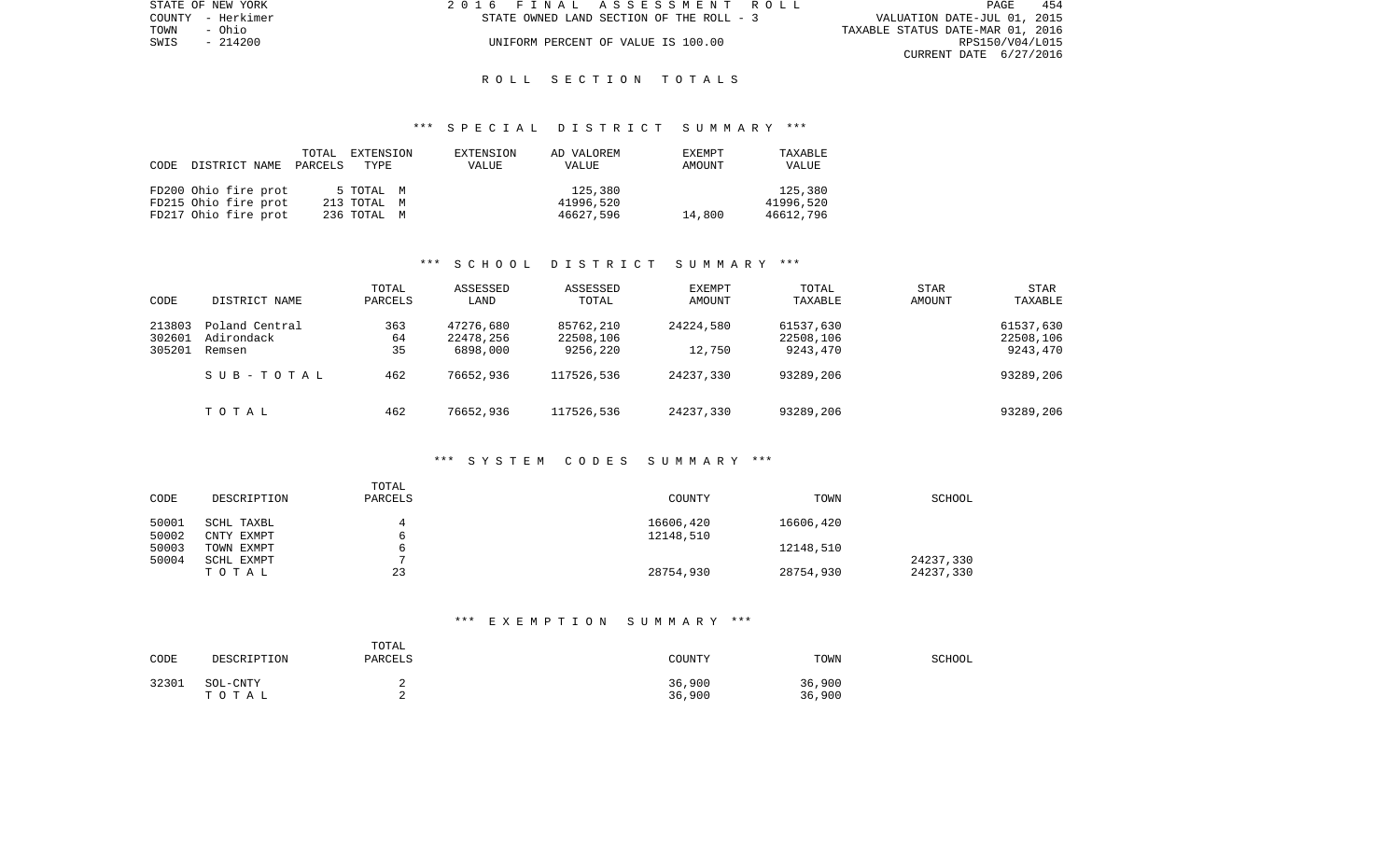STATE OF NEW YORK
COUNTY - Herkimer
TOWN - Ohio
SWIS - 214200

2016 FINAL ASSESSMENT ROLL
STATE OWNED LAND SECTION OF THE ROLL - 3
UNIFORM PERCENT OF VALUE IS 100.00

VALUATION DATE-JUL 01, 2015
TAXABLE STATUS DATE-MAR 01, 2016
RPS150/V04/L015
CURRENT DATE 6/27/2016

## ROLL SECTION TOTALS

### *** SPECIAL DISTRICT SUMMARY ***

| CODE | DISTRICT NAME | TOTAL PARCELS | EXTENSION TYPE | EXTENSION VALUE | AD VALOREM VALUE | EXEMPT AMOUNT | TAXABLE VALUE |
|---|---|---|---|---|---|---|---|
| FD200 | Ohio fire prot | 5 | TOTAL M | | 125,380 | | 125,380 |
| FD215 | Ohio fire prot | 213 | TOTAL M | | 41996,520 | | 41996,520 |
| FD217 | Ohio fire prot | 236 | TOTAL M | | 46627,596 | 14,800 | 46612,796 |

### *** SCHOOL DISTRICT SUMMARY ***

| CODE | DISTRICT NAME | TOTAL PARCELS | ASSESSED LAND | ASSESSED TOTAL | EXEMPT AMOUNT | TOTAL TAXABLE | STAR AMOUNT | STAR TAXABLE |
|---|---|---|---|---|---|---|---|---|
| 213803 | Poland Central | 363 | 47276,680 | 85762,210 | 24224,580 | 61537,630 | | 61537,630 |
| 302601 | Adirondack | 64 | 22478,256 | 22508,106 | | 22508,106 | | 22508,106 |
| 305201 | Remsen | 35 | 6898,000 | 9256,220 | 12,750 | 9243,470 | | 9243,470 |
| | SUB-TOTAL | 462 | 76652,936 | 117526,536 | 24237,330 | 93289,206 | | 93289,206 |
| | TOTAL | 462 | 76652,936 | 117526,536 | 24237,330 | 93289,206 | | 93289,206 |

### *** SYSTEM CODES SUMMARY ***

| CODE | DESCRIPTION | TOTAL PARCELS | COUNTY | TOWN | SCHOOL |
|---|---|---|---|---|---|
| 50001 | SCHL TAXBL | 4 | 16606,420 | 16606,420 | |
| 50002 | CNTY EXMPT | 6 | 12148,510 | | |
| 50003 | TOWN EXMPT | 6 | | 12148,510 | |
| 50004 | SCHL EXMPT | 7 | | | 24237,330 |
| | TOTAL | 23 | 28754,930 | 28754,930 | 24237,330 |

### *** EXEMPTION SUMMARY ***

| CODE | DESCRIPTION | TOTAL PARCELS | COUNTY | TOWN | SCHOOL |
|---|---|---|---|---|---|
| 32301 | SOL-CNTY | 2 | 36,900 | 36,900 | |
| | TOTAL | 2 | 36,900 | 36,900 | |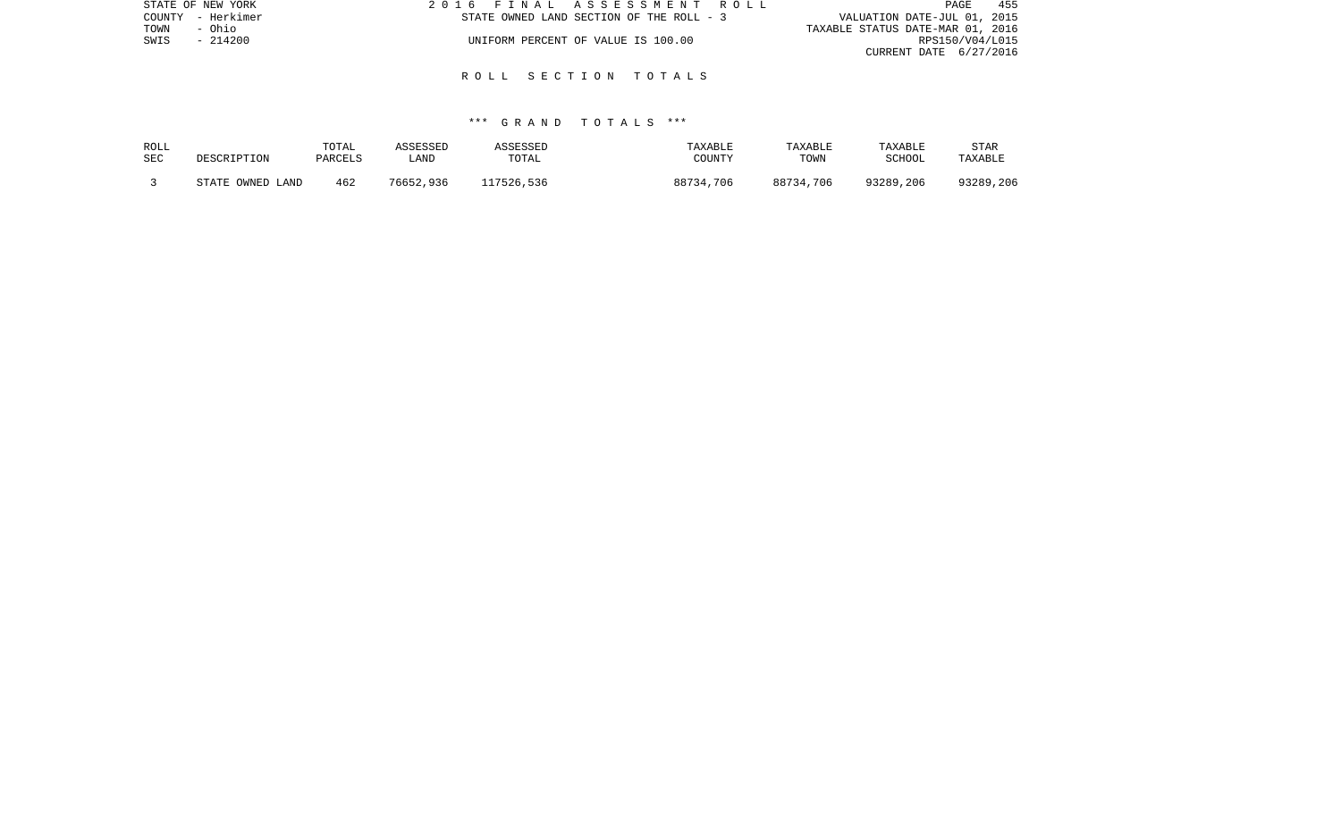STATE OF NEW YORK
COUNTY - Herkimer
TOWN - Ohio
SWIS - 214200

2 0 1 6 F I N A L A S S E S S M E N T R O L L
STATE OWNED LAND SECTION OF THE ROLL - 3
UNIFORM PERCENT OF VALUE IS 100.00

VALUATION DATE-JUL 01, 2015
TAXABLE STATUS DATE-MAR 01, 2016
RPS150/V04/L015
CURRENT DATE 6/27/2016

## R O L L S E C T I O N T O T A L S

### \*\*\* G R A N D T O T A L S \*\*\*

| ROLL SEC | DESCRIPTION | TOTAL PARCELS | ASSESSED LAND | ASSESSED TOTAL | TAXABLE COUNTY | TAXABLE TOWN | TAXABLE SCHOOL | STAR TAXABLE |
|---|---|---|---|---|---|---|---|---|
| 3 | STATE OWNED LAND | 462 | 76652,936 | 117526,536 | 88734,706 | 88734,706 | 93289,206 | 93289,206 |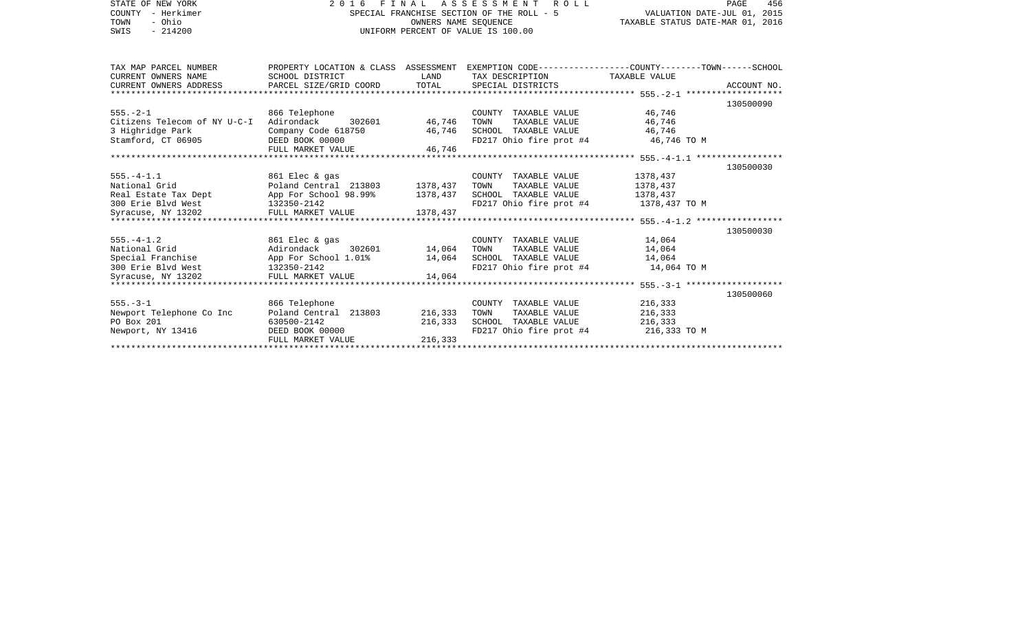STATE OF NEW YORK
COUNTY - Herkimer
TOWN - Ohio
SWIS - 214200

2016 FINAL ASSESSMENT ROLL
SPECIAL FRANCHISE SECTION OF THE ROLL - 5
OWNERS NAME SEQUENCE
UNIFORM PERCENT OF VALUE IS 100.00

VALUATION DATE-JUL 01, 2015
TAXABLE STATUS DATE-MAR 01, 2016

| TAX MAP PARCEL NUMBER / CURRENT OWNERS NAME / CURRENT OWNERS ADDRESS | PROPERTY LOCATION & CLASS / SCHOOL DISTRICT / PARCEL SIZE/GRID COORD | ASSESSMENT LAND | TOTAL | EXEMPTION CODE / TAX DESCRIPTION / SPECIAL DISTRICTS | TAXABLE VALUE (COUNTY--TOWN--SCHOOL) | ACCOUNT NO. |
|---|---|---|---|---|---|---|
| **555.-2-1** | | | | | | 130500090 |
| 555.-2-1 | 866 Telephone | | | COUNTY TAXABLE VALUE | 46,746 | |
| Citizens Telecom of NY U-C-I | Adirondack 302601 | 46,746 | | TOWN TAXABLE VALUE | 46,746 | |
| 3 Highridge Park | Company Code 618750 | | 46,746 | SCHOOL TAXABLE VALUE | 46,746 | |
| Stamford, CT 06905 | DEED BOOK 00000 | | | FD217 Ohio fire prot #4 | 46,746 TO M | |
| | FULL MARKET VALUE | | 46,746 | | | |
| **555.-4-1.1** | | | | | | 130500030 |
| 555.-4-1.1 | 861 Elec & gas | | | COUNTY TAXABLE VALUE | 1378,437 | |
| National Grid | Poland Central 213803 | 1378,437 | | TOWN TAXABLE VALUE | 1378,437 | |
| Real Estate Tax Dept | App For School 98.99% | | 1378,437 | SCHOOL TAXABLE VALUE | 1378,437 | |
| 300 Erie Blvd West | 132350-2142 | | | FD217 Ohio fire prot #4 | 1378,437 TO M | |
| Syracuse, NY 13202 | FULL MARKET VALUE | | 1378,437 | | | |
| **555.-4-1.2** | | | | | | 130500030 |
| 555.-4-1.2 | 861 Elec & gas | | | COUNTY TAXABLE VALUE | 14,064 | |
| National Grid | Adirondack 302601 | 14,064 | | TOWN TAXABLE VALUE | 14,064 | |
| Special Franchise | App For School 1.01% | | 14,064 | SCHOOL TAXABLE VALUE | 14,064 | |
| 300 Erie Blvd West | 132350-2142 | | | FD217 Ohio fire prot #4 | 14,064 TO M | |
| Syracuse, NY 13202 | FULL MARKET VALUE | | 14,064 | | | |
| **555.-3-1** | | | | | | 130500060 |
| 555.-3-1 | 866 Telephone | | | COUNTY TAXABLE VALUE | 216,333 | |
| Newport Telephone Co Inc | Poland Central 213803 | 216,333 | | TOWN TAXABLE VALUE | 216,333 | |
| PO Box 201 | 630500-2142 | | 216,333 | SCHOOL TAXABLE VALUE | 216,333 | |
| Newport, NY 13416 | DEED BOOK 00000 | | | FD217 Ohio fire prot #4 | 216,333 TO M | |
| | FULL MARKET VALUE | | 216,333 | | | |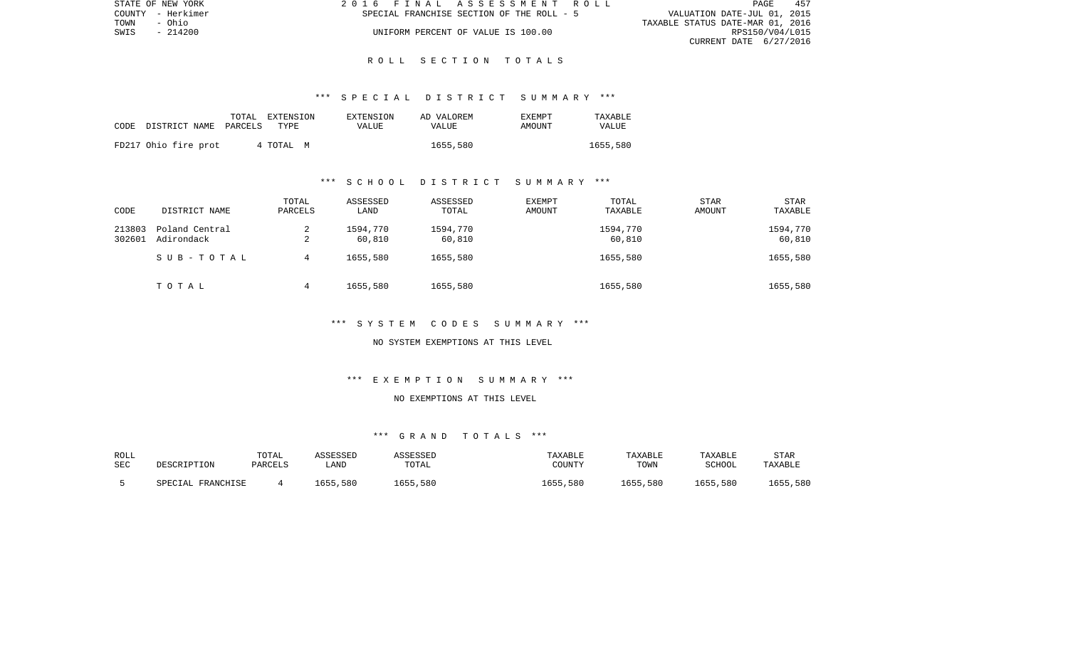# ROLL SECTION TOTALS

## *** SPECIAL DISTRICT SUMMARY ***

| CODE DISTRICT NAME | TOTAL PARCELS | EXTENSION TYPE | EXTENSION VALUE | AD VALOREM VALUE | EXEMPT AMOUNT | TAXABLE VALUE |
|---|---|---|---|---|---|---|
| FD217 Ohio fire prot | 4 | TOTAL M | | 1655,580 | | 1655,580 |

## *** SCHOOL DISTRICT SUMMARY ***

| CODE | DISTRICT NAME | TOTAL PARCELS | ASSESSED LAND | ASSESSED TOTAL | EXEMPT AMOUNT | TOTAL TAXABLE | STAR AMOUNT | STAR TAXABLE |
|---|---|---|---|---|---|---|---|---|
| 213803 | Poland Central | 2 | 1594,770 | 1594,770 | | 1594,770 | | 1594,770 |
| 302601 | Adirondack | 2 | 60,810 | 60,810 | | 60,810 | | 60,810 |
| | S U B - T O T A L | 4 | 1655,580 | 1655,580 | | 1655,580 | | 1655,580 |
| | T O T A L | 4 | 1655,580 | 1655,580 | | 1655,580 | | 1655,580 |

## *** SYSTEM CODES SUMMARY ***

NO SYSTEM EXEMPTIONS AT THIS LEVEL

## *** EXEMPTION SUMMARY ***

NO EXEMPTIONS AT THIS LEVEL

## *** GRAND TOTALS ***

| ROLL SEC | DESCRIPTION | TOTAL PARCELS | ASSESSED LAND | ASSESSED TOTAL | TAXABLE COUNTY | TAXABLE TOWN | TAXABLE SCHOOL | STAR TAXABLE |
|---|---|---|---|---|---|---|---|---|
| 5 | SPECIAL FRANCHISE | 4 | 1655,580 | 1655,580 | 1655,580 | 1655,580 | 1655,580 | 1655,580 |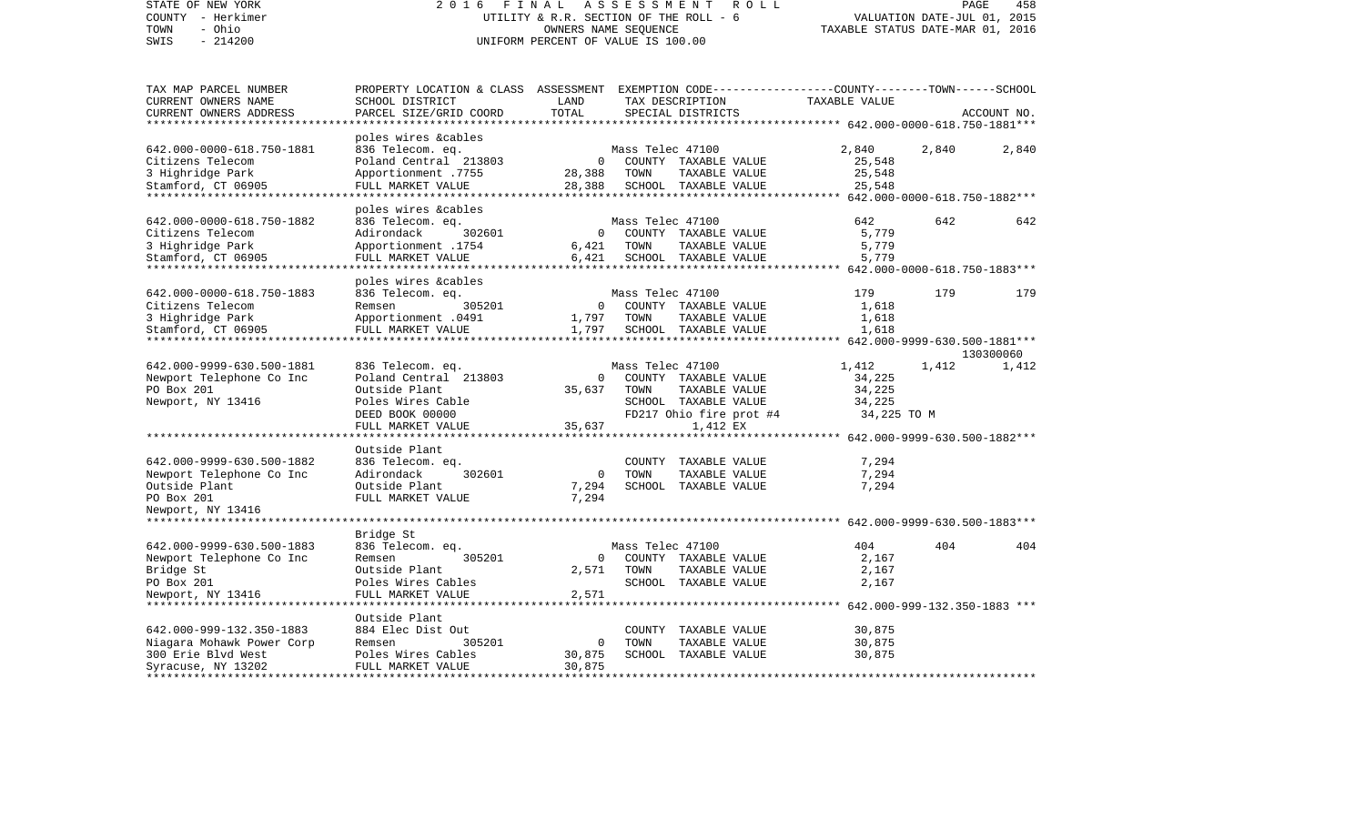STATE OF NEW YORK — 2016 FINAL ASSESSMENT ROLL
COUNTY - Herkimer — UTILITY & R.R. SECTION OF THE ROLL - 6 — VALUATION DATE-JUL 01, 2015
TOWN - Ohio — OWNERS NAME SEQUENCE — TAXABLE STATUS DATE-MAR 01, 2016
SWIS - 214200 — UNIFORM PERCENT OF VALUE IS 100.00

| TAX MAP PARCEL NUMBER / CURRENT OWNERS NAME / CURRENT OWNERS ADDRESS | PROPERTY LOCATION & CLASS / SCHOOL DISTRICT / PARCEL SIZE/GRID COORD | ASSESSMENT LAND / TOTAL | EXEMPTION CODE / TAX DESCRIPTION / SPECIAL DISTRICTS | COUNTY TAXABLE VALUE | TOWN | SCHOOL / ACCOUNT NO. |
|---|---|---|---|---|---|---|
| **642.000-0000-618.750-1881** | poles wires &cables | | | | | |
| 642.000-0000-618.750-1881 | 836 Telecom. eq. | | Mass Telec 47100 | 2,840 | 2,840 | 2,840 |
| Citizens Telecom | Poland Central 213803 | 0 | COUNTY TAXABLE VALUE | 25,548 | | |
| 3 Highridge Park | Apportionment .7755 | 28,388 | TOWN TAXABLE VALUE | 25,548 | | |
| Stamford, CT 06905 | FULL MARKET VALUE | 28,388 | SCHOOL TAXABLE VALUE | 25,548 | | |
| **642.000-0000-618.750-1882** | poles wires &cables | | | | | |
| 642.000-0000-618.750-1882 | 836 Telecom. eq. | | Mass Telec 47100 | 642 | 642 | 642 |
| Citizens Telecom | Adirondack 302601 | 0 | COUNTY TAXABLE VALUE | 5,779 | | |
| 3 Highridge Park | Apportionment .1754 | 6,421 | TOWN TAXABLE VALUE | 5,779 | | |
| Stamford, CT 06905 | FULL MARKET VALUE | 6,421 | SCHOOL TAXABLE VALUE | 5,779 | | |
| **642.000-0000-618.750-1883** | poles wires &cables | | | | | |
| 642.000-0000-618.750-1883 | 836 Telecom. eq. | | Mass Telec 47100 | 179 | 179 | 179 |
| Citizens Telecom | Remsen 305201 | 0 | COUNTY TAXABLE VALUE | 1,618 | | |
| 3 Highridge Park | Apportionment .0491 | 1,797 | TOWN TAXABLE VALUE | 1,618 | | |
| Stamford, CT 06905 | FULL MARKET VALUE | 1,797 | SCHOOL TAXABLE VALUE | 1,618 | | |
| **642.000-9999-630.500-1881** | | | | | | 130300060 |
| 642.000-9999-630.500-1881 | 836 Telecom. eq. | | Mass Telec 47100 | 1,412 | 1,412 | 1,412 |
| Newport Telephone Co Inc | Poland Central 213803 | 0 | COUNTY TAXABLE VALUE | 34,225 | | |
| PO Box 201 | Outside Plant | 35,637 | TOWN TAXABLE VALUE | 34,225 | | |
| Newport, NY 13416 | Poles Wires Cable | | SCHOOL TAXABLE VALUE | 34,225 | | |
| | DEED BOOK 00000 | | FD217 Ohio fire prot #4 | 34,225 TO M | | |
| | FULL MARKET VALUE | 35,637 | 1,412 EX | | | |
| **642.000-9999-630.500-1882** | Outside Plant | | | | | |
| 642.000-9999-630.500-1882 | 836 Telecom. eq. | | COUNTY TAXABLE VALUE | 7,294 | | |
| Newport Telephone Co Inc | Adirondack 302601 | 0 | TOWN TAXABLE VALUE | 7,294 | | |
| Outside Plant | Outside Plant | 7,294 | SCHOOL TAXABLE VALUE | 7,294 | | |
| PO Box 201 | FULL MARKET VALUE | 7,294 | | | | |
| Newport, NY 13416 | | | | | | |
| **642.000-9999-630.500-1883** | Bridge St | | | | | |
| 642.000-9999-630.500-1883 | 836 Telecom. eq. | | Mass Telec 47100 | 404 | 404 | 404 |
| Newport Telephone Co Inc | Remsen 305201 | 0 | COUNTY TAXABLE VALUE | 2,167 | | |
| Bridge St | Outside Plant | 2,571 | TOWN TAXABLE VALUE | 2,167 | | |
| PO Box 201 | Poles Wires Cables | | SCHOOL TAXABLE VALUE | 2,167 | | |
| Newport, NY 13416 | FULL MARKET VALUE | 2,571 | | | | |
| **642.000-999-132.350-1883** | Outside Plant | | | | | |
| 642.000-999-132.350-1883 | 884 Elec Dist Out | | COUNTY TAXABLE VALUE | 30,875 | | |
| Niagara Mohawk Power Corp | Remsen 305201 | 0 | TOWN TAXABLE VALUE | 30,875 | | |
| 300 Erie Blvd West | Poles Wires Cables | 30,875 | SCHOOL TAXABLE VALUE | 30,875 | | |
| Syracuse, NY 13202 | FULL MARKET VALUE | 30,875 | | | | |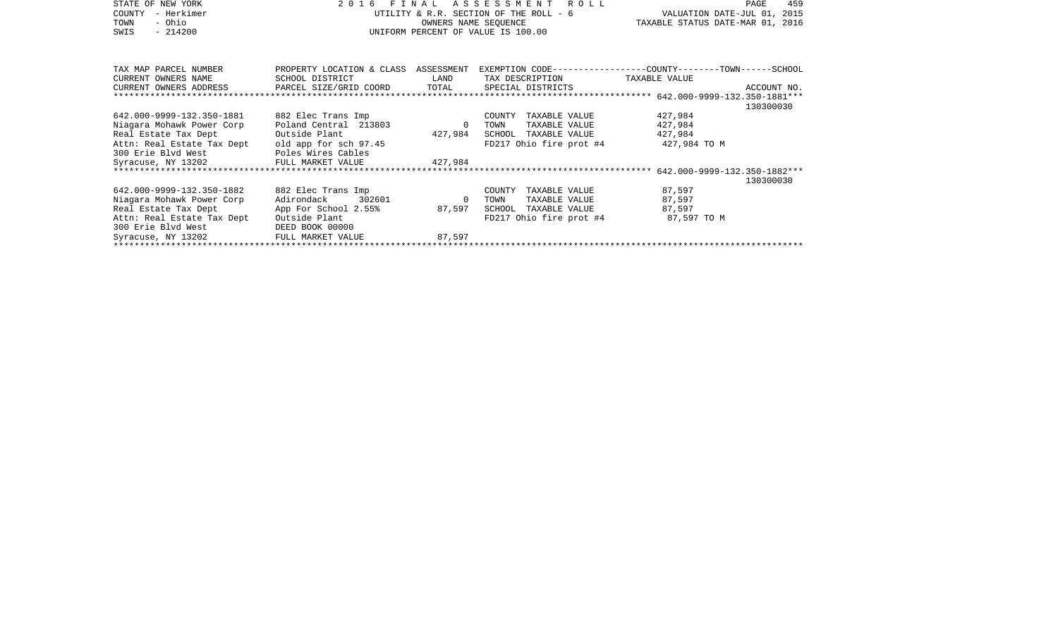STATE OF NEW YORK
COUNTY - Herkimer
TOWN - Ohio
SWIS - 214200

2 0 1 6 F I N A L A S S E S S M E N T R O L L
UTILITY & R.R. SECTION OF THE ROLL - 6
OWNERS NAME SEQUENCE
UNIFORM PERCENT OF VALUE IS 100.00

VALUATION DATE-JUL 01, 2015
TAXABLE STATUS DATE-MAR 01, 2016

| TAX MAP PARCEL NUMBER / CURRENT OWNERS NAME / CURRENT OWNERS ADDRESS | PROPERTY LOCATION & CLASS / SCHOOL DISTRICT / PARCEL SIZE/GRID COORD | ASSESSMENT LAND / TOTAL | EXEMPTION CODE / TAX DESCRIPTION / SPECIAL DISTRICTS | COUNTY--TOWN--SCHOOL TAXABLE VALUE | ACCOUNT NO. |
|---|---|---|---|---|---|
| **642.000-9999-132.350-1881** | | | | | 130300030 |
| 642.000-9999-132.350-1881 | 882 Elec Trans Imp | | COUNTY TAXABLE VALUE | 427,984 | |
| Niagara Mohawk Power Corp | Poland Central 213803 | 0 | TOWN TAXABLE VALUE | 427,984 | |
| Real Estate Tax Dept | Outside Plant | 427,984 | SCHOOL TAXABLE VALUE | 427,984 | |
| Attn: Real Estate Tax Dept | old app for sch 97.45 | | FD217 Ohio fire prot #4 | 427,984 TO M | |
| 300 Erie Blvd West | Poles Wires Cables | | | | |
| Syracuse, NY 13202 | FULL MARKET VALUE | 427,984 | | | |
| **642.000-9999-132.350-1882** | | | | | 130300030 |
| 642.000-9999-132.350-1882 | 882 Elec Trans Imp | | COUNTY TAXABLE VALUE | 87,597 | |
| Niagara Mohawk Power Corp | Adirondack 302601 | 0 | TOWN TAXABLE VALUE | 87,597 | |
| Real Estate Tax Dept | App For School 2.55% | 87,597 | SCHOOL TAXABLE VALUE | 87,597 | |
| Attn: Real Estate Tax Dept | Outside Plant | | FD217 Ohio fire prot #4 | 87,597 TO M | |
| 300 Erie Blvd West | DEED BOOK 00000 | | | | |
| Syracuse, NY 13202 | FULL MARKET VALUE | 87,597 | | | |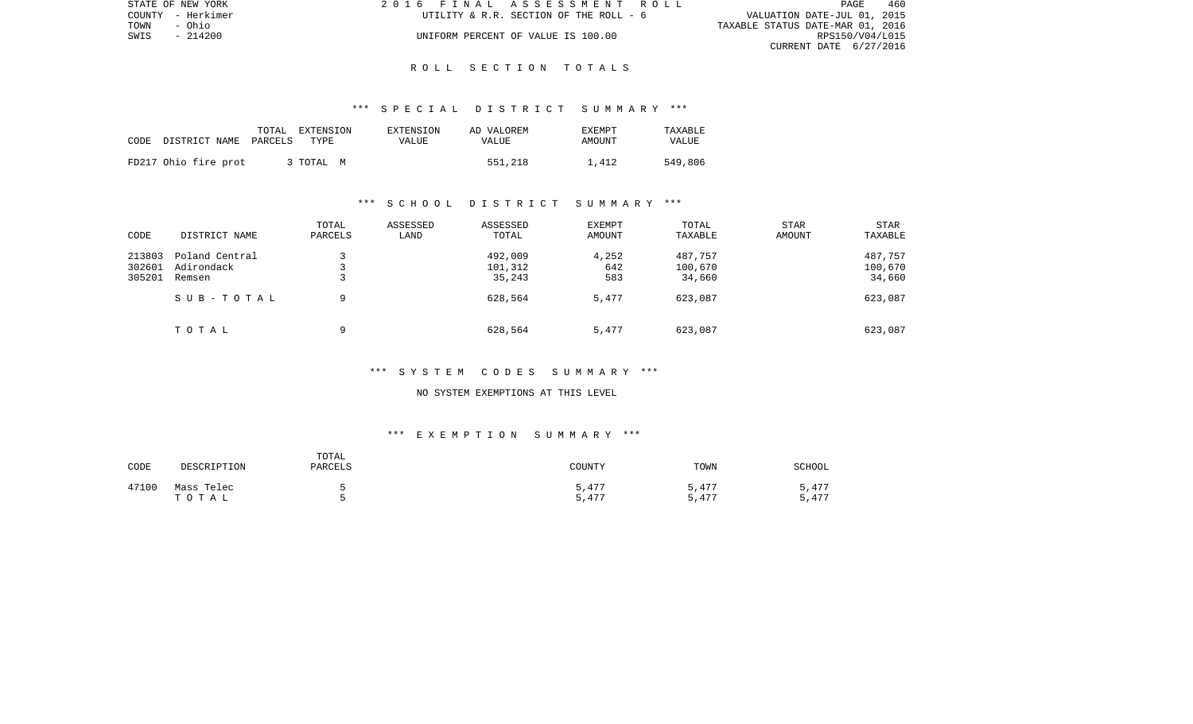STATE OF NEW YORK | COUNTY - Herkimer | TOWN - Ohio | SWIS - 214200

2016 FINAL ASSESSMENT ROLL
UTILITY & R.R. SECTION OF THE ROLL - 6
UNIFORM PERCENT OF VALUE IS 100.00

VALUATION DATE-JUL 01, 2015
TAXABLE STATUS DATE-MAR 01, 2016
RPS150/V04/L015
CURRENT DATE 6/27/2016

# ROLL SECTION TOTALS

## *** SPECIAL DISTRICT SUMMARY ***

| CODE DISTRICT NAME | TOTAL PARCELS | EXTENSION TYPE | EXTENSION VALUE | AD VALOREM VALUE | EXEMPT AMOUNT | TAXABLE VALUE |
|---|---|---|---|---|---|---|
| FD217 Ohio fire prot | 3 | TOTAL M | | 551,218 | 1,412 | 549,806 |

## *** SCHOOL DISTRICT SUMMARY ***

| CODE | DISTRICT NAME | TOTAL PARCELS | ASSESSED LAND | ASSESSED TOTAL | EXEMPT AMOUNT | TOTAL TAXABLE | STAR AMOUNT | STAR TAXABLE |
|---|---|---|---|---|---|---|---|---|
| 213803 | Poland Central | 3 | | 492,009 | 4,252 | 487,757 | | 487,757 |
| 302601 | Adirondack | 3 | | 101,312 | 642 | 100,670 | | 100,670 |
| 305201 | Remsen | 3 | | 35,243 | 583 | 34,660 | | 34,660 |
| | SUB-TOTAL | 9 | | 628,564 | 5,477 | 623,087 | | 623,087 |
| | TOTAL | 9 | | 628,564 | 5,477 | 623,087 | | 623,087 |

## *** SYSTEM CODES SUMMARY ***

NO SYSTEM EXEMPTIONS AT THIS LEVEL

## *** EXEMPTION SUMMARY ***

| CODE | DESCRIPTION | TOTAL PARCELS | COUNTY | TOWN | SCHOOL |
|---|---|---|---|---|---|
| 47100 | Mass Telec | 5 | 5,477 | 5,477 | 5,477 |
| | TOTAL | 5 | 5,477 | 5,477 | 5,477 |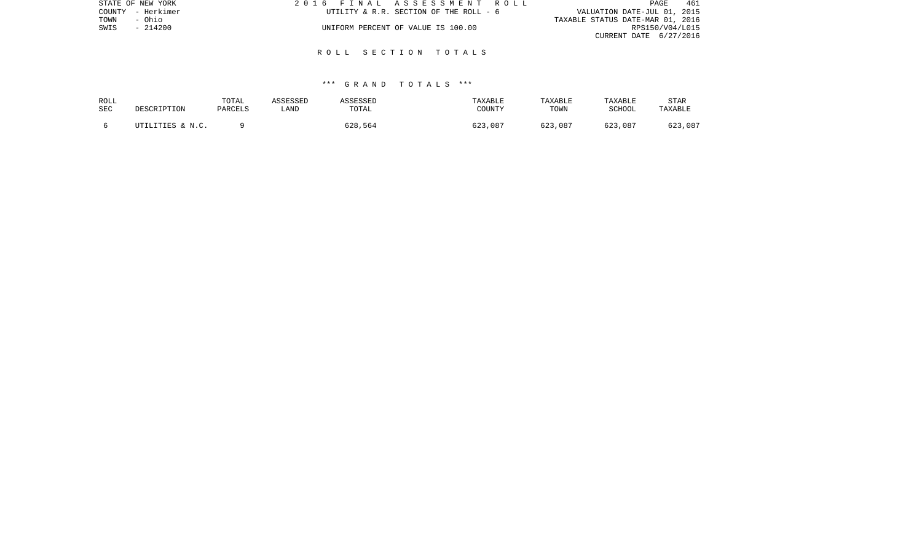STATE OF NEW YORK
COUNTY - Herkimer
TOWN - Ohio
SWIS - 214200

# 2016 FINAL ASSESSMENT ROLL

UTILITY & R.R. SECTION OF THE ROLL - 6

UNIFORM PERCENT OF VALUE IS 100.00

VALUATION DATE-JUL 01, 2015
TAXABLE STATUS DATE-MAR 01, 2016
RPS150/V04/L015
CURRENT DATE 6/27/2016

## ROLL SECTION TOTALS

### *** GRAND TOTALS ***

| ROLL SEC | DESCRIPTION | TOTAL PARCELS | ASSESSED LAND | ASSESSED TOTAL | TAXABLE COUNTY | TAXABLE TOWN | TAXABLE SCHOOL | STAR TAXABLE |
|---|---|---|---|---|---|---|---|---|
| 6 | UTILITIES & N.C. | 9 | | 628,564 | 623,087 | 623,087 | 623,087 | 623,087 |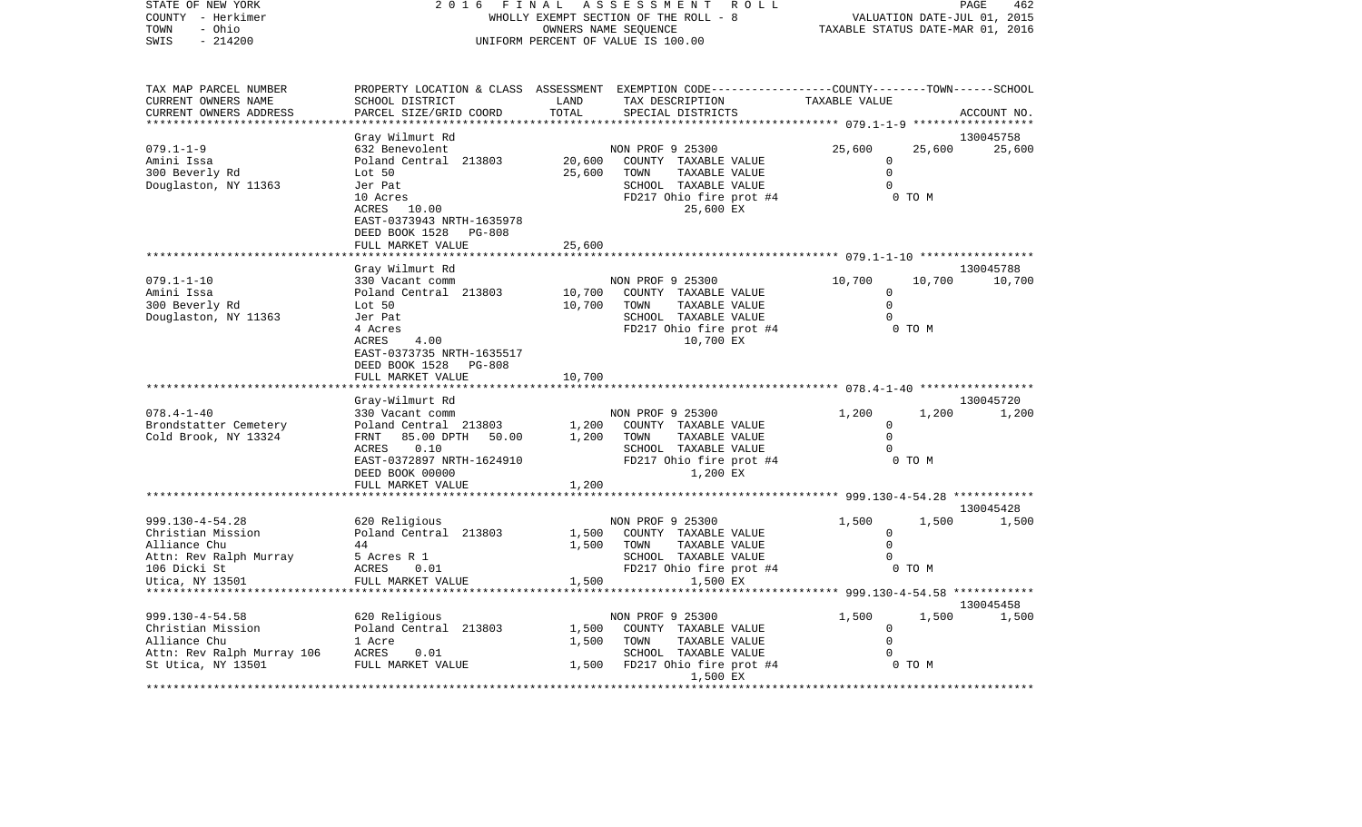STATE OF NEW YORK — COUNTY - Herkimer — TOWN - Ohio — SWIS - 214200

2016 FINAL ASSESSMENT ROLL
WHOLLY EXEMPT SECTION OF THE ROLL - 8
OWNERS NAME SEQUENCE
UNIFORM PERCENT OF VALUE IS 100.00

VALUATION DATE-JUL 01, 2015
TAXABLE STATUS DATE-MAR 01, 2016

```
TAX MAP PARCEL NUMBER      PROPERTY LOCATION & CLASS  ASSESSMENT  EXEMPTION CODE-----------------COUNTY--------TOWN------SCHOOL
CURRENT OWNERS NAME        SCHOOL DISTRICT              LAND      TAX DESCRIPTION              TAXABLE VALUE
CURRENT OWNERS ADDRESS     PARCEL SIZE/GRID COORD       TOTAL     SPECIAL DISTRICTS                                        ACCOUNT NO.
******************************************************************************************************* 079.1-1-9 ******************
                           Gray Wilmurt Rd                                                                                 130045758
079.1-1-9                  632 Benevolent                         NON PROF 9 25300              25,600      25,600      25,600
Amini Issa                 Poland Central 213803       20,600     COUNTY  TAXABLE VALUE              0
300 Beverly Rd             Lot 50                      25,600     TOWN    TAXABLE VALUE              0
Douglaston, NY 11363       Jer Pat                                SCHOOL  TAXABLE VALUE              0
                           10 Acres                               FD217 Ohio fire prot #4              0 TO M
                           ACRES   10.00                                25,600 EX
                           EAST-0373943 NRTH-1635978
                           DEED BOOK 1528   PG-808
                           FULL MARKET VALUE            25,600
******************************************************************************************************* 079.1-1-10 *****************
                           Gray Wilmurt Rd                                                                                 130045788
079.1-1-10                 330 Vacant comm                        NON PROF 9 25300              10,700      10,700      10,700
Amini Issa                 Poland Central 213803       10,700     COUNTY  TAXABLE VALUE              0
300 Beverly Rd             Lot 50                      10,700     TOWN    TAXABLE VALUE              0
Douglaston, NY 11363       Jer Pat                                SCHOOL  TAXABLE VALUE              0
                           4 Acres                                FD217 Ohio fire prot #4              0 TO M
                           ACRES    4.00                                10,700 EX
                           EAST-0373735 NRTH-1635517
                           DEED BOOK 1528   PG-808
                           FULL MARKET VALUE            10,700
******************************************************************************************************* 078.4-1-40 *****************
                           Gray-Wilmurt Rd                                                                                 130045720
078.4-1-40                 330 Vacant comm                        NON PROF 9 25300               1,200       1,200       1,200
Brondstatter Cemetery      Poland Central 213803        1,200     COUNTY  TAXABLE VALUE              0
Cold Brook, NY 13324       FRNT    85.00 DPTH   50.00   1,200     TOWN    TAXABLE VALUE              0
                           ACRES    0.10                          SCHOOL  TAXABLE VALUE              0
                           EAST-0372897 NRTH-1624910              FD217 Ohio fire prot #4              0 TO M
                           DEED BOOK 00000                               1,200 EX
                           FULL MARKET VALUE             1,200
******************************************************************************************************* 999.130-4-54.28 ************
                                                                                                                           130045428
999.130-4-54.28            620 Religious                          NON PROF 9 25300               1,500       1,500       1,500
Christian Mission          Poland Central 213803        1,500     COUNTY  TAXABLE VALUE              0
Alliance Chu               44                           1,500     TOWN    TAXABLE VALUE              0
Attn: Rev Ralph Murray     5 Acres R 1                            SCHOOL  TAXABLE VALUE              0
106 Dicki St               ACRES    0.01                          FD217 Ohio fire prot #4              0 TO M
Utica, NY 13501            FULL MARKET VALUE             1,500           1,500 EX
******************************************************************************************************* 999.130-4-54.58 ************
                                                                                                                           130045458
999.130-4-54.58            620 Religious                          NON PROF 9 25300               1,500       1,500       1,500
Christian Mission          Poland Central 213803        1,500     COUNTY  TAXABLE VALUE              0
Alliance Chu               1 Acre                       1,500     TOWN    TAXABLE VALUE              0
Attn: Rev Ralph Murray 106 ACRES    0.01                          SCHOOL  TAXABLE VALUE              0
St Utica, NY 13501         FULL MARKET VALUE             1,500    FD217 Ohio fire prot #4              0 TO M
                                                                         1,500 EX
************************************************************************************************************************************
```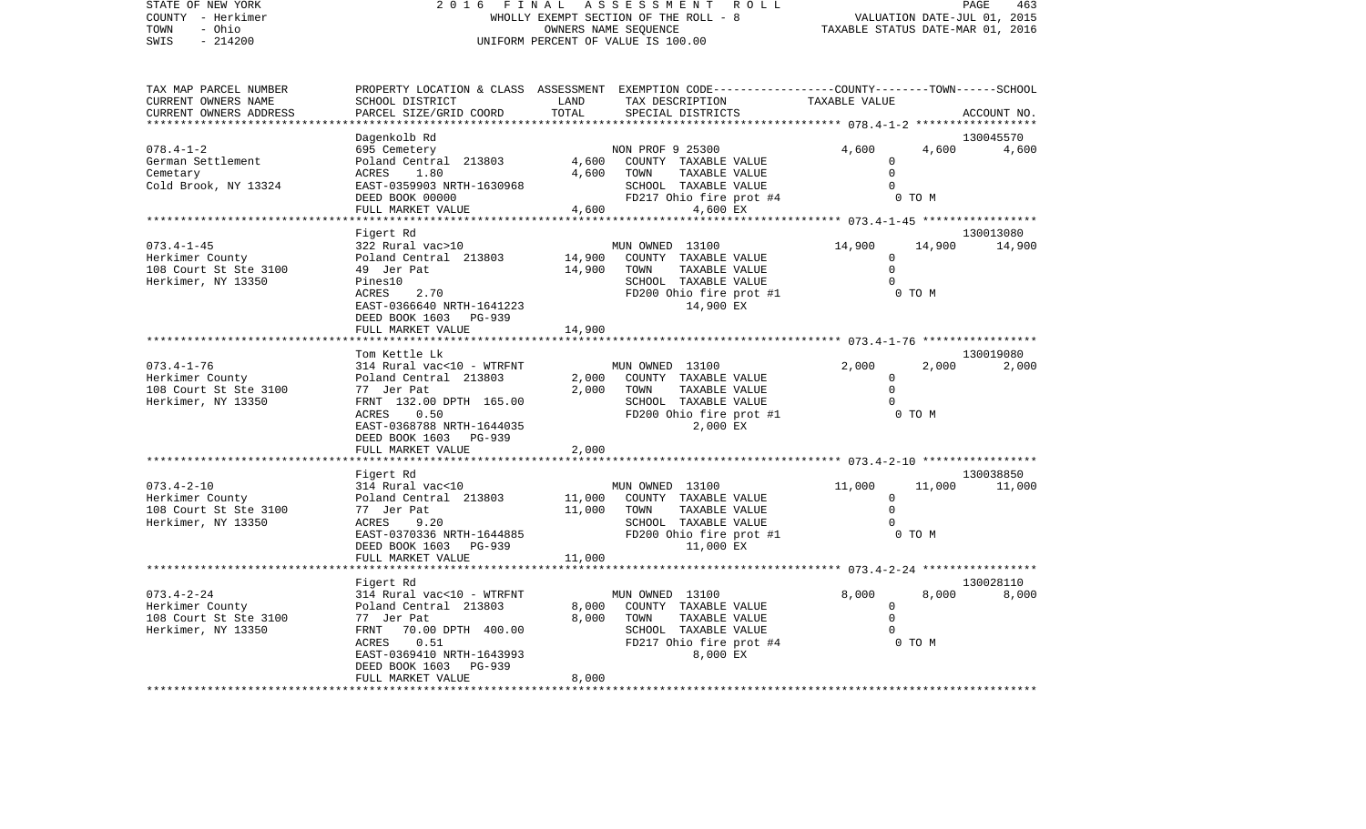STATE OF NEW YORK
COUNTY - Herkimer
TOWN - Ohio
SWIS - 214200

2 0 1 6 F I N A L A S S E S S M E N T R O L L
WHOLLY EXEMPT SECTION OF THE ROLL - 8
OWNERS NAME SEQUENCE
UNIFORM PERCENT OF VALUE IS 100.00

VALUATION DATE-JUL 01, 2015
TAXABLE STATUS DATE-MAR 01, 2016

| TAX MAP PARCEL NUMBER / CURRENT OWNERS NAME / CURRENT OWNERS ADDRESS | PROPERTY LOCATION & CLASS / SCHOOL DISTRICT / PARCEL SIZE/GRID COORD | ASSESSMENT LAND / TOTAL | EXEMPTION CODE / TAX DESCRIPTION / SPECIAL DISTRICTS | COUNTY | TOWN | SCHOOL / ACCOUNT NO. |
|---|---|---|---|---|---|---|
| | Dagenkolb Rd | | | | | 130045570 |
| 078.4-1-2 | 695 Cemetery | | NON PROF 9 25300 | 4,600 | 4,600 | 4,600 |
| German Settlement | Poland Central 213803 | 4,600 | COUNTY TAXABLE VALUE | 0 | | |
| Cemetary | ACRES 1.80 | 4,600 | TOWN TAXABLE VALUE | 0 | | |
| Cold Brook, NY 13324 | EAST-0359903 NRTH-1630968 | | SCHOOL TAXABLE VALUE | 0 | | |
| | DEED BOOK 00000 | | FD217 Ohio fire prot #4 | 0 TO M | | |
| | FULL MARKET VALUE | 4,600 | 4,600 EX | | | |
| | Figert Rd | | | | | 130013080 |
| 073.4-1-45 | 322 Rural vac>10 | | MUN OWNED 13100 | 14,900 | 14,900 | 14,900 |
| Herkimer County | Poland Central 213803 | 14,900 | COUNTY TAXABLE VALUE | 0 | | |
| 108 Court St Ste 3100 | 49 Jer Pat | 14,900 | TOWN TAXABLE VALUE | 0 | | |
| Herkimer, NY 13350 | Pines10 | | SCHOOL TAXABLE VALUE | 0 | | |
| | ACRES 2.70 | | FD200 Ohio fire prot #1 | 0 TO M | | |
| | EAST-0366640 NRTH-1641223 | | 14,900 EX | | | |
| | DEED BOOK 1603 PG-939 | | | | | |
| | FULL MARKET VALUE | 14,900 | | | | |
| | Tom Kettle Lk | | | | | 130019080 |
| 073.4-1-76 | 314 Rural vac<10 - WTRFNT | | MUN OWNED 13100 | 2,000 | 2,000 | 2,000 |
| Herkimer County | Poland Central 213803 | 2,000 | COUNTY TAXABLE VALUE | 0 | | |
| 108 Court St Ste 3100 | 77 Jer Pat | 2,000 | TOWN TAXABLE VALUE | 0 | | |
| Herkimer, NY 13350 | FRNT 132.00 DPTH 165.00 | | SCHOOL TAXABLE VALUE | 0 | | |
| | ACRES 0.50 | | FD200 Ohio fire prot #1 | 0 TO M | | |
| | EAST-0368788 NRTH-1644035 | | 2,000 EX | | | |
| | DEED BOOK 1603 PG-939 | | | | | |
| | FULL MARKET VALUE | 2,000 | | | | |
| | Figert Rd | | | | | 130038850 |
| 073.4-2-10 | 314 Rural vac<10 | | MUN OWNED 13100 | 11,000 | 11,000 | 11,000 |
| Herkimer County | Poland Central 213803 | 11,000 | COUNTY TAXABLE VALUE | 0 | | |
| 108 Court St Ste 3100 | 77 Jer Pat | 11,000 | TOWN TAXABLE VALUE | 0 | | |
| Herkimer, NY 13350 | ACRES 9.20 | | SCHOOL TAXABLE VALUE | 0 | | |
| | EAST-0370336 NRTH-1644885 | | FD200 Ohio fire prot #1 | 0 TO M | | |
| | DEED BOOK 1603 PG-939 | | 11,000 EX | | | |
| | FULL MARKET VALUE | 11,000 | | | | |
| | Figert Rd | | | | | 130028110 |
| 073.4-2-24 | 314 Rural vac<10 - WTRFNT | | MUN OWNED 13100 | 8,000 | 8,000 | 8,000 |
| Herkimer County | Poland Central 213803 | 8,000 | COUNTY TAXABLE VALUE | 0 | | |
| 108 Court St Ste 3100 | 77 Jer Pat | 8,000 | TOWN TAXABLE VALUE | 0 | | |
| Herkimer, NY 13350 | FRNT 70.00 DPTH 400.00 | | SCHOOL TAXABLE VALUE | 0 | | |
| | ACRES 0.51 | | FD217 Ohio fire prot #4 | 0 TO M | | |
| | EAST-0369410 NRTH-1643993 | | 8,000 EX | | | |
| | DEED BOOK 1603 PG-939 | | | | | |
| | FULL MARKET VALUE | 8,000 | | | | |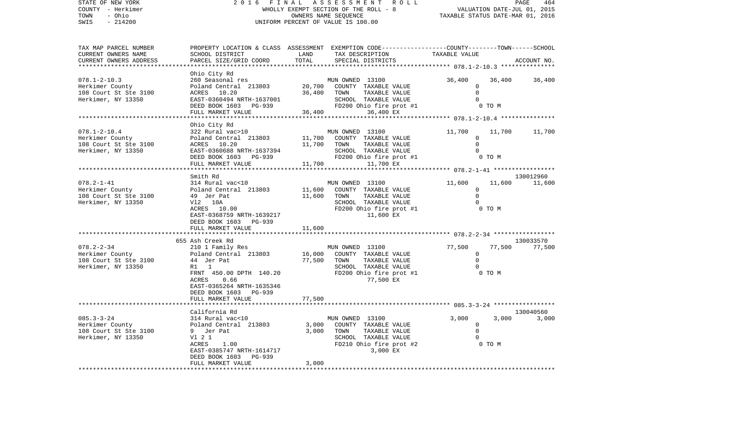STATE OF NEW YORK | 2016 FINAL ASSESSMENT ROLL
COUNTY - Herkimer | WHOLLY EXEMPT SECTION OF THE ROLL - 8 | VALUATION DATE-JUL 01, 2015
TOWN - Ohio | OWNERS NAME SEQUENCE | TAXABLE STATUS DATE-MAR 01, 2016
SWIS - 214200 | UNIFORM PERCENT OF VALUE IS 100.00

| TAX MAP PARCEL NUMBER / CURRENT OWNERS NAME / CURRENT OWNERS ADDRESS | PROPERTY LOCATION & CLASS / SCHOOL DISTRICT / PARCEL SIZE/GRID COORD | ASSESSMENT LAND / TOTAL | EXEMPTION CODE / TAX DESCRIPTION / SPECIAL DISTRICTS | COUNTY | TOWN | SCHOOL / ACCOUNT NO. |
|---|---|---|---|---|---|---|
| **078.1-2-10.3** | Ohio City Rd | | | | | |
| 078.1-2-10.3 | 260 Seasonal res | | MUN OWNED 13100 | 36,400 | 36,400 | 36,400 |
| Herkimer County | Poland Central 213803 | 20,700 | COUNTY TAXABLE VALUE | 0 | | |
| 108 Court St Ste 3100 | ACRES 10.20 | 36,400 | TOWN TAXABLE VALUE | | 0 | |
| Herkimer, NY 13350 | EAST-0360494 NRTH-1637001 | | SCHOOL TAXABLE VALUE | | | 0 |
| | DEED BOOK 1603 PG-939 | | FD200 Ohio fire prot #1 | 0 TO M | | |
| | FULL MARKET VALUE | 36,400 | 36,400 EX | | | |
| **078.1-2-10.4** | Ohio City Rd | | | | | |
| 078.1-2-10.4 | 322 Rural vac>10 | | MUN OWNED 13100 | 11,700 | 11,700 | 11,700 |
| Herkimer County | Poland Central 213803 | 11,700 | COUNTY TAXABLE VALUE | 0 | | |
| 108 Court St Ste 3100 | ACRES 10.20 | 11,700 | TOWN TAXABLE VALUE | | 0 | |
| Herkimer, NY 13350 | EAST-0360688 NRTH-1637394 | | SCHOOL TAXABLE VALUE | | | 0 |
| | DEED BOOK 1603 PG-939 | | FD200 Ohio fire prot #1 | 0 TO M | | |
| | FULL MARKET VALUE | 11,700 | 11,700 EX | | | |
| **078.2-1-41** | Smith Rd | | | | | 130012960 |
| 078.2-1-41 | 314 Rural vac<10 | | MUN OWNED 13100 | 11,600 | 11,600 | 11,600 |
| Herkimer County | Poland Central 213803 | 11,600 | COUNTY TAXABLE VALUE | 0 | | |
| 108 Court St Ste 3100 | 49 Jer Pat | 11,600 | TOWN TAXABLE VALUE | | 0 | |
| Herkimer, NY 13350 | Vl2 10A | | SCHOOL TAXABLE VALUE | | | 0 |
| | ACRES 10.00 | | FD200 Ohio fire prot #1 | 0 TO M | | |
| | EAST-0368759 NRTH-1639217 | | 11,600 EX | | | |
| | DEED BOOK 1603 PG-939 | | | | | |
| | FULL MARKET VALUE | 11,600 | | | | |
| **078.2-2-34** | 655 Ash Creek Rd | | | | | 130033570 |
| 078.2-2-34 | 210 1 Family Res | | MUN OWNED 13100 | 77,500 | 77,500 | 77,500 |
| Herkimer County | Poland Central 213803 | 16,000 | COUNTY TAXABLE VALUE | 0 | | |
| 108 Court St Ste 3100 | 44 Jer Pat | 77,500 | TOWN TAXABLE VALUE | | 0 | |
| Herkimer, NY 13350 | R1 1 | | SCHOOL TAXABLE VALUE | | | 0 |
| | FRNT 450.00 DPTH 140.20 | | FD200 Ohio fire prot #1 | 0 TO M | | |
| | ACRES 0.66 | | 77,500 EX | | | |
| | EAST-0365264 NRTH-1635346 | | | | | |
| | DEED BOOK 1603 PG-939 | | | | | |
| | FULL MARKET VALUE | 77,500 | | | | |
| **085.3-3-24** | California Rd | | | | | 130040560 |
| 085.3-3-24 | 314 Rural vac<10 | | MUN OWNED 13100 | 3,000 | 3,000 | 3,000 |
| Herkimer County | Poland Central 213803 | 3,000 | COUNTY TAXABLE VALUE | 0 | | |
| 108 Court St Ste 3100 | 9 Jer Pat | 3,000 | TOWN TAXABLE VALUE | | 0 | |
| Herkimer, NY 13350 | Vl 2 1 | | SCHOOL TAXABLE VALUE | | | 0 |
| | ACRES 1.00 | | FD210 Ohio fire prot #2 | 0 TO M | | |
| | EAST-0385747 NRTH-1614717 | | 3,000 EX | | | |
| | DEED BOOK 1603 PG-939 | | | | | |
| | FULL MARKET VALUE | 3,000 | | | | |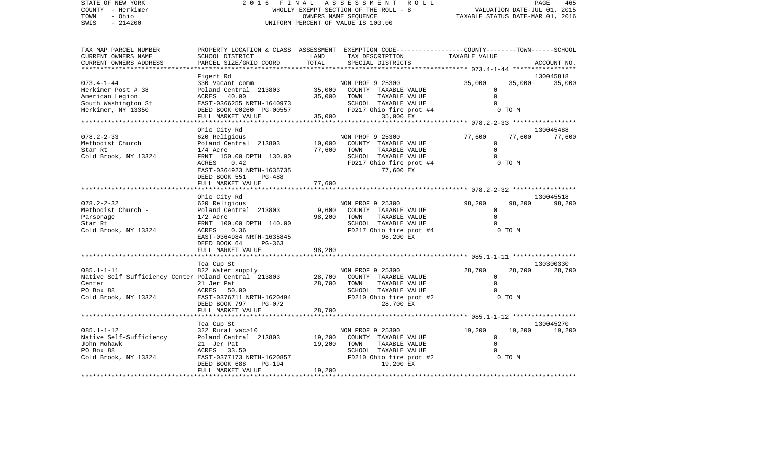STATE OF NEW YORK — 2016 FINAL ASSESSMENT ROLL — WHOLLY EXEMPT SECTION OF THE ROLL - 8 — OWNERS NAME SEQUENCE — UNIFORM PERCENT OF VALUE IS 100.00

COUNTY - Herkimer
TOWN - Ohio
SWIS - 214200

VALUATION DATE-JUL 01, 2015
TAXABLE STATUS DATE-MAR 01, 2016

| TAX MAP PARCEL NUMBER / CURRENT OWNERS NAME / CURRENT OWNERS ADDRESS | PROPERTY LOCATION & CLASS / SCHOOL DISTRICT / PARCEL SIZE/GRID COORD | ASSESSMENT LAND / TOTAL | EXEMPTION CODE / TAX DESCRIPTION / SPECIAL DISTRICTS | COUNTY | TOWN | SCHOOL / ACCOUNT NO. |
|---|---|---|---|---|---|---|
| | Figert Rd | | | | | 130045818 |
| 073.4-1-44 | 330 Vacant comm | | NON PROF 9 25300 | 35,000 | 35,000 | 35,000 |
| Herkimer Post # 38 | Poland Central 213803 | 35,000 | COUNTY TAXABLE VALUE | 0 | | |
| American Legion | ACRES 40.00 | 35,000 | TOWN TAXABLE VALUE | | 0 | |
| South Washington St | EAST-0366255 NRTH-1640973 | | SCHOOL TAXABLE VALUE | | | 0 |
| Herkimer, NY 13350 | DEED BOOK 00260 PG-00557 | | FD217 Ohio fire prot #4 | 0 TO M | | |
| | FULL MARKET VALUE | 35,000 | 35,000 EX | | | |
| | Ohio City Rd | | | | | 130045488 |
| 078.2-2-33 | 620 Religious | | NON PROF 9 25300 | 77,600 | 77,600 | 77,600 |
| Methodist Church | Poland Central 213803 | 10,000 | COUNTY TAXABLE VALUE | 0 | | |
| Star Rt | 1/4 Acre | 77,600 | TOWN TAXABLE VALUE | | 0 | |
| Cold Brook, NY 13324 | FRNT 150.00 DPTH 130.00 | | SCHOOL TAXABLE VALUE | | | 0 |
| | ACRES 0.42 | | FD217 Ohio fire prot #4 | 0 TO M | | |
| | EAST-0364923 NRTH-1635735 | | 77,600 EX | | | |
| | DEED BOOK 551 PG-488 | | | | | |
| | FULL MARKET VALUE | 77,600 | | | | |
| | Ohio City Rd | | | | | 130045518 |
| 078.2-2-32 | 620 Religious | | NON PROF 9 25300 | 98,200 | 98,200 | 98,200 |
| Methodist Church - | Poland Central 213803 | 9,600 | COUNTY TAXABLE VALUE | 0 | | |
| Parsonage | 1/2 Acre | 98,200 | TOWN TAXABLE VALUE | | 0 | |
| Star Rt | FRNT 100.00 DPTH 140.00 | | SCHOOL TAXABLE VALUE | | | 0 |
| Cold Brook, NY 13324 | ACRES 0.36 | | FD217 Ohio fire prot #4 | 0 TO M | | |
| | EAST-0364984 NRTH-1635845 | | 98,200 EX | | | |
| | DEED BOOK 64 PG-363 | | | | | |
| | FULL MARKET VALUE | 98,200 | | | | |
| | Tea Cup St | | | | | 130300330 |
| 085.1-1-11 | 822 Water supply | | NON PROF 9 25300 | 28,700 | 28,700 | 28,700 |
| Native Self Sufficiency Center | Poland Central 213803 | 28,700 | COUNTY TAXABLE VALUE | 0 | | |
| Center | 21 Jer Pat | 28,700 | TOWN TAXABLE VALUE | | 0 | |
| PO Box 88 | ACRES 50.00 | | SCHOOL TAXABLE VALUE | | | 0 |
| Cold Brook, NY 13324 | EAST-0376711 NRTH-1620494 | | FD210 Ohio fire prot #2 | 0 TO M | | |
| | DEED BOOK 797 PG-072 | | 28,700 EX | | | |
| | FULL MARKET VALUE | 28,700 | | | | |
| | Tea Cup St | | | | | 130045270 |
| 085.1-1-12 | 322 Rural vac>10 | | NON PROF 9 25300 | 19,200 | 19,200 | 19,200 |
| Native Self-Sufficiency | Poland Central 213803 | 19,200 | COUNTY TAXABLE VALUE | 0 | | |
| John Mohawk | 21 Jer Pat | 19,200 | TOWN TAXABLE VALUE | | 0 | |
| PO Box 88 | ACRES 33.50 | | SCHOOL TAXABLE VALUE | | | 0 |
| Cold Brook, NY 13324 | EAST-0377173 NRTH-1620857 | | FD210 Ohio fire prot #2 | 0 TO M | | |
| | DEED BOOK 688 PG-194 | | 19,200 EX | | | |
| | FULL MARKET VALUE | 19,200 | | | | |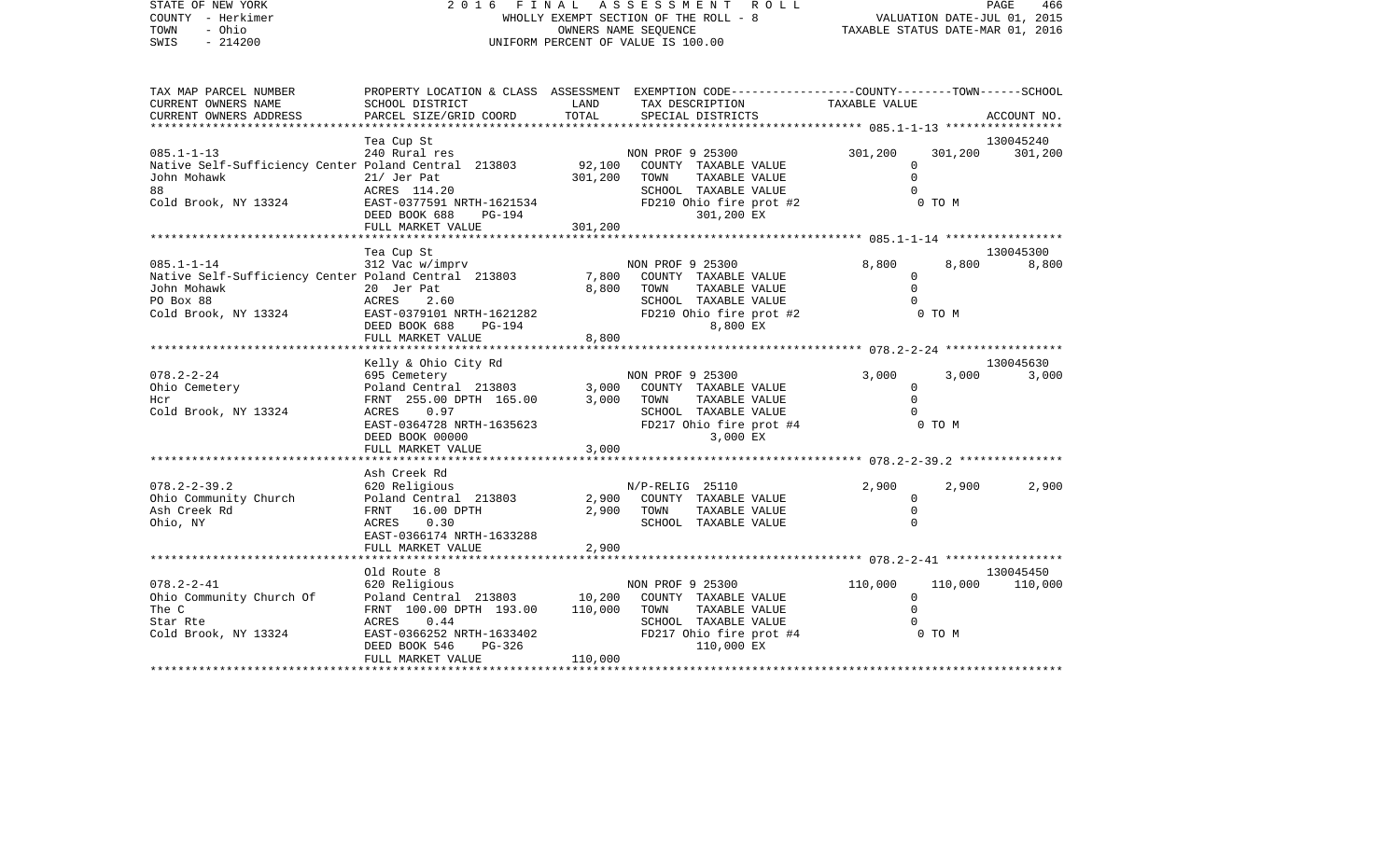STATE OF NEW YORK
COUNTY - Herkimer
TOWN - Ohio
SWIS - 214200

# 2016 FINAL ASSESSMENT ROLL

WHOLLY EXEMPT SECTION OF THE ROLL - 8
OWNERS NAME SEQUENCE
UNIFORM PERCENT OF VALUE IS 100.00

VALUATION DATE-JUL 01, 2015
TAXABLE STATUS DATE-MAR 01, 2016

| TAX MAP PARCEL NUMBER / CURRENT OWNERS NAME / CURRENT OWNERS ADDRESS | PROPERTY LOCATION & CLASS / SCHOOL DISTRICT / PARCEL SIZE/GRID COORD | ASSESSMENT LAND | TOTAL | EXEMPTION CODE / TAX DESCRIPTION / SPECIAL DISTRICTS | COUNTY | TOWN | SCHOOL | ACCOUNT NO. |
|---|---|---|---|---|---|---|---|---|
| **085.1-1-13** | Tea Cup St | | | | | | | 130045240 |
| | 240 Rural res | | | NON PROF 9 25300 | 301,200 | 301,200 | 301,200 | |
| Native Self-Sufficiency Center | Poland Central 213803 | 92,100 | | COUNTY TAXABLE VALUE | 0 | | | |
| John Mohawk | 21/ Jer Pat | | 301,200 | TOWN TAXABLE VALUE | | 0 | | |
| 88 | ACRES 114.20 | | | SCHOOL TAXABLE VALUE | | | 0 | |
| Cold Brook, NY 13324 | EAST-0377591 NRTH-1621534 | | | FD210 Ohio fire prot #2 | 0 TO M | | | |
| | DEED BOOK 688 PG-194 | | | 301,200 EX | | | | |
| | FULL MARKET VALUE | | 301,200 | | | | | |
| **085.1-1-14** | Tea Cup St | | | | | | | 130045300 |
| | 312 Vac w/imprv | | | NON PROF 9 25300 | 8,800 | 8,800 | 8,800 | |
| Native Self-Sufficiency Center | Poland Central 213803 | 7,800 | | COUNTY TAXABLE VALUE | 0 | | | |
| John Mohawk | 20 Jer Pat | | 8,800 | TOWN TAXABLE VALUE | | 0 | | |
| PO Box 88 | ACRES 2.60 | | | SCHOOL TAXABLE VALUE | | | 0 | |
| Cold Brook, NY 13324 | EAST-0379101 NRTH-1621282 | | | FD210 Ohio fire prot #2 | 0 TO M | | | |
| | DEED BOOK 688 PG-194 | | | 8,800 EX | | | | |
| | FULL MARKET VALUE | | 8,800 | | | | | |
| **078.2-2-24** | Kelly & Ohio City Rd | | | | | | | 130045630 |
| | 695 Cemetery | | | NON PROF 9 25300 | 3,000 | 3,000 | 3,000 | |
| Ohio Cemetery | Poland Central 213803 | 3,000 | | COUNTY TAXABLE VALUE | 0 | | | |
| Hcr | FRNT 255.00 DPTH 165.00 | | 3,000 | TOWN TAXABLE VALUE | | 0 | | |
| Cold Brook, NY 13324 | ACRES 0.97 | | | SCHOOL TAXABLE VALUE | | | 0 | |
| | EAST-0364728 NRTH-1635623 | | | FD217 Ohio fire prot #4 | 0 TO M | | | |
| | DEED BOOK 00000 | | | 3,000 EX | | | | |
| | FULL MARKET VALUE | | 3,000 | | | | | |
| **078.2-2-39.2** | Ash Creek Rd | | | | | | | |
| | 620 Religious | | | N/P-RELIG 25110 | 2,900 | 2,900 | 2,900 | |
| Ohio Community Church | Poland Central 213803 | 2,900 | | COUNTY TAXABLE VALUE | 0 | | | |
| Ash Creek Rd | FRNT 16.00 DPTH | | 2,900 | TOWN TAXABLE VALUE | | 0 | | |
| Ohio, NY | ACRES 0.30 | | | SCHOOL TAXABLE VALUE | | | 0 | |
| | EAST-0366174 NRTH-1633288 | | | | | | | |
| | FULL MARKET VALUE | | 2,900 | | | | | |
| **078.2-2-41** | Old Route 8 | | | | | | | 130045450 |
| | 620 Religious | | | NON PROF 9 25300 | 110,000 | 110,000 | 110,000 | |
| Ohio Community Church Of | Poland Central 213803 | 10,200 | | COUNTY TAXABLE VALUE | 0 | | | |
| The C | FRNT 100.00 DPTH 193.00 | | 110,000 | TOWN TAXABLE VALUE | | 0 | | |
| Star Rte | ACRES 0.44 | | | SCHOOL TAXABLE VALUE | | | 0 | |
| Cold Brook, NY 13324 | EAST-0366252 NRTH-1633402 | | | FD217 Ohio fire prot #4 | 0 TO M | | | |
| | DEED BOOK 546 PG-326 | | | 110,000 EX | | | | |
| | FULL MARKET VALUE | | 110,000 | | | | | |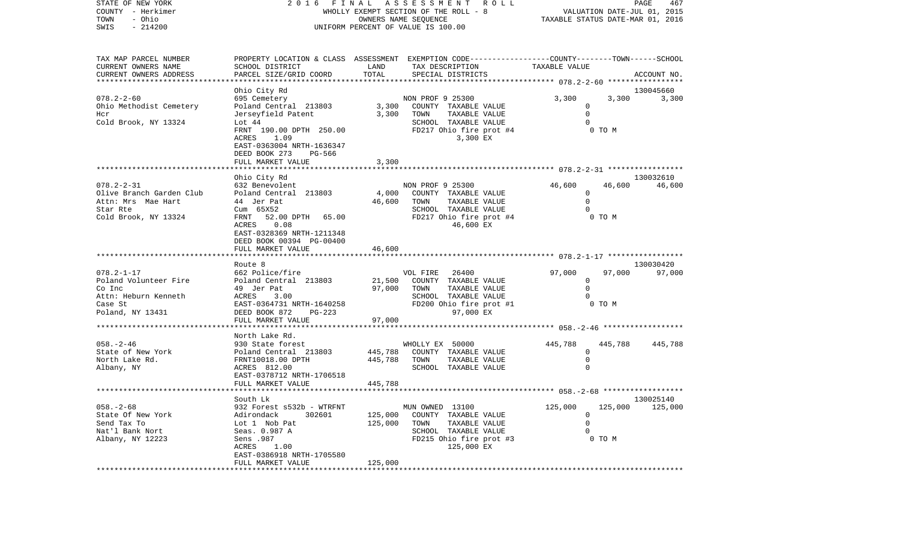STATE OF NEW YORK
COUNTY - Herkimer
TOWN - Ohio
SWIS - 214200

2016 FINAL ASSESSMENT ROLL
WHOLLY EXEMPT SECTION OF THE ROLL - 8
OWNERS NAME SEQUENCE
UNIFORM PERCENT OF VALUE IS 100.00

VALUATION DATE-JUL 01, 2015
TAXABLE STATUS DATE-MAR 01, 2016

| TAX MAP PARCEL NUMBER<br>CURRENT OWNERS NAME<br>CURRENT OWNERS ADDRESS | PROPERTY LOCATION & CLASS<br>SCHOOL DISTRICT<br>PARCEL SIZE/GRID COORD | ASSESSMENT<br>LAND<br>TOTAL | EXEMPTION CODE<br>TAX DESCRIPTION<br>SPECIAL DISTRICTS | COUNTY | TOWN | SCHOOL<br>ACCOUNT NO. |
|---|---|---|---|---|---|---|
| ***** 078.2-2-60 ***** | | | | | | |
| | Ohio City Rd | | | | | 130045660 |
| 078.2-2-60 | 695 Cemetery | | NON PROF 9 25300 | 3,300 | 3,300 | 3,300 |
| Ohio Methodist Cemetery | Poland Central 213803 | 3,300 | COUNTY TAXABLE VALUE | 0 | | |
| Hcr | Jerseyfield Patent | 3,300 | TOWN TAXABLE VALUE | 0 | | |
| Cold Brook, NY 13324 | Lot 44 | | SCHOOL TAXABLE VALUE | 0 | | |
| | FRNT 190.00 DPTH 250.00 | | FD217 Ohio fire prot #4 | 0 TO M | | |
| | ACRES 1.09 | | 3,300 EX | | | |
| | EAST-0363004 NRTH-1636347 | | | | | |
| | DEED BOOK 273 PG-566 | | | | | |
| | FULL MARKET VALUE | 3,300 | | | | |
| ***** 078.2-2-31 ***** | | | | | | |
| | Ohio City Rd | | | | | 130032610 |
| 078.2-2-31 | 632 Benevolent | | NON PROF 9 25300 | 46,600 | 46,600 | 46,600 |
| Olive Branch Garden Club | Poland Central 213803 | 4,000 | COUNTY TAXABLE VALUE | 0 | | |
| Attn: Mrs Mae Hart | 44 Jer Pat | 46,600 | TOWN TAXABLE VALUE | 0 | | |
| Star Rte | Cum 65X52 | | SCHOOL TAXABLE VALUE | 0 | | |
| Cold Brook, NY 13324 | FRNT 52.00 DPTH 65.00 | | FD217 Ohio fire prot #4 | 0 TO M | | |
| | ACRES 0.08 | | 46,600 EX | | | |
| | EAST-0328369 NRTH-1211348 | | | | | |
| | DEED BOOK 00394 PG-00400 | | | | | |
| | FULL MARKET VALUE | 46,600 | | | | |
| ***** 078.2-1-17 ***** | | | | | | |
| | Route 8 | | | | | 130030420 |
| 078.2-1-17 | 662 Police/fire | | VOL FIRE 26400 | 97,000 | 97,000 | 97,000 |
| Poland Volunteer Fire | Poland Central 213803 | 21,500 | COUNTY TAXABLE VALUE | 0 | | |
| Co Inc | 49 Jer Pat | 97,000 | TOWN TAXABLE VALUE | 0 | | |
| Attn: Heburn Kenneth | ACRES 3.00 | | SCHOOL TAXABLE VALUE | 0 | | |
| Case St | EAST-0364731 NRTH-1640258 | | FD200 Ohio fire prot #1 | 0 TO M | | |
| Poland, NY 13431 | DEED BOOK 872 PG-223 | | 97,000 EX | | | |
| | FULL MARKET VALUE | 97,000 | | | | |
| ***** 058.-2-46 ***** | | | | | | |
| | North Lake Rd. | | | | | |
| 058.-2-46 | 930 State forest | | WHOLLY EX 50000 | 445,788 | 445,788 | 445,788 |
| State of New York | Poland Central 213803 | 445,788 | COUNTY TAXABLE VALUE | 0 | | |
| North Lake Rd. | FRNT10018.00 DPTH | 445,788 | TOWN TAXABLE VALUE | 0 | | |
| Albany, NY | ACRES 812.00 | | SCHOOL TAXABLE VALUE | 0 | | |
| | EAST-0378712 NRTH-1706518 | | | | | |
| | FULL MARKET VALUE | 445,788 | | | | |
| ***** 058.-2-68 ***** | | | | | | |
| | South Lk | | | | | 130025140 |
| 058.-2-68 | 932 Forest s532b - WTRFNT | | MUN OWNED 13100 | 125,000 | 125,000 | 125,000 |
| State Of New York | Adirondack 302601 | 125,000 | COUNTY TAXABLE VALUE | 0 | | |
| Send Tax To | Lot 1 Nob Pat | 125,000 | TOWN TAXABLE VALUE | 0 | | |
| Nat'l Bank Nort | Seas. 0.987 A | | SCHOOL TAXABLE VALUE | 0 | | |
| Albany, NY 12223 | Sens .987 | | FD215 Ohio fire prot #3 | 0 TO M | | |
| | ACRES 1.00 | | 125,000 EX | | | |
| | EAST-0386918 NRTH-1705580 | | | | | |
| | FULL MARKET VALUE | 125,000 | | | | |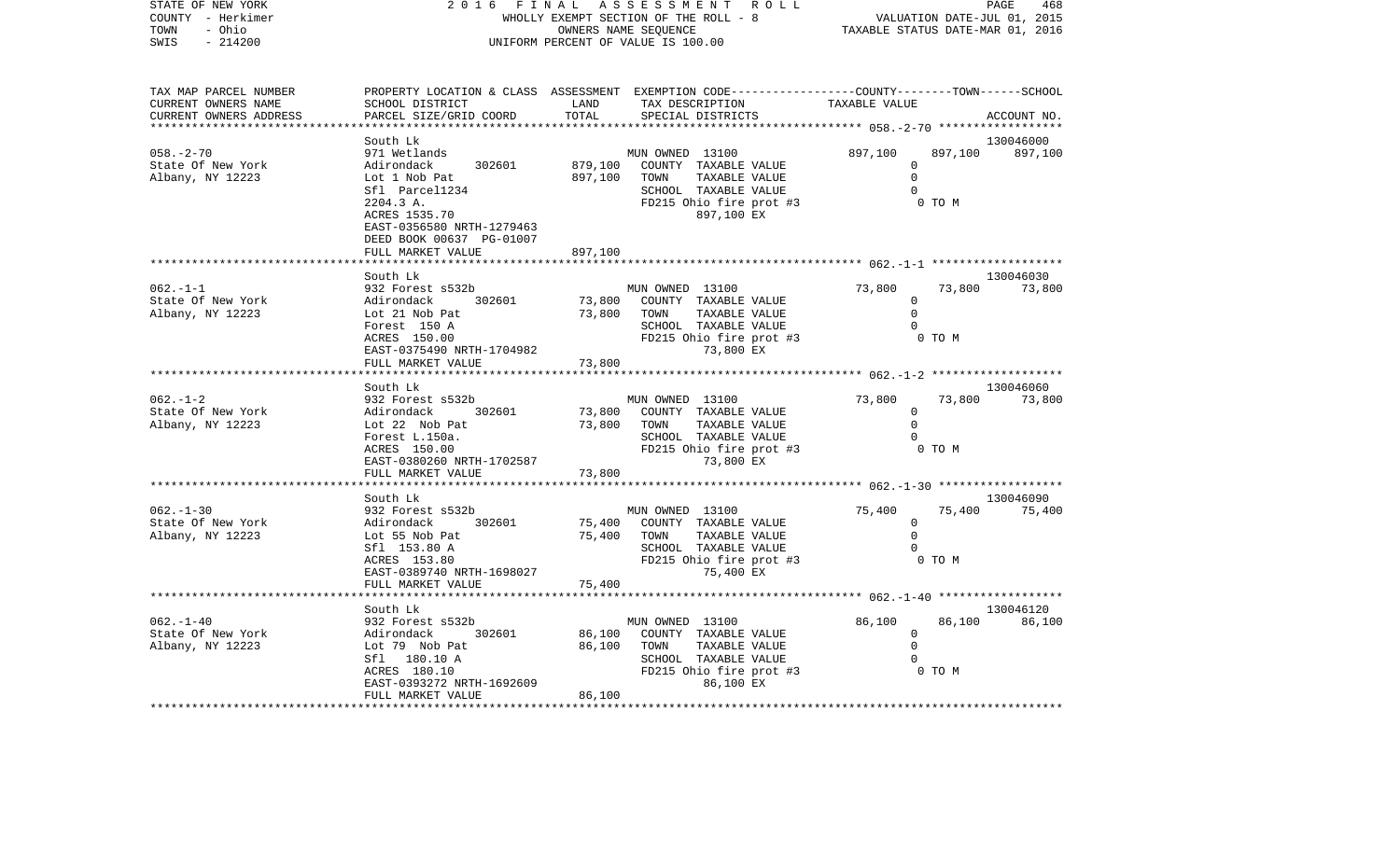STATE OF NEW YORK 2 0 1 6 F I N A L A S S E S S M E N T R O L L
COUNTY - Herkimer WHOLLY EXEMPT SECTION OF THE ROLL - 8 VALUATION DATE-JUL 01, 2015
TOWN - Ohio OWNERS NAME SEQUENCE TAXABLE STATUS DATE-MAR 01, 2016
SWIS - 214200 UNIFORM PERCENT OF VALUE IS 100.00

| TAX MAP PARCEL NUMBER<br>CURRENT OWNERS NAME<br>CURRENT OWNERS ADDRESS | PROPERTY LOCATION & CLASS<br>SCHOOL DISTRICT<br>PARCEL SIZE/GRID COORD | ASSESSMENT<br>LAND<br>TOTAL | EXEMPTION CODE<br>TAX DESCRIPTION<br>SPECIAL DISTRICTS | COUNTY<br>TAXABLE VALUE | TOWN | SCHOOL<br>ACCOUNT NO. |
|---|---|---|---|---|---|---|
| 058.-2-70 | South Lk | | | | | 130046000 |
| 058.-2-70 | 971 Wetlands | | MUN OWNED 13100 | 897,100 | 897,100 | 897,100 |
| State Of New York | Adirondack 302601 | 879,100 | COUNTY TAXABLE VALUE | 0 | | |
| Albany, NY 12223 | Lot 1 Nob Pat | 897,100 | TOWN TAXABLE VALUE | 0 | | |
| | Sfl Parcel1234 | | SCHOOL TAXABLE VALUE | 0 | | |
| | 2204.3 A. | | FD215 Ohio fire prot #3 | 0 TO M | | |
| | ACRES 1535.70 | | 897,100 EX | | | |
| | EAST-0356580 NRTH-1279463 | | | | | |
| | DEED BOOK 00637 PG-01007 | | | | | |
| | FULL MARKET VALUE | 897,100 | | | | |
| 062.-1-1 | South Lk | | | | | 130046030 |
| 062.-1-1 | 932 Forest s532b | | MUN OWNED 13100 | 73,800 | 73,800 | 73,800 |
| State Of New York | Adirondack 302601 | 73,800 | COUNTY TAXABLE VALUE | 0 | | |
| Albany, NY 12223 | Lot 21 Nob Pat | 73,800 | TOWN TAXABLE VALUE | 0 | | |
| | Forest 150 A | | SCHOOL TAXABLE VALUE | 0 | | |
| | ACRES 150.00 | | FD215 Ohio fire prot #3 | 0 TO M | | |
| | EAST-0375490 NRTH-1704982 | | 73,800 EX | | | |
| | FULL MARKET VALUE | 73,800 | | | | |
| 062.-1-2 | South Lk | | | | | 130046060 |
| 062.-1-2 | 932 Forest s532b | | MUN OWNED 13100 | 73,800 | 73,800 | 73,800 |
| State Of New York | Adirondack 302601 | 73,800 | COUNTY TAXABLE VALUE | 0 | | |
| Albany, NY 12223 | Lot 22 Nob Pat | 73,800 | TOWN TAXABLE VALUE | 0 | | |
| | Forest L.150a. | | SCHOOL TAXABLE VALUE | 0 | | |
| | ACRES 150.00 | | FD215 Ohio fire prot #3 | 0 TO M | | |
| | EAST-0380260 NRTH-1702587 | | 73,800 EX | | | |
| | FULL MARKET VALUE | 73,800 | | | | |
| 062.-1-30 | South Lk | | | | | 130046090 |
| 062.-1-30 | 932 Forest s532b | | MUN OWNED 13100 | 75,400 | 75,400 | 75,400 |
| State Of New York | Adirondack 302601 | 75,400 | COUNTY TAXABLE VALUE | 0 | | |
| Albany, NY 12223 | Lot 55 Nob Pat | 75,400 | TOWN TAXABLE VALUE | 0 | | |
| | Sfl 153.80 A | | SCHOOL TAXABLE VALUE | 0 | | |
| | ACRES 153.80 | | FD215 Ohio fire prot #3 | 0 TO M | | |
| | EAST-0389740 NRTH-1698027 | | 75,400 EX | | | |
| | FULL MARKET VALUE | 75,400 | | | | |
| 062.-1-40 | South Lk | | | | | 130046120 |
| 062.-1-40 | 932 Forest s532b | | MUN OWNED 13100 | 86,100 | 86,100 | 86,100 |
| State Of New York | Adirondack 302601 | 86,100 | COUNTY TAXABLE VALUE | 0 | | |
| Albany, NY 12223 | Lot 79 Nob Pat | 86,100 | TOWN TAXABLE VALUE | 0 | | |
| | Sfl 180.10 A | | SCHOOL TAXABLE VALUE | 0 | | |
| | ACRES 180.10 | | FD215 Ohio fire prot #3 | 0 TO M | | |
| | EAST-0393272 NRTH-1692609 | | 86,100 EX | | | |
| | FULL MARKET VALUE | 86,100 | | | | |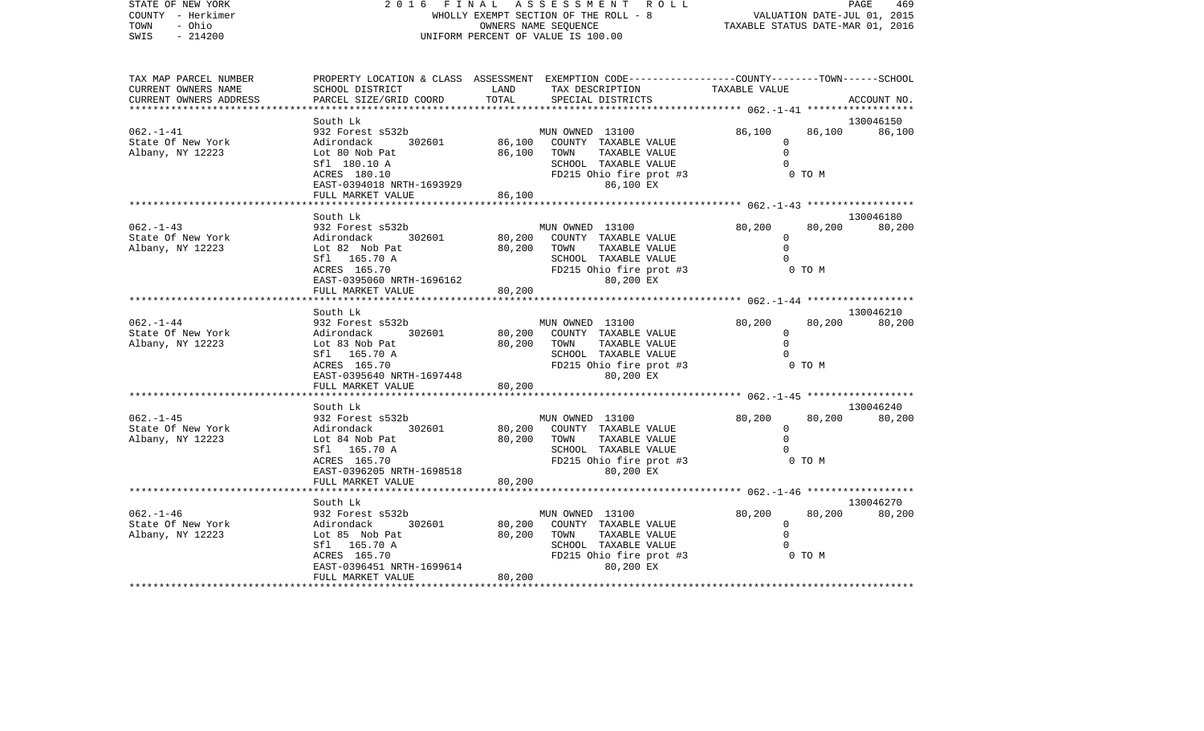STATE OF NEW YORK
COUNTY - Herkimer
TOWN - Ohio
SWIS - 214200

2016 FINAL ASSESSMENT ROLL
WHOLLY EXEMPT SECTION OF THE ROLL - 8
OWNERS NAME SEQUENCE
UNIFORM PERCENT OF VALUE IS 100.00

VALUATION DATE-JUL 01, 2015
TAXABLE STATUS DATE-MAR 01, 2016

| TAX MAP PARCEL NUMBER / CURRENT OWNERS NAME / CURRENT OWNERS ADDRESS | PROPERTY LOCATION & CLASS / SCHOOL DISTRICT / PARCEL SIZE/GRID COORD | ASSESSMENT LAND | TOTAL | EXEMPTION CODE / TAX DESCRIPTION / SPECIAL DISTRICTS | COUNTY | TOWN | SCHOOL | ACCOUNT NO. |
|---|---|---|---|---|---|---|---|---|
| 062.-1-41 | South Lk | | | | | | | 130046150 |
| | 932 Forest s532b | | | MUN OWNED 13100 | 86,100 | 86,100 | 86,100 | |
| State Of New York | Adirondack 302601 | 86,100 | | COUNTY TAXABLE VALUE | 0 | | | |
| Albany, NY 12223 | Lot 80 Nob Pat | | 86,100 | TOWN TAXABLE VALUE | 0 | | | |
| | Sfl 180.10 A | | | SCHOOL TAXABLE VALUE | 0 | | | |
| | ACRES 180.10 | | | FD215 Ohio fire prot #3 | 0 TO M | | | |
| | EAST-0394018 NRTH-1693929 | | | 86,100 EX | | | | |
| | FULL MARKET VALUE | | 86,100 | | | | | |
| 062.-1-43 | South Lk | | | | | | | 130046180 |
| | 932 Forest s532b | | | MUN OWNED 13100 | 80,200 | 80,200 | 80,200 | |
| State Of New York | Adirondack 302601 | 80,200 | | COUNTY TAXABLE VALUE | 0 | | | |
| Albany, NY 12223 | Lot 82 Nob Pat | | 80,200 | TOWN TAXABLE VALUE | 0 | | | |
| | Sfl 165.70 A | | | SCHOOL TAXABLE VALUE | 0 | | | |
| | ACRES 165.70 | | | FD215 Ohio fire prot #3 | 0 TO M | | | |
| | EAST-0395060 NRTH-1696162 | | | 80,200 EX | | | | |
| | FULL MARKET VALUE | | 80,200 | | | | | |
| 062.-1-44 | South Lk | | | | | | | 130046210 |
| | 932 Forest s532b | | | MUN OWNED 13100 | 80,200 | 80,200 | 80,200 | |
| State Of New York | Adirondack 302601 | 80,200 | | COUNTY TAXABLE VALUE | 0 | | | |
| Albany, NY 12223 | Lot 83 Nob Pat | | 80,200 | TOWN TAXABLE VALUE | 0 | | | |
| | Sfl 165.70 A | | | SCHOOL TAXABLE VALUE | 0 | | | |
| | ACRES 165.70 | | | FD215 Ohio fire prot #3 | 0 TO M | | | |
| | EAST-0395640 NRTH-1697448 | | | 80,200 EX | | | | |
| | FULL MARKET VALUE | | 80,200 | | | | | |
| 062.-1-45 | South Lk | | | | | | | 130046240 |
| | 932 Forest s532b | | | MUN OWNED 13100 | 80,200 | 80,200 | 80,200 | |
| State Of New York | Adirondack 302601 | 80,200 | | COUNTY TAXABLE VALUE | 0 | | | |
| Albany, NY 12223 | Lot 84 Nob Pat | | 80,200 | TOWN TAXABLE VALUE | 0 | | | |
| | Sfl 165.70 A | | | SCHOOL TAXABLE VALUE | 0 | | | |
| | ACRES 165.70 | | | FD215 Ohio fire prot #3 | 0 TO M | | | |
| | EAST-0396205 NRTH-1698518 | | | 80,200 EX | | | | |
| | FULL MARKET VALUE | | 80,200 | | | | | |
| 062.-1-46 | South Lk | | | | | | | 130046270 |
| | 932 Forest s532b | | | MUN OWNED 13100 | 80,200 | 80,200 | 80,200 | |
| State Of New York | Adirondack 302601 | 80,200 | | COUNTY TAXABLE VALUE | 0 | | | |
| Albany, NY 12223 | Lot 85 Nob Pat | | 80,200 | TOWN TAXABLE VALUE | 0 | | | |
| | Sfl 165.70 A | | | SCHOOL TAXABLE VALUE | 0 | | | |
| | ACRES 165.70 | | | FD215 Ohio fire prot #3 | 0 TO M | | | |
| | EAST-0396451 NRTH-1699614 | | | 80,200 EX | | | | |
| | FULL MARKET VALUE | | 80,200 | | | | | |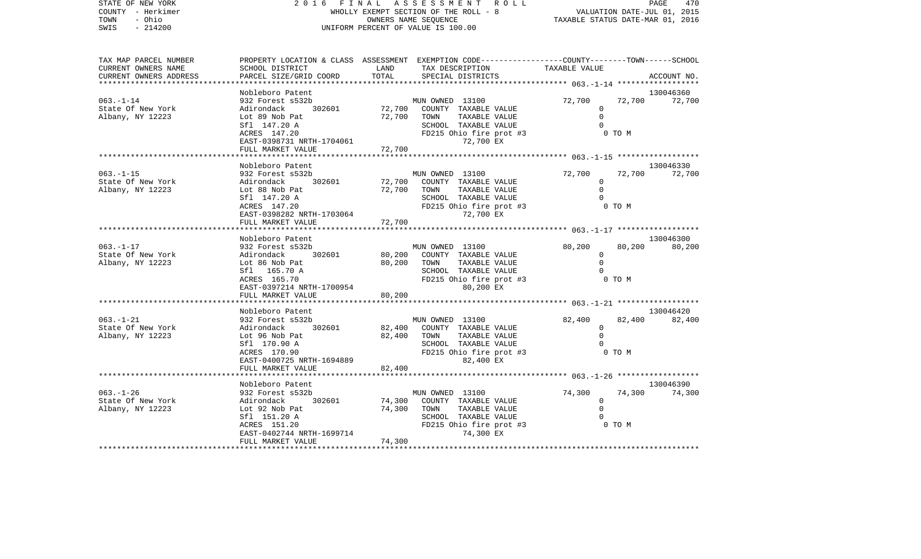STATE OF NEW YORK | COUNTY - Herkimer | TOWN - Ohio | SWIS - 214200

2016 FINAL ASSESSMENT ROLL
WHOLLY EXEMPT SECTION OF THE ROLL - 8
OWNERS NAME SEQUENCE
UNIFORM PERCENT OF VALUE IS 100.00

VALUATION DATE-JUL 01, 2015
TAXABLE STATUS DATE-MAR 01, 2016

| TAX MAP PARCEL NUMBER / CURRENT OWNERS NAME / CURRENT OWNERS ADDRESS | PROPERTY LOCATION & CLASS / SCHOOL DISTRICT / PARCEL SIZE/GRID COORD | ASSESSMENT LAND / TOTAL | EXEMPTION CODE / TAX DESCRIPTION / SPECIAL DISTRICTS | COUNTY | TOWN | SCHOOL / ACCOUNT NO. |
|---|---|---|---|---|---|---|
| | Nobleboro Patent | | | | | 130046360 |
| 063.-1-14 | 932 Forest s532b | | MUN OWNED 13100 | 72,700 | 72,700 | 72,700 |
| State Of New York | Adirondack 302601 | 72,700 | COUNTY TAXABLE VALUE | 0 | | |
| Albany, NY 12223 | Lot 89 Nob Pat | 72,700 | TOWN TAXABLE VALUE | 0 | | |
| | Sfl 147.20 A | | SCHOOL TAXABLE VALUE | 0 | | |
| | ACRES 147.20 | | FD215 Ohio fire prot #3 | 0 TO M | | |
| | EAST-0398731 NRTH-1704061 | | 72,700 EX | | | |
| | FULL MARKET VALUE | 72,700 | | | | |
| | Nobleboro Patent | | | | | 130046330 |
| 063.-1-15 | 932 Forest s532b | | MUN OWNED 13100 | 72,700 | 72,700 | 72,700 |
| State Of New York | Adirondack 302601 | 72,700 | COUNTY TAXABLE VALUE | 0 | | |
| Albany, NY 12223 | Lot 88 Nob Pat | 72,700 | TOWN TAXABLE VALUE | 0 | | |
| | Sfl 147.20 A | | SCHOOL TAXABLE VALUE | 0 | | |
| | ACRES 147.20 | | FD215 Ohio fire prot #3 | 0 TO M | | |
| | EAST-0398282 NRTH-1703064 | | 72,700 EX | | | |
| | FULL MARKET VALUE | 72,700 | | | | |
| | Nobleboro Patent | | | | | 130046300 |
| 063.-1-17 | 932 Forest s532b | | MUN OWNED 13100 | 80,200 | 80,200 | 80,200 |
| State Of New York | Adirondack 302601 | 80,200 | COUNTY TAXABLE VALUE | 0 | | |
| Albany, NY 12223 | Lot 86 Nob Pat | 80,200 | TOWN TAXABLE VALUE | 0 | | |
| | Sfl 165.70 A | | SCHOOL TAXABLE VALUE | 0 | | |
| | ACRES 165.70 | | FD215 Ohio fire prot #3 | 0 TO M | | |
| | EAST-0397214 NRTH-1700954 | | 80,200 EX | | | |
| | FULL MARKET VALUE | 80,200 | | | | |
| | Nobleboro Patent | | | | | 130046420 |
| 063.-1-21 | 932 Forest s532b | | MUN OWNED 13100 | 82,400 | 82,400 | 82,400 |
| State Of New York | Adirondack 302601 | 82,400 | COUNTY TAXABLE VALUE | 0 | | |
| Albany, NY 12223 | Lot 96 Nob Pat | 82,400 | TOWN TAXABLE VALUE | 0 | | |
| | Sfl 170.90 A | | SCHOOL TAXABLE VALUE | 0 | | |
| | ACRES 170.90 | | FD215 Ohio fire prot #3 | 0 TO M | | |
| | EAST-0400725 NRTH-1694889 | | 82,400 EX | | | |
| | FULL MARKET VALUE | 82,400 | | | | |
| | Nobleboro Patent | | | | | 130046390 |
| 063.-1-26 | 932 Forest s532b | | MUN OWNED 13100 | 74,300 | 74,300 | 74,300 |
| State Of New York | Adirondack 302601 | 74,300 | COUNTY TAXABLE VALUE | 0 | | |
| Albany, NY 12223 | Lot 92 Nob Pat | 74,300 | TOWN TAXABLE VALUE | 0 | | |
| | Sfl 151.20 A | | SCHOOL TAXABLE VALUE | 0 | | |
| | ACRES 151.20 | | FD215 Ohio fire prot #3 | 0 TO M | | |
| | EAST-0402744 NRTH-1699714 | | 74,300 EX | | | |
| | FULL MARKET VALUE | 74,300 | | | | |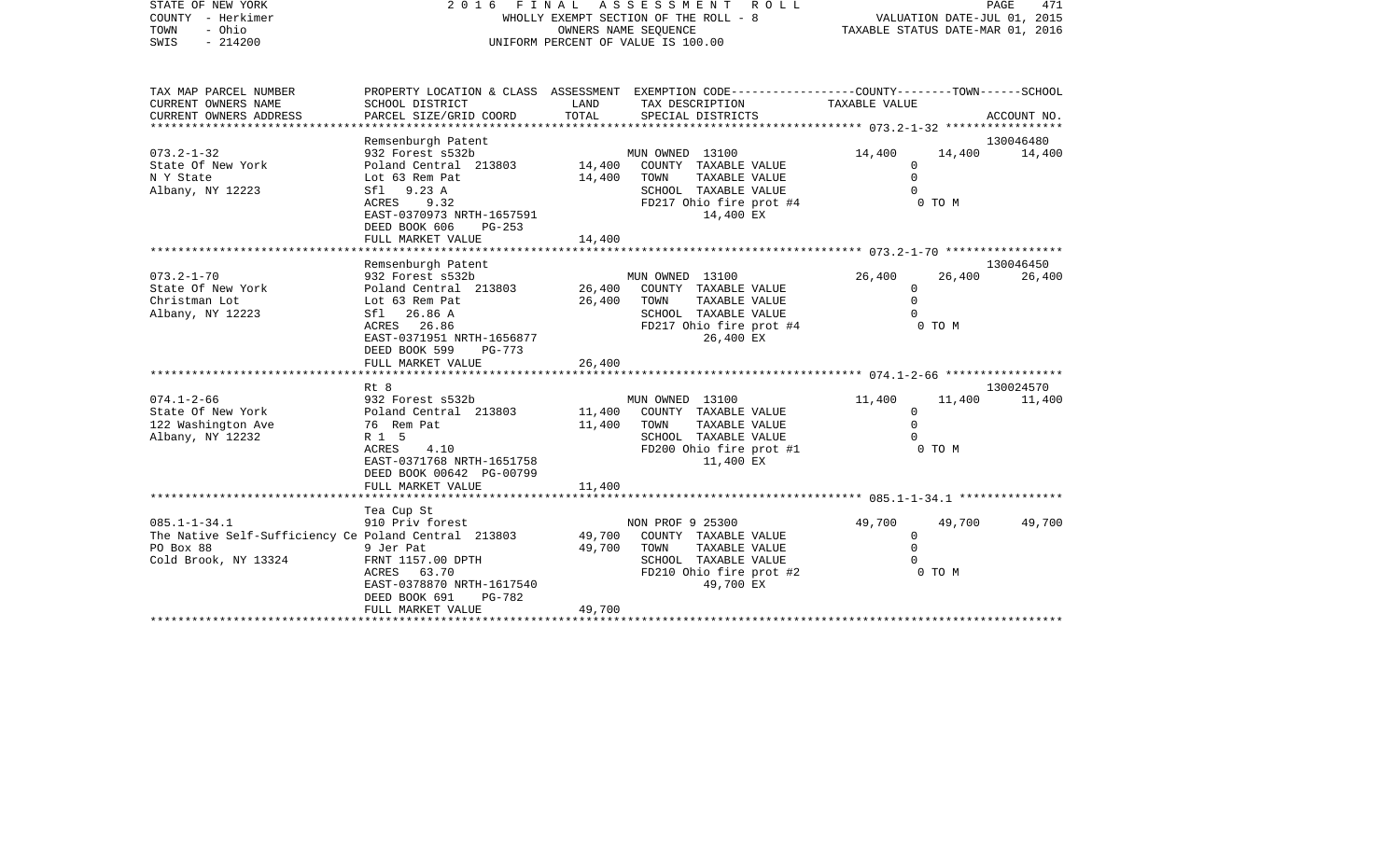STATE OF NEW YORK — 2016 FINAL ASSESSMENT ROLL — WHOLLY EXEMPT SECTION OF THE ROLL - 8 — VALUATION DATE-JUL 01, 2015
COUNTY - Herkimer — OWNERS NAME SEQUENCE — TAXABLE STATUS DATE-MAR 01, 2016
TOWN - Ohio — UNIFORM PERCENT OF VALUE IS 100.00
SWIS - 214200

| TAX MAP PARCEL NUMBER / CURRENT OWNERS NAME / CURRENT OWNERS ADDRESS | PROPERTY LOCATION & CLASS / SCHOOL DISTRICT / PARCEL SIZE/GRID COORD | ASSESSMENT LAND / TOTAL | EXEMPTION CODE / TAX DESCRIPTION / SPECIAL DISTRICTS | COUNTY | TOWN | SCHOOL / ACCOUNT NO. |
|---|---|---|---|---|---|---|
| 073.2-1-32 | Remsenburgh Patent | | | | | 130046480 |
| | 932 Forest s532b | | MUN OWNED 13100 | 14,400 | 14,400 | 14,400 |
| State Of New York | Poland Central 213803 | 14,400 | COUNTY TAXABLE VALUE | 0 | | |
| N Y State | Lot 63 Rem Pat | 14,400 | TOWN TAXABLE VALUE | | 0 | |
| Albany, NY 12223 | Sfl 9.23 A | | SCHOOL TAXABLE VALUE | | | 0 |
| | ACRES 9.32 | | FD217 Ohio fire prot #4 | | 0 TO M | |
| | EAST-0370973 NRTH-1657591 | | 14,400 EX | | | |
| | DEED BOOK 606 PG-253 | | | | | |
| | FULL MARKET VALUE | 14,400 | | | | |
| 073.2-1-70 | Remsenburgh Patent | | | | | 130046450 |
| | 932 Forest s532b | | MUN OWNED 13100 | 26,400 | 26,400 | 26,400 |
| State Of New York | Poland Central 213803 | 26,400 | COUNTY TAXABLE VALUE | 0 | | |
| Christman Lot | Lot 63 Rem Pat | 26,400 | TOWN TAXABLE VALUE | | 0 | |
| Albany, NY 12223 | Sfl 26.86 A | | SCHOOL TAXABLE VALUE | | | 0 |
| | ACRES 26.86 | | FD217 Ohio fire prot #4 | | 0 TO M | |
| | EAST-0371951 NRTH-1656877 | | 26,400 EX | | | |
| | DEED BOOK 599 PG-773 | | | | | |
| | FULL MARKET VALUE | 26,400 | | | | |
| 074.1-2-66 | Rt 8 | | | | | 130024570 |
| | 932 Forest s532b | | MUN OWNED 13100 | 11,400 | 11,400 | 11,400 |
| State Of New York | Poland Central 213803 | 11,400 | COUNTY TAXABLE VALUE | 0 | | |
| 122 Washington Ave | 76 Rem Pat | 11,400 | TOWN TAXABLE VALUE | | 0 | |
| Albany, NY 12232 | R 1 5 | | SCHOOL TAXABLE VALUE | | | 0 |
| | ACRES 4.10 | | FD200 Ohio fire prot #1 | | 0 TO M | |
| | EAST-0371768 NRTH-1651758 | | 11,400 EX | | | |
| | DEED BOOK 00642 PG-00799 | | | | | |
| | FULL MARKET VALUE | 11,400 | | | | |
| 085.1-1-34.1 | Tea Cup St | | | | | |
| | 910 Priv forest | | NON PROF 9 25300 | 49,700 | 49,700 | 49,700 |
| The Native Self-Sufficiency Ce | Poland Central 213803 | 49,700 | COUNTY TAXABLE VALUE | 0 | | |
| PO Box 88 | 9 Jer Pat | 49,700 | TOWN TAXABLE VALUE | | 0 | |
| Cold Brook, NY 13324 | FRNT 1157.00 DPTH | | SCHOOL TAXABLE VALUE | | | 0 |
| | ACRES 63.70 | | FD210 Ohio fire prot #2 | | 0 TO M | |
| | EAST-0378870 NRTH-1617540 | | 49,700 EX | | | |
| | DEED BOOK 691 PG-782 | | | | | |
| | FULL MARKET VALUE | 49,700 | | | | |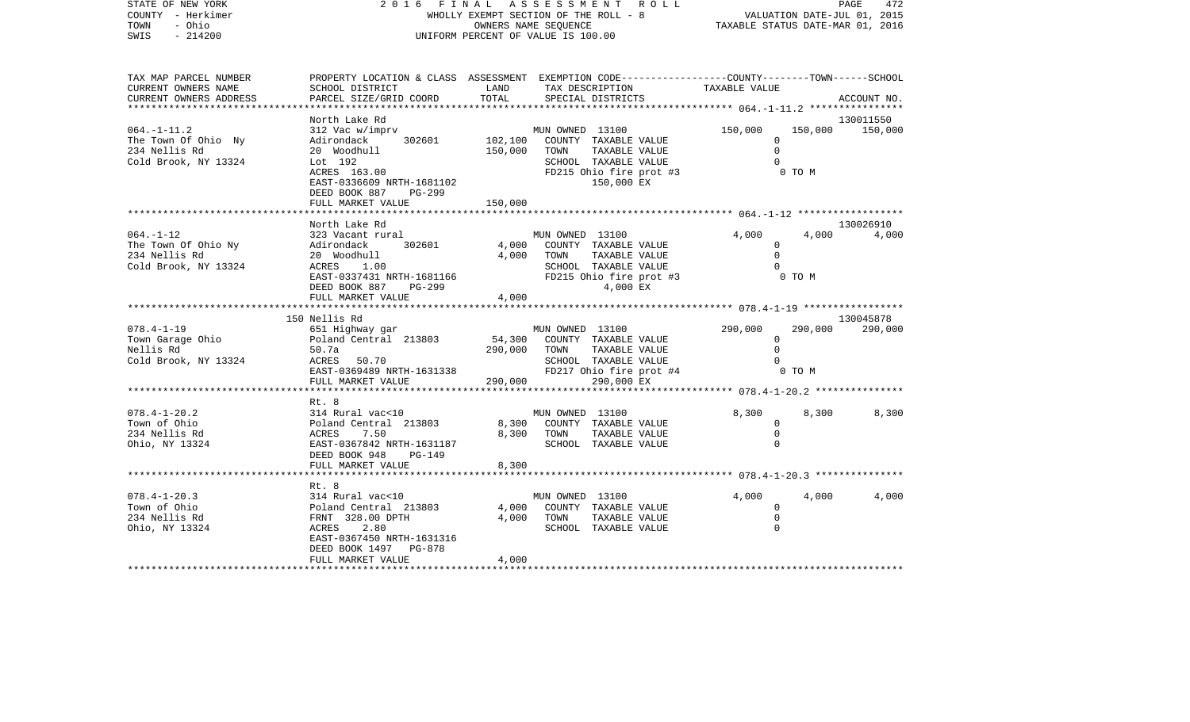STATE OF NEW YORK
COUNTY - Herkimer
TOWN - Ohio
SWIS - 214200

2 0 1 6 F I N A L A S S E S S M E N T R O L L
WHOLLY EXEMPT SECTION OF THE ROLL - 8
OWNERS NAME SEQUENCE
UNIFORM PERCENT OF VALUE IS 100.00

VALUATION DATE-JUL 01, 2015
TAXABLE STATUS DATE-MAR 01, 2016

| TAX MAP PARCEL NUMBER / CURRENT OWNERS NAME / CURRENT OWNERS ADDRESS | PROPERTY LOCATION & CLASS / SCHOOL DISTRICT / PARCEL SIZE/GRID COORD | ASSESSMENT LAND / TOTAL | EXEMPTION CODE / TAX DESCRIPTION / SPECIAL DISTRICTS | COUNTY | TOWN | SCHOOL | ACCOUNT NO. |
|---|---|---|---|---|---|---|---|
| 064.-1-11.2 | North Lake Rd | | | | | | 130011550 |
| 064.-1-11.2 | 312 Vac w/imprv | | MUN OWNED 13100 | 150,000 | 150,000 | 150,000 | |
| The Town Of Ohio Ny | Adirondack 302601 | 102,100 | COUNTY TAXABLE VALUE | 0 | | | |
| 234 Nellis Rd | 20 Woodhull | 150,000 | TOWN TAXABLE VALUE | 0 | | | |
| Cold Brook, NY 13324 | Lot 192 | | SCHOOL TAXABLE VALUE | 0 | | | |
| | ACRES 163.00 | | FD215 Ohio fire prot #3 | 0 TO M | | | |
| | EAST-0336609 NRTH-1681102 | | 150,000 EX | | | | |
| | DEED BOOK 887 PG-299 | | | | | | |
| | FULL MARKET VALUE | 150,000 | | | | | |
| 064.-1-12 | North Lake Rd | | | | | | 130026910 |
| 064.-1-12 | 323 Vacant rural | | MUN OWNED 13100 | 4,000 | 4,000 | 4,000 | |
| The Town Of Ohio Ny | Adirondack 302601 | 4,000 | COUNTY TAXABLE VALUE | 0 | | | |
| 234 Nellis Rd | 20 Woodhull | 4,000 | TOWN TAXABLE VALUE | 0 | | | |
| Cold Brook, NY 13324 | ACRES 1.00 | | SCHOOL TAXABLE VALUE | 0 | | | |
| | EAST-0337431 NRTH-1681166 | | FD215 Ohio fire prot #3 | 0 TO M | | | |
| | DEED BOOK 887 PG-299 | | 4,000 EX | | | | |
| | FULL MARKET VALUE | 4,000 | | | | | |
| 078.4-1-19 | 150 Nellis Rd | | | | | | 130045878 |
| 078.4-1-19 | 651 Highway gar | | MUN OWNED 13100 | 290,000 | 290,000 | 290,000 | |
| Town Garage Ohio | Poland Central 213803 | 54,300 | COUNTY TAXABLE VALUE | 0 | | | |
| Nellis Rd | 50.7a | 290,000 | TOWN TAXABLE VALUE | 0 | | | |
| Cold Brook, NY 13324 | ACRES 50.70 | | SCHOOL TAXABLE VALUE | 0 | | | |
| | EAST-0369489 NRTH-1631338 | | FD217 Ohio fire prot #4 | 0 TO M | | | |
| | FULL MARKET VALUE | 290,000 | 290,000 EX | | | | |
| 078.4-1-20.2 | Rt. 8 | | | | | | |
| 078.4-1-20.2 | 314 Rural vac<10 | | MUN OWNED 13100 | 8,300 | 8,300 | 8,300 | |
| Town of Ohio | Poland Central 213803 | 8,300 | COUNTY TAXABLE VALUE | 0 | | | |
| 234 Nellis Rd | ACRES 7.50 | 8,300 | TOWN TAXABLE VALUE | 0 | | | |
| Ohio, NY 13324 | EAST-0367842 NRTH-1631187 | | SCHOOL TAXABLE VALUE | 0 | | | |
| | DEED BOOK 948 PG-149 | | | | | | |
| | FULL MARKET VALUE | 8,300 | | | | | |
| 078.4-1-20.3 | Rt. 8 | | | | | | |
| 078.4-1-20.3 | 314 Rural vac<10 | | MUN OWNED 13100 | 4,000 | 4,000 | 4,000 | |
| Town of Ohio | Poland Central 213803 | 4,000 | COUNTY TAXABLE VALUE | 0 | | | |
| 234 Nellis Rd | FRNT 328.00 DPTH | 4,000 | TOWN TAXABLE VALUE | 0 | | | |
| Ohio, NY 13324 | ACRES 2.80 | | SCHOOL TAXABLE VALUE | 0 | | | |
| | EAST-0367450 NRTH-1631316 | | | | | | |
| | DEED BOOK 1497 PG-878 | | | | | | |
| | FULL MARKET VALUE | 4,000 | | | | | |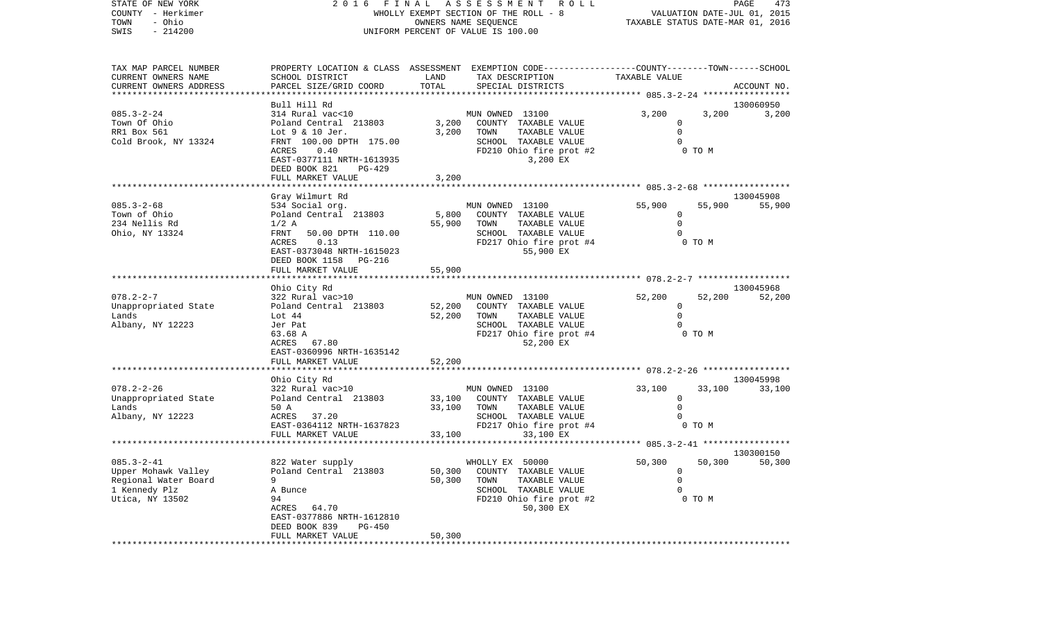STATE OF NEW YORK — COUNTY - Herkimer — TOWN - Ohio — SWIS - 214200

# 2016 FINAL ASSESSMENT ROLL

WHOLLY EXEMPT SECTION OF THE ROLL - 8
OWNERS NAME SEQUENCE
UNIFORM PERCENT OF VALUE IS 100.00

VALUATION DATE-JUL 01, 2015
TAXABLE STATUS DATE-MAR 01, 2016

| TAX MAP PARCEL NUMBER / CURRENT OWNERS NAME / CURRENT OWNERS ADDRESS | PROPERTY LOCATION & CLASS / SCHOOL DISTRICT / PARCEL SIZE/GRID COORD | ASSESSMENT LAND / TOTAL | EXEMPTION CODE / TAX DESCRIPTION / SPECIAL DISTRICTS | COUNTY | TOWN | SCHOOL | ACCOUNT NO. |
|---|---|---|---|---|---|---|---|
| 085.3-2-24 | Bull Hill Rd | | | | | | 130060950 |
| Town Of Ohio | 314 Rural vac<10 | | MUN OWNED 13100 | 3,200 | 3,200 | 3,200 | |
| RR1 Box 561 | Poland Central 213803 | 3,200 | COUNTY TAXABLE VALUE | 0 | | | |
| Cold Brook, NY 13324 | Lot 9 & 10 Jer. | 3,200 | TOWN TAXABLE VALUE | 0 | | | |
| | FRNT 100.00 DPTH 175.00 | | SCHOOL TAXABLE VALUE | 0 | | | |
| | ACRES 0.40 | | FD210 Ohio fire prot #2 | 0 TO M | | | |
| | EAST-0377111 NRTH-1613935 | | 3,200 EX | | | | |
| | DEED BOOK 821 PG-429 | | | | | | |
| | FULL MARKET VALUE | 3,200 | | | | | |
| 085.3-2-68 | Gray Wilmurt Rd | | | | | | 130045908 |
| Town of Ohio | 534 Social org. | | MUN OWNED 13100 | 55,900 | 55,900 | 55,900 | |
| 234 Nellis Rd | Poland Central 213803 | 5,800 | COUNTY TAXABLE VALUE | 0 | | | |
| Ohio, NY 13324 | 1/2 A | 55,900 | TOWN TAXABLE VALUE | 0 | | | |
| | FRNT 50.00 DPTH 110.00 | | SCHOOL TAXABLE VALUE | 0 | | | |
| | ACRES 0.13 | | FD217 Ohio fire prot #4 | 0 TO M | | | |
| | EAST-0373048 NRTH-1615023 | | 55,900 EX | | | | |
| | DEED BOOK 1158 PG-216 | | | | | | |
| | FULL MARKET VALUE | 55,900 | | | | | |
| 078.2-2-7 | Ohio City Rd | | | | | | 130045968 |
| Unappropriated State | 322 Rural vac>10 | | MUN OWNED 13100 | 52,200 | 52,200 | 52,200 | |
| Lands | Poland Central 213803 | 52,200 | COUNTY TAXABLE VALUE | 0 | | | |
| Albany, NY 12223 | Lot 44 | 52,200 | TOWN TAXABLE VALUE | 0 | | | |
| | Jer Pat | | SCHOOL TAXABLE VALUE | 0 | | | |
| | 63.68 A | | FD217 Ohio fire prot #4 | 0 TO M | | | |
| | ACRES 67.80 | | 52,200 EX | | | | |
| | EAST-0360996 NRTH-1635142 | | | | | | |
| | FULL MARKET VALUE | 52,200 | | | | | |
| 078.2-2-26 | Ohio City Rd | | | | | | 130045998 |
| Unappropriated State | 322 Rural vac>10 | | MUN OWNED 13100 | 33,100 | 33,100 | 33,100 | |
| Lands | Poland Central 213803 | 33,100 | COUNTY TAXABLE VALUE | 0 | | | |
| Albany, NY 12223 | 50 A | 33,100 | TOWN TAXABLE VALUE | 0 | | | |
| | ACRES 37.20 | | SCHOOL TAXABLE VALUE | 0 | | | |
| | EAST-0364112 NRTH-1637823 | | FD217 Ohio fire prot #4 | 0 TO M | | | |
| | FULL MARKET VALUE | 33,100 | 33,100 EX | | | | |
| 085.3-2-41 | | | | | | | 130300150 |
| Upper Mohawk Valley | 822 Water supply | | WHOLLY EX 50000 | 50,300 | 50,300 | 50,300 | |
| Regional Water Board | Poland Central 213803 | 50,300 | COUNTY TAXABLE VALUE | 0 | | | |
| 1 Kennedy Plz | 9 | 50,300 | TOWN TAXABLE VALUE | 0 | | | |
| Utica, NY 13502 | A Bunce | | SCHOOL TAXABLE VALUE | 0 | | | |
| | 94 | | FD210 Ohio fire prot #2 | 0 TO M | | | |
| | ACRES 64.70 | | 50,300 EX | | | | |
| | EAST-0377886 NRTH-1612810 | | | | | | |
| | DEED BOOK 839 PG-450 | | | | | | |
| | FULL MARKET VALUE | 50,300 | | | | | |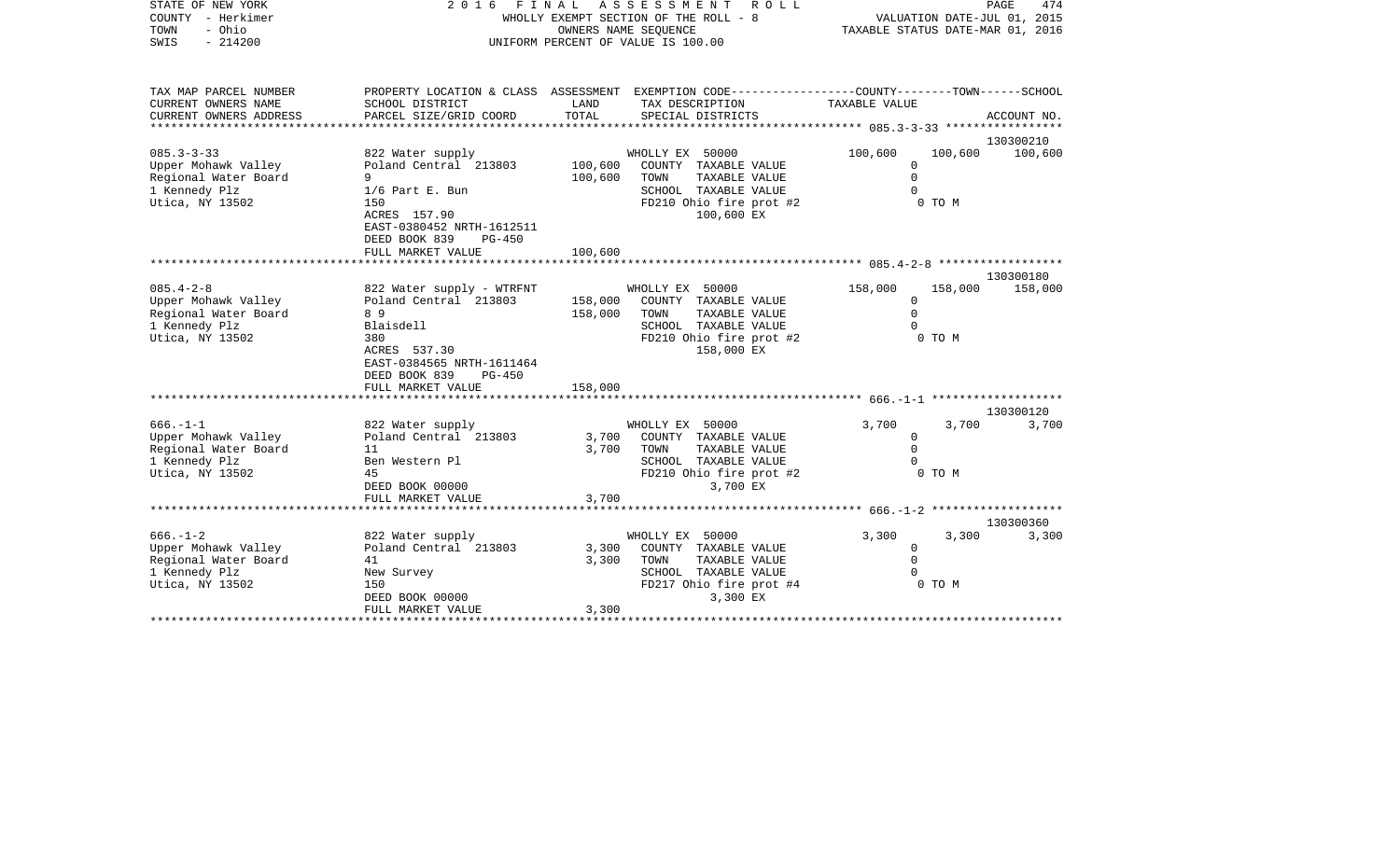STATE OF NEW YORK — 2016 FINAL ASSESSMENT ROLL
COUNTY - Herkimer — WHOLLY EXEMPT SECTION OF THE ROLL - 8 — VALUATION DATE-JUL 01, 2015
TOWN - Ohio — OWNERS NAME SEQUENCE — TAXABLE STATUS DATE-MAR 01, 2016
SWIS - 214200 — UNIFORM PERCENT OF VALUE IS 100.00

| TAX MAP PARCEL NUMBER / CURRENT OWNERS NAME / CURRENT OWNERS ADDRESS | PROPERTY LOCATION & CLASS / SCHOOL DISTRICT / PARCEL SIZE/GRID COORD | ASSESSMENT LAND | TOTAL | EXEMPTION CODE / TAX DESCRIPTION / SPECIAL DISTRICTS | COUNTY | TOWN | SCHOOL / ACCOUNT NO. |
|---|---|---|---|---|---|---|---|
| **085.3-3-33** | | | | | | | 130300210 |
| 085.3-3-33 | 822 Water supply | | | WHOLLY EX 50000 | 100,600 | 100,600 | 100,600 |
| Upper Mohawk Valley | Poland Central 213803 | 100,600 | | COUNTY TAXABLE VALUE | 0 | | |
| Regional Water Board | 9 | | 100,600 | TOWN TAXABLE VALUE | 0 | | |
| 1 Kennedy Plz | 1/6 Part E. Bun | | | SCHOOL TAXABLE VALUE | 0 | | |
| Utica, NY 13502 | 150 | | | FD210 Ohio fire prot #2 100,600 EX | | 0 TO M | |
| | ACRES 157.90 | | | | | | |
| | EAST-0380452 NRTH-1612511 | | | | | | |
| | DEED BOOK 839 PG-450 | | | | | | |
| | FULL MARKET VALUE | | 100,600 | | | | |
| **085.4-2-8** | | | | | | | 130300180 |
| 085.4-2-8 | 822 Water supply - WTRFNT | | | WHOLLY EX 50000 | 158,000 | 158,000 | 158,000 |
| Upper Mohawk Valley | Poland Central 213803 | 158,000 | | COUNTY TAXABLE VALUE | 0 | | |
| Regional Water Board | 8 9 | | 158,000 | TOWN TAXABLE VALUE | 0 | | |
| 1 Kennedy Plz | Blaisdell | | | SCHOOL TAXABLE VALUE | 0 | | |
| Utica, NY 13502 | 380 | | | FD210 Ohio fire prot #2 158,000 EX | | 0 TO M | |
| | ACRES 537.30 | | | | | | |
| | EAST-0384565 NRTH-1611464 | | | | | | |
| | DEED BOOK 839 PG-450 | | | | | | |
| | FULL MARKET VALUE | | 158,000 | | | | |
| **666.-1-1** | | | | | | | 130300120 |
| 666.-1-1 | 822 Water supply | | | WHOLLY EX 50000 | 3,700 | 3,700 | 3,700 |
| Upper Mohawk Valley | Poland Central 213803 | 3,700 | | COUNTY TAXABLE VALUE | 0 | | |
| Regional Water Board | 11 | | 3,700 | TOWN TAXABLE VALUE | 0 | | |
| 1 Kennedy Plz | Ben Western Pl | | | SCHOOL TAXABLE VALUE | 0 | | |
| Utica, NY 13502 | 45 | | | FD210 Ohio fire prot #2 3,700 EX | | 0 TO M | |
| | DEED BOOK 00000 | | | | | | |
| | FULL MARKET VALUE | | 3,700 | | | | |
| **666.-1-2** | | | | | | | 130300360 |
| 666.-1-2 | 822 Water supply | | | WHOLLY EX 50000 | 3,300 | 3,300 | 3,300 |
| Upper Mohawk Valley | Poland Central 213803 | 3,300 | | COUNTY TAXABLE VALUE | 0 | | |
| Regional Water Board | 41 | | 3,300 | TOWN TAXABLE VALUE | 0 | | |
| 1 Kennedy Plz | New Survey | | | SCHOOL TAXABLE VALUE | 0 | | |
| Utica, NY 13502 | 150 | | | FD217 Ohio fire prot #4 3,300 EX | | 0 TO M | |
| | DEED BOOK 00000 | | | | | | |
| | FULL MARKET VALUE | | 3,300 | | | | |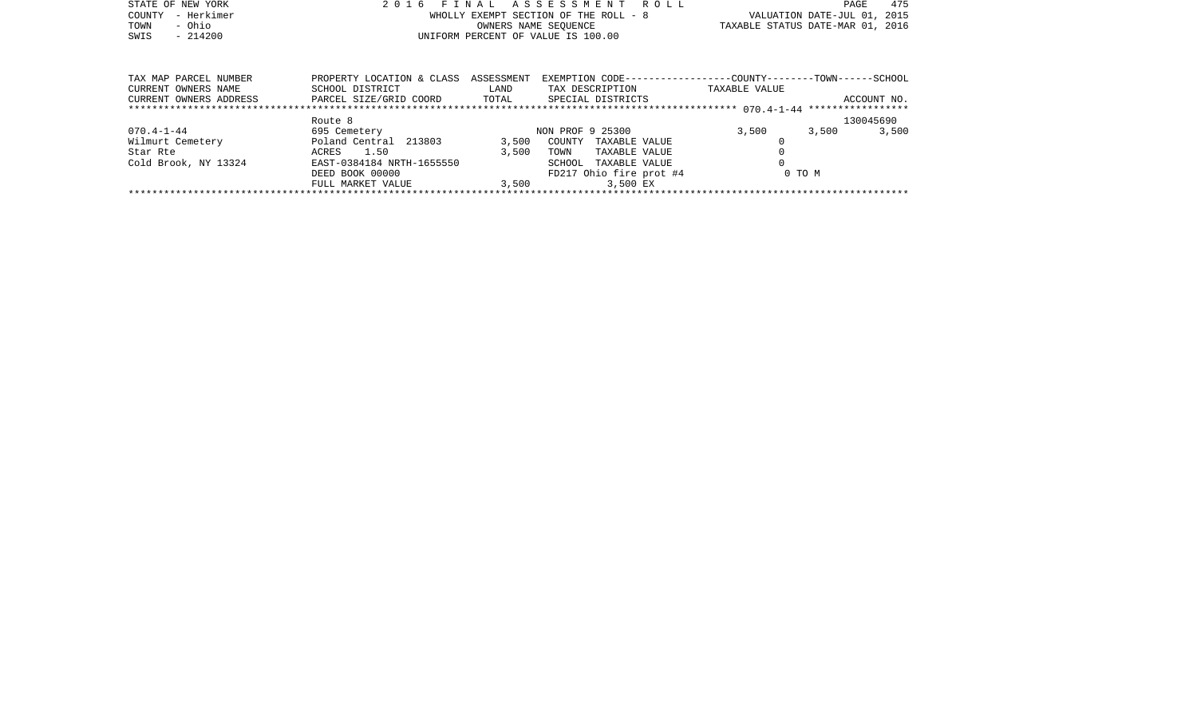STATE OF NEW YORK
COUNTY - Herkimer
TOWN - Ohio
SWIS - 214200

# 2016 FINAL ASSESSMENT ROLL

WHOLLY EXEMPT SECTION OF THE ROLL - 8
OWNERS NAME SEQUENCE
UNIFORM PERCENT OF VALUE IS 100.00

VALUATION DATE-JUL 01, 2015
TAXABLE STATUS DATE-MAR 01, 2016

| TAX MAP PARCEL NUMBER / CURRENT OWNERS NAME / CURRENT OWNERS ADDRESS | PROPERTY LOCATION & CLASS / SCHOOL DISTRICT / PARCEL SIZE/GRID COORD | ASSESSMENT LAND / TOTAL | EXEMPTION CODE / TAX DESCRIPTION / SPECIAL DISTRICTS | COUNTY | TOWN | SCHOOL | ACCOUNT NO. |
|---|---|---|---|---|---|---|---|
| 070.4-1-44 | Route 8 | | | | | | 130045690 |
| 070.4-1-44 | 695 Cemetery | | NON PROF 9 25300 | 3,500 | 3,500 | 3,500 | |
| Wilmurt Cemetery | Poland Central 213803 | 3,500 | COUNTY TAXABLE VALUE | 0 | | | |
| Star Rte | ACRES 1.50 | 3,500 | TOWN TAXABLE VALUE | 0 | | | |
| Cold Brook, NY 13324 | EAST-0384184 NRTH-1655550 | | SCHOOL TAXABLE VALUE | 0 | | | |
| | DEED BOOK 00000 | | FD217 Ohio fire prot #4 | 0 TO M | | | |
| | FULL MARKET VALUE | 3,500 | 3,500 EX | | | | |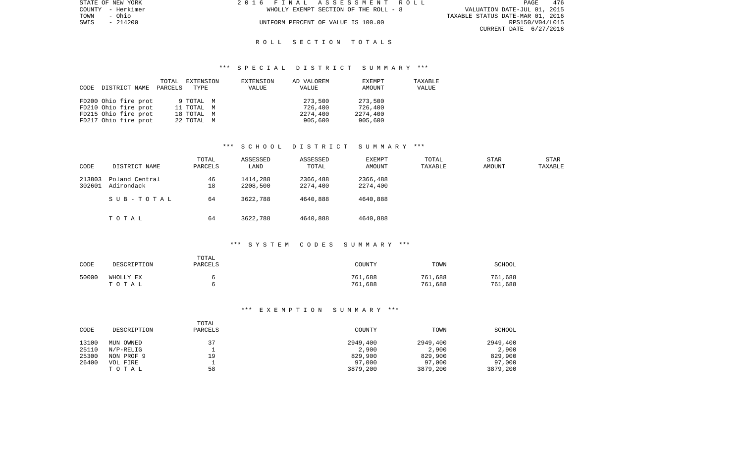# ROLL SECTION TOTALS

## *** SPECIAL DISTRICT SUMMARY ***

| CODE | DISTRICT NAME | TOTAL PARCELS | EXTENSION TYPE | EXTENSION VALUE | AD VALOREM VALUE | EXEMPT AMOUNT | TAXABLE VALUE |
|---|---|---|---|---|---|---|---|
| FD200 | Ohio fire prot | 9 | TOTAL M | | 273,500 | 273,500 | |
| FD210 | Ohio fire prot | 11 | TOTAL M | | 726,400 | 726,400 | |
| FD215 | Ohio fire prot | 18 | TOTAL M | | 2274,400 | 2274,400 | |
| FD217 | Ohio fire prot | 22 | TOTAL M | | 905,600 | 905,600 | |

## *** SCHOOL DISTRICT SUMMARY ***

| CODE | DISTRICT NAME | TOTAL PARCELS | ASSESSED LAND | ASSESSED TOTAL | EXEMPT AMOUNT | TOTAL TAXABLE | STAR AMOUNT | STAR TAXABLE |
|---|---|---|---|---|---|---|---|---|
| 213803 | Poland Central | 46 | 1414,288 | 2366,488 | 2366,488 | | | |
| 302601 | Adirondack | 18 | 2208,500 | 2274,400 | 2274,400 | | | |
| | SUB-TOTAL | 64 | 3622,788 | 4640,888 | 4640,888 | | | |
| | TOTAL | 64 | 3622,788 | 4640,888 | 4640,888 | | | |

## *** SYSTEM CODES SUMMARY ***

| CODE | DESCRIPTION | TOTAL PARCELS | COUNTY | TOWN | SCHOOL |
|---|---|---|---|---|---|
| 50000 | WHOLLY EX | 6 | 761,688 | 761,688 | 761,688 |
| | TOTAL | 6 | 761,688 | 761,688 | 761,688 |

## *** EXEMPTION SUMMARY ***

| CODE | DESCRIPTION | TOTAL PARCELS | COUNTY | TOWN | SCHOOL |
|---|---|---|---|---|---|
| 13100 | MUN OWNED | 37 | 2949,400 | 2949,400 | 2949,400 |
| 25110 | N/P-RELIG | 1 | 2,900 | 2,900 | 2,900 |
| 25300 | NON PROF 9 | 19 | 829,900 | 829,900 | 829,900 |
| 26400 | VOL FIRE | 1 | 97,000 | 97,000 | 97,000 |
| | TOTAL | 58 | 3879,200 | 3879,200 | 3879,200 |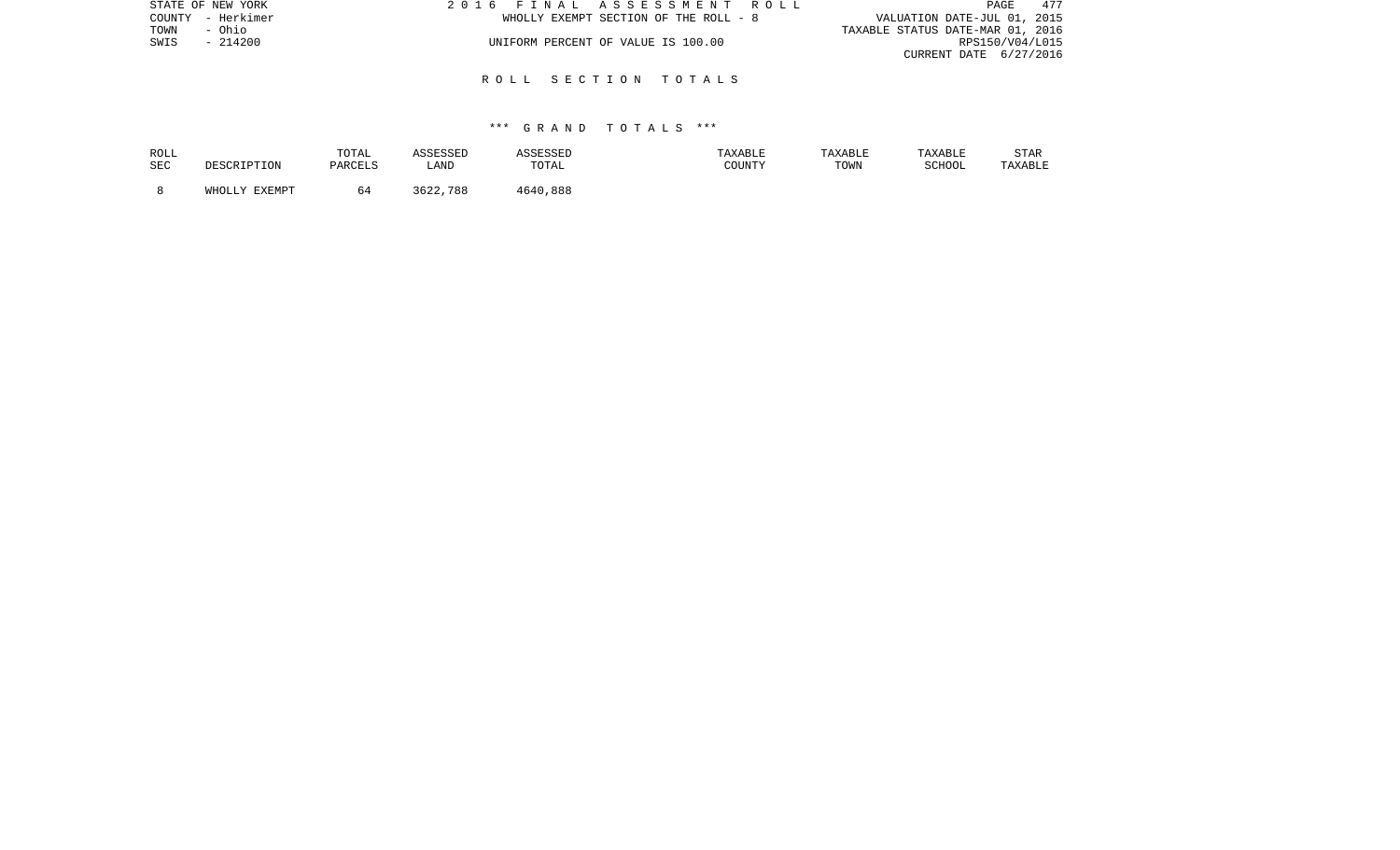# ROLL SECTION TOTALS

## *** GRAND TOTALS ***

| ROLL SEC | DESCRIPTION | TOTAL PARCELS | ASSESSED LAND | ASSESSED TOTAL | TAXABLE COUNTY | TAXABLE TOWN | TAXABLE SCHOOL | STAR TAXABLE |
|---|---|---|---|---|---|---|---|---|
| 8 | WHOLLY EXEMPT | 64 | 3622,788 | 4640,888 | | | | |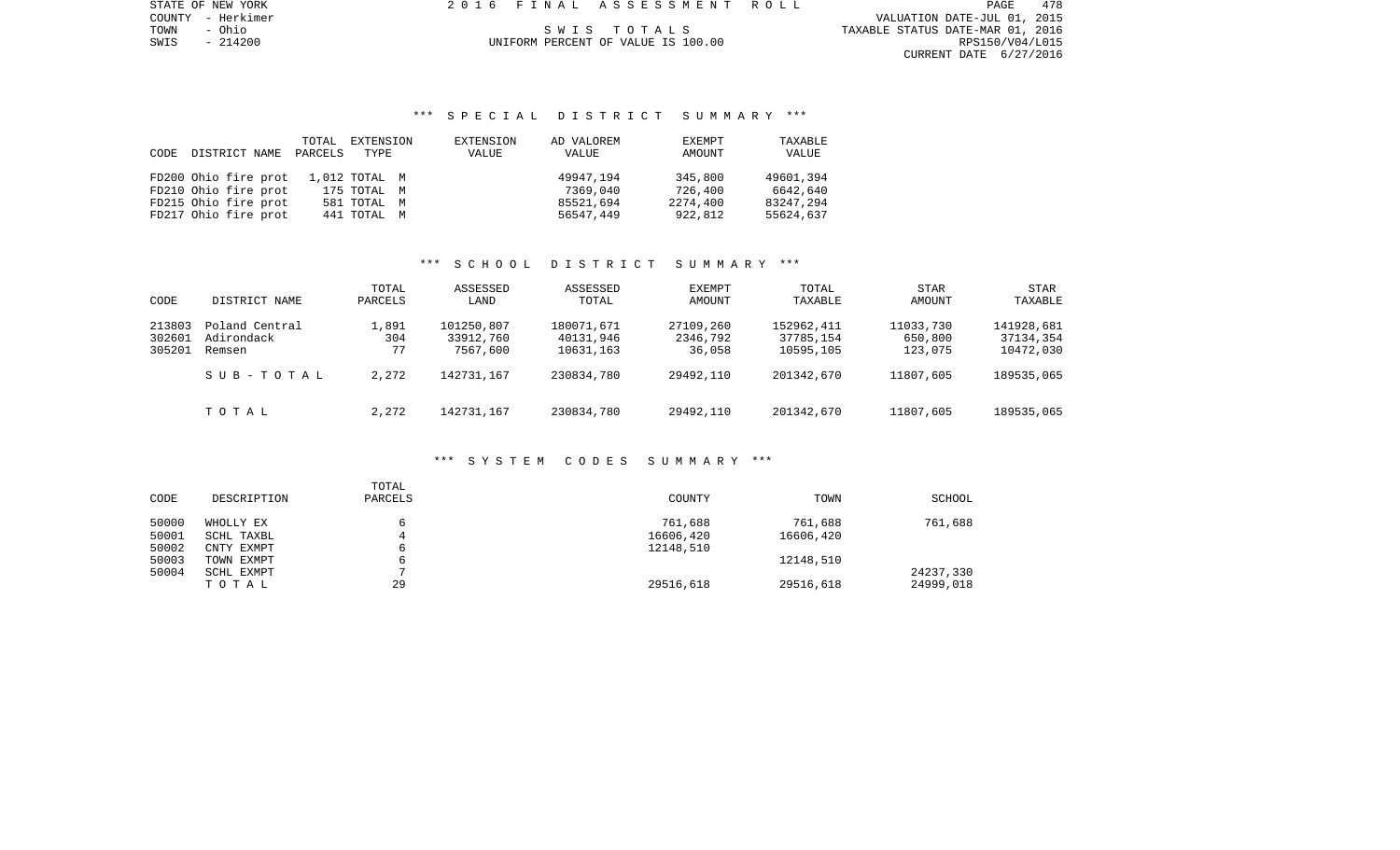STATE OF NEW YORK
COUNTY - Herkimer
TOWN - Ohio
SWIS - 214200

2016 FINAL ASSESSMENT ROLL

SWIS TOTALS

UNIFORM PERCENT OF VALUE IS 100.00

VALUATION DATE-JUL 01, 2015
TAXABLE STATUS DATE-MAR 01, 2016
RPS150/V04/L015
CURRENT DATE 6/27/2016

### *** SPECIAL DISTRICT SUMMARY ***

| CODE | DISTRICT NAME | TOTAL PARCELS | EXTENSION TYPE | EXTENSION VALUE | AD VALOREM VALUE | EXEMPT AMOUNT | TAXABLE VALUE |
|---|---|---|---|---|---|---|---|
| FD200 | Ohio fire prot | 1,012 | TOTAL M | | 49947,194 | 345,800 | 49601,394 |
| FD210 | Ohio fire prot | 175 | TOTAL M | | 7369,040 | 726,400 | 6642,640 |
| FD215 | Ohio fire prot | 581 | TOTAL M | | 85521,694 | 2274,400 | 83247,294 |
| FD217 | Ohio fire prot | 441 | TOTAL M | | 56547,449 | 922,812 | 55624,637 |

### *** SCHOOL DISTRICT SUMMARY ***

| CODE | DISTRICT NAME | TOTAL PARCELS | ASSESSED LAND | ASSESSED TOTAL | EXEMPT AMOUNT | TOTAL TAXABLE | STAR AMOUNT | STAR TAXABLE |
|---|---|---|---|---|---|---|---|---|
| 213803 | Poland Central | 1,891 | 101250,807 | 180071,671 | 27109,260 | 152962,411 | 11033,730 | 141928,681 |
| 302601 | Adirondack | 304 | 33912,760 | 40131,946 | 2346,792 | 37785,154 | 650,800 | 37134,354 |
| 305201 | Remsen | 77 | 7567,600 | 10631,163 | 36,058 | 10595,105 | 123,075 | 10472,030 |
| | SUB-TOTAL | 2,272 | 142731,167 | 230834,780 | 29492,110 | 201342,670 | 11807,605 | 189535,065 |
| | TOTAL | 2,272 | 142731,167 | 230834,780 | 29492,110 | 201342,670 | 11807,605 | 189535,065 |

### *** SYSTEM CODES SUMMARY ***

| CODE | DESCRIPTION | TOTAL PARCELS | COUNTY | TOWN | SCHOOL |
|---|---|---|---|---|---|
| 50000 | WHOLLY EX | 6 | 761,688 | 761,688 | 761,688 |
| 50001 | SCHL TAXBL | 4 | 16606,420 | 16606,420 | |
| 50002 | CNTY EXMPT | 6 | 12148,510 | | |
| 50003 | TOWN EXMPT | 6 | | 12148,510 | |
| 50004 | SCHL EXMPT | 7 | | | 24237,330 |
| | TOTAL | 29 | 29516,618 | 29516,618 | 24999,018 |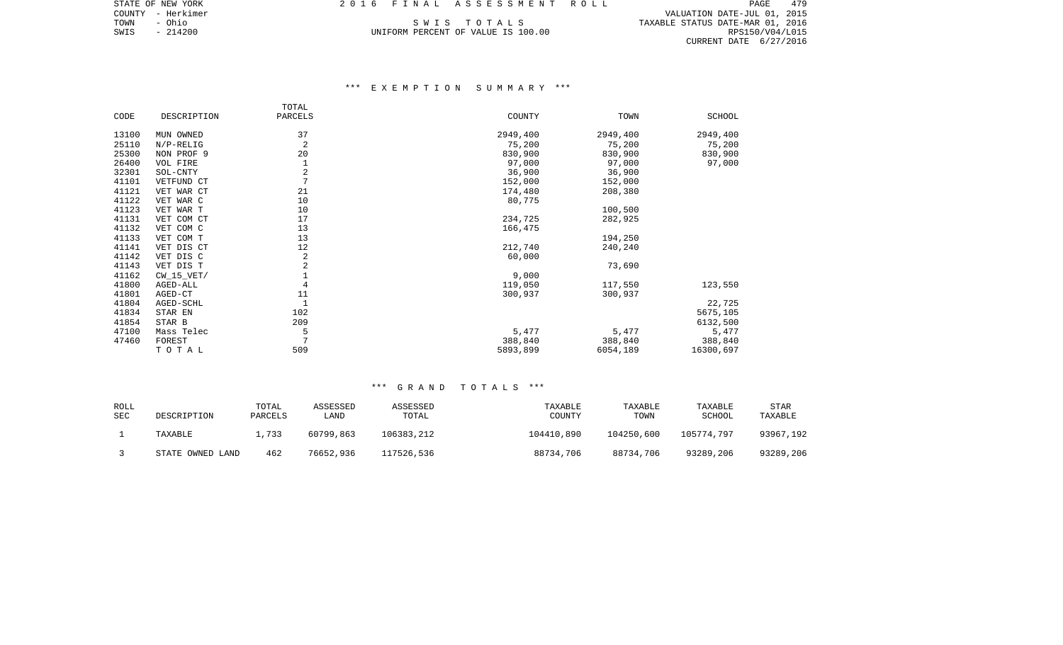STATE OF NEW YORK
COUNTY - Herkimer
TOWN - Ohio
SWIS - 214200

2016 FINAL ASSESSMENT ROLL

SWIS TOTALS

UNIFORM PERCENT OF VALUE IS 100.00

VALUATION DATE-JUL 01, 2015
TAXABLE STATUS DATE-MAR 01, 2016
RPS150/V04/L015
CURRENT DATE 6/27/2016

### *** EXEMPTION SUMMARY ***

| CODE | DESCRIPTION | TOTAL PARCELS | COUNTY | TOWN | SCHOOL |
|---|---|---|---|---|---|
| 13100 | MUN OWNED | 37 | 2949,400 | 2949,400 | 2949,400 |
| 25110 | N/P-RELIG | 2 | 75,200 | 75,200 | 75,200 |
| 25300 | NON PROF 9 | 20 | 830,900 | 830,900 | 830,900 |
| 26400 | VOL FIRE | 1 | 97,000 | 97,000 | 97,000 |
| 32301 | SOL-CNTY | 2 | 36,900 | 36,900 | |
| 41101 | VETFUND CT | 7 | 152,000 | 152,000 | |
| 41121 | VET WAR CT | 21 | 174,480 | 208,380 | |
| 41122 | VET WAR C | 10 | 80,775 | | |
| 41123 | VET WAR T | 10 | | 100,500 | |
| 41131 | VET COM CT | 17 | 234,725 | 282,925 | |
| 41132 | VET COM C | 13 | 166,475 | | |
| 41133 | VET COM T | 13 | | 194,250 | |
| 41141 | VET DIS CT | 12 | 212,740 | 240,240 | |
| 41142 | VET DIS C | 2 | 60,000 | | |
| 41143 | VET DIS T | 2 | | 73,690 | |
| 41162 | CW_15_VET/ | 1 | 9,000 | | |
| 41800 | AGED-ALL | 4 | 119,050 | 117,550 | 123,550 |
| 41801 | AGED-CT | 11 | 300,937 | 300,937 | |
| 41804 | AGED-SCHL | 1 | | | 22,725 |
| 41834 | STAR EN | 102 | | | 5675,105 |
| 41854 | STAR B | 209 | | | 6132,500 |
| 47100 | Mass Telec | 5 | 5,477 | 5,477 | 5,477 |
| 47460 | FOREST | 7 | 388,840 | 388,840 | 388,840 |
| | T O T A L | 509 | 5893,899 | 6054,189 | 16300,697 |

### *** GRAND TOTALS ***

| ROLL SEC | DESCRIPTION | TOTAL PARCELS | ASSESSED LAND | ASSESSED TOTAL | TAXABLE COUNTY | TAXABLE TOWN | TAXABLE SCHOOL | STAR TAXABLE |
|---|---|---|---|---|---|---|---|---|
| 1 | TAXABLE | 1,733 | 60799,863 | 106383,212 | 104410,890 | 104250,600 | 105774,797 | 93967,192 |
| 3 | STATE OWNED LAND | 462 | 76652,936 | 117526,536 | 88734,706 | 88734,706 | 93289,206 | 93289,206 |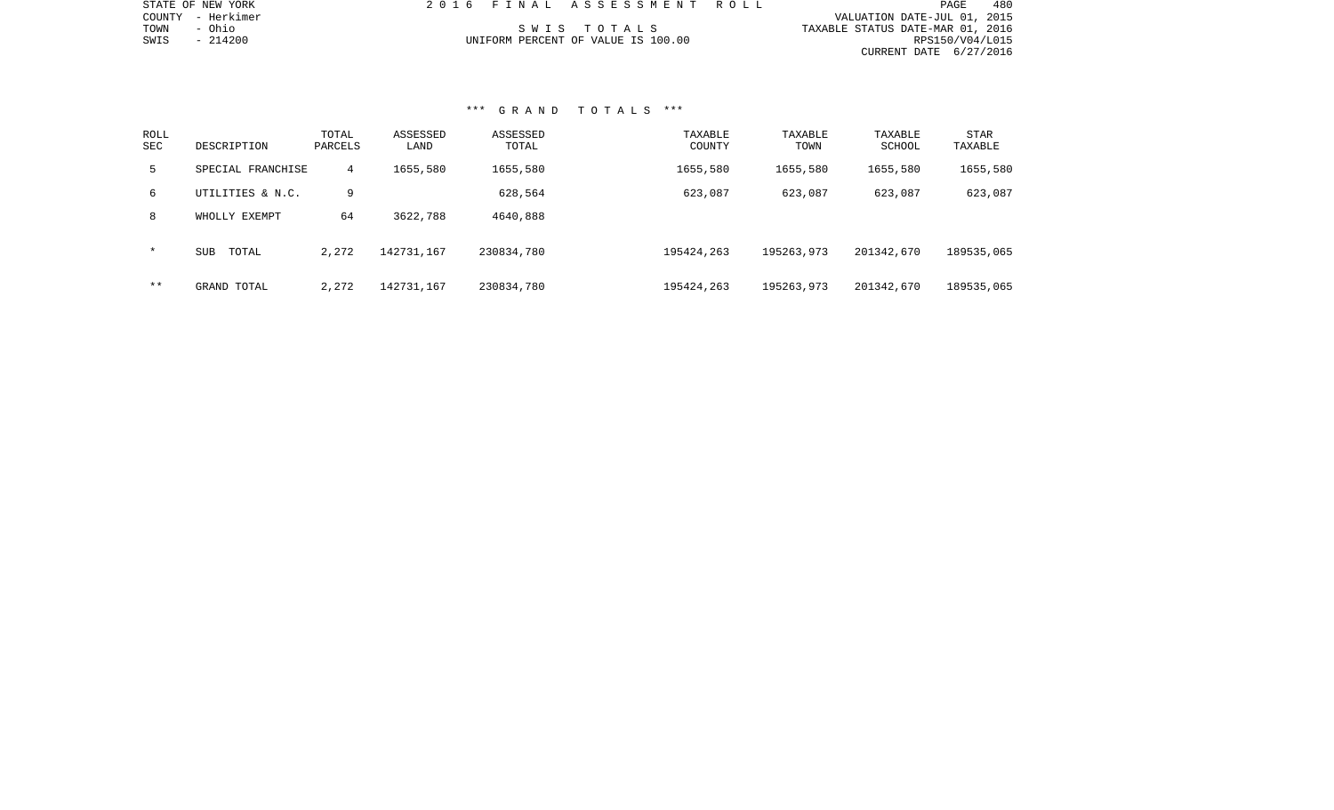STATE OF NEW YORK
COUNTY - Herkimer
TOWN - Ohio
SWIS - 214200

# 2016 FINAL ASSESSMENT ROLL

SWIS TOTALS
UNIFORM PERCENT OF VALUE IS 100.00

VALUATION DATE-JUL 01, 2015
TAXABLE STATUS DATE-MAR 01, 2016
RPS150/V04/L015
CURRENT DATE 6/27/2016

## *** GRAND TOTALS ***

| ROLL SEC | DESCRIPTION | TOTAL PARCELS | ASSESSED LAND | ASSESSED TOTAL | TAXABLE COUNTY | TAXABLE TOWN | TAXABLE SCHOOL | STAR TAXABLE |
|---|---|---|---|---|---|---|---|---|
| 5 | SPECIAL FRANCHISE | 4 | 1655,580 | 1655,580 | 1655,580 | 1655,580 | 1655,580 | 1655,580 |
| 6 | UTILITIES & N.C. | 9 | | 628,564 | 623,087 | 623,087 | 623,087 | 623,087 |
| 8 | WHOLLY EXEMPT | 64 | 3622,788 | 4640,888 | | | | |
| * | SUB TOTAL | 2,272 | 142731,167 | 230834,780 | 195424,263 | 195263,973 | 201342,670 | 189535,065 |
| ** | GRAND TOTAL | 2,272 | 142731,167 | 230834,780 | 195424,263 | 195263,973 | 201342,670 | 189535,065 |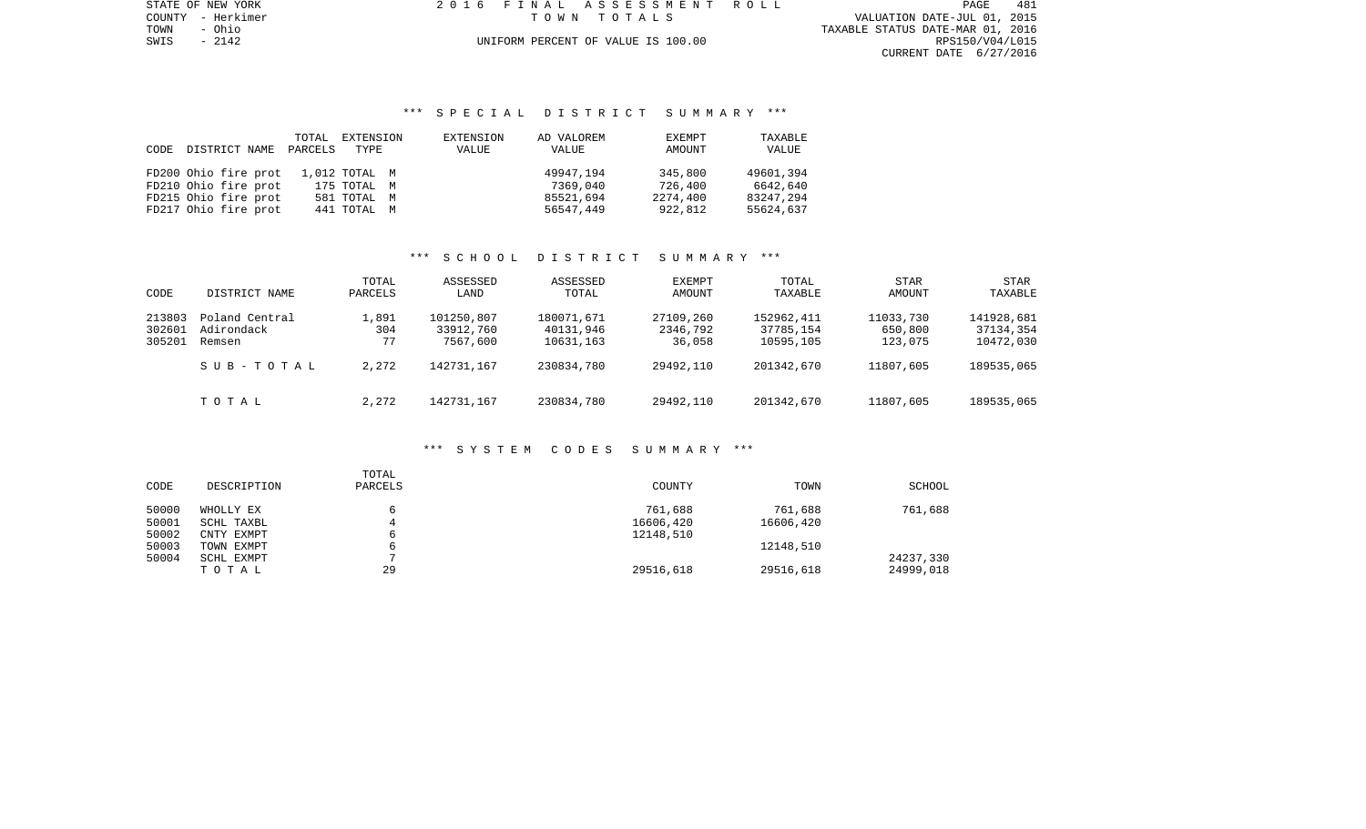STATE OF NEW YORK
COUNTY - Herkimer
TOWN - Ohio
SWIS - 2142

2 0 1 6 F I N A L A S S E S S M E N T R O L L
T O W N T O T A L S
UNIFORM PERCENT OF VALUE IS 100.00

VALUATION DATE-JUL 01, 2015
TAXABLE STATUS DATE-MAR 01, 2016
RPS150/V04/L015
CURRENT DATE 6/27/2016

### *** S P E C I A L D I S T R I C T S U M M A R Y ***

| CODE | DISTRICT NAME | TOTAL PARCELS | EXTENSION TYPE | EXTENSION VALUE | AD VALOREM VALUE | EXEMPT AMOUNT | TAXABLE VALUE |
|---|---|---|---|---|---|---|---|
| FD200 | Ohio fire prot | 1,012 | TOTAL M | | 49947,194 | 345,800 | 49601,394 |
| FD210 | Ohio fire prot | 175 | TOTAL M | | 7369,040 | 726,400 | 6642,640 |
| FD215 | Ohio fire prot | 581 | TOTAL M | | 85521,694 | 2274,400 | 83247,294 |
| FD217 | Ohio fire prot | 441 | TOTAL M | | 56547,449 | 922,812 | 55624,637 |

### *** S C H O O L D I S T R I C T S U M M A R Y ***

| CODE | DISTRICT NAME | TOTAL PARCELS | ASSESSED LAND | ASSESSED TOTAL | EXEMPT AMOUNT | TOTAL TAXABLE | STAR AMOUNT | STAR TAXABLE |
|---|---|---|---|---|---|---|---|---|
| 213803 | Poland Central | 1,891 | 101250,807 | 180071,671 | 27109,260 | 152962,411 | 11033,730 | 141928,681 |
| 302601 | Adirondack | 304 | 33912,760 | 40131,946 | 2346,792 | 37785,154 | 650,800 | 37134,354 |
| 305201 | Remsen | 77 | 7567,600 | 10631,163 | 36,058 | 10595,105 | 123,075 | 10472,030 |
| | S U B - T O T A L | 2,272 | 142731,167 | 230834,780 | 29492,110 | 201342,670 | 11807,605 | 189535,065 |
| | T O T A L | 2,272 | 142731,167 | 230834,780 | 29492,110 | 201342,670 | 11807,605 | 189535,065 |

### *** S Y S T E M C O D E S S U M M A R Y ***

| CODE | DESCRIPTION | TOTAL PARCELS | COUNTY | TOWN | SCHOOL |
|---|---|---|---|---|---|
| 50000 | WHOLLY EX | 6 | 761,688 | 761,688 | 761,688 |
| 50001 | SCHL TAXBL | 4 | 16606,420 | 16606,420 | |
| 50002 | CNTY EXMPT | 6 | 12148,510 | | |
| 50003 | TOWN EXMPT | 6 | | 12148,510 | |
| 50004 | SCHL EXMPT | 7 | | | 24237,330 |
| | T O T A L | 29 | 29516,618 | 29516,618 | 24999,018 |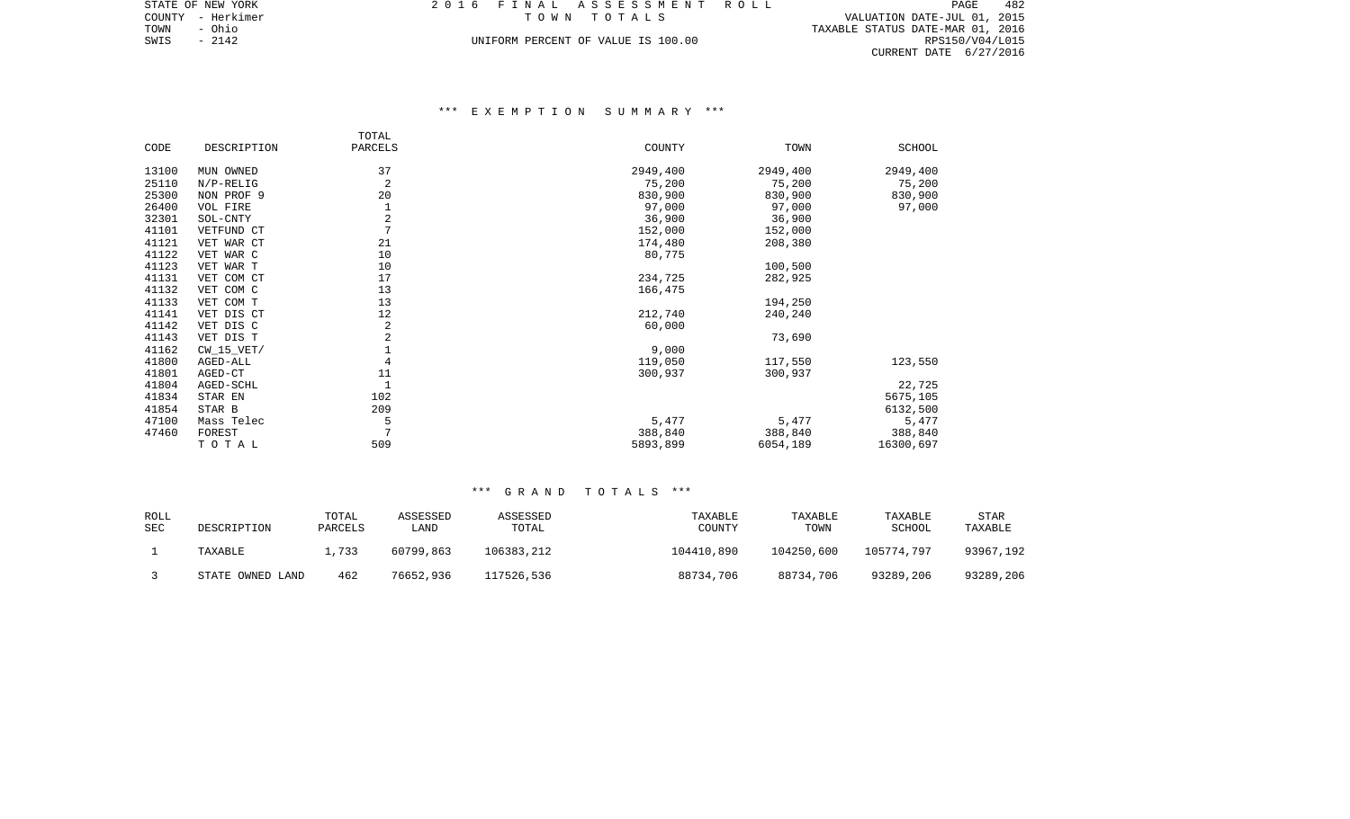STATE OF NEW YORK
COUNTY - Herkimer
TOWN - Ohio
SWIS - 2142

2016 FINAL ASSESSMENT ROLL

TOWN TOTALS

UNIFORM PERCENT OF VALUE IS 100.00

VALUATION DATE-JUL 01, 2015
TAXABLE STATUS DATE-MAR 01, 2016
RPS150/V04/L015
CURRENT DATE 6/27/2016

## *** EXEMPTION SUMMARY ***

| CODE | DESCRIPTION | TOTAL PARCELS | COUNTY | TOWN | SCHOOL |
|---|---|---|---|---|---|
| 13100 | MUN OWNED | 37 | 2949,400 | 2949,400 | 2949,400 |
| 25110 | N/P-RELIG | 2 | 75,200 | 75,200 | 75,200 |
| 25300 | NON PROF 9 | 20 | 830,900 | 830,900 | 830,900 |
| 26400 | VOL FIRE | 1 | 97,000 | 97,000 | 97,000 |
| 32301 | SOL-CNTY | 2 | 36,900 | 36,900 | |
| 41101 | VETFUND CT | 7 | 152,000 | 152,000 | |
| 41121 | VET WAR CT | 21 | 174,480 | 208,380 | |
| 41122 | VET WAR C | 10 | 80,775 | | |
| 41123 | VET WAR T | 10 | | 100,500 | |
| 41131 | VET COM CT | 17 | 234,725 | 282,925 | |
| 41132 | VET COM C | 13 | 166,475 | | |
| 41133 | VET COM T | 13 | | 194,250 | |
| 41141 | VET DIS CT | 12 | 212,740 | 240,240 | |
| 41142 | VET DIS C | 2 | 60,000 | | |
| 41143 | VET DIS T | 2 | | 73,690 | |
| 41162 | CW_15_VET/ | 1 | 9,000 | | |
| 41800 | AGED-ALL | 4 | 119,050 | 117,550 | 123,550 |
| 41801 | AGED-CT | 11 | 300,937 | 300,937 | |
| 41804 | AGED-SCHL | 1 | | | 22,725 |
| 41834 | STAR EN | 102 | | | 5675,105 |
| 41854 | STAR B | 209 | | | 6132,500 |
| 47100 | Mass Telec | 5 | 5,477 | 5,477 | 5,477 |
| 47460 | FOREST | 7 | 388,840 | 388,840 | 388,840 |
| | T O T A L | 509 | 5893,899 | 6054,189 | 16300,697 |

## *** GRAND TOTALS ***

| ROLL SEC | DESCRIPTION | TOTAL PARCELS | ASSESSED LAND | ASSESSED TOTAL | TAXABLE COUNTY | TAXABLE TOWN | TAXABLE SCHOOL | STAR TAXABLE |
|---|---|---|---|---|---|---|---|---|
| 1 | TAXABLE | 1,733 | 60799,863 | 106383,212 | 104410,890 | 104250,600 | 105774,797 | 93967,192 |
| 3 | STATE OWNED LAND | 462 | 76652,936 | 117526,536 | 88734,706 | 88734,706 | 93289,206 | 93289,206 |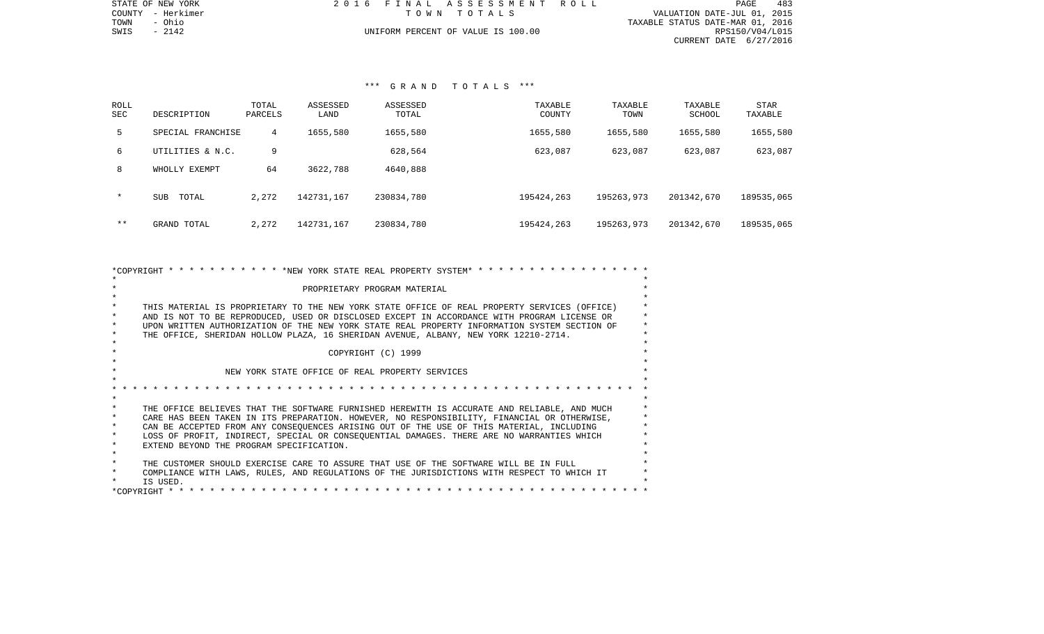STATE OF NEW YORK | 2016 FINAL ASSESSMENT ROLL | PAGE 483
COUNTY - Herkimer | TOWN TOTALS | VALUATION DATE-JUL 01, 2015
TOWN - Ohio | | TAXABLE STATUS DATE-MAR 01, 2016
SWIS - 2142 | UNIFORM PERCENT OF VALUE IS 100.00 | RPS150/V04/L015
CURRENT DATE 6/27/2016

## *** GRAND TOTALS ***

| ROLL SEC | DESCRIPTION | TOTAL PARCELS | ASSESSED LAND | ASSESSED TOTAL | TAXABLE COUNTY | TAXABLE TOWN | TAXABLE SCHOOL | STAR TAXABLE |
|---|---|---|---|---|---|---|---|---|
| 5 | SPECIAL FRANCHISE | 4 | 1655,580 | 1655,580 | 1655,580 | 1655,580 | 1655,580 | 1655,580 |
| 6 | UTILITIES & N.C. | 9 | | 628,564 | 623,087 | 623,087 | 623,087 | 623,087 |
| 8 | WHOLLY EXEMPT | 64 | 3622,788 | 4640,888 | | | | |
| * | SUB TOTAL | 2,272 | 142731,167 | 230834,780 | 195424,263 | 195263,973 | 201342,670 | 189535,065 |
| ** | GRAND TOTAL | 2,272 | 142731,167 | 230834,780 | 195424,263 | 195263,973 | 201342,670 | 189535,065 |

*COPYRIGHT * * * * * * * * * * * *NEW YORK STATE REAL PROPERTY SYSTEM* * * * * * * * * * * * * * * * * *

PROPRIETARY PROGRAM MATERIAL

THIS MATERIAL IS PROPRIETARY TO THE NEW YORK STATE OFFICE OF REAL PROPERTY SERVICES (OFFICE) AND IS NOT TO BE REPRODUCED, USED OR DISCLOSED EXCEPT IN ACCORDANCE WITH PROGRAM LICENSE OR UPON WRITTEN AUTHORIZATION OF THE NEW YORK STATE REAL PROPERTY INFORMATION SYSTEM SECTION OF THE OFFICE, SHERIDAN HOLLOW PLAZA, 16 SHERIDAN AVENUE, ALBANY, NEW YORK 12210-2714.

COPYRIGHT (C) 1999

NEW YORK STATE OFFICE OF REAL PROPERTY SERVICES

THE OFFICE BELIEVES THAT THE SOFTWARE FURNISHED HEREWITH IS ACCURATE AND RELIABLE, AND MUCH CARE HAS BEEN TAKEN IN ITS PREPARATION. HOWEVER, NO RESPONSIBILITY, FINANCIAL OR OTHERWISE, CAN BE ACCEPTED FROM ANY CONSEQUENCES ARISING OUT OF THE USE OF THIS MATERIAL, INCLUDING LOSS OF PROFIT, INDIRECT, SPECIAL OR CONSEQUENTIAL DAMAGES. THERE ARE NO WARRANTIES WHICH EXTEND BEYOND THE PROGRAM SPECIFICATION.

THE CUSTOMER SHOULD EXERCISE CARE TO ASSURE THAT USE OF THE SOFTWARE WILL BE IN FULL COMPLIANCE WITH LAWS, RULES, AND REGULATIONS OF THE JURISDICTIONS WITH RESPECT TO WHICH IT IS USED.

*COPYRIGHT * * * * * * * * * * * * * * * * * * * * * * * * * * * * * * * * * * * * * * * * * * * * * * *